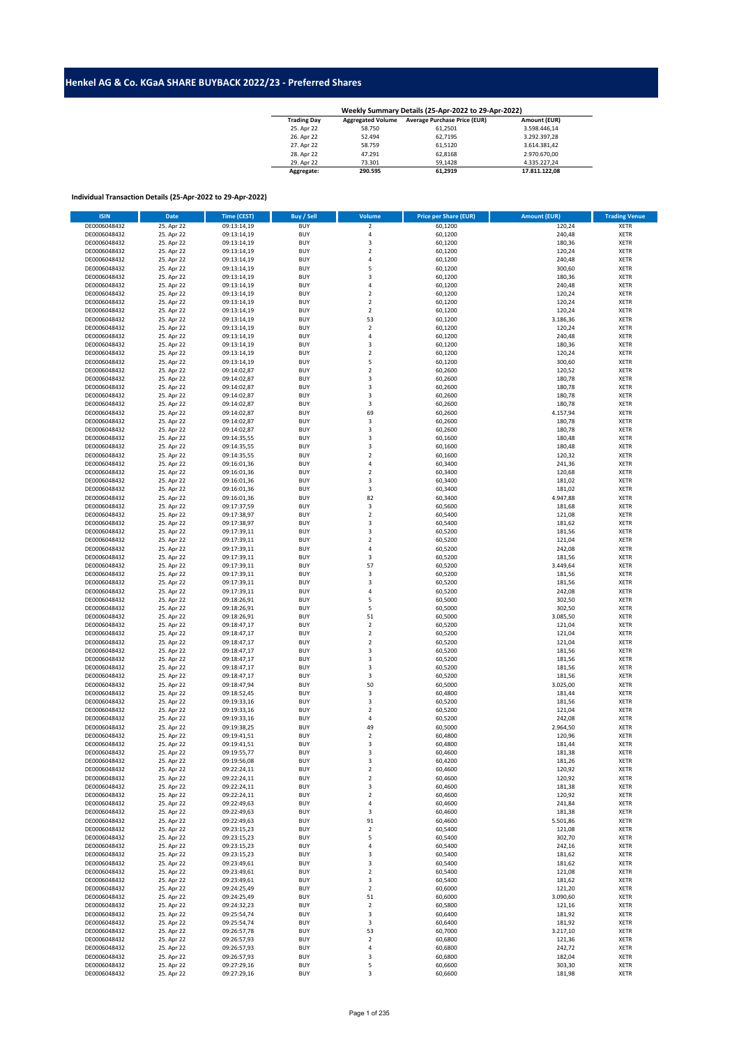# Henkel AG & Co. KGaA SHARE BUYBACK 2022/23 - Preferred Shares

**Weekly Summary Details (25-Apr-2022 to 29-Apr-2022)**

| Trading Day | Aggregated Volume | Average Purchase Price (EUR) | Amount (EUR) |
|---|---|---|---|
| 25. Apr 22 | 58.750 | 61,2501 | 3.598.446,14 |
| 26. Apr 22 | 52.494 | 62,7195 | 3.292.397,28 |
| 27. Apr 22 | 58.759 | 61,5120 | 3.614.381,42 |
| 28. Apr 22 | 47.291 | 62,8168 | 2.970.670,00 |
| 29. Apr 22 | 73.301 | 59,1428 | 4.335.227,24 |
| **Aggregate:** | **290.595** | **61,2919** | **17.811.122,08** |

**Individual Transaction Details (25-Apr-2022 to 29-Apr-2022)**

| ISIN | Date | Time (CEST) | Buy / Sell | Volume | Price per Share (EUR) | Amount (EUR) | Trading Venue |
|---|---|---|---|---|---|---|---|
| DE0006048432 | 25. Apr 22 | 09:13:14,19 | BUY | 2 | 60,1200 | 120,24 | XETR |
| DE0006048432 | 25. Apr 22 | 09:13:14,19 | BUY | 4 | 60,1200 | 240,48 | XETR |
| DE0006048432 | 25. Apr 22 | 09:13:14,19 | BUY | 3 | 60,1200 | 180,36 | XETR |
| DE0006048432 | 25. Apr 22 | 09:13:14,19 | BUY | 2 | 60,1200 | 120,24 | XETR |
| DE0006048432 | 25. Apr 22 | 09:13:14,19 | BUY | 4 | 60,1200 | 240,48 | XETR |
| DE0006048432 | 25. Apr 22 | 09:13:14,19 | BUY | 5 | 60,1200 | 300,60 | XETR |
| DE0006048432 | 25. Apr 22 | 09:13:14,19 | BUY | 3 | 60,1200 | 180,36 | XETR |
| DE0006048432 | 25. Apr 22 | 09:13:14,19 | BUY | 4 | 60,1200 | 240,48 | XETR |
| DE0006048432 | 25. Apr 22 | 09:13:14,19 | BUY | 2 | 60,1200 | 120,24 | XETR |
| DE0006048432 | 25. Apr 22 | 09:13:14,19 | BUY | 2 | 60,1200 | 120,24 | XETR |
| DE0006048432 | 25. Apr 22 | 09:13:14,19 | BUY | 2 | 60,1200 | 120,24 | XETR |
| DE0006048432 | 25. Apr 22 | 09:13:14,19 | BUY | 53 | 60,1200 | 3.186,36 | XETR |
| DE0006048432 | 25. Apr 22 | 09:13:14,19 | BUY | 2 | 60,1200 | 120,24 | XETR |
| DE0006048432 | 25. Apr 22 | 09:13:14,19 | BUY | 4 | 60,1200 | 240,48 | XETR |
| DE0006048432 | 25. Apr 22 | 09:13:14,19 | BUY | 3 | 60,1200 | 180,36 | XETR |
| DE0006048432 | 25. Apr 22 | 09:13:14,19 | BUY | 2 | 60,1200 | 120,24 | XETR |
| DE0006048432 | 25. Apr 22 | 09:13:14,19 | BUY | 5 | 60,1200 | 300,60 | XETR |
| DE0006048432 | 25. Apr 22 | 09:14:02,87 | BUY | 2 | 60,2600 | 120,52 | XETR |
| DE0006048432 | 25. Apr 22 | 09:14:02,87 | BUY | 3 | 60,2600 | 180,78 | XETR |
| DE0006048432 | 25. Apr 22 | 09:14:02,87 | BUY | 3 | 60,2600 | 180,78 | XETR |
| DE0006048432 | 25. Apr 22 | 09:14:02,87 | BUY | 3 | 60,2600 | 180,78 | XETR |
| DE0006048432 | 25. Apr 22 | 09:14:02,87 | BUY | 3 | 60,2600 | 180,78 | XETR |
| DE0006048432 | 25. Apr 22 | 09:14:02,87 | BUY | 69 | 60,2600 | 4.157,94 | XETR |
| DE0006048432 | 25. Apr 22 | 09:14:02,87 | BUY | 3 | 60,2600 | 180,78 | XETR |
| DE0006048432 | 25. Apr 22 | 09:14:02,87 | BUY | 3 | 60,2600 | 180,78 | XETR |
| DE0006048432 | 25. Apr 22 | 09:14:35,55 | BUY | 3 | 60,1600 | 180,48 | XETR |
| DE0006048432 | 25. Apr 22 | 09:14:35,55 | BUY | 3 | 60,1600 | 180,48 | XETR |
| DE0006048432 | 25. Apr 22 | 09:14:35,55 | BUY | 2 | 60,1600 | 120,32 | XETR |
| DE0006048432 | 25. Apr 22 | 09:16:01,36 | BUY | 4 | 60,3400 | 241,36 | XETR |
| DE0006048432 | 25. Apr 22 | 09:16:01,36 | BUY | 2 | 60,3400 | 120,68 | XETR |
| DE0006048432 | 25. Apr 22 | 09:16:01,36 | BUY | 3 | 60,3400 | 181,02 | XETR |
| DE0006048432 | 25. Apr 22 | 09:16:01,36 | BUY | 3 | 60,3400 | 181,02 | XETR |
| DE0006048432 | 25. Apr 22 | 09:16:01,36 | BUY | 82 | 60,3400 | 4.947,88 | XETR |
| DE0006048432 | 25. Apr 22 | 09:17:37,59 | BUY | 3 | 60,5600 | 181,68 | XETR |
| DE0006048432 | 25. Apr 22 | 09:17:38,97 | BUY | 2 | 60,5400 | 121,08 | XETR |
| DE0006048432 | 25. Apr 22 | 09:17:38,97 | BUY | 3 | 60,5400 | 181,62 | XETR |
| DE0006048432 | 25. Apr 22 | 09:17:39,11 | BUY | 3 | 60,5200 | 181,56 | XETR |
| DE0006048432 | 25. Apr 22 | 09:17:39,11 | BUY | 2 | 60,5200 | 121,04 | XETR |
| DE0006048432 | 25. Apr 22 | 09:17:39,11 | BUY | 4 | 60,5200 | 242,08 | XETR |
| DE0006048432 | 25. Apr 22 | 09:17:39,11 | BUY | 3 | 60,5200 | 181,56 | XETR |
| DE0006048432 | 25. Apr 22 | 09:17:39,11 | BUY | 57 | 60,5200 | 3.449,64 | XETR |
| DE0006048432 | 25. Apr 22 | 09:17:39,11 | BUY | 3 | 60,5200 | 181,56 | XETR |
| DE0006048432 | 25. Apr 22 | 09:17:39,11 | BUY | 3 | 60,5200 | 181,56 | XETR |
| DE0006048432 | 25. Apr 22 | 09:17:39,11 | BUY | 4 | 60,5200 | 242,08 | XETR |
| DE0006048432 | 25. Apr 22 | 09:18:26,91 | BUY | 5 | 60,5000 | 302,50 | XETR |
| DE0006048432 | 25. Apr 22 | 09:18:26,91 | BUY | 5 | 60,5000 | 302,50 | XETR |
| DE0006048432 | 25. Apr 22 | 09:18:26,91 | BUY | 51 | 60,5000 | 3.085,50 | XETR |
| DE0006048432 | 25. Apr 22 | 09:18:47,17 | BUY | 2 | 60,5200 | 121,04 | XETR |
| DE0006048432 | 25. Apr 22 | 09:18:47,17 | BUY | 2 | 60,5200 | 121,04 | XETR |
| DE0006048432 | 25. Apr 22 | 09:18:47,17 | BUY | 2 | 60,5200 | 121,04 | XETR |
| DE0006048432 | 25. Apr 22 | 09:18:47,17 | BUY | 3 | 60,5200 | 181,56 | XETR |
| DE0006048432 | 25. Apr 22 | 09:18:47,17 | BUY | 3 | 60,5200 | 181,56 | XETR |
| DE0006048432 | 25. Apr 22 | 09:18:47,17 | BUY | 3 | 60,5200 | 181,56 | XETR |
| DE0006048432 | 25. Apr 22 | 09:18:47,17 | BUY | 3 | 60,5200 | 181,56 | XETR |
| DE0006048432 | 25. Apr 22 | 09:18:47,94 | BUY | 50 | 60,5000 | 3.025,00 | XETR |
| DE0006048432 | 25. Apr 22 | 09:18:52,45 | BUY | 3 | 60,4800 | 181,44 | XETR |
| DE0006048432 | 25. Apr 22 | 09:19:33,16 | BUY | 3 | 60,5200 | 181,56 | XETR |
| DE0006048432 | 25. Apr 22 | 09:19:33,16 | BUY | 2 | 60,5200 | 121,04 | XETR |
| DE0006048432 | 25. Apr 22 | 09:19:33,16 | BUY | 4 | 60,5200 | 242,08 | XETR |
| DE0006048432 | 25. Apr 22 | 09:19:38,25 | BUY | 49 | 60,5000 | 2.964,50 | XETR |
| DE0006048432 | 25. Apr 22 | 09:19:41,51 | BUY | 2 | 60,4800 | 120,96 | XETR |
| DE0006048432 | 25. Apr 22 | 09:19:41,51 | BUY | 3 | 60,4800 | 181,44 | XETR |
| DE0006048432 | 25. Apr 22 | 09:19:55,77 | BUY | 3 | 60,4600 | 181,38 | XETR |
| DE0006048432 | 25. Apr 22 | 09:19:56,08 | BUY | 3 | 60,4200 | 181,26 | XETR |
| DE0006048432 | 25. Apr 22 | 09:22:24,11 | BUY | 2 | 60,4600 | 120,92 | XETR |
| DE0006048432 | 25. Apr 22 | 09:22:24,11 | BUY | 2 | 60,4600 | 120,92 | XETR |
| DE0006048432 | 25. Apr 22 | 09:22:24,11 | BUY | 3 | 60,4600 | 181,38 | XETR |
| DE0006048432 | 25. Apr 22 | 09:22:24,11 | BUY | 2 | 60,4600 | 120,92 | XETR |
| DE0006048432 | 25. Apr 22 | 09:22:49,63 | BUY | 4 | 60,4600 | 241,84 | XETR |
| DE0006048432 | 25. Apr 22 | 09:22:49,63 | BUY | 3 | 60,4600 | 181,38 | XETR |
| DE0006048432 | 25. Apr 22 | 09:22:49,63 | BUY | 91 | 60,4600 | 5.501,86 | XETR |
| DE0006048432 | 25. Apr 22 | 09:23:15,23 | BUY | 2 | 60,5400 | 121,08 | XETR |
| DE0006048432 | 25. Apr 22 | 09:23:15,23 | BUY | 5 | 60,5400 | 302,70 | XETR |
| DE0006048432 | 25. Apr 22 | 09:23:15,23 | BUY | 4 | 60,5400 | 242,16 | XETR |
| DE0006048432 | 25. Apr 22 | 09:23:15,23 | BUY | 3 | 60,5400 | 181,62 | XETR |
| DE0006048432 | 25. Apr 22 | 09:23:49,61 | BUY | 3 | 60,5400 | 181,62 | XETR |
| DE0006048432 | 25. Apr 22 | 09:23:49,61 | BUY | 2 | 60,5400 | 121,08 | XETR |
| DE0006048432 | 25. Apr 22 | 09:23:49,61 | BUY | 3 | 60,5400 | 181,62 | XETR |
| DE0006048432 | 25. Apr 22 | 09:24:25,49 | BUY | 2 | 60,6000 | 121,20 | XETR |
| DE0006048432 | 25. Apr 22 | 09:24:25,49 | BUY | 51 | 60,6000 | 3.090,60 | XETR |
| DE0006048432 | 25. Apr 22 | 09:24:32,23 | BUY | 2 | 60,5800 | 121,16 | XETR |
| DE0006048432 | 25. Apr 22 | 09:25:54,74 | BUY | 3 | 60,6400 | 181,92 | XETR |
| DE0006048432 | 25. Apr 22 | 09:25:54,74 | BUY | 3 | 60,6400 | 181,92 | XETR |
| DE0006048432 | 25. Apr 22 | 09:26:57,78 | BUY | 53 | 60,7000 | 3.217,10 | XETR |
| DE0006048432 | 25. Apr 22 | 09:26:57,93 | BUY | 2 | 60,6800 | 121,36 | XETR |
| DE0006048432 | 25. Apr 22 | 09:26:57,93 | BUY | 4 | 60,6800 | 242,72 | XETR |
| DE0006048432 | 25. Apr 22 | 09:26:57,93 | BUY | 3 | 60,6800 | 182,04 | XETR |
| DE0006048432 | 25. Apr 22 | 09:27:29,16 | BUY | 5 | 60,6600 | 303,30 | XETR |
| DE0006048432 | 25. Apr 22 | 09:27:29,16 | BUY | 3 | 60,6600 | 181,98 | XETR |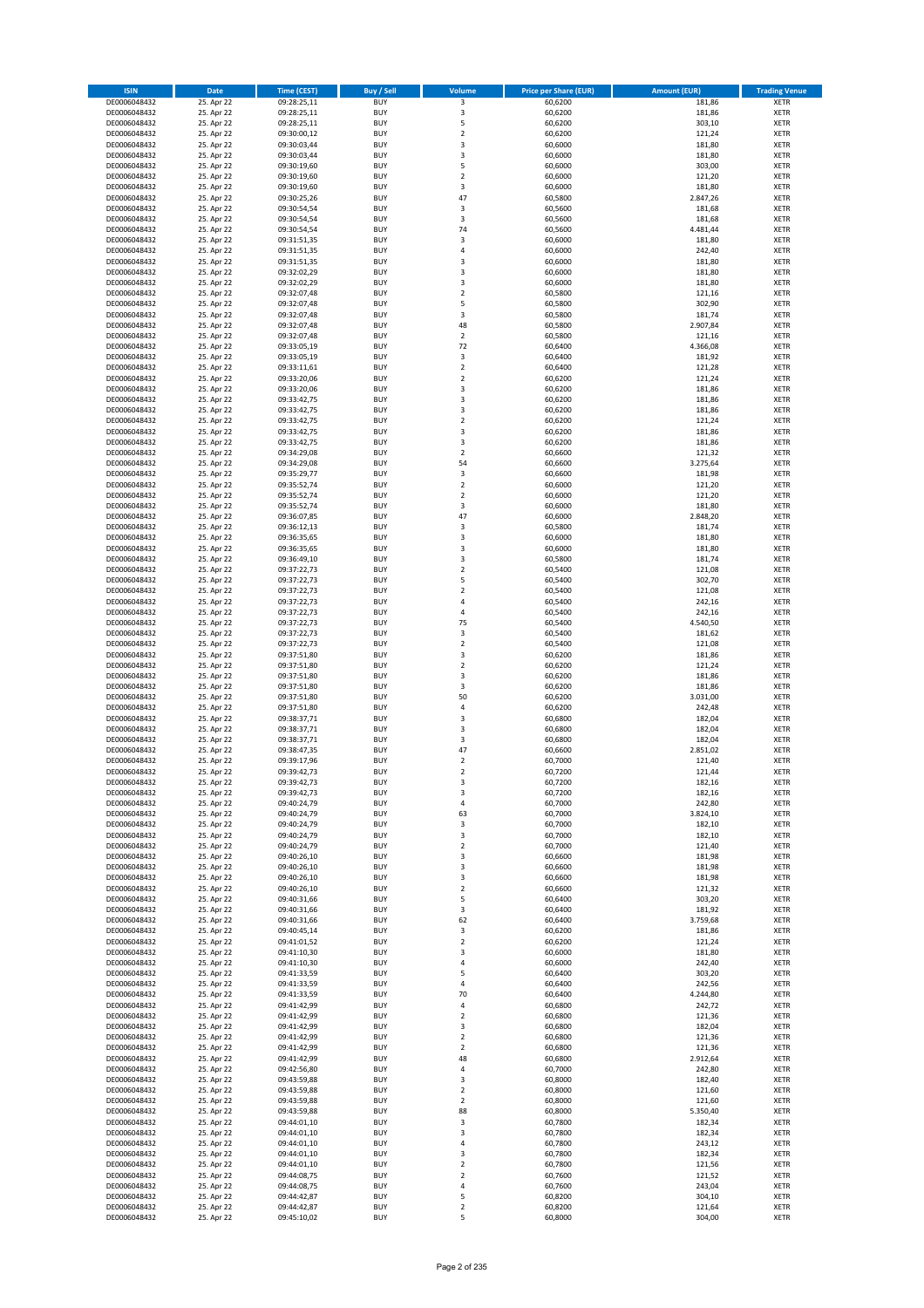| ISIN | Date | Time (CEST) | Buy / Sell | Volume | Price per Share (EUR) | Amount (EUR) | Trading Venue |
|---|---|---|---|---|---|---|---|
| DE0006048432 | 25. Apr 22 | 09:28:25,11 | BUY | 3 | 60,6200 | 181,86 | XETR |
| DE0006048432 | 25. Apr 22 | 09:28:25,11 | BUY | 3 | 60,6200 | 181,86 | XETR |
| DE0006048432 | 25. Apr 22 | 09:28:25,11 | BUY | 5 | 60,6200 | 303,10 | XETR |
| DE0006048432 | 25. Apr 22 | 09:30:00,12 | BUY | 2 | 60,6200 | 121,24 | XETR |
| DE0006048432 | 25. Apr 22 | 09:30:03,44 | BUY | 3 | 60,6000 | 181,80 | XETR |
| DE0006048432 | 25. Apr 22 | 09:30:03,44 | BUY | 3 | 60,6000 | 181,80 | XETR |
| DE0006048432 | 25. Apr 22 | 09:30:19,60 | BUY | 5 | 60,6000 | 303,00 | XETR |
| DE0006048432 | 25. Apr 22 | 09:30:19,60 | BUY | 2 | 60,6000 | 121,20 | XETR |
| DE0006048432 | 25. Apr 22 | 09:30:19,60 | BUY | 3 | 60,6000 | 181,80 | XETR |
| DE0006048432 | 25. Apr 22 | 09:30:25,26 | BUY | 47 | 60,5800 | 2.847,26 | XETR |
| DE0006048432 | 25. Apr 22 | 09:30:54,54 | BUY | 3 | 60,5600 | 181,68 | XETR |
| DE0006048432 | 25. Apr 22 | 09:30:54,54 | BUY | 3 | 60,5600 | 181,68 | XETR |
| DE0006048432 | 25. Apr 22 | 09:30:54,54 | BUY | 74 | 60,5600 | 4.481,44 | XETR |
| DE0006048432 | 25. Apr 22 | 09:31:51,35 | BUY | 3 | 60,6000 | 181,80 | XETR |
| DE0006048432 | 25. Apr 22 | 09:31:51,35 | BUY | 4 | 60,6000 | 242,40 | XETR |
| DE0006048432 | 25. Apr 22 | 09:31:51,35 | BUY | 3 | 60,6000 | 181,80 | XETR |
| DE0006048432 | 25. Apr 22 | 09:32:02,29 | BUY | 3 | 60,6000 | 181,80 | XETR |
| DE0006048432 | 25. Apr 22 | 09:32:02,29 | BUY | 3 | 60,6000 | 181,80 | XETR |
| DE0006048432 | 25. Apr 22 | 09:32:07,48 | BUY | 2 | 60,5800 | 121,16 | XETR |
| DE0006048432 | 25. Apr 22 | 09:32:07,48 | BUY | 5 | 60,5800 | 302,90 | XETR |
| DE0006048432 | 25. Apr 22 | 09:32:07,48 | BUY | 3 | 60,5800 | 181,74 | XETR |
| DE0006048432 | 25. Apr 22 | 09:32:07,48 | BUY | 48 | 60,5800 | 2.907,84 | XETR |
| DE0006048432 | 25. Apr 22 | 09:32:07,48 | BUY | 2 | 60,5800 | 121,16 | XETR |
| DE0006048432 | 25. Apr 22 | 09:33:05,19 | BUY | 72 | 60,6400 | 4.366,08 | XETR |
| DE0006048432 | 25. Apr 22 | 09:33:05,19 | BUY | 3 | 60,6400 | 181,92 | XETR |
| DE0006048432 | 25. Apr 22 | 09:33:11,61 | BUY | 2 | 60,6400 | 121,28 | XETR |
| DE0006048432 | 25. Apr 22 | 09:33:20,06 | BUY | 2 | 60,6200 | 121,24 | XETR |
| DE0006048432 | 25. Apr 22 | 09:33:20,06 | BUY | 3 | 60,6200 | 181,86 | XETR |
| DE0006048432 | 25. Apr 22 | 09:33:42,75 | BUY | 3 | 60,6200 | 181,86 | XETR |
| DE0006048432 | 25. Apr 22 | 09:33:42,75 | BUY | 3 | 60,6200 | 181,86 | XETR |
| DE0006048432 | 25. Apr 22 | 09:33:42,75 | BUY | 2 | 60,6200 | 121,24 | XETR |
| DE0006048432 | 25. Apr 22 | 09:33:42,75 | BUY | 3 | 60,6200 | 181,86 | XETR |
| DE0006048432 | 25. Apr 22 | 09:33:42,75 | BUY | 3 | 60,6200 | 181,86 | XETR |
| DE0006048432 | 25. Apr 22 | 09:34:29,08 | BUY | 2 | 60,6600 | 121,32 | XETR |
| DE0006048432 | 25. Apr 22 | 09:34:29,08 | BUY | 54 | 60,6600 | 3.275,64 | XETR |
| DE0006048432 | 25. Apr 22 | 09:35:29,77 | BUY | 3 | 60,6600 | 181,98 | XETR |
| DE0006048432 | 25. Apr 22 | 09:35:52,74 | BUY | 2 | 60,6000 | 121,20 | XETR |
| DE0006048432 | 25. Apr 22 | 09:35:52,74 | BUY | 2 | 60,6000 | 121,20 | XETR |
| DE0006048432 | 25. Apr 22 | 09:35:52,74 | BUY | 3 | 60,6000 | 181,80 | XETR |
| DE0006048432 | 25. Apr 22 | 09:36:07,85 | BUY | 47 | 60,6000 | 2.848,20 | XETR |
| DE0006048432 | 25. Apr 22 | 09:36:12,13 | BUY | 3 | 60,5800 | 181,74 | XETR |
| DE0006048432 | 25. Apr 22 | 09:36:35,65 | BUY | 3 | 60,6000 | 181,80 | XETR |
| DE0006048432 | 25. Apr 22 | 09:36:35,65 | BUY | 3 | 60,6000 | 181,80 | XETR |
| DE0006048432 | 25. Apr 22 | 09:36:49,10 | BUY | 3 | 60,5800 | 181,74 | XETR |
| DE0006048432 | 25. Apr 22 | 09:37:22,73 | BUY | 2 | 60,5400 | 121,08 | XETR |
| DE0006048432 | 25. Apr 22 | 09:37:22,73 | BUY | 5 | 60,5400 | 302,70 | XETR |
| DE0006048432 | 25. Apr 22 | 09:37:22,73 | BUY | 2 | 60,5400 | 121,08 | XETR |
| DE0006048432 | 25. Apr 22 | 09:37:22,73 | BUY | 4 | 60,5400 | 242,16 | XETR |
| DE0006048432 | 25. Apr 22 | 09:37:22,73 | BUY | 4 | 60,5400 | 242,16 | XETR |
| DE0006048432 | 25. Apr 22 | 09:37:22,73 | BUY | 75 | 60,5400 | 4.540,50 | XETR |
| DE0006048432 | 25. Apr 22 | 09:37:22,73 | BUY | 3 | 60,5400 | 181,62 | XETR |
| DE0006048432 | 25. Apr 22 | 09:37:22,73 | BUY | 2 | 60,5400 | 121,08 | XETR |
| DE0006048432 | 25. Apr 22 | 09:37:51,80 | BUY | 3 | 60,6200 | 181,86 | XETR |
| DE0006048432 | 25. Apr 22 | 09:37:51,80 | BUY | 2 | 60,6200 | 121,24 | XETR |
| DE0006048432 | 25. Apr 22 | 09:37:51,80 | BUY | 3 | 60,6200 | 181,86 | XETR |
| DE0006048432 | 25. Apr 22 | 09:37:51,80 | BUY | 3 | 60,6200 | 181,86 | XETR |
| DE0006048432 | 25. Apr 22 | 09:37:51,80 | BUY | 50 | 60,6200 | 3.031,00 | XETR |
| DE0006048432 | 25. Apr 22 | 09:37:51,80 | BUY | 4 | 60,6200 | 242,48 | XETR |
| DE0006048432 | 25. Apr 22 | 09:38:37,71 | BUY | 3 | 60,6800 | 182,04 | XETR |
| DE0006048432 | 25. Apr 22 | 09:38:37,71 | BUY | 3 | 60,6800 | 182,04 | XETR |
| DE0006048432 | 25. Apr 22 | 09:38:37,71 | BUY | 3 | 60,6800 | 182,04 | XETR |
| DE0006048432 | 25. Apr 22 | 09:38:47,35 | BUY | 47 | 60,6600 | 2.851,02 | XETR |
| DE0006048432 | 25. Apr 22 | 09:39:17,96 | BUY | 2 | 60,7000 | 121,40 | XETR |
| DE0006048432 | 25. Apr 22 | 09:39:42,73 | BUY | 2 | 60,7200 | 121,44 | XETR |
| DE0006048432 | 25. Apr 22 | 09:39:42,73 | BUY | 3 | 60,7200 | 182,16 | XETR |
| DE0006048432 | 25. Apr 22 | 09:39:42,73 | BUY | 3 | 60,7200 | 182,16 | XETR |
| DE0006048432 | 25. Apr 22 | 09:40:24,79 | BUY | 4 | 60,7000 | 242,80 | XETR |
| DE0006048432 | 25. Apr 22 | 09:40:24,79 | BUY | 63 | 60,7000 | 3.824,10 | XETR |
| DE0006048432 | 25. Apr 22 | 09:40:24,79 | BUY | 3 | 60,7000 | 182,10 | XETR |
| DE0006048432 | 25. Apr 22 | 09:40:24,79 | BUY | 3 | 60,7000 | 182,10 | XETR |
| DE0006048432 | 25. Apr 22 | 09:40:24,79 | BUY | 2 | 60,7000 | 121,40 | XETR |
| DE0006048432 | 25. Apr 22 | 09:40:26,10 | BUY | 3 | 60,6600 | 181,98 | XETR |
| DE0006048432 | 25. Apr 22 | 09:40:26,10 | BUY | 3 | 60,6600 | 181,98 | XETR |
| DE0006048432 | 25. Apr 22 | 09:40:26,10 | BUY | 3 | 60,6600 | 181,98 | XETR |
| DE0006048432 | 25. Apr 22 | 09:40:26,10 | BUY | 2 | 60,6600 | 121,32 | XETR |
| DE0006048432 | 25. Apr 22 | 09:40:31,66 | BUY | 5 | 60,6400 | 303,20 | XETR |
| DE0006048432 | 25. Apr 22 | 09:40:31,66 | BUY | 3 | 60,6400 | 181,92 | XETR |
| DE0006048432 | 25. Apr 22 | 09:40:31,66 | BUY | 62 | 60,6400 | 3.759,68 | XETR |
| DE0006048432 | 25. Apr 22 | 09:40:45,14 | BUY | 3 | 60,6200 | 181,86 | XETR |
| DE0006048432 | 25. Apr 22 | 09:41:01,52 | BUY | 2 | 60,6200 | 121,24 | XETR |
| DE0006048432 | 25. Apr 22 | 09:41:10,30 | BUY | 3 | 60,6000 | 181,80 | XETR |
| DE0006048432 | 25. Apr 22 | 09:41:10,30 | BUY | 4 | 60,6000 | 242,40 | XETR |
| DE0006048432 | 25. Apr 22 | 09:41:33,59 | BUY | 5 | 60,6400 | 303,20 | XETR |
| DE0006048432 | 25. Apr 22 | 09:41:33,59 | BUY | 4 | 60,6400 | 242,56 | XETR |
| DE0006048432 | 25. Apr 22 | 09:41:33,59 | BUY | 70 | 60,6400 | 4.244,80 | XETR |
| DE0006048432 | 25. Apr 22 | 09:41:42,99 | BUY | 4 | 60,6800 | 242,72 | XETR |
| DE0006048432 | 25. Apr 22 | 09:41:42,99 | BUY | 2 | 60,6800 | 121,36 | XETR |
| DE0006048432 | 25. Apr 22 | 09:41:42,99 | BUY | 3 | 60,6800 | 182,04 | XETR |
| DE0006048432 | 25. Apr 22 | 09:41:42,99 | BUY | 2 | 60,6800 | 121,36 | XETR |
| DE0006048432 | 25. Apr 22 | 09:41:42,99 | BUY | 2 | 60,6800 | 121,36 | XETR |
| DE0006048432 | 25. Apr 22 | 09:41:42,99 | BUY | 48 | 60,6800 | 2.912,64 | XETR |
| DE0006048432 | 25. Apr 22 | 09:42:56,80 | BUY | 4 | 60,7000 | 242,80 | XETR |
| DE0006048432 | 25. Apr 22 | 09:43:59,88 | BUY | 3 | 60,8000 | 182,40 | XETR |
| DE0006048432 | 25. Apr 22 | 09:43:59,88 | BUY | 2 | 60,8000 | 121,60 | XETR |
| DE0006048432 | 25. Apr 22 | 09:43:59,88 | BUY | 2 | 60,8000 | 121,60 | XETR |
| DE0006048432 | 25. Apr 22 | 09:43:59,88 | BUY | 88 | 60,8000 | 5.350,40 | XETR |
| DE0006048432 | 25. Apr 22 | 09:44:01,10 | BUY | 3 | 60,7800 | 182,34 | XETR |
| DE0006048432 | 25. Apr 22 | 09:44:01,10 | BUY | 3 | 60,7800 | 182,34 | XETR |
| DE0006048432 | 25. Apr 22 | 09:44:01,10 | BUY | 4 | 60,7800 | 243,12 | XETR |
| DE0006048432 | 25. Apr 22 | 09:44:01,10 | BUY | 3 | 60,7800 | 182,34 | XETR |
| DE0006048432 | 25. Apr 22 | 09:44:01,10 | BUY | 2 | 60,7800 | 121,56 | XETR |
| DE0006048432 | 25. Apr 22 | 09:44:08,75 | BUY | 2 | 60,7600 | 121,52 | XETR |
| DE0006048432 | 25. Apr 22 | 09:44:08,75 | BUY | 4 | 60,7600 | 243,04 | XETR |
| DE0006048432 | 25. Apr 22 | 09:44:42,87 | BUY | 5 | 60,8200 | 304,10 | XETR |
| DE0006048432 | 25. Apr 22 | 09:44:42,87 | BUY | 2 | 60,8200 | 121,64 | XETR |
| DE0006048432 | 25. Apr 22 | 09:45:10,02 | BUY | 5 | 60,8000 | 304,00 | XETR |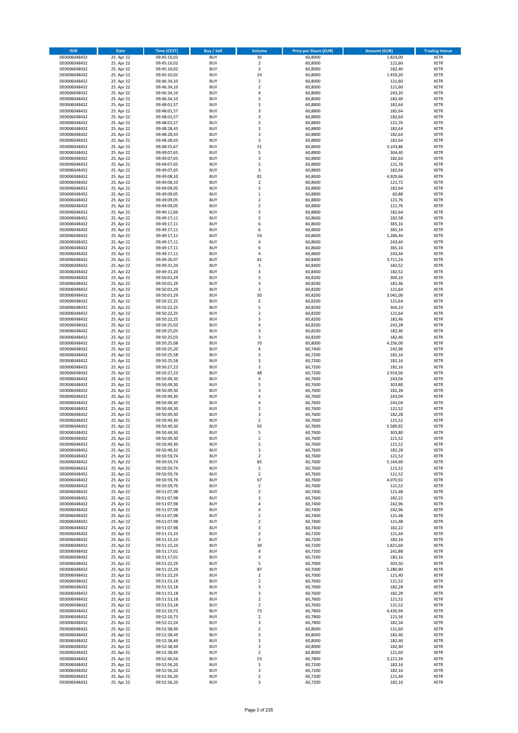| ISIN | Date | Time (CEST) | Buy / Sell | Volume | Price per Share (EUR) | Amount (EUR) | Trading Venue |
|---|---|---|---|---|---|---|---|
| DE0006048432 | 25. Apr 22 | 09:45:10,02 | BUY | 30 | 60,8000 | 1.824,00 | XETR |
| DE0006048432 | 25. Apr 22 | 09:45:10,02 | BUY | 2 | 60,8000 | 121,60 | XETR |
| DE0006048432 | 25. Apr 22 | 09:45:10,02 | BUY | 3 | 60,8000 | 182,40 | XETR |
| DE0006048432 | 25. Apr 22 | 09:45:10,02 | BUY | 24 | 60,8000 | 1.459,20 | XETR |
| DE0006048432 | 25. Apr 22 | 09:46:34,10 | BUY | 2 | 60,8000 | 121,60 | XETR |
| DE0006048432 | 25. Apr 22 | 09:46:34,10 | BUY | 2 | 60,8000 | 121,60 | XETR |
| DE0006048432 | 25. Apr 22 | 09:46:34,10 | BUY | 4 | 60,8000 | 243,20 | XETR |
| DE0006048432 | 25. Apr 22 | 09:46:34,10 | BUY | 3 | 60,8000 | 182,40 | XETR |
| DE0006048432 | 25. Apr 22 | 09:48:01,57 | BUY | 3 | 60,8800 | 182,64 | XETR |
| DE0006048432 | 25. Apr 22 | 09:48:01,57 | BUY | 3 | 60,8800 | 182,64 | XETR |
| DE0006048432 | 25. Apr 22 | 09:48:01,57 | BUY | 3 | 60,8800 | 182,64 | XETR |
| DE0006048432 | 25. Apr 22 | 09:48:01,57 | BUY | 2 | 60,8800 | 121,76 | XETR |
| DE0006048432 | 25. Apr 22 | 09:48:28,43 | BUY | 3 | 60,8800 | 182,64 | XETR |
| DE0006048432 | 25. Apr 22 | 09:48:28,43 | BUY | 3 | 60,8800 | 182,64 | XETR |
| DE0006048432 | 25. Apr 22 | 09:48:28,43 | BUY | 3 | 60,8800 | 182,64 | XETR |
| DE0006048432 | 25. Apr 22 | 09:48:55,67 | BUY | 51 | 60,8600 | 3.103,86 | XETR |
| DE0006048432 | 25. Apr 22 | 09:49:07,65 | BUY | 5 | 60,8800 | 304,40 | XETR |
| DE0006048432 | 25. Apr 22 | 09:49:07,65 | BUY | 3 | 60,8800 | 182,64 | XETR |
| DE0006048432 | 25. Apr 22 | 09:49:07,65 | BUY | 2 | 60,8800 | 121,76 | XETR |
| DE0006048432 | 25. Apr 22 | 09:49:07,65 | BUY | 3 | 60,8800 | 182,64 | XETR |
| DE0006048432 | 25. Apr 22 | 09:49:08,10 | BUY | 81 | 60,8600 | 4.929,66 | XETR |
| DE0006048432 | 25. Apr 22 | 09:49:08,10 | BUY | 2 | 60,8600 | 121,72 | XETR |
| DE0006048432 | 25. Apr 22 | 09:49:09,05 | BUY | 3 | 60,8800 | 182,64 | XETR |
| DE0006048432 | 25. Apr 22 | 09:49:09,05 | BUY | 1 | 60,8800 | 60,88 | XETR |
| DE0006048432 | 25. Apr 22 | 09:49:09,05 | BUY | 2 | 60,8800 | 121,76 | XETR |
| DE0006048432 | 25. Apr 22 | 09:49:09,05 | BUY | 2 | 60,8800 | 121,76 | XETR |
| DE0006048432 | 25. Apr 22 | 09:49:11,66 | BUY | 3 | 60,8800 | 182,64 | XETR |
| DE0006048432 | 25. Apr 22 | 09:49:17,11 | BUY | 3 | 60,8600 | 182,58 | XETR |
| DE0006048432 | 25. Apr 22 | 09:49:17,11 | BUY | 6 | 60,8600 | 365,16 | XETR |
| DE0006048432 | 25. Apr 22 | 09:49:17,11 | BUY | 6 | 60,8600 | 365,16 | XETR |
| DE0006048432 | 25. Apr 22 | 09:49:17,11 | BUY | 54 | 60,8600 | 3.286,44 | XETR |
| DE0006048432 | 25. Apr 22 | 09:49:17,11 | BUY | 4 | 60,8600 | 243,44 | XETR |
| DE0006048432 | 25. Apr 22 | 09:49:17,11 | BUY | 6 | 60,8600 | 365,16 | XETR |
| DE0006048432 | 25. Apr 22 | 09:49:17,11 | BUY | 4 | 60,8600 | 243,44 | XETR |
| DE0006048432 | 25. Apr 22 | 09:49:26,07 | BUY | 61 | 60,8400 | 3.711,24 | XETR |
| DE0006048432 | 25. Apr 22 | 09:49:31,20 | BUY | 3 | 60,8400 | 182,52 | XETR |
| DE0006048432 | 25. Apr 22 | 09:49:31,20 | BUY | 3 | 60,8400 | 182,52 | XETR |
| DE0006048432 | 25. Apr 22 | 09:50:01,29 | BUY | 5 | 60,8200 | 304,10 | XETR |
| DE0006048432 | 25. Apr 22 | 09:50:01,29 | BUY | 3 | 60,8200 | 182,46 | XETR |
| DE0006048432 | 25. Apr 22 | 09:50:01,29 | BUY | 2 | 60,8200 | 121,64 | XETR |
| DE0006048432 | 25. Apr 22 | 09:50:01,29 | BUY | 50 | 60,8200 | 3.041,00 | XETR |
| DE0006048432 | 25. Apr 22 | 09:50:22,25 | BUY | 2 | 60,8200 | 121,64 | XETR |
| DE0006048432 | 25. Apr 22 | 09:50:22,25 | BUY | 5 | 60,8200 | 304,10 | XETR |
| DE0006048432 | 25. Apr 22 | 09:50:22,25 | BUY | 2 | 60,8200 | 121,64 | XETR |
| DE0006048432 | 25. Apr 22 | 09:50:22,25 | BUY | 3 | 60,8200 | 182,46 | XETR |
| DE0006048432 | 25. Apr 22 | 09:50:25,03 | BUY | 4 | 60,8200 | 243,28 | XETR |
| DE0006048432 | 25. Apr 22 | 09:50:25,03 | BUY | 3 | 60,8200 | 182,46 | XETR |
| DE0006048432 | 25. Apr 22 | 09:50:25,03 | BUY | 3 | 60,8200 | 182,46 | XETR |
| DE0006048432 | 25. Apr 22 | 09:50:25,08 | BUY | 70 | 60,8000 | 4.256,00 | XETR |
| DE0006048432 | 25. Apr 22 | 09:50:25,20 | BUY | 4 | 60,7400 | 242,96 | XETR |
| DE0006048432 | 25. Apr 22 | 09:50:25,58 | BUY | 3 | 60,7200 | 182,16 | XETR |
| DE0006048432 | 25. Apr 22 | 09:50:25,58 | BUY | 3 | 60,7200 | 182,16 | XETR |
| DE0006048432 | 25. Apr 22 | 09:50:27,23 | BUY | 3 | 60,7200 | 182,16 | XETR |
| DE0006048432 | 25. Apr 22 | 09:50:27,23 | BUY | 48 | 60,7200 | 2.914,56 | XETR |
| DE0006048432 | 25. Apr 22 | 09:50:49,30 | BUY | 4 | 60,7600 | 243,04 | XETR |
| DE0006048432 | 25. Apr 22 | 09:50:49,30 | BUY | 5 | 60,7600 | 303,80 | XETR |
| DE0006048432 | 25. Apr 22 | 09:50:49,30 | BUY | 3 | 60,7600 | 182,28 | XETR |
| DE0006048432 | 25. Apr 22 | 09:50:49,30 | BUY | 4 | 60,7600 | 243,04 | XETR |
| DE0006048432 | 25. Apr 22 | 09:50:49,30 | BUY | 4 | 60,7600 | 243,04 | XETR |
| DE0006048432 | 25. Apr 22 | 09:50:49,30 | BUY | 2 | 60,7600 | 121,52 | XETR |
| DE0006048432 | 25. Apr 22 | 09:50:49,30 | BUY | 3 | 60,7600 | 182,28 | XETR |
| DE0006048432 | 25. Apr 22 | 09:50:49,30 | BUY | 2 | 60,7600 | 121,52 | XETR |
| DE0006048432 | 25. Apr 22 | 09:50:49,30 | BUY | 92 | 60,7600 | 5.589,92 | XETR |
| DE0006048432 | 25. Apr 22 | 09:50:49,30 | BUY | 5 | 60,7600 | 303,80 | XETR |
| DE0006048432 | 25. Apr 22 | 09:50:49,30 | BUY | 2 | 60,7600 | 121,52 | XETR |
| DE0006048432 | 25. Apr 22 | 09:50:49,30 | BUY | 2 | 60,7600 | 121,52 | XETR |
| DE0006048432 | 25. Apr 22 | 09:50:49,32 | BUY | 3 | 60,7600 | 182,28 | XETR |
| DE0006048432 | 25. Apr 22 | 09:50:59,74 | BUY | 2 | 60,7600 | 121,52 | XETR |
| DE0006048432 | 25. Apr 22 | 09:50:59,74 | BUY | 85 | 60,7600 | 5.164,60 | XETR |
| DE0006048432 | 25. Apr 22 | 09:50:59,74 | BUY | 2 | 60,7600 | 121,52 | XETR |
| DE0006048432 | 25. Apr 22 | 09:50:59,74 | BUY | 2 | 60,7600 | 121,52 | XETR |
| DE0006048432 | 25. Apr 22 | 09:50:59,76 | BUY | 67 | 60,7600 | 4.070,92 | XETR |
| DE0006048432 | 25. Apr 22 | 09:50:59,76 | BUY | 2 | 60,7600 | 121,52 | XETR |
| DE0006048432 | 25. Apr 22 | 09:51:07,98 | BUY | 2 | 60,7400 | 121,48 | XETR |
| DE0006048432 | 25. Apr 22 | 09:51:07,98 | BUY | 3 | 60,7400 | 182,22 | XETR |
| DE0006048432 | 25. Apr 22 | 09:51:07,98 | BUY | 4 | 60,7400 | 242,96 | XETR |
| DE0006048432 | 25. Apr 22 | 09:51:07,98 | BUY | 4 | 60,7400 | 242,96 | XETR |
| DE0006048432 | 25. Apr 22 | 09:51:07,98 | BUY | 2 | 60,7400 | 121,48 | XETR |
| DE0006048432 | 25. Apr 22 | 09:51:07,98 | BUY | 2 | 60,7400 | 121,48 | XETR |
| DE0006048432 | 25. Apr 22 | 09:51:07,98 | BUY | 3 | 60,7400 | 182,22 | XETR |
| DE0006048432 | 25. Apr 22 | 09:51:15,10 | BUY | 2 | 60,7200 | 121,44 | XETR |
| DE0006048432 | 25. Apr 22 | 09:51:15,10 | BUY | 3 | 60,7200 | 182,16 | XETR |
| DE0006048432 | 25. Apr 22 | 09:51:15,10 | BUY | 30 | 60,7200 | 1.821,60 | XETR |
| DE0006048432 | 25. Apr 22 | 09:51:17,01 | BUY | 4 | 60,7200 | 242,88 | XETR |
| DE0006048432 | 25. Apr 22 | 09:51:17,01 | BUY | 3 | 60,7200 | 182,16 | XETR |
| DE0006048432 | 25. Apr 22 | 09:51:22,29 | BUY | 5 | 60,7000 | 303,50 | XETR |
| DE0006048432 | 25. Apr 22 | 09:51:22,29 | BUY | 87 | 60,7000 | 5.280,90 | XETR |
| DE0006048432 | 25. Apr 22 | 09:51:22,29 | BUY | 2 | 60,7000 | 121,40 | XETR |
| DE0006048432 | 25. Apr 22 | 09:51:53,18 | BUY | 2 | 60,7600 | 121,52 | XETR |
| DE0006048432 | 25. Apr 22 | 09:51:53,18 | BUY | 3 | 60,7600 | 182,28 | XETR |
| DE0006048432 | 25. Apr 22 | 09:51:53,18 | BUY | 3 | 60,7600 | 182,28 | XETR |
| DE0006048432 | 25. Apr 22 | 09:51:53,18 | BUY | 2 | 60,7600 | 121,52 | XETR |
| DE0006048432 | 25. Apr 22 | 09:51:53,18 | BUY | 2 | 60,7600 | 121,52 | XETR |
| DE0006048432 | 25. Apr 22 | 09:52:10,73 | BUY | 73 | 60,7800 | 4.436,94 | XETR |
| DE0006048432 | 25. Apr 22 | 09:52:10,73 | BUY | 2 | 60,7800 | 121,56 | XETR |
| DE0006048432 | 25. Apr 22 | 09:52:22,24 | BUY | 3 | 60,7800 | 182,34 | XETR |
| DE0006048432 | 25. Apr 22 | 09:52:38,49 | BUY | 2 | 60,8000 | 121,60 | XETR |
| DE0006048432 | 25. Apr 22 | 09:52:38,49 | BUY | 3 | 60,8000 | 182,40 | XETR |
| DE0006048432 | 25. Apr 22 | 09:52:38,49 | BUY | 3 | 60,8000 | 182,40 | XETR |
| DE0006048432 | 25. Apr 22 | 09:52:38,49 | BUY | 3 | 60,8000 | 182,40 | XETR |
| DE0006048432 | 25. Apr 22 | 09:52:38,49 | BUY | 2 | 60,8000 | 121,60 | XETR |
| DE0006048432 | 25. Apr 22 | 09:52:40,56 | BUY | 53 | 60,7800 | 3.221,34 | XETR |
| DE0006048432 | 25. Apr 22 | 09:52:56,20 | BUY | 3 | 60,7200 | 182,16 | XETR |
| DE0006048432 | 25. Apr 22 | 09:52:56,20 | BUY | 3 | 60,7200 | 182,16 | XETR |
| DE0006048432 | 25. Apr 22 | 09:52:56,20 | BUY | 2 | 60,7200 | 121,44 | XETR |
| DE0006048432 | 25. Apr 22 | 09:52:56,20 | BUY | 3 | 60,7200 | 182,16 | XETR |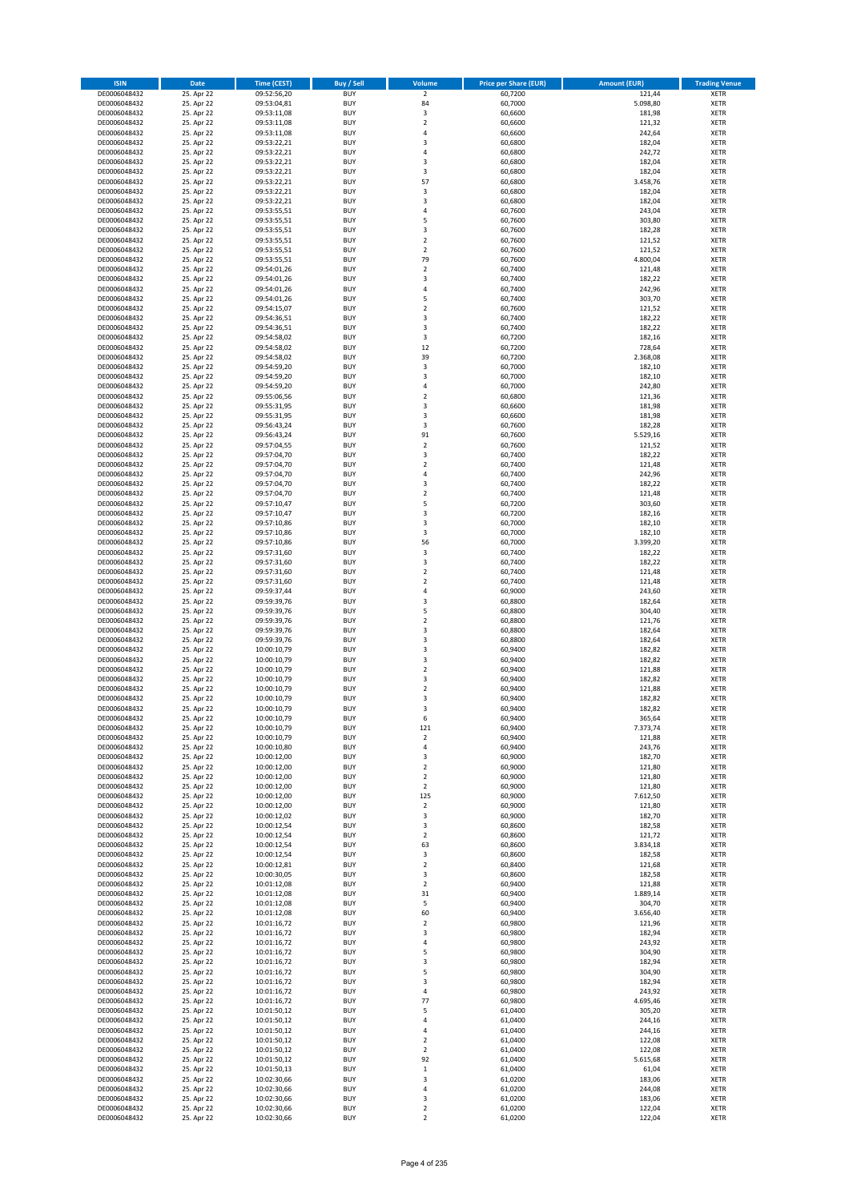| ISIN | Date | Time (CEST) | Buy / Sell | Volume | Price per Share (EUR) | Amount (EUR) | Trading Venue |
|---|---|---|---|---|---|---|---|
| DE0006048432 | 25. Apr 22 | 09:52:56,20 | BUY | 2 | 60,7200 | 121,44 | XETR |
| DE0006048432 | 25. Apr 22 | 09:53:04,81 | BUY | 84 | 60,7000 | 5.098,80 | XETR |
| DE0006048432 | 25. Apr 22 | 09:53:11,08 | BUY | 3 | 60,6600 | 181,98 | XETR |
| DE0006048432 | 25. Apr 22 | 09:53:11,08 | BUY | 2 | 60,6600 | 121,32 | XETR |
| DE0006048432 | 25. Apr 22 | 09:53:11,08 | BUY | 4 | 60,6600 | 242,64 | XETR |
| DE0006048432 | 25. Apr 22 | 09:53:22,21 | BUY | 3 | 60,6800 | 182,04 | XETR |
| DE0006048432 | 25. Apr 22 | 09:53:22,21 | BUY | 4 | 60,6800 | 242,72 | XETR |
| DE0006048432 | 25. Apr 22 | 09:53:22,21 | BUY | 3 | 60,6800 | 182,04 | XETR |
| DE0006048432 | 25. Apr 22 | 09:53:22,21 | BUY | 3 | 60,6800 | 182,04 | XETR |
| DE0006048432 | 25. Apr 22 | 09:53:22,21 | BUY | 57 | 60,6800 | 3.458,76 | XETR |
| DE0006048432 | 25. Apr 22 | 09:53:22,21 | BUY | 3 | 60,6800 | 182,04 | XETR |
| DE0006048432 | 25. Apr 22 | 09:53:22,21 | BUY | 3 | 60,6800 | 182,04 | XETR |
| DE0006048432 | 25. Apr 22 | 09:53:55,51 | BUY | 4 | 60,7600 | 243,04 | XETR |
| DE0006048432 | 25. Apr 22 | 09:53:55,51 | BUY | 5 | 60,7600 | 303,80 | XETR |
| DE0006048432 | 25. Apr 22 | 09:53:55,51 | BUY | 3 | 60,7600 | 182,28 | XETR |
| DE0006048432 | 25. Apr 22 | 09:53:55,51 | BUY | 2 | 60,7600 | 121,52 | XETR |
| DE0006048432 | 25. Apr 22 | 09:53:55,51 | BUY | 2 | 60,7600 | 121,52 | XETR |
| DE0006048432 | 25. Apr 22 | 09:53:55,51 | BUY | 79 | 60,7600 | 4.800,04 | XETR |
| DE0006048432 | 25. Apr 22 | 09:54:01,26 | BUY | 2 | 60,7400 | 121,48 | XETR |
| DE0006048432 | 25. Apr 22 | 09:54:01,26 | BUY | 3 | 60,7400 | 182,22 | XETR |
| DE0006048432 | 25. Apr 22 | 09:54:01,26 | BUY | 4 | 60,7400 | 242,96 | XETR |
| DE0006048432 | 25. Apr 22 | 09:54:01,26 | BUY | 5 | 60,7400 | 303,70 | XETR |
| DE0006048432 | 25. Apr 22 | 09:54:15,07 | BUY | 2 | 60,7600 | 121,52 | XETR |
| DE0006048432 | 25. Apr 22 | 09:54:36,51 | BUY | 3 | 60,7400 | 182,22 | XETR |
| DE0006048432 | 25. Apr 22 | 09:54:36,51 | BUY | 3 | 60,7400 | 182,22 | XETR |
| DE0006048432 | 25. Apr 22 | 09:54:58,02 | BUY | 3 | 60,7200 | 182,16 | XETR |
| DE0006048432 | 25. Apr 22 | 09:54:58,02 | BUY | 12 | 60,7200 | 728,64 | XETR |
| DE0006048432 | 25. Apr 22 | 09:54:58,02 | BUY | 39 | 60,7200 | 2.368,08 | XETR |
| DE0006048432 | 25. Apr 22 | 09:54:59,20 | BUY | 3 | 60,7000 | 182,10 | XETR |
| DE0006048432 | 25. Apr 22 | 09:54:59,20 | BUY | 3 | 60,7000 | 182,10 | XETR |
| DE0006048432 | 25. Apr 22 | 09:54:59,20 | BUY | 4 | 60,7000 | 242,80 | XETR |
| DE0006048432 | 25. Apr 22 | 09:55:06,56 | BUY | 2 | 60,6800 | 121,36 | XETR |
| DE0006048432 | 25. Apr 22 | 09:55:31,95 | BUY | 3 | 60,6600 | 181,98 | XETR |
| DE0006048432 | 25. Apr 22 | 09:55:31,95 | BUY | 3 | 60,6600 | 181,98 | XETR |
| DE0006048432 | 25. Apr 22 | 09:56:43,24 | BUY | 3 | 60,7600 | 182,28 | XETR |
| DE0006048432 | 25. Apr 22 | 09:56:43,24 | BUY | 91 | 60,7600 | 5.529,16 | XETR |
| DE0006048432 | 25. Apr 22 | 09:57:04,55 | BUY | 2 | 60,7600 | 121,52 | XETR |
| DE0006048432 | 25. Apr 22 | 09:57:04,70 | BUY | 3 | 60,7400 | 182,22 | XETR |
| DE0006048432 | 25. Apr 22 | 09:57:04,70 | BUY | 2 | 60,7400 | 121,48 | XETR |
| DE0006048432 | 25. Apr 22 | 09:57:04,70 | BUY | 4 | 60,7400 | 242,96 | XETR |
| DE0006048432 | 25. Apr 22 | 09:57:04,70 | BUY | 3 | 60,7400 | 182,22 | XETR |
| DE0006048432 | 25. Apr 22 | 09:57:04,70 | BUY | 2 | 60,7400 | 121,48 | XETR |
| DE0006048432 | 25. Apr 22 | 09:57:10,47 | BUY | 5 | 60,7200 | 303,60 | XETR |
| DE0006048432 | 25. Apr 22 | 09:57:10,47 | BUY | 3 | 60,7200 | 182,16 | XETR |
| DE0006048432 | 25. Apr 22 | 09:57:10,86 | BUY | 3 | 60,7000 | 182,10 | XETR |
| DE0006048432 | 25. Apr 22 | 09:57:10,86 | BUY | 3 | 60,7000 | 182,10 | XETR |
| DE0006048432 | 25. Apr 22 | 09:57:10,86 | BUY | 56 | 60,7000 | 3.399,20 | XETR |
| DE0006048432 | 25. Apr 22 | 09:57:31,60 | BUY | 3 | 60,7400 | 182,22 | XETR |
| DE0006048432 | 25. Apr 22 | 09:57:31,60 | BUY | 3 | 60,7400 | 182,22 | XETR |
| DE0006048432 | 25. Apr 22 | 09:57:31,60 | BUY | 2 | 60,7400 | 121,48 | XETR |
| DE0006048432 | 25. Apr 22 | 09:57:31,60 | BUY | 2 | 60,7400 | 121,48 | XETR |
| DE0006048432 | 25. Apr 22 | 09:59:37,44 | BUY | 4 | 60,9000 | 243,60 | XETR |
| DE0006048432 | 25. Apr 22 | 09:59:39,76 | BUY | 3 | 60,8800 | 182,64 | XETR |
| DE0006048432 | 25. Apr 22 | 09:59:39,76 | BUY | 5 | 60,8800 | 304,40 | XETR |
| DE0006048432 | 25. Apr 22 | 09:59:39,76 | BUY | 2 | 60,8800 | 121,76 | XETR |
| DE0006048432 | 25. Apr 22 | 09:59:39,76 | BUY | 3 | 60,8800 | 182,64 | XETR |
| DE0006048432 | 25. Apr 22 | 09:59:39,76 | BUY | 3 | 60,8800 | 182,64 | XETR |
| DE0006048432 | 25. Apr 22 | 10:00:10,79 | BUY | 3 | 60,9400 | 182,82 | XETR |
| DE0006048432 | 25. Apr 22 | 10:00:10,79 | BUY | 3 | 60,9400 | 182,82 | XETR |
| DE0006048432 | 25. Apr 22 | 10:00:10,79 | BUY | 2 | 60,9400 | 121,88 | XETR |
| DE0006048432 | 25. Apr 22 | 10:00:10,79 | BUY | 3 | 60,9400 | 182,82 | XETR |
| DE0006048432 | 25. Apr 22 | 10:00:10,79 | BUY | 2 | 60,9400 | 121,88 | XETR |
| DE0006048432 | 25. Apr 22 | 10:00:10,79 | BUY | 3 | 60,9400 | 182,82 | XETR |
| DE0006048432 | 25. Apr 22 | 10:00:10,79 | BUY | 3 | 60,9400 | 182,82 | XETR |
| DE0006048432 | 25. Apr 22 | 10:00:10,79 | BUY | 6 | 60,9400 | 365,64 | XETR |
| DE0006048432 | 25. Apr 22 | 10:00:10,79 | BUY | 121 | 60,9400 | 7.373,74 | XETR |
| DE0006048432 | 25. Apr 22 | 10:00:10,79 | BUY | 2 | 60,9400 | 121,88 | XETR |
| DE0006048432 | 25. Apr 22 | 10:00:10,80 | BUY | 4 | 60,9400 | 243,76 | XETR |
| DE0006048432 | 25. Apr 22 | 10:00:12,00 | BUY | 3 | 60,9000 | 182,70 | XETR |
| DE0006048432 | 25. Apr 22 | 10:00:12,00 | BUY | 2 | 60,9000 | 121,80 | XETR |
| DE0006048432 | 25. Apr 22 | 10:00:12,00 | BUY | 2 | 60,9000 | 121,80 | XETR |
| DE0006048432 | 25. Apr 22 | 10:00:12,00 | BUY | 2 | 60,9000 | 121,80 | XETR |
| DE0006048432 | 25. Apr 22 | 10:00:12,00 | BUY | 125 | 60,9000 | 7.612,50 | XETR |
| DE0006048432 | 25. Apr 22 | 10:00:12,00 | BUY | 2 | 60,9000 | 121,80 | XETR |
| DE0006048432 | 25. Apr 22 | 10:00:12,02 | BUY | 3 | 60,9000 | 182,70 | XETR |
| DE0006048432 | 25. Apr 22 | 10:00:12,54 | BUY | 3 | 60,8600 | 182,58 | XETR |
| DE0006048432 | 25. Apr 22 | 10:00:12,54 | BUY | 2 | 60,8600 | 121,72 | XETR |
| DE0006048432 | 25. Apr 22 | 10:00:12,54 | BUY | 63 | 60,8600 | 3.834,18 | XETR |
| DE0006048432 | 25. Apr 22 | 10:00:12,54 | BUY | 3 | 60,8600 | 182,58 | XETR |
| DE0006048432 | 25. Apr 22 | 10:00:12,81 | BUY | 2 | 60,8400 | 121,68 | XETR |
| DE0006048432 | 25. Apr 22 | 10:00:30,05 | BUY | 3 | 60,8600 | 182,58 | XETR |
| DE0006048432 | 25. Apr 22 | 10:01:12,08 | BUY | 2 | 60,9400 | 121,88 | XETR |
| DE0006048432 | 25. Apr 22 | 10:01:12,08 | BUY | 31 | 60,9400 | 1.889,14 | XETR |
| DE0006048432 | 25. Apr 22 | 10:01:12,08 | BUY | 5 | 60,9400 | 304,70 | XETR |
| DE0006048432 | 25. Apr 22 | 10:01:12,08 | BUY | 60 | 60,9400 | 3.656,40 | XETR |
| DE0006048432 | 25. Apr 22 | 10:01:16,72 | BUY | 2 | 60,9800 | 121,96 | XETR |
| DE0006048432 | 25. Apr 22 | 10:01:16,72 | BUY | 3 | 60,9800 | 182,94 | XETR |
| DE0006048432 | 25. Apr 22 | 10:01:16,72 | BUY | 4 | 60,9800 | 243,92 | XETR |
| DE0006048432 | 25. Apr 22 | 10:01:16,72 | BUY | 5 | 60,9800 | 304,90 | XETR |
| DE0006048432 | 25. Apr 22 | 10:01:16,72 | BUY | 3 | 60,9800 | 182,94 | XETR |
| DE0006048432 | 25. Apr 22 | 10:01:16,72 | BUY | 5 | 60,9800 | 304,90 | XETR |
| DE0006048432 | 25. Apr 22 | 10:01:16,72 | BUY | 3 | 60,9800 | 182,94 | XETR |
| DE0006048432 | 25. Apr 22 | 10:01:16,72 | BUY | 4 | 60,9800 | 243,92 | XETR |
| DE0006048432 | 25. Apr 22 | 10:01:16,72 | BUY | 77 | 60,9800 | 4.695,46 | XETR |
| DE0006048432 | 25. Apr 22 | 10:01:50,12 | BUY | 5 | 61,0400 | 305,20 | XETR |
| DE0006048432 | 25. Apr 22 | 10:01:50,12 | BUY | 4 | 61,0400 | 244,16 | XETR |
| DE0006048432 | 25. Apr 22 | 10:01:50,12 | BUY | 4 | 61,0400 | 244,16 | XETR |
| DE0006048432 | 25. Apr 22 | 10:01:50,12 | BUY | 2 | 61,0400 | 122,08 | XETR |
| DE0006048432 | 25. Apr 22 | 10:01:50,12 | BUY | 2 | 61,0400 | 122,08 | XETR |
| DE0006048432 | 25. Apr 22 | 10:01:50,12 | BUY | 92 | 61,0400 | 5.615,68 | XETR |
| DE0006048432 | 25. Apr 22 | 10:01:50,13 | BUY | 1 | 61,0400 | 61,04 | XETR |
| DE0006048432 | 25. Apr 22 | 10:02:30,66 | BUY | 3 | 61,0200 | 183,06 | XETR |
| DE0006048432 | 25. Apr 22 | 10:02:30,66 | BUY | 4 | 61,0200 | 244,08 | XETR |
| DE0006048432 | 25. Apr 22 | 10:02:30,66 | BUY | 3 | 61,0200 | 183,06 | XETR |
| DE0006048432 | 25. Apr 22 | 10:02:30,66 | BUY | 2 | 61,0200 | 122,04 | XETR |
| DE0006048432 | 25. Apr 22 | 10:02:30,66 | BUY | 2 | 61,0200 | 122,04 | XETR |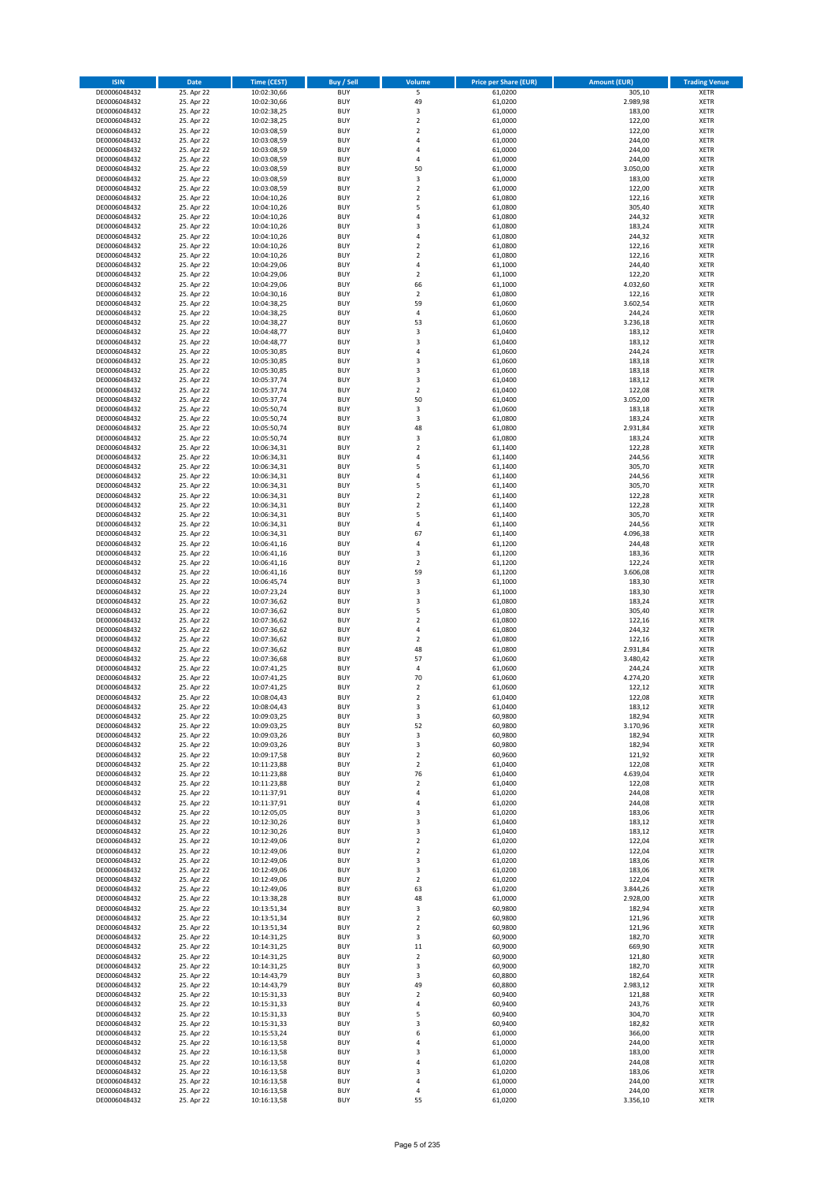| ISIN | Date | Time (CEST) | Buy / Sell | Volume | Price per Share (EUR) | Amount (EUR) | Trading Venue |
|---|---|---|---|---|---|---|---|
| DE0006048432 | 25. Apr 22 | 10:02:30,66 | BUY | 5 | 61,0200 | 305,10 | XETR |
| DE0006048432 | 25. Apr 22 | 10:02:30,66 | BUY | 49 | 61,0200 | 2.989,98 | XETR |
| DE0006048432 | 25. Apr 22 | 10:02:38,25 | BUY | 3 | 61,0000 | 183,00 | XETR |
| DE0006048432 | 25. Apr 22 | 10:02:38,25 | BUY | 2 | 61,0000 | 122,00 | XETR |
| DE0006048432 | 25. Apr 22 | 10:03:08,59 | BUY | 2 | 61,0000 | 122,00 | XETR |
| DE0006048432 | 25. Apr 22 | 10:03:08,59 | BUY | 4 | 61,0000 | 244,00 | XETR |
| DE0006048432 | 25. Apr 22 | 10:03:08,59 | BUY | 4 | 61,0000 | 244,00 | XETR |
| DE0006048432 | 25. Apr 22 | 10:03:08,59 | BUY | 4 | 61,0000 | 244,00 | XETR |
| DE0006048432 | 25. Apr 22 | 10:03:08,59 | BUY | 50 | 61,0000 | 3.050,00 | XETR |
| DE0006048432 | 25. Apr 22 | 10:03:08,59 | BUY | 3 | 61,0000 | 183,00 | XETR |
| DE0006048432 | 25. Apr 22 | 10:03:08,59 | BUY | 2 | 61,0000 | 122,00 | XETR |
| DE0006048432 | 25. Apr 22 | 10:04:10,26 | BUY | 2 | 61,0800 | 122,16 | XETR |
| DE0006048432 | 25. Apr 22 | 10:04:10,26 | BUY | 5 | 61,0800 | 305,40 | XETR |
| DE0006048432 | 25. Apr 22 | 10:04:10,26 | BUY | 4 | 61,0800 | 244,32 | XETR |
| DE0006048432 | 25. Apr 22 | 10:04:10,26 | BUY | 3 | 61,0800 | 183,24 | XETR |
| DE0006048432 | 25. Apr 22 | 10:04:10,26 | BUY | 4 | 61,0800 | 244,32 | XETR |
| DE0006048432 | 25. Apr 22 | 10:04:10,26 | BUY | 2 | 61,0800 | 122,16 | XETR |
| DE0006048432 | 25. Apr 22 | 10:04:10,26 | BUY | 2 | 61,0800 | 122,16 | XETR |
| DE0006048432 | 25. Apr 22 | 10:04:29,06 | BUY | 4 | 61,1000 | 244,40 | XETR |
| DE0006048432 | 25. Apr 22 | 10:04:29,06 | BUY | 2 | 61,1000 | 122,20 | XETR |
| DE0006048432 | 25. Apr 22 | 10:04:29,06 | BUY | 66 | 61,1000 | 4.032,60 | XETR |
| DE0006048432 | 25. Apr 22 | 10:04:30,16 | BUY | 2 | 61,0800 | 122,16 | XETR |
| DE0006048432 | 25. Apr 22 | 10:04:38,25 | BUY | 59 | 61,0600 | 3.602,54 | XETR |
| DE0006048432 | 25. Apr 22 | 10:04:38,25 | BUY | 4 | 61,0600 | 244,24 | XETR |
| DE0006048432 | 25. Apr 22 | 10:04:38,27 | BUY | 53 | 61,0600 | 3.236,18 | XETR |
| DE0006048432 | 25. Apr 22 | 10:04:48,77 | BUY | 3 | 61,0400 | 183,12 | XETR |
| DE0006048432 | 25. Apr 22 | 10:04:48,77 | BUY | 3 | 61,0400 | 183,12 | XETR |
| DE0006048432 | 25. Apr 22 | 10:05:30,85 | BUY | 4 | 61,0600 | 244,24 | XETR |
| DE0006048432 | 25. Apr 22 | 10:05:30,85 | BUY | 3 | 61,0600 | 183,18 | XETR |
| DE0006048432 | 25. Apr 22 | 10:05:30,85 | BUY | 3 | 61,0600 | 183,18 | XETR |
| DE0006048432 | 25. Apr 22 | 10:05:37,74 | BUY | 3 | 61,0400 | 183,12 | XETR |
| DE0006048432 | 25. Apr 22 | 10:05:37,74 | BUY | 2 | 61,0400 | 122,08 | XETR |
| DE0006048432 | 25. Apr 22 | 10:05:37,74 | BUY | 50 | 61,0400 | 3.052,00 | XETR |
| DE0006048432 | 25. Apr 22 | 10:05:50,74 | BUY | 3 | 61,0600 | 183,18 | XETR |
| DE0006048432 | 25. Apr 22 | 10:05:50,74 | BUY | 3 | 61,0800 | 183,24 | XETR |
| DE0006048432 | 25. Apr 22 | 10:05:50,74 | BUY | 48 | 61,0800 | 2.931,84 | XETR |
| DE0006048432 | 25. Apr 22 | 10:05:50,74 | BUY | 3 | 61,0800 | 183,24 | XETR |
| DE0006048432 | 25. Apr 22 | 10:06:34,31 | BUY | 2 | 61,1400 | 122,28 | XETR |
| DE0006048432 | 25. Apr 22 | 10:06:34,31 | BUY | 4 | 61,1400 | 244,56 | XETR |
| DE0006048432 | 25. Apr 22 | 10:06:34,31 | BUY | 5 | 61,1400 | 305,70 | XETR |
| DE0006048432 | 25. Apr 22 | 10:06:34,31 | BUY | 4 | 61,1400 | 244,56 | XETR |
| DE0006048432 | 25. Apr 22 | 10:06:34,31 | BUY | 5 | 61,1400 | 305,70 | XETR |
| DE0006048432 | 25. Apr 22 | 10:06:34,31 | BUY | 2 | 61,1400 | 122,28 | XETR |
| DE0006048432 | 25. Apr 22 | 10:06:34,31 | BUY | 2 | 61,1400 | 122,28 | XETR |
| DE0006048432 | 25. Apr 22 | 10:06:34,31 | BUY | 5 | 61,1400 | 305,70 | XETR |
| DE0006048432 | 25. Apr 22 | 10:06:34,31 | BUY | 4 | 61,1400 | 244,56 | XETR |
| DE0006048432 | 25. Apr 22 | 10:06:34,31 | BUY | 67 | 61,1400 | 4.096,38 | XETR |
| DE0006048432 | 25. Apr 22 | 10:06:41,16 | BUY | 4 | 61,1200 | 244,48 | XETR |
| DE0006048432 | 25. Apr 22 | 10:06:41,16 | BUY | 3 | 61,1200 | 183,36 | XETR |
| DE0006048432 | 25. Apr 22 | 10:06:41,16 | BUY | 2 | 61,1200 | 122,24 | XETR |
| DE0006048432 | 25. Apr 22 | 10:06:41,16 | BUY | 59 | 61,1200 | 3.606,08 | XETR |
| DE0006048432 | 25. Apr 22 | 10:06:45,74 | BUY | 3 | 61,1000 | 183,30 | XETR |
| DE0006048432 | 25. Apr 22 | 10:07:23,24 | BUY | 3 | 61,1000 | 183,30 | XETR |
| DE0006048432 | 25. Apr 22 | 10:07:36,62 | BUY | 3 | 61,0800 | 183,24 | XETR |
| DE0006048432 | 25. Apr 22 | 10:07:36,62 | BUY | 5 | 61,0800 | 305,40 | XETR |
| DE0006048432 | 25. Apr 22 | 10:07:36,62 | BUY | 2 | 61,0800 | 122,16 | XETR |
| DE0006048432 | 25. Apr 22 | 10:07:36,62 | BUY | 4 | 61,0800 | 244,32 | XETR |
| DE0006048432 | 25. Apr 22 | 10:07:36,62 | BUY | 2 | 61,0800 | 122,16 | XETR |
| DE0006048432 | 25. Apr 22 | 10:07:36,62 | BUY | 48 | 61,0800 | 2.931,84 | XETR |
| DE0006048432 | 25. Apr 22 | 10:07:36,68 | BUY | 57 | 61,0600 | 3.480,42 | XETR |
| DE0006048432 | 25. Apr 22 | 10:07:41,25 | BUY | 4 | 61,0600 | 244,24 | XETR |
| DE0006048432 | 25. Apr 22 | 10:07:41,25 | BUY | 70 | 61,0600 | 4.274,20 | XETR |
| DE0006048432 | 25. Apr 22 | 10:07:41,25 | BUY | 2 | 61,0600 | 122,12 | XETR |
| DE0006048432 | 25. Apr 22 | 10:08:04,43 | BUY | 2 | 61,0400 | 122,08 | XETR |
| DE0006048432 | 25. Apr 22 | 10:08:04,43 | BUY | 3 | 61,0400 | 183,12 | XETR |
| DE0006048432 | 25. Apr 22 | 10:09:03,25 | BUY | 3 | 60,9800 | 182,94 | XETR |
| DE0006048432 | 25. Apr 22 | 10:09:03,25 | BUY | 52 | 60,9800 | 3.170,96 | XETR |
| DE0006048432 | 25. Apr 22 | 10:09:03,26 | BUY | 3 | 60,9800 | 182,94 | XETR |
| DE0006048432 | 25. Apr 22 | 10:09:03,26 | BUY | 3 | 60,9800 | 182,94 | XETR |
| DE0006048432 | 25. Apr 22 | 10:09:17,58 | BUY | 2 | 60,9600 | 121,92 | XETR |
| DE0006048432 | 25. Apr 22 | 10:11:23,88 | BUY | 2 | 61,0400 | 122,08 | XETR |
| DE0006048432 | 25. Apr 22 | 10:11:23,88 | BUY | 76 | 61,0400 | 4.639,04 | XETR |
| DE0006048432 | 25. Apr 22 | 10:11:23,88 | BUY | 2 | 61,0400 | 122,08 | XETR |
| DE0006048432 | 25. Apr 22 | 10:11:37,91 | BUY | 4 | 61,0200 | 244,08 | XETR |
| DE0006048432 | 25. Apr 22 | 10:11:37,91 | BUY | 4 | 61,0200 | 244,08 | XETR |
| DE0006048432 | 25. Apr 22 | 10:12:05,05 | BUY | 3 | 61,0200 | 183,06 | XETR |
| DE0006048432 | 25. Apr 22 | 10:12:30,26 | BUY | 3 | 61,0400 | 183,12 | XETR |
| DE0006048432 | 25. Apr 22 | 10:12:30,26 | BUY | 3 | 61,0400 | 183,12 | XETR |
| DE0006048432 | 25. Apr 22 | 10:12:49,06 | BUY | 2 | 61,0200 | 122,04 | XETR |
| DE0006048432 | 25. Apr 22 | 10:12:49,06 | BUY | 2 | 61,0200 | 122,04 | XETR |
| DE0006048432 | 25. Apr 22 | 10:12:49,06 | BUY | 3 | 61,0200 | 183,06 | XETR |
| DE0006048432 | 25. Apr 22 | 10:12:49,06 | BUY | 3 | 61,0200 | 183,06 | XETR |
| DE0006048432 | 25. Apr 22 | 10:12:49,06 | BUY | 2 | 61,0200 | 122,04 | XETR |
| DE0006048432 | 25. Apr 22 | 10:12:49,06 | BUY | 63 | 61,0200 | 3.844,26 | XETR |
| DE0006048432 | 25. Apr 22 | 10:13:38,28 | BUY | 48 | 61,0000 | 2.928,00 | XETR |
| DE0006048432 | 25. Apr 22 | 10:13:51,34 | BUY | 3 | 60,9800 | 182,94 | XETR |
| DE0006048432 | 25. Apr 22 | 10:13:51,34 | BUY | 2 | 60,9800 | 121,96 | XETR |
| DE0006048432 | 25. Apr 22 | 10:13:51,34 | BUY | 2 | 60,9800 | 121,96 | XETR |
| DE0006048432 | 25. Apr 22 | 10:14:31,25 | BUY | 3 | 60,9000 | 182,70 | XETR |
| DE0006048432 | 25. Apr 22 | 10:14:31,25 | BUY | 11 | 60,9000 | 669,90 | XETR |
| DE0006048432 | 25. Apr 22 | 10:14:31,25 | BUY | 2 | 60,9000 | 121,80 | XETR |
| DE0006048432 | 25. Apr 22 | 10:14:31,25 | BUY | 3 | 60,9000 | 182,70 | XETR |
| DE0006048432 | 25. Apr 22 | 10:14:43,79 | BUY | 3 | 60,8800 | 182,64 | XETR |
| DE0006048432 | 25. Apr 22 | 10:14:43,79 | BUY | 49 | 60,8800 | 2.983,12 | XETR |
| DE0006048432 | 25. Apr 22 | 10:15:31,33 | BUY | 2 | 60,9400 | 121,88 | XETR |
| DE0006048432 | 25. Apr 22 | 10:15:31,33 | BUY | 4 | 60,9400 | 243,76 | XETR |
| DE0006048432 | 25. Apr 22 | 10:15:31,33 | BUY | 5 | 60,9400 | 304,70 | XETR |
| DE0006048432 | 25. Apr 22 | 10:15:31,33 | BUY | 3 | 60,9400 | 182,82 | XETR |
| DE0006048432 | 25. Apr 22 | 10:15:53,24 | BUY | 6 | 61,0000 | 366,00 | XETR |
| DE0006048432 | 25. Apr 22 | 10:16:13,58 | BUY | 4 | 61,0000 | 244,00 | XETR |
| DE0006048432 | 25. Apr 22 | 10:16:13,58 | BUY | 3 | 61,0000 | 183,00 | XETR |
| DE0006048432 | 25. Apr 22 | 10:16:13,58 | BUY | 4 | 61,0200 | 244,08 | XETR |
| DE0006048432 | 25. Apr 22 | 10:16:13,58 | BUY | 3 | 61,0200 | 183,06 | XETR |
| DE0006048432 | 25. Apr 22 | 10:16:13,58 | BUY | 4 | 61,0000 | 244,00 | XETR |
| DE0006048432 | 25. Apr 22 | 10:16:13,58 | BUY | 4 | 61,0000 | 244,00 | XETR |
| DE0006048432 | 25. Apr 22 | 10:16:13,58 | BUY | 55 | 61,0200 | 3.356,10 | XETR |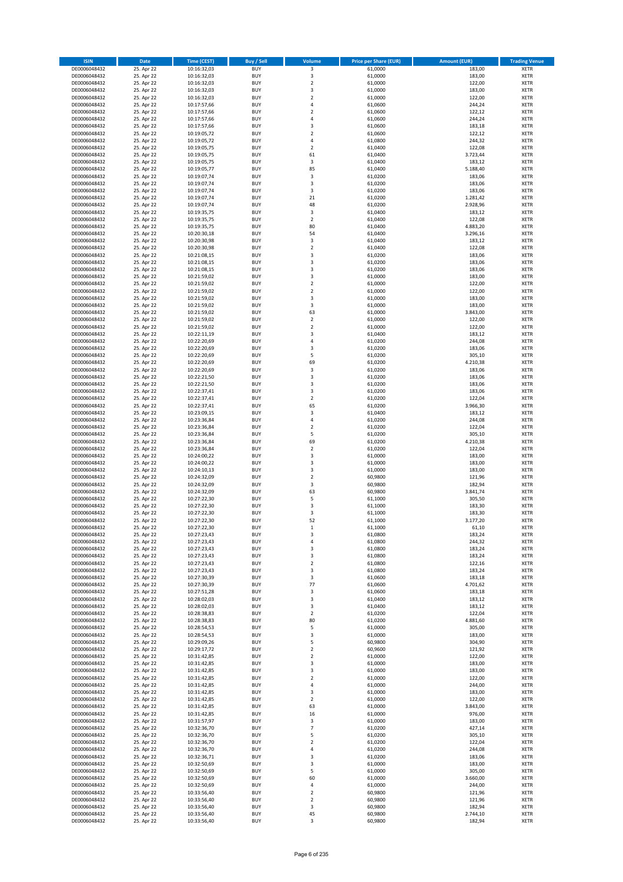| ISIN | Date | Time (CEST) | Buy / Sell | Volume | Price per Share (EUR) | Amount (EUR) | Trading Venue |
|---|---|---|---|---|---|---|---|
| DE0006048432 | 25. Apr 22 | 10:16:32,03 | BUY | 3 | 61,0000 | 183,00 | XETR |
| DE0006048432 | 25. Apr 22 | 10:16:32,03 | BUY | 3 | 61,0000 | 183,00 | XETR |
| DE0006048432 | 25. Apr 22 | 10:16:32,03 | BUY | 2 | 61,0000 | 122,00 | XETR |
| DE0006048432 | 25. Apr 22 | 10:16:32,03 | BUY | 3 | 61,0000 | 183,00 | XETR |
| DE0006048432 | 25. Apr 22 | 10:16:32,03 | BUY | 2 | 61,0000 | 122,00 | XETR |
| DE0006048432 | 25. Apr 22 | 10:17:57,66 | BUY | 4 | 61,0600 | 244,24 | XETR |
| DE0006048432 | 25. Apr 22 | 10:17:57,66 | BUY | 2 | 61,0600 | 122,12 | XETR |
| DE0006048432 | 25. Apr 22 | 10:17:57,66 | BUY | 4 | 61,0600 | 244,24 | XETR |
| DE0006048432 | 25. Apr 22 | 10:17:57,66 | BUY | 3 | 61,0600 | 183,18 | XETR |
| DE0006048432 | 25. Apr 22 | 10:19:05,72 | BUY | 2 | 61,0600 | 122,12 | XETR |
| DE0006048432 | 25. Apr 22 | 10:19:05,72 | BUY | 4 | 61,0800 | 244,32 | XETR |
| DE0006048432 | 25. Apr 22 | 10:19:05,75 | BUY | 2 | 61,0400 | 122,08 | XETR |
| DE0006048432 | 25. Apr 22 | 10:19:05,75 | BUY | 61 | 61,0400 | 3.723,44 | XETR |
| DE0006048432 | 25. Apr 22 | 10:19:05,75 | BUY | 3 | 61,0400 | 183,12 | XETR |
| DE0006048432 | 25. Apr 22 | 10:19:05,77 | BUY | 85 | 61,0400 | 5.188,40 | XETR |
| DE0006048432 | 25. Apr 22 | 10:19:07,74 | BUY | 3 | 61,0200 | 183,06 | XETR |
| DE0006048432 | 25. Apr 22 | 10:19:07,74 | BUY | 3 | 61,0200 | 183,06 | XETR |
| DE0006048432 | 25. Apr 22 | 10:19:07,74 | BUY | 3 | 61,0200 | 183,06 | XETR |
| DE0006048432 | 25. Apr 22 | 10:19:07,74 | BUY | 21 | 61,0200 | 1.281,42 | XETR |
| DE0006048432 | 25. Apr 22 | 10:19:07,74 | BUY | 48 | 61,0200 | 2.928,96 | XETR |
| DE0006048432 | 25. Apr 22 | 10:19:35,75 | BUY | 3 | 61,0400 | 183,12 | XETR |
| DE0006048432 | 25. Apr 22 | 10:19:35,75 | BUY | 2 | 61,0400 | 122,08 | XETR |
| DE0006048432 | 25. Apr 22 | 10:19:35,75 | BUY | 80 | 61,0400 | 4.883,20 | XETR |
| DE0006048432 | 25. Apr 22 | 10:20:30,18 | BUY | 54 | 61,0400 | 3.296,16 | XETR |
| DE0006048432 | 25. Apr 22 | 10:20:30,98 | BUY | 3 | 61,0400 | 183,12 | XETR |
| DE0006048432 | 25. Apr 22 | 10:20:30,98 | BUY | 2 | 61,0400 | 122,08 | XETR |
| DE0006048432 | 25. Apr 22 | 10:21:08,15 | BUY | 3 | 61,0200 | 183,06 | XETR |
| DE0006048432 | 25. Apr 22 | 10:21:08,15 | BUY | 3 | 61,0200 | 183,06 | XETR |
| DE0006048432 | 25. Apr 22 | 10:21:08,15 | BUY | 3 | 61,0200 | 183,06 | XETR |
| DE0006048432 | 25. Apr 22 | 10:21:59,02 | BUY | 3 | 61,0000 | 183,00 | XETR |
| DE0006048432 | 25. Apr 22 | 10:21:59,02 | BUY | 2 | 61,0000 | 122,00 | XETR |
| DE0006048432 | 25. Apr 22 | 10:21:59,02 | BUY | 2 | 61,0000 | 122,00 | XETR |
| DE0006048432 | 25. Apr 22 | 10:21:59,02 | BUY | 3 | 61,0000 | 183,00 | XETR |
| DE0006048432 | 25. Apr 22 | 10:21:59,02 | BUY | 3 | 61,0000 | 183,00 | XETR |
| DE0006048432 | 25. Apr 22 | 10:21:59,02 | BUY | 63 | 61,0000 | 3.843,00 | XETR |
| DE0006048432 | 25. Apr 22 | 10:21:59,02 | BUY | 2 | 61,0000 | 122,00 | XETR |
| DE0006048432 | 25. Apr 22 | 10:21:59,02 | BUY | 2 | 61,0000 | 122,00 | XETR |
| DE0006048432 | 25. Apr 22 | 10:22:11,19 | BUY | 3 | 61,0400 | 183,12 | XETR |
| DE0006048432 | 25. Apr 22 | 10:22:20,69 | BUY | 4 | 61,0200 | 244,08 | XETR |
| DE0006048432 | 25. Apr 22 | 10:22:20,69 | BUY | 3 | 61,0200 | 183,06 | XETR |
| DE0006048432 | 25. Apr 22 | 10:22:20,69 | BUY | 5 | 61,0200 | 305,10 | XETR |
| DE0006048432 | 25. Apr 22 | 10:22:20,69 | BUY | 69 | 61,0200 | 4.210,38 | XETR |
| DE0006048432 | 25. Apr 22 | 10:22:20,69 | BUY | 3 | 61,0200 | 183,06 | XETR |
| DE0006048432 | 25. Apr 22 | 10:22:21,50 | BUY | 3 | 61,0200 | 183,06 | XETR |
| DE0006048432 | 25. Apr 22 | 10:22:21,50 | BUY | 3 | 61,0200 | 183,06 | XETR |
| DE0006048432 | 25. Apr 22 | 10:22:37,41 | BUY | 3 | 61,0200 | 183,06 | XETR |
| DE0006048432 | 25. Apr 22 | 10:22:37,41 | BUY | 2 | 61,0200 | 122,04 | XETR |
| DE0006048432 | 25. Apr 22 | 10:22:37,41 | BUY | 65 | 61,0200 | 3.966,30 | XETR |
| DE0006048432 | 25. Apr 22 | 10:23:09,15 | BUY | 3 | 61,0400 | 183,12 | XETR |
| DE0006048432 | 25. Apr 22 | 10:23:36,84 | BUY | 4 | 61,0200 | 244,08 | XETR |
| DE0006048432 | 25. Apr 22 | 10:23:36,84 | BUY | 2 | 61,0200 | 122,04 | XETR |
| DE0006048432 | 25. Apr 22 | 10:23:36,84 | BUY | 5 | 61,0200 | 305,10 | XETR |
| DE0006048432 | 25. Apr 22 | 10:23:36,84 | BUY | 69 | 61,0200 | 4.210,38 | XETR |
| DE0006048432 | 25. Apr 22 | 10:23:36,84 | BUY | 2 | 61,0200 | 122,04 | XETR |
| DE0006048432 | 25. Apr 22 | 10:24:00,22 | BUY | 3 | 61,0000 | 183,00 | XETR |
| DE0006048432 | 25. Apr 22 | 10:24:00,22 | BUY | 3 | 61,0000 | 183,00 | XETR |
| DE0006048432 | 25. Apr 22 | 10:24:10,13 | BUY | 3 | 61,0000 | 183,00 | XETR |
| DE0006048432 | 25. Apr 22 | 10:24:32,09 | BUY | 2 | 60,9800 | 121,96 | XETR |
| DE0006048432 | 25. Apr 22 | 10:24:32,09 | BUY | 3 | 60,9800 | 182,94 | XETR |
| DE0006048432 | 25. Apr 22 | 10:24:32,09 | BUY | 63 | 60,9800 | 3.841,74 | XETR |
| DE0006048432 | 25. Apr 22 | 10:27:22,30 | BUY | 5 | 61,1000 | 305,50 | XETR |
| DE0006048432 | 25. Apr 22 | 10:27:22,30 | BUY | 3 | 61,1000 | 183,30 | XETR |
| DE0006048432 | 25. Apr 22 | 10:27:22,30 | BUY | 3 | 61,1000 | 183,30 | XETR |
| DE0006048432 | 25. Apr 22 | 10:27:22,30 | BUY | 52 | 61,1000 | 3.177,20 | XETR |
| DE0006048432 | 25. Apr 22 | 10:27:22,30 | BUY | 1 | 61,1000 | 61,10 | XETR |
| DE0006048432 | 25. Apr 22 | 10:27:23,43 | BUY | 3 | 61,0800 | 183,24 | XETR |
| DE0006048432 | 25. Apr 22 | 10:27:23,43 | BUY | 4 | 61,0800 | 244,32 | XETR |
| DE0006048432 | 25. Apr 22 | 10:27:23,43 | BUY | 3 | 61,0800 | 183,24 | XETR |
| DE0006048432 | 25. Apr 22 | 10:27:23,43 | BUY | 3 | 61,0800 | 183,24 | XETR |
| DE0006048432 | 25. Apr 22 | 10:27:23,43 | BUY | 2 | 61,0800 | 122,16 | XETR |
| DE0006048432 | 25. Apr 22 | 10:27:23,43 | BUY | 3 | 61,0800 | 183,24 | XETR |
| DE0006048432 | 25. Apr 22 | 10:27:30,39 | BUY | 3 | 61,0600 | 183,18 | XETR |
| DE0006048432 | 25. Apr 22 | 10:27:30,39 | BUY | 77 | 61,0600 | 4.701,62 | XETR |
| DE0006048432 | 25. Apr 22 | 10:27:51,28 | BUY | 3 | 61,0600 | 183,18 | XETR |
| DE0006048432 | 25. Apr 22 | 10:28:02,03 | BUY | 3 | 61,0400 | 183,12 | XETR |
| DE0006048432 | 25. Apr 22 | 10:28:02,03 | BUY | 3 | 61,0400 | 183,12 | XETR |
| DE0006048432 | 25. Apr 22 | 10:28:38,83 | BUY | 2 | 61,0200 | 122,04 | XETR |
| DE0006048432 | 25. Apr 22 | 10:28:38,83 | BUY | 80 | 61,0200 | 4.881,60 | XETR |
| DE0006048432 | 25. Apr 22 | 10:28:54,53 | BUY | 5 | 61,0000 | 305,00 | XETR |
| DE0006048432 | 25. Apr 22 | 10:28:54,53 | BUY | 3 | 61,0000 | 183,00 | XETR |
| DE0006048432 | 25. Apr 22 | 10:29:09,26 | BUY | 5 | 60,9800 | 304,90 | XETR |
| DE0006048432 | 25. Apr 22 | 10:29:17,72 | BUY | 2 | 60,9600 | 121,92 | XETR |
| DE0006048432 | 25. Apr 22 | 10:31:42,85 | BUY | 2 | 61,0000 | 122,00 | XETR |
| DE0006048432 | 25. Apr 22 | 10:31:42,85 | BUY | 3 | 61,0000 | 183,00 | XETR |
| DE0006048432 | 25. Apr 22 | 10:31:42,85 | BUY | 3 | 61,0000 | 183,00 | XETR |
| DE0006048432 | 25. Apr 22 | 10:31:42,85 | BUY | 2 | 61,0000 | 122,00 | XETR |
| DE0006048432 | 25. Apr 22 | 10:31:42,85 | BUY | 4 | 61,0000 | 244,00 | XETR |
| DE0006048432 | 25. Apr 22 | 10:31:42,85 | BUY | 3 | 61,0000 | 183,00 | XETR |
| DE0006048432 | 25. Apr 22 | 10:31:42,85 | BUY | 2 | 61,0000 | 122,00 | XETR |
| DE0006048432 | 25. Apr 22 | 10:31:42,85 | BUY | 63 | 61,0000 | 3.843,00 | XETR |
| DE0006048432 | 25. Apr 22 | 10:31:42,85 | BUY | 16 | 61,0000 | 976,00 | XETR |
| DE0006048432 | 25. Apr 22 | 10:31:57,97 | BUY | 3 | 61,0000 | 183,00 | XETR |
| DE0006048432 | 25. Apr 22 | 10:32:36,70 | BUY | 7 | 61,0200 | 427,14 | XETR |
| DE0006048432 | 25. Apr 22 | 10:32:36,70 | BUY | 5 | 61,0200 | 305,10 | XETR |
| DE0006048432 | 25. Apr 22 | 10:32:36,70 | BUY | 2 | 61,0200 | 122,04 | XETR |
| DE0006048432 | 25. Apr 22 | 10:32:36,70 | BUY | 4 | 61,0200 | 244,08 | XETR |
| DE0006048432 | 25. Apr 22 | 10:32:36,71 | BUY | 3 | 61,0200 | 183,06 | XETR |
| DE0006048432 | 25. Apr 22 | 10:32:50,69 | BUY | 3 | 61,0000 | 183,00 | XETR |
| DE0006048432 | 25. Apr 22 | 10:32:50,69 | BUY | 5 | 61,0000 | 305,00 | XETR |
| DE0006048432 | 25. Apr 22 | 10:32:50,69 | BUY | 60 | 61,0000 | 3.660,00 | XETR |
| DE0006048432 | 25. Apr 22 | 10:32:50,69 | BUY | 4 | 61,0000 | 244,00 | XETR |
| DE0006048432 | 25. Apr 22 | 10:33:56,40 | BUY | 2 | 60,9800 | 121,96 | XETR |
| DE0006048432 | 25. Apr 22 | 10:33:56,40 | BUY | 2 | 60,9800 | 121,96 | XETR |
| DE0006048432 | 25. Apr 22 | 10:33:56,40 | BUY | 3 | 60,9800 | 182,94 | XETR |
| DE0006048432 | 25. Apr 22 | 10:33:56,40 | BUY | 45 | 60,9800 | 2.744,10 | XETR |
| DE0006048432 | 25. Apr 22 | 10:33:56,40 | BUY | 3 | 60,9800 | 182,94 | XETR |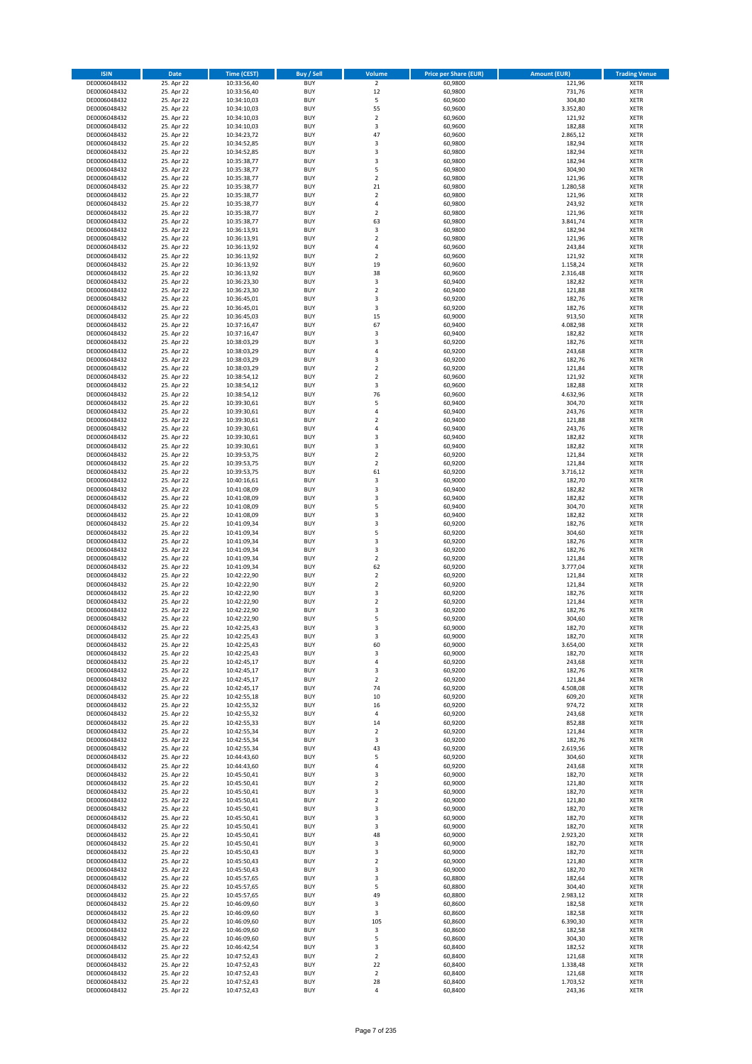| ISIN | Date | Time (CEST) | Buy / Sell | Volume | Price per Share (EUR) | Amount (EUR) | Trading Venue |
|---|---|---|---|---|---|---|---|
| DE0006048432 | 25. Apr 22 | 10:33:56,40 | BUY | 2 | 60,9800 | 121,96 | XETR |
| DE0006048432 | 25. Apr 22 | 10:33:56,40 | BUY | 12 | 60,9800 | 731,76 | XETR |
| DE0006048432 | 25. Apr 22 | 10:34:10,03 | BUY | 5 | 60,9600 | 304,80 | XETR |
| DE0006048432 | 25. Apr 22 | 10:34:10,03 | BUY | 55 | 60,9600 | 3.352,80 | XETR |
| DE0006048432 | 25. Apr 22 | 10:34:10,03 | BUY | 2 | 60,9600 | 121,92 | XETR |
| DE0006048432 | 25. Apr 22 | 10:34:10,03 | BUY | 3 | 60,9600 | 182,88 | XETR |
| DE0006048432 | 25. Apr 22 | 10:34:23,72 | BUY | 47 | 60,9600 | 2.865,12 | XETR |
| DE0006048432 | 25. Apr 22 | 10:34:52,85 | BUY | 3 | 60,9800 | 182,94 | XETR |
| DE0006048432 | 25. Apr 22 | 10:34:52,85 | BUY | 3 | 60,9800 | 182,94 | XETR |
| DE0006048432 | 25. Apr 22 | 10:35:38,77 | BUY | 3 | 60,9800 | 182,94 | XETR |
| DE0006048432 | 25. Apr 22 | 10:35:38,77 | BUY | 5 | 60,9800 | 304,90 | XETR |
| DE0006048432 | 25. Apr 22 | 10:35:38,77 | BUY | 2 | 60,9800 | 121,96 | XETR |
| DE0006048432 | 25. Apr 22 | 10:35:38,77 | BUY | 21 | 60,9800 | 1.280,58 | XETR |
| DE0006048432 | 25. Apr 22 | 10:35:38,77 | BUY | 2 | 60,9800 | 121,96 | XETR |
| DE0006048432 | 25. Apr 22 | 10:35:38,77 | BUY | 4 | 60,9800 | 243,92 | XETR |
| DE0006048432 | 25. Apr 22 | 10:35:38,77 | BUY | 2 | 60,9800 | 121,96 | XETR |
| DE0006048432 | 25. Apr 22 | 10:35:38,77 | BUY | 63 | 60,9800 | 3.841,74 | XETR |
| DE0006048432 | 25. Apr 22 | 10:36:13,91 | BUY | 3 | 60,9800 | 182,94 | XETR |
| DE0006048432 | 25. Apr 22 | 10:36:13,91 | BUY | 2 | 60,9800 | 121,96 | XETR |
| DE0006048432 | 25. Apr 22 | 10:36:13,92 | BUY | 4 | 60,9600 | 243,84 | XETR |
| DE0006048432 | 25. Apr 22 | 10:36:13,92 | BUY | 2 | 60,9600 | 121,92 | XETR |
| DE0006048432 | 25. Apr 22 | 10:36:13,92 | BUY | 19 | 60,9600 | 1.158,24 | XETR |
| DE0006048432 | 25. Apr 22 | 10:36:13,92 | BUY | 38 | 60,9600 | 2.316,48 | XETR |
| DE0006048432 | 25. Apr 22 | 10:36:23,30 | BUY | 3 | 60,9400 | 182,82 | XETR |
| DE0006048432 | 25. Apr 22 | 10:36:23,30 | BUY | 2 | 60,9400 | 121,88 | XETR |
| DE0006048432 | 25. Apr 22 | 10:36:45,01 | BUY | 3 | 60,9200 | 182,76 | XETR |
| DE0006048432 | 25. Apr 22 | 10:36:45,01 | BUY | 3 | 60,9200 | 182,76 | XETR |
| DE0006048432 | 25. Apr 22 | 10:36:45,03 | BUY | 15 | 60,9000 | 913,50 | XETR |
| DE0006048432 | 25. Apr 22 | 10:37:16,47 | BUY | 67 | 60,9400 | 4.082,98 | XETR |
| DE0006048432 | 25. Apr 22 | 10:37:16,47 | BUY | 3 | 60,9400 | 182,82 | XETR |
| DE0006048432 | 25. Apr 22 | 10:38:03,29 | BUY | 3 | 60,9200 | 182,76 | XETR |
| DE0006048432 | 25. Apr 22 | 10:38:03,29 | BUY | 4 | 60,9200 | 243,68 | XETR |
| DE0006048432 | 25. Apr 22 | 10:38:03,29 | BUY | 3 | 60,9200 | 182,76 | XETR |
| DE0006048432 | 25. Apr 22 | 10:38:03,29 | BUY | 2 | 60,9200 | 121,84 | XETR |
| DE0006048432 | 25. Apr 22 | 10:38:54,12 | BUY | 2 | 60,9600 | 121,92 | XETR |
| DE0006048432 | 25. Apr 22 | 10:38:54,12 | BUY | 3 | 60,9600 | 182,88 | XETR |
| DE0006048432 | 25. Apr 22 | 10:38:54,12 | BUY | 76 | 60,9600 | 4.632,96 | XETR |
| DE0006048432 | 25. Apr 22 | 10:39:30,61 | BUY | 5 | 60,9400 | 304,70 | XETR |
| DE0006048432 | 25. Apr 22 | 10:39:30,61 | BUY | 4 | 60,9400 | 243,76 | XETR |
| DE0006048432 | 25. Apr 22 | 10:39:30,61 | BUY | 2 | 60,9400 | 121,88 | XETR |
| DE0006048432 | 25. Apr 22 | 10:39:30,61 | BUY | 4 | 60,9400 | 243,76 | XETR |
| DE0006048432 | 25. Apr 22 | 10:39:30,61 | BUY | 3 | 60,9400 | 182,82 | XETR |
| DE0006048432 | 25. Apr 22 | 10:39:30,61 | BUY | 3 | 60,9400 | 182,82 | XETR |
| DE0006048432 | 25. Apr 22 | 10:39:53,75 | BUY | 2 | 60,9200 | 121,84 | XETR |
| DE0006048432 | 25. Apr 22 | 10:39:53,75 | BUY | 2 | 60,9200 | 121,84 | XETR |
| DE0006048432 | 25. Apr 22 | 10:39:53,75 | BUY | 61 | 60,9200 | 3.716,12 | XETR |
| DE0006048432 | 25. Apr 22 | 10:40:16,61 | BUY | 3 | 60,9000 | 182,70 | XETR |
| DE0006048432 | 25. Apr 22 | 10:41:08,09 | BUY | 3 | 60,9400 | 182,82 | XETR |
| DE0006048432 | 25. Apr 22 | 10:41:08,09 | BUY | 3 | 60,9400 | 182,82 | XETR |
| DE0006048432 | 25. Apr 22 | 10:41:08,09 | BUY | 5 | 60,9400 | 304,70 | XETR |
| DE0006048432 | 25. Apr 22 | 10:41:08,09 | BUY | 3 | 60,9400 | 182,82 | XETR |
| DE0006048432 | 25. Apr 22 | 10:41:09,34 | BUY | 3 | 60,9200 | 182,76 | XETR |
| DE0006048432 | 25. Apr 22 | 10:41:09,34 | BUY | 5 | 60,9200 | 304,60 | XETR |
| DE0006048432 | 25. Apr 22 | 10:41:09,34 | BUY | 3 | 60,9200 | 182,76 | XETR |
| DE0006048432 | 25. Apr 22 | 10:41:09,34 | BUY | 3 | 60,9200 | 182,76 | XETR |
| DE0006048432 | 25. Apr 22 | 10:41:09,34 | BUY | 2 | 60,9200 | 121,84 | XETR |
| DE0006048432 | 25. Apr 22 | 10:41:09,34 | BUY | 62 | 60,9200 | 3.777,04 | XETR |
| DE0006048432 | 25. Apr 22 | 10:42:22,90 | BUY | 2 | 60,9200 | 121,84 | XETR |
| DE0006048432 | 25. Apr 22 | 10:42:22,90 | BUY | 2 | 60,9200 | 121,84 | XETR |
| DE0006048432 | 25. Apr 22 | 10:42:22,90 | BUY | 3 | 60,9200 | 182,76 | XETR |
| DE0006048432 | 25. Apr 22 | 10:42:22,90 | BUY | 2 | 60,9200 | 121,84 | XETR |
| DE0006048432 | 25. Apr 22 | 10:42:22,90 | BUY | 3 | 60,9200 | 182,76 | XETR |
| DE0006048432 | 25. Apr 22 | 10:42:22,90 | BUY | 5 | 60,9200 | 304,60 | XETR |
| DE0006048432 | 25. Apr 22 | 10:42:25,43 | BUY | 3 | 60,9000 | 182,70 | XETR |
| DE0006048432 | 25. Apr 22 | 10:42:25,43 | BUY | 3 | 60,9000 | 182,70 | XETR |
| DE0006048432 | 25. Apr 22 | 10:42:25,43 | BUY | 60 | 60,9000 | 3.654,00 | XETR |
| DE0006048432 | 25. Apr 22 | 10:42:25,43 | BUY | 3 | 60,9000 | 182,70 | XETR |
| DE0006048432 | 25. Apr 22 | 10:42:45,17 | BUY | 4 | 60,9200 | 243,68 | XETR |
| DE0006048432 | 25. Apr 22 | 10:42:45,17 | BUY | 3 | 60,9200 | 182,76 | XETR |
| DE0006048432 | 25. Apr 22 | 10:42:45,17 | BUY | 2 | 60,9200 | 121,84 | XETR |
| DE0006048432 | 25. Apr 22 | 10:42:45,17 | BUY | 74 | 60,9200 | 4.508,08 | XETR |
| DE0006048432 | 25. Apr 22 | 10:42:55,18 | BUY | 10 | 60,9200 | 609,20 | XETR |
| DE0006048432 | 25. Apr 22 | 10:42:55,32 | BUY | 16 | 60,9200 | 974,72 | XETR |
| DE0006048432 | 25. Apr 22 | 10:42:55,32 | BUY | 4 | 60,9200 | 243,68 | XETR |
| DE0006048432 | 25. Apr 22 | 10:42:55,33 | BUY | 14 | 60,9200 | 852,88 | XETR |
| DE0006048432 | 25. Apr 22 | 10:42:55,34 | BUY | 2 | 60,9200 | 121,84 | XETR |
| DE0006048432 | 25. Apr 22 | 10:42:55,34 | BUY | 3 | 60,9200 | 182,76 | XETR |
| DE0006048432 | 25. Apr 22 | 10:42:55,34 | BUY | 43 | 60,9200 | 2.619,56 | XETR |
| DE0006048432 | 25. Apr 22 | 10:44:43,60 | BUY | 5 | 60,9200 | 304,60 | XETR |
| DE0006048432 | 25. Apr 22 | 10:44:43,60 | BUY | 4 | 60,9200 | 243,68 | XETR |
| DE0006048432 | 25. Apr 22 | 10:45:50,41 | BUY | 3 | 60,9000 | 182,70 | XETR |
| DE0006048432 | 25. Apr 22 | 10:45:50,41 | BUY | 2 | 60,9000 | 121,80 | XETR |
| DE0006048432 | 25. Apr 22 | 10:45:50,41 | BUY | 3 | 60,9000 | 182,70 | XETR |
| DE0006048432 | 25. Apr 22 | 10:45:50,41 | BUY | 2 | 60,9000 | 121,80 | XETR |
| DE0006048432 | 25. Apr 22 | 10:45:50,41 | BUY | 3 | 60,9000 | 182,70 | XETR |
| DE0006048432 | 25. Apr 22 | 10:45:50,41 | BUY | 3 | 60,9000 | 182,70 | XETR |
| DE0006048432 | 25. Apr 22 | 10:45:50,41 | BUY | 3 | 60,9000 | 182,70 | XETR |
| DE0006048432 | 25. Apr 22 | 10:45:50,41 | BUY | 48 | 60,9000 | 2.923,20 | XETR |
| DE0006048432 | 25. Apr 22 | 10:45:50,41 | BUY | 3 | 60,9000 | 182,70 | XETR |
| DE0006048432 | 25. Apr 22 | 10:45:50,43 | BUY | 3 | 60,9000 | 182,70 | XETR |
| DE0006048432 | 25. Apr 22 | 10:45:50,43 | BUY | 2 | 60,9000 | 121,80 | XETR |
| DE0006048432 | 25. Apr 22 | 10:45:50,43 | BUY | 3 | 60,9000 | 182,70 | XETR |
| DE0006048432 | 25. Apr 22 | 10:45:57,65 | BUY | 3 | 60,8800 | 182,64 | XETR |
| DE0006048432 | 25. Apr 22 | 10:45:57,65 | BUY | 5 | 60,8800 | 304,40 | XETR |
| DE0006048432 | 25. Apr 22 | 10:45:57,65 | BUY | 49 | 60,8800 | 2.983,12 | XETR |
| DE0006048432 | 25. Apr 22 | 10:46:09,60 | BUY | 3 | 60,8600 | 182,58 | XETR |
| DE0006048432 | 25. Apr 22 | 10:46:09,60 | BUY | 3 | 60,8600 | 182,58 | XETR |
| DE0006048432 | 25. Apr 22 | 10:46:09,60 | BUY | 105 | 60,8600 | 6.390,30 | XETR |
| DE0006048432 | 25. Apr 22 | 10:46:09,60 | BUY | 3 | 60,8600 | 182,58 | XETR |
| DE0006048432 | 25. Apr 22 | 10:46:09,60 | BUY | 5 | 60,8600 | 304,30 | XETR |
| DE0006048432 | 25. Apr 22 | 10:46:42,54 | BUY | 3 | 60,8400 | 182,52 | XETR |
| DE0006048432 | 25. Apr 22 | 10:47:52,43 | BUY | 2 | 60,8400 | 121,68 | XETR |
| DE0006048432 | 25. Apr 22 | 10:47:52,43 | BUY | 22 | 60,8400 | 1.338,48 | XETR |
| DE0006048432 | 25. Apr 22 | 10:47:52,43 | BUY | 2 | 60,8400 | 121,68 | XETR |
| DE0006048432 | 25. Apr 22 | 10:47:52,43 | BUY | 28 | 60,8400 | 1.703,52 | XETR |
| DE0006048432 | 25. Apr 22 | 10:47:52,43 | BUY | 4 | 60,8400 | 243,36 | XETR |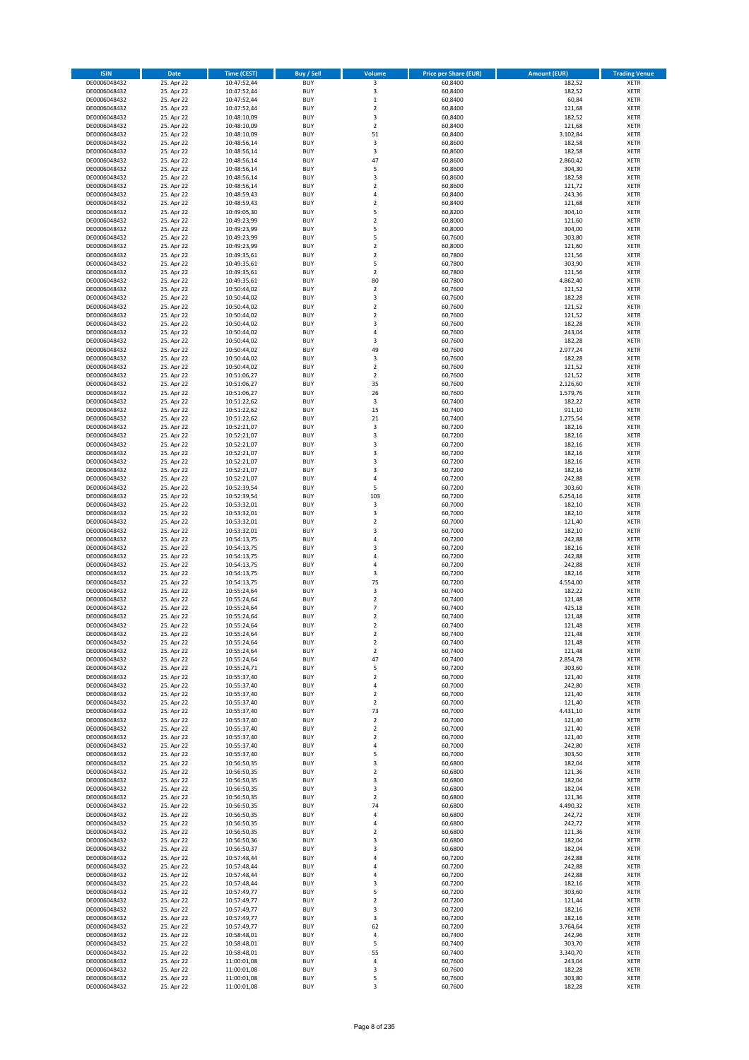| ISIN | Date | Time (CEST) | Buy / Sell | Volume | Price per Share (EUR) | Amount (EUR) | Trading Venue |
|---|---|---|---|---|---|---|---|
| DE0006048432 | 25. Apr 22 | 10:47:52,44 | BUY | 3 | 60,8400 | 182,52 | XETR |
| DE0006048432 | 25. Apr 22 | 10:47:52,44 | BUY | 3 | 60,8400 | 182,52 | XETR |
| DE0006048432 | 25. Apr 22 | 10:47:52,44 | BUY | 1 | 60,8400 | 60,84 | XETR |
| DE0006048432 | 25. Apr 22 | 10:47:52,44 | BUY | 2 | 60,8400 | 121,68 | XETR |
| DE0006048432 | 25. Apr 22 | 10:48:10,09 | BUY | 3 | 60,8400 | 182,52 | XETR |
| DE0006048432 | 25. Apr 22 | 10:48:10,09 | BUY | 2 | 60,8400 | 121,68 | XETR |
| DE0006048432 | 25. Apr 22 | 10:48:10,09 | BUY | 51 | 60,8400 | 3.102,84 | XETR |
| DE0006048432 | 25. Apr 22 | 10:48:56,14 | BUY | 3 | 60,8600 | 182,58 | XETR |
| DE0006048432 | 25. Apr 22 | 10:48:56,14 | BUY | 3 | 60,8600 | 182,58 | XETR |
| DE0006048432 | 25. Apr 22 | 10:48:56,14 | BUY | 47 | 60,8600 | 2.860,42 | XETR |
| DE0006048432 | 25. Apr 22 | 10:48:56,14 | BUY | 5 | 60,8600 | 304,30 | XETR |
| DE0006048432 | 25. Apr 22 | 10:48:56,14 | BUY | 3 | 60,8600 | 182,58 | XETR |
| DE0006048432 | 25. Apr 22 | 10:48:56,14 | BUY | 2 | 60,8600 | 121,72 | XETR |
| DE0006048432 | 25. Apr 22 | 10:48:59,43 | BUY | 4 | 60,8400 | 243,36 | XETR |
| DE0006048432 | 25. Apr 22 | 10:48:59,43 | BUY | 2 | 60,8400 | 121,68 | XETR |
| DE0006048432 | 25. Apr 22 | 10:49:05,30 | BUY | 5 | 60,8200 | 304,10 | XETR |
| DE0006048432 | 25. Apr 22 | 10:49:23,99 | BUY | 2 | 60,8000 | 121,60 | XETR |
| DE0006048432 | 25. Apr 22 | 10:49:23,99 | BUY | 5 | 60,8000 | 304,00 | XETR |
| DE0006048432 | 25. Apr 22 | 10:49:23,99 | BUY | 5 | 60,7600 | 303,80 | XETR |
| DE0006048432 | 25. Apr 22 | 10:49:23,99 | BUY | 2 | 60,8000 | 121,60 | XETR |
| DE0006048432 | 25. Apr 22 | 10:49:35,61 | BUY | 2 | 60,7800 | 121,56 | XETR |
| DE0006048432 | 25. Apr 22 | 10:49:35,61 | BUY | 5 | 60,7800 | 303,90 | XETR |
| DE0006048432 | 25. Apr 22 | 10:49:35,61 | BUY | 2 | 60,7800 | 121,56 | XETR |
| DE0006048432 | 25. Apr 22 | 10:49:35,61 | BUY | 80 | 60,7800 | 4.862,40 | XETR |
| DE0006048432 | 25. Apr 22 | 10:50:44,02 | BUY | 2 | 60,7600 | 121,52 | XETR |
| DE0006048432 | 25. Apr 22 | 10:50:44,02 | BUY | 3 | 60,7600 | 182,28 | XETR |
| DE0006048432 | 25. Apr 22 | 10:50:44,02 | BUY | 2 | 60,7600 | 121,52 | XETR |
| DE0006048432 | 25. Apr 22 | 10:50:44,02 | BUY | 2 | 60,7600 | 121,52 | XETR |
| DE0006048432 | 25. Apr 22 | 10:50:44,02 | BUY | 3 | 60,7600 | 182,28 | XETR |
| DE0006048432 | 25. Apr 22 | 10:50:44,02 | BUY | 4 | 60,7600 | 243,04 | XETR |
| DE0006048432 | 25. Apr 22 | 10:50:44,02 | BUY | 3 | 60,7600 | 182,28 | XETR |
| DE0006048432 | 25. Apr 22 | 10:50:44,02 | BUY | 49 | 60,7600 | 2.977,24 | XETR |
| DE0006048432 | 25. Apr 22 | 10:50:44,02 | BUY | 3 | 60,7600 | 182,28 | XETR |
| DE0006048432 | 25. Apr 22 | 10:50:44,02 | BUY | 2 | 60,7600 | 121,52 | XETR |
| DE0006048432 | 25. Apr 22 | 10:51:06,27 | BUY | 2 | 60,7600 | 121,52 | XETR |
| DE0006048432 | 25. Apr 22 | 10:51:06,27 | BUY | 35 | 60,7600 | 2.126,60 | XETR |
| DE0006048432 | 25. Apr 22 | 10:51:06,27 | BUY | 26 | 60,7600 | 1.579,76 | XETR |
| DE0006048432 | 25. Apr 22 | 10:51:22,62 | BUY | 3 | 60,7400 | 182,22 | XETR |
| DE0006048432 | 25. Apr 22 | 10:51:22,62 | BUY | 15 | 60,7400 | 911,10 | XETR |
| DE0006048432 | 25. Apr 22 | 10:51:22,62 | BUY | 21 | 60,7400 | 1.275,54 | XETR |
| DE0006048432 | 25. Apr 22 | 10:52:21,07 | BUY | 3 | 60,7200 | 182,16 | XETR |
| DE0006048432 | 25. Apr 22 | 10:52:21,07 | BUY | 3 | 60,7200 | 182,16 | XETR |
| DE0006048432 | 25. Apr 22 | 10:52:21,07 | BUY | 3 | 60,7200 | 182,16 | XETR |
| DE0006048432 | 25. Apr 22 | 10:52:21,07 | BUY | 3 | 60,7200 | 182,16 | XETR |
| DE0006048432 | 25. Apr 22 | 10:52:21,07 | BUY | 3 | 60,7200 | 182,16 | XETR |
| DE0006048432 | 25. Apr 22 | 10:52:21,07 | BUY | 3 | 60,7200 | 182,16 | XETR |
| DE0006048432 | 25. Apr 22 | 10:52:21,07 | BUY | 4 | 60,7200 | 242,88 | XETR |
| DE0006048432 | 25. Apr 22 | 10:52:39,54 | BUY | 5 | 60,7200 | 303,60 | XETR |
| DE0006048432 | 25. Apr 22 | 10:52:39,54 | BUY | 103 | 60,7200 | 6.254,16 | XETR |
| DE0006048432 | 25. Apr 22 | 10:53:32,01 | BUY | 3 | 60,7000 | 182,10 | XETR |
| DE0006048432 | 25. Apr 22 | 10:53:32,01 | BUY | 3 | 60,7000 | 182,10 | XETR |
| DE0006048432 | 25. Apr 22 | 10:53:32,01 | BUY | 2 | 60,7000 | 121,40 | XETR |
| DE0006048432 | 25. Apr 22 | 10:53:32,01 | BUY | 3 | 60,7000 | 182,10 | XETR |
| DE0006048432 | 25. Apr 22 | 10:54:13,75 | BUY | 4 | 60,7200 | 242,88 | XETR |
| DE0006048432 | 25. Apr 22 | 10:54:13,75 | BUY | 3 | 60,7200 | 182,16 | XETR |
| DE0006048432 | 25. Apr 22 | 10:54:13,75 | BUY | 4 | 60,7200 | 242,88 | XETR |
| DE0006048432 | 25. Apr 22 | 10:54:13,75 | BUY | 4 | 60,7200 | 242,88 | XETR |
| DE0006048432 | 25. Apr 22 | 10:54:13,75 | BUY | 3 | 60,7200 | 182,16 | XETR |
| DE0006048432 | 25. Apr 22 | 10:54:13,75 | BUY | 75 | 60,7200 | 4.554,00 | XETR |
| DE0006048432 | 25. Apr 22 | 10:55:24,64 | BUY | 3 | 60,7400 | 182,22 | XETR |
| DE0006048432 | 25. Apr 22 | 10:55:24,64 | BUY | 2 | 60,7400 | 121,48 | XETR |
| DE0006048432 | 25. Apr 22 | 10:55:24,64 | BUY | 7 | 60,7400 | 425,18 | XETR |
| DE0006048432 | 25. Apr 22 | 10:55:24,64 | BUY | 2 | 60,7400 | 121,48 | XETR |
| DE0006048432 | 25. Apr 22 | 10:55:24,64 | BUY | 2 | 60,7400 | 121,48 | XETR |
| DE0006048432 | 25. Apr 22 | 10:55:24,64 | BUY | 2 | 60,7400 | 121,48 | XETR |
| DE0006048432 | 25. Apr 22 | 10:55:24,64 | BUY | 2 | 60,7400 | 121,48 | XETR |
| DE0006048432 | 25. Apr 22 | 10:55:24,64 | BUY | 2 | 60,7400 | 121,48 | XETR |
| DE0006048432 | 25. Apr 22 | 10:55:24,64 | BUY | 47 | 60,7400 | 2.854,78 | XETR |
| DE0006048432 | 25. Apr 22 | 10:55:24,71 | BUY | 5 | 60,7200 | 303,60 | XETR |
| DE0006048432 | 25. Apr 22 | 10:55:37,40 | BUY | 2 | 60,7000 | 121,40 | XETR |
| DE0006048432 | 25. Apr 22 | 10:55:37,40 | BUY | 4 | 60,7000 | 242,80 | XETR |
| DE0006048432 | 25. Apr 22 | 10:55:37,40 | BUY | 2 | 60,7000 | 121,40 | XETR |
| DE0006048432 | 25. Apr 22 | 10:55:37,40 | BUY | 2 | 60,7000 | 121,40 | XETR |
| DE0006048432 | 25. Apr 22 | 10:55:37,40 | BUY | 73 | 60,7000 | 4.431,10 | XETR |
| DE0006048432 | 25. Apr 22 | 10:55:37,40 | BUY | 2 | 60,7000 | 121,40 | XETR |
| DE0006048432 | 25. Apr 22 | 10:55:37,40 | BUY | 2 | 60,7000 | 121,40 | XETR |
| DE0006048432 | 25. Apr 22 | 10:55:37,40 | BUY | 2 | 60,7000 | 121,40 | XETR |
| DE0006048432 | 25. Apr 22 | 10:55:37,40 | BUY | 4 | 60,7000 | 242,80 | XETR |
| DE0006048432 | 25. Apr 22 | 10:55:37,40 | BUY | 5 | 60,7000 | 303,50 | XETR |
| DE0006048432 | 25. Apr 22 | 10:56:50,35 | BUY | 3 | 60,6800 | 182,04 | XETR |
| DE0006048432 | 25. Apr 22 | 10:56:50,35 | BUY | 2 | 60,6800 | 121,36 | XETR |
| DE0006048432 | 25. Apr 22 | 10:56:50,35 | BUY | 3 | 60,6800 | 182,04 | XETR |
| DE0006048432 | 25. Apr 22 | 10:56:50,35 | BUY | 3 | 60,6800 | 182,04 | XETR |
| DE0006048432 | 25. Apr 22 | 10:56:50,35 | BUY | 2 | 60,6800 | 121,36 | XETR |
| DE0006048432 | 25. Apr 22 | 10:56:50,35 | BUY | 74 | 60,6800 | 4.490,32 | XETR |
| DE0006048432 | 25. Apr 22 | 10:56:50,35 | BUY | 4 | 60,6800 | 242,72 | XETR |
| DE0006048432 | 25. Apr 22 | 10:56:50,35 | BUY | 4 | 60,6800 | 242,72 | XETR |
| DE0006048432 | 25. Apr 22 | 10:56:50,35 | BUY | 2 | 60,6800 | 121,36 | XETR |
| DE0006048432 | 25. Apr 22 | 10:56:50,36 | BUY | 3 | 60,6800 | 182,04 | XETR |
| DE0006048432 | 25. Apr 22 | 10:56:50,37 | BUY | 3 | 60,6800 | 182,04 | XETR |
| DE0006048432 | 25. Apr 22 | 10:57:48,44 | BUY | 4 | 60,7200 | 242,88 | XETR |
| DE0006048432 | 25. Apr 22 | 10:57:48,44 | BUY | 4 | 60,7200 | 242,88 | XETR |
| DE0006048432 | 25. Apr 22 | 10:57:48,44 | BUY | 4 | 60,7200 | 242,88 | XETR |
| DE0006048432 | 25. Apr 22 | 10:57:48,44 | BUY | 3 | 60,7200 | 182,16 | XETR |
| DE0006048432 | 25. Apr 22 | 10:57:49,77 | BUY | 5 | 60,7200 | 303,60 | XETR |
| DE0006048432 | 25. Apr 22 | 10:57:49,77 | BUY | 2 | 60,7200 | 121,44 | XETR |
| DE0006048432 | 25. Apr 22 | 10:57:49,77 | BUY | 3 | 60,7200 | 182,16 | XETR |
| DE0006048432 | 25. Apr 22 | 10:57:49,77 | BUY | 3 | 60,7200 | 182,16 | XETR |
| DE0006048432 | 25. Apr 22 | 10:57:49,77 | BUY | 62 | 60,7200 | 3.764,64 | XETR |
| DE0006048432 | 25. Apr 22 | 10:58:48,01 | BUY | 4 | 60,7400 | 242,96 | XETR |
| DE0006048432 | 25. Apr 22 | 10:58:48,01 | BUY | 5 | 60,7400 | 303,70 | XETR |
| DE0006048432 | 25. Apr 22 | 10:58:48,01 | BUY | 55 | 60,7400 | 3.340,70 | XETR |
| DE0006048432 | 25. Apr 22 | 11:00:01,08 | BUY | 4 | 60,7600 | 243,04 | XETR |
| DE0006048432 | 25. Apr 22 | 11:00:01,08 | BUY | 3 | 60,7600 | 182,28 | XETR |
| DE0006048432 | 25. Apr 22 | 11:00:01,08 | BUY | 5 | 60,7600 | 303,80 | XETR |
| DE0006048432 | 25. Apr 22 | 11:00:01,08 | BUY | 3 | 60,7600 | 182,28 | XETR |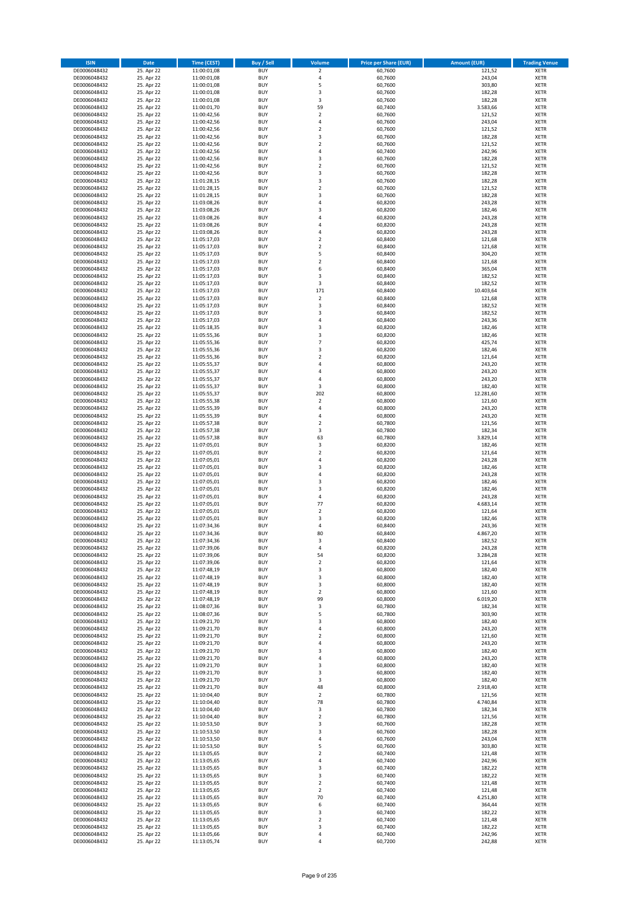| ISIN | Date | Time (CEST) | Buy / Sell | Volume | Price per Share (EUR) | Amount (EUR) | Trading Venue |
|---|---|---|---|---|---|---|---|
| DE0006048432 | 25. Apr 22 | 11:00:01,08 | BUY | 2 | 60,7600 | 121,52 | XETR |
| DE0006048432 | 25. Apr 22 | 11:00:01,08 | BUY | 4 | 60,7600 | 243,04 | XETR |
| DE0006048432 | 25. Apr 22 | 11:00:01,08 | BUY | 5 | 60,7600 | 303,80 | XETR |
| DE0006048432 | 25. Apr 22 | 11:00:01,08 | BUY | 3 | 60,7600 | 182,28 | XETR |
| DE0006048432 | 25. Apr 22 | 11:00:01,08 | BUY | 3 | 60,7600 | 182,28 | XETR |
| DE0006048432 | 25. Apr 22 | 11:00:01,70 | BUY | 59 | 60,7400 | 3.583,66 | XETR |
| DE0006048432 | 25. Apr 22 | 11:00:42,56 | BUY | 2 | 60,7600 | 121,52 | XETR |
| DE0006048432 | 25. Apr 22 | 11:00:42,56 | BUY | 4 | 60,7600 | 243,04 | XETR |
| DE0006048432 | 25. Apr 22 | 11:00:42,56 | BUY | 2 | 60,7600 | 121,52 | XETR |
| DE0006048432 | 25. Apr 22 | 11:00:42,56 | BUY | 3 | 60,7600 | 182,28 | XETR |
| DE0006048432 | 25. Apr 22 | 11:00:42,56 | BUY | 2 | 60,7600 | 121,52 | XETR |
| DE0006048432 | 25. Apr 22 | 11:00:42,56 | BUY | 4 | 60,7400 | 242,96 | XETR |
| DE0006048432 | 25. Apr 22 | 11:00:42,56 | BUY | 3 | 60,7600 | 182,28 | XETR |
| DE0006048432 | 25. Apr 22 | 11:00:42,56 | BUY | 2 | 60,7600 | 121,52 | XETR |
| DE0006048432 | 25. Apr 22 | 11:00:42,56 | BUY | 3 | 60,7600 | 182,28 | XETR |
| DE0006048432 | 25. Apr 22 | 11:01:28,15 | BUY | 3 | 60,7600 | 182,28 | XETR |
| DE0006048432 | 25. Apr 22 | 11:01:28,15 | BUY | 2 | 60,7600 | 121,52 | XETR |
| DE0006048432 | 25. Apr 22 | 11:01:28,15 | BUY | 3 | 60,7600 | 182,28 | XETR |
| DE0006048432 | 25. Apr 22 | 11:03:08,26 | BUY | 4 | 60,8200 | 243,28 | XETR |
| DE0006048432 | 25. Apr 22 | 11:03:08,26 | BUY | 3 | 60,8200 | 182,46 | XETR |
| DE0006048432 | 25. Apr 22 | 11:03:08,26 | BUY | 4 | 60,8200 | 243,28 | XETR |
| DE0006048432 | 25. Apr 22 | 11:03:08,26 | BUY | 4 | 60,8200 | 243,28 | XETR |
| DE0006048432 | 25. Apr 22 | 11:03:08,26 | BUY | 4 | 60,8200 | 243,28 | XETR |
| DE0006048432 | 25. Apr 22 | 11:05:17,03 | BUY | 2 | 60,8400 | 121,68 | XETR |
| DE0006048432 | 25. Apr 22 | 11:05:17,03 | BUY | 2 | 60,8400 | 121,68 | XETR |
| DE0006048432 | 25. Apr 22 | 11:05:17,03 | BUY | 5 | 60,8400 | 304,20 | XETR |
| DE0006048432 | 25. Apr 22 | 11:05:17,03 | BUY | 2 | 60,8400 | 121,68 | XETR |
| DE0006048432 | 25. Apr 22 | 11:05:17,03 | BUY | 6 | 60,8400 | 365,04 | XETR |
| DE0006048432 | 25. Apr 22 | 11:05:17,03 | BUY | 3 | 60,8400 | 182,52 | XETR |
| DE0006048432 | 25. Apr 22 | 11:05:17,03 | BUY | 3 | 60,8400 | 182,52 | XETR |
| DE0006048432 | 25. Apr 22 | 11:05:17,03 | BUY | 171 | 60,8400 | 10.403,64 | XETR |
| DE0006048432 | 25. Apr 22 | 11:05:17,03 | BUY | 2 | 60,8400 | 121,68 | XETR |
| DE0006048432 | 25. Apr 22 | 11:05:17,03 | BUY | 3 | 60,8400 | 182,52 | XETR |
| DE0006048432 | 25. Apr 22 | 11:05:17,03 | BUY | 3 | 60,8400 | 182,52 | XETR |
| DE0006048432 | 25. Apr 22 | 11:05:17,03 | BUY | 4 | 60,8400 | 243,36 | XETR |
| DE0006048432 | 25. Apr 22 | 11:05:18,35 | BUY | 3 | 60,8200 | 182,46 | XETR |
| DE0006048432 | 25. Apr 22 | 11:05:55,36 | BUY | 3 | 60,8200 | 182,46 | XETR |
| DE0006048432 | 25. Apr 22 | 11:05:55,36 | BUY | 7 | 60,8200 | 425,74 | XETR |
| DE0006048432 | 25. Apr 22 | 11:05:55,36 | BUY | 3 | 60,8200 | 182,46 | XETR |
| DE0006048432 | 25. Apr 22 | 11:05:55,36 | BUY | 2 | 60,8200 | 121,64 | XETR |
| DE0006048432 | 25. Apr 22 | 11:05:55,37 | BUY | 4 | 60,8000 | 243,20 | XETR |
| DE0006048432 | 25. Apr 22 | 11:05:55,37 | BUY | 4 | 60,8000 | 243,20 | XETR |
| DE0006048432 | 25. Apr 22 | 11:05:55,37 | BUY | 4 | 60,8000 | 243,20 | XETR |
| DE0006048432 | 25. Apr 22 | 11:05:55,37 | BUY | 3 | 60,8000 | 182,40 | XETR |
| DE0006048432 | 25. Apr 22 | 11:05:55,37 | BUY | 202 | 60,8000 | 12.281,60 | XETR |
| DE0006048432 | 25. Apr 22 | 11:05:55,38 | BUY | 2 | 60,8000 | 121,60 | XETR |
| DE0006048432 | 25. Apr 22 | 11:05:55,39 | BUY | 4 | 60,8000 | 243,20 | XETR |
| DE0006048432 | 25. Apr 22 | 11:05:55,39 | BUY | 4 | 60,8000 | 243,20 | XETR |
| DE0006048432 | 25. Apr 22 | 11:05:57,38 | BUY | 2 | 60,7800 | 121,56 | XETR |
| DE0006048432 | 25. Apr 22 | 11:05:57,38 | BUY | 3 | 60,7800 | 182,34 | XETR |
| DE0006048432 | 25. Apr 22 | 11:05:57,38 | BUY | 63 | 60,7800 | 3.829,14 | XETR |
| DE0006048432 | 25. Apr 22 | 11:07:05,01 | BUY | 3 | 60,8200 | 182,46 | XETR |
| DE0006048432 | 25. Apr 22 | 11:07:05,01 | BUY | 2 | 60,8200 | 121,64 | XETR |
| DE0006048432 | 25. Apr 22 | 11:07:05,01 | BUY | 4 | 60,8200 | 243,28 | XETR |
| DE0006048432 | 25. Apr 22 | 11:07:05,01 | BUY | 3 | 60,8200 | 182,46 | XETR |
| DE0006048432 | 25. Apr 22 | 11:07:05,01 | BUY | 4 | 60,8200 | 243,28 | XETR |
| DE0006048432 | 25. Apr 22 | 11:07:05,01 | BUY | 3 | 60,8200 | 182,46 | XETR |
| DE0006048432 | 25. Apr 22 | 11:07:05,01 | BUY | 3 | 60,8200 | 182,46 | XETR |
| DE0006048432 | 25. Apr 22 | 11:07:05,01 | BUY | 4 | 60,8200 | 243,28 | XETR |
| DE0006048432 | 25. Apr 22 | 11:07:05,01 | BUY | 77 | 60,8200 | 4.683,14 | XETR |
| DE0006048432 | 25. Apr 22 | 11:07:05,01 | BUY | 2 | 60,8200 | 121,64 | XETR |
| DE0006048432 | 25. Apr 22 | 11:07:05,01 | BUY | 3 | 60,8200 | 182,46 | XETR |
| DE0006048432 | 25. Apr 22 | 11:07:34,36 | BUY | 4 | 60,8400 | 243,36 | XETR |
| DE0006048432 | 25. Apr 22 | 11:07:34,36 | BUY | 80 | 60,8400 | 4.867,20 | XETR |
| DE0006048432 | 25. Apr 22 | 11:07:34,36 | BUY | 3 | 60,8400 | 182,52 | XETR |
| DE0006048432 | 25. Apr 22 | 11:07:39,06 | BUY | 4 | 60,8200 | 243,28 | XETR |
| DE0006048432 | 25. Apr 22 | 11:07:39,06 | BUY | 54 | 60,8200 | 3.284,28 | XETR |
| DE0006048432 | 25. Apr 22 | 11:07:39,06 | BUY | 2 | 60,8200 | 121,64 | XETR |
| DE0006048432 | 25. Apr 22 | 11:07:48,19 | BUY | 3 | 60,8000 | 182,40 | XETR |
| DE0006048432 | 25. Apr 22 | 11:07:48,19 | BUY | 3 | 60,8000 | 182,40 | XETR |
| DE0006048432 | 25. Apr 22 | 11:07:48,19 | BUY | 3 | 60,8000 | 182,40 | XETR |
| DE0006048432 | 25. Apr 22 | 11:07:48,19 | BUY | 2 | 60,8000 | 121,60 | XETR |
| DE0006048432 | 25. Apr 22 | 11:07:48,19 | BUY | 99 | 60,8000 | 6.019,20 | XETR |
| DE0006048432 | 25. Apr 22 | 11:08:07,36 | BUY | 3 | 60,7800 | 182,34 | XETR |
| DE0006048432 | 25. Apr 22 | 11:08:07,36 | BUY | 5 | 60,7800 | 303,90 | XETR |
| DE0006048432 | 25. Apr 22 | 11:09:21,70 | BUY | 3 | 60,8000 | 182,40 | XETR |
| DE0006048432 | 25. Apr 22 | 11:09:21,70 | BUY | 4 | 60,8000 | 243,20 | XETR |
| DE0006048432 | 25. Apr 22 | 11:09:21,70 | BUY | 2 | 60,8000 | 121,60 | XETR |
| DE0006048432 | 25. Apr 22 | 11:09:21,70 | BUY | 4 | 60,8000 | 243,20 | XETR |
| DE0006048432 | 25. Apr 22 | 11:09:21,70 | BUY | 3 | 60,8000 | 182,40 | XETR |
| DE0006048432 | 25. Apr 22 | 11:09:21,70 | BUY | 4 | 60,8000 | 243,20 | XETR |
| DE0006048432 | 25. Apr 22 | 11:09:21,70 | BUY | 3 | 60,8000 | 182,40 | XETR |
| DE0006048432 | 25. Apr 22 | 11:09:21,70 | BUY | 3 | 60,8000 | 182,40 | XETR |
| DE0006048432 | 25. Apr 22 | 11:09:21,70 | BUY | 3 | 60,8000 | 182,40 | XETR |
| DE0006048432 | 25. Apr 22 | 11:09:21,70 | BUY | 48 | 60,8000 | 2.918,40 | XETR |
| DE0006048432 | 25. Apr 22 | 11:10:04,40 | BUY | 2 | 60,7800 | 121,56 | XETR |
| DE0006048432 | 25. Apr 22 | 11:10:04,40 | BUY | 78 | 60,7800 | 4.740,84 | XETR |
| DE0006048432 | 25. Apr 22 | 11:10:04,40 | BUY | 3 | 60,7800 | 182,34 | XETR |
| DE0006048432 | 25. Apr 22 | 11:10:04,40 | BUY | 2 | 60,7800 | 121,56 | XETR |
| DE0006048432 | 25. Apr 22 | 11:10:53,50 | BUY | 3 | 60,7600 | 182,28 | XETR |
| DE0006048432 | 25. Apr 22 | 11:10:53,50 | BUY | 3 | 60,7600 | 182,28 | XETR |
| DE0006048432 | 25. Apr 22 | 11:10:53,50 | BUY | 4 | 60,7600 | 243,04 | XETR |
| DE0006048432 | 25. Apr 22 | 11:10:53,50 | BUY | 5 | 60,7600 | 303,80 | XETR |
| DE0006048432 | 25. Apr 22 | 11:13:05,65 | BUY | 2 | 60,7400 | 121,48 | XETR |
| DE0006048432 | 25. Apr 22 | 11:13:05,65 | BUY | 4 | 60,7400 | 242,96 | XETR |
| DE0006048432 | 25. Apr 22 | 11:13:05,65 | BUY | 3 | 60,7400 | 182,22 | XETR |
| DE0006048432 | 25. Apr 22 | 11:13:05,65 | BUY | 3 | 60,7400 | 182,22 | XETR |
| DE0006048432 | 25. Apr 22 | 11:13:05,65 | BUY | 2 | 60,7400 | 121,48 | XETR |
| DE0006048432 | 25. Apr 22 | 11:13:05,65 | BUY | 2 | 60,7400 | 121,48 | XETR |
| DE0006048432 | 25. Apr 22 | 11:13:05,65 | BUY | 70 | 60,7400 | 4.251,80 | XETR |
| DE0006048432 | 25. Apr 22 | 11:13:05,65 | BUY | 6 | 60,7400 | 364,44 | XETR |
| DE0006048432 | 25. Apr 22 | 11:13:05,65 | BUY | 3 | 60,7400 | 182,22 | XETR |
| DE0006048432 | 25. Apr 22 | 11:13:05,65 | BUY | 2 | 60,7400 | 121,48 | XETR |
| DE0006048432 | 25. Apr 22 | 11:13:05,65 | BUY | 3 | 60,7400 | 182,22 | XETR |
| DE0006048432 | 25. Apr 22 | 11:13:05,66 | BUY | 4 | 60,7400 | 242,96 | XETR |
| DE0006048432 | 25. Apr 22 | 11:13:05,74 | BUY | 4 | 60,7200 | 242,88 | XETR |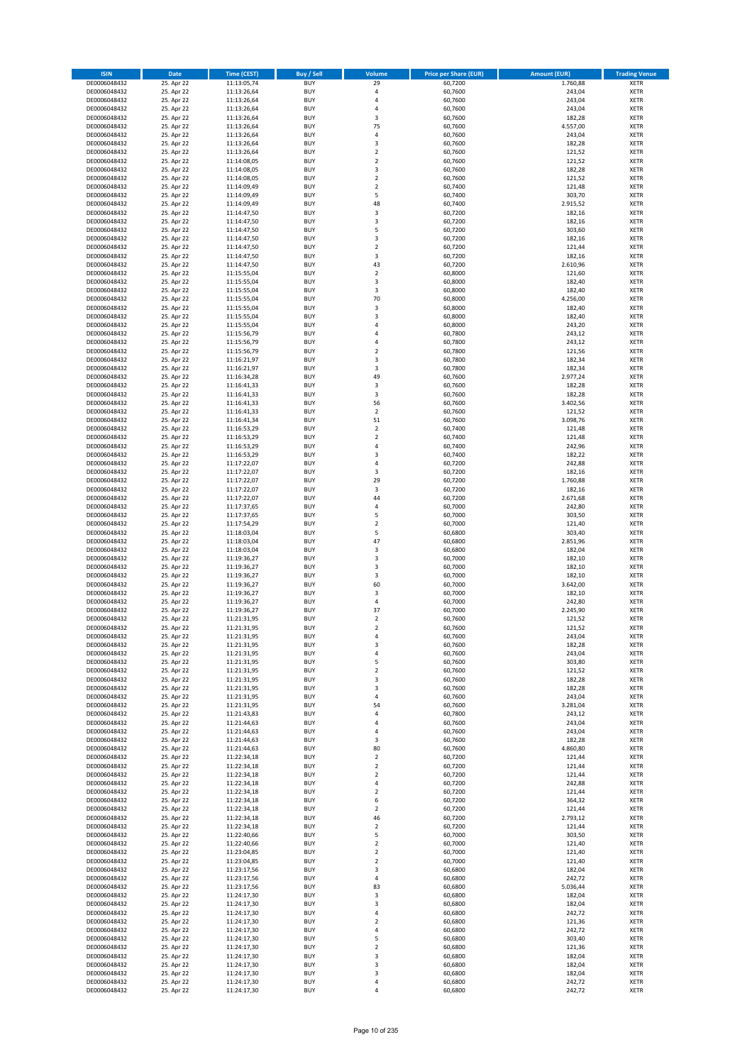| ISIN | Date | Time (CEST) | Buy / Sell | Volume | Price per Share (EUR) | Amount (EUR) | Trading Venue |
|---|---|---|---|---|---|---|---|
| DE0006048432 | 25. Apr 22 | 11:13:05,74 | BUY | 29 | 60,7200 | 1.760,88 | XETR |
| DE0006048432 | 25. Apr 22 | 11:13:26,64 | BUY | 4 | 60,7600 | 243,04 | XETR |
| DE0006048432 | 25. Apr 22 | 11:13:26,64 | BUY | 4 | 60,7600 | 243,04 | XETR |
| DE0006048432 | 25. Apr 22 | 11:13:26,64 | BUY | 4 | 60,7600 | 243,04 | XETR |
| DE0006048432 | 25. Apr 22 | 11:13:26,64 | BUY | 3 | 60,7600 | 182,28 | XETR |
| DE0006048432 | 25. Apr 22 | 11:13:26,64 | BUY | 75 | 60,7600 | 4.557,00 | XETR |
| DE0006048432 | 25. Apr 22 | 11:13:26,64 | BUY | 4 | 60,7600 | 243,04 | XETR |
| DE0006048432 | 25. Apr 22 | 11:13:26,64 | BUY | 3 | 60,7600 | 182,28 | XETR |
| DE0006048432 | 25. Apr 22 | 11:13:26,64 | BUY | 2 | 60,7600 | 121,52 | XETR |
| DE0006048432 | 25. Apr 22 | 11:14:08,05 | BUY | 2 | 60,7600 | 121,52 | XETR |
| DE0006048432 | 25. Apr 22 | 11:14:08,05 | BUY | 3 | 60,7600 | 182,28 | XETR |
| DE0006048432 | 25. Apr 22 | 11:14:08,05 | BUY | 2 | 60,7600 | 121,52 | XETR |
| DE0006048432 | 25. Apr 22 | 11:14:09,49 | BUY | 2 | 60,7400 | 121,48 | XETR |
| DE0006048432 | 25. Apr 22 | 11:14:09,49 | BUY | 5 | 60,7400 | 303,70 | XETR |
| DE0006048432 | 25. Apr 22 | 11:14:09,49 | BUY | 48 | 60,7400 | 2.915,52 | XETR |
| DE0006048432 | 25. Apr 22 | 11:14:47,50 | BUY | 3 | 60,7200 | 182,16 | XETR |
| DE0006048432 | 25. Apr 22 | 11:14:47,50 | BUY | 3 | 60,7200 | 182,16 | XETR |
| DE0006048432 | 25. Apr 22 | 11:14:47,50 | BUY | 5 | 60,7200 | 303,60 | XETR |
| DE0006048432 | 25. Apr 22 | 11:14:47,50 | BUY | 3 | 60,7200 | 182,16 | XETR |
| DE0006048432 | 25. Apr 22 | 11:14:47,50 | BUY | 2 | 60,7200 | 121,44 | XETR |
| DE0006048432 | 25. Apr 22 | 11:14:47,50 | BUY | 3 | 60,7200 | 182,16 | XETR |
| DE0006048432 | 25. Apr 22 | 11:14:47,50 | BUY | 43 | 60,7200 | 2.610,96 | XETR |
| DE0006048432 | 25. Apr 22 | 11:15:55,04 | BUY | 2 | 60,8000 | 121,60 | XETR |
| DE0006048432 | 25. Apr 22 | 11:15:55,04 | BUY | 3 | 60,8000 | 182,40 | XETR |
| DE0006048432 | 25. Apr 22 | 11:15:55,04 | BUY | 3 | 60,8000 | 182,40 | XETR |
| DE0006048432 | 25. Apr 22 | 11:15:55,04 | BUY | 70 | 60,8000 | 4.256,00 | XETR |
| DE0006048432 | 25. Apr 22 | 11:15:55,04 | BUY | 3 | 60,8000 | 182,40 | XETR |
| DE0006048432 | 25. Apr 22 | 11:15:55,04 | BUY | 3 | 60,8000 | 182,40 | XETR |
| DE0006048432 | 25. Apr 22 | 11:15:55,04 | BUY | 4 | 60,8000 | 243,20 | XETR |
| DE0006048432 | 25. Apr 22 | 11:15:56,79 | BUY | 4 | 60,7800 | 243,12 | XETR |
| DE0006048432 | 25. Apr 22 | 11:15:56,79 | BUY | 4 | 60,7800 | 243,12 | XETR |
| DE0006048432 | 25. Apr 22 | 11:15:56,79 | BUY | 2 | 60,7800 | 121,56 | XETR |
| DE0006048432 | 25. Apr 22 | 11:16:21,97 | BUY | 3 | 60,7800 | 182,34 | XETR |
| DE0006048432 | 25. Apr 22 | 11:16:21,97 | BUY | 3 | 60,7800 | 182,34 | XETR |
| DE0006048432 | 25. Apr 22 | 11:16:34,28 | BUY | 49 | 60,7600 | 2.977,24 | XETR |
| DE0006048432 | 25. Apr 22 | 11:16:41,33 | BUY | 3 | 60,7600 | 182,28 | XETR |
| DE0006048432 | 25. Apr 22 | 11:16:41,33 | BUY | 3 | 60,7600 | 182,28 | XETR |
| DE0006048432 | 25. Apr 22 | 11:16:41,33 | BUY | 56 | 60,7600 | 3.402,56 | XETR |
| DE0006048432 | 25. Apr 22 | 11:16:41,33 | BUY | 2 | 60,7600 | 121,52 | XETR |
| DE0006048432 | 25. Apr 22 | 11:16:41,34 | BUY | 51 | 60,7600 | 3.098,76 | XETR |
| DE0006048432 | 25. Apr 22 | 11:16:53,29 | BUY | 2 | 60,7400 | 121,48 | XETR |
| DE0006048432 | 25. Apr 22 | 11:16:53,29 | BUY | 2 | 60,7400 | 121,48 | XETR |
| DE0006048432 | 25. Apr 22 | 11:16:53,29 | BUY | 4 | 60,7400 | 242,96 | XETR |
| DE0006048432 | 25. Apr 22 | 11:16:53,29 | BUY | 3 | 60,7400 | 182,22 | XETR |
| DE0006048432 | 25. Apr 22 | 11:17:22,07 | BUY | 4 | 60,7200 | 242,88 | XETR |
| DE0006048432 | 25. Apr 22 | 11:17:22,07 | BUY | 3 | 60,7200 | 182,16 | XETR |
| DE0006048432 | 25. Apr 22 | 11:17:22,07 | BUY | 29 | 60,7200 | 1.760,88 | XETR |
| DE0006048432 | 25. Apr 22 | 11:17:22,07 | BUY | 3 | 60,7200 | 182,16 | XETR |
| DE0006048432 | 25. Apr 22 | 11:17:22,07 | BUY | 44 | 60,7200 | 2.671,68 | XETR |
| DE0006048432 | 25. Apr 22 | 11:17:37,65 | BUY | 4 | 60,7000 | 242,80 | XETR |
| DE0006048432 | 25. Apr 22 | 11:17:37,65 | BUY | 5 | 60,7000 | 303,50 | XETR |
| DE0006048432 | 25. Apr 22 | 11:17:54,29 | BUY | 2 | 60,7000 | 121,40 | XETR |
| DE0006048432 | 25. Apr 22 | 11:18:03,04 | BUY | 5 | 60,6800 | 303,40 | XETR |
| DE0006048432 | 25. Apr 22 | 11:18:03,04 | BUY | 47 | 60,6800 | 2.851,96 | XETR |
| DE0006048432 | 25. Apr 22 | 11:18:03,04 | BUY | 3 | 60,6800 | 182,04 | XETR |
| DE0006048432 | 25. Apr 22 | 11:19:36,27 | BUY | 3 | 60,7000 | 182,10 | XETR |
| DE0006048432 | 25. Apr 22 | 11:19:36,27 | BUY | 3 | 60,7000 | 182,10 | XETR |
| DE0006048432 | 25. Apr 22 | 11:19:36,27 | BUY | 3 | 60,7000 | 182,10 | XETR |
| DE0006048432 | 25. Apr 22 | 11:19:36,27 | BUY | 60 | 60,7000 | 3.642,00 | XETR |
| DE0006048432 | 25. Apr 22 | 11:19:36,27 | BUY | 3 | 60,7000 | 182,10 | XETR |
| DE0006048432 | 25. Apr 22 | 11:19:36,27 | BUY | 4 | 60,7000 | 242,80 | XETR |
| DE0006048432 | 25. Apr 22 | 11:19:36,27 | BUY | 37 | 60,7000 | 2.245,90 | XETR |
| DE0006048432 | 25. Apr 22 | 11:21:31,95 | BUY | 2 | 60,7600 | 121,52 | XETR |
| DE0006048432 | 25. Apr 22 | 11:21:31,95 | BUY | 2 | 60,7600 | 121,52 | XETR |
| DE0006048432 | 25. Apr 22 | 11:21:31,95 | BUY | 4 | 60,7600 | 243,04 | XETR |
| DE0006048432 | 25. Apr 22 | 11:21:31,95 | BUY | 3 | 60,7600 | 182,28 | XETR |
| DE0006048432 | 25. Apr 22 | 11:21:31,95 | BUY | 4 | 60,7600 | 243,04 | XETR |
| DE0006048432 | 25. Apr 22 | 11:21:31,95 | BUY | 5 | 60,7600 | 303,80 | XETR |
| DE0006048432 | 25. Apr 22 | 11:21:31,95 | BUY | 2 | 60,7600 | 121,52 | XETR |
| DE0006048432 | 25. Apr 22 | 11:21:31,95 | BUY | 3 | 60,7600 | 182,28 | XETR |
| DE0006048432 | 25. Apr 22 | 11:21:31,95 | BUY | 3 | 60,7600 | 182,28 | XETR |
| DE0006048432 | 25. Apr 22 | 11:21:31,95 | BUY | 4 | 60,7600 | 243,04 | XETR |
| DE0006048432 | 25. Apr 22 | 11:21:31,95 | BUY | 54 | 60,7600 | 3.281,04 | XETR |
| DE0006048432 | 25. Apr 22 | 11:21:43,83 | BUY | 4 | 60,7800 | 243,12 | XETR |
| DE0006048432 | 25. Apr 22 | 11:21:44,63 | BUY | 4 | 60,7600 | 243,04 | XETR |
| DE0006048432 | 25. Apr 22 | 11:21:44,63 | BUY | 4 | 60,7600 | 243,04 | XETR |
| DE0006048432 | 25. Apr 22 | 11:21:44,63 | BUY | 3 | 60,7600 | 182,28 | XETR |
| DE0006048432 | 25. Apr 22 | 11:21:44,63 | BUY | 80 | 60,7600 | 4.860,80 | XETR |
| DE0006048432 | 25. Apr 22 | 11:22:34,18 | BUY | 2 | 60,7200 | 121,44 | XETR |
| DE0006048432 | 25. Apr 22 | 11:22:34,18 | BUY | 2 | 60,7200 | 121,44 | XETR |
| DE0006048432 | 25. Apr 22 | 11:22:34,18 | BUY | 2 | 60,7200 | 121,44 | XETR |
| DE0006048432 | 25. Apr 22 | 11:22:34,18 | BUY | 4 | 60,7200 | 242,88 | XETR |
| DE0006048432 | 25. Apr 22 | 11:22:34,18 | BUY | 2 | 60,7200 | 121,44 | XETR |
| DE0006048432 | 25. Apr 22 | 11:22:34,18 | BUY | 6 | 60,7200 | 364,32 | XETR |
| DE0006048432 | 25. Apr 22 | 11:22:34,18 | BUY | 2 | 60,7200 | 121,44 | XETR |
| DE0006048432 | 25. Apr 22 | 11:22:34,18 | BUY | 46 | 60,7200 | 2.793,12 | XETR |
| DE0006048432 | 25. Apr 22 | 11:22:34,18 | BUY | 2 | 60,7200 | 121,44 | XETR |
| DE0006048432 | 25. Apr 22 | 11:22:40,66 | BUY | 5 | 60,7000 | 303,50 | XETR |
| DE0006048432 | 25. Apr 22 | 11:22:40,66 | BUY | 2 | 60,7000 | 121,40 | XETR |
| DE0006048432 | 25. Apr 22 | 11:23:04,85 | BUY | 2 | 60,7000 | 121,40 | XETR |
| DE0006048432 | 25. Apr 22 | 11:23:04,85 | BUY | 2 | 60,7000 | 121,40 | XETR |
| DE0006048432 | 25. Apr 22 | 11:23:17,56 | BUY | 3 | 60,6800 | 182,04 | XETR |
| DE0006048432 | 25. Apr 22 | 11:23:17,56 | BUY | 4 | 60,6800 | 242,72 | XETR |
| DE0006048432 | 25. Apr 22 | 11:23:17,56 | BUY | 83 | 60,6800 | 5.036,44 | XETR |
| DE0006048432 | 25. Apr 22 | 11:24:17,30 | BUY | 3 | 60,6800 | 182,04 | XETR |
| DE0006048432 | 25. Apr 22 | 11:24:17,30 | BUY | 3 | 60,6800 | 182,04 | XETR |
| DE0006048432 | 25. Apr 22 | 11:24:17,30 | BUY | 4 | 60,6800 | 242,72 | XETR |
| DE0006048432 | 25. Apr 22 | 11:24:17,30 | BUY | 2 | 60,6800 | 121,36 | XETR |
| DE0006048432 | 25. Apr 22 | 11:24:17,30 | BUY | 4 | 60,6800 | 242,72 | XETR |
| DE0006048432 | 25. Apr 22 | 11:24:17,30 | BUY | 5 | 60,6800 | 303,40 | XETR |
| DE0006048432 | 25. Apr 22 | 11:24:17,30 | BUY | 2 | 60,6800 | 121,36 | XETR |
| DE0006048432 | 25. Apr 22 | 11:24:17,30 | BUY | 3 | 60,6800 | 182,04 | XETR |
| DE0006048432 | 25. Apr 22 | 11:24:17,30 | BUY | 3 | 60,6800 | 182,04 | XETR |
| DE0006048432 | 25. Apr 22 | 11:24:17,30 | BUY | 3 | 60,6800 | 182,04 | XETR |
| DE0006048432 | 25. Apr 22 | 11:24:17,30 | BUY | 4 | 60,6800 | 242,72 | XETR |
| DE0006048432 | 25. Apr 22 | 11:24:17,30 | BUY | 4 | 60,6800 | 242,72 | XETR |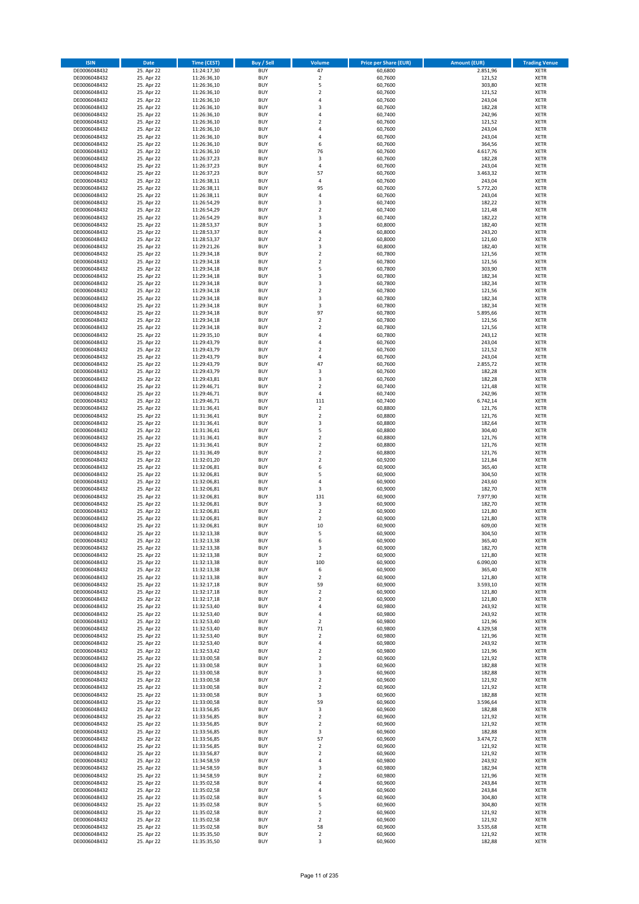| ISIN | Date | Time (CEST) | Buy / Sell | Volume | Price per Share (EUR) | Amount (EUR) | Trading Venue |
|---|---|---|---|---|---|---|---|
| DE0006048432 | 25. Apr 22 | 11:24:17,30 | BUY | 47 | 60,6800 | 2.851,96 | XETR |
| DE0006048432 | 25. Apr 22 | 11:26:36,10 | BUY | 2 | 60,7600 | 121,52 | XETR |
| DE0006048432 | 25. Apr 22 | 11:26:36,10 | BUY | 5 | 60,7600 | 303,80 | XETR |
| DE0006048432 | 25. Apr 22 | 11:26:36,10 | BUY | 2 | 60,7600 | 121,52 | XETR |
| DE0006048432 | 25. Apr 22 | 11:26:36,10 | BUY | 4 | 60,7600 | 243,04 | XETR |
| DE0006048432 | 25. Apr 22 | 11:26:36,10 | BUY | 3 | 60,7600 | 182,28 | XETR |
| DE0006048432 | 25. Apr 22 | 11:26:36,10 | BUY | 4 | 60,7400 | 242,96 | XETR |
| DE0006048432 | 25. Apr 22 | 11:26:36,10 | BUY | 2 | 60,7600 | 121,52 | XETR |
| DE0006048432 | 25. Apr 22 | 11:26:36,10 | BUY | 4 | 60,7600 | 243,04 | XETR |
| DE0006048432 | 25. Apr 22 | 11:26:36,10 | BUY | 4 | 60,7600 | 243,04 | XETR |
| DE0006048432 | 25. Apr 22 | 11:26:36,10 | BUY | 6 | 60,7600 | 364,56 | XETR |
| DE0006048432 | 25. Apr 22 | 11:26:36,10 | BUY | 76 | 60,7600 | 4.617,76 | XETR |
| DE0006048432 | 25. Apr 22 | 11:26:37,23 | BUY | 3 | 60,7600 | 182,28 | XETR |
| DE0006048432 | 25. Apr 22 | 11:26:37,23 | BUY | 4 | 60,7600 | 243,04 | XETR |
| DE0006048432 | 25. Apr 22 | 11:26:37,23 | BUY | 57 | 60,7600 | 3.463,32 | XETR |
| DE0006048432 | 25. Apr 22 | 11:26:38,11 | BUY | 4 | 60,7600 | 243,04 | XETR |
| DE0006048432 | 25. Apr 22 | 11:26:38,11 | BUY | 95 | 60,7600 | 5.772,20 | XETR |
| DE0006048432 | 25. Apr 22 | 11:26:38,11 | BUY | 4 | 60,7600 | 243,04 | XETR |
| DE0006048432 | 25. Apr 22 | 11:26:54,29 | BUY | 3 | 60,7400 | 182,22 | XETR |
| DE0006048432 | 25. Apr 22 | 11:26:54,29 | BUY | 2 | 60,7400 | 121,48 | XETR |
| DE0006048432 | 25. Apr 22 | 11:26:54,29 | BUY | 3 | 60,7400 | 182,22 | XETR |
| DE0006048432 | 25. Apr 22 | 11:28:53,37 | BUY | 3 | 60,8000 | 182,40 | XETR |
| DE0006048432 | 25. Apr 22 | 11:28:53,37 | BUY | 4 | 60,8000 | 243,20 | XETR |
| DE0006048432 | 25. Apr 22 | 11:28:53,37 | BUY | 2 | 60,8000 | 121,60 | XETR |
| DE0006048432 | 25. Apr 22 | 11:29:21,26 | BUY | 3 | 60,8000 | 182,40 | XETR |
| DE0006048432 | 25. Apr 22 | 11:29:34,18 | BUY | 2 | 60,7800 | 121,56 | XETR |
| DE0006048432 | 25. Apr 22 | 11:29:34,18 | BUY | 2 | 60,7800 | 121,56 | XETR |
| DE0006048432 | 25. Apr 22 | 11:29:34,18 | BUY | 5 | 60,7800 | 303,90 | XETR |
| DE0006048432 | 25. Apr 22 | 11:29:34,18 | BUY | 3 | 60,7800 | 182,34 | XETR |
| DE0006048432 | 25. Apr 22 | 11:29:34,18 | BUY | 3 | 60,7800 | 182,34 | XETR |
| DE0006048432 | 25. Apr 22 | 11:29:34,18 | BUY | 2 | 60,7800 | 121,56 | XETR |
| DE0006048432 | 25. Apr 22 | 11:29:34,18 | BUY | 3 | 60,7800 | 182,34 | XETR |
| DE0006048432 | 25. Apr 22 | 11:29:34,18 | BUY | 3 | 60,7800 | 182,34 | XETR |
| DE0006048432 | 25. Apr 22 | 11:29:34,18 | BUY | 97 | 60,7800 | 5.895,66 | XETR |
| DE0006048432 | 25. Apr 22 | 11:29:34,18 | BUY | 2 | 60,7800 | 121,56 | XETR |
| DE0006048432 | 25. Apr 22 | 11:29:34,18 | BUY | 2 | 60,7800 | 121,56 | XETR |
| DE0006048432 | 25. Apr 22 | 11:29:35,10 | BUY | 4 | 60,7800 | 243,12 | XETR |
| DE0006048432 | 25. Apr 22 | 11:29:43,79 | BUY | 4 | 60,7600 | 243,04 | XETR |
| DE0006048432 | 25. Apr 22 | 11:29:43,79 | BUY | 2 | 60,7600 | 121,52 | XETR |
| DE0006048432 | 25. Apr 22 | 11:29:43,79 | BUY | 4 | 60,7600 | 243,04 | XETR |
| DE0006048432 | 25. Apr 22 | 11:29:43,79 | BUY | 47 | 60,7600 | 2.855,72 | XETR |
| DE0006048432 | 25. Apr 22 | 11:29:43,79 | BUY | 3 | 60,7600 | 182,28 | XETR |
| DE0006048432 | 25. Apr 22 | 11:29:43,81 | BUY | 3 | 60,7600 | 182,28 | XETR |
| DE0006048432 | 25. Apr 22 | 11:29:46,71 | BUY | 2 | 60,7400 | 121,48 | XETR |
| DE0006048432 | 25. Apr 22 | 11:29:46,71 | BUY | 4 | 60,7400 | 242,96 | XETR |
| DE0006048432 | 25. Apr 22 | 11:29:46,71 | BUY | 111 | 60,7400 | 6.742,14 | XETR |
| DE0006048432 | 25. Apr 22 | 11:31:36,41 | BUY | 2 | 60,8800 | 121,76 | XETR |
| DE0006048432 | 25. Apr 22 | 11:31:36,41 | BUY | 2 | 60,8800 | 121,76 | XETR |
| DE0006048432 | 25. Apr 22 | 11:31:36,41 | BUY | 3 | 60,8800 | 182,64 | XETR |
| DE0006048432 | 25. Apr 22 | 11:31:36,41 | BUY | 5 | 60,8800 | 304,40 | XETR |
| DE0006048432 | 25. Apr 22 | 11:31:36,41 | BUY | 2 | 60,8800 | 121,76 | XETR |
| DE0006048432 | 25. Apr 22 | 11:31:36,41 | BUY | 2 | 60,8800 | 121,76 | XETR |
| DE0006048432 | 25. Apr 22 | 11:31:36,49 | BUY | 2 | 60,8800 | 121,76 | XETR |
| DE0006048432 | 25. Apr 22 | 11:32:01,20 | BUY | 2 | 60,9200 | 121,84 | XETR |
| DE0006048432 | 25. Apr 22 | 11:32:06,81 | BUY | 6 | 60,9000 | 365,40 | XETR |
| DE0006048432 | 25. Apr 22 | 11:32:06,81 | BUY | 5 | 60,9000 | 304,50 | XETR |
| DE0006048432 | 25. Apr 22 | 11:32:06,81 | BUY | 4 | 60,9000 | 243,60 | XETR |
| DE0006048432 | 25. Apr 22 | 11:32:06,81 | BUY | 3 | 60,9000 | 182,70 | XETR |
| DE0006048432 | 25. Apr 22 | 11:32:06,81 | BUY | 131 | 60,9000 | 7.977,90 | XETR |
| DE0006048432 | 25. Apr 22 | 11:32:06,81 | BUY | 3 | 60,9000 | 182,70 | XETR |
| DE0006048432 | 25. Apr 22 | 11:32:06,81 | BUY | 2 | 60,9000 | 121,80 | XETR |
| DE0006048432 | 25. Apr 22 | 11:32:06,81 | BUY | 2 | 60,9000 | 121,80 | XETR |
| DE0006048432 | 25. Apr 22 | 11:32:06,81 | BUY | 10 | 60,9000 | 609,00 | XETR |
| DE0006048432 | 25. Apr 22 | 11:32:13,38 | BUY | 5 | 60,9000 | 304,50 | XETR |
| DE0006048432 | 25. Apr 22 | 11:32:13,38 | BUY | 6 | 60,9000 | 365,40 | XETR |
| DE0006048432 | 25. Apr 22 | 11:32:13,38 | BUY | 3 | 60,9000 | 182,70 | XETR |
| DE0006048432 | 25. Apr 22 | 11:32:13,38 | BUY | 2 | 60,9000 | 121,80 | XETR |
| DE0006048432 | 25. Apr 22 | 11:32:13,38 | BUY | 100 | 60,9000 | 6.090,00 | XETR |
| DE0006048432 | 25. Apr 22 | 11:32:13,38 | BUY | 6 | 60,9000 | 365,40 | XETR |
| DE0006048432 | 25. Apr 22 | 11:32:13,38 | BUY | 2 | 60,9000 | 121,80 | XETR |
| DE0006048432 | 25. Apr 22 | 11:32:17,18 | BUY | 59 | 60,9000 | 3.593,10 | XETR |
| DE0006048432 | 25. Apr 22 | 11:32:17,18 | BUY | 2 | 60,9000 | 121,80 | XETR |
| DE0006048432 | 25. Apr 22 | 11:32:17,18 | BUY | 2 | 60,9000 | 121,80 | XETR |
| DE0006048432 | 25. Apr 22 | 11:32:53,40 | BUY | 4 | 60,9800 | 243,92 | XETR |
| DE0006048432 | 25. Apr 22 | 11:32:53,40 | BUY | 4 | 60,9800 | 243,92 | XETR |
| DE0006048432 | 25. Apr 22 | 11:32:53,40 | BUY | 2 | 60,9800 | 121,96 | XETR |
| DE0006048432 | 25. Apr 22 | 11:32:53,40 | BUY | 71 | 60,9800 | 4.329,58 | XETR |
| DE0006048432 | 25. Apr 22 | 11:32:53,40 | BUY | 2 | 60,9800 | 121,96 | XETR |
| DE0006048432 | 25. Apr 22 | 11:32:53,40 | BUY | 4 | 60,9800 | 243,92 | XETR |
| DE0006048432 | 25. Apr 22 | 11:32:53,42 | BUY | 2 | 60,9800 | 121,96 | XETR |
| DE0006048432 | 25. Apr 22 | 11:33:00,58 | BUY | 2 | 60,9600 | 121,92 | XETR |
| DE0006048432 | 25. Apr 22 | 11:33:00,58 | BUY | 3 | 60,9600 | 182,88 | XETR |
| DE0006048432 | 25. Apr 22 | 11:33:00,58 | BUY | 3 | 60,9600 | 182,88 | XETR |
| DE0006048432 | 25. Apr 22 | 11:33:00,58 | BUY | 2 | 60,9600 | 121,92 | XETR |
| DE0006048432 | 25. Apr 22 | 11:33:00,58 | BUY | 2 | 60,9600 | 121,92 | XETR |
| DE0006048432 | 25. Apr 22 | 11:33:00,58 | BUY | 3 | 60,9600 | 182,88 | XETR |
| DE0006048432 | 25. Apr 22 | 11:33:00,58 | BUY | 59 | 60,9600 | 3.596,64 | XETR |
| DE0006048432 | 25. Apr 22 | 11:33:56,85 | BUY | 3 | 60,9600 | 182,88 | XETR |
| DE0006048432 | 25. Apr 22 | 11:33:56,85 | BUY | 2 | 60,9600 | 121,92 | XETR |
| DE0006048432 | 25. Apr 22 | 11:33:56,85 | BUY | 2 | 60,9600 | 121,92 | XETR |
| DE0006048432 | 25. Apr 22 | 11:33:56,85 | BUY | 3 | 60,9600 | 182,88 | XETR |
| DE0006048432 | 25. Apr 22 | 11:33:56,85 | BUY | 57 | 60,9600 | 3.474,72 | XETR |
| DE0006048432 | 25. Apr 22 | 11:33:56,85 | BUY | 2 | 60,9600 | 121,92 | XETR |
| DE0006048432 | 25. Apr 22 | 11:33:56,87 | BUY | 2 | 60,9600 | 121,92 | XETR |
| DE0006048432 | 25. Apr 22 | 11:34:58,59 | BUY | 4 | 60,9800 | 243,92 | XETR |
| DE0006048432 | 25. Apr 22 | 11:34:58,59 | BUY | 3 | 60,9800 | 182,94 | XETR |
| DE0006048432 | 25. Apr 22 | 11:34:58,59 | BUY | 2 | 60,9800 | 121,96 | XETR |
| DE0006048432 | 25. Apr 22 | 11:35:02,58 | BUY | 4 | 60,9600 | 243,84 | XETR |
| DE0006048432 | 25. Apr 22 | 11:35:02,58 | BUY | 4 | 60,9600 | 243,84 | XETR |
| DE0006048432 | 25. Apr 22 | 11:35:02,58 | BUY | 5 | 60,9600 | 304,80 | XETR |
| DE0006048432 | 25. Apr 22 | 11:35:02,58 | BUY | 5 | 60,9600 | 304,80 | XETR |
| DE0006048432 | 25. Apr 22 | 11:35:02,58 | BUY | 2 | 60,9600 | 121,92 | XETR |
| DE0006048432 | 25. Apr 22 | 11:35:02,58 | BUY | 2 | 60,9600 | 121,92 | XETR |
| DE0006048432 | 25. Apr 22 | 11:35:02,58 | BUY | 58 | 60,9600 | 3.535,68 | XETR |
| DE0006048432 | 25. Apr 22 | 11:35:35,50 | BUY | 2 | 60,9600 | 121,92 | XETR |
| DE0006048432 | 25. Apr 22 | 11:35:35,50 | BUY | 3 | 60,9600 | 182,88 | XETR |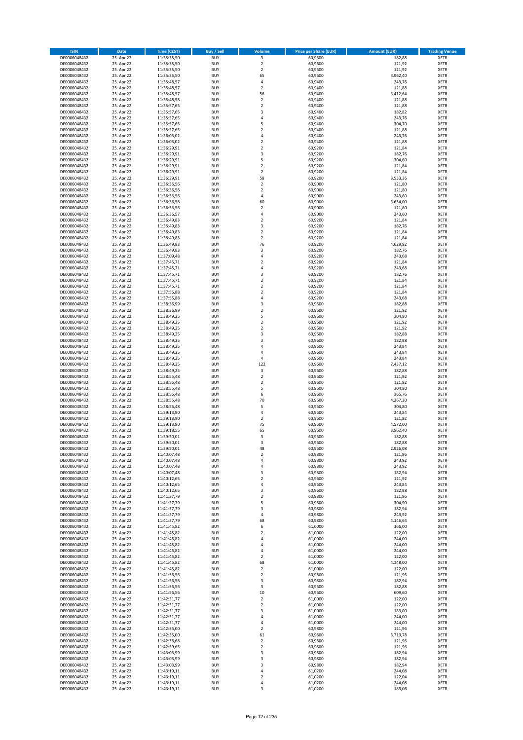| ISIN | Date | Time (CEST) | Buy / Sell | Volume | Price per Share (EUR) | Amount (EUR) | Trading Venue |
|---|---|---|---|---|---|---|---|
| DE0006048432 | 25. Apr 22 | 11:35:35,50 | BUY | 3 | 60,9600 | 182,88 | XETR |
| DE0006048432 | 25. Apr 22 | 11:35:35,50 | BUY | 2 | 60,9600 | 121,92 | XETR |
| DE0006048432 | 25. Apr 22 | 11:35:35,50 | BUY | 2 | 60,9600 | 121,92 | XETR |
| DE0006048432 | 25. Apr 22 | 11:35:35,50 | BUY | 65 | 60,9600 | 3.962,40 | XETR |
| DE0006048432 | 25. Apr 22 | 11:35:48,57 | BUY | 4 | 60,9400 | 243,76 | XETR |
| DE0006048432 | 25. Apr 22 | 11:35:48,57 | BUY | 2 | 60,9400 | 121,88 | XETR |
| DE0006048432 | 25. Apr 22 | 11:35:48,57 | BUY | 56 | 60,9400 | 3.412,64 | XETR |
| DE0006048432 | 25. Apr 22 | 11:35:48,58 | BUY | 2 | 60,9400 | 121,88 | XETR |
| DE0006048432 | 25. Apr 22 | 11:35:57,65 | BUY | 2 | 60,9400 | 121,88 | XETR |
| DE0006048432 | 25. Apr 22 | 11:35:57,65 | BUY | 3 | 60,9400 | 182,82 | XETR |
| DE0006048432 | 25. Apr 22 | 11:35:57,65 | BUY | 4 | 60,9400 | 243,76 | XETR |
| DE0006048432 | 25. Apr 22 | 11:35:57,65 | BUY | 5 | 60,9400 | 304,70 | XETR |
| DE0006048432 | 25. Apr 22 | 11:35:57,65 | BUY | 2 | 60,9400 | 121,88 | XETR |
| DE0006048432 | 25. Apr 22 | 11:36:03,02 | BUY | 4 | 60,9400 | 243,76 | XETR |
| DE0006048432 | 25. Apr 22 | 11:36:03,02 | BUY | 2 | 60,9400 | 121,88 | XETR |
| DE0006048432 | 25. Apr 22 | 11:36:29,91 | BUY | 2 | 60,9200 | 121,84 | XETR |
| DE0006048432 | 25. Apr 22 | 11:36:29,91 | BUY | 3 | 60,9200 | 182,76 | XETR |
| DE0006048432 | 25. Apr 22 | 11:36:29,91 | BUY | 5 | 60,9200 | 304,60 | XETR |
| DE0006048432 | 25. Apr 22 | 11:36:29,91 | BUY | 2 | 60,9200 | 121,84 | XETR |
| DE0006048432 | 25. Apr 22 | 11:36:29,91 | BUY | 2 | 60,9200 | 121,84 | XETR |
| DE0006048432 | 25. Apr 22 | 11:36:29,91 | BUY | 58 | 60,9200 | 3.533,36 | XETR |
| DE0006048432 | 25. Apr 22 | 11:36:36,56 | BUY | 2 | 60,9000 | 121,80 | XETR |
| DE0006048432 | 25. Apr 22 | 11:36:36,56 | BUY | 2 | 60,9000 | 121,80 | XETR |
| DE0006048432 | 25. Apr 22 | 11:36:36,56 | BUY | 4 | 60,9000 | 243,60 | XETR |
| DE0006048432 | 25. Apr 22 | 11:36:36,56 | BUY | 60 | 60,9000 | 3.654,00 | XETR |
| DE0006048432 | 25. Apr 22 | 11:36:36,56 | BUY | 2 | 60,9000 | 121,80 | XETR |
| DE0006048432 | 25. Apr 22 | 11:36:36,57 | BUY | 4 | 60,9000 | 243,60 | XETR |
| DE0006048432 | 25. Apr 22 | 11:36:49,83 | BUY | 2 | 60,9200 | 121,84 | XETR |
| DE0006048432 | 25. Apr 22 | 11:36:49,83 | BUY | 3 | 60,9200 | 182,76 | XETR |
| DE0006048432 | 25. Apr 22 | 11:36:49,83 | BUY | 2 | 60,9200 | 121,84 | XETR |
| DE0006048432 | 25. Apr 22 | 11:36:49,83 | BUY | 2 | 60,9200 | 121,84 | XETR |
| DE0006048432 | 25. Apr 22 | 11:36:49,83 | BUY | 76 | 60,9200 | 4.629,92 | XETR |
| DE0006048432 | 25. Apr 22 | 11:36:49,83 | BUY | 3 | 60,9200 | 182,76 | XETR |
| DE0006048432 | 25. Apr 22 | 11:37:09,48 | BUY | 4 | 60,9200 | 243,68 | XETR |
| DE0006048432 | 25. Apr 22 | 11:37:45,71 | BUY | 2 | 60,9200 | 121,84 | XETR |
| DE0006048432 | 25. Apr 22 | 11:37:45,71 | BUY | 4 | 60,9200 | 243,68 | XETR |
| DE0006048432 | 25. Apr 22 | 11:37:45,71 | BUY | 3 | 60,9200 | 182,76 | XETR |
| DE0006048432 | 25. Apr 22 | 11:37:45,71 | BUY | 2 | 60,9200 | 121,84 | XETR |
| DE0006048432 | 25. Apr 22 | 11:37:45,71 | BUY | 2 | 60,9200 | 121,84 | XETR |
| DE0006048432 | 25. Apr 22 | 11:37:55,88 | BUY | 2 | 60,9200 | 121,84 | XETR |
| DE0006048432 | 25. Apr 22 | 11:37:55,88 | BUY | 4 | 60,9200 | 243,68 | XETR |
| DE0006048432 | 25. Apr 22 | 11:38:36,99 | BUY | 3 | 60,9600 | 182,88 | XETR |
| DE0006048432 | 25. Apr 22 | 11:38:36,99 | BUY | 2 | 60,9600 | 121,92 | XETR |
| DE0006048432 | 25. Apr 22 | 11:38:49,25 | BUY | 5 | 60,9600 | 304,80 | XETR |
| DE0006048432 | 25. Apr 22 | 11:38:49,25 | BUY | 2 | 60,9600 | 121,92 | XETR |
| DE0006048432 | 25. Apr 22 | 11:38:49,25 | BUY | 2 | 60,9600 | 121,92 | XETR |
| DE0006048432 | 25. Apr 22 | 11:38:49,25 | BUY | 3 | 60,9600 | 182,88 | XETR |
| DE0006048432 | 25. Apr 22 | 11:38:49,25 | BUY | 3 | 60,9600 | 182,88 | XETR |
| DE0006048432 | 25. Apr 22 | 11:38:49,25 | BUY | 4 | 60,9600 | 243,84 | XETR |
| DE0006048432 | 25. Apr 22 | 11:38:49,25 | BUY | 4 | 60,9600 | 243,84 | XETR |
| DE0006048432 | 25. Apr 22 | 11:38:49,25 | BUY | 4 | 60,9600 | 243,84 | XETR |
| DE0006048432 | 25. Apr 22 | 11:38:49,25 | BUY | 122 | 60,9600 | 7.437,12 | XETR |
| DE0006048432 | 25. Apr 22 | 11:38:49,25 | BUY | 3 | 60,9600 | 182,88 | XETR |
| DE0006048432 | 25. Apr 22 | 11:38:55,48 | BUY | 2 | 60,9600 | 121,92 | XETR |
| DE0006048432 | 25. Apr 22 | 11:38:55,48 | BUY | 2 | 60,9600 | 121,92 | XETR |
| DE0006048432 | 25. Apr 22 | 11:38:55,48 | BUY | 5 | 60,9600 | 304,80 | XETR |
| DE0006048432 | 25. Apr 22 | 11:38:55,48 | BUY | 6 | 60,9600 | 365,76 | XETR |
| DE0006048432 | 25. Apr 22 | 11:38:55,48 | BUY | 70 | 60,9600 | 4.267,20 | XETR |
| DE0006048432 | 25. Apr 22 | 11:38:55,48 | BUY | 5 | 60,9600 | 304,80 | XETR |
| DE0006048432 | 25. Apr 22 | 11:39:13,90 | BUY | 4 | 60,9600 | 243,84 | XETR |
| DE0006048432 | 25. Apr 22 | 11:39:13,90 | BUY | 2 | 60,9600 | 121,92 | XETR |
| DE0006048432 | 25. Apr 22 | 11:39:13,90 | BUY | 75 | 60,9600 | 4.572,00 | XETR |
| DE0006048432 | 25. Apr 22 | 11:39:18,55 | BUY | 65 | 60,9600 | 3.962,40 | XETR |
| DE0006048432 | 25. Apr 22 | 11:39:50,01 | BUY | 3 | 60,9600 | 182,88 | XETR |
| DE0006048432 | 25. Apr 22 | 11:39:50,01 | BUY | 3 | 60,9600 | 182,88 | XETR |
| DE0006048432 | 25. Apr 22 | 11:39:50,01 | BUY | 48 | 60,9600 | 2.926,08 | XETR |
| DE0006048432 | 25. Apr 22 | 11:40:07,48 | BUY | 2 | 60,9800 | 121,96 | XETR |
| DE0006048432 | 25. Apr 22 | 11:40:07,48 | BUY | 4 | 60,9800 | 243,92 | XETR |
| DE0006048432 | 25. Apr 22 | 11:40:07,48 | BUY | 4 | 60,9800 | 243,92 | XETR |
| DE0006048432 | 25. Apr 22 | 11:40:07,48 | BUY | 3 | 60,9800 | 182,94 | XETR |
| DE0006048432 | 25. Apr 22 | 11:40:12,65 | BUY | 2 | 60,9600 | 121,92 | XETR |
| DE0006048432 | 25. Apr 22 | 11:40:12,65 | BUY | 4 | 60,9600 | 243,84 | XETR |
| DE0006048432 | 25. Apr 22 | 11:40:12,65 | BUY | 3 | 60,9600 | 182,88 | XETR |
| DE0006048432 | 25. Apr 22 | 11:41:37,79 | BUY | 2 | 60,9800 | 121,96 | XETR |
| DE0006048432 | 25. Apr 22 | 11:41:37,79 | BUY | 5 | 60,9800 | 304,90 | XETR |
| DE0006048432 | 25. Apr 22 | 11:41:37,79 | BUY | 3 | 60,9800 | 182,94 | XETR |
| DE0006048432 | 25. Apr 22 | 11:41:37,79 | BUY | 4 | 60,9800 | 243,92 | XETR |
| DE0006048432 | 25. Apr 22 | 11:41:37,79 | BUY | 68 | 60,9800 | 4.146,64 | XETR |
| DE0006048432 | 25. Apr 22 | 11:41:45,82 | BUY | 6 | 61,0000 | 366,00 | XETR |
| DE0006048432 | 25. Apr 22 | 11:41:45,82 | BUY | 2 | 61,0000 | 122,00 | XETR |
| DE0006048432 | 25. Apr 22 | 11:41:45,82 | BUY | 4 | 61,0000 | 244,00 | XETR |
| DE0006048432 | 25. Apr 22 | 11:41:45,82 | BUY | 4 | 61,0000 | 244,00 | XETR |
| DE0006048432 | 25. Apr 22 | 11:41:45,82 | BUY | 4 | 61,0000 | 244,00 | XETR |
| DE0006048432 | 25. Apr 22 | 11:41:45,82 | BUY | 2 | 61,0000 | 122,00 | XETR |
| DE0006048432 | 25. Apr 22 | 11:41:45,82 | BUY | 68 | 61,0000 | 4.148,00 | XETR |
| DE0006048432 | 25. Apr 22 | 11:41:45,82 | BUY | 2 | 61,0000 | 122,00 | XETR |
| DE0006048432 | 25. Apr 22 | 11:41:56,56 | BUY | 2 | 60,9800 | 121,96 | XETR |
| DE0006048432 | 25. Apr 22 | 11:41:56,56 | BUY | 3 | 60,9800 | 182,94 | XETR |
| DE0006048432 | 25. Apr 22 | 11:41:56,56 | BUY | 3 | 60,9600 | 182,88 | XETR |
| DE0006048432 | 25. Apr 22 | 11:41:56,56 | BUY | 10 | 60,9600 | 609,60 | XETR |
| DE0006048432 | 25. Apr 22 | 11:42:31,77 | BUY | 2 | 61,0000 | 122,00 | XETR |
| DE0006048432 | 25. Apr 22 | 11:42:31,77 | BUY | 2 | 61,0000 | 122,00 | XETR |
| DE0006048432 | 25. Apr 22 | 11:42:31,77 | BUY | 3 | 61,0000 | 183,00 | XETR |
| DE0006048432 | 25. Apr 22 | 11:42:31,77 | BUY | 4 | 61,0000 | 244,00 | XETR |
| DE0006048432 | 25. Apr 22 | 11:42:31,77 | BUY | 4 | 61,0000 | 244,00 | XETR |
| DE0006048432 | 25. Apr 22 | 11:42:35,00 | BUY | 2 | 60,9800 | 121,96 | XETR |
| DE0006048432 | 25. Apr 22 | 11:42:35,00 | BUY | 61 | 60,9800 | 3.719,78 | XETR |
| DE0006048432 | 25. Apr 22 | 11:42:36,68 | BUY | 2 | 60,9800 | 121,96 | XETR |
| DE0006048432 | 25. Apr 22 | 11:42:59,65 | BUY | 2 | 60,9800 | 121,96 | XETR |
| DE0006048432 | 25. Apr 22 | 11:43:03,99 | BUY | 3 | 60,9800 | 182,94 | XETR |
| DE0006048432 | 25. Apr 22 | 11:43:03,99 | BUY | 3 | 60,9800 | 182,94 | XETR |
| DE0006048432 | 25. Apr 22 | 11:43:03,99 | BUY | 3 | 60,9800 | 182,94 | XETR |
| DE0006048432 | 25. Apr 22 | 11:43:19,11 | BUY | 4 | 61,0200 | 244,08 | XETR |
| DE0006048432 | 25. Apr 22 | 11:43:19,11 | BUY | 2 | 61,0200 | 122,04 | XETR |
| DE0006048432 | 25. Apr 22 | 11:43:19,11 | BUY | 4 | 61,0200 | 244,08 | XETR |
| DE0006048432 | 25. Apr 22 | 11:43:19,11 | BUY | 3 | 61,0200 | 183,06 | XETR |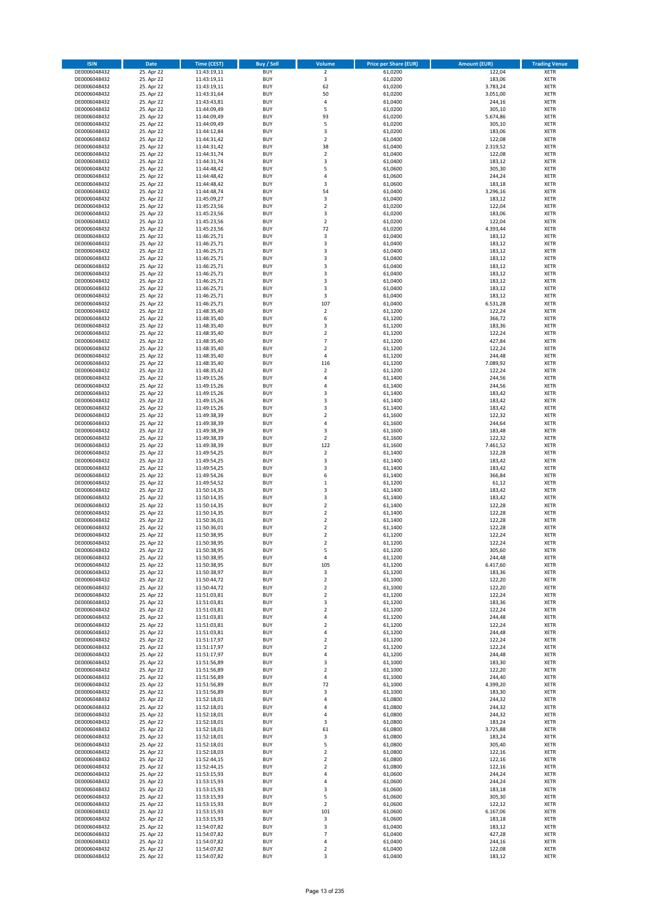| ISIN | Date | Time (CEST) | Buy / Sell | Volume | Price per Share (EUR) | Amount (EUR) | Trading Venue |
|---|---|---|---|---|---|---|---|
| DE0006048432 | 25. Apr 22 | 11:43:19,11 | BUY | 2 | 61,0200 | 122,04 | XETR |
| DE0006048432 | 25. Apr 22 | 11:43:19,11 | BUY | 3 | 61,0200 | 183,06 | XETR |
| DE0006048432 | 25. Apr 22 | 11:43:19,11 | BUY | 62 | 61,0200 | 3.783,24 | XETR |
| DE0006048432 | 25. Apr 22 | 11:43:31,64 | BUY | 50 | 61,0200 | 3.051,00 | XETR |
| DE0006048432 | 25. Apr 22 | 11:43:43,81 | BUY | 4 | 61,0400 | 244,16 | XETR |
| DE0006048432 | 25. Apr 22 | 11:44:09,49 | BUY | 5 | 61,0200 | 305,10 | XETR |
| DE0006048432 | 25. Apr 22 | 11:44:09,49 | BUY | 93 | 61,0200 | 5.674,86 | XETR |
| DE0006048432 | 25. Apr 22 | 11:44:09,49 | BUY | 5 | 61,0200 | 305,10 | XETR |
| DE0006048432 | 25. Apr 22 | 11:44:12,84 | BUY | 3 | 61,0200 | 183,06 | XETR |
| DE0006048432 | 25. Apr 22 | 11:44:31,42 | BUY | 2 | 61,0400 | 122,08 | XETR |
| DE0006048432 | 25. Apr 22 | 11:44:31,42 | BUY | 38 | 61,0400 | 2.319,52 | XETR |
| DE0006048432 | 25. Apr 22 | 11:44:31,74 | BUY | 2 | 61,0400 | 122,08 | XETR |
| DE0006048432 | 25. Apr 22 | 11:44:31,74 | BUY | 3 | 61,0400 | 183,12 | XETR |
| DE0006048432 | 25. Apr 22 | 11:44:48,42 | BUY | 5 | 61,0600 | 305,30 | XETR |
| DE0006048432 | 25. Apr 22 | 11:44:48,42 | BUY | 4 | 61,0600 | 244,24 | XETR |
| DE0006048432 | 25. Apr 22 | 11:44:48,42 | BUY | 3 | 61,0600 | 183,18 | XETR |
| DE0006048432 | 25. Apr 22 | 11:44:48,74 | BUY | 54 | 61,0400 | 3.296,16 | XETR |
| DE0006048432 | 25. Apr 22 | 11:45:09,27 | BUY | 3 | 61,0400 | 183,12 | XETR |
| DE0006048432 | 25. Apr 22 | 11:45:23,56 | BUY | 2 | 61,0200 | 122,04 | XETR |
| DE0006048432 | 25. Apr 22 | 11:45:23,56 | BUY | 3 | 61,0200 | 183,06 | XETR |
| DE0006048432 | 25. Apr 22 | 11:45:23,56 | BUY | 2 | 61,0200 | 122,04 | XETR |
| DE0006048432 | 25. Apr 22 | 11:45:23,56 | BUY | 72 | 61,0200 | 4.393,44 | XETR |
| DE0006048432 | 25. Apr 22 | 11:46:25,71 | BUY | 3 | 61,0400 | 183,12 | XETR |
| DE0006048432 | 25. Apr 22 | 11:46:25,71 | BUY | 3 | 61,0400 | 183,12 | XETR |
| DE0006048432 | 25. Apr 22 | 11:46:25,71 | BUY | 3 | 61,0400 | 183,12 | XETR |
| DE0006048432 | 25. Apr 22 | 11:46:25,71 | BUY | 3 | 61,0400 | 183,12 | XETR |
| DE0006048432 | 25. Apr 22 | 11:46:25,71 | BUY | 3 | 61,0400 | 183,12 | XETR |
| DE0006048432 | 25. Apr 22 | 11:46:25,71 | BUY | 3 | 61,0400 | 183,12 | XETR |
| DE0006048432 | 25. Apr 22 | 11:46:25,71 | BUY | 3 | 61,0400 | 183,12 | XETR |
| DE0006048432 | 25. Apr 22 | 11:46:25,71 | BUY | 3 | 61,0400 | 183,12 | XETR |
| DE0006048432 | 25. Apr 22 | 11:46:25,71 | BUY | 3 | 61,0400 | 183,12 | XETR |
| DE0006048432 | 25. Apr 22 | 11:46:25,71 | BUY | 107 | 61,0400 | 6.531,28 | XETR |
| DE0006048432 | 25. Apr 22 | 11:48:35,40 | BUY | 2 | 61,1200 | 122,24 | XETR |
| DE0006048432 | 25. Apr 22 | 11:48:35,40 | BUY | 6 | 61,1200 | 366,72 | XETR |
| DE0006048432 | 25. Apr 22 | 11:48:35,40 | BUY | 3 | 61,1200 | 183,36 | XETR |
| DE0006048432 | 25. Apr 22 | 11:48:35,40 | BUY | 2 | 61,1200 | 122,24 | XETR |
| DE0006048432 | 25. Apr 22 | 11:48:35,40 | BUY | 7 | 61,1200 | 427,84 | XETR |
| DE0006048432 | 25. Apr 22 | 11:48:35,40 | BUY | 2 | 61,1200 | 122,24 | XETR |
| DE0006048432 | 25. Apr 22 | 11:48:35,40 | BUY | 4 | 61,1200 | 244,48 | XETR |
| DE0006048432 | 25. Apr 22 | 11:48:35,40 | BUY | 116 | 61,1200 | 7.089,92 | XETR |
| DE0006048432 | 25. Apr 22 | 11:48:35,42 | BUY | 2 | 61,1200 | 122,24 | XETR |
| DE0006048432 | 25. Apr 22 | 11:49:15,26 | BUY | 4 | 61,1400 | 244,56 | XETR |
| DE0006048432 | 25. Apr 22 | 11:49:15,26 | BUY | 4 | 61,1400 | 244,56 | XETR |
| DE0006048432 | 25. Apr 22 | 11:49:15,26 | BUY | 3 | 61,1400 | 183,42 | XETR |
| DE0006048432 | 25. Apr 22 | 11:49:15,26 | BUY | 3 | 61,1400 | 183,42 | XETR |
| DE0006048432 | 25. Apr 22 | 11:49:15,26 | BUY | 3 | 61,1400 | 183,42 | XETR |
| DE0006048432 | 25. Apr 22 | 11:49:38,39 | BUY | 2 | 61,1600 | 122,32 | XETR |
| DE0006048432 | 25. Apr 22 | 11:49:38,39 | BUY | 4 | 61,1600 | 244,64 | XETR |
| DE0006048432 | 25. Apr 22 | 11:49:38,39 | BUY | 3 | 61,1600 | 183,48 | XETR |
| DE0006048432 | 25. Apr 22 | 11:49:38,39 | BUY | 2 | 61,1600 | 122,32 | XETR |
| DE0006048432 | 25. Apr 22 | 11:49:38,39 | BUY | 122 | 61,1600 | 7.461,52 | XETR |
| DE0006048432 | 25. Apr 22 | 11:49:54,25 | BUY | 2 | 61,1400 | 122,28 | XETR |
| DE0006048432 | 25. Apr 22 | 11:49:54,25 | BUY | 3 | 61,1400 | 183,42 | XETR |
| DE0006048432 | 25. Apr 22 | 11:49:54,25 | BUY | 3 | 61,1400 | 183,42 | XETR |
| DE0006048432 | 25. Apr 22 | 11:49:54,26 | BUY | 6 | 61,1400 | 366,84 | XETR |
| DE0006048432 | 25. Apr 22 | 11:49:54,52 | BUY | 1 | 61,1200 | 61,12 | XETR |
| DE0006048432 | 25. Apr 22 | 11:50:14,35 | BUY | 3 | 61,1400 | 183,42 | XETR |
| DE0006048432 | 25. Apr 22 | 11:50:14,35 | BUY | 3 | 61,1400 | 183,42 | XETR |
| DE0006048432 | 25. Apr 22 | 11:50:14,35 | BUY | 2 | 61,1400 | 122,28 | XETR |
| DE0006048432 | 25. Apr 22 | 11:50:14,35 | BUY | 2 | 61,1400 | 122,28 | XETR |
| DE0006048432 | 25. Apr 22 | 11:50:36,01 | BUY | 2 | 61,1400 | 122,28 | XETR |
| DE0006048432 | 25. Apr 22 | 11:50:36,01 | BUY | 2 | 61,1400 | 122,28 | XETR |
| DE0006048432 | 25. Apr 22 | 11:50:38,95 | BUY | 2 | 61,1200 | 122,24 | XETR |
| DE0006048432 | 25. Apr 22 | 11:50:38,95 | BUY | 2 | 61,1200 | 122,24 | XETR |
| DE0006048432 | 25. Apr 22 | 11:50:38,95 | BUY | 5 | 61,1200 | 305,60 | XETR |
| DE0006048432 | 25. Apr 22 | 11:50:38,95 | BUY | 4 | 61,1200 | 244,48 | XETR |
| DE0006048432 | 25. Apr 22 | 11:50:38,95 | BUY | 105 | 61,1200 | 6.417,60 | XETR |
| DE0006048432 | 25. Apr 22 | 11:50:38,97 | BUY | 3 | 61,1200 | 183,36 | XETR |
| DE0006048432 | 25. Apr 22 | 11:50:44,72 | BUY | 2 | 61,1000 | 122,20 | XETR |
| DE0006048432 | 25. Apr 22 | 11:50:44,72 | BUY | 2 | 61,1000 | 122,20 | XETR |
| DE0006048432 | 25. Apr 22 | 11:51:03,81 | BUY | 2 | 61,1200 | 122,24 | XETR |
| DE0006048432 | 25. Apr 22 | 11:51:03,81 | BUY | 3 | 61,1200 | 183,36 | XETR |
| DE0006048432 | 25. Apr 22 | 11:51:03,81 | BUY | 2 | 61,1200 | 122,24 | XETR |
| DE0006048432 | 25. Apr 22 | 11:51:03,81 | BUY | 4 | 61,1200 | 244,48 | XETR |
| DE0006048432 | 25. Apr 22 | 11:51:03,81 | BUY | 2 | 61,1200 | 122,24 | XETR |
| DE0006048432 | 25. Apr 22 | 11:51:03,81 | BUY | 4 | 61,1200 | 244,48 | XETR |
| DE0006048432 | 25. Apr 22 | 11:51:17,97 | BUY | 2 | 61,1200 | 122,24 | XETR |
| DE0006048432 | 25. Apr 22 | 11:51:17,97 | BUY | 2 | 61,1200 | 122,24 | XETR |
| DE0006048432 | 25. Apr 22 | 11:51:17,97 | BUY | 4 | 61,1200 | 244,48 | XETR |
| DE0006048432 | 25. Apr 22 | 11:51:56,89 | BUY | 3 | 61,1000 | 183,30 | XETR |
| DE0006048432 | 25. Apr 22 | 11:51:56,89 | BUY | 2 | 61,1000 | 122,20 | XETR |
| DE0006048432 | 25. Apr 22 | 11:51:56,89 | BUY | 4 | 61,1000 | 244,40 | XETR |
| DE0006048432 | 25. Apr 22 | 11:51:56,89 | BUY | 72 | 61,1000 | 4.399,20 | XETR |
| DE0006048432 | 25. Apr 22 | 11:51:56,89 | BUY | 3 | 61,1000 | 183,30 | XETR |
| DE0006048432 | 25. Apr 22 | 11:52:18,01 | BUY | 4 | 61,0800 | 244,32 | XETR |
| DE0006048432 | 25. Apr 22 | 11:52:18,01 | BUY | 4 | 61,0800 | 244,32 | XETR |
| DE0006048432 | 25. Apr 22 | 11:52:18,01 | BUY | 4 | 61,0800 | 244,32 | XETR |
| DE0006048432 | 25. Apr 22 | 11:52:18,01 | BUY | 3 | 61,0800 | 183,24 | XETR |
| DE0006048432 | 25. Apr 22 | 11:52:18,01 | BUY | 61 | 61,0800 | 3.725,88 | XETR |
| DE0006048432 | 25. Apr 22 | 11:52:18,01 | BUY | 3 | 61,0800 | 183,24 | XETR |
| DE0006048432 | 25. Apr 22 | 11:52:18,01 | BUY | 5 | 61,0800 | 305,40 | XETR |
| DE0006048432 | 25. Apr 22 | 11:52:18,03 | BUY | 2 | 61,0800 | 122,16 | XETR |
| DE0006048432 | 25. Apr 22 | 11:52:44,15 | BUY | 2 | 61,0800 | 122,16 | XETR |
| DE0006048432 | 25. Apr 22 | 11:52:44,15 | BUY | 2 | 61,0800 | 122,16 | XETR |
| DE0006048432 | 25. Apr 22 | 11:53:15,93 | BUY | 4 | 61,0600 | 244,24 | XETR |
| DE0006048432 | 25. Apr 22 | 11:53:15,93 | BUY | 4 | 61,0600 | 244,24 | XETR |
| DE0006048432 | 25. Apr 22 | 11:53:15,93 | BUY | 3 | 61,0600 | 183,18 | XETR |
| DE0006048432 | 25. Apr 22 | 11:53:15,93 | BUY | 5 | 61,0600 | 305,30 | XETR |
| DE0006048432 | 25. Apr 22 | 11:53:15,93 | BUY | 2 | 61,0600 | 122,12 | XETR |
| DE0006048432 | 25. Apr 22 | 11:53:15,93 | BUY | 101 | 61,0600 | 6.167,06 | XETR |
| DE0006048432 | 25. Apr 22 | 11:53:15,93 | BUY | 3 | 61,0600 | 183,18 | XETR |
| DE0006048432 | 25. Apr 22 | 11:54:07,82 | BUY | 3 | 61,0400 | 183,12 | XETR |
| DE0006048432 | 25. Apr 22 | 11:54:07,82 | BUY | 7 | 61,0400 | 427,28 | XETR |
| DE0006048432 | 25. Apr 22 | 11:54:07,82 | BUY | 4 | 61,0400 | 244,16 | XETR |
| DE0006048432 | 25. Apr 22 | 11:54:07,82 | BUY | 2 | 61,0400 | 122,08 | XETR |
| DE0006048432 | 25. Apr 22 | 11:54:07,82 | BUY | 3 | 61,0400 | 183,12 | XETR |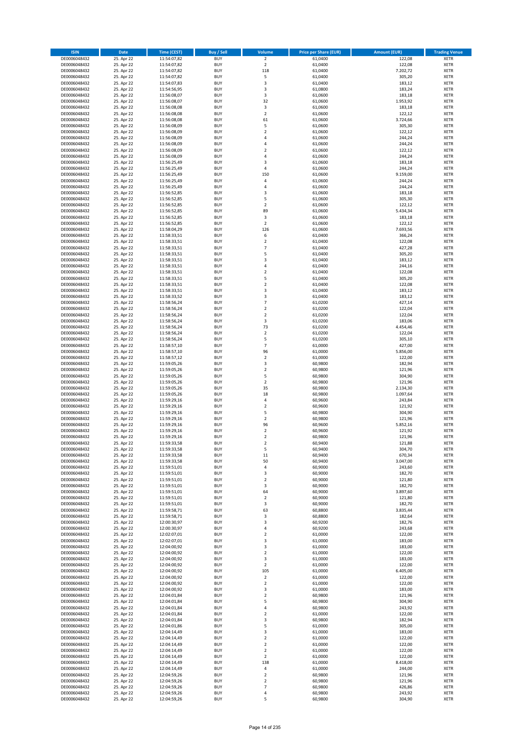| ISIN | Date | Time (CEST) | Buy / Sell | Volume | Price per Share (EUR) | Amount (EUR) | Trading Venue |
| --- | --- | --- | --- | --- | --- | --- | --- |
| DE0006048432 | 25. Apr 22 | 11:54:07,82 | BUY | 2 | 61,0400 | 122,08 | XETR |
| DE0006048432 | 25. Apr 22 | 11:54:07,82 | BUY | 2 | 61,0400 | 122,08 | XETR |
| DE0006048432 | 25. Apr 22 | 11:54:07,82 | BUY | 118 | 61,0400 | 7.202,72 | XETR |
| DE0006048432 | 25. Apr 22 | 11:54:07,82 | BUY | 5 | 61,0400 | 305,20 | XETR |
| DE0006048432 | 25. Apr 22 | 11:54:07,83 | BUY | 3 | 61,0400 | 183,12 | XETR |
| DE0006048432 | 25. Apr 22 | 11:54:56,95 | BUY | 3 | 61,0800 | 183,24 | XETR |
| DE0006048432 | 25. Apr 22 | 11:56:08,07 | BUY | 3 | 61,0600 | 183,18 | XETR |
| DE0006048432 | 25. Apr 22 | 11:56:08,07 | BUY | 32 | 61,0600 | 1.953,92 | XETR |
| DE0006048432 | 25. Apr 22 | 11:56:08,08 | BUY | 3 | 61,0600 | 183,18 | XETR |
| DE0006048432 | 25. Apr 22 | 11:56:08,08 | BUY | 2 | 61,0600 | 122,12 | XETR |
| DE0006048432 | 25. Apr 22 | 11:56:08,08 | BUY | 61 | 61,0600 | 3.724,66 | XETR |
| DE0006048432 | 25. Apr 22 | 11:56:08,09 | BUY | 5 | 61,0600 | 305,30 | XETR |
| DE0006048432 | 25. Apr 22 | 11:56:08,09 | BUY | 2 | 61,0600 | 122,12 | XETR |
| DE0006048432 | 25. Apr 22 | 11:56:08,09 | BUY | 4 | 61,0600 | 244,24 | XETR |
| DE0006048432 | 25. Apr 22 | 11:56:08,09 | BUY | 4 | 61,0600 | 244,24 | XETR |
| DE0006048432 | 25. Apr 22 | 11:56:08,09 | BUY | 2 | 61,0600 | 122,12 | XETR |
| DE0006048432 | 25. Apr 22 | 11:56:08,09 | BUY | 4 | 61,0600 | 244,24 | XETR |
| DE0006048432 | 25. Apr 22 | 11:56:25,49 | BUY | 3 | 61,0600 | 183,18 | XETR |
| DE0006048432 | 25. Apr 22 | 11:56:25,49 | BUY | 4 | 61,0600 | 244,24 | XETR |
| DE0006048432 | 25. Apr 22 | 11:56:25,49 | BUY | 150 | 61,0600 | 9.159,00 | XETR |
| DE0006048432 | 25. Apr 22 | 11:56:25,49 | BUY | 4 | 61,0600 | 244,24 | XETR |
| DE0006048432 | 25. Apr 22 | 11:56:25,49 | BUY | 4 | 61,0600 | 244,24 | XETR |
| DE0006048432 | 25. Apr 22 | 11:56:52,85 | BUY | 3 | 61,0600 | 183,18 | XETR |
| DE0006048432 | 25. Apr 22 | 11:56:52,85 | BUY | 5 | 61,0600 | 305,30 | XETR |
| DE0006048432 | 25. Apr 22 | 11:56:52,85 | BUY | 2 | 61,0600 | 122,12 | XETR |
| DE0006048432 | 25. Apr 22 | 11:56:52,85 | BUY | 89 | 61,0600 | 5.434,34 | XETR |
| DE0006048432 | 25. Apr 22 | 11:56:52,85 | BUY | 3 | 61,0600 | 183,18 | XETR |
| DE0006048432 | 25. Apr 22 | 11:56:52,85 | BUY | 2 | 61,0600 | 122,12 | XETR |
| DE0006048432 | 25. Apr 22 | 11:58:04,29 | BUY | 126 | 61,0600 | 7.693,56 | XETR |
| DE0006048432 | 25. Apr 22 | 11:58:33,51 | BUY | 6 | 61,0400 | 366,24 | XETR |
| DE0006048432 | 25. Apr 22 | 11:58:33,51 | BUY | 2 | 61,0400 | 122,08 | XETR |
| DE0006048432 | 25. Apr 22 | 11:58:33,51 | BUY | 7 | 61,0400 | 427,28 | XETR |
| DE0006048432 | 25. Apr 22 | 11:58:33,51 | BUY | 5 | 61,0400 | 305,20 | XETR |
| DE0006048432 | 25. Apr 22 | 11:58:33,51 | BUY | 3 | 61,0400 | 183,12 | XETR |
| DE0006048432 | 25. Apr 22 | 11:58:33,51 | BUY | 4 | 61,0400 | 244,16 | XETR |
| DE0006048432 | 25. Apr 22 | 11:58:33,51 | BUY | 2 | 61,0400 | 122,08 | XETR |
| DE0006048432 | 25. Apr 22 | 11:58:33,51 | BUY | 5 | 61,0400 | 305,20 | XETR |
| DE0006048432 | 25. Apr 22 | 11:58:33,51 | BUY | 2 | 61,0400 | 122,08 | XETR |
| DE0006048432 | 25. Apr 22 | 11:58:33,51 | BUY | 3 | 61,0400 | 183,12 | XETR |
| DE0006048432 | 25. Apr 22 | 11:58:33,52 | BUY | 3 | 61,0400 | 183,12 | XETR |
| DE0006048432 | 25. Apr 22 | 11:58:56,24 | BUY | 7 | 61,0200 | 427,14 | XETR |
| DE0006048432 | 25. Apr 22 | 11:58:56,24 | BUY | 2 | 61,0200 | 122,04 | XETR |
| DE0006048432 | 25. Apr 22 | 11:58:56,24 | BUY | 2 | 61,0200 | 122,04 | XETR |
| DE0006048432 | 25. Apr 22 | 11:58:56,24 | BUY | 3 | 61,0200 | 183,06 | XETR |
| DE0006048432 | 25. Apr 22 | 11:58:56,24 | BUY | 73 | 61,0200 | 4.454,46 | XETR |
| DE0006048432 | 25. Apr 22 | 11:58:56,24 | BUY | 2 | 61,0200 | 122,04 | XETR |
| DE0006048432 | 25. Apr 22 | 11:58:56,24 | BUY | 5 | 61,0200 | 305,10 | XETR |
| DE0006048432 | 25. Apr 22 | 11:58:57,10 | BUY | 7 | 61,0000 | 427,00 | XETR |
| DE0006048432 | 25. Apr 22 | 11:58:57,10 | BUY | 96 | 61,0000 | 5.856,00 | XETR |
| DE0006048432 | 25. Apr 22 | 11:58:57,12 | BUY | 2 | 61,0000 | 122,00 | XETR |
| DE0006048432 | 25. Apr 22 | 11:59:05,26 | BUY | 3 | 60,9800 | 182,94 | XETR |
| DE0006048432 | 25. Apr 22 | 11:59:05,26 | BUY | 2 | 60,9800 | 121,96 | XETR |
| DE0006048432 | 25. Apr 22 | 11:59:05,26 | BUY | 5 | 60,9800 | 304,90 | XETR |
| DE0006048432 | 25. Apr 22 | 11:59:05,26 | BUY | 2 | 60,9800 | 121,96 | XETR |
| DE0006048432 | 25. Apr 22 | 11:59:05,26 | BUY | 35 | 60,9800 | 2.134,30 | XETR |
| DE0006048432 | 25. Apr 22 | 11:59:05,26 | BUY | 18 | 60,9800 | 1.097,64 | XETR |
| DE0006048432 | 25. Apr 22 | 11:59:29,16 | BUY | 4 | 60,9600 | 243,84 | XETR |
| DE0006048432 | 25. Apr 22 | 11:59:29,16 | BUY | 2 | 60,9600 | 121,92 | XETR |
| DE0006048432 | 25. Apr 22 | 11:59:29,16 | BUY | 5 | 60,9800 | 304,90 | XETR |
| DE0006048432 | 25. Apr 22 | 11:59:29,16 | BUY | 2 | 60,9800 | 121,96 | XETR |
| DE0006048432 | 25. Apr 22 | 11:59:29,16 | BUY | 96 | 60,9600 | 5.852,16 | XETR |
| DE0006048432 | 25. Apr 22 | 11:59:29,16 | BUY | 2 | 60,9600 | 121,92 | XETR |
| DE0006048432 | 25. Apr 22 | 11:59:29,16 | BUY | 2 | 60,9800 | 121,96 | XETR |
| DE0006048432 | 25. Apr 22 | 11:59:33,58 | BUY | 2 | 60,9400 | 121,88 | XETR |
| DE0006048432 | 25. Apr 22 | 11:59:33,58 | BUY | 5 | 60,9400 | 304,70 | XETR |
| DE0006048432 | 25. Apr 22 | 11:59:33,58 | BUY | 11 | 60,9400 | 670,34 | XETR |
| DE0006048432 | 25. Apr 22 | 11:59:33,58 | BUY | 50 | 60,9400 | 3.047,00 | XETR |
| DE0006048432 | 25. Apr 22 | 11:59:51,01 | BUY | 4 | 60,9000 | 243,60 | XETR |
| DE0006048432 | 25. Apr 22 | 11:59:51,01 | BUY | 3 | 60,9000 | 182,70 | XETR |
| DE0006048432 | 25. Apr 22 | 11:59:51,01 | BUY | 2 | 60,9000 | 121,80 | XETR |
| DE0006048432 | 25. Apr 22 | 11:59:51,01 | BUY | 3 | 60,9000 | 182,70 | XETR |
| DE0006048432 | 25. Apr 22 | 11:59:51,01 | BUY | 64 | 60,9000 | 3.897,60 | XETR |
| DE0006048432 | 25. Apr 22 | 11:59:51,01 | BUY | 2 | 60,9000 | 121,80 | XETR |
| DE0006048432 | 25. Apr 22 | 11:59:51,01 | BUY | 3 | 60,9000 | 182,70 | XETR |
| DE0006048432 | 25. Apr 22 | 11:59:58,71 | BUY | 63 | 60,8800 | 3.835,44 | XETR |
| DE0006048432 | 25. Apr 22 | 11:59:58,71 | BUY | 3 | 60,8800 | 182,64 | XETR |
| DE0006048432 | 25. Apr 22 | 12:00:30,97 | BUY | 3 | 60,9200 | 182,76 | XETR |
| DE0006048432 | 25. Apr 22 | 12:00:30,97 | BUY | 4 | 60,9200 | 243,68 | XETR |
| DE0006048432 | 25. Apr 22 | 12:02:07,01 | BUY | 2 | 61,0000 | 122,00 | XETR |
| DE0006048432 | 25. Apr 22 | 12:02:07,01 | BUY | 3 | 61,0000 | 183,00 | XETR |
| DE0006048432 | 25. Apr 22 | 12:04:00,92 | BUY | 3 | 61,0000 | 183,00 | XETR |
| DE0006048432 | 25. Apr 22 | 12:04:00,92 | BUY | 2 | 61,0000 | 122,00 | XETR |
| DE0006048432 | 25. Apr 22 | 12:04:00,92 | BUY | 3 | 61,0000 | 183,00 | XETR |
| DE0006048432 | 25. Apr 22 | 12:04:00,92 | BUY | 2 | 61,0000 | 122,00 | XETR |
| DE0006048432 | 25. Apr 22 | 12:04:00,92 | BUY | 105 | 61,0000 | 6.405,00 | XETR |
| DE0006048432 | 25. Apr 22 | 12:04:00,92 | BUY | 2 | 61,0000 | 122,00 | XETR |
| DE0006048432 | 25. Apr 22 | 12:04:00,92 | BUY | 2 | 61,0000 | 122,00 | XETR |
| DE0006048432 | 25. Apr 22 | 12:04:00,92 | BUY | 3 | 61,0000 | 183,00 | XETR |
| DE0006048432 | 25. Apr 22 | 12:04:01,84 | BUY | 2 | 60,9800 | 121,96 | XETR |
| DE0006048432 | 25. Apr 22 | 12:04:01,84 | BUY | 5 | 60,9800 | 304,90 | XETR |
| DE0006048432 | 25. Apr 22 | 12:04:01,84 | BUY | 4 | 60,9800 | 243,92 | XETR |
| DE0006048432 | 25. Apr 22 | 12:04:01,84 | BUY | 2 | 61,0000 | 122,00 | XETR |
| DE0006048432 | 25. Apr 22 | 12:04:01,84 | BUY | 3 | 60,9800 | 182,94 | XETR |
| DE0006048432 | 25. Apr 22 | 12:04:01,86 | BUY | 5 | 61,0000 | 305,00 | XETR |
| DE0006048432 | 25. Apr 22 | 12:04:14,49 | BUY | 3 | 61,0000 | 183,00 | XETR |
| DE0006048432 | 25. Apr 22 | 12:04:14,49 | BUY | 2 | 61,0000 | 122,00 | XETR |
| DE0006048432 | 25. Apr 22 | 12:04:14,49 | BUY | 2 | 61,0000 | 122,00 | XETR |
| DE0006048432 | 25. Apr 22 | 12:04:14,49 | BUY | 2 | 61,0000 | 122,00 | XETR |
| DE0006048432 | 25. Apr 22 | 12:04:14,49 | BUY | 2 | 61,0000 | 122,00 | XETR |
| DE0006048432 | 25. Apr 22 | 12:04:14,49 | BUY | 138 | 61,0000 | 8.418,00 | XETR |
| DE0006048432 | 25. Apr 22 | 12:04:14,49 | BUY | 4 | 61,0000 | 244,00 | XETR |
| DE0006048432 | 25. Apr 22 | 12:04:59,26 | BUY | 2 | 60,9800 | 121,96 | XETR |
| DE0006048432 | 25. Apr 22 | 12:04:59,26 | BUY | 2 | 60,9800 | 121,96 | XETR |
| DE0006048432 | 25. Apr 22 | 12:04:59,26 | BUY | 7 | 60,9800 | 426,86 | XETR |
| DE0006048432 | 25. Apr 22 | 12:04:59,26 | BUY | 4 | 60,9800 | 243,92 | XETR |
| DE0006048432 | 25. Apr 22 | 12:04:59,26 | BUY | 5 | 60,9800 | 304,90 | XETR |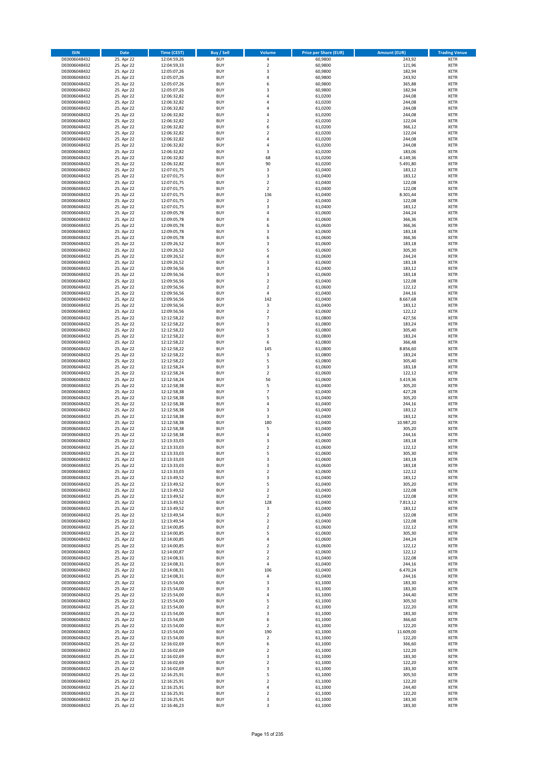| ISIN | Date | Time (CEST) | Buy / Sell | Volume | Price per Share (EUR) | Amount (EUR) | Trading Venue |
|---|---|---|---|---|---|---|---|
| DE0006048432 | 25. Apr 22 | 12:04:59,26 | BUY | 4 | 60,9800 | 243,92 | XETR |
| DE0006048432 | 25. Apr 22 | 12:04:59,33 | BUY | 2 | 60,9800 | 121,96 | XETR |
| DE0006048432 | 25. Apr 22 | 12:05:07,26 | BUY | 3 | 60,9800 | 182,94 | XETR |
| DE0006048432 | 25. Apr 22 | 12:05:07,26 | BUY | 4 | 60,9800 | 243,92 | XETR |
| DE0006048432 | 25. Apr 22 | 12:05:07,26 | BUY | 6 | 60,9800 | 365,88 | XETR |
| DE0006048432 | 25. Apr 22 | 12:05:07,26 | BUY | 3 | 60,9800 | 182,94 | XETR |
| DE0006048432 | 25. Apr 22 | 12:06:32,82 | BUY | 4 | 61,0200 | 244,08 | XETR |
| DE0006048432 | 25. Apr 22 | 12:06:32,82 | BUY | 4 | 61,0200 | 244,08 | XETR |
| DE0006048432 | 25. Apr 22 | 12:06:32,82 | BUY | 4 | 61,0200 | 244,08 | XETR |
| DE0006048432 | 25. Apr 22 | 12:06:32,82 | BUY | 4 | 61,0200 | 244,08 | XETR |
| DE0006048432 | 25. Apr 22 | 12:06:32,82 | BUY | 2 | 61,0200 | 122,04 | XETR |
| DE0006048432 | 25. Apr 22 | 12:06:32,82 | BUY | 6 | 61,0200 | 366,12 | XETR |
| DE0006048432 | 25. Apr 22 | 12:06:32,82 | BUY | 2 | 61,0200 | 122,04 | XETR |
| DE0006048432 | 25. Apr 22 | 12:06:32,82 | BUY | 4 | 61,0200 | 244,08 | XETR |
| DE0006048432 | 25. Apr 22 | 12:06:32,82 | BUY | 4 | 61,0200 | 244,08 | XETR |
| DE0006048432 | 25. Apr 22 | 12:06:32,82 | BUY | 3 | 61,0200 | 183,06 | XETR |
| DE0006048432 | 25. Apr 22 | 12:06:32,82 | BUY | 68 | 61,0200 | 4.149,36 | XETR |
| DE0006048432 | 25. Apr 22 | 12:06:32,82 | BUY | 90 | 61,0200 | 5.491,80 | XETR |
| DE0006048432 | 25. Apr 22 | 12:07:01,75 | BUY | 3 | 61,0400 | 183,12 | XETR |
| DE0006048432 | 25. Apr 22 | 12:07:01,75 | BUY | 3 | 61,0400 | 183,12 | XETR |
| DE0006048432 | 25. Apr 22 | 12:07:01,75 | BUY | 2 | 61,0400 | 122,08 | XETR |
| DE0006048432 | 25. Apr 22 | 12:07:01,75 | BUY | 2 | 61,0400 | 122,08 | XETR |
| DE0006048432 | 25. Apr 22 | 12:07:01,75 | BUY | 136 | 61,0400 | 8.301,44 | XETR |
| DE0006048432 | 25. Apr 22 | 12:07:01,75 | BUY | 2 | 61,0400 | 122,08 | XETR |
| DE0006048432 | 25. Apr 22 | 12:07:01,75 | BUY | 3 | 61,0400 | 183,12 | XETR |
| DE0006048432 | 25. Apr 22 | 12:09:05,78 | BUY | 4 | 61,0600 | 244,24 | XETR |
| DE0006048432 | 25. Apr 22 | 12:09:05,78 | BUY | 6 | 61,0600 | 366,36 | XETR |
| DE0006048432 | 25. Apr 22 | 12:09:05,78 | BUY | 6 | 61,0600 | 366,36 | XETR |
| DE0006048432 | 25. Apr 22 | 12:09:05,78 | BUY | 3 | 61,0600 | 183,18 | XETR |
| DE0006048432 | 25. Apr 22 | 12:09:05,78 | BUY | 6 | 61,0600 | 366,36 | XETR |
| DE0006048432 | 25. Apr 22 | 12:09:26,52 | BUY | 3 | 61,0600 | 183,18 | XETR |
| DE0006048432 | 25. Apr 22 | 12:09:26,52 | BUY | 5 | 61,0600 | 305,30 | XETR |
| DE0006048432 | 25. Apr 22 | 12:09:26,52 | BUY | 4 | 61,0600 | 244,24 | XETR |
| DE0006048432 | 25. Apr 22 | 12:09:26,52 | BUY | 3 | 61,0600 | 183,18 | XETR |
| DE0006048432 | 25. Apr 22 | 12:09:56,56 | BUY | 3 | 61,0400 | 183,12 | XETR |
| DE0006048432 | 25. Apr 22 | 12:09:56,56 | BUY | 3 | 61,0600 | 183,18 | XETR |
| DE0006048432 | 25. Apr 22 | 12:09:56,56 | BUY | 2 | 61,0400 | 122,08 | XETR |
| DE0006048432 | 25. Apr 22 | 12:09:56,56 | BUY | 2 | 61,0600 | 122,12 | XETR |
| DE0006048432 | 25. Apr 22 | 12:09:56,56 | BUY | 4 | 61,0400 | 244,16 | XETR |
| DE0006048432 | 25. Apr 22 | 12:09:56,56 | BUY | 142 | 61,0400 | 8.667,68 | XETR |
| DE0006048432 | 25. Apr 22 | 12:09:56,56 | BUY | 3 | 61,0400 | 183,12 | XETR |
| DE0006048432 | 25. Apr 22 | 12:09:56,56 | BUY | 2 | 61,0600 | 122,12 | XETR |
| DE0006048432 | 25. Apr 22 | 12:12:58,22 | BUY | 7 | 61,0800 | 427,56 | XETR |
| DE0006048432 | 25. Apr 22 | 12:12:58,22 | BUY | 3 | 61,0800 | 183,24 | XETR |
| DE0006048432 | 25. Apr 22 | 12:12:58,22 | BUY | 5 | 61,0800 | 305,40 | XETR |
| DE0006048432 | 25. Apr 22 | 12:12:58,22 | BUY | 3 | 61,0800 | 183,24 | XETR |
| DE0006048432 | 25. Apr 22 | 12:12:58,22 | BUY | 6 | 61,0800 | 366,48 | XETR |
| DE0006048432 | 25. Apr 22 | 12:12:58,22 | BUY | 145 | 61,0800 | 8.856,60 | XETR |
| DE0006048432 | 25. Apr 22 | 12:12:58,22 | BUY | 3 | 61,0800 | 183,24 | XETR |
| DE0006048432 | 25. Apr 22 | 12:12:58,22 | BUY | 5 | 61,0800 | 305,40 | XETR |
| DE0006048432 | 25. Apr 22 | 12:12:58,24 | BUY | 3 | 61,0600 | 183,18 | XETR |
| DE0006048432 | 25. Apr 22 | 12:12:58,24 | BUY | 2 | 61,0600 | 122,12 | XETR |
| DE0006048432 | 25. Apr 22 | 12:12:58,24 | BUY | 56 | 61,0600 | 3.419,36 | XETR |
| DE0006048432 | 25. Apr 22 | 12:12:58,38 | BUY | 5 | 61,0400 | 305,20 | XETR |
| DE0006048432 | 25. Apr 22 | 12:12:58,38 | BUY | 7 | 61,0400 | 427,28 | XETR |
| DE0006048432 | 25. Apr 22 | 12:12:58,38 | BUY | 5 | 61,0400 | 305,20 | XETR |
| DE0006048432 | 25. Apr 22 | 12:12:58,38 | BUY | 4 | 61,0400 | 244,16 | XETR |
| DE0006048432 | 25. Apr 22 | 12:12:58,38 | BUY | 3 | 61,0400 | 183,12 | XETR |
| DE0006048432 | 25. Apr 22 | 12:12:58,38 | BUY | 3 | 61,0400 | 183,12 | XETR |
| DE0006048432 | 25. Apr 22 | 12:12:58,38 | BUY | 180 | 61,0400 | 10.987,20 | XETR |
| DE0006048432 | 25. Apr 22 | 12:12:58,38 | BUY | 5 | 61,0400 | 305,20 | XETR |
| DE0006048432 | 25. Apr 22 | 12:12:58,38 | BUY | 4 | 61,0400 | 244,16 | XETR |
| DE0006048432 | 25. Apr 22 | 12:13:33,03 | BUY | 3 | 61,0600 | 183,18 | XETR |
| DE0006048432 | 25. Apr 22 | 12:13:33,03 | BUY | 2 | 61,0600 | 122,12 | XETR |
| DE0006048432 | 25. Apr 22 | 12:13:33,03 | BUY | 5 | 61,0600 | 305,30 | XETR |
| DE0006048432 | 25. Apr 22 | 12:13:33,03 | BUY | 3 | 61,0600 | 183,18 | XETR |
| DE0006048432 | 25. Apr 22 | 12:13:33,03 | BUY | 3 | 61,0600 | 183,18 | XETR |
| DE0006048432 | 25. Apr 22 | 12:13:33,03 | BUY | 2 | 61,0600 | 122,12 | XETR |
| DE0006048432 | 25. Apr 22 | 12:13:49,52 | BUY | 3 | 61,0400 | 183,12 | XETR |
| DE0006048432 | 25. Apr 22 | 12:13:49,52 | BUY | 5 | 61,0400 | 305,20 | XETR |
| DE0006048432 | 25. Apr 22 | 12:13:49,52 | BUY | 2 | 61,0400 | 122,08 | XETR |
| DE0006048432 | 25. Apr 22 | 12:13:49,52 | BUY | 2 | 61,0400 | 122,08 | XETR |
| DE0006048432 | 25. Apr 22 | 12:13:49,52 | BUY | 128 | 61,0400 | 7.813,12 | XETR |
| DE0006048432 | 25. Apr 22 | 12:13:49,52 | BUY | 3 | 61,0400 | 183,12 | XETR |
| DE0006048432 | 25. Apr 22 | 12:13:49,54 | BUY | 2 | 61,0400 | 122,08 | XETR |
| DE0006048432 | 25. Apr 22 | 12:13:49,54 | BUY | 2 | 61,0400 | 122,08 | XETR |
| DE0006048432 | 25. Apr 22 | 12:14:00,85 | BUY | 2 | 61,0600 | 122,12 | XETR |
| DE0006048432 | 25. Apr 22 | 12:14:00,85 | BUY | 5 | 61,0600 | 305,30 | XETR |
| DE0006048432 | 25. Apr 22 | 12:14:00,85 | BUY | 4 | 61,0600 | 244,24 | XETR |
| DE0006048432 | 25. Apr 22 | 12:14:00,85 | BUY | 2 | 61,0600 | 122,12 | XETR |
| DE0006048432 | 25. Apr 22 | 12:14:00,87 | BUY | 2 | 61,0600 | 122,12 | XETR |
| DE0006048432 | 25. Apr 22 | 12:14:08,31 | BUY | 2 | 61,0400 | 122,08 | XETR |
| DE0006048432 | 25. Apr 22 | 12:14:08,31 | BUY | 4 | 61,0400 | 244,16 | XETR |
| DE0006048432 | 25. Apr 22 | 12:14:08,31 | BUY | 106 | 61,0400 | 6.470,24 | XETR |
| DE0006048432 | 25. Apr 22 | 12:14:08,31 | BUY | 4 | 61,0400 | 244,16 | XETR |
| DE0006048432 | 25. Apr 22 | 12:15:54,00 | BUY | 3 | 61,1000 | 183,30 | XETR |
| DE0006048432 | 25. Apr 22 | 12:15:54,00 | BUY | 3 | 61,1000 | 183,30 | XETR |
| DE0006048432 | 25. Apr 22 | 12:15:54,00 | BUY | 4 | 61,1000 | 244,40 | XETR |
| DE0006048432 | 25. Apr 22 | 12:15:54,00 | BUY | 5 | 61,1000 | 305,50 | XETR |
| DE0006048432 | 25. Apr 22 | 12:15:54,00 | BUY | 2 | 61,1000 | 122,20 | XETR |
| DE0006048432 | 25. Apr 22 | 12:15:54,00 | BUY | 3 | 61,1000 | 183,30 | XETR |
| DE0006048432 | 25. Apr 22 | 12:15:54,00 | BUY | 6 | 61,1000 | 366,60 | XETR |
| DE0006048432 | 25. Apr 22 | 12:15:54,00 | BUY | 2 | 61,1000 | 122,20 | XETR |
| DE0006048432 | 25. Apr 22 | 12:15:54,00 | BUY | 190 | 61,1000 | 11.609,00 | XETR |
| DE0006048432 | 25. Apr 22 | 12:15:54,00 | BUY | 2 | 61,1000 | 122,20 | XETR |
| DE0006048432 | 25. Apr 22 | 12:16:02,69 | BUY | 6 | 61,1000 | 366,60 | XETR |
| DE0006048432 | 25. Apr 22 | 12:16:02,69 | BUY | 2 | 61,1000 | 122,20 | XETR |
| DE0006048432 | 25. Apr 22 | 12:16:02,69 | BUY | 3 | 61,1000 | 183,30 | XETR |
| DE0006048432 | 25. Apr 22 | 12:16:02,69 | BUY | 2 | 61,1000 | 122,20 | XETR |
| DE0006048432 | 25. Apr 22 | 12:16:02,69 | BUY | 3 | 61,1000 | 183,30 | XETR |
| DE0006048432 | 25. Apr 22 | 12:16:25,91 | BUY | 5 | 61,1000 | 305,50 | XETR |
| DE0006048432 | 25. Apr 22 | 12:16:25,91 | BUY | 2 | 61,1000 | 122,20 | XETR |
| DE0006048432 | 25. Apr 22 | 12:16:25,91 | BUY | 4 | 61,1000 | 244,40 | XETR |
| DE0006048432 | 25. Apr 22 | 12:16:25,91 | BUY | 2 | 61,1000 | 122,20 | XETR |
| DE0006048432 | 25. Apr 22 | 12:16:25,91 | BUY | 3 | 61,1000 | 183,30 | XETR |
| DE0006048432 | 25. Apr 22 | 12:16:46,23 | BUY | 3 | 61,1000 | 183,30 | XETR |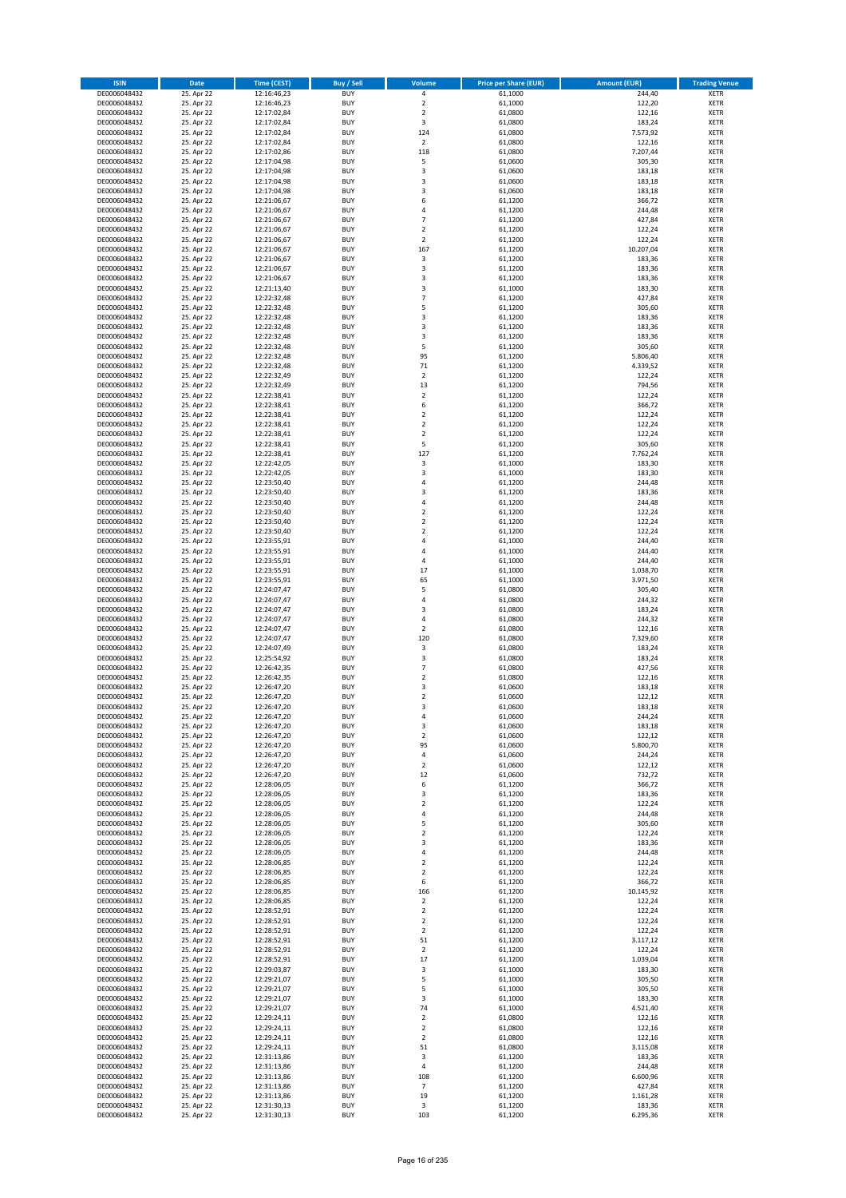| ISIN | Date | Time (CEST) | Buy / Sell | Volume | Price per Share (EUR) | Amount (EUR) | Trading Venue |
|---|---|---|---|---|---|---|---|
| DE0006048432 | 25. Apr 22 | 12:16:46,23 | BUY | 4 | 61,1000 | 244,40 | XETR |
| DE0006048432 | 25. Apr 22 | 12:16:46,23 | BUY | 2 | 61,1000 | 122,20 | XETR |
| DE0006048432 | 25. Apr 22 | 12:17:02,84 | BUY | 2 | 61,0800 | 122,16 | XETR |
| DE0006048432 | 25. Apr 22 | 12:17:02,84 | BUY | 3 | 61,0800 | 183,24 | XETR |
| DE0006048432 | 25. Apr 22 | 12:17:02,84 | BUY | 124 | 61,0800 | 7.573,92 | XETR |
| DE0006048432 | 25. Apr 22 | 12:17:02,84 | BUY | 2 | 61,0800 | 122,16 | XETR |
| DE0006048432 | 25. Apr 22 | 12:17:02,86 | BUY | 118 | 61,0800 | 7.207,44 | XETR |
| DE0006048432 | 25. Apr 22 | 12:17:04,98 | BUY | 5 | 61,0600 | 305,30 | XETR |
| DE0006048432 | 25. Apr 22 | 12:17:04,98 | BUY | 3 | 61,0600 | 183,18 | XETR |
| DE0006048432 | 25. Apr 22 | 12:17:04,98 | BUY | 3 | 61,0600 | 183,18 | XETR |
| DE0006048432 | 25. Apr 22 | 12:17:04,98 | BUY | 3 | 61,0600 | 183,18 | XETR |
| DE0006048432 | 25. Apr 22 | 12:21:06,67 | BUY | 6 | 61,1200 | 366,72 | XETR |
| DE0006048432 | 25. Apr 22 | 12:21:06,67 | BUY | 4 | 61,1200 | 244,48 | XETR |
| DE0006048432 | 25. Apr 22 | 12:21:06,67 | BUY | 7 | 61,1200 | 427,84 | XETR |
| DE0006048432 | 25. Apr 22 | 12:21:06,67 | BUY | 2 | 61,1200 | 122,24 | XETR |
| DE0006048432 | 25. Apr 22 | 12:21:06,67 | BUY | 2 | 61,1200 | 122,24 | XETR |
| DE0006048432 | 25. Apr 22 | 12:21:06,67 | BUY | 167 | 61,1200 | 10.207,04 | XETR |
| DE0006048432 | 25. Apr 22 | 12:21:06,67 | BUY | 3 | 61,1200 | 183,36 | XETR |
| DE0006048432 | 25. Apr 22 | 12:21:06,67 | BUY | 3 | 61,1200 | 183,36 | XETR |
| DE0006048432 | 25. Apr 22 | 12:21:06,67 | BUY | 3 | 61,1200 | 183,36 | XETR |
| DE0006048432 | 25. Apr 22 | 12:21:13,40 | BUY | 3 | 61,1000 | 183,30 | XETR |
| DE0006048432 | 25. Apr 22 | 12:22:32,48 | BUY | 7 | 61,1200 | 427,84 | XETR |
| DE0006048432 | 25. Apr 22 | 12:22:32,48 | BUY | 5 | 61,1200 | 305,60 | XETR |
| DE0006048432 | 25. Apr 22 | 12:22:32,48 | BUY | 3 | 61,1200 | 183,36 | XETR |
| DE0006048432 | 25. Apr 22 | 12:22:32,48 | BUY | 3 | 61,1200 | 183,36 | XETR |
| DE0006048432 | 25. Apr 22 | 12:22:32,48 | BUY | 3 | 61,1200 | 183,36 | XETR |
| DE0006048432 | 25. Apr 22 | 12:22:32,48 | BUY | 5 | 61,1200 | 305,60 | XETR |
| DE0006048432 | 25. Apr 22 | 12:22:32,48 | BUY | 95 | 61,1200 | 5.806,40 | XETR |
| DE0006048432 | 25. Apr 22 | 12:22:32,48 | BUY | 71 | 61,1200 | 4.339,52 | XETR |
| DE0006048432 | 25. Apr 22 | 12:22:32,49 | BUY | 2 | 61,1200 | 122,24 | XETR |
| DE0006048432 | 25. Apr 22 | 12:22:32,49 | BUY | 13 | 61,1200 | 794,56 | XETR |
| DE0006048432 | 25. Apr 22 | 12:22:38,41 | BUY | 2 | 61,1200 | 122,24 | XETR |
| DE0006048432 | 25. Apr 22 | 12:22:38,41 | BUY | 6 | 61,1200 | 366,72 | XETR |
| DE0006048432 | 25. Apr 22 | 12:22:38,41 | BUY | 2 | 61,1200 | 122,24 | XETR |
| DE0006048432 | 25. Apr 22 | 12:22:38,41 | BUY | 2 | 61,1200 | 122,24 | XETR |
| DE0006048432 | 25. Apr 22 | 12:22:38,41 | BUY | 2 | 61,1200 | 122,24 | XETR |
| DE0006048432 | 25. Apr 22 | 12:22:38,41 | BUY | 5 | 61,1200 | 305,60 | XETR |
| DE0006048432 | 25. Apr 22 | 12:22:38,41 | BUY | 127 | 61,1200 | 7.762,24 | XETR |
| DE0006048432 | 25. Apr 22 | 12:22:42,05 | BUY | 3 | 61,1000 | 183,30 | XETR |
| DE0006048432 | 25. Apr 22 | 12:22:42,05 | BUY | 3 | 61,1000 | 183,30 | XETR |
| DE0006048432 | 25. Apr 22 | 12:23:50,40 | BUY | 4 | 61,1200 | 244,48 | XETR |
| DE0006048432 | 25. Apr 22 | 12:23:50,40 | BUY | 3 | 61,1200 | 183,36 | XETR |
| DE0006048432 | 25. Apr 22 | 12:23:50,40 | BUY | 4 | 61,1200 | 244,48 | XETR |
| DE0006048432 | 25. Apr 22 | 12:23:50,40 | BUY | 2 | 61,1200 | 122,24 | XETR |
| DE0006048432 | 25. Apr 22 | 12:23:50,40 | BUY | 2 | 61,1200 | 122,24 | XETR |
| DE0006048432 | 25. Apr 22 | 12:23:50,40 | BUY | 2 | 61,1200 | 122,24 | XETR |
| DE0006048432 | 25. Apr 22 | 12:23:55,91 | BUY | 4 | 61,1000 | 244,40 | XETR |
| DE0006048432 | 25. Apr 22 | 12:23:55,91 | BUY | 4 | 61,1000 | 244,40 | XETR |
| DE0006048432 | 25. Apr 22 | 12:23:55,91 | BUY | 4 | 61,1000 | 244,40 | XETR |
| DE0006048432 | 25. Apr 22 | 12:23:55,91 | BUY | 17 | 61,1000 | 1.038,70 | XETR |
| DE0006048432 | 25. Apr 22 | 12:23:55,91 | BUY | 65 | 61,1000 | 3.971,50 | XETR |
| DE0006048432 | 25. Apr 22 | 12:24:07,47 | BUY | 5 | 61,0800 | 305,40 | XETR |
| DE0006048432 | 25. Apr 22 | 12:24:07,47 | BUY | 4 | 61,0800 | 244,32 | XETR |
| DE0006048432 | 25. Apr 22 | 12:24:07,47 | BUY | 3 | 61,0800 | 183,24 | XETR |
| DE0006048432 | 25. Apr 22 | 12:24:07,47 | BUY | 4 | 61,0800 | 244,32 | XETR |
| DE0006048432 | 25. Apr 22 | 12:24:07,47 | BUY | 2 | 61,0800 | 122,16 | XETR |
| DE0006048432 | 25. Apr 22 | 12:24:07,47 | BUY | 120 | 61,0800 | 7.329,60 | XETR |
| DE0006048432 | 25. Apr 22 | 12:24:07,49 | BUY | 3 | 61,0800 | 183,24 | XETR |
| DE0006048432 | 25. Apr 22 | 12:25:54,92 | BUY | 3 | 61,0800 | 183,24 | XETR |
| DE0006048432 | 25. Apr 22 | 12:26:42,35 | BUY | 7 | 61,0800 | 427,56 | XETR |
| DE0006048432 | 25. Apr 22 | 12:26:42,35 | BUY | 2 | 61,0800 | 122,16 | XETR |
| DE0006048432 | 25. Apr 22 | 12:26:47,20 | BUY | 3 | 61,0600 | 183,18 | XETR |
| DE0006048432 | 25. Apr 22 | 12:26:47,20 | BUY | 2 | 61,0600 | 122,12 | XETR |
| DE0006048432 | 25. Apr 22 | 12:26:47,20 | BUY | 3 | 61,0600 | 183,18 | XETR |
| DE0006048432 | 25. Apr 22 | 12:26:47,20 | BUY | 4 | 61,0600 | 244,24 | XETR |
| DE0006048432 | 25. Apr 22 | 12:26:47,20 | BUY | 3 | 61,0600 | 183,18 | XETR |
| DE0006048432 | 25. Apr 22 | 12:26:47,20 | BUY | 2 | 61,0600 | 122,12 | XETR |
| DE0006048432 | 25. Apr 22 | 12:26:47,20 | BUY | 95 | 61,0600 | 5.800,70 | XETR |
| DE0006048432 | 25. Apr 22 | 12:26:47,20 | BUY | 4 | 61,0600 | 244,24 | XETR |
| DE0006048432 | 25. Apr 22 | 12:26:47,20 | BUY | 2 | 61,0600 | 122,12 | XETR |
| DE0006048432 | 25. Apr 22 | 12:26:47,20 | BUY | 12 | 61,0600 | 732,72 | XETR |
| DE0006048432 | 25. Apr 22 | 12:28:06,05 | BUY | 6 | 61,1200 | 366,72 | XETR |
| DE0006048432 | 25. Apr 22 | 12:28:06,05 | BUY | 3 | 61,1200 | 183,36 | XETR |
| DE0006048432 | 25. Apr 22 | 12:28:06,05 | BUY | 2 | 61,1200 | 122,24 | XETR |
| DE0006048432 | 25. Apr 22 | 12:28:06,05 | BUY | 4 | 61,1200 | 244,48 | XETR |
| DE0006048432 | 25. Apr 22 | 12:28:06,05 | BUY | 5 | 61,1200 | 305,60 | XETR |
| DE0006048432 | 25. Apr 22 | 12:28:06,05 | BUY | 2 | 61,1200 | 122,24 | XETR |
| DE0006048432 | 25. Apr 22 | 12:28:06,05 | BUY | 3 | 61,1200 | 183,36 | XETR |
| DE0006048432 | 25. Apr 22 | 12:28:06,05 | BUY | 4 | 61,1200 | 244,48 | XETR |
| DE0006048432 | 25. Apr 22 | 12:28:06,85 | BUY | 2 | 61,1200 | 122,24 | XETR |
| DE0006048432 | 25. Apr 22 | 12:28:06,85 | BUY | 2 | 61,1200 | 122,24 | XETR |
| DE0006048432 | 25. Apr 22 | 12:28:06,85 | BUY | 6 | 61,1200 | 366,72 | XETR |
| DE0006048432 | 25. Apr 22 | 12:28:06,85 | BUY | 166 | 61,1200 | 10.145,92 | XETR |
| DE0006048432 | 25. Apr 22 | 12:28:06,85 | BUY | 2 | 61,1200 | 122,24 | XETR |
| DE0006048432 | 25. Apr 22 | 12:28:52,91 | BUY | 2 | 61,1200 | 122,24 | XETR |
| DE0006048432 | 25. Apr 22 | 12:28:52,91 | BUY | 2 | 61,1200 | 122,24 | XETR |
| DE0006048432 | 25. Apr 22 | 12:28:52,91 | BUY | 2 | 61,1200 | 122,24 | XETR |
| DE0006048432 | 25. Apr 22 | 12:28:52,91 | BUY | 51 | 61,1200 | 3.117,12 | XETR |
| DE0006048432 | 25. Apr 22 | 12:28:52,91 | BUY | 2 | 61,1200 | 122,24 | XETR |
| DE0006048432 | 25. Apr 22 | 12:28:52,91 | BUY | 17 | 61,1200 | 1.039,04 | XETR |
| DE0006048432 | 25. Apr 22 | 12:29:03,87 | BUY | 3 | 61,1000 | 183,30 | XETR |
| DE0006048432 | 25. Apr 22 | 12:29:21,07 | BUY | 5 | 61,1000 | 305,50 | XETR |
| DE0006048432 | 25. Apr 22 | 12:29:21,07 | BUY | 5 | 61,1000 | 305,50 | XETR |
| DE0006048432 | 25. Apr 22 | 12:29:21,07 | BUY | 3 | 61,1000 | 183,30 | XETR |
| DE0006048432 | 25. Apr 22 | 12:29:21,07 | BUY | 74 | 61,1000 | 4.521,40 | XETR |
| DE0006048432 | 25. Apr 22 | 12:29:24,11 | BUY | 2 | 61,0800 | 122,16 | XETR |
| DE0006048432 | 25. Apr 22 | 12:29:24,11 | BUY | 2 | 61,0800 | 122,16 | XETR |
| DE0006048432 | 25. Apr 22 | 12:29:24,11 | BUY | 2 | 61,0800 | 122,16 | XETR |
| DE0006048432 | 25. Apr 22 | 12:29:24,11 | BUY | 51 | 61,0800 | 3.115,08 | XETR |
| DE0006048432 | 25. Apr 22 | 12:31:13,86 | BUY | 3 | 61,1200 | 183,36 | XETR |
| DE0006048432 | 25. Apr 22 | 12:31:13,86 | BUY | 4 | 61,1200 | 244,48 | XETR |
| DE0006048432 | 25. Apr 22 | 12:31:13,86 | BUY | 108 | 61,1200 | 6.600,96 | XETR |
| DE0006048432 | 25. Apr 22 | 12:31:13,86 | BUY | 7 | 61,1200 | 427,84 | XETR |
| DE0006048432 | 25. Apr 22 | 12:31:13,86 | BUY | 19 | 61,1200 | 1.161,28 | XETR |
| DE0006048432 | 25. Apr 22 | 12:31:30,13 | BUY | 3 | 61,1200 | 183,36 | XETR |
| DE0006048432 | 25. Apr 22 | 12:31:30,13 | BUY | 103 | 61,1200 | 6.295,36 | XETR |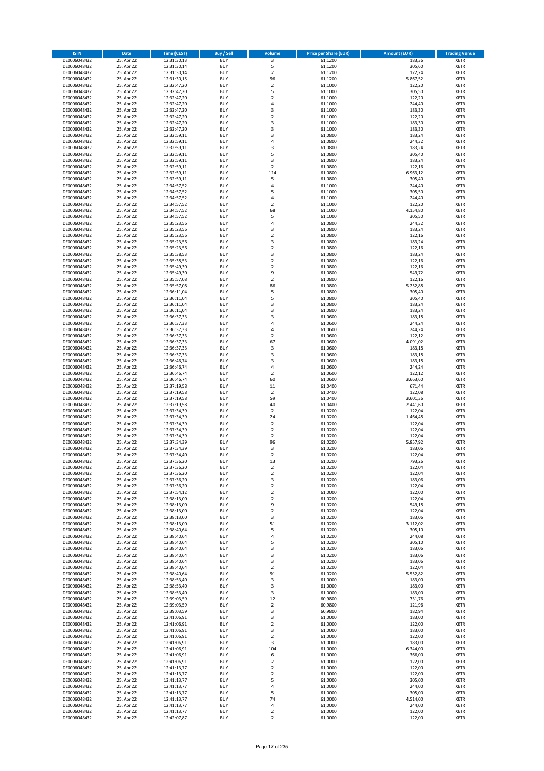| ISIN | Date | Time (CEST) | Buy / Sell | Volume | Price per Share (EUR) | Amount (EUR) | Trading Venue |
|---|---|---|---|---|---|---|---|
| DE0006048432 | 25. Apr 22 | 12:31:30,13 | BUY | 3 | 61,1200 | 183,36 | XETR |
| DE0006048432 | 25. Apr 22 | 12:31:30,14 | BUY | 5 | 61,1200 | 305,60 | XETR |
| DE0006048432 | 25. Apr 22 | 12:31:30,14 | BUY | 2 | 61,1200 | 122,24 | XETR |
| DE0006048432 | 25. Apr 22 | 12:31:30,15 | BUY | 96 | 61,1200 | 5.867,52 | XETR |
| DE0006048432 | 25. Apr 22 | 12:32:47,20 | BUY | 2 | 61,1000 | 122,20 | XETR |
| DE0006048432 | 25. Apr 22 | 12:32:47,20 | BUY | 5 | 61,1000 | 305,50 | XETR |
| DE0006048432 | 25. Apr 22 | 12:32:47,20 | BUY | 2 | 61,1000 | 122,20 | XETR |
| DE0006048432 | 25. Apr 22 | 12:32:47,20 | BUY | 4 | 61,1000 | 244,40 | XETR |
| DE0006048432 | 25. Apr 22 | 12:32:47,20 | BUY | 3 | 61,1000 | 183,30 | XETR |
| DE0006048432 | 25. Apr 22 | 12:32:47,20 | BUY | 2 | 61,1000 | 122,20 | XETR |
| DE0006048432 | 25. Apr 22 | 12:32:47,20 | BUY | 3 | 61,1000 | 183,30 | XETR |
| DE0006048432 | 25. Apr 22 | 12:32:47,20 | BUY | 3 | 61,1000 | 183,30 | XETR |
| DE0006048432 | 25. Apr 22 | 12:32:59,11 | BUY | 3 | 61,0800 | 183,24 | XETR |
| DE0006048432 | 25. Apr 22 | 12:32:59,11 | BUY | 4 | 61,0800 | 244,32 | XETR |
| DE0006048432 | 25. Apr 22 | 12:32:59,11 | BUY | 3 | 61,0800 | 183,24 | XETR |
| DE0006048432 | 25. Apr 22 | 12:32:59,11 | BUY | 5 | 61,0800 | 305,40 | XETR |
| DE0006048432 | 25. Apr 22 | 12:32:59,11 | BUY | 3 | 61,0800 | 183,24 | XETR |
| DE0006048432 | 25. Apr 22 | 12:32:59,11 | BUY | 2 | 61,0800 | 122,16 | XETR |
| DE0006048432 | 25. Apr 22 | 12:32:59,11 | BUY | 114 | 61,0800 | 6.963,12 | XETR |
| DE0006048432 | 25. Apr 22 | 12:32:59,11 | BUY | 5 | 61,0800 | 305,40 | XETR |
| DE0006048432 | 25. Apr 22 | 12:34:57,52 | BUY | 4 | 61,1000 | 244,40 | XETR |
| DE0006048432 | 25. Apr 22 | 12:34:57,52 | BUY | 5 | 61,1000 | 305,50 | XETR |
| DE0006048432 | 25. Apr 22 | 12:34:57,52 | BUY | 4 | 61,1000 | 244,40 | XETR |
| DE0006048432 | 25. Apr 22 | 12:34:57,52 | BUY | 2 | 61,1000 | 122,20 | XETR |
| DE0006048432 | 25. Apr 22 | 12:34:57,52 | BUY | 68 | 61,1000 | 4.154,80 | XETR |
| DE0006048432 | 25. Apr 22 | 12:34:57,52 | BUY | 5 | 61,1000 | 305,50 | XETR |
| DE0006048432 | 25. Apr 22 | 12:35:23,56 | BUY | 4 | 61,0800 | 244,32 | XETR |
| DE0006048432 | 25. Apr 22 | 12:35:23,56 | BUY | 3 | 61,0800 | 183,24 | XETR |
| DE0006048432 | 25. Apr 22 | 12:35:23,56 | BUY | 2 | 61,0800 | 122,16 | XETR |
| DE0006048432 | 25. Apr 22 | 12:35:23,56 | BUY | 3 | 61,0800 | 183,24 | XETR |
| DE0006048432 | 25. Apr 22 | 12:35:23,56 | BUY | 2 | 61,0800 | 122,16 | XETR |
| DE0006048432 | 25. Apr 22 | 12:35:38,53 | BUY | 3 | 61,0800 | 183,24 | XETR |
| DE0006048432 | 25. Apr 22 | 12:35:38,53 | BUY | 2 | 61,0800 | 122,16 | XETR |
| DE0006048432 | 25. Apr 22 | 12:35:49,30 | BUY | 2 | 61,0800 | 122,16 | XETR |
| DE0006048432 | 25. Apr 22 | 12:35:49,30 | BUY | 9 | 61,0800 | 549,72 | XETR |
| DE0006048432 | 25. Apr 22 | 12:35:57,08 | BUY | 2 | 61,0800 | 122,16 | XETR |
| DE0006048432 | 25. Apr 22 | 12:35:57,08 | BUY | 86 | 61,0800 | 5.252,88 | XETR |
| DE0006048432 | 25. Apr 22 | 12:36:11,04 | BUY | 5 | 61,0800 | 305,40 | XETR |
| DE0006048432 | 25. Apr 22 | 12:36:11,04 | BUY | 5 | 61,0800 | 305,40 | XETR |
| DE0006048432 | 25. Apr 22 | 12:36:11,04 | BUY | 3 | 61,0800 | 183,24 | XETR |
| DE0006048432 | 25. Apr 22 | 12:36:11,04 | BUY | 3 | 61,0800 | 183,24 | XETR |
| DE0006048432 | 25. Apr 22 | 12:36:37,33 | BUY | 3 | 61,0600 | 183,18 | XETR |
| DE0006048432 | 25. Apr 22 | 12:36:37,33 | BUY | 4 | 61,0600 | 244,24 | XETR |
| DE0006048432 | 25. Apr 22 | 12:36:37,33 | BUY | 4 | 61,0600 | 244,24 | XETR |
| DE0006048432 | 25. Apr 22 | 12:36:37,33 | BUY | 2 | 61,0600 | 122,12 | XETR |
| DE0006048432 | 25. Apr 22 | 12:36:37,33 | BUY | 67 | 61,0600 | 4.091,02 | XETR |
| DE0006048432 | 25. Apr 22 | 12:36:37,33 | BUY | 3 | 61,0600 | 183,18 | XETR |
| DE0006048432 | 25. Apr 22 | 12:36:37,33 | BUY | 3 | 61,0600 | 183,18 | XETR |
| DE0006048432 | 25. Apr 22 | 12:36:46,74 | BUY | 3 | 61,0600 | 183,18 | XETR |
| DE0006048432 | 25. Apr 22 | 12:36:46,74 | BUY | 4 | 61,0600 | 244,24 | XETR |
| DE0006048432 | 25. Apr 22 | 12:36:46,74 | BUY | 2 | 61,0600 | 122,12 | XETR |
| DE0006048432 | 25. Apr 22 | 12:36:46,74 | BUY | 60 | 61,0600 | 3.663,60 | XETR |
| DE0006048432 | 25. Apr 22 | 12:37:19,58 | BUY | 11 | 61,0400 | 671,44 | XETR |
| DE0006048432 | 25. Apr 22 | 12:37:19,58 | BUY | 2 | 61,0400 | 122,08 | XETR |
| DE0006048432 | 25. Apr 22 | 12:37:19,58 | BUY | 59 | 61,0400 | 3.601,36 | XETR |
| DE0006048432 | 25. Apr 22 | 12:37:19,58 | BUY | 40 | 61,0400 | 2.441,60 | XETR |
| DE0006048432 | 25. Apr 22 | 12:37:34,39 | BUY | 2 | 61,0200 | 122,04 | XETR |
| DE0006048432 | 25. Apr 22 | 12:37:34,39 | BUY | 24 | 61,0200 | 1.464,48 | XETR |
| DE0006048432 | 25. Apr 22 | 12:37:34,39 | BUY | 2 | 61,0200 | 122,04 | XETR |
| DE0006048432 | 25. Apr 22 | 12:37:34,39 | BUY | 2 | 61,0200 | 122,04 | XETR |
| DE0006048432 | 25. Apr 22 | 12:37:34,39 | BUY | 2 | 61,0200 | 122,04 | XETR |
| DE0006048432 | 25. Apr 22 | 12:37:34,39 | BUY | 96 | 61,0200 | 5.857,92 | XETR |
| DE0006048432 | 25. Apr 22 | 12:37:34,39 | BUY | 3 | 61,0200 | 183,06 | XETR |
| DE0006048432 | 25. Apr 22 | 12:37:34,40 | BUY | 2 | 61,0200 | 122,04 | XETR |
| DE0006048432 | 25. Apr 22 | 12:37:36,20 | BUY | 13 | 61,0200 | 793,26 | XETR |
| DE0006048432 | 25. Apr 22 | 12:37:36,20 | BUY | 2 | 61,0200 | 122,04 | XETR |
| DE0006048432 | 25. Apr 22 | 12:37:36,20 | BUY | 2 | 61,0200 | 122,04 | XETR |
| DE0006048432 | 25. Apr 22 | 12:37:36,20 | BUY | 3 | 61,0200 | 183,06 | XETR |
| DE0006048432 | 25. Apr 22 | 12:37:36,20 | BUY | 2 | 61,0200 | 122,04 | XETR |
| DE0006048432 | 25. Apr 22 | 12:37:54,12 | BUY | 2 | 61,0000 | 122,00 | XETR |
| DE0006048432 | 25. Apr 22 | 12:38:13,00 | BUY | 2 | 61,0200 | 122,04 | XETR |
| DE0006048432 | 25. Apr 22 | 12:38:13,00 | BUY | 9 | 61,0200 | 549,18 | XETR |
| DE0006048432 | 25. Apr 22 | 12:38:13,00 | BUY | 2 | 61,0200 | 122,04 | XETR |
| DE0006048432 | 25. Apr 22 | 12:38:13,00 | BUY | 3 | 61,0200 | 183,06 | XETR |
| DE0006048432 | 25. Apr 22 | 12:38:13,00 | BUY | 51 | 61,0200 | 3.112,02 | XETR |
| DE0006048432 | 25. Apr 22 | 12:38:40,64 | BUY | 5 | 61,0200 | 305,10 | XETR |
| DE0006048432 | 25. Apr 22 | 12:38:40,64 | BUY | 4 | 61,0200 | 244,08 | XETR |
| DE0006048432 | 25. Apr 22 | 12:38:40,64 | BUY | 5 | 61,0200 | 305,10 | XETR |
| DE0006048432 | 25. Apr 22 | 12:38:40,64 | BUY | 3 | 61,0200 | 183,06 | XETR |
| DE0006048432 | 25. Apr 22 | 12:38:40,64 | BUY | 3 | 61,0200 | 183,06 | XETR |
| DE0006048432 | 25. Apr 22 | 12:38:40,64 | BUY | 3 | 61,0200 | 183,06 | XETR |
| DE0006048432 | 25. Apr 22 | 12:38:40,64 | BUY | 2 | 61,0200 | 122,04 | XETR |
| DE0006048432 | 25. Apr 22 | 12:38:40,64 | BUY | 91 | 61,0200 | 5.552,82 | XETR |
| DE0006048432 | 25. Apr 22 | 12:38:53,40 | BUY | 3 | 61,0000 | 183,00 | XETR |
| DE0006048432 | 25. Apr 22 | 12:38:53,40 | BUY | 3 | 61,0000 | 183,00 | XETR |
| DE0006048432 | 25. Apr 22 | 12:38:53,40 | BUY | 3 | 61,0000 | 183,00 | XETR |
| DE0006048432 | 25. Apr 22 | 12:39:03,59 | BUY | 12 | 60,9800 | 731,76 | XETR |
| DE0006048432 | 25. Apr 22 | 12:39:03,59 | BUY | 2 | 60,9800 | 121,96 | XETR |
| DE0006048432 | 25. Apr 22 | 12:39:03,59 | BUY | 3 | 60,9800 | 182,94 | XETR |
| DE0006048432 | 25. Apr 22 | 12:41:06,91 | BUY | 3 | 61,0000 | 183,00 | XETR |
| DE0006048432 | 25. Apr 22 | 12:41:06,91 | BUY | 2 | 61,0000 | 122,00 | XETR |
| DE0006048432 | 25. Apr 22 | 12:41:06,91 | BUY | 3 | 61,0000 | 183,00 | XETR |
| DE0006048432 | 25. Apr 22 | 12:41:06,91 | BUY | 2 | 61,0000 | 122,00 | XETR |
| DE0006048432 | 25. Apr 22 | 12:41:06,91 | BUY | 3 | 61,0000 | 183,00 | XETR |
| DE0006048432 | 25. Apr 22 | 12:41:06,91 | BUY | 104 | 61,0000 | 6.344,00 | XETR |
| DE0006048432 | 25. Apr 22 | 12:41:06,91 | BUY | 6 | 61,0000 | 366,00 | XETR |
| DE0006048432 | 25. Apr 22 | 12:41:06,91 | BUY | 2 | 61,0000 | 122,00 | XETR |
| DE0006048432 | 25. Apr 22 | 12:41:13,77 | BUY | 2 | 61,0000 | 122,00 | XETR |
| DE0006048432 | 25. Apr 22 | 12:41:13,77 | BUY | 2 | 61,0000 | 122,00 | XETR |
| DE0006048432 | 25. Apr 22 | 12:41:13,77 | BUY | 5 | 61,0000 | 305,00 | XETR |
| DE0006048432 | 25. Apr 22 | 12:41:13,77 | BUY | 4 | 61,0000 | 244,00 | XETR |
| DE0006048432 | 25. Apr 22 | 12:41:13,77 | BUY | 5 | 61,0000 | 305,00 | XETR |
| DE0006048432 | 25. Apr 22 | 12:41:13,77 | BUY | 74 | 61,0000 | 4.514,00 | XETR |
| DE0006048432 | 25. Apr 22 | 12:41:13,77 | BUY | 4 | 61,0000 | 244,00 | XETR |
| DE0006048432 | 25. Apr 22 | 12:41:13,77 | BUY | 2 | 61,0000 | 122,00 | XETR |
| DE0006048432 | 25. Apr 22 | 12:42:07,87 | BUY | 2 | 61,0000 | 122,00 | XETR |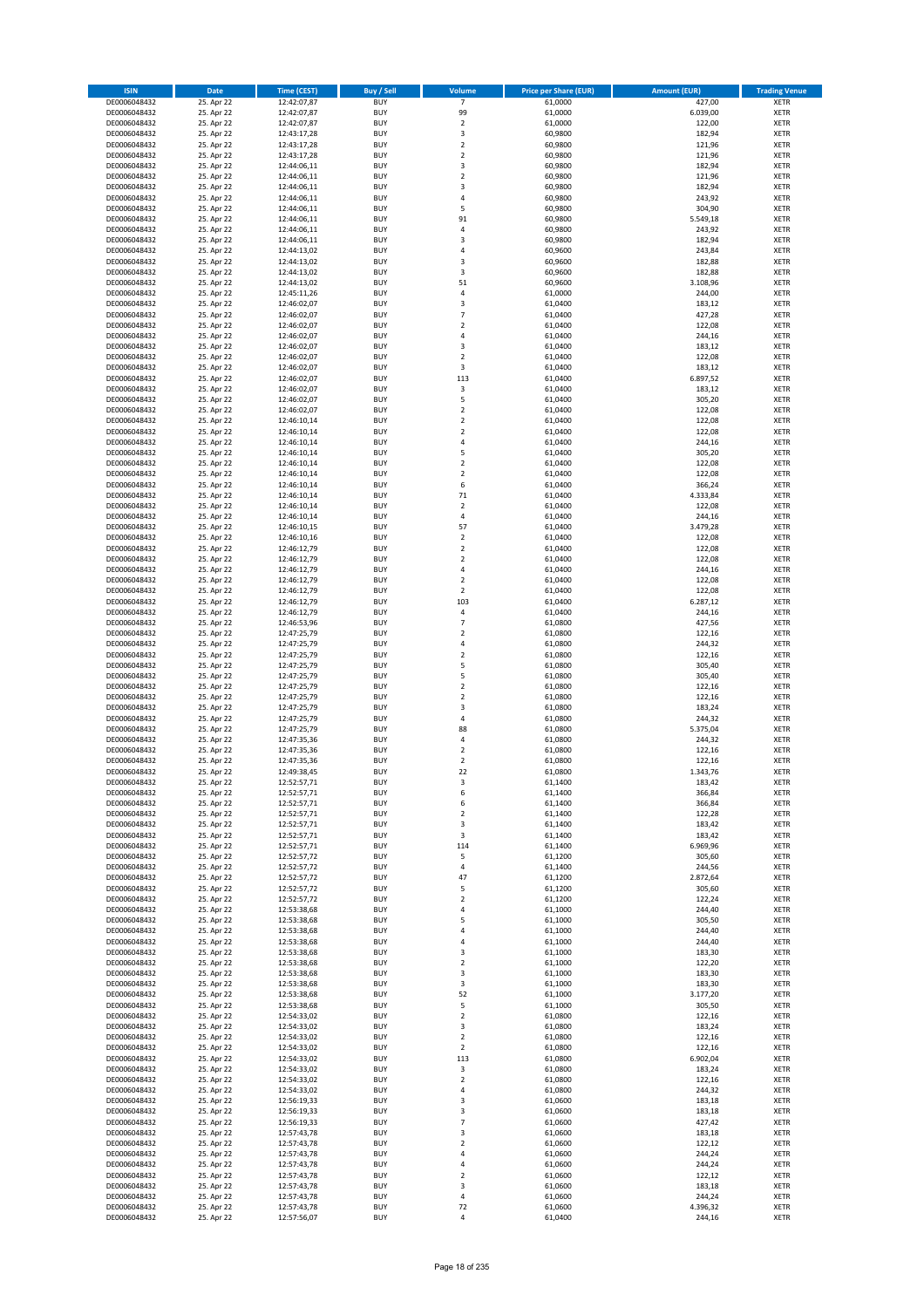| ISIN | Date | Time (CEST) | Buy / Sell | Volume | Price per Share (EUR) | Amount (EUR) | Trading Venue |
|---|---|---|---|---|---|---|---|
| DE0006048432 | 25. Apr 22 | 12:42:07,87 | BUY | 7 | 61,0000 | 427,00 | XETR |
| DE0006048432 | 25. Apr 22 | 12:42:07,87 | BUY | 99 | 61,0000 | 6.039,00 | XETR |
| DE0006048432 | 25. Apr 22 | 12:42:07,87 | BUY | 2 | 61,0000 | 122,00 | XETR |
| DE0006048432 | 25. Apr 22 | 12:43:17,28 | BUY | 3 | 60,9800 | 182,94 | XETR |
| DE0006048432 | 25. Apr 22 | 12:43:17,28 | BUY | 2 | 60,9800 | 121,96 | XETR |
| DE0006048432 | 25. Apr 22 | 12:43:17,28 | BUY | 2 | 60,9800 | 121,96 | XETR |
| DE0006048432 | 25. Apr 22 | 12:44:06,11 | BUY | 3 | 60,9800 | 182,94 | XETR |
| DE0006048432 | 25. Apr 22 | 12:44:06,11 | BUY | 2 | 60,9800 | 121,96 | XETR |
| DE0006048432 | 25. Apr 22 | 12:44:06,11 | BUY | 3 | 60,9800 | 182,94 | XETR |
| DE0006048432 | 25. Apr 22 | 12:44:06,11 | BUY | 4 | 60,9800 | 243,92 | XETR |
| DE0006048432 | 25. Apr 22 | 12:44:06,11 | BUY | 5 | 60,9800 | 304,90 | XETR |
| DE0006048432 | 25. Apr 22 | 12:44:06,11 | BUY | 91 | 60,9800 | 5.549,18 | XETR |
| DE0006048432 | 25. Apr 22 | 12:44:06,11 | BUY | 4 | 60,9800 | 243,92 | XETR |
| DE0006048432 | 25. Apr 22 | 12:44:06,11 | BUY | 3 | 60,9800 | 182,94 | XETR |
| DE0006048432 | 25. Apr 22 | 12:44:13,02 | BUY | 4 | 60,9600 | 243,84 | XETR |
| DE0006048432 | 25. Apr 22 | 12:44:13,02 | BUY | 3 | 60,9600 | 182,88 | XETR |
| DE0006048432 | 25. Apr 22 | 12:44:13,02 | BUY | 3 | 60,9600 | 182,88 | XETR |
| DE0006048432 | 25. Apr 22 | 12:44:13,02 | BUY | 51 | 60,9600 | 3.108,96 | XETR |
| DE0006048432 | 25. Apr 22 | 12:45:11,26 | BUY | 4 | 61,0000 | 244,00 | XETR |
| DE0006048432 | 25. Apr 22 | 12:46:02,07 | BUY | 3 | 61,0400 | 183,12 | XETR |
| DE0006048432 | 25. Apr 22 | 12:46:02,07 | BUY | 7 | 61,0400 | 427,28 | XETR |
| DE0006048432 | 25. Apr 22 | 12:46:02,07 | BUY | 2 | 61,0400 | 122,08 | XETR |
| DE0006048432 | 25. Apr 22 | 12:46:02,07 | BUY | 4 | 61,0400 | 244,16 | XETR |
| DE0006048432 | 25. Apr 22 | 12:46:02,07 | BUY | 3 | 61,0400 | 183,12 | XETR |
| DE0006048432 | 25. Apr 22 | 12:46:02,07 | BUY | 2 | 61,0400 | 122,08 | XETR |
| DE0006048432 | 25. Apr 22 | 12:46:02,07 | BUY | 3 | 61,0400 | 183,12 | XETR |
| DE0006048432 | 25. Apr 22 | 12:46:02,07 | BUY | 113 | 61,0400 | 6.897,52 | XETR |
| DE0006048432 | 25. Apr 22 | 12:46:02,07 | BUY | 3 | 61,0400 | 183,12 | XETR |
| DE0006048432 | 25. Apr 22 | 12:46:02,07 | BUY | 5 | 61,0400 | 305,20 | XETR |
| DE0006048432 | 25. Apr 22 | 12:46:02,07 | BUY | 2 | 61,0400 | 122,08 | XETR |
| DE0006048432 | 25. Apr 22 | 12:46:10,14 | BUY | 2 | 61,0400 | 122,08 | XETR |
| DE0006048432 | 25. Apr 22 | 12:46:10,14 | BUY | 2 | 61,0400 | 122,08 | XETR |
| DE0006048432 | 25. Apr 22 | 12:46:10,14 | BUY | 4 | 61,0400 | 244,16 | XETR |
| DE0006048432 | 25. Apr 22 | 12:46:10,14 | BUY | 5 | 61,0400 | 305,20 | XETR |
| DE0006048432 | 25. Apr 22 | 12:46:10,14 | BUY | 2 | 61,0400 | 122,08 | XETR |
| DE0006048432 | 25. Apr 22 | 12:46:10,14 | BUY | 2 | 61,0400 | 122,08 | XETR |
| DE0006048432 | 25. Apr 22 | 12:46:10,14 | BUY | 6 | 61,0400 | 366,24 | XETR |
| DE0006048432 | 25. Apr 22 | 12:46:10,14 | BUY | 71 | 61,0400 | 4.333,84 | XETR |
| DE0006048432 | 25. Apr 22 | 12:46:10,14 | BUY | 2 | 61,0400 | 122,08 | XETR |
| DE0006048432 | 25. Apr 22 | 12:46:10,14 | BUY | 4 | 61,0400 | 244,16 | XETR |
| DE0006048432 | 25. Apr 22 | 12:46:10,15 | BUY | 57 | 61,0400 | 3.479,28 | XETR |
| DE0006048432 | 25. Apr 22 | 12:46:10,16 | BUY | 2 | 61,0400 | 122,08 | XETR |
| DE0006048432 | 25. Apr 22 | 12:46:12,79 | BUY | 2 | 61,0400 | 122,08 | XETR |
| DE0006048432 | 25. Apr 22 | 12:46:12,79 | BUY | 2 | 61,0400 | 122,08 | XETR |
| DE0006048432 | 25. Apr 22 | 12:46:12,79 | BUY | 4 | 61,0400 | 244,16 | XETR |
| DE0006048432 | 25. Apr 22 | 12:46:12,79 | BUY | 2 | 61,0400 | 122,08 | XETR |
| DE0006048432 | 25. Apr 22 | 12:46:12,79 | BUY | 2 | 61,0400 | 122,08 | XETR |
| DE0006048432 | 25. Apr 22 | 12:46:12,79 | BUY | 103 | 61,0400 | 6.287,12 | XETR |
| DE0006048432 | 25. Apr 22 | 12:46:12,79 | BUY | 4 | 61,0400 | 244,16 | XETR |
| DE0006048432 | 25. Apr 22 | 12:46:53,96 | BUY | 7 | 61,0800 | 427,56 | XETR |
| DE0006048432 | 25. Apr 22 | 12:47:25,79 | BUY | 2 | 61,0800 | 122,16 | XETR |
| DE0006048432 | 25. Apr 22 | 12:47:25,79 | BUY | 4 | 61,0800 | 244,32 | XETR |
| DE0006048432 | 25. Apr 22 | 12:47:25,79 | BUY | 2 | 61,0800 | 122,16 | XETR |
| DE0006048432 | 25. Apr 22 | 12:47:25,79 | BUY | 5 | 61,0800 | 305,40 | XETR |
| DE0006048432 | 25. Apr 22 | 12:47:25,79 | BUY | 5 | 61,0800 | 305,40 | XETR |
| DE0006048432 | 25. Apr 22 | 12:47:25,79 | BUY | 2 | 61,0800 | 122,16 | XETR |
| DE0006048432 | 25. Apr 22 | 12:47:25,79 | BUY | 2 | 61,0800 | 122,16 | XETR |
| DE0006048432 | 25. Apr 22 | 12:47:25,79 | BUY | 3 | 61,0800 | 183,24 | XETR |
| DE0006048432 | 25. Apr 22 | 12:47:25,79 | BUY | 4 | 61,0800 | 244,32 | XETR |
| DE0006048432 | 25. Apr 22 | 12:47:25,79 | BUY | 88 | 61,0800 | 5.375,04 | XETR |
| DE0006048432 | 25. Apr 22 | 12:47:35,36 | BUY | 4 | 61,0800 | 244,32 | XETR |
| DE0006048432 | 25. Apr 22 | 12:47:35,36 | BUY | 2 | 61,0800 | 122,16 | XETR |
| DE0006048432 | 25. Apr 22 | 12:47:35,36 | BUY | 2 | 61,0800 | 122,16 | XETR |
| DE0006048432 | 25. Apr 22 | 12:49:38,45 | BUY | 22 | 61,0800 | 1.343,76 | XETR |
| DE0006048432 | 25. Apr 22 | 12:52:57,71 | BUY | 3 | 61,1400 | 183,42 | XETR |
| DE0006048432 | 25. Apr 22 | 12:52:57,71 | BUY | 6 | 61,1400 | 366,84 | XETR |
| DE0006048432 | 25. Apr 22 | 12:52:57,71 | BUY | 6 | 61,1400 | 366,84 | XETR |
| DE0006048432 | 25. Apr 22 | 12:52:57,71 | BUY | 2 | 61,1400 | 122,28 | XETR |
| DE0006048432 | 25. Apr 22 | 12:52:57,71 | BUY | 3 | 61,1400 | 183,42 | XETR |
| DE0006048432 | 25. Apr 22 | 12:52:57,71 | BUY | 3 | 61,1400 | 183,42 | XETR |
| DE0006048432 | 25. Apr 22 | 12:52:57,71 | BUY | 114 | 61,1400 | 6.969,96 | XETR |
| DE0006048432 | 25. Apr 22 | 12:52:57,72 | BUY | 5 | 61,1200 | 305,60 | XETR |
| DE0006048432 | 25. Apr 22 | 12:52:57,72 | BUY | 4 | 61,1400 | 244,56 | XETR |
| DE0006048432 | 25. Apr 22 | 12:52:57,72 | BUY | 47 | 61,1200 | 2.872,64 | XETR |
| DE0006048432 | 25. Apr 22 | 12:52:57,72 | BUY | 5 | 61,1200 | 305,60 | XETR |
| DE0006048432 | 25. Apr 22 | 12:52:57,72 | BUY | 2 | 61,1200 | 122,24 | XETR |
| DE0006048432 | 25. Apr 22 | 12:53:38,68 | BUY | 4 | 61,1000 | 244,40 | XETR |
| DE0006048432 | 25. Apr 22 | 12:53:38,68 | BUY | 5 | 61,1000 | 305,50 | XETR |
| DE0006048432 | 25. Apr 22 | 12:53:38,68 | BUY | 4 | 61,1000 | 244,40 | XETR |
| DE0006048432 | 25. Apr 22 | 12:53:38,68 | BUY | 4 | 61,1000 | 244,40 | XETR |
| DE0006048432 | 25. Apr 22 | 12:53:38,68 | BUY | 3 | 61,1000 | 183,30 | XETR |
| DE0006048432 | 25. Apr 22 | 12:53:38,68 | BUY | 2 | 61,1000 | 122,20 | XETR |
| DE0006048432 | 25. Apr 22 | 12:53:38,68 | BUY | 3 | 61,1000 | 183,30 | XETR |
| DE0006048432 | 25. Apr 22 | 12:53:38,68 | BUY | 3 | 61,1000 | 183,30 | XETR |
| DE0006048432 | 25. Apr 22 | 12:53:38,68 | BUY | 52 | 61,1000 | 3.177,20 | XETR |
| DE0006048432 | 25. Apr 22 | 12:53:38,68 | BUY | 5 | 61,1000 | 305,50 | XETR |
| DE0006048432 | 25. Apr 22 | 12:54:33,02 | BUY | 2 | 61,0800 | 122,16 | XETR |
| DE0006048432 | 25. Apr 22 | 12:54:33,02 | BUY | 3 | 61,0800 | 183,24 | XETR |
| DE0006048432 | 25. Apr 22 | 12:54:33,02 | BUY | 2 | 61,0800 | 122,16 | XETR |
| DE0006048432 | 25. Apr 22 | 12:54:33,02 | BUY | 2 | 61,0800 | 122,16 | XETR |
| DE0006048432 | 25. Apr 22 | 12:54:33,02 | BUY | 113 | 61,0800 | 6.902,04 | XETR |
| DE0006048432 | 25. Apr 22 | 12:54:33,02 | BUY | 3 | 61,0800 | 183,24 | XETR |
| DE0006048432 | 25. Apr 22 | 12:54:33,02 | BUY | 2 | 61,0800 | 122,16 | XETR |
| DE0006048432 | 25. Apr 22 | 12:54:33,02 | BUY | 4 | 61,0800 | 244,32 | XETR |
| DE0006048432 | 25. Apr 22 | 12:56:19,33 | BUY | 3 | 61,0600 | 183,18 | XETR |
| DE0006048432 | 25. Apr 22 | 12:56:19,33 | BUY | 3 | 61,0600 | 183,18 | XETR |
| DE0006048432 | 25. Apr 22 | 12:56:19,33 | BUY | 7 | 61,0600 | 427,42 | XETR |
| DE0006048432 | 25. Apr 22 | 12:57:43,78 | BUY | 3 | 61,0600 | 183,18 | XETR |
| DE0006048432 | 25. Apr 22 | 12:57:43,78 | BUY | 2 | 61,0600 | 122,12 | XETR |
| DE0006048432 | 25. Apr 22 | 12:57:43,78 | BUY | 4 | 61,0600 | 244,24 | XETR |
| DE0006048432 | 25. Apr 22 | 12:57:43,78 | BUY | 4 | 61,0600 | 244,24 | XETR |
| DE0006048432 | 25. Apr 22 | 12:57:43,78 | BUY | 2 | 61,0600 | 122,12 | XETR |
| DE0006048432 | 25. Apr 22 | 12:57:43,78 | BUY | 3 | 61,0600 | 183,18 | XETR |
| DE0006048432 | 25. Apr 22 | 12:57:43,78 | BUY | 4 | 61,0600 | 244,24 | XETR |
| DE0006048432 | 25. Apr 22 | 12:57:43,78 | BUY | 72 | 61,0600 | 4.396,32 | XETR |
| DE0006048432 | 25. Apr 22 | 12:57:56,07 | BUY | 4 | 61,0400 | 244,16 | XETR |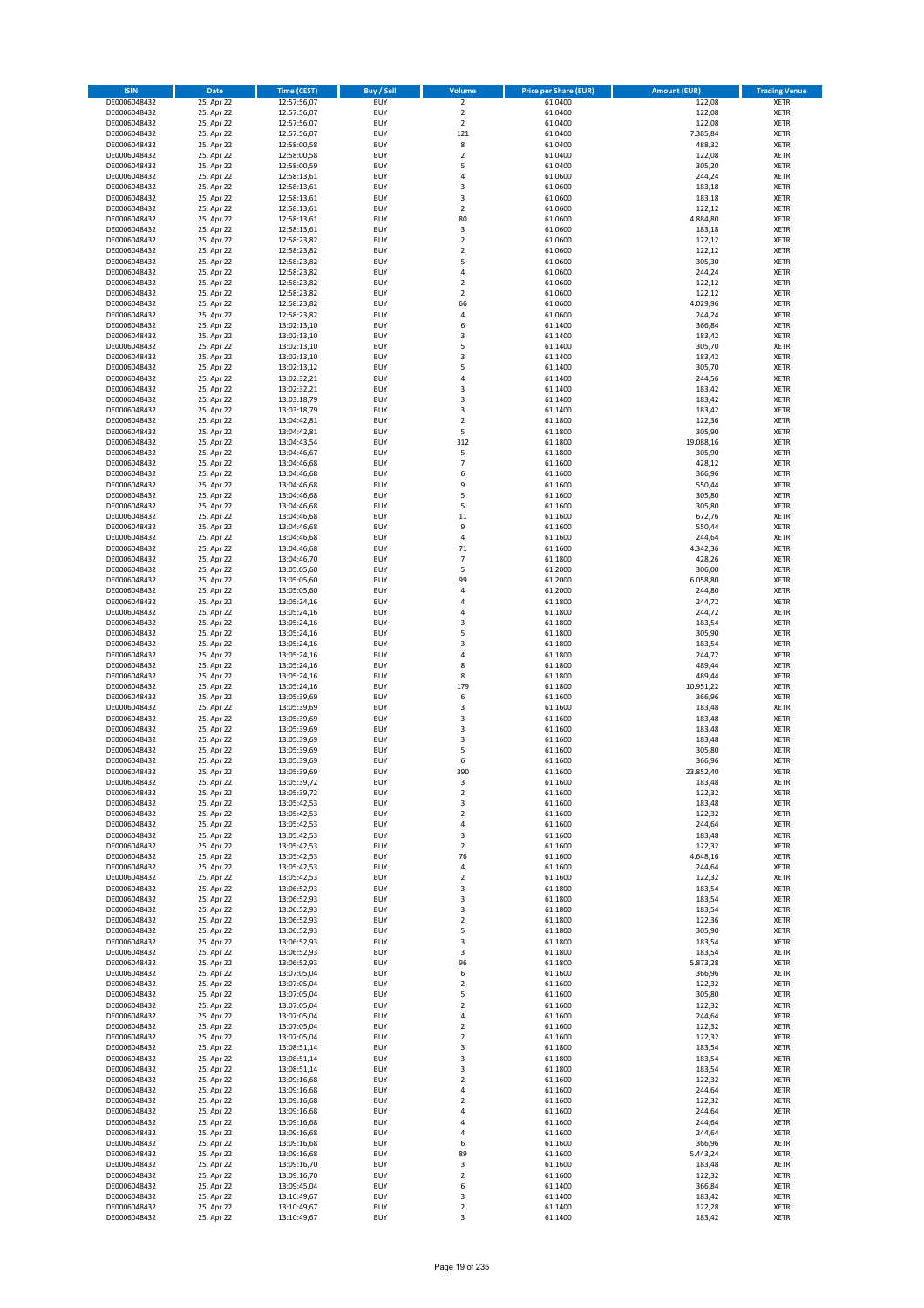| ISIN | Date | Time (CEST) | Buy / Sell | Volume | Price per Share (EUR) | Amount (EUR) | Trading Venue |
|---|---|---|---|---|---|---|---|
| DE0006048432 | 25. Apr 22 | 12:57:56,07 | BUY | 2 | 61,0400 | 122,08 | XETR |
| DE0006048432 | 25. Apr 22 | 12:57:56,07 | BUY | 2 | 61,0400 | 122,08 | XETR |
| DE0006048432 | 25. Apr 22 | 12:57:56,07 | BUY | 2 | 61,0400 | 122,08 | XETR |
| DE0006048432 | 25. Apr 22 | 12:57:56,07 | BUY | 121 | 61,0400 | 7.385,84 | XETR |
| DE0006048432 | 25. Apr 22 | 12:58:00,58 | BUY | 8 | 61,0400 | 488,32 | XETR |
| DE0006048432 | 25. Apr 22 | 12:58:00,58 | BUY | 2 | 61,0400 | 122,08 | XETR |
| DE0006048432 | 25. Apr 22 | 12:58:00,59 | BUY | 5 | 61,0400 | 305,20 | XETR |
| DE0006048432 | 25. Apr 22 | 12:58:13,61 | BUY | 4 | 61,0600 | 244,24 | XETR |
| DE0006048432 | 25. Apr 22 | 12:58:13,61 | BUY | 3 | 61,0600 | 183,18 | XETR |
| DE0006048432 | 25. Apr 22 | 12:58:13,61 | BUY | 3 | 61,0600 | 183,18 | XETR |
| DE0006048432 | 25. Apr 22 | 12:58:13,61 | BUY | 2 | 61,0600 | 122,12 | XETR |
| DE0006048432 | 25. Apr 22 | 12:58:13,61 | BUY | 80 | 61,0600 | 4.884,80 | XETR |
| DE0006048432 | 25. Apr 22 | 12:58:13,61 | BUY | 3 | 61,0600 | 183,18 | XETR |
| DE0006048432 | 25. Apr 22 | 12:58:23,82 | BUY | 2 | 61,0600 | 122,12 | XETR |
| DE0006048432 | 25. Apr 22 | 12:58:23,82 | BUY | 2 | 61,0600 | 122,12 | XETR |
| DE0006048432 | 25. Apr 22 | 12:58:23,82 | BUY | 5 | 61,0600 | 305,30 | XETR |
| DE0006048432 | 25. Apr 22 | 12:58:23,82 | BUY | 4 | 61,0600 | 244,24 | XETR |
| DE0006048432 | 25. Apr 22 | 12:58:23,82 | BUY | 2 | 61,0600 | 122,12 | XETR |
| DE0006048432 | 25. Apr 22 | 12:58:23,82 | BUY | 2 | 61,0600 | 122,12 | XETR |
| DE0006048432 | 25. Apr 22 | 12:58:23,82 | BUY | 66 | 61,0600 | 4.029,96 | XETR |
| DE0006048432 | 25. Apr 22 | 12:58:23,82 | BUY | 4 | 61,0600 | 244,24 | XETR |
| DE0006048432 | 25. Apr 22 | 13:02:13,10 | BUY | 6 | 61,1400 | 366,84 | XETR |
| DE0006048432 | 25. Apr 22 | 13:02:13,10 | BUY | 3 | 61,1400 | 183,42 | XETR |
| DE0006048432 | 25. Apr 22 | 13:02:13,10 | BUY | 5 | 61,1400 | 305,70 | XETR |
| DE0006048432 | 25. Apr 22 | 13:02:13,10 | BUY | 3 | 61,1400 | 183,42 | XETR |
| DE0006048432 | 25. Apr 22 | 13:02:13,12 | BUY | 5 | 61,1400 | 305,70 | XETR |
| DE0006048432 | 25. Apr 22 | 13:02:32,21 | BUY | 4 | 61,1400 | 244,56 | XETR |
| DE0006048432 | 25. Apr 22 | 13:02:32,21 | BUY | 3 | 61,1400 | 183,42 | XETR |
| DE0006048432 | 25. Apr 22 | 13:03:18,79 | BUY | 3 | 61,1400 | 183,42 | XETR |
| DE0006048432 | 25. Apr 22 | 13:03:18,79 | BUY | 3 | 61,1400 | 183,42 | XETR |
| DE0006048432 | 25. Apr 22 | 13:04:42,81 | BUY | 2 | 61,1800 | 122,36 | XETR |
| DE0006048432 | 25. Apr 22 | 13:04:42,81 | BUY | 5 | 61,1800 | 305,90 | XETR |
| DE0006048432 | 25. Apr 22 | 13:04:43,54 | BUY | 312 | 61,1800 | 19.088,16 | XETR |
| DE0006048432 | 25. Apr 22 | 13:04:46,67 | BUY | 5 | 61,1800 | 305,90 | XETR |
| DE0006048432 | 25. Apr 22 | 13:04:46,68 | BUY | 7 | 61,1600 | 428,12 | XETR |
| DE0006048432 | 25. Apr 22 | 13:04:46,68 | BUY | 6 | 61,1600 | 366,96 | XETR |
| DE0006048432 | 25. Apr 22 | 13:04:46,68 | BUY | 9 | 61,1600 | 550,44 | XETR |
| DE0006048432 | 25. Apr 22 | 13:04:46,68 | BUY | 5 | 61,1600 | 305,80 | XETR |
| DE0006048432 | 25. Apr 22 | 13:04:46,68 | BUY | 5 | 61,1600 | 305,80 | XETR |
| DE0006048432 | 25. Apr 22 | 13:04:46,68 | BUY | 11 | 61,1600 | 672,76 | XETR |
| DE0006048432 | 25. Apr 22 | 13:04:46,68 | BUY | 9 | 61,1600 | 550,44 | XETR |
| DE0006048432 | 25. Apr 22 | 13:04:46,68 | BUY | 4 | 61,1600 | 244,64 | XETR |
| DE0006048432 | 25. Apr 22 | 13:04:46,68 | BUY | 71 | 61,1600 | 4.342,36 | XETR |
| DE0006048432 | 25. Apr 22 | 13:04:46,70 | BUY | 7 | 61,1800 | 428,26 | XETR |
| DE0006048432 | 25. Apr 22 | 13:05:05,60 | BUY | 5 | 61,2000 | 306,00 | XETR |
| DE0006048432 | 25. Apr 22 | 13:05:05,60 | BUY | 99 | 61,2000 | 6.058,80 | XETR |
| DE0006048432 | 25. Apr 22 | 13:05:05,60 | BUY | 4 | 61,2000 | 244,80 | XETR |
| DE0006048432 | 25. Apr 22 | 13:05:24,16 | BUY | 4 | 61,1800 | 244,72 | XETR |
| DE0006048432 | 25. Apr 22 | 13:05:24,16 | BUY | 4 | 61,1800 | 244,72 | XETR |
| DE0006048432 | 25. Apr 22 | 13:05:24,16 | BUY | 3 | 61,1800 | 183,54 | XETR |
| DE0006048432 | 25. Apr 22 | 13:05:24,16 | BUY | 5 | 61,1800 | 305,90 | XETR |
| DE0006048432 | 25. Apr 22 | 13:05:24,16 | BUY | 3 | 61,1800 | 183,54 | XETR |
| DE0006048432 | 25. Apr 22 | 13:05:24,16 | BUY | 4 | 61,1800 | 244,72 | XETR |
| DE0006048432 | 25. Apr 22 | 13:05:24,16 | BUY | 8 | 61,1800 | 489,44 | XETR |
| DE0006048432 | 25. Apr 22 | 13:05:24,16 | BUY | 8 | 61,1800 | 489,44 | XETR |
| DE0006048432 | 25. Apr 22 | 13:05:24,16 | BUY | 179 | 61,1800 | 10.951,22 | XETR |
| DE0006048432 | 25. Apr 22 | 13:05:39,69 | BUY | 6 | 61,1600 | 366,96 | XETR |
| DE0006048432 | 25. Apr 22 | 13:05:39,69 | BUY | 3 | 61,1600 | 183,48 | XETR |
| DE0006048432 | 25. Apr 22 | 13:05:39,69 | BUY | 3 | 61,1600 | 183,48 | XETR |
| DE0006048432 | 25. Apr 22 | 13:05:39,69 | BUY | 3 | 61,1600 | 183,48 | XETR |
| DE0006048432 | 25. Apr 22 | 13:05:39,69 | BUY | 3 | 61,1600 | 183,48 | XETR |
| DE0006048432 | 25. Apr 22 | 13:05:39,69 | BUY | 5 | 61,1600 | 305,80 | XETR |
| DE0006048432 | 25. Apr 22 | 13:05:39,69 | BUY | 6 | 61,1600 | 366,96 | XETR |
| DE0006048432 | 25. Apr 22 | 13:05:39,69 | BUY | 390 | 61,1600 | 23.852,40 | XETR |
| DE0006048432 | 25. Apr 22 | 13:05:39,72 | BUY | 3 | 61,1600 | 183,48 | XETR |
| DE0006048432 | 25. Apr 22 | 13:05:39,72 | BUY | 2 | 61,1600 | 122,32 | XETR |
| DE0006048432 | 25. Apr 22 | 13:05:42,53 | BUY | 3 | 61,1600 | 183,48 | XETR |
| DE0006048432 | 25. Apr 22 | 13:05:42,53 | BUY | 2 | 61,1600 | 122,32 | XETR |
| DE0006048432 | 25. Apr 22 | 13:05:42,53 | BUY | 4 | 61,1600 | 244,64 | XETR |
| DE0006048432 | 25. Apr 22 | 13:05:42,53 | BUY | 3 | 61,1600 | 183,48 | XETR |
| DE0006048432 | 25. Apr 22 | 13:05:42,53 | BUY | 2 | 61,1600 | 122,32 | XETR |
| DE0006048432 | 25. Apr 22 | 13:05:42,53 | BUY | 76 | 61,1600 | 4.648,16 | XETR |
| DE0006048432 | 25. Apr 22 | 13:05:42,53 | BUY | 4 | 61,1600 | 244,64 | XETR |
| DE0006048432 | 25. Apr 22 | 13:05:42,53 | BUY | 2 | 61,1600 | 122,32 | XETR |
| DE0006048432 | 25. Apr 22 | 13:06:52,93 | BUY | 3 | 61,1800 | 183,54 | XETR |
| DE0006048432 | 25. Apr 22 | 13:06:52,93 | BUY | 3 | 61,1800 | 183,54 | XETR |
| DE0006048432 | 25. Apr 22 | 13:06:52,93 | BUY | 3 | 61,1800 | 183,54 | XETR |
| DE0006048432 | 25. Apr 22 | 13:06:52,93 | BUY | 2 | 61,1800 | 122,36 | XETR |
| DE0006048432 | 25. Apr 22 | 13:06:52,93 | BUY | 5 | 61,1800 | 305,90 | XETR |
| DE0006048432 | 25. Apr 22 | 13:06:52,93 | BUY | 3 | 61,1800 | 183,54 | XETR |
| DE0006048432 | 25. Apr 22 | 13:06:52,93 | BUY | 3 | 61,1800 | 183,54 | XETR |
| DE0006048432 | 25. Apr 22 | 13:06:52,93 | BUY | 96 | 61,1800 | 5.873,28 | XETR |
| DE0006048432 | 25. Apr 22 | 13:07:05,04 | BUY | 6 | 61,1600 | 366,96 | XETR |
| DE0006048432 | 25. Apr 22 | 13:07:05,04 | BUY | 2 | 61,1600 | 122,32 | XETR |
| DE0006048432 | 25. Apr 22 | 13:07:05,04 | BUY | 5 | 61,1600 | 305,80 | XETR |
| DE0006048432 | 25. Apr 22 | 13:07:05,04 | BUY | 2 | 61,1600 | 122,32 | XETR |
| DE0006048432 | 25. Apr 22 | 13:07:05,04 | BUY | 4 | 61,1600 | 244,64 | XETR |
| DE0006048432 | 25. Apr 22 | 13:07:05,04 | BUY | 2 | 61,1600 | 122,32 | XETR |
| DE0006048432 | 25. Apr 22 | 13:07:05,04 | BUY | 2 | 61,1600 | 122,32 | XETR |
| DE0006048432 | 25. Apr 22 | 13:08:51,14 | BUY | 3 | 61,1800 | 183,54 | XETR |
| DE0006048432 | 25. Apr 22 | 13:08:51,14 | BUY | 3 | 61,1800 | 183,54 | XETR |
| DE0006048432 | 25. Apr 22 | 13:08:51,14 | BUY | 3 | 61,1800 | 183,54 | XETR |
| DE0006048432 | 25. Apr 22 | 13:09:16,68 | BUY | 2 | 61,1600 | 122,32 | XETR |
| DE0006048432 | 25. Apr 22 | 13:09:16,68 | BUY | 4 | 61,1600 | 244,64 | XETR |
| DE0006048432 | 25. Apr 22 | 13:09:16,68 | BUY | 2 | 61,1600 | 122,32 | XETR |
| DE0006048432 | 25. Apr 22 | 13:09:16,68 | BUY | 4 | 61,1600 | 244,64 | XETR |
| DE0006048432 | 25. Apr 22 | 13:09:16,68 | BUY | 4 | 61,1600 | 244,64 | XETR |
| DE0006048432 | 25. Apr 22 | 13:09:16,68 | BUY | 4 | 61,1600 | 244,64 | XETR |
| DE0006048432 | 25. Apr 22 | 13:09:16,68 | BUY | 6 | 61,1600 | 366,96 | XETR |
| DE0006048432 | 25. Apr 22 | 13:09:16,68 | BUY | 89 | 61,1600 | 5.443,24 | XETR |
| DE0006048432 | 25. Apr 22 | 13:09:16,70 | BUY | 3 | 61,1600 | 183,48 | XETR |
| DE0006048432 | 25. Apr 22 | 13:09:16,70 | BUY | 2 | 61,1600 | 122,32 | XETR |
| DE0006048432 | 25. Apr 22 | 13:09:45,04 | BUY | 6 | 61,1400 | 366,84 | XETR |
| DE0006048432 | 25. Apr 22 | 13:10:49,67 | BUY | 3 | 61,1400 | 183,42 | XETR |
| DE0006048432 | 25. Apr 22 | 13:10:49,67 | BUY | 2 | 61,1400 | 122,28 | XETR |
| DE0006048432 | 25. Apr 22 | 13:10:49,67 | BUY | 3 | 61,1400 | 183,42 | XETR |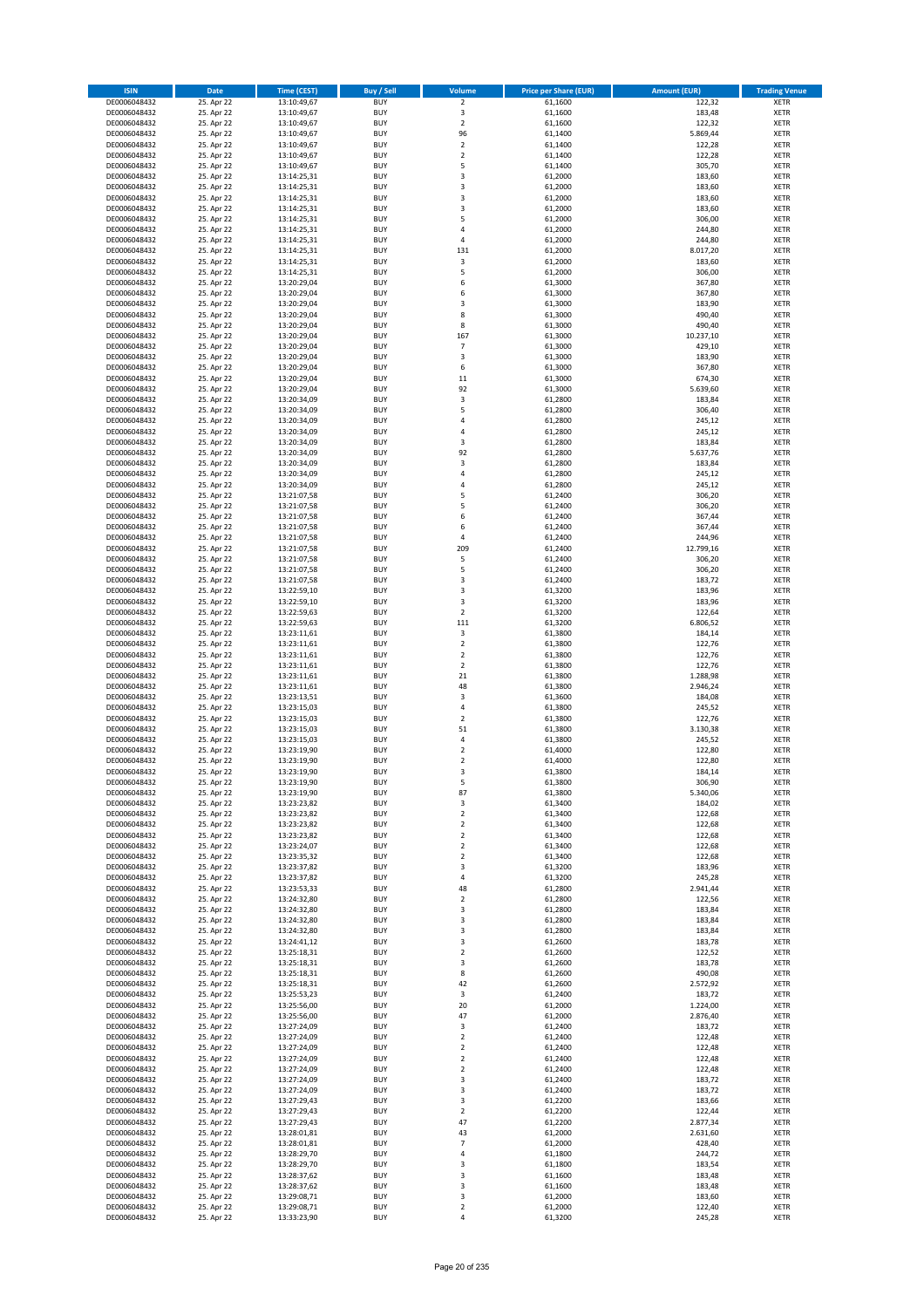| ISIN | Date | Time (CEST) | Buy / Sell | Volume | Price per Share (EUR) | Amount (EUR) | Trading Venue |
|---|---|---|---|---|---|---|---|
| DE0006048432 | 25. Apr 22 | 13:10:49,67 | BUY | 2 | 61,1600 | 122,32 | XETR |
| DE0006048432 | 25. Apr 22 | 13:10:49,67 | BUY | 3 | 61,1600 | 183,48 | XETR |
| DE0006048432 | 25. Apr 22 | 13:10:49,67 | BUY | 2 | 61,1600 | 122,32 | XETR |
| DE0006048432 | 25. Apr 22 | 13:10:49,67 | BUY | 96 | 61,1400 | 5.869,44 | XETR |
| DE0006048432 | 25. Apr 22 | 13:10:49,67 | BUY | 2 | 61,1400 | 122,28 | XETR |
| DE0006048432 | 25. Apr 22 | 13:10:49,67 | BUY | 2 | 61,1400 | 122,28 | XETR |
| DE0006048432 | 25. Apr 22 | 13:10:49,67 | BUY | 5 | 61,1400 | 305,70 | XETR |
| DE0006048432 | 25. Apr 22 | 13:14:25,31 | BUY | 3 | 61,2000 | 183,60 | XETR |
| DE0006048432 | 25. Apr 22 | 13:14:25,31 | BUY | 3 | 61,2000 | 183,60 | XETR |
| DE0006048432 | 25. Apr 22 | 13:14:25,31 | BUY | 3 | 61,2000 | 183,60 | XETR |
| DE0006048432 | 25. Apr 22 | 13:14:25,31 | BUY | 3 | 61,2000 | 183,60 | XETR |
| DE0006048432 | 25. Apr 22 | 13:14:25,31 | BUY | 5 | 61,2000 | 306,00 | XETR |
| DE0006048432 | 25. Apr 22 | 13:14:25,31 | BUY | 4 | 61,2000 | 244,80 | XETR |
| DE0006048432 | 25. Apr 22 | 13:14:25,31 | BUY | 4 | 61,2000 | 244,80 | XETR |
| DE0006048432 | 25. Apr 22 | 13:14:25,31 | BUY | 131 | 61,2000 | 8.017,20 | XETR |
| DE0006048432 | 25. Apr 22 | 13:14:25,31 | BUY | 3 | 61,2000 | 183,60 | XETR |
| DE0006048432 | 25. Apr 22 | 13:14:25,31 | BUY | 5 | 61,2000 | 306,00 | XETR |
| DE0006048432 | 25. Apr 22 | 13:20:29,04 | BUY | 6 | 61,3000 | 367,80 | XETR |
| DE0006048432 | 25. Apr 22 | 13:20:29,04 | BUY | 6 | 61,3000 | 367,80 | XETR |
| DE0006048432 | 25. Apr 22 | 13:20:29,04 | BUY | 3 | 61,3000 | 183,90 | XETR |
| DE0006048432 | 25. Apr 22 | 13:20:29,04 | BUY | 8 | 61,3000 | 490,40 | XETR |
| DE0006048432 | 25. Apr 22 | 13:20:29,04 | BUY | 8 | 61,3000 | 490,40 | XETR |
| DE0006048432 | 25. Apr 22 | 13:20:29,04 | BUY | 167 | 61,3000 | 10.237,10 | XETR |
| DE0006048432 | 25. Apr 22 | 13:20:29,04 | BUY | 7 | 61,3000 | 429,10 | XETR |
| DE0006048432 | 25. Apr 22 | 13:20:29,04 | BUY | 3 | 61,3000 | 183,90 | XETR |
| DE0006048432 | 25. Apr 22 | 13:20:29,04 | BUY | 6 | 61,3000 | 367,80 | XETR |
| DE0006048432 | 25. Apr 22 | 13:20:29,04 | BUY | 11 | 61,3000 | 674,30 | XETR |
| DE0006048432 | 25. Apr 22 | 13:20:29,04 | BUY | 92 | 61,3000 | 5.639,60 | XETR |
| DE0006048432 | 25. Apr 22 | 13:20:34,09 | BUY | 3 | 61,2800 | 183,84 | XETR |
| DE0006048432 | 25. Apr 22 | 13:20:34,09 | BUY | 5 | 61,2800 | 306,40 | XETR |
| DE0006048432 | 25. Apr 22 | 13:20:34,09 | BUY | 4 | 61,2800 | 245,12 | XETR |
| DE0006048432 | 25. Apr 22 | 13:20:34,09 | BUY | 4 | 61,2800 | 245,12 | XETR |
| DE0006048432 | 25. Apr 22 | 13:20:34,09 | BUY | 3 | 61,2800 | 183,84 | XETR |
| DE0006048432 | 25. Apr 22 | 13:20:34,09 | BUY | 92 | 61,2800 | 5.637,76 | XETR |
| DE0006048432 | 25. Apr 22 | 13:20:34,09 | BUY | 3 | 61,2800 | 183,84 | XETR |
| DE0006048432 | 25. Apr 22 | 13:20:34,09 | BUY | 4 | 61,2800 | 245,12 | XETR |
| DE0006048432 | 25. Apr 22 | 13:20:34,09 | BUY | 4 | 61,2800 | 245,12 | XETR |
| DE0006048432 | 25. Apr 22 | 13:21:07,58 | BUY | 5 | 61,2400 | 306,20 | XETR |
| DE0006048432 | 25. Apr 22 | 13:21:07,58 | BUY | 5 | 61,2400 | 306,20 | XETR |
| DE0006048432 | 25. Apr 22 | 13:21:07,58 | BUY | 6 | 61,2400 | 367,44 | XETR |
| DE0006048432 | 25. Apr 22 | 13:21:07,58 | BUY | 6 | 61,2400 | 367,44 | XETR |
| DE0006048432 | 25. Apr 22 | 13:21:07,58 | BUY | 4 | 61,2400 | 244,96 | XETR |
| DE0006048432 | 25. Apr 22 | 13:21:07,58 | BUY | 209 | 61,2400 | 12.799,16 | XETR |
| DE0006048432 | 25. Apr 22 | 13:21:07,58 | BUY | 5 | 61,2400 | 306,20 | XETR |
| DE0006048432 | 25. Apr 22 | 13:21:07,58 | BUY | 5 | 61,2400 | 306,20 | XETR |
| DE0006048432 | 25. Apr 22 | 13:21:07,58 | BUY | 3 | 61,2400 | 183,72 | XETR |
| DE0006048432 | 25. Apr 22 | 13:22:59,10 | BUY | 3 | 61,3200 | 183,96 | XETR |
| DE0006048432 | 25. Apr 22 | 13:22:59,10 | BUY | 3 | 61,3200 | 183,96 | XETR |
| DE0006048432 | 25. Apr 22 | 13:22:59,63 | BUY | 2 | 61,3200 | 122,64 | XETR |
| DE0006048432 | 25. Apr 22 | 13:22:59,63 | BUY | 111 | 61,3200 | 6.806,52 | XETR |
| DE0006048432 | 25. Apr 22 | 13:23:11,61 | BUY | 3 | 61,3800 | 184,14 | XETR |
| DE0006048432 | 25. Apr 22 | 13:23:11,61 | BUY | 2 | 61,3800 | 122,76 | XETR |
| DE0006048432 | 25. Apr 22 | 13:23:11,61 | BUY | 2 | 61,3800 | 122,76 | XETR |
| DE0006048432 | 25. Apr 22 | 13:23:11,61 | BUY | 2 | 61,3800 | 122,76 | XETR |
| DE0006048432 | 25. Apr 22 | 13:23:11,61 | BUY | 21 | 61,3800 | 1.288,98 | XETR |
| DE0006048432 | 25. Apr 22 | 13:23:11,61 | BUY | 48 | 61,3800 | 2.946,24 | XETR |
| DE0006048432 | 25. Apr 22 | 13:23:13,51 | BUY | 3 | 61,3600 | 184,08 | XETR |
| DE0006048432 | 25. Apr 22 | 13:23:15,03 | BUY | 4 | 61,3800 | 245,52 | XETR |
| DE0006048432 | 25. Apr 22 | 13:23:15,03 | BUY | 2 | 61,3800 | 122,76 | XETR |
| DE0006048432 | 25. Apr 22 | 13:23:15,03 | BUY | 51 | 61,3800 | 3.130,38 | XETR |
| DE0006048432 | 25. Apr 22 | 13:23:15,03 | BUY | 4 | 61,3800 | 245,52 | XETR |
| DE0006048432 | 25. Apr 22 | 13:23:19,90 | BUY | 2 | 61,4000 | 122,80 | XETR |
| DE0006048432 | 25. Apr 22 | 13:23:19,90 | BUY | 2 | 61,4000 | 122,80 | XETR |
| DE0006048432 | 25. Apr 22 | 13:23:19,90 | BUY | 3 | 61,3800 | 184,14 | XETR |
| DE0006048432 | 25. Apr 22 | 13:23:19,90 | BUY | 5 | 61,3800 | 306,90 | XETR |
| DE0006048432 | 25. Apr 22 | 13:23:19,90 | BUY | 87 | 61,3800 | 5.340,06 | XETR |
| DE0006048432 | 25. Apr 22 | 13:23:23,82 | BUY | 3 | 61,3400 | 184,02 | XETR |
| DE0006048432 | 25. Apr 22 | 13:23:23,82 | BUY | 2 | 61,3400 | 122,68 | XETR |
| DE0006048432 | 25. Apr 22 | 13:23:23,82 | BUY | 2 | 61,3400 | 122,68 | XETR |
| DE0006048432 | 25. Apr 22 | 13:23:23,82 | BUY | 2 | 61,3400 | 122,68 | XETR |
| DE0006048432 | 25. Apr 22 | 13:23:24,07 | BUY | 2 | 61,3400 | 122,68 | XETR |
| DE0006048432 | 25. Apr 22 | 13:23:35,32 | BUY | 2 | 61,3400 | 122,68 | XETR |
| DE0006048432 | 25. Apr 22 | 13:23:37,82 | BUY | 3 | 61,3200 | 183,96 | XETR |
| DE0006048432 | 25. Apr 22 | 13:23:37,82 | BUY | 4 | 61,3200 | 245,28 | XETR |
| DE0006048432 | 25. Apr 22 | 13:23:53,33 | BUY | 48 | 61,2800 | 2.941,44 | XETR |
| DE0006048432 | 25. Apr 22 | 13:24:32,80 | BUY | 2 | 61,2800 | 122,56 | XETR |
| DE0006048432 | 25. Apr 22 | 13:24:32,80 | BUY | 3 | 61,2800 | 183,84 | XETR |
| DE0006048432 | 25. Apr 22 | 13:24:32,80 | BUY | 3 | 61,2800 | 183,84 | XETR |
| DE0006048432 | 25. Apr 22 | 13:24:32,80 | BUY | 3 | 61,2800 | 183,84 | XETR |
| DE0006048432 | 25. Apr 22 | 13:24:41,12 | BUY | 3 | 61,2600 | 183,78 | XETR |
| DE0006048432 | 25. Apr 22 | 13:25:18,31 | BUY | 2 | 61,2600 | 122,52 | XETR |
| DE0006048432 | 25. Apr 22 | 13:25:18,31 | BUY | 3 | 61,2600 | 183,78 | XETR |
| DE0006048432 | 25. Apr 22 | 13:25:18,31 | BUY | 8 | 61,2600 | 490,08 | XETR |
| DE0006048432 | 25. Apr 22 | 13:25:18,31 | BUY | 42 | 61,2600 | 2.572,92 | XETR |
| DE0006048432 | 25. Apr 22 | 13:25:53,23 | BUY | 3 | 61,2400 | 183,72 | XETR |
| DE0006048432 | 25. Apr 22 | 13:25:56,00 | BUY | 20 | 61,2000 | 1.224,00 | XETR |
| DE0006048432 | 25. Apr 22 | 13:25:56,00 | BUY | 47 | 61,2000 | 2.876,40 | XETR |
| DE0006048432 | 25. Apr 22 | 13:27:24,09 | BUY | 3 | 61,2400 | 183,72 | XETR |
| DE0006048432 | 25. Apr 22 | 13:27:24,09 | BUY | 2 | 61,2400 | 122,48 | XETR |
| DE0006048432 | 25. Apr 22 | 13:27:24,09 | BUY | 2 | 61,2400 | 122,48 | XETR |
| DE0006048432 | 25. Apr 22 | 13:27:24,09 | BUY | 2 | 61,2400 | 122,48 | XETR |
| DE0006048432 | 25. Apr 22 | 13:27:24,09 | BUY | 2 | 61,2400 | 122,48 | XETR |
| DE0006048432 | 25. Apr 22 | 13:27:24,09 | BUY | 3 | 61,2400 | 183,72 | XETR |
| DE0006048432 | 25. Apr 22 | 13:27:24,09 | BUY | 3 | 61,2400 | 183,72 | XETR |
| DE0006048432 | 25. Apr 22 | 13:27:29,43 | BUY | 3 | 61,2200 | 183,66 | XETR |
| DE0006048432 | 25. Apr 22 | 13:27:29,43 | BUY | 2 | 61,2200 | 122,44 | XETR |
| DE0006048432 | 25. Apr 22 | 13:27:29,43 | BUY | 47 | 61,2200 | 2.877,34 | XETR |
| DE0006048432 | 25. Apr 22 | 13:28:01,81 | BUY | 43 | 61,2000 | 2.631,60 | XETR |
| DE0006048432 | 25. Apr 22 | 13:28:01,81 | BUY | 7 | 61,2000 | 428,40 | XETR |
| DE0006048432 | 25. Apr 22 | 13:28:29,70 | BUY | 4 | 61,1800 | 244,72 | XETR |
| DE0006048432 | 25. Apr 22 | 13:28:29,70 | BUY | 3 | 61,1800 | 183,54 | XETR |
| DE0006048432 | 25. Apr 22 | 13:28:37,62 | BUY | 3 | 61,1600 | 183,48 | XETR |
| DE0006048432 | 25. Apr 22 | 13:28:37,62 | BUY | 3 | 61,1600 | 183,48 | XETR |
| DE0006048432 | 25. Apr 22 | 13:29:08,71 | BUY | 3 | 61,2000 | 183,60 | XETR |
| DE0006048432 | 25. Apr 22 | 13:29:08,71 | BUY | 2 | 61,2000 | 122,40 | XETR |
| DE0006048432 | 25. Apr 22 | 13:33:23,90 | BUY | 4 | 61,3200 | 245,28 | XETR |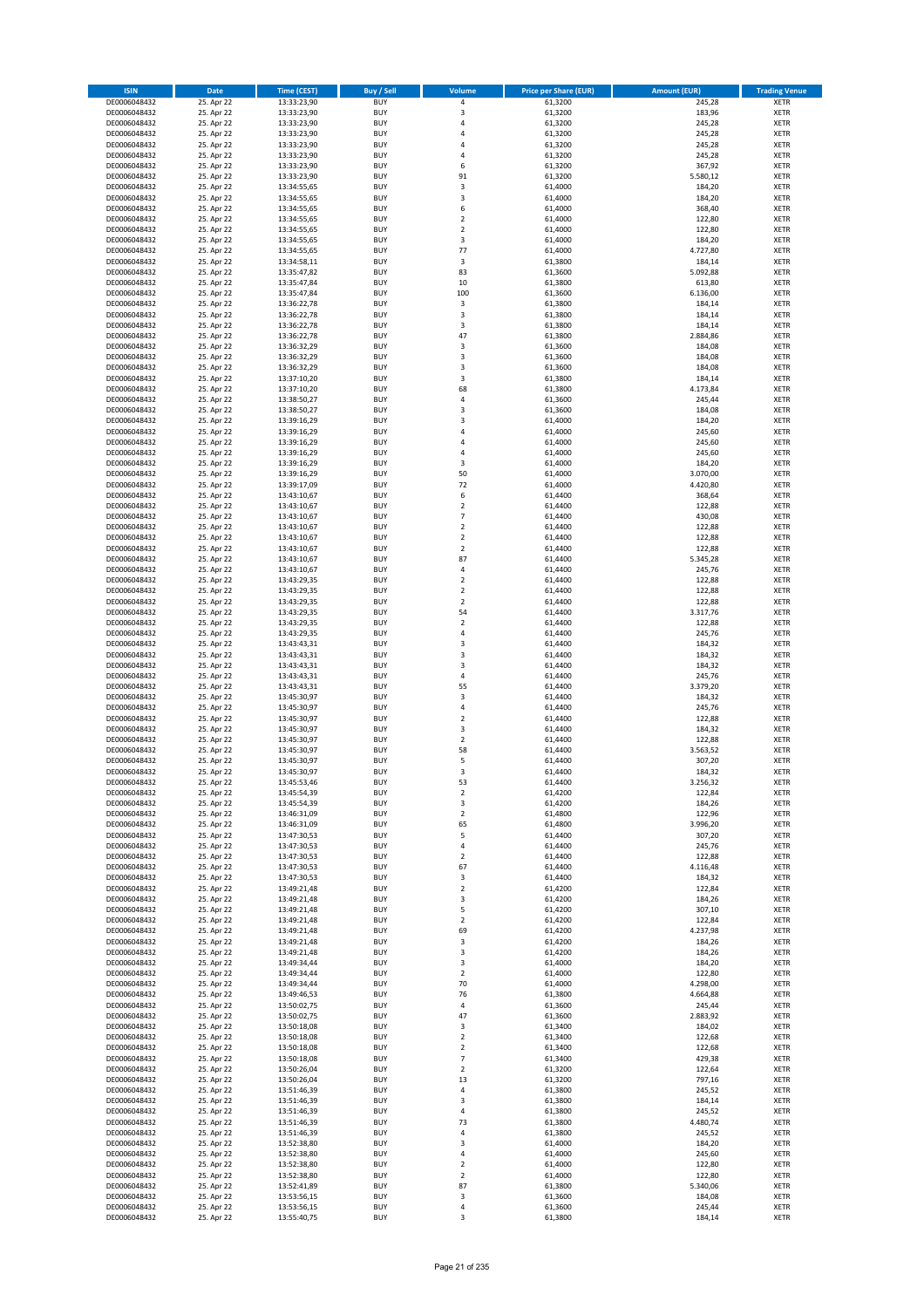| ISIN | Date | Time (CEST) | Buy / Sell | Volume | Price per Share (EUR) | Amount (EUR) | Trading Venue |
|---|---|---|---|---|---|---|---|
| DE0006048432 | 25. Apr 22 | 13:33:23,90 | BUY | 4 | 61,3200 | 245,28 | XETR |
| DE0006048432 | 25. Apr 22 | 13:33:23,90 | BUY | 3 | 61,3200 | 183,96 | XETR |
| DE0006048432 | 25. Apr 22 | 13:33:23,90 | BUY | 4 | 61,3200 | 245,28 | XETR |
| DE0006048432 | 25. Apr 22 | 13:33:23,90 | BUY | 4 | 61,3200 | 245,28 | XETR |
| DE0006048432 | 25. Apr 22 | 13:33:23,90 | BUY | 4 | 61,3200 | 245,28 | XETR |
| DE0006048432 | 25. Apr 22 | 13:33:23,90 | BUY | 4 | 61,3200 | 245,28 | XETR |
| DE0006048432 | 25. Apr 22 | 13:33:23,90 | BUY | 6 | 61,3200 | 367,92 | XETR |
| DE0006048432 | 25. Apr 22 | 13:33:23,90 | BUY | 91 | 61,3200 | 5.580,12 | XETR |
| DE0006048432 | 25. Apr 22 | 13:34:55,65 | BUY | 3 | 61,4000 | 184,20 | XETR |
| DE0006048432 | 25. Apr 22 | 13:34:55,65 | BUY | 3 | 61,4000 | 184,20 | XETR |
| DE0006048432 | 25. Apr 22 | 13:34:55,65 | BUY | 6 | 61,4000 | 368,40 | XETR |
| DE0006048432 | 25. Apr 22 | 13:34:55,65 | BUY | 2 | 61,4000 | 122,80 | XETR |
| DE0006048432 | 25. Apr 22 | 13:34:55,65 | BUY | 2 | 61,4000 | 122,80 | XETR |
| DE0006048432 | 25. Apr 22 | 13:34:55,65 | BUY | 3 | 61,4000 | 184,20 | XETR |
| DE0006048432 | 25. Apr 22 | 13:34:55,65 | BUY | 77 | 61,4000 | 4.727,80 | XETR |
| DE0006048432 | 25. Apr 22 | 13:34:58,11 | BUY | 3 | 61,3800 | 184,14 | XETR |
| DE0006048432 | 25. Apr 22 | 13:35:47,82 | BUY | 83 | 61,3600 | 5.092,88 | XETR |
| DE0006048432 | 25. Apr 22 | 13:35:47,84 | BUY | 10 | 61,3800 | 613,80 | XETR |
| DE0006048432 | 25. Apr 22 | 13:35:47,84 | BUY | 100 | 61,3600 | 6.136,00 | XETR |
| DE0006048432 | 25. Apr 22 | 13:36:22,78 | BUY | 3 | 61,3800 | 184,14 | XETR |
| DE0006048432 | 25. Apr 22 | 13:36:22,78 | BUY | 3 | 61,3800 | 184,14 | XETR |
| DE0006048432 | 25. Apr 22 | 13:36:22,78 | BUY | 3 | 61,3800 | 184,14 | XETR |
| DE0006048432 | 25. Apr 22 | 13:36:22,78 | BUY | 47 | 61,3800 | 2.884,86 | XETR |
| DE0006048432 | 25. Apr 22 | 13:36:32,29 | BUY | 3 | 61,3600 | 184,08 | XETR |
| DE0006048432 | 25. Apr 22 | 13:36:32,29 | BUY | 3 | 61,3600 | 184,08 | XETR |
| DE0006048432 | 25. Apr 22 | 13:36:32,29 | BUY | 3 | 61,3600 | 184,08 | XETR |
| DE0006048432 | 25. Apr 22 | 13:37:10,20 | BUY | 3 | 61,3800 | 184,14 | XETR |
| DE0006048432 | 25. Apr 22 | 13:37:10,20 | BUY | 68 | 61,3800 | 4.173,84 | XETR |
| DE0006048432 | 25. Apr 22 | 13:38:50,27 | BUY | 4 | 61,3600 | 245,44 | XETR |
| DE0006048432 | 25. Apr 22 | 13:38:50,27 | BUY | 3 | 61,3600 | 184,08 | XETR |
| DE0006048432 | 25. Apr 22 | 13:39:16,29 | BUY | 3 | 61,4000 | 184,20 | XETR |
| DE0006048432 | 25. Apr 22 | 13:39:16,29 | BUY | 4 | 61,4000 | 245,60 | XETR |
| DE0006048432 | 25. Apr 22 | 13:39:16,29 | BUY | 4 | 61,4000 | 245,60 | XETR |
| DE0006048432 | 25. Apr 22 | 13:39:16,29 | BUY | 4 | 61,4000 | 245,60 | XETR |
| DE0006048432 | 25. Apr 22 | 13:39:16,29 | BUY | 3 | 61,4000 | 184,20 | XETR |
| DE0006048432 | 25. Apr 22 | 13:39:16,29 | BUY | 50 | 61,4000 | 3.070,00 | XETR |
| DE0006048432 | 25. Apr 22 | 13:39:17,09 | BUY | 72 | 61,4000 | 4.420,80 | XETR |
| DE0006048432 | 25. Apr 22 | 13:43:10,67 | BUY | 6 | 61,4400 | 368,64 | XETR |
| DE0006048432 | 25. Apr 22 | 13:43:10,67 | BUY | 2 | 61,4400 | 122,88 | XETR |
| DE0006048432 | 25. Apr 22 | 13:43:10,67 | BUY | 7 | 61,4400 | 430,08 | XETR |
| DE0006048432 | 25. Apr 22 | 13:43:10,67 | BUY | 2 | 61,4400 | 122,88 | XETR |
| DE0006048432 | 25. Apr 22 | 13:43:10,67 | BUY | 2 | 61,4400 | 122,88 | XETR |
| DE0006048432 | 25. Apr 22 | 13:43:10,67 | BUY | 2 | 61,4400 | 122,88 | XETR |
| DE0006048432 | 25. Apr 22 | 13:43:10,67 | BUY | 87 | 61,4400 | 5.345,28 | XETR |
| DE0006048432 | 25. Apr 22 | 13:43:10,67 | BUY | 4 | 61,4400 | 245,76 | XETR |
| DE0006048432 | 25. Apr 22 | 13:43:29,35 | BUY | 2 | 61,4400 | 122,88 | XETR |
| DE0006048432 | 25. Apr 22 | 13:43:29,35 | BUY | 2 | 61,4400 | 122,88 | XETR |
| DE0006048432 | 25. Apr 22 | 13:43:29,35 | BUY | 2 | 61,4400 | 122,88 | XETR |
| DE0006048432 | 25. Apr 22 | 13:43:29,35 | BUY | 54 | 61,4400 | 3.317,76 | XETR |
| DE0006048432 | 25. Apr 22 | 13:43:29,35 | BUY | 2 | 61,4400 | 122,88 | XETR |
| DE0006048432 | 25. Apr 22 | 13:43:29,35 | BUY | 4 | 61,4400 | 245,76 | XETR |
| DE0006048432 | 25. Apr 22 | 13:43:43,31 | BUY | 3 | 61,4400 | 184,32 | XETR |
| DE0006048432 | 25. Apr 22 | 13:43:43,31 | BUY | 3 | 61,4400 | 184,32 | XETR |
| DE0006048432 | 25. Apr 22 | 13:43:43,31 | BUY | 3 | 61,4400 | 184,32 | XETR |
| DE0006048432 | 25. Apr 22 | 13:43:43,31 | BUY | 4 | 61,4400 | 245,76 | XETR |
| DE0006048432 | 25. Apr 22 | 13:43:43,31 | BUY | 55 | 61,4400 | 3.379,20 | XETR |
| DE0006048432 | 25. Apr 22 | 13:45:30,97 | BUY | 3 | 61,4400 | 184,32 | XETR |
| DE0006048432 | 25. Apr 22 | 13:45:30,97 | BUY | 4 | 61,4400 | 245,76 | XETR |
| DE0006048432 | 25. Apr 22 | 13:45:30,97 | BUY | 2 | 61,4400 | 122,88 | XETR |
| DE0006048432 | 25. Apr 22 | 13:45:30,97 | BUY | 3 | 61,4400 | 184,32 | XETR |
| DE0006048432 | 25. Apr 22 | 13:45:30,97 | BUY | 2 | 61,4400 | 122,88 | XETR |
| DE0006048432 | 25. Apr 22 | 13:45:30,97 | BUY | 58 | 61,4400 | 3.563,52 | XETR |
| DE0006048432 | 25. Apr 22 | 13:45:30,97 | BUY | 5 | 61,4400 | 307,20 | XETR |
| DE0006048432 | 25. Apr 22 | 13:45:30,97 | BUY | 3 | 61,4400 | 184,32 | XETR |
| DE0006048432 | 25. Apr 22 | 13:45:53,46 | BUY | 53 | 61,4400 | 3.256,32 | XETR |
| DE0006048432 | 25. Apr 22 | 13:45:54,39 | BUY | 2 | 61,4200 | 122,84 | XETR |
| DE0006048432 | 25. Apr 22 | 13:45:54,39 | BUY | 3 | 61,4200 | 184,26 | XETR |
| DE0006048432 | 25. Apr 22 | 13:46:31,09 | BUY | 2 | 61,4800 | 122,96 | XETR |
| DE0006048432 | 25. Apr 22 | 13:46:31,09 | BUY | 65 | 61,4800 | 3.996,20 | XETR |
| DE0006048432 | 25. Apr 22 | 13:47:30,53 | BUY | 5 | 61,4400 | 307,20 | XETR |
| DE0006048432 | 25. Apr 22 | 13:47:30,53 | BUY | 4 | 61,4400 | 245,76 | XETR |
| DE0006048432 | 25. Apr 22 | 13:47:30,53 | BUY | 2 | 61,4400 | 122,88 | XETR |
| DE0006048432 | 25. Apr 22 | 13:47:30,53 | BUY | 67 | 61,4400 | 4.116,48 | XETR |
| DE0006048432 | 25. Apr 22 | 13:47:30,53 | BUY | 3 | 61,4400 | 184,32 | XETR |
| DE0006048432 | 25. Apr 22 | 13:49:21,48 | BUY | 2 | 61,4200 | 122,84 | XETR |
| DE0006048432 | 25. Apr 22 | 13:49:21,48 | BUY | 3 | 61,4200 | 184,26 | XETR |
| DE0006048432 | 25. Apr 22 | 13:49:21,48 | BUY | 5 | 61,4200 | 307,10 | XETR |
| DE0006048432 | 25. Apr 22 | 13:49:21,48 | BUY | 2 | 61,4200 | 122,84 | XETR |
| DE0006048432 | 25. Apr 22 | 13:49:21,48 | BUY | 69 | 61,4200 | 4.237,98 | XETR |
| DE0006048432 | 25. Apr 22 | 13:49:21,48 | BUY | 3 | 61,4200 | 184,26 | XETR |
| DE0006048432 | 25. Apr 22 | 13:49:21,48 | BUY | 3 | 61,4200 | 184,26 | XETR |
| DE0006048432 | 25. Apr 22 | 13:49:34,44 | BUY | 3 | 61,4000 | 184,20 | XETR |
| DE0006048432 | 25. Apr 22 | 13:49:34,44 | BUY | 2 | 61,4000 | 122,80 | XETR |
| DE0006048432 | 25. Apr 22 | 13:49:34,44 | BUY | 70 | 61,4000 | 4.298,00 | XETR |
| DE0006048432 | 25. Apr 22 | 13:49:46,53 | BUY | 76 | 61,3800 | 4.664,88 | XETR |
| DE0006048432 | 25. Apr 22 | 13:50:02,75 | BUY | 4 | 61,3600 | 245,44 | XETR |
| DE0006048432 | 25. Apr 22 | 13:50:02,75 | BUY | 47 | 61,3600 | 2.883,92 | XETR |
| DE0006048432 | 25. Apr 22 | 13:50:18,08 | BUY | 3 | 61,3400 | 184,02 | XETR |
| DE0006048432 | 25. Apr 22 | 13:50:18,08 | BUY | 2 | 61,3400 | 122,68 | XETR |
| DE0006048432 | 25. Apr 22 | 13:50:18,08 | BUY | 2 | 61,3400 | 122,68 | XETR |
| DE0006048432 | 25. Apr 22 | 13:50:18,08 | BUY | 7 | 61,3400 | 429,38 | XETR |
| DE0006048432 | 25. Apr 22 | 13:50:26,04 | BUY | 2 | 61,3200 | 122,64 | XETR |
| DE0006048432 | 25. Apr 22 | 13:50:26,04 | BUY | 13 | 61,3200 | 797,16 | XETR |
| DE0006048432 | 25. Apr 22 | 13:51:46,39 | BUY | 4 | 61,3800 | 245,52 | XETR |
| DE0006048432 | 25. Apr 22 | 13:51:46,39 | BUY | 3 | 61,3800 | 184,14 | XETR |
| DE0006048432 | 25. Apr 22 | 13:51:46,39 | BUY | 4 | 61,3800 | 245,52 | XETR |
| DE0006048432 | 25. Apr 22 | 13:51:46,39 | BUY | 73 | 61,3800 | 4.480,74 | XETR |
| DE0006048432 | 25. Apr 22 | 13:51:46,39 | BUY | 4 | 61,3800 | 245,52 | XETR |
| DE0006048432 | 25. Apr 22 | 13:52:38,80 | BUY | 3 | 61,4000 | 184,20 | XETR |
| DE0006048432 | 25. Apr 22 | 13:52:38,80 | BUY | 4 | 61,4000 | 245,60 | XETR |
| DE0006048432 | 25. Apr 22 | 13:52:38,80 | BUY | 2 | 61,4000 | 122,80 | XETR |
| DE0006048432 | 25. Apr 22 | 13:52:38,80 | BUY | 2 | 61,4000 | 122,80 | XETR |
| DE0006048432 | 25. Apr 22 | 13:52:41,89 | BUY | 87 | 61,3800 | 5.340,06 | XETR |
| DE0006048432 | 25. Apr 22 | 13:53:56,15 | BUY | 3 | 61,3600 | 184,08 | XETR |
| DE0006048432 | 25. Apr 22 | 13:53:56,15 | BUY | 4 | 61,3600 | 245,44 | XETR |
| DE0006048432 | 25. Apr 22 | 13:55:40,75 | BUY | 3 | 61,3800 | 184,14 | XETR |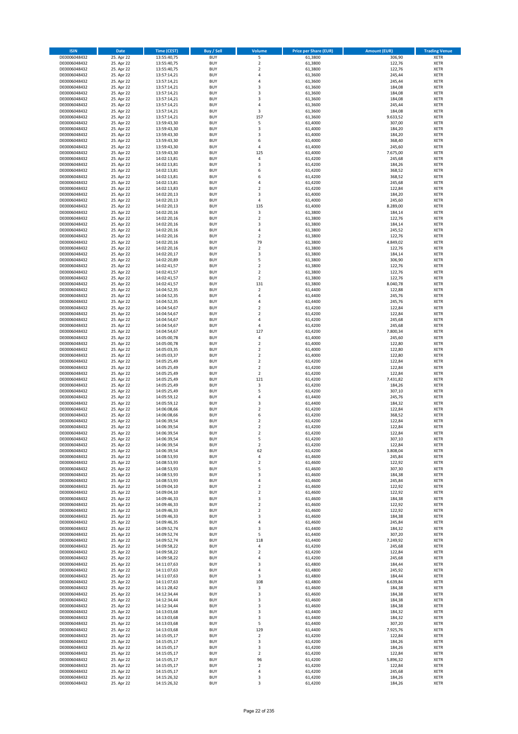| ISIN | Date | Time (CEST) | Buy / Sell | Volume | Price per Share (EUR) | Amount (EUR) | Trading Venue |
|---|---|---|---|---|---|---|---|
| DE0006048432 | 25. Apr 22 | 13:55:40,75 | BUY | 5 | 61,3800 | 306,90 | XETR |
| DE0006048432 | 25. Apr 22 | 13:55:40,75 | BUY | 2 | 61,3800 | 122,76 | XETR |
| DE0006048432 | 25. Apr 22 | 13:55:40,75 | BUY | 2 | 61,3800 | 122,76 | XETR |
| DE0006048432 | 25. Apr 22 | 13:57:14,21 | BUY | 4 | 61,3600 | 245,44 | XETR |
| DE0006048432 | 25. Apr 22 | 13:57:14,21 | BUY | 4 | 61,3600 | 245,44 | XETR |
| DE0006048432 | 25. Apr 22 | 13:57:14,21 | BUY | 3 | 61,3600 | 184,08 | XETR |
| DE0006048432 | 25. Apr 22 | 13:57:14,21 | BUY | 3 | 61,3600 | 184,08 | XETR |
| DE0006048432 | 25. Apr 22 | 13:57:14,21 | BUY | 3 | 61,3600 | 184,08 | XETR |
| DE0006048432 | 25. Apr 22 | 13:57:14,21 | BUY | 4 | 61,3600 | 245,44 | XETR |
| DE0006048432 | 25. Apr 22 | 13:57:14,21 | BUY | 3 | 61,3600 | 184,08 | XETR |
| DE0006048432 | 25. Apr 22 | 13:57:14,21 | BUY | 157 | 61,3600 | 9.633,52 | XETR |
| DE0006048432 | 25. Apr 22 | 13:59:43,30 | BUY | 5 | 61,4000 | 307,00 | XETR |
| DE0006048432 | 25. Apr 22 | 13:59:43,30 | BUY | 3 | 61,4000 | 184,20 | XETR |
| DE0006048432 | 25. Apr 22 | 13:59:43,30 | BUY | 3 | 61,4000 | 184,20 | XETR |
| DE0006048432 | 25. Apr 22 | 13:59:43,30 | BUY | 6 | 61,4000 | 368,40 | XETR |
| DE0006048432 | 25. Apr 22 | 13:59:43,30 | BUY | 4 | 61,4000 | 245,60 | XETR |
| DE0006048432 | 25. Apr 22 | 13:59:43,30 | BUY | 125 | 61,4000 | 7.675,00 | XETR |
| DE0006048432 | 25. Apr 22 | 14:02:13,81 | BUY | 4 | 61,4200 | 245,68 | XETR |
| DE0006048432 | 25. Apr 22 | 14:02:13,81 | BUY | 3 | 61,4200 | 184,26 | XETR |
| DE0006048432 | 25. Apr 22 | 14:02:13,81 | BUY | 6 | 61,4200 | 368,52 | XETR |
| DE0006048432 | 25. Apr 22 | 14:02:13,81 | BUY | 6 | 61,4200 | 368,52 | XETR |
| DE0006048432 | 25. Apr 22 | 14:02:13,81 | BUY | 4 | 61,4200 | 245,68 | XETR |
| DE0006048432 | 25. Apr 22 | 14:02:13,83 | BUY | 2 | 61,4200 | 122,84 | XETR |
| DE0006048432 | 25. Apr 22 | 14:02:20,13 | BUY | 3 | 61,4000 | 184,20 | XETR |
| DE0006048432 | 25. Apr 22 | 14:02:20,13 | BUY | 4 | 61,4000 | 245,60 | XETR |
| DE0006048432 | 25. Apr 22 | 14:02:20,13 | BUY | 135 | 61,4000 | 8.289,00 | XETR |
| DE0006048432 | 25. Apr 22 | 14:02:20,16 | BUY | 3 | 61,3800 | 184,14 | XETR |
| DE0006048432 | 25. Apr 22 | 14:02:20,16 | BUY | 2 | 61,3800 | 122,76 | XETR |
| DE0006048432 | 25. Apr 22 | 14:02:20,16 | BUY | 3 | 61,3800 | 184,14 | XETR |
| DE0006048432 | 25. Apr 22 | 14:02:20,16 | BUY | 4 | 61,3800 | 245,52 | XETR |
| DE0006048432 | 25. Apr 22 | 14:02:20,16 | BUY | 2 | 61,3800 | 122,76 | XETR |
| DE0006048432 | 25. Apr 22 | 14:02:20,16 | BUY | 79 | 61,3800 | 4.849,02 | XETR |
| DE0006048432 | 25. Apr 22 | 14:02:20,16 | BUY | 2 | 61,3800 | 122,76 | XETR |
| DE0006048432 | 25. Apr 22 | 14:02:20,17 | BUY | 3 | 61,3800 | 184,14 | XETR |
| DE0006048432 | 25. Apr 22 | 14:02:20,89 | BUY | 5 | 61,3800 | 306,90 | XETR |
| DE0006048432 | 25. Apr 22 | 14:02:41,57 | BUY | 2 | 61,3800 | 122,76 | XETR |
| DE0006048432 | 25. Apr 22 | 14:02:41,57 | BUY | 2 | 61,3800 | 122,76 | XETR |
| DE0006048432 | 25. Apr 22 | 14:02:41,57 | BUY | 2 | 61,3800 | 122,76 | XETR |
| DE0006048432 | 25. Apr 22 | 14:02:41,57 | BUY | 131 | 61,3800 | 8.040,78 | XETR |
| DE0006048432 | 25. Apr 22 | 14:04:52,35 | BUY | 2 | 61,4400 | 122,88 | XETR |
| DE0006048432 | 25. Apr 22 | 14:04:52,35 | BUY | 4 | 61,4400 | 245,76 | XETR |
| DE0006048432 | 25. Apr 22 | 14:04:52,35 | BUY | 4 | 61,4400 | 245,76 | XETR |
| DE0006048432 | 25. Apr 22 | 14:04:54,67 | BUY | 2 | 61,4200 | 122,84 | XETR |
| DE0006048432 | 25. Apr 22 | 14:04:54,67 | BUY | 2 | 61,4200 | 122,84 | XETR |
| DE0006048432 | 25. Apr 22 | 14:04:54,67 | BUY | 4 | 61,4200 | 245,68 | XETR |
| DE0006048432 | 25. Apr 22 | 14:04:54,67 | BUY | 4 | 61,4200 | 245,68 | XETR |
| DE0006048432 | 25. Apr 22 | 14:04:54,67 | BUY | 127 | 61,4200 | 7.800,34 | XETR |
| DE0006048432 | 25. Apr 22 | 14:05:00,78 | BUY | 4 | 61,4000 | 245,60 | XETR |
| DE0006048432 | 25. Apr 22 | 14:05:00,78 | BUY | 2 | 61,4000 | 122,80 | XETR |
| DE0006048432 | 25. Apr 22 | 14:05:03,35 | BUY | 2 | 61,4000 | 122,80 | XETR |
| DE0006048432 | 25. Apr 22 | 14:05:03,37 | BUY | 2 | 61,4000 | 122,80 | XETR |
| DE0006048432 | 25. Apr 22 | 14:05:25,49 | BUY | 2 | 61,4200 | 122,84 | XETR |
| DE0006048432 | 25. Apr 22 | 14:05:25,49 | BUY | 2 | 61,4200 | 122,84 | XETR |
| DE0006048432 | 25. Apr 22 | 14:05:25,49 | BUY | 2 | 61,4200 | 122,84 | XETR |
| DE0006048432 | 25. Apr 22 | 14:05:25,49 | BUY | 121 | 61,4200 | 7.431,82 | XETR |
| DE0006048432 | 25. Apr 22 | 14:05:25,49 | BUY | 3 | 61,4200 | 184,26 | XETR |
| DE0006048432 | 25. Apr 22 | 14:05:25,49 | BUY | 5 | 61,4200 | 307,10 | XETR |
| DE0006048432 | 25. Apr 22 | 14:05:59,12 | BUY | 4 | 61,4400 | 245,76 | XETR |
| DE0006048432 | 25. Apr 22 | 14:05:59,12 | BUY | 3 | 61,4400 | 184,32 | XETR |
| DE0006048432 | 25. Apr 22 | 14:06:08,66 | BUY | 2 | 61,4200 | 122,84 | XETR |
| DE0006048432 | 25. Apr 22 | 14:06:08,66 | BUY | 6 | 61,4200 | 368,52 | XETR |
| DE0006048432 | 25. Apr 22 | 14:06:39,54 | BUY | 2 | 61,4200 | 122,84 | XETR |
| DE0006048432 | 25. Apr 22 | 14:06:39,54 | BUY | 2 | 61,4200 | 122,84 | XETR |
| DE0006048432 | 25. Apr 22 | 14:06:39,54 | BUY | 2 | 61,4200 | 122,84 | XETR |
| DE0006048432 | 25. Apr 22 | 14:06:39,54 | BUY | 5 | 61,4200 | 307,10 | XETR |
| DE0006048432 | 25. Apr 22 | 14:06:39,54 | BUY | 2 | 61,4200 | 122,84 | XETR |
| DE0006048432 | 25. Apr 22 | 14:06:39,54 | BUY | 62 | 61,4200 | 3.808,04 | XETR |
| DE0006048432 | 25. Apr 22 | 14:08:53,93 | BUY | 4 | 61,4600 | 245,84 | XETR |
| DE0006048432 | 25. Apr 22 | 14:08:53,93 | BUY | 2 | 61,4600 | 122,92 | XETR |
| DE0006048432 | 25. Apr 22 | 14:08:53,93 | BUY | 5 | 61,4600 | 307,30 | XETR |
| DE0006048432 | 25. Apr 22 | 14:08:53,93 | BUY | 3 | 61,4600 | 184,38 | XETR |
| DE0006048432 | 25. Apr 22 | 14:08:53,93 | BUY | 4 | 61,4600 | 245,84 | XETR |
| DE0006048432 | 25. Apr 22 | 14:09:04,10 | BUY | 2 | 61,4600 | 122,92 | XETR |
| DE0006048432 | 25. Apr 22 | 14:09:04,10 | BUY | 2 | 61,4600 | 122,92 | XETR |
| DE0006048432 | 25. Apr 22 | 14:09:46,33 | BUY | 3 | 61,4600 | 184,38 | XETR |
| DE0006048432 | 25. Apr 22 | 14:09:46,33 | BUY | 2 | 61,4600 | 122,92 | XETR |
| DE0006048432 | 25. Apr 22 | 14:09:46,33 | BUY | 2 | 61,4600 | 122,92 | XETR |
| DE0006048432 | 25. Apr 22 | 14:09:46,33 | BUY | 3 | 61,4600 | 184,38 | XETR |
| DE0006048432 | 25. Apr 22 | 14:09:46,35 | BUY | 4 | 61,4600 | 245,84 | XETR |
| DE0006048432 | 25. Apr 22 | 14:09:52,74 | BUY | 3 | 61,4400 | 184,32 | XETR |
| DE0006048432 | 25. Apr 22 | 14:09:52,74 | BUY | 5 | 61,4400 | 307,20 | XETR |
| DE0006048432 | 25. Apr 22 | 14:09:52,74 | BUY | 118 | 61,4400 | 7.249,92 | XETR |
| DE0006048432 | 25. Apr 22 | 14:09:58,22 | BUY | 4 | 61,4200 | 245,68 | XETR |
| DE0006048432 | 25. Apr 22 | 14:09:58,22 | BUY | 2 | 61,4200 | 122,84 | XETR |
| DE0006048432 | 25. Apr 22 | 14:09:58,22 | BUY | 4 | 61,4200 | 245,68 | XETR |
| DE0006048432 | 25. Apr 22 | 14:11:07,63 | BUY | 3 | 61,4800 | 184,44 | XETR |
| DE0006048432 | 25. Apr 22 | 14:11:07,63 | BUY | 4 | 61,4800 | 245,92 | XETR |
| DE0006048432 | 25. Apr 22 | 14:11:07,63 | BUY | 3 | 61,4800 | 184,44 | XETR |
| DE0006048432 | 25. Apr 22 | 14:11:07,63 | BUY | 108 | 61,4800 | 6.639,84 | XETR |
| DE0006048432 | 25. Apr 22 | 14:11:28,42 | BUY | 3 | 61,4600 | 184,38 | XETR |
| DE0006048432 | 25. Apr 22 | 14:12:34,44 | BUY | 3 | 61,4600 | 184,38 | XETR |
| DE0006048432 | 25. Apr 22 | 14:12:34,44 | BUY | 3 | 61,4600 | 184,38 | XETR |
| DE0006048432 | 25. Apr 22 | 14:12:34,44 | BUY | 3 | 61,4600 | 184,38 | XETR |
| DE0006048432 | 25. Apr 22 | 14:13:03,68 | BUY | 3 | 61,4400 | 184,32 | XETR |
| DE0006048432 | 25. Apr 22 | 14:13:03,68 | BUY | 3 | 61,4400 | 184,32 | XETR |
| DE0006048432 | 25. Apr 22 | 14:13:03,68 | BUY | 5 | 61,4400 | 307,20 | XETR |
| DE0006048432 | 25. Apr 22 | 14:13:03,68 | BUY | 129 | 61,4400 | 7.925,76 | XETR |
| DE0006048432 | 25. Apr 22 | 14:15:05,17 | BUY | 2 | 61,4200 | 122,84 | XETR |
| DE0006048432 | 25. Apr 22 | 14:15:05,17 | BUY | 3 | 61,4200 | 184,26 | XETR |
| DE0006048432 | 25. Apr 22 | 14:15:05,17 | BUY | 3 | 61,4200 | 184,26 | XETR |
| DE0006048432 | 25. Apr 22 | 14:15:05,17 | BUY | 2 | 61,4200 | 122,84 | XETR |
| DE0006048432 | 25. Apr 22 | 14:15:05,17 | BUY | 96 | 61,4200 | 5.896,32 | XETR |
| DE0006048432 | 25. Apr 22 | 14:15:05,17 | BUY | 2 | 61,4200 | 122,84 | XETR |
| DE0006048432 | 25. Apr 22 | 14:15:05,17 | BUY | 4 | 61,4200 | 245,68 | XETR |
| DE0006048432 | 25. Apr 22 | 14:15:26,32 | BUY | 3 | 61,4200 | 184,26 | XETR |
| DE0006048432 | 25. Apr 22 | 14:15:26,32 | BUY | 3 | 61,4200 | 184,26 | XETR |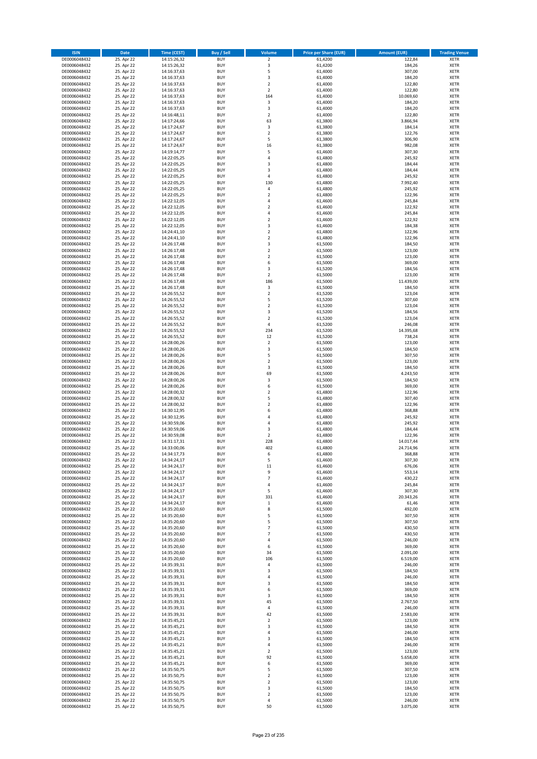| ISIN | Date | Time (CEST) | Buy / Sell | Volume | Price per Share (EUR) | Amount (EUR) | Trading Venue |
|---|---|---|---|---|---|---|---|
| DE0006048432 | 25. Apr 22 | 14:15:26,32 | BUY | 2 | 61,4200 | 122,84 | XETR |
| DE0006048432 | 25. Apr 22 | 14:15:26,32 | BUY | 3 | 61,4200 | 184,26 | XETR |
| DE0006048432 | 25. Apr 22 | 14:16:37,63 | BUY | 5 | 61,4000 | 307,00 | XETR |
| DE0006048432 | 25. Apr 22 | 14:16:37,63 | BUY | 3 | 61,4000 | 184,20 | XETR |
| DE0006048432 | 25. Apr 22 | 14:16:37,63 | BUY | 2 | 61,4000 | 122,80 | XETR |
| DE0006048432 | 25. Apr 22 | 14:16:37,63 | BUY | 2 | 61,4000 | 122,80 | XETR |
| DE0006048432 | 25. Apr 22 | 14:16:37,63 | BUY | 164 | 61,4000 | 10.069,60 | XETR |
| DE0006048432 | 25. Apr 22 | 14:16:37,63 | BUY | 3 | 61,4000 | 184,20 | XETR |
| DE0006048432 | 25. Apr 22 | 14:16:37,63 | BUY | 3 | 61,4000 | 184,20 | XETR |
| DE0006048432 | 25. Apr 22 | 14:16:48,11 | BUY | 2 | 61,4000 | 122,80 | XETR |
| DE0006048432 | 25. Apr 22 | 14:17:24,66 | BUY | 63 | 61,3800 | 3.866,94 | XETR |
| DE0006048432 | 25. Apr 22 | 14:17:24,67 | BUY | 3 | 61,3800 | 184,14 | XETR |
| DE0006048432 | 25. Apr 22 | 14:17:24,67 | BUY | 2 | 61,3800 | 122,76 | XETR |
| DE0006048432 | 25. Apr 22 | 14:17:24,67 | BUY | 5 | 61,3800 | 306,90 | XETR |
| DE0006048432 | 25. Apr 22 | 14:17:24,67 | BUY | 16 | 61,3800 | 982,08 | XETR |
| DE0006048432 | 25. Apr 22 | 14:19:14,77 | BUY | 5 | 61,4600 | 307,30 | XETR |
| DE0006048432 | 25. Apr 22 | 14:22:05,25 | BUY | 4 | 61,4800 | 245,92 | XETR |
| DE0006048432 | 25. Apr 22 | 14:22:05,25 | BUY | 3 | 61,4800 | 184,44 | XETR |
| DE0006048432 | 25. Apr 22 | 14:22:05,25 | BUY | 3 | 61,4800 | 184,44 | XETR |
| DE0006048432 | 25. Apr 22 | 14:22:05,25 | BUY | 4 | 61,4800 | 245,92 | XETR |
| DE0006048432 | 25. Apr 22 | 14:22:05,25 | BUY | 130 | 61,4800 | 7.992,40 | XETR |
| DE0006048432 | 25. Apr 22 | 14:22:05,25 | BUY | 4 | 61,4800 | 245,92 | XETR |
| DE0006048432 | 25. Apr 22 | 14:22:05,25 | BUY | 2 | 61,4800 | 122,96 | XETR |
| DE0006048432 | 25. Apr 22 | 14:22:12,05 | BUY | 4 | 61,4600 | 245,84 | XETR |
| DE0006048432 | 25. Apr 22 | 14:22:12,05 | BUY | 2 | 61,4600 | 122,92 | XETR |
| DE0006048432 | 25. Apr 22 | 14:22:12,05 | BUY | 4 | 61,4600 | 245,84 | XETR |
| DE0006048432 | 25. Apr 22 | 14:22:12,05 | BUY | 2 | 61,4600 | 122,92 | XETR |
| DE0006048432 | 25. Apr 22 | 14:22:12,05 | BUY | 3 | 61,4600 | 184,38 | XETR |
| DE0006048432 | 25. Apr 22 | 14:24:41,10 | BUY | 2 | 61,4800 | 122,96 | XETR |
| DE0006048432 | 25. Apr 22 | 14:24:41,10 | BUY | 2 | 61,4800 | 122,96 | XETR |
| DE0006048432 | 25. Apr 22 | 14:26:17,48 | BUY | 3 | 61,5000 | 184,50 | XETR |
| DE0006048432 | 25. Apr 22 | 14:26:17,48 | BUY | 2 | 61,5000 | 123,00 | XETR |
| DE0006048432 | 25. Apr 22 | 14:26:17,48 | BUY | 2 | 61,5000 | 123,00 | XETR |
| DE0006048432 | 25. Apr 22 | 14:26:17,48 | BUY | 6 | 61,5000 | 369,00 | XETR |
| DE0006048432 | 25. Apr 22 | 14:26:17,48 | BUY | 3 | 61,5200 | 184,56 | XETR |
| DE0006048432 | 25. Apr 22 | 14:26:17,48 | BUY | 2 | 61,5000 | 123,00 | XETR |
| DE0006048432 | 25. Apr 22 | 14:26:17,48 | BUY | 186 | 61,5000 | 11.439,00 | XETR |
| DE0006048432 | 25. Apr 22 | 14:26:17,48 | BUY | 3 | 61,5000 | 184,50 | XETR |
| DE0006048432 | 25. Apr 22 | 14:26:55,52 | BUY | 2 | 61,5200 | 123,04 | XETR |
| DE0006048432 | 25. Apr 22 | 14:26:55,52 | BUY | 5 | 61,5200 | 307,60 | XETR |
| DE0006048432 | 25. Apr 22 | 14:26:55,52 | BUY | 2 | 61,5200 | 123,04 | XETR |
| DE0006048432 | 25. Apr 22 | 14:26:55,52 | BUY | 3 | 61,5200 | 184,56 | XETR |
| DE0006048432 | 25. Apr 22 | 14:26:55,52 | BUY | 2 | 61,5200 | 123,04 | XETR |
| DE0006048432 | 25. Apr 22 | 14:26:55,52 | BUY | 4 | 61,5200 | 246,08 | XETR |
| DE0006048432 | 25. Apr 22 | 14:26:55,52 | BUY | 234 | 61,5200 | 14.395,68 | XETR |
| DE0006048432 | 25. Apr 22 | 14:26:55,52 | BUY | 12 | 61,5200 | 738,24 | XETR |
| DE0006048432 | 25. Apr 22 | 14:28:00,26 | BUY | 2 | 61,5000 | 123,00 | XETR |
| DE0006048432 | 25. Apr 22 | 14:28:00,26 | BUY | 3 | 61,5000 | 184,50 | XETR |
| DE0006048432 | 25. Apr 22 | 14:28:00,26 | BUY | 5 | 61,5000 | 307,50 | XETR |
| DE0006048432 | 25. Apr 22 | 14:28:00,26 | BUY | 2 | 61,5000 | 123,00 | XETR |
| DE0006048432 | 25. Apr 22 | 14:28:00,26 | BUY | 3 | 61,5000 | 184,50 | XETR |
| DE0006048432 | 25. Apr 22 | 14:28:00,26 | BUY | 69 | 61,5000 | 4.243,50 | XETR |
| DE0006048432 | 25. Apr 22 | 14:28:00,26 | BUY | 3 | 61,5000 | 184,50 | XETR |
| DE0006048432 | 25. Apr 22 | 14:28:00,26 | BUY | 6 | 61,5000 | 369,00 | XETR |
| DE0006048432 | 25. Apr 22 | 14:28:00,32 | BUY | 2 | 61,4800 | 122,96 | XETR |
| DE0006048432 | 25. Apr 22 | 14:28:00,32 | BUY | 5 | 61,4800 | 307,40 | XETR |
| DE0006048432 | 25. Apr 22 | 14:28:00,32 | BUY | 2 | 61,4800 | 122,96 | XETR |
| DE0006048432 | 25. Apr 22 | 14:30:12,95 | BUY | 6 | 61,4800 | 368,88 | XETR |
| DE0006048432 | 25. Apr 22 | 14:30:12,95 | BUY | 4 | 61,4800 | 245,92 | XETR |
| DE0006048432 | 25. Apr 22 | 14:30:59,06 | BUY | 4 | 61,4800 | 245,92 | XETR |
| DE0006048432 | 25. Apr 22 | 14:30:59,06 | BUY | 3 | 61,4800 | 184,44 | XETR |
| DE0006048432 | 25. Apr 22 | 14:30:59,08 | BUY | 2 | 61,4800 | 122,96 | XETR |
| DE0006048432 | 25. Apr 22 | 14:31:17,31 | BUY | 228 | 61,4800 | 14.017,44 | XETR |
| DE0006048432 | 25. Apr 22 | 14:33:00,06 | BUY | 402 | 61,4800 | 24.714,96 | XETR |
| DE0006048432 | 25. Apr 22 | 14:34:17,73 | BUY | 6 | 61,4800 | 368,88 | XETR |
| DE0006048432 | 25. Apr 22 | 14:34:24,17 | BUY | 5 | 61,4600 | 307,30 | XETR |
| DE0006048432 | 25. Apr 22 | 14:34:24,17 | BUY | 11 | 61,4600 | 676,06 | XETR |
| DE0006048432 | 25. Apr 22 | 14:34:24,17 | BUY | 9 | 61,4600 | 553,14 | XETR |
| DE0006048432 | 25. Apr 22 | 14:34:24,17 | BUY | 7 | 61,4600 | 430,22 | XETR |
| DE0006048432 | 25. Apr 22 | 14:34:24,17 | BUY | 4 | 61,4600 | 245,84 | XETR |
| DE0006048432 | 25. Apr 22 | 14:34:24,17 | BUY | 5 | 61,4600 | 307,30 | XETR |
| DE0006048432 | 25. Apr 22 | 14:34:24,17 | BUY | 331 | 61,4600 | 20.343,26 | XETR |
| DE0006048432 | 25. Apr 22 | 14:34:24,17 | BUY | 1 | 61,4600 | 61,46 | XETR |
| DE0006048432 | 25. Apr 22 | 14:35:20,60 | BUY | 8 | 61,5000 | 492,00 | XETR |
| DE0006048432 | 25. Apr 22 | 14:35:20,60 | BUY | 5 | 61,5000 | 307,50 | XETR |
| DE0006048432 | 25. Apr 22 | 14:35:20,60 | BUY | 5 | 61,5000 | 307,50 | XETR |
| DE0006048432 | 25. Apr 22 | 14:35:20,60 | BUY | 7 | 61,5000 | 430,50 | XETR |
| DE0006048432 | 25. Apr 22 | 14:35:20,60 | BUY | 7 | 61,5000 | 430,50 | XETR |
| DE0006048432 | 25. Apr 22 | 14:35:20,60 | BUY | 4 | 61,5000 | 246,00 | XETR |
| DE0006048432 | 25. Apr 22 | 14:35:20,60 | BUY | 6 | 61,5000 | 369,00 | XETR |
| DE0006048432 | 25. Apr 22 | 14:35:20,60 | BUY | 34 | 61,5000 | 2.091,00 | XETR |
| DE0006048432 | 25. Apr 22 | 14:35:20,60 | BUY | 106 | 61,5000 | 6.519,00 | XETR |
| DE0006048432 | 25. Apr 22 | 14:35:39,31 | BUY | 4 | 61,5000 | 246,00 | XETR |
| DE0006048432 | 25. Apr 22 | 14:35:39,31 | BUY | 3 | 61,5000 | 184,50 | XETR |
| DE0006048432 | 25. Apr 22 | 14:35:39,31 | BUY | 4 | 61,5000 | 246,00 | XETR |
| DE0006048432 | 25. Apr 22 | 14:35:39,31 | BUY | 3 | 61,5000 | 184,50 | XETR |
| DE0006048432 | 25. Apr 22 | 14:35:39,31 | BUY | 6 | 61,5000 | 369,00 | XETR |
| DE0006048432 | 25. Apr 22 | 14:35:39,31 | BUY | 3 | 61,5000 | 184,50 | XETR |
| DE0006048432 | 25. Apr 22 | 14:35:39,31 | BUY | 45 | 61,5000 | 2.767,50 | XETR |
| DE0006048432 | 25. Apr 22 | 14:35:39,31 | BUY | 4 | 61,5000 | 246,00 | XETR |
| DE0006048432 | 25. Apr 22 | 14:35:39,31 | BUY | 42 | 61,5000 | 2.583,00 | XETR |
| DE0006048432 | 25. Apr 22 | 14:35:45,21 | BUY | 2 | 61,5000 | 123,00 | XETR |
| DE0006048432 | 25. Apr 22 | 14:35:45,21 | BUY | 3 | 61,5000 | 184,50 | XETR |
| DE0006048432 | 25. Apr 22 | 14:35:45,21 | BUY | 4 | 61,5000 | 246,00 | XETR |
| DE0006048432 | 25. Apr 22 | 14:35:45,21 | BUY | 3 | 61,5000 | 184,50 | XETR |
| DE0006048432 | 25. Apr 22 | 14:35:45,21 | BUY | 4 | 61,5000 | 246,00 | XETR |
| DE0006048432 | 25. Apr 22 | 14:35:45,21 | BUY | 2 | 61,5000 | 123,00 | XETR |
| DE0006048432 | 25. Apr 22 | 14:35:45,21 | BUY | 92 | 61,5000 | 5.658,00 | XETR |
| DE0006048432 | 25. Apr 22 | 14:35:45,21 | BUY | 6 | 61,5000 | 369,00 | XETR |
| DE0006048432 | 25. Apr 22 | 14:35:50,75 | BUY | 5 | 61,5000 | 307,50 | XETR |
| DE0006048432 | 25. Apr 22 | 14:35:50,75 | BUY | 2 | 61,5000 | 123,00 | XETR |
| DE0006048432 | 25. Apr 22 | 14:35:50,75 | BUY | 2 | 61,5000 | 123,00 | XETR |
| DE0006048432 | 25. Apr 22 | 14:35:50,75 | BUY | 3 | 61,5000 | 184,50 | XETR |
| DE0006048432 | 25. Apr 22 | 14:35:50,75 | BUY | 2 | 61,5000 | 123,00 | XETR |
| DE0006048432 | 25. Apr 22 | 14:35:50,75 | BUY | 4 | 61,5000 | 246,00 | XETR |
| DE0006048432 | 25. Apr 22 | 14:35:50,75 | BUY | 50 | 61,5000 | 3.075,00 | XETR |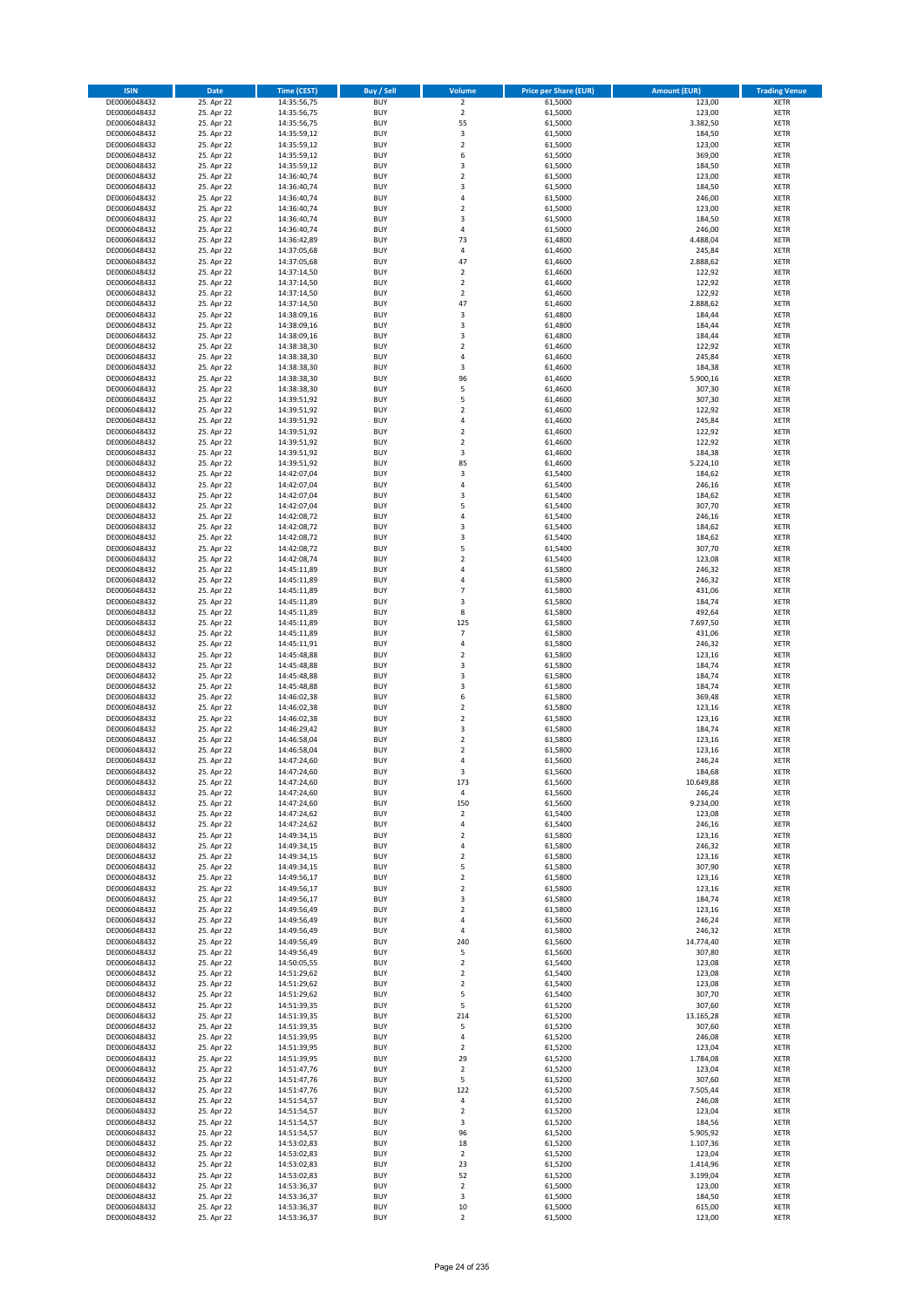| ISIN | Date | Time (CEST) | Buy / Sell | Volume | Price per Share (EUR) | Amount (EUR) | Trading Venue |
|---|---|---|---|---|---|---|---|
| DE0006048432 | 25. Apr 22 | 14:35:56,75 | BUY | 2 | 61,5000 | 123,00 | XETR |
| DE0006048432 | 25. Apr 22 | 14:35:56,75 | BUY | 2 | 61,5000 | 123,00 | XETR |
| DE0006048432 | 25. Apr 22 | 14:35:56,75 | BUY | 55 | 61,5000 | 3.382,50 | XETR |
| DE0006048432 | 25. Apr 22 | 14:35:59,12 | BUY | 3 | 61,5000 | 184,50 | XETR |
| DE0006048432 | 25. Apr 22 | 14:35:59,12 | BUY | 2 | 61,5000 | 123,00 | XETR |
| DE0006048432 | 25. Apr 22 | 14:35:59,12 | BUY | 6 | 61,5000 | 369,00 | XETR |
| DE0006048432 | 25. Apr 22 | 14:35:59,12 | BUY | 3 | 61,5000 | 184,50 | XETR |
| DE0006048432 | 25. Apr 22 | 14:36:40,74 | BUY | 2 | 61,5000 | 123,00 | XETR |
| DE0006048432 | 25. Apr 22 | 14:36:40,74 | BUY | 3 | 61,5000 | 184,50 | XETR |
| DE0006048432 | 25. Apr 22 | 14:36:40,74 | BUY | 4 | 61,5000 | 246,00 | XETR |
| DE0006048432 | 25. Apr 22 | 14:36:40,74 | BUY | 2 | 61,5000 | 123,00 | XETR |
| DE0006048432 | 25. Apr 22 | 14:36:40,74 | BUY | 3 | 61,5000 | 184,50 | XETR |
| DE0006048432 | 25. Apr 22 | 14:36:40,74 | BUY | 4 | 61,5000 | 246,00 | XETR |
| DE0006048432 | 25. Apr 22 | 14:36:42,89 | BUY | 73 | 61,4800 | 4.488,04 | XETR |
| DE0006048432 | 25. Apr 22 | 14:37:05,68 | BUY | 4 | 61,4600 | 245,84 | XETR |
| DE0006048432 | 25. Apr 22 | 14:37:05,68 | BUY | 47 | 61,4600 | 2.888,62 | XETR |
| DE0006048432 | 25. Apr 22 | 14:37:14,50 | BUY | 2 | 61,4600 | 122,92 | XETR |
| DE0006048432 | 25. Apr 22 | 14:37:14,50 | BUY | 2 | 61,4600 | 122,92 | XETR |
| DE0006048432 | 25. Apr 22 | 14:37:14,50 | BUY | 2 | 61,4600 | 122,92 | XETR |
| DE0006048432 | 25. Apr 22 | 14:37:14,50 | BUY | 47 | 61,4600 | 2.888,62 | XETR |
| DE0006048432 | 25. Apr 22 | 14:38:09,16 | BUY | 3 | 61,4800 | 184,44 | XETR |
| DE0006048432 | 25. Apr 22 | 14:38:09,16 | BUY | 3 | 61,4800 | 184,44 | XETR |
| DE0006048432 | 25. Apr 22 | 14:38:09,16 | BUY | 3 | 61,4800 | 184,44 | XETR |
| DE0006048432 | 25. Apr 22 | 14:38:38,30 | BUY | 2 | 61,4600 | 122,92 | XETR |
| DE0006048432 | 25. Apr 22 | 14:38:38,30 | BUY | 4 | 61,4600 | 245,84 | XETR |
| DE0006048432 | 25. Apr 22 | 14:38:38,30 | BUY | 3 | 61,4600 | 184,38 | XETR |
| DE0006048432 | 25. Apr 22 | 14:38:38,30 | BUY | 96 | 61,4600 | 5.900,16 | XETR |
| DE0006048432 | 25. Apr 22 | 14:38:38,30 | BUY | 5 | 61,4600 | 307,30 | XETR |
| DE0006048432 | 25. Apr 22 | 14:39:51,92 | BUY | 5 | 61,4600 | 307,30 | XETR |
| DE0006048432 | 25. Apr 22 | 14:39:51,92 | BUY | 2 | 61,4600 | 122,92 | XETR |
| DE0006048432 | 25. Apr 22 | 14:39:51,92 | BUY | 4 | 61,4600 | 245,84 | XETR |
| DE0006048432 | 25. Apr 22 | 14:39:51,92 | BUY | 2 | 61,4600 | 122,92 | XETR |
| DE0006048432 | 25. Apr 22 | 14:39:51,92 | BUY | 2 | 61,4600 | 122,92 | XETR |
| DE0006048432 | 25. Apr 22 | 14:39:51,92 | BUY | 3 | 61,4600 | 184,38 | XETR |
| DE0006048432 | 25. Apr 22 | 14:39:51,92 | BUY | 85 | 61,4600 | 5.224,10 | XETR |
| DE0006048432 | 25. Apr 22 | 14:42:07,04 | BUY | 3 | 61,5400 | 184,62 | XETR |
| DE0006048432 | 25. Apr 22 | 14:42:07,04 | BUY | 4 | 61,5400 | 246,16 | XETR |
| DE0006048432 | 25. Apr 22 | 14:42:07,04 | BUY | 3 | 61,5400 | 184,62 | XETR |
| DE0006048432 | 25. Apr 22 | 14:42:07,04 | BUY | 5 | 61,5400 | 307,70 | XETR |
| DE0006048432 | 25. Apr 22 | 14:42:08,72 | BUY | 4 | 61,5400 | 246,16 | XETR |
| DE0006048432 | 25. Apr 22 | 14:42:08,72 | BUY | 3 | 61,5400 | 184,62 | XETR |
| DE0006048432 | 25. Apr 22 | 14:42:08,72 | BUY | 3 | 61,5400 | 184,62 | XETR |
| DE0006048432 | 25. Apr 22 | 14:42:08,72 | BUY | 5 | 61,5400 | 307,70 | XETR |
| DE0006048432 | 25. Apr 22 | 14:42:08,74 | BUY | 2 | 61,5400 | 123,08 | XETR |
| DE0006048432 | 25. Apr 22 | 14:45:11,89 | BUY | 4 | 61,5800 | 246,32 | XETR |
| DE0006048432 | 25. Apr 22 | 14:45:11,89 | BUY | 4 | 61,5800 | 246,32 | XETR |
| DE0006048432 | 25. Apr 22 | 14:45:11,89 | BUY | 7 | 61,5800 | 431,06 | XETR |
| DE0006048432 | 25. Apr 22 | 14:45:11,89 | BUY | 3 | 61,5800 | 184,74 | XETR |
| DE0006048432 | 25. Apr 22 | 14:45:11,89 | BUY | 8 | 61,5800 | 492,64 | XETR |
| DE0006048432 | 25. Apr 22 | 14:45:11,89 | BUY | 125 | 61,5800 | 7.697,50 | XETR |
| DE0006048432 | 25. Apr 22 | 14:45:11,89 | BUY | 7 | 61,5800 | 431,06 | XETR |
| DE0006048432 | 25. Apr 22 | 14:45:11,91 | BUY | 4 | 61,5800 | 246,32 | XETR |
| DE0006048432 | 25. Apr 22 | 14:45:48,88 | BUY | 2 | 61,5800 | 123,16 | XETR |
| DE0006048432 | 25. Apr 22 | 14:45:48,88 | BUY | 3 | 61,5800 | 184,74 | XETR |
| DE0006048432 | 25. Apr 22 | 14:45:48,88 | BUY | 3 | 61,5800 | 184,74 | XETR |
| DE0006048432 | 25. Apr 22 | 14:45:48,88 | BUY | 3 | 61,5800 | 184,74 | XETR |
| DE0006048432 | 25. Apr 22 | 14:46:02,38 | BUY | 6 | 61,5800 | 369,48 | XETR |
| DE0006048432 | 25. Apr 22 | 14:46:02,38 | BUY | 2 | 61,5800 | 123,16 | XETR |
| DE0006048432 | 25. Apr 22 | 14:46:02,38 | BUY | 2 | 61,5800 | 123,16 | XETR |
| DE0006048432 | 25. Apr 22 | 14:46:29,42 | BUY | 3 | 61,5800 | 184,74 | XETR |
| DE0006048432 | 25. Apr 22 | 14:46:58,04 | BUY | 2 | 61,5800 | 123,16 | XETR |
| DE0006048432 | 25. Apr 22 | 14:46:58,04 | BUY | 2 | 61,5800 | 123,16 | XETR |
| DE0006048432 | 25. Apr 22 | 14:47:24,60 | BUY | 4 | 61,5600 | 246,24 | XETR |
| DE0006048432 | 25. Apr 22 | 14:47:24,60 | BUY | 3 | 61,5600 | 184,68 | XETR |
| DE0006048432 | 25. Apr 22 | 14:47:24,60 | BUY | 173 | 61,5600 | 10.649,88 | XETR |
| DE0006048432 | 25. Apr 22 | 14:47:24,60 | BUY | 4 | 61,5600 | 246,24 | XETR |
| DE0006048432 | 25. Apr 22 | 14:47:24,60 | BUY | 150 | 61,5600 | 9.234,00 | XETR |
| DE0006048432 | 25. Apr 22 | 14:47:24,62 | BUY | 2 | 61,5400 | 123,08 | XETR |
| DE0006048432 | 25. Apr 22 | 14:47:24,62 | BUY | 4 | 61,5400 | 246,16 | XETR |
| DE0006048432 | 25. Apr 22 | 14:49:34,15 | BUY | 2 | 61,5800 | 123,16 | XETR |
| DE0006048432 | 25. Apr 22 | 14:49:34,15 | BUY | 4 | 61,5800 | 246,32 | XETR |
| DE0006048432 | 25. Apr 22 | 14:49:34,15 | BUY | 2 | 61,5800 | 123,16 | XETR |
| DE0006048432 | 25. Apr 22 | 14:49:34,15 | BUY | 5 | 61,5800 | 307,90 | XETR |
| DE0006048432 | 25. Apr 22 | 14:49:56,17 | BUY | 2 | 61,5800 | 123,16 | XETR |
| DE0006048432 | 25. Apr 22 | 14:49:56,17 | BUY | 2 | 61,5800 | 123,16 | XETR |
| DE0006048432 | 25. Apr 22 | 14:49:56,17 | BUY | 3 | 61,5800 | 184,74 | XETR |
| DE0006048432 | 25. Apr 22 | 14:49:56,49 | BUY | 2 | 61,5800 | 123,16 | XETR |
| DE0006048432 | 25. Apr 22 | 14:49:56,49 | BUY | 4 | 61,5600 | 246,24 | XETR |
| DE0006048432 | 25. Apr 22 | 14:49:56,49 | BUY | 4 | 61,5800 | 246,32 | XETR |
| DE0006048432 | 25. Apr 22 | 14:49:56,49 | BUY | 240 | 61,5600 | 14.774,40 | XETR |
| DE0006048432 | 25. Apr 22 | 14:49:56,49 | BUY | 5 | 61,5600 | 307,80 | XETR |
| DE0006048432 | 25. Apr 22 | 14:50:05,55 | BUY | 2 | 61,5400 | 123,08 | XETR |
| DE0006048432 | 25. Apr 22 | 14:51:29,62 | BUY | 2 | 61,5400 | 123,08 | XETR |
| DE0006048432 | 25. Apr 22 | 14:51:29,62 | BUY | 2 | 61,5400 | 123,08 | XETR |
| DE0006048432 | 25. Apr 22 | 14:51:29,62 | BUY | 5 | 61,5400 | 307,70 | XETR |
| DE0006048432 | 25. Apr 22 | 14:51:39,35 | BUY | 5 | 61,5200 | 307,60 | XETR |
| DE0006048432 | 25. Apr 22 | 14:51:39,35 | BUY | 214 | 61,5200 | 13.165,28 | XETR |
| DE0006048432 | 25. Apr 22 | 14:51:39,35 | BUY | 5 | 61,5200 | 307,60 | XETR |
| DE0006048432 | 25. Apr 22 | 14:51:39,95 | BUY | 4 | 61,5200 | 246,08 | XETR |
| DE0006048432 | 25. Apr 22 | 14:51:39,95 | BUY | 2 | 61,5200 | 123,04 | XETR |
| DE0006048432 | 25. Apr 22 | 14:51:39,95 | BUY | 29 | 61,5200 | 1.784,08 | XETR |
| DE0006048432 | 25. Apr 22 | 14:51:47,76 | BUY | 2 | 61,5200 | 123,04 | XETR |
| DE0006048432 | 25. Apr 22 | 14:51:47,76 | BUY | 5 | 61,5200 | 307,60 | XETR |
| DE0006048432 | 25. Apr 22 | 14:51:47,76 | BUY | 122 | 61,5200 | 7.505,44 | XETR |
| DE0006048432 | 25. Apr 22 | 14:51:54,57 | BUY | 4 | 61,5200 | 246,08 | XETR |
| DE0006048432 | 25. Apr 22 | 14:51:54,57 | BUY | 2 | 61,5200 | 123,04 | XETR |
| DE0006048432 | 25. Apr 22 | 14:51:54,57 | BUY | 3 | 61,5200 | 184,56 | XETR |
| DE0006048432 | 25. Apr 22 | 14:51:54,57 | BUY | 96 | 61,5200 | 5.905,92 | XETR |
| DE0006048432 | 25. Apr 22 | 14:53:02,83 | BUY | 18 | 61,5200 | 1.107,36 | XETR |
| DE0006048432 | 25. Apr 22 | 14:53:02,83 | BUY | 2 | 61,5200 | 123,04 | XETR |
| DE0006048432 | 25. Apr 22 | 14:53:02,83 | BUY | 23 | 61,5200 | 1.414,96 | XETR |
| DE0006048432 | 25. Apr 22 | 14:53:02,83 | BUY | 52 | 61,5200 | 3.199,04 | XETR |
| DE0006048432 | 25. Apr 22 | 14:53:36,37 | BUY | 2 | 61,5000 | 123,00 | XETR |
| DE0006048432 | 25. Apr 22 | 14:53:36,37 | BUY | 3 | 61,5000 | 184,50 | XETR |
| DE0006048432 | 25. Apr 22 | 14:53:36,37 | BUY | 10 | 61,5000 | 615,00 | XETR |
| DE0006048432 | 25. Apr 22 | 14:53:36,37 | BUY | 2 | 61,5000 | 123,00 | XETR |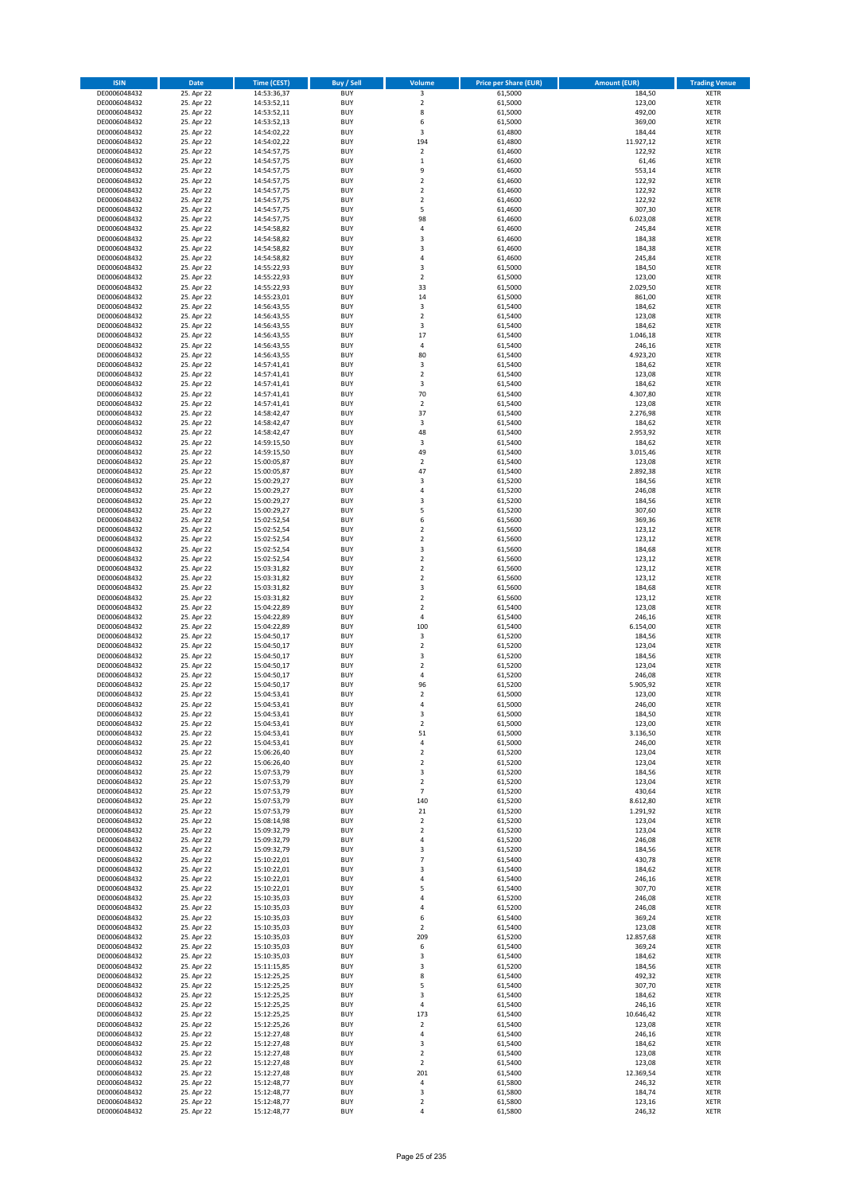| ISIN | Date | Time (CEST) | Buy / Sell | Volume | Price per Share (EUR) | Amount (EUR) | Trading Venue |
|---|---|---|---|---|---|---|---|
| DE0006048432 | 25. Apr 22 | 14:53:36,37 | BUY | 3 | 61,5000 | 184,50 | XETR |
| DE0006048432 | 25. Apr 22 | 14:53:52,11 | BUY | 2 | 61,5000 | 123,00 | XETR |
| DE0006048432 | 25. Apr 22 | 14:53:52,11 | BUY | 8 | 61,5000 | 492,00 | XETR |
| DE0006048432 | 25. Apr 22 | 14:53:52,13 | BUY | 6 | 61,5000 | 369,00 | XETR |
| DE0006048432 | 25. Apr 22 | 14:54:02,22 | BUY | 3 | 61,4800 | 184,44 | XETR |
| DE0006048432 | 25. Apr 22 | 14:54:02,22 | BUY | 194 | 61,4800 | 11.927,12 | XETR |
| DE0006048432 | 25. Apr 22 | 14:54:57,75 | BUY | 2 | 61,4600 | 122,92 | XETR |
| DE0006048432 | 25. Apr 22 | 14:54:57,75 | BUY | 1 | 61,4600 | 61,46 | XETR |
| DE0006048432 | 25. Apr 22 | 14:54:57,75 | BUY | 9 | 61,4600 | 553,14 | XETR |
| DE0006048432 | 25. Apr 22 | 14:54:57,75 | BUY | 2 | 61,4600 | 122,92 | XETR |
| DE0006048432 | 25. Apr 22 | 14:54:57,75 | BUY | 2 | 61,4600 | 122,92 | XETR |
| DE0006048432 | 25. Apr 22 | 14:54:57,75 | BUY | 2 | 61,4600 | 122,92 | XETR |
| DE0006048432 | 25. Apr 22 | 14:54:57,75 | BUY | 5 | 61,4600 | 307,30 | XETR |
| DE0006048432 | 25. Apr 22 | 14:54:57,75 | BUY | 98 | 61,4600 | 6.023,08 | XETR |
| DE0006048432 | 25. Apr 22 | 14:54:58,82 | BUY | 4 | 61,4600 | 245,84 | XETR |
| DE0006048432 | 25. Apr 22 | 14:54:58,82 | BUY | 3 | 61,4600 | 184,38 | XETR |
| DE0006048432 | 25. Apr 22 | 14:54:58,82 | BUY | 3 | 61,4600 | 184,38 | XETR |
| DE0006048432 | 25. Apr 22 | 14:54:58,82 | BUY | 4 | 61,4600 | 245,84 | XETR |
| DE0006048432 | 25. Apr 22 | 14:55:22,93 | BUY | 3 | 61,5000 | 184,50 | XETR |
| DE0006048432 | 25. Apr 22 | 14:55:22,93 | BUY | 2 | 61,5000 | 123,00 | XETR |
| DE0006048432 | 25. Apr 22 | 14:55:22,93 | BUY | 33 | 61,5000 | 2.029,50 | XETR |
| DE0006048432 | 25. Apr 22 | 14:55:23,01 | BUY | 14 | 61,5000 | 861,00 | XETR |
| DE0006048432 | 25. Apr 22 | 14:56:43,55 | BUY | 3 | 61,5400 | 184,62 | XETR |
| DE0006048432 | 25. Apr 22 | 14:56:43,55 | BUY | 2 | 61,5400 | 123,08 | XETR |
| DE0006048432 | 25. Apr 22 | 14:56:43,55 | BUY | 3 | 61,5400 | 184,62 | XETR |
| DE0006048432 | 25. Apr 22 | 14:56:43,55 | BUY | 17 | 61,5400 | 1.046,18 | XETR |
| DE0006048432 | 25. Apr 22 | 14:56:43,55 | BUY | 4 | 61,5400 | 246,16 | XETR |
| DE0006048432 | 25. Apr 22 | 14:56:43,55 | BUY | 80 | 61,5400 | 4.923,20 | XETR |
| DE0006048432 | 25. Apr 22 | 14:57:41,41 | BUY | 3 | 61,5400 | 184,62 | XETR |
| DE0006048432 | 25. Apr 22 | 14:57:41,41 | BUY | 2 | 61,5400 | 123,08 | XETR |
| DE0006048432 | 25. Apr 22 | 14:57:41,41 | BUY | 3 | 61,5400 | 184,62 | XETR |
| DE0006048432 | 25. Apr 22 | 14:57:41,41 | BUY | 70 | 61,5400 | 4.307,80 | XETR |
| DE0006048432 | 25. Apr 22 | 14:57:41,41 | BUY | 2 | 61,5400 | 123,08 | XETR |
| DE0006048432 | 25. Apr 22 | 14:58:42,47 | BUY | 37 | 61,5400 | 2.276,98 | XETR |
| DE0006048432 | 25. Apr 22 | 14:58:42,47 | BUY | 3 | 61,5400 | 184,62 | XETR |
| DE0006048432 | 25. Apr 22 | 14:58:42,47 | BUY | 48 | 61,5400 | 2.953,92 | XETR |
| DE0006048432 | 25. Apr 22 | 14:59:15,50 | BUY | 3 | 61,5400 | 184,62 | XETR |
| DE0006048432 | 25. Apr 22 | 14:59:15,50 | BUY | 49 | 61,5400 | 3.015,46 | XETR |
| DE0006048432 | 25. Apr 22 | 15:00:05,87 | BUY | 2 | 61,5400 | 123,08 | XETR |
| DE0006048432 | 25. Apr 22 | 15:00:05,87 | BUY | 47 | 61,5400 | 2.892,38 | XETR |
| DE0006048432 | 25. Apr 22 | 15:00:29,27 | BUY | 3 | 61,5200 | 184,56 | XETR |
| DE0006048432 | 25. Apr 22 | 15:00:29,27 | BUY | 4 | 61,5200 | 246,08 | XETR |
| DE0006048432 | 25. Apr 22 | 15:00:29,27 | BUY | 3 | 61,5200 | 184,56 | XETR |
| DE0006048432 | 25. Apr 22 | 15:00:29,27 | BUY | 5 | 61,5200 | 307,60 | XETR |
| DE0006048432 | 25. Apr 22 | 15:02:52,54 | BUY | 6 | 61,5600 | 369,36 | XETR |
| DE0006048432 | 25. Apr 22 | 15:02:52,54 | BUY | 2 | 61,5600 | 123,12 | XETR |
| DE0006048432 | 25. Apr 22 | 15:02:52,54 | BUY | 2 | 61,5600 | 123,12 | XETR |
| DE0006048432 | 25. Apr 22 | 15:02:52,54 | BUY | 3 | 61,5600 | 184,68 | XETR |
| DE0006048432 | 25. Apr 22 | 15:02:52,54 | BUY | 2 | 61,5600 | 123,12 | XETR |
| DE0006048432 | 25. Apr 22 | 15:03:31,82 | BUY | 2 | 61,5600 | 123,12 | XETR |
| DE0006048432 | 25. Apr 22 | 15:03:31,82 | BUY | 2 | 61,5600 | 123,12 | XETR |
| DE0006048432 | 25. Apr 22 | 15:03:31,82 | BUY | 3 | 61,5600 | 184,68 | XETR |
| DE0006048432 | 25. Apr 22 | 15:03:31,82 | BUY | 2 | 61,5600 | 123,12 | XETR |
| DE0006048432 | 25. Apr 22 | 15:04:22,89 | BUY | 2 | 61,5400 | 123,08 | XETR |
| DE0006048432 | 25. Apr 22 | 15:04:22,89 | BUY | 4 | 61,5400 | 246,16 | XETR |
| DE0006048432 | 25. Apr 22 | 15:04:22,89 | BUY | 100 | 61,5400 | 6.154,00 | XETR |
| DE0006048432 | 25. Apr 22 | 15:04:50,17 | BUY | 3 | 61,5200 | 184,56 | XETR |
| DE0006048432 | 25. Apr 22 | 15:04:50,17 | BUY | 2 | 61,5200 | 123,04 | XETR |
| DE0006048432 | 25. Apr 22 | 15:04:50,17 | BUY | 3 | 61,5200 | 184,56 | XETR |
| DE0006048432 | 25. Apr 22 | 15:04:50,17 | BUY | 2 | 61,5200 | 123,04 | XETR |
| DE0006048432 | 25. Apr 22 | 15:04:50,17 | BUY | 4 | 61,5200 | 246,08 | XETR |
| DE0006048432 | 25. Apr 22 | 15:04:50,17 | BUY | 96 | 61,5200 | 5.905,92 | XETR |
| DE0006048432 | 25. Apr 22 | 15:04:53,41 | BUY | 2 | 61,5000 | 123,00 | XETR |
| DE0006048432 | 25. Apr 22 | 15:04:53,41 | BUY | 4 | 61,5000 | 246,00 | XETR |
| DE0006048432 | 25. Apr 22 | 15:04:53,41 | BUY | 3 | 61,5000 | 184,50 | XETR |
| DE0006048432 | 25. Apr 22 | 15:04:53,41 | BUY | 2 | 61,5000 | 123,00 | XETR |
| DE0006048432 | 25. Apr 22 | 15:04:53,41 | BUY | 51 | 61,5000 | 3.136,50 | XETR |
| DE0006048432 | 25. Apr 22 | 15:04:53,41 | BUY | 4 | 61,5000 | 246,00 | XETR |
| DE0006048432 | 25. Apr 22 | 15:06:26,40 | BUY | 2 | 61,5200 | 123,04 | XETR |
| DE0006048432 | 25. Apr 22 | 15:06:26,40 | BUY | 2 | 61,5200 | 123,04 | XETR |
| DE0006048432 | 25. Apr 22 | 15:07:53,79 | BUY | 3 | 61,5200 | 184,56 | XETR |
| DE0006048432 | 25. Apr 22 | 15:07:53,79 | BUY | 2 | 61,5200 | 123,04 | XETR |
| DE0006048432 | 25. Apr 22 | 15:07:53,79 | BUY | 7 | 61,5200 | 430,64 | XETR |
| DE0006048432 | 25. Apr 22 | 15:07:53,79 | BUY | 140 | 61,5200 | 8.612,80 | XETR |
| DE0006048432 | 25. Apr 22 | 15:07:53,79 | BUY | 21 | 61,5200 | 1.291,92 | XETR |
| DE0006048432 | 25. Apr 22 | 15:08:14,98 | BUY | 2 | 61,5200 | 123,04 | XETR |
| DE0006048432 | 25. Apr 22 | 15:09:32,79 | BUY | 2 | 61,5200 | 123,04 | XETR |
| DE0006048432 | 25. Apr 22 | 15:09:32,79 | BUY | 4 | 61,5200 | 246,08 | XETR |
| DE0006048432 | 25. Apr 22 | 15:09:32,79 | BUY | 3 | 61,5200 | 184,56 | XETR |
| DE0006048432 | 25. Apr 22 | 15:10:22,01 | BUY | 7 | 61,5400 | 430,78 | XETR |
| DE0006048432 | 25. Apr 22 | 15:10:22,01 | BUY | 3 | 61,5400 | 184,62 | XETR |
| DE0006048432 | 25. Apr 22 | 15:10:22,01 | BUY | 4 | 61,5400 | 246,16 | XETR |
| DE0006048432 | 25. Apr 22 | 15:10:22,01 | BUY | 5 | 61,5400 | 307,70 | XETR |
| DE0006048432 | 25. Apr 22 | 15:10:35,03 | BUY | 4 | 61,5200 | 246,08 | XETR |
| DE0006048432 | 25. Apr 22 | 15:10:35,03 | BUY | 4 | 61,5200 | 246,08 | XETR |
| DE0006048432 | 25. Apr 22 | 15:10:35,03 | BUY | 6 | 61,5400 | 369,24 | XETR |
| DE0006048432 | 25. Apr 22 | 15:10:35,03 | BUY | 2 | 61,5400 | 123,08 | XETR |
| DE0006048432 | 25. Apr 22 | 15:10:35,03 | BUY | 209 | 61,5200 | 12.857,68 | XETR |
| DE0006048432 | 25. Apr 22 | 15:10:35,03 | BUY | 6 | 61,5400 | 369,24 | XETR |
| DE0006048432 | 25. Apr 22 | 15:10:35,03 | BUY | 3 | 61,5400 | 184,62 | XETR |
| DE0006048432 | 25. Apr 22 | 15:11:15,85 | BUY | 3 | 61,5200 | 184,56 | XETR |
| DE0006048432 | 25. Apr 22 | 15:12:25,25 | BUY | 8 | 61,5400 | 492,32 | XETR |
| DE0006048432 | 25. Apr 22 | 15:12:25,25 | BUY | 5 | 61,5400 | 307,70 | XETR |
| DE0006048432 | 25. Apr 22 | 15:12:25,25 | BUY | 3 | 61,5400 | 184,62 | XETR |
| DE0006048432 | 25. Apr 22 | 15:12:25,25 | BUY | 4 | 61,5400 | 246,16 | XETR |
| DE0006048432 | 25. Apr 22 | 15:12:25,25 | BUY | 173 | 61,5400 | 10.646,42 | XETR |
| DE0006048432 | 25. Apr 22 | 15:12:25,26 | BUY | 2 | 61,5400 | 123,08 | XETR |
| DE0006048432 | 25. Apr 22 | 15:12:27,48 | BUY | 4 | 61,5400 | 246,16 | XETR |
| DE0006048432 | 25. Apr 22 | 15:12:27,48 | BUY | 3 | 61,5400 | 184,62 | XETR |
| DE0006048432 | 25. Apr 22 | 15:12:27,48 | BUY | 2 | 61,5400 | 123,08 | XETR |
| DE0006048432 | 25. Apr 22 | 15:12:27,48 | BUY | 2 | 61,5400 | 123,08 | XETR |
| DE0006048432 | 25. Apr 22 | 15:12:27,48 | BUY | 201 | 61,5400 | 12.369,54 | XETR |
| DE0006048432 | 25. Apr 22 | 15:12:48,77 | BUY | 4 | 61,5800 | 246,32 | XETR |
| DE0006048432 | 25. Apr 22 | 15:12:48,77 | BUY | 3 | 61,5800 | 184,74 | XETR |
| DE0006048432 | 25. Apr 22 | 15:12:48,77 | BUY | 2 | 61,5800 | 123,16 | XETR |
| DE0006048432 | 25. Apr 22 | 15:12:48,77 | BUY | 4 | 61,5800 | 246,32 | XETR |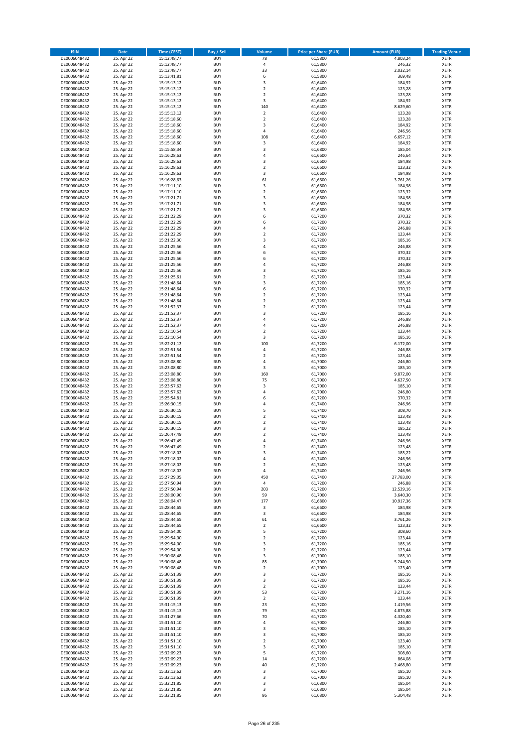| ISIN | Date | Time (CEST) | Buy / Sell | Volume | Price per Share (EUR) | Amount (EUR) | Trading Venue |
|---|---|---|---|---|---|---|---|
| DE0006048432 | 25. Apr 22 | 15:12:48,77 | BUY | 78 | 61,5800 | 4.803,24 | XETR |
| DE0006048432 | 25. Apr 22 | 15:12:48,77 | BUY | 4 | 61,5800 | 246,32 | XETR |
| DE0006048432 | 25. Apr 22 | 15:12:48,77 | BUY | 33 | 61,5800 | 2.032,14 | XETR |
| DE0006048432 | 25. Apr 22 | 15:13:41,81 | BUY | 6 | 61,5800 | 369,48 | XETR |
| DE0006048432 | 25. Apr 22 | 15:15:13,12 | BUY | 3 | 61,6400 | 184,92 | XETR |
| DE0006048432 | 25. Apr 22 | 15:15:13,12 | BUY | 2 | 61,6400 | 123,28 | XETR |
| DE0006048432 | 25. Apr 22 | 15:15:13,12 | BUY | 2 | 61,6400 | 123,28 | XETR |
| DE0006048432 | 25. Apr 22 | 15:15:13,12 | BUY | 3 | 61,6400 | 184,92 | XETR |
| DE0006048432 | 25. Apr 22 | 15:15:13,12 | BUY | 140 | 61,6400 | 8.629,60 | XETR |
| DE0006048432 | 25. Apr 22 | 15:15:13,12 | BUY | 2 | 61,6400 | 123,28 | XETR |
| DE0006048432 | 25. Apr 22 | 15:15:18,60 | BUY | 2 | 61,6400 | 123,28 | XETR |
| DE0006048432 | 25. Apr 22 | 15:15:18,60 | BUY | 3 | 61,6400 | 184,92 | XETR |
| DE0006048432 | 25. Apr 22 | 15:15:18,60 | BUY | 4 | 61,6400 | 246,56 | XETR |
| DE0006048432 | 25. Apr 22 | 15:15:18,60 | BUY | 108 | 61,6400 | 6.657,12 | XETR |
| DE0006048432 | 25. Apr 22 | 15:15:18,60 | BUY | 3 | 61,6400 | 184,92 | XETR |
| DE0006048432 | 25. Apr 22 | 15:15:58,34 | BUY | 3 | 61,6800 | 185,04 | XETR |
| DE0006048432 | 25. Apr 22 | 15:16:28,63 | BUY | 4 | 61,6600 | 246,64 | XETR |
| DE0006048432 | 25. Apr 22 | 15:16:28,63 | BUY | 3 | 61,6600 | 184,98 | XETR |
| DE0006048432 | 25. Apr 22 | 15:16:28,63 | BUY | 2 | 61,6600 | 123,32 | XETR |
| DE0006048432 | 25. Apr 22 | 15:16:28,63 | BUY | 3 | 61,6600 | 184,98 | XETR |
| DE0006048432 | 25. Apr 22 | 15:16:28,63 | BUY | 61 | 61,6600 | 3.761,26 | XETR |
| DE0006048432 | 25. Apr 22 | 15:17:11,10 | BUY | 3 | 61,6600 | 184,98 | XETR |
| DE0006048432 | 25. Apr 22 | 15:17:11,10 | BUY | 2 | 61,6600 | 123,32 | XETR |
| DE0006048432 | 25. Apr 22 | 15:17:21,71 | BUY | 3 | 61,6600 | 184,98 | XETR |
| DE0006048432 | 25. Apr 22 | 15:17:21,71 | BUY | 3 | 61,6600 | 184,98 | XETR |
| DE0006048432 | 25. Apr 22 | 15:17:21,71 | BUY | 3 | 61,6600 | 184,98 | XETR |
| DE0006048432 | 25. Apr 22 | 15:21:22,29 | BUY | 6 | 61,7200 | 370,32 | XETR |
| DE0006048432 | 25. Apr 22 | 15:21:22,29 | BUY | 6 | 61,7200 | 370,32 | XETR |
| DE0006048432 | 25. Apr 22 | 15:21:22,29 | BUY | 4 | 61,7200 | 246,88 | XETR |
| DE0006048432 | 25. Apr 22 | 15:21:22,29 | BUY | 2 | 61,7200 | 123,44 | XETR |
| DE0006048432 | 25. Apr 22 | 15:21:22,30 | BUY | 3 | 61,7200 | 185,16 | XETR |
| DE0006048432 | 25. Apr 22 | 15:21:25,56 | BUY | 4 | 61,7200 | 246,88 | XETR |
| DE0006048432 | 25. Apr 22 | 15:21:25,56 | BUY | 6 | 61,7200 | 370,32 | XETR |
| DE0006048432 | 25. Apr 22 | 15:21:25,56 | BUY | 6 | 61,7200 | 370,32 | XETR |
| DE0006048432 | 25. Apr 22 | 15:21:25,56 | BUY | 4 | 61,7200 | 246,88 | XETR |
| DE0006048432 | 25. Apr 22 | 15:21:25,56 | BUY | 3 | 61,7200 | 185,16 | XETR |
| DE0006048432 | 25. Apr 22 | 15:21:25,61 | BUY | 2 | 61,7200 | 123,44 | XETR |
| DE0006048432 | 25. Apr 22 | 15:21:48,64 | BUY | 3 | 61,7200 | 185,16 | XETR |
| DE0006048432 | 25. Apr 22 | 15:21:48,64 | BUY | 6 | 61,7200 | 370,32 | XETR |
| DE0006048432 | 25. Apr 22 | 15:21:48,64 | BUY | 2 | 61,7200 | 123,44 | XETR |
| DE0006048432 | 25. Apr 22 | 15:21:48,64 | BUY | 2 | 61,7200 | 123,44 | XETR |
| DE0006048432 | 25. Apr 22 | 15:21:52,37 | BUY | 2 | 61,7200 | 123,44 | XETR |
| DE0006048432 | 25. Apr 22 | 15:21:52,37 | BUY | 3 | 61,7200 | 185,16 | XETR |
| DE0006048432 | 25. Apr 22 | 15:21:52,37 | BUY | 4 | 61,7200 | 246,88 | XETR |
| DE0006048432 | 25. Apr 22 | 15:21:52,37 | BUY | 4 | 61,7200 | 246,88 | XETR |
| DE0006048432 | 25. Apr 22 | 15:22:10,54 | BUY | 2 | 61,7200 | 123,44 | XETR |
| DE0006048432 | 25. Apr 22 | 15:22:10,54 | BUY | 3 | 61,7200 | 185,16 | XETR |
| DE0006048432 | 25. Apr 22 | 15:22:21,12 | BUY | 100 | 61,7200 | 6.172,00 | XETR |
| DE0006048432 | 25. Apr 22 | 15:22:51,54 | BUY | 4 | 61,7200 | 246,88 | XETR |
| DE0006048432 | 25. Apr 22 | 15:22:51,54 | BUY | 2 | 61,7200 | 123,44 | XETR |
| DE0006048432 | 25. Apr 22 | 15:23:08,80 | BUY | 4 | 61,7000 | 246,80 | XETR |
| DE0006048432 | 25. Apr 22 | 15:23:08,80 | BUY | 3 | 61,7000 | 185,10 | XETR |
| DE0006048432 | 25. Apr 22 | 15:23:08,80 | BUY | 160 | 61,7000 | 9.872,00 | XETR |
| DE0006048432 | 25. Apr 22 | 15:23:08,80 | BUY | 75 | 61,7000 | 4.627,50 | XETR |
| DE0006048432 | 25. Apr 22 | 15:23:57,62 | BUY | 3 | 61,7000 | 185,10 | XETR |
| DE0006048432 | 25. Apr 22 | 15:23:57,62 | BUY | 4 | 61,7000 | 246,80 | XETR |
| DE0006048432 | 25. Apr 22 | 15:25:54,81 | BUY | 6 | 61,7200 | 370,32 | XETR |
| DE0006048432 | 25. Apr 22 | 15:26:30,15 | BUY | 4 | 61,7400 | 246,96 | XETR |
| DE0006048432 | 25. Apr 22 | 15:26:30,15 | BUY | 5 | 61,7400 | 308,70 | XETR |
| DE0006048432 | 25. Apr 22 | 15:26:30,15 | BUY | 2 | 61,7400 | 123,48 | XETR |
| DE0006048432 | 25. Apr 22 | 15:26:30,15 | BUY | 2 | 61,7400 | 123,48 | XETR |
| DE0006048432 | 25. Apr 22 | 15:26:30,15 | BUY | 3 | 61,7400 | 185,22 | XETR |
| DE0006048432 | 25. Apr 22 | 15:26:47,49 | BUY | 2 | 61,7400 | 123,48 | XETR |
| DE0006048432 | 25. Apr 22 | 15:26:47,49 | BUY | 4 | 61,7400 | 246,96 | XETR |
| DE0006048432 | 25. Apr 22 | 15:26:47,49 | BUY | 2 | 61,7400 | 123,48 | XETR |
| DE0006048432 | 25. Apr 22 | 15:27:18,02 | BUY | 3 | 61,7400 | 185,22 | XETR |
| DE0006048432 | 25. Apr 22 | 15:27:18,02 | BUY | 4 | 61,7400 | 246,96 | XETR |
| DE0006048432 | 25. Apr 22 | 15:27:18,02 | BUY | 2 | 61,7400 | 123,48 | XETR |
| DE0006048432 | 25. Apr 22 | 15:27:18,02 | BUY | 4 | 61,7400 | 246,96 | XETR |
| DE0006048432 | 25. Apr 22 | 15:27:29,05 | BUY | 450 | 61,7400 | 27.783,00 | XETR |
| DE0006048432 | 25. Apr 22 | 15:27:50,94 | BUY | 4 | 61,7200 | 246,88 | XETR |
| DE0006048432 | 25. Apr 22 | 15:27:50,94 | BUY | 203 | 61,7200 | 12.529,16 | XETR |
| DE0006048432 | 25. Apr 22 | 15:28:00,90 | BUY | 59 | 61,7000 | 3.640,30 | XETR |
| DE0006048432 | 25. Apr 22 | 15:28:04,47 | BUY | 177 | 61,6800 | 10.917,36 | XETR |
| DE0006048432 | 25. Apr 22 | 15:28:44,65 | BUY | 3 | 61,6600 | 184,98 | XETR |
| DE0006048432 | 25. Apr 22 | 15:28:44,65 | BUY | 3 | 61,6600 | 184,98 | XETR |
| DE0006048432 | 25. Apr 22 | 15:28:44,65 | BUY | 61 | 61,6600 | 3.761,26 | XETR |
| DE0006048432 | 25. Apr 22 | 15:28:44,65 | BUY | 2 | 61,6600 | 123,32 | XETR |
| DE0006048432 | 25. Apr 22 | 15:29:54,00 | BUY | 5 | 61,7200 | 308,60 | XETR |
| DE0006048432 | 25. Apr 22 | 15:29:54,00 | BUY | 2 | 61,7200 | 123,44 | XETR |
| DE0006048432 | 25. Apr 22 | 15:29:54,00 | BUY | 3 | 61,7200 | 185,16 | XETR |
| DE0006048432 | 25. Apr 22 | 15:29:54,00 | BUY | 2 | 61,7200 | 123,44 | XETR |
| DE0006048432 | 25. Apr 22 | 15:30:08,48 | BUY | 3 | 61,7000 | 185,10 | XETR |
| DE0006048432 | 25. Apr 22 | 15:30:08,48 | BUY | 85 | 61,7000 | 5.244,50 | XETR |
| DE0006048432 | 25. Apr 22 | 15:30:08,48 | BUY | 2 | 61,7000 | 123,40 | XETR |
| DE0006048432 | 25. Apr 22 | 15:30:51,39 | BUY | 3 | 61,7200 | 185,16 | XETR |
| DE0006048432 | 25. Apr 22 | 15:30:51,39 | BUY | 3 | 61,7200 | 185,16 | XETR |
| DE0006048432 | 25. Apr 22 | 15:30:51,39 | BUY | 2 | 61,7200 | 123,44 | XETR |
| DE0006048432 | 25. Apr 22 | 15:30:51,39 | BUY | 53 | 61,7200 | 3.271,16 | XETR |
| DE0006048432 | 25. Apr 22 | 15:30:51,39 | BUY | 2 | 61,7200 | 123,44 | XETR |
| DE0006048432 | 25. Apr 22 | 15:31:15,13 | BUY | 23 | 61,7200 | 1.419,56 | XETR |
| DE0006048432 | 25. Apr 22 | 15:31:15,13 | BUY | 79 | 61,7200 | 4.875,88 | XETR |
| DE0006048432 | 25. Apr 22 | 15:31:27,66 | BUY | 70 | 61,7200 | 4.320,40 | XETR |
| DE0006048432 | 25. Apr 22 | 15:31:51,10 | BUY | 4 | 61,7000 | 246,80 | XETR |
| DE0006048432 | 25. Apr 22 | 15:31:51,10 | BUY | 3 | 61,7000 | 185,10 | XETR |
| DE0006048432 | 25. Apr 22 | 15:31:51,10 | BUY | 3 | 61,7000 | 185,10 | XETR |
| DE0006048432 | 25. Apr 22 | 15:31:51,10 | BUY | 2 | 61,7000 | 123,40 | XETR |
| DE0006048432 | 25. Apr 22 | 15:31:51,10 | BUY | 3 | 61,7000 | 185,10 | XETR |
| DE0006048432 | 25. Apr 22 | 15:32:09,23 | BUY | 5 | 61,7200 | 308,60 | XETR |
| DE0006048432 | 25. Apr 22 | 15:32:09,23 | BUY | 14 | 61,7200 | 864,08 | XETR |
| DE0006048432 | 25. Apr 22 | 15:32:09,23 | BUY | 40 | 61,7200 | 2.468,80 | XETR |
| DE0006048432 | 25. Apr 22 | 15:32:13,62 | BUY | 3 | 61,7000 | 185,10 | XETR |
| DE0006048432 | 25. Apr 22 | 15:32:13,62 | BUY | 3 | 61,7000 | 185,10 | XETR |
| DE0006048432 | 25. Apr 22 | 15:32:21,85 | BUY | 3 | 61,6800 | 185,04 | XETR |
| DE0006048432 | 25. Apr 22 | 15:32:21,85 | BUY | 3 | 61,6800 | 185,04 | XETR |
| DE0006048432 | 25. Apr 22 | 15:32:21,85 | BUY | 86 | 61,6800 | 5.304,48 | XETR |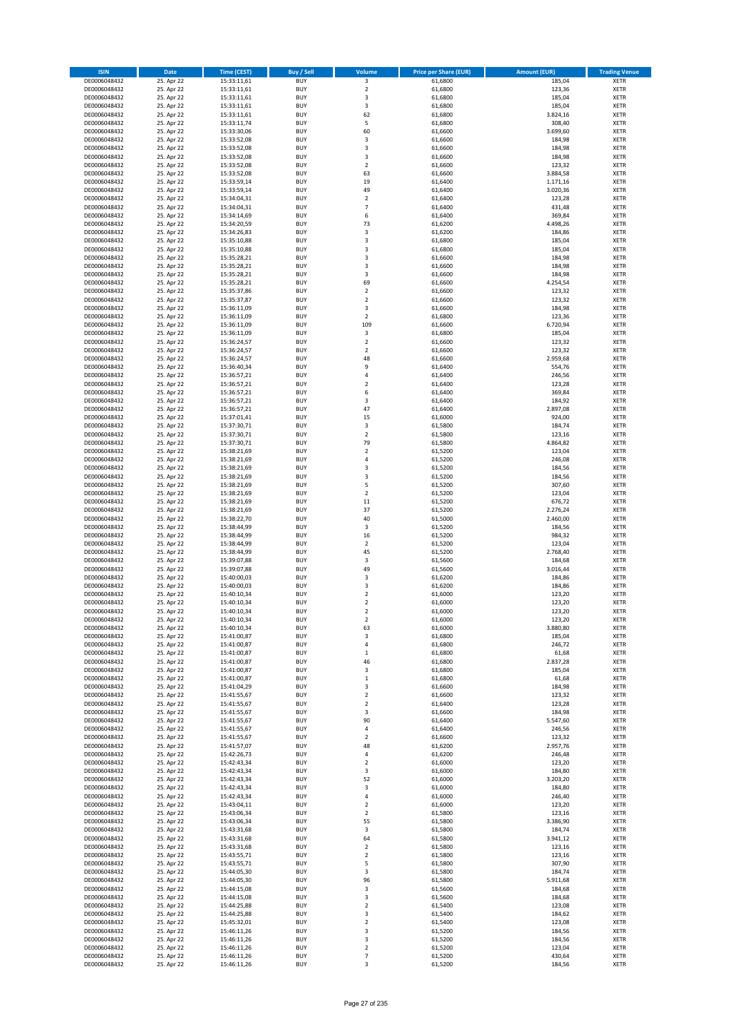| ISIN | Date | Time (CEST) | Buy / Sell | Volume | Price per Share (EUR) | Amount (EUR) | Trading Venue |
|---|---|---|---|---|---|---|---|
| DE0006048432 | 25. Apr 22 | 15:33:11,61 | BUY | 3 | 61,6800 | 185,04 | XETR |
| DE0006048432 | 25. Apr 22 | 15:33:11,61 | BUY | 2 | 61,6800 | 123,36 | XETR |
| DE0006048432 | 25. Apr 22 | 15:33:11,61 | BUY | 3 | 61,6800 | 185,04 | XETR |
| DE0006048432 | 25. Apr 22 | 15:33:11,61 | BUY | 3 | 61,6800 | 185,04 | XETR |
| DE0006048432 | 25. Apr 22 | 15:33:11,61 | BUY | 62 | 61,6800 | 3.824,16 | XETR |
| DE0006048432 | 25. Apr 22 | 15:33:11,74 | BUY | 5 | 61,6800 | 308,40 | XETR |
| DE0006048432 | 25. Apr 22 | 15:33:30,06 | BUY | 60 | 61,6600 | 3.699,60 | XETR |
| DE0006048432 | 25. Apr 22 | 15:33:52,08 | BUY | 3 | 61,6600 | 184,98 | XETR |
| DE0006048432 | 25. Apr 22 | 15:33:52,08 | BUY | 3 | 61,6600 | 184,98 | XETR |
| DE0006048432 | 25. Apr 22 | 15:33:52,08 | BUY | 3 | 61,6600 | 184,98 | XETR |
| DE0006048432 | 25. Apr 22 | 15:33:52,08 | BUY | 2 | 61,6600 | 123,32 | XETR |
| DE0006048432 | 25. Apr 22 | 15:33:52,08 | BUY | 63 | 61,6600 | 3.884,58 | XETR |
| DE0006048432 | 25. Apr 22 | 15:33:59,14 | BUY | 19 | 61,6400 | 1.171,16 | XETR |
| DE0006048432 | 25. Apr 22 | 15:33:59,14 | BUY | 49 | 61,6400 | 3.020,36 | XETR |
| DE0006048432 | 25. Apr 22 | 15:34:04,31 | BUY | 2 | 61,6400 | 123,28 | XETR |
| DE0006048432 | 25. Apr 22 | 15:34:04,31 | BUY | 7 | 61,6400 | 431,48 | XETR |
| DE0006048432 | 25. Apr 22 | 15:34:14,69 | BUY | 6 | 61,6400 | 369,84 | XETR |
| DE0006048432 | 25. Apr 22 | 15:34:20,59 | BUY | 73 | 61,6200 | 4.498,26 | XETR |
| DE0006048432 | 25. Apr 22 | 15:34:26,83 | BUY | 3 | 61,6200 | 184,86 | XETR |
| DE0006048432 | 25. Apr 22 | 15:35:10,88 | BUY | 3 | 61,6800 | 185,04 | XETR |
| DE0006048432 | 25. Apr 22 | 15:35:10,88 | BUY | 3 | 61,6800 | 185,04 | XETR |
| DE0006048432 | 25. Apr 22 | 15:35:28,21 | BUY | 3 | 61,6600 | 184,98 | XETR |
| DE0006048432 | 25. Apr 22 | 15:35:28,21 | BUY | 3 | 61,6600 | 184,98 | XETR |
| DE0006048432 | 25. Apr 22 | 15:35:28,21 | BUY | 3 | 61,6600 | 184,98 | XETR |
| DE0006048432 | 25. Apr 22 | 15:35:28,21 | BUY | 69 | 61,6600 | 4.254,54 | XETR |
| DE0006048432 | 25. Apr 22 | 15:35:37,86 | BUY | 2 | 61,6600 | 123,32 | XETR |
| DE0006048432 | 25. Apr 22 | 15:35:37,87 | BUY | 2 | 61,6600 | 123,32 | XETR |
| DE0006048432 | 25. Apr 22 | 15:36:11,09 | BUY | 3 | 61,6600 | 184,98 | XETR |
| DE0006048432 | 25. Apr 22 | 15:36:11,09 | BUY | 2 | 61,6800 | 123,36 | XETR |
| DE0006048432 | 25. Apr 22 | 15:36:11,09 | BUY | 109 | 61,6600 | 6.720,94 | XETR |
| DE0006048432 | 25. Apr 22 | 15:36:11,09 | BUY | 3 | 61,6800 | 185,04 | XETR |
| DE0006048432 | 25. Apr 22 | 15:36:24,57 | BUY | 2 | 61,6600 | 123,32 | XETR |
| DE0006048432 | 25. Apr 22 | 15:36:24,57 | BUY | 2 | 61,6600 | 123,32 | XETR |
| DE0006048432 | 25. Apr 22 | 15:36:24,57 | BUY | 48 | 61,6600 | 2.959,68 | XETR |
| DE0006048432 | 25. Apr 22 | 15:36:40,34 | BUY | 9 | 61,6400 | 554,76 | XETR |
| DE0006048432 | 25. Apr 22 | 15:36:57,21 | BUY | 4 | 61,6400 | 246,56 | XETR |
| DE0006048432 | 25. Apr 22 | 15:36:57,21 | BUY | 2 | 61,6400 | 123,28 | XETR |
| DE0006048432 | 25. Apr 22 | 15:36:57,21 | BUY | 6 | 61,6400 | 369,84 | XETR |
| DE0006048432 | 25. Apr 22 | 15:36:57,21 | BUY | 3 | 61,6400 | 184,92 | XETR |
| DE0006048432 | 25. Apr 22 | 15:36:57,21 | BUY | 47 | 61,6400 | 2.897,08 | XETR |
| DE0006048432 | 25. Apr 22 | 15:37:01,41 | BUY | 15 | 61,6000 | 924,00 | XETR |
| DE0006048432 | 25. Apr 22 | 15:37:30,71 | BUY | 3 | 61,5800 | 184,74 | XETR |
| DE0006048432 | 25. Apr 22 | 15:37:30,71 | BUY | 2 | 61,5800 | 123,16 | XETR |
| DE0006048432 | 25. Apr 22 | 15:37:30,71 | BUY | 79 | 61,5800 | 4.864,82 | XETR |
| DE0006048432 | 25. Apr 22 | 15:38:21,69 | BUY | 2 | 61,5200 | 123,04 | XETR |
| DE0006048432 | 25. Apr 22 | 15:38:21,69 | BUY | 4 | 61,5200 | 246,08 | XETR |
| DE0006048432 | 25. Apr 22 | 15:38:21,69 | BUY | 3 | 61,5200 | 184,56 | XETR |
| DE0006048432 | 25. Apr 22 | 15:38:21,69 | BUY | 3 | 61,5200 | 184,56 | XETR |
| DE0006048432 | 25. Apr 22 | 15:38:21,69 | BUY | 5 | 61,5200 | 307,60 | XETR |
| DE0006048432 | 25. Apr 22 | 15:38:21,69 | BUY | 2 | 61,5200 | 123,04 | XETR |
| DE0006048432 | 25. Apr 22 | 15:38:21,69 | BUY | 11 | 61,5200 | 676,72 | XETR |
| DE0006048432 | 25. Apr 22 | 15:38:21,69 | BUY | 37 | 61,5200 | 2.276,24 | XETR |
| DE0006048432 | 25. Apr 22 | 15:38:22,70 | BUY | 40 | 61,5000 | 2.460,00 | XETR |
| DE0006048432 | 25. Apr 22 | 15:38:44,99 | BUY | 3 | 61,5200 | 184,56 | XETR |
| DE0006048432 | 25. Apr 22 | 15:38:44,99 | BUY | 16 | 61,5200 | 984,32 | XETR |
| DE0006048432 | 25. Apr 22 | 15:38:44,99 | BUY | 2 | 61,5200 | 123,04 | XETR |
| DE0006048432 | 25. Apr 22 | 15:38:44,99 | BUY | 45 | 61,5200 | 2.768,40 | XETR |
| DE0006048432 | 25. Apr 22 | 15:39:07,88 | BUY | 3 | 61,5600 | 184,68 | XETR |
| DE0006048432 | 25. Apr 22 | 15:39:07,88 | BUY | 49 | 61,5600 | 3.016,44 | XETR |
| DE0006048432 | 25. Apr 22 | 15:40:00,03 | BUY | 3 | 61,6200 | 184,86 | XETR |
| DE0006048432 | 25. Apr 22 | 15:40:00,03 | BUY | 3 | 61,6200 | 184,86 | XETR |
| DE0006048432 | 25. Apr 22 | 15:40:10,34 | BUY | 2 | 61,6000 | 123,20 | XETR |
| DE0006048432 | 25. Apr 22 | 15:40:10,34 | BUY | 2 | 61,6000 | 123,20 | XETR |
| DE0006048432 | 25. Apr 22 | 15:40:10,34 | BUY | 2 | 61,6000 | 123,20 | XETR |
| DE0006048432 | 25. Apr 22 | 15:40:10,34 | BUY | 2 | 61,6000 | 123,20 | XETR |
| DE0006048432 | 25. Apr 22 | 15:40:10,34 | BUY | 63 | 61,6000 | 3.880,80 | XETR |
| DE0006048432 | 25. Apr 22 | 15:41:00,87 | BUY | 3 | 61,6800 | 185,04 | XETR |
| DE0006048432 | 25. Apr 22 | 15:41:00,87 | BUY | 4 | 61,6800 | 246,72 | XETR |
| DE0006048432 | 25. Apr 22 | 15:41:00,87 | BUY | 1 | 61,6800 | 61,68 | XETR |
| DE0006048432 | 25. Apr 22 | 15:41:00,87 | BUY | 46 | 61,6800 | 2.837,28 | XETR |
| DE0006048432 | 25. Apr 22 | 15:41:00,87 | BUY | 3 | 61,6800 | 185,04 | XETR |
| DE0006048432 | 25. Apr 22 | 15:41:00,87 | BUY | 1 | 61,6800 | 61,68 | XETR |
| DE0006048432 | 25. Apr 22 | 15:41:04,29 | BUY | 3 | 61,6600 | 184,98 | XETR |
| DE0006048432 | 25. Apr 22 | 15:41:55,67 | BUY | 2 | 61,6600 | 123,32 | XETR |
| DE0006048432 | 25. Apr 22 | 15:41:55,67 | BUY | 2 | 61,6400 | 123,28 | XETR |
| DE0006048432 | 25. Apr 22 | 15:41:55,67 | BUY | 3 | 61,6600 | 184,98 | XETR |
| DE0006048432 | 25. Apr 22 | 15:41:55,67 | BUY | 90 | 61,6400 | 5.547,60 | XETR |
| DE0006048432 | 25. Apr 22 | 15:41:55,67 | BUY | 4 | 61,6400 | 246,56 | XETR |
| DE0006048432 | 25. Apr 22 | 15:41:55,67 | BUY | 2 | 61,6600 | 123,32 | XETR |
| DE0006048432 | 25. Apr 22 | 15:41:57,07 | BUY | 48 | 61,6200 | 2.957,76 | XETR |
| DE0006048432 | 25. Apr 22 | 15:42:26,73 | BUY | 4 | 61,6200 | 246,48 | XETR |
| DE0006048432 | 25. Apr 22 | 15:42:43,34 | BUY | 2 | 61,6000 | 123,20 | XETR |
| DE0006048432 | 25. Apr 22 | 15:42:43,34 | BUY | 3 | 61,6000 | 184,80 | XETR |
| DE0006048432 | 25. Apr 22 | 15:42:43,34 | BUY | 52 | 61,6000 | 3.203,20 | XETR |
| DE0006048432 | 25. Apr 22 | 15:42:43,34 | BUY | 3 | 61,6000 | 184,80 | XETR |
| DE0006048432 | 25. Apr 22 | 15:42:43,34 | BUY | 4 | 61,6000 | 246,40 | XETR |
| DE0006048432 | 25. Apr 22 | 15:43:04,11 | BUY | 2 | 61,6000 | 123,20 | XETR |
| DE0006048432 | 25. Apr 22 | 15:43:06,34 | BUY | 2 | 61,5800 | 123,16 | XETR |
| DE0006048432 | 25. Apr 22 | 15:43:06,34 | BUY | 55 | 61,5800 | 3.386,90 | XETR |
| DE0006048432 | 25. Apr 22 | 15:43:31,68 | BUY | 3 | 61,5800 | 184,74 | XETR |
| DE0006048432 | 25. Apr 22 | 15:43:31,68 | BUY | 64 | 61,5800 | 3.941,12 | XETR |
| DE0006048432 | 25. Apr 22 | 15:43:31,68 | BUY | 2 | 61,5800 | 123,16 | XETR |
| DE0006048432 | 25. Apr 22 | 15:43:55,71 | BUY | 2 | 61,5800 | 123,16 | XETR |
| DE0006048432 | 25. Apr 22 | 15:43:55,71 | BUY | 5 | 61,5800 | 307,90 | XETR |
| DE0006048432 | 25. Apr 22 | 15:44:05,30 | BUY | 3 | 61,5800 | 184,74 | XETR |
| DE0006048432 | 25. Apr 22 | 15:44:05,30 | BUY | 96 | 61,5800 | 5.911,68 | XETR |
| DE0006048432 | 25. Apr 22 | 15:44:15,08 | BUY | 3 | 61,5600 | 184,68 | XETR |
| DE0006048432 | 25. Apr 22 | 15:44:15,08 | BUY | 3 | 61,5600 | 184,68 | XETR |
| DE0006048432 | 25. Apr 22 | 15:44:25,88 | BUY | 2 | 61,5400 | 123,08 | XETR |
| DE0006048432 | 25. Apr 22 | 15:44:25,88 | BUY | 3 | 61,5400 | 184,62 | XETR |
| DE0006048432 | 25. Apr 22 | 15:45:32,01 | BUY | 2 | 61,5400 | 123,08 | XETR |
| DE0006048432 | 25. Apr 22 | 15:46:11,26 | BUY | 3 | 61,5200 | 184,56 | XETR |
| DE0006048432 | 25. Apr 22 | 15:46:11,26 | BUY | 3 | 61,5200 | 184,56 | XETR |
| DE0006048432 | 25. Apr 22 | 15:46:11,26 | BUY | 2 | 61,5200 | 123,04 | XETR |
| DE0006048432 | 25. Apr 22 | 15:46:11,26 | BUY | 7 | 61,5200 | 430,64 | XETR |
| DE0006048432 | 25. Apr 22 | 15:46:11,26 | BUY | 3 | 61,5200 | 184,56 | XETR |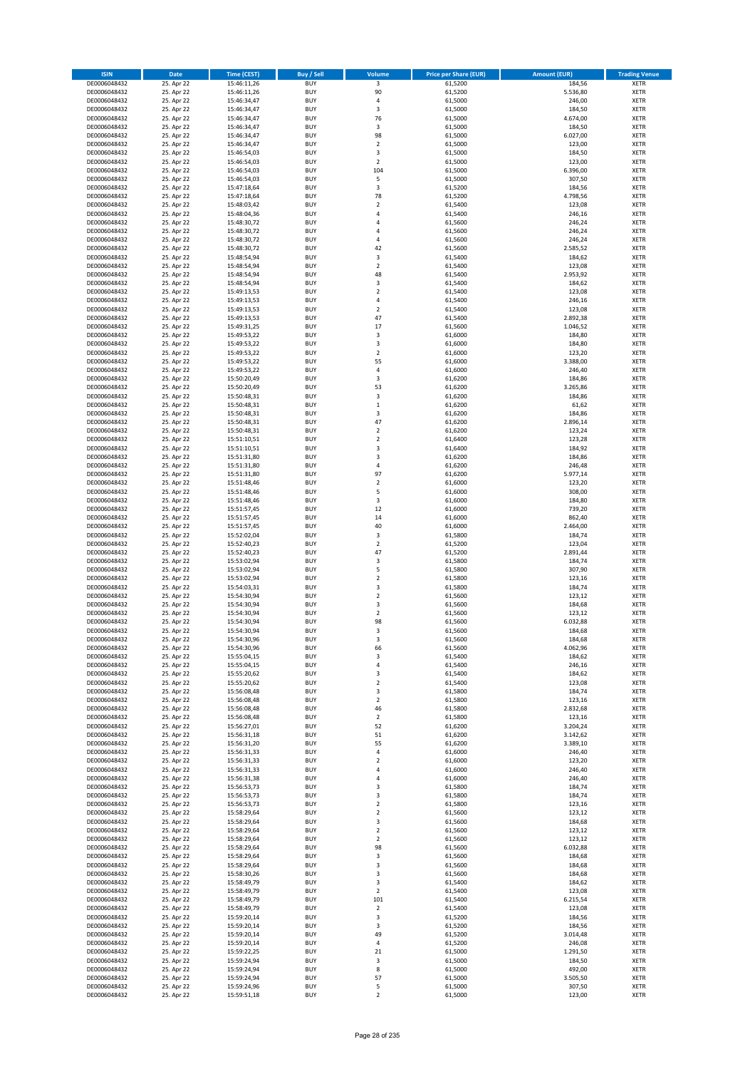| ISIN | Date | Time (CEST) | Buy / Sell | Volume | Price per Share (EUR) | Amount (EUR) | Trading Venue |
|---|---|---|---|---|---|---|---|
| DE0006048432 | 25. Apr 22 | 15:46:11,26 | BUY | 3 | 61,5200 | 184,56 | XETR |
| DE0006048432 | 25. Apr 22 | 15:46:11,26 | BUY | 90 | 61,5200 | 5.536,80 | XETR |
| DE0006048432 | 25. Apr 22 | 15:46:34,47 | BUY | 4 | 61,5000 | 246,00 | XETR |
| DE0006048432 | 25. Apr 22 | 15:46:34,47 | BUY | 3 | 61,5000 | 184,50 | XETR |
| DE0006048432 | 25. Apr 22 | 15:46:34,47 | BUY | 76 | 61,5000 | 4.674,00 | XETR |
| DE0006048432 | 25. Apr 22 | 15:46:34,47 | BUY | 3 | 61,5000 | 184,50 | XETR |
| DE0006048432 | 25. Apr 22 | 15:46:34,47 | BUY | 98 | 61,5000 | 6.027,00 | XETR |
| DE0006048432 | 25. Apr 22 | 15:46:34,47 | BUY | 2 | 61,5000 | 123,00 | XETR |
| DE0006048432 | 25. Apr 22 | 15:46:54,03 | BUY | 3 | 61,5000 | 184,50 | XETR |
| DE0006048432 | 25. Apr 22 | 15:46:54,03 | BUY | 2 | 61,5000 | 123,00 | XETR |
| DE0006048432 | 25. Apr 22 | 15:46:54,03 | BUY | 104 | 61,5000 | 6.396,00 | XETR |
| DE0006048432 | 25. Apr 22 | 15:46:54,03 | BUY | 5 | 61,5000 | 307,50 | XETR |
| DE0006048432 | 25. Apr 22 | 15:47:18,64 | BUY | 3 | 61,5200 | 184,56 | XETR |
| DE0006048432 | 25. Apr 22 | 15:47:18,64 | BUY | 78 | 61,5200 | 4.798,56 | XETR |
| DE0006048432 | 25. Apr 22 | 15:48:03,42 | BUY | 2 | 61,5400 | 123,08 | XETR |
| DE0006048432 | 25. Apr 22 | 15:48:04,36 | BUY | 4 | 61,5400 | 246,16 | XETR |
| DE0006048432 | 25. Apr 22 | 15:48:30,72 | BUY | 4 | 61,5600 | 246,24 | XETR |
| DE0006048432 | 25. Apr 22 | 15:48:30,72 | BUY | 4 | 61,5600 | 246,24 | XETR |
| DE0006048432 | 25. Apr 22 | 15:48:30,72 | BUY | 4 | 61,5600 | 246,24 | XETR |
| DE0006048432 | 25. Apr 22 | 15:48:30,72 | BUY | 42 | 61,5600 | 2.585,52 | XETR |
| DE0006048432 | 25. Apr 22 | 15:48:54,94 | BUY | 3 | 61,5400 | 184,62 | XETR |
| DE0006048432 | 25. Apr 22 | 15:48:54,94 | BUY | 2 | 61,5400 | 123,08 | XETR |
| DE0006048432 | 25. Apr 22 | 15:48:54,94 | BUY | 48 | 61,5400 | 2.953,92 | XETR |
| DE0006048432 | 25. Apr 22 | 15:48:54,94 | BUY | 3 | 61,5400 | 184,62 | XETR |
| DE0006048432 | 25. Apr 22 | 15:49:13,53 | BUY | 2 | 61,5400 | 123,08 | XETR |
| DE0006048432 | 25. Apr 22 | 15:49:13,53 | BUY | 4 | 61,5400 | 246,16 | XETR |
| DE0006048432 | 25. Apr 22 | 15:49:13,53 | BUY | 2 | 61,5400 | 123,08 | XETR |
| DE0006048432 | 25. Apr 22 | 15:49:13,53 | BUY | 47 | 61,5400 | 2.892,38 | XETR |
| DE0006048432 | 25. Apr 22 | 15:49:31,25 | BUY | 17 | 61,5600 | 1.046,52 | XETR |
| DE0006048432 | 25. Apr 22 | 15:49:53,22 | BUY | 3 | 61,6000 | 184,80 | XETR |
| DE0006048432 | 25. Apr 22 | 15:49:53,22 | BUY | 3 | 61,6000 | 184,80 | XETR |
| DE0006048432 | 25. Apr 22 | 15:49:53,22 | BUY | 2 | 61,6000 | 123,20 | XETR |
| DE0006048432 | 25. Apr 22 | 15:49:53,22 | BUY | 55 | 61,6000 | 3.388,00 | XETR |
| DE0006048432 | 25. Apr 22 | 15:49:53,22 | BUY | 4 | 61,6000 | 246,40 | XETR |
| DE0006048432 | 25. Apr 22 | 15:50:20,49 | BUY | 3 | 61,6200 | 184,86 | XETR |
| DE0006048432 | 25. Apr 22 | 15:50:20,49 | BUY | 53 | 61,6200 | 3.265,86 | XETR |
| DE0006048432 | 25. Apr 22 | 15:50:48,31 | BUY | 3 | 61,6200 | 184,86 | XETR |
| DE0006048432 | 25. Apr 22 | 15:50:48,31 | BUY | 1 | 61,6200 | 61,62 | XETR |
| DE0006048432 | 25. Apr 22 | 15:50:48,31 | BUY | 3 | 61,6200 | 184,86 | XETR |
| DE0006048432 | 25. Apr 22 | 15:50:48,31 | BUY | 47 | 61,6200 | 2.896,14 | XETR |
| DE0006048432 | 25. Apr 22 | 15:50:48,31 | BUY | 2 | 61,6200 | 123,24 | XETR |
| DE0006048432 | 25. Apr 22 | 15:51:10,51 | BUY | 2 | 61,6400 | 123,28 | XETR |
| DE0006048432 | 25. Apr 22 | 15:51:10,51 | BUY | 3 | 61,6400 | 184,92 | XETR |
| DE0006048432 | 25. Apr 22 | 15:51:31,80 | BUY | 3 | 61,6200 | 184,86 | XETR |
| DE0006048432 | 25. Apr 22 | 15:51:31,80 | BUY | 4 | 61,6200 | 246,48 | XETR |
| DE0006048432 | 25. Apr 22 | 15:51:31,80 | BUY | 97 | 61,6200 | 5.977,14 | XETR |
| DE0006048432 | 25. Apr 22 | 15:51:48,46 | BUY | 2 | 61,6000 | 123,20 | XETR |
| DE0006048432 | 25. Apr 22 | 15:51:48,46 | BUY | 5 | 61,6000 | 308,00 | XETR |
| DE0006048432 | 25. Apr 22 | 15:51:48,46 | BUY | 3 | 61,6000 | 184,80 | XETR |
| DE0006048432 | 25. Apr 22 | 15:51:57,45 | BUY | 12 | 61,6000 | 739,20 | XETR |
| DE0006048432 | 25. Apr 22 | 15:51:57,45 | BUY | 14 | 61,6000 | 862,40 | XETR |
| DE0006048432 | 25. Apr 22 | 15:51:57,45 | BUY | 40 | 61,6000 | 2.464,00 | XETR |
| DE0006048432 | 25. Apr 22 | 15:52:02,04 | BUY | 3 | 61,5800 | 184,74 | XETR |
| DE0006048432 | 25. Apr 22 | 15:52:40,23 | BUY | 2 | 61,5200 | 123,04 | XETR |
| DE0006048432 | 25. Apr 22 | 15:52:40,23 | BUY | 47 | 61,5200 | 2.891,44 | XETR |
| DE0006048432 | 25. Apr 22 | 15:53:02,94 | BUY | 3 | 61,5800 | 184,74 | XETR |
| DE0006048432 | 25. Apr 22 | 15:53:02,94 | BUY | 5 | 61,5800 | 307,90 | XETR |
| DE0006048432 | 25. Apr 22 | 15:53:02,94 | BUY | 2 | 61,5800 | 123,16 | XETR |
| DE0006048432 | 25. Apr 22 | 15:54:03,31 | BUY | 3 | 61,5800 | 184,74 | XETR |
| DE0006048432 | 25. Apr 22 | 15:54:30,94 | BUY | 2 | 61,5600 | 123,12 | XETR |
| DE0006048432 | 25. Apr 22 | 15:54:30,94 | BUY | 3 | 61,5600 | 184,68 | XETR |
| DE0006048432 | 25. Apr 22 | 15:54:30,94 | BUY | 2 | 61,5600 | 123,12 | XETR |
| DE0006048432 | 25. Apr 22 | 15:54:30,94 | BUY | 98 | 61,5600 | 6.032,88 | XETR |
| DE0006048432 | 25. Apr 22 | 15:54:30,94 | BUY | 3 | 61,5600 | 184,68 | XETR |
| DE0006048432 | 25. Apr 22 | 15:54:30,96 | BUY | 3 | 61,5600 | 184,68 | XETR |
| DE0006048432 | 25. Apr 22 | 15:54:30,96 | BUY | 66 | 61,5600 | 4.062,96 | XETR |
| DE0006048432 | 25. Apr 22 | 15:55:04,15 | BUY | 3 | 61,5400 | 184,62 | XETR |
| DE0006048432 | 25. Apr 22 | 15:55:04,15 | BUY | 4 | 61,5400 | 246,16 | XETR |
| DE0006048432 | 25. Apr 22 | 15:55:20,62 | BUY | 3 | 61,5400 | 184,62 | XETR |
| DE0006048432 | 25. Apr 22 | 15:55:20,62 | BUY | 2 | 61,5400 | 123,08 | XETR |
| DE0006048432 | 25. Apr 22 | 15:56:08,48 | BUY | 3 | 61,5800 | 184,74 | XETR |
| DE0006048432 | 25. Apr 22 | 15:56:08,48 | BUY | 2 | 61,5800 | 123,16 | XETR |
| DE0006048432 | 25. Apr 22 | 15:56:08,48 | BUY | 46 | 61,5800 | 2.832,68 | XETR |
| DE0006048432 | 25. Apr 22 | 15:56:08,48 | BUY | 2 | 61,5800 | 123,16 | XETR |
| DE0006048432 | 25. Apr 22 | 15:56:27,01 | BUY | 52 | 61,6200 | 3.204,24 | XETR |
| DE0006048432 | 25. Apr 22 | 15:56:31,18 | BUY | 51 | 61,6200 | 3.142,62 | XETR |
| DE0006048432 | 25. Apr 22 | 15:56:31,20 | BUY | 55 | 61,6200 | 3.389,10 | XETR |
| DE0006048432 | 25. Apr 22 | 15:56:31,33 | BUY | 4 | 61,6000 | 246,40 | XETR |
| DE0006048432 | 25. Apr 22 | 15:56:31,33 | BUY | 2 | 61,6000 | 123,20 | XETR |
| DE0006048432 | 25. Apr 22 | 15:56:31,33 | BUY | 4 | 61,6000 | 246,40 | XETR |
| DE0006048432 | 25. Apr 22 | 15:56:31,38 | BUY | 4 | 61,6000 | 246,40 | XETR |
| DE0006048432 | 25. Apr 22 | 15:56:53,73 | BUY | 3 | 61,5800 | 184,74 | XETR |
| DE0006048432 | 25. Apr 22 | 15:56:53,73 | BUY | 3 | 61,5800 | 184,74 | XETR |
| DE0006048432 | 25. Apr 22 | 15:56:53,73 | BUY | 2 | 61,5800 | 123,16 | XETR |
| DE0006048432 | 25. Apr 22 | 15:58:29,64 | BUY | 2 | 61,5600 | 123,12 | XETR |
| DE0006048432 | 25. Apr 22 | 15:58:29,64 | BUY | 3 | 61,5600 | 184,68 | XETR |
| DE0006048432 | 25. Apr 22 | 15:58:29,64 | BUY | 2 | 61,5600 | 123,12 | XETR |
| DE0006048432 | 25. Apr 22 | 15:58:29,64 | BUY | 2 | 61,5600 | 123,12 | XETR |
| DE0006048432 | 25. Apr 22 | 15:58:29,64 | BUY | 98 | 61,5600 | 6.032,88 | XETR |
| DE0006048432 | 25. Apr 22 | 15:58:29,64 | BUY | 3 | 61,5600 | 184,68 | XETR |
| DE0006048432 | 25. Apr 22 | 15:58:29,64 | BUY | 3 | 61,5600 | 184,68 | XETR |
| DE0006048432 | 25. Apr 22 | 15:58:30,26 | BUY | 3 | 61,5600 | 184,68 | XETR |
| DE0006048432 | 25. Apr 22 | 15:58:49,79 | BUY | 3 | 61,5400 | 184,62 | XETR |
| DE0006048432 | 25. Apr 22 | 15:58:49,79 | BUY | 2 | 61,5400 | 123,08 | XETR |
| DE0006048432 | 25. Apr 22 | 15:58:49,79 | BUY | 101 | 61,5400 | 6.215,54 | XETR |
| DE0006048432 | 25. Apr 22 | 15:58:49,79 | BUY | 2 | 61,5400 | 123,08 | XETR |
| DE0006048432 | 25. Apr 22 | 15:59:20,14 | BUY | 3 | 61,5200 | 184,56 | XETR |
| DE0006048432 | 25. Apr 22 | 15:59:20,14 | BUY | 3 | 61,5200 | 184,56 | XETR |
| DE0006048432 | 25. Apr 22 | 15:59:20,14 | BUY | 49 | 61,5200 | 3.014,48 | XETR |
| DE0006048432 | 25. Apr 22 | 15:59:20,14 | BUY | 4 | 61,5200 | 246,08 | XETR |
| DE0006048432 | 25. Apr 22 | 15:59:22,25 | BUY | 21 | 61,5000 | 1.291,50 | XETR |
| DE0006048432 | 25. Apr 22 | 15:59:24,94 | BUY | 3 | 61,5000 | 184,50 | XETR |
| DE0006048432 | 25. Apr 22 | 15:59:24,94 | BUY | 8 | 61,5000 | 492,00 | XETR |
| DE0006048432 | 25. Apr 22 | 15:59:24,94 | BUY | 57 | 61,5000 | 3.505,50 | XETR |
| DE0006048432 | 25. Apr 22 | 15:59:24,96 | BUY | 5 | 61,5000 | 307,50 | XETR |
| DE0006048432 | 25. Apr 22 | 15:59:51,18 | BUY | 2 | 61,5000 | 123,00 | XETR |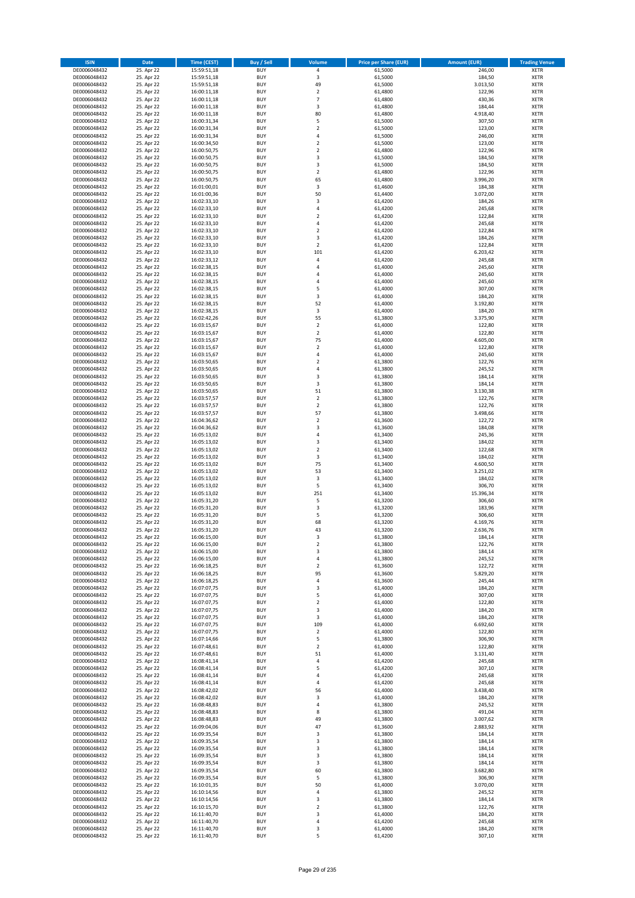| ISIN | Date | Time (CEST) | Buy / Sell | Volume | Price per Share (EUR) | Amount (EUR) | Trading Venue |
|---|---|---|---|---|---|---|---|
| DE0006048432 | 25. Apr 22 | 15:59:51,18 | BUY | 4 | 61,5000 | 246,00 | XETR |
| DE0006048432 | 25. Apr 22 | 15:59:51,18 | BUY | 3 | 61,5000 | 184,50 | XETR |
| DE0006048432 | 25. Apr 22 | 15:59:51,18 | BUY | 49 | 61,5000 | 3.013,50 | XETR |
| DE0006048432 | 25. Apr 22 | 16:00:11,18 | BUY | 2 | 61,4800 | 122,96 | XETR |
| DE0006048432 | 25. Apr 22 | 16:00:11,18 | BUY | 7 | 61,4800 | 430,36 | XETR |
| DE0006048432 | 25. Apr 22 | 16:00:11,18 | BUY | 3 | 61,4800 | 184,44 | XETR |
| DE0006048432 | 25. Apr 22 | 16:00:11,18 | BUY | 80 | 61,4800 | 4.918,40 | XETR |
| DE0006048432 | 25. Apr 22 | 16:00:31,34 | BUY | 5 | 61,5000 | 307,50 | XETR |
| DE0006048432 | 25. Apr 22 | 16:00:31,34 | BUY | 2 | 61,5000 | 123,00 | XETR |
| DE0006048432 | 25. Apr 22 | 16:00:31,34 | BUY | 4 | 61,5000 | 246,00 | XETR |
| DE0006048432 | 25. Apr 22 | 16:00:34,50 | BUY | 2 | 61,5000 | 123,00 | XETR |
| DE0006048432 | 25. Apr 22 | 16:00:50,75 | BUY | 2 | 61,4800 | 122,96 | XETR |
| DE0006048432 | 25. Apr 22 | 16:00:50,75 | BUY | 3 | 61,5000 | 184,50 | XETR |
| DE0006048432 | 25. Apr 22 | 16:00:50,75 | BUY | 3 | 61,5000 | 184,50 | XETR |
| DE0006048432 | 25. Apr 22 | 16:00:50,75 | BUY | 2 | 61,4800 | 122,96 | XETR |
| DE0006048432 | 25. Apr 22 | 16:00:50,75 | BUY | 65 | 61,4800 | 3.996,20 | XETR |
| DE0006048432 | 25. Apr 22 | 16:01:00,01 | BUY | 3 | 61,4600 | 184,38 | XETR |
| DE0006048432 | 25. Apr 22 | 16:01:00,36 | BUY | 50 | 61,4400 | 3.072,00 | XETR |
| DE0006048432 | 25. Apr 22 | 16:02:33,10 | BUY | 3 | 61,4200 | 184,26 | XETR |
| DE0006048432 | 25. Apr 22 | 16:02:33,10 | BUY | 4 | 61,4200 | 245,68 | XETR |
| DE0006048432 | 25. Apr 22 | 16:02:33,10 | BUY | 2 | 61,4200 | 122,84 | XETR |
| DE0006048432 | 25. Apr 22 | 16:02:33,10 | BUY | 4 | 61,4200 | 245,68 | XETR |
| DE0006048432 | 25. Apr 22 | 16:02:33,10 | BUY | 2 | 61,4200 | 122,84 | XETR |
| DE0006048432 | 25. Apr 22 | 16:02:33,10 | BUY | 3 | 61,4200 | 184,26 | XETR |
| DE0006048432 | 25. Apr 22 | 16:02:33,10 | BUY | 2 | 61,4200 | 122,84 | XETR |
| DE0006048432 | 25. Apr 22 | 16:02:33,10 | BUY | 101 | 61,4200 | 6.203,42 | XETR |
| DE0006048432 | 25. Apr 22 | 16:02:33,12 | BUY | 4 | 61,4200 | 245,68 | XETR |
| DE0006048432 | 25. Apr 22 | 16:02:38,15 | BUY | 4 | 61,4000 | 245,60 | XETR |
| DE0006048432 | 25. Apr 22 | 16:02:38,15 | BUY | 4 | 61,4000 | 245,60 | XETR |
| DE0006048432 | 25. Apr 22 | 16:02:38,15 | BUY | 4 | 61,4000 | 245,60 | XETR |
| DE0006048432 | 25. Apr 22 | 16:02:38,15 | BUY | 5 | 61,4000 | 307,00 | XETR |
| DE0006048432 | 25. Apr 22 | 16:02:38,15 | BUY | 3 | 61,4000 | 184,20 | XETR |
| DE0006048432 | 25. Apr 22 | 16:02:38,15 | BUY | 52 | 61,4000 | 3.192,80 | XETR |
| DE0006048432 | 25. Apr 22 | 16:02:38,15 | BUY | 3 | 61,4000 | 184,20 | XETR |
| DE0006048432 | 25. Apr 22 | 16:02:42,26 | BUY | 55 | 61,3800 | 3.375,90 | XETR |
| DE0006048432 | 25. Apr 22 | 16:03:15,67 | BUY | 2 | 61,4000 | 122,80 | XETR |
| DE0006048432 | 25. Apr 22 | 16:03:15,67 | BUY | 2 | 61,4000 | 122,80 | XETR |
| DE0006048432 | 25. Apr 22 | 16:03:15,67 | BUY | 75 | 61,4000 | 4.605,00 | XETR |
| DE0006048432 | 25. Apr 22 | 16:03:15,67 | BUY | 2 | 61,4000 | 122,80 | XETR |
| DE0006048432 | 25. Apr 22 | 16:03:15,67 | BUY | 4 | 61,4000 | 245,60 | XETR |
| DE0006048432 | 25. Apr 22 | 16:03:50,65 | BUY | 2 | 61,3800 | 122,76 | XETR |
| DE0006048432 | 25. Apr 22 | 16:03:50,65 | BUY | 4 | 61,3800 | 245,52 | XETR |
| DE0006048432 | 25. Apr 22 | 16:03:50,65 | BUY | 3 | 61,3800 | 184,14 | XETR |
| DE0006048432 | 25. Apr 22 | 16:03:50,65 | BUY | 3 | 61,3800 | 184,14 | XETR |
| DE0006048432 | 25. Apr 22 | 16:03:50,65 | BUY | 51 | 61,3800 | 3.130,38 | XETR |
| DE0006048432 | 25. Apr 22 | 16:03:57,57 | BUY | 2 | 61,3800 | 122,76 | XETR |
| DE0006048432 | 25. Apr 22 | 16:03:57,57 | BUY | 2 | 61,3800 | 122,76 | XETR |
| DE0006048432 | 25. Apr 22 | 16:03:57,57 | BUY | 57 | 61,3800 | 3.498,66 | XETR |
| DE0006048432 | 25. Apr 22 | 16:04:36,62 | BUY | 2 | 61,3600 | 122,72 | XETR |
| DE0006048432 | 25. Apr 22 | 16:04:36,62 | BUY | 3 | 61,3600 | 184,08 | XETR |
| DE0006048432 | 25. Apr 22 | 16:05:13,02 | BUY | 4 | 61,3400 | 245,36 | XETR |
| DE0006048432 | 25. Apr 22 | 16:05:13,02 | BUY | 3 | 61,3400 | 184,02 | XETR |
| DE0006048432 | 25. Apr 22 | 16:05:13,02 | BUY | 2 | 61,3400 | 122,68 | XETR |
| DE0006048432 | 25. Apr 22 | 16:05:13,02 | BUY | 3 | 61,3400 | 184,02 | XETR |
| DE0006048432 | 25. Apr 22 | 16:05:13,02 | BUY | 75 | 61,3400 | 4.600,50 | XETR |
| DE0006048432 | 25. Apr 22 | 16:05:13,02 | BUY | 53 | 61,3400 | 3.251,02 | XETR |
| DE0006048432 | 25. Apr 22 | 16:05:13,02 | BUY | 3 | 61,3400 | 184,02 | XETR |
| DE0006048432 | 25. Apr 22 | 16:05:13,02 | BUY | 5 | 61,3400 | 306,70 | XETR |
| DE0006048432 | 25. Apr 22 | 16:05:13,02 | BUY | 251 | 61,3400 | 15.396,34 | XETR |
| DE0006048432 | 25. Apr 22 | 16:05:31,20 | BUY | 5 | 61,3200 | 306,60 | XETR |
| DE0006048432 | 25. Apr 22 | 16:05:31,20 | BUY | 3 | 61,3200 | 183,96 | XETR |
| DE0006048432 | 25. Apr 22 | 16:05:31,20 | BUY | 5 | 61,3200 | 306,60 | XETR |
| DE0006048432 | 25. Apr 22 | 16:05:31,20 | BUY | 68 | 61,3200 | 4.169,76 | XETR |
| DE0006048432 | 25. Apr 22 | 16:05:31,20 | BUY | 43 | 61,3200 | 2.636,76 | XETR |
| DE0006048432 | 25. Apr 22 | 16:06:15,00 | BUY | 3 | 61,3800 | 184,14 | XETR |
| DE0006048432 | 25. Apr 22 | 16:06:15,00 | BUY | 2 | 61,3800 | 122,76 | XETR |
| DE0006048432 | 25. Apr 22 | 16:06:15,00 | BUY | 3 | 61,3800 | 184,14 | XETR |
| DE0006048432 | 25. Apr 22 | 16:06:15,00 | BUY | 4 | 61,3800 | 245,52 | XETR |
| DE0006048432 | 25. Apr 22 | 16:06:18,25 | BUY | 2 | 61,3600 | 122,72 | XETR |
| DE0006048432 | 25. Apr 22 | 16:06:18,25 | BUY | 95 | 61,3600 | 5.829,20 | XETR |
| DE0006048432 | 25. Apr 22 | 16:06:18,25 | BUY | 4 | 61,3600 | 245,44 | XETR |
| DE0006048432 | 25. Apr 22 | 16:07:07,75 | BUY | 3 | 61,4000 | 184,20 | XETR |
| DE0006048432 | 25. Apr 22 | 16:07:07,75 | BUY | 5 | 61,4000 | 307,00 | XETR |
| DE0006048432 | 25. Apr 22 | 16:07:07,75 | BUY | 2 | 61,4000 | 122,80 | XETR |
| DE0006048432 | 25. Apr 22 | 16:07:07,75 | BUY | 3 | 61,4000 | 184,20 | XETR |
| DE0006048432 | 25. Apr 22 | 16:07:07,75 | BUY | 3 | 61,4000 | 184,20 | XETR |
| DE0006048432 | 25. Apr 22 | 16:07:07,75 | BUY | 109 | 61,4000 | 6.692,60 | XETR |
| DE0006048432 | 25. Apr 22 | 16:07:07,75 | BUY | 2 | 61,4000 | 122,80 | XETR |
| DE0006048432 | 25. Apr 22 | 16:07:14,66 | BUY | 5 | 61,3800 | 306,90 | XETR |
| DE0006048432 | 25. Apr 22 | 16:07:48,61 | BUY | 2 | 61,4000 | 122,80 | XETR |
| DE0006048432 | 25. Apr 22 | 16:07:48,61 | BUY | 51 | 61,4000 | 3.131,40 | XETR |
| DE0006048432 | 25. Apr 22 | 16:08:41,14 | BUY | 4 | 61,4200 | 245,68 | XETR |
| DE0006048432 | 25. Apr 22 | 16:08:41,14 | BUY | 5 | 61,4200 | 307,10 | XETR |
| DE0006048432 | 25. Apr 22 | 16:08:41,14 | BUY | 4 | 61,4200 | 245,68 | XETR |
| DE0006048432 | 25. Apr 22 | 16:08:41,14 | BUY | 4 | 61,4200 | 245,68 | XETR |
| DE0006048432 | 25. Apr 22 | 16:08:42,02 | BUY | 56 | 61,4000 | 3.438,40 | XETR |
| DE0006048432 | 25. Apr 22 | 16:08:42,02 | BUY | 3 | 61,4000 | 184,20 | XETR |
| DE0006048432 | 25. Apr 22 | 16:08:48,83 | BUY | 4 | 61,3800 | 245,52 | XETR |
| DE0006048432 | 25. Apr 22 | 16:08:48,83 | BUY | 8 | 61,3800 | 491,04 | XETR |
| DE0006048432 | 25. Apr 22 | 16:08:48,83 | BUY | 49 | 61,3800 | 3.007,62 | XETR |
| DE0006048432 | 25. Apr 22 | 16:09:04,06 | BUY | 47 | 61,3600 | 2.883,92 | XETR |
| DE0006048432 | 25. Apr 22 | 16:09:35,54 | BUY | 3 | 61,3800 | 184,14 | XETR |
| DE0006048432 | 25. Apr 22 | 16:09:35,54 | BUY | 3 | 61,3800 | 184,14 | XETR |
| DE0006048432 | 25. Apr 22 | 16:09:35,54 | BUY | 3 | 61,3800 | 184,14 | XETR |
| DE0006048432 | 25. Apr 22 | 16:09:35,54 | BUY | 3 | 61,3800 | 184,14 | XETR |
| DE0006048432 | 25. Apr 22 | 16:09:35,54 | BUY | 3 | 61,3800 | 184,14 | XETR |
| DE0006048432 | 25. Apr 22 | 16:09:35,54 | BUY | 60 | 61,3800 | 3.682,80 | XETR |
| DE0006048432 | 25. Apr 22 | 16:09:35,54 | BUY | 5 | 61,3800 | 306,90 | XETR |
| DE0006048432 | 25. Apr 22 | 16:10:01,35 | BUY | 50 | 61,4000 | 3.070,00 | XETR |
| DE0006048432 | 25. Apr 22 | 16:10:14,56 | BUY | 4 | 61,3800 | 245,52 | XETR |
| DE0006048432 | 25. Apr 22 | 16:10:14,56 | BUY | 3 | 61,3800 | 184,14 | XETR |
| DE0006048432 | 25. Apr 22 | 16:10:15,70 | BUY | 2 | 61,3800 | 122,76 | XETR |
| DE0006048432 | 25. Apr 22 | 16:11:40,70 | BUY | 3 | 61,4000 | 184,20 | XETR |
| DE0006048432 | 25. Apr 22 | 16:11:40,70 | BUY | 4 | 61,4200 | 245,68 | XETR |
| DE0006048432 | 25. Apr 22 | 16:11:40,70 | BUY | 3 | 61,4000 | 184,20 | XETR |
| DE0006048432 | 25. Apr 22 | 16:11:40,70 | BUY | 5 | 61,4200 | 307,10 | XETR |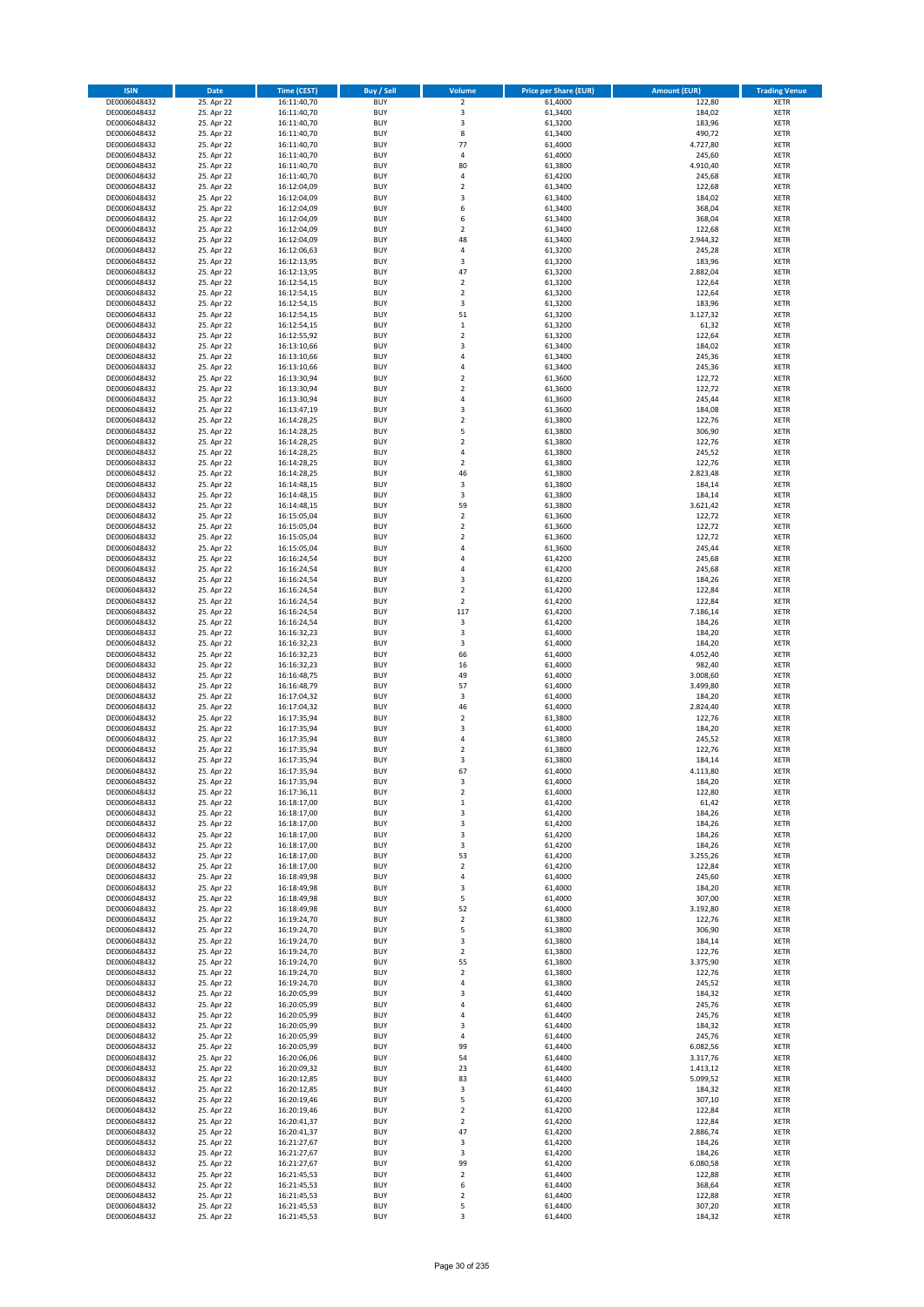| ISIN | Date | Time (CEST) | Buy / Sell | Volume | Price per Share (EUR) | Amount (EUR) | Trading Venue |
|---|---|---|---|---|---|---|---|
| DE0006048432 | 25. Apr 22 | 16:11:40,70 | BUY | 2 | 61,4000 | 122,80 | XETR |
| DE0006048432 | 25. Apr 22 | 16:11:40,70 | BUY | 3 | 61,3400 | 184,02 | XETR |
| DE0006048432 | 25. Apr 22 | 16:11:40,70 | BUY | 3 | 61,3200 | 183,96 | XETR |
| DE0006048432 | 25. Apr 22 | 16:11:40,70 | BUY | 8 | 61,3400 | 490,72 | XETR |
| DE0006048432 | 25. Apr 22 | 16:11:40,70 | BUY | 77 | 61,4000 | 4.727,80 | XETR |
| DE0006048432 | 25. Apr 22 | 16:11:40,70 | BUY | 4 | 61,4000 | 245,60 | XETR |
| DE0006048432 | 25. Apr 22 | 16:11:40,70 | BUY | 80 | 61,3800 | 4.910,40 | XETR |
| DE0006048432 | 25. Apr 22 | 16:11:40,70 | BUY | 4 | 61,4200 | 245,68 | XETR |
| DE0006048432 | 25. Apr 22 | 16:12:04,09 | BUY | 2 | 61,3400 | 122,68 | XETR |
| DE0006048432 | 25. Apr 22 | 16:12:04,09 | BUY | 3 | 61,3400 | 184,02 | XETR |
| DE0006048432 | 25. Apr 22 | 16:12:04,09 | BUY | 6 | 61,3400 | 368,04 | XETR |
| DE0006048432 | 25. Apr 22 | 16:12:04,09 | BUY | 6 | 61,3400 | 368,04 | XETR |
| DE0006048432 | 25. Apr 22 | 16:12:04,09 | BUY | 2 | 61,3400 | 122,68 | XETR |
| DE0006048432 | 25. Apr 22 | 16:12:04,09 | BUY | 48 | 61,3400 | 2.944,32 | XETR |
| DE0006048432 | 25. Apr 22 | 16:12:06,63 | BUY | 4 | 61,3200 | 245,28 | XETR |
| DE0006048432 | 25. Apr 22 | 16:12:13,95 | BUY | 3 | 61,3200 | 183,96 | XETR |
| DE0006048432 | 25. Apr 22 | 16:12:13,95 | BUY | 47 | 61,3200 | 2.882,04 | XETR |
| DE0006048432 | 25. Apr 22 | 16:12:54,15 | BUY | 2 | 61,3200 | 122,64 | XETR |
| DE0006048432 | 25. Apr 22 | 16:12:54,15 | BUY | 2 | 61,3200 | 122,64 | XETR |
| DE0006048432 | 25. Apr 22 | 16:12:54,15 | BUY | 3 | 61,3200 | 183,96 | XETR |
| DE0006048432 | 25. Apr 22 | 16:12:54,15 | BUY | 51 | 61,3200 | 3.127,32 | XETR |
| DE0006048432 | 25. Apr 22 | 16:12:54,15 | BUY | 1 | 61,3200 | 61,32 | XETR |
| DE0006048432 | 25. Apr 22 | 16:12:55,92 | BUY | 2 | 61,3200 | 122,64 | XETR |
| DE0006048432 | 25. Apr 22 | 16:13:10,66 | BUY | 3 | 61,3400 | 184,02 | XETR |
| DE0006048432 | 25. Apr 22 | 16:13:10,66 | BUY | 4 | 61,3400 | 245,36 | XETR |
| DE0006048432 | 25. Apr 22 | 16:13:10,66 | BUY | 4 | 61,3400 | 245,36 | XETR |
| DE0006048432 | 25. Apr 22 | 16:13:30,94 | BUY | 2 | 61,3600 | 122,72 | XETR |
| DE0006048432 | 25. Apr 22 | 16:13:30,94 | BUY | 2 | 61,3600 | 122,72 | XETR |
| DE0006048432 | 25. Apr 22 | 16:13:30,94 | BUY | 4 | 61,3600 | 245,44 | XETR |
| DE0006048432 | 25. Apr 22 | 16:13:47,19 | BUY | 3 | 61,3600 | 184,08 | XETR |
| DE0006048432 | 25. Apr 22 | 16:14:28,25 | BUY | 2 | 61,3800 | 122,76 | XETR |
| DE0006048432 | 25. Apr 22 | 16:14:28,25 | BUY | 5 | 61,3800 | 306,90 | XETR |
| DE0006048432 | 25. Apr 22 | 16:14:28,25 | BUY | 2 | 61,3800 | 122,76 | XETR |
| DE0006048432 | 25. Apr 22 | 16:14:28,25 | BUY | 4 | 61,3800 | 245,52 | XETR |
| DE0006048432 | 25. Apr 22 | 16:14:28,25 | BUY | 2 | 61,3800 | 122,76 | XETR |
| DE0006048432 | 25. Apr 22 | 16:14:28,25 | BUY | 46 | 61,3800 | 2.823,48 | XETR |
| DE0006048432 | 25. Apr 22 | 16:14:48,15 | BUY | 3 | 61,3800 | 184,14 | XETR |
| DE0006048432 | 25. Apr 22 | 16:14:48,15 | BUY | 3 | 61,3800 | 184,14 | XETR |
| DE0006048432 | 25. Apr 22 | 16:14:48,15 | BUY | 59 | 61,3800 | 3.621,42 | XETR |
| DE0006048432 | 25. Apr 22 | 16:15:05,04 | BUY | 2 | 61,3600 | 122,72 | XETR |
| DE0006048432 | 25. Apr 22 | 16:15:05,04 | BUY | 2 | 61,3600 | 122,72 | XETR |
| DE0006048432 | 25. Apr 22 | 16:15:05,04 | BUY | 2 | 61,3600 | 122,72 | XETR |
| DE0006048432 | 25. Apr 22 | 16:15:05,04 | BUY | 4 | 61,3600 | 245,44 | XETR |
| DE0006048432 | 25. Apr 22 | 16:16:24,54 | BUY | 4 | 61,4200 | 245,68 | XETR |
| DE0006048432 | 25. Apr 22 | 16:16:24,54 | BUY | 4 | 61,4200 | 245,68 | XETR |
| DE0006048432 | 25. Apr 22 | 16:16:24,54 | BUY | 3 | 61,4200 | 184,26 | XETR |
| DE0006048432 | 25. Apr 22 | 16:16:24,54 | BUY | 2 | 61,4200 | 122,84 | XETR |
| DE0006048432 | 25. Apr 22 | 16:16:24,54 | BUY | 2 | 61,4200 | 122,84 | XETR |
| DE0006048432 | 25. Apr 22 | 16:16:24,54 | BUY | 117 | 61,4200 | 7.186,14 | XETR |
| DE0006048432 | 25. Apr 22 | 16:16:24,54 | BUY | 3 | 61,4200 | 184,26 | XETR |
| DE0006048432 | 25. Apr 22 | 16:16:32,23 | BUY | 3 | 61,4000 | 184,20 | XETR |
| DE0006048432 | 25. Apr 22 | 16:16:32,23 | BUY | 3 | 61,4000 | 184,20 | XETR |
| DE0006048432 | 25. Apr 22 | 16:16:32,23 | BUY | 66 | 61,4000 | 4.052,40 | XETR |
| DE0006048432 | 25. Apr 22 | 16:16:32,23 | BUY | 16 | 61,4000 | 982,40 | XETR |
| DE0006048432 | 25. Apr 22 | 16:16:48,75 | BUY | 49 | 61,4000 | 3.008,60 | XETR |
| DE0006048432 | 25. Apr 22 | 16:16:48,79 | BUY | 57 | 61,4000 | 3.499,80 | XETR |
| DE0006048432 | 25. Apr 22 | 16:17:04,32 | BUY | 3 | 61,4000 | 184,20 | XETR |
| DE0006048432 | 25. Apr 22 | 16:17:04,32 | BUY | 46 | 61,4000 | 2.824,40 | XETR |
| DE0006048432 | 25. Apr 22 | 16:17:35,94 | BUY | 2 | 61,3800 | 122,76 | XETR |
| DE0006048432 | 25. Apr 22 | 16:17:35,94 | BUY | 3 | 61,4000 | 184,20 | XETR |
| DE0006048432 | 25. Apr 22 | 16:17:35,94 | BUY | 4 | 61,3800 | 245,52 | XETR |
| DE0006048432 | 25. Apr 22 | 16:17:35,94 | BUY | 2 | 61,3800 | 122,76 | XETR |
| DE0006048432 | 25. Apr 22 | 16:17:35,94 | BUY | 3 | 61,3800 | 184,14 | XETR |
| DE0006048432 | 25. Apr 22 | 16:17:35,94 | BUY | 67 | 61,4000 | 4.113,80 | XETR |
| DE0006048432 | 25. Apr 22 | 16:17:35,94 | BUY | 3 | 61,4000 | 184,20 | XETR |
| DE0006048432 | 25. Apr 22 | 16:17:36,11 | BUY | 2 | 61,4000 | 122,80 | XETR |
| DE0006048432 | 25. Apr 22 | 16:18:17,00 | BUY | 1 | 61,4200 | 61,42 | XETR |
| DE0006048432 | 25. Apr 22 | 16:18:17,00 | BUY | 3 | 61,4200 | 184,26 | XETR |
| DE0006048432 | 25. Apr 22 | 16:18:17,00 | BUY | 3 | 61,4200 | 184,26 | XETR |
| DE0006048432 | 25. Apr 22 | 16:18:17,00 | BUY | 3 | 61,4200 | 184,26 | XETR |
| DE0006048432 | 25. Apr 22 | 16:18:17,00 | BUY | 3 | 61,4200 | 184,26 | XETR |
| DE0006048432 | 25. Apr 22 | 16:18:17,00 | BUY | 53 | 61,4200 | 3.255,26 | XETR |
| DE0006048432 | 25. Apr 22 | 16:18:17,00 | BUY | 2 | 61,4200 | 122,84 | XETR |
| DE0006048432 | 25. Apr 22 | 16:18:49,98 | BUY | 4 | 61,4000 | 245,60 | XETR |
| DE0006048432 | 25. Apr 22 | 16:18:49,98 | BUY | 3 | 61,4000 | 184,20 | XETR |
| DE0006048432 | 25. Apr 22 | 16:18:49,98 | BUY | 5 | 61,4000 | 307,00 | XETR |
| DE0006048432 | 25. Apr 22 | 16:18:49,98 | BUY | 52 | 61,4000 | 3.192,80 | XETR |
| DE0006048432 | 25. Apr 22 | 16:19:24,70 | BUY | 2 | 61,3800 | 122,76 | XETR |
| DE0006048432 | 25. Apr 22 | 16:19:24,70 | BUY | 5 | 61,3800 | 306,90 | XETR |
| DE0006048432 | 25. Apr 22 | 16:19:24,70 | BUY | 3 | 61,3800 | 184,14 | XETR |
| DE0006048432 | 25. Apr 22 | 16:19:24,70 | BUY | 2 | 61,3800 | 122,76 | XETR |
| DE0006048432 | 25. Apr 22 | 16:19:24,70 | BUY | 55 | 61,3800 | 3.375,90 | XETR |
| DE0006048432 | 25. Apr 22 | 16:19:24,70 | BUY | 2 | 61,3800 | 122,76 | XETR |
| DE0006048432 | 25. Apr 22 | 16:19:24,70 | BUY | 4 | 61,3800 | 245,52 | XETR |
| DE0006048432 | 25. Apr 22 | 16:20:05,99 | BUY | 3 | 61,4400 | 184,32 | XETR |
| DE0006048432 | 25. Apr 22 | 16:20:05,99 | BUY | 4 | 61,4400 | 245,76 | XETR |
| DE0006048432 | 25. Apr 22 | 16:20:05,99 | BUY | 4 | 61,4400 | 245,76 | XETR |
| DE0006048432 | 25. Apr 22 | 16:20:05,99 | BUY | 3 | 61,4400 | 184,32 | XETR |
| DE0006048432 | 25. Apr 22 | 16:20:05,99 | BUY | 4 | 61,4400 | 245,76 | XETR |
| DE0006048432 | 25. Apr 22 | 16:20:05,99 | BUY | 99 | 61,4400 | 6.082,56 | XETR |
| DE0006048432 | 25. Apr 22 | 16:20:06,06 | BUY | 54 | 61,4400 | 3.317,76 | XETR |
| DE0006048432 | 25. Apr 22 | 16:20:09,32 | BUY | 23 | 61,4400 | 1.413,12 | XETR |
| DE0006048432 | 25. Apr 22 | 16:20:12,85 | BUY | 83 | 61,4400 | 5.099,52 | XETR |
| DE0006048432 | 25. Apr 22 | 16:20:12,85 | BUY | 3 | 61,4400 | 184,32 | XETR |
| DE0006048432 | 25. Apr 22 | 16:20:19,46 | BUY | 5 | 61,4200 | 307,10 | XETR |
| DE0006048432 | 25. Apr 22 | 16:20:19,46 | BUY | 2 | 61,4200 | 122,84 | XETR |
| DE0006048432 | 25. Apr 22 | 16:20:41,37 | BUY | 2 | 61,4200 | 122,84 | XETR |
| DE0006048432 | 25. Apr 22 | 16:20:41,37 | BUY | 47 | 61,4200 | 2.886,74 | XETR |
| DE0006048432 | 25. Apr 22 | 16:21:27,67 | BUY | 3 | 61,4200 | 184,26 | XETR |
| DE0006048432 | 25. Apr 22 | 16:21:27,67 | BUY | 3 | 61,4200 | 184,26 | XETR |
| DE0006048432 | 25. Apr 22 | 16:21:27,67 | BUY | 99 | 61,4200 | 6.080,58 | XETR |
| DE0006048432 | 25. Apr 22 | 16:21:45,53 | BUY | 2 | 61,4400 | 122,88 | XETR |
| DE0006048432 | 25. Apr 22 | 16:21:45,53 | BUY | 6 | 61,4400 | 368,64 | XETR |
| DE0006048432 | 25. Apr 22 | 16:21:45,53 | BUY | 2 | 61,4400 | 122,88 | XETR |
| DE0006048432 | 25. Apr 22 | 16:21:45,53 | BUY | 5 | 61,4400 | 307,20 | XETR |
| DE0006048432 | 25. Apr 22 | 16:21:45,53 | BUY | 3 | 61,4400 | 184,32 | XETR |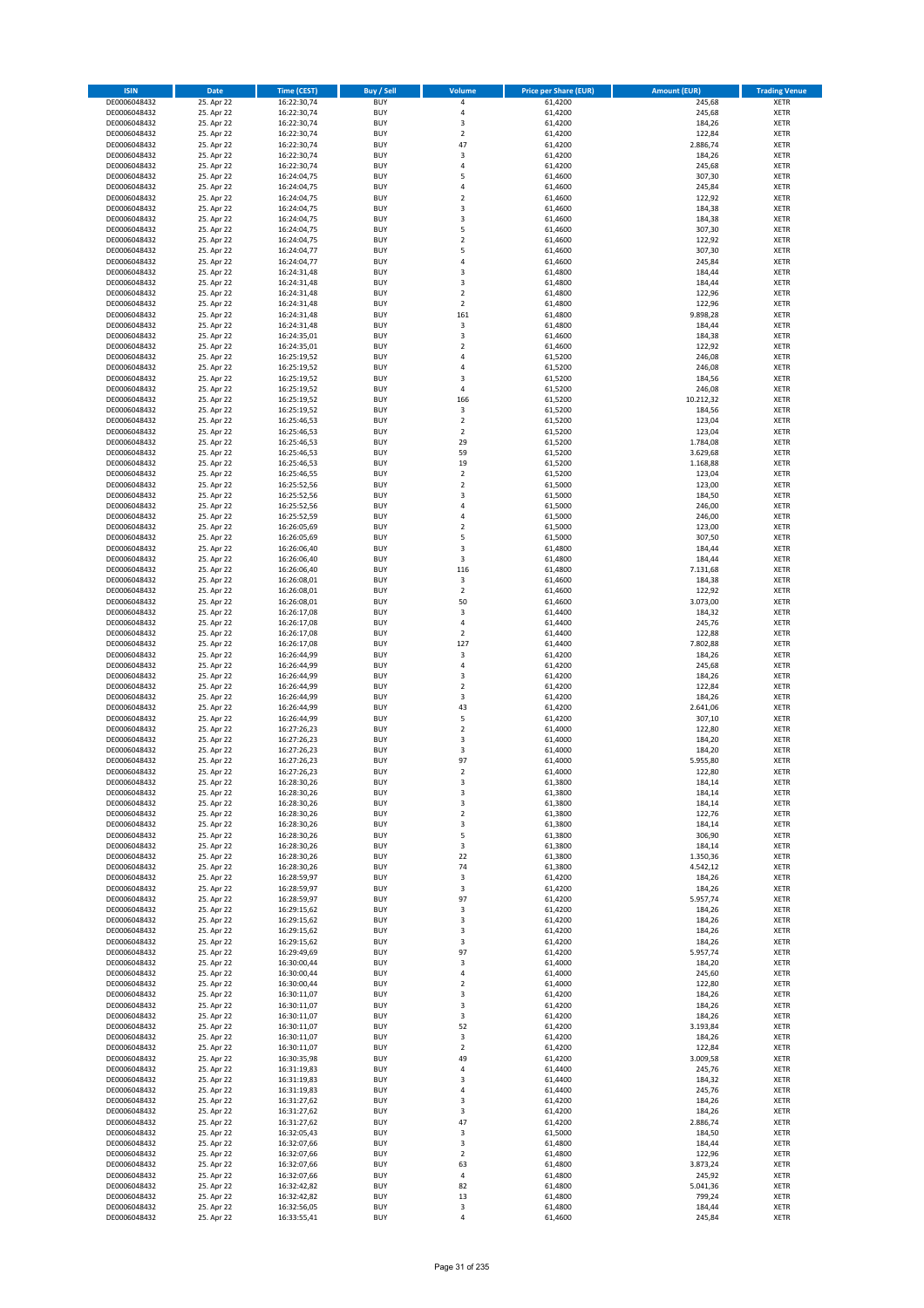| ISIN | Date | Time (CEST) | Buy / Sell | Volume | Price per Share (EUR) | Amount (EUR) | Trading Venue |
|---|---|---|---|---|---|---|---|
| DE0006048432 | 25. Apr 22 | 16:22:30,74 | BUY | 4 | 61,4200 | 245,68 | XETR |
| DE0006048432 | 25. Apr 22 | 16:22:30,74 | BUY | 4 | 61,4200 | 245,68 | XETR |
| DE0006048432 | 25. Apr 22 | 16:22:30,74 | BUY | 3 | 61,4200 | 184,26 | XETR |
| DE0006048432 | 25. Apr 22 | 16:22:30,74 | BUY | 2 | 61,4200 | 122,84 | XETR |
| DE0006048432 | 25. Apr 22 | 16:22:30,74 | BUY | 47 | 61,4200 | 2.886,74 | XETR |
| DE0006048432 | 25. Apr 22 | 16:22:30,74 | BUY | 3 | 61,4200 | 184,26 | XETR |
| DE0006048432 | 25. Apr 22 | 16:22:30,74 | BUY | 4 | 61,4200 | 245,68 | XETR |
| DE0006048432 | 25. Apr 22 | 16:24:04,75 | BUY | 5 | 61,4600 | 307,30 | XETR |
| DE0006048432 | 25. Apr 22 | 16:24:04,75 | BUY | 4 | 61,4600 | 245,84 | XETR |
| DE0006048432 | 25. Apr 22 | 16:24:04,75 | BUY | 2 | 61,4600 | 122,92 | XETR |
| DE0006048432 | 25. Apr 22 | 16:24:04,75 | BUY | 3 | 61,4600 | 184,38 | XETR |
| DE0006048432 | 25. Apr 22 | 16:24:04,75 | BUY | 3 | 61,4600 | 184,38 | XETR |
| DE0006048432 | 25. Apr 22 | 16:24:04,75 | BUY | 5 | 61,4600 | 307,30 | XETR |
| DE0006048432 | 25. Apr 22 | 16:24:04,75 | BUY | 2 | 61,4600 | 122,92 | XETR |
| DE0006048432 | 25. Apr 22 | 16:24:04,77 | BUY | 5 | 61,4600 | 307,30 | XETR |
| DE0006048432 | 25. Apr 22 | 16:24:04,77 | BUY | 4 | 61,4600 | 245,84 | XETR |
| DE0006048432 | 25. Apr 22 | 16:24:31,48 | BUY | 3 | 61,4800 | 184,44 | XETR |
| DE0006048432 | 25. Apr 22 | 16:24:31,48 | BUY | 3 | 61,4800 | 184,44 | XETR |
| DE0006048432 | 25. Apr 22 | 16:24:31,48 | BUY | 2 | 61,4800 | 122,96 | XETR |
| DE0006048432 | 25. Apr 22 | 16:24:31,48 | BUY | 2 | 61,4800 | 122,96 | XETR |
| DE0006048432 | 25. Apr 22 | 16:24:31,48 | BUY | 161 | 61,4800 | 9.898,28 | XETR |
| DE0006048432 | 25. Apr 22 | 16:24:31,48 | BUY | 3 | 61,4800 | 184,44 | XETR |
| DE0006048432 | 25. Apr 22 | 16:24:35,01 | BUY | 3 | 61,4600 | 184,38 | XETR |
| DE0006048432 | 25. Apr 22 | 16:24:35,01 | BUY | 2 | 61,4600 | 122,92 | XETR |
| DE0006048432 | 25. Apr 22 | 16:25:19,52 | BUY | 4 | 61,5200 | 246,08 | XETR |
| DE0006048432 | 25. Apr 22 | 16:25:19,52 | BUY | 4 | 61,5200 | 246,08 | XETR |
| DE0006048432 | 25. Apr 22 | 16:25:19,52 | BUY | 3 | 61,5200 | 184,56 | XETR |
| DE0006048432 | 25. Apr 22 | 16:25:19,52 | BUY | 4 | 61,5200 | 246,08 | XETR |
| DE0006048432 | 25. Apr 22 | 16:25:19,52 | BUY | 166 | 61,5200 | 10.212,32 | XETR |
| DE0006048432 | 25. Apr 22 | 16:25:19,52 | BUY | 3 | 61,5200 | 184,56 | XETR |
| DE0006048432 | 25. Apr 22 | 16:25:46,53 | BUY | 2 | 61,5200 | 123,04 | XETR |
| DE0006048432 | 25. Apr 22 | 16:25:46,53 | BUY | 2 | 61,5200 | 123,04 | XETR |
| DE0006048432 | 25. Apr 22 | 16:25:46,53 | BUY | 29 | 61,5200 | 1.784,08 | XETR |
| DE0006048432 | 25. Apr 22 | 16:25:46,53 | BUY | 59 | 61,5200 | 3.629,68 | XETR |
| DE0006048432 | 25. Apr 22 | 16:25:46,53 | BUY | 19 | 61,5200 | 1.168,88 | XETR |
| DE0006048432 | 25. Apr 22 | 16:25:46,55 | BUY | 2 | 61,5200 | 123,04 | XETR |
| DE0006048432 | 25. Apr 22 | 16:25:52,56 | BUY | 2 | 61,5000 | 123,00 | XETR |
| DE0006048432 | 25. Apr 22 | 16:25:52,56 | BUY | 3 | 61,5000 | 184,50 | XETR |
| DE0006048432 | 25. Apr 22 | 16:25:52,56 | BUY | 4 | 61,5000 | 246,00 | XETR |
| DE0006048432 | 25. Apr 22 | 16:25:52,59 | BUY | 4 | 61,5000 | 246,00 | XETR |
| DE0006048432 | 25. Apr 22 | 16:26:05,69 | BUY | 2 | 61,5000 | 123,00 | XETR |
| DE0006048432 | 25. Apr 22 | 16:26:05,69 | BUY | 5 | 61,5000 | 307,50 | XETR |
| DE0006048432 | 25. Apr 22 | 16:26:06,40 | BUY | 3 | 61,4800 | 184,44 | XETR |
| DE0006048432 | 25. Apr 22 | 16:26:06,40 | BUY | 3 | 61,4800 | 184,44 | XETR |
| DE0006048432 | 25. Apr 22 | 16:26:06,40 | BUY | 116 | 61,4800 | 7.131,68 | XETR |
| DE0006048432 | 25. Apr 22 | 16:26:08,01 | BUY | 3 | 61,4600 | 184,38 | XETR |
| DE0006048432 | 25. Apr 22 | 16:26:08,01 | BUY | 2 | 61,4600 | 122,92 | XETR |
| DE0006048432 | 25. Apr 22 | 16:26:08,01 | BUY | 50 | 61,4600 | 3.073,00 | XETR |
| DE0006048432 | 25. Apr 22 | 16:26:17,08 | BUY | 3 | 61,4400 | 184,32 | XETR |
| DE0006048432 | 25. Apr 22 | 16:26:17,08 | BUY | 4 | 61,4400 | 245,76 | XETR |
| DE0006048432 | 25. Apr 22 | 16:26:17,08 | BUY | 2 | 61,4400 | 122,88 | XETR |
| DE0006048432 | 25. Apr 22 | 16:26:17,08 | BUY | 127 | 61,4400 | 7.802,88 | XETR |
| DE0006048432 | 25. Apr 22 | 16:26:44,99 | BUY | 3 | 61,4200 | 184,26 | XETR |
| DE0006048432 | 25. Apr 22 | 16:26:44,99 | BUY | 4 | 61,4200 | 245,68 | XETR |
| DE0006048432 | 25. Apr 22 | 16:26:44,99 | BUY | 3 | 61,4200 | 184,26 | XETR |
| DE0006048432 | 25. Apr 22 | 16:26:44,99 | BUY | 2 | 61,4200 | 122,84 | XETR |
| DE0006048432 | 25. Apr 22 | 16:26:44,99 | BUY | 3 | 61,4200 | 184,26 | XETR |
| DE0006048432 | 25. Apr 22 | 16:26:44,99 | BUY | 43 | 61,4200 | 2.641,06 | XETR |
| DE0006048432 | 25. Apr 22 | 16:26:44,99 | BUY | 5 | 61,4200 | 307,10 | XETR |
| DE0006048432 | 25. Apr 22 | 16:27:26,23 | BUY | 2 | 61,4000 | 122,80 | XETR |
| DE0006048432 | 25. Apr 22 | 16:27:26,23 | BUY | 3 | 61,4000 | 184,20 | XETR |
| DE0006048432 | 25. Apr 22 | 16:27:26,23 | BUY | 3 | 61,4000 | 184,20 | XETR |
| DE0006048432 | 25. Apr 22 | 16:27:26,23 | BUY | 97 | 61,4000 | 5.955,80 | XETR |
| DE0006048432 | 25. Apr 22 | 16:27:26,23 | BUY | 2 | 61,4000 | 122,80 | XETR |
| DE0006048432 | 25. Apr 22 | 16:28:30,26 | BUY | 3 | 61,3800 | 184,14 | XETR |
| DE0006048432 | 25. Apr 22 | 16:28:30,26 | BUY | 3 | 61,3800 | 184,14 | XETR |
| DE0006048432 | 25. Apr 22 | 16:28:30,26 | BUY | 3 | 61,3800 | 184,14 | XETR |
| DE0006048432 | 25. Apr 22 | 16:28:30,26 | BUY | 2 | 61,3800 | 122,76 | XETR |
| DE0006048432 | 25. Apr 22 | 16:28:30,26 | BUY | 3 | 61,3800 | 184,14 | XETR |
| DE0006048432 | 25. Apr 22 | 16:28:30,26 | BUY | 5 | 61,3800 | 306,90 | XETR |
| DE0006048432 | 25. Apr 22 | 16:28:30,26 | BUY | 3 | 61,3800 | 184,14 | XETR |
| DE0006048432 | 25. Apr 22 | 16:28:30,26 | BUY | 22 | 61,3800 | 1.350,36 | XETR |
| DE0006048432 | 25. Apr 22 | 16:28:30,26 | BUY | 74 | 61,3800 | 4.542,12 | XETR |
| DE0006048432 | 25. Apr 22 | 16:28:59,97 | BUY | 3 | 61,4200 | 184,26 | XETR |
| DE0006048432 | 25. Apr 22 | 16:28:59,97 | BUY | 3 | 61,4200 | 184,26 | XETR |
| DE0006048432 | 25. Apr 22 | 16:28:59,97 | BUY | 97 | 61,4200 | 5.957,74 | XETR |
| DE0006048432 | 25. Apr 22 | 16:29:15,62 | BUY | 3 | 61,4200 | 184,26 | XETR |
| DE0006048432 | 25. Apr 22 | 16:29:15,62 | BUY | 3 | 61,4200 | 184,26 | XETR |
| DE0006048432 | 25. Apr 22 | 16:29:15,62 | BUY | 3 | 61,4200 | 184,26 | XETR |
| DE0006048432 | 25. Apr 22 | 16:29:15,62 | BUY | 3 | 61,4200 | 184,26 | XETR |
| DE0006048432 | 25. Apr 22 | 16:29:49,69 | BUY | 97 | 61,4200 | 5.957,74 | XETR |
| DE0006048432 | 25. Apr 22 | 16:30:00,44 | BUY | 3 | 61,4000 | 184,20 | XETR |
| DE0006048432 | 25. Apr 22 | 16:30:00,44 | BUY | 4 | 61,4000 | 245,60 | XETR |
| DE0006048432 | 25. Apr 22 | 16:30:00,44 | BUY | 2 | 61,4000 | 122,80 | XETR |
| DE0006048432 | 25. Apr 22 | 16:30:11,07 | BUY | 3 | 61,4200 | 184,26 | XETR |
| DE0006048432 | 25. Apr 22 | 16:30:11,07 | BUY | 3 | 61,4200 | 184,26 | XETR |
| DE0006048432 | 25. Apr 22 | 16:30:11,07 | BUY | 3 | 61,4200 | 184,26 | XETR |
| DE0006048432 | 25. Apr 22 | 16:30:11,07 | BUY | 52 | 61,4200 | 3.193,84 | XETR |
| DE0006048432 | 25. Apr 22 | 16:30:11,07 | BUY | 3 | 61,4200 | 184,26 | XETR |
| DE0006048432 | 25. Apr 22 | 16:30:11,07 | BUY | 2 | 61,4200 | 122,84 | XETR |
| DE0006048432 | 25. Apr 22 | 16:30:35,98 | BUY | 49 | 61,4200 | 3.009,58 | XETR |
| DE0006048432 | 25. Apr 22 | 16:31:19,83 | BUY | 4 | 61,4400 | 245,76 | XETR |
| DE0006048432 | 25. Apr 22 | 16:31:19,83 | BUY | 3 | 61,4400 | 184,32 | XETR |
| DE0006048432 | 25. Apr 22 | 16:31:19,83 | BUY | 4 | 61,4400 | 245,76 | XETR |
| DE0006048432 | 25. Apr 22 | 16:31:27,62 | BUY | 3 | 61,4200 | 184,26 | XETR |
| DE0006048432 | 25. Apr 22 | 16:31:27,62 | BUY | 3 | 61,4200 | 184,26 | XETR |
| DE0006048432 | 25. Apr 22 | 16:31:27,62 | BUY | 47 | 61,4200 | 2.886,74 | XETR |
| DE0006048432 | 25. Apr 22 | 16:32:05,43 | BUY | 3 | 61,5000 | 184,50 | XETR |
| DE0006048432 | 25. Apr 22 | 16:32:07,66 | BUY | 3 | 61,4800 | 184,44 | XETR |
| DE0006048432 | 25. Apr 22 | 16:32:07,66 | BUY | 2 | 61,4800 | 122,96 | XETR |
| DE0006048432 | 25. Apr 22 | 16:32:07,66 | BUY | 63 | 61,4800 | 3.873,24 | XETR |
| DE0006048432 | 25. Apr 22 | 16:32:07,66 | BUY | 4 | 61,4800 | 245,92 | XETR |
| DE0006048432 | 25. Apr 22 | 16:32:42,82 | BUY | 82 | 61,4800 | 5.041,36 | XETR |
| DE0006048432 | 25. Apr 22 | 16:32:42,82 | BUY | 13 | 61,4800 | 799,24 | XETR |
| DE0006048432 | 25. Apr 22 | 16:32:56,05 | BUY | 3 | 61,4800 | 184,44 | XETR |
| DE0006048432 | 25. Apr 22 | 16:33:55,41 | BUY | 4 | 61,4600 | 245,84 | XETR |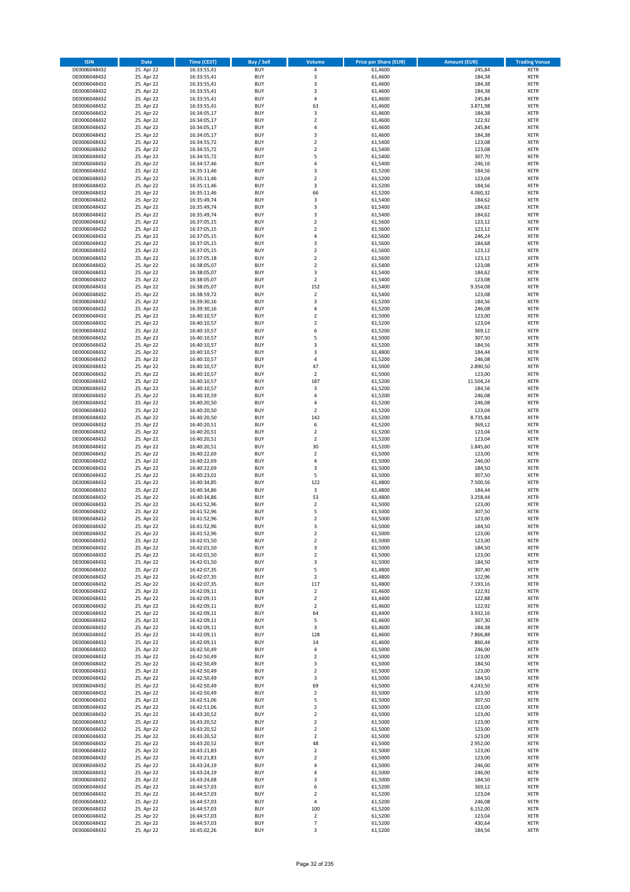| ISIN | Date | Time (CEST) | Buy / Sell | Volume | Price per Share (EUR) | Amount (EUR) | Trading Venue |
|---|---|---|---|---|---|---|---|
| DE0006048432 | 25. Apr 22 | 16:33:55,41 | BUY | 4 | 61,4600 | 245,84 | XETR |
| DE0006048432 | 25. Apr 22 | 16:33:55,41 | BUY | 3 | 61,4600 | 184,38 | XETR |
| DE0006048432 | 25. Apr 22 | 16:33:55,41 | BUY | 3 | 61,4600 | 184,38 | XETR |
| DE0006048432 | 25. Apr 22 | 16:33:55,41 | BUY | 3 | 61,4600 | 184,38 | XETR |
| DE0006048432 | 25. Apr 22 | 16:33:55,41 | BUY | 4 | 61,4600 | 245,84 | XETR |
| DE0006048432 | 25. Apr 22 | 16:33:55,41 | BUY | 63 | 61,4600 | 3.871,98 | XETR |
| DE0006048432 | 25. Apr 22 | 16:34:05,17 | BUY | 3 | 61,4600 | 184,38 | XETR |
| DE0006048432 | 25. Apr 22 | 16:34:05,17 | BUY | 2 | 61,4600 | 122,92 | XETR |
| DE0006048432 | 25. Apr 22 | 16:34:05,17 | BUY | 4 | 61,4600 | 245,84 | XETR |
| DE0006048432 | 25. Apr 22 | 16:34:05,17 | BUY | 3 | 61,4600 | 184,38 | XETR |
| DE0006048432 | 25. Apr 22 | 16:34:55,72 | BUY | 2 | 61,5400 | 123,08 | XETR |
| DE0006048432 | 25. Apr 22 | 16:34:55,72 | BUY | 2 | 61,5400 | 123,08 | XETR |
| DE0006048432 | 25. Apr 22 | 16:34:55,72 | BUY | 5 | 61,5400 | 307,70 | XETR |
| DE0006048432 | 25. Apr 22 | 16:34:57,46 | BUY | 4 | 61,5400 | 246,16 | XETR |
| DE0006048432 | 25. Apr 22 | 16:35:11,46 | BUY | 3 | 61,5200 | 184,56 | XETR |
| DE0006048432 | 25. Apr 22 | 16:35:11,46 | BUY | 2 | 61,5200 | 123,04 | XETR |
| DE0006048432 | 25. Apr 22 | 16:35:11,46 | BUY | 3 | 61,5200 | 184,56 | XETR |
| DE0006048432 | 25. Apr 22 | 16:35:11,46 | BUY | 66 | 61,5200 | 4.060,32 | XETR |
| DE0006048432 | 25. Apr 22 | 16:35:49,74 | BUY | 3 | 61,5400 | 184,62 | XETR |
| DE0006048432 | 25. Apr 22 | 16:35:49,74 | BUY | 3 | 61,5400 | 184,62 | XETR |
| DE0006048432 | 25. Apr 22 | 16:35:49,74 | BUY | 3 | 61,5400 | 184,62 | XETR |
| DE0006048432 | 25. Apr 22 | 16:37:05,15 | BUY | 2 | 61,5600 | 123,12 | XETR |
| DE0006048432 | 25. Apr 22 | 16:37:05,15 | BUY | 2 | 61,5600 | 123,12 | XETR |
| DE0006048432 | 25. Apr 22 | 16:37:05,15 | BUY | 4 | 61,5600 | 246,24 | XETR |
| DE0006048432 | 25. Apr 22 | 16:37:05,15 | BUY | 3 | 61,5600 | 184,68 | XETR |
| DE0006048432 | 25. Apr 22 | 16:37:05,15 | BUY | 2 | 61,5600 | 123,12 | XETR |
| DE0006048432 | 25. Apr 22 | 16:37:05,18 | BUY | 2 | 61,5600 | 123,12 | XETR |
| DE0006048432 | 25. Apr 22 | 16:38:05,07 | BUY | 2 | 61,5400 | 123,08 | XETR |
| DE0006048432 | 25. Apr 22 | 16:38:05,07 | BUY | 3 | 61,5400 | 184,62 | XETR |
| DE0006048432 | 25. Apr 22 | 16:38:05,07 | BUY | 2 | 61,5400 | 123,08 | XETR |
| DE0006048432 | 25. Apr 22 | 16:38:05,07 | BUY | 152 | 61,5400 | 9.354,08 | XETR |
| DE0006048432 | 25. Apr 22 | 16:38:59,72 | BUY | 2 | 61,5400 | 123,08 | XETR |
| DE0006048432 | 25. Apr 22 | 16:39:30,16 | BUY | 3 | 61,5200 | 184,56 | XETR |
| DE0006048432 | 25. Apr 22 | 16:39:30,16 | BUY | 4 | 61,5200 | 246,08 | XETR |
| DE0006048432 | 25. Apr 22 | 16:40:10,57 | BUY | 2 | 61,5000 | 123,00 | XETR |
| DE0006048432 | 25. Apr 22 | 16:40:10,57 | BUY | 2 | 61,5200 | 123,04 | XETR |
| DE0006048432 | 25. Apr 22 | 16:40:10,57 | BUY | 6 | 61,5200 | 369,12 | XETR |
| DE0006048432 | 25. Apr 22 | 16:40:10,57 | BUY | 5 | 61,5000 | 307,50 | XETR |
| DE0006048432 | 25. Apr 22 | 16:40:10,57 | BUY | 3 | 61,5200 | 184,56 | XETR |
| DE0006048432 | 25. Apr 22 | 16:40:10,57 | BUY | 3 | 61,4800 | 184,44 | XETR |
| DE0006048432 | 25. Apr 22 | 16:40:10,57 | BUY | 4 | 61,5200 | 246,08 | XETR |
| DE0006048432 | 25. Apr 22 | 16:40:10,57 | BUY | 47 | 61,5000 | 2.890,50 | XETR |
| DE0006048432 | 25. Apr 22 | 16:40:10,57 | BUY | 2 | 61,5000 | 123,00 | XETR |
| DE0006048432 | 25. Apr 22 | 16:40:10,57 | BUY | 187 | 61,5200 | 11.504,24 | XETR |
| DE0006048432 | 25. Apr 22 | 16:40:10,57 | BUY | 3 | 61,5200 | 184,56 | XETR |
| DE0006048432 | 25. Apr 22 | 16:40:10,59 | BUY | 4 | 61,5200 | 246,08 | XETR |
| DE0006048432 | 25. Apr 22 | 16:40:20,50 | BUY | 4 | 61,5200 | 246,08 | XETR |
| DE0006048432 | 25. Apr 22 | 16:40:20,50 | BUY | 2 | 61,5200 | 123,04 | XETR |
| DE0006048432 | 25. Apr 22 | 16:40:20,50 | BUY | 142 | 61,5200 | 8.735,84 | XETR |
| DE0006048432 | 25. Apr 22 | 16:40:20,51 | BUY | 6 | 61,5200 | 369,12 | XETR |
| DE0006048432 | 25. Apr 22 | 16:40:20,51 | BUY | 2 | 61,5200 | 123,04 | XETR |
| DE0006048432 | 25. Apr 22 | 16:40:20,51 | BUY | 2 | 61,5200 | 123,04 | XETR |
| DE0006048432 | 25. Apr 22 | 16:40:20,51 | BUY | 30 | 61,5200 | 1.845,60 | XETR |
| DE0006048432 | 25. Apr 22 | 16:40:22,69 | BUY | 2 | 61,5000 | 123,00 | XETR |
| DE0006048432 | 25. Apr 22 | 16:40:22,69 | BUY | 4 | 61,5000 | 246,00 | XETR |
| DE0006048432 | 25. Apr 22 | 16:40:22,69 | BUY | 3 | 61,5000 | 184,50 | XETR |
| DE0006048432 | 25. Apr 22 | 16:40:23,01 | BUY | 5 | 61,5000 | 307,50 | XETR |
| DE0006048432 | 25. Apr 22 | 16:40:34,85 | BUY | 122 | 61,4800 | 7.500,56 | XETR |
| DE0006048432 | 25. Apr 22 | 16:40:34,86 | BUY | 3 | 61,4800 | 184,44 | XETR |
| DE0006048432 | 25. Apr 22 | 16:40:34,86 | BUY | 53 | 61,4800 | 3.258,44 | XETR |
| DE0006048432 | 25. Apr 22 | 16:41:52,96 | BUY | 2 | 61,5000 | 123,00 | XETR |
| DE0006048432 | 25. Apr 22 | 16:41:52,96 | BUY | 5 | 61,5000 | 307,50 | XETR |
| DE0006048432 | 25. Apr 22 | 16:41:52,96 | BUY | 2 | 61,5000 | 123,00 | XETR |
| DE0006048432 | 25. Apr 22 | 16:41:52,96 | BUY | 3 | 61,5000 | 184,50 | XETR |
| DE0006048432 | 25. Apr 22 | 16:41:52,96 | BUY | 2 | 61,5000 | 123,00 | XETR |
| DE0006048432 | 25. Apr 22 | 16:42:01,50 | BUY | 2 | 61,5000 | 123,00 | XETR |
| DE0006048432 | 25. Apr 22 | 16:42:01,50 | BUY | 3 | 61,5000 | 184,50 | XETR |
| DE0006048432 | 25. Apr 22 | 16:42:01,50 | BUY | 2 | 61,5000 | 123,00 | XETR |
| DE0006048432 | 25. Apr 22 | 16:42:01,50 | BUY | 3 | 61,5000 | 184,50 | XETR |
| DE0006048432 | 25. Apr 22 | 16:42:07,35 | BUY | 5 | 61,4800 | 307,40 | XETR |
| DE0006048432 | 25. Apr 22 | 16:42:07,35 | BUY | 2 | 61,4800 | 122,96 | XETR |
| DE0006048432 | 25. Apr 22 | 16:42:07,35 | BUY | 117 | 61,4800 | 7.193,16 | XETR |
| DE0006048432 | 25. Apr 22 | 16:42:09,11 | BUY | 2 | 61,4600 | 122,92 | XETR |
| DE0006048432 | 25. Apr 22 | 16:42:09,11 | BUY | 2 | 61,4400 | 122,88 | XETR |
| DE0006048432 | 25. Apr 22 | 16:42:09,11 | BUY | 2 | 61,4600 | 122,92 | XETR |
| DE0006048432 | 25. Apr 22 | 16:42:09,11 | BUY | 64 | 61,4400 | 3.932,16 | XETR |
| DE0006048432 | 25. Apr 22 | 16:42:09,11 | BUY | 5 | 61,4600 | 307,30 | XETR |
| DE0006048432 | 25. Apr 22 | 16:42:09,11 | BUY | 3 | 61,4600 | 184,38 | XETR |
| DE0006048432 | 25. Apr 22 | 16:42:09,11 | BUY | 128 | 61,4600 | 7.866,88 | XETR |
| DE0006048432 | 25. Apr 22 | 16:42:09,11 | BUY | 14 | 61,4600 | 860,44 | XETR |
| DE0006048432 | 25. Apr 22 | 16:42:50,49 | BUY | 4 | 61,5000 | 246,00 | XETR |
| DE0006048432 | 25. Apr 22 | 16:42:50,49 | BUY | 2 | 61,5000 | 123,00 | XETR |
| DE0006048432 | 25. Apr 22 | 16:42:50,49 | BUY | 3 | 61,5000 | 184,50 | XETR |
| DE0006048432 | 25. Apr 22 | 16:42:50,49 | BUY | 2 | 61,5000 | 123,00 | XETR |
| DE0006048432 | 25. Apr 22 | 16:42:50,49 | BUY | 3 | 61,5000 | 184,50 | XETR |
| DE0006048432 | 25. Apr 22 | 16:42:50,49 | BUY | 69 | 61,5000 | 4.243,50 | XETR |
| DE0006048432 | 25. Apr 22 | 16:42:50,49 | BUY | 2 | 61,5000 | 123,00 | XETR |
| DE0006048432 | 25. Apr 22 | 16:42:51,06 | BUY | 5 | 61,5000 | 307,50 | XETR |
| DE0006048432 | 25. Apr 22 | 16:42:51,06 | BUY | 2 | 61,5000 | 123,00 | XETR |
| DE0006048432 | 25. Apr 22 | 16:43:20,52 | BUY | 2 | 61,5000 | 123,00 | XETR |
| DE0006048432 | 25. Apr 22 | 16:43:20,52 | BUY | 2 | 61,5000 | 123,00 | XETR |
| DE0006048432 | 25. Apr 22 | 16:43:20,52 | BUY | 2 | 61,5000 | 123,00 | XETR |
| DE0006048432 | 25. Apr 22 | 16:43:20,52 | BUY | 2 | 61,5000 | 123,00 | XETR |
| DE0006048432 | 25. Apr 22 | 16:43:20,52 | BUY | 48 | 61,5000 | 2.952,00 | XETR |
| DE0006048432 | 25. Apr 22 | 16:43:21,83 | BUY | 2 | 61,5000 | 123,00 | XETR |
| DE0006048432 | 25. Apr 22 | 16:43:21,83 | BUY | 2 | 61,5000 | 123,00 | XETR |
| DE0006048432 | 25. Apr 22 | 16:43:24,19 | BUY | 4 | 61,5000 | 246,00 | XETR |
| DE0006048432 | 25. Apr 22 | 16:43:24,19 | BUY | 4 | 61,5000 | 246,00 | XETR |
| DE0006048432 | 25. Apr 22 | 16:43:24,68 | BUY | 3 | 61,5000 | 184,50 | XETR |
| DE0006048432 | 25. Apr 22 | 16:44:57,03 | BUY | 6 | 61,5200 | 369,12 | XETR |
| DE0006048432 | 25. Apr 22 | 16:44:57,03 | BUY | 2 | 61,5200 | 123,04 | XETR |
| DE0006048432 | 25. Apr 22 | 16:44:57,03 | BUY | 4 | 61,5200 | 246,08 | XETR |
| DE0006048432 | 25. Apr 22 | 16:44:57,03 | BUY | 100 | 61,5200 | 6.152,00 | XETR |
| DE0006048432 | 25. Apr 22 | 16:44:57,03 | BUY | 2 | 61,5200 | 123,04 | XETR |
| DE0006048432 | 25. Apr 22 | 16:44:57,03 | BUY | 7 | 61,5200 | 430,64 | XETR |
| DE0006048432 | 25. Apr 22 | 16:45:02,26 | BUY | 3 | 61,5200 | 184,56 | XETR |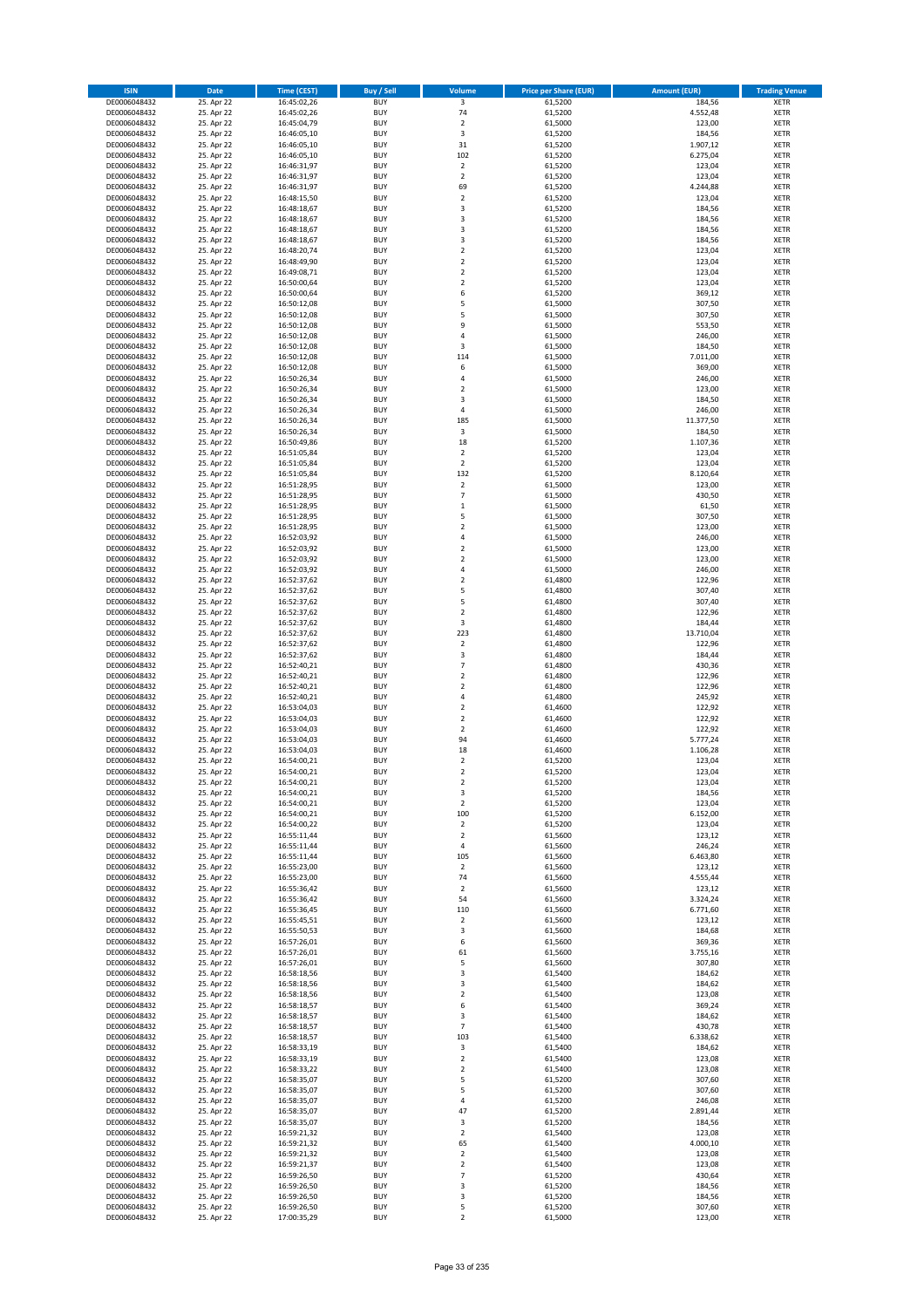| ISIN | Date | Time (CEST) | Buy / Sell | Volume | Price per Share (EUR) | Amount (EUR) | Trading Venue |
|---|---|---|---|---|---|---|---|
| DE0006048432 | 25. Apr 22 | 16:45:02,26 | BUY | 3 | 61,5200 | 184,56 | XETR |
| DE0006048432 | 25. Apr 22 | 16:45:02,26 | BUY | 74 | 61,5200 | 4.552,48 | XETR |
| DE0006048432 | 25. Apr 22 | 16:45:04,79 | BUY | 2 | 61,5000 | 123,00 | XETR |
| DE0006048432 | 25. Apr 22 | 16:46:05,10 | BUY | 3 | 61,5200 | 184,56 | XETR |
| DE0006048432 | 25. Apr 22 | 16:46:05,10 | BUY | 31 | 61,5200 | 1.907,12 | XETR |
| DE0006048432 | 25. Apr 22 | 16:46:05,10 | BUY | 102 | 61,5200 | 6.275,04 | XETR |
| DE0006048432 | 25. Apr 22 | 16:46:31,97 | BUY | 2 | 61,5200 | 123,04 | XETR |
| DE0006048432 | 25. Apr 22 | 16:46:31,97 | BUY | 2 | 61,5200 | 123,04 | XETR |
| DE0006048432 | 25. Apr 22 | 16:46:31,97 | BUY | 69 | 61,5200 | 4.244,88 | XETR |
| DE0006048432 | 25. Apr 22 | 16:48:15,50 | BUY | 2 | 61,5200 | 123,04 | XETR |
| DE0006048432 | 25. Apr 22 | 16:48:18,67 | BUY | 3 | 61,5200 | 184,56 | XETR |
| DE0006048432 | 25. Apr 22 | 16:48:18,67 | BUY | 3 | 61,5200 | 184,56 | XETR |
| DE0006048432 | 25. Apr 22 | 16:48:18,67 | BUY | 3 | 61,5200 | 184,56 | XETR |
| DE0006048432 | 25. Apr 22 | 16:48:18,67 | BUY | 3 | 61,5200 | 184,56 | XETR |
| DE0006048432 | 25. Apr 22 | 16:48:20,74 | BUY | 2 | 61,5200 | 123,04 | XETR |
| DE0006048432 | 25. Apr 22 | 16:48:49,90 | BUY | 2 | 61,5200 | 123,04 | XETR |
| DE0006048432 | 25. Apr 22 | 16:49:08,71 | BUY | 2 | 61,5200 | 123,04 | XETR |
| DE0006048432 | 25. Apr 22 | 16:50:00,64 | BUY | 2 | 61,5200 | 123,04 | XETR |
| DE0006048432 | 25. Apr 22 | 16:50:00,64 | BUY | 6 | 61,5200 | 369,12 | XETR |
| DE0006048432 | 25. Apr 22 | 16:50:12,08 | BUY | 5 | 61,5000 | 307,50 | XETR |
| DE0006048432 | 25. Apr 22 | 16:50:12,08 | BUY | 5 | 61,5000 | 307,50 | XETR |
| DE0006048432 | 25. Apr 22 | 16:50:12,08 | BUY | 9 | 61,5000 | 553,50 | XETR |
| DE0006048432 | 25. Apr 22 | 16:50:12,08 | BUY | 4 | 61,5000 | 246,00 | XETR |
| DE0006048432 | 25. Apr 22 | 16:50:12,08 | BUY | 3 | 61,5000 | 184,50 | XETR |
| DE0006048432 | 25. Apr 22 | 16:50:12,08 | BUY | 114 | 61,5000 | 7.011,00 | XETR |
| DE0006048432 | 25. Apr 22 | 16:50:12,08 | BUY | 6 | 61,5000 | 369,00 | XETR |
| DE0006048432 | 25. Apr 22 | 16:50:26,34 | BUY | 4 | 61,5000 | 246,00 | XETR |
| DE0006048432 | 25. Apr 22 | 16:50:26,34 | BUY | 2 | 61,5000 | 123,00 | XETR |
| DE0006048432 | 25. Apr 22 | 16:50:26,34 | BUY | 3 | 61,5000 | 184,50 | XETR |
| DE0006048432 | 25. Apr 22 | 16:50:26,34 | BUY | 4 | 61,5000 | 246,00 | XETR |
| DE0006048432 | 25. Apr 22 | 16:50:26,34 | BUY | 185 | 61,5000 | 11.377,50 | XETR |
| DE0006048432 | 25. Apr 22 | 16:50:26,34 | BUY | 3 | 61,5000 | 184,50 | XETR |
| DE0006048432 | 25. Apr 22 | 16:50:49,86 | BUY | 18 | 61,5200 | 1.107,36 | XETR |
| DE0006048432 | 25. Apr 22 | 16:51:05,84 | BUY | 2 | 61,5200 | 123,04 | XETR |
| DE0006048432 | 25. Apr 22 | 16:51:05,84 | BUY | 2 | 61,5200 | 123,04 | XETR |
| DE0006048432 | 25. Apr 22 | 16:51:05,84 | BUY | 132 | 61,5200 | 8.120,64 | XETR |
| DE0006048432 | 25. Apr 22 | 16:51:28,95 | BUY | 2 | 61,5000 | 123,00 | XETR |
| DE0006048432 | 25. Apr 22 | 16:51:28,95 | BUY | 7 | 61,5000 | 430,50 | XETR |
| DE0006048432 | 25. Apr 22 | 16:51:28,95 | BUY | 1 | 61,5000 | 61,50 | XETR |
| DE0006048432 | 25. Apr 22 | 16:51:28,95 | BUY | 5 | 61,5000 | 307,50 | XETR |
| DE0006048432 | 25. Apr 22 | 16:51:28,95 | BUY | 2 | 61,5000 | 123,00 | XETR |
| DE0006048432 | 25. Apr 22 | 16:52:03,92 | BUY | 4 | 61,5000 | 246,00 | XETR |
| DE0006048432 | 25. Apr 22 | 16:52:03,92 | BUY | 2 | 61,5000 | 123,00 | XETR |
| DE0006048432 | 25. Apr 22 | 16:52:03,92 | BUY | 2 | 61,5000 | 123,00 | XETR |
| DE0006048432 | 25. Apr 22 | 16:52:03,92 | BUY | 4 | 61,5000 | 246,00 | XETR |
| DE0006048432 | 25. Apr 22 | 16:52:37,62 | BUY | 2 | 61,4800 | 122,96 | XETR |
| DE0006048432 | 25. Apr 22 | 16:52:37,62 | BUY | 5 | 61,4800 | 307,40 | XETR |
| DE0006048432 | 25. Apr 22 | 16:52:37,62 | BUY | 5 | 61,4800 | 307,40 | XETR |
| DE0006048432 | 25. Apr 22 | 16:52:37,62 | BUY | 2 | 61,4800 | 122,96 | XETR |
| DE0006048432 | 25. Apr 22 | 16:52:37,62 | BUY | 3 | 61,4800 | 184,44 | XETR |
| DE0006048432 | 25. Apr 22 | 16:52:37,62 | BUY | 223 | 61,4800 | 13.710,04 | XETR |
| DE0006048432 | 25. Apr 22 | 16:52:37,62 | BUY | 2 | 61,4800 | 122,96 | XETR |
| DE0006048432 | 25. Apr 22 | 16:52:37,62 | BUY | 3 | 61,4800 | 184,44 | XETR |
| DE0006048432 | 25. Apr 22 | 16:52:40,21 | BUY | 7 | 61,4800 | 430,36 | XETR |
| DE0006048432 | 25. Apr 22 | 16:52:40,21 | BUY | 2 | 61,4800 | 122,96 | XETR |
| DE0006048432 | 25. Apr 22 | 16:52:40,21 | BUY | 2 | 61,4800 | 122,96 | XETR |
| DE0006048432 | 25. Apr 22 | 16:52:40,21 | BUY | 4 | 61,4800 | 245,92 | XETR |
| DE0006048432 | 25. Apr 22 | 16:53:04,03 | BUY | 2 | 61,4600 | 122,92 | XETR |
| DE0006048432 | 25. Apr 22 | 16:53:04,03 | BUY | 2 | 61,4600 | 122,92 | XETR |
| DE0006048432 | 25. Apr 22 | 16:53:04,03 | BUY | 2 | 61,4600 | 122,92 | XETR |
| DE0006048432 | 25. Apr 22 | 16:53:04,03 | BUY | 94 | 61,4600 | 5.777,24 | XETR |
| DE0006048432 | 25. Apr 22 | 16:53:04,03 | BUY | 18 | 61,4600 | 1.106,28 | XETR |
| DE0006048432 | 25. Apr 22 | 16:54:00,21 | BUY | 2 | 61,5200 | 123,04 | XETR |
| DE0006048432 | 25. Apr 22 | 16:54:00,21 | BUY | 2 | 61,5200 | 123,04 | XETR |
| DE0006048432 | 25. Apr 22 | 16:54:00,21 | BUY | 2 | 61,5200 | 123,04 | XETR |
| DE0006048432 | 25. Apr 22 | 16:54:00,21 | BUY | 3 | 61,5200 | 184,56 | XETR |
| DE0006048432 | 25. Apr 22 | 16:54:00,21 | BUY | 2 | 61,5200 | 123,04 | XETR |
| DE0006048432 | 25. Apr 22 | 16:54:00,21 | BUY | 100 | 61,5200 | 6.152,00 | XETR |
| DE0006048432 | 25. Apr 22 | 16:54:00,22 | BUY | 2 | 61,5200 | 123,04 | XETR |
| DE0006048432 | 25. Apr 22 | 16:55:11,44 | BUY | 2 | 61,5600 | 123,12 | XETR |
| DE0006048432 | 25. Apr 22 | 16:55:11,44 | BUY | 4 | 61,5600 | 246,24 | XETR |
| DE0006048432 | 25. Apr 22 | 16:55:11,44 | BUY | 105 | 61,5600 | 6.463,80 | XETR |
| DE0006048432 | 25. Apr 22 | 16:55:23,00 | BUY | 2 | 61,5600 | 123,12 | XETR |
| DE0006048432 | 25. Apr 22 | 16:55:23,00 | BUY | 74 | 61,5600 | 4.555,44 | XETR |
| DE0006048432 | 25. Apr 22 | 16:55:36,42 | BUY | 2 | 61,5600 | 123,12 | XETR |
| DE0006048432 | 25. Apr 22 | 16:55:36,42 | BUY | 54 | 61,5600 | 3.324,24 | XETR |
| DE0006048432 | 25. Apr 22 | 16:55:36,45 | BUY | 110 | 61,5600 | 6.771,60 | XETR |
| DE0006048432 | 25. Apr 22 | 16:55:45,51 | BUY | 2 | 61,5600 | 123,12 | XETR |
| DE0006048432 | 25. Apr 22 | 16:55:50,53 | BUY | 3 | 61,5600 | 184,68 | XETR |
| DE0006048432 | 25. Apr 22 | 16:57:26,01 | BUY | 6 | 61,5600 | 369,36 | XETR |
| DE0006048432 | 25. Apr 22 | 16:57:26,01 | BUY | 61 | 61,5600 | 3.755,16 | XETR |
| DE0006048432 | 25. Apr 22 | 16:57:26,01 | BUY | 5 | 61,5600 | 307,80 | XETR |
| DE0006048432 | 25. Apr 22 | 16:58:18,56 | BUY | 3 | 61,5400 | 184,62 | XETR |
| DE0006048432 | 25. Apr 22 | 16:58:18,56 | BUY | 3 | 61,5400 | 184,62 | XETR |
| DE0006048432 | 25. Apr 22 | 16:58:18,56 | BUY | 2 | 61,5400 | 123,08 | XETR |
| DE0006048432 | 25. Apr 22 | 16:58:18,57 | BUY | 6 | 61,5400 | 369,24 | XETR |
| DE0006048432 | 25. Apr 22 | 16:58:18,57 | BUY | 3 | 61,5400 | 184,62 | XETR |
| DE0006048432 | 25. Apr 22 | 16:58:18,57 | BUY | 7 | 61,5400 | 430,78 | XETR |
| DE0006048432 | 25. Apr 22 | 16:58:18,57 | BUY | 103 | 61,5400 | 6.338,62 | XETR |
| DE0006048432 | 25. Apr 22 | 16:58:33,19 | BUY | 3 | 61,5400 | 184,62 | XETR |
| DE0006048432 | 25. Apr 22 | 16:58:33,19 | BUY | 2 | 61,5400 | 123,08 | XETR |
| DE0006048432 | 25. Apr 22 | 16:58:33,22 | BUY | 2 | 61,5400 | 123,08 | XETR |
| DE0006048432 | 25. Apr 22 | 16:58:35,07 | BUY | 5 | 61,5200 | 307,60 | XETR |
| DE0006048432 | 25. Apr 22 | 16:58:35,07 | BUY | 5 | 61,5200 | 307,60 | XETR |
| DE0006048432 | 25. Apr 22 | 16:58:35,07 | BUY | 4 | 61,5200 | 246,08 | XETR |
| DE0006048432 | 25. Apr 22 | 16:58:35,07 | BUY | 47 | 61,5200 | 2.891,44 | XETR |
| DE0006048432 | 25. Apr 22 | 16:58:35,07 | BUY | 3 | 61,5200 | 184,56 | XETR |
| DE0006048432 | 25. Apr 22 | 16:59:21,32 | BUY | 2 | 61,5400 | 123,08 | XETR |
| DE0006048432 | 25. Apr 22 | 16:59:21,32 | BUY | 65 | 61,5400 | 4.000,10 | XETR |
| DE0006048432 | 25. Apr 22 | 16:59:21,32 | BUY | 2 | 61,5400 | 123,08 | XETR |
| DE0006048432 | 25. Apr 22 | 16:59:21,37 | BUY | 2 | 61,5400 | 123,08 | XETR |
| DE0006048432 | 25. Apr 22 | 16:59:26,50 | BUY | 7 | 61,5200 | 430,64 | XETR |
| DE0006048432 | 25. Apr 22 | 16:59:26,50 | BUY | 3 | 61,5200 | 184,56 | XETR |
| DE0006048432 | 25. Apr 22 | 16:59:26,50 | BUY | 3 | 61,5200 | 184,56 | XETR |
| DE0006048432 | 25. Apr 22 | 16:59:26,50 | BUY | 5 | 61,5200 | 307,60 | XETR |
| DE0006048432 | 25. Apr 22 | 17:00:35,29 | BUY | 2 | 61,5000 | 123,00 | XETR |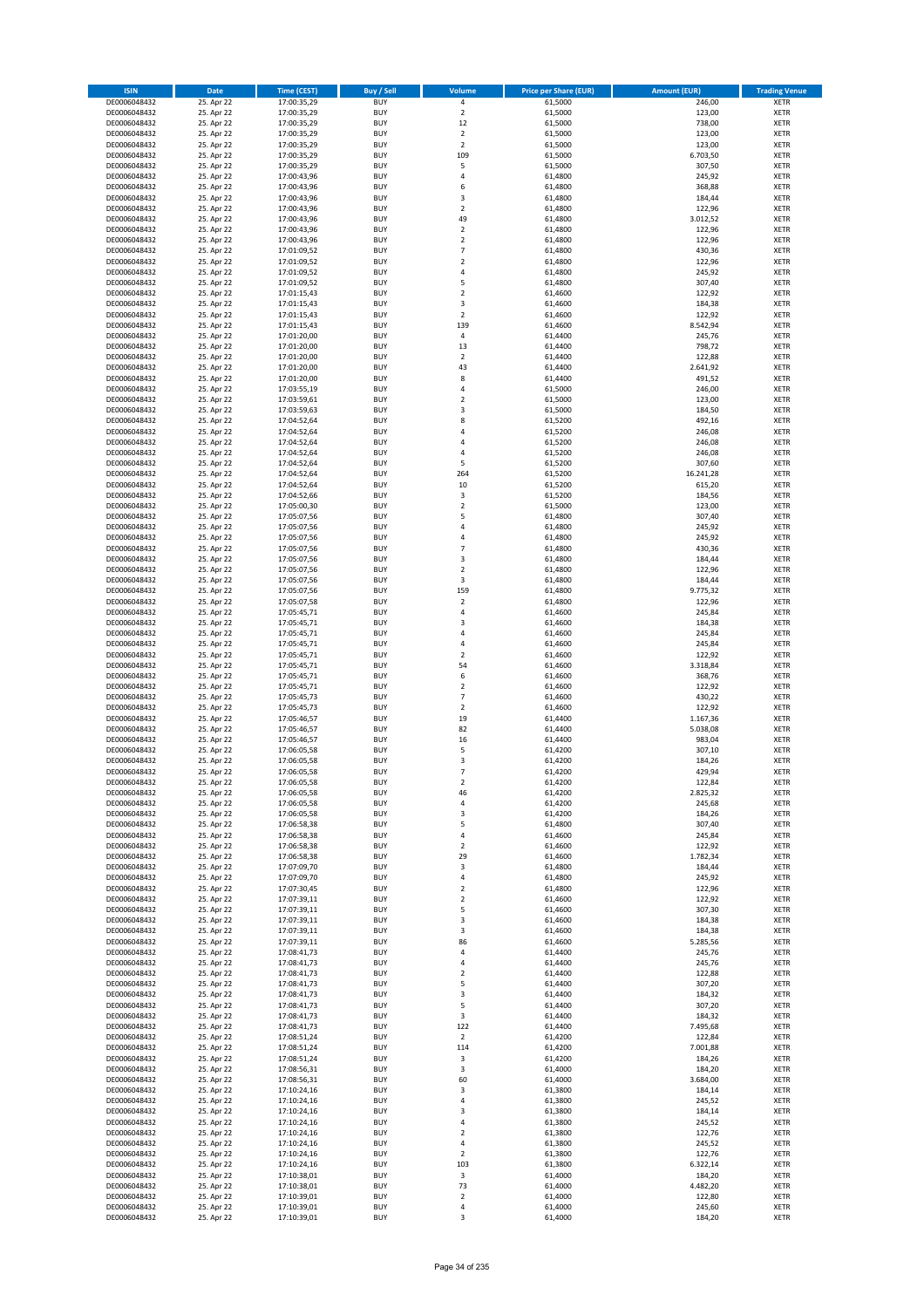| ISIN | Date | Time (CEST) | Buy / Sell | Volume | Price per Share (EUR) | Amount (EUR) | Trading Venue |
|---|---|---|---|---|---|---|---|
| DE0006048432 | 25. Apr 22 | 17:00:35,29 | BUY | 4 | 61,5000 | 246,00 | XETR |
| DE0006048432 | 25. Apr 22 | 17:00:35,29 | BUY | 2 | 61,5000 | 123,00 | XETR |
| DE0006048432 | 25. Apr 22 | 17:00:35,29 | BUY | 12 | 61,5000 | 738,00 | XETR |
| DE0006048432 | 25. Apr 22 | 17:00:35,29 | BUY | 2 | 61,5000 | 123,00 | XETR |
| DE0006048432 | 25. Apr 22 | 17:00:35,29 | BUY | 2 | 61,5000 | 123,00 | XETR |
| DE0006048432 | 25. Apr 22 | 17:00:35,29 | BUY | 109 | 61,5000 | 6.703,50 | XETR |
| DE0006048432 | 25. Apr 22 | 17:00:35,29 | BUY | 5 | 61,5000 | 307,50 | XETR |
| DE0006048432 | 25. Apr 22 | 17:00:43,96 | BUY | 4 | 61,4800 | 245,92 | XETR |
| DE0006048432 | 25. Apr 22 | 17:00:43,96 | BUY | 6 | 61,4800 | 368,88 | XETR |
| DE0006048432 | 25. Apr 22 | 17:00:43,96 | BUY | 3 | 61,4800 | 184,44 | XETR |
| DE0006048432 | 25. Apr 22 | 17:00:43,96 | BUY | 2 | 61,4800 | 122,96 | XETR |
| DE0006048432 | 25. Apr 22 | 17:00:43,96 | BUY | 49 | 61,4800 | 3.012,52 | XETR |
| DE0006048432 | 25. Apr 22 | 17:00:43,96 | BUY | 2 | 61,4800 | 122,96 | XETR |
| DE0006048432 | 25. Apr 22 | 17:00:43,96 | BUY | 2 | 61,4800 | 122,96 | XETR |
| DE0006048432 | 25. Apr 22 | 17:01:09,52 | BUY | 7 | 61,4800 | 430,36 | XETR |
| DE0006048432 | 25. Apr 22 | 17:01:09,52 | BUY | 2 | 61,4800 | 122,96 | XETR |
| DE0006048432 | 25. Apr 22 | 17:01:09,52 | BUY | 4 | 61,4800 | 245,92 | XETR |
| DE0006048432 | 25. Apr 22 | 17:01:09,52 | BUY | 5 | 61,4800 | 307,40 | XETR |
| DE0006048432 | 25. Apr 22 | 17:01:15,43 | BUY | 2 | 61,4600 | 122,92 | XETR |
| DE0006048432 | 25. Apr 22 | 17:01:15,43 | BUY | 3 | 61,4600 | 184,38 | XETR |
| DE0006048432 | 25. Apr 22 | 17:01:15,43 | BUY | 2 | 61,4600 | 122,92 | XETR |
| DE0006048432 | 25. Apr 22 | 17:01:15,43 | BUY | 139 | 61,4600 | 8.542,94 | XETR |
| DE0006048432 | 25. Apr 22 | 17:01:20,00 | BUY | 4 | 61,4400 | 245,76 | XETR |
| DE0006048432 | 25. Apr 22 | 17:01:20,00 | BUY | 13 | 61,4400 | 798,72 | XETR |
| DE0006048432 | 25. Apr 22 | 17:01:20,00 | BUY | 2 | 61,4400 | 122,88 | XETR |
| DE0006048432 | 25. Apr 22 | 17:01:20,00 | BUY | 43 | 61,4400 | 2.641,92 | XETR |
| DE0006048432 | 25. Apr 22 | 17:01:20,00 | BUY | 8 | 61,4400 | 491,52 | XETR |
| DE0006048432 | 25. Apr 22 | 17:03:55,19 | BUY | 4 | 61,5000 | 246,00 | XETR |
| DE0006048432 | 25. Apr 22 | 17:03:59,61 | BUY | 2 | 61,5000 | 123,00 | XETR |
| DE0006048432 | 25. Apr 22 | 17:03:59,63 | BUY | 3 | 61,5000 | 184,50 | XETR |
| DE0006048432 | 25. Apr 22 | 17:04:52,64 | BUY | 8 | 61,5200 | 492,16 | XETR |
| DE0006048432 | 25. Apr 22 | 17:04:52,64 | BUY | 4 | 61,5200 | 246,08 | XETR |
| DE0006048432 | 25. Apr 22 | 17:04:52,64 | BUY | 4 | 61,5200 | 246,08 | XETR |
| DE0006048432 | 25. Apr 22 | 17:04:52,64 | BUY | 4 | 61,5200 | 246,08 | XETR |
| DE0006048432 | 25. Apr 22 | 17:04:52,64 | BUY | 5 | 61,5200 | 307,60 | XETR |
| DE0006048432 | 25. Apr 22 | 17:04:52,64 | BUY | 264 | 61,5200 | 16.241,28 | XETR |
| DE0006048432 | 25. Apr 22 | 17:04:52,64 | BUY | 10 | 61,5200 | 615,20 | XETR |
| DE0006048432 | 25. Apr 22 | 17:04:52,66 | BUY | 3 | 61,5200 | 184,56 | XETR |
| DE0006048432 | 25. Apr 22 | 17:05:00,30 | BUY | 2 | 61,5000 | 123,00 | XETR |
| DE0006048432 | 25. Apr 22 | 17:05:07,56 | BUY | 5 | 61,4800 | 307,40 | XETR |
| DE0006048432 | 25. Apr 22 | 17:05:07,56 | BUY | 4 | 61,4800 | 245,92 | XETR |
| DE0006048432 | 25. Apr 22 | 17:05:07,56 | BUY | 4 | 61,4800 | 245,92 | XETR |
| DE0006048432 | 25. Apr 22 | 17:05:07,56 | BUY | 7 | 61,4800 | 430,36 | XETR |
| DE0006048432 | 25. Apr 22 | 17:05:07,56 | BUY | 3 | 61,4800 | 184,44 | XETR |
| DE0006048432 | 25. Apr 22 | 17:05:07,56 | BUY | 2 | 61,4800 | 122,96 | XETR |
| DE0006048432 | 25. Apr 22 | 17:05:07,56 | BUY | 3 | 61,4800 | 184,44 | XETR |
| DE0006048432 | 25. Apr 22 | 17:05:07,56 | BUY | 159 | 61,4800 | 9.775,32 | XETR |
| DE0006048432 | 25. Apr 22 | 17:05:07,58 | BUY | 2 | 61,4800 | 122,96 | XETR |
| DE0006048432 | 25. Apr 22 | 17:05:45,71 | BUY | 4 | 61,4600 | 245,84 | XETR |
| DE0006048432 | 25. Apr 22 | 17:05:45,71 | BUY | 3 | 61,4600 | 184,38 | XETR |
| DE0006048432 | 25. Apr 22 | 17:05:45,71 | BUY | 4 | 61,4600 | 245,84 | XETR |
| DE0006048432 | 25. Apr 22 | 17:05:45,71 | BUY | 4 | 61,4600 | 245,84 | XETR |
| DE0006048432 | 25. Apr 22 | 17:05:45,71 | BUY | 2 | 61,4600 | 122,92 | XETR |
| DE0006048432 | 25. Apr 22 | 17:05:45,71 | BUY | 54 | 61,4600 | 3.318,84 | XETR |
| DE0006048432 | 25. Apr 22 | 17:05:45,71 | BUY | 6 | 61,4600 | 368,76 | XETR |
| DE0006048432 | 25. Apr 22 | 17:05:45,71 | BUY | 2 | 61,4600 | 122,92 | XETR |
| DE0006048432 | 25. Apr 22 | 17:05:45,73 | BUY | 7 | 61,4600 | 430,22 | XETR |
| DE0006048432 | 25. Apr 22 | 17:05:45,73 | BUY | 2 | 61,4600 | 122,92 | XETR |
| DE0006048432 | 25. Apr 22 | 17:05:46,57 | BUY | 19 | 61,4400 | 1.167,36 | XETR |
| DE0006048432 | 25. Apr 22 | 17:05:46,57 | BUY | 82 | 61,4400 | 5.038,08 | XETR |
| DE0006048432 | 25. Apr 22 | 17:05:46,57 | BUY | 16 | 61,4400 | 983,04 | XETR |
| DE0006048432 | 25. Apr 22 | 17:06:05,58 | BUY | 5 | 61,4200 | 307,10 | XETR |
| DE0006048432 | 25. Apr 22 | 17:06:05,58 | BUY | 3 | 61,4200 | 184,26 | XETR |
| DE0006048432 | 25. Apr 22 | 17:06:05,58 | BUY | 7 | 61,4200 | 429,94 | XETR |
| DE0006048432 | 25. Apr 22 | 17:06:05,58 | BUY | 2 | 61,4200 | 122,84 | XETR |
| DE0006048432 | 25. Apr 22 | 17:06:05,58 | BUY | 46 | 61,4200 | 2.825,32 | XETR |
| DE0006048432 | 25. Apr 22 | 17:06:05,58 | BUY | 4 | 61,4200 | 245,68 | XETR |
| DE0006048432 | 25. Apr 22 | 17:06:05,58 | BUY | 3 | 61,4200 | 184,26 | XETR |
| DE0006048432 | 25. Apr 22 | 17:06:58,38 | BUY | 5 | 61,4800 | 307,40 | XETR |
| DE0006048432 | 25. Apr 22 | 17:06:58,38 | BUY | 4 | 61,4600 | 245,84 | XETR |
| DE0006048432 | 25. Apr 22 | 17:06:58,38 | BUY | 2 | 61,4600 | 122,92 | XETR |
| DE0006048432 | 25. Apr 22 | 17:06:58,38 | BUY | 29 | 61,4600 | 1.782,34 | XETR |
| DE0006048432 | 25. Apr 22 | 17:07:09,70 | BUY | 3 | 61,4800 | 184,44 | XETR |
| DE0006048432 | 25. Apr 22 | 17:07:09,70 | BUY | 4 | 61,4800 | 245,92 | XETR |
| DE0006048432 | 25. Apr 22 | 17:07:30,45 | BUY | 2 | 61,4800 | 122,96 | XETR |
| DE0006048432 | 25. Apr 22 | 17:07:39,11 | BUY | 2 | 61,4600 | 122,92 | XETR |
| DE0006048432 | 25. Apr 22 | 17:07:39,11 | BUY | 5 | 61,4600 | 307,30 | XETR |
| DE0006048432 | 25. Apr 22 | 17:07:39,11 | BUY | 3 | 61,4600 | 184,38 | XETR |
| DE0006048432 | 25. Apr 22 | 17:07:39,11 | BUY | 3 | 61,4600 | 184,38 | XETR |
| DE0006048432 | 25. Apr 22 | 17:07:39,11 | BUY | 86 | 61,4600 | 5.285,56 | XETR |
| DE0006048432 | 25. Apr 22 | 17:08:41,73 | BUY | 4 | 61,4400 | 245,76 | XETR |
| DE0006048432 | 25. Apr 22 | 17:08:41,73 | BUY | 4 | 61,4400 | 245,76 | XETR |
| DE0006048432 | 25. Apr 22 | 17:08:41,73 | BUY | 2 | 61,4400 | 122,88 | XETR |
| DE0006048432 | 25. Apr 22 | 17:08:41,73 | BUY | 5 | 61,4400 | 307,20 | XETR |
| DE0006048432 | 25. Apr 22 | 17:08:41,73 | BUY | 3 | 61,4400 | 184,32 | XETR |
| DE0006048432 | 25. Apr 22 | 17:08:41,73 | BUY | 5 | 61,4400 | 307,20 | XETR |
| DE0006048432 | 25. Apr 22 | 17:08:41,73 | BUY | 3 | 61,4400 | 184,32 | XETR |
| DE0006048432 | 25. Apr 22 | 17:08:41,73 | BUY | 122 | 61,4400 | 7.495,68 | XETR |
| DE0006048432 | 25. Apr 22 | 17:08:51,24 | BUY | 2 | 61,4200 | 122,84 | XETR |
| DE0006048432 | 25. Apr 22 | 17:08:51,24 | BUY | 114 | 61,4200 | 7.001,88 | XETR |
| DE0006048432 | 25. Apr 22 | 17:08:51,24 | BUY | 3 | 61,4200 | 184,26 | XETR |
| DE0006048432 | 25. Apr 22 | 17:08:56,31 | BUY | 3 | 61,4000 | 184,20 | XETR |
| DE0006048432 | 25. Apr 22 | 17:08:56,31 | BUY | 60 | 61,4000 | 3.684,00 | XETR |
| DE0006048432 | 25. Apr 22 | 17:10:24,16 | BUY | 3 | 61,3800 | 184,14 | XETR |
| DE0006048432 | 25. Apr 22 | 17:10:24,16 | BUY | 4 | 61,3800 | 245,52 | XETR |
| DE0006048432 | 25. Apr 22 | 17:10:24,16 | BUY | 3 | 61,3800 | 184,14 | XETR |
| DE0006048432 | 25. Apr 22 | 17:10:24,16 | BUY | 4 | 61,3800 | 245,52 | XETR |
| DE0006048432 | 25. Apr 22 | 17:10:24,16 | BUY | 2 | 61,3800 | 122,76 | XETR |
| DE0006048432 | 25. Apr 22 | 17:10:24,16 | BUY | 4 | 61,3800 | 245,52 | XETR |
| DE0006048432 | 25. Apr 22 | 17:10:24,16 | BUY | 2 | 61,3800 | 122,76 | XETR |
| DE0006048432 | 25. Apr 22 | 17:10:24,16 | BUY | 103 | 61,3800 | 6.322,14 | XETR |
| DE0006048432 | 25. Apr 22 | 17:10:38,01 | BUY | 3 | 61,4000 | 184,20 | XETR |
| DE0006048432 | 25. Apr 22 | 17:10:38,01 | BUY | 73 | 61,4000 | 4.482,20 | XETR |
| DE0006048432 | 25. Apr 22 | 17:10:39,01 | BUY | 2 | 61,4000 | 122,80 | XETR |
| DE0006048432 | 25. Apr 22 | 17:10:39,01 | BUY | 4 | 61,4000 | 245,60 | XETR |
| DE0006048432 | 25. Apr 22 | 17:10:39,01 | BUY | 3 | 61,4000 | 184,20 | XETR |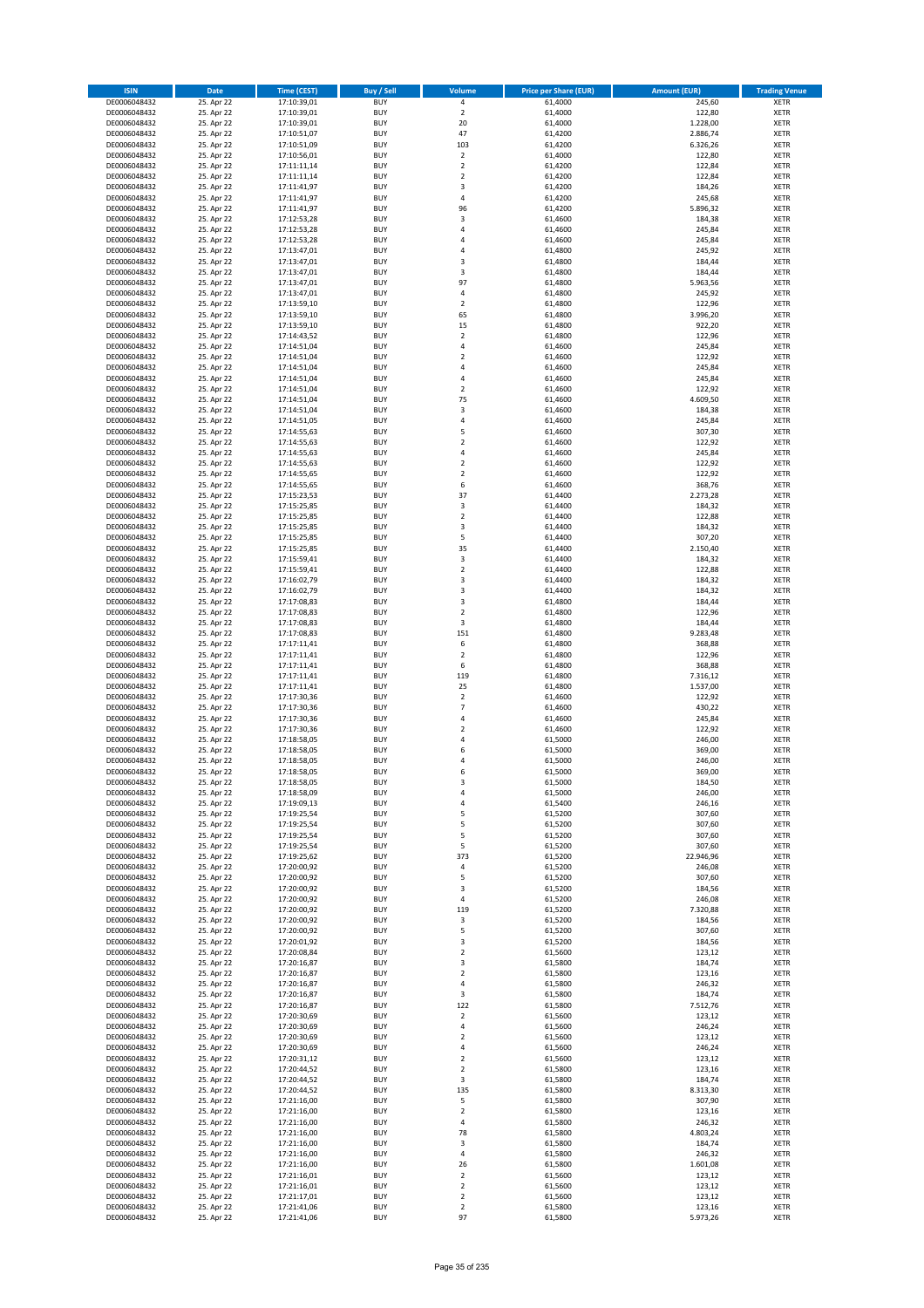| ISIN | Date | Time (CEST) | Buy / Sell | Volume | Price per Share (EUR) | Amount (EUR) | Trading Venue |
|---|---|---|---|---|---|---|---|
| DE0006048432 | 25. Apr 22 | 17:10:39,01 | BUY | 4 | 61,4000 | 245,60 | XETR |
| DE0006048432 | 25. Apr 22 | 17:10:39,01 | BUY | 2 | 61,4000 | 122,80 | XETR |
| DE0006048432 | 25. Apr 22 | 17:10:39,01 | BUY | 20 | 61,4000 | 1.228,00 | XETR |
| DE0006048432 | 25. Apr 22 | 17:10:51,07 | BUY | 47 | 61,4200 | 2.886,74 | XETR |
| DE0006048432 | 25. Apr 22 | 17:10:51,09 | BUY | 103 | 61,4200 | 6.326,26 | XETR |
| DE0006048432 | 25. Apr 22 | 17:10:56,01 | BUY | 2 | 61,4000 | 122,80 | XETR |
| DE0006048432 | 25. Apr 22 | 17:11:11,14 | BUY | 2 | 61,4200 | 122,84 | XETR |
| DE0006048432 | 25. Apr 22 | 17:11:11,14 | BUY | 2 | 61,4200 | 122,84 | XETR |
| DE0006048432 | 25. Apr 22 | 17:11:41,97 | BUY | 3 | 61,4200 | 184,26 | XETR |
| DE0006048432 | 25. Apr 22 | 17:11:41,97 | BUY | 4 | 61,4200 | 245,68 | XETR |
| DE0006048432 | 25. Apr 22 | 17:11:41,97 | BUY | 96 | 61,4200 | 5.896,32 | XETR |
| DE0006048432 | 25. Apr 22 | 17:12:53,28 | BUY | 3 | 61,4600 | 184,38 | XETR |
| DE0006048432 | 25. Apr 22 | 17:12:53,28 | BUY | 4 | 61,4600 | 245,84 | XETR |
| DE0006048432 | 25. Apr 22 | 17:12:53,28 | BUY | 4 | 61,4600 | 245,84 | XETR |
| DE0006048432 | 25. Apr 22 | 17:13:47,01 | BUY | 4 | 61,4800 | 245,92 | XETR |
| DE0006048432 | 25. Apr 22 | 17:13:47,01 | BUY | 3 | 61,4800 | 184,44 | XETR |
| DE0006048432 | 25. Apr 22 | 17:13:47,01 | BUY | 3 | 61,4800 | 184,44 | XETR |
| DE0006048432 | 25. Apr 22 | 17:13:47,01 | BUY | 97 | 61,4800 | 5.963,56 | XETR |
| DE0006048432 | 25. Apr 22 | 17:13:47,01 | BUY | 4 | 61,4800 | 245,92 | XETR |
| DE0006048432 | 25. Apr 22 | 17:13:59,10 | BUY | 2 | 61,4800 | 122,96 | XETR |
| DE0006048432 | 25. Apr 22 | 17:13:59,10 | BUY | 65 | 61,4800 | 3.996,20 | XETR |
| DE0006048432 | 25. Apr 22 | 17:13:59,10 | BUY | 15 | 61,4800 | 922,20 | XETR |
| DE0006048432 | 25. Apr 22 | 17:14:43,52 | BUY | 2 | 61,4800 | 122,96 | XETR |
| DE0006048432 | 25. Apr 22 | 17:14:51,04 | BUY | 4 | 61,4600 | 245,84 | XETR |
| DE0006048432 | 25. Apr 22 | 17:14:51,04 | BUY | 2 | 61,4600 | 122,92 | XETR |
| DE0006048432 | 25. Apr 22 | 17:14:51,04 | BUY | 4 | 61,4600 | 245,84 | XETR |
| DE0006048432 | 25. Apr 22 | 17:14:51,04 | BUY | 4 | 61,4600 | 245,84 | XETR |
| DE0006048432 | 25. Apr 22 | 17:14:51,04 | BUY | 2 | 61,4600 | 122,92 | XETR |
| DE0006048432 | 25. Apr 22 | 17:14:51,04 | BUY | 75 | 61,4600 | 4.609,50 | XETR |
| DE0006048432 | 25. Apr 22 | 17:14:51,04 | BUY | 3 | 61,4600 | 184,38 | XETR |
| DE0006048432 | 25. Apr 22 | 17:14:51,05 | BUY | 4 | 61,4600 | 245,84 | XETR |
| DE0006048432 | 25. Apr 22 | 17:14:55,63 | BUY | 5 | 61,4600 | 307,30 | XETR |
| DE0006048432 | 25. Apr 22 | 17:14:55,63 | BUY | 2 | 61,4600 | 122,92 | XETR |
| DE0006048432 | 25. Apr 22 | 17:14:55,63 | BUY | 4 | 61,4600 | 245,84 | XETR |
| DE0006048432 | 25. Apr 22 | 17:14:55,63 | BUY | 2 | 61,4600 | 122,92 | XETR |
| DE0006048432 | 25. Apr 22 | 17:14:55,65 | BUY | 2 | 61,4600 | 122,92 | XETR |
| DE0006048432 | 25. Apr 22 | 17:14:55,65 | BUY | 6 | 61,4600 | 368,76 | XETR |
| DE0006048432 | 25. Apr 22 | 17:15:23,53 | BUY | 37 | 61,4400 | 2.273,28 | XETR |
| DE0006048432 | 25. Apr 22 | 17:15:25,85 | BUY | 3 | 61,4400 | 184,32 | XETR |
| DE0006048432 | 25. Apr 22 | 17:15:25,85 | BUY | 2 | 61,4400 | 122,88 | XETR |
| DE0006048432 | 25. Apr 22 | 17:15:25,85 | BUY | 3 | 61,4400 | 184,32 | XETR |
| DE0006048432 | 25. Apr 22 | 17:15:25,85 | BUY | 5 | 61,4400 | 307,20 | XETR |
| DE0006048432 | 25. Apr 22 | 17:15:25,85 | BUY | 35 | 61,4400 | 2.150,40 | XETR |
| DE0006048432 | 25. Apr 22 | 17:15:59,41 | BUY | 3 | 61,4400 | 184,32 | XETR |
| DE0006048432 | 25. Apr 22 | 17:15:59,41 | BUY | 2 | 61,4400 | 122,88 | XETR |
| DE0006048432 | 25. Apr 22 | 17:16:02,79 | BUY | 3 | 61,4400 | 184,32 | XETR |
| DE0006048432 | 25. Apr 22 | 17:16:02,79 | BUY | 3 | 61,4400 | 184,32 | XETR |
| DE0006048432 | 25. Apr 22 | 17:17:08,83 | BUY | 3 | 61,4800 | 184,44 | XETR |
| DE0006048432 | 25. Apr 22 | 17:17:08,83 | BUY | 2 | 61,4800 | 122,96 | XETR |
| DE0006048432 | 25. Apr 22 | 17:17:08,83 | BUY | 3 | 61,4800 | 184,44 | XETR |
| DE0006048432 | 25. Apr 22 | 17:17:08,83 | BUY | 151 | 61,4800 | 9.283,48 | XETR |
| DE0006048432 | 25. Apr 22 | 17:17:11,41 | BUY | 6 | 61,4800 | 368,88 | XETR |
| DE0006048432 | 25. Apr 22 | 17:17:11,41 | BUY | 2 | 61,4800 | 122,96 | XETR |
| DE0006048432 | 25. Apr 22 | 17:17:11,41 | BUY | 6 | 61,4800 | 368,88 | XETR |
| DE0006048432 | 25. Apr 22 | 17:17:11,41 | BUY | 119 | 61,4800 | 7.316,12 | XETR |
| DE0006048432 | 25. Apr 22 | 17:17:11,41 | BUY | 25 | 61,4800 | 1.537,00 | XETR |
| DE0006048432 | 25. Apr 22 | 17:17:30,36 | BUY | 2 | 61,4600 | 122,92 | XETR |
| DE0006048432 | 25. Apr 22 | 17:17:30,36 | BUY | 7 | 61,4600 | 430,22 | XETR |
| DE0006048432 | 25. Apr 22 | 17:17:30,36 | BUY | 4 | 61,4600 | 245,84 | XETR |
| DE0006048432 | 25. Apr 22 | 17:17:30,36 | BUY | 2 | 61,4600 | 122,92 | XETR |
| DE0006048432 | 25. Apr 22 | 17:18:58,05 | BUY | 4 | 61,5000 | 246,00 | XETR |
| DE0006048432 | 25. Apr 22 | 17:18:58,05 | BUY | 6 | 61,5000 | 369,00 | XETR |
| DE0006048432 | 25. Apr 22 | 17:18:58,05 | BUY | 4 | 61,5000 | 246,00 | XETR |
| DE0006048432 | 25. Apr 22 | 17:18:58,05 | BUY | 6 | 61,5000 | 369,00 | XETR |
| DE0006048432 | 25. Apr 22 | 17:18:58,05 | BUY | 3 | 61,5000 | 184,50 | XETR |
| DE0006048432 | 25. Apr 22 | 17:18:58,09 | BUY | 4 | 61,5000 | 246,00 | XETR |
| DE0006048432 | 25. Apr 22 | 17:19:09,13 | BUY | 4 | 61,5400 | 246,16 | XETR |
| DE0006048432 | 25. Apr 22 | 17:19:25,54 | BUY | 5 | 61,5200 | 307,60 | XETR |
| DE0006048432 | 25. Apr 22 | 17:19:25,54 | BUY | 5 | 61,5200 | 307,60 | XETR |
| DE0006048432 | 25. Apr 22 | 17:19:25,54 | BUY | 5 | 61,5200 | 307,60 | XETR |
| DE0006048432 | 25. Apr 22 | 17:19:25,54 | BUY | 5 | 61,5200 | 307,60 | XETR |
| DE0006048432 | 25. Apr 22 | 17:19:25,62 | BUY | 373 | 61,5200 | 22.946,96 | XETR |
| DE0006048432 | 25. Apr 22 | 17:20:00,92 | BUY | 4 | 61,5200 | 246,08 | XETR |
| DE0006048432 | 25. Apr 22 | 17:20:00,92 | BUY | 5 | 61,5200 | 307,60 | XETR |
| DE0006048432 | 25. Apr 22 | 17:20:00,92 | BUY | 3 | 61,5200 | 184,56 | XETR |
| DE0006048432 | 25. Apr 22 | 17:20:00,92 | BUY | 4 | 61,5200 | 246,08 | XETR |
| DE0006048432 | 25. Apr 22 | 17:20:00,92 | BUY | 119 | 61,5200 | 7.320,88 | XETR |
| DE0006048432 | 25. Apr 22 | 17:20:00,92 | BUY | 3 | 61,5200 | 184,56 | XETR |
| DE0006048432 | 25. Apr 22 | 17:20:00,92 | BUY | 5 | 61,5200 | 307,60 | XETR |
| DE0006048432 | 25. Apr 22 | 17:20:01,92 | BUY | 3 | 61,5200 | 184,56 | XETR |
| DE0006048432 | 25. Apr 22 | 17:20:08,84 | BUY | 2 | 61,5600 | 123,12 | XETR |
| DE0006048432 | 25. Apr 22 | 17:20:16,87 | BUY | 3 | 61,5800 | 184,74 | XETR |
| DE0006048432 | 25. Apr 22 | 17:20:16,87 | BUY | 2 | 61,5800 | 123,16 | XETR |
| DE0006048432 | 25. Apr 22 | 17:20:16,87 | BUY | 4 | 61,5800 | 246,32 | XETR |
| DE0006048432 | 25. Apr 22 | 17:20:16,87 | BUY | 3 | 61,5800 | 184,74 | XETR |
| DE0006048432 | 25. Apr 22 | 17:20:16,87 | BUY | 122 | 61,5800 | 7.512,76 | XETR |
| DE0006048432 | 25. Apr 22 | 17:20:30,69 | BUY | 2 | 61,5600 | 123,12 | XETR |
| DE0006048432 | 25. Apr 22 | 17:20:30,69 | BUY | 4 | 61,5600 | 246,24 | XETR |
| DE0006048432 | 25. Apr 22 | 17:20:30,69 | BUY | 2 | 61,5600 | 123,12 | XETR |
| DE0006048432 | 25. Apr 22 | 17:20:30,69 | BUY | 4 | 61,5600 | 246,24 | XETR |
| DE0006048432 | 25. Apr 22 | 17:20:31,12 | BUY | 2 | 61,5600 | 123,12 | XETR |
| DE0006048432 | 25. Apr 22 | 17:20:44,52 | BUY | 2 | 61,5800 | 123,16 | XETR |
| DE0006048432 | 25. Apr 22 | 17:20:44,52 | BUY | 3 | 61,5800 | 184,74 | XETR |
| DE0006048432 | 25. Apr 22 | 17:20:44,52 | BUY | 135 | 61,5800 | 8.313,30 | XETR |
| DE0006048432 | 25. Apr 22 | 17:21:16,00 | BUY | 5 | 61,5800 | 307,90 | XETR |
| DE0006048432 | 25. Apr 22 | 17:21:16,00 | BUY | 2 | 61,5800 | 123,16 | XETR |
| DE0006048432 | 25. Apr 22 | 17:21:16,00 | BUY | 4 | 61,5800 | 246,32 | XETR |
| DE0006048432 | 25. Apr 22 | 17:21:16,00 | BUY | 78 | 61,5800 | 4.803,24 | XETR |
| DE0006048432 | 25. Apr 22 | 17:21:16,00 | BUY | 3 | 61,5800 | 184,74 | XETR |
| DE0006048432 | 25. Apr 22 | 17:21:16,00 | BUY | 4 | 61,5800 | 246,32 | XETR |
| DE0006048432 | 25. Apr 22 | 17:21:16,00 | BUY | 26 | 61,5800 | 1.601,08 | XETR |
| DE0006048432 | 25. Apr 22 | 17:21:16,01 | BUY | 2 | 61,5600 | 123,12 | XETR |
| DE0006048432 | 25. Apr 22 | 17:21:16,01 | BUY | 2 | 61,5600 | 123,12 | XETR |
| DE0006048432 | 25. Apr 22 | 17:21:17,01 | BUY | 2 | 61,5600 | 123,12 | XETR |
| DE0006048432 | 25. Apr 22 | 17:21:41,06 | BUY | 2 | 61,5800 | 123,16 | XETR |
| DE0006048432 | 25. Apr 22 | 17:21:41,06 | BUY | 97 | 61,5800 | 5.973,26 | XETR |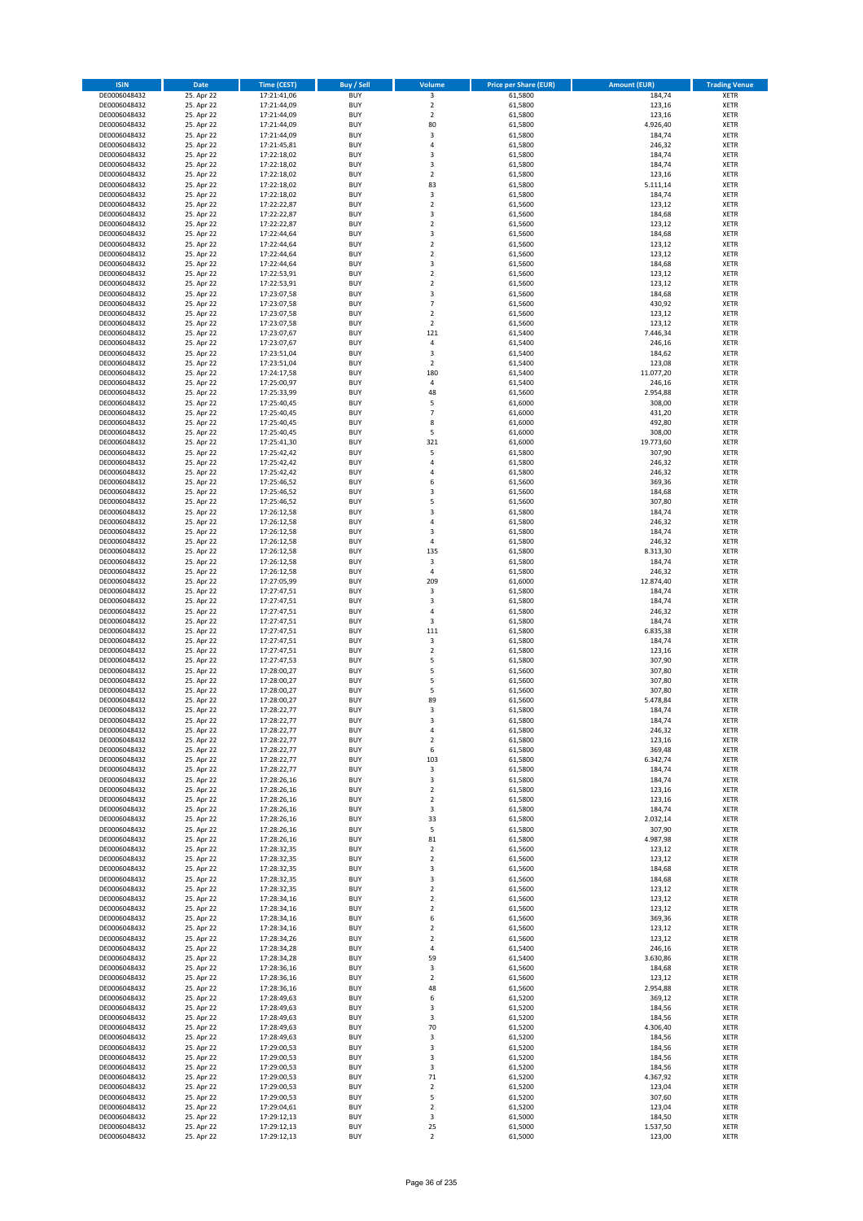| ISIN | Date | Time (CEST) | Buy / Sell | Volume | Price per Share (EUR) | Amount (EUR) | Trading Venue |
| --- | --- | --- | --- | --- | --- | --- | --- |
| DE0006048432 | 25. Apr 22 | 17:21:41,06 | BUY | 3 | 61,5800 | 184,74 | XETR |
| DE0006048432 | 25. Apr 22 | 17:21:44,09 | BUY | 2 | 61,5800 | 123,16 | XETR |
| DE0006048432 | 25. Apr 22 | 17:21:44,09 | BUY | 2 | 61,5800 | 123,16 | XETR |
| DE0006048432 | 25. Apr 22 | 17:21:44,09 | BUY | 80 | 61,5800 | 4.926,40 | XETR |
| DE0006048432 | 25. Apr 22 | 17:21:44,09 | BUY | 3 | 61,5800 | 184,74 | XETR |
| DE0006048432 | 25. Apr 22 | 17:21:45,81 | BUY | 4 | 61,5800 | 246,32 | XETR |
| DE0006048432 | 25. Apr 22 | 17:22:18,02 | BUY | 3 | 61,5800 | 184,74 | XETR |
| DE0006048432 | 25. Apr 22 | 17:22:18,02 | BUY | 3 | 61,5800 | 184,74 | XETR |
| DE0006048432 | 25. Apr 22 | 17:22:18,02 | BUY | 2 | 61,5800 | 123,16 | XETR |
| DE0006048432 | 25. Apr 22 | 17:22:18,02 | BUY | 83 | 61,5800 | 5.111,14 | XETR |
| DE0006048432 | 25. Apr 22 | 17:22:18,02 | BUY | 3 | 61,5800 | 184,74 | XETR |
| DE0006048432 | 25. Apr 22 | 17:22:22,87 | BUY | 2 | 61,5600 | 123,12 | XETR |
| DE0006048432 | 25. Apr 22 | 17:22:22,87 | BUY | 3 | 61,5600 | 184,68 | XETR |
| DE0006048432 | 25. Apr 22 | 17:22:22,87 | BUY | 2 | 61,5600 | 123,12 | XETR |
| DE0006048432 | 25. Apr 22 | 17:22:44,64 | BUY | 3 | 61,5600 | 184,68 | XETR |
| DE0006048432 | 25. Apr 22 | 17:22:44,64 | BUY | 2 | 61,5600 | 123,12 | XETR |
| DE0006048432 | 25. Apr 22 | 17:22:44,64 | BUY | 2 | 61,5600 | 123,12 | XETR |
| DE0006048432 | 25. Apr 22 | 17:22:44,64 | BUY | 3 | 61,5600 | 184,68 | XETR |
| DE0006048432 | 25. Apr 22 | 17:22:53,91 | BUY | 2 | 61,5600 | 123,12 | XETR |
| DE0006048432 | 25. Apr 22 | 17:22:53,91 | BUY | 2 | 61,5600 | 123,12 | XETR |
| DE0006048432 | 25. Apr 22 | 17:23:07,58 | BUY | 3 | 61,5600 | 184,68 | XETR |
| DE0006048432 | 25. Apr 22 | 17:23:07,58 | BUY | 7 | 61,5600 | 430,92 | XETR |
| DE0006048432 | 25. Apr 22 | 17:23:07,58 | BUY | 2 | 61,5600 | 123,12 | XETR |
| DE0006048432 | 25. Apr 22 | 17:23:07,58 | BUY | 2 | 61,5600 | 123,12 | XETR |
| DE0006048432 | 25. Apr 22 | 17:23:07,67 | BUY | 121 | 61,5400 | 7.446,34 | XETR |
| DE0006048432 | 25. Apr 22 | 17:23:07,67 | BUY | 4 | 61,5400 | 246,16 | XETR |
| DE0006048432 | 25. Apr 22 | 17:23:51,04 | BUY | 3 | 61,5400 | 184,62 | XETR |
| DE0006048432 | 25. Apr 22 | 17:23:51,04 | BUY | 2 | 61,5400 | 123,08 | XETR |
| DE0006048432 | 25. Apr 22 | 17:24:17,58 | BUY | 180 | 61,5400 | 11.077,20 | XETR |
| DE0006048432 | 25. Apr 22 | 17:25:00,97 | BUY | 4 | 61,5400 | 246,16 | XETR |
| DE0006048432 | 25. Apr 22 | 17:25:33,99 | BUY | 48 | 61,5600 | 2.954,88 | XETR |
| DE0006048432 | 25. Apr 22 | 17:25:40,45 | BUY | 5 | 61,6000 | 308,00 | XETR |
| DE0006048432 | 25. Apr 22 | 17:25:40,45 | BUY | 7 | 61,6000 | 431,20 | XETR |
| DE0006048432 | 25. Apr 22 | 17:25:40,45 | BUY | 8 | 61,6000 | 492,80 | XETR |
| DE0006048432 | 25. Apr 22 | 17:25:40,45 | BUY | 5 | 61,6000 | 308,00 | XETR |
| DE0006048432 | 25. Apr 22 | 17:25:41,30 | BUY | 321 | 61,6000 | 19.773,60 | XETR |
| DE0006048432 | 25. Apr 22 | 17:25:42,42 | BUY | 5 | 61,5800 | 307,90 | XETR |
| DE0006048432 | 25. Apr 22 | 17:25:42,42 | BUY | 4 | 61,5800 | 246,32 | XETR |
| DE0006048432 | 25. Apr 22 | 17:25:42,42 | BUY | 4 | 61,5800 | 246,32 | XETR |
| DE0006048432 | 25. Apr 22 | 17:25:46,52 | BUY | 6 | 61,5600 | 369,36 | XETR |
| DE0006048432 | 25. Apr 22 | 17:25:46,52 | BUY | 3 | 61,5600 | 184,68 | XETR |
| DE0006048432 | 25. Apr 22 | 17:25:46,52 | BUY | 5 | 61,5600 | 307,80 | XETR |
| DE0006048432 | 25. Apr 22 | 17:26:12,58 | BUY | 3 | 61,5800 | 184,74 | XETR |
| DE0006048432 | 25. Apr 22 | 17:26:12,58 | BUY | 4 | 61,5800 | 246,32 | XETR |
| DE0006048432 | 25. Apr 22 | 17:26:12,58 | BUY | 3 | 61,5800 | 184,74 | XETR |
| DE0006048432 | 25. Apr 22 | 17:26:12,58 | BUY | 4 | 61,5800 | 246,32 | XETR |
| DE0006048432 | 25. Apr 22 | 17:26:12,58 | BUY | 135 | 61,5800 | 8.313,30 | XETR |
| DE0006048432 | 25. Apr 22 | 17:26:12,58 | BUY | 3 | 61,5800 | 184,74 | XETR |
| DE0006048432 | 25. Apr 22 | 17:26:12,58 | BUY | 4 | 61,5800 | 246,32 | XETR |
| DE0006048432 | 25. Apr 22 | 17:27:05,99 | BUY | 209 | 61,6000 | 12.874,40 | XETR |
| DE0006048432 | 25. Apr 22 | 17:27:47,51 | BUY | 3 | 61,5800 | 184,74 | XETR |
| DE0006048432 | 25. Apr 22 | 17:27:47,51 | BUY | 3 | 61,5800 | 184,74 | XETR |
| DE0006048432 | 25. Apr 22 | 17:27:47,51 | BUY | 4 | 61,5800 | 246,32 | XETR |
| DE0006048432 | 25. Apr 22 | 17:27:47,51 | BUY | 3 | 61,5800 | 184,74 | XETR |
| DE0006048432 | 25. Apr 22 | 17:27:47,51 | BUY | 111 | 61,5800 | 6.835,38 | XETR |
| DE0006048432 | 25. Apr 22 | 17:27:47,51 | BUY | 3 | 61,5800 | 184,74 | XETR |
| DE0006048432 | 25. Apr 22 | 17:27:47,51 | BUY | 2 | 61,5800 | 123,16 | XETR |
| DE0006048432 | 25. Apr 22 | 17:27:47,53 | BUY | 5 | 61,5800 | 307,90 | XETR |
| DE0006048432 | 25. Apr 22 | 17:28:00,27 | BUY | 5 | 61,5600 | 307,80 | XETR |
| DE0006048432 | 25. Apr 22 | 17:28:00,27 | BUY | 5 | 61,5600 | 307,80 | XETR |
| DE0006048432 | 25. Apr 22 | 17:28:00,27 | BUY | 5 | 61,5600 | 307,80 | XETR |
| DE0006048432 | 25. Apr 22 | 17:28:00,27 | BUY | 89 | 61,5600 | 5.478,84 | XETR |
| DE0006048432 | 25. Apr 22 | 17:28:22,77 | BUY | 3 | 61,5800 | 184,74 | XETR |
| DE0006048432 | 25. Apr 22 | 17:28:22,77 | BUY | 3 | 61,5800 | 184,74 | XETR |
| DE0006048432 | 25. Apr 22 | 17:28:22,77 | BUY | 4 | 61,5800 | 246,32 | XETR |
| DE0006048432 | 25. Apr 22 | 17:28:22,77 | BUY | 2 | 61,5800 | 123,16 | XETR |
| DE0006048432 | 25. Apr 22 | 17:28:22,77 | BUY | 6 | 61,5800 | 369,48 | XETR |
| DE0006048432 | 25. Apr 22 | 17:28:22,77 | BUY | 103 | 61,5800 | 6.342,74 | XETR |
| DE0006048432 | 25. Apr 22 | 17:28:22,77 | BUY | 3 | 61,5800 | 184,74 | XETR |
| DE0006048432 | 25. Apr 22 | 17:28:26,16 | BUY | 3 | 61,5800 | 184,74 | XETR |
| DE0006048432 | 25. Apr 22 | 17:28:26,16 | BUY | 2 | 61,5800 | 123,16 | XETR |
| DE0006048432 | 25. Apr 22 | 17:28:26,16 | BUY | 2 | 61,5800 | 123,16 | XETR |
| DE0006048432 | 25. Apr 22 | 17:28:26,16 | BUY | 3 | 61,5800 | 184,74 | XETR |
| DE0006048432 | 25. Apr 22 | 17:28:26,16 | BUY | 33 | 61,5800 | 2.032,14 | XETR |
| DE0006048432 | 25. Apr 22 | 17:28:26,16 | BUY | 5 | 61,5800 | 307,90 | XETR |
| DE0006048432 | 25. Apr 22 | 17:28:26,16 | BUY | 81 | 61,5800 | 4.987,98 | XETR |
| DE0006048432 | 25. Apr 22 | 17:28:32,35 | BUY | 2 | 61,5600 | 123,12 | XETR |
| DE0006048432 | 25. Apr 22 | 17:28:32,35 | BUY | 2 | 61,5600 | 123,12 | XETR |
| DE0006048432 | 25. Apr 22 | 17:28:32,35 | BUY | 3 | 61,5600 | 184,68 | XETR |
| DE0006048432 | 25. Apr 22 | 17:28:32,35 | BUY | 3 | 61,5600 | 184,68 | XETR |
| DE0006048432 | 25. Apr 22 | 17:28:32,35 | BUY | 2 | 61,5600 | 123,12 | XETR |
| DE0006048432 | 25. Apr 22 | 17:28:34,16 | BUY | 2 | 61,5600 | 123,12 | XETR |
| DE0006048432 | 25. Apr 22 | 17:28:34,16 | BUY | 2 | 61,5600 | 123,12 | XETR |
| DE0006048432 | 25. Apr 22 | 17:28:34,16 | BUY | 6 | 61,5600 | 369,36 | XETR |
| DE0006048432 | 25. Apr 22 | 17:28:34,16 | BUY | 2 | 61,5600 | 123,12 | XETR |
| DE0006048432 | 25. Apr 22 | 17:28:34,26 | BUY | 2 | 61,5600 | 123,12 | XETR |
| DE0006048432 | 25. Apr 22 | 17:28:34,28 | BUY | 4 | 61,5400 | 246,16 | XETR |
| DE0006048432 | 25. Apr 22 | 17:28:34,28 | BUY | 59 | 61,5400 | 3.630,86 | XETR |
| DE0006048432 | 25. Apr 22 | 17:28:36,16 | BUY | 3 | 61,5600 | 184,68 | XETR |
| DE0006048432 | 25. Apr 22 | 17:28:36,16 | BUY | 2 | 61,5600 | 123,12 | XETR |
| DE0006048432 | 25. Apr 22 | 17:28:36,16 | BUY | 48 | 61,5600 | 2.954,88 | XETR |
| DE0006048432 | 25. Apr 22 | 17:28:49,63 | BUY | 6 | 61,5200 | 369,12 | XETR |
| DE0006048432 | 25. Apr 22 | 17:28:49,63 | BUY | 3 | 61,5200 | 184,56 | XETR |
| DE0006048432 | 25. Apr 22 | 17:28:49,63 | BUY | 3 | 61,5200 | 184,56 | XETR |
| DE0006048432 | 25. Apr 22 | 17:28:49,63 | BUY | 70 | 61,5200 | 4.306,40 | XETR |
| DE0006048432 | 25. Apr 22 | 17:28:49,63 | BUY | 3 | 61,5200 | 184,56 | XETR |
| DE0006048432 | 25. Apr 22 | 17:29:00,53 | BUY | 3 | 61,5200 | 184,56 | XETR |
| DE0006048432 | 25. Apr 22 | 17:29:00,53 | BUY | 3 | 61,5200 | 184,56 | XETR |
| DE0006048432 | 25. Apr 22 | 17:29:00,53 | BUY | 3 | 61,5200 | 184,56 | XETR |
| DE0006048432 | 25. Apr 22 | 17:29:00,53 | BUY | 71 | 61,5200 | 4.367,92 | XETR |
| DE0006048432 | 25. Apr 22 | 17:29:00,53 | BUY | 2 | 61,5200 | 123,04 | XETR |
| DE0006048432 | 25. Apr 22 | 17:29:00,53 | BUY | 5 | 61,5200 | 307,60 | XETR |
| DE0006048432 | 25. Apr 22 | 17:29:04,61 | BUY | 2 | 61,5200 | 123,04 | XETR |
| DE0006048432 | 25. Apr 22 | 17:29:12,13 | BUY | 3 | 61,5000 | 184,50 | XETR |
| DE0006048432 | 25. Apr 22 | 17:29:12,13 | BUY | 25 | 61,5000 | 1.537,50 | XETR |
| DE0006048432 | 25. Apr 22 | 17:29:12,13 | BUY | 2 | 61,5000 | 123,00 | XETR |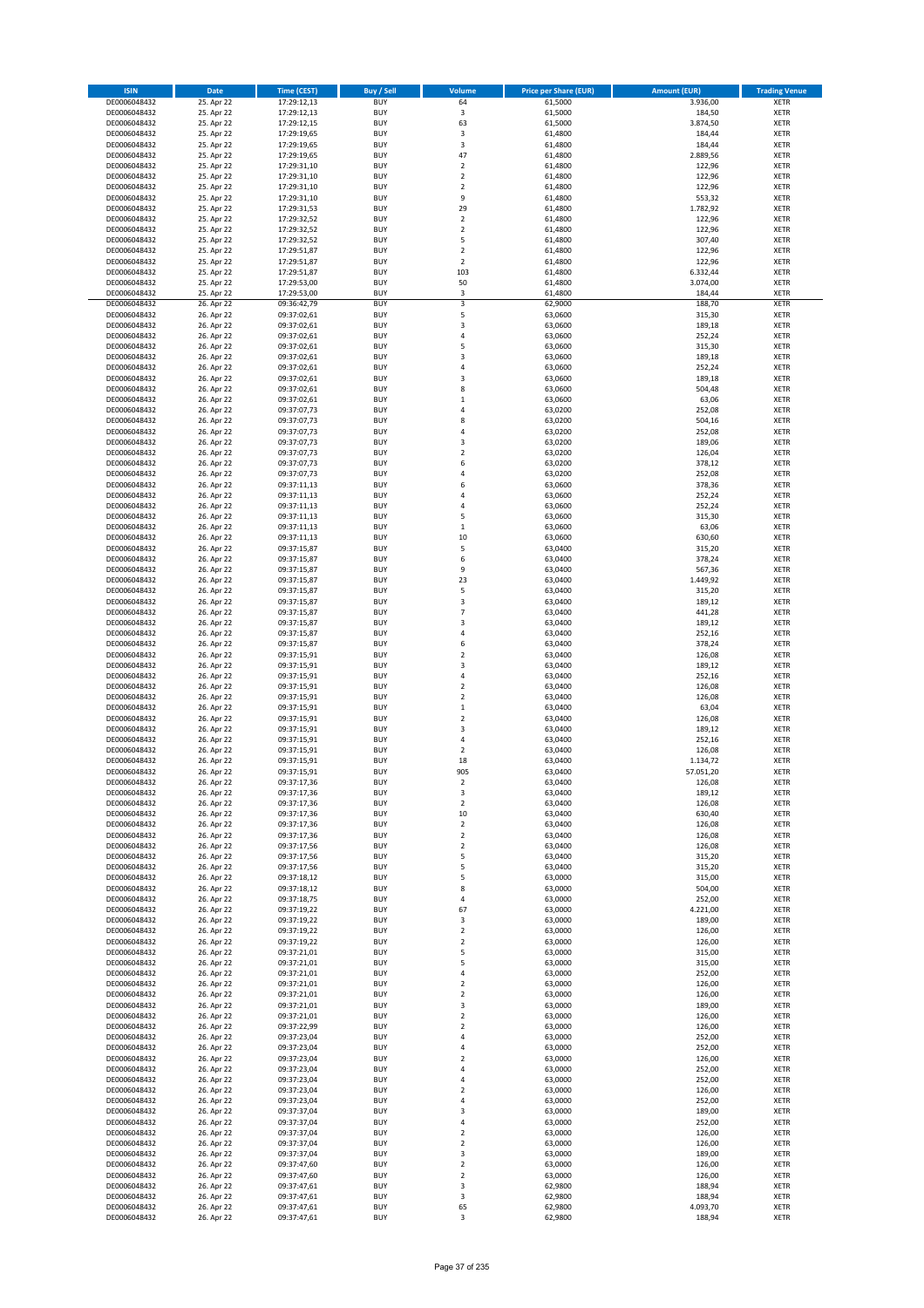| ISIN | Date | Time (CEST) | Buy / Sell | Volume | Price per Share (EUR) | Amount (EUR) | Trading Venue |
|---|---|---|---|---|---|---|---|
| DE0006048432 | 25. Apr 22 | 17:29:12,13 | BUY | 64 | 61,5000 | 3.936,00 | XETR |
| DE0006048432 | 25. Apr 22 | 17:29:12,13 | BUY | 3 | 61,5000 | 184,50 | XETR |
| DE0006048432 | 25. Apr 22 | 17:29:12,15 | BUY | 63 | 61,5000 | 3.874,50 | XETR |
| DE0006048432 | 25. Apr 22 | 17:29:19,65 | BUY | 3 | 61,4800 | 184,44 | XETR |
| DE0006048432 | 25. Apr 22 | 17:29:19,65 | BUY | 3 | 61,4800 | 184,44 | XETR |
| DE0006048432 | 25. Apr 22 | 17:29:19,65 | BUY | 47 | 61,4800 | 2.889,56 | XETR |
| DE0006048432 | 25. Apr 22 | 17:29:31,10 | BUY | 2 | 61,4800 | 122,96 | XETR |
| DE0006048432 | 25. Apr 22 | 17:29:31,10 | BUY | 2 | 61,4800 | 122,96 | XETR |
| DE0006048432 | 25. Apr 22 | 17:29:31,10 | BUY | 2 | 61,4800 | 122,96 | XETR |
| DE0006048432 | 25. Apr 22 | 17:29:31,10 | BUY | 9 | 61,4800 | 553,32 | XETR |
| DE0006048432 | 25. Apr 22 | 17:29:31,53 | BUY | 29 | 61,4800 | 1.782,92 | XETR |
| DE0006048432 | 25. Apr 22 | 17:29:32,52 | BUY | 2 | 61,4800 | 122,96 | XETR |
| DE0006048432 | 25. Apr 22 | 17:29:32,52 | BUY | 2 | 61,4800 | 122,96 | XETR |
| DE0006048432 | 25. Apr 22 | 17:29:32,52 | BUY | 5 | 61,4800 | 307,40 | XETR |
| DE0006048432 | 25. Apr 22 | 17:29:51,87 | BUY | 2 | 61,4800 | 122,96 | XETR |
| DE0006048432 | 25. Apr 22 | 17:29:51,87 | BUY | 2 | 61,4800 | 122,96 | XETR |
| DE0006048432 | 25. Apr 22 | 17:29:51,87 | BUY | 103 | 61,4800 | 6.332,44 | XETR |
| DE0006048432 | 25. Apr 22 | 17:29:53,00 | BUY | 50 | 61,4800 | 3.074,00 | XETR |
| DE0006048432 | 25. Apr 22 | 17:29:53,00 | BUY | 3 | 61,4800 | 184,44 | XETR |
| DE0006048432 | 26. Apr 22 | 09:36:42,79 | BUY | 3 | 62,9000 | 188,70 | XETR |
| DE0006048432 | 26. Apr 22 | 09:37:02,61 | BUY | 5 | 63,0600 | 315,30 | XETR |
| DE0006048432 | 26. Apr 22 | 09:37:02,61 | BUY | 3 | 63,0600 | 189,18 | XETR |
| DE0006048432 | 26. Apr 22 | 09:37:02,61 | BUY | 4 | 63,0600 | 252,24 | XETR |
| DE0006048432 | 26. Apr 22 | 09:37:02,61 | BUY | 5 | 63,0600 | 315,30 | XETR |
| DE0006048432 | 26. Apr 22 | 09:37:02,61 | BUY | 3 | 63,0600 | 189,18 | XETR |
| DE0006048432 | 26. Apr 22 | 09:37:02,61 | BUY | 4 | 63,0600 | 252,24 | XETR |
| DE0006048432 | 26. Apr 22 | 09:37:02,61 | BUY | 3 | 63,0600 | 189,18 | XETR |
| DE0006048432 | 26. Apr 22 | 09:37:02,61 | BUY | 8 | 63,0600 | 504,48 | XETR |
| DE0006048432 | 26. Apr 22 | 09:37:02,61 | BUY | 1 | 63,0600 | 63,06 | XETR |
| DE0006048432 | 26. Apr 22 | 09:37:07,73 | BUY | 4 | 63,0200 | 252,08 | XETR |
| DE0006048432 | 26. Apr 22 | 09:37:07,73 | BUY | 8 | 63,0200 | 504,16 | XETR |
| DE0006048432 | 26. Apr 22 | 09:37:07,73 | BUY | 4 | 63,0200 | 252,08 | XETR |
| DE0006048432 | 26. Apr 22 | 09:37:07,73 | BUY | 3 | 63,0200 | 189,06 | XETR |
| DE0006048432 | 26. Apr 22 | 09:37:07,73 | BUY | 2 | 63,0200 | 126,04 | XETR |
| DE0006048432 | 26. Apr 22 | 09:37:07,73 | BUY | 6 | 63,0200 | 378,12 | XETR |
| DE0006048432 | 26. Apr 22 | 09:37:07,73 | BUY | 4 | 63,0200 | 252,08 | XETR |
| DE0006048432 | 26. Apr 22 | 09:37:11,13 | BUY | 6 | 63,0600 | 378,36 | XETR |
| DE0006048432 | 26. Apr 22 | 09:37:11,13 | BUY | 4 | 63,0600 | 252,24 | XETR |
| DE0006048432 | 26. Apr 22 | 09:37:11,13 | BUY | 4 | 63,0600 | 252,24 | XETR |
| DE0006048432 | 26. Apr 22 | 09:37:11,13 | BUY | 5 | 63,0600 | 315,30 | XETR |
| DE0006048432 | 26. Apr 22 | 09:37:11,13 | BUY | 1 | 63,0600 | 63,06 | XETR |
| DE0006048432 | 26. Apr 22 | 09:37:11,13 | BUY | 10 | 63,0600 | 630,60 | XETR |
| DE0006048432 | 26. Apr 22 | 09:37:15,87 | BUY | 5 | 63,0400 | 315,20 | XETR |
| DE0006048432 | 26. Apr 22 | 09:37:15,87 | BUY | 6 | 63,0400 | 378,24 | XETR |
| DE0006048432 | 26. Apr 22 | 09:37:15,87 | BUY | 9 | 63,0400 | 567,36 | XETR |
| DE0006048432 | 26. Apr 22 | 09:37:15,87 | BUY | 23 | 63,0400 | 1.449,92 | XETR |
| DE0006048432 | 26. Apr 22 | 09:37:15,87 | BUY | 5 | 63,0400 | 315,20 | XETR |
| DE0006048432 | 26. Apr 22 | 09:37:15,87 | BUY | 3 | 63,0400 | 189,12 | XETR |
| DE0006048432 | 26. Apr 22 | 09:37:15,87 | BUY | 7 | 63,0400 | 441,28 | XETR |
| DE0006048432 | 26. Apr 22 | 09:37:15,87 | BUY | 3 | 63,0400 | 189,12 | XETR |
| DE0006048432 | 26. Apr 22 | 09:37:15,87 | BUY | 4 | 63,0400 | 252,16 | XETR |
| DE0006048432 | 26. Apr 22 | 09:37:15,87 | BUY | 6 | 63,0400 | 378,24 | XETR |
| DE0006048432 | 26. Apr 22 | 09:37:15,91 | BUY | 2 | 63,0400 | 126,08 | XETR |
| DE0006048432 | 26. Apr 22 | 09:37:15,91 | BUY | 3 | 63,0400 | 189,12 | XETR |
| DE0006048432 | 26. Apr 22 | 09:37:15,91 | BUY | 4 | 63,0400 | 252,16 | XETR |
| DE0006048432 | 26. Apr 22 | 09:37:15,91 | BUY | 2 | 63,0400 | 126,08 | XETR |
| DE0006048432 | 26. Apr 22 | 09:37:15,91 | BUY | 2 | 63,0400 | 126,08 | XETR |
| DE0006048432 | 26. Apr 22 | 09:37:15,91 | BUY | 1 | 63,0400 | 63,04 | XETR |
| DE0006048432 | 26. Apr 22 | 09:37:15,91 | BUY | 2 | 63,0400 | 126,08 | XETR |
| DE0006048432 | 26. Apr 22 | 09:37:15,91 | BUY | 3 | 63,0400 | 189,12 | XETR |
| DE0006048432 | 26. Apr 22 | 09:37:15,91 | BUY | 4 | 63,0400 | 252,16 | XETR |
| DE0006048432 | 26. Apr 22 | 09:37:15,91 | BUY | 2 | 63,0400 | 126,08 | XETR |
| DE0006048432 | 26. Apr 22 | 09:37:15,91 | BUY | 18 | 63,0400 | 1.134,72 | XETR |
| DE0006048432 | 26. Apr 22 | 09:37:15,91 | BUY | 905 | 63,0400 | 57.051,20 | XETR |
| DE0006048432 | 26. Apr 22 | 09:37:17,36 | BUY | 2 | 63,0400 | 126,08 | XETR |
| DE0006048432 | 26. Apr 22 | 09:37:17,36 | BUY | 3 | 63,0400 | 189,12 | XETR |
| DE0006048432 | 26. Apr 22 | 09:37:17,36 | BUY | 2 | 63,0400 | 126,08 | XETR |
| DE0006048432 | 26. Apr 22 | 09:37:17,36 | BUY | 10 | 63,0400 | 630,40 | XETR |
| DE0006048432 | 26. Apr 22 | 09:37:17,36 | BUY | 2 | 63,0400 | 126,08 | XETR |
| DE0006048432 | 26. Apr 22 | 09:37:17,36 | BUY | 2 | 63,0400 | 126,08 | XETR |
| DE0006048432 | 26. Apr 22 | 09:37:17,56 | BUY | 2 | 63,0400 | 126,08 | XETR |
| DE0006048432 | 26. Apr 22 | 09:37:17,56 | BUY | 5 | 63,0400 | 315,20 | XETR |
| DE0006048432 | 26. Apr 22 | 09:37:17,56 | BUY | 5 | 63,0400 | 315,20 | XETR |
| DE0006048432 | 26. Apr 22 | 09:37:18,12 | BUY | 5 | 63,0000 | 315,00 | XETR |
| DE0006048432 | 26. Apr 22 | 09:37:18,12 | BUY | 8 | 63,0000 | 504,00 | XETR |
| DE0006048432 | 26. Apr 22 | 09:37:18,75 | BUY | 4 | 63,0000 | 252,00 | XETR |
| DE0006048432 | 26. Apr 22 | 09:37:19,22 | BUY | 67 | 63,0000 | 4.221,00 | XETR |
| DE0006048432 | 26. Apr 22 | 09:37:19,22 | BUY | 3 | 63,0000 | 189,00 | XETR |
| DE0006048432 | 26. Apr 22 | 09:37:19,22 | BUY | 2 | 63,0000 | 126,00 | XETR |
| DE0006048432 | 26. Apr 22 | 09:37:19,22 | BUY | 2 | 63,0000 | 126,00 | XETR |
| DE0006048432 | 26. Apr 22 | 09:37:21,01 | BUY | 5 | 63,0000 | 315,00 | XETR |
| DE0006048432 | 26. Apr 22 | 09:37:21,01 | BUY | 5 | 63,0000 | 315,00 | XETR |
| DE0006048432 | 26. Apr 22 | 09:37:21,01 | BUY | 4 | 63,0000 | 252,00 | XETR |
| DE0006048432 | 26. Apr 22 | 09:37:21,01 | BUY | 2 | 63,0000 | 126,00 | XETR |
| DE0006048432 | 26. Apr 22 | 09:37:21,01 | BUY | 2 | 63,0000 | 126,00 | XETR |
| DE0006048432 | 26. Apr 22 | 09:37:21,01 | BUY | 3 | 63,0000 | 189,00 | XETR |
| DE0006048432 | 26. Apr 22 | 09:37:21,01 | BUY | 2 | 63,0000 | 126,00 | XETR |
| DE0006048432 | 26. Apr 22 | 09:37:22,99 | BUY | 2 | 63,0000 | 126,00 | XETR |
| DE0006048432 | 26. Apr 22 | 09:37:23,04 | BUY | 4 | 63,0000 | 252,00 | XETR |
| DE0006048432 | 26. Apr 22 | 09:37:23,04 | BUY | 4 | 63,0000 | 252,00 | XETR |
| DE0006048432 | 26. Apr 22 | 09:37:23,04 | BUY | 2 | 63,0000 | 126,00 | XETR |
| DE0006048432 | 26. Apr 22 | 09:37:23,04 | BUY | 4 | 63,0000 | 252,00 | XETR |
| DE0006048432 | 26. Apr 22 | 09:37:23,04 | BUY | 4 | 63,0000 | 252,00 | XETR |
| DE0006048432 | 26. Apr 22 | 09:37:23,04 | BUY | 2 | 63,0000 | 126,00 | XETR |
| DE0006048432 | 26. Apr 22 | 09:37:23,04 | BUY | 4 | 63,0000 | 252,00 | XETR |
| DE0006048432 | 26. Apr 22 | 09:37:37,04 | BUY | 3 | 63,0000 | 189,00 | XETR |
| DE0006048432 | 26. Apr 22 | 09:37:37,04 | BUY | 4 | 63,0000 | 252,00 | XETR |
| DE0006048432 | 26. Apr 22 | 09:37:37,04 | BUY | 2 | 63,0000 | 126,00 | XETR |
| DE0006048432 | 26. Apr 22 | 09:37:37,04 | BUY | 2 | 63,0000 | 126,00 | XETR |
| DE0006048432 | 26. Apr 22 | 09:37:37,04 | BUY | 3 | 63,0000 | 189,00 | XETR |
| DE0006048432 | 26. Apr 22 | 09:37:47,60 | BUY | 2 | 63,0000 | 126,00 | XETR |
| DE0006048432 | 26. Apr 22 | 09:37:47,60 | BUY | 2 | 63,0000 | 126,00 | XETR |
| DE0006048432 | 26. Apr 22 | 09:37:47,61 | BUY | 3 | 62,9800 | 188,94 | XETR |
| DE0006048432 | 26. Apr 22 | 09:37:47,61 | BUY | 3 | 62,9800 | 188,94 | XETR |
| DE0006048432 | 26. Apr 22 | 09:37:47,61 | BUY | 65 | 62,9800 | 4.093,70 | XETR |
| DE0006048432 | 26. Apr 22 | 09:37:47,61 | BUY | 3 | 62,9800 | 188,94 | XETR |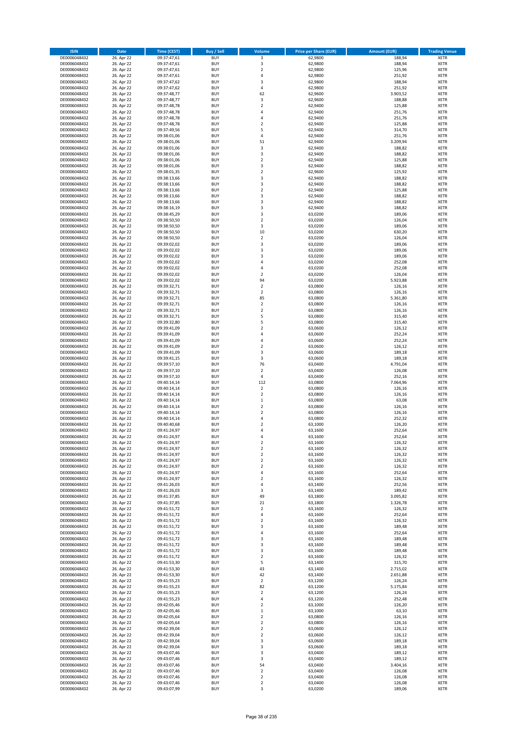| ISIN | Date | Time (CEST) | Buy / Sell | Volume | Price per Share (EUR) | Amount (EUR) | Trading Venue |
|---|---|---|---|---|---|---|---|
| DE0006048432 | 26. Apr 22 | 09:37:47,61 | BUY | 3 | 62,9800 | 188,94 | XETR |
| DE0006048432 | 26. Apr 22 | 09:37:47,61 | BUY | 3 | 62,9800 | 188,94 | XETR |
| DE0006048432 | 26. Apr 22 | 09:37:47,61 | BUY | 2 | 62,9800 | 125,96 | XETR |
| DE0006048432 | 26. Apr 22 | 09:37:47,61 | BUY | 4 | 62,9800 | 251,92 | XETR |
| DE0006048432 | 26. Apr 22 | 09:37:47,62 | BUY | 3 | 62,9800 | 188,94 | XETR |
| DE0006048432 | 26. Apr 22 | 09:37:47,62 | BUY | 4 | 62,9800 | 251,92 | XETR |
| DE0006048432 | 26. Apr 22 | 09:37:48,77 | BUY | 62 | 62,9600 | 3.903,52 | XETR |
| DE0006048432 | 26. Apr 22 | 09:37:48,77 | BUY | 3 | 62,9600 | 188,88 | XETR |
| DE0006048432 | 26. Apr 22 | 09:37:48,78 | BUY | 2 | 62,9400 | 125,88 | XETR |
| DE0006048432 | 26. Apr 22 | 09:37:48,78 | BUY | 4 | 62,9400 | 251,76 | XETR |
| DE0006048432 | 26. Apr 22 | 09:37:48,78 | BUY | 4 | 62,9400 | 251,76 | XETR |
| DE0006048432 | 26. Apr 22 | 09:37:48,78 | BUY | 2 | 62,9400 | 125,88 | XETR |
| DE0006048432 | 26. Apr 22 | 09:37:49,56 | BUY | 5 | 62,9400 | 314,70 | XETR |
| DE0006048432 | 26. Apr 22 | 09:38:01,06 | BUY | 4 | 62,9400 | 251,76 | XETR |
| DE0006048432 | 26. Apr 22 | 09:38:01,06 | BUY | 51 | 62,9400 | 3.209,94 | XETR |
| DE0006048432 | 26. Apr 22 | 09:38:01,06 | BUY | 3 | 62,9400 | 188,82 | XETR |
| DE0006048432 | 26. Apr 22 | 09:38:01,06 | BUY | 3 | 62,9400 | 188,82 | XETR |
| DE0006048432 | 26. Apr 22 | 09:38:01,06 | BUY | 2 | 62,9400 | 125,88 | XETR |
| DE0006048432 | 26. Apr 22 | 09:38:01,06 | BUY | 3 | 62,9400 | 188,82 | XETR |
| DE0006048432 | 26. Apr 22 | 09:38:01,35 | BUY | 2 | 62,9600 | 125,92 | XETR |
| DE0006048432 | 26. Apr 22 | 09:38:13,66 | BUY | 3 | 62,9400 | 188,82 | XETR |
| DE0006048432 | 26. Apr 22 | 09:38:13,66 | BUY | 3 | 62,9400 | 188,82 | XETR |
| DE0006048432 | 26. Apr 22 | 09:38:13,66 | BUY | 2 | 62,9400 | 125,88 | XETR |
| DE0006048432 | 26. Apr 22 | 09:38:13,66 | BUY | 3 | 62,9400 | 188,82 | XETR |
| DE0006048432 | 26. Apr 22 | 09:38:13,66 | BUY | 3 | 62,9400 | 188,82 | XETR |
| DE0006048432 | 26. Apr 22 | 09:38:16,19 | BUY | 3 | 62,9400 | 188,82 | XETR |
| DE0006048432 | 26. Apr 22 | 09:38:45,29 | BUY | 3 | 63,0200 | 189,06 | XETR |
| DE0006048432 | 26. Apr 22 | 09:38:50,50 | BUY | 2 | 63,0200 | 126,04 | XETR |
| DE0006048432 | 26. Apr 22 | 09:38:50,50 | BUY | 3 | 63,0200 | 189,06 | XETR |
| DE0006048432 | 26. Apr 22 | 09:38:50,50 | BUY | 10 | 63,0200 | 630,20 | XETR |
| DE0006048432 | 26. Apr 22 | 09:38:50,50 | BUY | 2 | 63,0200 | 126,04 | XETR |
| DE0006048432 | 26. Apr 22 | 09:39:02,02 | BUY | 3 | 63,0200 | 189,06 | XETR |
| DE0006048432 | 26. Apr 22 | 09:39:02,02 | BUY | 3 | 63,0200 | 189,06 | XETR |
| DE0006048432 | 26. Apr 22 | 09:39:02,02 | BUY | 3 | 63,0200 | 189,06 | XETR |
| DE0006048432 | 26. Apr 22 | 09:39:02,02 | BUY | 4 | 63,0200 | 252,08 | XETR |
| DE0006048432 | 26. Apr 22 | 09:39:02,02 | BUY | 4 | 63,0200 | 252,08 | XETR |
| DE0006048432 | 26. Apr 22 | 09:39:02,02 | BUY | 2 | 63,0200 | 126,04 | XETR |
| DE0006048432 | 26. Apr 22 | 09:39:02,02 | BUY | 94 | 63,0200 | 5.923,88 | XETR |
| DE0006048432 | 26. Apr 22 | 09:39:32,71 | BUY | 2 | 63,0800 | 126,16 | XETR |
| DE0006048432 | 26. Apr 22 | 09:39:32,71 | BUY | 2 | 63,0800 | 126,16 | XETR |
| DE0006048432 | 26. Apr 22 | 09:39:32,71 | BUY | 85 | 63,0800 | 5.361,80 | XETR |
| DE0006048432 | 26. Apr 22 | 09:39:32,71 | BUY | 2 | 63,0800 | 126,16 | XETR |
| DE0006048432 | 26. Apr 22 | 09:39:32,71 | BUY | 2 | 63,0800 | 126,16 | XETR |
| DE0006048432 | 26. Apr 22 | 09:39:32,71 | BUY | 5 | 63,0800 | 315,40 | XETR |
| DE0006048432 | 26. Apr 22 | 09:39:32,80 | BUY | 5 | 63,0800 | 315,40 | XETR |
| DE0006048432 | 26. Apr 22 | 09:39:41,09 | BUY | 2 | 63,0600 | 126,12 | XETR |
| DE0006048432 | 26. Apr 22 | 09:39:41,09 | BUY | 4 | 63,0600 | 252,24 | XETR |
| DE0006048432 | 26. Apr 22 | 09:39:41,09 | BUY | 4 | 63,0600 | 252,24 | XETR |
| DE0006048432 | 26. Apr 22 | 09:39:41,09 | BUY | 2 | 63,0600 | 126,12 | XETR |
| DE0006048432 | 26. Apr 22 | 09:39:41,09 | BUY | 3 | 63,0600 | 189,18 | XETR |
| DE0006048432 | 26. Apr 22 | 09:39:41,15 | BUY | 3 | 63,0600 | 189,18 | XETR |
| DE0006048432 | 26. Apr 22 | 09:39:57,10 | BUY | 76 | 63,0400 | 4.791,04 | XETR |
| DE0006048432 | 26. Apr 22 | 09:39:57,10 | BUY | 2 | 63,0400 | 126,08 | XETR |
| DE0006048432 | 26. Apr 22 | 09:39:57,10 | BUY | 4 | 63,0400 | 252,16 | XETR |
| DE0006048432 | 26. Apr 22 | 09:40:14,14 | BUY | 112 | 63,0800 | 7.064,96 | XETR |
| DE0006048432 | 26. Apr 22 | 09:40:14,14 | BUY | 2 | 63,0800 | 126,16 | XETR |
| DE0006048432 | 26. Apr 22 | 09:40:14,14 | BUY | 2 | 63,0800 | 126,16 | XETR |
| DE0006048432 | 26. Apr 22 | 09:40:14,14 | BUY | 1 | 63,0800 | 63,08 | XETR |
| DE0006048432 | 26. Apr 22 | 09:40:14,14 | BUY | 2 | 63,0800 | 126,16 | XETR |
| DE0006048432 | 26. Apr 22 | 09:40:14,14 | BUY | 2 | 63,0800 | 126,16 | XETR |
| DE0006048432 | 26. Apr 22 | 09:40:14,14 | BUY | 4 | 63,0800 | 252,32 | XETR |
| DE0006048432 | 26. Apr 22 | 09:40:40,68 | BUY | 2 | 63,1000 | 126,20 | XETR |
| DE0006048432 | 26. Apr 22 | 09:41:24,97 | BUY | 4 | 63,1600 | 252,64 | XETR |
| DE0006048432 | 26. Apr 22 | 09:41:24,97 | BUY | 4 | 63,1600 | 252,64 | XETR |
| DE0006048432 | 26. Apr 22 | 09:41:24,97 | BUY | 2 | 63,1600 | 126,32 | XETR |
| DE0006048432 | 26. Apr 22 | 09:41:24,97 | BUY | 2 | 63,1600 | 126,32 | XETR |
| DE0006048432 | 26. Apr 22 | 09:41:24,97 | BUY | 2 | 63,1600 | 126,32 | XETR |
| DE0006048432 | 26. Apr 22 | 09:41:24,97 | BUY | 2 | 63,1600 | 126,32 | XETR |
| DE0006048432 | 26. Apr 22 | 09:41:24,97 | BUY | 2 | 63,1600 | 126,32 | XETR |
| DE0006048432 | 26. Apr 22 | 09:41:24,97 | BUY | 4 | 63,1600 | 252,64 | XETR |
| DE0006048432 | 26. Apr 22 | 09:41:24,97 | BUY | 2 | 63,1600 | 126,32 | XETR |
| DE0006048432 | 26. Apr 22 | 09:41:26,03 | BUY | 4 | 63,1400 | 252,56 | XETR |
| DE0006048432 | 26. Apr 22 | 09:41:26,03 | BUY | 3 | 63,1400 | 189,42 | XETR |
| DE0006048432 | 26. Apr 22 | 09:41:37,85 | BUY | 49 | 63,1800 | 3.095,82 | XETR |
| DE0006048432 | 26. Apr 22 | 09:41:37,85 | BUY | 21 | 63,1800 | 1.326,78 | XETR |
| DE0006048432 | 26. Apr 22 | 09:41:51,72 | BUY | 2 | 63,1600 | 126,32 | XETR |
| DE0006048432 | 26. Apr 22 | 09:41:51,72 | BUY | 4 | 63,1600 | 252,64 | XETR |
| DE0006048432 | 26. Apr 22 | 09:41:51,72 | BUY | 2 | 63,1600 | 126,32 | XETR |
| DE0006048432 | 26. Apr 22 | 09:41:51,72 | BUY | 3 | 63,1600 | 189,48 | XETR |
| DE0006048432 | 26. Apr 22 | 09:41:51,72 | BUY | 4 | 63,1600 | 252,64 | XETR |
| DE0006048432 | 26. Apr 22 | 09:41:51,72 | BUY | 3 | 63,1600 | 189,48 | XETR |
| DE0006048432 | 26. Apr 22 | 09:41:51,72 | BUY | 3 | 63,1600 | 189,48 | XETR |
| DE0006048432 | 26. Apr 22 | 09:41:51,72 | BUY | 3 | 63,1600 | 189,48 | XETR |
| DE0006048432 | 26. Apr 22 | 09:41:51,72 | BUY | 2 | 63,1600 | 126,32 | XETR |
| DE0006048432 | 26. Apr 22 | 09:41:53,30 | BUY | 5 | 63,1400 | 315,70 | XETR |
| DE0006048432 | 26. Apr 22 | 09:41:53,30 | BUY | 43 | 63,1400 | 2.715,02 | XETR |
| DE0006048432 | 26. Apr 22 | 09:41:53,30 | BUY | 42 | 63,1400 | 2.651,88 | XETR |
| DE0006048432 | 26. Apr 22 | 09:41:55,23 | BUY | 2 | 63,1200 | 126,24 | XETR |
| DE0006048432 | 26. Apr 22 | 09:41:55,23 | BUY | 82 | 63,1200 | 5.175,84 | XETR |
| DE0006048432 | 26. Apr 22 | 09:41:55,23 | BUY | 2 | 63,1200 | 126,24 | XETR |
| DE0006048432 | 26. Apr 22 | 09:41:55,23 | BUY | 4 | 63,1200 | 252,48 | XETR |
| DE0006048432 | 26. Apr 22 | 09:42:05,46 | BUY | 2 | 63,1000 | 126,20 | XETR |
| DE0006048432 | 26. Apr 22 | 09:42:05,46 | BUY | 1 | 63,1000 | 63,10 | XETR |
| DE0006048432 | 26. Apr 22 | 09:42:05,64 | BUY | 2 | 63,0800 | 126,16 | XETR |
| DE0006048432 | 26. Apr 22 | 09:42:05,64 | BUY | 2 | 63,0800 | 126,16 | XETR |
| DE0006048432 | 26. Apr 22 | 09:42:39,04 | BUY | 2 | 63,0600 | 126,12 | XETR |
| DE0006048432 | 26. Apr 22 | 09:42:39,04 | BUY | 2 | 63,0600 | 126,12 | XETR |
| DE0006048432 | 26. Apr 22 | 09:42:39,04 | BUY | 3 | 63,0600 | 189,18 | XETR |
| DE0006048432 | 26. Apr 22 | 09:42:39,04 | BUY | 3 | 63,0600 | 189,18 | XETR |
| DE0006048432 | 26. Apr 22 | 09:43:07,46 | BUY | 3 | 63,0400 | 189,12 | XETR |
| DE0006048432 | 26. Apr 22 | 09:43:07,46 | BUY | 3 | 63,0400 | 189,12 | XETR |
| DE0006048432 | 26. Apr 22 | 09:43:07,46 | BUY | 54 | 63,0400 | 3.404,16 | XETR |
| DE0006048432 | 26. Apr 22 | 09:43:07,46 | BUY | 2 | 63,0400 | 126,08 | XETR |
| DE0006048432 | 26. Apr 22 | 09:43:07,46 | BUY | 2 | 63,0400 | 126,08 | XETR |
| DE0006048432 | 26. Apr 22 | 09:43:07,46 | BUY | 2 | 63,0400 | 126,08 | XETR |
| DE0006048432 | 26. Apr 22 | 09:43:07,99 | BUY | 3 | 63,0200 | 189,06 | XETR |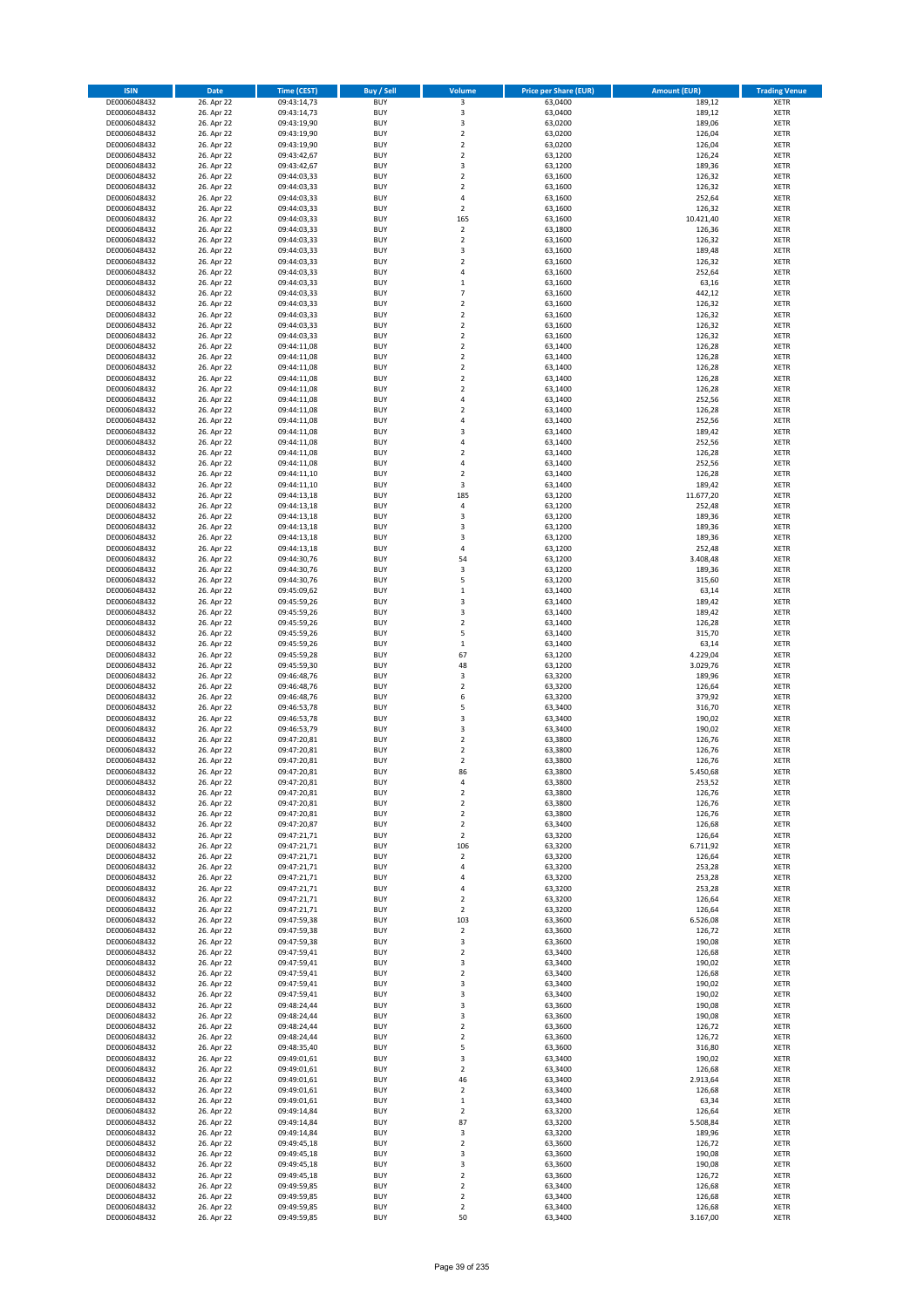| ISIN | Date | Time (CEST) | Buy / Sell | Volume | Price per Share (EUR) | Amount (EUR) | Trading Venue |
|---|---|---|---|---|---|---|---|
| DE0006048432 | 26. Apr 22 | 09:43:14,73 | BUY | 3 | 63,0400 | 189,12 | XETR |
| DE0006048432 | 26. Apr 22 | 09:43:14,73 | BUY | 3 | 63,0400 | 189,12 | XETR |
| DE0006048432 | 26. Apr 22 | 09:43:19,90 | BUY | 3 | 63,0200 | 189,06 | XETR |
| DE0006048432 | 26. Apr 22 | 09:43:19,90 | BUY | 2 | 63,0200 | 126,04 | XETR |
| DE0006048432 | 26. Apr 22 | 09:43:19,90 | BUY | 2 | 63,0200 | 126,04 | XETR |
| DE0006048432 | 26. Apr 22 | 09:43:42,67 | BUY | 2 | 63,1200 | 126,24 | XETR |
| DE0006048432 | 26. Apr 22 | 09:43:42,67 | BUY | 3 | 63,1200 | 189,36 | XETR |
| DE0006048432 | 26. Apr 22 | 09:44:03,33 | BUY | 2 | 63,1600 | 126,32 | XETR |
| DE0006048432 | 26. Apr 22 | 09:44:03,33 | BUY | 2 | 63,1600 | 126,32 | XETR |
| DE0006048432 | 26. Apr 22 | 09:44:03,33 | BUY | 4 | 63,1600 | 252,64 | XETR |
| DE0006048432 | 26. Apr 22 | 09:44:03,33 | BUY | 2 | 63,1600 | 126,32 | XETR |
| DE0006048432 | 26. Apr 22 | 09:44:03,33 | BUY | 165 | 63,1600 | 10.421,40 | XETR |
| DE0006048432 | 26. Apr 22 | 09:44:03,33 | BUY | 2 | 63,1800 | 126,36 | XETR |
| DE0006048432 | 26. Apr 22 | 09:44:03,33 | BUY | 2 | 63,1600 | 126,32 | XETR |
| DE0006048432 | 26. Apr 22 | 09:44:03,33 | BUY | 3 | 63,1600 | 189,48 | XETR |
| DE0006048432 | 26. Apr 22 | 09:44:03,33 | BUY | 2 | 63,1600 | 126,32 | XETR |
| DE0006048432 | 26. Apr 22 | 09:44:03,33 | BUY | 4 | 63,1600 | 252,64 | XETR |
| DE0006048432 | 26. Apr 22 | 09:44:03,33 | BUY | 1 | 63,1600 | 63,16 | XETR |
| DE0006048432 | 26. Apr 22 | 09:44:03,33 | BUY | 7 | 63,1600 | 442,12 | XETR |
| DE0006048432 | 26. Apr 22 | 09:44:03,33 | BUY | 2 | 63,1600 | 126,32 | XETR |
| DE0006048432 | 26. Apr 22 | 09:44:03,33 | BUY | 2 | 63,1600 | 126,32 | XETR |
| DE0006048432 | 26. Apr 22 | 09:44:03,33 | BUY | 2 | 63,1600 | 126,32 | XETR |
| DE0006048432 | 26. Apr 22 | 09:44:03,33 | BUY | 2 | 63,1600 | 126,32 | XETR |
| DE0006048432 | 26. Apr 22 | 09:44:11,08 | BUY | 2 | 63,1400 | 126,28 | XETR |
| DE0006048432 | 26. Apr 22 | 09:44:11,08 | BUY | 2 | 63,1400 | 126,28 | XETR |
| DE0006048432 | 26. Apr 22 | 09:44:11,08 | BUY | 2 | 63,1400 | 126,28 | XETR |
| DE0006048432 | 26. Apr 22 | 09:44:11,08 | BUY | 2 | 63,1400 | 126,28 | XETR |
| DE0006048432 | 26. Apr 22 | 09:44:11,08 | BUY | 2 | 63,1400 | 126,28 | XETR |
| DE0006048432 | 26. Apr 22 | 09:44:11,08 | BUY | 4 | 63,1400 | 252,56 | XETR |
| DE0006048432 | 26. Apr 22 | 09:44:11,08 | BUY | 2 | 63,1400 | 126,28 | XETR |
| DE0006048432 | 26. Apr 22 | 09:44:11,08 | BUY | 4 | 63,1400 | 252,56 | XETR |
| DE0006048432 | 26. Apr 22 | 09:44:11,08 | BUY | 3 | 63,1400 | 189,42 | XETR |
| DE0006048432 | 26. Apr 22 | 09:44:11,08 | BUY | 4 | 63,1400 | 252,56 | XETR |
| DE0006048432 | 26. Apr 22 | 09:44:11,08 | BUY | 2 | 63,1400 | 126,28 | XETR |
| DE0006048432 | 26. Apr 22 | 09:44:11,08 | BUY | 4 | 63,1400 | 252,56 | XETR |
| DE0006048432 | 26. Apr 22 | 09:44:11,10 | BUY | 2 | 63,1400 | 126,28 | XETR |
| DE0006048432 | 26. Apr 22 | 09:44:11,10 | BUY | 3 | 63,1400 | 189,42 | XETR |
| DE0006048432 | 26. Apr 22 | 09:44:13,18 | BUY | 185 | 63,1200 | 11.677,20 | XETR |
| DE0006048432 | 26. Apr 22 | 09:44:13,18 | BUY | 4 | 63,1200 | 252,48 | XETR |
| DE0006048432 | 26. Apr 22 | 09:44:13,18 | BUY | 3 | 63,1200 | 189,36 | XETR |
| DE0006048432 | 26. Apr 22 | 09:44:13,18 | BUY | 3 | 63,1200 | 189,36 | XETR |
| DE0006048432 | 26. Apr 22 | 09:44:13,18 | BUY | 3 | 63,1200 | 189,36 | XETR |
| DE0006048432 | 26. Apr 22 | 09:44:13,18 | BUY | 4 | 63,1200 | 252,48 | XETR |
| DE0006048432 | 26. Apr 22 | 09:44:30,76 | BUY | 54 | 63,1200 | 3.408,48 | XETR |
| DE0006048432 | 26. Apr 22 | 09:44:30,76 | BUY | 3 | 63,1200 | 189,36 | XETR |
| DE0006048432 | 26. Apr 22 | 09:44:30,76 | BUY | 5 | 63,1200 | 315,60 | XETR |
| DE0006048432 | 26. Apr 22 | 09:45:09,62 | BUY | 1 | 63,1400 | 63,14 | XETR |
| DE0006048432 | 26. Apr 22 | 09:45:59,26 | BUY | 3 | 63,1400 | 189,42 | XETR |
| DE0006048432 | 26. Apr 22 | 09:45:59,26 | BUY | 3 | 63,1400 | 189,42 | XETR |
| DE0006048432 | 26. Apr 22 | 09:45:59,26 | BUY | 2 | 63,1400 | 126,28 | XETR |
| DE0006048432 | 26. Apr 22 | 09:45:59,26 | BUY | 5 | 63,1400 | 315,70 | XETR |
| DE0006048432 | 26. Apr 22 | 09:45:59,26 | BUY | 1 | 63,1400 | 63,14 | XETR |
| DE0006048432 | 26. Apr 22 | 09:45:59,28 | BUY | 67 | 63,1200 | 4.229,04 | XETR |
| DE0006048432 | 26. Apr 22 | 09:45:59,30 | BUY | 48 | 63,1200 | 3.029,76 | XETR |
| DE0006048432 | 26. Apr 22 | 09:46:48,76 | BUY | 3 | 63,3200 | 189,96 | XETR |
| DE0006048432 | 26. Apr 22 | 09:46:48,76 | BUY | 2 | 63,3200 | 126,64 | XETR |
| DE0006048432 | 26. Apr 22 | 09:46:48,76 | BUY | 6 | 63,3200 | 379,92 | XETR |
| DE0006048432 | 26. Apr 22 | 09:46:53,78 | BUY | 5 | 63,3400 | 316,70 | XETR |
| DE0006048432 | 26. Apr 22 | 09:46:53,78 | BUY | 3 | 63,3400 | 190,02 | XETR |
| DE0006048432 | 26. Apr 22 | 09:46:53,79 | BUY | 3 | 63,3400 | 190,02 | XETR |
| DE0006048432 | 26. Apr 22 | 09:47:20,81 | BUY | 2 | 63,3800 | 126,76 | XETR |
| DE0006048432 | 26. Apr 22 | 09:47:20,81 | BUY | 2 | 63,3800 | 126,76 | XETR |
| DE0006048432 | 26. Apr 22 | 09:47:20,81 | BUY | 2 | 63,3800 | 126,76 | XETR |
| DE0006048432 | 26. Apr 22 | 09:47:20,81 | BUY | 86 | 63,3800 | 5.450,68 | XETR |
| DE0006048432 | 26. Apr 22 | 09:47:20,81 | BUY | 4 | 63,3800 | 253,52 | XETR |
| DE0006048432 | 26. Apr 22 | 09:47:20,81 | BUY | 2 | 63,3800 | 126,76 | XETR |
| DE0006048432 | 26. Apr 22 | 09:47:20,81 | BUY | 2 | 63,3800 | 126,76 | XETR |
| DE0006048432 | 26. Apr 22 | 09:47:20,81 | BUY | 2 | 63,3800 | 126,76 | XETR |
| DE0006048432 | 26. Apr 22 | 09:47:20,87 | BUY | 2 | 63,3400 | 126,68 | XETR |
| DE0006048432 | 26. Apr 22 | 09:47:21,71 | BUY | 2 | 63,3200 | 126,64 | XETR |
| DE0006048432 | 26. Apr 22 | 09:47:21,71 | BUY | 106 | 63,3200 | 6.711,92 | XETR |
| DE0006048432 | 26. Apr 22 | 09:47:21,71 | BUY | 2 | 63,3200 | 126,64 | XETR |
| DE0006048432 | 26. Apr 22 | 09:47:21,71 | BUY | 4 | 63,3200 | 253,28 | XETR |
| DE0006048432 | 26. Apr 22 | 09:47:21,71 | BUY | 4 | 63,3200 | 253,28 | XETR |
| DE0006048432 | 26. Apr 22 | 09:47:21,71 | BUY | 4 | 63,3200 | 253,28 | XETR |
| DE0006048432 | 26. Apr 22 | 09:47:21,71 | BUY | 2 | 63,3200 | 126,64 | XETR |
| DE0006048432 | 26. Apr 22 | 09:47:21,71 | BUY | 2 | 63,3200 | 126,64 | XETR |
| DE0006048432 | 26. Apr 22 | 09:47:59,38 | BUY | 103 | 63,3600 | 6.526,08 | XETR |
| DE0006048432 | 26. Apr 22 | 09:47:59,38 | BUY | 2 | 63,3600 | 126,72 | XETR |
| DE0006048432 | 26. Apr 22 | 09:47:59,38 | BUY | 3 | 63,3600 | 190,08 | XETR |
| DE0006048432 | 26. Apr 22 | 09:47:59,41 | BUY | 2 | 63,3400 | 126,68 | XETR |
| DE0006048432 | 26. Apr 22 | 09:47:59,41 | BUY | 3 | 63,3400 | 190,02 | XETR |
| DE0006048432 | 26. Apr 22 | 09:47:59,41 | BUY | 2 | 63,3400 | 126,68 | XETR |
| DE0006048432 | 26. Apr 22 | 09:47:59,41 | BUY | 3 | 63,3400 | 190,02 | XETR |
| DE0006048432 | 26. Apr 22 | 09:47:59,41 | BUY | 3 | 63,3400 | 190,02 | XETR |
| DE0006048432 | 26. Apr 22 | 09:48:24,44 | BUY | 3 | 63,3600 | 190,08 | XETR |
| DE0006048432 | 26. Apr 22 | 09:48:24,44 | BUY | 3 | 63,3600 | 190,08 | XETR |
| DE0006048432 | 26. Apr 22 | 09:48:24,44 | BUY | 2 | 63,3600 | 126,72 | XETR |
| DE0006048432 | 26. Apr 22 | 09:48:24,44 | BUY | 2 | 63,3600 | 126,72 | XETR |
| DE0006048432 | 26. Apr 22 | 09:48:35,40 | BUY | 5 | 63,3600 | 316,80 | XETR |
| DE0006048432 | 26. Apr 22 | 09:49:01,61 | BUY | 3 | 63,3400 | 190,02 | XETR |
| DE0006048432 | 26. Apr 22 | 09:49:01,61 | BUY | 2 | 63,3400 | 126,68 | XETR |
| DE0006048432 | 26. Apr 22 | 09:49:01,61 | BUY | 46 | 63,3400 | 2.913,64 | XETR |
| DE0006048432 | 26. Apr 22 | 09:49:01,61 | BUY | 2 | 63,3400 | 126,68 | XETR |
| DE0006048432 | 26. Apr 22 | 09:49:01,61 | BUY | 1 | 63,3400 | 63,34 | XETR |
| DE0006048432 | 26. Apr 22 | 09:49:14,84 | BUY | 2 | 63,3200 | 126,64 | XETR |
| DE0006048432 | 26. Apr 22 | 09:49:14,84 | BUY | 87 | 63,3200 | 5.508,84 | XETR |
| DE0006048432 | 26. Apr 22 | 09:49:14,84 | BUY | 3 | 63,3200 | 189,96 | XETR |
| DE0006048432 | 26. Apr 22 | 09:49:45,18 | BUY | 2 | 63,3600 | 126,72 | XETR |
| DE0006048432 | 26. Apr 22 | 09:49:45,18 | BUY | 3 | 63,3600 | 190,08 | XETR |
| DE0006048432 | 26. Apr 22 | 09:49:45,18 | BUY | 3 | 63,3600 | 190,08 | XETR |
| DE0006048432 | 26. Apr 22 | 09:49:45,18 | BUY | 2 | 63,3600 | 126,72 | XETR |
| DE0006048432 | 26. Apr 22 | 09:49:59,85 | BUY | 2 | 63,3400 | 126,68 | XETR |
| DE0006048432 | 26. Apr 22 | 09:49:59,85 | BUY | 2 | 63,3400 | 126,68 | XETR |
| DE0006048432 | 26. Apr 22 | 09:49:59,85 | BUY | 2 | 63,3400 | 126,68 | XETR |
| DE0006048432 | 26. Apr 22 | 09:49:59,85 | BUY | 50 | 63,3400 | 3.167,00 | XETR |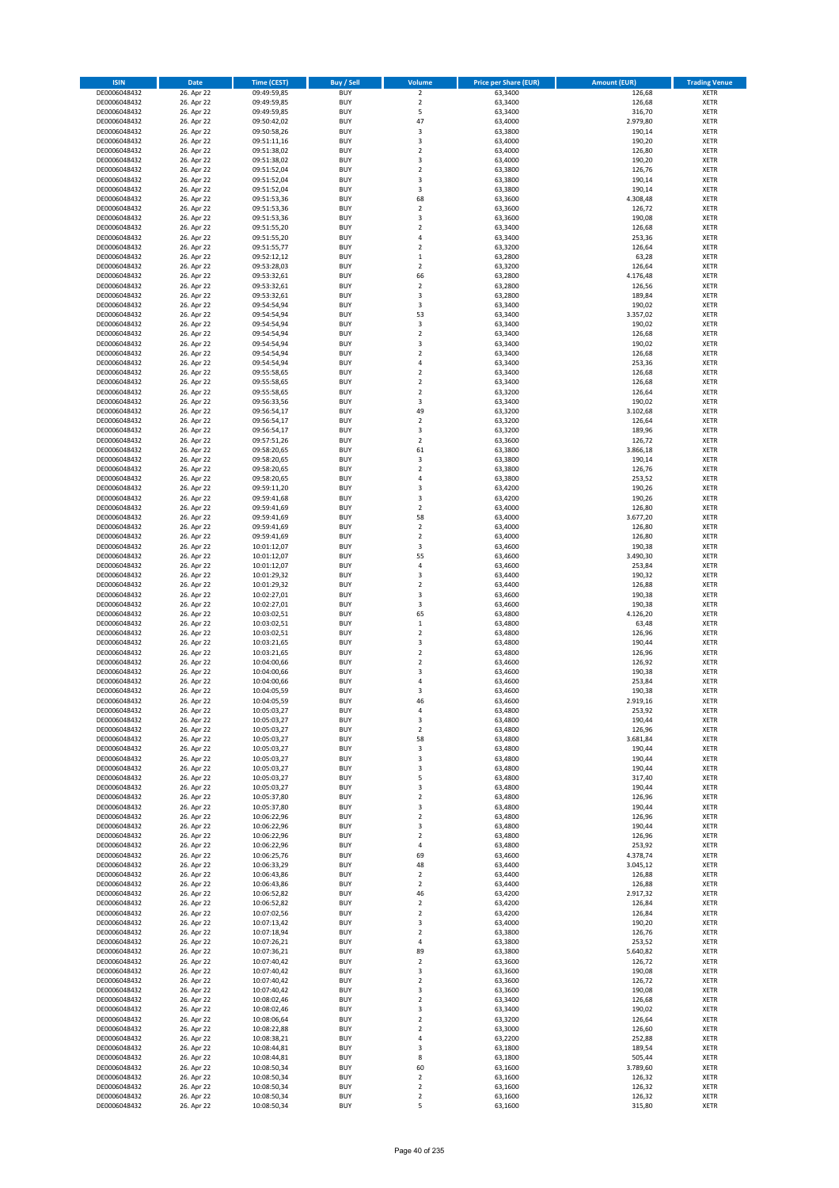| ISIN | Date | Time (CEST) | Buy / Sell | Volume | Price per Share (EUR) | Amount (EUR) | Trading Venue |
|---|---|---|---|---|---|---|---|
| DE0006048432 | 26. Apr 22 | 09:49:59,85 | BUY | 2 | 63,3400 | 126,68 | XETR |
| DE0006048432 | 26. Apr 22 | 09:49:59,85 | BUY | 2 | 63,3400 | 126,68 | XETR |
| DE0006048432 | 26. Apr 22 | 09:49:59,85 | BUY | 5 | 63,3400 | 316,70 | XETR |
| DE0006048432 | 26. Apr 22 | 09:50:42,02 | BUY | 47 | 63,4000 | 2.979,80 | XETR |
| DE0006048432 | 26. Apr 22 | 09:50:58,26 | BUY | 3 | 63,3800 | 190,14 | XETR |
| DE0006048432 | 26. Apr 22 | 09:51:11,16 | BUY | 3 | 63,4000 | 190,20 | XETR |
| DE0006048432 | 26. Apr 22 | 09:51:38,02 | BUY | 2 | 63,4000 | 126,80 | XETR |
| DE0006048432 | 26. Apr 22 | 09:51:38,02 | BUY | 3 | 63,4000 | 190,20 | XETR |
| DE0006048432 | 26. Apr 22 | 09:51:52,04 | BUY | 2 | 63,3800 | 126,76 | XETR |
| DE0006048432 | 26. Apr 22 | 09:51:52,04 | BUY | 3 | 63,3800 | 190,14 | XETR |
| DE0006048432 | 26. Apr 22 | 09:51:52,04 | BUY | 3 | 63,3800 | 190,14 | XETR |
| DE0006048432 | 26. Apr 22 | 09:51:53,36 | BUY | 68 | 63,3600 | 4.308,48 | XETR |
| DE0006048432 | 26. Apr 22 | 09:51:53,36 | BUY | 2 | 63,3600 | 126,72 | XETR |
| DE0006048432 | 26. Apr 22 | 09:51:53,36 | BUY | 3 | 63,3600 | 190,08 | XETR |
| DE0006048432 | 26. Apr 22 | 09:51:55,20 | BUY | 2 | 63,3400 | 126,68 | XETR |
| DE0006048432 | 26. Apr 22 | 09:51:55,20 | BUY | 4 | 63,3400 | 253,36 | XETR |
| DE0006048432 | 26. Apr 22 | 09:51:55,77 | BUY | 2 | 63,3200 | 126,64 | XETR |
| DE0006048432 | 26. Apr 22 | 09:52:12,12 | BUY | 1 | 63,2800 | 63,28 | XETR |
| DE0006048432 | 26. Apr 22 | 09:53:28,03 | BUY | 2 | 63,3200 | 126,64 | XETR |
| DE0006048432 | 26. Apr 22 | 09:53:32,61 | BUY | 66 | 63,2800 | 4.176,48 | XETR |
| DE0006048432 | 26. Apr 22 | 09:53:32,61 | BUY | 2 | 63,2800 | 126,56 | XETR |
| DE0006048432 | 26. Apr 22 | 09:53:32,61 | BUY | 3 | 63,2800 | 189,84 | XETR |
| DE0006048432 | 26. Apr 22 | 09:54:54,94 | BUY | 3 | 63,3400 | 190,02 | XETR |
| DE0006048432 | 26. Apr 22 | 09:54:54,94 | BUY | 53 | 63,3400 | 3.357,02 | XETR |
| DE0006048432 | 26. Apr 22 | 09:54:54,94 | BUY | 3 | 63,3400 | 190,02 | XETR |
| DE0006048432 | 26. Apr 22 | 09:54:54,94 | BUY | 2 | 63,3400 | 126,68 | XETR |
| DE0006048432 | 26. Apr 22 | 09:54:54,94 | BUY | 3 | 63,3400 | 190,02 | XETR |
| DE0006048432 | 26. Apr 22 | 09:54:54,94 | BUY | 2 | 63,3400 | 126,68 | XETR |
| DE0006048432 | 26. Apr 22 | 09:54:54,94 | BUY | 4 | 63,3400 | 253,36 | XETR |
| DE0006048432 | 26. Apr 22 | 09:55:58,65 | BUY | 2 | 63,3400 | 126,68 | XETR |
| DE0006048432 | 26. Apr 22 | 09:55:58,65 | BUY | 2 | 63,3400 | 126,68 | XETR |
| DE0006048432 | 26. Apr 22 | 09:55:58,65 | BUY | 2 | 63,3200 | 126,64 | XETR |
| DE0006048432 | 26. Apr 22 | 09:56:33,56 | BUY | 3 | 63,3400 | 190,02 | XETR |
| DE0006048432 | 26. Apr 22 | 09:56:54,17 | BUY | 49 | 63,3200 | 3.102,68 | XETR |
| DE0006048432 | 26. Apr 22 | 09:56:54,17 | BUY | 2 | 63,3200 | 126,64 | XETR |
| DE0006048432 | 26. Apr 22 | 09:56:54,17 | BUY | 3 | 63,3200 | 189,96 | XETR |
| DE0006048432 | 26. Apr 22 | 09:57:51,26 | BUY | 2 | 63,3600 | 126,72 | XETR |
| DE0006048432 | 26. Apr 22 | 09:58:20,65 | BUY | 61 | 63,3800 | 3.866,18 | XETR |
| DE0006048432 | 26. Apr 22 | 09:58:20,65 | BUY | 3 | 63,3800 | 190,14 | XETR |
| DE0006048432 | 26. Apr 22 | 09:58:20,65 | BUY | 2 | 63,3800 | 126,76 | XETR |
| DE0006048432 | 26. Apr 22 | 09:58:20,65 | BUY | 4 | 63,3800 | 253,52 | XETR |
| DE0006048432 | 26. Apr 22 | 09:59:11,20 | BUY | 3 | 63,4200 | 190,26 | XETR |
| DE0006048432 | 26. Apr 22 | 09:59:41,68 | BUY | 3 | 63,4200 | 190,26 | XETR |
| DE0006048432 | 26. Apr 22 | 09:59:41,69 | BUY | 2 | 63,4000 | 126,80 | XETR |
| DE0006048432 | 26. Apr 22 | 09:59:41,69 | BUY | 58 | 63,4000 | 3.677,20 | XETR |
| DE0006048432 | 26. Apr 22 | 09:59:41,69 | BUY | 2 | 63,4000 | 126,80 | XETR |
| DE0006048432 | 26. Apr 22 | 09:59:41,69 | BUY | 2 | 63,4000 | 126,80 | XETR |
| DE0006048432 | 26. Apr 22 | 10:01:12,07 | BUY | 3 | 63,4600 | 190,38 | XETR |
| DE0006048432 | 26. Apr 22 | 10:01:12,07 | BUY | 55 | 63,4600 | 3.490,30 | XETR |
| DE0006048432 | 26. Apr 22 | 10:01:12,07 | BUY | 4 | 63,4600 | 253,84 | XETR |
| DE0006048432 | 26. Apr 22 | 10:01:29,32 | BUY | 3 | 63,4400 | 190,32 | XETR |
| DE0006048432 | 26. Apr 22 | 10:01:29,32 | BUY | 2 | 63,4400 | 126,88 | XETR |
| DE0006048432 | 26. Apr 22 | 10:02:27,01 | BUY | 3 | 63,4600 | 190,38 | XETR |
| DE0006048432 | 26. Apr 22 | 10:02:27,01 | BUY | 3 | 63,4600 | 190,38 | XETR |
| DE0006048432 | 26. Apr 22 | 10:03:02,51 | BUY | 65 | 63,4800 | 4.126,20 | XETR |
| DE0006048432 | 26. Apr 22 | 10:03:02,51 | BUY | 1 | 63,4800 | 63,48 | XETR |
| DE0006048432 | 26. Apr 22 | 10:03:02,51 | BUY | 2 | 63,4800 | 126,96 | XETR |
| DE0006048432 | 26. Apr 22 | 10:03:21,65 | BUY | 3 | 63,4800 | 190,44 | XETR |
| DE0006048432 | 26. Apr 22 | 10:03:21,65 | BUY | 2 | 63,4800 | 126,96 | XETR |
| DE0006048432 | 26. Apr 22 | 10:04:00,66 | BUY | 2 | 63,4600 | 126,92 | XETR |
| DE0006048432 | 26. Apr 22 | 10:04:00,66 | BUY | 3 | 63,4600 | 190,38 | XETR |
| DE0006048432 | 26. Apr 22 | 10:04:00,66 | BUY | 4 | 63,4600 | 253,84 | XETR |
| DE0006048432 | 26. Apr 22 | 10:04:05,59 | BUY | 3 | 63,4600 | 190,38 | XETR |
| DE0006048432 | 26. Apr 22 | 10:04:05,59 | BUY | 46 | 63,4600 | 2.919,16 | XETR |
| DE0006048432 | 26. Apr 22 | 10:05:03,27 | BUY | 4 | 63,4800 | 253,92 | XETR |
| DE0006048432 | 26. Apr 22 | 10:05:03,27 | BUY | 3 | 63,4800 | 190,44 | XETR |
| DE0006048432 | 26. Apr 22 | 10:05:03,27 | BUY | 2 | 63,4800 | 126,96 | XETR |
| DE0006048432 | 26. Apr 22 | 10:05:03,27 | BUY | 58 | 63,4800 | 3.681,84 | XETR |
| DE0006048432 | 26. Apr 22 | 10:05:03,27 | BUY | 3 | 63,4800 | 190,44 | XETR |
| DE0006048432 | 26. Apr 22 | 10:05:03,27 | BUY | 3 | 63,4800 | 190,44 | XETR |
| DE0006048432 | 26. Apr 22 | 10:05:03,27 | BUY | 3 | 63,4800 | 190,44 | XETR |
| DE0006048432 | 26. Apr 22 | 10:05:03,27 | BUY | 5 | 63,4800 | 317,40 | XETR |
| DE0006048432 | 26. Apr 22 | 10:05:03,27 | BUY | 3 | 63,4800 | 190,44 | XETR |
| DE0006048432 | 26. Apr 22 | 10:05:37,80 | BUY | 2 | 63,4800 | 126,96 | XETR |
| DE0006048432 | 26. Apr 22 | 10:05:37,80 | BUY | 3 | 63,4800 | 190,44 | XETR |
| DE0006048432 | 26. Apr 22 | 10:06:22,96 | BUY | 2 | 63,4800 | 126,96 | XETR |
| DE0006048432 | 26. Apr 22 | 10:06:22,96 | BUY | 3 | 63,4800 | 190,44 | XETR |
| DE0006048432 | 26. Apr 22 | 10:06:22,96 | BUY | 2 | 63,4800 | 126,96 | XETR |
| DE0006048432 | 26. Apr 22 | 10:06:22,96 | BUY | 4 | 63,4800 | 253,92 | XETR |
| DE0006048432 | 26. Apr 22 | 10:06:25,76 | BUY | 69 | 63,4600 | 4.378,74 | XETR |
| DE0006048432 | 26. Apr 22 | 10:06:33,29 | BUY | 48 | 63,4400 | 3.045,12 | XETR |
| DE0006048432 | 26. Apr 22 | 10:06:43,86 | BUY | 2 | 63,4400 | 126,88 | XETR |
| DE0006048432 | 26. Apr 22 | 10:06:43,86 | BUY | 2 | 63,4400 | 126,88 | XETR |
| DE0006048432 | 26. Apr 22 | 10:06:52,82 | BUY | 46 | 63,4200 | 2.917,32 | XETR |
| DE0006048432 | 26. Apr 22 | 10:06:52,82 | BUY | 2 | 63,4200 | 126,84 | XETR |
| DE0006048432 | 26. Apr 22 | 10:07:02,56 | BUY | 2 | 63,4200 | 126,84 | XETR |
| DE0006048432 | 26. Apr 22 | 10:07:13,42 | BUY | 3 | 63,4000 | 190,20 | XETR |
| DE0006048432 | 26. Apr 22 | 10:07:18,94 | BUY | 2 | 63,3800 | 126,76 | XETR |
| DE0006048432 | 26. Apr 22 | 10:07:26,21 | BUY | 4 | 63,3800 | 253,52 | XETR |
| DE0006048432 | 26. Apr 22 | 10:07:36,21 | BUY | 89 | 63,3800 | 5.640,82 | XETR |
| DE0006048432 | 26. Apr 22 | 10:07:40,42 | BUY | 2 | 63,3600 | 126,72 | XETR |
| DE0006048432 | 26. Apr 22 | 10:07:40,42 | BUY | 3 | 63,3600 | 190,08 | XETR |
| DE0006048432 | 26. Apr 22 | 10:07:40,42 | BUY | 2 | 63,3600 | 126,72 | XETR |
| DE0006048432 | 26. Apr 22 | 10:07:40,42 | BUY | 3 | 63,3600 | 190,08 | XETR |
| DE0006048432 | 26. Apr 22 | 10:08:02,46 | BUY | 2 | 63,3400 | 126,68 | XETR |
| DE0006048432 | 26. Apr 22 | 10:08:02,46 | BUY | 3 | 63,3400 | 190,02 | XETR |
| DE0006048432 | 26. Apr 22 | 10:08:06,64 | BUY | 2 | 63,3200 | 126,64 | XETR |
| DE0006048432 | 26. Apr 22 | 10:08:22,88 | BUY | 2 | 63,3000 | 126,60 | XETR |
| DE0006048432 | 26. Apr 22 | 10:08:38,21 | BUY | 4 | 63,2200 | 252,88 | XETR |
| DE0006048432 | 26. Apr 22 | 10:08:44,81 | BUY | 3 | 63,1800 | 189,54 | XETR |
| DE0006048432 | 26. Apr 22 | 10:08:44,81 | BUY | 8 | 63,1800 | 505,44 | XETR |
| DE0006048432 | 26. Apr 22 | 10:08:50,34 | BUY | 60 | 63,1600 | 3.789,60 | XETR |
| DE0006048432 | 26. Apr 22 | 10:08:50,34 | BUY | 2 | 63,1600 | 126,32 | XETR |
| DE0006048432 | 26. Apr 22 | 10:08:50,34 | BUY | 2 | 63,1600 | 126,32 | XETR |
| DE0006048432 | 26. Apr 22 | 10:08:50,34 | BUY | 2 | 63,1600 | 126,32 | XETR |
| DE0006048432 | 26. Apr 22 | 10:08:50,34 | BUY | 5 | 63,1600 | 315,80 | XETR |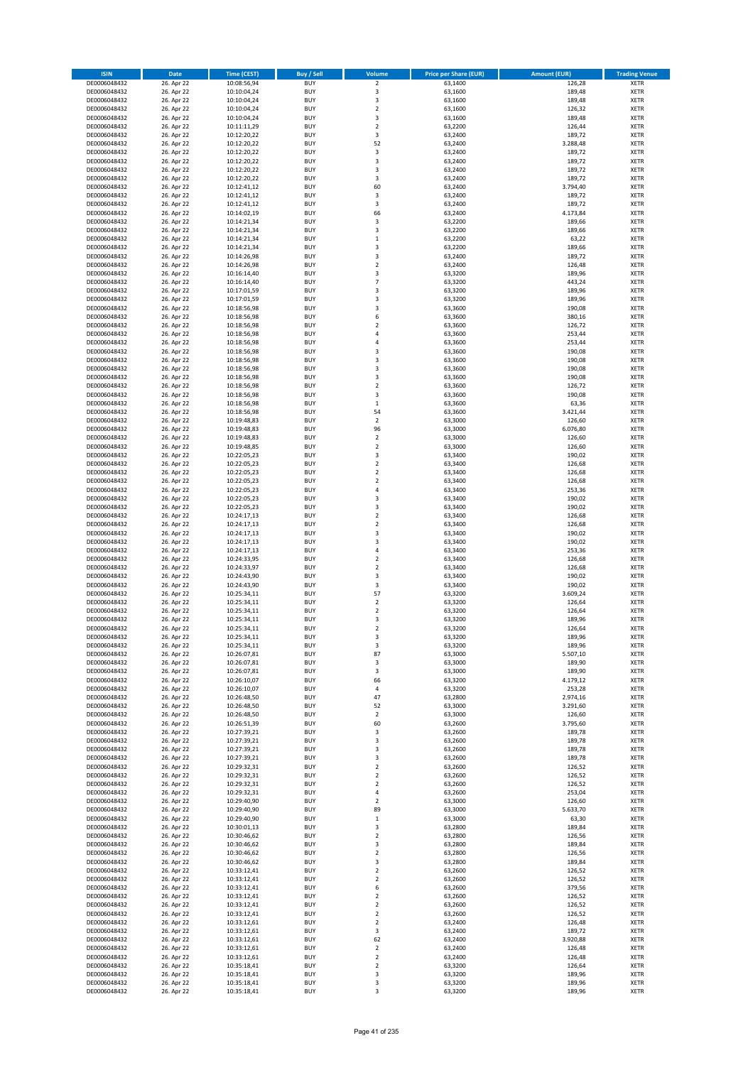| ISIN | Date | Time (CEST) | Buy / Sell | Volume | Price per Share (EUR) | Amount (EUR) | Trading Venue |
|---|---|---|---|---|---|---|---|
| DE0006048432 | 26. Apr 22 | 10:08:56,94 | BUY | 2 | 63,1400 | 126,28 | XETR |
| DE0006048432 | 26. Apr 22 | 10:10:04,24 | BUY | 3 | 63,1600 | 189,48 | XETR |
| DE0006048432 | 26. Apr 22 | 10:10:04,24 | BUY | 3 | 63,1600 | 189,48 | XETR |
| DE0006048432 | 26. Apr 22 | 10:10:04,24 | BUY | 2 | 63,1600 | 126,32 | XETR |
| DE0006048432 | 26. Apr 22 | 10:10:04,24 | BUY | 3 | 63,1600 | 189,48 | XETR |
| DE0006048432 | 26. Apr 22 | 10:11:11,29 | BUY | 2 | 63,2200 | 126,44 | XETR |
| DE0006048432 | 26. Apr 22 | 10:12:20,22 | BUY | 3 | 63,2400 | 189,72 | XETR |
| DE0006048432 | 26. Apr 22 | 10:12:20,22 | BUY | 52 | 63,2400 | 3.288,48 | XETR |
| DE0006048432 | 26. Apr 22 | 10:12:20,22 | BUY | 3 | 63,2400 | 189,72 | XETR |
| DE0006048432 | 26. Apr 22 | 10:12:20,22 | BUY | 3 | 63,2400 | 189,72 | XETR |
| DE0006048432 | 26. Apr 22 | 10:12:20,22 | BUY | 3 | 63,2400 | 189,72 | XETR |
| DE0006048432 | 26. Apr 22 | 10:12:20,22 | BUY | 3 | 63,2400 | 189,72 | XETR |
| DE0006048432 | 26. Apr 22 | 10:12:41,12 | BUY | 60 | 63,2400 | 3.794,40 | XETR |
| DE0006048432 | 26. Apr 22 | 10:12:41,12 | BUY | 3 | 63,2400 | 189,72 | XETR |
| DE0006048432 | 26. Apr 22 | 10:12:41,12 | BUY | 3 | 63,2400 | 189,72 | XETR |
| DE0006048432 | 26. Apr 22 | 10:14:02,19 | BUY | 66 | 63,2400 | 4.173,84 | XETR |
| DE0006048432 | 26. Apr 22 | 10:14:21,34 | BUY | 3 | 63,2200 | 189,66 | XETR |
| DE0006048432 | 26. Apr 22 | 10:14:21,34 | BUY | 3 | 63,2200 | 189,66 | XETR |
| DE0006048432 | 26. Apr 22 | 10:14:21,34 | BUY | 1 | 63,2200 | 63,22 | XETR |
| DE0006048432 | 26. Apr 22 | 10:14:21,34 | BUY | 3 | 63,2200 | 189,66 | XETR |
| DE0006048432 | 26. Apr 22 | 10:14:26,98 | BUY | 3 | 63,2400 | 189,72 | XETR |
| DE0006048432 | 26. Apr 22 | 10:14:26,98 | BUY | 2 | 63,2400 | 126,48 | XETR |
| DE0006048432 | 26. Apr 22 | 10:16:14,40 | BUY | 3 | 63,3200 | 189,96 | XETR |
| DE0006048432 | 26. Apr 22 | 10:16:14,40 | BUY | 7 | 63,3200 | 443,24 | XETR |
| DE0006048432 | 26. Apr 22 | 10:17:01,59 | BUY | 3 | 63,3200 | 189,96 | XETR |
| DE0006048432 | 26. Apr 22 | 10:17:01,59 | BUY | 3 | 63,3200 | 189,96 | XETR |
| DE0006048432 | 26. Apr 22 | 10:18:56,98 | BUY | 3 | 63,3600 | 190,08 | XETR |
| DE0006048432 | 26. Apr 22 | 10:18:56,98 | BUY | 6 | 63,3600 | 380,16 | XETR |
| DE0006048432 | 26. Apr 22 | 10:18:56,98 | BUY | 2 | 63,3600 | 126,72 | XETR |
| DE0006048432 | 26. Apr 22 | 10:18:56,98 | BUY | 4 | 63,3600 | 253,44 | XETR |
| DE0006048432 | 26. Apr 22 | 10:18:56,98 | BUY | 4 | 63,3600 | 253,44 | XETR |
| DE0006048432 | 26. Apr 22 | 10:18:56,98 | BUY | 3 | 63,3600 | 190,08 | XETR |
| DE0006048432 | 26. Apr 22 | 10:18:56,98 | BUY | 3 | 63,3600 | 190,08 | XETR |
| DE0006048432 | 26. Apr 22 | 10:18:56,98 | BUY | 3 | 63,3600 | 190,08 | XETR |
| DE0006048432 | 26. Apr 22 | 10:18:56,98 | BUY | 3 | 63,3600 | 190,08 | XETR |
| DE0006048432 | 26. Apr 22 | 10:18:56,98 | BUY | 2 | 63,3600 | 126,72 | XETR |
| DE0006048432 | 26. Apr 22 | 10:18:56,98 | BUY | 3 | 63,3600 | 190,08 | XETR |
| DE0006048432 | 26. Apr 22 | 10:18:56,98 | BUY | 1 | 63,3600 | 63,36 | XETR |
| DE0006048432 | 26. Apr 22 | 10:18:56,98 | BUY | 54 | 63,3600 | 3.421,44 | XETR |
| DE0006048432 | 26. Apr 22 | 10:19:48,83 | BUY | 2 | 63,3000 | 126,60 | XETR |
| DE0006048432 | 26. Apr 22 | 10:19:48,83 | BUY | 96 | 63,3000 | 6.076,80 | XETR |
| DE0006048432 | 26. Apr 22 | 10:19:48,83 | BUY | 2 | 63,3000 | 126,60 | XETR |
| DE0006048432 | 26. Apr 22 | 10:19:48,85 | BUY | 2 | 63,3000 | 126,60 | XETR |
| DE0006048432 | 26. Apr 22 | 10:22:05,23 | BUY | 3 | 63,3400 | 190,02 | XETR |
| DE0006048432 | 26. Apr 22 | 10:22:05,23 | BUY | 2 | 63,3400 | 126,68 | XETR |
| DE0006048432 | 26. Apr 22 | 10:22:05,23 | BUY | 2 | 63,3400 | 126,68 | XETR |
| DE0006048432 | 26. Apr 22 | 10:22:05,23 | BUY | 2 | 63,3400 | 126,68 | XETR |
| DE0006048432 | 26. Apr 22 | 10:22:05,23 | BUY | 4 | 63,3400 | 253,36 | XETR |
| DE0006048432 | 26. Apr 22 | 10:22:05,23 | BUY | 3 | 63,3400 | 190,02 | XETR |
| DE0006048432 | 26. Apr 22 | 10:22:05,23 | BUY | 3 | 63,3400 | 190,02 | XETR |
| DE0006048432 | 26. Apr 22 | 10:24:17,13 | BUY | 2 | 63,3400 | 126,68 | XETR |
| DE0006048432 | 26. Apr 22 | 10:24:17,13 | BUY | 2 | 63,3400 | 126,68 | XETR |
| DE0006048432 | 26. Apr 22 | 10:24:17,13 | BUY | 3 | 63,3400 | 190,02 | XETR |
| DE0006048432 | 26. Apr 22 | 10:24:17,13 | BUY | 3 | 63,3400 | 190,02 | XETR |
| DE0006048432 | 26. Apr 22 | 10:24:17,13 | BUY | 4 | 63,3400 | 253,36 | XETR |
| DE0006048432 | 26. Apr 22 | 10:24:33,95 | BUY | 2 | 63,3400 | 126,68 | XETR |
| DE0006048432 | 26. Apr 22 | 10:24:33,97 | BUY | 2 | 63,3400 | 126,68 | XETR |
| DE0006048432 | 26. Apr 22 | 10:24:43,90 | BUY | 3 | 63,3400 | 190,02 | XETR |
| DE0006048432 | 26. Apr 22 | 10:24:43,90 | BUY | 3 | 63,3400 | 190,02 | XETR |
| DE0006048432 | 26. Apr 22 | 10:25:34,11 | BUY | 57 | 63,3200 | 3.609,24 | XETR |
| DE0006048432 | 26. Apr 22 | 10:25:34,11 | BUY | 2 | 63,3200 | 126,64 | XETR |
| DE0006048432 | 26. Apr 22 | 10:25:34,11 | BUY | 2 | 63,3200 | 126,64 | XETR |
| DE0006048432 | 26. Apr 22 | 10:25:34,11 | BUY | 3 | 63,3200 | 189,96 | XETR |
| DE0006048432 | 26. Apr 22 | 10:25:34,11 | BUY | 2 | 63,3200 | 126,64 | XETR |
| DE0006048432 | 26. Apr 22 | 10:25:34,11 | BUY | 3 | 63,3200 | 189,96 | XETR |
| DE0006048432 | 26. Apr 22 | 10:25:34,11 | BUY | 3 | 63,3200 | 189,96 | XETR |
| DE0006048432 | 26. Apr 22 | 10:26:07,81 | BUY | 87 | 63,3000 | 5.507,10 | XETR |
| DE0006048432 | 26. Apr 22 | 10:26:07,81 | BUY | 3 | 63,3000 | 189,90 | XETR |
| DE0006048432 | 26. Apr 22 | 10:26:07,81 | BUY | 3 | 63,3000 | 189,90 | XETR |
| DE0006048432 | 26. Apr 22 | 10:26:10,07 | BUY | 66 | 63,3200 | 4.179,12 | XETR |
| DE0006048432 | 26. Apr 22 | 10:26:10,07 | BUY | 4 | 63,3200 | 253,28 | XETR |
| DE0006048432 | 26. Apr 22 | 10:26:48,50 | BUY | 47 | 63,2800 | 2.974,16 | XETR |
| DE0006048432 | 26. Apr 22 | 10:26:48,50 | BUY | 52 | 63,3000 | 3.291,60 | XETR |
| DE0006048432 | 26. Apr 22 | 10:26:48,50 | BUY | 2 | 63,3000 | 126,60 | XETR |
| DE0006048432 | 26. Apr 22 | 10:26:51,39 | BUY | 60 | 63,2600 | 3.795,60 | XETR |
| DE0006048432 | 26. Apr 22 | 10:27:39,21 | BUY | 3 | 63,2600 | 189,78 | XETR |
| DE0006048432 | 26. Apr 22 | 10:27:39,21 | BUY | 3 | 63,2600 | 189,78 | XETR |
| DE0006048432 | 26. Apr 22 | 10:27:39,21 | BUY | 3 | 63,2600 | 189,78 | XETR |
| DE0006048432 | 26. Apr 22 | 10:27:39,21 | BUY | 3 | 63,2600 | 189,78 | XETR |
| DE0006048432 | 26. Apr 22 | 10:29:32,31 | BUY | 2 | 63,2600 | 126,52 | XETR |
| DE0006048432 | 26. Apr 22 | 10:29:32,31 | BUY | 2 | 63,2600 | 126,52 | XETR |
| DE0006048432 | 26. Apr 22 | 10:29:32,31 | BUY | 2 | 63,2600 | 126,52 | XETR |
| DE0006048432 | 26. Apr 22 | 10:29:32,31 | BUY | 4 | 63,2600 | 253,04 | XETR |
| DE0006048432 | 26. Apr 22 | 10:29:40,90 | BUY | 2 | 63,3000 | 126,60 | XETR |
| DE0006048432 | 26. Apr 22 | 10:29:40,90 | BUY | 89 | 63,3000 | 5.633,70 | XETR |
| DE0006048432 | 26. Apr 22 | 10:29:40,90 | BUY | 1 | 63,3000 | 63,30 | XETR |
| DE0006048432 | 26. Apr 22 | 10:30:01,13 | BUY | 3 | 63,2800 | 189,84 | XETR |
| DE0006048432 | 26. Apr 22 | 10:30:46,62 | BUY | 2 | 63,2800 | 126,56 | XETR |
| DE0006048432 | 26. Apr 22 | 10:30:46,62 | BUY | 3 | 63,2800 | 189,84 | XETR |
| DE0006048432 | 26. Apr 22 | 10:30:46,62 | BUY | 2 | 63,2800 | 126,56 | XETR |
| DE0006048432 | 26. Apr 22 | 10:30:46,62 | BUY | 3 | 63,2800 | 189,84 | XETR |
| DE0006048432 | 26. Apr 22 | 10:33:12,41 | BUY | 2 | 63,2600 | 126,52 | XETR |
| DE0006048432 | 26. Apr 22 | 10:33:12,41 | BUY | 2 | 63,2600 | 126,52 | XETR |
| DE0006048432 | 26. Apr 22 | 10:33:12,41 | BUY | 6 | 63,2600 | 379,56 | XETR |
| DE0006048432 | 26. Apr 22 | 10:33:12,41 | BUY | 2 | 63,2600 | 126,52 | XETR |
| DE0006048432 | 26. Apr 22 | 10:33:12,41 | BUY | 2 | 63,2600 | 126,52 | XETR |
| DE0006048432 | 26. Apr 22 | 10:33:12,41 | BUY | 2 | 63,2600 | 126,52 | XETR |
| DE0006048432 | 26. Apr 22 | 10:33:12,61 | BUY | 2 | 63,2400 | 126,48 | XETR |
| DE0006048432 | 26. Apr 22 | 10:33:12,61 | BUY | 3 | 63,2400 | 189,72 | XETR |
| DE0006048432 | 26. Apr 22 | 10:33:12,61 | BUY | 62 | 63,2400 | 3.920,88 | XETR |
| DE0006048432 | 26. Apr 22 | 10:33:12,61 | BUY | 2 | 63,2400 | 126,48 | XETR |
| DE0006048432 | 26. Apr 22 | 10:33:12,61 | BUY | 2 | 63,2400 | 126,48 | XETR |
| DE0006048432 | 26. Apr 22 | 10:35:18,41 | BUY | 2 | 63,3200 | 126,64 | XETR |
| DE0006048432 | 26. Apr 22 | 10:35:18,41 | BUY | 3 | 63,3200 | 189,96 | XETR |
| DE0006048432 | 26. Apr 22 | 10:35:18,41 | BUY | 3 | 63,3200 | 189,96 | XETR |
| DE0006048432 | 26. Apr 22 | 10:35:18,41 | BUY | 3 | 63,3200 | 189,96 | XETR |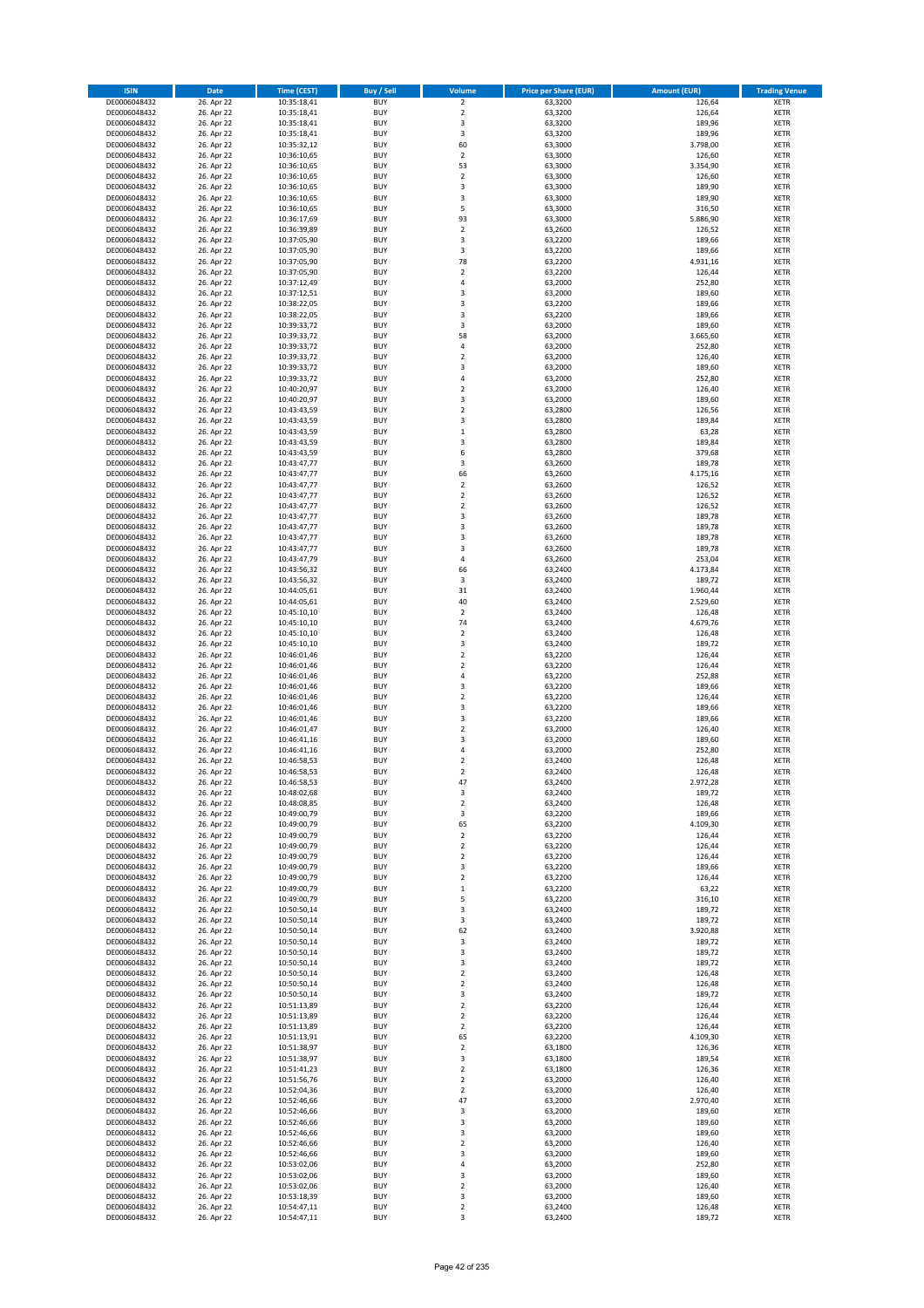| ISIN | Date | Time (CEST) | Buy / Sell | Volume | Price per Share (EUR) | Amount (EUR) | Trading Venue |
|---|---|---|---|---|---|---|---|
| DE0006048432 | 26. Apr 22 | 10:35:18,41 | BUY | 2 | 63,3200 | 126,64 | XETR |
| DE0006048432 | 26. Apr 22 | 10:35:18,41 | BUY | 2 | 63,3200 | 126,64 | XETR |
| DE0006048432 | 26. Apr 22 | 10:35:18,41 | BUY | 3 | 63,3200 | 189,96 | XETR |
| DE0006048432 | 26. Apr 22 | 10:35:18,41 | BUY | 3 | 63,3200 | 189,96 | XETR |
| DE0006048432 | 26. Apr 22 | 10:35:32,12 | BUY | 60 | 63,3000 | 3.798,00 | XETR |
| DE0006048432 | 26. Apr 22 | 10:36:10,65 | BUY | 2 | 63,3000 | 126,60 | XETR |
| DE0006048432 | 26. Apr 22 | 10:36:10,65 | BUY | 53 | 63,3000 | 3.354,90 | XETR |
| DE0006048432 | 26. Apr 22 | 10:36:10,65 | BUY | 2 | 63,3000 | 126,60 | XETR |
| DE0006048432 | 26. Apr 22 | 10:36:10,65 | BUY | 3 | 63,3000 | 189,90 | XETR |
| DE0006048432 | 26. Apr 22 | 10:36:10,65 | BUY | 3 | 63,3000 | 189,90 | XETR |
| DE0006048432 | 26. Apr 22 | 10:36:10,65 | BUY | 5 | 63,3000 | 316,50 | XETR |
| DE0006048432 | 26. Apr 22 | 10:36:17,69 | BUY | 93 | 63,3000 | 5.886,90 | XETR |
| DE0006048432 | 26. Apr 22 | 10:36:39,89 | BUY | 2 | 63,2600 | 126,52 | XETR |
| DE0006048432 | 26. Apr 22 | 10:37:05,90 | BUY | 3 | 63,2200 | 189,66 | XETR |
| DE0006048432 | 26. Apr 22 | 10:37:05,90 | BUY | 3 | 63,2200 | 189,66 | XETR |
| DE0006048432 | 26. Apr 22 | 10:37:05,90 | BUY | 78 | 63,2200 | 4.931,16 | XETR |
| DE0006048432 | 26. Apr 22 | 10:37:05,90 | BUY | 2 | 63,2200 | 126,44 | XETR |
| DE0006048432 | 26. Apr 22 | 10:37:12,49 | BUY | 4 | 63,2000 | 252,80 | XETR |
| DE0006048432 | 26. Apr 22 | 10:37:12,51 | BUY | 3 | 63,2000 | 189,60 | XETR |
| DE0006048432 | 26. Apr 22 | 10:38:22,05 | BUY | 3 | 63,2200 | 189,66 | XETR |
| DE0006048432 | 26. Apr 22 | 10:38:22,05 | BUY | 3 | 63,2200 | 189,66 | XETR |
| DE0006048432 | 26. Apr 22 | 10:39:33,72 | BUY | 3 | 63,2000 | 189,60 | XETR |
| DE0006048432 | 26. Apr 22 | 10:39:33,72 | BUY | 58 | 63,2000 | 3.665,60 | XETR |
| DE0006048432 | 26. Apr 22 | 10:39:33,72 | BUY | 4 | 63,2000 | 252,80 | XETR |
| DE0006048432 | 26. Apr 22 | 10:39:33,72 | BUY | 2 | 63,2000 | 126,40 | XETR |
| DE0006048432 | 26. Apr 22 | 10:39:33,72 | BUY | 3 | 63,2000 | 189,60 | XETR |
| DE0006048432 | 26. Apr 22 | 10:39:33,72 | BUY | 4 | 63,2000 | 252,80 | XETR |
| DE0006048432 | 26. Apr 22 | 10:40:20,97 | BUY | 2 | 63,2000 | 126,40 | XETR |
| DE0006048432 | 26. Apr 22 | 10:40:20,97 | BUY | 3 | 63,2000 | 189,60 | XETR |
| DE0006048432 | 26. Apr 22 | 10:43:43,59 | BUY | 2 | 63,2800 | 126,56 | XETR |
| DE0006048432 | 26. Apr 22 | 10:43:43,59 | BUY | 3 | 63,2800 | 189,84 | XETR |
| DE0006048432 | 26. Apr 22 | 10:43:43,59 | BUY | 1 | 63,2800 | 63,28 | XETR |
| DE0006048432 | 26. Apr 22 | 10:43:43,59 | BUY | 3 | 63,2800 | 189,84 | XETR |
| DE0006048432 | 26. Apr 22 | 10:43:43,59 | BUY | 6 | 63,2800 | 379,68 | XETR |
| DE0006048432 | 26. Apr 22 | 10:43:47,77 | BUY | 3 | 63,2600 | 189,78 | XETR |
| DE0006048432 | 26. Apr 22 | 10:43:47,77 | BUY | 66 | 63,2600 | 4.175,16 | XETR |
| DE0006048432 | 26. Apr 22 | 10:43:47,77 | BUY | 2 | 63,2600 | 126,52 | XETR |
| DE0006048432 | 26. Apr 22 | 10:43:47,77 | BUY | 2 | 63,2600 | 126,52 | XETR |
| DE0006048432 | 26. Apr 22 | 10:43:47,77 | BUY | 2 | 63,2600 | 126,52 | XETR |
| DE0006048432 | 26. Apr 22 | 10:43:47,77 | BUY | 3 | 63,2600 | 189,78 | XETR |
| DE0006048432 | 26. Apr 22 | 10:43:47,77 | BUY | 3 | 63,2600 | 189,78 | XETR |
| DE0006048432 | 26. Apr 22 | 10:43:47,77 | BUY | 3 | 63,2600 | 189,78 | XETR |
| DE0006048432 | 26. Apr 22 | 10:43:47,77 | BUY | 3 | 63,2600 | 189,78 | XETR |
| DE0006048432 | 26. Apr 22 | 10:43:47,79 | BUY | 4 | 63,2600 | 253,04 | XETR |
| DE0006048432 | 26. Apr 22 | 10:43:56,32 | BUY | 66 | 63,2400 | 4.173,84 | XETR |
| DE0006048432 | 26. Apr 22 | 10:43:56,32 | BUY | 3 | 63,2400 | 189,72 | XETR |
| DE0006048432 | 26. Apr 22 | 10:44:05,61 | BUY | 31 | 63,2400 | 1.960,44 | XETR |
| DE0006048432 | 26. Apr 22 | 10:44:05,61 | BUY | 40 | 63,2400 | 2.529,60 | XETR |
| DE0006048432 | 26. Apr 22 | 10:45:10,10 | BUY | 2 | 63,2400 | 126,48 | XETR |
| DE0006048432 | 26. Apr 22 | 10:45:10,10 | BUY | 74 | 63,2400 | 4.679,76 | XETR |
| DE0006048432 | 26. Apr 22 | 10:45:10,10 | BUY | 2 | 63,2400 | 126,48 | XETR |
| DE0006048432 | 26. Apr 22 | 10:45:10,10 | BUY | 3 | 63,2400 | 189,72 | XETR |
| DE0006048432 | 26. Apr 22 | 10:46:01,46 | BUY | 2 | 63,2200 | 126,44 | XETR |
| DE0006048432 | 26. Apr 22 | 10:46:01,46 | BUY | 2 | 63,2200 | 126,44 | XETR |
| DE0006048432 | 26. Apr 22 | 10:46:01,46 | BUY | 4 | 63,2200 | 252,88 | XETR |
| DE0006048432 | 26. Apr 22 | 10:46:01,46 | BUY | 3 | 63,2200 | 189,66 | XETR |
| DE0006048432 | 26. Apr 22 | 10:46:01,46 | BUY | 2 | 63,2200 | 126,44 | XETR |
| DE0006048432 | 26. Apr 22 | 10:46:01,46 | BUY | 3 | 63,2200 | 189,66 | XETR |
| DE0006048432 | 26. Apr 22 | 10:46:01,46 | BUY | 3 | 63,2200 | 189,66 | XETR |
| DE0006048432 | 26. Apr 22 | 10:46:01,47 | BUY | 2 | 63,2000 | 126,40 | XETR |
| DE0006048432 | 26. Apr 22 | 10:46:41,16 | BUY | 3 | 63,2000 | 189,60 | XETR |
| DE0006048432 | 26. Apr 22 | 10:46:41,16 | BUY | 4 | 63,2000 | 252,80 | XETR |
| DE0006048432 | 26. Apr 22 | 10:46:58,53 | BUY | 2 | 63,2400 | 126,48 | XETR |
| DE0006048432 | 26. Apr 22 | 10:46:58,53 | BUY | 2 | 63,2400 | 126,48 | XETR |
| DE0006048432 | 26. Apr 22 | 10:46:58,53 | BUY | 47 | 63,2400 | 2.972,28 | XETR |
| DE0006048432 | 26. Apr 22 | 10:48:02,68 | BUY | 3 | 63,2400 | 189,72 | XETR |
| DE0006048432 | 26. Apr 22 | 10:48:08,85 | BUY | 2 | 63,2400 | 126,48 | XETR |
| DE0006048432 | 26. Apr 22 | 10:49:00,79 | BUY | 3 | 63,2200 | 189,66 | XETR |
| DE0006048432 | 26. Apr 22 | 10:49:00,79 | BUY | 65 | 63,2200 | 4.109,30 | XETR |
| DE0006048432 | 26. Apr 22 | 10:49:00,79 | BUY | 2 | 63,2200 | 126,44 | XETR |
| DE0006048432 | 26. Apr 22 | 10:49:00,79 | BUY | 2 | 63,2200 | 126,44 | XETR |
| DE0006048432 | 26. Apr 22 | 10:49:00,79 | BUY | 2 | 63,2200 | 126,44 | XETR |
| DE0006048432 | 26. Apr 22 | 10:49:00,79 | BUY | 3 | 63,2200 | 189,66 | XETR |
| DE0006048432 | 26. Apr 22 | 10:49:00,79 | BUY | 2 | 63,2200 | 126,44 | XETR |
| DE0006048432 | 26. Apr 22 | 10:49:00,79 | BUY | 1 | 63,2200 | 63,22 | XETR |
| DE0006048432 | 26. Apr 22 | 10:49:00,79 | BUY | 5 | 63,2200 | 316,10 | XETR |
| DE0006048432 | 26. Apr 22 | 10:50:50,14 | BUY | 3 | 63,2400 | 189,72 | XETR |
| DE0006048432 | 26. Apr 22 | 10:50:50,14 | BUY | 3 | 63,2400 | 189,72 | XETR |
| DE0006048432 | 26. Apr 22 | 10:50:50,14 | BUY | 62 | 63,2400 | 3.920,88 | XETR |
| DE0006048432 | 26. Apr 22 | 10:50:50,14 | BUY | 3 | 63,2400 | 189,72 | XETR |
| DE0006048432 | 26. Apr 22 | 10:50:50,14 | BUY | 3 | 63,2400 | 189,72 | XETR |
| DE0006048432 | 26. Apr 22 | 10:50:50,14 | BUY | 3 | 63,2400 | 189,72 | XETR |
| DE0006048432 | 26. Apr 22 | 10:50:50,14 | BUY | 2 | 63,2400 | 126,48 | XETR |
| DE0006048432 | 26. Apr 22 | 10:50:50,14 | BUY | 2 | 63,2400 | 126,48 | XETR |
| DE0006048432 | 26. Apr 22 | 10:50:50,14 | BUY | 3 | 63,2400 | 189,72 | XETR |
| DE0006048432 | 26. Apr 22 | 10:51:13,89 | BUY | 2 | 63,2200 | 126,44 | XETR |
| DE0006048432 | 26. Apr 22 | 10:51:13,89 | BUY | 2 | 63,2200 | 126,44 | XETR |
| DE0006048432 | 26. Apr 22 | 10:51:13,89 | BUY | 2 | 63,2200 | 126,44 | XETR |
| DE0006048432 | 26. Apr 22 | 10:51:13,91 | BUY | 65 | 63,2200 | 4.109,30 | XETR |
| DE0006048432 | 26. Apr 22 | 10:51:38,97 | BUY | 2 | 63,1800 | 126,36 | XETR |
| DE0006048432 | 26. Apr 22 | 10:51:38,97 | BUY | 3 | 63,1800 | 189,54 | XETR |
| DE0006048432 | 26. Apr 22 | 10:51:41,23 | BUY | 2 | 63,1800 | 126,36 | XETR |
| DE0006048432 | 26. Apr 22 | 10:51:56,76 | BUY | 2 | 63,2000 | 126,40 | XETR |
| DE0006048432 | 26. Apr 22 | 10:52:04,36 | BUY | 2 | 63,2000 | 126,40 | XETR |
| DE0006048432 | 26. Apr 22 | 10:52:46,66 | BUY | 47 | 63,2000 | 2.970,40 | XETR |
| DE0006048432 | 26. Apr 22 | 10:52:46,66 | BUY | 3 | 63,2000 | 189,60 | XETR |
| DE0006048432 | 26. Apr 22 | 10:52:46,66 | BUY | 3 | 63,2000 | 189,60 | XETR |
| DE0006048432 | 26. Apr 22 | 10:52:46,66 | BUY | 3 | 63,2000 | 189,60 | XETR |
| DE0006048432 | 26. Apr 22 | 10:52:46,66 | BUY | 2 | 63,2000 | 126,40 | XETR |
| DE0006048432 | 26. Apr 22 | 10:52:46,66 | BUY | 3 | 63,2000 | 189,60 | XETR |
| DE0006048432 | 26. Apr 22 | 10:53:02,06 | BUY | 4 | 63,2000 | 252,80 | XETR |
| DE0006048432 | 26. Apr 22 | 10:53:02,06 | BUY | 3 | 63,2000 | 189,60 | XETR |
| DE0006048432 | 26. Apr 22 | 10:53:02,06 | BUY | 2 | 63,2000 | 126,40 | XETR |
| DE0006048432 | 26. Apr 22 | 10:53:18,39 | BUY | 3 | 63,2000 | 189,60 | XETR |
| DE0006048432 | 26. Apr 22 | 10:54:47,11 | BUY | 2 | 63,2400 | 126,48 | XETR |
| DE0006048432 | 26. Apr 22 | 10:54:47,11 | BUY | 3 | 63,2400 | 189,72 | XETR |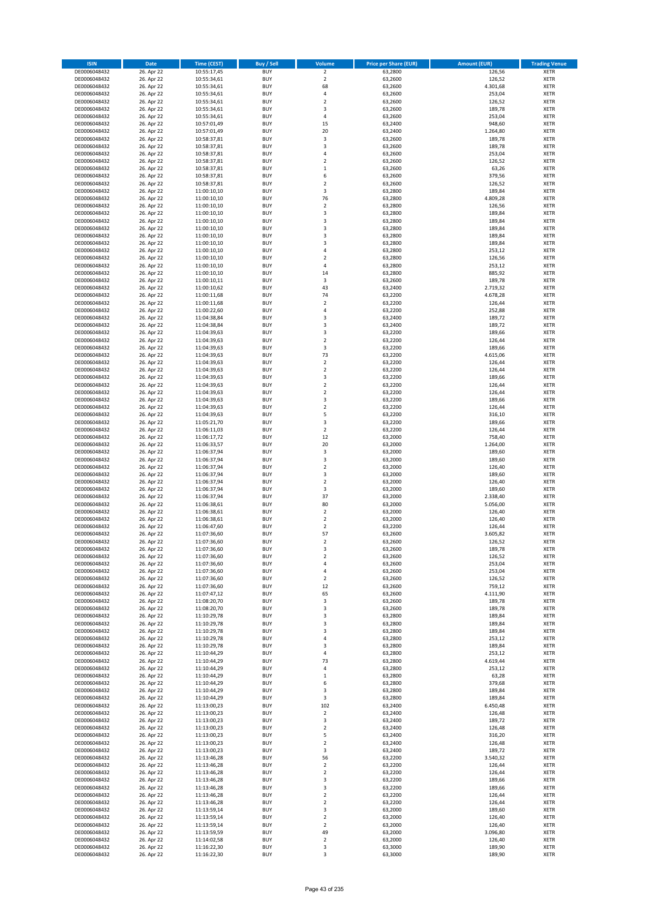| ISIN | Date | Time (CEST) | Buy / Sell | Volume | Price per Share (EUR) | Amount (EUR) | Trading Venue |
|---|---|---|---|---|---|---|---|
| DE0006048432 | 26. Apr 22 | 10:55:17,45 | BUY | 2 | 63,2800 | 126,56 | XETR |
| DE0006048432 | 26. Apr 22 | 10:55:34,61 | BUY | 2 | 63,2600 | 126,52 | XETR |
| DE0006048432 | 26. Apr 22 | 10:55:34,61 | BUY | 68 | 63,2600 | 4.301,68 | XETR |
| DE0006048432 | 26. Apr 22 | 10:55:34,61 | BUY | 4 | 63,2600 | 253,04 | XETR |
| DE0006048432 | 26. Apr 22 | 10:55:34,61 | BUY | 2 | 63,2600 | 126,52 | XETR |
| DE0006048432 | 26. Apr 22 | 10:55:34,61 | BUY | 3 | 63,2600 | 189,78 | XETR |
| DE0006048432 | 26. Apr 22 | 10:55:34,61 | BUY | 4 | 63,2600 | 253,04 | XETR |
| DE0006048432 | 26. Apr 22 | 10:57:01,49 | BUY | 15 | 63,2400 | 948,60 | XETR |
| DE0006048432 | 26. Apr 22 | 10:57:01,49 | BUY | 20 | 63,2400 | 1.264,80 | XETR |
| DE0006048432 | 26. Apr 22 | 10:58:37,81 | BUY | 3 | 63,2600 | 189,78 | XETR |
| DE0006048432 | 26. Apr 22 | 10:58:37,81 | BUY | 3 | 63,2600 | 189,78 | XETR |
| DE0006048432 | 26. Apr 22 | 10:58:37,81 | BUY | 4 | 63,2600 | 253,04 | XETR |
| DE0006048432 | 26. Apr 22 | 10:58:37,81 | BUY | 2 | 63,2600 | 126,52 | XETR |
| DE0006048432 | 26. Apr 22 | 10:58:37,81 | BUY | 1 | 63,2600 | 63,26 | XETR |
| DE0006048432 | 26. Apr 22 | 10:58:37,81 | BUY | 6 | 63,2600 | 379,56 | XETR |
| DE0006048432 | 26. Apr 22 | 10:58:37,81 | BUY | 2 | 63,2600 | 126,52 | XETR |
| DE0006048432 | 26. Apr 22 | 11:00:10,10 | BUY | 3 | 63,2800 | 189,84 | XETR |
| DE0006048432 | 26. Apr 22 | 11:00:10,10 | BUY | 76 | 63,2800 | 4.809,28 | XETR |
| DE0006048432 | 26. Apr 22 | 11:00:10,10 | BUY | 2 | 63,2800 | 126,56 | XETR |
| DE0006048432 | 26. Apr 22 | 11:00:10,10 | BUY | 3 | 63,2800 | 189,84 | XETR |
| DE0006048432 | 26. Apr 22 | 11:00:10,10 | BUY | 3 | 63,2800 | 189,84 | XETR |
| DE0006048432 | 26. Apr 22 | 11:00:10,10 | BUY | 3 | 63,2800 | 189,84 | XETR |
| DE0006048432 | 26. Apr 22 | 11:00:10,10 | BUY | 3 | 63,2800 | 189,84 | XETR |
| DE0006048432 | 26. Apr 22 | 11:00:10,10 | BUY | 3 | 63,2800 | 189,84 | XETR |
| DE0006048432 | 26. Apr 22 | 11:00:10,10 | BUY | 4 | 63,2800 | 253,12 | XETR |
| DE0006048432 | 26. Apr 22 | 11:00:10,10 | BUY | 2 | 63,2800 | 126,56 | XETR |
| DE0006048432 | 26. Apr 22 | 11:00:10,10 | BUY | 4 | 63,2800 | 253,12 | XETR |
| DE0006048432 | 26. Apr 22 | 11:00:10,10 | BUY | 14 | 63,2800 | 885,92 | XETR |
| DE0006048432 | 26. Apr 22 | 11:00:10,11 | BUY | 3 | 63,2600 | 189,78 | XETR |
| DE0006048432 | 26. Apr 22 | 11:00:10,62 | BUY | 43 | 63,2400 | 2.719,32 | XETR |
| DE0006048432 | 26. Apr 22 | 11:00:11,68 | BUY | 74 | 63,2200 | 4.678,28 | XETR |
| DE0006048432 | 26. Apr 22 | 11:00:11,68 | BUY | 2 | 63,2200 | 126,44 | XETR |
| DE0006048432 | 26. Apr 22 | 11:00:22,60 | BUY | 4 | 63,2200 | 252,88 | XETR |
| DE0006048432 | 26. Apr 22 | 11:04:38,84 | BUY | 3 | 63,2400 | 189,72 | XETR |
| DE0006048432 | 26. Apr 22 | 11:04:38,84 | BUY | 3 | 63,2400 | 189,72 | XETR |
| DE0006048432 | 26. Apr 22 | 11:04:39,63 | BUY | 3 | 63,2200 | 189,66 | XETR |
| DE0006048432 | 26. Apr 22 | 11:04:39,63 | BUY | 2 | 63,2200 | 126,44 | XETR |
| DE0006048432 | 26. Apr 22 | 11:04:39,63 | BUY | 3 | 63,2200 | 189,66 | XETR |
| DE0006048432 | 26. Apr 22 | 11:04:39,63 | BUY | 73 | 63,2200 | 4.615,06 | XETR |
| DE0006048432 | 26. Apr 22 | 11:04:39,63 | BUY | 2 | 63,2200 | 126,44 | XETR |
| DE0006048432 | 26. Apr 22 | 11:04:39,63 | BUY | 2 | 63,2200 | 126,44 | XETR |
| DE0006048432 | 26. Apr 22 | 11:04:39,63 | BUY | 3 | 63,2200 | 189,66 | XETR |
| DE0006048432 | 26. Apr 22 | 11:04:39,63 | BUY | 2 | 63,2200 | 126,44 | XETR |
| DE0006048432 | 26. Apr 22 | 11:04:39,63 | BUY | 2 | 63,2200 | 126,44 | XETR |
| DE0006048432 | 26. Apr 22 | 11:04:39,63 | BUY | 3 | 63,2200 | 189,66 | XETR |
| DE0006048432 | 26. Apr 22 | 11:04:39,63 | BUY | 2 | 63,2200 | 126,44 | XETR |
| DE0006048432 | 26. Apr 22 | 11:04:39,63 | BUY | 5 | 63,2200 | 316,10 | XETR |
| DE0006048432 | 26. Apr 22 | 11:05:21,70 | BUY | 3 | 63,2200 | 189,66 | XETR |
| DE0006048432 | 26. Apr 22 | 11:06:11,03 | BUY | 2 | 63,2200 | 126,44 | XETR |
| DE0006048432 | 26. Apr 22 | 11:06:17,72 | BUY | 12 | 63,2000 | 758,40 | XETR |
| DE0006048432 | 26. Apr 22 | 11:06:33,57 | BUY | 20 | 63,2000 | 1.264,00 | XETR |
| DE0006048432 | 26. Apr 22 | 11:06:37,94 | BUY | 3 | 63,2000 | 189,60 | XETR |
| DE0006048432 | 26. Apr 22 | 11:06:37,94 | BUY | 3 | 63,2000 | 189,60 | XETR |
| DE0006048432 | 26. Apr 22 | 11:06:37,94 | BUY | 2 | 63,2000 | 126,40 | XETR |
| DE0006048432 | 26. Apr 22 | 11:06:37,94 | BUY | 3 | 63,2000 | 189,60 | XETR |
| DE0006048432 | 26. Apr 22 | 11:06:37,94 | BUY | 2 | 63,2000 | 126,40 | XETR |
| DE0006048432 | 26. Apr 22 | 11:06:37,94 | BUY | 3 | 63,2000 | 189,60 | XETR |
| DE0006048432 | 26. Apr 22 | 11:06:37,94 | BUY | 37 | 63,2000 | 2.338,40 | XETR |
| DE0006048432 | 26. Apr 22 | 11:06:38,61 | BUY | 80 | 63,2000 | 5.056,00 | XETR |
| DE0006048432 | 26. Apr 22 | 11:06:38,61 | BUY | 2 | 63,2000 | 126,40 | XETR |
| DE0006048432 | 26. Apr 22 | 11:06:38,61 | BUY | 2 | 63,2000 | 126,40 | XETR |
| DE0006048432 | 26. Apr 22 | 11:06:47,60 | BUY | 2 | 63,2200 | 126,44 | XETR |
| DE0006048432 | 26. Apr 22 | 11:07:36,60 | BUY | 57 | 63,2600 | 3.605,82 | XETR |
| DE0006048432 | 26. Apr 22 | 11:07:36,60 | BUY | 2 | 63,2600 | 126,52 | XETR |
| DE0006048432 | 26. Apr 22 | 11:07:36,60 | BUY | 3 | 63,2600 | 189,78 | XETR |
| DE0006048432 | 26. Apr 22 | 11:07:36,60 | BUY | 2 | 63,2600 | 126,52 | XETR |
| DE0006048432 | 26. Apr 22 | 11:07:36,60 | BUY | 4 | 63,2600 | 253,04 | XETR |
| DE0006048432 | 26. Apr 22 | 11:07:36,60 | BUY | 4 | 63,2600 | 253,04 | XETR |
| DE0006048432 | 26. Apr 22 | 11:07:36,60 | BUY | 2 | 63,2600 | 126,52 | XETR |
| DE0006048432 | 26. Apr 22 | 11:07:36,60 | BUY | 12 | 63,2600 | 759,12 | XETR |
| DE0006048432 | 26. Apr 22 | 11:07:47,12 | BUY | 65 | 63,2600 | 4.111,90 | XETR |
| DE0006048432 | 26. Apr 22 | 11:08:20,70 | BUY | 3 | 63,2600 | 189,78 | XETR |
| DE0006048432 | 26. Apr 22 | 11:08:20,70 | BUY | 3 | 63,2600 | 189,78 | XETR |
| DE0006048432 | 26. Apr 22 | 11:10:29,78 | BUY | 3 | 63,2800 | 189,84 | XETR |
| DE0006048432 | 26. Apr 22 | 11:10:29,78 | BUY | 3 | 63,2800 | 189,84 | XETR |
| DE0006048432 | 26. Apr 22 | 11:10:29,78 | BUY | 3 | 63,2800 | 189,84 | XETR |
| DE0006048432 | 26. Apr 22 | 11:10:29,78 | BUY | 4 | 63,2800 | 253,12 | XETR |
| DE0006048432 | 26. Apr 22 | 11:10:29,78 | BUY | 3 | 63,2800 | 189,84 | XETR |
| DE0006048432 | 26. Apr 22 | 11:10:44,29 | BUY | 4 | 63,2800 | 253,12 | XETR |
| DE0006048432 | 26. Apr 22 | 11:10:44,29 | BUY | 73 | 63,2800 | 4.619,44 | XETR |
| DE0006048432 | 26. Apr 22 | 11:10:44,29 | BUY | 4 | 63,2800 | 253,12 | XETR |
| DE0006048432 | 26. Apr 22 | 11:10:44,29 | BUY | 1 | 63,2800 | 63,28 | XETR |
| DE0006048432 | 26. Apr 22 | 11:10:44,29 | BUY | 6 | 63,2800 | 379,68 | XETR |
| DE0006048432 | 26. Apr 22 | 11:10:44,29 | BUY | 3 | 63,2800 | 189,84 | XETR |
| DE0006048432 | 26. Apr 22 | 11:10:44,29 | BUY | 3 | 63,2800 | 189,84 | XETR |
| DE0006048432 | 26. Apr 22 | 11:13:00,23 | BUY | 102 | 63,2400 | 6.450,48 | XETR |
| DE0006048432 | 26. Apr 22 | 11:13:00,23 | BUY | 2 | 63,2400 | 126,48 | XETR |
| DE0006048432 | 26. Apr 22 | 11:13:00,23 | BUY | 3 | 63,2400 | 189,72 | XETR |
| DE0006048432 | 26. Apr 22 | 11:13:00,23 | BUY | 2 | 63,2400 | 126,48 | XETR |
| DE0006048432 | 26. Apr 22 | 11:13:00,23 | BUY | 5 | 63,2400 | 316,20 | XETR |
| DE0006048432 | 26. Apr 22 | 11:13:00,23 | BUY | 2 | 63,2400 | 126,48 | XETR |
| DE0006048432 | 26. Apr 22 | 11:13:00,23 | BUY | 3 | 63,2400 | 189,72 | XETR |
| DE0006048432 | 26. Apr 22 | 11:13:46,28 | BUY | 56 | 63,2200 | 3.540,32 | XETR |
| DE0006048432 | 26. Apr 22 | 11:13:46,28 | BUY | 2 | 63,2200 | 126,44 | XETR |
| DE0006048432 | 26. Apr 22 | 11:13:46,28 | BUY | 2 | 63,2200 | 126,44 | XETR |
| DE0006048432 | 26. Apr 22 | 11:13:46,28 | BUY | 3 | 63,2200 | 189,66 | XETR |
| DE0006048432 | 26. Apr 22 | 11:13:46,28 | BUY | 3 | 63,2200 | 189,66 | XETR |
| DE0006048432 | 26. Apr 22 | 11:13:46,28 | BUY | 2 | 63,2200 | 126,44 | XETR |
| DE0006048432 | 26. Apr 22 | 11:13:46,28 | BUY | 2 | 63,2200 | 126,44 | XETR |
| DE0006048432 | 26. Apr 22 | 11:13:59,14 | BUY | 3 | 63,2000 | 189,60 | XETR |
| DE0006048432 | 26. Apr 22 | 11:13:59,14 | BUY | 2 | 63,2000 | 126,40 | XETR |
| DE0006048432 | 26. Apr 22 | 11:13:59,14 | BUY | 2 | 63,2000 | 126,40 | XETR |
| DE0006048432 | 26. Apr 22 | 11:13:59,59 | BUY | 49 | 63,2000 | 3.096,80 | XETR |
| DE0006048432 | 26. Apr 22 | 11:14:02,58 | BUY | 2 | 63,2000 | 126,40 | XETR |
| DE0006048432 | 26. Apr 22 | 11:16:22,30 | BUY | 3 | 63,3000 | 189,90 | XETR |
| DE0006048432 | 26. Apr 22 | 11:16:22,30 | BUY | 3 | 63,3000 | 189,90 | XETR |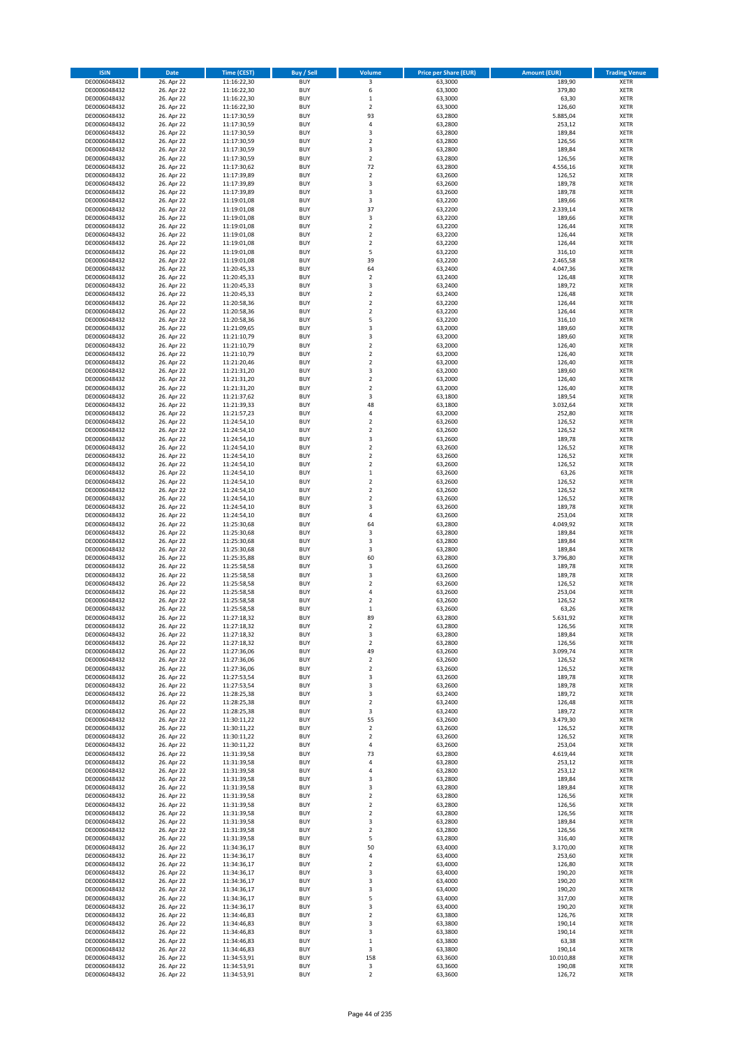| ISIN | Date | Time (CEST) | Buy / Sell | Volume | Price per Share (EUR) | Amount (EUR) | Trading Venue |
|---|---|---|---|---|---|---|---|
| DE0006048432 | 26. Apr 22 | 11:16:22,30 | BUY | 3 | 63,3000 | 189,90 | XETR |
| DE0006048432 | 26. Apr 22 | 11:16:22,30 | BUY | 6 | 63,3000 | 379,80 | XETR |
| DE0006048432 | 26. Apr 22 | 11:16:22,30 | BUY | 1 | 63,3000 | 63,30 | XETR |
| DE0006048432 | 26. Apr 22 | 11:16:22,30 | BUY | 2 | 63,3000 | 126,60 | XETR |
| DE0006048432 | 26. Apr 22 | 11:17:30,59 | BUY | 93 | 63,2800 | 5.885,04 | XETR |
| DE0006048432 | 26. Apr 22 | 11:17:30,59 | BUY | 4 | 63,2800 | 253,12 | XETR |
| DE0006048432 | 26. Apr 22 | 11:17:30,59 | BUY | 3 | 63,2800 | 189,84 | XETR |
| DE0006048432 | 26. Apr 22 | 11:17:30,59 | BUY | 2 | 63,2800 | 126,56 | XETR |
| DE0006048432 | 26. Apr 22 | 11:17:30,59 | BUY | 3 | 63,2800 | 189,84 | XETR |
| DE0006048432 | 26. Apr 22 | 11:17:30,59 | BUY | 2 | 63,2800 | 126,56 | XETR |
| DE0006048432 | 26. Apr 22 | 11:17:30,62 | BUY | 72 | 63,2800 | 4.556,16 | XETR |
| DE0006048432 | 26. Apr 22 | 11:17:39,89 | BUY | 2 | 63,2600 | 126,52 | XETR |
| DE0006048432 | 26. Apr 22 | 11:17:39,89 | BUY | 3 | 63,2600 | 189,78 | XETR |
| DE0006048432 | 26. Apr 22 | 11:17:39,89 | BUY | 3 | 63,2600 | 189,78 | XETR |
| DE0006048432 | 26. Apr 22 | 11:19:01,08 | BUY | 3 | 63,2200 | 189,66 | XETR |
| DE0006048432 | 26. Apr 22 | 11:19:01,08 | BUY | 37 | 63,2200 | 2.339,14 | XETR |
| DE0006048432 | 26. Apr 22 | 11:19:01,08 | BUY | 3 | 63,2200 | 189,66 | XETR |
| DE0006048432 | 26. Apr 22 | 11:19:01,08 | BUY | 2 | 63,2200 | 126,44 | XETR |
| DE0006048432 | 26. Apr 22 | 11:19:01,08 | BUY | 2 | 63,2200 | 126,44 | XETR |
| DE0006048432 | 26. Apr 22 | 11:19:01,08 | BUY | 2 | 63,2200 | 126,44 | XETR |
| DE0006048432 | 26. Apr 22 | 11:19:01,08 | BUY | 5 | 63,2200 | 316,10 | XETR |
| DE0006048432 | 26. Apr 22 | 11:19:01,08 | BUY | 39 | 63,2200 | 2.465,58 | XETR |
| DE0006048432 | 26. Apr 22 | 11:20:45,33 | BUY | 64 | 63,2400 | 4.047,36 | XETR |
| DE0006048432 | 26. Apr 22 | 11:20:45,33 | BUY | 2 | 63,2400 | 126,48 | XETR |
| DE0006048432 | 26. Apr 22 | 11:20:45,33 | BUY | 3 | 63,2400 | 189,72 | XETR |
| DE0006048432 | 26. Apr 22 | 11:20:45,33 | BUY | 2 | 63,2400 | 126,48 | XETR |
| DE0006048432 | 26. Apr 22 | 11:20:58,36 | BUY | 2 | 63,2200 | 126,44 | XETR |
| DE0006048432 | 26. Apr 22 | 11:20:58,36 | BUY | 2 | 63,2200 | 126,44 | XETR |
| DE0006048432 | 26. Apr 22 | 11:20:58,36 | BUY | 5 | 63,2200 | 316,10 | XETR |
| DE0006048432 | 26. Apr 22 | 11:21:09,65 | BUY | 3 | 63,2000 | 189,60 | XETR |
| DE0006048432 | 26. Apr 22 | 11:21:10,79 | BUY | 3 | 63,2000 | 189,60 | XETR |
| DE0006048432 | 26. Apr 22 | 11:21:10,79 | BUY | 2 | 63,2000 | 126,40 | XETR |
| DE0006048432 | 26. Apr 22 | 11:21:10,79 | BUY | 2 | 63,2000 | 126,40 | XETR |
| DE0006048432 | 26. Apr 22 | 11:21:20,46 | BUY | 2 | 63,2000 | 126,40 | XETR |
| DE0006048432 | 26. Apr 22 | 11:21:31,20 | BUY | 3 | 63,2000 | 189,60 | XETR |
| DE0006048432 | 26. Apr 22 | 11:21:31,20 | BUY | 2 | 63,2000 | 126,40 | XETR |
| DE0006048432 | 26. Apr 22 | 11:21:31,20 | BUY | 2 | 63,2000 | 126,40 | XETR |
| DE0006048432 | 26. Apr 22 | 11:21:37,62 | BUY | 3 | 63,1800 | 189,54 | XETR |
| DE0006048432 | 26. Apr 22 | 11:21:39,33 | BUY | 48 | 63,1800 | 3.032,64 | XETR |
| DE0006048432 | 26. Apr 22 | 11:21:57,23 | BUY | 4 | 63,2000 | 252,80 | XETR |
| DE0006048432 | 26. Apr 22 | 11:24:54,10 | BUY | 2 | 63,2600 | 126,52 | XETR |
| DE0006048432 | 26. Apr 22 | 11:24:54,10 | BUY | 2 | 63,2600 | 126,52 | XETR |
| DE0006048432 | 26. Apr 22 | 11:24:54,10 | BUY | 3 | 63,2600 | 189,78 | XETR |
| DE0006048432 | 26. Apr 22 | 11:24:54,10 | BUY | 2 | 63,2600 | 126,52 | XETR |
| DE0006048432 | 26. Apr 22 | 11:24:54,10 | BUY | 2 | 63,2600 | 126,52 | XETR |
| DE0006048432 | 26. Apr 22 | 11:24:54,10 | BUY | 2 | 63,2600 | 126,52 | XETR |
| DE0006048432 | 26. Apr 22 | 11:24:54,10 | BUY | 1 | 63,2600 | 63,26 | XETR |
| DE0006048432 | 26. Apr 22 | 11:24:54,10 | BUY | 2 | 63,2600 | 126,52 | XETR |
| DE0006048432 | 26. Apr 22 | 11:24:54,10 | BUY | 2 | 63,2600 | 126,52 | XETR |
| DE0006048432 | 26. Apr 22 | 11:24:54,10 | BUY | 2 | 63,2600 | 126,52 | XETR |
| DE0006048432 | 26. Apr 22 | 11:24:54,10 | BUY | 3 | 63,2600 | 189,78 | XETR |
| DE0006048432 | 26. Apr 22 | 11:24:54,10 | BUY | 4 | 63,2600 | 253,04 | XETR |
| DE0006048432 | 26. Apr 22 | 11:25:30,68 | BUY | 64 | 63,2800 | 4.049,92 | XETR |
| DE0006048432 | 26. Apr 22 | 11:25:30,68 | BUY | 3 | 63,2800 | 189,84 | XETR |
| DE0006048432 | 26. Apr 22 | 11:25:30,68 | BUY | 3 | 63,2800 | 189,84 | XETR |
| DE0006048432 | 26. Apr 22 | 11:25:30,68 | BUY | 3 | 63,2800 | 189,84 | XETR |
| DE0006048432 | 26. Apr 22 | 11:25:35,88 | BUY | 60 | 63,2800 | 3.796,80 | XETR |
| DE0006048432 | 26. Apr 22 | 11:25:58,58 | BUY | 3 | 63,2600 | 189,78 | XETR |
| DE0006048432 | 26. Apr 22 | 11:25:58,58 | BUY | 3 | 63,2600 | 189,78 | XETR |
| DE0006048432 | 26. Apr 22 | 11:25:58,58 | BUY | 2 | 63,2600 | 126,52 | XETR |
| DE0006048432 | 26. Apr 22 | 11:25:58,58 | BUY | 4 | 63,2600 | 253,04 | XETR |
| DE0006048432 | 26. Apr 22 | 11:25:58,58 | BUY | 2 | 63,2600 | 126,52 | XETR |
| DE0006048432 | 26. Apr 22 | 11:25:58,58 | BUY | 1 | 63,2600 | 63,26 | XETR |
| DE0006048432 | 26. Apr 22 | 11:27:18,32 | BUY | 89 | 63,2800 | 5.631,92 | XETR |
| DE0006048432 | 26. Apr 22 | 11:27:18,32 | BUY | 2 | 63,2800 | 126,56 | XETR |
| DE0006048432 | 26. Apr 22 | 11:27:18,32 | BUY | 3 | 63,2800 | 189,84 | XETR |
| DE0006048432 | 26. Apr 22 | 11:27:18,32 | BUY | 2 | 63,2800 | 126,56 | XETR |
| DE0006048432 | 26. Apr 22 | 11:27:36,06 | BUY | 49 | 63,2600 | 3.099,74 | XETR |
| DE0006048432 | 26. Apr 22 | 11:27:36,06 | BUY | 2 | 63,2600 | 126,52 | XETR |
| DE0006048432 | 26. Apr 22 | 11:27:36,06 | BUY | 2 | 63,2600 | 126,52 | XETR |
| DE0006048432 | 26. Apr 22 | 11:27:53,54 | BUY | 3 | 63,2600 | 189,78 | XETR |
| DE0006048432 | 26. Apr 22 | 11:27:53,54 | BUY | 3 | 63,2600 | 189,78 | XETR |
| DE0006048432 | 26. Apr 22 | 11:28:25,38 | BUY | 3 | 63,2400 | 189,72 | XETR |
| DE0006048432 | 26. Apr 22 | 11:28:25,38 | BUY | 2 | 63,2400 | 126,48 | XETR |
| DE0006048432 | 26. Apr 22 | 11:28:25,38 | BUY | 3 | 63,2400 | 189,72 | XETR |
| DE0006048432 | 26. Apr 22 | 11:30:11,22 | BUY | 55 | 63,2600 | 3.479,30 | XETR |
| DE0006048432 | 26. Apr 22 | 11:30:11,22 | BUY | 2 | 63,2600 | 126,52 | XETR |
| DE0006048432 | 26. Apr 22 | 11:30:11,22 | BUY | 2 | 63,2600 | 126,52 | XETR |
| DE0006048432 | 26. Apr 22 | 11:30:11,22 | BUY | 4 | 63,2600 | 253,04 | XETR |
| DE0006048432 | 26. Apr 22 | 11:31:39,58 | BUY | 73 | 63,2800 | 4.619,44 | XETR |
| DE0006048432 | 26. Apr 22 | 11:31:39,58 | BUY | 4 | 63,2800 | 253,12 | XETR |
| DE0006048432 | 26. Apr 22 | 11:31:39,58 | BUY | 4 | 63,2800 | 253,12 | XETR |
| DE0006048432 | 26. Apr 22 | 11:31:39,58 | BUY | 3 | 63,2800 | 189,84 | XETR |
| DE0006048432 | 26. Apr 22 | 11:31:39,58 | BUY | 3 | 63,2800 | 189,84 | XETR |
| DE0006048432 | 26. Apr 22 | 11:31:39,58 | BUY | 2 | 63,2800 | 126,56 | XETR |
| DE0006048432 | 26. Apr 22 | 11:31:39,58 | BUY | 2 | 63,2800 | 126,56 | XETR |
| DE0006048432 | 26. Apr 22 | 11:31:39,58 | BUY | 2 | 63,2800 | 126,56 | XETR |
| DE0006048432 | 26. Apr 22 | 11:31:39,58 | BUY | 3 | 63,2800 | 189,84 | XETR |
| DE0006048432 | 26. Apr 22 | 11:31:39,58 | BUY | 2 | 63,2800 | 126,56 | XETR |
| DE0006048432 | 26. Apr 22 | 11:31:39,58 | BUY | 5 | 63,2800 | 316,40 | XETR |
| DE0006048432 | 26. Apr 22 | 11:34:36,17 | BUY | 50 | 63,4000 | 3.170,00 | XETR |
| DE0006048432 | 26. Apr 22 | 11:34:36,17 | BUY | 4 | 63,4000 | 253,60 | XETR |
| DE0006048432 | 26. Apr 22 | 11:34:36,17 | BUY | 2 | 63,4000 | 126,80 | XETR |
| DE0006048432 | 26. Apr 22 | 11:34:36,17 | BUY | 3 | 63,4000 | 190,20 | XETR |
| DE0006048432 | 26. Apr 22 | 11:34:36,17 | BUY | 3 | 63,4000 | 190,20 | XETR |
| DE0006048432 | 26. Apr 22 | 11:34:36,17 | BUY | 3 | 63,4000 | 190,20 | XETR |
| DE0006048432 | 26. Apr 22 | 11:34:36,17 | BUY | 5 | 63,4000 | 317,00 | XETR |
| DE0006048432 | 26. Apr 22 | 11:34:36,17 | BUY | 3 | 63,4000 | 190,20 | XETR |
| DE0006048432 | 26. Apr 22 | 11:34:46,83 | BUY | 2 | 63,3800 | 126,76 | XETR |
| DE0006048432 | 26. Apr 22 | 11:34:46,83 | BUY | 3 | 63,3800 | 190,14 | XETR |
| DE0006048432 | 26. Apr 22 | 11:34:46,83 | BUY | 3 | 63,3800 | 190,14 | XETR |
| DE0006048432 | 26. Apr 22 | 11:34:46,83 | BUY | 1 | 63,3800 | 63,38 | XETR |
| DE0006048432 | 26. Apr 22 | 11:34:46,83 | BUY | 3 | 63,3800 | 190,14 | XETR |
| DE0006048432 | 26. Apr 22 | 11:34:53,91 | BUY | 158 | 63,3600 | 10.010,88 | XETR |
| DE0006048432 | 26. Apr 22 | 11:34:53,91 | BUY | 3 | 63,3600 | 190,08 | XETR |
| DE0006048432 | 26. Apr 22 | 11:34:53,91 | BUY | 2 | 63,3600 | 126,72 | XETR |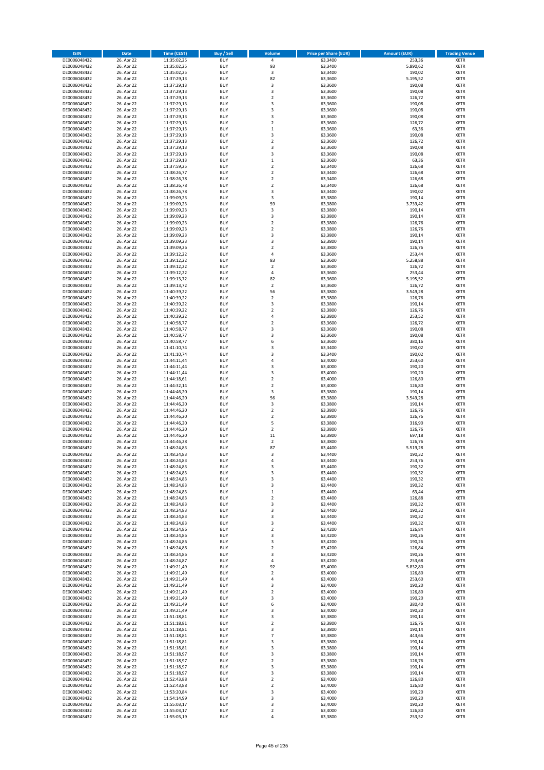| ISIN | Date | Time (CEST) | Buy / Sell | Volume | Price per Share (EUR) | Amount (EUR) | Trading Venue |
|---|---|---|---|---|---|---|---|
| DE0006048432 | 26. Apr 22 | 11:35:02,25 | BUY | 4 | 63,3400 | 253,36 | XETR |
| DE0006048432 | 26. Apr 22 | 11:35:02,25 | BUY | 93 | 63,3400 | 5.890,62 | XETR |
| DE0006048432 | 26. Apr 22 | 11:35:02,25 | BUY | 3 | 63,3400 | 190,02 | XETR |
| DE0006048432 | 26. Apr 22 | 11:37:29,13 | BUY | 82 | 63,3600 | 5.195,52 | XETR |
| DE0006048432 | 26. Apr 22 | 11:37:29,13 | BUY | 3 | 63,3600 | 190,08 | XETR |
| DE0006048432 | 26. Apr 22 | 11:37:29,13 | BUY | 3 | 63,3600 | 190,08 | XETR |
| DE0006048432 | 26. Apr 22 | 11:37:29,13 | BUY | 2 | 63,3600 | 126,72 | XETR |
| DE0006048432 | 26. Apr 22 | 11:37:29,13 | BUY | 3 | 63,3600 | 190,08 | XETR |
| DE0006048432 | 26. Apr 22 | 11:37:29,13 | BUY | 3 | 63,3600 | 190,08 | XETR |
| DE0006048432 | 26. Apr 22 | 11:37:29,13 | BUY | 3 | 63,3600 | 190,08 | XETR |
| DE0006048432 | 26. Apr 22 | 11:37:29,13 | BUY | 2 | 63,3600 | 126,72 | XETR |
| DE0006048432 | 26. Apr 22 | 11:37:29,13 | BUY | 1 | 63,3600 | 63,36 | XETR |
| DE0006048432 | 26. Apr 22 | 11:37:29,13 | BUY | 3 | 63,3600 | 190,08 | XETR |
| DE0006048432 | 26. Apr 22 | 11:37:29,13 | BUY | 2 | 63,3600 | 126,72 | XETR |
| DE0006048432 | 26. Apr 22 | 11:37:29,13 | BUY | 3 | 63,3600 | 190,08 | XETR |
| DE0006048432 | 26. Apr 22 | 11:37:29,13 | BUY | 3 | 63,3600 | 190,08 | XETR |
| DE0006048432 | 26. Apr 22 | 11:37:29,13 | BUY | 1 | 63,3600 | 63,36 | XETR |
| DE0006048432 | 26. Apr 22 | 11:37:59,25 | BUY | 2 | 63,3400 | 126,68 | XETR |
| DE0006048432 | 26. Apr 22 | 11:38:26,77 | BUY | 2 | 63,3400 | 126,68 | XETR |
| DE0006048432 | 26. Apr 22 | 11:38:26,78 | BUY | 2 | 63,3400 | 126,68 | XETR |
| DE0006048432 | 26. Apr 22 | 11:38:26,78 | BUY | 2 | 63,3400 | 126,68 | XETR |
| DE0006048432 | 26. Apr 22 | 11:38:26,78 | BUY | 3 | 63,3400 | 190,02 | XETR |
| DE0006048432 | 26. Apr 22 | 11:39:09,23 | BUY | 3 | 63,3800 | 190,14 | XETR |
| DE0006048432 | 26. Apr 22 | 11:39:09,23 | BUY | 59 | 63,3800 | 3.739,42 | XETR |
| DE0006048432 | 26. Apr 22 | 11:39:09,23 | BUY | 3 | 63,3800 | 190,14 | XETR |
| DE0006048432 | 26. Apr 22 | 11:39:09,23 | BUY | 3 | 63,3800 | 190,14 | XETR |
| DE0006048432 | 26. Apr 22 | 11:39:09,23 | BUY | 2 | 63,3800 | 126,76 | XETR |
| DE0006048432 | 26. Apr 22 | 11:39:09,23 | BUY | 2 | 63,3800 | 126,76 | XETR |
| DE0006048432 | 26. Apr 22 | 11:39:09,23 | BUY | 3 | 63,3800 | 190,14 | XETR |
| DE0006048432 | 26. Apr 22 | 11:39:09,23 | BUY | 3 | 63,3800 | 190,14 | XETR |
| DE0006048432 | 26. Apr 22 | 11:39:09,26 | BUY | 2 | 63,3800 | 126,76 | XETR |
| DE0006048432 | 26. Apr 22 | 11:39:12,22 | BUY | 4 | 63,3600 | 253,44 | XETR |
| DE0006048432 | 26. Apr 22 | 11:39:12,22 | BUY | 83 | 63,3600 | 5.258,88 | XETR |
| DE0006048432 | 26. Apr 22 | 11:39:12,22 | BUY | 2 | 63,3600 | 126,72 | XETR |
| DE0006048432 | 26. Apr 22 | 11:39:12,22 | BUY | 4 | 63,3600 | 253,44 | XETR |
| DE0006048432 | 26. Apr 22 | 11:39:13,72 | BUY | 82 | 63,3600 | 5.195,52 | XETR |
| DE0006048432 | 26. Apr 22 | 11:39:13,72 | BUY | 2 | 63,3600 | 126,72 | XETR |
| DE0006048432 | 26. Apr 22 | 11:40:39,22 | BUY | 56 | 63,3800 | 3.549,28 | XETR |
| DE0006048432 | 26. Apr 22 | 11:40:39,22 | BUY | 2 | 63,3800 | 126,76 | XETR |
| DE0006048432 | 26. Apr 22 | 11:40:39,22 | BUY | 3 | 63,3800 | 190,14 | XETR |
| DE0006048432 | 26. Apr 22 | 11:40:39,22 | BUY | 2 | 63,3800 | 126,76 | XETR |
| DE0006048432 | 26. Apr 22 | 11:40:39,22 | BUY | 4 | 63,3800 | 253,52 | XETR |
| DE0006048432 | 26. Apr 22 | 11:40:58,77 | BUY | 2 | 63,3600 | 126,72 | XETR |
| DE0006048432 | 26. Apr 22 | 11:40:58,77 | BUY | 3 | 63,3600 | 190,08 | XETR |
| DE0006048432 | 26. Apr 22 | 11:40:58,77 | BUY | 3 | 63,3600 | 190,08 | XETR |
| DE0006048432 | 26. Apr 22 | 11:40:58,77 | BUY | 6 | 63,3600 | 380,16 | XETR |
| DE0006048432 | 26. Apr 22 | 11:41:10,74 | BUY | 3 | 63,3400 | 190,02 | XETR |
| DE0006048432 | 26. Apr 22 | 11:41:10,74 | BUY | 3 | 63,3400 | 190,02 | XETR |
| DE0006048432 | 26. Apr 22 | 11:44:11,44 | BUY | 4 | 63,4000 | 253,60 | XETR |
| DE0006048432 | 26. Apr 22 | 11:44:11,44 | BUY | 3 | 63,4000 | 190,20 | XETR |
| DE0006048432 | 26. Apr 22 | 11:44:11,44 | BUY | 3 | 63,4000 | 190,20 | XETR |
| DE0006048432 | 26. Apr 22 | 11:44:18,61 | BUY | 2 | 63,4000 | 126,80 | XETR |
| DE0006048432 | 26. Apr 22 | 11:44:32,14 | BUY | 2 | 63,4000 | 126,80 | XETR |
| DE0006048432 | 26. Apr 22 | 11:44:46,20 | BUY | 3 | 63,3800 | 190,14 | XETR |
| DE0006048432 | 26. Apr 22 | 11:44:46,20 | BUY | 56 | 63,3800 | 3.549,28 | XETR |
| DE0006048432 | 26. Apr 22 | 11:44:46,20 | BUY | 3 | 63,3800 | 190,14 | XETR |
| DE0006048432 | 26. Apr 22 | 11:44:46,20 | BUY | 2 | 63,3800 | 126,76 | XETR |
| DE0006048432 | 26. Apr 22 | 11:44:46,20 | BUY | 2 | 63,3800 | 126,76 | XETR |
| DE0006048432 | 26. Apr 22 | 11:44:46,20 | BUY | 5 | 63,3800 | 316,90 | XETR |
| DE0006048432 | 26. Apr 22 | 11:44:46,20 | BUY | 2 | 63,3800 | 126,76 | XETR |
| DE0006048432 | 26. Apr 22 | 11:44:46,20 | BUY | 11 | 63,3800 | 697,18 | XETR |
| DE0006048432 | 26. Apr 22 | 11:44:46,28 | BUY | 2 | 63,3800 | 126,76 | XETR |
| DE0006048432 | 26. Apr 22 | 11:48:24,83 | BUY | 87 | 63,4400 | 5.519,28 | XETR |
| DE0006048432 | 26. Apr 22 | 11:48:24,83 | BUY | 3 | 63,4400 | 190,32 | XETR |
| DE0006048432 | 26. Apr 22 | 11:48:24,83 | BUY | 4 | 63,4400 | 253,76 | XETR |
| DE0006048432 | 26. Apr 22 | 11:48:24,83 | BUY | 3 | 63,4400 | 190,32 | XETR |
| DE0006048432 | 26. Apr 22 | 11:48:24,83 | BUY | 3 | 63,4400 | 190,32 | XETR |
| DE0006048432 | 26. Apr 22 | 11:48:24,83 | BUY | 3 | 63,4400 | 190,32 | XETR |
| DE0006048432 | 26. Apr 22 | 11:48:24,83 | BUY | 3 | 63,4400 | 190,32 | XETR |
| DE0006048432 | 26. Apr 22 | 11:48:24,83 | BUY | 1 | 63,4400 | 63,44 | XETR |
| DE0006048432 | 26. Apr 22 | 11:48:24,83 | BUY | 2 | 63,4400 | 126,88 | XETR |
| DE0006048432 | 26. Apr 22 | 11:48:24,83 | BUY | 3 | 63,4400 | 190,32 | XETR |
| DE0006048432 | 26. Apr 22 | 11:48:24,83 | BUY | 3 | 63,4400 | 190,32 | XETR |
| DE0006048432 | 26. Apr 22 | 11:48:24,83 | BUY | 3 | 63,4400 | 190,32 | XETR |
| DE0006048432 | 26. Apr 22 | 11:48:24,83 | BUY | 3 | 63,4400 | 190,32 | XETR |
| DE0006048432 | 26. Apr 22 | 11:48:24,86 | BUY | 2 | 63,4200 | 126,84 | XETR |
| DE0006048432 | 26. Apr 22 | 11:48:24,86 | BUY | 3 | 63,4200 | 190,26 | XETR |
| DE0006048432 | 26. Apr 22 | 11:48:24,86 | BUY | 3 | 63,4200 | 190,26 | XETR |
| DE0006048432 | 26. Apr 22 | 11:48:24,86 | BUY | 2 | 63,4200 | 126,84 | XETR |
| DE0006048432 | 26. Apr 22 | 11:48:24,86 | BUY | 3 | 63,4200 | 190,26 | XETR |
| DE0006048432 | 26. Apr 22 | 11:48:24,87 | BUY | 4 | 63,4200 | 253,68 | XETR |
| DE0006048432 | 26. Apr 22 | 11:49:21,49 | BUY | 92 | 63,4000 | 5.832,80 | XETR |
| DE0006048432 | 26. Apr 22 | 11:49:21,49 | BUY | 2 | 63,4000 | 126,80 | XETR |
| DE0006048432 | 26. Apr 22 | 11:49:21,49 | BUY | 4 | 63,4000 | 253,60 | XETR |
| DE0006048432 | 26. Apr 22 | 11:49:21,49 | BUY | 3 | 63,4000 | 190,20 | XETR |
| DE0006048432 | 26. Apr 22 | 11:49:21,49 | BUY | 2 | 63,4000 | 126,80 | XETR |
| DE0006048432 | 26. Apr 22 | 11:49:21,49 | BUY | 3 | 63,4000 | 190,20 | XETR |
| DE0006048432 | 26. Apr 22 | 11:49:21,49 | BUY | 6 | 63,4000 | 380,40 | XETR |
| DE0006048432 | 26. Apr 22 | 11:49:21,49 | BUY | 3 | 63,4000 | 190,20 | XETR |
| DE0006048432 | 26. Apr 22 | 11:51:18,81 | BUY | 3 | 63,3800 | 190,14 | XETR |
| DE0006048432 | 26. Apr 22 | 11:51:18,81 | BUY | 2 | 63,3800 | 126,76 | XETR |
| DE0006048432 | 26. Apr 22 | 11:51:18,81 | BUY | 3 | 63,3800 | 190,14 | XETR |
| DE0006048432 | 26. Apr 22 | 11:51:18,81 | BUY | 7 | 63,3800 | 443,66 | XETR |
| DE0006048432 | 26. Apr 22 | 11:51:18,81 | BUY | 3 | 63,3800 | 190,14 | XETR |
| DE0006048432 | 26. Apr 22 | 11:51:18,81 | BUY | 3 | 63,3800 | 190,14 | XETR |
| DE0006048432 | 26. Apr 22 | 11:51:18,97 | BUY | 3 | 63,3800 | 190,14 | XETR |
| DE0006048432 | 26. Apr 22 | 11:51:18,97 | BUY | 2 | 63,3800 | 126,76 | XETR |
| DE0006048432 | 26. Apr 22 | 11:51:18,97 | BUY | 3 | 63,3800 | 190,14 | XETR |
| DE0006048432 | 26. Apr 22 | 11:51:18,97 | BUY | 3 | 63,3800 | 190,14 | XETR |
| DE0006048432 | 26. Apr 22 | 11:52:43,88 | BUY | 2 | 63,4000 | 126,80 | XETR |
| DE0006048432 | 26. Apr 22 | 11:52:43,88 | BUY | 2 | 63,4000 | 126,80 | XETR |
| DE0006048432 | 26. Apr 22 | 11:53:20,84 | BUY | 3 | 63,4000 | 190,20 | XETR |
| DE0006048432 | 26. Apr 22 | 11:54:14,99 | BUY | 3 | 63,4000 | 190,20 | XETR |
| DE0006048432 | 26. Apr 22 | 11:55:03,17 | BUY | 3 | 63,4000 | 190,20 | XETR |
| DE0006048432 | 26. Apr 22 | 11:55:03,17 | BUY | 2 | 63,4000 | 126,80 | XETR |
| DE0006048432 | 26. Apr 22 | 11:55:03,19 | BUY | 4 | 63,3800 | 253,52 | XETR |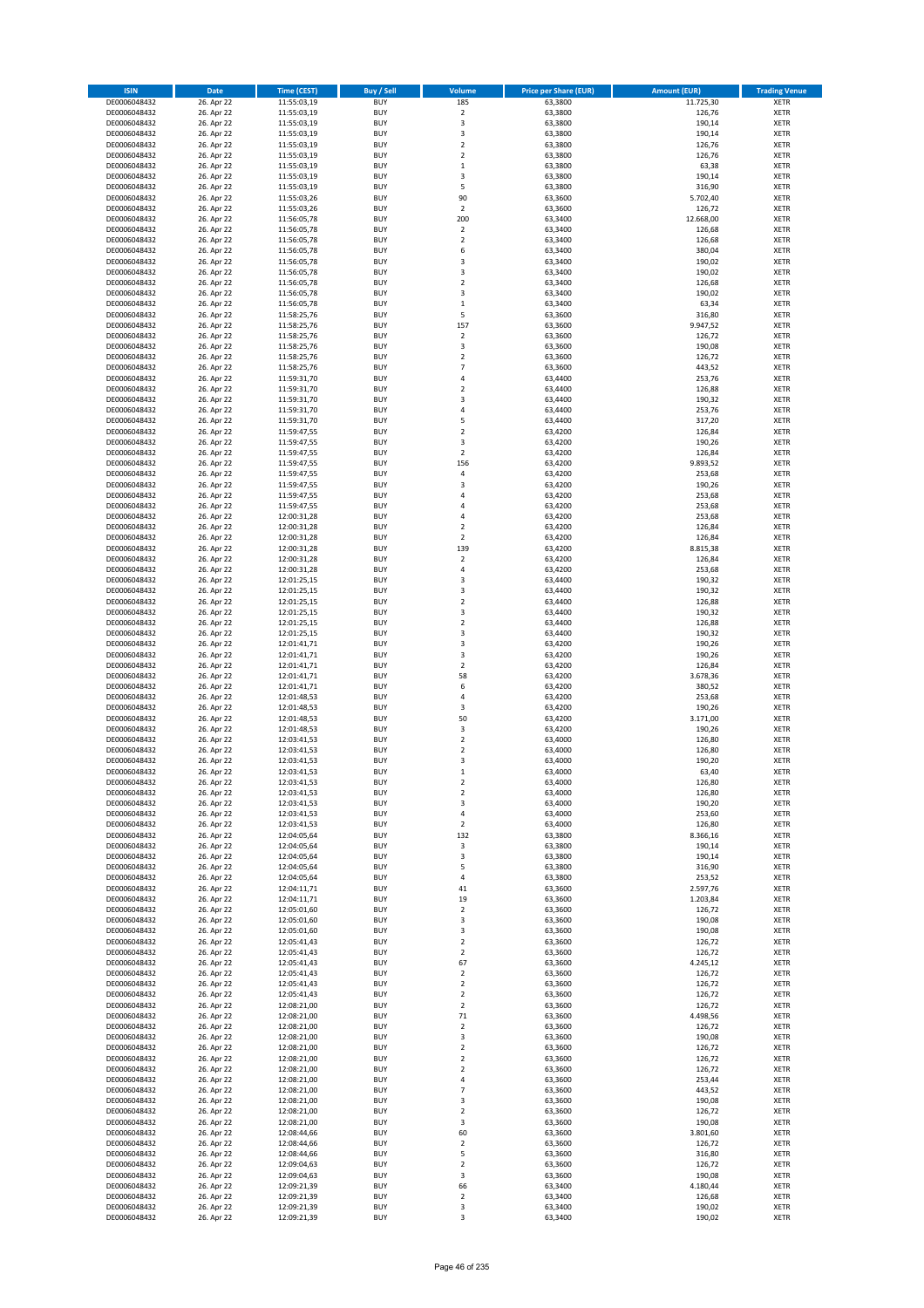| ISIN | Date | Time (CEST) | Buy / Sell | Volume | Price per Share (EUR) | Amount (EUR) | Trading Venue |
|---|---|---|---|---|---|---|---|
| DE0006048432 | 26. Apr 22 | 11:55:03,19 | BUY | 185 | 63,3800 | 11.725,30 | XETR |
| DE0006048432 | 26. Apr 22 | 11:55:03,19 | BUY | 2 | 63,3800 | 126,76 | XETR |
| DE0006048432 | 26. Apr 22 | 11:55:03,19 | BUY | 3 | 63,3800 | 190,14 | XETR |
| DE0006048432 | 26. Apr 22 | 11:55:03,19 | BUY | 3 | 63,3800 | 190,14 | XETR |
| DE0006048432 | 26. Apr 22 | 11:55:03,19 | BUY | 2 | 63,3800 | 126,76 | XETR |
| DE0006048432 | 26. Apr 22 | 11:55:03,19 | BUY | 2 | 63,3800 | 126,76 | XETR |
| DE0006048432 | 26. Apr 22 | 11:55:03,19 | BUY | 1 | 63,3800 | 63,38 | XETR |
| DE0006048432 | 26. Apr 22 | 11:55:03,19 | BUY | 3 | 63,3800 | 190,14 | XETR |
| DE0006048432 | 26. Apr 22 | 11:55:03,19 | BUY | 5 | 63,3800 | 316,90 | XETR |
| DE0006048432 | 26. Apr 22 | 11:55:03,26 | BUY | 90 | 63,3600 | 5.702,40 | XETR |
| DE0006048432 | 26. Apr 22 | 11:55:03,26 | BUY | 2 | 63,3600 | 126,72 | XETR |
| DE0006048432 | 26. Apr 22 | 11:56:05,78 | BUY | 200 | 63,3400 | 12.668,00 | XETR |
| DE0006048432 | 26. Apr 22 | 11:56:05,78 | BUY | 2 | 63,3400 | 126,68 | XETR |
| DE0006048432 | 26. Apr 22 | 11:56:05,78 | BUY | 2 | 63,3400 | 126,68 | XETR |
| DE0006048432 | 26. Apr 22 | 11:56:05,78 | BUY | 6 | 63,3400 | 380,04 | XETR |
| DE0006048432 | 26. Apr 22 | 11:56:05,78 | BUY | 3 | 63,3400 | 190,02 | XETR |
| DE0006048432 | 26. Apr 22 | 11:56:05,78 | BUY | 3 | 63,3400 | 190,02 | XETR |
| DE0006048432 | 26. Apr 22 | 11:56:05,78 | BUY | 2 | 63,3400 | 126,68 | XETR |
| DE0006048432 | 26. Apr 22 | 11:56:05,78 | BUY | 3 | 63,3400 | 190,02 | XETR |
| DE0006048432 | 26. Apr 22 | 11:56:05,78 | BUY | 1 | 63,3400 | 63,34 | XETR |
| DE0006048432 | 26. Apr 22 | 11:58:25,76 | BUY | 5 | 63,3600 | 316,80 | XETR |
| DE0006048432 | 26. Apr 22 | 11:58:25,76 | BUY | 157 | 63,3600 | 9.947,52 | XETR |
| DE0006048432 | 26. Apr 22 | 11:58:25,76 | BUY | 2 | 63,3600 | 126,72 | XETR |
| DE0006048432 | 26. Apr 22 | 11:58:25,76 | BUY | 3 | 63,3600 | 190,08 | XETR |
| DE0006048432 | 26. Apr 22 | 11:58:25,76 | BUY | 2 | 63,3600 | 126,72 | XETR |
| DE0006048432 | 26. Apr 22 | 11:58:25,76 | BUY | 7 | 63,3600 | 443,52 | XETR |
| DE0006048432 | 26. Apr 22 | 11:59:31,70 | BUY | 4 | 63,4400 | 253,76 | XETR |
| DE0006048432 | 26. Apr 22 | 11:59:31,70 | BUY | 2 | 63,4400 | 126,88 | XETR |
| DE0006048432 | 26. Apr 22 | 11:59:31,70 | BUY | 3 | 63,4400 | 190,32 | XETR |
| DE0006048432 | 26. Apr 22 | 11:59:31,70 | BUY | 4 | 63,4400 | 253,76 | XETR |
| DE0006048432 | 26. Apr 22 | 11:59:31,70 | BUY | 5 | 63,4400 | 317,20 | XETR |
| DE0006048432 | 26. Apr 22 | 11:59:47,55 | BUY | 2 | 63,4200 | 126,84 | XETR |
| DE0006048432 | 26. Apr 22 | 11:59:47,55 | BUY | 3 | 63,4200 | 190,26 | XETR |
| DE0006048432 | 26. Apr 22 | 11:59:47,55 | BUY | 2 | 63,4200 | 126,84 | XETR |
| DE0006048432 | 26. Apr 22 | 11:59:47,55 | BUY | 156 | 63,4200 | 9.893,52 | XETR |
| DE0006048432 | 26. Apr 22 | 11:59:47,55 | BUY | 4 | 63,4200 | 253,68 | XETR |
| DE0006048432 | 26. Apr 22 | 11:59:47,55 | BUY | 3 | 63,4200 | 190,26 | XETR |
| DE0006048432 | 26. Apr 22 | 11:59:47,55 | BUY | 4 | 63,4200 | 253,68 | XETR |
| DE0006048432 | 26. Apr 22 | 11:59:47,55 | BUY | 4 | 63,4200 | 253,68 | XETR |
| DE0006048432 | 26. Apr 22 | 12:00:31,28 | BUY | 4 | 63,4200 | 253,68 | XETR |
| DE0006048432 | 26. Apr 22 | 12:00:31,28 | BUY | 2 | 63,4200 | 126,84 | XETR |
| DE0006048432 | 26. Apr 22 | 12:00:31,28 | BUY | 2 | 63,4200 | 126,84 | XETR |
| DE0006048432 | 26. Apr 22 | 12:00:31,28 | BUY | 139 | 63,4200 | 8.815,38 | XETR |
| DE0006048432 | 26. Apr 22 | 12:00:31,28 | BUY | 2 | 63,4200 | 126,84 | XETR |
| DE0006048432 | 26. Apr 22 | 12:00:31,28 | BUY | 4 | 63,4200 | 253,68 | XETR |
| DE0006048432 | 26. Apr 22 | 12:01:25,15 | BUY | 3 | 63,4400 | 190,32 | XETR |
| DE0006048432 | 26. Apr 22 | 12:01:25,15 | BUY | 3 | 63,4400 | 190,32 | XETR |
| DE0006048432 | 26. Apr 22 | 12:01:25,15 | BUY | 2 | 63,4400 | 126,88 | XETR |
| DE0006048432 | 26. Apr 22 | 12:01:25,15 | BUY | 3 | 63,4400 | 190,32 | XETR |
| DE0006048432 | 26. Apr 22 | 12:01:25,15 | BUY | 2 | 63,4400 | 126,88 | XETR |
| DE0006048432 | 26. Apr 22 | 12:01:25,15 | BUY | 3 | 63,4400 | 190,32 | XETR |
| DE0006048432 | 26. Apr 22 | 12:01:41,71 | BUY | 3 | 63,4200 | 190,26 | XETR |
| DE0006048432 | 26. Apr 22 | 12:01:41,71 | BUY | 3 | 63,4200 | 190,26 | XETR |
| DE0006048432 | 26. Apr 22 | 12:01:41,71 | BUY | 2 | 63,4200 | 126,84 | XETR |
| DE0006048432 | 26. Apr 22 | 12:01:41,71 | BUY | 58 | 63,4200 | 3.678,36 | XETR |
| DE0006048432 | 26. Apr 22 | 12:01:41,71 | BUY | 6 | 63,4200 | 380,52 | XETR |
| DE0006048432 | 26. Apr 22 | 12:01:48,53 | BUY | 4 | 63,4200 | 253,68 | XETR |
| DE0006048432 | 26. Apr 22 | 12:01:48,53 | BUY | 3 | 63,4200 | 190,26 | XETR |
| DE0006048432 | 26. Apr 22 | 12:01:48,53 | BUY | 50 | 63,4200 | 3.171,00 | XETR |
| DE0006048432 | 26. Apr 22 | 12:01:48,53 | BUY | 3 | 63,4200 | 190,26 | XETR |
| DE0006048432 | 26. Apr 22 | 12:03:41,53 | BUY | 2 | 63,4000 | 126,80 | XETR |
| DE0006048432 | 26. Apr 22 | 12:03:41,53 | BUY | 2 | 63,4000 | 126,80 | XETR |
| DE0006048432 | 26. Apr 22 | 12:03:41,53 | BUY | 3 | 63,4000 | 190,20 | XETR |
| DE0006048432 | 26. Apr 22 | 12:03:41,53 | BUY | 1 | 63,4000 | 63,40 | XETR |
| DE0006048432 | 26. Apr 22 | 12:03:41,53 | BUY | 2 | 63,4000 | 126,80 | XETR |
| DE0006048432 | 26. Apr 22 | 12:03:41,53 | BUY | 2 | 63,4000 | 126,80 | XETR |
| DE0006048432 | 26. Apr 22 | 12:03:41,53 | BUY | 3 | 63,4000 | 190,20 | XETR |
| DE0006048432 | 26. Apr 22 | 12:03:41,53 | BUY | 4 | 63,4000 | 253,60 | XETR |
| DE0006048432 | 26. Apr 22 | 12:03:41,53 | BUY | 2 | 63,4000 | 126,80 | XETR |
| DE0006048432 | 26. Apr 22 | 12:04:05,64 | BUY | 132 | 63,3800 | 8.366,16 | XETR |
| DE0006048432 | 26. Apr 22 | 12:04:05,64 | BUY | 3 | 63,3800 | 190,14 | XETR |
| DE0006048432 | 26. Apr 22 | 12:04:05,64 | BUY | 3 | 63,3800 | 190,14 | XETR |
| DE0006048432 | 26. Apr 22 | 12:04:05,64 | BUY | 5 | 63,3800 | 316,90 | XETR |
| DE0006048432 | 26. Apr 22 | 12:04:05,64 | BUY | 4 | 63,3800 | 253,52 | XETR |
| DE0006048432 | 26. Apr 22 | 12:04:11,71 | BUY | 41 | 63,3600 | 2.597,76 | XETR |
| DE0006048432 | 26. Apr 22 | 12:04:11,71 | BUY | 19 | 63,3600 | 1.203,84 | XETR |
| DE0006048432 | 26. Apr 22 | 12:05:01,60 | BUY | 2 | 63,3600 | 126,72 | XETR |
| DE0006048432 | 26. Apr 22 | 12:05:01,60 | BUY | 3 | 63,3600 | 190,08 | XETR |
| DE0006048432 | 26. Apr 22 | 12:05:01,60 | BUY | 3 | 63,3600 | 190,08 | XETR |
| DE0006048432 | 26. Apr 22 | 12:05:41,43 | BUY | 2 | 63,3600 | 126,72 | XETR |
| DE0006048432 | 26. Apr 22 | 12:05:41,43 | BUY | 2 | 63,3600 | 126,72 | XETR |
| DE0006048432 | 26. Apr 22 | 12:05:41,43 | BUY | 67 | 63,3600 | 4.245,12 | XETR |
| DE0006048432 | 26. Apr 22 | 12:05:41,43 | BUY | 2 | 63,3600 | 126,72 | XETR |
| DE0006048432 | 26. Apr 22 | 12:05:41,43 | BUY | 2 | 63,3600 | 126,72 | XETR |
| DE0006048432 | 26. Apr 22 | 12:05:41,43 | BUY | 2 | 63,3600 | 126,72 | XETR |
| DE0006048432 | 26. Apr 22 | 12:08:21,00 | BUY | 2 | 63,3600 | 126,72 | XETR |
| DE0006048432 | 26. Apr 22 | 12:08:21,00 | BUY | 71 | 63,3600 | 4.498,56 | XETR |
| DE0006048432 | 26. Apr 22 | 12:08:21,00 | BUY | 2 | 63,3600 | 126,72 | XETR |
| DE0006048432 | 26. Apr 22 | 12:08:21,00 | BUY | 3 | 63,3600 | 190,08 | XETR |
| DE0006048432 | 26. Apr 22 | 12:08:21,00 | BUY | 2 | 63,3600 | 126,72 | XETR |
| DE0006048432 | 26. Apr 22 | 12:08:21,00 | BUY | 2 | 63,3600 | 126,72 | XETR |
| DE0006048432 | 26. Apr 22 | 12:08:21,00 | BUY | 2 | 63,3600 | 126,72 | XETR |
| DE0006048432 | 26. Apr 22 | 12:08:21,00 | BUY | 4 | 63,3600 | 253,44 | XETR |
| DE0006048432 | 26. Apr 22 | 12:08:21,00 | BUY | 7 | 63,3600 | 443,52 | XETR |
| DE0006048432 | 26. Apr 22 | 12:08:21,00 | BUY | 3 | 63,3600 | 190,08 | XETR |
| DE0006048432 | 26. Apr 22 | 12:08:21,00 | BUY | 2 | 63,3600 | 126,72 | XETR |
| DE0006048432 | 26. Apr 22 | 12:08:21,00 | BUY | 3 | 63,3600 | 190,08 | XETR |
| DE0006048432 | 26. Apr 22 | 12:08:44,66 | BUY | 60 | 63,3600 | 3.801,60 | XETR |
| DE0006048432 | 26. Apr 22 | 12:08:44,66 | BUY | 2 | 63,3600 | 126,72 | XETR |
| DE0006048432 | 26. Apr 22 | 12:08:44,66 | BUY | 5 | 63,3600 | 316,80 | XETR |
| DE0006048432 | 26. Apr 22 | 12:09:04,63 | BUY | 2 | 63,3600 | 126,72 | XETR |
| DE0006048432 | 26. Apr 22 | 12:09:04,63 | BUY | 3 | 63,3600 | 190,08 | XETR |
| DE0006048432 | 26. Apr 22 | 12:09:21,39 | BUY | 66 | 63,3400 | 4.180,44 | XETR |
| DE0006048432 | 26. Apr 22 | 12:09:21,39 | BUY | 2 | 63,3400 | 126,68 | XETR |
| DE0006048432 | 26. Apr 22 | 12:09:21,39 | BUY | 3 | 63,3400 | 190,02 | XETR |
| DE0006048432 | 26. Apr 22 | 12:09:21,39 | BUY | 3 | 63,3400 | 190,02 | XETR |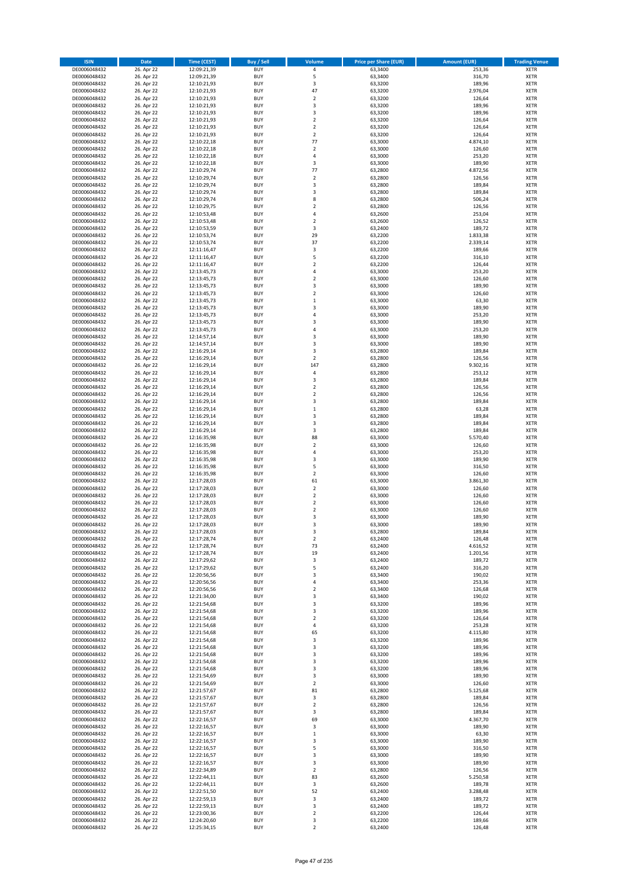| ISIN | Date | Time (CEST) | Buy / Sell | Volume | Price per Share (EUR) | Amount (EUR) | Trading Venue |
|---|---|---|---|---|---|---|---|
| DE0006048432 | 26. Apr 22 | 12:09:21,39 | BUY | 4 | 63,3400 | 253,36 | XETR |
| DE0006048432 | 26. Apr 22 | 12:09:21,39 | BUY | 5 | 63,3400 | 316,70 | XETR |
| DE0006048432 | 26. Apr 22 | 12:10:21,93 | BUY | 3 | 63,3200 | 189,96 | XETR |
| DE0006048432 | 26. Apr 22 | 12:10:21,93 | BUY | 47 | 63,3200 | 2.976,04 | XETR |
| DE0006048432 | 26. Apr 22 | 12:10:21,93 | BUY | 2 | 63,3200 | 126,64 | XETR |
| DE0006048432 | 26. Apr 22 | 12:10:21,93 | BUY | 3 | 63,3200 | 189,96 | XETR |
| DE0006048432 | 26. Apr 22 | 12:10:21,93 | BUY | 3 | 63,3200 | 189,96 | XETR |
| DE0006048432 | 26. Apr 22 | 12:10:21,93 | BUY | 2 | 63,3200 | 126,64 | XETR |
| DE0006048432 | 26. Apr 22 | 12:10:21,93 | BUY | 2 | 63,3200 | 126,64 | XETR |
| DE0006048432 | 26. Apr 22 | 12:10:21,93 | BUY | 2 | 63,3200 | 126,64 | XETR |
| DE0006048432 | 26. Apr 22 | 12:10:22,18 | BUY | 77 | 63,3000 | 4.874,10 | XETR |
| DE0006048432 | 26. Apr 22 | 12:10:22,18 | BUY | 2 | 63,3000 | 126,60 | XETR |
| DE0006048432 | 26. Apr 22 | 12:10:22,18 | BUY | 4 | 63,3000 | 253,20 | XETR |
| DE0006048432 | 26. Apr 22 | 12:10:22,18 | BUY | 3 | 63,3000 | 189,90 | XETR |
| DE0006048432 | 26. Apr 22 | 12:10:29,74 | BUY | 77 | 63,2800 | 4.872,56 | XETR |
| DE0006048432 | 26. Apr 22 | 12:10:29,74 | BUY | 2 | 63,2800 | 126,56 | XETR |
| DE0006048432 | 26. Apr 22 | 12:10:29,74 | BUY | 3 | 63,2800 | 189,84 | XETR |
| DE0006048432 | 26. Apr 22 | 12:10:29,74 | BUY | 3 | 63,2800 | 189,84 | XETR |
| DE0006048432 | 26. Apr 22 | 12:10:29,74 | BUY | 8 | 63,2800 | 506,24 | XETR |
| DE0006048432 | 26. Apr 22 | 12:10:29,75 | BUY | 2 | 63,2800 | 126,56 | XETR |
| DE0006048432 | 26. Apr 22 | 12:10:53,48 | BUY | 4 | 63,2600 | 253,04 | XETR |
| DE0006048432 | 26. Apr 22 | 12:10:53,48 | BUY | 2 | 63,2600 | 126,52 | XETR |
| DE0006048432 | 26. Apr 22 | 12:10:53,59 | BUY | 3 | 63,2400 | 189,72 | XETR |
| DE0006048432 | 26. Apr 22 | 12:10:53,74 | BUY | 29 | 63,2200 | 1.833,38 | XETR |
| DE0006048432 | 26. Apr 22 | 12:10:53,74 | BUY | 37 | 63,2200 | 2.339,14 | XETR |
| DE0006048432 | 26. Apr 22 | 12:11:16,47 | BUY | 3 | 63,2200 | 189,66 | XETR |
| DE0006048432 | 26. Apr 22 | 12:11:16,47 | BUY | 5 | 63,2200 | 316,10 | XETR |
| DE0006048432 | 26. Apr 22 | 12:11:16,47 | BUY | 2 | 63,2200 | 126,44 | XETR |
| DE0006048432 | 26. Apr 22 | 12:13:45,73 | BUY | 4 | 63,3000 | 253,20 | XETR |
| DE0006048432 | 26. Apr 22 | 12:13:45,73 | BUY | 2 | 63,3000 | 126,60 | XETR |
| DE0006048432 | 26. Apr 22 | 12:13:45,73 | BUY | 3 | 63,3000 | 189,90 | XETR |
| DE0006048432 | 26. Apr 22 | 12:13:45,73 | BUY | 2 | 63,3000 | 126,60 | XETR |
| DE0006048432 | 26. Apr 22 | 12:13:45,73 | BUY | 1 | 63,3000 | 63,30 | XETR |
| DE0006048432 | 26. Apr 22 | 12:13:45,73 | BUY | 3 | 63,3000 | 189,90 | XETR |
| DE0006048432 | 26. Apr 22 | 12:13:45,73 | BUY | 4 | 63,3000 | 253,20 | XETR |
| DE0006048432 | 26. Apr 22 | 12:13:45,73 | BUY | 3 | 63,3000 | 189,90 | XETR |
| DE0006048432 | 26. Apr 22 | 12:13:45,73 | BUY | 4 | 63,3000 | 253,20 | XETR |
| DE0006048432 | 26. Apr 22 | 12:14:57,14 | BUY | 3 | 63,3000 | 189,90 | XETR |
| DE0006048432 | 26. Apr 22 | 12:14:57,14 | BUY | 3 | 63,3000 | 189,90 | XETR |
| DE0006048432 | 26. Apr 22 | 12:16:29,14 | BUY | 3 | 63,2800 | 189,84 | XETR |
| DE0006048432 | 26. Apr 22 | 12:16:29,14 | BUY | 2 | 63,2800 | 126,56 | XETR |
| DE0006048432 | 26. Apr 22 | 12:16:29,14 | BUY | 147 | 63,2800 | 9.302,16 | XETR |
| DE0006048432 | 26. Apr 22 | 12:16:29,14 | BUY | 4 | 63,2800 | 253,12 | XETR |
| DE0006048432 | 26. Apr 22 | 12:16:29,14 | BUY | 3 | 63,2800 | 189,84 | XETR |
| DE0006048432 | 26. Apr 22 | 12:16:29,14 | BUY | 2 | 63,2800 | 126,56 | XETR |
| DE0006048432 | 26. Apr 22 | 12:16:29,14 | BUY | 2 | 63,2800 | 126,56 | XETR |
| DE0006048432 | 26. Apr 22 | 12:16:29,14 | BUY | 3 | 63,2800 | 189,84 | XETR |
| DE0006048432 | 26. Apr 22 | 12:16:29,14 | BUY | 1 | 63,2800 | 63,28 | XETR |
| DE0006048432 | 26. Apr 22 | 12:16:29,14 | BUY | 3 | 63,2800 | 189,84 | XETR |
| DE0006048432 | 26. Apr 22 | 12:16:29,14 | BUY | 3 | 63,2800 | 189,84 | XETR |
| DE0006048432 | 26. Apr 22 | 12:16:29,14 | BUY | 3 | 63,2800 | 189,84 | XETR |
| DE0006048432 | 26. Apr 22 | 12:16:35,98 | BUY | 88 | 63,3000 | 5.570,40 | XETR |
| DE0006048432 | 26. Apr 22 | 12:16:35,98 | BUY | 2 | 63,3000 | 126,60 | XETR |
| DE0006048432 | 26. Apr 22 | 12:16:35,98 | BUY | 4 | 63,3000 | 253,20 | XETR |
| DE0006048432 | 26. Apr 22 | 12:16:35,98 | BUY | 3 | 63,3000 | 189,90 | XETR |
| DE0006048432 | 26. Apr 22 | 12:16:35,98 | BUY | 5 | 63,3000 | 316,50 | XETR |
| DE0006048432 | 26. Apr 22 | 12:16:35,98 | BUY | 2 | 63,3000 | 126,60 | XETR |
| DE0006048432 | 26. Apr 22 | 12:17:28,03 | BUY | 61 | 63,3000 | 3.861,30 | XETR |
| DE0006048432 | 26. Apr 22 | 12:17:28,03 | BUY | 2 | 63,3000 | 126,60 | XETR |
| DE0006048432 | 26. Apr 22 | 12:17:28,03 | BUY | 2 | 63,3000 | 126,60 | XETR |
| DE0006048432 | 26. Apr 22 | 12:17:28,03 | BUY | 2 | 63,3000 | 126,60 | XETR |
| DE0006048432 | 26. Apr 22 | 12:17:28,03 | BUY | 2 | 63,3000 | 126,60 | XETR |
| DE0006048432 | 26. Apr 22 | 12:17:28,03 | BUY | 3 | 63,3000 | 189,90 | XETR |
| DE0006048432 | 26. Apr 22 | 12:17:28,03 | BUY | 3 | 63,3000 | 189,90 | XETR |
| DE0006048432 | 26. Apr 22 | 12:17:28,03 | BUY | 3 | 63,2800 | 189,84 | XETR |
| DE0006048432 | 26. Apr 22 | 12:17:28,74 | BUY | 2 | 63,2400 | 126,48 | XETR |
| DE0006048432 | 26. Apr 22 | 12:17:28,74 | BUY | 73 | 63,2400 | 4.616,52 | XETR |
| DE0006048432 | 26. Apr 22 | 12:17:28,74 | BUY | 19 | 63,2400 | 1.201,56 | XETR |
| DE0006048432 | 26. Apr 22 | 12:17:29,62 | BUY | 3 | 63,2400 | 189,72 | XETR |
| DE0006048432 | 26. Apr 22 | 12:17:29,62 | BUY | 5 | 63,2400 | 316,20 | XETR |
| DE0006048432 | 26. Apr 22 | 12:20:56,56 | BUY | 3 | 63,3400 | 190,02 | XETR |
| DE0006048432 | 26. Apr 22 | 12:20:56,56 | BUY | 4 | 63,3400 | 253,36 | XETR |
| DE0006048432 | 26. Apr 22 | 12:20:56,56 | BUY | 2 | 63,3400 | 126,68 | XETR |
| DE0006048432 | 26. Apr 22 | 12:21:34,00 | BUY | 3 | 63,3400 | 190,02 | XETR |
| DE0006048432 | 26. Apr 22 | 12:21:54,68 | BUY | 3 | 63,3200 | 189,96 | XETR |
| DE0006048432 | 26. Apr 22 | 12:21:54,68 | BUY | 3 | 63,3200 | 189,96 | XETR |
| DE0006048432 | 26. Apr 22 | 12:21:54,68 | BUY | 2 | 63,3200 | 126,64 | XETR |
| DE0006048432 | 26. Apr 22 | 12:21:54,68 | BUY | 4 | 63,3200 | 253,28 | XETR |
| DE0006048432 | 26. Apr 22 | 12:21:54,68 | BUY | 65 | 63,3200 | 4.115,80 | XETR |
| DE0006048432 | 26. Apr 22 | 12:21:54,68 | BUY | 3 | 63,3200 | 189,96 | XETR |
| DE0006048432 | 26. Apr 22 | 12:21:54,68 | BUY | 3 | 63,3200 | 189,96 | XETR |
| DE0006048432 | 26. Apr 22 | 12:21:54,68 | BUY | 3 | 63,3200 | 189,96 | XETR |
| DE0006048432 | 26. Apr 22 | 12:21:54,68 | BUY | 3 | 63,3200 | 189,96 | XETR |
| DE0006048432 | 26. Apr 22 | 12:21:54,68 | BUY | 3 | 63,3200 | 189,96 | XETR |
| DE0006048432 | 26. Apr 22 | 12:21:54,69 | BUY | 3 | 63,3000 | 189,90 | XETR |
| DE0006048432 | 26. Apr 22 | 12:21:54,69 | BUY | 2 | 63,3000 | 126,60 | XETR |
| DE0006048432 | 26. Apr 22 | 12:21:57,67 | BUY | 81 | 63,2800 | 5.125,68 | XETR |
| DE0006048432 | 26. Apr 22 | 12:21:57,67 | BUY | 3 | 63,2800 | 189,84 | XETR |
| DE0006048432 | 26. Apr 22 | 12:21:57,67 | BUY | 2 | 63,2800 | 126,56 | XETR |
| DE0006048432 | 26. Apr 22 | 12:21:57,67 | BUY | 3 | 63,2800 | 189,84 | XETR |
| DE0006048432 | 26. Apr 22 | 12:22:16,57 | BUY | 69 | 63,3000 | 4.367,70 | XETR |
| DE0006048432 | 26. Apr 22 | 12:22:16,57 | BUY | 3 | 63,3000 | 189,90 | XETR |
| DE0006048432 | 26. Apr 22 | 12:22:16,57 | BUY | 1 | 63,3000 | 63,30 | XETR |
| DE0006048432 | 26. Apr 22 | 12:22:16,57 | BUY | 3 | 63,3000 | 189,90 | XETR |
| DE0006048432 | 26. Apr 22 | 12:22:16,57 | BUY | 5 | 63,3000 | 316,50 | XETR |
| DE0006048432 | 26. Apr 22 | 12:22:16,57 | BUY | 3 | 63,3000 | 189,90 | XETR |
| DE0006048432 | 26. Apr 22 | 12:22:16,57 | BUY | 3 | 63,3000 | 189,90 | XETR |
| DE0006048432 | 26. Apr 22 | 12:22:34,89 | BUY | 2 | 63,2800 | 126,56 | XETR |
| DE0006048432 | 26. Apr 22 | 12:22:44,11 | BUY | 83 | 63,2600 | 5.250,58 | XETR |
| DE0006048432 | 26. Apr 22 | 12:22:44,11 | BUY | 3 | 63,2600 | 189,78 | XETR |
| DE0006048432 | 26. Apr 22 | 12:22:51,50 | BUY | 52 | 63,2400 | 3.288,48 | XETR |
| DE0006048432 | 26. Apr 22 | 12:22:59,13 | BUY | 3 | 63,2400 | 189,72 | XETR |
| DE0006048432 | 26. Apr 22 | 12:22:59,13 | BUY | 3 | 63,2400 | 189,72 | XETR |
| DE0006048432 | 26. Apr 22 | 12:23:00,36 | BUY | 2 | 63,2200 | 126,44 | XETR |
| DE0006048432 | 26. Apr 22 | 12:24:20,60 | BUY | 3 | 63,2200 | 189,66 | XETR |
| DE0006048432 | 26. Apr 22 | 12:25:34,15 | BUY | 2 | 63,2400 | 126,48 | XETR |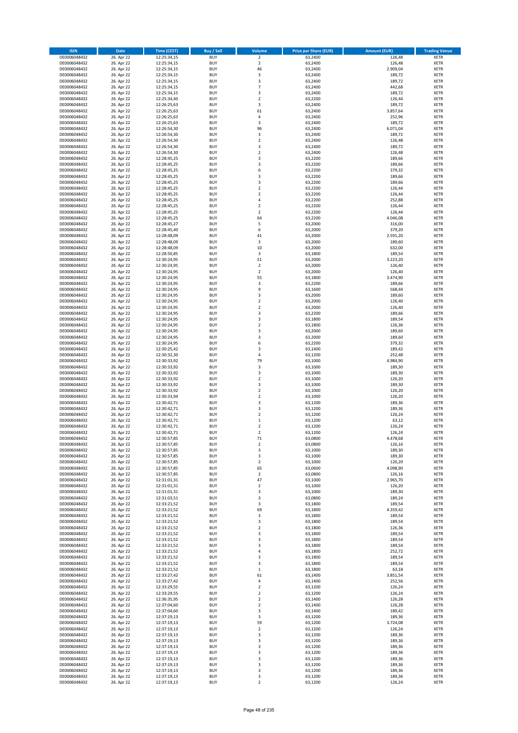| ISIN | Date | Time (CEST) | Buy / Sell | Volume | Price per Share (EUR) | Amount (EUR) | Trading Venue |
|---|---|---|---|---|---|---|---|
| DE0006048432 | 26. Apr 22 | 12:25:34,15 | BUY | 2 | 63,2400 | 126,48 | XETR |
| DE0006048432 | 26. Apr 22 | 12:25:34,15 | BUY | 2 | 63,2400 | 126,48 | XETR |
| DE0006048432 | 26. Apr 22 | 12:25:34,15 | BUY | 46 | 63,2400 | 2.909,04 | XETR |
| DE0006048432 | 26. Apr 22 | 12:25:34,15 | BUY | 3 | 63,2400 | 189,72 | XETR |
| DE0006048432 | 26. Apr 22 | 12:25:34,15 | BUY | 3 | 63,2400 | 189,72 | XETR |
| DE0006048432 | 26. Apr 22 | 12:25:34,15 | BUY | 7 | 63,2400 | 442,68 | XETR |
| DE0006048432 | 26. Apr 22 | 12:25:34,15 | BUY | 3 | 63,2400 | 189,72 | XETR |
| DE0006048432 | 26. Apr 22 | 12:25:34,40 | BUY | 2 | 63,2200 | 126,44 | XETR |
| DE0006048432 | 26. Apr 22 | 12:26:25,63 | BUY | 3 | 63,2400 | 189,72 | XETR |
| DE0006048432 | 26. Apr 22 | 12:26:25,63 | BUY | 61 | 63,2400 | 3.857,64 | XETR |
| DE0006048432 | 26. Apr 22 | 12:26:25,63 | BUY | 4 | 63,2400 | 252,96 | XETR |
| DE0006048432 | 26. Apr 22 | 12:26:25,63 | BUY | 3 | 63,2400 | 189,72 | XETR |
| DE0006048432 | 26. Apr 22 | 12:26:54,30 | BUY | 96 | 63,2400 | 6.071,04 | XETR |
| DE0006048432 | 26. Apr 22 | 12:26:54,30 | BUY | 3 | 63,2400 | 189,72 | XETR |
| DE0006048432 | 26. Apr 22 | 12:26:54,30 | BUY | 2 | 63,2400 | 126,48 | XETR |
| DE0006048432 | 26. Apr 22 | 12:26:54,30 | BUY | 3 | 63,2400 | 189,72 | XETR |
| DE0006048432 | 26. Apr 22 | 12:26:54,30 | BUY | 2 | 63,2400 | 126,48 | XETR |
| DE0006048432 | 26. Apr 22 | 12:28:45,25 | BUY | 3 | 63,2200 | 189,66 | XETR |
| DE0006048432 | 26. Apr 22 | 12:28:45,25 | BUY | 3 | 63,2200 | 189,66 | XETR |
| DE0006048432 | 26. Apr 22 | 12:28:45,25 | BUY | 6 | 63,2200 | 379,32 | XETR |
| DE0006048432 | 26. Apr 22 | 12:28:45,25 | BUY | 3 | 63,2200 | 189,66 | XETR |
| DE0006048432 | 26. Apr 22 | 12:28:45,25 | BUY | 3 | 63,2200 | 189,66 | XETR |
| DE0006048432 | 26. Apr 22 | 12:28:45,25 | BUY | 2 | 63,2200 | 126,44 | XETR |
| DE0006048432 | 26. Apr 22 | 12:28:45,25 | BUY | 2 | 63,2200 | 126,44 | XETR |
| DE0006048432 | 26. Apr 22 | 12:28:45,25 | BUY | 4 | 63,2200 | 252,88 | XETR |
| DE0006048432 | 26. Apr 22 | 12:28:45,25 | BUY | 2 | 63,2200 | 126,44 | XETR |
| DE0006048432 | 26. Apr 22 | 12:28:45,25 | BUY | 2 | 63,2200 | 126,44 | XETR |
| DE0006048432 | 26. Apr 22 | 12:28:45,25 | BUY | 64 | 63,2200 | 4.046,08 | XETR |
| DE0006048432 | 26. Apr 22 | 12:28:45,27 | BUY | 5 | 63,2000 | 316,00 | XETR |
| DE0006048432 | 26. Apr 22 | 12:28:45,40 | BUY | 6 | 63,2000 | 379,20 | XETR |
| DE0006048432 | 26. Apr 22 | 12:28:48,09 | BUY | 41 | 63,2000 | 2.591,20 | XETR |
| DE0006048432 | 26. Apr 22 | 12:28:48,09 | BUY | 3 | 63,2000 | 189,60 | XETR |
| DE0006048432 | 26. Apr 22 | 12:28:48,09 | BUY | 10 | 63,2000 | 632,00 | XETR |
| DE0006048432 | 26. Apr 22 | 12:28:50,85 | BUY | 3 | 63,1800 | 189,54 | XETR |
| DE0006048432 | 26. Apr 22 | 12:30:24,95 | BUY | 51 | 63,2000 | 3.223,20 | XETR |
| DE0006048432 | 26. Apr 22 | 12:30:24,95 | BUY | 2 | 63,2000 | 126,40 | XETR |
| DE0006048432 | 26. Apr 22 | 12:30:24,95 | BUY | 2 | 63,2000 | 126,40 | XETR |
| DE0006048432 | 26. Apr 22 | 12:30:24,95 | BUY | 55 | 63,1800 | 3.474,90 | XETR |
| DE0006048432 | 26. Apr 22 | 12:30:24,95 | BUY | 3 | 63,2200 | 189,66 | XETR |
| DE0006048432 | 26. Apr 22 | 12:30:24,95 | BUY | 9 | 63,1600 | 568,44 | XETR |
| DE0006048432 | 26. Apr 22 | 12:30:24,95 | BUY | 3 | 63,2000 | 189,60 | XETR |
| DE0006048432 | 26. Apr 22 | 12:30:24,95 | BUY | 2 | 63,2000 | 126,40 | XETR |
| DE0006048432 | 26. Apr 22 | 12:30:24,95 | BUY | 2 | 63,2000 | 126,40 | XETR |
| DE0006048432 | 26. Apr 22 | 12:30:24,95 | BUY | 3 | 63,2200 | 189,66 | XETR |
| DE0006048432 | 26. Apr 22 | 12:30:24,95 | BUY | 3 | 63,1800 | 189,54 | XETR |
| DE0006048432 | 26. Apr 22 | 12:30:24,95 | BUY | 2 | 63,1800 | 126,36 | XETR |
| DE0006048432 | 26. Apr 22 | 12:30:24,95 | BUY | 3 | 63,2000 | 189,60 | XETR |
| DE0006048432 | 26. Apr 22 | 12:30:24,95 | BUY | 3 | 63,2000 | 189,60 | XETR |
| DE0006048432 | 26. Apr 22 | 12:30:24,95 | BUY | 6 | 63,2200 | 379,32 | XETR |
| DE0006048432 | 26. Apr 22 | 12:30:25,42 | BUY | 3 | 63,1400 | 189,42 | XETR |
| DE0006048432 | 26. Apr 22 | 12:30:32,30 | BUY | 4 | 63,1200 | 252,48 | XETR |
| DE0006048432 | 26. Apr 22 | 12:30:33,92 | BUY | 79 | 63,1000 | 4.984,90 | XETR |
| DE0006048432 | 26. Apr 22 | 12:30:33,92 | BUY | 3 | 63,1000 | 189,30 | XETR |
| DE0006048432 | 26. Apr 22 | 12:30:33,92 | BUY | 3 | 63,1000 | 189,30 | XETR |
| DE0006048432 | 26. Apr 22 | 12:30:33,92 | BUY | 2 | 63,1000 | 126,20 | XETR |
| DE0006048432 | 26. Apr 22 | 12:30:33,92 | BUY | 3 | 63,1000 | 189,30 | XETR |
| DE0006048432 | 26. Apr 22 | 12:30:33,92 | BUY | 2 | 63,1000 | 126,20 | XETR |
| DE0006048432 | 26. Apr 22 | 12:30:33,94 | BUY | 2 | 63,1000 | 126,20 | XETR |
| DE0006048432 | 26. Apr 22 | 12:30:42,71 | BUY | 3 | 63,1200 | 189,36 | XETR |
| DE0006048432 | 26. Apr 22 | 12:30:42,71 | BUY | 3 | 63,1200 | 189,36 | XETR |
| DE0006048432 | 26. Apr 22 | 12:30:42,71 | BUY | 2 | 63,1200 | 126,24 | XETR |
| DE0006048432 | 26. Apr 22 | 12:30:42,71 | BUY | 1 | 63,1200 | 63,12 | XETR |
| DE0006048432 | 26. Apr 22 | 12:30:42,71 | BUY | 2 | 63,1200 | 126,24 | XETR |
| DE0006048432 | 26. Apr 22 | 12:30:42,71 | BUY | 2 | 63,1200 | 126,24 | XETR |
| DE0006048432 | 26. Apr 22 | 12:30:57,85 | BUY | 71 | 63,0800 | 4.478,68 | XETR |
| DE0006048432 | 26. Apr 22 | 12:30:57,85 | BUY | 2 | 63,0800 | 126,16 | XETR |
| DE0006048432 | 26. Apr 22 | 12:30:57,85 | BUY | 3 | 63,1000 | 189,30 | XETR |
| DE0006048432 | 26. Apr 22 | 12:30:57,85 | BUY | 3 | 63,1000 | 189,30 | XETR |
| DE0006048432 | 26. Apr 22 | 12:30:57,85 | BUY | 2 | 63,1000 | 126,20 | XETR |
| DE0006048432 | 26. Apr 22 | 12:30:57,85 | BUY | 65 | 63,0600 | 4.098,90 | XETR |
| DE0006048432 | 26. Apr 22 | 12:30:57,85 | BUY | 2 | 63,0800 | 126,16 | XETR |
| DE0006048432 | 26. Apr 22 | 12:31:01,31 | BUY | 47 | 63,1000 | 2.965,70 | XETR |
| DE0006048432 | 26. Apr 22 | 12:31:01,31 | BUY | 2 | 63,1000 | 126,20 | XETR |
| DE0006048432 | 26. Apr 22 | 12:31:01,31 | BUY | 3 | 63,1000 | 189,30 | XETR |
| DE0006048432 | 26. Apr 22 | 12:31:03,51 | BUY | 3 | 63,0800 | 189,24 | XETR |
| DE0006048432 | 26. Apr 22 | 12:33:21,52 | BUY | 3 | 63,1800 | 189,54 | XETR |
| DE0006048432 | 26. Apr 22 | 12:33:21,52 | BUY | 69 | 63,1800 | 4.359,42 | XETR |
| DE0006048432 | 26. Apr 22 | 12:33:21,52 | BUY | 3 | 63,1800 | 189,54 | XETR |
| DE0006048432 | 26. Apr 22 | 12:33:21,52 | BUY | 3 | 63,1800 | 189,54 | XETR |
| DE0006048432 | 26. Apr 22 | 12:33:21,52 | BUY | 2 | 63,1800 | 126,36 | XETR |
| DE0006048432 | 26. Apr 22 | 12:33:21,52 | BUY | 3 | 63,1800 | 189,54 | XETR |
| DE0006048432 | 26. Apr 22 | 12:33:21,52 | BUY | 3 | 63,1800 | 189,54 | XETR |
| DE0006048432 | 26. Apr 22 | 12:33:21,52 | BUY | 3 | 63,1800 | 189,54 | XETR |
| DE0006048432 | 26. Apr 22 | 12:33:21,52 | BUY | 4 | 63,1800 | 252,72 | XETR |
| DE0006048432 | 26. Apr 22 | 12:33:21,52 | BUY | 3 | 63,1800 | 189,54 | XETR |
| DE0006048432 | 26. Apr 22 | 12:33:21,52 | BUY | 3 | 63,1800 | 189,54 | XETR |
| DE0006048432 | 26. Apr 22 | 12:33:21,52 | BUY | 1 | 63,1800 | 63,18 | XETR |
| DE0006048432 | 26. Apr 22 | 12:33:27,42 | BUY | 61 | 63,1400 | 3.851,54 | XETR |
| DE0006048432 | 26. Apr 22 | 12:33:27,42 | BUY | 4 | 63,1400 | 252,56 | XETR |
| DE0006048432 | 26. Apr 22 | 12:33:29,55 | BUY | 2 | 63,1200 | 126,24 | XETR |
| DE0006048432 | 26. Apr 22 | 12:33:29,55 | BUY | 2 | 63,1200 | 126,24 | XETR |
| DE0006048432 | 26. Apr 22 | 12:36:35,95 | BUY | 2 | 63,1400 | 126,28 | XETR |
| DE0006048432 | 26. Apr 22 | 12:37:04,60 | BUY | 2 | 63,1400 | 126,28 | XETR |
| DE0006048432 | 26. Apr 22 | 12:37:04,60 | BUY | 3 | 63,1400 | 189,42 | XETR |
| DE0006048432 | 26. Apr 22 | 12:37:19,13 | BUY | 3 | 63,1200 | 189,36 | XETR |
| DE0006048432 | 26. Apr 22 | 12:37:19,13 | BUY | 59 | 63,1200 | 3.724,08 | XETR |
| DE0006048432 | 26. Apr 22 | 12:37:19,13 | BUY | 2 | 63,1200 | 126,24 | XETR |
| DE0006048432 | 26. Apr 22 | 12:37:19,13 | BUY | 3 | 63,1200 | 189,36 | XETR |
| DE0006048432 | 26. Apr 22 | 12:37:19,13 | BUY | 3 | 63,1200 | 189,36 | XETR |
| DE0006048432 | 26. Apr 22 | 12:37:19,13 | BUY | 3 | 63,1200 | 189,36 | XETR |
| DE0006048432 | 26. Apr 22 | 12:37:19,13 | BUY | 3 | 63,1200 | 189,36 | XETR |
| DE0006048432 | 26. Apr 22 | 12:37:19,13 | BUY | 3 | 63,1200 | 189,36 | XETR |
| DE0006048432 | 26. Apr 22 | 12:37:19,13 | BUY | 3 | 63,1200 | 189,36 | XETR |
| DE0006048432 | 26. Apr 22 | 12:37:19,13 | BUY | 3 | 63,1200 | 189,36 | XETR |
| DE0006048432 | 26. Apr 22 | 12:37:19,13 | BUY | 3 | 63,1200 | 189,36 | XETR |
| DE0006048432 | 26. Apr 22 | 12:37:19,13 | BUY | 2 | 63,1200 | 126,24 | XETR |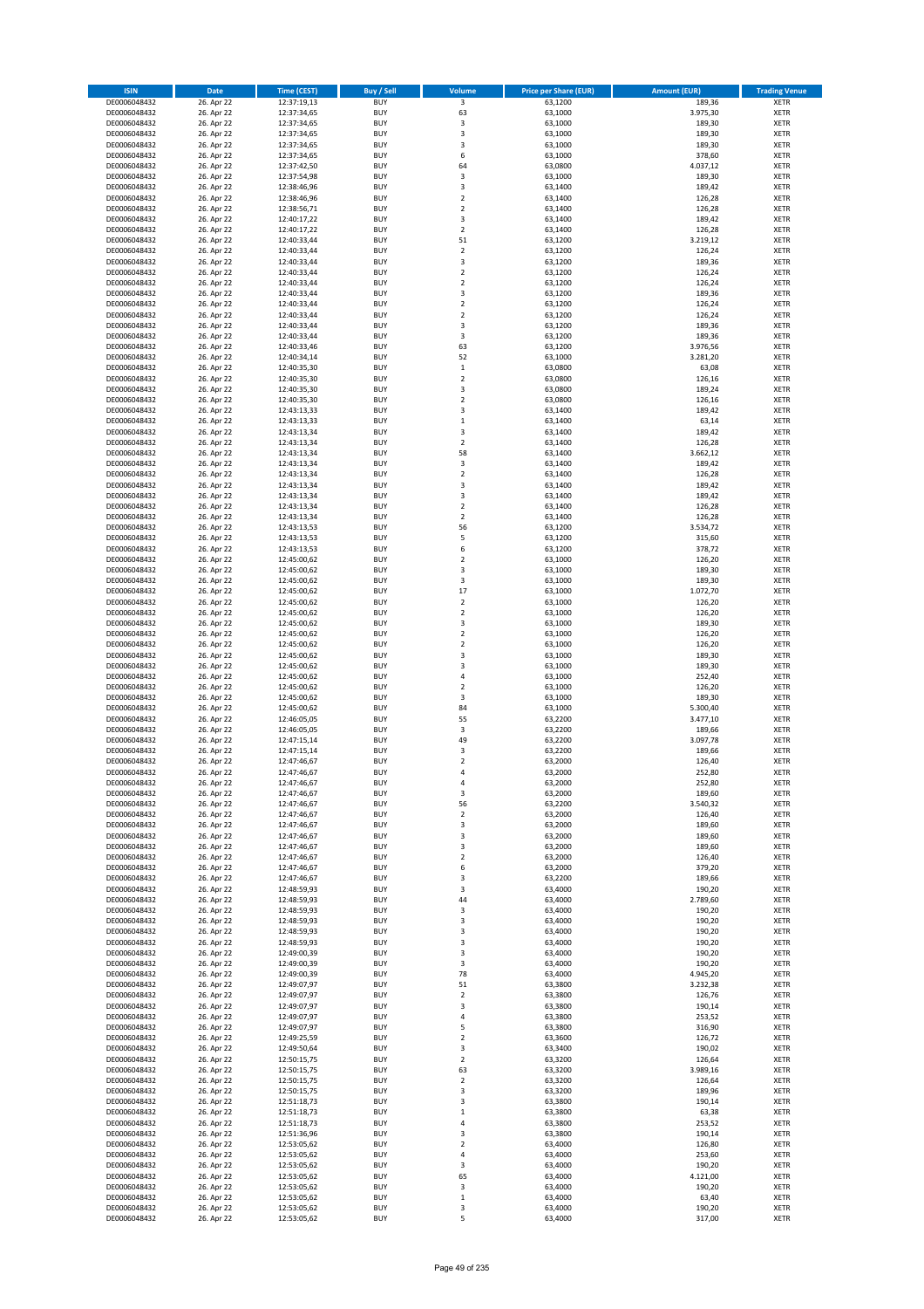| ISIN | Date | Time (CEST) | Buy / Sell | Volume | Price per Share (EUR) | Amount (EUR) | Trading Venue |
|---|---|---|---|---|---|---|---|
| DE0006048432 | 26. Apr 22 | 12:37:19,13 | BUY | 3 | 63,1200 | 189,36 | XETR |
| DE0006048432 | 26. Apr 22 | 12:37:34,65 | BUY | 63 | 63,1000 | 3.975,30 | XETR |
| DE0006048432 | 26. Apr 22 | 12:37:34,65 | BUY | 3 | 63,1000 | 189,30 | XETR |
| DE0006048432 | 26. Apr 22 | 12:37:34,65 | BUY | 3 | 63,1000 | 189,30 | XETR |
| DE0006048432 | 26. Apr 22 | 12:37:34,65 | BUY | 3 | 63,1000 | 189,30 | XETR |
| DE0006048432 | 26. Apr 22 | 12:37:34,65 | BUY | 6 | 63,1000 | 378,60 | XETR |
| DE0006048432 | 26. Apr 22 | 12:37:42,50 | BUY | 64 | 63,0800 | 4.037,12 | XETR |
| DE0006048432 | 26. Apr 22 | 12:37:54,98 | BUY | 3 | 63,1000 | 189,30 | XETR |
| DE0006048432 | 26. Apr 22 | 12:38:46,96 | BUY | 3 | 63,1400 | 189,42 | XETR |
| DE0006048432 | 26. Apr 22 | 12:38:46,96 | BUY | 2 | 63,1400 | 126,28 | XETR |
| DE0006048432 | 26. Apr 22 | 12:38:56,71 | BUY | 2 | 63,1400 | 126,28 | XETR |
| DE0006048432 | 26. Apr 22 | 12:40:17,22 | BUY | 3 | 63,1400 | 189,42 | XETR |
| DE0006048432 | 26. Apr 22 | 12:40:17,22 | BUY | 2 | 63,1400 | 126,28 | XETR |
| DE0006048432 | 26. Apr 22 | 12:40:33,44 | BUY | 51 | 63,1200 | 3.219,12 | XETR |
| DE0006048432 | 26. Apr 22 | 12:40:33,44 | BUY | 2 | 63,1200 | 126,24 | XETR |
| DE0006048432 | 26. Apr 22 | 12:40:33,44 | BUY | 3 | 63,1200 | 189,36 | XETR |
| DE0006048432 | 26. Apr 22 | 12:40:33,44 | BUY | 2 | 63,1200 | 126,24 | XETR |
| DE0006048432 | 26. Apr 22 | 12:40:33,44 | BUY | 2 | 63,1200 | 126,24 | XETR |
| DE0006048432 | 26. Apr 22 | 12:40:33,44 | BUY | 3 | 63,1200 | 189,36 | XETR |
| DE0006048432 | 26. Apr 22 | 12:40:33,44 | BUY | 2 | 63,1200 | 126,24 | XETR |
| DE0006048432 | 26. Apr 22 | 12:40:33,44 | BUY | 2 | 63,1200 | 126,24 | XETR |
| DE0006048432 | 26. Apr 22 | 12:40:33,44 | BUY | 3 | 63,1200 | 189,36 | XETR |
| DE0006048432 | 26. Apr 22 | 12:40:33,44 | BUY | 3 | 63,1200 | 189,36 | XETR |
| DE0006048432 | 26. Apr 22 | 12:40:33,46 | BUY | 63 | 63,1200 | 3.976,56 | XETR |
| DE0006048432 | 26. Apr 22 | 12:40:34,14 | BUY | 52 | 63,1000 | 3.281,20 | XETR |
| DE0006048432 | 26. Apr 22 | 12:40:35,30 | BUY | 1 | 63,0800 | 63,08 | XETR |
| DE0006048432 | 26. Apr 22 | 12:40:35,30 | BUY | 2 | 63,0800 | 126,16 | XETR |
| DE0006048432 | 26. Apr 22 | 12:40:35,30 | BUY | 3 | 63,0800 | 189,24 | XETR |
| DE0006048432 | 26. Apr 22 | 12:40:35,30 | BUY | 2 | 63,0800 | 126,16 | XETR |
| DE0006048432 | 26. Apr 22 | 12:43:13,33 | BUY | 3 | 63,1400 | 189,42 | XETR |
| DE0006048432 | 26. Apr 22 | 12:43:13,33 | BUY | 1 | 63,1400 | 63,14 | XETR |
| DE0006048432 | 26. Apr 22 | 12:43:13,34 | BUY | 3 | 63,1400 | 189,42 | XETR |
| DE0006048432 | 26. Apr 22 | 12:43:13,34 | BUY | 2 | 63,1400 | 126,28 | XETR |
| DE0006048432 | 26. Apr 22 | 12:43:13,34 | BUY | 58 | 63,1400 | 3.662,12 | XETR |
| DE0006048432 | 26. Apr 22 | 12:43:13,34 | BUY | 3 | 63,1400 | 189,42 | XETR |
| DE0006048432 | 26. Apr 22 | 12:43:13,34 | BUY | 2 | 63,1400 | 126,28 | XETR |
| DE0006048432 | 26. Apr 22 | 12:43:13,34 | BUY | 3 | 63,1400 | 189,42 | XETR |
| DE0006048432 | 26. Apr 22 | 12:43:13,34 | BUY | 3 | 63,1400 | 189,42 | XETR |
| DE0006048432 | 26. Apr 22 | 12:43:13,34 | BUY | 2 | 63,1400 | 126,28 | XETR |
| DE0006048432 | 26. Apr 22 | 12:43:13,34 | BUY | 2 | 63,1400 | 126,28 | XETR |
| DE0006048432 | 26. Apr 22 | 12:43:13,53 | BUY | 56 | 63,1200 | 3.534,72 | XETR |
| DE0006048432 | 26. Apr 22 | 12:43:13,53 | BUY | 5 | 63,1200 | 315,60 | XETR |
| DE0006048432 | 26. Apr 22 | 12:43:13,53 | BUY | 6 | 63,1200 | 378,72 | XETR |
| DE0006048432 | 26. Apr 22 | 12:45:00,62 | BUY | 2 | 63,1000 | 126,20 | XETR |
| DE0006048432 | 26. Apr 22 | 12:45:00,62 | BUY | 3 | 63,1000 | 189,30 | XETR |
| DE0006048432 | 26. Apr 22 | 12:45:00,62 | BUY | 3 | 63,1000 | 189,30 | XETR |
| DE0006048432 | 26. Apr 22 | 12:45:00,62 | BUY | 17 | 63,1000 | 1.072,70 | XETR |
| DE0006048432 | 26. Apr 22 | 12:45:00,62 | BUY | 2 | 63,1000 | 126,20 | XETR |
| DE0006048432 | 26. Apr 22 | 12:45:00,62 | BUY | 2 | 63,1000 | 126,20 | XETR |
| DE0006048432 | 26. Apr 22 | 12:45:00,62 | BUY | 3 | 63,1000 | 189,30 | XETR |
| DE0006048432 | 26. Apr 22 | 12:45:00,62 | BUY | 2 | 63,1000 | 126,20 | XETR |
| DE0006048432 | 26. Apr 22 | 12:45:00,62 | BUY | 2 | 63,1000 | 126,20 | XETR |
| DE0006048432 | 26. Apr 22 | 12:45:00,62 | BUY | 3 | 63,1000 | 189,30 | XETR |
| DE0006048432 | 26. Apr 22 | 12:45:00,62 | BUY | 3 | 63,1000 | 189,30 | XETR |
| DE0006048432 | 26. Apr 22 | 12:45:00,62 | BUY | 4 | 63,1000 | 252,40 | XETR |
| DE0006048432 | 26. Apr 22 | 12:45:00,62 | BUY | 2 | 63,1000 | 126,20 | XETR |
| DE0006048432 | 26. Apr 22 | 12:45:00,62 | BUY | 3 | 63,1000 | 189,30 | XETR |
| DE0006048432 | 26. Apr 22 | 12:45:00,62 | BUY | 84 | 63,1000 | 5.300,40 | XETR |
| DE0006048432 | 26. Apr 22 | 12:46:05,05 | BUY | 55 | 63,2200 | 3.477,10 | XETR |
| DE0006048432 | 26. Apr 22 | 12:46:05,05 | BUY | 3 | 63,2200 | 189,66 | XETR |
| DE0006048432 | 26. Apr 22 | 12:47:15,14 | BUY | 49 | 63,2200 | 3.097,78 | XETR |
| DE0006048432 | 26. Apr 22 | 12:47:15,14 | BUY | 3 | 63,2200 | 189,66 | XETR |
| DE0006048432 | 26. Apr 22 | 12:47:46,67 | BUY | 2 | 63,2000 | 126,40 | XETR |
| DE0006048432 | 26. Apr 22 | 12:47:46,67 | BUY | 4 | 63,2000 | 252,80 | XETR |
| DE0006048432 | 26. Apr 22 | 12:47:46,67 | BUY | 4 | 63,2000 | 252,80 | XETR |
| DE0006048432 | 26. Apr 22 | 12:47:46,67 | BUY | 3 | 63,2000 | 189,60 | XETR |
| DE0006048432 | 26. Apr 22 | 12:47:46,67 | BUY | 56 | 63,2200 | 3.540,32 | XETR |
| DE0006048432 | 26. Apr 22 | 12:47:46,67 | BUY | 2 | 63,2000 | 126,40 | XETR |
| DE0006048432 | 26. Apr 22 | 12:47:46,67 | BUY | 3 | 63,2000 | 189,60 | XETR |
| DE0006048432 | 26. Apr 22 | 12:47:46,67 | BUY | 3 | 63,2000 | 189,60 | XETR |
| DE0006048432 | 26. Apr 22 | 12:47:46,67 | BUY | 3 | 63,2000 | 189,60 | XETR |
| DE0006048432 | 26. Apr 22 | 12:47:46,67 | BUY | 2 | 63,2000 | 126,40 | XETR |
| DE0006048432 | 26. Apr 22 | 12:47:46,67 | BUY | 6 | 63,2000 | 379,20 | XETR |
| DE0006048432 | 26. Apr 22 | 12:47:46,67 | BUY | 3 | 63,2200 | 189,66 | XETR |
| DE0006048432 | 26. Apr 22 | 12:48:59,93 | BUY | 3 | 63,4000 | 190,20 | XETR |
| DE0006048432 | 26. Apr 22 | 12:48:59,93 | BUY | 44 | 63,4000 | 2.789,60 | XETR |
| DE0006048432 | 26. Apr 22 | 12:48:59,93 | BUY | 3 | 63,4000 | 190,20 | XETR |
| DE0006048432 | 26. Apr 22 | 12:48:59,93 | BUY | 3 | 63,4000 | 190,20 | XETR |
| DE0006048432 | 26. Apr 22 | 12:48:59,93 | BUY | 3 | 63,4000 | 190,20 | XETR |
| DE0006048432 | 26. Apr 22 | 12:48:59,93 | BUY | 3 | 63,4000 | 190,20 | XETR |
| DE0006048432 | 26. Apr 22 | 12:49:00,39 | BUY | 3 | 63,4000 | 190,20 | XETR |
| DE0006048432 | 26. Apr 22 | 12:49:00,39 | BUY | 3 | 63,4000 | 190,20 | XETR |
| DE0006048432 | 26. Apr 22 | 12:49:00,39 | BUY | 78 | 63,4000 | 4.945,20 | XETR |
| DE0006048432 | 26. Apr 22 | 12:49:07,97 | BUY | 51 | 63,3800 | 3.232,38 | XETR |
| DE0006048432 | 26. Apr 22 | 12:49:07,97 | BUY | 2 | 63,3800 | 126,76 | XETR |
| DE0006048432 | 26. Apr 22 | 12:49:07,97 | BUY | 3 | 63,3800 | 190,14 | XETR |
| DE0006048432 | 26. Apr 22 | 12:49:07,97 | BUY | 4 | 63,3800 | 253,52 | XETR |
| DE0006048432 | 26. Apr 22 | 12:49:07,97 | BUY | 5 | 63,3800 | 316,90 | XETR |
| DE0006048432 | 26. Apr 22 | 12:49:25,59 | BUY | 2 | 63,3600 | 126,72 | XETR |
| DE0006048432 | 26. Apr 22 | 12:49:50,64 | BUY | 3 | 63,3400 | 190,02 | XETR |
| DE0006048432 | 26. Apr 22 | 12:50:15,75 | BUY | 2 | 63,3200 | 126,64 | XETR |
| DE0006048432 | 26. Apr 22 | 12:50:15,75 | BUY | 63 | 63,3200 | 3.989,16 | XETR |
| DE0006048432 | 26. Apr 22 | 12:50:15,75 | BUY | 2 | 63,3200 | 126,64 | XETR |
| DE0006048432 | 26. Apr 22 | 12:50:15,75 | BUY | 3 | 63,3200 | 189,96 | XETR |
| DE0006048432 | 26. Apr 22 | 12:51:18,73 | BUY | 3 | 63,3800 | 190,14 | XETR |
| DE0006048432 | 26. Apr 22 | 12:51:18,73 | BUY | 1 | 63,3800 | 63,38 | XETR |
| DE0006048432 | 26. Apr 22 | 12:51:18,73 | BUY | 4 | 63,3800 | 253,52 | XETR |
| DE0006048432 | 26. Apr 22 | 12:51:36,96 | BUY | 3 | 63,3800 | 190,14 | XETR |
| DE0006048432 | 26. Apr 22 | 12:53:05,62 | BUY | 2 | 63,4000 | 126,80 | XETR |
| DE0006048432 | 26. Apr 22 | 12:53:05,62 | BUY | 4 | 63,4000 | 253,60 | XETR |
| DE0006048432 | 26. Apr 22 | 12:53:05,62 | BUY | 3 | 63,4000 | 190,20 | XETR |
| DE0006048432 | 26. Apr 22 | 12:53:05,62 | BUY | 65 | 63,4000 | 4.121,00 | XETR |
| DE0006048432 | 26. Apr 22 | 12:53:05,62 | BUY | 3 | 63,4000 | 190,20 | XETR |
| DE0006048432 | 26. Apr 22 | 12:53:05,62 | BUY | 1 | 63,4000 | 63,40 | XETR |
| DE0006048432 | 26. Apr 22 | 12:53:05,62 | BUY | 3 | 63,4000 | 190,20 | XETR |
| DE0006048432 | 26. Apr 22 | 12:53:05,62 | BUY | 5 | 63,4000 | 317,00 | XETR |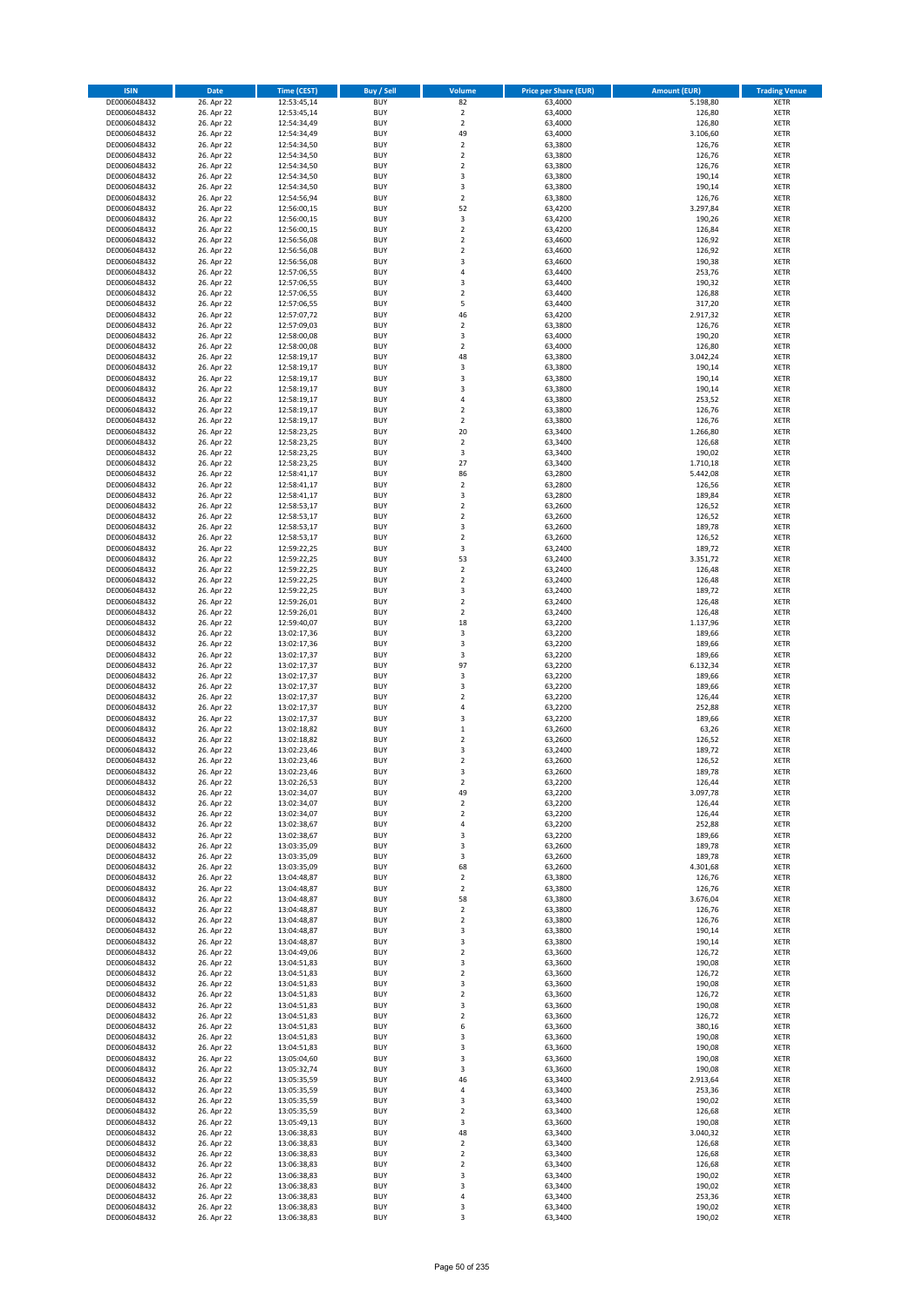| ISIN | Date | Time (CEST) | Buy / Sell | Volume | Price per Share (EUR) | Amount (EUR) | Trading Venue |
|---|---|---|---|---|---|---|---|
| DE0006048432 | 26. Apr 22 | 12:53:45,14 | BUY | 82 | 63,4000 | 5.198,80 | XETR |
| DE0006048432 | 26. Apr 22 | 12:53:45,14 | BUY | 2 | 63,4000 | 126,80 | XETR |
| DE0006048432 | 26. Apr 22 | 12:54:34,49 | BUY | 2 | 63,4000 | 126,80 | XETR |
| DE0006048432 | 26. Apr 22 | 12:54:34,49 | BUY | 49 | 63,4000 | 3.106,60 | XETR |
| DE0006048432 | 26. Apr 22 | 12:54:34,50 | BUY | 2 | 63,3800 | 126,76 | XETR |
| DE0006048432 | 26. Apr 22 | 12:54:34,50 | BUY | 2 | 63,3800 | 126,76 | XETR |
| DE0006048432 | 26. Apr 22 | 12:54:34,50 | BUY | 2 | 63,3800 | 126,76 | XETR |
| DE0006048432 | 26. Apr 22 | 12:54:34,50 | BUY | 3 | 63,3800 | 190,14 | XETR |
| DE0006048432 | 26. Apr 22 | 12:54:34,50 | BUY | 3 | 63,3800 | 190,14 | XETR |
| DE0006048432 | 26. Apr 22 | 12:54:56,94 | BUY | 2 | 63,3800 | 126,76 | XETR |
| DE0006048432 | 26. Apr 22 | 12:56:00,15 | BUY | 52 | 63,4200 | 3.297,84 | XETR |
| DE0006048432 | 26. Apr 22 | 12:56:00,15 | BUY | 3 | 63,4200 | 190,26 | XETR |
| DE0006048432 | 26. Apr 22 | 12:56:00,15 | BUY | 2 | 63,4200 | 126,84 | XETR |
| DE0006048432 | 26. Apr 22 | 12:56:56,08 | BUY | 2 | 63,4600 | 126,92 | XETR |
| DE0006048432 | 26. Apr 22 | 12:56:56,08 | BUY | 2 | 63,4600 | 126,92 | XETR |
| DE0006048432 | 26. Apr 22 | 12:56:56,08 | BUY | 3 | 63,4600 | 190,38 | XETR |
| DE0006048432 | 26. Apr 22 | 12:57:06,55 | BUY | 4 | 63,4400 | 253,76 | XETR |
| DE0006048432 | 26. Apr 22 | 12:57:06,55 | BUY | 3 | 63,4400 | 190,32 | XETR |
| DE0006048432 | 26. Apr 22 | 12:57:06,55 | BUY | 2 | 63,4400 | 126,88 | XETR |
| DE0006048432 | 26. Apr 22 | 12:57:06,55 | BUY | 5 | 63,4400 | 317,20 | XETR |
| DE0006048432 | 26. Apr 22 | 12:57:07,72 | BUY | 46 | 63,4200 | 2.917,32 | XETR |
| DE0006048432 | 26. Apr 22 | 12:57:09,03 | BUY | 2 | 63,3800 | 126,76 | XETR |
| DE0006048432 | 26. Apr 22 | 12:58:00,08 | BUY | 3 | 63,4000 | 190,20 | XETR |
| DE0006048432 | 26. Apr 22 | 12:58:00,08 | BUY | 2 | 63,4000 | 126,80 | XETR |
| DE0006048432 | 26. Apr 22 | 12:58:19,17 | BUY | 48 | 63,3800 | 3.042,24 | XETR |
| DE0006048432 | 26. Apr 22 | 12:58:19,17 | BUY | 3 | 63,3800 | 190,14 | XETR |
| DE0006048432 | 26. Apr 22 | 12:58:19,17 | BUY | 3 | 63,3800 | 190,14 | XETR |
| DE0006048432 | 26. Apr 22 | 12:58:19,17 | BUY | 3 | 63,3800 | 190,14 | XETR |
| DE0006048432 | 26. Apr 22 | 12:58:19,17 | BUY | 4 | 63,3800 | 253,52 | XETR |
| DE0006048432 | 26. Apr 22 | 12:58:19,17 | BUY | 2 | 63,3800 | 126,76 | XETR |
| DE0006048432 | 26. Apr 22 | 12:58:19,17 | BUY | 2 | 63,3800 | 126,76 | XETR |
| DE0006048432 | 26. Apr 22 | 12:58:23,25 | BUY | 20 | 63,3400 | 1.266,80 | XETR |
| DE0006048432 | 26. Apr 22 | 12:58:23,25 | BUY | 2 | 63,3400 | 126,68 | XETR |
| DE0006048432 | 26. Apr 22 | 12:58:23,25 | BUY | 3 | 63,3400 | 190,02 | XETR |
| DE0006048432 | 26. Apr 22 | 12:58:23,25 | BUY | 27 | 63,3400 | 1.710,18 | XETR |
| DE0006048432 | 26. Apr 22 | 12:58:41,17 | BUY | 86 | 63,2800 | 5.442,08 | XETR |
| DE0006048432 | 26. Apr 22 | 12:58:41,17 | BUY | 2 | 63,2800 | 126,56 | XETR |
| DE0006048432 | 26. Apr 22 | 12:58:41,17 | BUY | 3 | 63,2800 | 189,84 | XETR |
| DE0006048432 | 26. Apr 22 | 12:58:53,17 | BUY | 2 | 63,2600 | 126,52 | XETR |
| DE0006048432 | 26. Apr 22 | 12:58:53,17 | BUY | 2 | 63,2600 | 126,52 | XETR |
| DE0006048432 | 26. Apr 22 | 12:58:53,17 | BUY | 3 | 63,2600 | 189,78 | XETR |
| DE0006048432 | 26. Apr 22 | 12:58:53,17 | BUY | 2 | 63,2600 | 126,52 | XETR |
| DE0006048432 | 26. Apr 22 | 12:59:22,25 | BUY | 3 | 63,2400 | 189,72 | XETR |
| DE0006048432 | 26. Apr 22 | 12:59:22,25 | BUY | 53 | 63,2400 | 3.351,72 | XETR |
| DE0006048432 | 26. Apr 22 | 12:59:22,25 | BUY | 2 | 63,2400 | 126,48 | XETR |
| DE0006048432 | 26. Apr 22 | 12:59:22,25 | BUY | 2 | 63,2400 | 126,48 | XETR |
| DE0006048432 | 26. Apr 22 | 12:59:22,25 | BUY | 3 | 63,2400 | 189,72 | XETR |
| DE0006048432 | 26. Apr 22 | 12:59:26,01 | BUY | 2 | 63,2400 | 126,48 | XETR |
| DE0006048432 | 26. Apr 22 | 12:59:26,01 | BUY | 2 | 63,2400 | 126,48 | XETR |
| DE0006048432 | 26. Apr 22 | 12:59:40,07 | BUY | 18 | 63,2200 | 1.137,96 | XETR |
| DE0006048432 | 26. Apr 22 | 13:02:17,36 | BUY | 3 | 63,2200 | 189,66 | XETR |
| DE0006048432 | 26. Apr 22 | 13:02:17,36 | BUY | 3 | 63,2200 | 189,66 | XETR |
| DE0006048432 | 26. Apr 22 | 13:02:17,37 | BUY | 3 | 63,2200 | 189,66 | XETR |
| DE0006048432 | 26. Apr 22 | 13:02:17,37 | BUY | 97 | 63,2200 | 6.132,34 | XETR |
| DE0006048432 | 26. Apr 22 | 13:02:17,37 | BUY | 3 | 63,2200 | 189,66 | XETR |
| DE0006048432 | 26. Apr 22 | 13:02:17,37 | BUY | 3 | 63,2200 | 189,66 | XETR |
| DE0006048432 | 26. Apr 22 | 13:02:17,37 | BUY | 2 | 63,2200 | 126,44 | XETR |
| DE0006048432 | 26. Apr 22 | 13:02:17,37 | BUY | 4 | 63,2200 | 252,88 | XETR |
| DE0006048432 | 26. Apr 22 | 13:02:17,37 | BUY | 3 | 63,2200 | 189,66 | XETR |
| DE0006048432 | 26. Apr 22 | 13:02:18,82 | BUY | 1 | 63,2600 | 63,26 | XETR |
| DE0006048432 | 26. Apr 22 | 13:02:18,82 | BUY | 2 | 63,2600 | 126,52 | XETR |
| DE0006048432 | 26. Apr 22 | 13:02:23,46 | BUY | 3 | 63,2400 | 189,72 | XETR |
| DE0006048432 | 26. Apr 22 | 13:02:23,46 | BUY | 2 | 63,2600 | 126,52 | XETR |
| DE0006048432 | 26. Apr 22 | 13:02:23,46 | BUY | 3 | 63,2600 | 189,78 | XETR |
| DE0006048432 | 26. Apr 22 | 13:02:26,53 | BUY | 2 | 63,2200 | 126,44 | XETR |
| DE0006048432 | 26. Apr 22 | 13:02:34,07 | BUY | 49 | 63,2200 | 3.097,78 | XETR |
| DE0006048432 | 26. Apr 22 | 13:02:34,07 | BUY | 2 | 63,2200 | 126,44 | XETR |
| DE0006048432 | 26. Apr 22 | 13:02:34,07 | BUY | 2 | 63,2200 | 126,44 | XETR |
| DE0006048432 | 26. Apr 22 | 13:02:38,67 | BUY | 4 | 63,2200 | 252,88 | XETR |
| DE0006048432 | 26. Apr 22 | 13:02:38,67 | BUY | 3 | 63,2200 | 189,66 | XETR |
| DE0006048432 | 26. Apr 22 | 13:03:35,09 | BUY | 3 | 63,2600 | 189,78 | XETR |
| DE0006048432 | 26. Apr 22 | 13:03:35,09 | BUY | 3 | 63,2600 | 189,78 | XETR |
| DE0006048432 | 26. Apr 22 | 13:03:35,09 | BUY | 68 | 63,2600 | 4.301,68 | XETR |
| DE0006048432 | 26. Apr 22 | 13:04:48,87 | BUY | 2 | 63,3800 | 126,76 | XETR |
| DE0006048432 | 26. Apr 22 | 13:04:48,87 | BUY | 2 | 63,3800 | 126,76 | XETR |
| DE0006048432 | 26. Apr 22 | 13:04:48,87 | BUY | 58 | 63,3800 | 3.676,04 | XETR |
| DE0006048432 | 26. Apr 22 | 13:04:48,87 | BUY | 2 | 63,3800 | 126,76 | XETR |
| DE0006048432 | 26. Apr 22 | 13:04:48,87 | BUY | 2 | 63,3800 | 126,76 | XETR |
| DE0006048432 | 26. Apr 22 | 13:04:48,87 | BUY | 3 | 63,3800 | 190,14 | XETR |
| DE0006048432 | 26. Apr 22 | 13:04:48,87 | BUY | 3 | 63,3800 | 190,14 | XETR |
| DE0006048432 | 26. Apr 22 | 13:04:49,06 | BUY | 2 | 63,3600 | 126,72 | XETR |
| DE0006048432 | 26. Apr 22 | 13:04:51,83 | BUY | 3 | 63,3600 | 190,08 | XETR |
| DE0006048432 | 26. Apr 22 | 13:04:51,83 | BUY | 2 | 63,3600 | 126,72 | XETR |
| DE0006048432 | 26. Apr 22 | 13:04:51,83 | BUY | 3 | 63,3600 | 190,08 | XETR |
| DE0006048432 | 26. Apr 22 | 13:04:51,83 | BUY | 2 | 63,3600 | 126,72 | XETR |
| DE0006048432 | 26. Apr 22 | 13:04:51,83 | BUY | 3 | 63,3600 | 190,08 | XETR |
| DE0006048432 | 26. Apr 22 | 13:04:51,83 | BUY | 2 | 63,3600 | 126,72 | XETR |
| DE0006048432 | 26. Apr 22 | 13:04:51,83 | BUY | 6 | 63,3600 | 380,16 | XETR |
| DE0006048432 | 26. Apr 22 | 13:04:51,83 | BUY | 3 | 63,3600 | 190,08 | XETR |
| DE0006048432 | 26. Apr 22 | 13:04:51,83 | BUY | 3 | 63,3600 | 190,08 | XETR |
| DE0006048432 | 26. Apr 22 | 13:05:04,60 | BUY | 3 | 63,3600 | 190,08 | XETR |
| DE0006048432 | 26. Apr 22 | 13:05:32,74 | BUY | 3 | 63,3600 | 190,08 | XETR |
| DE0006048432 | 26. Apr 22 | 13:05:35,59 | BUY | 46 | 63,3400 | 2.913,64 | XETR |
| DE0006048432 | 26. Apr 22 | 13:05:35,59 | BUY | 4 | 63,3400 | 253,36 | XETR |
| DE0006048432 | 26. Apr 22 | 13:05:35,59 | BUY | 3 | 63,3400 | 190,02 | XETR |
| DE0006048432 | 26. Apr 22 | 13:05:35,59 | BUY | 2 | 63,3400 | 126,68 | XETR |
| DE0006048432 | 26. Apr 22 | 13:05:49,13 | BUY | 3 | 63,3600 | 190,08 | XETR |
| DE0006048432 | 26. Apr 22 | 13:06:38,83 | BUY | 48 | 63,3400 | 3.040,32 | XETR |
| DE0006048432 | 26. Apr 22 | 13:06:38,83 | BUY | 2 | 63,3400 | 126,68 | XETR |
| DE0006048432 | 26. Apr 22 | 13:06:38,83 | BUY | 2 | 63,3400 | 126,68 | XETR |
| DE0006048432 | 26. Apr 22 | 13:06:38,83 | BUY | 2 | 63,3400 | 126,68 | XETR |
| DE0006048432 | 26. Apr 22 | 13:06:38,83 | BUY | 3 | 63,3400 | 190,02 | XETR |
| DE0006048432 | 26. Apr 22 | 13:06:38,83 | BUY | 3 | 63,3400 | 190,02 | XETR |
| DE0006048432 | 26. Apr 22 | 13:06:38,83 | BUY | 4 | 63,3400 | 253,36 | XETR |
| DE0006048432 | 26. Apr 22 | 13:06:38,83 | BUY | 3 | 63,3400 | 190,02 | XETR |
| DE0006048432 | 26. Apr 22 | 13:06:38,83 | BUY | 3 | 63,3400 | 190,02 | XETR |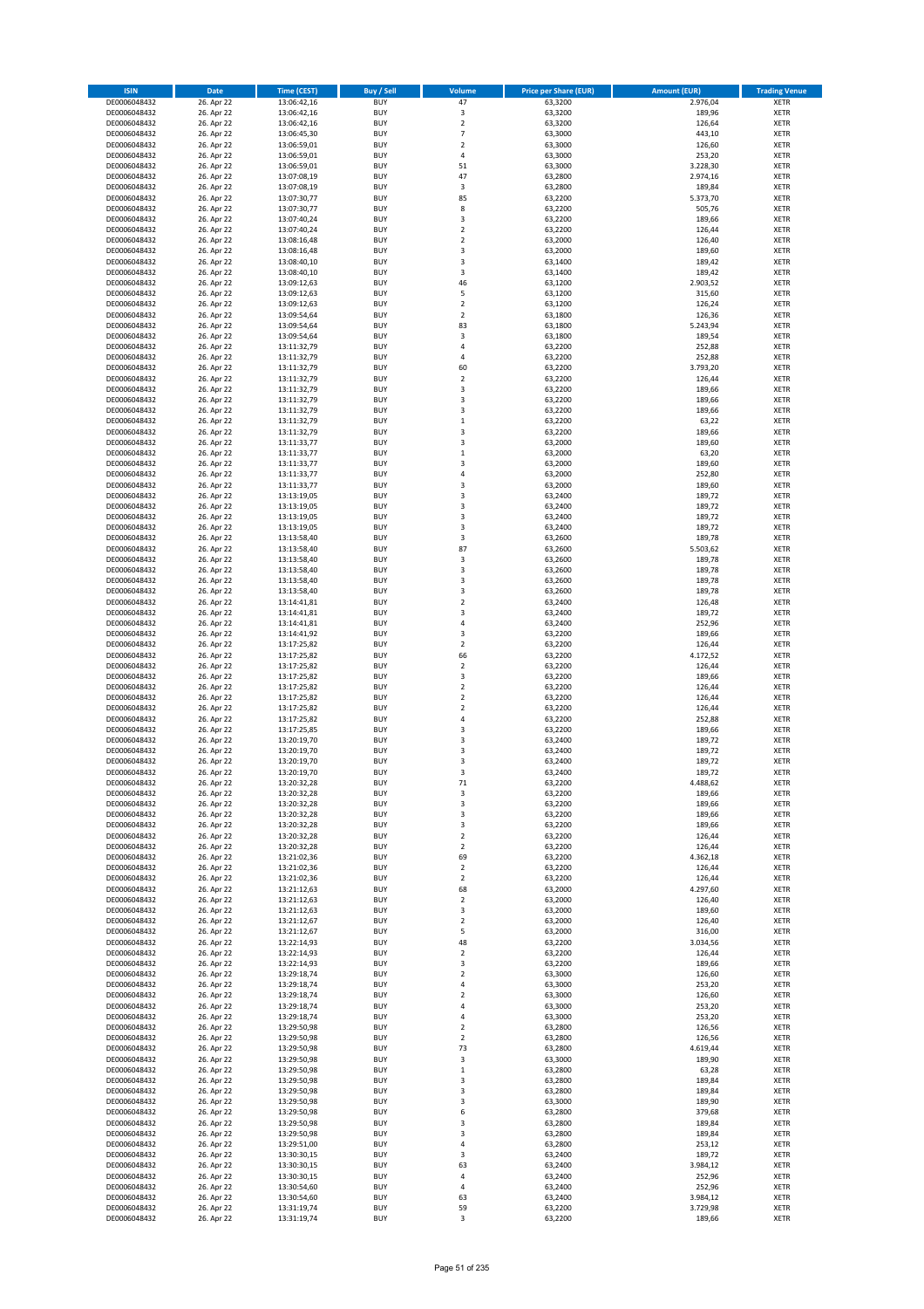| ISIN | Date | Time (CEST) | Buy / Sell | Volume | Price per Share (EUR) | Amount (EUR) | Trading Venue |
|---|---|---|---|---|---|---|---|
| DE0006048432 | 26. Apr 22 | 13:06:42,16 | BUY | 47 | 63,3200 | 2.976,04 | XETR |
| DE0006048432 | 26. Apr 22 | 13:06:42,16 | BUY | 3 | 63,3200 | 189,96 | XETR |
| DE0006048432 | 26. Apr 22 | 13:06:42,16 | BUY | 2 | 63,3200 | 126,64 | XETR |
| DE0006048432 | 26. Apr 22 | 13:06:45,30 | BUY | 7 | 63,3000 | 443,10 | XETR |
| DE0006048432 | 26. Apr 22 | 13:06:59,01 | BUY | 2 | 63,3000 | 126,60 | XETR |
| DE0006048432 | 26. Apr 22 | 13:06:59,01 | BUY | 4 | 63,3000 | 253,20 | XETR |
| DE0006048432 | 26. Apr 22 | 13:06:59,01 | BUY | 51 | 63,3000 | 3.228,30 | XETR |
| DE0006048432 | 26. Apr 22 | 13:07:08,19 | BUY | 47 | 63,2800 | 2.974,16 | XETR |
| DE0006048432 | 26. Apr 22 | 13:07:08,19 | BUY | 3 | 63,2800 | 189,84 | XETR |
| DE0006048432 | 26. Apr 22 | 13:07:30,77 | BUY | 85 | 63,2200 | 5.373,70 | XETR |
| DE0006048432 | 26. Apr 22 | 13:07:30,77 | BUY | 8 | 63,2200 | 505,76 | XETR |
| DE0006048432 | 26. Apr 22 | 13:07:40,24 | BUY | 3 | 63,2200 | 189,66 | XETR |
| DE0006048432 | 26. Apr 22 | 13:07:40,24 | BUY | 2 | 63,2200 | 126,44 | XETR |
| DE0006048432 | 26. Apr 22 | 13:08:16,48 | BUY | 2 | 63,2000 | 126,40 | XETR |
| DE0006048432 | 26. Apr 22 | 13:08:16,48 | BUY | 3 | 63,2000 | 189,60 | XETR |
| DE0006048432 | 26. Apr 22 | 13:08:40,10 | BUY | 3 | 63,1400 | 189,42 | XETR |
| DE0006048432 | 26. Apr 22 | 13:08:40,10 | BUY | 3 | 63,1400 | 189,42 | XETR |
| DE0006048432 | 26. Apr 22 | 13:09:12,63 | BUY | 46 | 63,1200 | 2.903,52 | XETR |
| DE0006048432 | 26. Apr 22 | 13:09:12,63 | BUY | 5 | 63,1200 | 315,60 | XETR |
| DE0006048432 | 26. Apr 22 | 13:09:12,63 | BUY | 2 | 63,1200 | 126,24 | XETR |
| DE0006048432 | 26. Apr 22 | 13:09:54,64 | BUY | 2 | 63,1800 | 126,36 | XETR |
| DE0006048432 | 26. Apr 22 | 13:09:54,64 | BUY | 83 | 63,1800 | 5.243,94 | XETR |
| DE0006048432 | 26. Apr 22 | 13:09:54,64 | BUY | 3 | 63,1800 | 189,54 | XETR |
| DE0006048432 | 26. Apr 22 | 13:11:32,79 | BUY | 4 | 63,2200 | 252,88 | XETR |
| DE0006048432 | 26. Apr 22 | 13:11:32,79 | BUY | 4 | 63,2200 | 252,88 | XETR |
| DE0006048432 | 26. Apr 22 | 13:11:32,79 | BUY | 60 | 63,2200 | 3.793,20 | XETR |
| DE0006048432 | 26. Apr 22 | 13:11:32,79 | BUY | 2 | 63,2200 | 126,44 | XETR |
| DE0006048432 | 26. Apr 22 | 13:11:32,79 | BUY | 3 | 63,2200 | 189,66 | XETR |
| DE0006048432 | 26. Apr 22 | 13:11:32,79 | BUY | 3 | 63,2200 | 189,66 | XETR |
| DE0006048432 | 26. Apr 22 | 13:11:32,79 | BUY | 3 | 63,2200 | 189,66 | XETR |
| DE0006048432 | 26. Apr 22 | 13:11:32,79 | BUY | 1 | 63,2200 | 63,22 | XETR |
| DE0006048432 | 26. Apr 22 | 13:11:32,79 | BUY | 3 | 63,2200 | 189,66 | XETR |
| DE0006048432 | 26. Apr 22 | 13:11:33,77 | BUY | 3 | 63,2000 | 189,60 | XETR |
| DE0006048432 | 26. Apr 22 | 13:11:33,77 | BUY | 1 | 63,2000 | 63,20 | XETR |
| DE0006048432 | 26. Apr 22 | 13:11:33,77 | BUY | 3 | 63,2000 | 189,60 | XETR |
| DE0006048432 | 26. Apr 22 | 13:11:33,77 | BUY | 4 | 63,2000 | 252,80 | XETR |
| DE0006048432 | 26. Apr 22 | 13:11:33,77 | BUY | 3 | 63,2000 | 189,60 | XETR |
| DE0006048432 | 26. Apr 22 | 13:13:19,05 | BUY | 3 | 63,2400 | 189,72 | XETR |
| DE0006048432 | 26. Apr 22 | 13:13:19,05 | BUY | 3 | 63,2400 | 189,72 | XETR |
| DE0006048432 | 26. Apr 22 | 13:13:19,05 | BUY | 3 | 63,2400 | 189,72 | XETR |
| DE0006048432 | 26. Apr 22 | 13:13:19,05 | BUY | 3 | 63,2400 | 189,72 | XETR |
| DE0006048432 | 26. Apr 22 | 13:13:58,40 | BUY | 3 | 63,2600 | 189,78 | XETR |
| DE0006048432 | 26. Apr 22 | 13:13:58,40 | BUY | 87 | 63,2600 | 5.503,62 | XETR |
| DE0006048432 | 26. Apr 22 | 13:13:58,40 | BUY | 3 | 63,2600 | 189,78 | XETR |
| DE0006048432 | 26. Apr 22 | 13:13:58,40 | BUY | 3 | 63,2600 | 189,78 | XETR |
| DE0006048432 | 26. Apr 22 | 13:13:58,40 | BUY | 3 | 63,2600 | 189,78 | XETR |
| DE0006048432 | 26. Apr 22 | 13:13:58,40 | BUY | 3 | 63,2600 | 189,78 | XETR |
| DE0006048432 | 26. Apr 22 | 13:14:41,81 | BUY | 2 | 63,2400 | 126,48 | XETR |
| DE0006048432 | 26. Apr 22 | 13:14:41,81 | BUY | 3 | 63,2400 | 189,72 | XETR |
| DE0006048432 | 26. Apr 22 | 13:14:41,81 | BUY | 4 | 63,2400 | 252,96 | XETR |
| DE0006048432 | 26. Apr 22 | 13:14:41,92 | BUY | 3 | 63,2200 | 189,66 | XETR |
| DE0006048432 | 26. Apr 22 | 13:17:25,82 | BUY | 2 | 63,2200 | 126,44 | XETR |
| DE0006048432 | 26. Apr 22 | 13:17:25,82 | BUY | 66 | 63,2200 | 4.172,52 | XETR |
| DE0006048432 | 26. Apr 22 | 13:17:25,82 | BUY | 2 | 63,2200 | 126,44 | XETR |
| DE0006048432 | 26. Apr 22 | 13:17:25,82 | BUY | 3 | 63,2200 | 189,66 | XETR |
| DE0006048432 | 26. Apr 22 | 13:17:25,82 | BUY | 2 | 63,2200 | 126,44 | XETR |
| DE0006048432 | 26. Apr 22 | 13:17:25,82 | BUY | 2 | 63,2200 | 126,44 | XETR |
| DE0006048432 | 26. Apr 22 | 13:17:25,82 | BUY | 2 | 63,2200 | 126,44 | XETR |
| DE0006048432 | 26. Apr 22 | 13:17:25,82 | BUY | 4 | 63,2200 | 252,88 | XETR |
| DE0006048432 | 26. Apr 22 | 13:17:25,85 | BUY | 3 | 63,2200 | 189,66 | XETR |
| DE0006048432 | 26. Apr 22 | 13:20:19,70 | BUY | 3 | 63,2400 | 189,72 | XETR |
| DE0006048432 | 26. Apr 22 | 13:20:19,70 | BUY | 3 | 63,2400 | 189,72 | XETR |
| DE0006048432 | 26. Apr 22 | 13:20:19,70 | BUY | 3 | 63,2400 | 189,72 | XETR |
| DE0006048432 | 26. Apr 22 | 13:20:19,70 | BUY | 3 | 63,2400 | 189,72 | XETR |
| DE0006048432 | 26. Apr 22 | 13:20:32,28 | BUY | 71 | 63,2200 | 4.488,62 | XETR |
| DE0006048432 | 26. Apr 22 | 13:20:32,28 | BUY | 3 | 63,2200 | 189,66 | XETR |
| DE0006048432 | 26. Apr 22 | 13:20:32,28 | BUY | 3 | 63,2200 | 189,66 | XETR |
| DE0006048432 | 26. Apr 22 | 13:20:32,28 | BUY | 3 | 63,2200 | 189,66 | XETR |
| DE0006048432 | 26. Apr 22 | 13:20:32,28 | BUY | 3 | 63,2200 | 189,66 | XETR |
| DE0006048432 | 26. Apr 22 | 13:20:32,28 | BUY | 2 | 63,2200 | 126,44 | XETR |
| DE0006048432 | 26. Apr 22 | 13:20:32,28 | BUY | 2 | 63,2200 | 126,44 | XETR |
| DE0006048432 | 26. Apr 22 | 13:21:02,36 | BUY | 69 | 63,2200 | 4.362,18 | XETR |
| DE0006048432 | 26. Apr 22 | 13:21:02,36 | BUY | 2 | 63,2200 | 126,44 | XETR |
| DE0006048432 | 26. Apr 22 | 13:21:02,36 | BUY | 2 | 63,2200 | 126,44 | XETR |
| DE0006048432 | 26. Apr 22 | 13:21:12,63 | BUY | 68 | 63,2000 | 4.297,60 | XETR |
| DE0006048432 | 26. Apr 22 | 13:21:12,63 | BUY | 2 | 63,2000 | 126,40 | XETR |
| DE0006048432 | 26. Apr 22 | 13:21:12,63 | BUY | 3 | 63,2000 | 189,60 | XETR |
| DE0006048432 | 26. Apr 22 | 13:21:12,67 | BUY | 2 | 63,2000 | 126,40 | XETR |
| DE0006048432 | 26. Apr 22 | 13:21:12,67 | BUY | 5 | 63,2000 | 316,00 | XETR |
| DE0006048432 | 26. Apr 22 | 13:22:14,93 | BUY | 48 | 63,2200 | 3.034,56 | XETR |
| DE0006048432 | 26. Apr 22 | 13:22:14,93 | BUY | 2 | 63,2200 | 126,44 | XETR |
| DE0006048432 | 26. Apr 22 | 13:22:14,93 | BUY | 3 | 63,2200 | 189,66 | XETR |
| DE0006048432 | 26. Apr 22 | 13:29:18,74 | BUY | 2 | 63,3000 | 126,60 | XETR |
| DE0006048432 | 26. Apr 22 | 13:29:18,74 | BUY | 4 | 63,3000 | 253,20 | XETR |
| DE0006048432 | 26. Apr 22 | 13:29:18,74 | BUY | 2 | 63,3000 | 126,60 | XETR |
| DE0006048432 | 26. Apr 22 | 13:29:18,74 | BUY | 4 | 63,3000 | 253,20 | XETR |
| DE0006048432 | 26. Apr 22 | 13:29:18,74 | BUY | 4 | 63,3000 | 253,20 | XETR |
| DE0006048432 | 26. Apr 22 | 13:29:50,98 | BUY | 2 | 63,2800 | 126,56 | XETR |
| DE0006048432 | 26. Apr 22 | 13:29:50,98 | BUY | 2 | 63,2800 | 126,56 | XETR |
| DE0006048432 | 26. Apr 22 | 13:29:50,98 | BUY | 73 | 63,2800 | 4.619,44 | XETR |
| DE0006048432 | 26. Apr 22 | 13:29:50,98 | BUY | 3 | 63,3000 | 189,90 | XETR |
| DE0006048432 | 26. Apr 22 | 13:29:50,98 | BUY | 1 | 63,2800 | 63,28 | XETR |
| DE0006048432 | 26. Apr 22 | 13:29:50,98 | BUY | 3 | 63,2800 | 189,84 | XETR |
| DE0006048432 | 26. Apr 22 | 13:29:50,98 | BUY | 3 | 63,2800 | 189,84 | XETR |
| DE0006048432 | 26. Apr 22 | 13:29:50,98 | BUY | 3 | 63,3000 | 189,90 | XETR |
| DE0006048432 | 26. Apr 22 | 13:29:50,98 | BUY | 6 | 63,2800 | 379,68 | XETR |
| DE0006048432 | 26. Apr 22 | 13:29:50,98 | BUY | 3 | 63,2800 | 189,84 | XETR |
| DE0006048432 | 26. Apr 22 | 13:29:50,98 | BUY | 3 | 63,2800 | 189,84 | XETR |
| DE0006048432 | 26. Apr 22 | 13:29:51,00 | BUY | 4 | 63,2800 | 253,12 | XETR |
| DE0006048432 | 26. Apr 22 | 13:30:30,15 | BUY | 3 | 63,2400 | 189,72 | XETR |
| DE0006048432 | 26. Apr 22 | 13:30:30,15 | BUY | 63 | 63,2400 | 3.984,12 | XETR |
| DE0006048432 | 26. Apr 22 | 13:30:30,15 | BUY | 4 | 63,2400 | 252,96 | XETR |
| DE0006048432 | 26. Apr 22 | 13:30:54,60 | BUY | 4 | 63,2400 | 252,96 | XETR |
| DE0006048432 | 26. Apr 22 | 13:30:54,60 | BUY | 63 | 63,2400 | 3.984,12 | XETR |
| DE0006048432 | 26. Apr 22 | 13:31:19,74 | BUY | 59 | 63,2200 | 3.729,98 | XETR |
| DE0006048432 | 26. Apr 22 | 13:31:19,74 | BUY | 3 | 63,2200 | 189,66 | XETR |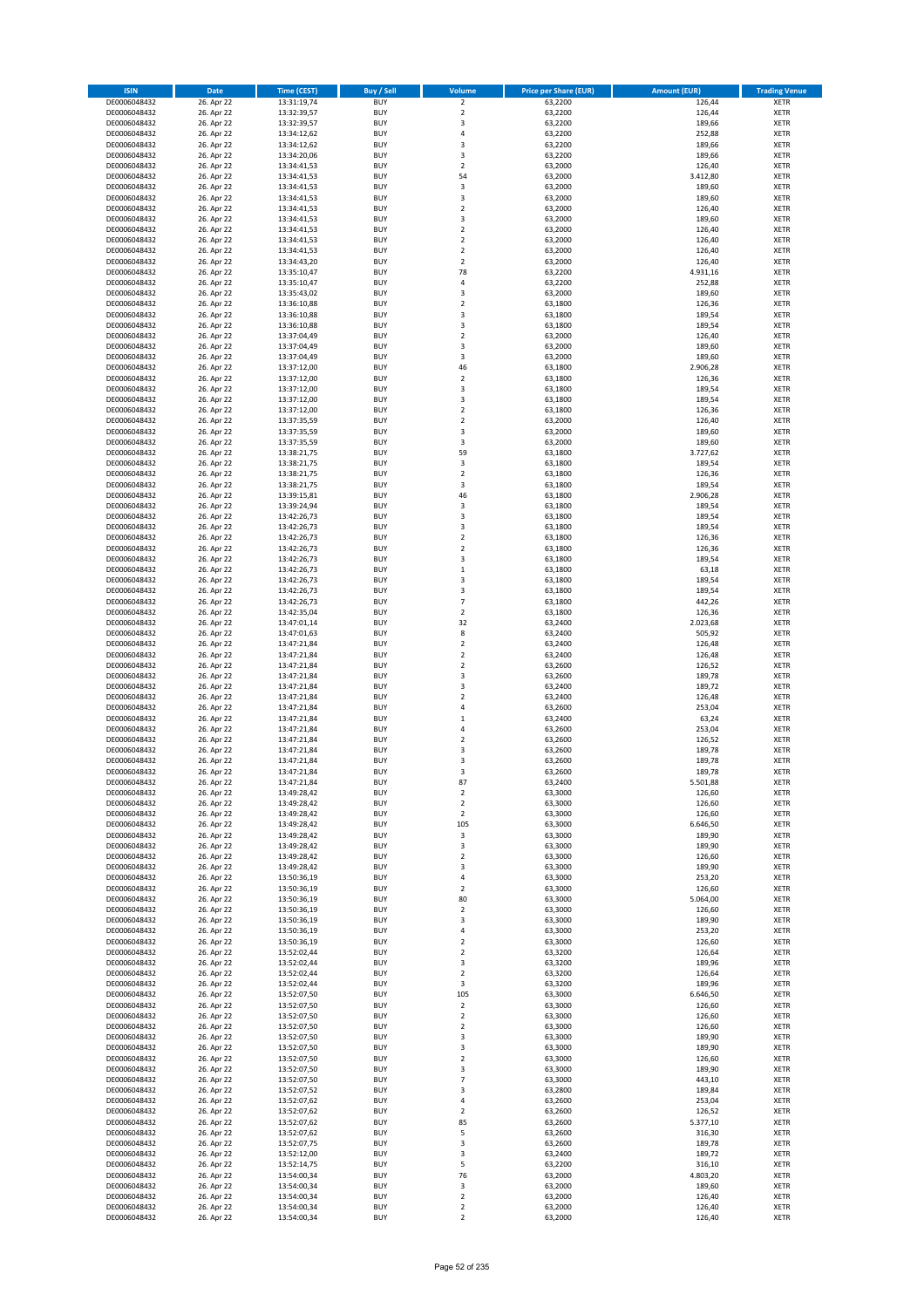| ISIN | Date | Time (CEST) | Buy / Sell | Volume | Price per Share (EUR) | Amount (EUR) | Trading Venue |
|---|---|---|---|---|---|---|---|
| DE0006048432 | 26. Apr 22 | 13:31:19,74 | BUY | 2 | 63,2200 | 126,44 | XETR |
| DE0006048432 | 26. Apr 22 | 13:32:39,57 | BUY | 2 | 63,2200 | 126,44 | XETR |
| DE0006048432 | 26. Apr 22 | 13:32:39,57 | BUY | 3 | 63,2200 | 189,66 | XETR |
| DE0006048432 | 26. Apr 22 | 13:34:12,62 | BUY | 4 | 63,2200 | 252,88 | XETR |
| DE0006048432 | 26. Apr 22 | 13:34:12,62 | BUY | 3 | 63,2200 | 189,66 | XETR |
| DE0006048432 | 26. Apr 22 | 13:34:20,06 | BUY | 3 | 63,2200 | 189,66 | XETR |
| DE0006048432 | 26. Apr 22 | 13:34:41,53 | BUY | 2 | 63,2000 | 126,40 | XETR |
| DE0006048432 | 26. Apr 22 | 13:34:41,53 | BUY | 54 | 63,2000 | 3.412,80 | XETR |
| DE0006048432 | 26. Apr 22 | 13:34:41,53 | BUY | 3 | 63,2000 | 189,60 | XETR |
| DE0006048432 | 26. Apr 22 | 13:34:41,53 | BUY | 3 | 63,2000 | 189,60 | XETR |
| DE0006048432 | 26. Apr 22 | 13:34:41,53 | BUY | 2 | 63,2000 | 126,40 | XETR |
| DE0006048432 | 26. Apr 22 | 13:34:41,53 | BUY | 3 | 63,2000 | 189,60 | XETR |
| DE0006048432 | 26. Apr 22 | 13:34:41,53 | BUY | 2 | 63,2000 | 126,40 | XETR |
| DE0006048432 | 26. Apr 22 | 13:34:41,53 | BUY | 2 | 63,2000 | 126,40 | XETR |
| DE0006048432 | 26. Apr 22 | 13:34:41,53 | BUY | 2 | 63,2000 | 126,40 | XETR |
| DE0006048432 | 26. Apr 22 | 13:34:43,20 | BUY | 2 | 63,2000 | 126,40 | XETR |
| DE0006048432 | 26. Apr 22 | 13:35:10,47 | BUY | 78 | 63,2200 | 4.931,16 | XETR |
| DE0006048432 | 26. Apr 22 | 13:35:10,47 | BUY | 4 | 63,2200 | 252,88 | XETR |
| DE0006048432 | 26. Apr 22 | 13:35:43,02 | BUY | 3 | 63,2000 | 189,60 | XETR |
| DE0006048432 | 26. Apr 22 | 13:36:10,88 | BUY | 2 | 63,1800 | 126,36 | XETR |
| DE0006048432 | 26. Apr 22 | 13:36:10,88 | BUY | 3 | 63,1800 | 189,54 | XETR |
| DE0006048432 | 26. Apr 22 | 13:36:10,88 | BUY | 3 | 63,1800 | 189,54 | XETR |
| DE0006048432 | 26. Apr 22 | 13:37:04,49 | BUY | 2 | 63,2000 | 126,40 | XETR |
| DE0006048432 | 26. Apr 22 | 13:37:04,49 | BUY | 3 | 63,2000 | 189,60 | XETR |
| DE0006048432 | 26. Apr 22 | 13:37:04,49 | BUY | 3 | 63,2000 | 189,60 | XETR |
| DE0006048432 | 26. Apr 22 | 13:37:12,00 | BUY | 46 | 63,1800 | 2.906,28 | XETR |
| DE0006048432 | 26. Apr 22 | 13:37:12,00 | BUY | 2 | 63,1800 | 126,36 | XETR |
| DE0006048432 | 26. Apr 22 | 13:37:12,00 | BUY | 3 | 63,1800 | 189,54 | XETR |
| DE0006048432 | 26. Apr 22 | 13:37:12,00 | BUY | 3 | 63,1800 | 189,54 | XETR |
| DE0006048432 | 26. Apr 22 | 13:37:12,00 | BUY | 2 | 63,1800 | 126,36 | XETR |
| DE0006048432 | 26. Apr 22 | 13:37:35,59 | BUY | 2 | 63,2000 | 126,40 | XETR |
| DE0006048432 | 26. Apr 22 | 13:37:35,59 | BUY | 3 | 63,2000 | 189,60 | XETR |
| DE0006048432 | 26. Apr 22 | 13:37:35,59 | BUY | 3 | 63,2000 | 189,60 | XETR |
| DE0006048432 | 26. Apr 22 | 13:38:21,75 | BUY | 59 | 63,1800 | 3.727,62 | XETR |
| DE0006048432 | 26. Apr 22 | 13:38:21,75 | BUY | 3 | 63,1800 | 189,54 | XETR |
| DE0006048432 | 26. Apr 22 | 13:38:21,75 | BUY | 2 | 63,1800 | 126,36 | XETR |
| DE0006048432 | 26. Apr 22 | 13:38:21,75 | BUY | 3 | 63,1800 | 189,54 | XETR |
| DE0006048432 | 26. Apr 22 | 13:39:15,81 | BUY | 46 | 63,1800 | 2.906,28 | XETR |
| DE0006048432 | 26. Apr 22 | 13:39:24,94 | BUY | 3 | 63,1800 | 189,54 | XETR |
| DE0006048432 | 26. Apr 22 | 13:42:26,73 | BUY | 3 | 63,1800 | 189,54 | XETR |
| DE0006048432 | 26. Apr 22 | 13:42:26,73 | BUY | 3 | 63,1800 | 189,54 | XETR |
| DE0006048432 | 26. Apr 22 | 13:42:26,73 | BUY | 2 | 63,1800 | 126,36 | XETR |
| DE0006048432 | 26. Apr 22 | 13:42:26,73 | BUY | 2 | 63,1800 | 126,36 | XETR |
| DE0006048432 | 26. Apr 22 | 13:42:26,73 | BUY | 3 | 63,1800 | 189,54 | XETR |
| DE0006048432 | 26. Apr 22 | 13:42:26,73 | BUY | 1 | 63,1800 | 63,18 | XETR |
| DE0006048432 | 26. Apr 22 | 13:42:26,73 | BUY | 3 | 63,1800 | 189,54 | XETR |
| DE0006048432 | 26. Apr 22 | 13:42:26,73 | BUY | 3 | 63,1800 | 189,54 | XETR |
| DE0006048432 | 26. Apr 22 | 13:42:26,73 | BUY | 7 | 63,1800 | 442,26 | XETR |
| DE0006048432 | 26. Apr 22 | 13:42:35,04 | BUY | 2 | 63,1800 | 126,36 | XETR |
| DE0006048432 | 26. Apr 22 | 13:47:01,14 | BUY | 32 | 63,2400 | 2.023,68 | XETR |
| DE0006048432 | 26. Apr 22 | 13:47:01,63 | BUY | 8 | 63,2400 | 505,92 | XETR |
| DE0006048432 | 26. Apr 22 | 13:47:21,84 | BUY | 2 | 63,2400 | 126,48 | XETR |
| DE0006048432 | 26. Apr 22 | 13:47:21,84 | BUY | 2 | 63,2400 | 126,48 | XETR |
| DE0006048432 | 26. Apr 22 | 13:47:21,84 | BUY | 2 | 63,2600 | 126,52 | XETR |
| DE0006048432 | 26. Apr 22 | 13:47:21,84 | BUY | 3 | 63,2600 | 189,78 | XETR |
| DE0006048432 | 26. Apr 22 | 13:47:21,84 | BUY | 3 | 63,2400 | 189,72 | XETR |
| DE0006048432 | 26. Apr 22 | 13:47:21,84 | BUY | 2 | 63,2400 | 126,48 | XETR |
| DE0006048432 | 26. Apr 22 | 13:47:21,84 | BUY | 4 | 63,2600 | 253,04 | XETR |
| DE0006048432 | 26. Apr 22 | 13:47:21,84 | BUY | 1 | 63,2400 | 63,24 | XETR |
| DE0006048432 | 26. Apr 22 | 13:47:21,84 | BUY | 4 | 63,2600 | 253,04 | XETR |
| DE0006048432 | 26. Apr 22 | 13:47:21,84 | BUY | 2 | 63,2600 | 126,52 | XETR |
| DE0006048432 | 26. Apr 22 | 13:47:21,84 | BUY | 3 | 63,2600 | 189,78 | XETR |
| DE0006048432 | 26. Apr 22 | 13:47:21,84 | BUY | 3 | 63,2600 | 189,78 | XETR |
| DE0006048432 | 26. Apr 22 | 13:47:21,84 | BUY | 3 | 63,2600 | 189,78 | XETR |
| DE0006048432 | 26. Apr 22 | 13:47:21,84 | BUY | 87 | 63,2400 | 5.501,88 | XETR |
| DE0006048432 | 26. Apr 22 | 13:49:28,42 | BUY | 2 | 63,3000 | 126,60 | XETR |
| DE0006048432 | 26. Apr 22 | 13:49:28,42 | BUY | 2 | 63,3000 | 126,60 | XETR |
| DE0006048432 | 26. Apr 22 | 13:49:28,42 | BUY | 2 | 63,3000 | 126,60 | XETR |
| DE0006048432 | 26. Apr 22 | 13:49:28,42 | BUY | 105 | 63,3000 | 6.646,50 | XETR |
| DE0006048432 | 26. Apr 22 | 13:49:28,42 | BUY | 3 | 63,3000 | 189,90 | XETR |
| DE0006048432 | 26. Apr 22 | 13:49:28,42 | BUY | 3 | 63,3000 | 189,90 | XETR |
| DE0006048432 | 26. Apr 22 | 13:49:28,42 | BUY | 2 | 63,3000 | 126,60 | XETR |
| DE0006048432 | 26. Apr 22 | 13:49:28,42 | BUY | 3 | 63,3000 | 189,90 | XETR |
| DE0006048432 | 26. Apr 22 | 13:50:36,19 | BUY | 4 | 63,3000 | 253,20 | XETR |
| DE0006048432 | 26. Apr 22 | 13:50:36,19 | BUY | 2 | 63,3000 | 126,60 | XETR |
| DE0006048432 | 26. Apr 22 | 13:50:36,19 | BUY | 80 | 63,3000 | 5.064,00 | XETR |
| DE0006048432 | 26. Apr 22 | 13:50:36,19 | BUY | 2 | 63,3000 | 126,60 | XETR |
| DE0006048432 | 26. Apr 22 | 13:50:36,19 | BUY | 3 | 63,3000 | 189,90 | XETR |
| DE0006048432 | 26. Apr 22 | 13:50:36,19 | BUY | 4 | 63,3000 | 253,20 | XETR |
| DE0006048432 | 26. Apr 22 | 13:50:36,19 | BUY | 2 | 63,3000 | 126,60 | XETR |
| DE0006048432 | 26. Apr 22 | 13:52:02,44 | BUY | 2 | 63,3200 | 126,64 | XETR |
| DE0006048432 | 26. Apr 22 | 13:52:02,44 | BUY | 3 | 63,3200 | 189,96 | XETR |
| DE0006048432 | 26. Apr 22 | 13:52:02,44 | BUY | 2 | 63,3200 | 126,64 | XETR |
| DE0006048432 | 26. Apr 22 | 13:52:02,44 | BUY | 3 | 63,3200 | 189,96 | XETR |
| DE0006048432 | 26. Apr 22 | 13:52:07,50 | BUY | 105 | 63,3000 | 6.646,50 | XETR |
| DE0006048432 | 26. Apr 22 | 13:52:07,50 | BUY | 2 | 63,3000 | 126,60 | XETR |
| DE0006048432 | 26. Apr 22 | 13:52:07,50 | BUY | 2 | 63,3000 | 126,60 | XETR |
| DE0006048432 | 26. Apr 22 | 13:52:07,50 | BUY | 2 | 63,3000 | 126,60 | XETR |
| DE0006048432 | 26. Apr 22 | 13:52:07,50 | BUY | 3 | 63,3000 | 189,90 | XETR |
| DE0006048432 | 26. Apr 22 | 13:52:07,50 | BUY | 3 | 63,3000 | 189,90 | XETR |
| DE0006048432 | 26. Apr 22 | 13:52:07,50 | BUY | 2 | 63,3000 | 126,60 | XETR |
| DE0006048432 | 26. Apr 22 | 13:52:07,50 | BUY | 3 | 63,3000 | 189,90 | XETR |
| DE0006048432 | 26. Apr 22 | 13:52:07,50 | BUY | 7 | 63,3000 | 443,10 | XETR |
| DE0006048432 | 26. Apr 22 | 13:52:07,52 | BUY | 3 | 63,2800 | 189,84 | XETR |
| DE0006048432 | 26. Apr 22 | 13:52:07,62 | BUY | 4 | 63,2600 | 253,04 | XETR |
| DE0006048432 | 26. Apr 22 | 13:52:07,62 | BUY | 2 | 63,2600 | 126,52 | XETR |
| DE0006048432 | 26. Apr 22 | 13:52:07,62 | BUY | 85 | 63,2600 | 5.377,10 | XETR |
| DE0006048432 | 26. Apr 22 | 13:52:07,62 | BUY | 5 | 63,2600 | 316,30 | XETR |
| DE0006048432 | 26. Apr 22 | 13:52:07,75 | BUY | 3 | 63,2600 | 189,78 | XETR |
| DE0006048432 | 26. Apr 22 | 13:52:12,00 | BUY | 3 | 63,2400 | 189,72 | XETR |
| DE0006048432 | 26. Apr 22 | 13:52:14,75 | BUY | 5 | 63,2200 | 316,10 | XETR |
| DE0006048432 | 26. Apr 22 | 13:54:00,34 | BUY | 76 | 63,2000 | 4.803,20 | XETR |
| DE0006048432 | 26. Apr 22 | 13:54:00,34 | BUY | 3 | 63,2000 | 189,60 | XETR |
| DE0006048432 | 26. Apr 22 | 13:54:00,34 | BUY | 2 | 63,2000 | 126,40 | XETR |
| DE0006048432 | 26. Apr 22 | 13:54:00,34 | BUY | 2 | 63,2000 | 126,40 | XETR |
| DE0006048432 | 26. Apr 22 | 13:54:00,34 | BUY | 2 | 63,2000 | 126,40 | XETR |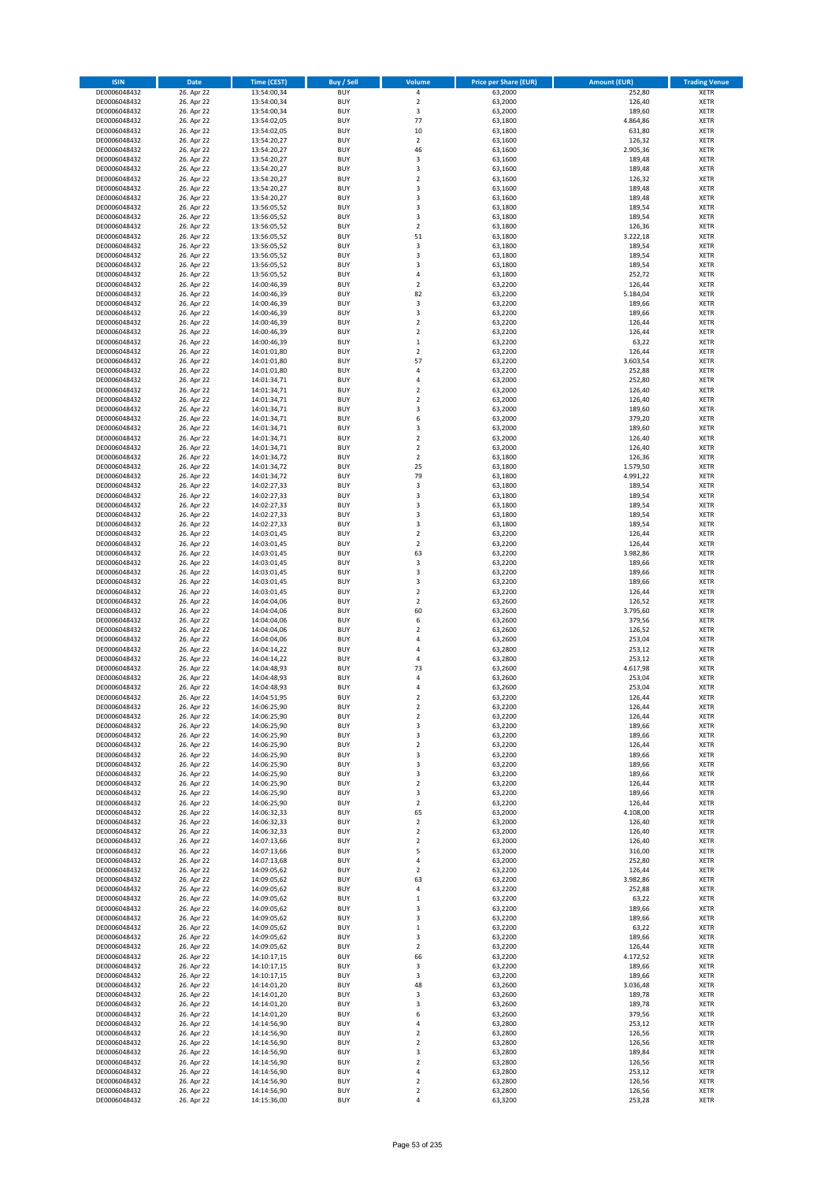| ISIN | Date | Time (CEST) | Buy / Sell | Volume | Price per Share (EUR) | Amount (EUR) | Trading Venue |
|---|---|---|---|---|---|---|---|
| DE0006048432 | 26. Apr 22 | 13:54:00,34 | BUY | 4 | 63,2000 | 252,80 | XETR |
| DE0006048432 | 26. Apr 22 | 13:54:00,34 | BUY | 2 | 63,2000 | 126,40 | XETR |
| DE0006048432 | 26. Apr 22 | 13:54:00,34 | BUY | 3 | 63,2000 | 189,60 | XETR |
| DE0006048432 | 26. Apr 22 | 13:54:02,05 | BUY | 77 | 63,1800 | 4.864,86 | XETR |
| DE0006048432 | 26. Apr 22 | 13:54:02,05 | BUY | 10 | 63,1800 | 631,80 | XETR |
| DE0006048432 | 26. Apr 22 | 13:54:20,27 | BUY | 2 | 63,1600 | 126,32 | XETR |
| DE0006048432 | 26. Apr 22 | 13:54:20,27 | BUY | 46 | 63,1600 | 2.905,36 | XETR |
| DE0006048432 | 26. Apr 22 | 13:54:20,27 | BUY | 3 | 63,1600 | 189,48 | XETR |
| DE0006048432 | 26. Apr 22 | 13:54:20,27 | BUY | 3 | 63,1600 | 189,48 | XETR |
| DE0006048432 | 26. Apr 22 | 13:54:20,27 | BUY | 2 | 63,1600 | 126,32 | XETR |
| DE0006048432 | 26. Apr 22 | 13:54:20,27 | BUY | 3 | 63,1600 | 189,48 | XETR |
| DE0006048432 | 26. Apr 22 | 13:54:20,27 | BUY | 3 | 63,1600 | 189,48 | XETR |
| DE0006048432 | 26. Apr 22 | 13:56:05,52 | BUY | 3 | 63,1800 | 189,54 | XETR |
| DE0006048432 | 26. Apr 22 | 13:56:05,52 | BUY | 3 | 63,1800 | 189,54 | XETR |
| DE0006048432 | 26. Apr 22 | 13:56:05,52 | BUY | 2 | 63,1800 | 126,36 | XETR |
| DE0006048432 | 26. Apr 22 | 13:56:05,52 | BUY | 51 | 63,1800 | 3.222,18 | XETR |
| DE0006048432 | 26. Apr 22 | 13:56:05,52 | BUY | 3 | 63,1800 | 189,54 | XETR |
| DE0006048432 | 26. Apr 22 | 13:56:05,52 | BUY | 3 | 63,1800 | 189,54 | XETR |
| DE0006048432 | 26. Apr 22 | 13:56:05,52 | BUY | 3 | 63,1800 | 189,54 | XETR |
| DE0006048432 | 26. Apr 22 | 13:56:05,52 | BUY | 4 | 63,1800 | 252,72 | XETR |
| DE0006048432 | 26. Apr 22 | 14:00:46,39 | BUY | 2 | 63,2200 | 126,44 | XETR |
| DE0006048432 | 26. Apr 22 | 14:00:46,39 | BUY | 82 | 63,2200 | 5.184,04 | XETR |
| DE0006048432 | 26. Apr 22 | 14:00:46,39 | BUY | 3 | 63,2200 | 189,66 | XETR |
| DE0006048432 | 26. Apr 22 | 14:00:46,39 | BUY | 3 | 63,2200 | 189,66 | XETR |
| DE0006048432 | 26. Apr 22 | 14:00:46,39 | BUY | 2 | 63,2200 | 126,44 | XETR |
| DE0006048432 | 26. Apr 22 | 14:00:46,39 | BUY | 2 | 63,2200 | 126,44 | XETR |
| DE0006048432 | 26. Apr 22 | 14:00:46,39 | BUY | 1 | 63,2200 | 63,22 | XETR |
| DE0006048432 | 26. Apr 22 | 14:01:01,80 | BUY | 2 | 63,2200 | 126,44 | XETR |
| DE0006048432 | 26. Apr 22 | 14:01:01,80 | BUY | 57 | 63,2200 | 3.603,54 | XETR |
| DE0006048432 | 26. Apr 22 | 14:01:01,80 | BUY | 4 | 63,2200 | 252,88 | XETR |
| DE0006048432 | 26. Apr 22 | 14:01:34,71 | BUY | 4 | 63,2000 | 252,80 | XETR |
| DE0006048432 | 26. Apr 22 | 14:01:34,71 | BUY | 2 | 63,2000 | 126,40 | XETR |
| DE0006048432 | 26. Apr 22 | 14:01:34,71 | BUY | 2 | 63,2000 | 126,40 | XETR |
| DE0006048432 | 26. Apr 22 | 14:01:34,71 | BUY | 3 | 63,2000 | 189,60 | XETR |
| DE0006048432 | 26. Apr 22 | 14:01:34,71 | BUY | 6 | 63,2000 | 379,20 | XETR |
| DE0006048432 | 26. Apr 22 | 14:01:34,71 | BUY | 3 | 63,2000 | 189,60 | XETR |
| DE0006048432 | 26. Apr 22 | 14:01:34,71 | BUY | 2 | 63,2000 | 126,40 | XETR |
| DE0006048432 | 26. Apr 22 | 14:01:34,71 | BUY | 2 | 63,2000 | 126,40 | XETR |
| DE0006048432 | 26. Apr 22 | 14:01:34,72 | BUY | 2 | 63,1800 | 126,36 | XETR |
| DE0006048432 | 26. Apr 22 | 14:01:34,72 | BUY | 25 | 63,1800 | 1.579,50 | XETR |
| DE0006048432 | 26. Apr 22 | 14:01:34,72 | BUY | 79 | 63,1800 | 4.991,22 | XETR |
| DE0006048432 | 26. Apr 22 | 14:02:27,33 | BUY | 3 | 63,1800 | 189,54 | XETR |
| DE0006048432 | 26. Apr 22 | 14:02:27,33 | BUY | 3 | 63,1800 | 189,54 | XETR |
| DE0006048432 | 26. Apr 22 | 14:02:27,33 | BUY | 3 | 63,1800 | 189,54 | XETR |
| DE0006048432 | 26. Apr 22 | 14:02:27,33 | BUY | 3 | 63,1800 | 189,54 | XETR |
| DE0006048432 | 26. Apr 22 | 14:02:27,33 | BUY | 3 | 63,1800 | 189,54 | XETR |
| DE0006048432 | 26. Apr 22 | 14:03:01,45 | BUY | 2 | 63,2200 | 126,44 | XETR |
| DE0006048432 | 26. Apr 22 | 14:03:01,45 | BUY | 2 | 63,2200 | 126,44 | XETR |
| DE0006048432 | 26. Apr 22 | 14:03:01,45 | BUY | 63 | 63,2200 | 3.982,86 | XETR |
| DE0006048432 | 26. Apr 22 | 14:03:01,45 | BUY | 3 | 63,2200 | 189,66 | XETR |
| DE0006048432 | 26. Apr 22 | 14:03:01,45 | BUY | 3 | 63,2200 | 189,66 | XETR |
| DE0006048432 | 26. Apr 22 | 14:03:01,45 | BUY | 3 | 63,2200 | 189,66 | XETR |
| DE0006048432 | 26. Apr 22 | 14:03:01,45 | BUY | 2 | 63,2200 | 126,44 | XETR |
| DE0006048432 | 26. Apr 22 | 14:04:04,06 | BUY | 2 | 63,2600 | 126,52 | XETR |
| DE0006048432 | 26. Apr 22 | 14:04:04,06 | BUY | 60 | 63,2600 | 3.795,60 | XETR |
| DE0006048432 | 26. Apr 22 | 14:04:04,06 | BUY | 6 | 63,2600 | 379,56 | XETR |
| DE0006048432 | 26. Apr 22 | 14:04:04,06 | BUY | 2 | 63,2600 | 126,52 | XETR |
| DE0006048432 | 26. Apr 22 | 14:04:04,06 | BUY | 4 | 63,2600 | 253,04 | XETR |
| DE0006048432 | 26. Apr 22 | 14:04:14,22 | BUY | 4 | 63,2800 | 253,12 | XETR |
| DE0006048432 | 26. Apr 22 | 14:04:14,22 | BUY | 4 | 63,2800 | 253,12 | XETR |
| DE0006048432 | 26. Apr 22 | 14:04:48,93 | BUY | 73 | 63,2600 | 4.617,98 | XETR |
| DE0006048432 | 26. Apr 22 | 14:04:48,93 | BUY | 4 | 63,2600 | 253,04 | XETR |
| DE0006048432 | 26. Apr 22 | 14:04:48,93 | BUY | 4 | 63,2600 | 253,04 | XETR |
| DE0006048432 | 26. Apr 22 | 14:04:51,95 | BUY | 2 | 63,2200 | 126,44 | XETR |
| DE0006048432 | 26. Apr 22 | 14:06:25,90 | BUY | 2 | 63,2200 | 126,44 | XETR |
| DE0006048432 | 26. Apr 22 | 14:06:25,90 | BUY | 2 | 63,2200 | 126,44 | XETR |
| DE0006048432 | 26. Apr 22 | 14:06:25,90 | BUY | 3 | 63,2200 | 189,66 | XETR |
| DE0006048432 | 26. Apr 22 | 14:06:25,90 | BUY | 3 | 63,2200 | 189,66 | XETR |
| DE0006048432 | 26. Apr 22 | 14:06:25,90 | BUY | 2 | 63,2200 | 126,44 | XETR |
| DE0006048432 | 26. Apr 22 | 14:06:25,90 | BUY | 3 | 63,2200 | 189,66 | XETR |
| DE0006048432 | 26. Apr 22 | 14:06:25,90 | BUY | 3 | 63,2200 | 189,66 | XETR |
| DE0006048432 | 26. Apr 22 | 14:06:25,90 | BUY | 3 | 63,2200 | 189,66 | XETR |
| DE0006048432 | 26. Apr 22 | 14:06:25,90 | BUY | 2 | 63,2200 | 126,44 | XETR |
| DE0006048432 | 26. Apr 22 | 14:06:25,90 | BUY | 3 | 63,2200 | 189,66 | XETR |
| DE0006048432 | 26. Apr 22 | 14:06:25,90 | BUY | 2 | 63,2200 | 126,44 | XETR |
| DE0006048432 | 26. Apr 22 | 14:06:32,33 | BUY | 65 | 63,2000 | 4.108,00 | XETR |
| DE0006048432 | 26. Apr 22 | 14:06:32,33 | BUY | 2 | 63,2000 | 126,40 | XETR |
| DE0006048432 | 26. Apr 22 | 14:06:32,33 | BUY | 2 | 63,2000 | 126,40 | XETR |
| DE0006048432 | 26. Apr 22 | 14:07:13,66 | BUY | 2 | 63,2000 | 126,40 | XETR |
| DE0006048432 | 26. Apr 22 | 14:07:13,66 | BUY | 5 | 63,2000 | 316,00 | XETR |
| DE0006048432 | 26. Apr 22 | 14:07:13,68 | BUY | 4 | 63,2000 | 252,80 | XETR |
| DE0006048432 | 26. Apr 22 | 14:09:05,62 | BUY | 2 | 63,2200 | 126,44 | XETR |
| DE0006048432 | 26. Apr 22 | 14:09:05,62 | BUY | 63 | 63,2200 | 3.982,86 | XETR |
| DE0006048432 | 26. Apr 22 | 14:09:05,62 | BUY | 4 | 63,2200 | 252,88 | XETR |
| DE0006048432 | 26. Apr 22 | 14:09:05,62 | BUY | 1 | 63,2200 | 63,22 | XETR |
| DE0006048432 | 26. Apr 22 | 14:09:05,62 | BUY | 3 | 63,2200 | 189,66 | XETR |
| DE0006048432 | 26. Apr 22 | 14:09:05,62 | BUY | 3 | 63,2200 | 189,66 | XETR |
| DE0006048432 | 26. Apr 22 | 14:09:05,62 | BUY | 1 | 63,2200 | 63,22 | XETR |
| DE0006048432 | 26. Apr 22 | 14:09:05,62 | BUY | 3 | 63,2200 | 189,66 | XETR |
| DE0006048432 | 26. Apr 22 | 14:09:05,62 | BUY | 2 | 63,2200 | 126,44 | XETR |
| DE0006048432 | 26. Apr 22 | 14:10:17,15 | BUY | 66 | 63,2200 | 4.172,52 | XETR |
| DE0006048432 | 26. Apr 22 | 14:10:17,15 | BUY | 3 | 63,2200 | 189,66 | XETR |
| DE0006048432 | 26. Apr 22 | 14:10:17,15 | BUY | 3 | 63,2200 | 189,66 | XETR |
| DE0006048432 | 26. Apr 22 | 14:14:01,20 | BUY | 48 | 63,2600 | 3.036,48 | XETR |
| DE0006048432 | 26. Apr 22 | 14:14:01,20 | BUY | 3 | 63,2600 | 189,78 | XETR |
| DE0006048432 | 26. Apr 22 | 14:14:01,20 | BUY | 3 | 63,2600 | 189,78 | XETR |
| DE0006048432 | 26. Apr 22 | 14:14:01,20 | BUY | 6 | 63,2600 | 379,56 | XETR |
| DE0006048432 | 26. Apr 22 | 14:14:56,90 | BUY | 4 | 63,2800 | 253,12 | XETR |
| DE0006048432 | 26. Apr 22 | 14:14:56,90 | BUY | 2 | 63,2800 | 126,56 | XETR |
| DE0006048432 | 26. Apr 22 | 14:14:56,90 | BUY | 2 | 63,2800 | 126,56 | XETR |
| DE0006048432 | 26. Apr 22 | 14:14:56,90 | BUY | 3 | 63,2800 | 189,84 | XETR |
| DE0006048432 | 26. Apr 22 | 14:14:56,90 | BUY | 2 | 63,2800 | 126,56 | XETR |
| DE0006048432 | 26. Apr 22 | 14:14:56,90 | BUY | 4 | 63,2800 | 253,12 | XETR |
| DE0006048432 | 26. Apr 22 | 14:14:56,90 | BUY | 2 | 63,2800 | 126,56 | XETR |
| DE0006048432 | 26. Apr 22 | 14:14:56,90 | BUY | 2 | 63,2800 | 126,56 | XETR |
| DE0006048432 | 26. Apr 22 | 14:15:36,00 | BUY | 4 | 63,3200 | 253,28 | XETR |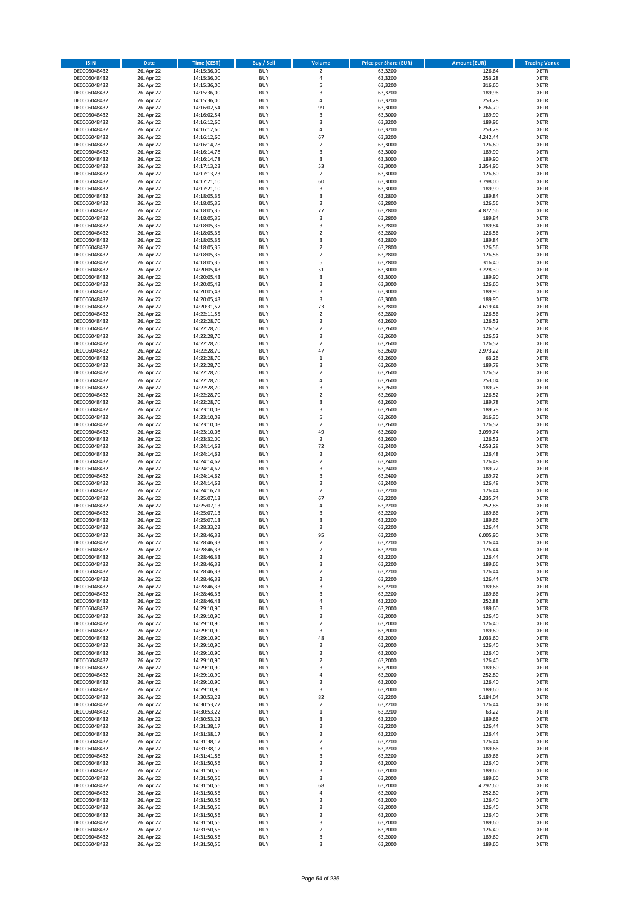| ISIN | Date | Time (CEST) | Buy / Sell | Volume | Price per Share (EUR) | Amount (EUR) | Trading Venue |
|---|---|---|---|---|---|---|---|
| DE0006048432 | 26. Apr 22 | 14:15:36,00 | BUY | 2 | 63,3200 | 126,64 | XETR |
| DE0006048432 | 26. Apr 22 | 14:15:36,00 | BUY | 4 | 63,3200 | 253,28 | XETR |
| DE0006048432 | 26. Apr 22 | 14:15:36,00 | BUY | 5 | 63,3200 | 316,60 | XETR |
| DE0006048432 | 26. Apr 22 | 14:15:36,00 | BUY | 3 | 63,3200 | 189,96 | XETR |
| DE0006048432 | 26. Apr 22 | 14:15:36,00 | BUY | 4 | 63,3200 | 253,28 | XETR |
| DE0006048432 | 26. Apr 22 | 14:16:02,54 | BUY | 99 | 63,3000 | 6.266,70 | XETR |
| DE0006048432 | 26. Apr 22 | 14:16:02,54 | BUY | 3 | 63,3000 | 189,90 | XETR |
| DE0006048432 | 26. Apr 22 | 14:16:12,60 | BUY | 3 | 63,3200 | 189,96 | XETR |
| DE0006048432 | 26. Apr 22 | 14:16:12,60 | BUY | 4 | 63,3200 | 253,28 | XETR |
| DE0006048432 | 26. Apr 22 | 14:16:12,60 | BUY | 67 | 63,3200 | 4.242,44 | XETR |
| DE0006048432 | 26. Apr 22 | 14:16:14,78 | BUY | 2 | 63,3000 | 126,60 | XETR |
| DE0006048432 | 26. Apr 22 | 14:16:14,78 | BUY | 3 | 63,3000 | 189,90 | XETR |
| DE0006048432 | 26. Apr 22 | 14:16:14,78 | BUY | 3 | 63,3000 | 189,90 | XETR |
| DE0006048432 | 26. Apr 22 | 14:17:13,23 | BUY | 53 | 63,3000 | 3.354,90 | XETR |
| DE0006048432 | 26. Apr 22 | 14:17:13,23 | BUY | 2 | 63,3000 | 126,60 | XETR |
| DE0006048432 | 26. Apr 22 | 14:17:21,10 | BUY | 60 | 63,3000 | 3.798,00 | XETR |
| DE0006048432 | 26. Apr 22 | 14:17:21,10 | BUY | 3 | 63,3000 | 189,90 | XETR |
| DE0006048432 | 26. Apr 22 | 14:18:05,35 | BUY | 3 | 63,2800 | 189,84 | XETR |
| DE0006048432 | 26. Apr 22 | 14:18:05,35 | BUY | 2 | 63,2800 | 126,56 | XETR |
| DE0006048432 | 26. Apr 22 | 14:18:05,35 | BUY | 77 | 63,2800 | 4.872,56 | XETR |
| DE0006048432 | 26. Apr 22 | 14:18:05,35 | BUY | 3 | 63,2800 | 189,84 | XETR |
| DE0006048432 | 26. Apr 22 | 14:18:05,35 | BUY | 3 | 63,2800 | 189,84 | XETR |
| DE0006048432 | 26. Apr 22 | 14:18:05,35 | BUY | 2 | 63,2800 | 126,56 | XETR |
| DE0006048432 | 26. Apr 22 | 14:18:05,35 | BUY | 3 | 63,2800 | 189,84 | XETR |
| DE0006048432 | 26. Apr 22 | 14:18:05,35 | BUY | 2 | 63,2800 | 126,56 | XETR |
| DE0006048432 | 26. Apr 22 | 14:18:05,35 | BUY | 2 | 63,2800 | 126,56 | XETR |
| DE0006048432 | 26. Apr 22 | 14:18:05,35 | BUY | 5 | 63,2800 | 316,40 | XETR |
| DE0006048432 | 26. Apr 22 | 14:20:05,43 | BUY | 51 | 63,3000 | 3.228,30 | XETR |
| DE0006048432 | 26. Apr 22 | 14:20:05,43 | BUY | 3 | 63,3000 | 189,90 | XETR |
| DE0006048432 | 26. Apr 22 | 14:20:05,43 | BUY | 2 | 63,3000 | 126,60 | XETR |
| DE0006048432 | 26. Apr 22 | 14:20:05,43 | BUY | 3 | 63,3000 | 189,90 | XETR |
| DE0006048432 | 26. Apr 22 | 14:20:05,43 | BUY | 3 | 63,3000 | 189,90 | XETR |
| DE0006048432 | 26. Apr 22 | 14:20:31,57 | BUY | 73 | 63,2800 | 4.619,44 | XETR |
| DE0006048432 | 26. Apr 22 | 14:22:11,55 | BUY | 2 | 63,2800 | 126,56 | XETR |
| DE0006048432 | 26. Apr 22 | 14:22:28,70 | BUY | 2 | 63,2600 | 126,52 | XETR |
| DE0006048432 | 26. Apr 22 | 14:22:28,70 | BUY | 2 | 63,2600 | 126,52 | XETR |
| DE0006048432 | 26. Apr 22 | 14:22:28,70 | BUY | 2 | 63,2600 | 126,52 | XETR |
| DE0006048432 | 26. Apr 22 | 14:22:28,70 | BUY | 2 | 63,2600 | 126,52 | XETR |
| DE0006048432 | 26. Apr 22 | 14:22:28,70 | BUY | 47 | 63,2600 | 2.973,22 | XETR |
| DE0006048432 | 26. Apr 22 | 14:22:28,70 | BUY | 1 | 63,2600 | 63,26 | XETR |
| DE0006048432 | 26. Apr 22 | 14:22:28,70 | BUY | 3 | 63,2600 | 189,78 | XETR |
| DE0006048432 | 26. Apr 22 | 14:22:28,70 | BUY | 2 | 63,2600 | 126,52 | XETR |
| DE0006048432 | 26. Apr 22 | 14:22:28,70 | BUY | 4 | 63,2600 | 253,04 | XETR |
| DE0006048432 | 26. Apr 22 | 14:22:28,70 | BUY | 3 | 63,2600 | 189,78 | XETR |
| DE0006048432 | 26. Apr 22 | 14:22:28,70 | BUY | 2 | 63,2600 | 126,52 | XETR |
| DE0006048432 | 26. Apr 22 | 14:22:28,70 | BUY | 3 | 63,2600 | 189,78 | XETR |
| DE0006048432 | 26. Apr 22 | 14:23:10,08 | BUY | 3 | 63,2600 | 189,78 | XETR |
| DE0006048432 | 26. Apr 22 | 14:23:10,08 | BUY | 5 | 63,2600 | 316,30 | XETR |
| DE0006048432 | 26. Apr 22 | 14:23:10,08 | BUY | 2 | 63,2600 | 126,52 | XETR |
| DE0006048432 | 26. Apr 22 | 14:23:10,08 | BUY | 49 | 63,2600 | 3.099,74 | XETR |
| DE0006048432 | 26. Apr 22 | 14:23:32,00 | BUY | 2 | 63,2600 | 126,52 | XETR |
| DE0006048432 | 26. Apr 22 | 14:24:14,62 | BUY | 72 | 63,2400 | 4.553,28 | XETR |
| DE0006048432 | 26. Apr 22 | 14:24:14,62 | BUY | 2 | 63,2400 | 126,48 | XETR |
| DE0006048432 | 26. Apr 22 | 14:24:14,62 | BUY | 2 | 63,2400 | 126,48 | XETR |
| DE0006048432 | 26. Apr 22 | 14:24:14,62 | BUY | 3 | 63,2400 | 189,72 | XETR |
| DE0006048432 | 26. Apr 22 | 14:24:14,62 | BUY | 3 | 63,2400 | 189,72 | XETR |
| DE0006048432 | 26. Apr 22 | 14:24:14,62 | BUY | 2 | 63,2400 | 126,48 | XETR |
| DE0006048432 | 26. Apr 22 | 14:24:16,21 | BUY | 2 | 63,2200 | 126,44 | XETR |
| DE0006048432 | 26. Apr 22 | 14:25:07,13 | BUY | 67 | 63,2200 | 4.235,74 | XETR |
| DE0006048432 | 26. Apr 22 | 14:25:07,13 | BUY | 4 | 63,2200 | 252,88 | XETR |
| DE0006048432 | 26. Apr 22 | 14:25:07,13 | BUY | 3 | 63,2200 | 189,66 | XETR |
| DE0006048432 | 26. Apr 22 | 14:25:07,13 | BUY | 3 | 63,2200 | 189,66 | XETR |
| DE0006048432 | 26. Apr 22 | 14:28:33,22 | BUY | 2 | 63,2200 | 126,44 | XETR |
| DE0006048432 | 26. Apr 22 | 14:28:46,33 | BUY | 95 | 63,2200 | 6.005,90 | XETR |
| DE0006048432 | 26. Apr 22 | 14:28:46,33 | BUY | 2 | 63,2200 | 126,44 | XETR |
| DE0006048432 | 26. Apr 22 | 14:28:46,33 | BUY | 2 | 63,2200 | 126,44 | XETR |
| DE0006048432 | 26. Apr 22 | 14:28:46,33 | BUY | 2 | 63,2200 | 126,44 | XETR |
| DE0006048432 | 26. Apr 22 | 14:28:46,33 | BUY | 3 | 63,2200 | 189,66 | XETR |
| DE0006048432 | 26. Apr 22 | 14:28:46,33 | BUY | 2 | 63,2200 | 126,44 | XETR |
| DE0006048432 | 26. Apr 22 | 14:28:46,33 | BUY | 2 | 63,2200 | 126,44 | XETR |
| DE0006048432 | 26. Apr 22 | 14:28:46,33 | BUY | 3 | 63,2200 | 189,66 | XETR |
| DE0006048432 | 26. Apr 22 | 14:28:46,33 | BUY | 3 | 63,2200 | 189,66 | XETR |
| DE0006048432 | 26. Apr 22 | 14:28:46,43 | BUY | 4 | 63,2200 | 252,88 | XETR |
| DE0006048432 | 26. Apr 22 | 14:29:10,90 | BUY | 3 | 63,2000 | 189,60 | XETR |
| DE0006048432 | 26. Apr 22 | 14:29:10,90 | BUY | 2 | 63,2000 | 126,40 | XETR |
| DE0006048432 | 26. Apr 22 | 14:29:10,90 | BUY | 2 | 63,2000 | 126,40 | XETR |
| DE0006048432 | 26. Apr 22 | 14:29:10,90 | BUY | 3 | 63,2000 | 189,60 | XETR |
| DE0006048432 | 26. Apr 22 | 14:29:10,90 | BUY | 48 | 63,2000 | 3.033,60 | XETR |
| DE0006048432 | 26. Apr 22 | 14:29:10,90 | BUY | 2 | 63,2000 | 126,40 | XETR |
| DE0006048432 | 26. Apr 22 | 14:29:10,90 | BUY | 2 | 63,2000 | 126,40 | XETR |
| DE0006048432 | 26. Apr 22 | 14:29:10,90 | BUY | 2 | 63,2000 | 126,40 | XETR |
| DE0006048432 | 26. Apr 22 | 14:29:10,90 | BUY | 3 | 63,2000 | 189,60 | XETR |
| DE0006048432 | 26. Apr 22 | 14:29:10,90 | BUY | 4 | 63,2000 | 252,80 | XETR |
| DE0006048432 | 26. Apr 22 | 14:29:10,90 | BUY | 2 | 63,2000 | 126,40 | XETR |
| DE0006048432 | 26. Apr 22 | 14:29:10,90 | BUY | 3 | 63,2000 | 189,60 | XETR |
| DE0006048432 | 26. Apr 22 | 14:30:53,22 | BUY | 82 | 63,2200 | 5.184,04 | XETR |
| DE0006048432 | 26. Apr 22 | 14:30:53,22 | BUY | 2 | 63,2200 | 126,44 | XETR |
| DE0006048432 | 26. Apr 22 | 14:30:53,22 | BUY | 1 | 63,2200 | 63,22 | XETR |
| DE0006048432 | 26. Apr 22 | 14:30:53,22 | BUY | 3 | 63,2200 | 189,66 | XETR |
| DE0006048432 | 26. Apr 22 | 14:31:38,17 | BUY | 2 | 63,2200 | 126,44 | XETR |
| DE0006048432 | 26. Apr 22 | 14:31:38,17 | BUY | 2 | 63,2200 | 126,44 | XETR |
| DE0006048432 | 26. Apr 22 | 14:31:38,17 | BUY | 2 | 63,2200 | 126,44 | XETR |
| DE0006048432 | 26. Apr 22 | 14:31:38,17 | BUY | 3 | 63,2200 | 189,66 | XETR |
| DE0006048432 | 26. Apr 22 | 14:31:41,86 | BUY | 3 | 63,2200 | 189,66 | XETR |
| DE0006048432 | 26. Apr 22 | 14:31:50,56 | BUY | 2 | 63,2000 | 126,40 | XETR |
| DE0006048432 | 26. Apr 22 | 14:31:50,56 | BUY | 3 | 63,2000 | 189,60 | XETR |
| DE0006048432 | 26. Apr 22 | 14:31:50,56 | BUY | 3 | 63,2000 | 189,60 | XETR |
| DE0006048432 | 26. Apr 22 | 14:31:50,56 | BUY | 68 | 63,2000 | 4.297,60 | XETR |
| DE0006048432 | 26. Apr 22 | 14:31:50,56 | BUY | 4 | 63,2000 | 252,80 | XETR |
| DE0006048432 | 26. Apr 22 | 14:31:50,56 | BUY | 2 | 63,2000 | 126,40 | XETR |
| DE0006048432 | 26. Apr 22 | 14:31:50,56 | BUY | 2 | 63,2000 | 126,40 | XETR |
| DE0006048432 | 26. Apr 22 | 14:31:50,56 | BUY | 2 | 63,2000 | 126,40 | XETR |
| DE0006048432 | 26. Apr 22 | 14:31:50,56 | BUY | 3 | 63,2000 | 189,60 | XETR |
| DE0006048432 | 26. Apr 22 | 14:31:50,56 | BUY | 2 | 63,2000 | 126,40 | XETR |
| DE0006048432 | 26. Apr 22 | 14:31:50,56 | BUY | 3 | 63,2000 | 189,60 | XETR |
| DE0006048432 | 26. Apr 22 | 14:31:50,56 | BUY | 3 | 63,2000 | 189,60 | XETR |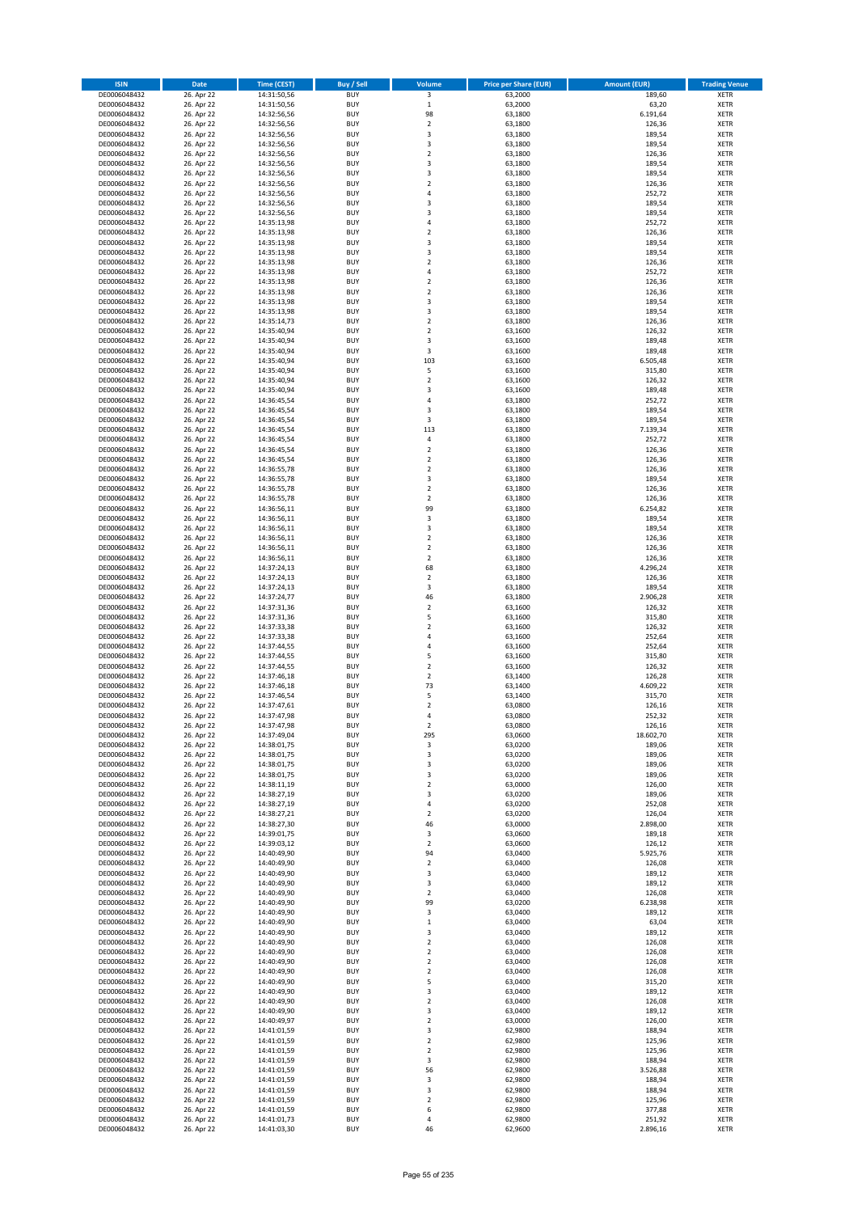| ISIN | Date | Time (CEST) | Buy / Sell | Volume | Price per Share (EUR) | Amount (EUR) | Trading Venue |
|---|---|---|---|---|---|---|---|
| DE0006048432 | 26. Apr 22 | 14:31:50,56 | BUY | 3 | 63,2000 | 189,60 | XETR |
| DE0006048432 | 26. Apr 22 | 14:31:50,56 | BUY | 1 | 63,2000 | 63,20 | XETR |
| DE0006048432 | 26. Apr 22 | 14:32:56,56 | BUY | 98 | 63,1800 | 6.191,64 | XETR |
| DE0006048432 | 26. Apr 22 | 14:32:56,56 | BUY | 2 | 63,1800 | 126,36 | XETR |
| DE0006048432 | 26. Apr 22 | 14:32:56,56 | BUY | 3 | 63,1800 | 189,54 | XETR |
| DE0006048432 | 26. Apr 22 | 14:32:56,56 | BUY | 3 | 63,1800 | 189,54 | XETR |
| DE0006048432 | 26. Apr 22 | 14:32:56,56 | BUY | 2 | 63,1800 | 126,36 | XETR |
| DE0006048432 | 26. Apr 22 | 14:32:56,56 | BUY | 3 | 63,1800 | 189,54 | XETR |
| DE0006048432 | 26. Apr 22 | 14:32:56,56 | BUY | 3 | 63,1800 | 189,54 | XETR |
| DE0006048432 | 26. Apr 22 | 14:32:56,56 | BUY | 2 | 63,1800 | 126,36 | XETR |
| DE0006048432 | 26. Apr 22 | 14:32:56,56 | BUY | 4 | 63,1800 | 252,72 | XETR |
| DE0006048432 | 26. Apr 22 | 14:32:56,56 | BUY | 3 | 63,1800 | 189,54 | XETR |
| DE0006048432 | 26. Apr 22 | 14:32:56,56 | BUY | 3 | 63,1800 | 189,54 | XETR |
| DE0006048432 | 26. Apr 22 | 14:35:13,98 | BUY | 4 | 63,1800 | 252,72 | XETR |
| DE0006048432 | 26. Apr 22 | 14:35:13,98 | BUY | 2 | 63,1800 | 126,36 | XETR |
| DE0006048432 | 26. Apr 22 | 14:35:13,98 | BUY | 3 | 63,1800 | 189,54 | XETR |
| DE0006048432 | 26. Apr 22 | 14:35:13,98 | BUY | 3 | 63,1800 | 189,54 | XETR |
| DE0006048432 | 26. Apr 22 | 14:35:13,98 | BUY | 2 | 63,1800 | 126,36 | XETR |
| DE0006048432 | 26. Apr 22 | 14:35:13,98 | BUY | 4 | 63,1800 | 252,72 | XETR |
| DE0006048432 | 26. Apr 22 | 14:35:13,98 | BUY | 2 | 63,1800 | 126,36 | XETR |
| DE0006048432 | 26. Apr 22 | 14:35:13,98 | BUY | 2 | 63,1800 | 126,36 | XETR |
| DE0006048432 | 26. Apr 22 | 14:35:13,98 | BUY | 3 | 63,1800 | 189,54 | XETR |
| DE0006048432 | 26. Apr 22 | 14:35:13,98 | BUY | 3 | 63,1800 | 189,54 | XETR |
| DE0006048432 | 26. Apr 22 | 14:35:14,73 | BUY | 2 | 63,1800 | 126,36 | XETR |
| DE0006048432 | 26. Apr 22 | 14:35:40,94 | BUY | 2 | 63,1600 | 126,32 | XETR |
| DE0006048432 | 26. Apr 22 | 14:35:40,94 | BUY | 3 | 63,1600 | 189,48 | XETR |
| DE0006048432 | 26. Apr 22 | 14:35:40,94 | BUY | 3 | 63,1600 | 189,48 | XETR |
| DE0006048432 | 26. Apr 22 | 14:35:40,94 | BUY | 103 | 63,1600 | 6.505,48 | XETR |
| DE0006048432 | 26. Apr 22 | 14:35:40,94 | BUY | 5 | 63,1600 | 315,80 | XETR |
| DE0006048432 | 26. Apr 22 | 14:35:40,94 | BUY | 2 | 63,1600 | 126,32 | XETR |
| DE0006048432 | 26. Apr 22 | 14:35:40,94 | BUY | 3 | 63,1600 | 189,48 | XETR |
| DE0006048432 | 26. Apr 22 | 14:36:45,54 | BUY | 4 | 63,1800 | 252,72 | XETR |
| DE0006048432 | 26. Apr 22 | 14:36:45,54 | BUY | 3 | 63,1800 | 189,54 | XETR |
| DE0006048432 | 26. Apr 22 | 14:36:45,54 | BUY | 3 | 63,1800 | 189,54 | XETR |
| DE0006048432 | 26. Apr 22 | 14:36:45,54 | BUY | 113 | 63,1800 | 7.139,34 | XETR |
| DE0006048432 | 26. Apr 22 | 14:36:45,54 | BUY | 4 | 63,1800 | 252,72 | XETR |
| DE0006048432 | 26. Apr 22 | 14:36:45,54 | BUY | 2 | 63,1800 | 126,36 | XETR |
| DE0006048432 | 26. Apr 22 | 14:36:45,54 | BUY | 2 | 63,1800 | 126,36 | XETR |
| DE0006048432 | 26. Apr 22 | 14:36:55,78 | BUY | 2 | 63,1800 | 126,36 | XETR |
| DE0006048432 | 26. Apr 22 | 14:36:55,78 | BUY | 3 | 63,1800 | 189,54 | XETR |
| DE0006048432 | 26. Apr 22 | 14:36:55,78 | BUY | 2 | 63,1800 | 126,36 | XETR |
| DE0006048432 | 26. Apr 22 | 14:36:55,78 | BUY | 2 | 63,1800 | 126,36 | XETR |
| DE0006048432 | 26. Apr 22 | 14:36:56,11 | BUY | 99 | 63,1800 | 6.254,82 | XETR |
| DE0006048432 | 26. Apr 22 | 14:36:56,11 | BUY | 3 | 63,1800 | 189,54 | XETR |
| DE0006048432 | 26. Apr 22 | 14:36:56,11 | BUY | 3 | 63,1800 | 189,54 | XETR |
| DE0006048432 | 26. Apr 22 | 14:36:56,11 | BUY | 2 | 63,1800 | 126,36 | XETR |
| DE0006048432 | 26. Apr 22 | 14:36:56,11 | BUY | 2 | 63,1800 | 126,36 | XETR |
| DE0006048432 | 26. Apr 22 | 14:36:56,11 | BUY | 2 | 63,1800 | 126,36 | XETR |
| DE0006048432 | 26. Apr 22 | 14:37:24,13 | BUY | 68 | 63,1800 | 4.296,24 | XETR |
| DE0006048432 | 26. Apr 22 | 14:37:24,13 | BUY | 2 | 63,1800 | 126,36 | XETR |
| DE0006048432 | 26. Apr 22 | 14:37:24,13 | BUY | 3 | 63,1800 | 189,54 | XETR |
| DE0006048432 | 26. Apr 22 | 14:37:24,77 | BUY | 46 | 63,1800 | 2.906,28 | XETR |
| DE0006048432 | 26. Apr 22 | 14:37:31,36 | BUY | 2 | 63,1600 | 126,32 | XETR |
| DE0006048432 | 26. Apr 22 | 14:37:31,36 | BUY | 5 | 63,1600 | 315,80 | XETR |
| DE0006048432 | 26. Apr 22 | 14:37:33,38 | BUY | 2 | 63,1600 | 126,32 | XETR |
| DE0006048432 | 26. Apr 22 | 14:37:33,38 | BUY | 4 | 63,1600 | 252,64 | XETR |
| DE0006048432 | 26. Apr 22 | 14:37:44,55 | BUY | 4 | 63,1600 | 252,64 | XETR |
| DE0006048432 | 26. Apr 22 | 14:37:44,55 | BUY | 5 | 63,1600 | 315,80 | XETR |
| DE0006048432 | 26. Apr 22 | 14:37:44,55 | BUY | 2 | 63,1600 | 126,32 | XETR |
| DE0006048432 | 26. Apr 22 | 14:37:46,18 | BUY | 2 | 63,1400 | 126,28 | XETR |
| DE0006048432 | 26. Apr 22 | 14:37:46,18 | BUY | 73 | 63,1400 | 4.609,22 | XETR |
| DE0006048432 | 26. Apr 22 | 14:37:46,54 | BUY | 5 | 63,1400 | 315,70 | XETR |
| DE0006048432 | 26. Apr 22 | 14:37:47,61 | BUY | 2 | 63,0800 | 126,16 | XETR |
| DE0006048432 | 26. Apr 22 | 14:37:47,98 | BUY | 4 | 63,0800 | 252,32 | XETR |
| DE0006048432 | 26. Apr 22 | 14:37:47,98 | BUY | 2 | 63,0800 | 126,16 | XETR |
| DE0006048432 | 26. Apr 22 | 14:37:49,04 | BUY | 295 | 63,0600 | 18.602,70 | XETR |
| DE0006048432 | 26. Apr 22 | 14:38:01,75 | BUY | 3 | 63,0200 | 189,06 | XETR |
| DE0006048432 | 26. Apr 22 | 14:38:01,75 | BUY | 3 | 63,0200 | 189,06 | XETR |
| DE0006048432 | 26. Apr 22 | 14:38:01,75 | BUY | 3 | 63,0200 | 189,06 | XETR |
| DE0006048432 | 26. Apr 22 | 14:38:01,75 | BUY | 3 | 63,0200 | 189,06 | XETR |
| DE0006048432 | 26. Apr 22 | 14:38:11,19 | BUY | 2 | 63,0000 | 126,00 | XETR |
| DE0006048432 | 26. Apr 22 | 14:38:27,19 | BUY | 3 | 63,0200 | 189,06 | XETR |
| DE0006048432 | 26. Apr 22 | 14:38:27,19 | BUY | 4 | 63,0200 | 252,08 | XETR |
| DE0006048432 | 26. Apr 22 | 14:38:27,21 | BUY | 2 | 63,0200 | 126,04 | XETR |
| DE0006048432 | 26. Apr 22 | 14:38:27,30 | BUY | 46 | 63,0000 | 2.898,00 | XETR |
| DE0006048432 | 26. Apr 22 | 14:39:01,75 | BUY | 3 | 63,0600 | 189,18 | XETR |
| DE0006048432 | 26. Apr 22 | 14:39:03,12 | BUY | 2 | 63,0600 | 126,12 | XETR |
| DE0006048432 | 26. Apr 22 | 14:40:49,90 | BUY | 94 | 63,0400 | 5.925,76 | XETR |
| DE0006048432 | 26. Apr 22 | 14:40:49,90 | BUY | 2 | 63,0400 | 126,08 | XETR |
| DE0006048432 | 26. Apr 22 | 14:40:49,90 | BUY | 3 | 63,0400 | 189,12 | XETR |
| DE0006048432 | 26. Apr 22 | 14:40:49,90 | BUY | 3 | 63,0400 | 189,12 | XETR |
| DE0006048432 | 26. Apr 22 | 14:40:49,90 | BUY | 2 | 63,0400 | 126,08 | XETR |
| DE0006048432 | 26. Apr 22 | 14:40:49,90 | BUY | 99 | 63,0200 | 6.238,98 | XETR |
| DE0006048432 | 26. Apr 22 | 14:40:49,90 | BUY | 3 | 63,0400 | 189,12 | XETR |
| DE0006048432 | 26. Apr 22 | 14:40:49,90 | BUY | 1 | 63,0400 | 63,04 | XETR |
| DE0006048432 | 26. Apr 22 | 14:40:49,90 | BUY | 3 | 63,0400 | 189,12 | XETR |
| DE0006048432 | 26. Apr 22 | 14:40:49,90 | BUY | 2 | 63,0400 | 126,08 | XETR |
| DE0006048432 | 26. Apr 22 | 14:40:49,90 | BUY | 2 | 63,0400 | 126,08 | XETR |
| DE0006048432 | 26. Apr 22 | 14:40:49,90 | BUY | 2 | 63,0400 | 126,08 | XETR |
| DE0006048432 | 26. Apr 22 | 14:40:49,90 | BUY | 2 | 63,0400 | 126,08 | XETR |
| DE0006048432 | 26. Apr 22 | 14:40:49,90 | BUY | 5 | 63,0400 | 315,20 | XETR |
| DE0006048432 | 26. Apr 22 | 14:40:49,90 | BUY | 3 | 63,0400 | 189,12 | XETR |
| DE0006048432 | 26. Apr 22 | 14:40:49,90 | BUY | 2 | 63,0400 | 126,08 | XETR |
| DE0006048432 | 26. Apr 22 | 14:40:49,90 | BUY | 3 | 63,0400 | 189,12 | XETR |
| DE0006048432 | 26. Apr 22 | 14:40:49,97 | BUY | 2 | 63,0000 | 126,00 | XETR |
| DE0006048432 | 26. Apr 22 | 14:41:01,59 | BUY | 3 | 62,9800 | 188,94 | XETR |
| DE0006048432 | 26. Apr 22 | 14:41:01,59 | BUY | 2 | 62,9800 | 125,96 | XETR |
| DE0006048432 | 26. Apr 22 | 14:41:01,59 | BUY | 2 | 62,9800 | 125,96 | XETR |
| DE0006048432 | 26. Apr 22 | 14:41:01,59 | BUY | 3 | 62,9800 | 188,94 | XETR |
| DE0006048432 | 26. Apr 22 | 14:41:01,59 | BUY | 56 | 62,9800 | 3.526,88 | XETR |
| DE0006048432 | 26. Apr 22 | 14:41:01,59 | BUY | 3 | 62,9800 | 188,94 | XETR |
| DE0006048432 | 26. Apr 22 | 14:41:01,59 | BUY | 3 | 62,9800 | 188,94 | XETR |
| DE0006048432 | 26. Apr 22 | 14:41:01,59 | BUY | 2 | 62,9800 | 125,96 | XETR |
| DE0006048432 | 26. Apr 22 | 14:41:01,59 | BUY | 6 | 62,9800 | 377,88 | XETR |
| DE0006048432 | 26. Apr 22 | 14:41:01,73 | BUY | 4 | 62,9800 | 251,92 | XETR |
| DE0006048432 | 26. Apr 22 | 14:41:03,30 | BUY | 46 | 62,9600 | 2.896,16 | XETR |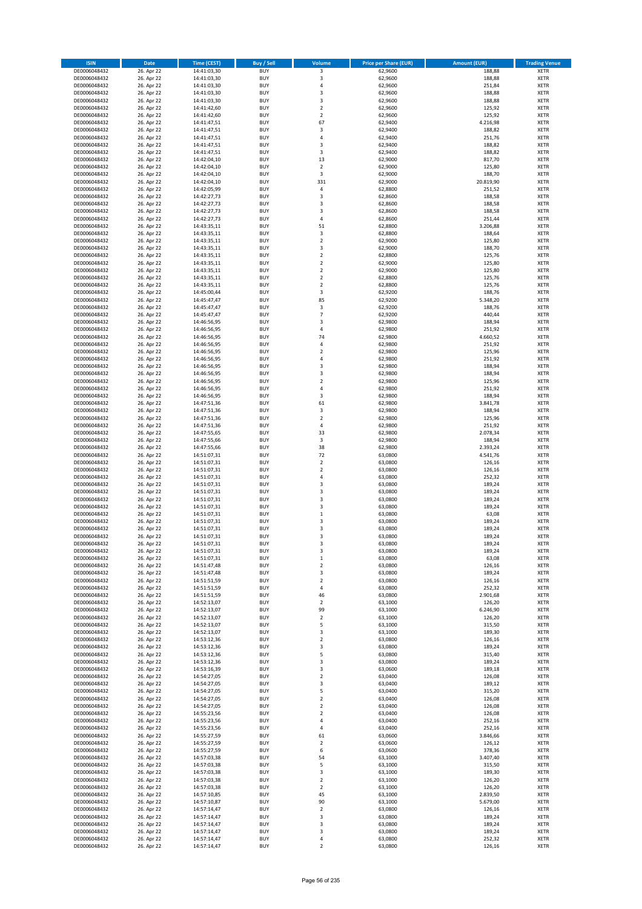| ISIN | Date | Time (CEST) | Buy / Sell | Volume | Price per Share (EUR) | Amount (EUR) | Trading Venue |
|---|---|---|---|---|---|---|---|
| DE0006048432 | 26. Apr 22 | 14:41:03,30 | BUY | 3 | 62,9600 | 188,88 | XETR |
| DE0006048432 | 26. Apr 22 | 14:41:03,30 | BUY | 3 | 62,9600 | 188,88 | XETR |
| DE0006048432 | 26. Apr 22 | 14:41:03,30 | BUY | 4 | 62,9600 | 251,84 | XETR |
| DE0006048432 | 26. Apr 22 | 14:41:03,30 | BUY | 3 | 62,9600 | 188,88 | XETR |
| DE0006048432 | 26. Apr 22 | 14:41:03,30 | BUY | 3 | 62,9600 | 188,88 | XETR |
| DE0006048432 | 26. Apr 22 | 14:41:42,60 | BUY | 2 | 62,9600 | 125,92 | XETR |
| DE0006048432 | 26. Apr 22 | 14:41:42,60 | BUY | 2 | 62,9600 | 125,92 | XETR |
| DE0006048432 | 26. Apr 22 | 14:41:47,51 | BUY | 67 | 62,9400 | 4.216,98 | XETR |
| DE0006048432 | 26. Apr 22 | 14:41:47,51 | BUY | 3 | 62,9400 | 188,82 | XETR |
| DE0006048432 | 26. Apr 22 | 14:41:47,51 | BUY | 4 | 62,9400 | 251,76 | XETR |
| DE0006048432 | 26. Apr 22 | 14:41:47,51 | BUY | 3 | 62,9400 | 188,82 | XETR |
| DE0006048432 | 26. Apr 22 | 14:41:47,51 | BUY | 3 | 62,9400 | 188,82 | XETR |
| DE0006048432 | 26. Apr 22 | 14:42:04,10 | BUY | 13 | 62,9000 | 817,70 | XETR |
| DE0006048432 | 26. Apr 22 | 14:42:04,10 | BUY | 2 | 62,9000 | 125,80 | XETR |
| DE0006048432 | 26. Apr 22 | 14:42:04,10 | BUY | 3 | 62,9000 | 188,70 | XETR |
| DE0006048432 | 26. Apr 22 | 14:42:04,10 | BUY | 331 | 62,9000 | 20.819,90 | XETR |
| DE0006048432 | 26. Apr 22 | 14:42:05,99 | BUY | 4 | 62,8800 | 251,52 | XETR |
| DE0006048432 | 26. Apr 22 | 14:42:27,73 | BUY | 3 | 62,8600 | 188,58 | XETR |
| DE0006048432 | 26. Apr 22 | 14:42:27,73 | BUY | 3 | 62,8600 | 188,58 | XETR |
| DE0006048432 | 26. Apr 22 | 14:42:27,73 | BUY | 3 | 62,8600 | 188,58 | XETR |
| DE0006048432 | 26. Apr 22 | 14:42:27,73 | BUY | 4 | 62,8600 | 251,44 | XETR |
| DE0006048432 | 26. Apr 22 | 14:43:35,11 | BUY | 51 | 62,8800 | 3.206,88 | XETR |
| DE0006048432 | 26. Apr 22 | 14:43:35,11 | BUY | 3 | 62,8800 | 188,64 | XETR |
| DE0006048432 | 26. Apr 22 | 14:43:35,11 | BUY | 2 | 62,9000 | 125,80 | XETR |
| DE0006048432 | 26. Apr 22 | 14:43:35,11 | BUY | 3 | 62,9000 | 188,70 | XETR |
| DE0006048432 | 26. Apr 22 | 14:43:35,11 | BUY | 2 | 62,8800 | 125,76 | XETR |
| DE0006048432 | 26. Apr 22 | 14:43:35,11 | BUY | 2 | 62,9000 | 125,80 | XETR |
| DE0006048432 | 26. Apr 22 | 14:43:35,11 | BUY | 2 | 62,9000 | 125,80 | XETR |
| DE0006048432 | 26. Apr 22 | 14:43:35,11 | BUY | 2 | 62,8800 | 125,76 | XETR |
| DE0006048432 | 26. Apr 22 | 14:43:35,11 | BUY | 2 | 62,8800 | 125,76 | XETR |
| DE0006048432 | 26. Apr 22 | 14:45:00,44 | BUY | 3 | 62,9200 | 188,76 | XETR |
| DE0006048432 | 26. Apr 22 | 14:45:47,47 | BUY | 85 | 62,9200 | 5.348,20 | XETR |
| DE0006048432 | 26. Apr 22 | 14:45:47,47 | BUY | 3 | 62,9200 | 188,76 | XETR |
| DE0006048432 | 26. Apr 22 | 14:45:47,47 | BUY | 7 | 62,9200 | 440,44 | XETR |
| DE0006048432 | 26. Apr 22 | 14:46:56,95 | BUY | 3 | 62,9800 | 188,94 | XETR |
| DE0006048432 | 26. Apr 22 | 14:46:56,95 | BUY | 4 | 62,9800 | 251,92 | XETR |
| DE0006048432 | 26. Apr 22 | 14:46:56,95 | BUY | 74 | 62,9800 | 4.660,52 | XETR |
| DE0006048432 | 26. Apr 22 | 14:46:56,95 | BUY | 4 | 62,9800 | 251,92 | XETR |
| DE0006048432 | 26. Apr 22 | 14:46:56,95 | BUY | 2 | 62,9800 | 125,96 | XETR |
| DE0006048432 | 26. Apr 22 | 14:46:56,95 | BUY | 4 | 62,9800 | 251,92 | XETR |
| DE0006048432 | 26. Apr 22 | 14:46:56,95 | BUY | 3 | 62,9800 | 188,94 | XETR |
| DE0006048432 | 26. Apr 22 | 14:46:56,95 | BUY | 3 | 62,9800 | 188,94 | XETR |
| DE0006048432 | 26. Apr 22 | 14:46:56,95 | BUY | 2 | 62,9800 | 125,96 | XETR |
| DE0006048432 | 26. Apr 22 | 14:46:56,95 | BUY | 4 | 62,9800 | 251,92 | XETR |
| DE0006048432 | 26. Apr 22 | 14:46:56,95 | BUY | 3 | 62,9800 | 188,94 | XETR |
| DE0006048432 | 26. Apr 22 | 14:47:51,36 | BUY | 61 | 62,9800 | 3.841,78 | XETR |
| DE0006048432 | 26. Apr 22 | 14:47:51,36 | BUY | 3 | 62,9800 | 188,94 | XETR |
| DE0006048432 | 26. Apr 22 | 14:47:51,36 | BUY | 2 | 62,9800 | 125,96 | XETR |
| DE0006048432 | 26. Apr 22 | 14:47:51,36 | BUY | 4 | 62,9800 | 251,92 | XETR |
| DE0006048432 | 26. Apr 22 | 14:47:55,65 | BUY | 33 | 62,9800 | 2.078,34 | XETR |
| DE0006048432 | 26. Apr 22 | 14:47:55,66 | BUY | 3 | 62,9800 | 188,94 | XETR |
| DE0006048432 | 26. Apr 22 | 14:47:55,66 | BUY | 38 | 62,9800 | 2.393,24 | XETR |
| DE0006048432 | 26. Apr 22 | 14:51:07,31 | BUY | 72 | 63,0800 | 4.541,76 | XETR |
| DE0006048432 | 26. Apr 22 | 14:51:07,31 | BUY | 2 | 63,0800 | 126,16 | XETR |
| DE0006048432 | 26. Apr 22 | 14:51:07,31 | BUY | 2 | 63,0800 | 126,16 | XETR |
| DE0006048432 | 26. Apr 22 | 14:51:07,31 | BUY | 4 | 63,0800 | 252,32 | XETR |
| DE0006048432 | 26. Apr 22 | 14:51:07,31 | BUY | 3 | 63,0800 | 189,24 | XETR |
| DE0006048432 | 26. Apr 22 | 14:51:07,31 | BUY | 3 | 63,0800 | 189,24 | XETR |
| DE0006048432 | 26. Apr 22 | 14:51:07,31 | BUY | 3 | 63,0800 | 189,24 | XETR |
| DE0006048432 | 26. Apr 22 | 14:51:07,31 | BUY | 3 | 63,0800 | 189,24 | XETR |
| DE0006048432 | 26. Apr 22 | 14:51:07,31 | BUY | 1 | 63,0800 | 63,08 | XETR |
| DE0006048432 | 26. Apr 22 | 14:51:07,31 | BUY | 3 | 63,0800 | 189,24 | XETR |
| DE0006048432 | 26. Apr 22 | 14:51:07,31 | BUY | 3 | 63,0800 | 189,24 | XETR |
| DE0006048432 | 26. Apr 22 | 14:51:07,31 | BUY | 3 | 63,0800 | 189,24 | XETR |
| DE0006048432 | 26. Apr 22 | 14:51:07,31 | BUY | 3 | 63,0800 | 189,24 | XETR |
| DE0006048432 | 26. Apr 22 | 14:51:07,31 | BUY | 3 | 63,0800 | 189,24 | XETR |
| DE0006048432 | 26. Apr 22 | 14:51:07,31 | BUY | 1 | 63,0800 | 63,08 | XETR |
| DE0006048432 | 26. Apr 22 | 14:51:47,48 | BUY | 2 | 63,0800 | 126,16 | XETR |
| DE0006048432 | 26. Apr 22 | 14:51:47,48 | BUY | 3 | 63,0800 | 189,24 | XETR |
| DE0006048432 | 26. Apr 22 | 14:51:51,59 | BUY | 2 | 63,0800 | 126,16 | XETR |
| DE0006048432 | 26. Apr 22 | 14:51:51,59 | BUY | 4 | 63,0800 | 252,32 | XETR |
| DE0006048432 | 26. Apr 22 | 14:51:51,59 | BUY | 46 | 63,0800 | 2.901,68 | XETR |
| DE0006048432 | 26. Apr 22 | 14:52:13,07 | BUY | 2 | 63,1000 | 126,20 | XETR |
| DE0006048432 | 26. Apr 22 | 14:52:13,07 | BUY | 99 | 63,1000 | 6.246,90 | XETR |
| DE0006048432 | 26. Apr 22 | 14:52:13,07 | BUY | 2 | 63,1000 | 126,20 | XETR |
| DE0006048432 | 26. Apr 22 | 14:52:13,07 | BUY | 5 | 63,1000 | 315,50 | XETR |
| DE0006048432 | 26. Apr 22 | 14:52:13,07 | BUY | 3 | 63,1000 | 189,30 | XETR |
| DE0006048432 | 26. Apr 22 | 14:53:12,36 | BUY | 2 | 63,0800 | 126,16 | XETR |
| DE0006048432 | 26. Apr 22 | 14:53:12,36 | BUY | 3 | 63,0800 | 189,24 | XETR |
| DE0006048432 | 26. Apr 22 | 14:53:12,36 | BUY | 5 | 63,0800 | 315,40 | XETR |
| DE0006048432 | 26. Apr 22 | 14:53:12,36 | BUY | 3 | 63,0800 | 189,24 | XETR |
| DE0006048432 | 26. Apr 22 | 14:53:16,39 | BUY | 3 | 63,0600 | 189,18 | XETR |
| DE0006048432 | 26. Apr 22 | 14:54:27,05 | BUY | 2 | 63,0400 | 126,08 | XETR |
| DE0006048432 | 26. Apr 22 | 14:54:27,05 | BUY | 3 | 63,0400 | 189,12 | XETR |
| DE0006048432 | 26. Apr 22 | 14:54:27,05 | BUY | 5 | 63,0400 | 315,20 | XETR |
| DE0006048432 | 26. Apr 22 | 14:54:27,05 | BUY | 2 | 63,0400 | 126,08 | XETR |
| DE0006048432 | 26. Apr 22 | 14:54:27,05 | BUY | 2 | 63,0400 | 126,08 | XETR |
| DE0006048432 | 26. Apr 22 | 14:55:23,56 | BUY | 2 | 63,0400 | 126,08 | XETR |
| DE0006048432 | 26. Apr 22 | 14:55:23,56 | BUY | 4 | 63,0400 | 252,16 | XETR |
| DE0006048432 | 26. Apr 22 | 14:55:23,56 | BUY | 4 | 63,0400 | 252,16 | XETR |
| DE0006048432 | 26. Apr 22 | 14:55:27,59 | BUY | 61 | 63,0600 | 3.846,66 | XETR |
| DE0006048432 | 26. Apr 22 | 14:55:27,59 | BUY | 2 | 63,0600 | 126,12 | XETR |
| DE0006048432 | 26. Apr 22 | 14:55:27,59 | BUY | 6 | 63,0600 | 378,36 | XETR |
| DE0006048432 | 26. Apr 22 | 14:57:03,38 | BUY | 54 | 63,1000 | 3.407,40 | XETR |
| DE0006048432 | 26. Apr 22 | 14:57:03,38 | BUY | 5 | 63,1000 | 315,50 | XETR |
| DE0006048432 | 26. Apr 22 | 14:57:03,38 | BUY | 3 | 63,1000 | 189,30 | XETR |
| DE0006048432 | 26. Apr 22 | 14:57:03,38 | BUY | 2 | 63,1000 | 126,20 | XETR |
| DE0006048432 | 26. Apr 22 | 14:57:03,38 | BUY | 2 | 63,1000 | 126,20 | XETR |
| DE0006048432 | 26. Apr 22 | 14:57:10,85 | BUY | 45 | 63,1000 | 2.839,50 | XETR |
| DE0006048432 | 26. Apr 22 | 14:57:10,87 | BUY | 90 | 63,1000 | 5.679,00 | XETR |
| DE0006048432 | 26. Apr 22 | 14:57:14,47 | BUY | 2 | 63,0800 | 126,16 | XETR |
| DE0006048432 | 26. Apr 22 | 14:57:14,47 | BUY | 3 | 63,0800 | 189,24 | XETR |
| DE0006048432 | 26. Apr 22 | 14:57:14,47 | BUY | 3 | 63,0800 | 189,24 | XETR |
| DE0006048432 | 26. Apr 22 | 14:57:14,47 | BUY | 3 | 63,0800 | 189,24 | XETR |
| DE0006048432 | 26. Apr 22 | 14:57:14,47 | BUY | 4 | 63,0800 | 252,32 | XETR |
| DE0006048432 | 26. Apr 22 | 14:57:14,47 | BUY | 2 | 63,0800 | 126,16 | XETR |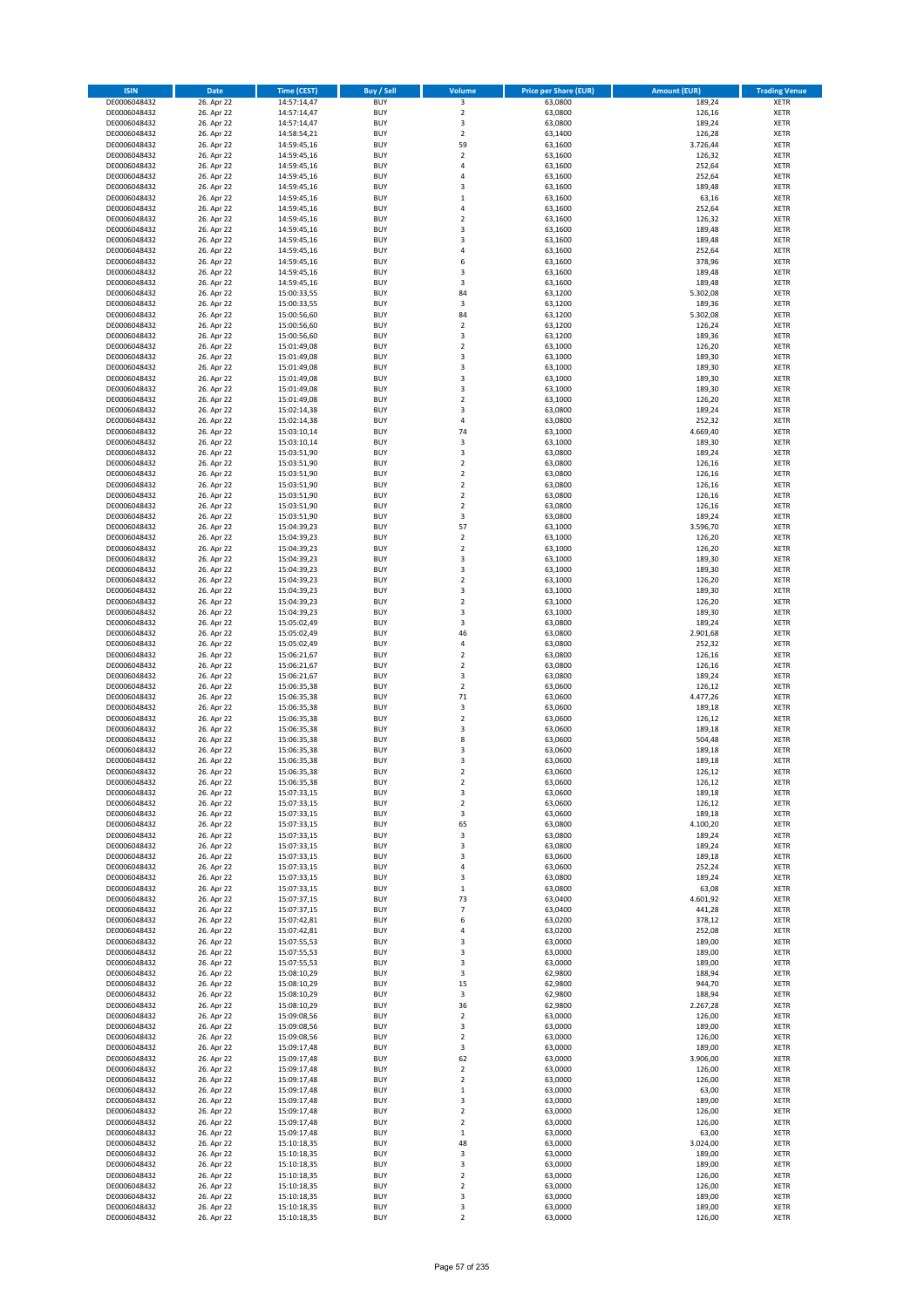| ISIN | Date | Time (CEST) | Buy / Sell | Volume | Price per Share (EUR) | Amount (EUR) | Trading Venue |
|---|---|---|---|---|---|---|---|
| DE0006048432 | 26. Apr 22 | 14:57:14,47 | BUY | 3 | 63,0800 | 189,24 | XETR |
| DE0006048432 | 26. Apr 22 | 14:57:14,47 | BUY | 2 | 63,0800 | 126,16 | XETR |
| DE0006048432 | 26. Apr 22 | 14:57:14,47 | BUY | 3 | 63,0800 | 189,24 | XETR |
| DE0006048432 | 26. Apr 22 | 14:58:54,21 | BUY | 2 | 63,1400 | 126,28 | XETR |
| DE0006048432 | 26. Apr 22 | 14:59:45,16 | BUY | 59 | 63,1600 | 3.726,44 | XETR |
| DE0006048432 | 26. Apr 22 | 14:59:45,16 | BUY | 2 | 63,1600 | 126,32 | XETR |
| DE0006048432 | 26. Apr 22 | 14:59:45,16 | BUY | 4 | 63,1600 | 252,64 | XETR |
| DE0006048432 | 26. Apr 22 | 14:59:45,16 | BUY | 4 | 63,1600 | 252,64 | XETR |
| DE0006048432 | 26. Apr 22 | 14:59:45,16 | BUY | 3 | 63,1600 | 189,48 | XETR |
| DE0006048432 | 26. Apr 22 | 14:59:45,16 | BUY | 1 | 63,1600 | 63,16 | XETR |
| DE0006048432 | 26. Apr 22 | 14:59:45,16 | BUY | 4 | 63,1600 | 252,64 | XETR |
| DE0006048432 | 26. Apr 22 | 14:59:45,16 | BUY | 2 | 63,1600 | 126,32 | XETR |
| DE0006048432 | 26. Apr 22 | 14:59:45,16 | BUY | 3 | 63,1600 | 189,48 | XETR |
| DE0006048432 | 26. Apr 22 | 14:59:45,16 | BUY | 3 | 63,1600 | 189,48 | XETR |
| DE0006048432 | 26. Apr 22 | 14:59:45,16 | BUY | 4 | 63,1600 | 252,64 | XETR |
| DE0006048432 | 26. Apr 22 | 14:59:45,16 | BUY | 6 | 63,1600 | 378,96 | XETR |
| DE0006048432 | 26. Apr 22 | 14:59:45,16 | BUY | 3 | 63,1600 | 189,48 | XETR |
| DE0006048432 | 26. Apr 22 | 14:59:45,16 | BUY | 3 | 63,1600 | 189,48 | XETR |
| DE0006048432 | 26. Apr 22 | 15:00:33,55 | BUY | 84 | 63,1200 | 5.302,08 | XETR |
| DE0006048432 | 26. Apr 22 | 15:00:33,55 | BUY | 3 | 63,1200 | 189,36 | XETR |
| DE0006048432 | 26. Apr 22 | 15:00:56,60 | BUY | 84 | 63,1200 | 5.302,08 | XETR |
| DE0006048432 | 26. Apr 22 | 15:00:56,60 | BUY | 2 | 63,1200 | 126,24 | XETR |
| DE0006048432 | 26. Apr 22 | 15:00:56,60 | BUY | 3 | 63,1200 | 189,36 | XETR |
| DE0006048432 | 26. Apr 22 | 15:01:49,08 | BUY | 2 | 63,1000 | 126,20 | XETR |
| DE0006048432 | 26. Apr 22 | 15:01:49,08 | BUY | 3 | 63,1000 | 189,30 | XETR |
| DE0006048432 | 26. Apr 22 | 15:01:49,08 | BUY | 3 | 63,1000 | 189,30 | XETR |
| DE0006048432 | 26. Apr 22 | 15:01:49,08 | BUY | 3 | 63,1000 | 189,30 | XETR |
| DE0006048432 | 26. Apr 22 | 15:01:49,08 | BUY | 3 | 63,1000 | 189,30 | XETR |
| DE0006048432 | 26. Apr 22 | 15:01:49,08 | BUY | 2 | 63,1000 | 126,20 | XETR |
| DE0006048432 | 26. Apr 22 | 15:02:14,38 | BUY | 3 | 63,0800 | 189,24 | XETR |
| DE0006048432 | 26. Apr 22 | 15:02:14,38 | BUY | 4 | 63,0800 | 252,32 | XETR |
| DE0006048432 | 26. Apr 22 | 15:03:10,14 | BUY | 74 | 63,1000 | 4.669,40 | XETR |
| DE0006048432 | 26. Apr 22 | 15:03:10,14 | BUY | 3 | 63,1000 | 189,30 | XETR |
| DE0006048432 | 26. Apr 22 | 15:03:51,90 | BUY | 3 | 63,0800 | 189,24 | XETR |
| DE0006048432 | 26. Apr 22 | 15:03:51,90 | BUY | 2 | 63,0800 | 126,16 | XETR |
| DE0006048432 | 26. Apr 22 | 15:03:51,90 | BUY | 2 | 63,0800 | 126,16 | XETR |
| DE0006048432 | 26. Apr 22 | 15:03:51,90 | BUY | 2 | 63,0800 | 126,16 | XETR |
| DE0006048432 | 26. Apr 22 | 15:03:51,90 | BUY | 2 | 63,0800 | 126,16 | XETR |
| DE0006048432 | 26. Apr 22 | 15:03:51,90 | BUY | 2 | 63,0800 | 126,16 | XETR |
| DE0006048432 | 26. Apr 22 | 15:03:51,90 | BUY | 3 | 63,0800 | 189,24 | XETR |
| DE0006048432 | 26. Apr 22 | 15:04:39,23 | BUY | 57 | 63,1000 | 3.596,70 | XETR |
| DE0006048432 | 26. Apr 22 | 15:04:39,23 | BUY | 2 | 63,1000 | 126,20 | XETR |
| DE0006048432 | 26. Apr 22 | 15:04:39,23 | BUY | 2 | 63,1000 | 126,20 | XETR |
| DE0006048432 | 26. Apr 22 | 15:04:39,23 | BUY | 3 | 63,1000 | 189,30 | XETR |
| DE0006048432 | 26. Apr 22 | 15:04:39,23 | BUY | 3 | 63,1000 | 189,30 | XETR |
| DE0006048432 | 26. Apr 22 | 15:04:39,23 | BUY | 2 | 63,1000 | 126,20 | XETR |
| DE0006048432 | 26. Apr 22 | 15:04:39,23 | BUY | 3 | 63,1000 | 189,30 | XETR |
| DE0006048432 | 26. Apr 22 | 15:04:39,23 | BUY | 2 | 63,1000 | 126,20 | XETR |
| DE0006048432 | 26. Apr 22 | 15:04:39,23 | BUY | 3 | 63,1000 | 189,30 | XETR |
| DE0006048432 | 26. Apr 22 | 15:05:02,49 | BUY | 3 | 63,0800 | 189,24 | XETR |
| DE0006048432 | 26. Apr 22 | 15:05:02,49 | BUY | 46 | 63,0800 | 2.901,68 | XETR |
| DE0006048432 | 26. Apr 22 | 15:05:02,49 | BUY | 4 | 63,0800 | 252,32 | XETR |
| DE0006048432 | 26. Apr 22 | 15:06:21,67 | BUY | 2 | 63,0800 | 126,16 | XETR |
| DE0006048432 | 26. Apr 22 | 15:06:21,67 | BUY | 2 | 63,0800 | 126,16 | XETR |
| DE0006048432 | 26. Apr 22 | 15:06:21,67 | BUY | 3 | 63,0800 | 189,24 | XETR |
| DE0006048432 | 26. Apr 22 | 15:06:35,38 | BUY | 2 | 63,0600 | 126,12 | XETR |
| DE0006048432 | 26. Apr 22 | 15:06:35,38 | BUY | 71 | 63,0600 | 4.477,26 | XETR |
| DE0006048432 | 26. Apr 22 | 15:06:35,38 | BUY | 3 | 63,0600 | 189,18 | XETR |
| DE0006048432 | 26. Apr 22 | 15:06:35,38 | BUY | 2 | 63,0600 | 126,12 | XETR |
| DE0006048432 | 26. Apr 22 | 15:06:35,38 | BUY | 3 | 63,0600 | 189,18 | XETR |
| DE0006048432 | 26. Apr 22 | 15:06:35,38 | BUY | 8 | 63,0600 | 504,48 | XETR |
| DE0006048432 | 26. Apr 22 | 15:06:35,38 | BUY | 3 | 63,0600 | 189,18 | XETR |
| DE0006048432 | 26. Apr 22 | 15:06:35,38 | BUY | 3 | 63,0600 | 189,18 | XETR |
| DE0006048432 | 26. Apr 22 | 15:06:35,38 | BUY | 2 | 63,0600 | 126,12 | XETR |
| DE0006048432 | 26. Apr 22 | 15:06:35,38 | BUY | 2 | 63,0600 | 126,12 | XETR |
| DE0006048432 | 26. Apr 22 | 15:07:33,15 | BUY | 3 | 63,0600 | 189,18 | XETR |
| DE0006048432 | 26. Apr 22 | 15:07:33,15 | BUY | 2 | 63,0600 | 126,12 | XETR |
| DE0006048432 | 26. Apr 22 | 15:07:33,15 | BUY | 3 | 63,0600 | 189,18 | XETR |
| DE0006048432 | 26. Apr 22 | 15:07:33,15 | BUY | 65 | 63,0800 | 4.100,20 | XETR |
| DE0006048432 | 26. Apr 22 | 15:07:33,15 | BUY | 3 | 63,0800 | 189,24 | XETR |
| DE0006048432 | 26. Apr 22 | 15:07:33,15 | BUY | 3 | 63,0800 | 189,24 | XETR |
| DE0006048432 | 26. Apr 22 | 15:07:33,15 | BUY | 3 | 63,0600 | 189,18 | XETR |
| DE0006048432 | 26. Apr 22 | 15:07:33,15 | BUY | 4 | 63,0600 | 252,24 | XETR |
| DE0006048432 | 26. Apr 22 | 15:07:33,15 | BUY | 3 | 63,0800 | 189,24 | XETR |
| DE0006048432 | 26. Apr 22 | 15:07:33,15 | BUY | 1 | 63,0800 | 63,08 | XETR |
| DE0006048432 | 26. Apr 22 | 15:07:37,15 | BUY | 73 | 63,0400 | 4.601,92 | XETR |
| DE0006048432 | 26. Apr 22 | 15:07:37,15 | BUY | 7 | 63,0400 | 441,28 | XETR |
| DE0006048432 | 26. Apr 22 | 15:07:42,81 | BUY | 6 | 63,0200 | 378,12 | XETR |
| DE0006048432 | 26. Apr 22 | 15:07:42,81 | BUY | 4 | 63,0200 | 252,08 | XETR |
| DE0006048432 | 26. Apr 22 | 15:07:55,53 | BUY | 3 | 63,0000 | 189,00 | XETR |
| DE0006048432 | 26. Apr 22 | 15:07:55,53 | BUY | 3 | 63,0000 | 189,00 | XETR |
| DE0006048432 | 26. Apr 22 | 15:07:55,53 | BUY | 3 | 63,0000 | 189,00 | XETR |
| DE0006048432 | 26. Apr 22 | 15:08:10,29 | BUY | 3 | 62,9800 | 188,94 | XETR |
| DE0006048432 | 26. Apr 22 | 15:08:10,29 | BUY | 15 | 62,9800 | 944,70 | XETR |
| DE0006048432 | 26. Apr 22 | 15:08:10,29 | BUY | 3 | 62,9800 | 188,94 | XETR |
| DE0006048432 | 26. Apr 22 | 15:08:10,29 | BUY | 36 | 62,9800 | 2.267,28 | XETR |
| DE0006048432 | 26. Apr 22 | 15:09:08,56 | BUY | 2 | 63,0000 | 126,00 | XETR |
| DE0006048432 | 26. Apr 22 | 15:09:08,56 | BUY | 3 | 63,0000 | 189,00 | XETR |
| DE0006048432 | 26. Apr 22 | 15:09:08,56 | BUY | 2 | 63,0000 | 126,00 | XETR |
| DE0006048432 | 26. Apr 22 | 15:09:17,48 | BUY | 3 | 63,0000 | 189,00 | XETR |
| DE0006048432 | 26. Apr 22 | 15:09:17,48 | BUY | 62 | 63,0000 | 3.906,00 | XETR |
| DE0006048432 | 26. Apr 22 | 15:09:17,48 | BUY | 2 | 63,0000 | 126,00 | XETR |
| DE0006048432 | 26. Apr 22 | 15:09:17,48 | BUY | 2 | 63,0000 | 126,00 | XETR |
| DE0006048432 | 26. Apr 22 | 15:09:17,48 | BUY | 1 | 63,0000 | 63,00 | XETR |
| DE0006048432 | 26. Apr 22 | 15:09:17,48 | BUY | 3 | 63,0000 | 189,00 | XETR |
| DE0006048432 | 26. Apr 22 | 15:09:17,48 | BUY | 2 | 63,0000 | 126,00 | XETR |
| DE0006048432 | 26. Apr 22 | 15:09:17,48 | BUY | 2 | 63,0000 | 126,00 | XETR |
| DE0006048432 | 26. Apr 22 | 15:09:17,48 | BUY | 1 | 63,0000 | 63,00 | XETR |
| DE0006048432 | 26. Apr 22 | 15:10:18,35 | BUY | 48 | 63,0000 | 3.024,00 | XETR |
| DE0006048432 | 26. Apr 22 | 15:10:18,35 | BUY | 3 | 63,0000 | 189,00 | XETR |
| DE0006048432 | 26. Apr 22 | 15:10:18,35 | BUY | 3 | 63,0000 | 189,00 | XETR |
| DE0006048432 | 26. Apr 22 | 15:10:18,35 | BUY | 2 | 63,0000 | 126,00 | XETR |
| DE0006048432 | 26. Apr 22 | 15:10:18,35 | BUY | 2 | 63,0000 | 126,00 | XETR |
| DE0006048432 | 26. Apr 22 | 15:10:18,35 | BUY | 3 | 63,0000 | 189,00 | XETR |
| DE0006048432 | 26. Apr 22 | 15:10:18,35 | BUY | 3 | 63,0000 | 189,00 | XETR |
| DE0006048432 | 26. Apr 22 | 15:10:18,35 | BUY | 2 | 63,0000 | 126,00 | XETR |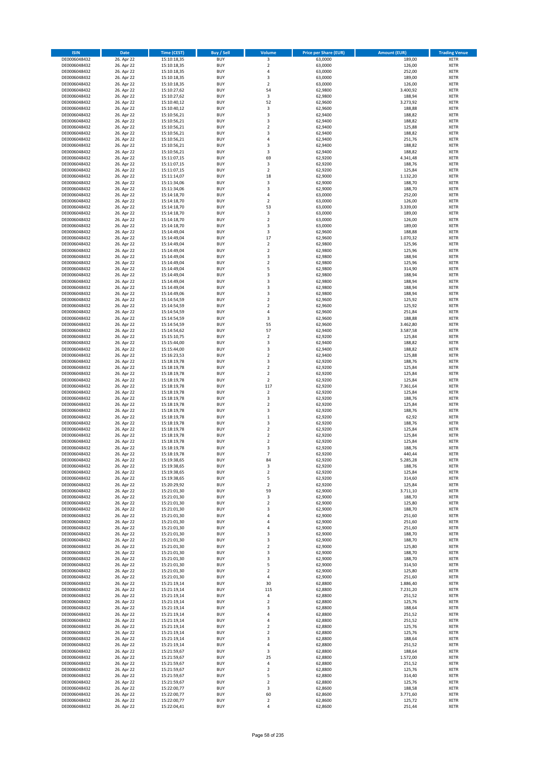| ISIN | Date | Time (CEST) | Buy / Sell | Volume | Price per Share (EUR) | Amount (EUR) | Trading Venue |
|---|---|---|---|---|---|---|---|
| DE0006048432 | 26. Apr 22 | 15:10:18,35 | BUY | 3 | 63,0000 | 189,00 | XETR |
| DE0006048432 | 26. Apr 22 | 15:10:18,35 | BUY | 2 | 63,0000 | 126,00 | XETR |
| DE0006048432 | 26. Apr 22 | 15:10:18,35 | BUY | 4 | 63,0000 | 252,00 | XETR |
| DE0006048432 | 26. Apr 22 | 15:10:18,35 | BUY | 3 | 63,0000 | 189,00 | XETR |
| DE0006048432 | 26. Apr 22 | 15:10:18,35 | BUY | 2 | 63,0000 | 126,00 | XETR |
| DE0006048432 | 26. Apr 22 | 15:10:27,62 | BUY | 54 | 62,9800 | 3.400,92 | XETR |
| DE0006048432 | 26. Apr 22 | 15:10:27,62 | BUY | 3 | 62,9800 | 188,94 | XETR |
| DE0006048432 | 26. Apr 22 | 15:10:40,12 | BUY | 52 | 62,9600 | 3.273,92 | XETR |
| DE0006048432 | 26. Apr 22 | 15:10:40,12 | BUY | 3 | 62,9600 | 188,88 | XETR |
| DE0006048432 | 26. Apr 22 | 15:10:56,21 | BUY | 3 | 62,9400 | 188,82 | XETR |
| DE0006048432 | 26. Apr 22 | 15:10:56,21 | BUY | 3 | 62,9400 | 188,82 | XETR |
| DE0006048432 | 26. Apr 22 | 15:10:56,21 | BUY | 2 | 62,9400 | 125,88 | XETR |
| DE0006048432 | 26. Apr 22 | 15:10:56,21 | BUY | 3 | 62,9400 | 188,82 | XETR |
| DE0006048432 | 26. Apr 22 | 15:10:56,21 | BUY | 4 | 62,9400 | 251,76 | XETR |
| DE0006048432 | 26. Apr 22 | 15:10:56,21 | BUY | 3 | 62,9400 | 188,82 | XETR |
| DE0006048432 | 26. Apr 22 | 15:10:56,21 | BUY | 3 | 62,9400 | 188,82 | XETR |
| DE0006048432 | 26. Apr 22 | 15:11:07,15 | BUY | 69 | 62,9200 | 4.341,48 | XETR |
| DE0006048432 | 26. Apr 22 | 15:11:07,15 | BUY | 3 | 62,9200 | 188,76 | XETR |
| DE0006048432 | 26. Apr 22 | 15:11:07,15 | BUY | 2 | 62,9200 | 125,84 | XETR |
| DE0006048432 | 26. Apr 22 | 15:11:14,07 | BUY | 18 | 62,9000 | 1.132,20 | XETR |
| DE0006048432 | 26. Apr 22 | 15:11:34,06 | BUY | 3 | 62,9000 | 188,70 | XETR |
| DE0006048432 | 26. Apr 22 | 15:11:34,06 | BUY | 3 | 62,9000 | 188,70 | XETR |
| DE0006048432 | 26. Apr 22 | 15:14:18,70 | BUY | 4 | 63,0000 | 252,00 | XETR |
| DE0006048432 | 26. Apr 22 | 15:14:18,70 | BUY | 2 | 63,0000 | 126,00 | XETR |
| DE0006048432 | 26. Apr 22 | 15:14:18,70 | BUY | 53 | 63,0000 | 3.339,00 | XETR |
| DE0006048432 | 26. Apr 22 | 15:14:18,70 | BUY | 3 | 63,0000 | 189,00 | XETR |
| DE0006048432 | 26. Apr 22 | 15:14:18,70 | BUY | 2 | 63,0000 | 126,00 | XETR |
| DE0006048432 | 26. Apr 22 | 15:14:18,70 | BUY | 3 | 63,0000 | 189,00 | XETR |
| DE0006048432 | 26. Apr 22 | 15:14:49,04 | BUY | 3 | 62,9600 | 188,88 | XETR |
| DE0006048432 | 26. Apr 22 | 15:14:49,04 | BUY | 17 | 62,9600 | 1.070,32 | XETR |
| DE0006048432 | 26. Apr 22 | 15:14:49,04 | BUY | 2 | 62,9800 | 125,96 | XETR |
| DE0006048432 | 26. Apr 22 | 15:14:49,04 | BUY | 2 | 62,9800 | 125,96 | XETR |
| DE0006048432 | 26. Apr 22 | 15:14:49,04 | BUY | 3 | 62,9800 | 188,94 | XETR |
| DE0006048432 | 26. Apr 22 | 15:14:49,04 | BUY | 2 | 62,9800 | 125,96 | XETR |
| DE0006048432 | 26. Apr 22 | 15:14:49,04 | BUY | 5 | 62,9800 | 314,90 | XETR |
| DE0006048432 | 26. Apr 22 | 15:14:49,04 | BUY | 3 | 62,9800 | 188,94 | XETR |
| DE0006048432 | 26. Apr 22 | 15:14:49,04 | BUY | 3 | 62,9800 | 188,94 | XETR |
| DE0006048432 | 26. Apr 22 | 15:14:49,04 | BUY | 3 | 62,9800 | 188,94 | XETR |
| DE0006048432 | 26. Apr 22 | 15:14:49,06 | BUY | 3 | 62,9800 | 188,94 | XETR |
| DE0006048432 | 26. Apr 22 | 15:14:54,59 | BUY | 2 | 62,9600 | 125,92 | XETR |
| DE0006048432 | 26. Apr 22 | 15:14:54,59 | BUY | 2 | 62,9600 | 125,92 | XETR |
| DE0006048432 | 26. Apr 22 | 15:14:54,59 | BUY | 4 | 62,9600 | 251,84 | XETR |
| DE0006048432 | 26. Apr 22 | 15:14:54,59 | BUY | 3 | 62,9600 | 188,88 | XETR |
| DE0006048432 | 26. Apr 22 | 15:14:54,59 | BUY | 55 | 62,9600 | 3.462,80 | XETR |
| DE0006048432 | 26. Apr 22 | 15:14:54,62 | BUY | 57 | 62,9400 | 3.587,58 | XETR |
| DE0006048432 | 26. Apr 22 | 15:15:10,75 | BUY | 2 | 62,9200 | 125,84 | XETR |
| DE0006048432 | 26. Apr 22 | 15:15:44,00 | BUY | 3 | 62,9400 | 188,82 | XETR |
| DE0006048432 | 26. Apr 22 | 15:15:44,00 | BUY | 3 | 62,9400 | 188,82 | XETR |
| DE0006048432 | 26. Apr 22 | 15:16:23,53 | BUY | 2 | 62,9400 | 125,88 | XETR |
| DE0006048432 | 26. Apr 22 | 15:18:19,78 | BUY | 3 | 62,9200 | 188,76 | XETR |
| DE0006048432 | 26. Apr 22 | 15:18:19,78 | BUY | 2 | 62,9200 | 125,84 | XETR |
| DE0006048432 | 26. Apr 22 | 15:18:19,78 | BUY | 2 | 62,9200 | 125,84 | XETR |
| DE0006048432 | 26. Apr 22 | 15:18:19,78 | BUY | 2 | 62,9200 | 125,84 | XETR |
| DE0006048432 | 26. Apr 22 | 15:18:19,78 | BUY | 117 | 62,9200 | 7.361,64 | XETR |
| DE0006048432 | 26. Apr 22 | 15:18:19,78 | BUY | 2 | 62,9200 | 125,84 | XETR |
| DE0006048432 | 26. Apr 22 | 15:18:19,78 | BUY | 3 | 62,9200 | 188,76 | XETR |
| DE0006048432 | 26. Apr 22 | 15:18:19,78 | BUY | 2 | 62,9200 | 125,84 | XETR |
| DE0006048432 | 26. Apr 22 | 15:18:19,78 | BUY | 3 | 62,9200 | 188,76 | XETR |
| DE0006048432 | 26. Apr 22 | 15:18:19,78 | BUY | 1 | 62,9200 | 62,92 | XETR |
| DE0006048432 | 26. Apr 22 | 15:18:19,78 | BUY | 3 | 62,9200 | 188,76 | XETR |
| DE0006048432 | 26. Apr 22 | 15:18:19,78 | BUY | 2 | 62,9200 | 125,84 | XETR |
| DE0006048432 | 26. Apr 22 | 15:18:19,78 | BUY | 2 | 62,9200 | 125,84 | XETR |
| DE0006048432 | 26. Apr 22 | 15:18:19,78 | BUY | 2 | 62,9200 | 125,84 | XETR |
| DE0006048432 | 26. Apr 22 | 15:18:19,78 | BUY | 3 | 62,9200 | 188,76 | XETR |
| DE0006048432 | 26. Apr 22 | 15:18:19,78 | BUY | 7 | 62,9200 | 440,44 | XETR |
| DE0006048432 | 26. Apr 22 | 15:19:38,65 | BUY | 84 | 62,9200 | 5.285,28 | XETR |
| DE0006048432 | 26. Apr 22 | 15:19:38,65 | BUY | 3 | 62,9200 | 188,76 | XETR |
| DE0006048432 | 26. Apr 22 | 15:19:38,65 | BUY | 2 | 62,9200 | 125,84 | XETR |
| DE0006048432 | 26. Apr 22 | 15:19:38,65 | BUY | 5 | 62,9200 | 314,60 | XETR |
| DE0006048432 | 26. Apr 22 | 15:20:29,92 | BUY | 2 | 62,9200 | 125,84 | XETR |
| DE0006048432 | 26. Apr 22 | 15:21:01,30 | BUY | 59 | 62,9000 | 3.711,10 | XETR |
| DE0006048432 | 26. Apr 22 | 15:21:01,30 | BUY | 3 | 62,9000 | 188,70 | XETR |
| DE0006048432 | 26. Apr 22 | 15:21:01,30 | BUY | 2 | 62,9000 | 125,80 | XETR |
| DE0006048432 | 26. Apr 22 | 15:21:01,30 | BUY | 3 | 62,9000 | 188,70 | XETR |
| DE0006048432 | 26. Apr 22 | 15:21:01,30 | BUY | 4 | 62,9000 | 251,60 | XETR |
| DE0006048432 | 26. Apr 22 | 15:21:01,30 | BUY | 4 | 62,9000 | 251,60 | XETR |
| DE0006048432 | 26. Apr 22 | 15:21:01,30 | BUY | 4 | 62,9000 | 251,60 | XETR |
| DE0006048432 | 26. Apr 22 | 15:21:01,30 | BUY | 3 | 62,9000 | 188,70 | XETR |
| DE0006048432 | 26. Apr 22 | 15:21:01,30 | BUY | 3 | 62,9000 | 188,70 | XETR |
| DE0006048432 | 26. Apr 22 | 15:21:01,30 | BUY | 2 | 62,9000 | 125,80 | XETR |
| DE0006048432 | 26. Apr 22 | 15:21:01,30 | BUY | 3 | 62,9000 | 188,70 | XETR |
| DE0006048432 | 26. Apr 22 | 15:21:01,30 | BUY | 3 | 62,9000 | 188,70 | XETR |
| DE0006048432 | 26. Apr 22 | 15:21:01,30 | BUY | 5 | 62,9000 | 314,50 | XETR |
| DE0006048432 | 26. Apr 22 | 15:21:01,30 | BUY | 2 | 62,9000 | 125,80 | XETR |
| DE0006048432 | 26. Apr 22 | 15:21:01,30 | BUY | 4 | 62,9000 | 251,60 | XETR |
| DE0006048432 | 26. Apr 22 | 15:21:19,14 | BUY | 30 | 62,8800 | 1.886,40 | XETR |
| DE0006048432 | 26. Apr 22 | 15:21:19,14 | BUY | 115 | 62,8800 | 7.231,20 | XETR |
| DE0006048432 | 26. Apr 22 | 15:21:19,14 | BUY | 4 | 62,8800 | 251,52 | XETR |
| DE0006048432 | 26. Apr 22 | 15:21:19,14 | BUY | 2 | 62,8800 | 125,76 | XETR |
| DE0006048432 | 26. Apr 22 | 15:21:19,14 | BUY | 3 | 62,8800 | 188,64 | XETR |
| DE0006048432 | 26. Apr 22 | 15:21:19,14 | BUY | 4 | 62,8800 | 251,52 | XETR |
| DE0006048432 | 26. Apr 22 | 15:21:19,14 | BUY | 4 | 62,8800 | 251,52 | XETR |
| DE0006048432 | 26. Apr 22 | 15:21:19,14 | BUY | 2 | 62,8800 | 125,76 | XETR |
| DE0006048432 | 26. Apr 22 | 15:21:19,14 | BUY | 2 | 62,8800 | 125,76 | XETR |
| DE0006048432 | 26. Apr 22 | 15:21:19,14 | BUY | 3 | 62,8800 | 188,64 | XETR |
| DE0006048432 | 26. Apr 22 | 15:21:19,14 | BUY | 4 | 62,8800 | 251,52 | XETR |
| DE0006048432 | 26. Apr 22 | 15:21:59,67 | BUY | 3 | 62,8800 | 188,64 | XETR |
| DE0006048432 | 26. Apr 22 | 15:21:59,67 | BUY | 25 | 62,8800 | 1.572,00 | XETR |
| DE0006048432 | 26. Apr 22 | 15:21:59,67 | BUY | 4 | 62,8800 | 251,52 | XETR |
| DE0006048432 | 26. Apr 22 | 15:21:59,67 | BUY | 2 | 62,8800 | 125,76 | XETR |
| DE0006048432 | 26. Apr 22 | 15:21:59,67 | BUY | 5 | 62,8800 | 314,40 | XETR |
| DE0006048432 | 26. Apr 22 | 15:21:59,67 | BUY | 2 | 62,8800 | 125,76 | XETR |
| DE0006048432 | 26. Apr 22 | 15:22:00,77 | BUY | 3 | 62,8600 | 188,58 | XETR |
| DE0006048432 | 26. Apr 22 | 15:22:00,77 | BUY | 60 | 62,8600 | 3.771,60 | XETR |
| DE0006048432 | 26. Apr 22 | 15:22:00,77 | BUY | 2 | 62,8600 | 125,72 | XETR |
| DE0006048432 | 26. Apr 22 | 15:22:04,41 | BUY | 4 | 62,8600 | 251,44 | XETR |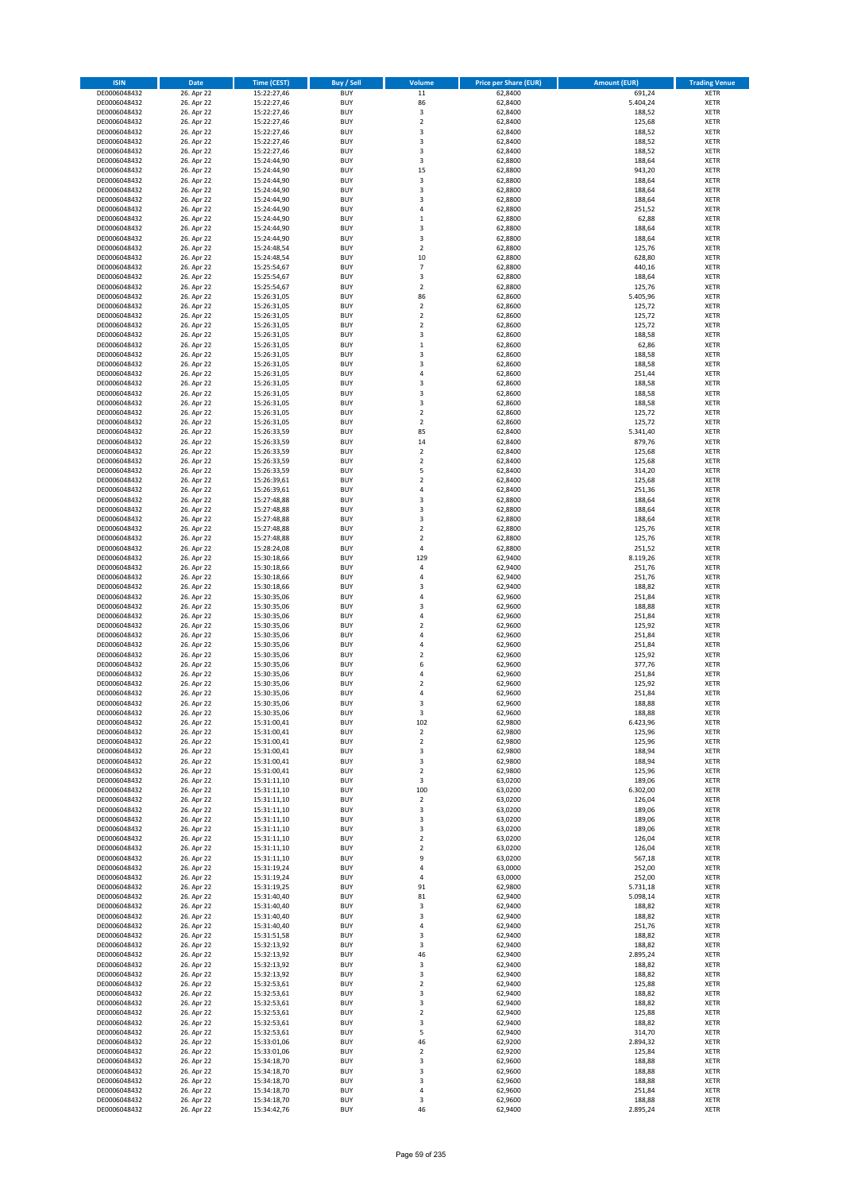| ISIN | Date | Time (CEST) | Buy / Sell | Volume | Price per Share (EUR) | Amount (EUR) | Trading Venue |
|---|---|---|---|---|---|---|---|
| DE0006048432 | 26. Apr 22 | 15:22:27,46 | BUY | 11 | 62,8400 | 691,24 | XETR |
| DE0006048432 | 26. Apr 22 | 15:22:27,46 | BUY | 86 | 62,8400 | 5.404,24 | XETR |
| DE0006048432 | 26. Apr 22 | 15:22:27,46 | BUY | 3 | 62,8400 | 188,52 | XETR |
| DE0006048432 | 26. Apr 22 | 15:22:27,46 | BUY | 2 | 62,8400 | 125,68 | XETR |
| DE0006048432 | 26. Apr 22 | 15:22:27,46 | BUY | 3 | 62,8400 | 188,52 | XETR |
| DE0006048432 | 26. Apr 22 | 15:22:27,46 | BUY | 3 | 62,8400 | 188,52 | XETR |
| DE0006048432 | 26. Apr 22 | 15:22:27,46 | BUY | 3 | 62,8400 | 188,52 | XETR |
| DE0006048432 | 26. Apr 22 | 15:24:44,90 | BUY | 3 | 62,8800 | 188,64 | XETR |
| DE0006048432 | 26. Apr 22 | 15:24:44,90 | BUY | 15 | 62,8800 | 943,20 | XETR |
| DE0006048432 | 26. Apr 22 | 15:24:44,90 | BUY | 3 | 62,8800 | 188,64 | XETR |
| DE0006048432 | 26. Apr 22 | 15:24:44,90 | BUY | 3 | 62,8800 | 188,64 | XETR |
| DE0006048432 | 26. Apr 22 | 15:24:44,90 | BUY | 3 | 62,8800 | 188,64 | XETR |
| DE0006048432 | 26. Apr 22 | 15:24:44,90 | BUY | 4 | 62,8800 | 251,52 | XETR |
| DE0006048432 | 26. Apr 22 | 15:24:44,90 | BUY | 1 | 62,8800 | 62,88 | XETR |
| DE0006048432 | 26. Apr 22 | 15:24:44,90 | BUY | 3 | 62,8800 | 188,64 | XETR |
| DE0006048432 | 26. Apr 22 | 15:24:44,90 | BUY | 3 | 62,8800 | 188,64 | XETR |
| DE0006048432 | 26. Apr 22 | 15:24:48,54 | BUY | 2 | 62,8800 | 125,76 | XETR |
| DE0006048432 | 26. Apr 22 | 15:24:48,54 | BUY | 10 | 62,8800 | 628,80 | XETR |
| DE0006048432 | 26. Apr 22 | 15:25:54,67 | BUY | 7 | 62,8800 | 440,16 | XETR |
| DE0006048432 | 26. Apr 22 | 15:25:54,67 | BUY | 3 | 62,8800 | 188,64 | XETR |
| DE0006048432 | 26. Apr 22 | 15:25:54,67 | BUY | 2 | 62,8800 | 125,76 | XETR |
| DE0006048432 | 26. Apr 22 | 15:26:31,05 | BUY | 86 | 62,8600 | 5.405,96 | XETR |
| DE0006048432 | 26. Apr 22 | 15:26:31,05 | BUY | 2 | 62,8600 | 125,72 | XETR |
| DE0006048432 | 26. Apr 22 | 15:26:31,05 | BUY | 2 | 62,8600 | 125,72 | XETR |
| DE0006048432 | 26. Apr 22 | 15:26:31,05 | BUY | 2 | 62,8600 | 125,72 | XETR |
| DE0006048432 | 26. Apr 22 | 15:26:31,05 | BUY | 3 | 62,8600 | 188,58 | XETR |
| DE0006048432 | 26. Apr 22 | 15:26:31,05 | BUY | 1 | 62,8600 | 62,86 | XETR |
| DE0006048432 | 26. Apr 22 | 15:26:31,05 | BUY | 3 | 62,8600 | 188,58 | XETR |
| DE0006048432 | 26. Apr 22 | 15:26:31,05 | BUY | 3 | 62,8600 | 188,58 | XETR |
| DE0006048432 | 26. Apr 22 | 15:26:31,05 | BUY | 4 | 62,8600 | 251,44 | XETR |
| DE0006048432 | 26. Apr 22 | 15:26:31,05 | BUY | 3 | 62,8600 | 188,58 | XETR |
| DE0006048432 | 26. Apr 22 | 15:26:31,05 | BUY | 3 | 62,8600 | 188,58 | XETR |
| DE0006048432 | 26. Apr 22 | 15:26:31,05 | BUY | 3 | 62,8600 | 188,58 | XETR |
| DE0006048432 | 26. Apr 22 | 15:26:31,05 | BUY | 2 | 62,8600 | 125,72 | XETR |
| DE0006048432 | 26. Apr 22 | 15:26:31,05 | BUY | 2 | 62,8600 | 125,72 | XETR |
| DE0006048432 | 26. Apr 22 | 15:26:33,59 | BUY | 85 | 62,8400 | 5.341,40 | XETR |
| DE0006048432 | 26. Apr 22 | 15:26:33,59 | BUY | 14 | 62,8400 | 879,76 | XETR |
| DE0006048432 | 26. Apr 22 | 15:26:33,59 | BUY | 2 | 62,8400 | 125,68 | XETR |
| DE0006048432 | 26. Apr 22 | 15:26:33,59 | BUY | 2 | 62,8400 | 125,68 | XETR |
| DE0006048432 | 26. Apr 22 | 15:26:33,59 | BUY | 5 | 62,8400 | 314,20 | XETR |
| DE0006048432 | 26. Apr 22 | 15:26:39,61 | BUY | 2 | 62,8400 | 125,68 | XETR |
| DE0006048432 | 26. Apr 22 | 15:26:39,61 | BUY | 4 | 62,8400 | 251,36 | XETR |
| DE0006048432 | 26. Apr 22 | 15:27:48,88 | BUY | 3 | 62,8800 | 188,64 | XETR |
| DE0006048432 | 26. Apr 22 | 15:27:48,88 | BUY | 3 | 62,8800 | 188,64 | XETR |
| DE0006048432 | 26. Apr 22 | 15:27:48,88 | BUY | 3 | 62,8800 | 188,64 | XETR |
| DE0006048432 | 26. Apr 22 | 15:27:48,88 | BUY | 2 | 62,8800 | 125,76 | XETR |
| DE0006048432 | 26. Apr 22 | 15:27:48,88 | BUY | 2 | 62,8800 | 125,76 | XETR |
| DE0006048432 | 26. Apr 22 | 15:28:24,08 | BUY | 4 | 62,8800 | 251,52 | XETR |
| DE0006048432 | 26. Apr 22 | 15:30:18,66 | BUY | 129 | 62,9400 | 8.119,26 | XETR |
| DE0006048432 | 26. Apr 22 | 15:30:18,66 | BUY | 4 | 62,9400 | 251,76 | XETR |
| DE0006048432 | 26. Apr 22 | 15:30:18,66 | BUY | 4 | 62,9400 | 251,76 | XETR |
| DE0006048432 | 26. Apr 22 | 15:30:18,66 | BUY | 3 | 62,9400 | 188,82 | XETR |
| DE0006048432 | 26. Apr 22 | 15:30:35,06 | BUY | 4 | 62,9600 | 251,84 | XETR |
| DE0006048432 | 26. Apr 22 | 15:30:35,06 | BUY | 3 | 62,9600 | 188,88 | XETR |
| DE0006048432 | 26. Apr 22 | 15:30:35,06 | BUY | 4 | 62,9600 | 251,84 | XETR |
| DE0006048432 | 26. Apr 22 | 15:30:35,06 | BUY | 2 | 62,9600 | 125,92 | XETR |
| DE0006048432 | 26. Apr 22 | 15:30:35,06 | BUY | 4 | 62,9600 | 251,84 | XETR |
| DE0006048432 | 26. Apr 22 | 15:30:35,06 | BUY | 4 | 62,9600 | 251,84 | XETR |
| DE0006048432 | 26. Apr 22 | 15:30:35,06 | BUY | 2 | 62,9600 | 125,92 | XETR |
| DE0006048432 | 26. Apr 22 | 15:30:35,06 | BUY | 6 | 62,9600 | 377,76 | XETR |
| DE0006048432 | 26. Apr 22 | 15:30:35,06 | BUY | 4 | 62,9600 | 251,84 | XETR |
| DE0006048432 | 26. Apr 22 | 15:30:35,06 | BUY | 2 | 62,9600 | 125,92 | XETR |
| DE0006048432 | 26. Apr 22 | 15:30:35,06 | BUY | 4 | 62,9600 | 251,84 | XETR |
| DE0006048432 | 26. Apr 22 | 15:30:35,06 | BUY | 3 | 62,9600 | 188,88 | XETR |
| DE0006048432 | 26. Apr 22 | 15:30:35,06 | BUY | 3 | 62,9600 | 188,88 | XETR |
| DE0006048432 | 26. Apr 22 | 15:31:00,41 | BUY | 102 | 62,9800 | 6.423,96 | XETR |
| DE0006048432 | 26. Apr 22 | 15:31:00,41 | BUY | 2 | 62,9800 | 125,96 | XETR |
| DE0006048432 | 26. Apr 22 | 15:31:00,41 | BUY | 2 | 62,9800 | 125,96 | XETR |
| DE0006048432 | 26. Apr 22 | 15:31:00,41 | BUY | 3 | 62,9800 | 188,94 | XETR |
| DE0006048432 | 26. Apr 22 | 15:31:00,41 | BUY | 3 | 62,9800 | 188,94 | XETR |
| DE0006048432 | 26. Apr 22 | 15:31:00,41 | BUY | 2 | 62,9800 | 125,96 | XETR |
| DE0006048432 | 26. Apr 22 | 15:31:11,10 | BUY | 3 | 63,0200 | 189,06 | XETR |
| DE0006048432 | 26. Apr 22 | 15:31:11,10 | BUY | 100 | 63,0200 | 6.302,00 | XETR |
| DE0006048432 | 26. Apr 22 | 15:31:11,10 | BUY | 2 | 63,0200 | 126,04 | XETR |
| DE0006048432 | 26. Apr 22 | 15:31:11,10 | BUY | 3 | 63,0200 | 189,06 | XETR |
| DE0006048432 | 26. Apr 22 | 15:31:11,10 | BUY | 3 | 63,0200 | 189,06 | XETR |
| DE0006048432 | 26. Apr 22 | 15:31:11,10 | BUY | 3 | 63,0200 | 189,06 | XETR |
| DE0006048432 | 26. Apr 22 | 15:31:11,10 | BUY | 2 | 63,0200 | 126,04 | XETR |
| DE0006048432 | 26. Apr 22 | 15:31:11,10 | BUY | 2 | 63,0200 | 126,04 | XETR |
| DE0006048432 | 26. Apr 22 | 15:31:11,10 | BUY | 9 | 63,0200 | 567,18 | XETR |
| DE0006048432 | 26. Apr 22 | 15:31:19,24 | BUY | 4 | 63,0000 | 252,00 | XETR |
| DE0006048432 | 26. Apr 22 | 15:31:19,24 | BUY | 4 | 63,0000 | 252,00 | XETR |
| DE0006048432 | 26. Apr 22 | 15:31:19,25 | BUY | 91 | 62,9800 | 5.731,18 | XETR |
| DE0006048432 | 26. Apr 22 | 15:31:40,40 | BUY | 81 | 62,9400 | 5.098,14 | XETR |
| DE0006048432 | 26. Apr 22 | 15:31:40,40 | BUY | 3 | 62,9400 | 188,82 | XETR |
| DE0006048432 | 26. Apr 22 | 15:31:40,40 | BUY | 3 | 62,9400 | 188,82 | XETR |
| DE0006048432 | 26. Apr 22 | 15:31:40,40 | BUY | 4 | 62,9400 | 251,76 | XETR |
| DE0006048432 | 26. Apr 22 | 15:31:51,58 | BUY | 3 | 62,9400 | 188,82 | XETR |
| DE0006048432 | 26. Apr 22 | 15:32:13,92 | BUY | 3 | 62,9400 | 188,82 | XETR |
| DE0006048432 | 26. Apr 22 | 15:32:13,92 | BUY | 46 | 62,9400 | 2.895,24 | XETR |
| DE0006048432 | 26. Apr 22 | 15:32:13,92 | BUY | 3 | 62,9400 | 188,82 | XETR |
| DE0006048432 | 26. Apr 22 | 15:32:13,92 | BUY | 3 | 62,9400 | 188,82 | XETR |
| DE0006048432 | 26. Apr 22 | 15:32:53,61 | BUY | 2 | 62,9400 | 125,88 | XETR |
| DE0006048432 | 26. Apr 22 | 15:32:53,61 | BUY | 3 | 62,9400 | 188,82 | XETR |
| DE0006048432 | 26. Apr 22 | 15:32:53,61 | BUY | 3 | 62,9400 | 188,82 | XETR |
| DE0006048432 | 26. Apr 22 | 15:32:53,61 | BUY | 2 | 62,9400 | 125,88 | XETR |
| DE0006048432 | 26. Apr 22 | 15:32:53,61 | BUY | 3 | 62,9400 | 188,82 | XETR |
| DE0006048432 | 26. Apr 22 | 15:32:53,61 | BUY | 5 | 62,9400 | 314,70 | XETR |
| DE0006048432 | 26. Apr 22 | 15:33:01,06 | BUY | 46 | 62,9200 | 2.894,32 | XETR |
| DE0006048432 | 26. Apr 22 | 15:33:01,06 | BUY | 2 | 62,9200 | 125,84 | XETR |
| DE0006048432 | 26. Apr 22 | 15:34:18,70 | BUY | 3 | 62,9600 | 188,88 | XETR |
| DE0006048432 | 26. Apr 22 | 15:34:18,70 | BUY | 3 | 62,9600 | 188,88 | XETR |
| DE0006048432 | 26. Apr 22 | 15:34:18,70 | BUY | 3 | 62,9600 | 188,88 | XETR |
| DE0006048432 | 26. Apr 22 | 15:34:18,70 | BUY | 4 | 62,9600 | 251,84 | XETR |
| DE0006048432 | 26. Apr 22 | 15:34:18,70 | BUY | 3 | 62,9600 | 188,88 | XETR |
| DE0006048432 | 26. Apr 22 | 15:34:42,76 | BUY | 46 | 62,9400 | 2.895,24 | XETR |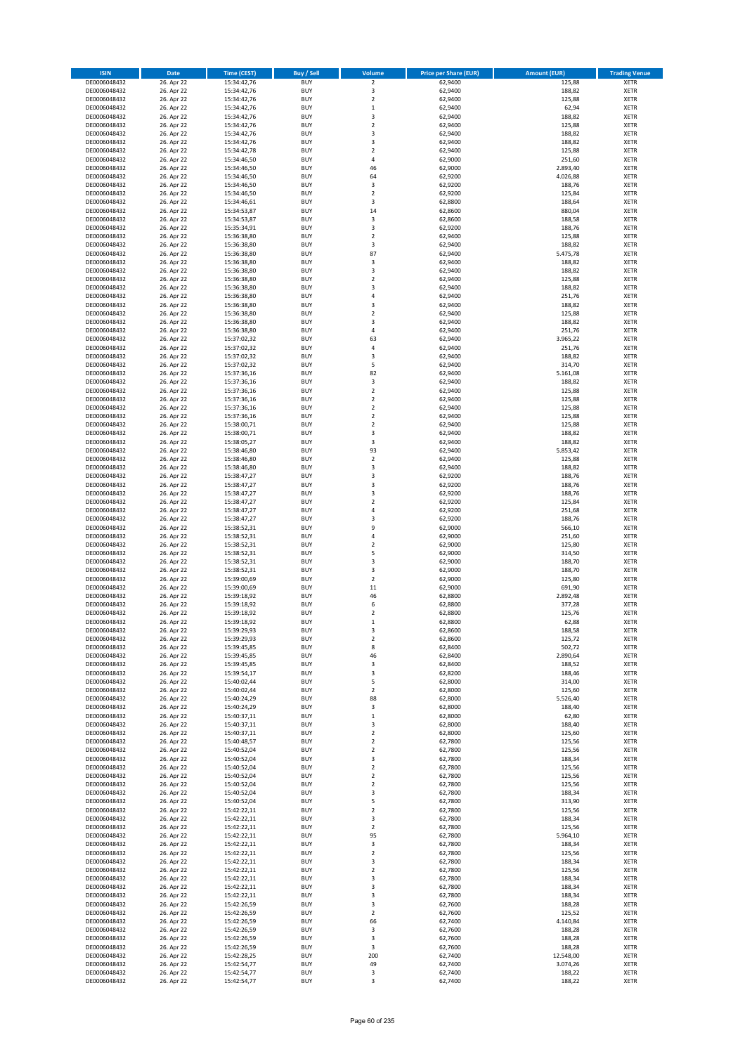| ISIN | Date | Time (CEST) | Buy / Sell | Volume | Price per Share (EUR) | Amount (EUR) | Trading Venue |
|---|---|---|---|---|---|---|---|
| DE0006048432 | 26. Apr 22 | 15:34:42,76 | BUY | 2 | 62,9400 | 125,88 | XETR |
| DE0006048432 | 26. Apr 22 | 15:34:42,76 | BUY | 3 | 62,9400 | 188,82 | XETR |
| DE0006048432 | 26. Apr 22 | 15:34:42,76 | BUY | 2 | 62,9400 | 125,88 | XETR |
| DE0006048432 | 26. Apr 22 | 15:34:42,76 | BUY | 1 | 62,9400 | 62,94 | XETR |
| DE0006048432 | 26. Apr 22 | 15:34:42,76 | BUY | 3 | 62,9400 | 188,82 | XETR |
| DE0006048432 | 26. Apr 22 | 15:34:42,76 | BUY | 2 | 62,9400 | 125,88 | XETR |
| DE0006048432 | 26. Apr 22 | 15:34:42,76 | BUY | 3 | 62,9400 | 188,82 | XETR |
| DE0006048432 | 26. Apr 22 | 15:34:42,76 | BUY | 3 | 62,9400 | 188,82 | XETR |
| DE0006048432 | 26. Apr 22 | 15:34:42,78 | BUY | 2 | 62,9400 | 125,88 | XETR |
| DE0006048432 | 26. Apr 22 | 15:34:46,50 | BUY | 4 | 62,9000 | 251,60 | XETR |
| DE0006048432 | 26. Apr 22 | 15:34:46,50 | BUY | 46 | 62,9000 | 2.893,40 | XETR |
| DE0006048432 | 26. Apr 22 | 15:34:46,50 | BUY | 64 | 62,9200 | 4.026,88 | XETR |
| DE0006048432 | 26. Apr 22 | 15:34:46,50 | BUY | 3 | 62,9200 | 188,76 | XETR |
| DE0006048432 | 26. Apr 22 | 15:34:46,50 | BUY | 2 | 62,9200 | 125,84 | XETR |
| DE0006048432 | 26. Apr 22 | 15:34:46,61 | BUY | 3 | 62,8800 | 188,64 | XETR |
| DE0006048432 | 26. Apr 22 | 15:34:53,87 | BUY | 14 | 62,8600 | 880,04 | XETR |
| DE0006048432 | 26. Apr 22 | 15:34:53,87 | BUY | 3 | 62,8600 | 188,58 | XETR |
| DE0006048432 | 26. Apr 22 | 15:35:34,91 | BUY | 3 | 62,9200 | 188,76 | XETR |
| DE0006048432 | 26. Apr 22 | 15:36:38,80 | BUY | 2 | 62,9400 | 125,88 | XETR |
| DE0006048432 | 26. Apr 22 | 15:36:38,80 | BUY | 3 | 62,9400 | 188,82 | XETR |
| DE0006048432 | 26. Apr 22 | 15:36:38,80 | BUY | 87 | 62,9400 | 5.475,78 | XETR |
| DE0006048432 | 26. Apr 22 | 15:36:38,80 | BUY | 3 | 62,9400 | 188,82 | XETR |
| DE0006048432 | 26. Apr 22 | 15:36:38,80 | BUY | 3 | 62,9400 | 188,82 | XETR |
| DE0006048432 | 26. Apr 22 | 15:36:38,80 | BUY | 2 | 62,9400 | 125,88 | XETR |
| DE0006048432 | 26. Apr 22 | 15:36:38,80 | BUY | 3 | 62,9400 | 188,82 | XETR |
| DE0006048432 | 26. Apr 22 | 15:36:38,80 | BUY | 4 | 62,9400 | 251,76 | XETR |
| DE0006048432 | 26. Apr 22 | 15:36:38,80 | BUY | 3 | 62,9400 | 188,82 | XETR |
| DE0006048432 | 26. Apr 22 | 15:36:38,80 | BUY | 2 | 62,9400 | 125,88 | XETR |
| DE0006048432 | 26. Apr 22 | 15:36:38,80 | BUY | 3 | 62,9400 | 188,82 | XETR |
| DE0006048432 | 26. Apr 22 | 15:36:38,80 | BUY | 4 | 62,9400 | 251,76 | XETR |
| DE0006048432 | 26. Apr 22 | 15:37:02,32 | BUY | 63 | 62,9400 | 3.965,22 | XETR |
| DE0006048432 | 26. Apr 22 | 15:37:02,32 | BUY | 4 | 62,9400 | 251,76 | XETR |
| DE0006048432 | 26. Apr 22 | 15:37:02,32 | BUY | 3 | 62,9400 | 188,82 | XETR |
| DE0006048432 | 26. Apr 22 | 15:37:02,32 | BUY | 5 | 62,9400 | 314,70 | XETR |
| DE0006048432 | 26. Apr 22 | 15:37:36,16 | BUY | 82 | 62,9400 | 5.161,08 | XETR |
| DE0006048432 | 26. Apr 22 | 15:37:36,16 | BUY | 3 | 62,9400 | 188,82 | XETR |
| DE0006048432 | 26. Apr 22 | 15:37:36,16 | BUY | 2 | 62,9400 | 125,88 | XETR |
| DE0006048432 | 26. Apr 22 | 15:37:36,16 | BUY | 2 | 62,9400 | 125,88 | XETR |
| DE0006048432 | 26. Apr 22 | 15:37:36,16 | BUY | 2 | 62,9400 | 125,88 | XETR |
| DE0006048432 | 26. Apr 22 | 15:37:36,16 | BUY | 2 | 62,9400 | 125,88 | XETR |
| DE0006048432 | 26. Apr 22 | 15:38:00,71 | BUY | 2 | 62,9400 | 125,88 | XETR |
| DE0006048432 | 26. Apr 22 | 15:38:00,71 | BUY | 3 | 62,9400 | 188,82 | XETR |
| DE0006048432 | 26. Apr 22 | 15:38:05,27 | BUY | 3 | 62,9400 | 188,82 | XETR |
| DE0006048432 | 26. Apr 22 | 15:38:46,80 | BUY | 93 | 62,9400 | 5.853,42 | XETR |
| DE0006048432 | 26. Apr 22 | 15:38:46,80 | BUY | 2 | 62,9400 | 125,88 | XETR |
| DE0006048432 | 26. Apr 22 | 15:38:46,80 | BUY | 3 | 62,9400 | 188,82 | XETR |
| DE0006048432 | 26. Apr 22 | 15:38:47,27 | BUY | 3 | 62,9200 | 188,76 | XETR |
| DE0006048432 | 26. Apr 22 | 15:38:47,27 | BUY | 3 | 62,9200 | 188,76 | XETR |
| DE0006048432 | 26. Apr 22 | 15:38:47,27 | BUY | 3 | 62,9200 | 188,76 | XETR |
| DE0006048432 | 26. Apr 22 | 15:38:47,27 | BUY | 2 | 62,9200 | 125,84 | XETR |
| DE0006048432 | 26. Apr 22 | 15:38:47,27 | BUY | 4 | 62,9200 | 251,68 | XETR |
| DE0006048432 | 26. Apr 22 | 15:38:47,27 | BUY | 3 | 62,9200 | 188,76 | XETR |
| DE0006048432 | 26. Apr 22 | 15:38:52,31 | BUY | 9 | 62,9000 | 566,10 | XETR |
| DE0006048432 | 26. Apr 22 | 15:38:52,31 | BUY | 4 | 62,9000 | 251,60 | XETR |
| DE0006048432 | 26. Apr 22 | 15:38:52,31 | BUY | 2 | 62,9000 | 125,80 | XETR |
| DE0006048432 | 26. Apr 22 | 15:38:52,31 | BUY | 5 | 62,9000 | 314,50 | XETR |
| DE0006048432 | 26. Apr 22 | 15:38:52,31 | BUY | 3 | 62,9000 | 188,70 | XETR |
| DE0006048432 | 26. Apr 22 | 15:38:52,31 | BUY | 3 | 62,9000 | 188,70 | XETR |
| DE0006048432 | 26. Apr 22 | 15:39:00,69 | BUY | 2 | 62,9000 | 125,80 | XETR |
| DE0006048432 | 26. Apr 22 | 15:39:00,69 | BUY | 11 | 62,9000 | 691,90 | XETR |
| DE0006048432 | 26. Apr 22 | 15:39:18,92 | BUY | 46 | 62,8800 | 2.892,48 | XETR |
| DE0006048432 | 26. Apr 22 | 15:39:18,92 | BUY | 6 | 62,8800 | 377,28 | XETR |
| DE0006048432 | 26. Apr 22 | 15:39:18,92 | BUY | 2 | 62,8800 | 125,76 | XETR |
| DE0006048432 | 26. Apr 22 | 15:39:18,92 | BUY | 1 | 62,8800 | 62,88 | XETR |
| DE0006048432 | 26. Apr 22 | 15:39:29,93 | BUY | 3 | 62,8600 | 188,58 | XETR |
| DE0006048432 | 26. Apr 22 | 15:39:29,93 | BUY | 2 | 62,8600 | 125,72 | XETR |
| DE0006048432 | 26. Apr 22 | 15:39:45,85 | BUY | 8 | 62,8400 | 502,72 | XETR |
| DE0006048432 | 26. Apr 22 | 15:39:45,85 | BUY | 46 | 62,8400 | 2.890,64 | XETR |
| DE0006048432 | 26. Apr 22 | 15:39:45,85 | BUY | 3 | 62,8400 | 188,52 | XETR |
| DE0006048432 | 26. Apr 22 | 15:39:54,17 | BUY | 3 | 62,8200 | 188,46 | XETR |
| DE0006048432 | 26. Apr 22 | 15:40:02,44 | BUY | 5 | 62,8000 | 314,00 | XETR |
| DE0006048432 | 26. Apr 22 | 15:40:02,44 | BUY | 2 | 62,8000 | 125,60 | XETR |
| DE0006048432 | 26. Apr 22 | 15:40:24,29 | BUY | 88 | 62,8000 | 5.526,40 | XETR |
| DE0006048432 | 26. Apr 22 | 15:40:24,29 | BUY | 3 | 62,8000 | 188,40 | XETR |
| DE0006048432 | 26. Apr 22 | 15:40:37,11 | BUY | 1 | 62,8000 | 62,80 | XETR |
| DE0006048432 | 26. Apr 22 | 15:40:37,11 | BUY | 3 | 62,8000 | 188,40 | XETR |
| DE0006048432 | 26. Apr 22 | 15:40:37,11 | BUY | 2 | 62,8000 | 125,60 | XETR |
| DE0006048432 | 26. Apr 22 | 15:40:48,57 | BUY | 2 | 62,7800 | 125,56 | XETR |
| DE0006048432 | 26. Apr 22 | 15:40:52,04 | BUY | 2 | 62,7800 | 125,56 | XETR |
| DE0006048432 | 26. Apr 22 | 15:40:52,04 | BUY | 3 | 62,7800 | 188,34 | XETR |
| DE0006048432 | 26. Apr 22 | 15:40:52,04 | BUY | 2 | 62,7800 | 125,56 | XETR |
| DE0006048432 | 26. Apr 22 | 15:40:52,04 | BUY | 2 | 62,7800 | 125,56 | XETR |
| DE0006048432 | 26. Apr 22 | 15:40:52,04 | BUY | 2 | 62,7800 | 125,56 | XETR |
| DE0006048432 | 26. Apr 22 | 15:40:52,04 | BUY | 3 | 62,7800 | 188,34 | XETR |
| DE0006048432 | 26. Apr 22 | 15:40:52,04 | BUY | 5 | 62,7800 | 313,90 | XETR |
| DE0006048432 | 26. Apr 22 | 15:42:22,11 | BUY | 2 | 62,7800 | 125,56 | XETR |
| DE0006048432 | 26. Apr 22 | 15:42:22,11 | BUY | 3 | 62,7800 | 188,34 | XETR |
| DE0006048432 | 26. Apr 22 | 15:42:22,11 | BUY | 2 | 62,7800 | 125,56 | XETR |
| DE0006048432 | 26. Apr 22 | 15:42:22,11 | BUY | 95 | 62,7800 | 5.964,10 | XETR |
| DE0006048432 | 26. Apr 22 | 15:42:22,11 | BUY | 3 | 62,7800 | 188,34 | XETR |
| DE0006048432 | 26. Apr 22 | 15:42:22,11 | BUY | 2 | 62,7800 | 125,56 | XETR |
| DE0006048432 | 26. Apr 22 | 15:42:22,11 | BUY | 3 | 62,7800 | 188,34 | XETR |
| DE0006048432 | 26. Apr 22 | 15:42:22,11 | BUY | 2 | 62,7800 | 125,56 | XETR |
| DE0006048432 | 26. Apr 22 | 15:42:22,11 | BUY | 3 | 62,7800 | 188,34 | XETR |
| DE0006048432 | 26. Apr 22 | 15:42:22,11 | BUY | 3 | 62,7800 | 188,34 | XETR |
| DE0006048432 | 26. Apr 22 | 15:42:22,11 | BUY | 3 | 62,7800 | 188,34 | XETR |
| DE0006048432 | 26. Apr 22 | 15:42:26,59 | BUY | 3 | 62,7600 | 188,28 | XETR |
| DE0006048432 | 26. Apr 22 | 15:42:26,59 | BUY | 2 | 62,7600 | 125,52 | XETR |
| DE0006048432 | 26. Apr 22 | 15:42:26,59 | BUY | 66 | 62,7400 | 4.140,84 | XETR |
| DE0006048432 | 26. Apr 22 | 15:42:26,59 | BUY | 3 | 62,7600 | 188,28 | XETR |
| DE0006048432 | 26. Apr 22 | 15:42:26,59 | BUY | 3 | 62,7600 | 188,28 | XETR |
| DE0006048432 | 26. Apr 22 | 15:42:26,59 | BUY | 3 | 62,7600 | 188,28 | XETR |
| DE0006048432 | 26. Apr 22 | 15:42:28,25 | BUY | 200 | 62,7400 | 12.548,00 | XETR |
| DE0006048432 | 26. Apr 22 | 15:42:54,77 | BUY | 49 | 62,7400 | 3.074,26 | XETR |
| DE0006048432 | 26. Apr 22 | 15:42:54,77 | BUY | 3 | 62,7400 | 188,22 | XETR |
| DE0006048432 | 26. Apr 22 | 15:42:54,77 | BUY | 3 | 62,7400 | 188,22 | XETR |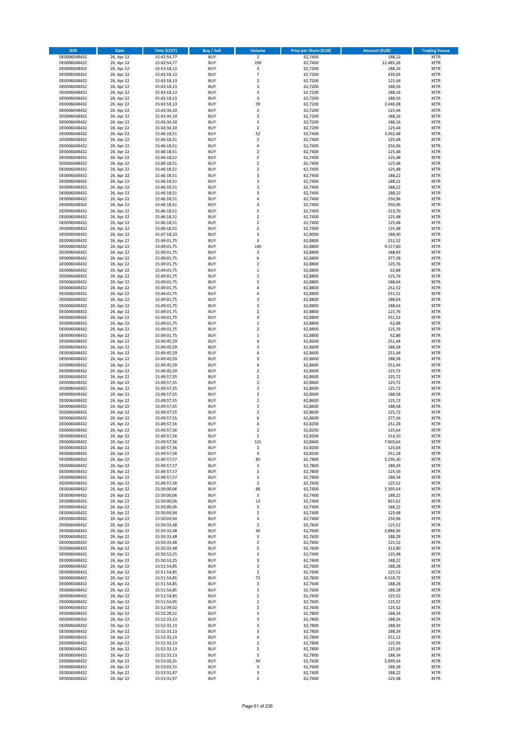| ISIN | Date | Time (CEST) | Buy / Sell | Volume | Price per Share (EUR) | Amount (EUR) | Trading Venue |
|---|---|---|---|---|---|---|---|
| DE0006048432 | 26. Apr 22 | 15:42:54,77 | BUY | 3 | 62,7400 | 188,22 | XETR |
| DE0006048432 | 26. Apr 22 | 15:42:54,77 | BUY | 199 | 62,7400 | 12.485,26 | XETR |
| DE0006048432 | 26. Apr 22 | 15:43:18,13 | BUY | 3 | 62,7200 | 188,16 | XETR |
| DE0006048432 | 26. Apr 22 | 15:43:18,13 | BUY | 7 | 62,7200 | 439,04 | XETR |
| DE0006048432 | 26. Apr 22 | 15:43:18,13 | BUY | 2 | 62,7200 | 125,44 | XETR |
| DE0006048432 | 26. Apr 22 | 15:43:18,13 | BUY | 3 | 62,7200 | 188,16 | XETR |
| DE0006048432 | 26. Apr 22 | 15:43:18,13 | BUY | 3 | 62,7200 | 188,16 | XETR |
| DE0006048432 | 26. Apr 22 | 15:43:18,13 | BUY | 3 | 62,7200 | 188,16 | XETR |
| DE0006048432 | 26. Apr 22 | 15:43:18,13 | BUY | 39 | 62,7200 | 2.446,08 | XETR |
| DE0006048432 | 26. Apr 22 | 15:43:34,10 | BUY | 2 | 62,7200 | 125,44 | XETR |
| DE0006048432 | 26. Apr 22 | 15:43:34,10 | BUY | 3 | 62,7200 | 188,16 | XETR |
| DE0006048432 | 26. Apr 22 | 15:43:34,10 | BUY | 3 | 62,7200 | 188,16 | XETR |
| DE0006048432 | 26. Apr 22 | 15:43:34,10 | BUY | 2 | 62,7200 | 125,44 | XETR |
| DE0006048432 | 26. Apr 22 | 15:46:18,51 | BUY | 52 | 62,7400 | 3.262,48 | XETR |
| DE0006048432 | 26. Apr 22 | 15:46:18,51 | BUY | 2 | 62,7400 | 125,48 | XETR |
| DE0006048432 | 26. Apr 22 | 15:46:18,51 | BUY | 4 | 62,7400 | 250,96 | XETR |
| DE0006048432 | 26. Apr 22 | 15:46:18,51 | BUY | 2 | 62,7400 | 125,48 | XETR |
| DE0006048432 | 26. Apr 22 | 15:46:18,51 | BUY | 2 | 62,7400 | 125,48 | XETR |
| DE0006048432 | 26. Apr 22 | 15:46:18,51 | BUY | 2 | 62,7400 | 125,48 | XETR |
| DE0006048432 | 26. Apr 22 | 15:46:18,51 | BUY | 2 | 62,7400 | 125,48 | XETR |
| DE0006048432 | 26. Apr 22 | 15:46:18,51 | BUY | 3 | 62,7400 | 188,22 | XETR |
| DE0006048432 | 26. Apr 22 | 15:46:18,51 | BUY | 3 | 62,7400 | 188,22 | XETR |
| DE0006048432 | 26. Apr 22 | 15:46:18,51 | BUY | 3 | 62,7400 | 188,22 | XETR |
| DE0006048432 | 26. Apr 22 | 15:46:18,51 | BUY | 3 | 62,7400 | 188,22 | XETR |
| DE0006048432 | 26. Apr 22 | 15:46:18,51 | BUY | 4 | 62,7400 | 250,96 | XETR |
| DE0006048432 | 26. Apr 22 | 15:46:18,51 | BUY | 4 | 62,7400 | 250,96 | XETR |
| DE0006048432 | 26. Apr 22 | 15:46:18,51 | BUY | 5 | 62,7400 | 313,70 | XETR |
| DE0006048432 | 26. Apr 22 | 15:46:18,51 | BUY | 2 | 62,7400 | 125,48 | XETR |
| DE0006048432 | 26. Apr 22 | 15:46:18,51 | BUY | 2 | 62,7400 | 125,48 | XETR |
| DE0006048432 | 26. Apr 22 | 15:46:18,51 | BUY | 2 | 62,7400 | 125,48 | XETR |
| DE0006048432 | 26. Apr 22 | 15:47:18,33 | BUY | 3 | 62,8000 | 188,40 | XETR |
| DE0006048432 | 26. Apr 22 | 15:49:01,75 | BUY | 4 | 62,8800 | 251,52 | XETR |
| DE0006048432 | 26. Apr 22 | 15:49:01,75 | BUY | 145 | 62,8800 | 9.117,60 | XETR |
| DE0006048432 | 26. Apr 22 | 15:49:01,75 | BUY | 3 | 62,8800 | 188,64 | XETR |
| DE0006048432 | 26. Apr 22 | 15:49:01,75 | BUY | 6 | 62,8800 | 377,28 | XETR |
| DE0006048432 | 26. Apr 22 | 15:49:01,75 | BUY | 2 | 62,8800 | 125,76 | XETR |
| DE0006048432 | 26. Apr 22 | 15:49:01,75 | BUY | 1 | 62,8800 | 62,88 | XETR |
| DE0006048432 | 26. Apr 22 | 15:49:01,75 | BUY | 2 | 62,8800 | 125,76 | XETR |
| DE0006048432 | 26. Apr 22 | 15:49:01,75 | BUY | 3 | 62,8800 | 188,64 | XETR |
| DE0006048432 | 26. Apr 22 | 15:49:01,75 | BUY | 4 | 62,8800 | 251,52 | XETR |
| DE0006048432 | 26. Apr 22 | 15:49:01,75 | BUY | 4 | 62,8800 | 251,52 | XETR |
| DE0006048432 | 26. Apr 22 | 15:49:01,75 | BUY | 3 | 62,8800 | 188,64 | XETR |
| DE0006048432 | 26. Apr 22 | 15:49:01,75 | BUY | 3 | 62,8800 | 188,64 | XETR |
| DE0006048432 | 26. Apr 22 | 15:49:01,75 | BUY | 2 | 62,8800 | 125,76 | XETR |
| DE0006048432 | 26. Apr 22 | 15:49:01,75 | BUY | 4 | 62,8800 | 251,52 | XETR |
| DE0006048432 | 26. Apr 22 | 15:49:01,75 | BUY | 1 | 62,8800 | 62,88 | XETR |
| DE0006048432 | 26. Apr 22 | 15:49:01,75 | BUY | 2 | 62,8800 | 125,76 | XETR |
| DE0006048432 | 26. Apr 22 | 15:49:01,75 | BUY | 1 | 62,8800 | 62,88 | XETR |
| DE0006048432 | 26. Apr 22 | 15:49:45,59 | BUY | 4 | 62,8600 | 251,44 | XETR |
| DE0006048432 | 26. Apr 22 | 15:49:45,59 | BUY | 3 | 62,8600 | 188,58 | XETR |
| DE0006048432 | 26. Apr 22 | 15:49:45,59 | BUY | 4 | 62,8600 | 251,44 | XETR |
| DE0006048432 | 26. Apr 22 | 15:49:45,59 | BUY | 3 | 62,8600 | 188,58 | XETR |
| DE0006048432 | 26. Apr 22 | 15:49:45,59 | BUY | 4 | 62,8600 | 251,44 | XETR |
| DE0006048432 | 26. Apr 22 | 15:49:45,59 | BUY | 2 | 62,8600 | 125,72 | XETR |
| DE0006048432 | 26. Apr 22 | 15:49:57,55 | BUY | 2 | 62,8600 | 125,72 | XETR |
| DE0006048432 | 26. Apr 22 | 15:49:57,55 | BUY | 2 | 62,8600 | 125,72 | XETR |
| DE0006048432 | 26. Apr 22 | 15:49:57,55 | BUY | 2 | 62,8600 | 125,72 | XETR |
| DE0006048432 | 26. Apr 22 | 15:49:57,55 | BUY | 3 | 62,8600 | 188,58 | XETR |
| DE0006048432 | 26. Apr 22 | 15:49:57,55 | BUY | 2 | 62,8600 | 125,72 | XETR |
| DE0006048432 | 26. Apr 22 | 15:49:57,55 | BUY | 3 | 62,8600 | 188,58 | XETR |
| DE0006048432 | 26. Apr 22 | 15:49:57,55 | BUY | 2 | 62,8600 | 125,72 | XETR |
| DE0006048432 | 26. Apr 22 | 15:49:57,55 | BUY | 6 | 62,8600 | 377,16 | XETR |
| DE0006048432 | 26. Apr 22 | 15:49:57,56 | BUY | 4 | 62,8200 | 251,28 | XETR |
| DE0006048432 | 26. Apr 22 | 15:49:57,56 | BUY | 2 | 62,8200 | 125,64 | XETR |
| DE0006048432 | 26. Apr 22 | 15:49:57,56 | BUY | 5 | 62,8200 | 314,10 | XETR |
| DE0006048432 | 26. Apr 22 | 15:49:57,56 | BUY | 121 | 62,8400 | 7.603,64 | XETR |
| DE0006048432 | 26. Apr 22 | 15:49:57,56 | BUY | 2 | 62,8200 | 125,64 | XETR |
| DE0006048432 | 26. Apr 22 | 15:49:57,56 | BUY | 4 | 62,8200 | 251,28 | XETR |
| DE0006048432 | 26. Apr 22 | 15:49:57,57 | BUY | 85 | 62,7800 | 5.336,30 | XETR |
| DE0006048432 | 26. Apr 22 | 15:49:57,57 | BUY | 3 | 62,7800 | 188,34 | XETR |
| DE0006048432 | 26. Apr 22 | 15:49:57,57 | BUY | 2 | 62,7800 | 125,56 | XETR |
| DE0006048432 | 26. Apr 22 | 15:49:57,57 | BUY | 3 | 62,7800 | 188,34 | XETR |
| DE0006048432 | 26. Apr 22 | 15:49:57,58 | BUY | 2 | 62,7600 | 125,52 | XETR |
| DE0006048432 | 26. Apr 22 | 15:50:00,06 | BUY | 86 | 62,7400 | 5.395,64 | XETR |
| DE0006048432 | 26. Apr 22 | 15:50:00,06 | BUY | 3 | 62,7400 | 188,22 | XETR |
| DE0006048432 | 26. Apr 22 | 15:50:00,06 | BUY | 13 | 62,7400 | 815,62 | XETR |
| DE0006048432 | 26. Apr 22 | 15:50:00,06 | BUY | 3 | 62,7400 | 188,22 | XETR |
| DE0006048432 | 26. Apr 22 | 15:50:04,94 | BUY | 2 | 62,7400 | 125,48 | XETR |
| DE0006048432 | 26. Apr 22 | 15:50:04,94 | BUY | 4 | 62,7400 | 250,96 | XETR |
| DE0006048432 | 26. Apr 22 | 15:50:33,48 | BUY | 2 | 62,7600 | 125,52 | XETR |
| DE0006048432 | 26. Apr 22 | 15:50:33,48 | BUY | 46 | 62,7600 | 2.886,96 | XETR |
| DE0006048432 | 26. Apr 22 | 15:50:33,48 | BUY | 3 | 62,7600 | 188,28 | XETR |
| DE0006048432 | 26. Apr 22 | 15:50:33,48 | BUY | 2 | 62,7600 | 125,52 | XETR |
| DE0006048432 | 26. Apr 22 | 15:50:33,48 | BUY | 5 | 62,7600 | 313,80 | XETR |
| DE0006048432 | 26. Apr 22 | 15:50:53,25 | BUY | 2 | 62,7400 | 125,48 | XETR |
| DE0006048432 | 26. Apr 22 | 15:50:53,25 | BUY | 3 | 62,7400 | 188,22 | XETR |
| DE0006048432 | 26. Apr 22 | 15:51:54,85 | BUY | 3 | 62,7600 | 188,28 | XETR |
| DE0006048432 | 26. Apr 22 | 15:51:54,85 | BUY | 2 | 62,7600 | 125,52 | XETR |
| DE0006048432 | 26. Apr 22 | 15:51:54,85 | BUY | 72 | 62,7600 | 4.518,72 | XETR |
| DE0006048432 | 26. Apr 22 | 15:51:54,85 | BUY | 3 | 62,7600 | 188,28 | XETR |
| DE0006048432 | 26. Apr 22 | 15:51:54,85 | BUY | 3 | 62,7600 | 188,28 | XETR |
| DE0006048432 | 26. Apr 22 | 15:51:54,85 | BUY | 2 | 62,7600 | 125,52 | XETR |
| DE0006048432 | 26. Apr 22 | 15:51:54,85 | BUY | 2 | 62,7600 | 125,52 | XETR |
| DE0006048432 | 26. Apr 22 | 15:52:09,02 | BUY | 2 | 62,7600 | 125,52 | XETR |
| DE0006048432 | 26. Apr 22 | 15:52:28,52 | BUY | 3 | 62,7800 | 188,34 | XETR |
| DE0006048432 | 26. Apr 22 | 15:52:33,13 | BUY | 3 | 62,7800 | 188,34 | XETR |
| DE0006048432 | 26. Apr 22 | 15:52:33,13 | BUY | 3 | 62,7800 | 188,34 | XETR |
| DE0006048432 | 26. Apr 22 | 15:52:33,13 | BUY | 3 | 62,7800 | 188,34 | XETR |
| DE0006048432 | 26. Apr 22 | 15:52:33,13 | BUY | 4 | 62,7800 | 251,12 | XETR |
| DE0006048432 | 26. Apr 22 | 15:52:33,13 | BUY | 2 | 62,7800 | 125,56 | XETR |
| DE0006048432 | 26. Apr 22 | 15:52:33,13 | BUY | 2 | 62,7800 | 125,56 | XETR |
| DE0006048432 | 26. Apr 22 | 15:52:33,13 | BUY | 3 | 62,7800 | 188,34 | XETR |
| DE0006048432 | 26. Apr 22 | 15:53:03,31 | BUY | 94 | 62,7600 | 5.899,44 | XETR |
| DE0006048432 | 26. Apr 22 | 15:53:03,31 | BUY | 3 | 62,7600 | 188,28 | XETR |
| DE0006048432 | 26. Apr 22 | 15:53:31,97 | BUY | 3 | 62,7400 | 188,22 | XETR |
| DE0006048432 | 26. Apr 22 | 15:53:31,97 | BUY | 2 | 62,7400 | 125,48 | XETR |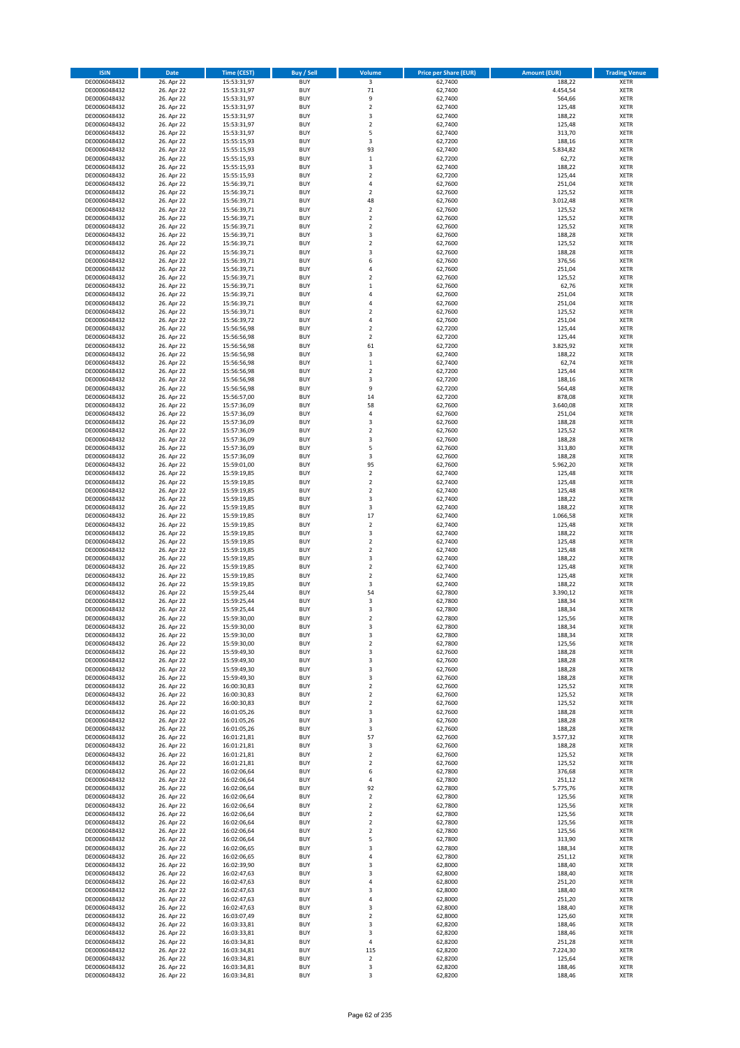| ISIN | Date | Time (CEST) | Buy / Sell | Volume | Price per Share (EUR) | Amount (EUR) | Trading Venue |
|---|---|---|---|---|---|---|---|
| DE0006048432 | 26. Apr 22 | 15:53:31,97 | BUY | 3 | 62,7400 | 188,22 | XETR |
| DE0006048432 | 26. Apr 22 | 15:53:31,97 | BUY | 71 | 62,7400 | 4.454,54 | XETR |
| DE0006048432 | 26. Apr 22 | 15:53:31,97 | BUY | 9 | 62,7400 | 564,66 | XETR |
| DE0006048432 | 26. Apr 22 | 15:53:31,97 | BUY | 2 | 62,7400 | 125,48 | XETR |
| DE0006048432 | 26. Apr 22 | 15:53:31,97 | BUY | 3 | 62,7400 | 188,22 | XETR |
| DE0006048432 | 26. Apr 22 | 15:53:31,97 | BUY | 2 | 62,7400 | 125,48 | XETR |
| DE0006048432 | 26. Apr 22 | 15:53:31,97 | BUY | 5 | 62,7400 | 313,70 | XETR |
| DE0006048432 | 26. Apr 22 | 15:55:15,93 | BUY | 3 | 62,7200 | 188,16 | XETR |
| DE0006048432 | 26. Apr 22 | 15:55:15,93 | BUY | 93 | 62,7400 | 5.834,82 | XETR |
| DE0006048432 | 26. Apr 22 | 15:55:15,93 | BUY | 1 | 62,7200 | 62,72 | XETR |
| DE0006048432 | 26. Apr 22 | 15:55:15,93 | BUY | 3 | 62,7400 | 188,22 | XETR |
| DE0006048432 | 26. Apr 22 | 15:55:15,93 | BUY | 2 | 62,7200 | 125,44 | XETR |
| DE0006048432 | 26. Apr 22 | 15:56:39,71 | BUY | 4 | 62,7600 | 251,04 | XETR |
| DE0006048432 | 26. Apr 22 | 15:56:39,71 | BUY | 2 | 62,7600 | 125,52 | XETR |
| DE0006048432 | 26. Apr 22 | 15:56:39,71 | BUY | 48 | 62,7600 | 3.012,48 | XETR |
| DE0006048432 | 26. Apr 22 | 15:56:39,71 | BUY | 2 | 62,7600 | 125,52 | XETR |
| DE0006048432 | 26. Apr 22 | 15:56:39,71 | BUY | 2 | 62,7600 | 125,52 | XETR |
| DE0006048432 | 26. Apr 22 | 15:56:39,71 | BUY | 2 | 62,7600 | 125,52 | XETR |
| DE0006048432 | 26. Apr 22 | 15:56:39,71 | BUY | 3 | 62,7600 | 188,28 | XETR |
| DE0006048432 | 26. Apr 22 | 15:56:39,71 | BUY | 2 | 62,7600 | 125,52 | XETR |
| DE0006048432 | 26. Apr 22 | 15:56:39,71 | BUY | 3 | 62,7600 | 188,28 | XETR |
| DE0006048432 | 26. Apr 22 | 15:56:39,71 | BUY | 6 | 62,7600 | 376,56 | XETR |
| DE0006048432 | 26. Apr 22 | 15:56:39,71 | BUY | 4 | 62,7600 | 251,04 | XETR |
| DE0006048432 | 26. Apr 22 | 15:56:39,71 | BUY | 2 | 62,7600 | 125,52 | XETR |
| DE0006048432 | 26. Apr 22 | 15:56:39,71 | BUY | 1 | 62,7600 | 62,76 | XETR |
| DE0006048432 | 26. Apr 22 | 15:56:39,71 | BUY | 4 | 62,7600 | 251,04 | XETR |
| DE0006048432 | 26. Apr 22 | 15:56:39,71 | BUY | 4 | 62,7600 | 251,04 | XETR |
| DE0006048432 | 26. Apr 22 | 15:56:39,71 | BUY | 2 | 62,7600 | 125,52 | XETR |
| DE0006048432 | 26. Apr 22 | 15:56:39,72 | BUY | 4 | 62,7600 | 251,04 | XETR |
| DE0006048432 | 26. Apr 22 | 15:56:56,98 | BUY | 2 | 62,7200 | 125,44 | XETR |
| DE0006048432 | 26. Apr 22 | 15:56:56,98 | BUY | 2 | 62,7200 | 125,44 | XETR |
| DE0006048432 | 26. Apr 22 | 15:56:56,98 | BUY | 61 | 62,7200 | 3.825,92 | XETR |
| DE0006048432 | 26. Apr 22 | 15:56:56,98 | BUY | 3 | 62,7400 | 188,22 | XETR |
| DE0006048432 | 26. Apr 22 | 15:56:56,98 | BUY | 1 | 62,7400 | 62,74 | XETR |
| DE0006048432 | 26. Apr 22 | 15:56:56,98 | BUY | 2 | 62,7200 | 125,44 | XETR |
| DE0006048432 | 26. Apr 22 | 15:56:56,98 | BUY | 3 | 62,7200 | 188,16 | XETR |
| DE0006048432 | 26. Apr 22 | 15:56:56,98 | BUY | 9 | 62,7200 | 564,48 | XETR |
| DE0006048432 | 26. Apr 22 | 15:56:57,00 | BUY | 14 | 62,7200 | 878,08 | XETR |
| DE0006048432 | 26. Apr 22 | 15:57:36,09 | BUY | 58 | 62,7600 | 3.640,08 | XETR |
| DE0006048432 | 26. Apr 22 | 15:57:36,09 | BUY | 4 | 62,7600 | 251,04 | XETR |
| DE0006048432 | 26. Apr 22 | 15:57:36,09 | BUY | 3 | 62,7600 | 188,28 | XETR |
| DE0006048432 | 26. Apr 22 | 15:57:36,09 | BUY | 2 | 62,7600 | 125,52 | XETR |
| DE0006048432 | 26. Apr 22 | 15:57:36,09 | BUY | 3 | 62,7600 | 188,28 | XETR |
| DE0006048432 | 26. Apr 22 | 15:57:36,09 | BUY | 5 | 62,7600 | 313,80 | XETR |
| DE0006048432 | 26. Apr 22 | 15:57:36,09 | BUY | 3 | 62,7600 | 188,28 | XETR |
| DE0006048432 | 26. Apr 22 | 15:59:01,00 | BUY | 95 | 62,7600 | 5.962,20 | XETR |
| DE0006048432 | 26. Apr 22 | 15:59:19,85 | BUY | 2 | 62,7400 | 125,48 | XETR |
| DE0006048432 | 26. Apr 22 | 15:59:19,85 | BUY | 2 | 62,7400 | 125,48 | XETR |
| DE0006048432 | 26. Apr 22 | 15:59:19,85 | BUY | 2 | 62,7400 | 125,48 | XETR |
| DE0006048432 | 26. Apr 22 | 15:59:19,85 | BUY | 3 | 62,7400 | 188,22 | XETR |
| DE0006048432 | 26. Apr 22 | 15:59:19,85 | BUY | 3 | 62,7400 | 188,22 | XETR |
| DE0006048432 | 26. Apr 22 | 15:59:19,85 | BUY | 17 | 62,7400 | 1.066,58 | XETR |
| DE0006048432 | 26. Apr 22 | 15:59:19,85 | BUY | 2 | 62,7400 | 125,48 | XETR |
| DE0006048432 | 26. Apr 22 | 15:59:19,85 | BUY | 3 | 62,7400 | 188,22 | XETR |
| DE0006048432 | 26. Apr 22 | 15:59:19,85 | BUY | 2 | 62,7400 | 125,48 | XETR |
| DE0006048432 | 26. Apr 22 | 15:59:19,85 | BUY | 2 | 62,7400 | 125,48 | XETR |
| DE0006048432 | 26. Apr 22 | 15:59:19,85 | BUY | 3 | 62,7400 | 188,22 | XETR |
| DE0006048432 | 26. Apr 22 | 15:59:19,85 | BUY | 2 | 62,7400 | 125,48 | XETR |
| DE0006048432 | 26. Apr 22 | 15:59:19,85 | BUY | 2 | 62,7400 | 125,48 | XETR |
| DE0006048432 | 26. Apr 22 | 15:59:19,85 | BUY | 3 | 62,7400 | 188,22 | XETR |
| DE0006048432 | 26. Apr 22 | 15:59:25,44 | BUY | 54 | 62,7800 | 3.390,12 | XETR |
| DE0006048432 | 26. Apr 22 | 15:59:25,44 | BUY | 3 | 62,7800 | 188,34 | XETR |
| DE0006048432 | 26. Apr 22 | 15:59:25,44 | BUY | 3 | 62,7800 | 188,34 | XETR |
| DE0006048432 | 26. Apr 22 | 15:59:30,00 | BUY | 2 | 62,7800 | 125,56 | XETR |
| DE0006048432 | 26. Apr 22 | 15:59:30,00 | BUY | 3 | 62,7800 | 188,34 | XETR |
| DE0006048432 | 26. Apr 22 | 15:59:30,00 | BUY | 3 | 62,7800 | 188,34 | XETR |
| DE0006048432 | 26. Apr 22 | 15:59:30,00 | BUY | 2 | 62,7800 | 125,56 | XETR |
| DE0006048432 | 26. Apr 22 | 15:59:49,30 | BUY | 3 | 62,7600 | 188,28 | XETR |
| DE0006048432 | 26. Apr 22 | 15:59:49,30 | BUY | 3 | 62,7600 | 188,28 | XETR |
| DE0006048432 | 26. Apr 22 | 15:59:49,30 | BUY | 3 | 62,7600 | 188,28 | XETR |
| DE0006048432 | 26. Apr 22 | 15:59:49,30 | BUY | 3 | 62,7600 | 188,28 | XETR |
| DE0006048432 | 26. Apr 22 | 16:00:30,83 | BUY | 2 | 62,7600 | 125,52 | XETR |
| DE0006048432 | 26. Apr 22 | 16:00:30,83 | BUY | 2 | 62,7600 | 125,52 | XETR |
| DE0006048432 | 26. Apr 22 | 16:00:30,83 | BUY | 2 | 62,7600 | 125,52 | XETR |
| DE0006048432 | 26. Apr 22 | 16:01:05,26 | BUY | 3 | 62,7600 | 188,28 | XETR |
| DE0006048432 | 26. Apr 22 | 16:01:05,26 | BUY | 3 | 62,7600 | 188,28 | XETR |
| DE0006048432 | 26. Apr 22 | 16:01:05,26 | BUY | 3 | 62,7600 | 188,28 | XETR |
| DE0006048432 | 26. Apr 22 | 16:01:21,81 | BUY | 57 | 62,7600 | 3.577,32 | XETR |
| DE0006048432 | 26. Apr 22 | 16:01:21,81 | BUY | 3 | 62,7600 | 188,28 | XETR |
| DE0006048432 | 26. Apr 22 | 16:01:21,81 | BUY | 2 | 62,7600 | 125,52 | XETR |
| DE0006048432 | 26. Apr 22 | 16:01:21,81 | BUY | 2 | 62,7600 | 125,52 | XETR |
| DE0006048432 | 26. Apr 22 | 16:02:06,64 | BUY | 6 | 62,7800 | 376,68 | XETR |
| DE0006048432 | 26. Apr 22 | 16:02:06,64 | BUY | 4 | 62,7800 | 251,12 | XETR |
| DE0006048432 | 26. Apr 22 | 16:02:06,64 | BUY | 92 | 62,7800 | 5.775,76 | XETR |
| DE0006048432 | 26. Apr 22 | 16:02:06,64 | BUY | 2 | 62,7800 | 125,56 | XETR |
| DE0006048432 | 26. Apr 22 | 16:02:06,64 | BUY | 2 | 62,7800 | 125,56 | XETR |
| DE0006048432 | 26. Apr 22 | 16:02:06,64 | BUY | 2 | 62,7800 | 125,56 | XETR |
| DE0006048432 | 26. Apr 22 | 16:02:06,64 | BUY | 2 | 62,7800 | 125,56 | XETR |
| DE0006048432 | 26. Apr 22 | 16:02:06,64 | BUY | 2 | 62,7800 | 125,56 | XETR |
| DE0006048432 | 26. Apr 22 | 16:02:06,64 | BUY | 5 | 62,7800 | 313,90 | XETR |
| DE0006048432 | 26. Apr 22 | 16:02:06,65 | BUY | 3 | 62,7800 | 188,34 | XETR |
| DE0006048432 | 26. Apr 22 | 16:02:06,65 | BUY | 4 | 62,7800 | 251,12 | XETR |
| DE0006048432 | 26. Apr 22 | 16:02:39,90 | BUY | 3 | 62,8000 | 188,40 | XETR |
| DE0006048432 | 26. Apr 22 | 16:02:47,63 | BUY | 3 | 62,8000 | 188,40 | XETR |
| DE0006048432 | 26. Apr 22 | 16:02:47,63 | BUY | 4 | 62,8000 | 251,20 | XETR |
| DE0006048432 | 26. Apr 22 | 16:02:47,63 | BUY | 3 | 62,8000 | 188,40 | XETR |
| DE0006048432 | 26. Apr 22 | 16:02:47,63 | BUY | 4 | 62,8000 | 251,20 | XETR |
| DE0006048432 | 26. Apr 22 | 16:02:47,63 | BUY | 3 | 62,8000 | 188,40 | XETR |
| DE0006048432 | 26. Apr 22 | 16:03:07,49 | BUY | 2 | 62,8000 | 125,60 | XETR |
| DE0006048432 | 26. Apr 22 | 16:03:33,81 | BUY | 3 | 62,8200 | 188,46 | XETR |
| DE0006048432 | 26. Apr 22 | 16:03:33,81 | BUY | 3 | 62,8200 | 188,46 | XETR |
| DE0006048432 | 26. Apr 22 | 16:03:34,81 | BUY | 4 | 62,8200 | 251,28 | XETR |
| DE0006048432 | 26. Apr 22 | 16:03:34,81 | BUY | 115 | 62,8200 | 7.224,30 | XETR |
| DE0006048432 | 26. Apr 22 | 16:03:34,81 | BUY | 2 | 62,8200 | 125,64 | XETR |
| DE0006048432 | 26. Apr 22 | 16:03:34,81 | BUY | 3 | 62,8200 | 188,46 | XETR |
| DE0006048432 | 26. Apr 22 | 16:03:34,81 | BUY | 3 | 62,8200 | 188,46 | XETR |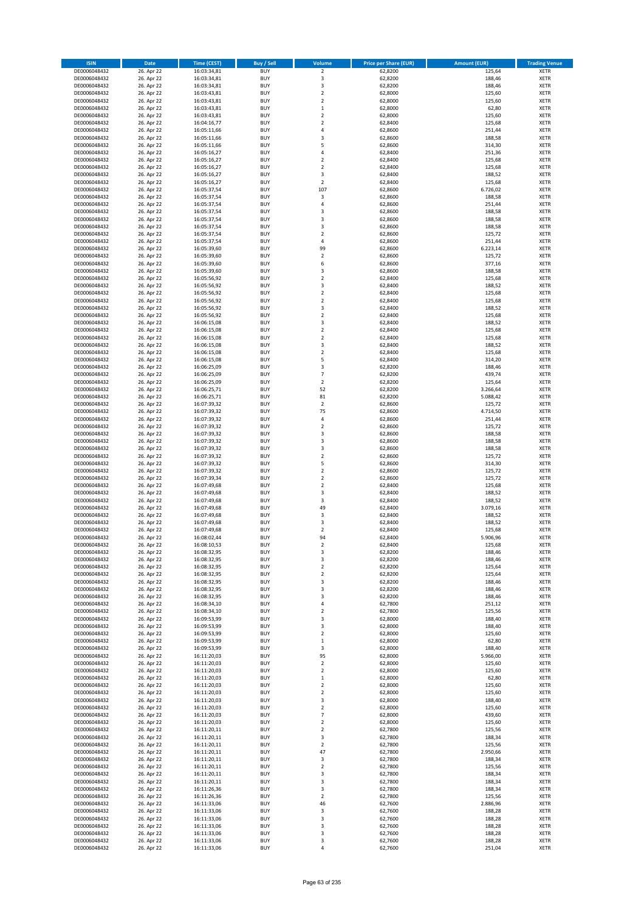| ISIN | Date | Time (CEST) | Buy / Sell | Volume | Price per Share (EUR) | Amount (EUR) | Trading Venue |
|---|---|---|---|---|---|---|---|
| DE0006048432 | 26. Apr 22 | 16:03:34,81 | BUY | 2 | 62,8200 | 125,64 | XETR |
| DE0006048432 | 26. Apr 22 | 16:03:34,81 | BUY | 3 | 62,8200 | 188,46 | XETR |
| DE0006048432 | 26. Apr 22 | 16:03:34,81 | BUY | 3 | 62,8200 | 188,46 | XETR |
| DE0006048432 | 26. Apr 22 | 16:03:43,81 | BUY | 2 | 62,8000 | 125,60 | XETR |
| DE0006048432 | 26. Apr 22 | 16:03:43,81 | BUY | 2 | 62,8000 | 125,60 | XETR |
| DE0006048432 | 26. Apr 22 | 16:03:43,81 | BUY | 1 | 62,8000 | 62,80 | XETR |
| DE0006048432 | 26. Apr 22 | 16:03:43,81 | BUY | 2 | 62,8000 | 125,60 | XETR |
| DE0006048432 | 26. Apr 22 | 16:04:16,77 | BUY | 2 | 62,8400 | 125,68 | XETR |
| DE0006048432 | 26. Apr 22 | 16:05:11,66 | BUY | 4 | 62,8600 | 251,44 | XETR |
| DE0006048432 | 26. Apr 22 | 16:05:11,66 | BUY | 3 | 62,8600 | 188,58 | XETR |
| DE0006048432 | 26. Apr 22 | 16:05:11,66 | BUY | 5 | 62,8600 | 314,30 | XETR |
| DE0006048432 | 26. Apr 22 | 16:05:16,27 | BUY | 4 | 62,8400 | 251,36 | XETR |
| DE0006048432 | 26. Apr 22 | 16:05:16,27 | BUY | 2 | 62,8400 | 125,68 | XETR |
| DE0006048432 | 26. Apr 22 | 16:05:16,27 | BUY | 2 | 62,8400 | 125,68 | XETR |
| DE0006048432 | 26. Apr 22 | 16:05:16,27 | BUY | 3 | 62,8400 | 188,52 | XETR |
| DE0006048432 | 26. Apr 22 | 16:05:16,27 | BUY | 2 | 62,8400 | 125,68 | XETR |
| DE0006048432 | 26. Apr 22 | 16:05:37,54 | BUY | 107 | 62,8600 | 6.726,02 | XETR |
| DE0006048432 | 26. Apr 22 | 16:05:37,54 | BUY | 3 | 62,8600 | 188,58 | XETR |
| DE0006048432 | 26. Apr 22 | 16:05:37,54 | BUY | 4 | 62,8600 | 251,44 | XETR |
| DE0006048432 | 26. Apr 22 | 16:05:37,54 | BUY | 3 | 62,8600 | 188,58 | XETR |
| DE0006048432 | 26. Apr 22 | 16:05:37,54 | BUY | 3 | 62,8600 | 188,58 | XETR |
| DE0006048432 | 26. Apr 22 | 16:05:37,54 | BUY | 3 | 62,8600 | 188,58 | XETR |
| DE0006048432 | 26. Apr 22 | 16:05:37,54 | BUY | 2 | 62,8600 | 125,72 | XETR |
| DE0006048432 | 26. Apr 22 | 16:05:37,54 | BUY | 4 | 62,8600 | 251,44 | XETR |
| DE0006048432 | 26. Apr 22 | 16:05:39,60 | BUY | 99 | 62,8600 | 6.223,14 | XETR |
| DE0006048432 | 26. Apr 22 | 16:05:39,60 | BUY | 2 | 62,8600 | 125,72 | XETR |
| DE0006048432 | 26. Apr 22 | 16:05:39,60 | BUY | 6 | 62,8600 | 377,16 | XETR |
| DE0006048432 | 26. Apr 22 | 16:05:39,60 | BUY | 3 | 62,8600 | 188,58 | XETR |
| DE0006048432 | 26. Apr 22 | 16:05:56,92 | BUY | 2 | 62,8400 | 125,68 | XETR |
| DE0006048432 | 26. Apr 22 | 16:05:56,92 | BUY | 3 | 62,8400 | 188,52 | XETR |
| DE0006048432 | 26. Apr 22 | 16:05:56,92 | BUY | 2 | 62,8400 | 125,68 | XETR |
| DE0006048432 | 26. Apr 22 | 16:05:56,92 | BUY | 2 | 62,8400 | 125,68 | XETR |
| DE0006048432 | 26. Apr 22 | 16:05:56,92 | BUY | 3 | 62,8400 | 188,52 | XETR |
| DE0006048432 | 26. Apr 22 | 16:05:56,92 | BUY | 2 | 62,8400 | 125,68 | XETR |
| DE0006048432 | 26. Apr 22 | 16:06:15,08 | BUY | 3 | 62,8400 | 188,52 | XETR |
| DE0006048432 | 26. Apr 22 | 16:06:15,08 | BUY | 2 | 62,8400 | 125,68 | XETR |
| DE0006048432 | 26. Apr 22 | 16:06:15,08 | BUY | 2 | 62,8400 | 125,68 | XETR |
| DE0006048432 | 26. Apr 22 | 16:06:15,08 | BUY | 3 | 62,8400 | 188,52 | XETR |
| DE0006048432 | 26. Apr 22 | 16:06:15,08 | BUY | 2 | 62,8400 | 125,68 | XETR |
| DE0006048432 | 26. Apr 22 | 16:06:15,08 | BUY | 5 | 62,8400 | 314,20 | XETR |
| DE0006048432 | 26. Apr 22 | 16:06:25,09 | BUY | 3 | 62,8200 | 188,46 | XETR |
| DE0006048432 | 26. Apr 22 | 16:06:25,09 | BUY | 7 | 62,8200 | 439,74 | XETR |
| DE0006048432 | 26. Apr 22 | 16:06:25,09 | BUY | 2 | 62,8200 | 125,64 | XETR |
| DE0006048432 | 26. Apr 22 | 16:06:25,71 | BUY | 52 | 62,8200 | 3.266,64 | XETR |
| DE0006048432 | 26. Apr 22 | 16:06:25,71 | BUY | 81 | 62,8200 | 5.088,42 | XETR |
| DE0006048432 | 26. Apr 22 | 16:07:39,32 | BUY | 2 | 62,8600 | 125,72 | XETR |
| DE0006048432 | 26. Apr 22 | 16:07:39,32 | BUY | 75 | 62,8600 | 4.714,50 | XETR |
| DE0006048432 | 26. Apr 22 | 16:07:39,32 | BUY | 4 | 62,8600 | 251,44 | XETR |
| DE0006048432 | 26. Apr 22 | 16:07:39,32 | BUY | 2 | 62,8600 | 125,72 | XETR |
| DE0006048432 | 26. Apr 22 | 16:07:39,32 | BUY | 3 | 62,8600 | 188,58 | XETR |
| DE0006048432 | 26. Apr 22 | 16:07:39,32 | BUY | 3 | 62,8600 | 188,58 | XETR |
| DE0006048432 | 26. Apr 22 | 16:07:39,32 | BUY | 3 | 62,8600 | 188,58 | XETR |
| DE0006048432 | 26. Apr 22 | 16:07:39,32 | BUY | 2 | 62,8600 | 125,72 | XETR |
| DE0006048432 | 26. Apr 22 | 16:07:39,32 | BUY | 5 | 62,8600 | 314,30 | XETR |
| DE0006048432 | 26. Apr 22 | 16:07:39,32 | BUY | 2 | 62,8600 | 125,72 | XETR |
| DE0006048432 | 26. Apr 22 | 16:07:39,34 | BUY | 2 | 62,8600 | 125,72 | XETR |
| DE0006048432 | 26. Apr 22 | 16:07:49,68 | BUY | 2 | 62,8400 | 125,68 | XETR |
| DE0006048432 | 26. Apr 22 | 16:07:49,68 | BUY | 3 | 62,8400 | 188,52 | XETR |
| DE0006048432 | 26. Apr 22 | 16:07:49,68 | BUY | 3 | 62,8400 | 188,52 | XETR |
| DE0006048432 | 26. Apr 22 | 16:07:49,68 | BUY | 49 | 62,8400 | 3.079,16 | XETR |
| DE0006048432 | 26. Apr 22 | 16:07:49,68 | BUY | 3 | 62,8400 | 188,52 | XETR |
| DE0006048432 | 26. Apr 22 | 16:07:49,68 | BUY | 3 | 62,8400 | 188,52 | XETR |
| DE0006048432 | 26. Apr 22 | 16:07:49,68 | BUY | 2 | 62,8400 | 125,68 | XETR |
| DE0006048432 | 26. Apr 22 | 16:08:02,44 | BUY | 94 | 62,8400 | 5.906,96 | XETR |
| DE0006048432 | 26. Apr 22 | 16:08:10,53 | BUY | 2 | 62,8400 | 125,68 | XETR |
| DE0006048432 | 26. Apr 22 | 16:08:32,95 | BUY | 3 | 62,8200 | 188,46 | XETR |
| DE0006048432 | 26. Apr 22 | 16:08:32,95 | BUY | 3 | 62,8200 | 188,46 | XETR |
| DE0006048432 | 26. Apr 22 | 16:08:32,95 | BUY | 2 | 62,8200 | 125,64 | XETR |
| DE0006048432 | 26. Apr 22 | 16:08:32,95 | BUY | 2 | 62,8200 | 125,64 | XETR |
| DE0006048432 | 26. Apr 22 | 16:08:32,95 | BUY | 3 | 62,8200 | 188,46 | XETR |
| DE0006048432 | 26. Apr 22 | 16:08:32,95 | BUY | 3 | 62,8200 | 188,46 | XETR |
| DE0006048432 | 26. Apr 22 | 16:08:32,95 | BUY | 3 | 62,8200 | 188,46 | XETR |
| DE0006048432 | 26. Apr 22 | 16:08:34,10 | BUY | 4 | 62,7800 | 251,12 | XETR |
| DE0006048432 | 26. Apr 22 | 16:08:34,10 | BUY | 2 | 62,7800 | 125,56 | XETR |
| DE0006048432 | 26. Apr 22 | 16:09:53,99 | BUY | 3 | 62,8000 | 188,40 | XETR |
| DE0006048432 | 26. Apr 22 | 16:09:53,99 | BUY | 3 | 62,8000 | 188,40 | XETR |
| DE0006048432 | 26. Apr 22 | 16:09:53,99 | BUY | 2 | 62,8000 | 125,60 | XETR |
| DE0006048432 | 26. Apr 22 | 16:09:53,99 | BUY | 1 | 62,8000 | 62,80 | XETR |
| DE0006048432 | 26. Apr 22 | 16:09:53,99 | BUY | 3 | 62,8000 | 188,40 | XETR |
| DE0006048432 | 26. Apr 22 | 16:11:20,03 | BUY | 95 | 62,8000 | 5.966,00 | XETR |
| DE0006048432 | 26. Apr 22 | 16:11:20,03 | BUY | 2 | 62,8000 | 125,60 | XETR |
| DE0006048432 | 26. Apr 22 | 16:11:20,03 | BUY | 2 | 62,8000 | 125,60 | XETR |
| DE0006048432 | 26. Apr 22 | 16:11:20,03 | BUY | 1 | 62,8000 | 62,80 | XETR |
| DE0006048432 | 26. Apr 22 | 16:11:20,03 | BUY | 2 | 62,8000 | 125,60 | XETR |
| DE0006048432 | 26. Apr 22 | 16:11:20,03 | BUY | 2 | 62,8000 | 125,60 | XETR |
| DE0006048432 | 26. Apr 22 | 16:11:20,03 | BUY | 3 | 62,8000 | 188,40 | XETR |
| DE0006048432 | 26. Apr 22 | 16:11:20,03 | BUY | 2 | 62,8000 | 125,60 | XETR |
| DE0006048432 | 26. Apr 22 | 16:11:20,03 | BUY | 7 | 62,8000 | 439,60 | XETR |
| DE0006048432 | 26. Apr 22 | 16:11:20,03 | BUY | 2 | 62,8000 | 125,60 | XETR |
| DE0006048432 | 26. Apr 22 | 16:11:20,11 | BUY | 2 | 62,7800 | 125,56 | XETR |
| DE0006048432 | 26. Apr 22 | 16:11:20,11 | BUY | 3 | 62,7800 | 188,34 | XETR |
| DE0006048432 | 26. Apr 22 | 16:11:20,11 | BUY | 2 | 62,7800 | 125,56 | XETR |
| DE0006048432 | 26. Apr 22 | 16:11:20,11 | BUY | 47 | 62,7800 | 2.950,66 | XETR |
| DE0006048432 | 26. Apr 22 | 16:11:20,11 | BUY | 3 | 62,7800 | 188,34 | XETR |
| DE0006048432 | 26. Apr 22 | 16:11:20,11 | BUY | 2 | 62,7800 | 125,56 | XETR |
| DE0006048432 | 26. Apr 22 | 16:11:20,11 | BUY | 3 | 62,7800 | 188,34 | XETR |
| DE0006048432 | 26. Apr 22 | 16:11:20,11 | BUY | 3 | 62,7800 | 188,34 | XETR |
| DE0006048432 | 26. Apr 22 | 16:11:26,36 | BUY | 3 | 62,7800 | 188,34 | XETR |
| DE0006048432 | 26. Apr 22 | 16:11:26,36 | BUY | 2 | 62,7800 | 125,56 | XETR |
| DE0006048432 | 26. Apr 22 | 16:11:33,06 | BUY | 46 | 62,7600 | 2.886,96 | XETR |
| DE0006048432 | 26. Apr 22 | 16:11:33,06 | BUY | 3 | 62,7600 | 188,28 | XETR |
| DE0006048432 | 26. Apr 22 | 16:11:33,06 | BUY | 3 | 62,7600 | 188,28 | XETR |
| DE0006048432 | 26. Apr 22 | 16:11:33,06 | BUY | 3 | 62,7600 | 188,28 | XETR |
| DE0006048432 | 26. Apr 22 | 16:11:33,06 | BUY | 3 | 62,7600 | 188,28 | XETR |
| DE0006048432 | 26. Apr 22 | 16:11:33,06 | BUY | 3 | 62,7600 | 188,28 | XETR |
| DE0006048432 | 26. Apr 22 | 16:11:33,06 | BUY | 4 | 62,7600 | 251,04 | XETR |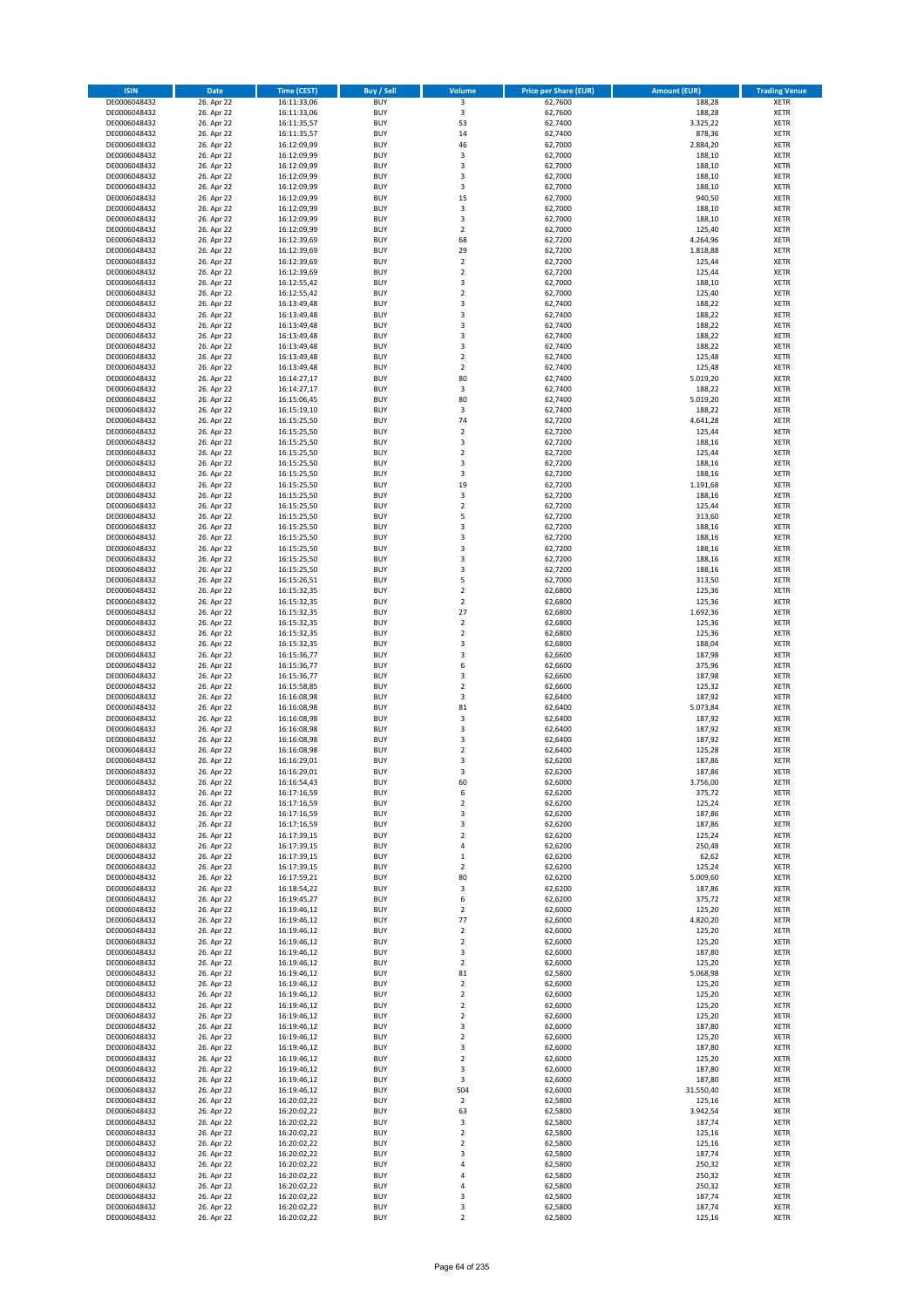| ISIN | Date | Time (CEST) | Buy / Sell | Volume | Price per Share (EUR) | Amount (EUR) | Trading Venue |
|---|---|---|---|---|---|---|---|
| DE0006048432 | 26. Apr 22 | 16:11:33,06 | BUY | 3 | 62,7600 | 188,28 | XETR |
| DE0006048432 | 26. Apr 22 | 16:11:33,06 | BUY | 3 | 62,7600 | 188,28 | XETR |
| DE0006048432 | 26. Apr 22 | 16:11:35,57 | BUY | 53 | 62,7400 | 3.325,22 | XETR |
| DE0006048432 | 26. Apr 22 | 16:11:35,57 | BUY | 14 | 62,7400 | 878,36 | XETR |
| DE0006048432 | 26. Apr 22 | 16:12:09,99 | BUY | 46 | 62,7000 | 2.884,20 | XETR |
| DE0006048432 | 26. Apr 22 | 16:12:09,99 | BUY | 3 | 62,7000 | 188,10 | XETR |
| DE0006048432 | 26. Apr 22 | 16:12:09,99 | BUY | 3 | 62,7000 | 188,10 | XETR |
| DE0006048432 | 26. Apr 22 | 16:12:09,99 | BUY | 3 | 62,7000 | 188,10 | XETR |
| DE0006048432 | 26. Apr 22 | 16:12:09,99 | BUY | 3 | 62,7000 | 188,10 | XETR |
| DE0006048432 | 26. Apr 22 | 16:12:09,99 | BUY | 15 | 62,7000 | 940,50 | XETR |
| DE0006048432 | 26. Apr 22 | 16:12:09,99 | BUY | 3 | 62,7000 | 188,10 | XETR |
| DE0006048432 | 26. Apr 22 | 16:12:09,99 | BUY | 3 | 62,7000 | 188,10 | XETR |
| DE0006048432 | 26. Apr 22 | 16:12:09,99 | BUY | 2 | 62,7000 | 125,40 | XETR |
| DE0006048432 | 26. Apr 22 | 16:12:39,69 | BUY | 68 | 62,7200 | 4.264,96 | XETR |
| DE0006048432 | 26. Apr 22 | 16:12:39,69 | BUY | 29 | 62,7200 | 1.818,88 | XETR |
| DE0006048432 | 26. Apr 22 | 16:12:39,69 | BUY | 2 | 62,7200 | 125,44 | XETR |
| DE0006048432 | 26. Apr 22 | 16:12:39,69 | BUY | 2 | 62,7200 | 125,44 | XETR |
| DE0006048432 | 26. Apr 22 | 16:12:55,42 | BUY | 3 | 62,7000 | 188,10 | XETR |
| DE0006048432 | 26. Apr 22 | 16:12:55,42 | BUY | 2 | 62,7000 | 125,40 | XETR |
| DE0006048432 | 26. Apr 22 | 16:13:49,48 | BUY | 3 | 62,7400 | 188,22 | XETR |
| DE0006048432 | 26. Apr 22 | 16:13:49,48 | BUY | 3 | 62,7400 | 188,22 | XETR |
| DE0006048432 | 26. Apr 22 | 16:13:49,48 | BUY | 3 | 62,7400 | 188,22 | XETR |
| DE0006048432 | 26. Apr 22 | 16:13:49,48 | BUY | 3 | 62,7400 | 188,22 | XETR |
| DE0006048432 | 26. Apr 22 | 16:13:49,48 | BUY | 3 | 62,7400 | 188,22 | XETR |
| DE0006048432 | 26. Apr 22 | 16:13:49,48 | BUY | 2 | 62,7400 | 125,48 | XETR |
| DE0006048432 | 26. Apr 22 | 16:13:49,48 | BUY | 2 | 62,7400 | 125,48 | XETR |
| DE0006048432 | 26. Apr 22 | 16:14:27,17 | BUY | 80 | 62,7400 | 5.019,20 | XETR |
| DE0006048432 | 26. Apr 22 | 16:14:27,17 | BUY | 3 | 62,7400 | 188,22 | XETR |
| DE0006048432 | 26. Apr 22 | 16:15:06,45 | BUY | 80 | 62,7400 | 5.019,20 | XETR |
| DE0006048432 | 26. Apr 22 | 16:15:19,10 | BUY | 3 | 62,7400 | 188,22 | XETR |
| DE0006048432 | 26. Apr 22 | 16:15:25,50 | BUY | 74 | 62,7200 | 4.641,28 | XETR |
| DE0006048432 | 26. Apr 22 | 16:15:25,50 | BUY | 2 | 62,7200 | 125,44 | XETR |
| DE0006048432 | 26. Apr 22 | 16:15:25,50 | BUY | 3 | 62,7200 | 188,16 | XETR |
| DE0006048432 | 26. Apr 22 | 16:15:25,50 | BUY | 2 | 62,7200 | 125,44 | XETR |
| DE0006048432 | 26. Apr 22 | 16:15:25,50 | BUY | 3 | 62,7200 | 188,16 | XETR |
| DE0006048432 | 26. Apr 22 | 16:15:25,50 | BUY | 3 | 62,7200 | 188,16 | XETR |
| DE0006048432 | 26. Apr 22 | 16:15:25,50 | BUY | 19 | 62,7200 | 1.191,68 | XETR |
| DE0006048432 | 26. Apr 22 | 16:15:25,50 | BUY | 3 | 62,7200 | 188,16 | XETR |
| DE0006048432 | 26. Apr 22 | 16:15:25,50 | BUY | 2 | 62,7200 | 125,44 | XETR |
| DE0006048432 | 26. Apr 22 | 16:15:25,50 | BUY | 5 | 62,7200 | 313,60 | XETR |
| DE0006048432 | 26. Apr 22 | 16:15:25,50 | BUY | 3 | 62,7200 | 188,16 | XETR |
| DE0006048432 | 26. Apr 22 | 16:15:25,50 | BUY | 3 | 62,7200 | 188,16 | XETR |
| DE0006048432 | 26. Apr 22 | 16:15:25,50 | BUY | 3 | 62,7200 | 188,16 | XETR |
| DE0006048432 | 26. Apr 22 | 16:15:25,50 | BUY | 3 | 62,7200 | 188,16 | XETR |
| DE0006048432 | 26. Apr 22 | 16:15:25,50 | BUY | 3 | 62,7200 | 188,16 | XETR |
| DE0006048432 | 26. Apr 22 | 16:15:26,51 | BUY | 5 | 62,7000 | 313,50 | XETR |
| DE0006048432 | 26. Apr 22 | 16:15:32,35 | BUY | 2 | 62,6800 | 125,36 | XETR |
| DE0006048432 | 26. Apr 22 | 16:15:32,35 | BUY | 2 | 62,6800 | 125,36 | XETR |
| DE0006048432 | 26. Apr 22 | 16:15:32,35 | BUY | 27 | 62,6800 | 1.692,36 | XETR |
| DE0006048432 | 26. Apr 22 | 16:15:32,35 | BUY | 2 | 62,6800 | 125,36 | XETR |
| DE0006048432 | 26. Apr 22 | 16:15:32,35 | BUY | 2 | 62,6800 | 125,36 | XETR |
| DE0006048432 | 26. Apr 22 | 16:15:32,35 | BUY | 3 | 62,6800 | 188,04 | XETR |
| DE0006048432 | 26. Apr 22 | 16:15:36,77 | BUY | 3 | 62,6600 | 187,98 | XETR |
| DE0006048432 | 26. Apr 22 | 16:15:36,77 | BUY | 6 | 62,6600 | 375,96 | XETR |
| DE0006048432 | 26. Apr 22 | 16:15:36,77 | BUY | 3 | 62,6600 | 187,98 | XETR |
| DE0006048432 | 26. Apr 22 | 16:15:58,85 | BUY | 2 | 62,6600 | 125,32 | XETR |
| DE0006048432 | 26. Apr 22 | 16:16:08,98 | BUY | 3 | 62,6400 | 187,92 | XETR |
| DE0006048432 | 26. Apr 22 | 16:16:08,98 | BUY | 81 | 62,6400 | 5.073,84 | XETR |
| DE0006048432 | 26. Apr 22 | 16:16:08,98 | BUY | 3 | 62,6400 | 187,92 | XETR |
| DE0006048432 | 26. Apr 22 | 16:16:08,98 | BUY | 3 | 62,6400 | 187,92 | XETR |
| DE0006048432 | 26. Apr 22 | 16:16:08,98 | BUY | 3 | 62,6400 | 187,92 | XETR |
| DE0006048432 | 26. Apr 22 | 16:16:08,98 | BUY | 2 | 62,6400 | 125,28 | XETR |
| DE0006048432 | 26. Apr 22 | 16:16:29,01 | BUY | 3 | 62,6200 | 187,86 | XETR |
| DE0006048432 | 26. Apr 22 | 16:16:29,01 | BUY | 3 | 62,6200 | 187,86 | XETR |
| DE0006048432 | 26. Apr 22 | 16:16:54,43 | BUY | 60 | 62,6000 | 3.756,00 | XETR |
| DE0006048432 | 26. Apr 22 | 16:17:16,59 | BUY | 6 | 62,6200 | 375,72 | XETR |
| DE0006048432 | 26. Apr 22 | 16:17:16,59 | BUY | 2 | 62,6200 | 125,24 | XETR |
| DE0006048432 | 26. Apr 22 | 16:17:16,59 | BUY | 3 | 62,6200 | 187,86 | XETR |
| DE0006048432 | 26. Apr 22 | 16:17:16,59 | BUY | 3 | 62,6200 | 187,86 | XETR |
| DE0006048432 | 26. Apr 22 | 16:17:39,15 | BUY | 2 | 62,6200 | 125,24 | XETR |
| DE0006048432 | 26. Apr 22 | 16:17:39,15 | BUY | 4 | 62,6200 | 250,48 | XETR |
| DE0006048432 | 26. Apr 22 | 16:17:39,15 | BUY | 1 | 62,6200 | 62,62 | XETR |
| DE0006048432 | 26. Apr 22 | 16:17:39,15 | BUY | 2 | 62,6200 | 125,24 | XETR |
| DE0006048432 | 26. Apr 22 | 16:17:59,21 | BUY | 80 | 62,6200 | 5.009,60 | XETR |
| DE0006048432 | 26. Apr 22 | 16:18:54,22 | BUY | 3 | 62,6200 | 187,86 | XETR |
| DE0006048432 | 26. Apr 22 | 16:19:45,27 | BUY | 6 | 62,6200 | 375,72 | XETR |
| DE0006048432 | 26. Apr 22 | 16:19:46,12 | BUY | 2 | 62,6000 | 125,20 | XETR |
| DE0006048432 | 26. Apr 22 | 16:19:46,12 | BUY | 77 | 62,6000 | 4.820,20 | XETR |
| DE0006048432 | 26. Apr 22 | 16:19:46,12 | BUY | 2 | 62,6000 | 125,20 | XETR |
| DE0006048432 | 26. Apr 22 | 16:19:46,12 | BUY | 2 | 62,6000 | 125,20 | XETR |
| DE0006048432 | 26. Apr 22 | 16:19:46,12 | BUY | 3 | 62,6000 | 187,80 | XETR |
| DE0006048432 | 26. Apr 22 | 16:19:46,12 | BUY | 2 | 62,6000 | 125,20 | XETR |
| DE0006048432 | 26. Apr 22 | 16:19:46,12 | BUY | 81 | 62,5800 | 5.068,98 | XETR |
| DE0006048432 | 26. Apr 22 | 16:19:46,12 | BUY | 2 | 62,6000 | 125,20 | XETR |
| DE0006048432 | 26. Apr 22 | 16:19:46,12 | BUY | 2 | 62,6000 | 125,20 | XETR |
| DE0006048432 | 26. Apr 22 | 16:19:46,12 | BUY | 2 | 62,6000 | 125,20 | XETR |
| DE0006048432 | 26. Apr 22 | 16:19:46,12 | BUY | 2 | 62,6000 | 125,20 | XETR |
| DE0006048432 | 26. Apr 22 | 16:19:46,12 | BUY | 3 | 62,6000 | 187,80 | XETR |
| DE0006048432 | 26. Apr 22 | 16:19:46,12 | BUY | 2 | 62,6000 | 125,20 | XETR |
| DE0006048432 | 26. Apr 22 | 16:19:46,12 | BUY | 3 | 62,6000 | 187,80 | XETR |
| DE0006048432 | 26. Apr 22 | 16:19:46,12 | BUY | 2 | 62,6000 | 125,20 | XETR |
| DE0006048432 | 26. Apr 22 | 16:19:46,12 | BUY | 3 | 62,6000 | 187,80 | XETR |
| DE0006048432 | 26. Apr 22 | 16:19:46,12 | BUY | 3 | 62,6000 | 187,80 | XETR |
| DE0006048432 | 26. Apr 22 | 16:19:46,12 | BUY | 504 | 62,6000 | 31.550,40 | XETR |
| DE0006048432 | 26. Apr 22 | 16:20:02,22 | BUY | 2 | 62,5800 | 125,16 | XETR |
| DE0006048432 | 26. Apr 22 | 16:20:02,22 | BUY | 63 | 62,5800 | 3.942,54 | XETR |
| DE0006048432 | 26. Apr 22 | 16:20:02,22 | BUY | 3 | 62,5800 | 187,74 | XETR |
| DE0006048432 | 26. Apr 22 | 16:20:02,22 | BUY | 2 | 62,5800 | 125,16 | XETR |
| DE0006048432 | 26. Apr 22 | 16:20:02,22 | BUY | 2 | 62,5800 | 125,16 | XETR |
| DE0006048432 | 26. Apr 22 | 16:20:02,22 | BUY | 3 | 62,5800 | 187,74 | XETR |
| DE0006048432 | 26. Apr 22 | 16:20:02,22 | BUY | 4 | 62,5800 | 250,32 | XETR |
| DE0006048432 | 26. Apr 22 | 16:20:02,22 | BUY | 4 | 62,5800 | 250,32 | XETR |
| DE0006048432 | 26. Apr 22 | 16:20:02,22 | BUY | 4 | 62,5800 | 250,32 | XETR |
| DE0006048432 | 26. Apr 22 | 16:20:02,22 | BUY | 3 | 62,5800 | 187,74 | XETR |
| DE0006048432 | 26. Apr 22 | 16:20:02,22 | BUY | 3 | 62,5800 | 187,74 | XETR |
| DE0006048432 | 26. Apr 22 | 16:20:02,22 | BUY | 2 | 62,5800 | 125,16 | XETR |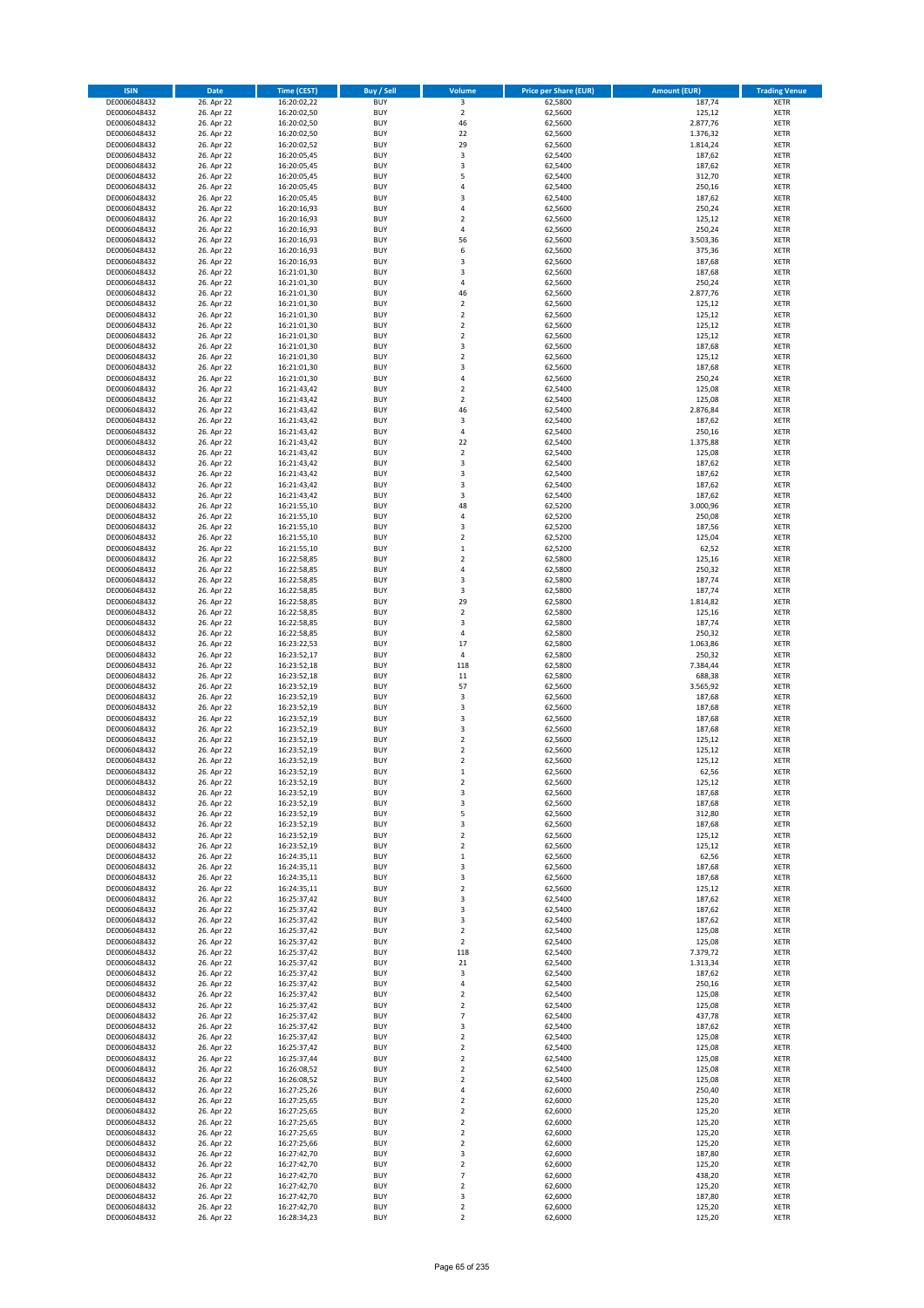| ISIN | Date | Time (CEST) | Buy / Sell | Volume | Price per Share (EUR) | Amount (EUR) | Trading Venue |
|---|---|---|---|---|---|---|---|
| DE0006048432 | 26. Apr 22 | 16:20:02,22 | BUY | 3 | 62,5800 | 187,74 | XETR |
| DE0006048432 | 26. Apr 22 | 16:20:02,50 | BUY | 2 | 62,5600 | 125,12 | XETR |
| DE0006048432 | 26. Apr 22 | 16:20:02,50 | BUY | 46 | 62,5600 | 2.877,76 | XETR |
| DE0006048432 | 26. Apr 22 | 16:20:02,50 | BUY | 22 | 62,5600 | 1.376,32 | XETR |
| DE0006048432 | 26. Apr 22 | 16:20:02,52 | BUY | 29 | 62,5600 | 1.814,24 | XETR |
| DE0006048432 | 26. Apr 22 | 16:20:05,45 | BUY | 3 | 62,5400 | 187,62 | XETR |
| DE0006048432 | 26. Apr 22 | 16:20:05,45 | BUY | 3 | 62,5400 | 187,62 | XETR |
| DE0006048432 | 26. Apr 22 | 16:20:05,45 | BUY | 5 | 62,5400 | 312,70 | XETR |
| DE0006048432 | 26. Apr 22 | 16:20:05,45 | BUY | 4 | 62,5400 | 250,16 | XETR |
| DE0006048432 | 26. Apr 22 | 16:20:05,45 | BUY | 3 | 62,5400 | 187,62 | XETR |
| DE0006048432 | 26. Apr 22 | 16:20:16,93 | BUY | 4 | 62,5600 | 250,24 | XETR |
| DE0006048432 | 26. Apr 22 | 16:20:16,93 | BUY | 2 | 62,5600 | 125,12 | XETR |
| DE0006048432 | 26. Apr 22 | 16:20:16,93 | BUY | 4 | 62,5600 | 250,24 | XETR |
| DE0006048432 | 26. Apr 22 | 16:20:16,93 | BUY | 56 | 62,5600 | 3.503,36 | XETR |
| DE0006048432 | 26. Apr 22 | 16:20:16,93 | BUY | 6 | 62,5600 | 375,36 | XETR |
| DE0006048432 | 26. Apr 22 | 16:20:16,93 | BUY | 3 | 62,5600 | 187,68 | XETR |
| DE0006048432 | 26. Apr 22 | 16:21:01,30 | BUY | 3 | 62,5600 | 187,68 | XETR |
| DE0006048432 | 26. Apr 22 | 16:21:01,30 | BUY | 4 | 62,5600 | 250,24 | XETR |
| DE0006048432 | 26. Apr 22 | 16:21:01,30 | BUY | 46 | 62,5600 | 2.877,76 | XETR |
| DE0006048432 | 26. Apr 22 | 16:21:01,30 | BUY | 2 | 62,5600 | 125,12 | XETR |
| DE0006048432 | 26. Apr 22 | 16:21:01,30 | BUY | 2 | 62,5600 | 125,12 | XETR |
| DE0006048432 | 26. Apr 22 | 16:21:01,30 | BUY | 2 | 62,5600 | 125,12 | XETR |
| DE0006048432 | 26. Apr 22 | 16:21:01,30 | BUY | 2 | 62,5600 | 125,12 | XETR |
| DE0006048432 | 26. Apr 22 | 16:21:01,30 | BUY | 3 | 62,5600 | 187,68 | XETR |
| DE0006048432 | 26. Apr 22 | 16:21:01,30 | BUY | 2 | 62,5600 | 125,12 | XETR |
| DE0006048432 | 26. Apr 22 | 16:21:01,30 | BUY | 3 | 62,5600 | 187,68 | XETR |
| DE0006048432 | 26. Apr 22 | 16:21:01,30 | BUY | 4 | 62,5600 | 250,24 | XETR |
| DE0006048432 | 26. Apr 22 | 16:21:43,42 | BUY | 2 | 62,5400 | 125,08 | XETR |
| DE0006048432 | 26. Apr 22 | 16:21:43,42 | BUY | 2 | 62,5400 | 125,08 | XETR |
| DE0006048432 | 26. Apr 22 | 16:21:43,42 | BUY | 46 | 62,5400 | 2.876,84 | XETR |
| DE0006048432 | 26. Apr 22 | 16:21:43,42 | BUY | 3 | 62,5400 | 187,62 | XETR |
| DE0006048432 | 26. Apr 22 | 16:21:43,42 | BUY | 4 | 62,5400 | 250,16 | XETR |
| DE0006048432 | 26. Apr 22 | 16:21:43,42 | BUY | 22 | 62,5400 | 1.375,88 | XETR |
| DE0006048432 | 26. Apr 22 | 16:21:43,42 | BUY | 2 | 62,5400 | 125,08 | XETR |
| DE0006048432 | 26. Apr 22 | 16:21:43,42 | BUY | 3 | 62,5400 | 187,62 | XETR |
| DE0006048432 | 26. Apr 22 | 16:21:43,42 | BUY | 3 | 62,5400 | 187,62 | XETR |
| DE0006048432 | 26. Apr 22 | 16:21:43,42 | BUY | 3 | 62,5400 | 187,62 | XETR |
| DE0006048432 | 26. Apr 22 | 16:21:43,42 | BUY | 3 | 62,5400 | 187,62 | XETR |
| DE0006048432 | 26. Apr 22 | 16:21:55,10 | BUY | 48 | 62,5200 | 3.000,96 | XETR |
| DE0006048432 | 26. Apr 22 | 16:21:55,10 | BUY | 4 | 62,5200 | 250,08 | XETR |
| DE0006048432 | 26. Apr 22 | 16:21:55,10 | BUY | 3 | 62,5200 | 187,56 | XETR |
| DE0006048432 | 26. Apr 22 | 16:21:55,10 | BUY | 2 | 62,5200 | 125,04 | XETR |
| DE0006048432 | 26. Apr 22 | 16:21:55,10 | BUY | 1 | 62,5200 | 62,52 | XETR |
| DE0006048432 | 26. Apr 22 | 16:22:58,85 | BUY | 2 | 62,5800 | 125,16 | XETR |
| DE0006048432 | 26. Apr 22 | 16:22:58,85 | BUY | 4 | 62,5800 | 250,32 | XETR |
| DE0006048432 | 26. Apr 22 | 16:22:58,85 | BUY | 3 | 62,5800 | 187,74 | XETR |
| DE0006048432 | 26. Apr 22 | 16:22:58,85 | BUY | 3 | 62,5800 | 187,74 | XETR |
| DE0006048432 | 26. Apr 22 | 16:22:58,85 | BUY | 29 | 62,5800 | 1.814,82 | XETR |
| DE0006048432 | 26. Apr 22 | 16:22:58,85 | BUY | 2 | 62,5800 | 125,16 | XETR |
| DE0006048432 | 26. Apr 22 | 16:22:58,85 | BUY | 3 | 62,5800 | 187,74 | XETR |
| DE0006048432 | 26. Apr 22 | 16:22:58,85 | BUY | 4 | 62,5800 | 250,32 | XETR |
| DE0006048432 | 26. Apr 22 | 16:23:22,53 | BUY | 17 | 62,5800 | 1.063,86 | XETR |
| DE0006048432 | 26. Apr 22 | 16:23:52,17 | BUY | 4 | 62,5800 | 250,32 | XETR |
| DE0006048432 | 26. Apr 22 | 16:23:52,18 | BUY | 118 | 62,5800 | 7.384,44 | XETR |
| DE0006048432 | 26. Apr 22 | 16:23:52,18 | BUY | 11 | 62,5800 | 688,38 | XETR |
| DE0006048432 | 26. Apr 22 | 16:23:52,19 | BUY | 57 | 62,5600 | 3.565,92 | XETR |
| DE0006048432 | 26. Apr 22 | 16:23:52,19 | BUY | 3 | 62,5600 | 187,68 | XETR |
| DE0006048432 | 26. Apr 22 | 16:23:52,19 | BUY | 3 | 62,5600 | 187,68 | XETR |
| DE0006048432 | 26. Apr 22 | 16:23:52,19 | BUY | 3 | 62,5600 | 187,68 | XETR |
| DE0006048432 | 26. Apr 22 | 16:23:52,19 | BUY | 3 | 62,5600 | 187,68 | XETR |
| DE0006048432 | 26. Apr 22 | 16:23:52,19 | BUY | 2 | 62,5600 | 125,12 | XETR |
| DE0006048432 | 26. Apr 22 | 16:23:52,19 | BUY | 2 | 62,5600 | 125,12 | XETR |
| DE0006048432 | 26. Apr 22 | 16:23:52,19 | BUY | 2 | 62,5600 | 125,12 | XETR |
| DE0006048432 | 26. Apr 22 | 16:23:52,19 | BUY | 1 | 62,5600 | 62,56 | XETR |
| DE0006048432 | 26. Apr 22 | 16:23:52,19 | BUY | 2 | 62,5600 | 125,12 | XETR |
| DE0006048432 | 26. Apr 22 | 16:23:52,19 | BUY | 3 | 62,5600 | 187,68 | XETR |
| DE0006048432 | 26. Apr 22 | 16:23:52,19 | BUY | 3 | 62,5600 | 187,68 | XETR |
| DE0006048432 | 26. Apr 22 | 16:23:52,19 | BUY | 5 | 62,5600 | 312,80 | XETR |
| DE0006048432 | 26. Apr 22 | 16:23:52,19 | BUY | 3 | 62,5600 | 187,68 | XETR |
| DE0006048432 | 26. Apr 22 | 16:23:52,19 | BUY | 2 | 62,5600 | 125,12 | XETR |
| DE0006048432 | 26. Apr 22 | 16:23:52,19 | BUY | 2 | 62,5600 | 125,12 | XETR |
| DE0006048432 | 26. Apr 22 | 16:24:35,11 | BUY | 1 | 62,5600 | 62,56 | XETR |
| DE0006048432 | 26. Apr 22 | 16:24:35,11 | BUY | 3 | 62,5600 | 187,68 | XETR |
| DE0006048432 | 26. Apr 22 | 16:24:35,11 | BUY | 3 | 62,5600 | 187,68 | XETR |
| DE0006048432 | 26. Apr 22 | 16:24:35,11 | BUY | 2 | 62,5600 | 125,12 | XETR |
| DE0006048432 | 26. Apr 22 | 16:25:37,42 | BUY | 3 | 62,5400 | 187,62 | XETR |
| DE0006048432 | 26. Apr 22 | 16:25:37,42 | BUY | 3 | 62,5400 | 187,62 | XETR |
| DE0006048432 | 26. Apr 22 | 16:25:37,42 | BUY | 3 | 62,5400 | 187,62 | XETR |
| DE0006048432 | 26. Apr 22 | 16:25:37,42 | BUY | 2 | 62,5400 | 125,08 | XETR |
| DE0006048432 | 26. Apr 22 | 16:25:37,42 | BUY | 2 | 62,5400 | 125,08 | XETR |
| DE0006048432 | 26. Apr 22 | 16:25:37,42 | BUY | 118 | 62,5400 | 7.379,72 | XETR |
| DE0006048432 | 26. Apr 22 | 16:25:37,42 | BUY | 21 | 62,5400 | 1.313,34 | XETR |
| DE0006048432 | 26. Apr 22 | 16:25:37,42 | BUY | 3 | 62,5400 | 187,62 | XETR |
| DE0006048432 | 26. Apr 22 | 16:25:37,42 | BUY | 4 | 62,5400 | 250,16 | XETR |
| DE0006048432 | 26. Apr 22 | 16:25:37,42 | BUY | 2 | 62,5400 | 125,08 | XETR |
| DE0006048432 | 26. Apr 22 | 16:25:37,42 | BUY | 2 | 62,5400 | 125,08 | XETR |
| DE0006048432 | 26. Apr 22 | 16:25:37,42 | BUY | 7 | 62,5400 | 437,78 | XETR |
| DE0006048432 | 26. Apr 22 | 16:25:37,42 | BUY | 3 | 62,5400 | 187,62 | XETR |
| DE0006048432 | 26. Apr 22 | 16:25:37,42 | BUY | 2 | 62,5400 | 125,08 | XETR |
| DE0006048432 | 26. Apr 22 | 16:25:37,42 | BUY | 2 | 62,5400 | 125,08 | XETR |
| DE0006048432 | 26. Apr 22 | 16:25:37,44 | BUY | 2 | 62,5400 | 125,08 | XETR |
| DE0006048432 | 26. Apr 22 | 16:26:08,52 | BUY | 2 | 62,5400 | 125,08 | XETR |
| DE0006048432 | 26. Apr 22 | 16:26:08,52 | BUY | 2 | 62,5400 | 125,08 | XETR |
| DE0006048432 | 26. Apr 22 | 16:27:25,26 | BUY | 4 | 62,6000 | 250,40 | XETR |
| DE0006048432 | 26. Apr 22 | 16:27:25,65 | BUY | 2 | 62,6000 | 125,20 | XETR |
| DE0006048432 | 26. Apr 22 | 16:27:25,65 | BUY | 2 | 62,6000 | 125,20 | XETR |
| DE0006048432 | 26. Apr 22 | 16:27:25,65 | BUY | 2 | 62,6000 | 125,20 | XETR |
| DE0006048432 | 26. Apr 22 | 16:27:25,65 | BUY | 2 | 62,6000 | 125,20 | XETR |
| DE0006048432 | 26. Apr 22 | 16:27:25,66 | BUY | 2 | 62,6000 | 125,20 | XETR |
| DE0006048432 | 26. Apr 22 | 16:27:42,70 | BUY | 3 | 62,6000 | 187,80 | XETR |
| DE0006048432 | 26. Apr 22 | 16:27:42,70 | BUY | 2 | 62,6000 | 125,20 | XETR |
| DE0006048432 | 26. Apr 22 | 16:27:42,70 | BUY | 7 | 62,6000 | 438,20 | XETR |
| DE0006048432 | 26. Apr 22 | 16:27:42,70 | BUY | 2 | 62,6000 | 125,20 | XETR |
| DE0006048432 | 26. Apr 22 | 16:27:42,70 | BUY | 3 | 62,6000 | 187,80 | XETR |
| DE0006048432 | 26. Apr 22 | 16:27:42,70 | BUY | 2 | 62,6000 | 125,20 | XETR |
| DE0006048432 | 26. Apr 22 | 16:28:34,23 | BUY | 2 | 62,6000 | 125,20 | XETR |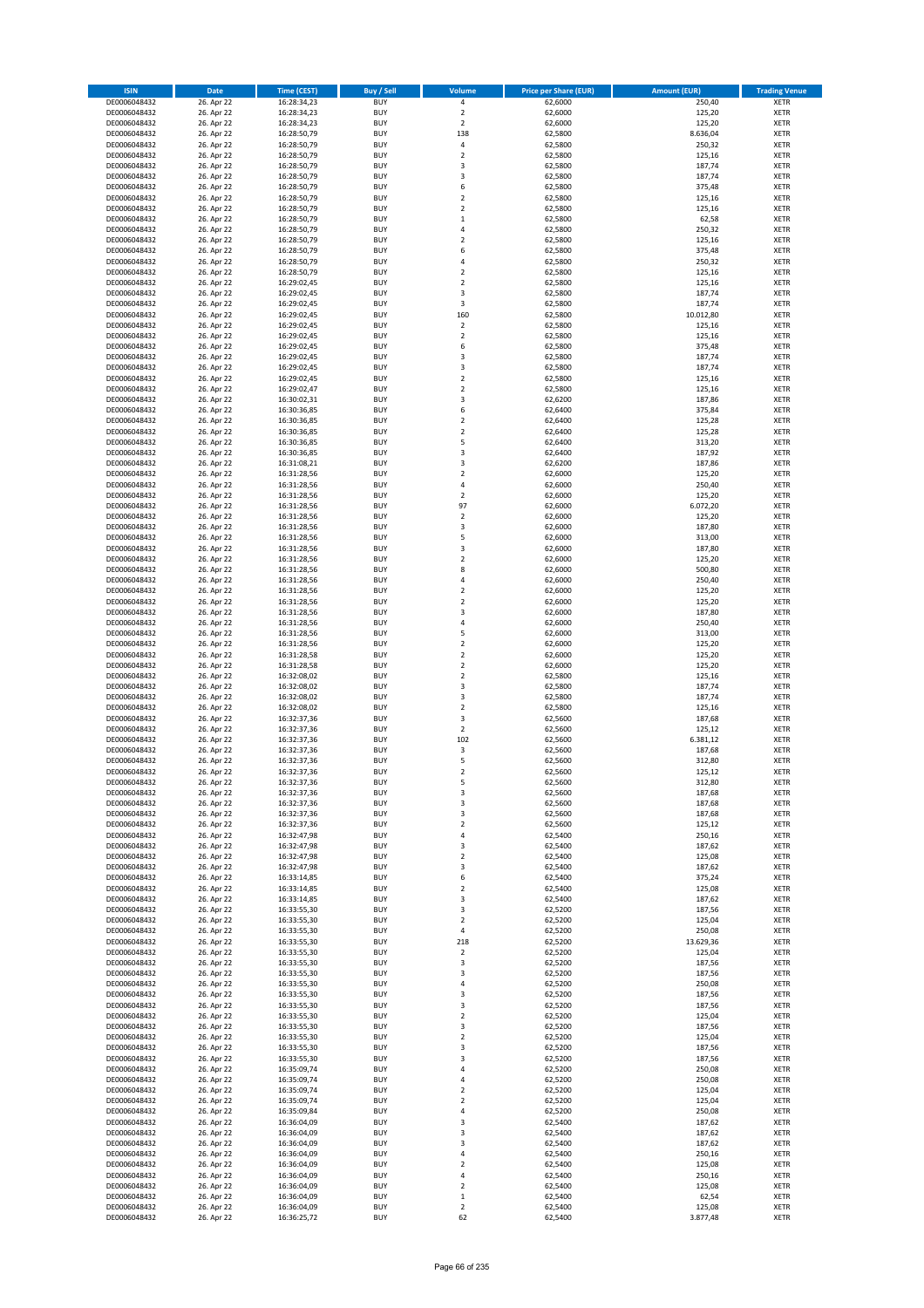| ISIN | Date | Time (CEST) | Buy / Sell | Volume | Price per Share (EUR) | Amount (EUR) | Trading Venue |
|---|---|---|---|---|---|---|---|
| DE0006048432 | 26. Apr 22 | 16:28:34,23 | BUY | 4 | 62,6000 | 250,40 | XETR |
| DE0006048432 | 26. Apr 22 | 16:28:34,23 | BUY | 2 | 62,6000 | 125,20 | XETR |
| DE0006048432 | 26. Apr 22 | 16:28:34,23 | BUY | 2 | 62,6000 | 125,20 | XETR |
| DE0006048432 | 26. Apr 22 | 16:28:50,79 | BUY | 138 | 62,5800 | 8.636,04 | XETR |
| DE0006048432 | 26. Apr 22 | 16:28:50,79 | BUY | 4 | 62,5800 | 250,32 | XETR |
| DE0006048432 | 26. Apr 22 | 16:28:50,79 | BUY | 2 | 62,5800 | 125,16 | XETR |
| DE0006048432 | 26. Apr 22 | 16:28:50,79 | BUY | 3 | 62,5800 | 187,74 | XETR |
| DE0006048432 | 26. Apr 22 | 16:28:50,79 | BUY | 3 | 62,5800 | 187,74 | XETR |
| DE0006048432 | 26. Apr 22 | 16:28:50,79 | BUY | 6 | 62,5800 | 375,48 | XETR |
| DE0006048432 | 26. Apr 22 | 16:28:50,79 | BUY | 2 | 62,5800 | 125,16 | XETR |
| DE0006048432 | 26. Apr 22 | 16:28:50,79 | BUY | 2 | 62,5800 | 125,16 | XETR |
| DE0006048432 | 26. Apr 22 | 16:28:50,79 | BUY | 1 | 62,5800 | 62,58 | XETR |
| DE0006048432 | 26. Apr 22 | 16:28:50,79 | BUY | 4 | 62,5800 | 250,32 | XETR |
| DE0006048432 | 26. Apr 22 | 16:28:50,79 | BUY | 2 | 62,5800 | 125,16 | XETR |
| DE0006048432 | 26. Apr 22 | 16:28:50,79 | BUY | 6 | 62,5800 | 375,48 | XETR |
| DE0006048432 | 26. Apr 22 | 16:28:50,79 | BUY | 4 | 62,5800 | 250,32 | XETR |
| DE0006048432 | 26. Apr 22 | 16:28:50,79 | BUY | 2 | 62,5800 | 125,16 | XETR |
| DE0006048432 | 26. Apr 22 | 16:29:02,45 | BUY | 2 | 62,5800 | 125,16 | XETR |
| DE0006048432 | 26. Apr 22 | 16:29:02,45 | BUY | 3 | 62,5800 | 187,74 | XETR |
| DE0006048432 | 26. Apr 22 | 16:29:02,45 | BUY | 3 | 62,5800 | 187,74 | XETR |
| DE0006048432 | 26. Apr 22 | 16:29:02,45 | BUY | 160 | 62,5800 | 10.012,80 | XETR |
| DE0006048432 | 26. Apr 22 | 16:29:02,45 | BUY | 2 | 62,5800 | 125,16 | XETR |
| DE0006048432 | 26. Apr 22 | 16:29:02,45 | BUY | 2 | 62,5800 | 125,16 | XETR |
| DE0006048432 | 26. Apr 22 | 16:29:02,45 | BUY | 6 | 62,5800 | 375,48 | XETR |
| DE0006048432 | 26. Apr 22 | 16:29:02,45 | BUY | 3 | 62,5800 | 187,74 | XETR |
| DE0006048432 | 26. Apr 22 | 16:29:02,45 | BUY | 3 | 62,5800 | 187,74 | XETR |
| DE0006048432 | 26. Apr 22 | 16:29:02,45 | BUY | 2 | 62,5800 | 125,16 | XETR |
| DE0006048432 | 26. Apr 22 | 16:29:02,47 | BUY | 2 | 62,5800 | 125,16 | XETR |
| DE0006048432 | 26. Apr 22 | 16:30:02,31 | BUY | 3 | 62,6200 | 187,86 | XETR |
| DE0006048432 | 26. Apr 22 | 16:30:36,85 | BUY | 6 | 62,6400 | 375,84 | XETR |
| DE0006048432 | 26. Apr 22 | 16:30:36,85 | BUY | 2 | 62,6400 | 125,28 | XETR |
| DE0006048432 | 26. Apr 22 | 16:30:36,85 | BUY | 2 | 62,6400 | 125,28 | XETR |
| DE0006048432 | 26. Apr 22 | 16:30:36,85 | BUY | 5 | 62,6400 | 313,20 | XETR |
| DE0006048432 | 26. Apr 22 | 16:30:36,85 | BUY | 3 | 62,6400 | 187,92 | XETR |
| DE0006048432 | 26. Apr 22 | 16:31:08,21 | BUY | 3 | 62,6200 | 187,86 | XETR |
| DE0006048432 | 26. Apr 22 | 16:31:28,56 | BUY | 2 | 62,6000 | 125,20 | XETR |
| DE0006048432 | 26. Apr 22 | 16:31:28,56 | BUY | 4 | 62,6000 | 250,40 | XETR |
| DE0006048432 | 26. Apr 22 | 16:31:28,56 | BUY | 2 | 62,6000 | 125,20 | XETR |
| DE0006048432 | 26. Apr 22 | 16:31:28,56 | BUY | 97 | 62,6000 | 6.072,20 | XETR |
| DE0006048432 | 26. Apr 22 | 16:31:28,56 | BUY | 2 | 62,6000 | 125,20 | XETR |
| DE0006048432 | 26. Apr 22 | 16:31:28,56 | BUY | 3 | 62,6000 | 187,80 | XETR |
| DE0006048432 | 26. Apr 22 | 16:31:28,56 | BUY | 5 | 62,6000 | 313,00 | XETR |
| DE0006048432 | 26. Apr 22 | 16:31:28,56 | BUY | 3 | 62,6000 | 187,80 | XETR |
| DE0006048432 | 26. Apr 22 | 16:31:28,56 | BUY | 2 | 62,6000 | 125,20 | XETR |
| DE0006048432 | 26. Apr 22 | 16:31:28,56 | BUY | 8 | 62,6000 | 500,80 | XETR |
| DE0006048432 | 26. Apr 22 | 16:31:28,56 | BUY | 4 | 62,6000 | 250,40 | XETR |
| DE0006048432 | 26. Apr 22 | 16:31:28,56 | BUY | 2 | 62,6000 | 125,20 | XETR |
| DE0006048432 | 26. Apr 22 | 16:31:28,56 | BUY | 2 | 62,6000 | 125,20 | XETR |
| DE0006048432 | 26. Apr 22 | 16:31:28,56 | BUY | 3 | 62,6000 | 187,80 | XETR |
| DE0006048432 | 26. Apr 22 | 16:31:28,56 | BUY | 4 | 62,6000 | 250,40 | XETR |
| DE0006048432 | 26. Apr 22 | 16:31:28,56 | BUY | 5 | 62,6000 | 313,00 | XETR |
| DE0006048432 | 26. Apr 22 | 16:31:28,56 | BUY | 2 | 62,6000 | 125,20 | XETR |
| DE0006048432 | 26. Apr 22 | 16:31:28,58 | BUY | 2 | 62,6000 | 125,20 | XETR |
| DE0006048432 | 26. Apr 22 | 16:31:28,58 | BUY | 2 | 62,6000 | 125,20 | XETR |
| DE0006048432 | 26. Apr 22 | 16:32:08,02 | BUY | 2 | 62,5800 | 125,16 | XETR |
| DE0006048432 | 26. Apr 22 | 16:32:08,02 | BUY | 3 | 62,5800 | 187,74 | XETR |
| DE0006048432 | 26. Apr 22 | 16:32:08,02 | BUY | 3 | 62,5800 | 187,74 | XETR |
| DE0006048432 | 26. Apr 22 | 16:32:08,02 | BUY | 2 | 62,5800 | 125,16 | XETR |
| DE0006048432 | 26. Apr 22 | 16:32:37,36 | BUY | 3 | 62,5600 | 187,68 | XETR |
| DE0006048432 | 26. Apr 22 | 16:32:37,36 | BUY | 2 | 62,5600 | 125,12 | XETR |
| DE0006048432 | 26. Apr 22 | 16:32:37,36 | BUY | 102 | 62,5600 | 6.381,12 | XETR |
| DE0006048432 | 26. Apr 22 | 16:32:37,36 | BUY | 3 | 62,5600 | 187,68 | XETR |
| DE0006048432 | 26. Apr 22 | 16:32:37,36 | BUY | 5 | 62,5600 | 312,80 | XETR |
| DE0006048432 | 26. Apr 22 | 16:32:37,36 | BUY | 2 | 62,5600 | 125,12 | XETR |
| DE0006048432 | 26. Apr 22 | 16:32:37,36 | BUY | 5 | 62,5600 | 312,80 | XETR |
| DE0006048432 | 26. Apr 22 | 16:32:37,36 | BUY | 3 | 62,5600 | 187,68 | XETR |
| DE0006048432 | 26. Apr 22 | 16:32:37,36 | BUY | 3 | 62,5600 | 187,68 | XETR |
| DE0006048432 | 26. Apr 22 | 16:32:37,36 | BUY | 3 | 62,5600 | 187,68 | XETR |
| DE0006048432 | 26. Apr 22 | 16:32:37,36 | BUY | 2 | 62,5600 | 125,12 | XETR |
| DE0006048432 | 26. Apr 22 | 16:32:47,98 | BUY | 4 | 62,5400 | 250,16 | XETR |
| DE0006048432 | 26. Apr 22 | 16:32:47,98 | BUY | 3 | 62,5400 | 187,62 | XETR |
| DE0006048432 | 26. Apr 22 | 16:32:47,98 | BUY | 2 | 62,5400 | 125,08 | XETR |
| DE0006048432 | 26. Apr 22 | 16:32:47,98 | BUY | 3 | 62,5400 | 187,62 | XETR |
| DE0006048432 | 26. Apr 22 | 16:33:14,85 | BUY | 6 | 62,5400 | 375,24 | XETR |
| DE0006048432 | 26. Apr 22 | 16:33:14,85 | BUY | 2 | 62,5400 | 125,08 | XETR |
| DE0006048432 | 26. Apr 22 | 16:33:14,85 | BUY | 3 | 62,5400 | 187,62 | XETR |
| DE0006048432 | 26. Apr 22 | 16:33:55,30 | BUY | 3 | 62,5200 | 187,56 | XETR |
| DE0006048432 | 26. Apr 22 | 16:33:55,30 | BUY | 2 | 62,5200 | 125,04 | XETR |
| DE0006048432 | 26. Apr 22 | 16:33:55,30 | BUY | 4 | 62,5200 | 250,08 | XETR |
| DE0006048432 | 26. Apr 22 | 16:33:55,30 | BUY | 218 | 62,5200 | 13.629,36 | XETR |
| DE0006048432 | 26. Apr 22 | 16:33:55,30 | BUY | 2 | 62,5200 | 125,04 | XETR |
| DE0006048432 | 26. Apr 22 | 16:33:55,30 | BUY | 3 | 62,5200 | 187,56 | XETR |
| DE0006048432 | 26. Apr 22 | 16:33:55,30 | BUY | 3 | 62,5200 | 187,56 | XETR |
| DE0006048432 | 26. Apr 22 | 16:33:55,30 | BUY | 4 | 62,5200 | 250,08 | XETR |
| DE0006048432 | 26. Apr 22 | 16:33:55,30 | BUY | 3 | 62,5200 | 187,56 | XETR |
| DE0006048432 | 26. Apr 22 | 16:33:55,30 | BUY | 3 | 62,5200 | 187,56 | XETR |
| DE0006048432 | 26. Apr 22 | 16:33:55,30 | BUY | 2 | 62,5200 | 125,04 | XETR |
| DE0006048432 | 26. Apr 22 | 16:33:55,30 | BUY | 3 | 62,5200 | 187,56 | XETR |
| DE0006048432 | 26. Apr 22 | 16:33:55,30 | BUY | 2 | 62,5200 | 125,04 | XETR |
| DE0006048432 | 26. Apr 22 | 16:33:55,30 | BUY | 3 | 62,5200 | 187,56 | XETR |
| DE0006048432 | 26. Apr 22 | 16:33:55,30 | BUY | 3 | 62,5200 | 187,56 | XETR |
| DE0006048432 | 26. Apr 22 | 16:35:09,74 | BUY | 4 | 62,5200 | 250,08 | XETR |
| DE0006048432 | 26. Apr 22 | 16:35:09,74 | BUY | 4 | 62,5200 | 250,08 | XETR |
| DE0006048432 | 26. Apr 22 | 16:35:09,74 | BUY | 2 | 62,5200 | 125,04 | XETR |
| DE0006048432 | 26. Apr 22 | 16:35:09,74 | BUY | 2 | 62,5200 | 125,04 | XETR |
| DE0006048432 | 26. Apr 22 | 16:35:09,84 | BUY | 4 | 62,5200 | 250,08 | XETR |
| DE0006048432 | 26. Apr 22 | 16:36:04,09 | BUY | 3 | 62,5400 | 187,62 | XETR |
| DE0006048432 | 26. Apr 22 | 16:36:04,09 | BUY | 3 | 62,5400 | 187,62 | XETR |
| DE0006048432 | 26. Apr 22 | 16:36:04,09 | BUY | 3 | 62,5400 | 187,62 | XETR |
| DE0006048432 | 26. Apr 22 | 16:36:04,09 | BUY | 4 | 62,5400 | 250,16 | XETR |
| DE0006048432 | 26. Apr 22 | 16:36:04,09 | BUY | 2 | 62,5400 | 125,08 | XETR |
| DE0006048432 | 26. Apr 22 | 16:36:04,09 | BUY | 4 | 62,5400 | 250,16 | XETR |
| DE0006048432 | 26. Apr 22 | 16:36:04,09 | BUY | 2 | 62,5400 | 125,08 | XETR |
| DE0006048432 | 26. Apr 22 | 16:36:04,09 | BUY | 1 | 62,5400 | 62,54 | XETR |
| DE0006048432 | 26. Apr 22 | 16:36:04,09 | BUY | 2 | 62,5400 | 125,08 | XETR |
| DE0006048432 | 26. Apr 22 | 16:36:25,72 | BUY | 62 | 62,5400 | 3.877,48 | XETR |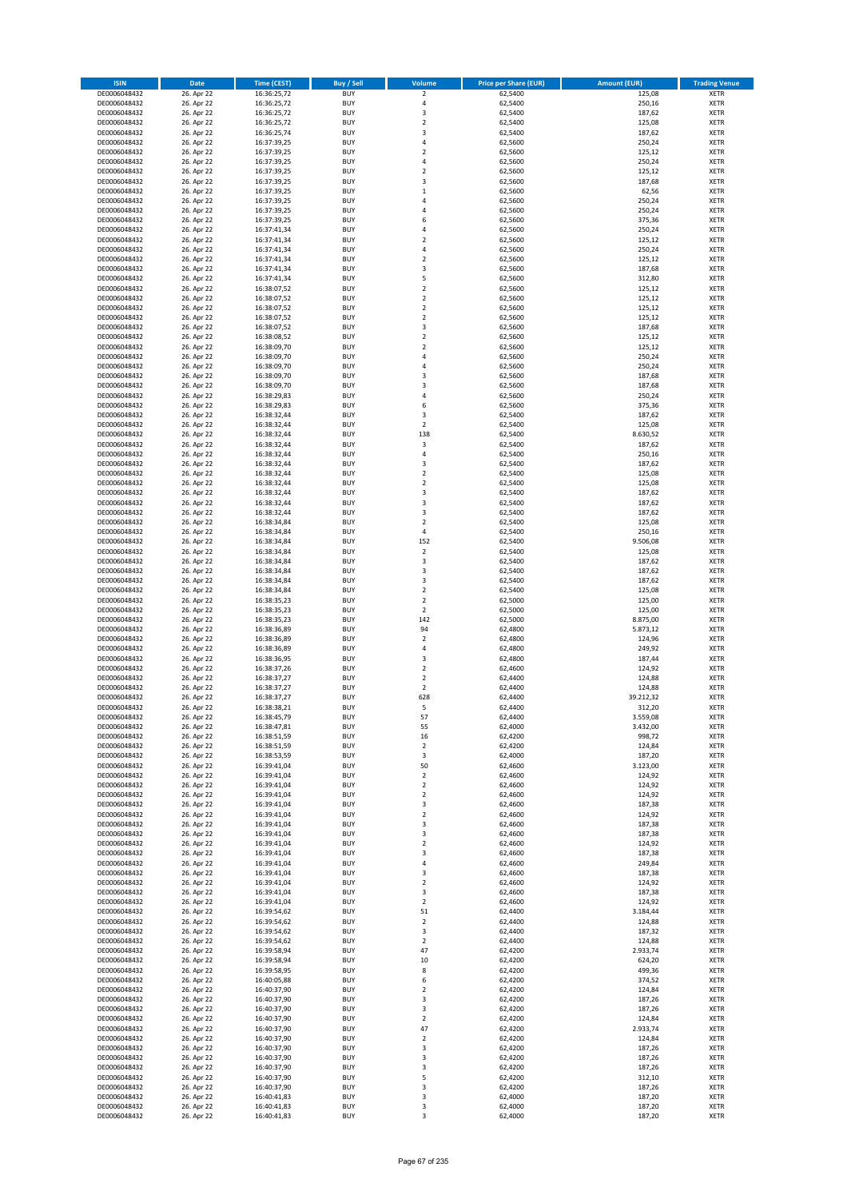| ISIN | Date | Time (CEST) | Buy / Sell | Volume | Price per Share (EUR) | Amount (EUR) | Trading Venue |
|---|---|---|---|---|---|---|---|
| DE0006048432 | 26. Apr 22 | 16:36:25,72 | BUY | 2 | 62,5400 | 125,08 | XETR |
| DE0006048432 | 26. Apr 22 | 16:36:25,72 | BUY | 4 | 62,5400 | 250,16 | XETR |
| DE0006048432 | 26. Apr 22 | 16:36:25,72 | BUY | 3 | 62,5400 | 187,62 | XETR |
| DE0006048432 | 26. Apr 22 | 16:36:25,72 | BUY | 2 | 62,5400 | 125,08 | XETR |
| DE0006048432 | 26. Apr 22 | 16:36:25,74 | BUY | 3 | 62,5400 | 187,62 | XETR |
| DE0006048432 | 26. Apr 22 | 16:37:39,25 | BUY | 4 | 62,5600 | 250,24 | XETR |
| DE0006048432 | 26. Apr 22 | 16:37:39,25 | BUY | 2 | 62,5600 | 125,12 | XETR |
| DE0006048432 | 26. Apr 22 | 16:37:39,25 | BUY | 4 | 62,5600 | 250,24 | XETR |
| DE0006048432 | 26. Apr 22 | 16:37:39,25 | BUY | 2 | 62,5600 | 125,12 | XETR |
| DE0006048432 | 26. Apr 22 | 16:37:39,25 | BUY | 3 | 62,5600 | 187,68 | XETR |
| DE0006048432 | 26. Apr 22 | 16:37:39,25 | BUY | 1 | 62,5600 | 62,56 | XETR |
| DE0006048432 | 26. Apr 22 | 16:37:39,25 | BUY | 4 | 62,5600 | 250,24 | XETR |
| DE0006048432 | 26. Apr 22 | 16:37:39,25 | BUY | 4 | 62,5600 | 250,24 | XETR |
| DE0006048432 | 26. Apr 22 | 16:37:39,25 | BUY | 6 | 62,5600 | 375,36 | XETR |
| DE0006048432 | 26. Apr 22 | 16:37:41,34 | BUY | 4 | 62,5600 | 250,24 | XETR |
| DE0006048432 | 26. Apr 22 | 16:37:41,34 | BUY | 2 | 62,5600 | 125,12 | XETR |
| DE0006048432 | 26. Apr 22 | 16:37:41,34 | BUY | 4 | 62,5600 | 250,24 | XETR |
| DE0006048432 | 26. Apr 22 | 16:37:41,34 | BUY | 2 | 62,5600 | 125,12 | XETR |
| DE0006048432 | 26. Apr 22 | 16:37:41,34 | BUY | 3 | 62,5600 | 187,68 | XETR |
| DE0006048432 | 26. Apr 22 | 16:37:41,34 | BUY | 5 | 62,5600 | 312,80 | XETR |
| DE0006048432 | 26. Apr 22 | 16:38:07,52 | BUY | 2 | 62,5600 | 125,12 | XETR |
| DE0006048432 | 26. Apr 22 | 16:38:07,52 | BUY | 2 | 62,5600 | 125,12 | XETR |
| DE0006048432 | 26. Apr 22 | 16:38:07,52 | BUY | 2 | 62,5600 | 125,12 | XETR |
| DE0006048432 | 26. Apr 22 | 16:38:07,52 | BUY | 2 | 62,5600 | 125,12 | XETR |
| DE0006048432 | 26. Apr 22 | 16:38:07,52 | BUY | 3 | 62,5600 | 187,68 | XETR |
| DE0006048432 | 26. Apr 22 | 16:38:08,52 | BUY | 2 | 62,5600 | 125,12 | XETR |
| DE0006048432 | 26. Apr 22 | 16:38:09,70 | BUY | 2 | 62,5600 | 125,12 | XETR |
| DE0006048432 | 26. Apr 22 | 16:38:09,70 | BUY | 4 | 62,5600 | 250,24 | XETR |
| DE0006048432 | 26. Apr 22 | 16:38:09,70 | BUY | 4 | 62,5600 | 250,24 | XETR |
| DE0006048432 | 26. Apr 22 | 16:38:09,70 | BUY | 3 | 62,5600 | 187,68 | XETR |
| DE0006048432 | 26. Apr 22 | 16:38:09,70 | BUY | 3 | 62,5600 | 187,68 | XETR |
| DE0006048432 | 26. Apr 22 | 16:38:29,83 | BUY | 4 | 62,5600 | 250,24 | XETR |
| DE0006048432 | 26. Apr 22 | 16:38:29,83 | BUY | 6 | 62,5600 | 375,36 | XETR |
| DE0006048432 | 26. Apr 22 | 16:38:32,44 | BUY | 3 | 62,5400 | 187,62 | XETR |
| DE0006048432 | 26. Apr 22 | 16:38:32,44 | BUY | 2 | 62,5400 | 125,08 | XETR |
| DE0006048432 | 26. Apr 22 | 16:38:32,44 | BUY | 138 | 62,5400 | 8.630,52 | XETR |
| DE0006048432 | 26. Apr 22 | 16:38:32,44 | BUY | 3 | 62,5400 | 187,62 | XETR |
| DE0006048432 | 26. Apr 22 | 16:38:32,44 | BUY | 4 | 62,5400 | 250,16 | XETR |
| DE0006048432 | 26. Apr 22 | 16:38:32,44 | BUY | 3 | 62,5400 | 187,62 | XETR |
| DE0006048432 | 26. Apr 22 | 16:38:32,44 | BUY | 2 | 62,5400 | 125,08 | XETR |
| DE0006048432 | 26. Apr 22 | 16:38:32,44 | BUY | 2 | 62,5400 | 125,08 | XETR |
| DE0006048432 | 26. Apr 22 | 16:38:32,44 | BUY | 3 | 62,5400 | 187,62 | XETR |
| DE0006048432 | 26. Apr 22 | 16:38:32,44 | BUY | 3 | 62,5400 | 187,62 | XETR |
| DE0006048432 | 26. Apr 22 | 16:38:32,44 | BUY | 3 | 62,5400 | 187,62 | XETR |
| DE0006048432 | 26. Apr 22 | 16:38:34,84 | BUY | 2 | 62,5400 | 125,08 | XETR |
| DE0006048432 | 26. Apr 22 | 16:38:34,84 | BUY | 4 | 62,5400 | 250,16 | XETR |
| DE0006048432 | 26. Apr 22 | 16:38:34,84 | BUY | 152 | 62,5400 | 9.506,08 | XETR |
| DE0006048432 | 26. Apr 22 | 16:38:34,84 | BUY | 2 | 62,5400 | 125,08 | XETR |
| DE0006048432 | 26. Apr 22 | 16:38:34,84 | BUY | 3 | 62,5400 | 187,62 | XETR |
| DE0006048432 | 26. Apr 22 | 16:38:34,84 | BUY | 3 | 62,5400 | 187,62 | XETR |
| DE0006048432 | 26. Apr 22 | 16:38:34,84 | BUY | 3 | 62,5400 | 187,62 | XETR |
| DE0006048432 | 26. Apr 22 | 16:38:34,84 | BUY | 2 | 62,5400 | 125,08 | XETR |
| DE0006048432 | 26. Apr 22 | 16:38:35,23 | BUY | 2 | 62,5000 | 125,00 | XETR |
| DE0006048432 | 26. Apr 22 | 16:38:35,23 | BUY | 2 | 62,5000 | 125,00 | XETR |
| DE0006048432 | 26. Apr 22 | 16:38:35,23 | BUY | 142 | 62,5000 | 8.875,00 | XETR |
| DE0006048432 | 26. Apr 22 | 16:38:36,89 | BUY | 94 | 62,4800 | 5.873,12 | XETR |
| DE0006048432 | 26. Apr 22 | 16:38:36,89 | BUY | 2 | 62,4800 | 124,96 | XETR |
| DE0006048432 | 26. Apr 22 | 16:38:36,89 | BUY | 4 | 62,4800 | 249,92 | XETR |
| DE0006048432 | 26. Apr 22 | 16:38:36,95 | BUY | 3 | 62,4800 | 187,44 | XETR |
| DE0006048432 | 26. Apr 22 | 16:38:37,26 | BUY | 2 | 62,4600 | 124,92 | XETR |
| DE0006048432 | 26. Apr 22 | 16:38:37,27 | BUY | 2 | 62,4400 | 124,88 | XETR |
| DE0006048432 | 26. Apr 22 | 16:38:37,27 | BUY | 2 | 62,4400 | 124,88 | XETR |
| DE0006048432 | 26. Apr 22 | 16:38:37,27 | BUY | 628 | 62,4400 | 39.212,32 | XETR |
| DE0006048432 | 26. Apr 22 | 16:38:38,21 | BUY | 5 | 62,4400 | 312,20 | XETR |
| DE0006048432 | 26. Apr 22 | 16:38:45,79 | BUY | 57 | 62,4400 | 3.559,08 | XETR |
| DE0006048432 | 26. Apr 22 | 16:38:47,81 | BUY | 55 | 62,4000 | 3.432,00 | XETR |
| DE0006048432 | 26. Apr 22 | 16:38:51,59 | BUY | 16 | 62,4200 | 998,72 | XETR |
| DE0006048432 | 26. Apr 22 | 16:38:51,59 | BUY | 2 | 62,4200 | 124,84 | XETR |
| DE0006048432 | 26. Apr 22 | 16:38:53,59 | BUY | 3 | 62,4000 | 187,20 | XETR |
| DE0006048432 | 26. Apr 22 | 16:39:41,04 | BUY | 50 | 62,4600 | 3.123,00 | XETR |
| DE0006048432 | 26. Apr 22 | 16:39:41,04 | BUY | 2 | 62,4600 | 124,92 | XETR |
| DE0006048432 | 26. Apr 22 | 16:39:41,04 | BUY | 2 | 62,4600 | 124,92 | XETR |
| DE0006048432 | 26. Apr 22 | 16:39:41,04 | BUY | 2 | 62,4600 | 124,92 | XETR |
| DE0006048432 | 26. Apr 22 | 16:39:41,04 | BUY | 3 | 62,4600 | 187,38 | XETR |
| DE0006048432 | 26. Apr 22 | 16:39:41,04 | BUY | 2 | 62,4600 | 124,92 | XETR |
| DE0006048432 | 26. Apr 22 | 16:39:41,04 | BUY | 3 | 62,4600 | 187,38 | XETR |
| DE0006048432 | 26. Apr 22 | 16:39:41,04 | BUY | 3 | 62,4600 | 187,38 | XETR |
| DE0006048432 | 26. Apr 22 | 16:39:41,04 | BUY | 2 | 62,4600 | 124,92 | XETR |
| DE0006048432 | 26. Apr 22 | 16:39:41,04 | BUY | 3 | 62,4600 | 187,38 | XETR |
| DE0006048432 | 26. Apr 22 | 16:39:41,04 | BUY | 4 | 62,4600 | 249,84 | XETR |
| DE0006048432 | 26. Apr 22 | 16:39:41,04 | BUY | 3 | 62,4600 | 187,38 | XETR |
| DE0006048432 | 26. Apr 22 | 16:39:41,04 | BUY | 2 | 62,4600 | 124,92 | XETR |
| DE0006048432 | 26. Apr 22 | 16:39:41,04 | BUY | 3 | 62,4600 | 187,38 | XETR |
| DE0006048432 | 26. Apr 22 | 16:39:41,04 | BUY | 2 | 62,4600 | 124,92 | XETR |
| DE0006048432 | 26. Apr 22 | 16:39:54,62 | BUY | 51 | 62,4400 | 3.184,44 | XETR |
| DE0006048432 | 26. Apr 22 | 16:39:54,62 | BUY | 2 | 62,4400 | 124,88 | XETR |
| DE0006048432 | 26. Apr 22 | 16:39:54,62 | BUY | 3 | 62,4400 | 187,32 | XETR |
| DE0006048432 | 26. Apr 22 | 16:39:54,62 | BUY | 2 | 62,4400 | 124,88 | XETR |
| DE0006048432 | 26. Apr 22 | 16:39:58,94 | BUY | 47 | 62,4200 | 2.933,74 | XETR |
| DE0006048432 | 26. Apr 22 | 16:39:58,94 | BUY | 10 | 62,4200 | 624,20 | XETR |
| DE0006048432 | 26. Apr 22 | 16:39:58,95 | BUY | 8 | 62,4200 | 499,36 | XETR |
| DE0006048432 | 26. Apr 22 | 16:40:05,88 | BUY | 6 | 62,4200 | 374,52 | XETR |
| DE0006048432 | 26. Apr 22 | 16:40:37,90 | BUY | 2 | 62,4200 | 124,84 | XETR |
| DE0006048432 | 26. Apr 22 | 16:40:37,90 | BUY | 3 | 62,4200 | 187,26 | XETR |
| DE0006048432 | 26. Apr 22 | 16:40:37,90 | BUY | 3 | 62,4200 | 187,26 | XETR |
| DE0006048432 | 26. Apr 22 | 16:40:37,90 | BUY | 2 | 62,4200 | 124,84 | XETR |
| DE0006048432 | 26. Apr 22 | 16:40:37,90 | BUY | 47 | 62,4200 | 2.933,74 | XETR |
| DE0006048432 | 26. Apr 22 | 16:40:37,90 | BUY | 2 | 62,4200 | 124,84 | XETR |
| DE0006048432 | 26. Apr 22 | 16:40:37,90 | BUY | 3 | 62,4200 | 187,26 | XETR |
| DE0006048432 | 26. Apr 22 | 16:40:37,90 | BUY | 3 | 62,4200 | 187,26 | XETR |
| DE0006048432 | 26. Apr 22 | 16:40:37,90 | BUY | 3 | 62,4200 | 187,26 | XETR |
| DE0006048432 | 26. Apr 22 | 16:40:37,90 | BUY | 5 | 62,4200 | 312,10 | XETR |
| DE0006048432 | 26. Apr 22 | 16:40:37,90 | BUY | 3 | 62,4200 | 187,26 | XETR |
| DE0006048432 | 26. Apr 22 | 16:40:41,83 | BUY | 3 | 62,4000 | 187,20 | XETR |
| DE0006048432 | 26. Apr 22 | 16:40:41,83 | BUY | 3 | 62,4000 | 187,20 | XETR |
| DE0006048432 | 26. Apr 22 | 16:40:41,83 | BUY | 3 | 62,4000 | 187,20 | XETR |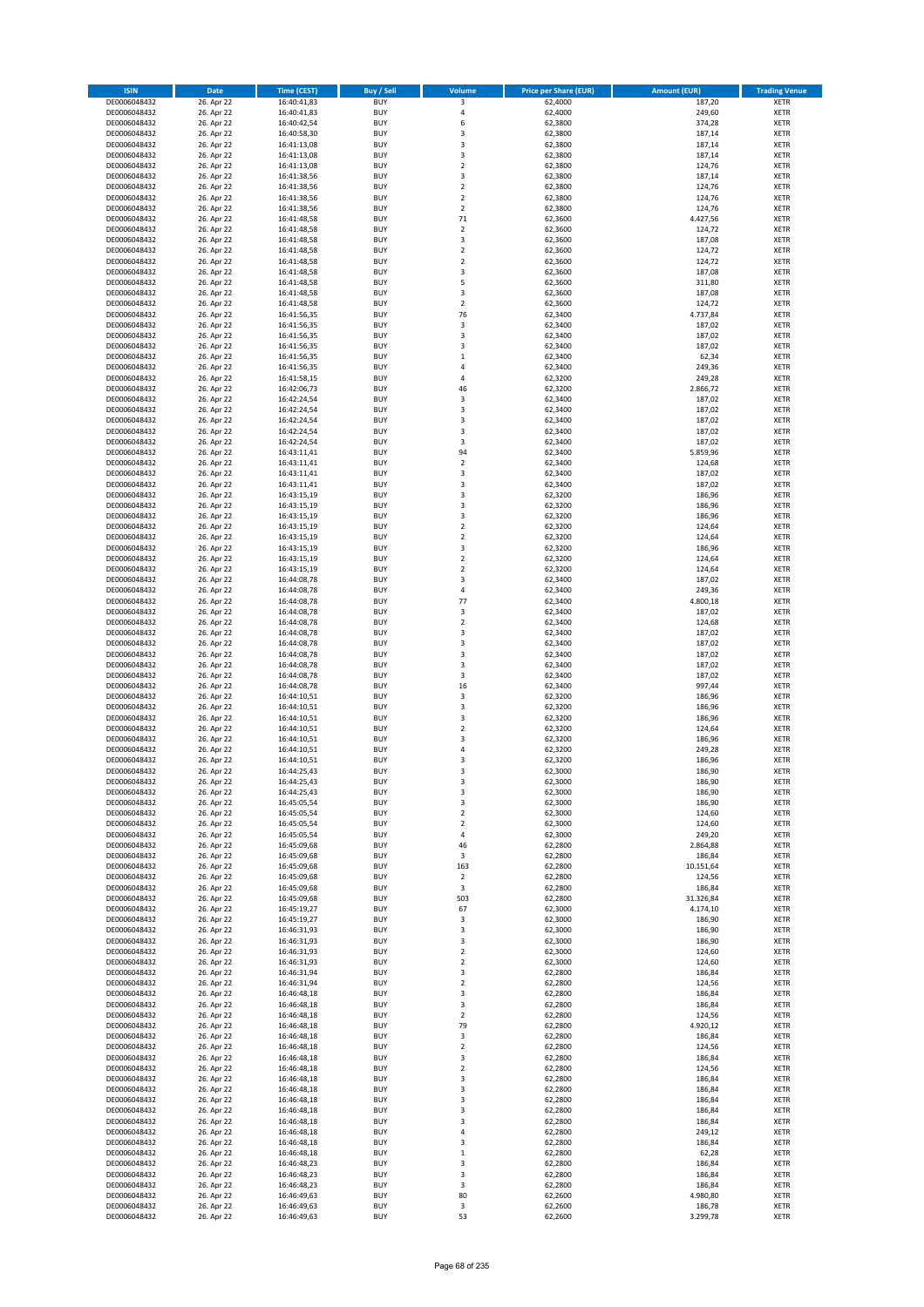| ISIN | Date | Time (CEST) | Buy / Sell | Volume | Price per Share (EUR) | Amount (EUR) | Trading Venue |
|---|---|---|---|---|---|---|---|
| DE0006048432 | 26. Apr 22 | 16:40:41,83 | BUY | 3 | 62,4000 | 187,20 | XETR |
| DE0006048432 | 26. Apr 22 | 16:40:41,83 | BUY | 4 | 62,4000 | 249,60 | XETR |
| DE0006048432 | 26. Apr 22 | 16:40:42,54 | BUY | 6 | 62,3800 | 374,28 | XETR |
| DE0006048432 | 26. Apr 22 | 16:40:58,30 | BUY | 3 | 62,3800 | 187,14 | XETR |
| DE0006048432 | 26. Apr 22 | 16:41:13,08 | BUY | 3 | 62,3800 | 187,14 | XETR |
| DE0006048432 | 26. Apr 22 | 16:41:13,08 | BUY | 3 | 62,3800 | 187,14 | XETR |
| DE0006048432 | 26. Apr 22 | 16:41:13,08 | BUY | 2 | 62,3800 | 124,76 | XETR |
| DE0006048432 | 26. Apr 22 | 16:41:38,56 | BUY | 3 | 62,3800 | 187,14 | XETR |
| DE0006048432 | 26. Apr 22 | 16:41:38,56 | BUY | 2 | 62,3800 | 124,76 | XETR |
| DE0006048432 | 26. Apr 22 | 16:41:38,56 | BUY | 2 | 62,3800 | 124,76 | XETR |
| DE0006048432 | 26. Apr 22 | 16:41:38,56 | BUY | 2 | 62,3800 | 124,76 | XETR |
| DE0006048432 | 26. Apr 22 | 16:41:48,58 | BUY | 71 | 62,3600 | 4.427,56 | XETR |
| DE0006048432 | 26. Apr 22 | 16:41:48,58 | BUY | 2 | 62,3600 | 124,72 | XETR |
| DE0006048432 | 26. Apr 22 | 16:41:48,58 | BUY | 3 | 62,3600 | 187,08 | XETR |
| DE0006048432 | 26. Apr 22 | 16:41:48,58 | BUY | 2 | 62,3600 | 124,72 | XETR |
| DE0006048432 | 26. Apr 22 | 16:41:48,58 | BUY | 2 | 62,3600 | 124,72 | XETR |
| DE0006048432 | 26. Apr 22 | 16:41:48,58 | BUY | 3 | 62,3600 | 187,08 | XETR |
| DE0006048432 | 26. Apr 22 | 16:41:48,58 | BUY | 5 | 62,3600 | 311,80 | XETR |
| DE0006048432 | 26. Apr 22 | 16:41:48,58 | BUY | 3 | 62,3600 | 187,08 | XETR |
| DE0006048432 | 26. Apr 22 | 16:41:48,58 | BUY | 2 | 62,3600 | 124,72 | XETR |
| DE0006048432 | 26. Apr 22 | 16:41:56,35 | BUY | 76 | 62,3400 | 4.737,84 | XETR |
| DE0006048432 | 26. Apr 22 | 16:41:56,35 | BUY | 3 | 62,3400 | 187,02 | XETR |
| DE0006048432 | 26. Apr 22 | 16:41:56,35 | BUY | 3 | 62,3400 | 187,02 | XETR |
| DE0006048432 | 26. Apr 22 | 16:41:56,35 | BUY | 3 | 62,3400 | 187,02 | XETR |
| DE0006048432 | 26. Apr 22 | 16:41:56,35 | BUY | 1 | 62,3400 | 62,34 | XETR |
| DE0006048432 | 26. Apr 22 | 16:41:56,35 | BUY | 4 | 62,3400 | 249,36 | XETR |
| DE0006048432 | 26. Apr 22 | 16:41:58,15 | BUY | 4 | 62,3200 | 249,28 | XETR |
| DE0006048432 | 26. Apr 22 | 16:42:06,73 | BUY | 46 | 62,3200 | 2.866,72 | XETR |
| DE0006048432 | 26. Apr 22 | 16:42:24,54 | BUY | 3 | 62,3400 | 187,02 | XETR |
| DE0006048432 | 26. Apr 22 | 16:42:24,54 | BUY | 3 | 62,3400 | 187,02 | XETR |
| DE0006048432 | 26. Apr 22 | 16:42:24,54 | BUY | 3 | 62,3400 | 187,02 | XETR |
| DE0006048432 | 26. Apr 22 | 16:42:24,54 | BUY | 3 | 62,3400 | 187,02 | XETR |
| DE0006048432 | 26. Apr 22 | 16:42:24,54 | BUY | 3 | 62,3400 | 187,02 | XETR |
| DE0006048432 | 26. Apr 22 | 16:43:11,41 | BUY | 94 | 62,3400 | 5.859,96 | XETR |
| DE0006048432 | 26. Apr 22 | 16:43:11,41 | BUY | 2 | 62,3400 | 124,68 | XETR |
| DE0006048432 | 26. Apr 22 | 16:43:11,41 | BUY | 3 | 62,3400 | 187,02 | XETR |
| DE0006048432 | 26. Apr 22 | 16:43:11,41 | BUY | 3 | 62,3400 | 187,02 | XETR |
| DE0006048432 | 26. Apr 22 | 16:43:15,19 | BUY | 3 | 62,3200 | 186,96 | XETR |
| DE0006048432 | 26. Apr 22 | 16:43:15,19 | BUY | 3 | 62,3200 | 186,96 | XETR |
| DE0006048432 | 26. Apr 22 | 16:43:15,19 | BUY | 3 | 62,3200 | 186,96 | XETR |
| DE0006048432 | 26. Apr 22 | 16:43:15,19 | BUY | 2 | 62,3200 | 124,64 | XETR |
| DE0006048432 | 26. Apr 22 | 16:43:15,19 | BUY | 2 | 62,3200 | 124,64 | XETR |
| DE0006048432 | 26. Apr 22 | 16:43:15,19 | BUY | 3 | 62,3200 | 186,96 | XETR |
| DE0006048432 | 26. Apr 22 | 16:43:15,19 | BUY | 2 | 62,3200 | 124,64 | XETR |
| DE0006048432 | 26. Apr 22 | 16:43:15,19 | BUY | 2 | 62,3200 | 124,64 | XETR |
| DE0006048432 | 26. Apr 22 | 16:44:08,78 | BUY | 3 | 62,3400 | 187,02 | XETR |
| DE0006048432 | 26. Apr 22 | 16:44:08,78 | BUY | 4 | 62,3400 | 249,36 | XETR |
| DE0006048432 | 26. Apr 22 | 16:44:08,78 | BUY | 77 | 62,3400 | 4.800,18 | XETR |
| DE0006048432 | 26. Apr 22 | 16:44:08,78 | BUY | 3 | 62,3400 | 187,02 | XETR |
| DE0006048432 | 26. Apr 22 | 16:44:08,78 | BUY | 2 | 62,3400 | 124,68 | XETR |
| DE0006048432 | 26. Apr 22 | 16:44:08,78 | BUY | 3 | 62,3400 | 187,02 | XETR |
| DE0006048432 | 26. Apr 22 | 16:44:08,78 | BUY | 3 | 62,3400 | 187,02 | XETR |
| DE0006048432 | 26. Apr 22 | 16:44:08,78 | BUY | 3 | 62,3400 | 187,02 | XETR |
| DE0006048432 | 26. Apr 22 | 16:44:08,78 | BUY | 3 | 62,3400 | 187,02 | XETR |
| DE0006048432 | 26. Apr 22 | 16:44:08,78 | BUY | 3 | 62,3400 | 187,02 | XETR |
| DE0006048432 | 26. Apr 22 | 16:44:08,78 | BUY | 16 | 62,3400 | 997,44 | XETR |
| DE0006048432 | 26. Apr 22 | 16:44:10,51 | BUY | 3 | 62,3200 | 186,96 | XETR |
| DE0006048432 | 26. Apr 22 | 16:44:10,51 | BUY | 3 | 62,3200 | 186,96 | XETR |
| DE0006048432 | 26. Apr 22 | 16:44:10,51 | BUY | 3 | 62,3200 | 186,96 | XETR |
| DE0006048432 | 26. Apr 22 | 16:44:10,51 | BUY | 2 | 62,3200 | 124,64 | XETR |
| DE0006048432 | 26. Apr 22 | 16:44:10,51 | BUY | 3 | 62,3200 | 186,96 | XETR |
| DE0006048432 | 26. Apr 22 | 16:44:10,51 | BUY | 4 | 62,3200 | 249,28 | XETR |
| DE0006048432 | 26. Apr 22 | 16:44:10,51 | BUY | 3 | 62,3200 | 186,96 | XETR |
| DE0006048432 | 26. Apr 22 | 16:44:25,43 | BUY | 3 | 62,3000 | 186,90 | XETR |
| DE0006048432 | 26. Apr 22 | 16:44:25,43 | BUY | 3 | 62,3000 | 186,90 | XETR |
| DE0006048432 | 26. Apr 22 | 16:44:25,43 | BUY | 3 | 62,3000 | 186,90 | XETR |
| DE0006048432 | 26. Apr 22 | 16:45:05,54 | BUY | 3 | 62,3000 | 186,90 | XETR |
| DE0006048432 | 26. Apr 22 | 16:45:05,54 | BUY | 2 | 62,3000 | 124,60 | XETR |
| DE0006048432 | 26. Apr 22 | 16:45:05,54 | BUY | 2 | 62,3000 | 124,60 | XETR |
| DE0006048432 | 26. Apr 22 | 16:45:05,54 | BUY | 4 | 62,3000 | 249,20 | XETR |
| DE0006048432 | 26. Apr 22 | 16:45:09,68 | BUY | 46 | 62,2800 | 2.864,88 | XETR |
| DE0006048432 | 26. Apr 22 | 16:45:09,68 | BUY | 3 | 62,2800 | 186,84 | XETR |
| DE0006048432 | 26. Apr 22 | 16:45:09,68 | BUY | 163 | 62,2800 | 10.151,64 | XETR |
| DE0006048432 | 26. Apr 22 | 16:45:09,68 | BUY | 2 | 62,2800 | 124,56 | XETR |
| DE0006048432 | 26. Apr 22 | 16:45:09,68 | BUY | 3 | 62,2800 | 186,84 | XETR |
| DE0006048432 | 26. Apr 22 | 16:45:09,68 | BUY | 503 | 62,2800 | 31.326,84 | XETR |
| DE0006048432 | 26. Apr 22 | 16:45:19,27 | BUY | 67 | 62,3000 | 4.174,10 | XETR |
| DE0006048432 | 26. Apr 22 | 16:45:19,27 | BUY | 3 | 62,3000 | 186,90 | XETR |
| DE0006048432 | 26. Apr 22 | 16:46:31,93 | BUY | 3 | 62,3000 | 186,90 | XETR |
| DE0006048432 | 26. Apr 22 | 16:46:31,93 | BUY | 3 | 62,3000 | 186,90 | XETR |
| DE0006048432 | 26. Apr 22 | 16:46:31,93 | BUY | 2 | 62,3000 | 124,60 | XETR |
| DE0006048432 | 26. Apr 22 | 16:46:31,93 | BUY | 2 | 62,3000 | 124,60 | XETR |
| DE0006048432 | 26. Apr 22 | 16:46:31,94 | BUY | 3 | 62,2800 | 186,84 | XETR |
| DE0006048432 | 26. Apr 22 | 16:46:31,94 | BUY | 2 | 62,2800 | 124,56 | XETR |
| DE0006048432 | 26. Apr 22 | 16:46:48,18 | BUY | 3 | 62,2800 | 186,84 | XETR |
| DE0006048432 | 26. Apr 22 | 16:46:48,18 | BUY | 3 | 62,2800 | 186,84 | XETR |
| DE0006048432 | 26. Apr 22 | 16:46:48,18 | BUY | 2 | 62,2800 | 124,56 | XETR |
| DE0006048432 | 26. Apr 22 | 16:46:48,18 | BUY | 79 | 62,2800 | 4.920,12 | XETR |
| DE0006048432 | 26. Apr 22 | 16:46:48,18 | BUY | 3 | 62,2800 | 186,84 | XETR |
| DE0006048432 | 26. Apr 22 | 16:46:48,18 | BUY | 2 | 62,2800 | 124,56 | XETR |
| DE0006048432 | 26. Apr 22 | 16:46:48,18 | BUY | 3 | 62,2800 | 186,84 | XETR |
| DE0006048432 | 26. Apr 22 | 16:46:48,18 | BUY | 2 | 62,2800 | 124,56 | XETR |
| DE0006048432 | 26. Apr 22 | 16:46:48,18 | BUY | 3 | 62,2800 | 186,84 | XETR |
| DE0006048432 | 26. Apr 22 | 16:46:48,18 | BUY | 3 | 62,2800 | 186,84 | XETR |
| DE0006048432 | 26. Apr 22 | 16:46:48,18 | BUY | 3 | 62,2800 | 186,84 | XETR |
| DE0006048432 | 26. Apr 22 | 16:46:48,18 | BUY | 3 | 62,2800 | 186,84 | XETR |
| DE0006048432 | 26. Apr 22 | 16:46:48,18 | BUY | 3 | 62,2800 | 186,84 | XETR |
| DE0006048432 | 26. Apr 22 | 16:46:48,18 | BUY | 4 | 62,2800 | 249,12 | XETR |
| DE0006048432 | 26. Apr 22 | 16:46:48,18 | BUY | 3 | 62,2800 | 186,84 | XETR |
| DE0006048432 | 26. Apr 22 | 16:46:48,18 | BUY | 1 | 62,2800 | 62,28 | XETR |
| DE0006048432 | 26. Apr 22 | 16:46:48,23 | BUY | 3 | 62,2800 | 186,84 | XETR |
| DE0006048432 | 26. Apr 22 | 16:46:48,23 | BUY | 3 | 62,2800 | 186,84 | XETR |
| DE0006048432 | 26. Apr 22 | 16:46:48,23 | BUY | 3 | 62,2800 | 186,84 | XETR |
| DE0006048432 | 26. Apr 22 | 16:46:49,63 | BUY | 80 | 62,2600 | 4.980,80 | XETR |
| DE0006048432 | 26. Apr 22 | 16:46:49,63 | BUY | 3 | 62,2600 | 186,78 | XETR |
| DE0006048432 | 26. Apr 22 | 16:46:49,63 | BUY | 53 | 62,2600 | 3.299,78 | XETR |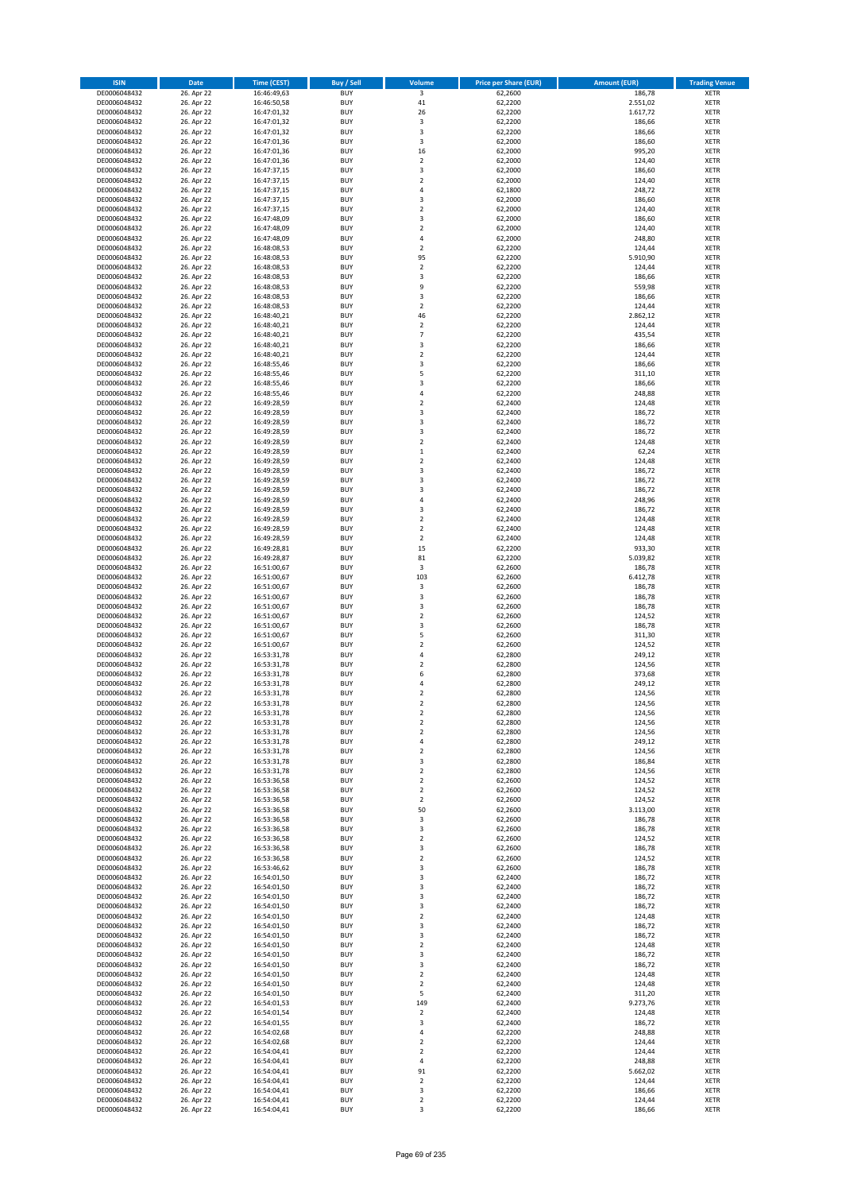| ISIN | Date | Time (CEST) | Buy / Sell | Volume | Price per Share (EUR) | Amount (EUR) | Trading Venue |
|---|---|---|---|---|---|---|---|
| DE0006048432 | 26. Apr 22 | 16:46:49,63 | BUY | 3 | 62,2600 | 186,78 | XETR |
| DE0006048432 | 26. Apr 22 | 16:46:50,58 | BUY | 41 | 62,2200 | 2.551,02 | XETR |
| DE0006048432 | 26. Apr 22 | 16:47:01,32 | BUY | 26 | 62,2200 | 1.617,72 | XETR |
| DE0006048432 | 26. Apr 22 | 16:47:01,32 | BUY | 3 | 62,2200 | 186,66 | XETR |
| DE0006048432 | 26. Apr 22 | 16:47:01,32 | BUY | 3 | 62,2200 | 186,66 | XETR |
| DE0006048432 | 26. Apr 22 | 16:47:01,36 | BUY | 3 | 62,2000 | 186,60 | XETR |
| DE0006048432 | 26. Apr 22 | 16:47:01,36 | BUY | 16 | 62,2000 | 995,20 | XETR |
| DE0006048432 | 26. Apr 22 | 16:47:01,36 | BUY | 2 | 62,2000 | 124,40 | XETR |
| DE0006048432 | 26. Apr 22 | 16:47:37,15 | BUY | 3 | 62,2000 | 186,60 | XETR |
| DE0006048432 | 26. Apr 22 | 16:47:37,15 | BUY | 2 | 62,2000 | 124,40 | XETR |
| DE0006048432 | 26. Apr 22 | 16:47:37,15 | BUY | 4 | 62,1800 | 248,72 | XETR |
| DE0006048432 | 26. Apr 22 | 16:47:37,15 | BUY | 3 | 62,2000 | 186,60 | XETR |
| DE0006048432 | 26. Apr 22 | 16:47:37,15 | BUY | 2 | 62,2000 | 124,40 | XETR |
| DE0006048432 | 26. Apr 22 | 16:47:48,09 | BUY | 3 | 62,2000 | 186,60 | XETR |
| DE0006048432 | 26. Apr 22 | 16:47:48,09 | BUY | 2 | 62,2000 | 124,40 | XETR |
| DE0006048432 | 26. Apr 22 | 16:47:48,09 | BUY | 4 | 62,2000 | 248,80 | XETR |
| DE0006048432 | 26. Apr 22 | 16:48:08,53 | BUY | 2 | 62,2200 | 124,44 | XETR |
| DE0006048432 | 26. Apr 22 | 16:48:08,53 | BUY | 95 | 62,2200 | 5.910,90 | XETR |
| DE0006048432 | 26. Apr 22 | 16:48:08,53 | BUY | 2 | 62,2200 | 124,44 | XETR |
| DE0006048432 | 26. Apr 22 | 16:48:08,53 | BUY | 3 | 62,2200 | 186,66 | XETR |
| DE0006048432 | 26. Apr 22 | 16:48:08,53 | BUY | 9 | 62,2200 | 559,98 | XETR |
| DE0006048432 | 26. Apr 22 | 16:48:08,53 | BUY | 3 | 62,2200 | 186,66 | XETR |
| DE0006048432 | 26. Apr 22 | 16:48:08,53 | BUY | 2 | 62,2200 | 124,44 | XETR |
| DE0006048432 | 26. Apr 22 | 16:48:40,21 | BUY | 46 | 62,2200 | 2.862,12 | XETR |
| DE0006048432 | 26. Apr 22 | 16:48:40,21 | BUY | 2 | 62,2200 | 124,44 | XETR |
| DE0006048432 | 26. Apr 22 | 16:48:40,21 | BUY | 7 | 62,2200 | 435,54 | XETR |
| DE0006048432 | 26. Apr 22 | 16:48:40,21 | BUY | 3 | 62,2200 | 186,66 | XETR |
| DE0006048432 | 26. Apr 22 | 16:48:40,21 | BUY | 2 | 62,2200 | 124,44 | XETR |
| DE0006048432 | 26. Apr 22 | 16:48:55,46 | BUY | 3 | 62,2200 | 186,66 | XETR |
| DE0006048432 | 26. Apr 22 | 16:48:55,46 | BUY | 5 | 62,2200 | 311,10 | XETR |
| DE0006048432 | 26. Apr 22 | 16:48:55,46 | BUY | 3 | 62,2200 | 186,66 | XETR |
| DE0006048432 | 26. Apr 22 | 16:48:55,46 | BUY | 4 | 62,2200 | 248,88 | XETR |
| DE0006048432 | 26. Apr 22 | 16:49:28,59 | BUY | 2 | 62,2400 | 124,48 | XETR |
| DE0006048432 | 26. Apr 22 | 16:49:28,59 | BUY | 3 | 62,2400 | 186,72 | XETR |
| DE0006048432 | 26. Apr 22 | 16:49:28,59 | BUY | 3 | 62,2400 | 186,72 | XETR |
| DE0006048432 | 26. Apr 22 | 16:49:28,59 | BUY | 3 | 62,2400 | 186,72 | XETR |
| DE0006048432 | 26. Apr 22 | 16:49:28,59 | BUY | 2 | 62,2400 | 124,48 | XETR |
| DE0006048432 | 26. Apr 22 | 16:49:28,59 | BUY | 1 | 62,2400 | 62,24 | XETR |
| DE0006048432 | 26. Apr 22 | 16:49:28,59 | BUY | 2 | 62,2400 | 124,48 | XETR |
| DE0006048432 | 26. Apr 22 | 16:49:28,59 | BUY | 3 | 62,2400 | 186,72 | XETR |
| DE0006048432 | 26. Apr 22 | 16:49:28,59 | BUY | 3 | 62,2400 | 186,72 | XETR |
| DE0006048432 | 26. Apr 22 | 16:49:28,59 | BUY | 3 | 62,2400 | 186,72 | XETR |
| DE0006048432 | 26. Apr 22 | 16:49:28,59 | BUY | 4 | 62,2400 | 248,96 | XETR |
| DE0006048432 | 26. Apr 22 | 16:49:28,59 | BUY | 3 | 62,2400 | 186,72 | XETR |
| DE0006048432 | 26. Apr 22 | 16:49:28,59 | BUY | 2 | 62,2400 | 124,48 | XETR |
| DE0006048432 | 26. Apr 22 | 16:49:28,59 | BUY | 2 | 62,2400 | 124,48 | XETR |
| DE0006048432 | 26. Apr 22 | 16:49:28,59 | BUY | 2 | 62,2400 | 124,48 | XETR |
| DE0006048432 | 26. Apr 22 | 16:49:28,81 | BUY | 15 | 62,2200 | 933,30 | XETR |
| DE0006048432 | 26. Apr 22 | 16:49:28,87 | BUY | 81 | 62,2200 | 5.039,82 | XETR |
| DE0006048432 | 26. Apr 22 | 16:51:00,67 | BUY | 3 | 62,2600 | 186,78 | XETR |
| DE0006048432 | 26. Apr 22 | 16:51:00,67 | BUY | 103 | 62,2600 | 6.412,78 | XETR |
| DE0006048432 | 26. Apr 22 | 16:51:00,67 | BUY | 3 | 62,2600 | 186,78 | XETR |
| DE0006048432 | 26. Apr 22 | 16:51:00,67 | BUY | 3 | 62,2600 | 186,78 | XETR |
| DE0006048432 | 26. Apr 22 | 16:51:00,67 | BUY | 3 | 62,2600 | 186,78 | XETR |
| DE0006048432 | 26. Apr 22 | 16:51:00,67 | BUY | 2 | 62,2600 | 124,52 | XETR |
| DE0006048432 | 26. Apr 22 | 16:51:00,67 | BUY | 3 | 62,2600 | 186,78 | XETR |
| DE0006048432 | 26. Apr 22 | 16:51:00,67 | BUY | 5 | 62,2600 | 311,30 | XETR |
| DE0006048432 | 26. Apr 22 | 16:51:00,67 | BUY | 2 | 62,2600 | 124,52 | XETR |
| DE0006048432 | 26. Apr 22 | 16:53:31,78 | BUY | 4 | 62,2800 | 249,12 | XETR |
| DE0006048432 | 26. Apr 22 | 16:53:31,78 | BUY | 2 | 62,2800 | 124,56 | XETR |
| DE0006048432 | 26. Apr 22 | 16:53:31,78 | BUY | 6 | 62,2800 | 373,68 | XETR |
| DE0006048432 | 26. Apr 22 | 16:53:31,78 | BUY | 4 | 62,2800 | 249,12 | XETR |
| DE0006048432 | 26. Apr 22 | 16:53:31,78 | BUY | 2 | 62,2800 | 124,56 | XETR |
| DE0006048432 | 26. Apr 22 | 16:53:31,78 | BUY | 2 | 62,2800 | 124,56 | XETR |
| DE0006048432 | 26. Apr 22 | 16:53:31,78 | BUY | 2 | 62,2800 | 124,56 | XETR |
| DE0006048432 | 26. Apr 22 | 16:53:31,78 | BUY | 2 | 62,2800 | 124,56 | XETR |
| DE0006048432 | 26. Apr 22 | 16:53:31,78 | BUY | 2 | 62,2800 | 124,56 | XETR |
| DE0006048432 | 26. Apr 22 | 16:53:31,78 | BUY | 4 | 62,2800 | 249,12 | XETR |
| DE0006048432 | 26. Apr 22 | 16:53:31,78 | BUY | 2 | 62,2800 | 124,56 | XETR |
| DE0006048432 | 26. Apr 22 | 16:53:31,78 | BUY | 3 | 62,2800 | 186,84 | XETR |
| DE0006048432 | 26. Apr 22 | 16:53:31,78 | BUY | 2 | 62,2800 | 124,56 | XETR |
| DE0006048432 | 26. Apr 22 | 16:53:36,58 | BUY | 2 | 62,2600 | 124,52 | XETR |
| DE0006048432 | 26. Apr 22 | 16:53:36,58 | BUY | 2 | 62,2600 | 124,52 | XETR |
| DE0006048432 | 26. Apr 22 | 16:53:36,58 | BUY | 2 | 62,2600 | 124,52 | XETR |
| DE0006048432 | 26. Apr 22 | 16:53:36,58 | BUY | 50 | 62,2600 | 3.113,00 | XETR |
| DE0006048432 | 26. Apr 22 | 16:53:36,58 | BUY | 3 | 62,2600 | 186,78 | XETR |
| DE0006048432 | 26. Apr 22 | 16:53:36,58 | BUY | 3 | 62,2600 | 186,78 | XETR |
| DE0006048432 | 26. Apr 22 | 16:53:36,58 | BUY | 2 | 62,2600 | 124,52 | XETR |
| DE0006048432 | 26. Apr 22 | 16:53:36,58 | BUY | 3 | 62,2600 | 186,78 | XETR |
| DE0006048432 | 26. Apr 22 | 16:53:36,58 | BUY | 2 | 62,2600 | 124,52 | XETR |
| DE0006048432 | 26. Apr 22 | 16:53:46,62 | BUY | 3 | 62,2600 | 186,78 | XETR |
| DE0006048432 | 26. Apr 22 | 16:54:01,50 | BUY | 3 | 62,2400 | 186,72 | XETR |
| DE0006048432 | 26. Apr 22 | 16:54:01,50 | BUY | 3 | 62,2400 | 186,72 | XETR |
| DE0006048432 | 26. Apr 22 | 16:54:01,50 | BUY | 3 | 62,2400 | 186,72 | XETR |
| DE0006048432 | 26. Apr 22 | 16:54:01,50 | BUY | 3 | 62,2400 | 186,72 | XETR |
| DE0006048432 | 26. Apr 22 | 16:54:01,50 | BUY | 2 | 62,2400 | 124,48 | XETR |
| DE0006048432 | 26. Apr 22 | 16:54:01,50 | BUY | 3 | 62,2400 | 186,72 | XETR |
| DE0006048432 | 26. Apr 22 | 16:54:01,50 | BUY | 3 | 62,2400 | 186,72 | XETR |
| DE0006048432 | 26. Apr 22 | 16:54:01,50 | BUY | 2 | 62,2400 | 124,48 | XETR |
| DE0006048432 | 26. Apr 22 | 16:54:01,50 | BUY | 3 | 62,2400 | 186,72 | XETR |
| DE0006048432 | 26. Apr 22 | 16:54:01,50 | BUY | 3 | 62,2400 | 186,72 | XETR |
| DE0006048432 | 26. Apr 22 | 16:54:01,50 | BUY | 2 | 62,2400 | 124,48 | XETR |
| DE0006048432 | 26. Apr 22 | 16:54:01,50 | BUY | 2 | 62,2400 | 124,48 | XETR |
| DE0006048432 | 26. Apr 22 | 16:54:01,50 | BUY | 5 | 62,2400 | 311,20 | XETR |
| DE0006048432 | 26. Apr 22 | 16:54:01,53 | BUY | 149 | 62,2400 | 9.273,76 | XETR |
| DE0006048432 | 26. Apr 22 | 16:54:01,54 | BUY | 2 | 62,2400 | 124,48 | XETR |
| DE0006048432 | 26. Apr 22 | 16:54:01,55 | BUY | 3 | 62,2400 | 186,72 | XETR |
| DE0006048432 | 26. Apr 22 | 16:54:02,68 | BUY | 4 | 62,2200 | 248,88 | XETR |
| DE0006048432 | 26. Apr 22 | 16:54:02,68 | BUY | 2 | 62,2200 | 124,44 | XETR |
| DE0006048432 | 26. Apr 22 | 16:54:04,41 | BUY | 2 | 62,2200 | 124,44 | XETR |
| DE0006048432 | 26. Apr 22 | 16:54:04,41 | BUY | 4 | 62,2200 | 248,88 | XETR |
| DE0006048432 | 26. Apr 22 | 16:54:04,41 | BUY | 91 | 62,2200 | 5.662,02 | XETR |
| DE0006048432 | 26. Apr 22 | 16:54:04,41 | BUY | 2 | 62,2200 | 124,44 | XETR |
| DE0006048432 | 26. Apr 22 | 16:54:04,41 | BUY | 3 | 62,2200 | 186,66 | XETR |
| DE0006048432 | 26. Apr 22 | 16:54:04,41 | BUY | 2 | 62,2200 | 124,44 | XETR |
| DE0006048432 | 26. Apr 22 | 16:54:04,41 | BUY | 3 | 62,2200 | 186,66 | XETR |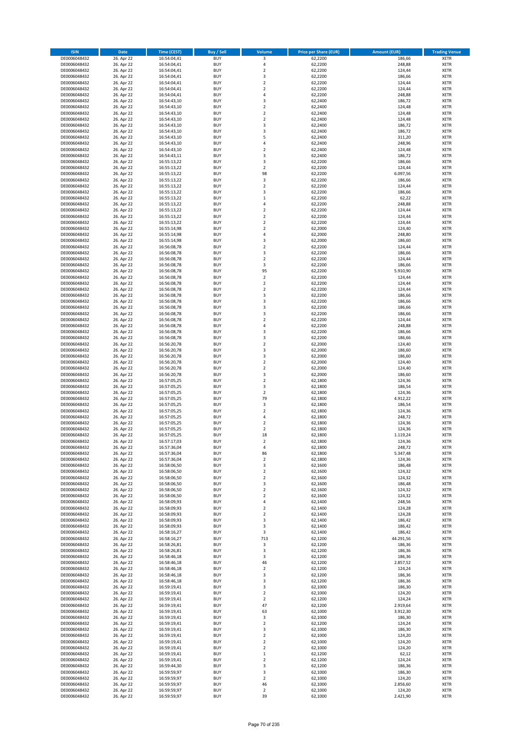| ISIN | Date | Time (CEST) | Buy / Sell | Volume | Price per Share (EUR) | Amount (EUR) | Trading Venue |
|---|---|---|---|---|---|---|---|
| DE0006048432 | 26. Apr 22 | 16:54:04,41 | BUY | 3 | 62,2200 | 186,66 | XETR |
| DE0006048432 | 26. Apr 22 | 16:54:04,41 | BUY | 4 | 62,2200 | 248,88 | XETR |
| DE0006048432 | 26. Apr 22 | 16:54:04,41 | BUY | 2 | 62,2200 | 124,44 | XETR |
| DE0006048432 | 26. Apr 22 | 16:54:04,41 | BUY | 3 | 62,2200 | 186,66 | XETR |
| DE0006048432 | 26. Apr 22 | 16:54:04,41 | BUY | 2 | 62,2200 | 124,44 | XETR |
| DE0006048432 | 26. Apr 22 | 16:54:04,41 | BUY | 2 | 62,2200 | 124,44 | XETR |
| DE0006048432 | 26. Apr 22 | 16:54:04,41 | BUY | 4 | 62,2200 | 248,88 | XETR |
| DE0006048432 | 26. Apr 22 | 16:54:43,10 | BUY | 3 | 62,2400 | 186,72 | XETR |
| DE0006048432 | 26. Apr 22 | 16:54:43,10 | BUY | 2 | 62,2400 | 124,48 | XETR |
| DE0006048432 | 26. Apr 22 | 16:54:43,10 | BUY | 2 | 62,2400 | 124,48 | XETR |
| DE0006048432 | 26. Apr 22 | 16:54:43,10 | BUY | 2 | 62,2400 | 124,48 | XETR |
| DE0006048432 | 26. Apr 22 | 16:54:43,10 | BUY | 3 | 62,2400 | 186,72 | XETR |
| DE0006048432 | 26. Apr 22 | 16:54:43,10 | BUY | 3 | 62,2400 | 186,72 | XETR |
| DE0006048432 | 26. Apr 22 | 16:54:43,10 | BUY | 5 | 62,2400 | 311,20 | XETR |
| DE0006048432 | 26. Apr 22 | 16:54:43,10 | BUY | 4 | 62,2400 | 248,96 | XETR |
| DE0006048432 | 26. Apr 22 | 16:54:43,10 | BUY | 2 | 62,2400 | 124,48 | XETR |
| DE0006048432 | 26. Apr 22 | 16:54:43,11 | BUY | 3 | 62,2400 | 186,72 | XETR |
| DE0006048432 | 26. Apr 22 | 16:55:13,22 | BUY | 3 | 62,2200 | 186,66 | XETR |
| DE0006048432 | 26. Apr 22 | 16:55:13,22 | BUY | 2 | 62,2200 | 124,44 | XETR |
| DE0006048432 | 26. Apr 22 | 16:55:13,22 | BUY | 98 | 62,2200 | 6.097,56 | XETR |
| DE0006048432 | 26. Apr 22 | 16:55:13,22 | BUY | 3 | 62,2200 | 186,66 | XETR |
| DE0006048432 | 26. Apr 22 | 16:55:13,22 | BUY | 2 | 62,2200 | 124,44 | XETR |
| DE0006048432 | 26. Apr 22 | 16:55:13,22 | BUY | 3 | 62,2200 | 186,66 | XETR |
| DE0006048432 | 26. Apr 22 | 16:55:13,22 | BUY | 1 | 62,2200 | 62,22 | XETR |
| DE0006048432 | 26. Apr 22 | 16:55:13,22 | BUY | 4 | 62,2200 | 248,88 | XETR |
| DE0006048432 | 26. Apr 22 | 16:55:13,22 | BUY | 2 | 62,2200 | 124,44 | XETR |
| DE0006048432 | 26. Apr 22 | 16:55:13,22 | BUY | 2 | 62,2200 | 124,44 | XETR |
| DE0006048432 | 26. Apr 22 | 16:55:13,22 | BUY | 2 | 62,2200 | 124,44 | XETR |
| DE0006048432 | 26. Apr 22 | 16:55:14,98 | BUY | 2 | 62,2000 | 124,40 | XETR |
| DE0006048432 | 26. Apr 22 | 16:55:14,98 | BUY | 4 | 62,2000 | 248,80 | XETR |
| DE0006048432 | 26. Apr 22 | 16:55:14,98 | BUY | 3 | 62,2000 | 186,60 | XETR |
| DE0006048432 | 26. Apr 22 | 16:56:08,78 | BUY | 2 | 62,2200 | 124,44 | XETR |
| DE0006048432 | 26. Apr 22 | 16:56:08,78 | BUY | 3 | 62,2200 | 186,66 | XETR |
| DE0006048432 | 26. Apr 22 | 16:56:08,78 | BUY | 2 | 62,2200 | 124,44 | XETR |
| DE0006048432 | 26. Apr 22 | 16:56:08,78 | BUY | 3 | 62,2200 | 186,66 | XETR |
| DE0006048432 | 26. Apr 22 | 16:56:08,78 | BUY | 95 | 62,2200 | 5.910,90 | XETR |
| DE0006048432 | 26. Apr 22 | 16:56:08,78 | BUY | 2 | 62,2200 | 124,44 | XETR |
| DE0006048432 | 26. Apr 22 | 16:56:08,78 | BUY | 2 | 62,2200 | 124,44 | XETR |
| DE0006048432 | 26. Apr 22 | 16:56:08,78 | BUY | 2 | 62,2200 | 124,44 | XETR |
| DE0006048432 | 26. Apr 22 | 16:56:08,78 | BUY | 3 | 62,2200 | 186,66 | XETR |
| DE0006048432 | 26. Apr 22 | 16:56:08,78 | BUY | 3 | 62,2200 | 186,66 | XETR |
| DE0006048432 | 26. Apr 22 | 16:56:08,78 | BUY | 3 | 62,2200 | 186,66 | XETR |
| DE0006048432 | 26. Apr 22 | 16:56:08,78 | BUY | 3 | 62,2200 | 186,66 | XETR |
| DE0006048432 | 26. Apr 22 | 16:56:08,78 | BUY | 2 | 62,2200 | 124,44 | XETR |
| DE0006048432 | 26. Apr 22 | 16:56:08,78 | BUY | 4 | 62,2200 | 248,88 | XETR |
| DE0006048432 | 26. Apr 22 | 16:56:08,78 | BUY | 3 | 62,2200 | 186,66 | XETR |
| DE0006048432 | 26. Apr 22 | 16:56:08,78 | BUY | 3 | 62,2200 | 186,66 | XETR |
| DE0006048432 | 26. Apr 22 | 16:56:20,78 | BUY | 2 | 62,2000 | 124,40 | XETR |
| DE0006048432 | 26. Apr 22 | 16:56:20,78 | BUY | 3 | 62,2000 | 186,60 | XETR |
| DE0006048432 | 26. Apr 22 | 16:56:20,78 | BUY | 3 | 62,2000 | 186,60 | XETR |
| DE0006048432 | 26. Apr 22 | 16:56:20,78 | BUY | 2 | 62,2000 | 124,40 | XETR |
| DE0006048432 | 26. Apr 22 | 16:56:20,78 | BUY | 2 | 62,2000 | 124,40 | XETR |
| DE0006048432 | 26. Apr 22 | 16:56:20,78 | BUY | 3 | 62,2000 | 186,60 | XETR |
| DE0006048432 | 26. Apr 22 | 16:57:05,25 | BUY | 2 | 62,1800 | 124,36 | XETR |
| DE0006048432 | 26. Apr 22 | 16:57:05,25 | BUY | 3 | 62,1800 | 186,54 | XETR |
| DE0006048432 | 26. Apr 22 | 16:57:05,25 | BUY | 2 | 62,1800 | 124,36 | XETR |
| DE0006048432 | 26. Apr 22 | 16:57:05,25 | BUY | 79 | 62,1800 | 4.912,22 | XETR |
| DE0006048432 | 26. Apr 22 | 16:57:05,25 | BUY | 3 | 62,1800 | 186,54 | XETR |
| DE0006048432 | 26. Apr 22 | 16:57:05,25 | BUY | 2 | 62,1800 | 124,36 | XETR |
| DE0006048432 | 26. Apr 22 | 16:57:05,25 | BUY | 4 | 62,1800 | 248,72 | XETR |
| DE0006048432 | 26. Apr 22 | 16:57:05,25 | BUY | 2 | 62,1800 | 124,36 | XETR |
| DE0006048432 | 26. Apr 22 | 16:57:05,25 | BUY | 2 | 62,1800 | 124,36 | XETR |
| DE0006048432 | 26. Apr 22 | 16:57:05,25 | BUY | 18 | 62,1800 | 1.119,24 | XETR |
| DE0006048432 | 26. Apr 22 | 16:57:17,03 | BUY | 2 | 62,1800 | 124,36 | XETR |
| DE0006048432 | 26. Apr 22 | 16:57:36,04 | BUY | 4 | 62,1800 | 248,72 | XETR |
| DE0006048432 | 26. Apr 22 | 16:57:36,04 | BUY | 86 | 62,1800 | 5.347,48 | XETR |
| DE0006048432 | 26. Apr 22 | 16:57:36,04 | BUY | 2 | 62,1800 | 124,36 | XETR |
| DE0006048432 | 26. Apr 22 | 16:58:06,50 | BUY | 3 | 62,1600 | 186,48 | XETR |
| DE0006048432 | 26. Apr 22 | 16:58:06,50 | BUY | 2 | 62,1600 | 124,32 | XETR |
| DE0006048432 | 26. Apr 22 | 16:58:06,50 | BUY | 2 | 62,1600 | 124,32 | XETR |
| DE0006048432 | 26. Apr 22 | 16:58:06,50 | BUY | 3 | 62,1600 | 186,48 | XETR |
| DE0006048432 | 26. Apr 22 | 16:58:06,50 | BUY | 2 | 62,1600 | 124,32 | XETR |
| DE0006048432 | 26. Apr 22 | 16:58:06,50 | BUY | 2 | 62,1600 | 124,32 | XETR |
| DE0006048432 | 26. Apr 22 | 16:58:09,93 | BUY | 4 | 62,1400 | 248,56 | XETR |
| DE0006048432 | 26. Apr 22 | 16:58:09,93 | BUY | 2 | 62,1400 | 124,28 | XETR |
| DE0006048432 | 26. Apr 22 | 16:58:09,93 | BUY | 2 | 62,1400 | 124,28 | XETR |
| DE0006048432 | 26. Apr 22 | 16:58:09,93 | BUY | 3 | 62,1400 | 186,42 | XETR |
| DE0006048432 | 26. Apr 22 | 16:58:09,93 | BUY | 3 | 62,1400 | 186,42 | XETR |
| DE0006048432 | 26. Apr 22 | 16:58:16,27 | BUY | 3 | 62,1400 | 186,42 | XETR |
| DE0006048432 | 26. Apr 22 | 16:58:16,27 | BUY | 713 | 62,1200 | 44.291,56 | XETR |
| DE0006048432 | 26. Apr 22 | 16:58:26,81 | BUY | 3 | 62,1200 | 186,36 | XETR |
| DE0006048432 | 26. Apr 22 | 16:58:26,81 | BUY | 3 | 62,1200 | 186,36 | XETR |
| DE0006048432 | 26. Apr 22 | 16:58:46,18 | BUY | 3 | 62,1200 | 186,36 | XETR |
| DE0006048432 | 26. Apr 22 | 16:58:46,18 | BUY | 46 | 62,1200 | 2.857,52 | XETR |
| DE0006048432 | 26. Apr 22 | 16:58:46,18 | BUY | 2 | 62,1200 | 124,24 | XETR |
| DE0006048432 | 26. Apr 22 | 16:58:46,18 | BUY | 3 | 62,1200 | 186,36 | XETR |
| DE0006048432 | 26. Apr 22 | 16:58:46,18 | BUY | 3 | 62,1200 | 186,36 | XETR |
| DE0006048432 | 26. Apr 22 | 16:59:19,41 | BUY | 3 | 62,1000 | 186,30 | XETR |
| DE0006048432 | 26. Apr 22 | 16:59:19,41 | BUY | 2 | 62,1000 | 124,20 | XETR |
| DE0006048432 | 26. Apr 22 | 16:59:19,41 | BUY | 2 | 62,1200 | 124,24 | XETR |
| DE0006048432 | 26. Apr 22 | 16:59:19,41 | BUY | 47 | 62,1200 | 2.919,64 | XETR |
| DE0006048432 | 26. Apr 22 | 16:59:19,41 | BUY | 63 | 62,1000 | 3.912,30 | XETR |
| DE0006048432 | 26. Apr 22 | 16:59:19,41 | BUY | 3 | 62,1000 | 186,30 | XETR |
| DE0006048432 | 26. Apr 22 | 16:59:19,41 | BUY | 2 | 62,1200 | 124,24 | XETR |
| DE0006048432 | 26. Apr 22 | 16:59:19,41 | BUY | 3 | 62,1000 | 186,30 | XETR |
| DE0006048432 | 26. Apr 22 | 16:59:19,41 | BUY | 2 | 62,1000 | 124,20 | XETR |
| DE0006048432 | 26. Apr 22 | 16:59:19,41 | BUY | 2 | 62,1000 | 124,20 | XETR |
| DE0006048432 | 26. Apr 22 | 16:59:19,41 | BUY | 2 | 62,1000 | 124,20 | XETR |
| DE0006048432 | 26. Apr 22 | 16:59:19,41 | BUY | 1 | 62,1200 | 62,12 | XETR |
| DE0006048432 | 26. Apr 22 | 16:59:19,41 | BUY | 2 | 62,1200 | 124,24 | XETR |
| DE0006048432 | 26. Apr 22 | 16:59:44,30 | BUY | 3 | 62,1200 | 186,36 | XETR |
| DE0006048432 | 26. Apr 22 | 16:59:59,97 | BUY | 3 | 62,1000 | 186,30 | XETR |
| DE0006048432 | 26. Apr 22 | 16:59:59,97 | BUY | 2 | 62,1000 | 124,20 | XETR |
| DE0006048432 | 26. Apr 22 | 16:59:59,97 | BUY | 46 | 62,1000 | 2.856,60 | XETR |
| DE0006048432 | 26. Apr 22 | 16:59:59,97 | BUY | 2 | 62,1000 | 124,20 | XETR |
| DE0006048432 | 26. Apr 22 | 16:59:59,97 | BUY | 39 | 62,1000 | 2.421,90 | XETR |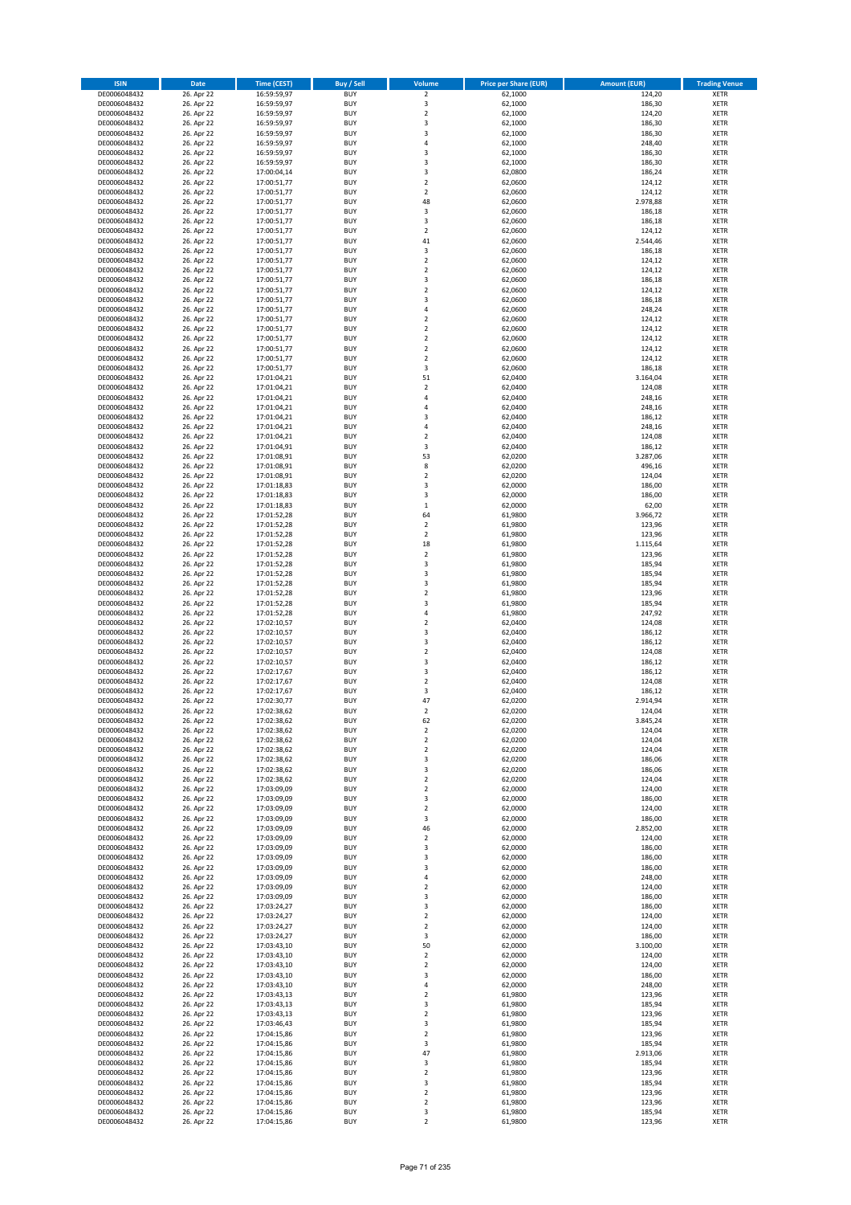| ISIN | Date | Time (CEST) | Buy / Sell | Volume | Price per Share (EUR) | Amount (EUR) | Trading Venue |
|---|---|---|---|---|---|---|---|
| DE0006048432 | 26. Apr 22 | 16:59:59,97 | BUY | 2 | 62,1000 | 124,20 | XETR |
| DE0006048432 | 26. Apr 22 | 16:59:59,97 | BUY | 3 | 62,1000 | 186,30 | XETR |
| DE0006048432 | 26. Apr 22 | 16:59:59,97 | BUY | 2 | 62,1000 | 124,20 | XETR |
| DE0006048432 | 26. Apr 22 | 16:59:59,97 | BUY | 3 | 62,1000 | 186,30 | XETR |
| DE0006048432 | 26. Apr 22 | 16:59:59,97 | BUY | 3 | 62,1000 | 186,30 | XETR |
| DE0006048432 | 26. Apr 22 | 16:59:59,97 | BUY | 4 | 62,1000 | 248,40 | XETR |
| DE0006048432 | 26. Apr 22 | 16:59:59,97 | BUY | 3 | 62,1000 | 186,30 | XETR |
| DE0006048432 | 26. Apr 22 | 16:59:59,97 | BUY | 3 | 62,1000 | 186,30 | XETR |
| DE0006048432 | 26. Apr 22 | 17:00:04,14 | BUY | 3 | 62,0800 | 186,24 | XETR |
| DE0006048432 | 26. Apr 22 | 17:00:51,77 | BUY | 2 | 62,0600 | 124,12 | XETR |
| DE0006048432 | 26. Apr 22 | 17:00:51,77 | BUY | 2 | 62,0600 | 124,12 | XETR |
| DE0006048432 | 26. Apr 22 | 17:00:51,77 | BUY | 48 | 62,0600 | 2.978,88 | XETR |
| DE0006048432 | 26. Apr 22 | 17:00:51,77 | BUY | 3 | 62,0600 | 186,18 | XETR |
| DE0006048432 | 26. Apr 22 | 17:00:51,77 | BUY | 3 | 62,0600 | 186,18 | XETR |
| DE0006048432 | 26. Apr 22 | 17:00:51,77 | BUY | 2 | 62,0600 | 124,12 | XETR |
| DE0006048432 | 26. Apr 22 | 17:00:51,77 | BUY | 41 | 62,0600 | 2.544,46 | XETR |
| DE0006048432 | 26. Apr 22 | 17:00:51,77 | BUY | 3 | 62,0600 | 186,18 | XETR |
| DE0006048432 | 26. Apr 22 | 17:00:51,77 | BUY | 2 | 62,0600 | 124,12 | XETR |
| DE0006048432 | 26. Apr 22 | 17:00:51,77 | BUY | 2 | 62,0600 | 124,12 | XETR |
| DE0006048432 | 26. Apr 22 | 17:00:51,77 | BUY | 3 | 62,0600 | 186,18 | XETR |
| DE0006048432 | 26. Apr 22 | 17:00:51,77 | BUY | 2 | 62,0600 | 124,12 | XETR |
| DE0006048432 | 26. Apr 22 | 17:00:51,77 | BUY | 3 | 62,0600 | 186,18 | XETR |
| DE0006048432 | 26. Apr 22 | 17:00:51,77 | BUY | 4 | 62,0600 | 248,24 | XETR |
| DE0006048432 | 26. Apr 22 | 17:00:51,77 | BUY | 2 | 62,0600 | 124,12 | XETR |
| DE0006048432 | 26. Apr 22 | 17:00:51,77 | BUY | 2 | 62,0600 | 124,12 | XETR |
| DE0006048432 | 26. Apr 22 | 17:00:51,77 | BUY | 2 | 62,0600 | 124,12 | XETR |
| DE0006048432 | 26. Apr 22 | 17:00:51,77 | BUY | 2 | 62,0600 | 124,12 | XETR |
| DE0006048432 | 26. Apr 22 | 17:00:51,77 | BUY | 2 | 62,0600 | 124,12 | XETR |
| DE0006048432 | 26. Apr 22 | 17:00:51,77 | BUY | 3 | 62,0600 | 186,18 | XETR |
| DE0006048432 | 26. Apr 22 | 17:01:04,21 | BUY | 51 | 62,0400 | 3.164,04 | XETR |
| DE0006048432 | 26. Apr 22 | 17:01:04,21 | BUY | 2 | 62,0400 | 124,08 | XETR |
| DE0006048432 | 26. Apr 22 | 17:01:04,21 | BUY | 4 | 62,0400 | 248,16 | XETR |
| DE0006048432 | 26. Apr 22 | 17:01:04,21 | BUY | 4 | 62,0400 | 248,16 | XETR |
| DE0006048432 | 26. Apr 22 | 17:01:04,21 | BUY | 3 | 62,0400 | 186,12 | XETR |
| DE0006048432 | 26. Apr 22 | 17:01:04,21 | BUY | 4 | 62,0400 | 248,16 | XETR |
| DE0006048432 | 26. Apr 22 | 17:01:04,21 | BUY | 2 | 62,0400 | 124,08 | XETR |
| DE0006048432 | 26. Apr 22 | 17:01:04,91 | BUY | 3 | 62,0400 | 186,12 | XETR |
| DE0006048432 | 26. Apr 22 | 17:01:08,91 | BUY | 53 | 62,0200 | 3.287,06 | XETR |
| DE0006048432 | 26. Apr 22 | 17:01:08,91 | BUY | 8 | 62,0200 | 496,16 | XETR |
| DE0006048432 | 26. Apr 22 | 17:01:08,91 | BUY | 2 | 62,0200 | 124,04 | XETR |
| DE0006048432 | 26. Apr 22 | 17:01:18,83 | BUY | 3 | 62,0000 | 186,00 | XETR |
| DE0006048432 | 26. Apr 22 | 17:01:18,83 | BUY | 3 | 62,0000 | 186,00 | XETR |
| DE0006048432 | 26. Apr 22 | 17:01:18,83 | BUY | 1 | 62,0000 | 62,00 | XETR |
| DE0006048432 | 26. Apr 22 | 17:01:52,28 | BUY | 64 | 61,9800 | 3.966,72 | XETR |
| DE0006048432 | 26. Apr 22 | 17:01:52,28 | BUY | 2 | 61,9800 | 123,96 | XETR |
| DE0006048432 | 26. Apr 22 | 17:01:52,28 | BUY | 2 | 61,9800 | 123,96 | XETR |
| DE0006048432 | 26. Apr 22 | 17:01:52,28 | BUY | 18 | 61,9800 | 1.115,64 | XETR |
| DE0006048432 | 26. Apr 22 | 17:01:52,28 | BUY | 2 | 61,9800 | 123,96 | XETR |
| DE0006048432 | 26. Apr 22 | 17:01:52,28 | BUY | 3 | 61,9800 | 185,94 | XETR |
| DE0006048432 | 26. Apr 22 | 17:01:52,28 | BUY | 3 | 61,9800 | 185,94 | XETR |
| DE0006048432 | 26. Apr 22 | 17:01:52,28 | BUY | 3 | 61,9800 | 185,94 | XETR |
| DE0006048432 | 26. Apr 22 | 17:01:52,28 | BUY | 2 | 61,9800 | 123,96 | XETR |
| DE0006048432 | 26. Apr 22 | 17:01:52,28 | BUY | 3 | 61,9800 | 185,94 | XETR |
| DE0006048432 | 26. Apr 22 | 17:01:52,28 | BUY | 4 | 61,9800 | 247,92 | XETR |
| DE0006048432 | 26. Apr 22 | 17:02:10,57 | BUY | 2 | 62,0400 | 124,08 | XETR |
| DE0006048432 | 26. Apr 22 | 17:02:10,57 | BUY | 3 | 62,0400 | 186,12 | XETR |
| DE0006048432 | 26. Apr 22 | 17:02:10,57 | BUY | 3 | 62,0400 | 186,12 | XETR |
| DE0006048432 | 26. Apr 22 | 17:02:10,57 | BUY | 2 | 62,0400 | 124,08 | XETR |
| DE0006048432 | 26. Apr 22 | 17:02:10,57 | BUY | 3 | 62,0400 | 186,12 | XETR |
| DE0006048432 | 26. Apr 22 | 17:02:17,67 | BUY | 3 | 62,0400 | 186,12 | XETR |
| DE0006048432 | 26. Apr 22 | 17:02:17,67 | BUY | 2 | 62,0400 | 124,08 | XETR |
| DE0006048432 | 26. Apr 22 | 17:02:17,67 | BUY | 3 | 62,0400 | 186,12 | XETR |
| DE0006048432 | 26. Apr 22 | 17:02:30,77 | BUY | 47 | 62,0200 | 2.914,94 | XETR |
| DE0006048432 | 26. Apr 22 | 17:02:38,62 | BUY | 2 | 62,0200 | 124,04 | XETR |
| DE0006048432 | 26. Apr 22 | 17:02:38,62 | BUY | 62 | 62,0200 | 3.845,24 | XETR |
| DE0006048432 | 26. Apr 22 | 17:02:38,62 | BUY | 2 | 62,0200 | 124,04 | XETR |
| DE0006048432 | 26. Apr 22 | 17:02:38,62 | BUY | 2 | 62,0200 | 124,04 | XETR |
| DE0006048432 | 26. Apr 22 | 17:02:38,62 | BUY | 2 | 62,0200 | 124,04 | XETR |
| DE0006048432 | 26. Apr 22 | 17:02:38,62 | BUY | 3 | 62,0200 | 186,06 | XETR |
| DE0006048432 | 26. Apr 22 | 17:02:38,62 | BUY | 3 | 62,0200 | 186,06 | XETR |
| DE0006048432 | 26. Apr 22 | 17:02:38,62 | BUY | 2 | 62,0200 | 124,04 | XETR |
| DE0006048432 | 26. Apr 22 | 17:03:09,09 | BUY | 2 | 62,0000 | 124,00 | XETR |
| DE0006048432 | 26. Apr 22 | 17:03:09,09 | BUY | 3 | 62,0000 | 186,00 | XETR |
| DE0006048432 | 26. Apr 22 | 17:03:09,09 | BUY | 2 | 62,0000 | 124,00 | XETR |
| DE0006048432 | 26. Apr 22 | 17:03:09,09 | BUY | 3 | 62,0000 | 186,00 | XETR |
| DE0006048432 | 26. Apr 22 | 17:03:09,09 | BUY | 46 | 62,0000 | 2.852,00 | XETR |
| DE0006048432 | 26. Apr 22 | 17:03:09,09 | BUY | 2 | 62,0000 | 124,00 | XETR |
| DE0006048432 | 26. Apr 22 | 17:03:09,09 | BUY | 3 | 62,0000 | 186,00 | XETR |
| DE0006048432 | 26. Apr 22 | 17:03:09,09 | BUY | 3 | 62,0000 | 186,00 | XETR |
| DE0006048432 | 26. Apr 22 | 17:03:09,09 | BUY | 3 | 62,0000 | 186,00 | XETR |
| DE0006048432 | 26. Apr 22 | 17:03:09,09 | BUY | 4 | 62,0000 | 248,00 | XETR |
| DE0006048432 | 26. Apr 22 | 17:03:09,09 | BUY | 2 | 62,0000 | 124,00 | XETR |
| DE0006048432 | 26. Apr 22 | 17:03:09,09 | BUY | 3 | 62,0000 | 186,00 | XETR |
| DE0006048432 | 26. Apr 22 | 17:03:24,27 | BUY | 3 | 62,0000 | 186,00 | XETR |
| DE0006048432 | 26. Apr 22 | 17:03:24,27 | BUY | 2 | 62,0000 | 124,00 | XETR |
| DE0006048432 | 26. Apr 22 | 17:03:24,27 | BUY | 2 | 62,0000 | 124,00 | XETR |
| DE0006048432 | 26. Apr 22 | 17:03:24,27 | BUY | 3 | 62,0000 | 186,00 | XETR |
| DE0006048432 | 26. Apr 22 | 17:03:43,10 | BUY | 50 | 62,0000 | 3.100,00 | XETR |
| DE0006048432 | 26. Apr 22 | 17:03:43,10 | BUY | 2 | 62,0000 | 124,00 | XETR |
| DE0006048432 | 26. Apr 22 | 17:03:43,10 | BUY | 2 | 62,0000 | 124,00 | XETR |
| DE0006048432 | 26. Apr 22 | 17:03:43,10 | BUY | 3 | 62,0000 | 186,00 | XETR |
| DE0006048432 | 26. Apr 22 | 17:03:43,10 | BUY | 4 | 62,0000 | 248,00 | XETR |
| DE0006048432 | 26. Apr 22 | 17:03:43,13 | BUY | 2 | 61,9800 | 123,96 | XETR |
| DE0006048432 | 26. Apr 22 | 17:03:43,13 | BUY | 3 | 61,9800 | 185,94 | XETR |
| DE0006048432 | 26. Apr 22 | 17:03:43,13 | BUY | 2 | 61,9800 | 123,96 | XETR |
| DE0006048432 | 26. Apr 22 | 17:03:46,43 | BUY | 3 | 61,9800 | 185,94 | XETR |
| DE0006048432 | 26. Apr 22 | 17:04:15,86 | BUY | 2 | 61,9800 | 123,96 | XETR |
| DE0006048432 | 26. Apr 22 | 17:04:15,86 | BUY | 3 | 61,9800 | 185,94 | XETR |
| DE0006048432 | 26. Apr 22 | 17:04:15,86 | BUY | 47 | 61,9800 | 2.913,06 | XETR |
| DE0006048432 | 26. Apr 22 | 17:04:15,86 | BUY | 3 | 61,9800 | 185,94 | XETR |
| DE0006048432 | 26. Apr 22 | 17:04:15,86 | BUY | 2 | 61,9800 | 123,96 | XETR |
| DE0006048432 | 26. Apr 22 | 17:04:15,86 | BUY | 3 | 61,9800 | 185,94 | XETR |
| DE0006048432 | 26. Apr 22 | 17:04:15,86 | BUY | 2 | 61,9800 | 123,96 | XETR |
| DE0006048432 | 26. Apr 22 | 17:04:15,86 | BUY | 2 | 61,9800 | 123,96 | XETR |
| DE0006048432 | 26. Apr 22 | 17:04:15,86 | BUY | 3 | 61,9800 | 185,94 | XETR |
| DE0006048432 | 26. Apr 22 | 17:04:15,86 | BUY | 2 | 61,9800 | 123,96 | XETR |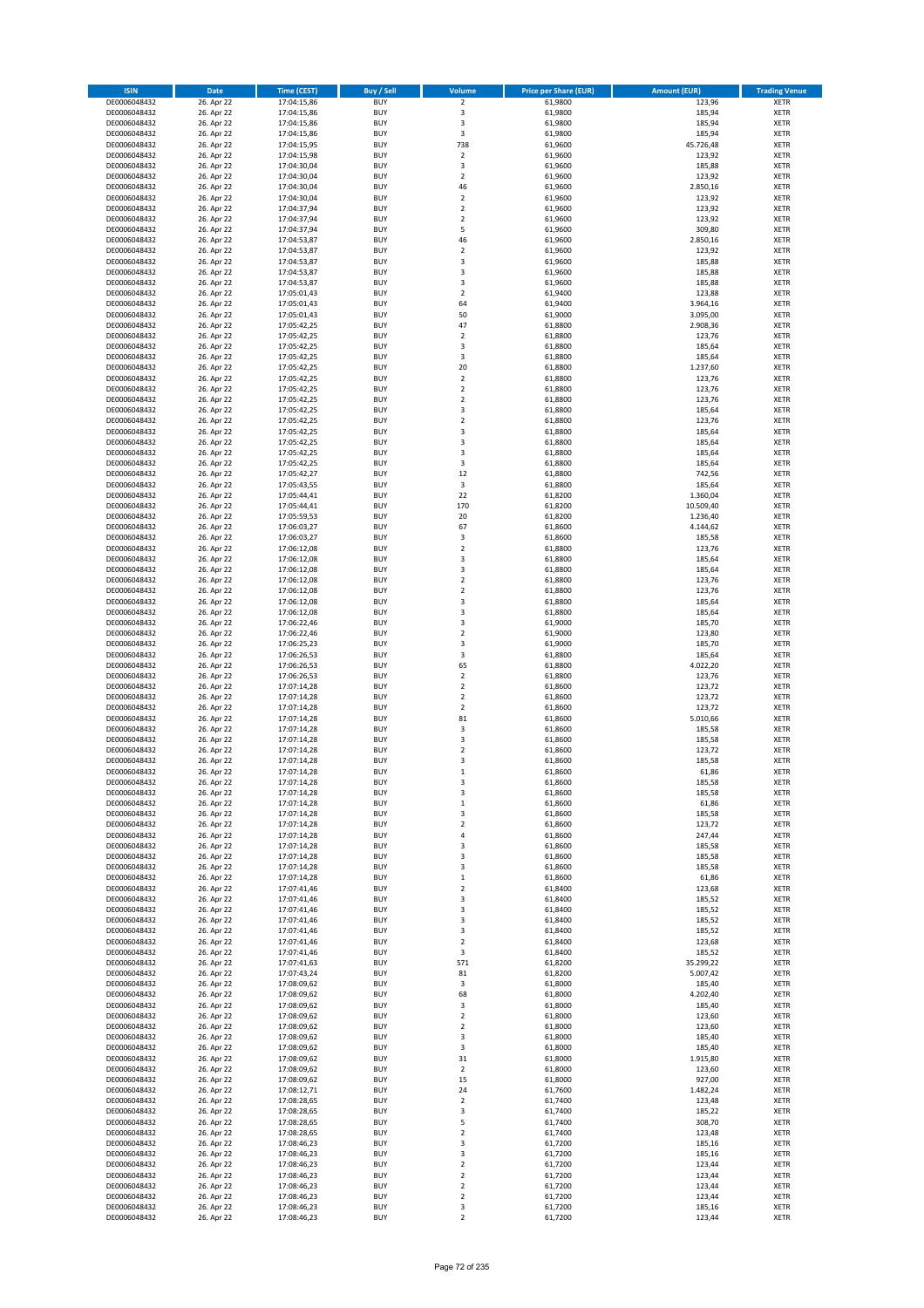| ISIN | Date | Time (CEST) | Buy / Sell | Volume | Price per Share (EUR) | Amount (EUR) | Trading Venue |
|---|---|---|---|---|---|---|---|
| DE0006048432 | 26. Apr 22 | 17:04:15,86 | BUY | 2 | 61,9800 | 123,96 | XETR |
| DE0006048432 | 26. Apr 22 | 17:04:15,86 | BUY | 3 | 61,9800 | 185,94 | XETR |
| DE0006048432 | 26. Apr 22 | 17:04:15,86 | BUY | 3 | 61,9800 | 185,94 | XETR |
| DE0006048432 | 26. Apr 22 | 17:04:15,86 | BUY | 3 | 61,9800 | 185,94 | XETR |
| DE0006048432 | 26. Apr 22 | 17:04:15,95 | BUY | 738 | 61,9600 | 45.726,48 | XETR |
| DE0006048432 | 26. Apr 22 | 17:04:15,98 | BUY | 2 | 61,9600 | 123,92 | XETR |
| DE0006048432 | 26. Apr 22 | 17:04:30,04 | BUY | 3 | 61,9600 | 185,88 | XETR |
| DE0006048432 | 26. Apr 22 | 17:04:30,04 | BUY | 2 | 61,9600 | 123,92 | XETR |
| DE0006048432 | 26. Apr 22 | 17:04:30,04 | BUY | 46 | 61,9600 | 2.850,16 | XETR |
| DE0006048432 | 26. Apr 22 | 17:04:30,04 | BUY | 2 | 61,9600 | 123,92 | XETR |
| DE0006048432 | 26. Apr 22 | 17:04:37,94 | BUY | 2 | 61,9600 | 123,92 | XETR |
| DE0006048432 | 26. Apr 22 | 17:04:37,94 | BUY | 2 | 61,9600 | 123,92 | XETR |
| DE0006048432 | 26. Apr 22 | 17:04:37,94 | BUY | 5 | 61,9600 | 309,80 | XETR |
| DE0006048432 | 26. Apr 22 | 17:04:53,87 | BUY | 46 | 61,9600 | 2.850,16 | XETR |
| DE0006048432 | 26. Apr 22 | 17:04:53,87 | BUY | 2 | 61,9600 | 123,92 | XETR |
| DE0006048432 | 26. Apr 22 | 17:04:53,87 | BUY | 3 | 61,9600 | 185,88 | XETR |
| DE0006048432 | 26. Apr 22 | 17:04:53,87 | BUY | 3 | 61,9600 | 185,88 | XETR |
| DE0006048432 | 26. Apr 22 | 17:04:53,87 | BUY | 3 | 61,9600 | 185,88 | XETR |
| DE0006048432 | 26. Apr 22 | 17:05:01,43 | BUY | 2 | 61,9400 | 123,88 | XETR |
| DE0006048432 | 26. Apr 22 | 17:05:01,43 | BUY | 64 | 61,9400 | 3.964,16 | XETR |
| DE0006048432 | 26. Apr 22 | 17:05:01,43 | BUY | 50 | 61,9000 | 3.095,00 | XETR |
| DE0006048432 | 26. Apr 22 | 17:05:42,25 | BUY | 47 | 61,8800 | 2.908,36 | XETR |
| DE0006048432 | 26. Apr 22 | 17:05:42,25 | BUY | 2 | 61,8800 | 123,76 | XETR |
| DE0006048432 | 26. Apr 22 | 17:05:42,25 | BUY | 3 | 61,8800 | 185,64 | XETR |
| DE0006048432 | 26. Apr 22 | 17:05:42,25 | BUY | 3 | 61,8800 | 185,64 | XETR |
| DE0006048432 | 26. Apr 22 | 17:05:42,25 | BUY | 20 | 61,8800 | 1.237,60 | XETR |
| DE0006048432 | 26. Apr 22 | 17:05:42,25 | BUY | 2 | 61,8800 | 123,76 | XETR |
| DE0006048432 | 26. Apr 22 | 17:05:42,25 | BUY | 2 | 61,8800 | 123,76 | XETR |
| DE0006048432 | 26. Apr 22 | 17:05:42,25 | BUY | 2 | 61,8800 | 123,76 | XETR |
| DE0006048432 | 26. Apr 22 | 17:05:42,25 | BUY | 3 | 61,8800 | 185,64 | XETR |
| DE0006048432 | 26. Apr 22 | 17:05:42,25 | BUY | 2 | 61,8800 | 123,76 | XETR |
| DE0006048432 | 26. Apr 22 | 17:05:42,25 | BUY | 3 | 61,8800 | 185,64 | XETR |
| DE0006048432 | 26. Apr 22 | 17:05:42,25 | BUY | 3 | 61,8800 | 185,64 | XETR |
| DE0006048432 | 26. Apr 22 | 17:05:42,25 | BUY | 3 | 61,8800 | 185,64 | XETR |
| DE0006048432 | 26. Apr 22 | 17:05:42,25 | BUY | 3 | 61,8800 | 185,64 | XETR |
| DE0006048432 | 26. Apr 22 | 17:05:42,27 | BUY | 12 | 61,8800 | 742,56 | XETR |
| DE0006048432 | 26. Apr 22 | 17:05:43,55 | BUY | 3 | 61,8800 | 185,64 | XETR |
| DE0006048432 | 26. Apr 22 | 17:05:44,41 | BUY | 22 | 61,8200 | 1.360,04 | XETR |
| DE0006048432 | 26. Apr 22 | 17:05:44,41 | BUY | 170 | 61,8200 | 10.509,40 | XETR |
| DE0006048432 | 26. Apr 22 | 17:05:59,53 | BUY | 20 | 61,8200 | 1.236,40 | XETR |
| DE0006048432 | 26. Apr 22 | 17:06:03,27 | BUY | 67 | 61,8600 | 4.144,62 | XETR |
| DE0006048432 | 26. Apr 22 | 17:06:03,27 | BUY | 3 | 61,8600 | 185,58 | XETR |
| DE0006048432 | 26. Apr 22 | 17:06:12,08 | BUY | 2 | 61,8800 | 123,76 | XETR |
| DE0006048432 | 26. Apr 22 | 17:06:12,08 | BUY | 3 | 61,8800 | 185,64 | XETR |
| DE0006048432 | 26. Apr 22 | 17:06:12,08 | BUY | 3 | 61,8800 | 185,64 | XETR |
| DE0006048432 | 26. Apr 22 | 17:06:12,08 | BUY | 2 | 61,8800 | 123,76 | XETR |
| DE0006048432 | 26. Apr 22 | 17:06:12,08 | BUY | 2 | 61,8800 | 123,76 | XETR |
| DE0006048432 | 26. Apr 22 | 17:06:12,08 | BUY | 3 | 61,8800 | 185,64 | XETR |
| DE0006048432 | 26. Apr 22 | 17:06:12,08 | BUY | 3 | 61,8800 | 185,64 | XETR |
| DE0006048432 | 26. Apr 22 | 17:06:22,46 | BUY | 3 | 61,9000 | 185,70 | XETR |
| DE0006048432 | 26. Apr 22 | 17:06:22,46 | BUY | 2 | 61,9000 | 123,80 | XETR |
| DE0006048432 | 26. Apr 22 | 17:06:25,23 | BUY | 3 | 61,9000 | 185,70 | XETR |
| DE0006048432 | 26. Apr 22 | 17:06:26,53 | BUY | 3 | 61,8800 | 185,64 | XETR |
| DE0006048432 | 26. Apr 22 | 17:06:26,53 | BUY | 65 | 61,8800 | 4.022,20 | XETR |
| DE0006048432 | 26. Apr 22 | 17:06:26,53 | BUY | 2 | 61,8800 | 123,76 | XETR |
| DE0006048432 | 26. Apr 22 | 17:07:14,28 | BUY | 2 | 61,8600 | 123,72 | XETR |
| DE0006048432 | 26. Apr 22 | 17:07:14,28 | BUY | 2 | 61,8600 | 123,72 | XETR |
| DE0006048432 | 26. Apr 22 | 17:07:14,28 | BUY | 2 | 61,8600 | 123,72 | XETR |
| DE0006048432 | 26. Apr 22 | 17:07:14,28 | BUY | 81 | 61,8600 | 5.010,66 | XETR |
| DE0006048432 | 26. Apr 22 | 17:07:14,28 | BUY | 3 | 61,8600 | 185,58 | XETR |
| DE0006048432 | 26. Apr 22 | 17:07:14,28 | BUY | 3 | 61,8600 | 185,58 | XETR |
| DE0006048432 | 26. Apr 22 | 17:07:14,28 | BUY | 2 | 61,8600 | 123,72 | XETR |
| DE0006048432 | 26. Apr 22 | 17:07:14,28 | BUY | 3 | 61,8600 | 185,58 | XETR |
| DE0006048432 | 26. Apr 22 | 17:07:14,28 | BUY | 1 | 61,8600 | 61,86 | XETR |
| DE0006048432 | 26. Apr 22 | 17:07:14,28 | BUY | 3 | 61,8600 | 185,58 | XETR |
| DE0006048432 | 26. Apr 22 | 17:07:14,28 | BUY | 3 | 61,8600 | 185,58 | XETR |
| DE0006048432 | 26. Apr 22 | 17:07:14,28 | BUY | 1 | 61,8600 | 61,86 | XETR |
| DE0006048432 | 26. Apr 22 | 17:07:14,28 | BUY | 3 | 61,8600 | 185,58 | XETR |
| DE0006048432 | 26. Apr 22 | 17:07:14,28 | BUY | 2 | 61,8600 | 123,72 | XETR |
| DE0006048432 | 26. Apr 22 | 17:07:14,28 | BUY | 4 | 61,8600 | 247,44 | XETR |
| DE0006048432 | 26. Apr 22 | 17:07:14,28 | BUY | 3 | 61,8600 | 185,58 | XETR |
| DE0006048432 | 26. Apr 22 | 17:07:14,28 | BUY | 3 | 61,8600 | 185,58 | XETR |
| DE0006048432 | 26. Apr 22 | 17:07:14,28 | BUY | 3 | 61,8600 | 185,58 | XETR |
| DE0006048432 | 26. Apr 22 | 17:07:14,28 | BUY | 1 | 61,8600 | 61,86 | XETR |
| DE0006048432 | 26. Apr 22 | 17:07:41,46 | BUY | 2 | 61,8400 | 123,68 | XETR |
| DE0006048432 | 26. Apr 22 | 17:07:41,46 | BUY | 3 | 61,8400 | 185,52 | XETR |
| DE0006048432 | 26. Apr 22 | 17:07:41,46 | BUY | 3 | 61,8400 | 185,52 | XETR |
| DE0006048432 | 26. Apr 22 | 17:07:41,46 | BUY | 3 | 61,8400 | 185,52 | XETR |
| DE0006048432 | 26. Apr 22 | 17:07:41,46 | BUY | 3 | 61,8400 | 185,52 | XETR |
| DE0006048432 | 26. Apr 22 | 17:07:41,46 | BUY | 2 | 61,8400 | 123,68 | XETR |
| DE0006048432 | 26. Apr 22 | 17:07:41,46 | BUY | 3 | 61,8400 | 185,52 | XETR |
| DE0006048432 | 26. Apr 22 | 17:07:41,63 | BUY | 571 | 61,8200 | 35.299,22 | XETR |
| DE0006048432 | 26. Apr 22 | 17:07:43,24 | BUY | 81 | 61,8200 | 5.007,42 | XETR |
| DE0006048432 | 26. Apr 22 | 17:08:09,62 | BUY | 3 | 61,8000 | 185,40 | XETR |
| DE0006048432 | 26. Apr 22 | 17:08:09,62 | BUY | 68 | 61,8000 | 4.202,40 | XETR |
| DE0006048432 | 26. Apr 22 | 17:08:09,62 | BUY | 3 | 61,8000 | 185,40 | XETR |
| DE0006048432 | 26. Apr 22 | 17:08:09,62 | BUY | 2 | 61,8000 | 123,60 | XETR |
| DE0006048432 | 26. Apr 22 | 17:08:09,62 | BUY | 2 | 61,8000 | 123,60 | XETR |
| DE0006048432 | 26. Apr 22 | 17:08:09,62 | BUY | 3 | 61,8000 | 185,40 | XETR |
| DE0006048432 | 26. Apr 22 | 17:08:09,62 | BUY | 3 | 61,8000 | 185,40 | XETR |
| DE0006048432 | 26. Apr 22 | 17:08:09,62 | BUY | 31 | 61,8000 | 1.915,80 | XETR |
| DE0006048432 | 26. Apr 22 | 17:08:09,62 | BUY | 2 | 61,8000 | 123,60 | XETR |
| DE0006048432 | 26. Apr 22 | 17:08:09,62 | BUY | 15 | 61,8000 | 927,00 | XETR |
| DE0006048432 | 26. Apr 22 | 17:08:12,71 | BUY | 24 | 61,7600 | 1.482,24 | XETR |
| DE0006048432 | 26. Apr 22 | 17:08:28,65 | BUY | 2 | 61,7400 | 123,48 | XETR |
| DE0006048432 | 26. Apr 22 | 17:08:28,65 | BUY | 3 | 61,7400 | 185,22 | XETR |
| DE0006048432 | 26. Apr 22 | 17:08:28,65 | BUY | 5 | 61,7400 | 308,70 | XETR |
| DE0006048432 | 26. Apr 22 | 17:08:28,65 | BUY | 2 | 61,7400 | 123,48 | XETR |
| DE0006048432 | 26. Apr 22 | 17:08:46,23 | BUY | 3 | 61,7200 | 185,16 | XETR |
| DE0006048432 | 26. Apr 22 | 17:08:46,23 | BUY | 3 | 61,7200 | 185,16 | XETR |
| DE0006048432 | 26. Apr 22 | 17:08:46,23 | BUY | 2 | 61,7200 | 123,44 | XETR |
| DE0006048432 | 26. Apr 22 | 17:08:46,23 | BUY | 2 | 61,7200 | 123,44 | XETR |
| DE0006048432 | 26. Apr 22 | 17:08:46,23 | BUY | 2 | 61,7200 | 123,44 | XETR |
| DE0006048432 | 26. Apr 22 | 17:08:46,23 | BUY | 2 | 61,7200 | 123,44 | XETR |
| DE0006048432 | 26. Apr 22 | 17:08:46,23 | BUY | 3 | 61,7200 | 185,16 | XETR |
| DE0006048432 | 26. Apr 22 | 17:08:46,23 | BUY | 2 | 61,7200 | 123,44 | XETR |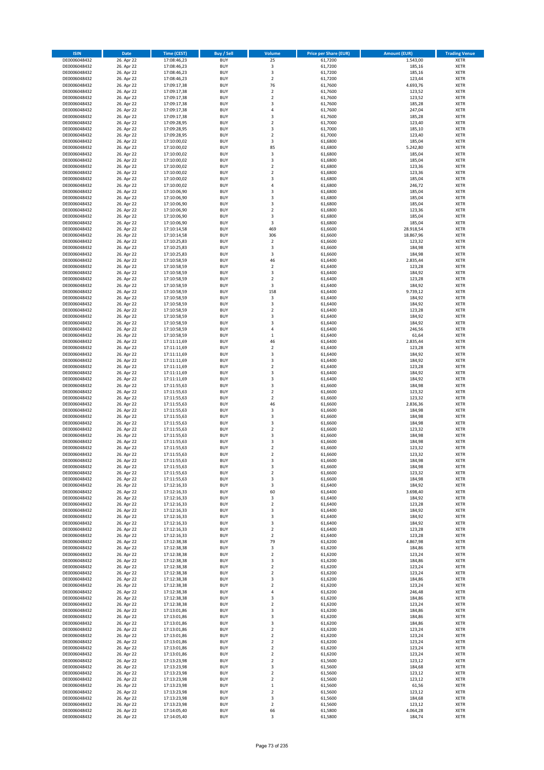| ISIN | Date | Time (CEST) | Buy / Sell | Volume | Price per Share (EUR) | Amount (EUR) | Trading Venue |
|---|---|---|---|---|---|---|---|
| DE0006048432 | 26. Apr 22 | 17:08:46,23 | BUY | 25 | 61,7200 | 1.543,00 | XETR |
| DE0006048432 | 26. Apr 22 | 17:08:46,23 | BUY | 3 | 61,7200 | 185,16 | XETR |
| DE0006048432 | 26. Apr 22 | 17:08:46,23 | BUY | 3 | 61,7200 | 185,16 | XETR |
| DE0006048432 | 26. Apr 22 | 17:08:46,23 | BUY | 2 | 61,7200 | 123,44 | XETR |
| DE0006048432 | 26. Apr 22 | 17:09:17,38 | BUY | 76 | 61,7600 | 4.693,76 | XETR |
| DE0006048432 | 26. Apr 22 | 17:09:17,38 | BUY | 2 | 61,7600 | 123,52 | XETR |
| DE0006048432 | 26. Apr 22 | 17:09:17,38 | BUY | 2 | 61,7600 | 123,52 | XETR |
| DE0006048432 | 26. Apr 22 | 17:09:17,38 | BUY | 3 | 61,7600 | 185,28 | XETR |
| DE0006048432 | 26. Apr 22 | 17:09:17,38 | BUY | 4 | 61,7600 | 247,04 | XETR |
| DE0006048432 | 26. Apr 22 | 17:09:17,38 | BUY | 3 | 61,7600 | 185,28 | XETR |
| DE0006048432 | 26. Apr 22 | 17:09:28,95 | BUY | 2 | 61,7000 | 123,40 | XETR |
| DE0006048432 | 26. Apr 22 | 17:09:28,95 | BUY | 3 | 61,7000 | 185,10 | XETR |
| DE0006048432 | 26. Apr 22 | 17:09:28,95 | BUY | 2 | 61,7000 | 123,40 | XETR |
| DE0006048432 | 26. Apr 22 | 17:10:00,02 | BUY | 3 | 61,6800 | 185,04 | XETR |
| DE0006048432 | 26. Apr 22 | 17:10:00,02 | BUY | 85 | 61,6800 | 5.242,80 | XETR |
| DE0006048432 | 26. Apr 22 | 17:10:00,02 | BUY | 3 | 61,6800 | 185,04 | XETR |
| DE0006048432 | 26. Apr 22 | 17:10:00,02 | BUY | 3 | 61,6800 | 185,04 | XETR |
| DE0006048432 | 26. Apr 22 | 17:10:00,02 | BUY | 2 | 61,6800 | 123,36 | XETR |
| DE0006048432 | 26. Apr 22 | 17:10:00,02 | BUY | 2 | 61,6800 | 123,36 | XETR |
| DE0006048432 | 26. Apr 22 | 17:10:00,02 | BUY | 3 | 61,6800 | 185,04 | XETR |
| DE0006048432 | 26. Apr 22 | 17:10:00,02 | BUY | 4 | 61,6800 | 246,72 | XETR |
| DE0006048432 | 26. Apr 22 | 17:10:06,90 | BUY | 3 | 61,6800 | 185,04 | XETR |
| DE0006048432 | 26. Apr 22 | 17:10:06,90 | BUY | 3 | 61,6800 | 185,04 | XETR |
| DE0006048432 | 26. Apr 22 | 17:10:06,90 | BUY | 3 | 61,6800 | 185,04 | XETR |
| DE0006048432 | 26. Apr 22 | 17:10:06,90 | BUY | 2 | 61,6800 | 123,36 | XETR |
| DE0006048432 | 26. Apr 22 | 17:10:06,90 | BUY | 3 | 61,6800 | 185,04 | XETR |
| DE0006048432 | 26. Apr 22 | 17:10:06,90 | BUY | 3 | 61,6800 | 185,04 | XETR |
| DE0006048432 | 26. Apr 22 | 17:10:14,58 | BUY | 469 | 61,6600 | 28.918,54 | XETR |
| DE0006048432 | 26. Apr 22 | 17:10:14,58 | BUY | 306 | 61,6600 | 18.867,96 | XETR |
| DE0006048432 | 26. Apr 22 | 17:10:25,83 | BUY | 2 | 61,6600 | 123,32 | XETR |
| DE0006048432 | 26. Apr 22 | 17:10:25,83 | BUY | 3 | 61,6600 | 184,98 | XETR |
| DE0006048432 | 26. Apr 22 | 17:10:25,83 | BUY | 3 | 61,6600 | 184,98 | XETR |
| DE0006048432 | 26. Apr 22 | 17:10:58,59 | BUY | 46 | 61,6400 | 2.835,44 | XETR |
| DE0006048432 | 26. Apr 22 | 17:10:58,59 | BUY | 2 | 61,6400 | 123,28 | XETR |
| DE0006048432 | 26. Apr 22 | 17:10:58,59 | BUY | 3 | 61,6400 | 184,92 | XETR |
| DE0006048432 | 26. Apr 22 | 17:10:58,59 | BUY | 2 | 61,6400 | 123,28 | XETR |
| DE0006048432 | 26. Apr 22 | 17:10:58,59 | BUY | 3 | 61,6400 | 184,92 | XETR |
| DE0006048432 | 26. Apr 22 | 17:10:58,59 | BUY | 158 | 61,6400 | 9.739,12 | XETR |
| DE0006048432 | 26. Apr 22 | 17:10:58,59 | BUY | 3 | 61,6400 | 184,92 | XETR |
| DE0006048432 | 26. Apr 22 | 17:10:58,59 | BUY | 3 | 61,6400 | 184,92 | XETR |
| DE0006048432 | 26. Apr 22 | 17:10:58,59 | BUY | 2 | 61,6400 | 123,28 | XETR |
| DE0006048432 | 26. Apr 22 | 17:10:58,59 | BUY | 3 | 61,6400 | 184,92 | XETR |
| DE0006048432 | 26. Apr 22 | 17:10:58,59 | BUY | 3 | 61,6400 | 184,92 | XETR |
| DE0006048432 | 26. Apr 22 | 17:10:58,59 | BUY | 4 | 61,6400 | 246,56 | XETR |
| DE0006048432 | 26. Apr 22 | 17:10:58,59 | BUY | 1 | 61,6400 | 61,64 | XETR |
| DE0006048432 | 26. Apr 22 | 17:11:11,69 | BUY | 46 | 61,6400 | 2.835,44 | XETR |
| DE0006048432 | 26. Apr 22 | 17:11:11,69 | BUY | 2 | 61,6400 | 123,28 | XETR |
| DE0006048432 | 26. Apr 22 | 17:11:11,69 | BUY | 3 | 61,6400 | 184,92 | XETR |
| DE0006048432 | 26. Apr 22 | 17:11:11,69 | BUY | 3 | 61,6400 | 184,92 | XETR |
| DE0006048432 | 26. Apr 22 | 17:11:11,69 | BUY | 2 | 61,6400 | 123,28 | XETR |
| DE0006048432 | 26. Apr 22 | 17:11:11,69 | BUY | 3 | 61,6400 | 184,92 | XETR |
| DE0006048432 | 26. Apr 22 | 17:11:11,69 | BUY | 3 | 61,6400 | 184,92 | XETR |
| DE0006048432 | 26. Apr 22 | 17:11:55,63 | BUY | 3 | 61,6600 | 184,98 | XETR |
| DE0006048432 | 26. Apr 22 | 17:11:55,63 | BUY | 2 | 61,6600 | 123,32 | XETR |
| DE0006048432 | 26. Apr 22 | 17:11:55,63 | BUY | 2 | 61,6600 | 123,32 | XETR |
| DE0006048432 | 26. Apr 22 | 17:11:55,63 | BUY | 46 | 61,6600 | 2.836,36 | XETR |
| DE0006048432 | 26. Apr 22 | 17:11:55,63 | BUY | 3 | 61,6600 | 184,98 | XETR |
| DE0006048432 | 26. Apr 22 | 17:11:55,63 | BUY | 3 | 61,6600 | 184,98 | XETR |
| DE0006048432 | 26. Apr 22 | 17:11:55,63 | BUY | 3 | 61,6600 | 184,98 | XETR |
| DE0006048432 | 26. Apr 22 | 17:11:55,63 | BUY | 2 | 61,6600 | 123,32 | XETR |
| DE0006048432 | 26. Apr 22 | 17:11:55,63 | BUY | 3 | 61,6600 | 184,98 | XETR |
| DE0006048432 | 26. Apr 22 | 17:11:55,63 | BUY | 3 | 61,6600 | 184,98 | XETR |
| DE0006048432 | 26. Apr 22 | 17:11:55,63 | BUY | 2 | 61,6600 | 123,32 | XETR |
| DE0006048432 | 26. Apr 22 | 17:11:55,63 | BUY | 2 | 61,6600 | 123,32 | XETR |
| DE0006048432 | 26. Apr 22 | 17:11:55,63 | BUY | 3 | 61,6600 | 184,98 | XETR |
| DE0006048432 | 26. Apr 22 | 17:11:55,63 | BUY | 3 | 61,6600 | 184,98 | XETR |
| DE0006048432 | 26. Apr 22 | 17:11:55,63 | BUY | 2 | 61,6600 | 123,32 | XETR |
| DE0006048432 | 26. Apr 22 | 17:11:55,63 | BUY | 3 | 61,6600 | 184,98 | XETR |
| DE0006048432 | 26. Apr 22 | 17:12:16,33 | BUY | 3 | 61,6400 | 184,92 | XETR |
| DE0006048432 | 26. Apr 22 | 17:12:16,33 | BUY | 60 | 61,6400 | 3.698,40 | XETR |
| DE0006048432 | 26. Apr 22 | 17:12:16,33 | BUY | 3 | 61,6400 | 184,92 | XETR |
| DE0006048432 | 26. Apr 22 | 17:12:16,33 | BUY | 2 | 61,6400 | 123,28 | XETR |
| DE0006048432 | 26. Apr 22 | 17:12:16,33 | BUY | 3 | 61,6400 | 184,92 | XETR |
| DE0006048432 | 26. Apr 22 | 17:12:16,33 | BUY | 3 | 61,6400 | 184,92 | XETR |
| DE0006048432 | 26. Apr 22 | 17:12:16,33 | BUY | 3 | 61,6400 | 184,92 | XETR |
| DE0006048432 | 26. Apr 22 | 17:12:16,33 | BUY | 2 | 61,6400 | 123,28 | XETR |
| DE0006048432 | 26. Apr 22 | 17:12:16,33 | BUY | 2 | 61,6400 | 123,28 | XETR |
| DE0006048432 | 26. Apr 22 | 17:12:38,38 | BUY | 79 | 61,6200 | 4.867,98 | XETR |
| DE0006048432 | 26. Apr 22 | 17:12:38,38 | BUY | 3 | 61,6200 | 184,86 | XETR |
| DE0006048432 | 26. Apr 22 | 17:12:38,38 | BUY | 2 | 61,6200 | 123,24 | XETR |
| DE0006048432 | 26. Apr 22 | 17:12:38,38 | BUY | 3 | 61,6200 | 184,86 | XETR |
| DE0006048432 | 26. Apr 22 | 17:12:38,38 | BUY | 2 | 61,6200 | 123,24 | XETR |
| DE0006048432 | 26. Apr 22 | 17:12:38,38 | BUY | 2 | 61,6200 | 123,24 | XETR |
| DE0006048432 | 26. Apr 22 | 17:12:38,38 | BUY | 3 | 61,6200 | 184,86 | XETR |
| DE0006048432 | 26. Apr 22 | 17:12:38,38 | BUY | 2 | 61,6200 | 123,24 | XETR |
| DE0006048432 | 26. Apr 22 | 17:12:38,38 | BUY | 4 | 61,6200 | 246,48 | XETR |
| DE0006048432 | 26. Apr 22 | 17:12:38,38 | BUY | 3 | 61,6200 | 184,86 | XETR |
| DE0006048432 | 26. Apr 22 | 17:12:38,38 | BUY | 2 | 61,6200 | 123,24 | XETR |
| DE0006048432 | 26. Apr 22 | 17:13:01,86 | BUY | 3 | 61,6200 | 184,86 | XETR |
| DE0006048432 | 26. Apr 22 | 17:13:01,86 | BUY | 3 | 61,6200 | 184,86 | XETR |
| DE0006048432 | 26. Apr 22 | 17:13:01,86 | BUY | 3 | 61,6200 | 184,86 | XETR |
| DE0006048432 | 26. Apr 22 | 17:13:01,86 | BUY | 2 | 61,6200 | 123,24 | XETR |
| DE0006048432 | 26. Apr 22 | 17:13:01,86 | BUY | 2 | 61,6200 | 123,24 | XETR |
| DE0006048432 | 26. Apr 22 | 17:13:01,86 | BUY | 2 | 61,6200 | 123,24 | XETR |
| DE0006048432 | 26. Apr 22 | 17:13:01,86 | BUY | 2 | 61,6200 | 123,24 | XETR |
| DE0006048432 | 26. Apr 22 | 17:13:01,86 | BUY | 2 | 61,6200 | 123,24 | XETR |
| DE0006048432 | 26. Apr 22 | 17:13:23,98 | BUY | 2 | 61,5600 | 123,12 | XETR |
| DE0006048432 | 26. Apr 22 | 17:13:23,98 | BUY | 3 | 61,5600 | 184,68 | XETR |
| DE0006048432 | 26. Apr 22 | 17:13:23,98 | BUY | 2 | 61,5600 | 123,12 | XETR |
| DE0006048432 | 26. Apr 22 | 17:13:23,98 | BUY | 2 | 61,5600 | 123,12 | XETR |
| DE0006048432 | 26. Apr 22 | 17:13:23,98 | BUY | 1 | 61,5600 | 61,56 | XETR |
| DE0006048432 | 26. Apr 22 | 17:13:23,98 | BUY | 2 | 61,5600 | 123,12 | XETR |
| DE0006048432 | 26. Apr 22 | 17:13:23,98 | BUY | 3 | 61,5600 | 184,68 | XETR |
| DE0006048432 | 26. Apr 22 | 17:13:23,98 | BUY | 2 | 61,5600 | 123,12 | XETR |
| DE0006048432 | 26. Apr 22 | 17:14:05,40 | BUY | 66 | 61,5800 | 4.064,28 | XETR |
| DE0006048432 | 26. Apr 22 | 17:14:05,40 | BUY | 3 | 61,5800 | 184,74 | XETR |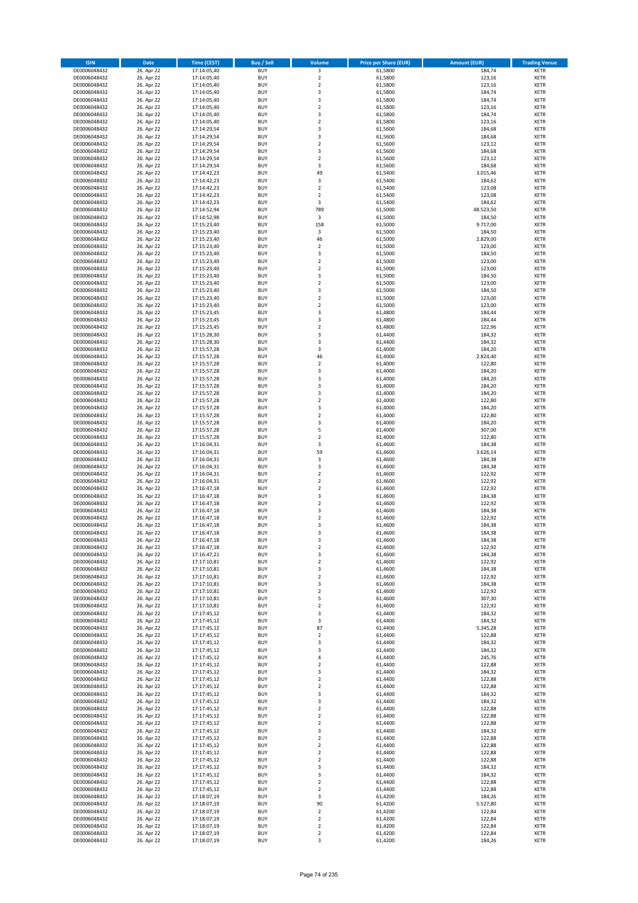| ISIN | Date | Time (CEST) | Buy / Sell | Volume | Price per Share (EUR) | Amount (EUR) | Trading Venue |
|---|---|---|---|---|---|---|---|
| DE0006048432 | 26. Apr 22 | 17:14:05,40 | BUY | 3 | 61,5800 | 184,74 | XETR |
| DE0006048432 | 26. Apr 22 | 17:14:05,40 | BUY | 2 | 61,5800 | 123,16 | XETR |
| DE0006048432 | 26. Apr 22 | 17:14:05,40 | BUY | 2 | 61,5800 | 123,16 | XETR |
| DE0006048432 | 26. Apr 22 | 17:14:05,40 | BUY | 3 | 61,5800 | 184,74 | XETR |
| DE0006048432 | 26. Apr 22 | 17:14:05,40 | BUY | 3 | 61,5800 | 184,74 | XETR |
| DE0006048432 | 26. Apr 22 | 17:14:05,40 | BUY | 2 | 61,5800 | 123,16 | XETR |
| DE0006048432 | 26. Apr 22 | 17:14:05,40 | BUY | 3 | 61,5800 | 184,74 | XETR |
| DE0006048432 | 26. Apr 22 | 17:14:05,40 | BUY | 2 | 61,5800 | 123,16 | XETR |
| DE0006048432 | 26. Apr 22 | 17:14:29,54 | BUY | 3 | 61,5600 | 184,68 | XETR |
| DE0006048432 | 26. Apr 22 | 17:14:29,54 | BUY | 3 | 61,5600 | 184,68 | XETR |
| DE0006048432 | 26. Apr 22 | 17:14:29,54 | BUY | 2 | 61,5600 | 123,12 | XETR |
| DE0006048432 | 26. Apr 22 | 17:14:29,54 | BUY | 3 | 61,5600 | 184,68 | XETR |
| DE0006048432 | 26. Apr 22 | 17:14:29,54 | BUY | 2 | 61,5600 | 123,12 | XETR |
| DE0006048432 | 26. Apr 22 | 17:14:29,54 | BUY | 3 | 61,5600 | 184,68 | XETR |
| DE0006048432 | 26. Apr 22 | 17:14:42,23 | BUY | 49 | 61,5400 | 3.015,46 | XETR |
| DE0006048432 | 26. Apr 22 | 17:14:42,23 | BUY | 3 | 61,5400 | 184,62 | XETR |
| DE0006048432 | 26. Apr 22 | 17:14:42,23 | BUY | 2 | 61,5400 | 123,08 | XETR |
| DE0006048432 | 26. Apr 22 | 17:14:42,23 | BUY | 2 | 61,5400 | 123,08 | XETR |
| DE0006048432 | 26. Apr 22 | 17:14:42,23 | BUY | 3 | 61,5400 | 184,62 | XETR |
| DE0006048432 | 26. Apr 22 | 17:14:52,94 | BUY | 789 | 61,5000 | 48.523,50 | XETR |
| DE0006048432 | 26. Apr 22 | 17:14:52,98 | BUY | 3 | 61,5000 | 184,50 | XETR |
| DE0006048432 | 26. Apr 22 | 17:15:23,40 | BUY | 158 | 61,5000 | 9.717,00 | XETR |
| DE0006048432 | 26. Apr 22 | 17:15:23,40 | BUY | 3 | 61,5000 | 184,50 | XETR |
| DE0006048432 | 26. Apr 22 | 17:15:23,40 | BUY | 46 | 61,5000 | 2.829,00 | XETR |
| DE0006048432 | 26. Apr 22 | 17:15:23,40 | BUY | 2 | 61,5000 | 123,00 | XETR |
| DE0006048432 | 26. Apr 22 | 17:15:23,40 | BUY | 3 | 61,5000 | 184,50 | XETR |
| DE0006048432 | 26. Apr 22 | 17:15:23,40 | BUY | 2 | 61,5000 | 123,00 | XETR |
| DE0006048432 | 26. Apr 22 | 17:15:23,40 | BUY | 2 | 61,5000 | 123,00 | XETR |
| DE0006048432 | 26. Apr 22 | 17:15:23,40 | BUY | 3 | 61,5000 | 184,50 | XETR |
| DE0006048432 | 26. Apr 22 | 17:15:23,40 | BUY | 2 | 61,5000 | 123,00 | XETR |
| DE0006048432 | 26. Apr 22 | 17:15:23,40 | BUY | 3 | 61,5000 | 184,50 | XETR |
| DE0006048432 | 26. Apr 22 | 17:15:23,40 | BUY | 2 | 61,5000 | 123,00 | XETR |
| DE0006048432 | 26. Apr 22 | 17:15:23,40 | BUY | 2 | 61,5000 | 123,00 | XETR |
| DE0006048432 | 26. Apr 22 | 17:15:23,45 | BUY | 3 | 61,4800 | 184,44 | XETR |
| DE0006048432 | 26. Apr 22 | 17:15:23,45 | BUY | 3 | 61,4800 | 184,44 | XETR |
| DE0006048432 | 26. Apr 22 | 17:15:23,45 | BUY | 2 | 61,4800 | 122,96 | XETR |
| DE0006048432 | 26. Apr 22 | 17:15:28,30 | BUY | 3 | 61,4400 | 184,32 | XETR |
| DE0006048432 | 26. Apr 22 | 17:15:28,30 | BUY | 3 | 61,4400 | 184,32 | XETR |
| DE0006048432 | 26. Apr 22 | 17:15:57,28 | BUY | 3 | 61,4000 | 184,20 | XETR |
| DE0006048432 | 26. Apr 22 | 17:15:57,28 | BUY | 46 | 61,4000 | 2.824,40 | XETR |
| DE0006048432 | 26. Apr 22 | 17:15:57,28 | BUY | 2 | 61,4000 | 122,80 | XETR |
| DE0006048432 | 26. Apr 22 | 17:15:57,28 | BUY | 3 | 61,4000 | 184,20 | XETR |
| DE0006048432 | 26. Apr 22 | 17:15:57,28 | BUY | 3 | 61,4000 | 184,20 | XETR |
| DE0006048432 | 26. Apr 22 | 17:15:57,28 | BUY | 3 | 61,4000 | 184,20 | XETR |
| DE0006048432 | 26. Apr 22 | 17:15:57,28 | BUY | 3 | 61,4000 | 184,20 | XETR |
| DE0006048432 | 26. Apr 22 | 17:15:57,28 | BUY | 2 | 61,4000 | 122,80 | XETR |
| DE0006048432 | 26. Apr 22 | 17:15:57,28 | BUY | 3 | 61,4000 | 184,20 | XETR |
| DE0006048432 | 26. Apr 22 | 17:15:57,28 | BUY | 2 | 61,4000 | 122,80 | XETR |
| DE0006048432 | 26. Apr 22 | 17:15:57,28 | BUY | 3 | 61,4000 | 184,20 | XETR |
| DE0006048432 | 26. Apr 22 | 17:15:57,28 | BUY | 5 | 61,4000 | 307,00 | XETR |
| DE0006048432 | 26. Apr 22 | 17:15:57,28 | BUY | 2 | 61,4000 | 122,80 | XETR |
| DE0006048432 | 26. Apr 22 | 17:16:04,31 | BUY | 3 | 61,4600 | 184,38 | XETR |
| DE0006048432 | 26. Apr 22 | 17:16:04,31 | BUY | 59 | 61,4600 | 3.626,14 | XETR |
| DE0006048432 | 26. Apr 22 | 17:16:04,31 | BUY | 3 | 61,4600 | 184,38 | XETR |
| DE0006048432 | 26. Apr 22 | 17:16:04,31 | BUY | 3 | 61,4600 | 184,38 | XETR |
| DE0006048432 | 26. Apr 22 | 17:16:04,31 | BUY | 2 | 61,4600 | 122,92 | XETR |
| DE0006048432 | 26. Apr 22 | 17:16:04,31 | BUY | 2 | 61,4600 | 122,92 | XETR |
| DE0006048432 | 26. Apr 22 | 17:16:47,18 | BUY | 2 | 61,4600 | 122,92 | XETR |
| DE0006048432 | 26. Apr 22 | 17:16:47,18 | BUY | 3 | 61,4600 | 184,38 | XETR |
| DE0006048432 | 26. Apr 22 | 17:16:47,18 | BUY | 2 | 61,4600 | 122,92 | XETR |
| DE0006048432 | 26. Apr 22 | 17:16:47,18 | BUY | 3 | 61,4600 | 184,38 | XETR |
| DE0006048432 | 26. Apr 22 | 17:16:47,18 | BUY | 2 | 61,4600 | 122,92 | XETR |
| DE0006048432 | 26. Apr 22 | 17:16:47,18 | BUY | 3 | 61,4600 | 184,38 | XETR |
| DE0006048432 | 26. Apr 22 | 17:16:47,18 | BUY | 3 | 61,4600 | 184,38 | XETR |
| DE0006048432 | 26. Apr 22 | 17:16:47,18 | BUY | 3 | 61,4600 | 184,38 | XETR |
| DE0006048432 | 26. Apr 22 | 17:16:47,18 | BUY | 2 | 61,4600 | 122,92 | XETR |
| DE0006048432 | 26. Apr 22 | 17:16:47,21 | BUY | 3 | 61,4600 | 184,38 | XETR |
| DE0006048432 | 26. Apr 22 | 17:17:10,81 | BUY | 2 | 61,4600 | 122,92 | XETR |
| DE0006048432 | 26. Apr 22 | 17:17:10,81 | BUY | 3 | 61,4600 | 184,38 | XETR |
| DE0006048432 | 26. Apr 22 | 17:17:10,81 | BUY | 2 | 61,4600 | 122,92 | XETR |
| DE0006048432 | 26. Apr 22 | 17:17:10,81 | BUY | 3 | 61,4600 | 184,38 | XETR |
| DE0006048432 | 26. Apr 22 | 17:17:10,81 | BUY | 2 | 61,4600 | 122,92 | XETR |
| DE0006048432 | 26. Apr 22 | 17:17:10,81 | BUY | 5 | 61,4600 | 307,30 | XETR |
| DE0006048432 | 26. Apr 22 | 17:17:10,81 | BUY | 2 | 61,4600 | 122,92 | XETR |
| DE0006048432 | 26. Apr 22 | 17:17:45,12 | BUY | 3 | 61,4400 | 184,32 | XETR |
| DE0006048432 | 26. Apr 22 | 17:17:45,12 | BUY | 3 | 61,4400 | 184,32 | XETR |
| DE0006048432 | 26. Apr 22 | 17:17:45,12 | BUY | 87 | 61,4400 | 5.345,28 | XETR |
| DE0006048432 | 26. Apr 22 | 17:17:45,12 | BUY | 2 | 61,4400 | 122,88 | XETR |
| DE0006048432 | 26. Apr 22 | 17:17:45,12 | BUY | 3 | 61,4400 | 184,32 | XETR |
| DE0006048432 | 26. Apr 22 | 17:17:45,12 | BUY | 3 | 61,4400 | 184,32 | XETR |
| DE0006048432 | 26. Apr 22 | 17:17:45,12 | BUY | 4 | 61,4400 | 245,76 | XETR |
| DE0006048432 | 26. Apr 22 | 17:17:45,12 | BUY | 2 | 61,4400 | 122,88 | XETR |
| DE0006048432 | 26. Apr 22 | 17:17:45,12 | BUY | 3 | 61,4400 | 184,32 | XETR |
| DE0006048432 | 26. Apr 22 | 17:17:45,12 | BUY | 2 | 61,4400 | 122,88 | XETR |
| DE0006048432 | 26. Apr 22 | 17:17:45,12 | BUY | 2 | 61,4400 | 122,88 | XETR |
| DE0006048432 | 26. Apr 22 | 17:17:45,12 | BUY | 3 | 61,4400 | 184,32 | XETR |
| DE0006048432 | 26. Apr 22 | 17:17:45,12 | BUY | 3 | 61,4400 | 184,32 | XETR |
| DE0006048432 | 26. Apr 22 | 17:17:45,12 | BUY | 2 | 61,4400 | 122,88 | XETR |
| DE0006048432 | 26. Apr 22 | 17:17:45,12 | BUY | 2 | 61,4400 | 122,88 | XETR |
| DE0006048432 | 26. Apr 22 | 17:17:45,12 | BUY | 2 | 61,4400 | 122,88 | XETR |
| DE0006048432 | 26. Apr 22 | 17:17:45,12 | BUY | 3 | 61,4400 | 184,32 | XETR |
| DE0006048432 | 26. Apr 22 | 17:17:45,12 | BUY | 2 | 61,4400 | 122,88 | XETR |
| DE0006048432 | 26. Apr 22 | 17:17:45,12 | BUY | 2 | 61,4400 | 122,88 | XETR |
| DE0006048432 | 26. Apr 22 | 17:17:45,12 | BUY | 2 | 61,4400 | 122,88 | XETR |
| DE0006048432 | 26. Apr 22 | 17:17:45,12 | BUY | 2 | 61,4400 | 122,88 | XETR |
| DE0006048432 | 26. Apr 22 | 17:17:45,12 | BUY | 3 | 61,4400 | 184,32 | XETR |
| DE0006048432 | 26. Apr 22 | 17:17:45,12 | BUY | 3 | 61,4400 | 184,32 | XETR |
| DE0006048432 | 26. Apr 22 | 17:17:45,12 | BUY | 2 | 61,4400 | 122,88 | XETR |
| DE0006048432 | 26. Apr 22 | 17:17:45,12 | BUY | 2 | 61,4400 | 122,88 | XETR |
| DE0006048432 | 26. Apr 22 | 17:18:07,19 | BUY | 3 | 61,4200 | 184,26 | XETR |
| DE0006048432 | 26. Apr 22 | 17:18:07,19 | BUY | 90 | 61,4200 | 5.527,80 | XETR |
| DE0006048432 | 26. Apr 22 | 17:18:07,19 | BUY | 2 | 61,4200 | 122,84 | XETR |
| DE0006048432 | 26. Apr 22 | 17:18:07,19 | BUY | 2 | 61,4200 | 122,84 | XETR |
| DE0006048432 | 26. Apr 22 | 17:18:07,19 | BUY | 2 | 61,4200 | 122,84 | XETR |
| DE0006048432 | 26. Apr 22 | 17:18:07,19 | BUY | 2 | 61,4200 | 122,84 | XETR |
| DE0006048432 | 26. Apr 22 | 17:18:07,19 | BUY | 3 | 61,4200 | 184,26 | XETR |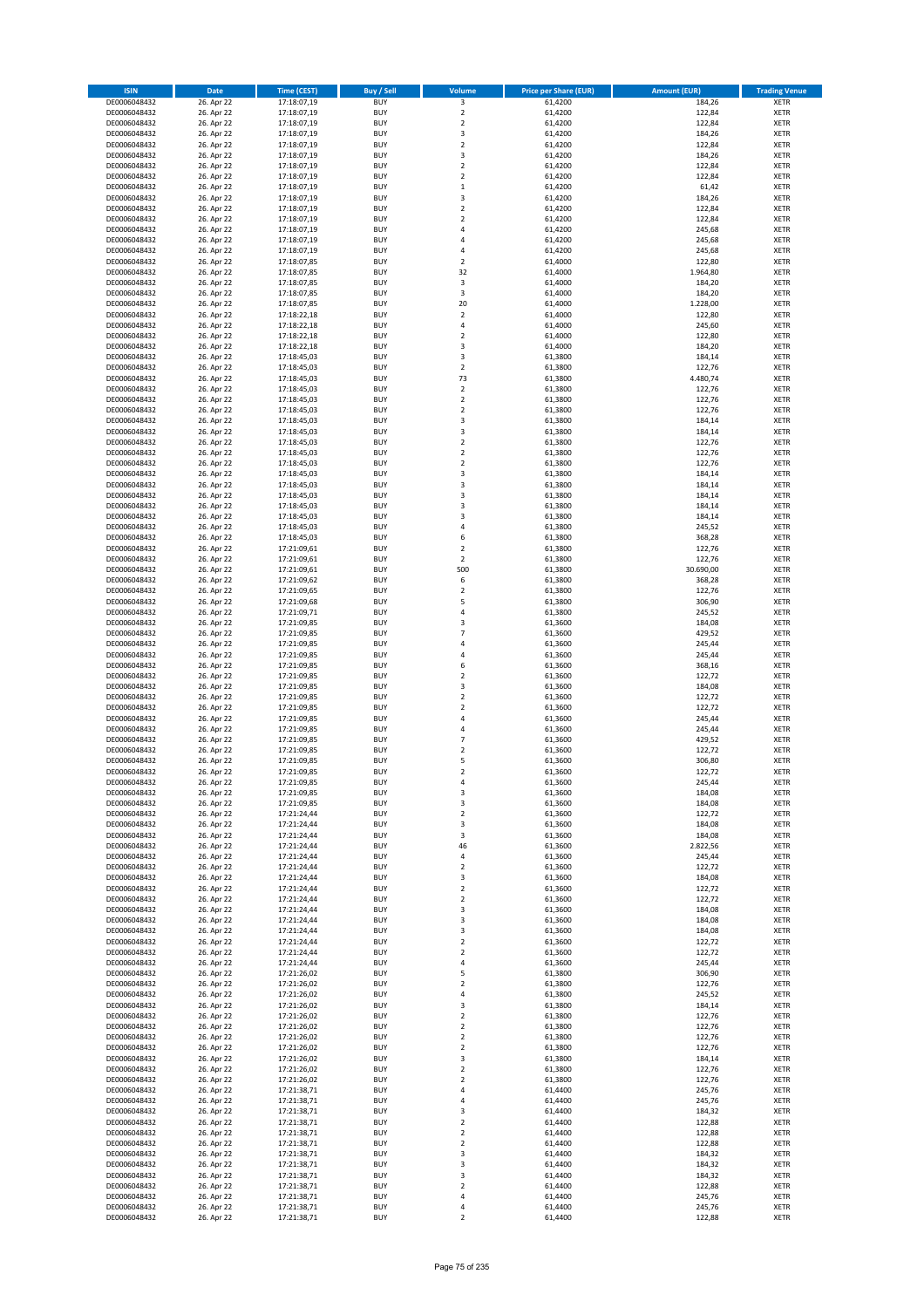| ISIN | Date | Time (CEST) | Buy / Sell | Volume | Price per Share (EUR) | Amount (EUR) | Trading Venue |
|---|---|---|---|---|---|---|---|
| DE0006048432 | 26. Apr 22 | 17:18:07,19 | BUY | 3 | 61,4200 | 184,26 | XETR |
| DE0006048432 | 26. Apr 22 | 17:18:07,19 | BUY | 2 | 61,4200 | 122,84 | XETR |
| DE0006048432 | 26. Apr 22 | 17:18:07,19 | BUY | 2 | 61,4200 | 122,84 | XETR |
| DE0006048432 | 26. Apr 22 | 17:18:07,19 | BUY | 3 | 61,4200 | 184,26 | XETR |
| DE0006048432 | 26. Apr 22 | 17:18:07,19 | BUY | 2 | 61,4200 | 122,84 | XETR |
| DE0006048432 | 26. Apr 22 | 17:18:07,19 | BUY | 3 | 61,4200 | 184,26 | XETR |
| DE0006048432 | 26. Apr 22 | 17:18:07,19 | BUY | 2 | 61,4200 | 122,84 | XETR |
| DE0006048432 | 26. Apr 22 | 17:18:07,19 | BUY | 2 | 61,4200 | 122,84 | XETR |
| DE0006048432 | 26. Apr 22 | 17:18:07,19 | BUY | 1 | 61,4200 | 61,42 | XETR |
| DE0006048432 | 26. Apr 22 | 17:18:07,19 | BUY | 3 | 61,4200 | 184,26 | XETR |
| DE0006048432 | 26. Apr 22 | 17:18:07,19 | BUY | 2 | 61,4200 | 122,84 | XETR |
| DE0006048432 | 26. Apr 22 | 17:18:07,19 | BUY | 2 | 61,4200 | 122,84 | XETR |
| DE0006048432 | 26. Apr 22 | 17:18:07,19 | BUY | 4 | 61,4200 | 245,68 | XETR |
| DE0006048432 | 26. Apr 22 | 17:18:07,19 | BUY | 4 | 61,4200 | 245,68 | XETR |
| DE0006048432 | 26. Apr 22 | 17:18:07,19 | BUY | 4 | 61,4200 | 245,68 | XETR |
| DE0006048432 | 26. Apr 22 | 17:18:07,85 | BUY | 2 | 61,4000 | 122,80 | XETR |
| DE0006048432 | 26. Apr 22 | 17:18:07,85 | BUY | 32 | 61,4000 | 1.964,80 | XETR |
| DE0006048432 | 26. Apr 22 | 17:18:07,85 | BUY | 3 | 61,4000 | 184,20 | XETR |
| DE0006048432 | 26. Apr 22 | 17:18:07,85 | BUY | 3 | 61,4000 | 184,20 | XETR |
| DE0006048432 | 26. Apr 22 | 17:18:07,85 | BUY | 20 | 61,4000 | 1.228,00 | XETR |
| DE0006048432 | 26. Apr 22 | 17:18:22,18 | BUY | 2 | 61,4000 | 122,80 | XETR |
| DE0006048432 | 26. Apr 22 | 17:18:22,18 | BUY | 4 | 61,4000 | 245,60 | XETR |
| DE0006048432 | 26. Apr 22 | 17:18:22,18 | BUY | 2 | 61,4000 | 122,80 | XETR |
| DE0006048432 | 26. Apr 22 | 17:18:22,18 | BUY | 3 | 61,4000 | 184,20 | XETR |
| DE0006048432 | 26. Apr 22 | 17:18:45,03 | BUY | 3 | 61,3800 | 184,14 | XETR |
| DE0006048432 | 26. Apr 22 | 17:18:45,03 | BUY | 2 | 61,3800 | 122,76 | XETR |
| DE0006048432 | 26. Apr 22 | 17:18:45,03 | BUY | 73 | 61,3800 | 4.480,74 | XETR |
| DE0006048432 | 26. Apr 22 | 17:18:45,03 | BUY | 2 | 61,3800 | 122,76 | XETR |
| DE0006048432 | 26. Apr 22 | 17:18:45,03 | BUY | 2 | 61,3800 | 122,76 | XETR |
| DE0006048432 | 26. Apr 22 | 17:18:45,03 | BUY | 2 | 61,3800 | 122,76 | XETR |
| DE0006048432 | 26. Apr 22 | 17:18:45,03 | BUY | 3 | 61,3800 | 184,14 | XETR |
| DE0006048432 | 26. Apr 22 | 17:18:45,03 | BUY | 3 | 61,3800 | 184,14 | XETR |
| DE0006048432 | 26. Apr 22 | 17:18:45,03 | BUY | 2 | 61,3800 | 122,76 | XETR |
| DE0006048432 | 26. Apr 22 | 17:18:45,03 | BUY | 2 | 61,3800 | 122,76 | XETR |
| DE0006048432 | 26. Apr 22 | 17:18:45,03 | BUY | 2 | 61,3800 | 122,76 | XETR |
| DE0006048432 | 26. Apr 22 | 17:18:45,03 | BUY | 3 | 61,3800 | 184,14 | XETR |
| DE0006048432 | 26. Apr 22 | 17:18:45,03 | BUY | 3 | 61,3800 | 184,14 | XETR |
| DE0006048432 | 26. Apr 22 | 17:18:45,03 | BUY | 3 | 61,3800 | 184,14 | XETR |
| DE0006048432 | 26. Apr 22 | 17:18:45,03 | BUY | 3 | 61,3800 | 184,14 | XETR |
| DE0006048432 | 26. Apr 22 | 17:18:45,03 | BUY | 3 | 61,3800 | 184,14 | XETR |
| DE0006048432 | 26. Apr 22 | 17:18:45,03 | BUY | 4 | 61,3800 | 245,52 | XETR |
| DE0006048432 | 26. Apr 22 | 17:18:45,03 | BUY | 6 | 61,3800 | 368,28 | XETR |
| DE0006048432 | 26. Apr 22 | 17:21:09,61 | BUY | 2 | 61,3800 | 122,76 | XETR |
| DE0006048432 | 26. Apr 22 | 17:21:09,61 | BUY | 2 | 61,3800 | 122,76 | XETR |
| DE0006048432 | 26. Apr 22 | 17:21:09,61 | BUY | 500 | 61,3800 | 30.690,00 | XETR |
| DE0006048432 | 26. Apr 22 | 17:21:09,62 | BUY | 6 | 61,3800 | 368,28 | XETR |
| DE0006048432 | 26. Apr 22 | 17:21:09,65 | BUY | 2 | 61,3800 | 122,76 | XETR |
| DE0006048432 | 26. Apr 22 | 17:21:09,68 | BUY | 5 | 61,3800 | 306,90 | XETR |
| DE0006048432 | 26. Apr 22 | 17:21:09,71 | BUY | 4 | 61,3800 | 245,52 | XETR |
| DE0006048432 | 26. Apr 22 | 17:21:09,85 | BUY | 3 | 61,3600 | 184,08 | XETR |
| DE0006048432 | 26. Apr 22 | 17:21:09,85 | BUY | 7 | 61,3600 | 429,52 | XETR |
| DE0006048432 | 26. Apr 22 | 17:21:09,85 | BUY | 4 | 61,3600 | 245,44 | XETR |
| DE0006048432 | 26. Apr 22 | 17:21:09,85 | BUY | 4 | 61,3600 | 245,44 | XETR |
| DE0006048432 | 26. Apr 22 | 17:21:09,85 | BUY | 6 | 61,3600 | 368,16 | XETR |
| DE0006048432 | 26. Apr 22 | 17:21:09,85 | BUY | 2 | 61,3600 | 122,72 | XETR |
| DE0006048432 | 26. Apr 22 | 17:21:09,85 | BUY | 3 | 61,3600 | 184,08 | XETR |
| DE0006048432 | 26. Apr 22 | 17:21:09,85 | BUY | 2 | 61,3600 | 122,72 | XETR |
| DE0006048432 | 26. Apr 22 | 17:21:09,85 | BUY | 2 | 61,3600 | 122,72 | XETR |
| DE0006048432 | 26. Apr 22 | 17:21:09,85 | BUY | 4 | 61,3600 | 245,44 | XETR |
| DE0006048432 | 26. Apr 22 | 17:21:09,85 | BUY | 4 | 61,3600 | 245,44 | XETR |
| DE0006048432 | 26. Apr 22 | 17:21:09,85 | BUY | 7 | 61,3600 | 429,52 | XETR |
| DE0006048432 | 26. Apr 22 | 17:21:09,85 | BUY | 2 | 61,3600 | 122,72 | XETR |
| DE0006048432 | 26. Apr 22 | 17:21:09,85 | BUY | 5 | 61,3600 | 306,80 | XETR |
| DE0006048432 | 26. Apr 22 | 17:21:09,85 | BUY | 2 | 61,3600 | 122,72 | XETR |
| DE0006048432 | 26. Apr 22 | 17:21:09,85 | BUY | 4 | 61,3600 | 245,44 | XETR |
| DE0006048432 | 26. Apr 22 | 17:21:09,85 | BUY | 3 | 61,3600 | 184,08 | XETR |
| DE0006048432 | 26. Apr 22 | 17:21:09,85 | BUY | 3 | 61,3600 | 184,08 | XETR |
| DE0006048432 | 26. Apr 22 | 17:21:24,44 | BUY | 2 | 61,3600 | 122,72 | XETR |
| DE0006048432 | 26. Apr 22 | 17:21:24,44 | BUY | 3 | 61,3600 | 184,08 | XETR |
| DE0006048432 | 26. Apr 22 | 17:21:24,44 | BUY | 3 | 61,3600 | 184,08 | XETR |
| DE0006048432 | 26. Apr 22 | 17:21:24,44 | BUY | 46 | 61,3600 | 2.822,56 | XETR |
| DE0006048432 | 26. Apr 22 | 17:21:24,44 | BUY | 4 | 61,3600 | 245,44 | XETR |
| DE0006048432 | 26. Apr 22 | 17:21:24,44 | BUY | 2 | 61,3600 | 122,72 | XETR |
| DE0006048432 | 26. Apr 22 | 17:21:24,44 | BUY | 3 | 61,3600 | 184,08 | XETR |
| DE0006048432 | 26. Apr 22 | 17:21:24,44 | BUY | 2 | 61,3600 | 122,72 | XETR |
| DE0006048432 | 26. Apr 22 | 17:21:24,44 | BUY | 2 | 61,3600 | 122,72 | XETR |
| DE0006048432 | 26. Apr 22 | 17:21:24,44 | BUY | 3 | 61,3600 | 184,08 | XETR |
| DE0006048432 | 26. Apr 22 | 17:21:24,44 | BUY | 3 | 61,3600 | 184,08 | XETR |
| DE0006048432 | 26. Apr 22 | 17:21:24,44 | BUY | 3 | 61,3600 | 184,08 | XETR |
| DE0006048432 | 26. Apr 22 | 17:21:24,44 | BUY | 2 | 61,3600 | 122,72 | XETR |
| DE0006048432 | 26. Apr 22 | 17:21:24,44 | BUY | 2 | 61,3600 | 122,72 | XETR |
| DE0006048432 | 26. Apr 22 | 17:21:24,44 | BUY | 4 | 61,3600 | 245,44 | XETR |
| DE0006048432 | 26. Apr 22 | 17:21:26,02 | BUY | 5 | 61,3800 | 306,90 | XETR |
| DE0006048432 | 26. Apr 22 | 17:21:26,02 | BUY | 2 | 61,3800 | 122,76 | XETR |
| DE0006048432 | 26. Apr 22 | 17:21:26,02 | BUY | 4 | 61,3800 | 245,52 | XETR |
| DE0006048432 | 26. Apr 22 | 17:21:26,02 | BUY | 3 | 61,3800 | 184,14 | XETR |
| DE0006048432 | 26. Apr 22 | 17:21:26,02 | BUY | 2 | 61,3800 | 122,76 | XETR |
| DE0006048432 | 26. Apr 22 | 17:21:26,02 | BUY | 2 | 61,3800 | 122,76 | XETR |
| DE0006048432 | 26. Apr 22 | 17:21:26,02 | BUY | 2 | 61,3800 | 122,76 | XETR |
| DE0006048432 | 26. Apr 22 | 17:21:26,02 | BUY | 2 | 61,3800 | 122,76 | XETR |
| DE0006048432 | 26. Apr 22 | 17:21:26,02 | BUY | 3 | 61,3800 | 184,14 | XETR |
| DE0006048432 | 26. Apr 22 | 17:21:26,02 | BUY | 2 | 61,3800 | 122,76 | XETR |
| DE0006048432 | 26. Apr 22 | 17:21:26,02 | BUY | 2 | 61,3800 | 122,76 | XETR |
| DE0006048432 | 26. Apr 22 | 17:21:38,71 | BUY | 4 | 61,4400 | 245,76 | XETR |
| DE0006048432 | 26. Apr 22 | 17:21:38,71 | BUY | 4 | 61,4400 | 245,76 | XETR |
| DE0006048432 | 26. Apr 22 | 17:21:38,71 | BUY | 3 | 61,4400 | 184,32 | XETR |
| DE0006048432 | 26. Apr 22 | 17:21:38,71 | BUY | 2 | 61,4400 | 122,88 | XETR |
| DE0006048432 | 26. Apr 22 | 17:21:38,71 | BUY | 2 | 61,4400 | 122,88 | XETR |
| DE0006048432 | 26. Apr 22 | 17:21:38,71 | BUY | 2 | 61,4400 | 122,88 | XETR |
| DE0006048432 | 26. Apr 22 | 17:21:38,71 | BUY | 3 | 61,4400 | 184,32 | XETR |
| DE0006048432 | 26. Apr 22 | 17:21:38,71 | BUY | 3 | 61,4400 | 184,32 | XETR |
| DE0006048432 | 26. Apr 22 | 17:21:38,71 | BUY | 3 | 61,4400 | 184,32 | XETR |
| DE0006048432 | 26. Apr 22 | 17:21:38,71 | BUY | 2 | 61,4400 | 122,88 | XETR |
| DE0006048432 | 26. Apr 22 | 17:21:38,71 | BUY | 4 | 61,4400 | 245,76 | XETR |
| DE0006048432 | 26. Apr 22 | 17:21:38,71 | BUY | 4 | 61,4400 | 245,76 | XETR |
| DE0006048432 | 26. Apr 22 | 17:21:38,71 | BUY | 2 | 61,4400 | 122,88 | XETR |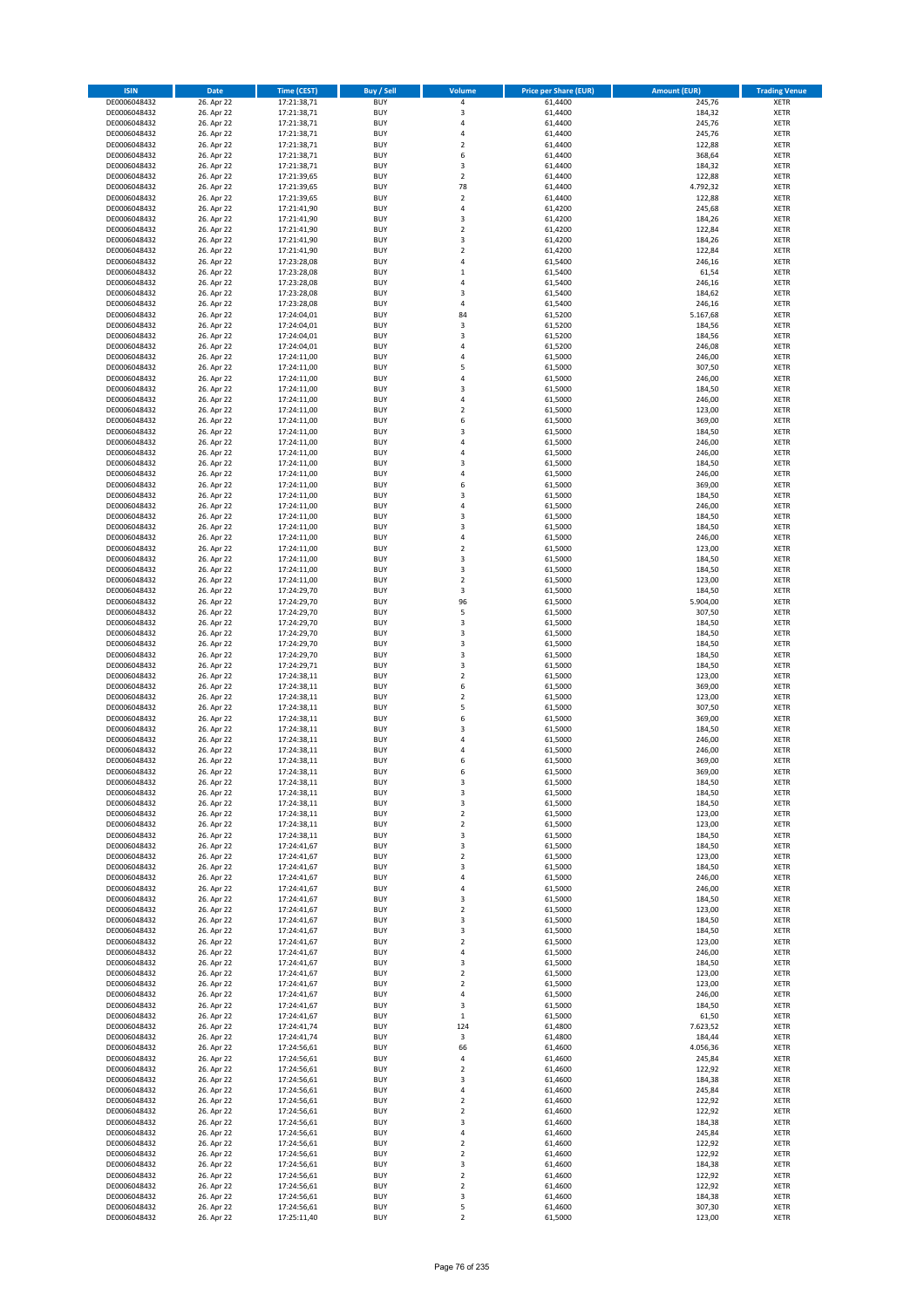| ISIN | Date | Time (CEST) | Buy / Sell | Volume | Price per Share (EUR) | Amount (EUR) | Trading Venue |
|---|---|---|---|---|---|---|---|
| DE0006048432 | 26. Apr 22 | 17:21:38,71 | BUY | 4 | 61,4400 | 245,76 | XETR |
| DE0006048432 | 26. Apr 22 | 17:21:38,71 | BUY | 3 | 61,4400 | 184,32 | XETR |
| DE0006048432 | 26. Apr 22 | 17:21:38,71 | BUY | 4 | 61,4400 | 245,76 | XETR |
| DE0006048432 | 26. Apr 22 | 17:21:38,71 | BUY | 4 | 61,4400 | 245,76 | XETR |
| DE0006048432 | 26. Apr 22 | 17:21:38,71 | BUY | 2 | 61,4400 | 122,88 | XETR |
| DE0006048432 | 26. Apr 22 | 17:21:38,71 | BUY | 6 | 61,4400 | 368,64 | XETR |
| DE0006048432 | 26. Apr 22 | 17:21:38,71 | BUY | 3 | 61,4400 | 184,32 | XETR |
| DE0006048432 | 26. Apr 22 | 17:21:39,65 | BUY | 2 | 61,4400 | 122,88 | XETR |
| DE0006048432 | 26. Apr 22 | 17:21:39,65 | BUY | 78 | 61,4400 | 4.792,32 | XETR |
| DE0006048432 | 26. Apr 22 | 17:21:39,65 | BUY | 2 | 61,4400 | 122,88 | XETR |
| DE0006048432 | 26. Apr 22 | 17:21:41,90 | BUY | 4 | 61,4200 | 245,68 | XETR |
| DE0006048432 | 26. Apr 22 | 17:21:41,90 | BUY | 3 | 61,4200 | 184,26 | XETR |
| DE0006048432 | 26. Apr 22 | 17:21:41,90 | BUY | 2 | 61,4200 | 122,84 | XETR |
| DE0006048432 | 26. Apr 22 | 17:21:41,90 | BUY | 3 | 61,4200 | 184,26 | XETR |
| DE0006048432 | 26. Apr 22 | 17:21:41,90 | BUY | 2 | 61,4200 | 122,84 | XETR |
| DE0006048432 | 26. Apr 22 | 17:23:28,08 | BUY | 4 | 61,5400 | 246,16 | XETR |
| DE0006048432 | 26. Apr 22 | 17:23:28,08 | BUY | 1 | 61,5400 | 61,54 | XETR |
| DE0006048432 | 26. Apr 22 | 17:23:28,08 | BUY | 4 | 61,5400 | 246,16 | XETR |
| DE0006048432 | 26. Apr 22 | 17:23:28,08 | BUY | 3 | 61,5400 | 184,62 | XETR |
| DE0006048432 | 26. Apr 22 | 17:23:28,08 | BUY | 4 | 61,5400 | 246,16 | XETR |
| DE0006048432 | 26. Apr 22 | 17:24:04,01 | BUY | 84 | 61,5200 | 5.167,68 | XETR |
| DE0006048432 | 26. Apr 22 | 17:24:04,01 | BUY | 3 | 61,5200 | 184,56 | XETR |
| DE0006048432 | 26. Apr 22 | 17:24:04,01 | BUY | 3 | 61,5200 | 184,56 | XETR |
| DE0006048432 | 26. Apr 22 | 17:24:04,01 | BUY | 4 | 61,5200 | 246,08 | XETR |
| DE0006048432 | 26. Apr 22 | 17:24:11,00 | BUY | 4 | 61,5000 | 246,00 | XETR |
| DE0006048432 | 26. Apr 22 | 17:24:11,00 | BUY | 5 | 61,5000 | 307,50 | XETR |
| DE0006048432 | 26. Apr 22 | 17:24:11,00 | BUY | 4 | 61,5000 | 246,00 | XETR |
| DE0006048432 | 26. Apr 22 | 17:24:11,00 | BUY | 3 | 61,5000 | 184,50 | XETR |
| DE0006048432 | 26. Apr 22 | 17:24:11,00 | BUY | 4 | 61,5000 | 246,00 | XETR |
| DE0006048432 | 26. Apr 22 | 17:24:11,00 | BUY | 2 | 61,5000 | 123,00 | XETR |
| DE0006048432 | 26. Apr 22 | 17:24:11,00 | BUY | 6 | 61,5000 | 369,00 | XETR |
| DE0006048432 | 26. Apr 22 | 17:24:11,00 | BUY | 3 | 61,5000 | 184,50 | XETR |
| DE0006048432 | 26. Apr 22 | 17:24:11,00 | BUY | 4 | 61,5000 | 246,00 | XETR |
| DE0006048432 | 26. Apr 22 | 17:24:11,00 | BUY | 4 | 61,5000 | 246,00 | XETR |
| DE0006048432 | 26. Apr 22 | 17:24:11,00 | BUY | 3 | 61,5000 | 184,50 | XETR |
| DE0006048432 | 26. Apr 22 | 17:24:11,00 | BUY | 4 | 61,5000 | 246,00 | XETR |
| DE0006048432 | 26. Apr 22 | 17:24:11,00 | BUY | 6 | 61,5000 | 369,00 | XETR |
| DE0006048432 | 26. Apr 22 | 17:24:11,00 | BUY | 3 | 61,5000 | 184,50 | XETR |
| DE0006048432 | 26. Apr 22 | 17:24:11,00 | BUY | 4 | 61,5000 | 246,00 | XETR |
| DE0006048432 | 26. Apr 22 | 17:24:11,00 | BUY | 3 | 61,5000 | 184,50 | XETR |
| DE0006048432 | 26. Apr 22 | 17:24:11,00 | BUY | 3 | 61,5000 | 184,50 | XETR |
| DE0006048432 | 26. Apr 22 | 17:24:11,00 | BUY | 4 | 61,5000 | 246,00 | XETR |
| DE0006048432 | 26. Apr 22 | 17:24:11,00 | BUY | 2 | 61,5000 | 123,00 | XETR |
| DE0006048432 | 26. Apr 22 | 17:24:11,00 | BUY | 3 | 61,5000 | 184,50 | XETR |
| DE0006048432 | 26. Apr 22 | 17:24:11,00 | BUY | 3 | 61,5000 | 184,50 | XETR |
| DE0006048432 | 26. Apr 22 | 17:24:11,00 | BUY | 2 | 61,5000 | 123,00 | XETR |
| DE0006048432 | 26. Apr 22 | 17:24:29,70 | BUY | 3 | 61,5000 | 184,50 | XETR |
| DE0006048432 | 26. Apr 22 | 17:24:29,70 | BUY | 96 | 61,5000 | 5.904,00 | XETR |
| DE0006048432 | 26. Apr 22 | 17:24:29,70 | BUY | 5 | 61,5000 | 307,50 | XETR |
| DE0006048432 | 26. Apr 22 | 17:24:29,70 | BUY | 3 | 61,5000 | 184,50 | XETR |
| DE0006048432 | 26. Apr 22 | 17:24:29,70 | BUY | 3 | 61,5000 | 184,50 | XETR |
| DE0006048432 | 26. Apr 22 | 17:24:29,70 | BUY | 3 | 61,5000 | 184,50 | XETR |
| DE0006048432 | 26. Apr 22 | 17:24:29,70 | BUY | 3 | 61,5000 | 184,50 | XETR |
| DE0006048432 | 26. Apr 22 | 17:24:29,71 | BUY | 3 | 61,5000 | 184,50 | XETR |
| DE0006048432 | 26. Apr 22 | 17:24:38,11 | BUY | 2 | 61,5000 | 123,00 | XETR |
| DE0006048432 | 26. Apr 22 | 17:24:38,11 | BUY | 6 | 61,5000 | 369,00 | XETR |
| DE0006048432 | 26. Apr 22 | 17:24:38,11 | BUY | 2 | 61,5000 | 123,00 | XETR |
| DE0006048432 | 26. Apr 22 | 17:24:38,11 | BUY | 5 | 61,5000 | 307,50 | XETR |
| DE0006048432 | 26. Apr 22 | 17:24:38,11 | BUY | 6 | 61,5000 | 369,00 | XETR |
| DE0006048432 | 26. Apr 22 | 17:24:38,11 | BUY | 3 | 61,5000 | 184,50 | XETR |
| DE0006048432 | 26. Apr 22 | 17:24:38,11 | BUY | 4 | 61,5000 | 246,00 | XETR |
| DE0006048432 | 26. Apr 22 | 17:24:38,11 | BUY | 4 | 61,5000 | 246,00 | XETR |
| DE0006048432 | 26. Apr 22 | 17:24:38,11 | BUY | 6 | 61,5000 | 369,00 | XETR |
| DE0006048432 | 26. Apr 22 | 17:24:38,11 | BUY | 6 | 61,5000 | 369,00 | XETR |
| DE0006048432 | 26. Apr 22 | 17:24:38,11 | BUY | 3 | 61,5000 | 184,50 | XETR |
| DE0006048432 | 26. Apr 22 | 17:24:38,11 | BUY | 3 | 61,5000 | 184,50 | XETR |
| DE0006048432 | 26. Apr 22 | 17:24:38,11 | BUY | 3 | 61,5000 | 184,50 | XETR |
| DE0006048432 | 26. Apr 22 | 17:24:38,11 | BUY | 2 | 61,5000 | 123,00 | XETR |
| DE0006048432 | 26. Apr 22 | 17:24:38,11 | BUY | 2 | 61,5000 | 123,00 | XETR |
| DE0006048432 | 26. Apr 22 | 17:24:38,11 | BUY | 3 | 61,5000 | 184,50 | XETR |
| DE0006048432 | 26. Apr 22 | 17:24:41,67 | BUY | 3 | 61,5000 | 184,50 | XETR |
| DE0006048432 | 26. Apr 22 | 17:24:41,67 | BUY | 2 | 61,5000 | 123,00 | XETR |
| DE0006048432 | 26. Apr 22 | 17:24:41,67 | BUY | 3 | 61,5000 | 184,50 | XETR |
| DE0006048432 | 26. Apr 22 | 17:24:41,67 | BUY | 4 | 61,5000 | 246,00 | XETR |
| DE0006048432 | 26. Apr 22 | 17:24:41,67 | BUY | 4 | 61,5000 | 246,00 | XETR |
| DE0006048432 | 26. Apr 22 | 17:24:41,67 | BUY | 3 | 61,5000 | 184,50 | XETR |
| DE0006048432 | 26. Apr 22 | 17:24:41,67 | BUY | 2 | 61,5000 | 123,00 | XETR |
| DE0006048432 | 26. Apr 22 | 17:24:41,67 | BUY | 3 | 61,5000 | 184,50 | XETR |
| DE0006048432 | 26. Apr 22 | 17:24:41,67 | BUY | 3 | 61,5000 | 184,50 | XETR |
| DE0006048432 | 26. Apr 22 | 17:24:41,67 | BUY | 2 | 61,5000 | 123,00 | XETR |
| DE0006048432 | 26. Apr 22 | 17:24:41,67 | BUY | 4 | 61,5000 | 246,00 | XETR |
| DE0006048432 | 26. Apr 22 | 17:24:41,67 | BUY | 3 | 61,5000 | 184,50 | XETR |
| DE0006048432 | 26. Apr 22 | 17:24:41,67 | BUY | 2 | 61,5000 | 123,00 | XETR |
| DE0006048432 | 26. Apr 22 | 17:24:41,67 | BUY | 2 | 61,5000 | 123,00 | XETR |
| DE0006048432 | 26. Apr 22 | 17:24:41,67 | BUY | 4 | 61,5000 | 246,00 | XETR |
| DE0006048432 | 26. Apr 22 | 17:24:41,67 | BUY | 3 | 61,5000 | 184,50 | XETR |
| DE0006048432 | 26. Apr 22 | 17:24:41,67 | BUY | 1 | 61,5000 | 61,50 | XETR |
| DE0006048432 | 26. Apr 22 | 17:24:41,74 | BUY | 124 | 61,4800 | 7.623,52 | XETR |
| DE0006048432 | 26. Apr 22 | 17:24:41,74 | BUY | 3 | 61,4800 | 184,44 | XETR |
| DE0006048432 | 26. Apr 22 | 17:24:56,61 | BUY | 66 | 61,4600 | 4.056,36 | XETR |
| DE0006048432 | 26. Apr 22 | 17:24:56,61 | BUY | 4 | 61,4600 | 245,84 | XETR |
| DE0006048432 | 26. Apr 22 | 17:24:56,61 | BUY | 2 | 61,4600 | 122,92 | XETR |
| DE0006048432 | 26. Apr 22 | 17:24:56,61 | BUY | 3 | 61,4600 | 184,38 | XETR |
| DE0006048432 | 26. Apr 22 | 17:24:56,61 | BUY | 4 | 61,4600 | 245,84 | XETR |
| DE0006048432 | 26. Apr 22 | 17:24:56,61 | BUY | 2 | 61,4600 | 122,92 | XETR |
| DE0006048432 | 26. Apr 22 | 17:24:56,61 | BUY | 2 | 61,4600 | 122,92 | XETR |
| DE0006048432 | 26. Apr 22 | 17:24:56,61 | BUY | 3 | 61,4600 | 184,38 | XETR |
| DE0006048432 | 26. Apr 22 | 17:24:56,61 | BUY | 4 | 61,4600 | 245,84 | XETR |
| DE0006048432 | 26. Apr 22 | 17:24:56,61 | BUY | 2 | 61,4600 | 122,92 | XETR |
| DE0006048432 | 26. Apr 22 | 17:24:56,61 | BUY | 2 | 61,4600 | 122,92 | XETR |
| DE0006048432 | 26. Apr 22 | 17:24:56,61 | BUY | 3 | 61,4600 | 184,38 | XETR |
| DE0006048432 | 26. Apr 22 | 17:24:56,61 | BUY | 2 | 61,4600 | 122,92 | XETR |
| DE0006048432 | 26. Apr 22 | 17:24:56,61 | BUY | 2 | 61,4600 | 122,92 | XETR |
| DE0006048432 | 26. Apr 22 | 17:24:56,61 | BUY | 3 | 61,4600 | 184,38 | XETR |
| DE0006048432 | 26. Apr 22 | 17:24:56,61 | BUY | 5 | 61,4600 | 307,30 | XETR |
| DE0006048432 | 26. Apr 22 | 17:25:11,40 | BUY | 2 | 61,5000 | 123,00 | XETR |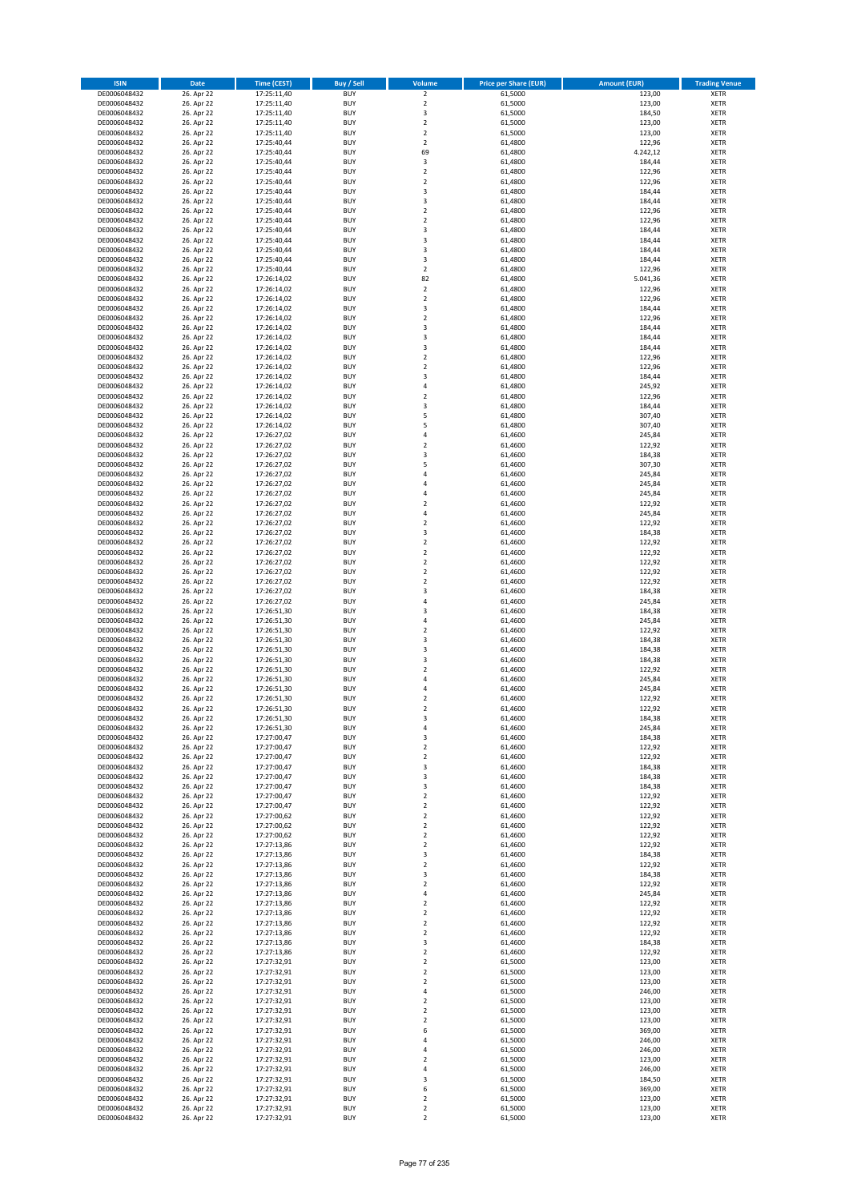| ISIN | Date | Time (CEST) | Buy / Sell | Volume | Price per Share (EUR) | Amount (EUR) | Trading Venue |
|---|---|---|---|---|---|---|---|
| DE0006048432 | 26. Apr 22 | 17:25:11,40 | BUY | 2 | 61,5000 | 123,00 | XETR |
| DE0006048432 | 26. Apr 22 | 17:25:11,40 | BUY | 2 | 61,5000 | 123,00 | XETR |
| DE0006048432 | 26. Apr 22 | 17:25:11,40 | BUY | 3 | 61,5000 | 184,50 | XETR |
| DE0006048432 | 26. Apr 22 | 17:25:11,40 | BUY | 2 | 61,5000 | 123,00 | XETR |
| DE0006048432 | 26. Apr 22 | 17:25:11,40 | BUY | 2 | 61,5000 | 123,00 | XETR |
| DE0006048432 | 26. Apr 22 | 17:25:40,44 | BUY | 2 | 61,4800 | 122,96 | XETR |
| DE0006048432 | 26. Apr 22 | 17:25:40,44 | BUY | 69 | 61,4800 | 4.242,12 | XETR |
| DE0006048432 | 26. Apr 22 | 17:25:40,44 | BUY | 3 | 61,4800 | 184,44 | XETR |
| DE0006048432 | 26. Apr 22 | 17:25:40,44 | BUY | 2 | 61,4800 | 122,96 | XETR |
| DE0006048432 | 26. Apr 22 | 17:25:40,44 | BUY | 2 | 61,4800 | 122,96 | XETR |
| DE0006048432 | 26. Apr 22 | 17:25:40,44 | BUY | 3 | 61,4800 | 184,44 | XETR |
| DE0006048432 | 26. Apr 22 | 17:25:40,44 | BUY | 3 | 61,4800 | 184,44 | XETR |
| DE0006048432 | 26. Apr 22 | 17:25:40,44 | BUY | 2 | 61,4800 | 122,96 | XETR |
| DE0006048432 | 26. Apr 22 | 17:25:40,44 | BUY | 2 | 61,4800 | 122,96 | XETR |
| DE0006048432 | 26. Apr 22 | 17:25:40,44 | BUY | 3 | 61,4800 | 184,44 | XETR |
| DE0006048432 | 26. Apr 22 | 17:25:40,44 | BUY | 3 | 61,4800 | 184,44 | XETR |
| DE0006048432 | 26. Apr 22 | 17:25:40,44 | BUY | 3 | 61,4800 | 184,44 | XETR |
| DE0006048432 | 26. Apr 22 | 17:25:40,44 | BUY | 3 | 61,4800 | 184,44 | XETR |
| DE0006048432 | 26. Apr 22 | 17:25:40,44 | BUY | 2 | 61,4800 | 122,96 | XETR |
| DE0006048432 | 26. Apr 22 | 17:26:14,02 | BUY | 82 | 61,4800 | 5.041,36 | XETR |
| DE0006048432 | 26. Apr 22 | 17:26:14,02 | BUY | 2 | 61,4800 | 122,96 | XETR |
| DE0006048432 | 26. Apr 22 | 17:26:14,02 | BUY | 2 | 61,4800 | 122,96 | XETR |
| DE0006048432 | 26. Apr 22 | 17:26:14,02 | BUY | 3 | 61,4800 | 184,44 | XETR |
| DE0006048432 | 26. Apr 22 | 17:26:14,02 | BUY | 2 | 61,4800 | 122,96 | XETR |
| DE0006048432 | 26. Apr 22 | 17:26:14,02 | BUY | 3 | 61,4800 | 184,44 | XETR |
| DE0006048432 | 26. Apr 22 | 17:26:14,02 | BUY | 3 | 61,4800 | 184,44 | XETR |
| DE0006048432 | 26. Apr 22 | 17:26:14,02 | BUY | 3 | 61,4800 | 184,44 | XETR |
| DE0006048432 | 26. Apr 22 | 17:26:14,02 | BUY | 2 | 61,4800 | 122,96 | XETR |
| DE0006048432 | 26. Apr 22 | 17:26:14,02 | BUY | 2 | 61,4800 | 122,96 | XETR |
| DE0006048432 | 26. Apr 22 | 17:26:14,02 | BUY | 3 | 61,4800 | 184,44 | XETR |
| DE0006048432 | 26. Apr 22 | 17:26:14,02 | BUY | 4 | 61,4800 | 245,92 | XETR |
| DE0006048432 | 26. Apr 22 | 17:26:14,02 | BUY | 2 | 61,4800 | 122,96 | XETR |
| DE0006048432 | 26. Apr 22 | 17:26:14,02 | BUY | 3 | 61,4800 | 184,44 | XETR |
| DE0006048432 | 26. Apr 22 | 17:26:14,02 | BUY | 5 | 61,4800 | 307,40 | XETR |
| DE0006048432 | 26. Apr 22 | 17:26:14,02 | BUY | 5 | 61,4800 | 307,40 | XETR |
| DE0006048432 | 26. Apr 22 | 17:26:27,02 | BUY | 4 | 61,4600 | 245,84 | XETR |
| DE0006048432 | 26. Apr 22 | 17:26:27,02 | BUY | 2 | 61,4600 | 122,92 | XETR |
| DE0006048432 | 26. Apr 22 | 17:26:27,02 | BUY | 3 | 61,4600 | 184,38 | XETR |
| DE0006048432 | 26. Apr 22 | 17:26:27,02 | BUY | 5 | 61,4600 | 307,30 | XETR |
| DE0006048432 | 26. Apr 22 | 17:26:27,02 | BUY | 4 | 61,4600 | 245,84 | XETR |
| DE0006048432 | 26. Apr 22 | 17:26:27,02 | BUY | 4 | 61,4600 | 245,84 | XETR |
| DE0006048432 | 26. Apr 22 | 17:26:27,02 | BUY | 4 | 61,4600 | 245,84 | XETR |
| DE0006048432 | 26. Apr 22 | 17:26:27,02 | BUY | 2 | 61,4600 | 122,92 | XETR |
| DE0006048432 | 26. Apr 22 | 17:26:27,02 | BUY | 4 | 61,4600 | 245,84 | XETR |
| DE0006048432 | 26. Apr 22 | 17:26:27,02 | BUY | 2 | 61,4600 | 122,92 | XETR |
| DE0006048432 | 26. Apr 22 | 17:26:27,02 | BUY | 3 | 61,4600 | 184,38 | XETR |
| DE0006048432 | 26. Apr 22 | 17:26:27,02 | BUY | 2 | 61,4600 | 122,92 | XETR |
| DE0006048432 | 26. Apr 22 | 17:26:27,02 | BUY | 2 | 61,4600 | 122,92 | XETR |
| DE0006048432 | 26. Apr 22 | 17:26:27,02 | BUY | 2 | 61,4600 | 122,92 | XETR |
| DE0006048432 | 26. Apr 22 | 17:26:27,02 | BUY | 2 | 61,4600 | 122,92 | XETR |
| DE0006048432 | 26. Apr 22 | 17:26:27,02 | BUY | 2 | 61,4600 | 122,92 | XETR |
| DE0006048432 | 26. Apr 22 | 17:26:27,02 | BUY | 3 | 61,4600 | 184,38 | XETR |
| DE0006048432 | 26. Apr 22 | 17:26:27,02 | BUY | 4 | 61,4600 | 245,84 | XETR |
| DE0006048432 | 26. Apr 22 | 17:26:51,30 | BUY | 3 | 61,4600 | 184,38 | XETR |
| DE0006048432 | 26. Apr 22 | 17:26:51,30 | BUY | 4 | 61,4600 | 245,84 | XETR |
| DE0006048432 | 26. Apr 22 | 17:26:51,30 | BUY | 2 | 61,4600 | 122,92 | XETR |
| DE0006048432 | 26. Apr 22 | 17:26:51,30 | BUY | 3 | 61,4600 | 184,38 | XETR |
| DE0006048432 | 26. Apr 22 | 17:26:51,30 | BUY | 3 | 61,4600 | 184,38 | XETR |
| DE0006048432 | 26. Apr 22 | 17:26:51,30 | BUY | 3 | 61,4600 | 184,38 | XETR |
| DE0006048432 | 26. Apr 22 | 17:26:51,30 | BUY | 2 | 61,4600 | 122,92 | XETR |
| DE0006048432 | 26. Apr 22 | 17:26:51,30 | BUY | 4 | 61,4600 | 245,84 | XETR |
| DE0006048432 | 26. Apr 22 | 17:26:51,30 | BUY | 4 | 61,4600 | 245,84 | XETR |
| DE0006048432 | 26. Apr 22 | 17:26:51,30 | BUY | 2 | 61,4600 | 122,92 | XETR |
| DE0006048432 | 26. Apr 22 | 17:26:51,30 | BUY | 2 | 61,4600 | 122,92 | XETR |
| DE0006048432 | 26. Apr 22 | 17:26:51,30 | BUY | 3 | 61,4600 | 184,38 | XETR |
| DE0006048432 | 26. Apr 22 | 17:26:51,30 | BUY | 4 | 61,4600 | 245,84 | XETR |
| DE0006048432 | 26. Apr 22 | 17:27:00,47 | BUY | 3 | 61,4600 | 184,38 | XETR |
| DE0006048432 | 26. Apr 22 | 17:27:00,47 | BUY | 2 | 61,4600 | 122,92 | XETR |
| DE0006048432 | 26. Apr 22 | 17:27:00,47 | BUY | 2 | 61,4600 | 122,92 | XETR |
| DE0006048432 | 26. Apr 22 | 17:27:00,47 | BUY | 3 | 61,4600 | 184,38 | XETR |
| DE0006048432 | 26. Apr 22 | 17:27:00,47 | BUY | 3 | 61,4600 | 184,38 | XETR |
| DE0006048432 | 26. Apr 22 | 17:27:00,47 | BUY | 3 | 61,4600 | 184,38 | XETR |
| DE0006048432 | 26. Apr 22 | 17:27:00,47 | BUY | 2 | 61,4600 | 122,92 | XETR |
| DE0006048432 | 26. Apr 22 | 17:27:00,47 | BUY | 2 | 61,4600 | 122,92 | XETR |
| DE0006048432 | 26. Apr 22 | 17:27:00,62 | BUY | 2 | 61,4600 | 122,92 | XETR |
| DE0006048432 | 26. Apr 22 | 17:27:00,62 | BUY | 2 | 61,4600 | 122,92 | XETR |
| DE0006048432 | 26. Apr 22 | 17:27:00,62 | BUY | 2 | 61,4600 | 122,92 | XETR |
| DE0006048432 | 26. Apr 22 | 17:27:13,86 | BUY | 2 | 61,4600 | 122,92 | XETR |
| DE0006048432 | 26. Apr 22 | 17:27:13,86 | BUY | 3 | 61,4600 | 184,38 | XETR |
| DE0006048432 | 26. Apr 22 | 17:27:13,86 | BUY | 2 | 61,4600 | 122,92 | XETR |
| DE0006048432 | 26. Apr 22 | 17:27:13,86 | BUY | 3 | 61,4600 | 184,38 | XETR |
| DE0006048432 | 26. Apr 22 | 17:27:13,86 | BUY | 2 | 61,4600 | 122,92 | XETR |
| DE0006048432 | 26. Apr 22 | 17:27:13,86 | BUY | 4 | 61,4600 | 245,84 | XETR |
| DE0006048432 | 26. Apr 22 | 17:27:13,86 | BUY | 2 | 61,4600 | 122,92 | XETR |
| DE0006048432 | 26. Apr 22 | 17:27:13,86 | BUY | 2 | 61,4600 | 122,92 | XETR |
| DE0006048432 | 26. Apr 22 | 17:27:13,86 | BUY | 2 | 61,4600 | 122,92 | XETR |
| DE0006048432 | 26. Apr 22 | 17:27:13,86 | BUY | 2 | 61,4600 | 122,92 | XETR |
| DE0006048432 | 26. Apr 22 | 17:27:13,86 | BUY | 3 | 61,4600 | 184,38 | XETR |
| DE0006048432 | 26. Apr 22 | 17:27:13,86 | BUY | 2 | 61,4600 | 122,92 | XETR |
| DE0006048432 | 26. Apr 22 | 17:27:32,91 | BUY | 2 | 61,5000 | 123,00 | XETR |
| DE0006048432 | 26. Apr 22 | 17:27:32,91 | BUY | 2 | 61,5000 | 123,00 | XETR |
| DE0006048432 | 26. Apr 22 | 17:27:32,91 | BUY | 2 | 61,5000 | 123,00 | XETR |
| DE0006048432 | 26. Apr 22 | 17:27:32,91 | BUY | 4 | 61,5000 | 246,00 | XETR |
| DE0006048432 | 26. Apr 22 | 17:27:32,91 | BUY | 2 | 61,5000 | 123,00 | XETR |
| DE0006048432 | 26. Apr 22 | 17:27:32,91 | BUY | 2 | 61,5000 | 123,00 | XETR |
| DE0006048432 | 26. Apr 22 | 17:27:32,91 | BUY | 2 | 61,5000 | 123,00 | XETR |
| DE0006048432 | 26. Apr 22 | 17:27:32,91 | BUY | 6 | 61,5000 | 369,00 | XETR |
| DE0006048432 | 26. Apr 22 | 17:27:32,91 | BUY | 4 | 61,5000 | 246,00 | XETR |
| DE0006048432 | 26. Apr 22 | 17:27:32,91 | BUY | 4 | 61,5000 | 246,00 | XETR |
| DE0006048432 | 26. Apr 22 | 17:27:32,91 | BUY | 2 | 61,5000 | 123,00 | XETR |
| DE0006048432 | 26. Apr 22 | 17:27:32,91 | BUY | 4 | 61,5000 | 246,00 | XETR |
| DE0006048432 | 26. Apr 22 | 17:27:32,91 | BUY | 3 | 61,5000 | 184,50 | XETR |
| DE0006048432 | 26. Apr 22 | 17:27:32,91 | BUY | 6 | 61,5000 | 369,00 | XETR |
| DE0006048432 | 26. Apr 22 | 17:27:32,91 | BUY | 2 | 61,5000 | 123,00 | XETR |
| DE0006048432 | 26. Apr 22 | 17:27:32,91 | BUY | 2 | 61,5000 | 123,00 | XETR |
| DE0006048432 | 26. Apr 22 | 17:27:32,91 | BUY | 2 | 61,5000 | 123,00 | XETR |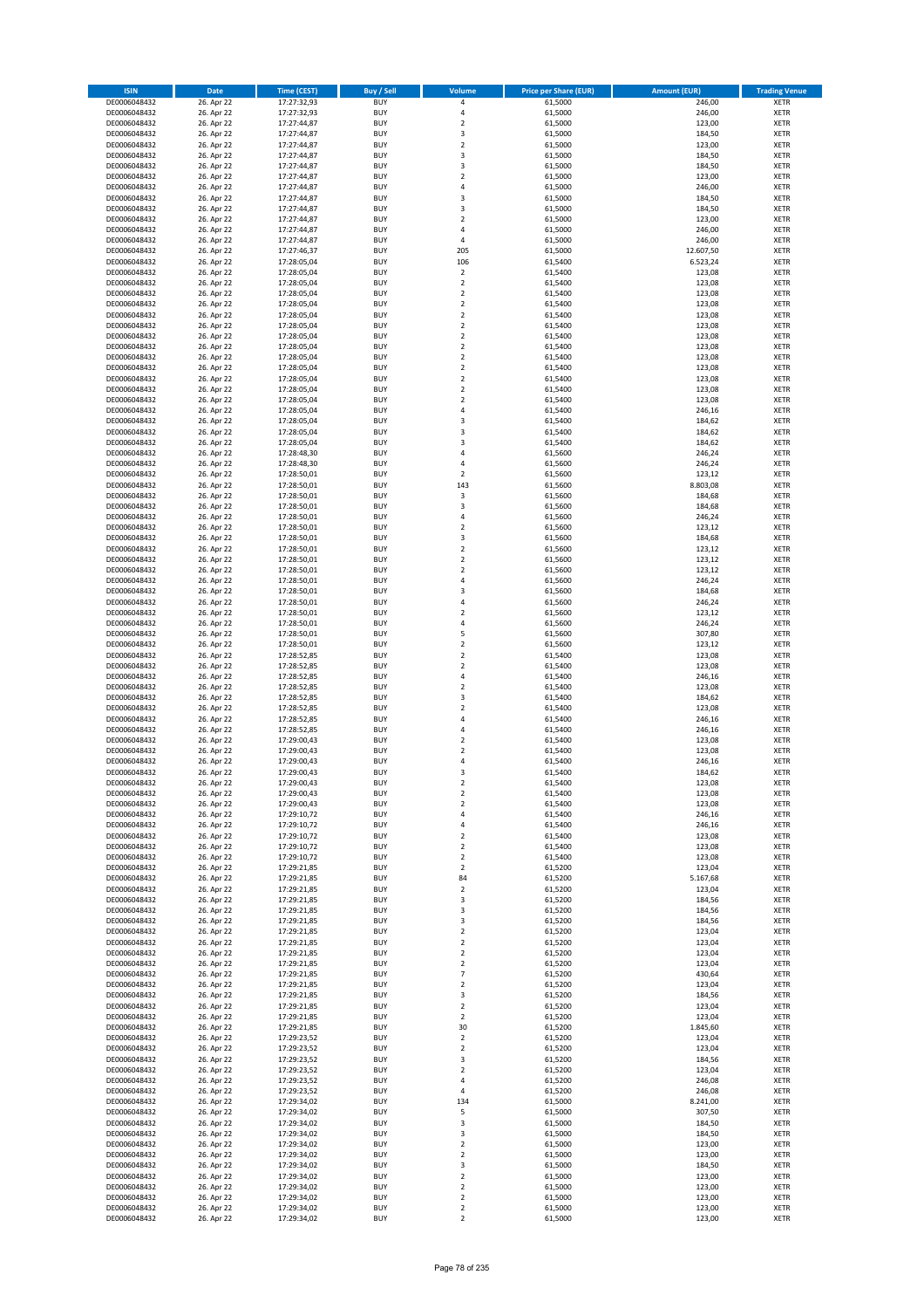| ISIN | Date | Time (CEST) | Buy / Sell | Volume | Price per Share (EUR) | Amount (EUR) | Trading Venue |
|---|---|---|---|---|---|---|---|
| DE0006048432 | 26. Apr 22 | 17:27:32,93 | BUY | 4 | 61,5000 | 246,00 | XETR |
| DE0006048432 | 26. Apr 22 | 17:27:32,93 | BUY | 4 | 61,5000 | 246,00 | XETR |
| DE0006048432 | 26. Apr 22 | 17:27:44,87 | BUY | 2 | 61,5000 | 123,00 | XETR |
| DE0006048432 | 26. Apr 22 | 17:27:44,87 | BUY | 3 | 61,5000 | 184,50 | XETR |
| DE0006048432 | 26. Apr 22 | 17:27:44,87 | BUY | 2 | 61,5000 | 123,00 | XETR |
| DE0006048432 | 26. Apr 22 | 17:27:44,87 | BUY | 3 | 61,5000 | 184,50 | XETR |
| DE0006048432 | 26. Apr 22 | 17:27:44,87 | BUY | 3 | 61,5000 | 184,50 | XETR |
| DE0006048432 | 26. Apr 22 | 17:27:44,87 | BUY | 2 | 61,5000 | 123,00 | XETR |
| DE0006048432 | 26. Apr 22 | 17:27:44,87 | BUY | 4 | 61,5000 | 246,00 | XETR |
| DE0006048432 | 26. Apr 22 | 17:27:44,87 | BUY | 3 | 61,5000 | 184,50 | XETR |
| DE0006048432 | 26. Apr 22 | 17:27:44,87 | BUY | 3 | 61,5000 | 184,50 | XETR |
| DE0006048432 | 26. Apr 22 | 17:27:44,87 | BUY | 2 | 61,5000 | 123,00 | XETR |
| DE0006048432 | 26. Apr 22 | 17:27:44,87 | BUY | 4 | 61,5000 | 246,00 | XETR |
| DE0006048432 | 26. Apr 22 | 17:27:44,87 | BUY | 4 | 61,5000 | 246,00 | XETR |
| DE0006048432 | 26. Apr 22 | 17:27:46,37 | BUY | 205 | 61,5000 | 12.607,50 | XETR |
| DE0006048432 | 26. Apr 22 | 17:28:05,04 | BUY | 106 | 61,5400 | 6.523,24 | XETR |
| DE0006048432 | 26. Apr 22 | 17:28:05,04 | BUY | 2 | 61,5400 | 123,08 | XETR |
| DE0006048432 | 26. Apr 22 | 17:28:05,04 | BUY | 2 | 61,5400 | 123,08 | XETR |
| DE0006048432 | 26. Apr 22 | 17:28:05,04 | BUY | 2 | 61,5400 | 123,08 | XETR |
| DE0006048432 | 26. Apr 22 | 17:28:05,04 | BUY | 2 | 61,5400 | 123,08 | XETR |
| DE0006048432 | 26. Apr 22 | 17:28:05,04 | BUY | 2 | 61,5400 | 123,08 | XETR |
| DE0006048432 | 26. Apr 22 | 17:28:05,04 | BUY | 2 | 61,5400 | 123,08 | XETR |
| DE0006048432 | 26. Apr 22 | 17:28:05,04 | BUY | 2 | 61,5400 | 123,08 | XETR |
| DE0006048432 | 26. Apr 22 | 17:28:05,04 | BUY | 2 | 61,5400 | 123,08 | XETR |
| DE0006048432 | 26. Apr 22 | 17:28:05,04 | BUY | 2 | 61,5400 | 123,08 | XETR |
| DE0006048432 | 26. Apr 22 | 17:28:05,04 | BUY | 2 | 61,5400 | 123,08 | XETR |
| DE0006048432 | 26. Apr 22 | 17:28:05,04 | BUY | 2 | 61,5400 | 123,08 | XETR |
| DE0006048432 | 26. Apr 22 | 17:28:05,04 | BUY | 2 | 61,5400 | 123,08 | XETR |
| DE0006048432 | 26. Apr 22 | 17:28:05,04 | BUY | 2 | 61,5400 | 123,08 | XETR |
| DE0006048432 | 26. Apr 22 | 17:28:05,04 | BUY | 4 | 61,5400 | 246,16 | XETR |
| DE0006048432 | 26. Apr 22 | 17:28:05,04 | BUY | 3 | 61,5400 | 184,62 | XETR |
| DE0006048432 | 26. Apr 22 | 17:28:05,04 | BUY | 3 | 61,5400 | 184,62 | XETR |
| DE0006048432 | 26. Apr 22 | 17:28:05,04 | BUY | 3 | 61,5400 | 184,62 | XETR |
| DE0006048432 | 26. Apr 22 | 17:28:48,30 | BUY | 4 | 61,5600 | 246,24 | XETR |
| DE0006048432 | 26. Apr 22 | 17:28:48,30 | BUY | 4 | 61,5600 | 246,24 | XETR |
| DE0006048432 | 26. Apr 22 | 17:28:50,01 | BUY | 2 | 61,5600 | 123,12 | XETR |
| DE0006048432 | 26. Apr 22 | 17:28:50,01 | BUY | 143 | 61,5600 | 8.803,08 | XETR |
| DE0006048432 | 26. Apr 22 | 17:28:50,01 | BUY | 3 | 61,5600 | 184,68 | XETR |
| DE0006048432 | 26. Apr 22 | 17:28:50,01 | BUY | 3 | 61,5600 | 184,68 | XETR |
| DE0006048432 | 26. Apr 22 | 17:28:50,01 | BUY | 4 | 61,5600 | 246,24 | XETR |
| DE0006048432 | 26. Apr 22 | 17:28:50,01 | BUY | 2 | 61,5600 | 123,12 | XETR |
| DE0006048432 | 26. Apr 22 | 17:28:50,01 | BUY | 3 | 61,5600 | 184,68 | XETR |
| DE0006048432 | 26. Apr 22 | 17:28:50,01 | BUY | 2 | 61,5600 | 123,12 | XETR |
| DE0006048432 | 26. Apr 22 | 17:28:50,01 | BUY | 2 | 61,5600 | 123,12 | XETR |
| DE0006048432 | 26. Apr 22 | 17:28:50,01 | BUY | 2 | 61,5600 | 123,12 | XETR |
| DE0006048432 | 26. Apr 22 | 17:28:50,01 | BUY | 4 | 61,5600 | 246,24 | XETR |
| DE0006048432 | 26. Apr 22 | 17:28:50,01 | BUY | 3 | 61,5600 | 184,68 | XETR |
| DE0006048432 | 26. Apr 22 | 17:28:50,01 | BUY | 4 | 61,5600 | 246,24 | XETR |
| DE0006048432 | 26. Apr 22 | 17:28:50,01 | BUY | 2 | 61,5600 | 123,12 | XETR |
| DE0006048432 | 26. Apr 22 | 17:28:50,01 | BUY | 4 | 61,5600 | 246,24 | XETR |
| DE0006048432 | 26. Apr 22 | 17:28:50,01 | BUY | 5 | 61,5600 | 307,80 | XETR |
| DE0006048432 | 26. Apr 22 | 17:28:50,01 | BUY | 2 | 61,5600 | 123,12 | XETR |
| DE0006048432 | 26. Apr 22 | 17:28:52,85 | BUY | 2 | 61,5400 | 123,08 | XETR |
| DE0006048432 | 26. Apr 22 | 17:28:52,85 | BUY | 2 | 61,5400 | 123,08 | XETR |
| DE0006048432 | 26. Apr 22 | 17:28:52,85 | BUY | 4 | 61,5400 | 246,16 | XETR |
| DE0006048432 | 26. Apr 22 | 17:28:52,85 | BUY | 2 | 61,5400 | 123,08 | XETR |
| DE0006048432 | 26. Apr 22 | 17:28:52,85 | BUY | 3 | 61,5400 | 184,62 | XETR |
| DE0006048432 | 26. Apr 22 | 17:28:52,85 | BUY | 2 | 61,5400 | 123,08 | XETR |
| DE0006048432 | 26. Apr 22 | 17:28:52,85 | BUY | 4 | 61,5400 | 246,16 | XETR |
| DE0006048432 | 26. Apr 22 | 17:28:52,85 | BUY | 4 | 61,5400 | 246,16 | XETR |
| DE0006048432 | 26. Apr 22 | 17:29:00,43 | BUY | 2 | 61,5400 | 123,08 | XETR |
| DE0006048432 | 26. Apr 22 | 17:29:00,43 | BUY | 2 | 61,5400 | 123,08 | XETR |
| DE0006048432 | 26. Apr 22 | 17:29:00,43 | BUY | 4 | 61,5400 | 246,16 | XETR |
| DE0006048432 | 26. Apr 22 | 17:29:00,43 | BUY | 3 | 61,5400 | 184,62 | XETR |
| DE0006048432 | 26. Apr 22 | 17:29:00,43 | BUY | 2 | 61,5400 | 123,08 | XETR |
| DE0006048432 | 26. Apr 22 | 17:29:00,43 | BUY | 2 | 61,5400 | 123,08 | XETR |
| DE0006048432 | 26. Apr 22 | 17:29:00,43 | BUY | 2 | 61,5400 | 123,08 | XETR |
| DE0006048432 | 26. Apr 22 | 17:29:10,72 | BUY | 4 | 61,5400 | 246,16 | XETR |
| DE0006048432 | 26. Apr 22 | 17:29:10,72 | BUY | 4 | 61,5400 | 246,16 | XETR |
| DE0006048432 | 26. Apr 22 | 17:29:10,72 | BUY | 2 | 61,5400 | 123,08 | XETR |
| DE0006048432 | 26. Apr 22 | 17:29:10,72 | BUY | 2 | 61,5400 | 123,08 | XETR |
| DE0006048432 | 26. Apr 22 | 17:29:10,72 | BUY | 2 | 61,5400 | 123,08 | XETR |
| DE0006048432 | 26. Apr 22 | 17:29:21,85 | BUY | 2 | 61,5200 | 123,04 | XETR |
| DE0006048432 | 26. Apr 22 | 17:29:21,85 | BUY | 84 | 61,5200 | 5.167,68 | XETR |
| DE0006048432 | 26. Apr 22 | 17:29:21,85 | BUY | 2 | 61,5200 | 123,04 | XETR |
| DE0006048432 | 26. Apr 22 | 17:29:21,85 | BUY | 3 | 61,5200 | 184,56 | XETR |
| DE0006048432 | 26. Apr 22 | 17:29:21,85 | BUY | 3 | 61,5200 | 184,56 | XETR |
| DE0006048432 | 26. Apr 22 | 17:29:21,85 | BUY | 3 | 61,5200 | 184,56 | XETR |
| DE0006048432 | 26. Apr 22 | 17:29:21,85 | BUY | 2 | 61,5200 | 123,04 | XETR |
| DE0006048432 | 26. Apr 22 | 17:29:21,85 | BUY | 2 | 61,5200 | 123,04 | XETR |
| DE0006048432 | 26. Apr 22 | 17:29:21,85 | BUY | 2 | 61,5200 | 123,04 | XETR |
| DE0006048432 | 26. Apr 22 | 17:29:21,85 | BUY | 2 | 61,5200 | 123,04 | XETR |
| DE0006048432 | 26. Apr 22 | 17:29:21,85 | BUY | 7 | 61,5200 | 430,64 | XETR |
| DE0006048432 | 26. Apr 22 | 17:29:21,85 | BUY | 2 | 61,5200 | 123,04 | XETR |
| DE0006048432 | 26. Apr 22 | 17:29:21,85 | BUY | 3 | 61,5200 | 184,56 | XETR |
| DE0006048432 | 26. Apr 22 | 17:29:21,85 | BUY | 2 | 61,5200 | 123,04 | XETR |
| DE0006048432 | 26. Apr 22 | 17:29:21,85 | BUY | 2 | 61,5200 | 123,04 | XETR |
| DE0006048432 | 26. Apr 22 | 17:29:21,85 | BUY | 30 | 61,5200 | 1.845,60 | XETR |
| DE0006048432 | 26. Apr 22 | 17:29:23,52 | BUY | 2 | 61,5200 | 123,04 | XETR |
| DE0006048432 | 26. Apr 22 | 17:29:23,52 | BUY | 2 | 61,5200 | 123,04 | XETR |
| DE0006048432 | 26. Apr 22 | 17:29:23,52 | BUY | 3 | 61,5200 | 184,56 | XETR |
| DE0006048432 | 26. Apr 22 | 17:29:23,52 | BUY | 2 | 61,5200 | 123,04 | XETR |
| DE0006048432 | 26. Apr 22 | 17:29:23,52 | BUY | 4 | 61,5200 | 246,08 | XETR |
| DE0006048432 | 26. Apr 22 | 17:29:23,52 | BUY | 4 | 61,5200 | 246,08 | XETR |
| DE0006048432 | 26. Apr 22 | 17:29:34,02 | BUY | 134 | 61,5000 | 8.241,00 | XETR |
| DE0006048432 | 26. Apr 22 | 17:29:34,02 | BUY | 5 | 61,5000 | 307,50 | XETR |
| DE0006048432 | 26. Apr 22 | 17:29:34,02 | BUY | 3 | 61,5000 | 184,50 | XETR |
| DE0006048432 | 26. Apr 22 | 17:29:34,02 | BUY | 3 | 61,5000 | 184,50 | XETR |
| DE0006048432 | 26. Apr 22 | 17:29:34,02 | BUY | 2 | 61,5000 | 123,00 | XETR |
| DE0006048432 | 26. Apr 22 | 17:29:34,02 | BUY | 2 | 61,5000 | 123,00 | XETR |
| DE0006048432 | 26. Apr 22 | 17:29:34,02 | BUY | 3 | 61,5000 | 184,50 | XETR |
| DE0006048432 | 26. Apr 22 | 17:29:34,02 | BUY | 2 | 61,5000 | 123,00 | XETR |
| DE0006048432 | 26. Apr 22 | 17:29:34,02 | BUY | 2 | 61,5000 | 123,00 | XETR |
| DE0006048432 | 26. Apr 22 | 17:29:34,02 | BUY | 2 | 61,5000 | 123,00 | XETR |
| DE0006048432 | 26. Apr 22 | 17:29:34,02 | BUY | 2 | 61,5000 | 123,00 | XETR |
| DE0006048432 | 26. Apr 22 | 17:29:34,02 | BUY | 2 | 61,5000 | 123,00 | XETR |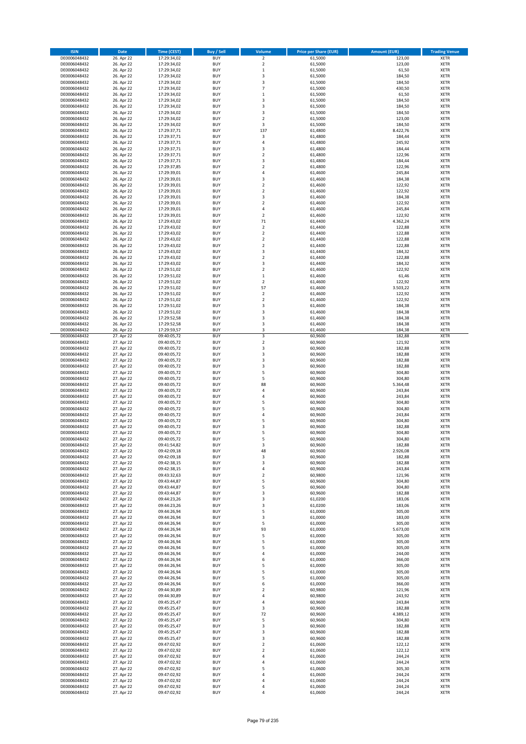| ISIN | Date | Time (CEST) | Buy / Sell | Volume | Price per Share (EUR) | Amount (EUR) | Trading Venue |
|---|---|---|---|---|---|---|---|
| DE0006048432 | 26. Apr 22 | 17:29:34,02 | BUY | 2 | 61,5000 | 123,00 | XETR |
| DE0006048432 | 26. Apr 22 | 17:29:34,02 | BUY | 2 | 61,5000 | 123,00 | XETR |
| DE0006048432 | 26. Apr 22 | 17:29:34,02 | BUY | 1 | 61,5000 | 61,50 | XETR |
| DE0006048432 | 26. Apr 22 | 17:29:34,02 | BUY | 3 | 61,5000 | 184,50 | XETR |
| DE0006048432 | 26. Apr 22 | 17:29:34,02 | BUY | 3 | 61,5000 | 184,50 | XETR |
| DE0006048432 | 26. Apr 22 | 17:29:34,02 | BUY | 7 | 61,5000 | 430,50 | XETR |
| DE0006048432 | 26. Apr 22 | 17:29:34,02 | BUY | 1 | 61,5000 | 61,50 | XETR |
| DE0006048432 | 26. Apr 22 | 17:29:34,02 | BUY | 3 | 61,5000 | 184,50 | XETR |
| DE0006048432 | 26. Apr 22 | 17:29:34,02 | BUY | 3 | 61,5000 | 184,50 | XETR |
| DE0006048432 | 26. Apr 22 | 17:29:34,02 | BUY | 3 | 61,5000 | 184,50 | XETR |
| DE0006048432 | 26. Apr 22 | 17:29:34,02 | BUY | 2 | 61,5000 | 123,00 | XETR |
| DE0006048432 | 26. Apr 22 | 17:29:34,02 | BUY | 3 | 61,5000 | 184,50 | XETR |
| DE0006048432 | 26. Apr 22 | 17:29:37,71 | BUY | 137 | 61,4800 | 8.422,76 | XETR |
| DE0006048432 | 26. Apr 22 | 17:29:37,71 | BUY | 3 | 61,4800 | 184,44 | XETR |
| DE0006048432 | 26. Apr 22 | 17:29:37,71 | BUY | 4 | 61,4800 | 245,92 | XETR |
| DE0006048432 | 26. Apr 22 | 17:29:37,71 | BUY | 3 | 61,4800 | 184,44 | XETR |
| DE0006048432 | 26. Apr 22 | 17:29:37,71 | BUY | 2 | 61,4800 | 122,96 | XETR |
| DE0006048432 | 26. Apr 22 | 17:29:37,71 | BUY | 3 | 61,4800 | 184,44 | XETR |
| DE0006048432 | 26. Apr 22 | 17:29:37,85 | BUY | 2 | 61,4800 | 122,96 | XETR |
| DE0006048432 | 26. Apr 22 | 17:29:39,01 | BUY | 4 | 61,4600 | 245,84 | XETR |
| DE0006048432 | 26. Apr 22 | 17:29:39,01 | BUY | 3 | 61,4600 | 184,38 | XETR |
| DE0006048432 | 26. Apr 22 | 17:29:39,01 | BUY | 2 | 61,4600 | 122,92 | XETR |
| DE0006048432 | 26. Apr 22 | 17:29:39,01 | BUY | 2 | 61,4600 | 122,92 | XETR |
| DE0006048432 | 26. Apr 22 | 17:29:39,01 | BUY | 3 | 61,4600 | 184,38 | XETR |
| DE0006048432 | 26. Apr 22 | 17:29:39,01 | BUY | 2 | 61,4600 | 122,92 | XETR |
| DE0006048432 | 26. Apr 22 | 17:29:39,01 | BUY | 4 | 61,4600 | 245,84 | XETR |
| DE0006048432 | 26. Apr 22 | 17:29:39,01 | BUY | 2 | 61,4600 | 122,92 | XETR |
| DE0006048432 | 26. Apr 22 | 17:29:43,02 | BUY | 71 | 61,4400 | 4.362,24 | XETR |
| DE0006048432 | 26. Apr 22 | 17:29:43,02 | BUY | 2 | 61,4400 | 122,88 | XETR |
| DE0006048432 | 26. Apr 22 | 17:29:43,02 | BUY | 2 | 61,4400 | 122,88 | XETR |
| DE0006048432 | 26. Apr 22 | 17:29:43,02 | BUY | 2 | 61,4400 | 122,88 | XETR |
| DE0006048432 | 26. Apr 22 | 17:29:43,02 | BUY | 2 | 61,4400 | 122,88 | XETR |
| DE0006048432 | 26. Apr 22 | 17:29:43,02 | BUY | 3 | 61,4400 | 184,32 | XETR |
| DE0006048432 | 26. Apr 22 | 17:29:43,02 | BUY | 2 | 61,4400 | 122,88 | XETR |
| DE0006048432 | 26. Apr 22 | 17:29:43,02 | BUY | 3 | 61,4400 | 184,32 | XETR |
| DE0006048432 | 26. Apr 22 | 17:29:51,02 | BUY | 2 | 61,4600 | 122,92 | XETR |
| DE0006048432 | 26. Apr 22 | 17:29:51,02 | BUY | 1 | 61,4600 | 61,46 | XETR |
| DE0006048432 | 26. Apr 22 | 17:29:51,02 | BUY | 2 | 61,4600 | 122,92 | XETR |
| DE0006048432 | 26. Apr 22 | 17:29:51,02 | BUY | 57 | 61,4600 | 3.503,22 | XETR |
| DE0006048432 | 26. Apr 22 | 17:29:51,02 | BUY | 2 | 61,4600 | 122,92 | XETR |
| DE0006048432 | 26. Apr 22 | 17:29:51,02 | BUY | 2 | 61,4600 | 122,92 | XETR |
| DE0006048432 | 26. Apr 22 | 17:29:51,02 | BUY | 3 | 61,4600 | 184,38 | XETR |
| DE0006048432 | 26. Apr 22 | 17:29:51,02 | BUY | 3 | 61,4600 | 184,38 | XETR |
| DE0006048432 | 26. Apr 22 | 17:29:52,58 | BUY | 3 | 61,4600 | 184,38 | XETR |
| DE0006048432 | 26. Apr 22 | 17:29:52,58 | BUY | 3 | 61,4600 | 184,38 | XETR |
| DE0006048432 | 26. Apr 22 | 17:29:59,57 | BUY | 3 | 61,4600 | 184,38 | XETR |
| DE0006048432 | 27. Apr 22 | 09:40:05,72 | BUY | 3 | 60,9600 | 182,88 | XETR |
| DE0006048432 | 27. Apr 22 | 09:40:05,72 | BUY | 2 | 60,9600 | 121,92 | XETR |
| DE0006048432 | 27. Apr 22 | 09:40:05,72 | BUY | 3 | 60,9600 | 182,88 | XETR |
| DE0006048432 | 27. Apr 22 | 09:40:05,72 | BUY | 3 | 60,9600 | 182,88 | XETR |
| DE0006048432 | 27. Apr 22 | 09:40:05,72 | BUY | 3 | 60,9600 | 182,88 | XETR |
| DE0006048432 | 27. Apr 22 | 09:40:05,72 | BUY | 3 | 60,9600 | 182,88 | XETR |
| DE0006048432 | 27. Apr 22 | 09:40:05,72 | BUY | 5 | 60,9600 | 304,80 | XETR |
| DE0006048432 | 27. Apr 22 | 09:40:05,72 | BUY | 5 | 60,9600 | 304,80 | XETR |
| DE0006048432 | 27. Apr 22 | 09:40:05,72 | BUY | 88 | 60,9600 | 5.364,48 | XETR |
| DE0006048432 | 27. Apr 22 | 09:40:05,72 | BUY | 4 | 60,9600 | 243,84 | XETR |
| DE0006048432 | 27. Apr 22 | 09:40:05,72 | BUY | 4 | 60,9600 | 243,84 | XETR |
| DE0006048432 | 27. Apr 22 | 09:40:05,72 | BUY | 5 | 60,9600 | 304,80 | XETR |
| DE0006048432 | 27. Apr 22 | 09:40:05,72 | BUY | 5 | 60,9600 | 304,80 | XETR |
| DE0006048432 | 27. Apr 22 | 09:40:05,72 | BUY | 4 | 60,9600 | 243,84 | XETR |
| DE0006048432 | 27. Apr 22 | 09:40:05,72 | BUY | 5 | 60,9600 | 304,80 | XETR |
| DE0006048432 | 27. Apr 22 | 09:40:05,72 | BUY | 3 | 60,9600 | 182,88 | XETR |
| DE0006048432 | 27. Apr 22 | 09:40:05,72 | BUY | 5 | 60,9600 | 304,80 | XETR |
| DE0006048432 | 27. Apr 22 | 09:40:05,72 | BUY | 5 | 60,9600 | 304,80 | XETR |
| DE0006048432 | 27. Apr 22 | 09:41:54,82 | BUY | 3 | 60,9600 | 182,88 | XETR |
| DE0006048432 | 27. Apr 22 | 09:42:09,18 | BUY | 48 | 60,9600 | 2.926,08 | XETR |
| DE0006048432 | 27. Apr 22 | 09:42:09,18 | BUY | 3 | 60,9600 | 182,88 | XETR |
| DE0006048432 | 27. Apr 22 | 09:42:38,15 | BUY | 3 | 60,9600 | 182,88 | XETR |
| DE0006048432 | 27. Apr 22 | 09:42:38,15 | BUY | 4 | 60,9600 | 243,84 | XETR |
| DE0006048432 | 27. Apr 22 | 09:43:32,63 | BUY | 2 | 60,9800 | 121,96 | XETR |
| DE0006048432 | 27. Apr 22 | 09:43:44,87 | BUY | 5 | 60,9600 | 304,80 | XETR |
| DE0006048432 | 27. Apr 22 | 09:43:44,87 | BUY | 5 | 60,9600 | 304,80 | XETR |
| DE0006048432 | 27. Apr 22 | 09:43:44,87 | BUY | 3 | 60,9600 | 182,88 | XETR |
| DE0006048432 | 27. Apr 22 | 09:44:23,26 | BUY | 3 | 61,0200 | 183,06 | XETR |
| DE0006048432 | 27. Apr 22 | 09:44:23,26 | BUY | 3 | 61,0200 | 183,06 | XETR |
| DE0006048432 | 27. Apr 22 | 09:44:26,94 | BUY | 5 | 61,0000 | 305,00 | XETR |
| DE0006048432 | 27. Apr 22 | 09:44:26,94 | BUY | 3 | 61,0000 | 183,00 | XETR |
| DE0006048432 | 27. Apr 22 | 09:44:26,94 | BUY | 5 | 61,0000 | 305,00 | XETR |
| DE0006048432 | 27. Apr 22 | 09:44:26,94 | BUY | 93 | 61,0000 | 5.673,00 | XETR |
| DE0006048432 | 27. Apr 22 | 09:44:26,94 | BUY | 5 | 61,0000 | 305,00 | XETR |
| DE0006048432 | 27. Apr 22 | 09:44:26,94 | BUY | 5 | 61,0000 | 305,00 | XETR |
| DE0006048432 | 27. Apr 22 | 09:44:26,94 | BUY | 5 | 61,0000 | 305,00 | XETR |
| DE0006048432 | 27. Apr 22 | 09:44:26,94 | BUY | 4 | 61,0000 | 244,00 | XETR |
| DE0006048432 | 27. Apr 22 | 09:44:26,94 | BUY | 6 | 61,0000 | 366,00 | XETR |
| DE0006048432 | 27. Apr 22 | 09:44:26,94 | BUY | 5 | 61,0000 | 305,00 | XETR |
| DE0006048432 | 27. Apr 22 | 09:44:26,94 | BUY | 5 | 61,0000 | 305,00 | XETR |
| DE0006048432 | 27. Apr 22 | 09:44:26,94 | BUY | 5 | 61,0000 | 305,00 | XETR |
| DE0006048432 | 27. Apr 22 | 09:44:26,94 | BUY | 6 | 61,0000 | 366,00 | XETR |
| DE0006048432 | 27. Apr 22 | 09:44:30,89 | BUY | 2 | 60,9800 | 121,96 | XETR |
| DE0006048432 | 27. Apr 22 | 09:44:30,89 | BUY | 4 | 60,9800 | 243,92 | XETR |
| DE0006048432 | 27. Apr 22 | 09:45:25,47 | BUY | 4 | 60,9600 | 243,84 | XETR |
| DE0006048432 | 27. Apr 22 | 09:45:25,47 | BUY | 3 | 60,9600 | 182,88 | XETR |
| DE0006048432 | 27. Apr 22 | 09:45:25,47 | BUY | 72 | 60,9600 | 4.389,12 | XETR |
| DE0006048432 | 27. Apr 22 | 09:45:25,47 | BUY | 5 | 60,9600 | 304,80 | XETR |
| DE0006048432 | 27. Apr 22 | 09:45:25,47 | BUY | 3 | 60,9600 | 182,88 | XETR |
| DE0006048432 | 27. Apr 22 | 09:45:25,47 | BUY | 3 | 60,9600 | 182,88 | XETR |
| DE0006048432 | 27. Apr 22 | 09:45:25,47 | BUY | 3 | 60,9600 | 182,88 | XETR |
| DE0006048432 | 27. Apr 22 | 09:47:02,92 | BUY | 2 | 61,0600 | 122,12 | XETR |
| DE0006048432 | 27. Apr 22 | 09:47:02,92 | BUY | 2 | 61,0600 | 122,12 | XETR |
| DE0006048432 | 27. Apr 22 | 09:47:02,92 | BUY | 4 | 61,0600 | 244,24 | XETR |
| DE0006048432 | 27. Apr 22 | 09:47:02,92 | BUY | 4 | 61,0600 | 244,24 | XETR |
| DE0006048432 | 27. Apr 22 | 09:47:02,92 | BUY | 5 | 61,0600 | 305,30 | XETR |
| DE0006048432 | 27. Apr 22 | 09:47:02,92 | BUY | 4 | 61,0600 | 244,24 | XETR |
| DE0006048432 | 27. Apr 22 | 09:47:02,92 | BUY | 4 | 61,0600 | 244,24 | XETR |
| DE0006048432 | 27. Apr 22 | 09:47:02,92 | BUY | 4 | 61,0600 | 244,24 | XETR |
| DE0006048432 | 27. Apr 22 | 09:47:02,92 | BUY | 4 | 61,0600 | 244,24 | XETR |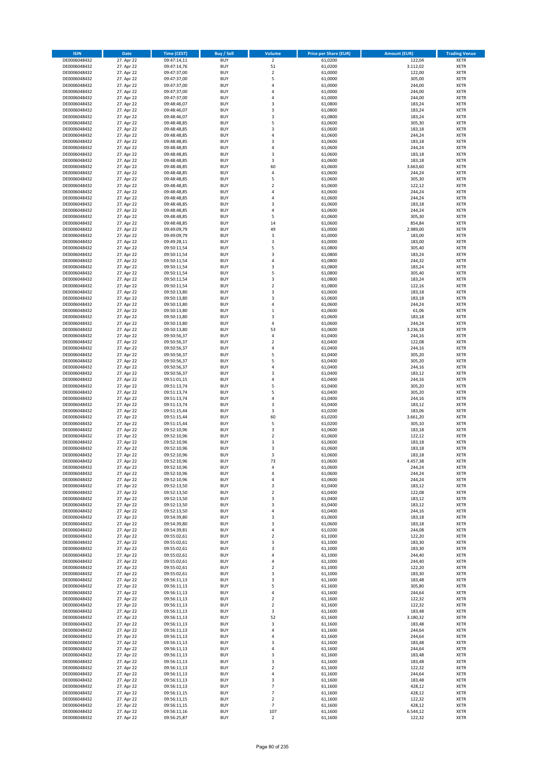| ISIN | Date | Time (CEST) | Buy / Sell | Volume | Price per Share (EUR) | Amount (EUR) | Trading Venue |
|---|---|---|---|---|---|---|---|
| DE0006048432 | 27. Apr 22 | 09:47:14,11 | BUY | 2 | 61,0200 | 122,04 | XETR |
| DE0006048432 | 27. Apr 22 | 09:47:14,76 | BUY | 51 | 61,0200 | 3.112,02 | XETR |
| DE0006048432 | 27. Apr 22 | 09:47:37,00 | BUY | 2 | 61,0000 | 122,00 | XETR |
| DE0006048432 | 27. Apr 22 | 09:47:37,00 | BUY | 5 | 61,0000 | 305,00 | XETR |
| DE0006048432 | 27. Apr 22 | 09:47:37,00 | BUY | 4 | 61,0000 | 244,00 | XETR |
| DE0006048432 | 27. Apr 22 | 09:47:37,00 | BUY | 4 | 61,0000 | 244,00 | XETR |
| DE0006048432 | 27. Apr 22 | 09:47:37,00 | BUY | 4 | 61,0000 | 244,00 | XETR |
| DE0006048432 | 27. Apr 22 | 09:48:46,07 | BUY | 3 | 61,0800 | 183,24 | XETR |
| DE0006048432 | 27. Apr 22 | 09:48:46,07 | BUY | 3 | 61,0800 | 183,24 | XETR |
| DE0006048432 | 27. Apr 22 | 09:48:46,07 | BUY | 3 | 61,0800 | 183,24 | XETR |
| DE0006048432 | 27. Apr 22 | 09:48:48,85 | BUY | 5 | 61,0600 | 305,30 | XETR |
| DE0006048432 | 27. Apr 22 | 09:48:48,85 | BUY | 3 | 61,0600 | 183,18 | XETR |
| DE0006048432 | 27. Apr 22 | 09:48:48,85 | BUY | 4 | 61,0600 | 244,24 | XETR |
| DE0006048432 | 27. Apr 22 | 09:48:48,85 | BUY | 3 | 61,0600 | 183,18 | XETR |
| DE0006048432 | 27. Apr 22 | 09:48:48,85 | BUY | 4 | 61,0600 | 244,24 | XETR |
| DE0006048432 | 27. Apr 22 | 09:48:48,85 | BUY | 3 | 61,0600 | 183,18 | XETR |
| DE0006048432 | 27. Apr 22 | 09:48:48,85 | BUY | 3 | 61,0600 | 183,18 | XETR |
| DE0006048432 | 27. Apr 22 | 09:48:48,85 | BUY | 60 | 61,0600 | 3.663,60 | XETR |
| DE0006048432 | 27. Apr 22 | 09:48:48,85 | BUY | 4 | 61,0600 | 244,24 | XETR |
| DE0006048432 | 27. Apr 22 | 09:48:48,85 | BUY | 5 | 61,0600 | 305,30 | XETR |
| DE0006048432 | 27. Apr 22 | 09:48:48,85 | BUY | 2 | 61,0600 | 122,12 | XETR |
| DE0006048432 | 27. Apr 22 | 09:48:48,85 | BUY | 4 | 61,0600 | 244,24 | XETR |
| DE0006048432 | 27. Apr 22 | 09:48:48,85 | BUY | 4 | 61,0600 | 244,24 | XETR |
| DE0006048432 | 27. Apr 22 | 09:48:48,85 | BUY | 3 | 61,0600 | 183,18 | XETR |
| DE0006048432 | 27. Apr 22 | 09:48:48,85 | BUY | 4 | 61,0600 | 244,24 | XETR |
| DE0006048432 | 27. Apr 22 | 09:48:48,85 | BUY | 5 | 61,0600 | 305,30 | XETR |
| DE0006048432 | 27. Apr 22 | 09:48:48,85 | BUY | 14 | 61,0600 | 854,84 | XETR |
| DE0006048432 | 27. Apr 22 | 09:49:09,79 | BUY | 49 | 61,0000 | 2.989,00 | XETR |
| DE0006048432 | 27. Apr 22 | 09:49:09,79 | BUY | 3 | 61,0000 | 183,00 | XETR |
| DE0006048432 | 27. Apr 22 | 09:49:28,11 | BUY | 3 | 61,0000 | 183,00 | XETR |
| DE0006048432 | 27. Apr 22 | 09:50:11,54 | BUY | 5 | 61,0800 | 305,40 | XETR |
| DE0006048432 | 27. Apr 22 | 09:50:11,54 | BUY | 3 | 61,0800 | 183,24 | XETR |
| DE0006048432 | 27. Apr 22 | 09:50:11,54 | BUY | 4 | 61,0800 | 244,32 | XETR |
| DE0006048432 | 27. Apr 22 | 09:50:11,54 | BUY | 3 | 61,0800 | 183,24 | XETR |
| DE0006048432 | 27. Apr 22 | 09:50:11,54 | BUY | 5 | 61,0800 | 305,40 | XETR |
| DE0006048432 | 27. Apr 22 | 09:50:11,54 | BUY | 3 | 61,0800 | 183,24 | XETR |
| DE0006048432 | 27. Apr 22 | 09:50:11,54 | BUY | 2 | 61,0800 | 122,16 | XETR |
| DE0006048432 | 27. Apr 22 | 09:50:13,80 | BUY | 3 | 61,0600 | 183,18 | XETR |
| DE0006048432 | 27. Apr 22 | 09:50:13,80 | BUY | 3 | 61,0600 | 183,18 | XETR |
| DE0006048432 | 27. Apr 22 | 09:50:13,80 | BUY | 4 | 61,0600 | 244,24 | XETR |
| DE0006048432 | 27. Apr 22 | 09:50:13,80 | BUY | 1 | 61,0600 | 61,06 | XETR |
| DE0006048432 | 27. Apr 22 | 09:50:13,80 | BUY | 3 | 61,0600 | 183,18 | XETR |
| DE0006048432 | 27. Apr 22 | 09:50:13,80 | BUY | 4 | 61,0600 | 244,24 | XETR |
| DE0006048432 | 27. Apr 22 | 09:50:13,80 | BUY | 53 | 61,0600 | 3.236,18 | XETR |
| DE0006048432 | 27. Apr 22 | 09:50:56,37 | BUY | 4 | 61,0400 | 244,16 | XETR |
| DE0006048432 | 27. Apr 22 | 09:50:56,37 | BUY | 2 | 61,0400 | 122,08 | XETR |
| DE0006048432 | 27. Apr 22 | 09:50:56,37 | BUY | 4 | 61,0400 | 244,16 | XETR |
| DE0006048432 | 27. Apr 22 | 09:50:56,37 | BUY | 5 | 61,0400 | 305,20 | XETR |
| DE0006048432 | 27. Apr 22 | 09:50:56,37 | BUY | 5 | 61,0400 | 305,20 | XETR |
| DE0006048432 | 27. Apr 22 | 09:50:56,37 | BUY | 4 | 61,0400 | 244,16 | XETR |
| DE0006048432 | 27. Apr 22 | 09:50:56,37 | BUY | 3 | 61,0400 | 183,12 | XETR |
| DE0006048432 | 27. Apr 22 | 09:51:01,15 | BUY | 4 | 61,0400 | 244,16 | XETR |
| DE0006048432 | 27. Apr 22 | 09:51:13,74 | BUY | 5 | 61,0400 | 305,20 | XETR |
| DE0006048432 | 27. Apr 22 | 09:51:13,74 | BUY | 5 | 61,0400 | 305,20 | XETR |
| DE0006048432 | 27. Apr 22 | 09:51:13,74 | BUY | 4 | 61,0400 | 244,16 | XETR |
| DE0006048432 | 27. Apr 22 | 09:51:13,74 | BUY | 3 | 61,0400 | 183,12 | XETR |
| DE0006048432 | 27. Apr 22 | 09:51:15,44 | BUY | 3 | 61,0200 | 183,06 | XETR |
| DE0006048432 | 27. Apr 22 | 09:51:15,44 | BUY | 60 | 61,0200 | 3.661,20 | XETR |
| DE0006048432 | 27. Apr 22 | 09:51:15,44 | BUY | 5 | 61,0200 | 305,10 | XETR |
| DE0006048432 | 27. Apr 22 | 09:52:10,96 | BUY | 3 | 61,0600 | 183,18 | XETR |
| DE0006048432 | 27. Apr 22 | 09:52:10,96 | BUY | 2 | 61,0600 | 122,12 | XETR |
| DE0006048432 | 27. Apr 22 | 09:52:10,96 | BUY | 3 | 61,0600 | 183,18 | XETR |
| DE0006048432 | 27. Apr 22 | 09:52:10,96 | BUY | 3 | 61,0600 | 183,18 | XETR |
| DE0006048432 | 27. Apr 22 | 09:52:10,96 | BUY | 3 | 61,0600 | 183,18 | XETR |
| DE0006048432 | 27. Apr 22 | 09:52:10,96 | BUY | 73 | 61,0600 | 4.457,38 | XETR |
| DE0006048432 | 27. Apr 22 | 09:52:10,96 | BUY | 4 | 61,0600 | 244,24 | XETR |
| DE0006048432 | 27. Apr 22 | 09:52:10,96 | BUY | 4 | 61,0600 | 244,24 | XETR |
| DE0006048432 | 27. Apr 22 | 09:52:10,96 | BUY | 4 | 61,0600 | 244,24 | XETR |
| DE0006048432 | 27. Apr 22 | 09:52:13,50 | BUY | 3 | 61,0400 | 183,12 | XETR |
| DE0006048432 | 27. Apr 22 | 09:52:13,50 | BUY | 2 | 61,0400 | 122,08 | XETR |
| DE0006048432 | 27. Apr 22 | 09:52:13,50 | BUY | 3 | 61,0400 | 183,12 | XETR |
| DE0006048432 | 27. Apr 22 | 09:52:13,50 | BUY | 3 | 61,0400 | 183,12 | XETR |
| DE0006048432 | 27. Apr 22 | 09:52:13,50 | BUY | 4 | 61,0400 | 244,16 | XETR |
| DE0006048432 | 27. Apr 22 | 09:54:39,80 | BUY | 3 | 61,0600 | 183,18 | XETR |
| DE0006048432 | 27. Apr 22 | 09:54:39,80 | BUY | 3 | 61,0600 | 183,18 | XETR |
| DE0006048432 | 27. Apr 22 | 09:54:39,81 | BUY | 4 | 61,0200 | 244,08 | XETR |
| DE0006048432 | 27. Apr 22 | 09:55:02,61 | BUY | 2 | 61,1000 | 122,20 | XETR |
| DE0006048432 | 27. Apr 22 | 09:55:02,61 | BUY | 3 | 61,1000 | 183,30 | XETR |
| DE0006048432 | 27. Apr 22 | 09:55:02,61 | BUY | 3 | 61,1000 | 183,30 | XETR |
| DE0006048432 | 27. Apr 22 | 09:55:02,61 | BUY | 4 | 61,1000 | 244,40 | XETR |
| DE0006048432 | 27. Apr 22 | 09:55:02,61 | BUY | 4 | 61,1000 | 244,40 | XETR |
| DE0006048432 | 27. Apr 22 | 09:55:02,61 | BUY | 2 | 61,1000 | 122,20 | XETR |
| DE0006048432 | 27. Apr 22 | 09:55:02,61 | BUY | 3 | 61,1000 | 183,30 | XETR |
| DE0006048432 | 27. Apr 22 | 09:56:11,13 | BUY | 3 | 61,1600 | 183,48 | XETR |
| DE0006048432 | 27. Apr 22 | 09:56:11,13 | BUY | 5 | 61,1600 | 305,80 | XETR |
| DE0006048432 | 27. Apr 22 | 09:56:11,13 | BUY | 4 | 61,1600 | 244,64 | XETR |
| DE0006048432 | 27. Apr 22 | 09:56:11,13 | BUY | 2 | 61,1600 | 122,32 | XETR |
| DE0006048432 | 27. Apr 22 | 09:56:11,13 | BUY | 2 | 61,1600 | 122,32 | XETR |
| DE0006048432 | 27. Apr 22 | 09:56:11,13 | BUY | 3 | 61,1600 | 183,48 | XETR |
| DE0006048432 | 27. Apr 22 | 09:56:11,13 | BUY | 52 | 61,1600 | 3.180,32 | XETR |
| DE0006048432 | 27. Apr 22 | 09:56:11,13 | BUY | 3 | 61,1600 | 183,48 | XETR |
| DE0006048432 | 27. Apr 22 | 09:56:11,13 | BUY | 4 | 61,1600 | 244,64 | XETR |
| DE0006048432 | 27. Apr 22 | 09:56:11,13 | BUY | 4 | 61,1600 | 244,64 | XETR |
| DE0006048432 | 27. Apr 22 | 09:56:11,13 | BUY | 3 | 61,1600 | 183,48 | XETR |
| DE0006048432 | 27. Apr 22 | 09:56:11,13 | BUY | 4 | 61,1600 | 244,64 | XETR |
| DE0006048432 | 27. Apr 22 | 09:56:11,13 | BUY | 3 | 61,1600 | 183,48 | XETR |
| DE0006048432 | 27. Apr 22 | 09:56:11,13 | BUY | 3 | 61,1600 | 183,48 | XETR |
| DE0006048432 | 27. Apr 22 | 09:56:11,13 | BUY | 2 | 61,1600 | 122,32 | XETR |
| DE0006048432 | 27. Apr 22 | 09:56:11,13 | BUY | 4 | 61,1600 | 244,64 | XETR |
| DE0006048432 | 27. Apr 22 | 09:56:11,13 | BUY | 3 | 61,1600 | 183,48 | XETR |
| DE0006048432 | 27. Apr 22 | 09:56:11,13 | BUY | 7 | 61,1600 | 428,12 | XETR |
| DE0006048432 | 27. Apr 22 | 09:56:11,15 | BUY | 7 | 61,1600 | 428,12 | XETR |
| DE0006048432 | 27. Apr 22 | 09:56:11,15 | BUY | 2 | 61,1600 | 122,32 | XETR |
| DE0006048432 | 27. Apr 22 | 09:56:11,15 | BUY | 7 | 61,1600 | 428,12 | XETR |
| DE0006048432 | 27. Apr 22 | 09:56:11,16 | BUY | 107 | 61,1600 | 6.544,12 | XETR |
| DE0006048432 | 27. Apr 22 | 09:56:25,87 | BUY | 2 | 61,1600 | 122,32 | XETR |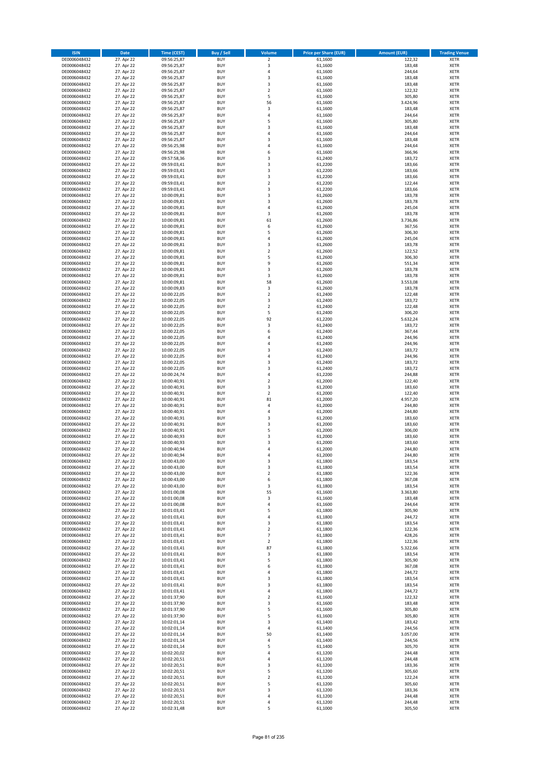| ISIN | Date | Time (CEST) | Buy / Sell | Volume | Price per Share (EUR) | Amount (EUR) | Trading Venue |
|---|---|---|---|---|---|---|---|
| DE0006048432 | 27. Apr 22 | 09:56:25,87 | BUY | 2 | 61,1600 | 122,32 | XETR |
| DE0006048432 | 27. Apr 22 | 09:56:25,87 | BUY | 3 | 61,1600 | 183,48 | XETR |
| DE0006048432 | 27. Apr 22 | 09:56:25,87 | BUY | 4 | 61,1600 | 244,64 | XETR |
| DE0006048432 | 27. Apr 22 | 09:56:25,87 | BUY | 3 | 61,1600 | 183,48 | XETR |
| DE0006048432 | 27. Apr 22 | 09:56:25,87 | BUY | 3 | 61,1600 | 183,48 | XETR |
| DE0006048432 | 27. Apr 22 | 09:56:25,87 | BUY | 2 | 61,1600 | 122,32 | XETR |
| DE0006048432 | 27. Apr 22 | 09:56:25,87 | BUY | 5 | 61,1600 | 305,80 | XETR |
| DE0006048432 | 27. Apr 22 | 09:56:25,87 | BUY | 56 | 61,1600 | 3.424,96 | XETR |
| DE0006048432 | 27. Apr 22 | 09:56:25,87 | BUY | 3 | 61,1600 | 183,48 | XETR |
| DE0006048432 | 27. Apr 22 | 09:56:25,87 | BUY | 4 | 61,1600 | 244,64 | XETR |
| DE0006048432 | 27. Apr 22 | 09:56:25,87 | BUY | 5 | 61,1600 | 305,80 | XETR |
| DE0006048432 | 27. Apr 22 | 09:56:25,87 | BUY | 3 | 61,1600 | 183,48 | XETR |
| DE0006048432 | 27. Apr 22 | 09:56:25,87 | BUY | 4 | 61,1600 | 244,64 | XETR |
| DE0006048432 | 27. Apr 22 | 09:56:25,87 | BUY | 3 | 61,1600 | 183,48 | XETR |
| DE0006048432 | 27. Apr 22 | 09:56:25,98 | BUY | 4 | 61,1600 | 244,64 | XETR |
| DE0006048432 | 27. Apr 22 | 09:56:25,98 | BUY | 6 | 61,1600 | 366,96 | XETR |
| DE0006048432 | 27. Apr 22 | 09:57:58,36 | BUY | 3 | 61,2400 | 183,72 | XETR |
| DE0006048432 | 27. Apr 22 | 09:59:03,41 | BUY | 3 | 61,2200 | 183,66 | XETR |
| DE0006048432 | 27. Apr 22 | 09:59:03,41 | BUY | 3 | 61,2200 | 183,66 | XETR |
| DE0006048432 | 27. Apr 22 | 09:59:03,41 | BUY | 3 | 61,2200 | 183,66 | XETR |
| DE0006048432 | 27. Apr 22 | 09:59:03,41 | BUY | 2 | 61,2200 | 122,44 | XETR |
| DE0006048432 | 27. Apr 22 | 09:59:03,41 | BUY | 3 | 61,2200 | 183,66 | XETR |
| DE0006048432 | 27. Apr 22 | 10:00:09,81 | BUY | 3 | 61,2600 | 183,78 | XETR |
| DE0006048432 | 27. Apr 22 | 10:00:09,81 | BUY | 3 | 61,2600 | 183,78 | XETR |
| DE0006048432 | 27. Apr 22 | 10:00:09,81 | BUY | 4 | 61,2600 | 245,04 | XETR |
| DE0006048432 | 27. Apr 22 | 10:00:09,81 | BUY | 3 | 61,2600 | 183,78 | XETR |
| DE0006048432 | 27. Apr 22 | 10:00:09,81 | BUY | 61 | 61,2600 | 3.736,86 | XETR |
| DE0006048432 | 27. Apr 22 | 10:00:09,81 | BUY | 6 | 61,2600 | 367,56 | XETR |
| DE0006048432 | 27. Apr 22 | 10:00:09,81 | BUY | 5 | 61,2600 | 306,30 | XETR |
| DE0006048432 | 27. Apr 22 | 10:00:09,81 | BUY | 4 | 61,2600 | 245,04 | XETR |
| DE0006048432 | 27. Apr 22 | 10:00:09,81 | BUY | 3 | 61,2600 | 183,78 | XETR |
| DE0006048432 | 27. Apr 22 | 10:00:09,81 | BUY | 2 | 61,2600 | 122,52 | XETR |
| DE0006048432 | 27. Apr 22 | 10:00:09,81 | BUY | 5 | 61,2600 | 306,30 | XETR |
| DE0006048432 | 27. Apr 22 | 10:00:09,81 | BUY | 9 | 61,2600 | 551,34 | XETR |
| DE0006048432 | 27. Apr 22 | 10:00:09,81 | BUY | 3 | 61,2600 | 183,78 | XETR |
| DE0006048432 | 27. Apr 22 | 10:00:09,81 | BUY | 3 | 61,2600 | 183,78 | XETR |
| DE0006048432 | 27. Apr 22 | 10:00:09,81 | BUY | 58 | 61,2600 | 3.553,08 | XETR |
| DE0006048432 | 27. Apr 22 | 10:00:09,83 | BUY | 3 | 61,2600 | 183,78 | XETR |
| DE0006048432 | 27. Apr 22 | 10:00:22,05 | BUY | 2 | 61,2400 | 122,48 | XETR |
| DE0006048432 | 27. Apr 22 | 10:00:22,05 | BUY | 3 | 61,2400 | 183,72 | XETR |
| DE0006048432 | 27. Apr 22 | 10:00:22,05 | BUY | 2 | 61,2400 | 122,48 | XETR |
| DE0006048432 | 27. Apr 22 | 10:00:22,05 | BUY | 5 | 61,2400 | 306,20 | XETR |
| DE0006048432 | 27. Apr 22 | 10:00:22,05 | BUY | 92 | 61,2200 | 5.632,24 | XETR |
| DE0006048432 | 27. Apr 22 | 10:00:22,05 | BUY | 3 | 61,2400 | 183,72 | XETR |
| DE0006048432 | 27. Apr 22 | 10:00:22,05 | BUY | 6 | 61,2400 | 367,44 | XETR |
| DE0006048432 | 27. Apr 22 | 10:00:22,05 | BUY | 4 | 61,2400 | 244,96 | XETR |
| DE0006048432 | 27. Apr 22 | 10:00:22,05 | BUY | 4 | 61,2400 | 244,96 | XETR |
| DE0006048432 | 27. Apr 22 | 10:00:22,05 | BUY | 3 | 61,2400 | 183,72 | XETR |
| DE0006048432 | 27. Apr 22 | 10:00:22,05 | BUY | 4 | 61,2400 | 244,96 | XETR |
| DE0006048432 | 27. Apr 22 | 10:00:22,05 | BUY | 3 | 61,2400 | 183,72 | XETR |
| DE0006048432 | 27. Apr 22 | 10:00:22,05 | BUY | 3 | 61,2400 | 183,72 | XETR |
| DE0006048432 | 27. Apr 22 | 10:00:24,74 | BUY | 4 | 61,2200 | 244,88 | XETR |
| DE0006048432 | 27. Apr 22 | 10:00:40,91 | BUY | 2 | 61,2000 | 122,40 | XETR |
| DE0006048432 | 27. Apr 22 | 10:00:40,91 | BUY | 3 | 61,2000 | 183,60 | XETR |
| DE0006048432 | 27. Apr 22 | 10:00:40,91 | BUY | 2 | 61,2000 | 122,40 | XETR |
| DE0006048432 | 27. Apr 22 | 10:00:40,91 | BUY | 81 | 61,2000 | 4.957,20 | XETR |
| DE0006048432 | 27. Apr 22 | 10:00:40,91 | BUY | 4 | 61,2000 | 244,80 | XETR |
| DE0006048432 | 27. Apr 22 | 10:00:40,91 | BUY | 4 | 61,2000 | 244,80 | XETR |
| DE0006048432 | 27. Apr 22 | 10:00:40,91 | BUY | 3 | 61,2000 | 183,60 | XETR |
| DE0006048432 | 27. Apr 22 | 10:00:40,91 | BUY | 3 | 61,2000 | 183,60 | XETR |
| DE0006048432 | 27. Apr 22 | 10:00:40,91 | BUY | 5 | 61,2000 | 306,00 | XETR |
| DE0006048432 | 27. Apr 22 | 10:00:40,93 | BUY | 3 | 61,2000 | 183,60 | XETR |
| DE0006048432 | 27. Apr 22 | 10:00:40,93 | BUY | 3 | 61,2000 | 183,60 | XETR |
| DE0006048432 | 27. Apr 22 | 10:00:40,94 | BUY | 4 | 61,2000 | 244,80 | XETR |
| DE0006048432 | 27. Apr 22 | 10:00:40,94 | BUY | 4 | 61,2000 | 244,80 | XETR |
| DE0006048432 | 27. Apr 22 | 10:00:43,00 | BUY | 3 | 61,1800 | 183,54 | XETR |
| DE0006048432 | 27. Apr 22 | 10:00:43,00 | BUY | 3 | 61,1800 | 183,54 | XETR |
| DE0006048432 | 27. Apr 22 | 10:00:43,00 | BUY | 2 | 61,1800 | 122,36 | XETR |
| DE0006048432 | 27. Apr 22 | 10:00:43,00 | BUY | 6 | 61,1800 | 367,08 | XETR |
| DE0006048432 | 27. Apr 22 | 10:00:43,00 | BUY | 3 | 61,1800 | 183,54 | XETR |
| DE0006048432 | 27. Apr 22 | 10:01:00,08 | BUY | 55 | 61,1600 | 3.363,80 | XETR |
| DE0006048432 | 27. Apr 22 | 10:01:00,08 | BUY | 3 | 61,1600 | 183,48 | XETR |
| DE0006048432 | 27. Apr 22 | 10:01:00,08 | BUY | 4 | 61,1600 | 244,64 | XETR |
| DE0006048432 | 27. Apr 22 | 10:01:03,41 | BUY | 5 | 61,1800 | 305,90 | XETR |
| DE0006048432 | 27. Apr 22 | 10:01:03,41 | BUY | 4 | 61,1800 | 244,72 | XETR |
| DE0006048432 | 27. Apr 22 | 10:01:03,41 | BUY | 3 | 61,1800 | 183,54 | XETR |
| DE0006048432 | 27. Apr 22 | 10:01:03,41 | BUY | 2 | 61,1800 | 122,36 | XETR |
| DE0006048432 | 27. Apr 22 | 10:01:03,41 | BUY | 7 | 61,1800 | 428,26 | XETR |
| DE0006048432 | 27. Apr 22 | 10:01:03,41 | BUY | 2 | 61,1800 | 122,36 | XETR |
| DE0006048432 | 27. Apr 22 | 10:01:03,41 | BUY | 87 | 61,1800 | 5.322,66 | XETR |
| DE0006048432 | 27. Apr 22 | 10:01:03,41 | BUY | 3 | 61,1800 | 183,54 | XETR |
| DE0006048432 | 27. Apr 22 | 10:01:03,41 | BUY | 5 | 61,1800 | 305,90 | XETR |
| DE0006048432 | 27. Apr 22 | 10:01:03,41 | BUY | 6 | 61,1800 | 367,08 | XETR |
| DE0006048432 | 27. Apr 22 | 10:01:03,41 | BUY | 4 | 61,1800 | 244,72 | XETR |
| DE0006048432 | 27. Apr 22 | 10:01:03,41 | BUY | 3 | 61,1800 | 183,54 | XETR |
| DE0006048432 | 27. Apr 22 | 10:01:03,41 | BUY | 3 | 61,1800 | 183,54 | XETR |
| DE0006048432 | 27. Apr 22 | 10:01:03,41 | BUY | 4 | 61,1800 | 244,72 | XETR |
| DE0006048432 | 27. Apr 22 | 10:01:37,90 | BUY | 2 | 61,1600 | 122,32 | XETR |
| DE0006048432 | 27. Apr 22 | 10:01:37,90 | BUY | 3 | 61,1600 | 183,48 | XETR |
| DE0006048432 | 27. Apr 22 | 10:01:37,90 | BUY | 5 | 61,1600 | 305,80 | XETR |
| DE0006048432 | 27. Apr 22 | 10:01:37,90 | BUY | 5 | 61,1600 | 305,80 | XETR |
| DE0006048432 | 27. Apr 22 | 10:02:01,14 | BUY | 3 | 61,1400 | 183,42 | XETR |
| DE0006048432 | 27. Apr 22 | 10:02:01,14 | BUY | 4 | 61,1400 | 244,56 | XETR |
| DE0006048432 | 27. Apr 22 | 10:02:01,14 | BUY | 50 | 61,1400 | 3.057,00 | XETR |
| DE0006048432 | 27. Apr 22 | 10:02:01,14 | BUY | 4 | 61,1400 | 244,56 | XETR |
| DE0006048432 | 27. Apr 22 | 10:02:01,14 | BUY | 5 | 61,1400 | 305,70 | XETR |
| DE0006048432 | 27. Apr 22 | 10:02:20,02 | BUY | 4 | 61,1200 | 244,48 | XETR |
| DE0006048432 | 27. Apr 22 | 10:02:20,51 | BUY | 4 | 61,1200 | 244,48 | XETR |
| DE0006048432 | 27. Apr 22 | 10:02:20,51 | BUY | 3 | 61,1200 | 183,36 | XETR |
| DE0006048432 | 27. Apr 22 | 10:02:20,51 | BUY | 5 | 61,1200 | 305,60 | XETR |
| DE0006048432 | 27. Apr 22 | 10:02:20,51 | BUY | 2 | 61,1200 | 122,24 | XETR |
| DE0006048432 | 27. Apr 22 | 10:02:20,51 | BUY | 5 | 61,1200 | 305,60 | XETR |
| DE0006048432 | 27. Apr 22 | 10:02:20,51 | BUY | 3 | 61,1200 | 183,36 | XETR |
| DE0006048432 | 27. Apr 22 | 10:02:20,51 | BUY | 4 | 61,1200 | 244,48 | XETR |
| DE0006048432 | 27. Apr 22 | 10:02:20,51 | BUY | 4 | 61,1200 | 244,48 | XETR |
| DE0006048432 | 27. Apr 22 | 10:02:31,48 | BUY | 5 | 61,1000 | 305,50 | XETR |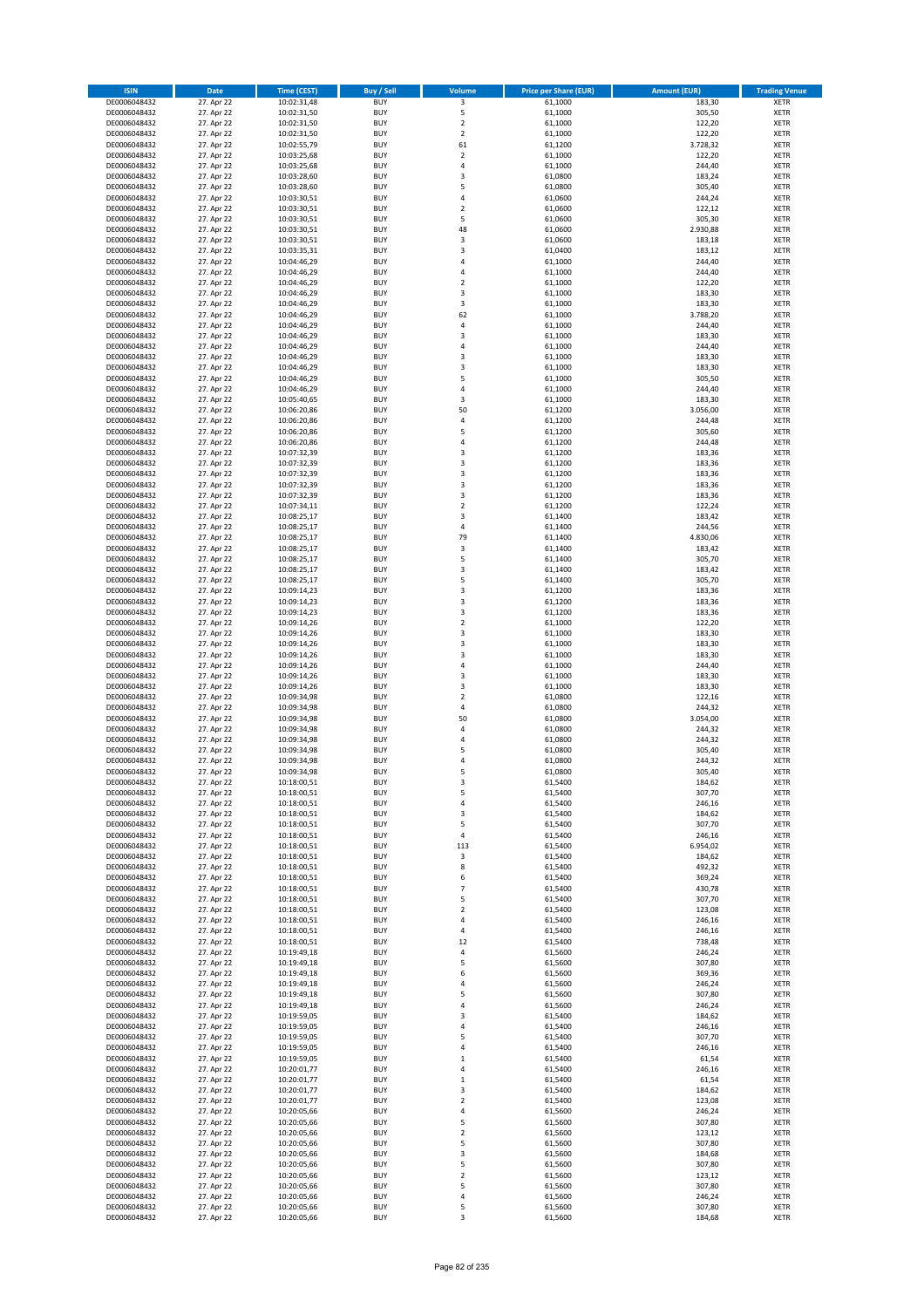| ISIN | Date | Time (CEST) | Buy / Sell | Volume | Price per Share (EUR) | Amount (EUR) | Trading Venue |
|---|---|---|---|---|---|---|---|
| DE0006048432 | 27. Apr 22 | 10:02:31,48 | BUY | 3 | 61,1000 | 183,30 | XETR |
| DE0006048432 | 27. Apr 22 | 10:02:31,50 | BUY | 5 | 61,1000 | 305,50 | XETR |
| DE0006048432 | 27. Apr 22 | 10:02:31,50 | BUY | 2 | 61,1000 | 122,20 | XETR |
| DE0006048432 | 27. Apr 22 | 10:02:31,50 | BUY | 2 | 61,1000 | 122,20 | XETR |
| DE0006048432 | 27. Apr 22 | 10:02:55,79 | BUY | 61 | 61,1200 | 3.728,32 | XETR |
| DE0006048432 | 27. Apr 22 | 10:03:25,68 | BUY | 2 | 61,1000 | 122,20 | XETR |
| DE0006048432 | 27. Apr 22 | 10:03:25,68 | BUY | 4 | 61,1000 | 244,40 | XETR |
| DE0006048432 | 27. Apr 22 | 10:03:28,60 | BUY | 3 | 61,0800 | 183,24 | XETR |
| DE0006048432 | 27. Apr 22 | 10:03:28,60 | BUY | 5 | 61,0800 | 305,40 | XETR |
| DE0006048432 | 27. Apr 22 | 10:03:30,51 | BUY | 4 | 61,0600 | 244,24 | XETR |
| DE0006048432 | 27. Apr 22 | 10:03:30,51 | BUY | 2 | 61,0600 | 122,12 | XETR |
| DE0006048432 | 27. Apr 22 | 10:03:30,51 | BUY | 5 | 61,0600 | 305,30 | XETR |
| DE0006048432 | 27. Apr 22 | 10:03:30,51 | BUY | 48 | 61,0600 | 2.930,88 | XETR |
| DE0006048432 | 27. Apr 22 | 10:03:30,51 | BUY | 3 | 61,0600 | 183,18 | XETR |
| DE0006048432 | 27. Apr 22 | 10:03:35,31 | BUY | 3 | 61,0400 | 183,12 | XETR |
| DE0006048432 | 27. Apr 22 | 10:04:46,29 | BUY | 4 | 61,1000 | 244,40 | XETR |
| DE0006048432 | 27. Apr 22 | 10:04:46,29 | BUY | 4 | 61,1000 | 244,40 | XETR |
| DE0006048432 | 27. Apr 22 | 10:04:46,29 | BUY | 2 | 61,1000 | 122,20 | XETR |
| DE0006048432 | 27. Apr 22 | 10:04:46,29 | BUY | 3 | 61,1000 | 183,30 | XETR |
| DE0006048432 | 27. Apr 22 | 10:04:46,29 | BUY | 3 | 61,1000 | 183,30 | XETR |
| DE0006048432 | 27. Apr 22 | 10:04:46,29 | BUY | 62 | 61,1000 | 3.788,20 | XETR |
| DE0006048432 | 27. Apr 22 | 10:04:46,29 | BUY | 4 | 61,1000 | 244,40 | XETR |
| DE0006048432 | 27. Apr 22 | 10:04:46,29 | BUY | 3 | 61,1000 | 183,30 | XETR |
| DE0006048432 | 27. Apr 22 | 10:04:46,29 | BUY | 4 | 61,1000 | 244,40 | XETR |
| DE0006048432 | 27. Apr 22 | 10:04:46,29 | BUY | 3 | 61,1000 | 183,30 | XETR |
| DE0006048432 | 27. Apr 22 | 10:04:46,29 | BUY | 3 | 61,1000 | 183,30 | XETR |
| DE0006048432 | 27. Apr 22 | 10:04:46,29 | BUY | 5 | 61,1000 | 305,50 | XETR |
| DE0006048432 | 27. Apr 22 | 10:04:46,29 | BUY | 4 | 61,1000 | 244,40 | XETR |
| DE0006048432 | 27. Apr 22 | 10:05:40,65 | BUY | 3 | 61,1000 | 183,30 | XETR |
| DE0006048432 | 27. Apr 22 | 10:06:20,86 | BUY | 50 | 61,1200 | 3.056,00 | XETR |
| DE0006048432 | 27. Apr 22 | 10:06:20,86 | BUY | 4 | 61,1200 | 244,48 | XETR |
| DE0006048432 | 27. Apr 22 | 10:06:20,86 | BUY | 5 | 61,1200 | 305,60 | XETR |
| DE0006048432 | 27. Apr 22 | 10:06:20,86 | BUY | 4 | 61,1200 | 244,48 | XETR |
| DE0006048432 | 27. Apr 22 | 10:07:32,39 | BUY | 3 | 61,1200 | 183,36 | XETR |
| DE0006048432 | 27. Apr 22 | 10:07:32,39 | BUY | 3 | 61,1200 | 183,36 | XETR |
| DE0006048432 | 27. Apr 22 | 10:07:32,39 | BUY | 3 | 61,1200 | 183,36 | XETR |
| DE0006048432 | 27. Apr 22 | 10:07:32,39 | BUY | 3 | 61,1200 | 183,36 | XETR |
| DE0006048432 | 27. Apr 22 | 10:07:32,39 | BUY | 3 | 61,1200 | 183,36 | XETR |
| DE0006048432 | 27. Apr 22 | 10:07:34,11 | BUY | 2 | 61,1200 | 122,24 | XETR |
| DE0006048432 | 27. Apr 22 | 10:08:25,17 | BUY | 3 | 61,1400 | 183,42 | XETR |
| DE0006048432 | 27. Apr 22 | 10:08:25,17 | BUY | 4 | 61,1400 | 244,56 | XETR |
| DE0006048432 | 27. Apr 22 | 10:08:25,17 | BUY | 79 | 61,1400 | 4.830,06 | XETR |
| DE0006048432 | 27. Apr 22 | 10:08:25,17 | BUY | 3 | 61,1400 | 183,42 | XETR |
| DE0006048432 | 27. Apr 22 | 10:08:25,17 | BUY | 5 | 61,1400 | 305,70 | XETR |
| DE0006048432 | 27. Apr 22 | 10:08:25,17 | BUY | 3 | 61,1400 | 183,42 | XETR |
| DE0006048432 | 27. Apr 22 | 10:08:25,17 | BUY | 5 | 61,1400 | 305,70 | XETR |
| DE0006048432 | 27. Apr 22 | 10:09:14,23 | BUY | 3 | 61,1200 | 183,36 | XETR |
| DE0006048432 | 27. Apr 22 | 10:09:14,23 | BUY | 3 | 61,1200 | 183,36 | XETR |
| DE0006048432 | 27. Apr 22 | 10:09:14,23 | BUY | 3 | 61,1200 | 183,36 | XETR |
| DE0006048432 | 27. Apr 22 | 10:09:14,26 | BUY | 2 | 61,1000 | 122,20 | XETR |
| DE0006048432 | 27. Apr 22 | 10:09:14,26 | BUY | 3 | 61,1000 | 183,30 | XETR |
| DE0006048432 | 27. Apr 22 | 10:09:14,26 | BUY | 3 | 61,1000 | 183,30 | XETR |
| DE0006048432 | 27. Apr 22 | 10:09:14,26 | BUY | 3 | 61,1000 | 183,30 | XETR |
| DE0006048432 | 27. Apr 22 | 10:09:14,26 | BUY | 4 | 61,1000 | 244,40 | XETR |
| DE0006048432 | 27. Apr 22 | 10:09:14,26 | BUY | 3 | 61,1000 | 183,30 | XETR |
| DE0006048432 | 27. Apr 22 | 10:09:14,26 | BUY | 3 | 61,1000 | 183,30 | XETR |
| DE0006048432 | 27. Apr 22 | 10:09:34,98 | BUY | 2 | 61,0800 | 122,16 | XETR |
| DE0006048432 | 27. Apr 22 | 10:09:34,98 | BUY | 4 | 61,0800 | 244,32 | XETR |
| DE0006048432 | 27. Apr 22 | 10:09:34,98 | BUY | 50 | 61,0800 | 3.054,00 | XETR |
| DE0006048432 | 27. Apr 22 | 10:09:34,98 | BUY | 4 | 61,0800 | 244,32 | XETR |
| DE0006048432 | 27. Apr 22 | 10:09:34,98 | BUY | 4 | 61,0800 | 244,32 | XETR |
| DE0006048432 | 27. Apr 22 | 10:09:34,98 | BUY | 5 | 61,0800 | 305,40 | XETR |
| DE0006048432 | 27. Apr 22 | 10:09:34,98 | BUY | 4 | 61,0800 | 244,32 | XETR |
| DE0006048432 | 27. Apr 22 | 10:09:34,98 | BUY | 5 | 61,0800 | 305,40 | XETR |
| DE0006048432 | 27. Apr 22 | 10:18:00,51 | BUY | 3 | 61,5400 | 184,62 | XETR |
| DE0006048432 | 27. Apr 22 | 10:18:00,51 | BUY | 5 | 61,5400 | 307,70 | XETR |
| DE0006048432 | 27. Apr 22 | 10:18:00,51 | BUY | 4 | 61,5400 | 246,16 | XETR |
| DE0006048432 | 27. Apr 22 | 10:18:00,51 | BUY | 3 | 61,5400 | 184,62 | XETR |
| DE0006048432 | 27. Apr 22 | 10:18:00,51 | BUY | 5 | 61,5400 | 307,70 | XETR |
| DE0006048432 | 27. Apr 22 | 10:18:00,51 | BUY | 4 | 61,5400 | 246,16 | XETR |
| DE0006048432 | 27. Apr 22 | 10:18:00,51 | BUY | 113 | 61,5400 | 6.954,02 | XETR |
| DE0006048432 | 27. Apr 22 | 10:18:00,51 | BUY | 3 | 61,5400 | 184,62 | XETR |
| DE0006048432 | 27. Apr 22 | 10:18:00,51 | BUY | 8 | 61,5400 | 492,32 | XETR |
| DE0006048432 | 27. Apr 22 | 10:18:00,51 | BUY | 6 | 61,5400 | 369,24 | XETR |
| DE0006048432 | 27. Apr 22 | 10:18:00,51 | BUY | 7 | 61,5400 | 430,78 | XETR |
| DE0006048432 | 27. Apr 22 | 10:18:00,51 | BUY | 5 | 61,5400 | 307,70 | XETR |
| DE0006048432 | 27. Apr 22 | 10:18:00,51 | BUY | 2 | 61,5400 | 123,08 | XETR |
| DE0006048432 | 27. Apr 22 | 10:18:00,51 | BUY | 4 | 61,5400 | 246,16 | XETR |
| DE0006048432 | 27. Apr 22 | 10:18:00,51 | BUY | 4 | 61,5400 | 246,16 | XETR |
| DE0006048432 | 27. Apr 22 | 10:18:00,51 | BUY | 12 | 61,5400 | 738,48 | XETR |
| DE0006048432 | 27. Apr 22 | 10:19:49,18 | BUY | 4 | 61,5600 | 246,24 | XETR |
| DE0006048432 | 27. Apr 22 | 10:19:49,18 | BUY | 5 | 61,5600 | 307,80 | XETR |
| DE0006048432 | 27. Apr 22 | 10:19:49,18 | BUY | 6 | 61,5600 | 369,36 | XETR |
| DE0006048432 | 27. Apr 22 | 10:19:49,18 | BUY | 4 | 61,5600 | 246,24 | XETR |
| DE0006048432 | 27. Apr 22 | 10:19:49,18 | BUY | 5 | 61,5600 | 307,80 | XETR |
| DE0006048432 | 27. Apr 22 | 10:19:49,18 | BUY | 4 | 61,5600 | 246,24 | XETR |
| DE0006048432 | 27. Apr 22 | 10:19:59,05 | BUY | 3 | 61,5400 | 184,62 | XETR |
| DE0006048432 | 27. Apr 22 | 10:19:59,05 | BUY | 4 | 61,5400 | 246,16 | XETR |
| DE0006048432 | 27. Apr 22 | 10:19:59,05 | BUY | 5 | 61,5400 | 307,70 | XETR |
| DE0006048432 | 27. Apr 22 | 10:19:59,05 | BUY | 4 | 61,5400 | 246,16 | XETR |
| DE0006048432 | 27. Apr 22 | 10:19:59,05 | BUY | 1 | 61,5400 | 61,54 | XETR |
| DE0006048432 | 27. Apr 22 | 10:20:01,77 | BUY | 4 | 61,5400 | 246,16 | XETR |
| DE0006048432 | 27. Apr 22 | 10:20:01,77 | BUY | 1 | 61,5400 | 61,54 | XETR |
| DE0006048432 | 27. Apr 22 | 10:20:01,77 | BUY | 3 | 61,5400 | 184,62 | XETR |
| DE0006048432 | 27. Apr 22 | 10:20:01,77 | BUY | 2 | 61,5400 | 123,08 | XETR |
| DE0006048432 | 27. Apr 22 | 10:20:05,66 | BUY | 4 | 61,5600 | 246,24 | XETR |
| DE0006048432 | 27. Apr 22 | 10:20:05,66 | BUY | 5 | 61,5600 | 307,80 | XETR |
| DE0006048432 | 27. Apr 22 | 10:20:05,66 | BUY | 2 | 61,5600 | 123,12 | XETR |
| DE0006048432 | 27. Apr 22 | 10:20:05,66 | BUY | 5 | 61,5600 | 307,80 | XETR |
| DE0006048432 | 27. Apr 22 | 10:20:05,66 | BUY | 3 | 61,5600 | 184,68 | XETR |
| DE0006048432 | 27. Apr 22 | 10:20:05,66 | BUY | 5 | 61,5600 | 307,80 | XETR |
| DE0006048432 | 27. Apr 22 | 10:20:05,66 | BUY | 2 | 61,5600 | 123,12 | XETR |
| DE0006048432 | 27. Apr 22 | 10:20:05,66 | BUY | 5 | 61,5600 | 307,80 | XETR |
| DE0006048432 | 27. Apr 22 | 10:20:05,66 | BUY | 4 | 61,5600 | 246,24 | XETR |
| DE0006048432 | 27. Apr 22 | 10:20:05,66 | BUY | 5 | 61,5600 | 307,80 | XETR |
| DE0006048432 | 27. Apr 22 | 10:20:05,66 | BUY | 3 | 61,5600 | 184,68 | XETR |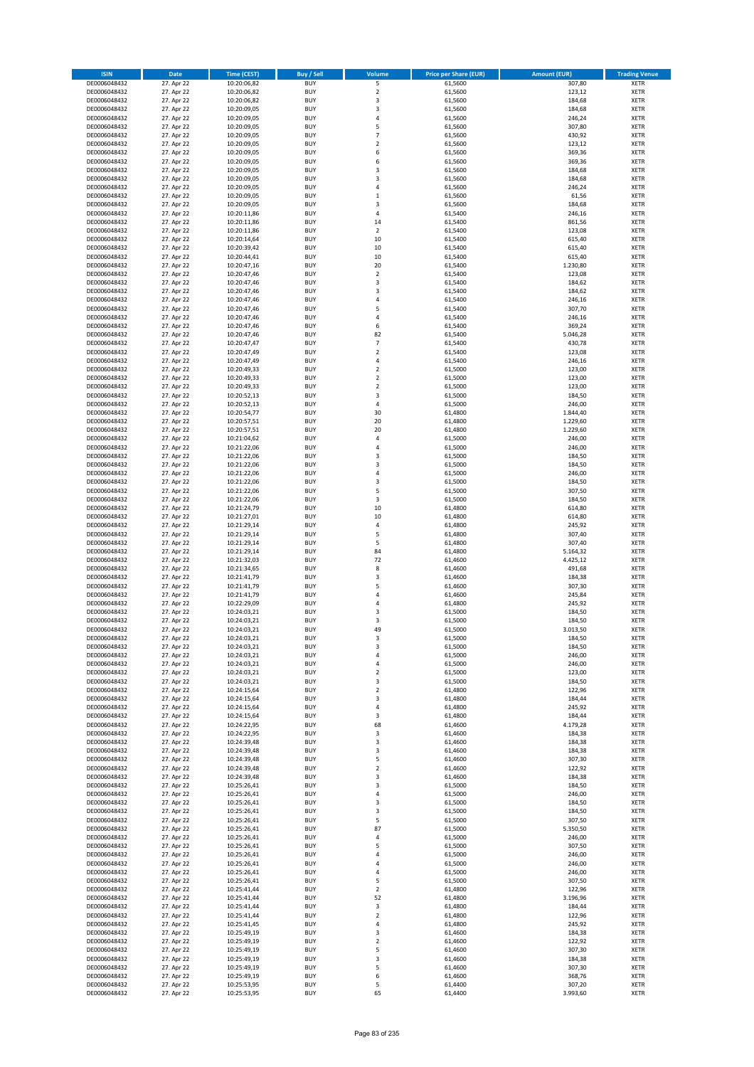| ISIN | Date | Time (CEST) | Buy / Sell | Volume | Price per Share (EUR) | Amount (EUR) | Trading Venue |
|---|---|---|---|---|---|---|---|
| DE0006048432 | 27. Apr 22 | 10:20:06,82 | BUY | 5 | 61,5600 | 307,80 | XETR |
| DE0006048432 | 27. Apr 22 | 10:20:06,82 | BUY | 2 | 61,5600 | 123,12 | XETR |
| DE0006048432 | 27. Apr 22 | 10:20:06,82 | BUY | 3 | 61,5600 | 184,68 | XETR |
| DE0006048432 | 27. Apr 22 | 10:20:09,05 | BUY | 3 | 61,5600 | 184,68 | XETR |
| DE0006048432 | 27. Apr 22 | 10:20:09,05 | BUY | 4 | 61,5600 | 246,24 | XETR |
| DE0006048432 | 27. Apr 22 | 10:20:09,05 | BUY | 5 | 61,5600 | 307,80 | XETR |
| DE0006048432 | 27. Apr 22 | 10:20:09,05 | BUY | 7 | 61,5600 | 430,92 | XETR |
| DE0006048432 | 27. Apr 22 | 10:20:09,05 | BUY | 2 | 61,5600 | 123,12 | XETR |
| DE0006048432 | 27. Apr 22 | 10:20:09,05 | BUY | 6 | 61,5600 | 369,36 | XETR |
| DE0006048432 | 27. Apr 22 | 10:20:09,05 | BUY | 6 | 61,5600 | 369,36 | XETR |
| DE0006048432 | 27. Apr 22 | 10:20:09,05 | BUY | 3 | 61,5600 | 184,68 | XETR |
| DE0006048432 | 27. Apr 22 | 10:20:09,05 | BUY | 3 | 61,5600 | 184,68 | XETR |
| DE0006048432 | 27. Apr 22 | 10:20:09,05 | BUY | 4 | 61,5600 | 246,24 | XETR |
| DE0006048432 | 27. Apr 22 | 10:20:09,05 | BUY | 1 | 61,5600 | 61,56 | XETR |
| DE0006048432 | 27. Apr 22 | 10:20:09,05 | BUY | 3 | 61,5600 | 184,68 | XETR |
| DE0006048432 | 27. Apr 22 | 10:20:11,86 | BUY | 4 | 61,5400 | 246,16 | XETR |
| DE0006048432 | 27. Apr 22 | 10:20:11,86 | BUY | 14 | 61,5400 | 861,56 | XETR |
| DE0006048432 | 27. Apr 22 | 10:20:11,86 | BUY | 2 | 61,5400 | 123,08 | XETR |
| DE0006048432 | 27. Apr 22 | 10:20:14,64 | BUY | 10 | 61,5400 | 615,40 | XETR |
| DE0006048432 | 27. Apr 22 | 10:20:39,42 | BUY | 10 | 61,5400 | 615,40 | XETR |
| DE0006048432 | 27. Apr 22 | 10:20:44,41 | BUY | 10 | 61,5400 | 615,40 | XETR |
| DE0006048432 | 27. Apr 22 | 10:20:47,16 | BUY | 20 | 61,5400 | 1.230,80 | XETR |
| DE0006048432 | 27. Apr 22 | 10:20:47,46 | BUY | 2 | 61,5400 | 123,08 | XETR |
| DE0006048432 | 27. Apr 22 | 10:20:47,46 | BUY | 3 | 61,5400 | 184,62 | XETR |
| DE0006048432 | 27. Apr 22 | 10:20:47,46 | BUY | 3 | 61,5400 | 184,62 | XETR |
| DE0006048432 | 27. Apr 22 | 10:20:47,46 | BUY | 4 | 61,5400 | 246,16 | XETR |
| DE0006048432 | 27. Apr 22 | 10:20:47,46 | BUY | 5 | 61,5400 | 307,70 | XETR |
| DE0006048432 | 27. Apr 22 | 10:20:47,46 | BUY | 4 | 61,5400 | 246,16 | XETR |
| DE0006048432 | 27. Apr 22 | 10:20:47,46 | BUY | 6 | 61,5400 | 369,24 | XETR |
| DE0006048432 | 27. Apr 22 | 10:20:47,46 | BUY | 82 | 61,5400 | 5.046,28 | XETR |
| DE0006048432 | 27. Apr 22 | 10:20:47,47 | BUY | 7 | 61,5400 | 430,78 | XETR |
| DE0006048432 | 27. Apr 22 | 10:20:47,49 | BUY | 2 | 61,5400 | 123,08 | XETR |
| DE0006048432 | 27. Apr 22 | 10:20:47,49 | BUY | 4 | 61,5400 | 246,16 | XETR |
| DE0006048432 | 27. Apr 22 | 10:20:49,33 | BUY | 2 | 61,5000 | 123,00 | XETR |
| DE0006048432 | 27. Apr 22 | 10:20:49,33 | BUY | 2 | 61,5000 | 123,00 | XETR |
| DE0006048432 | 27. Apr 22 | 10:20:49,33 | BUY | 2 | 61,5000 | 123,00 | XETR |
| DE0006048432 | 27. Apr 22 | 10:20:52,13 | BUY | 3 | 61,5000 | 184,50 | XETR |
| DE0006048432 | 27. Apr 22 | 10:20:52,13 | BUY | 4 | 61,5000 | 246,00 | XETR |
| DE0006048432 | 27. Apr 22 | 10:20:54,77 | BUY | 30 | 61,4800 | 1.844,40 | XETR |
| DE0006048432 | 27. Apr 22 | 10:20:57,51 | BUY | 20 | 61,4800 | 1.229,60 | XETR |
| DE0006048432 | 27. Apr 22 | 10:20:57,51 | BUY | 20 | 61,4800 | 1.229,60 | XETR |
| DE0006048432 | 27. Apr 22 | 10:21:04,62 | BUY | 4 | 61,5000 | 246,00 | XETR |
| DE0006048432 | 27. Apr 22 | 10:21:22,06 | BUY | 4 | 61,5000 | 246,00 | XETR |
| DE0006048432 | 27. Apr 22 | 10:21:22,06 | BUY | 3 | 61,5000 | 184,50 | XETR |
| DE0006048432 | 27. Apr 22 | 10:21:22,06 | BUY | 3 | 61,5000 | 184,50 | XETR |
| DE0006048432 | 27. Apr 22 | 10:21:22,06 | BUY | 4 | 61,5000 | 246,00 | XETR |
| DE0006048432 | 27. Apr 22 | 10:21:22,06 | BUY | 3 | 61,5000 | 184,50 | XETR |
| DE0006048432 | 27. Apr 22 | 10:21:22,06 | BUY | 5 | 61,5000 | 307,50 | XETR |
| DE0006048432 | 27. Apr 22 | 10:21:22,06 | BUY | 3 | 61,5000 | 184,50 | XETR |
| DE0006048432 | 27. Apr 22 | 10:21:24,79 | BUY | 10 | 61,4800 | 614,80 | XETR |
| DE0006048432 | 27. Apr 22 | 10:21:27,01 | BUY | 10 | 61,4800 | 614,80 | XETR |
| DE0006048432 | 27. Apr 22 | 10:21:29,14 | BUY | 4 | 61,4800 | 245,92 | XETR |
| DE0006048432 | 27. Apr 22 | 10:21:29,14 | BUY | 5 | 61,4800 | 307,40 | XETR |
| DE0006048432 | 27. Apr 22 | 10:21:29,14 | BUY | 5 | 61,4800 | 307,40 | XETR |
| DE0006048432 | 27. Apr 22 | 10:21:29,14 | BUY | 84 | 61,4800 | 5.164,32 | XETR |
| DE0006048432 | 27. Apr 22 | 10:21:32,03 | BUY | 72 | 61,4600 | 4.425,12 | XETR |
| DE0006048432 | 27. Apr 22 | 10:21:34,65 | BUY | 8 | 61,4600 | 491,68 | XETR |
| DE0006048432 | 27. Apr 22 | 10:21:41,79 | BUY | 3 | 61,4600 | 184,38 | XETR |
| DE0006048432 | 27. Apr 22 | 10:21:41,79 | BUY | 5 | 61,4600 | 307,30 | XETR |
| DE0006048432 | 27. Apr 22 | 10:21:41,79 | BUY | 4 | 61,4600 | 245,84 | XETR |
| DE0006048432 | 27. Apr 22 | 10:22:29,09 | BUY | 4 | 61,4800 | 245,92 | XETR |
| DE0006048432 | 27. Apr 22 | 10:24:03,21 | BUY | 3 | 61,5000 | 184,50 | XETR |
| DE0006048432 | 27. Apr 22 | 10:24:03,21 | BUY | 3 | 61,5000 | 184,50 | XETR |
| DE0006048432 | 27. Apr 22 | 10:24:03,21 | BUY | 49 | 61,5000 | 3.013,50 | XETR |
| DE0006048432 | 27. Apr 22 | 10:24:03,21 | BUY | 3 | 61,5000 | 184,50 | XETR |
| DE0006048432 | 27. Apr 22 | 10:24:03,21 | BUY | 3 | 61,5000 | 184,50 | XETR |
| DE0006048432 | 27. Apr 22 | 10:24:03,21 | BUY | 4 | 61,5000 | 246,00 | XETR |
| DE0006048432 | 27. Apr 22 | 10:24:03,21 | BUY | 4 | 61,5000 | 246,00 | XETR |
| DE0006048432 | 27. Apr 22 | 10:24:03,21 | BUY | 2 | 61,5000 | 123,00 | XETR |
| DE0006048432 | 27. Apr 22 | 10:24:03,21 | BUY | 3 | 61,5000 | 184,50 | XETR |
| DE0006048432 | 27. Apr 22 | 10:24:15,64 | BUY | 2 | 61,4800 | 122,96 | XETR |
| DE0006048432 | 27. Apr 22 | 10:24:15,64 | BUY | 3 | 61,4800 | 184,44 | XETR |
| DE0006048432 | 27. Apr 22 | 10:24:15,64 | BUY | 4 | 61,4800 | 245,92 | XETR |
| DE0006048432 | 27. Apr 22 | 10:24:15,64 | BUY | 3 | 61,4800 | 184,44 | XETR |
| DE0006048432 | 27. Apr 22 | 10:24:22,95 | BUY | 68 | 61,4600 | 4.179,28 | XETR |
| DE0006048432 | 27. Apr 22 | 10:24:22,95 | BUY | 3 | 61,4600 | 184,38 | XETR |
| DE0006048432 | 27. Apr 22 | 10:24:39,48 | BUY | 3 | 61,4600 | 184,38 | XETR |
| DE0006048432 | 27. Apr 22 | 10:24:39,48 | BUY | 3 | 61,4600 | 184,38 | XETR |
| DE0006048432 | 27. Apr 22 | 10:24:39,48 | BUY | 5 | 61,4600 | 307,30 | XETR |
| DE0006048432 | 27. Apr 22 | 10:24:39,48 | BUY | 2 | 61,4600 | 122,92 | XETR |
| DE0006048432 | 27. Apr 22 | 10:24:39,48 | BUY | 3 | 61,4600 | 184,38 | XETR |
| DE0006048432 | 27. Apr 22 | 10:25:26,41 | BUY | 3 | 61,5000 | 184,50 | XETR |
| DE0006048432 | 27. Apr 22 | 10:25:26,41 | BUY | 4 | 61,5000 | 246,00 | XETR |
| DE0006048432 | 27. Apr 22 | 10:25:26,41 | BUY | 3 | 61,5000 | 184,50 | XETR |
| DE0006048432 | 27. Apr 22 | 10:25:26,41 | BUY | 3 | 61,5000 | 184,50 | XETR |
| DE0006048432 | 27. Apr 22 | 10:25:26,41 | BUY | 5 | 61,5000 | 307,50 | XETR |
| DE0006048432 | 27. Apr 22 | 10:25:26,41 | BUY | 87 | 61,5000 | 5.350,50 | XETR |
| DE0006048432 | 27. Apr 22 | 10:25:26,41 | BUY | 4 | 61,5000 | 246,00 | XETR |
| DE0006048432 | 27. Apr 22 | 10:25:26,41 | BUY | 5 | 61,5000 | 307,50 | XETR |
| DE0006048432 | 27. Apr 22 | 10:25:26,41 | BUY | 4 | 61,5000 | 246,00 | XETR |
| DE0006048432 | 27. Apr 22 | 10:25:26,41 | BUY | 4 | 61,5000 | 246,00 | XETR |
| DE0006048432 | 27. Apr 22 | 10:25:26,41 | BUY | 4 | 61,5000 | 246,00 | XETR |
| DE0006048432 | 27. Apr 22 | 10:25:26,41 | BUY | 5 | 61,5000 | 307,50 | XETR |
| DE0006048432 | 27. Apr 22 | 10:25:41,44 | BUY | 2 | 61,4800 | 122,96 | XETR |
| DE0006048432 | 27. Apr 22 | 10:25:41,44 | BUY | 52 | 61,4800 | 3.196,96 | XETR |
| DE0006048432 | 27. Apr 22 | 10:25:41,44 | BUY | 3 | 61,4800 | 184,44 | XETR |
| DE0006048432 | 27. Apr 22 | 10:25:41,44 | BUY | 2 | 61,4800 | 122,96 | XETR |
| DE0006048432 | 27. Apr 22 | 10:25:41,45 | BUY | 4 | 61,4800 | 245,92 | XETR |
| DE0006048432 | 27. Apr 22 | 10:25:49,19 | BUY | 3 | 61,4600 | 184,38 | XETR |
| DE0006048432 | 27. Apr 22 | 10:25:49,19 | BUY | 2 | 61,4600 | 122,92 | XETR |
| DE0006048432 | 27. Apr 22 | 10:25:49,19 | BUY | 5 | 61,4600 | 307,30 | XETR |
| DE0006048432 | 27. Apr 22 | 10:25:49,19 | BUY | 3 | 61,4600 | 184,38 | XETR |
| DE0006048432 | 27. Apr 22 | 10:25:49,19 | BUY | 5 | 61,4600 | 307,30 | XETR |
| DE0006048432 | 27. Apr 22 | 10:25:49,19 | BUY | 6 | 61,4600 | 368,76 | XETR |
| DE0006048432 | 27. Apr 22 | 10:25:53,95 | BUY | 5 | 61,4400 | 307,20 | XETR |
| DE0006048432 | 27. Apr 22 | 10:25:53,95 | BUY | 65 | 61,4400 | 3.993,60 | XETR |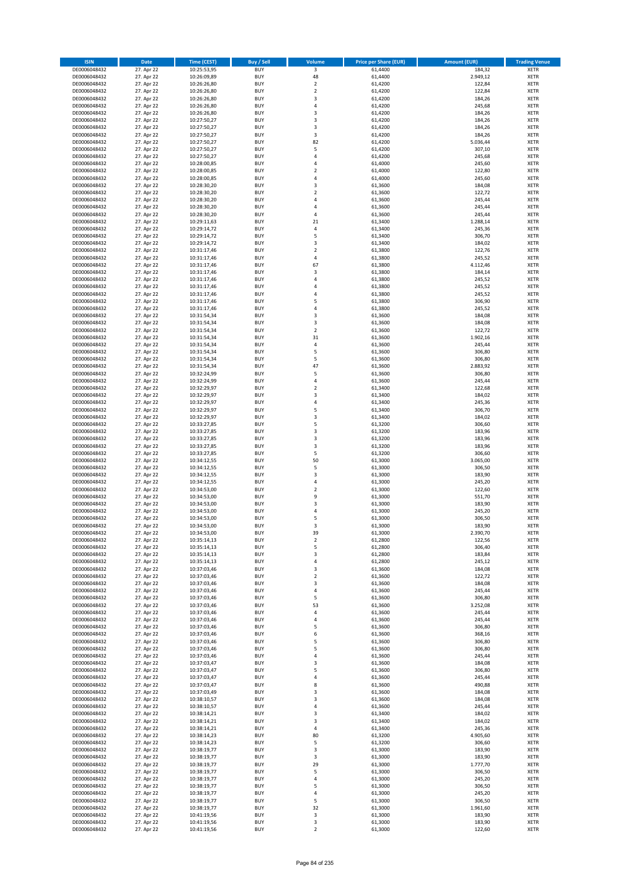| ISIN | Date | Time (CEST) | Buy / Sell | Volume | Price per Share (EUR) | Amount (EUR) | Trading Venue |
|---|---|---|---|---|---|---|---|
| DE0006048432 | 27. Apr 22 | 10:25:53,95 | BUY | 3 | 61,4400 | 184,32 | XETR |
| DE0006048432 | 27. Apr 22 | 10:26:09,89 | BUY | 48 | 61,4400 | 2.949,12 | XETR |
| DE0006048432 | 27. Apr 22 | 10:26:26,80 | BUY | 2 | 61,4200 | 122,84 | XETR |
| DE0006048432 | 27. Apr 22 | 10:26:26,80 | BUY | 2 | 61,4200 | 122,84 | XETR |
| DE0006048432 | 27. Apr 22 | 10:26:26,80 | BUY | 3 | 61,4200 | 184,26 | XETR |
| DE0006048432 | 27. Apr 22 | 10:26:26,80 | BUY | 4 | 61,4200 | 245,68 | XETR |
| DE0006048432 | 27. Apr 22 | 10:26:26,80 | BUY | 3 | 61,4200 | 184,26 | XETR |
| DE0006048432 | 27. Apr 22 | 10:27:50,27 | BUY | 3 | 61,4200 | 184,26 | XETR |
| DE0006048432 | 27. Apr 22 | 10:27:50,27 | BUY | 3 | 61,4200 | 184,26 | XETR |
| DE0006048432 | 27. Apr 22 | 10:27:50,27 | BUY | 3 | 61,4200 | 184,26 | XETR |
| DE0006048432 | 27. Apr 22 | 10:27:50,27 | BUY | 82 | 61,4200 | 5.036,44 | XETR |
| DE0006048432 | 27. Apr 22 | 10:27:50,27 | BUY | 5 | 61,4200 | 307,10 | XETR |
| DE0006048432 | 27. Apr 22 | 10:27:50,27 | BUY | 4 | 61,4200 | 245,68 | XETR |
| DE0006048432 | 27. Apr 22 | 10:28:00,85 | BUY | 4 | 61,4000 | 245,60 | XETR |
| DE0006048432 | 27. Apr 22 | 10:28:00,85 | BUY | 2 | 61,4000 | 122,80 | XETR |
| DE0006048432 | 27. Apr 22 | 10:28:00,85 | BUY | 4 | 61,4000 | 245,60 | XETR |
| DE0006048432 | 27. Apr 22 | 10:28:30,20 | BUY | 3 | 61,3600 | 184,08 | XETR |
| DE0006048432 | 27. Apr 22 | 10:28:30,20 | BUY | 2 | 61,3600 | 122,72 | XETR |
| DE0006048432 | 27. Apr 22 | 10:28:30,20 | BUY | 4 | 61,3600 | 245,44 | XETR |
| DE0006048432 | 27. Apr 22 | 10:28:30,20 | BUY | 4 | 61,3600 | 245,44 | XETR |
| DE0006048432 | 27. Apr 22 | 10:28:30,20 | BUY | 4 | 61,3600 | 245,44 | XETR |
| DE0006048432 | 27. Apr 22 | 10:29:11,63 | BUY | 21 | 61,3400 | 1.288,14 | XETR |
| DE0006048432 | 27. Apr 22 | 10:29:14,72 | BUY | 4 | 61,3400 | 245,36 | XETR |
| DE0006048432 | 27. Apr 22 | 10:29:14,72 | BUY | 5 | 61,3400 | 306,70 | XETR |
| DE0006048432 | 27. Apr 22 | 10:29:14,72 | BUY | 3 | 61,3400 | 184,02 | XETR |
| DE0006048432 | 27. Apr 22 | 10:31:17,46 | BUY | 2 | 61,3800 | 122,76 | XETR |
| DE0006048432 | 27. Apr 22 | 10:31:17,46 | BUY | 4 | 61,3800 | 245,52 | XETR |
| DE0006048432 | 27. Apr 22 | 10:31:17,46 | BUY | 67 | 61,3800 | 4.112,46 | XETR |
| DE0006048432 | 27. Apr 22 | 10:31:17,46 | BUY | 3 | 61,3800 | 184,14 | XETR |
| DE0006048432 | 27. Apr 22 | 10:31:17,46 | BUY | 4 | 61,3800 | 245,52 | XETR |
| DE0006048432 | 27. Apr 22 | 10:31:17,46 | BUY | 4 | 61,3800 | 245,52 | XETR |
| DE0006048432 | 27. Apr 22 | 10:31:17,46 | BUY | 4 | 61,3800 | 245,52 | XETR |
| DE0006048432 | 27. Apr 22 | 10:31:17,46 | BUY | 5 | 61,3800 | 306,90 | XETR |
| DE0006048432 | 27. Apr 22 | 10:31:17,46 | BUY | 4 | 61,3800 | 245,52 | XETR |
| DE0006048432 | 27. Apr 22 | 10:31:54,34 | BUY | 3 | 61,3600 | 184,08 | XETR |
| DE0006048432 | 27. Apr 22 | 10:31:54,34 | BUY | 3 | 61,3600 | 184,08 | XETR |
| DE0006048432 | 27. Apr 22 | 10:31:54,34 | BUY | 2 | 61,3600 | 122,72 | XETR |
| DE0006048432 | 27. Apr 22 | 10:31:54,34 | BUY | 31 | 61,3600 | 1.902,16 | XETR |
| DE0006048432 | 27. Apr 22 | 10:31:54,34 | BUY | 4 | 61,3600 | 245,44 | XETR |
| DE0006048432 | 27. Apr 22 | 10:31:54,34 | BUY | 5 | 61,3600 | 306,80 | XETR |
| DE0006048432 | 27. Apr 22 | 10:31:54,34 | BUY | 5 | 61,3600 | 306,80 | XETR |
| DE0006048432 | 27. Apr 22 | 10:31:54,34 | BUY | 47 | 61,3600 | 2.883,92 | XETR |
| DE0006048432 | 27. Apr 22 | 10:32:24,99 | BUY | 5 | 61,3600 | 306,80 | XETR |
| DE0006048432 | 27. Apr 22 | 10:32:24,99 | BUY | 4 | 61,3600 | 245,44 | XETR |
| DE0006048432 | 27. Apr 22 | 10:32:29,97 | BUY | 2 | 61,3400 | 122,68 | XETR |
| DE0006048432 | 27. Apr 22 | 10:32:29,97 | BUY | 3 | 61,3400 | 184,02 | XETR |
| DE0006048432 | 27. Apr 22 | 10:32:29,97 | BUY | 4 | 61,3400 | 245,36 | XETR |
| DE0006048432 | 27. Apr 22 | 10:32:29,97 | BUY | 5 | 61,3400 | 306,70 | XETR |
| DE0006048432 | 27. Apr 22 | 10:32:29,97 | BUY | 3 | 61,3400 | 184,02 | XETR |
| DE0006048432 | 27. Apr 22 | 10:33:27,85 | BUY | 5 | 61,3200 | 306,60 | XETR |
| DE0006048432 | 27. Apr 22 | 10:33:27,85 | BUY | 3 | 61,3200 | 183,96 | XETR |
| DE0006048432 | 27. Apr 22 | 10:33:27,85 | BUY | 3 | 61,3200 | 183,96 | XETR |
| DE0006048432 | 27. Apr 22 | 10:33:27,85 | BUY | 3 | 61,3200 | 183,96 | XETR |
| DE0006048432 | 27. Apr 22 | 10:33:27,85 | BUY | 5 | 61,3200 | 306,60 | XETR |
| DE0006048432 | 27. Apr 22 | 10:34:12,55 | BUY | 50 | 61,3000 | 3.065,00 | XETR |
| DE0006048432 | 27. Apr 22 | 10:34:12,55 | BUY | 5 | 61,3000 | 306,50 | XETR |
| DE0006048432 | 27. Apr 22 | 10:34:12,55 | BUY | 3 | 61,3000 | 183,90 | XETR |
| DE0006048432 | 27. Apr 22 | 10:34:12,55 | BUY | 4 | 61,3000 | 245,20 | XETR |
| DE0006048432 | 27. Apr 22 | 10:34:53,00 | BUY | 2 | 61,3000 | 122,60 | XETR |
| DE0006048432 | 27. Apr 22 | 10:34:53,00 | BUY | 9 | 61,3000 | 551,70 | XETR |
| DE0006048432 | 27. Apr 22 | 10:34:53,00 | BUY | 3 | 61,3000 | 183,90 | XETR |
| DE0006048432 | 27. Apr 22 | 10:34:53,00 | BUY | 4 | 61,3000 | 245,20 | XETR |
| DE0006048432 | 27. Apr 22 | 10:34:53,00 | BUY | 5 | 61,3000 | 306,50 | XETR |
| DE0006048432 | 27. Apr 22 | 10:34:53,00 | BUY | 3 | 61,3000 | 183,90 | XETR |
| DE0006048432 | 27. Apr 22 | 10:34:53,00 | BUY | 39 | 61,3000 | 2.390,70 | XETR |
| DE0006048432 | 27. Apr 22 | 10:35:14,13 | BUY | 2 | 61,2800 | 122,56 | XETR |
| DE0006048432 | 27. Apr 22 | 10:35:14,13 | BUY | 5 | 61,2800 | 306,40 | XETR |
| DE0006048432 | 27. Apr 22 | 10:35:14,13 | BUY | 3 | 61,2800 | 183,84 | XETR |
| DE0006048432 | 27. Apr 22 | 10:35:14,13 | BUY | 4 | 61,2800 | 245,12 | XETR |
| DE0006048432 | 27. Apr 22 | 10:37:03,46 | BUY | 3 | 61,3600 | 184,08 | XETR |
| DE0006048432 | 27. Apr 22 | 10:37:03,46 | BUY | 2 | 61,3600 | 122,72 | XETR |
| DE0006048432 | 27. Apr 22 | 10:37:03,46 | BUY | 3 | 61,3600 | 184,08 | XETR |
| DE0006048432 | 27. Apr 22 | 10:37:03,46 | BUY | 4 | 61,3600 | 245,44 | XETR |
| DE0006048432 | 27. Apr 22 | 10:37:03,46 | BUY | 5 | 61,3600 | 306,80 | XETR |
| DE0006048432 | 27. Apr 22 | 10:37:03,46 | BUY | 53 | 61,3600 | 3.252,08 | XETR |
| DE0006048432 | 27. Apr 22 | 10:37:03,46 | BUY | 4 | 61,3600 | 245,44 | XETR |
| DE0006048432 | 27. Apr 22 | 10:37:03,46 | BUY | 4 | 61,3600 | 245,44 | XETR |
| DE0006048432 | 27. Apr 22 | 10:37:03,46 | BUY | 5 | 61,3600 | 306,80 | XETR |
| DE0006048432 | 27. Apr 22 | 10:37:03,46 | BUY | 6 | 61,3600 | 368,16 | XETR |
| DE0006048432 | 27. Apr 22 | 10:37:03,46 | BUY | 5 | 61,3600 | 306,80 | XETR |
| DE0006048432 | 27. Apr 22 | 10:37:03,46 | BUY | 5 | 61,3600 | 306,80 | XETR |
| DE0006048432 | 27. Apr 22 | 10:37:03,46 | BUY | 4 | 61,3600 | 245,44 | XETR |
| DE0006048432 | 27. Apr 22 | 10:37:03,47 | BUY | 3 | 61,3600 | 184,08 | XETR |
| DE0006048432 | 27. Apr 22 | 10:37:03,47 | BUY | 5 | 61,3600 | 306,80 | XETR |
| DE0006048432 | 27. Apr 22 | 10:37:03,47 | BUY | 4 | 61,3600 | 245,44 | XETR |
| DE0006048432 | 27. Apr 22 | 10:37:03,47 | BUY | 8 | 61,3600 | 490,88 | XETR |
| DE0006048432 | 27. Apr 22 | 10:37:03,49 | BUY | 3 | 61,3600 | 184,08 | XETR |
| DE0006048432 | 27. Apr 22 | 10:38:10,57 | BUY | 3 | 61,3600 | 184,08 | XETR |
| DE0006048432 | 27. Apr 22 | 10:38:10,57 | BUY | 4 | 61,3600 | 245,44 | XETR |
| DE0006048432 | 27. Apr 22 | 10:38:14,21 | BUY | 3 | 61,3400 | 184,02 | XETR |
| DE0006048432 | 27. Apr 22 | 10:38:14,21 | BUY | 3 | 61,3400 | 184,02 | XETR |
| DE0006048432 | 27. Apr 22 | 10:38:14,21 | BUY | 4 | 61,3400 | 245,36 | XETR |
| DE0006048432 | 27. Apr 22 | 10:38:14,23 | BUY | 80 | 61,3200 | 4.905,60 | XETR |
| DE0006048432 | 27. Apr 22 | 10:38:14,23 | BUY | 5 | 61,3200 | 306,60 | XETR |
| DE0006048432 | 27. Apr 22 | 10:38:19,77 | BUY | 3 | 61,3000 | 183,90 | XETR |
| DE0006048432 | 27. Apr 22 | 10:38:19,77 | BUY | 3 | 61,3000 | 183,90 | XETR |
| DE0006048432 | 27. Apr 22 | 10:38:19,77 | BUY | 29 | 61,3000 | 1.777,70 | XETR |
| DE0006048432 | 27. Apr 22 | 10:38:19,77 | BUY | 5 | 61,3000 | 306,50 | XETR |
| DE0006048432 | 27. Apr 22 | 10:38:19,77 | BUY | 4 | 61,3000 | 245,20 | XETR |
| DE0006048432 | 27. Apr 22 | 10:38:19,77 | BUY | 5 | 61,3000 | 306,50 | XETR |
| DE0006048432 | 27. Apr 22 | 10:38:19,77 | BUY | 4 | 61,3000 | 245,20 | XETR |
| DE0006048432 | 27. Apr 22 | 10:38:19,77 | BUY | 5 | 61,3000 | 306,50 | XETR |
| DE0006048432 | 27. Apr 22 | 10:38:19,77 | BUY | 32 | 61,3000 | 1.961,60 | XETR |
| DE0006048432 | 27. Apr 22 | 10:41:19,56 | BUY | 3 | 61,3000 | 183,90 | XETR |
| DE0006048432 | 27. Apr 22 | 10:41:19,56 | BUY | 3 | 61,3000 | 183,90 | XETR |
| DE0006048432 | 27. Apr 22 | 10:41:19,56 | BUY | 2 | 61,3000 | 122,60 | XETR |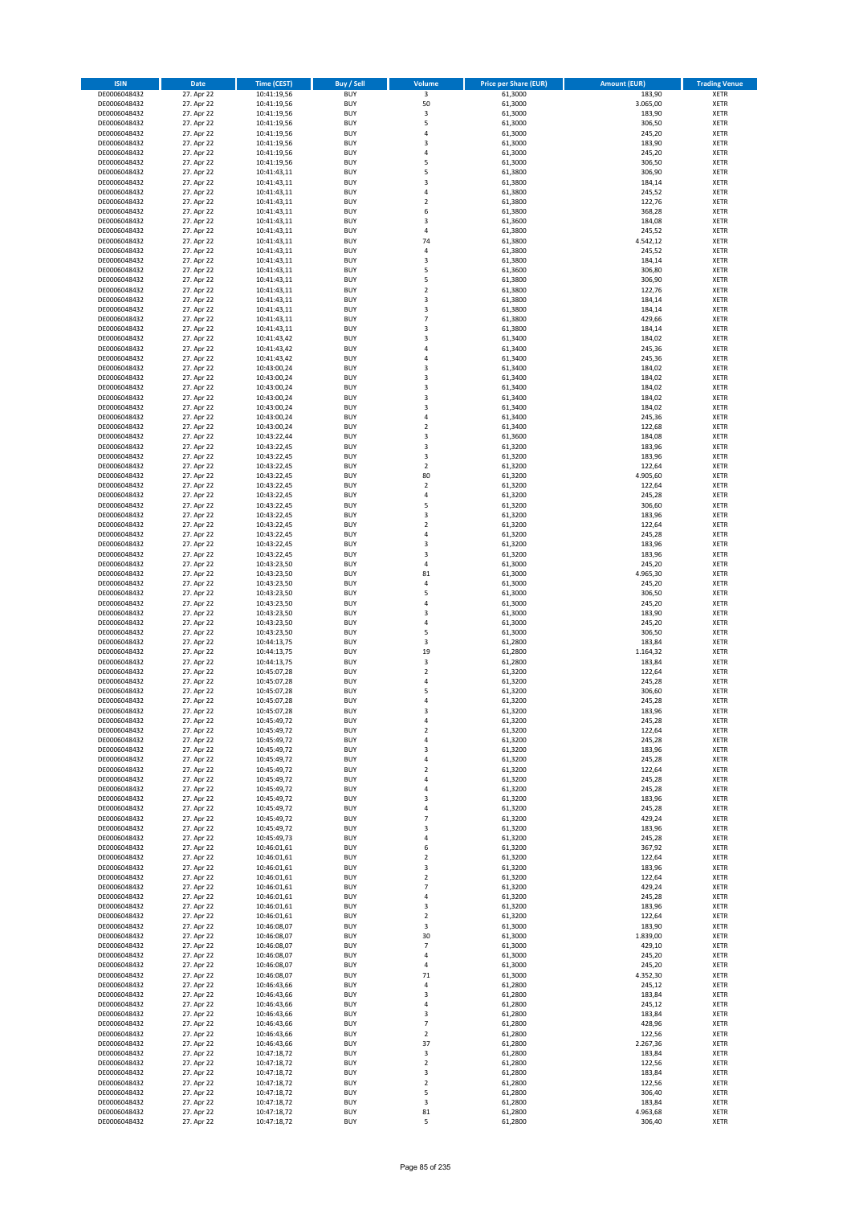| ISIN | Date | Time (CEST) | Buy / Sell | Volume | Price per Share (EUR) | Amount (EUR) | Trading Venue |
|---|---|---|---|---|---|---|---|
| DE0006048432 | 27. Apr 22 | 10:41:19,56 | BUY | 3 | 61,3000 | 183,90 | XETR |
| DE0006048432 | 27. Apr 22 | 10:41:19,56 | BUY | 50 | 61,3000 | 3.065,00 | XETR |
| DE0006048432 | 27. Apr 22 | 10:41:19,56 | BUY | 3 | 61,3000 | 183,90 | XETR |
| DE0006048432 | 27. Apr 22 | 10:41:19,56 | BUY | 5 | 61,3000 | 306,50 | XETR |
| DE0006048432 | 27. Apr 22 | 10:41:19,56 | BUY | 4 | 61,3000 | 245,20 | XETR |
| DE0006048432 | 27. Apr 22 | 10:41:19,56 | BUY | 3 | 61,3000 | 183,90 | XETR |
| DE0006048432 | 27. Apr 22 | 10:41:19,56 | BUY | 4 | 61,3000 | 245,20 | XETR |
| DE0006048432 | 27. Apr 22 | 10:41:19,56 | BUY | 5 | 61,3000 | 306,50 | XETR |
| DE0006048432 | 27. Apr 22 | 10:41:43,11 | BUY | 5 | 61,3800 | 306,90 | XETR |
| DE0006048432 | 27. Apr 22 | 10:41:43,11 | BUY | 3 | 61,3800 | 184,14 | XETR |
| DE0006048432 | 27. Apr 22 | 10:41:43,11 | BUY | 4 | 61,3800 | 245,52 | XETR |
| DE0006048432 | 27. Apr 22 | 10:41:43,11 | BUY | 2 | 61,3800 | 122,76 | XETR |
| DE0006048432 | 27. Apr 22 | 10:41:43,11 | BUY | 6 | 61,3800 | 368,28 | XETR |
| DE0006048432 | 27. Apr 22 | 10:41:43,11 | BUY | 3 | 61,3600 | 184,08 | XETR |
| DE0006048432 | 27. Apr 22 | 10:41:43,11 | BUY | 4 | 61,3800 | 245,52 | XETR |
| DE0006048432 | 27. Apr 22 | 10:41:43,11 | BUY | 74 | 61,3800 | 4.542,12 | XETR |
| DE0006048432 | 27. Apr 22 | 10:41:43,11 | BUY | 4 | 61,3800 | 245,52 | XETR |
| DE0006048432 | 27. Apr 22 | 10:41:43,11 | BUY | 3 | 61,3800 | 184,14 | XETR |
| DE0006048432 | 27. Apr 22 | 10:41:43,11 | BUY | 5 | 61,3600 | 306,80 | XETR |
| DE0006048432 | 27. Apr 22 | 10:41:43,11 | BUY | 5 | 61,3800 | 306,90 | XETR |
| DE0006048432 | 27. Apr 22 | 10:41:43,11 | BUY | 2 | 61,3800 | 122,76 | XETR |
| DE0006048432 | 27. Apr 22 | 10:41:43,11 | BUY | 3 | 61,3800 | 184,14 | XETR |
| DE0006048432 | 27. Apr 22 | 10:41:43,11 | BUY | 3 | 61,3800 | 184,14 | XETR |
| DE0006048432 | 27. Apr 22 | 10:41:43,11 | BUY | 7 | 61,3800 | 429,66 | XETR |
| DE0006048432 | 27. Apr 22 | 10:41:43,11 | BUY | 3 | 61,3800 | 184,14 | XETR |
| DE0006048432 | 27. Apr 22 | 10:41:43,42 | BUY | 3 | 61,3400 | 184,02 | XETR |
| DE0006048432 | 27. Apr 22 | 10:41:43,42 | BUY | 4 | 61,3400 | 245,36 | XETR |
| DE0006048432 | 27. Apr 22 | 10:41:43,42 | BUY | 4 | 61,3400 | 245,36 | XETR |
| DE0006048432 | 27. Apr 22 | 10:43:00,24 | BUY | 3 | 61,3400 | 184,02 | XETR |
| DE0006048432 | 27. Apr 22 | 10:43:00,24 | BUY | 3 | 61,3400 | 184,02 | XETR |
| DE0006048432 | 27. Apr 22 | 10:43:00,24 | BUY | 3 | 61,3400 | 184,02 | XETR |
| DE0006048432 | 27. Apr 22 | 10:43:00,24 | BUY | 3 | 61,3400 | 184,02 | XETR |
| DE0006048432 | 27. Apr 22 | 10:43:00,24 | BUY | 3 | 61,3400 | 184,02 | XETR |
| DE0006048432 | 27. Apr 22 | 10:43:00,24 | BUY | 4 | 61,3400 | 245,36 | XETR |
| DE0006048432 | 27. Apr 22 | 10:43:00,24 | BUY | 2 | 61,3400 | 122,68 | XETR |
| DE0006048432 | 27. Apr 22 | 10:43:22,44 | BUY | 3 | 61,3600 | 184,08 | XETR |
| DE0006048432 | 27. Apr 22 | 10:43:22,45 | BUY | 3 | 61,3200 | 183,96 | XETR |
| DE0006048432 | 27. Apr 22 | 10:43:22,45 | BUY | 3 | 61,3200 | 183,96 | XETR |
| DE0006048432 | 27. Apr 22 | 10:43:22,45 | BUY | 2 | 61,3200 | 122,64 | XETR |
| DE0006048432 | 27. Apr 22 | 10:43:22,45 | BUY | 80 | 61,3200 | 4.905,60 | XETR |
| DE0006048432 | 27. Apr 22 | 10:43:22,45 | BUY | 2 | 61,3200 | 122,64 | XETR |
| DE0006048432 | 27. Apr 22 | 10:43:22,45 | BUY | 4 | 61,3200 | 245,28 | XETR |
| DE0006048432 | 27. Apr 22 | 10:43:22,45 | BUY | 5 | 61,3200 | 306,60 | XETR |
| DE0006048432 | 27. Apr 22 | 10:43:22,45 | BUY | 3 | 61,3200 | 183,96 | XETR |
| DE0006048432 | 27. Apr 22 | 10:43:22,45 | BUY | 2 | 61,3200 | 122,64 | XETR |
| DE0006048432 | 27. Apr 22 | 10:43:22,45 | BUY | 4 | 61,3200 | 245,28 | XETR |
| DE0006048432 | 27. Apr 22 | 10:43:22,45 | BUY | 3 | 61,3200 | 183,96 | XETR |
| DE0006048432 | 27. Apr 22 | 10:43:22,45 | BUY | 3 | 61,3200 | 183,96 | XETR |
| DE0006048432 | 27. Apr 22 | 10:43:23,50 | BUY | 4 | 61,3000 | 245,20 | XETR |
| DE0006048432 | 27. Apr 22 | 10:43:23,50 | BUY | 81 | 61,3000 | 4.965,30 | XETR |
| DE0006048432 | 27. Apr 22 | 10:43:23,50 | BUY | 4 | 61,3000 | 245,20 | XETR |
| DE0006048432 | 27. Apr 22 | 10:43:23,50 | BUY | 5 | 61,3000 | 306,50 | XETR |
| DE0006048432 | 27. Apr 22 | 10:43:23,50 | BUY | 4 | 61,3000 | 245,20 | XETR |
| DE0006048432 | 27. Apr 22 | 10:43:23,50 | BUY | 3 | 61,3000 | 183,90 | XETR |
| DE0006048432 | 27. Apr 22 | 10:43:23,50 | BUY | 4 | 61,3000 | 245,20 | XETR |
| DE0006048432 | 27. Apr 22 | 10:43:23,50 | BUY | 5 | 61,3000 | 306,50 | XETR |
| DE0006048432 | 27. Apr 22 | 10:44:13,75 | BUY | 3 | 61,2800 | 183,84 | XETR |
| DE0006048432 | 27. Apr 22 | 10:44:13,75 | BUY | 19 | 61,2800 | 1.164,32 | XETR |
| DE0006048432 | 27. Apr 22 | 10:44:13,75 | BUY | 3 | 61,2800 | 183,84 | XETR |
| DE0006048432 | 27. Apr 22 | 10:45:07,28 | BUY | 2 | 61,3200 | 122,64 | XETR |
| DE0006048432 | 27. Apr 22 | 10:45:07,28 | BUY | 4 | 61,3200 | 245,28 | XETR |
| DE0006048432 | 27. Apr 22 | 10:45:07,28 | BUY | 5 | 61,3200 | 306,60 | XETR |
| DE0006048432 | 27. Apr 22 | 10:45:07,28 | BUY | 4 | 61,3200 | 245,28 | XETR |
| DE0006048432 | 27. Apr 22 | 10:45:07,28 | BUY | 3 | 61,3200 | 183,96 | XETR |
| DE0006048432 | 27. Apr 22 | 10:45:49,72 | BUY | 4 | 61,3200 | 245,28 | XETR |
| DE0006048432 | 27. Apr 22 | 10:45:49,72 | BUY | 2 | 61,3200 | 122,64 | XETR |
| DE0006048432 | 27. Apr 22 | 10:45:49,72 | BUY | 4 | 61,3200 | 245,28 | XETR |
| DE0006048432 | 27. Apr 22 | 10:45:49,72 | BUY | 3 | 61,3200 | 183,96 | XETR |
| DE0006048432 | 27. Apr 22 | 10:45:49,72 | BUY | 4 | 61,3200 | 245,28 | XETR |
| DE0006048432 | 27. Apr 22 | 10:45:49,72 | BUY | 2 | 61,3200 | 122,64 | XETR |
| DE0006048432 | 27. Apr 22 | 10:45:49,72 | BUY | 4 | 61,3200 | 245,28 | XETR |
| DE0006048432 | 27. Apr 22 | 10:45:49,72 | BUY | 4 | 61,3200 | 245,28 | XETR |
| DE0006048432 | 27. Apr 22 | 10:45:49,72 | BUY | 3 | 61,3200 | 183,96 | XETR |
| DE0006048432 | 27. Apr 22 | 10:45:49,72 | BUY | 4 | 61,3200 | 245,28 | XETR |
| DE0006048432 | 27. Apr 22 | 10:45:49,72 | BUY | 7 | 61,3200 | 429,24 | XETR |
| DE0006048432 | 27. Apr 22 | 10:45:49,72 | BUY | 3 | 61,3200 | 183,96 | XETR |
| DE0006048432 | 27. Apr 22 | 10:45:49,73 | BUY | 4 | 61,3200 | 245,28 | XETR |
| DE0006048432 | 27. Apr 22 | 10:46:01,61 | BUY | 6 | 61,3200 | 367,92 | XETR |
| DE0006048432 | 27. Apr 22 | 10:46:01,61 | BUY | 2 | 61,3200 | 122,64 | XETR |
| DE0006048432 | 27. Apr 22 | 10:46:01,61 | BUY | 3 | 61,3200 | 183,96 | XETR |
| DE0006048432 | 27. Apr 22 | 10:46:01,61 | BUY | 2 | 61,3200 | 122,64 | XETR |
| DE0006048432 | 27. Apr 22 | 10:46:01,61 | BUY | 7 | 61,3200 | 429,24 | XETR |
| DE0006048432 | 27. Apr 22 | 10:46:01,61 | BUY | 4 | 61,3200 | 245,28 | XETR |
| DE0006048432 | 27. Apr 22 | 10:46:01,61 | BUY | 3 | 61,3200 | 183,96 | XETR |
| DE0006048432 | 27. Apr 22 | 10:46:01,61 | BUY | 2 | 61,3200 | 122,64 | XETR |
| DE0006048432 | 27. Apr 22 | 10:46:08,07 | BUY | 3 | 61,3000 | 183,90 | XETR |
| DE0006048432 | 27. Apr 22 | 10:46:08,07 | BUY | 30 | 61,3000 | 1.839,00 | XETR |
| DE0006048432 | 27. Apr 22 | 10:46:08,07 | BUY | 7 | 61,3000 | 429,10 | XETR |
| DE0006048432 | 27. Apr 22 | 10:46:08,07 | BUY | 4 | 61,3000 | 245,20 | XETR |
| DE0006048432 | 27. Apr 22 | 10:46:08,07 | BUY | 4 | 61,3000 | 245,20 | XETR |
| DE0006048432 | 27. Apr 22 | 10:46:08,07 | BUY | 71 | 61,3000 | 4.352,30 | XETR |
| DE0006048432 | 27. Apr 22 | 10:46:43,66 | BUY | 4 | 61,2800 | 245,12 | XETR |
| DE0006048432 | 27. Apr 22 | 10:46:43,66 | BUY | 3 | 61,2800 | 183,84 | XETR |
| DE0006048432 | 27. Apr 22 | 10:46:43,66 | BUY | 4 | 61,2800 | 245,12 | XETR |
| DE0006048432 | 27. Apr 22 | 10:46:43,66 | BUY | 3 | 61,2800 | 183,84 | XETR |
| DE0006048432 | 27. Apr 22 | 10:46:43,66 | BUY | 7 | 61,2800 | 428,96 | XETR |
| DE0006048432 | 27. Apr 22 | 10:46:43,66 | BUY | 2 | 61,2800 | 122,56 | XETR |
| DE0006048432 | 27. Apr 22 | 10:46:43,66 | BUY | 37 | 61,2800 | 2.267,36 | XETR |
| DE0006048432 | 27. Apr 22 | 10:47:18,72 | BUY | 3 | 61,2800 | 183,84 | XETR |
| DE0006048432 | 27. Apr 22 | 10:47:18,72 | BUY | 2 | 61,2800 | 122,56 | XETR |
| DE0006048432 | 27. Apr 22 | 10:47:18,72 | BUY | 3 | 61,2800 | 183,84 | XETR |
| DE0006048432 | 27. Apr 22 | 10:47:18,72 | BUY | 2 | 61,2800 | 122,56 | XETR |
| DE0006048432 | 27. Apr 22 | 10:47:18,72 | BUY | 5 | 61,2800 | 306,40 | XETR |
| DE0006048432 | 27. Apr 22 | 10:47:18,72 | BUY | 3 | 61,2800 | 183,84 | XETR |
| DE0006048432 | 27. Apr 22 | 10:47:18,72 | BUY | 81 | 61,2800 | 4.963,68 | XETR |
| DE0006048432 | 27. Apr 22 | 10:47:18,72 | BUY | 5 | 61,2800 | 306,40 | XETR |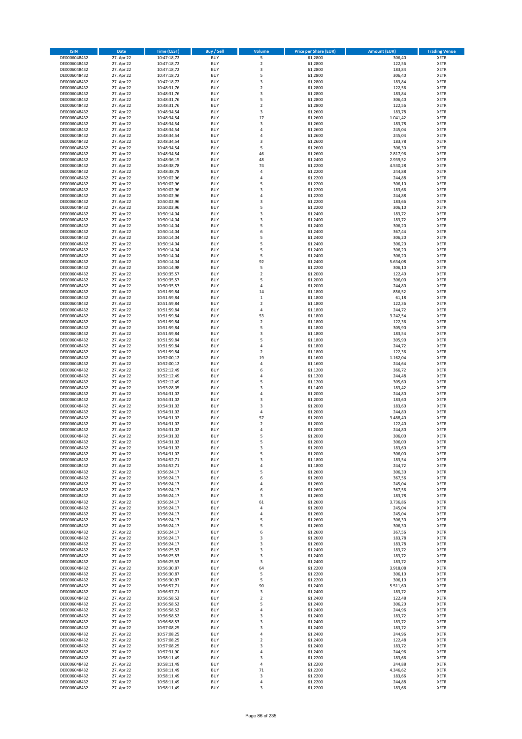| ISIN | Date | Time (CEST) | Buy / Sell | Volume | Price per Share (EUR) | Amount (EUR) | Trading Venue |
|---|---|---|---|---|---|---|---|
| DE0006048432 | 27. Apr 22 | 10:47:18,72 | BUY | 5 | 61,2800 | 306,40 | XETR |
| DE0006048432 | 27. Apr 22 | 10:47:18,72 | BUY | 2 | 61,2800 | 122,56 | XETR |
| DE0006048432 | 27. Apr 22 | 10:47:18,72 | BUY | 3 | 61,2800 | 183,84 | XETR |
| DE0006048432 | 27. Apr 22 | 10:47:18,72 | BUY | 5 | 61,2800 | 306,40 | XETR |
| DE0006048432 | 27. Apr 22 | 10:47:18,72 | BUY | 3 | 61,2800 | 183,84 | XETR |
| DE0006048432 | 27. Apr 22 | 10:48:31,76 | BUY | 2 | 61,2800 | 122,56 | XETR |
| DE0006048432 | 27. Apr 22 | 10:48:31,76 | BUY | 3 | 61,2800 | 183,84 | XETR |
| DE0006048432 | 27. Apr 22 | 10:48:31,76 | BUY | 5 | 61,2800 | 306,40 | XETR |
| DE0006048432 | 27. Apr 22 | 10:48:31,76 | BUY | 2 | 61,2800 | 122,56 | XETR |
| DE0006048432 | 27. Apr 22 | 10:48:34,54 | BUY | 3 | 61,2600 | 183,78 | XETR |
| DE0006048432 | 27. Apr 22 | 10:48:34,54 | BUY | 17 | 61,2600 | 1.041,42 | XETR |
| DE0006048432 | 27. Apr 22 | 10:48:34,54 | BUY | 3 | 61,2600 | 183,78 | XETR |
| DE0006048432 | 27. Apr 22 | 10:48:34,54 | BUY | 4 | 61,2600 | 245,04 | XETR |
| DE0006048432 | 27. Apr 22 | 10:48:34,54 | BUY | 4 | 61,2600 | 245,04 | XETR |
| DE0006048432 | 27. Apr 22 | 10:48:34,54 | BUY | 3 | 61,2600 | 183,78 | XETR |
| DE0006048432 | 27. Apr 22 | 10:48:34,54 | BUY | 5 | 61,2600 | 306,30 | XETR |
| DE0006048432 | 27. Apr 22 | 10:48:34,54 | BUY | 46 | 61,2600 | 2.817,96 | XETR |
| DE0006048432 | 27. Apr 22 | 10:48:36,15 | BUY | 48 | 61,2400 | 2.939,52 | XETR |
| DE0006048432 | 27. Apr 22 | 10:48:38,78 | BUY | 74 | 61,2200 | 4.530,28 | XETR |
| DE0006048432 | 27. Apr 22 | 10:48:38,78 | BUY | 4 | 61,2200 | 244,88 | XETR |
| DE0006048432 | 27. Apr 22 | 10:50:02,96 | BUY | 4 | 61,2200 | 244,88 | XETR |
| DE0006048432 | 27. Apr 22 | 10:50:02,96 | BUY | 5 | 61,2200 | 306,10 | XETR |
| DE0006048432 | 27. Apr 22 | 10:50:02,96 | BUY | 3 | 61,2200 | 183,66 | XETR |
| DE0006048432 | 27. Apr 22 | 10:50:02,96 | BUY | 4 | 61,2200 | 244,88 | XETR |
| DE0006048432 | 27. Apr 22 | 10:50:02,96 | BUY | 3 | 61,2200 | 183,66 | XETR |
| DE0006048432 | 27. Apr 22 | 10:50:02,96 | BUY | 5 | 61,2200 | 306,10 | XETR |
| DE0006048432 | 27. Apr 22 | 10:50:14,04 | BUY | 3 | 61,2400 | 183,72 | XETR |
| DE0006048432 | 27. Apr 22 | 10:50:14,04 | BUY | 3 | 61,2400 | 183,72 | XETR |
| DE0006048432 | 27. Apr 22 | 10:50:14,04 | BUY | 5 | 61,2400 | 306,20 | XETR |
| DE0006048432 | 27. Apr 22 | 10:50:14,04 | BUY | 6 | 61,2400 | 367,44 | XETR |
| DE0006048432 | 27. Apr 22 | 10:50:14,04 | BUY | 5 | 61,2400 | 306,20 | XETR |
| DE0006048432 | 27. Apr 22 | 10:50:14,04 | BUY | 5 | 61,2400 | 306,20 | XETR |
| DE0006048432 | 27. Apr 22 | 10:50:14,04 | BUY | 5 | 61,2400 | 306,20 | XETR |
| DE0006048432 | 27. Apr 22 | 10:50:14,04 | BUY | 5 | 61,2400 | 306,20 | XETR |
| DE0006048432 | 27. Apr 22 | 10:50:14,04 | BUY | 92 | 61,2400 | 5.634,08 | XETR |
| DE0006048432 | 27. Apr 22 | 10:50:14,98 | BUY | 5 | 61,2200 | 306,10 | XETR |
| DE0006048432 | 27. Apr 22 | 10:50:35,57 | BUY | 2 | 61,2000 | 122,40 | XETR |
| DE0006048432 | 27. Apr 22 | 10:50:35,57 | BUY | 5 | 61,2000 | 306,00 | XETR |
| DE0006048432 | 27. Apr 22 | 10:50:35,57 | BUY | 4 | 61,2000 | 244,80 | XETR |
| DE0006048432 | 27. Apr 22 | 10:51:59,84 | BUY | 14 | 61,1800 | 856,52 | XETR |
| DE0006048432 | 27. Apr 22 | 10:51:59,84 | BUY | 1 | 61,1800 | 61,18 | XETR |
| DE0006048432 | 27. Apr 22 | 10:51:59,84 | BUY | 2 | 61,1800 | 122,36 | XETR |
| DE0006048432 | 27. Apr 22 | 10:51:59,84 | BUY | 4 | 61,1800 | 244,72 | XETR |
| DE0006048432 | 27. Apr 22 | 10:51:59,84 | BUY | 53 | 61,1800 | 3.242,54 | XETR |
| DE0006048432 | 27. Apr 22 | 10:51:59,84 | BUY | 2 | 61,1800 | 122,36 | XETR |
| DE0006048432 | 27. Apr 22 | 10:51:59,84 | BUY | 5 | 61,1800 | 305,90 | XETR |
| DE0006048432 | 27. Apr 22 | 10:51:59,84 | BUY | 3 | 61,1800 | 183,54 | XETR |
| DE0006048432 | 27. Apr 22 | 10:51:59,84 | BUY | 5 | 61,1800 | 305,90 | XETR |
| DE0006048432 | 27. Apr 22 | 10:51:59,84 | BUY | 4 | 61,1800 | 244,72 | XETR |
| DE0006048432 | 27. Apr 22 | 10:51:59,84 | BUY | 2 | 61,1800 | 122,36 | XETR |
| DE0006048432 | 27. Apr 22 | 10:52:00,12 | BUY | 19 | 61,1600 | 1.162,04 | XETR |
| DE0006048432 | 27. Apr 22 | 10:52:00,12 | BUY | 4 | 61,1600 | 244,64 | XETR |
| DE0006048432 | 27. Apr 22 | 10:52:12,49 | BUY | 6 | 61,1200 | 366,72 | XETR |
| DE0006048432 | 27. Apr 22 | 10:52:12,49 | BUY | 4 | 61,1200 | 244,48 | XETR |
| DE0006048432 | 27. Apr 22 | 10:52:12,49 | BUY | 5 | 61,1200 | 305,60 | XETR |
| DE0006048432 | 27. Apr 22 | 10:53:28,05 | BUY | 3 | 61,1400 | 183,42 | XETR |
| DE0006048432 | 27. Apr 22 | 10:54:31,02 | BUY | 4 | 61,2000 | 244,80 | XETR |
| DE0006048432 | 27. Apr 22 | 10:54:31,02 | BUY | 3 | 61,2000 | 183,60 | XETR |
| DE0006048432 | 27. Apr 22 | 10:54:31,02 | BUY | 3 | 61,2000 | 183,60 | XETR |
| DE0006048432 | 27. Apr 22 | 10:54:31,02 | BUY | 4 | 61,2000 | 244,80 | XETR |
| DE0006048432 | 27. Apr 22 | 10:54:31,02 | BUY | 57 | 61,2000 | 3.488,40 | XETR |
| DE0006048432 | 27. Apr 22 | 10:54:31,02 | BUY | 2 | 61,2000 | 122,40 | XETR |
| DE0006048432 | 27. Apr 22 | 10:54:31,02 | BUY | 4 | 61,2000 | 244,80 | XETR |
| DE0006048432 | 27. Apr 22 | 10:54:31,02 | BUY | 5 | 61,2000 | 306,00 | XETR |
| DE0006048432 | 27. Apr 22 | 10:54:31,02 | BUY | 5 | 61,2000 | 306,00 | XETR |
| DE0006048432 | 27. Apr 22 | 10:54:31,02 | BUY | 3 | 61,2000 | 183,60 | XETR |
| DE0006048432 | 27. Apr 22 | 10:54:31,02 | BUY | 5 | 61,2000 | 306,00 | XETR |
| DE0006048432 | 27. Apr 22 | 10:54:52,71 | BUY | 3 | 61,1800 | 183,54 | XETR |
| DE0006048432 | 27. Apr 22 | 10:54:52,71 | BUY | 4 | 61,1800 | 244,72 | XETR |
| DE0006048432 | 27. Apr 22 | 10:56:24,17 | BUY | 5 | 61,2600 | 306,30 | XETR |
| DE0006048432 | 27. Apr 22 | 10:56:24,17 | BUY | 6 | 61,2600 | 367,56 | XETR |
| DE0006048432 | 27. Apr 22 | 10:56:24,17 | BUY | 4 | 61,2600 | 245,04 | XETR |
| DE0006048432 | 27. Apr 22 | 10:56:24,17 | BUY | 6 | 61,2600 | 367,56 | XETR |
| DE0006048432 | 27. Apr 22 | 10:56:24,17 | BUY | 3 | 61,2600 | 183,78 | XETR |
| DE0006048432 | 27. Apr 22 | 10:56:24,17 | BUY | 61 | 61,2600 | 3.736,86 | XETR |
| DE0006048432 | 27. Apr 22 | 10:56:24,17 | BUY | 4 | 61,2600 | 245,04 | XETR |
| DE0006048432 | 27. Apr 22 | 10:56:24,17 | BUY | 4 | 61,2600 | 245,04 | XETR |
| DE0006048432 | 27. Apr 22 | 10:56:24,17 | BUY | 5 | 61,2600 | 306,30 | XETR |
| DE0006048432 | 27. Apr 22 | 10:56:24,17 | BUY | 5 | 61,2600 | 306,30 | XETR |
| DE0006048432 | 27. Apr 22 | 10:56:24,17 | BUY | 6 | 61,2600 | 367,56 | XETR |
| DE0006048432 | 27. Apr 22 | 10:56:24,17 | BUY | 3 | 61,2600 | 183,78 | XETR |
| DE0006048432 | 27. Apr 22 | 10:56:24,17 | BUY | 3 | 61,2600 | 183,78 | XETR |
| DE0006048432 | 27. Apr 22 | 10:56:25,53 | BUY | 3 | 61,2400 | 183,72 | XETR |
| DE0006048432 | 27. Apr 22 | 10:56:25,53 | BUY | 3 | 61,2400 | 183,72 | XETR |
| DE0006048432 | 27. Apr 22 | 10:56:25,53 | BUY | 3 | 61,2400 | 183,72 | XETR |
| DE0006048432 | 27. Apr 22 | 10:56:30,87 | BUY | 64 | 61,2200 | 3.918,08 | XETR |
| DE0006048432 | 27. Apr 22 | 10:56:30,87 | BUY | 5 | 61,2200 | 306,10 | XETR |
| DE0006048432 | 27. Apr 22 | 10:56:30,87 | BUY | 5 | 61,2200 | 306,10 | XETR |
| DE0006048432 | 27. Apr 22 | 10:56:57,71 | BUY | 90 | 61,2400 | 5.511,60 | XETR |
| DE0006048432 | 27. Apr 22 | 10:56:57,71 | BUY | 3 | 61,2400 | 183,72 | XETR |
| DE0006048432 | 27. Apr 22 | 10:56:58,52 | BUY | 2 | 61,2400 | 122,48 | XETR |
| DE0006048432 | 27. Apr 22 | 10:56:58,52 | BUY | 5 | 61,2400 | 306,20 | XETR |
| DE0006048432 | 27. Apr 22 | 10:56:58,52 | BUY | 4 | 61,2400 | 244,96 | XETR |
| DE0006048432 | 27. Apr 22 | 10:56:58,52 | BUY | 3 | 61,2400 | 183,72 | XETR |
| DE0006048432 | 27. Apr 22 | 10:56:58,53 | BUY | 3 | 61,2400 | 183,72 | XETR |
| DE0006048432 | 27. Apr 22 | 10:57:08,25 | BUY | 3 | 61,2400 | 183,72 | XETR |
| DE0006048432 | 27. Apr 22 | 10:57:08,25 | BUY | 4 | 61,2400 | 244,96 | XETR |
| DE0006048432 | 27. Apr 22 | 10:57:08,25 | BUY | 2 | 61,2400 | 122,48 | XETR |
| DE0006048432 | 27. Apr 22 | 10:57:08,25 | BUY | 3 | 61,2400 | 183,72 | XETR |
| DE0006048432 | 27. Apr 22 | 10:57:31,90 | BUY | 4 | 61,2400 | 244,96 | XETR |
| DE0006048432 | 27. Apr 22 | 10:58:11,49 | BUY | 3 | 61,2200 | 183,66 | XETR |
| DE0006048432 | 27. Apr 22 | 10:58:11,49 | BUY | 4 | 61,2200 | 244,88 | XETR |
| DE0006048432 | 27. Apr 22 | 10:58:11,49 | BUY | 71 | 61,2200 | 4.346,62 | XETR |
| DE0006048432 | 27. Apr 22 | 10:58:11,49 | BUY | 3 | 61,2200 | 183,66 | XETR |
| DE0006048432 | 27. Apr 22 | 10:58:11,49 | BUY | 4 | 61,2200 | 244,88 | XETR |
| DE0006048432 | 27. Apr 22 | 10:58:11,49 | BUY | 3 | 61,2200 | 183,66 | XETR |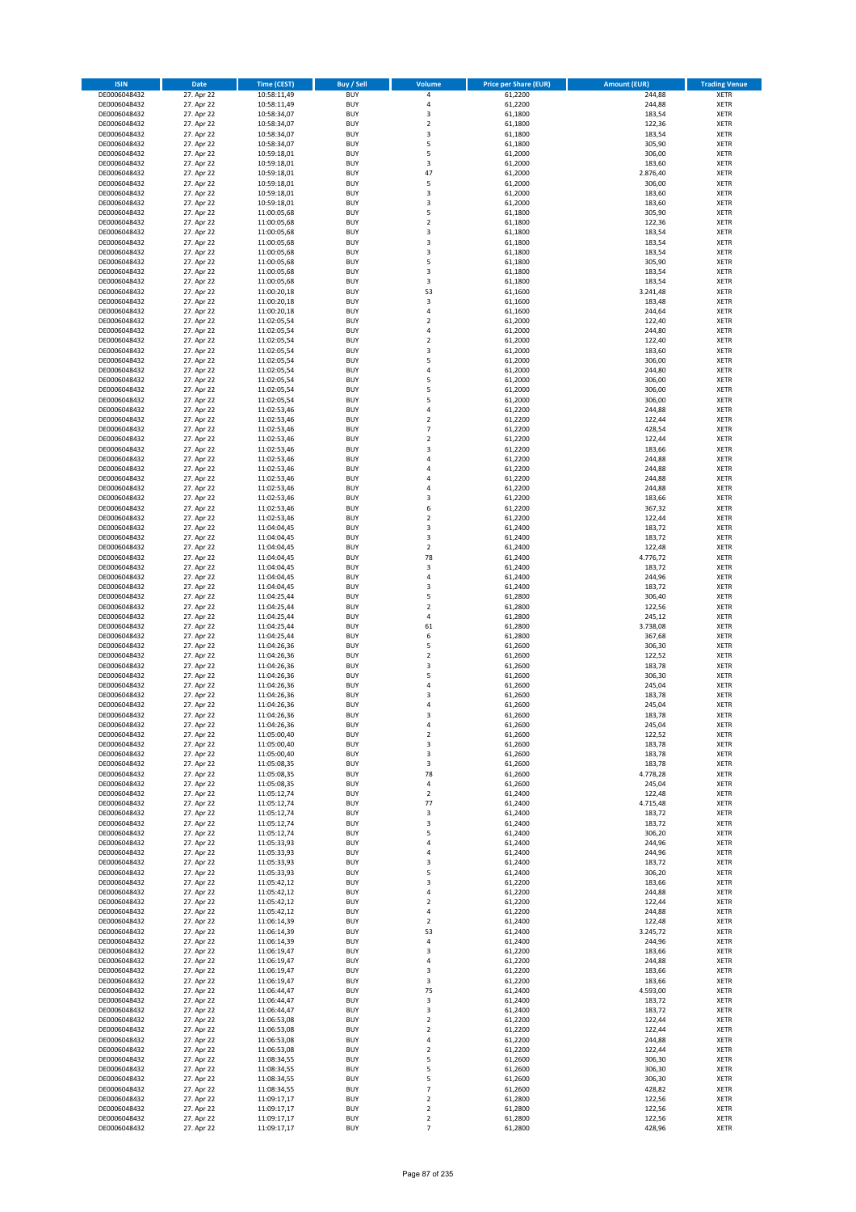| ISIN | Date | Time (CEST) | Buy / Sell | Volume | Price per Share (EUR) | Amount (EUR) | Trading Venue |
|---|---|---|---|---|---|---|---|
| DE0006048432 | 27. Apr 22 | 10:58:11,49 | BUY | 4 | 61,2200 | 244,88 | XETR |
| DE0006048432 | 27. Apr 22 | 10:58:11,49 | BUY | 4 | 61,2200 | 244,88 | XETR |
| DE0006048432 | 27. Apr 22 | 10:58:34,07 | BUY | 3 | 61,1800 | 183,54 | XETR |
| DE0006048432 | 27. Apr 22 | 10:58:34,07 | BUY | 2 | 61,1800 | 122,36 | XETR |
| DE0006048432 | 27. Apr 22 | 10:58:34,07 | BUY | 3 | 61,1800 | 183,54 | XETR |
| DE0006048432 | 27. Apr 22 | 10:58:34,07 | BUY | 5 | 61,1800 | 305,90 | XETR |
| DE0006048432 | 27. Apr 22 | 10:59:18,01 | BUY | 5 | 61,2000 | 306,00 | XETR |
| DE0006048432 | 27. Apr 22 | 10:59:18,01 | BUY | 3 | 61,2000 | 183,60 | XETR |
| DE0006048432 | 27. Apr 22 | 10:59:18,01 | BUY | 47 | 61,2000 | 2.876,40 | XETR |
| DE0006048432 | 27. Apr 22 | 10:59:18,01 | BUY | 5 | 61,2000 | 306,00 | XETR |
| DE0006048432 | 27. Apr 22 | 10:59:18,01 | BUY | 3 | 61,2000 | 183,60 | XETR |
| DE0006048432 | 27. Apr 22 | 10:59:18,01 | BUY | 3 | 61,2000 | 183,60 | XETR |
| DE0006048432 | 27. Apr 22 | 11:00:05,68 | BUY | 5 | 61,1800 | 305,90 | XETR |
| DE0006048432 | 27. Apr 22 | 11:00:05,68 | BUY | 2 | 61,1800 | 122,36 | XETR |
| DE0006048432 | 27. Apr 22 | 11:00:05,68 | BUY | 3 | 61,1800 | 183,54 | XETR |
| DE0006048432 | 27. Apr 22 | 11:00:05,68 | BUY | 3 | 61,1800 | 183,54 | XETR |
| DE0006048432 | 27. Apr 22 | 11:00:05,68 | BUY | 3 | 61,1800 | 183,54 | XETR |
| DE0006048432 | 27. Apr 22 | 11:00:05,68 | BUY | 5 | 61,1800 | 305,90 | XETR |
| DE0006048432 | 27. Apr 22 | 11:00:05,68 | BUY | 3 | 61,1800 | 183,54 | XETR |
| DE0006048432 | 27. Apr 22 | 11:00:05,68 | BUY | 3 | 61,1800 | 183,54 | XETR |
| DE0006048432 | 27. Apr 22 | 11:00:20,18 | BUY | 53 | 61,1600 | 3.241,48 | XETR |
| DE0006048432 | 27. Apr 22 | 11:00:20,18 | BUY | 3 | 61,1600 | 183,48 | XETR |
| DE0006048432 | 27. Apr 22 | 11:00:20,18 | BUY | 4 | 61,1600 | 244,64 | XETR |
| DE0006048432 | 27. Apr 22 | 11:02:05,54 | BUY | 2 | 61,2000 | 122,40 | XETR |
| DE0006048432 | 27. Apr 22 | 11:02:05,54 | BUY | 4 | 61,2000 | 244,80 | XETR |
| DE0006048432 | 27. Apr 22 | 11:02:05,54 | BUY | 2 | 61,2000 | 122,40 | XETR |
| DE0006048432 | 27. Apr 22 | 11:02:05,54 | BUY | 3 | 61,2000 | 183,60 | XETR |
| DE0006048432 | 27. Apr 22 | 11:02:05,54 | BUY | 5 | 61,2000 | 306,00 | XETR |
| DE0006048432 | 27. Apr 22 | 11:02:05,54 | BUY | 4 | 61,2000 | 244,80 | XETR |
| DE0006048432 | 27. Apr 22 | 11:02:05,54 | BUY | 5 | 61,2000 | 306,00 | XETR |
| DE0006048432 | 27. Apr 22 | 11:02:05,54 | BUY | 5 | 61,2000 | 306,00 | XETR |
| DE0006048432 | 27. Apr 22 | 11:02:05,54 | BUY | 5 | 61,2000 | 306,00 | XETR |
| DE0006048432 | 27. Apr 22 | 11:02:53,46 | BUY | 4 | 61,2200 | 244,88 | XETR |
| DE0006048432 | 27. Apr 22 | 11:02:53,46 | BUY | 2 | 61,2200 | 122,44 | XETR |
| DE0006048432 | 27. Apr 22 | 11:02:53,46 | BUY | 7 | 61,2200 | 428,54 | XETR |
| DE0006048432 | 27. Apr 22 | 11:02:53,46 | BUY | 2 | 61,2200 | 122,44 | XETR |
| DE0006048432 | 27. Apr 22 | 11:02:53,46 | BUY | 3 | 61,2200 | 183,66 | XETR |
| DE0006048432 | 27. Apr 22 | 11:02:53,46 | BUY | 4 | 61,2200 | 244,88 | XETR |
| DE0006048432 | 27. Apr 22 | 11:02:53,46 | BUY | 4 | 61,2200 | 244,88 | XETR |
| DE0006048432 | 27. Apr 22 | 11:02:53,46 | BUY | 4 | 61,2200 | 244,88 | XETR |
| DE0006048432 | 27. Apr 22 | 11:02:53,46 | BUY | 4 | 61,2200 | 244,88 | XETR |
| DE0006048432 | 27. Apr 22 | 11:02:53,46 | BUY | 3 | 61,2200 | 183,66 | XETR |
| DE0006048432 | 27. Apr 22 | 11:02:53,46 | BUY | 6 | 61,2200 | 367,32 | XETR |
| DE0006048432 | 27. Apr 22 | 11:02:53,46 | BUY | 2 | 61,2200 | 122,44 | XETR |
| DE0006048432 | 27. Apr 22 | 11:04:04,45 | BUY | 3 | 61,2400 | 183,72 | XETR |
| DE0006048432 | 27. Apr 22 | 11:04:04,45 | BUY | 3 | 61,2400 | 183,72 | XETR |
| DE0006048432 | 27. Apr 22 | 11:04:04,45 | BUY | 2 | 61,2400 | 122,48 | XETR |
| DE0006048432 | 27. Apr 22 | 11:04:04,45 | BUY | 78 | 61,2400 | 4.776,72 | XETR |
| DE0006048432 | 27. Apr 22 | 11:04:04,45 | BUY | 3 | 61,2400 | 183,72 | XETR |
| DE0006048432 | 27. Apr 22 | 11:04:04,45 | BUY | 4 | 61,2400 | 244,96 | XETR |
| DE0006048432 | 27. Apr 22 | 11:04:04,45 | BUY | 3 | 61,2400 | 183,72 | XETR |
| DE0006048432 | 27. Apr 22 | 11:04:25,44 | BUY | 5 | 61,2800 | 306,40 | XETR |
| DE0006048432 | 27. Apr 22 | 11:04:25,44 | BUY | 2 | 61,2800 | 122,56 | XETR |
| DE0006048432 | 27. Apr 22 | 11:04:25,44 | BUY | 4 | 61,2800 | 245,12 | XETR |
| DE0006048432 | 27. Apr 22 | 11:04:25,44 | BUY | 61 | 61,2800 | 3.738,08 | XETR |
| DE0006048432 | 27. Apr 22 | 11:04:25,44 | BUY | 6 | 61,2800 | 367,68 | XETR |
| DE0006048432 | 27. Apr 22 | 11:04:26,36 | BUY | 5 | 61,2600 | 306,30 | XETR |
| DE0006048432 | 27. Apr 22 | 11:04:26,36 | BUY | 2 | 61,2600 | 122,52 | XETR |
| DE0006048432 | 27. Apr 22 | 11:04:26,36 | BUY | 3 | 61,2600 | 183,78 | XETR |
| DE0006048432 | 27. Apr 22 | 11:04:26,36 | BUY | 5 | 61,2600 | 306,30 | XETR |
| DE0006048432 | 27. Apr 22 | 11:04:26,36 | BUY | 4 | 61,2600 | 245,04 | XETR |
| DE0006048432 | 27. Apr 22 | 11:04:26,36 | BUY | 3 | 61,2600 | 183,78 | XETR |
| DE0006048432 | 27. Apr 22 | 11:04:26,36 | BUY | 4 | 61,2600 | 245,04 | XETR |
| DE0006048432 | 27. Apr 22 | 11:04:26,36 | BUY | 3 | 61,2600 | 183,78 | XETR |
| DE0006048432 | 27. Apr 22 | 11:04:26,36 | BUY | 4 | 61,2600 | 245,04 | XETR |
| DE0006048432 | 27. Apr 22 | 11:05:00,40 | BUY | 2 | 61,2600 | 122,52 | XETR |
| DE0006048432 | 27. Apr 22 | 11:05:00,40 | BUY | 3 | 61,2600 | 183,78 | XETR |
| DE0006048432 | 27. Apr 22 | 11:05:00,40 | BUY | 3 | 61,2600 | 183,78 | XETR |
| DE0006048432 | 27. Apr 22 | 11:05:08,35 | BUY | 3 | 61,2600 | 183,78 | XETR |
| DE0006048432 | 27. Apr 22 | 11:05:08,35 | BUY | 78 | 61,2600 | 4.778,28 | XETR |
| DE0006048432 | 27. Apr 22 | 11:05:08,35 | BUY | 4 | 61,2600 | 245,04 | XETR |
| DE0006048432 | 27. Apr 22 | 11:05:12,74 | BUY | 2 | 61,2400 | 122,48 | XETR |
| DE0006048432 | 27. Apr 22 | 11:05:12,74 | BUY | 77 | 61,2400 | 4.715,48 | XETR |
| DE0006048432 | 27. Apr 22 | 11:05:12,74 | BUY | 3 | 61,2400 | 183,72 | XETR |
| DE0006048432 | 27. Apr 22 | 11:05:12,74 | BUY | 3 | 61,2400 | 183,72 | XETR |
| DE0006048432 | 27. Apr 22 | 11:05:12,74 | BUY | 5 | 61,2400 | 306,20 | XETR |
| DE0006048432 | 27. Apr 22 | 11:05:33,93 | BUY | 4 | 61,2400 | 244,96 | XETR |
| DE0006048432 | 27. Apr 22 | 11:05:33,93 | BUY | 4 | 61,2400 | 244,96 | XETR |
| DE0006048432 | 27. Apr 22 | 11:05:33,93 | BUY | 3 | 61,2400 | 183,72 | XETR |
| DE0006048432 | 27. Apr 22 | 11:05:33,93 | BUY | 5 | 61,2400 | 306,20 | XETR |
| DE0006048432 | 27. Apr 22 | 11:05:42,12 | BUY | 3 | 61,2200 | 183,66 | XETR |
| DE0006048432 | 27. Apr 22 | 11:05:42,12 | BUY | 4 | 61,2200 | 244,88 | XETR |
| DE0006048432 | 27. Apr 22 | 11:05:42,12 | BUY | 2 | 61,2200 | 122,44 | XETR |
| DE0006048432 | 27. Apr 22 | 11:05:42,12 | BUY | 4 | 61,2200 | 244,88 | XETR |
| DE0006048432 | 27. Apr 22 | 11:06:14,39 | BUY | 2 | 61,2400 | 122,48 | XETR |
| DE0006048432 | 27. Apr 22 | 11:06:14,39 | BUY | 53 | 61,2400 | 3.245,72 | XETR |
| DE0006048432 | 27. Apr 22 | 11:06:14,39 | BUY | 4 | 61,2400 | 244,96 | XETR |
| DE0006048432 | 27. Apr 22 | 11:06:19,47 | BUY | 3 | 61,2200 | 183,66 | XETR |
| DE0006048432 | 27. Apr 22 | 11:06:19,47 | BUY | 4 | 61,2200 | 244,88 | XETR |
| DE0006048432 | 27. Apr 22 | 11:06:19,47 | BUY | 3 | 61,2200 | 183,66 | XETR |
| DE0006048432 | 27. Apr 22 | 11:06:19,47 | BUY | 3 | 61,2200 | 183,66 | XETR |
| DE0006048432 | 27. Apr 22 | 11:06:44,47 | BUY | 75 | 61,2400 | 4.593,00 | XETR |
| DE0006048432 | 27. Apr 22 | 11:06:44,47 | BUY | 3 | 61,2400 | 183,72 | XETR |
| DE0006048432 | 27. Apr 22 | 11:06:44,47 | BUY | 3 | 61,2400 | 183,72 | XETR |
| DE0006048432 | 27. Apr 22 | 11:06:53,08 | BUY | 2 | 61,2200 | 122,44 | XETR |
| DE0006048432 | 27. Apr 22 | 11:06:53,08 | BUY | 2 | 61,2200 | 122,44 | XETR |
| DE0006048432 | 27. Apr 22 | 11:06:53,08 | BUY | 4 | 61,2200 | 244,88 | XETR |
| DE0006048432 | 27. Apr 22 | 11:06:53,08 | BUY | 2 | 61,2200 | 122,44 | XETR |
| DE0006048432 | 27. Apr 22 | 11:08:34,55 | BUY | 5 | 61,2600 | 306,30 | XETR |
| DE0006048432 | 27. Apr 22 | 11:08:34,55 | BUY | 5 | 61,2600 | 306,30 | XETR |
| DE0006048432 | 27. Apr 22 | 11:08:34,55 | BUY | 5 | 61,2600 | 306,30 | XETR |
| DE0006048432 | 27. Apr 22 | 11:08:34,55 | BUY | 7 | 61,2600 | 428,82 | XETR |
| DE0006048432 | 27. Apr 22 | 11:09:17,17 | BUY | 2 | 61,2800 | 122,56 | XETR |
| DE0006048432 | 27. Apr 22 | 11:09:17,17 | BUY | 2 | 61,2800 | 122,56 | XETR |
| DE0006048432 | 27. Apr 22 | 11:09:17,17 | BUY | 2 | 61,2800 | 122,56 | XETR |
| DE0006048432 | 27. Apr 22 | 11:09:17,17 | BUY | 7 | 61,2800 | 428,96 | XETR |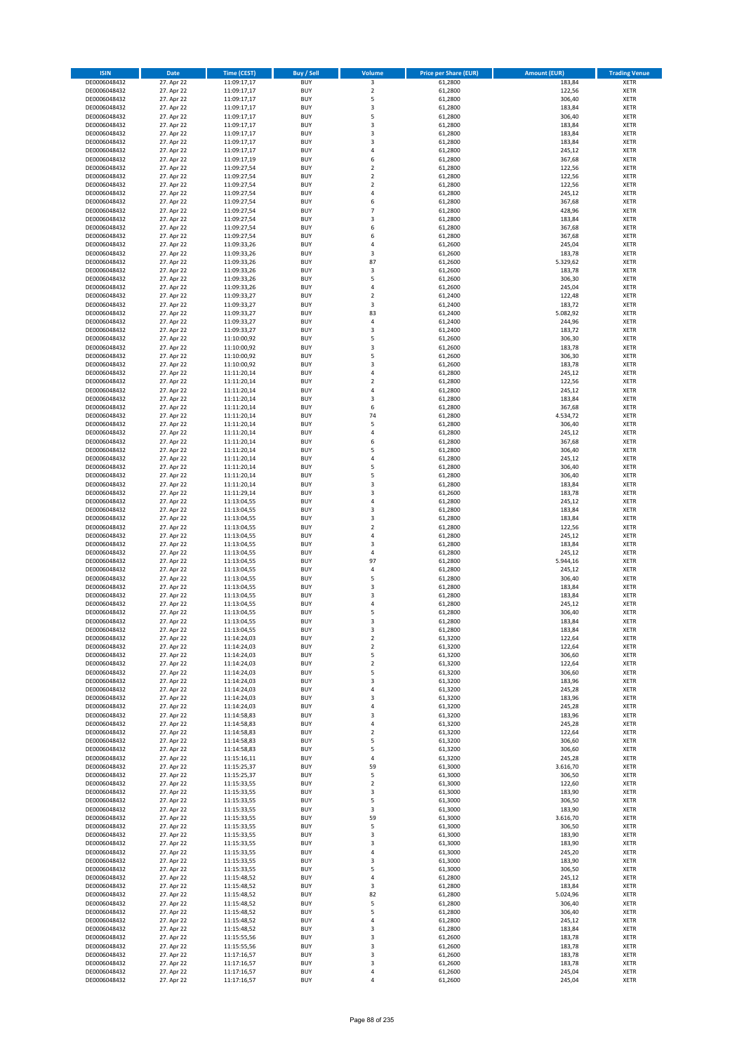| ISIN | Date | Time (CEST) | Buy / Sell | Volume | Price per Share (EUR) | Amount (EUR) | Trading Venue |
|---|---|---|---|---|---|---|---|
| DE0006048432 | 27. Apr 22 | 11:09:17,17 | BUY | 3 | 61,2800 | 183,84 | XETR |
| DE0006048432 | 27. Apr 22 | 11:09:17,17 | BUY | 2 | 61,2800 | 122,56 | XETR |
| DE0006048432 | 27. Apr 22 | 11:09:17,17 | BUY | 5 | 61,2800 | 306,40 | XETR |
| DE0006048432 | 27. Apr 22 | 11:09:17,17 | BUY | 3 | 61,2800 | 183,84 | XETR |
| DE0006048432 | 27. Apr 22 | 11:09:17,17 | BUY | 5 | 61,2800 | 306,40 | XETR |
| DE0006048432 | 27. Apr 22 | 11:09:17,17 | BUY | 3 | 61,2800 | 183,84 | XETR |
| DE0006048432 | 27. Apr 22 | 11:09:17,17 | BUY | 3 | 61,2800 | 183,84 | XETR |
| DE0006048432 | 27. Apr 22 | 11:09:17,17 | BUY | 3 | 61,2800 | 183,84 | XETR |
| DE0006048432 | 27. Apr 22 | 11:09:17,17 | BUY | 4 | 61,2800 | 245,12 | XETR |
| DE0006048432 | 27. Apr 22 | 11:09:17,19 | BUY | 6 | 61,2800 | 367,68 | XETR |
| DE0006048432 | 27. Apr 22 | 11:09:27,54 | BUY | 2 | 61,2800 | 122,56 | XETR |
| DE0006048432 | 27. Apr 22 | 11:09:27,54 | BUY | 2 | 61,2800 | 122,56 | XETR |
| DE0006048432 | 27. Apr 22 | 11:09:27,54 | BUY | 2 | 61,2800 | 122,56 | XETR |
| DE0006048432 | 27. Apr 22 | 11:09:27,54 | BUY | 4 | 61,2800 | 245,12 | XETR |
| DE0006048432 | 27. Apr 22 | 11:09:27,54 | BUY | 6 | 61,2800 | 367,68 | XETR |
| DE0006048432 | 27. Apr 22 | 11:09:27,54 | BUY | 7 | 61,2800 | 428,96 | XETR |
| DE0006048432 | 27. Apr 22 | 11:09:27,54 | BUY | 3 | 61,2800 | 183,84 | XETR |
| DE0006048432 | 27. Apr 22 | 11:09:27,54 | BUY | 6 | 61,2800 | 367,68 | XETR |
| DE0006048432 | 27. Apr 22 | 11:09:27,54 | BUY | 6 | 61,2800 | 367,68 | XETR |
| DE0006048432 | 27. Apr 22 | 11:09:33,26 | BUY | 4 | 61,2600 | 245,04 | XETR |
| DE0006048432 | 27. Apr 22 | 11:09:33,26 | BUY | 3 | 61,2600 | 183,78 | XETR |
| DE0006048432 | 27. Apr 22 | 11:09:33,26 | BUY | 87 | 61,2600 | 5.329,62 | XETR |
| DE0006048432 | 27. Apr 22 | 11:09:33,26 | BUY | 3 | 61,2600 | 183,78 | XETR |
| DE0006048432 | 27. Apr 22 | 11:09:33,26 | BUY | 5 | 61,2600 | 306,30 | XETR |
| DE0006048432 | 27. Apr 22 | 11:09:33,26 | BUY | 4 | 61,2600 | 245,04 | XETR |
| DE0006048432 | 27. Apr 22 | 11:09:33,27 | BUY | 2 | 61,2400 | 122,48 | XETR |
| DE0006048432 | 27. Apr 22 | 11:09:33,27 | BUY | 3 | 61,2400 | 183,72 | XETR |
| DE0006048432 | 27. Apr 22 | 11:09:33,27 | BUY | 83 | 61,2400 | 5.082,92 | XETR |
| DE0006048432 | 27. Apr 22 | 11:09:33,27 | BUY | 4 | 61,2400 | 244,96 | XETR |
| DE0006048432 | 27. Apr 22 | 11:09:33,27 | BUY | 3 | 61,2400 | 183,72 | XETR |
| DE0006048432 | 27. Apr 22 | 11:10:00,92 | BUY | 5 | 61,2600 | 306,30 | XETR |
| DE0006048432 | 27. Apr 22 | 11:10:00,92 | BUY | 3 | 61,2600 | 183,78 | XETR |
| DE0006048432 | 27. Apr 22 | 11:10:00,92 | BUY | 5 | 61,2600 | 306,30 | XETR |
| DE0006048432 | 27. Apr 22 | 11:10:00,92 | BUY | 3 | 61,2600 | 183,78 | XETR |
| DE0006048432 | 27. Apr 22 | 11:11:20,14 | BUY | 4 | 61,2800 | 245,12 | XETR |
| DE0006048432 | 27. Apr 22 | 11:11:20,14 | BUY | 2 | 61,2800 | 122,56 | XETR |
| DE0006048432 | 27. Apr 22 | 11:11:20,14 | BUY | 4 | 61,2800 | 245,12 | XETR |
| DE0006048432 | 27. Apr 22 | 11:11:20,14 | BUY | 3 | 61,2800 | 183,84 | XETR |
| DE0006048432 | 27. Apr 22 | 11:11:20,14 | BUY | 6 | 61,2800 | 367,68 | XETR |
| DE0006048432 | 27. Apr 22 | 11:11:20,14 | BUY | 74 | 61,2800 | 4.534,72 | XETR |
| DE0006048432 | 27. Apr 22 | 11:11:20,14 | BUY | 5 | 61,2800 | 306,40 | XETR |
| DE0006048432 | 27. Apr 22 | 11:11:20,14 | BUY | 4 | 61,2800 | 245,12 | XETR |
| DE0006048432 | 27. Apr 22 | 11:11:20,14 | BUY | 6 | 61,2800 | 367,68 | XETR |
| DE0006048432 | 27. Apr 22 | 11:11:20,14 | BUY | 5 | 61,2800 | 306,40 | XETR |
| DE0006048432 | 27. Apr 22 | 11:11:20,14 | BUY | 4 | 61,2800 | 245,12 | XETR |
| DE0006048432 | 27. Apr 22 | 11:11:20,14 | BUY | 5 | 61,2800 | 306,40 | XETR |
| DE0006048432 | 27. Apr 22 | 11:11:20,14 | BUY | 5 | 61,2800 | 306,40 | XETR |
| DE0006048432 | 27. Apr 22 | 11:11:20,14 | BUY | 3 | 61,2800 | 183,84 | XETR |
| DE0006048432 | 27. Apr 22 | 11:11:29,14 | BUY | 3 | 61,2600 | 183,78 | XETR |
| DE0006048432 | 27. Apr 22 | 11:13:04,55 | BUY | 4 | 61,2800 | 245,12 | XETR |
| DE0006048432 | 27. Apr 22 | 11:13:04,55 | BUY | 3 | 61,2800 | 183,84 | XETR |
| DE0006048432 | 27. Apr 22 | 11:13:04,55 | BUY | 3 | 61,2800 | 183,84 | XETR |
| DE0006048432 | 27. Apr 22 | 11:13:04,55 | BUY | 2 | 61,2800 | 122,56 | XETR |
| DE0006048432 | 27. Apr 22 | 11:13:04,55 | BUY | 4 | 61,2800 | 245,12 | XETR |
| DE0006048432 | 27. Apr 22 | 11:13:04,55 | BUY | 3 | 61,2800 | 183,84 | XETR |
| DE0006048432 | 27. Apr 22 | 11:13:04,55 | BUY | 4 | 61,2800 | 245,12 | XETR |
| DE0006048432 | 27. Apr 22 | 11:13:04,55 | BUY | 97 | 61,2800 | 5.944,16 | XETR |
| DE0006048432 | 27. Apr 22 | 11:13:04,55 | BUY | 4 | 61,2800 | 245,12 | XETR |
| DE0006048432 | 27. Apr 22 | 11:13:04,55 | BUY | 5 | 61,2800 | 306,40 | XETR |
| DE0006048432 | 27. Apr 22 | 11:13:04,55 | BUY | 3 | 61,2800 | 183,84 | XETR |
| DE0006048432 | 27. Apr 22 | 11:13:04,55 | BUY | 3 | 61,2800 | 183,84 | XETR |
| DE0006048432 | 27. Apr 22 | 11:13:04,55 | BUY | 4 | 61,2800 | 245,12 | XETR |
| DE0006048432 | 27. Apr 22 | 11:13:04,55 | BUY | 5 | 61,2800 | 306,40 | XETR |
| DE0006048432 | 27. Apr 22 | 11:13:04,55 | BUY | 3 | 61,2800 | 183,84 | XETR |
| DE0006048432 | 27. Apr 22 | 11:13:04,55 | BUY | 3 | 61,2800 | 183,84 | XETR |
| DE0006048432 | 27. Apr 22 | 11:14:24,03 | BUY | 2 | 61,3200 | 122,64 | XETR |
| DE0006048432 | 27. Apr 22 | 11:14:24,03 | BUY | 2 | 61,3200 | 122,64 | XETR |
| DE0006048432 | 27. Apr 22 | 11:14:24,03 | BUY | 5 | 61,3200 | 306,60 | XETR |
| DE0006048432 | 27. Apr 22 | 11:14:24,03 | BUY | 2 | 61,3200 | 122,64 | XETR |
| DE0006048432 | 27. Apr 22 | 11:14:24,03 | BUY | 5 | 61,3200 | 306,60 | XETR |
| DE0006048432 | 27. Apr 22 | 11:14:24,03 | BUY | 3 | 61,3200 | 183,96 | XETR |
| DE0006048432 | 27. Apr 22 | 11:14:24,03 | BUY | 4 | 61,3200 | 245,28 | XETR |
| DE0006048432 | 27. Apr 22 | 11:14:24,03 | BUY | 3 | 61,3200 | 183,96 | XETR |
| DE0006048432 | 27. Apr 22 | 11:14:24,03 | BUY | 4 | 61,3200 | 245,28 | XETR |
| DE0006048432 | 27. Apr 22 | 11:14:58,83 | BUY | 3 | 61,3200 | 183,96 | XETR |
| DE0006048432 | 27. Apr 22 | 11:14:58,83 | BUY | 4 | 61,3200 | 245,28 | XETR |
| DE0006048432 | 27. Apr 22 | 11:14:58,83 | BUY | 2 | 61,3200 | 122,64 | XETR |
| DE0006048432 | 27. Apr 22 | 11:14:58,83 | BUY | 5 | 61,3200 | 306,60 | XETR |
| DE0006048432 | 27. Apr 22 | 11:14:58,83 | BUY | 5 | 61,3200 | 306,60 | XETR |
| DE0006048432 | 27. Apr 22 | 11:15:16,11 | BUY | 4 | 61,3200 | 245,28 | XETR |
| DE0006048432 | 27. Apr 22 | 11:15:25,37 | BUY | 59 | 61,3000 | 3.616,70 | XETR |
| DE0006048432 | 27. Apr 22 | 11:15:25,37 | BUY | 5 | 61,3000 | 306,50 | XETR |
| DE0006048432 | 27. Apr 22 | 11:15:33,55 | BUY | 2 | 61,3000 | 122,60 | XETR |
| DE0006048432 | 27. Apr 22 | 11:15:33,55 | BUY | 3 | 61,3000 | 183,90 | XETR |
| DE0006048432 | 27. Apr 22 | 11:15:33,55 | BUY | 5 | 61,3000 | 306,50 | XETR |
| DE0006048432 | 27. Apr 22 | 11:15:33,55 | BUY | 3 | 61,3000 | 183,90 | XETR |
| DE0006048432 | 27. Apr 22 | 11:15:33,55 | BUY | 59 | 61,3000 | 3.616,70 | XETR |
| DE0006048432 | 27. Apr 22 | 11:15:33,55 | BUY | 5 | 61,3000 | 306,50 | XETR |
| DE0006048432 | 27. Apr 22 | 11:15:33,55 | BUY | 3 | 61,3000 | 183,90 | XETR |
| DE0006048432 | 27. Apr 22 | 11:15:33,55 | BUY | 3 | 61,3000 | 183,90 | XETR |
| DE0006048432 | 27. Apr 22 | 11:15:33,55 | BUY | 4 | 61,3000 | 245,20 | XETR |
| DE0006048432 | 27. Apr 22 | 11:15:33,55 | BUY | 3 | 61,3000 | 183,90 | XETR |
| DE0006048432 | 27. Apr 22 | 11:15:33,55 | BUY | 5 | 61,3000 | 306,50 | XETR |
| DE0006048432 | 27. Apr 22 | 11:15:48,52 | BUY | 4 | 61,2800 | 245,12 | XETR |
| DE0006048432 | 27. Apr 22 | 11:15:48,52 | BUY | 3 | 61,2800 | 183,84 | XETR |
| DE0006048432 | 27. Apr 22 | 11:15:48,52 | BUY | 82 | 61,2800 | 5.024,96 | XETR |
| DE0006048432 | 27. Apr 22 | 11:15:48,52 | BUY | 5 | 61,2800 | 306,40 | XETR |
| DE0006048432 | 27. Apr 22 | 11:15:48,52 | BUY | 5 | 61,2800 | 306,40 | XETR |
| DE0006048432 | 27. Apr 22 | 11:15:48,52 | BUY | 4 | 61,2800 | 245,12 | XETR |
| DE0006048432 | 27. Apr 22 | 11:15:48,52 | BUY | 3 | 61,2800 | 183,84 | XETR |
| DE0006048432 | 27. Apr 22 | 11:15:55,56 | BUY | 3 | 61,2600 | 183,78 | XETR |
| DE0006048432 | 27. Apr 22 | 11:15:55,56 | BUY | 3 | 61,2600 | 183,78 | XETR |
| DE0006048432 | 27. Apr 22 | 11:17:16,57 | BUY | 3 | 61,2600 | 183,78 | XETR |
| DE0006048432 | 27. Apr 22 | 11:17:16,57 | BUY | 3 | 61,2600 | 183,78 | XETR |
| DE0006048432 | 27. Apr 22 | 11:17:16,57 | BUY | 4 | 61,2600 | 245,04 | XETR |
| DE0006048432 | 27. Apr 22 | 11:17:16,57 | BUY | 4 | 61,2600 | 245,04 | XETR |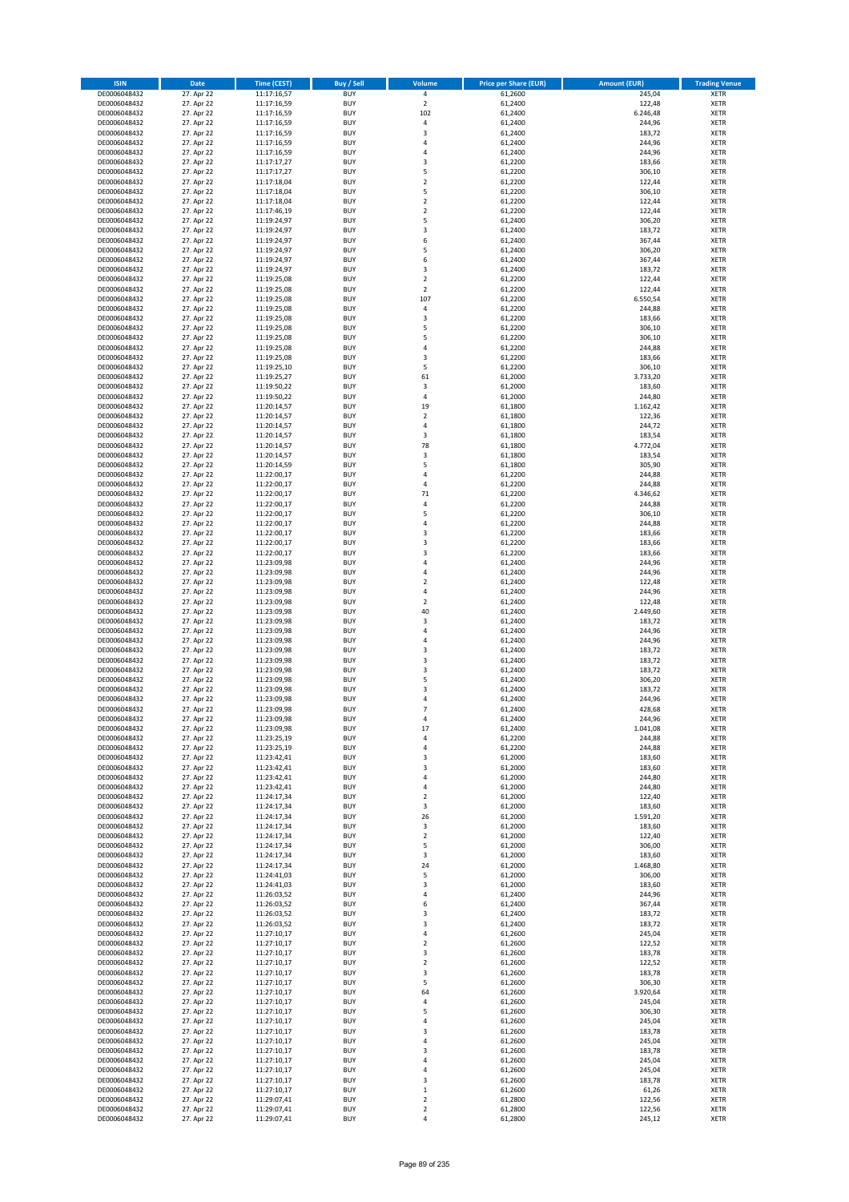| ISIN | Date | Time (CEST) | Buy / Sell | Volume | Price per Share (EUR) | Amount (EUR) | Trading Venue |
|---|---|---|---|---|---|---|---|
| DE0006048432 | 27. Apr 22 | 11:17:16,57 | BUY | 4 | 61,2600 | 245,04 | XETR |
| DE0006048432 | 27. Apr 22 | 11:17:16,59 | BUY | 2 | 61,2400 | 122,48 | XETR |
| DE0006048432 | 27. Apr 22 | 11:17:16,59 | BUY | 102 | 61,2400 | 6.246,48 | XETR |
| DE0006048432 | 27. Apr 22 | 11:17:16,59 | BUY | 4 | 61,2400 | 244,96 | XETR |
| DE0006048432 | 27. Apr 22 | 11:17:16,59 | BUY | 3 | 61,2400 | 183,72 | XETR |
| DE0006048432 | 27. Apr 22 | 11:17:16,59 | BUY | 4 | 61,2400 | 244,96 | XETR |
| DE0006048432 | 27. Apr 22 | 11:17:16,59 | BUY | 4 | 61,2400 | 244,96 | XETR |
| DE0006048432 | 27. Apr 22 | 11:17:17,27 | BUY | 3 | 61,2200 | 183,66 | XETR |
| DE0006048432 | 27. Apr 22 | 11:17:17,27 | BUY | 5 | 61,2200 | 306,10 | XETR |
| DE0006048432 | 27. Apr 22 | 11:17:18,04 | BUY | 2 | 61,2200 | 122,44 | XETR |
| DE0006048432 | 27. Apr 22 | 11:17:18,04 | BUY | 5 | 61,2200 | 306,10 | XETR |
| DE0006048432 | 27. Apr 22 | 11:17:18,04 | BUY | 2 | 61,2200 | 122,44 | XETR |
| DE0006048432 | 27. Apr 22 | 11:17:46,19 | BUY | 2 | 61,2200 | 122,44 | XETR |
| DE0006048432 | 27. Apr 22 | 11:19:24,97 | BUY | 5 | 61,2400 | 306,20 | XETR |
| DE0006048432 | 27. Apr 22 | 11:19:24,97 | BUY | 3 | 61,2400 | 183,72 | XETR |
| DE0006048432 | 27. Apr 22 | 11:19:24,97 | BUY | 6 | 61,2400 | 367,44 | XETR |
| DE0006048432 | 27. Apr 22 | 11:19:24,97 | BUY | 5 | 61,2400 | 306,20 | XETR |
| DE0006048432 | 27. Apr 22 | 11:19:24,97 | BUY | 6 | 61,2400 | 367,44 | XETR |
| DE0006048432 | 27. Apr 22 | 11:19:24,97 | BUY | 3 | 61,2400 | 183,72 | XETR |
| DE0006048432 | 27. Apr 22 | 11:19:25,08 | BUY | 2 | 61,2200 | 122,44 | XETR |
| DE0006048432 | 27. Apr 22 | 11:19:25,08 | BUY | 2 | 61,2200 | 122,44 | XETR |
| DE0006048432 | 27. Apr 22 | 11:19:25,08 | BUY | 107 | 61,2200 | 6.550,54 | XETR |
| DE0006048432 | 27. Apr 22 | 11:19:25,08 | BUY | 4 | 61,2200 | 244,88 | XETR |
| DE0006048432 | 27. Apr 22 | 11:19:25,08 | BUY | 3 | 61,2200 | 183,66 | XETR |
| DE0006048432 | 27. Apr 22 | 11:19:25,08 | BUY | 5 | 61,2200 | 306,10 | XETR |
| DE0006048432 | 27. Apr 22 | 11:19:25,08 | BUY | 5 | 61,2200 | 306,10 | XETR |
| DE0006048432 | 27. Apr 22 | 11:19:25,08 | BUY | 4 | 61,2200 | 244,88 | XETR |
| DE0006048432 | 27. Apr 22 | 11:19:25,08 | BUY | 3 | 61,2200 | 183,66 | XETR |
| DE0006048432 | 27. Apr 22 | 11:19:25,10 | BUY | 5 | 61,2200 | 306,10 | XETR |
| DE0006048432 | 27. Apr 22 | 11:19:25,27 | BUY | 61 | 61,2000 | 3.733,20 | XETR |
| DE0006048432 | 27. Apr 22 | 11:19:50,22 | BUY | 3 | 61,2000 | 183,60 | XETR |
| DE0006048432 | 27. Apr 22 | 11:19:50,22 | BUY | 4 | 61,2000 | 244,80 | XETR |
| DE0006048432 | 27. Apr 22 | 11:20:14,57 | BUY | 19 | 61,1800 | 1.162,42 | XETR |
| DE0006048432 | 27. Apr 22 | 11:20:14,57 | BUY | 2 | 61,1800 | 122,36 | XETR |
| DE0006048432 | 27. Apr 22 | 11:20:14,57 | BUY | 4 | 61,1800 | 244,72 | XETR |
| DE0006048432 | 27. Apr 22 | 11:20:14,57 | BUY | 3 | 61,1800 | 183,54 | XETR |
| DE0006048432 | 27. Apr 22 | 11:20:14,57 | BUY | 78 | 61,1800 | 4.772,04 | XETR |
| DE0006048432 | 27. Apr 22 | 11:20:14,57 | BUY | 3 | 61,1800 | 183,54 | XETR |
| DE0006048432 | 27. Apr 22 | 11:20:14,59 | BUY | 5 | 61,1800 | 305,90 | XETR |
| DE0006048432 | 27. Apr 22 | 11:22:00,17 | BUY | 4 | 61,2200 | 244,88 | XETR |
| DE0006048432 | 27. Apr 22 | 11:22:00,17 | BUY | 4 | 61,2200 | 244,88 | XETR |
| DE0006048432 | 27. Apr 22 | 11:22:00,17 | BUY | 71 | 61,2200 | 4.346,62 | XETR |
| DE0006048432 | 27. Apr 22 | 11:22:00,17 | BUY | 4 | 61,2200 | 244,88 | XETR |
| DE0006048432 | 27. Apr 22 | 11:22:00,17 | BUY | 5 | 61,2200 | 306,10 | XETR |
| DE0006048432 | 27. Apr 22 | 11:22:00,17 | BUY | 4 | 61,2200 | 244,88 | XETR |
| DE0006048432 | 27. Apr 22 | 11:22:00,17 | BUY | 3 | 61,2200 | 183,66 | XETR |
| DE0006048432 | 27. Apr 22 | 11:22:00,17 | BUY | 3 | 61,2200 | 183,66 | XETR |
| DE0006048432 | 27. Apr 22 | 11:22:00,17 | BUY | 3 | 61,2200 | 183,66 | XETR |
| DE0006048432 | 27. Apr 22 | 11:23:09,98 | BUY | 4 | 61,2400 | 244,96 | XETR |
| DE0006048432 | 27. Apr 22 | 11:23:09,98 | BUY | 4 | 61,2400 | 244,96 | XETR |
| DE0006048432 | 27. Apr 22 | 11:23:09,98 | BUY | 2 | 61,2400 | 122,48 | XETR |
| DE0006048432 | 27. Apr 22 | 11:23:09,98 | BUY | 4 | 61,2400 | 244,96 | XETR |
| DE0006048432 | 27. Apr 22 | 11:23:09,98 | BUY | 2 | 61,2400 | 122,48 | XETR |
| DE0006048432 | 27. Apr 22 | 11:23:09,98 | BUY | 40 | 61,2400 | 2.449,60 | XETR |
| DE0006048432 | 27. Apr 22 | 11:23:09,98 | BUY | 3 | 61,2400 | 183,72 | XETR |
| DE0006048432 | 27. Apr 22 | 11:23:09,98 | BUY | 4 | 61,2400 | 244,96 | XETR |
| DE0006048432 | 27. Apr 22 | 11:23:09,98 | BUY | 4 | 61,2400 | 244,96 | XETR |
| DE0006048432 | 27. Apr 22 | 11:23:09,98 | BUY | 3 | 61,2400 | 183,72 | XETR |
| DE0006048432 | 27. Apr 22 | 11:23:09,98 | BUY | 3 | 61,2400 | 183,72 | XETR |
| DE0006048432 | 27. Apr 22 | 11:23:09,98 | BUY | 3 | 61,2400 | 183,72 | XETR |
| DE0006048432 | 27. Apr 22 | 11:23:09,98 | BUY | 5 | 61,2400 | 306,20 | XETR |
| DE0006048432 | 27. Apr 22 | 11:23:09,98 | BUY | 3 | 61,2400 | 183,72 | XETR |
| DE0006048432 | 27. Apr 22 | 11:23:09,98 | BUY | 4 | 61,2400 | 244,96 | XETR |
| DE0006048432 | 27. Apr 22 | 11:23:09,98 | BUY | 7 | 61,2400 | 428,68 | XETR |
| DE0006048432 | 27. Apr 22 | 11:23:09,98 | BUY | 4 | 61,2400 | 244,96 | XETR |
| DE0006048432 | 27. Apr 22 | 11:23:09,98 | BUY | 17 | 61,2400 | 1.041,08 | XETR |
| DE0006048432 | 27. Apr 22 | 11:23:25,19 | BUY | 4 | 61,2200 | 244,88 | XETR |
| DE0006048432 | 27. Apr 22 | 11:23:25,19 | BUY | 4 | 61,2200 | 244,88 | XETR |
| DE0006048432 | 27. Apr 22 | 11:23:42,41 | BUY | 3 | 61,2000 | 183,60 | XETR |
| DE0006048432 | 27. Apr 22 | 11:23:42,41 | BUY | 3 | 61,2000 | 183,60 | XETR |
| DE0006048432 | 27. Apr 22 | 11:23:42,41 | BUY | 4 | 61,2000 | 244,80 | XETR |
| DE0006048432 | 27. Apr 22 | 11:23:42,41 | BUY | 4 | 61,2000 | 244,80 | XETR |
| DE0006048432 | 27. Apr 22 | 11:24:17,34 | BUY | 2 | 61,2000 | 122,40 | XETR |
| DE0006048432 | 27. Apr 22 | 11:24:17,34 | BUY | 3 | 61,2000 | 183,60 | XETR |
| DE0006048432 | 27. Apr 22 | 11:24:17,34 | BUY | 26 | 61,2000 | 1.591,20 | XETR |
| DE0006048432 | 27. Apr 22 | 11:24:17,34 | BUY | 3 | 61,2000 | 183,60 | XETR |
| DE0006048432 | 27. Apr 22 | 11:24:17,34 | BUY | 2 | 61,2000 | 122,40 | XETR |
| DE0006048432 | 27. Apr 22 | 11:24:17,34 | BUY | 5 | 61,2000 | 306,00 | XETR |
| DE0006048432 | 27. Apr 22 | 11:24:17,34 | BUY | 3 | 61,2000 | 183,60 | XETR |
| DE0006048432 | 27. Apr 22 | 11:24:17,34 | BUY | 24 | 61,2000 | 1.468,80 | XETR |
| DE0006048432 | 27. Apr 22 | 11:24:41,03 | BUY | 5 | 61,2000 | 306,00 | XETR |
| DE0006048432 | 27. Apr 22 | 11:24:41,03 | BUY | 3 | 61,2000 | 183,60 | XETR |
| DE0006048432 | 27. Apr 22 | 11:26:03,52 | BUY | 4 | 61,2400 | 244,96 | XETR |
| DE0006048432 | 27. Apr 22 | 11:26:03,52 | BUY | 6 | 61,2400 | 367,44 | XETR |
| DE0006048432 | 27. Apr 22 | 11:26:03,52 | BUY | 3 | 61,2400 | 183,72 | XETR |
| DE0006048432 | 27. Apr 22 | 11:26:03,52 | BUY | 3 | 61,2400 | 183,72 | XETR |
| DE0006048432 | 27. Apr 22 | 11:27:10,17 | BUY | 4 | 61,2600 | 245,04 | XETR |
| DE0006048432 | 27. Apr 22 | 11:27:10,17 | BUY | 2 | 61,2600 | 122,52 | XETR |
| DE0006048432 | 27. Apr 22 | 11:27:10,17 | BUY | 3 | 61,2600 | 183,78 | XETR |
| DE0006048432 | 27. Apr 22 | 11:27:10,17 | BUY | 2 | 61,2600 | 122,52 | XETR |
| DE0006048432 | 27. Apr 22 | 11:27:10,17 | BUY | 3 | 61,2600 | 183,78 | XETR |
| DE0006048432 | 27. Apr 22 | 11:27:10,17 | BUY | 5 | 61,2600 | 306,30 | XETR |
| DE0006048432 | 27. Apr 22 | 11:27:10,17 | BUY | 64 | 61,2600 | 3.920,64 | XETR |
| DE0006048432 | 27. Apr 22 | 11:27:10,17 | BUY | 4 | 61,2600 | 245,04 | XETR |
| DE0006048432 | 27. Apr 22 | 11:27:10,17 | BUY | 5 | 61,2600 | 306,30 | XETR |
| DE0006048432 | 27. Apr 22 | 11:27:10,17 | BUY | 4 | 61,2600 | 245,04 | XETR |
| DE0006048432 | 27. Apr 22 | 11:27:10,17 | BUY | 3 | 61,2600 | 183,78 | XETR |
| DE0006048432 | 27. Apr 22 | 11:27:10,17 | BUY | 4 | 61,2600 | 245,04 | XETR |
| DE0006048432 | 27. Apr 22 | 11:27:10,17 | BUY | 3 | 61,2600 | 183,78 | XETR |
| DE0006048432 | 27. Apr 22 | 11:27:10,17 | BUY | 4 | 61,2600 | 245,04 | XETR |
| DE0006048432 | 27. Apr 22 | 11:27:10,17 | BUY | 4 | 61,2600 | 245,04 | XETR |
| DE0006048432 | 27. Apr 22 | 11:27:10,17 | BUY | 3 | 61,2600 | 183,78 | XETR |
| DE0006048432 | 27. Apr 22 | 11:27:10,17 | BUY | 1 | 61,2600 | 61,26 | XETR |
| DE0006048432 | 27. Apr 22 | 11:29:07,41 | BUY | 2 | 61,2800 | 122,56 | XETR |
| DE0006048432 | 27. Apr 22 | 11:29:07,41 | BUY | 2 | 61,2800 | 122,56 | XETR |
| DE0006048432 | 27. Apr 22 | 11:29:07,41 | BUY | 4 | 61,2800 | 245,12 | XETR |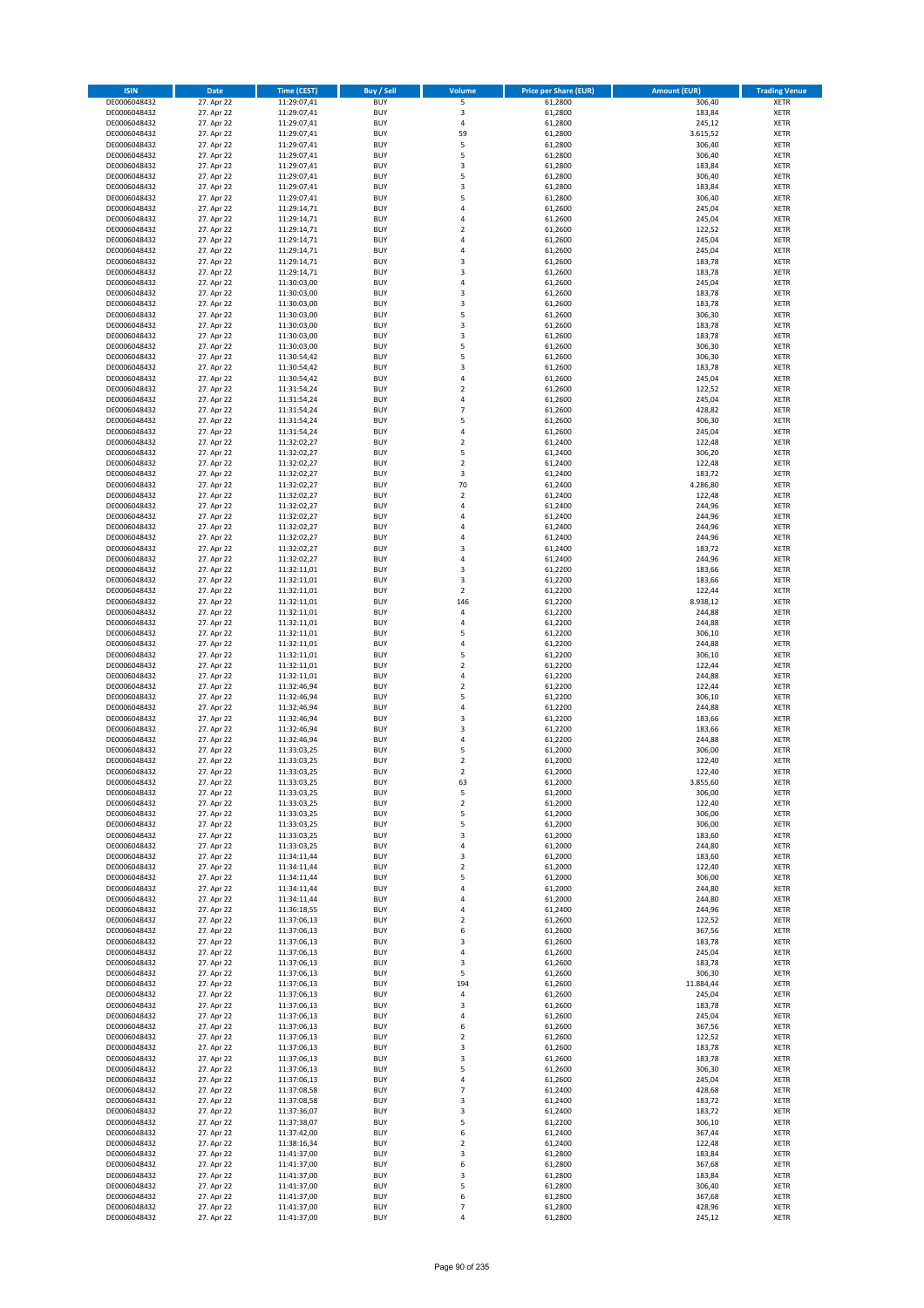| ISIN | Date | Time (CEST) | Buy / Sell | Volume | Price per Share (EUR) | Amount (EUR) | Trading Venue |
|---|---|---|---|---|---|---|---|
| DE0006048432 | 27. Apr 22 | 11:29:07,41 | BUY | 5 | 61,2800 | 306,40 | XETR |
| DE0006048432 | 27. Apr 22 | 11:29:07,41 | BUY | 3 | 61,2800 | 183,84 | XETR |
| DE0006048432 | 27. Apr 22 | 11:29:07,41 | BUY | 4 | 61,2800 | 245,12 | XETR |
| DE0006048432 | 27. Apr 22 | 11:29:07,41 | BUY | 59 | 61,2800 | 3.615,52 | XETR |
| DE0006048432 | 27. Apr 22 | 11:29:07,41 | BUY | 5 | 61,2800 | 306,40 | XETR |
| DE0006048432 | 27. Apr 22 | 11:29:07,41 | BUY | 5 | 61,2800 | 306,40 | XETR |
| DE0006048432 | 27. Apr 22 | 11:29:07,41 | BUY | 3 | 61,2800 | 183,84 | XETR |
| DE0006048432 | 27. Apr 22 | 11:29:07,41 | BUY | 5 | 61,2800 | 306,40 | XETR |
| DE0006048432 | 27. Apr 22 | 11:29:07,41 | BUY | 3 | 61,2800 | 183,84 | XETR |
| DE0006048432 | 27. Apr 22 | 11:29:07,41 | BUY | 5 | 61,2800 | 306,40 | XETR |
| DE0006048432 | 27. Apr 22 | 11:29:14,71 | BUY | 4 | 61,2600 | 245,04 | XETR |
| DE0006048432 | 27. Apr 22 | 11:29:14,71 | BUY | 4 | 61,2600 | 245,04 | XETR |
| DE0006048432 | 27. Apr 22 | 11:29:14,71 | BUY | 2 | 61,2600 | 122,52 | XETR |
| DE0006048432 | 27. Apr 22 | 11:29:14,71 | BUY | 4 | 61,2600 | 245,04 | XETR |
| DE0006048432 | 27. Apr 22 | 11:29:14,71 | BUY | 4 | 61,2600 | 245,04 | XETR |
| DE0006048432 | 27. Apr 22 | 11:29:14,71 | BUY | 3 | 61,2600 | 183,78 | XETR |
| DE0006048432 | 27. Apr 22 | 11:29:14,71 | BUY | 3 | 61,2600 | 183,78 | XETR |
| DE0006048432 | 27. Apr 22 | 11:30:03,00 | BUY | 4 | 61,2600 | 245,04 | XETR |
| DE0006048432 | 27. Apr 22 | 11:30:03,00 | BUY | 3 | 61,2600 | 183,78 | XETR |
| DE0006048432 | 27. Apr 22 | 11:30:03,00 | BUY | 3 | 61,2600 | 183,78 | XETR |
| DE0006048432 | 27. Apr 22 | 11:30:03,00 | BUY | 5 | 61,2600 | 306,30 | XETR |
| DE0006048432 | 27. Apr 22 | 11:30:03,00 | BUY | 3 | 61,2600 | 183,78 | XETR |
| DE0006048432 | 27. Apr 22 | 11:30:03,00 | BUY | 3 | 61,2600 | 183,78 | XETR |
| DE0006048432 | 27. Apr 22 | 11:30:03,00 | BUY | 5 | 61,2600 | 306,30 | XETR |
| DE0006048432 | 27. Apr 22 | 11:30:54,42 | BUY | 5 | 61,2600 | 306,30 | XETR |
| DE0006048432 | 27. Apr 22 | 11:30:54,42 | BUY | 3 | 61,2600 | 183,78 | XETR |
| DE0006048432 | 27. Apr 22 | 11:30:54,42 | BUY | 4 | 61,2600 | 245,04 | XETR |
| DE0006048432 | 27. Apr 22 | 11:31:54,24 | BUY | 2 | 61,2600 | 122,52 | XETR |
| DE0006048432 | 27. Apr 22 | 11:31:54,24 | BUY | 4 | 61,2600 | 245,04 | XETR |
| DE0006048432 | 27. Apr 22 | 11:31:54,24 | BUY | 7 | 61,2600 | 428,82 | XETR |
| DE0006048432 | 27. Apr 22 | 11:31:54,24 | BUY | 5 | 61,2600 | 306,30 | XETR |
| DE0006048432 | 27. Apr 22 | 11:31:54,24 | BUY | 4 | 61,2600 | 245,04 | XETR |
| DE0006048432 | 27. Apr 22 | 11:32:02,27 | BUY | 2 | 61,2400 | 122,48 | XETR |
| DE0006048432 | 27. Apr 22 | 11:32:02,27 | BUY | 5 | 61,2400 | 306,20 | XETR |
| DE0006048432 | 27. Apr 22 | 11:32:02,27 | BUY | 2 | 61,2400 | 122,48 | XETR |
| DE0006048432 | 27. Apr 22 | 11:32:02,27 | BUY | 3 | 61,2400 | 183,72 | XETR |
| DE0006048432 | 27. Apr 22 | 11:32:02,27 | BUY | 70 | 61,2400 | 4.286,80 | XETR |
| DE0006048432 | 27. Apr 22 | 11:32:02,27 | BUY | 2 | 61,2400 | 122,48 | XETR |
| DE0006048432 | 27. Apr 22 | 11:32:02,27 | BUY | 4 | 61,2400 | 244,96 | XETR |
| DE0006048432 | 27. Apr 22 | 11:32:02,27 | BUY | 4 | 61,2400 | 244,96 | XETR |
| DE0006048432 | 27. Apr 22 | 11:32:02,27 | BUY | 4 | 61,2400 | 244,96 | XETR |
| DE0006048432 | 27. Apr 22 | 11:32:02,27 | BUY | 4 | 61,2400 | 244,96 | XETR |
| DE0006048432 | 27. Apr 22 | 11:32:02,27 | BUY | 3 | 61,2400 | 183,72 | XETR |
| DE0006048432 | 27. Apr 22 | 11:32:02,27 | BUY | 4 | 61,2400 | 244,96 | XETR |
| DE0006048432 | 27. Apr 22 | 11:32:11,01 | BUY | 3 | 61,2200 | 183,66 | XETR |
| DE0006048432 | 27. Apr 22 | 11:32:11,01 | BUY | 3 | 61,2200 | 183,66 | XETR |
| DE0006048432 | 27. Apr 22 | 11:32:11,01 | BUY | 2 | 61,2200 | 122,44 | XETR |
| DE0006048432 | 27. Apr 22 | 11:32:11,01 | BUY | 146 | 61,2200 | 8.938,12 | XETR |
| DE0006048432 | 27. Apr 22 | 11:32:11,01 | BUY | 4 | 61,2200 | 244,88 | XETR |
| DE0006048432 | 27. Apr 22 | 11:32:11,01 | BUY | 4 | 61,2200 | 244,88 | XETR |
| DE0006048432 | 27. Apr 22 | 11:32:11,01 | BUY | 5 | 61,2200 | 306,10 | XETR |
| DE0006048432 | 27. Apr 22 | 11:32:11,01 | BUY | 4 | 61,2200 | 244,88 | XETR |
| DE0006048432 | 27. Apr 22 | 11:32:11,01 | BUY | 5 | 61,2200 | 306,10 | XETR |
| DE0006048432 | 27. Apr 22 | 11:32:11,01 | BUY | 2 | 61,2200 | 122,44 | XETR |
| DE0006048432 | 27. Apr 22 | 11:32:11,01 | BUY | 4 | 61,2200 | 244,88 | XETR |
| DE0006048432 | 27. Apr 22 | 11:32:46,94 | BUY | 2 | 61,2200 | 122,44 | XETR |
| DE0006048432 | 27. Apr 22 | 11:32:46,94 | BUY | 5 | 61,2200 | 306,10 | XETR |
| DE0006048432 | 27. Apr 22 | 11:32:46,94 | BUY | 4 | 61,2200 | 244,88 | XETR |
| DE0006048432 | 27. Apr 22 | 11:32:46,94 | BUY | 3 | 61,2200 | 183,66 | XETR |
| DE0006048432 | 27. Apr 22 | 11:32:46,94 | BUY | 3 | 61,2200 | 183,66 | XETR |
| DE0006048432 | 27. Apr 22 | 11:32:46,94 | BUY | 4 | 61,2200 | 244,88 | XETR |
| DE0006048432 | 27. Apr 22 | 11:33:03,25 | BUY | 5 | 61,2000 | 306,00 | XETR |
| DE0006048432 | 27. Apr 22 | 11:33:03,25 | BUY | 2 | 61,2000 | 122,40 | XETR |
| DE0006048432 | 27. Apr 22 | 11:33:03,25 | BUY | 2 | 61,2000 | 122,40 | XETR |
| DE0006048432 | 27. Apr 22 | 11:33:03,25 | BUY | 63 | 61,2000 | 3.855,60 | XETR |
| DE0006048432 | 27. Apr 22 | 11:33:03,25 | BUY | 5 | 61,2000 | 306,00 | XETR |
| DE0006048432 | 27. Apr 22 | 11:33:03,25 | BUY | 2 | 61,2000 | 122,40 | XETR |
| DE0006048432 | 27. Apr 22 | 11:33:03,25 | BUY | 5 | 61,2000 | 306,00 | XETR |
| DE0006048432 | 27. Apr 22 | 11:33:03,25 | BUY | 5 | 61,2000 | 306,00 | XETR |
| DE0006048432 | 27. Apr 22 | 11:33:03,25 | BUY | 3 | 61,2000 | 183,60 | XETR |
| DE0006048432 | 27. Apr 22 | 11:33:03,25 | BUY | 4 | 61,2000 | 244,80 | XETR |
| DE0006048432 | 27. Apr 22 | 11:34:11,44 | BUY | 3 | 61,2000 | 183,60 | XETR |
| DE0006048432 | 27. Apr 22 | 11:34:11,44 | BUY | 2 | 61,2000 | 122,40 | XETR |
| DE0006048432 | 27. Apr 22 | 11:34:11,44 | BUY | 5 | 61,2000 | 306,00 | XETR |
| DE0006048432 | 27. Apr 22 | 11:34:11,44 | BUY | 4 | 61,2000 | 244,80 | XETR |
| DE0006048432 | 27. Apr 22 | 11:34:11,44 | BUY | 4 | 61,2000 | 244,80 | XETR |
| DE0006048432 | 27. Apr 22 | 11:36:18,55 | BUY | 4 | 61,2400 | 244,96 | XETR |
| DE0006048432 | 27. Apr 22 | 11:37:06,13 | BUY | 2 | 61,2600 | 122,52 | XETR |
| DE0006048432 | 27. Apr 22 | 11:37:06,13 | BUY | 6 | 61,2600 | 367,56 | XETR |
| DE0006048432 | 27. Apr 22 | 11:37:06,13 | BUY | 3 | 61,2600 | 183,78 | XETR |
| DE0006048432 | 27. Apr 22 | 11:37:06,13 | BUY | 4 | 61,2600 | 245,04 | XETR |
| DE0006048432 | 27. Apr 22 | 11:37:06,13 | BUY | 3 | 61,2600 | 183,78 | XETR |
| DE0006048432 | 27. Apr 22 | 11:37:06,13 | BUY | 5 | 61,2600 | 306,30 | XETR |
| DE0006048432 | 27. Apr 22 | 11:37:06,13 | BUY | 194 | 61,2600 | 11.884,44 | XETR |
| DE0006048432 | 27. Apr 22 | 11:37:06,13 | BUY | 4 | 61,2600 | 245,04 | XETR |
| DE0006048432 | 27. Apr 22 | 11:37:06,13 | BUY | 3 | 61,2600 | 183,78 | XETR |
| DE0006048432 | 27. Apr 22 | 11:37:06,13 | BUY | 4 | 61,2600 | 245,04 | XETR |
| DE0006048432 | 27. Apr 22 | 11:37:06,13 | BUY | 6 | 61,2600 | 367,56 | XETR |
| DE0006048432 | 27. Apr 22 | 11:37:06,13 | BUY | 2 | 61,2600 | 122,52 | XETR |
| DE0006048432 | 27. Apr 22 | 11:37:06,13 | BUY | 3 | 61,2600 | 183,78 | XETR |
| DE0006048432 | 27. Apr 22 | 11:37:06,13 | BUY | 3 | 61,2600 | 183,78 | XETR |
| DE0006048432 | 27. Apr 22 | 11:37:06,13 | BUY | 5 | 61,2600 | 306,30 | XETR |
| DE0006048432 | 27. Apr 22 | 11:37:06,13 | BUY | 4 | 61,2600 | 245,04 | XETR |
| DE0006048432 | 27. Apr 22 | 11:37:08,58 | BUY | 7 | 61,2400 | 428,68 | XETR |
| DE0006048432 | 27. Apr 22 | 11:37:08,58 | BUY | 3 | 61,2400 | 183,72 | XETR |
| DE0006048432 | 27. Apr 22 | 11:37:36,07 | BUY | 3 | 61,2400 | 183,72 | XETR |
| DE0006048432 | 27. Apr 22 | 11:37:38,07 | BUY | 5 | 61,2200 | 306,10 | XETR |
| DE0006048432 | 27. Apr 22 | 11:37:42,00 | BUY | 6 | 61,2400 | 367,44 | XETR |
| DE0006048432 | 27. Apr 22 | 11:38:16,34 | BUY | 2 | 61,2400 | 122,48 | XETR |
| DE0006048432 | 27. Apr 22 | 11:41:37,00 | BUY | 3 | 61,2800 | 183,84 | XETR |
| DE0006048432 | 27. Apr 22 | 11:41:37,00 | BUY | 6 | 61,2800 | 367,68 | XETR |
| DE0006048432 | 27. Apr 22 | 11:41:37,00 | BUY | 3 | 61,2800 | 183,84 | XETR |
| DE0006048432 | 27. Apr 22 | 11:41:37,00 | BUY | 5 | 61,2800 | 306,40 | XETR |
| DE0006048432 | 27. Apr 22 | 11:41:37,00 | BUY | 6 | 61,2800 | 367,68 | XETR |
| DE0006048432 | 27. Apr 22 | 11:41:37,00 | BUY | 7 | 61,2800 | 428,96 | XETR |
| DE0006048432 | 27. Apr 22 | 11:41:37,00 | BUY | 4 | 61,2800 | 245,12 | XETR |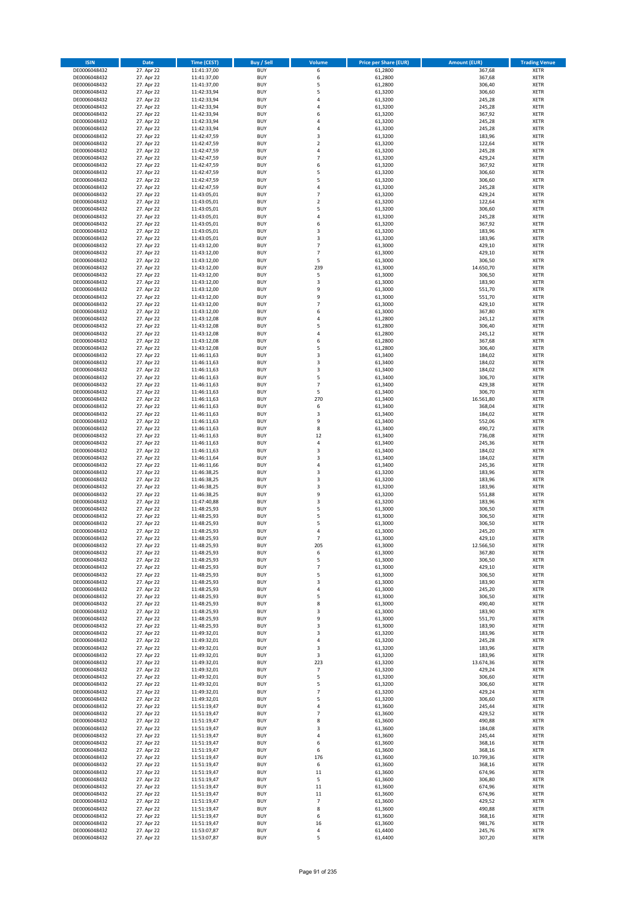| ISIN | Date | Time (CEST) | Buy / Sell | Volume | Price per Share (EUR) | Amount (EUR) | Trading Venue |
|---|---|---|---|---|---|---|---|
| DE0006048432 | 27. Apr 22 | 11:41:37,00 | BUY | 6 | 61,2800 | 367,68 | XETR |
| DE0006048432 | 27. Apr 22 | 11:41:37,00 | BUY | 6 | 61,2800 | 367,68 | XETR |
| DE0006048432 | 27. Apr 22 | 11:41:37,00 | BUY | 5 | 61,2800 | 306,40 | XETR |
| DE0006048432 | 27. Apr 22 | 11:42:33,94 | BUY | 5 | 61,3200 | 306,60 | XETR |
| DE0006048432 | 27. Apr 22 | 11:42:33,94 | BUY | 4 | 61,3200 | 245,28 | XETR |
| DE0006048432 | 27. Apr 22 | 11:42:33,94 | BUY | 4 | 61,3200 | 245,28 | XETR |
| DE0006048432 | 27. Apr 22 | 11:42:33,94 | BUY | 6 | 61,3200 | 367,92 | XETR |
| DE0006048432 | 27. Apr 22 | 11:42:33,94 | BUY | 4 | 61,3200 | 245,28 | XETR |
| DE0006048432 | 27. Apr 22 | 11:42:33,94 | BUY | 4 | 61,3200 | 245,28 | XETR |
| DE0006048432 | 27. Apr 22 | 11:42:47,59 | BUY | 3 | 61,3200 | 183,96 | XETR |
| DE0006048432 | 27. Apr 22 | 11:42:47,59 | BUY | 2 | 61,3200 | 122,64 | XETR |
| DE0006048432 | 27. Apr 22 | 11:42:47,59 | BUY | 4 | 61,3200 | 245,28 | XETR |
| DE0006048432 | 27. Apr 22 | 11:42:47,59 | BUY | 7 | 61,3200 | 429,24 | XETR |
| DE0006048432 | 27. Apr 22 | 11:42:47,59 | BUY | 6 | 61,3200 | 367,92 | XETR |
| DE0006048432 | 27. Apr 22 | 11:42:47,59 | BUY | 5 | 61,3200 | 306,60 | XETR |
| DE0006048432 | 27. Apr 22 | 11:42:47,59 | BUY | 5 | 61,3200 | 306,60 | XETR |
| DE0006048432 | 27. Apr 22 | 11:42:47,59 | BUY | 4 | 61,3200 | 245,28 | XETR |
| DE0006048432 | 27. Apr 22 | 11:43:05,01 | BUY | 7 | 61,3200 | 429,24 | XETR |
| DE0006048432 | 27. Apr 22 | 11:43:05,01 | BUY | 2 | 61,3200 | 122,64 | XETR |
| DE0006048432 | 27. Apr 22 | 11:43:05,01 | BUY | 5 | 61,3200 | 306,60 | XETR |
| DE0006048432 | 27. Apr 22 | 11:43:05,01 | BUY | 4 | 61,3200 | 245,28 | XETR |
| DE0006048432 | 27. Apr 22 | 11:43:05,01 | BUY | 6 | 61,3200 | 367,92 | XETR |
| DE0006048432 | 27. Apr 22 | 11:43:05,01 | BUY | 3 | 61,3200 | 183,96 | XETR |
| DE0006048432 | 27. Apr 22 | 11:43:05,01 | BUY | 3 | 61,3200 | 183,96 | XETR |
| DE0006048432 | 27. Apr 22 | 11:43:12,00 | BUY | 7 | 61,3000 | 429,10 | XETR |
| DE0006048432 | 27. Apr 22 | 11:43:12,00 | BUY | 7 | 61,3000 | 429,10 | XETR |
| DE0006048432 | 27. Apr 22 | 11:43:12,00 | BUY | 5 | 61,3000 | 306,50 | XETR |
| DE0006048432 | 27. Apr 22 | 11:43:12,00 | BUY | 239 | 61,3000 | 14.650,70 | XETR |
| DE0006048432 | 27. Apr 22 | 11:43:12,00 | BUY | 5 | 61,3000 | 306,50 | XETR |
| DE0006048432 | 27. Apr 22 | 11:43:12,00 | BUY | 3 | 61,3000 | 183,90 | XETR |
| DE0006048432 | 27. Apr 22 | 11:43:12,00 | BUY | 9 | 61,3000 | 551,70 | XETR |
| DE0006048432 | 27. Apr 22 | 11:43:12,00 | BUY | 9 | 61,3000 | 551,70 | XETR |
| DE0006048432 | 27. Apr 22 | 11:43:12,00 | BUY | 7 | 61,3000 | 429,10 | XETR |
| DE0006048432 | 27. Apr 22 | 11:43:12,00 | BUY | 6 | 61,3000 | 367,80 | XETR |
| DE0006048432 | 27. Apr 22 | 11:43:12,08 | BUY | 4 | 61,2800 | 245,12 | XETR |
| DE0006048432 | 27. Apr 22 | 11:43:12,08 | BUY | 5 | 61,2800 | 306,40 | XETR |
| DE0006048432 | 27. Apr 22 | 11:43:12,08 | BUY | 4 | 61,2800 | 245,12 | XETR |
| DE0006048432 | 27. Apr 22 | 11:43:12,08 | BUY | 6 | 61,2800 | 367,68 | XETR |
| DE0006048432 | 27. Apr 22 | 11:43:12,08 | BUY | 5 | 61,2800 | 306,40 | XETR |
| DE0006048432 | 27. Apr 22 | 11:46:11,63 | BUY | 3 | 61,3400 | 184,02 | XETR |
| DE0006048432 | 27. Apr 22 | 11:46:11,63 | BUY | 3 | 61,3400 | 184,02 | XETR |
| DE0006048432 | 27. Apr 22 | 11:46:11,63 | BUY | 3 | 61,3400 | 184,02 | XETR |
| DE0006048432 | 27. Apr 22 | 11:46:11,63 | BUY | 5 | 61,3400 | 306,70 | XETR |
| DE0006048432 | 27. Apr 22 | 11:46:11,63 | BUY | 7 | 61,3400 | 429,38 | XETR |
| DE0006048432 | 27. Apr 22 | 11:46:11,63 | BUY | 5 | 61,3400 | 306,70 | XETR |
| DE0006048432 | 27. Apr 22 | 11:46:11,63 | BUY | 270 | 61,3400 | 16.561,80 | XETR |
| DE0006048432 | 27. Apr 22 | 11:46:11,63 | BUY | 6 | 61,3400 | 368,04 | XETR |
| DE0006048432 | 27. Apr 22 | 11:46:11,63 | BUY | 3 | 61,3400 | 184,02 | XETR |
| DE0006048432 | 27. Apr 22 | 11:46:11,63 | BUY | 9 | 61,3400 | 552,06 | XETR |
| DE0006048432 | 27. Apr 22 | 11:46:11,63 | BUY | 8 | 61,3400 | 490,72 | XETR |
| DE0006048432 | 27. Apr 22 | 11:46:11,63 | BUY | 12 | 61,3400 | 736,08 | XETR |
| DE0006048432 | 27. Apr 22 | 11:46:11,63 | BUY | 4 | 61,3400 | 245,36 | XETR |
| DE0006048432 | 27. Apr 22 | 11:46:11,63 | BUY | 3 | 61,3400 | 184,02 | XETR |
| DE0006048432 | 27. Apr 22 | 11:46:11,64 | BUY | 3 | 61,3400 | 184,02 | XETR |
| DE0006048432 | 27. Apr 22 | 11:46:11,66 | BUY | 4 | 61,3400 | 245,36 | XETR |
| DE0006048432 | 27. Apr 22 | 11:46:38,25 | BUY | 3 | 61,3200 | 183,96 | XETR |
| DE0006048432 | 27. Apr 22 | 11:46:38,25 | BUY | 3 | 61,3200 | 183,96 | XETR |
| DE0006048432 | 27. Apr 22 | 11:46:38,25 | BUY | 3 | 61,3200 | 183,96 | XETR |
| DE0006048432 | 27. Apr 22 | 11:46:38,25 | BUY | 9 | 61,3200 | 551,88 | XETR |
| DE0006048432 | 27. Apr 22 | 11:47:40,88 | BUY | 3 | 61,3200 | 183,96 | XETR |
| DE0006048432 | 27. Apr 22 | 11:48:25,93 | BUY | 5 | 61,3000 | 306,50 | XETR |
| DE0006048432 | 27. Apr 22 | 11:48:25,93 | BUY | 5 | 61,3000 | 306,50 | XETR |
| DE0006048432 | 27. Apr 22 | 11:48:25,93 | BUY | 5 | 61,3000 | 306,50 | XETR |
| DE0006048432 | 27. Apr 22 | 11:48:25,93 | BUY | 4 | 61,3000 | 245,20 | XETR |
| DE0006048432 | 27. Apr 22 | 11:48:25,93 | BUY | 7 | 61,3000 | 429,10 | XETR |
| DE0006048432 | 27. Apr 22 | 11:48:25,93 | BUY | 205 | 61,3000 | 12.566,50 | XETR |
| DE0006048432 | 27. Apr 22 | 11:48:25,93 | BUY | 6 | 61,3000 | 367,80 | XETR |
| DE0006048432 | 27. Apr 22 | 11:48:25,93 | BUY | 5 | 61,3000 | 306,50 | XETR |
| DE0006048432 | 27. Apr 22 | 11:48:25,93 | BUY | 7 | 61,3000 | 429,10 | XETR |
| DE0006048432 | 27. Apr 22 | 11:48:25,93 | BUY | 5 | 61,3000 | 306,50 | XETR |
| DE0006048432 | 27. Apr 22 | 11:48:25,93 | BUY | 3 | 61,3000 | 183,90 | XETR |
| DE0006048432 | 27. Apr 22 | 11:48:25,93 | BUY | 4 | 61,3000 | 245,20 | XETR |
| DE0006048432 | 27. Apr 22 | 11:48:25,93 | BUY | 5 | 61,3000 | 306,50 | XETR |
| DE0006048432 | 27. Apr 22 | 11:48:25,93 | BUY | 8 | 61,3000 | 490,40 | XETR |
| DE0006048432 | 27. Apr 22 | 11:48:25,93 | BUY | 3 | 61,3000 | 183,90 | XETR |
| DE0006048432 | 27. Apr 22 | 11:48:25,93 | BUY | 9 | 61,3000 | 551,70 | XETR |
| DE0006048432 | 27. Apr 22 | 11:48:25,93 | BUY | 3 | 61,3000 | 183,90 | XETR |
| DE0006048432 | 27. Apr 22 | 11:49:32,01 | BUY | 3 | 61,3200 | 183,96 | XETR |
| DE0006048432 | 27. Apr 22 | 11:49:32,01 | BUY | 4 | 61,3200 | 245,28 | XETR |
| DE0006048432 | 27. Apr 22 | 11:49:32,01 | BUY | 3 | 61,3200 | 183,96 | XETR |
| DE0006048432 | 27. Apr 22 | 11:49:32,01 | BUY | 3 | 61,3200 | 183,96 | XETR |
| DE0006048432 | 27. Apr 22 | 11:49:32,01 | BUY | 223 | 61,3200 | 13.674,36 | XETR |
| DE0006048432 | 27. Apr 22 | 11:49:32,01 | BUY | 7 | 61,3200 | 429,24 | XETR |
| DE0006048432 | 27. Apr 22 | 11:49:32,01 | BUY | 5 | 61,3200 | 306,60 | XETR |
| DE0006048432 | 27. Apr 22 | 11:49:32,01 | BUY | 5 | 61,3200 | 306,60 | XETR |
| DE0006048432 | 27. Apr 22 | 11:49:32,01 | BUY | 7 | 61,3200 | 429,24 | XETR |
| DE0006048432 | 27. Apr 22 | 11:49:32,01 | BUY | 5 | 61,3200 | 306,60 | XETR |
| DE0006048432 | 27. Apr 22 | 11:51:19,47 | BUY | 4 | 61,3600 | 245,44 | XETR |
| DE0006048432 | 27. Apr 22 | 11:51:19,47 | BUY | 7 | 61,3600 | 429,52 | XETR |
| DE0006048432 | 27. Apr 22 | 11:51:19,47 | BUY | 8 | 61,3600 | 490,88 | XETR |
| DE0006048432 | 27. Apr 22 | 11:51:19,47 | BUY | 3 | 61,3600 | 184,08 | XETR |
| DE0006048432 | 27. Apr 22 | 11:51:19,47 | BUY | 4 | 61,3600 | 245,44 | XETR |
| DE0006048432 | 27. Apr 22 | 11:51:19,47 | BUY | 6 | 61,3600 | 368,16 | XETR |
| DE0006048432 | 27. Apr 22 | 11:51:19,47 | BUY | 6 | 61,3600 | 368,16 | XETR |
| DE0006048432 | 27. Apr 22 | 11:51:19,47 | BUY | 176 | 61,3600 | 10.799,36 | XETR |
| DE0006048432 | 27. Apr 22 | 11:51:19,47 | BUY | 6 | 61,3600 | 368,16 | XETR |
| DE0006048432 | 27. Apr 22 | 11:51:19,47 | BUY | 11 | 61,3600 | 674,96 | XETR |
| DE0006048432 | 27. Apr 22 | 11:51:19,47 | BUY | 5 | 61,3600 | 306,80 | XETR |
| DE0006048432 | 27. Apr 22 | 11:51:19,47 | BUY | 11 | 61,3600 | 674,96 | XETR |
| DE0006048432 | 27. Apr 22 | 11:51:19,47 | BUY | 11 | 61,3600 | 674,96 | XETR |
| DE0006048432 | 27. Apr 22 | 11:51:19,47 | BUY | 7 | 61,3600 | 429,52 | XETR |
| DE0006048432 | 27. Apr 22 | 11:51:19,47 | BUY | 8 | 61,3600 | 490,88 | XETR |
| DE0006048432 | 27. Apr 22 | 11:51:19,47 | BUY | 6 | 61,3600 | 368,16 | XETR |
| DE0006048432 | 27. Apr 22 | 11:51:19,47 | BUY | 16 | 61,3600 | 981,76 | XETR |
| DE0006048432 | 27. Apr 22 | 11:53:07,87 | BUY | 4 | 61,4400 | 245,76 | XETR |
| DE0006048432 | 27. Apr 22 | 11:53:07,87 | BUY | 5 | 61,4400 | 307,20 | XETR |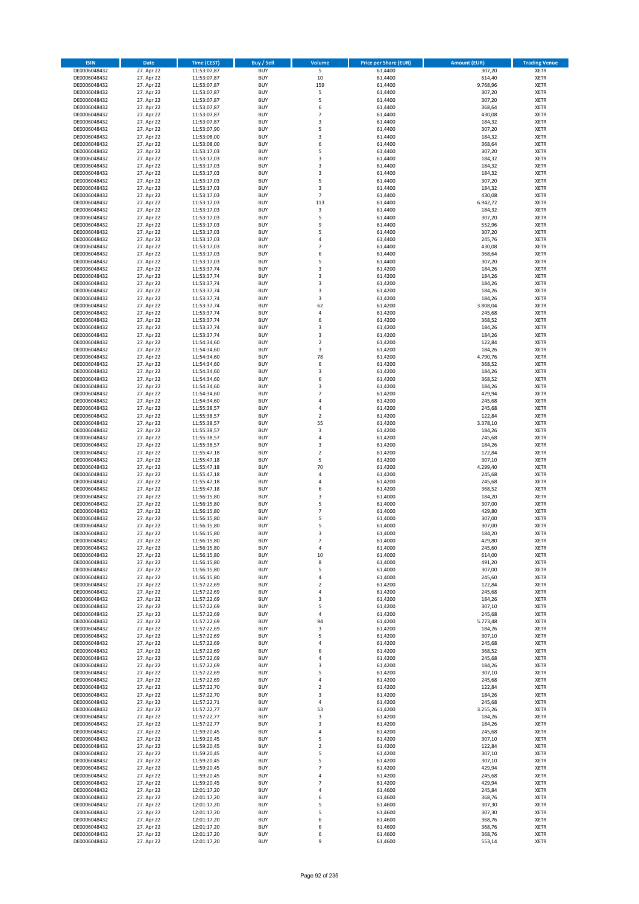| ISIN | Date | Time (CEST) | Buy / Sell | Volume | Price per Share (EUR) | Amount (EUR) | Trading Venue |
|---|---|---|---|---|---|---|---|
| DE0006048432 | 27. Apr 22 | 11:53:07,87 | BUY | 5 | 61,4400 | 307,20 | XETR |
| DE0006048432 | 27. Apr 22 | 11:53:07,87 | BUY | 10 | 61,4400 | 614,40 | XETR |
| DE0006048432 | 27. Apr 22 | 11:53:07,87 | BUY | 159 | 61,4400 | 9.768,96 | XETR |
| DE0006048432 | 27. Apr 22 | 11:53:07,87 | BUY | 5 | 61,4400 | 307,20 | XETR |
| DE0006048432 | 27. Apr 22 | 11:53:07,87 | BUY | 5 | 61,4400 | 307,20 | XETR |
| DE0006048432 | 27. Apr 22 | 11:53:07,87 | BUY | 6 | 61,4400 | 368,64 | XETR |
| DE0006048432 | 27. Apr 22 | 11:53:07,87 | BUY | 7 | 61,4400 | 430,08 | XETR |
| DE0006048432 | 27. Apr 22 | 11:53:07,87 | BUY | 3 | 61,4400 | 184,32 | XETR |
| DE0006048432 | 27. Apr 22 | 11:53:07,90 | BUY | 5 | 61,4400 | 307,20 | XETR |
| DE0006048432 | 27. Apr 22 | 11:53:08,00 | BUY | 3 | 61,4400 | 184,32 | XETR |
| DE0006048432 | 27. Apr 22 | 11:53:08,00 | BUY | 6 | 61,4400 | 368,64 | XETR |
| DE0006048432 | 27. Apr 22 | 11:53:17,03 | BUY | 5 | 61,4400 | 307,20 | XETR |
| DE0006048432 | 27. Apr 22 | 11:53:17,03 | BUY | 3 | 61,4400 | 184,32 | XETR |
| DE0006048432 | 27. Apr 22 | 11:53:17,03 | BUY | 3 | 61,4400 | 184,32 | XETR |
| DE0006048432 | 27. Apr 22 | 11:53:17,03 | BUY | 3 | 61,4400 | 184,32 | XETR |
| DE0006048432 | 27. Apr 22 | 11:53:17,03 | BUY | 5 | 61,4400 | 307,20 | XETR |
| DE0006048432 | 27. Apr 22 | 11:53:17,03 | BUY | 3 | 61,4400 | 184,32 | XETR |
| DE0006048432 | 27. Apr 22 | 11:53:17,03 | BUY | 7 | 61,4400 | 430,08 | XETR |
| DE0006048432 | 27. Apr 22 | 11:53:17,03 | BUY | 113 | 61,4400 | 6.942,72 | XETR |
| DE0006048432 | 27. Apr 22 | 11:53:17,03 | BUY | 3 | 61,4400 | 184,32 | XETR |
| DE0006048432 | 27. Apr 22 | 11:53:17,03 | BUY | 5 | 61,4400 | 307,20 | XETR |
| DE0006048432 | 27. Apr 22 | 11:53:17,03 | BUY | 9 | 61,4400 | 552,96 | XETR |
| DE0006048432 | 27. Apr 22 | 11:53:17,03 | BUY | 5 | 61,4400 | 307,20 | XETR |
| DE0006048432 | 27. Apr 22 | 11:53:17,03 | BUY | 4 | 61,4400 | 245,76 | XETR |
| DE0006048432 | 27. Apr 22 | 11:53:17,03 | BUY | 7 | 61,4400 | 430,08 | XETR |
| DE0006048432 | 27. Apr 22 | 11:53:17,03 | BUY | 6 | 61,4400 | 368,64 | XETR |
| DE0006048432 | 27. Apr 22 | 11:53:17,03 | BUY | 5 | 61,4400 | 307,20 | XETR |
| DE0006048432 | 27. Apr 22 | 11:53:37,74 | BUY | 3 | 61,4200 | 184,26 | XETR |
| DE0006048432 | 27. Apr 22 | 11:53:37,74 | BUY | 3 | 61,4200 | 184,26 | XETR |
| DE0006048432 | 27. Apr 22 | 11:53:37,74 | BUY | 3 | 61,4200 | 184,26 | XETR |
| DE0006048432 | 27. Apr 22 | 11:53:37,74 | BUY | 3 | 61,4200 | 184,26 | XETR |
| DE0006048432 | 27. Apr 22 | 11:53:37,74 | BUY | 3 | 61,4200 | 184,26 | XETR |
| DE0006048432 | 27. Apr 22 | 11:53:37,74 | BUY | 62 | 61,4200 | 3.808,04 | XETR |
| DE0006048432 | 27. Apr 22 | 11:53:37,74 | BUY | 4 | 61,4200 | 245,68 | XETR |
| DE0006048432 | 27. Apr 22 | 11:53:37,74 | BUY | 6 | 61,4200 | 368,52 | XETR |
| DE0006048432 | 27. Apr 22 | 11:53:37,74 | BUY | 3 | 61,4200 | 184,26 | XETR |
| DE0006048432 | 27. Apr 22 | 11:53:37,74 | BUY | 3 | 61,4200 | 184,26 | XETR |
| DE0006048432 | 27. Apr 22 | 11:54:34,60 | BUY | 2 | 61,4200 | 122,84 | XETR |
| DE0006048432 | 27. Apr 22 | 11:54:34,60 | BUY | 3 | 61,4200 | 184,26 | XETR |
| DE0006048432 | 27. Apr 22 | 11:54:34,60 | BUY | 78 | 61,4200 | 4.790,76 | XETR |
| DE0006048432 | 27. Apr 22 | 11:54:34,60 | BUY | 6 | 61,4200 | 368,52 | XETR |
| DE0006048432 | 27. Apr 22 | 11:54:34,60 | BUY | 3 | 61,4200 | 184,26 | XETR |
| DE0006048432 | 27. Apr 22 | 11:54:34,60 | BUY | 6 | 61,4200 | 368,52 | XETR |
| DE0006048432 | 27. Apr 22 | 11:54:34,60 | BUY | 3 | 61,4200 | 184,26 | XETR |
| DE0006048432 | 27. Apr 22 | 11:54:34,60 | BUY | 7 | 61,4200 | 429,94 | XETR |
| DE0006048432 | 27. Apr 22 | 11:54:34,60 | BUY | 4 | 61,4200 | 245,68 | XETR |
| DE0006048432 | 27. Apr 22 | 11:55:38,57 | BUY | 4 | 61,4200 | 245,68 | XETR |
| DE0006048432 | 27. Apr 22 | 11:55:38,57 | BUY | 2 | 61,4200 | 122,84 | XETR |
| DE0006048432 | 27. Apr 22 | 11:55:38,57 | BUY | 55 | 61,4200 | 3.378,10 | XETR |
| DE0006048432 | 27. Apr 22 | 11:55:38,57 | BUY | 3 | 61,4200 | 184,26 | XETR |
| DE0006048432 | 27. Apr 22 | 11:55:38,57 | BUY | 4 | 61,4200 | 245,68 | XETR |
| DE0006048432 | 27. Apr 22 | 11:55:38,57 | BUY | 3 | 61,4200 | 184,26 | XETR |
| DE0006048432 | 27. Apr 22 | 11:55:47,18 | BUY | 2 | 61,4200 | 122,84 | XETR |
| DE0006048432 | 27. Apr 22 | 11:55:47,18 | BUY | 5 | 61,4200 | 307,10 | XETR |
| DE0006048432 | 27. Apr 22 | 11:55:47,18 | BUY | 70 | 61,4200 | 4.299,40 | XETR |
| DE0006048432 | 27. Apr 22 | 11:55:47,18 | BUY | 4 | 61,4200 | 245,68 | XETR |
| DE0006048432 | 27. Apr 22 | 11:55:47,18 | BUY | 4 | 61,4200 | 245,68 | XETR |
| DE0006048432 | 27. Apr 22 | 11:55:47,18 | BUY | 6 | 61,4200 | 368,52 | XETR |
| DE0006048432 | 27. Apr 22 | 11:56:15,80 | BUY | 3 | 61,4000 | 184,20 | XETR |
| DE0006048432 | 27. Apr 22 | 11:56:15,80 | BUY | 5 | 61,4000 | 307,00 | XETR |
| DE0006048432 | 27. Apr 22 | 11:56:15,80 | BUY | 7 | 61,4000 | 429,80 | XETR |
| DE0006048432 | 27. Apr 22 | 11:56:15,80 | BUY | 5 | 61,4000 | 307,00 | XETR |
| DE0006048432 | 27. Apr 22 | 11:56:15,80 | BUY | 5 | 61,4000 | 307,00 | XETR |
| DE0006048432 | 27. Apr 22 | 11:56:15,80 | BUY | 3 | 61,4000 | 184,20 | XETR |
| DE0006048432 | 27. Apr 22 | 11:56:15,80 | BUY | 7 | 61,4000 | 429,80 | XETR |
| DE0006048432 | 27. Apr 22 | 11:56:15,80 | BUY | 4 | 61,4000 | 245,60 | XETR |
| DE0006048432 | 27. Apr 22 | 11:56:15,80 | BUY | 10 | 61,4000 | 614,00 | XETR |
| DE0006048432 | 27. Apr 22 | 11:56:15,80 | BUY | 8 | 61,4000 | 491,20 | XETR |
| DE0006048432 | 27. Apr 22 | 11:56:15,80 | BUY | 5 | 61,4000 | 307,00 | XETR |
| DE0006048432 | 27. Apr 22 | 11:56:15,80 | BUY | 4 | 61,4000 | 245,60 | XETR |
| DE0006048432 | 27. Apr 22 | 11:57:22,69 | BUY | 2 | 61,4200 | 122,84 | XETR |
| DE0006048432 | 27. Apr 22 | 11:57:22,69 | BUY | 4 | 61,4200 | 245,68 | XETR |
| DE0006048432 | 27. Apr 22 | 11:57:22,69 | BUY | 3 | 61,4200 | 184,26 | XETR |
| DE0006048432 | 27. Apr 22 | 11:57:22,69 | BUY | 5 | 61,4200 | 307,10 | XETR |
| DE0006048432 | 27. Apr 22 | 11:57:22,69 | BUY | 4 | 61,4200 | 245,68 | XETR |
| DE0006048432 | 27. Apr 22 | 11:57:22,69 | BUY | 94 | 61,4200 | 5.773,48 | XETR |
| DE0006048432 | 27. Apr 22 | 11:57:22,69 | BUY | 3 | 61,4200 | 184,26 | XETR |
| DE0006048432 | 27. Apr 22 | 11:57:22,69 | BUY | 5 | 61,4200 | 307,10 | XETR |
| DE0006048432 | 27. Apr 22 | 11:57:22,69 | BUY | 4 | 61,4200 | 245,68 | XETR |
| DE0006048432 | 27. Apr 22 | 11:57:22,69 | BUY | 6 | 61,4200 | 368,52 | XETR |
| DE0006048432 | 27. Apr 22 | 11:57:22,69 | BUY | 4 | 61,4200 | 245,68 | XETR |
| DE0006048432 | 27. Apr 22 | 11:57:22,69 | BUY | 3 | 61,4200 | 184,26 | XETR |
| DE0006048432 | 27. Apr 22 | 11:57:22,69 | BUY | 5 | 61,4200 | 307,10 | XETR |
| DE0006048432 | 27. Apr 22 | 11:57:22,69 | BUY | 4 | 61,4200 | 245,68 | XETR |
| DE0006048432 | 27. Apr 22 | 11:57:22,70 | BUY | 2 | 61,4200 | 122,84 | XETR |
| DE0006048432 | 27. Apr 22 | 11:57:22,70 | BUY | 3 | 61,4200 | 184,26 | XETR |
| DE0006048432 | 27. Apr 22 | 11:57:22,71 | BUY | 4 | 61,4200 | 245,68 | XETR |
| DE0006048432 | 27. Apr 22 | 11:57:22,77 | BUY | 53 | 61,4200 | 3.255,26 | XETR |
| DE0006048432 | 27. Apr 22 | 11:57:22,77 | BUY | 3 | 61,4200 | 184,26 | XETR |
| DE0006048432 | 27. Apr 22 | 11:57:22,77 | BUY | 3 | 61,4200 | 184,26 | XETR |
| DE0006048432 | 27. Apr 22 | 11:59:20,45 | BUY | 4 | 61,4200 | 245,68 | XETR |
| DE0006048432 | 27. Apr 22 | 11:59:20,45 | BUY | 5 | 61,4200 | 307,10 | XETR |
| DE0006048432 | 27. Apr 22 | 11:59:20,45 | BUY | 2 | 61,4200 | 122,84 | XETR |
| DE0006048432 | 27. Apr 22 | 11:59:20,45 | BUY | 5 | 61,4200 | 307,10 | XETR |
| DE0006048432 | 27. Apr 22 | 11:59:20,45 | BUY | 5 | 61,4200 | 307,10 | XETR |
| DE0006048432 | 27. Apr 22 | 11:59:20,45 | BUY | 7 | 61,4200 | 429,94 | XETR |
| DE0006048432 | 27. Apr 22 | 11:59:20,45 | BUY | 4 | 61,4200 | 245,68 | XETR |
| DE0006048432 | 27. Apr 22 | 11:59:20,45 | BUY | 7 | 61,4200 | 429,94 | XETR |
| DE0006048432 | 27. Apr 22 | 12:01:17,20 | BUY | 4 | 61,4600 | 245,84 | XETR |
| DE0006048432 | 27. Apr 22 | 12:01:17,20 | BUY | 6 | 61,4600 | 368,76 | XETR |
| DE0006048432 | 27. Apr 22 | 12:01:17,20 | BUY | 5 | 61,4600 | 307,30 | XETR |
| DE0006048432 | 27. Apr 22 | 12:01:17,20 | BUY | 5 | 61,4600 | 307,30 | XETR |
| DE0006048432 | 27. Apr 22 | 12:01:17,20 | BUY | 6 | 61,4600 | 368,76 | XETR |
| DE0006048432 | 27. Apr 22 | 12:01:17,20 | BUY | 6 | 61,4600 | 368,76 | XETR |
| DE0006048432 | 27. Apr 22 | 12:01:17,20 | BUY | 6 | 61,4600 | 368,76 | XETR |
| DE0006048432 | 27. Apr 22 | 12:01:17,20 | BUY | 9 | 61,4600 | 553,14 | XETR |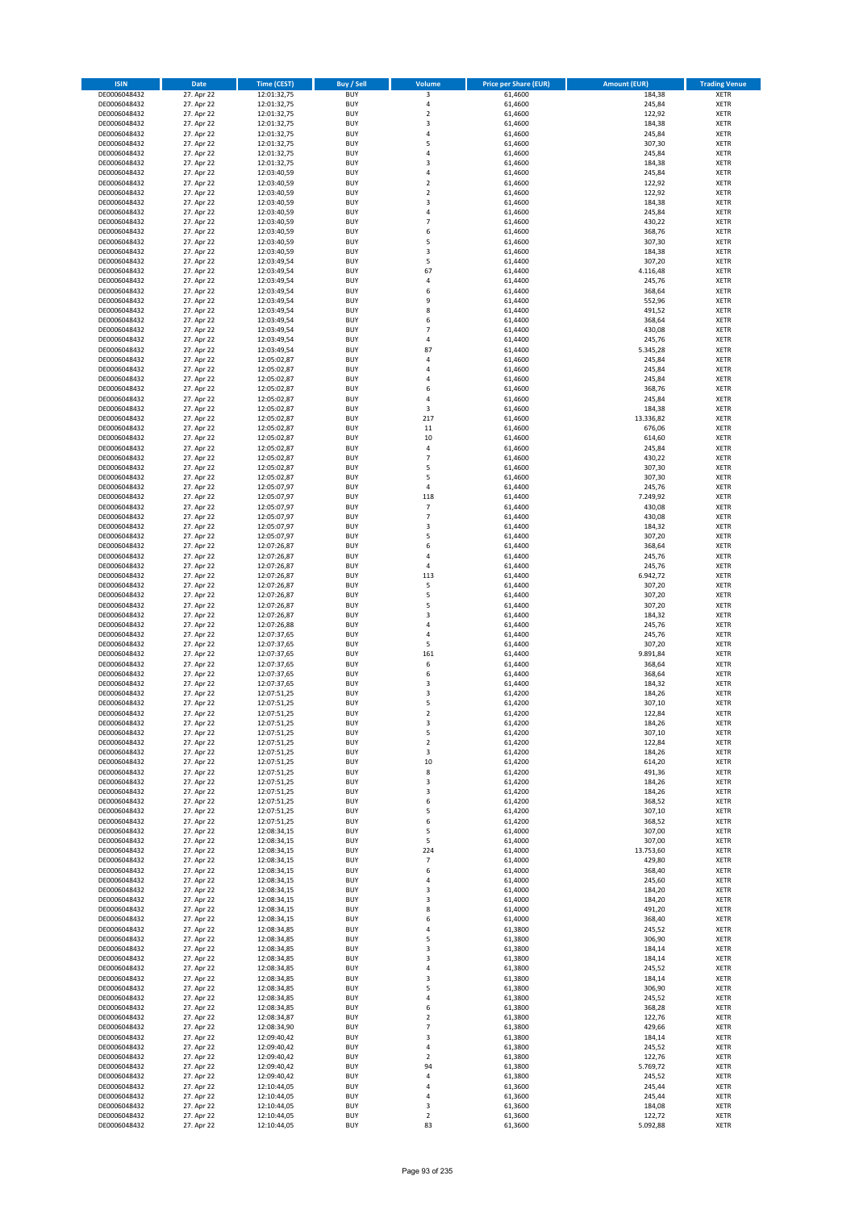| ISIN | Date | Time (CEST) | Buy / Sell | Volume | Price per Share (EUR) | Amount (EUR) | Trading Venue |
|---|---|---|---|---|---|---|---|
| DE0006048432 | 27. Apr 22 | 12:01:32,75 | BUY | 3 | 61,4600 | 184,38 | XETR |
| DE0006048432 | 27. Apr 22 | 12:01:32,75 | BUY | 4 | 61,4600 | 245,84 | XETR |
| DE0006048432 | 27. Apr 22 | 12:01:32,75 | BUY | 2 | 61,4600 | 122,92 | XETR |
| DE0006048432 | 27. Apr 22 | 12:01:32,75 | BUY | 3 | 61,4600 | 184,38 | XETR |
| DE0006048432 | 27. Apr 22 | 12:01:32,75 | BUY | 4 | 61,4600 | 245,84 | XETR |
| DE0006048432 | 27. Apr 22 | 12:01:32,75 | BUY | 5 | 61,4600 | 307,30 | XETR |
| DE0006048432 | 27. Apr 22 | 12:01:32,75 | BUY | 4 | 61,4600 | 245,84 | XETR |
| DE0006048432 | 27. Apr 22 | 12:01:32,75 | BUY | 3 | 61,4600 | 184,38 | XETR |
| DE0006048432 | 27. Apr 22 | 12:03:40,59 | BUY | 4 | 61,4600 | 245,84 | XETR |
| DE0006048432 | 27. Apr 22 | 12:03:40,59 | BUY | 2 | 61,4600 | 122,92 | XETR |
| DE0006048432 | 27. Apr 22 | 12:03:40,59 | BUY | 2 | 61,4600 | 122,92 | XETR |
| DE0006048432 | 27. Apr 22 | 12:03:40,59 | BUY | 3 | 61,4600 | 184,38 | XETR |
| DE0006048432 | 27. Apr 22 | 12:03:40,59 | BUY | 4 | 61,4600 | 245,84 | XETR |
| DE0006048432 | 27. Apr 22 | 12:03:40,59 | BUY | 7 | 61,4600 | 430,22 | XETR |
| DE0006048432 | 27. Apr 22 | 12:03:40,59 | BUY | 6 | 61,4600 | 368,76 | XETR |
| DE0006048432 | 27. Apr 22 | 12:03:40,59 | BUY | 5 | 61,4600 | 307,30 | XETR |
| DE0006048432 | 27. Apr 22 | 12:03:40,59 | BUY | 3 | 61,4600 | 184,38 | XETR |
| DE0006048432 | 27. Apr 22 | 12:03:49,54 | BUY | 5 | 61,4400 | 307,20 | XETR |
| DE0006048432 | 27. Apr 22 | 12:03:49,54 | BUY | 67 | 61,4400 | 4.116,48 | XETR |
| DE0006048432 | 27. Apr 22 | 12:03:49,54 | BUY | 4 | 61,4400 | 245,76 | XETR |
| DE0006048432 | 27. Apr 22 | 12:03:49,54 | BUY | 6 | 61,4400 | 368,64 | XETR |
| DE0006048432 | 27. Apr 22 | 12:03:49,54 | BUY | 9 | 61,4400 | 552,96 | XETR |
| DE0006048432 | 27. Apr 22 | 12:03:49,54 | BUY | 8 | 61,4400 | 491,52 | XETR |
| DE0006048432 | 27. Apr 22 | 12:03:49,54 | BUY | 6 | 61,4400 | 368,64 | XETR |
| DE0006048432 | 27. Apr 22 | 12:03:49,54 | BUY | 7 | 61,4400 | 430,08 | XETR |
| DE0006048432 | 27. Apr 22 | 12:03:49,54 | BUY | 4 | 61,4400 | 245,76 | XETR |
| DE0006048432 | 27. Apr 22 | 12:03:49,54 | BUY | 87 | 61,4400 | 5.345,28 | XETR |
| DE0006048432 | 27. Apr 22 | 12:05:02,87 | BUY | 4 | 61,4600 | 245,84 | XETR |
| DE0006048432 | 27. Apr 22 | 12:05:02,87 | BUY | 4 | 61,4600 | 245,84 | XETR |
| DE0006048432 | 27. Apr 22 | 12:05:02,87 | BUY | 4 | 61,4600 | 245,84 | XETR |
| DE0006048432 | 27. Apr 22 | 12:05:02,87 | BUY | 6 | 61,4600 | 368,76 | XETR |
| DE0006048432 | 27. Apr 22 | 12:05:02,87 | BUY | 4 | 61,4600 | 245,84 | XETR |
| DE0006048432 | 27. Apr 22 | 12:05:02,87 | BUY | 3 | 61,4600 | 184,38 | XETR |
| DE0006048432 | 27. Apr 22 | 12:05:02,87 | BUY | 217 | 61,4600 | 13.336,82 | XETR |
| DE0006048432 | 27. Apr 22 | 12:05:02,87 | BUY | 11 | 61,4600 | 676,06 | XETR |
| DE0006048432 | 27. Apr 22 | 12:05:02,87 | BUY | 10 | 61,4600 | 614,60 | XETR |
| DE0006048432 | 27. Apr 22 | 12:05:02,87 | BUY | 4 | 61,4600 | 245,84 | XETR |
| DE0006048432 | 27. Apr 22 | 12:05:02,87 | BUY | 7 | 61,4600 | 430,22 | XETR |
| DE0006048432 | 27. Apr 22 | 12:05:02,87 | BUY | 5 | 61,4600 | 307,30 | XETR |
| DE0006048432 | 27. Apr 22 | 12:05:02,87 | BUY | 5 | 61,4600 | 307,30 | XETR |
| DE0006048432 | 27. Apr 22 | 12:05:07,97 | BUY | 4 | 61,4400 | 245,76 | XETR |
| DE0006048432 | 27. Apr 22 | 12:05:07,97 | BUY | 118 | 61,4400 | 7.249,92 | XETR |
| DE0006048432 | 27. Apr 22 | 12:05:07,97 | BUY | 7 | 61,4400 | 430,08 | XETR |
| DE0006048432 | 27. Apr 22 | 12:05:07,97 | BUY | 7 | 61,4400 | 430,08 | XETR |
| DE0006048432 | 27. Apr 22 | 12:05:07,97 | BUY | 3 | 61,4400 | 184,32 | XETR |
| DE0006048432 | 27. Apr 22 | 12:05:07,97 | BUY | 5 | 61,4400 | 307,20 | XETR |
| DE0006048432 | 27. Apr 22 | 12:07:26,87 | BUY | 6 | 61,4400 | 368,64 | XETR |
| DE0006048432 | 27. Apr 22 | 12:07:26,87 | BUY | 4 | 61,4400 | 245,76 | XETR |
| DE0006048432 | 27. Apr 22 | 12:07:26,87 | BUY | 4 | 61,4400 | 245,76 | XETR |
| DE0006048432 | 27. Apr 22 | 12:07:26,87 | BUY | 113 | 61,4400 | 6.942,72 | XETR |
| DE0006048432 | 27. Apr 22 | 12:07:26,87 | BUY | 5 | 61,4400 | 307,20 | XETR |
| DE0006048432 | 27. Apr 22 | 12:07:26,87 | BUY | 5 | 61,4400 | 307,20 | XETR |
| DE0006048432 | 27. Apr 22 | 12:07:26,87 | BUY | 5 | 61,4400 | 307,20 | XETR |
| DE0006048432 | 27. Apr 22 | 12:07:26,87 | BUY | 3 | 61,4400 | 184,32 | XETR |
| DE0006048432 | 27. Apr 22 | 12:07:26,88 | BUY | 4 | 61,4400 | 245,76 | XETR |
| DE0006048432 | 27. Apr 22 | 12:07:37,65 | BUY | 4 | 61,4400 | 245,76 | XETR |
| DE0006048432 | 27. Apr 22 | 12:07:37,65 | BUY | 5 | 61,4400 | 307,20 | XETR |
| DE0006048432 | 27. Apr 22 | 12:07:37,65 | BUY | 161 | 61,4400 | 9.891,84 | XETR |
| DE0006048432 | 27. Apr 22 | 12:07:37,65 | BUY | 6 | 61,4400 | 368,64 | XETR |
| DE0006048432 | 27. Apr 22 | 12:07:37,65 | BUY | 6 | 61,4400 | 368,64 | XETR |
| DE0006048432 | 27. Apr 22 | 12:07:37,65 | BUY | 3 | 61,4400 | 184,32 | XETR |
| DE0006048432 | 27. Apr 22 | 12:07:51,25 | BUY | 3 | 61,4200 | 184,26 | XETR |
| DE0006048432 | 27. Apr 22 | 12:07:51,25 | BUY | 5 | 61,4200 | 307,10 | XETR |
| DE0006048432 | 27. Apr 22 | 12:07:51,25 | BUY | 2 | 61,4200 | 122,84 | XETR |
| DE0006048432 | 27. Apr 22 | 12:07:51,25 | BUY | 3 | 61,4200 | 184,26 | XETR |
| DE0006048432 | 27. Apr 22 | 12:07:51,25 | BUY | 5 | 61,4200 | 307,10 | XETR |
| DE0006048432 | 27. Apr 22 | 12:07:51,25 | BUY | 2 | 61,4200 | 122,84 | XETR |
| DE0006048432 | 27. Apr 22 | 12:07:51,25 | BUY | 3 | 61,4200 | 184,26 | XETR |
| DE0006048432 | 27. Apr 22 | 12:07:51,25 | BUY | 10 | 61,4200 | 614,20 | XETR |
| DE0006048432 | 27. Apr 22 | 12:07:51,25 | BUY | 8 | 61,4200 | 491,36 | XETR |
| DE0006048432 | 27. Apr 22 | 12:07:51,25 | BUY | 3 | 61,4200 | 184,26 | XETR |
| DE0006048432 | 27. Apr 22 | 12:07:51,25 | BUY | 3 | 61,4200 | 184,26 | XETR |
| DE0006048432 | 27. Apr 22 | 12:07:51,25 | BUY | 6 | 61,4200 | 368,52 | XETR |
| DE0006048432 | 27. Apr 22 | 12:07:51,25 | BUY | 5 | 61,4200 | 307,10 | XETR |
| DE0006048432 | 27. Apr 22 | 12:07:51,25 | BUY | 6 | 61,4200 | 368,52 | XETR |
| DE0006048432 | 27. Apr 22 | 12:08:34,15 | BUY | 5 | 61,4000 | 307,00 | XETR |
| DE0006048432 | 27. Apr 22 | 12:08:34,15 | BUY | 5 | 61,4000 | 307,00 | XETR |
| DE0006048432 | 27. Apr 22 | 12:08:34,15 | BUY | 224 | 61,4000 | 13.753,60 | XETR |
| DE0006048432 | 27. Apr 22 | 12:08:34,15 | BUY | 7 | 61,4000 | 429,80 | XETR |
| DE0006048432 | 27. Apr 22 | 12:08:34,15 | BUY | 6 | 61,4000 | 368,40 | XETR |
| DE0006048432 | 27. Apr 22 | 12:08:34,15 | BUY | 4 | 61,4000 | 245,60 | XETR |
| DE0006048432 | 27. Apr 22 | 12:08:34,15 | BUY | 3 | 61,4000 | 184,20 | XETR |
| DE0006048432 | 27. Apr 22 | 12:08:34,15 | BUY | 3 | 61,4000 | 184,20 | XETR |
| DE0006048432 | 27. Apr 22 | 12:08:34,15 | BUY | 8 | 61,4000 | 491,20 | XETR |
| DE0006048432 | 27. Apr 22 | 12:08:34,15 | BUY | 6 | 61,4000 | 368,40 | XETR |
| DE0006048432 | 27. Apr 22 | 12:08:34,85 | BUY | 4 | 61,3800 | 245,52 | XETR |
| DE0006048432 | 27. Apr 22 | 12:08:34,85 | BUY | 5 | 61,3800 | 306,90 | XETR |
| DE0006048432 | 27. Apr 22 | 12:08:34,85 | BUY | 3 | 61,3800 | 184,14 | XETR |
| DE0006048432 | 27. Apr 22 | 12:08:34,85 | BUY | 3 | 61,3800 | 184,14 | XETR |
| DE0006048432 | 27. Apr 22 | 12:08:34,85 | BUY | 4 | 61,3800 | 245,52 | XETR |
| DE0006048432 | 27. Apr 22 | 12:08:34,85 | BUY | 3 | 61,3800 | 184,14 | XETR |
| DE0006048432 | 27. Apr 22 | 12:08:34,85 | BUY | 5 | 61,3800 | 306,90 | XETR |
| DE0006048432 | 27. Apr 22 | 12:08:34,85 | BUY | 4 | 61,3800 | 245,52 | XETR |
| DE0006048432 | 27. Apr 22 | 12:08:34,85 | BUY | 6 | 61,3800 | 368,28 | XETR |
| DE0006048432 | 27. Apr 22 | 12:08:34,87 | BUY | 2 | 61,3800 | 122,76 | XETR |
| DE0006048432 | 27. Apr 22 | 12:08:34,90 | BUY | 7 | 61,3800 | 429,66 | XETR |
| DE0006048432 | 27. Apr 22 | 12:09:40,42 | BUY | 3 | 61,3800 | 184,14 | XETR |
| DE0006048432 | 27. Apr 22 | 12:09:40,42 | BUY | 4 | 61,3800 | 245,52 | XETR |
| DE0006048432 | 27. Apr 22 | 12:09:40,42 | BUY | 2 | 61,3800 | 122,76 | XETR |
| DE0006048432 | 27. Apr 22 | 12:09:40,42 | BUY | 94 | 61,3800 | 5.769,72 | XETR |
| DE0006048432 | 27. Apr 22 | 12:09:40,42 | BUY | 4 | 61,3800 | 245,52 | XETR |
| DE0006048432 | 27. Apr 22 | 12:10:44,05 | BUY | 4 | 61,3600 | 245,44 | XETR |
| DE0006048432 | 27. Apr 22 | 12:10:44,05 | BUY | 4 | 61,3600 | 245,44 | XETR |
| DE0006048432 | 27. Apr 22 | 12:10:44,05 | BUY | 3 | 61,3600 | 184,08 | XETR |
| DE0006048432 | 27. Apr 22 | 12:10:44,05 | BUY | 2 | 61,3600 | 122,72 | XETR |
| DE0006048432 | 27. Apr 22 | 12:10:44,05 | BUY | 83 | 61,3600 | 5.092,88 | XETR |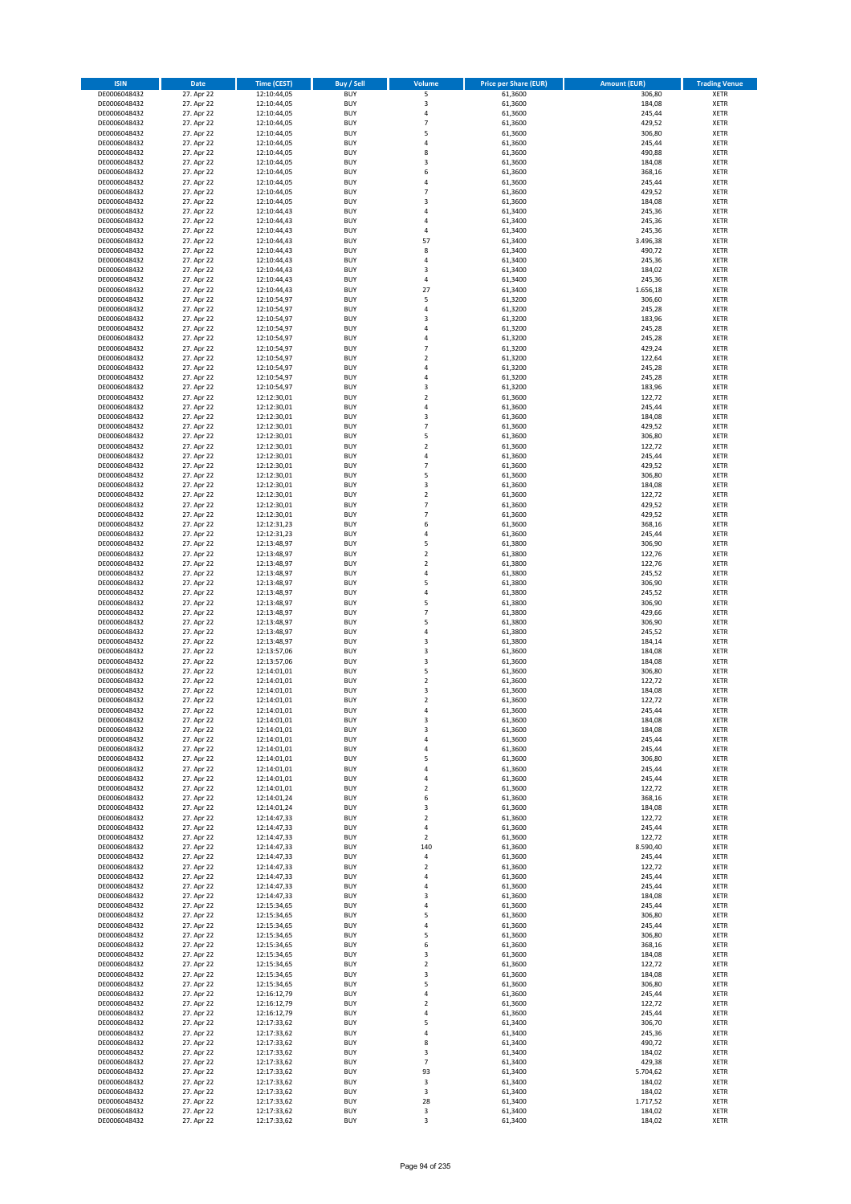| ISIN | Date | Time (CEST) | Buy / Sell | Volume | Price per Share (EUR) | Amount (EUR) | Trading Venue |
|---|---|---|---|---|---|---|---|
| DE0006048432 | 27. Apr 22 | 12:10:44,05 | BUY | 5 | 61,3600 | 306,80 | XETR |
| DE0006048432 | 27. Apr 22 | 12:10:44,05 | BUY | 3 | 61,3600 | 184,08 | XETR |
| DE0006048432 | 27. Apr 22 | 12:10:44,05 | BUY | 4 | 61,3600 | 245,44 | XETR |
| DE0006048432 | 27. Apr 22 | 12:10:44,05 | BUY | 7 | 61,3600 | 429,52 | XETR |
| DE0006048432 | 27. Apr 22 | 12:10:44,05 | BUY | 5 | 61,3600 | 306,80 | XETR |
| DE0006048432 | 27. Apr 22 | 12:10:44,05 | BUY | 4 | 61,3600 | 245,44 | XETR |
| DE0006048432 | 27. Apr 22 | 12:10:44,05 | BUY | 8 | 61,3600 | 490,88 | XETR |
| DE0006048432 | 27. Apr 22 | 12:10:44,05 | BUY | 3 | 61,3600 | 184,08 | XETR |
| DE0006048432 | 27. Apr 22 | 12:10:44,05 | BUY | 6 | 61,3600 | 368,16 | XETR |
| DE0006048432 | 27. Apr 22 | 12:10:44,05 | BUY | 4 | 61,3600 | 245,44 | XETR |
| DE0006048432 | 27. Apr 22 | 12:10:44,05 | BUY | 7 | 61,3600 | 429,52 | XETR |
| DE0006048432 | 27. Apr 22 | 12:10:44,05 | BUY | 3 | 61,3600 | 184,08 | XETR |
| DE0006048432 | 27. Apr 22 | 12:10:44,43 | BUY | 4 | 61,3400 | 245,36 | XETR |
| DE0006048432 | 27. Apr 22 | 12:10:44,43 | BUY | 4 | 61,3400 | 245,36 | XETR |
| DE0006048432 | 27. Apr 22 | 12:10:44,43 | BUY | 4 | 61,3400 | 245,36 | XETR |
| DE0006048432 | 27. Apr 22 | 12:10:44,43 | BUY | 57 | 61,3400 | 3.496,38 | XETR |
| DE0006048432 | 27. Apr 22 | 12:10:44,43 | BUY | 8 | 61,3400 | 490,72 | XETR |
| DE0006048432 | 27. Apr 22 | 12:10:44,43 | BUY | 4 | 61,3400 | 245,36 | XETR |
| DE0006048432 | 27. Apr 22 | 12:10:44,43 | BUY | 3 | 61,3400 | 184,02 | XETR |
| DE0006048432 | 27. Apr 22 | 12:10:44,43 | BUY | 4 | 61,3400 | 245,36 | XETR |
| DE0006048432 | 27. Apr 22 | 12:10:44,43 | BUY | 27 | 61,3400 | 1.656,18 | XETR |
| DE0006048432 | 27. Apr 22 | 12:10:54,97 | BUY | 5 | 61,3200 | 306,60 | XETR |
| DE0006048432 | 27. Apr 22 | 12:10:54,97 | BUY | 4 | 61,3200 | 245,28 | XETR |
| DE0006048432 | 27. Apr 22 | 12:10:54,97 | BUY | 3 | 61,3200 | 183,96 | XETR |
| DE0006048432 | 27. Apr 22 | 12:10:54,97 | BUY | 4 | 61,3200 | 245,28 | XETR |
| DE0006048432 | 27. Apr 22 | 12:10:54,97 | BUY | 4 | 61,3200 | 245,28 | XETR |
| DE0006048432 | 27. Apr 22 | 12:10:54,97 | BUY | 7 | 61,3200 | 429,24 | XETR |
| DE0006048432 | 27. Apr 22 | 12:10:54,97 | BUY | 2 | 61,3200 | 122,64 | XETR |
| DE0006048432 | 27. Apr 22 | 12:10:54,97 | BUY | 4 | 61,3200 | 245,28 | XETR |
| DE0006048432 | 27. Apr 22 | 12:10:54,97 | BUY | 4 | 61,3200 | 245,28 | XETR |
| DE0006048432 | 27. Apr 22 | 12:10:54,97 | BUY | 3 | 61,3200 | 183,96 | XETR |
| DE0006048432 | 27. Apr 22 | 12:12:30,01 | BUY | 2 | 61,3600 | 122,72 | XETR |
| DE0006048432 | 27. Apr 22 | 12:12:30,01 | BUY | 4 | 61,3600 | 245,44 | XETR |
| DE0006048432 | 27. Apr 22 | 12:12:30,01 | BUY | 3 | 61,3600 | 184,08 | XETR |
| DE0006048432 | 27. Apr 22 | 12:12:30,01 | BUY | 7 | 61,3600 | 429,52 | XETR |
| DE0006048432 | 27. Apr 22 | 12:12:30,01 | BUY | 5 | 61,3600 | 306,80 | XETR |
| DE0006048432 | 27. Apr 22 | 12:12:30,01 | BUY | 2 | 61,3600 | 122,72 | XETR |
| DE0006048432 | 27. Apr 22 | 12:12:30,01 | BUY | 4 | 61,3600 | 245,44 | XETR |
| DE0006048432 | 27. Apr 22 | 12:12:30,01 | BUY | 7 | 61,3600 | 429,52 | XETR |
| DE0006048432 | 27. Apr 22 | 12:12:30,01 | BUY | 5 | 61,3600 | 306,80 | XETR |
| DE0006048432 | 27. Apr 22 | 12:12:30,01 | BUY | 3 | 61,3600 | 184,08 | XETR |
| DE0006048432 | 27. Apr 22 | 12:12:30,01 | BUY | 2 | 61,3600 | 122,72 | XETR |
| DE0006048432 | 27. Apr 22 | 12:12:30,01 | BUY | 7 | 61,3600 | 429,52 | XETR |
| DE0006048432 | 27. Apr 22 | 12:12:30,01 | BUY | 7 | 61,3600 | 429,52 | XETR |
| DE0006048432 | 27. Apr 22 | 12:12:31,23 | BUY | 6 | 61,3600 | 368,16 | XETR |
| DE0006048432 | 27. Apr 22 | 12:12:31,23 | BUY | 4 | 61,3600 | 245,44 | XETR |
| DE0006048432 | 27. Apr 22 | 12:13:48,97 | BUY | 5 | 61,3800 | 306,90 | XETR |
| DE0006048432 | 27. Apr 22 | 12:13:48,97 | BUY | 2 | 61,3800 | 122,76 | XETR |
| DE0006048432 | 27. Apr 22 | 12:13:48,97 | BUY | 2 | 61,3800 | 122,76 | XETR |
| DE0006048432 | 27. Apr 22 | 12:13:48,97 | BUY | 4 | 61,3800 | 245,52 | XETR |
| DE0006048432 | 27. Apr 22 | 12:13:48,97 | BUY | 5 | 61,3800 | 306,90 | XETR |
| DE0006048432 | 27. Apr 22 | 12:13:48,97 | BUY | 4 | 61,3800 | 245,52 | XETR |
| DE0006048432 | 27. Apr 22 | 12:13:48,97 | BUY | 5 | 61,3800 | 306,90 | XETR |
| DE0006048432 | 27. Apr 22 | 12:13:48,97 | BUY | 7 | 61,3800 | 429,66 | XETR |
| DE0006048432 | 27. Apr 22 | 12:13:48,97 | BUY | 5 | 61,3800 | 306,90 | XETR |
| DE0006048432 | 27. Apr 22 | 12:13:48,97 | BUY | 4 | 61,3800 | 245,52 | XETR |
| DE0006048432 | 27. Apr 22 | 12:13:48,97 | BUY | 3 | 61,3800 | 184,14 | XETR |
| DE0006048432 | 27. Apr 22 | 12:13:57,06 | BUY | 3 | 61,3600 | 184,08 | XETR |
| DE0006048432 | 27. Apr 22 | 12:13:57,06 | BUY | 3 | 61,3600 | 184,08 | XETR |
| DE0006048432 | 27. Apr 22 | 12:14:01,01 | BUY | 5 | 61,3600 | 306,80 | XETR |
| DE0006048432 | 27. Apr 22 | 12:14:01,01 | BUY | 2 | 61,3600 | 122,72 | XETR |
| DE0006048432 | 27. Apr 22 | 12:14:01,01 | BUY | 3 | 61,3600 | 184,08 | XETR |
| DE0006048432 | 27. Apr 22 | 12:14:01,01 | BUY | 2 | 61,3600 | 122,72 | XETR |
| DE0006048432 | 27. Apr 22 | 12:14:01,01 | BUY | 4 | 61,3600 | 245,44 | XETR |
| DE0006048432 | 27. Apr 22 | 12:14:01,01 | BUY | 3 | 61,3600 | 184,08 | XETR |
| DE0006048432 | 27. Apr 22 | 12:14:01,01 | BUY | 3 | 61,3600 | 184,08 | XETR |
| DE0006048432 | 27. Apr 22 | 12:14:01,01 | BUY | 4 | 61,3600 | 245,44 | XETR |
| DE0006048432 | 27. Apr 22 | 12:14:01,01 | BUY | 4 | 61,3600 | 245,44 | XETR |
| DE0006048432 | 27. Apr 22 | 12:14:01,01 | BUY | 5 | 61,3600 | 306,80 | XETR |
| DE0006048432 | 27. Apr 22 | 12:14:01,01 | BUY | 4 | 61,3600 | 245,44 | XETR |
| DE0006048432 | 27. Apr 22 | 12:14:01,01 | BUY | 4 | 61,3600 | 245,44 | XETR |
| DE0006048432 | 27. Apr 22 | 12:14:01,01 | BUY | 2 | 61,3600 | 122,72 | XETR |
| DE0006048432 | 27. Apr 22 | 12:14:01,24 | BUY | 6 | 61,3600 | 368,16 | XETR |
| DE0006048432 | 27. Apr 22 | 12:14:01,24 | BUY | 3 | 61,3600 | 184,08 | XETR |
| DE0006048432 | 27. Apr 22 | 12:14:47,33 | BUY | 2 | 61,3600 | 122,72 | XETR |
| DE0006048432 | 27. Apr 22 | 12:14:47,33 | BUY | 4 | 61,3600 | 245,44 | XETR |
| DE0006048432 | 27. Apr 22 | 12:14:47,33 | BUY | 2 | 61,3600 | 122,72 | XETR |
| DE0006048432 | 27. Apr 22 | 12:14:47,33 | BUY | 140 | 61,3600 | 8.590,40 | XETR |
| DE0006048432 | 27. Apr 22 | 12:14:47,33 | BUY | 4 | 61,3600 | 245,44 | XETR |
| DE0006048432 | 27. Apr 22 | 12:14:47,33 | BUY | 2 | 61,3600 | 122,72 | XETR |
| DE0006048432 | 27. Apr 22 | 12:14:47,33 | BUY | 4 | 61,3600 | 245,44 | XETR |
| DE0006048432 | 27. Apr 22 | 12:14:47,33 | BUY | 4 | 61,3600 | 245,44 | XETR |
| DE0006048432 | 27. Apr 22 | 12:14:47,33 | BUY | 3 | 61,3600 | 184,08 | XETR |
| DE0006048432 | 27. Apr 22 | 12:15:34,65 | BUY | 4 | 61,3600 | 245,44 | XETR |
| DE0006048432 | 27. Apr 22 | 12:15:34,65 | BUY | 5 | 61,3600 | 306,80 | XETR |
| DE0006048432 | 27. Apr 22 | 12:15:34,65 | BUY | 4 | 61,3600 | 245,44 | XETR |
| DE0006048432 | 27. Apr 22 | 12:15:34,65 | BUY | 5 | 61,3600 | 306,80 | XETR |
| DE0006048432 | 27. Apr 22 | 12:15:34,65 | BUY | 6 | 61,3600 | 368,16 | XETR |
| DE0006048432 | 27. Apr 22 | 12:15:34,65 | BUY | 3 | 61,3600 | 184,08 | XETR |
| DE0006048432 | 27. Apr 22 | 12:15:34,65 | BUY | 2 | 61,3600 | 122,72 | XETR |
| DE0006048432 | 27. Apr 22 | 12:15:34,65 | BUY | 3 | 61,3600 | 184,08 | XETR |
| DE0006048432 | 27. Apr 22 | 12:15:34,65 | BUY | 5 | 61,3600 | 306,80 | XETR |
| DE0006048432 | 27. Apr 22 | 12:16:12,79 | BUY | 4 | 61,3600 | 245,44 | XETR |
| DE0006048432 | 27. Apr 22 | 12:16:12,79 | BUY | 2 | 61,3600 | 122,72 | XETR |
| DE0006048432 | 27. Apr 22 | 12:16:12,79 | BUY | 4 | 61,3600 | 245,44 | XETR |
| DE0006048432 | 27. Apr 22 | 12:17:33,62 | BUY | 5 | 61,3400 | 306,70 | XETR |
| DE0006048432 | 27. Apr 22 | 12:17:33,62 | BUY | 4 | 61,3400 | 245,36 | XETR |
| DE0006048432 | 27. Apr 22 | 12:17:33,62 | BUY | 8 | 61,3400 | 490,72 | XETR |
| DE0006048432 | 27. Apr 22 | 12:17:33,62 | BUY | 3 | 61,3400 | 184,02 | XETR |
| DE0006048432 | 27. Apr 22 | 12:17:33,62 | BUY | 7 | 61,3400 | 429,38 | XETR |
| DE0006048432 | 27. Apr 22 | 12:17:33,62 | BUY | 93 | 61,3400 | 5.704,62 | XETR |
| DE0006048432 | 27. Apr 22 | 12:17:33,62 | BUY | 3 | 61,3400 | 184,02 | XETR |
| DE0006048432 | 27. Apr 22 | 12:17:33,62 | BUY | 3 | 61,3400 | 184,02 | XETR |
| DE0006048432 | 27. Apr 22 | 12:17:33,62 | BUY | 28 | 61,3400 | 1.717,52 | XETR |
| DE0006048432 | 27. Apr 22 | 12:17:33,62 | BUY | 3 | 61,3400 | 184,02 | XETR |
| DE0006048432 | 27. Apr 22 | 12:17:33,62 | BUY | 3 | 61,3400 | 184,02 | XETR |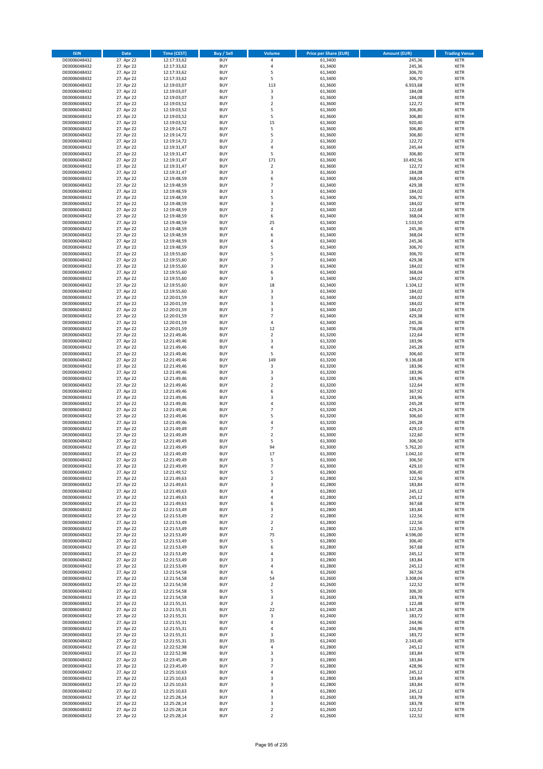| ISIN | Date | Time (CEST) | Buy / Sell | Volume | Price per Share (EUR) | Amount (EUR) | Trading Venue |
|---|---|---|---|---|---|---|---|
| DE0006048432 | 27. Apr 22 | 12:17:33,62 | BUY | 4 | 61,3400 | 245,36 | XETR |
| DE0006048432 | 27. Apr 22 | 12:17:33,62 | BUY | 4 | 61,3400 | 245,36 | XETR |
| DE0006048432 | 27. Apr 22 | 12:17:33,62 | BUY | 5 | 61,3400 | 306,70 | XETR |
| DE0006048432 | 27. Apr 22 | 12:17:33,62 | BUY | 5 | 61,3400 | 306,70 | XETR |
| DE0006048432 | 27. Apr 22 | 12:19:03,07 | BUY | 113 | 61,3600 | 6.933,68 | XETR |
| DE0006048432 | 27. Apr 22 | 12:19:03,07 | BUY | 3 | 61,3600 | 184,08 | XETR |
| DE0006048432 | 27. Apr 22 | 12:19:03,07 | BUY | 3 | 61,3600 | 184,08 | XETR |
| DE0006048432 | 27. Apr 22 | 12:19:03,52 | BUY | 2 | 61,3600 | 122,72 | XETR |
| DE0006048432 | 27. Apr 22 | 12:19:03,52 | BUY | 5 | 61,3600 | 306,80 | XETR |
| DE0006048432 | 27. Apr 22 | 12:19:03,52 | BUY | 5 | 61,3600 | 306,80 | XETR |
| DE0006048432 | 27. Apr 22 | 12:19:03,52 | BUY | 15 | 61,3600 | 920,40 | XETR |
| DE0006048432 | 27. Apr 22 | 12:19:14,72 | BUY | 5 | 61,3600 | 306,80 | XETR |
| DE0006048432 | 27. Apr 22 | 12:19:14,72 | BUY | 5 | 61,3600 | 306,80 | XETR |
| DE0006048432 | 27. Apr 22 | 12:19:14,72 | BUY | 2 | 61,3600 | 122,72 | XETR |
| DE0006048432 | 27. Apr 22 | 12:19:31,47 | BUY | 4 | 61,3600 | 245,44 | XETR |
| DE0006048432 | 27. Apr 22 | 12:19:31,47 | BUY | 5 | 61,3600 | 306,80 | XETR |
| DE0006048432 | 27. Apr 22 | 12:19:31,47 | BUY | 171 | 61,3600 | 10.492,56 | XETR |
| DE0006048432 | 27. Apr 22 | 12:19:31,47 | BUY | 2 | 61,3600 | 122,72 | XETR |
| DE0006048432 | 27. Apr 22 | 12:19:31,47 | BUY | 3 | 61,3600 | 184,08 | XETR |
| DE0006048432 | 27. Apr 22 | 12:19:48,59 | BUY | 6 | 61,3400 | 368,04 | XETR |
| DE0006048432 | 27. Apr 22 | 12:19:48,59 | BUY | 7 | 61,3400 | 429,38 | XETR |
| DE0006048432 | 27. Apr 22 | 12:19:48,59 | BUY | 3 | 61,3400 | 184,02 | XETR |
| DE0006048432 | 27. Apr 22 | 12:19:48,59 | BUY | 5 | 61,3400 | 306,70 | XETR |
| DE0006048432 | 27. Apr 22 | 12:19:48,59 | BUY | 3 | 61,3400 | 184,02 | XETR |
| DE0006048432 | 27. Apr 22 | 12:19:48,59 | BUY | 2 | 61,3400 | 122,68 | XETR |
| DE0006048432 | 27. Apr 22 | 12:19:48,59 | BUY | 6 | 61,3400 | 368,04 | XETR |
| DE0006048432 | 27. Apr 22 | 12:19:48,59 | BUY | 25 | 61,3400 | 1.533,50 | XETR |
| DE0006048432 | 27. Apr 22 | 12:19:48,59 | BUY | 4 | 61,3400 | 245,36 | XETR |
| DE0006048432 | 27. Apr 22 | 12:19:48,59 | BUY | 6 | 61,3400 | 368,04 | XETR |
| DE0006048432 | 27. Apr 22 | 12:19:48,59 | BUY | 4 | 61,3400 | 245,36 | XETR |
| DE0006048432 | 27. Apr 22 | 12:19:48,59 | BUY | 5 | 61,3400 | 306,70 | XETR |
| DE0006048432 | 27. Apr 22 | 12:19:55,60 | BUY | 5 | 61,3400 | 306,70 | XETR |
| DE0006048432 | 27. Apr 22 | 12:19:55,60 | BUY | 7 | 61,3400 | 429,38 | XETR |
| DE0006048432 | 27. Apr 22 | 12:19:55,60 | BUY | 3 | 61,3400 | 184,02 | XETR |
| DE0006048432 | 27. Apr 22 | 12:19:55,60 | BUY | 6 | 61,3400 | 368,04 | XETR |
| DE0006048432 | 27. Apr 22 | 12:19:55,60 | BUY | 3 | 61,3400 | 184,02 | XETR |
| DE0006048432 | 27. Apr 22 | 12:19:55,60 | BUY | 18 | 61,3400 | 1.104,12 | XETR |
| DE0006048432 | 27. Apr 22 | 12:19:55,60 | BUY | 3 | 61,3400 | 184,02 | XETR |
| DE0006048432 | 27. Apr 22 | 12:20:01,59 | BUY | 3 | 61,3400 | 184,02 | XETR |
| DE0006048432 | 27. Apr 22 | 12:20:01,59 | BUY | 3 | 61,3400 | 184,02 | XETR |
| DE0006048432 | 27. Apr 22 | 12:20:01,59 | BUY | 3 | 61,3400 | 184,02 | XETR |
| DE0006048432 | 27. Apr 22 | 12:20:01,59 | BUY | 7 | 61,3400 | 429,38 | XETR |
| DE0006048432 | 27. Apr 22 | 12:20:01,59 | BUY | 4 | 61,3400 | 245,36 | XETR |
| DE0006048432 | 27. Apr 22 | 12:20:01,59 | BUY | 12 | 61,3400 | 736,08 | XETR |
| DE0006048432 | 27. Apr 22 | 12:21:49,46 | BUY | 2 | 61,3200 | 122,64 | XETR |
| DE0006048432 | 27. Apr 22 | 12:21:49,46 | BUY | 3 | 61,3200 | 183,96 | XETR |
| DE0006048432 | 27. Apr 22 | 12:21:49,46 | BUY | 4 | 61,3200 | 245,28 | XETR |
| DE0006048432 | 27. Apr 22 | 12:21:49,46 | BUY | 5 | 61,3200 | 306,60 | XETR |
| DE0006048432 | 27. Apr 22 | 12:21:49,46 | BUY | 149 | 61,3200 | 9.136,68 | XETR |
| DE0006048432 | 27. Apr 22 | 12:21:49,46 | BUY | 3 | 61,3200 | 183,96 | XETR |
| DE0006048432 | 27. Apr 22 | 12:21:49,46 | BUY | 3 | 61,3200 | 183,96 | XETR |
| DE0006048432 | 27. Apr 22 | 12:21:49,46 | BUY | 3 | 61,3200 | 183,96 | XETR |
| DE0006048432 | 27. Apr 22 | 12:21:49,46 | BUY | 2 | 61,3200 | 122,64 | XETR |
| DE0006048432 | 27. Apr 22 | 12:21:49,46 | BUY | 6 | 61,3200 | 367,92 | XETR |
| DE0006048432 | 27. Apr 22 | 12:21:49,46 | BUY | 3 | 61,3200 | 183,96 | XETR |
| DE0006048432 | 27. Apr 22 | 12:21:49,46 | BUY | 4 | 61,3200 | 245,28 | XETR |
| DE0006048432 | 27. Apr 22 | 12:21:49,46 | BUY | 7 | 61,3200 | 429,24 | XETR |
| DE0006048432 | 27. Apr 22 | 12:21:49,46 | BUY | 5 | 61,3200 | 306,60 | XETR |
| DE0006048432 | 27. Apr 22 | 12:21:49,46 | BUY | 4 | 61,3200 | 245,28 | XETR |
| DE0006048432 | 27. Apr 22 | 12:21:49,49 | BUY | 7 | 61,3000 | 429,10 | XETR |
| DE0006048432 | 27. Apr 22 | 12:21:49,49 | BUY | 2 | 61,3000 | 122,60 | XETR |
| DE0006048432 | 27. Apr 22 | 12:21:49,49 | BUY | 5 | 61,3000 | 306,50 | XETR |
| DE0006048432 | 27. Apr 22 | 12:21:49,49 | BUY | 94 | 61,3000 | 5.762,20 | XETR |
| DE0006048432 | 27. Apr 22 | 12:21:49,49 | BUY | 17 | 61,3000 | 1.042,10 | XETR |
| DE0006048432 | 27. Apr 22 | 12:21:49,49 | BUY | 5 | 61,3000 | 306,50 | XETR |
| DE0006048432 | 27. Apr 22 | 12:21:49,49 | BUY | 7 | 61,3000 | 429,10 | XETR |
| DE0006048432 | 27. Apr 22 | 12:21:49,52 | BUY | 5 | 61,2800 | 306,40 | XETR |
| DE0006048432 | 27. Apr 22 | 12:21:49,63 | BUY | 2 | 61,2800 | 122,56 | XETR |
| DE0006048432 | 27. Apr 22 | 12:21:49,63 | BUY | 3 | 61,2800 | 183,84 | XETR |
| DE0006048432 | 27. Apr 22 | 12:21:49,63 | BUY | 4 | 61,2800 | 245,12 | XETR |
| DE0006048432 | 27. Apr 22 | 12:21:49,63 | BUY | 4 | 61,2800 | 245,12 | XETR |
| DE0006048432 | 27. Apr 22 | 12:21:49,63 | BUY | 6 | 61,2800 | 367,68 | XETR |
| DE0006048432 | 27. Apr 22 | 12:21:53,49 | BUY | 3 | 61,2800 | 183,84 | XETR |
| DE0006048432 | 27. Apr 22 | 12:21:53,49 | BUY | 2 | 61,2800 | 122,56 | XETR |
| DE0006048432 | 27. Apr 22 | 12:21:53,49 | BUY | 2 | 61,2800 | 122,56 | XETR |
| DE0006048432 | 27. Apr 22 | 12:21:53,49 | BUY | 2 | 61,2800 | 122,56 | XETR |
| DE0006048432 | 27. Apr 22 | 12:21:53,49 | BUY | 75 | 61,2800 | 4.596,00 | XETR |
| DE0006048432 | 27. Apr 22 | 12:21:53,49 | BUY | 5 | 61,2800 | 306,40 | XETR |
| DE0006048432 | 27. Apr 22 | 12:21:53,49 | BUY | 6 | 61,2800 | 367,68 | XETR |
| DE0006048432 | 27. Apr 22 | 12:21:53,49 | BUY | 4 | 61,2800 | 245,12 | XETR |
| DE0006048432 | 27. Apr 22 | 12:21:53,49 | BUY | 3 | 61,2800 | 183,84 | XETR |
| DE0006048432 | 27. Apr 22 | 12:21:53,49 | BUY | 4 | 61,2800 | 245,12 | XETR |
| DE0006048432 | 27. Apr 22 | 12:21:54,58 | BUY | 6 | 61,2600 | 367,56 | XETR |
| DE0006048432 | 27. Apr 22 | 12:21:54,58 | BUY | 54 | 61,2600 | 3.308,04 | XETR |
| DE0006048432 | 27. Apr 22 | 12:21:54,58 | BUY | 2 | 61,2600 | 122,52 | XETR |
| DE0006048432 | 27. Apr 22 | 12:21:54,58 | BUY | 5 | 61,2600 | 306,30 | XETR |
| DE0006048432 | 27. Apr 22 | 12:21:54,58 | BUY | 3 | 61,2600 | 183,78 | XETR |
| DE0006048432 | 27. Apr 22 | 12:21:55,31 | BUY | 2 | 61,2400 | 122,48 | XETR |
| DE0006048432 | 27. Apr 22 | 12:21:55,31 | BUY | 22 | 61,2400 | 1.347,28 | XETR |
| DE0006048432 | 27. Apr 22 | 12:21:55,31 | BUY | 3 | 61,2400 | 183,72 | XETR |
| DE0006048432 | 27. Apr 22 | 12:21:55,31 | BUY | 4 | 61,2400 | 244,96 | XETR |
| DE0006048432 | 27. Apr 22 | 12:21:55,31 | BUY | 4 | 61,2400 | 244,96 | XETR |
| DE0006048432 | 27. Apr 22 | 12:21:55,31 | BUY | 3 | 61,2400 | 183,72 | XETR |
| DE0006048432 | 27. Apr 22 | 12:21:55,31 | BUY | 35 | 61,2400 | 2.143,40 | XETR |
| DE0006048432 | 27. Apr 22 | 12:22:52,98 | BUY | 4 | 61,2800 | 245,12 | XETR |
| DE0006048432 | 27. Apr 22 | 12:22:52,98 | BUY | 3 | 61,2800 | 183,84 | XETR |
| DE0006048432 | 27. Apr 22 | 12:23:45,49 | BUY | 3 | 61,2800 | 183,84 | XETR |
| DE0006048432 | 27. Apr 22 | 12:23:45,49 | BUY | 7 | 61,2800 | 428,96 | XETR |
| DE0006048432 | 27. Apr 22 | 12:25:10,63 | BUY | 4 | 61,2800 | 245,12 | XETR |
| DE0006048432 | 27. Apr 22 | 12:25:10,63 | BUY | 3 | 61,2800 | 183,84 | XETR |
| DE0006048432 | 27. Apr 22 | 12:25:10,63 | BUY | 3 | 61,2800 | 183,84 | XETR |
| DE0006048432 | 27. Apr 22 | 12:25:10,63 | BUY | 4 | 61,2800 | 245,12 | XETR |
| DE0006048432 | 27. Apr 22 | 12:25:28,14 | BUY | 3 | 61,2600 | 183,78 | XETR |
| DE0006048432 | 27. Apr 22 | 12:25:28,14 | BUY | 3 | 61,2600 | 183,78 | XETR |
| DE0006048432 | 27. Apr 22 | 12:25:28,14 | BUY | 2 | 61,2600 | 122,52 | XETR |
| DE0006048432 | 27. Apr 22 | 12:25:28,14 | BUY | 2 | 61,2600 | 122,52 | XETR |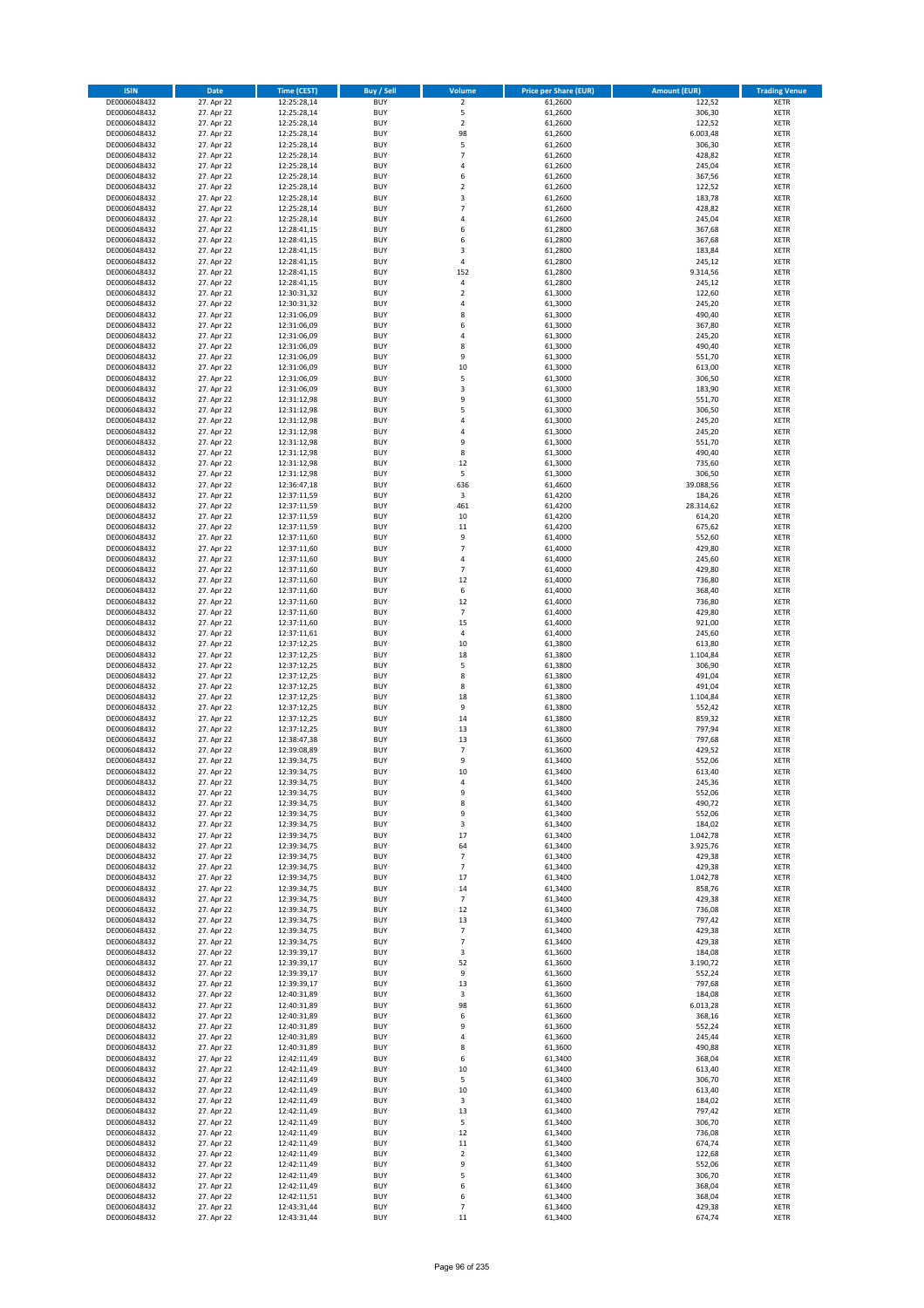| ISIN | Date | Time (CEST) | Buy / Sell | Volume | Price per Share (EUR) | Amount (EUR) | Trading Venue |
|---|---|---|---|---|---|---|---|
| DE0006048432 | 27. Apr 22 | 12:25:28,14 | BUY | 2 | 61,2600 | 122,52 | XETR |
| DE0006048432 | 27. Apr 22 | 12:25:28,14 | BUY | 5 | 61,2600 | 306,30 | XETR |
| DE0006048432 | 27. Apr 22 | 12:25:28,14 | BUY | 2 | 61,2600 | 122,52 | XETR |
| DE0006048432 | 27. Apr 22 | 12:25:28,14 | BUY | 98 | 61,2600 | 6.003,48 | XETR |
| DE0006048432 | 27. Apr 22 | 12:25:28,14 | BUY | 5 | 61,2600 | 306,30 | XETR |
| DE0006048432 | 27. Apr 22 | 12:25:28,14 | BUY | 7 | 61,2600 | 428,82 | XETR |
| DE0006048432 | 27. Apr 22 | 12:25:28,14 | BUY | 4 | 61,2600 | 245,04 | XETR |
| DE0006048432 | 27. Apr 22 | 12:25:28,14 | BUY | 6 | 61,2600 | 367,56 | XETR |
| DE0006048432 | 27. Apr 22 | 12:25:28,14 | BUY | 2 | 61,2600 | 122,52 | XETR |
| DE0006048432 | 27. Apr 22 | 12:25:28,14 | BUY | 3 | 61,2600 | 183,78 | XETR |
| DE0006048432 | 27. Apr 22 | 12:25:28,14 | BUY | 7 | 61,2600 | 428,82 | XETR |
| DE0006048432 | 27. Apr 22 | 12:25:28,14 | BUY | 4 | 61,2600 | 245,04 | XETR |
| DE0006048432 | 27. Apr 22 | 12:28:41,15 | BUY | 6 | 61,2800 | 367,68 | XETR |
| DE0006048432 | 27. Apr 22 | 12:28:41,15 | BUY | 6 | 61,2800 | 367,68 | XETR |
| DE0006048432 | 27. Apr 22 | 12:28:41,15 | BUY | 3 | 61,2800 | 183,84 | XETR |
| DE0006048432 | 27. Apr 22 | 12:28:41,15 | BUY | 4 | 61,2800 | 245,12 | XETR |
| DE0006048432 | 27. Apr 22 | 12:28:41,15 | BUY | 152 | 61,2800 | 9.314,56 | XETR |
| DE0006048432 | 27. Apr 22 | 12:28:41,15 | BUY | 4 | 61,2800 | 245,12 | XETR |
| DE0006048432 | 27. Apr 22 | 12:30:31,32 | BUY | 2 | 61,3000 | 122,60 | XETR |
| DE0006048432 | 27. Apr 22 | 12:30:31,32 | BUY | 4 | 61,3000 | 245,20 | XETR |
| DE0006048432 | 27. Apr 22 | 12:31:06,09 | BUY | 8 | 61,3000 | 490,40 | XETR |
| DE0006048432 | 27. Apr 22 | 12:31:06,09 | BUY | 6 | 61,3000 | 367,80 | XETR |
| DE0006048432 | 27. Apr 22 | 12:31:06,09 | BUY | 4 | 61,3000 | 245,20 | XETR |
| DE0006048432 | 27. Apr 22 | 12:31:06,09 | BUY | 8 | 61,3000 | 490,40 | XETR |
| DE0006048432 | 27. Apr 22 | 12:31:06,09 | BUY | 9 | 61,3000 | 551,70 | XETR |
| DE0006048432 | 27. Apr 22 | 12:31:06,09 | BUY | 10 | 61,3000 | 613,00 | XETR |
| DE0006048432 | 27. Apr 22 | 12:31:06,09 | BUY | 5 | 61,3000 | 306,50 | XETR |
| DE0006048432 | 27. Apr 22 | 12:31:06,09 | BUY | 3 | 61,3000 | 183,90 | XETR |
| DE0006048432 | 27. Apr 22 | 12:31:12,98 | BUY | 9 | 61,3000 | 551,70 | XETR |
| DE0006048432 | 27. Apr 22 | 12:31:12,98 | BUY | 5 | 61,3000 | 306,50 | XETR |
| DE0006048432 | 27. Apr 22 | 12:31:12,98 | BUY | 4 | 61,3000 | 245,20 | XETR |
| DE0006048432 | 27. Apr 22 | 12:31:12,98 | BUY | 4 | 61,3000 | 245,20 | XETR |
| DE0006048432 | 27. Apr 22 | 12:31:12,98 | BUY | 9 | 61,3000 | 551,70 | XETR |
| DE0006048432 | 27. Apr 22 | 12:31:12,98 | BUY | 8 | 61,3000 | 490,40 | XETR |
| DE0006048432 | 27. Apr 22 | 12:31:12,98 | BUY | 12 | 61,3000 | 735,60 | XETR |
| DE0006048432 | 27. Apr 22 | 12:31:12,98 | BUY | 5 | 61,3000 | 306,50 | XETR |
| DE0006048432 | 27. Apr 22 | 12:36:47,18 | BUY | 636 | 61,4600 | 39.088,56 | XETR |
| DE0006048432 | 27. Apr 22 | 12:37:11,59 | BUY | 3 | 61,4200 | 184,26 | XETR |
| DE0006048432 | 27. Apr 22 | 12:37:11,59 | BUY | 461 | 61,4200 | 28.314,62 | XETR |
| DE0006048432 | 27. Apr 22 | 12:37:11,59 | BUY | 10 | 61,4200 | 614,20 | XETR |
| DE0006048432 | 27. Apr 22 | 12:37:11,59 | BUY | 11 | 61,4200 | 675,62 | XETR |
| DE0006048432 | 27. Apr 22 | 12:37:11,60 | BUY | 9 | 61,4000 | 552,60 | XETR |
| DE0006048432 | 27. Apr 22 | 12:37:11,60 | BUY | 7 | 61,4000 | 429,80 | XETR |
| DE0006048432 | 27. Apr 22 | 12:37:11,60 | BUY | 4 | 61,4000 | 245,60 | XETR |
| DE0006048432 | 27. Apr 22 | 12:37:11,60 | BUY | 7 | 61,4000 | 429,80 | XETR |
| DE0006048432 | 27. Apr 22 | 12:37:11,60 | BUY | 12 | 61,4000 | 736,80 | XETR |
| DE0006048432 | 27. Apr 22 | 12:37:11,60 | BUY | 6 | 61,4000 | 368,40 | XETR |
| DE0006048432 | 27. Apr 22 | 12:37:11,60 | BUY | 12 | 61,4000 | 736,80 | XETR |
| DE0006048432 | 27. Apr 22 | 12:37:11,60 | BUY | 7 | 61,4000 | 429,80 | XETR |
| DE0006048432 | 27. Apr 22 | 12:37:11,60 | BUY | 15 | 61,4000 | 921,00 | XETR |
| DE0006048432 | 27. Apr 22 | 12:37:11,61 | BUY | 4 | 61,4000 | 245,60 | XETR |
| DE0006048432 | 27. Apr 22 | 12:37:12,25 | BUY | 10 | 61,3800 | 613,80 | XETR |
| DE0006048432 | 27. Apr 22 | 12:37:12,25 | BUY | 18 | 61,3800 | 1.104,84 | XETR |
| DE0006048432 | 27. Apr 22 | 12:37:12,25 | BUY | 5 | 61,3800 | 306,90 | XETR |
| DE0006048432 | 27. Apr 22 | 12:37:12,25 | BUY | 8 | 61,3800 | 491,04 | XETR |
| DE0006048432 | 27. Apr 22 | 12:37:12,25 | BUY | 8 | 61,3800 | 491,04 | XETR |
| DE0006048432 | 27. Apr 22 | 12:37:12,25 | BUY | 18 | 61,3800 | 1.104,84 | XETR |
| DE0006048432 | 27. Apr 22 | 12:37:12,25 | BUY | 9 | 61,3800 | 552,42 | XETR |
| DE0006048432 | 27. Apr 22 | 12:37:12,25 | BUY | 14 | 61,3800 | 859,32 | XETR |
| DE0006048432 | 27. Apr 22 | 12:37:12,25 | BUY | 13 | 61,3800 | 797,94 | XETR |
| DE0006048432 | 27. Apr 22 | 12:38:47,38 | BUY | 13 | 61,3600 | 797,68 | XETR |
| DE0006048432 | 27. Apr 22 | 12:39:08,89 | BUY | 7 | 61,3600 | 429,52 | XETR |
| DE0006048432 | 27. Apr 22 | 12:39:34,75 | BUY | 9 | 61,3400 | 552,06 | XETR |
| DE0006048432 | 27. Apr 22 | 12:39:34,75 | BUY | 10 | 61,3400 | 613,40 | XETR |
| DE0006048432 | 27. Apr 22 | 12:39:34,75 | BUY | 4 | 61,3400 | 245,36 | XETR |
| DE0006048432 | 27. Apr 22 | 12:39:34,75 | BUY | 9 | 61,3400 | 552,06 | XETR |
| DE0006048432 | 27. Apr 22 | 12:39:34,75 | BUY | 8 | 61,3400 | 490,72 | XETR |
| DE0006048432 | 27. Apr 22 | 12:39:34,75 | BUY | 9 | 61,3400 | 552,06 | XETR |
| DE0006048432 | 27. Apr 22 | 12:39:34,75 | BUY | 3 | 61,3400 | 184,02 | XETR |
| DE0006048432 | 27. Apr 22 | 12:39:34,75 | BUY | 17 | 61,3400 | 1.042,78 | XETR |
| DE0006048432 | 27. Apr 22 | 12:39:34,75 | BUY | 64 | 61,3400 | 3.925,76 | XETR |
| DE0006048432 | 27. Apr 22 | 12:39:34,75 | BUY | 7 | 61,3400 | 429,38 | XETR |
| DE0006048432 | 27. Apr 22 | 12:39:34,75 | BUY | 7 | 61,3400 | 429,38 | XETR |
| DE0006048432 | 27. Apr 22 | 12:39:34,75 | BUY | 17 | 61,3400 | 1.042,78 | XETR |
| DE0006048432 | 27. Apr 22 | 12:39:34,75 | BUY | 14 | 61,3400 | 858,76 | XETR |
| DE0006048432 | 27. Apr 22 | 12:39:34,75 | BUY | 7 | 61,3400 | 429,38 | XETR |
| DE0006048432 | 27. Apr 22 | 12:39:34,75 | BUY | 12 | 61,3400 | 736,08 | XETR |
| DE0006048432 | 27. Apr 22 | 12:39:34,75 | BUY | 13 | 61,3400 | 797,42 | XETR |
| DE0006048432 | 27. Apr 22 | 12:39:34,75 | BUY | 7 | 61,3400 | 429,38 | XETR |
| DE0006048432 | 27. Apr 22 | 12:39:34,75 | BUY | 7 | 61,3400 | 429,38 | XETR |
| DE0006048432 | 27. Apr 22 | 12:39:39,17 | BUY | 3 | 61,3600 | 184,08 | XETR |
| DE0006048432 | 27. Apr 22 | 12:39:39,17 | BUY | 52 | 61,3600 | 3.190,72 | XETR |
| DE0006048432 | 27. Apr 22 | 12:39:39,17 | BUY | 9 | 61,3600 | 552,24 | XETR |
| DE0006048432 | 27. Apr 22 | 12:39:39,17 | BUY | 13 | 61,3600 | 797,68 | XETR |
| DE0006048432 | 27. Apr 22 | 12:40:31,89 | BUY | 3 | 61,3600 | 184,08 | XETR |
| DE0006048432 | 27. Apr 22 | 12:40:31,89 | BUY | 98 | 61,3600 | 6.013,28 | XETR |
| DE0006048432 | 27. Apr 22 | 12:40:31,89 | BUY | 6 | 61,3600 | 368,16 | XETR |
| DE0006048432 | 27. Apr 22 | 12:40:31,89 | BUY | 9 | 61,3600 | 552,24 | XETR |
| DE0006048432 | 27. Apr 22 | 12:40:31,89 | BUY | 4 | 61,3600 | 245,44 | XETR |
| DE0006048432 | 27. Apr 22 | 12:40:31,89 | BUY | 8 | 61,3600 | 490,88 | XETR |
| DE0006048432 | 27. Apr 22 | 12:42:11,49 | BUY | 6 | 61,3400 | 368,04 | XETR |
| DE0006048432 | 27. Apr 22 | 12:42:11,49 | BUY | 10 | 61,3400 | 613,40 | XETR |
| DE0006048432 | 27. Apr 22 | 12:42:11,49 | BUY | 5 | 61,3400 | 306,70 | XETR |
| DE0006048432 | 27. Apr 22 | 12:42:11,49 | BUY | 10 | 61,3400 | 613,40 | XETR |
| DE0006048432 | 27. Apr 22 | 12:42:11,49 | BUY | 3 | 61,3400 | 184,02 | XETR |
| DE0006048432 | 27. Apr 22 | 12:42:11,49 | BUY | 13 | 61,3400 | 797,42 | XETR |
| DE0006048432 | 27. Apr 22 | 12:42:11,49 | BUY | 5 | 61,3400 | 306,70 | XETR |
| DE0006048432 | 27. Apr 22 | 12:42:11,49 | BUY | 12 | 61,3400 | 736,08 | XETR |
| DE0006048432 | 27. Apr 22 | 12:42:11,49 | BUY | 11 | 61,3400 | 674,74 | XETR |
| DE0006048432 | 27. Apr 22 | 12:42:11,49 | BUY | 2 | 61,3400 | 122,68 | XETR |
| DE0006048432 | 27. Apr 22 | 12:42:11,49 | BUY | 9 | 61,3400 | 552,06 | XETR |
| DE0006048432 | 27. Apr 22 | 12:42:11,49 | BUY | 5 | 61,3400 | 306,70 | XETR |
| DE0006048432 | 27. Apr 22 | 12:42:11,49 | BUY | 6 | 61,3400 | 368,04 | XETR |
| DE0006048432 | 27. Apr 22 | 12:42:11,51 | BUY | 6 | 61,3400 | 368,04 | XETR |
| DE0006048432 | 27. Apr 22 | 12:43:31,44 | BUY | 7 | 61,3400 | 429,38 | XETR |
| DE0006048432 | 27. Apr 22 | 12:43:31,44 | BUY | 11 | 61,3400 | 674,74 | XETR |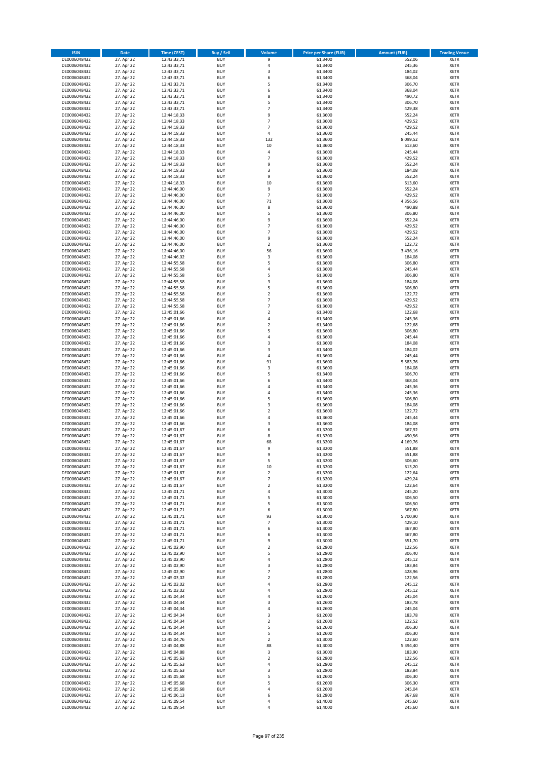| ISIN | Date | Time (CEST) | Buy / Sell | Volume | Price per Share (EUR) | Amount (EUR) | Trading Venue |
|---|---|---|---|---|---|---|---|
| DE0006048432 | 27. Apr 22 | 12:43:33,71 | BUY | 9 | 61,3400 | 552,06 | XETR |
| DE0006048432 | 27. Apr 22 | 12:43:33,71 | BUY | 4 | 61,3400 | 245,36 | XETR |
| DE0006048432 | 27. Apr 22 | 12:43:33,71 | BUY | 3 | 61,3400 | 184,02 | XETR |
| DE0006048432 | 27. Apr 22 | 12:43:33,71 | BUY | 6 | 61,3400 | 368,04 | XETR |
| DE0006048432 | 27. Apr 22 | 12:43:33,71 | BUY | 5 | 61,3400 | 306,70 | XETR |
| DE0006048432 | 27. Apr 22 | 12:43:33,71 | BUY | 6 | 61,3400 | 368,04 | XETR |
| DE0006048432 | 27. Apr 22 | 12:43:33,71 | BUY | 8 | 61,3400 | 490,72 | XETR |
| DE0006048432 | 27. Apr 22 | 12:43:33,71 | BUY | 5 | 61,3400 | 306,70 | XETR |
| DE0006048432 | 27. Apr 22 | 12:43:33,71 | BUY | 7 | 61,3400 | 429,38 | XETR |
| DE0006048432 | 27. Apr 22 | 12:44:18,33 | BUY | 9 | 61,3600 | 552,24 | XETR |
| DE0006048432 | 27. Apr 22 | 12:44:18,33 | BUY | 7 | 61,3600 | 429,52 | XETR |
| DE0006048432 | 27. Apr 22 | 12:44:18,33 | BUY | 7 | 61,3600 | 429,52 | XETR |
| DE0006048432 | 27. Apr 22 | 12:44:18,33 | BUY | 4 | 61,3600 | 245,44 | XETR |
| DE0006048432 | 27. Apr 22 | 12:44:18,33 | BUY | 132 | 61,3600 | 8.099,52 | XETR |
| DE0006048432 | 27. Apr 22 | 12:44:18,33 | BUY | 10 | 61,3600 | 613,60 | XETR |
| DE0006048432 | 27. Apr 22 | 12:44:18,33 | BUY | 4 | 61,3600 | 245,44 | XETR |
| DE0006048432 | 27. Apr 22 | 12:44:18,33 | BUY | 7 | 61,3600 | 429,52 | XETR |
| DE0006048432 | 27. Apr 22 | 12:44:18,33 | BUY | 9 | 61,3600 | 552,24 | XETR |
| DE0006048432 | 27. Apr 22 | 12:44:18,33 | BUY | 3 | 61,3600 | 184,08 | XETR |
| DE0006048432 | 27. Apr 22 | 12:44:18,33 | BUY | 9 | 61,3600 | 552,24 | XETR |
| DE0006048432 | 27. Apr 22 | 12:44:18,33 | BUY | 10 | 61,3600 | 613,60 | XETR |
| DE0006048432 | 27. Apr 22 | 12:44:46,00 | BUY | 9 | 61,3600 | 552,24 | XETR |
| DE0006048432 | 27. Apr 22 | 12:44:46,00 | BUY | 7 | 61,3600 | 429,52 | XETR |
| DE0006048432 | 27. Apr 22 | 12:44:46,00 | BUY | 71 | 61,3600 | 4.356,56 | XETR |
| DE0006048432 | 27. Apr 22 | 12:44:46,00 | BUY | 8 | 61,3600 | 490,88 | XETR |
| DE0006048432 | 27. Apr 22 | 12:44:46,00 | BUY | 5 | 61,3600 | 306,80 | XETR |
| DE0006048432 | 27. Apr 22 | 12:44:46,00 | BUY | 9 | 61,3600 | 552,24 | XETR |
| DE0006048432 | 27. Apr 22 | 12:44:46,00 | BUY | 7 | 61,3600 | 429,52 | XETR |
| DE0006048432 | 27. Apr 22 | 12:44:46,00 | BUY | 7 | 61,3600 | 429,52 | XETR |
| DE0006048432 | 27. Apr 22 | 12:44:46,00 | BUY | 9 | 61,3600 | 552,24 | XETR |
| DE0006048432 | 27. Apr 22 | 12:44:46,00 | BUY | 2 | 61,3600 | 122,72 | XETR |
| DE0006048432 | 27. Apr 22 | 12:44:46,00 | BUY | 56 | 61,3600 | 3.436,16 | XETR |
| DE0006048432 | 27. Apr 22 | 12:44:46,02 | BUY | 3 | 61,3600 | 184,08 | XETR |
| DE0006048432 | 27. Apr 22 | 12:44:55,58 | BUY | 5 | 61,3600 | 306,80 | XETR |
| DE0006048432 | 27. Apr 22 | 12:44:55,58 | BUY | 4 | 61,3600 | 245,44 | XETR |
| DE0006048432 | 27. Apr 22 | 12:44:55,58 | BUY | 5 | 61,3600 | 306,80 | XETR |
| DE0006048432 | 27. Apr 22 | 12:44:55,58 | BUY | 3 | 61,3600 | 184,08 | XETR |
| DE0006048432 | 27. Apr 22 | 12:44:55,58 | BUY | 5 | 61,3600 | 306,80 | XETR |
| DE0006048432 | 27. Apr 22 | 12:44:55,58 | BUY | 2 | 61,3600 | 122,72 | XETR |
| DE0006048432 | 27. Apr 22 | 12:44:55,58 | BUY | 7 | 61,3600 | 429,52 | XETR |
| DE0006048432 | 27. Apr 22 | 12:44:55,58 | BUY | 7 | 61,3600 | 429,52 | XETR |
| DE0006048432 | 27. Apr 22 | 12:45:01,66 | BUY | 2 | 61,3400 | 122,68 | XETR |
| DE0006048432 | 27. Apr 22 | 12:45:01,66 | BUY | 4 | 61,3400 | 245,36 | XETR |
| DE0006048432 | 27. Apr 22 | 12:45:01,66 | BUY | 2 | 61,3400 | 122,68 | XETR |
| DE0006048432 | 27. Apr 22 | 12:45:01,66 | BUY | 5 | 61,3600 | 306,80 | XETR |
| DE0006048432 | 27. Apr 22 | 12:45:01,66 | BUY | 4 | 61,3600 | 245,44 | XETR |
| DE0006048432 | 27. Apr 22 | 12:45:01,66 | BUY | 3 | 61,3600 | 184,08 | XETR |
| DE0006048432 | 27. Apr 22 | 12:45:01,66 | BUY | 3 | 61,3400 | 184,02 | XETR |
| DE0006048432 | 27. Apr 22 | 12:45:01,66 | BUY | 4 | 61,3600 | 245,44 | XETR |
| DE0006048432 | 27. Apr 22 | 12:45:01,66 | BUY | 91 | 61,3600 | 5.583,76 | XETR |
| DE0006048432 | 27. Apr 22 | 12:45:01,66 | BUY | 3 | 61,3600 | 184,08 | XETR |
| DE0006048432 | 27. Apr 22 | 12:45:01,66 | BUY | 5 | 61,3400 | 306,70 | XETR |
| DE0006048432 | 27. Apr 22 | 12:45:01,66 | BUY | 6 | 61,3400 | 368,04 | XETR |
| DE0006048432 | 27. Apr 22 | 12:45:01,66 | BUY | 4 | 61,3400 | 245,36 | XETR |
| DE0006048432 | 27. Apr 22 | 12:45:01,66 | BUY | 4 | 61,3400 | 245,36 | XETR |
| DE0006048432 | 27. Apr 22 | 12:45:01,66 | BUY | 5 | 61,3600 | 306,80 | XETR |
| DE0006048432 | 27. Apr 22 | 12:45:01,66 | BUY | 3 | 61,3600 | 184,08 | XETR |
| DE0006048432 | 27. Apr 22 | 12:45:01,66 | BUY | 2 | 61,3600 | 122,72 | XETR |
| DE0006048432 | 27. Apr 22 | 12:45:01,66 | BUY | 4 | 61,3600 | 245,44 | XETR |
| DE0006048432 | 27. Apr 22 | 12:45:01,66 | BUY | 3 | 61,3600 | 184,08 | XETR |
| DE0006048432 | 27. Apr 22 | 12:45:01,67 | BUY | 6 | 61,3200 | 367,92 | XETR |
| DE0006048432 | 27. Apr 22 | 12:45:01,67 | BUY | 8 | 61,3200 | 490,56 | XETR |
| DE0006048432 | 27. Apr 22 | 12:45:01,67 | BUY | 68 | 61,3200 | 4.169,76 | XETR |
| DE0006048432 | 27. Apr 22 | 12:45:01,67 | BUY | 9 | 61,3200 | 551,88 | XETR |
| DE0006048432 | 27. Apr 22 | 12:45:01,67 | BUY | 9 | 61,3200 | 551,88 | XETR |
| DE0006048432 | 27. Apr 22 | 12:45:01,67 | BUY | 5 | 61,3200 | 306,60 | XETR |
| DE0006048432 | 27. Apr 22 | 12:45:01,67 | BUY | 10 | 61,3200 | 613,20 | XETR |
| DE0006048432 | 27. Apr 22 | 12:45:01,67 | BUY | 2 | 61,3200 | 122,64 | XETR |
| DE0006048432 | 27. Apr 22 | 12:45:01,67 | BUY | 7 | 61,3200 | 429,24 | XETR |
| DE0006048432 | 27. Apr 22 | 12:45:01,67 | BUY | 2 | 61,3200 | 122,64 | XETR |
| DE0006048432 | 27. Apr 22 | 12:45:01,71 | BUY | 4 | 61,3000 | 245,20 | XETR |
| DE0006048432 | 27. Apr 22 | 12:45:01,71 | BUY | 5 | 61,3000 | 306,50 | XETR |
| DE0006048432 | 27. Apr 22 | 12:45:01,71 | BUY | 5 | 61,3000 | 306,50 | XETR |
| DE0006048432 | 27. Apr 22 | 12:45:01,71 | BUY | 6 | 61,3000 | 367,80 | XETR |
| DE0006048432 | 27. Apr 22 | 12:45:01,71 | BUY | 93 | 61,3000 | 5.700,90 | XETR |
| DE0006048432 | 27. Apr 22 | 12:45:01,71 | BUY | 7 | 61,3000 | 429,10 | XETR |
| DE0006048432 | 27. Apr 22 | 12:45:01,71 | BUY | 6 | 61,3000 | 367,80 | XETR |
| DE0006048432 | 27. Apr 22 | 12:45:01,71 | BUY | 6 | 61,3000 | 367,80 | XETR |
| DE0006048432 | 27. Apr 22 | 12:45:01,71 | BUY | 9 | 61,3000 | 551,70 | XETR |
| DE0006048432 | 27. Apr 22 | 12:45:02,90 | BUY | 2 | 61,2800 | 122,56 | XETR |
| DE0006048432 | 27. Apr 22 | 12:45:02,90 | BUY | 5 | 61,2800 | 306,40 | XETR |
| DE0006048432 | 27. Apr 22 | 12:45:02,90 | BUY | 4 | 61,2800 | 245,12 | XETR |
| DE0006048432 | 27. Apr 22 | 12:45:02,90 | BUY | 3 | 61,2800 | 183,84 | XETR |
| DE0006048432 | 27. Apr 22 | 12:45:02,90 | BUY | 7 | 61,2800 | 428,96 | XETR |
| DE0006048432 | 27. Apr 22 | 12:45:03,02 | BUY | 2 | 61,2800 | 122,56 | XETR |
| DE0006048432 | 27. Apr 22 | 12:45:03,02 | BUY | 4 | 61,2800 | 245,12 | XETR |
| DE0006048432 | 27. Apr 22 | 12:45:03,02 | BUY | 4 | 61,2800 | 245,12 | XETR |
| DE0006048432 | 27. Apr 22 | 12:45:04,34 | BUY | 4 | 61,2600 | 245,04 | XETR |
| DE0006048432 | 27. Apr 22 | 12:45:04,34 | BUY | 3 | 61,2600 | 183,78 | XETR |
| DE0006048432 | 27. Apr 22 | 12:45:04,34 | BUY | 4 | 61,2600 | 245,04 | XETR |
| DE0006048432 | 27. Apr 22 | 12:45:04,34 | BUY | 3 | 61,2600 | 183,78 | XETR |
| DE0006048432 | 27. Apr 22 | 12:45:04,34 | BUY | 2 | 61,2600 | 122,52 | XETR |
| DE0006048432 | 27. Apr 22 | 12:45:04,34 | BUY | 5 | 61,2600 | 306,30 | XETR |
| DE0006048432 | 27. Apr 22 | 12:45:04,34 | BUY | 5 | 61,2600 | 306,30 | XETR |
| DE0006048432 | 27. Apr 22 | 12:45:04,76 | BUY | 2 | 61,3000 | 122,60 | XETR |
| DE0006048432 | 27. Apr 22 | 12:45:04,88 | BUY | 88 | 61,3000 | 5.394,40 | XETR |
| DE0006048432 | 27. Apr 22 | 12:45:04,88 | BUY | 3 | 61,3000 | 183,90 | XETR |
| DE0006048432 | 27. Apr 22 | 12:45:05,63 | BUY | 2 | 61,2800 | 122,56 | XETR |
| DE0006048432 | 27. Apr 22 | 12:45:05,63 | BUY | 4 | 61,2800 | 245,12 | XETR |
| DE0006048432 | 27. Apr 22 | 12:45:05,63 | BUY | 3 | 61,2800 | 183,84 | XETR |
| DE0006048432 | 27. Apr 22 | 12:45:05,68 | BUY | 5 | 61,2600 | 306,30 | XETR |
| DE0006048432 | 27. Apr 22 | 12:45:05,68 | BUY | 5 | 61,2600 | 306,30 | XETR |
| DE0006048432 | 27. Apr 22 | 12:45:05,68 | BUY | 4 | 61,2600 | 245,04 | XETR |
| DE0006048432 | 27. Apr 22 | 12:45:06,13 | BUY | 6 | 61,2800 | 367,68 | XETR |
| DE0006048432 | 27. Apr 22 | 12:45:09,54 | BUY | 4 | 61,4000 | 245,60 | XETR |
| DE0006048432 | 27. Apr 22 | 12:45:09,54 | BUY | 4 | 61,4000 | 245,60 | XETR |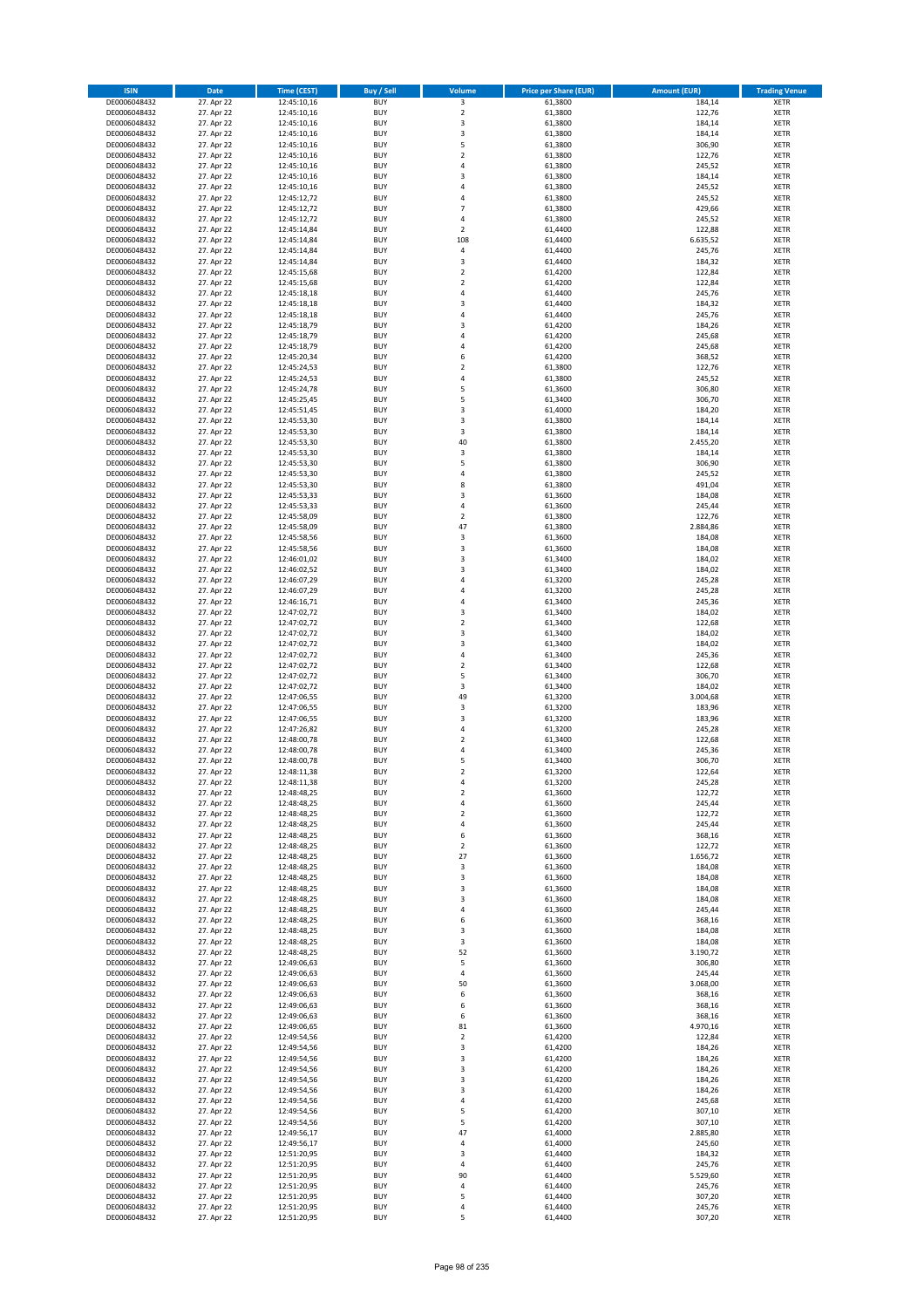| ISIN | Date | Time (CEST) | Buy / Sell | Volume | Price per Share (EUR) | Amount (EUR) | Trading Venue |
|---|---|---|---|---|---|---|---|
| DE0006048432 | 27. Apr 22 | 12:45:10,16 | BUY | 3 | 61,3800 | 184,14 | XETR |
| DE0006048432 | 27. Apr 22 | 12:45:10,16 | BUY | 2 | 61,3800 | 122,76 | XETR |
| DE0006048432 | 27. Apr 22 | 12:45:10,16 | BUY | 3 | 61,3800 | 184,14 | XETR |
| DE0006048432 | 27. Apr 22 | 12:45:10,16 | BUY | 3 | 61,3800 | 184,14 | XETR |
| DE0006048432 | 27. Apr 22 | 12:45:10,16 | BUY | 5 | 61,3800 | 306,90 | XETR |
| DE0006048432 | 27. Apr 22 | 12:45:10,16 | BUY | 2 | 61,3800 | 122,76 | XETR |
| DE0006048432 | 27. Apr 22 | 12:45:10,16 | BUY | 4 | 61,3800 | 245,52 | XETR |
| DE0006048432 | 27. Apr 22 | 12:45:10,16 | BUY | 3 | 61,3800 | 184,14 | XETR |
| DE0006048432 | 27. Apr 22 | 12:45:10,16 | BUY | 4 | 61,3800 | 245,52 | XETR |
| DE0006048432 | 27. Apr 22 | 12:45:12,72 | BUY | 4 | 61,3800 | 245,52 | XETR |
| DE0006048432 | 27. Apr 22 | 12:45:12,72 | BUY | 7 | 61,3800 | 429,66 | XETR |
| DE0006048432 | 27. Apr 22 | 12:45:12,72 | BUY | 4 | 61,3800 | 245,52 | XETR |
| DE0006048432 | 27. Apr 22 | 12:45:14,84 | BUY | 2 | 61,4400 | 122,88 | XETR |
| DE0006048432 | 27. Apr 22 | 12:45:14,84 | BUY | 108 | 61,4400 | 6.635,52 | XETR |
| DE0006048432 | 27. Apr 22 | 12:45:14,84 | BUY | 4 | 61,4400 | 245,76 | XETR |
| DE0006048432 | 27. Apr 22 | 12:45:14,84 | BUY | 3 | 61,4400 | 184,32 | XETR |
| DE0006048432 | 27. Apr 22 | 12:45:15,68 | BUY | 2 | 61,4200 | 122,84 | XETR |
| DE0006048432 | 27. Apr 22 | 12:45:15,68 | BUY | 2 | 61,4200 | 122,84 | XETR |
| DE0006048432 | 27. Apr 22 | 12:45:18,18 | BUY | 4 | 61,4400 | 245,76 | XETR |
| DE0006048432 | 27. Apr 22 | 12:45:18,18 | BUY | 3 | 61,4400 | 184,32 | XETR |
| DE0006048432 | 27. Apr 22 | 12:45:18,18 | BUY | 4 | 61,4400 | 245,76 | XETR |
| DE0006048432 | 27. Apr 22 | 12:45:18,79 | BUY | 3 | 61,4200 | 184,26 | XETR |
| DE0006048432 | 27. Apr 22 | 12:45:18,79 | BUY | 4 | 61,4200 | 245,68 | XETR |
| DE0006048432 | 27. Apr 22 | 12:45:18,79 | BUY | 4 | 61,4200 | 245,68 | XETR |
| DE0006048432 | 27. Apr 22 | 12:45:20,34 | BUY | 6 | 61,4200 | 368,52 | XETR |
| DE0006048432 | 27. Apr 22 | 12:45:24,53 | BUY | 2 | 61,3800 | 122,76 | XETR |
| DE0006048432 | 27. Apr 22 | 12:45:24,53 | BUY | 4 | 61,3800 | 245,52 | XETR |
| DE0006048432 | 27. Apr 22 | 12:45:24,78 | BUY | 5 | 61,3600 | 306,80 | XETR |
| DE0006048432 | 27. Apr 22 | 12:45:25,45 | BUY | 5 | 61,3400 | 306,70 | XETR |
| DE0006048432 | 27. Apr 22 | 12:45:51,45 | BUY | 3 | 61,4000 | 184,20 | XETR |
| DE0006048432 | 27. Apr 22 | 12:45:53,30 | BUY | 3 | 61,3800 | 184,14 | XETR |
| DE0006048432 | 27. Apr 22 | 12:45:53,30 | BUY | 3 | 61,3800 | 184,14 | XETR |
| DE0006048432 | 27. Apr 22 | 12:45:53,30 | BUY | 40 | 61,3800 | 2.455,20 | XETR |
| DE0006048432 | 27. Apr 22 | 12:45:53,30 | BUY | 3 | 61,3800 | 184,14 | XETR |
| DE0006048432 | 27. Apr 22 | 12:45:53,30 | BUY | 5 | 61,3800 | 306,90 | XETR |
| DE0006048432 | 27. Apr 22 | 12:45:53,30 | BUY | 4 | 61,3800 | 245,52 | XETR |
| DE0006048432 | 27. Apr 22 | 12:45:53,30 | BUY | 8 | 61,3800 | 491,04 | XETR |
| DE0006048432 | 27. Apr 22 | 12:45:53,33 | BUY | 3 | 61,3600 | 184,08 | XETR |
| DE0006048432 | 27. Apr 22 | 12:45:53,33 | BUY | 4 | 61,3600 | 245,44 | XETR |
| DE0006048432 | 27. Apr 22 | 12:45:58,09 | BUY | 2 | 61,3800 | 122,76 | XETR |
| DE0006048432 | 27. Apr 22 | 12:45:58,09 | BUY | 47 | 61,3800 | 2.884,86 | XETR |
| DE0006048432 | 27. Apr 22 | 12:45:58,56 | BUY | 3 | 61,3600 | 184,08 | XETR |
| DE0006048432 | 27. Apr 22 | 12:45:58,56 | BUY | 3 | 61,3600 | 184,08 | XETR |
| DE0006048432 | 27. Apr 22 | 12:46:01,02 | BUY | 3 | 61,3400 | 184,02 | XETR |
| DE0006048432 | 27. Apr 22 | 12:46:02,52 | BUY | 3 | 61,3400 | 184,02 | XETR |
| DE0006048432 | 27. Apr 22 | 12:46:07,29 | BUY | 4 | 61,3200 | 245,28 | XETR |
| DE0006048432 | 27. Apr 22 | 12:46:07,29 | BUY | 4 | 61,3200 | 245,28 | XETR |
| DE0006048432 | 27. Apr 22 | 12:46:16,71 | BUY | 4 | 61,3400 | 245,36 | XETR |
| DE0006048432 | 27. Apr 22 | 12:47:02,72 | BUY | 3 | 61,3400 | 184,02 | XETR |
| DE0006048432 | 27. Apr 22 | 12:47:02,72 | BUY | 2 | 61,3400 | 122,68 | XETR |
| DE0006048432 | 27. Apr 22 | 12:47:02,72 | BUY | 3 | 61,3400 | 184,02 | XETR |
| DE0006048432 | 27. Apr 22 | 12:47:02,72 | BUY | 3 | 61,3400 | 184,02 | XETR |
| DE0006048432 | 27. Apr 22 | 12:47:02,72 | BUY | 4 | 61,3400 | 245,36 | XETR |
| DE0006048432 | 27. Apr 22 | 12:47:02,72 | BUY | 2 | 61,3400 | 122,68 | XETR |
| DE0006048432 | 27. Apr 22 | 12:47:02,72 | BUY | 5 | 61,3400 | 306,70 | XETR |
| DE0006048432 | 27. Apr 22 | 12:47:02,72 | BUY | 3 | 61,3400 | 184,02 | XETR |
| DE0006048432 | 27. Apr 22 | 12:47:06,55 | BUY | 49 | 61,3200 | 3.004,68 | XETR |
| DE0006048432 | 27. Apr 22 | 12:47:06,55 | BUY | 3 | 61,3200 | 183,96 | XETR |
| DE0006048432 | 27. Apr 22 | 12:47:06,55 | BUY | 3 | 61,3200 | 183,96 | XETR |
| DE0006048432 | 27. Apr 22 | 12:47:26,82 | BUY | 4 | 61,3200 | 245,28 | XETR |
| DE0006048432 | 27. Apr 22 | 12:48:00,78 | BUY | 2 | 61,3400 | 122,68 | XETR |
| DE0006048432 | 27. Apr 22 | 12:48:00,78 | BUY | 4 | 61,3400 | 245,36 | XETR |
| DE0006048432 | 27. Apr 22 | 12:48:00,78 | BUY | 5 | 61,3400 | 306,70 | XETR |
| DE0006048432 | 27. Apr 22 | 12:48:11,38 | BUY | 2 | 61,3200 | 122,64 | XETR |
| DE0006048432 | 27. Apr 22 | 12:48:11,38 | BUY | 4 | 61,3200 | 245,28 | XETR |
| DE0006048432 | 27. Apr 22 | 12:48:48,25 | BUY | 2 | 61,3600 | 122,72 | XETR |
| DE0006048432 | 27. Apr 22 | 12:48:48,25 | BUY | 4 | 61,3600 | 245,44 | XETR |
| DE0006048432 | 27. Apr 22 | 12:48:48,25 | BUY | 2 | 61,3600 | 122,72 | XETR |
| DE0006048432 | 27. Apr 22 | 12:48:48,25 | BUY | 4 | 61,3600 | 245,44 | XETR |
| DE0006048432 | 27. Apr 22 | 12:48:48,25 | BUY | 6 | 61,3600 | 368,16 | XETR |
| DE0006048432 | 27. Apr 22 | 12:48:48,25 | BUY | 2 | 61,3600 | 122,72 | XETR |
| DE0006048432 | 27. Apr 22 | 12:48:48,25 | BUY | 27 | 61,3600 | 1.656,72 | XETR |
| DE0006048432 | 27. Apr 22 | 12:48:48,25 | BUY | 3 | 61,3600 | 184,08 | XETR |
| DE0006048432 | 27. Apr 22 | 12:48:48,25 | BUY | 3 | 61,3600 | 184,08 | XETR |
| DE0006048432 | 27. Apr 22 | 12:48:48,25 | BUY | 3 | 61,3600 | 184,08 | XETR |
| DE0006048432 | 27. Apr 22 | 12:48:48,25 | BUY | 3 | 61,3600 | 184,08 | XETR |
| DE0006048432 | 27. Apr 22 | 12:48:48,25 | BUY | 4 | 61,3600 | 245,44 | XETR |
| DE0006048432 | 27. Apr 22 | 12:48:48,25 | BUY | 6 | 61,3600 | 368,16 | XETR |
| DE0006048432 | 27. Apr 22 | 12:48:48,25 | BUY | 3 | 61,3600 | 184,08 | XETR |
| DE0006048432 | 27. Apr 22 | 12:48:48,25 | BUY | 3 | 61,3600 | 184,08 | XETR |
| DE0006048432 | 27. Apr 22 | 12:48:48,25 | BUY | 52 | 61,3600 | 3.190,72 | XETR |
| DE0006048432 | 27. Apr 22 | 12:49:06,63 | BUY | 5 | 61,3600 | 306,80 | XETR |
| DE0006048432 | 27. Apr 22 | 12:49:06,63 | BUY | 4 | 61,3600 | 245,44 | XETR |
| DE0006048432 | 27. Apr 22 | 12:49:06,63 | BUY | 50 | 61,3600 | 3.068,00 | XETR |
| DE0006048432 | 27. Apr 22 | 12:49:06,63 | BUY | 6 | 61,3600 | 368,16 | XETR |
| DE0006048432 | 27. Apr 22 | 12:49:06,63 | BUY | 6 | 61,3600 | 368,16 | XETR |
| DE0006048432 | 27. Apr 22 | 12:49:06,63 | BUY | 6 | 61,3600 | 368,16 | XETR |
| DE0006048432 | 27. Apr 22 | 12:49:06,65 | BUY | 81 | 61,3600 | 4.970,16 | XETR |
| DE0006048432 | 27. Apr 22 | 12:49:54,56 | BUY | 2 | 61,4200 | 122,84 | XETR |
| DE0006048432 | 27. Apr 22 | 12:49:54,56 | BUY | 3 | 61,4200 | 184,26 | XETR |
| DE0006048432 | 27. Apr 22 | 12:49:54,56 | BUY | 3 | 61,4200 | 184,26 | XETR |
| DE0006048432 | 27. Apr 22 | 12:49:54,56 | BUY | 3 | 61,4200 | 184,26 | XETR |
| DE0006048432 | 27. Apr 22 | 12:49:54,56 | BUY | 3 | 61,4200 | 184,26 | XETR |
| DE0006048432 | 27. Apr 22 | 12:49:54,56 | BUY | 3 | 61,4200 | 184,26 | XETR |
| DE0006048432 | 27. Apr 22 | 12:49:54,56 | BUY | 4 | 61,4200 | 245,68 | XETR |
| DE0006048432 | 27. Apr 22 | 12:49:54,56 | BUY | 5 | 61,4200 | 307,10 | XETR |
| DE0006048432 | 27. Apr 22 | 12:49:54,56 | BUY | 5 | 61,4200 | 307,10 | XETR |
| DE0006048432 | 27. Apr 22 | 12:49:56,17 | BUY | 47 | 61,4000 | 2.885,80 | XETR |
| DE0006048432 | 27. Apr 22 | 12:49:56,17 | BUY | 4 | 61,4000 | 245,60 | XETR |
| DE0006048432 | 27. Apr 22 | 12:51:20,95 | BUY | 3 | 61,4400 | 184,32 | XETR |
| DE0006048432 | 27. Apr 22 | 12:51:20,95 | BUY | 4 | 61,4400 | 245,76 | XETR |
| DE0006048432 | 27. Apr 22 | 12:51:20,95 | BUY | 90 | 61,4400 | 5.529,60 | XETR |
| DE0006048432 | 27. Apr 22 | 12:51:20,95 | BUY | 4 | 61,4400 | 245,76 | XETR |
| DE0006048432 | 27. Apr 22 | 12:51:20,95 | BUY | 5 | 61,4400 | 307,20 | XETR |
| DE0006048432 | 27. Apr 22 | 12:51:20,95 | BUY | 4 | 61,4400 | 245,76 | XETR |
| DE0006048432 | 27. Apr 22 | 12:51:20,95 | BUY | 5 | 61,4400 | 307,20 | XETR |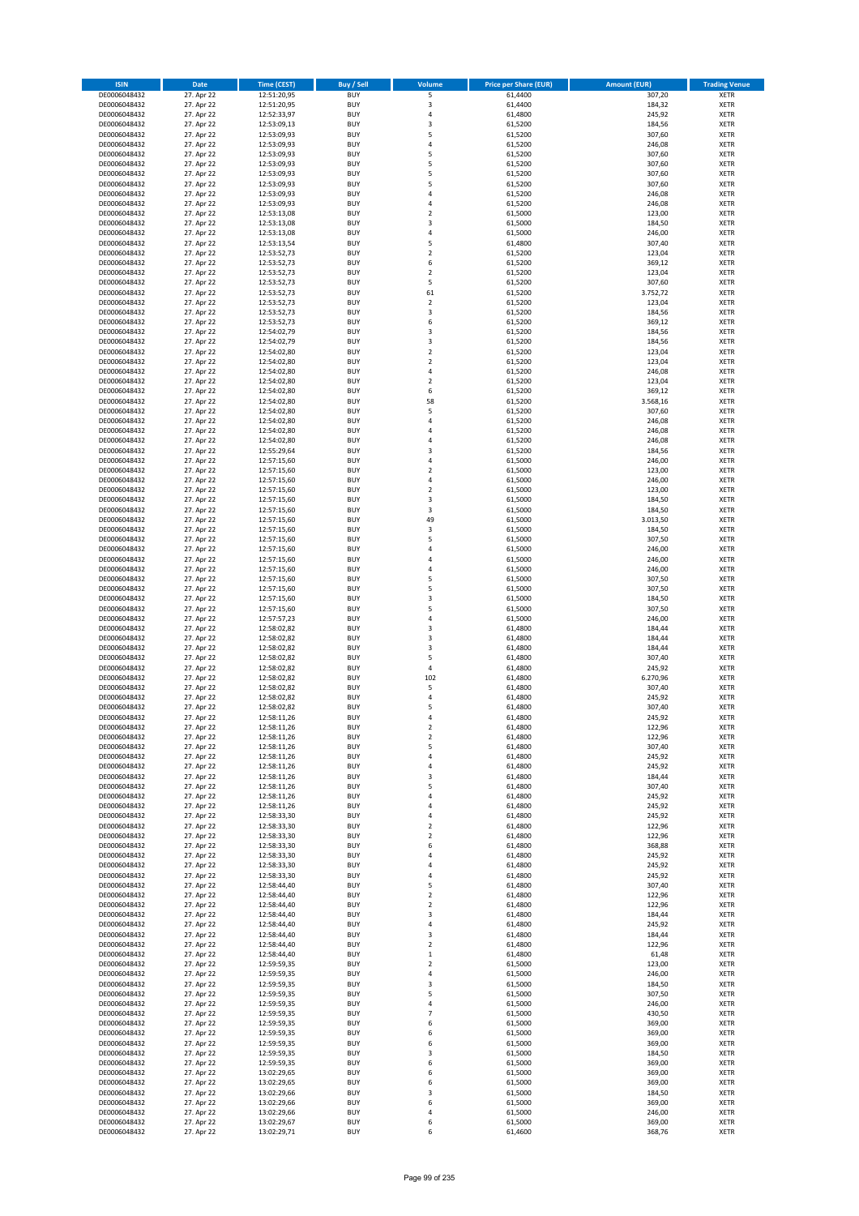| ISIN | Date | Time (CEST) | Buy / Sell | Volume | Price per Share (EUR) | Amount (EUR) | Trading Venue |
|---|---|---|---|---|---|---|---|
| DE0006048432 | 27. Apr 22 | 12:51:20,95 | BUY | 5 | 61,4400 | 307,20 | XETR |
| DE0006048432 | 27. Apr 22 | 12:51:20,95 | BUY | 3 | 61,4400 | 184,32 | XETR |
| DE0006048432 | 27. Apr 22 | 12:52:33,97 | BUY | 4 | 61,4800 | 245,92 | XETR |
| DE0006048432 | 27. Apr 22 | 12:53:09,13 | BUY | 3 | 61,5200 | 184,56 | XETR |
| DE0006048432 | 27. Apr 22 | 12:53:09,93 | BUY | 5 | 61,5200 | 307,60 | XETR |
| DE0006048432 | 27. Apr 22 | 12:53:09,93 | BUY | 4 | 61,5200 | 246,08 | XETR |
| DE0006048432 | 27. Apr 22 | 12:53:09,93 | BUY | 5 | 61,5200 | 307,60 | XETR |
| DE0006048432 | 27. Apr 22 | 12:53:09,93 | BUY | 5 | 61,5200 | 307,60 | XETR |
| DE0006048432 | 27. Apr 22 | 12:53:09,93 | BUY | 5 | 61,5200 | 307,60 | XETR |
| DE0006048432 | 27. Apr 22 | 12:53:09,93 | BUY | 5 | 61,5200 | 307,60 | XETR |
| DE0006048432 | 27. Apr 22 | 12:53:09,93 | BUY | 4 | 61,5200 | 246,08 | XETR |
| DE0006048432 | 27. Apr 22 | 12:53:09,93 | BUY | 4 | 61,5200 | 246,08 | XETR |
| DE0006048432 | 27. Apr 22 | 12:53:13,08 | BUY | 2 | 61,5000 | 123,00 | XETR |
| DE0006048432 | 27. Apr 22 | 12:53:13,08 | BUY | 3 | 61,5000 | 184,50 | XETR |
| DE0006048432 | 27. Apr 22 | 12:53:13,08 | BUY | 4 | 61,5000 | 246,00 | XETR |
| DE0006048432 | 27. Apr 22 | 12:53:13,54 | BUY | 5 | 61,4800 | 307,40 | XETR |
| DE0006048432 | 27. Apr 22 | 12:53:52,73 | BUY | 2 | 61,5200 | 123,04 | XETR |
| DE0006048432 | 27. Apr 22 | 12:53:52,73 | BUY | 6 | 61,5200 | 369,12 | XETR |
| DE0006048432 | 27. Apr 22 | 12:53:52,73 | BUY | 2 | 61,5200 | 123,04 | XETR |
| DE0006048432 | 27. Apr 22 | 12:53:52,73 | BUY | 5 | 61,5200 | 307,60 | XETR |
| DE0006048432 | 27. Apr 22 | 12:53:52,73 | BUY | 61 | 61,5200 | 3.752,72 | XETR |
| DE0006048432 | 27. Apr 22 | 12:53:52,73 | BUY | 2 | 61,5200 | 123,04 | XETR |
| DE0006048432 | 27. Apr 22 | 12:53:52,73 | BUY | 3 | 61,5200 | 184,56 | XETR |
| DE0006048432 | 27. Apr 22 | 12:53:52,73 | BUY | 6 | 61,5200 | 369,12 | XETR |
| DE0006048432 | 27. Apr 22 | 12:54:02,79 | BUY | 3 | 61,5200 | 184,56 | XETR |
| DE0006048432 | 27. Apr 22 | 12:54:02,79 | BUY | 3 | 61,5200 | 184,56 | XETR |
| DE0006048432 | 27. Apr 22 | 12:54:02,80 | BUY | 2 | 61,5200 | 123,04 | XETR |
| DE0006048432 | 27. Apr 22 | 12:54:02,80 | BUY | 2 | 61,5200 | 123,04 | XETR |
| DE0006048432 | 27. Apr 22 | 12:54:02,80 | BUY | 4 | 61,5200 | 246,08 | XETR |
| DE0006048432 | 27. Apr 22 | 12:54:02,80 | BUY | 2 | 61,5200 | 123,04 | XETR |
| DE0006048432 | 27. Apr 22 | 12:54:02,80 | BUY | 6 | 61,5200 | 369,12 | XETR |
| DE0006048432 | 27. Apr 22 | 12:54:02,80 | BUY | 58 | 61,5200 | 3.568,16 | XETR |
| DE0006048432 | 27. Apr 22 | 12:54:02,80 | BUY | 5 | 61,5200 | 307,60 | XETR |
| DE0006048432 | 27. Apr 22 | 12:54:02,80 | BUY | 4 | 61,5200 | 246,08 | XETR |
| DE0006048432 | 27. Apr 22 | 12:54:02,80 | BUY | 4 | 61,5200 | 246,08 | XETR |
| DE0006048432 | 27. Apr 22 | 12:54:02,80 | BUY | 4 | 61,5200 | 246,08 | XETR |
| DE0006048432 | 27. Apr 22 | 12:55:29,64 | BUY | 3 | 61,5200 | 184,56 | XETR |
| DE0006048432 | 27. Apr 22 | 12:57:15,60 | BUY | 4 | 61,5000 | 246,00 | XETR |
| DE0006048432 | 27. Apr 22 | 12:57:15,60 | BUY | 2 | 61,5000 | 123,00 | XETR |
| DE0006048432 | 27. Apr 22 | 12:57:15,60 | BUY | 4 | 61,5000 | 246,00 | XETR |
| DE0006048432 | 27. Apr 22 | 12:57:15,60 | BUY | 2 | 61,5000 | 123,00 | XETR |
| DE0006048432 | 27. Apr 22 | 12:57:15,60 | BUY | 3 | 61,5000 | 184,50 | XETR |
| DE0006048432 | 27. Apr 22 | 12:57:15,60 | BUY | 3 | 61,5000 | 184,50 | XETR |
| DE0006048432 | 27. Apr 22 | 12:57:15,60 | BUY | 49 | 61,5000 | 3.013,50 | XETR |
| DE0006048432 | 27. Apr 22 | 12:57:15,60 | BUY | 3 | 61,5000 | 184,50 | XETR |
| DE0006048432 | 27. Apr 22 | 12:57:15,60 | BUY | 5 | 61,5000 | 307,50 | XETR |
| DE0006048432 | 27. Apr 22 | 12:57:15,60 | BUY | 4 | 61,5000 | 246,00 | XETR |
| DE0006048432 | 27. Apr 22 | 12:57:15,60 | BUY | 4 | 61,5000 | 246,00 | XETR |
| DE0006048432 | 27. Apr 22 | 12:57:15,60 | BUY | 4 | 61,5000 | 246,00 | XETR |
| DE0006048432 | 27. Apr 22 | 12:57:15,60 | BUY | 5 | 61,5000 | 307,50 | XETR |
| DE0006048432 | 27. Apr 22 | 12:57:15,60 | BUY | 5 | 61,5000 | 307,50 | XETR |
| DE0006048432 | 27. Apr 22 | 12:57:15,60 | BUY | 3 | 61,5000 | 184,50 | XETR |
| DE0006048432 | 27. Apr 22 | 12:57:15,60 | BUY | 5 | 61,5000 | 307,50 | XETR |
| DE0006048432 | 27. Apr 22 | 12:57:57,23 | BUY | 4 | 61,5000 | 246,00 | XETR |
| DE0006048432 | 27. Apr 22 | 12:58:02,82 | BUY | 3 | 61,4800 | 184,44 | XETR |
| DE0006048432 | 27. Apr 22 | 12:58:02,82 | BUY | 3 | 61,4800 | 184,44 | XETR |
| DE0006048432 | 27. Apr 22 | 12:58:02,82 | BUY | 3 | 61,4800 | 184,44 | XETR |
| DE0006048432 | 27. Apr 22 | 12:58:02,82 | BUY | 5 | 61,4800 | 307,40 | XETR |
| DE0006048432 | 27. Apr 22 | 12:58:02,82 | BUY | 4 | 61,4800 | 245,92 | XETR |
| DE0006048432 | 27. Apr 22 | 12:58:02,82 | BUY | 102 | 61,4800 | 6.270,96 | XETR |
| DE0006048432 | 27. Apr 22 | 12:58:02,82 | BUY | 5 | 61,4800 | 307,40 | XETR |
| DE0006048432 | 27. Apr 22 | 12:58:02,82 | BUY | 4 | 61,4800 | 245,92 | XETR |
| DE0006048432 | 27. Apr 22 | 12:58:02,82 | BUY | 5 | 61,4800 | 307,40 | XETR |
| DE0006048432 | 27. Apr 22 | 12:58:11,26 | BUY | 4 | 61,4800 | 245,92 | XETR |
| DE0006048432 | 27. Apr 22 | 12:58:11,26 | BUY | 2 | 61,4800 | 122,96 | XETR |
| DE0006048432 | 27. Apr 22 | 12:58:11,26 | BUY | 2 | 61,4800 | 122,96 | XETR |
| DE0006048432 | 27. Apr 22 | 12:58:11,26 | BUY | 5 | 61,4800 | 307,40 | XETR |
| DE0006048432 | 27. Apr 22 | 12:58:11,26 | BUY | 4 | 61,4800 | 245,92 | XETR |
| DE0006048432 | 27. Apr 22 | 12:58:11,26 | BUY | 4 | 61,4800 | 245,92 | XETR |
| DE0006048432 | 27. Apr 22 | 12:58:11,26 | BUY | 3 | 61,4800 | 184,44 | XETR |
| DE0006048432 | 27. Apr 22 | 12:58:11,26 | BUY | 5 | 61,4800 | 307,40 | XETR |
| DE0006048432 | 27. Apr 22 | 12:58:11,26 | BUY | 4 | 61,4800 | 245,92 | XETR |
| DE0006048432 | 27. Apr 22 | 12:58:11,26 | BUY | 4 | 61,4800 | 245,92 | XETR |
| DE0006048432 | 27. Apr 22 | 12:58:33,30 | BUY | 4 | 61,4800 | 245,92 | XETR |
| DE0006048432 | 27. Apr 22 | 12:58:33,30 | BUY | 2 | 61,4800 | 122,96 | XETR |
| DE0006048432 | 27. Apr 22 | 12:58:33,30 | BUY | 2 | 61,4800 | 122,96 | XETR |
| DE0006048432 | 27. Apr 22 | 12:58:33,30 | BUY | 6 | 61,4800 | 368,88 | XETR |
| DE0006048432 | 27. Apr 22 | 12:58:33,30 | BUY | 4 | 61,4800 | 245,92 | XETR |
| DE0006048432 | 27. Apr 22 | 12:58:33,30 | BUY | 4 | 61,4800 | 245,92 | XETR |
| DE0006048432 | 27. Apr 22 | 12:58:33,30 | BUY | 4 | 61,4800 | 245,92 | XETR |
| DE0006048432 | 27. Apr 22 | 12:58:44,40 | BUY | 5 | 61,4800 | 307,40 | XETR |
| DE0006048432 | 27. Apr 22 | 12:58:44,40 | BUY | 2 | 61,4800 | 122,96 | XETR |
| DE0006048432 | 27. Apr 22 | 12:58:44,40 | BUY | 2 | 61,4800 | 122,96 | XETR |
| DE0006048432 | 27. Apr 22 | 12:58:44,40 | BUY | 3 | 61,4800 | 184,44 | XETR |
| DE0006048432 | 27. Apr 22 | 12:58:44,40 | BUY | 4 | 61,4800 | 245,92 | XETR |
| DE0006048432 | 27. Apr 22 | 12:58:44,40 | BUY | 3 | 61,4800 | 184,44 | XETR |
| DE0006048432 | 27. Apr 22 | 12:58:44,40 | BUY | 2 | 61,4800 | 122,96 | XETR |
| DE0006048432 | 27. Apr 22 | 12:58:44,40 | BUY | 1 | 61,4800 | 61,48 | XETR |
| DE0006048432 | 27. Apr 22 | 12:59:59,35 | BUY | 2 | 61,5000 | 123,00 | XETR |
| DE0006048432 | 27. Apr 22 | 12:59:59,35 | BUY | 4 | 61,5000 | 246,00 | XETR |
| DE0006048432 | 27. Apr 22 | 12:59:59,35 | BUY | 3 | 61,5000 | 184,50 | XETR |
| DE0006048432 | 27. Apr 22 | 12:59:59,35 | BUY | 5 | 61,5000 | 307,50 | XETR |
| DE0006048432 | 27. Apr 22 | 12:59:59,35 | BUY | 4 | 61,5000 | 246,00 | XETR |
| DE0006048432 | 27. Apr 22 | 12:59:59,35 | BUY | 7 | 61,5000 | 430,50 | XETR |
| DE0006048432 | 27. Apr 22 | 12:59:59,35 | BUY | 6 | 61,5000 | 369,00 | XETR |
| DE0006048432 | 27. Apr 22 | 12:59:59,35 | BUY | 6 | 61,5000 | 369,00 | XETR |
| DE0006048432 | 27. Apr 22 | 12:59:59,35 | BUY | 6 | 61,5000 | 369,00 | XETR |
| DE0006048432 | 27. Apr 22 | 12:59:59,35 | BUY | 3 | 61,5000 | 184,50 | XETR |
| DE0006048432 | 27. Apr 22 | 12:59:59,35 | BUY | 6 | 61,5000 | 369,00 | XETR |
| DE0006048432 | 27. Apr 22 | 13:02:29,65 | BUY | 6 | 61,5000 | 369,00 | XETR |
| DE0006048432 | 27. Apr 22 | 13:02:29,65 | BUY | 6 | 61,5000 | 369,00 | XETR |
| DE0006048432 | 27. Apr 22 | 13:02:29,66 | BUY | 3 | 61,5000 | 184,50 | XETR |
| DE0006048432 | 27. Apr 22 | 13:02:29,66 | BUY | 6 | 61,5000 | 369,00 | XETR |
| DE0006048432 | 27. Apr 22 | 13:02:29,66 | BUY | 4 | 61,5000 | 246,00 | XETR |
| DE0006048432 | 27. Apr 22 | 13:02:29,67 | BUY | 6 | 61,5000 | 369,00 | XETR |
| DE0006048432 | 27. Apr 22 | 13:02:29,71 | BUY | 6 | 61,4600 | 368,76 | XETR |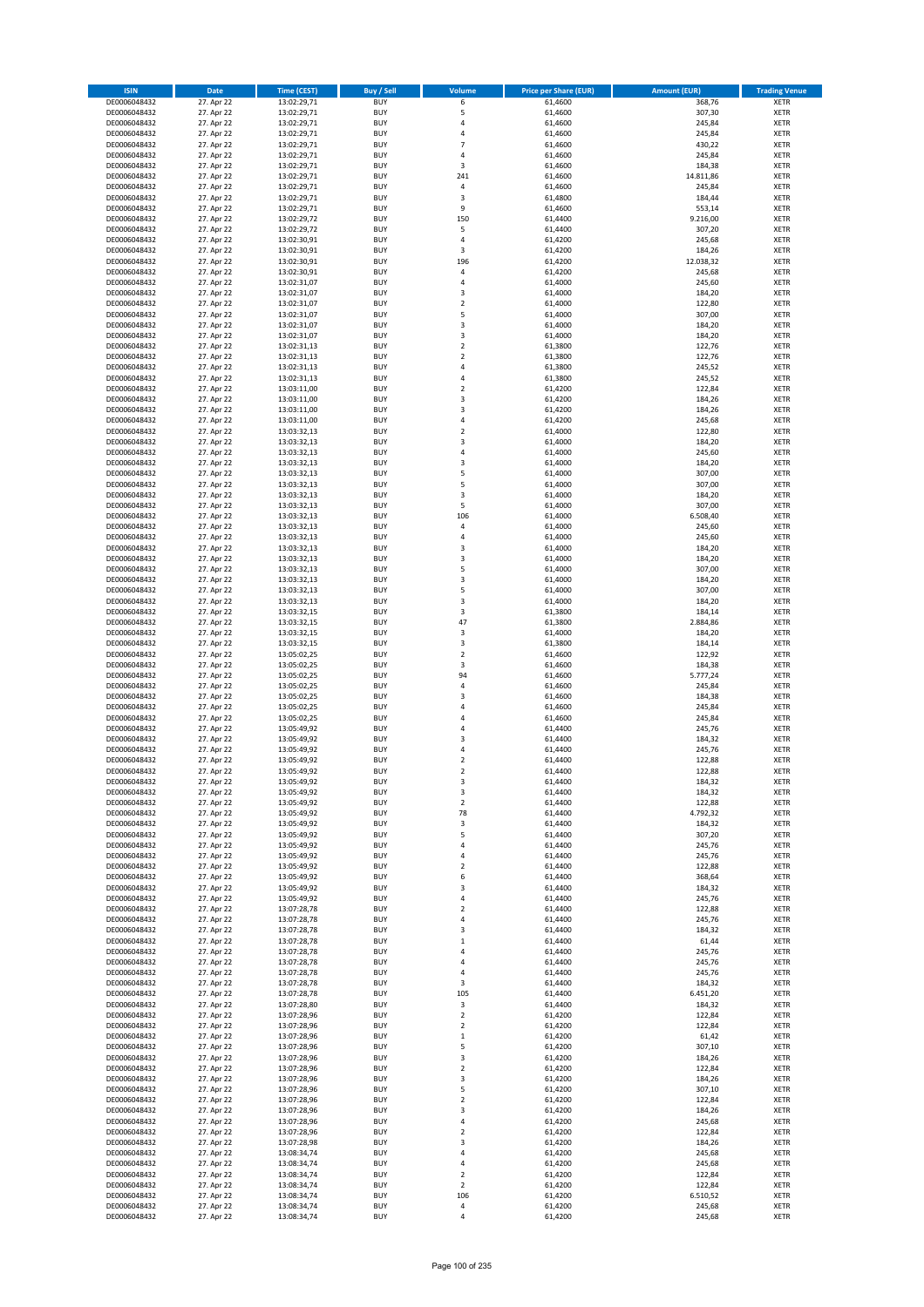| ISIN | Date | Time (CEST) | Buy / Sell | Volume | Price per Share (EUR) | Amount (EUR) | Trading Venue |
|---|---|---|---|---|---|---|---|
| DE0006048432 | 27. Apr 22 | 13:02:29,71 | BUY | 6 | 61,4600 | 368,76 | XETR |
| DE0006048432 | 27. Apr 22 | 13:02:29,71 | BUY | 5 | 61,4600 | 307,30 | XETR |
| DE0006048432 | 27. Apr 22 | 13:02:29,71 | BUY | 4 | 61,4600 | 245,84 | XETR |
| DE0006048432 | 27. Apr 22 | 13:02:29,71 | BUY | 4 | 61,4600 | 245,84 | XETR |
| DE0006048432 | 27. Apr 22 | 13:02:29,71 | BUY | 7 | 61,4600 | 430,22 | XETR |
| DE0006048432 | 27. Apr 22 | 13:02:29,71 | BUY | 4 | 61,4600 | 245,84 | XETR |
| DE0006048432 | 27. Apr 22 | 13:02:29,71 | BUY | 3 | 61,4600 | 184,38 | XETR |
| DE0006048432 | 27. Apr 22 | 13:02:29,71 | BUY | 241 | 61,4600 | 14.811,86 | XETR |
| DE0006048432 | 27. Apr 22 | 13:02:29,71 | BUY | 4 | 61,4600 | 245,84 | XETR |
| DE0006048432 | 27. Apr 22 | 13:02:29,71 | BUY | 3 | 61,4800 | 184,44 | XETR |
| DE0006048432 | 27. Apr 22 | 13:02:29,71 | BUY | 9 | 61,4600 | 553,14 | XETR |
| DE0006048432 | 27. Apr 22 | 13:02:29,72 | BUY | 150 | 61,4400 | 9.216,00 | XETR |
| DE0006048432 | 27. Apr 22 | 13:02:29,72 | BUY | 5 | 61,4400 | 307,20 | XETR |
| DE0006048432 | 27. Apr 22 | 13:02:30,91 | BUY | 4 | 61,4200 | 245,68 | XETR |
| DE0006048432 | 27. Apr 22 | 13:02:30,91 | BUY | 3 | 61,4200 | 184,26 | XETR |
| DE0006048432 | 27. Apr 22 | 13:02:30,91 | BUY | 196 | 61,4200 | 12.038,32 | XETR |
| DE0006048432 | 27. Apr 22 | 13:02:30,91 | BUY | 4 | 61,4200 | 245,68 | XETR |
| DE0006048432 | 27. Apr 22 | 13:02:31,07 | BUY | 4 | 61,4000 | 245,60 | XETR |
| DE0006048432 | 27. Apr 22 | 13:02:31,07 | BUY | 3 | 61,4000 | 184,20 | XETR |
| DE0006048432 | 27. Apr 22 | 13:02:31,07 | BUY | 2 | 61,4000 | 122,80 | XETR |
| DE0006048432 | 27. Apr 22 | 13:02:31,07 | BUY | 5 | 61,4000 | 307,00 | XETR |
| DE0006048432 | 27. Apr 22 | 13:02:31,07 | BUY | 3 | 61,4000 | 184,20 | XETR |
| DE0006048432 | 27. Apr 22 | 13:02:31,07 | BUY | 3 | 61,4000 | 184,20 | XETR |
| DE0006048432 | 27. Apr 22 | 13:02:31,13 | BUY | 2 | 61,3800 | 122,76 | XETR |
| DE0006048432 | 27. Apr 22 | 13:02:31,13 | BUY | 2 | 61,3800 | 122,76 | XETR |
| DE0006048432 | 27. Apr 22 | 13:02:31,13 | BUY | 4 | 61,3800 | 245,52 | XETR |
| DE0006048432 | 27. Apr 22 | 13:02:31,13 | BUY | 4 | 61,3800 | 245,52 | XETR |
| DE0006048432 | 27. Apr 22 | 13:03:11,00 | BUY | 2 | 61,4200 | 122,84 | XETR |
| DE0006048432 | 27. Apr 22 | 13:03:11,00 | BUY | 3 | 61,4200 | 184,26 | XETR |
| DE0006048432 | 27. Apr 22 | 13:03:11,00 | BUY | 3 | 61,4200 | 184,26 | XETR |
| DE0006048432 | 27. Apr 22 | 13:03:11,00 | BUY | 4 | 61,4200 | 245,68 | XETR |
| DE0006048432 | 27. Apr 22 | 13:03:32,13 | BUY | 2 | 61,4000 | 122,80 | XETR |
| DE0006048432 | 27. Apr 22 | 13:03:32,13 | BUY | 3 | 61,4000 | 184,20 | XETR |
| DE0006048432 | 27. Apr 22 | 13:03:32,13 | BUY | 4 | 61,4000 | 245,60 | XETR |
| DE0006048432 | 27. Apr 22 | 13:03:32,13 | BUY | 3 | 61,4000 | 184,20 | XETR |
| DE0006048432 | 27. Apr 22 | 13:03:32,13 | BUY | 5 | 61,4000 | 307,00 | XETR |
| DE0006048432 | 27. Apr 22 | 13:03:32,13 | BUY | 5 | 61,4000 | 307,00 | XETR |
| DE0006048432 | 27. Apr 22 | 13:03:32,13 | BUY | 3 | 61,4000 | 184,20 | XETR |
| DE0006048432 | 27. Apr 22 | 13:03:32,13 | BUY | 5 | 61,4000 | 307,00 | XETR |
| DE0006048432 | 27. Apr 22 | 13:03:32,13 | BUY | 106 | 61,4000 | 6.508,40 | XETR |
| DE0006048432 | 27. Apr 22 | 13:03:32,13 | BUY | 4 | 61,4000 | 245,60 | XETR |
| DE0006048432 | 27. Apr 22 | 13:03:32,13 | BUY | 4 | 61,4000 | 245,60 | XETR |
| DE0006048432 | 27. Apr 22 | 13:03:32,13 | BUY | 3 | 61,4000 | 184,20 | XETR |
| DE0006048432 | 27. Apr 22 | 13:03:32,13 | BUY | 3 | 61,4000 | 184,20 | XETR |
| DE0006048432 | 27. Apr 22 | 13:03:32,13 | BUY | 5 | 61,4000 | 307,00 | XETR |
| DE0006048432 | 27. Apr 22 | 13:03:32,13 | BUY | 3 | 61,4000 | 184,20 | XETR |
| DE0006048432 | 27. Apr 22 | 13:03:32,13 | BUY | 5 | 61,4000 | 307,00 | XETR |
| DE0006048432 | 27. Apr 22 | 13:03:32,13 | BUY | 3 | 61,4000 | 184,20 | XETR |
| DE0006048432 | 27. Apr 22 | 13:03:32,15 | BUY | 3 | 61,3800 | 184,14 | XETR |
| DE0006048432 | 27. Apr 22 | 13:03:32,15 | BUY | 47 | 61,3800 | 2.884,86 | XETR |
| DE0006048432 | 27. Apr 22 | 13:03:32,15 | BUY | 3 | 61,4000 | 184,20 | XETR |
| DE0006048432 | 27. Apr 22 | 13:03:32,15 | BUY | 3 | 61,3800 | 184,14 | XETR |
| DE0006048432 | 27. Apr 22 | 13:05:02,25 | BUY | 2 | 61,4600 | 122,92 | XETR |
| DE0006048432 | 27. Apr 22 | 13:05:02,25 | BUY | 3 | 61,4600 | 184,38 | XETR |
| DE0006048432 | 27. Apr 22 | 13:05:02,25 | BUY | 94 | 61,4600 | 5.777,24 | XETR |
| DE0006048432 | 27. Apr 22 | 13:05:02,25 | BUY | 4 | 61,4600 | 245,84 | XETR |
| DE0006048432 | 27. Apr 22 | 13:05:02,25 | BUY | 3 | 61,4600 | 184,38 | XETR |
| DE0006048432 | 27. Apr 22 | 13:05:02,25 | BUY | 4 | 61,4600 | 245,84 | XETR |
| DE0006048432 | 27. Apr 22 | 13:05:02,25 | BUY | 4 | 61,4600 | 245,84 | XETR |
| DE0006048432 | 27. Apr 22 | 13:05:49,92 | BUY | 4 | 61,4400 | 245,76 | XETR |
| DE0006048432 | 27. Apr 22 | 13:05:49,92 | BUY | 3 | 61,4400 | 184,32 | XETR |
| DE0006048432 | 27. Apr 22 | 13:05:49,92 | BUY | 4 | 61,4400 | 245,76 | XETR |
| DE0006048432 | 27. Apr 22 | 13:05:49,92 | BUY | 2 | 61,4400 | 122,88 | XETR |
| DE0006048432 | 27. Apr 22 | 13:05:49,92 | BUY | 2 | 61,4400 | 122,88 | XETR |
| DE0006048432 | 27. Apr 22 | 13:05:49,92 | BUY | 3 | 61,4400 | 184,32 | XETR |
| DE0006048432 | 27. Apr 22 | 13:05:49,92 | BUY | 3 | 61,4400 | 184,32 | XETR |
| DE0006048432 | 27. Apr 22 | 13:05:49,92 | BUY | 2 | 61,4400 | 122,88 | XETR |
| DE0006048432 | 27. Apr 22 | 13:05:49,92 | BUY | 78 | 61,4400 | 4.792,32 | XETR |
| DE0006048432 | 27. Apr 22 | 13:05:49,92 | BUY | 3 | 61,4400 | 184,32 | XETR |
| DE0006048432 | 27. Apr 22 | 13:05:49,92 | BUY | 5 | 61,4400 | 307,20 | XETR |
| DE0006048432 | 27. Apr 22 | 13:05:49,92 | BUY | 4 | 61,4400 | 245,76 | XETR |
| DE0006048432 | 27. Apr 22 | 13:05:49,92 | BUY | 4 | 61,4400 | 245,76 | XETR |
| DE0006048432 | 27. Apr 22 | 13:05:49,92 | BUY | 2 | 61,4400 | 122,88 | XETR |
| DE0006048432 | 27. Apr 22 | 13:05:49,92 | BUY | 6 | 61,4400 | 368,64 | XETR |
| DE0006048432 | 27. Apr 22 | 13:05:49,92 | BUY | 3 | 61,4400 | 184,32 | XETR |
| DE0006048432 | 27. Apr 22 | 13:05:49,92 | BUY | 4 | 61,4400 | 245,76 | XETR |
| DE0006048432 | 27. Apr 22 | 13:07:28,78 | BUY | 2 | 61,4400 | 122,88 | XETR |
| DE0006048432 | 27. Apr 22 | 13:07:28,78 | BUY | 4 | 61,4400 | 245,76 | XETR |
| DE0006048432 | 27. Apr 22 | 13:07:28,78 | BUY | 3 | 61,4400 | 184,32 | XETR |
| DE0006048432 | 27. Apr 22 | 13:07:28,78 | BUY | 1 | 61,4400 | 61,44 | XETR |
| DE0006048432 | 27. Apr 22 | 13:07:28,78 | BUY | 4 | 61,4400 | 245,76 | XETR |
| DE0006048432 | 27. Apr 22 | 13:07:28,78 | BUY | 4 | 61,4400 | 245,76 | XETR |
| DE0006048432 | 27. Apr 22 | 13:07:28,78 | BUY | 4 | 61,4400 | 245,76 | XETR |
| DE0006048432 | 27. Apr 22 | 13:07:28,78 | BUY | 3 | 61,4400 | 184,32 | XETR |
| DE0006048432 | 27. Apr 22 | 13:07:28,78 | BUY | 105 | 61,4400 | 6.451,20 | XETR |
| DE0006048432 | 27. Apr 22 | 13:07:28,80 | BUY | 3 | 61,4400 | 184,32 | XETR |
| DE0006048432 | 27. Apr 22 | 13:07:28,96 | BUY | 2 | 61,4200 | 122,84 | XETR |
| DE0006048432 | 27. Apr 22 | 13:07:28,96 | BUY | 2 | 61,4200 | 122,84 | XETR |
| DE0006048432 | 27. Apr 22 | 13:07:28,96 | BUY | 1 | 61,4200 | 61,42 | XETR |
| DE0006048432 | 27. Apr 22 | 13:07:28,96 | BUY | 5 | 61,4200 | 307,10 | XETR |
| DE0006048432 | 27. Apr 22 | 13:07:28,96 | BUY | 3 | 61,4200 | 184,26 | XETR |
| DE0006048432 | 27. Apr 22 | 13:07:28,96 | BUY | 2 | 61,4200 | 122,84 | XETR |
| DE0006048432 | 27. Apr 22 | 13:07:28,96 | BUY | 3 | 61,4200 | 184,26 | XETR |
| DE0006048432 | 27. Apr 22 | 13:07:28,96 | BUY | 5 | 61,4200 | 307,10 | XETR |
| DE0006048432 | 27. Apr 22 | 13:07:28,96 | BUY | 2 | 61,4200 | 122,84 | XETR |
| DE0006048432 | 27. Apr 22 | 13:07:28,96 | BUY | 3 | 61,4200 | 184,26 | XETR |
| DE0006048432 | 27. Apr 22 | 13:07:28,96 | BUY | 4 | 61,4200 | 245,68 | XETR |
| DE0006048432 | 27. Apr 22 | 13:07:28,96 | BUY | 2 | 61,4200 | 122,84 | XETR |
| DE0006048432 | 27. Apr 22 | 13:07:28,98 | BUY | 3 | 61,4200 | 184,26 | XETR |
| DE0006048432 | 27. Apr 22 | 13:08:34,74 | BUY | 4 | 61,4200 | 245,68 | XETR |
| DE0006048432 | 27. Apr 22 | 13:08:34,74 | BUY | 4 | 61,4200 | 245,68 | XETR |
| DE0006048432 | 27. Apr 22 | 13:08:34,74 | BUY | 2 | 61,4200 | 122,84 | XETR |
| DE0006048432 | 27. Apr 22 | 13:08:34,74 | BUY | 2 | 61,4200 | 122,84 | XETR |
| DE0006048432 | 27. Apr 22 | 13:08:34,74 | BUY | 106 | 61,4200 | 6.510,52 | XETR |
| DE0006048432 | 27. Apr 22 | 13:08:34,74 | BUY | 4 | 61,4200 | 245,68 | XETR |
| DE0006048432 | 27. Apr 22 | 13:08:34,74 | BUY | 4 | 61,4200 | 245,68 | XETR |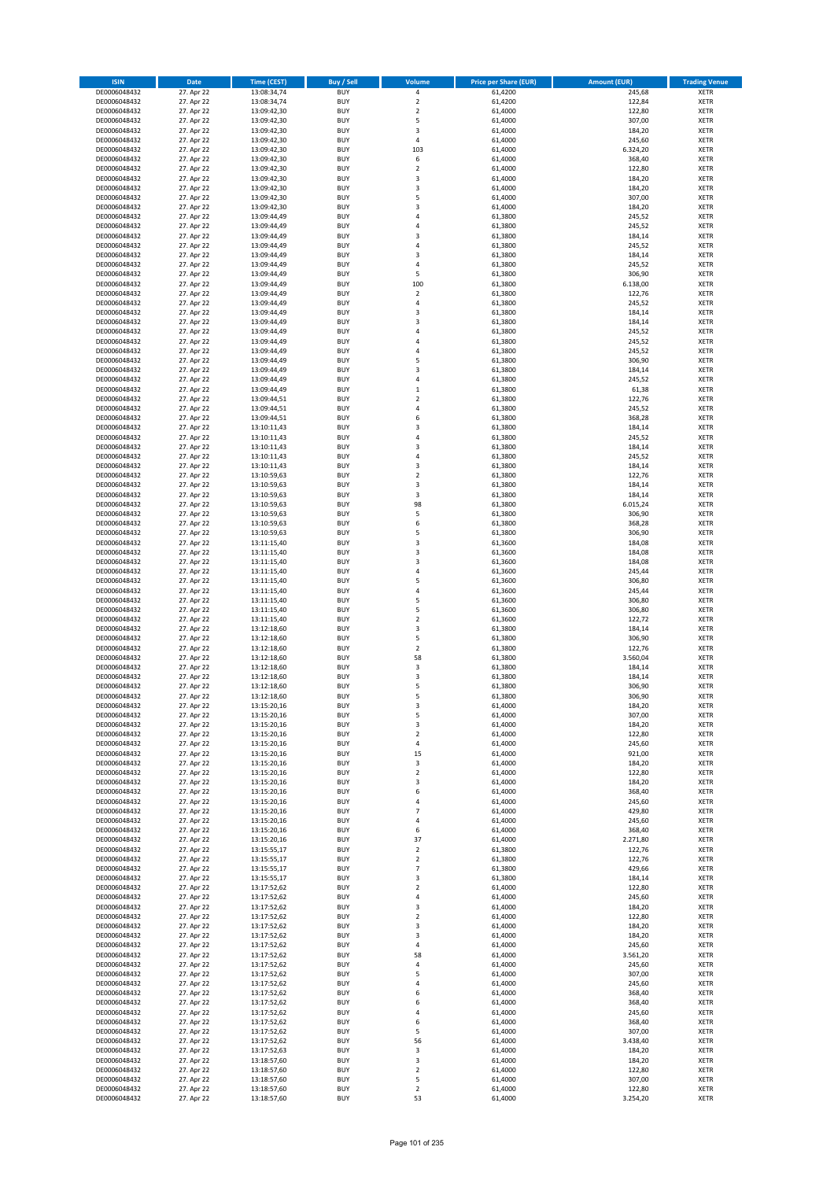| ISIN | Date | Time (CEST) | Buy / Sell | Volume | Price per Share (EUR) | Amount (EUR) | Trading Venue |
|---|---|---|---|---|---|---|---|
| DE0006048432 | 27. Apr 22 | 13:08:34,74 | BUY | 4 | 61,4200 | 245,68 | XETR |
| DE0006048432 | 27. Apr 22 | 13:08:34,74 | BUY | 2 | 61,4200 | 122,84 | XETR |
| DE0006048432 | 27. Apr 22 | 13:09:42,30 | BUY | 2 | 61,4000 | 122,80 | XETR |
| DE0006048432 | 27. Apr 22 | 13:09:42,30 | BUY | 5 | 61,4000 | 307,00 | XETR |
| DE0006048432 | 27. Apr 22 | 13:09:42,30 | BUY | 3 | 61,4000 | 184,20 | XETR |
| DE0006048432 | 27. Apr 22 | 13:09:42,30 | BUY | 4 | 61,4000 | 245,60 | XETR |
| DE0006048432 | 27. Apr 22 | 13:09:42,30 | BUY | 103 | 61,4000 | 6.324,20 | XETR |
| DE0006048432 | 27. Apr 22 | 13:09:42,30 | BUY | 6 | 61,4000 | 368,40 | XETR |
| DE0006048432 | 27. Apr 22 | 13:09:42,30 | BUY | 2 | 61,4000 | 122,80 | XETR |
| DE0006048432 | 27. Apr 22 | 13:09:42,30 | BUY | 3 | 61,4000 | 184,20 | XETR |
| DE0006048432 | 27. Apr 22 | 13:09:42,30 | BUY | 3 | 61,4000 | 184,20 | XETR |
| DE0006048432 | 27. Apr 22 | 13:09:42,30 | BUY | 5 | 61,4000 | 307,00 | XETR |
| DE0006048432 | 27. Apr 22 | 13:09:42,30 | BUY | 3 | 61,4000 | 184,20 | XETR |
| DE0006048432 | 27. Apr 22 | 13:09:44,49 | BUY | 4 | 61,3800 | 245,52 | XETR |
| DE0006048432 | 27. Apr 22 | 13:09:44,49 | BUY | 4 | 61,3800 | 245,52 | XETR |
| DE0006048432 | 27. Apr 22 | 13:09:44,49 | BUY | 3 | 61,3800 | 184,14 | XETR |
| DE0006048432 | 27. Apr 22 | 13:09:44,49 | BUY | 4 | 61,3800 | 245,52 | XETR |
| DE0006048432 | 27. Apr 22 | 13:09:44,49 | BUY | 3 | 61,3800 | 184,14 | XETR |
| DE0006048432 | 27. Apr 22 | 13:09:44,49 | BUY | 4 | 61,3800 | 245,52 | XETR |
| DE0006048432 | 27. Apr 22 | 13:09:44,49 | BUY | 5 | 61,3800 | 306,90 | XETR |
| DE0006048432 | 27. Apr 22 | 13:09:44,49 | BUY | 100 | 61,3800 | 6.138,00 | XETR |
| DE0006048432 | 27. Apr 22 | 13:09:44,49 | BUY | 2 | 61,3800 | 122,76 | XETR |
| DE0006048432 | 27. Apr 22 | 13:09:44,49 | BUY | 4 | 61,3800 | 245,52 | XETR |
| DE0006048432 | 27. Apr 22 | 13:09:44,49 | BUY | 3 | 61,3800 | 184,14 | XETR |
| DE0006048432 | 27. Apr 22 | 13:09:44,49 | BUY | 3 | 61,3800 | 184,14 | XETR |
| DE0006048432 | 27. Apr 22 | 13:09:44,49 | BUY | 4 | 61,3800 | 245,52 | XETR |
| DE0006048432 | 27. Apr 22 | 13:09:44,49 | BUY | 4 | 61,3800 | 245,52 | XETR |
| DE0006048432 | 27. Apr 22 | 13:09:44,49 | BUY | 4 | 61,3800 | 245,52 | XETR |
| DE0006048432 | 27. Apr 22 | 13:09:44,49 | BUY | 5 | 61,3800 | 306,90 | XETR |
| DE0006048432 | 27. Apr 22 | 13:09:44,49 | BUY | 3 | 61,3800 | 184,14 | XETR |
| DE0006048432 | 27. Apr 22 | 13:09:44,49 | BUY | 4 | 61,3800 | 245,52 | XETR |
| DE0006048432 | 27. Apr 22 | 13:09:44,49 | BUY | 1 | 61,3800 | 61,38 | XETR |
| DE0006048432 | 27. Apr 22 | 13:09:44,51 | BUY | 2 | 61,3800 | 122,76 | XETR |
| DE0006048432 | 27. Apr 22 | 13:09:44,51 | BUY | 4 | 61,3800 | 245,52 | XETR |
| DE0006048432 | 27. Apr 22 | 13:09:44,51 | BUY | 6 | 61,3800 | 368,28 | XETR |
| DE0006048432 | 27. Apr 22 | 13:10:11,43 | BUY | 3 | 61,3800 | 184,14 | XETR |
| DE0006048432 | 27. Apr 22 | 13:10:11,43 | BUY | 4 | 61,3800 | 245,52 | XETR |
| DE0006048432 | 27. Apr 22 | 13:10:11,43 | BUY | 3 | 61,3800 | 184,14 | XETR |
| DE0006048432 | 27. Apr 22 | 13:10:11,43 | BUY | 4 | 61,3800 | 245,52 | XETR |
| DE0006048432 | 27. Apr 22 | 13:10:11,43 | BUY | 3 | 61,3800 | 184,14 | XETR |
| DE0006048432 | 27. Apr 22 | 13:10:59,63 | BUY | 2 | 61,3800 | 122,76 | XETR |
| DE0006048432 | 27. Apr 22 | 13:10:59,63 | BUY | 3 | 61,3800 | 184,14 | XETR |
| DE0006048432 | 27. Apr 22 | 13:10:59,63 | BUY | 3 | 61,3800 | 184,14 | XETR |
| DE0006048432 | 27. Apr 22 | 13:10:59,63 | BUY | 98 | 61,3800 | 6.015,24 | XETR |
| DE0006048432 | 27. Apr 22 | 13:10:59,63 | BUY | 5 | 61,3800 | 306,90 | XETR |
| DE0006048432 | 27. Apr 22 | 13:10:59,63 | BUY | 6 | 61,3800 | 368,28 | XETR |
| DE0006048432 | 27. Apr 22 | 13:10:59,63 | BUY | 5 | 61,3800 | 306,90 | XETR |
| DE0006048432 | 27. Apr 22 | 13:11:15,40 | BUY | 3 | 61,3600 | 184,08 | XETR |
| DE0006048432 | 27. Apr 22 | 13:11:15,40 | BUY | 3 | 61,3600 | 184,08 | XETR |
| DE0006048432 | 27. Apr 22 | 13:11:15,40 | BUY | 3 | 61,3600 | 184,08 | XETR |
| DE0006048432 | 27. Apr 22 | 13:11:15,40 | BUY | 4 | 61,3600 | 245,44 | XETR |
| DE0006048432 | 27. Apr 22 | 13:11:15,40 | BUY | 5 | 61,3600 | 306,80 | XETR |
| DE0006048432 | 27. Apr 22 | 13:11:15,40 | BUY | 4 | 61,3600 | 245,44 | XETR |
| DE0006048432 | 27. Apr 22 | 13:11:15,40 | BUY | 5 | 61,3600 | 306,80 | XETR |
| DE0006048432 | 27. Apr 22 | 13:11:15,40 | BUY | 5 | 61,3600 | 306,80 | XETR |
| DE0006048432 | 27. Apr 22 | 13:11:15,40 | BUY | 2 | 61,3600 | 122,72 | XETR |
| DE0006048432 | 27. Apr 22 | 13:12:18,60 | BUY | 3 | 61,3800 | 184,14 | XETR |
| DE0006048432 | 27. Apr 22 | 13:12:18,60 | BUY | 5 | 61,3800 | 306,90 | XETR |
| DE0006048432 | 27. Apr 22 | 13:12:18,60 | BUY | 2 | 61,3800 | 122,76 | XETR |
| DE0006048432 | 27. Apr 22 | 13:12:18,60 | BUY | 58 | 61,3800 | 3.560,04 | XETR |
| DE0006048432 | 27. Apr 22 | 13:12:18,60 | BUY | 3 | 61,3800 | 184,14 | XETR |
| DE0006048432 | 27. Apr 22 | 13:12:18,60 | BUY | 3 | 61,3800 | 184,14 | XETR |
| DE0006048432 | 27. Apr 22 | 13:12:18,60 | BUY | 5 | 61,3800 | 306,90 | XETR |
| DE0006048432 | 27. Apr 22 | 13:12:18,60 | BUY | 5 | 61,3800 | 306,90 | XETR |
| DE0006048432 | 27. Apr 22 | 13:15:20,16 | BUY | 3 | 61,4000 | 184,20 | XETR |
| DE0006048432 | 27. Apr 22 | 13:15:20,16 | BUY | 5 | 61,4000 | 307,00 | XETR |
| DE0006048432 | 27. Apr 22 | 13:15:20,16 | BUY | 3 | 61,4000 | 184,20 | XETR |
| DE0006048432 | 27. Apr 22 | 13:15:20,16 | BUY | 2 | 61,4000 | 122,80 | XETR |
| DE0006048432 | 27. Apr 22 | 13:15:20,16 | BUY | 4 | 61,4000 | 245,60 | XETR |
| DE0006048432 | 27. Apr 22 | 13:15:20,16 | BUY | 15 | 61,4000 | 921,00 | XETR |
| DE0006048432 | 27. Apr 22 | 13:15:20,16 | BUY | 3 | 61,4000 | 184,20 | XETR |
| DE0006048432 | 27. Apr 22 | 13:15:20,16 | BUY | 2 | 61,4000 | 122,80 | XETR |
| DE0006048432 | 27. Apr 22 | 13:15:20,16 | BUY | 3 | 61,4000 | 184,20 | XETR |
| DE0006048432 | 27. Apr 22 | 13:15:20,16 | BUY | 6 | 61,4000 | 368,40 | XETR |
| DE0006048432 | 27. Apr 22 | 13:15:20,16 | BUY | 4 | 61,4000 | 245,60 | XETR |
| DE0006048432 | 27. Apr 22 | 13:15:20,16 | BUY | 7 | 61,4000 | 429,80 | XETR |
| DE0006048432 | 27. Apr 22 | 13:15:20,16 | BUY | 4 | 61,4000 | 245,60 | XETR |
| DE0006048432 | 27. Apr 22 | 13:15:20,16 | BUY | 6 | 61,4000 | 368,40 | XETR |
| DE0006048432 | 27. Apr 22 | 13:15:20,16 | BUY | 37 | 61,4000 | 2.271,80 | XETR |
| DE0006048432 | 27. Apr 22 | 13:15:55,17 | BUY | 2 | 61,3800 | 122,76 | XETR |
| DE0006048432 | 27. Apr 22 | 13:15:55,17 | BUY | 2 | 61,3800 | 122,76 | XETR |
| DE0006048432 | 27. Apr 22 | 13:15:55,17 | BUY | 7 | 61,3800 | 429,66 | XETR |
| DE0006048432 | 27. Apr 22 | 13:15:55,17 | BUY | 3 | 61,3800 | 184,14 | XETR |
| DE0006048432 | 27. Apr 22 | 13:17:52,62 | BUY | 2 | 61,4000 | 122,80 | XETR |
| DE0006048432 | 27. Apr 22 | 13:17:52,62 | BUY | 4 | 61,4000 | 245,60 | XETR |
| DE0006048432 | 27. Apr 22 | 13:17:52,62 | BUY | 3 | 61,4000 | 184,20 | XETR |
| DE0006048432 | 27. Apr 22 | 13:17:52,62 | BUY | 2 | 61,4000 | 122,80 | XETR |
| DE0006048432 | 27. Apr 22 | 13:17:52,62 | BUY | 3 | 61,4000 | 184,20 | XETR |
| DE0006048432 | 27. Apr 22 | 13:17:52,62 | BUY | 3 | 61,4000 | 184,20 | XETR |
| DE0006048432 | 27. Apr 22 | 13:17:52,62 | BUY | 4 | 61,4000 | 245,60 | XETR |
| DE0006048432 | 27. Apr 22 | 13:17:52,62 | BUY | 58 | 61,4000 | 3.561,20 | XETR |
| DE0006048432 | 27. Apr 22 | 13:17:52,62 | BUY | 4 | 61,4000 | 245,60 | XETR |
| DE0006048432 | 27. Apr 22 | 13:17:52,62 | BUY | 5 | 61,4000 | 307,00 | XETR |
| DE0006048432 | 27. Apr 22 | 13:17:52,62 | BUY | 4 | 61,4000 | 245,60 | XETR |
| DE0006048432 | 27. Apr 22 | 13:17:52,62 | BUY | 6 | 61,4000 | 368,40 | XETR |
| DE0006048432 | 27. Apr 22 | 13:17:52,62 | BUY | 6 | 61,4000 | 368,40 | XETR |
| DE0006048432 | 27. Apr 22 | 13:17:52,62 | BUY | 4 | 61,4000 | 245,60 | XETR |
| DE0006048432 | 27. Apr 22 | 13:17:52,62 | BUY | 6 | 61,4000 | 368,40 | XETR |
| DE0006048432 | 27. Apr 22 | 13:17:52,62 | BUY | 5 | 61,4000 | 307,00 | XETR |
| DE0006048432 | 27. Apr 22 | 13:17:52,62 | BUY | 56 | 61,4000 | 3.438,40 | XETR |
| DE0006048432 | 27. Apr 22 | 13:17:52,63 | BUY | 3 | 61,4000 | 184,20 | XETR |
| DE0006048432 | 27. Apr 22 | 13:18:57,60 | BUY | 3 | 61,4000 | 184,20 | XETR |
| DE0006048432 | 27. Apr 22 | 13:18:57,60 | BUY | 2 | 61,4000 | 122,80 | XETR |
| DE0006048432 | 27. Apr 22 | 13:18:57,60 | BUY | 5 | 61,4000 | 307,00 | XETR |
| DE0006048432 | 27. Apr 22 | 13:18:57,60 | BUY | 2 | 61,4000 | 122,80 | XETR |
| DE0006048432 | 27. Apr 22 | 13:18:57,60 | BUY | 53 | 61,4000 | 3.254,20 | XETR |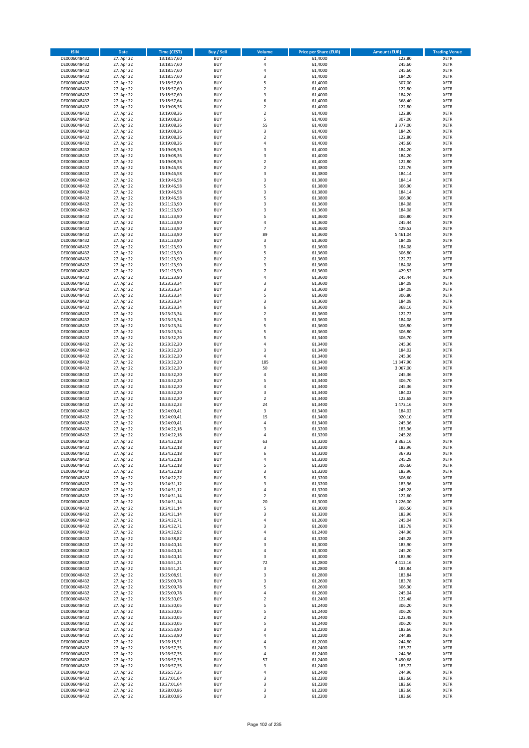| ISIN | Date | Time (CEST) | Buy / Sell | Volume | Price per Share (EUR) | Amount (EUR) | Trading Venue |
|---|---|---|---|---|---|---|---|
| DE0006048432 | 27. Apr 22 | 13:18:57,60 | BUY | 2 | 61,4000 | 122,80 | XETR |
| DE0006048432 | 27. Apr 22 | 13:18:57,60 | BUY | 4 | 61,4000 | 245,60 | XETR |
| DE0006048432 | 27. Apr 22 | 13:18:57,60 | BUY | 4 | 61,4000 | 245,60 | XETR |
| DE0006048432 | 27. Apr 22 | 13:18:57,60 | BUY | 3 | 61,4000 | 184,20 | XETR |
| DE0006048432 | 27. Apr 22 | 13:18:57,60 | BUY | 5 | 61,4000 | 307,00 | XETR |
| DE0006048432 | 27. Apr 22 | 13:18:57,60 | BUY | 2 | 61,4000 | 122,80 | XETR |
| DE0006048432 | 27. Apr 22 | 13:18:57,60 | BUY | 3 | 61,4000 | 184,20 | XETR |
| DE0006048432 | 27. Apr 22 | 13:18:57,64 | BUY | 6 | 61,4000 | 368,40 | XETR |
| DE0006048432 | 27. Apr 22 | 13:19:08,36 | BUY | 2 | 61,4000 | 122,80 | XETR |
| DE0006048432 | 27. Apr 22 | 13:19:08,36 | BUY | 2 | 61,4000 | 122,80 | XETR |
| DE0006048432 | 27. Apr 22 | 13:19:08,36 | BUY | 5 | 61,4000 | 307,00 | XETR |
| DE0006048432 | 27. Apr 22 | 13:19:08,36 | BUY | 55 | 61,4000 | 3.377,00 | XETR |
| DE0006048432 | 27. Apr 22 | 13:19:08,36 | BUY | 3 | 61,4000 | 184,20 | XETR |
| DE0006048432 | 27. Apr 22 | 13:19:08,36 | BUY | 2 | 61,4000 | 122,80 | XETR |
| DE0006048432 | 27. Apr 22 | 13:19:08,36 | BUY | 4 | 61,4000 | 245,60 | XETR |
| DE0006048432 | 27. Apr 22 | 13:19:08,36 | BUY | 3 | 61,4000 | 184,20 | XETR |
| DE0006048432 | 27. Apr 22 | 13:19:08,36 | BUY | 3 | 61,4000 | 184,20 | XETR |
| DE0006048432 | 27. Apr 22 | 13:19:08,36 | BUY | 2 | 61,4000 | 122,80 | XETR |
| DE0006048432 | 27. Apr 22 | 13:19:46,58 | BUY | 2 | 61,3800 | 122,76 | XETR |
| DE0006048432 | 27. Apr 22 | 13:19:46,58 | BUY | 3 | 61,3800 | 184,14 | XETR |
| DE0006048432 | 27. Apr 22 | 13:19:46,58 | BUY | 3 | 61,3800 | 184,14 | XETR |
| DE0006048432 | 27. Apr 22 | 13:19:46,58 | BUY | 5 | 61,3800 | 306,90 | XETR |
| DE0006048432 | 27. Apr 22 | 13:19:46,58 | BUY | 3 | 61,3800 | 184,14 | XETR |
| DE0006048432 | 27. Apr 22 | 13:19:46,58 | BUY | 5 | 61,3800 | 306,90 | XETR |
| DE0006048432 | 27. Apr 22 | 13:21:23,90 | BUY | 3 | 61,3600 | 184,08 | XETR |
| DE0006048432 | 27. Apr 22 | 13:21:23,90 | BUY | 3 | 61,3600 | 184,08 | XETR |
| DE0006048432 | 27. Apr 22 | 13:21:23,90 | BUY | 5 | 61,3600 | 306,80 | XETR |
| DE0006048432 | 27. Apr 22 | 13:21:23,90 | BUY | 4 | 61,3600 | 245,44 | XETR |
| DE0006048432 | 27. Apr 22 | 13:21:23,90 | BUY | 7 | 61,3600 | 429,52 | XETR |
| DE0006048432 | 27. Apr 22 | 13:21:23,90 | BUY | 89 | 61,3600 | 5.461,04 | XETR |
| DE0006048432 | 27. Apr 22 | 13:21:23,90 | BUY | 3 | 61,3600 | 184,08 | XETR |
| DE0006048432 | 27. Apr 22 | 13:21:23,90 | BUY | 3 | 61,3600 | 184,08 | XETR |
| DE0006048432 | 27. Apr 22 | 13:21:23,90 | BUY | 5 | 61,3600 | 306,80 | XETR |
| DE0006048432 | 27. Apr 22 | 13:21:23,90 | BUY | 2 | 61,3600 | 122,72 | XETR |
| DE0006048432 | 27. Apr 22 | 13:21:23,90 | BUY | 3 | 61,3600 | 184,08 | XETR |
| DE0006048432 | 27. Apr 22 | 13:21:23,90 | BUY | 7 | 61,3600 | 429,52 | XETR |
| DE0006048432 | 27. Apr 22 | 13:21:23,90 | BUY | 4 | 61,3600 | 245,44 | XETR |
| DE0006048432 | 27. Apr 22 | 13:23:23,34 | BUY | 3 | 61,3600 | 184,08 | XETR |
| DE0006048432 | 27. Apr 22 | 13:23:23,34 | BUY | 3 | 61,3600 | 184,08 | XETR |
| DE0006048432 | 27. Apr 22 | 13:23:23,34 | BUY | 5 | 61,3600 | 306,80 | XETR |
| DE0006048432 | 27. Apr 22 | 13:23:23,34 | BUY | 3 | 61,3600 | 184,08 | XETR |
| DE0006048432 | 27. Apr 22 | 13:23:23,34 | BUY | 6 | 61,3600 | 368,16 | XETR |
| DE0006048432 | 27. Apr 22 | 13:23:23,34 | BUY | 2 | 61,3600 | 122,72 | XETR |
| DE0006048432 | 27. Apr 22 | 13:23:23,34 | BUY | 3 | 61,3600 | 184,08 | XETR |
| DE0006048432 | 27. Apr 22 | 13:23:23,34 | BUY | 5 | 61,3600 | 306,80 | XETR |
| DE0006048432 | 27. Apr 22 | 13:23:23,34 | BUY | 5 | 61,3600 | 306,80 | XETR |
| DE0006048432 | 27. Apr 22 | 13:23:32,20 | BUY | 5 | 61,3400 | 306,70 | XETR |
| DE0006048432 | 27. Apr 22 | 13:23:32,20 | BUY | 4 | 61,3400 | 245,36 | XETR |
| DE0006048432 | 27. Apr 22 | 13:23:32,20 | BUY | 3 | 61,3400 | 184,02 | XETR |
| DE0006048432 | 27. Apr 22 | 13:23:32,20 | BUY | 4 | 61,3400 | 245,36 | XETR |
| DE0006048432 | 27. Apr 22 | 13:23:32,20 | BUY | 185 | 61,3400 | 11.347,90 | XETR |
| DE0006048432 | 27. Apr 22 | 13:23:32,20 | BUY | 50 | 61,3400 | 3.067,00 | XETR |
| DE0006048432 | 27. Apr 22 | 13:23:32,20 | BUY | 4 | 61,3400 | 245,36 | XETR |
| DE0006048432 | 27. Apr 22 | 13:23:32,20 | BUY | 5 | 61,3400 | 306,70 | XETR |
| DE0006048432 | 27. Apr 22 | 13:23:32,20 | BUY | 4 | 61,3400 | 245,36 | XETR |
| DE0006048432 | 27. Apr 22 | 13:23:32,20 | BUY | 3 | 61,3400 | 184,02 | XETR |
| DE0006048432 | 27. Apr 22 | 13:23:32,20 | BUY | 2 | 61,3400 | 122,68 | XETR |
| DE0006048432 | 27. Apr 22 | 13:23:32,23 | BUY | 24 | 61,3400 | 1.472,16 | XETR |
| DE0006048432 | 27. Apr 22 | 13:24:09,41 | BUY | 3 | 61,3400 | 184,02 | XETR |
| DE0006048432 | 27. Apr 22 | 13:24:09,41 | BUY | 15 | 61,3400 | 920,10 | XETR |
| DE0006048432 | 27. Apr 22 | 13:24:09,41 | BUY | 4 | 61,3400 | 245,36 | XETR |
| DE0006048432 | 27. Apr 22 | 13:24:22,18 | BUY | 3 | 61,3200 | 183,96 | XETR |
| DE0006048432 | 27. Apr 22 | 13:24:22,18 | BUY | 4 | 61,3200 | 245,28 | XETR |
| DE0006048432 | 27. Apr 22 | 13:24:22,18 | BUY | 63 | 61,3200 | 3.863,16 | XETR |
| DE0006048432 | 27. Apr 22 | 13:24:22,18 | BUY | 3 | 61,3200 | 183,96 | XETR |
| DE0006048432 | 27. Apr 22 | 13:24:22,18 | BUY | 6 | 61,3200 | 367,92 | XETR |
| DE0006048432 | 27. Apr 22 | 13:24:22,18 | BUY | 4 | 61,3200 | 245,28 | XETR |
| DE0006048432 | 27. Apr 22 | 13:24:22,18 | BUY | 5 | 61,3200 | 306,60 | XETR |
| DE0006048432 | 27. Apr 22 | 13:24:22,18 | BUY | 3 | 61,3200 | 183,96 | XETR |
| DE0006048432 | 27. Apr 22 | 13:24:22,22 | BUY | 5 | 61,3200 | 306,60 | XETR |
| DE0006048432 | 27. Apr 22 | 13:24:31,12 | BUY | 3 | 61,3200 | 183,96 | XETR |
| DE0006048432 | 27. Apr 22 | 13:24:31,12 | BUY | 4 | 61,3200 | 245,28 | XETR |
| DE0006048432 | 27. Apr 22 | 13:24:31,14 | BUY | 2 | 61,3000 | 122,60 | XETR |
| DE0006048432 | 27. Apr 22 | 13:24:31,14 | BUY | 20 | 61,3000 | 1.226,00 | XETR |
| DE0006048432 | 27. Apr 22 | 13:24:31,14 | BUY | 5 | 61,3000 | 306,50 | XETR |
| DE0006048432 | 27. Apr 22 | 13:24:31,14 | BUY | 3 | 61,3200 | 183,96 | XETR |
| DE0006048432 | 27. Apr 22 | 13:24:32,71 | BUY | 4 | 61,2600 | 245,04 | XETR |
| DE0006048432 | 27. Apr 22 | 13:24:32,71 | BUY | 3 | 61,2600 | 183,78 | XETR |
| DE0006048432 | 27. Apr 22 | 13:24:32,92 | BUY | 4 | 61,2400 | 244,96 | XETR |
| DE0006048432 | 27. Apr 22 | 13:24:38,82 | BUY | 4 | 61,3200 | 245,28 | XETR |
| DE0006048432 | 27. Apr 22 | 13:24:40,14 | BUY | 3 | 61,3000 | 183,90 | XETR |
| DE0006048432 | 27. Apr 22 | 13:24:40,14 | BUY | 4 | 61,3000 | 245,20 | XETR |
| DE0006048432 | 27. Apr 22 | 13:24:40,14 | BUY | 3 | 61,3000 | 183,90 | XETR |
| DE0006048432 | 27. Apr 22 | 13:24:51,21 | BUY | 72 | 61,2800 | 4.412,16 | XETR |
| DE0006048432 | 27. Apr 22 | 13:24:51,21 | BUY | 3 | 61,2800 | 183,84 | XETR |
| DE0006048432 | 27. Apr 22 | 13:25:08,91 | BUY | 3 | 61,2800 | 183,84 | XETR |
| DE0006048432 | 27. Apr 22 | 13:25:09,78 | BUY | 3 | 61,2600 | 183,78 | XETR |
| DE0006048432 | 27. Apr 22 | 13:25:09,78 | BUY | 5 | 61,2600 | 306,30 | XETR |
| DE0006048432 | 27. Apr 22 | 13:25:09,78 | BUY | 4 | 61,2600 | 245,04 | XETR |
| DE0006048432 | 27. Apr 22 | 13:25:30,05 | BUY | 2 | 61,2400 | 122,48 | XETR |
| DE0006048432 | 27. Apr 22 | 13:25:30,05 | BUY | 5 | 61,2400 | 306,20 | XETR |
| DE0006048432 | 27. Apr 22 | 13:25:30,05 | BUY | 5 | 61,2400 | 306,20 | XETR |
| DE0006048432 | 27. Apr 22 | 13:25:30,05 | BUY | 2 | 61,2400 | 122,48 | XETR |
| DE0006048432 | 27. Apr 22 | 13:25:30,05 | BUY | 5 | 61,2400 | 306,20 | XETR |
| DE0006048432 | 27. Apr 22 | 13:25:53,90 | BUY | 3 | 61,2200 | 183,66 | XETR |
| DE0006048432 | 27. Apr 22 | 13:25:53,90 | BUY | 4 | 61,2200 | 244,88 | XETR |
| DE0006048432 | 27. Apr 22 | 13:26:15,51 | BUY | 4 | 61,2000 | 244,80 | XETR |
| DE0006048432 | 27. Apr 22 | 13:26:57,35 | BUY | 3 | 61,2400 | 183,72 | XETR |
| DE0006048432 | 27. Apr 22 | 13:26:57,35 | BUY | 4 | 61,2400 | 244,96 | XETR |
| DE0006048432 | 27. Apr 22 | 13:26:57,35 | BUY | 57 | 61,2400 | 3.490,68 | XETR |
| DE0006048432 | 27. Apr 22 | 13:26:57,35 | BUY | 3 | 61,2400 | 183,72 | XETR |
| DE0006048432 | 27. Apr 22 | 13:26:57,35 | BUY | 4 | 61,2400 | 244,96 | XETR |
| DE0006048432 | 27. Apr 22 | 13:27:01,64 | BUY | 3 | 61,2200 | 183,66 | XETR |
| DE0006048432 | 27. Apr 22 | 13:27:01,64 | BUY | 3 | 61,2200 | 183,66 | XETR |
| DE0006048432 | 27. Apr 22 | 13:28:00,86 | BUY | 3 | 61,2200 | 183,66 | XETR |
| DE0006048432 | 27. Apr 22 | 13:28:00,86 | BUY | 3 | 61,2200 | 183,66 | XETR |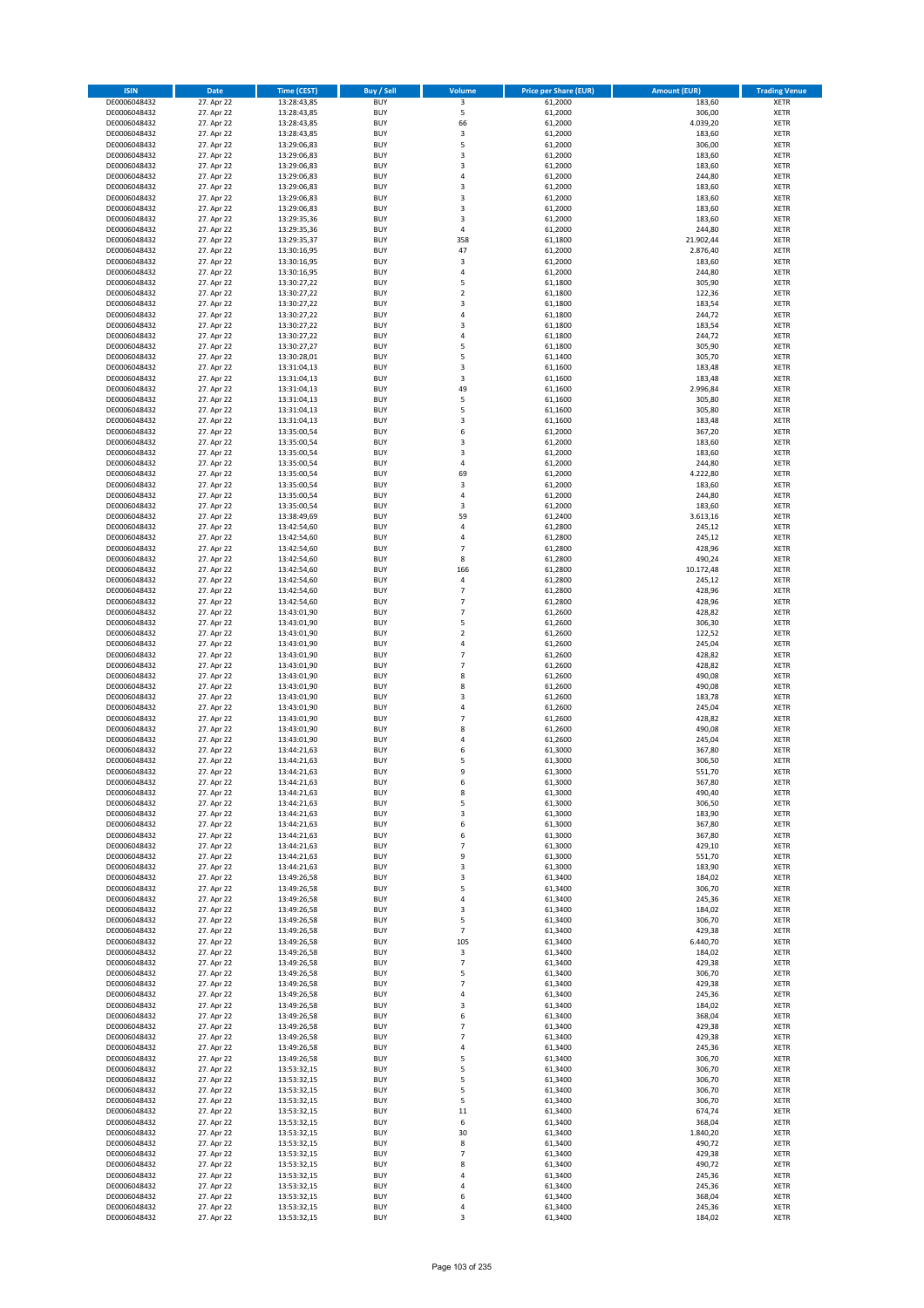| ISIN | Date | Time (CEST) | Buy / Sell | Volume | Price per Share (EUR) | Amount (EUR) | Trading Venue |
|---|---|---|---|---|---|---|---|
| DE0006048432 | 27. Apr 22 | 13:28:43,85 | BUY | 3 | 61,2000 | 183,60 | XETR |
| DE0006048432 | 27. Apr 22 | 13:28:43,85 | BUY | 5 | 61,2000 | 306,00 | XETR |
| DE0006048432 | 27. Apr 22 | 13:28:43,85 | BUY | 66 | 61,2000 | 4.039,20 | XETR |
| DE0006048432 | 27. Apr 22 | 13:28:43,85 | BUY | 3 | 61,2000 | 183,60 | XETR |
| DE0006048432 | 27. Apr 22 | 13:29:06,83 | BUY | 5 | 61,2000 | 306,00 | XETR |
| DE0006048432 | 27. Apr 22 | 13:29:06,83 | BUY | 3 | 61,2000 | 183,60 | XETR |
| DE0006048432 | 27. Apr 22 | 13:29:06,83 | BUY | 3 | 61,2000 | 183,60 | XETR |
| DE0006048432 | 27. Apr 22 | 13:29:06,83 | BUY | 4 | 61,2000 | 244,80 | XETR |
| DE0006048432 | 27. Apr 22 | 13:29:06,83 | BUY | 3 | 61,2000 | 183,60 | XETR |
| DE0006048432 | 27. Apr 22 | 13:29:06,83 | BUY | 3 | 61,2000 | 183,60 | XETR |
| DE0006048432 | 27. Apr 22 | 13:29:06,83 | BUY | 3 | 61,2000 | 183,60 | XETR |
| DE0006048432 | 27. Apr 22 | 13:29:35,36 | BUY | 3 | 61,2000 | 183,60 | XETR |
| DE0006048432 | 27. Apr 22 | 13:29:35,36 | BUY | 4 | 61,2000 | 244,80 | XETR |
| DE0006048432 | 27. Apr 22 | 13:29:35,37 | BUY | 358 | 61,1800 | 21.902,44 | XETR |
| DE0006048432 | 27. Apr 22 | 13:30:16,95 | BUY | 47 | 61,2000 | 2.876,40 | XETR |
| DE0006048432 | 27. Apr 22 | 13:30:16,95 | BUY | 3 | 61,2000 | 183,60 | XETR |
| DE0006048432 | 27. Apr 22 | 13:30:16,95 | BUY | 4 | 61,2000 | 244,80 | XETR |
| DE0006048432 | 27. Apr 22 | 13:30:27,22 | BUY | 5 | 61,1800 | 305,90 | XETR |
| DE0006048432 | 27. Apr 22 | 13:30:27,22 | BUY | 2 | 61,1800 | 122,36 | XETR |
| DE0006048432 | 27. Apr 22 | 13:30:27,22 | BUY | 3 | 61,1800 | 183,54 | XETR |
| DE0006048432 | 27. Apr 22 | 13:30:27,22 | BUY | 4 | 61,1800 | 244,72 | XETR |
| DE0006048432 | 27. Apr 22 | 13:30:27,22 | BUY | 3 | 61,1800 | 183,54 | XETR |
| DE0006048432 | 27. Apr 22 | 13:30:27,22 | BUY | 4 | 61,1800 | 244,72 | XETR |
| DE0006048432 | 27. Apr 22 | 13:30:27,27 | BUY | 5 | 61,1800 | 305,90 | XETR |
| DE0006048432 | 27. Apr 22 | 13:30:28,01 | BUY | 5 | 61,1400 | 305,70 | XETR |
| DE0006048432 | 27. Apr 22 | 13:31:04,13 | BUY | 3 | 61,1600 | 183,48 | XETR |
| DE0006048432 | 27. Apr 22 | 13:31:04,13 | BUY | 3 | 61,1600 | 183,48 | XETR |
| DE0006048432 | 27. Apr 22 | 13:31:04,13 | BUY | 49 | 61,1600 | 2.996,84 | XETR |
| DE0006048432 | 27. Apr 22 | 13:31:04,13 | BUY | 5 | 61,1600 | 305,80 | XETR |
| DE0006048432 | 27. Apr 22 | 13:31:04,13 | BUY | 5 | 61,1600 | 305,80 | XETR |
| DE0006048432 | 27. Apr 22 | 13:31:04,13 | BUY | 3 | 61,1600 | 183,48 | XETR |
| DE0006048432 | 27. Apr 22 | 13:35:00,54 | BUY | 6 | 61,2000 | 367,20 | XETR |
| DE0006048432 | 27. Apr 22 | 13:35:00,54 | BUY | 3 | 61,2000 | 183,60 | XETR |
| DE0006048432 | 27. Apr 22 | 13:35:00,54 | BUY | 3 | 61,2000 | 183,60 | XETR |
| DE0006048432 | 27. Apr 22 | 13:35:00,54 | BUY | 4 | 61,2000 | 244,80 | XETR |
| DE0006048432 | 27. Apr 22 | 13:35:00,54 | BUY | 69 | 61,2000 | 4.222,80 | XETR |
| DE0006048432 | 27. Apr 22 | 13:35:00,54 | BUY | 3 | 61,2000 | 183,60 | XETR |
| DE0006048432 | 27. Apr 22 | 13:35:00,54 | BUY | 4 | 61,2000 | 244,80 | XETR |
| DE0006048432 | 27. Apr 22 | 13:35:00,54 | BUY | 3 | 61,2000 | 183,60 | XETR |
| DE0006048432 | 27. Apr 22 | 13:38:49,69 | BUY | 59 | 61,2400 | 3.613,16 | XETR |
| DE0006048432 | 27. Apr 22 | 13:42:54,60 | BUY | 4 | 61,2800 | 245,12 | XETR |
| DE0006048432 | 27. Apr 22 | 13:42:54,60 | BUY | 4 | 61,2800 | 245,12 | XETR |
| DE0006048432 | 27. Apr 22 | 13:42:54,60 | BUY | 7 | 61,2800 | 428,96 | XETR |
| DE0006048432 | 27. Apr 22 | 13:42:54,60 | BUY | 8 | 61,2800 | 490,24 | XETR |
| DE0006048432 | 27. Apr 22 | 13:42:54,60 | BUY | 166 | 61,2800 | 10.172,48 | XETR |
| DE0006048432 | 27. Apr 22 | 13:42:54,60 | BUY | 4 | 61,2800 | 245,12 | XETR |
| DE0006048432 | 27. Apr 22 | 13:42:54,60 | BUY | 7 | 61,2800 | 428,96 | XETR |
| DE0006048432 | 27. Apr 22 | 13:42:54,60 | BUY | 7 | 61,2800 | 428,96 | XETR |
| DE0006048432 | 27. Apr 22 | 13:43:01,90 | BUY | 7 | 61,2600 | 428,82 | XETR |
| DE0006048432 | 27. Apr 22 | 13:43:01,90 | BUY | 5 | 61,2600 | 306,30 | XETR |
| DE0006048432 | 27. Apr 22 | 13:43:01,90 | BUY | 2 | 61,2600 | 122,52 | XETR |
| DE0006048432 | 27. Apr 22 | 13:43:01,90 | BUY | 4 | 61,2600 | 245,04 | XETR |
| DE0006048432 | 27. Apr 22 | 13:43:01,90 | BUY | 7 | 61,2600 | 428,82 | XETR |
| DE0006048432 | 27. Apr 22 | 13:43:01,90 | BUY | 7 | 61,2600 | 428,82 | XETR |
| DE0006048432 | 27. Apr 22 | 13:43:01,90 | BUY | 8 | 61,2600 | 490,08 | XETR |
| DE0006048432 | 27. Apr 22 | 13:43:01,90 | BUY | 8 | 61,2600 | 490,08 | XETR |
| DE0006048432 | 27. Apr 22 | 13:43:01,90 | BUY | 3 | 61,2600 | 183,78 | XETR |
| DE0006048432 | 27. Apr 22 | 13:43:01,90 | BUY | 4 | 61,2600 | 245,04 | XETR |
| DE0006048432 | 27. Apr 22 | 13:43:01,90 | BUY | 7 | 61,2600 | 428,82 | XETR |
| DE0006048432 | 27. Apr 22 | 13:43:01,90 | BUY | 8 | 61,2600 | 490,08 | XETR |
| DE0006048432 | 27. Apr 22 | 13:43:01,90 | BUY | 4 | 61,2600 | 245,04 | XETR |
| DE0006048432 | 27. Apr 22 | 13:44:21,63 | BUY | 6 | 61,3000 | 367,80 | XETR |
| DE0006048432 | 27. Apr 22 | 13:44:21,63 | BUY | 5 | 61,3000 | 306,50 | XETR |
| DE0006048432 | 27. Apr 22 | 13:44:21,63 | BUY | 9 | 61,3000 | 551,70 | XETR |
| DE0006048432 | 27. Apr 22 | 13:44:21,63 | BUY | 6 | 61,3000 | 367,80 | XETR |
| DE0006048432 | 27. Apr 22 | 13:44:21,63 | BUY | 8 | 61,3000 | 490,40 | XETR |
| DE0006048432 | 27. Apr 22 | 13:44:21,63 | BUY | 5 | 61,3000 | 306,50 | XETR |
| DE0006048432 | 27. Apr 22 | 13:44:21,63 | BUY | 3 | 61,3000 | 183,90 | XETR |
| DE0006048432 | 27. Apr 22 | 13:44:21,63 | BUY | 6 | 61,3000 | 367,80 | XETR |
| DE0006048432 | 27. Apr 22 | 13:44:21,63 | BUY | 6 | 61,3000 | 367,80 | XETR |
| DE0006048432 | 27. Apr 22 | 13:44:21,63 | BUY | 7 | 61,3000 | 429,10 | XETR |
| DE0006048432 | 27. Apr 22 | 13:44:21,63 | BUY | 9 | 61,3000 | 551,70 | XETR |
| DE0006048432 | 27. Apr 22 | 13:44:21,63 | BUY | 3 | 61,3000 | 183,90 | XETR |
| DE0006048432 | 27. Apr 22 | 13:49:26,58 | BUY | 3 | 61,3400 | 184,02 | XETR |
| DE0006048432 | 27. Apr 22 | 13:49:26,58 | BUY | 5 | 61,3400 | 306,70 | XETR |
| DE0006048432 | 27. Apr 22 | 13:49:26,58 | BUY | 4 | 61,3400 | 245,36 | XETR |
| DE0006048432 | 27. Apr 22 | 13:49:26,58 | BUY | 3 | 61,3400 | 184,02 | XETR |
| DE0006048432 | 27. Apr 22 | 13:49:26,58 | BUY | 5 | 61,3400 | 306,70 | XETR |
| DE0006048432 | 27. Apr 22 | 13:49:26,58 | BUY | 7 | 61,3400 | 429,38 | XETR |
| DE0006048432 | 27. Apr 22 | 13:49:26,58 | BUY | 105 | 61,3400 | 6.440,70 | XETR |
| DE0006048432 | 27. Apr 22 | 13:49:26,58 | BUY | 3 | 61,3400 | 184,02 | XETR |
| DE0006048432 | 27. Apr 22 | 13:49:26,58 | BUY | 7 | 61,3400 | 429,38 | XETR |
| DE0006048432 | 27. Apr 22 | 13:49:26,58 | BUY | 5 | 61,3400 | 306,70 | XETR |
| DE0006048432 | 27. Apr 22 | 13:49:26,58 | BUY | 7 | 61,3400 | 429,38 | XETR |
| DE0006048432 | 27. Apr 22 | 13:49:26,58 | BUY | 4 | 61,3400 | 245,36 | XETR |
| DE0006048432 | 27. Apr 22 | 13:49:26,58 | BUY | 3 | 61,3400 | 184,02 | XETR |
| DE0006048432 | 27. Apr 22 | 13:49:26,58 | BUY | 6 | 61,3400 | 368,04 | XETR |
| DE0006048432 | 27. Apr 22 | 13:49:26,58 | BUY | 7 | 61,3400 | 429,38 | XETR |
| DE0006048432 | 27. Apr 22 | 13:49:26,58 | BUY | 7 | 61,3400 | 429,38 | XETR |
| DE0006048432 | 27. Apr 22 | 13:49:26,58 | BUY | 4 | 61,3400 | 245,36 | XETR |
| DE0006048432 | 27. Apr 22 | 13:49:26,58 | BUY | 5 | 61,3400 | 306,70 | XETR |
| DE0006048432 | 27. Apr 22 | 13:53:32,15 | BUY | 5 | 61,3400 | 306,70 | XETR |
| DE0006048432 | 27. Apr 22 | 13:53:32,15 | BUY | 5 | 61,3400 | 306,70 | XETR |
| DE0006048432 | 27. Apr 22 | 13:53:32,15 | BUY | 5 | 61,3400 | 306,70 | XETR |
| DE0006048432 | 27. Apr 22 | 13:53:32,15 | BUY | 5 | 61,3400 | 306,70 | XETR |
| DE0006048432 | 27. Apr 22 | 13:53:32,15 | BUY | 11 | 61,3400 | 674,74 | XETR |
| DE0006048432 | 27. Apr 22 | 13:53:32,15 | BUY | 6 | 61,3400 | 368,04 | XETR |
| DE0006048432 | 27. Apr 22 | 13:53:32,15 | BUY | 30 | 61,3400 | 1.840,20 | XETR |
| DE0006048432 | 27. Apr 22 | 13:53:32,15 | BUY | 8 | 61,3400 | 490,72 | XETR |
| DE0006048432 | 27. Apr 22 | 13:53:32,15 | BUY | 7 | 61,3400 | 429,38 | XETR |
| DE0006048432 | 27. Apr 22 | 13:53:32,15 | BUY | 8 | 61,3400 | 490,72 | XETR |
| DE0006048432 | 27. Apr 22 | 13:53:32,15 | BUY | 4 | 61,3400 | 245,36 | XETR |
| DE0006048432 | 27. Apr 22 | 13:53:32,15 | BUY | 4 | 61,3400 | 245,36 | XETR |
| DE0006048432 | 27. Apr 22 | 13:53:32,15 | BUY | 6 | 61,3400 | 368,04 | XETR |
| DE0006048432 | 27. Apr 22 | 13:53:32,15 | BUY | 4 | 61,3400 | 245,36 | XETR |
| DE0006048432 | 27. Apr 22 | 13:53:32,15 | BUY | 3 | 61,3400 | 184,02 | XETR |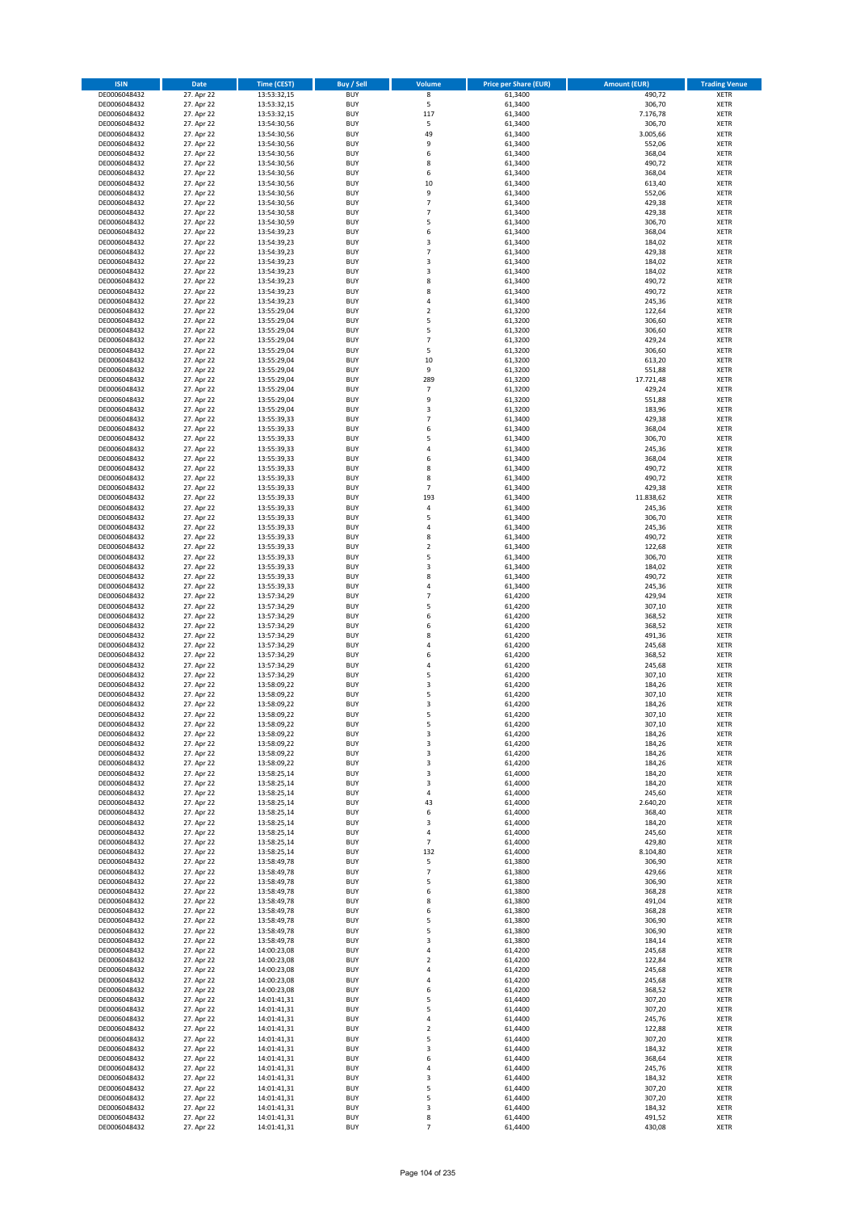| ISIN | Date | Time (CEST) | Buy / Sell | Volume | Price per Share (EUR) | Amount (EUR) | Trading Venue |
|---|---|---|---|---|---|---|---|
| DE0006048432 | 27. Apr 22 | 13:53:32,15 | BUY | 8 | 61,3400 | 490,72 | XETR |
| DE0006048432 | 27. Apr 22 | 13:53:32,15 | BUY | 5 | 61,3400 | 306,70 | XETR |
| DE0006048432 | 27. Apr 22 | 13:53:32,15 | BUY | 117 | 61,3400 | 7.176,78 | XETR |
| DE0006048432 | 27. Apr 22 | 13:54:30,56 | BUY | 5 | 61,3400 | 306,70 | XETR |
| DE0006048432 | 27. Apr 22 | 13:54:30,56 | BUY | 49 | 61,3400 | 3.005,66 | XETR |
| DE0006048432 | 27. Apr 22 | 13:54:30,56 | BUY | 9 | 61,3400 | 552,06 | XETR |
| DE0006048432 | 27. Apr 22 | 13:54:30,56 | BUY | 6 | 61,3400 | 368,04 | XETR |
| DE0006048432 | 27. Apr 22 | 13:54:30,56 | BUY | 8 | 61,3400 | 490,72 | XETR |
| DE0006048432 | 27. Apr 22 | 13:54:30,56 | BUY | 6 | 61,3400 | 368,04 | XETR |
| DE0006048432 | 27. Apr 22 | 13:54:30,56 | BUY | 10 | 61,3400 | 613,40 | XETR |
| DE0006048432 | 27. Apr 22 | 13:54:30,56 | BUY | 9 | 61,3400 | 552,06 | XETR |
| DE0006048432 | 27. Apr 22 | 13:54:30,56 | BUY | 7 | 61,3400 | 429,38 | XETR |
| DE0006048432 | 27. Apr 22 | 13:54:30,58 | BUY | 7 | 61,3400 | 429,38 | XETR |
| DE0006048432 | 27. Apr 22 | 13:54:30,59 | BUY | 5 | 61,3400 | 306,70 | XETR |
| DE0006048432 | 27. Apr 22 | 13:54:39,23 | BUY | 6 | 61,3400 | 368,04 | XETR |
| DE0006048432 | 27. Apr 22 | 13:54:39,23 | BUY | 3 | 61,3400 | 184,02 | XETR |
| DE0006048432 | 27. Apr 22 | 13:54:39,23 | BUY | 7 | 61,3400 | 429,38 | XETR |
| DE0006048432 | 27. Apr 22 | 13:54:39,23 | BUY | 3 | 61,3400 | 184,02 | XETR |
| DE0006048432 | 27. Apr 22 | 13:54:39,23 | BUY | 3 | 61,3400 | 184,02 | XETR |
| DE0006048432 | 27. Apr 22 | 13:54:39,23 | BUY | 8 | 61,3400 | 490,72 | XETR |
| DE0006048432 | 27. Apr 22 | 13:54:39,23 | BUY | 8 | 61,3400 | 490,72 | XETR |
| DE0006048432 | 27. Apr 22 | 13:54:39,23 | BUY | 4 | 61,3400 | 245,36 | XETR |
| DE0006048432 | 27. Apr 22 | 13:55:29,04 | BUY | 2 | 61,3200 | 122,64 | XETR |
| DE0006048432 | 27. Apr 22 | 13:55:29,04 | BUY | 5 | 61,3200 | 306,60 | XETR |
| DE0006048432 | 27. Apr 22 | 13:55:29,04 | BUY | 5 | 61,3200 | 306,60 | XETR |
| DE0006048432 | 27. Apr 22 | 13:55:29,04 | BUY | 7 | 61,3200 | 429,24 | XETR |
| DE0006048432 | 27. Apr 22 | 13:55:29,04 | BUY | 5 | 61,3200 | 306,60 | XETR |
| DE0006048432 | 27. Apr 22 | 13:55:29,04 | BUY | 10 | 61,3200 | 613,20 | XETR |
| DE0006048432 | 27. Apr 22 | 13:55:29,04 | BUY | 9 | 61,3200 | 551,88 | XETR |
| DE0006048432 | 27. Apr 22 | 13:55:29,04 | BUY | 289 | 61,3200 | 17.721,48 | XETR |
| DE0006048432 | 27. Apr 22 | 13:55:29,04 | BUY | 7 | 61,3200 | 429,24 | XETR |
| DE0006048432 | 27. Apr 22 | 13:55:29,04 | BUY | 9 | 61,3200 | 551,88 | XETR |
| DE0006048432 | 27. Apr 22 | 13:55:29,04 | BUY | 3 | 61,3200 | 183,96 | XETR |
| DE0006048432 | 27. Apr 22 | 13:55:39,33 | BUY | 7 | 61,3400 | 429,38 | XETR |
| DE0006048432 | 27. Apr 22 | 13:55:39,33 | BUY | 6 | 61,3400 | 368,04 | XETR |
| DE0006048432 | 27. Apr 22 | 13:55:39,33 | BUY | 5 | 61,3400 | 306,70 | XETR |
| DE0006048432 | 27. Apr 22 | 13:55:39,33 | BUY | 4 | 61,3400 | 245,36 | XETR |
| DE0006048432 | 27. Apr 22 | 13:55:39,33 | BUY | 6 | 61,3400 | 368,04 | XETR |
| DE0006048432 | 27. Apr 22 | 13:55:39,33 | BUY | 8 | 61,3400 | 490,72 | XETR |
| DE0006048432 | 27. Apr 22 | 13:55:39,33 | BUY | 8 | 61,3400 | 490,72 | XETR |
| DE0006048432 | 27. Apr 22 | 13:55:39,33 | BUY | 7 | 61,3400 | 429,38 | XETR |
| DE0006048432 | 27. Apr 22 | 13:55:39,33 | BUY | 193 | 61,3400 | 11.838,62 | XETR |
| DE0006048432 | 27. Apr 22 | 13:55:39,33 | BUY | 4 | 61,3400 | 245,36 | XETR |
| DE0006048432 | 27. Apr 22 | 13:55:39,33 | BUY | 5 | 61,3400 | 306,70 | XETR |
| DE0006048432 | 27. Apr 22 | 13:55:39,33 | BUY | 4 | 61,3400 | 245,36 | XETR |
| DE0006048432 | 27. Apr 22 | 13:55:39,33 | BUY | 8 | 61,3400 | 490,72 | XETR |
| DE0006048432 | 27. Apr 22 | 13:55:39,33 | BUY | 2 | 61,3400 | 122,68 | XETR |
| DE0006048432 | 27. Apr 22 | 13:55:39,33 | BUY | 5 | 61,3400 | 306,70 | XETR |
| DE0006048432 | 27. Apr 22 | 13:55:39,33 | BUY | 3 | 61,3400 | 184,02 | XETR |
| DE0006048432 | 27. Apr 22 | 13:55:39,33 | BUY | 8 | 61,3400 | 490,72 | XETR |
| DE0006048432 | 27. Apr 22 | 13:55:39,33 | BUY | 4 | 61,3400 | 245,36 | XETR |
| DE0006048432 | 27. Apr 22 | 13:57:34,29 | BUY | 7 | 61,4200 | 429,94 | XETR |
| DE0006048432 | 27. Apr 22 | 13:57:34,29 | BUY | 5 | 61,4200 | 307,10 | XETR |
| DE0006048432 | 27. Apr 22 | 13:57:34,29 | BUY | 6 | 61,4200 | 368,52 | XETR |
| DE0006048432 | 27. Apr 22 | 13:57:34,29 | BUY | 6 | 61,4200 | 368,52 | XETR |
| DE0006048432 | 27. Apr 22 | 13:57:34,29 | BUY | 8 | 61,4200 | 491,36 | XETR |
| DE0006048432 | 27. Apr 22 | 13:57:34,29 | BUY | 4 | 61,4200 | 245,68 | XETR |
| DE0006048432 | 27. Apr 22 | 13:57:34,29 | BUY | 6 | 61,4200 | 368,52 | XETR |
| DE0006048432 | 27. Apr 22 | 13:57:34,29 | BUY | 4 | 61,4200 | 245,68 | XETR |
| DE0006048432 | 27. Apr 22 | 13:57:34,29 | BUY | 5 | 61,4200 | 307,10 | XETR |
| DE0006048432 | 27. Apr 22 | 13:58:09,22 | BUY | 3 | 61,4200 | 184,26 | XETR |
| DE0006048432 | 27. Apr 22 | 13:58:09,22 | BUY | 5 | 61,4200 | 307,10 | XETR |
| DE0006048432 | 27. Apr 22 | 13:58:09,22 | BUY | 3 | 61,4200 | 184,26 | XETR |
| DE0006048432 | 27. Apr 22 | 13:58:09,22 | BUY | 5 | 61,4200 | 307,10 | XETR |
| DE0006048432 | 27. Apr 22 | 13:58:09,22 | BUY | 5 | 61,4200 | 307,10 | XETR |
| DE0006048432 | 27. Apr 22 | 13:58:09,22 | BUY | 3 | 61,4200 | 184,26 | XETR |
| DE0006048432 | 27. Apr 22 | 13:58:09,22 | BUY | 3 | 61,4200 | 184,26 | XETR |
| DE0006048432 | 27. Apr 22 | 13:58:09,22 | BUY | 3 | 61,4200 | 184,26 | XETR |
| DE0006048432 | 27. Apr 22 | 13:58:09,22 | BUY | 3 | 61,4200 | 184,26 | XETR |
| DE0006048432 | 27. Apr 22 | 13:58:25,14 | BUY | 3 | 61,4000 | 184,20 | XETR |
| DE0006048432 | 27. Apr 22 | 13:58:25,14 | BUY | 3 | 61,4000 | 184,20 | XETR |
| DE0006048432 | 27. Apr 22 | 13:58:25,14 | BUY | 4 | 61,4000 | 245,60 | XETR |
| DE0006048432 | 27. Apr 22 | 13:58:25,14 | BUY | 43 | 61,4000 | 2.640,20 | XETR |
| DE0006048432 | 27. Apr 22 | 13:58:25,14 | BUY | 6 | 61,4000 | 368,40 | XETR |
| DE0006048432 | 27. Apr 22 | 13:58:25,14 | BUY | 3 | 61,4000 | 184,20 | XETR |
| DE0006048432 | 27. Apr 22 | 13:58:25,14 | BUY | 4 | 61,4000 | 245,60 | XETR |
| DE0006048432 | 27. Apr 22 | 13:58:25,14 | BUY | 7 | 61,4000 | 429,80 | XETR |
| DE0006048432 | 27. Apr 22 | 13:58:25,14 | BUY | 132 | 61,4000 | 8.104,80 | XETR |
| DE0006048432 | 27. Apr 22 | 13:58:49,78 | BUY | 5 | 61,3800 | 306,90 | XETR |
| DE0006048432 | 27. Apr 22 | 13:58:49,78 | BUY | 7 | 61,3800 | 429,66 | XETR |
| DE0006048432 | 27. Apr 22 | 13:58:49,78 | BUY | 5 | 61,3800 | 306,90 | XETR |
| DE0006048432 | 27. Apr 22 | 13:58:49,78 | BUY | 6 | 61,3800 | 368,28 | XETR |
| DE0006048432 | 27. Apr 22 | 13:58:49,78 | BUY | 8 | 61,3800 | 491,04 | XETR |
| DE0006048432 | 27. Apr 22 | 13:58:49,78 | BUY | 6 | 61,3800 | 368,28 | XETR |
| DE0006048432 | 27. Apr 22 | 13:58:49,78 | BUY | 5 | 61,3800 | 306,90 | XETR |
| DE0006048432 | 27. Apr 22 | 13:58:49,78 | BUY | 5 | 61,3800 | 306,90 | XETR |
| DE0006048432 | 27. Apr 22 | 13:58:49,78 | BUY | 3 | 61,3800 | 184,14 | XETR |
| DE0006048432 | 27. Apr 22 | 14:00:23,08 | BUY | 4 | 61,4200 | 245,68 | XETR |
| DE0006048432 | 27. Apr 22 | 14:00:23,08 | BUY | 2 | 61,4200 | 122,84 | XETR |
| DE0006048432 | 27. Apr 22 | 14:00:23,08 | BUY | 4 | 61,4200 | 245,68 | XETR |
| DE0006048432 | 27. Apr 22 | 14:00:23,08 | BUY | 4 | 61,4200 | 245,68 | XETR |
| DE0006048432 | 27. Apr 22 | 14:00:23,08 | BUY | 6 | 61,4200 | 368,52 | XETR |
| DE0006048432 | 27. Apr 22 | 14:01:41,31 | BUY | 5 | 61,4400 | 307,20 | XETR |
| DE0006048432 | 27. Apr 22 | 14:01:41,31 | BUY | 5 | 61,4400 | 307,20 | XETR |
| DE0006048432 | 27. Apr 22 | 14:01:41,31 | BUY | 4 | 61,4400 | 245,76 | XETR |
| DE0006048432 | 27. Apr 22 | 14:01:41,31 | BUY | 2 | 61,4400 | 122,88 | XETR |
| DE0006048432 | 27. Apr 22 | 14:01:41,31 | BUY | 5 | 61,4400 | 307,20 | XETR |
| DE0006048432 | 27. Apr 22 | 14:01:41,31 | BUY | 3 | 61,4400 | 184,32 | XETR |
| DE0006048432 | 27. Apr 22 | 14:01:41,31 | BUY | 6 | 61,4400 | 368,64 | XETR |
| DE0006048432 | 27. Apr 22 | 14:01:41,31 | BUY | 4 | 61,4400 | 245,76 | XETR |
| DE0006048432 | 27. Apr 22 | 14:01:41,31 | BUY | 3 | 61,4400 | 184,32 | XETR |
| DE0006048432 | 27. Apr 22 | 14:01:41,31 | BUY | 5 | 61,4400 | 307,20 | XETR |
| DE0006048432 | 27. Apr 22 | 14:01:41,31 | BUY | 5 | 61,4400 | 307,20 | XETR |
| DE0006048432 | 27. Apr 22 | 14:01:41,31 | BUY | 3 | 61,4400 | 184,32 | XETR |
| DE0006048432 | 27. Apr 22 | 14:01:41,31 | BUY | 8 | 61,4400 | 491,52 | XETR |
| DE0006048432 | 27. Apr 22 | 14:01:41,31 | BUY | 7 | 61,4400 | 430,08 | XETR |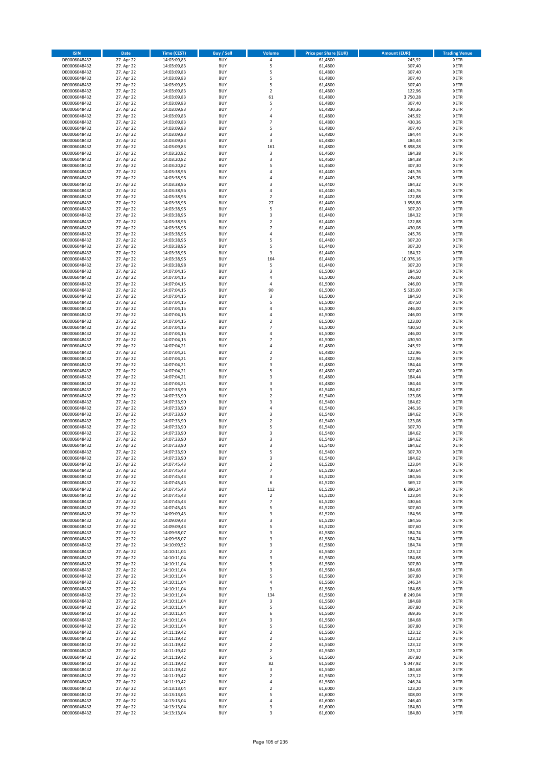| ISIN | Date | Time (CEST) | Buy / Sell | Volume | Price per Share (EUR) | Amount (EUR) | Trading Venue |
|---|---|---|---|---|---|---|---|
| DE0006048432 | 27. Apr 22 | 14:03:09,83 | BUY | 4 | 61,4800 | 245,92 | XETR |
| DE0006048432 | 27. Apr 22 | 14:03:09,83 | BUY | 5 | 61,4800 | 307,40 | XETR |
| DE0006048432 | 27. Apr 22 | 14:03:09,83 | BUY | 5 | 61,4800 | 307,40 | XETR |
| DE0006048432 | 27. Apr 22 | 14:03:09,83 | BUY | 5 | 61,4800 | 307,40 | XETR |
| DE0006048432 | 27. Apr 22 | 14:03:09,83 | BUY | 5 | 61,4800 | 307,40 | XETR |
| DE0006048432 | 27. Apr 22 | 14:03:09,83 | BUY | 2 | 61,4800 | 122,96 | XETR |
| DE0006048432 | 27. Apr 22 | 14:03:09,83 | BUY | 61 | 61,4800 | 3.750,28 | XETR |
| DE0006048432 | 27. Apr 22 | 14:03:09,83 | BUY | 5 | 61,4800 | 307,40 | XETR |
| DE0006048432 | 27. Apr 22 | 14:03:09,83 | BUY | 7 | 61,4800 | 430,36 | XETR |
| DE0006048432 | 27. Apr 22 | 14:03:09,83 | BUY | 4 | 61,4800 | 245,92 | XETR |
| DE0006048432 | 27. Apr 22 | 14:03:09,83 | BUY | 7 | 61,4800 | 430,36 | XETR |
| DE0006048432 | 27. Apr 22 | 14:03:09,83 | BUY | 5 | 61,4800 | 307,40 | XETR |
| DE0006048432 | 27. Apr 22 | 14:03:09,83 | BUY | 3 | 61,4800 | 184,44 | XETR |
| DE0006048432 | 27. Apr 22 | 14:03:09,83 | BUY | 3 | 61,4800 | 184,44 | XETR |
| DE0006048432 | 27. Apr 22 | 14:03:09,83 | BUY | 161 | 61,4800 | 9.898,28 | XETR |
| DE0006048432 | 27. Apr 22 | 14:03:20,82 | BUY | 3 | 61,4600 | 184,38 | XETR |
| DE0006048432 | 27. Apr 22 | 14:03:20,82 | BUY | 3 | 61,4600 | 184,38 | XETR |
| DE0006048432 | 27. Apr 22 | 14:03:20,82 | BUY | 5 | 61,4600 | 307,30 | XETR |
| DE0006048432 | 27. Apr 22 | 14:03:38,96 | BUY | 4 | 61,4400 | 245,76 | XETR |
| DE0006048432 | 27. Apr 22 | 14:03:38,96 | BUY | 4 | 61,4400 | 245,76 | XETR |
| DE0006048432 | 27. Apr 22 | 14:03:38,96 | BUY | 3 | 61,4400 | 184,32 | XETR |
| DE0006048432 | 27. Apr 22 | 14:03:38,96 | BUY | 4 | 61,4400 | 245,76 | XETR |
| DE0006048432 | 27. Apr 22 | 14:03:38,96 | BUY | 2 | 61,4400 | 122,88 | XETR |
| DE0006048432 | 27. Apr 22 | 14:03:38,96 | BUY | 27 | 61,4400 | 1.658,88 | XETR |
| DE0006048432 | 27. Apr 22 | 14:03:38,96 | BUY | 5 | 61,4400 | 307,20 | XETR |
| DE0006048432 | 27. Apr 22 | 14:03:38,96 | BUY | 3 | 61,4400 | 184,32 | XETR |
| DE0006048432 | 27. Apr 22 | 14:03:38,96 | BUY | 2 | 61,4400 | 122,88 | XETR |
| DE0006048432 | 27. Apr 22 | 14:03:38,96 | BUY | 7 | 61,4400 | 430,08 | XETR |
| DE0006048432 | 27. Apr 22 | 14:03:38,96 | BUY | 4 | 61,4400 | 245,76 | XETR |
| DE0006048432 | 27. Apr 22 | 14:03:38,96 | BUY | 5 | 61,4400 | 307,20 | XETR |
| DE0006048432 | 27. Apr 22 | 14:03:38,96 | BUY | 5 | 61,4400 | 307,20 | XETR |
| DE0006048432 | 27. Apr 22 | 14:03:38,96 | BUY | 3 | 61,4400 | 184,32 | XETR |
| DE0006048432 | 27. Apr 22 | 14:03:38,96 | BUY | 164 | 61,4400 | 10.076,16 | XETR |
| DE0006048432 | 27. Apr 22 | 14:03:38,98 | BUY | 5 | 61,4400 | 307,20 | XETR |
| DE0006048432 | 27. Apr 22 | 14:07:04,15 | BUY | 3 | 61,5000 | 184,50 | XETR |
| DE0006048432 | 27. Apr 22 | 14:07:04,15 | BUY | 4 | 61,5000 | 246,00 | XETR |
| DE0006048432 | 27. Apr 22 | 14:07:04,15 | BUY | 4 | 61,5000 | 246,00 | XETR |
| DE0006048432 | 27. Apr 22 | 14:07:04,15 | BUY | 90 | 61,5000 | 5.535,00 | XETR |
| DE0006048432 | 27. Apr 22 | 14:07:04,15 | BUY | 3 | 61,5000 | 184,50 | XETR |
| DE0006048432 | 27. Apr 22 | 14:07:04,15 | BUY | 5 | 61,5000 | 307,50 | XETR |
| DE0006048432 | 27. Apr 22 | 14:07:04,15 | BUY | 4 | 61,5000 | 246,00 | XETR |
| DE0006048432 | 27. Apr 22 | 14:07:04,15 | BUY | 4 | 61,5000 | 246,00 | XETR |
| DE0006048432 | 27. Apr 22 | 14:07:04,15 | BUY | 2 | 61,5000 | 123,00 | XETR |
| DE0006048432 | 27. Apr 22 | 14:07:04,15 | BUY | 7 | 61,5000 | 430,50 | XETR |
| DE0006048432 | 27. Apr 22 | 14:07:04,15 | BUY | 4 | 61,5000 | 246,00 | XETR |
| DE0006048432 | 27. Apr 22 | 14:07:04,15 | BUY | 7 | 61,5000 | 430,50 | XETR |
| DE0006048432 | 27. Apr 22 | 14:07:04,21 | BUY | 4 | 61,4800 | 245,92 | XETR |
| DE0006048432 | 27. Apr 22 | 14:07:04,21 | BUY | 2 | 61,4800 | 122,96 | XETR |
| DE0006048432 | 27. Apr 22 | 14:07:04,21 | BUY | 2 | 61,4800 | 122,96 | XETR |
| DE0006048432 | 27. Apr 22 | 14:07:04,21 | BUY | 3 | 61,4800 | 184,44 | XETR |
| DE0006048432 | 27. Apr 22 | 14:07:04,21 | BUY | 5 | 61,4800 | 307,40 | XETR |
| DE0006048432 | 27. Apr 22 | 14:07:04,21 | BUY | 3 | 61,4800 | 184,44 | XETR |
| DE0006048432 | 27. Apr 22 | 14:07:04,21 | BUY | 3 | 61,4800 | 184,44 | XETR |
| DE0006048432 | 27. Apr 22 | 14:07:33,90 | BUY | 3 | 61,5400 | 184,62 | XETR |
| DE0006048432 | 27. Apr 22 | 14:07:33,90 | BUY | 2 | 61,5400 | 123,08 | XETR |
| DE0006048432 | 27. Apr 22 | 14:07:33,90 | BUY | 3 | 61,5400 | 184,62 | XETR |
| DE0006048432 | 27. Apr 22 | 14:07:33,90 | BUY | 4 | 61,5400 | 246,16 | XETR |
| DE0006048432 | 27. Apr 22 | 14:07:33,90 | BUY | 3 | 61,5400 | 184,62 | XETR |
| DE0006048432 | 27. Apr 22 | 14:07:33,90 | BUY | 2 | 61,5400 | 123,08 | XETR |
| DE0006048432 | 27. Apr 22 | 14:07:33,90 | BUY | 5 | 61,5400 | 307,70 | XETR |
| DE0006048432 | 27. Apr 22 | 14:07:33,90 | BUY | 3 | 61,5400 | 184,62 | XETR |
| DE0006048432 | 27. Apr 22 | 14:07:33,90 | BUY | 3 | 61,5400 | 184,62 | XETR |
| DE0006048432 | 27. Apr 22 | 14:07:33,90 | BUY | 3 | 61,5400 | 184,62 | XETR |
| DE0006048432 | 27. Apr 22 | 14:07:33,90 | BUY | 5 | 61,5400 | 307,70 | XETR |
| DE0006048432 | 27. Apr 22 | 14:07:33,90 | BUY | 3 | 61,5400 | 184,62 | XETR |
| DE0006048432 | 27. Apr 22 | 14:07:45,43 | BUY | 2 | 61,5200 | 123,04 | XETR |
| DE0006048432 | 27. Apr 22 | 14:07:45,43 | BUY | 7 | 61,5200 | 430,64 | XETR |
| DE0006048432 | 27. Apr 22 | 14:07:45,43 | BUY | 3 | 61,5200 | 184,56 | XETR |
| DE0006048432 | 27. Apr 22 | 14:07:45,43 | BUY | 6 | 61,5200 | 369,12 | XETR |
| DE0006048432 | 27. Apr 22 | 14:07:45,43 | BUY | 112 | 61,5200 | 6.890,24 | XETR |
| DE0006048432 | 27. Apr 22 | 14:07:45,43 | BUY | 2 | 61,5200 | 123,04 | XETR |
| DE0006048432 | 27. Apr 22 | 14:07:45,43 | BUY | 7 | 61,5200 | 430,64 | XETR |
| DE0006048432 | 27. Apr 22 | 14:07:45,43 | BUY | 5 | 61,5200 | 307,60 | XETR |
| DE0006048432 | 27. Apr 22 | 14:09:09,43 | BUY | 3 | 61,5200 | 184,56 | XETR |
| DE0006048432 | 27. Apr 22 | 14:09:09,43 | BUY | 3 | 61,5200 | 184,56 | XETR |
| DE0006048432 | 27. Apr 22 | 14:09:09,43 | BUY | 5 | 61,5200 | 307,60 | XETR |
| DE0006048432 | 27. Apr 22 | 14:09:58,07 | BUY | 3 | 61,5800 | 184,74 | XETR |
| DE0006048432 | 27. Apr 22 | 14:09:58,07 | BUY | 3 | 61,5800 | 184,74 | XETR |
| DE0006048432 | 27. Apr 22 | 14:10:09,52 | BUY | 3 | 61,5800 | 184,74 | XETR |
| DE0006048432 | 27. Apr 22 | 14:10:11,04 | BUY | 2 | 61,5600 | 123,12 | XETR |
| DE0006048432 | 27. Apr 22 | 14:10:11,04 | BUY | 3 | 61,5600 | 184,68 | XETR |
| DE0006048432 | 27. Apr 22 | 14:10:11,04 | BUY | 5 | 61,5600 | 307,80 | XETR |
| DE0006048432 | 27. Apr 22 | 14:10:11,04 | BUY | 3 | 61,5600 | 184,68 | XETR |
| DE0006048432 | 27. Apr 22 | 14:10:11,04 | BUY | 5 | 61,5600 | 307,80 | XETR |
| DE0006048432 | 27. Apr 22 | 14:10:11,04 | BUY | 4 | 61,5600 | 246,24 | XETR |
| DE0006048432 | 27. Apr 22 | 14:10:11,04 | BUY | 3 | 61,5600 | 184,68 | XETR |
| DE0006048432 | 27. Apr 22 | 14:10:11,04 | BUY | 134 | 61,5600 | 8.249,04 | XETR |
| DE0006048432 | 27. Apr 22 | 14:10:11,04 | BUY | 3 | 61,5600 | 184,68 | XETR |
| DE0006048432 | 27. Apr 22 | 14:10:11,04 | BUY | 5 | 61,5600 | 307,80 | XETR |
| DE0006048432 | 27. Apr 22 | 14:10:11,04 | BUY | 6 | 61,5600 | 369,36 | XETR |
| DE0006048432 | 27. Apr 22 | 14:10:11,04 | BUY | 3 | 61,5600 | 184,68 | XETR |
| DE0006048432 | 27. Apr 22 | 14:10:11,04 | BUY | 5 | 61,5600 | 307,80 | XETR |
| DE0006048432 | 27. Apr 22 | 14:11:19,42 | BUY | 2 | 61,5600 | 123,12 | XETR |
| DE0006048432 | 27. Apr 22 | 14:11:19,42 | BUY | 2 | 61,5600 | 123,12 | XETR |
| DE0006048432 | 27. Apr 22 | 14:11:19,42 | BUY | 2 | 61,5600 | 123,12 | XETR |
| DE0006048432 | 27. Apr 22 | 14:11:19,42 | BUY | 2 | 61,5600 | 123,12 | XETR |
| DE0006048432 | 27. Apr 22 | 14:11:19,42 | BUY | 5 | 61,5600 | 307,80 | XETR |
| DE0006048432 | 27. Apr 22 | 14:11:19,42 | BUY | 82 | 61,5600 | 5.047,92 | XETR |
| DE0006048432 | 27. Apr 22 | 14:11:19,42 | BUY | 3 | 61,5600 | 184,68 | XETR |
| DE0006048432 | 27. Apr 22 | 14:11:19,42 | BUY | 2 | 61,5600 | 123,12 | XETR |
| DE0006048432 | 27. Apr 22 | 14:11:19,42 | BUY | 4 | 61,5600 | 246,24 | XETR |
| DE0006048432 | 27. Apr 22 | 14:13:13,04 | BUY | 2 | 61,6000 | 123,20 | XETR |
| DE0006048432 | 27. Apr 22 | 14:13:13,04 | BUY | 5 | 61,6000 | 308,00 | XETR |
| DE0006048432 | 27. Apr 22 | 14:13:13,04 | BUY | 4 | 61,6000 | 246,40 | XETR |
| DE0006048432 | 27. Apr 22 | 14:13:13,04 | BUY | 3 | 61,6000 | 184,80 | XETR |
| DE0006048432 | 27. Apr 22 | 14:13:13,04 | BUY | 3 | 61,6000 | 184,80 | XETR |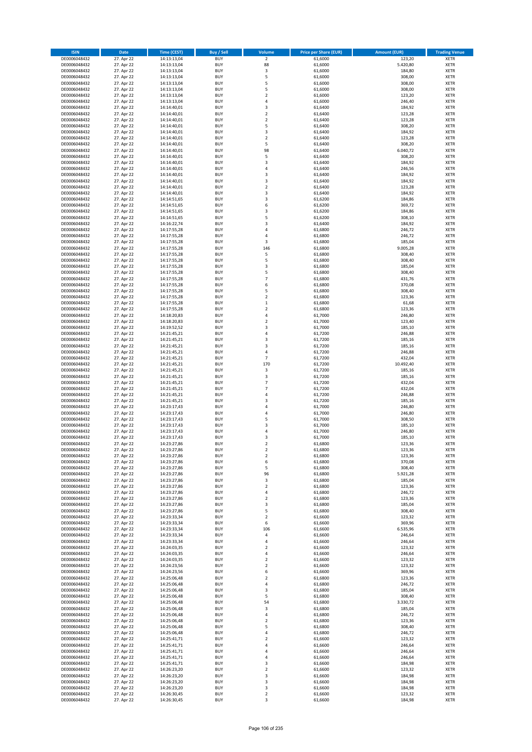| ISIN | Date | Time (CEST) | Buy / Sell | Volume | Price per Share (EUR) | Amount (EUR) | Trading Venue |
|---|---|---|---|---|---|---|---|
| DE0006048432 | 27. Apr 22 | 14:13:13,04 | BUY | 2 | 61,6000 | 123,20 | XETR |
| DE0006048432 | 27. Apr 22 | 14:13:13,04 | BUY | 88 | 61,6000 | 5.420,80 | XETR |
| DE0006048432 | 27. Apr 22 | 14:13:13,04 | BUY | 3 | 61,6000 | 184,80 | XETR |
| DE0006048432 | 27. Apr 22 | 14:13:13,04 | BUY | 5 | 61,6000 | 308,00 | XETR |
| DE0006048432 | 27. Apr 22 | 14:13:13,04 | BUY | 5 | 61,6000 | 308,00 | XETR |
| DE0006048432 | 27. Apr 22 | 14:13:13,04 | BUY | 5 | 61,6000 | 308,00 | XETR |
| DE0006048432 | 27. Apr 22 | 14:13:13,04 | BUY | 2 | 61,6000 | 123,20 | XETR |
| DE0006048432 | 27. Apr 22 | 14:13:13,04 | BUY | 4 | 61,6000 | 246,40 | XETR |
| DE0006048432 | 27. Apr 22 | 14:14:40,01 | BUY | 3 | 61,6400 | 184,92 | XETR |
| DE0006048432 | 27. Apr 22 | 14:14:40,01 | BUY | 2 | 61,6400 | 123,28 | XETR |
| DE0006048432 | 27. Apr 22 | 14:14:40,01 | BUY | 2 | 61,6400 | 123,28 | XETR |
| DE0006048432 | 27. Apr 22 | 14:14:40,01 | BUY | 5 | 61,6400 | 308,20 | XETR |
| DE0006048432 | 27. Apr 22 | 14:14:40,01 | BUY | 3 | 61,6400 | 184,92 | XETR |
| DE0006048432 | 27. Apr 22 | 14:14:40,01 | BUY | 2 | 61,6400 | 123,28 | XETR |
| DE0006048432 | 27. Apr 22 | 14:14:40,01 | BUY | 5 | 61,6400 | 308,20 | XETR |
| DE0006048432 | 27. Apr 22 | 14:14:40,01 | BUY | 98 | 61,6400 | 6.040,72 | XETR |
| DE0006048432 | 27. Apr 22 | 14:14:40,01 | BUY | 5 | 61,6400 | 308,20 | XETR |
| DE0006048432 | 27. Apr 22 | 14:14:40,01 | BUY | 3 | 61,6400 | 184,92 | XETR |
| DE0006048432 | 27. Apr 22 | 14:14:40,01 | BUY | 4 | 61,6400 | 246,56 | XETR |
| DE0006048432 | 27. Apr 22 | 14:14:40,01 | BUY | 3 | 61,6400 | 184,92 | XETR |
| DE0006048432 | 27. Apr 22 | 14:14:40,01 | BUY | 3 | 61,6400 | 184,92 | XETR |
| DE0006048432 | 27. Apr 22 | 14:14:40,01 | BUY | 2 | 61,6400 | 123,28 | XETR |
| DE0006048432 | 27. Apr 22 | 14:14:40,01 | BUY | 3 | 61,6400 | 184,92 | XETR |
| DE0006048432 | 27. Apr 22 | 14:14:51,65 | BUY | 3 | 61,6200 | 184,86 | XETR |
| DE0006048432 | 27. Apr 22 | 14:14:51,65 | BUY | 6 | 61,6200 | 369,72 | XETR |
| DE0006048432 | 27. Apr 22 | 14:14:51,65 | BUY | 3 | 61,6200 | 184,86 | XETR |
| DE0006048432 | 27. Apr 22 | 14:14:51,65 | BUY | 5 | 61,6200 | 308,10 | XETR |
| DE0006048432 | 27. Apr 22 | 14:16:22,74 | BUY | 3 | 61,6400 | 184,92 | XETR |
| DE0006048432 | 27. Apr 22 | 14:17:55,28 | BUY | 4 | 61,6800 | 246,72 | XETR |
| DE0006048432 | 27. Apr 22 | 14:17:55,28 | BUY | 4 | 61,6800 | 246,72 | XETR |
| DE0006048432 | 27. Apr 22 | 14:17:55,28 | BUY | 3 | 61,6800 | 185,04 | XETR |
| DE0006048432 | 27. Apr 22 | 14:17:55,28 | BUY | 146 | 61,6800 | 9.005,28 | XETR |
| DE0006048432 | 27. Apr 22 | 14:17:55,28 | BUY | 5 | 61,6800 | 308,40 | XETR |
| DE0006048432 | 27. Apr 22 | 14:17:55,28 | BUY | 5 | 61,6800 | 308,40 | XETR |
| DE0006048432 | 27. Apr 22 | 14:17:55,28 | BUY | 3 | 61,6800 | 185,04 | XETR |
| DE0006048432 | 27. Apr 22 | 14:17:55,28 | BUY | 5 | 61,6800 | 308,40 | XETR |
| DE0006048432 | 27. Apr 22 | 14:17:55,28 | BUY | 7 | 61,6800 | 431,76 | XETR |
| DE0006048432 | 27. Apr 22 | 14:17:55,28 | BUY | 6 | 61,6800 | 370,08 | XETR |
| DE0006048432 | 27. Apr 22 | 14:17:55,28 | BUY | 5 | 61,6800 | 308,40 | XETR |
| DE0006048432 | 27. Apr 22 | 14:17:55,28 | BUY | 2 | 61,6800 | 123,36 | XETR |
| DE0006048432 | 27. Apr 22 | 14:17:55,28 | BUY | 1 | 61,6800 | 61,68 | XETR |
| DE0006048432 | 27. Apr 22 | 14:17:55,28 | BUY | 2 | 61,6800 | 123,36 | XETR |
| DE0006048432 | 27. Apr 22 | 14:18:20,83 | BUY | 4 | 61,7000 | 246,80 | XETR |
| DE0006048432 | 27. Apr 22 | 14:18:20,83 | BUY | 2 | 61,7000 | 123,40 | XETR |
| DE0006048432 | 27. Apr 22 | 14:19:52,52 | BUY | 3 | 61,7000 | 185,10 | XETR |
| DE0006048432 | 27. Apr 22 | 14:21:45,21 | BUY | 4 | 61,7200 | 246,88 | XETR |
| DE0006048432 | 27. Apr 22 | 14:21:45,21 | BUY | 3 | 61,7200 | 185,16 | XETR |
| DE0006048432 | 27. Apr 22 | 14:21:45,21 | BUY | 3 | 61,7200 | 185,16 | XETR |
| DE0006048432 | 27. Apr 22 | 14:21:45,21 | BUY | 4 | 61,7200 | 246,88 | XETR |
| DE0006048432 | 27. Apr 22 | 14:21:45,21 | BUY | 7 | 61,7200 | 432,04 | XETR |
| DE0006048432 | 27. Apr 22 | 14:21:45,21 | BUY | 170 | 61,7200 | 10.492,40 | XETR |
| DE0006048432 | 27. Apr 22 | 14:21:45,21 | BUY | 3 | 61,7200 | 185,16 | XETR |
| DE0006048432 | 27. Apr 22 | 14:21:45,21 | BUY | 3 | 61,7200 | 185,16 | XETR |
| DE0006048432 | 27. Apr 22 | 14:21:45,21 | BUY | 7 | 61,7200 | 432,04 | XETR |
| DE0006048432 | 27. Apr 22 | 14:21:45,21 | BUY | 7 | 61,7200 | 432,04 | XETR |
| DE0006048432 | 27. Apr 22 | 14:21:45,21 | BUY | 4 | 61,7200 | 246,88 | XETR |
| DE0006048432 | 27. Apr 22 | 14:21:45,21 | BUY | 3 | 61,7200 | 185,16 | XETR |
| DE0006048432 | 27. Apr 22 | 14:23:17,43 | BUY | 4 | 61,7000 | 246,80 | XETR |
| DE0006048432 | 27. Apr 22 | 14:23:17,43 | BUY | 4 | 61,7000 | 246,80 | XETR |
| DE0006048432 | 27. Apr 22 | 14:23:17,43 | BUY | 5 | 61,7000 | 308,50 | XETR |
| DE0006048432 | 27. Apr 22 | 14:23:17,43 | BUY | 3 | 61,7000 | 185,10 | XETR |
| DE0006048432 | 27. Apr 22 | 14:23:17,43 | BUY | 4 | 61,7000 | 246,80 | XETR |
| DE0006048432 | 27. Apr 22 | 14:23:17,43 | BUY | 3 | 61,7000 | 185,10 | XETR |
| DE0006048432 | 27. Apr 22 | 14:23:27,86 | BUY | 2 | 61,6800 | 123,36 | XETR |
| DE0006048432 | 27. Apr 22 | 14:23:27,86 | BUY | 2 | 61,6800 | 123,36 | XETR |
| DE0006048432 | 27. Apr 22 | 14:23:27,86 | BUY | 2 | 61,6800 | 123,36 | XETR |
| DE0006048432 | 27. Apr 22 | 14:23:27,86 | BUY | 6 | 61,6800 | 370,08 | XETR |
| DE0006048432 | 27. Apr 22 | 14:23:27,86 | BUY | 5 | 61,6800 | 308,40 | XETR |
| DE0006048432 | 27. Apr 22 | 14:23:27,86 | BUY | 96 | 61,6800 | 5.921,28 | XETR |
| DE0006048432 | 27. Apr 22 | 14:23:27,86 | BUY | 3 | 61,6800 | 185,04 | XETR |
| DE0006048432 | 27. Apr 22 | 14:23:27,86 | BUY | 2 | 61,6800 | 123,36 | XETR |
| DE0006048432 | 27. Apr 22 | 14:23:27,86 | BUY | 4 | 61,6800 | 246,72 | XETR |
| DE0006048432 | 27. Apr 22 | 14:23:27,86 | BUY | 2 | 61,6800 | 123,36 | XETR |
| DE0006048432 | 27. Apr 22 | 14:23:27,86 | BUY | 3 | 61,6800 | 185,04 | XETR |
| DE0006048432 | 27. Apr 22 | 14:23:27,86 | BUY | 5 | 61,6800 | 308,40 | XETR |
| DE0006048432 | 27. Apr 22 | 14:23:33,34 | BUY | 2 | 61,6600 | 123,32 | XETR |
| DE0006048432 | 27. Apr 22 | 14:23:33,34 | BUY | 6 | 61,6600 | 369,96 | XETR |
| DE0006048432 | 27. Apr 22 | 14:23:33,34 | BUY | 106 | 61,6600 | 6.535,96 | XETR |
| DE0006048432 | 27. Apr 22 | 14:23:33,34 | BUY | 4 | 61,6600 | 246,64 | XETR |
| DE0006048432 | 27. Apr 22 | 14:23:33,34 | BUY | 4 | 61,6600 | 246,64 | XETR |
| DE0006048432 | 27. Apr 22 | 14:24:03,35 | BUY | 2 | 61,6600 | 123,32 | XETR |
| DE0006048432 | 27. Apr 22 | 14:24:03,35 | BUY | 4 | 61,6600 | 246,64 | XETR |
| DE0006048432 | 27. Apr 22 | 14:24:03,35 | BUY | 2 | 61,6600 | 123,32 | XETR |
| DE0006048432 | 27. Apr 22 | 14:24:23,56 | BUY | 2 | 61,6600 | 123,32 | XETR |
| DE0006048432 | 27. Apr 22 | 14:24:23,56 | BUY | 6 | 61,6600 | 369,96 | XETR |
| DE0006048432 | 27. Apr 22 | 14:25:06,48 | BUY | 2 | 61,6800 | 123,36 | XETR |
| DE0006048432 | 27. Apr 22 | 14:25:06,48 | BUY | 4 | 61,6800 | 246,72 | XETR |
| DE0006048432 | 27. Apr 22 | 14:25:06,48 | BUY | 3 | 61,6800 | 185,04 | XETR |
| DE0006048432 | 27. Apr 22 | 14:25:06,48 | BUY | 5 | 61,6800 | 308,40 | XETR |
| DE0006048432 | 27. Apr 22 | 14:25:06,48 | BUY | 54 | 61,6800 | 3.330,72 | XETR |
| DE0006048432 | 27. Apr 22 | 14:25:06,48 | BUY | 3 | 61,6800 | 185,04 | XETR |
| DE0006048432 | 27. Apr 22 | 14:25:06,48 | BUY | 4 | 61,6800 | 246,72 | XETR |
| DE0006048432 | 27. Apr 22 | 14:25:06,48 | BUY | 2 | 61,6800 | 123,36 | XETR |
| DE0006048432 | 27. Apr 22 | 14:25:06,48 | BUY | 5 | 61,6800 | 308,40 | XETR |
| DE0006048432 | 27. Apr 22 | 14:25:06,48 | BUY | 4 | 61,6800 | 246,72 | XETR |
| DE0006048432 | 27. Apr 22 | 14:25:41,71 | BUY | 2 | 61,6600 | 123,32 | XETR |
| DE0006048432 | 27. Apr 22 | 14:25:41,71 | BUY | 4 | 61,6600 | 246,64 | XETR |
| DE0006048432 | 27. Apr 22 | 14:25:41,71 | BUY | 4 | 61,6600 | 246,64 | XETR |
| DE0006048432 | 27. Apr 22 | 14:25:41,71 | BUY | 4 | 61,6600 | 246,64 | XETR |
| DE0006048432 | 27. Apr 22 | 14:25:41,71 | BUY | 3 | 61,6600 | 184,98 | XETR |
| DE0006048432 | 27. Apr 22 | 14:26:23,20 | BUY | 2 | 61,6600 | 123,32 | XETR |
| DE0006048432 | 27. Apr 22 | 14:26:23,20 | BUY | 3 | 61,6600 | 184,98 | XETR |
| DE0006048432 | 27. Apr 22 | 14:26:23,20 | BUY | 3 | 61,6600 | 184,98 | XETR |
| DE0006048432 | 27. Apr 22 | 14:26:23,20 | BUY | 3 | 61,6600 | 184,98 | XETR |
| DE0006048432 | 27. Apr 22 | 14:26:30,45 | BUY | 2 | 61,6600 | 123,32 | XETR |
| DE0006048432 | 27. Apr 22 | 14:26:30,45 | BUY | 3 | 61,6600 | 184,98 | XETR |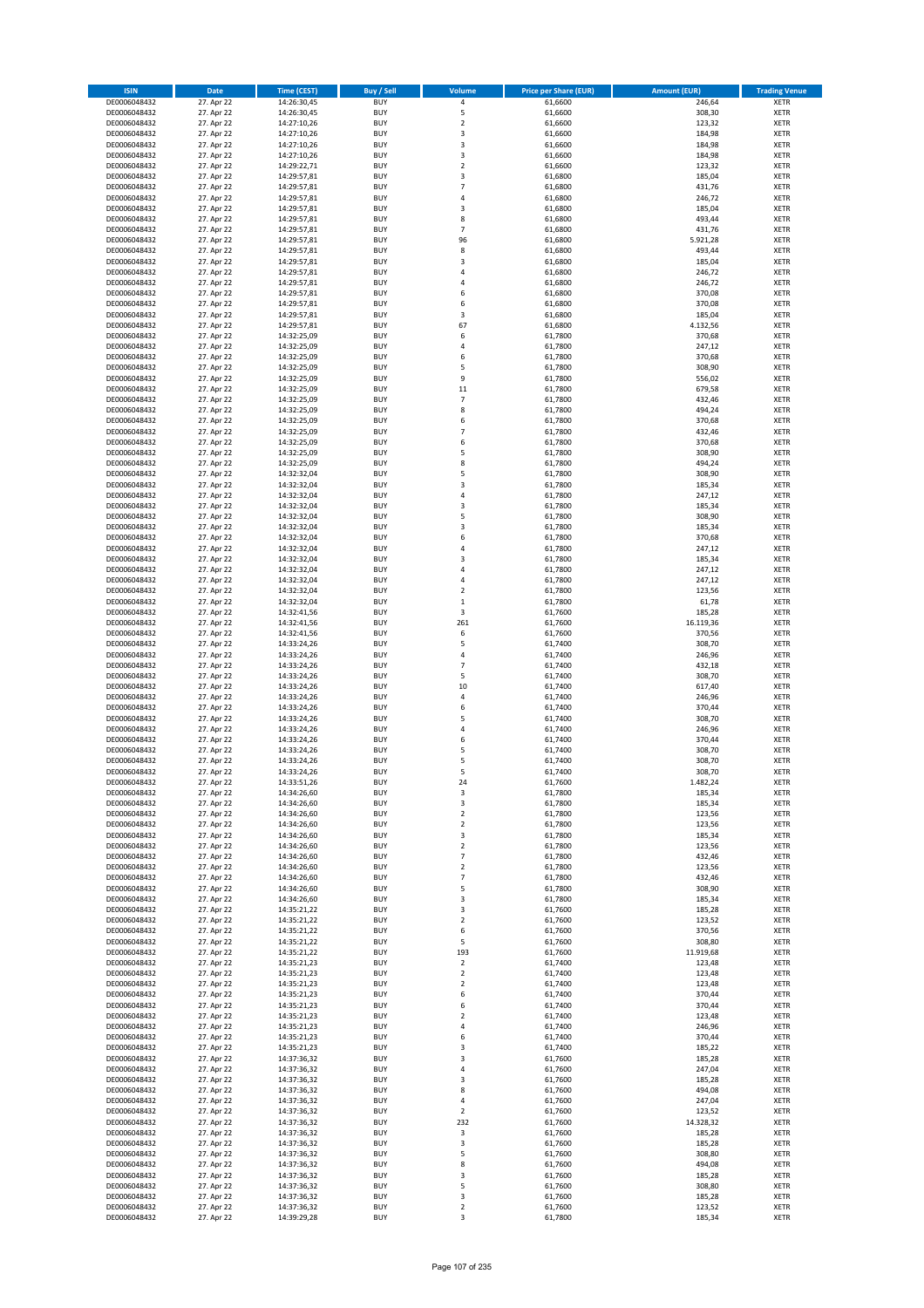| ISIN | Date | Time (CEST) | Buy / Sell | Volume | Price per Share (EUR) | Amount (EUR) | Trading Venue |
|---|---|---|---|---|---|---|---|
| DE0006048432 | 27. Apr 22 | 14:26:30,45 | BUY | 4 | 61,6600 | 246,64 | XETR |
| DE0006048432 | 27. Apr 22 | 14:26:30,45 | BUY | 5 | 61,6600 | 308,30 | XETR |
| DE0006048432 | 27. Apr 22 | 14:27:10,26 | BUY | 2 | 61,6600 | 123,32 | XETR |
| DE0006048432 | 27. Apr 22 | 14:27:10,26 | BUY | 3 | 61,6600 | 184,98 | XETR |
| DE0006048432 | 27. Apr 22 | 14:27:10,26 | BUY | 3 | 61,6600 | 184,98 | XETR |
| DE0006048432 | 27. Apr 22 | 14:27:10,26 | BUY | 3 | 61,6600 | 184,98 | XETR |
| DE0006048432 | 27. Apr 22 | 14:29:22,71 | BUY | 2 | 61,6600 | 123,32 | XETR |
| DE0006048432 | 27. Apr 22 | 14:29:57,81 | BUY | 3 | 61,6800 | 185,04 | XETR |
| DE0006048432 | 27. Apr 22 | 14:29:57,81 | BUY | 7 | 61,6800 | 431,76 | XETR |
| DE0006048432 | 27. Apr 22 | 14:29:57,81 | BUY | 4 | 61,6800 | 246,72 | XETR |
| DE0006048432 | 27. Apr 22 | 14:29:57,81 | BUY | 3 | 61,6800 | 185,04 | XETR |
| DE0006048432 | 27. Apr 22 | 14:29:57,81 | BUY | 8 | 61,6800 | 493,44 | XETR |
| DE0006048432 | 27. Apr 22 | 14:29:57,81 | BUY | 7 | 61,6800 | 431,76 | XETR |
| DE0006048432 | 27. Apr 22 | 14:29:57,81 | BUY | 96 | 61,6800 | 5.921,28 | XETR |
| DE0006048432 | 27. Apr 22 | 14:29:57,81 | BUY | 8 | 61,6800 | 493,44 | XETR |
| DE0006048432 | 27. Apr 22 | 14:29:57,81 | BUY | 3 | 61,6800 | 185,04 | XETR |
| DE0006048432 | 27. Apr 22 | 14:29:57,81 | BUY | 4 | 61,6800 | 246,72 | XETR |
| DE0006048432 | 27. Apr 22 | 14:29:57,81 | BUY | 4 | 61,6800 | 246,72 | XETR |
| DE0006048432 | 27. Apr 22 | 14:29:57,81 | BUY | 6 | 61,6800 | 370,08 | XETR |
| DE0006048432 | 27. Apr 22 | 14:29:57,81 | BUY | 6 | 61,6800 | 370,08 | XETR |
| DE0006048432 | 27. Apr 22 | 14:29:57,81 | BUY | 3 | 61,6800 | 185,04 | XETR |
| DE0006048432 | 27. Apr 22 | 14:29:57,81 | BUY | 67 | 61,6800 | 4.132,56 | XETR |
| DE0006048432 | 27. Apr 22 | 14:32:25,09 | BUY | 6 | 61,7800 | 370,68 | XETR |
| DE0006048432 | 27. Apr 22 | 14:32:25,09 | BUY | 4 | 61,7800 | 247,12 | XETR |
| DE0006048432 | 27. Apr 22 | 14:32:25,09 | BUY | 6 | 61,7800 | 370,68 | XETR |
| DE0006048432 | 27. Apr 22 | 14:32:25,09 | BUY | 5 | 61,7800 | 308,90 | XETR |
| DE0006048432 | 27. Apr 22 | 14:32:25,09 | BUY | 9 | 61,7800 | 556,02 | XETR |
| DE0006048432 | 27. Apr 22 | 14:32:25,09 | BUY | 11 | 61,7800 | 679,58 | XETR |
| DE0006048432 | 27. Apr 22 | 14:32:25,09 | BUY | 7 | 61,7800 | 432,46 | XETR |
| DE0006048432 | 27. Apr 22 | 14:32:25,09 | BUY | 8 | 61,7800 | 494,24 | XETR |
| DE0006048432 | 27. Apr 22 | 14:32:25,09 | BUY | 6 | 61,7800 | 370,68 | XETR |
| DE0006048432 | 27. Apr 22 | 14:32:25,09 | BUY | 7 | 61,7800 | 432,46 | XETR |
| DE0006048432 | 27. Apr 22 | 14:32:25,09 | BUY | 6 | 61,7800 | 370,68 | XETR |
| DE0006048432 | 27. Apr 22 | 14:32:25,09 | BUY | 5 | 61,7800 | 308,90 | XETR |
| DE0006048432 | 27. Apr 22 | 14:32:25,09 | BUY | 8 | 61,7800 | 494,24 | XETR |
| DE0006048432 | 27. Apr 22 | 14:32:32,04 | BUY | 5 | 61,7800 | 308,90 | XETR |
| DE0006048432 | 27. Apr 22 | 14:32:32,04 | BUY | 3 | 61,7800 | 185,34 | XETR |
| DE0006048432 | 27. Apr 22 | 14:32:32,04 | BUY | 4 | 61,7800 | 247,12 | XETR |
| DE0006048432 | 27. Apr 22 | 14:32:32,04 | BUY | 3 | 61,7800 | 185,34 | XETR |
| DE0006048432 | 27. Apr 22 | 14:32:32,04 | BUY | 5 | 61,7800 | 308,90 | XETR |
| DE0006048432 | 27. Apr 22 | 14:32:32,04 | BUY | 3 | 61,7800 | 185,34 | XETR |
| DE0006048432 | 27. Apr 22 | 14:32:32,04 | BUY | 6 | 61,7800 | 370,68 | XETR |
| DE0006048432 | 27. Apr 22 | 14:32:32,04 | BUY | 4 | 61,7800 | 247,12 | XETR |
| DE0006048432 | 27. Apr 22 | 14:32:32,04 | BUY | 3 | 61,7800 | 185,34 | XETR |
| DE0006048432 | 27. Apr 22 | 14:32:32,04 | BUY | 4 | 61,7800 | 247,12 | XETR |
| DE0006048432 | 27. Apr 22 | 14:32:32,04 | BUY | 4 | 61,7800 | 247,12 | XETR |
| DE0006048432 | 27. Apr 22 | 14:32:32,04 | BUY | 2 | 61,7800 | 123,56 | XETR |
| DE0006048432 | 27. Apr 22 | 14:32:32,04 | BUY | 1 | 61,7800 | 61,78 | XETR |
| DE0006048432 | 27. Apr 22 | 14:32:41,56 | BUY | 3 | 61,7600 | 185,28 | XETR |
| DE0006048432 | 27. Apr 22 | 14:32:41,56 | BUY | 261 | 61,7600 | 16.119,36 | XETR |
| DE0006048432 | 27. Apr 22 | 14:32:41,56 | BUY | 6 | 61,7600 | 370,56 | XETR |
| DE0006048432 | 27. Apr 22 | 14:33:24,26 | BUY | 5 | 61,7400 | 308,70 | XETR |
| DE0006048432 | 27. Apr 22 | 14:33:24,26 | BUY | 4 | 61,7400 | 246,96 | XETR |
| DE0006048432 | 27. Apr 22 | 14:33:24,26 | BUY | 7 | 61,7400 | 432,18 | XETR |
| DE0006048432 | 27. Apr 22 | 14:33:24,26 | BUY | 5 | 61,7400 | 308,70 | XETR |
| DE0006048432 | 27. Apr 22 | 14:33:24,26 | BUY | 10 | 61,7400 | 617,40 | XETR |
| DE0006048432 | 27. Apr 22 | 14:33:24,26 | BUY | 4 | 61,7400 | 246,96 | XETR |
| DE0006048432 | 27. Apr 22 | 14:33:24,26 | BUY | 6 | 61,7400 | 370,44 | XETR |
| DE0006048432 | 27. Apr 22 | 14:33:24,26 | BUY | 5 | 61,7400 | 308,70 | XETR |
| DE0006048432 | 27. Apr 22 | 14:33:24,26 | BUY | 4 | 61,7400 | 246,96 | XETR |
| DE0006048432 | 27. Apr 22 | 14:33:24,26 | BUY | 6 | 61,7400 | 370,44 | XETR |
| DE0006048432 | 27. Apr 22 | 14:33:24,26 | BUY | 5 | 61,7400 | 308,70 | XETR |
| DE0006048432 | 27. Apr 22 | 14:33:24,26 | BUY | 5 | 61,7400 | 308,70 | XETR |
| DE0006048432 | 27. Apr 22 | 14:33:24,26 | BUY | 5 | 61,7400 | 308,70 | XETR |
| DE0006048432 | 27. Apr 22 | 14:33:51,26 | BUY | 24 | 61,7600 | 1.482,24 | XETR |
| DE0006048432 | 27. Apr 22 | 14:34:26,60 | BUY | 3 | 61,7800 | 185,34 | XETR |
| DE0006048432 | 27. Apr 22 | 14:34:26,60 | BUY | 3 | 61,7800 | 185,34 | XETR |
| DE0006048432 | 27. Apr 22 | 14:34:26,60 | BUY | 2 | 61,7800 | 123,56 | XETR |
| DE0006048432 | 27. Apr 22 | 14:34:26,60 | BUY | 2 | 61,7800 | 123,56 | XETR |
| DE0006048432 | 27. Apr 22 | 14:34:26,60 | BUY | 3 | 61,7800 | 185,34 | XETR |
| DE0006048432 | 27. Apr 22 | 14:34:26,60 | BUY | 2 | 61,7800 | 123,56 | XETR |
| DE0006048432 | 27. Apr 22 | 14:34:26,60 | BUY | 7 | 61,7800 | 432,46 | XETR |
| DE0006048432 | 27. Apr 22 | 14:34:26,60 | BUY | 2 | 61,7800 | 123,56 | XETR |
| DE0006048432 | 27. Apr 22 | 14:34:26,60 | BUY | 7 | 61,7800 | 432,46 | XETR |
| DE0006048432 | 27. Apr 22 | 14:34:26,60 | BUY | 5 | 61,7800 | 308,90 | XETR |
| DE0006048432 | 27. Apr 22 | 14:34:26,60 | BUY | 3 | 61,7800 | 185,34 | XETR |
| DE0006048432 | 27. Apr 22 | 14:35:21,22 | BUY | 3 | 61,7600 | 185,28 | XETR |
| DE0006048432 | 27. Apr 22 | 14:35:21,22 | BUY | 2 | 61,7600 | 123,52 | XETR |
| DE0006048432 | 27. Apr 22 | 14:35:21,22 | BUY | 6 | 61,7600 | 370,56 | XETR |
| DE0006048432 | 27. Apr 22 | 14:35:21,22 | BUY | 5 | 61,7600 | 308,80 | XETR |
| DE0006048432 | 27. Apr 22 | 14:35:21,22 | BUY | 193 | 61,7600 | 11.919,68 | XETR |
| DE0006048432 | 27. Apr 22 | 14:35:21,23 | BUY | 2 | 61,7400 | 123,48 | XETR |
| DE0006048432 | 27. Apr 22 | 14:35:21,23 | BUY | 2 | 61,7400 | 123,48 | XETR |
| DE0006048432 | 27. Apr 22 | 14:35:21,23 | BUY | 2 | 61,7400 | 123,48 | XETR |
| DE0006048432 | 27. Apr 22 | 14:35:21,23 | BUY | 6 | 61,7400 | 370,44 | XETR |
| DE0006048432 | 27. Apr 22 | 14:35:21,23 | BUY | 6 | 61,7400 | 370,44 | XETR |
| DE0006048432 | 27. Apr 22 | 14:35:21,23 | BUY | 2 | 61,7400 | 123,48 | XETR |
| DE0006048432 | 27. Apr 22 | 14:35:21,23 | BUY | 4 | 61,7400 | 246,96 | XETR |
| DE0006048432 | 27. Apr 22 | 14:35:21,23 | BUY | 6 | 61,7400 | 370,44 | XETR |
| DE0006048432 | 27. Apr 22 | 14:35:21,23 | BUY | 3 | 61,7400 | 185,22 | XETR |
| DE0006048432 | 27. Apr 22 | 14:37:36,32 | BUY | 3 | 61,7600 | 185,28 | XETR |
| DE0006048432 | 27. Apr 22 | 14:37:36,32 | BUY | 4 | 61,7600 | 247,04 | XETR |
| DE0006048432 | 27. Apr 22 | 14:37:36,32 | BUY | 3 | 61,7600 | 185,28 | XETR |
| DE0006048432 | 27. Apr 22 | 14:37:36,32 | BUY | 8 | 61,7600 | 494,08 | XETR |
| DE0006048432 | 27. Apr 22 | 14:37:36,32 | BUY | 4 | 61,7600 | 247,04 | XETR |
| DE0006048432 | 27. Apr 22 | 14:37:36,32 | BUY | 2 | 61,7600 | 123,52 | XETR |
| DE0006048432 | 27. Apr 22 | 14:37:36,32 | BUY | 232 | 61,7600 | 14.328,32 | XETR |
| DE0006048432 | 27. Apr 22 | 14:37:36,32 | BUY | 3 | 61,7600 | 185,28 | XETR |
| DE0006048432 | 27. Apr 22 | 14:37:36,32 | BUY | 3 | 61,7600 | 185,28 | XETR |
| DE0006048432 | 27. Apr 22 | 14:37:36,32 | BUY | 5 | 61,7600 | 308,80 | XETR |
| DE0006048432 | 27. Apr 22 | 14:37:36,32 | BUY | 8 | 61,7600 | 494,08 | XETR |
| DE0006048432 | 27. Apr 22 | 14:37:36,32 | BUY | 3 | 61,7600 | 185,28 | XETR |
| DE0006048432 | 27. Apr 22 | 14:37:36,32 | BUY | 5 | 61,7600 | 308,80 | XETR |
| DE0006048432 | 27. Apr 22 | 14:37:36,32 | BUY | 3 | 61,7600 | 185,28 | XETR |
| DE0006048432 | 27. Apr 22 | 14:37:36,32 | BUY | 2 | 61,7600 | 123,52 | XETR |
| DE0006048432 | 27. Apr 22 | 14:39:29,28 | BUY | 3 | 61,7800 | 185,34 | XETR |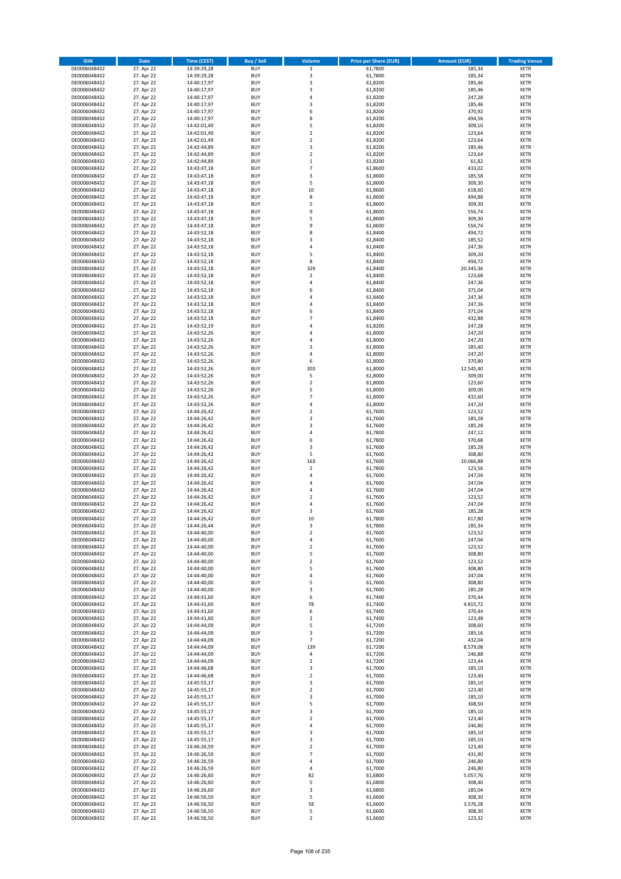| ISIN | Date | Time (CEST) | Buy / Sell | Volume | Price per Share (EUR) | Amount (EUR) | Trading Venue |
|---|---|---|---|---|---|---|---|
| DE0006048432 | 27. Apr 22 | 14:39:29,28 | BUY | 3 | 61,7800 | 185,34 | XETR |
| DE0006048432 | 27. Apr 22 | 14:39:29,28 | BUY | 3 | 61,7800 | 185,34 | XETR |
| DE0006048432 | 27. Apr 22 | 14:40:17,97 | BUY | 3 | 61,8200 | 185,46 | XETR |
| DE0006048432 | 27. Apr 22 | 14:40:17,97 | BUY | 3 | 61,8200 | 185,46 | XETR |
| DE0006048432 | 27. Apr 22 | 14:40:17,97 | BUY | 4 | 61,8200 | 247,28 | XETR |
| DE0006048432 | 27. Apr 22 | 14:40:17,97 | BUY | 3 | 61,8200 | 185,46 | XETR |
| DE0006048432 | 27. Apr 22 | 14:40:17,97 | BUY | 6 | 61,8200 | 370,92 | XETR |
| DE0006048432 | 27. Apr 22 | 14:40:17,97 | BUY | 8 | 61,8200 | 494,56 | XETR |
| DE0006048432 | 27. Apr 22 | 14:42:01,49 | BUY | 5 | 61,8200 | 309,10 | XETR |
| DE0006048432 | 27. Apr 22 | 14:42:01,49 | BUY | 2 | 61,8200 | 123,64 | XETR |
| DE0006048432 | 27. Apr 22 | 14:42:01,49 | BUY | 2 | 61,8200 | 123,64 | XETR |
| DE0006048432 | 27. Apr 22 | 14:42:44,89 | BUY | 3 | 61,8200 | 185,46 | XETR |
| DE0006048432 | 27. Apr 22 | 14:42:44,89 | BUY | 2 | 61,8200 | 123,64 | XETR |
| DE0006048432 | 27. Apr 22 | 14:42:44,89 | BUY | 1 | 61,8200 | 61,82 | XETR |
| DE0006048432 | 27. Apr 22 | 14:43:47,18 | BUY | 7 | 61,8600 | 433,02 | XETR |
| DE0006048432 | 27. Apr 22 | 14:43:47,18 | BUY | 3 | 61,8600 | 185,58 | XETR |
| DE0006048432 | 27. Apr 22 | 14:43:47,18 | BUY | 5 | 61,8600 | 309,30 | XETR |
| DE0006048432 | 27. Apr 22 | 14:43:47,18 | BUY | 10 | 61,8600 | 618,60 | XETR |
| DE0006048432 | 27. Apr 22 | 14:43:47,18 | BUY | 8 | 61,8600 | 494,88 | XETR |
| DE0006048432 | 27. Apr 22 | 14:43:47,18 | BUY | 5 | 61,8600 | 309,30 | XETR |
| DE0006048432 | 27. Apr 22 | 14:43:47,18 | BUY | 9 | 61,8600 | 556,74 | XETR |
| DE0006048432 | 27. Apr 22 | 14:43:47,18 | BUY | 5 | 61,8600 | 309,30 | XETR |
| DE0006048432 | 27. Apr 22 | 14:43:47,18 | BUY | 9 | 61,8600 | 556,74 | XETR |
| DE0006048432 | 27. Apr 22 | 14:43:52,18 | BUY | 8 | 61,8400 | 494,72 | XETR |
| DE0006048432 | 27. Apr 22 | 14:43:52,18 | BUY | 3 | 61,8400 | 185,52 | XETR |
| DE0006048432 | 27. Apr 22 | 14:43:52,18 | BUY | 4 | 61,8400 | 247,36 | XETR |
| DE0006048432 | 27. Apr 22 | 14:43:52,18 | BUY | 5 | 61,8400 | 309,20 | XETR |
| DE0006048432 | 27. Apr 22 | 14:43:52,18 | BUY | 8 | 61,8400 | 494,72 | XETR |
| DE0006048432 | 27. Apr 22 | 14:43:52,18 | BUY | 329 | 61,8400 | 20.345,36 | XETR |
| DE0006048432 | 27. Apr 22 | 14:43:52,18 | BUY | 2 | 61,8400 | 123,68 | XETR |
| DE0006048432 | 27. Apr 22 | 14:43:52,18 | BUY | 4 | 61,8400 | 247,36 | XETR |
| DE0006048432 | 27. Apr 22 | 14:43:52,18 | BUY | 6 | 61,8400 | 371,04 | XETR |
| DE0006048432 | 27. Apr 22 | 14:43:52,18 | BUY | 4 | 61,8400 | 247,36 | XETR |
| DE0006048432 | 27. Apr 22 | 14:43:52,18 | BUY | 4 | 61,8400 | 247,36 | XETR |
| DE0006048432 | 27. Apr 22 | 14:43:52,18 | BUY | 6 | 61,8400 | 371,04 | XETR |
| DE0006048432 | 27. Apr 22 | 14:43:52,18 | BUY | 7 | 61,8400 | 432,88 | XETR |
| DE0006048432 | 27. Apr 22 | 14:43:52,19 | BUY | 4 | 61,8200 | 247,28 | XETR |
| DE0006048432 | 27. Apr 22 | 14:43:52,26 | BUY | 4 | 61,8000 | 247,20 | XETR |
| DE0006048432 | 27. Apr 22 | 14:43:52,26 | BUY | 4 | 61,8000 | 247,20 | XETR |
| DE0006048432 | 27. Apr 22 | 14:43:52,26 | BUY | 3 | 61,8000 | 185,40 | XETR |
| DE0006048432 | 27. Apr 22 | 14:43:52,26 | BUY | 4 | 61,8000 | 247,20 | XETR |
| DE0006048432 | 27. Apr 22 | 14:43:52,26 | BUY | 6 | 61,8000 | 370,80 | XETR |
| DE0006048432 | 27. Apr 22 | 14:43:52,26 | BUY | 203 | 61,8000 | 12.545,40 | XETR |
| DE0006048432 | 27. Apr 22 | 14:43:52,26 | BUY | 5 | 61,8000 | 309,00 | XETR |
| DE0006048432 | 27. Apr 22 | 14:43:52,26 | BUY | 2 | 61,8000 | 123,60 | XETR |
| DE0006048432 | 27. Apr 22 | 14:43:52,26 | BUY | 5 | 61,8000 | 309,00 | XETR |
| DE0006048432 | 27. Apr 22 | 14:43:52,26 | BUY | 7 | 61,8000 | 432,60 | XETR |
| DE0006048432 | 27. Apr 22 | 14:43:52,26 | BUY | 4 | 61,8000 | 247,20 | XETR |
| DE0006048432 | 27. Apr 22 | 14:44:26,42 | BUY | 2 | 61,7600 | 123,52 | XETR |
| DE0006048432 | 27. Apr 22 | 14:44:26,42 | BUY | 3 | 61,7600 | 185,28 | XETR |
| DE0006048432 | 27. Apr 22 | 14:44:26,42 | BUY | 3 | 61,7600 | 185,28 | XETR |
| DE0006048432 | 27. Apr 22 | 14:44:26,42 | BUY | 4 | 61,7800 | 247,12 | XETR |
| DE0006048432 | 27. Apr 22 | 14:44:26,42 | BUY | 6 | 61,7800 | 370,68 | XETR |
| DE0006048432 | 27. Apr 22 | 14:44:26,42 | BUY | 3 | 61,7600 | 185,28 | XETR |
| DE0006048432 | 27. Apr 22 | 14:44:26,42 | BUY | 5 | 61,7600 | 308,80 | XETR |
| DE0006048432 | 27. Apr 22 | 14:44:26,42 | BUY | 163 | 61,7600 | 10.066,88 | XETR |
| DE0006048432 | 27. Apr 22 | 14:44:26,42 | BUY | 2 | 61,7800 | 123,56 | XETR |
| DE0006048432 | 27. Apr 22 | 14:44:26,42 | BUY | 4 | 61,7600 | 247,04 | XETR |
| DE0006048432 | 27. Apr 22 | 14:44:26,42 | BUY | 4 | 61,7600 | 247,04 | XETR |
| DE0006048432 | 27. Apr 22 | 14:44:26,42 | BUY | 4 | 61,7600 | 247,04 | XETR |
| DE0006048432 | 27. Apr 22 | 14:44:26,42 | BUY | 2 | 61,7600 | 123,52 | XETR |
| DE0006048432 | 27. Apr 22 | 14:44:26,42 | BUY | 4 | 61,7600 | 247,04 | XETR |
| DE0006048432 | 27. Apr 22 | 14:44:26,42 | BUY | 3 | 61,7600 | 185,28 | XETR |
| DE0006048432 | 27. Apr 22 | 14:44:26,42 | BUY | 10 | 61,7800 | 617,80 | XETR |
| DE0006048432 | 27. Apr 22 | 14:44:26,44 | BUY | 3 | 61,7800 | 185,34 | XETR |
| DE0006048432 | 27. Apr 22 | 14:44:40,00 | BUY | 2 | 61,7600 | 123,52 | XETR |
| DE0006048432 | 27. Apr 22 | 14:44:40,00 | BUY | 4 | 61,7600 | 247,04 | XETR |
| DE0006048432 | 27. Apr 22 | 14:44:40,00 | BUY | 2 | 61,7600 | 123,52 | XETR |
| DE0006048432 | 27. Apr 22 | 14:44:40,00 | BUY | 5 | 61,7600 | 308,80 | XETR |
| DE0006048432 | 27. Apr 22 | 14:44:40,00 | BUY | 2 | 61,7600 | 123,52 | XETR |
| DE0006048432 | 27. Apr 22 | 14:44:40,00 | BUY | 5 | 61,7600 | 308,80 | XETR |
| DE0006048432 | 27. Apr 22 | 14:44:40,00 | BUY | 4 | 61,7600 | 247,04 | XETR |
| DE0006048432 | 27. Apr 22 | 14:44:40,00 | BUY | 5 | 61,7600 | 308,80 | XETR |
| DE0006048432 | 27. Apr 22 | 14:44:40,00 | BUY | 3 | 61,7600 | 185,28 | XETR |
| DE0006048432 | 27. Apr 22 | 14:44:41,60 | BUY | 6 | 61,7400 | 370,44 | XETR |
| DE0006048432 | 27. Apr 22 | 14:44:41,60 | BUY | 78 | 61,7400 | 4.815,72 | XETR |
| DE0006048432 | 27. Apr 22 | 14:44:41,60 | BUY | 6 | 61,7400 | 370,44 | XETR |
| DE0006048432 | 27. Apr 22 | 14:44:41,60 | BUY | 2 | 61,7400 | 123,48 | XETR |
| DE0006048432 | 27. Apr 22 | 14:44:44,09 | BUY | 5 | 61,7200 | 308,60 | XETR |
| DE0006048432 | 27. Apr 22 | 14:44:44,09 | BUY | 3 | 61,7200 | 185,16 | XETR |
| DE0006048432 | 27. Apr 22 | 14:44:44,09 | BUY | 7 | 61,7200 | 432,04 | XETR |
| DE0006048432 | 27. Apr 22 | 14:44:44,09 | BUY | 139 | 61,7200 | 8.579,08 | XETR |
| DE0006048432 | 27. Apr 22 | 14:44:44,09 | BUY | 4 | 61,7200 | 246,88 | XETR |
| DE0006048432 | 27. Apr 22 | 14:44:44,09 | BUY | 2 | 61,7200 | 123,44 | XETR |
| DE0006048432 | 27. Apr 22 | 14:44:46,68 | BUY | 3 | 61,7000 | 185,10 | XETR |
| DE0006048432 | 27. Apr 22 | 14:44:46,68 | BUY | 2 | 61,7000 | 123,40 | XETR |
| DE0006048432 | 27. Apr 22 | 14:45:55,17 | BUY | 3 | 61,7000 | 185,10 | XETR |
| DE0006048432 | 27. Apr 22 | 14:45:55,17 | BUY | 2 | 61,7000 | 123,40 | XETR |
| DE0006048432 | 27. Apr 22 | 14:45:55,17 | BUY | 3 | 61,7000 | 185,10 | XETR |
| DE0006048432 | 27. Apr 22 | 14:45:55,17 | BUY | 5 | 61,7000 | 308,50 | XETR |
| DE0006048432 | 27. Apr 22 | 14:45:55,17 | BUY | 3 | 61,7000 | 185,10 | XETR |
| DE0006048432 | 27. Apr 22 | 14:45:55,17 | BUY | 2 | 61,7000 | 123,40 | XETR |
| DE0006048432 | 27. Apr 22 | 14:45:55,17 | BUY | 4 | 61,7000 | 246,80 | XETR |
| DE0006048432 | 27. Apr 22 | 14:45:55,17 | BUY | 3 | 61,7000 | 185,10 | XETR |
| DE0006048432 | 27. Apr 22 | 14:45:55,17 | BUY | 3 | 61,7000 | 185,10 | XETR |
| DE0006048432 | 27. Apr 22 | 14:46:26,59 | BUY | 2 | 61,7000 | 123,40 | XETR |
| DE0006048432 | 27. Apr 22 | 14:46:26,59 | BUY | 7 | 61,7000 | 431,90 | XETR |
| DE0006048432 | 27. Apr 22 | 14:46:26,59 | BUY | 4 | 61,7000 | 246,80 | XETR |
| DE0006048432 | 27. Apr 22 | 14:46:26,59 | BUY | 4 | 61,7000 | 246,80 | XETR |
| DE0006048432 | 27. Apr 22 | 14:46:26,60 | BUY | 82 | 61,6800 | 5.057,76 | XETR |
| DE0006048432 | 27. Apr 22 | 14:46:26,60 | BUY | 5 | 61,6800 | 308,40 | XETR |
| DE0006048432 | 27. Apr 22 | 14:46:26,60 | BUY | 3 | 61,6800 | 185,04 | XETR |
| DE0006048432 | 27. Apr 22 | 14:46:56,50 | BUY | 5 | 61,6600 | 308,30 | XETR |
| DE0006048432 | 27. Apr 22 | 14:46:56,50 | BUY | 58 | 61,6600 | 3.576,28 | XETR |
| DE0006048432 | 27. Apr 22 | 14:46:56,50 | BUY | 5 | 61,6600 | 308,30 | XETR |
| DE0006048432 | 27. Apr 22 | 14:46:56,50 | BUY | 2 | 61,6600 | 123,32 | XETR |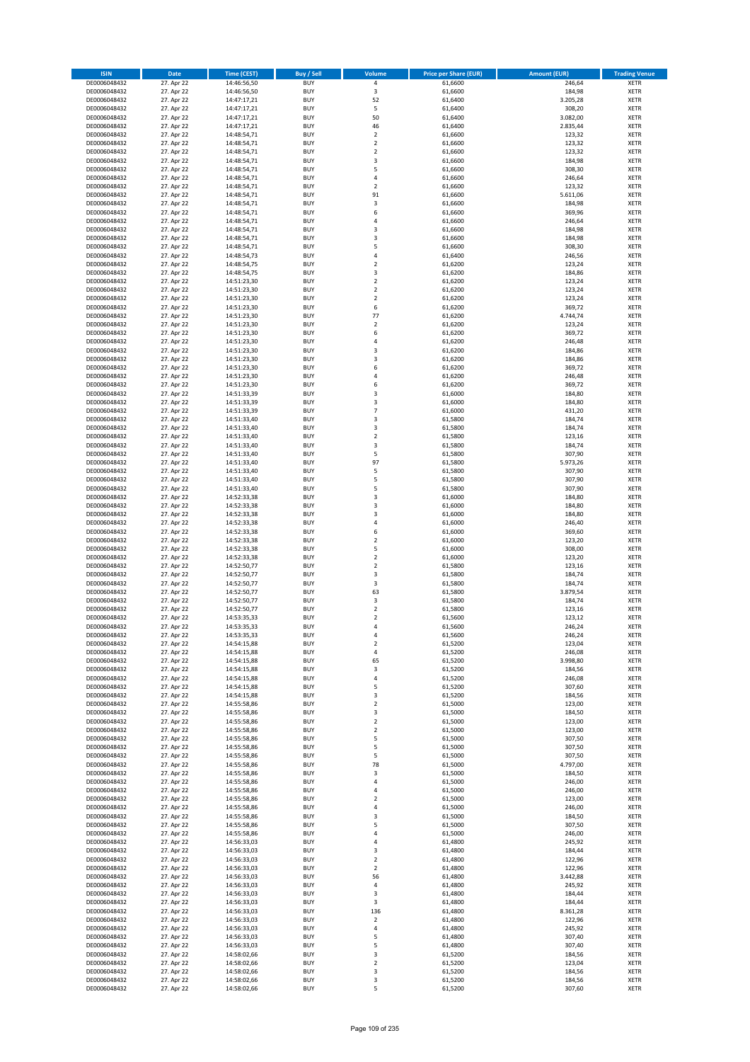| ISIN | Date | Time (CEST) | Buy / Sell | Volume | Price per Share (EUR) | Amount (EUR) | Trading Venue |
|---|---|---|---|---|---|---|---|
| DE0006048432 | 27. Apr 22 | 14:46:56,50 | BUY | 4 | 61,6600 | 246,64 | XETR |
| DE0006048432 | 27. Apr 22 | 14:46:56,50 | BUY | 3 | 61,6600 | 184,98 | XETR |
| DE0006048432 | 27. Apr 22 | 14:47:17,21 | BUY | 52 | 61,6400 | 3.205,28 | XETR |
| DE0006048432 | 27. Apr 22 | 14:47:17,21 | BUY | 5 | 61,6400 | 308,20 | XETR |
| DE0006048432 | 27. Apr 22 | 14:47:17,21 | BUY | 50 | 61,6400 | 3.082,00 | XETR |
| DE0006048432 | 27. Apr 22 | 14:47:17,21 | BUY | 46 | 61,6400 | 2.835,44 | XETR |
| DE0006048432 | 27. Apr 22 | 14:48:54,71 | BUY | 2 | 61,6600 | 123,32 | XETR |
| DE0006048432 | 27. Apr 22 | 14:48:54,71 | BUY | 2 | 61,6600 | 123,32 | XETR |
| DE0006048432 | 27. Apr 22 | 14:48:54,71 | BUY | 2 | 61,6600 | 123,32 | XETR |
| DE0006048432 | 27. Apr 22 | 14:48:54,71 | BUY | 3 | 61,6600 | 184,98 | XETR |
| DE0006048432 | 27. Apr 22 | 14:48:54,71 | BUY | 5 | 61,6600 | 308,30 | XETR |
| DE0006048432 | 27. Apr 22 | 14:48:54,71 | BUY | 4 | 61,6600 | 246,64 | XETR |
| DE0006048432 | 27. Apr 22 | 14:48:54,71 | BUY | 2 | 61,6600 | 123,32 | XETR |
| DE0006048432 | 27. Apr 22 | 14:48:54,71 | BUY | 91 | 61,6600 | 5.611,06 | XETR |
| DE0006048432 | 27. Apr 22 | 14:48:54,71 | BUY | 3 | 61,6600 | 184,98 | XETR |
| DE0006048432 | 27. Apr 22 | 14:48:54,71 | BUY | 6 | 61,6600 | 369,96 | XETR |
| DE0006048432 | 27. Apr 22 | 14:48:54,71 | BUY | 4 | 61,6600 | 246,64 | XETR |
| DE0006048432 | 27. Apr 22 | 14:48:54,71 | BUY | 3 | 61,6600 | 184,98 | XETR |
| DE0006048432 | 27. Apr 22 | 14:48:54,71 | BUY | 3 | 61,6600 | 184,98 | XETR |
| DE0006048432 | 27. Apr 22 | 14:48:54,71 | BUY | 5 | 61,6600 | 308,30 | XETR |
| DE0006048432 | 27. Apr 22 | 14:48:54,73 | BUY | 4 | 61,6400 | 246,56 | XETR |
| DE0006048432 | 27. Apr 22 | 14:48:54,75 | BUY | 2 | 61,6200 | 123,24 | XETR |
| DE0006048432 | 27. Apr 22 | 14:48:54,75 | BUY | 3 | 61,6200 | 184,86 | XETR |
| DE0006048432 | 27. Apr 22 | 14:51:23,30 | BUY | 2 | 61,6200 | 123,24 | XETR |
| DE0006048432 | 27. Apr 22 | 14:51:23,30 | BUY | 2 | 61,6200 | 123,24 | XETR |
| DE0006048432 | 27. Apr 22 | 14:51:23,30 | BUY | 2 | 61,6200 | 123,24 | XETR |
| DE0006048432 | 27. Apr 22 | 14:51:23,30 | BUY | 6 | 61,6200 | 369,72 | XETR |
| DE0006048432 | 27. Apr 22 | 14:51:23,30 | BUY | 77 | 61,6200 | 4.744,74 | XETR |
| DE0006048432 | 27. Apr 22 | 14:51:23,30 | BUY | 2 | 61,6200 | 123,24 | XETR |
| DE0006048432 | 27. Apr 22 | 14:51:23,30 | BUY | 6 | 61,6200 | 369,72 | XETR |
| DE0006048432 | 27. Apr 22 | 14:51:23,30 | BUY | 4 | 61,6200 | 246,48 | XETR |
| DE0006048432 | 27. Apr 22 | 14:51:23,30 | BUY | 3 | 61,6200 | 184,86 | XETR |
| DE0006048432 | 27. Apr 22 | 14:51:23,30 | BUY | 3 | 61,6200 | 184,86 | XETR |
| DE0006048432 | 27. Apr 22 | 14:51:23,30 | BUY | 6 | 61,6200 | 369,72 | XETR |
| DE0006048432 | 27. Apr 22 | 14:51:23,30 | BUY | 4 | 61,6200 | 246,48 | XETR |
| DE0006048432 | 27. Apr 22 | 14:51:23,30 | BUY | 6 | 61,6200 | 369,72 | XETR |
| DE0006048432 | 27. Apr 22 | 14:51:33,39 | BUY | 3 | 61,6000 | 184,80 | XETR |
| DE0006048432 | 27. Apr 22 | 14:51:33,39 | BUY | 3 | 61,6000 | 184,80 | XETR |
| DE0006048432 | 27. Apr 22 | 14:51:33,39 | BUY | 7 | 61,6000 | 431,20 | XETR |
| DE0006048432 | 27. Apr 22 | 14:51:33,40 | BUY | 3 | 61,5800 | 184,74 | XETR |
| DE0006048432 | 27. Apr 22 | 14:51:33,40 | BUY | 3 | 61,5800 | 184,74 | XETR |
| DE0006048432 | 27. Apr 22 | 14:51:33,40 | BUY | 2 | 61,5800 | 123,16 | XETR |
| DE0006048432 | 27. Apr 22 | 14:51:33,40 | BUY | 3 | 61,5800 | 184,74 | XETR |
| DE0006048432 | 27. Apr 22 | 14:51:33,40 | BUY | 5 | 61,5800 | 307,90 | XETR |
| DE0006048432 | 27. Apr 22 | 14:51:33,40 | BUY | 97 | 61,5800 | 5.973,26 | XETR |
| DE0006048432 | 27. Apr 22 | 14:51:33,40 | BUY | 5 | 61,5800 | 307,90 | XETR |
| DE0006048432 | 27. Apr 22 | 14:51:33,40 | BUY | 5 | 61,5800 | 307,90 | XETR |
| DE0006048432 | 27. Apr 22 | 14:51:33,40 | BUY | 5 | 61,5800 | 307,90 | XETR |
| DE0006048432 | 27. Apr 22 | 14:52:33,38 | BUY | 3 | 61,6000 | 184,80 | XETR |
| DE0006048432 | 27. Apr 22 | 14:52:33,38 | BUY | 3 | 61,6000 | 184,80 | XETR |
| DE0006048432 | 27. Apr 22 | 14:52:33,38 | BUY | 3 | 61,6000 | 184,80 | XETR |
| DE0006048432 | 27. Apr 22 | 14:52:33,38 | BUY | 4 | 61,6000 | 246,40 | XETR |
| DE0006048432 | 27. Apr 22 | 14:52:33,38 | BUY | 6 | 61,6000 | 369,60 | XETR |
| DE0006048432 | 27. Apr 22 | 14:52:33,38 | BUY | 2 | 61,6000 | 123,20 | XETR |
| DE0006048432 | 27. Apr 22 | 14:52:33,38 | BUY | 5 | 61,6000 | 308,00 | XETR |
| DE0006048432 | 27. Apr 22 | 14:52:33,38 | BUY | 2 | 61,6000 | 123,20 | XETR |
| DE0006048432 | 27. Apr 22 | 14:52:50,77 | BUY | 2 | 61,5800 | 123,16 | XETR |
| DE0006048432 | 27. Apr 22 | 14:52:50,77 | BUY | 3 | 61,5800 | 184,74 | XETR |
| DE0006048432 | 27. Apr 22 | 14:52:50,77 | BUY | 3 | 61,5800 | 184,74 | XETR |
| DE0006048432 | 27. Apr 22 | 14:52:50,77 | BUY | 63 | 61,5800 | 3.879,54 | XETR |
| DE0006048432 | 27. Apr 22 | 14:52:50,77 | BUY | 3 | 61,5800 | 184,74 | XETR |
| DE0006048432 | 27. Apr 22 | 14:52:50,77 | BUY | 2 | 61,5800 | 123,16 | XETR |
| DE0006048432 | 27. Apr 22 | 14:53:35,33 | BUY | 2 | 61,5600 | 123,12 | XETR |
| DE0006048432 | 27. Apr 22 | 14:53:35,33 | BUY | 4 | 61,5600 | 246,24 | XETR |
| DE0006048432 | 27. Apr 22 | 14:53:35,33 | BUY | 4 | 61,5600 | 246,24 | XETR |
| DE0006048432 | 27. Apr 22 | 14:54:15,88 | BUY | 2 | 61,5200 | 123,04 | XETR |
| DE0006048432 | 27. Apr 22 | 14:54:15,88 | BUY | 4 | 61,5200 | 246,08 | XETR |
| DE0006048432 | 27. Apr 22 | 14:54:15,88 | BUY | 65 | 61,5200 | 3.998,80 | XETR |
| DE0006048432 | 27. Apr 22 | 14:54:15,88 | BUY | 3 | 61,5200 | 184,56 | XETR |
| DE0006048432 | 27. Apr 22 | 14:54:15,88 | BUY | 4 | 61,5200 | 246,08 | XETR |
| DE0006048432 | 27. Apr 22 | 14:54:15,88 | BUY | 5 | 61,5200 | 307,60 | XETR |
| DE0006048432 | 27. Apr 22 | 14:54:15,88 | BUY | 3 | 61,5200 | 184,56 | XETR |
| DE0006048432 | 27. Apr 22 | 14:55:58,86 | BUY | 2 | 61,5000 | 123,00 | XETR |
| DE0006048432 | 27. Apr 22 | 14:55:58,86 | BUY | 3 | 61,5000 | 184,50 | XETR |
| DE0006048432 | 27. Apr 22 | 14:55:58,86 | BUY | 2 | 61,5000 | 123,00 | XETR |
| DE0006048432 | 27. Apr 22 | 14:55:58,86 | BUY | 2 | 61,5000 | 123,00 | XETR |
| DE0006048432 | 27. Apr 22 | 14:55:58,86 | BUY | 5 | 61,5000 | 307,50 | XETR |
| DE0006048432 | 27. Apr 22 | 14:55:58,86 | BUY | 5 | 61,5000 | 307,50 | XETR |
| DE0006048432 | 27. Apr 22 | 14:55:58,86 | BUY | 5 | 61,5000 | 307,50 | XETR |
| DE0006048432 | 27. Apr 22 | 14:55:58,86 | BUY | 78 | 61,5000 | 4.797,00 | XETR |
| DE0006048432 | 27. Apr 22 | 14:55:58,86 | BUY | 3 | 61,5000 | 184,50 | XETR |
| DE0006048432 | 27. Apr 22 | 14:55:58,86 | BUY | 4 | 61,5000 | 246,00 | XETR |
| DE0006048432 | 27. Apr 22 | 14:55:58,86 | BUY | 4 | 61,5000 | 246,00 | XETR |
| DE0006048432 | 27. Apr 22 | 14:55:58,86 | BUY | 2 | 61,5000 | 123,00 | XETR |
| DE0006048432 | 27. Apr 22 | 14:55:58,86 | BUY | 4 | 61,5000 | 246,00 | XETR |
| DE0006048432 | 27. Apr 22 | 14:55:58,86 | BUY | 3 | 61,5000 | 184,50 | XETR |
| DE0006048432 | 27. Apr 22 | 14:55:58,86 | BUY | 5 | 61,5000 | 307,50 | XETR |
| DE0006048432 | 27. Apr 22 | 14:55:58,86 | BUY | 4 | 61,5000 | 246,00 | XETR |
| DE0006048432 | 27. Apr 22 | 14:56:33,03 | BUY | 4 | 61,4800 | 245,92 | XETR |
| DE0006048432 | 27. Apr 22 | 14:56:33,03 | BUY | 3 | 61,4800 | 184,44 | XETR |
| DE0006048432 | 27. Apr 22 | 14:56:33,03 | BUY | 2 | 61,4800 | 122,96 | XETR |
| DE0006048432 | 27. Apr 22 | 14:56:33,03 | BUY | 2 | 61,4800 | 122,96 | XETR |
| DE0006048432 | 27. Apr 22 | 14:56:33,03 | BUY | 56 | 61,4800 | 3.442,88 | XETR |
| DE0006048432 | 27. Apr 22 | 14:56:33,03 | BUY | 4 | 61,4800 | 245,92 | XETR |
| DE0006048432 | 27. Apr 22 | 14:56:33,03 | BUY | 3 | 61,4800 | 184,44 | XETR |
| DE0006048432 | 27. Apr 22 | 14:56:33,03 | BUY | 3 | 61,4800 | 184,44 | XETR |
| DE0006048432 | 27. Apr 22 | 14:56:33,03 | BUY | 136 | 61,4800 | 8.361,28 | XETR |
| DE0006048432 | 27. Apr 22 | 14:56:33,03 | BUY | 2 | 61,4800 | 122,96 | XETR |
| DE0006048432 | 27. Apr 22 | 14:56:33,03 | BUY | 4 | 61,4800 | 245,92 | XETR |
| DE0006048432 | 27. Apr 22 | 14:56:33,03 | BUY | 5 | 61,4800 | 307,40 | XETR |
| DE0006048432 | 27. Apr 22 | 14:56:33,03 | BUY | 5 | 61,4800 | 307,40 | XETR |
| DE0006048432 | 27. Apr 22 | 14:58:02,66 | BUY | 3 | 61,5200 | 184,56 | XETR |
| DE0006048432 | 27. Apr 22 | 14:58:02,66 | BUY | 2 | 61,5200 | 123,04 | XETR |
| DE0006048432 | 27. Apr 22 | 14:58:02,66 | BUY | 3 | 61,5200 | 184,56 | XETR |
| DE0006048432 | 27. Apr 22 | 14:58:02,66 | BUY | 3 | 61,5200 | 184,56 | XETR |
| DE0006048432 | 27. Apr 22 | 14:58:02,66 | BUY | 5 | 61,5200 | 307,60 | XETR |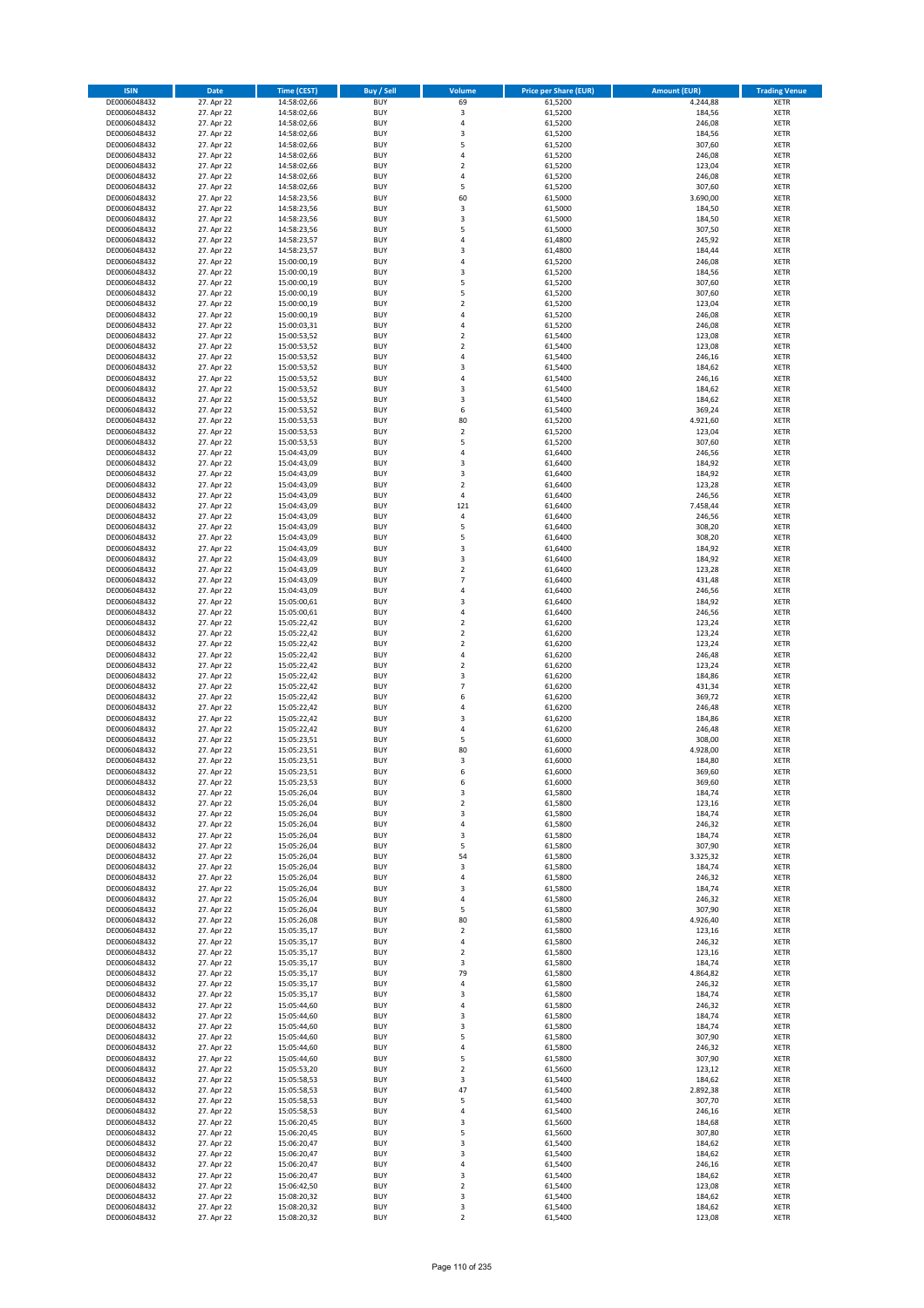| ISIN | Date | Time (CEST) | Buy / Sell | Volume | Price per Share (EUR) | Amount (EUR) | Trading Venue |
|---|---|---|---|---|---|---|---|
| DE0006048432 | 27. Apr 22 | 14:58:02,66 | BUY | 69 | 61,5200 | 4.244,88 | XETR |
| DE0006048432 | 27. Apr 22 | 14:58:02,66 | BUY | 3 | 61,5200 | 184,56 | XETR |
| DE0006048432 | 27. Apr 22 | 14:58:02,66 | BUY | 4 | 61,5200 | 246,08 | XETR |
| DE0006048432 | 27. Apr 22 | 14:58:02,66 | BUY | 3 | 61,5200 | 184,56 | XETR |
| DE0006048432 | 27. Apr 22 | 14:58:02,66 | BUY | 5 | 61,5200 | 307,60 | XETR |
| DE0006048432 | 27. Apr 22 | 14:58:02,66 | BUY | 4 | 61,5200 | 246,08 | XETR |
| DE0006048432 | 27. Apr 22 | 14:58:02,66 | BUY | 2 | 61,5200 | 123,04 | XETR |
| DE0006048432 | 27. Apr 22 | 14:58:02,66 | BUY | 4 | 61,5200 | 246,08 | XETR |
| DE0006048432 | 27. Apr 22 | 14:58:02,66 | BUY | 5 | 61,5200 | 307,60 | XETR |
| DE0006048432 | 27. Apr 22 | 14:58:23,56 | BUY | 60 | 61,5000 | 3.690,00 | XETR |
| DE0006048432 | 27. Apr 22 | 14:58:23,56 | BUY | 3 | 61,5000 | 184,50 | XETR |
| DE0006048432 | 27. Apr 22 | 14:58:23,56 | BUY | 3 | 61,5000 | 184,50 | XETR |
| DE0006048432 | 27. Apr 22 | 14:58:23,56 | BUY | 5 | 61,5000 | 307,50 | XETR |
| DE0006048432 | 27. Apr 22 | 14:58:23,57 | BUY | 4 | 61,4800 | 245,92 | XETR |
| DE0006048432 | 27. Apr 22 | 14:58:23,57 | BUY | 3 | 61,4800 | 184,44 | XETR |
| DE0006048432 | 27. Apr 22 | 15:00:00,19 | BUY | 4 | 61,5200 | 246,08 | XETR |
| DE0006048432 | 27. Apr 22 | 15:00:00,19 | BUY | 3 | 61,5200 | 184,56 | XETR |
| DE0006048432 | 27. Apr 22 | 15:00:00,19 | BUY | 5 | 61,5200 | 307,60 | XETR |
| DE0006048432 | 27. Apr 22 | 15:00:00,19 | BUY | 5 | 61,5200 | 307,60 | XETR |
| DE0006048432 | 27. Apr 22 | 15:00:00,19 | BUY | 2 | 61,5200 | 123,04 | XETR |
| DE0006048432 | 27. Apr 22 | 15:00:00,19 | BUY | 4 | 61,5200 | 246,08 | XETR |
| DE0006048432 | 27. Apr 22 | 15:00:03,31 | BUY | 4 | 61,5200 | 246,08 | XETR |
| DE0006048432 | 27. Apr 22 | 15:00:53,52 | BUY | 2 | 61,5400 | 123,08 | XETR |
| DE0006048432 | 27. Apr 22 | 15:00:53,52 | BUY | 2 | 61,5400 | 123,08 | XETR |
| DE0006048432 | 27. Apr 22 | 15:00:53,52 | BUY | 4 | 61,5400 | 246,16 | XETR |
| DE0006048432 | 27. Apr 22 | 15:00:53,52 | BUY | 3 | 61,5400 | 184,62 | XETR |
| DE0006048432 | 27. Apr 22 | 15:00:53,52 | BUY | 4 | 61,5400 | 246,16 | XETR |
| DE0006048432 | 27. Apr 22 | 15:00:53,52 | BUY | 3 | 61,5400 | 184,62 | XETR |
| DE0006048432 | 27. Apr 22 | 15:00:53,52 | BUY | 3 | 61,5400 | 184,62 | XETR |
| DE0006048432 | 27. Apr 22 | 15:00:53,52 | BUY | 6 | 61,5400 | 369,24 | XETR |
| DE0006048432 | 27. Apr 22 | 15:00:53,53 | BUY | 80 | 61,5200 | 4.921,60 | XETR |
| DE0006048432 | 27. Apr 22 | 15:00:53,53 | BUY | 2 | 61,5200 | 123,04 | XETR |
| DE0006048432 | 27. Apr 22 | 15:00:53,53 | BUY | 5 | 61,5200 | 307,60 | XETR |
| DE0006048432 | 27. Apr 22 | 15:04:43,09 | BUY | 4 | 61,6400 | 246,56 | XETR |
| DE0006048432 | 27. Apr 22 | 15:04:43,09 | BUY | 3 | 61,6400 | 184,92 | XETR |
| DE0006048432 | 27. Apr 22 | 15:04:43,09 | BUY | 3 | 61,6400 | 184,92 | XETR |
| DE0006048432 | 27. Apr 22 | 15:04:43,09 | BUY | 2 | 61,6400 | 123,28 | XETR |
| DE0006048432 | 27. Apr 22 | 15:04:43,09 | BUY | 4 | 61,6400 | 246,56 | XETR |
| DE0006048432 | 27. Apr 22 | 15:04:43,09 | BUY | 121 | 61,6400 | 7.458,44 | XETR |
| DE0006048432 | 27. Apr 22 | 15:04:43,09 | BUY | 4 | 61,6400 | 246,56 | XETR |
| DE0006048432 | 27. Apr 22 | 15:04:43,09 | BUY | 5 | 61,6400 | 308,20 | XETR |
| DE0006048432 | 27. Apr 22 | 15:04:43,09 | BUY | 5 | 61,6400 | 308,20 | XETR |
| DE0006048432 | 27. Apr 22 | 15:04:43,09 | BUY | 3 | 61,6400 | 184,92 | XETR |
| DE0006048432 | 27. Apr 22 | 15:04:43,09 | BUY | 3 | 61,6400 | 184,92 | XETR |
| DE0006048432 | 27. Apr 22 | 15:04:43,09 | BUY | 2 | 61,6400 | 123,28 | XETR |
| DE0006048432 | 27. Apr 22 | 15:04:43,09 | BUY | 7 | 61,6400 | 431,48 | XETR |
| DE0006048432 | 27. Apr 22 | 15:04:43,09 | BUY | 4 | 61,6400 | 246,56 | XETR |
| DE0006048432 | 27. Apr 22 | 15:05:00,61 | BUY | 3 | 61,6400 | 184,92 | XETR |
| DE0006048432 | 27. Apr 22 | 15:05:00,61 | BUY | 4 | 61,6400 | 246,56 | XETR |
| DE0006048432 | 27. Apr 22 | 15:05:22,42 | BUY | 2 | 61,6200 | 123,24 | XETR |
| DE0006048432 | 27. Apr 22 | 15:05:22,42 | BUY | 2 | 61,6200 | 123,24 | XETR |
| DE0006048432 | 27. Apr 22 | 15:05:22,42 | BUY | 2 | 61,6200 | 123,24 | XETR |
| DE0006048432 | 27. Apr 22 | 15:05:22,42 | BUY | 4 | 61,6200 | 246,48 | XETR |
| DE0006048432 | 27. Apr 22 | 15:05:22,42 | BUY | 2 | 61,6200 | 123,24 | XETR |
| DE0006048432 | 27. Apr 22 | 15:05:22,42 | BUY | 3 | 61,6200 | 184,86 | XETR |
| DE0006048432 | 27. Apr 22 | 15:05:22,42 | BUY | 7 | 61,6200 | 431,34 | XETR |
| DE0006048432 | 27. Apr 22 | 15:05:22,42 | BUY | 6 | 61,6200 | 369,72 | XETR |
| DE0006048432 | 27. Apr 22 | 15:05:22,42 | BUY | 4 | 61,6200 | 246,48 | XETR |
| DE0006048432 | 27. Apr 22 | 15:05:22,42 | BUY | 3 | 61,6200 | 184,86 | XETR |
| DE0006048432 | 27. Apr 22 | 15:05:22,42 | BUY | 4 | 61,6200 | 246,48 | XETR |
| DE0006048432 | 27. Apr 22 | 15:05:23,51 | BUY | 5 | 61,6000 | 308,00 | XETR |
| DE0006048432 | 27. Apr 22 | 15:05:23,51 | BUY | 80 | 61,6000 | 4.928,00 | XETR |
| DE0006048432 | 27. Apr 22 | 15:05:23,51 | BUY | 3 | 61,6000 | 184,80 | XETR |
| DE0006048432 | 27. Apr 22 | 15:05:23,51 | BUY | 6 | 61,6000 | 369,60 | XETR |
| DE0006048432 | 27. Apr 22 | 15:05:23,53 | BUY | 6 | 61,6000 | 369,60 | XETR |
| DE0006048432 | 27. Apr 22 | 15:05:26,04 | BUY | 3 | 61,5800 | 184,74 | XETR |
| DE0006048432 | 27. Apr 22 | 15:05:26,04 | BUY | 2 | 61,5800 | 123,16 | XETR |
| DE0006048432 | 27. Apr 22 | 15:05:26,04 | BUY | 3 | 61,5800 | 184,74 | XETR |
| DE0006048432 | 27. Apr 22 | 15:05:26,04 | BUY | 4 | 61,5800 | 246,32 | XETR |
| DE0006048432 | 27. Apr 22 | 15:05:26,04 | BUY | 3 | 61,5800 | 184,74 | XETR |
| DE0006048432 | 27. Apr 22 | 15:05:26,04 | BUY | 5 | 61,5800 | 307,90 | XETR |
| DE0006048432 | 27. Apr 22 | 15:05:26,04 | BUY | 54 | 61,5800 | 3.325,32 | XETR |
| DE0006048432 | 27. Apr 22 | 15:05:26,04 | BUY | 3 | 61,5800 | 184,74 | XETR |
| DE0006048432 | 27. Apr 22 | 15:05:26,04 | BUY | 4 | 61,5800 | 246,32 | XETR |
| DE0006048432 | 27. Apr 22 | 15:05:26,04 | BUY | 3 | 61,5800 | 184,74 | XETR |
| DE0006048432 | 27. Apr 22 | 15:05:26,04 | BUY | 4 | 61,5800 | 246,32 | XETR |
| DE0006048432 | 27. Apr 22 | 15:05:26,04 | BUY | 5 | 61,5800 | 307,90 | XETR |
| DE0006048432 | 27. Apr 22 | 15:05:26,08 | BUY | 80 | 61,5800 | 4.926,40 | XETR |
| DE0006048432 | 27. Apr 22 | 15:05:35,17 | BUY | 2 | 61,5800 | 123,16 | XETR |
| DE0006048432 | 27. Apr 22 | 15:05:35,17 | BUY | 4 | 61,5800 | 246,32 | XETR |
| DE0006048432 | 27. Apr 22 | 15:05:35,17 | BUY | 2 | 61,5800 | 123,16 | XETR |
| DE0006048432 | 27. Apr 22 | 15:05:35,17 | BUY | 3 | 61,5800 | 184,74 | XETR |
| DE0006048432 | 27. Apr 22 | 15:05:35,17 | BUY | 79 | 61,5800 | 4.864,82 | XETR |
| DE0006048432 | 27. Apr 22 | 15:05:35,17 | BUY | 4 | 61,5800 | 246,32 | XETR |
| DE0006048432 | 27. Apr 22 | 15:05:35,17 | BUY | 3 | 61,5800 | 184,74 | XETR |
| DE0006048432 | 27. Apr 22 | 15:05:44,60 | BUY | 4 | 61,5800 | 246,32 | XETR |
| DE0006048432 | 27. Apr 22 | 15:05:44,60 | BUY | 3 | 61,5800 | 184,74 | XETR |
| DE0006048432 | 27. Apr 22 | 15:05:44,60 | BUY | 3 | 61,5800 | 184,74 | XETR |
| DE0006048432 | 27. Apr 22 | 15:05:44,60 | BUY | 5 | 61,5800 | 307,90 | XETR |
| DE0006048432 | 27. Apr 22 | 15:05:44,60 | BUY | 4 | 61,5800 | 246,32 | XETR |
| DE0006048432 | 27. Apr 22 | 15:05:44,60 | BUY | 5 | 61,5800 | 307,90 | XETR |
| DE0006048432 | 27. Apr 22 | 15:05:53,20 | BUY | 2 | 61,5600 | 123,12 | XETR |
| DE0006048432 | 27. Apr 22 | 15:05:58,53 | BUY | 3 | 61,5400 | 184,62 | XETR |
| DE0006048432 | 27. Apr 22 | 15:05:58,53 | BUY | 47 | 61,5400 | 2.892,38 | XETR |
| DE0006048432 | 27. Apr 22 | 15:05:58,53 | BUY | 5 | 61,5400 | 307,70 | XETR |
| DE0006048432 | 27. Apr 22 | 15:05:58,53 | BUY | 4 | 61,5400 | 246,16 | XETR |
| DE0006048432 | 27. Apr 22 | 15:06:20,45 | BUY | 3 | 61,5600 | 184,68 | XETR |
| DE0006048432 | 27. Apr 22 | 15:06:20,45 | BUY | 5 | 61,5600 | 307,80 | XETR |
| DE0006048432 | 27. Apr 22 | 15:06:20,47 | BUY | 3 | 61,5400 | 184,62 | XETR |
| DE0006048432 | 27. Apr 22 | 15:06:20,47 | BUY | 3 | 61,5400 | 184,62 | XETR |
| DE0006048432 | 27. Apr 22 | 15:06:20,47 | BUY | 4 | 61,5400 | 246,16 | XETR |
| DE0006048432 | 27. Apr 22 | 15:06:20,47 | BUY | 3 | 61,5400 | 184,62 | XETR |
| DE0006048432 | 27. Apr 22 | 15:06:42,50 | BUY | 2 | 61,5400 | 123,08 | XETR |
| DE0006048432 | 27. Apr 22 | 15:08:20,32 | BUY | 3 | 61,5400 | 184,62 | XETR |
| DE0006048432 | 27. Apr 22 | 15:08:20,32 | BUY | 3 | 61,5400 | 184,62 | XETR |
| DE0006048432 | 27. Apr 22 | 15:08:20,32 | BUY | 2 | 61,5400 | 123,08 | XETR |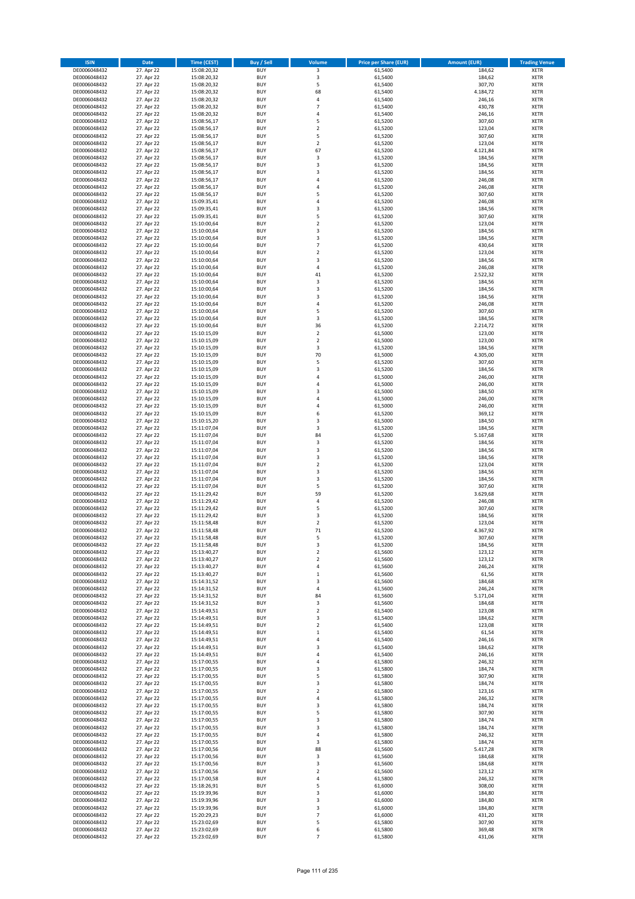| ISIN | Date | Time (CEST) | Buy / Sell | Volume | Price per Share (EUR) | Amount (EUR) | Trading Venue |
|---|---|---|---|---|---|---|---|
| DE0006048432 | 27. Apr 22 | 15:08:20,32 | BUY | 3 | 61,5400 | 184,62 | XETR |
| DE0006048432 | 27. Apr 22 | 15:08:20,32 | BUY | 3 | 61,5400 | 184,62 | XETR |
| DE0006048432 | 27. Apr 22 | 15:08:20,32 | BUY | 5 | 61,5400 | 307,70 | XETR |
| DE0006048432 | 27. Apr 22 | 15:08:20,32 | BUY | 68 | 61,5400 | 4.184,72 | XETR |
| DE0006048432 | 27. Apr 22 | 15:08:20,32 | BUY | 4 | 61,5400 | 246,16 | XETR |
| DE0006048432 | 27. Apr 22 | 15:08:20,32 | BUY | 7 | 61,5400 | 430,78 | XETR |
| DE0006048432 | 27. Apr 22 | 15:08:20,32 | BUY | 4 | 61,5400 | 246,16 | XETR |
| DE0006048432 | 27. Apr 22 | 15:08:56,17 | BUY | 5 | 61,5200 | 307,60 | XETR |
| DE0006048432 | 27. Apr 22 | 15:08:56,17 | BUY | 2 | 61,5200 | 123,04 | XETR |
| DE0006048432 | 27. Apr 22 | 15:08:56,17 | BUY | 5 | 61,5200 | 307,60 | XETR |
| DE0006048432 | 27. Apr 22 | 15:08:56,17 | BUY | 2 | 61,5200 | 123,04 | XETR |
| DE0006048432 | 27. Apr 22 | 15:08:56,17 | BUY | 67 | 61,5200 | 4.121,84 | XETR |
| DE0006048432 | 27. Apr 22 | 15:08:56,17 | BUY | 3 | 61,5200 | 184,56 | XETR |
| DE0006048432 | 27. Apr 22 | 15:08:56,17 | BUY | 3 | 61,5200 | 184,56 | XETR |
| DE0006048432 | 27. Apr 22 | 15:08:56,17 | BUY | 3 | 61,5200 | 184,56 | XETR |
| DE0006048432 | 27. Apr 22 | 15:08:56,17 | BUY | 4 | 61,5200 | 246,08 | XETR |
| DE0006048432 | 27. Apr 22 | 15:08:56,17 | BUY | 4 | 61,5200 | 246,08 | XETR |
| DE0006048432 | 27. Apr 22 | 15:08:56,17 | BUY | 5 | 61,5200 | 307,60 | XETR |
| DE0006048432 | 27. Apr 22 | 15:09:35,41 | BUY | 4 | 61,5200 | 246,08 | XETR |
| DE0006048432 | 27. Apr 22 | 15:09:35,41 | BUY | 3 | 61,5200 | 184,56 | XETR |
| DE0006048432 | 27. Apr 22 | 15:09:35,41 | BUY | 5 | 61,5200 | 307,60 | XETR |
| DE0006048432 | 27. Apr 22 | 15:10:00,64 | BUY | 2 | 61,5200 | 123,04 | XETR |
| DE0006048432 | 27. Apr 22 | 15:10:00,64 | BUY | 3 | 61,5200 | 184,56 | XETR |
| DE0006048432 | 27. Apr 22 | 15:10:00,64 | BUY | 3 | 61,5200 | 184,56 | XETR |
| DE0006048432 | 27. Apr 22 | 15:10:00,64 | BUY | 7 | 61,5200 | 430,64 | XETR |
| DE0006048432 | 27. Apr 22 | 15:10:00,64 | BUY | 2 | 61,5200 | 123,04 | XETR |
| DE0006048432 | 27. Apr 22 | 15:10:00,64 | BUY | 3 | 61,5200 | 184,56 | XETR |
| DE0006048432 | 27. Apr 22 | 15:10:00,64 | BUY | 4 | 61,5200 | 246,08 | XETR |
| DE0006048432 | 27. Apr 22 | 15:10:00,64 | BUY | 41 | 61,5200 | 2.522,32 | XETR |
| DE0006048432 | 27. Apr 22 | 15:10:00,64 | BUY | 3 | 61,5200 | 184,56 | XETR |
| DE0006048432 | 27. Apr 22 | 15:10:00,64 | BUY | 3 | 61,5200 | 184,56 | XETR |
| DE0006048432 | 27. Apr 22 | 15:10:00,64 | BUY | 3 | 61,5200 | 184,56 | XETR |
| DE0006048432 | 27. Apr 22 | 15:10:00,64 | BUY | 4 | 61,5200 | 246,08 | XETR |
| DE0006048432 | 27. Apr 22 | 15:10:00,64 | BUY | 5 | 61,5200 | 307,60 | XETR |
| DE0006048432 | 27. Apr 22 | 15:10:00,64 | BUY | 3 | 61,5200 | 184,56 | XETR |
| DE0006048432 | 27. Apr 22 | 15:10:00,64 | BUY | 36 | 61,5200 | 2.214,72 | XETR |
| DE0006048432 | 27. Apr 22 | 15:10:15,09 | BUY | 2 | 61,5000 | 123,00 | XETR |
| DE0006048432 | 27. Apr 22 | 15:10:15,09 | BUY | 2 | 61,5000 | 123,00 | XETR |
| DE0006048432 | 27. Apr 22 | 15:10:15,09 | BUY | 3 | 61,5200 | 184,56 | XETR |
| DE0006048432 | 27. Apr 22 | 15:10:15,09 | BUY | 70 | 61,5000 | 4.305,00 | XETR |
| DE0006048432 | 27. Apr 22 | 15:10:15,09 | BUY | 5 | 61,5200 | 307,60 | XETR |
| DE0006048432 | 27. Apr 22 | 15:10:15,09 | BUY | 3 | 61,5200 | 184,56 | XETR |
| DE0006048432 | 27. Apr 22 | 15:10:15,09 | BUY | 4 | 61,5000 | 246,00 | XETR |
| DE0006048432 | 27. Apr 22 | 15:10:15,09 | BUY | 4 | 61,5000 | 246,00 | XETR |
| DE0006048432 | 27. Apr 22 | 15:10:15,09 | BUY | 3 | 61,5000 | 184,50 | XETR |
| DE0006048432 | 27. Apr 22 | 15:10:15,09 | BUY | 4 | 61,5000 | 246,00 | XETR |
| DE0006048432 | 27. Apr 22 | 15:10:15,09 | BUY | 4 | 61,5000 | 246,00 | XETR |
| DE0006048432 | 27. Apr 22 | 15:10:15,09 | BUY | 6 | 61,5200 | 369,12 | XETR |
| DE0006048432 | 27. Apr 22 | 15:10:15,20 | BUY | 3 | 61,5000 | 184,50 | XETR |
| DE0006048432 | 27. Apr 22 | 15:11:07,04 | BUY | 3 | 61,5200 | 184,56 | XETR |
| DE0006048432 | 27. Apr 22 | 15:11:07,04 | BUY | 84 | 61,5200 | 5.167,68 | XETR |
| DE0006048432 | 27. Apr 22 | 15:11:07,04 | BUY | 3 | 61,5200 | 184,56 | XETR |
| DE0006048432 | 27. Apr 22 | 15:11:07,04 | BUY | 3 | 61,5200 | 184,56 | XETR |
| DE0006048432 | 27. Apr 22 | 15:11:07,04 | BUY | 3 | 61,5200 | 184,56 | XETR |
| DE0006048432 | 27. Apr 22 | 15:11:07,04 | BUY | 2 | 61,5200 | 123,04 | XETR |
| DE0006048432 | 27. Apr 22 | 15:11:07,04 | BUY | 3 | 61,5200 | 184,56 | XETR |
| DE0006048432 | 27. Apr 22 | 15:11:07,04 | BUY | 3 | 61,5200 | 184,56 | XETR |
| DE0006048432 | 27. Apr 22 | 15:11:07,04 | BUY | 5 | 61,5200 | 307,60 | XETR |
| DE0006048432 | 27. Apr 22 | 15:11:29,42 | BUY | 59 | 61,5200 | 3.629,68 | XETR |
| DE0006048432 | 27. Apr 22 | 15:11:29,42 | BUY | 4 | 61,5200 | 246,08 | XETR |
| DE0006048432 | 27. Apr 22 | 15:11:29,42 | BUY | 5 | 61,5200 | 307,60 | XETR |
| DE0006048432 | 27. Apr 22 | 15:11:29,42 | BUY | 3 | 61,5200 | 184,56 | XETR |
| DE0006048432 | 27. Apr 22 | 15:11:58,48 | BUY | 2 | 61,5200 | 123,04 | XETR |
| DE0006048432 | 27. Apr 22 | 15:11:58,48 | BUY | 71 | 61,5200 | 4.367,92 | XETR |
| DE0006048432 | 27. Apr 22 | 15:11:58,48 | BUY | 5 | 61,5200 | 307,60 | XETR |
| DE0006048432 | 27. Apr 22 | 15:11:58,48 | BUY | 3 | 61,5200 | 184,56 | XETR |
| DE0006048432 | 27. Apr 22 | 15:13:40,27 | BUY | 2 | 61,5600 | 123,12 | XETR |
| DE0006048432 | 27. Apr 22 | 15:13:40,27 | BUY | 2 | 61,5600 | 123,12 | XETR |
| DE0006048432 | 27. Apr 22 | 15:13:40,27 | BUY | 4 | 61,5600 | 246,24 | XETR |
| DE0006048432 | 27. Apr 22 | 15:13:40,27 | BUY | 1 | 61,5600 | 61,56 | XETR |
| DE0006048432 | 27. Apr 22 | 15:14:31,52 | BUY | 3 | 61,5600 | 184,68 | XETR |
| DE0006048432 | 27. Apr 22 | 15:14:31,52 | BUY | 4 | 61,5600 | 246,24 | XETR |
| DE0006048432 | 27. Apr 22 | 15:14:31,52 | BUY | 84 | 61,5600 | 5.171,04 | XETR |
| DE0006048432 | 27. Apr 22 | 15:14:31,52 | BUY | 3 | 61,5600 | 184,68 | XETR |
| DE0006048432 | 27. Apr 22 | 15:14:49,51 | BUY | 2 | 61,5400 | 123,08 | XETR |
| DE0006048432 | 27. Apr 22 | 15:14:49,51 | BUY | 3 | 61,5400 | 184,62 | XETR |
| DE0006048432 | 27. Apr 22 | 15:14:49,51 | BUY | 2 | 61,5400 | 123,08 | XETR |
| DE0006048432 | 27. Apr 22 | 15:14:49,51 | BUY | 1 | 61,5400 | 61,54 | XETR |
| DE0006048432 | 27. Apr 22 | 15:14:49,51 | BUY | 4 | 61,5400 | 246,16 | XETR |
| DE0006048432 | 27. Apr 22 | 15:14:49,51 | BUY | 3 | 61,5400 | 184,62 | XETR |
| DE0006048432 | 27. Apr 22 | 15:14:49,51 | BUY | 4 | 61,5400 | 246,16 | XETR |
| DE0006048432 | 27. Apr 22 | 15:17:00,55 | BUY | 4 | 61,5800 | 246,32 | XETR |
| DE0006048432 | 27. Apr 22 | 15:17:00,55 | BUY | 3 | 61,5800 | 184,74 | XETR |
| DE0006048432 | 27. Apr 22 | 15:17:00,55 | BUY | 5 | 61,5800 | 307,90 | XETR |
| DE0006048432 | 27. Apr 22 | 15:17:00,55 | BUY | 3 | 61,5800 | 184,74 | XETR |
| DE0006048432 | 27. Apr 22 | 15:17:00,55 | BUY | 2 | 61,5800 | 123,16 | XETR |
| DE0006048432 | 27. Apr 22 | 15:17:00,55 | BUY | 4 | 61,5800 | 246,32 | XETR |
| DE0006048432 | 27. Apr 22 | 15:17:00,55 | BUY | 3 | 61,5800 | 184,74 | XETR |
| DE0006048432 | 27. Apr 22 | 15:17:00,55 | BUY | 5 | 61,5800 | 307,90 | XETR |
| DE0006048432 | 27. Apr 22 | 15:17:00,55 | BUY | 3 | 61,5800 | 184,74 | XETR |
| DE0006048432 | 27. Apr 22 | 15:17:00,55 | BUY | 3 | 61,5800 | 184,74 | XETR |
| DE0006048432 | 27. Apr 22 | 15:17:00,55 | BUY | 4 | 61,5800 | 246,32 | XETR |
| DE0006048432 | 27. Apr 22 | 15:17:00,55 | BUY | 3 | 61,5800 | 184,74 | XETR |
| DE0006048432 | 27. Apr 22 | 15:17:00,56 | BUY | 88 | 61,5600 | 5.417,28 | XETR |
| DE0006048432 | 27. Apr 22 | 15:17:00,56 | BUY | 3 | 61,5600 | 184,68 | XETR |
| DE0006048432 | 27. Apr 22 | 15:17:00,56 | BUY | 3 | 61,5600 | 184,68 | XETR |
| DE0006048432 | 27. Apr 22 | 15:17:00,56 | BUY | 2 | 61,5600 | 123,12 | XETR |
| DE0006048432 | 27. Apr 22 | 15:17:00,58 | BUY | 4 | 61,5800 | 246,32 | XETR |
| DE0006048432 | 27. Apr 22 | 15:18:26,91 | BUY | 5 | 61,6000 | 308,00 | XETR |
| DE0006048432 | 27. Apr 22 | 15:19:39,96 | BUY | 3 | 61,6000 | 184,80 | XETR |
| DE0006048432 | 27. Apr 22 | 15:19:39,96 | BUY | 3 | 61,6000 | 184,80 | XETR |
| DE0006048432 | 27. Apr 22 | 15:19:39,96 | BUY | 3 | 61,6000 | 184,80 | XETR |
| DE0006048432 | 27. Apr 22 | 15:20:29,23 | BUY | 7 | 61,6000 | 431,20 | XETR |
| DE0006048432 | 27. Apr 22 | 15:23:02,69 | BUY | 5 | 61,5800 | 307,90 | XETR |
| DE0006048432 | 27. Apr 22 | 15:23:02,69 | BUY | 6 | 61,5800 | 369,48 | XETR |
| DE0006048432 | 27. Apr 22 | 15:23:02,69 | BUY | 7 | 61,5800 | 431,06 | XETR |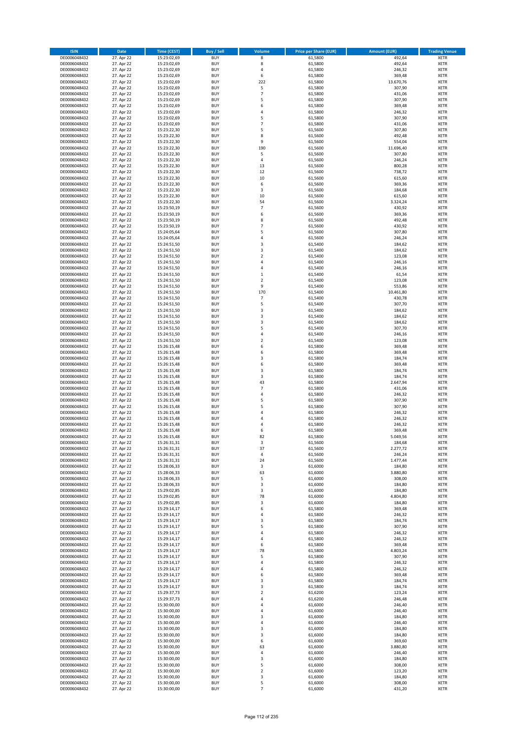| ISIN | Date | Time (CEST) | Buy / Sell | Volume | Price per Share (EUR) | Amount (EUR) | Trading Venue |
|---|---|---|---|---|---|---|---|
| DE0006048432 | 27. Apr 22 | 15:23:02,69 | BUY | 8 | 61,5800 | 492,64 | XETR |
| DE0006048432 | 27. Apr 22 | 15:23:02,69 | BUY | 8 | 61,5800 | 492,64 | XETR |
| DE0006048432 | 27. Apr 22 | 15:23:02,69 | BUY | 4 | 61,5800 | 246,32 | XETR |
| DE0006048432 | 27. Apr 22 | 15:23:02,69 | BUY | 6 | 61,5800 | 369,48 | XETR |
| DE0006048432 | 27. Apr 22 | 15:23:02,69 | BUY | 222 | 61,5800 | 13.670,76 | XETR |
| DE0006048432 | 27. Apr 22 | 15:23:02,69 | BUY | 5 | 61,5800 | 307,90 | XETR |
| DE0006048432 | 27. Apr 22 | 15:23:02,69 | BUY | 7 | 61,5800 | 431,06 | XETR |
| DE0006048432 | 27. Apr 22 | 15:23:02,69 | BUY | 5 | 61,5800 | 307,90 | XETR |
| DE0006048432 | 27. Apr 22 | 15:23:02,69 | BUY | 6 | 61,5800 | 369,48 | XETR |
| DE0006048432 | 27. Apr 22 | 15:23:02,69 | BUY | 4 | 61,5800 | 246,32 | XETR |
| DE0006048432 | 27. Apr 22 | 15:23:02,69 | BUY | 5 | 61,5800 | 307,90 | XETR |
| DE0006048432 | 27. Apr 22 | 15:23:02,69 | BUY | 7 | 61,5800 | 431,06 | XETR |
| DE0006048432 | 27. Apr 22 | 15:23:22,30 | BUY | 5 | 61,5600 | 307,80 | XETR |
| DE0006048432 | 27. Apr 22 | 15:23:22,30 | BUY | 8 | 61,5600 | 492,48 | XETR |
| DE0006048432 | 27. Apr 22 | 15:23:22,30 | BUY | 9 | 61,5600 | 554,04 | XETR |
| DE0006048432 | 27. Apr 22 | 15:23:22,30 | BUY | 190 | 61,5600 | 11.696,40 | XETR |
| DE0006048432 | 27. Apr 22 | 15:23:22,30 | BUY | 5 | 61,5600 | 307,80 | XETR |
| DE0006048432 | 27. Apr 22 | 15:23:22,30 | BUY | 4 | 61,5600 | 246,24 | XETR |
| DE0006048432 | 27. Apr 22 | 15:23:22,30 | BUY | 13 | 61,5600 | 800,28 | XETR |
| DE0006048432 | 27. Apr 22 | 15:23:22,30 | BUY | 12 | 61,5600 | 738,72 | XETR |
| DE0006048432 | 27. Apr 22 | 15:23:22,30 | BUY | 10 | 61,5600 | 615,60 | XETR |
| DE0006048432 | 27. Apr 22 | 15:23:22,30 | BUY | 6 | 61,5600 | 369,36 | XETR |
| DE0006048432 | 27. Apr 22 | 15:23:22,30 | BUY | 3 | 61,5600 | 184,68 | XETR |
| DE0006048432 | 27. Apr 22 | 15:23:22,30 | BUY | 10 | 61,5600 | 615,60 | XETR |
| DE0006048432 | 27. Apr 22 | 15:23:22,30 | BUY | 54 | 61,5600 | 3.324,24 | XETR |
| DE0006048432 | 27. Apr 22 | 15:23:50,19 | BUY | 7 | 61,5600 | 430,92 | XETR |
| DE0006048432 | 27. Apr 22 | 15:23:50,19 | BUY | 6 | 61,5600 | 369,36 | XETR |
| DE0006048432 | 27. Apr 22 | 15:23:50,19 | BUY | 8 | 61,5600 | 492,48 | XETR |
| DE0006048432 | 27. Apr 22 | 15:23:50,19 | BUY | 7 | 61,5600 | 430,92 | XETR |
| DE0006048432 | 27. Apr 22 | 15:24:05,64 | BUY | 5 | 61,5600 | 307,80 | XETR |
| DE0006048432 | 27. Apr 22 | 15:24:05,64 | BUY | 4 | 61,5600 | 246,24 | XETR |
| DE0006048432 | 27. Apr 22 | 15:24:51,50 | BUY | 3 | 61,5400 | 184,62 | XETR |
| DE0006048432 | 27. Apr 22 | 15:24:51,50 | BUY | 3 | 61,5400 | 184,62 | XETR |
| DE0006048432 | 27. Apr 22 | 15:24:51,50 | BUY | 2 | 61,5400 | 123,08 | XETR |
| DE0006048432 | 27. Apr 22 | 15:24:51,50 | BUY | 4 | 61,5400 | 246,16 | XETR |
| DE0006048432 | 27. Apr 22 | 15:24:51,50 | BUY | 4 | 61,5400 | 246,16 | XETR |
| DE0006048432 | 27. Apr 22 | 15:24:51,50 | BUY | 1 | 61,5400 | 61,54 | XETR |
| DE0006048432 | 27. Apr 22 | 15:24:51,50 | BUY | 2 | 61,5400 | 123,08 | XETR |
| DE0006048432 | 27. Apr 22 | 15:24:51,50 | BUY | 9 | 61,5400 | 553,86 | XETR |
| DE0006048432 | 27. Apr 22 | 15:24:51,50 | BUY | 170 | 61,5400 | 10.461,80 | XETR |
| DE0006048432 | 27. Apr 22 | 15:24:51,50 | BUY | 7 | 61,5400 | 430,78 | XETR |
| DE0006048432 | 27. Apr 22 | 15:24:51,50 | BUY | 5 | 61,5400 | 307,70 | XETR |
| DE0006048432 | 27. Apr 22 | 15:24:51,50 | BUY | 3 | 61,5400 | 184,62 | XETR |
| DE0006048432 | 27. Apr 22 | 15:24:51,50 | BUY | 3 | 61,5400 | 184,62 | XETR |
| DE0006048432 | 27. Apr 22 | 15:24:51,50 | BUY | 3 | 61,5400 | 184,62 | XETR |
| DE0006048432 | 27. Apr 22 | 15:24:51,50 | BUY | 5 | 61,5400 | 307,70 | XETR |
| DE0006048432 | 27. Apr 22 | 15:24:51,50 | BUY | 4 | 61,5400 | 246,16 | XETR |
| DE0006048432 | 27. Apr 22 | 15:24:51,50 | BUY | 2 | 61,5400 | 123,08 | XETR |
| DE0006048432 | 27. Apr 22 | 15:26:15,48 | BUY | 6 | 61,5800 | 369,48 | XETR |
| DE0006048432 | 27. Apr 22 | 15:26:15,48 | BUY | 6 | 61,5800 | 369,48 | XETR |
| DE0006048432 | 27. Apr 22 | 15:26:15,48 | BUY | 3 | 61,5800 | 184,74 | XETR |
| DE0006048432 | 27. Apr 22 | 15:26:15,48 | BUY | 6 | 61,5800 | 369,48 | XETR |
| DE0006048432 | 27. Apr 22 | 15:26:15,48 | BUY | 3 | 61,5800 | 184,74 | XETR |
| DE0006048432 | 27. Apr 22 | 15:26:15,48 | BUY | 3 | 61,5800 | 184,74 | XETR |
| DE0006048432 | 27. Apr 22 | 15:26:15,48 | BUY | 43 | 61,5800 | 2.647,94 | XETR |
| DE0006048432 | 27. Apr 22 | 15:26:15,48 | BUY | 7 | 61,5800 | 431,06 | XETR |
| DE0006048432 | 27. Apr 22 | 15:26:15,48 | BUY | 4 | 61,5800 | 246,32 | XETR |
| DE0006048432 | 27. Apr 22 | 15:26:15,48 | BUY | 5 | 61,5800 | 307,90 | XETR |
| DE0006048432 | 27. Apr 22 | 15:26:15,48 | BUY | 5 | 61,5800 | 307,90 | XETR |
| DE0006048432 | 27. Apr 22 | 15:26:15,48 | BUY | 4 | 61,5800 | 246,32 | XETR |
| DE0006048432 | 27. Apr 22 | 15:26:15,48 | BUY | 4 | 61,5800 | 246,32 | XETR |
| DE0006048432 | 27. Apr 22 | 15:26:15,48 | BUY | 4 | 61,5800 | 246,32 | XETR |
| DE0006048432 | 27. Apr 22 | 15:26:15,48 | BUY | 6 | 61,5800 | 369,48 | XETR |
| DE0006048432 | 27. Apr 22 | 15:26:15,48 | BUY | 82 | 61,5800 | 5.049,56 | XETR |
| DE0006048432 | 27. Apr 22 | 15:26:31,31 | BUY | 3 | 61,5600 | 184,68 | XETR |
| DE0006048432 | 27. Apr 22 | 15:26:31,31 | BUY | 37 | 61,5600 | 2.277,72 | XETR |
| DE0006048432 | 27. Apr 22 | 15:26:31,31 | BUY | 4 | 61,5600 | 246,24 | XETR |
| DE0006048432 | 27. Apr 22 | 15:26:31,31 | BUY | 24 | 61,5600 | 1.477,44 | XETR |
| DE0006048432 | 27. Apr 22 | 15:28:06,33 | BUY | 3 | 61,6000 | 184,80 | XETR |
| DE0006048432 | 27. Apr 22 | 15:28:06,33 | BUY | 63 | 61,6000 | 3.880,80 | XETR |
| DE0006048432 | 27. Apr 22 | 15:28:06,33 | BUY | 5 | 61,6000 | 308,00 | XETR |
| DE0006048432 | 27. Apr 22 | 15:28:06,33 | BUY | 3 | 61,6000 | 184,80 | XETR |
| DE0006048432 | 27. Apr 22 | 15:29:02,85 | BUY | 3 | 61,6000 | 184,80 | XETR |
| DE0006048432 | 27. Apr 22 | 15:29:02,85 | BUY | 78 | 61,6000 | 4.804,80 | XETR |
| DE0006048432 | 27. Apr 22 | 15:29:02,85 | BUY | 3 | 61,6000 | 184,80 | XETR |
| DE0006048432 | 27. Apr 22 | 15:29:14,17 | BUY | 6 | 61,5800 | 369,48 | XETR |
| DE0006048432 | 27. Apr 22 | 15:29:14,17 | BUY | 4 | 61,5800 | 246,32 | XETR |
| DE0006048432 | 27. Apr 22 | 15:29:14,17 | BUY | 3 | 61,5800 | 184,74 | XETR |
| DE0006048432 | 27. Apr 22 | 15:29:14,17 | BUY | 5 | 61,5800 | 307,90 | XETR |
| DE0006048432 | 27. Apr 22 | 15:29:14,17 | BUY | 4 | 61,5800 | 246,32 | XETR |
| DE0006048432 | 27. Apr 22 | 15:29:14,17 | BUY | 4 | 61,5800 | 246,32 | XETR |
| DE0006048432 | 27. Apr 22 | 15:29:14,17 | BUY | 6 | 61,5800 | 369,48 | XETR |
| DE0006048432 | 27. Apr 22 | 15:29:14,17 | BUY | 78 | 61,5800 | 4.803,24 | XETR |
| DE0006048432 | 27. Apr 22 | 15:29:14,17 | BUY | 5 | 61,5800 | 307,90 | XETR |
| DE0006048432 | 27. Apr 22 | 15:29:14,17 | BUY | 4 | 61,5800 | 246,32 | XETR |
| DE0006048432 | 27. Apr 22 | 15:29:14,17 | BUY | 4 | 61,5800 | 246,32 | XETR |
| DE0006048432 | 27. Apr 22 | 15:29:14,17 | BUY | 6 | 61,5800 | 369,48 | XETR |
| DE0006048432 | 27. Apr 22 | 15:29:14,17 | BUY | 3 | 61,5800 | 184,74 | XETR |
| DE0006048432 | 27. Apr 22 | 15:29:14,17 | BUY | 3 | 61,5800 | 184,74 | XETR |
| DE0006048432 | 27. Apr 22 | 15:29:37,73 | BUY | 2 | 61,6200 | 123,24 | XETR |
| DE0006048432 | 27. Apr 22 | 15:29:37,73 | BUY | 4 | 61,6200 | 246,48 | XETR |
| DE0006048432 | 27. Apr 22 | 15:30:00,00 | BUY | 4 | 61,6000 | 246,40 | XETR |
| DE0006048432 | 27. Apr 22 | 15:30:00,00 | BUY | 4 | 61,6000 | 246,40 | XETR |
| DE0006048432 | 27. Apr 22 | 15:30:00,00 | BUY | 3 | 61,6000 | 184,80 | XETR |
| DE0006048432 | 27. Apr 22 | 15:30:00,00 | BUY | 4 | 61,6000 | 246,40 | XETR |
| DE0006048432 | 27. Apr 22 | 15:30:00,00 | BUY | 3 | 61,6000 | 184,80 | XETR |
| DE0006048432 | 27. Apr 22 | 15:30:00,00 | BUY | 3 | 61,6000 | 184,80 | XETR |
| DE0006048432 | 27. Apr 22 | 15:30:00,00 | BUY | 6 | 61,6000 | 369,60 | XETR |
| DE0006048432 | 27. Apr 22 | 15:30:00,00 | BUY | 63 | 61,6000 | 3.880,80 | XETR |
| DE0006048432 | 27. Apr 22 | 15:30:00,00 | BUY | 4 | 61,6000 | 246,40 | XETR |
| DE0006048432 | 27. Apr 22 | 15:30:00,00 | BUY | 3 | 61,6000 | 184,80 | XETR |
| DE0006048432 | 27. Apr 22 | 15:30:00,00 | BUY | 5 | 61,6000 | 308,00 | XETR |
| DE0006048432 | 27. Apr 22 | 15:30:00,00 | BUY | 2 | 61,6000 | 123,20 | XETR |
| DE0006048432 | 27. Apr 22 | 15:30:00,00 | BUY | 3 | 61,6000 | 184,80 | XETR |
| DE0006048432 | 27. Apr 22 | 15:30:00,00 | BUY | 5 | 61,6000 | 308,00 | XETR |
| DE0006048432 | 27. Apr 22 | 15:30:00,00 | BUY | 7 | 61,6000 | 431,20 | XETR |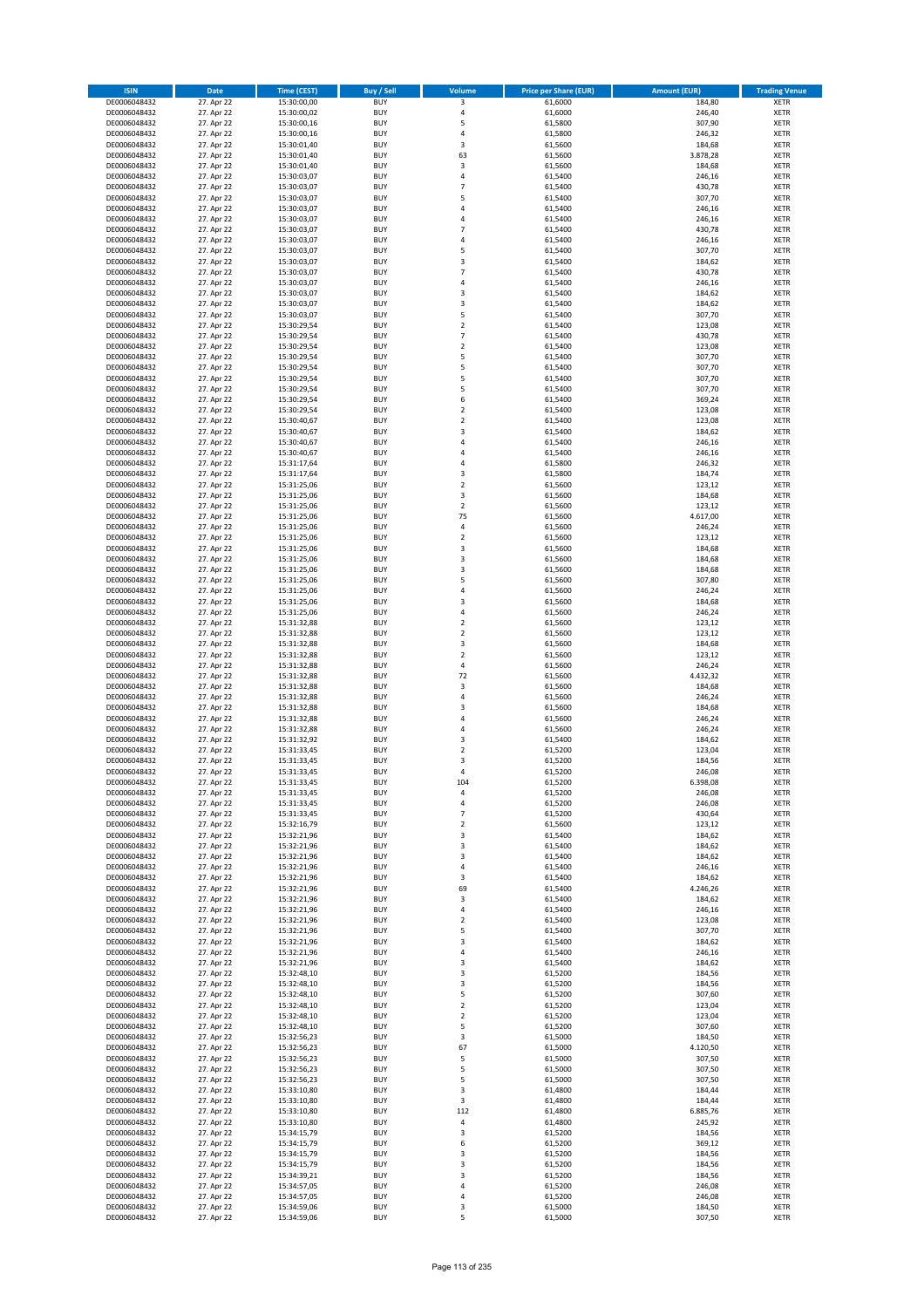| ISIN | Date | Time (CEST) | Buy / Sell | Volume | Price per Share (EUR) | Amount (EUR) | Trading Venue |
|---|---|---|---|---|---|---|---|
| DE0006048432 | 27. Apr 22 | 15:30:00,00 | BUY | 3 | 61,6000 | 184,80 | XETR |
| DE0006048432 | 27. Apr 22 | 15:30:00,02 | BUY | 4 | 61,6000 | 246,40 | XETR |
| DE0006048432 | 27. Apr 22 | 15:30:00,16 | BUY | 5 | 61,5800 | 307,90 | XETR |
| DE0006048432 | 27. Apr 22 | 15:30:00,16 | BUY | 4 | 61,5800 | 246,32 | XETR |
| DE0006048432 | 27. Apr 22 | 15:30:01,40 | BUY | 3 | 61,5600 | 184,68 | XETR |
| DE0006048432 | 27. Apr 22 | 15:30:01,40 | BUY | 63 | 61,5600 | 3.878,28 | XETR |
| DE0006048432 | 27. Apr 22 | 15:30:01,40 | BUY | 3 | 61,5600 | 184,68 | XETR |
| DE0006048432 | 27. Apr 22 | 15:30:03,07 | BUY | 4 | 61,5400 | 246,16 | XETR |
| DE0006048432 | 27. Apr 22 | 15:30:03,07 | BUY | 7 | 61,5400 | 430,78 | XETR |
| DE0006048432 | 27. Apr 22 | 15:30:03,07 | BUY | 5 | 61,5400 | 307,70 | XETR |
| DE0006048432 | 27. Apr 22 | 15:30:03,07 | BUY | 4 | 61,5400 | 246,16 | XETR |
| DE0006048432 | 27. Apr 22 | 15:30:03,07 | BUY | 4 | 61,5400 | 246,16 | XETR |
| DE0006048432 | 27. Apr 22 | 15:30:03,07 | BUY | 7 | 61,5400 | 430,78 | XETR |
| DE0006048432 | 27. Apr 22 | 15:30:03,07 | BUY | 4 | 61,5400 | 246,16 | XETR |
| DE0006048432 | 27. Apr 22 | 15:30:03,07 | BUY | 5 | 61,5400 | 307,70 | XETR |
| DE0006048432 | 27. Apr 22 | 15:30:03,07 | BUY | 3 | 61,5400 | 184,62 | XETR |
| DE0006048432 | 27. Apr 22 | 15:30:03,07 | BUY | 7 | 61,5400 | 430,78 | XETR |
| DE0006048432 | 27. Apr 22 | 15:30:03,07 | BUY | 4 | 61,5400 | 246,16 | XETR |
| DE0006048432 | 27. Apr 22 | 15:30:03,07 | BUY | 3 | 61,5400 | 184,62 | XETR |
| DE0006048432 | 27. Apr 22 | 15:30:03,07 | BUY | 3 | 61,5400 | 184,62 | XETR |
| DE0006048432 | 27. Apr 22 | 15:30:03,07 | BUY | 5 | 61,5400 | 307,70 | XETR |
| DE0006048432 | 27. Apr 22 | 15:30:29,54 | BUY | 2 | 61,5400 | 123,08 | XETR |
| DE0006048432 | 27. Apr 22 | 15:30:29,54 | BUY | 7 | 61,5400 | 430,78 | XETR |
| DE0006048432 | 27. Apr 22 | 15:30:29,54 | BUY | 2 | 61,5400 | 123,08 | XETR |
| DE0006048432 | 27. Apr 22 | 15:30:29,54 | BUY | 5 | 61,5400 | 307,70 | XETR |
| DE0006048432 | 27. Apr 22 | 15:30:29,54 | BUY | 5 | 61,5400 | 307,70 | XETR |
| DE0006048432 | 27. Apr 22 | 15:30:29,54 | BUY | 5 | 61,5400 | 307,70 | XETR |
| DE0006048432 | 27. Apr 22 | 15:30:29,54 | BUY | 5 | 61,5400 | 307,70 | XETR |
| DE0006048432 | 27. Apr 22 | 15:30:29,54 | BUY | 6 | 61,5400 | 369,24 | XETR |
| DE0006048432 | 27. Apr 22 | 15:30:29,54 | BUY | 2 | 61,5400 | 123,08 | XETR |
| DE0006048432 | 27. Apr 22 | 15:30:40,67 | BUY | 2 | 61,5400 | 123,08 | XETR |
| DE0006048432 | 27. Apr 22 | 15:30:40,67 | BUY | 3 | 61,5400 | 184,62 | XETR |
| DE0006048432 | 27. Apr 22 | 15:30:40,67 | BUY | 4 | 61,5400 | 246,16 | XETR |
| DE0006048432 | 27. Apr 22 | 15:30:40,67 | BUY | 4 | 61,5400 | 246,16 | XETR |
| DE0006048432 | 27. Apr 22 | 15:31:17,64 | BUY | 4 | 61,5800 | 246,32 | XETR |
| DE0006048432 | 27. Apr 22 | 15:31:17,64 | BUY | 3 | 61,5800 | 184,74 | XETR |
| DE0006048432 | 27. Apr 22 | 15:31:25,06 | BUY | 2 | 61,5600 | 123,12 | XETR |
| DE0006048432 | 27. Apr 22 | 15:31:25,06 | BUY | 3 | 61,5600 | 184,68 | XETR |
| DE0006048432 | 27. Apr 22 | 15:31:25,06 | BUY | 2 | 61,5600 | 123,12 | XETR |
| DE0006048432 | 27. Apr 22 | 15:31:25,06 | BUY | 75 | 61,5600 | 4.617,00 | XETR |
| DE0006048432 | 27. Apr 22 | 15:31:25,06 | BUY | 4 | 61,5600 | 246,24 | XETR |
| DE0006048432 | 27. Apr 22 | 15:31:25,06 | BUY | 2 | 61,5600 | 123,12 | XETR |
| DE0006048432 | 27. Apr 22 | 15:31:25,06 | BUY | 3 | 61,5600 | 184,68 | XETR |
| DE0006048432 | 27. Apr 22 | 15:31:25,06 | BUY | 3 | 61,5600 | 184,68 | XETR |
| DE0006048432 | 27. Apr 22 | 15:31:25,06 | BUY | 3 | 61,5600 | 184,68 | XETR |
| DE0006048432 | 27. Apr 22 | 15:31:25,06 | BUY | 5 | 61,5600 | 307,80 | XETR |
| DE0006048432 | 27. Apr 22 | 15:31:25,06 | BUY | 4 | 61,5600 | 246,24 | XETR |
| DE0006048432 | 27. Apr 22 | 15:31:25,06 | BUY | 3 | 61,5600 | 184,68 | XETR |
| DE0006048432 | 27. Apr 22 | 15:31:25,06 | BUY | 4 | 61,5600 | 246,24 | XETR |
| DE0006048432 | 27. Apr 22 | 15:31:32,88 | BUY | 2 | 61,5600 | 123,12 | XETR |
| DE0006048432 | 27. Apr 22 | 15:31:32,88 | BUY | 2 | 61,5600 | 123,12 | XETR |
| DE0006048432 | 27. Apr 22 | 15:31:32,88 | BUY | 3 | 61,5600 | 184,68 | XETR |
| DE0006048432 | 27. Apr 22 | 15:31:32,88 | BUY | 2 | 61,5600 | 123,12 | XETR |
| DE0006048432 | 27. Apr 22 | 15:31:32,88 | BUY | 4 | 61,5600 | 246,24 | XETR |
| DE0006048432 | 27. Apr 22 | 15:31:32,88 | BUY | 72 | 61,5600 | 4.432,32 | XETR |
| DE0006048432 | 27. Apr 22 | 15:31:32,88 | BUY | 3 | 61,5600 | 184,68 | XETR |
| DE0006048432 | 27. Apr 22 | 15:31:32,88 | BUY | 4 | 61,5600 | 246,24 | XETR |
| DE0006048432 | 27. Apr 22 | 15:31:32,88 | BUY | 3 | 61,5600 | 184,68 | XETR |
| DE0006048432 | 27. Apr 22 | 15:31:32,88 | BUY | 4 | 61,5600 | 246,24 | XETR |
| DE0006048432 | 27. Apr 22 | 15:31:32,88 | BUY | 4 | 61,5600 | 246,24 | XETR |
| DE0006048432 | 27. Apr 22 | 15:31:32,92 | BUY | 3 | 61,5400 | 184,62 | XETR |
| DE0006048432 | 27. Apr 22 | 15:31:33,45 | BUY | 2 | 61,5200 | 123,04 | XETR |
| DE0006048432 | 27. Apr 22 | 15:31:33,45 | BUY | 3 | 61,5200 | 184,56 | XETR |
| DE0006048432 | 27. Apr 22 | 15:31:33,45 | BUY | 4 | 61,5200 | 246,08 | XETR |
| DE0006048432 | 27. Apr 22 | 15:31:33,45 | BUY | 104 | 61,5200 | 6.398,08 | XETR |
| DE0006048432 | 27. Apr 22 | 15:31:33,45 | BUY | 4 | 61,5200 | 246,08 | XETR |
| DE0006048432 | 27. Apr 22 | 15:31:33,45 | BUY | 4 | 61,5200 | 246,08 | XETR |
| DE0006048432 | 27. Apr 22 | 15:31:33,45 | BUY | 7 | 61,5200 | 430,64 | XETR |
| DE0006048432 | 27. Apr 22 | 15:32:16,79 | BUY | 2 | 61,5600 | 123,12 | XETR |
| DE0006048432 | 27. Apr 22 | 15:32:21,96 | BUY | 3 | 61,5400 | 184,62 | XETR |
| DE0006048432 | 27. Apr 22 | 15:32:21,96 | BUY | 3 | 61,5400 | 184,62 | XETR |
| DE0006048432 | 27. Apr 22 | 15:32:21,96 | BUY | 3 | 61,5400 | 184,62 | XETR |
| DE0006048432 | 27. Apr 22 | 15:32:21,96 | BUY | 4 | 61,5400 | 246,16 | XETR |
| DE0006048432 | 27. Apr 22 | 15:32:21,96 | BUY | 3 | 61,5400 | 184,62 | XETR |
| DE0006048432 | 27. Apr 22 | 15:32:21,96 | BUY | 69 | 61,5400 | 4.246,26 | XETR |
| DE0006048432 | 27. Apr 22 | 15:32:21,96 | BUY | 3 | 61,5400 | 184,62 | XETR |
| DE0006048432 | 27. Apr 22 | 15:32:21,96 | BUY | 4 | 61,5400 | 246,16 | XETR |
| DE0006048432 | 27. Apr 22 | 15:32:21,96 | BUY | 2 | 61,5400 | 123,08 | XETR |
| DE0006048432 | 27. Apr 22 | 15:32:21,96 | BUY | 5 | 61,5400 | 307,70 | XETR |
| DE0006048432 | 27. Apr 22 | 15:32:21,96 | BUY | 3 | 61,5400 | 184,62 | XETR |
| DE0006048432 | 27. Apr 22 | 15:32:21,96 | BUY | 4 | 61,5400 | 246,16 | XETR |
| DE0006048432 | 27. Apr 22 | 15:32:21,96 | BUY | 3 | 61,5400 | 184,62 | XETR |
| DE0006048432 | 27. Apr 22 | 15:32:48,10 | BUY | 3 | 61,5200 | 184,56 | XETR |
| DE0006048432 | 27. Apr 22 | 15:32:48,10 | BUY | 3 | 61,5200 | 184,56 | XETR |
| DE0006048432 | 27. Apr 22 | 15:32:48,10 | BUY | 5 | 61,5200 | 307,60 | XETR |
| DE0006048432 | 27. Apr 22 | 15:32:48,10 | BUY | 2 | 61,5200 | 123,04 | XETR |
| DE0006048432 | 27. Apr 22 | 15:32:48,10 | BUY | 2 | 61,5200 | 123,04 | XETR |
| DE0006048432 | 27. Apr 22 | 15:32:48,10 | BUY | 5 | 61,5200 | 307,60 | XETR |
| DE0006048432 | 27. Apr 22 | 15:32:56,23 | BUY | 3 | 61,5000 | 184,50 | XETR |
| DE0006048432 | 27. Apr 22 | 15:32:56,23 | BUY | 67 | 61,5000 | 4.120,50 | XETR |
| DE0006048432 | 27. Apr 22 | 15:32:56,23 | BUY | 5 | 61,5000 | 307,50 | XETR |
| DE0006048432 | 27. Apr 22 | 15:32:56,23 | BUY | 5 | 61,5000 | 307,50 | XETR |
| DE0006048432 | 27. Apr 22 | 15:32:56,23 | BUY | 5 | 61,5000 | 307,50 | XETR |
| DE0006048432 | 27. Apr 22 | 15:33:10,80 | BUY | 3 | 61,4800 | 184,44 | XETR |
| DE0006048432 | 27. Apr 22 | 15:33:10,80 | BUY | 3 | 61,4800 | 184,44 | XETR |
| DE0006048432 | 27. Apr 22 | 15:33:10,80 | BUY | 112 | 61,4800 | 6.885,76 | XETR |
| DE0006048432 | 27. Apr 22 | 15:33:10,80 | BUY | 4 | 61,4800 | 245,92 | XETR |
| DE0006048432 | 27. Apr 22 | 15:34:15,79 | BUY | 3 | 61,5200 | 184,56 | XETR |
| DE0006048432 | 27. Apr 22 | 15:34:15,79 | BUY | 6 | 61,5200 | 369,12 | XETR |
| DE0006048432 | 27. Apr 22 | 15:34:15,79 | BUY | 3 | 61,5200 | 184,56 | XETR |
| DE0006048432 | 27. Apr 22 | 15:34:15,79 | BUY | 3 | 61,5200 | 184,56 | XETR |
| DE0006048432 | 27. Apr 22 | 15:34:39,21 | BUY | 3 | 61,5200 | 184,56 | XETR |
| DE0006048432 | 27. Apr 22 | 15:34:57,05 | BUY | 4 | 61,5200 | 246,08 | XETR |
| DE0006048432 | 27. Apr 22 | 15:34:57,05 | BUY | 4 | 61,5200 | 246,08 | XETR |
| DE0006048432 | 27. Apr 22 | 15:34:59,06 | BUY | 3 | 61,5000 | 184,50 | XETR |
| DE0006048432 | 27. Apr 22 | 15:34:59,06 | BUY | 5 | 61,5000 | 307,50 | XETR |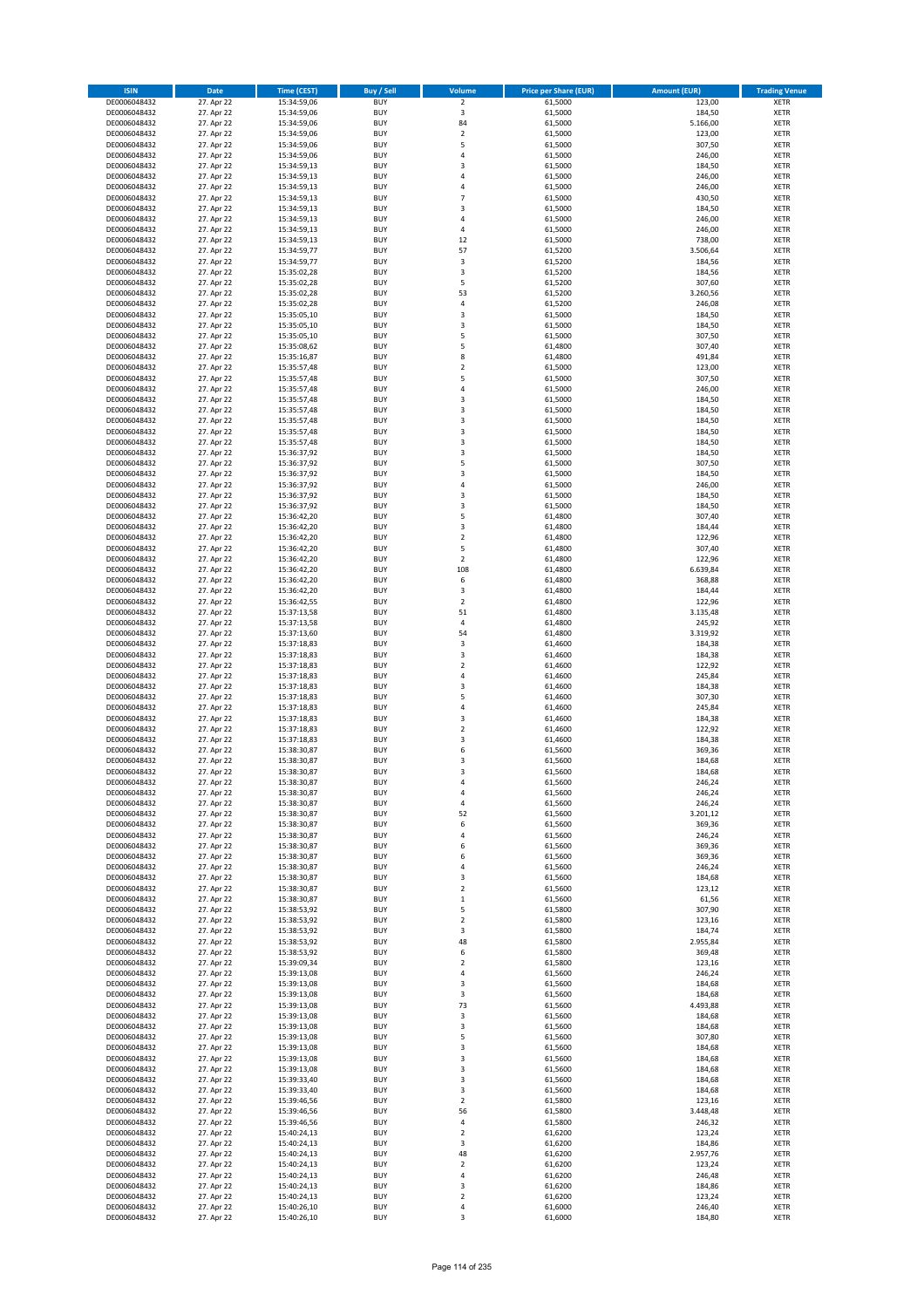| ISIN | Date | Time (CEST) | Buy / Sell | Volume | Price per Share (EUR) | Amount (EUR) | Trading Venue |
|---|---|---|---|---|---|---|---|
| DE0006048432 | 27. Apr 22 | 15:34:59,06 | BUY | 2 | 61,5000 | 123,00 | XETR |
| DE0006048432 | 27. Apr 22 | 15:34:59,06 | BUY | 3 | 61,5000 | 184,50 | XETR |
| DE0006048432 | 27. Apr 22 | 15:34:59,06 | BUY | 84 | 61,5000 | 5.166,00 | XETR |
| DE0006048432 | 27. Apr 22 | 15:34:59,06 | BUY | 2 | 61,5000 | 123,00 | XETR |
| DE0006048432 | 27. Apr 22 | 15:34:59,06 | BUY | 5 | 61,5000 | 307,50 | XETR |
| DE0006048432 | 27. Apr 22 | 15:34:59,06 | BUY | 4 | 61,5000 | 246,00 | XETR |
| DE0006048432 | 27. Apr 22 | 15:34:59,13 | BUY | 3 | 61,5000 | 184,50 | XETR |
| DE0006048432 | 27. Apr 22 | 15:34:59,13 | BUY | 4 | 61,5000 | 246,00 | XETR |
| DE0006048432 | 27. Apr 22 | 15:34:59,13 | BUY | 4 | 61,5000 | 246,00 | XETR |
| DE0006048432 | 27. Apr 22 | 15:34:59,13 | BUY | 7 | 61,5000 | 430,50 | XETR |
| DE0006048432 | 27. Apr 22 | 15:34:59,13 | BUY | 3 | 61,5000 | 184,50 | XETR |
| DE0006048432 | 27. Apr 22 | 15:34:59,13 | BUY | 4 | 61,5000 | 246,00 | XETR |
| DE0006048432 | 27. Apr 22 | 15:34:59,13 | BUY | 4 | 61,5000 | 246,00 | XETR |
| DE0006048432 | 27. Apr 22 | 15:34:59,13 | BUY | 12 | 61,5000 | 738,00 | XETR |
| DE0006048432 | 27. Apr 22 | 15:34:59,77 | BUY | 57 | 61,5200 | 3.506,64 | XETR |
| DE0006048432 | 27. Apr 22 | 15:34:59,77 | BUY | 3 | 61,5200 | 184,56 | XETR |
| DE0006048432 | 27. Apr 22 | 15:35:02,28 | BUY | 3 | 61,5200 | 184,56 | XETR |
| DE0006048432 | 27. Apr 22 | 15:35:02,28 | BUY | 5 | 61,5200 | 307,60 | XETR |
| DE0006048432 | 27. Apr 22 | 15:35:02,28 | BUY | 53 | 61,5200 | 3.260,56 | XETR |
| DE0006048432 | 27. Apr 22 | 15:35:02,28 | BUY | 4 | 61,5200 | 246,08 | XETR |
| DE0006048432 | 27. Apr 22 | 15:35:05,10 | BUY | 3 | 61,5000 | 184,50 | XETR |
| DE0006048432 | 27. Apr 22 | 15:35:05,10 | BUY | 3 | 61,5000 | 184,50 | XETR |
| DE0006048432 | 27. Apr 22 | 15:35:05,10 | BUY | 5 | 61,5000 | 307,50 | XETR |
| DE0006048432 | 27. Apr 22 | 15:35:08,62 | BUY | 5 | 61,4800 | 307,40 | XETR |
| DE0006048432 | 27. Apr 22 | 15:35:16,87 | BUY | 8 | 61,4800 | 491,84 | XETR |
| DE0006048432 | 27. Apr 22 | 15:35:57,48 | BUY | 2 | 61,5000 | 123,00 | XETR |
| DE0006048432 | 27. Apr 22 | 15:35:57,48 | BUY | 5 | 61,5000 | 307,50 | XETR |
| DE0006048432 | 27. Apr 22 | 15:35:57,48 | BUY | 4 | 61,5000 | 246,00 | XETR |
| DE0006048432 | 27. Apr 22 | 15:35:57,48 | BUY | 3 | 61,5000 | 184,50 | XETR |
| DE0006048432 | 27. Apr 22 | 15:35:57,48 | BUY | 3 | 61,5000 | 184,50 | XETR |
| DE0006048432 | 27. Apr 22 | 15:35:57,48 | BUY | 3 | 61,5000 | 184,50 | XETR |
| DE0006048432 | 27. Apr 22 | 15:35:57,48 | BUY | 3 | 61,5000 | 184,50 | XETR |
| DE0006048432 | 27. Apr 22 | 15:35:57,48 | BUY | 3 | 61,5000 | 184,50 | XETR |
| DE0006048432 | 27. Apr 22 | 15:36:37,92 | BUY | 3 | 61,5000 | 184,50 | XETR |
| DE0006048432 | 27. Apr 22 | 15:36:37,92 | BUY | 5 | 61,5000 | 307,50 | XETR |
| DE0006048432 | 27. Apr 22 | 15:36:37,92 | BUY | 3 | 61,5000 | 184,50 | XETR |
| DE0006048432 | 27. Apr 22 | 15:36:37,92 | BUY | 4 | 61,5000 | 246,00 | XETR |
| DE0006048432 | 27. Apr 22 | 15:36:37,92 | BUY | 3 | 61,5000 | 184,50 | XETR |
| DE0006048432 | 27. Apr 22 | 15:36:37,92 | BUY | 3 | 61,5000 | 184,50 | XETR |
| DE0006048432 | 27. Apr 22 | 15:36:42,20 | BUY | 5 | 61,4800 | 307,40 | XETR |
| DE0006048432 | 27. Apr 22 | 15:36:42,20 | BUY | 3 | 61,4800 | 184,44 | XETR |
| DE0006048432 | 27. Apr 22 | 15:36:42,20 | BUY | 2 | 61,4800 | 122,96 | XETR |
| DE0006048432 | 27. Apr 22 | 15:36:42,20 | BUY | 5 | 61,4800 | 307,40 | XETR |
| DE0006048432 | 27. Apr 22 | 15:36:42,20 | BUY | 2 | 61,4800 | 122,96 | XETR |
| DE0006048432 | 27. Apr 22 | 15:36:42,20 | BUY | 108 | 61,4800 | 6.639,84 | XETR |
| DE0006048432 | 27. Apr 22 | 15:36:42,20 | BUY | 6 | 61,4800 | 368,88 | XETR |
| DE0006048432 | 27. Apr 22 | 15:36:42,20 | BUY | 3 | 61,4800 | 184,44 | XETR |
| DE0006048432 | 27. Apr 22 | 15:36:42,55 | BUY | 2 | 61,4800 | 122,96 | XETR |
| DE0006048432 | 27. Apr 22 | 15:37:13,58 | BUY | 51 | 61,4800 | 3.135,48 | XETR |
| DE0006048432 | 27. Apr 22 | 15:37:13,58 | BUY | 4 | 61,4800 | 245,92 | XETR |
| DE0006048432 | 27. Apr 22 | 15:37:13,60 | BUY | 54 | 61,4800 | 3.319,92 | XETR |
| DE0006048432 | 27. Apr 22 | 15:37:18,83 | BUY | 3 | 61,4600 | 184,38 | XETR |
| DE0006048432 | 27. Apr 22 | 15:37:18,83 | BUY | 3 | 61,4600 | 184,38 | XETR |
| DE0006048432 | 27. Apr 22 | 15:37:18,83 | BUY | 2 | 61,4600 | 122,92 | XETR |
| DE0006048432 | 27. Apr 22 | 15:37:18,83 | BUY | 4 | 61,4600 | 245,84 | XETR |
| DE0006048432 | 27. Apr 22 | 15:37:18,83 | BUY | 3 | 61,4600 | 184,38 | XETR |
| DE0006048432 | 27. Apr 22 | 15:37:18,83 | BUY | 5 | 61,4600 | 307,30 | XETR |
| DE0006048432 | 27. Apr 22 | 15:37:18,83 | BUY | 4 | 61,4600 | 245,84 | XETR |
| DE0006048432 | 27. Apr 22 | 15:37:18,83 | BUY | 3 | 61,4600 | 184,38 | XETR |
| DE0006048432 | 27. Apr 22 | 15:37:18,83 | BUY | 2 | 61,4600 | 122,92 | XETR |
| DE0006048432 | 27. Apr 22 | 15:37:18,83 | BUY | 3 | 61,4600 | 184,38 | XETR |
| DE0006048432 | 27. Apr 22 | 15:38:30,87 | BUY | 6 | 61,5600 | 369,36 | XETR |
| DE0006048432 | 27. Apr 22 | 15:38:30,87 | BUY | 3 | 61,5600 | 184,68 | XETR |
| DE0006048432 | 27. Apr 22 | 15:38:30,87 | BUY | 3 | 61,5600 | 184,68 | XETR |
| DE0006048432 | 27. Apr 22 | 15:38:30,87 | BUY | 4 | 61,5600 | 246,24 | XETR |
| DE0006048432 | 27. Apr 22 | 15:38:30,87 | BUY | 4 | 61,5600 | 246,24 | XETR |
| DE0006048432 | 27. Apr 22 | 15:38:30,87 | BUY | 4 | 61,5600 | 246,24 | XETR |
| DE0006048432 | 27. Apr 22 | 15:38:30,87 | BUY | 52 | 61,5600 | 3.201,12 | XETR |
| DE0006048432 | 27. Apr 22 | 15:38:30,87 | BUY | 6 | 61,5600 | 369,36 | XETR |
| DE0006048432 | 27. Apr 22 | 15:38:30,87 | BUY | 4 | 61,5600 | 246,24 | XETR |
| DE0006048432 | 27. Apr 22 | 15:38:30,87 | BUY | 6 | 61,5600 | 369,36 | XETR |
| DE0006048432 | 27. Apr 22 | 15:38:30,87 | BUY | 6 | 61,5600 | 369,36 | XETR |
| DE0006048432 | 27. Apr 22 | 15:38:30,87 | BUY | 4 | 61,5600 | 246,24 | XETR |
| DE0006048432 | 27. Apr 22 | 15:38:30,87 | BUY | 3 | 61,5600 | 184,68 | XETR |
| DE0006048432 | 27. Apr 22 | 15:38:30,87 | BUY | 2 | 61,5600 | 123,12 | XETR |
| DE0006048432 | 27. Apr 22 | 15:38:30,87 | BUY | 1 | 61,5600 | 61,56 | XETR |
| DE0006048432 | 27. Apr 22 | 15:38:53,92 | BUY | 5 | 61,5800 | 307,90 | XETR |
| DE0006048432 | 27. Apr 22 | 15:38:53,92 | BUY | 2 | 61,5800 | 123,16 | XETR |
| DE0006048432 | 27. Apr 22 | 15:38:53,92 | BUY | 3 | 61,5800 | 184,74 | XETR |
| DE0006048432 | 27. Apr 22 | 15:38:53,92 | BUY | 48 | 61,5800 | 2.955,84 | XETR |
| DE0006048432 | 27. Apr 22 | 15:38:53,92 | BUY | 6 | 61,5800 | 369,48 | XETR |
| DE0006048432 | 27. Apr 22 | 15:39:09,34 | BUY | 2 | 61,5800 | 123,16 | XETR |
| DE0006048432 | 27. Apr 22 | 15:39:13,08 | BUY | 4 | 61,5600 | 246,24 | XETR |
| DE0006048432 | 27. Apr 22 | 15:39:13,08 | BUY | 3 | 61,5600 | 184,68 | XETR |
| DE0006048432 | 27. Apr 22 | 15:39:13,08 | BUY | 3 | 61,5600 | 184,68 | XETR |
| DE0006048432 | 27. Apr 22 | 15:39:13,08 | BUY | 73 | 61,5600 | 4.493,88 | XETR |
| DE0006048432 | 27. Apr 22 | 15:39:13,08 | BUY | 3 | 61,5600 | 184,68 | XETR |
| DE0006048432 | 27. Apr 22 | 15:39:13,08 | BUY | 3 | 61,5600 | 184,68 | XETR |
| DE0006048432 | 27. Apr 22 | 15:39:13,08 | BUY | 5 | 61,5600 | 307,80 | XETR |
| DE0006048432 | 27. Apr 22 | 15:39:13,08 | BUY | 3 | 61,5600 | 184,68 | XETR |
| DE0006048432 | 27. Apr 22 | 15:39:13,08 | BUY | 3 | 61,5600 | 184,68 | XETR |
| DE0006048432 | 27. Apr 22 | 15:39:13,08 | BUY | 3 | 61,5600 | 184,68 | XETR |
| DE0006048432 | 27. Apr 22 | 15:39:33,40 | BUY | 3 | 61,5600 | 184,68 | XETR |
| DE0006048432 | 27. Apr 22 | 15:39:33,40 | BUY | 3 | 61,5600 | 184,68 | XETR |
| DE0006048432 | 27. Apr 22 | 15:39:46,56 | BUY | 2 | 61,5800 | 123,16 | XETR |
| DE0006048432 | 27. Apr 22 | 15:39:46,56 | BUY | 56 | 61,5800 | 3.448,48 | XETR |
| DE0006048432 | 27. Apr 22 | 15:39:46,56 | BUY | 4 | 61,5800 | 246,32 | XETR |
| DE0006048432 | 27. Apr 22 | 15:40:24,13 | BUY | 2 | 61,6200 | 123,24 | XETR |
| DE0006048432 | 27. Apr 22 | 15:40:24,13 | BUY | 3 | 61,6200 | 184,86 | XETR |
| DE0006048432 | 27. Apr 22 | 15:40:24,13 | BUY | 48 | 61,6200 | 2.957,76 | XETR |
| DE0006048432 | 27. Apr 22 | 15:40:24,13 | BUY | 2 | 61,6200 | 123,24 | XETR |
| DE0006048432 | 27. Apr 22 | 15:40:24,13 | BUY | 4 | 61,6200 | 246,48 | XETR |
| DE0006048432 | 27. Apr 22 | 15:40:24,13 | BUY | 3 | 61,6200 | 184,86 | XETR |
| DE0006048432 | 27. Apr 22 | 15:40:24,13 | BUY | 2 | 61,6200 | 123,24 | XETR |
| DE0006048432 | 27. Apr 22 | 15:40:26,10 | BUY | 4 | 61,6000 | 246,40 | XETR |
| DE0006048432 | 27. Apr 22 | 15:40:26,10 | BUY | 3 | 61,6000 | 184,80 | XETR |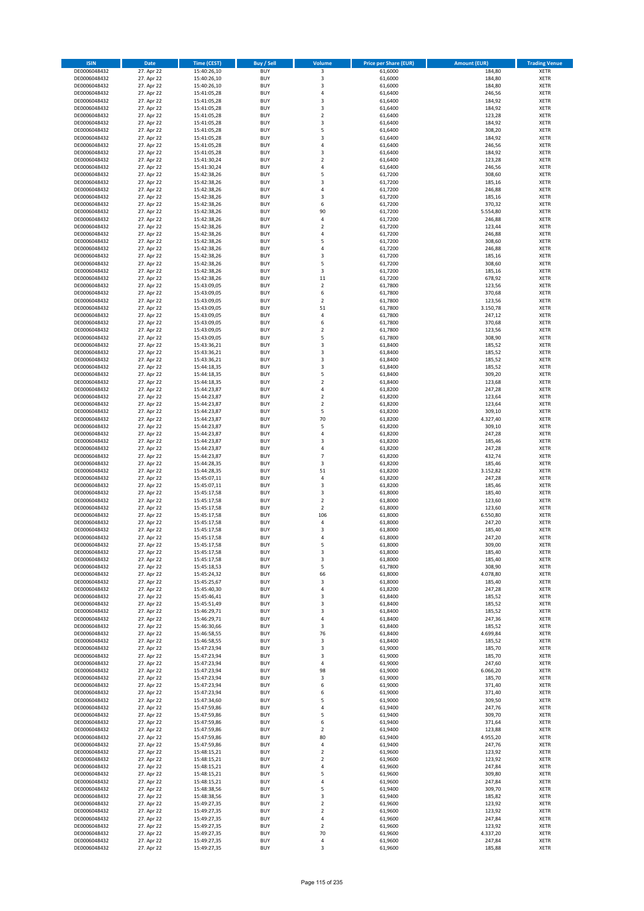| ISIN | Date | Time (CEST) | Buy / Sell | Volume | Price per Share (EUR) | Amount (EUR) | Trading Venue |
|---|---|---|---|---|---|---|---|
| DE0006048432 | 27. Apr 22 | 15:40:26,10 | BUY | 3 | 61,6000 | 184,80 | XETR |
| DE0006048432 | 27. Apr 22 | 15:40:26,10 | BUY | 3 | 61,6000 | 184,80 | XETR |
| DE0006048432 | 27. Apr 22 | 15:40:26,10 | BUY | 3 | 61,6000 | 184,80 | XETR |
| DE0006048432 | 27. Apr 22 | 15:41:05,28 | BUY | 4 | 61,6400 | 246,56 | XETR |
| DE0006048432 | 27. Apr 22 | 15:41:05,28 | BUY | 3 | 61,6400 | 184,92 | XETR |
| DE0006048432 | 27. Apr 22 | 15:41:05,28 | BUY | 3 | 61,6400 | 184,92 | XETR |
| DE0006048432 | 27. Apr 22 | 15:41:05,28 | BUY | 2 | 61,6400 | 123,28 | XETR |
| DE0006048432 | 27. Apr 22 | 15:41:05,28 | BUY | 3 | 61,6400 | 184,92 | XETR |
| DE0006048432 | 27. Apr 22 | 15:41:05,28 | BUY | 5 | 61,6400 | 308,20 | XETR |
| DE0006048432 | 27. Apr 22 | 15:41:05,28 | BUY | 3 | 61,6400 | 184,92 | XETR |
| DE0006048432 | 27. Apr 22 | 15:41:05,28 | BUY | 4 | 61,6400 | 246,56 | XETR |
| DE0006048432 | 27. Apr 22 | 15:41:05,28 | BUY | 3 | 61,6400 | 184,92 | XETR |
| DE0006048432 | 27. Apr 22 | 15:41:30,24 | BUY | 2 | 61,6400 | 123,28 | XETR |
| DE0006048432 | 27. Apr 22 | 15:41:30,24 | BUY | 4 | 61,6400 | 246,56 | XETR |
| DE0006048432 | 27. Apr 22 | 15:42:38,26 | BUY | 5 | 61,7200 | 308,60 | XETR |
| DE0006048432 | 27. Apr 22 | 15:42:38,26 | BUY | 3 | 61,7200 | 185,16 | XETR |
| DE0006048432 | 27. Apr 22 | 15:42:38,26 | BUY | 4 | 61,7200 | 246,88 | XETR |
| DE0006048432 | 27. Apr 22 | 15:42:38,26 | BUY | 3 | 61,7200 | 185,16 | XETR |
| DE0006048432 | 27. Apr 22 | 15:42:38,26 | BUY | 6 | 61,7200 | 370,32 | XETR |
| DE0006048432 | 27. Apr 22 | 15:42:38,26 | BUY | 90 | 61,7200 | 5.554,80 | XETR |
| DE0006048432 | 27. Apr 22 | 15:42:38,26 | BUY | 4 | 61,7200 | 246,88 | XETR |
| DE0006048432 | 27. Apr 22 | 15:42:38,26 | BUY | 2 | 61,7200 | 123,44 | XETR |
| DE0006048432 | 27. Apr 22 | 15:42:38,26 | BUY | 4 | 61,7200 | 246,88 | XETR |
| DE0006048432 | 27. Apr 22 | 15:42:38,26 | BUY | 5 | 61,7200 | 308,60 | XETR |
| DE0006048432 | 27. Apr 22 | 15:42:38,26 | BUY | 4 | 61,7200 | 246,88 | XETR |
| DE0006048432 | 27. Apr 22 | 15:42:38,26 | BUY | 3 | 61,7200 | 185,16 | XETR |
| DE0006048432 | 27. Apr 22 | 15:42:38,26 | BUY | 5 | 61,7200 | 308,60 | XETR |
| DE0006048432 | 27. Apr 22 | 15:42:38,26 | BUY | 3 | 61,7200 | 185,16 | XETR |
| DE0006048432 | 27. Apr 22 | 15:42:38,26 | BUY | 11 | 61,7200 | 678,92 | XETR |
| DE0006048432 | 27. Apr 22 | 15:43:09,05 | BUY | 2 | 61,7800 | 123,56 | XETR |
| DE0006048432 | 27. Apr 22 | 15:43:09,05 | BUY | 6 | 61,7800 | 370,68 | XETR |
| DE0006048432 | 27. Apr 22 | 15:43:09,05 | BUY | 2 | 61,7800 | 123,56 | XETR |
| DE0006048432 | 27. Apr 22 | 15:43:09,05 | BUY | 51 | 61,7800 | 3.150,78 | XETR |
| DE0006048432 | 27. Apr 22 | 15:43:09,05 | BUY | 4 | 61,7800 | 247,12 | XETR |
| DE0006048432 | 27. Apr 22 | 15:43:09,05 | BUY | 6 | 61,7800 | 370,68 | XETR |
| DE0006048432 | 27. Apr 22 | 15:43:09,05 | BUY | 2 | 61,7800 | 123,56 | XETR |
| DE0006048432 | 27. Apr 22 | 15:43:09,05 | BUY | 5 | 61,7800 | 308,90 | XETR |
| DE0006048432 | 27. Apr 22 | 15:43:36,21 | BUY | 3 | 61,8400 | 185,52 | XETR |
| DE0006048432 | 27. Apr 22 | 15:43:36,21 | BUY | 3 | 61,8400 | 185,52 | XETR |
| DE0006048432 | 27. Apr 22 | 15:43:36,21 | BUY | 3 | 61,8400 | 185,52 | XETR |
| DE0006048432 | 27. Apr 22 | 15:44:18,35 | BUY | 3 | 61,8400 | 185,52 | XETR |
| DE0006048432 | 27. Apr 22 | 15:44:18,35 | BUY | 5 | 61,8400 | 309,20 | XETR |
| DE0006048432 | 27. Apr 22 | 15:44:18,35 | BUY | 2 | 61,8400 | 123,68 | XETR |
| DE0006048432 | 27. Apr 22 | 15:44:23,87 | BUY | 4 | 61,8200 | 247,28 | XETR |
| DE0006048432 | 27. Apr 22 | 15:44:23,87 | BUY | 2 | 61,8200 | 123,64 | XETR |
| DE0006048432 | 27. Apr 22 | 15:44:23,87 | BUY | 2 | 61,8200 | 123,64 | XETR |
| DE0006048432 | 27. Apr 22 | 15:44:23,87 | BUY | 5 | 61,8200 | 309,10 | XETR |
| DE0006048432 | 27. Apr 22 | 15:44:23,87 | BUY | 70 | 61,8200 | 4.327,40 | XETR |
| DE0006048432 | 27. Apr 22 | 15:44:23,87 | BUY | 5 | 61,8200 | 309,10 | XETR |
| DE0006048432 | 27. Apr 22 | 15:44:23,87 | BUY | 4 | 61,8200 | 247,28 | XETR |
| DE0006048432 | 27. Apr 22 | 15:44:23,87 | BUY | 3 | 61,8200 | 185,46 | XETR |
| DE0006048432 | 27. Apr 22 | 15:44:23,87 | BUY | 4 | 61,8200 | 247,28 | XETR |
| DE0006048432 | 27. Apr 22 | 15:44:23,87 | BUY | 7 | 61,8200 | 432,74 | XETR |
| DE0006048432 | 27. Apr 22 | 15:44:28,35 | BUY | 3 | 61,8200 | 185,46 | XETR |
| DE0006048432 | 27. Apr 22 | 15:44:28,35 | BUY | 51 | 61,8200 | 3.152,82 | XETR |
| DE0006048432 | 27. Apr 22 | 15:45:07,11 | BUY | 4 | 61,8200 | 247,28 | XETR |
| DE0006048432 | 27. Apr 22 | 15:45:07,11 | BUY | 3 | 61,8200 | 185,46 | XETR |
| DE0006048432 | 27. Apr 22 | 15:45:17,58 | BUY | 3 | 61,8000 | 185,40 | XETR |
| DE0006048432 | 27. Apr 22 | 15:45:17,58 | BUY | 2 | 61,8000 | 123,60 | XETR |
| DE0006048432 | 27. Apr 22 | 15:45:17,58 | BUY | 2 | 61,8000 | 123,60 | XETR |
| DE0006048432 | 27. Apr 22 | 15:45:17,58 | BUY | 106 | 61,8000 | 6.550,80 | XETR |
| DE0006048432 | 27. Apr 22 | 15:45:17,58 | BUY | 4 | 61,8000 | 247,20 | XETR |
| DE0006048432 | 27. Apr 22 | 15:45:17,58 | BUY | 3 | 61,8000 | 185,40 | XETR |
| DE0006048432 | 27. Apr 22 | 15:45:17,58 | BUY | 4 | 61,8000 | 247,20 | XETR |
| DE0006048432 | 27. Apr 22 | 15:45:17,58 | BUY | 5 | 61,8000 | 309,00 | XETR |
| DE0006048432 | 27. Apr 22 | 15:45:17,58 | BUY | 3 | 61,8000 | 185,40 | XETR |
| DE0006048432 | 27. Apr 22 | 15:45:17,58 | BUY | 3 | 61,8000 | 185,40 | XETR |
| DE0006048432 | 27. Apr 22 | 15:45:18,53 | BUY | 5 | 61,7800 | 308,90 | XETR |
| DE0006048432 | 27. Apr 22 | 15:45:24,32 | BUY | 66 | 61,8000 | 4.078,80 | XETR |
| DE0006048432 | 27. Apr 22 | 15:45:25,67 | BUY | 3 | 61,8000 | 185,40 | XETR |
| DE0006048432 | 27. Apr 22 | 15:45:40,30 | BUY | 4 | 61,8200 | 247,28 | XETR |
| DE0006048432 | 27. Apr 22 | 15:45:46,41 | BUY | 3 | 61,8400 | 185,52 | XETR |
| DE0006048432 | 27. Apr 22 | 15:45:51,49 | BUY | 3 | 61,8400 | 185,52 | XETR |
| DE0006048432 | 27. Apr 22 | 15:46:29,71 | BUY | 3 | 61,8400 | 185,52 | XETR |
| DE0006048432 | 27. Apr 22 | 15:46:29,71 | BUY | 4 | 61,8400 | 247,36 | XETR |
| DE0006048432 | 27. Apr 22 | 15:46:30,66 | BUY | 3 | 61,8400 | 185,52 | XETR |
| DE0006048432 | 27. Apr 22 | 15:46:58,55 | BUY | 76 | 61,8400 | 4.699,84 | XETR |
| DE0006048432 | 27. Apr 22 | 15:46:58,55 | BUY | 3 | 61,8400 | 185,52 | XETR |
| DE0006048432 | 27. Apr 22 | 15:47:23,94 | BUY | 3 | 61,9000 | 185,70 | XETR |
| DE0006048432 | 27. Apr 22 | 15:47:23,94 | BUY | 3 | 61,9000 | 185,70 | XETR |
| DE0006048432 | 27. Apr 22 | 15:47:23,94 | BUY | 4 | 61,9000 | 247,60 | XETR |
| DE0006048432 | 27. Apr 22 | 15:47:23,94 | BUY | 98 | 61,9000 | 6.066,20 | XETR |
| DE0006048432 | 27. Apr 22 | 15:47:23,94 | BUY | 3 | 61,9000 | 185,70 | XETR |
| DE0006048432 | 27. Apr 22 | 15:47:23,94 | BUY | 6 | 61,9000 | 371,40 | XETR |
| DE0006048432 | 27. Apr 22 | 15:47:23,94 | BUY | 6 | 61,9000 | 371,40 | XETR |
| DE0006048432 | 27. Apr 22 | 15:47:34,60 | BUY | 5 | 61,9000 | 309,50 | XETR |
| DE0006048432 | 27. Apr 22 | 15:47:59,86 | BUY | 4 | 61,9400 | 247,76 | XETR |
| DE0006048432 | 27. Apr 22 | 15:47:59,86 | BUY | 5 | 61,9400 | 309,70 | XETR |
| DE0006048432 | 27. Apr 22 | 15:47:59,86 | BUY | 6 | 61,9400 | 371,64 | XETR |
| DE0006048432 | 27. Apr 22 | 15:47:59,86 | BUY | 2 | 61,9400 | 123,88 | XETR |
| DE0006048432 | 27. Apr 22 | 15:47:59,86 | BUY | 80 | 61,9400 | 4.955,20 | XETR |
| DE0006048432 | 27. Apr 22 | 15:47:59,86 | BUY | 4 | 61,9400 | 247,76 | XETR |
| DE0006048432 | 27. Apr 22 | 15:48:15,21 | BUY | 2 | 61,9600 | 123,92 | XETR |
| DE0006048432 | 27. Apr 22 | 15:48:15,21 | BUY | 2 | 61,9600 | 123,92 | XETR |
| DE0006048432 | 27. Apr 22 | 15:48:15,21 | BUY | 4 | 61,9600 | 247,84 | XETR |
| DE0006048432 | 27. Apr 22 | 15:48:15,21 | BUY | 5 | 61,9600 | 309,80 | XETR |
| DE0006048432 | 27. Apr 22 | 15:48:15,21 | BUY | 4 | 61,9600 | 247,84 | XETR |
| DE0006048432 | 27. Apr 22 | 15:48:38,56 | BUY | 5 | 61,9400 | 309,70 | XETR |
| DE0006048432 | 27. Apr 22 | 15:48:38,56 | BUY | 3 | 61,9400 | 185,82 | XETR |
| DE0006048432 | 27. Apr 22 | 15:49:27,35 | BUY | 2 | 61,9600 | 123,92 | XETR |
| DE0006048432 | 27. Apr 22 | 15:49:27,35 | BUY | 2 | 61,9600 | 123,92 | XETR |
| DE0006048432 | 27. Apr 22 | 15:49:27,35 | BUY | 4 | 61,9600 | 247,84 | XETR |
| DE0006048432 | 27. Apr 22 | 15:49:27,35 | BUY | 2 | 61,9600 | 123,92 | XETR |
| DE0006048432 | 27. Apr 22 | 15:49:27,35 | BUY | 70 | 61,9600 | 4.337,20 | XETR |
| DE0006048432 | 27. Apr 22 | 15:49:27,35 | BUY | 4 | 61,9600 | 247,84 | XETR |
| DE0006048432 | 27. Apr 22 | 15:49:27,35 | BUY | 3 | 61,9600 | 185,88 | XETR |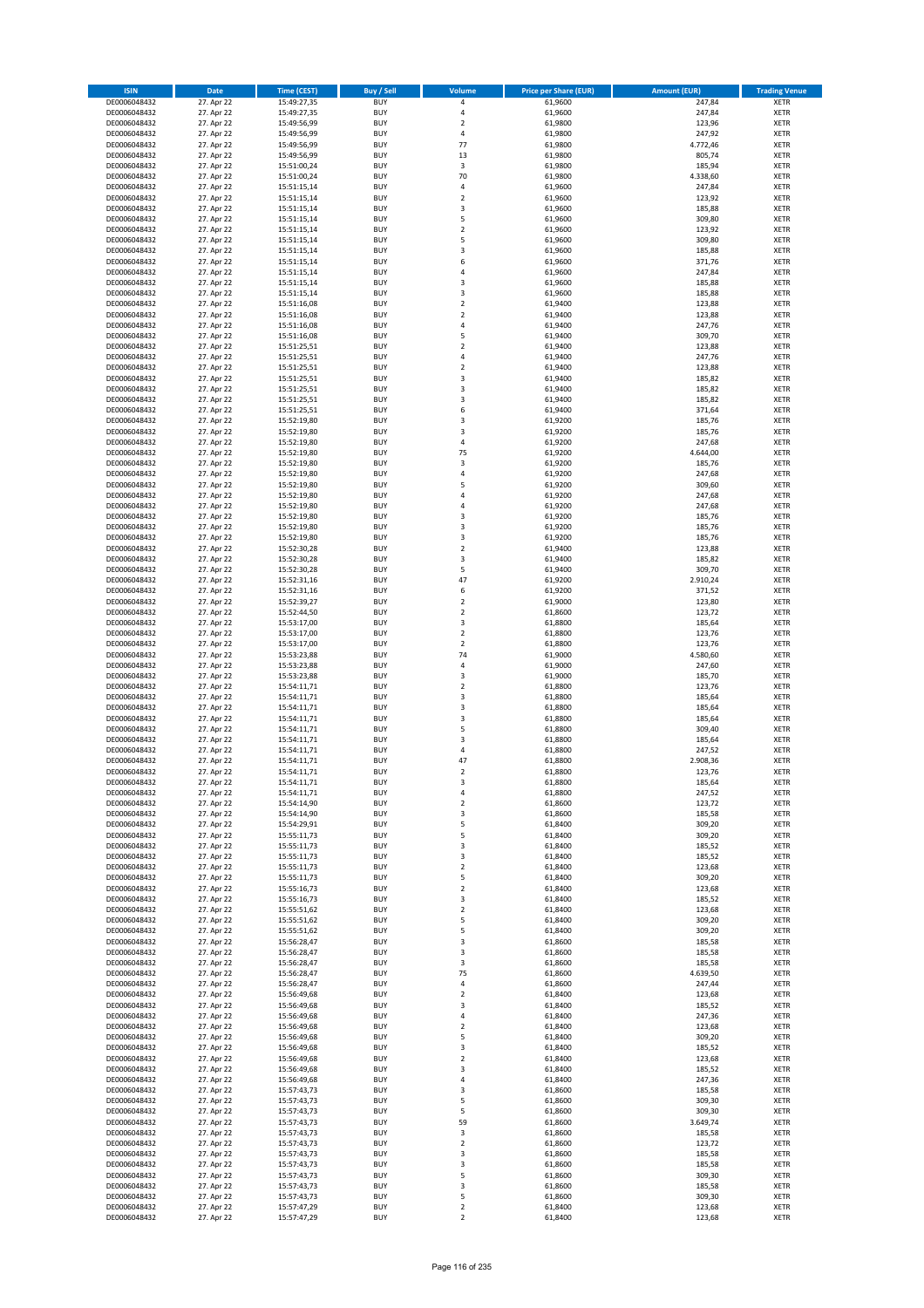| ISIN | Date | Time (CEST) | Buy / Sell | Volume | Price per Share (EUR) | Amount (EUR) | Trading Venue |
|---|---|---|---|---|---|---|---|
| DE0006048432 | 27. Apr 22 | 15:49:27,35 | BUY | 4 | 61,9600 | 247,84 | XETR |
| DE0006048432 | 27. Apr 22 | 15:49:27,35 | BUY | 4 | 61,9600 | 247,84 | XETR |
| DE0006048432 | 27. Apr 22 | 15:49:56,99 | BUY | 2 | 61,9800 | 123,96 | XETR |
| DE0006048432 | 27. Apr 22 | 15:49:56,99 | BUY | 4 | 61,9800 | 247,92 | XETR |
| DE0006048432 | 27. Apr 22 | 15:49:56,99 | BUY | 77 | 61,9800 | 4.772,46 | XETR |
| DE0006048432 | 27. Apr 22 | 15:49:56,99 | BUY | 13 | 61,9800 | 805,74 | XETR |
| DE0006048432 | 27. Apr 22 | 15:51:00,24 | BUY | 3 | 61,9800 | 185,94 | XETR |
| DE0006048432 | 27. Apr 22 | 15:51:00,24 | BUY | 70 | 61,9800 | 4.338,60 | XETR |
| DE0006048432 | 27. Apr 22 | 15:51:15,14 | BUY | 4 | 61,9600 | 247,84 | XETR |
| DE0006048432 | 27. Apr 22 | 15:51:15,14 | BUY | 2 | 61,9600 | 123,92 | XETR |
| DE0006048432 | 27. Apr 22 | 15:51:15,14 | BUY | 3 | 61,9600 | 185,88 | XETR |
| DE0006048432 | 27. Apr 22 | 15:51:15,14 | BUY | 5 | 61,9600 | 309,80 | XETR |
| DE0006048432 | 27. Apr 22 | 15:51:15,14 | BUY | 2 | 61,9600 | 123,92 | XETR |
| DE0006048432 | 27. Apr 22 | 15:51:15,14 | BUY | 5 | 61,9600 | 309,80 | XETR |
| DE0006048432 | 27. Apr 22 | 15:51:15,14 | BUY | 3 | 61,9600 | 185,88 | XETR |
| DE0006048432 | 27. Apr 22 | 15:51:15,14 | BUY | 6 | 61,9600 | 371,76 | XETR |
| DE0006048432 | 27. Apr 22 | 15:51:15,14 | BUY | 4 | 61,9600 | 247,84 | XETR |
| DE0006048432 | 27. Apr 22 | 15:51:15,14 | BUY | 3 | 61,9600 | 185,88 | XETR |
| DE0006048432 | 27. Apr 22 | 15:51:15,14 | BUY | 3 | 61,9600 | 185,88 | XETR |
| DE0006048432 | 27. Apr 22 | 15:51:16,08 | BUY | 2 | 61,9400 | 123,88 | XETR |
| DE0006048432 | 27. Apr 22 | 15:51:16,08 | BUY | 2 | 61,9400 | 123,88 | XETR |
| DE0006048432 | 27. Apr 22 | 15:51:16,08 | BUY | 4 | 61,9400 | 247,76 | XETR |
| DE0006048432 | 27. Apr 22 | 15:51:16,08 | BUY | 5 | 61,9400 | 309,70 | XETR |
| DE0006048432 | 27. Apr 22 | 15:51:25,51 | BUY | 2 | 61,9400 | 123,88 | XETR |
| DE0006048432 | 27. Apr 22 | 15:51:25,51 | BUY | 4 | 61,9400 | 247,76 | XETR |
| DE0006048432 | 27. Apr 22 | 15:51:25,51 | BUY | 2 | 61,9400 | 123,88 | XETR |
| DE0006048432 | 27. Apr 22 | 15:51:25,51 | BUY | 3 | 61,9400 | 185,82 | XETR |
| DE0006048432 | 27. Apr 22 | 15:51:25,51 | BUY | 3 | 61,9400 | 185,82 | XETR |
| DE0006048432 | 27. Apr 22 | 15:51:25,51 | BUY | 3 | 61,9400 | 185,82 | XETR |
| DE0006048432 | 27. Apr 22 | 15:51:25,51 | BUY | 6 | 61,9400 | 371,64 | XETR |
| DE0006048432 | 27. Apr 22 | 15:52:19,80 | BUY | 3 | 61,9200 | 185,76 | XETR |
| DE0006048432 | 27. Apr 22 | 15:52:19,80 | BUY | 3 | 61,9200 | 185,76 | XETR |
| DE0006048432 | 27. Apr 22 | 15:52:19,80 | BUY | 4 | 61,9200 | 247,68 | XETR |
| DE0006048432 | 27. Apr 22 | 15:52:19,80 | BUY | 75 | 61,9200 | 4.644,00 | XETR |
| DE0006048432 | 27. Apr 22 | 15:52:19,80 | BUY | 3 | 61,9200 | 185,76 | XETR |
| DE0006048432 | 27. Apr 22 | 15:52:19,80 | BUY | 4 | 61,9200 | 247,68 | XETR |
| DE0006048432 | 27. Apr 22 | 15:52:19,80 | BUY | 5 | 61,9200 | 309,60 | XETR |
| DE0006048432 | 27. Apr 22 | 15:52:19,80 | BUY | 4 | 61,9200 | 247,68 | XETR |
| DE0006048432 | 27. Apr 22 | 15:52:19,80 | BUY | 4 | 61,9200 | 247,68 | XETR |
| DE0006048432 | 27. Apr 22 | 15:52:19,80 | BUY | 3 | 61,9200 | 185,76 | XETR |
| DE0006048432 | 27. Apr 22 | 15:52:19,80 | BUY | 3 | 61,9200 | 185,76 | XETR |
| DE0006048432 | 27. Apr 22 | 15:52:19,80 | BUY | 3 | 61,9200 | 185,76 | XETR |
| DE0006048432 | 27. Apr 22 | 15:52:30,28 | BUY | 2 | 61,9400 | 123,88 | XETR |
| DE0006048432 | 27. Apr 22 | 15:52:30,28 | BUY | 3 | 61,9400 | 185,82 | XETR |
| DE0006048432 | 27. Apr 22 | 15:52:30,28 | BUY | 5 | 61,9400 | 309,70 | XETR |
| DE0006048432 | 27. Apr 22 | 15:52:31,16 | BUY | 47 | 61,9200 | 2.910,24 | XETR |
| DE0006048432 | 27. Apr 22 | 15:52:31,16 | BUY | 6 | 61,9200 | 371,52 | XETR |
| DE0006048432 | 27. Apr 22 | 15:52:39,27 | BUY | 2 | 61,9000 | 123,80 | XETR |
| DE0006048432 | 27. Apr 22 | 15:52:44,50 | BUY | 2 | 61,8600 | 123,72 | XETR |
| DE0006048432 | 27. Apr 22 | 15:53:17,00 | BUY | 3 | 61,8800 | 185,64 | XETR |
| DE0006048432 | 27. Apr 22 | 15:53:17,00 | BUY | 2 | 61,8800 | 123,76 | XETR |
| DE0006048432 | 27. Apr 22 | 15:53:17,00 | BUY | 2 | 61,8800 | 123,76 | XETR |
| DE0006048432 | 27. Apr 22 | 15:53:23,88 | BUY | 74 | 61,9000 | 4.580,60 | XETR |
| DE0006048432 | 27. Apr 22 | 15:53:23,88 | BUY | 4 | 61,9000 | 247,60 | XETR |
| DE0006048432 | 27. Apr 22 | 15:53:23,88 | BUY | 3 | 61,9000 | 185,70 | XETR |
| DE0006048432 | 27. Apr 22 | 15:54:11,71 | BUY | 2 | 61,8800 | 123,76 | XETR |
| DE0006048432 | 27. Apr 22 | 15:54:11,71 | BUY | 3 | 61,8800 | 185,64 | XETR |
| DE0006048432 | 27. Apr 22 | 15:54:11,71 | BUY | 3 | 61,8800 | 185,64 | XETR |
| DE0006048432 | 27. Apr 22 | 15:54:11,71 | BUY | 3 | 61,8800 | 185,64 | XETR |
| DE0006048432 | 27. Apr 22 | 15:54:11,71 | BUY | 5 | 61,8800 | 309,40 | XETR |
| DE0006048432 | 27. Apr 22 | 15:54:11,71 | BUY | 3 | 61,8800 | 185,64 | XETR |
| DE0006048432 | 27. Apr 22 | 15:54:11,71 | BUY | 4 | 61,8800 | 247,52 | XETR |
| DE0006048432 | 27. Apr 22 | 15:54:11,71 | BUY | 47 | 61,8800 | 2.908,36 | XETR |
| DE0006048432 | 27. Apr 22 | 15:54:11,71 | BUY | 2 | 61,8800 | 123,76 | XETR |
| DE0006048432 | 27. Apr 22 | 15:54:11,71 | BUY | 3 | 61,8800 | 185,64 | XETR |
| DE0006048432 | 27. Apr 22 | 15:54:11,71 | BUY | 4 | 61,8800 | 247,52 | XETR |
| DE0006048432 | 27. Apr 22 | 15:54:14,90 | BUY | 2 | 61,8600 | 123,72 | XETR |
| DE0006048432 | 27. Apr 22 | 15:54:14,90 | BUY | 3 | 61,8600 | 185,58 | XETR |
| DE0006048432 | 27. Apr 22 | 15:54:29,91 | BUY | 5 | 61,8400 | 309,20 | XETR |
| DE0006048432 | 27. Apr 22 | 15:55:11,73 | BUY | 5 | 61,8400 | 309,20 | XETR |
| DE0006048432 | 27. Apr 22 | 15:55:11,73 | BUY | 3 | 61,8400 | 185,52 | XETR |
| DE0006048432 | 27. Apr 22 | 15:55:11,73 | BUY | 3 | 61,8400 | 185,52 | XETR |
| DE0006048432 | 27. Apr 22 | 15:55:11,73 | BUY | 2 | 61,8400 | 123,68 | XETR |
| DE0006048432 | 27. Apr 22 | 15:55:11,73 | BUY | 5 | 61,8400 | 309,20 | XETR |
| DE0006048432 | 27. Apr 22 | 15:55:16,73 | BUY | 2 | 61,8400 | 123,68 | XETR |
| DE0006048432 | 27. Apr 22 | 15:55:16,73 | BUY | 3 | 61,8400 | 185,52 | XETR |
| DE0006048432 | 27. Apr 22 | 15:55:51,62 | BUY | 2 | 61,8400 | 123,68 | XETR |
| DE0006048432 | 27. Apr 22 | 15:55:51,62 | BUY | 5 | 61,8400 | 309,20 | XETR |
| DE0006048432 | 27. Apr 22 | 15:55:51,62 | BUY | 5 | 61,8400 | 309,20 | XETR |
| DE0006048432 | 27. Apr 22 | 15:56:28,47 | BUY | 3 | 61,8600 | 185,58 | XETR |
| DE0006048432 | 27. Apr 22 | 15:56:28,47 | BUY | 3 | 61,8600 | 185,58 | XETR |
| DE0006048432 | 27. Apr 22 | 15:56:28,47 | BUY | 3 | 61,8600 | 185,58 | XETR |
| DE0006048432 | 27. Apr 22 | 15:56:28,47 | BUY | 75 | 61,8600 | 4.639,50 | XETR |
| DE0006048432 | 27. Apr 22 | 15:56:28,47 | BUY | 4 | 61,8600 | 247,44 | XETR |
| DE0006048432 | 27. Apr 22 | 15:56:49,68 | BUY | 2 | 61,8400 | 123,68 | XETR |
| DE0006048432 | 27. Apr 22 | 15:56:49,68 | BUY | 3 | 61,8400 | 185,52 | XETR |
| DE0006048432 | 27. Apr 22 | 15:56:49,68 | BUY | 4 | 61,8400 | 247,36 | XETR |
| DE0006048432 | 27. Apr 22 | 15:56:49,68 | BUY | 2 | 61,8400 | 123,68 | XETR |
| DE0006048432 | 27. Apr 22 | 15:56:49,68 | BUY | 5 | 61,8400 | 309,20 | XETR |
| DE0006048432 | 27. Apr 22 | 15:56:49,68 | BUY | 3 | 61,8400 | 185,52 | XETR |
| DE0006048432 | 27. Apr 22 | 15:56:49,68 | BUY | 2 | 61,8400 | 123,68 | XETR |
| DE0006048432 | 27. Apr 22 | 15:56:49,68 | BUY | 3 | 61,8400 | 185,52 | XETR |
| DE0006048432 | 27. Apr 22 | 15:56:49,68 | BUY | 4 | 61,8400 | 247,36 | XETR |
| DE0006048432 | 27. Apr 22 | 15:57:43,73 | BUY | 3 | 61,8600 | 185,58 | XETR |
| DE0006048432 | 27. Apr 22 | 15:57:43,73 | BUY | 5 | 61,8600 | 309,30 | XETR |
| DE0006048432 | 27. Apr 22 | 15:57:43,73 | BUY | 5 | 61,8600 | 309,30 | XETR |
| DE0006048432 | 27. Apr 22 | 15:57:43,73 | BUY | 59 | 61,8600 | 3.649,74 | XETR |
| DE0006048432 | 27. Apr 22 | 15:57:43,73 | BUY | 3 | 61,8600 | 185,58 | XETR |
| DE0006048432 | 27. Apr 22 | 15:57:43,73 | BUY | 2 | 61,8600 | 123,72 | XETR |
| DE0006048432 | 27. Apr 22 | 15:57:43,73 | BUY | 3 | 61,8600 | 185,58 | XETR |
| DE0006048432 | 27. Apr 22 | 15:57:43,73 | BUY | 3 | 61,8600 | 185,58 | XETR |
| DE0006048432 | 27. Apr 22 | 15:57:43,73 | BUY | 5 | 61,8600 | 309,30 | XETR |
| DE0006048432 | 27. Apr 22 | 15:57:43,73 | BUY | 3 | 61,8600 | 185,58 | XETR |
| DE0006048432 | 27. Apr 22 | 15:57:43,73 | BUY | 5 | 61,8600 | 309,30 | XETR |
| DE0006048432 | 27. Apr 22 | 15:57:47,29 | BUY | 2 | 61,8400 | 123,68 | XETR |
| DE0006048432 | 27. Apr 22 | 15:57:47,29 | BUY | 2 | 61,8400 | 123,68 | XETR |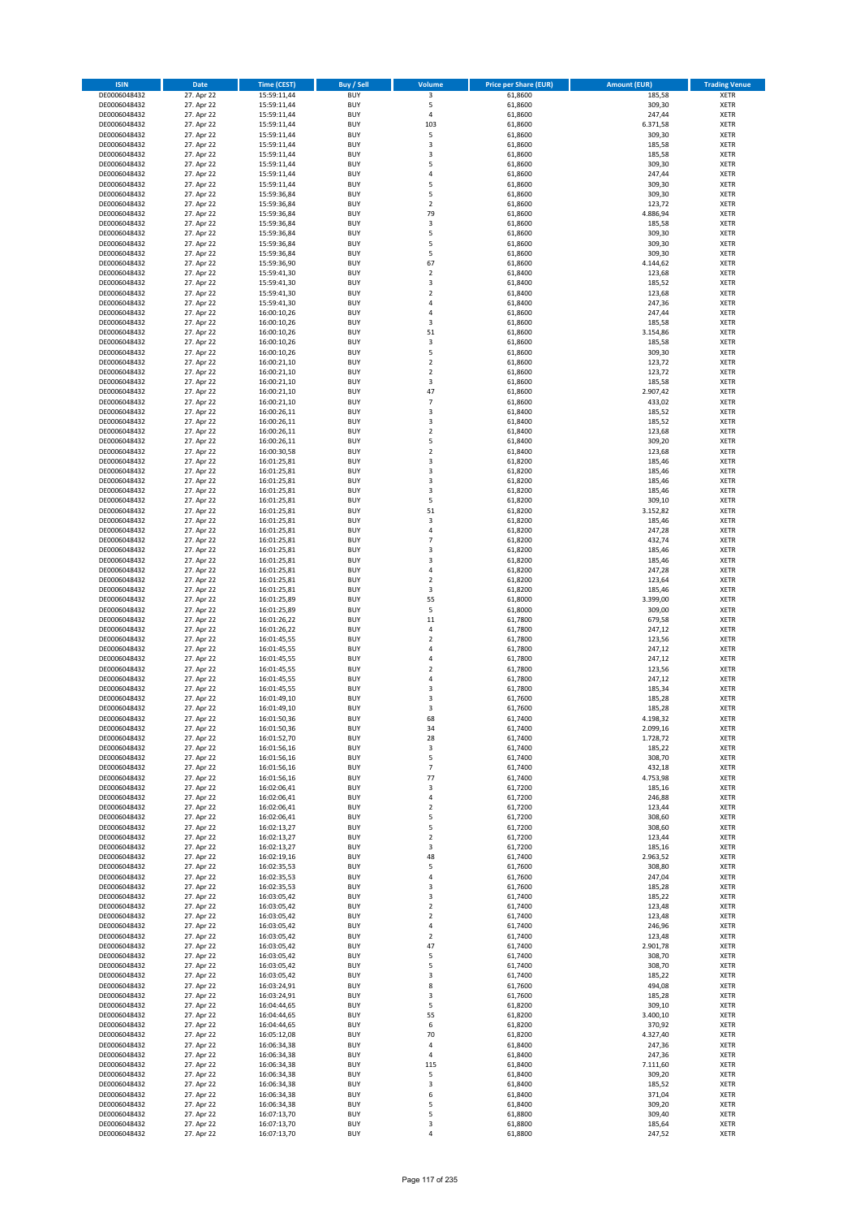| ISIN | Date | Time (CEST) | Buy / Sell | Volume | Price per Share (EUR) | Amount (EUR) | Trading Venue |
|---|---|---|---|---|---|---|---|
| DE0006048432 | 27. Apr 22 | 15:59:11,44 | BUY | 3 | 61,8600 | 185,58 | XETR |
| DE0006048432 | 27. Apr 22 | 15:59:11,44 | BUY | 5 | 61,8600 | 309,30 | XETR |
| DE0006048432 | 27. Apr 22 | 15:59:11,44 | BUY | 4 | 61,8600 | 247,44 | XETR |
| DE0006048432 | 27. Apr 22 | 15:59:11,44 | BUY | 103 | 61,8600 | 6.371,58 | XETR |
| DE0006048432 | 27. Apr 22 | 15:59:11,44 | BUY | 5 | 61,8600 | 309,30 | XETR |
| DE0006048432 | 27. Apr 22 | 15:59:11,44 | BUY | 3 | 61,8600 | 185,58 | XETR |
| DE0006048432 | 27. Apr 22 | 15:59:11,44 | BUY | 3 | 61,8600 | 185,58 | XETR |
| DE0006048432 | 27. Apr 22 | 15:59:11,44 | BUY | 5 | 61,8600 | 309,30 | XETR |
| DE0006048432 | 27. Apr 22 | 15:59:11,44 | BUY | 4 | 61,8600 | 247,44 | XETR |
| DE0006048432 | 27. Apr 22 | 15:59:11,44 | BUY | 5 | 61,8600 | 309,30 | XETR |
| DE0006048432 | 27. Apr 22 | 15:59:36,84 | BUY | 5 | 61,8600 | 309,30 | XETR |
| DE0006048432 | 27. Apr 22 | 15:59:36,84 | BUY | 2 | 61,8600 | 123,72 | XETR |
| DE0006048432 | 27. Apr 22 | 15:59:36,84 | BUY | 79 | 61,8600 | 4.886,94 | XETR |
| DE0006048432 | 27. Apr 22 | 15:59:36,84 | BUY | 3 | 61,8600 | 185,58 | XETR |
| DE0006048432 | 27. Apr 22 | 15:59:36,84 | BUY | 5 | 61,8600 | 309,30 | XETR |
| DE0006048432 | 27. Apr 22 | 15:59:36,84 | BUY | 5 | 61,8600 | 309,30 | XETR |
| DE0006048432 | 27. Apr 22 | 15:59:36,84 | BUY | 5 | 61,8600 | 309,30 | XETR |
| DE0006048432 | 27. Apr 22 | 15:59:36,90 | BUY | 67 | 61,8600 | 4.144,62 | XETR |
| DE0006048432 | 27. Apr 22 | 15:59:41,30 | BUY | 2 | 61,8400 | 123,68 | XETR |
| DE0006048432 | 27. Apr 22 | 15:59:41,30 | BUY | 3 | 61,8400 | 185,52 | XETR |
| DE0006048432 | 27. Apr 22 | 15:59:41,30 | BUY | 2 | 61,8400 | 123,68 | XETR |
| DE0006048432 | 27. Apr 22 | 15:59:41,30 | BUY | 4 | 61,8400 | 247,36 | XETR |
| DE0006048432 | 27. Apr 22 | 16:00:10,26 | BUY | 4 | 61,8600 | 247,44 | XETR |
| DE0006048432 | 27. Apr 22 | 16:00:10,26 | BUY | 3 | 61,8600 | 185,58 | XETR |
| DE0006048432 | 27. Apr 22 | 16:00:10,26 | BUY | 51 | 61,8600 | 3.154,86 | XETR |
| DE0006048432 | 27. Apr 22 | 16:00:10,26 | BUY | 3 | 61,8600 | 185,58 | XETR |
| DE0006048432 | 27. Apr 22 | 16:00:10,26 | BUY | 5 | 61,8600 | 309,30 | XETR |
| DE0006048432 | 27. Apr 22 | 16:00:21,10 | BUY | 2 | 61,8600 | 123,72 | XETR |
| DE0006048432 | 27. Apr 22 | 16:00:21,10 | BUY | 2 | 61,8600 | 123,72 | XETR |
| DE0006048432 | 27. Apr 22 | 16:00:21,10 | BUY | 3 | 61,8600 | 185,58 | XETR |
| DE0006048432 | 27. Apr 22 | 16:00:21,10 | BUY | 47 | 61,8600 | 2.907,42 | XETR |
| DE0006048432 | 27. Apr 22 | 16:00:21,10 | BUY | 7 | 61,8600 | 433,02 | XETR |
| DE0006048432 | 27. Apr 22 | 16:00:26,11 | BUY | 3 | 61,8400 | 185,52 | XETR |
| DE0006048432 | 27. Apr 22 | 16:00:26,11 | BUY | 3 | 61,8400 | 185,52 | XETR |
| DE0006048432 | 27. Apr 22 | 16:00:26,11 | BUY | 2 | 61,8400 | 123,68 | XETR |
| DE0006048432 | 27. Apr 22 | 16:00:26,11 | BUY | 5 | 61,8400 | 309,20 | XETR |
| DE0006048432 | 27. Apr 22 | 16:00:30,58 | BUY | 2 | 61,8400 | 123,68 | XETR |
| DE0006048432 | 27. Apr 22 | 16:01:25,81 | BUY | 3 | 61,8200 | 185,46 | XETR |
| DE0006048432 | 27. Apr 22 | 16:01:25,81 | BUY | 3 | 61,8200 | 185,46 | XETR |
| DE0006048432 | 27. Apr 22 | 16:01:25,81 | BUY | 3 | 61,8200 | 185,46 | XETR |
| DE0006048432 | 27. Apr 22 | 16:01:25,81 | BUY | 3 | 61,8200 | 185,46 | XETR |
| DE0006048432 | 27. Apr 22 | 16:01:25,81 | BUY | 5 | 61,8200 | 309,10 | XETR |
| DE0006048432 | 27. Apr 22 | 16:01:25,81 | BUY | 51 | 61,8200 | 3.152,82 | XETR |
| DE0006048432 | 27. Apr 22 | 16:01:25,81 | BUY | 3 | 61,8200 | 185,46 | XETR |
| DE0006048432 | 27. Apr 22 | 16:01:25,81 | BUY | 4 | 61,8200 | 247,28 | XETR |
| DE0006048432 | 27. Apr 22 | 16:01:25,81 | BUY | 7 | 61,8200 | 432,74 | XETR |
| DE0006048432 | 27. Apr 22 | 16:01:25,81 | BUY | 3 | 61,8200 | 185,46 | XETR |
| DE0006048432 | 27. Apr 22 | 16:01:25,81 | BUY | 3 | 61,8200 | 185,46 | XETR |
| DE0006048432 | 27. Apr 22 | 16:01:25,81 | BUY | 4 | 61,8200 | 247,28 | XETR |
| DE0006048432 | 27. Apr 22 | 16:01:25,81 | BUY | 2 | 61,8200 | 123,64 | XETR |
| DE0006048432 | 27. Apr 22 | 16:01:25,81 | BUY | 3 | 61,8200 | 185,46 | XETR |
| DE0006048432 | 27. Apr 22 | 16:01:25,89 | BUY | 55 | 61,8000 | 3.399,00 | XETR |
| DE0006048432 | 27. Apr 22 | 16:01:25,89 | BUY | 5 | 61,8000 | 309,00 | XETR |
| DE0006048432 | 27. Apr 22 | 16:01:26,22 | BUY | 11 | 61,7800 | 679,58 | XETR |
| DE0006048432 | 27. Apr 22 | 16:01:26,22 | BUY | 4 | 61,7800 | 247,12 | XETR |
| DE0006048432 | 27. Apr 22 | 16:01:45,55 | BUY | 2 | 61,7800 | 123,56 | XETR |
| DE0006048432 | 27. Apr 22 | 16:01:45,55 | BUY | 4 | 61,7800 | 247,12 | XETR |
| DE0006048432 | 27. Apr 22 | 16:01:45,55 | BUY | 4 | 61,7800 | 247,12 | XETR |
| DE0006048432 | 27. Apr 22 | 16:01:45,55 | BUY | 2 | 61,7800 | 123,56 | XETR |
| DE0006048432 | 27. Apr 22 | 16:01:45,55 | BUY | 4 | 61,7800 | 247,12 | XETR |
| DE0006048432 | 27. Apr 22 | 16:01:45,55 | BUY | 3 | 61,7800 | 185,34 | XETR |
| DE0006048432 | 27. Apr 22 | 16:01:49,10 | BUY | 3 | 61,7600 | 185,28 | XETR |
| DE0006048432 | 27. Apr 22 | 16:01:49,10 | BUY | 3 | 61,7600 | 185,28 | XETR |
| DE0006048432 | 27. Apr 22 | 16:01:50,36 | BUY | 68 | 61,7400 | 4.198,32 | XETR |
| DE0006048432 | 27. Apr 22 | 16:01:50,36 | BUY | 34 | 61,7400 | 2.099,16 | XETR |
| DE0006048432 | 27. Apr 22 | 16:01:52,70 | BUY | 28 | 61,7400 | 1.728,72 | XETR |
| DE0006048432 | 27. Apr 22 | 16:01:56,16 | BUY | 3 | 61,7400 | 185,22 | XETR |
| DE0006048432 | 27. Apr 22 | 16:01:56,16 | BUY | 5 | 61,7400 | 308,70 | XETR |
| DE0006048432 | 27. Apr 22 | 16:01:56,16 | BUY | 7 | 61,7400 | 432,18 | XETR |
| DE0006048432 | 27. Apr 22 | 16:01:56,16 | BUY | 77 | 61,7400 | 4.753,98 | XETR |
| DE0006048432 | 27. Apr 22 | 16:02:06,41 | BUY | 3 | 61,7200 | 185,16 | XETR |
| DE0006048432 | 27. Apr 22 | 16:02:06,41 | BUY | 4 | 61,7200 | 246,88 | XETR |
| DE0006048432 | 27. Apr 22 | 16:02:06,41 | BUY | 2 | 61,7200 | 123,44 | XETR |
| DE0006048432 | 27. Apr 22 | 16:02:06,41 | BUY | 5 | 61,7200 | 308,60 | XETR |
| DE0006048432 | 27. Apr 22 | 16:02:13,27 | BUY | 5 | 61,7200 | 308,60 | XETR |
| DE0006048432 | 27. Apr 22 | 16:02:13,27 | BUY | 2 | 61,7200 | 123,44 | XETR |
| DE0006048432 | 27. Apr 22 | 16:02:13,27 | BUY | 3 | 61,7200 | 185,16 | XETR |
| DE0006048432 | 27. Apr 22 | 16:02:19,16 | BUY | 48 | 61,7400 | 2.963,52 | XETR |
| DE0006048432 | 27. Apr 22 | 16:02:35,53 | BUY | 5 | 61,7600 | 308,80 | XETR |
| DE0006048432 | 27. Apr 22 | 16:02:35,53 | BUY | 4 | 61,7600 | 247,04 | XETR |
| DE0006048432 | 27. Apr 22 | 16:02:35,53 | BUY | 3 | 61,7600 | 185,28 | XETR |
| DE0006048432 | 27. Apr 22 | 16:03:05,42 | BUY | 3 | 61,7400 | 185,22 | XETR |
| DE0006048432 | 27. Apr 22 | 16:03:05,42 | BUY | 2 | 61,7400 | 123,48 | XETR |
| DE0006048432 | 27. Apr 22 | 16:03:05,42 | BUY | 2 | 61,7400 | 123,48 | XETR |
| DE0006048432 | 27. Apr 22 | 16:03:05,42 | BUY | 4 | 61,7400 | 246,96 | XETR |
| DE0006048432 | 27. Apr 22 | 16:03:05,42 | BUY | 2 | 61,7400 | 123,48 | XETR |
| DE0006048432 | 27. Apr 22 | 16:03:05,42 | BUY | 47 | 61,7400 | 2.901,78 | XETR |
| DE0006048432 | 27. Apr 22 | 16:03:05,42 | BUY | 5 | 61,7400 | 308,70 | XETR |
| DE0006048432 | 27. Apr 22 | 16:03:05,42 | BUY | 5 | 61,7400 | 308,70 | XETR |
| DE0006048432 | 27. Apr 22 | 16:03:05,42 | BUY | 3 | 61,7400 | 185,22 | XETR |
| DE0006048432 | 27. Apr 22 | 16:03:24,91 | BUY | 8 | 61,7600 | 494,08 | XETR |
| DE0006048432 | 27. Apr 22 | 16:03:24,91 | BUY | 3 | 61,7600 | 185,28 | XETR |
| DE0006048432 | 27. Apr 22 | 16:04:44,65 | BUY | 5 | 61,8200 | 309,10 | XETR |
| DE0006048432 | 27. Apr 22 | 16:04:44,65 | BUY | 55 | 61,8200 | 3.400,10 | XETR |
| DE0006048432 | 27. Apr 22 | 16:04:44,65 | BUY | 6 | 61,8200 | 370,92 | XETR |
| DE0006048432 | 27. Apr 22 | 16:05:12,08 | BUY | 70 | 61,8200 | 4.327,40 | XETR |
| DE0006048432 | 27. Apr 22 | 16:06:34,38 | BUY | 4 | 61,8400 | 247,36 | XETR |
| DE0006048432 | 27. Apr 22 | 16:06:34,38 | BUY | 4 | 61,8400 | 247,36 | XETR |
| DE0006048432 | 27. Apr 22 | 16:06:34,38 | BUY | 115 | 61,8400 | 7.111,60 | XETR |
| DE0006048432 | 27. Apr 22 | 16:06:34,38 | BUY | 5 | 61,8400 | 309,20 | XETR |
| DE0006048432 | 27. Apr 22 | 16:06:34,38 | BUY | 3 | 61,8400 | 185,52 | XETR |
| DE0006048432 | 27. Apr 22 | 16:06:34,38 | BUY | 6 | 61,8400 | 371,04 | XETR |
| DE0006048432 | 27. Apr 22 | 16:06:34,38 | BUY | 5 | 61,8400 | 309,20 | XETR |
| DE0006048432 | 27. Apr 22 | 16:07:13,70 | BUY | 5 | 61,8800 | 309,40 | XETR |
| DE0006048432 | 27. Apr 22 | 16:07:13,70 | BUY | 3 | 61,8800 | 185,64 | XETR |
| DE0006048432 | 27. Apr 22 | 16:07:13,70 | BUY | 4 | 61,8800 | 247,52 | XETR |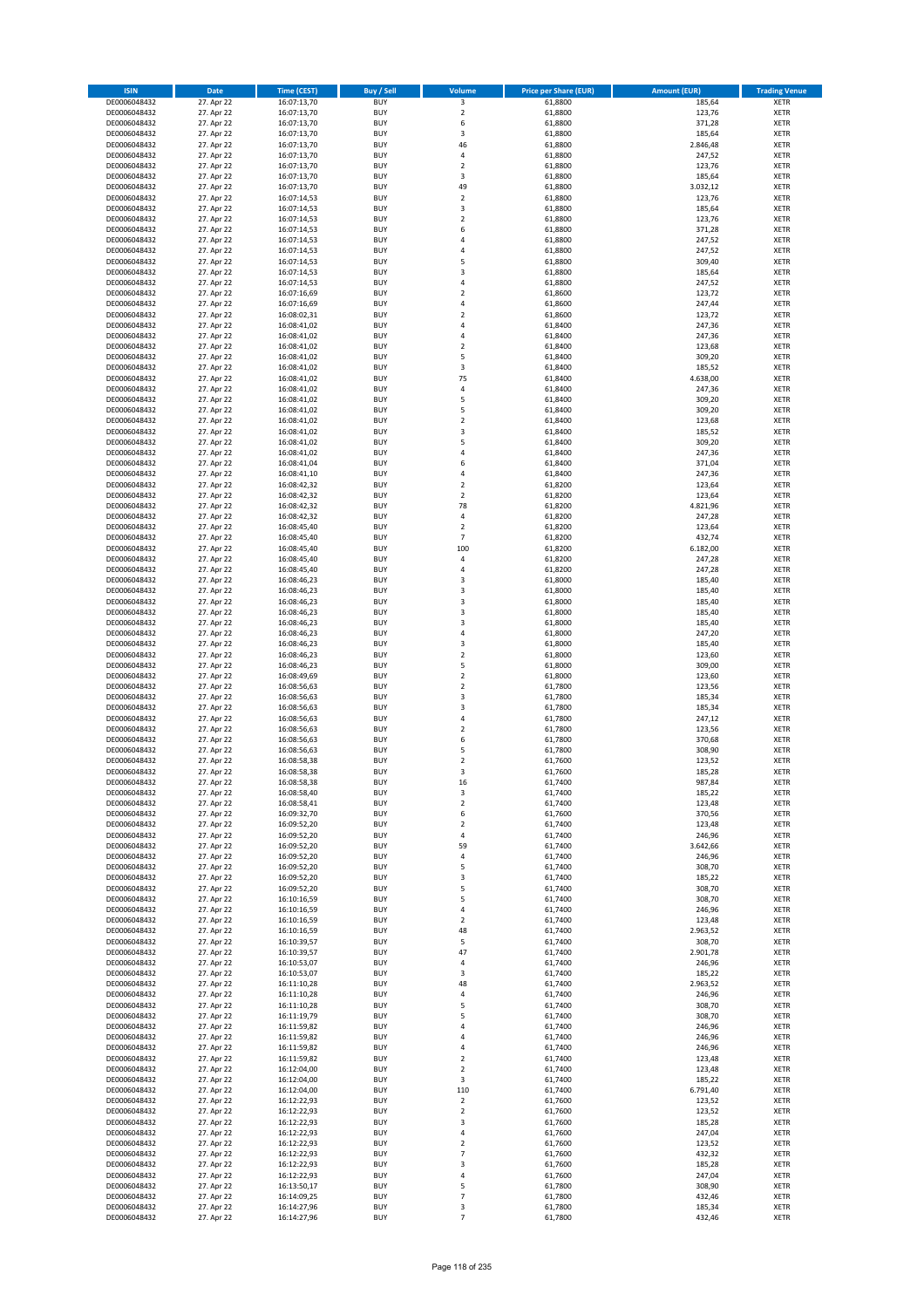| ISIN | Date | Time (CEST) | Buy / Sell | Volume | Price per Share (EUR) | Amount (EUR) | Trading Venue |
|---|---|---|---|---|---|---|---|
| DE0006048432 | 27. Apr 22 | 16:07:13,70 | BUY | 3 | 61,8800 | 185,64 | XETR |
| DE0006048432 | 27. Apr 22 | 16:07:13,70 | BUY | 2 | 61,8800 | 123,76 | XETR |
| DE0006048432 | 27. Apr 22 | 16:07:13,70 | BUY | 6 | 61,8800 | 371,28 | XETR |
| DE0006048432 | 27. Apr 22 | 16:07:13,70 | BUY | 3 | 61,8800 | 185,64 | XETR |
| DE0006048432 | 27. Apr 22 | 16:07:13,70 | BUY | 46 | 61,8800 | 2.846,48 | XETR |
| DE0006048432 | 27. Apr 22 | 16:07:13,70 | BUY | 4 | 61,8800 | 247,52 | XETR |
| DE0006048432 | 27. Apr 22 | 16:07:13,70 | BUY | 2 | 61,8800 | 123,76 | XETR |
| DE0006048432 | 27. Apr 22 | 16:07:13,70 | BUY | 3 | 61,8800 | 185,64 | XETR |
| DE0006048432 | 27. Apr 22 | 16:07:13,70 | BUY | 49 | 61,8800 | 3.032,12 | XETR |
| DE0006048432 | 27. Apr 22 | 16:07:14,53 | BUY | 2 | 61,8800 | 123,76 | XETR |
| DE0006048432 | 27. Apr 22 | 16:07:14,53 | BUY | 3 | 61,8800 | 185,64 | XETR |
| DE0006048432 | 27. Apr 22 | 16:07:14,53 | BUY | 2 | 61,8800 | 123,76 | XETR |
| DE0006048432 | 27. Apr 22 | 16:07:14,53 | BUY | 6 | 61,8800 | 371,28 | XETR |
| DE0006048432 | 27. Apr 22 | 16:07:14,53 | BUY | 4 | 61,8800 | 247,52 | XETR |
| DE0006048432 | 27. Apr 22 | 16:07:14,53 | BUY | 4 | 61,8800 | 247,52 | XETR |
| DE0006048432 | 27. Apr 22 | 16:07:14,53 | BUY | 5 | 61,8800 | 309,40 | XETR |
| DE0006048432 | 27. Apr 22 | 16:07:14,53 | BUY | 3 | 61,8800 | 185,64 | XETR |
| DE0006048432 | 27. Apr 22 | 16:07:14,53 | BUY | 4 | 61,8800 | 247,52 | XETR |
| DE0006048432 | 27. Apr 22 | 16:07:16,69 | BUY | 2 | 61,8600 | 123,72 | XETR |
| DE0006048432 | 27. Apr 22 | 16:07:16,69 | BUY | 4 | 61,8600 | 247,44 | XETR |
| DE0006048432 | 27. Apr 22 | 16:08:02,31 | BUY | 2 | 61,8600 | 123,72 | XETR |
| DE0006048432 | 27. Apr 22 | 16:08:41,02 | BUY | 4 | 61,8400 | 247,36 | XETR |
| DE0006048432 | 27. Apr 22 | 16:08:41,02 | BUY | 4 | 61,8400 | 247,36 | XETR |
| DE0006048432 | 27. Apr 22 | 16:08:41,02 | BUY | 2 | 61,8400 | 123,68 | XETR |
| DE0006048432 | 27. Apr 22 | 16:08:41,02 | BUY | 5 | 61,8400 | 309,20 | XETR |
| DE0006048432 | 27. Apr 22 | 16:08:41,02 | BUY | 3 | 61,8400 | 185,52 | XETR |
| DE0006048432 | 27. Apr 22 | 16:08:41,02 | BUY | 75 | 61,8400 | 4.638,00 | XETR |
| DE0006048432 | 27. Apr 22 | 16:08:41,02 | BUY | 4 | 61,8400 | 247,36 | XETR |
| DE0006048432 | 27. Apr 22 | 16:08:41,02 | BUY | 5 | 61,8400 | 309,20 | XETR |
| DE0006048432 | 27. Apr 22 | 16:08:41,02 | BUY | 5 | 61,8400 | 309,20 | XETR |
| DE0006048432 | 27. Apr 22 | 16:08:41,02 | BUY | 2 | 61,8400 | 123,68 | XETR |
| DE0006048432 | 27. Apr 22 | 16:08:41,02 | BUY | 3 | 61,8400 | 185,52 | XETR |
| DE0006048432 | 27. Apr 22 | 16:08:41,02 | BUY | 5 | 61,8400 | 309,20 | XETR |
| DE0006048432 | 27. Apr 22 | 16:08:41,02 | BUY | 4 | 61,8400 | 247,36 | XETR |
| DE0006048432 | 27. Apr 22 | 16:08:41,04 | BUY | 6 | 61,8400 | 371,04 | XETR |
| DE0006048432 | 27. Apr 22 | 16:08:41,10 | BUY | 4 | 61,8400 | 247,36 | XETR |
| DE0006048432 | 27. Apr 22 | 16:08:42,32 | BUY | 2 | 61,8200 | 123,64 | XETR |
| DE0006048432 | 27. Apr 22 | 16:08:42,32 | BUY | 2 | 61,8200 | 123,64 | XETR |
| DE0006048432 | 27. Apr 22 | 16:08:42,32 | BUY | 78 | 61,8200 | 4.821,96 | XETR |
| DE0006048432 | 27. Apr 22 | 16:08:42,32 | BUY | 4 | 61,8200 | 247,28 | XETR |
| DE0006048432 | 27. Apr 22 | 16:08:45,40 | BUY | 2 | 61,8200 | 123,64 | XETR |
| DE0006048432 | 27. Apr 22 | 16:08:45,40 | BUY | 7 | 61,8200 | 432,74 | XETR |
| DE0006048432 | 27. Apr 22 | 16:08:45,40 | BUY | 100 | 61,8200 | 6.182,00 | XETR |
| DE0006048432 | 27. Apr 22 | 16:08:45,40 | BUY | 4 | 61,8200 | 247,28 | XETR |
| DE0006048432 | 27. Apr 22 | 16:08:45,40 | BUY | 4 | 61,8200 | 247,28 | XETR |
| DE0006048432 | 27. Apr 22 | 16:08:46,23 | BUY | 3 | 61,8000 | 185,40 | XETR |
| DE0006048432 | 27. Apr 22 | 16:08:46,23 | BUY | 3 | 61,8000 | 185,40 | XETR |
| DE0006048432 | 27. Apr 22 | 16:08:46,23 | BUY | 3 | 61,8000 | 185,40 | XETR |
| DE0006048432 | 27. Apr 22 | 16:08:46,23 | BUY | 3 | 61,8000 | 185,40 | XETR |
| DE0006048432 | 27. Apr 22 | 16:08:46,23 | BUY | 3 | 61,8000 | 185,40 | XETR |
| DE0006048432 | 27. Apr 22 | 16:08:46,23 | BUY | 4 | 61,8000 | 247,20 | XETR |
| DE0006048432 | 27. Apr 22 | 16:08:46,23 | BUY | 3 | 61,8000 | 185,40 | XETR |
| DE0006048432 | 27. Apr 22 | 16:08:46,23 | BUY | 2 | 61,8000 | 123,60 | XETR |
| DE0006048432 | 27. Apr 22 | 16:08:46,23 | BUY | 5 | 61,8000 | 309,00 | XETR |
| DE0006048432 | 27. Apr 22 | 16:08:49,69 | BUY | 2 | 61,8000 | 123,60 | XETR |
| DE0006048432 | 27. Apr 22 | 16:08:56,63 | BUY | 2 | 61,7800 | 123,56 | XETR |
| DE0006048432 | 27. Apr 22 | 16:08:56,63 | BUY | 3 | 61,7800 | 185,34 | XETR |
| DE0006048432 | 27. Apr 22 | 16:08:56,63 | BUY | 3 | 61,7800 | 185,34 | XETR |
| DE0006048432 | 27. Apr 22 | 16:08:56,63 | BUY | 4 | 61,7800 | 247,12 | XETR |
| DE0006048432 | 27. Apr 22 | 16:08:56,63 | BUY | 2 | 61,7800 | 123,56 | XETR |
| DE0006048432 | 27. Apr 22 | 16:08:56,63 | BUY | 6 | 61,7800 | 370,68 | XETR |
| DE0006048432 | 27. Apr 22 | 16:08:56,63 | BUY | 5 | 61,7800 | 308,90 | XETR |
| DE0006048432 | 27. Apr 22 | 16:08:58,38 | BUY | 2 | 61,7600 | 123,52 | XETR |
| DE0006048432 | 27. Apr 22 | 16:08:58,38 | BUY | 3 | 61,7600 | 185,28 | XETR |
| DE0006048432 | 27. Apr 22 | 16:08:58,38 | BUY | 16 | 61,7400 | 987,84 | XETR |
| DE0006048432 | 27. Apr 22 | 16:08:58,40 | BUY | 3 | 61,7400 | 185,22 | XETR |
| DE0006048432 | 27. Apr 22 | 16:08:58,41 | BUY | 2 | 61,7400 | 123,48 | XETR |
| DE0006048432 | 27. Apr 22 | 16:09:32,70 | BUY | 6 | 61,7600 | 370,56 | XETR |
| DE0006048432 | 27. Apr 22 | 16:09:52,20 | BUY | 2 | 61,7400 | 123,48 | XETR |
| DE0006048432 | 27. Apr 22 | 16:09:52,20 | BUY | 4 | 61,7400 | 246,96 | XETR |
| DE0006048432 | 27. Apr 22 | 16:09:52,20 | BUY | 59 | 61,7400 | 3.642,66 | XETR |
| DE0006048432 | 27. Apr 22 | 16:09:52,20 | BUY | 4 | 61,7400 | 246,96 | XETR |
| DE0006048432 | 27. Apr 22 | 16:09:52,20 | BUY | 5 | 61,7400 | 308,70 | XETR |
| DE0006048432 | 27. Apr 22 | 16:09:52,20 | BUY | 3 | 61,7400 | 185,22 | XETR |
| DE0006048432 | 27. Apr 22 | 16:09:52,20 | BUY | 5 | 61,7400 | 308,70 | XETR |
| DE0006048432 | 27. Apr 22 | 16:10:16,59 | BUY | 5 | 61,7400 | 308,70 | XETR |
| DE0006048432 | 27. Apr 22 | 16:10:16,59 | BUY | 4 | 61,7400 | 246,96 | XETR |
| DE0006048432 | 27. Apr 22 | 16:10:16,59 | BUY | 2 | 61,7400 | 123,48 | XETR |
| DE0006048432 | 27. Apr 22 | 16:10:16,59 | BUY | 48 | 61,7400 | 2.963,52 | XETR |
| DE0006048432 | 27. Apr 22 | 16:10:39,57 | BUY | 5 | 61,7400 | 308,70 | XETR |
| DE0006048432 | 27. Apr 22 | 16:10:39,57 | BUY | 47 | 61,7400 | 2.901,78 | XETR |
| DE0006048432 | 27. Apr 22 | 16:10:53,07 | BUY | 4 | 61,7400 | 246,96 | XETR |
| DE0006048432 | 27. Apr 22 | 16:10:53,07 | BUY | 3 | 61,7400 | 185,22 | XETR |
| DE0006048432 | 27. Apr 22 | 16:11:10,28 | BUY | 48 | 61,7400 | 2.963,52 | XETR |
| DE0006048432 | 27. Apr 22 | 16:11:10,28 | BUY | 4 | 61,7400 | 246,96 | XETR |
| DE0006048432 | 27. Apr 22 | 16:11:10,28 | BUY | 5 | 61,7400 | 308,70 | XETR |
| DE0006048432 | 27. Apr 22 | 16:11:19,79 | BUY | 5 | 61,7400 | 308,70 | XETR |
| DE0006048432 | 27. Apr 22 | 16:11:59,82 | BUY | 4 | 61,7400 | 246,96 | XETR |
| DE0006048432 | 27. Apr 22 | 16:11:59,82 | BUY | 4 | 61,7400 | 246,96 | XETR |
| DE0006048432 | 27. Apr 22 | 16:11:59,82 | BUY | 4 | 61,7400 | 246,96 | XETR |
| DE0006048432 | 27. Apr 22 | 16:11:59,82 | BUY | 2 | 61,7400 | 123,48 | XETR |
| DE0006048432 | 27. Apr 22 | 16:12:04,00 | BUY | 2 | 61,7400 | 123,48 | XETR |
| DE0006048432 | 27. Apr 22 | 16:12:04,00 | BUY | 3 | 61,7400 | 185,22 | XETR |
| DE0006048432 | 27. Apr 22 | 16:12:04,00 | BUY | 110 | 61,7400 | 6.791,40 | XETR |
| DE0006048432 | 27. Apr 22 | 16:12:22,93 | BUY | 2 | 61,7600 | 123,52 | XETR |
| DE0006048432 | 27. Apr 22 | 16:12:22,93 | BUY | 2 | 61,7600 | 123,52 | XETR |
| DE0006048432 | 27. Apr 22 | 16:12:22,93 | BUY | 3 | 61,7600 | 185,28 | XETR |
| DE0006048432 | 27. Apr 22 | 16:12:22,93 | BUY | 4 | 61,7600 | 247,04 | XETR |
| DE0006048432 | 27. Apr 22 | 16:12:22,93 | BUY | 2 | 61,7600 | 123,52 | XETR |
| DE0006048432 | 27. Apr 22 | 16:12:22,93 | BUY | 7 | 61,7600 | 432,32 | XETR |
| DE0006048432 | 27. Apr 22 | 16:12:22,93 | BUY | 3 | 61,7600 | 185,28 | XETR |
| DE0006048432 | 27. Apr 22 | 16:12:22,93 | BUY | 4 | 61,7600 | 247,04 | XETR |
| DE0006048432 | 27. Apr 22 | 16:13:50,17 | BUY | 5 | 61,7800 | 308,90 | XETR |
| DE0006048432 | 27. Apr 22 | 16:14:09,25 | BUY | 7 | 61,7800 | 432,46 | XETR |
| DE0006048432 | 27. Apr 22 | 16:14:27,96 | BUY | 3 | 61,7800 | 185,34 | XETR |
| DE0006048432 | 27. Apr 22 | 16:14:27,96 | BUY | 7 | 61,7800 | 432,46 | XETR |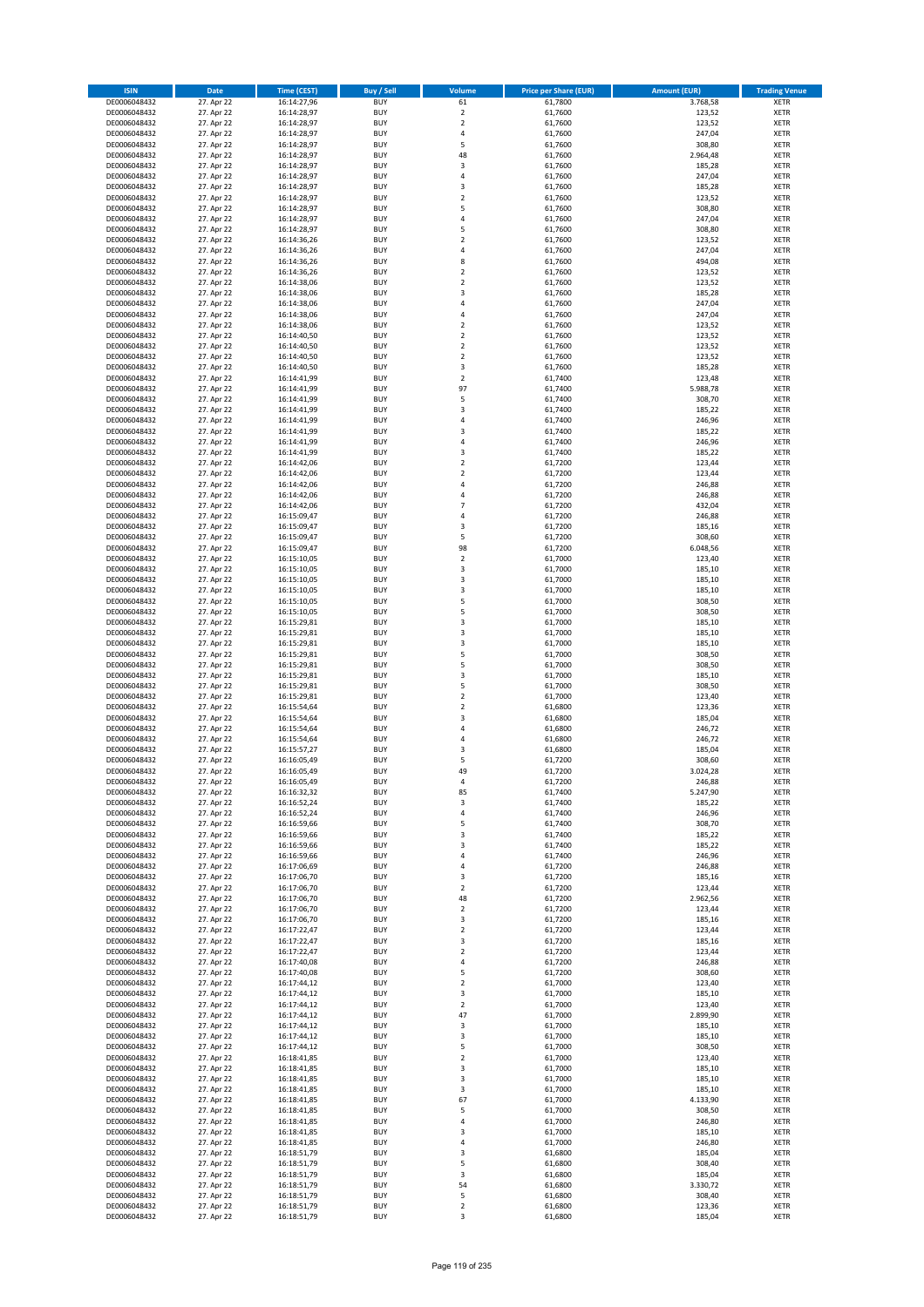| ISIN | Date | Time (CEST) | Buy / Sell | Volume | Price per Share (EUR) | Amount (EUR) | Trading Venue |
|---|---|---|---|---|---|---|---|
| DE0006048432 | 27. Apr 22 | 16:14:27,96 | BUY | 61 | 61,7800 | 3.768,58 | XETR |
| DE0006048432 | 27. Apr 22 | 16:14:28,97 | BUY | 2 | 61,7600 | 123,52 | XETR |
| DE0006048432 | 27. Apr 22 | 16:14:28,97 | BUY | 2 | 61,7600 | 123,52 | XETR |
| DE0006048432 | 27. Apr 22 | 16:14:28,97 | BUY | 4 | 61,7600 | 247,04 | XETR |
| DE0006048432 | 27. Apr 22 | 16:14:28,97 | BUY | 5 | 61,7600 | 308,80 | XETR |
| DE0006048432 | 27. Apr 22 | 16:14:28,97 | BUY | 48 | 61,7600 | 2.964,48 | XETR |
| DE0006048432 | 27. Apr 22 | 16:14:28,97 | BUY | 3 | 61,7600 | 185,28 | XETR |
| DE0006048432 | 27. Apr 22 | 16:14:28,97 | BUY | 4 | 61,7600 | 247,04 | XETR |
| DE0006048432 | 27. Apr 22 | 16:14:28,97 | BUY | 3 | 61,7600 | 185,28 | XETR |
| DE0006048432 | 27. Apr 22 | 16:14:28,97 | BUY | 2 | 61,7600 | 123,52 | XETR |
| DE0006048432 | 27. Apr 22 | 16:14:28,97 | BUY | 5 | 61,7600 | 308,80 | XETR |
| DE0006048432 | 27. Apr 22 | 16:14:28,97 | BUY | 4 | 61,7600 | 247,04 | XETR |
| DE0006048432 | 27. Apr 22 | 16:14:28,97 | BUY | 5 | 61,7600 | 308,80 | XETR |
| DE0006048432 | 27. Apr 22 | 16:14:36,26 | BUY | 2 | 61,7600 | 123,52 | XETR |
| DE0006048432 | 27. Apr 22 | 16:14:36,26 | BUY | 4 | 61,7600 | 247,04 | XETR |
| DE0006048432 | 27. Apr 22 | 16:14:36,26 | BUY | 8 | 61,7600 | 494,08 | XETR |
| DE0006048432 | 27. Apr 22 | 16:14:36,26 | BUY | 2 | 61,7600 | 123,52 | XETR |
| DE0006048432 | 27. Apr 22 | 16:14:38,06 | BUY | 2 | 61,7600 | 123,52 | XETR |
| DE0006048432 | 27. Apr 22 | 16:14:38,06 | BUY | 3 | 61,7600 | 185,28 | XETR |
| DE0006048432 | 27. Apr 22 | 16:14:38,06 | BUY | 4 | 61,7600 | 247,04 | XETR |
| DE0006048432 | 27. Apr 22 | 16:14:38,06 | BUY | 4 | 61,7600 | 247,04 | XETR |
| DE0006048432 | 27. Apr 22 | 16:14:38,06 | BUY | 2 | 61,7600 | 123,52 | XETR |
| DE0006048432 | 27. Apr 22 | 16:14:40,50 | BUY | 2 | 61,7600 | 123,52 | XETR |
| DE0006048432 | 27. Apr 22 | 16:14:40,50 | BUY | 2 | 61,7600 | 123,52 | XETR |
| DE0006048432 | 27. Apr 22 | 16:14:40,50 | BUY | 2 | 61,7600 | 123,52 | XETR |
| DE0006048432 | 27. Apr 22 | 16:14:40,50 | BUY | 3 | 61,7600 | 185,28 | XETR |
| DE0006048432 | 27. Apr 22 | 16:14:41,99 | BUY | 2 | 61,7400 | 123,48 | XETR |
| DE0006048432 | 27. Apr 22 | 16:14:41,99 | BUY | 97 | 61,7400 | 5.988,78 | XETR |
| DE0006048432 | 27. Apr 22 | 16:14:41,99 | BUY | 5 | 61,7400 | 308,70 | XETR |
| DE0006048432 | 27. Apr 22 | 16:14:41,99 | BUY | 3 | 61,7400 | 185,22 | XETR |
| DE0006048432 | 27. Apr 22 | 16:14:41,99 | BUY | 4 | 61,7400 | 246,96 | XETR |
| DE0006048432 | 27. Apr 22 | 16:14:41,99 | BUY | 3 | 61,7400 | 185,22 | XETR |
| DE0006048432 | 27. Apr 22 | 16:14:41,99 | BUY | 4 | 61,7400 | 246,96 | XETR |
| DE0006048432 | 27. Apr 22 | 16:14:41,99 | BUY | 3 | 61,7400 | 185,22 | XETR |
| DE0006048432 | 27. Apr 22 | 16:14:42,06 | BUY | 2 | 61,7200 | 123,44 | XETR |
| DE0006048432 | 27. Apr 22 | 16:14:42,06 | BUY | 2 | 61,7200 | 123,44 | XETR |
| DE0006048432 | 27. Apr 22 | 16:14:42,06 | BUY | 4 | 61,7200 | 246,88 | XETR |
| DE0006048432 | 27. Apr 22 | 16:14:42,06 | BUY | 4 | 61,7200 | 246,88 | XETR |
| DE0006048432 | 27. Apr 22 | 16:14:42,06 | BUY | 7 | 61,7200 | 432,04 | XETR |
| DE0006048432 | 27. Apr 22 | 16:15:09,47 | BUY | 4 | 61,7200 | 246,88 | XETR |
| DE0006048432 | 27. Apr 22 | 16:15:09,47 | BUY | 3 | 61,7200 | 185,16 | XETR |
| DE0006048432 | 27. Apr 22 | 16:15:09,47 | BUY | 5 | 61,7200 | 308,60 | XETR |
| DE0006048432 | 27. Apr 22 | 16:15:09,47 | BUY | 98 | 61,7200 | 6.048,56 | XETR |
| DE0006048432 | 27. Apr 22 | 16:15:10,05 | BUY | 2 | 61,7000 | 123,40 | XETR |
| DE0006048432 | 27. Apr 22 | 16:15:10,05 | BUY | 3 | 61,7000 | 185,10 | XETR |
| DE0006048432 | 27. Apr 22 | 16:15:10,05 | BUY | 3 | 61,7000 | 185,10 | XETR |
| DE0006048432 | 27. Apr 22 | 16:15:10,05 | BUY | 3 | 61,7000 | 185,10 | XETR |
| DE0006048432 | 27. Apr 22 | 16:15:10,05 | BUY | 5 | 61,7000 | 308,50 | XETR |
| DE0006048432 | 27. Apr 22 | 16:15:10,05 | BUY | 5 | 61,7000 | 308,50 | XETR |
| DE0006048432 | 27. Apr 22 | 16:15:29,81 | BUY | 3 | 61,7000 | 185,10 | XETR |
| DE0006048432 | 27. Apr 22 | 16:15:29,81 | BUY | 3 | 61,7000 | 185,10 | XETR |
| DE0006048432 | 27. Apr 22 | 16:15:29,81 | BUY | 3 | 61,7000 | 185,10 | XETR |
| DE0006048432 | 27. Apr 22 | 16:15:29,81 | BUY | 5 | 61,7000 | 308,50 | XETR |
| DE0006048432 | 27. Apr 22 | 16:15:29,81 | BUY | 5 | 61,7000 | 308,50 | XETR |
| DE0006048432 | 27. Apr 22 | 16:15:29,81 | BUY | 3 | 61,7000 | 185,10 | XETR |
| DE0006048432 | 27. Apr 22 | 16:15:29,81 | BUY | 5 | 61,7000 | 308,50 | XETR |
| DE0006048432 | 27. Apr 22 | 16:15:29,81 | BUY | 2 | 61,7000 | 123,40 | XETR |
| DE0006048432 | 27. Apr 22 | 16:15:54,64 | BUY | 2 | 61,6800 | 123,36 | XETR |
| DE0006048432 | 27. Apr 22 | 16:15:54,64 | BUY | 3 | 61,6800 | 185,04 | XETR |
| DE0006048432 | 27. Apr 22 | 16:15:54,64 | BUY | 4 | 61,6800 | 246,72 | XETR |
| DE0006048432 | 27. Apr 22 | 16:15:54,64 | BUY | 4 | 61,6800 | 246,72 | XETR |
| DE0006048432 | 27. Apr 22 | 16:15:57,27 | BUY | 3 | 61,6800 | 185,04 | XETR |
| DE0006048432 | 27. Apr 22 | 16:16:05,49 | BUY | 5 | 61,7200 | 308,60 | XETR |
| DE0006048432 | 27. Apr 22 | 16:16:05,49 | BUY | 49 | 61,7200 | 3.024,28 | XETR |
| DE0006048432 | 27. Apr 22 | 16:16:05,49 | BUY | 4 | 61,7200 | 246,88 | XETR |
| DE0006048432 | 27. Apr 22 | 16:16:32,32 | BUY | 85 | 61,7400 | 5.247,90 | XETR |
| DE0006048432 | 27. Apr 22 | 16:16:52,24 | BUY | 3 | 61,7400 | 185,22 | XETR |
| DE0006048432 | 27. Apr 22 | 16:16:52,24 | BUY | 4 | 61,7400 | 246,96 | XETR |
| DE0006048432 | 27. Apr 22 | 16:16:59,66 | BUY | 5 | 61,7400 | 308,70 | XETR |
| DE0006048432 | 27. Apr 22 | 16:16:59,66 | BUY | 3 | 61,7400 | 185,22 | XETR |
| DE0006048432 | 27. Apr 22 | 16:16:59,66 | BUY | 3 | 61,7400 | 185,22 | XETR |
| DE0006048432 | 27. Apr 22 | 16:16:59,66 | BUY | 4 | 61,7400 | 246,96 | XETR |
| DE0006048432 | 27. Apr 22 | 16:17:06,69 | BUY | 4 | 61,7200 | 246,88 | XETR |
| DE0006048432 | 27. Apr 22 | 16:17:06,70 | BUY | 3 | 61,7200 | 185,16 | XETR |
| DE0006048432 | 27. Apr 22 | 16:17:06,70 | BUY | 2 | 61,7200 | 123,44 | XETR |
| DE0006048432 | 27. Apr 22 | 16:17:06,70 | BUY | 48 | 61,7200 | 2.962,56 | XETR |
| DE0006048432 | 27. Apr 22 | 16:17:06,70 | BUY | 2 | 61,7200 | 123,44 | XETR |
| DE0006048432 | 27. Apr 22 | 16:17:06,70 | BUY | 3 | 61,7200 | 185,16 | XETR |
| DE0006048432 | 27. Apr 22 | 16:17:22,47 | BUY | 2 | 61,7200 | 123,44 | XETR |
| DE0006048432 | 27. Apr 22 | 16:17:22,47 | BUY | 3 | 61,7200 | 185,16 | XETR |
| DE0006048432 | 27. Apr 22 | 16:17:22,47 | BUY | 2 | 61,7200 | 123,44 | XETR |
| DE0006048432 | 27. Apr 22 | 16:17:40,08 | BUY | 4 | 61,7200 | 246,88 | XETR |
| DE0006048432 | 27. Apr 22 | 16:17:40,08 | BUY | 5 | 61,7200 | 308,60 | XETR |
| DE0006048432 | 27. Apr 22 | 16:17:44,12 | BUY | 2 | 61,7000 | 123,40 | XETR |
| DE0006048432 | 27. Apr 22 | 16:17:44,12 | BUY | 3 | 61,7000 | 185,10 | XETR |
| DE0006048432 | 27. Apr 22 | 16:17:44,12 | BUY | 2 | 61,7000 | 123,40 | XETR |
| DE0006048432 | 27. Apr 22 | 16:17:44,12 | BUY | 47 | 61,7000 | 2.899,90 | XETR |
| DE0006048432 | 27. Apr 22 | 16:17:44,12 | BUY | 3 | 61,7000 | 185,10 | XETR |
| DE0006048432 | 27. Apr 22 | 16:17:44,12 | BUY | 3 | 61,7000 | 185,10 | XETR |
| DE0006048432 | 27. Apr 22 | 16:17:44,12 | BUY | 5 | 61,7000 | 308,50 | XETR |
| DE0006048432 | 27. Apr 22 | 16:18:41,85 | BUY | 2 | 61,7000 | 123,40 | XETR |
| DE0006048432 | 27. Apr 22 | 16:18:41,85 | BUY | 3 | 61,7000 | 185,10 | XETR |
| DE0006048432 | 27. Apr 22 | 16:18:41,85 | BUY | 3 | 61,7000 | 185,10 | XETR |
| DE0006048432 | 27. Apr 22 | 16:18:41,85 | BUY | 3 | 61,7000 | 185,10 | XETR |
| DE0006048432 | 27. Apr 22 | 16:18:41,85 | BUY | 67 | 61,7000 | 4.133,90 | XETR |
| DE0006048432 | 27. Apr 22 | 16:18:41,85 | BUY | 5 | 61,7000 | 308,50 | XETR |
| DE0006048432 | 27. Apr 22 | 16:18:41,85 | BUY | 4 | 61,7000 | 246,80 | XETR |
| DE0006048432 | 27. Apr 22 | 16:18:41,85 | BUY | 3 | 61,7000 | 185,10 | XETR |
| DE0006048432 | 27. Apr 22 | 16:18:41,85 | BUY | 4 | 61,7000 | 246,80 | XETR |
| DE0006048432 | 27. Apr 22 | 16:18:51,79 | BUY | 3 | 61,6800 | 185,04 | XETR |
| DE0006048432 | 27. Apr 22 | 16:18:51,79 | BUY | 5 | 61,6800 | 308,40 | XETR |
| DE0006048432 | 27. Apr 22 | 16:18:51,79 | BUY | 3 | 61,6800 | 185,04 | XETR |
| DE0006048432 | 27. Apr 22 | 16:18:51,79 | BUY | 54 | 61,6800 | 3.330,72 | XETR |
| DE0006048432 | 27. Apr 22 | 16:18:51,79 | BUY | 5 | 61,6800 | 308,40 | XETR |
| DE0006048432 | 27. Apr 22 | 16:18:51,79 | BUY | 2 | 61,6800 | 123,36 | XETR |
| DE0006048432 | 27. Apr 22 | 16:18:51,79 | BUY | 3 | 61,6800 | 185,04 | XETR |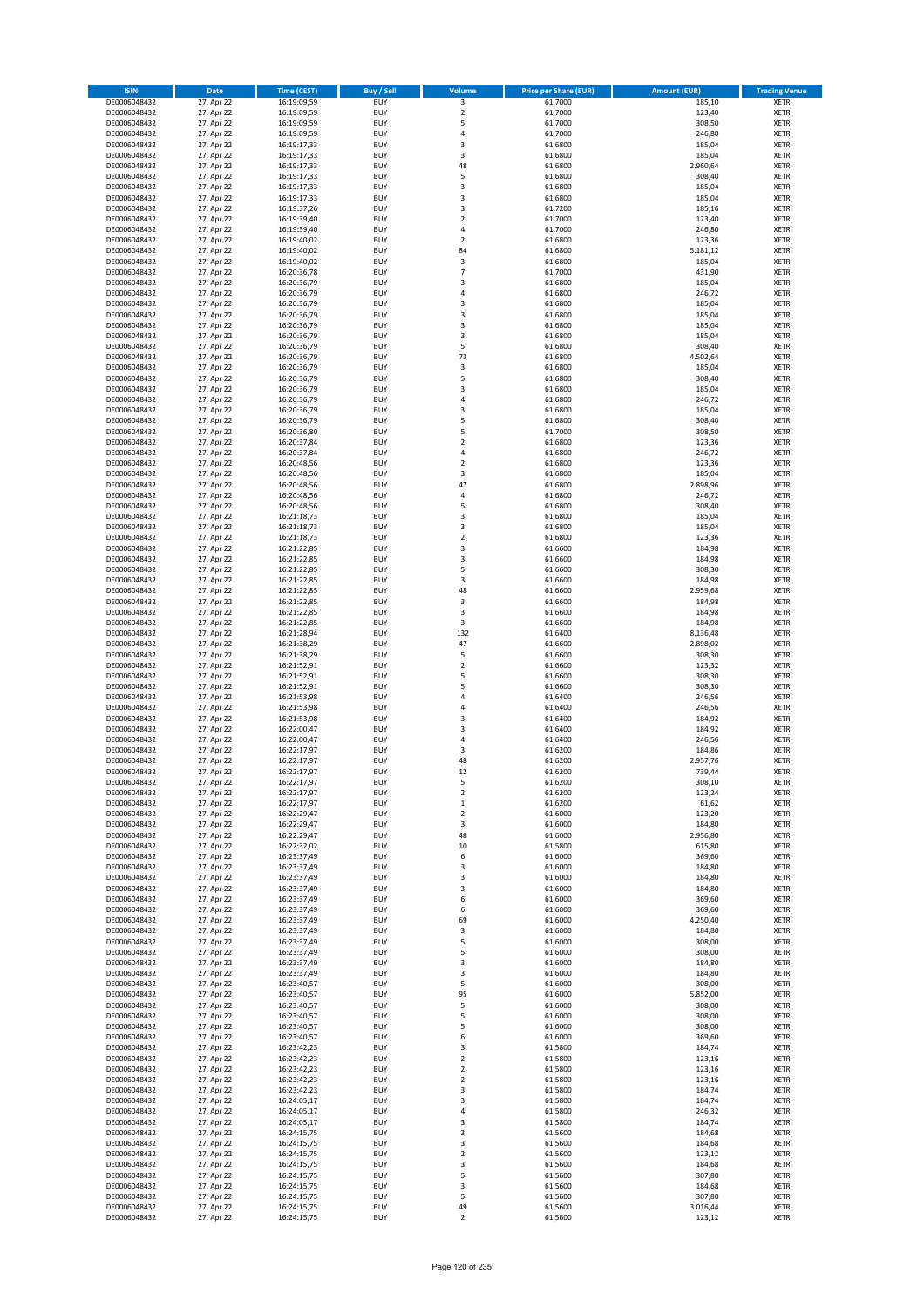| ISIN | Date | Time (CEST) | Buy / Sell | Volume | Price per Share (EUR) | Amount (EUR) | Trading Venue |
|---|---|---|---|---|---|---|---|
| DE0006048432 | 27. Apr 22 | 16:19:09,59 | BUY | 3 | 61,7000 | 185,10 | XETR |
| DE0006048432 | 27. Apr 22 | 16:19:09,59 | BUY | 2 | 61,7000 | 123,40 | XETR |
| DE0006048432 | 27. Apr 22 | 16:19:09,59 | BUY | 5 | 61,7000 | 308,50 | XETR |
| DE0006048432 | 27. Apr 22 | 16:19:09,59 | BUY | 4 | 61,7000 | 246,80 | XETR |
| DE0006048432 | 27. Apr 22 | 16:19:17,33 | BUY | 3 | 61,6800 | 185,04 | XETR |
| DE0006048432 | 27. Apr 22 | 16:19:17,33 | BUY | 3 | 61,6800 | 185,04 | XETR |
| DE0006048432 | 27. Apr 22 | 16:19:17,33 | BUY | 48 | 61,6800 | 2.960,64 | XETR |
| DE0006048432 | 27. Apr 22 | 16:19:17,33 | BUY | 5 | 61,6800 | 308,40 | XETR |
| DE0006048432 | 27. Apr 22 | 16:19:17,33 | BUY | 3 | 61,6800 | 185,04 | XETR |
| DE0006048432 | 27. Apr 22 | 16:19:17,33 | BUY | 3 | 61,6800 | 185,04 | XETR |
| DE0006048432 | 27. Apr 22 | 16:19:37,26 | BUY | 3 | 61,7200 | 185,16 | XETR |
| DE0006048432 | 27. Apr 22 | 16:19:39,40 | BUY | 2 | 61,7000 | 123,40 | XETR |
| DE0006048432 | 27. Apr 22 | 16:19:39,40 | BUY | 4 | 61,7000 | 246,80 | XETR |
| DE0006048432 | 27. Apr 22 | 16:19:40,02 | BUY | 2 | 61,6800 | 123,36 | XETR |
| DE0006048432 | 27. Apr 22 | 16:19:40,02 | BUY | 84 | 61,6800 | 5.181,12 | XETR |
| DE0006048432 | 27. Apr 22 | 16:19:40,02 | BUY | 3 | 61,6800 | 185,04 | XETR |
| DE0006048432 | 27. Apr 22 | 16:20:36,78 | BUY | 7 | 61,7000 | 431,90 | XETR |
| DE0006048432 | 27. Apr 22 | 16:20:36,79 | BUY | 3 | 61,6800 | 185,04 | XETR |
| DE0006048432 | 27. Apr 22 | 16:20:36,79 | BUY | 4 | 61,6800 | 246,72 | XETR |
| DE0006048432 | 27. Apr 22 | 16:20:36,79 | BUY | 3 | 61,6800 | 185,04 | XETR |
| DE0006048432 | 27. Apr 22 | 16:20:36,79 | BUY | 3 | 61,6800 | 185,04 | XETR |
| DE0006048432 | 27. Apr 22 | 16:20:36,79 | BUY | 3 | 61,6800 | 185,04 | XETR |
| DE0006048432 | 27. Apr 22 | 16:20:36,79 | BUY | 3 | 61,6800 | 185,04 | XETR |
| DE0006048432 | 27. Apr 22 | 16:20:36,79 | BUY | 5 | 61,6800 | 308,40 | XETR |
| DE0006048432 | 27. Apr 22 | 16:20:36,79 | BUY | 73 | 61,6800 | 4.502,64 | XETR |
| DE0006048432 | 27. Apr 22 | 16:20:36,79 | BUY | 3 | 61,6800 | 185,04 | XETR |
| DE0006048432 | 27. Apr 22 | 16:20:36,79 | BUY | 5 | 61,6800 | 308,40 | XETR |
| DE0006048432 | 27. Apr 22 | 16:20:36,79 | BUY | 3 | 61,6800 | 185,04 | XETR |
| DE0006048432 | 27. Apr 22 | 16:20:36,79 | BUY | 4 | 61,6800 | 246,72 | XETR |
| DE0006048432 | 27. Apr 22 | 16:20:36,79 | BUY | 3 | 61,6800 | 185,04 | XETR |
| DE0006048432 | 27. Apr 22 | 16:20:36,79 | BUY | 5 | 61,6800 | 308,40 | XETR |
| DE0006048432 | 27. Apr 22 | 16:20:36,80 | BUY | 5 | 61,7000 | 308,50 | XETR |
| DE0006048432 | 27. Apr 22 | 16:20:37,84 | BUY | 2 | 61,6800 | 123,36 | XETR |
| DE0006048432 | 27. Apr 22 | 16:20:37,84 | BUY | 4 | 61,6800 | 246,72 | XETR |
| DE0006048432 | 27. Apr 22 | 16:20:48,56 | BUY | 2 | 61,6800 | 123,36 | XETR |
| DE0006048432 | 27. Apr 22 | 16:20:48,56 | BUY | 3 | 61,6800 | 185,04 | XETR |
| DE0006048432 | 27. Apr 22 | 16:20:48,56 | BUY | 47 | 61,6800 | 2.898,96 | XETR |
| DE0006048432 | 27. Apr 22 | 16:20:48,56 | BUY | 4 | 61,6800 | 246,72 | XETR |
| DE0006048432 | 27. Apr 22 | 16:20:48,56 | BUY | 5 | 61,6800 | 308,40 | XETR |
| DE0006048432 | 27. Apr 22 | 16:21:18,73 | BUY | 3 | 61,6800 | 185,04 | XETR |
| DE0006048432 | 27. Apr 22 | 16:21:18,73 | BUY | 3 | 61,6800 | 185,04 | XETR |
| DE0006048432 | 27. Apr 22 | 16:21:18,73 | BUY | 2 | 61,6800 | 123,36 | XETR |
| DE0006048432 | 27. Apr 22 | 16:21:22,85 | BUY | 3 | 61,6600 | 184,98 | XETR |
| DE0006048432 | 27. Apr 22 | 16:21:22,85 | BUY | 3 | 61,6600 | 184,98 | XETR |
| DE0006048432 | 27. Apr 22 | 16:21:22,85 | BUY | 5 | 61,6600 | 308,30 | XETR |
| DE0006048432 | 27. Apr 22 | 16:21:22,85 | BUY | 3 | 61,6600 | 184,98 | XETR |
| DE0006048432 | 27. Apr 22 | 16:21:22,85 | BUY | 48 | 61,6600 | 2.959,68 | XETR |
| DE0006048432 | 27. Apr 22 | 16:21:22,85 | BUY | 3 | 61,6600 | 184,98 | XETR |
| DE0006048432 | 27. Apr 22 | 16:21:22,85 | BUY | 3 | 61,6600 | 184,98 | XETR |
| DE0006048432 | 27. Apr 22 | 16:21:22,85 | BUY | 3 | 61,6600 | 184,98 | XETR |
| DE0006048432 | 27. Apr 22 | 16:21:28,94 | BUY | 132 | 61,6400 | 8.136,48 | XETR |
| DE0006048432 | 27. Apr 22 | 16:21:38,29 | BUY | 47 | 61,6600 | 2.898,02 | XETR |
| DE0006048432 | 27. Apr 22 | 16:21:38,29 | BUY | 5 | 61,6600 | 308,30 | XETR |
| DE0006048432 | 27. Apr 22 | 16:21:52,91 | BUY | 2 | 61,6600 | 123,32 | XETR |
| DE0006048432 | 27. Apr 22 | 16:21:52,91 | BUY | 5 | 61,6600 | 308,30 | XETR |
| DE0006048432 | 27. Apr 22 | 16:21:52,91 | BUY | 5 | 61,6600 | 308,30 | XETR |
| DE0006048432 | 27. Apr 22 | 16:21:53,98 | BUY | 4 | 61,6400 | 246,56 | XETR |
| DE0006048432 | 27. Apr 22 | 16:21:53,98 | BUY | 4 | 61,6400 | 246,56 | XETR |
| DE0006048432 | 27. Apr 22 | 16:21:53,98 | BUY | 3 | 61,6400 | 184,92 | XETR |
| DE0006048432 | 27. Apr 22 | 16:22:00,47 | BUY | 3 | 61,6400 | 184,92 | XETR |
| DE0006048432 | 27. Apr 22 | 16:22:00,47 | BUY | 4 | 61,6400 | 246,56 | XETR |
| DE0006048432 | 27. Apr 22 | 16:22:17,97 | BUY | 3 | 61,6200 | 184,86 | XETR |
| DE0006048432 | 27. Apr 22 | 16:22:17,97 | BUY | 48 | 61,6200 | 2.957,76 | XETR |
| DE0006048432 | 27. Apr 22 | 16:22:17,97 | BUY | 12 | 61,6200 | 739,44 | XETR |
| DE0006048432 | 27. Apr 22 | 16:22:17,97 | BUY | 5 | 61,6200 | 308,10 | XETR |
| DE0006048432 | 27. Apr 22 | 16:22:17,97 | BUY | 2 | 61,6200 | 123,24 | XETR |
| DE0006048432 | 27. Apr 22 | 16:22:17,97 | BUY | 1 | 61,6200 | 61,62 | XETR |
| DE0006048432 | 27. Apr 22 | 16:22:29,47 | BUY | 2 | 61,6000 | 123,20 | XETR |
| DE0006048432 | 27. Apr 22 | 16:22:29,47 | BUY | 3 | 61,6000 | 184,80 | XETR |
| DE0006048432 | 27. Apr 22 | 16:22:29,47 | BUY | 48 | 61,6000 | 2.956,80 | XETR |
| DE0006048432 | 27. Apr 22 | 16:22:32,02 | BUY | 10 | 61,5800 | 615,80 | XETR |
| DE0006048432 | 27. Apr 22 | 16:23:37,49 | BUY | 6 | 61,6000 | 369,60 | XETR |
| DE0006048432 | 27. Apr 22 | 16:23:37,49 | BUY | 3 | 61,6000 | 184,80 | XETR |
| DE0006048432 | 27. Apr 22 | 16:23:37,49 | BUY | 3 | 61,6000 | 184,80 | XETR |
| DE0006048432 | 27. Apr 22 | 16:23:37,49 | BUY | 3 | 61,6000 | 184,80 | XETR |
| DE0006048432 | 27. Apr 22 | 16:23:37,49 | BUY | 6 | 61,6000 | 369,60 | XETR |
| DE0006048432 | 27. Apr 22 | 16:23:37,49 | BUY | 6 | 61,6000 | 369,60 | XETR |
| DE0006048432 | 27. Apr 22 | 16:23:37,49 | BUY | 69 | 61,6000 | 4.250,40 | XETR |
| DE0006048432 | 27. Apr 22 | 16:23:37,49 | BUY | 3 | 61,6000 | 184,80 | XETR |
| DE0006048432 | 27. Apr 22 | 16:23:37,49 | BUY | 5 | 61,6000 | 308,00 | XETR |
| DE0006048432 | 27. Apr 22 | 16:23:37,49 | BUY | 5 | 61,6000 | 308,00 | XETR |
| DE0006048432 | 27. Apr 22 | 16:23:37,49 | BUY | 3 | 61,6000 | 184,80 | XETR |
| DE0006048432 | 27. Apr 22 | 16:23:37,49 | BUY | 3 | 61,6000 | 184,80 | XETR |
| DE0006048432 | 27. Apr 22 | 16:23:40,57 | BUY | 5 | 61,6000 | 308,00 | XETR |
| DE0006048432 | 27. Apr 22 | 16:23:40,57 | BUY | 95 | 61,6000 | 5.852,00 | XETR |
| DE0006048432 | 27. Apr 22 | 16:23:40,57 | BUY | 5 | 61,6000 | 308,00 | XETR |
| DE0006048432 | 27. Apr 22 | 16:23:40,57 | BUY | 5 | 61,6000 | 308,00 | XETR |
| DE0006048432 | 27. Apr 22 | 16:23:40,57 | BUY | 5 | 61,6000 | 308,00 | XETR |
| DE0006048432 | 27. Apr 22 | 16:23:40,57 | BUY | 6 | 61,6000 | 369,60 | XETR |
| DE0006048432 | 27. Apr 22 | 16:23:42,23 | BUY | 3 | 61,5800 | 184,74 | XETR |
| DE0006048432 | 27. Apr 22 | 16:23:42,23 | BUY | 2 | 61,5800 | 123,16 | XETR |
| DE0006048432 | 27. Apr 22 | 16:23:42,23 | BUY | 2 | 61,5800 | 123,16 | XETR |
| DE0006048432 | 27. Apr 22 | 16:23:42,23 | BUY | 2 | 61,5800 | 123,16 | XETR |
| DE0006048432 | 27. Apr 22 | 16:23:42,23 | BUY | 3 | 61,5800 | 184,74 | XETR |
| DE0006048432 | 27. Apr 22 | 16:24:05,17 | BUY | 3 | 61,5800 | 184,74 | XETR |
| DE0006048432 | 27. Apr 22 | 16:24:05,17 | BUY | 4 | 61,5800 | 246,32 | XETR |
| DE0006048432 | 27. Apr 22 | 16:24:05,17 | BUY | 3 | 61,5800 | 184,74 | XETR |
| DE0006048432 | 27. Apr 22 | 16:24:15,75 | BUY | 3 | 61,5600 | 184,68 | XETR |
| DE0006048432 | 27. Apr 22 | 16:24:15,75 | BUY | 3 | 61,5600 | 184,68 | XETR |
| DE0006048432 | 27. Apr 22 | 16:24:15,75 | BUY | 2 | 61,5600 | 123,12 | XETR |
| DE0006048432 | 27. Apr 22 | 16:24:15,75 | BUY | 3 | 61,5600 | 184,68 | XETR |
| DE0006048432 | 27. Apr 22 | 16:24:15,75 | BUY | 5 | 61,5600 | 307,80 | XETR |
| DE0006048432 | 27. Apr 22 | 16:24:15,75 | BUY | 3 | 61,5600 | 184,68 | XETR |
| DE0006048432 | 27. Apr 22 | 16:24:15,75 | BUY | 5 | 61,5600 | 307,80 | XETR |
| DE0006048432 | 27. Apr 22 | 16:24:15,75 | BUY | 49 | 61,5600 | 3.016,44 | XETR |
| DE0006048432 | 27. Apr 22 | 16:24:15,75 | BUY | 2 | 61,5600 | 123,12 | XETR |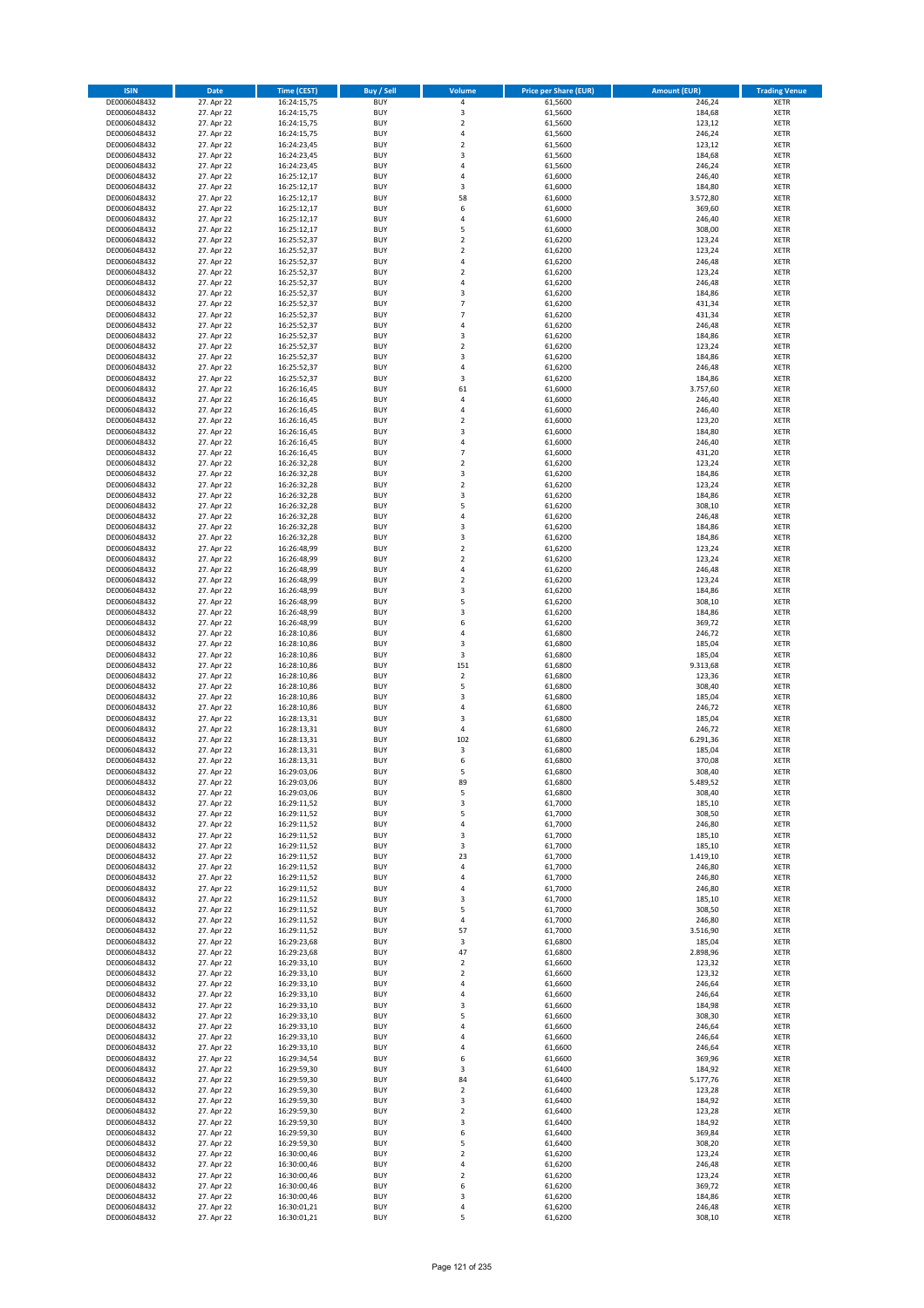| ISIN | Date | Time (CEST) | Buy / Sell | Volume | Price per Share (EUR) | Amount (EUR) | Trading Venue |
|---|---|---|---|---|---|---|---|
| DE0006048432 | 27. Apr 22 | 16:24:15,75 | BUY | 4 | 61,5600 | 246,24 | XETR |
| DE0006048432 | 27. Apr 22 | 16:24:15,75 | BUY | 3 | 61,5600 | 184,68 | XETR |
| DE0006048432 | 27. Apr 22 | 16:24:15,75 | BUY | 2 | 61,5600 | 123,12 | XETR |
| DE0006048432 | 27. Apr 22 | 16:24:15,75 | BUY | 4 | 61,5600 | 246,24 | XETR |
| DE0006048432 | 27. Apr 22 | 16:24:23,45 | BUY | 2 | 61,5600 | 123,12 | XETR |
| DE0006048432 | 27. Apr 22 | 16:24:23,45 | BUY | 3 | 61,5600 | 184,68 | XETR |
| DE0006048432 | 27. Apr 22 | 16:24:23,45 | BUY | 4 | 61,5600 | 246,24 | XETR |
| DE0006048432 | 27. Apr 22 | 16:25:12,17 | BUY | 4 | 61,6000 | 246,40 | XETR |
| DE0006048432 | 27. Apr 22 | 16:25:12,17 | BUY | 3 | 61,6000 | 184,80 | XETR |
| DE0006048432 | 27. Apr 22 | 16:25:12,17 | BUY | 58 | 61,6000 | 3.572,80 | XETR |
| DE0006048432 | 27. Apr 22 | 16:25:12,17 | BUY | 6 | 61,6000 | 369,60 | XETR |
| DE0006048432 | 27. Apr 22 | 16:25:12,17 | BUY | 4 | 61,6000 | 246,40 | XETR |
| DE0006048432 | 27. Apr 22 | 16:25:12,17 | BUY | 5 | 61,6000 | 308,00 | XETR |
| DE0006048432 | 27. Apr 22 | 16:25:52,37 | BUY | 2 | 61,6200 | 123,24 | XETR |
| DE0006048432 | 27. Apr 22 | 16:25:52,37 | BUY | 2 | 61,6200 | 123,24 | XETR |
| DE0006048432 | 27. Apr 22 | 16:25:52,37 | BUY | 4 | 61,6200 | 246,48 | XETR |
| DE0006048432 | 27. Apr 22 | 16:25:52,37 | BUY | 2 | 61,6200 | 123,24 | XETR |
| DE0006048432 | 27. Apr 22 | 16:25:52,37 | BUY | 4 | 61,6200 | 246,48 | XETR |
| DE0006048432 | 27. Apr 22 | 16:25:52,37 | BUY | 3 | 61,6200 | 184,86 | XETR |
| DE0006048432 | 27. Apr 22 | 16:25:52,37 | BUY | 7 | 61,6200 | 431,34 | XETR |
| DE0006048432 | 27. Apr 22 | 16:25:52,37 | BUY | 7 | 61,6200 | 431,34 | XETR |
| DE0006048432 | 27. Apr 22 | 16:25:52,37 | BUY | 4 | 61,6200 | 246,48 | XETR |
| DE0006048432 | 27. Apr 22 | 16:25:52,37 | BUY | 3 | 61,6200 | 184,86 | XETR |
| DE0006048432 | 27. Apr 22 | 16:25:52,37 | BUY | 2 | 61,6200 | 123,24 | XETR |
| DE0006048432 | 27. Apr 22 | 16:25:52,37 | BUY | 3 | 61,6200 | 184,86 | XETR |
| DE0006048432 | 27. Apr 22 | 16:25:52,37 | BUY | 4 | 61,6200 | 246,48 | XETR |
| DE0006048432 | 27. Apr 22 | 16:25:52,37 | BUY | 3 | 61,6200 | 184,86 | XETR |
| DE0006048432 | 27. Apr 22 | 16:26:16,45 | BUY | 61 | 61,6000 | 3.757,60 | XETR |
| DE0006048432 | 27. Apr 22 | 16:26:16,45 | BUY | 4 | 61,6000 | 246,40 | XETR |
| DE0006048432 | 27. Apr 22 | 16:26:16,45 | BUY | 4 | 61,6000 | 246,40 | XETR |
| DE0006048432 | 27. Apr 22 | 16:26:16,45 | BUY | 2 | 61,6000 | 123,20 | XETR |
| DE0006048432 | 27. Apr 22 | 16:26:16,45 | BUY | 3 | 61,6000 | 184,80 | XETR |
| DE0006048432 | 27. Apr 22 | 16:26:16,45 | BUY | 4 | 61,6000 | 246,40 | XETR |
| DE0006048432 | 27. Apr 22 | 16:26:16,45 | BUY | 7 | 61,6000 | 431,20 | XETR |
| DE0006048432 | 27. Apr 22 | 16:26:32,28 | BUY | 2 | 61,6200 | 123,24 | XETR |
| DE0006048432 | 27. Apr 22 | 16:26:32,28 | BUY | 3 | 61,6200 | 184,86 | XETR |
| DE0006048432 | 27. Apr 22 | 16:26:32,28 | BUY | 2 | 61,6200 | 123,24 | XETR |
| DE0006048432 | 27. Apr 22 | 16:26:32,28 | BUY | 3 | 61,6200 | 184,86 | XETR |
| DE0006048432 | 27. Apr 22 | 16:26:32,28 | BUY | 5 | 61,6200 | 308,10 | XETR |
| DE0006048432 | 27. Apr 22 | 16:26:32,28 | BUY | 4 | 61,6200 | 246,48 | XETR |
| DE0006048432 | 27. Apr 22 | 16:26:32,28 | BUY | 3 | 61,6200 | 184,86 | XETR |
| DE0006048432 | 27. Apr 22 | 16:26:32,28 | BUY | 3 | 61,6200 | 184,86 | XETR |
| DE0006048432 | 27. Apr 22 | 16:26:48,99 | BUY | 2 | 61,6200 | 123,24 | XETR |
| DE0006048432 | 27. Apr 22 | 16:26:48,99 | BUY | 2 | 61,6200 | 123,24 | XETR |
| DE0006048432 | 27. Apr 22 | 16:26:48,99 | BUY | 4 | 61,6200 | 246,48 | XETR |
| DE0006048432 | 27. Apr 22 | 16:26:48,99 | BUY | 2 | 61,6200 | 123,24 | XETR |
| DE0006048432 | 27. Apr 22 | 16:26:48,99 | BUY | 3 | 61,6200 | 184,86 | XETR |
| DE0006048432 | 27. Apr 22 | 16:26:48,99 | BUY | 5 | 61,6200 | 308,10 | XETR |
| DE0006048432 | 27. Apr 22 | 16:26:48,99 | BUY | 3 | 61,6200 | 184,86 | XETR |
| DE0006048432 | 27. Apr 22 | 16:26:48,99 | BUY | 6 | 61,6200 | 369,72 | XETR |
| DE0006048432 | 27. Apr 22 | 16:28:10,86 | BUY | 4 | 61,6800 | 246,72 | XETR |
| DE0006048432 | 27. Apr 22 | 16:28:10,86 | BUY | 3 | 61,6800 | 185,04 | XETR |
| DE0006048432 | 27. Apr 22 | 16:28:10,86 | BUY | 3 | 61,6800 | 185,04 | XETR |
| DE0006048432 | 27. Apr 22 | 16:28:10,86 | BUY | 151 | 61,6800 | 9.313,68 | XETR |
| DE0006048432 | 27. Apr 22 | 16:28:10,86 | BUY | 2 | 61,6800 | 123,36 | XETR |
| DE0006048432 | 27. Apr 22 | 16:28:10,86 | BUY | 5 | 61,6800 | 308,40 | XETR |
| DE0006048432 | 27. Apr 22 | 16:28:10,86 | BUY | 3 | 61,6800 | 185,04 | XETR |
| DE0006048432 | 27. Apr 22 | 16:28:10,86 | BUY | 4 | 61,6800 | 246,72 | XETR |
| DE0006048432 | 27. Apr 22 | 16:28:13,31 | BUY | 3 | 61,6800 | 185,04 | XETR |
| DE0006048432 | 27. Apr 22 | 16:28:13,31 | BUY | 4 | 61,6800 | 246,72 | XETR |
| DE0006048432 | 27. Apr 22 | 16:28:13,31 | BUY | 102 | 61,6800 | 6.291,36 | XETR |
| DE0006048432 | 27. Apr 22 | 16:28:13,31 | BUY | 3 | 61,6800 | 185,04 | XETR |
| DE0006048432 | 27. Apr 22 | 16:28:13,31 | BUY | 6 | 61,6800 | 370,08 | XETR |
| DE0006048432 | 27. Apr 22 | 16:29:03,06 | BUY | 5 | 61,6800 | 308,40 | XETR |
| DE0006048432 | 27. Apr 22 | 16:29:03,06 | BUY | 89 | 61,6800 | 5.489,52 | XETR |
| DE0006048432 | 27. Apr 22 | 16:29:03,06 | BUY | 5 | 61,6800 | 308,40 | XETR |
| DE0006048432 | 27. Apr 22 | 16:29:11,52 | BUY | 3 | 61,7000 | 185,10 | XETR |
| DE0006048432 | 27. Apr 22 | 16:29:11,52 | BUY | 5 | 61,7000 | 308,50 | XETR |
| DE0006048432 | 27. Apr 22 | 16:29:11,52 | BUY | 4 | 61,7000 | 246,80 | XETR |
| DE0006048432 | 27. Apr 22 | 16:29:11,52 | BUY | 3 | 61,7000 | 185,10 | XETR |
| DE0006048432 | 27. Apr 22 | 16:29:11,52 | BUY | 3 | 61,7000 | 185,10 | XETR |
| DE0006048432 | 27. Apr 22 | 16:29:11,52 | BUY | 23 | 61,7000 | 1.419,10 | XETR |
| DE0006048432 | 27. Apr 22 | 16:29:11,52 | BUY | 4 | 61,7000 | 246,80 | XETR |
| DE0006048432 | 27. Apr 22 | 16:29:11,52 | BUY | 4 | 61,7000 | 246,80 | XETR |
| DE0006048432 | 27. Apr 22 | 16:29:11,52 | BUY | 4 | 61,7000 | 246,80 | XETR |
| DE0006048432 | 27. Apr 22 | 16:29:11,52 | BUY | 3 | 61,7000 | 185,10 | XETR |
| DE0006048432 | 27. Apr 22 | 16:29:11,52 | BUY | 5 | 61,7000 | 308,50 | XETR |
| DE0006048432 | 27. Apr 22 | 16:29:11,52 | BUY | 4 | 61,7000 | 246,80 | XETR |
| DE0006048432 | 27. Apr 22 | 16:29:11,52 | BUY | 57 | 61,7000 | 3.516,90 | XETR |
| DE0006048432 | 27. Apr 22 | 16:29:23,68 | BUY | 3 | 61,6800 | 185,04 | XETR |
| DE0006048432 | 27. Apr 22 | 16:29:23,68 | BUY | 47 | 61,6800 | 2.898,96 | XETR |
| DE0006048432 | 27. Apr 22 | 16:29:33,10 | BUY | 2 | 61,6600 | 123,32 | XETR |
| DE0006048432 | 27. Apr 22 | 16:29:33,10 | BUY | 2 | 61,6600 | 123,32 | XETR |
| DE0006048432 | 27. Apr 22 | 16:29:33,10 | BUY | 4 | 61,6600 | 246,64 | XETR |
| DE0006048432 | 27. Apr 22 | 16:29:33,10 | BUY | 4 | 61,6600 | 246,64 | XETR |
| DE0006048432 | 27. Apr 22 | 16:29:33,10 | BUY | 3 | 61,6600 | 184,98 | XETR |
| DE0006048432 | 27. Apr 22 | 16:29:33,10 | BUY | 5 | 61,6600 | 308,30 | XETR |
| DE0006048432 | 27. Apr 22 | 16:29:33,10 | BUY | 4 | 61,6600 | 246,64 | XETR |
| DE0006048432 | 27. Apr 22 | 16:29:33,10 | BUY | 4 | 61,6600 | 246,64 | XETR |
| DE0006048432 | 27. Apr 22 | 16:29:33,10 | BUY | 4 | 61,6600 | 246,64 | XETR |
| DE0006048432 | 27. Apr 22 | 16:29:34,54 | BUY | 6 | 61,6600 | 369,96 | XETR |
| DE0006048432 | 27. Apr 22 | 16:29:59,30 | BUY | 3 | 61,6400 | 184,92 | XETR |
| DE0006048432 | 27. Apr 22 | 16:29:59,30 | BUY | 84 | 61,6400 | 5.177,76 | XETR |
| DE0006048432 | 27. Apr 22 | 16:29:59,30 | BUY | 2 | 61,6400 | 123,28 | XETR |
| DE0006048432 | 27. Apr 22 | 16:29:59,30 | BUY | 3 | 61,6400 | 184,92 | XETR |
| DE0006048432 | 27. Apr 22 | 16:29:59,30 | BUY | 2 | 61,6400 | 123,28 | XETR |
| DE0006048432 | 27. Apr 22 | 16:29:59,30 | BUY | 3 | 61,6400 | 184,92 | XETR |
| DE0006048432 | 27. Apr 22 | 16:29:59,30 | BUY | 6 | 61,6400 | 369,84 | XETR |
| DE0006048432 | 27. Apr 22 | 16:29:59,30 | BUY | 5 | 61,6400 | 308,20 | XETR |
| DE0006048432 | 27. Apr 22 | 16:30:00,46 | BUY | 2 | 61,6200 | 123,24 | XETR |
| DE0006048432 | 27. Apr 22 | 16:30:00,46 | BUY | 4 | 61,6200 | 246,48 | XETR |
| DE0006048432 | 27. Apr 22 | 16:30:00,46 | BUY | 2 | 61,6200 | 123,24 | XETR |
| DE0006048432 | 27. Apr 22 | 16:30:00,46 | BUY | 6 | 61,6200 | 369,72 | XETR |
| DE0006048432 | 27. Apr 22 | 16:30:00,46 | BUY | 3 | 61,6200 | 184,86 | XETR |
| DE0006048432 | 27. Apr 22 | 16:30:01,21 | BUY | 4 | 61,6200 | 246,48 | XETR |
| DE0006048432 | 27. Apr 22 | 16:30:01,21 | BUY | 5 | 61,6200 | 308,10 | XETR |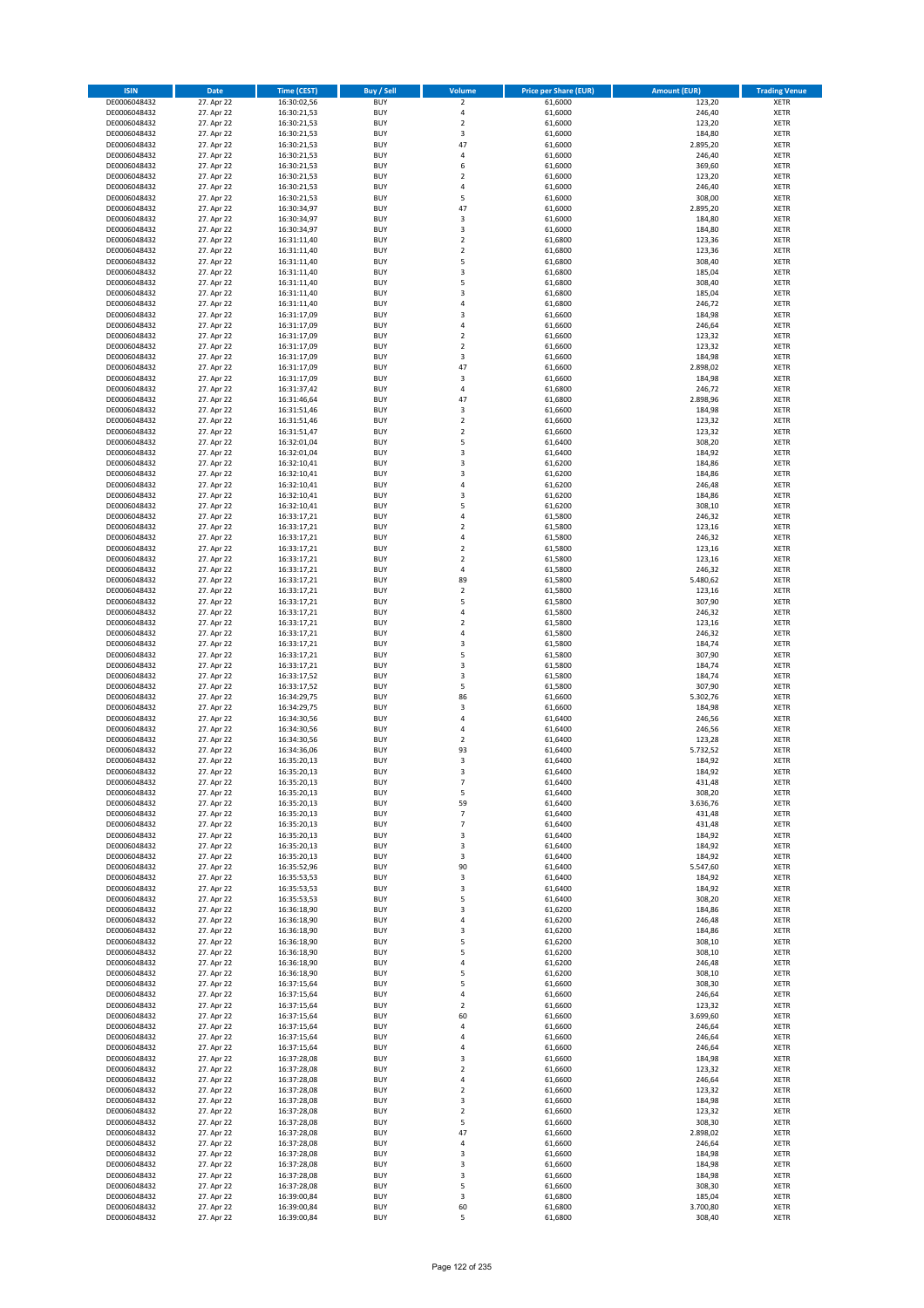| ISIN | Date | Time (CEST) | Buy / Sell | Volume | Price per Share (EUR) | Amount (EUR) | Trading Venue |
|---|---|---|---|---|---|---|---|
| DE0006048432 | 27. Apr 22 | 16:30:02,56 | BUY | 2 | 61,6000 | 123,20 | XETR |
| DE0006048432 | 27. Apr 22 | 16:30:21,53 | BUY | 4 | 61,6000 | 246,40 | XETR |
| DE0006048432 | 27. Apr 22 | 16:30:21,53 | BUY | 2 | 61,6000 | 123,20 | XETR |
| DE0006048432 | 27. Apr 22 | 16:30:21,53 | BUY | 3 | 61,6000 | 184,80 | XETR |
| DE0006048432 | 27. Apr 22 | 16:30:21,53 | BUY | 47 | 61,6000 | 2.895,20 | XETR |
| DE0006048432 | 27. Apr 22 | 16:30:21,53 | BUY | 4 | 61,6000 | 246,40 | XETR |
| DE0006048432 | 27. Apr 22 | 16:30:21,53 | BUY | 6 | 61,6000 | 369,60 | XETR |
| DE0006048432 | 27. Apr 22 | 16:30:21,53 | BUY | 2 | 61,6000 | 123,20 | XETR |
| DE0006048432 | 27. Apr 22 | 16:30:21,53 | BUY | 4 | 61,6000 | 246,40 | XETR |
| DE0006048432 | 27. Apr 22 | 16:30:21,53 | BUY | 5 | 61,6000 | 308,00 | XETR |
| DE0006048432 | 27. Apr 22 | 16:30:34,97 | BUY | 47 | 61,6000 | 2.895,20 | XETR |
| DE0006048432 | 27. Apr 22 | 16:30:34,97 | BUY | 3 | 61,6000 | 184,80 | XETR |
| DE0006048432 | 27. Apr 22 | 16:30:34,97 | BUY | 3 | 61,6000 | 184,80 | XETR |
| DE0006048432 | 27. Apr 22 | 16:31:11,40 | BUY | 2 | 61,6800 | 123,36 | XETR |
| DE0006048432 | 27. Apr 22 | 16:31:11,40 | BUY | 2 | 61,6800 | 123,36 | XETR |
| DE0006048432 | 27. Apr 22 | 16:31:11,40 | BUY | 5 | 61,6800 | 308,40 | XETR |
| DE0006048432 | 27. Apr 22 | 16:31:11,40 | BUY | 3 | 61,6800 | 185,04 | XETR |
| DE0006048432 | 27. Apr 22 | 16:31:11,40 | BUY | 5 | 61,6800 | 308,40 | XETR |
| DE0006048432 | 27. Apr 22 | 16:31:11,40 | BUY | 3 | 61,6800 | 185,04 | XETR |
| DE0006048432 | 27. Apr 22 | 16:31:11,40 | BUY | 4 | 61,6800 | 246,72 | XETR |
| DE0006048432 | 27. Apr 22 | 16:31:17,09 | BUY | 3 | 61,6600 | 184,98 | XETR |
| DE0006048432 | 27. Apr 22 | 16:31:17,09 | BUY | 4 | 61,6600 | 246,64 | XETR |
| DE0006048432 | 27. Apr 22 | 16:31:17,09 | BUY | 2 | 61,6600 | 123,32 | XETR |
| DE0006048432 | 27. Apr 22 | 16:31:17,09 | BUY | 2 | 61,6600 | 123,32 | XETR |
| DE0006048432 | 27. Apr 22 | 16:31:17,09 | BUY | 3 | 61,6600 | 184,98 | XETR |
| DE0006048432 | 27. Apr 22 | 16:31:17,09 | BUY | 47 | 61,6600 | 2.898,02 | XETR |
| DE0006048432 | 27. Apr 22 | 16:31:17,09 | BUY | 3 | 61,6600 | 184,98 | XETR |
| DE0006048432 | 27. Apr 22 | 16:31:37,42 | BUY | 4 | 61,6800 | 246,72 | XETR |
| DE0006048432 | 27. Apr 22 | 16:31:46,64 | BUY | 47 | 61,6800 | 2.898,96 | XETR |
| DE0006048432 | 27. Apr 22 | 16:31:51,46 | BUY | 3 | 61,6600 | 184,98 | XETR |
| DE0006048432 | 27. Apr 22 | 16:31:51,46 | BUY | 2 | 61,6600 | 123,32 | XETR |
| DE0006048432 | 27. Apr 22 | 16:31:51,47 | BUY | 2 | 61,6600 | 123,32 | XETR |
| DE0006048432 | 27. Apr 22 | 16:32:01,04 | BUY | 5 | 61,6400 | 308,20 | XETR |
| DE0006048432 | 27. Apr 22 | 16:32:01,04 | BUY | 3 | 61,6400 | 184,92 | XETR |
| DE0006048432 | 27. Apr 22 | 16:32:10,41 | BUY | 3 | 61,6200 | 184,86 | XETR |
| DE0006048432 | 27. Apr 22 | 16:32:10,41 | BUY | 3 | 61,6200 | 184,86 | XETR |
| DE0006048432 | 27. Apr 22 | 16:32:10,41 | BUY | 4 | 61,6200 | 246,48 | XETR |
| DE0006048432 | 27. Apr 22 | 16:32:10,41 | BUY | 3 | 61,6200 | 184,86 | XETR |
| DE0006048432 | 27. Apr 22 | 16:32:10,41 | BUY | 5 | 61,6200 | 308,10 | XETR |
| DE0006048432 | 27. Apr 22 | 16:33:17,21 | BUY | 4 | 61,5800 | 246,32 | XETR |
| DE0006048432 | 27. Apr 22 | 16:33:17,21 | BUY | 2 | 61,5800 | 123,16 | XETR |
| DE0006048432 | 27. Apr 22 | 16:33:17,21 | BUY | 4 | 61,5800 | 246,32 | XETR |
| DE0006048432 | 27. Apr 22 | 16:33:17,21 | BUY | 2 | 61,5800 | 123,16 | XETR |
| DE0006048432 | 27. Apr 22 | 16:33:17,21 | BUY | 2 | 61,5800 | 123,16 | XETR |
| DE0006048432 | 27. Apr 22 | 16:33:17,21 | BUY | 4 | 61,5800 | 246,32 | XETR |
| DE0006048432 | 27. Apr 22 | 16:33:17,21 | BUY | 89 | 61,5800 | 5.480,62 | XETR |
| DE0006048432 | 27. Apr 22 | 16:33:17,21 | BUY | 2 | 61,5800 | 123,16 | XETR |
| DE0006048432 | 27. Apr 22 | 16:33:17,21 | BUY | 5 | 61,5800 | 307,90 | XETR |
| DE0006048432 | 27. Apr 22 | 16:33:17,21 | BUY | 4 | 61,5800 | 246,32 | XETR |
| DE0006048432 | 27. Apr 22 | 16:33:17,21 | BUY | 2 | 61,5800 | 123,16 | XETR |
| DE0006048432 | 27. Apr 22 | 16:33:17,21 | BUY | 4 | 61,5800 | 246,32 | XETR |
| DE0006048432 | 27. Apr 22 | 16:33:17,21 | BUY | 3 | 61,5800 | 184,74 | XETR |
| DE0006048432 | 27. Apr 22 | 16:33:17,21 | BUY | 5 | 61,5800 | 307,90 | XETR |
| DE0006048432 | 27. Apr 22 | 16:33:17,21 | BUY | 3 | 61,5800 | 184,74 | XETR |
| DE0006048432 | 27. Apr 22 | 16:33:17,52 | BUY | 3 | 61,5800 | 184,74 | XETR |
| DE0006048432 | 27. Apr 22 | 16:33:17,52 | BUY | 5 | 61,5800 | 307,90 | XETR |
| DE0006048432 | 27. Apr 22 | 16:34:29,75 | BUY | 86 | 61,6600 | 5.302,76 | XETR |
| DE0006048432 | 27. Apr 22 | 16:34:29,75 | BUY | 3 | 61,6600 | 184,98 | XETR |
| DE0006048432 | 27. Apr 22 | 16:34:30,56 | BUY | 4 | 61,6400 | 246,56 | XETR |
| DE0006048432 | 27. Apr 22 | 16:34:30,56 | BUY | 4 | 61,6400 | 246,56 | XETR |
| DE0006048432 | 27. Apr 22 | 16:34:30,56 | BUY | 2 | 61,6400 | 123,28 | XETR |
| DE0006048432 | 27. Apr 22 | 16:34:36,06 | BUY | 93 | 61,6400 | 5.732,52 | XETR |
| DE0006048432 | 27. Apr 22 | 16:35:20,13 | BUY | 3 | 61,6400 | 184,92 | XETR |
| DE0006048432 | 27. Apr 22 | 16:35:20,13 | BUY | 3 | 61,6400 | 184,92 | XETR |
| DE0006048432 | 27. Apr 22 | 16:35:20,13 | BUY | 7 | 61,6400 | 431,48 | XETR |
| DE0006048432 | 27. Apr 22 | 16:35:20,13 | BUY | 5 | 61,6400 | 308,20 | XETR |
| DE0006048432 | 27. Apr 22 | 16:35:20,13 | BUY | 59 | 61,6400 | 3.636,76 | XETR |
| DE0006048432 | 27. Apr 22 | 16:35:20,13 | BUY | 7 | 61,6400 | 431,48 | XETR |
| DE0006048432 | 27. Apr 22 | 16:35:20,13 | BUY | 7 | 61,6400 | 431,48 | XETR |
| DE0006048432 | 27. Apr 22 | 16:35:20,13 | BUY | 3 | 61,6400 | 184,92 | XETR |
| DE0006048432 | 27. Apr 22 | 16:35:20,13 | BUY | 3 | 61,6400 | 184,92 | XETR |
| DE0006048432 | 27. Apr 22 | 16:35:20,13 | BUY | 3 | 61,6400 | 184,92 | XETR |
| DE0006048432 | 27. Apr 22 | 16:35:52,96 | BUY | 90 | 61,6400 | 5.547,60 | XETR |
| DE0006048432 | 27. Apr 22 | 16:35:53,53 | BUY | 3 | 61,6400 | 184,92 | XETR |
| DE0006048432 | 27. Apr 22 | 16:35:53,53 | BUY | 3 | 61,6400 | 184,92 | XETR |
| DE0006048432 | 27. Apr 22 | 16:35:53,53 | BUY | 5 | 61,6400 | 308,20 | XETR |
| DE0006048432 | 27. Apr 22 | 16:36:18,90 | BUY | 3 | 61,6200 | 184,86 | XETR |
| DE0006048432 | 27. Apr 22 | 16:36:18,90 | BUY | 4 | 61,6200 | 246,48 | XETR |
| DE0006048432 | 27. Apr 22 | 16:36:18,90 | BUY | 3 | 61,6200 | 184,86 | XETR |
| DE0006048432 | 27. Apr 22 | 16:36:18,90 | BUY | 5 | 61,6200 | 308,10 | XETR |
| DE0006048432 | 27. Apr 22 | 16:36:18,90 | BUY | 5 | 61,6200 | 308,10 | XETR |
| DE0006048432 | 27. Apr 22 | 16:36:18,90 | BUY | 4 | 61,6200 | 246,48 | XETR |
| DE0006048432 | 27. Apr 22 | 16:36:18,90 | BUY | 5 | 61,6200 | 308,10 | XETR |
| DE0006048432 | 27. Apr 22 | 16:37:15,64 | BUY | 5 | 61,6600 | 308,30 | XETR |
| DE0006048432 | 27. Apr 22 | 16:37:15,64 | BUY | 4 | 61,6600 | 246,64 | XETR |
| DE0006048432 | 27. Apr 22 | 16:37:15,64 | BUY | 2 | 61,6600 | 123,32 | XETR |
| DE0006048432 | 27. Apr 22 | 16:37:15,64 | BUY | 60 | 61,6600 | 3.699,60 | XETR |
| DE0006048432 | 27. Apr 22 | 16:37:15,64 | BUY | 4 | 61,6600 | 246,64 | XETR |
| DE0006048432 | 27. Apr 22 | 16:37:15,64 | BUY | 4 | 61,6600 | 246,64 | XETR |
| DE0006048432 | 27. Apr 22 | 16:37:15,64 | BUY | 4 | 61,6600 | 246,64 | XETR |
| DE0006048432 | 27. Apr 22 | 16:37:28,08 | BUY | 3 | 61,6600 | 184,98 | XETR |
| DE0006048432 | 27. Apr 22 | 16:37:28,08 | BUY | 2 | 61,6600 | 123,32 | XETR |
| DE0006048432 | 27. Apr 22 | 16:37:28,08 | BUY | 4 | 61,6600 | 246,64 | XETR |
| DE0006048432 | 27. Apr 22 | 16:37:28,08 | BUY | 2 | 61,6600 | 123,32 | XETR |
| DE0006048432 | 27. Apr 22 | 16:37:28,08 | BUY | 3 | 61,6600 | 184,98 | XETR |
| DE0006048432 | 27. Apr 22 | 16:37:28,08 | BUY | 2 | 61,6600 | 123,32 | XETR |
| DE0006048432 | 27. Apr 22 | 16:37:28,08 | BUY | 5 | 61,6600 | 308,30 | XETR |
| DE0006048432 | 27. Apr 22 | 16:37:28,08 | BUY | 47 | 61,6600 | 2.898,02 | XETR |
| DE0006048432 | 27. Apr 22 | 16:37:28,08 | BUY | 4 | 61,6600 | 246,64 | XETR |
| DE0006048432 | 27. Apr 22 | 16:37:28,08 | BUY | 3 | 61,6600 | 184,98 | XETR |
| DE0006048432 | 27. Apr 22 | 16:37:28,08 | BUY | 3 | 61,6600 | 184,98 | XETR |
| DE0006048432 | 27. Apr 22 | 16:37:28,08 | BUY | 3 | 61,6600 | 184,98 | XETR |
| DE0006048432 | 27. Apr 22 | 16:37:28,08 | BUY | 5 | 61,6600 | 308,30 | XETR |
| DE0006048432 | 27. Apr 22 | 16:39:00,84 | BUY | 3 | 61,6800 | 185,04 | XETR |
| DE0006048432 | 27. Apr 22 | 16:39:00,84 | BUY | 60 | 61,6800 | 3.700,80 | XETR |
| DE0006048432 | 27. Apr 22 | 16:39:00,84 | BUY | 5 | 61,6800 | 308,40 | XETR |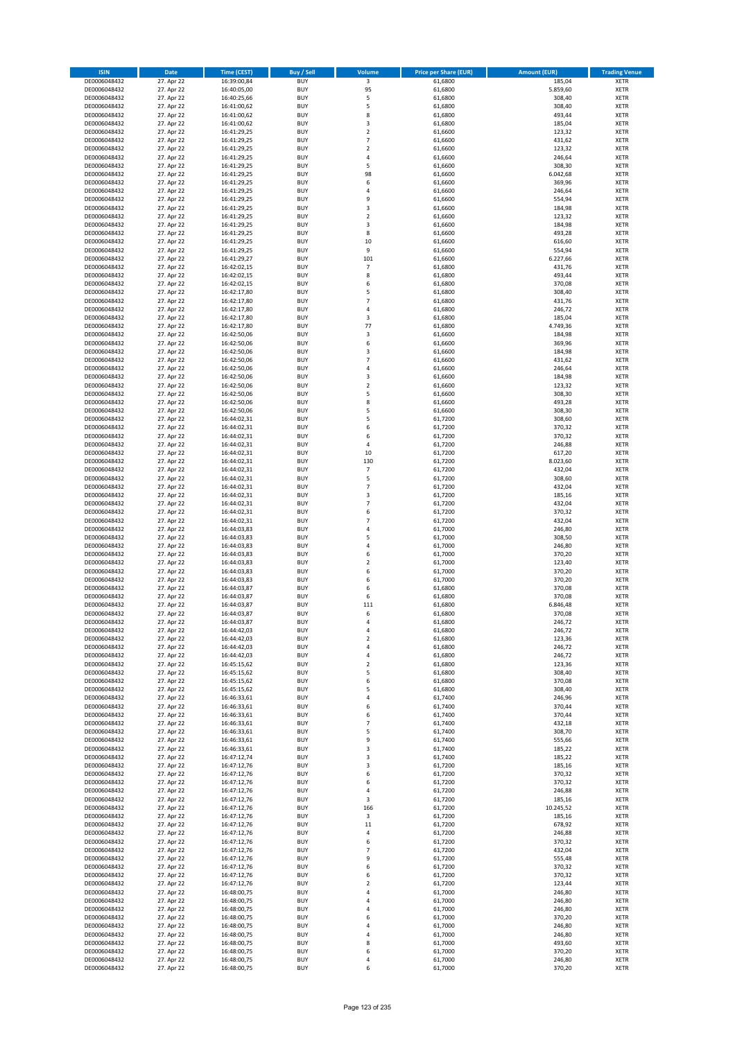| ISIN | Date | Time (CEST) | Buy / Sell | Volume | Price per Share (EUR) | Amount (EUR) | Trading Venue |
|---|---|---|---|---|---|---|---|
| DE0006048432 | 27. Apr 22 | 16:39:00,84 | BUY | 3 | 61,6800 | 185,04 | XETR |
| DE0006048432 | 27. Apr 22 | 16:40:05,00 | BUY | 95 | 61,6800 | 5.859,60 | XETR |
| DE0006048432 | 27. Apr 22 | 16:40:25,66 | BUY | 5 | 61,6800 | 308,40 | XETR |
| DE0006048432 | 27. Apr 22 | 16:41:00,62 | BUY | 5 | 61,6800 | 308,40 | XETR |
| DE0006048432 | 27. Apr 22 | 16:41:00,62 | BUY | 8 | 61,6800 | 493,44 | XETR |
| DE0006048432 | 27. Apr 22 | 16:41:00,62 | BUY | 3 | 61,6800 | 185,04 | XETR |
| DE0006048432 | 27. Apr 22 | 16:41:29,25 | BUY | 2 | 61,6600 | 123,32 | XETR |
| DE0006048432 | 27. Apr 22 | 16:41:29,25 | BUY | 7 | 61,6600 | 431,62 | XETR |
| DE0006048432 | 27. Apr 22 | 16:41:29,25 | BUY | 2 | 61,6600 | 123,32 | XETR |
| DE0006048432 | 27. Apr 22 | 16:41:29,25 | BUY | 4 | 61,6600 | 246,64 | XETR |
| DE0006048432 | 27. Apr 22 | 16:41:29,25 | BUY | 5 | 61,6600 | 308,30 | XETR |
| DE0006048432 | 27. Apr 22 | 16:41:29,25 | BUY | 98 | 61,6600 | 6.042,68 | XETR |
| DE0006048432 | 27. Apr 22 | 16:41:29,25 | BUY | 6 | 61,6600 | 369,96 | XETR |
| DE0006048432 | 27. Apr 22 | 16:41:29,25 | BUY | 4 | 61,6600 | 246,64 | XETR |
| DE0006048432 | 27. Apr 22 | 16:41:29,25 | BUY | 9 | 61,6600 | 554,94 | XETR |
| DE0006048432 | 27. Apr 22 | 16:41:29,25 | BUY | 3 | 61,6600 | 184,98 | XETR |
| DE0006048432 | 27. Apr 22 | 16:41:29,25 | BUY | 2 | 61,6600 | 123,32 | XETR |
| DE0006048432 | 27. Apr 22 | 16:41:29,25 | BUY | 3 | 61,6600 | 184,98 | XETR |
| DE0006048432 | 27. Apr 22 | 16:41:29,25 | BUY | 8 | 61,6600 | 493,28 | XETR |
| DE0006048432 | 27. Apr 22 | 16:41:29,25 | BUY | 10 | 61,6600 | 616,60 | XETR |
| DE0006048432 | 27. Apr 22 | 16:41:29,25 | BUY | 9 | 61,6600 | 554,94 | XETR |
| DE0006048432 | 27. Apr 22 | 16:41:29,27 | BUY | 101 | 61,6600 | 6.227,66 | XETR |
| DE0006048432 | 27. Apr 22 | 16:42:02,15 | BUY | 7 | 61,6800 | 431,76 | XETR |
| DE0006048432 | 27. Apr 22 | 16:42:02,15 | BUY | 8 | 61,6800 | 493,44 | XETR |
| DE0006048432 | 27. Apr 22 | 16:42:02,15 | BUY | 6 | 61,6800 | 370,08 | XETR |
| DE0006048432 | 27. Apr 22 | 16:42:17,80 | BUY | 5 | 61,6800 | 308,40 | XETR |
| DE0006048432 | 27. Apr 22 | 16:42:17,80 | BUY | 7 | 61,6800 | 431,76 | XETR |
| DE0006048432 | 27. Apr 22 | 16:42:17,80 | BUY | 4 | 61,6800 | 246,72 | XETR |
| DE0006048432 | 27. Apr 22 | 16:42:17,80 | BUY | 3 | 61,6800 | 185,04 | XETR |
| DE0006048432 | 27. Apr 22 | 16:42:17,80 | BUY | 77 | 61,6800 | 4.749,36 | XETR |
| DE0006048432 | 27. Apr 22 | 16:42:50,06 | BUY | 3 | 61,6600 | 184,98 | XETR |
| DE0006048432 | 27. Apr 22 | 16:42:50,06 | BUY | 6 | 61,6600 | 369,96 | XETR |
| DE0006048432 | 27. Apr 22 | 16:42:50,06 | BUY | 3 | 61,6600 | 184,98 | XETR |
| DE0006048432 | 27. Apr 22 | 16:42:50,06 | BUY | 7 | 61,6600 | 431,62 | XETR |
| DE0006048432 | 27. Apr 22 | 16:42:50,06 | BUY | 4 | 61,6600 | 246,64 | XETR |
| DE0006048432 | 27. Apr 22 | 16:42:50,06 | BUY | 3 | 61,6600 | 184,98 | XETR |
| DE0006048432 | 27. Apr 22 | 16:42:50,06 | BUY | 2 | 61,6600 | 123,32 | XETR |
| DE0006048432 | 27. Apr 22 | 16:42:50,06 | BUY | 5 | 61,6600 | 308,30 | XETR |
| DE0006048432 | 27. Apr 22 | 16:42:50,06 | BUY | 8 | 61,6600 | 493,28 | XETR |
| DE0006048432 | 27. Apr 22 | 16:42:50,06 | BUY | 5 | 61,6600 | 308,30 | XETR |
| DE0006048432 | 27. Apr 22 | 16:44:02,31 | BUY | 5 | 61,7200 | 308,60 | XETR |
| DE0006048432 | 27. Apr 22 | 16:44:02,31 | BUY | 6 | 61,7200 | 370,32 | XETR |
| DE0006048432 | 27. Apr 22 | 16:44:02,31 | BUY | 6 | 61,7200 | 370,32 | XETR |
| DE0006048432 | 27. Apr 22 | 16:44:02,31 | BUY | 4 | 61,7200 | 246,88 | XETR |
| DE0006048432 | 27. Apr 22 | 16:44:02,31 | BUY | 10 | 61,7200 | 617,20 | XETR |
| DE0006048432 | 27. Apr 22 | 16:44:02,31 | BUY | 130 | 61,7200 | 8.023,60 | XETR |
| DE0006048432 | 27. Apr 22 | 16:44:02,31 | BUY | 7 | 61,7200 | 432,04 | XETR |
| DE0006048432 | 27. Apr 22 | 16:44:02,31 | BUY | 5 | 61,7200 | 308,60 | XETR |
| DE0006048432 | 27. Apr 22 | 16:44:02,31 | BUY | 7 | 61,7200 | 432,04 | XETR |
| DE0006048432 | 27. Apr 22 | 16:44:02,31 | BUY | 3 | 61,7200 | 185,16 | XETR |
| DE0006048432 | 27. Apr 22 | 16:44:02,31 | BUY | 7 | 61,7200 | 432,04 | XETR |
| DE0006048432 | 27. Apr 22 | 16:44:02,31 | BUY | 6 | 61,7200 | 370,32 | XETR |
| DE0006048432 | 27. Apr 22 | 16:44:02,31 | BUY | 7 | 61,7200 | 432,04 | XETR |
| DE0006048432 | 27. Apr 22 | 16:44:03,83 | BUY | 4 | 61,7000 | 246,80 | XETR |
| DE0006048432 | 27. Apr 22 | 16:44:03,83 | BUY | 5 | 61,7000 | 308,50 | XETR |
| DE0006048432 | 27. Apr 22 | 16:44:03,83 | BUY | 4 | 61,7000 | 246,80 | XETR |
| DE0006048432 | 27. Apr 22 | 16:44:03,83 | BUY | 6 | 61,7000 | 370,20 | XETR |
| DE0006048432 | 27. Apr 22 | 16:44:03,83 | BUY | 2 | 61,7000 | 123,40 | XETR |
| DE0006048432 | 27. Apr 22 | 16:44:03,83 | BUY | 6 | 61,7000 | 370,20 | XETR |
| DE0006048432 | 27. Apr 22 | 16:44:03,83 | BUY | 6 | 61,7000 | 370,20 | XETR |
| DE0006048432 | 27. Apr 22 | 16:44:03,87 | BUY | 6 | 61,6800 | 370,08 | XETR |
| DE0006048432 | 27. Apr 22 | 16:44:03,87 | BUY | 6 | 61,6800 | 370,08 | XETR |
| DE0006048432 | 27. Apr 22 | 16:44:03,87 | BUY | 111 | 61,6800 | 6.846,48 | XETR |
| DE0006048432 | 27. Apr 22 | 16:44:03,87 | BUY | 6 | 61,6800 | 370,08 | XETR |
| DE0006048432 | 27. Apr 22 | 16:44:03,87 | BUY | 4 | 61,6800 | 246,72 | XETR |
| DE0006048432 | 27. Apr 22 | 16:44:42,03 | BUY | 4 | 61,6800 | 246,72 | XETR |
| DE0006048432 | 27. Apr 22 | 16:44:42,03 | BUY | 2 | 61,6800 | 123,36 | XETR |
| DE0006048432 | 27. Apr 22 | 16:44:42,03 | BUY | 4 | 61,6800 | 246,72 | XETR |
| DE0006048432 | 27. Apr 22 | 16:44:42,03 | BUY | 4 | 61,6800 | 246,72 | XETR |
| DE0006048432 | 27. Apr 22 | 16:45:15,62 | BUY | 2 | 61,6800 | 123,36 | XETR |
| DE0006048432 | 27. Apr 22 | 16:45:15,62 | BUY | 5 | 61,6800 | 308,40 | XETR |
| DE0006048432 | 27. Apr 22 | 16:45:15,62 | BUY | 6 | 61,6800 | 370,08 | XETR |
| DE0006048432 | 27. Apr 22 | 16:45:15,62 | BUY | 5 | 61,6800 | 308,40 | XETR |
| DE0006048432 | 27. Apr 22 | 16:46:33,61 | BUY | 4 | 61,7400 | 246,96 | XETR |
| DE0006048432 | 27. Apr 22 | 16:46:33,61 | BUY | 6 | 61,7400 | 370,44 | XETR |
| DE0006048432 | 27. Apr 22 | 16:46:33,61 | BUY | 6 | 61,7400 | 370,44 | XETR |
| DE0006048432 | 27. Apr 22 | 16:46:33,61 | BUY | 7 | 61,7400 | 432,18 | XETR |
| DE0006048432 | 27. Apr 22 | 16:46:33,61 | BUY | 5 | 61,7400 | 308,70 | XETR |
| DE0006048432 | 27. Apr 22 | 16:46:33,61 | BUY | 9 | 61,7400 | 555,66 | XETR |
| DE0006048432 | 27. Apr 22 | 16:46:33,61 | BUY | 3 | 61,7400 | 185,22 | XETR |
| DE0006048432 | 27. Apr 22 | 16:47:12,74 | BUY | 3 | 61,7400 | 185,22 | XETR |
| DE0006048432 | 27. Apr 22 | 16:47:12,76 | BUY | 3 | 61,7200 | 185,16 | XETR |
| DE0006048432 | 27. Apr 22 | 16:47:12,76 | BUY | 6 | 61,7200 | 370,32 | XETR |
| DE0006048432 | 27. Apr 22 | 16:47:12,76 | BUY | 6 | 61,7200 | 370,32 | XETR |
| DE0006048432 | 27. Apr 22 | 16:47:12,76 | BUY | 4 | 61,7200 | 246,88 | XETR |
| DE0006048432 | 27. Apr 22 | 16:47:12,76 | BUY | 3 | 61,7200 | 185,16 | XETR |
| DE0006048432 | 27. Apr 22 | 16:47:12,76 | BUY | 166 | 61,7200 | 10.245,52 | XETR |
| DE0006048432 | 27. Apr 22 | 16:47:12,76 | BUY | 3 | 61,7200 | 185,16 | XETR |
| DE0006048432 | 27. Apr 22 | 16:47:12,76 | BUY | 11 | 61,7200 | 678,92 | XETR |
| DE0006048432 | 27. Apr 22 | 16:47:12,76 | BUY | 4 | 61,7200 | 246,88 | XETR |
| DE0006048432 | 27. Apr 22 | 16:47:12,76 | BUY | 6 | 61,7200 | 370,32 | XETR |
| DE0006048432 | 27. Apr 22 | 16:47:12,76 | BUY | 7 | 61,7200 | 432,04 | XETR |
| DE0006048432 | 27. Apr 22 | 16:47:12,76 | BUY | 9 | 61,7200 | 555,48 | XETR |
| DE0006048432 | 27. Apr 22 | 16:47:12,76 | BUY | 6 | 61,7200 | 370,32 | XETR |
| DE0006048432 | 27. Apr 22 | 16:47:12,76 | BUY | 6 | 61,7200 | 370,32 | XETR |
| DE0006048432 | 27. Apr 22 | 16:47:12,76 | BUY | 2 | 61,7200 | 123,44 | XETR |
| DE0006048432 | 27. Apr 22 | 16:48:00,75 | BUY | 4 | 61,7000 | 246,80 | XETR |
| DE0006048432 | 27. Apr 22 | 16:48:00,75 | BUY | 4 | 61,7000 | 246,80 | XETR |
| DE0006048432 | 27. Apr 22 | 16:48:00,75 | BUY | 4 | 61,7000 | 246,80 | XETR |
| DE0006048432 | 27. Apr 22 | 16:48:00,75 | BUY | 6 | 61,7000 | 370,20 | XETR |
| DE0006048432 | 27. Apr 22 | 16:48:00,75 | BUY | 4 | 61,7000 | 246,80 | XETR |
| DE0006048432 | 27. Apr 22 | 16:48:00,75 | BUY | 4 | 61,7000 | 246,80 | XETR |
| DE0006048432 | 27. Apr 22 | 16:48:00,75 | BUY | 8 | 61,7000 | 493,60 | XETR |
| DE0006048432 | 27. Apr 22 | 16:48:00,75 | BUY | 6 | 61,7000 | 370,20 | XETR |
| DE0006048432 | 27. Apr 22 | 16:48:00,75 | BUY | 4 | 61,7000 | 246,80 | XETR |
| DE0006048432 | 27. Apr 22 | 16:48:00,75 | BUY | 6 | 61,7000 | 370,20 | XETR |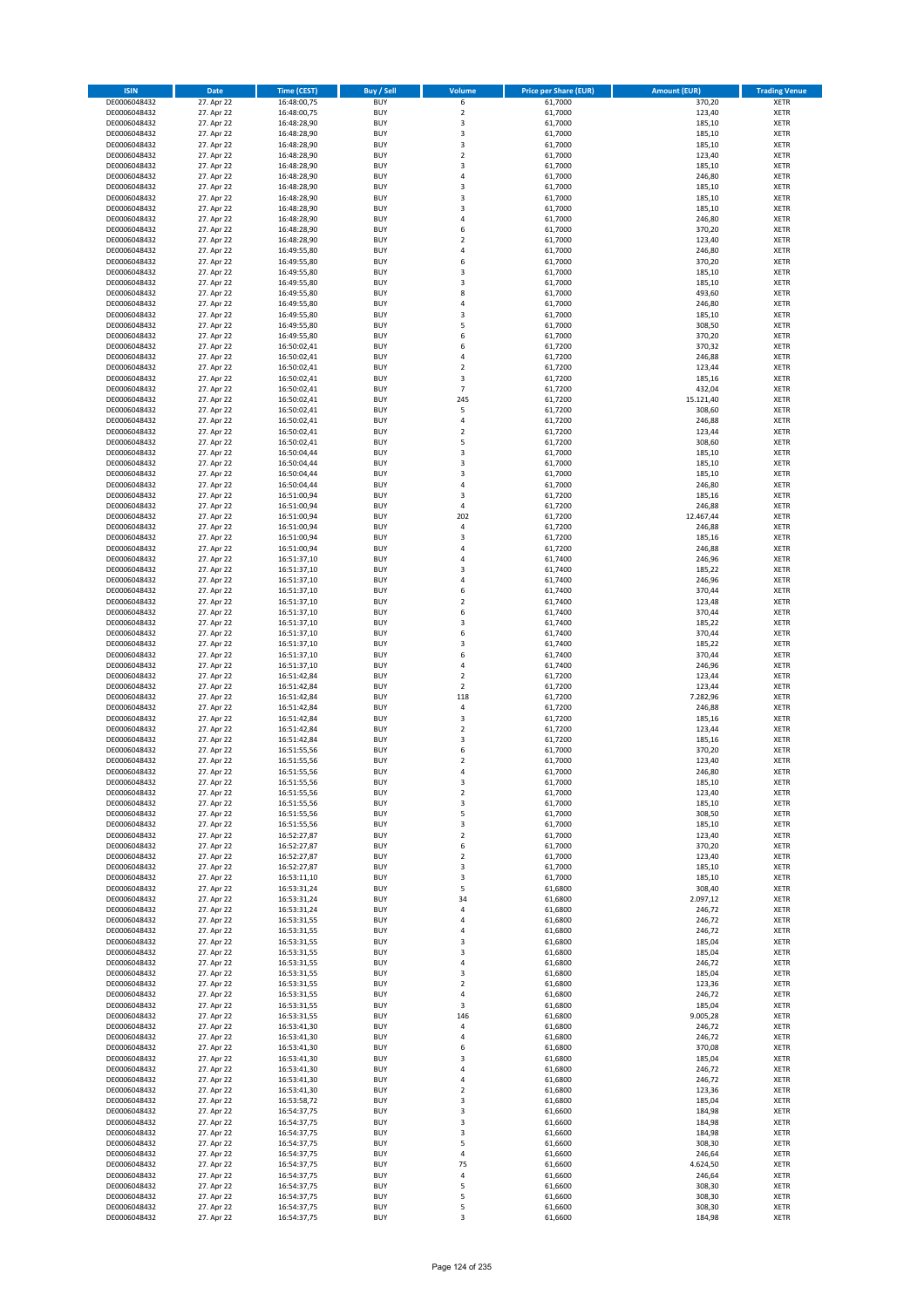| ISIN | Date | Time (CEST) | Buy / Sell | Volume | Price per Share (EUR) | Amount (EUR) | Trading Venue |
|---|---|---|---|---|---|---|---|
| DE0006048432 | 27. Apr 22 | 16:48:00,75 | BUY | 6 | 61,7000 | 370,20 | XETR |
| DE0006048432 | 27. Apr 22 | 16:48:00,75 | BUY | 2 | 61,7000 | 123,40 | XETR |
| DE0006048432 | 27. Apr 22 | 16:48:28,90 | BUY | 3 | 61,7000 | 185,10 | XETR |
| DE0006048432 | 27. Apr 22 | 16:48:28,90 | BUY | 3 | 61,7000 | 185,10 | XETR |
| DE0006048432 | 27. Apr 22 | 16:48:28,90 | BUY | 3 | 61,7000 | 185,10 | XETR |
| DE0006048432 | 27. Apr 22 | 16:48:28,90 | BUY | 2 | 61,7000 | 123,40 | XETR |
| DE0006048432 | 27. Apr 22 | 16:48:28,90 | BUY | 3 | 61,7000 | 185,10 | XETR |
| DE0006048432 | 27. Apr 22 | 16:48:28,90 | BUY | 4 | 61,7000 | 246,80 | XETR |
| DE0006048432 | 27. Apr 22 | 16:48:28,90 | BUY | 3 | 61,7000 | 185,10 | XETR |
| DE0006048432 | 27. Apr 22 | 16:48:28,90 | BUY | 3 | 61,7000 | 185,10 | XETR |
| DE0006048432 | 27. Apr 22 | 16:48:28,90 | BUY | 3 | 61,7000 | 185,10 | XETR |
| DE0006048432 | 27. Apr 22 | 16:48:28,90 | BUY | 4 | 61,7000 | 246,80 | XETR |
| DE0006048432 | 27. Apr 22 | 16:48:28,90 | BUY | 6 | 61,7000 | 370,20 | XETR |
| DE0006048432 | 27. Apr 22 | 16:48:28,90 | BUY | 2 | 61,7000 | 123,40 | XETR |
| DE0006048432 | 27. Apr 22 | 16:49:55,80 | BUY | 4 | 61,7000 | 246,80 | XETR |
| DE0006048432 | 27. Apr 22 | 16:49:55,80 | BUY | 6 | 61,7000 | 370,20 | XETR |
| DE0006048432 | 27. Apr 22 | 16:49:55,80 | BUY | 3 | 61,7000 | 185,10 | XETR |
| DE0006048432 | 27. Apr 22 | 16:49:55,80 | BUY | 3 | 61,7000 | 185,10 | XETR |
| DE0006048432 | 27. Apr 22 | 16:49:55,80 | BUY | 8 | 61,7000 | 493,60 | XETR |
| DE0006048432 | 27. Apr 22 | 16:49:55,80 | BUY | 4 | 61,7000 | 246,80 | XETR |
| DE0006048432 | 27. Apr 22 | 16:49:55,80 | BUY | 3 | 61,7000 | 185,10 | XETR |
| DE0006048432 | 27. Apr 22 | 16:49:55,80 | BUY | 5 | 61,7000 | 308,50 | XETR |
| DE0006048432 | 27. Apr 22 | 16:49:55,80 | BUY | 6 | 61,7000 | 370,20 | XETR |
| DE0006048432 | 27. Apr 22 | 16:50:02,41 | BUY | 6 | 61,7200 | 370,32 | XETR |
| DE0006048432 | 27. Apr 22 | 16:50:02,41 | BUY | 4 | 61,7200 | 246,88 | XETR |
| DE0006048432 | 27. Apr 22 | 16:50:02,41 | BUY | 2 | 61,7200 | 123,44 | XETR |
| DE0006048432 | 27. Apr 22 | 16:50:02,41 | BUY | 3 | 61,7200 | 185,16 | XETR |
| DE0006048432 | 27. Apr 22 | 16:50:02,41 | BUY | 7 | 61,7200 | 432,04 | XETR |
| DE0006048432 | 27. Apr 22 | 16:50:02,41 | BUY | 245 | 61,7200 | 15.121,40 | XETR |
| DE0006048432 | 27. Apr 22 | 16:50:02,41 | BUY | 5 | 61,7200 | 308,60 | XETR |
| DE0006048432 | 27. Apr 22 | 16:50:02,41 | BUY | 4 | 61,7200 | 246,88 | XETR |
| DE0006048432 | 27. Apr 22 | 16:50:02,41 | BUY | 2 | 61,7200 | 123,44 | XETR |
| DE0006048432 | 27. Apr 22 | 16:50:02,41 | BUY | 5 | 61,7200 | 308,60 | XETR |
| DE0006048432 | 27. Apr 22 | 16:50:04,44 | BUY | 3 | 61,7000 | 185,10 | XETR |
| DE0006048432 | 27. Apr 22 | 16:50:04,44 | BUY | 3 | 61,7000 | 185,10 | XETR |
| DE0006048432 | 27. Apr 22 | 16:50:04,44 | BUY | 3 | 61,7000 | 185,10 | XETR |
| DE0006048432 | 27. Apr 22 | 16:50:04,44 | BUY | 4 | 61,7000 | 246,80 | XETR |
| DE0006048432 | 27. Apr 22 | 16:51:00,94 | BUY | 3 | 61,7200 | 185,16 | XETR |
| DE0006048432 | 27. Apr 22 | 16:51:00,94 | BUY | 4 | 61,7200 | 246,88 | XETR |
| DE0006048432 | 27. Apr 22 | 16:51:00,94 | BUY | 202 | 61,7200 | 12.467,44 | XETR |
| DE0006048432 | 27. Apr 22 | 16:51:00,94 | BUY | 4 | 61,7200 | 246,88 | XETR |
| DE0006048432 | 27. Apr 22 | 16:51:00,94 | BUY | 3 | 61,7200 | 185,16 | XETR |
| DE0006048432 | 27. Apr 22 | 16:51:00,94 | BUY | 4 | 61,7200 | 246,88 | XETR |
| DE0006048432 | 27. Apr 22 | 16:51:37,10 | BUY | 4 | 61,7400 | 246,96 | XETR |
| DE0006048432 | 27. Apr 22 | 16:51:37,10 | BUY | 3 | 61,7400 | 185,22 | XETR |
| DE0006048432 | 27. Apr 22 | 16:51:37,10 | BUY | 4 | 61,7400 | 246,96 | XETR |
| DE0006048432 | 27. Apr 22 | 16:51:37,10 | BUY | 6 | 61,7400 | 370,44 | XETR |
| DE0006048432 | 27. Apr 22 | 16:51:37,10 | BUY | 2 | 61,7400 | 123,48 | XETR |
| DE0006048432 | 27. Apr 22 | 16:51:37,10 | BUY | 6 | 61,7400 | 370,44 | XETR |
| DE0006048432 | 27. Apr 22 | 16:51:37,10 | BUY | 3 | 61,7400 | 185,22 | XETR |
| DE0006048432 | 27. Apr 22 | 16:51:37,10 | BUY | 6 | 61,7400 | 370,44 | XETR |
| DE0006048432 | 27. Apr 22 | 16:51:37,10 | BUY | 3 | 61,7400 | 185,22 | XETR |
| DE0006048432 | 27. Apr 22 | 16:51:37,10 | BUY | 6 | 61,7400 | 370,44 | XETR |
| DE0006048432 | 27. Apr 22 | 16:51:37,10 | BUY | 4 | 61,7400 | 246,96 | XETR |
| DE0006048432 | 27. Apr 22 | 16:51:42,84 | BUY | 2 | 61,7200 | 123,44 | XETR |
| DE0006048432 | 27. Apr 22 | 16:51:42,84 | BUY | 2 | 61,7200 | 123,44 | XETR |
| DE0006048432 | 27. Apr 22 | 16:51:42,84 | BUY | 118 | 61,7200 | 7.282,96 | XETR |
| DE0006048432 | 27. Apr 22 | 16:51:42,84 | BUY | 4 | 61,7200 | 246,88 | XETR |
| DE0006048432 | 27. Apr 22 | 16:51:42,84 | BUY | 3 | 61,7200 | 185,16 | XETR |
| DE0006048432 | 27. Apr 22 | 16:51:42,84 | BUY | 2 | 61,7200 | 123,44 | XETR |
| DE0006048432 | 27. Apr 22 | 16:51:42,84 | BUY | 3 | 61,7200 | 185,16 | XETR |
| DE0006048432 | 27. Apr 22 | 16:51:55,56 | BUY | 6 | 61,7000 | 370,20 | XETR |
| DE0006048432 | 27. Apr 22 | 16:51:55,56 | BUY | 2 | 61,7000 | 123,40 | XETR |
| DE0006048432 | 27. Apr 22 | 16:51:55,56 | BUY | 4 | 61,7000 | 246,80 | XETR |
| DE0006048432 | 27. Apr 22 | 16:51:55,56 | BUY | 3 | 61,7000 | 185,10 | XETR |
| DE0006048432 | 27. Apr 22 | 16:51:55,56 | BUY | 2 | 61,7000 | 123,40 | XETR |
| DE0006048432 | 27. Apr 22 | 16:51:55,56 | BUY | 3 | 61,7000 | 185,10 | XETR |
| DE0006048432 | 27. Apr 22 | 16:51:55,56 | BUY | 5 | 61,7000 | 308,50 | XETR |
| DE0006048432 | 27. Apr 22 | 16:51:55,56 | BUY | 3 | 61,7000 | 185,10 | XETR |
| DE0006048432 | 27. Apr 22 | 16:52:27,87 | BUY | 2 | 61,7000 | 123,40 | XETR |
| DE0006048432 | 27. Apr 22 | 16:52:27,87 | BUY | 6 | 61,7000 | 370,20 | XETR |
| DE0006048432 | 27. Apr 22 | 16:52:27,87 | BUY | 2 | 61,7000 | 123,40 | XETR |
| DE0006048432 | 27. Apr 22 | 16:52:27,87 | BUY | 3 | 61,7000 | 185,10 | XETR |
| DE0006048432 | 27. Apr 22 | 16:53:11,10 | BUY | 3 | 61,7000 | 185,10 | XETR |
| DE0006048432 | 27. Apr 22 | 16:53:31,24 | BUY | 5 | 61,6800 | 308,40 | XETR |
| DE0006048432 | 27. Apr 22 | 16:53:31,24 | BUY | 34 | 61,6800 | 2.097,12 | XETR |
| DE0006048432 | 27. Apr 22 | 16:53:31,24 | BUY | 4 | 61,6800 | 246,72 | XETR |
| DE0006048432 | 27. Apr 22 | 16:53:31,55 | BUY | 4 | 61,6800 | 246,72 | XETR |
| DE0006048432 | 27. Apr 22 | 16:53:31,55 | BUY | 4 | 61,6800 | 246,72 | XETR |
| DE0006048432 | 27. Apr 22 | 16:53:31,55 | BUY | 3 | 61,6800 | 185,04 | XETR |
| DE0006048432 | 27. Apr 22 | 16:53:31,55 | BUY | 3 | 61,6800 | 185,04 | XETR |
| DE0006048432 | 27. Apr 22 | 16:53:31,55 | BUY | 4 | 61,6800 | 246,72 | XETR |
| DE0006048432 | 27. Apr 22 | 16:53:31,55 | BUY | 3 | 61,6800 | 185,04 | XETR |
| DE0006048432 | 27. Apr 22 | 16:53:31,55 | BUY | 2 | 61,6800 | 123,36 | XETR |
| DE0006048432 | 27. Apr 22 | 16:53:31,55 | BUY | 4 | 61,6800 | 246,72 | XETR |
| DE0006048432 | 27. Apr 22 | 16:53:31,55 | BUY | 3 | 61,6800 | 185,04 | XETR |
| DE0006048432 | 27. Apr 22 | 16:53:31,55 | BUY | 146 | 61,6800 | 9.005,28 | XETR |
| DE0006048432 | 27. Apr 22 | 16:53:41,30 | BUY | 4 | 61,6800 | 246,72 | XETR |
| DE0006048432 | 27. Apr 22 | 16:53:41,30 | BUY | 4 | 61,6800 | 246,72 | XETR |
| DE0006048432 | 27. Apr 22 | 16:53:41,30 | BUY | 6 | 61,6800 | 370,08 | XETR |
| DE0006048432 | 27. Apr 22 | 16:53:41,30 | BUY | 3 | 61,6800 | 185,04 | XETR |
| DE0006048432 | 27. Apr 22 | 16:53:41,30 | BUY | 4 | 61,6800 | 246,72 | XETR |
| DE0006048432 | 27. Apr 22 | 16:53:41,30 | BUY | 4 | 61,6800 | 246,72 | XETR |
| DE0006048432 | 27. Apr 22 | 16:53:41,30 | BUY | 2 | 61,6800 | 123,36 | XETR |
| DE0006048432 | 27. Apr 22 | 16:53:58,72 | BUY | 3 | 61,6800 | 185,04 | XETR |
| DE0006048432 | 27. Apr 22 | 16:54:37,75 | BUY | 3 | 61,6600 | 184,98 | XETR |
| DE0006048432 | 27. Apr 22 | 16:54:37,75 | BUY | 3 | 61,6600 | 184,98 | XETR |
| DE0006048432 | 27. Apr 22 | 16:54:37,75 | BUY | 3 | 61,6600 | 184,98 | XETR |
| DE0006048432 | 27. Apr 22 | 16:54:37,75 | BUY | 5 | 61,6600 | 308,30 | XETR |
| DE0006048432 | 27. Apr 22 | 16:54:37,75 | BUY | 4 | 61,6600 | 246,64 | XETR |
| DE0006048432 | 27. Apr 22 | 16:54:37,75 | BUY | 75 | 61,6600 | 4.624,50 | XETR |
| DE0006048432 | 27. Apr 22 | 16:54:37,75 | BUY | 4 | 61,6600 | 246,64 | XETR |
| DE0006048432 | 27. Apr 22 | 16:54:37,75 | BUY | 5 | 61,6600 | 308,30 | XETR |
| DE0006048432 | 27. Apr 22 | 16:54:37,75 | BUY | 5 | 61,6600 | 308,30 | XETR |
| DE0006048432 | 27. Apr 22 | 16:54:37,75 | BUY | 5 | 61,6600 | 308,30 | XETR |
| DE0006048432 | 27. Apr 22 | 16:54:37,75 | BUY | 3 | 61,6600 | 184,98 | XETR |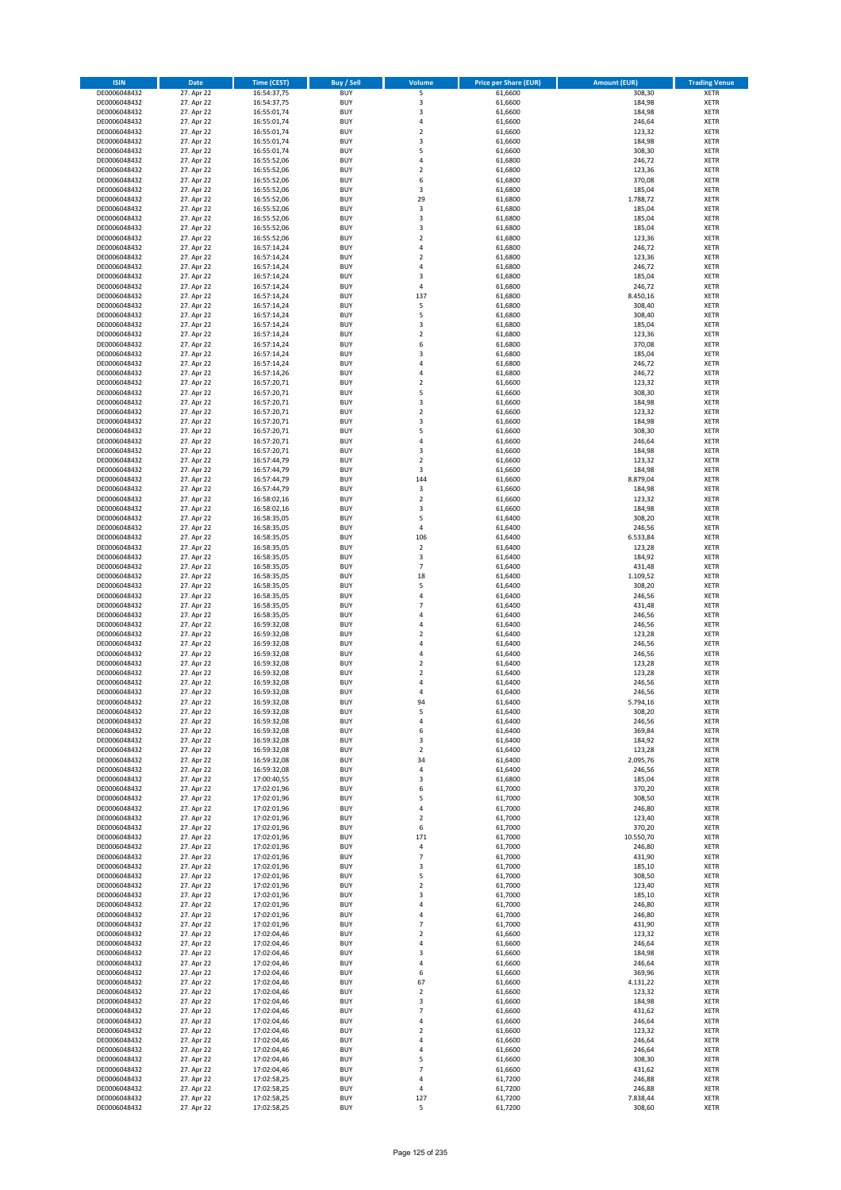| ISIN | Date | Time (CEST) | Buy / Sell | Volume | Price per Share (EUR) | Amount (EUR) | Trading Venue |
|---|---|---|---|---|---|---|---|
| DE0006048432 | 27. Apr 22 | 16:54:37,75 | BUY | 5 | 61,6600 | 308,30 | XETR |
| DE0006048432 | 27. Apr 22 | 16:54:37,75 | BUY | 3 | 61,6600 | 184,98 | XETR |
| DE0006048432 | 27. Apr 22 | 16:55:01,74 | BUY | 3 | 61,6600 | 184,98 | XETR |
| DE0006048432 | 27. Apr 22 | 16:55:01,74 | BUY | 4 | 61,6600 | 246,64 | XETR |
| DE0006048432 | 27. Apr 22 | 16:55:01,74 | BUY | 2 | 61,6600 | 123,32 | XETR |
| DE0006048432 | 27. Apr 22 | 16:55:01,74 | BUY | 3 | 61,6600 | 184,98 | XETR |
| DE0006048432 | 27. Apr 22 | 16:55:01,74 | BUY | 5 | 61,6600 | 308,30 | XETR |
| DE0006048432 | 27. Apr 22 | 16:55:52,06 | BUY | 4 | 61,6800 | 246,72 | XETR |
| DE0006048432 | 27. Apr 22 | 16:55:52,06 | BUY | 2 | 61,6800 | 123,36 | XETR |
| DE0006048432 | 27. Apr 22 | 16:55:52,06 | BUY | 6 | 61,6800 | 370,08 | XETR |
| DE0006048432 | 27. Apr 22 | 16:55:52,06 | BUY | 3 | 61,6800 | 185,04 | XETR |
| DE0006048432 | 27. Apr 22 | 16:55:52,06 | BUY | 29 | 61,6800 | 1.788,72 | XETR |
| DE0006048432 | 27. Apr 22 | 16:55:52,06 | BUY | 3 | 61,6800 | 185,04 | XETR |
| DE0006048432 | 27. Apr 22 | 16:55:52,06 | BUY | 3 | 61,6800 | 185,04 | XETR |
| DE0006048432 | 27. Apr 22 | 16:55:52,06 | BUY | 3 | 61,6800 | 185,04 | XETR |
| DE0006048432 | 27. Apr 22 | 16:55:52,06 | BUY | 2 | 61,6800 | 123,36 | XETR |
| DE0006048432 | 27. Apr 22 | 16:57:14,24 | BUY | 4 | 61,6800 | 246,72 | XETR |
| DE0006048432 | 27. Apr 22 | 16:57:14,24 | BUY | 2 | 61,6800 | 123,36 | XETR |
| DE0006048432 | 27. Apr 22 | 16:57:14,24 | BUY | 4 | 61,6800 | 246,72 | XETR |
| DE0006048432 | 27. Apr 22 | 16:57:14,24 | BUY | 3 | 61,6800 | 185,04 | XETR |
| DE0006048432 | 27. Apr 22 | 16:57:14,24 | BUY | 4 | 61,6800 | 246,72 | XETR |
| DE0006048432 | 27. Apr 22 | 16:57:14,24 | BUY | 137 | 61,6800 | 8.450,16 | XETR |
| DE0006048432 | 27. Apr 22 | 16:57:14,24 | BUY | 5 | 61,6800 | 308,40 | XETR |
| DE0006048432 | 27. Apr 22 | 16:57:14,24 | BUY | 5 | 61,6800 | 308,40 | XETR |
| DE0006048432 | 27. Apr 22 | 16:57:14,24 | BUY | 3 | 61,6800 | 185,04 | XETR |
| DE0006048432 | 27. Apr 22 | 16:57:14,24 | BUY | 2 | 61,6800 | 123,36 | XETR |
| DE0006048432 | 27. Apr 22 | 16:57:14,24 | BUY | 6 | 61,6800 | 370,08 | XETR |
| DE0006048432 | 27. Apr 22 | 16:57:14,24 | BUY | 3 | 61,6800 | 185,04 | XETR |
| DE0006048432 | 27. Apr 22 | 16:57:14,24 | BUY | 4 | 61,6800 | 246,72 | XETR |
| DE0006048432 | 27. Apr 22 | 16:57:14,26 | BUY | 4 | 61,6800 | 246,72 | XETR |
| DE0006048432 | 27. Apr 22 | 16:57:20,71 | BUY | 2 | 61,6600 | 123,32 | XETR |
| DE0006048432 | 27. Apr 22 | 16:57:20,71 | BUY | 5 | 61,6600 | 308,30 | XETR |
| DE0006048432 | 27. Apr 22 | 16:57:20,71 | BUY | 3 | 61,6600 | 184,98 | XETR |
| DE0006048432 | 27. Apr 22 | 16:57:20,71 | BUY | 2 | 61,6600 | 123,32 | XETR |
| DE0006048432 | 27. Apr 22 | 16:57:20,71 | BUY | 3 | 61,6600 | 184,98 | XETR |
| DE0006048432 | 27. Apr 22 | 16:57:20,71 | BUY | 5 | 61,6600 | 308,30 | XETR |
| DE0006048432 | 27. Apr 22 | 16:57:20,71 | BUY | 4 | 61,6600 | 246,64 | XETR |
| DE0006048432 | 27. Apr 22 | 16:57:20,71 | BUY | 3 | 61,6600 | 184,98 | XETR |
| DE0006048432 | 27. Apr 22 | 16:57:44,79 | BUY | 2 | 61,6600 | 123,32 | XETR |
| DE0006048432 | 27. Apr 22 | 16:57:44,79 | BUY | 3 | 61,6600 | 184,98 | XETR |
| DE0006048432 | 27. Apr 22 | 16:57:44,79 | BUY | 144 | 61,6600 | 8.879,04 | XETR |
| DE0006048432 | 27. Apr 22 | 16:57:44,79 | BUY | 3 | 61,6600 | 184,98 | XETR |
| DE0006048432 | 27. Apr 22 | 16:58:02,16 | BUY | 2 | 61,6600 | 123,32 | XETR |
| DE0006048432 | 27. Apr 22 | 16:58:02,16 | BUY | 3 | 61,6600 | 184,98 | XETR |
| DE0006048432 | 27. Apr 22 | 16:58:35,05 | BUY | 5 | 61,6400 | 308,20 | XETR |
| DE0006048432 | 27. Apr 22 | 16:58:35,05 | BUY | 4 | 61,6400 | 246,56 | XETR |
| DE0006048432 | 27. Apr 22 | 16:58:35,05 | BUY | 106 | 61,6400 | 6.533,84 | XETR |
| DE0006048432 | 27. Apr 22 | 16:58:35,05 | BUY | 2 | 61,6400 | 123,28 | XETR |
| DE0006048432 | 27. Apr 22 | 16:58:35,05 | BUY | 3 | 61,6400 | 184,92 | XETR |
| DE0006048432 | 27. Apr 22 | 16:58:35,05 | BUY | 7 | 61,6400 | 431,48 | XETR |
| DE0006048432 | 27. Apr 22 | 16:58:35,05 | BUY | 18 | 61,6400 | 1.109,52 | XETR |
| DE0006048432 | 27. Apr 22 | 16:58:35,05 | BUY | 5 | 61,6400 | 308,20 | XETR |
| DE0006048432 | 27. Apr 22 | 16:58:35,05 | BUY | 4 | 61,6400 | 246,56 | XETR |
| DE0006048432 | 27. Apr 22 | 16:58:35,05 | BUY | 7 | 61,6400 | 431,48 | XETR |
| DE0006048432 | 27. Apr 22 | 16:58:35,05 | BUY | 4 | 61,6400 | 246,56 | XETR |
| DE0006048432 | 27. Apr 22 | 16:59:32,08 | BUY | 4 | 61,6400 | 246,56 | XETR |
| DE0006048432 | 27. Apr 22 | 16:59:32,08 | BUY | 2 | 61,6400 | 123,28 | XETR |
| DE0006048432 | 27. Apr 22 | 16:59:32,08 | BUY | 4 | 61,6400 | 246,56 | XETR |
| DE0006048432 | 27. Apr 22 | 16:59:32,08 | BUY | 4 | 61,6400 | 246,56 | XETR |
| DE0006048432 | 27. Apr 22 | 16:59:32,08 | BUY | 2 | 61,6400 | 123,28 | XETR |
| DE0006048432 | 27. Apr 22 | 16:59:32,08 | BUY | 2 | 61,6400 | 123,28 | XETR |
| DE0006048432 | 27. Apr 22 | 16:59:32,08 | BUY | 4 | 61,6400 | 246,56 | XETR |
| DE0006048432 | 27. Apr 22 | 16:59:32,08 | BUY | 4 | 61,6400 | 246,56 | XETR |
| DE0006048432 | 27. Apr 22 | 16:59:32,08 | BUY | 94 | 61,6400 | 5.794,16 | XETR |
| DE0006048432 | 27. Apr 22 | 16:59:32,08 | BUY | 5 | 61,6400 | 308,20 | XETR |
| DE0006048432 | 27. Apr 22 | 16:59:32,08 | BUY | 4 | 61,6400 | 246,56 | XETR |
| DE0006048432 | 27. Apr 22 | 16:59:32,08 | BUY | 6 | 61,6400 | 369,84 | XETR |
| DE0006048432 | 27. Apr 22 | 16:59:32,08 | BUY | 3 | 61,6400 | 184,92 | XETR |
| DE0006048432 | 27. Apr 22 | 16:59:32,08 | BUY | 2 | 61,6400 | 123,28 | XETR |
| DE0006048432 | 27. Apr 22 | 16:59:32,08 | BUY | 34 | 61,6400 | 2.095,76 | XETR |
| DE0006048432 | 27. Apr 22 | 16:59:32,08 | BUY | 4 | 61,6400 | 246,56 | XETR |
| DE0006048432 | 27. Apr 22 | 17:00:40,55 | BUY | 3 | 61,6800 | 185,04 | XETR |
| DE0006048432 | 27. Apr 22 | 17:02:01,96 | BUY | 6 | 61,7000 | 370,20 | XETR |
| DE0006048432 | 27. Apr 22 | 17:02:01,96 | BUY | 5 | 61,7000 | 308,50 | XETR |
| DE0006048432 | 27. Apr 22 | 17:02:01,96 | BUY | 4 | 61,7000 | 246,80 | XETR |
| DE0006048432 | 27. Apr 22 | 17:02:01,96 | BUY | 2 | 61,7000 | 123,40 | XETR |
| DE0006048432 | 27. Apr 22 | 17:02:01,96 | BUY | 6 | 61,7000 | 370,20 | XETR |
| DE0006048432 | 27. Apr 22 | 17:02:01,96 | BUY | 171 | 61,7000 | 10.550,70 | XETR |
| DE0006048432 | 27. Apr 22 | 17:02:01,96 | BUY | 4 | 61,7000 | 246,80 | XETR |
| DE0006048432 | 27. Apr 22 | 17:02:01,96 | BUY | 7 | 61,7000 | 431,90 | XETR |
| DE0006048432 | 27. Apr 22 | 17:02:01,96 | BUY | 3 | 61,7000 | 185,10 | XETR |
| DE0006048432 | 27. Apr 22 | 17:02:01,96 | BUY | 5 | 61,7000 | 308,50 | XETR |
| DE0006048432 | 27. Apr 22 | 17:02:01,96 | BUY | 2 | 61,7000 | 123,40 | XETR |
| DE0006048432 | 27. Apr 22 | 17:02:01,96 | BUY | 3 | 61,7000 | 185,10 | XETR |
| DE0006048432 | 27. Apr 22 | 17:02:01,96 | BUY | 4 | 61,7000 | 246,80 | XETR |
| DE0006048432 | 27. Apr 22 | 17:02:01,96 | BUY | 4 | 61,7000 | 246,80 | XETR |
| DE0006048432 | 27. Apr 22 | 17:02:01,96 | BUY | 7 | 61,7000 | 431,90 | XETR |
| DE0006048432 | 27. Apr 22 | 17:02:04,46 | BUY | 2 | 61,6600 | 123,32 | XETR |
| DE0006048432 | 27. Apr 22 | 17:02:04,46 | BUY | 4 | 61,6600 | 246,64 | XETR |
| DE0006048432 | 27. Apr 22 | 17:02:04,46 | BUY | 3 | 61,6600 | 184,98 | XETR |
| DE0006048432 | 27. Apr 22 | 17:02:04,46 | BUY | 4 | 61,6600 | 246,64 | XETR |
| DE0006048432 | 27. Apr 22 | 17:02:04,46 | BUY | 6 | 61,6600 | 369,96 | XETR |
| DE0006048432 | 27. Apr 22 | 17:02:04,46 | BUY | 67 | 61,6600 | 4.131,22 | XETR |
| DE0006048432 | 27. Apr 22 | 17:02:04,46 | BUY | 2 | 61,6600 | 123,32 | XETR |
| DE0006048432 | 27. Apr 22 | 17:02:04,46 | BUY | 3 | 61,6600 | 184,98 | XETR |
| DE0006048432 | 27. Apr 22 | 17:02:04,46 | BUY | 7 | 61,6600 | 431,62 | XETR |
| DE0006048432 | 27. Apr 22 | 17:02:04,46 | BUY | 4 | 61,6600 | 246,64 | XETR |
| DE0006048432 | 27. Apr 22 | 17:02:04,46 | BUY | 2 | 61,6600 | 123,32 | XETR |
| DE0006048432 | 27. Apr 22 | 17:02:04,46 | BUY | 4 | 61,6600 | 246,64 | XETR |
| DE0006048432 | 27. Apr 22 | 17:02:04,46 | BUY | 4 | 61,6600 | 246,64 | XETR |
| DE0006048432 | 27. Apr 22 | 17:02:04,46 | BUY | 5 | 61,6600 | 308,30 | XETR |
| DE0006048432 | 27. Apr 22 | 17:02:04,46 | BUY | 7 | 61,6600 | 431,62 | XETR |
| DE0006048432 | 27. Apr 22 | 17:02:58,25 | BUY | 4 | 61,7200 | 246,88 | XETR |
| DE0006048432 | 27. Apr 22 | 17:02:58,25 | BUY | 4 | 61,7200 | 246,88 | XETR |
| DE0006048432 | 27. Apr 22 | 17:02:58,25 | BUY | 127 | 61,7200 | 7.838,44 | XETR |
| DE0006048432 | 27. Apr 22 | 17:02:58,25 | BUY | 5 | 61,7200 | 308,60 | XETR |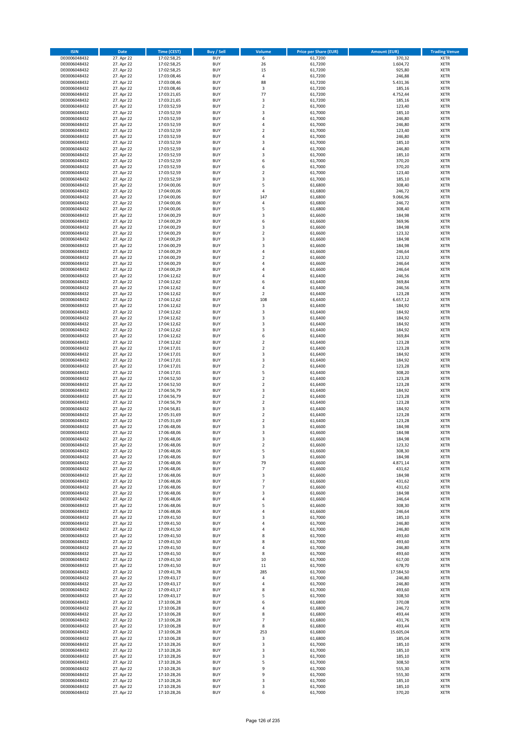| ISIN | Date | Time (CEST) | Buy / Sell | Volume | Price per Share (EUR) | Amount (EUR) | Trading Venue |
|---|---|---|---|---|---|---|---|
| DE0006048432 | 27. Apr 22 | 17:02:58,25 | BUY | 6 | 61,7200 | 370,32 | XETR |
| DE0006048432 | 27. Apr 22 | 17:02:58,25 | BUY | 26 | 61,7200 | 1.604,72 | XETR |
| DE0006048432 | 27. Apr 22 | 17:02:58,25 | BUY | 15 | 61,7200 | 925,80 | XETR |
| DE0006048432 | 27. Apr 22 | 17:03:08,46 | BUY | 4 | 61,7200 | 246,88 | XETR |
| DE0006048432 | 27. Apr 22 | 17:03:08,46 | BUY | 88 | 61,7200 | 5.431,36 | XETR |
| DE0006048432 | 27. Apr 22 | 17:03:08,46 | BUY | 3 | 61,7200 | 185,16 | XETR |
| DE0006048432 | 27. Apr 22 | 17:03:21,65 | BUY | 77 | 61,7200 | 4.752,44 | XETR |
| DE0006048432 | 27. Apr 22 | 17:03:21,65 | BUY | 3 | 61,7200 | 185,16 | XETR |
| DE0006048432 | 27. Apr 22 | 17:03:52,59 | BUY | 2 | 61,7000 | 123,40 | XETR |
| DE0006048432 | 27. Apr 22 | 17:03:52,59 | BUY | 3 | 61,7000 | 185,10 | XETR |
| DE0006048432 | 27. Apr 22 | 17:03:52,59 | BUY | 4 | 61,7000 | 246,80 | XETR |
| DE0006048432 | 27. Apr 22 | 17:03:52,59 | BUY | 4 | 61,7000 | 246,80 | XETR |
| DE0006048432 | 27. Apr 22 | 17:03:52,59 | BUY | 2 | 61,7000 | 123,40 | XETR |
| DE0006048432 | 27. Apr 22 | 17:03:52,59 | BUY | 4 | 61,7000 | 246,80 | XETR |
| DE0006048432 | 27. Apr 22 | 17:03:52,59 | BUY | 3 | 61,7000 | 185,10 | XETR |
| DE0006048432 | 27. Apr 22 | 17:03:52,59 | BUY | 4 | 61,7000 | 246,80 | XETR |
| DE0006048432 | 27. Apr 22 | 17:03:52,59 | BUY | 3 | 61,7000 | 185,10 | XETR |
| DE0006048432 | 27. Apr 22 | 17:03:52,59 | BUY | 6 | 61,7000 | 370,20 | XETR |
| DE0006048432 | 27. Apr 22 | 17:03:52,59 | BUY | 6 | 61,7000 | 370,20 | XETR |
| DE0006048432 | 27. Apr 22 | 17:03:52,59 | BUY | 2 | 61,7000 | 123,40 | XETR |
| DE0006048432 | 27. Apr 22 | 17:03:52,59 | BUY | 3 | 61,7000 | 185,10 | XETR |
| DE0006048432 | 27. Apr 22 | 17:04:00,06 | BUY | 5 | 61,6800 | 308,40 | XETR |
| DE0006048432 | 27. Apr 22 | 17:04:00,06 | BUY | 4 | 61,6800 | 246,72 | XETR |
| DE0006048432 | 27. Apr 22 | 17:04:00,06 | BUY | 147 | 61,6800 | 9.066,96 | XETR |
| DE0006048432 | 27. Apr 22 | 17:04:00,06 | BUY | 4 | 61,6800 | 246,72 | XETR |
| DE0006048432 | 27. Apr 22 | 17:04:00,06 | BUY | 5 | 61,6800 | 308,40 | XETR |
| DE0006048432 | 27. Apr 22 | 17:04:00,29 | BUY | 3 | 61,6600 | 184,98 | XETR |
| DE0006048432 | 27. Apr 22 | 17:04:00,29 | BUY | 6 | 61,6600 | 369,96 | XETR |
| DE0006048432 | 27. Apr 22 | 17:04:00,29 | BUY | 3 | 61,6600 | 184,98 | XETR |
| DE0006048432 | 27. Apr 22 | 17:04:00,29 | BUY | 2 | 61,6600 | 123,32 | XETR |
| DE0006048432 | 27. Apr 22 | 17:04:00,29 | BUY | 3 | 61,6600 | 184,98 | XETR |
| DE0006048432 | 27. Apr 22 | 17:04:00,29 | BUY | 3 | 61,6600 | 184,98 | XETR |
| DE0006048432 | 27. Apr 22 | 17:04:00,29 | BUY | 4 | 61,6600 | 246,64 | XETR |
| DE0006048432 | 27. Apr 22 | 17:04:00,29 | BUY | 2 | 61,6600 | 123,32 | XETR |
| DE0006048432 | 27. Apr 22 | 17:04:00,29 | BUY | 4 | 61,6600 | 246,64 | XETR |
| DE0006048432 | 27. Apr 22 | 17:04:00,29 | BUY | 4 | 61,6600 | 246,64 | XETR |
| DE0006048432 | 27. Apr 22 | 17:04:12,62 | BUY | 4 | 61,6400 | 246,56 | XETR |
| DE0006048432 | 27. Apr 22 | 17:04:12,62 | BUY | 6 | 61,6400 | 369,84 | XETR |
| DE0006048432 | 27. Apr 22 | 17:04:12,62 | BUY | 4 | 61,6400 | 246,56 | XETR |
| DE0006048432 | 27. Apr 22 | 17:04:12,62 | BUY | 2 | 61,6400 | 123,28 | XETR |
| DE0006048432 | 27. Apr 22 | 17:04:12,62 | BUY | 108 | 61,6400 | 6.657,12 | XETR |
| DE0006048432 | 27. Apr 22 | 17:04:12,62 | BUY | 3 | 61,6400 | 184,92 | XETR |
| DE0006048432 | 27. Apr 22 | 17:04:12,62 | BUY | 3 | 61,6400 | 184,92 | XETR |
| DE0006048432 | 27. Apr 22 | 17:04:12,62 | BUY | 3 | 61,6400 | 184,92 | XETR |
| DE0006048432 | 27. Apr 22 | 17:04:12,62 | BUY | 3 | 61,6400 | 184,92 | XETR |
| DE0006048432 | 27. Apr 22 | 17:04:12,62 | BUY | 3 | 61,6400 | 184,92 | XETR |
| DE0006048432 | 27. Apr 22 | 17:04:12,62 | BUY | 6 | 61,6400 | 369,84 | XETR |
| DE0006048432 | 27. Apr 22 | 17:04:12,62 | BUY | 2 | 61,6400 | 123,28 | XETR |
| DE0006048432 | 27. Apr 22 | 17:04:17,01 | BUY | 2 | 61,6400 | 123,28 | XETR |
| DE0006048432 | 27. Apr 22 | 17:04:17,01 | BUY | 3 | 61,6400 | 184,92 | XETR |
| DE0006048432 | 27. Apr 22 | 17:04:17,01 | BUY | 3 | 61,6400 | 184,92 | XETR |
| DE0006048432 | 27. Apr 22 | 17:04:17,01 | BUY | 2 | 61,6400 | 123,28 | XETR |
| DE0006048432 | 27. Apr 22 | 17:04:17,01 | BUY | 5 | 61,6400 | 308,20 | XETR |
| DE0006048432 | 27. Apr 22 | 17:04:52,50 | BUY | 2 | 61,6400 | 123,28 | XETR |
| DE0006048432 | 27. Apr 22 | 17:04:52,50 | BUY | 2 | 61,6400 | 123,28 | XETR |
| DE0006048432 | 27. Apr 22 | 17:04:56,79 | BUY | 3 | 61,6400 | 184,92 | XETR |
| DE0006048432 | 27. Apr 22 | 17:04:56,79 | BUY | 2 | 61,6400 | 123,28 | XETR |
| DE0006048432 | 27. Apr 22 | 17:04:56,79 | BUY | 2 | 61,6400 | 123,28 | XETR |
| DE0006048432 | 27. Apr 22 | 17:04:56,81 | BUY | 3 | 61,6400 | 184,92 | XETR |
| DE0006048432 | 27. Apr 22 | 17:05:31,69 | BUY | 2 | 61,6400 | 123,28 | XETR |
| DE0006048432 | 27. Apr 22 | 17:05:31,69 | BUY | 2 | 61,6400 | 123,28 | XETR |
| DE0006048432 | 27. Apr 22 | 17:06:48,06 | BUY | 3 | 61,6600 | 184,98 | XETR |
| DE0006048432 | 27. Apr 22 | 17:06:48,06 | BUY | 3 | 61,6600 | 184,98 | XETR |
| DE0006048432 | 27. Apr 22 | 17:06:48,06 | BUY | 3 | 61,6600 | 184,98 | XETR |
| DE0006048432 | 27. Apr 22 | 17:06:48,06 | BUY | 2 | 61,6600 | 123,32 | XETR |
| DE0006048432 | 27. Apr 22 | 17:06:48,06 | BUY | 5 | 61,6600 | 308,30 | XETR |
| DE0006048432 | 27. Apr 22 | 17:06:48,06 | BUY | 3 | 61,6600 | 184,98 | XETR |
| DE0006048432 | 27. Apr 22 | 17:06:48,06 | BUY | 79 | 61,6600 | 4.871,14 | XETR |
| DE0006048432 | 27. Apr 22 | 17:06:48,06 | BUY | 7 | 61,6600 | 431,62 | XETR |
| DE0006048432 | 27. Apr 22 | 17:06:48,06 | BUY | 3 | 61,6600 | 184,98 | XETR |
| DE0006048432 | 27. Apr 22 | 17:06:48,06 | BUY | 7 | 61,6600 | 431,62 | XETR |
| DE0006048432 | 27. Apr 22 | 17:06:48,06 | BUY | 7 | 61,6600 | 431,62 | XETR |
| DE0006048432 | 27. Apr 22 | 17:06:48,06 | BUY | 3 | 61,6600 | 184,98 | XETR |
| DE0006048432 | 27. Apr 22 | 17:06:48,06 | BUY | 4 | 61,6600 | 246,64 | XETR |
| DE0006048432 | 27. Apr 22 | 17:06:48,06 | BUY | 5 | 61,6600 | 308,30 | XETR |
| DE0006048432 | 27. Apr 22 | 17:06:48,06 | BUY | 4 | 61,6600 | 246,64 | XETR |
| DE0006048432 | 27. Apr 22 | 17:09:41,50 | BUY | 3 | 61,7000 | 185,10 | XETR |
| DE0006048432 | 27. Apr 22 | 17:09:41,50 | BUY | 4 | 61,7000 | 246,80 | XETR |
| DE0006048432 | 27. Apr 22 | 17:09:41,50 | BUY | 4 | 61,7000 | 246,80 | XETR |
| DE0006048432 | 27. Apr 22 | 17:09:41,50 | BUY | 8 | 61,7000 | 493,60 | XETR |
| DE0006048432 | 27. Apr 22 | 17:09:41,50 | BUY | 8 | 61,7000 | 493,60 | XETR |
| DE0006048432 | 27. Apr 22 | 17:09:41,50 | BUY | 4 | 61,7000 | 246,80 | XETR |
| DE0006048432 | 27. Apr 22 | 17:09:41,50 | BUY | 8 | 61,7000 | 493,60 | XETR |
| DE0006048432 | 27. Apr 22 | 17:09:41,50 | BUY | 10 | 61,7000 | 617,00 | XETR |
| DE0006048432 | 27. Apr 22 | 17:09:41,50 | BUY | 11 | 61,7000 | 678,70 | XETR |
| DE0006048432 | 27. Apr 22 | 17:09:41,78 | BUY | 285 | 61,7000 | 17.584,50 | XETR |
| DE0006048432 | 27. Apr 22 | 17:09:43,17 | BUY | 4 | 61,7000 | 246,80 | XETR |
| DE0006048432 | 27. Apr 22 | 17:09:43,17 | BUY | 4 | 61,7000 | 246,80 | XETR |
| DE0006048432 | 27. Apr 22 | 17:09:43,17 | BUY | 8 | 61,7000 | 493,60 | XETR |
| DE0006048432 | 27. Apr 22 | 17:09:43,17 | BUY | 5 | 61,7000 | 308,50 | XETR |
| DE0006048432 | 27. Apr 22 | 17:10:06,28 | BUY | 6 | 61,6800 | 370,08 | XETR |
| DE0006048432 | 27. Apr 22 | 17:10:06,28 | BUY | 4 | 61,6800 | 246,72 | XETR |
| DE0006048432 | 27. Apr 22 | 17:10:06,28 | BUY | 8 | 61,6800 | 493,44 | XETR |
| DE0006048432 | 27. Apr 22 | 17:10:06,28 | BUY | 7 | 61,6800 | 431,76 | XETR |
| DE0006048432 | 27. Apr 22 | 17:10:06,28 | BUY | 8 | 61,6800 | 493,44 | XETR |
| DE0006048432 | 27. Apr 22 | 17:10:06,28 | BUY | 253 | 61,6800 | 15.605,04 | XETR |
| DE0006048432 | 27. Apr 22 | 17:10:06,28 | BUY | 3 | 61,6800 | 185,04 | XETR |
| DE0006048432 | 27. Apr 22 | 17:10:28,26 | BUY | 3 | 61,7000 | 185,10 | XETR |
| DE0006048432 | 27. Apr 22 | 17:10:28,26 | BUY | 3 | 61,7000 | 185,10 | XETR |
| DE0006048432 | 27. Apr 22 | 17:10:28,26 | BUY | 3 | 61,7000 | 185,10 | XETR |
| DE0006048432 | 27. Apr 22 | 17:10:28,26 | BUY | 5 | 61,7000 | 308,50 | XETR |
| DE0006048432 | 27. Apr 22 | 17:10:28,26 | BUY | 9 | 61,7000 | 555,30 | XETR |
| DE0006048432 | 27. Apr 22 | 17:10:28,26 | BUY | 9 | 61,7000 | 555,30 | XETR |
| DE0006048432 | 27. Apr 22 | 17:10:28,26 | BUY | 3 | 61,7000 | 185,10 | XETR |
| DE0006048432 | 27. Apr 22 | 17:10:28,26 | BUY | 3 | 61,7000 | 185,10 | XETR |
| DE0006048432 | 27. Apr 22 | 17:10:28,26 | BUY | 6 | 61,7000 | 370,20 | XETR |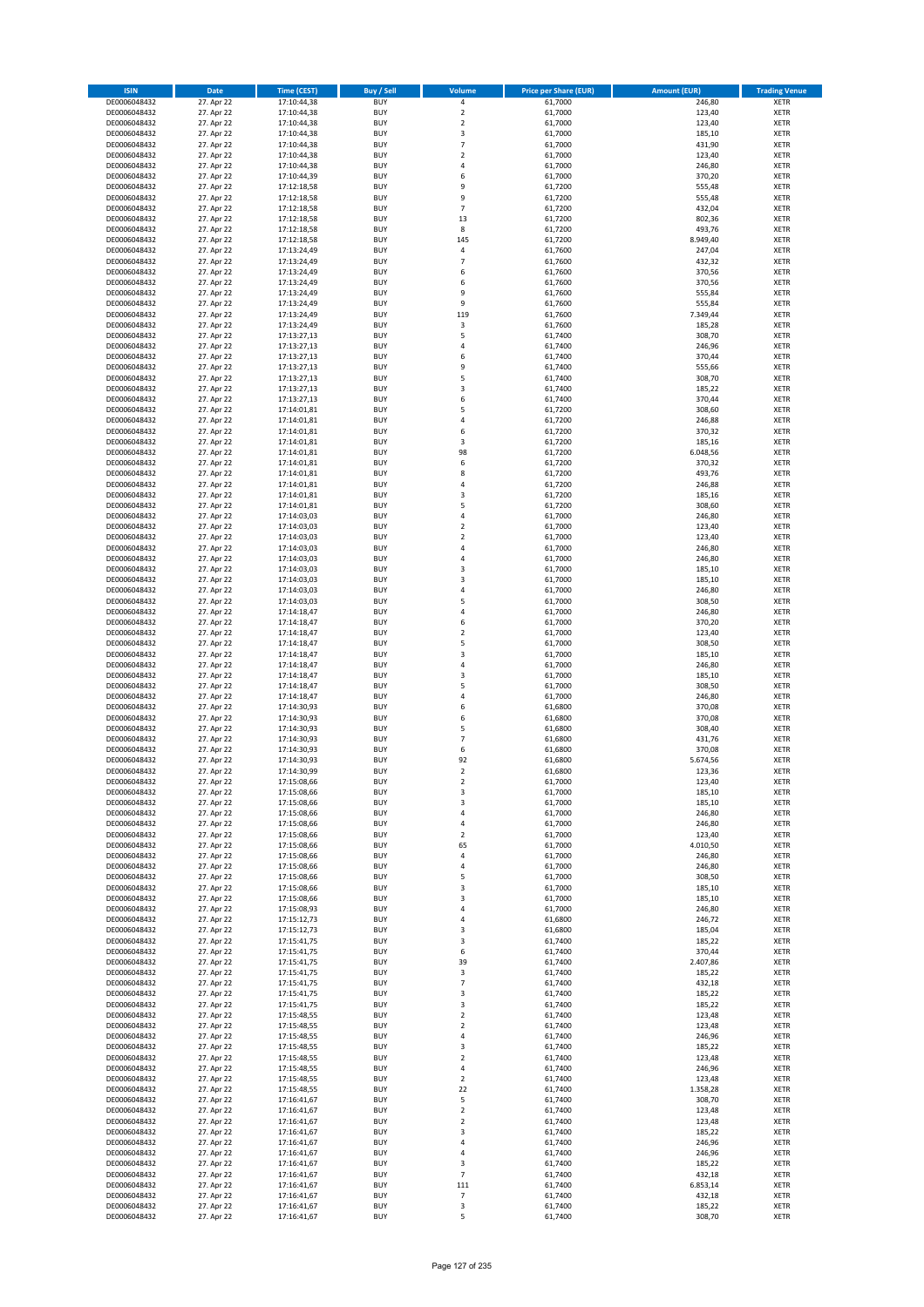| ISIN | Date | Time (CEST) | Buy / Sell | Volume | Price per Share (EUR) | Amount (EUR) | Trading Venue |
|---|---|---|---|---|---|---|---|
| DE0006048432 | 27. Apr 22 | 17:10:44,38 | BUY | 4 | 61,7000 | 246,80 | XETR |
| DE0006048432 | 27. Apr 22 | 17:10:44,38 | BUY | 2 | 61,7000 | 123,40 | XETR |
| DE0006048432 | 27. Apr 22 | 17:10:44,38 | BUY | 2 | 61,7000 | 123,40 | XETR |
| DE0006048432 | 27. Apr 22 | 17:10:44,38 | BUY | 3 | 61,7000 | 185,10 | XETR |
| DE0006048432 | 27. Apr 22 | 17:10:44,38 | BUY | 7 | 61,7000 | 431,90 | XETR |
| DE0006048432 | 27. Apr 22 | 17:10:44,38 | BUY | 2 | 61,7000 | 123,40 | XETR |
| DE0006048432 | 27. Apr 22 | 17:10:44,38 | BUY | 4 | 61,7000 | 246,80 | XETR |
| DE0006048432 | 27. Apr 22 | 17:10:44,39 | BUY | 6 | 61,7000 | 370,20 | XETR |
| DE0006048432 | 27. Apr 22 | 17:12:18,58 | BUY | 9 | 61,7200 | 555,48 | XETR |
| DE0006048432 | 27. Apr 22 | 17:12:18,58 | BUY | 9 | 61,7200 | 555,48 | XETR |
| DE0006048432 | 27. Apr 22 | 17:12:18,58 | BUY | 7 | 61,7200 | 432,04 | XETR |
| DE0006048432 | 27. Apr 22 | 17:12:18,58 | BUY | 13 | 61,7200 | 802,36 | XETR |
| DE0006048432 | 27. Apr 22 | 17:12:18,58 | BUY | 8 | 61,7200 | 493,76 | XETR |
| DE0006048432 | 27. Apr 22 | 17:12:18,58 | BUY | 145 | 61,7200 | 8.949,40 | XETR |
| DE0006048432 | 27. Apr 22 | 17:13:24,49 | BUY | 4 | 61,7600 | 247,04 | XETR |
| DE0006048432 | 27. Apr 22 | 17:13:24,49 | BUY | 7 | 61,7600 | 432,32 | XETR |
| DE0006048432 | 27. Apr 22 | 17:13:24,49 | BUY | 6 | 61,7600 | 370,56 | XETR |
| DE0006048432 | 27. Apr 22 | 17:13:24,49 | BUY | 6 | 61,7600 | 370,56 | XETR |
| DE0006048432 | 27. Apr 22 | 17:13:24,49 | BUY | 9 | 61,7600 | 555,84 | XETR |
| DE0006048432 | 27. Apr 22 | 17:13:24,49 | BUY | 9 | 61,7600 | 555,84 | XETR |
| DE0006048432 | 27. Apr 22 | 17:13:24,49 | BUY | 119 | 61,7600 | 7.349,44 | XETR |
| DE0006048432 | 27. Apr 22 | 17:13:24,49 | BUY | 3 | 61,7600 | 185,28 | XETR |
| DE0006048432 | 27. Apr 22 | 17:13:27,13 | BUY | 5 | 61,7400 | 308,70 | XETR |
| DE0006048432 | 27. Apr 22 | 17:13:27,13 | BUY | 4 | 61,7400 | 246,96 | XETR |
| DE0006048432 | 27. Apr 22 | 17:13:27,13 | BUY | 6 | 61,7400 | 370,44 | XETR |
| DE0006048432 | 27. Apr 22 | 17:13:27,13 | BUY | 9 | 61,7400 | 555,66 | XETR |
| DE0006048432 | 27. Apr 22 | 17:13:27,13 | BUY | 5 | 61,7400 | 308,70 | XETR |
| DE0006048432 | 27. Apr 22 | 17:13:27,13 | BUY | 3 | 61,7400 | 185,22 | XETR |
| DE0006048432 | 27. Apr 22 | 17:13:27,13 | BUY | 6 | 61,7400 | 370,44 | XETR |
| DE0006048432 | 27. Apr 22 | 17:14:01,81 | BUY | 5 | 61,7200 | 308,60 | XETR |
| DE0006048432 | 27. Apr 22 | 17:14:01,81 | BUY | 4 | 61,7200 | 246,88 | XETR |
| DE0006048432 | 27. Apr 22 | 17:14:01,81 | BUY | 6 | 61,7200 | 370,32 | XETR |
| DE0006048432 | 27. Apr 22 | 17:14:01,81 | BUY | 3 | 61,7200 | 185,16 | XETR |
| DE0006048432 | 27. Apr 22 | 17:14:01,81 | BUY | 98 | 61,7200 | 6.048,56 | XETR |
| DE0006048432 | 27. Apr 22 | 17:14:01,81 | BUY | 6 | 61,7200 | 370,32 | XETR |
| DE0006048432 | 27. Apr 22 | 17:14:01,81 | BUY | 8 | 61,7200 | 493,76 | XETR |
| DE0006048432 | 27. Apr 22 | 17:14:01,81 | BUY | 4 | 61,7200 | 246,88 | XETR |
| DE0006048432 | 27. Apr 22 | 17:14:01,81 | BUY | 3 | 61,7200 | 185,16 | XETR |
| DE0006048432 | 27. Apr 22 | 17:14:01,81 | BUY | 5 | 61,7200 | 308,60 | XETR |
| DE0006048432 | 27. Apr 22 | 17:14:03,03 | BUY | 4 | 61,7000 | 246,80 | XETR |
| DE0006048432 | 27. Apr 22 | 17:14:03,03 | BUY | 2 | 61,7000 | 123,40 | XETR |
| DE0006048432 | 27. Apr 22 | 17:14:03,03 | BUY | 2 | 61,7000 | 123,40 | XETR |
| DE0006048432 | 27. Apr 22 | 17:14:03,03 | BUY | 4 | 61,7000 | 246,80 | XETR |
| DE0006048432 | 27. Apr 22 | 17:14:03,03 | BUY | 4 | 61,7000 | 246,80 | XETR |
| DE0006048432 | 27. Apr 22 | 17:14:03,03 | BUY | 3 | 61,7000 | 185,10 | XETR |
| DE0006048432 | 27. Apr 22 | 17:14:03,03 | BUY | 3 | 61,7000 | 185,10 | XETR |
| DE0006048432 | 27. Apr 22 | 17:14:03,03 | BUY | 4 | 61,7000 | 246,80 | XETR |
| DE0006048432 | 27. Apr 22 | 17:14:03,03 | BUY | 5 | 61,7000 | 308,50 | XETR |
| DE0006048432 | 27. Apr 22 | 17:14:18,47 | BUY | 4 | 61,7000 | 246,80 | XETR |
| DE0006048432 | 27. Apr 22 | 17:14:18,47 | BUY | 6 | 61,7000 | 370,20 | XETR |
| DE0006048432 | 27. Apr 22 | 17:14:18,47 | BUY | 2 | 61,7000 | 123,40 | XETR |
| DE0006048432 | 27. Apr 22 | 17:14:18,47 | BUY | 5 | 61,7000 | 308,50 | XETR |
| DE0006048432 | 27. Apr 22 | 17:14:18,47 | BUY | 3 | 61,7000 | 185,10 | XETR |
| DE0006048432 | 27. Apr 22 | 17:14:18,47 | BUY | 4 | 61,7000 | 246,80 | XETR |
| DE0006048432 | 27. Apr 22 | 17:14:18,47 | BUY | 3 | 61,7000 | 185,10 | XETR |
| DE0006048432 | 27. Apr 22 | 17:14:18,47 | BUY | 5 | 61,7000 | 308,50 | XETR |
| DE0006048432 | 27. Apr 22 | 17:14:18,47 | BUY | 4 | 61,7000 | 246,80 | XETR |
| DE0006048432 | 27. Apr 22 | 17:14:30,93 | BUY | 6 | 61,6800 | 370,08 | XETR |
| DE0006048432 | 27. Apr 22 | 17:14:30,93 | BUY | 6 | 61,6800 | 370,08 | XETR |
| DE0006048432 | 27. Apr 22 | 17:14:30,93 | BUY | 5 | 61,6800 | 308,40 | XETR |
| DE0006048432 | 27. Apr 22 | 17:14:30,93 | BUY | 7 | 61,6800 | 431,76 | XETR |
| DE0006048432 | 27. Apr 22 | 17:14:30,93 | BUY | 6 | 61,6800 | 370,08 | XETR |
| DE0006048432 | 27. Apr 22 | 17:14:30,93 | BUY | 92 | 61,6800 | 5.674,56 | XETR |
| DE0006048432 | 27. Apr 22 | 17:14:30,99 | BUY | 2 | 61,6800 | 123,36 | XETR |
| DE0006048432 | 27. Apr 22 | 17:15:08,66 | BUY | 2 | 61,7000 | 123,40 | XETR |
| DE0006048432 | 27. Apr 22 | 17:15:08,66 | BUY | 3 | 61,7000 | 185,10 | XETR |
| DE0006048432 | 27. Apr 22 | 17:15:08,66 | BUY | 3 | 61,7000 | 185,10 | XETR |
| DE0006048432 | 27. Apr 22 | 17:15:08,66 | BUY | 4 | 61,7000 | 246,80 | XETR |
| DE0006048432 | 27. Apr 22 | 17:15:08,66 | BUY | 4 | 61,7000 | 246,80 | XETR |
| DE0006048432 | 27. Apr 22 | 17:15:08,66 | BUY | 2 | 61,7000 | 123,40 | XETR |
| DE0006048432 | 27. Apr 22 | 17:15:08,66 | BUY | 65 | 61,7000 | 4.010,50 | XETR |
| DE0006048432 | 27. Apr 22 | 17:15:08,66 | BUY | 4 | 61,7000 | 246,80 | XETR |
| DE0006048432 | 27. Apr 22 | 17:15:08,66 | BUY | 4 | 61,7000 | 246,80 | XETR |
| DE0006048432 | 27. Apr 22 | 17:15:08,66 | BUY | 5 | 61,7000 | 308,50 | XETR |
| DE0006048432 | 27. Apr 22 | 17:15:08,66 | BUY | 3 | 61,7000 | 185,10 | XETR |
| DE0006048432 | 27. Apr 22 | 17:15:08,66 | BUY | 3 | 61,7000 | 185,10 | XETR |
| DE0006048432 | 27. Apr 22 | 17:15:08,93 | BUY | 4 | 61,7000 | 246,80 | XETR |
| DE0006048432 | 27. Apr 22 | 17:15:12,73 | BUY | 4 | 61,6800 | 246,72 | XETR |
| DE0006048432 | 27. Apr 22 | 17:15:12,73 | BUY | 3 | 61,6800 | 185,04 | XETR |
| DE0006048432 | 27. Apr 22 | 17:15:41,75 | BUY | 3 | 61,7400 | 185,22 | XETR |
| DE0006048432 | 27. Apr 22 | 17:15:41,75 | BUY | 6 | 61,7400 | 370,44 | XETR |
| DE0006048432 | 27. Apr 22 | 17:15:41,75 | BUY | 39 | 61,7400 | 2.407,86 | XETR |
| DE0006048432 | 27. Apr 22 | 17:15:41,75 | BUY | 3 | 61,7400 | 185,22 | XETR |
| DE0006048432 | 27. Apr 22 | 17:15:41,75 | BUY | 7 | 61,7400 | 432,18 | XETR |
| DE0006048432 | 27. Apr 22 | 17:15:41,75 | BUY | 3 | 61,7400 | 185,22 | XETR |
| DE0006048432 | 27. Apr 22 | 17:15:41,75 | BUY | 3 | 61,7400 | 185,22 | XETR |
| DE0006048432 | 27. Apr 22 | 17:15:48,55 | BUY | 2 | 61,7400 | 123,48 | XETR |
| DE0006048432 | 27. Apr 22 | 17:15:48,55 | BUY | 2 | 61,7400 | 123,48 | XETR |
| DE0006048432 | 27. Apr 22 | 17:15:48,55 | BUY | 4 | 61,7400 | 246,96 | XETR |
| DE0006048432 | 27. Apr 22 | 17:15:48,55 | BUY | 3 | 61,7400 | 185,22 | XETR |
| DE0006048432 | 27. Apr 22 | 17:15:48,55 | BUY | 2 | 61,7400 | 123,48 | XETR |
| DE0006048432 | 27. Apr 22 | 17:15:48,55 | BUY | 4 | 61,7400 | 246,96 | XETR |
| DE0006048432 | 27. Apr 22 | 17:15:48,55 | BUY | 2 | 61,7400 | 123,48 | XETR |
| DE0006048432 | 27. Apr 22 | 17:15:48,55 | BUY | 22 | 61,7400 | 1.358,28 | XETR |
| DE0006048432 | 27. Apr 22 | 17:16:41,67 | BUY | 5 | 61,7400 | 308,70 | XETR |
| DE0006048432 | 27. Apr 22 | 17:16:41,67 | BUY | 2 | 61,7400 | 123,48 | XETR |
| DE0006048432 | 27. Apr 22 | 17:16:41,67 | BUY | 2 | 61,7400 | 123,48 | XETR |
| DE0006048432 | 27. Apr 22 | 17:16:41,67 | BUY | 3 | 61,7400 | 185,22 | XETR |
| DE0006048432 | 27. Apr 22 | 17:16:41,67 | BUY | 4 | 61,7400 | 246,96 | XETR |
| DE0006048432 | 27. Apr 22 | 17:16:41,67 | BUY | 4 | 61,7400 | 246,96 | XETR |
| DE0006048432 | 27. Apr 22 | 17:16:41,67 | BUY | 3 | 61,7400 | 185,22 | XETR |
| DE0006048432 | 27. Apr 22 | 17:16:41,67 | BUY | 7 | 61,7400 | 432,18 | XETR |
| DE0006048432 | 27. Apr 22 | 17:16:41,67 | BUY | 111 | 61,7400 | 6.853,14 | XETR |
| DE0006048432 | 27. Apr 22 | 17:16:41,67 | BUY | 7 | 61,7400 | 432,18 | XETR |
| DE0006048432 | 27. Apr 22 | 17:16:41,67 | BUY | 3 | 61,7400 | 185,22 | XETR |
| DE0006048432 | 27. Apr 22 | 17:16:41,67 | BUY | 5 | 61,7400 | 308,70 | XETR |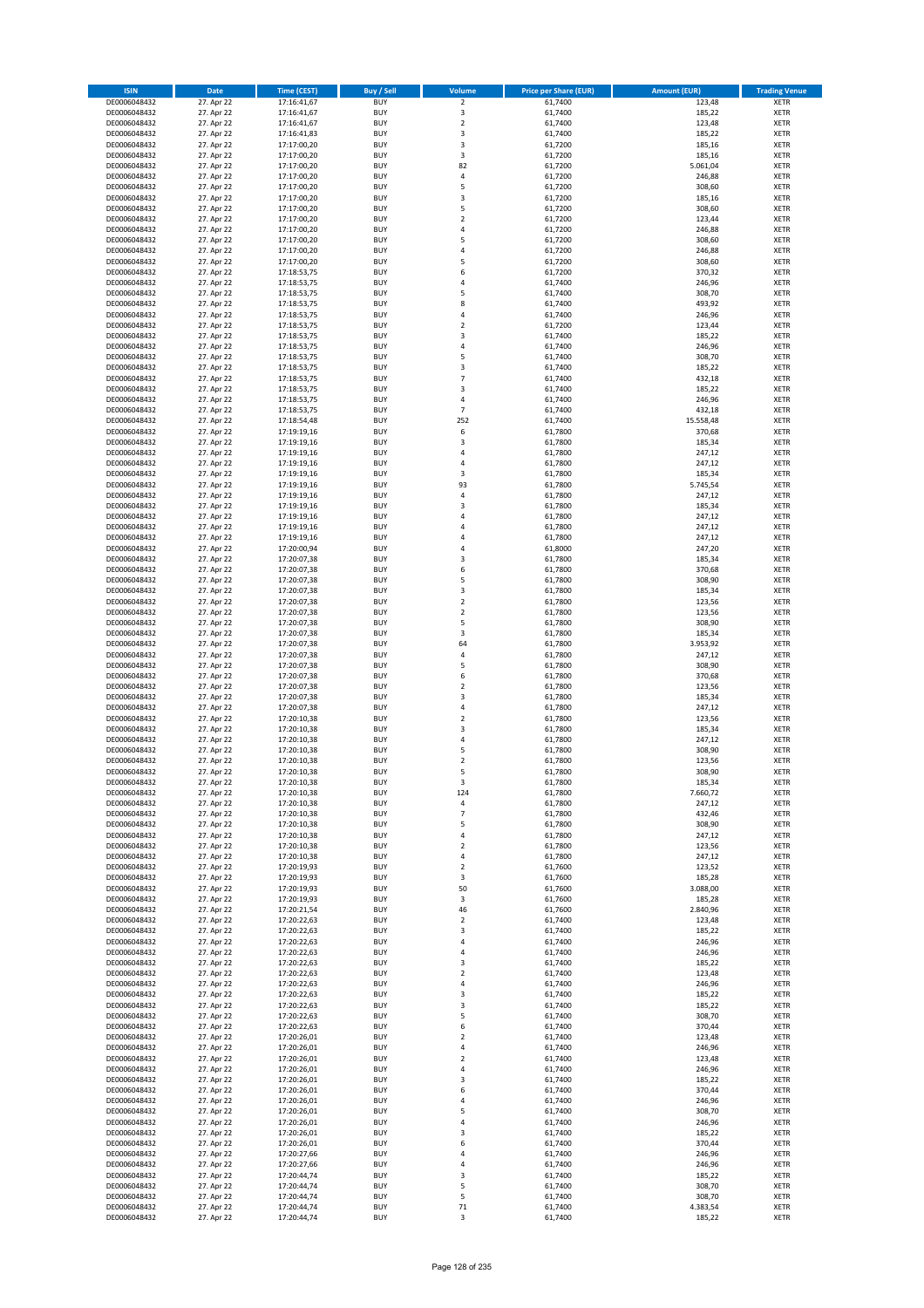| ISIN | Date | Time (CEST) | Buy / Sell | Volume | Price per Share (EUR) | Amount (EUR) | Trading Venue |
|---|---|---|---|---|---|---|---|
| DE0006048432 | 27. Apr 22 | 17:16:41,67 | BUY | 2 | 61,7400 | 123,48 | XETR |
| DE0006048432 | 27. Apr 22 | 17:16:41,67 | BUY | 3 | 61,7400 | 185,22 | XETR |
| DE0006048432 | 27. Apr 22 | 17:16:41,67 | BUY | 2 | 61,7400 | 123,48 | XETR |
| DE0006048432 | 27. Apr 22 | 17:16:41,83 | BUY | 3 | 61,7400 | 185,22 | XETR |
| DE0006048432 | 27. Apr 22 | 17:17:00,20 | BUY | 3 | 61,7200 | 185,16 | XETR |
| DE0006048432 | 27. Apr 22 | 17:17:00,20 | BUY | 3 | 61,7200 | 185,16 | XETR |
| DE0006048432 | 27. Apr 22 | 17:17:00,20 | BUY | 82 | 61,7200 | 5.061,04 | XETR |
| DE0006048432 | 27. Apr 22 | 17:17:00,20 | BUY | 4 | 61,7200 | 246,88 | XETR |
| DE0006048432 | 27. Apr 22 | 17:17:00,20 | BUY | 5 | 61,7200 | 308,60 | XETR |
| DE0006048432 | 27. Apr 22 | 17:17:00,20 | BUY | 3 | 61,7200 | 185,16 | XETR |
| DE0006048432 | 27. Apr 22 | 17:17:00,20 | BUY | 5 | 61,7200 | 308,60 | XETR |
| DE0006048432 | 27. Apr 22 | 17:17:00,20 | BUY | 2 | 61,7200 | 123,44 | XETR |
| DE0006048432 | 27. Apr 22 | 17:17:00,20 | BUY | 4 | 61,7200 | 246,88 | XETR |
| DE0006048432 | 27. Apr 22 | 17:17:00,20 | BUY | 5 | 61,7200 | 308,60 | XETR |
| DE0006048432 | 27. Apr 22 | 17:17:00,20 | BUY | 4 | 61,7200 | 246,88 | XETR |
| DE0006048432 | 27. Apr 22 | 17:17:00,20 | BUY | 5 | 61,7200 | 308,60 | XETR |
| DE0006048432 | 27. Apr 22 | 17:18:53,75 | BUY | 6 | 61,7200 | 370,32 | XETR |
| DE0006048432 | 27. Apr 22 | 17:18:53,75 | BUY | 4 | 61,7400 | 246,96 | XETR |
| DE0006048432 | 27. Apr 22 | 17:18:53,75 | BUY | 5 | 61,7400 | 308,70 | XETR |
| DE0006048432 | 27. Apr 22 | 17:18:53,75 | BUY | 8 | 61,7400 | 493,92 | XETR |
| DE0006048432 | 27. Apr 22 | 17:18:53,75 | BUY | 4 | 61,7400 | 246,96 | XETR |
| DE0006048432 | 27. Apr 22 | 17:18:53,75 | BUY | 2 | 61,7200 | 123,44 | XETR |
| DE0006048432 | 27. Apr 22 | 17:18:53,75 | BUY | 3 | 61,7400 | 185,22 | XETR |
| DE0006048432 | 27. Apr 22 | 17:18:53,75 | BUY | 4 | 61,7400 | 246,96 | XETR |
| DE0006048432 | 27. Apr 22 | 17:18:53,75 | BUY | 5 | 61,7400 | 308,70 | XETR |
| DE0006048432 | 27. Apr 22 | 17:18:53,75 | BUY | 3 | 61,7400 | 185,22 | XETR |
| DE0006048432 | 27. Apr 22 | 17:18:53,75 | BUY | 7 | 61,7400 | 432,18 | XETR |
| DE0006048432 | 27. Apr 22 | 17:18:53,75 | BUY | 3 | 61,7400 | 185,22 | XETR |
| DE0006048432 | 27. Apr 22 | 17:18:53,75 | BUY | 4 | 61,7400 | 246,96 | XETR |
| DE0006048432 | 27. Apr 22 | 17:18:53,75 | BUY | 7 | 61,7400 | 432,18 | XETR |
| DE0006048432 | 27. Apr 22 | 17:18:54,48 | BUY | 252 | 61,7400 | 15.558,48 | XETR |
| DE0006048432 | 27. Apr 22 | 17:19:19,16 | BUY | 6 | 61,7800 | 370,68 | XETR |
| DE0006048432 | 27. Apr 22 | 17:19:19,16 | BUY | 3 | 61,7800 | 185,34 | XETR |
| DE0006048432 | 27. Apr 22 | 17:19:19,16 | BUY | 4 | 61,7800 | 247,12 | XETR |
| DE0006048432 | 27. Apr 22 | 17:19:19,16 | BUY | 4 | 61,7800 | 247,12 | XETR |
| DE0006048432 | 27. Apr 22 | 17:19:19,16 | BUY | 3 | 61,7800 | 185,34 | XETR |
| DE0006048432 | 27. Apr 22 | 17:19:19,16 | BUY | 93 | 61,7800 | 5.745,54 | XETR |
| DE0006048432 | 27. Apr 22 | 17:19:19,16 | BUY | 4 | 61,7800 | 247,12 | XETR |
| DE0006048432 | 27. Apr 22 | 17:19:19,16 | BUY | 3 | 61,7800 | 185,34 | XETR |
| DE0006048432 | 27. Apr 22 | 17:19:19,16 | BUY | 4 | 61,7800 | 247,12 | XETR |
| DE0006048432 | 27. Apr 22 | 17:19:19,16 | BUY | 4 | 61,7800 | 247,12 | XETR |
| DE0006048432 | 27. Apr 22 | 17:19:19,16 | BUY | 4 | 61,7800 | 247,12 | XETR |
| DE0006048432 | 27. Apr 22 | 17:20:00,94 | BUY | 4 | 61,8000 | 247,20 | XETR |
| DE0006048432 | 27. Apr 22 | 17:20:07,38 | BUY | 3 | 61,7800 | 185,34 | XETR |
| DE0006048432 | 27. Apr 22 | 17:20:07,38 | BUY | 6 | 61,7800 | 370,68 | XETR |
| DE0006048432 | 27. Apr 22 | 17:20:07,38 | BUY | 5 | 61,7800 | 308,90 | XETR |
| DE0006048432 | 27. Apr 22 | 17:20:07,38 | BUY | 3 | 61,7800 | 185,34 | XETR |
| DE0006048432 | 27. Apr 22 | 17:20:07,38 | BUY | 2 | 61,7800 | 123,56 | XETR |
| DE0006048432 | 27. Apr 22 | 17:20:07,38 | BUY | 2 | 61,7800 | 123,56 | XETR |
| DE0006048432 | 27. Apr 22 | 17:20:07,38 | BUY | 5 | 61,7800 | 308,90 | XETR |
| DE0006048432 | 27. Apr 22 | 17:20:07,38 | BUY | 3 | 61,7800 | 185,34 | XETR |
| DE0006048432 | 27. Apr 22 | 17:20:07,38 | BUY | 64 | 61,7800 | 3.953,92 | XETR |
| DE0006048432 | 27. Apr 22 | 17:20:07,38 | BUY | 4 | 61,7800 | 247,12 | XETR |
| DE0006048432 | 27. Apr 22 | 17:20:07,38 | BUY | 5 | 61,7800 | 308,90 | XETR |
| DE0006048432 | 27. Apr 22 | 17:20:07,38 | BUY | 6 | 61,7800 | 370,68 | XETR |
| DE0006048432 | 27. Apr 22 | 17:20:07,38 | BUY | 2 | 61,7800 | 123,56 | XETR |
| DE0006048432 | 27. Apr 22 | 17:20:07,38 | BUY | 3 | 61,7800 | 185,34 | XETR |
| DE0006048432 | 27. Apr 22 | 17:20:07,38 | BUY | 4 | 61,7800 | 247,12 | XETR |
| DE0006048432 | 27. Apr 22 | 17:20:10,38 | BUY | 2 | 61,7800 | 123,56 | XETR |
| DE0006048432 | 27. Apr 22 | 17:20:10,38 | BUY | 3 | 61,7800 | 185,34 | XETR |
| DE0006048432 | 27. Apr 22 | 17:20:10,38 | BUY | 4 | 61,7800 | 247,12 | XETR |
| DE0006048432 | 27. Apr 22 | 17:20:10,38 | BUY | 5 | 61,7800 | 308,90 | XETR |
| DE0006048432 | 27. Apr 22 | 17:20:10,38 | BUY | 2 | 61,7800 | 123,56 | XETR |
| DE0006048432 | 27. Apr 22 | 17:20:10,38 | BUY | 5 | 61,7800 | 308,90 | XETR |
| DE0006048432 | 27. Apr 22 | 17:20:10,38 | BUY | 3 | 61,7800 | 185,34 | XETR |
| DE0006048432 | 27. Apr 22 | 17:20:10,38 | BUY | 124 | 61,7800 | 7.660,72 | XETR |
| DE0006048432 | 27. Apr 22 | 17:20:10,38 | BUY | 4 | 61,7800 | 247,12 | XETR |
| DE0006048432 | 27. Apr 22 | 17:20:10,38 | BUY | 7 | 61,7800 | 432,46 | XETR |
| DE0006048432 | 27. Apr 22 | 17:20:10,38 | BUY | 5 | 61,7800 | 308,90 | XETR |
| DE0006048432 | 27. Apr 22 | 17:20:10,38 | BUY | 4 | 61,7800 | 247,12 | XETR |
| DE0006048432 | 27. Apr 22 | 17:20:10,38 | BUY | 2 | 61,7800 | 123,56 | XETR |
| DE0006048432 | 27. Apr 22 | 17:20:10,38 | BUY | 4 | 61,7800 | 247,12 | XETR |
| DE0006048432 | 27. Apr 22 | 17:20:19,93 | BUY | 2 | 61,7600 | 123,52 | XETR |
| DE0006048432 | 27. Apr 22 | 17:20:19,93 | BUY | 3 | 61,7600 | 185,28 | XETR |
| DE0006048432 | 27. Apr 22 | 17:20:19,93 | BUY | 50 | 61,7600 | 3.088,00 | XETR |
| DE0006048432 | 27. Apr 22 | 17:20:19,93 | BUY | 3 | 61,7600 | 185,28 | XETR |
| DE0006048432 | 27. Apr 22 | 17:20:21,54 | BUY | 46 | 61,7600 | 2.840,96 | XETR |
| DE0006048432 | 27. Apr 22 | 17:20:22,63 | BUY | 2 | 61,7400 | 123,48 | XETR |
| DE0006048432 | 27. Apr 22 | 17:20:22,63 | BUY | 3 | 61,7400 | 185,22 | XETR |
| DE0006048432 | 27. Apr 22 | 17:20:22,63 | BUY | 4 | 61,7400 | 246,96 | XETR |
| DE0006048432 | 27. Apr 22 | 17:20:22,63 | BUY | 4 | 61,7400 | 246,96 | XETR |
| DE0006048432 | 27. Apr 22 | 17:20:22,63 | BUY | 3 | 61,7400 | 185,22 | XETR |
| DE0006048432 | 27. Apr 22 | 17:20:22,63 | BUY | 2 | 61,7400 | 123,48 | XETR |
| DE0006048432 | 27. Apr 22 | 17:20:22,63 | BUY | 4 | 61,7400 | 246,96 | XETR |
| DE0006048432 | 27. Apr 22 | 17:20:22,63 | BUY | 3 | 61,7400 | 185,22 | XETR |
| DE0006048432 | 27. Apr 22 | 17:20:22,63 | BUY | 3 | 61,7400 | 185,22 | XETR |
| DE0006048432 | 27. Apr 22 | 17:20:22,63 | BUY | 5 | 61,7400 | 308,70 | XETR |
| DE0006048432 | 27. Apr 22 | 17:20:22,63 | BUY | 6 | 61,7400 | 370,44 | XETR |
| DE0006048432 | 27. Apr 22 | 17:20:26,01 | BUY | 2 | 61,7400 | 123,48 | XETR |
| DE0006048432 | 27. Apr 22 | 17:20:26,01 | BUY | 4 | 61,7400 | 246,96 | XETR |
| DE0006048432 | 27. Apr 22 | 17:20:26,01 | BUY | 2 | 61,7400 | 123,48 | XETR |
| DE0006048432 | 27. Apr 22 | 17:20:26,01 | BUY | 4 | 61,7400 | 246,96 | XETR |
| DE0006048432 | 27. Apr 22 | 17:20:26,01 | BUY | 3 | 61,7400 | 185,22 | XETR |
| DE0006048432 | 27. Apr 22 | 17:20:26,01 | BUY | 6 | 61,7400 | 370,44 | XETR |
| DE0006048432 | 27. Apr 22 | 17:20:26,01 | BUY | 4 | 61,7400 | 246,96 | XETR |
| DE0006048432 | 27. Apr 22 | 17:20:26,01 | BUY | 5 | 61,7400 | 308,70 | XETR |
| DE0006048432 | 27. Apr 22 | 17:20:26,01 | BUY | 4 | 61,7400 | 246,96 | XETR |
| DE0006048432 | 27. Apr 22 | 17:20:26,01 | BUY | 3 | 61,7400 | 185,22 | XETR |
| DE0006048432 | 27. Apr 22 | 17:20:26,01 | BUY | 6 | 61,7400 | 370,44 | XETR |
| DE0006048432 | 27. Apr 22 | 17:20:27,66 | BUY | 4 | 61,7400 | 246,96 | XETR |
| DE0006048432 | 27. Apr 22 | 17:20:27,66 | BUY | 4 | 61,7400 | 246,96 | XETR |
| DE0006048432 | 27. Apr 22 | 17:20:44,74 | BUY | 3 | 61,7400 | 185,22 | XETR |
| DE0006048432 | 27. Apr 22 | 17:20:44,74 | BUY | 5 | 61,7400 | 308,70 | XETR |
| DE0006048432 | 27. Apr 22 | 17:20:44,74 | BUY | 5 | 61,7400 | 308,70 | XETR |
| DE0006048432 | 27. Apr 22 | 17:20:44,74 | BUY | 71 | 61,7400 | 4.383,54 | XETR |
| DE0006048432 | 27. Apr 22 | 17:20:44,74 | BUY | 3 | 61,7400 | 185,22 | XETR |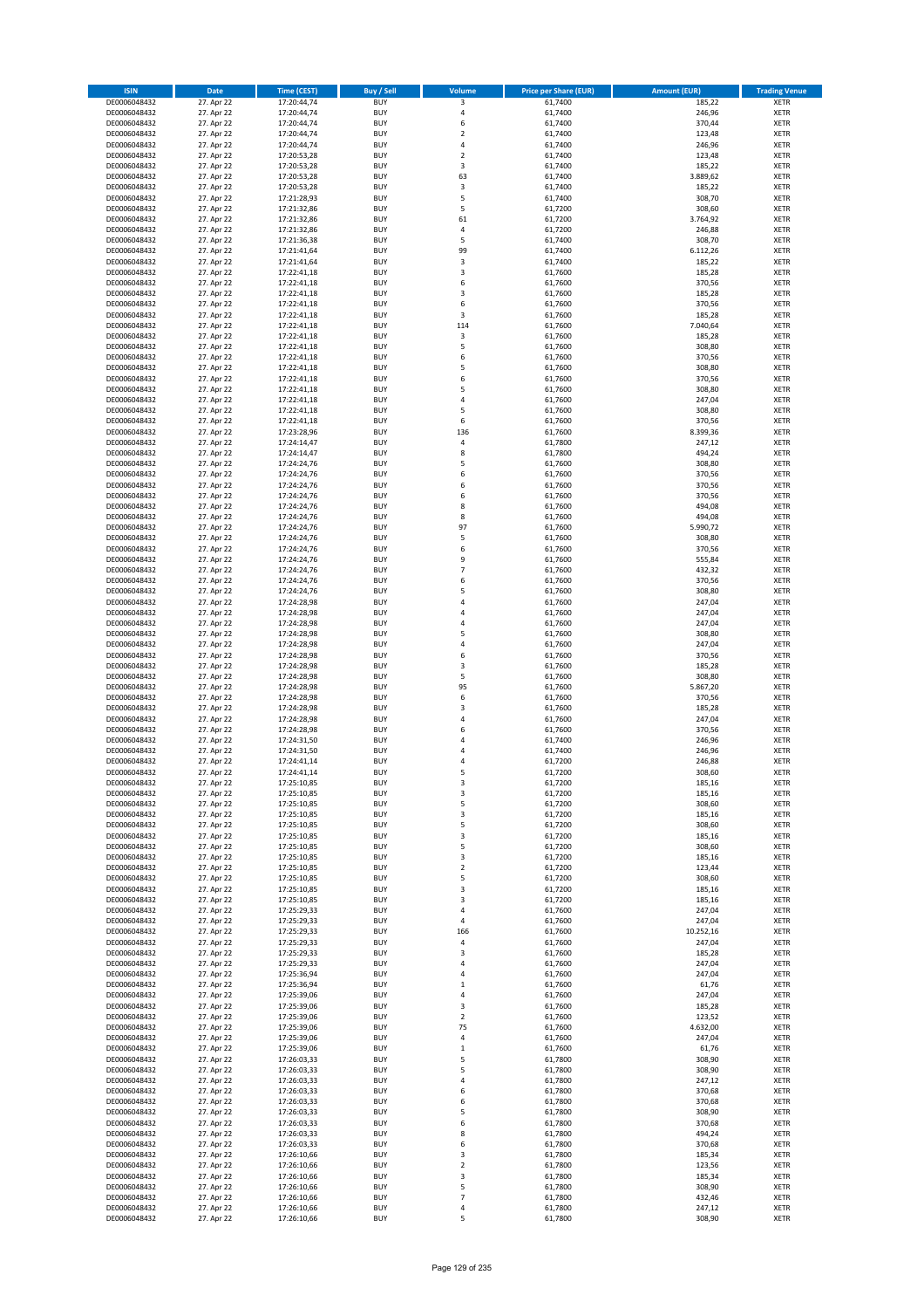| ISIN | Date | Time (CEST) | Buy / Sell | Volume | Price per Share (EUR) | Amount (EUR) | Trading Venue |
|---|---|---|---|---|---|---|---|
| DE0006048432 | 27. Apr 22 | 17:20:44,74 | BUY | 3 | 61,7400 | 185,22 | XETR |
| DE0006048432 | 27. Apr 22 | 17:20:44,74 | BUY | 4 | 61,7400 | 246,96 | XETR |
| DE0006048432 | 27. Apr 22 | 17:20:44,74 | BUY | 6 | 61,7400 | 370,44 | XETR |
| DE0006048432 | 27. Apr 22 | 17:20:44,74 | BUY | 2 | 61,7400 | 123,48 | XETR |
| DE0006048432 | 27. Apr 22 | 17:20:44,74 | BUY | 4 | 61,7400 | 246,96 | XETR |
| DE0006048432 | 27. Apr 22 | 17:20:53,28 | BUY | 2 | 61,7400 | 123,48 | XETR |
| DE0006048432 | 27. Apr 22 | 17:20:53,28 | BUY | 3 | 61,7400 | 185,22 | XETR |
| DE0006048432 | 27. Apr 22 | 17:20:53,28 | BUY | 63 | 61,7400 | 3.889,62 | XETR |
| DE0006048432 | 27. Apr 22 | 17:20:53,28 | BUY | 3 | 61,7400 | 185,22 | XETR |
| DE0006048432 | 27. Apr 22 | 17:21:28,93 | BUY | 5 | 61,7400 | 308,70 | XETR |
| DE0006048432 | 27. Apr 22 | 17:21:32,86 | BUY | 5 | 61,7200 | 308,60 | XETR |
| DE0006048432 | 27. Apr 22 | 17:21:32,86 | BUY | 61 | 61,7200 | 3.764,92 | XETR |
| DE0006048432 | 27. Apr 22 | 17:21:32,86 | BUY | 4 | 61,7200 | 246,88 | XETR |
| DE0006048432 | 27. Apr 22 | 17:21:36,38 | BUY | 5 | 61,7400 | 308,70 | XETR |
| DE0006048432 | 27. Apr 22 | 17:21:41,64 | BUY | 99 | 61,7400 | 6.112,26 | XETR |
| DE0006048432 | 27. Apr 22 | 17:21:41,64 | BUY | 3 | 61,7400 | 185,22 | XETR |
| DE0006048432 | 27. Apr 22 | 17:22:41,18 | BUY | 3 | 61,7600 | 185,28 | XETR |
| DE0006048432 | 27. Apr 22 | 17:22:41,18 | BUY | 6 | 61,7600 | 370,56 | XETR |
| DE0006048432 | 27. Apr 22 | 17:22:41,18 | BUY | 3 | 61,7600 | 185,28 | XETR |
| DE0006048432 | 27. Apr 22 | 17:22:41,18 | BUY | 6 | 61,7600 | 370,56 | XETR |
| DE0006048432 | 27. Apr 22 | 17:22:41,18 | BUY | 3 | 61,7600 | 185,28 | XETR |
| DE0006048432 | 27. Apr 22 | 17:22:41,18 | BUY | 114 | 61,7600 | 7.040,64 | XETR |
| DE0006048432 | 27. Apr 22 | 17:22:41,18 | BUY | 3 | 61,7600 | 185,28 | XETR |
| DE0006048432 | 27. Apr 22 | 17:22:41,18 | BUY | 5 | 61,7600 | 308,80 | XETR |
| DE0006048432 | 27. Apr 22 | 17:22:41,18 | BUY | 6 | 61,7600 | 370,56 | XETR |
| DE0006048432 | 27. Apr 22 | 17:22:41,18 | BUY | 5 | 61,7600 | 308,80 | XETR |
| DE0006048432 | 27. Apr 22 | 17:22:41,18 | BUY | 6 | 61,7600 | 370,56 | XETR |
| DE0006048432 | 27. Apr 22 | 17:22:41,18 | BUY | 5 | 61,7600 | 308,80 | XETR |
| DE0006048432 | 27. Apr 22 | 17:22:41,18 | BUY | 4 | 61,7600 | 247,04 | XETR |
| DE0006048432 | 27. Apr 22 | 17:22:41,18 | BUY | 5 | 61,7600 | 308,80 | XETR |
| DE0006048432 | 27. Apr 22 | 17:22:41,18 | BUY | 6 | 61,7600 | 370,56 | XETR |
| DE0006048432 | 27. Apr 22 | 17:23:28,96 | BUY | 136 | 61,7600 | 8.399,36 | XETR |
| DE0006048432 | 27. Apr 22 | 17:24:14,47 | BUY | 4 | 61,7800 | 247,12 | XETR |
| DE0006048432 | 27. Apr 22 | 17:24:14,47 | BUY | 8 | 61,7800 | 494,24 | XETR |
| DE0006048432 | 27. Apr 22 | 17:24:24,76 | BUY | 5 | 61,7600 | 308,80 | XETR |
| DE0006048432 | 27. Apr 22 | 17:24:24,76 | BUY | 6 | 61,7600 | 370,56 | XETR |
| DE0006048432 | 27. Apr 22 | 17:24:24,76 | BUY | 6 | 61,7600 | 370,56 | XETR |
| DE0006048432 | 27. Apr 22 | 17:24:24,76 | BUY | 6 | 61,7600 | 370,56 | XETR |
| DE0006048432 | 27. Apr 22 | 17:24:24,76 | BUY | 8 | 61,7600 | 494,08 | XETR |
| DE0006048432 | 27. Apr 22 | 17:24:24,76 | BUY | 8 | 61,7600 | 494,08 | XETR |
| DE0006048432 | 27. Apr 22 | 17:24:24,76 | BUY | 97 | 61,7600 | 5.990,72 | XETR |
| DE0006048432 | 27. Apr 22 | 17:24:24,76 | BUY | 5 | 61,7600 | 308,80 | XETR |
| DE0006048432 | 27. Apr 22 | 17:24:24,76 | BUY | 6 | 61,7600 | 370,56 | XETR |
| DE0006048432 | 27. Apr 22 | 17:24:24,76 | BUY | 9 | 61,7600 | 555,84 | XETR |
| DE0006048432 | 27. Apr 22 | 17:24:24,76 | BUY | 7 | 61,7600 | 432,32 | XETR |
| DE0006048432 | 27. Apr 22 | 17:24:24,76 | BUY | 6 | 61,7600 | 370,56 | XETR |
| DE0006048432 | 27. Apr 22 | 17:24:24,76 | BUY | 5 | 61,7600 | 308,80 | XETR |
| DE0006048432 | 27. Apr 22 | 17:24:28,98 | BUY | 4 | 61,7600 | 247,04 | XETR |
| DE0006048432 | 27. Apr 22 | 17:24:28,98 | BUY | 4 | 61,7600 | 247,04 | XETR |
| DE0006048432 | 27. Apr 22 | 17:24:28,98 | BUY | 4 | 61,7600 | 247,04 | XETR |
| DE0006048432 | 27. Apr 22 | 17:24:28,98 | BUY | 5 | 61,7600 | 308,80 | XETR |
| DE0006048432 | 27. Apr 22 | 17:24:28,98 | BUY | 4 | 61,7600 | 247,04 | XETR |
| DE0006048432 | 27. Apr 22 | 17:24:28,98 | BUY | 6 | 61,7600 | 370,56 | XETR |
| DE0006048432 | 27. Apr 22 | 17:24:28,98 | BUY | 3 | 61,7600 | 185,28 | XETR |
| DE0006048432 | 27. Apr 22 | 17:24:28,98 | BUY | 5 | 61,7600 | 308,80 | XETR |
| DE0006048432 | 27. Apr 22 | 17:24:28,98 | BUY | 95 | 61,7600 | 5.867,20 | XETR |
| DE0006048432 | 27. Apr 22 | 17:24:28,98 | BUY | 6 | 61,7600 | 370,56 | XETR |
| DE0006048432 | 27. Apr 22 | 17:24:28,98 | BUY | 3 | 61,7600 | 185,28 | XETR |
| DE0006048432 | 27. Apr 22 | 17:24:28,98 | BUY | 4 | 61,7600 | 247,04 | XETR |
| DE0006048432 | 27. Apr 22 | 17:24:28,98 | BUY | 6 | 61,7600 | 370,56 | XETR |
| DE0006048432 | 27. Apr 22 | 17:24:31,50 | BUY | 4 | 61,7400 | 246,96 | XETR |
| DE0006048432 | 27. Apr 22 | 17:24:31,50 | BUY | 4 | 61,7400 | 246,96 | XETR |
| DE0006048432 | 27. Apr 22 | 17:24:41,14 | BUY | 4 | 61,7200 | 246,88 | XETR |
| DE0006048432 | 27. Apr 22 | 17:24:41,14 | BUY | 5 | 61,7200 | 308,60 | XETR |
| DE0006048432 | 27. Apr 22 | 17:25:10,85 | BUY | 3 | 61,7200 | 185,16 | XETR |
| DE0006048432 | 27. Apr 22 | 17:25:10,85 | BUY | 3 | 61,7200 | 185,16 | XETR |
| DE0006048432 | 27. Apr 22 | 17:25:10,85 | BUY | 5 | 61,7200 | 308,60 | XETR |
| DE0006048432 | 27. Apr 22 | 17:25:10,85 | BUY | 3 | 61,7200 | 185,16 | XETR |
| DE0006048432 | 27. Apr 22 | 17:25:10,85 | BUY | 5 | 61,7200 | 308,60 | XETR |
| DE0006048432 | 27. Apr 22 | 17:25:10,85 | BUY | 3 | 61,7200 | 185,16 | XETR |
| DE0006048432 | 27. Apr 22 | 17:25:10,85 | BUY | 5 | 61,7200 | 308,60 | XETR |
| DE0006048432 | 27. Apr 22 | 17:25:10,85 | BUY | 3 | 61,7200 | 185,16 | XETR |
| DE0006048432 | 27. Apr 22 | 17:25:10,85 | BUY | 2 | 61,7200 | 123,44 | XETR |
| DE0006048432 | 27. Apr 22 | 17:25:10,85 | BUY | 5 | 61,7200 | 308,60 | XETR |
| DE0006048432 | 27. Apr 22 | 17:25:10,85 | BUY | 3 | 61,7200 | 185,16 | XETR |
| DE0006048432 | 27. Apr 22 | 17:25:10,85 | BUY | 3 | 61,7200 | 185,16 | XETR |
| DE0006048432 | 27. Apr 22 | 17:25:29,33 | BUY | 4 | 61,7600 | 247,04 | XETR |
| DE0006048432 | 27. Apr 22 | 17:25:29,33 | BUY | 4 | 61,7600 | 247,04 | XETR |
| DE0006048432 | 27. Apr 22 | 17:25:29,33 | BUY | 166 | 61,7600 | 10.252,16 | XETR |
| DE0006048432 | 27. Apr 22 | 17:25:29,33 | BUY | 4 | 61,7600 | 247,04 | XETR |
| DE0006048432 | 27. Apr 22 | 17:25:29,33 | BUY | 3 | 61,7600 | 185,28 | XETR |
| DE0006048432 | 27. Apr 22 | 17:25:29,33 | BUY | 4 | 61,7600 | 247,04 | XETR |
| DE0006048432 | 27. Apr 22 | 17:25:36,94 | BUY | 4 | 61,7600 | 247,04 | XETR |
| DE0006048432 | 27. Apr 22 | 17:25:36,94 | BUY | 1 | 61,7600 | 61,76 | XETR |
| DE0006048432 | 27. Apr 22 | 17:25:39,06 | BUY | 4 | 61,7600 | 247,04 | XETR |
| DE0006048432 | 27. Apr 22 | 17:25:39,06 | BUY | 3 | 61,7600 | 185,28 | XETR |
| DE0006048432 | 27. Apr 22 | 17:25:39,06 | BUY | 2 | 61,7600 | 123,52 | XETR |
| DE0006048432 | 27. Apr 22 | 17:25:39,06 | BUY | 75 | 61,7600 | 4.632,00 | XETR |
| DE0006048432 | 27. Apr 22 | 17:25:39,06 | BUY | 4 | 61,7600 | 247,04 | XETR |
| DE0006048432 | 27. Apr 22 | 17:25:39,06 | BUY | 1 | 61,7600 | 61,76 | XETR |
| DE0006048432 | 27. Apr 22 | 17:26:03,33 | BUY | 5 | 61,7800 | 308,90 | XETR |
| DE0006048432 | 27. Apr 22 | 17:26:03,33 | BUY | 5 | 61,7800 | 308,90 | XETR |
| DE0006048432 | 27. Apr 22 | 17:26:03,33 | BUY | 4 | 61,7800 | 247,12 | XETR |
| DE0006048432 | 27. Apr 22 | 17:26:03,33 | BUY | 6 | 61,7800 | 370,68 | XETR |
| DE0006048432 | 27. Apr 22 | 17:26:03,33 | BUY | 6 | 61,7800 | 370,68 | XETR |
| DE0006048432 | 27. Apr 22 | 17:26:03,33 | BUY | 5 | 61,7800 | 308,90 | XETR |
| DE0006048432 | 27. Apr 22 | 17:26:03,33 | BUY | 6 | 61,7800 | 370,68 | XETR |
| DE0006048432 | 27. Apr 22 | 17:26:03,33 | BUY | 8 | 61,7800 | 494,24 | XETR |
| DE0006048432 | 27. Apr 22 | 17:26:03,33 | BUY | 6 | 61,7800 | 370,68 | XETR |
| DE0006048432 | 27. Apr 22 | 17:26:10,66 | BUY | 3 | 61,7800 | 185,34 | XETR |
| DE0006048432 | 27. Apr 22 | 17:26:10,66 | BUY | 2 | 61,7800 | 123,56 | XETR |
| DE0006048432 | 27. Apr 22 | 17:26:10,66 | BUY | 3 | 61,7800 | 185,34 | XETR |
| DE0006048432 | 27. Apr 22 | 17:26:10,66 | BUY | 5 | 61,7800 | 308,90 | XETR |
| DE0006048432 | 27. Apr 22 | 17:26:10,66 | BUY | 7 | 61,7800 | 432,46 | XETR |
| DE0006048432 | 27. Apr 22 | 17:26:10,66 | BUY | 4 | 61,7800 | 247,12 | XETR |
| DE0006048432 | 27. Apr 22 | 17:26:10,66 | BUY | 5 | 61,7800 | 308,90 | XETR |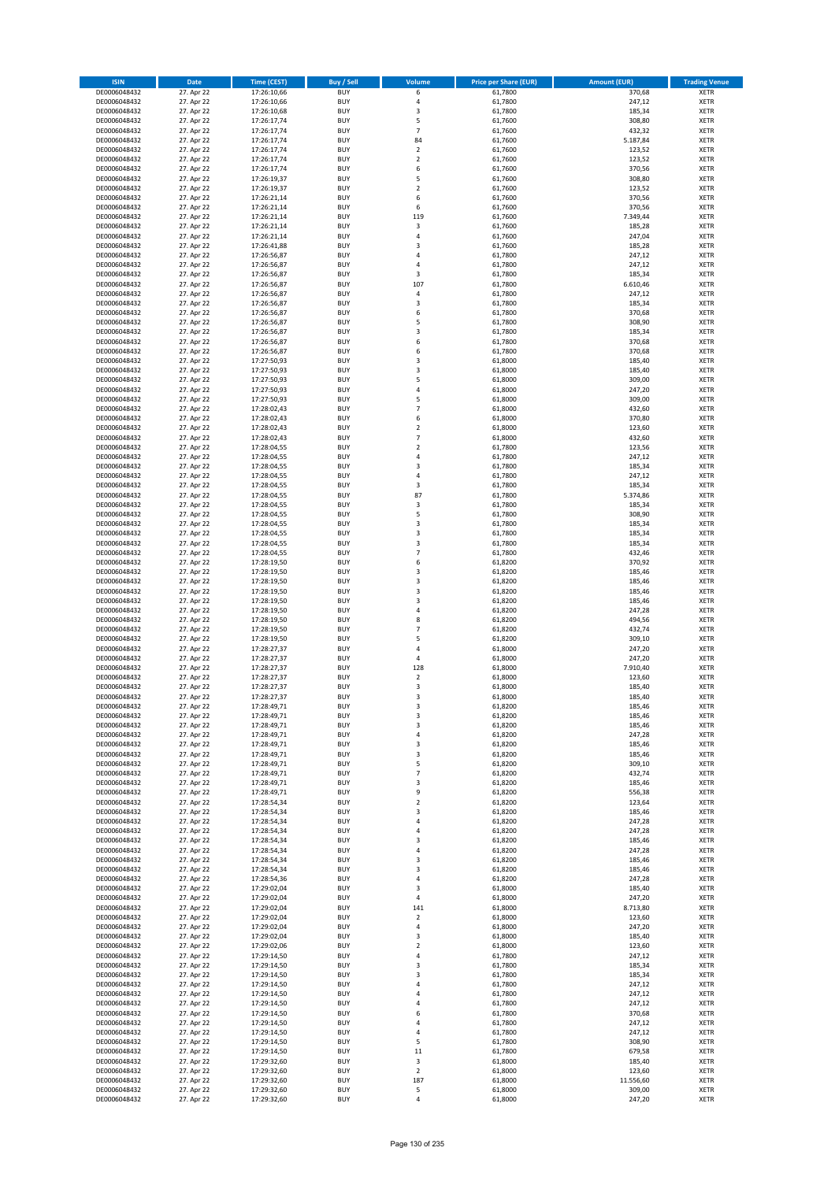| ISIN | Date | Time (CEST) | Buy / Sell | Volume | Price per Share (EUR) | Amount (EUR) | Trading Venue |
|---|---|---|---|---|---|---|---|
| DE0006048432 | 27. Apr 22 | 17:26:10,66 | BUY | 6 | 61,7800 | 370,68 | XETR |
| DE0006048432 | 27. Apr 22 | 17:26:10,66 | BUY | 4 | 61,7800 | 247,12 | XETR |
| DE0006048432 | 27. Apr 22 | 17:26:10,68 | BUY | 3 | 61,7800 | 185,34 | XETR |
| DE0006048432 | 27. Apr 22 | 17:26:17,74 | BUY | 5 | 61,7600 | 308,80 | XETR |
| DE0006048432 | 27. Apr 22 | 17:26:17,74 | BUY | 7 | 61,7600 | 432,32 | XETR |
| DE0006048432 | 27. Apr 22 | 17:26:17,74 | BUY | 84 | 61,7600 | 5.187,84 | XETR |
| DE0006048432 | 27. Apr 22 | 17:26:17,74 | BUY | 2 | 61,7600 | 123,52 | XETR |
| DE0006048432 | 27. Apr 22 | 17:26:17,74 | BUY | 2 | 61,7600 | 123,52 | XETR |
| DE0006048432 | 27. Apr 22 | 17:26:17,74 | BUY | 6 | 61,7600 | 370,56 | XETR |
| DE0006048432 | 27. Apr 22 | 17:26:19,37 | BUY | 5 | 61,7600 | 308,80 | XETR |
| DE0006048432 | 27. Apr 22 | 17:26:19,37 | BUY | 2 | 61,7600 | 123,52 | XETR |
| DE0006048432 | 27. Apr 22 | 17:26:21,14 | BUY | 6 | 61,7600 | 370,56 | XETR |
| DE0006048432 | 27. Apr 22 | 17:26:21,14 | BUY | 6 | 61,7600 | 370,56 | XETR |
| DE0006048432 | 27. Apr 22 | 17:26:21,14 | BUY | 119 | 61,7600 | 7.349,44 | XETR |
| DE0006048432 | 27. Apr 22 | 17:26:21,14 | BUY | 3 | 61,7600 | 185,28 | XETR |
| DE0006048432 | 27. Apr 22 | 17:26:21,14 | BUY | 4 | 61,7600 | 247,04 | XETR |
| DE0006048432 | 27. Apr 22 | 17:26:41,88 | BUY | 3 | 61,7600 | 185,28 | XETR |
| DE0006048432 | 27. Apr 22 | 17:26:56,87 | BUY | 4 | 61,7800 | 247,12 | XETR |
| DE0006048432 | 27. Apr 22 | 17:26:56,87 | BUY | 4 | 61,7800 | 247,12 | XETR |
| DE0006048432 | 27. Apr 22 | 17:26:56,87 | BUY | 3 | 61,7800 | 185,34 | XETR |
| DE0006048432 | 27. Apr 22 | 17:26:56,87 | BUY | 107 | 61,7800 | 6.610,46 | XETR |
| DE0006048432 | 27. Apr 22 | 17:26:56,87 | BUY | 4 | 61,7800 | 247,12 | XETR |
| DE0006048432 | 27. Apr 22 | 17:26:56,87 | BUY | 3 | 61,7800 | 185,34 | XETR |
| DE0006048432 | 27. Apr 22 | 17:26:56,87 | BUY | 6 | 61,7800 | 370,68 | XETR |
| DE0006048432 | 27. Apr 22 | 17:26:56,87 | BUY | 5 | 61,7800 | 308,90 | XETR |
| DE0006048432 | 27. Apr 22 | 17:26:56,87 | BUY | 3 | 61,7800 | 185,34 | XETR |
| DE0006048432 | 27. Apr 22 | 17:26:56,87 | BUY | 6 | 61,7800 | 370,68 | XETR |
| DE0006048432 | 27. Apr 22 | 17:26:56,87 | BUY | 6 | 61,7800 | 370,68 | XETR |
| DE0006048432 | 27. Apr 22 | 17:27:50,93 | BUY | 3 | 61,8000 | 185,40 | XETR |
| DE0006048432 | 27. Apr 22 | 17:27:50,93 | BUY | 3 | 61,8000 | 185,40 | XETR |
| DE0006048432 | 27. Apr 22 | 17:27:50,93 | BUY | 5 | 61,8000 | 309,00 | XETR |
| DE0006048432 | 27. Apr 22 | 17:27:50,93 | BUY | 4 | 61,8000 | 247,20 | XETR |
| DE0006048432 | 27. Apr 22 | 17:27:50,93 | BUY | 5 | 61,8000 | 309,00 | XETR |
| DE0006048432 | 27. Apr 22 | 17:28:02,43 | BUY | 7 | 61,8000 | 432,60 | XETR |
| DE0006048432 | 27. Apr 22 | 17:28:02,43 | BUY | 6 | 61,8000 | 370,80 | XETR |
| DE0006048432 | 27. Apr 22 | 17:28:02,43 | BUY | 2 | 61,8000 | 123,60 | XETR |
| DE0006048432 | 27. Apr 22 | 17:28:02,43 | BUY | 7 | 61,8000 | 432,60 | XETR |
| DE0006048432 | 27. Apr 22 | 17:28:04,55 | BUY | 2 | 61,7800 | 123,56 | XETR |
| DE0006048432 | 27. Apr 22 | 17:28:04,55 | BUY | 4 | 61,7800 | 247,12 | XETR |
| DE0006048432 | 27. Apr 22 | 17:28:04,55 | BUY | 3 | 61,7800 | 185,34 | XETR |
| DE0006048432 | 27. Apr 22 | 17:28:04,55 | BUY | 4 | 61,7800 | 247,12 | XETR |
| DE0006048432 | 27. Apr 22 | 17:28:04,55 | BUY | 3 | 61,7800 | 185,34 | XETR |
| DE0006048432 | 27. Apr 22 | 17:28:04,55 | BUY | 87 | 61,7800 | 5.374,86 | XETR |
| DE0006048432 | 27. Apr 22 | 17:28:04,55 | BUY | 3 | 61,7800 | 185,34 | XETR |
| DE0006048432 | 27. Apr 22 | 17:28:04,55 | BUY | 5 | 61,7800 | 308,90 | XETR |
| DE0006048432 | 27. Apr 22 | 17:28:04,55 | BUY | 3 | 61,7800 | 185,34 | XETR |
| DE0006048432 | 27. Apr 22 | 17:28:04,55 | BUY | 3 | 61,7800 | 185,34 | XETR |
| DE0006048432 | 27. Apr 22 | 17:28:04,55 | BUY | 3 | 61,7800 | 185,34 | XETR |
| DE0006048432 | 27. Apr 22 | 17:28:04,55 | BUY | 7 | 61,7800 | 432,46 | XETR |
| DE0006048432 | 27. Apr 22 | 17:28:19,50 | BUY | 6 | 61,8200 | 370,92 | XETR |
| DE0006048432 | 27. Apr 22 | 17:28:19,50 | BUY | 3 | 61,8200 | 185,46 | XETR |
| DE0006048432 | 27. Apr 22 | 17:28:19,50 | BUY | 3 | 61,8200 | 185,46 | XETR |
| DE0006048432 | 27. Apr 22 | 17:28:19,50 | BUY | 3 | 61,8200 | 185,46 | XETR |
| DE0006048432 | 27. Apr 22 | 17:28:19,50 | BUY | 3 | 61,8200 | 185,46 | XETR |
| DE0006048432 | 27. Apr 22 | 17:28:19,50 | BUY | 4 | 61,8200 | 247,28 | XETR |
| DE0006048432 | 27. Apr 22 | 17:28:19,50 | BUY | 8 | 61,8200 | 494,56 | XETR |
| DE0006048432 | 27. Apr 22 | 17:28:19,50 | BUY | 7 | 61,8200 | 432,74 | XETR |
| DE0006048432 | 27. Apr 22 | 17:28:19,50 | BUY | 5 | 61,8200 | 309,10 | XETR |
| DE0006048432 | 27. Apr 22 | 17:28:27,37 | BUY | 4 | 61,8000 | 247,20 | XETR |
| DE0006048432 | 27. Apr 22 | 17:28:27,37 | BUY | 4 | 61,8000 | 247,20 | XETR |
| DE0006048432 | 27. Apr 22 | 17:28:27,37 | BUY | 128 | 61,8000 | 7.910,40 | XETR |
| DE0006048432 | 27. Apr 22 | 17:28:27,37 | BUY | 2 | 61,8000 | 123,60 | XETR |
| DE0006048432 | 27. Apr 22 | 17:28:27,37 | BUY | 3 | 61,8000 | 185,40 | XETR |
| DE0006048432 | 27. Apr 22 | 17:28:27,37 | BUY | 3 | 61,8000 | 185,40 | XETR |
| DE0006048432 | 27. Apr 22 | 17:28:49,71 | BUY | 3 | 61,8200 | 185,46 | XETR |
| DE0006048432 | 27. Apr 22 | 17:28:49,71 | BUY | 3 | 61,8200 | 185,46 | XETR |
| DE0006048432 | 27. Apr 22 | 17:28:49,71 | BUY | 3 | 61,8200 | 185,46 | XETR |
| DE0006048432 | 27. Apr 22 | 17:28:49,71 | BUY | 4 | 61,8200 | 247,28 | XETR |
| DE0006048432 | 27. Apr 22 | 17:28:49,71 | BUY | 3 | 61,8200 | 185,46 | XETR |
| DE0006048432 | 27. Apr 22 | 17:28:49,71 | BUY | 3 | 61,8200 | 185,46 | XETR |
| DE0006048432 | 27. Apr 22 | 17:28:49,71 | BUY | 5 | 61,8200 | 309,10 | XETR |
| DE0006048432 | 27. Apr 22 | 17:28:49,71 | BUY | 7 | 61,8200 | 432,74 | XETR |
| DE0006048432 | 27. Apr 22 | 17:28:49,71 | BUY | 3 | 61,8200 | 185,46 | XETR |
| DE0006048432 | 27. Apr 22 | 17:28:49,71 | BUY | 9 | 61,8200 | 556,38 | XETR |
| DE0006048432 | 27. Apr 22 | 17:28:54,34 | BUY | 2 | 61,8200 | 123,64 | XETR |
| DE0006048432 | 27. Apr 22 | 17:28:54,34 | BUY | 3 | 61,8200 | 185,46 | XETR |
| DE0006048432 | 27. Apr 22 | 17:28:54,34 | BUY | 4 | 61,8200 | 247,28 | XETR |
| DE0006048432 | 27. Apr 22 | 17:28:54,34 | BUY | 4 | 61,8200 | 247,28 | XETR |
| DE0006048432 | 27. Apr 22 | 17:28:54,34 | BUY | 3 | 61,8200 | 185,46 | XETR |
| DE0006048432 | 27. Apr 22 | 17:28:54,34 | BUY | 4 | 61,8200 | 247,28 | XETR |
| DE0006048432 | 27. Apr 22 | 17:28:54,34 | BUY | 3 | 61,8200 | 185,46 | XETR |
| DE0006048432 | 27. Apr 22 | 17:28:54,34 | BUY | 3 | 61,8200 | 185,46 | XETR |
| DE0006048432 | 27. Apr 22 | 17:28:54,36 | BUY | 4 | 61,8200 | 247,28 | XETR |
| DE0006048432 | 27. Apr 22 | 17:29:02,04 | BUY | 3 | 61,8000 | 185,40 | XETR |
| DE0006048432 | 27. Apr 22 | 17:29:02,04 | BUY | 4 | 61,8000 | 247,20 | XETR |
| DE0006048432 | 27. Apr 22 | 17:29:02,04 | BUY | 141 | 61,8000 | 8.713,80 | XETR |
| DE0006048432 | 27. Apr 22 | 17:29:02,04 | BUY | 2 | 61,8000 | 123,60 | XETR |
| DE0006048432 | 27. Apr 22 | 17:29:02,04 | BUY | 4 | 61,8000 | 247,20 | XETR |
| DE0006048432 | 27. Apr 22 | 17:29:02,04 | BUY | 3 | 61,8000 | 185,40 | XETR |
| DE0006048432 | 27. Apr 22 | 17:29:02,06 | BUY | 2 | 61,8000 | 123,60 | XETR |
| DE0006048432 | 27. Apr 22 | 17:29:14,50 | BUY | 4 | 61,7800 | 247,12 | XETR |
| DE0006048432 | 27. Apr 22 | 17:29:14,50 | BUY | 3 | 61,7800 | 185,34 | XETR |
| DE0006048432 | 27. Apr 22 | 17:29:14,50 | BUY | 3 | 61,7800 | 185,34 | XETR |
| DE0006048432 | 27. Apr 22 | 17:29:14,50 | BUY | 4 | 61,7800 | 247,12 | XETR |
| DE0006048432 | 27. Apr 22 | 17:29:14,50 | BUY | 4 | 61,7800 | 247,12 | XETR |
| DE0006048432 | 27. Apr 22 | 17:29:14,50 | BUY | 4 | 61,7800 | 247,12 | XETR |
| DE0006048432 | 27. Apr 22 | 17:29:14,50 | BUY | 6 | 61,7800 | 370,68 | XETR |
| DE0006048432 | 27. Apr 22 | 17:29:14,50 | BUY | 4 | 61,7800 | 247,12 | XETR |
| DE0006048432 | 27. Apr 22 | 17:29:14,50 | BUY | 4 | 61,7800 | 247,12 | XETR |
| DE0006048432 | 27. Apr 22 | 17:29:14,50 | BUY | 5 | 61,7800 | 308,90 | XETR |
| DE0006048432 | 27. Apr 22 | 17:29:14,50 | BUY | 11 | 61,7800 | 679,58 | XETR |
| DE0006048432 | 27. Apr 22 | 17:29:32,60 | BUY | 3 | 61,8000 | 185,40 | XETR |
| DE0006048432 | 27. Apr 22 | 17:29:32,60 | BUY | 2 | 61,8000 | 123,60 | XETR |
| DE0006048432 | 27. Apr 22 | 17:29:32,60 | BUY | 187 | 61,8000 | 11.556,60 | XETR |
| DE0006048432 | 27. Apr 22 | 17:29:32,60 | BUY | 5 | 61,8000 | 309,00 | XETR |
| DE0006048432 | 27. Apr 22 | 17:29:32,60 | BUY | 4 | 61,8000 | 247,20 | XETR |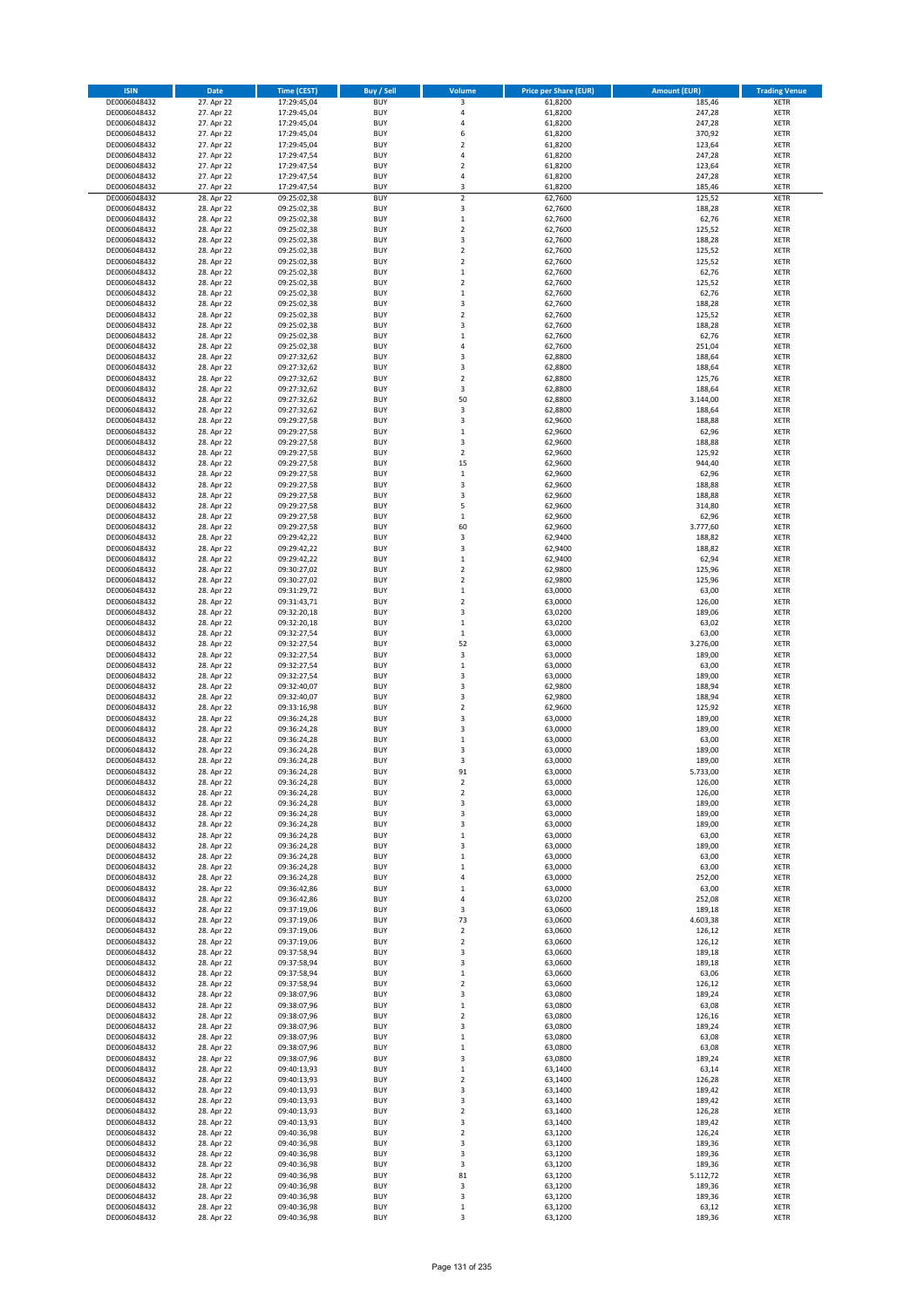| ISIN | Date | Time (CEST) | Buy / Sell | Volume | Price per Share (EUR) | Amount (EUR) | Trading Venue |
|---|---|---|---|---|---|---|---|
| DE0006048432 | 27. Apr 22 | 17:29:45,04 | BUY | 3 | 61,8200 | 185,46 | XETR |
| DE0006048432 | 27. Apr 22 | 17:29:45,04 | BUY | 4 | 61,8200 | 247,28 | XETR |
| DE0006048432 | 27. Apr 22 | 17:29:45,04 | BUY | 4 | 61,8200 | 247,28 | XETR |
| DE0006048432 | 27. Apr 22 | 17:29:45,04 | BUY | 6 | 61,8200 | 370,92 | XETR |
| DE0006048432 | 27. Apr 22 | 17:29:45,04 | BUY | 2 | 61,8200 | 123,64 | XETR |
| DE0006048432 | 27. Apr 22 | 17:29:47,54 | BUY | 4 | 61,8200 | 247,28 | XETR |
| DE0006048432 | 27. Apr 22 | 17:29:47,54 | BUY | 2 | 61,8200 | 123,64 | XETR |
| DE0006048432 | 27. Apr 22 | 17:29:47,54 | BUY | 4 | 61,8200 | 247,28 | XETR |
| DE0006048432 | 27. Apr 22 | 17:29:47,54 | BUY | 3 | 61,8200 | 185,46 | XETR |
| DE0006048432 | 28. Apr 22 | 09:25:02,38 | BUY | 2 | 62,7600 | 125,52 | XETR |
| DE0006048432 | 28. Apr 22 | 09:25:02,38 | BUY | 3 | 62,7600 | 188,28 | XETR |
| DE0006048432 | 28. Apr 22 | 09:25:02,38 | BUY | 1 | 62,7600 | 62,76 | XETR |
| DE0006048432 | 28. Apr 22 | 09:25:02,38 | BUY | 2 | 62,7600 | 125,52 | XETR |
| DE0006048432 | 28. Apr 22 | 09:25:02,38 | BUY | 3 | 62,7600 | 188,28 | XETR |
| DE0006048432 | 28. Apr 22 | 09:25:02,38 | BUY | 2 | 62,7600 | 125,52 | XETR |
| DE0006048432 | 28. Apr 22 | 09:25:02,38 | BUY | 2 | 62,7600 | 125,52 | XETR |
| DE0006048432 | 28. Apr 22 | 09:25:02,38 | BUY | 1 | 62,7600 | 62,76 | XETR |
| DE0006048432 | 28. Apr 22 | 09:25:02,38 | BUY | 2 | 62,7600 | 125,52 | XETR |
| DE0006048432 | 28. Apr 22 | 09:25:02,38 | BUY | 1 | 62,7600 | 62,76 | XETR |
| DE0006048432 | 28. Apr 22 | 09:25:02,38 | BUY | 3 | 62,7600 | 188,28 | XETR |
| DE0006048432 | 28. Apr 22 | 09:25:02,38 | BUY | 2 | 62,7600 | 125,52 | XETR |
| DE0006048432 | 28. Apr 22 | 09:25:02,38 | BUY | 3 | 62,7600 | 188,28 | XETR |
| DE0006048432 | 28. Apr 22 | 09:25:02,38 | BUY | 1 | 62,7600 | 62,76 | XETR |
| DE0006048432 | 28. Apr 22 | 09:25:02,38 | BUY | 4 | 62,7600 | 251,04 | XETR |
| DE0006048432 | 28. Apr 22 | 09:27:32,62 | BUY | 3 | 62,8800 | 188,64 | XETR |
| DE0006048432 | 28. Apr 22 | 09:27:32,62 | BUY | 3 | 62,8800 | 188,64 | XETR |
| DE0006048432 | 28. Apr 22 | 09:27:32,62 | BUY | 2 | 62,8800 | 125,76 | XETR |
| DE0006048432 | 28. Apr 22 | 09:27:32,62 | BUY | 3 | 62,8800 | 188,64 | XETR |
| DE0006048432 | 28. Apr 22 | 09:27:32,62 | BUY | 50 | 62,8800 | 3.144,00 | XETR |
| DE0006048432 | 28. Apr 22 | 09:27:32,62 | BUY | 3 | 62,8800 | 188,64 | XETR |
| DE0006048432 | 28. Apr 22 | 09:29:27,58 | BUY | 3 | 62,9600 | 188,88 | XETR |
| DE0006048432 | 28. Apr 22 | 09:29:27,58 | BUY | 1 | 62,9600 | 62,96 | XETR |
| DE0006048432 | 28. Apr 22 | 09:29:27,58 | BUY | 3 | 62,9600 | 188,88 | XETR |
| DE0006048432 | 28. Apr 22 | 09:29:27,58 | BUY | 2 | 62,9600 | 125,92 | XETR |
| DE0006048432 | 28. Apr 22 | 09:29:27,58 | BUY | 15 | 62,9600 | 944,40 | XETR |
| DE0006048432 | 28. Apr 22 | 09:29:27,58 | BUY | 1 | 62,9600 | 62,96 | XETR |
| DE0006048432 | 28. Apr 22 | 09:29:27,58 | BUY | 3 | 62,9600 | 188,88 | XETR |
| DE0006048432 | 28. Apr 22 | 09:29:27,58 | BUY | 3 | 62,9600 | 188,88 | XETR |
| DE0006048432 | 28. Apr 22 | 09:29:27,58 | BUY | 5 | 62,9600 | 314,80 | XETR |
| DE0006048432 | 28. Apr 22 | 09:29:27,58 | BUY | 1 | 62,9600 | 62,96 | XETR |
| DE0006048432 | 28. Apr 22 | 09:29:27,58 | BUY | 60 | 62,9600 | 3.777,60 | XETR |
| DE0006048432 | 28. Apr 22 | 09:29:42,22 | BUY | 3 | 62,9400 | 188,82 | XETR |
| DE0006048432 | 28. Apr 22 | 09:29:42,22 | BUY | 3 | 62,9400 | 188,82 | XETR |
| DE0006048432 | 28. Apr 22 | 09:29:42,22 | BUY | 1 | 62,9400 | 62,94 | XETR |
| DE0006048432 | 28. Apr 22 | 09:30:27,02 | BUY | 2 | 62,9800 | 125,96 | XETR |
| DE0006048432 | 28. Apr 22 | 09:30:27,02 | BUY | 2 | 62,9800 | 125,96 | XETR |
| DE0006048432 | 28. Apr 22 | 09:31:29,72 | BUY | 1 | 63,0000 | 63,00 | XETR |
| DE0006048432 | 28. Apr 22 | 09:31:43,71 | BUY | 2 | 63,0000 | 126,00 | XETR |
| DE0006048432 | 28. Apr 22 | 09:32:20,18 | BUY | 3 | 63,0200 | 189,06 | XETR |
| DE0006048432 | 28. Apr 22 | 09:32:20,18 | BUY | 1 | 63,0200 | 63,02 | XETR |
| DE0006048432 | 28. Apr 22 | 09:32:27,54 | BUY | 1 | 63,0000 | 63,00 | XETR |
| DE0006048432 | 28. Apr 22 | 09:32:27,54 | BUY | 52 | 63,0000 | 3.276,00 | XETR |
| DE0006048432 | 28. Apr 22 | 09:32:27,54 | BUY | 3 | 63,0000 | 189,00 | XETR |
| DE0006048432 | 28. Apr 22 | 09:32:27,54 | BUY | 1 | 63,0000 | 63,00 | XETR |
| DE0006048432 | 28. Apr 22 | 09:32:27,54 | BUY | 3 | 63,0000 | 189,00 | XETR |
| DE0006048432 | 28. Apr 22 | 09:32:40,07 | BUY | 3 | 62,9800 | 188,94 | XETR |
| DE0006048432 | 28. Apr 22 | 09:32:40,07 | BUY | 3 | 62,9800 | 188,94 | XETR |
| DE0006048432 | 28. Apr 22 | 09:33:16,98 | BUY | 2 | 62,9600 | 125,92 | XETR |
| DE0006048432 | 28. Apr 22 | 09:36:24,28 | BUY | 3 | 63,0000 | 189,00 | XETR |
| DE0006048432 | 28. Apr 22 | 09:36:24,28 | BUY | 3 | 63,0000 | 189,00 | XETR |
| DE0006048432 | 28. Apr 22 | 09:36:24,28 | BUY | 1 | 63,0000 | 63,00 | XETR |
| DE0006048432 | 28. Apr 22 | 09:36:24,28 | BUY | 3 | 63,0000 | 189,00 | XETR |
| DE0006048432 | 28. Apr 22 | 09:36:24,28 | BUY | 3 | 63,0000 | 189,00 | XETR |
| DE0006048432 | 28. Apr 22 | 09:36:24,28 | BUY | 91 | 63,0000 | 5.733,00 | XETR |
| DE0006048432 | 28. Apr 22 | 09:36:24,28 | BUY | 2 | 63,0000 | 126,00 | XETR |
| DE0006048432 | 28. Apr 22 | 09:36:24,28 | BUY | 2 | 63,0000 | 126,00 | XETR |
| DE0006048432 | 28. Apr 22 | 09:36:24,28 | BUY | 3 | 63,0000 | 189,00 | XETR |
| DE0006048432 | 28. Apr 22 | 09:36:24,28 | BUY | 3 | 63,0000 | 189,00 | XETR |
| DE0006048432 | 28. Apr 22 | 09:36:24,28 | BUY | 3 | 63,0000 | 189,00 | XETR |
| DE0006048432 | 28. Apr 22 | 09:36:24,28 | BUY | 1 | 63,0000 | 63,00 | XETR |
| DE0006048432 | 28. Apr 22 | 09:36:24,28 | BUY | 3 | 63,0000 | 189,00 | XETR |
| DE0006048432 | 28. Apr 22 | 09:36:24,28 | BUY | 1 | 63,0000 | 63,00 | XETR |
| DE0006048432 | 28. Apr 22 | 09:36:24,28 | BUY | 1 | 63,0000 | 63,00 | XETR |
| DE0006048432 | 28. Apr 22 | 09:36:24,28 | BUY | 4 | 63,0000 | 252,00 | XETR |
| DE0006048432 | 28. Apr 22 | 09:36:42,86 | BUY | 1 | 63,0000 | 63,00 | XETR |
| DE0006048432 | 28. Apr 22 | 09:36:42,86 | BUY | 4 | 63,0200 | 252,08 | XETR |
| DE0006048432 | 28. Apr 22 | 09:37:19,06 | BUY | 3 | 63,0600 | 189,18 | XETR |
| DE0006048432 | 28. Apr 22 | 09:37:19,06 | BUY | 73 | 63,0600 | 4.603,38 | XETR |
| DE0006048432 | 28. Apr 22 | 09:37:19,06 | BUY | 2 | 63,0600 | 126,12 | XETR |
| DE0006048432 | 28. Apr 22 | 09:37:19,06 | BUY | 2 | 63,0600 | 126,12 | XETR |
| DE0006048432 | 28. Apr 22 | 09:37:58,94 | BUY | 3 | 63,0600 | 189,18 | XETR |
| DE0006048432 | 28. Apr 22 | 09:37:58,94 | BUY | 3 | 63,0600 | 189,18 | XETR |
| DE0006048432 | 28. Apr 22 | 09:37:58,94 | BUY | 1 | 63,0600 | 63,06 | XETR |
| DE0006048432 | 28. Apr 22 | 09:37:58,94 | BUY | 2 | 63,0600 | 126,12 | XETR |
| DE0006048432 | 28. Apr 22 | 09:38:07,96 | BUY | 3 | 63,0800 | 189,24 | XETR |
| DE0006048432 | 28. Apr 22 | 09:38:07,96 | BUY | 1 | 63,0800 | 63,08 | XETR |
| DE0006048432 | 28. Apr 22 | 09:38:07,96 | BUY | 2 | 63,0800 | 126,16 | XETR |
| DE0006048432 | 28. Apr 22 | 09:38:07,96 | BUY | 3 | 63,0800 | 189,24 | XETR |
| DE0006048432 | 28. Apr 22 | 09:38:07,96 | BUY | 1 | 63,0800 | 63,08 | XETR |
| DE0006048432 | 28. Apr 22 | 09:38:07,96 | BUY | 1 | 63,0800 | 63,08 | XETR |
| DE0006048432 | 28. Apr 22 | 09:38:07,96 | BUY | 3 | 63,0800 | 189,24 | XETR |
| DE0006048432 | 28. Apr 22 | 09:40:13,93 | BUY | 1 | 63,1400 | 63,14 | XETR |
| DE0006048432 | 28. Apr 22 | 09:40:13,93 | BUY | 2 | 63,1400 | 126,28 | XETR |
| DE0006048432 | 28. Apr 22 | 09:40:13,93 | BUY | 3 | 63,1400 | 189,42 | XETR |
| DE0006048432 | 28. Apr 22 | 09:40:13,93 | BUY | 3 | 63,1400 | 189,42 | XETR |
| DE0006048432 | 28. Apr 22 | 09:40:13,93 | BUY | 2 | 63,1400 | 126,28 | XETR |
| DE0006048432 | 28. Apr 22 | 09:40:13,93 | BUY | 3 | 63,1400 | 189,42 | XETR |
| DE0006048432 | 28. Apr 22 | 09:40:36,98 | BUY | 2 | 63,1200 | 126,24 | XETR |
| DE0006048432 | 28. Apr 22 | 09:40:36,98 | BUY | 3 | 63,1200 | 189,36 | XETR |
| DE0006048432 | 28. Apr 22 | 09:40:36,98 | BUY | 3 | 63,1200 | 189,36 | XETR |
| DE0006048432 | 28. Apr 22 | 09:40:36,98 | BUY | 3 | 63,1200 | 189,36 | XETR |
| DE0006048432 | 28. Apr 22 | 09:40:36,98 | BUY | 81 | 63,1200 | 5.112,72 | XETR |
| DE0006048432 | 28. Apr 22 | 09:40:36,98 | BUY | 3 | 63,1200 | 189,36 | XETR |
| DE0006048432 | 28. Apr 22 | 09:40:36,98 | BUY | 3 | 63,1200 | 189,36 | XETR |
| DE0006048432 | 28. Apr 22 | 09:40:36,98 | BUY | 1 | 63,1200 | 63,12 | XETR |
| DE0006048432 | 28. Apr 22 | 09:40:36,98 | BUY | 3 | 63,1200 | 189,36 | XETR |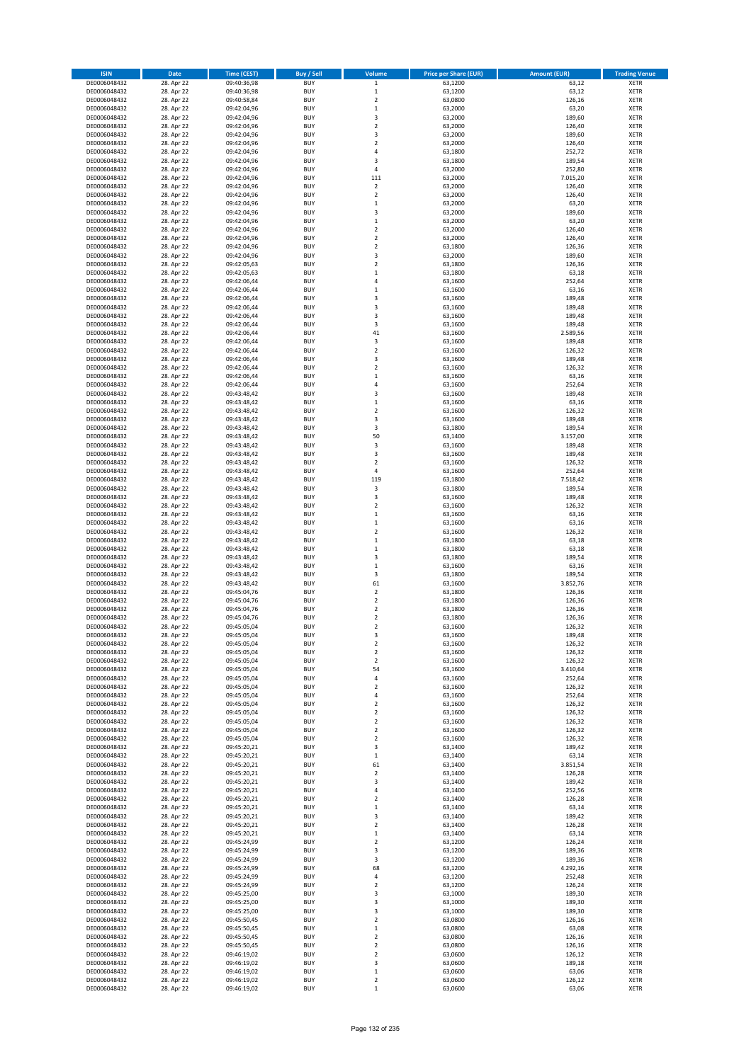| ISIN | Date | Time (CEST) | Buy / Sell | Volume | Price per Share (EUR) | Amount (EUR) | Trading Venue |
|---|---|---|---|---|---|---|---|
| DE0006048432 | 28. Apr 22 | 09:40:36,98 | BUY | 1 | 63,1200 | 63,12 | XETR |
| DE0006048432 | 28. Apr 22 | 09:40:36,98 | BUY | 1 | 63,1200 | 63,12 | XETR |
| DE0006048432 | 28. Apr 22 | 09:40:58,84 | BUY | 2 | 63,0800 | 126,16 | XETR |
| DE0006048432 | 28. Apr 22 | 09:42:04,96 | BUY | 1 | 63,2000 | 63,20 | XETR |
| DE0006048432 | 28. Apr 22 | 09:42:04,96 | BUY | 3 | 63,2000 | 189,60 | XETR |
| DE0006048432 | 28. Apr 22 | 09:42:04,96 | BUY | 2 | 63,2000 | 126,40 | XETR |
| DE0006048432 | 28. Apr 22 | 09:42:04,96 | BUY | 3 | 63,2000 | 189,60 | XETR |
| DE0006048432 | 28. Apr 22 | 09:42:04,96 | BUY | 2 | 63,2000 | 126,40 | XETR |
| DE0006048432 | 28. Apr 22 | 09:42:04,96 | BUY | 4 | 63,1800 | 252,72 | XETR |
| DE0006048432 | 28. Apr 22 | 09:42:04,96 | BUY | 3 | 63,1800 | 189,54 | XETR |
| DE0006048432 | 28. Apr 22 | 09:42:04,96 | BUY | 4 | 63,2000 | 252,80 | XETR |
| DE0006048432 | 28. Apr 22 | 09:42:04,96 | BUY | 111 | 63,2000 | 7.015,20 | XETR |
| DE0006048432 | 28. Apr 22 | 09:42:04,96 | BUY | 2 | 63,2000 | 126,40 | XETR |
| DE0006048432 | 28. Apr 22 | 09:42:04,96 | BUY | 2 | 63,2000 | 126,40 | XETR |
| DE0006048432 | 28. Apr 22 | 09:42:04,96 | BUY | 1 | 63,2000 | 63,20 | XETR |
| DE0006048432 | 28. Apr 22 | 09:42:04,96 | BUY | 3 | 63,2000 | 189,60 | XETR |
| DE0006048432 | 28. Apr 22 | 09:42:04,96 | BUY | 1 | 63,2000 | 63,20 | XETR |
| DE0006048432 | 28. Apr 22 | 09:42:04,96 | BUY | 2 | 63,2000 | 126,40 | XETR |
| DE0006048432 | 28. Apr 22 | 09:42:04,96 | BUY | 2 | 63,2000 | 126,40 | XETR |
| DE0006048432 | 28. Apr 22 | 09:42:04,96 | BUY | 2 | 63,1800 | 126,36 | XETR |
| DE0006048432 | 28. Apr 22 | 09:42:04,96 | BUY | 3 | 63,2000 | 189,60 | XETR |
| DE0006048432 | 28. Apr 22 | 09:42:05,63 | BUY | 2 | 63,1800 | 126,36 | XETR |
| DE0006048432 | 28. Apr 22 | 09:42:05,63 | BUY | 1 | 63,1800 | 63,18 | XETR |
| DE0006048432 | 28. Apr 22 | 09:42:06,44 | BUY | 4 | 63,1600 | 252,64 | XETR |
| DE0006048432 | 28. Apr 22 | 09:42:06,44 | BUY | 1 | 63,1600 | 63,16 | XETR |
| DE0006048432 | 28. Apr 22 | 09:42:06,44 | BUY | 3 | 63,1600 | 189,48 | XETR |
| DE0006048432 | 28. Apr 22 | 09:42:06,44 | BUY | 3 | 63,1600 | 189,48 | XETR |
| DE0006048432 | 28. Apr 22 | 09:42:06,44 | BUY | 3 | 63,1600 | 189,48 | XETR |
| DE0006048432 | 28. Apr 22 | 09:42:06,44 | BUY | 3 | 63,1600 | 189,48 | XETR |
| DE0006048432 | 28. Apr 22 | 09:42:06,44 | BUY | 41 | 63,1600 | 2.589,56 | XETR |
| DE0006048432 | 28. Apr 22 | 09:42:06,44 | BUY | 3 | 63,1600 | 189,48 | XETR |
| DE0006048432 | 28. Apr 22 | 09:42:06,44 | BUY | 2 | 63,1600 | 126,32 | XETR |
| DE0006048432 | 28. Apr 22 | 09:42:06,44 | BUY | 3 | 63,1600 | 189,48 | XETR |
| DE0006048432 | 28. Apr 22 | 09:42:06,44 | BUY | 2 | 63,1600 | 126,32 | XETR |
| DE0006048432 | 28. Apr 22 | 09:42:06,44 | BUY | 1 | 63,1600 | 63,16 | XETR |
| DE0006048432 | 28. Apr 22 | 09:42:06,44 | BUY | 4 | 63,1600 | 252,64 | XETR |
| DE0006048432 | 28. Apr 22 | 09:43:48,42 | BUY | 3 | 63,1600 | 189,48 | XETR |
| DE0006048432 | 28. Apr 22 | 09:43:48,42 | BUY | 1 | 63,1600 | 63,16 | XETR |
| DE0006048432 | 28. Apr 22 | 09:43:48,42 | BUY | 2 | 63,1600 | 126,32 | XETR |
| DE0006048432 | 28. Apr 22 | 09:43:48,42 | BUY | 3 | 63,1600 | 189,48 | XETR |
| DE0006048432 | 28. Apr 22 | 09:43:48,42 | BUY | 3 | 63,1800 | 189,54 | XETR |
| DE0006048432 | 28. Apr 22 | 09:43:48,42 | BUY | 50 | 63,1400 | 3.157,00 | XETR |
| DE0006048432 | 28. Apr 22 | 09:43:48,42 | BUY | 3 | 63,1600 | 189,48 | XETR |
| DE0006048432 | 28. Apr 22 | 09:43:48,42 | BUY | 3 | 63,1600 | 189,48 | XETR |
| DE0006048432 | 28. Apr 22 | 09:43:48,42 | BUY | 2 | 63,1600 | 126,32 | XETR |
| DE0006048432 | 28. Apr 22 | 09:43:48,42 | BUY | 4 | 63,1600 | 252,64 | XETR |
| DE0006048432 | 28. Apr 22 | 09:43:48,42 | BUY | 119 | 63,1800 | 7.518,42 | XETR |
| DE0006048432 | 28. Apr 22 | 09:43:48,42 | BUY | 3 | 63,1800 | 189,54 | XETR |
| DE0006048432 | 28. Apr 22 | 09:43:48,42 | BUY | 3 | 63,1600 | 189,48 | XETR |
| DE0006048432 | 28. Apr 22 | 09:43:48,42 | BUY | 2 | 63,1600 | 126,32 | XETR |
| DE0006048432 | 28. Apr 22 | 09:43:48,42 | BUY | 1 | 63,1600 | 63,16 | XETR |
| DE0006048432 | 28. Apr 22 | 09:43:48,42 | BUY | 1 | 63,1600 | 63,16 | XETR |
| DE0006048432 | 28. Apr 22 | 09:43:48,42 | BUY | 2 | 63,1600 | 126,32 | XETR |
| DE0006048432 | 28. Apr 22 | 09:43:48,42 | BUY | 1 | 63,1800 | 63,18 | XETR |
| DE0006048432 | 28. Apr 22 | 09:43:48,42 | BUY | 1 | 63,1800 | 63,18 | XETR |
| DE0006048432 | 28. Apr 22 | 09:43:48,42 | BUY | 3 | 63,1800 | 189,54 | XETR |
| DE0006048432 | 28. Apr 22 | 09:43:48,42 | BUY | 1 | 63,1600 | 63,16 | XETR |
| DE0006048432 | 28. Apr 22 | 09:43:48,42 | BUY | 3 | 63,1800 | 189,54 | XETR |
| DE0006048432 | 28. Apr 22 | 09:43:48,42 | BUY | 61 | 63,1600 | 3.852,76 | XETR |
| DE0006048432 | 28. Apr 22 | 09:45:04,76 | BUY | 2 | 63,1800 | 126,36 | XETR |
| DE0006048432 | 28. Apr 22 | 09:45:04,76 | BUY | 2 | 63,1800 | 126,36 | XETR |
| DE0006048432 | 28. Apr 22 | 09:45:04,76 | BUY | 2 | 63,1800 | 126,36 | XETR |
| DE0006048432 | 28. Apr 22 | 09:45:04,76 | BUY | 2 | 63,1800 | 126,36 | XETR |
| DE0006048432 | 28. Apr 22 | 09:45:05,04 | BUY | 2 | 63,1600 | 126,32 | XETR |
| DE0006048432 | 28. Apr 22 | 09:45:05,04 | BUY | 3 | 63,1600 | 189,48 | XETR |
| DE0006048432 | 28. Apr 22 | 09:45:05,04 | BUY | 2 | 63,1600 | 126,32 | XETR |
| DE0006048432 | 28. Apr 22 | 09:45:05,04 | BUY | 2 | 63,1600 | 126,32 | XETR |
| DE0006048432 | 28. Apr 22 | 09:45:05,04 | BUY | 2 | 63,1600 | 126,32 | XETR |
| DE0006048432 | 28. Apr 22 | 09:45:05,04 | BUY | 54 | 63,1600 | 3.410,64 | XETR |
| DE0006048432 | 28. Apr 22 | 09:45:05,04 | BUY | 4 | 63,1600 | 252,64 | XETR |
| DE0006048432 | 28. Apr 22 | 09:45:05,04 | BUY | 2 | 63,1600 | 126,32 | XETR |
| DE0006048432 | 28. Apr 22 | 09:45:05,04 | BUY | 4 | 63,1600 | 252,64 | XETR |
| DE0006048432 | 28. Apr 22 | 09:45:05,04 | BUY | 2 | 63,1600 | 126,32 | XETR |
| DE0006048432 | 28. Apr 22 | 09:45:05,04 | BUY | 2 | 63,1600 | 126,32 | XETR |
| DE0006048432 | 28. Apr 22 | 09:45:05,04 | BUY | 2 | 63,1600 | 126,32 | XETR |
| DE0006048432 | 28. Apr 22 | 09:45:05,04 | BUY | 2 | 63,1600 | 126,32 | XETR |
| DE0006048432 | 28. Apr 22 | 09:45:05,04 | BUY | 2 | 63,1600 | 126,32 | XETR |
| DE0006048432 | 28. Apr 22 | 09:45:20,21 | BUY | 3 | 63,1400 | 189,42 | XETR |
| DE0006048432 | 28. Apr 22 | 09:45:20,21 | BUY | 1 | 63,1400 | 63,14 | XETR |
| DE0006048432 | 28. Apr 22 | 09:45:20,21 | BUY | 61 | 63,1400 | 3.851,54 | XETR |
| DE0006048432 | 28. Apr 22 | 09:45:20,21 | BUY | 2 | 63,1400 | 126,28 | XETR |
| DE0006048432 | 28. Apr 22 | 09:45:20,21 | BUY | 3 | 63,1400 | 189,42 | XETR |
| DE0006048432 | 28. Apr 22 | 09:45:20,21 | BUY | 4 | 63,1400 | 252,56 | XETR |
| DE0006048432 | 28. Apr 22 | 09:45:20,21 | BUY | 2 | 63,1400 | 126,28 | XETR |
| DE0006048432 | 28. Apr 22 | 09:45:20,21 | BUY | 1 | 63,1400 | 63,14 | XETR |
| DE0006048432 | 28. Apr 22 | 09:45:20,21 | BUY | 3 | 63,1400 | 189,42 | XETR |
| DE0006048432 | 28. Apr 22 | 09:45:20,21 | BUY | 2 | 63,1400 | 126,28 | XETR |
| DE0006048432 | 28. Apr 22 | 09:45:20,21 | BUY | 1 | 63,1400 | 63,14 | XETR |
| DE0006048432 | 28. Apr 22 | 09:45:24,99 | BUY | 2 | 63,1200 | 126,24 | XETR |
| DE0006048432 | 28. Apr 22 | 09:45:24,99 | BUY | 3 | 63,1200 | 189,36 | XETR |
| DE0006048432 | 28. Apr 22 | 09:45:24,99 | BUY | 3 | 63,1200 | 189,36 | XETR |
| DE0006048432 | 28. Apr 22 | 09:45:24,99 | BUY | 68 | 63,1200 | 4.292,16 | XETR |
| DE0006048432 | 28. Apr 22 | 09:45:24,99 | BUY | 4 | 63,1200 | 252,48 | XETR |
| DE0006048432 | 28. Apr 22 | 09:45:24,99 | BUY | 2 | 63,1200 | 126,24 | XETR |
| DE0006048432 | 28. Apr 22 | 09:45:25,00 | BUY | 3 | 63,1000 | 189,30 | XETR |
| DE0006048432 | 28. Apr 22 | 09:45:25,00 | BUY | 3 | 63,1000 | 189,30 | XETR |
| DE0006048432 | 28. Apr 22 | 09:45:25,00 | BUY | 3 | 63,1000 | 189,30 | XETR |
| DE0006048432 | 28. Apr 22 | 09:45:50,45 | BUY | 2 | 63,0800 | 126,16 | XETR |
| DE0006048432 | 28. Apr 22 | 09:45:50,45 | BUY | 1 | 63,0800 | 63,08 | XETR |
| DE0006048432 | 28. Apr 22 | 09:45:50,45 | BUY | 2 | 63,0800 | 126,16 | XETR |
| DE0006048432 | 28. Apr 22 | 09:45:50,45 | BUY | 2 | 63,0800 | 126,16 | XETR |
| DE0006048432 | 28. Apr 22 | 09:46:19,02 | BUY | 2 | 63,0600 | 126,12 | XETR |
| DE0006048432 | 28. Apr 22 | 09:46:19,02 | BUY | 3 | 63,0600 | 189,18 | XETR |
| DE0006048432 | 28. Apr 22 | 09:46:19,02 | BUY | 1 | 63,0600 | 63,06 | XETR |
| DE0006048432 | 28. Apr 22 | 09:46:19,02 | BUY | 2 | 63,0600 | 126,12 | XETR |
| DE0006048432 | 28. Apr 22 | 09:46:19,02 | BUY | 1 | 63,0600 | 63,06 | XETR |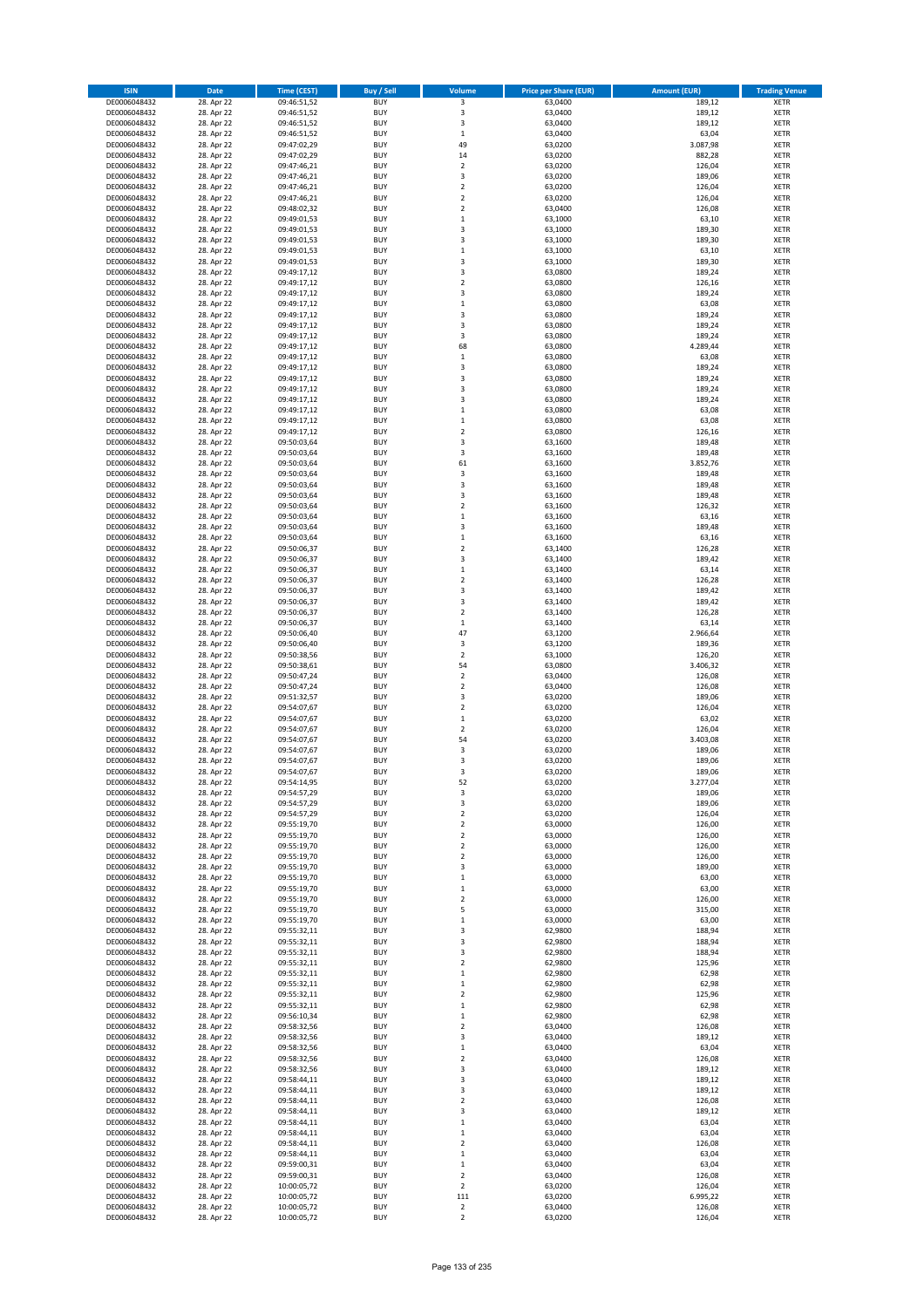| ISIN | Date | Time (CEST) | Buy / Sell | Volume | Price per Share (EUR) | Amount (EUR) | Trading Venue |
|---|---|---|---|---|---|---|---|
| DE0006048432 | 28. Apr 22 | 09:46:51,52 | BUY | 3 | 63,0400 | 189,12 | XETR |
| DE0006048432 | 28. Apr 22 | 09:46:51,52 | BUY | 3 | 63,0400 | 189,12 | XETR |
| DE0006048432 | 28. Apr 22 | 09:46:51,52 | BUY | 3 | 63,0400 | 189,12 | XETR |
| DE0006048432 | 28. Apr 22 | 09:46:51,52 | BUY | 1 | 63,0400 | 63,04 | XETR |
| DE0006048432 | 28. Apr 22 | 09:47:02,29 | BUY | 49 | 63,0200 | 3.087,98 | XETR |
| DE0006048432 | 28. Apr 22 | 09:47:02,29 | BUY | 14 | 63,0200 | 882,28 | XETR |
| DE0006048432 | 28. Apr 22 | 09:47:46,21 | BUY | 2 | 63,0200 | 126,04 | XETR |
| DE0006048432 | 28. Apr 22 | 09:47:46,21 | BUY | 3 | 63,0200 | 189,06 | XETR |
| DE0006048432 | 28. Apr 22 | 09:47:46,21 | BUY | 2 | 63,0200 | 126,04 | XETR |
| DE0006048432 | 28. Apr 22 | 09:47:46,21 | BUY | 2 | 63,0200 | 126,04 | XETR |
| DE0006048432 | 28. Apr 22 | 09:48:02,32 | BUY | 2 | 63,0400 | 126,08 | XETR |
| DE0006048432 | 28. Apr 22 | 09:49:01,53 | BUY | 1 | 63,1000 | 63,10 | XETR |
| DE0006048432 | 28. Apr 22 | 09:49:01,53 | BUY | 3 | 63,1000 | 189,30 | XETR |
| DE0006048432 | 28. Apr 22 | 09:49:01,53 | BUY | 3 | 63,1000 | 189,30 | XETR |
| DE0006048432 | 28. Apr 22 | 09:49:01,53 | BUY | 1 | 63,1000 | 63,10 | XETR |
| DE0006048432 | 28. Apr 22 | 09:49:01,53 | BUY | 3 | 63,1000 | 189,30 | XETR |
| DE0006048432 | 28. Apr 22 | 09:49:17,12 | BUY | 3 | 63,0800 | 189,24 | XETR |
| DE0006048432 | 28. Apr 22 | 09:49:17,12 | BUY | 2 | 63,0800 | 126,16 | XETR |
| DE0006048432 | 28. Apr 22 | 09:49:17,12 | BUY | 3 | 63,0800 | 189,24 | XETR |
| DE0006048432 | 28. Apr 22 | 09:49:17,12 | BUY | 1 | 63,0800 | 63,08 | XETR |
| DE0006048432 | 28. Apr 22 | 09:49:17,12 | BUY | 3 | 63,0800 | 189,24 | XETR |
| DE0006048432 | 28. Apr 22 | 09:49:17,12 | BUY | 3 | 63,0800 | 189,24 | XETR |
| DE0006048432 | 28. Apr 22 | 09:49:17,12 | BUY | 3 | 63,0800 | 189,24 | XETR |
| DE0006048432 | 28. Apr 22 | 09:49:17,12 | BUY | 68 | 63,0800 | 4.289,44 | XETR |
| DE0006048432 | 28. Apr 22 | 09:49:17,12 | BUY | 1 | 63,0800 | 63,08 | XETR |
| DE0006048432 | 28. Apr 22 | 09:49:17,12 | BUY | 3 | 63,0800 | 189,24 | XETR |
| DE0006048432 | 28. Apr 22 | 09:49:17,12 | BUY | 3 | 63,0800 | 189,24 | XETR |
| DE0006048432 | 28. Apr 22 | 09:49:17,12 | BUY | 3 | 63,0800 | 189,24 | XETR |
| DE0006048432 | 28. Apr 22 | 09:49:17,12 | BUY | 3 | 63,0800 | 189,24 | XETR |
| DE0006048432 | 28. Apr 22 | 09:49:17,12 | BUY | 1 | 63,0800 | 63,08 | XETR |
| DE0006048432 | 28. Apr 22 | 09:49:17,12 | BUY | 1 | 63,0800 | 63,08 | XETR |
| DE0006048432 | 28. Apr 22 | 09:49:17,12 | BUY | 2 | 63,0800 | 126,16 | XETR |
| DE0006048432 | 28. Apr 22 | 09:50:03,64 | BUY | 3 | 63,1600 | 189,48 | XETR |
| DE0006048432 | 28. Apr 22 | 09:50:03,64 | BUY | 3 | 63,1600 | 189,48 | XETR |
| DE0006048432 | 28. Apr 22 | 09:50:03,64 | BUY | 61 | 63,1600 | 3.852,76 | XETR |
| DE0006048432 | 28. Apr 22 | 09:50:03,64 | BUY | 3 | 63,1600 | 189,48 | XETR |
| DE0006048432 | 28. Apr 22 | 09:50:03,64 | BUY | 3 | 63,1600 | 189,48 | XETR |
| DE0006048432 | 28. Apr 22 | 09:50:03,64 | BUY | 3 | 63,1600 | 189,48 | XETR |
| DE0006048432 | 28. Apr 22 | 09:50:03,64 | BUY | 2 | 63,1600 | 126,32 | XETR |
| DE0006048432 | 28. Apr 22 | 09:50:03,64 | BUY | 1 | 63,1600 | 63,16 | XETR |
| DE0006048432 | 28. Apr 22 | 09:50:03,64 | BUY | 3 | 63,1600 | 189,48 | XETR |
| DE0006048432 | 28. Apr 22 | 09:50:03,64 | BUY | 1 | 63,1600 | 63,16 | XETR |
| DE0006048432 | 28. Apr 22 | 09:50:06,37 | BUY | 2 | 63,1400 | 126,28 | XETR |
| DE0006048432 | 28. Apr 22 | 09:50:06,37 | BUY | 3 | 63,1400 | 189,42 | XETR |
| DE0006048432 | 28. Apr 22 | 09:50:06,37 | BUY | 1 | 63,1400 | 63,14 | XETR |
| DE0006048432 | 28. Apr 22 | 09:50:06,37 | BUY | 2 | 63,1400 | 126,28 | XETR |
| DE0006048432 | 28. Apr 22 | 09:50:06,37 | BUY | 3 | 63,1400 | 189,42 | XETR |
| DE0006048432 | 28. Apr 22 | 09:50:06,37 | BUY | 3 | 63,1400 | 189,42 | XETR |
| DE0006048432 | 28. Apr 22 | 09:50:06,37 | BUY | 2 | 63,1400 | 126,28 | XETR |
| DE0006048432 | 28. Apr 22 | 09:50:06,37 | BUY | 1 | 63,1400 | 63,14 | XETR |
| DE0006048432 | 28. Apr 22 | 09:50:06,40 | BUY | 47 | 63,1200 | 2.966,64 | XETR |
| DE0006048432 | 28. Apr 22 | 09:50:06,40 | BUY | 3 | 63,1200 | 189,36 | XETR |
| DE0006048432 | 28. Apr 22 | 09:50:38,56 | BUY | 2 | 63,1000 | 126,20 | XETR |
| DE0006048432 | 28. Apr 22 | 09:50:38,61 | BUY | 54 | 63,0800 | 3.406,32 | XETR |
| DE0006048432 | 28. Apr 22 | 09:50:47,24 | BUY | 2 | 63,0400 | 126,08 | XETR |
| DE0006048432 | 28. Apr 22 | 09:50:47,24 | BUY | 2 | 63,0400 | 126,08 | XETR |
| DE0006048432 | 28. Apr 22 | 09:51:32,57 | BUY | 3 | 63,0200 | 189,06 | XETR |
| DE0006048432 | 28. Apr 22 | 09:54:07,67 | BUY | 2 | 63,0200 | 126,04 | XETR |
| DE0006048432 | 28. Apr 22 | 09:54:07,67 | BUY | 1 | 63,0200 | 63,02 | XETR |
| DE0006048432 | 28. Apr 22 | 09:54:07,67 | BUY | 2 | 63,0200 | 126,04 | XETR |
| DE0006048432 | 28. Apr 22 | 09:54:07,67 | BUY | 54 | 63,0200 | 3.403,08 | XETR |
| DE0006048432 | 28. Apr 22 | 09:54:07,67 | BUY | 3 | 63,0200 | 189,06 | XETR |
| DE0006048432 | 28. Apr 22 | 09:54:07,67 | BUY | 3 | 63,0200 | 189,06 | XETR |
| DE0006048432 | 28. Apr 22 | 09:54:07,67 | BUY | 3 | 63,0200 | 189,06 | XETR |
| DE0006048432 | 28. Apr 22 | 09:54:14,95 | BUY | 52 | 63,0200 | 3.277,04 | XETR |
| DE0006048432 | 28. Apr 22 | 09:54:57,29 | BUY | 3 | 63,0200 | 189,06 | XETR |
| DE0006048432 | 28. Apr 22 | 09:54:57,29 | BUY | 3 | 63,0200 | 189,06 | XETR |
| DE0006048432 | 28. Apr 22 | 09:54:57,29 | BUY | 2 | 63,0200 | 126,04 | XETR |
| DE0006048432 | 28. Apr 22 | 09:55:19,70 | BUY | 2 | 63,0000 | 126,00 | XETR |
| DE0006048432 | 28. Apr 22 | 09:55:19,70 | BUY | 2 | 63,0000 | 126,00 | XETR |
| DE0006048432 | 28. Apr 22 | 09:55:19,70 | BUY | 2 | 63,0000 | 126,00 | XETR |
| DE0006048432 | 28. Apr 22 | 09:55:19,70 | BUY | 2 | 63,0000 | 126,00 | XETR |
| DE0006048432 | 28. Apr 22 | 09:55:19,70 | BUY | 3 | 63,0000 | 189,00 | XETR |
| DE0006048432 | 28. Apr 22 | 09:55:19,70 | BUY | 1 | 63,0000 | 63,00 | XETR |
| DE0006048432 | 28. Apr 22 | 09:55:19,70 | BUY | 1 | 63,0000 | 63,00 | XETR |
| DE0006048432 | 28. Apr 22 | 09:55:19,70 | BUY | 2 | 63,0000 | 126,00 | XETR |
| DE0006048432 | 28. Apr 22 | 09:55:19,70 | BUY | 5 | 63,0000 | 315,00 | XETR |
| DE0006048432 | 28. Apr 22 | 09:55:19,70 | BUY | 1 | 63,0000 | 63,00 | XETR |
| DE0006048432 | 28. Apr 22 | 09:55:32,11 | BUY | 3 | 62,9800 | 188,94 | XETR |
| DE0006048432 | 28. Apr 22 | 09:55:32,11 | BUY | 3 | 62,9800 | 188,94 | XETR |
| DE0006048432 | 28. Apr 22 | 09:55:32,11 | BUY | 3 | 62,9800 | 188,94 | XETR |
| DE0006048432 | 28. Apr 22 | 09:55:32,11 | BUY | 2 | 62,9800 | 125,96 | XETR |
| DE0006048432 | 28. Apr 22 | 09:55:32,11 | BUY | 1 | 62,9800 | 62,98 | XETR |
| DE0006048432 | 28. Apr 22 | 09:55:32,11 | BUY | 1 | 62,9800 | 62,98 | XETR |
| DE0006048432 | 28. Apr 22 | 09:55:32,11 | BUY | 2 | 62,9800 | 125,96 | XETR |
| DE0006048432 | 28. Apr 22 | 09:55:32,11 | BUY | 1 | 62,9800 | 62,98 | XETR |
| DE0006048432 | 28. Apr 22 | 09:56:10,34 | BUY | 1 | 62,9800 | 62,98 | XETR |
| DE0006048432 | 28. Apr 22 | 09:58:32,56 | BUY | 2 | 63,0400 | 126,08 | XETR |
| DE0006048432 | 28. Apr 22 | 09:58:32,56 | BUY | 3 | 63,0400 | 189,12 | XETR |
| DE0006048432 | 28. Apr 22 | 09:58:32,56 | BUY | 1 | 63,0400 | 63,04 | XETR |
| DE0006048432 | 28. Apr 22 | 09:58:32,56 | BUY | 2 | 63,0400 | 126,08 | XETR |
| DE0006048432 | 28. Apr 22 | 09:58:32,56 | BUY | 3 | 63,0400 | 189,12 | XETR |
| DE0006048432 | 28. Apr 22 | 09:58:44,11 | BUY | 3 | 63,0400 | 189,12 | XETR |
| DE0006048432 | 28. Apr 22 | 09:58:44,11 | BUY | 3 | 63,0400 | 189,12 | XETR |
| DE0006048432 | 28. Apr 22 | 09:58:44,11 | BUY | 2 | 63,0400 | 126,08 | XETR |
| DE0006048432 | 28. Apr 22 | 09:58:44,11 | BUY | 3 | 63,0400 | 189,12 | XETR |
| DE0006048432 | 28. Apr 22 | 09:58:44,11 | BUY | 1 | 63,0400 | 63,04 | XETR |
| DE0006048432 | 28. Apr 22 | 09:58:44,11 | BUY | 1 | 63,0400 | 63,04 | XETR |
| DE0006048432 | 28. Apr 22 | 09:58:44,11 | BUY | 2 | 63,0400 | 126,08 | XETR |
| DE0006048432 | 28. Apr 22 | 09:58:44,11 | BUY | 1 | 63,0400 | 63,04 | XETR |
| DE0006048432 | 28. Apr 22 | 09:59:00,31 | BUY | 1 | 63,0400 | 63,04 | XETR |
| DE0006048432 | 28. Apr 22 | 09:59:00,31 | BUY | 2 | 63,0400 | 126,08 | XETR |
| DE0006048432 | 28. Apr 22 | 10:00:05,72 | BUY | 2 | 63,0200 | 126,04 | XETR |
| DE0006048432 | 28. Apr 22 | 10:00:05,72 | BUY | 111 | 63,0200 | 6.995,22 | XETR |
| DE0006048432 | 28. Apr 22 | 10:00:05,72 | BUY | 2 | 63,0400 | 126,08 | XETR |
| DE0006048432 | 28. Apr 22 | 10:00:05,72 | BUY | 2 | 63,0200 | 126,04 | XETR |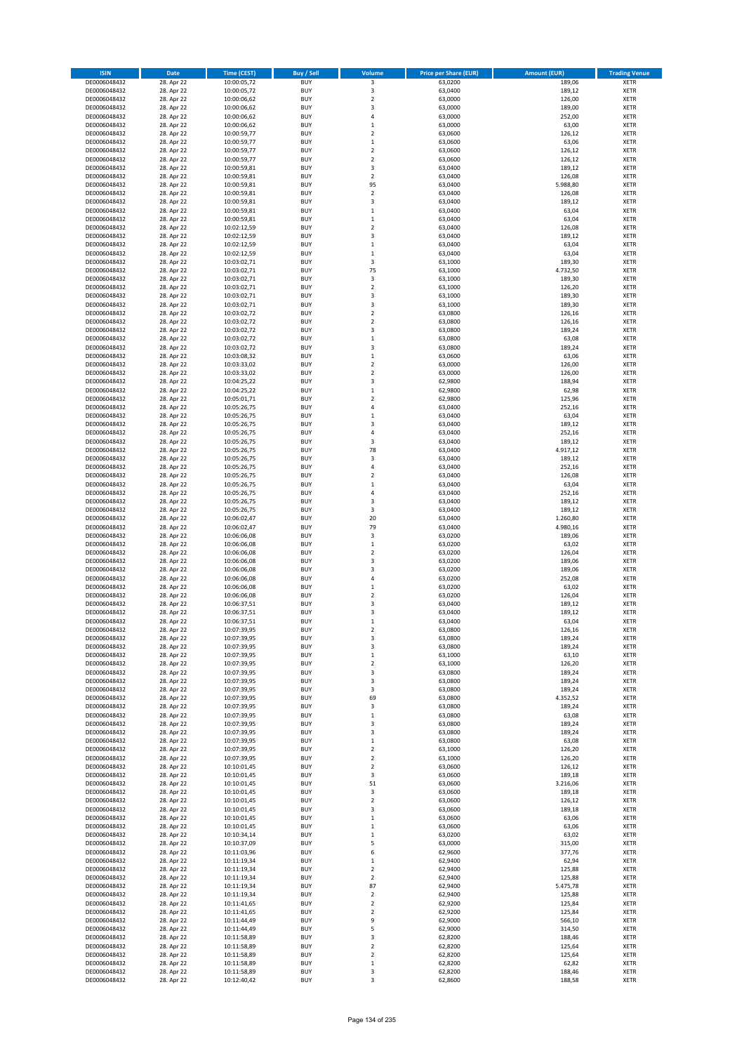| ISIN | Date | Time (CEST) | Buy / Sell | Volume | Price per Share (EUR) | Amount (EUR) | Trading Venue |
|---|---|---|---|---|---|---|---|
| DE0006048432 | 28. Apr 22 | 10:00:05,72 | BUY | 3 | 63,0200 | 189,06 | XETR |
| DE0006048432 | 28. Apr 22 | 10:00:05,72 | BUY | 3 | 63,0400 | 189,12 | XETR |
| DE0006048432 | 28. Apr 22 | 10:00:06,62 | BUY | 2 | 63,0000 | 126,00 | XETR |
| DE0006048432 | 28. Apr 22 | 10:00:06,62 | BUY | 3 | 63,0000 | 189,00 | XETR |
| DE0006048432 | 28. Apr 22 | 10:00:06,62 | BUY | 4 | 63,0000 | 252,00 | XETR |
| DE0006048432 | 28. Apr 22 | 10:00:06,62 | BUY | 1 | 63,0000 | 63,00 | XETR |
| DE0006048432 | 28. Apr 22 | 10:00:59,77 | BUY | 2 | 63,0600 | 126,12 | XETR |
| DE0006048432 | 28. Apr 22 | 10:00:59,77 | BUY | 1 | 63,0600 | 63,06 | XETR |
| DE0006048432 | 28. Apr 22 | 10:00:59,77 | BUY | 2 | 63,0600 | 126,12 | XETR |
| DE0006048432 | 28. Apr 22 | 10:00:59,77 | BUY | 2 | 63,0600 | 126,12 | XETR |
| DE0006048432 | 28. Apr 22 | 10:00:59,81 | BUY | 3 | 63,0400 | 189,12 | XETR |
| DE0006048432 | 28. Apr 22 | 10:00:59,81 | BUY | 2 | 63,0400 | 126,08 | XETR |
| DE0006048432 | 28. Apr 22 | 10:00:59,81 | BUY | 95 | 63,0400 | 5.988,80 | XETR |
| DE0006048432 | 28. Apr 22 | 10:00:59,81 | BUY | 2 | 63,0400 | 126,08 | XETR |
| DE0006048432 | 28. Apr 22 | 10:00:59,81 | BUY | 3 | 63,0400 | 189,12 | XETR |
| DE0006048432 | 28. Apr 22 | 10:00:59,81 | BUY | 1 | 63,0400 | 63,04 | XETR |
| DE0006048432 | 28. Apr 22 | 10:00:59,81 | BUY | 1 | 63,0400 | 63,04 | XETR |
| DE0006048432 | 28. Apr 22 | 10:02:12,59 | BUY | 2 | 63,0400 | 126,08 | XETR |
| DE0006048432 | 28. Apr 22 | 10:02:12,59 | BUY | 3 | 63,0400 | 189,12 | XETR |
| DE0006048432 | 28. Apr 22 | 10:02:12,59 | BUY | 1 | 63,0400 | 63,04 | XETR |
| DE0006048432 | 28. Apr 22 | 10:02:12,59 | BUY | 1 | 63,0400 | 63,04 | XETR |
| DE0006048432 | 28. Apr 22 | 10:03:02,71 | BUY | 3 | 63,1000 | 189,30 | XETR |
| DE0006048432 | 28. Apr 22 | 10:03:02,71 | BUY | 75 | 63,1000 | 4.732,50 | XETR |
| DE0006048432 | 28. Apr 22 | 10:03:02,71 | BUY | 3 | 63,1000 | 189,30 | XETR |
| DE0006048432 | 28. Apr 22 | 10:03:02,71 | BUY | 2 | 63,1000 | 126,20 | XETR |
| DE0006048432 | 28. Apr 22 | 10:03:02,71 | BUY | 3 | 63,1000 | 189,30 | XETR |
| DE0006048432 | 28. Apr 22 | 10:03:02,71 | BUY | 3 | 63,1000 | 189,30 | XETR |
| DE0006048432 | 28. Apr 22 | 10:03:02,72 | BUY | 2 | 63,0800 | 126,16 | XETR |
| DE0006048432 | 28. Apr 22 | 10:03:02,72 | BUY | 2 | 63,0800 | 126,16 | XETR |
| DE0006048432 | 28. Apr 22 | 10:03:02,72 | BUY | 3 | 63,0800 | 189,24 | XETR |
| DE0006048432 | 28. Apr 22 | 10:03:02,72 | BUY | 1 | 63,0800 | 63,08 | XETR |
| DE0006048432 | 28. Apr 22 | 10:03:02,72 | BUY | 3 | 63,0800 | 189,24 | XETR |
| DE0006048432 | 28. Apr 22 | 10:03:08,32 | BUY | 1 | 63,0600 | 63,06 | XETR |
| DE0006048432 | 28. Apr 22 | 10:03:33,02 | BUY | 2 | 63,0000 | 126,00 | XETR |
| DE0006048432 | 28. Apr 22 | 10:03:33,02 | BUY | 2 | 63,0000 | 126,00 | XETR |
| DE0006048432 | 28. Apr 22 | 10:04:25,22 | BUY | 3 | 62,9800 | 188,94 | XETR |
| DE0006048432 | 28. Apr 22 | 10:04:25,22 | BUY | 1 | 62,9800 | 62,98 | XETR |
| DE0006048432 | 28. Apr 22 | 10:05:01,71 | BUY | 2 | 62,9800 | 125,96 | XETR |
| DE0006048432 | 28. Apr 22 | 10:05:26,75 | BUY | 4 | 63,0400 | 252,16 | XETR |
| DE0006048432 | 28. Apr 22 | 10:05:26,75 | BUY | 1 | 63,0400 | 63,04 | XETR |
| DE0006048432 | 28. Apr 22 | 10:05:26,75 | BUY | 3 | 63,0400 | 189,12 | XETR |
| DE0006048432 | 28. Apr 22 | 10:05:26,75 | BUY | 4 | 63,0400 | 252,16 | XETR |
| DE0006048432 | 28. Apr 22 | 10:05:26,75 | BUY | 3 | 63,0400 | 189,12 | XETR |
| DE0006048432 | 28. Apr 22 | 10:05:26,75 | BUY | 78 | 63,0400 | 4.917,12 | XETR |
| DE0006048432 | 28. Apr 22 | 10:05:26,75 | BUY | 3 | 63,0400 | 189,12 | XETR |
| DE0006048432 | 28. Apr 22 | 10:05:26,75 | BUY | 4 | 63,0400 | 252,16 | XETR |
| DE0006048432 | 28. Apr 22 | 10:05:26,75 | BUY | 2 | 63,0400 | 126,08 | XETR |
| DE0006048432 | 28. Apr 22 | 10:05:26,75 | BUY | 1 | 63,0400 | 63,04 | XETR |
| DE0006048432 | 28. Apr 22 | 10:05:26,75 | BUY | 4 | 63,0400 | 252,16 | XETR |
| DE0006048432 | 28. Apr 22 | 10:05:26,75 | BUY | 3 | 63,0400 | 189,12 | XETR |
| DE0006048432 | 28. Apr 22 | 10:05:26,75 | BUY | 3 | 63,0400 | 189,12 | XETR |
| DE0006048432 | 28. Apr 22 | 10:06:02,47 | BUY | 20 | 63,0400 | 1.260,80 | XETR |
| DE0006048432 | 28. Apr 22 | 10:06:02,47 | BUY | 79 | 63,0400 | 4.980,16 | XETR |
| DE0006048432 | 28. Apr 22 | 10:06:06,08 | BUY | 3 | 63,0200 | 189,06 | XETR |
| DE0006048432 | 28. Apr 22 | 10:06:06,08 | BUY | 1 | 63,0200 | 63,02 | XETR |
| DE0006048432 | 28. Apr 22 | 10:06:06,08 | BUY | 2 | 63,0200 | 126,04 | XETR |
| DE0006048432 | 28. Apr 22 | 10:06:06,08 | BUY | 3 | 63,0200 | 189,06 | XETR |
| DE0006048432 | 28. Apr 22 | 10:06:06,08 | BUY | 3 | 63,0200 | 189,06 | XETR |
| DE0006048432 | 28. Apr 22 | 10:06:06,08 | BUY | 4 | 63,0200 | 252,08 | XETR |
| DE0006048432 | 28. Apr 22 | 10:06:06,08 | BUY | 1 | 63,0200 | 63,02 | XETR |
| DE0006048432 | 28. Apr 22 | 10:06:06,08 | BUY | 2 | 63,0200 | 126,04 | XETR |
| DE0006048432 | 28. Apr 22 | 10:06:37,51 | BUY | 3 | 63,0400 | 189,12 | XETR |
| DE0006048432 | 28. Apr 22 | 10:06:37,51 | BUY | 3 | 63,0400 | 189,12 | XETR |
| DE0006048432 | 28. Apr 22 | 10:06:37,51 | BUY | 1 | 63,0400 | 63,04 | XETR |
| DE0006048432 | 28. Apr 22 | 10:07:39,95 | BUY | 2 | 63,0800 | 126,16 | XETR |
| DE0006048432 | 28. Apr 22 | 10:07:39,95 | BUY | 3 | 63,0800 | 189,24 | XETR |
| DE0006048432 | 28. Apr 22 | 10:07:39,95 | BUY | 3 | 63,0800 | 189,24 | XETR |
| DE0006048432 | 28. Apr 22 | 10:07:39,95 | BUY | 1 | 63,1000 | 63,10 | XETR |
| DE0006048432 | 28. Apr 22 | 10:07:39,95 | BUY | 2 | 63,1000 | 126,20 | XETR |
| DE0006048432 | 28. Apr 22 | 10:07:39,95 | BUY | 3 | 63,0800 | 189,24 | XETR |
| DE0006048432 | 28. Apr 22 | 10:07:39,95 | BUY | 3 | 63,0800 | 189,24 | XETR |
| DE0006048432 | 28. Apr 22 | 10:07:39,95 | BUY | 3 | 63,0800 | 189,24 | XETR |
| DE0006048432 | 28. Apr 22 | 10:07:39,95 | BUY | 69 | 63,0800 | 4.352,52 | XETR |
| DE0006048432 | 28. Apr 22 | 10:07:39,95 | BUY | 3 | 63,0800 | 189,24 | XETR |
| DE0006048432 | 28. Apr 22 | 10:07:39,95 | BUY | 1 | 63,0800 | 63,08 | XETR |
| DE0006048432 | 28. Apr 22 | 10:07:39,95 | BUY | 3 | 63,0800 | 189,24 | XETR |
| DE0006048432 | 28. Apr 22 | 10:07:39,95 | BUY | 3 | 63,0800 | 189,24 | XETR |
| DE0006048432 | 28. Apr 22 | 10:07:39,95 | BUY | 1 | 63,0800 | 63,08 | XETR |
| DE0006048432 | 28. Apr 22 | 10:07:39,95 | BUY | 2 | 63,1000 | 126,20 | XETR |
| DE0006048432 | 28. Apr 22 | 10:07:39,95 | BUY | 2 | 63,1000 | 126,20 | XETR |
| DE0006048432 | 28. Apr 22 | 10:10:01,45 | BUY | 2 | 63,0600 | 126,12 | XETR |
| DE0006048432 | 28. Apr 22 | 10:10:01,45 | BUY | 3 | 63,0600 | 189,18 | XETR |
| DE0006048432 | 28. Apr 22 | 10:10:01,45 | BUY | 51 | 63,0600 | 3.216,06 | XETR |
| DE0006048432 | 28. Apr 22 | 10:10:01,45 | BUY | 3 | 63,0600 | 189,18 | XETR |
| DE0006048432 | 28. Apr 22 | 10:10:01,45 | BUY | 2 | 63,0600 | 126,12 | XETR |
| DE0006048432 | 28. Apr 22 | 10:10:01,45 | BUY | 3 | 63,0600 | 189,18 | XETR |
| DE0006048432 | 28. Apr 22 | 10:10:01,45 | BUY | 1 | 63,0600 | 63,06 | XETR |
| DE0006048432 | 28. Apr 22 | 10:10:01,45 | BUY | 1 | 63,0600 | 63,06 | XETR |
| DE0006048432 | 28. Apr 22 | 10:10:34,14 | BUY | 1 | 63,0200 | 63,02 | XETR |
| DE0006048432 | 28. Apr 22 | 10:10:37,09 | BUY | 5 | 63,0000 | 315,00 | XETR |
| DE0006048432 | 28. Apr 22 | 10:11:03,96 | BUY | 6 | 62,9600 | 377,76 | XETR |
| DE0006048432 | 28. Apr 22 | 10:11:19,34 | BUY | 1 | 62,9400 | 62,94 | XETR |
| DE0006048432 | 28. Apr 22 | 10:11:19,34 | BUY | 2 | 62,9400 | 125,88 | XETR |
| DE0006048432 | 28. Apr 22 | 10:11:19,34 | BUY | 2 | 62,9400 | 125,88 | XETR |
| DE0006048432 | 28. Apr 22 | 10:11:19,34 | BUY | 87 | 62,9400 | 5.475,78 | XETR |
| DE0006048432 | 28. Apr 22 | 10:11:19,34 | BUY | 2 | 62,9400 | 125,88 | XETR |
| DE0006048432 | 28. Apr 22 | 10:11:41,65 | BUY | 2 | 62,9200 | 125,84 | XETR |
| DE0006048432 | 28. Apr 22 | 10:11:41,65 | BUY | 2 | 62,9200 | 125,84 | XETR |
| DE0006048432 | 28. Apr 22 | 10:11:44,49 | BUY | 9 | 62,9000 | 566,10 | XETR |
| DE0006048432 | 28. Apr 22 | 10:11:44,49 | BUY | 5 | 62,9000 | 314,50 | XETR |
| DE0006048432 | 28. Apr 22 | 10:11:58,89 | BUY | 3 | 62,8200 | 188,46 | XETR |
| DE0006048432 | 28. Apr 22 | 10:11:58,89 | BUY | 2 | 62,8200 | 125,64 | XETR |
| DE0006048432 | 28. Apr 22 | 10:11:58,89 | BUY | 2 | 62,8200 | 125,64 | XETR |
| DE0006048432 | 28. Apr 22 | 10:11:58,89 | BUY | 1 | 62,8200 | 62,82 | XETR |
| DE0006048432 | 28. Apr 22 | 10:11:58,89 | BUY | 3 | 62,8200 | 188,46 | XETR |
| DE0006048432 | 28. Apr 22 | 10:12:40,42 | BUY | 3 | 62,8600 | 188,58 | XETR |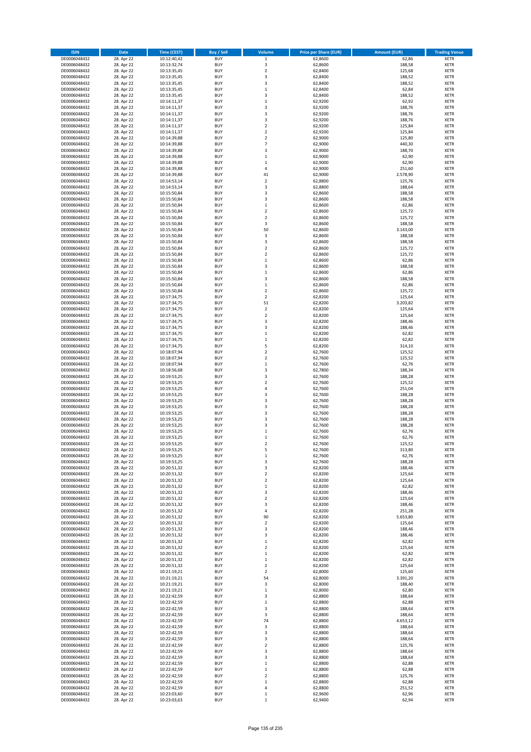| ISIN | Date | Time (CEST) | Buy / Sell | Volume | Price per Share (EUR) | Amount (EUR) | Trading Venue |
|---|---|---|---|---|---|---|---|
| DE0006048432 | 28. Apr 22 | 10:12:40,42 | BUY | 1 | 62,8600 | 62,86 | XETR |
| DE0006048432 | 28. Apr 22 | 10:13:32,74 | BUY | 3 | 62,8600 | 188,58 | XETR |
| DE0006048432 | 28. Apr 22 | 10:13:35,45 | BUY | 2 | 62,8400 | 125,68 | XETR |
| DE0006048432 | 28. Apr 22 | 10:13:35,45 | BUY | 3 | 62,8400 | 188,52 | XETR |
| DE0006048432 | 28. Apr 22 | 10:13:35,45 | BUY | 3 | 62,8400 | 188,52 | XETR |
| DE0006048432 | 28. Apr 22 | 10:13:35,45 | BUY | 1 | 62,8400 | 62,84 | XETR |
| DE0006048432 | 28. Apr 22 | 10:13:35,45 | BUY | 3 | 62,8400 | 188,52 | XETR |
| DE0006048432 | 28. Apr 22 | 10:14:11,37 | BUY | 1 | 62,9200 | 62,92 | XETR |
| DE0006048432 | 28. Apr 22 | 10:14:11,37 | BUY | 3 | 62,9200 | 188,76 | XETR |
| DE0006048432 | 28. Apr 22 | 10:14:11,37 | BUY | 3 | 62,9200 | 188,76 | XETR |
| DE0006048432 | 28. Apr 22 | 10:14:11,37 | BUY | 3 | 62,9200 | 188,76 | XETR |
| DE0006048432 | 28. Apr 22 | 10:14:11,37 | BUY | 2 | 62,9200 | 125,84 | XETR |
| DE0006048432 | 28. Apr 22 | 10:14:11,37 | BUY | 2 | 62,9200 | 125,84 | XETR |
| DE0006048432 | 28. Apr 22 | 10:14:39,88 | BUY | 2 | 62,9000 | 125,80 | XETR |
| DE0006048432 | 28. Apr 22 | 10:14:39,88 | BUY | 7 | 62,9000 | 440,30 | XETR |
| DE0006048432 | 28. Apr 22 | 10:14:39,88 | BUY | 3 | 62,9000 | 188,70 | XETR |
| DE0006048432 | 28. Apr 22 | 10:14:39,88 | BUY | 1 | 62,9000 | 62,90 | XETR |
| DE0006048432 | 28. Apr 22 | 10:14:39,88 | BUY | 1 | 62,9000 | 62,90 | XETR |
| DE0006048432 | 28. Apr 22 | 10:14:39,88 | BUY | 4 | 62,9000 | 251,60 | XETR |
| DE0006048432 | 28. Apr 22 | 10:14:39,88 | BUY | 41 | 62,9000 | 2.578,90 | XETR |
| DE0006048432 | 28. Apr 22 | 10:14:53,14 | BUY | 2 | 62,8800 | 125,76 | XETR |
| DE0006048432 | 28. Apr 22 | 10:14:53,14 | BUY | 3 | 62,8800 | 188,64 | XETR |
| DE0006048432 | 28. Apr 22 | 10:15:50,84 | BUY | 3 | 62,8600 | 188,58 | XETR |
| DE0006048432 | 28. Apr 22 | 10:15:50,84 | BUY | 3 | 62,8600 | 188,58 | XETR |
| DE0006048432 | 28. Apr 22 | 10:15:50,84 | BUY | 1 | 62,8600 | 62,86 | XETR |
| DE0006048432 | 28. Apr 22 | 10:15:50,84 | BUY | 2 | 62,8600 | 125,72 | XETR |
| DE0006048432 | 28. Apr 22 | 10:15:50,84 | BUY | 2 | 62,8600 | 125,72 | XETR |
| DE0006048432 | 28. Apr 22 | 10:15:50,84 | BUY | 3 | 62,8600 | 188,58 | XETR |
| DE0006048432 | 28. Apr 22 | 10:15:50,84 | BUY | 50 | 62,8600 | 3.143,00 | XETR |
| DE0006048432 | 28. Apr 22 | 10:15:50,84 | BUY | 3 | 62,8600 | 188,58 | XETR |
| DE0006048432 | 28. Apr 22 | 10:15:50,84 | BUY | 3 | 62,8600 | 188,58 | XETR |
| DE0006048432 | 28. Apr 22 | 10:15:50,84 | BUY | 2 | 62,8600 | 125,72 | XETR |
| DE0006048432 | 28. Apr 22 | 10:15:50,84 | BUY | 2 | 62,8600 | 125,72 | XETR |
| DE0006048432 | 28. Apr 22 | 10:15:50,84 | BUY | 1 | 62,8600 | 62,86 | XETR |
| DE0006048432 | 28. Apr 22 | 10:15:50,84 | BUY | 3 | 62,8600 | 188,58 | XETR |
| DE0006048432 | 28. Apr 22 | 10:15:50,84 | BUY | 1 | 62,8600 | 62,86 | XETR |
| DE0006048432 | 28. Apr 22 | 10:15:50,84 | BUY | 3 | 62,8600 | 188,58 | XETR |
| DE0006048432 | 28. Apr 22 | 10:15:50,84 | BUY | 1 | 62,8600 | 62,86 | XETR |
| DE0006048432 | 28. Apr 22 | 10:15:50,84 | BUY | 2 | 62,8600 | 125,72 | XETR |
| DE0006048432 | 28. Apr 22 | 10:17:34,75 | BUY | 2 | 62,8200 | 125,64 | XETR |
| DE0006048432 | 28. Apr 22 | 10:17:34,75 | BUY | 51 | 62,8200 | 3.203,82 | XETR |
| DE0006048432 | 28. Apr 22 | 10:17:34,75 | BUY | 2 | 62,8200 | 125,64 | XETR |
| DE0006048432 | 28. Apr 22 | 10:17:34,75 | BUY | 2 | 62,8200 | 125,64 | XETR |
| DE0006048432 | 28. Apr 22 | 10:17:34,75 | BUY | 3 | 62,8200 | 188,46 | XETR |
| DE0006048432 | 28. Apr 22 | 10:17:34,75 | BUY | 3 | 62,8200 | 188,46 | XETR |
| DE0006048432 | 28. Apr 22 | 10:17:34,75 | BUY | 1 | 62,8200 | 62,82 | XETR |
| DE0006048432 | 28. Apr 22 | 10:17:34,75 | BUY | 1 | 62,8200 | 62,82 | XETR |
| DE0006048432 | 28. Apr 22 | 10:17:34,75 | BUY | 5 | 62,8200 | 314,10 | XETR |
| DE0006048432 | 28. Apr 22 | 10:18:07,94 | BUY | 2 | 62,7600 | 125,52 | XETR |
| DE0006048432 | 28. Apr 22 | 10:18:07,94 | BUY | 2 | 62,7600 | 125,52 | XETR |
| DE0006048432 | 28. Apr 22 | 10:18:07,94 | BUY | 1 | 62,7600 | 62,76 | XETR |
| DE0006048432 | 28. Apr 22 | 10:18:56,68 | BUY | 3 | 62,7800 | 188,34 | XETR |
| DE0006048432 | 28. Apr 22 | 10:19:53,25 | BUY | 3 | 62,7600 | 188,28 | XETR |
| DE0006048432 | 28. Apr 22 | 10:19:53,25 | BUY | 2 | 62,7600 | 125,52 | XETR |
| DE0006048432 | 28. Apr 22 | 10:19:53,25 | BUY | 4 | 62,7600 | 251,04 | XETR |
| DE0006048432 | 28. Apr 22 | 10:19:53,25 | BUY | 3 | 62,7600 | 188,28 | XETR |
| DE0006048432 | 28. Apr 22 | 10:19:53,25 | BUY | 3 | 62,7600 | 188,28 | XETR |
| DE0006048432 | 28. Apr 22 | 10:19:53,25 | BUY | 3 | 62,7600 | 188,28 | XETR |
| DE0006048432 | 28. Apr 22 | 10:19:53,25 | BUY | 3 | 62,7600 | 188,28 | XETR |
| DE0006048432 | 28. Apr 22 | 10:19:53,25 | BUY | 3 | 62,7600 | 188,28 | XETR |
| DE0006048432 | 28. Apr 22 | 10:19:53,25 | BUY | 3 | 62,7600 | 188,28 | XETR |
| DE0006048432 | 28. Apr 22 | 10:19:53,25 | BUY | 1 | 62,7600 | 62,76 | XETR |
| DE0006048432 | 28. Apr 22 | 10:19:53,25 | BUY | 1 | 62,7600 | 62,76 | XETR |
| DE0006048432 | 28. Apr 22 | 10:19:53,25 | BUY | 2 | 62,7600 | 125,52 | XETR |
| DE0006048432 | 28. Apr 22 | 10:19:53,25 | BUY | 5 | 62,7600 | 313,80 | XETR |
| DE0006048432 | 28. Apr 22 | 10:19:53,25 | BUY | 1 | 62,7600 | 62,76 | XETR |
| DE0006048432 | 28. Apr 22 | 10:19:53,25 | BUY | 3 | 62,7600 | 188,28 | XETR |
| DE0006048432 | 28. Apr 22 | 10:20:51,32 | BUY | 3 | 62,8200 | 188,46 | XETR |
| DE0006048432 | 28. Apr 22 | 10:20:51,32 | BUY | 2 | 62,8200 | 125,64 | XETR |
| DE0006048432 | 28. Apr 22 | 10:20:51,32 | BUY | 2 | 62,8200 | 125,64 | XETR |
| DE0006048432 | 28. Apr 22 | 10:20:51,32 | BUY | 1 | 62,8200 | 62,82 | XETR |
| DE0006048432 | 28. Apr 22 | 10:20:51,32 | BUY | 3 | 62,8200 | 188,46 | XETR |
| DE0006048432 | 28. Apr 22 | 10:20:51,32 | BUY | 2 | 62,8200 | 125,64 | XETR |
| DE0006048432 | 28. Apr 22 | 10:20:51,32 | BUY | 3 | 62,8200 | 188,46 | XETR |
| DE0006048432 | 28. Apr 22 | 10:20:51,32 | BUY | 4 | 62,8200 | 251,28 | XETR |
| DE0006048432 | 28. Apr 22 | 10:20:51,32 | BUY | 90 | 62,8200 | 5.653,80 | XETR |
| DE0006048432 | 28. Apr 22 | 10:20:51,32 | BUY | 2 | 62,8200 | 125,64 | XETR |
| DE0006048432 | 28. Apr 22 | 10:20:51,32 | BUY | 3 | 62,8200 | 188,46 | XETR |
| DE0006048432 | 28. Apr 22 | 10:20:51,32 | BUY | 3 | 62,8200 | 188,46 | XETR |
| DE0006048432 | 28. Apr 22 | 10:20:51,32 | BUY | 1 | 62,8200 | 62,82 | XETR |
| DE0006048432 | 28. Apr 22 | 10:20:51,32 | BUY | 2 | 62,8200 | 125,64 | XETR |
| DE0006048432 | 28. Apr 22 | 10:20:51,32 | BUY | 1 | 62,8200 | 62,82 | XETR |
| DE0006048432 | 28. Apr 22 | 10:20:51,32 | BUY | 1 | 62,8200 | 62,82 | XETR |
| DE0006048432 | 28. Apr 22 | 10:20:51,32 | BUY | 2 | 62,8200 | 125,64 | XETR |
| DE0006048432 | 28. Apr 22 | 10:21:19,21 | BUY | 2 | 62,8000 | 125,60 | XETR |
| DE0006048432 | 28. Apr 22 | 10:21:19,21 | BUY | 54 | 62,8000 | 3.391,20 | XETR |
| DE0006048432 | 28. Apr 22 | 10:21:19,21 | BUY | 3 | 62,8000 | 188,40 | XETR |
| DE0006048432 | 28. Apr 22 | 10:21:19,21 | BUY | 1 | 62,8000 | 62,80 | XETR |
| DE0006048432 | 28. Apr 22 | 10:22:42,59 | BUY | 3 | 62,8800 | 188,64 | XETR |
| DE0006048432 | 28. Apr 22 | 10:22:42,59 | BUY | 1 | 62,8800 | 62,88 | XETR |
| DE0006048432 | 28. Apr 22 | 10:22:42,59 | BUY | 3 | 62,8800 | 188,64 | XETR |
| DE0006048432 | 28. Apr 22 | 10:22:42,59 | BUY | 3 | 62,8800 | 188,64 | XETR |
| DE0006048432 | 28. Apr 22 | 10:22:42,59 | BUY | 74 | 62,8800 | 4.653,12 | XETR |
| DE0006048432 | 28. Apr 22 | 10:22:42,59 | BUY | 3 | 62,8800 | 188,64 | XETR |
| DE0006048432 | 28. Apr 22 | 10:22:42,59 | BUY | 3 | 62,8800 | 188,64 | XETR |
| DE0006048432 | 28. Apr 22 | 10:22:42,59 | BUY | 3 | 62,8800 | 188,64 | XETR |
| DE0006048432 | 28. Apr 22 | 10:22:42,59 | BUY | 2 | 62,8800 | 125,76 | XETR |
| DE0006048432 | 28. Apr 22 | 10:22:42,59 | BUY | 3 | 62,8800 | 188,64 | XETR |
| DE0006048432 | 28. Apr 22 | 10:22:42,59 | BUY | 3 | 62,8800 | 188,64 | XETR |
| DE0006048432 | 28. Apr 22 | 10:22:42,59 | BUY | 1 | 62,8800 | 62,88 | XETR |
| DE0006048432 | 28. Apr 22 | 10:22:42,59 | BUY | 1 | 62,8800 | 62,88 | XETR |
| DE0006048432 | 28. Apr 22 | 10:22:42,59 | BUY | 2 | 62,8800 | 125,76 | XETR |
| DE0006048432 | 28. Apr 22 | 10:22:42,59 | BUY | 1 | 62,8800 | 62,88 | XETR |
| DE0006048432 | 28. Apr 22 | 10:22:42,59 | BUY | 4 | 62,8800 | 251,52 | XETR |
| DE0006048432 | 28. Apr 22 | 10:23:03,60 | BUY | 1 | 62,9600 | 62,96 | XETR |
| DE0006048432 | 28. Apr 22 | 10:23:03,63 | BUY | 1 | 62,9400 | 62,94 | XETR |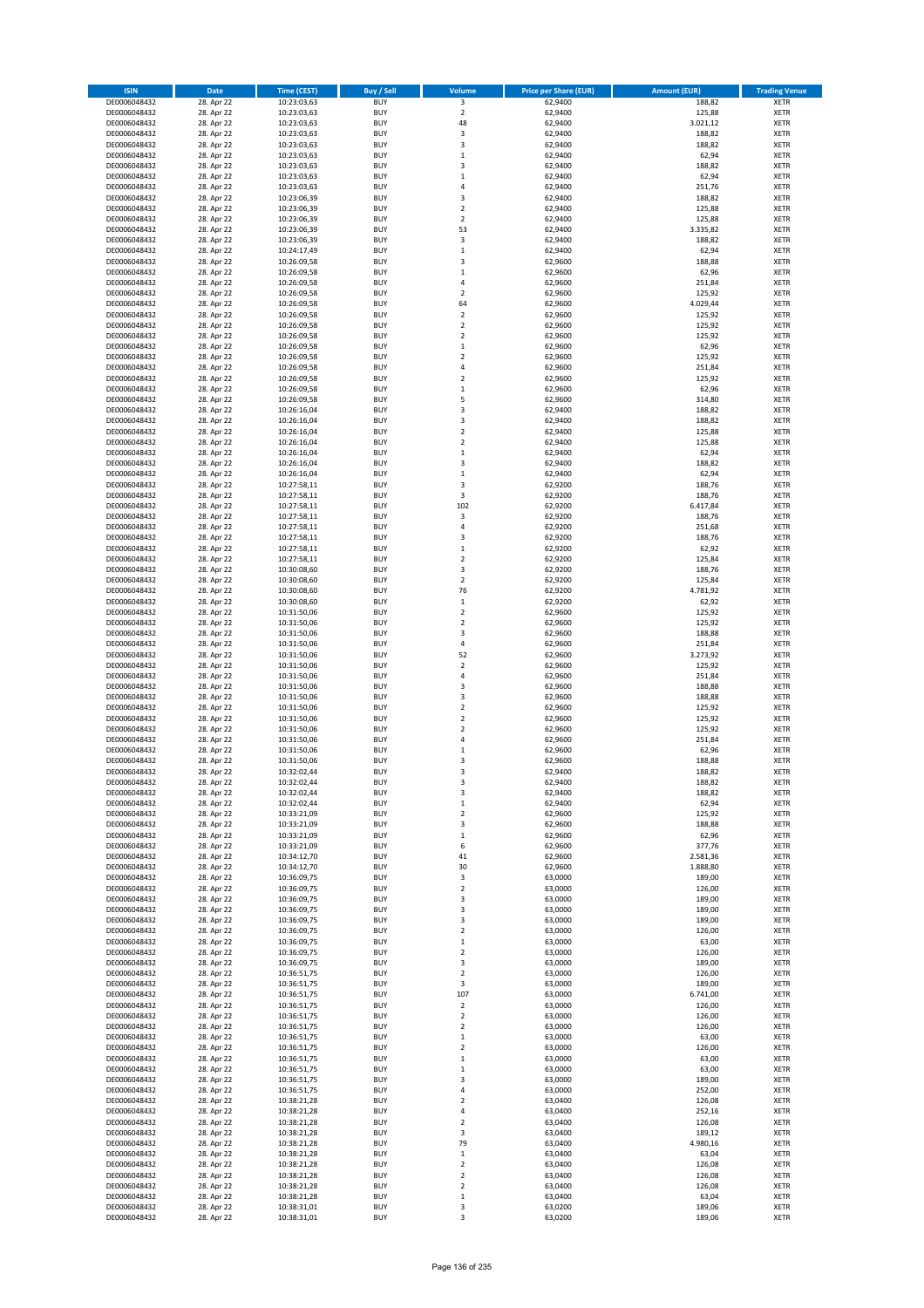| ISIN | Date | Time (CEST) | Buy / Sell | Volume | Price per Share (EUR) | Amount (EUR) | Trading Venue |
|---|---|---|---|---|---|---|---|
| DE0006048432 | 28. Apr 22 | 10:23:03,63 | BUY | 3 | 62,9400 | 188,82 | XETR |
| DE0006048432 | 28. Apr 22 | 10:23:03,63 | BUY | 2 | 62,9400 | 125,88 | XETR |
| DE0006048432 | 28. Apr 22 | 10:23:03,63 | BUY | 48 | 62,9400 | 3.021,12 | XETR |
| DE0006048432 | 28. Apr 22 | 10:23:03,63 | BUY | 3 | 62,9400 | 188,82 | XETR |
| DE0006048432 | 28. Apr 22 | 10:23:03,63 | BUY | 3 | 62,9400 | 188,82 | XETR |
| DE0006048432 | 28. Apr 22 | 10:23:03,63 | BUY | 1 | 62,9400 | 62,94 | XETR |
| DE0006048432 | 28. Apr 22 | 10:23:03,63 | BUY | 3 | 62,9400 | 188,82 | XETR |
| DE0006048432 | 28. Apr 22 | 10:23:03,63 | BUY | 1 | 62,9400 | 62,94 | XETR |
| DE0006048432 | 28. Apr 22 | 10:23:03,63 | BUY | 4 | 62,9400 | 251,76 | XETR |
| DE0006048432 | 28. Apr 22 | 10:23:06,39 | BUY | 3 | 62,9400 | 188,82 | XETR |
| DE0006048432 | 28. Apr 22 | 10:23:06,39 | BUY | 2 | 62,9400 | 125,88 | XETR |
| DE0006048432 | 28. Apr 22 | 10:23:06,39 | BUY | 2 | 62,9400 | 125,88 | XETR |
| DE0006048432 | 28. Apr 22 | 10:23:06,39 | BUY | 53 | 62,9400 | 3.335,82 | XETR |
| DE0006048432 | 28. Apr 22 | 10:23:06,39 | BUY | 3 | 62,9400 | 188,82 | XETR |
| DE0006048432 | 28. Apr 22 | 10:24:17,49 | BUY | 1 | 62,9400 | 62,94 | XETR |
| DE0006048432 | 28. Apr 22 | 10:26:09,58 | BUY | 3 | 62,9600 | 188,88 | XETR |
| DE0006048432 | 28. Apr 22 | 10:26:09,58 | BUY | 1 | 62,9600 | 62,96 | XETR |
| DE0006048432 | 28. Apr 22 | 10:26:09,58 | BUY | 4 | 62,9600 | 251,84 | XETR |
| DE0006048432 | 28. Apr 22 | 10:26:09,58 | BUY | 2 | 62,9600 | 125,92 | XETR |
| DE0006048432 | 28. Apr 22 | 10:26:09,58 | BUY | 64 | 62,9600 | 4.029,44 | XETR |
| DE0006048432 | 28. Apr 22 | 10:26:09,58 | BUY | 2 | 62,9600 | 125,92 | XETR |
| DE0006048432 | 28. Apr 22 | 10:26:09,58 | BUY | 2 | 62,9600 | 125,92 | XETR |
| DE0006048432 | 28. Apr 22 | 10:26:09,58 | BUY | 2 | 62,9600 | 125,92 | XETR |
| DE0006048432 | 28. Apr 22 | 10:26:09,58 | BUY | 1 | 62,9600 | 62,96 | XETR |
| DE0006048432 | 28. Apr 22 | 10:26:09,58 | BUY | 2 | 62,9600 | 125,92 | XETR |
| DE0006048432 | 28. Apr 22 | 10:26:09,58 | BUY | 4 | 62,9600 | 251,84 | XETR |
| DE0006048432 | 28. Apr 22 | 10:26:09,58 | BUY | 2 | 62,9600 | 125,92 | XETR |
| DE0006048432 | 28. Apr 22 | 10:26:09,58 | BUY | 1 | 62,9600 | 62,96 | XETR |
| DE0006048432 | 28. Apr 22 | 10:26:09,58 | BUY | 5 | 62,9600 | 314,80 | XETR |
| DE0006048432 | 28. Apr 22 | 10:26:16,04 | BUY | 3 | 62,9400 | 188,82 | XETR |
| DE0006048432 | 28. Apr 22 | 10:26:16,04 | BUY | 3 | 62,9400 | 188,82 | XETR |
| DE0006048432 | 28. Apr 22 | 10:26:16,04 | BUY | 2 | 62,9400 | 125,88 | XETR |
| DE0006048432 | 28. Apr 22 | 10:26:16,04 | BUY | 2 | 62,9400 | 125,88 | XETR |
| DE0006048432 | 28. Apr 22 | 10:26:16,04 | BUY | 1 | 62,9400 | 62,94 | XETR |
| DE0006048432 | 28. Apr 22 | 10:26:16,04 | BUY | 3 | 62,9400 | 188,82 | XETR |
| DE0006048432 | 28. Apr 22 | 10:26:16,04 | BUY | 1 | 62,9400 | 62,94 | XETR |
| DE0006048432 | 28. Apr 22 | 10:27:58,11 | BUY | 3 | 62,9200 | 188,76 | XETR |
| DE0006048432 | 28. Apr 22 | 10:27:58,11 | BUY | 3 | 62,9200 | 188,76 | XETR |
| DE0006048432 | 28. Apr 22 | 10:27:58,11 | BUY | 102 | 62,9200 | 6.417,84 | XETR |
| DE0006048432 | 28. Apr 22 | 10:27:58,11 | BUY | 3 | 62,9200 | 188,76 | XETR |
| DE0006048432 | 28. Apr 22 | 10:27:58,11 | BUY | 4 | 62,9200 | 251,68 | XETR |
| DE0006048432 | 28. Apr 22 | 10:27:58,11 | BUY | 3 | 62,9200 | 188,76 | XETR |
| DE0006048432 | 28. Apr 22 | 10:27:58,11 | BUY | 1 | 62,9200 | 62,92 | XETR |
| DE0006048432 | 28. Apr 22 | 10:27:58,11 | BUY | 2 | 62,9200 | 125,84 | XETR |
| DE0006048432 | 28. Apr 22 | 10:30:08,60 | BUY | 3 | 62,9200 | 188,76 | XETR |
| DE0006048432 | 28. Apr 22 | 10:30:08,60 | BUY | 2 | 62,9200 | 125,84 | XETR |
| DE0006048432 | 28. Apr 22 | 10:30:08,60 | BUY | 76 | 62,9200 | 4.781,92 | XETR |
| DE0006048432 | 28. Apr 22 | 10:30:08,60 | BUY | 1 | 62,9200 | 62,92 | XETR |
| DE0006048432 | 28. Apr 22 | 10:31:50,06 | BUY | 2 | 62,9600 | 125,92 | XETR |
| DE0006048432 | 28. Apr 22 | 10:31:50,06 | BUY | 2 | 62,9600 | 125,92 | XETR |
| DE0006048432 | 28. Apr 22 | 10:31:50,06 | BUY | 3 | 62,9600 | 188,88 | XETR |
| DE0006048432 | 28. Apr 22 | 10:31:50,06 | BUY | 4 | 62,9600 | 251,84 | XETR |
| DE0006048432 | 28. Apr 22 | 10:31:50,06 | BUY | 52 | 62,9600 | 3.273,92 | XETR |
| DE0006048432 | 28. Apr 22 | 10:31:50,06 | BUY | 2 | 62,9600 | 125,92 | XETR |
| DE0006048432 | 28. Apr 22 | 10:31:50,06 | BUY | 4 | 62,9600 | 251,84 | XETR |
| DE0006048432 | 28. Apr 22 | 10:31:50,06 | BUY | 3 | 62,9600 | 188,88 | XETR |
| DE0006048432 | 28. Apr 22 | 10:31:50,06 | BUY | 3 | 62,9600 | 188,88 | XETR |
| DE0006048432 | 28. Apr 22 | 10:31:50,06 | BUY | 2 | 62,9600 | 125,92 | XETR |
| DE0006048432 | 28. Apr 22 | 10:31:50,06 | BUY | 2 | 62,9600 | 125,92 | XETR |
| DE0006048432 | 28. Apr 22 | 10:31:50,06 | BUY | 2 | 62,9600 | 125,92 | XETR |
| DE0006048432 | 28. Apr 22 | 10:31:50,06 | BUY | 4 | 62,9600 | 251,84 | XETR |
| DE0006048432 | 28. Apr 22 | 10:31:50,06 | BUY | 1 | 62,9600 | 62,96 | XETR |
| DE0006048432 | 28. Apr 22 | 10:31:50,06 | BUY | 3 | 62,9600 | 188,88 | XETR |
| DE0006048432 | 28. Apr 22 | 10:32:02,44 | BUY | 3 | 62,9400 | 188,82 | XETR |
| DE0006048432 | 28. Apr 22 | 10:32:02,44 | BUY | 3 | 62,9400 | 188,82 | XETR |
| DE0006048432 | 28. Apr 22 | 10:32:02,44 | BUY | 3 | 62,9400 | 188,82 | XETR |
| DE0006048432 | 28. Apr 22 | 10:32:02,44 | BUY | 1 | 62,9400 | 62,94 | XETR |
| DE0006048432 | 28. Apr 22 | 10:33:21,09 | BUY | 2 | 62,9600 | 125,92 | XETR |
| DE0006048432 | 28. Apr 22 | 10:33:21,09 | BUY | 3 | 62,9600 | 188,88 | XETR |
| DE0006048432 | 28. Apr 22 | 10:33:21,09 | BUY | 1 | 62,9600 | 62,96 | XETR |
| DE0006048432 | 28. Apr 22 | 10:33:21,09 | BUY | 6 | 62,9600 | 377,76 | XETR |
| DE0006048432 | 28. Apr 22 | 10:34:12,70 | BUY | 41 | 62,9600 | 2.581,36 | XETR |
| DE0006048432 | 28. Apr 22 | 10:34:12,70 | BUY | 30 | 62,9600 | 1.888,80 | XETR |
| DE0006048432 | 28. Apr 22 | 10:36:09,75 | BUY | 3 | 63,0000 | 189,00 | XETR |
| DE0006048432 | 28. Apr 22 | 10:36:09,75 | BUY | 2 | 63,0000 | 126,00 | XETR |
| DE0006048432 | 28. Apr 22 | 10:36:09,75 | BUY | 3 | 63,0000 | 189,00 | XETR |
| DE0006048432 | 28. Apr 22 | 10:36:09,75 | BUY | 3 | 63,0000 | 189,00 | XETR |
| DE0006048432 | 28. Apr 22 | 10:36:09,75 | BUY | 3 | 63,0000 | 189,00 | XETR |
| DE0006048432 | 28. Apr 22 | 10:36:09,75 | BUY | 2 | 63,0000 | 126,00 | XETR |
| DE0006048432 | 28. Apr 22 | 10:36:09,75 | BUY | 1 | 63,0000 | 63,00 | XETR |
| DE0006048432 | 28. Apr 22 | 10:36:09,75 | BUY | 2 | 63,0000 | 126,00 | XETR |
| DE0006048432 | 28. Apr 22 | 10:36:09,75 | BUY | 3 | 63,0000 | 189,00 | XETR |
| DE0006048432 | 28. Apr 22 | 10:36:51,75 | BUY | 2 | 63,0000 | 126,00 | XETR |
| DE0006048432 | 28. Apr 22 | 10:36:51,75 | BUY | 3 | 63,0000 | 189,00 | XETR |
| DE0006048432 | 28. Apr 22 | 10:36:51,75 | BUY | 107 | 63,0000 | 6.741,00 | XETR |
| DE0006048432 | 28. Apr 22 | 10:36:51,75 | BUY | 2 | 63,0000 | 126,00 | XETR |
| DE0006048432 | 28. Apr 22 | 10:36:51,75 | BUY | 2 | 63,0000 | 126,00 | XETR |
| DE0006048432 | 28. Apr 22 | 10:36:51,75 | BUY | 2 | 63,0000 | 126,00 | XETR |
| DE0006048432 | 28. Apr 22 | 10:36:51,75 | BUY | 1 | 63,0000 | 63,00 | XETR |
| DE0006048432 | 28. Apr 22 | 10:36:51,75 | BUY | 2 | 63,0000 | 126,00 | XETR |
| DE0006048432 | 28. Apr 22 | 10:36:51,75 | BUY | 1 | 63,0000 | 63,00 | XETR |
| DE0006048432 | 28. Apr 22 | 10:36:51,75 | BUY | 1 | 63,0000 | 63,00 | XETR |
| DE0006048432 | 28. Apr 22 | 10:36:51,75 | BUY | 3 | 63,0000 | 189,00 | XETR |
| DE0006048432 | 28. Apr 22 | 10:36:51,75 | BUY | 4 | 63,0000 | 252,00 | XETR |
| DE0006048432 | 28. Apr 22 | 10:38:21,28 | BUY | 2 | 63,0400 | 126,08 | XETR |
| DE0006048432 | 28. Apr 22 | 10:38:21,28 | BUY | 4 | 63,0400 | 252,16 | XETR |
| DE0006048432 | 28. Apr 22 | 10:38:21,28 | BUY | 2 | 63,0400 | 126,08 | XETR |
| DE0006048432 | 28. Apr 22 | 10:38:21,28 | BUY | 3 | 63,0400 | 189,12 | XETR |
| DE0006048432 | 28. Apr 22 | 10:38:21,28 | BUY | 79 | 63,0400 | 4.980,16 | XETR |
| DE0006048432 | 28. Apr 22 | 10:38:21,28 | BUY | 1 | 63,0400 | 63,04 | XETR |
| DE0006048432 | 28. Apr 22 | 10:38:21,28 | BUY | 2 | 63,0400 | 126,08 | XETR |
| DE0006048432 | 28. Apr 22 | 10:38:21,28 | BUY | 2 | 63,0400 | 126,08 | XETR |
| DE0006048432 | 28. Apr 22 | 10:38:21,28 | BUY | 2 | 63,0400 | 126,08 | XETR |
| DE0006048432 | 28. Apr 22 | 10:38:21,28 | BUY | 1 | 63,0400 | 63,04 | XETR |
| DE0006048432 | 28. Apr 22 | 10:38:31,01 | BUY | 3 | 63,0200 | 189,06 | XETR |
| DE0006048432 | 28. Apr 22 | 10:38:31,01 | BUY | 3 | 63,0200 | 189,06 | XETR |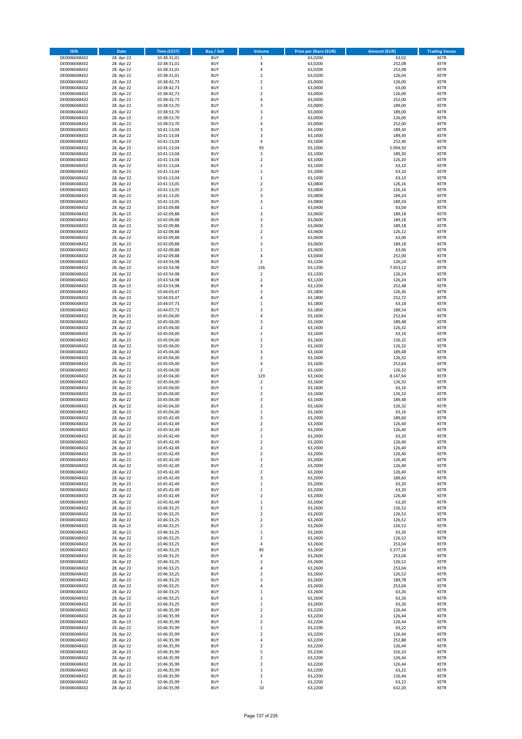| ISIN | Date | Time (CEST) | Buy / Sell | Volume | Price per Share (EUR) | Amount (EUR) | Trading Venue |
|---|---|---|---|---|---|---|---|
| DE0006048432 | 28. Apr 22 | 10:38:31,01 | BUY | 1 | 63,0200 | 63,02 | XETR |
| DE0006048432 | 28. Apr 22 | 10:38:31,01 | BUY | 4 | 63,0200 | 252,08 | XETR |
| DE0006048432 | 28. Apr 22 | 10:38:31,01 | BUY | 4 | 63,0200 | 252,08 | XETR |
| DE0006048432 | 28. Apr 22 | 10:38:31,01 | BUY | 2 | 63,0200 | 126,04 | XETR |
| DE0006048432 | 28. Apr 22 | 10:38:42,73 | BUY | 2 | 63,0000 | 126,00 | XETR |
| DE0006048432 | 28. Apr 22 | 10:38:42,73 | BUY | 1 | 63,0000 | 63,00 | XETR |
| DE0006048432 | 28. Apr 22 | 10:38:42,73 | BUY | 2 | 63,0000 | 126,00 | XETR |
| DE0006048432 | 28. Apr 22 | 10:38:42,73 | BUY | 4 | 63,0000 | 252,00 | XETR |
| DE0006048432 | 28. Apr 22 | 10:38:53,70 | BUY | 3 | 63,0000 | 189,00 | XETR |
| DE0006048432 | 28. Apr 22 | 10:38:53,70 | BUY | 3 | 63,0000 | 189,00 | XETR |
| DE0006048432 | 28. Apr 22 | 10:38:53,70 | BUY | 2 | 63,0000 | 126,00 | XETR |
| DE0006048432 | 28. Apr 22 | 10:38:53,70 | BUY | 4 | 63,0000 | 252,00 | XETR |
| DE0006048432 | 28. Apr 22 | 10:41:13,04 | BUY | 3 | 63,1000 | 189,30 | XETR |
| DE0006048432 | 28. Apr 22 | 10:41:13,04 | BUY | 3 | 63,1000 | 189,30 | XETR |
| DE0006048432 | 28. Apr 22 | 10:41:13,04 | BUY | 4 | 63,1000 | 252,40 | XETR |
| DE0006048432 | 28. Apr 22 | 10:41:13,04 | BUY | 95 | 63,1000 | 5.994,50 | XETR |
| DE0006048432 | 28. Apr 22 | 10:41:13,04 | BUY | 3 | 63,1000 | 189,30 | XETR |
| DE0006048432 | 28. Apr 22 | 10:41:13,04 | BUY | 2 | 63,1000 | 126,20 | XETR |
| DE0006048432 | 28. Apr 22 | 10:41:13,04 | BUY | 1 | 63,1000 | 63,10 | XETR |
| DE0006048432 | 28. Apr 22 | 10:41:13,04 | BUY | 1 | 63,1000 | 63,10 | XETR |
| DE0006048432 | 28. Apr 22 | 10:41:13,04 | BUY | 1 | 63,1000 | 63,10 | XETR |
| DE0006048432 | 28. Apr 22 | 10:41:13,05 | BUY | 2 | 63,0800 | 126,16 | XETR |
| DE0006048432 | 28. Apr 22 | 10:41:13,05 | BUY | 2 | 63,0800 | 126,16 | XETR |
| DE0006048432 | 28. Apr 22 | 10:41:13,05 | BUY | 3 | 63,0800 | 189,24 | XETR |
| DE0006048432 | 28. Apr 22 | 10:41:13,05 | BUY | 3 | 63,0800 | 189,24 | XETR |
| DE0006048432 | 28. Apr 22 | 10:42:09,88 | BUY | 1 | 63,0400 | 63,04 | XETR |
| DE0006048432 | 28. Apr 22 | 10:42:09,88 | BUY | 3 | 63,0600 | 189,18 | XETR |
| DE0006048432 | 28. Apr 22 | 10:42:09,88 | BUY | 3 | 63,0600 | 189,18 | XETR |
| DE0006048432 | 28. Apr 22 | 10:42:09,88 | BUY | 3 | 63,0600 | 189,18 | XETR |
| DE0006048432 | 28. Apr 22 | 10:42:09,88 | BUY | 2 | 63,0600 | 126,12 | XETR |
| DE0006048432 | 28. Apr 22 | 10:42:09,88 | BUY | 1 | 63,0600 | 63,06 | XETR |
| DE0006048432 | 28. Apr 22 | 10:42:09,88 | BUY | 3 | 63,0600 | 189,18 | XETR |
| DE0006048432 | 28. Apr 22 | 10:42:09,88 | BUY | 1 | 63,0600 | 63,06 | XETR |
| DE0006048432 | 28. Apr 22 | 10:42:09,88 | BUY | 4 | 63,0000 | 252,00 | XETR |
| DE0006048432 | 28. Apr 22 | 10:43:54,98 | BUY | 2 | 63,1200 | 126,24 | XETR |
| DE0006048432 | 28. Apr 22 | 10:43:54,98 | BUY | 126 | 63,1200 | 7.953,12 | XETR |
| DE0006048432 | 28. Apr 22 | 10:43:54,98 | BUY | 2 | 63,1200 | 126,24 | XETR |
| DE0006048432 | 28. Apr 22 | 10:43:54,98 | BUY | 2 | 63,1200 | 126,24 | XETR |
| DE0006048432 | 28. Apr 22 | 10:43:54,98 | BUY | 4 | 63,1200 | 252,48 | XETR |
| DE0006048432 | 28. Apr 22 | 10:44:03,47 | BUY | 2 | 63,1800 | 126,36 | XETR |
| DE0006048432 | 28. Apr 22 | 10:44:03,47 | BUY | 4 | 63,1800 | 252,72 | XETR |
| DE0006048432 | 28. Apr 22 | 10:44:07,73 | BUY | 1 | 63,1800 | 63,18 | XETR |
| DE0006048432 | 28. Apr 22 | 10:44:07,73 | BUY | 3 | 63,1800 | 189,54 | XETR |
| DE0006048432 | 28. Apr 22 | 10:45:04,00 | BUY | 4 | 63,1600 | 252,64 | XETR |
| DE0006048432 | 28. Apr 22 | 10:45:04,00 | BUY | 3 | 63,1600 | 189,48 | XETR |
| DE0006048432 | 28. Apr 22 | 10:45:04,00 | BUY | 2 | 63,1600 | 126,32 | XETR |
| DE0006048432 | 28. Apr 22 | 10:45:04,00 | BUY | 1 | 63,1600 | 63,16 | XETR |
| DE0006048432 | 28. Apr 22 | 10:45:04,00 | BUY | 2 | 63,1600 | 126,32 | XETR |
| DE0006048432 | 28. Apr 22 | 10:45:04,00 | BUY | 2 | 63,1600 | 126,32 | XETR |
| DE0006048432 | 28. Apr 22 | 10:45:04,00 | BUY | 3 | 63,1600 | 189,48 | XETR |
| DE0006048432 | 28. Apr 22 | 10:45:04,00 | BUY | 2 | 63,1600 | 126,32 | XETR |
| DE0006048432 | 28. Apr 22 | 10:45:04,00 | BUY | 4 | 63,1600 | 252,64 | XETR |
| DE0006048432 | 28. Apr 22 | 10:45:04,00 | BUY | 2 | 63,1600 | 126,32 | XETR |
| DE0006048432 | 28. Apr 22 | 10:45:04,00 | BUY | 129 | 63,1600 | 8.147,64 | XETR |
| DE0006048432 | 28. Apr 22 | 10:45:04,00 | BUY | 2 | 63,1600 | 126,32 | XETR |
| DE0006048432 | 28. Apr 22 | 10:45:04,00 | BUY | 1 | 63,1600 | 63,16 | XETR |
| DE0006048432 | 28. Apr 22 | 10:45:04,00 | BUY | 2 | 63,1600 | 126,32 | XETR |
| DE0006048432 | 28. Apr 22 | 10:45:04,00 | BUY | 3 | 63,1600 | 189,48 | XETR |
| DE0006048432 | 28. Apr 22 | 10:45:04,00 | BUY | 2 | 63,1600 | 126,32 | XETR |
| DE0006048432 | 28. Apr 22 | 10:45:04,00 | BUY | 1 | 63,1600 | 63,16 | XETR |
| DE0006048432 | 28. Apr 22 | 10:45:42,49 | BUY | 3 | 63,2000 | 189,60 | XETR |
| DE0006048432 | 28. Apr 22 | 10:45:42,49 | BUY | 2 | 63,2000 | 126,40 | XETR |
| DE0006048432 | 28. Apr 22 | 10:45:42,49 | BUY | 2 | 63,2000 | 126,40 | XETR |
| DE0006048432 | 28. Apr 22 | 10:45:42,49 | BUY | 1 | 63,2000 | 63,20 | XETR |
| DE0006048432 | 28. Apr 22 | 10:45:42,49 | BUY | 2 | 63,2000 | 126,40 | XETR |
| DE0006048432 | 28. Apr 22 | 10:45:42,49 | BUY | 2 | 63,2000 | 126,40 | XETR |
| DE0006048432 | 28. Apr 22 | 10:45:42,49 | BUY | 2 | 63,2000 | 126,40 | XETR |
| DE0006048432 | 28. Apr 22 | 10:45:42,49 | BUY | 2 | 63,2000 | 126,40 | XETR |
| DE0006048432 | 28. Apr 22 | 10:45:42,49 | BUY | 2 | 63,2000 | 126,40 | XETR |
| DE0006048432 | 28. Apr 22 | 10:45:42,49 | BUY | 2 | 63,2000 | 126,40 | XETR |
| DE0006048432 | 28. Apr 22 | 10:45:42,49 | BUY | 3 | 63,2000 | 189,60 | XETR |
| DE0006048432 | 28. Apr 22 | 10:45:42,49 | BUY | 1 | 63,2000 | 63,20 | XETR |
| DE0006048432 | 28. Apr 22 | 10:45:42,49 | BUY | 1 | 63,2000 | 63,20 | XETR |
| DE0006048432 | 28. Apr 22 | 10:45:42,49 | BUY | 2 | 63,2000 | 126,40 | XETR |
| DE0006048432 | 28. Apr 22 | 10:45:42,49 | BUY | 1 | 63,2000 | 63,20 | XETR |
| DE0006048432 | 28. Apr 22 | 10:46:33,25 | BUY | 2 | 63,2600 | 126,52 | XETR |
| DE0006048432 | 28. Apr 22 | 10:46:33,25 | BUY | 2 | 63,2600 | 126,52 | XETR |
| DE0006048432 | 28. Apr 22 | 10:46:33,25 | BUY | 2 | 63,2600 | 126,52 | XETR |
| DE0006048432 | 28. Apr 22 | 10:46:33,25 | BUY | 2 | 63,2600 | 126,52 | XETR |
| DE0006048432 | 28. Apr 22 | 10:46:33,25 | BUY | 1 | 63,2600 | 63,26 | XETR |
| DE0006048432 | 28. Apr 22 | 10:46:33,25 | BUY | 2 | 63,2600 | 126,52 | XETR |
| DE0006048432 | 28. Apr 22 | 10:46:33,25 | BUY | 4 | 63,2600 | 253,04 | XETR |
| DE0006048432 | 28. Apr 22 | 10:46:33,25 | BUY | 85 | 63,2600 | 5.377,10 | XETR |
| DE0006048432 | 28. Apr 22 | 10:46:33,25 | BUY | 4 | 63,2600 | 253,04 | XETR |
| DE0006048432 | 28. Apr 22 | 10:46:33,25 | BUY | 2 | 63,2600 | 126,52 | XETR |
| DE0006048432 | 28. Apr 22 | 10:46:33,25 | BUY | 4 | 63,2600 | 253,04 | XETR |
| DE0006048432 | 28. Apr 22 | 10:46:33,25 | BUY | 2 | 63,2600 | 126,52 | XETR |
| DE0006048432 | 28. Apr 22 | 10:46:33,25 | BUY | 3 | 63,2600 | 189,78 | XETR |
| DE0006048432 | 28. Apr 22 | 10:46:33,25 | BUY | 4 | 63,2600 | 253,04 | XETR |
| DE0006048432 | 28. Apr 22 | 10:46:33,25 | BUY | 1 | 63,2600 | 63,26 | XETR |
| DE0006048432 | 28. Apr 22 | 10:46:33,25 | BUY | 1 | 63,2600 | 63,26 | XETR |
| DE0006048432 | 28. Apr 22 | 10:46:33,25 | BUY | 1 | 63,2600 | 63,26 | XETR |
| DE0006048432 | 28. Apr 22 | 10:46:35,99 | BUY | 2 | 63,2200 | 126,44 | XETR |
| DE0006048432 | 28. Apr 22 | 10:46:35,99 | BUY | 2 | 63,2200 | 126,44 | XETR |
| DE0006048432 | 28. Apr 22 | 10:46:35,99 | BUY | 2 | 63,2200 | 126,44 | XETR |
| DE0006048432 | 28. Apr 22 | 10:46:35,99 | BUY | 1 | 63,2200 | 63,22 | XETR |
| DE0006048432 | 28. Apr 22 | 10:46:35,99 | BUY | 2 | 63,2200 | 126,44 | XETR |
| DE0006048432 | 28. Apr 22 | 10:46:35,99 | BUY | 4 | 63,2200 | 252,88 | XETR |
| DE0006048432 | 28. Apr 22 | 10:46:35,99 | BUY | 2 | 63,2200 | 126,44 | XETR |
| DE0006048432 | 28. Apr 22 | 10:46:35,99 | BUY | 5 | 63,2200 | 316,10 | XETR |
| DE0006048432 | 28. Apr 22 | 10:46:35,99 | BUY | 2 | 63,2200 | 126,44 | XETR |
| DE0006048432 | 28. Apr 22 | 10:46:35,99 | BUY | 2 | 63,2200 | 126,44 | XETR |
| DE0006048432 | 28. Apr 22 | 10:46:35,99 | BUY | 1 | 63,2200 | 63,22 | XETR |
| DE0006048432 | 28. Apr 22 | 10:46:35,99 | BUY | 2 | 63,2200 | 126,44 | XETR |
| DE0006048432 | 28. Apr 22 | 10:46:35,99 | BUY | 1 | 63,2200 | 63,22 | XETR |
| DE0006048432 | 28. Apr 22 | 10:46:35,99 | BUY | 10 | 63,2200 | 632,20 | XETR |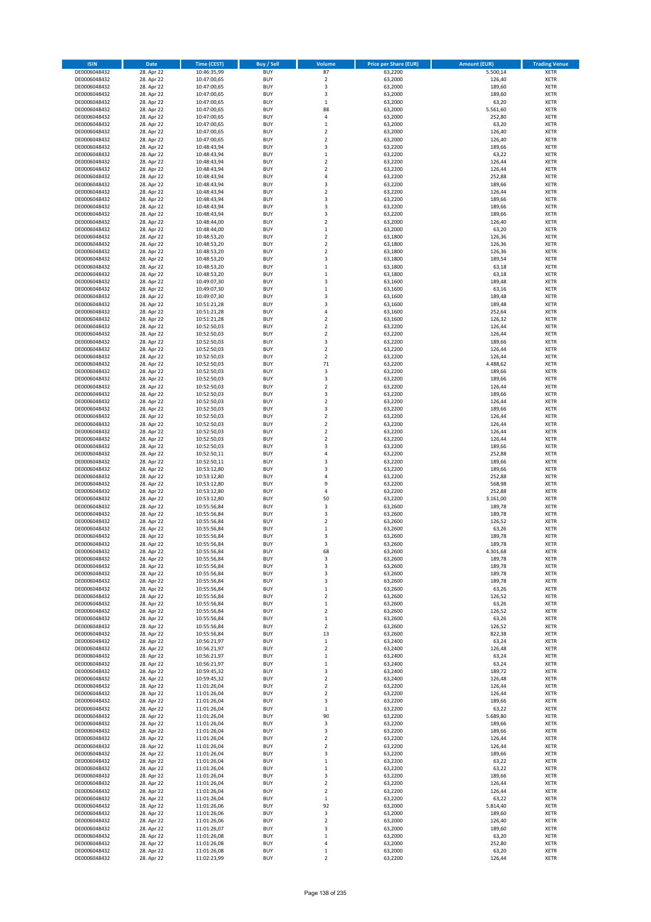| ISIN | Date | Time (CEST) | Buy / Sell | Volume | Price per Share (EUR) | Amount (EUR) | Trading Venue |
|---|---|---|---|---|---|---|---|
| DE0006048432 | 28. Apr 22 | 10:46:35,99 | BUY | 87 | 63,2200 | 5.500,14 | XETR |
| DE0006048432 | 28. Apr 22 | 10:47:00,65 | BUY | 2 | 63,2000 | 126,40 | XETR |
| DE0006048432 | 28. Apr 22 | 10:47:00,65 | BUY | 3 | 63,2000 | 189,60 | XETR |
| DE0006048432 | 28. Apr 22 | 10:47:00,65 | BUY | 3 | 63,2000 | 189,60 | XETR |
| DE0006048432 | 28. Apr 22 | 10:47:00,65 | BUY | 1 | 63,2000 | 63,20 | XETR |
| DE0006048432 | 28. Apr 22 | 10:47:00,65 | BUY | 88 | 63,2000 | 5.561,60 | XETR |
| DE0006048432 | 28. Apr 22 | 10:47:00,65 | BUY | 4 | 63,2000 | 252,80 | XETR |
| DE0006048432 | 28. Apr 22 | 10:47:00,65 | BUY | 1 | 63,2000 | 63,20 | XETR |
| DE0006048432 | 28. Apr 22 | 10:47:00,65 | BUY | 2 | 63,2000 | 126,40 | XETR |
| DE0006048432 | 28. Apr 22 | 10:47:00,65 | BUY | 2 | 63,2000 | 126,40 | XETR |
| DE0006048432 | 28. Apr 22 | 10:48:43,94 | BUY | 3 | 63,2200 | 189,66 | XETR |
| DE0006048432 | 28. Apr 22 | 10:48:43,94 | BUY | 1 | 63,2200 | 63,22 | XETR |
| DE0006048432 | 28. Apr 22 | 10:48:43,94 | BUY | 2 | 63,2200 | 126,44 | XETR |
| DE0006048432 | 28. Apr 22 | 10:48:43,94 | BUY | 2 | 63,2200 | 126,44 | XETR |
| DE0006048432 | 28. Apr 22 | 10:48:43,94 | BUY | 4 | 63,2200 | 252,88 | XETR |
| DE0006048432 | 28. Apr 22 | 10:48:43,94 | BUY | 3 | 63,2200 | 189,66 | XETR |
| DE0006048432 | 28. Apr 22 | 10:48:43,94 | BUY | 2 | 63,2200 | 126,44 | XETR |
| DE0006048432 | 28. Apr 22 | 10:48:43,94 | BUY | 3 | 63,2200 | 189,66 | XETR |
| DE0006048432 | 28. Apr 22 | 10:48:43,94 | BUY | 3 | 63,2200 | 189,66 | XETR |
| DE0006048432 | 28. Apr 22 | 10:48:43,94 | BUY | 3 | 63,2200 | 189,66 | XETR |
| DE0006048432 | 28. Apr 22 | 10:48:44,00 | BUY | 2 | 63,2000 | 126,40 | XETR |
| DE0006048432 | 28. Apr 22 | 10:48:44,00 | BUY | 1 | 63,2000 | 63,20 | XETR |
| DE0006048432 | 28. Apr 22 | 10:48:53,20 | BUY | 2 | 63,1800 | 126,36 | XETR |
| DE0006048432 | 28. Apr 22 | 10:48:53,20 | BUY | 2 | 63,1800 | 126,36 | XETR |
| DE0006048432 | 28. Apr 22 | 10:48:53,20 | BUY | 2 | 63,1800 | 126,36 | XETR |
| DE0006048432 | 28. Apr 22 | 10:48:53,20 | BUY | 3 | 63,1800 | 189,54 | XETR |
| DE0006048432 | 28. Apr 22 | 10:48:53,20 | BUY | 1 | 63,1800 | 63,18 | XETR |
| DE0006048432 | 28. Apr 22 | 10:48:53,20 | BUY | 1 | 63,1800 | 63,18 | XETR |
| DE0006048432 | 28. Apr 22 | 10:49:07,30 | BUY | 3 | 63,1600 | 189,48 | XETR |
| DE0006048432 | 28. Apr 22 | 10:49:07,30 | BUY | 1 | 63,1600 | 63,16 | XETR |
| DE0006048432 | 28. Apr 22 | 10:49:07,30 | BUY | 3 | 63,1600 | 189,48 | XETR |
| DE0006048432 | 28. Apr 22 | 10:51:21,28 | BUY | 3 | 63,1600 | 189,48 | XETR |
| DE0006048432 | 28. Apr 22 | 10:51:21,28 | BUY | 4 | 63,1600 | 252,64 | XETR |
| DE0006048432 | 28. Apr 22 | 10:51:21,28 | BUY | 2 | 63,1600 | 126,32 | XETR |
| DE0006048432 | 28. Apr 22 | 10:52:50,03 | BUY | 2 | 63,2200 | 126,44 | XETR |
| DE0006048432 | 28. Apr 22 | 10:52:50,03 | BUY | 2 | 63,2200 | 126,44 | XETR |
| DE0006048432 | 28. Apr 22 | 10:52:50,03 | BUY | 3 | 63,2200 | 189,66 | XETR |
| DE0006048432 | 28. Apr 22 | 10:52:50,03 | BUY | 2 | 63,2200 | 126,44 | XETR |
| DE0006048432 | 28. Apr 22 | 10:52:50,03 | BUY | 2 | 63,2200 | 126,44 | XETR |
| DE0006048432 | 28. Apr 22 | 10:52:50,03 | BUY | 71 | 63,2200 | 4.488,62 | XETR |
| DE0006048432 | 28. Apr 22 | 10:52:50,03 | BUY | 3 | 63,2200 | 189,66 | XETR |
| DE0006048432 | 28. Apr 22 | 10:52:50,03 | BUY | 3 | 63,2200 | 189,66 | XETR |
| DE0006048432 | 28. Apr 22 | 10:52:50,03 | BUY | 2 | 63,2200 | 126,44 | XETR |
| DE0006048432 | 28. Apr 22 | 10:52:50,03 | BUY | 3 | 63,2200 | 189,66 | XETR |
| DE0006048432 | 28. Apr 22 | 10:52:50,03 | BUY | 2 | 63,2200 | 126,44 | XETR |
| DE0006048432 | 28. Apr 22 | 10:52:50,03 | BUY | 3 | 63,2200 | 189,66 | XETR |
| DE0006048432 | 28. Apr 22 | 10:52:50,03 | BUY | 2 | 63,2200 | 126,44 | XETR |
| DE0006048432 | 28. Apr 22 | 10:52:50,03 | BUY | 2 | 63,2200 | 126,44 | XETR |
| DE0006048432 | 28. Apr 22 | 10:52:50,03 | BUY | 2 | 63,2200 | 126,44 | XETR |
| DE0006048432 | 28. Apr 22 | 10:52:50,03 | BUY | 2 | 63,2200 | 126,44 | XETR |
| DE0006048432 | 28. Apr 22 | 10:52:50,03 | BUY | 3 | 63,2200 | 189,66 | XETR |
| DE0006048432 | 28. Apr 22 | 10:52:50,11 | BUY | 4 | 63,2200 | 252,88 | XETR |
| DE0006048432 | 28. Apr 22 | 10:52:50,11 | BUY | 3 | 63,2200 | 189,66 | XETR |
| DE0006048432 | 28. Apr 22 | 10:53:12,80 | BUY | 3 | 63,2200 | 189,66 | XETR |
| DE0006048432 | 28. Apr 22 | 10:53:12,80 | BUY | 4 | 63,2200 | 252,88 | XETR |
| DE0006048432 | 28. Apr 22 | 10:53:12,80 | BUY | 9 | 63,2200 | 568,98 | XETR |
| DE0006048432 | 28. Apr 22 | 10:53:12,80 | BUY | 4 | 63,2200 | 252,88 | XETR |
| DE0006048432 | 28. Apr 22 | 10:53:12,80 | BUY | 50 | 63,2200 | 3.161,00 | XETR |
| DE0006048432 | 28. Apr 22 | 10:55:56,84 | BUY | 3 | 63,2600 | 189,78 | XETR |
| DE0006048432 | 28. Apr 22 | 10:55:56,84 | BUY | 3 | 63,2600 | 189,78 | XETR |
| DE0006048432 | 28. Apr 22 | 10:55:56,84 | BUY | 2 | 63,2600 | 126,52 | XETR |
| DE0006048432 | 28. Apr 22 | 10:55:56,84 | BUY | 1 | 63,2600 | 63,26 | XETR |
| DE0006048432 | 28. Apr 22 | 10:55:56,84 | BUY | 3 | 63,2600 | 189,78 | XETR |
| DE0006048432 | 28. Apr 22 | 10:55:56,84 | BUY | 3 | 63,2600 | 189,78 | XETR |
| DE0006048432 | 28. Apr 22 | 10:55:56,84 | BUY | 68 | 63,2600 | 4.301,68 | XETR |
| DE0006048432 | 28. Apr 22 | 10:55:56,84 | BUY | 3 | 63,2600 | 189,78 | XETR |
| DE0006048432 | 28. Apr 22 | 10:55:56,84 | BUY | 3 | 63,2600 | 189,78 | XETR |
| DE0006048432 | 28. Apr 22 | 10:55:56,84 | BUY | 3 | 63,2600 | 189,78 | XETR |
| DE0006048432 | 28. Apr 22 | 10:55:56,84 | BUY | 3 | 63,2600 | 189,78 | XETR |
| DE0006048432 | 28. Apr 22 | 10:55:56,84 | BUY | 1 | 63,2600 | 63,26 | XETR |
| DE0006048432 | 28. Apr 22 | 10:55:56,84 | BUY | 2 | 63,2600 | 126,52 | XETR |
| DE0006048432 | 28. Apr 22 | 10:55:56,84 | BUY | 1 | 63,2600 | 63,26 | XETR |
| DE0006048432 | 28. Apr 22 | 10:55:56,84 | BUY | 2 | 63,2600 | 126,52 | XETR |
| DE0006048432 | 28. Apr 22 | 10:55:56,84 | BUY | 1 | 63,2600 | 63,26 | XETR |
| DE0006048432 | 28. Apr 22 | 10:55:56,84 | BUY | 2 | 63,2600 | 126,52 | XETR |
| DE0006048432 | 28. Apr 22 | 10:55:56,84 | BUY | 13 | 63,2600 | 822,38 | XETR |
| DE0006048432 | 28. Apr 22 | 10:56:21,97 | BUY | 1 | 63,2400 | 63,24 | XETR |
| DE0006048432 | 28. Apr 22 | 10:56:21,97 | BUY | 2 | 63,2400 | 126,48 | XETR |
| DE0006048432 | 28. Apr 22 | 10:56:21,97 | BUY | 1 | 63,2400 | 63,24 | XETR |
| DE0006048432 | 28. Apr 22 | 10:56:21,97 | BUY | 1 | 63,2400 | 63,24 | XETR |
| DE0006048432 | 28. Apr 22 | 10:59:45,32 | BUY | 3 | 63,2400 | 189,72 | XETR |
| DE0006048432 | 28. Apr 22 | 10:59:45,32 | BUY | 2 | 63,2400 | 126,48 | XETR |
| DE0006048432 | 28. Apr 22 | 11:01:26,04 | BUY | 2 | 63,2200 | 126,44 | XETR |
| DE0006048432 | 28. Apr 22 | 11:01:26,04 | BUY | 2 | 63,2200 | 126,44 | XETR |
| DE0006048432 | 28. Apr 22 | 11:01:26,04 | BUY | 3 | 63,2200 | 189,66 | XETR |
| DE0006048432 | 28. Apr 22 | 11:01:26,04 | BUY | 1 | 63,2200 | 63,22 | XETR |
| DE0006048432 | 28. Apr 22 | 11:01:26,04 | BUY | 90 | 63,2200 | 5.689,80 | XETR |
| DE0006048432 | 28. Apr 22 | 11:01:26,04 | BUY | 3 | 63,2200 | 189,66 | XETR |
| DE0006048432 | 28. Apr 22 | 11:01:26,04 | BUY | 3 | 63,2200 | 189,66 | XETR |
| DE0006048432 | 28. Apr 22 | 11:01:26,04 | BUY | 2 | 63,2200 | 126,44 | XETR |
| DE0006048432 | 28. Apr 22 | 11:01:26,04 | BUY | 2 | 63,2200 | 126,44 | XETR |
| DE0006048432 | 28. Apr 22 | 11:01:26,04 | BUY | 3 | 63,2200 | 189,66 | XETR |
| DE0006048432 | 28. Apr 22 | 11:01:26,04 | BUY | 1 | 63,2200 | 63,22 | XETR |
| DE0006048432 | 28. Apr 22 | 11:01:26,04 | BUY | 1 | 63,2200 | 63,22 | XETR |
| DE0006048432 | 28. Apr 22 | 11:01:26,04 | BUY | 3 | 63,2200 | 189,66 | XETR |
| DE0006048432 | 28. Apr 22 | 11:01:26,04 | BUY | 2 | 63,2200 | 126,44 | XETR |
| DE0006048432 | 28. Apr 22 | 11:01:26,04 | BUY | 2 | 63,2200 | 126,44 | XETR |
| DE0006048432 | 28. Apr 22 | 11:01:26,04 | BUY | 1 | 63,2200 | 63,22 | XETR |
| DE0006048432 | 28. Apr 22 | 11:01:26,06 | BUY | 92 | 63,2000 | 5.814,40 | XETR |
| DE0006048432 | 28. Apr 22 | 11:01:26,06 | BUY | 3 | 63,2000 | 189,60 | XETR |
| DE0006048432 | 28. Apr 22 | 11:01:26,06 | BUY | 2 | 63,2000 | 126,40 | XETR |
| DE0006048432 | 28. Apr 22 | 11:01:26,07 | BUY | 3 | 63,2000 | 189,60 | XETR |
| DE0006048432 | 28. Apr 22 | 11:01:26,08 | BUY | 1 | 63,2000 | 63,20 | XETR |
| DE0006048432 | 28. Apr 22 | 11:01:26,08 | BUY | 4 | 63,2000 | 252,80 | XETR |
| DE0006048432 | 28. Apr 22 | 11:01:26,08 | BUY | 1 | 63,2000 | 63,20 | XETR |
| DE0006048432 | 28. Apr 22 | 11:02:23,99 | BUY | 2 | 63,2200 | 126,44 | XETR |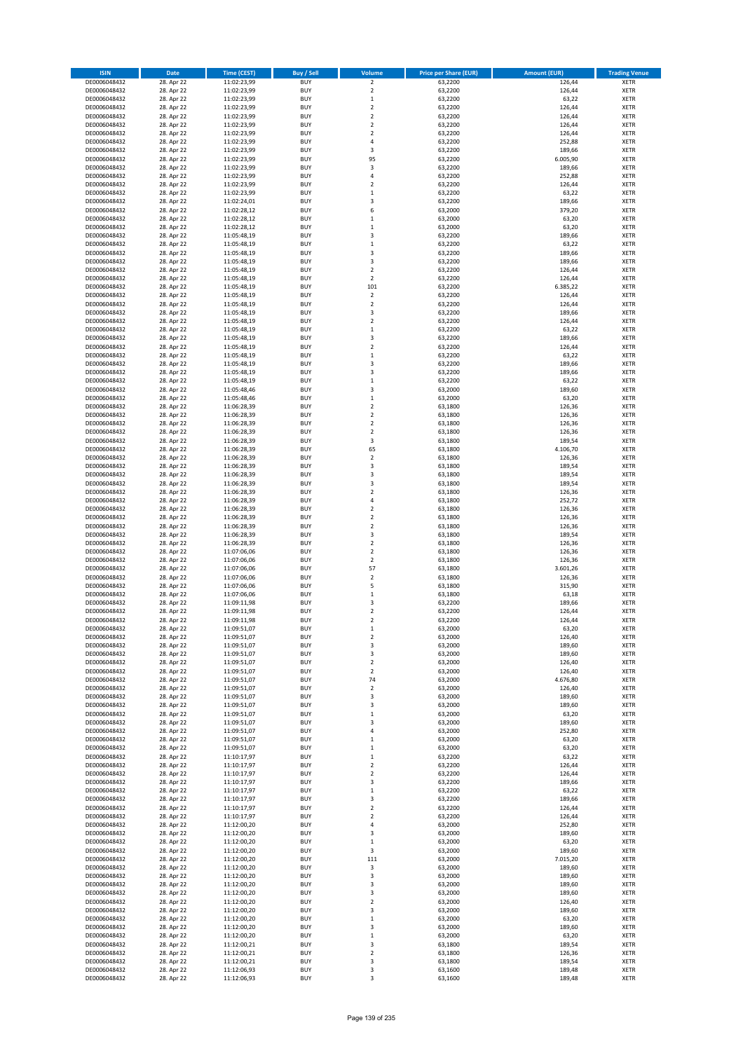| ISIN | Date | Time (CEST) | Buy / Sell | Volume | Price per Share (EUR) | Amount (EUR) | Trading Venue |
|---|---|---|---|---|---|---|---|
| DE0006048432 | 28. Apr 22 | 11:02:23,99 | BUY | 2 | 63,2200 | 126,44 | XETR |
| DE0006048432 | 28. Apr 22 | 11:02:23,99 | BUY | 2 | 63,2200 | 126,44 | XETR |
| DE0006048432 | 28. Apr 22 | 11:02:23,99 | BUY | 1 | 63,2200 | 63,22 | XETR |
| DE0006048432 | 28. Apr 22 | 11:02:23,99 | BUY | 2 | 63,2200 | 126,44 | XETR |
| DE0006048432 | 28. Apr 22 | 11:02:23,99 | BUY | 2 | 63,2200 | 126,44 | XETR |
| DE0006048432 | 28. Apr 22 | 11:02:23,99 | BUY | 2 | 63,2200 | 126,44 | XETR |
| DE0006048432 | 28. Apr 22 | 11:02:23,99 | BUY | 2 | 63,2200 | 126,44 | XETR |
| DE0006048432 | 28. Apr 22 | 11:02:23,99 | BUY | 4 | 63,2200 | 252,88 | XETR |
| DE0006048432 | 28. Apr 22 | 11:02:23,99 | BUY | 3 | 63,2200 | 189,66 | XETR |
| DE0006048432 | 28. Apr 22 | 11:02:23,99 | BUY | 95 | 63,2200 | 6.005,90 | XETR |
| DE0006048432 | 28. Apr 22 | 11:02:23,99 | BUY | 3 | 63,2200 | 189,66 | XETR |
| DE0006048432 | 28. Apr 22 | 11:02:23,99 | BUY | 4 | 63,2200 | 252,88 | XETR |
| DE0006048432 | 28. Apr 22 | 11:02:23,99 | BUY | 2 | 63,2200 | 126,44 | XETR |
| DE0006048432 | 28. Apr 22 | 11:02:23,99 | BUY | 1 | 63,2200 | 63,22 | XETR |
| DE0006048432 | 28. Apr 22 | 11:02:24,01 | BUY | 3 | 63,2200 | 189,66 | XETR |
| DE0006048432 | 28. Apr 22 | 11:02:28,12 | BUY | 6 | 63,2000 | 379,20 | XETR |
| DE0006048432 | 28. Apr 22 | 11:02:28,12 | BUY | 1 | 63,2000 | 63,20 | XETR |
| DE0006048432 | 28. Apr 22 | 11:02:28,12 | BUY | 1 | 63,2000 | 63,20 | XETR |
| DE0006048432 | 28. Apr 22 | 11:05:48,19 | BUY | 3 | 63,2200 | 189,66 | XETR |
| DE0006048432 | 28. Apr 22 | 11:05:48,19 | BUY | 1 | 63,2200 | 63,22 | XETR |
| DE0006048432 | 28. Apr 22 | 11:05:48,19 | BUY | 3 | 63,2200 | 189,66 | XETR |
| DE0006048432 | 28. Apr 22 | 11:05:48,19 | BUY | 3 | 63,2200 | 189,66 | XETR |
| DE0006048432 | 28. Apr 22 | 11:05:48,19 | BUY | 2 | 63,2200 | 126,44 | XETR |
| DE0006048432 | 28. Apr 22 | 11:05:48,19 | BUY | 2 | 63,2200 | 126,44 | XETR |
| DE0006048432 | 28. Apr 22 | 11:05:48,19 | BUY | 101 | 63,2200 | 6.385,22 | XETR |
| DE0006048432 | 28. Apr 22 | 11:05:48,19 | BUY | 2 | 63,2200 | 126,44 | XETR |
| DE0006048432 | 28. Apr 22 | 11:05:48,19 | BUY | 2 | 63,2200 | 126,44 | XETR |
| DE0006048432 | 28. Apr 22 | 11:05:48,19 | BUY | 3 | 63,2200 | 189,66 | XETR |
| DE0006048432 | 28. Apr 22 | 11:05:48,19 | BUY | 2 | 63,2200 | 126,44 | XETR |
| DE0006048432 | 28. Apr 22 | 11:05:48,19 | BUY | 1 | 63,2200 | 63,22 | XETR |
| DE0006048432 | 28. Apr 22 | 11:05:48,19 | BUY | 3 | 63,2200 | 189,66 | XETR |
| DE0006048432 | 28. Apr 22 | 11:05:48,19 | BUY | 2 | 63,2200 | 126,44 | XETR |
| DE0006048432 | 28. Apr 22 | 11:05:48,19 | BUY | 1 | 63,2200 | 63,22 | XETR |
| DE0006048432 | 28. Apr 22 | 11:05:48,19 | BUY | 3 | 63,2200 | 189,66 | XETR |
| DE0006048432 | 28. Apr 22 | 11:05:48,19 | BUY | 3 | 63,2200 | 189,66 | XETR |
| DE0006048432 | 28. Apr 22 | 11:05:48,19 | BUY | 1 | 63,2200 | 63,22 | XETR |
| DE0006048432 | 28. Apr 22 | 11:05:48,46 | BUY | 3 | 63,2000 | 189,60 | XETR |
| DE0006048432 | 28. Apr 22 | 11:05:48,46 | BUY | 1 | 63,2000 | 63,20 | XETR |
| DE0006048432 | 28. Apr 22 | 11:06:28,39 | BUY | 2 | 63,1800 | 126,36 | XETR |
| DE0006048432 | 28. Apr 22 | 11:06:28,39 | BUY | 2 | 63,1800 | 126,36 | XETR |
| DE0006048432 | 28. Apr 22 | 11:06:28,39 | BUY | 2 | 63,1800 | 126,36 | XETR |
| DE0006048432 | 28. Apr 22 | 11:06:28,39 | BUY | 2 | 63,1800 | 126,36 | XETR |
| DE0006048432 | 28. Apr 22 | 11:06:28,39 | BUY | 3 | 63,1800 | 189,54 | XETR |
| DE0006048432 | 28. Apr 22 | 11:06:28,39 | BUY | 65 | 63,1800 | 4.106,70 | XETR |
| DE0006048432 | 28. Apr 22 | 11:06:28,39 | BUY | 2 | 63,1800 | 126,36 | XETR |
| DE0006048432 | 28. Apr 22 | 11:06:28,39 | BUY | 3 | 63,1800 | 189,54 | XETR |
| DE0006048432 | 28. Apr 22 | 11:06:28,39 | BUY | 3 | 63,1800 | 189,54 | XETR |
| DE0006048432 | 28. Apr 22 | 11:06:28,39 | BUY | 3 | 63,1800 | 189,54 | XETR |
| DE0006048432 | 28. Apr 22 | 11:06:28,39 | BUY | 2 | 63,1800 | 126,36 | XETR |
| DE0006048432 | 28. Apr 22 | 11:06:28,39 | BUY | 4 | 63,1800 | 252,72 | XETR |
| DE0006048432 | 28. Apr 22 | 11:06:28,39 | BUY | 2 | 63,1800 | 126,36 | XETR |
| DE0006048432 | 28. Apr 22 | 11:06:28,39 | BUY | 2 | 63,1800 | 126,36 | XETR |
| DE0006048432 | 28. Apr 22 | 11:06:28,39 | BUY | 2 | 63,1800 | 126,36 | XETR |
| DE0006048432 | 28. Apr 22 | 11:06:28,39 | BUY | 3 | 63,1800 | 189,54 | XETR |
| DE0006048432 | 28. Apr 22 | 11:06:28,39 | BUY | 2 | 63,1800 | 126,36 | XETR |
| DE0006048432 | 28. Apr 22 | 11:07:06,06 | BUY | 2 | 63,1800 | 126,36 | XETR |
| DE0006048432 | 28. Apr 22 | 11:07:06,06 | BUY | 2 | 63,1800 | 126,36 | XETR |
| DE0006048432 | 28. Apr 22 | 11:07:06,06 | BUY | 57 | 63,1800 | 3.601,26 | XETR |
| DE0006048432 | 28. Apr 22 | 11:07:06,06 | BUY | 2 | 63,1800 | 126,36 | XETR |
| DE0006048432 | 28. Apr 22 | 11:07:06,06 | BUY | 5 | 63,1800 | 315,90 | XETR |
| DE0006048432 | 28. Apr 22 | 11:07:06,06 | BUY | 1 | 63,1800 | 63,18 | XETR |
| DE0006048432 | 28. Apr 22 | 11:09:11,98 | BUY | 3 | 63,2200 | 189,66 | XETR |
| DE0006048432 | 28. Apr 22 | 11:09:11,98 | BUY | 2 | 63,2200 | 126,44 | XETR |
| DE0006048432 | 28. Apr 22 | 11:09:11,98 | BUY | 2 | 63,2200 | 126,44 | XETR |
| DE0006048432 | 28. Apr 22 | 11:09:51,07 | BUY | 1 | 63,2000 | 63,20 | XETR |
| DE0006048432 | 28. Apr 22 | 11:09:51,07 | BUY | 2 | 63,2000 | 126,40 | XETR |
| DE0006048432 | 28. Apr 22 | 11:09:51,07 | BUY | 3 | 63,2000 | 189,60 | XETR |
| DE0006048432 | 28. Apr 22 | 11:09:51,07 | BUY | 3 | 63,2000 | 189,60 | XETR |
| DE0006048432 | 28. Apr 22 | 11:09:51,07 | BUY | 2 | 63,2000 | 126,40 | XETR |
| DE0006048432 | 28. Apr 22 | 11:09:51,07 | BUY | 2 | 63,2000 | 126,40 | XETR |
| DE0006048432 | 28. Apr 22 | 11:09:51,07 | BUY | 74 | 63,2000 | 4.676,80 | XETR |
| DE0006048432 | 28. Apr 22 | 11:09:51,07 | BUY | 2 | 63,2000 | 126,40 | XETR |
| DE0006048432 | 28. Apr 22 | 11:09:51,07 | BUY | 3 | 63,2000 | 189,60 | XETR |
| DE0006048432 | 28. Apr 22 | 11:09:51,07 | BUY | 3 | 63,2000 | 189,60 | XETR |
| DE0006048432 | 28. Apr 22 | 11:09:51,07 | BUY | 1 | 63,2000 | 63,20 | XETR |
| DE0006048432 | 28. Apr 22 | 11:09:51,07 | BUY | 3 | 63,2000 | 189,60 | XETR |
| DE0006048432 | 28. Apr 22 | 11:09:51,07 | BUY | 4 | 63,2000 | 252,80 | XETR |
| DE0006048432 | 28. Apr 22 | 11:09:51,07 | BUY | 1 | 63,2000 | 63,20 | XETR |
| DE0006048432 | 28. Apr 22 | 11:09:51,07 | BUY | 1 | 63,2000 | 63,20 | XETR |
| DE0006048432 | 28. Apr 22 | 11:10:17,97 | BUY | 1 | 63,2200 | 63,22 | XETR |
| DE0006048432 | 28. Apr 22 | 11:10:17,97 | BUY | 2 | 63,2200 | 126,44 | XETR |
| DE0006048432 | 28. Apr 22 | 11:10:17,97 | BUY | 2 | 63,2200 | 126,44 | XETR |
| DE0006048432 | 28. Apr 22 | 11:10:17,97 | BUY | 3 | 63,2200 | 189,66 | XETR |
| DE0006048432 | 28. Apr 22 | 11:10:17,97 | BUY | 1 | 63,2200 | 63,22 | XETR |
| DE0006048432 | 28. Apr 22 | 11:10:17,97 | BUY | 3 | 63,2200 | 189,66 | XETR |
| DE0006048432 | 28. Apr 22 | 11:10:17,97 | BUY | 2 | 63,2200 | 126,44 | XETR |
| DE0006048432 | 28. Apr 22 | 11:10:17,97 | BUY | 2 | 63,2200 | 126,44 | XETR |
| DE0006048432 | 28. Apr 22 | 11:12:00,20 | BUY | 4 | 63,2000 | 252,80 | XETR |
| DE0006048432 | 28. Apr 22 | 11:12:00,20 | BUY | 3 | 63,2000 | 189,60 | XETR |
| DE0006048432 | 28. Apr 22 | 11:12:00,20 | BUY | 1 | 63,2000 | 63,20 | XETR |
| DE0006048432 | 28. Apr 22 | 11:12:00,20 | BUY | 3 | 63,2000 | 189,60 | XETR |
| DE0006048432 | 28. Apr 22 | 11:12:00,20 | BUY | 111 | 63,2000 | 7.015,20 | XETR |
| DE0006048432 | 28. Apr 22 | 11:12:00,20 | BUY | 3 | 63,2000 | 189,60 | XETR |
| DE0006048432 | 28. Apr 22 | 11:12:00,20 | BUY | 3 | 63,2000 | 189,60 | XETR |
| DE0006048432 | 28. Apr 22 | 11:12:00,20 | BUY | 3 | 63,2000 | 189,60 | XETR |
| DE0006048432 | 28. Apr 22 | 11:12:00,20 | BUY | 3 | 63,2000 | 189,60 | XETR |
| DE0006048432 | 28. Apr 22 | 11:12:00,20 | BUY | 2 | 63,2000 | 126,40 | XETR |
| DE0006048432 | 28. Apr 22 | 11:12:00,20 | BUY | 3 | 63,2000 | 189,60 | XETR |
| DE0006048432 | 28. Apr 22 | 11:12:00,20 | BUY | 1 | 63,2000 | 63,20 | XETR |
| DE0006048432 | 28. Apr 22 | 11:12:00,20 | BUY | 3 | 63,2000 | 189,60 | XETR |
| DE0006048432 | 28. Apr 22 | 11:12:00,20 | BUY | 1 | 63,2000 | 63,20 | XETR |
| DE0006048432 | 28. Apr 22 | 11:12:00,21 | BUY | 3 | 63,1800 | 189,54 | XETR |
| DE0006048432 | 28. Apr 22 | 11:12:00,21 | BUY | 2 | 63,1800 | 126,36 | XETR |
| DE0006048432 | 28. Apr 22 | 11:12:00,21 | BUY | 3 | 63,1800 | 189,54 | XETR |
| DE0006048432 | 28. Apr 22 | 11:12:06,93 | BUY | 3 | 63,1600 | 189,48 | XETR |
| DE0006048432 | 28. Apr 22 | 11:12:06,93 | BUY | 3 | 63,1600 | 189,48 | XETR |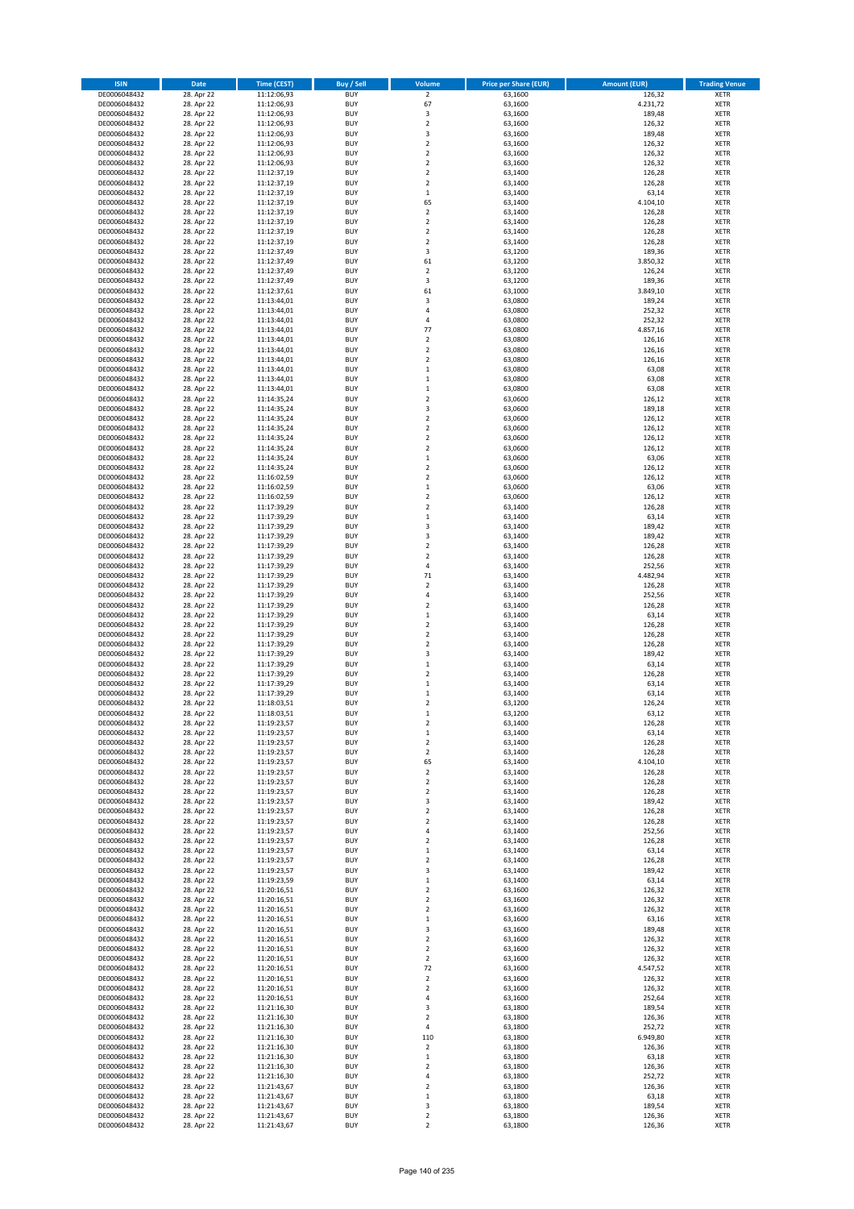| ISIN | Date | Time (CEST) | Buy / Sell | Volume | Price per Share (EUR) | Amount (EUR) | Trading Venue |
|---|---|---|---|---|---|---|---|
| DE0006048432 | 28. Apr 22 | 11:12:06,93 | BUY | 2 | 63,1600 | 126,32 | XETR |
| DE0006048432 | 28. Apr 22 | 11:12:06,93 | BUY | 67 | 63,1600 | 4.231,72 | XETR |
| DE0006048432 | 28. Apr 22 | 11:12:06,93 | BUY | 3 | 63,1600 | 189,48 | XETR |
| DE0006048432 | 28. Apr 22 | 11:12:06,93 | BUY | 2 | 63,1600 | 126,32 | XETR |
| DE0006048432 | 28. Apr 22 | 11:12:06,93 | BUY | 3 | 63,1600 | 189,48 | XETR |
| DE0006048432 | 28. Apr 22 | 11:12:06,93 | BUY | 2 | 63,1600 | 126,32 | XETR |
| DE0006048432 | 28. Apr 22 | 11:12:06,93 | BUY | 2 | 63,1600 | 126,32 | XETR |
| DE0006048432 | 28. Apr 22 | 11:12:06,93 | BUY | 2 | 63,1600 | 126,32 | XETR |
| DE0006048432 | 28. Apr 22 | 11:12:37,19 | BUY | 2 | 63,1400 | 126,28 | XETR |
| DE0006048432 | 28. Apr 22 | 11:12:37,19 | BUY | 2 | 63,1400 | 126,28 | XETR |
| DE0006048432 | 28. Apr 22 | 11:12:37,19 | BUY | 1 | 63,1400 | 63,14 | XETR |
| DE0006048432 | 28. Apr 22 | 11:12:37,19 | BUY | 65 | 63,1400 | 4.104,10 | XETR |
| DE0006048432 | 28. Apr 22 | 11:12:37,19 | BUY | 2 | 63,1400 | 126,28 | XETR |
| DE0006048432 | 28. Apr 22 | 11:12:37,19 | BUY | 2 | 63,1400 | 126,28 | XETR |
| DE0006048432 | 28. Apr 22 | 11:12:37,19 | BUY | 2 | 63,1400 | 126,28 | XETR |
| DE0006048432 | 28. Apr 22 | 11:12:37,19 | BUY | 2 | 63,1400 | 126,28 | XETR |
| DE0006048432 | 28. Apr 22 | 11:12:37,49 | BUY | 3 | 63,1200 | 189,36 | XETR |
| DE0006048432 | 28. Apr 22 | 11:12:37,49 | BUY | 61 | 63,1200 | 3.850,32 | XETR |
| DE0006048432 | 28. Apr 22 | 11:12:37,49 | BUY | 2 | 63,1200 | 126,24 | XETR |
| DE0006048432 | 28. Apr 22 | 11:12:37,49 | BUY | 3 | 63,1200 | 189,36 | XETR |
| DE0006048432 | 28. Apr 22 | 11:12:37,61 | BUY | 61 | 63,1000 | 3.849,10 | XETR |
| DE0006048432 | 28. Apr 22 | 11:13:44,01 | BUY | 3 | 63,0800 | 189,24 | XETR |
| DE0006048432 | 28. Apr 22 | 11:13:44,01 | BUY | 4 | 63,0800 | 252,32 | XETR |
| DE0006048432 | 28. Apr 22 | 11:13:44,01 | BUY | 4 | 63,0800 | 252,32 | XETR |
| DE0006048432 | 28. Apr 22 | 11:13:44,01 | BUY | 77 | 63,0800 | 4.857,16 | XETR |
| DE0006048432 | 28. Apr 22 | 11:13:44,01 | BUY | 2 | 63,0800 | 126,16 | XETR |
| DE0006048432 | 28. Apr 22 | 11:13:44,01 | BUY | 2 | 63,0800 | 126,16 | XETR |
| DE0006048432 | 28. Apr 22 | 11:13:44,01 | BUY | 2 | 63,0800 | 126,16 | XETR |
| DE0006048432 | 28. Apr 22 | 11:13:44,01 | BUY | 1 | 63,0800 | 63,08 | XETR |
| DE0006048432 | 28. Apr 22 | 11:13:44,01 | BUY | 1 | 63,0800 | 63,08 | XETR |
| DE0006048432 | 28. Apr 22 | 11:13:44,01 | BUY | 1 | 63,0800 | 63,08 | XETR |
| DE0006048432 | 28. Apr 22 | 11:14:35,24 | BUY | 2 | 63,0600 | 126,12 | XETR |
| DE0006048432 | 28. Apr 22 | 11:14:35,24 | BUY | 3 | 63,0600 | 189,18 | XETR |
| DE0006048432 | 28. Apr 22 | 11:14:35,24 | BUY | 2 | 63,0600 | 126,12 | XETR |
| DE0006048432 | 28. Apr 22 | 11:14:35,24 | BUY | 2 | 63,0600 | 126,12 | XETR |
| DE0006048432 | 28. Apr 22 | 11:14:35,24 | BUY | 2 | 63,0600 | 126,12 | XETR |
| DE0006048432 | 28. Apr 22 | 11:14:35,24 | BUY | 2 | 63,0600 | 126,12 | XETR |
| DE0006048432 | 28. Apr 22 | 11:14:35,24 | BUY | 1 | 63,0600 | 63,06 | XETR |
| DE0006048432 | 28. Apr 22 | 11:14:35,24 | BUY | 2 | 63,0600 | 126,12 | XETR |
| DE0006048432 | 28. Apr 22 | 11:16:02,59 | BUY | 2 | 63,0600 | 126,12 | XETR |
| DE0006048432 | 28. Apr 22 | 11:16:02,59 | BUY | 1 | 63,0600 | 63,06 | XETR |
| DE0006048432 | 28. Apr 22 | 11:16:02,59 | BUY | 2 | 63,0600 | 126,12 | XETR |
| DE0006048432 | 28. Apr 22 | 11:17:39,29 | BUY | 2 | 63,1400 | 126,28 | XETR |
| DE0006048432 | 28. Apr 22 | 11:17:39,29 | BUY | 1 | 63,1400 | 63,14 | XETR |
| DE0006048432 | 28. Apr 22 | 11:17:39,29 | BUY | 3 | 63,1400 | 189,42 | XETR |
| DE0006048432 | 28. Apr 22 | 11:17:39,29 | BUY | 3 | 63,1400 | 189,42 | XETR |
| DE0006048432 | 28. Apr 22 | 11:17:39,29 | BUY | 2 | 63,1400 | 126,28 | XETR |
| DE0006048432 | 28. Apr 22 | 11:17:39,29 | BUY | 2 | 63,1400 | 126,28 | XETR |
| DE0006048432 | 28. Apr 22 | 11:17:39,29 | BUY | 4 | 63,1400 | 252,56 | XETR |
| DE0006048432 | 28. Apr 22 | 11:17:39,29 | BUY | 71 | 63,1400 | 4.482,94 | XETR |
| DE0006048432 | 28. Apr 22 | 11:17:39,29 | BUY | 2 | 63,1400 | 126,28 | XETR |
| DE0006048432 | 28. Apr 22 | 11:17:39,29 | BUY | 4 | 63,1400 | 252,56 | XETR |
| DE0006048432 | 28. Apr 22 | 11:17:39,29 | BUY | 2 | 63,1400 | 126,28 | XETR |
| DE0006048432 | 28. Apr 22 | 11:17:39,29 | BUY | 1 | 63,1400 | 63,14 | XETR |
| DE0006048432 | 28. Apr 22 | 11:17:39,29 | BUY | 2 | 63,1400 | 126,28 | XETR |
| DE0006048432 | 28. Apr 22 | 11:17:39,29 | BUY | 2 | 63,1400 | 126,28 | XETR |
| DE0006048432 | 28. Apr 22 | 11:17:39,29 | BUY | 2 | 63,1400 | 126,28 | XETR |
| DE0006048432 | 28. Apr 22 | 11:17:39,29 | BUY | 3 | 63,1400 | 189,42 | XETR |
| DE0006048432 | 28. Apr 22 | 11:17:39,29 | BUY | 1 | 63,1400 | 63,14 | XETR |
| DE0006048432 | 28. Apr 22 | 11:17:39,29 | BUY | 2 | 63,1400 | 126,28 | XETR |
| DE0006048432 | 28. Apr 22 | 11:17:39,29 | BUY | 1 | 63,1400 | 63,14 | XETR |
| DE0006048432 | 28. Apr 22 | 11:17:39,29 | BUY | 1 | 63,1400 | 63,14 | XETR |
| DE0006048432 | 28. Apr 22 | 11:18:03,51 | BUY | 2 | 63,1200 | 126,24 | XETR |
| DE0006048432 | 28. Apr 22 | 11:18:03,51 | BUY | 1 | 63,1200 | 63,12 | XETR |
| DE0006048432 | 28. Apr 22 | 11:19:23,57 | BUY | 2 | 63,1400 | 126,28 | XETR |
| DE0006048432 | 28. Apr 22 | 11:19:23,57 | BUY | 1 | 63,1400 | 63,14 | XETR |
| DE0006048432 | 28. Apr 22 | 11:19:23,57 | BUY | 2 | 63,1400 | 126,28 | XETR |
| DE0006048432 | 28. Apr 22 | 11:19:23,57 | BUY | 2 | 63,1400 | 126,28 | XETR |
| DE0006048432 | 28. Apr 22 | 11:19:23,57 | BUY | 65 | 63,1400 | 4.104,10 | XETR |
| DE0006048432 | 28. Apr 22 | 11:19:23,57 | BUY | 2 | 63,1400 | 126,28 | XETR |
| DE0006048432 | 28. Apr 22 | 11:19:23,57 | BUY | 2 | 63,1400 | 126,28 | XETR |
| DE0006048432 | 28. Apr 22 | 11:19:23,57 | BUY | 2 | 63,1400 | 126,28 | XETR |
| DE0006048432 | 28. Apr 22 | 11:19:23,57 | BUY | 3 | 63,1400 | 189,42 | XETR |
| DE0006048432 | 28. Apr 22 | 11:19:23,57 | BUY | 2 | 63,1400 | 126,28 | XETR |
| DE0006048432 | 28. Apr 22 | 11:19:23,57 | BUY | 2 | 63,1400 | 126,28 | XETR |
| DE0006048432 | 28. Apr 22 | 11:19:23,57 | BUY | 4 | 63,1400 | 252,56 | XETR |
| DE0006048432 | 28. Apr 22 | 11:19:23,57 | BUY | 2 | 63,1400 | 126,28 | XETR |
| DE0006048432 | 28. Apr 22 | 11:19:23,57 | BUY | 1 | 63,1400 | 63,14 | XETR |
| DE0006048432 | 28. Apr 22 | 11:19:23,57 | BUY | 2 | 63,1400 | 126,28 | XETR |
| DE0006048432 | 28. Apr 22 | 11:19:23,57 | BUY | 3 | 63,1400 | 189,42 | XETR |
| DE0006048432 | 28. Apr 22 | 11:19:23,59 | BUY | 1 | 63,1400 | 63,14 | XETR |
| DE0006048432 | 28. Apr 22 | 11:20:16,51 | BUY | 2 | 63,1600 | 126,32 | XETR |
| DE0006048432 | 28. Apr 22 | 11:20:16,51 | BUY | 2 | 63,1600 | 126,32 | XETR |
| DE0006048432 | 28. Apr 22 | 11:20:16,51 | BUY | 2 | 63,1600 | 126,32 | XETR |
| DE0006048432 | 28. Apr 22 | 11:20:16,51 | BUY | 1 | 63,1600 | 63,16 | XETR |
| DE0006048432 | 28. Apr 22 | 11:20:16,51 | BUY | 3 | 63,1600 | 189,48 | XETR |
| DE0006048432 | 28. Apr 22 | 11:20:16,51 | BUY | 2 | 63,1600 | 126,32 | XETR |
| DE0006048432 | 28. Apr 22 | 11:20:16,51 | BUY | 2 | 63,1600 | 126,32 | XETR |
| DE0006048432 | 28. Apr 22 | 11:20:16,51 | BUY | 2 | 63,1600 | 126,32 | XETR |
| DE0006048432 | 28. Apr 22 | 11:20:16,51 | BUY | 72 | 63,1600 | 4.547,52 | XETR |
| DE0006048432 | 28. Apr 22 | 11:20:16,51 | BUY | 2 | 63,1600 | 126,32 | XETR |
| DE0006048432 | 28. Apr 22 | 11:20:16,51 | BUY | 2 | 63,1600 | 126,32 | XETR |
| DE0006048432 | 28. Apr 22 | 11:20:16,51 | BUY | 4 | 63,1600 | 252,64 | XETR |
| DE0006048432 | 28. Apr 22 | 11:21:16,30 | BUY | 3 | 63,1800 | 189,54 | XETR |
| DE0006048432 | 28. Apr 22 | 11:21:16,30 | BUY | 2 | 63,1800 | 126,36 | XETR |
| DE0006048432 | 28. Apr 22 | 11:21:16,30 | BUY | 4 | 63,1800 | 252,72 | XETR |
| DE0006048432 | 28. Apr 22 | 11:21:16,30 | BUY | 110 | 63,1800 | 6.949,80 | XETR |
| DE0006048432 | 28. Apr 22 | 11:21:16,30 | BUY | 2 | 63,1800 | 126,36 | XETR |
| DE0006048432 | 28. Apr 22 | 11:21:16,30 | BUY | 1 | 63,1800 | 63,18 | XETR |
| DE0006048432 | 28. Apr 22 | 11:21:16,30 | BUY | 2 | 63,1800 | 126,36 | XETR |
| DE0006048432 | 28. Apr 22 | 11:21:16,30 | BUY | 4 | 63,1800 | 252,72 | XETR |
| DE0006048432 | 28. Apr 22 | 11:21:43,67 | BUY | 2 | 63,1800 | 126,36 | XETR |
| DE0006048432 | 28. Apr 22 | 11:21:43,67 | BUY | 1 | 63,1800 | 63,18 | XETR |
| DE0006048432 | 28. Apr 22 | 11:21:43,67 | BUY | 3 | 63,1800 | 189,54 | XETR |
| DE0006048432 | 28. Apr 22 | 11:21:43,67 | BUY | 2 | 63,1800 | 126,36 | XETR |
| DE0006048432 | 28. Apr 22 | 11:21:43,67 | BUY | 2 | 63,1800 | 126,36 | XETR |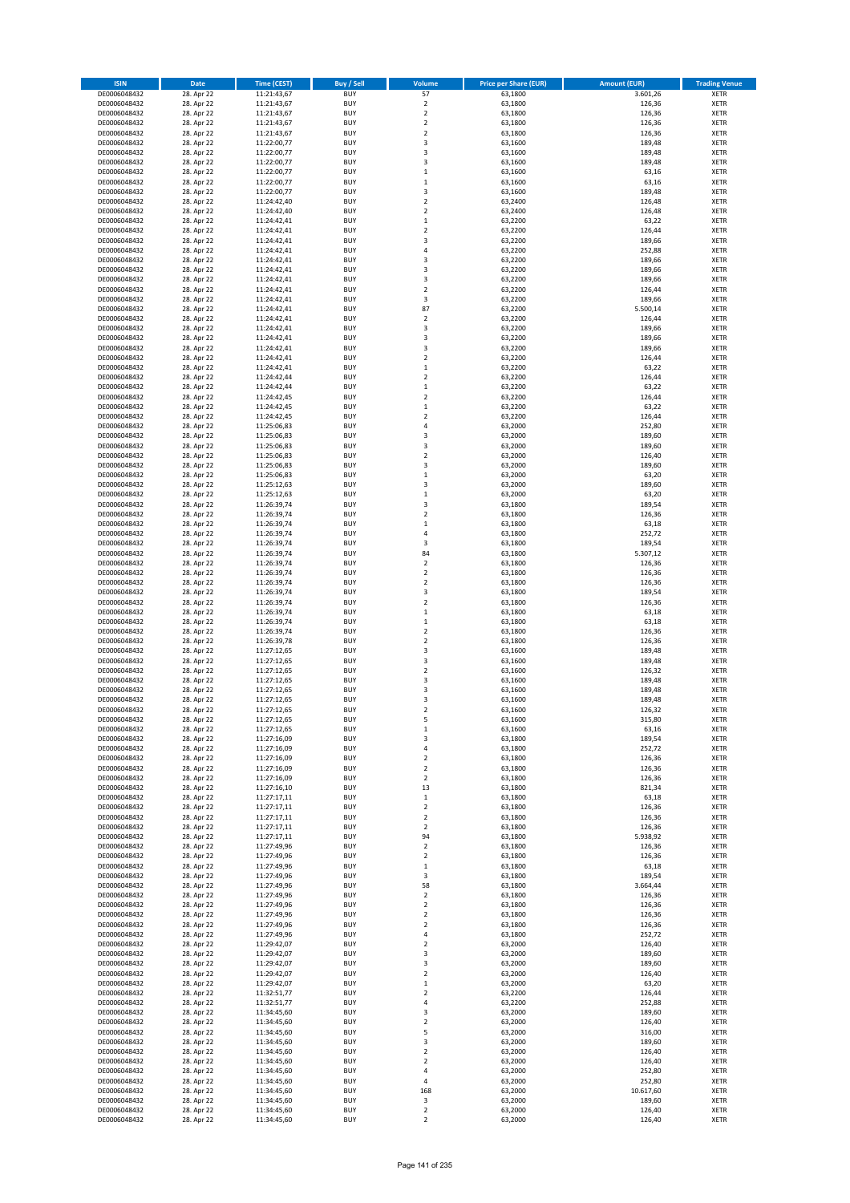| ISIN | Date | Time (CEST) | Buy / Sell | Volume | Price per Share (EUR) | Amount (EUR) | Trading Venue |
|---|---|---|---|---|---|---|---|
| DE0006048432 | 28. Apr 22 | 11:21:43,67 | BUY | 57 | 63,1800 | 3.601,26 | XETR |
| DE0006048432 | 28. Apr 22 | 11:21:43,67 | BUY | 2 | 63,1800 | 126,36 | XETR |
| DE0006048432 | 28. Apr 22 | 11:21:43,67 | BUY | 2 | 63,1800 | 126,36 | XETR |
| DE0006048432 | 28. Apr 22 | 11:21:43,67 | BUY | 2 | 63,1800 | 126,36 | XETR |
| DE0006048432 | 28. Apr 22 | 11:21:43,67 | BUY | 2 | 63,1800 | 126,36 | XETR |
| DE0006048432 | 28. Apr 22 | 11:22:00,77 | BUY | 3 | 63,1600 | 189,48 | XETR |
| DE0006048432 | 28. Apr 22 | 11:22:00,77 | BUY | 3 | 63,1600 | 189,48 | XETR |
| DE0006048432 | 28. Apr 22 | 11:22:00,77 | BUY | 3 | 63,1600 | 189,48 | XETR |
| DE0006048432 | 28. Apr 22 | 11:22:00,77 | BUY | 1 | 63,1600 | 63,16 | XETR |
| DE0006048432 | 28. Apr 22 | 11:22:00,77 | BUY | 1 | 63,1600 | 63,16 | XETR |
| DE0006048432 | 28. Apr 22 | 11:22:00,77 | BUY | 3 | 63,1600 | 189,48 | XETR |
| DE0006048432 | 28. Apr 22 | 11:24:42,40 | BUY | 2 | 63,2400 | 126,48 | XETR |
| DE0006048432 | 28. Apr 22 | 11:24:42,40 | BUY | 2 | 63,2400 | 126,48 | XETR |
| DE0006048432 | 28. Apr 22 | 11:24:42,41 | BUY | 1 | 63,2200 | 63,22 | XETR |
| DE0006048432 | 28. Apr 22 | 11:24:42,41 | BUY | 2 | 63,2200 | 126,44 | XETR |
| DE0006048432 | 28. Apr 22 | 11:24:42,41 | BUY | 3 | 63,2200 | 189,66 | XETR |
| DE0006048432 | 28. Apr 22 | 11:24:42,41 | BUY | 4 | 63,2200 | 252,88 | XETR |
| DE0006048432 | 28. Apr 22 | 11:24:42,41 | BUY | 3 | 63,2200 | 189,66 | XETR |
| DE0006048432 | 28. Apr 22 | 11:24:42,41 | BUY | 3 | 63,2200 | 189,66 | XETR |
| DE0006048432 | 28. Apr 22 | 11:24:42,41 | BUY | 3 | 63,2200 | 189,66 | XETR |
| DE0006048432 | 28. Apr 22 | 11:24:42,41 | BUY | 2 | 63,2200 | 126,44 | XETR |
| DE0006048432 | 28. Apr 22 | 11:24:42,41 | BUY | 3 | 63,2200 | 189,66 | XETR |
| DE0006048432 | 28. Apr 22 | 11:24:42,41 | BUY | 87 | 63,2200 | 5.500,14 | XETR |
| DE0006048432 | 28. Apr 22 | 11:24:42,41 | BUY | 2 | 63,2200 | 126,44 | XETR |
| DE0006048432 | 28. Apr 22 | 11:24:42,41 | BUY | 3 | 63,2200 | 189,66 | XETR |
| DE0006048432 | 28. Apr 22 | 11:24:42,41 | BUY | 3 | 63,2200 | 189,66 | XETR |
| DE0006048432 | 28. Apr 22 | 11:24:42,41 | BUY | 3 | 63,2200 | 189,66 | XETR |
| DE0006048432 | 28. Apr 22 | 11:24:42,41 | BUY | 2 | 63,2200 | 126,44 | XETR |
| DE0006048432 | 28. Apr 22 | 11:24:42,41 | BUY | 1 | 63,2200 | 63,22 | XETR |
| DE0006048432 | 28. Apr 22 | 11:24:42,44 | BUY | 2 | 63,2200 | 126,44 | XETR |
| DE0006048432 | 28. Apr 22 | 11:24:42,44 | BUY | 1 | 63,2200 | 63,22 | XETR |
| DE0006048432 | 28. Apr 22 | 11:24:42,45 | BUY | 2 | 63,2200 | 126,44 | XETR |
| DE0006048432 | 28. Apr 22 | 11:24:42,45 | BUY | 1 | 63,2200 | 63,22 | XETR |
| DE0006048432 | 28. Apr 22 | 11:24:42,45 | BUY | 2 | 63,2200 | 126,44 | XETR |
| DE0006048432 | 28. Apr 22 | 11:25:06,83 | BUY | 4 | 63,2000 | 252,80 | XETR |
| DE0006048432 | 28. Apr 22 | 11:25:06,83 | BUY | 3 | 63,2000 | 189,60 | XETR |
| DE0006048432 | 28. Apr 22 | 11:25:06,83 | BUY | 3 | 63,2000 | 189,60 | XETR |
| DE0006048432 | 28. Apr 22 | 11:25:06,83 | BUY | 2 | 63,2000 | 126,40 | XETR |
| DE0006048432 | 28. Apr 22 | 11:25:06,83 | BUY | 3 | 63,2000 | 189,60 | XETR |
| DE0006048432 | 28. Apr 22 | 11:25:06,83 | BUY | 1 | 63,2000 | 63,20 | XETR |
| DE0006048432 | 28. Apr 22 | 11:25:12,63 | BUY | 3 | 63,2000 | 189,60 | XETR |
| DE0006048432 | 28. Apr 22 | 11:25:12,63 | BUY | 1 | 63,2000 | 63,20 | XETR |
| DE0006048432 | 28. Apr 22 | 11:26:39,74 | BUY | 3 | 63,1800 | 189,54 | XETR |
| DE0006048432 | 28. Apr 22 | 11:26:39,74 | BUY | 2 | 63,1800 | 126,36 | XETR |
| DE0006048432 | 28. Apr 22 | 11:26:39,74 | BUY | 1 | 63,1800 | 63,18 | XETR |
| DE0006048432 | 28. Apr 22 | 11:26:39,74 | BUY | 4 | 63,1800 | 252,72 | XETR |
| DE0006048432 | 28. Apr 22 | 11:26:39,74 | BUY | 3 | 63,1800 | 189,54 | XETR |
| DE0006048432 | 28. Apr 22 | 11:26:39,74 | BUY | 84 | 63,1800 | 5.307,12 | XETR |
| DE0006048432 | 28. Apr 22 | 11:26:39,74 | BUY | 2 | 63,1800 | 126,36 | XETR |
| DE0006048432 | 28. Apr 22 | 11:26:39,74 | BUY | 2 | 63,1800 | 126,36 | XETR |
| DE0006048432 | 28. Apr 22 | 11:26:39,74 | BUY | 2 | 63,1800 | 126,36 | XETR |
| DE0006048432 | 28. Apr 22 | 11:26:39,74 | BUY | 3 | 63,1800 | 189,54 | XETR |
| DE0006048432 | 28. Apr 22 | 11:26:39,74 | BUY | 2 | 63,1800 | 126,36 | XETR |
| DE0006048432 | 28. Apr 22 | 11:26:39,74 | BUY | 1 | 63,1800 | 63,18 | XETR |
| DE0006048432 | 28. Apr 22 | 11:26:39,74 | BUY | 1 | 63,1800 | 63,18 | XETR |
| DE0006048432 | 28. Apr 22 | 11:26:39,74 | BUY | 2 | 63,1800 | 126,36 | XETR |
| DE0006048432 | 28. Apr 22 | 11:26:39,78 | BUY | 2 | 63,1800 | 126,36 | XETR |
| DE0006048432 | 28. Apr 22 | 11:27:12,65 | BUY | 3 | 63,1600 | 189,48 | XETR |
| DE0006048432 | 28. Apr 22 | 11:27:12,65 | BUY | 3 | 63,1600 | 189,48 | XETR |
| DE0006048432 | 28. Apr 22 | 11:27:12,65 | BUY | 2 | 63,1600 | 126,32 | XETR |
| DE0006048432 | 28. Apr 22 | 11:27:12,65 | BUY | 3 | 63,1600 | 189,48 | XETR |
| DE0006048432 | 28. Apr 22 | 11:27:12,65 | BUY | 3 | 63,1600 | 189,48 | XETR |
| DE0006048432 | 28. Apr 22 | 11:27:12,65 | BUY | 3 | 63,1600 | 189,48 | XETR |
| DE0006048432 | 28. Apr 22 | 11:27:12,65 | BUY | 2 | 63,1600 | 126,32 | XETR |
| DE0006048432 | 28. Apr 22 | 11:27:12,65 | BUY | 5 | 63,1600 | 315,80 | XETR |
| DE0006048432 | 28. Apr 22 | 11:27:12,65 | BUY | 1 | 63,1600 | 63,16 | XETR |
| DE0006048432 | 28. Apr 22 | 11:27:16,09 | BUY | 3 | 63,1800 | 189,54 | XETR |
| DE0006048432 | 28. Apr 22 | 11:27:16,09 | BUY | 4 | 63,1800 | 252,72 | XETR |
| DE0006048432 | 28. Apr 22 | 11:27:16,09 | BUY | 2 | 63,1800 | 126,36 | XETR |
| DE0006048432 | 28. Apr 22 | 11:27:16,09 | BUY | 2 | 63,1800 | 126,36 | XETR |
| DE0006048432 | 28. Apr 22 | 11:27:16,09 | BUY | 2 | 63,1800 | 126,36 | XETR |
| DE0006048432 | 28. Apr 22 | 11:27:16,10 | BUY | 13 | 63,1800 | 821,34 | XETR |
| DE0006048432 | 28. Apr 22 | 11:27:17,11 | BUY | 1 | 63,1800 | 63,18 | XETR |
| DE0006048432 | 28. Apr 22 | 11:27:17,11 | BUY | 2 | 63,1800 | 126,36 | XETR |
| DE0006048432 | 28. Apr 22 | 11:27:17,11 | BUY | 2 | 63,1800 | 126,36 | XETR |
| DE0006048432 | 28. Apr 22 | 11:27:17,11 | BUY | 2 | 63,1800 | 126,36 | XETR |
| DE0006048432 | 28. Apr 22 | 11:27:17,11 | BUY | 94 | 63,1800 | 5.938,92 | XETR |
| DE0006048432 | 28. Apr 22 | 11:27:49,96 | BUY | 2 | 63,1800 | 126,36 | XETR |
| DE0006048432 | 28. Apr 22 | 11:27:49,96 | BUY | 2 | 63,1800 | 126,36 | XETR |
| DE0006048432 | 28. Apr 22 | 11:27:49,96 | BUY | 1 | 63,1800 | 63,18 | XETR |
| DE0006048432 | 28. Apr 22 | 11:27:49,96 | BUY | 3 | 63,1800 | 189,54 | XETR |
| DE0006048432 | 28. Apr 22 | 11:27:49,96 | BUY | 58 | 63,1800 | 3.664,44 | XETR |
| DE0006048432 | 28. Apr 22 | 11:27:49,96 | BUY | 2 | 63,1800 | 126,36 | XETR |
| DE0006048432 | 28. Apr 22 | 11:27:49,96 | BUY | 2 | 63,1800 | 126,36 | XETR |
| DE0006048432 | 28. Apr 22 | 11:27:49,96 | BUY | 2 | 63,1800 | 126,36 | XETR |
| DE0006048432 | 28. Apr 22 | 11:27:49,96 | BUY | 2 | 63,1800 | 126,36 | XETR |
| DE0006048432 | 28. Apr 22 | 11:27:49,96 | BUY | 4 | 63,1800 | 252,72 | XETR |
| DE0006048432 | 28. Apr 22 | 11:29:42,07 | BUY | 2 | 63,2000 | 126,40 | XETR |
| DE0006048432 | 28. Apr 22 | 11:29:42,07 | BUY | 3 | 63,2000 | 189,60 | XETR |
| DE0006048432 | 28. Apr 22 | 11:29:42,07 | BUY | 3 | 63,2000 | 189,60 | XETR |
| DE0006048432 | 28. Apr 22 | 11:29:42,07 | BUY | 2 | 63,2000 | 126,40 | XETR |
| DE0006048432 | 28. Apr 22 | 11:29:42,07 | BUY | 1 | 63,2000 | 63,20 | XETR |
| DE0006048432 | 28. Apr 22 | 11:32:51,77 | BUY | 2 | 63,2200 | 126,44 | XETR |
| DE0006048432 | 28. Apr 22 | 11:32:51,77 | BUY | 4 | 63,2200 | 252,88 | XETR |
| DE0006048432 | 28. Apr 22 | 11:34:45,60 | BUY | 3 | 63,2000 | 189,60 | XETR |
| DE0006048432 | 28. Apr 22 | 11:34:45,60 | BUY | 2 | 63,2000 | 126,40 | XETR |
| DE0006048432 | 28. Apr 22 | 11:34:45,60 | BUY | 5 | 63,2000 | 316,00 | XETR |
| DE0006048432 | 28. Apr 22 | 11:34:45,60 | BUY | 3 | 63,2000 | 189,60 | XETR |
| DE0006048432 | 28. Apr 22 | 11:34:45,60 | BUY | 2 | 63,2000 | 126,40 | XETR |
| DE0006048432 | 28. Apr 22 | 11:34:45,60 | BUY | 2 | 63,2000 | 126,40 | XETR |
| DE0006048432 | 28. Apr 22 | 11:34:45,60 | BUY | 4 | 63,2000 | 252,80 | XETR |
| DE0006048432 | 28. Apr 22 | 11:34:45,60 | BUY | 4 | 63,2000 | 252,80 | XETR |
| DE0006048432 | 28. Apr 22 | 11:34:45,60 | BUY | 168 | 63,2000 | 10.617,60 | XETR |
| DE0006048432 | 28. Apr 22 | 11:34:45,60 | BUY | 3 | 63,2000 | 189,60 | XETR |
| DE0006048432 | 28. Apr 22 | 11:34:45,60 | BUY | 2 | 63,2000 | 126,40 | XETR |
| DE0006048432 | 28. Apr 22 | 11:34:45,60 | BUY | 2 | 63,2000 | 126,40 | XETR |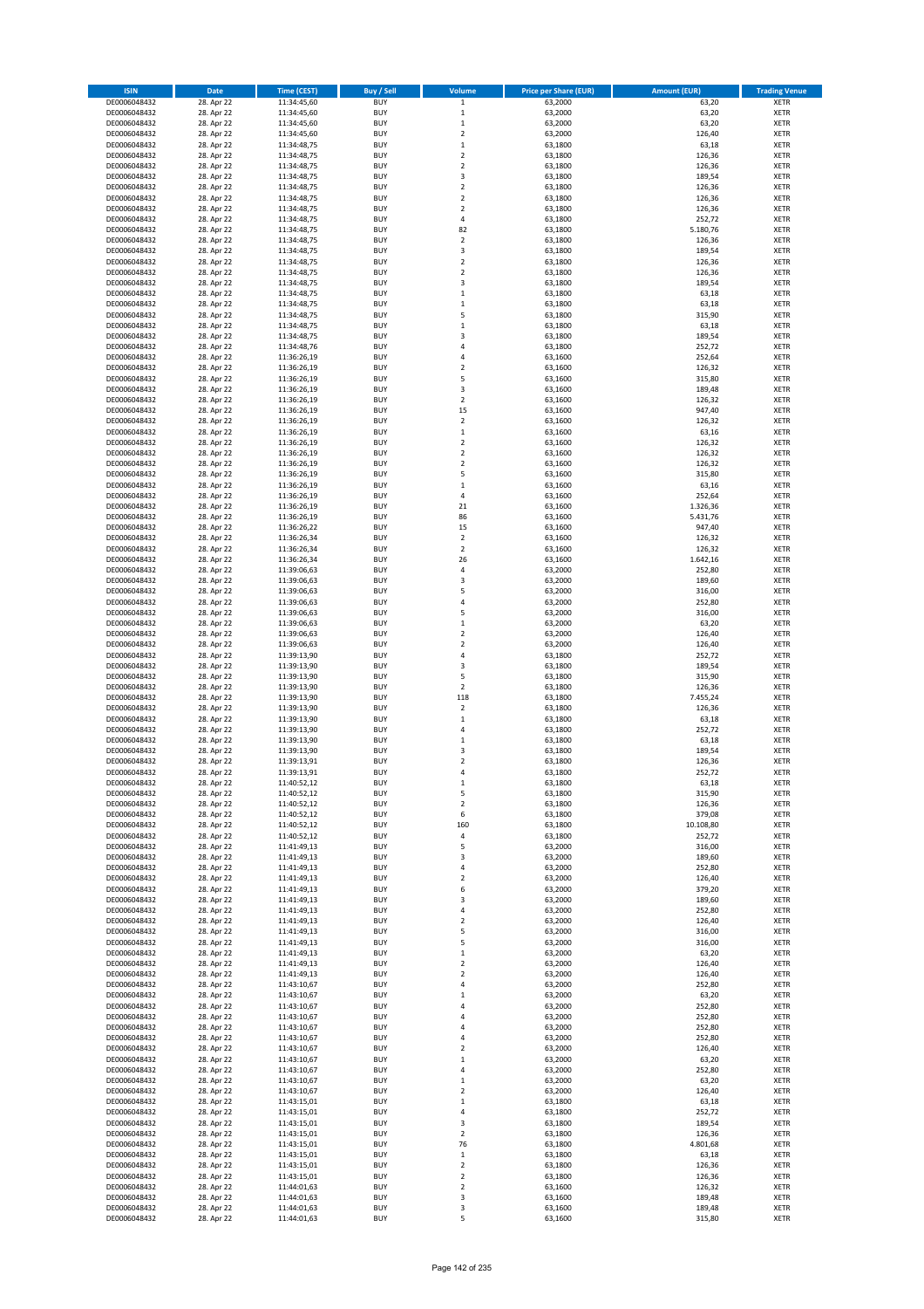| ISIN | Date | Time (CEST) | Buy / Sell | Volume | Price per Share (EUR) | Amount (EUR) | Trading Venue |
|---|---|---|---|---|---|---|---|
| DE0006048432 | 28. Apr 22 | 11:34:45,60 | BUY | 1 | 63,2000 | 63,20 | XETR |
| DE0006048432 | 28. Apr 22 | 11:34:45,60 | BUY | 1 | 63,2000 | 63,20 | XETR |
| DE0006048432 | 28. Apr 22 | 11:34:45,60 | BUY | 1 | 63,2000 | 63,20 | XETR |
| DE0006048432 | 28. Apr 22 | 11:34:45,60 | BUY | 2 | 63,2000 | 126,40 | XETR |
| DE0006048432 | 28. Apr 22 | 11:34:48,75 | BUY | 1 | 63,1800 | 63,18 | XETR |
| DE0006048432 | 28. Apr 22 | 11:34:48,75 | BUY | 2 | 63,1800 | 126,36 | XETR |
| DE0006048432 | 28. Apr 22 | 11:34:48,75 | BUY | 2 | 63,1800 | 126,36 | XETR |
| DE0006048432 | 28. Apr 22 | 11:34:48,75 | BUY | 3 | 63,1800 | 189,54 | XETR |
| DE0006048432 | 28. Apr 22 | 11:34:48,75 | BUY | 2 | 63,1800 | 126,36 | XETR |
| DE0006048432 | 28. Apr 22 | 11:34:48,75 | BUY | 2 | 63,1800 | 126,36 | XETR |
| DE0006048432 | 28. Apr 22 | 11:34:48,75 | BUY | 2 | 63,1800 | 126,36 | XETR |
| DE0006048432 | 28. Apr 22 | 11:34:48,75 | BUY | 4 | 63,1800 | 252,72 | XETR |
| DE0006048432 | 28. Apr 22 | 11:34:48,75 | BUY | 82 | 63,1800 | 5.180,76 | XETR |
| DE0006048432 | 28. Apr 22 | 11:34:48,75 | BUY | 2 | 63,1800 | 126,36 | XETR |
| DE0006048432 | 28. Apr 22 | 11:34:48,75 | BUY | 3 | 63,1800 | 189,54 | XETR |
| DE0006048432 | 28. Apr 22 | 11:34:48,75 | BUY | 2 | 63,1800 | 126,36 | XETR |
| DE0006048432 | 28. Apr 22 | 11:34:48,75 | BUY | 2 | 63,1800 | 126,36 | XETR |
| DE0006048432 | 28. Apr 22 | 11:34:48,75 | BUY | 3 | 63,1800 | 189,54 | XETR |
| DE0006048432 | 28. Apr 22 | 11:34:48,75 | BUY | 1 | 63,1800 | 63,18 | XETR |
| DE0006048432 | 28. Apr 22 | 11:34:48,75 | BUY | 1 | 63,1800 | 63,18 | XETR |
| DE0006048432 | 28. Apr 22 | 11:34:48,75 | BUY | 5 | 63,1800 | 315,90 | XETR |
| DE0006048432 | 28. Apr 22 | 11:34:48,75 | BUY | 1 | 63,1800 | 63,18 | XETR |
| DE0006048432 | 28. Apr 22 | 11:34:48,75 | BUY | 3 | 63,1800 | 189,54 | XETR |
| DE0006048432 | 28. Apr 22 | 11:34:48,76 | BUY | 4 | 63,1800 | 252,72 | XETR |
| DE0006048432 | 28. Apr 22 | 11:36:26,19 | BUY | 4 | 63,1600 | 252,64 | XETR |
| DE0006048432 | 28. Apr 22 | 11:36:26,19 | BUY | 2 | 63,1600 | 126,32 | XETR |
| DE0006048432 | 28. Apr 22 | 11:36:26,19 | BUY | 5 | 63,1600 | 315,80 | XETR |
| DE0006048432 | 28. Apr 22 | 11:36:26,19 | BUY | 3 | 63,1600 | 189,48 | XETR |
| DE0006048432 | 28. Apr 22 | 11:36:26,19 | BUY | 2 | 63,1600 | 126,32 | XETR |
| DE0006048432 | 28. Apr 22 | 11:36:26,19 | BUY | 15 | 63,1600 | 947,40 | XETR |
| DE0006048432 | 28. Apr 22 | 11:36:26,19 | BUY | 2 | 63,1600 | 126,32 | XETR |
| DE0006048432 | 28. Apr 22 | 11:36:26,19 | BUY | 1 | 63,1600 | 63,16 | XETR |
| DE0006048432 | 28. Apr 22 | 11:36:26,19 | BUY | 2 | 63,1600 | 126,32 | XETR |
| DE0006048432 | 28. Apr 22 | 11:36:26,19 | BUY | 2 | 63,1600 | 126,32 | XETR |
| DE0006048432 | 28. Apr 22 | 11:36:26,19 | BUY | 2 | 63,1600 | 126,32 | XETR |
| DE0006048432 | 28. Apr 22 | 11:36:26,19 | BUY | 5 | 63,1600 | 315,80 | XETR |
| DE0006048432 | 28. Apr 22 | 11:36:26,19 | BUY | 1 | 63,1600 | 63,16 | XETR |
| DE0006048432 | 28. Apr 22 | 11:36:26,19 | BUY | 4 | 63,1600 | 252,64 | XETR |
| DE0006048432 | 28. Apr 22 | 11:36:26,19 | BUY | 21 | 63,1600 | 1.326,36 | XETR |
| DE0006048432 | 28. Apr 22 | 11:36:26,19 | BUY | 86 | 63,1600 | 5.431,76 | XETR |
| DE0006048432 | 28. Apr 22 | 11:36:26,22 | BUY | 15 | 63,1600 | 947,40 | XETR |
| DE0006048432 | 28. Apr 22 | 11:36:26,34 | BUY | 2 | 63,1600 | 126,32 | XETR |
| DE0006048432 | 28. Apr 22 | 11:36:26,34 | BUY | 2 | 63,1600 | 126,32 | XETR |
| DE0006048432 | 28. Apr 22 | 11:36:26,34 | BUY | 26 | 63,1600 | 1.642,16 | XETR |
| DE0006048432 | 28. Apr 22 | 11:39:06,63 | BUY | 4 | 63,2000 | 252,80 | XETR |
| DE0006048432 | 28. Apr 22 | 11:39:06,63 | BUY | 3 | 63,2000 | 189,60 | XETR |
| DE0006048432 | 28. Apr 22 | 11:39:06,63 | BUY | 5 | 63,2000 | 316,00 | XETR |
| DE0006048432 | 28. Apr 22 | 11:39:06,63 | BUY | 4 | 63,2000 | 252,80 | XETR |
| DE0006048432 | 28. Apr 22 | 11:39:06,63 | BUY | 5 | 63,2000 | 316,00 | XETR |
| DE0006048432 | 28. Apr 22 | 11:39:06,63 | BUY | 1 | 63,2000 | 63,20 | XETR |
| DE0006048432 | 28. Apr 22 | 11:39:06,63 | BUY | 2 | 63,2000 | 126,40 | XETR |
| DE0006048432 | 28. Apr 22 | 11:39:06,63 | BUY | 2 | 63,2000 | 126,40 | XETR |
| DE0006048432 | 28. Apr 22 | 11:39:13,90 | BUY | 4 | 63,1800 | 252,72 | XETR |
| DE0006048432 | 28. Apr 22 | 11:39:13,90 | BUY | 3 | 63,1800 | 189,54 | XETR |
| DE0006048432 | 28. Apr 22 | 11:39:13,90 | BUY | 5 | 63,1800 | 315,90 | XETR |
| DE0006048432 | 28. Apr 22 | 11:39:13,90 | BUY | 2 | 63,1800 | 126,36 | XETR |
| DE0006048432 | 28. Apr 22 | 11:39:13,90 | BUY | 118 | 63,1800 | 7.455,24 | XETR |
| DE0006048432 | 28. Apr 22 | 11:39:13,90 | BUY | 2 | 63,1800 | 126,36 | XETR |
| DE0006048432 | 28. Apr 22 | 11:39:13,90 | BUY | 1 | 63,1800 | 63,18 | XETR |
| DE0006048432 | 28. Apr 22 | 11:39:13,90 | BUY | 4 | 63,1800 | 252,72 | XETR |
| DE0006048432 | 28. Apr 22 | 11:39:13,90 | BUY | 1 | 63,1800 | 63,18 | XETR |
| DE0006048432 | 28. Apr 22 | 11:39:13,90 | BUY | 3 | 63,1800 | 189,54 | XETR |
| DE0006048432 | 28. Apr 22 | 11:39:13,91 | BUY | 2 | 63,1800 | 126,36 | XETR |
| DE0006048432 | 28. Apr 22 | 11:39:13,91 | BUY | 4 | 63,1800 | 252,72 | XETR |
| DE0006048432 | 28. Apr 22 | 11:40:52,12 | BUY | 1 | 63,1800 | 63,18 | XETR |
| DE0006048432 | 28. Apr 22 | 11:40:52,12 | BUY | 5 | 63,1800 | 315,90 | XETR |
| DE0006048432 | 28. Apr 22 | 11:40:52,12 | BUY | 2 | 63,1800 | 126,36 | XETR |
| DE0006048432 | 28. Apr 22 | 11:40:52,12 | BUY | 6 | 63,1800 | 379,08 | XETR |
| DE0006048432 | 28. Apr 22 | 11:40:52,12 | BUY | 160 | 63,1800 | 10.108,80 | XETR |
| DE0006048432 | 28. Apr 22 | 11:40:52,12 | BUY | 4 | 63,1800 | 252,72 | XETR |
| DE0006048432 | 28. Apr 22 | 11:41:49,13 | BUY | 5 | 63,2000 | 316,00 | XETR |
| DE0006048432 | 28. Apr 22 | 11:41:49,13 | BUY | 3 | 63,2000 | 189,60 | XETR |
| DE0006048432 | 28. Apr 22 | 11:41:49,13 | BUY | 4 | 63,2000 | 252,80 | XETR |
| DE0006048432 | 28. Apr 22 | 11:41:49,13 | BUY | 2 | 63,2000 | 126,40 | XETR |
| DE0006048432 | 28. Apr 22 | 11:41:49,13 | BUY | 6 | 63,2000 | 379,20 | XETR |
| DE0006048432 | 28. Apr 22 | 11:41:49,13 | BUY | 3 | 63,2000 | 189,60 | XETR |
| DE0006048432 | 28. Apr 22 | 11:41:49,13 | BUY | 4 | 63,2000 | 252,80 | XETR |
| DE0006048432 | 28. Apr 22 | 11:41:49,13 | BUY | 2 | 63,2000 | 126,40 | XETR |
| DE0006048432 | 28. Apr 22 | 11:41:49,13 | BUY | 5 | 63,2000 | 316,00 | XETR |
| DE0006048432 | 28. Apr 22 | 11:41:49,13 | BUY | 5 | 63,2000 | 316,00 | XETR |
| DE0006048432 | 28. Apr 22 | 11:41:49,13 | BUY | 1 | 63,2000 | 63,20 | XETR |
| DE0006048432 | 28. Apr 22 | 11:41:49,13 | BUY | 2 | 63,2000 | 126,40 | XETR |
| DE0006048432 | 28. Apr 22 | 11:41:49,13 | BUY | 2 | 63,2000 | 126,40 | XETR |
| DE0006048432 | 28. Apr 22 | 11:43:10,67 | BUY | 4 | 63,2000 | 252,80 | XETR |
| DE0006048432 | 28. Apr 22 | 11:43:10,67 | BUY | 1 | 63,2000 | 63,20 | XETR |
| DE0006048432 | 28. Apr 22 | 11:43:10,67 | BUY | 4 | 63,2000 | 252,80 | XETR |
| DE0006048432 | 28. Apr 22 | 11:43:10,67 | BUY | 4 | 63,2000 | 252,80 | XETR |
| DE0006048432 | 28. Apr 22 | 11:43:10,67 | BUY | 4 | 63,2000 | 252,80 | XETR |
| DE0006048432 | 28. Apr 22 | 11:43:10,67 | BUY | 4 | 63,2000 | 252,80 | XETR |
| DE0006048432 | 28. Apr 22 | 11:43:10,67 | BUY | 2 | 63,2000 | 126,40 | XETR |
| DE0006048432 | 28. Apr 22 | 11:43:10,67 | BUY | 1 | 63,2000 | 63,20 | XETR |
| DE0006048432 | 28. Apr 22 | 11:43:10,67 | BUY | 4 | 63,2000 | 252,80 | XETR |
| DE0006048432 | 28. Apr 22 | 11:43:10,67 | BUY | 1 | 63,2000 | 63,20 | XETR |
| DE0006048432 | 28. Apr 22 | 11:43:10,67 | BUY | 2 | 63,2000 | 126,40 | XETR |
| DE0006048432 | 28. Apr 22 | 11:43:15,01 | BUY | 1 | 63,1800 | 63,18 | XETR |
| DE0006048432 | 28. Apr 22 | 11:43:15,01 | BUY | 4 | 63,1800 | 252,72 | XETR |
| DE0006048432 | 28. Apr 22 | 11:43:15,01 | BUY | 3 | 63,1800 | 189,54 | XETR |
| DE0006048432 | 28. Apr 22 | 11:43:15,01 | BUY | 2 | 63,1800 | 126,36 | XETR |
| DE0006048432 | 28. Apr 22 | 11:43:15,01 | BUY | 76 | 63,1800 | 4.801,68 | XETR |
| DE0006048432 | 28. Apr 22 | 11:43:15,01 | BUY | 1 | 63,1800 | 63,18 | XETR |
| DE0006048432 | 28. Apr 22 | 11:43:15,01 | BUY | 2 | 63,1800 | 126,36 | XETR |
| DE0006048432 | 28. Apr 22 | 11:43:15,01 | BUY | 2 | 63,1800 | 126,36 | XETR |
| DE0006048432 | 28. Apr 22 | 11:44:01,63 | BUY | 2 | 63,1600 | 126,32 | XETR |
| DE0006048432 | 28. Apr 22 | 11:44:01,63 | BUY | 3 | 63,1600 | 189,48 | XETR |
| DE0006048432 | 28. Apr 22 | 11:44:01,63 | BUY | 3 | 63,1600 | 189,48 | XETR |
| DE0006048432 | 28. Apr 22 | 11:44:01,63 | BUY | 5 | 63,1600 | 315,80 | XETR |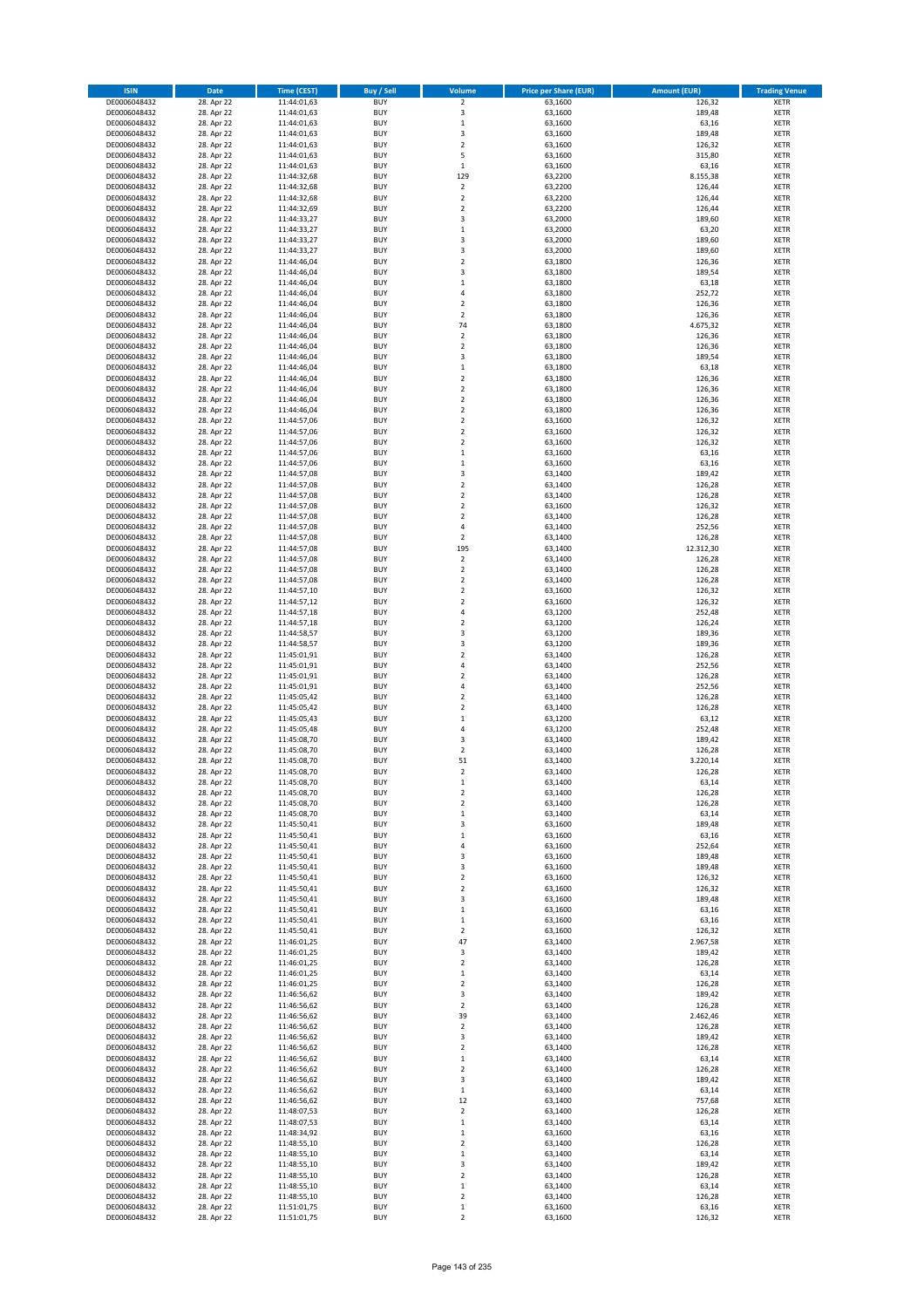| ISIN | Date | Time (CEST) | Buy / Sell | Volume | Price per Share (EUR) | Amount (EUR) | Trading Venue |
|---|---|---|---|---|---|---|---|
| DE0006048432 | 28. Apr 22 | 11:44:01,63 | BUY | 2 | 63,1600 | 126,32 | XETR |
| DE0006048432 | 28. Apr 22 | 11:44:01,63 | BUY | 3 | 63,1600 | 189,48 | XETR |
| DE0006048432 | 28. Apr 22 | 11:44:01,63 | BUY | 1 | 63,1600 | 63,16 | XETR |
| DE0006048432 | 28. Apr 22 | 11:44:01,63 | BUY | 3 | 63,1600 | 189,48 | XETR |
| DE0006048432 | 28. Apr 22 | 11:44:01,63 | BUY | 2 | 63,1600 | 126,32 | XETR |
| DE0006048432 | 28. Apr 22 | 11:44:01,63 | BUY | 5 | 63,1600 | 315,80 | XETR |
| DE0006048432 | 28. Apr 22 | 11:44:01,63 | BUY | 1 | 63,1600 | 63,16 | XETR |
| DE0006048432 | 28. Apr 22 | 11:44:32,68 | BUY | 129 | 63,2200 | 8.155,38 | XETR |
| DE0006048432 | 28. Apr 22 | 11:44:32,68 | BUY | 2 | 63,2200 | 126,44 | XETR |
| DE0006048432 | 28. Apr 22 | 11:44:32,68 | BUY | 2 | 63,2200 | 126,44 | XETR |
| DE0006048432 | 28. Apr 22 | 11:44:32,69 | BUY | 2 | 63,2200 | 126,44 | XETR |
| DE0006048432 | 28. Apr 22 | 11:44:33,27 | BUY | 3 | 63,2000 | 189,60 | XETR |
| DE0006048432 | 28. Apr 22 | 11:44:33,27 | BUY | 1 | 63,2000 | 63,20 | XETR |
| DE0006048432 | 28. Apr 22 | 11:44:33,27 | BUY | 3 | 63,2000 | 189,60 | XETR |
| DE0006048432 | 28. Apr 22 | 11:44:33,27 | BUY | 3 | 63,2000 | 189,60 | XETR |
| DE0006048432 | 28. Apr 22 | 11:44:46,04 | BUY | 2 | 63,1800 | 126,36 | XETR |
| DE0006048432 | 28. Apr 22 | 11:44:46,04 | BUY | 3 | 63,1800 | 189,54 | XETR |
| DE0006048432 | 28. Apr 22 | 11:44:46,04 | BUY | 1 | 63,1800 | 63,18 | XETR |
| DE0006048432 | 28. Apr 22 | 11:44:46,04 | BUY | 4 | 63,1800 | 252,72 | XETR |
| DE0006048432 | 28. Apr 22 | 11:44:46,04 | BUY | 2 | 63,1800 | 126,36 | XETR |
| DE0006048432 | 28. Apr 22 | 11:44:46,04 | BUY | 2 | 63,1800 | 126,36 | XETR |
| DE0006048432 | 28. Apr 22 | 11:44:46,04 | BUY | 74 | 63,1800 | 4.675,32 | XETR |
| DE0006048432 | 28. Apr 22 | 11:44:46,04 | BUY | 2 | 63,1800 | 126,36 | XETR |
| DE0006048432 | 28. Apr 22 | 11:44:46,04 | BUY | 2 | 63,1800 | 126,36 | XETR |
| DE0006048432 | 28. Apr 22 | 11:44:46,04 | BUY | 3 | 63,1800 | 189,54 | XETR |
| DE0006048432 | 28. Apr 22 | 11:44:46,04 | BUY | 1 | 63,1800 | 63,18 | XETR |
| DE0006048432 | 28. Apr 22 | 11:44:46,04 | BUY | 2 | 63,1800 | 126,36 | XETR |
| DE0006048432 | 28. Apr 22 | 11:44:46,04 | BUY | 2 | 63,1800 | 126,36 | XETR |
| DE0006048432 | 28. Apr 22 | 11:44:46,04 | BUY | 2 | 63,1800 | 126,36 | XETR |
| DE0006048432 | 28. Apr 22 | 11:44:46,04 | BUY | 2 | 63,1800 | 126,36 | XETR |
| DE0006048432 | 28. Apr 22 | 11:44:57,06 | BUY | 2 | 63,1600 | 126,32 | XETR |
| DE0006048432 | 28. Apr 22 | 11:44:57,06 | BUY | 2 | 63,1600 | 126,32 | XETR |
| DE0006048432 | 28. Apr 22 | 11:44:57,06 | BUY | 2 | 63,1600 | 126,32 | XETR |
| DE0006048432 | 28. Apr 22 | 11:44:57,06 | BUY | 1 | 63,1600 | 63,16 | XETR |
| DE0006048432 | 28. Apr 22 | 11:44:57,06 | BUY | 1 | 63,1600 | 63,16 | XETR |
| DE0006048432 | 28. Apr 22 | 11:44:57,08 | BUY | 3 | 63,1400 | 189,42 | XETR |
| DE0006048432 | 28. Apr 22 | 11:44:57,08 | BUY | 2 | 63,1400 | 126,28 | XETR |
| DE0006048432 | 28. Apr 22 | 11:44:57,08 | BUY | 2 | 63,1400 | 126,28 | XETR |
| DE0006048432 | 28. Apr 22 | 11:44:57,08 | BUY | 2 | 63,1600 | 126,32 | XETR |
| DE0006048432 | 28. Apr 22 | 11:44:57,08 | BUY | 2 | 63,1400 | 126,28 | XETR |
| DE0006048432 | 28. Apr 22 | 11:44:57,08 | BUY | 4 | 63,1400 | 252,56 | XETR |
| DE0006048432 | 28. Apr 22 | 11:44:57,08 | BUY | 2 | 63,1400 | 126,28 | XETR |
| DE0006048432 | 28. Apr 22 | 11:44:57,08 | BUY | 195 | 63,1400 | 12.312,30 | XETR |
| DE0006048432 | 28. Apr 22 | 11:44:57,08 | BUY | 2 | 63,1400 | 126,28 | XETR |
| DE0006048432 | 28. Apr 22 | 11:44:57,08 | BUY | 2 | 63,1400 | 126,28 | XETR |
| DE0006048432 | 28. Apr 22 | 11:44:57,08 | BUY | 2 | 63,1400 | 126,28 | XETR |
| DE0006048432 | 28. Apr 22 | 11:44:57,10 | BUY | 2 | 63,1600 | 126,32 | XETR |
| DE0006048432 | 28. Apr 22 | 11:44:57,12 | BUY | 2 | 63,1600 | 126,32 | XETR |
| DE0006048432 | 28. Apr 22 | 11:44:57,18 | BUY | 4 | 63,1200 | 252,48 | XETR |
| DE0006048432 | 28. Apr 22 | 11:44:57,18 | BUY | 2 | 63,1200 | 126,24 | XETR |
| DE0006048432 | 28. Apr 22 | 11:44:58,57 | BUY | 3 | 63,1200 | 189,36 | XETR |
| DE0006048432 | 28. Apr 22 | 11:44:58,57 | BUY | 3 | 63,1200 | 189,36 | XETR |
| DE0006048432 | 28. Apr 22 | 11:45:01,91 | BUY | 2 | 63,1400 | 126,28 | XETR |
| DE0006048432 | 28. Apr 22 | 11:45:01,91 | BUY | 4 | 63,1400 | 252,56 | XETR |
| DE0006048432 | 28. Apr 22 | 11:45:01,91 | BUY | 2 | 63,1400 | 126,28 | XETR |
| DE0006048432 | 28. Apr 22 | 11:45:01,91 | BUY | 4 | 63,1400 | 252,56 | XETR |
| DE0006048432 | 28. Apr 22 | 11:45:05,42 | BUY | 2 | 63,1400 | 126,28 | XETR |
| DE0006048432 | 28. Apr 22 | 11:45:05,42 | BUY | 2 | 63,1400 | 126,28 | XETR |
| DE0006048432 | 28. Apr 22 | 11:45:05,43 | BUY | 1 | 63,1200 | 63,12 | XETR |
| DE0006048432 | 28. Apr 22 | 11:45:05,48 | BUY | 4 | 63,1200 | 252,48 | XETR |
| DE0006048432 | 28. Apr 22 | 11:45:08,70 | BUY | 3 | 63,1400 | 189,42 | XETR |
| DE0006048432 | 28. Apr 22 | 11:45:08,70 | BUY | 2 | 63,1400 | 126,28 | XETR |
| DE0006048432 | 28. Apr 22 | 11:45:08,70 | BUY | 51 | 63,1400 | 3.220,14 | XETR |
| DE0006048432 | 28. Apr 22 | 11:45:08,70 | BUY | 2 | 63,1400 | 126,28 | XETR |
| DE0006048432 | 28. Apr 22 | 11:45:08,70 | BUY | 1 | 63,1400 | 63,14 | XETR |
| DE0006048432 | 28. Apr 22 | 11:45:08,70 | BUY | 2 | 63,1400 | 126,28 | XETR |
| DE0006048432 | 28. Apr 22 | 11:45:08,70 | BUY | 2 | 63,1400 | 126,28 | XETR |
| DE0006048432 | 28. Apr 22 | 11:45:08,70 | BUY | 1 | 63,1400 | 63,14 | XETR |
| DE0006048432 | 28. Apr 22 | 11:45:50,41 | BUY | 3 | 63,1600 | 189,48 | XETR |
| DE0006048432 | 28. Apr 22 | 11:45:50,41 | BUY | 1 | 63,1600 | 63,16 | XETR |
| DE0006048432 | 28. Apr 22 | 11:45:50,41 | BUY | 4 | 63,1600 | 252,64 | XETR |
| DE0006048432 | 28. Apr 22 | 11:45:50,41 | BUY | 3 | 63,1600 | 189,48 | XETR |
| DE0006048432 | 28. Apr 22 | 11:45:50,41 | BUY | 3 | 63,1600 | 189,48 | XETR |
| DE0006048432 | 28. Apr 22 | 11:45:50,41 | BUY | 2 | 63,1600 | 126,32 | XETR |
| DE0006048432 | 28. Apr 22 | 11:45:50,41 | BUY | 2 | 63,1600 | 126,32 | XETR |
| DE0006048432 | 28. Apr 22 | 11:45:50,41 | BUY | 3 | 63,1600 | 189,48 | XETR |
| DE0006048432 | 28. Apr 22 | 11:45:50,41 | BUY | 1 | 63,1600 | 63,16 | XETR |
| DE0006048432 | 28. Apr 22 | 11:45:50,41 | BUY | 1 | 63,1600 | 63,16 | XETR |
| DE0006048432 | 28. Apr 22 | 11:45:50,41 | BUY | 2 | 63,1600 | 126,32 | XETR |
| DE0006048432 | 28. Apr 22 | 11:46:01,25 | BUY | 47 | 63,1400 | 2.967,58 | XETR |
| DE0006048432 | 28. Apr 22 | 11:46:01,25 | BUY | 3 | 63,1400 | 189,42 | XETR |
| DE0006048432 | 28. Apr 22 | 11:46:01,25 | BUY | 2 | 63,1400 | 126,28 | XETR |
| DE0006048432 | 28. Apr 22 | 11:46:01,25 | BUY | 1 | 63,1400 | 63,14 | XETR |
| DE0006048432 | 28. Apr 22 | 11:46:01,25 | BUY | 2 | 63,1400 | 126,28 | XETR |
| DE0006048432 | 28. Apr 22 | 11:46:56,62 | BUY | 3 | 63,1400 | 189,42 | XETR |
| DE0006048432 | 28. Apr 22 | 11:46:56,62 | BUY | 2 | 63,1400 | 126,28 | XETR |
| DE0006048432 | 28. Apr 22 | 11:46:56,62 | BUY | 39 | 63,1400 | 2.462,46 | XETR |
| DE0006048432 | 28. Apr 22 | 11:46:56,62 | BUY | 2 | 63,1400 | 126,28 | XETR |
| DE0006048432 | 28. Apr 22 | 11:46:56,62 | BUY | 3 | 63,1400 | 189,42 | XETR |
| DE0006048432 | 28. Apr 22 | 11:46:56,62 | BUY | 2 | 63,1400 | 126,28 | XETR |
| DE0006048432 | 28. Apr 22 | 11:46:56,62 | BUY | 1 | 63,1400 | 63,14 | XETR |
| DE0006048432 | 28. Apr 22 | 11:46:56,62 | BUY | 2 | 63,1400 | 126,28 | XETR |
| DE0006048432 | 28. Apr 22 | 11:46:56,62 | BUY | 3 | 63,1400 | 189,42 | XETR |
| DE0006048432 | 28. Apr 22 | 11:46:56,62 | BUY | 1 | 63,1400 | 63,14 | XETR |
| DE0006048432 | 28. Apr 22 | 11:46:56,62 | BUY | 12 | 63,1400 | 757,68 | XETR |
| DE0006048432 | 28. Apr 22 | 11:48:07,53 | BUY | 2 | 63,1400 | 126,28 | XETR |
| DE0006048432 | 28. Apr 22 | 11:48:07,53 | BUY | 1 | 63,1400 | 63,14 | XETR |
| DE0006048432 | 28. Apr 22 | 11:48:34,92 | BUY | 1 | 63,1600 | 63,16 | XETR |
| DE0006048432 | 28. Apr 22 | 11:48:55,10 | BUY | 2 | 63,1400 | 126,28 | XETR |
| DE0006048432 | 28. Apr 22 | 11:48:55,10 | BUY | 1 | 63,1400 | 63,14 | XETR |
| DE0006048432 | 28. Apr 22 | 11:48:55,10 | BUY | 3 | 63,1400 | 189,42 | XETR |
| DE0006048432 | 28. Apr 22 | 11:48:55,10 | BUY | 2 | 63,1400 | 126,28 | XETR |
| DE0006048432 | 28. Apr 22 | 11:48:55,10 | BUY | 1 | 63,1400 | 63,14 | XETR |
| DE0006048432 | 28. Apr 22 | 11:48:55,10 | BUY | 2 | 63,1400 | 126,28 | XETR |
| DE0006048432 | 28. Apr 22 | 11:51:01,75 | BUY | 1 | 63,1600 | 63,16 | XETR |
| DE0006048432 | 28. Apr 22 | 11:51:01,75 | BUY | 2 | 63,1600 | 126,32 | XETR |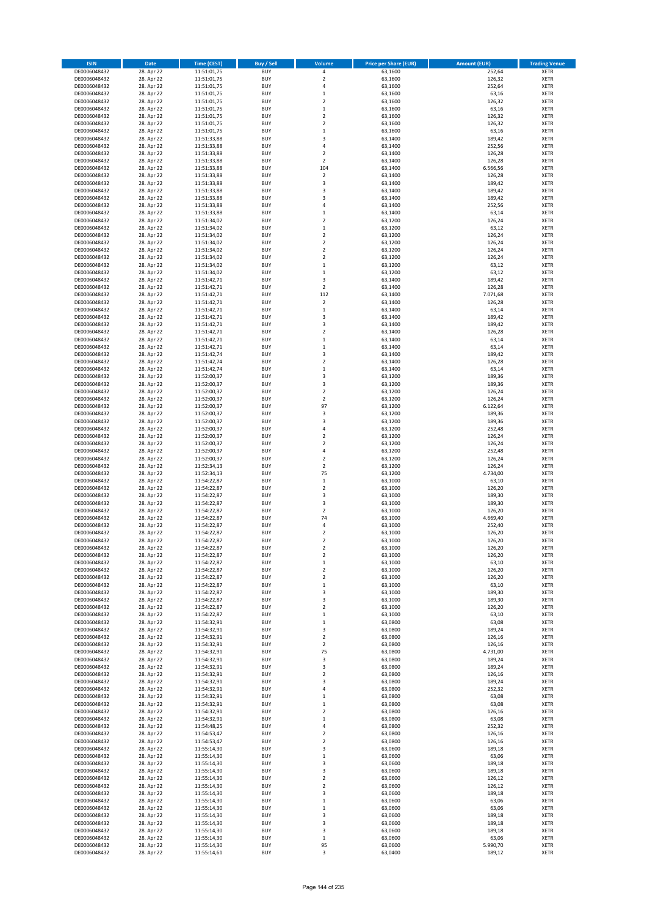| ISIN | Date | Time (CEST) | Buy / Sell | Volume | Price per Share (EUR) | Amount (EUR) | Trading Venue |
|---|---|---|---|---|---|---|---|
| DE0006048432 | 28. Apr 22 | 11:51:01,75 | BUY | 4 | 63,1600 | 252,64 | XETR |
| DE0006048432 | 28. Apr 22 | 11:51:01,75 | BUY | 2 | 63,1600 | 126,32 | XETR |
| DE0006048432 | 28. Apr 22 | 11:51:01,75 | BUY | 4 | 63,1600 | 252,64 | XETR |
| DE0006048432 | 28. Apr 22 | 11:51:01,75 | BUY | 1 | 63,1600 | 63,16 | XETR |
| DE0006048432 | 28. Apr 22 | 11:51:01,75 | BUY | 2 | 63,1600 | 126,32 | XETR |
| DE0006048432 | 28. Apr 22 | 11:51:01,75 | BUY | 1 | 63,1600 | 63,16 | XETR |
| DE0006048432 | 28. Apr 22 | 11:51:01,75 | BUY | 2 | 63,1600 | 126,32 | XETR |
| DE0006048432 | 28. Apr 22 | 11:51:01,75 | BUY | 2 | 63,1600 | 126,32 | XETR |
| DE0006048432 | 28. Apr 22 | 11:51:01,75 | BUY | 1 | 63,1600 | 63,16 | XETR |
| DE0006048432 | 28. Apr 22 | 11:51:33,88 | BUY | 3 | 63,1400 | 189,42 | XETR |
| DE0006048432 | 28. Apr 22 | 11:51:33,88 | BUY | 4 | 63,1400 | 252,56 | XETR |
| DE0006048432 | 28. Apr 22 | 11:51:33,88 | BUY | 2 | 63,1400 | 126,28 | XETR |
| DE0006048432 | 28. Apr 22 | 11:51:33,88 | BUY | 2 | 63,1400 | 126,28 | XETR |
| DE0006048432 | 28. Apr 22 | 11:51:33,88 | BUY | 104 | 63,1400 | 6.566,56 | XETR |
| DE0006048432 | 28. Apr 22 | 11:51:33,88 | BUY | 2 | 63,1400 | 126,28 | XETR |
| DE0006048432 | 28. Apr 22 | 11:51:33,88 | BUY | 3 | 63,1400 | 189,42 | XETR |
| DE0006048432 | 28. Apr 22 | 11:51:33,88 | BUY | 3 | 63,1400 | 189,42 | XETR |
| DE0006048432 | 28. Apr 22 | 11:51:33,88 | BUY | 3 | 63,1400 | 189,42 | XETR |
| DE0006048432 | 28. Apr 22 | 11:51:33,88 | BUY | 4 | 63,1400 | 252,56 | XETR |
| DE0006048432 | 28. Apr 22 | 11:51:33,88 | BUY | 1 | 63,1400 | 63,14 | XETR |
| DE0006048432 | 28. Apr 22 | 11:51:34,02 | BUY | 2 | 63,1200 | 126,24 | XETR |
| DE0006048432 | 28. Apr 22 | 11:51:34,02 | BUY | 1 | 63,1200 | 63,12 | XETR |
| DE0006048432 | 28. Apr 22 | 11:51:34,02 | BUY | 2 | 63,1200 | 126,24 | XETR |
| DE0006048432 | 28. Apr 22 | 11:51:34,02 | BUY | 2 | 63,1200 | 126,24 | XETR |
| DE0006048432 | 28. Apr 22 | 11:51:34,02 | BUY | 2 | 63,1200 | 126,24 | XETR |
| DE0006048432 | 28. Apr 22 | 11:51:34,02 | BUY | 2 | 63,1200 | 126,24 | XETR |
| DE0006048432 | 28. Apr 22 | 11:51:34,02 | BUY | 1 | 63,1200 | 63,12 | XETR |
| DE0006048432 | 28. Apr 22 | 11:51:34,02 | BUY | 1 | 63,1200 | 63,12 | XETR |
| DE0006048432 | 28. Apr 22 | 11:51:42,71 | BUY | 3 | 63,1400 | 189,42 | XETR |
| DE0006048432 | 28. Apr 22 | 11:51:42,71 | BUY | 2 | 63,1400 | 126,28 | XETR |
| DE0006048432 | 28. Apr 22 | 11:51:42,71 | BUY | 112 | 63,1400 | 7.071,68 | XETR |
| DE0006048432 | 28. Apr 22 | 11:51:42,71 | BUY | 2 | 63,1400 | 126,28 | XETR |
| DE0006048432 | 28. Apr 22 | 11:51:42,71 | BUY | 1 | 63,1400 | 63,14 | XETR |
| DE0006048432 | 28. Apr 22 | 11:51:42,71 | BUY | 3 | 63,1400 | 189,42 | XETR |
| DE0006048432 | 28. Apr 22 | 11:51:42,71 | BUY | 3 | 63,1400 | 189,42 | XETR |
| DE0006048432 | 28. Apr 22 | 11:51:42,71 | BUY | 2 | 63,1400 | 126,28 | XETR |
| DE0006048432 | 28. Apr 22 | 11:51:42,71 | BUY | 1 | 63,1400 | 63,14 | XETR |
| DE0006048432 | 28. Apr 22 | 11:51:42,71 | BUY | 1 | 63,1400 | 63,14 | XETR |
| DE0006048432 | 28. Apr 22 | 11:51:42,74 | BUY | 3 | 63,1400 | 189,42 | XETR |
| DE0006048432 | 28. Apr 22 | 11:51:42,74 | BUY | 2 | 63,1400 | 126,28 | XETR |
| DE0006048432 | 28. Apr 22 | 11:51:42,74 | BUY | 1 | 63,1400 | 63,14 | XETR |
| DE0006048432 | 28. Apr 22 | 11:52:00,37 | BUY | 3 | 63,1200 | 189,36 | XETR |
| DE0006048432 | 28. Apr 22 | 11:52:00,37 | BUY | 3 | 63,1200 | 189,36 | XETR |
| DE0006048432 | 28. Apr 22 | 11:52:00,37 | BUY | 2 | 63,1200 | 126,24 | XETR |
| DE0006048432 | 28. Apr 22 | 11:52:00,37 | BUY | 2 | 63,1200 | 126,24 | XETR |
| DE0006048432 | 28. Apr 22 | 11:52:00,37 | BUY | 97 | 63,1200 | 6.122,64 | XETR |
| DE0006048432 | 28. Apr 22 | 11:52:00,37 | BUY | 3 | 63,1200 | 189,36 | XETR |
| DE0006048432 | 28. Apr 22 | 11:52:00,37 | BUY | 3 | 63,1200 | 189,36 | XETR |
| DE0006048432 | 28. Apr 22 | 11:52:00,37 | BUY | 4 | 63,1200 | 252,48 | XETR |
| DE0006048432 | 28. Apr 22 | 11:52:00,37 | BUY | 2 | 63,1200 | 126,24 | XETR |
| DE0006048432 | 28. Apr 22 | 11:52:00,37 | BUY | 2 | 63,1200 | 126,24 | XETR |
| DE0006048432 | 28. Apr 22 | 11:52:00,37 | BUY | 4 | 63,1200 | 252,48 | XETR |
| DE0006048432 | 28. Apr 22 | 11:52:00,37 | BUY | 2 | 63,1200 | 126,24 | XETR |
| DE0006048432 | 28. Apr 22 | 11:52:34,13 | BUY | 2 | 63,1200 | 126,24 | XETR |
| DE0006048432 | 28. Apr 22 | 11:52:34,13 | BUY | 75 | 63,1200 | 4.734,00 | XETR |
| DE0006048432 | 28. Apr 22 | 11:54:22,87 | BUY | 1 | 63,1000 | 63,10 | XETR |
| DE0006048432 | 28. Apr 22 | 11:54:22,87 | BUY | 2 | 63,1000 | 126,20 | XETR |
| DE0006048432 | 28. Apr 22 | 11:54:22,87 | BUY | 3 | 63,1000 | 189,30 | XETR |
| DE0006048432 | 28. Apr 22 | 11:54:22,87 | BUY | 3 | 63,1000 | 189,30 | XETR |
| DE0006048432 | 28. Apr 22 | 11:54:22,87 | BUY | 2 | 63,1000 | 126,20 | XETR |
| DE0006048432 | 28. Apr 22 | 11:54:22,87 | BUY | 74 | 63,1000 | 4.669,40 | XETR |
| DE0006048432 | 28. Apr 22 | 11:54:22,87 | BUY | 4 | 63,1000 | 252,40 | XETR |
| DE0006048432 | 28. Apr 22 | 11:54:22,87 | BUY | 2 | 63,1000 | 126,20 | XETR |
| DE0006048432 | 28. Apr 22 | 11:54:22,87 | BUY | 2 | 63,1000 | 126,20 | XETR |
| DE0006048432 | 28. Apr 22 | 11:54:22,87 | BUY | 2 | 63,1000 | 126,20 | XETR |
| DE0006048432 | 28. Apr 22 | 11:54:22,87 | BUY | 2 | 63,1000 | 126,20 | XETR |
| DE0006048432 | 28. Apr 22 | 11:54:22,87 | BUY | 1 | 63,1000 | 63,10 | XETR |
| DE0006048432 | 28. Apr 22 | 11:54:22,87 | BUY | 2 | 63,1000 | 126,20 | XETR |
| DE0006048432 | 28. Apr 22 | 11:54:22,87 | BUY | 2 | 63,1000 | 126,20 | XETR |
| DE0006048432 | 28. Apr 22 | 11:54:22,87 | BUY | 1 | 63,1000 | 63,10 | XETR |
| DE0006048432 | 28. Apr 22 | 11:54:22,87 | BUY | 3 | 63,1000 | 189,30 | XETR |
| DE0006048432 | 28. Apr 22 | 11:54:22,87 | BUY | 3 | 63,1000 | 189,30 | XETR |
| DE0006048432 | 28. Apr 22 | 11:54:22,87 | BUY | 2 | 63,1000 | 126,20 | XETR |
| DE0006048432 | 28. Apr 22 | 11:54:22,87 | BUY | 1 | 63,1000 | 63,10 | XETR |
| DE0006048432 | 28. Apr 22 | 11:54:32,91 | BUY | 1 | 63,0800 | 63,08 | XETR |
| DE0006048432 | 28. Apr 22 | 11:54:32,91 | BUY | 3 | 63,0800 | 189,24 | XETR |
| DE0006048432 | 28. Apr 22 | 11:54:32,91 | BUY | 2 | 63,0800 | 126,16 | XETR |
| DE0006048432 | 28. Apr 22 | 11:54:32,91 | BUY | 2 | 63,0800 | 126,16 | XETR |
| DE0006048432 | 28. Apr 22 | 11:54:32,91 | BUY | 75 | 63,0800 | 4.731,00 | XETR |
| DE0006048432 | 28. Apr 22 | 11:54:32,91 | BUY | 3 | 63,0800 | 189,24 | XETR |
| DE0006048432 | 28. Apr 22 | 11:54:32,91 | BUY | 3 | 63,0800 | 189,24 | XETR |
| DE0006048432 | 28. Apr 22 | 11:54:32,91 | BUY | 2 | 63,0800 | 126,16 | XETR |
| DE0006048432 | 28. Apr 22 | 11:54:32,91 | BUY | 3 | 63,0800 | 189,24 | XETR |
| DE0006048432 | 28. Apr 22 | 11:54:32,91 | BUY | 4 | 63,0800 | 252,32 | XETR |
| DE0006048432 | 28. Apr 22 | 11:54:32,91 | BUY | 1 | 63,0800 | 63,08 | XETR |
| DE0006048432 | 28. Apr 22 | 11:54:32,91 | BUY | 1 | 63,0800 | 63,08 | XETR |
| DE0006048432 | 28. Apr 22 | 11:54:32,91 | BUY | 2 | 63,0800 | 126,16 | XETR |
| DE0006048432 | 28. Apr 22 | 11:54:32,91 | BUY | 1 | 63,0800 | 63,08 | XETR |
| DE0006048432 | 28. Apr 22 | 11:54:48,25 | BUY | 4 | 63,0800 | 252,32 | XETR |
| DE0006048432 | 28. Apr 22 | 11:54:53,47 | BUY | 2 | 63,0800 | 126,16 | XETR |
| DE0006048432 | 28. Apr 22 | 11:54:53,47 | BUY | 2 | 63,0800 | 126,16 | XETR |
| DE0006048432 | 28. Apr 22 | 11:55:14,30 | BUY | 3 | 63,0600 | 189,18 | XETR |
| DE0006048432 | 28. Apr 22 | 11:55:14,30 | BUY | 1 | 63,0600 | 63,06 | XETR |
| DE0006048432 | 28. Apr 22 | 11:55:14,30 | BUY | 3 | 63,0600 | 189,18 | XETR |
| DE0006048432 | 28. Apr 22 | 11:55:14,30 | BUY | 3 | 63,0600 | 189,18 | XETR |
| DE0006048432 | 28. Apr 22 | 11:55:14,30 | BUY | 2 | 63,0600 | 126,12 | XETR |
| DE0006048432 | 28. Apr 22 | 11:55:14,30 | BUY | 2 | 63,0600 | 126,12 | XETR |
| DE0006048432 | 28. Apr 22 | 11:55:14,30 | BUY | 3 | 63,0600 | 189,18 | XETR |
| DE0006048432 | 28. Apr 22 | 11:55:14,30 | BUY | 1 | 63,0600 | 63,06 | XETR |
| DE0006048432 | 28. Apr 22 | 11:55:14,30 | BUY | 1 | 63,0600 | 63,06 | XETR |
| DE0006048432 | 28. Apr 22 | 11:55:14,30 | BUY | 3 | 63,0600 | 189,18 | XETR |
| DE0006048432 | 28. Apr 22 | 11:55:14,30 | BUY | 3 | 63,0600 | 189,18 | XETR |
| DE0006048432 | 28. Apr 22 | 11:55:14,30 | BUY | 3 | 63,0600 | 189,18 | XETR |
| DE0006048432 | 28. Apr 22 | 11:55:14,30 | BUY | 1 | 63,0600 | 63,06 | XETR |
| DE0006048432 | 28. Apr 22 | 11:55:14,30 | BUY | 95 | 63,0600 | 5.990,70 | XETR |
| DE0006048432 | 28. Apr 22 | 11:55:14,61 | BUY | 3 | 63,0400 | 189,12 | XETR |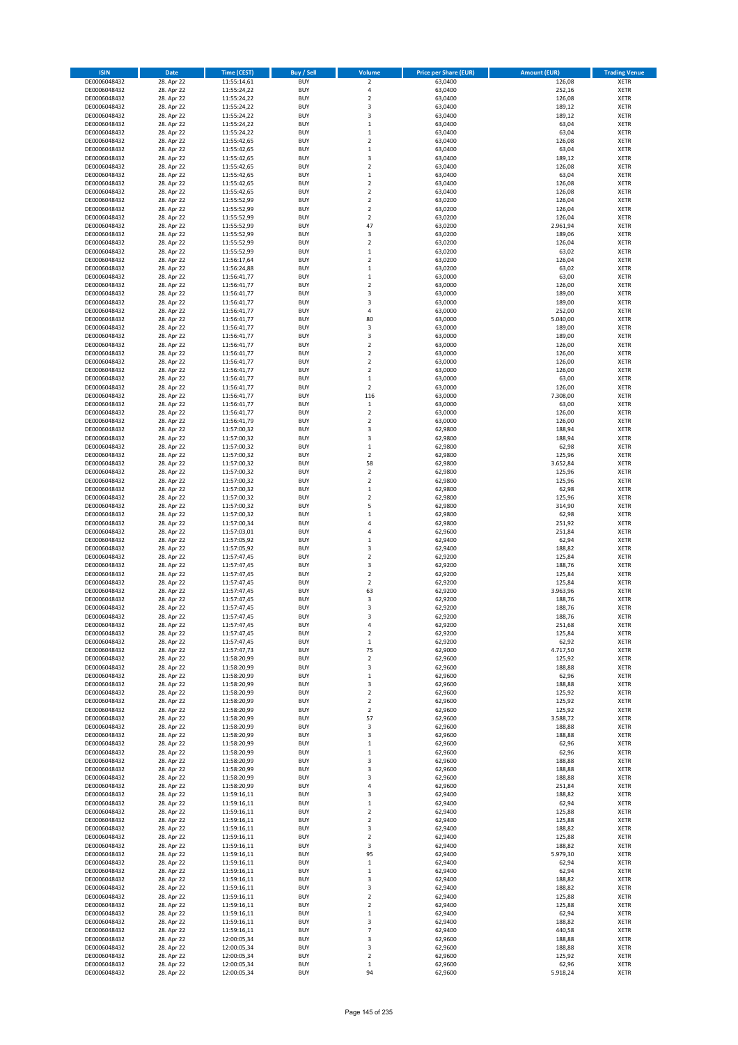| ISIN | Date | Time (CEST) | Buy / Sell | Volume | Price per Share (EUR) | Amount (EUR) | Trading Venue |
|---|---|---|---|---|---|---|---|
| DE0006048432 | 28. Apr 22 | 11:55:14,61 | BUY | 2 | 63,0400 | 126,08 | XETR |
| DE0006048432 | 28. Apr 22 | 11:55:24,22 | BUY | 4 | 63,0400 | 252,16 | XETR |
| DE0006048432 | 28. Apr 22 | 11:55:24,22 | BUY | 2 | 63,0400 | 126,08 | XETR |
| DE0006048432 | 28. Apr 22 | 11:55:24,22 | BUY | 3 | 63,0400 | 189,12 | XETR |
| DE0006048432 | 28. Apr 22 | 11:55:24,22 | BUY | 3 | 63,0400 | 189,12 | XETR |
| DE0006048432 | 28. Apr 22 | 11:55:24,22 | BUY | 1 | 63,0400 | 63,04 | XETR |
| DE0006048432 | 28. Apr 22 | 11:55:24,22 | BUY | 1 | 63,0400 | 63,04 | XETR |
| DE0006048432 | 28. Apr 22 | 11:55:42,65 | BUY | 2 | 63,0400 | 126,08 | XETR |
| DE0006048432 | 28. Apr 22 | 11:55:42,65 | BUY | 1 | 63,0400 | 63,04 | XETR |
| DE0006048432 | 28. Apr 22 | 11:55:42,65 | BUY | 3 | 63,0400 | 189,12 | XETR |
| DE0006048432 | 28. Apr 22 | 11:55:42,65 | BUY | 2 | 63,0400 | 126,08 | XETR |
| DE0006048432 | 28. Apr 22 | 11:55:42,65 | BUY | 1 | 63,0400 | 63,04 | XETR |
| DE0006048432 | 28. Apr 22 | 11:55:42,65 | BUY | 2 | 63,0400 | 126,08 | XETR |
| DE0006048432 | 28. Apr 22 | 11:55:42,65 | BUY | 2 | 63,0400 | 126,08 | XETR |
| DE0006048432 | 28. Apr 22 | 11:55:52,99 | BUY | 2 | 63,0200 | 126,04 | XETR |
| DE0006048432 | 28. Apr 22 | 11:55:52,99 | BUY | 2 | 63,0200 | 126,04 | XETR |
| DE0006048432 | 28. Apr 22 | 11:55:52,99 | BUY | 2 | 63,0200 | 126,04 | XETR |
| DE0006048432 | 28. Apr 22 | 11:55:52,99 | BUY | 47 | 63,0200 | 2.961,94 | XETR |
| DE0006048432 | 28. Apr 22 | 11:55:52,99 | BUY | 3 | 63,0200 | 189,06 | XETR |
| DE0006048432 | 28. Apr 22 | 11:55:52,99 | BUY | 2 | 63,0200 | 126,04 | XETR |
| DE0006048432 | 28. Apr 22 | 11:55:52,99 | BUY | 1 | 63,0200 | 63,02 | XETR |
| DE0006048432 | 28. Apr 22 | 11:56:17,64 | BUY | 2 | 63,0200 | 126,04 | XETR |
| DE0006048432 | 28. Apr 22 | 11:56:24,88 | BUY | 1 | 63,0200 | 63,02 | XETR |
| DE0006048432 | 28. Apr 22 | 11:56:41,77 | BUY | 1 | 63,0000 | 63,00 | XETR |
| DE0006048432 | 28. Apr 22 | 11:56:41,77 | BUY | 2 | 63,0000 | 126,00 | XETR |
| DE0006048432 | 28. Apr 22 | 11:56:41,77 | BUY | 3 | 63,0000 | 189,00 | XETR |
| DE0006048432 | 28. Apr 22 | 11:56:41,77 | BUY | 3 | 63,0000 | 189,00 | XETR |
| DE0006048432 | 28. Apr 22 | 11:56:41,77 | BUY | 4 | 63,0000 | 252,00 | XETR |
| DE0006048432 | 28. Apr 22 | 11:56:41,77 | BUY | 80 | 63,0000 | 5.040,00 | XETR |
| DE0006048432 | 28. Apr 22 | 11:56:41,77 | BUY | 3 | 63,0000 | 189,00 | XETR |
| DE0006048432 | 28. Apr 22 | 11:56:41,77 | BUY | 3 | 63,0000 | 189,00 | XETR |
| DE0006048432 | 28. Apr 22 | 11:56:41,77 | BUY | 2 | 63,0000 | 126,00 | XETR |
| DE0006048432 | 28. Apr 22 | 11:56:41,77 | BUY | 2 | 63,0000 | 126,00 | XETR |
| DE0006048432 | 28. Apr 22 | 11:56:41,77 | BUY | 2 | 63,0000 | 126,00 | XETR |
| DE0006048432 | 28. Apr 22 | 11:56:41,77 | BUY | 2 | 63,0000 | 126,00 | XETR |
| DE0006048432 | 28. Apr 22 | 11:56:41,77 | BUY | 1 | 63,0000 | 63,00 | XETR |
| DE0006048432 | 28. Apr 22 | 11:56:41,77 | BUY | 2 | 63,0000 | 126,00 | XETR |
| DE0006048432 | 28. Apr 22 | 11:56:41,77 | BUY | 116 | 63,0000 | 7.308,00 | XETR |
| DE0006048432 | 28. Apr 22 | 11:56:41,77 | BUY | 1 | 63,0000 | 63,00 | XETR |
| DE0006048432 | 28. Apr 22 | 11:56:41,77 | BUY | 2 | 63,0000 | 126,00 | XETR |
| DE0006048432 | 28. Apr 22 | 11:56:41,79 | BUY | 2 | 63,0000 | 126,00 | XETR |
| DE0006048432 | 28. Apr 22 | 11:57:00,32 | BUY | 3 | 62,9800 | 188,94 | XETR |
| DE0006048432 | 28. Apr 22 | 11:57:00,32 | BUY | 3 | 62,9800 | 188,94 | XETR |
| DE0006048432 | 28. Apr 22 | 11:57:00,32 | BUY | 1 | 62,9800 | 62,98 | XETR |
| DE0006048432 | 28. Apr 22 | 11:57:00,32 | BUY | 2 | 62,9800 | 125,96 | XETR |
| DE0006048432 | 28. Apr 22 | 11:57:00,32 | BUY | 58 | 62,9800 | 3.652,84 | XETR |
| DE0006048432 | 28. Apr 22 | 11:57:00,32 | BUY | 2 | 62,9800 | 125,96 | XETR |
| DE0006048432 | 28. Apr 22 | 11:57:00,32 | BUY | 2 | 62,9800 | 125,96 | XETR |
| DE0006048432 | 28. Apr 22 | 11:57:00,32 | BUY | 1 | 62,9800 | 62,98 | XETR |
| DE0006048432 | 28. Apr 22 | 11:57:00,32 | BUY | 2 | 62,9800 | 125,96 | XETR |
| DE0006048432 | 28. Apr 22 | 11:57:00,32 | BUY | 5 | 62,9800 | 314,90 | XETR |
| DE0006048432 | 28. Apr 22 | 11:57:00,32 | BUY | 1 | 62,9800 | 62,98 | XETR |
| DE0006048432 | 28. Apr 22 | 11:57:00,34 | BUY | 4 | 62,9800 | 251,92 | XETR |
| DE0006048432 | 28. Apr 22 | 11:57:03,01 | BUY | 4 | 62,9600 | 251,84 | XETR |
| DE0006048432 | 28. Apr 22 | 11:57:05,92 | BUY | 1 | 62,9400 | 62,94 | XETR |
| DE0006048432 | 28. Apr 22 | 11:57:05,92 | BUY | 3 | 62,9400 | 188,82 | XETR |
| DE0006048432 | 28. Apr 22 | 11:57:47,45 | BUY | 2 | 62,9200 | 125,84 | XETR |
| DE0006048432 | 28. Apr 22 | 11:57:47,45 | BUY | 3 | 62,9200 | 188,76 | XETR |
| DE0006048432 | 28. Apr 22 | 11:57:47,45 | BUY | 2 | 62,9200 | 125,84 | XETR |
| DE0006048432 | 28. Apr 22 | 11:57:47,45 | BUY | 2 | 62,9200 | 125,84 | XETR |
| DE0006048432 | 28. Apr 22 | 11:57:47,45 | BUY | 63 | 62,9200 | 3.963,96 | XETR |
| DE0006048432 | 28. Apr 22 | 11:57:47,45 | BUY | 3 | 62,9200 | 188,76 | XETR |
| DE0006048432 | 28. Apr 22 | 11:57:47,45 | BUY | 3 | 62,9200 | 188,76 | XETR |
| DE0006048432 | 28. Apr 22 | 11:57:47,45 | BUY | 3 | 62,9200 | 188,76 | XETR |
| DE0006048432 | 28. Apr 22 | 11:57:47,45 | BUY | 4 | 62,9200 | 251,68 | XETR |
| DE0006048432 | 28. Apr 22 | 11:57:47,45 | BUY | 2 | 62,9200 | 125,84 | XETR |
| DE0006048432 | 28. Apr 22 | 11:57:47,45 | BUY | 1 | 62,9200 | 62,92 | XETR |
| DE0006048432 | 28. Apr 22 | 11:57:47,73 | BUY | 75 | 62,9000 | 4.717,50 | XETR |
| DE0006048432 | 28. Apr 22 | 11:58:20,99 | BUY | 2 | 62,9600 | 125,92 | XETR |
| DE0006048432 | 28. Apr 22 | 11:58:20,99 | BUY | 3 | 62,9600 | 188,88 | XETR |
| DE0006048432 | 28. Apr 22 | 11:58:20,99 | BUY | 1 | 62,9600 | 62,96 | XETR |
| DE0006048432 | 28. Apr 22 | 11:58:20,99 | BUY | 3 | 62,9600 | 188,88 | XETR |
| DE0006048432 | 28. Apr 22 | 11:58:20,99 | BUY | 2 | 62,9600 | 125,92 | XETR |
| DE0006048432 | 28. Apr 22 | 11:58:20,99 | BUY | 2 | 62,9600 | 125,92 | XETR |
| DE0006048432 | 28. Apr 22 | 11:58:20,99 | BUY | 2 | 62,9600 | 125,92 | XETR |
| DE0006048432 | 28. Apr 22 | 11:58:20,99 | BUY | 57 | 62,9600 | 3.588,72 | XETR |
| DE0006048432 | 28. Apr 22 | 11:58:20,99 | BUY | 3 | 62,9600 | 188,88 | XETR |
| DE0006048432 | 28. Apr 22 | 11:58:20,99 | BUY | 3 | 62,9600 | 188,88 | XETR |
| DE0006048432 | 28. Apr 22 | 11:58:20,99 | BUY | 1 | 62,9600 | 62,96 | XETR |
| DE0006048432 | 28. Apr 22 | 11:58:20,99 | BUY | 1 | 62,9600 | 62,96 | XETR |
| DE0006048432 | 28. Apr 22 | 11:58:20,99 | BUY | 3 | 62,9600 | 188,88 | XETR |
| DE0006048432 | 28. Apr 22 | 11:58:20,99 | BUY | 3 | 62,9600 | 188,88 | XETR |
| DE0006048432 | 28. Apr 22 | 11:58:20,99 | BUY | 3 | 62,9600 | 188,88 | XETR |
| DE0006048432 | 28. Apr 22 | 11:58:20,99 | BUY | 4 | 62,9600 | 251,84 | XETR |
| DE0006048432 | 28. Apr 22 | 11:59:16,11 | BUY | 3 | 62,9400 | 188,82 | XETR |
| DE0006048432 | 28. Apr 22 | 11:59:16,11 | BUY | 1 | 62,9400 | 62,94 | XETR |
| DE0006048432 | 28. Apr 22 | 11:59:16,11 | BUY | 2 | 62,9400 | 125,88 | XETR |
| DE0006048432 | 28. Apr 22 | 11:59:16,11 | BUY | 2 | 62,9400 | 125,88 | XETR |
| DE0006048432 | 28. Apr 22 | 11:59:16,11 | BUY | 3 | 62,9400 | 188,82 | XETR |
| DE0006048432 | 28. Apr 22 | 11:59:16,11 | BUY | 2 | 62,9400 | 125,88 | XETR |
| DE0006048432 | 28. Apr 22 | 11:59:16,11 | BUY | 3 | 62,9400 | 188,82 | XETR |
| DE0006048432 | 28. Apr 22 | 11:59:16,11 | BUY | 95 | 62,9400 | 5.979,30 | XETR |
| DE0006048432 | 28. Apr 22 | 11:59:16,11 | BUY | 1 | 62,9400 | 62,94 | XETR |
| DE0006048432 | 28. Apr 22 | 11:59:16,11 | BUY | 1 | 62,9400 | 62,94 | XETR |
| DE0006048432 | 28. Apr 22 | 11:59:16,11 | BUY | 3 | 62,9400 | 188,82 | XETR |
| DE0006048432 | 28. Apr 22 | 11:59:16,11 | BUY | 3 | 62,9400 | 188,82 | XETR |
| DE0006048432 | 28. Apr 22 | 11:59:16,11 | BUY | 2 | 62,9400 | 125,88 | XETR |
| DE0006048432 | 28. Apr 22 | 11:59:16,11 | BUY | 2 | 62,9400 | 125,88 | XETR |
| DE0006048432 | 28. Apr 22 | 11:59:16,11 | BUY | 1 | 62,9400 | 62,94 | XETR |
| DE0006048432 | 28. Apr 22 | 11:59:16,11 | BUY | 3 | 62,9400 | 188,82 | XETR |
| DE0006048432 | 28. Apr 22 | 11:59:16,11 | BUY | 7 | 62,9400 | 440,58 | XETR |
| DE0006048432 | 28. Apr 22 | 12:00:05,34 | BUY | 3 | 62,9600 | 188,88 | XETR |
| DE0006048432 | 28. Apr 22 | 12:00:05,34 | BUY | 3 | 62,9600 | 188,88 | XETR |
| DE0006048432 | 28. Apr 22 | 12:00:05,34 | BUY | 2 | 62,9600 | 125,92 | XETR |
| DE0006048432 | 28. Apr 22 | 12:00:05,34 | BUY | 1 | 62,9600 | 62,96 | XETR |
| DE0006048432 | 28. Apr 22 | 12:00:05,34 | BUY | 94 | 62,9600 | 5.918,24 | XETR |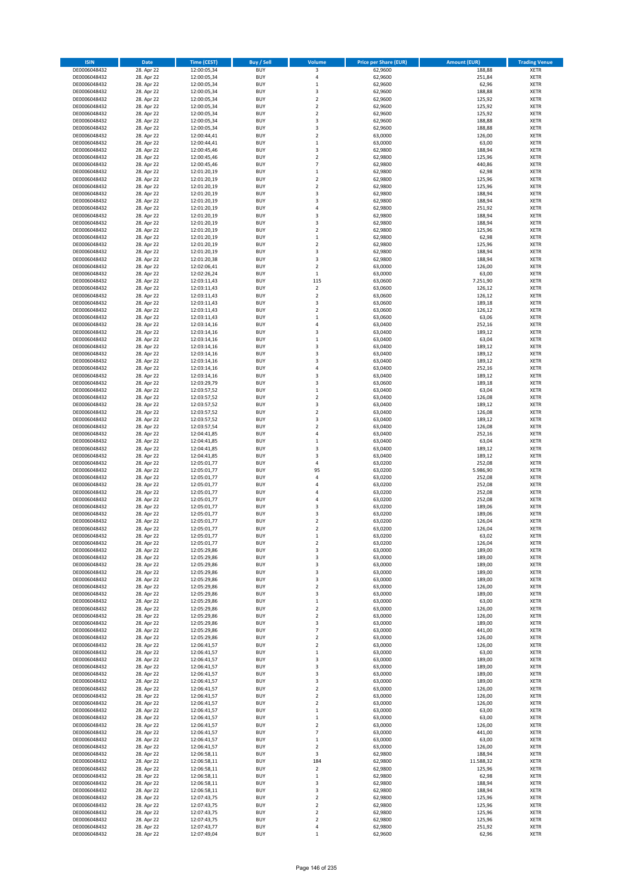| ISIN | Date | Time (CEST) | Buy / Sell | Volume | Price per Share (EUR) | Amount (EUR) | Trading Venue |
|---|---|---|---|---|---|---|---|
| DE0006048432 | 28. Apr 22 | 12:00:05,34 | BUY | 3 | 62,9600 | 188,88 | XETR |
| DE0006048432 | 28. Apr 22 | 12:00:05,34 | BUY | 4 | 62,9600 | 251,84 | XETR |
| DE0006048432 | 28. Apr 22 | 12:00:05,34 | BUY | 1 | 62,9600 | 62,96 | XETR |
| DE0006048432 | 28. Apr 22 | 12:00:05,34 | BUY | 3 | 62,9600 | 188,88 | XETR |
| DE0006048432 | 28. Apr 22 | 12:00:05,34 | BUY | 2 | 62,9600 | 125,92 | XETR |
| DE0006048432 | 28. Apr 22 | 12:00:05,34 | BUY | 2 | 62,9600 | 125,92 | XETR |
| DE0006048432 | 28. Apr 22 | 12:00:05,34 | BUY | 2 | 62,9600 | 125,92 | XETR |
| DE0006048432 | 28. Apr 22 | 12:00:05,34 | BUY | 3 | 62,9600 | 188,88 | XETR |
| DE0006048432 | 28. Apr 22 | 12:00:05,34 | BUY | 3 | 62,9600 | 188,88 | XETR |
| DE0006048432 | 28. Apr 22 | 12:00:44,41 | BUY | 2 | 63,0000 | 126,00 | XETR |
| DE0006048432 | 28. Apr 22 | 12:00:44,41 | BUY | 1 | 63,0000 | 63,00 | XETR |
| DE0006048432 | 28. Apr 22 | 12:00:45,46 | BUY | 3 | 62,9800 | 188,94 | XETR |
| DE0006048432 | 28. Apr 22 | 12:00:45,46 | BUY | 2 | 62,9800 | 125,96 | XETR |
| DE0006048432 | 28. Apr 22 | 12:00:45,46 | BUY | 7 | 62,9800 | 440,86 | XETR |
| DE0006048432 | 28. Apr 22 | 12:01:20,19 | BUY | 1 | 62,9800 | 62,98 | XETR |
| DE0006048432 | 28. Apr 22 | 12:01:20,19 | BUY | 2 | 62,9800 | 125,96 | XETR |
| DE0006048432 | 28. Apr 22 | 12:01:20,19 | BUY | 2 | 62,9800 | 125,96 | XETR |
| DE0006048432 | 28. Apr 22 | 12:01:20,19 | BUY | 3 | 62,9800 | 188,94 | XETR |
| DE0006048432 | 28. Apr 22 | 12:01:20,19 | BUY | 3 | 62,9800 | 188,94 | XETR |
| DE0006048432 | 28. Apr 22 | 12:01:20,19 | BUY | 4 | 62,9800 | 251,92 | XETR |
| DE0006048432 | 28. Apr 22 | 12:01:20,19 | BUY | 3 | 62,9800 | 188,94 | XETR |
| DE0006048432 | 28. Apr 22 | 12:01:20,19 | BUY | 3 | 62,9800 | 188,94 | XETR |
| DE0006048432 | 28. Apr 22 | 12:01:20,19 | BUY | 2 | 62,9800 | 125,96 | XETR |
| DE0006048432 | 28. Apr 22 | 12:01:20,19 | BUY | 1 | 62,9800 | 62,98 | XETR |
| DE0006048432 | 28. Apr 22 | 12:01:20,19 | BUY | 2 | 62,9800 | 125,96 | XETR |
| DE0006048432 | 28. Apr 22 | 12:01:20,19 | BUY | 3 | 62,9800 | 188,94 | XETR |
| DE0006048432 | 28. Apr 22 | 12:01:20,38 | BUY | 3 | 62,9800 | 188,94 | XETR |
| DE0006048432 | 28. Apr 22 | 12:02:06,41 | BUY | 2 | 63,0000 | 126,00 | XETR |
| DE0006048432 | 28. Apr 22 | 12:02:26,24 | BUY | 1 | 63,0000 | 63,00 | XETR |
| DE0006048432 | 28. Apr 22 | 12:03:11,43 | BUY | 115 | 63,0600 | 7.251,90 | XETR |
| DE0006048432 | 28. Apr 22 | 12:03:11,43 | BUY | 2 | 63,0600 | 126,12 | XETR |
| DE0006048432 | 28. Apr 22 | 12:03:11,43 | BUY | 2 | 63,0600 | 126,12 | XETR |
| DE0006048432 | 28. Apr 22 | 12:03:11,43 | BUY | 3 | 63,0600 | 189,18 | XETR |
| DE0006048432 | 28. Apr 22 | 12:03:11,43 | BUY | 2 | 63,0600 | 126,12 | XETR |
| DE0006048432 | 28. Apr 22 | 12:03:11,43 | BUY | 1 | 63,0600 | 63,06 | XETR |
| DE0006048432 | 28. Apr 22 | 12:03:14,16 | BUY | 4 | 63,0400 | 252,16 | XETR |
| DE0006048432 | 28. Apr 22 | 12:03:14,16 | BUY | 3 | 63,0400 | 189,12 | XETR |
| DE0006048432 | 28. Apr 22 | 12:03:14,16 | BUY | 1 | 63,0400 | 63,04 | XETR |
| DE0006048432 | 28. Apr 22 | 12:03:14,16 | BUY | 3 | 63,0400 | 189,12 | XETR |
| DE0006048432 | 28. Apr 22 | 12:03:14,16 | BUY | 3 | 63,0400 | 189,12 | XETR |
| DE0006048432 | 28. Apr 22 | 12:03:14,16 | BUY | 3 | 63,0400 | 189,12 | XETR |
| DE0006048432 | 28. Apr 22 | 12:03:14,16 | BUY | 4 | 63,0400 | 252,16 | XETR |
| DE0006048432 | 28. Apr 22 | 12:03:14,16 | BUY | 3 | 63,0400 | 189,12 | XETR |
| DE0006048432 | 28. Apr 22 | 12:03:29,79 | BUY | 3 | 63,0600 | 189,18 | XETR |
| DE0006048432 | 28. Apr 22 | 12:03:57,52 | BUY | 1 | 63,0400 | 63,04 | XETR |
| DE0006048432 | 28. Apr 22 | 12:03:57,52 | BUY | 2 | 63,0400 | 126,08 | XETR |
| DE0006048432 | 28. Apr 22 | 12:03:57,52 | BUY | 3 | 63,0400 | 189,12 | XETR |
| DE0006048432 | 28. Apr 22 | 12:03:57,52 | BUY | 2 | 63,0400 | 126,08 | XETR |
| DE0006048432 | 28. Apr 22 | 12:03:57,52 | BUY | 3 | 63,0400 | 189,12 | XETR |
| DE0006048432 | 28. Apr 22 | 12:03:57,54 | BUY | 2 | 63,0400 | 126,08 | XETR |
| DE0006048432 | 28. Apr 22 | 12:04:41,85 | BUY | 4 | 63,0400 | 252,16 | XETR |
| DE0006048432 | 28. Apr 22 | 12:04:41,85 | BUY | 1 | 63,0400 | 63,04 | XETR |
| DE0006048432 | 28. Apr 22 | 12:04:41,85 | BUY | 3 | 63,0400 | 189,12 | XETR |
| DE0006048432 | 28. Apr 22 | 12:04:41,85 | BUY | 3 | 63,0400 | 189,12 | XETR |
| DE0006048432 | 28. Apr 22 | 12:05:01,77 | BUY | 4 | 63,0200 | 252,08 | XETR |
| DE0006048432 | 28. Apr 22 | 12:05:01,77 | BUY | 95 | 63,0200 | 5.986,90 | XETR |
| DE0006048432 | 28. Apr 22 | 12:05:01,77 | BUY | 4 | 63,0200 | 252,08 | XETR |
| DE0006048432 | 28. Apr 22 | 12:05:01,77 | BUY | 4 | 63,0200 | 252,08 | XETR |
| DE0006048432 | 28. Apr 22 | 12:05:01,77 | BUY | 4 | 63,0200 | 252,08 | XETR |
| DE0006048432 | 28. Apr 22 | 12:05:01,77 | BUY | 4 | 63,0200 | 252,08 | XETR |
| DE0006048432 | 28. Apr 22 | 12:05:01,77 | BUY | 3 | 63,0200 | 189,06 | XETR |
| DE0006048432 | 28. Apr 22 | 12:05:01,77 | BUY | 3 | 63,0200 | 189,06 | XETR |
| DE0006048432 | 28. Apr 22 | 12:05:01,77 | BUY | 2 | 63,0200 | 126,04 | XETR |
| DE0006048432 | 28. Apr 22 | 12:05:01,77 | BUY | 2 | 63,0200 | 126,04 | XETR |
| DE0006048432 | 28. Apr 22 | 12:05:01,77 | BUY | 1 | 63,0200 | 63,02 | XETR |
| DE0006048432 | 28. Apr 22 | 12:05:01,77 | BUY | 2 | 63,0200 | 126,04 | XETR |
| DE0006048432 | 28. Apr 22 | 12:05:29,86 | BUY | 3 | 63,0000 | 189,00 | XETR |
| DE0006048432 | 28. Apr 22 | 12:05:29,86 | BUY | 3 | 63,0000 | 189,00 | XETR |
| DE0006048432 | 28. Apr 22 | 12:05:29,86 | BUY | 3 | 63,0000 | 189,00 | XETR |
| DE0006048432 | 28. Apr 22 | 12:05:29,86 | BUY | 3 | 63,0000 | 189,00 | XETR |
| DE0006048432 | 28. Apr 22 | 12:05:29,86 | BUY | 3 | 63,0000 | 189,00 | XETR |
| DE0006048432 | 28. Apr 22 | 12:05:29,86 | BUY | 2 | 63,0000 | 126,00 | XETR |
| DE0006048432 | 28. Apr 22 | 12:05:29,86 | BUY | 3 | 63,0000 | 189,00 | XETR |
| DE0006048432 | 28. Apr 22 | 12:05:29,86 | BUY | 1 | 63,0000 | 63,00 | XETR |
| DE0006048432 | 28. Apr 22 | 12:05:29,86 | BUY | 2 | 63,0000 | 126,00 | XETR |
| DE0006048432 | 28. Apr 22 | 12:05:29,86 | BUY | 2 | 63,0000 | 126,00 | XETR |
| DE0006048432 | 28. Apr 22 | 12:05:29,86 | BUY | 3 | 63,0000 | 189,00 | XETR |
| DE0006048432 | 28. Apr 22 | 12:05:29,86 | BUY | 7 | 63,0000 | 441,00 | XETR |
| DE0006048432 | 28. Apr 22 | 12:05:29,86 | BUY | 2 | 63,0000 | 126,00 | XETR |
| DE0006048432 | 28. Apr 22 | 12:06:41,57 | BUY | 2 | 63,0000 | 126,00 | XETR |
| DE0006048432 | 28. Apr 22 | 12:06:41,57 | BUY | 1 | 63,0000 | 63,00 | XETR |
| DE0006048432 | 28. Apr 22 | 12:06:41,57 | BUY | 3 | 63,0000 | 189,00 | XETR |
| DE0006048432 | 28. Apr 22 | 12:06:41,57 | BUY | 3 | 63,0000 | 189,00 | XETR |
| DE0006048432 | 28. Apr 22 | 12:06:41,57 | BUY | 3 | 63,0000 | 189,00 | XETR |
| DE0006048432 | 28. Apr 22 | 12:06:41,57 | BUY | 3 | 63,0000 | 189,00 | XETR |
| DE0006048432 | 28. Apr 22 | 12:06:41,57 | BUY | 2 | 63,0000 | 126,00 | XETR |
| DE0006048432 | 28. Apr 22 | 12:06:41,57 | BUY | 2 | 63,0000 | 126,00 | XETR |
| DE0006048432 | 28. Apr 22 | 12:06:41,57 | BUY | 2 | 63,0000 | 126,00 | XETR |
| DE0006048432 | 28. Apr 22 | 12:06:41,57 | BUY | 1 | 63,0000 | 63,00 | XETR |
| DE0006048432 | 28. Apr 22 | 12:06:41,57 | BUY | 1 | 63,0000 | 63,00 | XETR |
| DE0006048432 | 28. Apr 22 | 12:06:41,57 | BUY | 2 | 63,0000 | 126,00 | XETR |
| DE0006048432 | 28. Apr 22 | 12:06:41,57 | BUY | 7 | 63,0000 | 441,00 | XETR |
| DE0006048432 | 28. Apr 22 | 12:06:41,57 | BUY | 1 | 63,0000 | 63,00 | XETR |
| DE0006048432 | 28. Apr 22 | 12:06:41,57 | BUY | 2 | 63,0000 | 126,00 | XETR |
| DE0006048432 | 28. Apr 22 | 12:06:58,11 | BUY | 3 | 62,9800 | 188,94 | XETR |
| DE0006048432 | 28. Apr 22 | 12:06:58,11 | BUY | 184 | 62,9800 | 11.588,32 | XETR |
| DE0006048432 | 28. Apr 22 | 12:06:58,11 | BUY | 2 | 62,9800 | 125,96 | XETR |
| DE0006048432 | 28. Apr 22 | 12:06:58,11 | BUY | 1 | 62,9800 | 62,98 | XETR |
| DE0006048432 | 28. Apr 22 | 12:06:58,11 | BUY | 3 | 62,9800 | 188,94 | XETR |
| DE0006048432 | 28. Apr 22 | 12:06:58,11 | BUY | 3 | 62,9800 | 188,94 | XETR |
| DE0006048432 | 28. Apr 22 | 12:07:43,75 | BUY | 2 | 62,9800 | 125,96 | XETR |
| DE0006048432 | 28. Apr 22 | 12:07:43,75 | BUY | 2 | 62,9800 | 125,96 | XETR |
| DE0006048432 | 28. Apr 22 | 12:07:43,75 | BUY | 2 | 62,9800 | 125,96 | XETR |
| DE0006048432 | 28. Apr 22 | 12:07:43,75 | BUY | 2 | 62,9800 | 125,96 | XETR |
| DE0006048432 | 28. Apr 22 | 12:07:43,77 | BUY | 4 | 62,9800 | 251,92 | XETR |
| DE0006048432 | 28. Apr 22 | 12:07:49,04 | BUY | 1 | 62,9600 | 62,96 | XETR |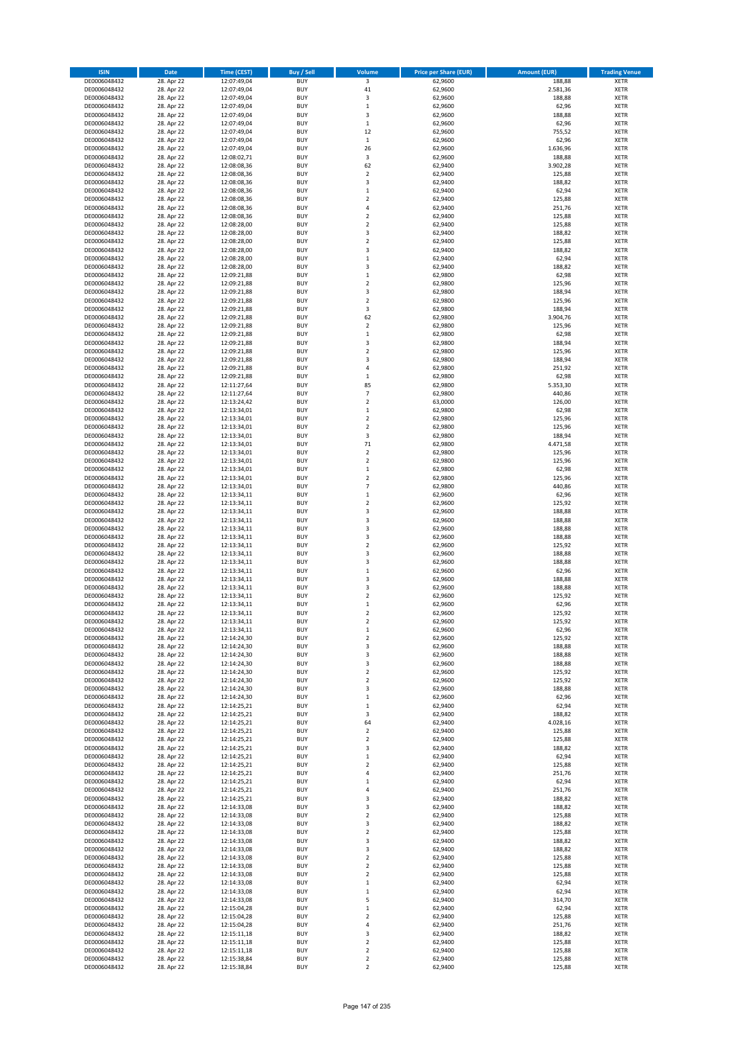| ISIN | Date | Time (CEST) | Buy / Sell | Volume | Price per Share (EUR) | Amount (EUR) | Trading Venue |
|---|---|---|---|---|---|---|---|
| DE0006048432 | 28. Apr 22 | 12:07:49,04 | BUY | 3 | 62,9600 | 188,88 | XETR |
| DE0006048432 | 28. Apr 22 | 12:07:49,04 | BUY | 41 | 62,9600 | 2.581,36 | XETR |
| DE0006048432 | 28. Apr 22 | 12:07:49,04 | BUY | 3 | 62,9600 | 188,88 | XETR |
| DE0006048432 | 28. Apr 22 | 12:07:49,04 | BUY | 1 | 62,9600 | 62,96 | XETR |
| DE0006048432 | 28. Apr 22 | 12:07:49,04 | BUY | 3 | 62,9600 | 188,88 | XETR |
| DE0006048432 | 28. Apr 22 | 12:07:49,04 | BUY | 1 | 62,9600 | 62,96 | XETR |
| DE0006048432 | 28. Apr 22 | 12:07:49,04 | BUY | 12 | 62,9600 | 755,52 | XETR |
| DE0006048432 | 28. Apr 22 | 12:07:49,04 | BUY | 1 | 62,9600 | 62,96 | XETR |
| DE0006048432 | 28. Apr 22 | 12:07:49,04 | BUY | 26 | 62,9600 | 1.636,96 | XETR |
| DE0006048432 | 28. Apr 22 | 12:08:02,71 | BUY | 3 | 62,9600 | 188,88 | XETR |
| DE0006048432 | 28. Apr 22 | 12:08:08,36 | BUY | 62 | 62,9400 | 3.902,28 | XETR |
| DE0006048432 | 28. Apr 22 | 12:08:08,36 | BUY | 2 | 62,9400 | 125,88 | XETR |
| DE0006048432 | 28. Apr 22 | 12:08:08,36 | BUY | 3 | 62,9400 | 188,82 | XETR |
| DE0006048432 | 28. Apr 22 | 12:08:08,36 | BUY | 1 | 62,9400 | 62,94 | XETR |
| DE0006048432 | 28. Apr 22 | 12:08:08,36 | BUY | 2 | 62,9400 | 125,88 | XETR |
| DE0006048432 | 28. Apr 22 | 12:08:08,36 | BUY | 4 | 62,9400 | 251,76 | XETR |
| DE0006048432 | 28. Apr 22 | 12:08:08,36 | BUY | 2 | 62,9400 | 125,88 | XETR |
| DE0006048432 | 28. Apr 22 | 12:08:28,00 | BUY | 2 | 62,9400 | 125,88 | XETR |
| DE0006048432 | 28. Apr 22 | 12:08:28,00 | BUY | 3 | 62,9400 | 188,82 | XETR |
| DE0006048432 | 28. Apr 22 | 12:08:28,00 | BUY | 2 | 62,9400 | 125,88 | XETR |
| DE0006048432 | 28. Apr 22 | 12:08:28,00 | BUY | 3 | 62,9400 | 188,82 | XETR |
| DE0006048432 | 28. Apr 22 | 12:08:28,00 | BUY | 1 | 62,9400 | 62,94 | XETR |
| DE0006048432 | 28. Apr 22 | 12:08:28,00 | BUY | 3 | 62,9400 | 188,82 | XETR |
| DE0006048432 | 28. Apr 22 | 12:09:21,88 | BUY | 1 | 62,9800 | 62,98 | XETR |
| DE0006048432 | 28. Apr 22 | 12:09:21,88 | BUY | 2 | 62,9800 | 125,96 | XETR |
| DE0006048432 | 28. Apr 22 | 12:09:21,88 | BUY | 3 | 62,9800 | 188,94 | XETR |
| DE0006048432 | 28. Apr 22 | 12:09:21,88 | BUY | 2 | 62,9800 | 125,96 | XETR |
| DE0006048432 | 28. Apr 22 | 12:09:21,88 | BUY | 3 | 62,9800 | 188,94 | XETR |
| DE0006048432 | 28. Apr 22 | 12:09:21,88 | BUY | 62 | 62,9800 | 3.904,76 | XETR |
| DE0006048432 | 28. Apr 22 | 12:09:21,88 | BUY | 2 | 62,9800 | 125,96 | XETR |
| DE0006048432 | 28. Apr 22 | 12:09:21,88 | BUY | 1 | 62,9800 | 62,98 | XETR |
| DE0006048432 | 28. Apr 22 | 12:09:21,88 | BUY | 3 | 62,9800 | 188,94 | XETR |
| DE0006048432 | 28. Apr 22 | 12:09:21,88 | BUY | 2 | 62,9800 | 125,96 | XETR |
| DE0006048432 | 28. Apr 22 | 12:09:21,88 | BUY | 3 | 62,9800 | 188,94 | XETR |
| DE0006048432 | 28. Apr 22 | 12:09:21,88 | BUY | 4 | 62,9800 | 251,92 | XETR |
| DE0006048432 | 28. Apr 22 | 12:09:21,88 | BUY | 1 | 62,9800 | 62,98 | XETR |
| DE0006048432 | 28. Apr 22 | 12:11:27,64 | BUY | 85 | 62,9800 | 5.353,30 | XETR |
| DE0006048432 | 28. Apr 22 | 12:11:27,64 | BUY | 7 | 62,9800 | 440,86 | XETR |
| DE0006048432 | 28. Apr 22 | 12:13:24,42 | BUY | 2 | 63,0000 | 126,00 | XETR |
| DE0006048432 | 28. Apr 22 | 12:13:34,01 | BUY | 1 | 62,9800 | 62,98 | XETR |
| DE0006048432 | 28. Apr 22 | 12:13:34,01 | BUY | 2 | 62,9800 | 125,96 | XETR |
| DE0006048432 | 28. Apr 22 | 12:13:34,01 | BUY | 2 | 62,9800 | 125,96 | XETR |
| DE0006048432 | 28. Apr 22 | 12:13:34,01 | BUY | 3 | 62,9800 | 188,94 | XETR |
| DE0006048432 | 28. Apr 22 | 12:13:34,01 | BUY | 71 | 62,9800 | 4.471,58 | XETR |
| DE0006048432 | 28. Apr 22 | 12:13:34,01 | BUY | 2 | 62,9800 | 125,96 | XETR |
| DE0006048432 | 28. Apr 22 | 12:13:34,01 | BUY | 2 | 62,9800 | 125,96 | XETR |
| DE0006048432 | 28. Apr 22 | 12:13:34,01 | BUY | 1 | 62,9800 | 62,98 | XETR |
| DE0006048432 | 28. Apr 22 | 12:13:34,01 | BUY | 2 | 62,9800 | 125,96 | XETR |
| DE0006048432 | 28. Apr 22 | 12:13:34,01 | BUY | 7 | 62,9800 | 440,86 | XETR |
| DE0006048432 | 28. Apr 22 | 12:13:34,11 | BUY | 1 | 62,9600 | 62,96 | XETR |
| DE0006048432 | 28. Apr 22 | 12:13:34,11 | BUY | 2 | 62,9600 | 125,92 | XETR |
| DE0006048432 | 28. Apr 22 | 12:13:34,11 | BUY | 3 | 62,9600 | 188,88 | XETR |
| DE0006048432 | 28. Apr 22 | 12:13:34,11 | BUY | 3 | 62,9600 | 188,88 | XETR |
| DE0006048432 | 28. Apr 22 | 12:13:34,11 | BUY | 3 | 62,9600 | 188,88 | XETR |
| DE0006048432 | 28. Apr 22 | 12:13:34,11 | BUY | 3 | 62,9600 | 188,88 | XETR |
| DE0006048432 | 28. Apr 22 | 12:13:34,11 | BUY | 2 | 62,9600 | 125,92 | XETR |
| DE0006048432 | 28. Apr 22 | 12:13:34,11 | BUY | 3 | 62,9600 | 188,88 | XETR |
| DE0006048432 | 28. Apr 22 | 12:13:34,11 | BUY | 3 | 62,9600 | 188,88 | XETR |
| DE0006048432 | 28. Apr 22 | 12:13:34,11 | BUY | 1 | 62,9600 | 62,96 | XETR |
| DE0006048432 | 28. Apr 22 | 12:13:34,11 | BUY | 3 | 62,9600 | 188,88 | XETR |
| DE0006048432 | 28. Apr 22 | 12:13:34,11 | BUY | 3 | 62,9600 | 188,88 | XETR |
| DE0006048432 | 28. Apr 22 | 12:13:34,11 | BUY | 2 | 62,9600 | 125,92 | XETR |
| DE0006048432 | 28. Apr 22 | 12:13:34,11 | BUY | 1 | 62,9600 | 62,96 | XETR |
| DE0006048432 | 28. Apr 22 | 12:13:34,11 | BUY | 2 | 62,9600 | 125,92 | XETR |
| DE0006048432 | 28. Apr 22 | 12:13:34,11 | BUY | 2 | 62,9600 | 125,92 | XETR |
| DE0006048432 | 28. Apr 22 | 12:13:34,11 | BUY | 1 | 62,9600 | 62,96 | XETR |
| DE0006048432 | 28. Apr 22 | 12:14:24,30 | BUY | 2 | 62,9600 | 125,92 | XETR |
| DE0006048432 | 28. Apr 22 | 12:14:24,30 | BUY | 3 | 62,9600 | 188,88 | XETR |
| DE0006048432 | 28. Apr 22 | 12:14:24,30 | BUY | 3 | 62,9600 | 188,88 | XETR |
| DE0006048432 | 28. Apr 22 | 12:14:24,30 | BUY | 3 | 62,9600 | 188,88 | XETR |
| DE0006048432 | 28. Apr 22 | 12:14:24,30 | BUY | 2 | 62,9600 | 125,92 | XETR |
| DE0006048432 | 28. Apr 22 | 12:14:24,30 | BUY | 2 | 62,9600 | 125,92 | XETR |
| DE0006048432 | 28. Apr 22 | 12:14:24,30 | BUY | 3 | 62,9600 | 188,88 | XETR |
| DE0006048432 | 28. Apr 22 | 12:14:24,30 | BUY | 1 | 62,9600 | 62,96 | XETR |
| DE0006048432 | 28. Apr 22 | 12:14:25,21 | BUY | 1 | 62,9400 | 62,94 | XETR |
| DE0006048432 | 28. Apr 22 | 12:14:25,21 | BUY | 3 | 62,9400 | 188,82 | XETR |
| DE0006048432 | 28. Apr 22 | 12:14:25,21 | BUY | 64 | 62,9400 | 4.028,16 | XETR |
| DE0006048432 | 28. Apr 22 | 12:14:25,21 | BUY | 2 | 62,9400 | 125,88 | XETR |
| DE0006048432 | 28. Apr 22 | 12:14:25,21 | BUY | 2 | 62,9400 | 125,88 | XETR |
| DE0006048432 | 28. Apr 22 | 12:14:25,21 | BUY | 3 | 62,9400 | 188,82 | XETR |
| DE0006048432 | 28. Apr 22 | 12:14:25,21 | BUY | 1 | 62,9400 | 62,94 | XETR |
| DE0006048432 | 28. Apr 22 | 12:14:25,21 | BUY | 2 | 62,9400 | 125,88 | XETR |
| DE0006048432 | 28. Apr 22 | 12:14:25,21 | BUY | 4 | 62,9400 | 251,76 | XETR |
| DE0006048432 | 28. Apr 22 | 12:14:25,21 | BUY | 1 | 62,9400 | 62,94 | XETR |
| DE0006048432 | 28. Apr 22 | 12:14:25,21 | BUY | 4 | 62,9400 | 251,76 | XETR |
| DE0006048432 | 28. Apr 22 | 12:14:25,21 | BUY | 3 | 62,9400 | 188,82 | XETR |
| DE0006048432 | 28. Apr 22 | 12:14:33,08 | BUY | 3 | 62,9400 | 188,82 | XETR |
| DE0006048432 | 28. Apr 22 | 12:14:33,08 | BUY | 2 | 62,9400 | 125,88 | XETR |
| DE0006048432 | 28. Apr 22 | 12:14:33,08 | BUY | 3 | 62,9400 | 188,82 | XETR |
| DE0006048432 | 28. Apr 22 | 12:14:33,08 | BUY | 2 | 62,9400 | 125,88 | XETR |
| DE0006048432 | 28. Apr 22 | 12:14:33,08 | BUY | 3 | 62,9400 | 188,82 | XETR |
| DE0006048432 | 28. Apr 22 | 12:14:33,08 | BUY | 3 | 62,9400 | 188,82 | XETR |
| DE0006048432 | 28. Apr 22 | 12:14:33,08 | BUY | 2 | 62,9400 | 125,88 | XETR |
| DE0006048432 | 28. Apr 22 | 12:14:33,08 | BUY | 2 | 62,9400 | 125,88 | XETR |
| DE0006048432 | 28. Apr 22 | 12:14:33,08 | BUY | 2 | 62,9400 | 125,88 | XETR |
| DE0006048432 | 28. Apr 22 | 12:14:33,08 | BUY | 1 | 62,9400 | 62,94 | XETR |
| DE0006048432 | 28. Apr 22 | 12:14:33,08 | BUY | 1 | 62,9400 | 62,94 | XETR |
| DE0006048432 | 28. Apr 22 | 12:14:33,08 | BUY | 5 | 62,9400 | 314,70 | XETR |
| DE0006048432 | 28. Apr 22 | 12:15:04,28 | BUY | 1 | 62,9400 | 62,94 | XETR |
| DE0006048432 | 28. Apr 22 | 12:15:04,28 | BUY | 2 | 62,9400 | 125,88 | XETR |
| DE0006048432 | 28. Apr 22 | 12:15:04,28 | BUY | 4 | 62,9400 | 251,76 | XETR |
| DE0006048432 | 28. Apr 22 | 12:15:11,18 | BUY | 3 | 62,9400 | 188,82 | XETR |
| DE0006048432 | 28. Apr 22 | 12:15:11,18 | BUY | 2 | 62,9400 | 125,88 | XETR |
| DE0006048432 | 28. Apr 22 | 12:15:11,18 | BUY | 2 | 62,9400 | 125,88 | XETR |
| DE0006048432 | 28. Apr 22 | 12:15:38,84 | BUY | 2 | 62,9400 | 125,88 | XETR |
| DE0006048432 | 28. Apr 22 | 12:15:38,84 | BUY | 2 | 62,9400 | 125,88 | XETR |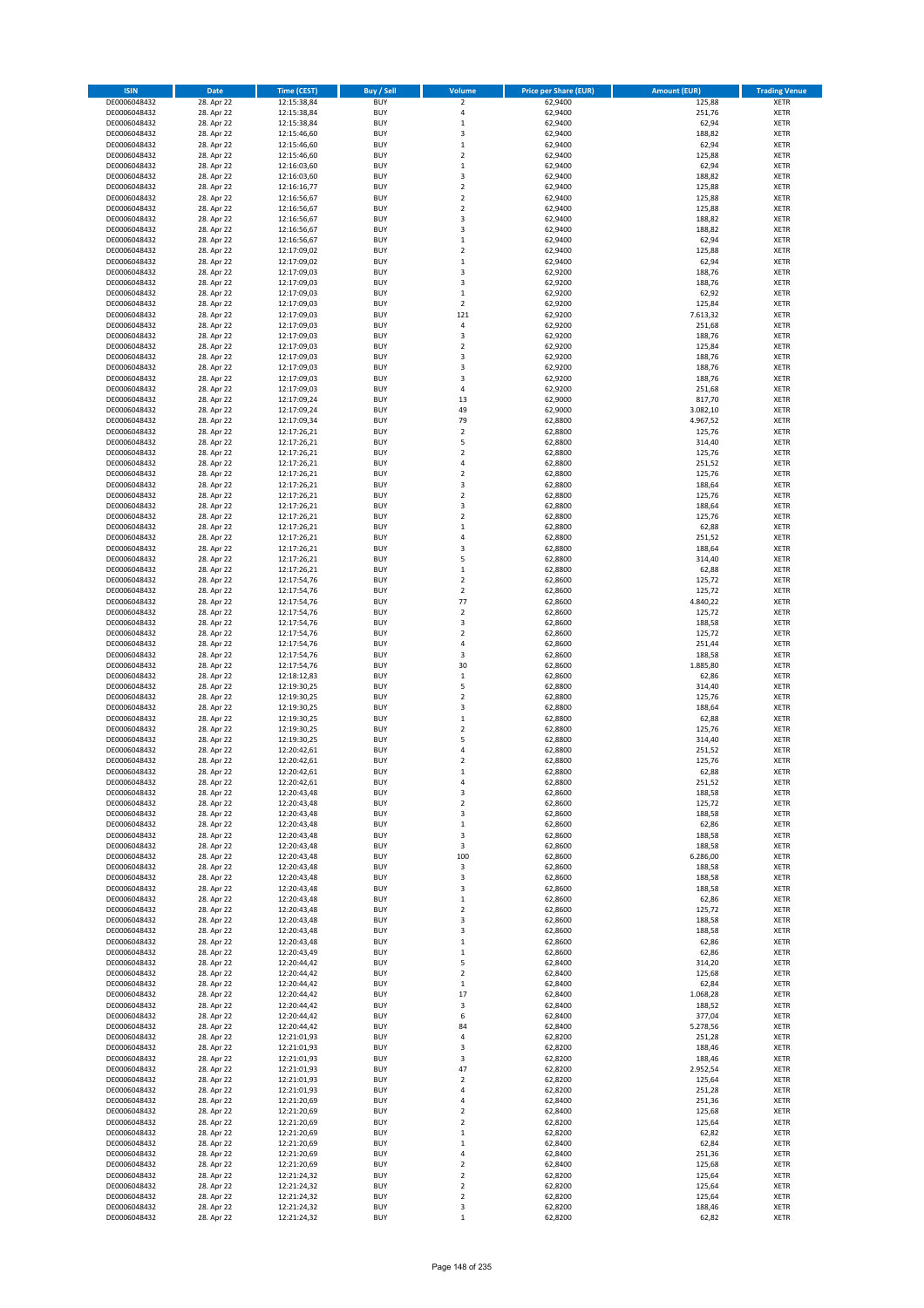| ISIN | Date | Time (CEST) | Buy / Sell | Volume | Price per Share (EUR) | Amount (EUR) | Trading Venue |
|---|---|---|---|---|---|---|---|
| DE0006048432 | 28. Apr 22 | 12:15:38,84 | BUY | 2 | 62,9400 | 125,88 | XETR |
| DE0006048432 | 28. Apr 22 | 12:15:38,84 | BUY | 4 | 62,9400 | 251,76 | XETR |
| DE0006048432 | 28. Apr 22 | 12:15:38,84 | BUY | 1 | 62,9400 | 62,94 | XETR |
| DE0006048432 | 28. Apr 22 | 12:15:46,60 | BUY | 3 | 62,9400 | 188,82 | XETR |
| DE0006048432 | 28. Apr 22 | 12:15:46,60 | BUY | 1 | 62,9400 | 62,94 | XETR |
| DE0006048432 | 28. Apr 22 | 12:15:46,60 | BUY | 2 | 62,9400 | 125,88 | XETR |
| DE0006048432 | 28. Apr 22 | 12:16:03,60 | BUY | 1 | 62,9400 | 62,94 | XETR |
| DE0006048432 | 28. Apr 22 | 12:16:03,60 | BUY | 3 | 62,9400 | 188,82 | XETR |
| DE0006048432 | 28. Apr 22 | 12:16:16,77 | BUY | 2 | 62,9400 | 125,88 | XETR |
| DE0006048432 | 28. Apr 22 | 12:16:56,67 | BUY | 2 | 62,9400 | 125,88 | XETR |
| DE0006048432 | 28. Apr 22 | 12:16:56,67 | BUY | 2 | 62,9400 | 125,88 | XETR |
| DE0006048432 | 28. Apr 22 | 12:16:56,67 | BUY | 3 | 62,9400 | 188,82 | XETR |
| DE0006048432 | 28. Apr 22 | 12:16:56,67 | BUY | 3 | 62,9400 | 188,82 | XETR |
| DE0006048432 | 28. Apr 22 | 12:16:56,67 | BUY | 1 | 62,9400 | 62,94 | XETR |
| DE0006048432 | 28. Apr 22 | 12:17:09,02 | BUY | 2 | 62,9400 | 125,88 | XETR |
| DE0006048432 | 28. Apr 22 | 12:17:09,02 | BUY | 1 | 62,9400 | 62,94 | XETR |
| DE0006048432 | 28. Apr 22 | 12:17:09,03 | BUY | 3 | 62,9200 | 188,76 | XETR |
| DE0006048432 | 28. Apr 22 | 12:17:09,03 | BUY | 3 | 62,9200 | 188,76 | XETR |
| DE0006048432 | 28. Apr 22 | 12:17:09,03 | BUY | 1 | 62,9200 | 62,92 | XETR |
| DE0006048432 | 28. Apr 22 | 12:17:09,03 | BUY | 2 | 62,9200 | 125,84 | XETR |
| DE0006048432 | 28. Apr 22 | 12:17:09,03 | BUY | 121 | 62,9200 | 7.613,32 | XETR |
| DE0006048432 | 28. Apr 22 | 12:17:09,03 | BUY | 4 | 62,9200 | 251,68 | XETR |
| DE0006048432 | 28. Apr 22 | 12:17:09,03 | BUY | 3 | 62,9200 | 188,76 | XETR |
| DE0006048432 | 28. Apr 22 | 12:17:09,03 | BUY | 2 | 62,9200 | 125,84 | XETR |
| DE0006048432 | 28. Apr 22 | 12:17:09,03 | BUY | 3 | 62,9200 | 188,76 | XETR |
| DE0006048432 | 28. Apr 22 | 12:17:09,03 | BUY | 3 | 62,9200 | 188,76 | XETR |
| DE0006048432 | 28. Apr 22 | 12:17:09,03 | BUY | 3 | 62,9200 | 188,76 | XETR |
| DE0006048432 | 28. Apr 22 | 12:17:09,03 | BUY | 4 | 62,9200 | 251,68 | XETR |
| DE0006048432 | 28. Apr 22 | 12:17:09,24 | BUY | 13 | 62,9000 | 817,70 | XETR |
| DE0006048432 | 28. Apr 22 | 12:17:09,24 | BUY | 49 | 62,9000 | 3.082,10 | XETR |
| DE0006048432 | 28. Apr 22 | 12:17:09,34 | BUY | 79 | 62,8800 | 4.967,52 | XETR |
| DE0006048432 | 28. Apr 22 | 12:17:26,21 | BUY | 2 | 62,8800 | 125,76 | XETR |
| DE0006048432 | 28. Apr 22 | 12:17:26,21 | BUY | 5 | 62,8800 | 314,40 | XETR |
| DE0006048432 | 28. Apr 22 | 12:17:26,21 | BUY | 2 | 62,8800 | 125,76 | XETR |
| DE0006048432 | 28. Apr 22 | 12:17:26,21 | BUY | 4 | 62,8800 | 251,52 | XETR |
| DE0006048432 | 28. Apr 22 | 12:17:26,21 | BUY | 2 | 62,8800 | 125,76 | XETR |
| DE0006048432 | 28. Apr 22 | 12:17:26,21 | BUY | 3 | 62,8800 | 188,64 | XETR |
| DE0006048432 | 28. Apr 22 | 12:17:26,21 | BUY | 2 | 62,8800 | 125,76 | XETR |
| DE0006048432 | 28. Apr 22 | 12:17:26,21 | BUY | 3 | 62,8800 | 188,64 | XETR |
| DE0006048432 | 28. Apr 22 | 12:17:26,21 | BUY | 2 | 62,8800 | 125,76 | XETR |
| DE0006048432 | 28. Apr 22 | 12:17:26,21 | BUY | 1 | 62,8800 | 62,88 | XETR |
| DE0006048432 | 28. Apr 22 | 12:17:26,21 | BUY | 4 | 62,8800 | 251,52 | XETR |
| DE0006048432 | 28. Apr 22 | 12:17:26,21 | BUY | 3 | 62,8800 | 188,64 | XETR |
| DE0006048432 | 28. Apr 22 | 12:17:26,21 | BUY | 5 | 62,8800 | 314,40 | XETR |
| DE0006048432 | 28. Apr 22 | 12:17:26,21 | BUY | 1 | 62,8800 | 62,88 | XETR |
| DE0006048432 | 28. Apr 22 | 12:17:54,76 | BUY | 2 | 62,8600 | 125,72 | XETR |
| DE0006048432 | 28. Apr 22 | 12:17:54,76 | BUY | 2 | 62,8600 | 125,72 | XETR |
| DE0006048432 | 28. Apr 22 | 12:17:54,76 | BUY | 77 | 62,8600 | 4.840,22 | XETR |
| DE0006048432 | 28. Apr 22 | 12:17:54,76 | BUY | 2 | 62,8600 | 125,72 | XETR |
| DE0006048432 | 28. Apr 22 | 12:17:54,76 | BUY | 3 | 62,8600 | 188,58 | XETR |
| DE0006048432 | 28. Apr 22 | 12:17:54,76 | BUY | 2 | 62,8600 | 125,72 | XETR |
| DE0006048432 | 28. Apr 22 | 12:17:54,76 | BUY | 4 | 62,8600 | 251,44 | XETR |
| DE0006048432 | 28. Apr 22 | 12:17:54,76 | BUY | 3 | 62,8600 | 188,58 | XETR |
| DE0006048432 | 28. Apr 22 | 12:17:54,76 | BUY | 30 | 62,8600 | 1.885,80 | XETR |
| DE0006048432 | 28. Apr 22 | 12:18:12,83 | BUY | 1 | 62,8600 | 62,86 | XETR |
| DE0006048432 | 28. Apr 22 | 12:19:30,25 | BUY | 5 | 62,8800 | 314,40 | XETR |
| DE0006048432 | 28. Apr 22 | 12:19:30,25 | BUY | 2 | 62,8800 | 125,76 | XETR |
| DE0006048432 | 28. Apr 22 | 12:19:30,25 | BUY | 3 | 62,8800 | 188,64 | XETR |
| DE0006048432 | 28. Apr 22 | 12:19:30,25 | BUY | 1 | 62,8800 | 62,88 | XETR |
| DE0006048432 | 28. Apr 22 | 12:19:30,25 | BUY | 2 | 62,8800 | 125,76 | XETR |
| DE0006048432 | 28. Apr 22 | 12:19:30,25 | BUY | 5 | 62,8800 | 314,40 | XETR |
| DE0006048432 | 28. Apr 22 | 12:20:42,61 | BUY | 4 | 62,8800 | 251,52 | XETR |
| DE0006048432 | 28. Apr 22 | 12:20:42,61 | BUY | 2 | 62,8800 | 125,76 | XETR |
| DE0006048432 | 28. Apr 22 | 12:20:42,61 | BUY | 1 | 62,8800 | 62,88 | XETR |
| DE0006048432 | 28. Apr 22 | 12:20:42,61 | BUY | 4 | 62,8800 | 251,52 | XETR |
| DE0006048432 | 28. Apr 22 | 12:20:43,48 | BUY | 3 | 62,8600 | 188,58 | XETR |
| DE0006048432 | 28. Apr 22 | 12:20:43,48 | BUY | 2 | 62,8600 | 125,72 | XETR |
| DE0006048432 | 28. Apr 22 | 12:20:43,48 | BUY | 3 | 62,8600 | 188,58 | XETR |
| DE0006048432 | 28. Apr 22 | 12:20:43,48 | BUY | 1 | 62,8600 | 62,86 | XETR |
| DE0006048432 | 28. Apr 22 | 12:20:43,48 | BUY | 3 | 62,8600 | 188,58 | XETR |
| DE0006048432 | 28. Apr 22 | 12:20:43,48 | BUY | 3 | 62,8600 | 188,58 | XETR |
| DE0006048432 | 28. Apr 22 | 12:20:43,48 | BUY | 100 | 62,8600 | 6.286,00 | XETR |
| DE0006048432 | 28. Apr 22 | 12:20:43,48 | BUY | 3 | 62,8600 | 188,58 | XETR |
| DE0006048432 | 28. Apr 22 | 12:20:43,48 | BUY | 3 | 62,8600 | 188,58 | XETR |
| DE0006048432 | 28. Apr 22 | 12:20:43,48 | BUY | 3 | 62,8600 | 188,58 | XETR |
| DE0006048432 | 28. Apr 22 | 12:20:43,48 | BUY | 1 | 62,8600 | 62,86 | XETR |
| DE0006048432 | 28. Apr 22 | 12:20:43,48 | BUY | 2 | 62,8600 | 125,72 | XETR |
| DE0006048432 | 28. Apr 22 | 12:20:43,48 | BUY | 3 | 62,8600 | 188,58 | XETR |
| DE0006048432 | 28. Apr 22 | 12:20:43,48 | BUY | 3 | 62,8600 | 188,58 | XETR |
| DE0006048432 | 28. Apr 22 | 12:20:43,48 | BUY | 1 | 62,8600 | 62,86 | XETR |
| DE0006048432 | 28. Apr 22 | 12:20:43,49 | BUY | 1 | 62,8600 | 62,86 | XETR |
| DE0006048432 | 28. Apr 22 | 12:20:44,42 | BUY | 5 | 62,8400 | 314,20 | XETR |
| DE0006048432 | 28. Apr 22 | 12:20:44,42 | BUY | 2 | 62,8400 | 125,68 | XETR |
| DE0006048432 | 28. Apr 22 | 12:20:44,42 | BUY | 1 | 62,8400 | 62,84 | XETR |
| DE0006048432 | 28. Apr 22 | 12:20:44,42 | BUY | 17 | 62,8400 | 1.068,28 | XETR |
| DE0006048432 | 28. Apr 22 | 12:20:44,42 | BUY | 3 | 62,8400 | 188,52 | XETR |
| DE0006048432 | 28. Apr 22 | 12:20:44,42 | BUY | 6 | 62,8400 | 377,04 | XETR |
| DE0006048432 | 28. Apr 22 | 12:20:44,42 | BUY | 84 | 62,8400 | 5.278,56 | XETR |
| DE0006048432 | 28. Apr 22 | 12:21:01,93 | BUY | 4 | 62,8200 | 251,28 | XETR |
| DE0006048432 | 28. Apr 22 | 12:21:01,93 | BUY | 3 | 62,8200 | 188,46 | XETR |
| DE0006048432 | 28. Apr 22 | 12:21:01,93 | BUY | 3 | 62,8200 | 188,46 | XETR |
| DE0006048432 | 28. Apr 22 | 12:21:01,93 | BUY | 47 | 62,8200 | 2.952,54 | XETR |
| DE0006048432 | 28. Apr 22 | 12:21:01,93 | BUY | 2 | 62,8200 | 125,64 | XETR |
| DE0006048432 | 28. Apr 22 | 12:21:01,93 | BUY | 4 | 62,8200 | 251,28 | XETR |
| DE0006048432 | 28. Apr 22 | 12:21:20,69 | BUY | 4 | 62,8400 | 251,36 | XETR |
| DE0006048432 | 28. Apr 22 | 12:21:20,69 | BUY | 2 | 62,8400 | 125,68 | XETR |
| DE0006048432 | 28. Apr 22 | 12:21:20,69 | BUY | 2 | 62,8200 | 125,64 | XETR |
| DE0006048432 | 28. Apr 22 | 12:21:20,69 | BUY | 1 | 62,8200 | 62,82 | XETR |
| DE0006048432 | 28. Apr 22 | 12:21:20,69 | BUY | 1 | 62,8400 | 62,84 | XETR |
| DE0006048432 | 28. Apr 22 | 12:21:20,69 | BUY | 4 | 62,8400 | 251,36 | XETR |
| DE0006048432 | 28. Apr 22 | 12:21:20,69 | BUY | 2 | 62,8400 | 125,68 | XETR |
| DE0006048432 | 28. Apr 22 | 12:21:24,32 | BUY | 2 | 62,8200 | 125,64 | XETR |
| DE0006048432 | 28. Apr 22 | 12:21:24,32 | BUY | 2 | 62,8200 | 125,64 | XETR |
| DE0006048432 | 28. Apr 22 | 12:21:24,32 | BUY | 2 | 62,8200 | 125,64 | XETR |
| DE0006048432 | 28. Apr 22 | 12:21:24,32 | BUY | 3 | 62,8200 | 188,46 | XETR |
| DE0006048432 | 28. Apr 22 | 12:21:24,32 | BUY | 1 | 62,8200 | 62,82 | XETR |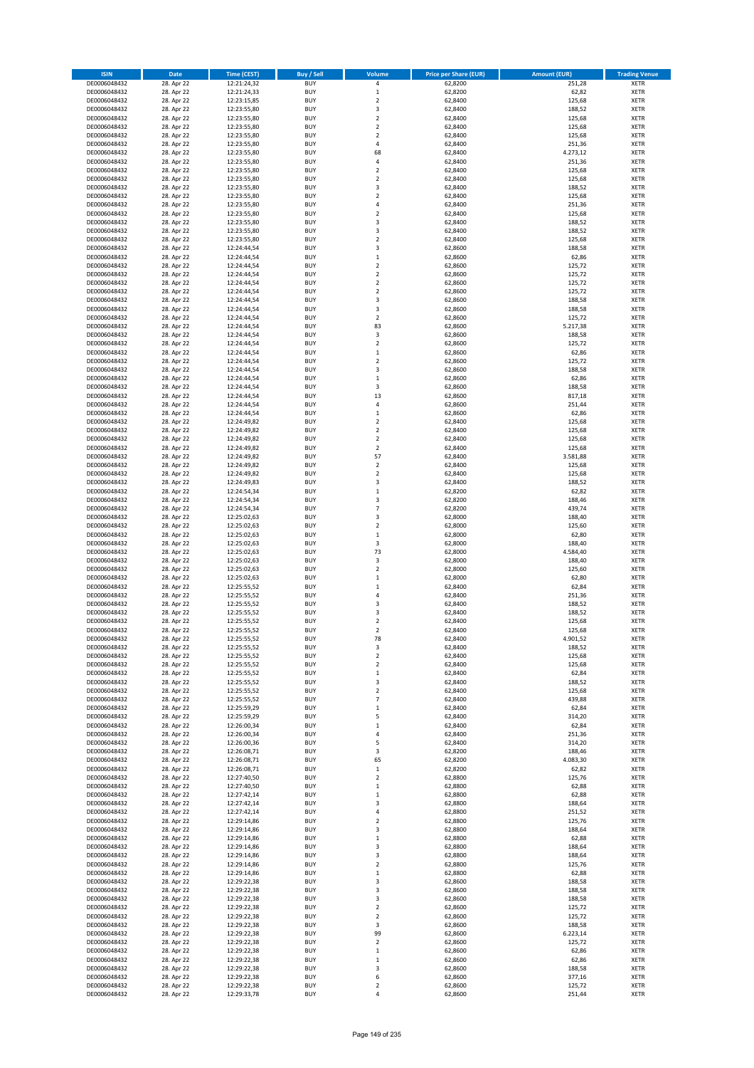| ISIN | Date | Time (CEST) | Buy / Sell | Volume | Price per Share (EUR) | Amount (EUR) | Trading Venue |
|---|---|---|---|---|---|---|---|
| DE0006048432 | 28. Apr 22 | 12:21:24,32 | BUY | 4 | 62,8200 | 251,28 | XETR |
| DE0006048432 | 28. Apr 22 | 12:21:24,33 | BUY | 1 | 62,8200 | 62,82 | XETR |
| DE0006048432 | 28. Apr 22 | 12:23:15,85 | BUY | 2 | 62,8400 | 125,68 | XETR |
| DE0006048432 | 28. Apr 22 | 12:23:55,80 | BUY | 3 | 62,8400 | 188,52 | XETR |
| DE0006048432 | 28. Apr 22 | 12:23:55,80 | BUY | 2 | 62,8400 | 125,68 | XETR |
| DE0006048432 | 28. Apr 22 | 12:23:55,80 | BUY | 2 | 62,8400 | 125,68 | XETR |
| DE0006048432 | 28. Apr 22 | 12:23:55,80 | BUY | 2 | 62,8400 | 125,68 | XETR |
| DE0006048432 | 28. Apr 22 | 12:23:55,80 | BUY | 4 | 62,8400 | 251,36 | XETR |
| DE0006048432 | 28. Apr 22 | 12:23:55,80 | BUY | 68 | 62,8400 | 4.273,12 | XETR |
| DE0006048432 | 28. Apr 22 | 12:23:55,80 | BUY | 4 | 62,8400 | 251,36 | XETR |
| DE0006048432 | 28. Apr 22 | 12:23:55,80 | BUY | 2 | 62,8400 | 125,68 | XETR |
| DE0006048432 | 28. Apr 22 | 12:23:55,80 | BUY | 2 | 62,8400 | 125,68 | XETR |
| DE0006048432 | 28. Apr 22 | 12:23:55,80 | BUY | 3 | 62,8400 | 188,52 | XETR |
| DE0006048432 | 28. Apr 22 | 12:23:55,80 | BUY | 2 | 62,8400 | 125,68 | XETR |
| DE0006048432 | 28. Apr 22 | 12:23:55,80 | BUY | 4 | 62,8400 | 251,36 | XETR |
| DE0006048432 | 28. Apr 22 | 12:23:55,80 | BUY | 2 | 62,8400 | 125,68 | XETR |
| DE0006048432 | 28. Apr 22 | 12:23:55,80 | BUY | 3 | 62,8400 | 188,52 | XETR |
| DE0006048432 | 28. Apr 22 | 12:23:55,80 | BUY | 3 | 62,8400 | 188,52 | XETR |
| DE0006048432 | 28. Apr 22 | 12:23:55,80 | BUY | 2 | 62,8400 | 125,68 | XETR |
| DE0006048432 | 28. Apr 22 | 12:24:44,54 | BUY | 3 | 62,8600 | 188,58 | XETR |
| DE0006048432 | 28. Apr 22 | 12:24:44,54 | BUY | 1 | 62,8600 | 62,86 | XETR |
| DE0006048432 | 28. Apr 22 | 12:24:44,54 | BUY | 2 | 62,8600 | 125,72 | XETR |
| DE0006048432 | 28. Apr 22 | 12:24:44,54 | BUY | 2 | 62,8600 | 125,72 | XETR |
| DE0006048432 | 28. Apr 22 | 12:24:44,54 | BUY | 2 | 62,8600 | 125,72 | XETR |
| DE0006048432 | 28. Apr 22 | 12:24:44,54 | BUY | 2 | 62,8600 | 125,72 | XETR |
| DE0006048432 | 28. Apr 22 | 12:24:44,54 | BUY | 3 | 62,8600 | 188,58 | XETR |
| DE0006048432 | 28. Apr 22 | 12:24:44,54 | BUY | 3 | 62,8600 | 188,58 | XETR |
| DE0006048432 | 28. Apr 22 | 12:24:44,54 | BUY | 2 | 62,8600 | 125,72 | XETR |
| DE0006048432 | 28. Apr 22 | 12:24:44,54 | BUY | 83 | 62,8600 | 5.217,38 | XETR |
| DE0006048432 | 28. Apr 22 | 12:24:44,54 | BUY | 3 | 62,8600 | 188,58 | XETR |
| DE0006048432 | 28. Apr 22 | 12:24:44,54 | BUY | 2 | 62,8600 | 125,72 | XETR |
| DE0006048432 | 28. Apr 22 | 12:24:44,54 | BUY | 1 | 62,8600 | 62,86 | XETR |
| DE0006048432 | 28. Apr 22 | 12:24:44,54 | BUY | 2 | 62,8600 | 125,72 | XETR |
| DE0006048432 | 28. Apr 22 | 12:24:44,54 | BUY | 3 | 62,8600 | 188,58 | XETR |
| DE0006048432 | 28. Apr 22 | 12:24:44,54 | BUY | 1 | 62,8600 | 62,86 | XETR |
| DE0006048432 | 28. Apr 22 | 12:24:44,54 | BUY | 3 | 62,8600 | 188,58 | XETR |
| DE0006048432 | 28. Apr 22 | 12:24:44,54 | BUY | 13 | 62,8600 | 817,18 | XETR |
| DE0006048432 | 28. Apr 22 | 12:24:44,54 | BUY | 4 | 62,8600 | 251,44 | XETR |
| DE0006048432 | 28. Apr 22 | 12:24:44,54 | BUY | 1 | 62,8600 | 62,86 | XETR |
| DE0006048432 | 28. Apr 22 | 12:24:49,82 | BUY | 2 | 62,8400 | 125,68 | XETR |
| DE0006048432 | 28. Apr 22 | 12:24:49,82 | BUY | 2 | 62,8400 | 125,68 | XETR |
| DE0006048432 | 28. Apr 22 | 12:24:49,82 | BUY | 2 | 62,8400 | 125,68 | XETR |
| DE0006048432 | 28. Apr 22 | 12:24:49,82 | BUY | 2 | 62,8400 | 125,68 | XETR |
| DE0006048432 | 28. Apr 22 | 12:24:49,82 | BUY | 57 | 62,8400 | 3.581,88 | XETR |
| DE0006048432 | 28. Apr 22 | 12:24:49,82 | BUY | 2 | 62,8400 | 125,68 | XETR |
| DE0006048432 | 28. Apr 22 | 12:24:49,82 | BUY | 2 | 62,8400 | 125,68 | XETR |
| DE0006048432 | 28. Apr 22 | 12:24:49,83 | BUY | 3 | 62,8400 | 188,52 | XETR |
| DE0006048432 | 28. Apr 22 | 12:24:54,34 | BUY | 1 | 62,8200 | 62,82 | XETR |
| DE0006048432 | 28. Apr 22 | 12:24:54,34 | BUY | 3 | 62,8200 | 188,46 | XETR |
| DE0006048432 | 28. Apr 22 | 12:24:54,34 | BUY | 7 | 62,8200 | 439,74 | XETR |
| DE0006048432 | 28. Apr 22 | 12:25:02,63 | BUY | 3 | 62,8000 | 188,40 | XETR |
| DE0006048432 | 28. Apr 22 | 12:25:02,63 | BUY | 2 | 62,8000 | 125,60 | XETR |
| DE0006048432 | 28. Apr 22 | 12:25:02,63 | BUY | 1 | 62,8000 | 62,80 | XETR |
| DE0006048432 | 28. Apr 22 | 12:25:02,63 | BUY | 3 | 62,8000 | 188,40 | XETR |
| DE0006048432 | 28. Apr 22 | 12:25:02,63 | BUY | 73 | 62,8000 | 4.584,40 | XETR |
| DE0006048432 | 28. Apr 22 | 12:25:02,63 | BUY | 3 | 62,8000 | 188,40 | XETR |
| DE0006048432 | 28. Apr 22 | 12:25:02,63 | BUY | 2 | 62,8000 | 125,60 | XETR |
| DE0006048432 | 28. Apr 22 | 12:25:02,63 | BUY | 1 | 62,8000 | 62,80 | XETR |
| DE0006048432 | 28. Apr 22 | 12:25:55,52 | BUY | 1 | 62,8400 | 62,84 | XETR |
| DE0006048432 | 28. Apr 22 | 12:25:55,52 | BUY | 4 | 62,8400 | 251,36 | XETR |
| DE0006048432 | 28. Apr 22 | 12:25:55,52 | BUY | 3 | 62,8400 | 188,52 | XETR |
| DE0006048432 | 28. Apr 22 | 12:25:55,52 | BUY | 3 | 62,8400 | 188,52 | XETR |
| DE0006048432 | 28. Apr 22 | 12:25:55,52 | BUY | 2 | 62,8400 | 125,68 | XETR |
| DE0006048432 | 28. Apr 22 | 12:25:55,52 | BUY | 2 | 62,8400 | 125,68 | XETR |
| DE0006048432 | 28. Apr 22 | 12:25:55,52 | BUY | 78 | 62,8400 | 4.901,52 | XETR |
| DE0006048432 | 28. Apr 22 | 12:25:55,52 | BUY | 3 | 62,8400 | 188,52 | XETR |
| DE0006048432 | 28. Apr 22 | 12:25:55,52 | BUY | 2 | 62,8400 | 125,68 | XETR |
| DE0006048432 | 28. Apr 22 | 12:25:55,52 | BUY | 2 | 62,8400 | 125,68 | XETR |
| DE0006048432 | 28. Apr 22 | 12:25:55,52 | BUY | 1 | 62,8400 | 62,84 | XETR |
| DE0006048432 | 28. Apr 22 | 12:25:55,52 | BUY | 3 | 62,8400 | 188,52 | XETR |
| DE0006048432 | 28. Apr 22 | 12:25:55,52 | BUY | 2 | 62,8400 | 125,68 | XETR |
| DE0006048432 | 28. Apr 22 | 12:25:55,52 | BUY | 7 | 62,8400 | 439,88 | XETR |
| DE0006048432 | 28. Apr 22 | 12:25:59,29 | BUY | 1 | 62,8400 | 62,84 | XETR |
| DE0006048432 | 28. Apr 22 | 12:25:59,29 | BUY | 5 | 62,8400 | 314,20 | XETR |
| DE0006048432 | 28. Apr 22 | 12:26:00,34 | BUY | 1 | 62,8400 | 62,84 | XETR |
| DE0006048432 | 28. Apr 22 | 12:26:00,34 | BUY | 4 | 62,8400 | 251,36 | XETR |
| DE0006048432 | 28. Apr 22 | 12:26:00,36 | BUY | 5 | 62,8400 | 314,20 | XETR |
| DE0006048432 | 28. Apr 22 | 12:26:08,71 | BUY | 3 | 62,8200 | 188,46 | XETR |
| DE0006048432 | 28. Apr 22 | 12:26:08,71 | BUY | 65 | 62,8200 | 4.083,30 | XETR |
| DE0006048432 | 28. Apr 22 | 12:26:08,71 | BUY | 1 | 62,8200 | 62,82 | XETR |
| DE0006048432 | 28. Apr 22 | 12:27:40,50 | BUY | 2 | 62,8800 | 125,76 | XETR |
| DE0006048432 | 28. Apr 22 | 12:27:40,50 | BUY | 1 | 62,8800 | 62,88 | XETR |
| DE0006048432 | 28. Apr 22 | 12:27:42,14 | BUY | 1 | 62,8800 | 62,88 | XETR |
| DE0006048432 | 28. Apr 22 | 12:27:42,14 | BUY | 3 | 62,8800 | 188,64 | XETR |
| DE0006048432 | 28. Apr 22 | 12:27:42,14 | BUY | 4 | 62,8800 | 251,52 | XETR |
| DE0006048432 | 28. Apr 22 | 12:29:14,86 | BUY | 2 | 62,8800 | 125,76 | XETR |
| DE0006048432 | 28. Apr 22 | 12:29:14,86 | BUY | 3 | 62,8800 | 188,64 | XETR |
| DE0006048432 | 28. Apr 22 | 12:29:14,86 | BUY | 1 | 62,8800 | 62,88 | XETR |
| DE0006048432 | 28. Apr 22 | 12:29:14,86 | BUY | 3 | 62,8800 | 188,64 | XETR |
| DE0006048432 | 28. Apr 22 | 12:29:14,86 | BUY | 3 | 62,8800 | 188,64 | XETR |
| DE0006048432 | 28. Apr 22 | 12:29:14,86 | BUY | 2 | 62,8800 | 125,76 | XETR |
| DE0006048432 | 28. Apr 22 | 12:29:14,86 | BUY | 1 | 62,8800 | 62,88 | XETR |
| DE0006048432 | 28. Apr 22 | 12:29:22,38 | BUY | 3 | 62,8600 | 188,58 | XETR |
| DE0006048432 | 28. Apr 22 | 12:29:22,38 | BUY | 3 | 62,8600 | 188,58 | XETR |
| DE0006048432 | 28. Apr 22 | 12:29:22,38 | BUY | 3 | 62,8600 | 188,58 | XETR |
| DE0006048432 | 28. Apr 22 | 12:29:22,38 | BUY | 2 | 62,8600 | 125,72 | XETR |
| DE0006048432 | 28. Apr 22 | 12:29:22,38 | BUY | 2 | 62,8600 | 125,72 | XETR |
| DE0006048432 | 28. Apr 22 | 12:29:22,38 | BUY | 3 | 62,8600 | 188,58 | XETR |
| DE0006048432 | 28. Apr 22 | 12:29:22,38 | BUY | 99 | 62,8600 | 6.223,14 | XETR |
| DE0006048432 | 28. Apr 22 | 12:29:22,38 | BUY | 2 | 62,8600 | 125,72 | XETR |
| DE0006048432 | 28. Apr 22 | 12:29:22,38 | BUY | 1 | 62,8600 | 62,86 | XETR |
| DE0006048432 | 28. Apr 22 | 12:29:22,38 | BUY | 1 | 62,8600 | 62,86 | XETR |
| DE0006048432 | 28. Apr 22 | 12:29:22,38 | BUY | 3 | 62,8600 | 188,58 | XETR |
| DE0006048432 | 28. Apr 22 | 12:29:22,38 | BUY | 6 | 62,8600 | 377,16 | XETR |
| DE0006048432 | 28. Apr 22 | 12:29:22,38 | BUY | 2 | 62,8600 | 125,72 | XETR |
| DE0006048432 | 28. Apr 22 | 12:29:33,78 | BUY | 4 | 62,8600 | 251,44 | XETR |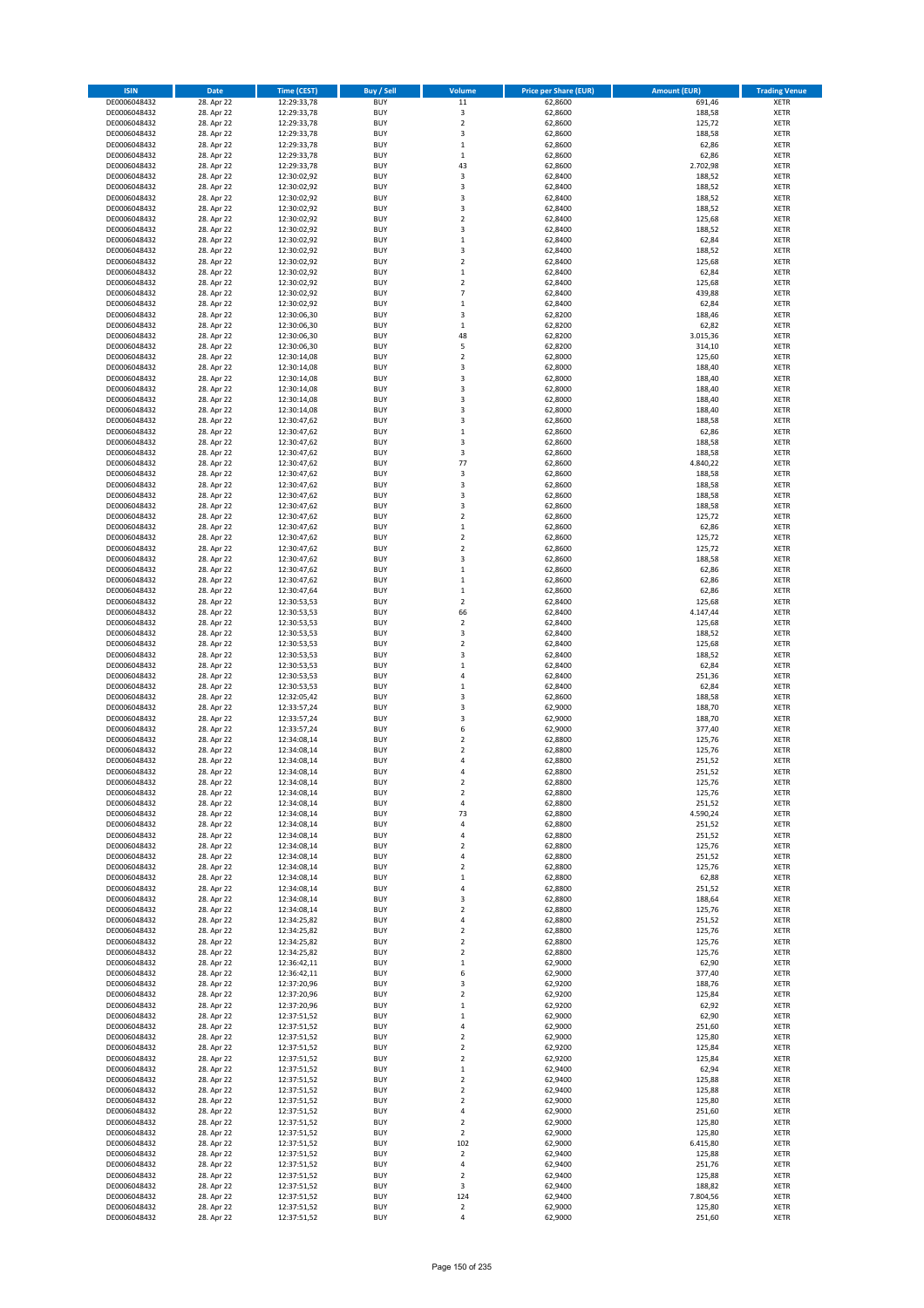| ISIN | Date | Time (CEST) | Buy / Sell | Volume | Price per Share (EUR) | Amount (EUR) | Trading Venue |
|---|---|---|---|---|---|---|---|
| DE0006048432 | 28. Apr 22 | 12:29:33,78 | BUY | 11 | 62,8600 | 691,46 | XETR |
| DE0006048432 | 28. Apr 22 | 12:29:33,78 | BUY | 3 | 62,8600 | 188,58 | XETR |
| DE0006048432 | 28. Apr 22 | 12:29:33,78 | BUY | 2 | 62,8600 | 125,72 | XETR |
| DE0006048432 | 28. Apr 22 | 12:29:33,78 | BUY | 3 | 62,8600 | 188,58 | XETR |
| DE0006048432 | 28. Apr 22 | 12:29:33,78 | BUY | 1 | 62,8600 | 62,86 | XETR |
| DE0006048432 | 28. Apr 22 | 12:29:33,78 | BUY | 1 | 62,8600 | 62,86 | XETR |
| DE0006048432 | 28. Apr 22 | 12:29:33,78 | BUY | 43 | 62,8600 | 2.702,98 | XETR |
| DE0006048432 | 28. Apr 22 | 12:30:02,92 | BUY | 3 | 62,8400 | 188,52 | XETR |
| DE0006048432 | 28. Apr 22 | 12:30:02,92 | BUY | 3 | 62,8400 | 188,52 | XETR |
| DE0006048432 | 28. Apr 22 | 12:30:02,92 | BUY | 3 | 62,8400 | 188,52 | XETR |
| DE0006048432 | 28. Apr 22 | 12:30:02,92 | BUY | 3 | 62,8400 | 188,52 | XETR |
| DE0006048432 | 28. Apr 22 | 12:30:02,92 | BUY | 2 | 62,8400 | 125,68 | XETR |
| DE0006048432 | 28. Apr 22 | 12:30:02,92 | BUY | 3 | 62,8400 | 188,52 | XETR |
| DE0006048432 | 28. Apr 22 | 12:30:02,92 | BUY | 1 | 62,8400 | 62,84 | XETR |
| DE0006048432 | 28. Apr 22 | 12:30:02,92 | BUY | 3 | 62,8400 | 188,52 | XETR |
| DE0006048432 | 28. Apr 22 | 12:30:02,92 | BUY | 2 | 62,8400 | 125,68 | XETR |
| DE0006048432 | 28. Apr 22 | 12:30:02,92 | BUY | 1 | 62,8400 | 62,84 | XETR |
| DE0006048432 | 28. Apr 22 | 12:30:02,92 | BUY | 2 | 62,8400 | 125,68 | XETR |
| DE0006048432 | 28. Apr 22 | 12:30:02,92 | BUY | 7 | 62,8400 | 439,88 | XETR |
| DE0006048432 | 28. Apr 22 | 12:30:02,92 | BUY | 1 | 62,8400 | 62,84 | XETR |
| DE0006048432 | 28. Apr 22 | 12:30:06,30 | BUY | 3 | 62,8200 | 188,46 | XETR |
| DE0006048432 | 28. Apr 22 | 12:30:06,30 | BUY | 1 | 62,8200 | 62,82 | XETR |
| DE0006048432 | 28. Apr 22 | 12:30:06,30 | BUY | 48 | 62,8200 | 3.015,36 | XETR |
| DE0006048432 | 28. Apr 22 | 12:30:06,30 | BUY | 5 | 62,8200 | 314,10 | XETR |
| DE0006048432 | 28. Apr 22 | 12:30:14,08 | BUY | 2 | 62,8000 | 125,60 | XETR |
| DE0006048432 | 28. Apr 22 | 12:30:14,08 | BUY | 3 | 62,8000 | 188,40 | XETR |
| DE0006048432 | 28. Apr 22 | 12:30:14,08 | BUY | 3 | 62,8000 | 188,40 | XETR |
| DE0006048432 | 28. Apr 22 | 12:30:14,08 | BUY | 3 | 62,8000 | 188,40 | XETR |
| DE0006048432 | 28. Apr 22 | 12:30:14,08 | BUY | 3 | 62,8000 | 188,40 | XETR |
| DE0006048432 | 28. Apr 22 | 12:30:14,08 | BUY | 3 | 62,8000 | 188,40 | XETR |
| DE0006048432 | 28. Apr 22 | 12:30:47,62 | BUY | 3 | 62,8600 | 188,58 | XETR |
| DE0006048432 | 28. Apr 22 | 12:30:47,62 | BUY | 1 | 62,8600 | 62,86 | XETR |
| DE0006048432 | 28. Apr 22 | 12:30:47,62 | BUY | 3 | 62,8600 | 188,58 | XETR |
| DE0006048432 | 28. Apr 22 | 12:30:47,62 | BUY | 3 | 62,8600 | 188,58 | XETR |
| DE0006048432 | 28. Apr 22 | 12:30:47,62 | BUY | 77 | 62,8600 | 4.840,22 | XETR |
| DE0006048432 | 28. Apr 22 | 12:30:47,62 | BUY | 3 | 62,8600 | 188,58 | XETR |
| DE0006048432 | 28. Apr 22 | 12:30:47,62 | BUY | 3 | 62,8600 | 188,58 | XETR |
| DE0006048432 | 28. Apr 22 | 12:30:47,62 | BUY | 3 | 62,8600 | 188,58 | XETR |
| DE0006048432 | 28. Apr 22 | 12:30:47,62 | BUY | 3 | 62,8600 | 188,58 | XETR |
| DE0006048432 | 28. Apr 22 | 12:30:47,62 | BUY | 2 | 62,8600 | 125,72 | XETR |
| DE0006048432 | 28. Apr 22 | 12:30:47,62 | BUY | 1 | 62,8600 | 62,86 | XETR |
| DE0006048432 | 28. Apr 22 | 12:30:47,62 | BUY | 2 | 62,8600 | 125,72 | XETR |
| DE0006048432 | 28. Apr 22 | 12:30:47,62 | BUY | 2 | 62,8600 | 125,72 | XETR |
| DE0006048432 | 28. Apr 22 | 12:30:47,62 | BUY | 3 | 62,8600 | 188,58 | XETR |
| DE0006048432 | 28. Apr 22 | 12:30:47,62 | BUY | 1 | 62,8600 | 62,86 | XETR |
| DE0006048432 | 28. Apr 22 | 12:30:47,62 | BUY | 1 | 62,8600 | 62,86 | XETR |
| DE0006048432 | 28. Apr 22 | 12:30:47,64 | BUY | 1 | 62,8600 | 62,86 | XETR |
| DE0006048432 | 28. Apr 22 | 12:30:53,53 | BUY | 2 | 62,8400 | 125,68 | XETR |
| DE0006048432 | 28. Apr 22 | 12:30:53,53 | BUY | 66 | 62,8400 | 4.147,44 | XETR |
| DE0006048432 | 28. Apr 22 | 12:30:53,53 | BUY | 2 | 62,8400 | 125,68 | XETR |
| DE0006048432 | 28. Apr 22 | 12:30:53,53 | BUY | 3 | 62,8400 | 188,52 | XETR |
| DE0006048432 | 28. Apr 22 | 12:30:53,53 | BUY | 2 | 62,8400 | 125,68 | XETR |
| DE0006048432 | 28. Apr 22 | 12:30:53,53 | BUY | 3 | 62,8400 | 188,52 | XETR |
| DE0006048432 | 28. Apr 22 | 12:30:53,53 | BUY | 1 | 62,8400 | 62,84 | XETR |
| DE0006048432 | 28. Apr 22 | 12:30:53,53 | BUY | 4 | 62,8400 | 251,36 | XETR |
| DE0006048432 | 28. Apr 22 | 12:30:53,53 | BUY | 1 | 62,8400 | 62,84 | XETR |
| DE0006048432 | 28. Apr 22 | 12:32:05,42 | BUY | 3 | 62,8600 | 188,58 | XETR |
| DE0006048432 | 28. Apr 22 | 12:33:57,24 | BUY | 3 | 62,9000 | 188,70 | XETR |
| DE0006048432 | 28. Apr 22 | 12:33:57,24 | BUY | 3 | 62,9000 | 188,70 | XETR |
| DE0006048432 | 28. Apr 22 | 12:33:57,24 | BUY | 6 | 62,9000 | 377,40 | XETR |
| DE0006048432 | 28. Apr 22 | 12:34:08,14 | BUY | 2 | 62,8800 | 125,76 | XETR |
| DE0006048432 | 28. Apr 22 | 12:34:08,14 | BUY | 2 | 62,8800 | 125,76 | XETR |
| DE0006048432 | 28. Apr 22 | 12:34:08,14 | BUY | 4 | 62,8800 | 251,52 | XETR |
| DE0006048432 | 28. Apr 22 | 12:34:08,14 | BUY | 4 | 62,8800 | 251,52 | XETR |
| DE0006048432 | 28. Apr 22 | 12:34:08,14 | BUY | 2 | 62,8800 | 125,76 | XETR |
| DE0006048432 | 28. Apr 22 | 12:34:08,14 | BUY | 2 | 62,8800 | 125,76 | XETR |
| DE0006048432 | 28. Apr 22 | 12:34:08,14 | BUY | 4 | 62,8800 | 251,52 | XETR |
| DE0006048432 | 28. Apr 22 | 12:34:08,14 | BUY | 73 | 62,8800 | 4.590,24 | XETR |
| DE0006048432 | 28. Apr 22 | 12:34:08,14 | BUY | 4 | 62,8800 | 251,52 | XETR |
| DE0006048432 | 28. Apr 22 | 12:34:08,14 | BUY | 4 | 62,8800 | 251,52 | XETR |
| DE0006048432 | 28. Apr 22 | 12:34:08,14 | BUY | 2 | 62,8800 | 125,76 | XETR |
| DE0006048432 | 28. Apr 22 | 12:34:08,14 | BUY | 4 | 62,8800 | 251,52 | XETR |
| DE0006048432 | 28. Apr 22 | 12:34:08,14 | BUY | 2 | 62,8800 | 125,76 | XETR |
| DE0006048432 | 28. Apr 22 | 12:34:08,14 | BUY | 1 | 62,8800 | 62,88 | XETR |
| DE0006048432 | 28. Apr 22 | 12:34:08,14 | BUY | 4 | 62,8800 | 251,52 | XETR |
| DE0006048432 | 28. Apr 22 | 12:34:08,14 | BUY | 3 | 62,8800 | 188,64 | XETR |
| DE0006048432 | 28. Apr 22 | 12:34:08,14 | BUY | 2 | 62,8800 | 125,76 | XETR |
| DE0006048432 | 28. Apr 22 | 12:34:25,82 | BUY | 4 | 62,8800 | 251,52 | XETR |
| DE0006048432 | 28. Apr 22 | 12:34:25,82 | BUY | 2 | 62,8800 | 125,76 | XETR |
| DE0006048432 | 28. Apr 22 | 12:34:25,82 | BUY | 2 | 62,8800 | 125,76 | XETR |
| DE0006048432 | 28. Apr 22 | 12:34:25,82 | BUY | 2 | 62,8800 | 125,76 | XETR |
| DE0006048432 | 28. Apr 22 | 12:36:42,11 | BUY | 1 | 62,9000 | 62,90 | XETR |
| DE0006048432 | 28. Apr 22 | 12:36:42,11 | BUY | 6 | 62,9000 | 377,40 | XETR |
| DE0006048432 | 28. Apr 22 | 12:37:20,96 | BUY | 3 | 62,9200 | 188,76 | XETR |
| DE0006048432 | 28. Apr 22 | 12:37:20,96 | BUY | 2 | 62,9200 | 125,84 | XETR |
| DE0006048432 | 28. Apr 22 | 12:37:20,96 | BUY | 1 | 62,9200 | 62,92 | XETR |
| DE0006048432 | 28. Apr 22 | 12:37:51,52 | BUY | 1 | 62,9000 | 62,90 | XETR |
| DE0006048432 | 28. Apr 22 | 12:37:51,52 | BUY | 4 | 62,9000 | 251,60 | XETR |
| DE0006048432 | 28. Apr 22 | 12:37:51,52 | BUY | 2 | 62,9000 | 125,80 | XETR |
| DE0006048432 | 28. Apr 22 | 12:37:51,52 | BUY | 2 | 62,9200 | 125,84 | XETR |
| DE0006048432 | 28. Apr 22 | 12:37:51,52 | BUY | 2 | 62,9200 | 125,84 | XETR |
| DE0006048432 | 28. Apr 22 | 12:37:51,52 | BUY | 1 | 62,9400 | 62,94 | XETR |
| DE0006048432 | 28. Apr 22 | 12:37:51,52 | BUY | 2 | 62,9400 | 125,88 | XETR |
| DE0006048432 | 28. Apr 22 | 12:37:51,52 | BUY | 2 | 62,9400 | 125,88 | XETR |
| DE0006048432 | 28. Apr 22 | 12:37:51,52 | BUY | 2 | 62,9000 | 125,80 | XETR |
| DE0006048432 | 28. Apr 22 | 12:37:51,52 | BUY | 4 | 62,9000 | 251,60 | XETR |
| DE0006048432 | 28. Apr 22 | 12:37:51,52 | BUY | 2 | 62,9000 | 125,80 | XETR |
| DE0006048432 | 28. Apr 22 | 12:37:51,52 | BUY | 2 | 62,9000 | 125,80 | XETR |
| DE0006048432 | 28. Apr 22 | 12:37:51,52 | BUY | 102 | 62,9000 | 6.415,80 | XETR |
| DE0006048432 | 28. Apr 22 | 12:37:51,52 | BUY | 2 | 62,9400 | 125,88 | XETR |
| DE0006048432 | 28. Apr 22 | 12:37:51,52 | BUY | 4 | 62,9400 | 251,76 | XETR |
| DE0006048432 | 28. Apr 22 | 12:37:51,52 | BUY | 2 | 62,9400 | 125,88 | XETR |
| DE0006048432 | 28. Apr 22 | 12:37:51,52 | BUY | 3 | 62,9400 | 188,82 | XETR |
| DE0006048432 | 28. Apr 22 | 12:37:51,52 | BUY | 124 | 62,9400 | 7.804,56 | XETR |
| DE0006048432 | 28. Apr 22 | 12:37:51,52 | BUY | 2 | 62,9000 | 125,80 | XETR |
| DE0006048432 | 28. Apr 22 | 12:37:51,52 | BUY | 4 | 62,9000 | 251,60 | XETR |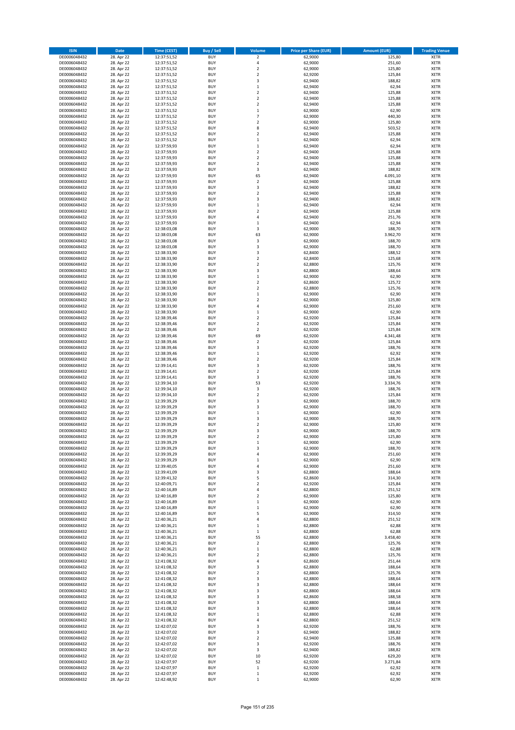| ISIN | Date | Time (CEST) | Buy / Sell | Volume | Price per Share (EUR) | Amount (EUR) | Trading Venue |
|---|---|---|---|---|---|---|---|
| DE0006048432 | 28. Apr 22 | 12:37:51,52 | BUY | 2 | 62,9000 | 125,80 | XETR |
| DE0006048432 | 28. Apr 22 | 12:37:51,52 | BUY | 4 | 62,9000 | 251,60 | XETR |
| DE0006048432 | 28. Apr 22 | 12:37:51,52 | BUY | 2 | 62,9000 | 125,80 | XETR |
| DE0006048432 | 28. Apr 22 | 12:37:51,52 | BUY | 2 | 62,9200 | 125,84 | XETR |
| DE0006048432 | 28. Apr 22 | 12:37:51,52 | BUY | 3 | 62,9400 | 188,82 | XETR |
| DE0006048432 | 28. Apr 22 | 12:37:51,52 | BUY | 1 | 62,9400 | 62,94 | XETR |
| DE0006048432 | 28. Apr 22 | 12:37:51,52 | BUY | 2 | 62,9400 | 125,88 | XETR |
| DE0006048432 | 28. Apr 22 | 12:37:51,52 | BUY | 2 | 62,9400 | 125,88 | XETR |
| DE0006048432 | 28. Apr 22 | 12:37:51,52 | BUY | 2 | 62,9400 | 125,88 | XETR |
| DE0006048432 | 28. Apr 22 | 12:37:51,52 | BUY | 1 | 62,9000 | 62,90 | XETR |
| DE0006048432 | 28. Apr 22 | 12:37:51,52 | BUY | 7 | 62,9000 | 440,30 | XETR |
| DE0006048432 | 28. Apr 22 | 12:37:51,52 | BUY | 2 | 62,9000 | 125,80 | XETR |
| DE0006048432 | 28. Apr 22 | 12:37:51,52 | BUY | 8 | 62,9400 | 503,52 | XETR |
| DE0006048432 | 28. Apr 22 | 12:37:51,52 | BUY | 2 | 62,9400 | 125,88 | XETR |
| DE0006048432 | 28. Apr 22 | 12:37:51,52 | BUY | 1 | 62,9400 | 62,94 | XETR |
| DE0006048432 | 28. Apr 22 | 12:37:59,93 | BUY | 1 | 62,9400 | 62,94 | XETR |
| DE0006048432 | 28. Apr 22 | 12:37:59,93 | BUY | 2 | 62,9400 | 125,88 | XETR |
| DE0006048432 | 28. Apr 22 | 12:37:59,93 | BUY | 2 | 62,9400 | 125,88 | XETR |
| DE0006048432 | 28. Apr 22 | 12:37:59,93 | BUY | 2 | 62,9400 | 125,88 | XETR |
| DE0006048432 | 28. Apr 22 | 12:37:59,93 | BUY | 3 | 62,9400 | 188,82 | XETR |
| DE0006048432 | 28. Apr 22 | 12:37:59,93 | BUY | 65 | 62,9400 | 4.091,10 | XETR |
| DE0006048432 | 28. Apr 22 | 12:37:59,93 | BUY | 2 | 62,9400 | 125,88 | XETR |
| DE0006048432 | 28. Apr 22 | 12:37:59,93 | BUY | 3 | 62,9400 | 188,82 | XETR |
| DE0006048432 | 28. Apr 22 | 12:37:59,93 | BUY | 2 | 62,9400 | 125,88 | XETR |
| DE0006048432 | 28. Apr 22 | 12:37:59,93 | BUY | 3 | 62,9400 | 188,82 | XETR |
| DE0006048432 | 28. Apr 22 | 12:37:59,93 | BUY | 1 | 62,9400 | 62,94 | XETR |
| DE0006048432 | 28. Apr 22 | 12:37:59,93 | BUY | 2 | 62,9400 | 125,88 | XETR |
| DE0006048432 | 28. Apr 22 | 12:37:59,93 | BUY | 4 | 62,9400 | 251,76 | XETR |
| DE0006048432 | 28. Apr 22 | 12:37:59,93 | BUY | 1 | 62,9400 | 62,94 | XETR |
| DE0006048432 | 28. Apr 22 | 12:38:03,08 | BUY | 3 | 62,9000 | 188,70 | XETR |
| DE0006048432 | 28. Apr 22 | 12:38:03,08 | BUY | 63 | 62,9000 | 3.962,70 | XETR |
| DE0006048432 | 28. Apr 22 | 12:38:03,08 | BUY | 3 | 62,9000 | 188,70 | XETR |
| DE0006048432 | 28. Apr 22 | 12:38:03,08 | BUY | 3 | 62,9000 | 188,70 | XETR |
| DE0006048432 | 28. Apr 22 | 12:38:33,90 | BUY | 3 | 62,8400 | 188,52 | XETR |
| DE0006048432 | 28. Apr 22 | 12:38:33,90 | BUY | 2 | 62,8400 | 125,68 | XETR |
| DE0006048432 | 28. Apr 22 | 12:38:33,90 | BUY | 2 | 62,8800 | 125,76 | XETR |
| DE0006048432 | 28. Apr 22 | 12:38:33,90 | BUY | 3 | 62,8800 | 188,64 | XETR |
| DE0006048432 | 28. Apr 22 | 12:38:33,90 | BUY | 1 | 62,9000 | 62,90 | XETR |
| DE0006048432 | 28. Apr 22 | 12:38:33,90 | BUY | 2 | 62,8600 | 125,72 | XETR |
| DE0006048432 | 28. Apr 22 | 12:38:33,90 | BUY | 2 | 62,8800 | 125,76 | XETR |
| DE0006048432 | 28. Apr 22 | 12:38:33,90 | BUY | 1 | 62,9000 | 62,90 | XETR |
| DE0006048432 | 28. Apr 22 | 12:38:33,90 | BUY | 2 | 62,9000 | 125,80 | XETR |
| DE0006048432 | 28. Apr 22 | 12:38:33,90 | BUY | 4 | 62,9000 | 251,60 | XETR |
| DE0006048432 | 28. Apr 22 | 12:38:33,90 | BUY | 1 | 62,9000 | 62,90 | XETR |
| DE0006048432 | 28. Apr 22 | 12:38:39,46 | BUY | 2 | 62,9200 | 125,84 | XETR |
| DE0006048432 | 28. Apr 22 | 12:38:39,46 | BUY | 2 | 62,9200 | 125,84 | XETR |
| DE0006048432 | 28. Apr 22 | 12:38:39,46 | BUY | 2 | 62,9200 | 125,84 | XETR |
| DE0006048432 | 28. Apr 22 | 12:38:39,46 | BUY | 69 | 62,9200 | 4.341,48 | XETR |
| DE0006048432 | 28. Apr 22 | 12:38:39,46 | BUY | 2 | 62,9200 | 125,84 | XETR |
| DE0006048432 | 28. Apr 22 | 12:38:39,46 | BUY | 3 | 62,9200 | 188,76 | XETR |
| DE0006048432 | 28. Apr 22 | 12:38:39,46 | BUY | 1 | 62,9200 | 62,92 | XETR |
| DE0006048432 | 28. Apr 22 | 12:38:39,46 | BUY | 2 | 62,9200 | 125,84 | XETR |
| DE0006048432 | 28. Apr 22 | 12:39:14,41 | BUY | 3 | 62,9200 | 188,76 | XETR |
| DE0006048432 | 28. Apr 22 | 12:39:14,41 | BUY | 2 | 62,9200 | 125,84 | XETR |
| DE0006048432 | 28. Apr 22 | 12:39:14,41 | BUY | 3 | 62,9200 | 188,76 | XETR |
| DE0006048432 | 28. Apr 22 | 12:39:34,10 | BUY | 53 | 62,9200 | 3.334,76 | XETR |
| DE0006048432 | 28. Apr 22 | 12:39:34,10 | BUY | 3 | 62,9200 | 188,76 | XETR |
| DE0006048432 | 28. Apr 22 | 12:39:34,10 | BUY | 2 | 62,9200 | 125,84 | XETR |
| DE0006048432 | 28. Apr 22 | 12:39:39,29 | BUY | 3 | 62,9000 | 188,70 | XETR |
| DE0006048432 | 28. Apr 22 | 12:39:39,29 | BUY | 3 | 62,9000 | 188,70 | XETR |
| DE0006048432 | 28. Apr 22 | 12:39:39,29 | BUY | 1 | 62,9000 | 62,90 | XETR |
| DE0006048432 | 28. Apr 22 | 12:39:39,29 | BUY | 3 | 62,9000 | 188,70 | XETR |
| DE0006048432 | 28. Apr 22 | 12:39:39,29 | BUY | 2 | 62,9000 | 125,80 | XETR |
| DE0006048432 | 28. Apr 22 | 12:39:39,29 | BUY | 3 | 62,9000 | 188,70 | XETR |
| DE0006048432 | 28. Apr 22 | 12:39:39,29 | BUY | 2 | 62,9000 | 125,80 | XETR |
| DE0006048432 | 28. Apr 22 | 12:39:39,29 | BUY | 1 | 62,9000 | 62,90 | XETR |
| DE0006048432 | 28. Apr 22 | 12:39:39,29 | BUY | 3 | 62,9000 | 188,70 | XETR |
| DE0006048432 | 28. Apr 22 | 12:39:39,29 | BUY | 4 | 62,9000 | 251,60 | XETR |
| DE0006048432 | 28. Apr 22 | 12:39:39,29 | BUY | 1 | 62,9000 | 62,90 | XETR |
| DE0006048432 | 28. Apr 22 | 12:39:40,05 | BUY | 4 | 62,9000 | 251,60 | XETR |
| DE0006048432 | 28. Apr 22 | 12:39:41,09 | BUY | 3 | 62,8800 | 188,64 | XETR |
| DE0006048432 | 28. Apr 22 | 12:39:41,32 | BUY | 5 | 62,8600 | 314,30 | XETR |
| DE0006048432 | 28. Apr 22 | 12:40:09,71 | BUY | 2 | 62,9200 | 125,84 | XETR |
| DE0006048432 | 28. Apr 22 | 12:40:16,89 | BUY | 4 | 62,8800 | 251,52 | XETR |
| DE0006048432 | 28. Apr 22 | 12:40:16,89 | BUY | 2 | 62,9000 | 125,80 | XETR |
| DE0006048432 | 28. Apr 22 | 12:40:16,89 | BUY | 1 | 62,9000 | 62,90 | XETR |
| DE0006048432 | 28. Apr 22 | 12:40:16,89 | BUY | 1 | 62,9000 | 62,90 | XETR |
| DE0006048432 | 28. Apr 22 | 12:40:16,89 | BUY | 5 | 62,9000 | 314,50 | XETR |
| DE0006048432 | 28. Apr 22 | 12:40:36,21 | BUY | 4 | 62,8800 | 251,52 | XETR |
| DE0006048432 | 28. Apr 22 | 12:40:36,21 | BUY | 1 | 62,8800 | 62,88 | XETR |
| DE0006048432 | 28. Apr 22 | 12:40:36,21 | BUY | 1 | 62,8800 | 62,88 | XETR |
| DE0006048432 | 28. Apr 22 | 12:40:36,21 | BUY | 55 | 62,8800 | 3.458,40 | XETR |
| DE0006048432 | 28. Apr 22 | 12:40:36,21 | BUY | 2 | 62,8800 | 125,76 | XETR |
| DE0006048432 | 28. Apr 22 | 12:40:36,21 | BUY | 1 | 62,8800 | 62,88 | XETR |
| DE0006048432 | 28. Apr 22 | 12:40:36,21 | BUY | 2 | 62,8800 | 125,76 | XETR |
| DE0006048432 | 28. Apr 22 | 12:41:08,32 | BUY | 4 | 62,8600 | 251,44 | XETR |
| DE0006048432 | 28. Apr 22 | 12:41:08,32 | BUY | 3 | 62,8800 | 188,64 | XETR |
| DE0006048432 | 28. Apr 22 | 12:41:08,32 | BUY | 2 | 62,8800 | 125,76 | XETR |
| DE0006048432 | 28. Apr 22 | 12:41:08,32 | BUY | 3 | 62,8800 | 188,64 | XETR |
| DE0006048432 | 28. Apr 22 | 12:41:08,32 | BUY | 3 | 62,8800 | 188,64 | XETR |
| DE0006048432 | 28. Apr 22 | 12:41:08,32 | BUY | 3 | 62,8800 | 188,64 | XETR |
| DE0006048432 | 28. Apr 22 | 12:41:08,32 | BUY | 3 | 62,8600 | 188,58 | XETR |
| DE0006048432 | 28. Apr 22 | 12:41:08,32 | BUY | 3 | 62,8800 | 188,64 | XETR |
| DE0006048432 | 28. Apr 22 | 12:41:08,32 | BUY | 3 | 62,8800 | 188,64 | XETR |
| DE0006048432 | 28. Apr 22 | 12:41:08,32 | BUY | 1 | 62,8800 | 62,88 | XETR |
| DE0006048432 | 28. Apr 22 | 12:41:08,32 | BUY | 4 | 62,8800 | 251,52 | XETR |
| DE0006048432 | 28. Apr 22 | 12:42:07,02 | BUY | 3 | 62,9200 | 188,76 | XETR |
| DE0006048432 | 28. Apr 22 | 12:42:07,02 | BUY | 3 | 62,9400 | 188,82 | XETR |
| DE0006048432 | 28. Apr 22 | 12:42:07,02 | BUY | 2 | 62,9400 | 125,88 | XETR |
| DE0006048432 | 28. Apr 22 | 12:42:07,02 | BUY | 3 | 62,9200 | 188,76 | XETR |
| DE0006048432 | 28. Apr 22 | 12:42:07,02 | BUY | 3 | 62,9400 | 188,82 | XETR |
| DE0006048432 | 28. Apr 22 | 12:42:07,02 | BUY | 10 | 62,9200 | 629,20 | XETR |
| DE0006048432 | 28. Apr 22 | 12:42:07,97 | BUY | 52 | 62,9200 | 3.271,84 | XETR |
| DE0006048432 | 28. Apr 22 | 12:42:07,97 | BUY | 1 | 62,9200 | 62,92 | XETR |
| DE0006048432 | 28. Apr 22 | 12:42:07,97 | BUY | 1 | 62,9200 | 62,92 | XETR |
| DE0006048432 | 28. Apr 22 | 12:42:48,92 | BUY | 1 | 62,9000 | 62,90 | XETR |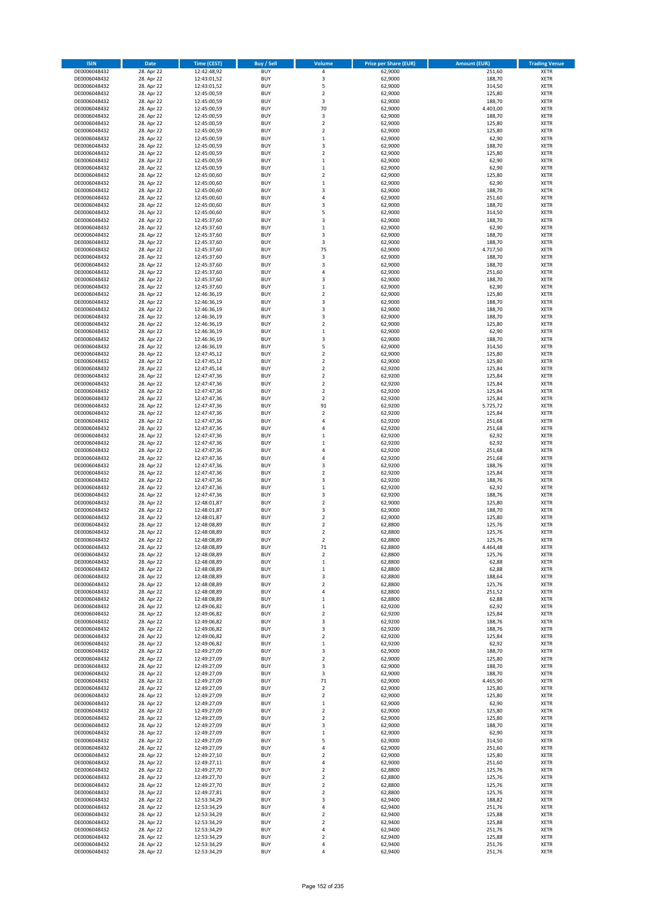| ISIN | Date | Time (CEST) | Buy / Sell | Volume | Price per Share (EUR) | Amount (EUR) | Trading Venue |
|---|---|---|---|---|---|---|---|
| DE0006048432 | 28. Apr 22 | 12:42:48,92 | BUY | 4 | 62,9000 | 251,60 | XETR |
| DE0006048432 | 28. Apr 22 | 12:43:01,52 | BUY | 3 | 62,9000 | 188,70 | XETR |
| DE0006048432 | 28. Apr 22 | 12:43:01,52 | BUY | 5 | 62,9000 | 314,50 | XETR |
| DE0006048432 | 28. Apr 22 | 12:45:00,59 | BUY | 2 | 62,9000 | 125,80 | XETR |
| DE0006048432 | 28. Apr 22 | 12:45:00,59 | BUY | 3 | 62,9000 | 188,70 | XETR |
| DE0006048432 | 28. Apr 22 | 12:45:00,59 | BUY | 70 | 62,9000 | 4.403,00 | XETR |
| DE0006048432 | 28. Apr 22 | 12:45:00,59 | BUY | 3 | 62,9000 | 188,70 | XETR |
| DE0006048432 | 28. Apr 22 | 12:45:00,59 | BUY | 2 | 62,9000 | 125,80 | XETR |
| DE0006048432 | 28. Apr 22 | 12:45:00,59 | BUY | 2 | 62,9000 | 125,80 | XETR |
| DE0006048432 | 28. Apr 22 | 12:45:00,59 | BUY | 1 | 62,9000 | 62,90 | XETR |
| DE0006048432 | 28. Apr 22 | 12:45:00,59 | BUY | 3 | 62,9000 | 188,70 | XETR |
| DE0006048432 | 28. Apr 22 | 12:45:00,59 | BUY | 2 | 62,9000 | 125,80 | XETR |
| DE0006048432 | 28. Apr 22 | 12:45:00,59 | BUY | 1 | 62,9000 | 62,90 | XETR |
| DE0006048432 | 28. Apr 22 | 12:45:00,59 | BUY | 1 | 62,9000 | 62,90 | XETR |
| DE0006048432 | 28. Apr 22 | 12:45:00,60 | BUY | 2 | 62,9000 | 125,80 | XETR |
| DE0006048432 | 28. Apr 22 | 12:45:00,60 | BUY | 1 | 62,9000 | 62,90 | XETR |
| DE0006048432 | 28. Apr 22 | 12:45:00,60 | BUY | 3 | 62,9000 | 188,70 | XETR |
| DE0006048432 | 28. Apr 22 | 12:45:00,60 | BUY | 4 | 62,9000 | 251,60 | XETR |
| DE0006048432 | 28. Apr 22 | 12:45:00,60 | BUY | 3 | 62,9000 | 188,70 | XETR |
| DE0006048432 | 28. Apr 22 | 12:45:00,60 | BUY | 5 | 62,9000 | 314,50 | XETR |
| DE0006048432 | 28. Apr 22 | 12:45:37,60 | BUY | 3 | 62,9000 | 188,70 | XETR |
| DE0006048432 | 28. Apr 22 | 12:45:37,60 | BUY | 1 | 62,9000 | 62,90 | XETR |
| DE0006048432 | 28. Apr 22 | 12:45:37,60 | BUY | 3 | 62,9000 | 188,70 | XETR |
| DE0006048432 | 28. Apr 22 | 12:45:37,60 | BUY | 3 | 62,9000 | 188,70 | XETR |
| DE0006048432 | 28. Apr 22 | 12:45:37,60 | BUY | 75 | 62,9000 | 4.717,50 | XETR |
| DE0006048432 | 28. Apr 22 | 12:45:37,60 | BUY | 3 | 62,9000 | 188,70 | XETR |
| DE0006048432 | 28. Apr 22 | 12:45:37,60 | BUY | 3 | 62,9000 | 188,70 | XETR |
| DE0006048432 | 28. Apr 22 | 12:45:37,60 | BUY | 4 | 62,9000 | 251,60 | XETR |
| DE0006048432 | 28. Apr 22 | 12:45:37,60 | BUY | 3 | 62,9000 | 188,70 | XETR |
| DE0006048432 | 28. Apr 22 | 12:45:37,60 | BUY | 1 | 62,9000 | 62,90 | XETR |
| DE0006048432 | 28. Apr 22 | 12:46:36,19 | BUY | 2 | 62,9000 | 125,80 | XETR |
| DE0006048432 | 28. Apr 22 | 12:46:36,19 | BUY | 3 | 62,9000 | 188,70 | XETR |
| DE0006048432 | 28. Apr 22 | 12:46:36,19 | BUY | 3 | 62,9000 | 188,70 | XETR |
| DE0006048432 | 28. Apr 22 | 12:46:36,19 | BUY | 3 | 62,9000 | 188,70 | XETR |
| DE0006048432 | 28. Apr 22 | 12:46:36,19 | BUY | 2 | 62,9000 | 125,80 | XETR |
| DE0006048432 | 28. Apr 22 | 12:46:36,19 | BUY | 1 | 62,9000 | 62,90 | XETR |
| DE0006048432 | 28. Apr 22 | 12:46:36,19 | BUY | 3 | 62,9000 | 188,70 | XETR |
| DE0006048432 | 28. Apr 22 | 12:46:36,19 | BUY | 5 | 62,9000 | 314,50 | XETR |
| DE0006048432 | 28. Apr 22 | 12:47:45,12 | BUY | 2 | 62,9000 | 125,80 | XETR |
| DE0006048432 | 28. Apr 22 | 12:47:45,12 | BUY | 2 | 62,9000 | 125,80 | XETR |
| DE0006048432 | 28. Apr 22 | 12:47:45,14 | BUY | 2 | 62,9200 | 125,84 | XETR |
| DE0006048432 | 28. Apr 22 | 12:47:47,36 | BUY | 2 | 62,9200 | 125,84 | XETR |
| DE0006048432 | 28. Apr 22 | 12:47:47,36 | BUY | 2 | 62,9200 | 125,84 | XETR |
| DE0006048432 | 28. Apr 22 | 12:47:47,36 | BUY | 2 | 62,9200 | 125,84 | XETR |
| DE0006048432 | 28. Apr 22 | 12:47:47,36 | BUY | 2 | 62,9200 | 125,84 | XETR |
| DE0006048432 | 28. Apr 22 | 12:47:47,36 | BUY | 91 | 62,9200 | 5.725,72 | XETR |
| DE0006048432 | 28. Apr 22 | 12:47:47,36 | BUY | 2 | 62,9200 | 125,84 | XETR |
| DE0006048432 | 28. Apr 22 | 12:47:47,36 | BUY | 4 | 62,9200 | 251,68 | XETR |
| DE0006048432 | 28. Apr 22 | 12:47:47,36 | BUY | 4 | 62,9200 | 251,68 | XETR |
| DE0006048432 | 28. Apr 22 | 12:47:47,36 | BUY | 1 | 62,9200 | 62,92 | XETR |
| DE0006048432 | 28. Apr 22 | 12:47:47,36 | BUY | 1 | 62,9200 | 62,92 | XETR |
| DE0006048432 | 28. Apr 22 | 12:47:47,36 | BUY | 4 | 62,9200 | 251,68 | XETR |
| DE0006048432 | 28. Apr 22 | 12:47:47,36 | BUY | 4 | 62,9200 | 251,68 | XETR |
| DE0006048432 | 28. Apr 22 | 12:47:47,36 | BUY | 3 | 62,9200 | 188,76 | XETR |
| DE0006048432 | 28. Apr 22 | 12:47:47,36 | BUY | 2 | 62,9200 | 125,84 | XETR |
| DE0006048432 | 28. Apr 22 | 12:47:47,36 | BUY | 3 | 62,9200 | 188,76 | XETR |
| DE0006048432 | 28. Apr 22 | 12:47:47,36 | BUY | 1 | 62,9200 | 62,92 | XETR |
| DE0006048432 | 28. Apr 22 | 12:47:47,36 | BUY | 3 | 62,9200 | 188,76 | XETR |
| DE0006048432 | 28. Apr 22 | 12:48:01,87 | BUY | 2 | 62,9000 | 125,80 | XETR |
| DE0006048432 | 28. Apr 22 | 12:48:01,87 | BUY | 3 | 62,9000 | 188,70 | XETR |
| DE0006048432 | 28. Apr 22 | 12:48:01,87 | BUY | 2 | 62,9000 | 125,80 | XETR |
| DE0006048432 | 28. Apr 22 | 12:48:08,89 | BUY | 2 | 62,8800 | 125,76 | XETR |
| DE0006048432 | 28. Apr 22 | 12:48:08,89 | BUY | 2 | 62,8800 | 125,76 | XETR |
| DE0006048432 | 28. Apr 22 | 12:48:08,89 | BUY | 2 | 62,8800 | 125,76 | XETR |
| DE0006048432 | 28. Apr 22 | 12:48:08,89 | BUY | 71 | 62,8800 | 4.464,48 | XETR |
| DE0006048432 | 28. Apr 22 | 12:48:08,89 | BUY | 2 | 62,8800 | 125,76 | XETR |
| DE0006048432 | 28. Apr 22 | 12:48:08,89 | BUY | 1 | 62,8800 | 62,88 | XETR |
| DE0006048432 | 28. Apr 22 | 12:48:08,89 | BUY | 1 | 62,8800 | 62,88 | XETR |
| DE0006048432 | 28. Apr 22 | 12:48:08,89 | BUY | 3 | 62,8800 | 188,64 | XETR |
| DE0006048432 | 28. Apr 22 | 12:48:08,89 | BUY | 2 | 62,8800 | 125,76 | XETR |
| DE0006048432 | 28. Apr 22 | 12:48:08,89 | BUY | 4 | 62,8800 | 251,52 | XETR |
| DE0006048432 | 28. Apr 22 | 12:48:08,89 | BUY | 1 | 62,8800 | 62,88 | XETR |
| DE0006048432 | 28. Apr 22 | 12:49:06,82 | BUY | 1 | 62,9200 | 62,92 | XETR |
| DE0006048432 | 28. Apr 22 | 12:49:06,82 | BUY | 2 | 62,9200 | 125,84 | XETR |
| DE0006048432 | 28. Apr 22 | 12:49:06,82 | BUY | 3 | 62,9200 | 188,76 | XETR |
| DE0006048432 | 28. Apr 22 | 12:49:06,82 | BUY | 3 | 62,9200 | 188,76 | XETR |
| DE0006048432 | 28. Apr 22 | 12:49:06,82 | BUY | 2 | 62,9200 | 125,84 | XETR |
| DE0006048432 | 28. Apr 22 | 12:49:06,82 | BUY | 1 | 62,9200 | 62,92 | XETR |
| DE0006048432 | 28. Apr 22 | 12:49:27,09 | BUY | 3 | 62,9000 | 188,70 | XETR |
| DE0006048432 | 28. Apr 22 | 12:49:27,09 | BUY | 2 | 62,9000 | 125,80 | XETR |
| DE0006048432 | 28. Apr 22 | 12:49:27,09 | BUY | 3 | 62,9000 | 188,70 | XETR |
| DE0006048432 | 28. Apr 22 | 12:49:27,09 | BUY | 3 | 62,9000 | 188,70 | XETR |
| DE0006048432 | 28. Apr 22 | 12:49:27,09 | BUY | 71 | 62,9000 | 4.465,90 | XETR |
| DE0006048432 | 28. Apr 22 | 12:49:27,09 | BUY | 2 | 62,9000 | 125,80 | XETR |
| DE0006048432 | 28. Apr 22 | 12:49:27,09 | BUY | 2 | 62,9000 | 125,80 | XETR |
| DE0006048432 | 28. Apr 22 | 12:49:27,09 | BUY | 1 | 62,9000 | 62,90 | XETR |
| DE0006048432 | 28. Apr 22 | 12:49:27,09 | BUY | 2 | 62,9000 | 125,80 | XETR |
| DE0006048432 | 28. Apr 22 | 12:49:27,09 | BUY | 2 | 62,9000 | 125,80 | XETR |
| DE0006048432 | 28. Apr 22 | 12:49:27,09 | BUY | 3 | 62,9000 | 188,70 | XETR |
| DE0006048432 | 28. Apr 22 | 12:49:27,09 | BUY | 1 | 62,9000 | 62,90 | XETR |
| DE0006048432 | 28. Apr 22 | 12:49:27,09 | BUY | 5 | 62,9000 | 314,50 | XETR |
| DE0006048432 | 28. Apr 22 | 12:49:27,09 | BUY | 4 | 62,9000 | 251,60 | XETR |
| DE0006048432 | 28. Apr 22 | 12:49:27,10 | BUY | 2 | 62,9000 | 125,80 | XETR |
| DE0006048432 | 28. Apr 22 | 12:49:27,11 | BUY | 4 | 62,9000 | 251,60 | XETR |
| DE0006048432 | 28. Apr 22 | 12:49:27,70 | BUY | 2 | 62,8800 | 125,76 | XETR |
| DE0006048432 | 28. Apr 22 | 12:49:27,70 | BUY | 2 | 62,8800 | 125,76 | XETR |
| DE0006048432 | 28. Apr 22 | 12:49:27,70 | BUY | 2 | 62,8800 | 125,76 | XETR |
| DE0006048432 | 28. Apr 22 | 12:49:27,81 | BUY | 2 | 62,8800 | 125,76 | XETR |
| DE0006048432 | 28. Apr 22 | 12:53:34,29 | BUY | 3 | 62,9400 | 188,82 | XETR |
| DE0006048432 | 28. Apr 22 | 12:53:34,29 | BUY | 4 | 62,9400 | 251,76 | XETR |
| DE0006048432 | 28. Apr 22 | 12:53:34,29 | BUY | 2 | 62,9400 | 125,88 | XETR |
| DE0006048432 | 28. Apr 22 | 12:53:34,29 | BUY | 2 | 62,9400 | 125,88 | XETR |
| DE0006048432 | 28. Apr 22 | 12:53:34,29 | BUY | 4 | 62,9400 | 251,76 | XETR |
| DE0006048432 | 28. Apr 22 | 12:53:34,29 | BUY | 2 | 62,9400 | 125,88 | XETR |
| DE0006048432 | 28. Apr 22 | 12:53:34,29 | BUY | 4 | 62,9400 | 251,76 | XETR |
| DE0006048432 | 28. Apr 22 | 12:53:34,29 | BUY | 4 | 62,9400 | 251,76 | XETR |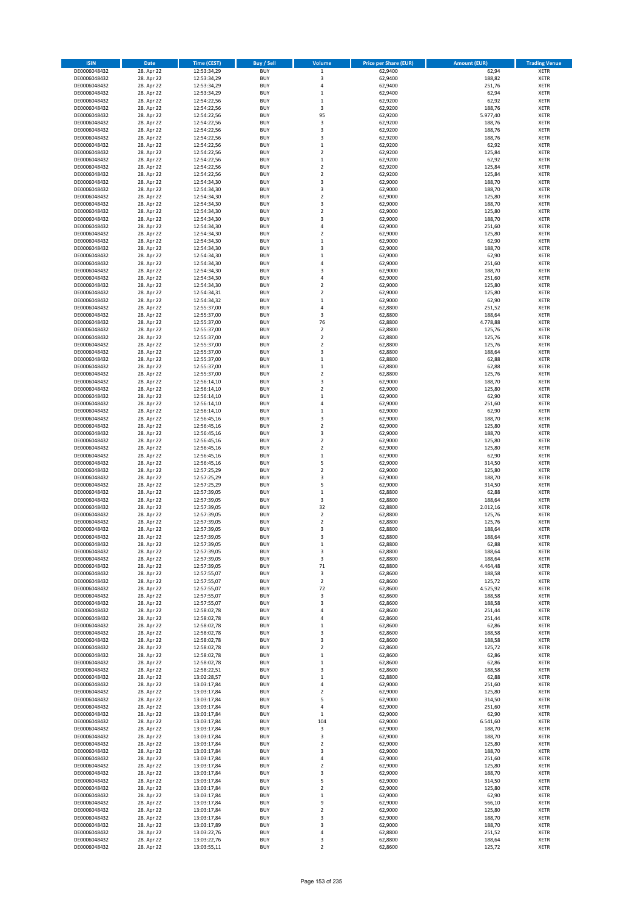| ISIN | Date | Time (CEST) | Buy / Sell | Volume | Price per Share (EUR) | Amount (EUR) | Trading Venue |
|---|---|---|---|---|---|---|---|
| DE0006048432 | 28. Apr 22 | 12:53:34,29 | BUY | 1 | 62,9400 | 62,94 | XETR |
| DE0006048432 | 28. Apr 22 | 12:53:34,29 | BUY | 3 | 62,9400 | 188,82 | XETR |
| DE0006048432 | 28. Apr 22 | 12:53:34,29 | BUY | 4 | 62,9400 | 251,76 | XETR |
| DE0006048432 | 28. Apr 22 | 12:53:34,29 | BUY | 1 | 62,9400 | 62,94 | XETR |
| DE0006048432 | 28. Apr 22 | 12:54:22,56 | BUY | 1 | 62,9200 | 62,92 | XETR |
| DE0006048432 | 28. Apr 22 | 12:54:22,56 | BUY | 3 | 62,9200 | 188,76 | XETR |
| DE0006048432 | 28. Apr 22 | 12:54:22,56 | BUY | 95 | 62,9200 | 5.977,40 | XETR |
| DE0006048432 | 28. Apr 22 | 12:54:22,56 | BUY | 3 | 62,9200 | 188,76 | XETR |
| DE0006048432 | 28. Apr 22 | 12:54:22,56 | BUY | 3 | 62,9200 | 188,76 | XETR |
| DE0006048432 | 28. Apr 22 | 12:54:22,56 | BUY | 3 | 62,9200 | 188,76 | XETR |
| DE0006048432 | 28. Apr 22 | 12:54:22,56 | BUY | 1 | 62,9200 | 62,92 | XETR |
| DE0006048432 | 28. Apr 22 | 12:54:22,56 | BUY | 2 | 62,9200 | 125,84 | XETR |
| DE0006048432 | 28. Apr 22 | 12:54:22,56 | BUY | 1 | 62,9200 | 62,92 | XETR |
| DE0006048432 | 28. Apr 22 | 12:54:22,56 | BUY | 2 | 62,9200 | 125,84 | XETR |
| DE0006048432 | 28. Apr 22 | 12:54:22,56 | BUY | 2 | 62,9200 | 125,84 | XETR |
| DE0006048432 | 28. Apr 22 | 12:54:34,30 | BUY | 3 | 62,9000 | 188,70 | XETR |
| DE0006048432 | 28. Apr 22 | 12:54:34,30 | BUY | 3 | 62,9000 | 188,70 | XETR |
| DE0006048432 | 28. Apr 22 | 12:54:34,30 | BUY | 2 | 62,9000 | 125,80 | XETR |
| DE0006048432 | 28. Apr 22 | 12:54:34,30 | BUY | 3 | 62,9000 | 188,70 | XETR |
| DE0006048432 | 28. Apr 22 | 12:54:34,30 | BUY | 2 | 62,9000 | 125,80 | XETR |
| DE0006048432 | 28. Apr 22 | 12:54:34,30 | BUY | 3 | 62,9000 | 188,70 | XETR |
| DE0006048432 | 28. Apr 22 | 12:54:34,30 | BUY | 4 | 62,9000 | 251,60 | XETR |
| DE0006048432 | 28. Apr 22 | 12:54:34,30 | BUY | 2 | 62,9000 | 125,80 | XETR |
| DE0006048432 | 28. Apr 22 | 12:54:34,30 | BUY | 1 | 62,9000 | 62,90 | XETR |
| DE0006048432 | 28. Apr 22 | 12:54:34,30 | BUY | 3 | 62,9000 | 188,70 | XETR |
| DE0006048432 | 28. Apr 22 | 12:54:34,30 | BUY | 1 | 62,9000 | 62,90 | XETR |
| DE0006048432 | 28. Apr 22 | 12:54:34,30 | BUY | 4 | 62,9000 | 251,60 | XETR |
| DE0006048432 | 28. Apr 22 | 12:54:34,30 | BUY | 3 | 62,9000 | 188,70 | XETR |
| DE0006048432 | 28. Apr 22 | 12:54:34,30 | BUY | 4 | 62,9000 | 251,60 | XETR |
| DE0006048432 | 28. Apr 22 | 12:54:34,30 | BUY | 2 | 62,9000 | 125,80 | XETR |
| DE0006048432 | 28. Apr 22 | 12:54:34,31 | BUY | 2 | 62,9000 | 125,80 | XETR |
| DE0006048432 | 28. Apr 22 | 12:54:34,32 | BUY | 1 | 62,9000 | 62,90 | XETR |
| DE0006048432 | 28. Apr 22 | 12:55:37,00 | BUY | 4 | 62,8800 | 251,52 | XETR |
| DE0006048432 | 28. Apr 22 | 12:55:37,00 | BUY | 3 | 62,8800 | 188,64 | XETR |
| DE0006048432 | 28. Apr 22 | 12:55:37,00 | BUY | 76 | 62,8800 | 4.778,88 | XETR |
| DE0006048432 | 28. Apr 22 | 12:55:37,00 | BUY | 2 | 62,8800 | 125,76 | XETR |
| DE0006048432 | 28. Apr 22 | 12:55:37,00 | BUY | 2 | 62,8800 | 125,76 | XETR |
| DE0006048432 | 28. Apr 22 | 12:55:37,00 | BUY | 2 | 62,8800 | 125,76 | XETR |
| DE0006048432 | 28. Apr 22 | 12:55:37,00 | BUY | 3 | 62,8800 | 188,64 | XETR |
| DE0006048432 | 28. Apr 22 | 12:55:37,00 | BUY | 1 | 62,8800 | 62,88 | XETR |
| DE0006048432 | 28. Apr 22 | 12:55:37,00 | BUY | 1 | 62,8800 | 62,88 | XETR |
| DE0006048432 | 28. Apr 22 | 12:55:37,00 | BUY | 2 | 62,8800 | 125,76 | XETR |
| DE0006048432 | 28. Apr 22 | 12:56:14,10 | BUY | 3 | 62,9000 | 188,70 | XETR |
| DE0006048432 | 28. Apr 22 | 12:56:14,10 | BUY | 2 | 62,9000 | 125,80 | XETR |
| DE0006048432 | 28. Apr 22 | 12:56:14,10 | BUY | 1 | 62,9000 | 62,90 | XETR |
| DE0006048432 | 28. Apr 22 | 12:56:14,10 | BUY | 4 | 62,9000 | 251,60 | XETR |
| DE0006048432 | 28. Apr 22 | 12:56:14,10 | BUY | 1 | 62,9000 | 62,90 | XETR |
| DE0006048432 | 28. Apr 22 | 12:56:45,16 | BUY | 3 | 62,9000 | 188,70 | XETR |
| DE0006048432 | 28. Apr 22 | 12:56:45,16 | BUY | 2 | 62,9000 | 125,80 | XETR |
| DE0006048432 | 28. Apr 22 | 12:56:45,16 | BUY | 3 | 62,9000 | 188,70 | XETR |
| DE0006048432 | 28. Apr 22 | 12:56:45,16 | BUY | 2 | 62,9000 | 125,80 | XETR |
| DE0006048432 | 28. Apr 22 | 12:56:45,16 | BUY | 2 | 62,9000 | 125,80 | XETR |
| DE0006048432 | 28. Apr 22 | 12:56:45,16 | BUY | 1 | 62,9000 | 62,90 | XETR |
| DE0006048432 | 28. Apr 22 | 12:56:45,16 | BUY | 5 | 62,9000 | 314,50 | XETR |
| DE0006048432 | 28. Apr 22 | 12:57:25,29 | BUY | 2 | 62,9000 | 125,80 | XETR |
| DE0006048432 | 28. Apr 22 | 12:57:25,29 | BUY | 3 | 62,9000 | 188,70 | XETR |
| DE0006048432 | 28. Apr 22 | 12:57:25,29 | BUY | 5 | 62,9000 | 314,50 | XETR |
| DE0006048432 | 28. Apr 22 | 12:57:39,05 | BUY | 1 | 62,8800 | 62,88 | XETR |
| DE0006048432 | 28. Apr 22 | 12:57:39,05 | BUY | 3 | 62,8800 | 188,64 | XETR |
| DE0006048432 | 28. Apr 22 | 12:57:39,05 | BUY | 32 | 62,8800 | 2.012,16 | XETR |
| DE0006048432 | 28. Apr 22 | 12:57:39,05 | BUY | 2 | 62,8800 | 125,76 | XETR |
| DE0006048432 | 28. Apr 22 | 12:57:39,05 | BUY | 2 | 62,8800 | 125,76 | XETR |
| DE0006048432 | 28. Apr 22 | 12:57:39,05 | BUY | 3 | 62,8800 | 188,64 | XETR |
| DE0006048432 | 28. Apr 22 | 12:57:39,05 | BUY | 3 | 62,8800 | 188,64 | XETR |
| DE0006048432 | 28. Apr 22 | 12:57:39,05 | BUY | 1 | 62,8800 | 62,88 | XETR |
| DE0006048432 | 28. Apr 22 | 12:57:39,05 | BUY | 3 | 62,8800 | 188,64 | XETR |
| DE0006048432 | 28. Apr 22 | 12:57:39,05 | BUY | 3 | 62,8800 | 188,64 | XETR |
| DE0006048432 | 28. Apr 22 | 12:57:39,05 | BUY | 71 | 62,8800 | 4.464,48 | XETR |
| DE0006048432 | 28. Apr 22 | 12:57:55,07 | BUY | 3 | 62,8600 | 188,58 | XETR |
| DE0006048432 | 28. Apr 22 | 12:57:55,07 | BUY | 2 | 62,8600 | 125,72 | XETR |
| DE0006048432 | 28. Apr 22 | 12:57:55,07 | BUY | 72 | 62,8600 | 4.525,92 | XETR |
| DE0006048432 | 28. Apr 22 | 12:57:55,07 | BUY | 3 | 62,8600 | 188,58 | XETR |
| DE0006048432 | 28. Apr 22 | 12:57:55,07 | BUY | 3 | 62,8600 | 188,58 | XETR |
| DE0006048432 | 28. Apr 22 | 12:58:02,78 | BUY | 4 | 62,8600 | 251,44 | XETR |
| DE0006048432 | 28. Apr 22 | 12:58:02,78 | BUY | 4 | 62,8600 | 251,44 | XETR |
| DE0006048432 | 28. Apr 22 | 12:58:02,78 | BUY | 1 | 62,8600 | 62,86 | XETR |
| DE0006048432 | 28. Apr 22 | 12:58:02,78 | BUY | 3 | 62,8600 | 188,58 | XETR |
| DE0006048432 | 28. Apr 22 | 12:58:02,78 | BUY | 3 | 62,8600 | 188,58 | XETR |
| DE0006048432 | 28. Apr 22 | 12:58:02,78 | BUY | 2 | 62,8600 | 125,72 | XETR |
| DE0006048432 | 28. Apr 22 | 12:58:02,78 | BUY | 1 | 62,8600 | 62,86 | XETR |
| DE0006048432 | 28. Apr 22 | 12:58:02,78 | BUY | 1 | 62,8600 | 62,86 | XETR |
| DE0006048432 | 28. Apr 22 | 12:58:22,51 | BUY | 3 | 62,8600 | 188,58 | XETR |
| DE0006048432 | 28. Apr 22 | 13:02:28,57 | BUY | 1 | 62,8800 | 62,88 | XETR |
| DE0006048432 | 28. Apr 22 | 13:03:17,84 | BUY | 4 | 62,9000 | 251,60 | XETR |
| DE0006048432 | 28. Apr 22 | 13:03:17,84 | BUY | 2 | 62,9000 | 125,80 | XETR |
| DE0006048432 | 28. Apr 22 | 13:03:17,84 | BUY | 5 | 62,9000 | 314,50 | XETR |
| DE0006048432 | 28. Apr 22 | 13:03:17,84 | BUY | 4 | 62,9000 | 251,60 | XETR |
| DE0006048432 | 28. Apr 22 | 13:03:17,84 | BUY | 1 | 62,9000 | 62,90 | XETR |
| DE0006048432 | 28. Apr 22 | 13:03:17,84 | BUY | 104 | 62,9000 | 6.541,60 | XETR |
| DE0006048432 | 28. Apr 22 | 13:03:17,84 | BUY | 3 | 62,9000 | 188,70 | XETR |
| DE0006048432 | 28. Apr 22 | 13:03:17,84 | BUY | 3 | 62,9000 | 188,70 | XETR |
| DE0006048432 | 28. Apr 22 | 13:03:17,84 | BUY | 2 | 62,9000 | 125,80 | XETR |
| DE0006048432 | 28. Apr 22 | 13:03:17,84 | BUY | 3 | 62,9000 | 188,70 | XETR |
| DE0006048432 | 28. Apr 22 | 13:03:17,84 | BUY | 4 | 62,9000 | 251,60 | XETR |
| DE0006048432 | 28. Apr 22 | 13:03:17,84 | BUY | 2 | 62,9000 | 125,80 | XETR |
| DE0006048432 | 28. Apr 22 | 13:03:17,84 | BUY | 3 | 62,9000 | 188,70 | XETR |
| DE0006048432 | 28. Apr 22 | 13:03:17,84 | BUY | 5 | 62,9000 | 314,50 | XETR |
| DE0006048432 | 28. Apr 22 | 13:03:17,84 | BUY | 2 | 62,9000 | 125,80 | XETR |
| DE0006048432 | 28. Apr 22 | 13:03:17,84 | BUY | 1 | 62,9000 | 62,90 | XETR |
| DE0006048432 | 28. Apr 22 | 13:03:17,84 | BUY | 9 | 62,9000 | 566,10 | XETR |
| DE0006048432 | 28. Apr 22 | 13:03:17,84 | BUY | 2 | 62,9000 | 125,80 | XETR |
| DE0006048432 | 28. Apr 22 | 13:03:17,84 | BUY | 3 | 62,9000 | 188,70 | XETR |
| DE0006048432 | 28. Apr 22 | 13:03:17,89 | BUY | 3 | 62,9000 | 188,70 | XETR |
| DE0006048432 | 28. Apr 22 | 13:03:22,76 | BUY | 4 | 62,8800 | 251,52 | XETR |
| DE0006048432 | 28. Apr 22 | 13:03:22,76 | BUY | 3 | 62,8800 | 188,64 | XETR |
| DE0006048432 | 28. Apr 22 | 13:03:55,11 | BUY | 2 | 62,8600 | 125,72 | XETR |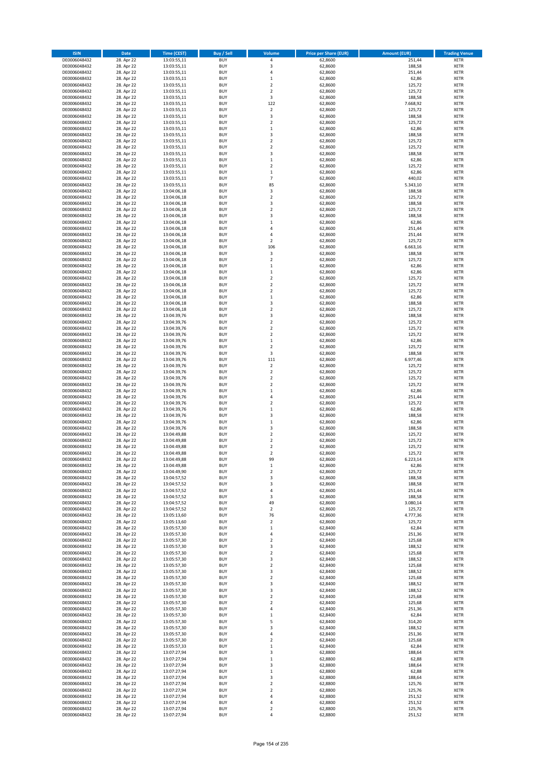| ISIN | Date | Time (CEST) | Buy / Sell | Volume | Price per Share (EUR) | Amount (EUR) | Trading Venue |
|---|---|---|---|---|---|---|---|
| DE0006048432 | 28. Apr 22 | 13:03:55,11 | BUY | 4 | 62,8600 | 251,44 | XETR |
| DE0006048432 | 28. Apr 22 | 13:03:55,11 | BUY | 3 | 62,8600 | 188,58 | XETR |
| DE0006048432 | 28. Apr 22 | 13:03:55,11 | BUY | 4 | 62,8600 | 251,44 | XETR |
| DE0006048432 | 28. Apr 22 | 13:03:55,11 | BUY | 1 | 62,8600 | 62,86 | XETR |
| DE0006048432 | 28. Apr 22 | 13:03:55,11 | BUY | 2 | 62,8600 | 125,72 | XETR |
| DE0006048432 | 28. Apr 22 | 13:03:55,11 | BUY | 2 | 62,8600 | 125,72 | XETR |
| DE0006048432 | 28. Apr 22 | 13:03:55,11 | BUY | 3 | 62,8600 | 188,58 | XETR |
| DE0006048432 | 28. Apr 22 | 13:03:55,11 | BUY | 122 | 62,8600 | 7.668,92 | XETR |
| DE0006048432 | 28. Apr 22 | 13:03:55,11 | BUY | 2 | 62,8600 | 125,72 | XETR |
| DE0006048432 | 28. Apr 22 | 13:03:55,11 | BUY | 3 | 62,8600 | 188,58 | XETR |
| DE0006048432 | 28. Apr 22 | 13:03:55,11 | BUY | 2 | 62,8600 | 125,72 | XETR |
| DE0006048432 | 28. Apr 22 | 13:03:55,11 | BUY | 1 | 62,8600 | 62,86 | XETR |
| DE0006048432 | 28. Apr 22 | 13:03:55,11 | BUY | 3 | 62,8600 | 188,58 | XETR |
| DE0006048432 | 28. Apr 22 | 13:03:55,11 | BUY | 2 | 62,8600 | 125,72 | XETR |
| DE0006048432 | 28. Apr 22 | 13:03:55,11 | BUY | 2 | 62,8600 | 125,72 | XETR |
| DE0006048432 | 28. Apr 22 | 13:03:55,11 | BUY | 3 | 62,8600 | 188,58 | XETR |
| DE0006048432 | 28. Apr 22 | 13:03:55,11 | BUY | 1 | 62,8600 | 62,86 | XETR |
| DE0006048432 | 28. Apr 22 | 13:03:55,11 | BUY | 2 | 62,8600 | 125,72 | XETR |
| DE0006048432 | 28. Apr 22 | 13:03:55,11 | BUY | 1 | 62,8600 | 62,86 | XETR |
| DE0006048432 | 28. Apr 22 | 13:03:55,11 | BUY | 7 | 62,8600 | 440,02 | XETR |
| DE0006048432 | 28. Apr 22 | 13:03:55,11 | BUY | 85 | 62,8600 | 5.343,10 | XETR |
| DE0006048432 | 28. Apr 22 | 13:04:06,18 | BUY | 3 | 62,8600 | 188,58 | XETR |
| DE0006048432 | 28. Apr 22 | 13:04:06,18 | BUY | 2 | 62,8600 | 125,72 | XETR |
| DE0006048432 | 28. Apr 22 | 13:04:06,18 | BUY | 3 | 62,8600 | 188,58 | XETR |
| DE0006048432 | 28. Apr 22 | 13:04:06,18 | BUY | 2 | 62,8600 | 125,72 | XETR |
| DE0006048432 | 28. Apr 22 | 13:04:06,18 | BUY | 3 | 62,8600 | 188,58 | XETR |
| DE0006048432 | 28. Apr 22 | 13:04:06,18 | BUY | 1 | 62,8600 | 62,86 | XETR |
| DE0006048432 | 28. Apr 22 | 13:04:06,18 | BUY | 4 | 62,8600 | 251,44 | XETR |
| DE0006048432 | 28. Apr 22 | 13:04:06,18 | BUY | 4 | 62,8600 | 251,44 | XETR |
| DE0006048432 | 28. Apr 22 | 13:04:06,18 | BUY | 2 | 62,8600 | 125,72 | XETR |
| DE0006048432 | 28. Apr 22 | 13:04:06,18 | BUY | 106 | 62,8600 | 6.663,16 | XETR |
| DE0006048432 | 28. Apr 22 | 13:04:06,18 | BUY | 3 | 62,8600 | 188,58 | XETR |
| DE0006048432 | 28. Apr 22 | 13:04:06,18 | BUY | 2 | 62,8600 | 125,72 | XETR |
| DE0006048432 | 28. Apr 22 | 13:04:06,18 | BUY | 1 | 62,8600 | 62,86 | XETR |
| DE0006048432 | 28. Apr 22 | 13:04:06,18 | BUY | 1 | 62,8600 | 62,86 | XETR |
| DE0006048432 | 28. Apr 22 | 13:04:06,18 | BUY | 2 | 62,8600 | 125,72 | XETR |
| DE0006048432 | 28. Apr 22 | 13:04:06,18 | BUY | 2 | 62,8600 | 125,72 | XETR |
| DE0006048432 | 28. Apr 22 | 13:04:06,18 | BUY | 2 | 62,8600 | 125,72 | XETR |
| DE0006048432 | 28. Apr 22 | 13:04:06,18 | BUY | 1 | 62,8600 | 62,86 | XETR |
| DE0006048432 | 28. Apr 22 | 13:04:06,18 | BUY | 3 | 62,8600 | 188,58 | XETR |
| DE0006048432 | 28. Apr 22 | 13:04:06,18 | BUY | 2 | 62,8600 | 125,72 | XETR |
| DE0006048432 | 28. Apr 22 | 13:04:39,76 | BUY | 3 | 62,8600 | 188,58 | XETR |
| DE0006048432 | 28. Apr 22 | 13:04:39,76 | BUY | 2 | 62,8600 | 125,72 | XETR |
| DE0006048432 | 28. Apr 22 | 13:04:39,76 | BUY | 2 | 62,8600 | 125,72 | XETR |
| DE0006048432 | 28. Apr 22 | 13:04:39,76 | BUY | 2 | 62,8600 | 125,72 | XETR |
| DE0006048432 | 28. Apr 22 | 13:04:39,76 | BUY | 1 | 62,8600 | 62,86 | XETR |
| DE0006048432 | 28. Apr 22 | 13:04:39,76 | BUY | 2 | 62,8600 | 125,72 | XETR |
| DE0006048432 | 28. Apr 22 | 13:04:39,76 | BUY | 3 | 62,8600 | 188,58 | XETR |
| DE0006048432 | 28. Apr 22 | 13:04:39,76 | BUY | 111 | 62,8600 | 6.977,46 | XETR |
| DE0006048432 | 28. Apr 22 | 13:04:39,76 | BUY | 2 | 62,8600 | 125,72 | XETR |
| DE0006048432 | 28. Apr 22 | 13:04:39,76 | BUY | 2 | 62,8600 | 125,72 | XETR |
| DE0006048432 | 28. Apr 22 | 13:04:39,76 | BUY | 2 | 62,8600 | 125,72 | XETR |
| DE0006048432 | 28. Apr 22 | 13:04:39,76 | BUY | 2 | 62,8600 | 125,72 | XETR |
| DE0006048432 | 28. Apr 22 | 13:04:39,76 | BUY | 1 | 62,8600 | 62,86 | XETR |
| DE0006048432 | 28. Apr 22 | 13:04:39,76 | BUY | 4 | 62,8600 | 251,44 | XETR |
| DE0006048432 | 28. Apr 22 | 13:04:39,76 | BUY | 2 | 62,8600 | 125,72 | XETR |
| DE0006048432 | 28. Apr 22 | 13:04:39,76 | BUY | 1 | 62,8600 | 62,86 | XETR |
| DE0006048432 | 28. Apr 22 | 13:04:39,76 | BUY | 3 | 62,8600 | 188,58 | XETR |
| DE0006048432 | 28. Apr 22 | 13:04:39,76 | BUY | 1 | 62,8600 | 62,86 | XETR |
| DE0006048432 | 28. Apr 22 | 13:04:39,76 | BUY | 3 | 62,8600 | 188,58 | XETR |
| DE0006048432 | 28. Apr 22 | 13:04:49,88 | BUY | 2 | 62,8600 | 125,72 | XETR |
| DE0006048432 | 28. Apr 22 | 13:04:49,88 | BUY | 2 | 62,8600 | 125,72 | XETR |
| DE0006048432 | 28. Apr 22 | 13:04:49,88 | BUY | 2 | 62,8600 | 125,72 | XETR |
| DE0006048432 | 28. Apr 22 | 13:04:49,88 | BUY | 2 | 62,8600 | 125,72 | XETR |
| DE0006048432 | 28. Apr 22 | 13:04:49,88 | BUY | 99 | 62,8600 | 6.223,14 | XETR |
| DE0006048432 | 28. Apr 22 | 13:04:49,88 | BUY | 1 | 62,8600 | 62,86 | XETR |
| DE0006048432 | 28. Apr 22 | 13:04:49,90 | BUY | 2 | 62,8600 | 125,72 | XETR |
| DE0006048432 | 28. Apr 22 | 13:04:57,52 | BUY | 3 | 62,8600 | 188,58 | XETR |
| DE0006048432 | 28. Apr 22 | 13:04:57,52 | BUY | 3 | 62,8600 | 188,58 | XETR |
| DE0006048432 | 28. Apr 22 | 13:04:57,52 | BUY | 4 | 62,8600 | 251,44 | XETR |
| DE0006048432 | 28. Apr 22 | 13:04:57,52 | BUY | 3 | 62,8600 | 188,58 | XETR |
| DE0006048432 | 28. Apr 22 | 13:04:57,52 | BUY | 49 | 62,8600 | 3.080,14 | XETR |
| DE0006048432 | 28. Apr 22 | 13:04:57,52 | BUY | 2 | 62,8600 | 125,72 | XETR |
| DE0006048432 | 28. Apr 22 | 13:05:13,60 | BUY | 76 | 62,8600 | 4.777,36 | XETR |
| DE0006048432 | 28. Apr 22 | 13:05:13,60 | BUY | 2 | 62,8600 | 125,72 | XETR |
| DE0006048432 | 28. Apr 22 | 13:05:57,30 | BUY | 1 | 62,8400 | 62,84 | XETR |
| DE0006048432 | 28. Apr 22 | 13:05:57,30 | BUY | 4 | 62,8400 | 251,36 | XETR |
| DE0006048432 | 28. Apr 22 | 13:05:57,30 | BUY | 2 | 62,8400 | 125,68 | XETR |
| DE0006048432 | 28. Apr 22 | 13:05:57,30 | BUY | 3 | 62,8400 | 188,52 | XETR |
| DE0006048432 | 28. Apr 22 | 13:05:57,30 | BUY | 2 | 62,8400 | 125,68 | XETR |
| DE0006048432 | 28. Apr 22 | 13:05:57,30 | BUY | 3 | 62,8400 | 188,52 | XETR |
| DE0006048432 | 28. Apr 22 | 13:05:57,30 | BUY | 2 | 62,8400 | 125,68 | XETR |
| DE0006048432 | 28. Apr 22 | 13:05:57,30 | BUY | 3 | 62,8400 | 188,52 | XETR |
| DE0006048432 | 28. Apr 22 | 13:05:57,30 | BUY | 2 | 62,8400 | 125,68 | XETR |
| DE0006048432 | 28. Apr 22 | 13:05:57,30 | BUY | 3 | 62,8400 | 188,52 | XETR |
| DE0006048432 | 28. Apr 22 | 13:05:57,30 | BUY | 3 | 62,8400 | 188,52 | XETR |
| DE0006048432 | 28. Apr 22 | 13:05:57,30 | BUY | 2 | 62,8400 | 125,68 | XETR |
| DE0006048432 | 28. Apr 22 | 13:05:57,30 | BUY | 2 | 62,8400 | 125,68 | XETR |
| DE0006048432 | 28. Apr 22 | 13:05:57,30 | BUY | 4 | 62,8400 | 251,36 | XETR |
| DE0006048432 | 28. Apr 22 | 13:05:57,30 | BUY | 1 | 62,8400 | 62,84 | XETR |
| DE0006048432 | 28. Apr 22 | 13:05:57,30 | BUY | 5 | 62,8400 | 314,20 | XETR |
| DE0006048432 | 28. Apr 22 | 13:05:57,30 | BUY | 3 | 62,8400 | 188,52 | XETR |
| DE0006048432 | 28. Apr 22 | 13:05:57,30 | BUY | 4 | 62,8400 | 251,36 | XETR |
| DE0006048432 | 28. Apr 22 | 13:05:57,30 | BUY | 2 | 62,8400 | 125,68 | XETR |
| DE0006048432 | 28. Apr 22 | 13:05:57,33 | BUY | 1 | 62,8400 | 62,84 | XETR |
| DE0006048432 | 28. Apr 22 | 13:07:27,94 | BUY | 3 | 62,8800 | 188,64 | XETR |
| DE0006048432 | 28. Apr 22 | 13:07:27,94 | BUY | 1 | 62,8800 | 62,88 | XETR |
| DE0006048432 | 28. Apr 22 | 13:07:27,94 | BUY | 3 | 62,8800 | 188,64 | XETR |
| DE0006048432 | 28. Apr 22 | 13:07:27,94 | BUY | 1 | 62,8800 | 62,88 | XETR |
| DE0006048432 | 28. Apr 22 | 13:07:27,94 | BUY | 3 | 62,8800 | 188,64 | XETR |
| DE0006048432 | 28. Apr 22 | 13:07:27,94 | BUY | 2 | 62,8800 | 125,76 | XETR |
| DE0006048432 | 28. Apr 22 | 13:07:27,94 | BUY | 2 | 62,8800 | 125,76 | XETR |
| DE0006048432 | 28. Apr 22 | 13:07:27,94 | BUY | 4 | 62,8800 | 251,52 | XETR |
| DE0006048432 | 28. Apr 22 | 13:07:27,94 | BUY | 4 | 62,8800 | 251,52 | XETR |
| DE0006048432 | 28. Apr 22 | 13:07:27,94 | BUY | 2 | 62,8800 | 125,76 | XETR |
| DE0006048432 | 28. Apr 22 | 13:07:27,94 | BUY | 4 | 62,8800 | 251,52 | XETR |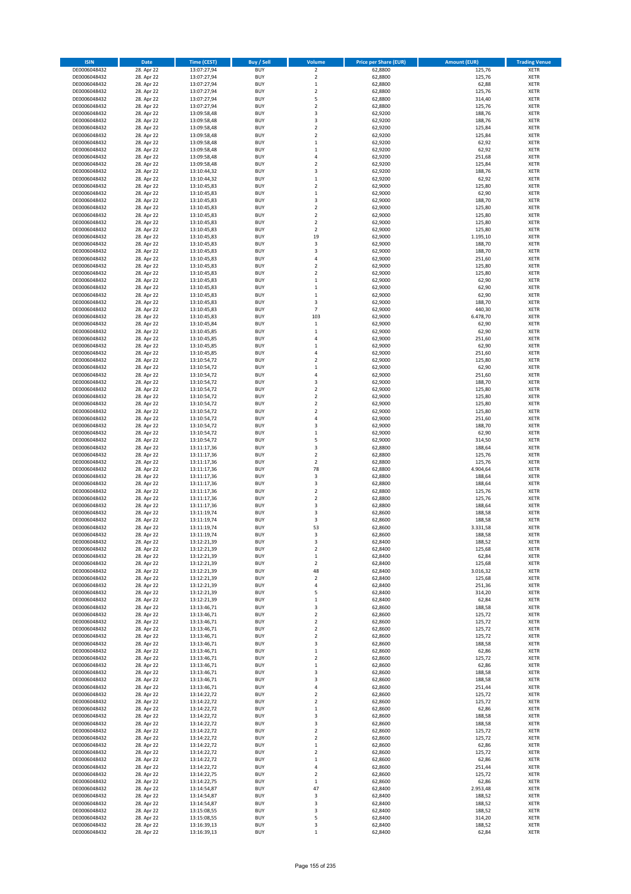| ISIN | Date | Time (CEST) | Buy / Sell | Volume | Price per Share (EUR) | Amount (EUR) | Trading Venue |
|---|---|---|---|---|---|---|---|
| DE0006048432 | 28. Apr 22 | 13:07:27,94 | BUY | 2 | 62,8800 | 125,76 | XETR |
| DE0006048432 | 28. Apr 22 | 13:07:27,94 | BUY | 2 | 62,8800 | 125,76 | XETR |
| DE0006048432 | 28. Apr 22 | 13:07:27,94 | BUY | 1 | 62,8800 | 62,88 | XETR |
| DE0006048432 | 28. Apr 22 | 13:07:27,94 | BUY | 2 | 62,8800 | 125,76 | XETR |
| DE0006048432 | 28. Apr 22 | 13:07:27,94 | BUY | 5 | 62,8800 | 314,40 | XETR |
| DE0006048432 | 28. Apr 22 | 13:07:27,94 | BUY | 2 | 62,8800 | 125,76 | XETR |
| DE0006048432 | 28. Apr 22 | 13:09:58,48 | BUY | 3 | 62,9200 | 188,76 | XETR |
| DE0006048432 | 28. Apr 22 | 13:09:58,48 | BUY | 3 | 62,9200 | 188,76 | XETR |
| DE0006048432 | 28. Apr 22 | 13:09:58,48 | BUY | 2 | 62,9200 | 125,84 | XETR |
| DE0006048432 | 28. Apr 22 | 13:09:58,48 | BUY | 2 | 62,9200 | 125,84 | XETR |
| DE0006048432 | 28. Apr 22 | 13:09:58,48 | BUY | 1 | 62,9200 | 62,92 | XETR |
| DE0006048432 | 28. Apr 22 | 13:09:58,48 | BUY | 1 | 62,9200 | 62,92 | XETR |
| DE0006048432 | 28. Apr 22 | 13:09:58,48 | BUY | 4 | 62,9200 | 251,68 | XETR |
| DE0006048432 | 28. Apr 22 | 13:09:58,48 | BUY | 2 | 62,9200 | 125,84 | XETR |
| DE0006048432 | 28. Apr 22 | 13:10:44,32 | BUY | 3 | 62,9200 | 188,76 | XETR |
| DE0006048432 | 28. Apr 22 | 13:10:44,32 | BUY | 1 | 62,9200 | 62,92 | XETR |
| DE0006048432 | 28. Apr 22 | 13:10:45,83 | BUY | 2 | 62,9000 | 125,80 | XETR |
| DE0006048432 | 28. Apr 22 | 13:10:45,83 | BUY | 1 | 62,9000 | 62,90 | XETR |
| DE0006048432 | 28. Apr 22 | 13:10:45,83 | BUY | 3 | 62,9000 | 188,70 | XETR |
| DE0006048432 | 28. Apr 22 | 13:10:45,83 | BUY | 2 | 62,9000 | 125,80 | XETR |
| DE0006048432 | 28. Apr 22 | 13:10:45,83 | BUY | 2 | 62,9000 | 125,80 | XETR |
| DE0006048432 | 28. Apr 22 | 13:10:45,83 | BUY | 2 | 62,9000 | 125,80 | XETR |
| DE0006048432 | 28. Apr 22 | 13:10:45,83 | BUY | 2 | 62,9000 | 125,80 | XETR |
| DE0006048432 | 28. Apr 22 | 13:10:45,83 | BUY | 19 | 62,9000 | 1.195,10 | XETR |
| DE0006048432 | 28. Apr 22 | 13:10:45,83 | BUY | 3 | 62,9000 | 188,70 | XETR |
| DE0006048432 | 28. Apr 22 | 13:10:45,83 | BUY | 3 | 62,9000 | 188,70 | XETR |
| DE0006048432 | 28. Apr 22 | 13:10:45,83 | BUY | 4 | 62,9000 | 251,60 | XETR |
| DE0006048432 | 28. Apr 22 | 13:10:45,83 | BUY | 2 | 62,9000 | 125,80 | XETR |
| DE0006048432 | 28. Apr 22 | 13:10:45,83 | BUY | 2 | 62,9000 | 125,80 | XETR |
| DE0006048432 | 28. Apr 22 | 13:10:45,83 | BUY | 1 | 62,9000 | 62,90 | XETR |
| DE0006048432 | 28. Apr 22 | 13:10:45,83 | BUY | 1 | 62,9000 | 62,90 | XETR |
| DE0006048432 | 28. Apr 22 | 13:10:45,83 | BUY | 1 | 62,9000 | 62,90 | XETR |
| DE0006048432 | 28. Apr 22 | 13:10:45,83 | BUY | 3 | 62,9000 | 188,70 | XETR |
| DE0006048432 | 28. Apr 22 | 13:10:45,83 | BUY | 7 | 62,9000 | 440,30 | XETR |
| DE0006048432 | 28. Apr 22 | 13:10:45,83 | BUY | 103 | 62,9000 | 6.478,70 | XETR |
| DE0006048432 | 28. Apr 22 | 13:10:45,84 | BUY | 1 | 62,9000 | 62,90 | XETR |
| DE0006048432 | 28. Apr 22 | 13:10:45,85 | BUY | 1 | 62,9000 | 62,90 | XETR |
| DE0006048432 | 28. Apr 22 | 13:10:45,85 | BUY | 4 | 62,9000 | 251,60 | XETR |
| DE0006048432 | 28. Apr 22 | 13:10:45,85 | BUY | 1 | 62,9000 | 62,90 | XETR |
| DE0006048432 | 28. Apr 22 | 13:10:45,85 | BUY | 4 | 62,9000 | 251,60 | XETR |
| DE0006048432 | 28. Apr 22 | 13:10:54,72 | BUY | 2 | 62,9000 | 125,80 | XETR |
| DE0006048432 | 28. Apr 22 | 13:10:54,72 | BUY | 1 | 62,9000 | 62,90 | XETR |
| DE0006048432 | 28. Apr 22 | 13:10:54,72 | BUY | 4 | 62,9000 | 251,60 | XETR |
| DE0006048432 | 28. Apr 22 | 13:10:54,72 | BUY | 3 | 62,9000 | 188,70 | XETR |
| DE0006048432 | 28. Apr 22 | 13:10:54,72 | BUY | 2 | 62,9000 | 125,80 | XETR |
| DE0006048432 | 28. Apr 22 | 13:10:54,72 | BUY | 2 | 62,9000 | 125,80 | XETR |
| DE0006048432 | 28. Apr 22 | 13:10:54,72 | BUY | 2 | 62,9000 | 125,80 | XETR |
| DE0006048432 | 28. Apr 22 | 13:10:54,72 | BUY | 2 | 62,9000 | 125,80 | XETR |
| DE0006048432 | 28. Apr 22 | 13:10:54,72 | BUY | 4 | 62,9000 | 251,60 | XETR |
| DE0006048432 | 28. Apr 22 | 13:10:54,72 | BUY | 3 | 62,9000 | 188,70 | XETR |
| DE0006048432 | 28. Apr 22 | 13:10:54,72 | BUY | 1 | 62,9000 | 62,90 | XETR |
| DE0006048432 | 28. Apr 22 | 13:10:54,72 | BUY | 5 | 62,9000 | 314,50 | XETR |
| DE0006048432 | 28. Apr 22 | 13:11:17,36 | BUY | 3 | 62,8800 | 188,64 | XETR |
| DE0006048432 | 28. Apr 22 | 13:11:17,36 | BUY | 2 | 62,8800 | 125,76 | XETR |
| DE0006048432 | 28. Apr 22 | 13:11:17,36 | BUY | 2 | 62,8800 | 125,76 | XETR |
| DE0006048432 | 28. Apr 22 | 13:11:17,36 | BUY | 78 | 62,8800 | 4.904,64 | XETR |
| DE0006048432 | 28. Apr 22 | 13:11:17,36 | BUY | 3 | 62,8800 | 188,64 | XETR |
| DE0006048432 | 28. Apr 22 | 13:11:17,36 | BUY | 3 | 62,8800 | 188,64 | XETR |
| DE0006048432 | 28. Apr 22 | 13:11:17,36 | BUY | 2 | 62,8800 | 125,76 | XETR |
| DE0006048432 | 28. Apr 22 | 13:11:17,36 | BUY | 2 | 62,8800 | 125,76 | XETR |
| DE0006048432 | 28. Apr 22 | 13:11:17,36 | BUY | 3 | 62,8800 | 188,64 | XETR |
| DE0006048432 | 28. Apr 22 | 13:11:19,74 | BUY | 3 | 62,8600 | 188,58 | XETR |
| DE0006048432 | 28. Apr 22 | 13:11:19,74 | BUY | 3 | 62,8600 | 188,58 | XETR |
| DE0006048432 | 28. Apr 22 | 13:11:19,74 | BUY | 53 | 62,8600 | 3.331,58 | XETR |
| DE0006048432 | 28. Apr 22 | 13:11:19,74 | BUY | 3 | 62,8600 | 188,58 | XETR |
| DE0006048432 | 28. Apr 22 | 13:12:21,39 | BUY | 3 | 62,8400 | 188,52 | XETR |
| DE0006048432 | 28. Apr 22 | 13:12:21,39 | BUY | 2 | 62,8400 | 125,68 | XETR |
| DE0006048432 | 28. Apr 22 | 13:12:21,39 | BUY | 1 | 62,8400 | 62,84 | XETR |
| DE0006048432 | 28. Apr 22 | 13:12:21,39 | BUY | 2 | 62,8400 | 125,68 | XETR |
| DE0006048432 | 28. Apr 22 | 13:12:21,39 | BUY | 48 | 62,8400 | 3.016,32 | XETR |
| DE0006048432 | 28. Apr 22 | 13:12:21,39 | BUY | 2 | 62,8400 | 125,68 | XETR |
| DE0006048432 | 28. Apr 22 | 13:12:21,39 | BUY | 4 | 62,8400 | 251,36 | XETR |
| DE0006048432 | 28. Apr 22 | 13:12:21,39 | BUY | 5 | 62,8400 | 314,20 | XETR |
| DE0006048432 | 28. Apr 22 | 13:12:21,39 | BUY | 1 | 62,8400 | 62,84 | XETR |
| DE0006048432 | 28. Apr 22 | 13:13:46,71 | BUY | 3 | 62,8600 | 188,58 | XETR |
| DE0006048432 | 28. Apr 22 | 13:13:46,71 | BUY | 2 | 62,8600 | 125,72 | XETR |
| DE0006048432 | 28. Apr 22 | 13:13:46,71 | BUY | 2 | 62,8600 | 125,72 | XETR |
| DE0006048432 | 28. Apr 22 | 13:13:46,71 | BUY | 2 | 62,8600 | 125,72 | XETR |
| DE0006048432 | 28. Apr 22 | 13:13:46,71 | BUY | 2 | 62,8600 | 125,72 | XETR |
| DE0006048432 | 28. Apr 22 | 13:13:46,71 | BUY | 3 | 62,8600 | 188,58 | XETR |
| DE0006048432 | 28. Apr 22 | 13:13:46,71 | BUY | 1 | 62,8600 | 62,86 | XETR |
| DE0006048432 | 28. Apr 22 | 13:13:46,71 | BUY | 2 | 62,8600 | 125,72 | XETR |
| DE0006048432 | 28. Apr 22 | 13:13:46,71 | BUY | 1 | 62,8600 | 62,86 | XETR |
| DE0006048432 | 28. Apr 22 | 13:13:46,71 | BUY | 3 | 62,8600 | 188,58 | XETR |
| DE0006048432 | 28. Apr 22 | 13:13:46,71 | BUY | 3 | 62,8600 | 188,58 | XETR |
| DE0006048432 | 28. Apr 22 | 13:13:46,71 | BUY | 4 | 62,8600 | 251,44 | XETR |
| DE0006048432 | 28. Apr 22 | 13:14:22,72 | BUY | 2 | 62,8600 | 125,72 | XETR |
| DE0006048432 | 28. Apr 22 | 13:14:22,72 | BUY | 2 | 62,8600 | 125,72 | XETR |
| DE0006048432 | 28. Apr 22 | 13:14:22,72 | BUY | 1 | 62,8600 | 62,86 | XETR |
| DE0006048432 | 28. Apr 22 | 13:14:22,72 | BUY | 3 | 62,8600 | 188,58 | XETR |
| DE0006048432 | 28. Apr 22 | 13:14:22,72 | BUY | 3 | 62,8600 | 188,58 | XETR |
| DE0006048432 | 28. Apr 22 | 13:14:22,72 | BUY | 2 | 62,8600 | 125,72 | XETR |
| DE0006048432 | 28. Apr 22 | 13:14:22,72 | BUY | 2 | 62,8600 | 125,72 | XETR |
| DE0006048432 | 28. Apr 22 | 13:14:22,72 | BUY | 1 | 62,8600 | 62,86 | XETR |
| DE0006048432 | 28. Apr 22 | 13:14:22,72 | BUY | 2 | 62,8600 | 125,72 | XETR |
| DE0006048432 | 28. Apr 22 | 13:14:22,72 | BUY | 1 | 62,8600 | 62,86 | XETR |
| DE0006048432 | 28. Apr 22 | 13:14:22,72 | BUY | 4 | 62,8600 | 251,44 | XETR |
| DE0006048432 | 28. Apr 22 | 13:14:22,75 | BUY | 2 | 62,8600 | 125,72 | XETR |
| DE0006048432 | 28. Apr 22 | 13:14:22,75 | BUY | 1 | 62,8600 | 62,86 | XETR |
| DE0006048432 | 28. Apr 22 | 13:14:54,87 | BUY | 47 | 62,8400 | 2.953,48 | XETR |
| DE0006048432 | 28. Apr 22 | 13:14:54,87 | BUY | 3 | 62,8400 | 188,52 | XETR |
| DE0006048432 | 28. Apr 22 | 13:14:54,87 | BUY | 3 | 62,8400 | 188,52 | XETR |
| DE0006048432 | 28. Apr 22 | 13:15:08,55 | BUY | 3 | 62,8400 | 188,52 | XETR |
| DE0006048432 | 28. Apr 22 | 13:15:08,55 | BUY | 5 | 62,8400 | 314,20 | XETR |
| DE0006048432 | 28. Apr 22 | 13:16:39,13 | BUY | 3 | 62,8400 | 188,52 | XETR |
| DE0006048432 | 28. Apr 22 | 13:16:39,13 | BUY | 1 | 62,8400 | 62,84 | XETR |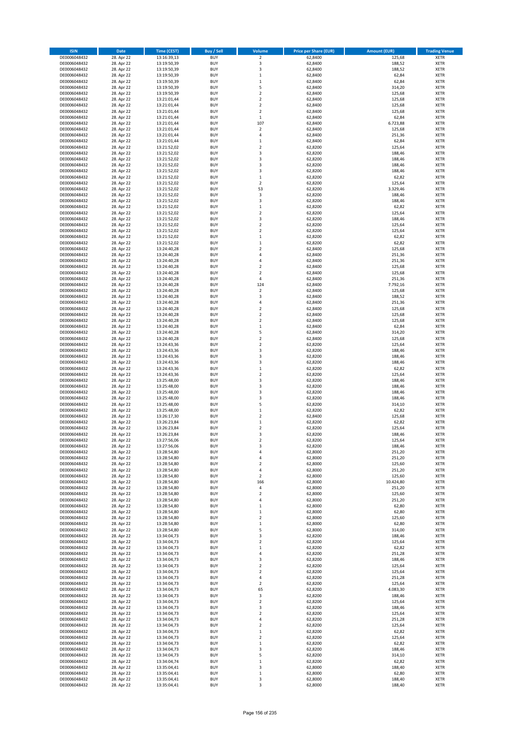| ISIN | Date | Time (CEST) | Buy / Sell | Volume | Price per Share (EUR) | Amount (EUR) | Trading Venue |
|---|---|---|---|---|---|---|---|
| DE0006048432 | 28. Apr 22 | 13:16:39,13 | BUY | 2 | 62,8400 | 125,68 | XETR |
| DE0006048432 | 28. Apr 22 | 13:19:50,39 | BUY | 3 | 62,8400 | 188,52 | XETR |
| DE0006048432 | 28. Apr 22 | 13:19:50,39 | BUY | 3 | 62,8400 | 188,52 | XETR |
| DE0006048432 | 28. Apr 22 | 13:19:50,39 | BUY | 1 | 62,8400 | 62,84 | XETR |
| DE0006048432 | 28. Apr 22 | 13:19:50,39 | BUY | 1 | 62,8400 | 62,84 | XETR |
| DE0006048432 | 28. Apr 22 | 13:19:50,39 | BUY | 5 | 62,8400 | 314,20 | XETR |
| DE0006048432 | 28. Apr 22 | 13:19:50,39 | BUY | 2 | 62,8400 | 125,68 | XETR |
| DE0006048432 | 28. Apr 22 | 13:21:01,44 | BUY | 2 | 62,8400 | 125,68 | XETR |
| DE0006048432 | 28. Apr 22 | 13:21:01,44 | BUY | 2 | 62,8400 | 125,68 | XETR |
| DE0006048432 | 28. Apr 22 | 13:21:01,44 | BUY | 2 | 62,8400 | 125,68 | XETR |
| DE0006048432 | 28. Apr 22 | 13:21:01,44 | BUY | 1 | 62,8400 | 62,84 | XETR |
| DE0006048432 | 28. Apr 22 | 13:21:01,44 | BUY | 107 | 62,8400 | 6.723,88 | XETR |
| DE0006048432 | 28. Apr 22 | 13:21:01,44 | BUY | 2 | 62,8400 | 125,68 | XETR |
| DE0006048432 | 28. Apr 22 | 13:21:01,44 | BUY | 4 | 62,8400 | 251,36 | XETR |
| DE0006048432 | 28. Apr 22 | 13:21:01,44 | BUY | 1 | 62,8400 | 62,84 | XETR |
| DE0006048432 | 28. Apr 22 | 13:21:52,02 | BUY | 2 | 62,8200 | 125,64 | XETR |
| DE0006048432 | 28. Apr 22 | 13:21:52,02 | BUY | 3 | 62,8200 | 188,46 | XETR |
| DE0006048432 | 28. Apr 22 | 13:21:52,02 | BUY | 3 | 62,8200 | 188,46 | XETR |
| DE0006048432 | 28. Apr 22 | 13:21:52,02 | BUY | 3 | 62,8200 | 188,46 | XETR |
| DE0006048432 | 28. Apr 22 | 13:21:52,02 | BUY | 3 | 62,8200 | 188,46 | XETR |
| DE0006048432 | 28. Apr 22 | 13:21:52,02 | BUY | 1 | 62,8200 | 62,82 | XETR |
| DE0006048432 | 28. Apr 22 | 13:21:52,02 | BUY | 2 | 62,8200 | 125,64 | XETR |
| DE0006048432 | 28. Apr 22 | 13:21:52,02 | BUY | 53 | 62,8200 | 3.329,46 | XETR |
| DE0006048432 | 28. Apr 22 | 13:21:52,02 | BUY | 3 | 62,8200 | 188,46 | XETR |
| DE0006048432 | 28. Apr 22 | 13:21:52,02 | BUY | 3 | 62,8200 | 188,46 | XETR |
| DE0006048432 | 28. Apr 22 | 13:21:52,02 | BUY | 1 | 62,8200 | 62,82 | XETR |
| DE0006048432 | 28. Apr 22 | 13:21:52,02 | BUY | 2 | 62,8200 | 125,64 | XETR |
| DE0006048432 | 28. Apr 22 | 13:21:52,02 | BUY | 3 | 62,8200 | 188,46 | XETR |
| DE0006048432 | 28. Apr 22 | 13:21:52,02 | BUY | 2 | 62,8200 | 125,64 | XETR |
| DE0006048432 | 28. Apr 22 | 13:21:52,02 | BUY | 2 | 62,8200 | 125,64 | XETR |
| DE0006048432 | 28. Apr 22 | 13:21:52,02 | BUY | 1 | 62,8200 | 62,82 | XETR |
| DE0006048432 | 28. Apr 22 | 13:21:52,02 | BUY | 1 | 62,8200 | 62,82 | XETR |
| DE0006048432 | 28. Apr 22 | 13:24:40,28 | BUY | 2 | 62,8400 | 125,68 | XETR |
| DE0006048432 | 28. Apr 22 | 13:24:40,28 | BUY | 4 | 62,8400 | 251,36 | XETR |
| DE0006048432 | 28. Apr 22 | 13:24:40,28 | BUY | 4 | 62,8400 | 251,36 | XETR |
| DE0006048432 | 28. Apr 22 | 13:24:40,28 | BUY | 2 | 62,8400 | 125,68 | XETR |
| DE0006048432 | 28. Apr 22 | 13:24:40,28 | BUY | 2 | 62,8400 | 125,68 | XETR |
| DE0006048432 | 28. Apr 22 | 13:24:40,28 | BUY | 4 | 62,8400 | 251,36 | XETR |
| DE0006048432 | 28. Apr 22 | 13:24:40,28 | BUY | 124 | 62,8400 | 7.792,16 | XETR |
| DE0006048432 | 28. Apr 22 | 13:24:40,28 | BUY | 2 | 62,8400 | 125,68 | XETR |
| DE0006048432 | 28. Apr 22 | 13:24:40,28 | BUY | 3 | 62,8400 | 188,52 | XETR |
| DE0006048432 | 28. Apr 22 | 13:24:40,28 | BUY | 4 | 62,8400 | 251,36 | XETR |
| DE0006048432 | 28. Apr 22 | 13:24:40,28 | BUY | 2 | 62,8400 | 125,68 | XETR |
| DE0006048432 | 28. Apr 22 | 13:24:40,28 | BUY | 2 | 62,8400 | 125,68 | XETR |
| DE0006048432 | 28. Apr 22 | 13:24:40,28 | BUY | 2 | 62,8400 | 125,68 | XETR |
| DE0006048432 | 28. Apr 22 | 13:24:40,28 | BUY | 1 | 62,8400 | 62,84 | XETR |
| DE0006048432 | 28. Apr 22 | 13:24:40,28 | BUY | 5 | 62,8400 | 314,20 | XETR |
| DE0006048432 | 28. Apr 22 | 13:24:40,28 | BUY | 2 | 62,8400 | 125,68 | XETR |
| DE0006048432 | 28. Apr 22 | 13:24:43,36 | BUY | 2 | 62,8200 | 125,64 | XETR |
| DE0006048432 | 28. Apr 22 | 13:24:43,36 | BUY | 3 | 62,8200 | 188,46 | XETR |
| DE0006048432 | 28. Apr 22 | 13:24:43,36 | BUY | 3 | 62,8200 | 188,46 | XETR |
| DE0006048432 | 28. Apr 22 | 13:24:43,36 | BUY | 3 | 62,8200 | 188,46 | XETR |
| DE0006048432 | 28. Apr 22 | 13:24:43,36 | BUY | 1 | 62,8200 | 62,82 | XETR |
| DE0006048432 | 28. Apr 22 | 13:24:43,36 | BUY | 2 | 62,8200 | 125,64 | XETR |
| DE0006048432 | 28. Apr 22 | 13:25:48,00 | BUY | 3 | 62,8200 | 188,46 | XETR |
| DE0006048432 | 28. Apr 22 | 13:25:48,00 | BUY | 3 | 62,8200 | 188,46 | XETR |
| DE0006048432 | 28. Apr 22 | 13:25:48,00 | BUY | 3 | 62,8200 | 188,46 | XETR |
| DE0006048432 | 28. Apr 22 | 13:25:48,00 | BUY | 3 | 62,8200 | 188,46 | XETR |
| DE0006048432 | 28. Apr 22 | 13:25:48,00 | BUY | 5 | 62,8200 | 314,10 | XETR |
| DE0006048432 | 28. Apr 22 | 13:25:48,00 | BUY | 1 | 62,8200 | 62,82 | XETR |
| DE0006048432 | 28. Apr 22 | 13:26:17,30 | BUY | 2 | 62,8400 | 125,68 | XETR |
| DE0006048432 | 28. Apr 22 | 13:26:23,84 | BUY | 1 | 62,8200 | 62,82 | XETR |
| DE0006048432 | 28. Apr 22 | 13:26:23,84 | BUY | 2 | 62,8200 | 125,64 | XETR |
| DE0006048432 | 28. Apr 22 | 13:26:23,84 | BUY | 3 | 62,8200 | 188,46 | XETR |
| DE0006048432 | 28. Apr 22 | 13:27:56,06 | BUY | 2 | 62,8200 | 125,64 | XETR |
| DE0006048432 | 28. Apr 22 | 13:27:56,06 | BUY | 3 | 62,8200 | 188,46 | XETR |
| DE0006048432 | 28. Apr 22 | 13:28:54,80 | BUY | 4 | 62,8000 | 251,20 | XETR |
| DE0006048432 | 28. Apr 22 | 13:28:54,80 | BUY | 4 | 62,8000 | 251,20 | XETR |
| DE0006048432 | 28. Apr 22 | 13:28:54,80 | BUY | 2 | 62,8000 | 125,60 | XETR |
| DE0006048432 | 28. Apr 22 | 13:28:54,80 | BUY | 4 | 62,8000 | 251,20 | XETR |
| DE0006048432 | 28. Apr 22 | 13:28:54,80 | BUY | 2 | 62,8000 | 125,60 | XETR |
| DE0006048432 | 28. Apr 22 | 13:28:54,80 | BUY | 166 | 62,8000 | 10.424,80 | XETR |
| DE0006048432 | 28. Apr 22 | 13:28:54,80 | BUY | 4 | 62,8000 | 251,20 | XETR |
| DE0006048432 | 28. Apr 22 | 13:28:54,80 | BUY | 2 | 62,8000 | 125,60 | XETR |
| DE0006048432 | 28. Apr 22 | 13:28:54,80 | BUY | 4 | 62,8000 | 251,20 | XETR |
| DE0006048432 | 28. Apr 22 | 13:28:54,80 | BUY | 1 | 62,8000 | 62,80 | XETR |
| DE0006048432 | 28. Apr 22 | 13:28:54,80 | BUY | 1 | 62,8000 | 62,80 | XETR |
| DE0006048432 | 28. Apr 22 | 13:28:54,80 | BUY | 2 | 62,8000 | 125,60 | XETR |
| DE0006048432 | 28. Apr 22 | 13:28:54,80 | BUY | 1 | 62,8000 | 62,80 | XETR |
| DE0006048432 | 28. Apr 22 | 13:28:54,80 | BUY | 5 | 62,8000 | 314,00 | XETR |
| DE0006048432 | 28. Apr 22 | 13:34:04,73 | BUY | 3 | 62,8200 | 188,46 | XETR |
| DE0006048432 | 28. Apr 22 | 13:34:04,73 | BUY | 2 | 62,8200 | 125,64 | XETR |
| DE0006048432 | 28. Apr 22 | 13:34:04,73 | BUY | 1 | 62,8200 | 62,82 | XETR |
| DE0006048432 | 28. Apr 22 | 13:34:04,73 | BUY | 4 | 62,8200 | 251,28 | XETR |
| DE0006048432 | 28. Apr 22 | 13:34:04,73 | BUY | 3 | 62,8200 | 188,46 | XETR |
| DE0006048432 | 28. Apr 22 | 13:34:04,73 | BUY | 2 | 62,8200 | 125,64 | XETR |
| DE0006048432 | 28. Apr 22 | 13:34:04,73 | BUY | 2 | 62,8200 | 125,64 | XETR |
| DE0006048432 | 28. Apr 22 | 13:34:04,73 | BUY | 4 | 62,8200 | 251,28 | XETR |
| DE0006048432 | 28. Apr 22 | 13:34:04,73 | BUY | 2 | 62,8200 | 125,64 | XETR |
| DE0006048432 | 28. Apr 22 | 13:34:04,73 | BUY | 65 | 62,8200 | 4.083,30 | XETR |
| DE0006048432 | 28. Apr 22 | 13:34:04,73 | BUY | 3 | 62,8200 | 188,46 | XETR |
| DE0006048432 | 28. Apr 22 | 13:34:04,73 | BUY | 2 | 62,8200 | 125,64 | XETR |
| DE0006048432 | 28. Apr 22 | 13:34:04,73 | BUY | 3 | 62,8200 | 188,46 | XETR |
| DE0006048432 | 28. Apr 22 | 13:34:04,73 | BUY | 2 | 62,8200 | 125,64 | XETR |
| DE0006048432 | 28. Apr 22 | 13:34:04,73 | BUY | 4 | 62,8200 | 251,28 | XETR |
| DE0006048432 | 28. Apr 22 | 13:34:04,73 | BUY | 2 | 62,8200 | 125,64 | XETR |
| DE0006048432 | 28. Apr 22 | 13:34:04,73 | BUY | 1 | 62,8200 | 62,82 | XETR |
| DE0006048432 | 28. Apr 22 | 13:34:04,73 | BUY | 2 | 62,8200 | 125,64 | XETR |
| DE0006048432 | 28. Apr 22 | 13:34:04,73 | BUY | 1 | 62,8200 | 62,82 | XETR |
| DE0006048432 | 28. Apr 22 | 13:34:04,73 | BUY | 3 | 62,8200 | 188,46 | XETR |
| DE0006048432 | 28. Apr 22 | 13:34:04,73 | BUY | 5 | 62,8200 | 314,10 | XETR |
| DE0006048432 | 28. Apr 22 | 13:34:04,74 | BUY | 1 | 62,8200 | 62,82 | XETR |
| DE0006048432 | 28. Apr 22 | 13:35:04,41 | BUY | 3 | 62,8000 | 188,40 | XETR |
| DE0006048432 | 28. Apr 22 | 13:35:04,41 | BUY | 1 | 62,8000 | 62,80 | XETR |
| DE0006048432 | 28. Apr 22 | 13:35:04,41 | BUY | 3 | 62,8000 | 188,40 | XETR |
| DE0006048432 | 28. Apr 22 | 13:35:04,41 | BUY | 3 | 62,8000 | 188,40 | XETR |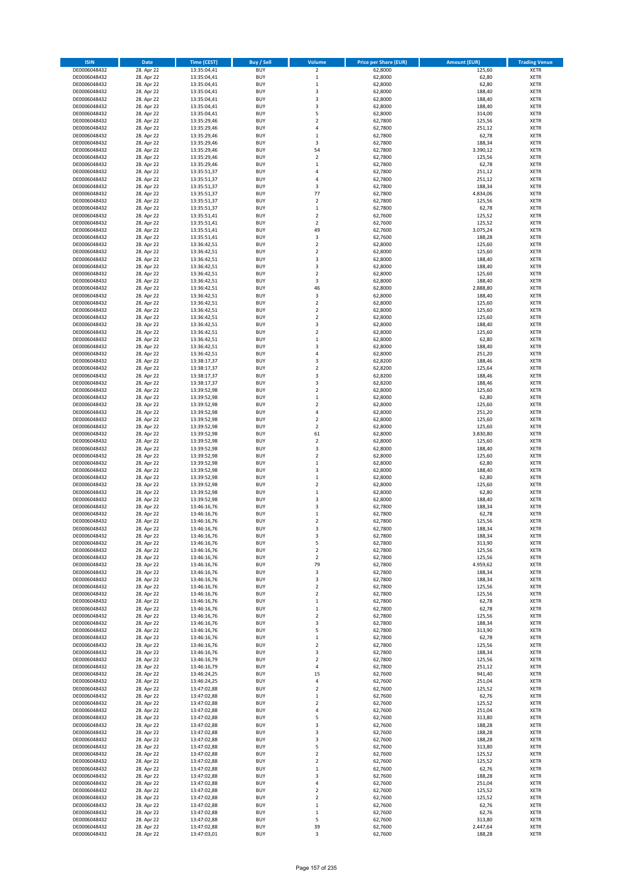| ISIN | Date | Time (CEST) | Buy / Sell | Volume | Price per Share (EUR) | Amount (EUR) | Trading Venue |
|---|---|---|---|---|---|---|---|
| DE0006048432 | 28. Apr 22 | 13:35:04,41 | BUY | 2 | 62,8000 | 125,60 | XETR |
| DE0006048432 | 28. Apr 22 | 13:35:04,41 | BUY | 1 | 62,8000 | 62,80 | XETR |
| DE0006048432 | 28. Apr 22 | 13:35:04,41 | BUY | 1 | 62,8000 | 62,80 | XETR |
| DE0006048432 | 28. Apr 22 | 13:35:04,41 | BUY | 3 | 62,8000 | 188,40 | XETR |
| DE0006048432 | 28. Apr 22 | 13:35:04,41 | BUY | 3 | 62,8000 | 188,40 | XETR |
| DE0006048432 | 28. Apr 22 | 13:35:04,41 | BUY | 3 | 62,8000 | 188,40 | XETR |
| DE0006048432 | 28. Apr 22 | 13:35:04,41 | BUY | 5 | 62,8000 | 314,00 | XETR |
| DE0006048432 | 28. Apr 22 | 13:35:29,46 | BUY | 2 | 62,7800 | 125,56 | XETR |
| DE0006048432 | 28. Apr 22 | 13:35:29,46 | BUY | 4 | 62,7800 | 251,12 | XETR |
| DE0006048432 | 28. Apr 22 | 13:35:29,46 | BUY | 1 | 62,7800 | 62,78 | XETR |
| DE0006048432 | 28. Apr 22 | 13:35:29,46 | BUY | 3 | 62,7800 | 188,34 | XETR |
| DE0006048432 | 28. Apr 22 | 13:35:29,46 | BUY | 54 | 62,7800 | 3.390,12 | XETR |
| DE0006048432 | 28. Apr 22 | 13:35:29,46 | BUY | 2 | 62,7800 | 125,56 | XETR |
| DE0006048432 | 28. Apr 22 | 13:35:29,46 | BUY | 1 | 62,7800 | 62,78 | XETR |
| DE0006048432 | 28. Apr 22 | 13:35:51,37 | BUY | 4 | 62,7800 | 251,12 | XETR |
| DE0006048432 | 28. Apr 22 | 13:35:51,37 | BUY | 4 | 62,7800 | 251,12 | XETR |
| DE0006048432 | 28. Apr 22 | 13:35:51,37 | BUY | 3 | 62,7800 | 188,34 | XETR |
| DE0006048432 | 28. Apr 22 | 13:35:51,37 | BUY | 77 | 62,7800 | 4.834,06 | XETR |
| DE0006048432 | 28. Apr 22 | 13:35:51,37 | BUY | 2 | 62,7800 | 125,56 | XETR |
| DE0006048432 | 28. Apr 22 | 13:35:51,37 | BUY | 1 | 62,7800 | 62,78 | XETR |
| DE0006048432 | 28. Apr 22 | 13:35:51,41 | BUY | 2 | 62,7600 | 125,52 | XETR |
| DE0006048432 | 28. Apr 22 | 13:35:51,41 | BUY | 2 | 62,7600 | 125,52 | XETR |
| DE0006048432 | 28. Apr 22 | 13:35:51,41 | BUY | 49 | 62,7600 | 3.075,24 | XETR |
| DE0006048432 | 28. Apr 22 | 13:35:51,41 | BUY | 3 | 62,7600 | 188,28 | XETR |
| DE0006048432 | 28. Apr 22 | 13:36:42,51 | BUY | 2 | 62,8000 | 125,60 | XETR |
| DE0006048432 | 28. Apr 22 | 13:36:42,51 | BUY | 2 | 62,8000 | 125,60 | XETR |
| DE0006048432 | 28. Apr 22 | 13:36:42,51 | BUY | 3 | 62,8000 | 188,40 | XETR |
| DE0006048432 | 28. Apr 22 | 13:36:42,51 | BUY | 3 | 62,8000 | 188,40 | XETR |
| DE0006048432 | 28. Apr 22 | 13:36:42,51 | BUY | 2 | 62,8000 | 125,60 | XETR |
| DE0006048432 | 28. Apr 22 | 13:36:42,51 | BUY | 3 | 62,8000 | 188,40 | XETR |
| DE0006048432 | 28. Apr 22 | 13:36:42,51 | BUY | 46 | 62,8000 | 2.888,80 | XETR |
| DE0006048432 | 28. Apr 22 | 13:36:42,51 | BUY | 3 | 62,8000 | 188,40 | XETR |
| DE0006048432 | 28. Apr 22 | 13:36:42,51 | BUY | 2 | 62,8000 | 125,60 | XETR |
| DE0006048432 | 28. Apr 22 | 13:36:42,51 | BUY | 2 | 62,8000 | 125,60 | XETR |
| DE0006048432 | 28. Apr 22 | 13:36:42,51 | BUY | 2 | 62,8000 | 125,60 | XETR |
| DE0006048432 | 28. Apr 22 | 13:36:42,51 | BUY | 3 | 62,8000 | 188,40 | XETR |
| DE0006048432 | 28. Apr 22 | 13:36:42,51 | BUY | 2 | 62,8000 | 125,60 | XETR |
| DE0006048432 | 28. Apr 22 | 13:36:42,51 | BUY | 1 | 62,8000 | 62,80 | XETR |
| DE0006048432 | 28. Apr 22 | 13:36:42,51 | BUY | 3 | 62,8000 | 188,40 | XETR |
| DE0006048432 | 28. Apr 22 | 13:36:42,51 | BUY | 4 | 62,8000 | 251,20 | XETR |
| DE0006048432 | 28. Apr 22 | 13:38:17,37 | BUY | 3 | 62,8200 | 188,46 | XETR |
| DE0006048432 | 28. Apr 22 | 13:38:17,37 | BUY | 2 | 62,8200 | 125,64 | XETR |
| DE0006048432 | 28. Apr 22 | 13:38:17,37 | BUY | 3 | 62,8200 | 188,46 | XETR |
| DE0006048432 | 28. Apr 22 | 13:38:17,37 | BUY | 3 | 62,8200 | 188,46 | XETR |
| DE0006048432 | 28. Apr 22 | 13:39:52,98 | BUY | 2 | 62,8000 | 125,60 | XETR |
| DE0006048432 | 28. Apr 22 | 13:39:52,98 | BUY | 1 | 62,8000 | 62,80 | XETR |
| DE0006048432 | 28. Apr 22 | 13:39:52,98 | BUY | 2 | 62,8000 | 125,60 | XETR |
| DE0006048432 | 28. Apr 22 | 13:39:52,98 | BUY | 4 | 62,8000 | 251,20 | XETR |
| DE0006048432 | 28. Apr 22 | 13:39:52,98 | BUY | 2 | 62,8000 | 125,60 | XETR |
| DE0006048432 | 28. Apr 22 | 13:39:52,98 | BUY | 2 | 62,8000 | 125,60 | XETR |
| DE0006048432 | 28. Apr 22 | 13:39:52,98 | BUY | 61 | 62,8000 | 3.830,80 | XETR |
| DE0006048432 | 28. Apr 22 | 13:39:52,98 | BUY | 2 | 62,8000 | 125,60 | XETR |
| DE0006048432 | 28. Apr 22 | 13:39:52,98 | BUY | 3 | 62,8000 | 188,40 | XETR |
| DE0006048432 | 28. Apr 22 | 13:39:52,98 | BUY | 2 | 62,8000 | 125,60 | XETR |
| DE0006048432 | 28. Apr 22 | 13:39:52,98 | BUY | 1 | 62,8000 | 62,80 | XETR |
| DE0006048432 | 28. Apr 22 | 13:39:52,98 | BUY | 3 | 62,8000 | 188,40 | XETR |
| DE0006048432 | 28. Apr 22 | 13:39:52,98 | BUY | 1 | 62,8000 | 62,80 | XETR |
| DE0006048432 | 28. Apr 22 | 13:39:52,98 | BUY | 2 | 62,8000 | 125,60 | XETR |
| DE0006048432 | 28. Apr 22 | 13:39:52,98 | BUY | 1 | 62,8000 | 62,80 | XETR |
| DE0006048432 | 28. Apr 22 | 13:39:52,98 | BUY | 3 | 62,8000 | 188,40 | XETR |
| DE0006048432 | 28. Apr 22 | 13:46:16,76 | BUY | 3 | 62,7800 | 188,34 | XETR |
| DE0006048432 | 28. Apr 22 | 13:46:16,76 | BUY | 1 | 62,7800 | 62,78 | XETR |
| DE0006048432 | 28. Apr 22 | 13:46:16,76 | BUY | 2 | 62,7800 | 125,56 | XETR |
| DE0006048432 | 28. Apr 22 | 13:46:16,76 | BUY | 3 | 62,7800 | 188,34 | XETR |
| DE0006048432 | 28. Apr 22 | 13:46:16,76 | BUY | 3 | 62,7800 | 188,34 | XETR |
| DE0006048432 | 28. Apr 22 | 13:46:16,76 | BUY | 5 | 62,7800 | 313,90 | XETR |
| DE0006048432 | 28. Apr 22 | 13:46:16,76 | BUY | 2 | 62,7800 | 125,56 | XETR |
| DE0006048432 | 28. Apr 22 | 13:46:16,76 | BUY | 2 | 62,7800 | 125,56 | XETR |
| DE0006048432 | 28. Apr 22 | 13:46:16,76 | BUY | 79 | 62,7800 | 4.959,62 | XETR |
| DE0006048432 | 28. Apr 22 | 13:46:16,76 | BUY | 3 | 62,7800 | 188,34 | XETR |
| DE0006048432 | 28. Apr 22 | 13:46:16,76 | BUY | 3 | 62,7800 | 188,34 | XETR |
| DE0006048432 | 28. Apr 22 | 13:46:16,76 | BUY | 2 | 62,7800 | 125,56 | XETR |
| DE0006048432 | 28. Apr 22 | 13:46:16,76 | BUY | 2 | 62,7800 | 125,56 | XETR |
| DE0006048432 | 28. Apr 22 | 13:46:16,76 | BUY | 1 | 62,7800 | 62,78 | XETR |
| DE0006048432 | 28. Apr 22 | 13:46:16,76 | BUY | 1 | 62,7800 | 62,78 | XETR |
| DE0006048432 | 28. Apr 22 | 13:46:16,76 | BUY | 2 | 62,7800 | 125,56 | XETR |
| DE0006048432 | 28. Apr 22 | 13:46:16,76 | BUY | 3 | 62,7800 | 188,34 | XETR |
| DE0006048432 | 28. Apr 22 | 13:46:16,76 | BUY | 5 | 62,7800 | 313,90 | XETR |
| DE0006048432 | 28. Apr 22 | 13:46:16,76 | BUY | 1 | 62,7800 | 62,78 | XETR |
| DE0006048432 | 28. Apr 22 | 13:46:16,76 | BUY | 2 | 62,7800 | 125,56 | XETR |
| DE0006048432 | 28. Apr 22 | 13:46:16,76 | BUY | 3 | 62,7800 | 188,34 | XETR |
| DE0006048432 | 28. Apr 22 | 13:46:16,79 | BUY | 2 | 62,7800 | 125,56 | XETR |
| DE0006048432 | 28. Apr 22 | 13:46:16,79 | BUY | 4 | 62,7800 | 251,12 | XETR |
| DE0006048432 | 28. Apr 22 | 13:46:24,25 | BUY | 15 | 62,7600 | 941,40 | XETR |
| DE0006048432 | 28. Apr 22 | 13:46:24,25 | BUY | 4 | 62,7600 | 251,04 | XETR |
| DE0006048432 | 28. Apr 22 | 13:47:02,88 | BUY | 2 | 62,7600 | 125,52 | XETR |
| DE0006048432 | 28. Apr 22 | 13:47:02,88 | BUY | 1 | 62,7600 | 62,76 | XETR |
| DE0006048432 | 28. Apr 22 | 13:47:02,88 | BUY | 2 | 62,7600 | 125,52 | XETR |
| DE0006048432 | 28. Apr 22 | 13:47:02,88 | BUY | 4 | 62,7600 | 251,04 | XETR |
| DE0006048432 | 28. Apr 22 | 13:47:02,88 | BUY | 5 | 62,7600 | 313,80 | XETR |
| DE0006048432 | 28. Apr 22 | 13:47:02,88 | BUY | 3 | 62,7600 | 188,28 | XETR |
| DE0006048432 | 28. Apr 22 | 13:47:02,88 | BUY | 3 | 62,7600 | 188,28 | XETR |
| DE0006048432 | 28. Apr 22 | 13:47:02,88 | BUY | 3 | 62,7600 | 188,28 | XETR |
| DE0006048432 | 28. Apr 22 | 13:47:02,88 | BUY | 5 | 62,7600 | 313,80 | XETR |
| DE0006048432 | 28. Apr 22 | 13:47:02,88 | BUY | 2 | 62,7600 | 125,52 | XETR |
| DE0006048432 | 28. Apr 22 | 13:47:02,88 | BUY | 2 | 62,7600 | 125,52 | XETR |
| DE0006048432 | 28. Apr 22 | 13:47:02,88 | BUY | 1 | 62,7600 | 62,76 | XETR |
| DE0006048432 | 28. Apr 22 | 13:47:02,88 | BUY | 3 | 62,7600 | 188,28 | XETR |
| DE0006048432 | 28. Apr 22 | 13:47:02,88 | BUY | 4 | 62,7600 | 251,04 | XETR |
| DE0006048432 | 28. Apr 22 | 13:47:02,88 | BUY | 2 | 62,7600 | 125,52 | XETR |
| DE0006048432 | 28. Apr 22 | 13:47:02,88 | BUY | 2 | 62,7600 | 125,52 | XETR |
| DE0006048432 | 28. Apr 22 | 13:47:02,88 | BUY | 1 | 62,7600 | 62,76 | XETR |
| DE0006048432 | 28. Apr 22 | 13:47:02,88 | BUY | 1 | 62,7600 | 62,76 | XETR |
| DE0006048432 | 28. Apr 22 | 13:47:02,88 | BUY | 5 | 62,7600 | 313,80 | XETR |
| DE0006048432 | 28. Apr 22 | 13:47:02,88 | BUY | 39 | 62,7600 | 2.447,64 | XETR |
| DE0006048432 | 28. Apr 22 | 13:47:03,01 | BUY | 3 | 62,7600 | 188,28 | XETR |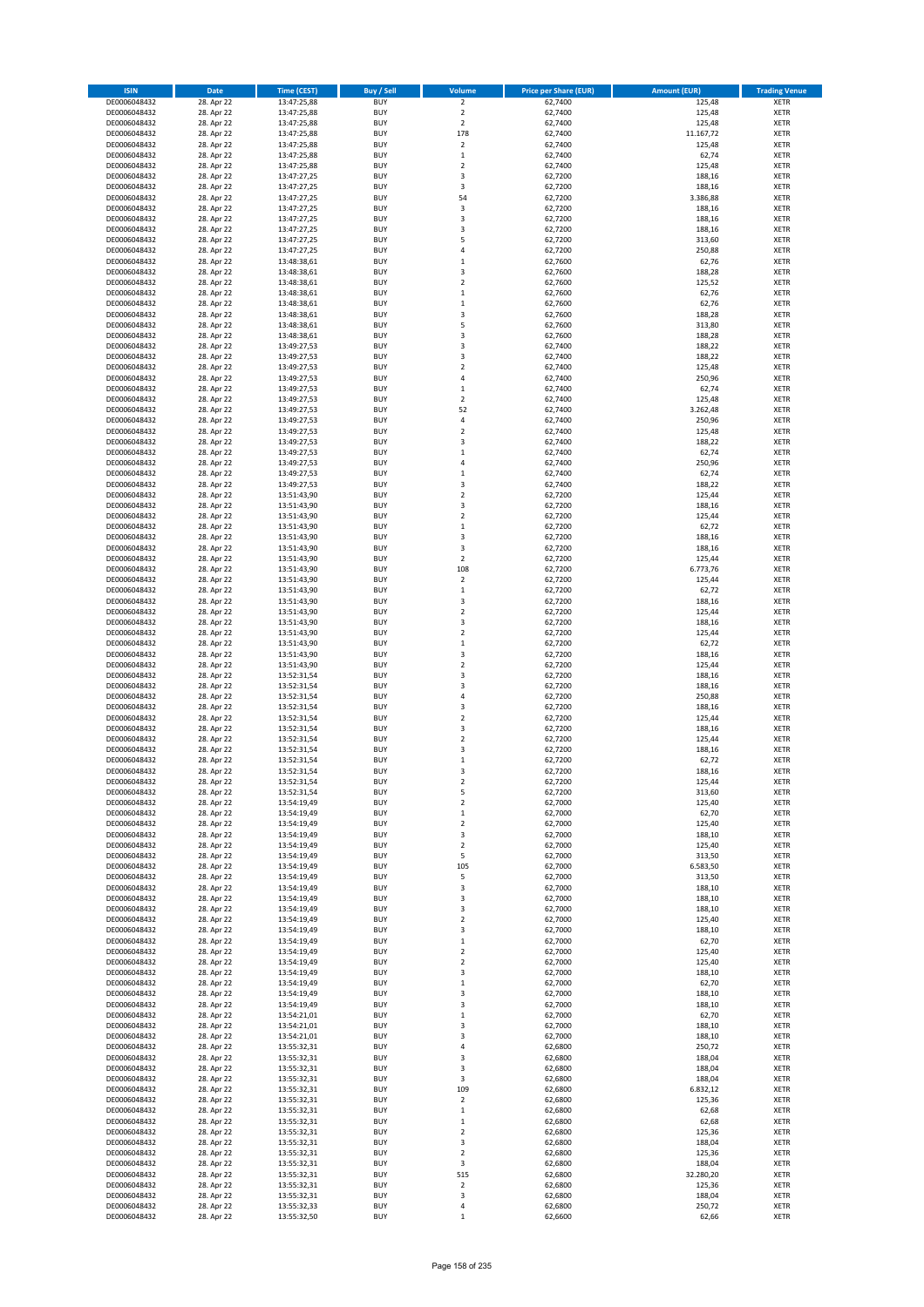| ISIN | Date | Time (CEST) | Buy / Sell | Volume | Price per Share (EUR) | Amount (EUR) | Trading Venue |
|---|---|---|---|---|---|---|---|
| DE0006048432 | 28. Apr 22 | 13:47:25,88 | BUY | 2 | 62,7400 | 125,48 | XETR |
| DE0006048432 | 28. Apr 22 | 13:47:25,88 | BUY | 2 | 62,7400 | 125,48 | XETR |
| DE0006048432 | 28. Apr 22 | 13:47:25,88 | BUY | 2 | 62,7400 | 125,48 | XETR |
| DE0006048432 | 28. Apr 22 | 13:47:25,88 | BUY | 178 | 62,7400 | 11.167,72 | XETR |
| DE0006048432 | 28. Apr 22 | 13:47:25,88 | BUY | 2 | 62,7400 | 125,48 | XETR |
| DE0006048432 | 28. Apr 22 | 13:47:25,88 | BUY | 1 | 62,7400 | 62,74 | XETR |
| DE0006048432 | 28. Apr 22 | 13:47:25,88 | BUY | 2 | 62,7400 | 125,48 | XETR |
| DE0006048432 | 28. Apr 22 | 13:47:27,25 | BUY | 3 | 62,7200 | 188,16 | XETR |
| DE0006048432 | 28. Apr 22 | 13:47:27,25 | BUY | 3 | 62,7200 | 188,16 | XETR |
| DE0006048432 | 28. Apr 22 | 13:47:27,25 | BUY | 54 | 62,7200 | 3.386,88 | XETR |
| DE0006048432 | 28. Apr 22 | 13:47:27,25 | BUY | 3 | 62,7200 | 188,16 | XETR |
| DE0006048432 | 28. Apr 22 | 13:47:27,25 | BUY | 3 | 62,7200 | 188,16 | XETR |
| DE0006048432 | 28. Apr 22 | 13:47:27,25 | BUY | 3 | 62,7200 | 188,16 | XETR |
| DE0006048432 | 28. Apr 22 | 13:47:27,25 | BUY | 5 | 62,7200 | 313,60 | XETR |
| DE0006048432 | 28. Apr 22 | 13:47:27,25 | BUY | 4 | 62,7200 | 250,88 | XETR |
| DE0006048432 | 28. Apr 22 | 13:48:38,61 | BUY | 1 | 62,7600 | 62,76 | XETR |
| DE0006048432 | 28. Apr 22 | 13:48:38,61 | BUY | 3 | 62,7600 | 188,28 | XETR |
| DE0006048432 | 28. Apr 22 | 13:48:38,61 | BUY | 2 | 62,7600 | 125,52 | XETR |
| DE0006048432 | 28. Apr 22 | 13:48:38,61 | BUY | 1 | 62,7600 | 62,76 | XETR |
| DE0006048432 | 28. Apr 22 | 13:48:38,61 | BUY | 1 | 62,7600 | 62,76 | XETR |
| DE0006048432 | 28. Apr 22 | 13:48:38,61 | BUY | 3 | 62,7600 | 188,28 | XETR |
| DE0006048432 | 28. Apr 22 | 13:48:38,61 | BUY | 5 | 62,7600 | 313,80 | XETR |
| DE0006048432 | 28. Apr 22 | 13:48:38,61 | BUY | 3 | 62,7600 | 188,28 | XETR |
| DE0006048432 | 28. Apr 22 | 13:49:27,53 | BUY | 3 | 62,7400 | 188,22 | XETR |
| DE0006048432 | 28. Apr 22 | 13:49:27,53 | BUY | 3 | 62,7400 | 188,22 | XETR |
| DE0006048432 | 28. Apr 22 | 13:49:27,53 | BUY | 2 | 62,7400 | 125,48 | XETR |
| DE0006048432 | 28. Apr 22 | 13:49:27,53 | BUY | 4 | 62,7400 | 250,96 | XETR |
| DE0006048432 | 28. Apr 22 | 13:49:27,53 | BUY | 1 | 62,7400 | 62,74 | XETR |
| DE0006048432 | 28. Apr 22 | 13:49:27,53 | BUY | 2 | 62,7400 | 125,48 | XETR |
| DE0006048432 | 28. Apr 22 | 13:49:27,53 | BUY | 52 | 62,7400 | 3.262,48 | XETR |
| DE0006048432 | 28. Apr 22 | 13:49:27,53 | BUY | 4 | 62,7400 | 250,96 | XETR |
| DE0006048432 | 28. Apr 22 | 13:49:27,53 | BUY | 2 | 62,7400 | 125,48 | XETR |
| DE0006048432 | 28. Apr 22 | 13:49:27,53 | BUY | 3 | 62,7400 | 188,22 | XETR |
| DE0006048432 | 28. Apr 22 | 13:49:27,53 | BUY | 1 | 62,7400 | 62,74 | XETR |
| DE0006048432 | 28. Apr 22 | 13:49:27,53 | BUY | 4 | 62,7400 | 250,96 | XETR |
| DE0006048432 | 28. Apr 22 | 13:49:27,53 | BUY | 1 | 62,7400 | 62,74 | XETR |
| DE0006048432 | 28. Apr 22 | 13:49:27,53 | BUY | 3 | 62,7400 | 188,22 | XETR |
| DE0006048432 | 28. Apr 22 | 13:51:43,90 | BUY | 2 | 62,7200 | 125,44 | XETR |
| DE0006048432 | 28. Apr 22 | 13:51:43,90 | BUY | 3 | 62,7200 | 188,16 | XETR |
| DE0006048432 | 28. Apr 22 | 13:51:43,90 | BUY | 2 | 62,7200 | 125,44 | XETR |
| DE0006048432 | 28. Apr 22 | 13:51:43,90 | BUY | 1 | 62,7200 | 62,72 | XETR |
| DE0006048432 | 28. Apr 22 | 13:51:43,90 | BUY | 3 | 62,7200 | 188,16 | XETR |
| DE0006048432 | 28. Apr 22 | 13:51:43,90 | BUY | 3 | 62,7200 | 188,16 | XETR |
| DE0006048432 | 28. Apr 22 | 13:51:43,90 | BUY | 2 | 62,7200 | 125,44 | XETR |
| DE0006048432 | 28. Apr 22 | 13:51:43,90 | BUY | 108 | 62,7200 | 6.773,76 | XETR |
| DE0006048432 | 28. Apr 22 | 13:51:43,90 | BUY | 2 | 62,7200 | 125,44 | XETR |
| DE0006048432 | 28. Apr 22 | 13:51:43,90 | BUY | 1 | 62,7200 | 62,72 | XETR |
| DE0006048432 | 28. Apr 22 | 13:51:43,90 | BUY | 3 | 62,7200 | 188,16 | XETR |
| DE0006048432 | 28. Apr 22 | 13:51:43,90 | BUY | 2 | 62,7200 | 125,44 | XETR |
| DE0006048432 | 28. Apr 22 | 13:51:43,90 | BUY | 3 | 62,7200 | 188,16 | XETR |
| DE0006048432 | 28. Apr 22 | 13:51:43,90 | BUY | 2 | 62,7200 | 125,44 | XETR |
| DE0006048432 | 28. Apr 22 | 13:51:43,90 | BUY | 1 | 62,7200 | 62,72 | XETR |
| DE0006048432 | 28. Apr 22 | 13:51:43,90 | BUY | 3 | 62,7200 | 188,16 | XETR |
| DE0006048432 | 28. Apr 22 | 13:51:43,90 | BUY | 2 | 62,7200 | 125,44 | XETR |
| DE0006048432 | 28. Apr 22 | 13:52:31,54 | BUY | 3 | 62,7200 | 188,16 | XETR |
| DE0006048432 | 28. Apr 22 | 13:52:31,54 | BUY | 3 | 62,7200 | 188,16 | XETR |
| DE0006048432 | 28. Apr 22 | 13:52:31,54 | BUY | 4 | 62,7200 | 250,88 | XETR |
| DE0006048432 | 28. Apr 22 | 13:52:31,54 | BUY | 3 | 62,7200 | 188,16 | XETR |
| DE0006048432 | 28. Apr 22 | 13:52:31,54 | BUY | 2 | 62,7200 | 125,44 | XETR |
| DE0006048432 | 28. Apr 22 | 13:52:31,54 | BUY | 3 | 62,7200 | 188,16 | XETR |
| DE0006048432 | 28. Apr 22 | 13:52:31,54 | BUY | 2 | 62,7200 | 125,44 | XETR |
| DE0006048432 | 28. Apr 22 | 13:52:31,54 | BUY | 3 | 62,7200 | 188,16 | XETR |
| DE0006048432 | 28. Apr 22 | 13:52:31,54 | BUY | 1 | 62,7200 | 62,72 | XETR |
| DE0006048432 | 28. Apr 22 | 13:52:31,54 | BUY | 3 | 62,7200 | 188,16 | XETR |
| DE0006048432 | 28. Apr 22 | 13:52:31,54 | BUY | 2 | 62,7200 | 125,44 | XETR |
| DE0006048432 | 28. Apr 22 | 13:52:31,54 | BUY | 5 | 62,7200 | 313,60 | XETR |
| DE0006048432 | 28. Apr 22 | 13:54:19,49 | BUY | 2 | 62,7000 | 125,40 | XETR |
| DE0006048432 | 28. Apr 22 | 13:54:19,49 | BUY | 1 | 62,7000 | 62,70 | XETR |
| DE0006048432 | 28. Apr 22 | 13:54:19,49 | BUY | 2 | 62,7000 | 125,40 | XETR |
| DE0006048432 | 28. Apr 22 | 13:54:19,49 | BUY | 3 | 62,7000 | 188,10 | XETR |
| DE0006048432 | 28. Apr 22 | 13:54:19,49 | BUY | 2 | 62,7000 | 125,40 | XETR |
| DE0006048432 | 28. Apr 22 | 13:54:19,49 | BUY | 5 | 62,7000 | 313,50 | XETR |
| DE0006048432 | 28. Apr 22 | 13:54:19,49 | BUY | 105 | 62,7000 | 6.583,50 | XETR |
| DE0006048432 | 28. Apr 22 | 13:54:19,49 | BUY | 5 | 62,7000 | 313,50 | XETR |
| DE0006048432 | 28. Apr 22 | 13:54:19,49 | BUY | 3 | 62,7000 | 188,10 | XETR |
| DE0006048432 | 28. Apr 22 | 13:54:19,49 | BUY | 3 | 62,7000 | 188,10 | XETR |
| DE0006048432 | 28. Apr 22 | 13:54:19,49 | BUY | 3 | 62,7000 | 188,10 | XETR |
| DE0006048432 | 28. Apr 22 | 13:54:19,49 | BUY | 2 | 62,7000 | 125,40 | XETR |
| DE0006048432 | 28. Apr 22 | 13:54:19,49 | BUY | 3 | 62,7000 | 188,10 | XETR |
| DE0006048432 | 28. Apr 22 | 13:54:19,49 | BUY | 1 | 62,7000 | 62,70 | XETR |
| DE0006048432 | 28. Apr 22 | 13:54:19,49 | BUY | 2 | 62,7000 | 125,40 | XETR |
| DE0006048432 | 28. Apr 22 | 13:54:19,49 | BUY | 2 | 62,7000 | 125,40 | XETR |
| DE0006048432 | 28. Apr 22 | 13:54:19,49 | BUY | 3 | 62,7000 | 188,10 | XETR |
| DE0006048432 | 28. Apr 22 | 13:54:19,49 | BUY | 1 | 62,7000 | 62,70 | XETR |
| DE0006048432 | 28. Apr 22 | 13:54:19,49 | BUY | 3 | 62,7000 | 188,10 | XETR |
| DE0006048432 | 28. Apr 22 | 13:54:19,49 | BUY | 3 | 62,7000 | 188,10 | XETR |
| DE0006048432 | 28. Apr 22 | 13:54:21,01 | BUY | 1 | 62,7000 | 62,70 | XETR |
| DE0006048432 | 28. Apr 22 | 13:54:21,01 | BUY | 3 | 62,7000 | 188,10 | XETR |
| DE0006048432 | 28. Apr 22 | 13:54:21,01 | BUY | 3 | 62,7000 | 188,10 | XETR |
| DE0006048432 | 28. Apr 22 | 13:55:32,31 | BUY | 4 | 62,6800 | 250,72 | XETR |
| DE0006048432 | 28. Apr 22 | 13:55:32,31 | BUY | 3 | 62,6800 | 188,04 | XETR |
| DE0006048432 | 28. Apr 22 | 13:55:32,31 | BUY | 3 | 62,6800 | 188,04 | XETR |
| DE0006048432 | 28. Apr 22 | 13:55:32,31 | BUY | 3 | 62,6800 | 188,04 | XETR |
| DE0006048432 | 28. Apr 22 | 13:55:32,31 | BUY | 109 | 62,6800 | 6.832,12 | XETR |
| DE0006048432 | 28. Apr 22 | 13:55:32,31 | BUY | 2 | 62,6800 | 125,36 | XETR |
| DE0006048432 | 28. Apr 22 | 13:55:32,31 | BUY | 1 | 62,6800 | 62,68 | XETR |
| DE0006048432 | 28. Apr 22 | 13:55:32,31 | BUY | 1 | 62,6800 | 62,68 | XETR |
| DE0006048432 | 28. Apr 22 | 13:55:32,31 | BUY | 2 | 62,6800 | 125,36 | XETR |
| DE0006048432 | 28. Apr 22 | 13:55:32,31 | BUY | 3 | 62,6800 | 188,04 | XETR |
| DE0006048432 | 28. Apr 22 | 13:55:32,31 | BUY | 2 | 62,6800 | 125,36 | XETR |
| DE0006048432 | 28. Apr 22 | 13:55:32,31 | BUY | 3 | 62,6800 | 188,04 | XETR |
| DE0006048432 | 28. Apr 22 | 13:55:32,31 | BUY | 515 | 62,6800 | 32.280,20 | XETR |
| DE0006048432 | 28. Apr 22 | 13:55:32,31 | BUY | 2 | 62,6800 | 125,36 | XETR |
| DE0006048432 | 28. Apr 22 | 13:55:32,31 | BUY | 3 | 62,6800 | 188,04 | XETR |
| DE0006048432 | 28. Apr 22 | 13:55:32,33 | BUY | 4 | 62,6800 | 250,72 | XETR |
| DE0006048432 | 28. Apr 22 | 13:55:32,50 | BUY | 1 | 62,6600 | 62,66 | XETR |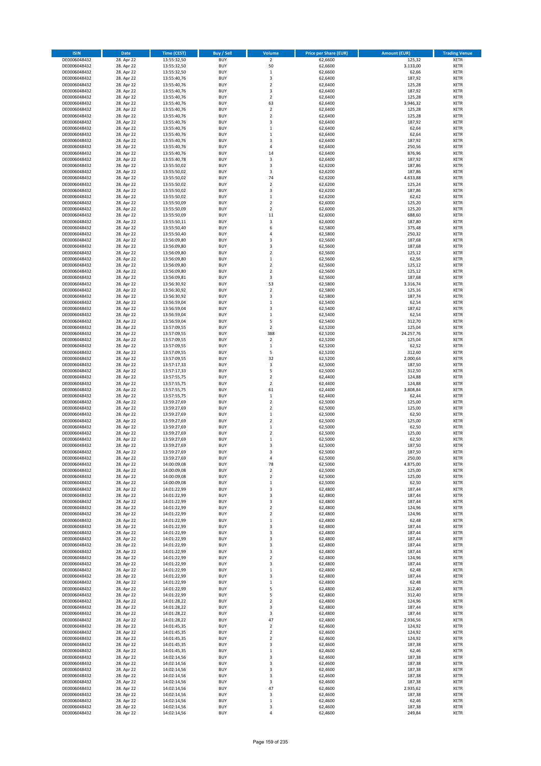| ISIN | Date | Time (CEST) | Buy / Sell | Volume | Price per Share (EUR) | Amount (EUR) | Trading Venue |
|---|---|---|---|---|---|---|---|
| DE0006048432 | 28. Apr 22 | 13:55:32,50 | BUY | 2 | 62,6600 | 125,32 | XETR |
| DE0006048432 | 28. Apr 22 | 13:55:32,50 | BUY | 50 | 62,6600 | 3.133,00 | XETR |
| DE0006048432 | 28. Apr 22 | 13:55:32,50 | BUY | 1 | 62,6600 | 62,66 | XETR |
| DE0006048432 | 28. Apr 22 | 13:55:40,76 | BUY | 3 | 62,6400 | 187,92 | XETR |
| DE0006048432 | 28. Apr 22 | 13:55:40,76 | BUY | 2 | 62,6400 | 125,28 | XETR |
| DE0006048432 | 28. Apr 22 | 13:55:40,76 | BUY | 3 | 62,6400 | 187,92 | XETR |
| DE0006048432 | 28. Apr 22 | 13:55:40,76 | BUY | 2 | 62,6400 | 125,28 | XETR |
| DE0006048432 | 28. Apr 22 | 13:55:40,76 | BUY | 63 | 62,6400 | 3.946,32 | XETR |
| DE0006048432 | 28. Apr 22 | 13:55:40,76 | BUY | 2 | 62,6400 | 125,28 | XETR |
| DE0006048432 | 28. Apr 22 | 13:55:40,76 | BUY | 2 | 62,6400 | 125,28 | XETR |
| DE0006048432 | 28. Apr 22 | 13:55:40,76 | BUY | 3 | 62,6400 | 187,92 | XETR |
| DE0006048432 | 28. Apr 22 | 13:55:40,76 | BUY | 1 | 62,6400 | 62,64 | XETR |
| DE0006048432 | 28. Apr 22 | 13:55:40,76 | BUY | 1 | 62,6400 | 62,64 | XETR |
| DE0006048432 | 28. Apr 22 | 13:55:40,76 | BUY | 3 | 62,6400 | 187,92 | XETR |
| DE0006048432 | 28. Apr 22 | 13:55:40,76 | BUY | 4 | 62,6400 | 250,56 | XETR |
| DE0006048432 | 28. Apr 22 | 13:55:40,76 | BUY | 14 | 62,6400 | 876,96 | XETR |
| DE0006048432 | 28. Apr 22 | 13:55:40,78 | BUY | 3 | 62,6400 | 187,92 | XETR |
| DE0006048432 | 28. Apr 22 | 13:55:50,02 | BUY | 3 | 62,6200 | 187,86 | XETR |
| DE0006048432 | 28. Apr 22 | 13:55:50,02 | BUY | 3 | 62,6200 | 187,86 | XETR |
| DE0006048432 | 28. Apr 22 | 13:55:50,02 | BUY | 74 | 62,6200 | 4.633,88 | XETR |
| DE0006048432 | 28. Apr 22 | 13:55:50,02 | BUY | 2 | 62,6200 | 125,24 | XETR |
| DE0006048432 | 28. Apr 22 | 13:55:50,02 | BUY | 3 | 62,6200 | 187,86 | XETR |
| DE0006048432 | 28. Apr 22 | 13:55:50,02 | BUY | 1 | 62,6200 | 62,62 | XETR |
| DE0006048432 | 28. Apr 22 | 13:55:50,09 | BUY | 2 | 62,6000 | 125,20 | XETR |
| DE0006048432 | 28. Apr 22 | 13:55:50,09 | BUY | 2 | 62,6000 | 125,20 | XETR |
| DE0006048432 | 28. Apr 22 | 13:55:50,09 | BUY | 11 | 62,6000 | 688,60 | XETR |
| DE0006048432 | 28. Apr 22 | 13:55:50,11 | BUY | 3 | 62,6000 | 187,80 | XETR |
| DE0006048432 | 28. Apr 22 | 13:55:50,40 | BUY | 6 | 62,5800 | 375,48 | XETR |
| DE0006048432 | 28. Apr 22 | 13:55:50,40 | BUY | 4 | 62,5800 | 250,32 | XETR |
| DE0006048432 | 28. Apr 22 | 13:56:09,80 | BUY | 3 | 62,5600 | 187,68 | XETR |
| DE0006048432 | 28. Apr 22 | 13:56:09,80 | BUY | 3 | 62,5600 | 187,68 | XETR |
| DE0006048432 | 28. Apr 22 | 13:56:09,80 | BUY | 2 | 62,5600 | 125,12 | XETR |
| DE0006048432 | 28. Apr 22 | 13:56:09,80 | BUY | 1 | 62,5600 | 62,56 | XETR |
| DE0006048432 | 28. Apr 22 | 13:56:09,80 | BUY | 2 | 62,5600 | 125,12 | XETR |
| DE0006048432 | 28. Apr 22 | 13:56:09,80 | BUY | 2 | 62,5600 | 125,12 | XETR |
| DE0006048432 | 28. Apr 22 | 13:56:09,81 | BUY | 3 | 62,5600 | 187,68 | XETR |
| DE0006048432 | 28. Apr 22 | 13:56:30,92 | BUY | 53 | 62,5800 | 3.316,74 | XETR |
| DE0006048432 | 28. Apr 22 | 13:56:30,92 | BUY | 2 | 62,5800 | 125,16 | XETR |
| DE0006048432 | 28. Apr 22 | 13:56:30,92 | BUY | 3 | 62,5800 | 187,74 | XETR |
| DE0006048432 | 28. Apr 22 | 13:56:59,04 | BUY | 1 | 62,5400 | 62,54 | XETR |
| DE0006048432 | 28. Apr 22 | 13:56:59,04 | BUY | 3 | 62,5400 | 187,62 | XETR |
| DE0006048432 | 28. Apr 22 | 13:56:59,04 | BUY | 1 | 62,5400 | 62,54 | XETR |
| DE0006048432 | 28. Apr 22 | 13:56:59,04 | BUY | 5 | 62,5400 | 312,70 | XETR |
| DE0006048432 | 28. Apr 22 | 13:57:09,55 | BUY | 2 | 62,5200 | 125,04 | XETR |
| DE0006048432 | 28. Apr 22 | 13:57:09,55 | BUY | 388 | 62,5200 | 24.257,76 | XETR |
| DE0006048432 | 28. Apr 22 | 13:57:09,55 | BUY | 2 | 62,5200 | 125,04 | XETR |
| DE0006048432 | 28. Apr 22 | 13:57:09,55 | BUY | 1 | 62,5200 | 62,52 | XETR |
| DE0006048432 | 28. Apr 22 | 13:57:09,55 | BUY | 5 | 62,5200 | 312,60 | XETR |
| DE0006048432 | 28. Apr 22 | 13:57:09,55 | BUY | 32 | 62,5200 | 2.000,64 | XETR |
| DE0006048432 | 28. Apr 22 | 13:57:17,33 | BUY | 3 | 62,5000 | 187,50 | XETR |
| DE0006048432 | 28. Apr 22 | 13:57:17,33 | BUY | 5 | 62,5000 | 312,50 | XETR |
| DE0006048432 | 28. Apr 22 | 13:57:55,75 | BUY | 2 | 62,4400 | 124,88 | XETR |
| DE0006048432 | 28. Apr 22 | 13:57:55,75 | BUY | 2 | 62,4400 | 124,88 | XETR |
| DE0006048432 | 28. Apr 22 | 13:57:55,75 | BUY | 61 | 62,4400 | 3.808,84 | XETR |
| DE0006048432 | 28. Apr 22 | 13:57:55,75 | BUY | 1 | 62,4400 | 62,44 | XETR |
| DE0006048432 | 28. Apr 22 | 13:59:27,69 | BUY | 2 | 62,5000 | 125,00 | XETR |
| DE0006048432 | 28. Apr 22 | 13:59:27,69 | BUY | 2 | 62,5000 | 125,00 | XETR |
| DE0006048432 | 28. Apr 22 | 13:59:27,69 | BUY | 1 | 62,5000 | 62,50 | XETR |
| DE0006048432 | 28. Apr 22 | 13:59:27,69 | BUY | 2 | 62,5000 | 125,00 | XETR |
| DE0006048432 | 28. Apr 22 | 13:59:27,69 | BUY | 1 | 62,5000 | 62,50 | XETR |
| DE0006048432 | 28. Apr 22 | 13:59:27,69 | BUY | 2 | 62,5000 | 125,00 | XETR |
| DE0006048432 | 28. Apr 22 | 13:59:27,69 | BUY | 1 | 62,5000 | 62,50 | XETR |
| DE0006048432 | 28. Apr 22 | 13:59:27,69 | BUY | 3 | 62,5000 | 187,50 | XETR |
| DE0006048432 | 28. Apr 22 | 13:59:27,69 | BUY | 3 | 62,5000 | 187,50 | XETR |
| DE0006048432 | 28. Apr 22 | 13:59:27,69 | BUY | 4 | 62,5000 | 250,00 | XETR |
| DE0006048432 | 28. Apr 22 | 14:00:09,08 | BUY | 78 | 62,5000 | 4.875,00 | XETR |
| DE0006048432 | 28. Apr 22 | 14:00:09,08 | BUY | 2 | 62,5000 | 125,00 | XETR |
| DE0006048432 | 28. Apr 22 | 14:00:09,08 | BUY | 2 | 62,5000 | 125,00 | XETR |
| DE0006048432 | 28. Apr 22 | 14:00:09,08 | BUY | 1 | 62,5000 | 62,50 | XETR |
| DE0006048432 | 28. Apr 22 | 14:01:22,99 | BUY | 3 | 62,4800 | 187,44 | XETR |
| DE0006048432 | 28. Apr 22 | 14:01:22,99 | BUY | 3 | 62,4800 | 187,44 | XETR |
| DE0006048432 | 28. Apr 22 | 14:01:22,99 | BUY | 3 | 62,4800 | 187,44 | XETR |
| DE0006048432 | 28. Apr 22 | 14:01:22,99 | BUY | 2 | 62,4800 | 124,96 | XETR |
| DE0006048432 | 28. Apr 22 | 14:01:22,99 | BUY | 2 | 62,4800 | 124,96 | XETR |
| DE0006048432 | 28. Apr 22 | 14:01:22,99 | BUY | 1 | 62,4800 | 62,48 | XETR |
| DE0006048432 | 28. Apr 22 | 14:01:22,99 | BUY | 3 | 62,4800 | 187,44 | XETR |
| DE0006048432 | 28. Apr 22 | 14:01:22,99 | BUY | 3 | 62,4800 | 187,44 | XETR |
| DE0006048432 | 28. Apr 22 | 14:01:22,99 | BUY | 3 | 62,4800 | 187,44 | XETR |
| DE0006048432 | 28. Apr 22 | 14:01:22,99 | BUY | 3 | 62,4800 | 187,44 | XETR |
| DE0006048432 | 28. Apr 22 | 14:01:22,99 | BUY | 3 | 62,4800 | 187,44 | XETR |
| DE0006048432 | 28. Apr 22 | 14:01:22,99 | BUY | 2 | 62,4800 | 124,96 | XETR |
| DE0006048432 | 28. Apr 22 | 14:01:22,99 | BUY | 3 | 62,4800 | 187,44 | XETR |
| DE0006048432 | 28. Apr 22 | 14:01:22,99 | BUY | 1 | 62,4800 | 62,48 | XETR |
| DE0006048432 | 28. Apr 22 | 14:01:22,99 | BUY | 3 | 62,4800 | 187,44 | XETR |
| DE0006048432 | 28. Apr 22 | 14:01:22,99 | BUY | 1 | 62,4800 | 62,48 | XETR |
| DE0006048432 | 28. Apr 22 | 14:01:22,99 | BUY | 5 | 62,4800 | 312,40 | XETR |
| DE0006048432 | 28. Apr 22 | 14:01:22,99 | BUY | 5 | 62,4800 | 312,40 | XETR |
| DE0006048432 | 28. Apr 22 | 14:01:28,22 | BUY | 2 | 62,4800 | 124,96 | XETR |
| DE0006048432 | 28. Apr 22 | 14:01:28,22 | BUY | 3 | 62,4800 | 187,44 | XETR |
| DE0006048432 | 28. Apr 22 | 14:01:28,22 | BUY | 3 | 62,4800 | 187,44 | XETR |
| DE0006048432 | 28. Apr 22 | 14:01:28,22 | BUY | 47 | 62,4800 | 2.936,56 | XETR |
| DE0006048432 | 28. Apr 22 | 14:01:45,35 | BUY | 2 | 62,4600 | 124,92 | XETR |
| DE0006048432 | 28. Apr 22 | 14:01:45,35 | BUY | 2 | 62,4600 | 124,92 | XETR |
| DE0006048432 | 28. Apr 22 | 14:01:45,35 | BUY | 2 | 62,4600 | 124,92 | XETR |
| DE0006048432 | 28. Apr 22 | 14:01:45,35 | BUY | 3 | 62,4600 | 187,38 | XETR |
| DE0006048432 | 28. Apr 22 | 14:01:45,35 | BUY | 1 | 62,4600 | 62,46 | XETR |
| DE0006048432 | 28. Apr 22 | 14:02:14,56 | BUY | 3 | 62,4600 | 187,38 | XETR |
| DE0006048432 | 28. Apr 22 | 14:02:14,56 | BUY | 3 | 62,4600 | 187,38 | XETR |
| DE0006048432 | 28. Apr 22 | 14:02:14,56 | BUY | 3 | 62,4600 | 187,38 | XETR |
| DE0006048432 | 28. Apr 22 | 14:02:14,56 | BUY | 3 | 62,4600 | 187,38 | XETR |
| DE0006048432 | 28. Apr 22 | 14:02:14,56 | BUY | 3 | 62,4600 | 187,38 | XETR |
| DE0006048432 | 28. Apr 22 | 14:02:14,56 | BUY | 47 | 62,4600 | 2.935,62 | XETR |
| DE0006048432 | 28. Apr 22 | 14:02:14,56 | BUY | 3 | 62,4600 | 187,38 | XETR |
| DE0006048432 | 28. Apr 22 | 14:02:14,56 | BUY | 1 | 62,4600 | 62,46 | XETR |
| DE0006048432 | 28. Apr 22 | 14:02:14,56 | BUY | 3 | 62,4600 | 187,38 | XETR |
| DE0006048432 | 28. Apr 22 | 14:02:14,56 | BUY | 4 | 62,4600 | 249,84 | XETR |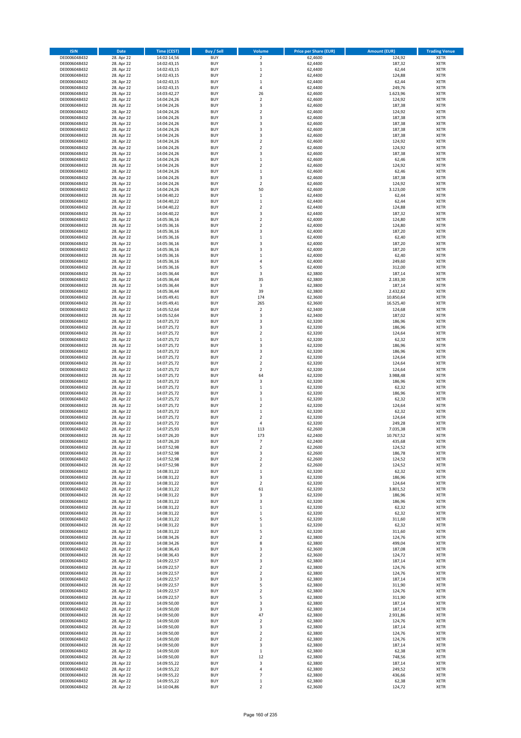| ISIN | Date | Time (CEST) | Buy / Sell | Volume | Price per Share (EUR) | Amount (EUR) | Trading Venue |
|---|---|---|---|---|---|---|---|
| DE0006048432 | 28. Apr 22 | 14:02:14,56 | BUY | 2 | 62,4600 | 124,92 | XETR |
| DE0006048432 | 28. Apr 22 | 14:02:43,15 | BUY | 3 | 62,4400 | 187,32 | XETR |
| DE0006048432 | 28. Apr 22 | 14:02:43,15 | BUY | 1 | 62,4400 | 62,44 | XETR |
| DE0006048432 | 28. Apr 22 | 14:02:43,15 | BUY | 2 | 62,4400 | 124,88 | XETR |
| DE0006048432 | 28. Apr 22 | 14:02:43,15 | BUY | 1 | 62,4400 | 62,44 | XETR |
| DE0006048432 | 28. Apr 22 | 14:02:43,15 | BUY | 4 | 62,4400 | 249,76 | XETR |
| DE0006048432 | 28. Apr 22 | 14:03:42,27 | BUY | 26 | 62,4600 | 1.623,96 | XETR |
| DE0006048432 | 28. Apr 22 | 14:04:24,26 | BUY | 2 | 62,4600 | 124,92 | XETR |
| DE0006048432 | 28. Apr 22 | 14:04:24,26 | BUY | 3 | 62,4600 | 187,38 | XETR |
| DE0006048432 | 28. Apr 22 | 14:04:24,26 | BUY | 2 | 62,4600 | 124,92 | XETR |
| DE0006048432 | 28. Apr 22 | 14:04:24,26 | BUY | 3 | 62,4600 | 187,38 | XETR |
| DE0006048432 | 28. Apr 22 | 14:04:24,26 | BUY | 3 | 62,4600 | 187,38 | XETR |
| DE0006048432 | 28. Apr 22 | 14:04:24,26 | BUY | 3 | 62,4600 | 187,38 | XETR |
| DE0006048432 | 28. Apr 22 | 14:04:24,26 | BUY | 3 | 62,4600 | 187,38 | XETR |
| DE0006048432 | 28. Apr 22 | 14:04:24,26 | BUY | 2 | 62,4600 | 124,92 | XETR |
| DE0006048432 | 28. Apr 22 | 14:04:24,26 | BUY | 2 | 62,4600 | 124,92 | XETR |
| DE0006048432 | 28. Apr 22 | 14:04:24,26 | BUY | 3 | 62,4600 | 187,38 | XETR |
| DE0006048432 | 28. Apr 22 | 14:04:24,26 | BUY | 1 | 62,4600 | 62,46 | XETR |
| DE0006048432 | 28. Apr 22 | 14:04:24,26 | BUY | 2 | 62,4600 | 124,92 | XETR |
| DE0006048432 | 28. Apr 22 | 14:04:24,26 | BUY | 1 | 62,4600 | 62,46 | XETR |
| DE0006048432 | 28. Apr 22 | 14:04:24,26 | BUY | 3 | 62,4600 | 187,38 | XETR |
| DE0006048432 | 28. Apr 22 | 14:04:24,26 | BUY | 2 | 62,4600 | 124,92 | XETR |
| DE0006048432 | 28. Apr 22 | 14:04:24,26 | BUY | 50 | 62,4600 | 3.123,00 | XETR |
| DE0006048432 | 28. Apr 22 | 14:04:40,22 | BUY | 1 | 62,4400 | 62,44 | XETR |
| DE0006048432 | 28. Apr 22 | 14:04:40,22 | BUY | 1 | 62,4400 | 62,44 | XETR |
| DE0006048432 | 28. Apr 22 | 14:04:40,22 | BUY | 2 | 62,4400 | 124,88 | XETR |
| DE0006048432 | 28. Apr 22 | 14:04:40,22 | BUY | 3 | 62,4400 | 187,32 | XETR |
| DE0006048432 | 28. Apr 22 | 14:05:36,16 | BUY | 2 | 62,4000 | 124,80 | XETR |
| DE0006048432 | 28. Apr 22 | 14:05:36,16 | BUY | 2 | 62,4000 | 124,80 | XETR |
| DE0006048432 | 28. Apr 22 | 14:05:36,16 | BUY | 3 | 62,4000 | 187,20 | XETR |
| DE0006048432 | 28. Apr 22 | 14:05:36,16 | BUY | 1 | 62,4000 | 62,40 | XETR |
| DE0006048432 | 28. Apr 22 | 14:05:36,16 | BUY | 3 | 62,4000 | 187,20 | XETR |
| DE0006048432 | 28. Apr 22 | 14:05:36,16 | BUY | 3 | 62,4000 | 187,20 | XETR |
| DE0006048432 | 28. Apr 22 | 14:05:36,16 | BUY | 1 | 62,4000 | 62,40 | XETR |
| DE0006048432 | 28. Apr 22 | 14:05:36,16 | BUY | 4 | 62,4000 | 249,60 | XETR |
| DE0006048432 | 28. Apr 22 | 14:05:36,16 | BUY | 5 | 62,4000 | 312,00 | XETR |
| DE0006048432 | 28. Apr 22 | 14:05:36,44 | BUY | 3 | 62,3800 | 187,14 | XETR |
| DE0006048432 | 28. Apr 22 | 14:05:36,44 | BUY | 35 | 62,3800 | 2.183,30 | XETR |
| DE0006048432 | 28. Apr 22 | 14:05:36,44 | BUY | 3 | 62,3800 | 187,14 | XETR |
| DE0006048432 | 28. Apr 22 | 14:05:36,44 | BUY | 39 | 62,3800 | 2.432,82 | XETR |
| DE0006048432 | 28. Apr 22 | 14:05:49,41 | BUY | 174 | 62,3600 | 10.850,64 | XETR |
| DE0006048432 | 28. Apr 22 | 14:05:49,41 | BUY | 265 | 62,3600 | 16.525,40 | XETR |
| DE0006048432 | 28. Apr 22 | 14:05:52,64 | BUY | 2 | 62,3400 | 124,68 | XETR |
| DE0006048432 | 28. Apr 22 | 14:05:52,64 | BUY | 3 | 62,3400 | 187,02 | XETR |
| DE0006048432 | 28. Apr 22 | 14:07:25,72 | BUY | 3 | 62,3200 | 186,96 | XETR |
| DE0006048432 | 28. Apr 22 | 14:07:25,72 | BUY | 3 | 62,3200 | 186,96 | XETR |
| DE0006048432 | 28. Apr 22 | 14:07:25,72 | BUY | 2 | 62,3200 | 124,64 | XETR |
| DE0006048432 | 28. Apr 22 | 14:07:25,72 | BUY | 1 | 62,3200 | 62,32 | XETR |
| DE0006048432 | 28. Apr 22 | 14:07:25,72 | BUY | 3 | 62,3200 | 186,96 | XETR |
| DE0006048432 | 28. Apr 22 | 14:07:25,72 | BUY | 3 | 62,3200 | 186,96 | XETR |
| DE0006048432 | 28. Apr 22 | 14:07:25,72 | BUY | 2 | 62,3200 | 124,64 | XETR |
| DE0006048432 | 28. Apr 22 | 14:07:25,72 | BUY | 2 | 62,3200 | 124,64 | XETR |
| DE0006048432 | 28. Apr 22 | 14:07:25,72 | BUY | 2 | 62,3200 | 124,64 | XETR |
| DE0006048432 | 28. Apr 22 | 14:07:25,72 | BUY | 64 | 62,3200 | 3.988,48 | XETR |
| DE0006048432 | 28. Apr 22 | 14:07:25,72 | BUY | 3 | 62,3200 | 186,96 | XETR |
| DE0006048432 | 28. Apr 22 | 14:07:25,72 | BUY | 1 | 62,3200 | 62,32 | XETR |
| DE0006048432 | 28. Apr 22 | 14:07:25,72 | BUY | 3 | 62,3200 | 186,96 | XETR |
| DE0006048432 | 28. Apr 22 | 14:07:25,72 | BUY | 1 | 62,3200 | 62,32 | XETR |
| DE0006048432 | 28. Apr 22 | 14:07:25,72 | BUY | 2 | 62,3200 | 124,64 | XETR |
| DE0006048432 | 28. Apr 22 | 14:07:25,72 | BUY | 1 | 62,3200 | 62,32 | XETR |
| DE0006048432 | 28. Apr 22 | 14:07:25,72 | BUY | 2 | 62,3200 | 124,64 | XETR |
| DE0006048432 | 28. Apr 22 | 14:07:25,72 | BUY | 4 | 62,3200 | 249,28 | XETR |
| DE0006048432 | 28. Apr 22 | 14:07:25,93 | BUY | 113 | 62,2600 | 7.035,38 | XETR |
| DE0006048432 | 28. Apr 22 | 14:07:26,20 | BUY | 173 | 62,2400 | 10.767,52 | XETR |
| DE0006048432 | 28. Apr 22 | 14:07:26,20 | BUY | 7 | 62,2400 | 435,68 | XETR |
| DE0006048432 | 28. Apr 22 | 14:07:52,98 | BUY | 2 | 62,2600 | 124,52 | XETR |
| DE0006048432 | 28. Apr 22 | 14:07:52,98 | BUY | 3 | 62,2600 | 186,78 | XETR |
| DE0006048432 | 28. Apr 22 | 14:07:52,98 | BUY | 2 | 62,2600 | 124,52 | XETR |
| DE0006048432 | 28. Apr 22 | 14:07:52,98 | BUY | 2 | 62,2600 | 124,52 | XETR |
| DE0006048432 | 28. Apr 22 | 14:08:31,22 | BUY | 1 | 62,3200 | 62,32 | XETR |
| DE0006048432 | 28. Apr 22 | 14:08:31,22 | BUY | 3 | 62,3200 | 186,96 | XETR |
| DE0006048432 | 28. Apr 22 | 14:08:31,22 | BUY | 2 | 62,3200 | 124,64 | XETR |
| DE0006048432 | 28. Apr 22 | 14:08:31,22 | BUY | 61 | 62,3200 | 3.801,52 | XETR |
| DE0006048432 | 28. Apr 22 | 14:08:31,22 | BUY | 3 | 62,3200 | 186,96 | XETR |
| DE0006048432 | 28. Apr 22 | 14:08:31,22 | BUY | 3 | 62,3200 | 186,96 | XETR |
| DE0006048432 | 28. Apr 22 | 14:08:31,22 | BUY | 1 | 62,3200 | 62,32 | XETR |
| DE0006048432 | 28. Apr 22 | 14:08:31,22 | BUY | 1 | 62,3200 | 62,32 | XETR |
| DE0006048432 | 28. Apr 22 | 14:08:31,22 | BUY | 5 | 62,3200 | 311,60 | XETR |
| DE0006048432 | 28. Apr 22 | 14:08:31,22 | BUY | 1 | 62,3200 | 62,32 | XETR |
| DE0006048432 | 28. Apr 22 | 14:08:31,22 | BUY | 5 | 62,3200 | 311,60 | XETR |
| DE0006048432 | 28. Apr 22 | 14:08:34,26 | BUY | 2 | 62,3800 | 124,76 | XETR |
| DE0006048432 | 28. Apr 22 | 14:08:34,26 | BUY | 8 | 62,3800 | 499,04 | XETR |
| DE0006048432 | 28. Apr 22 | 14:08:36,43 | BUY | 3 | 62,3600 | 187,08 | XETR |
| DE0006048432 | 28. Apr 22 | 14:08:36,43 | BUY | 2 | 62,3600 | 124,72 | XETR |
| DE0006048432 | 28. Apr 22 | 14:09:22,57 | BUY | 3 | 62,3800 | 187,14 | XETR |
| DE0006048432 | 28. Apr 22 | 14:09:22,57 | BUY | 2 | 62,3800 | 124,76 | XETR |
| DE0006048432 | 28. Apr 22 | 14:09:22,57 | BUY | 2 | 62,3800 | 124,76 | XETR |
| DE0006048432 | 28. Apr 22 | 14:09:22,57 | BUY | 3 | 62,3800 | 187,14 | XETR |
| DE0006048432 | 28. Apr 22 | 14:09:22,57 | BUY | 5 | 62,3800 | 311,90 | XETR |
| DE0006048432 | 28. Apr 22 | 14:09:22,57 | BUY | 2 | 62,3800 | 124,76 | XETR |
| DE0006048432 | 28. Apr 22 | 14:09:22,57 | BUY | 5 | 62,3800 | 311,90 | XETR |
| DE0006048432 | 28. Apr 22 | 14:09:50,00 | BUY | 3 | 62,3800 | 187,14 | XETR |
| DE0006048432 | 28. Apr 22 | 14:09:50,00 | BUY | 3 | 62,3800 | 187,14 | XETR |
| DE0006048432 | 28. Apr 22 | 14:09:50,00 | BUY | 47 | 62,3800 | 2.931,86 | XETR |
| DE0006048432 | 28. Apr 22 | 14:09:50,00 | BUY | 2 | 62,3800 | 124,76 | XETR |
| DE0006048432 | 28. Apr 22 | 14:09:50,00 | BUY | 3 | 62,3800 | 187,14 | XETR |
| DE0006048432 | 28. Apr 22 | 14:09:50,00 | BUY | 2 | 62,3800 | 124,76 | XETR |
| DE0006048432 | 28. Apr 22 | 14:09:50,00 | BUY | 2 | 62,3800 | 124,76 | XETR |
| DE0006048432 | 28. Apr 22 | 14:09:50,00 | BUY | 3 | 62,3800 | 187,14 | XETR |
| DE0006048432 | 28. Apr 22 | 14:09:50,00 | BUY | 1 | 62,3800 | 62,38 | XETR |
| DE0006048432 | 28. Apr 22 | 14:09:50,00 | BUY | 12 | 62,3800 | 748,56 | XETR |
| DE0006048432 | 28. Apr 22 | 14:09:55,22 | BUY | 3 | 62,3800 | 187,14 | XETR |
| DE0006048432 | 28. Apr 22 | 14:09:55,22 | BUY | 4 | 62,3800 | 249,52 | XETR |
| DE0006048432 | 28. Apr 22 | 14:09:55,22 | BUY | 7 | 62,3800 | 436,66 | XETR |
| DE0006048432 | 28. Apr 22 | 14:09:55,22 | BUY | 1 | 62,3800 | 62,38 | XETR |
| DE0006048432 | 28. Apr 22 | 14:10:04,86 | BUY | 2 | 62,3600 | 124,72 | XETR |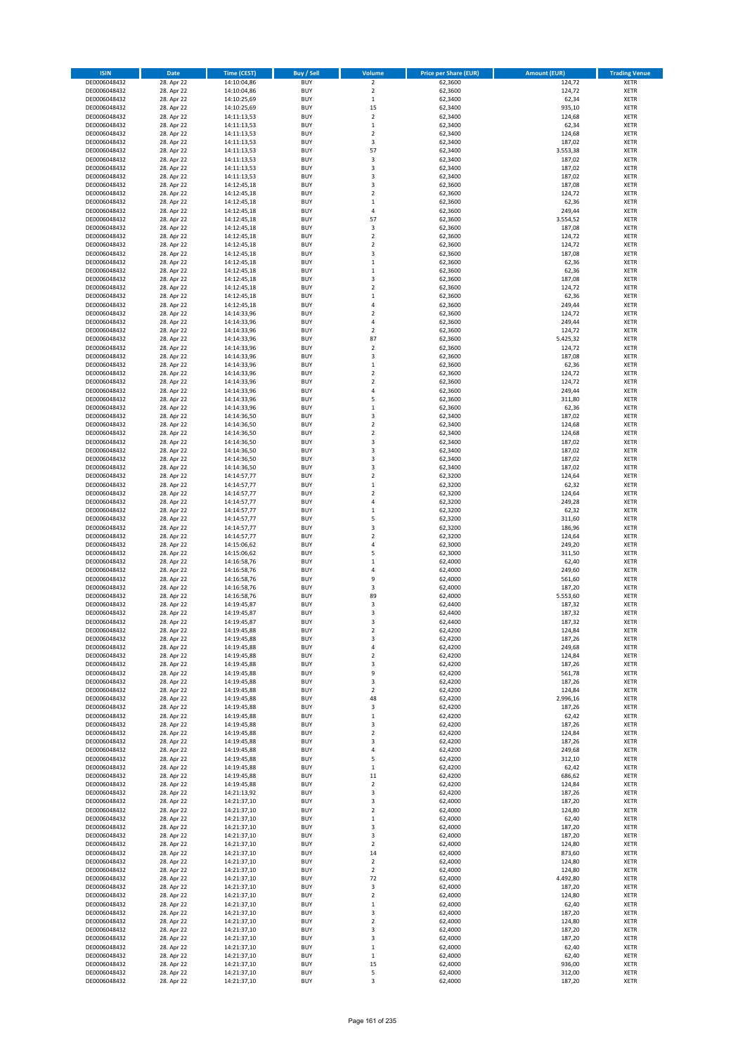| ISIN | Date | Time (CEST) | Buy / Sell | Volume | Price per Share (EUR) | Amount (EUR) | Trading Venue |
|---|---|---|---|---|---|---|---|
| DE0006048432 | 28. Apr 22 | 14:10:04,86 | BUY | 2 | 62,3600 | 124,72 | XETR |
| DE0006048432 | 28. Apr 22 | 14:10:04,86 | BUY | 2 | 62,3600 | 124,72 | XETR |
| DE0006048432 | 28. Apr 22 | 14:10:25,69 | BUY | 1 | 62,3400 | 62,34 | XETR |
| DE0006048432 | 28. Apr 22 | 14:10:25,69 | BUY | 15 | 62,3400 | 935,10 | XETR |
| DE0006048432 | 28. Apr 22 | 14:11:13,53 | BUY | 2 | 62,3400 | 124,68 | XETR |
| DE0006048432 | 28. Apr 22 | 14:11:13,53 | BUY | 1 | 62,3400 | 62,34 | XETR |
| DE0006048432 | 28. Apr 22 | 14:11:13,53 | BUY | 2 | 62,3400 | 124,68 | XETR |
| DE0006048432 | 28. Apr 22 | 14:11:13,53 | BUY | 3 | 62,3400 | 187,02 | XETR |
| DE0006048432 | 28. Apr 22 | 14:11:13,53 | BUY | 57 | 62,3400 | 3.553,38 | XETR |
| DE0006048432 | 28. Apr 22 | 14:11:13,53 | BUY | 3 | 62,3400 | 187,02 | XETR |
| DE0006048432 | 28. Apr 22 | 14:11:13,53 | BUY | 3 | 62,3400 | 187,02 | XETR |
| DE0006048432 | 28. Apr 22 | 14:11:13,53 | BUY | 3 | 62,3400 | 187,02 | XETR |
| DE0006048432 | 28. Apr 22 | 14:12:45,18 | BUY | 3 | 62,3600 | 187,08 | XETR |
| DE0006048432 | 28. Apr 22 | 14:12:45,18 | BUY | 2 | 62,3600 | 124,72 | XETR |
| DE0006048432 | 28. Apr 22 | 14:12:45,18 | BUY | 1 | 62,3600 | 62,36 | XETR |
| DE0006048432 | 28. Apr 22 | 14:12:45,18 | BUY | 4 | 62,3600 | 249,44 | XETR |
| DE0006048432 | 28. Apr 22 | 14:12:45,18 | BUY | 57 | 62,3600 | 3.554,52 | XETR |
| DE0006048432 | 28. Apr 22 | 14:12:45,18 | BUY | 3 | 62,3600 | 187,08 | XETR |
| DE0006048432 | 28. Apr 22 | 14:12:45,18 | BUY | 2 | 62,3600 | 124,72 | XETR |
| DE0006048432 | 28. Apr 22 | 14:12:45,18 | BUY | 2 | 62,3600 | 124,72 | XETR |
| DE0006048432 | 28. Apr 22 | 14:12:45,18 | BUY | 3 | 62,3600 | 187,08 | XETR |
| DE0006048432 | 28. Apr 22 | 14:12:45,18 | BUY | 1 | 62,3600 | 62,36 | XETR |
| DE0006048432 | 28. Apr 22 | 14:12:45,18 | BUY | 1 | 62,3600 | 62,36 | XETR |
| DE0006048432 | 28. Apr 22 | 14:12:45,18 | BUY | 3 | 62,3600 | 187,08 | XETR |
| DE0006048432 | 28. Apr 22 | 14:12:45,18 | BUY | 2 | 62,3600 | 124,72 | XETR |
| DE0006048432 | 28. Apr 22 | 14:12:45,18 | BUY | 1 | 62,3600 | 62,36 | XETR |
| DE0006048432 | 28. Apr 22 | 14:12:45,18 | BUY | 4 | 62,3600 | 249,44 | XETR |
| DE0006048432 | 28. Apr 22 | 14:14:33,96 | BUY | 2 | 62,3600 | 124,72 | XETR |
| DE0006048432 | 28. Apr 22 | 14:14:33,96 | BUY | 4 | 62,3600 | 249,44 | XETR |
| DE0006048432 | 28. Apr 22 | 14:14:33,96 | BUY | 2 | 62,3600 | 124,72 | XETR |
| DE0006048432 | 28. Apr 22 | 14:14:33,96 | BUY | 87 | 62,3600 | 5.425,32 | XETR |
| DE0006048432 | 28. Apr 22 | 14:14:33,96 | BUY | 2 | 62,3600 | 124,72 | XETR |
| DE0006048432 | 28. Apr 22 | 14:14:33,96 | BUY | 3 | 62,3600 | 187,08 | XETR |
| DE0006048432 | 28. Apr 22 | 14:14:33,96 | BUY | 1 | 62,3600 | 62,36 | XETR |
| DE0006048432 | 28. Apr 22 | 14:14:33,96 | BUY | 2 | 62,3600 | 124,72 | XETR |
| DE0006048432 | 28. Apr 22 | 14:14:33,96 | BUY | 2 | 62,3600 | 124,72 | XETR |
| DE0006048432 | 28. Apr 22 | 14:14:33,96 | BUY | 4 | 62,3600 | 249,44 | XETR |
| DE0006048432 | 28. Apr 22 | 14:14:33,96 | BUY | 5 | 62,3600 | 311,80 | XETR |
| DE0006048432 | 28. Apr 22 | 14:14:33,96 | BUY | 1 | 62,3600 | 62,36 | XETR |
| DE0006048432 | 28. Apr 22 | 14:14:36,50 | BUY | 3 | 62,3400 | 187,02 | XETR |
| DE0006048432 | 28. Apr 22 | 14:14:36,50 | BUY | 2 | 62,3400 | 124,68 | XETR |
| DE0006048432 | 28. Apr 22 | 14:14:36,50 | BUY | 2 | 62,3400 | 124,68 | XETR |
| DE0006048432 | 28. Apr 22 | 14:14:36,50 | BUY | 3 | 62,3400 | 187,02 | XETR |
| DE0006048432 | 28. Apr 22 | 14:14:36,50 | BUY | 3 | 62,3400 | 187,02 | XETR |
| DE0006048432 | 28. Apr 22 | 14:14:36,50 | BUY | 3 | 62,3400 | 187,02 | XETR |
| DE0006048432 | 28. Apr 22 | 14:14:36,50 | BUY | 3 | 62,3400 | 187,02 | XETR |
| DE0006048432 | 28. Apr 22 | 14:14:57,77 | BUY | 2 | 62,3200 | 124,64 | XETR |
| DE0006048432 | 28. Apr 22 | 14:14:57,77 | BUY | 1 | 62,3200 | 62,32 | XETR |
| DE0006048432 | 28. Apr 22 | 14:14:57,77 | BUY | 2 | 62,3200 | 124,64 | XETR |
| DE0006048432 | 28. Apr 22 | 14:14:57,77 | BUY | 4 | 62,3200 | 249,28 | XETR |
| DE0006048432 | 28. Apr 22 | 14:14:57,77 | BUY | 1 | 62,3200 | 62,32 | XETR |
| DE0006048432 | 28. Apr 22 | 14:14:57,77 | BUY | 5 | 62,3200 | 311,60 | XETR |
| DE0006048432 | 28. Apr 22 | 14:14:57,77 | BUY | 3 | 62,3200 | 186,96 | XETR |
| DE0006048432 | 28. Apr 22 | 14:14:57,77 | BUY | 2 | 62,3200 | 124,64 | XETR |
| DE0006048432 | 28. Apr 22 | 14:15:06,62 | BUY | 4 | 62,3000 | 249,20 | XETR |
| DE0006048432 | 28. Apr 22 | 14:15:06,62 | BUY | 5 | 62,3000 | 311,50 | XETR |
| DE0006048432 | 28. Apr 22 | 14:16:58,76 | BUY | 1 | 62,4000 | 62,40 | XETR |
| DE0006048432 | 28. Apr 22 | 14:16:58,76 | BUY | 4 | 62,4000 | 249,60 | XETR |
| DE0006048432 | 28. Apr 22 | 14:16:58,76 | BUY | 9 | 62,4000 | 561,60 | XETR |
| DE0006048432 | 28. Apr 22 | 14:16:58,76 | BUY | 3 | 62,4000 | 187,20 | XETR |
| DE0006048432 | 28. Apr 22 | 14:16:58,76 | BUY | 89 | 62,4000 | 5.553,60 | XETR |
| DE0006048432 | 28. Apr 22 | 14:19:45,87 | BUY | 3 | 62,4400 | 187,32 | XETR |
| DE0006048432 | 28. Apr 22 | 14:19:45,87 | BUY | 3 | 62,4400 | 187,32 | XETR |
| DE0006048432 | 28. Apr 22 | 14:19:45,87 | BUY | 3 | 62,4400 | 187,32 | XETR |
| DE0006048432 | 28. Apr 22 | 14:19:45,88 | BUY | 2 | 62,4200 | 124,84 | XETR |
| DE0006048432 | 28. Apr 22 | 14:19:45,88 | BUY | 3 | 62,4200 | 187,26 | XETR |
| DE0006048432 | 28. Apr 22 | 14:19:45,88 | BUY | 4 | 62,4200 | 249,68 | XETR |
| DE0006048432 | 28. Apr 22 | 14:19:45,88 | BUY | 2 | 62,4200 | 124,84 | XETR |
| DE0006048432 | 28. Apr 22 | 14:19:45,88 | BUY | 3 | 62,4200 | 187,26 | XETR |
| DE0006048432 | 28. Apr 22 | 14:19:45,88 | BUY | 9 | 62,4200 | 561,78 | XETR |
| DE0006048432 | 28. Apr 22 | 14:19:45,88 | BUY | 3 | 62,4200 | 187,26 | XETR |
| DE0006048432 | 28. Apr 22 | 14:19:45,88 | BUY | 2 | 62,4200 | 124,84 | XETR |
| DE0006048432 | 28. Apr 22 | 14:19:45,88 | BUY | 48 | 62,4200 | 2.996,16 | XETR |
| DE0006048432 | 28. Apr 22 | 14:19:45,88 | BUY | 3 | 62,4200 | 187,26 | XETR |
| DE0006048432 | 28. Apr 22 | 14:19:45,88 | BUY | 1 | 62,4200 | 62,42 | XETR |
| DE0006048432 | 28. Apr 22 | 14:19:45,88 | BUY | 3 | 62,4200 | 187,26 | XETR |
| DE0006048432 | 28. Apr 22 | 14:19:45,88 | BUY | 2 | 62,4200 | 124,84 | XETR |
| DE0006048432 | 28. Apr 22 | 14:19:45,88 | BUY | 3 | 62,4200 | 187,26 | XETR |
| DE0006048432 | 28. Apr 22 | 14:19:45,88 | BUY | 4 | 62,4200 | 249,68 | XETR |
| DE0006048432 | 28. Apr 22 | 14:19:45,88 | BUY | 5 | 62,4200 | 312,10 | XETR |
| DE0006048432 | 28. Apr 22 | 14:19:45,88 | BUY | 1 | 62,4200 | 62,42 | XETR |
| DE0006048432 | 28. Apr 22 | 14:19:45,88 | BUY | 11 | 62,4200 | 686,62 | XETR |
| DE0006048432 | 28. Apr 22 | 14:19:45,88 | BUY | 2 | 62,4200 | 124,84 | XETR |
| DE0006048432 | 28. Apr 22 | 14:21:13,92 | BUY | 3 | 62,4200 | 187,26 | XETR |
| DE0006048432 | 28. Apr 22 | 14:21:37,10 | BUY | 3 | 62,4000 | 187,20 | XETR |
| DE0006048432 | 28. Apr 22 | 14:21:37,10 | BUY | 2 | 62,4000 | 124,80 | XETR |
| DE0006048432 | 28. Apr 22 | 14:21:37,10 | BUY | 1 | 62,4000 | 62,40 | XETR |
| DE0006048432 | 28. Apr 22 | 14:21:37,10 | BUY | 3 | 62,4000 | 187,20 | XETR |
| DE0006048432 | 28. Apr 22 | 14:21:37,10 | BUY | 3 | 62,4000 | 187,20 | XETR |
| DE0006048432 | 28. Apr 22 | 14:21:37,10 | BUY | 2 | 62,4000 | 124,80 | XETR |
| DE0006048432 | 28. Apr 22 | 14:21:37,10 | BUY | 14 | 62,4000 | 873,60 | XETR |
| DE0006048432 | 28. Apr 22 | 14:21:37,10 | BUY | 2 | 62,4000 | 124,80 | XETR |
| DE0006048432 | 28. Apr 22 | 14:21:37,10 | BUY | 2 | 62,4000 | 124,80 | XETR |
| DE0006048432 | 28. Apr 22 | 14:21:37,10 | BUY | 72 | 62,4000 | 4.492,80 | XETR |
| DE0006048432 | 28. Apr 22 | 14:21:37,10 | BUY | 3 | 62,4000 | 187,20 | XETR |
| DE0006048432 | 28. Apr 22 | 14:21:37,10 | BUY | 2 | 62,4000 | 124,80 | XETR |
| DE0006048432 | 28. Apr 22 | 14:21:37,10 | BUY | 1 | 62,4000 | 62,40 | XETR |
| DE0006048432 | 28. Apr 22 | 14:21:37,10 | BUY | 3 | 62,4000 | 187,20 | XETR |
| DE0006048432 | 28. Apr 22 | 14:21:37,10 | BUY | 2 | 62,4000 | 124,80 | XETR |
| DE0006048432 | 28. Apr 22 | 14:21:37,10 | BUY | 3 | 62,4000 | 187,20 | XETR |
| DE0006048432 | 28. Apr 22 | 14:21:37,10 | BUY | 3 | 62,4000 | 187,20 | XETR |
| DE0006048432 | 28. Apr 22 | 14:21:37,10 | BUY | 1 | 62,4000 | 62,40 | XETR |
| DE0006048432 | 28. Apr 22 | 14:21:37,10 | BUY | 1 | 62,4000 | 62,40 | XETR |
| DE0006048432 | 28. Apr 22 | 14:21:37,10 | BUY | 15 | 62,4000 | 936,00 | XETR |
| DE0006048432 | 28. Apr 22 | 14:21:37,10 | BUY | 5 | 62,4000 | 312,00 | XETR |
| DE0006048432 | 28. Apr 22 | 14:21:37,10 | BUY | 3 | 62,4000 | 187,20 | XETR |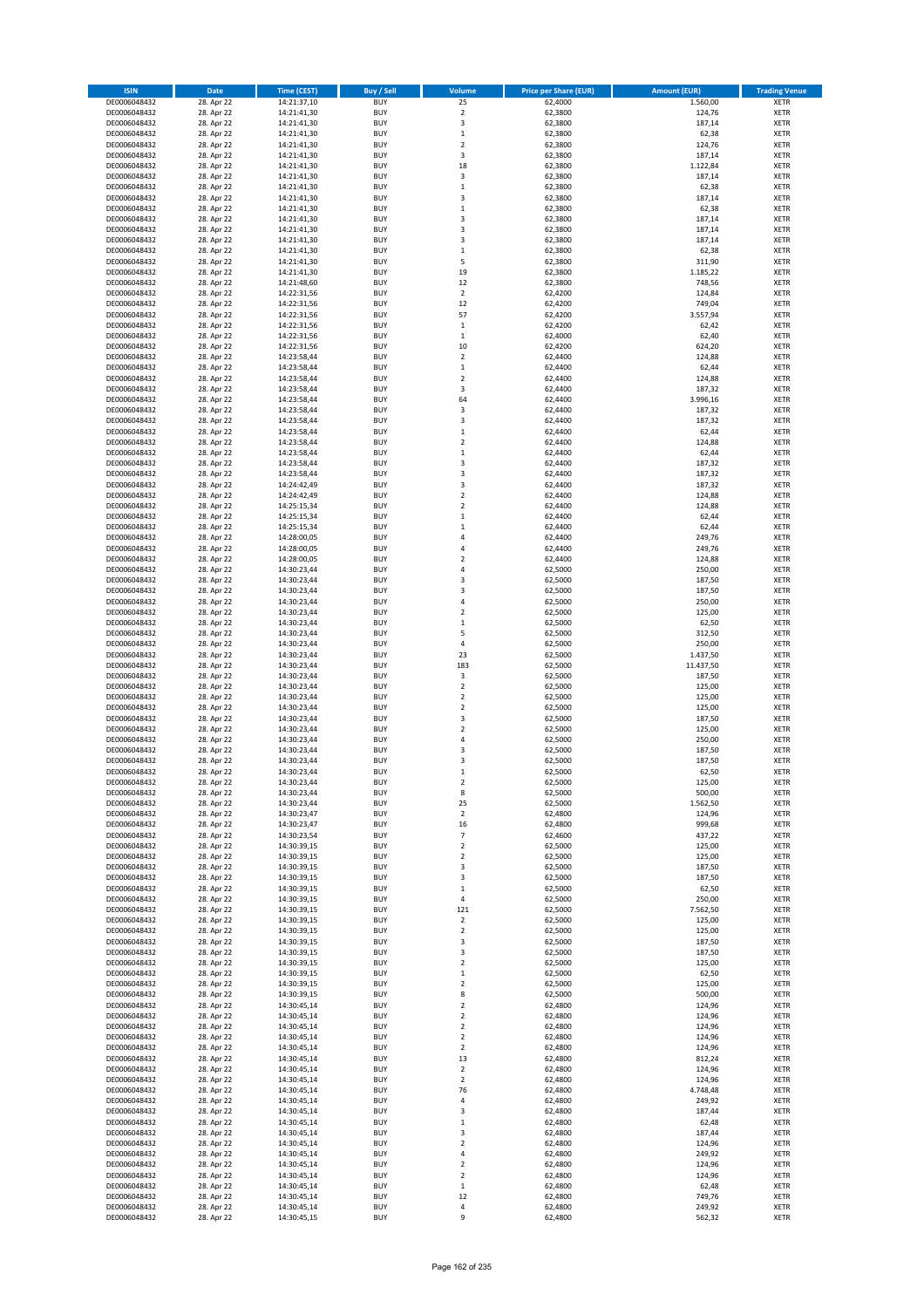| ISIN | Date | Time (CEST) | Buy / Sell | Volume | Price per Share (EUR) | Amount (EUR) | Trading Venue |
|---|---|---|---|---|---|---|---|
| DE0006048432 | 28. Apr 22 | 14:21:37,10 | BUY | 25 | 62,4000 | 1.560,00 | XETR |
| DE0006048432 | 28. Apr 22 | 14:21:41,30 | BUY | 2 | 62,3800 | 124,76 | XETR |
| DE0006048432 | 28. Apr 22 | 14:21:41,30 | BUY | 3 | 62,3800 | 187,14 | XETR |
| DE0006048432 | 28. Apr 22 | 14:21:41,30 | BUY | 1 | 62,3800 | 62,38 | XETR |
| DE0006048432 | 28. Apr 22 | 14:21:41,30 | BUY | 2 | 62,3800 | 124,76 | XETR |
| DE0006048432 | 28. Apr 22 | 14:21:41,30 | BUY | 3 | 62,3800 | 187,14 | XETR |
| DE0006048432 | 28. Apr 22 | 14:21:41,30 | BUY | 18 | 62,3800 | 1.122,84 | XETR |
| DE0006048432 | 28. Apr 22 | 14:21:41,30 | BUY | 3 | 62,3800 | 187,14 | XETR |
| DE0006048432 | 28. Apr 22 | 14:21:41,30 | BUY | 1 | 62,3800 | 62,38 | XETR |
| DE0006048432 | 28. Apr 22 | 14:21:41,30 | BUY | 3 | 62,3800 | 187,14 | XETR |
| DE0006048432 | 28. Apr 22 | 14:21:41,30 | BUY | 1 | 62,3800 | 62,38 | XETR |
| DE0006048432 | 28. Apr 22 | 14:21:41,30 | BUY | 3 | 62,3800 | 187,14 | XETR |
| DE0006048432 | 28. Apr 22 | 14:21:41,30 | BUY | 3 | 62,3800 | 187,14 | XETR |
| DE0006048432 | 28. Apr 22 | 14:21:41,30 | BUY | 3 | 62,3800 | 187,14 | XETR |
| DE0006048432 | 28. Apr 22 | 14:21:41,30 | BUY | 1 | 62,3800 | 62,38 | XETR |
| DE0006048432 | 28. Apr 22 | 14:21:41,30 | BUY | 5 | 62,3800 | 311,90 | XETR |
| DE0006048432 | 28. Apr 22 | 14:21:41,30 | BUY | 19 | 62,3800 | 1.185,22 | XETR |
| DE0006048432 | 28. Apr 22 | 14:21:48,60 | BUY | 12 | 62,3800 | 748,56 | XETR |
| DE0006048432 | 28. Apr 22 | 14:22:31,56 | BUY | 2 | 62,4200 | 124,84 | XETR |
| DE0006048432 | 28. Apr 22 | 14:22:31,56 | BUY | 12 | 62,4200 | 749,04 | XETR |
| DE0006048432 | 28. Apr 22 | 14:22:31,56 | BUY | 57 | 62,4200 | 3.557,94 | XETR |
| DE0006048432 | 28. Apr 22 | 14:22:31,56 | BUY | 1 | 62,4200 | 62,42 | XETR |
| DE0006048432 | 28. Apr 22 | 14:22:31,56 | BUY | 1 | 62,4000 | 62,40 | XETR |
| DE0006048432 | 28. Apr 22 | 14:22:31,56 | BUY | 10 | 62,4200 | 624,20 | XETR |
| DE0006048432 | 28. Apr 22 | 14:23:58,44 | BUY | 2 | 62,4400 | 124,88 | XETR |
| DE0006048432 | 28. Apr 22 | 14:23:58,44 | BUY | 1 | 62,4400 | 62,44 | XETR |
| DE0006048432 | 28. Apr 22 | 14:23:58,44 | BUY | 2 | 62,4400 | 124,88 | XETR |
| DE0006048432 | 28. Apr 22 | 14:23:58,44 | BUY | 3 | 62,4400 | 187,32 | XETR |
| DE0006048432 | 28. Apr 22 | 14:23:58,44 | BUY | 64 | 62,4400 | 3.996,16 | XETR |
| DE0006048432 | 28. Apr 22 | 14:23:58,44 | BUY | 3 | 62,4400 | 187,32 | XETR |
| DE0006048432 | 28. Apr 22 | 14:23:58,44 | BUY | 3 | 62,4400 | 187,32 | XETR |
| DE0006048432 | 28. Apr 22 | 14:23:58,44 | BUY | 1 | 62,4400 | 62,44 | XETR |
| DE0006048432 | 28. Apr 22 | 14:23:58,44 | BUY | 2 | 62,4400 | 124,88 | XETR |
| DE0006048432 | 28. Apr 22 | 14:23:58,44 | BUY | 1 | 62,4400 | 62,44 | XETR |
| DE0006048432 | 28. Apr 22 | 14:23:58,44 | BUY | 3 | 62,4400 | 187,32 | XETR |
| DE0006048432 | 28. Apr 22 | 14:23:58,44 | BUY | 3 | 62,4400 | 187,32 | XETR |
| DE0006048432 | 28. Apr 22 | 14:24:42,49 | BUY | 3 | 62,4400 | 187,32 | XETR |
| DE0006048432 | 28. Apr 22 | 14:24:42,49 | BUY | 2 | 62,4400 | 124,88 | XETR |
| DE0006048432 | 28. Apr 22 | 14:25:15,34 | BUY | 2 | 62,4400 | 124,88 | XETR |
| DE0006048432 | 28. Apr 22 | 14:25:15,34 | BUY | 1 | 62,4400 | 62,44 | XETR |
| DE0006048432 | 28. Apr 22 | 14:25:15,34 | BUY | 1 | 62,4400 | 62,44 | XETR |
| DE0006048432 | 28. Apr 22 | 14:28:00,05 | BUY | 4 | 62,4400 | 249,76 | XETR |
| DE0006048432 | 28. Apr 22 | 14:28:00,05 | BUY | 4 | 62,4400 | 249,76 | XETR |
| DE0006048432 | 28. Apr 22 | 14:28:00,05 | BUY | 2 | 62,4400 | 124,88 | XETR |
| DE0006048432 | 28. Apr 22 | 14:30:23,44 | BUY | 4 | 62,5000 | 250,00 | XETR |
| DE0006048432 | 28. Apr 22 | 14:30:23,44 | BUY | 3 | 62,5000 | 187,50 | XETR |
| DE0006048432 | 28. Apr 22 | 14:30:23,44 | BUY | 3 | 62,5000 | 187,50 | XETR |
| DE0006048432 | 28. Apr 22 | 14:30:23,44 | BUY | 4 | 62,5000 | 250,00 | XETR |
| DE0006048432 | 28. Apr 22 | 14:30:23,44 | BUY | 2 | 62,5000 | 125,00 | XETR |
| DE0006048432 | 28. Apr 22 | 14:30:23,44 | BUY | 1 | 62,5000 | 62,50 | XETR |
| DE0006048432 | 28. Apr 22 | 14:30:23,44 | BUY | 5 | 62,5000 | 312,50 | XETR |
| DE0006048432 | 28. Apr 22 | 14:30:23,44 | BUY | 4 | 62,5000 | 250,00 | XETR |
| DE0006048432 | 28. Apr 22 | 14:30:23,44 | BUY | 23 | 62,5000 | 1.437,50 | XETR |
| DE0006048432 | 28. Apr 22 | 14:30:23,44 | BUY | 183 | 62,5000 | 11.437,50 | XETR |
| DE0006048432 | 28. Apr 22 | 14:30:23,44 | BUY | 3 | 62,5000 | 187,50 | XETR |
| DE0006048432 | 28. Apr 22 | 14:30:23,44 | BUY | 2 | 62,5000 | 125,00 | XETR |
| DE0006048432 | 28. Apr 22 | 14:30:23,44 | BUY | 2 | 62,5000 | 125,00 | XETR |
| DE0006048432 | 28. Apr 22 | 14:30:23,44 | BUY | 2 | 62,5000 | 125,00 | XETR |
| DE0006048432 | 28. Apr 22 | 14:30:23,44 | BUY | 3 | 62,5000 | 187,50 | XETR |
| DE0006048432 | 28. Apr 22 | 14:30:23,44 | BUY | 2 | 62,5000 | 125,00 | XETR |
| DE0006048432 | 28. Apr 22 | 14:30:23,44 | BUY | 4 | 62,5000 | 250,00 | XETR |
| DE0006048432 | 28. Apr 22 | 14:30:23,44 | BUY | 3 | 62,5000 | 187,50 | XETR |
| DE0006048432 | 28. Apr 22 | 14:30:23,44 | BUY | 3 | 62,5000 | 187,50 | XETR |
| DE0006048432 | 28. Apr 22 | 14:30:23,44 | BUY | 1 | 62,5000 | 62,50 | XETR |
| DE0006048432 | 28. Apr 22 | 14:30:23,44 | BUY | 2 | 62,5000 | 125,00 | XETR |
| DE0006048432 | 28. Apr 22 | 14:30:23,44 | BUY | 8 | 62,5000 | 500,00 | XETR |
| DE0006048432 | 28. Apr 22 | 14:30:23,44 | BUY | 25 | 62,5000 | 1.562,50 | XETR |
| DE0006048432 | 28. Apr 22 | 14:30:23,47 | BUY | 2 | 62,4800 | 124,96 | XETR |
| DE0006048432 | 28. Apr 22 | 14:30:23,47 | BUY | 16 | 62,4800 | 999,68 | XETR |
| DE0006048432 | 28. Apr 22 | 14:30:23,54 | BUY | 7 | 62,4600 | 437,22 | XETR |
| DE0006048432 | 28. Apr 22 | 14:30:39,15 | BUY | 2 | 62,5000 | 125,00 | XETR |
| DE0006048432 | 28. Apr 22 | 14:30:39,15 | BUY | 2 | 62,5000 | 125,00 | XETR |
| DE0006048432 | 28. Apr 22 | 14:30:39,15 | BUY | 3 | 62,5000 | 187,50 | XETR |
| DE0006048432 | 28. Apr 22 | 14:30:39,15 | BUY | 3 | 62,5000 | 187,50 | XETR |
| DE0006048432 | 28. Apr 22 | 14:30:39,15 | BUY | 1 | 62,5000 | 62,50 | XETR |
| DE0006048432 | 28. Apr 22 | 14:30:39,15 | BUY | 4 | 62,5000 | 250,00 | XETR |
| DE0006048432 | 28. Apr 22 | 14:30:39,15 | BUY | 121 | 62,5000 | 7.562,50 | XETR |
| DE0006048432 | 28. Apr 22 | 14:30:39,15 | BUY | 2 | 62,5000 | 125,00 | XETR |
| DE0006048432 | 28. Apr 22 | 14:30:39,15 | BUY | 2 | 62,5000 | 125,00 | XETR |
| DE0006048432 | 28. Apr 22 | 14:30:39,15 | BUY | 3 | 62,5000 | 187,50 | XETR |
| DE0006048432 | 28. Apr 22 | 14:30:39,15 | BUY | 3 | 62,5000 | 187,50 | XETR |
| DE0006048432 | 28. Apr 22 | 14:30:39,15 | BUY | 2 | 62,5000 | 125,00 | XETR |
| DE0006048432 | 28. Apr 22 | 14:30:39,15 | BUY | 1 | 62,5000 | 62,50 | XETR |
| DE0006048432 | 28. Apr 22 | 14:30:39,15 | BUY | 2 | 62,5000 | 125,00 | XETR |
| DE0006048432 | 28. Apr 22 | 14:30:39,15 | BUY | 8 | 62,5000 | 500,00 | XETR |
| DE0006048432 | 28. Apr 22 | 14:30:45,14 | BUY | 2 | 62,4800 | 124,96 | XETR |
| DE0006048432 | 28. Apr 22 | 14:30:45,14 | BUY | 2 | 62,4800 | 124,96 | XETR |
| DE0006048432 | 28. Apr 22 | 14:30:45,14 | BUY | 2 | 62,4800 | 124,96 | XETR |
| DE0006048432 | 28. Apr 22 | 14:30:45,14 | BUY | 2 | 62,4800 | 124,96 | XETR |
| DE0006048432 | 28. Apr 22 | 14:30:45,14 | BUY | 2 | 62,4800 | 124,96 | XETR |
| DE0006048432 | 28. Apr 22 | 14:30:45,14 | BUY | 13 | 62,4800 | 812,24 | XETR |
| DE0006048432 | 28. Apr 22 | 14:30:45,14 | BUY | 2 | 62,4800 | 124,96 | XETR |
| DE0006048432 | 28. Apr 22 | 14:30:45,14 | BUY | 2 | 62,4800 | 124,96 | XETR |
| DE0006048432 | 28. Apr 22 | 14:30:45,14 | BUY | 76 | 62,4800 | 4.748,48 | XETR |
| DE0006048432 | 28. Apr 22 | 14:30:45,14 | BUY | 4 | 62,4800 | 249,92 | XETR |
| DE0006048432 | 28. Apr 22 | 14:30:45,14 | BUY | 3 | 62,4800 | 187,44 | XETR |
| DE0006048432 | 28. Apr 22 | 14:30:45,14 | BUY | 1 | 62,4800 | 62,48 | XETR |
| DE0006048432 | 28. Apr 22 | 14:30:45,14 | BUY | 3 | 62,4800 | 187,44 | XETR |
| DE0006048432 | 28. Apr 22 | 14:30:45,14 | BUY | 2 | 62,4800 | 124,96 | XETR |
| DE0006048432 | 28. Apr 22 | 14:30:45,14 | BUY | 4 | 62,4800 | 249,92 | XETR |
| DE0006048432 | 28. Apr 22 | 14:30:45,14 | BUY | 2 | 62,4800 | 124,96 | XETR |
| DE0006048432 | 28. Apr 22 | 14:30:45,14 | BUY | 2 | 62,4800 | 124,96 | XETR |
| DE0006048432 | 28. Apr 22 | 14:30:45,14 | BUY | 1 | 62,4800 | 62,48 | XETR |
| DE0006048432 | 28. Apr 22 | 14:30:45,14 | BUY | 12 | 62,4800 | 749,76 | XETR |
| DE0006048432 | 28. Apr 22 | 14:30:45,14 | BUY | 4 | 62,4800 | 249,92 | XETR |
| DE0006048432 | 28. Apr 22 | 14:30:45,15 | BUY | 9 | 62,4800 | 562,32 | XETR |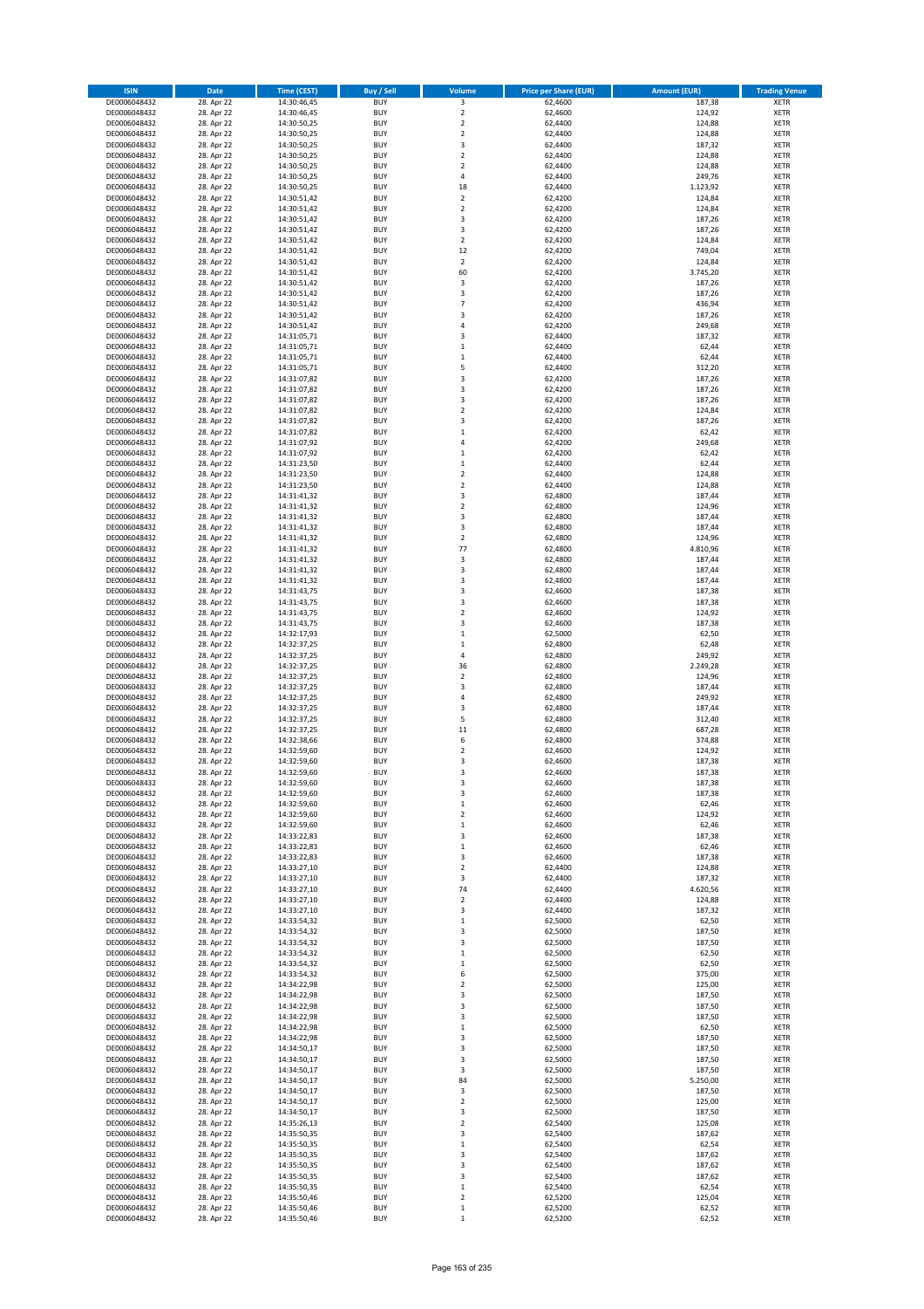| ISIN | Date | Time (CEST) | Buy / Sell | Volume | Price per Share (EUR) | Amount (EUR) | Trading Venue |
|---|---|---|---|---|---|---|---|
| DE0006048432 | 28. Apr 22 | 14:30:46,45 | BUY | 3 | 62,4600 | 187,38 | XETR |
| DE0006048432 | 28. Apr 22 | 14:30:46,45 | BUY | 2 | 62,4600 | 124,92 | XETR |
| DE0006048432 | 28. Apr 22 | 14:30:50,25 | BUY | 2 | 62,4400 | 124,88 | XETR |
| DE0006048432 | 28. Apr 22 | 14:30:50,25 | BUY | 2 | 62,4400 | 124,88 | XETR |
| DE0006048432 | 28. Apr 22 | 14:30:50,25 | BUY | 3 | 62,4400 | 187,32 | XETR |
| DE0006048432 | 28. Apr 22 | 14:30:50,25 | BUY | 2 | 62,4400 | 124,88 | XETR |
| DE0006048432 | 28. Apr 22 | 14:30:50,25 | BUY | 2 | 62,4400 | 124,88 | XETR |
| DE0006048432 | 28. Apr 22 | 14:30:50,25 | BUY | 4 | 62,4400 | 249,76 | XETR |
| DE0006048432 | 28. Apr 22 | 14:30:50,25 | BUY | 18 | 62,4400 | 1.123,92 | XETR |
| DE0006048432 | 28. Apr 22 | 14:30:51,42 | BUY | 2 | 62,4200 | 124,84 | XETR |
| DE0006048432 | 28. Apr 22 | 14:30:51,42 | BUY | 2 | 62,4200 | 124,84 | XETR |
| DE0006048432 | 28. Apr 22 | 14:30:51,42 | BUY | 3 | 62,4200 | 187,26 | XETR |
| DE0006048432 | 28. Apr 22 | 14:30:51,42 | BUY | 3 | 62,4200 | 187,26 | XETR |
| DE0006048432 | 28. Apr 22 | 14:30:51,42 | BUY | 2 | 62,4200 | 124,84 | XETR |
| DE0006048432 | 28. Apr 22 | 14:30:51,42 | BUY | 12 | 62,4200 | 749,04 | XETR |
| DE0006048432 | 28. Apr 22 | 14:30:51,42 | BUY | 2 | 62,4200 | 124,84 | XETR |
| DE0006048432 | 28. Apr 22 | 14:30:51,42 | BUY | 60 | 62,4200 | 3.745,20 | XETR |
| DE0006048432 | 28. Apr 22 | 14:30:51,42 | BUY | 3 | 62,4200 | 187,26 | XETR |
| DE0006048432 | 28. Apr 22 | 14:30:51,42 | BUY | 3 | 62,4200 | 187,26 | XETR |
| DE0006048432 | 28. Apr 22 | 14:30:51,42 | BUY | 7 | 62,4200 | 436,94 | XETR |
| DE0006048432 | 28. Apr 22 | 14:30:51,42 | BUY | 3 | 62,4200 | 187,26 | XETR |
| DE0006048432 | 28. Apr 22 | 14:30:51,42 | BUY | 4 | 62,4200 | 249,68 | XETR |
| DE0006048432 | 28. Apr 22 | 14:31:05,71 | BUY | 3 | 62,4400 | 187,32 | XETR |
| DE0006048432 | 28. Apr 22 | 14:31:05,71 | BUY | 1 | 62,4400 | 62,44 | XETR |
| DE0006048432 | 28. Apr 22 | 14:31:05,71 | BUY | 1 | 62,4400 | 62,44 | XETR |
| DE0006048432 | 28. Apr 22 | 14:31:05,71 | BUY | 5 | 62,4400 | 312,20 | XETR |
| DE0006048432 | 28. Apr 22 | 14:31:07,82 | BUY | 3 | 62,4200 | 187,26 | XETR |
| DE0006048432 | 28. Apr 22 | 14:31:07,82 | BUY | 3 | 62,4200 | 187,26 | XETR |
| DE0006048432 | 28. Apr 22 | 14:31:07,82 | BUY | 3 | 62,4200 | 187,26 | XETR |
| DE0006048432 | 28. Apr 22 | 14:31:07,82 | BUY | 2 | 62,4200 | 124,84 | XETR |
| DE0006048432 | 28. Apr 22 | 14:31:07,82 | BUY | 3 | 62,4200 | 187,26 | XETR |
| DE0006048432 | 28. Apr 22 | 14:31:07,82 | BUY | 1 | 62,4200 | 62,42 | XETR |
| DE0006048432 | 28. Apr 22 | 14:31:07,92 | BUY | 4 | 62,4200 | 249,68 | XETR |
| DE0006048432 | 28. Apr 22 | 14:31:07,92 | BUY | 1 | 62,4200 | 62,42 | XETR |
| DE0006048432 | 28. Apr 22 | 14:31:23,50 | BUY | 1 | 62,4400 | 62,44 | XETR |
| DE0006048432 | 28. Apr 22 | 14:31:23,50 | BUY | 2 | 62,4400 | 124,88 | XETR |
| DE0006048432 | 28. Apr 22 | 14:31:23,50 | BUY | 2 | 62,4400 | 124,88 | XETR |
| DE0006048432 | 28. Apr 22 | 14:31:41,32 | BUY | 3 | 62,4800 | 187,44 | XETR |
| DE0006048432 | 28. Apr 22 | 14:31:41,32 | BUY | 2 | 62,4800 | 124,96 | XETR |
| DE0006048432 | 28. Apr 22 | 14:31:41,32 | BUY | 3 | 62,4800 | 187,44 | XETR |
| DE0006048432 | 28. Apr 22 | 14:31:41,32 | BUY | 3 | 62,4800 | 187,44 | XETR |
| DE0006048432 | 28. Apr 22 | 14:31:41,32 | BUY | 2 | 62,4800 | 124,96 | XETR |
| DE0006048432 | 28. Apr 22 | 14:31:41,32 | BUY | 77 | 62,4800 | 4.810,96 | XETR |
| DE0006048432 | 28. Apr 22 | 14:31:41,32 | BUY | 3 | 62,4800 | 187,44 | XETR |
| DE0006048432 | 28. Apr 22 | 14:31:41,32 | BUY | 3 | 62,4800 | 187,44 | XETR |
| DE0006048432 | 28. Apr 22 | 14:31:41,32 | BUY | 3 | 62,4800 | 187,44 | XETR |
| DE0006048432 | 28. Apr 22 | 14:31:43,75 | BUY | 3 | 62,4600 | 187,38 | XETR |
| DE0006048432 | 28. Apr 22 | 14:31:43,75 | BUY | 3 | 62,4600 | 187,38 | XETR |
| DE0006048432 | 28. Apr 22 | 14:31:43,75 | BUY | 2 | 62,4600 | 124,92 | XETR |
| DE0006048432 | 28. Apr 22 | 14:31:43,75 | BUY | 3 | 62,4600 | 187,38 | XETR |
| DE0006048432 | 28. Apr 22 | 14:32:17,93 | BUY | 1 | 62,5000 | 62,50 | XETR |
| DE0006048432 | 28. Apr 22 | 14:32:37,25 | BUY | 1 | 62,4800 | 62,48 | XETR |
| DE0006048432 | 28. Apr 22 | 14:32:37,25 | BUY | 4 | 62,4800 | 249,92 | XETR |
| DE0006048432 | 28. Apr 22 | 14:32:37,25 | BUY | 36 | 62,4800 | 2.249,28 | XETR |
| DE0006048432 | 28. Apr 22 | 14:32:37,25 | BUY | 2 | 62,4800 | 124,96 | XETR |
| DE0006048432 | 28. Apr 22 | 14:32:37,25 | BUY | 3 | 62,4800 | 187,44 | XETR |
| DE0006048432 | 28. Apr 22 | 14:32:37,25 | BUY | 4 | 62,4800 | 249,92 | XETR |
| DE0006048432 | 28. Apr 22 | 14:32:37,25 | BUY | 3 | 62,4800 | 187,44 | XETR |
| DE0006048432 | 28. Apr 22 | 14:32:37,25 | BUY | 5 | 62,4800 | 312,40 | XETR |
| DE0006048432 | 28. Apr 22 | 14:32:37,25 | BUY | 11 | 62,4800 | 687,28 | XETR |
| DE0006048432 | 28. Apr 22 | 14:32:38,66 | BUY | 6 | 62,4800 | 374,88 | XETR |
| DE0006048432 | 28. Apr 22 | 14:32:59,60 | BUY | 2 | 62,4600 | 124,92 | XETR |
| DE0006048432 | 28. Apr 22 | 14:32:59,60 | BUY | 3 | 62,4600 | 187,38 | XETR |
| DE0006048432 | 28. Apr 22 | 14:32:59,60 | BUY | 3 | 62,4600 | 187,38 | XETR |
| DE0006048432 | 28. Apr 22 | 14:32:59,60 | BUY | 3 | 62,4600 | 187,38 | XETR |
| DE0006048432 | 28. Apr 22 | 14:32:59,60 | BUY | 3 | 62,4600 | 187,38 | XETR |
| DE0006048432 | 28. Apr 22 | 14:32:59,60 | BUY | 1 | 62,4600 | 62,46 | XETR |
| DE0006048432 | 28. Apr 22 | 14:32:59,60 | BUY | 2 | 62,4600 | 124,92 | XETR |
| DE0006048432 | 28. Apr 22 | 14:32:59,60 | BUY | 1 | 62,4600 | 62,46 | XETR |
| DE0006048432 | 28. Apr 22 | 14:33:22,83 | BUY | 3 | 62,4600 | 187,38 | XETR |
| DE0006048432 | 28. Apr 22 | 14:33:22,83 | BUY | 1 | 62,4600 | 62,46 | XETR |
| DE0006048432 | 28. Apr 22 | 14:33:22,83 | BUY | 3 | 62,4600 | 187,38 | XETR |
| DE0006048432 | 28. Apr 22 | 14:33:27,10 | BUY | 2 | 62,4400 | 124,88 | XETR |
| DE0006048432 | 28. Apr 22 | 14:33:27,10 | BUY | 3 | 62,4400 | 187,32 | XETR |
| DE0006048432 | 28. Apr 22 | 14:33:27,10 | BUY | 74 | 62,4400 | 4.620,56 | XETR |
| DE0006048432 | 28. Apr 22 | 14:33:27,10 | BUY | 2 | 62,4400 | 124,88 | XETR |
| DE0006048432 | 28. Apr 22 | 14:33:27,10 | BUY | 3 | 62,4400 | 187,32 | XETR |
| DE0006048432 | 28. Apr 22 | 14:33:54,32 | BUY | 1 | 62,5000 | 62,50 | XETR |
| DE0006048432 | 28. Apr 22 | 14:33:54,32 | BUY | 3 | 62,5000 | 187,50 | XETR |
| DE0006048432 | 28. Apr 22 | 14:33:54,32 | BUY | 3 | 62,5000 | 187,50 | XETR |
| DE0006048432 | 28. Apr 22 | 14:33:54,32 | BUY | 1 | 62,5000 | 62,50 | XETR |
| DE0006048432 | 28. Apr 22 | 14:33:54,32 | BUY | 1 | 62,5000 | 62,50 | XETR |
| DE0006048432 | 28. Apr 22 | 14:33:54,32 | BUY | 6 | 62,5000 | 375,00 | XETR |
| DE0006048432 | 28. Apr 22 | 14:34:22,98 | BUY | 2 | 62,5000 | 125,00 | XETR |
| DE0006048432 | 28. Apr 22 | 14:34:22,98 | BUY | 3 | 62,5000 | 187,50 | XETR |
| DE0006048432 | 28. Apr 22 | 14:34:22,98 | BUY | 3 | 62,5000 | 187,50 | XETR |
| DE0006048432 | 28. Apr 22 | 14:34:22,98 | BUY | 3 | 62,5000 | 187,50 | XETR |
| DE0006048432 | 28. Apr 22 | 14:34:22,98 | BUY | 1 | 62,5000 | 62,50 | XETR |
| DE0006048432 | 28. Apr 22 | 14:34:22,98 | BUY | 3 | 62,5000 | 187,50 | XETR |
| DE0006048432 | 28. Apr 22 | 14:34:50,17 | BUY | 3 | 62,5000 | 187,50 | XETR |
| DE0006048432 | 28. Apr 22 | 14:34:50,17 | BUY | 3 | 62,5000 | 187,50 | XETR |
| DE0006048432 | 28. Apr 22 | 14:34:50,17 | BUY | 3 | 62,5000 | 187,50 | XETR |
| DE0006048432 | 28. Apr 22 | 14:34:50,17 | BUY | 84 | 62,5000 | 5.250,00 | XETR |
| DE0006048432 | 28. Apr 22 | 14:34:50,17 | BUY | 3 | 62,5000 | 187,50 | XETR |
| DE0006048432 | 28. Apr 22 | 14:34:50,17 | BUY | 2 | 62,5000 | 125,00 | XETR |
| DE0006048432 | 28. Apr 22 | 14:34:50,17 | BUY | 3 | 62,5000 | 187,50 | XETR |
| DE0006048432 | 28. Apr 22 | 14:35:26,13 | BUY | 2 | 62,5400 | 125,08 | XETR |
| DE0006048432 | 28. Apr 22 | 14:35:50,35 | BUY | 3 | 62,5400 | 187,62 | XETR |
| DE0006048432 | 28. Apr 22 | 14:35:50,35 | BUY | 1 | 62,5400 | 62,54 | XETR |
| DE0006048432 | 28. Apr 22 | 14:35:50,35 | BUY | 3 | 62,5400 | 187,62 | XETR |
| DE0006048432 | 28. Apr 22 | 14:35:50,35 | BUY | 3 | 62,5400 | 187,62 | XETR |
| DE0006048432 | 28. Apr 22 | 14:35:50,35 | BUY | 3 | 62,5400 | 187,62 | XETR |
| DE0006048432 | 28. Apr 22 | 14:35:50,35 | BUY | 1 | 62,5400 | 62,54 | XETR |
| DE0006048432 | 28. Apr 22 | 14:35:50,46 | BUY | 2 | 62,5200 | 125,04 | XETR |
| DE0006048432 | 28. Apr 22 | 14:35:50,46 | BUY | 1 | 62,5200 | 62,52 | XETR |
| DE0006048432 | 28. Apr 22 | 14:35:50,46 | BUY | 1 | 62,5200 | 62,52 | XETR |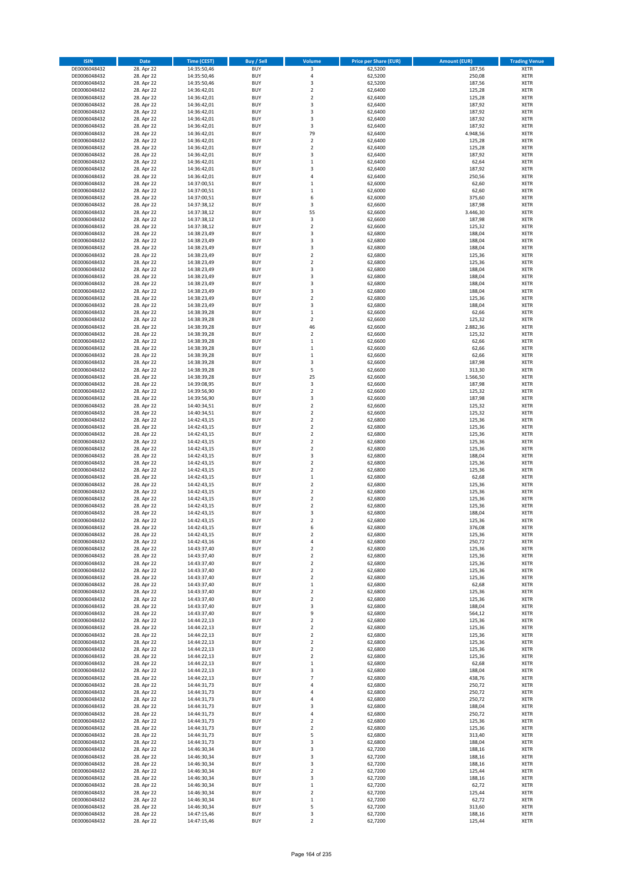| ISIN | Date | Time (CEST) | Buy / Sell | Volume | Price per Share (EUR) | Amount (EUR) | Trading Venue |
|---|---|---|---|---|---|---|---|
| DE0006048432 | 28. Apr 22 | 14:35:50,46 | BUY | 3 | 62,5200 | 187,56 | XETR |
| DE0006048432 | 28. Apr 22 | 14:35:50,46 | BUY | 4 | 62,5200 | 250,08 | XETR |
| DE0006048432 | 28. Apr 22 | 14:35:50,46 | BUY | 3 | 62,5200 | 187,56 | XETR |
| DE0006048432 | 28. Apr 22 | 14:36:42,01 | BUY | 2 | 62,6400 | 125,28 | XETR |
| DE0006048432 | 28. Apr 22 | 14:36:42,01 | BUY | 2 | 62,6400 | 125,28 | XETR |
| DE0006048432 | 28. Apr 22 | 14:36:42,01 | BUY | 3 | 62,6400 | 187,92 | XETR |
| DE0006048432 | 28. Apr 22 | 14:36:42,01 | BUY | 3 | 62,6400 | 187,92 | XETR |
| DE0006048432 | 28. Apr 22 | 14:36:42,01 | BUY | 3 | 62,6400 | 187,92 | XETR |
| DE0006048432 | 28. Apr 22 | 14:36:42,01 | BUY | 3 | 62,6400 | 187,92 | XETR |
| DE0006048432 | 28. Apr 22 | 14:36:42,01 | BUY | 79 | 62,6400 | 4.948,56 | XETR |
| DE0006048432 | 28. Apr 22 | 14:36:42,01 | BUY | 2 | 62,6400 | 125,28 | XETR |
| DE0006048432 | 28. Apr 22 | 14:36:42,01 | BUY | 2 | 62,6400 | 125,28 | XETR |
| DE0006048432 | 28. Apr 22 | 14:36:42,01 | BUY | 3 | 62,6400 | 187,92 | XETR |
| DE0006048432 | 28. Apr 22 | 14:36:42,01 | BUY | 1 | 62,6400 | 62,64 | XETR |
| DE0006048432 | 28. Apr 22 | 14:36:42,01 | BUY | 3 | 62,6400 | 187,92 | XETR |
| DE0006048432 | 28. Apr 22 | 14:36:42,01 | BUY | 4 | 62,6400 | 250,56 | XETR |
| DE0006048432 | 28. Apr 22 | 14:37:00,51 | BUY | 1 | 62,6000 | 62,60 | XETR |
| DE0006048432 | 28. Apr 22 | 14:37:00,51 | BUY | 1 | 62,6000 | 62,60 | XETR |
| DE0006048432 | 28. Apr 22 | 14:37:00,51 | BUY | 6 | 62,6000 | 375,60 | XETR |
| DE0006048432 | 28. Apr 22 | 14:37:38,12 | BUY | 3 | 62,6600 | 187,98 | XETR |
| DE0006048432 | 28. Apr 22 | 14:37:38,12 | BUY | 55 | 62,6600 | 3.446,30 | XETR |
| DE0006048432 | 28. Apr 22 | 14:37:38,12 | BUY | 3 | 62,6600 | 187,98 | XETR |
| DE0006048432 | 28. Apr 22 | 14:37:38,12 | BUY | 2 | 62,6600 | 125,32 | XETR |
| DE0006048432 | 28. Apr 22 | 14:38:23,49 | BUY | 3 | 62,6800 | 188,04 | XETR |
| DE0006048432 | 28. Apr 22 | 14:38:23,49 | BUY | 3 | 62,6800 | 188,04 | XETR |
| DE0006048432 | 28. Apr 22 | 14:38:23,49 | BUY | 3 | 62,6800 | 188,04 | XETR |
| DE0006048432 | 28. Apr 22 | 14:38:23,49 | BUY | 2 | 62,6800 | 125,36 | XETR |
| DE0006048432 | 28. Apr 22 | 14:38:23,49 | BUY | 2 | 62,6800 | 125,36 | XETR |
| DE0006048432 | 28. Apr 22 | 14:38:23,49 | BUY | 3 | 62,6800 | 188,04 | XETR |
| DE0006048432 | 28. Apr 22 | 14:38:23,49 | BUY | 3 | 62,6800 | 188,04 | XETR |
| DE0006048432 | 28. Apr 22 | 14:38:23,49 | BUY | 3 | 62,6800 | 188,04 | XETR |
| DE0006048432 | 28. Apr 22 | 14:38:23,49 | BUY | 3 | 62,6800 | 188,04 | XETR |
| DE0006048432 | 28. Apr 22 | 14:38:23,49 | BUY | 2 | 62,6800 | 125,36 | XETR |
| DE0006048432 | 28. Apr 22 | 14:38:23,49 | BUY | 3 | 62,6800 | 188,04 | XETR |
| DE0006048432 | 28. Apr 22 | 14:38:39,28 | BUY | 1 | 62,6600 | 62,66 | XETR |
| DE0006048432 | 28. Apr 22 | 14:38:39,28 | BUY | 2 | 62,6600 | 125,32 | XETR |
| DE0006048432 | 28. Apr 22 | 14:38:39,28 | BUY | 46 | 62,6600 | 2.882,36 | XETR |
| DE0006048432 | 28. Apr 22 | 14:38:39,28 | BUY | 2 | 62,6600 | 125,32 | XETR |
| DE0006048432 | 28. Apr 22 | 14:38:39,28 | BUY | 1 | 62,6600 | 62,66 | XETR |
| DE0006048432 | 28. Apr 22 | 14:38:39,28 | BUY | 1 | 62,6600 | 62,66 | XETR |
| DE0006048432 | 28. Apr 22 | 14:38:39,28 | BUY | 1 | 62,6600 | 62,66 | XETR |
| DE0006048432 | 28. Apr 22 | 14:38:39,28 | BUY | 3 | 62,6600 | 187,98 | XETR |
| DE0006048432 | 28. Apr 22 | 14:38:39,28 | BUY | 5 | 62,6600 | 313,30 | XETR |
| DE0006048432 | 28. Apr 22 | 14:38:39,28 | BUY | 25 | 62,6600 | 1.566,50 | XETR |
| DE0006048432 | 28. Apr 22 | 14:39:08,95 | BUY | 3 | 62,6600 | 187,98 | XETR |
| DE0006048432 | 28. Apr 22 | 14:39:56,90 | BUY | 2 | 62,6600 | 125,32 | XETR |
| DE0006048432 | 28. Apr 22 | 14:39:56,90 | BUY | 3 | 62,6600 | 187,98 | XETR |
| DE0006048432 | 28. Apr 22 | 14:40:34,51 | BUY | 2 | 62,6600 | 125,32 | XETR |
| DE0006048432 | 28. Apr 22 | 14:40:34,51 | BUY | 2 | 62,6600 | 125,32 | XETR |
| DE0006048432 | 28. Apr 22 | 14:42:43,15 | BUY | 2 | 62,6800 | 125,36 | XETR |
| DE0006048432 | 28. Apr 22 | 14:42:43,15 | BUY | 2 | 62,6800 | 125,36 | XETR |
| DE0006048432 | 28. Apr 22 | 14:42:43,15 | BUY | 2 | 62,6800 | 125,36 | XETR |
| DE0006048432 | 28. Apr 22 | 14:42:43,15 | BUY | 2 | 62,6800 | 125,36 | XETR |
| DE0006048432 | 28. Apr 22 | 14:42:43,15 | BUY | 2 | 62,6800 | 125,36 | XETR |
| DE0006048432 | 28. Apr 22 | 14:42:43,15 | BUY | 3 | 62,6800 | 188,04 | XETR |
| DE0006048432 | 28. Apr 22 | 14:42:43,15 | BUY | 2 | 62,6800 | 125,36 | XETR |
| DE0006048432 | 28. Apr 22 | 14:42:43,15 | BUY | 2 | 62,6800 | 125,36 | XETR |
| DE0006048432 | 28. Apr 22 | 14:42:43,15 | BUY | 1 | 62,6800 | 62,68 | XETR |
| DE0006048432 | 28. Apr 22 | 14:42:43,15 | BUY | 2 | 62,6800 | 125,36 | XETR |
| DE0006048432 | 28. Apr 22 | 14:42:43,15 | BUY | 2 | 62,6800 | 125,36 | XETR |
| DE0006048432 | 28. Apr 22 | 14:42:43,15 | BUY | 2 | 62,6800 | 125,36 | XETR |
| DE0006048432 | 28. Apr 22 | 14:42:43,15 | BUY | 2 | 62,6800 | 125,36 | XETR |
| DE0006048432 | 28. Apr 22 | 14:42:43,15 | BUY | 3 | 62,6800 | 188,04 | XETR |
| DE0006048432 | 28. Apr 22 | 14:42:43,15 | BUY | 2 | 62,6800 | 125,36 | XETR |
| DE0006048432 | 28. Apr 22 | 14:42:43,15 | BUY | 6 | 62,6800 | 376,08 | XETR |
| DE0006048432 | 28. Apr 22 | 14:42:43,15 | BUY | 2 | 62,6800 | 125,36 | XETR |
| DE0006048432 | 28. Apr 22 | 14:42:43,16 | BUY | 4 | 62,6800 | 250,72 | XETR |
| DE0006048432 | 28. Apr 22 | 14:43:37,40 | BUY | 2 | 62,6800 | 125,36 | XETR |
| DE0006048432 | 28. Apr 22 | 14:43:37,40 | BUY | 2 | 62,6800 | 125,36 | XETR |
| DE0006048432 | 28. Apr 22 | 14:43:37,40 | BUY | 2 | 62,6800 | 125,36 | XETR |
| DE0006048432 | 28. Apr 22 | 14:43:37,40 | BUY | 2 | 62,6800 | 125,36 | XETR |
| DE0006048432 | 28. Apr 22 | 14:43:37,40 | BUY | 2 | 62,6800 | 125,36 | XETR |
| DE0006048432 | 28. Apr 22 | 14:43:37,40 | BUY | 1 | 62,6800 | 62,68 | XETR |
| DE0006048432 | 28. Apr 22 | 14:43:37,40 | BUY | 2 | 62,6800 | 125,36 | XETR |
| DE0006048432 | 28. Apr 22 | 14:43:37,40 | BUY | 2 | 62,6800 | 125,36 | XETR |
| DE0006048432 | 28. Apr 22 | 14:43:37,40 | BUY | 3 | 62,6800 | 188,04 | XETR |
| DE0006048432 | 28. Apr 22 | 14:43:37,40 | BUY | 9 | 62,6800 | 564,12 | XETR |
| DE0006048432 | 28. Apr 22 | 14:44:22,13 | BUY | 2 | 62,6800 | 125,36 | XETR |
| DE0006048432 | 28. Apr 22 | 14:44:22,13 | BUY | 2 | 62,6800 | 125,36 | XETR |
| DE0006048432 | 28. Apr 22 | 14:44:22,13 | BUY | 2 | 62,6800 | 125,36 | XETR |
| DE0006048432 | 28. Apr 22 | 14:44:22,13 | BUY | 2 | 62,6800 | 125,36 | XETR |
| DE0006048432 | 28. Apr 22 | 14:44:22,13 | BUY | 2 | 62,6800 | 125,36 | XETR |
| DE0006048432 | 28. Apr 22 | 14:44:22,13 | BUY | 2 | 62,6800 | 125,36 | XETR |
| DE0006048432 | 28. Apr 22 | 14:44:22,13 | BUY | 1 | 62,6800 | 62,68 | XETR |
| DE0006048432 | 28. Apr 22 | 14:44:22,13 | BUY | 3 | 62,6800 | 188,04 | XETR |
| DE0006048432 | 28. Apr 22 | 14:44:22,13 | BUY | 7 | 62,6800 | 438,76 | XETR |
| DE0006048432 | 28. Apr 22 | 14:44:31,73 | BUY | 4 | 62,6800 | 250,72 | XETR |
| DE0006048432 | 28. Apr 22 | 14:44:31,73 | BUY | 4 | 62,6800 | 250,72 | XETR |
| DE0006048432 | 28. Apr 22 | 14:44:31,73 | BUY | 4 | 62,6800 | 250,72 | XETR |
| DE0006048432 | 28. Apr 22 | 14:44:31,73 | BUY | 3 | 62,6800 | 188,04 | XETR |
| DE0006048432 | 28. Apr 22 | 14:44:31,73 | BUY | 4 | 62,6800 | 250,72 | XETR |
| DE0006048432 | 28. Apr 22 | 14:44:31,73 | BUY | 2 | 62,6800 | 125,36 | XETR |
| DE0006048432 | 28. Apr 22 | 14:44:31,73 | BUY | 2 | 62,6800 | 125,36 | XETR |
| DE0006048432 | 28. Apr 22 | 14:44:31,73 | BUY | 5 | 62,6800 | 313,40 | XETR |
| DE0006048432 | 28. Apr 22 | 14:44:31,73 | BUY | 3 | 62,6800 | 188,04 | XETR |
| DE0006048432 | 28. Apr 22 | 14:46:30,34 | BUY | 3 | 62,7200 | 188,16 | XETR |
| DE0006048432 | 28. Apr 22 | 14:46:30,34 | BUY | 3 | 62,7200 | 188,16 | XETR |
| DE0006048432 | 28. Apr 22 | 14:46:30,34 | BUY | 3 | 62,7200 | 188,16 | XETR |
| DE0006048432 | 28. Apr 22 | 14:46:30,34 | BUY | 2 | 62,7200 | 125,44 | XETR |
| DE0006048432 | 28. Apr 22 | 14:46:30,34 | BUY | 3 | 62,7200 | 188,16 | XETR |
| DE0006048432 | 28. Apr 22 | 14:46:30,34 | BUY | 1 | 62,7200 | 62,72 | XETR |
| DE0006048432 | 28. Apr 22 | 14:46:30,34 | BUY | 2 | 62,7200 | 125,44 | XETR |
| DE0006048432 | 28. Apr 22 | 14:46:30,34 | BUY | 1 | 62,7200 | 62,72 | XETR |
| DE0006048432 | 28. Apr 22 | 14:46:30,34 | BUY | 5 | 62,7200 | 313,60 | XETR |
| DE0006048432 | 28. Apr 22 | 14:47:15,46 | BUY | 3 | 62,7200 | 188,16 | XETR |
| DE0006048432 | 28. Apr 22 | 14:47:15,46 | BUY | 2 | 62,7200 | 125,44 | XETR |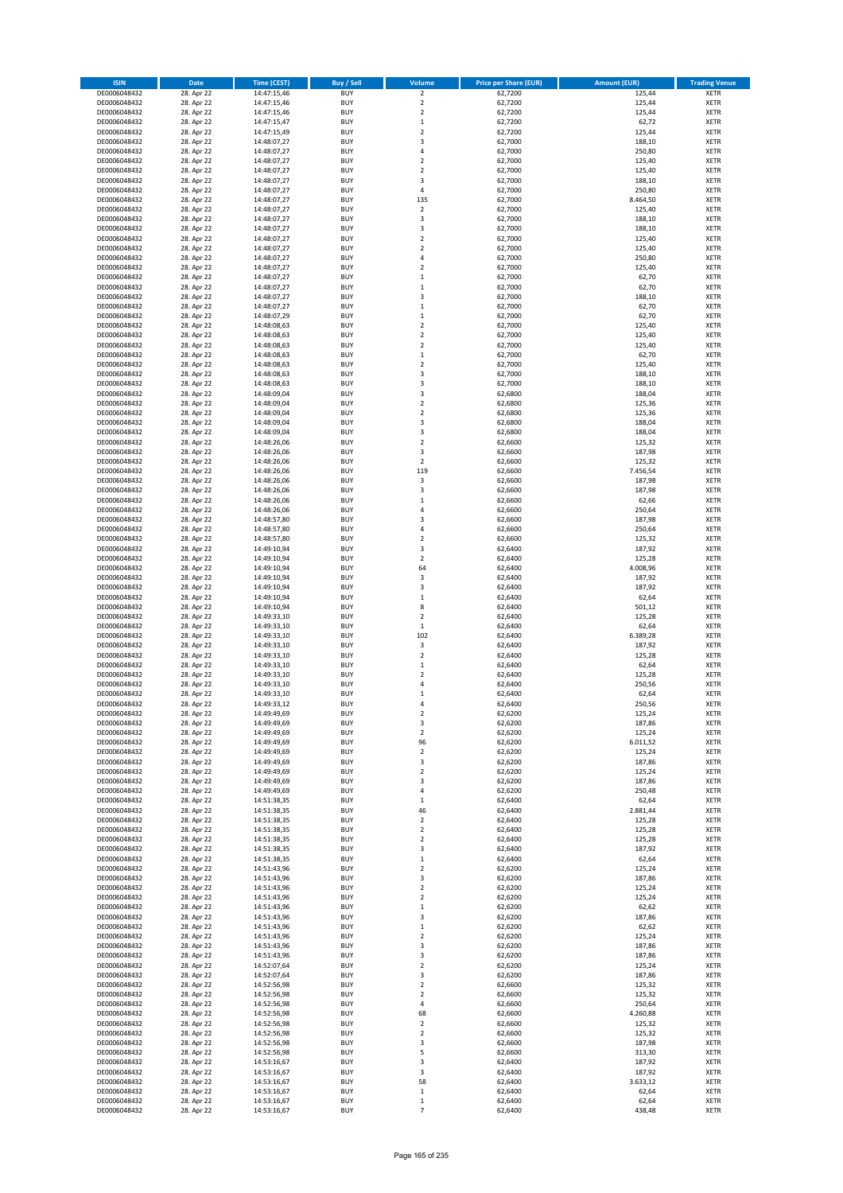| ISIN | Date | Time (CEST) | Buy / Sell | Volume | Price per Share (EUR) | Amount (EUR) | Trading Venue |
|---|---|---|---|---|---|---|---|
| DE0006048432 | 28. Apr 22 | 14:47:15,46 | BUY | 2 | 62,7200 | 125,44 | XETR |
| DE0006048432 | 28. Apr 22 | 14:47:15,46 | BUY | 2 | 62,7200 | 125,44 | XETR |
| DE0006048432 | 28. Apr 22 | 14:47:15,46 | BUY | 2 | 62,7200 | 125,44 | XETR |
| DE0006048432 | 28. Apr 22 | 14:47:15,47 | BUY | 1 | 62,7200 | 62,72 | XETR |
| DE0006048432 | 28. Apr 22 | 14:47:15,49 | BUY | 2 | 62,7200 | 125,44 | XETR |
| DE0006048432 | 28. Apr 22 | 14:48:07,27 | BUY | 3 | 62,7000 | 188,10 | XETR |
| DE0006048432 | 28. Apr 22 | 14:48:07,27 | BUY | 4 | 62,7000 | 250,80 | XETR |
| DE0006048432 | 28. Apr 22 | 14:48:07,27 | BUY | 2 | 62,7000 | 125,40 | XETR |
| DE0006048432 | 28. Apr 22 | 14:48:07,27 | BUY | 2 | 62,7000 | 125,40 | XETR |
| DE0006048432 | 28. Apr 22 | 14:48:07,27 | BUY | 3 | 62,7000 | 188,10 | XETR |
| DE0006048432 | 28. Apr 22 | 14:48:07,27 | BUY | 4 | 62,7000 | 250,80 | XETR |
| DE0006048432 | 28. Apr 22 | 14:48:07,27 | BUY | 135 | 62,7000 | 8.464,50 | XETR |
| DE0006048432 | 28. Apr 22 | 14:48:07,27 | BUY | 2 | 62,7000 | 125,40 | XETR |
| DE0006048432 | 28. Apr 22 | 14:48:07,27 | BUY | 3 | 62,7000 | 188,10 | XETR |
| DE0006048432 | 28. Apr 22 | 14:48:07,27 | BUY | 3 | 62,7000 | 188,10 | XETR |
| DE0006048432 | 28. Apr 22 | 14:48:07,27 | BUY | 2 | 62,7000 | 125,40 | XETR |
| DE0006048432 | 28. Apr 22 | 14:48:07,27 | BUY | 2 | 62,7000 | 125,40 | XETR |
| DE0006048432 | 28. Apr 22 | 14:48:07,27 | BUY | 4 | 62,7000 | 250,80 | XETR |
| DE0006048432 | 28. Apr 22 | 14:48:07,27 | BUY | 2 | 62,7000 | 125,40 | XETR |
| DE0006048432 | 28. Apr 22 | 14:48:07,27 | BUY | 1 | 62,7000 | 62,70 | XETR |
| DE0006048432 | 28. Apr 22 | 14:48:07,27 | BUY | 1 | 62,7000 | 62,70 | XETR |
| DE0006048432 | 28. Apr 22 | 14:48:07,27 | BUY | 3 | 62,7000 | 188,10 | XETR |
| DE0006048432 | 28. Apr 22 | 14:48:07,27 | BUY | 1 | 62,7000 | 62,70 | XETR |
| DE0006048432 | 28. Apr 22 | 14:48:07,29 | BUY | 1 | 62,7000 | 62,70 | XETR |
| DE0006048432 | 28. Apr 22 | 14:48:08,63 | BUY | 2 | 62,7000 | 125,40 | XETR |
| DE0006048432 | 28. Apr 22 | 14:48:08,63 | BUY | 2 | 62,7000 | 125,40 | XETR |
| DE0006048432 | 28. Apr 22 | 14:48:08,63 | BUY | 2 | 62,7000 | 125,40 | XETR |
| DE0006048432 | 28. Apr 22 | 14:48:08,63 | BUY | 1 | 62,7000 | 62,70 | XETR |
| DE0006048432 | 28. Apr 22 | 14:48:08,63 | BUY | 2 | 62,7000 | 125,40 | XETR |
| DE0006048432 | 28. Apr 22 | 14:48:08,63 | BUY | 3 | 62,7000 | 188,10 | XETR |
| DE0006048432 | 28. Apr 22 | 14:48:08,63 | BUY | 3 | 62,7000 | 188,10 | XETR |
| DE0006048432 | 28. Apr 22 | 14:48:09,04 | BUY | 3 | 62,6800 | 188,04 | XETR |
| DE0006048432 | 28. Apr 22 | 14:48:09,04 | BUY | 2 | 62,6800 | 125,36 | XETR |
| DE0006048432 | 28. Apr 22 | 14:48:09,04 | BUY | 2 | 62,6800 | 125,36 | XETR |
| DE0006048432 | 28. Apr 22 | 14:48:09,04 | BUY | 3 | 62,6800 | 188,04 | XETR |
| DE0006048432 | 28. Apr 22 | 14:48:09,04 | BUY | 3 | 62,6800 | 188,04 | XETR |
| DE0006048432 | 28. Apr 22 | 14:48:26,06 | BUY | 2 | 62,6600 | 125,32 | XETR |
| DE0006048432 | 28. Apr 22 | 14:48:26,06 | BUY | 3 | 62,6600 | 187,98 | XETR |
| DE0006048432 | 28. Apr 22 | 14:48:26,06 | BUY | 2 | 62,6600 | 125,32 | XETR |
| DE0006048432 | 28. Apr 22 | 14:48:26,06 | BUY | 119 | 62,6600 | 7.456,54 | XETR |
| DE0006048432 | 28. Apr 22 | 14:48:26,06 | BUY | 3 | 62,6600 | 187,98 | XETR |
| DE0006048432 | 28. Apr 22 | 14:48:26,06 | BUY | 3 | 62,6600 | 187,98 | XETR |
| DE0006048432 | 28. Apr 22 | 14:48:26,06 | BUY | 1 | 62,6600 | 62,66 | XETR |
| DE0006048432 | 28. Apr 22 | 14:48:26,06 | BUY | 4 | 62,6600 | 250,64 | XETR |
| DE0006048432 | 28. Apr 22 | 14:48:57,80 | BUY | 3 | 62,6600 | 187,98 | XETR |
| DE0006048432 | 28. Apr 22 | 14:48:57,80 | BUY | 4 | 62,6600 | 250,64 | XETR |
| DE0006048432 | 28. Apr 22 | 14:48:57,80 | BUY | 2 | 62,6600 | 125,32 | XETR |
| DE0006048432 | 28. Apr 22 | 14:49:10,94 | BUY | 3 | 62,6400 | 187,92 | XETR |
| DE0006048432 | 28. Apr 22 | 14:49:10,94 | BUY | 2 | 62,6400 | 125,28 | XETR |
| DE0006048432 | 28. Apr 22 | 14:49:10,94 | BUY | 64 | 62,6400 | 4.008,96 | XETR |
| DE0006048432 | 28. Apr 22 | 14:49:10,94 | BUY | 3 | 62,6400 | 187,92 | XETR |
| DE0006048432 | 28. Apr 22 | 14:49:10,94 | BUY | 3 | 62,6400 | 187,92 | XETR |
| DE0006048432 | 28. Apr 22 | 14:49:10,94 | BUY | 1 | 62,6400 | 62,64 | XETR |
| DE0006048432 | 28. Apr 22 | 14:49:10,94 | BUY | 8 | 62,6400 | 501,12 | XETR |
| DE0006048432 | 28. Apr 22 | 14:49:33,10 | BUY | 2 | 62,6400 | 125,28 | XETR |
| DE0006048432 | 28. Apr 22 | 14:49:33,10 | BUY | 1 | 62,6400 | 62,64 | XETR |
| DE0006048432 | 28. Apr 22 | 14:49:33,10 | BUY | 102 | 62,6400 | 6.389,28 | XETR |
| DE0006048432 | 28. Apr 22 | 14:49:33,10 | BUY | 3 | 62,6400 | 187,92 | XETR |
| DE0006048432 | 28. Apr 22 | 14:49:33,10 | BUY | 2 | 62,6400 | 125,28 | XETR |
| DE0006048432 | 28. Apr 22 | 14:49:33,10 | BUY | 1 | 62,6400 | 62,64 | XETR |
| DE0006048432 | 28. Apr 22 | 14:49:33,10 | BUY | 2 | 62,6400 | 125,28 | XETR |
| DE0006048432 | 28. Apr 22 | 14:49:33,10 | BUY | 4 | 62,6400 | 250,56 | XETR |
| DE0006048432 | 28. Apr 22 | 14:49:33,10 | BUY | 1 | 62,6400 | 62,64 | XETR |
| DE0006048432 | 28. Apr 22 | 14:49:33,12 | BUY | 4 | 62,6400 | 250,56 | XETR |
| DE0006048432 | 28. Apr 22 | 14:49:49,69 | BUY | 2 | 62,6200 | 125,24 | XETR |
| DE0006048432 | 28. Apr 22 | 14:49:49,69 | BUY | 3 | 62,6200 | 187,86 | XETR |
| DE0006048432 | 28. Apr 22 | 14:49:49,69 | BUY | 2 | 62,6200 | 125,24 | XETR |
| DE0006048432 | 28. Apr 22 | 14:49:49,69 | BUY | 96 | 62,6200 | 6.011,52 | XETR |
| DE0006048432 | 28. Apr 22 | 14:49:49,69 | BUY | 2 | 62,6200 | 125,24 | XETR |
| DE0006048432 | 28. Apr 22 | 14:49:49,69 | BUY | 3 | 62,6200 | 187,86 | XETR |
| DE0006048432 | 28. Apr 22 | 14:49:49,69 | BUY | 2 | 62,6200 | 125,24 | XETR |
| DE0006048432 | 28. Apr 22 | 14:49:49,69 | BUY | 3 | 62,6200 | 187,86 | XETR |
| DE0006048432 | 28. Apr 22 | 14:49:49,69 | BUY | 4 | 62,6200 | 250,48 | XETR |
| DE0006048432 | 28. Apr 22 | 14:51:38,35 | BUY | 1 | 62,6400 | 62,64 | XETR |
| DE0006048432 | 28. Apr 22 | 14:51:38,35 | BUY | 46 | 62,6400 | 2.881,44 | XETR |
| DE0006048432 | 28. Apr 22 | 14:51:38,35 | BUY | 2 | 62,6400 | 125,28 | XETR |
| DE0006048432 | 28. Apr 22 | 14:51:38,35 | BUY | 2 | 62,6400 | 125,28 | XETR |
| DE0006048432 | 28. Apr 22 | 14:51:38,35 | BUY | 2 | 62,6400 | 125,28 | XETR |
| DE0006048432 | 28. Apr 22 | 14:51:38,35 | BUY | 3 | 62,6400 | 187,92 | XETR |
| DE0006048432 | 28. Apr 22 | 14:51:38,35 | BUY | 1 | 62,6400 | 62,64 | XETR |
| DE0006048432 | 28. Apr 22 | 14:51:43,96 | BUY | 2 | 62,6200 | 125,24 | XETR |
| DE0006048432 | 28. Apr 22 | 14:51:43,96 | BUY | 3 | 62,6200 | 187,86 | XETR |
| DE0006048432 | 28. Apr 22 | 14:51:43,96 | BUY | 2 | 62,6200 | 125,24 | XETR |
| DE0006048432 | 28. Apr 22 | 14:51:43,96 | BUY | 2 | 62,6200 | 125,24 | XETR |
| DE0006048432 | 28. Apr 22 | 14:51:43,96 | BUY | 1 | 62,6200 | 62,62 | XETR |
| DE0006048432 | 28. Apr 22 | 14:51:43,96 | BUY | 3 | 62,6200 | 187,86 | XETR |
| DE0006048432 | 28. Apr 22 | 14:51:43,96 | BUY | 1 | 62,6200 | 62,62 | XETR |
| DE0006048432 | 28. Apr 22 | 14:51:43,96 | BUY | 2 | 62,6200 | 125,24 | XETR |
| DE0006048432 | 28. Apr 22 | 14:51:43,96 | BUY | 3 | 62,6200 | 187,86 | XETR |
| DE0006048432 | 28. Apr 22 | 14:51:43,96 | BUY | 3 | 62,6200 | 187,86 | XETR |
| DE0006048432 | 28. Apr 22 | 14:52:07,64 | BUY | 2 | 62,6200 | 125,24 | XETR |
| DE0006048432 | 28. Apr 22 | 14:52:07,64 | BUY | 3 | 62,6200 | 187,86 | XETR |
| DE0006048432 | 28. Apr 22 | 14:52:56,98 | BUY | 2 | 62,6600 | 125,32 | XETR |
| DE0006048432 | 28. Apr 22 | 14:52:56,98 | BUY | 2 | 62,6600 | 125,32 | XETR |
| DE0006048432 | 28. Apr 22 | 14:52:56,98 | BUY | 4 | 62,6600 | 250,64 | XETR |
| DE0006048432 | 28. Apr 22 | 14:52:56,98 | BUY | 68 | 62,6600 | 4.260,88 | XETR |
| DE0006048432 | 28. Apr 22 | 14:52:56,98 | BUY | 2 | 62,6600 | 125,32 | XETR |
| DE0006048432 | 28. Apr 22 | 14:52:56,98 | BUY | 2 | 62,6600 | 125,32 | XETR |
| DE0006048432 | 28. Apr 22 | 14:52:56,98 | BUY | 3 | 62,6600 | 187,98 | XETR |
| DE0006048432 | 28. Apr 22 | 14:52:56,98 | BUY | 5 | 62,6600 | 313,30 | XETR |
| DE0006048432 | 28. Apr 22 | 14:53:16,67 | BUY | 3 | 62,6400 | 187,92 | XETR |
| DE0006048432 | 28. Apr 22 | 14:53:16,67 | BUY | 3 | 62,6400 | 187,92 | XETR |
| DE0006048432 | 28. Apr 22 | 14:53:16,67 | BUY | 58 | 62,6400 | 3.633,12 | XETR |
| DE0006048432 | 28. Apr 22 | 14:53:16,67 | BUY | 1 | 62,6400 | 62,64 | XETR |
| DE0006048432 | 28. Apr 22 | 14:53:16,67 | BUY | 1 | 62,6400 | 62,64 | XETR |
| DE0006048432 | 28. Apr 22 | 14:53:16,67 | BUY | 7 | 62,6400 | 438,48 | XETR |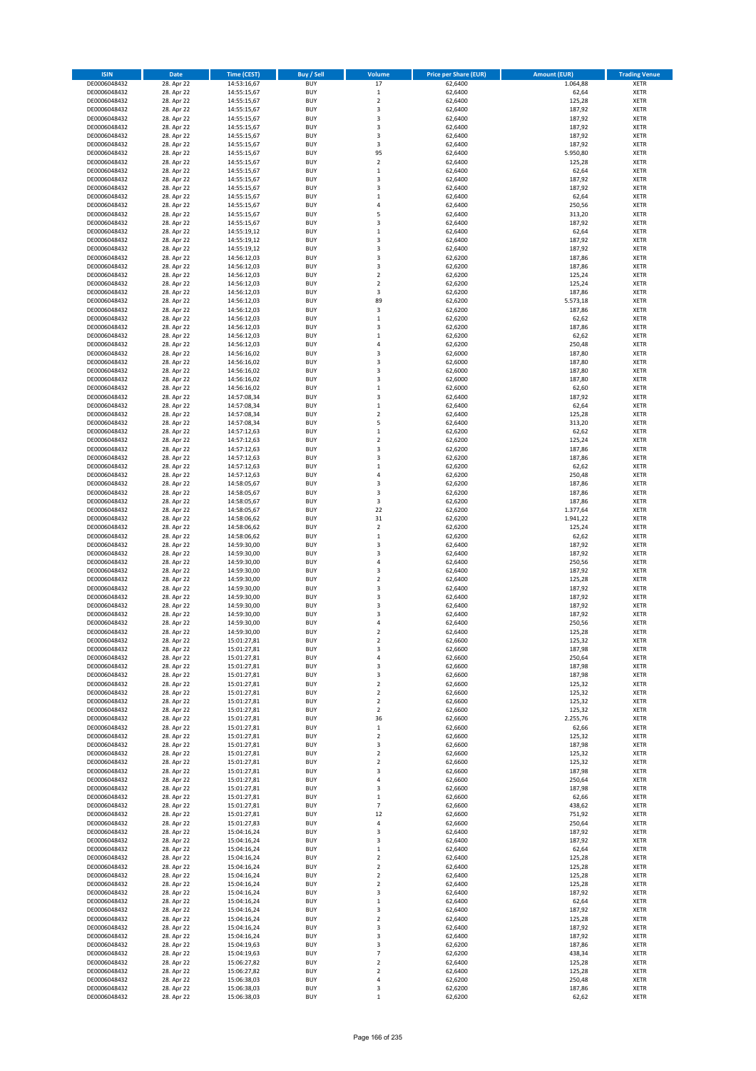| ISIN | Date | Time (CEST) | Buy / Sell | Volume | Price per Share (EUR) | Amount (EUR) | Trading Venue |
|---|---|---|---|---|---|---|---|
| DE0006048432 | 28. Apr 22 | 14:53:16,67 | BUY | 17 | 62,6400 | 1.064,88 | XETR |
| DE0006048432 | 28. Apr 22 | 14:55:15,67 | BUY | 1 | 62,6400 | 62,64 | XETR |
| DE0006048432 | 28. Apr 22 | 14:55:15,67 | BUY | 2 | 62,6400 | 125,28 | XETR |
| DE0006048432 | 28. Apr 22 | 14:55:15,67 | BUY | 3 | 62,6400 | 187,92 | XETR |
| DE0006048432 | 28. Apr 22 | 14:55:15,67 | BUY | 3 | 62,6400 | 187,92 | XETR |
| DE0006048432 | 28. Apr 22 | 14:55:15,67 | BUY | 3 | 62,6400 | 187,92 | XETR |
| DE0006048432 | 28. Apr 22 | 14:55:15,67 | BUY | 3 | 62,6400 | 187,92 | XETR |
| DE0006048432 | 28. Apr 22 | 14:55:15,67 | BUY | 3 | 62,6400 | 187,92 | XETR |
| DE0006048432 | 28. Apr 22 | 14:55:15,67 | BUY | 95 | 62,6400 | 5.950,80 | XETR |
| DE0006048432 | 28. Apr 22 | 14:55:15,67 | BUY | 2 | 62,6400 | 125,28 | XETR |
| DE0006048432 | 28. Apr 22 | 14:55:15,67 | BUY | 1 | 62,6400 | 62,64 | XETR |
| DE0006048432 | 28. Apr 22 | 14:55:15,67 | BUY | 3 | 62,6400 | 187,92 | XETR |
| DE0006048432 | 28. Apr 22 | 14:55:15,67 | BUY | 3 | 62,6400 | 187,92 | XETR |
| DE0006048432 | 28. Apr 22 | 14:55:15,67 | BUY | 1 | 62,6400 | 62,64 | XETR |
| DE0006048432 | 28. Apr 22 | 14:55:15,67 | BUY | 4 | 62,6400 | 250,56 | XETR |
| DE0006048432 | 28. Apr 22 | 14:55:15,67 | BUY | 5 | 62,6400 | 313,20 | XETR |
| DE0006048432 | 28. Apr 22 | 14:55:15,67 | BUY | 3 | 62,6400 | 187,92 | XETR |
| DE0006048432 | 28. Apr 22 | 14:55:19,12 | BUY | 1 | 62,6400 | 62,64 | XETR |
| DE0006048432 | 28. Apr 22 | 14:55:19,12 | BUY | 3 | 62,6400 | 187,92 | XETR |
| DE0006048432 | 28. Apr 22 | 14:55:19,12 | BUY | 3 | 62,6400 | 187,92 | XETR |
| DE0006048432 | 28. Apr 22 | 14:56:12,03 | BUY | 3 | 62,6200 | 187,86 | XETR |
| DE0006048432 | 28. Apr 22 | 14:56:12,03 | BUY | 3 | 62,6200 | 187,86 | XETR |
| DE0006048432 | 28. Apr 22 | 14:56:12,03 | BUY | 2 | 62,6200 | 125,24 | XETR |
| DE0006048432 | 28. Apr 22 | 14:56:12,03 | BUY | 2 | 62,6200 | 125,24 | XETR |
| DE0006048432 | 28. Apr 22 | 14:56:12,03 | BUY | 3 | 62,6200 | 187,86 | XETR |
| DE0006048432 | 28. Apr 22 | 14:56:12,03 | BUY | 89 | 62,6200 | 5.573,18 | XETR |
| DE0006048432 | 28. Apr 22 | 14:56:12,03 | BUY | 3 | 62,6200 | 187,86 | XETR |
| DE0006048432 | 28. Apr 22 | 14:56:12,03 | BUY | 1 | 62,6200 | 62,62 | XETR |
| DE0006048432 | 28. Apr 22 | 14:56:12,03 | BUY | 3 | 62,6200 | 187,86 | XETR |
| DE0006048432 | 28. Apr 22 | 14:56:12,03 | BUY | 1 | 62,6200 | 62,62 | XETR |
| DE0006048432 | 28. Apr 22 | 14:56:12,03 | BUY | 4 | 62,6200 | 250,48 | XETR |
| DE0006048432 | 28. Apr 22 | 14:56:16,02 | BUY | 3 | 62,6000 | 187,80 | XETR |
| DE0006048432 | 28. Apr 22 | 14:56:16,02 | BUY | 3 | 62,6000 | 187,80 | XETR |
| DE0006048432 | 28. Apr 22 | 14:56:16,02 | BUY | 3 | 62,6000 | 187,80 | XETR |
| DE0006048432 | 28. Apr 22 | 14:56:16,02 | BUY | 3 | 62,6000 | 187,80 | XETR |
| DE0006048432 | 28. Apr 22 | 14:56:16,02 | BUY | 1 | 62,6000 | 62,60 | XETR |
| DE0006048432 | 28. Apr 22 | 14:57:08,34 | BUY | 3 | 62,6400 | 187,92 | XETR |
| DE0006048432 | 28. Apr 22 | 14:57:08,34 | BUY | 1 | 62,6400 | 62,64 | XETR |
| DE0006048432 | 28. Apr 22 | 14:57:08,34 | BUY | 2 | 62,6400 | 125,28 | XETR |
| DE0006048432 | 28. Apr 22 | 14:57:08,34 | BUY | 5 | 62,6400 | 313,20 | XETR |
| DE0006048432 | 28. Apr 22 | 14:57:12,63 | BUY | 1 | 62,6200 | 62,62 | XETR |
| DE0006048432 | 28. Apr 22 | 14:57:12,63 | BUY | 2 | 62,6200 | 125,24 | XETR |
| DE0006048432 | 28. Apr 22 | 14:57:12,63 | BUY | 3 | 62,6200 | 187,86 | XETR |
| DE0006048432 | 28. Apr 22 | 14:57:12,63 | BUY | 3 | 62,6200 | 187,86 | XETR |
| DE0006048432 | 28. Apr 22 | 14:57:12,63 | BUY | 1 | 62,6200 | 62,62 | XETR |
| DE0006048432 | 28. Apr 22 | 14:57:12,63 | BUY | 4 | 62,6200 | 250,48 | XETR |
| DE0006048432 | 28. Apr 22 | 14:58:05,67 | BUY | 3 | 62,6200 | 187,86 | XETR |
| DE0006048432 | 28. Apr 22 | 14:58:05,67 | BUY | 3 | 62,6200 | 187,86 | XETR |
| DE0006048432 | 28. Apr 22 | 14:58:05,67 | BUY | 3 | 62,6200 | 187,86 | XETR |
| DE0006048432 | 28. Apr 22 | 14:58:05,67 | BUY | 22 | 62,6200 | 1.377,64 | XETR |
| DE0006048432 | 28. Apr 22 | 14:58:06,62 | BUY | 31 | 62,6200 | 1.941,22 | XETR |
| DE0006048432 | 28. Apr 22 | 14:58:06,62 | BUY | 2 | 62,6200 | 125,24 | XETR |
| DE0006048432 | 28. Apr 22 | 14:58:06,62 | BUY | 1 | 62,6200 | 62,62 | XETR |
| DE0006048432 | 28. Apr 22 | 14:59:30,00 | BUY | 3 | 62,6400 | 187,92 | XETR |
| DE0006048432 | 28. Apr 22 | 14:59:30,00 | BUY | 3 | 62,6400 | 187,92 | XETR |
| DE0006048432 | 28. Apr 22 | 14:59:30,00 | BUY | 4 | 62,6400 | 250,56 | XETR |
| DE0006048432 | 28. Apr 22 | 14:59:30,00 | BUY | 3 | 62,6400 | 187,92 | XETR |
| DE0006048432 | 28. Apr 22 | 14:59:30,00 | BUY | 2 | 62,6400 | 125,28 | XETR |
| DE0006048432 | 28. Apr 22 | 14:59:30,00 | BUY | 3 | 62,6400 | 187,92 | XETR |
| DE0006048432 | 28. Apr 22 | 14:59:30,00 | BUY | 3 | 62,6400 | 187,92 | XETR |
| DE0006048432 | 28. Apr 22 | 14:59:30,00 | BUY | 3 | 62,6400 | 187,92 | XETR |
| DE0006048432 | 28. Apr 22 | 14:59:30,00 | BUY | 3 | 62,6400 | 187,92 | XETR |
| DE0006048432 | 28. Apr 22 | 14:59:30,00 | BUY | 4 | 62,6400 | 250,56 | XETR |
| DE0006048432 | 28. Apr 22 | 14:59:30,00 | BUY | 2 | 62,6400 | 125,28 | XETR |
| DE0006048432 | 28. Apr 22 | 15:01:27,81 | BUY | 2 | 62,6600 | 125,32 | XETR |
| DE0006048432 | 28. Apr 22 | 15:01:27,81 | BUY | 3 | 62,6600 | 187,98 | XETR |
| DE0006048432 | 28. Apr 22 | 15:01:27,81 | BUY | 4 | 62,6600 | 250,64 | XETR |
| DE0006048432 | 28. Apr 22 | 15:01:27,81 | BUY | 3 | 62,6600 | 187,98 | XETR |
| DE0006048432 | 28. Apr 22 | 15:01:27,81 | BUY | 3 | 62,6600 | 187,98 | XETR |
| DE0006048432 | 28. Apr 22 | 15:01:27,81 | BUY | 2 | 62,6600 | 125,32 | XETR |
| DE0006048432 | 28. Apr 22 | 15:01:27,81 | BUY | 2 | 62,6600 | 125,32 | XETR |
| DE0006048432 | 28. Apr 22 | 15:01:27,81 | BUY | 2 | 62,6600 | 125,32 | XETR |
| DE0006048432 | 28. Apr 22 | 15:01:27,81 | BUY | 2 | 62,6600 | 125,32 | XETR |
| DE0006048432 | 28. Apr 22 | 15:01:27,81 | BUY | 36 | 62,6600 | 2.255,76 | XETR |
| DE0006048432 | 28. Apr 22 | 15:01:27,81 | BUY | 1 | 62,6600 | 62,66 | XETR |
| DE0006048432 | 28. Apr 22 | 15:01:27,81 | BUY | 2 | 62,6600 | 125,32 | XETR |
| DE0006048432 | 28. Apr 22 | 15:01:27,81 | BUY | 3 | 62,6600 | 187,98 | XETR |
| DE0006048432 | 28. Apr 22 | 15:01:27,81 | BUY | 2 | 62,6600 | 125,32 | XETR |
| DE0006048432 | 28. Apr 22 | 15:01:27,81 | BUY | 2 | 62,6600 | 125,32 | XETR |
| DE0006048432 | 28. Apr 22 | 15:01:27,81 | BUY | 3 | 62,6600 | 187,98 | XETR |
| DE0006048432 | 28. Apr 22 | 15:01:27,81 | BUY | 4 | 62,6600 | 250,64 | XETR |
| DE0006048432 | 28. Apr 22 | 15:01:27,81 | BUY | 3 | 62,6600 | 187,98 | XETR |
| DE0006048432 | 28. Apr 22 | 15:01:27,81 | BUY | 1 | 62,6600 | 62,66 | XETR |
| DE0006048432 | 28. Apr 22 | 15:01:27,81 | BUY | 7 | 62,6600 | 438,62 | XETR |
| DE0006048432 | 28. Apr 22 | 15:01:27,81 | BUY | 12 | 62,6600 | 751,92 | XETR |
| DE0006048432 | 28. Apr 22 | 15:01:27,83 | BUY | 4 | 62,6600 | 250,64 | XETR |
| DE0006048432 | 28. Apr 22 | 15:04:16,24 | BUY | 3 | 62,6400 | 187,92 | XETR |
| DE0006048432 | 28. Apr 22 | 15:04:16,24 | BUY | 3 | 62,6400 | 187,92 | XETR |
| DE0006048432 | 28. Apr 22 | 15:04:16,24 | BUY | 1 | 62,6400 | 62,64 | XETR |
| DE0006048432 | 28. Apr 22 | 15:04:16,24 | BUY | 2 | 62,6400 | 125,28 | XETR |
| DE0006048432 | 28. Apr 22 | 15:04:16,24 | BUY | 2 | 62,6400 | 125,28 | XETR |
| DE0006048432 | 28. Apr 22 | 15:04:16,24 | BUY | 2 | 62,6400 | 125,28 | XETR |
| DE0006048432 | 28. Apr 22 | 15:04:16,24 | BUY | 2 | 62,6400 | 125,28 | XETR |
| DE0006048432 | 28. Apr 22 | 15:04:16,24 | BUY | 3 | 62,6400 | 187,92 | XETR |
| DE0006048432 | 28. Apr 22 | 15:04:16,24 | BUY | 1 | 62,6400 | 62,64 | XETR |
| DE0006048432 | 28. Apr 22 | 15:04:16,24 | BUY | 3 | 62,6400 | 187,92 | XETR |
| DE0006048432 | 28. Apr 22 | 15:04:16,24 | BUY | 2 | 62,6400 | 125,28 | XETR |
| DE0006048432 | 28. Apr 22 | 15:04:16,24 | BUY | 3 | 62,6400 | 187,92 | XETR |
| DE0006048432 | 28. Apr 22 | 15:04:16,24 | BUY | 3 | 62,6400 | 187,92 | XETR |
| DE0006048432 | 28. Apr 22 | 15:04:19,63 | BUY | 3 | 62,6200 | 187,86 | XETR |
| DE0006048432 | 28. Apr 22 | 15:04:19,63 | BUY | 7 | 62,6200 | 438,34 | XETR |
| DE0006048432 | 28. Apr 22 | 15:06:27,82 | BUY | 2 | 62,6400 | 125,28 | XETR |
| DE0006048432 | 28. Apr 22 | 15:06:27,82 | BUY | 2 | 62,6400 | 125,28 | XETR |
| DE0006048432 | 28. Apr 22 | 15:06:38,03 | BUY | 4 | 62,6200 | 250,48 | XETR |
| DE0006048432 | 28. Apr 22 | 15:06:38,03 | BUY | 3 | 62,6200 | 187,86 | XETR |
| DE0006048432 | 28. Apr 22 | 15:06:38,03 | BUY | 1 | 62,6200 | 62,62 | XETR |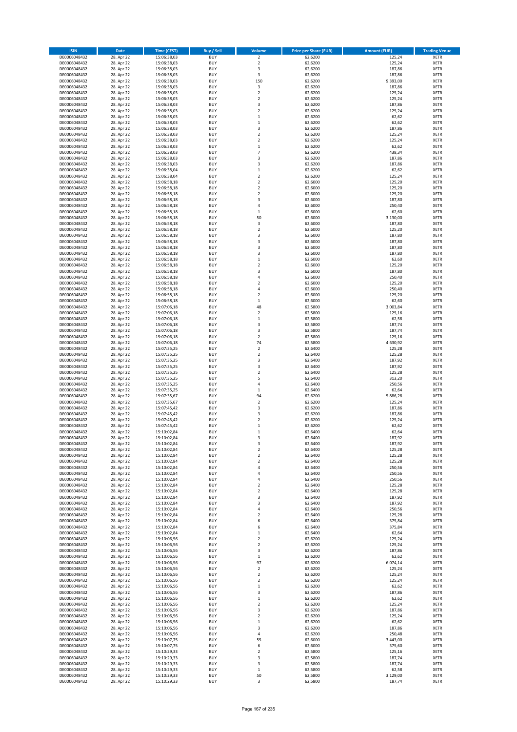| ISIN | Date | Time (CEST) | Buy / Sell | Volume | Price per Share (EUR) | Amount (EUR) | Trading Venue |
|---|---|---|---|---|---|---|---|
| DE0006048432 | 28. Apr 22 | 15:06:38,03 | BUY | 2 | 62,6200 | 125,24 | XETR |
| DE0006048432 | 28. Apr 22 | 15:06:38,03 | BUY | 2 | 62,6200 | 125,24 | XETR |
| DE0006048432 | 28. Apr 22 | 15:06:38,03 | BUY | 3 | 62,6200 | 187,86 | XETR |
| DE0006048432 | 28. Apr 22 | 15:06:38,03 | BUY | 3 | 62,6200 | 187,86 | XETR |
| DE0006048432 | 28. Apr 22 | 15:06:38,03 | BUY | 150 | 62,6200 | 9.393,00 | XETR |
| DE0006048432 | 28. Apr 22 | 15:06:38,03 | BUY | 3 | 62,6200 | 187,86 | XETR |
| DE0006048432 | 28. Apr 22 | 15:06:38,03 | BUY | 2 | 62,6200 | 125,24 | XETR |
| DE0006048432 | 28. Apr 22 | 15:06:38,03 | BUY | 2 | 62,6200 | 125,24 | XETR |
| DE0006048432 | 28. Apr 22 | 15:06:38,03 | BUY | 3 | 62,6200 | 187,86 | XETR |
| DE0006048432 | 28. Apr 22 | 15:06:38,03 | BUY | 2 | 62,6200 | 125,24 | XETR |
| DE0006048432 | 28. Apr 22 | 15:06:38,03 | BUY | 1 | 62,6200 | 62,62 | XETR |
| DE0006048432 | 28. Apr 22 | 15:06:38,03 | BUY | 1 | 62,6200 | 62,62 | XETR |
| DE0006048432 | 28. Apr 22 | 15:06:38,03 | BUY | 3 | 62,6200 | 187,86 | XETR |
| DE0006048432 | 28. Apr 22 | 15:06:38,03 | BUY | 2 | 62,6200 | 125,24 | XETR |
| DE0006048432 | 28. Apr 22 | 15:06:38,03 | BUY | 2 | 62,6200 | 125,24 | XETR |
| DE0006048432 | 28. Apr 22 | 15:06:38,03 | BUY | 1 | 62,6200 | 62,62 | XETR |
| DE0006048432 | 28. Apr 22 | 15:06:38,03 | BUY | 7 | 62,6200 | 438,34 | XETR |
| DE0006048432 | 28. Apr 22 | 15:06:38,03 | BUY | 3 | 62,6200 | 187,86 | XETR |
| DE0006048432 | 28. Apr 22 | 15:06:38,03 | BUY | 3 | 62,6200 | 187,86 | XETR |
| DE0006048432 | 28. Apr 22 | 15:06:38,04 | BUY | 1 | 62,6200 | 62,62 | XETR |
| DE0006048432 | 28. Apr 22 | 15:06:38,04 | BUY | 2 | 62,6200 | 125,24 | XETR |
| DE0006048432 | 28. Apr 22 | 15:06:58,18 | BUY | 2 | 62,6000 | 125,20 | XETR |
| DE0006048432 | 28. Apr 22 | 15:06:58,18 | BUY | 2 | 62,6000 | 125,20 | XETR |
| DE0006048432 | 28. Apr 22 | 15:06:58,18 | BUY | 2 | 62,6000 | 125,20 | XETR |
| DE0006048432 | 28. Apr 22 | 15:06:58,18 | BUY | 3 | 62,6000 | 187,80 | XETR |
| DE0006048432 | 28. Apr 22 | 15:06:58,18 | BUY | 4 | 62,6000 | 250,40 | XETR |
| DE0006048432 | 28. Apr 22 | 15:06:58,18 | BUY | 1 | 62,6000 | 62,60 | XETR |
| DE0006048432 | 28. Apr 22 | 15:06:58,18 | BUY | 50 | 62,6000 | 3.130,00 | XETR |
| DE0006048432 | 28. Apr 22 | 15:06:58,18 | BUY | 3 | 62,6000 | 187,80 | XETR |
| DE0006048432 | 28. Apr 22 | 15:06:58,18 | BUY | 2 | 62,6000 | 125,20 | XETR |
| DE0006048432 | 28. Apr 22 | 15:06:58,18 | BUY | 3 | 62,6000 | 187,80 | XETR |
| DE0006048432 | 28. Apr 22 | 15:06:58,18 | BUY | 3 | 62,6000 | 187,80 | XETR |
| DE0006048432 | 28. Apr 22 | 15:06:58,18 | BUY | 3 | 62,6000 | 187,80 | XETR |
| DE0006048432 | 28. Apr 22 | 15:06:58,18 | BUY | 3 | 62,6000 | 187,80 | XETR |
| DE0006048432 | 28. Apr 22 | 15:06:58,18 | BUY | 1 | 62,6000 | 62,60 | XETR |
| DE0006048432 | 28. Apr 22 | 15:06:58,18 | BUY | 2 | 62,6000 | 125,20 | XETR |
| DE0006048432 | 28. Apr 22 | 15:06:58,18 | BUY | 3 | 62,6000 | 187,80 | XETR |
| DE0006048432 | 28. Apr 22 | 15:06:58,18 | BUY | 4 | 62,6000 | 250,40 | XETR |
| DE0006048432 | 28. Apr 22 | 15:06:58,18 | BUY | 2 | 62,6000 | 125,20 | XETR |
| DE0006048432 | 28. Apr 22 | 15:06:58,18 | BUY | 4 | 62,6000 | 250,40 | XETR |
| DE0006048432 | 28. Apr 22 | 15:06:58,18 | BUY | 2 | 62,6000 | 125,20 | XETR |
| DE0006048432 | 28. Apr 22 | 15:06:58,18 | BUY | 1 | 62,6000 | 62,60 | XETR |
| DE0006048432 | 28. Apr 22 | 15:07:06,18 | BUY | 48 | 62,5800 | 3.003,84 | XETR |
| DE0006048432 | 28. Apr 22 | 15:07:06,18 | BUY | 2 | 62,5800 | 125,16 | XETR |
| DE0006048432 | 28. Apr 22 | 15:07:06,18 | BUY | 1 | 62,5800 | 62,58 | XETR |
| DE0006048432 | 28. Apr 22 | 15:07:06,18 | BUY | 3 | 62,5800 | 187,74 | XETR |
| DE0006048432 | 28. Apr 22 | 15:07:06,18 | BUY | 3 | 62,5800 | 187,74 | XETR |
| DE0006048432 | 28. Apr 22 | 15:07:06,18 | BUY | 2 | 62,5800 | 125,16 | XETR |
| DE0006048432 | 28. Apr 22 | 15:07:06,18 | BUY | 74 | 62,5800 | 4.630,92 | XETR |
| DE0006048432 | 28. Apr 22 | 15:07:35,25 | BUY | 2 | 62,6400 | 125,28 | XETR |
| DE0006048432 | 28. Apr 22 | 15:07:35,25 | BUY | 2 | 62,6400 | 125,28 | XETR |
| DE0006048432 | 28. Apr 22 | 15:07:35,25 | BUY | 3 | 62,6400 | 187,92 | XETR |
| DE0006048432 | 28. Apr 22 | 15:07:35,25 | BUY | 3 | 62,6400 | 187,92 | XETR |
| DE0006048432 | 28. Apr 22 | 15:07:35,25 | BUY | 2 | 62,6400 | 125,28 | XETR |
| DE0006048432 | 28. Apr 22 | 15:07:35,25 | BUY | 5 | 62,6400 | 313,20 | XETR |
| DE0006048432 | 28. Apr 22 | 15:07:35,25 | BUY | 4 | 62,6400 | 250,56 | XETR |
| DE0006048432 | 28. Apr 22 | 15:07:35,25 | BUY | 1 | 62,6400 | 62,64 | XETR |
| DE0006048432 | 28. Apr 22 | 15:07:35,67 | BUY | 94 | 62,6200 | 5.886,28 | XETR |
| DE0006048432 | 28. Apr 22 | 15:07:35,67 | BUY | 2 | 62,6200 | 125,24 | XETR |
| DE0006048432 | 28. Apr 22 | 15:07:45,42 | BUY | 3 | 62,6200 | 187,86 | XETR |
| DE0006048432 | 28. Apr 22 | 15:07:45,42 | BUY | 3 | 62,6200 | 187,86 | XETR |
| DE0006048432 | 28. Apr 22 | 15:07:45,42 | BUY | 2 | 62,6200 | 125,24 | XETR |
| DE0006048432 | 28. Apr 22 | 15:07:45,42 | BUY | 1 | 62,6200 | 62,62 | XETR |
| DE0006048432 | 28. Apr 22 | 15:10:02,84 | BUY | 1 | 62,6400 | 62,64 | XETR |
| DE0006048432 | 28. Apr 22 | 15:10:02,84 | BUY | 3 | 62,6400 | 187,92 | XETR |
| DE0006048432 | 28. Apr 22 | 15:10:02,84 | BUY | 3 | 62,6400 | 187,92 | XETR |
| DE0006048432 | 28. Apr 22 | 15:10:02,84 | BUY | 2 | 62,6400 | 125,28 | XETR |
| DE0006048432 | 28. Apr 22 | 15:10:02,84 | BUY | 2 | 62,6400 | 125,28 | XETR |
| DE0006048432 | 28. Apr 22 | 15:10:02,84 | BUY | 2 | 62,6400 | 125,28 | XETR |
| DE0006048432 | 28. Apr 22 | 15:10:02,84 | BUY | 4 | 62,6400 | 250,56 | XETR |
| DE0006048432 | 28. Apr 22 | 15:10:02,84 | BUY | 4 | 62,6400 | 250,56 | XETR |
| DE0006048432 | 28. Apr 22 | 15:10:02,84 | BUY | 4 | 62,6400 | 250,56 | XETR |
| DE0006048432 | 28. Apr 22 | 15:10:02,84 | BUY | 2 | 62,6400 | 125,28 | XETR |
| DE0006048432 | 28. Apr 22 | 15:10:02,84 | BUY | 2 | 62,6400 | 125,28 | XETR |
| DE0006048432 | 28. Apr 22 | 15:10:02,84 | BUY | 3 | 62,6400 | 187,92 | XETR |
| DE0006048432 | 28. Apr 22 | 15:10:02,84 | BUY | 3 | 62,6400 | 187,92 | XETR |
| DE0006048432 | 28. Apr 22 | 15:10:02,84 | BUY | 4 | 62,6400 | 250,56 | XETR |
| DE0006048432 | 28. Apr 22 | 15:10:02,84 | BUY | 2 | 62,6400 | 125,28 | XETR |
| DE0006048432 | 28. Apr 22 | 15:10:02,84 | BUY | 6 | 62,6400 | 375,84 | XETR |
| DE0006048432 | 28. Apr 22 | 15:10:02,84 | BUY | 6 | 62,6400 | 375,84 | XETR |
| DE0006048432 | 28. Apr 22 | 15:10:02,84 | BUY | 1 | 62,6400 | 62,64 | XETR |
| DE0006048432 | 28. Apr 22 | 15:10:06,56 | BUY | 2 | 62,6200 | 125,24 | XETR |
| DE0006048432 | 28. Apr 22 | 15:10:06,56 | BUY | 2 | 62,6200 | 125,24 | XETR |
| DE0006048432 | 28. Apr 22 | 15:10:06,56 | BUY | 3 | 62,6200 | 187,86 | XETR |
| DE0006048432 | 28. Apr 22 | 15:10:06,56 | BUY | 1 | 62,6200 | 62,62 | XETR |
| DE0006048432 | 28. Apr 22 | 15:10:06,56 | BUY | 97 | 62,6200 | 6.074,14 | XETR |
| DE0006048432 | 28. Apr 22 | 15:10:06,56 | BUY | 2 | 62,6200 | 125,24 | XETR |
| DE0006048432 | 28. Apr 22 | 15:10:06,56 | BUY | 2 | 62,6200 | 125,24 | XETR |
| DE0006048432 | 28. Apr 22 | 15:10:06,56 | BUY | 2 | 62,6200 | 125,24 | XETR |
| DE0006048432 | 28. Apr 22 | 15:10:06,56 | BUY | 1 | 62,6200 | 62,62 | XETR |
| DE0006048432 | 28. Apr 22 | 15:10:06,56 | BUY | 3 | 62,6200 | 187,86 | XETR |
| DE0006048432 | 28. Apr 22 | 15:10:06,56 | BUY | 1 | 62,6200 | 62,62 | XETR |
| DE0006048432 | 28. Apr 22 | 15:10:06,56 | BUY | 2 | 62,6200 | 125,24 | XETR |
| DE0006048432 | 28. Apr 22 | 15:10:06,56 | BUY | 3 | 62,6200 | 187,86 | XETR |
| DE0006048432 | 28. Apr 22 | 15:10:06,56 | BUY | 2 | 62,6200 | 125,24 | XETR |
| DE0006048432 | 28. Apr 22 | 15:10:06,56 | BUY | 1 | 62,6200 | 62,62 | XETR |
| DE0006048432 | 28. Apr 22 | 15:10:06,56 | BUY | 3 | 62,6200 | 187,86 | XETR |
| DE0006048432 | 28. Apr 22 | 15:10:06,56 | BUY | 4 | 62,6200 | 250,48 | XETR |
| DE0006048432 | 28. Apr 22 | 15:10:07,75 | BUY | 55 | 62,6000 | 3.443,00 | XETR |
| DE0006048432 | 28. Apr 22 | 15:10:07,75 | BUY | 6 | 62,6000 | 375,60 | XETR |
| DE0006048432 | 28. Apr 22 | 15:10:29,33 | BUY | 2 | 62,5800 | 125,16 | XETR |
| DE0006048432 | 28. Apr 22 | 15:10:29,33 | BUY | 3 | 62,5800 | 187,74 | XETR |
| DE0006048432 | 28. Apr 22 | 15:10:29,33 | BUY | 3 | 62,5800 | 187,74 | XETR |
| DE0006048432 | 28. Apr 22 | 15:10:29,33 | BUY | 1 | 62,5800 | 62,58 | XETR |
| DE0006048432 | 28. Apr 22 | 15:10:29,33 | BUY | 50 | 62,5800 | 3.129,00 | XETR |
| DE0006048432 | 28. Apr 22 | 15:10:29,33 | BUY | 3 | 62,5800 | 187,74 | XETR |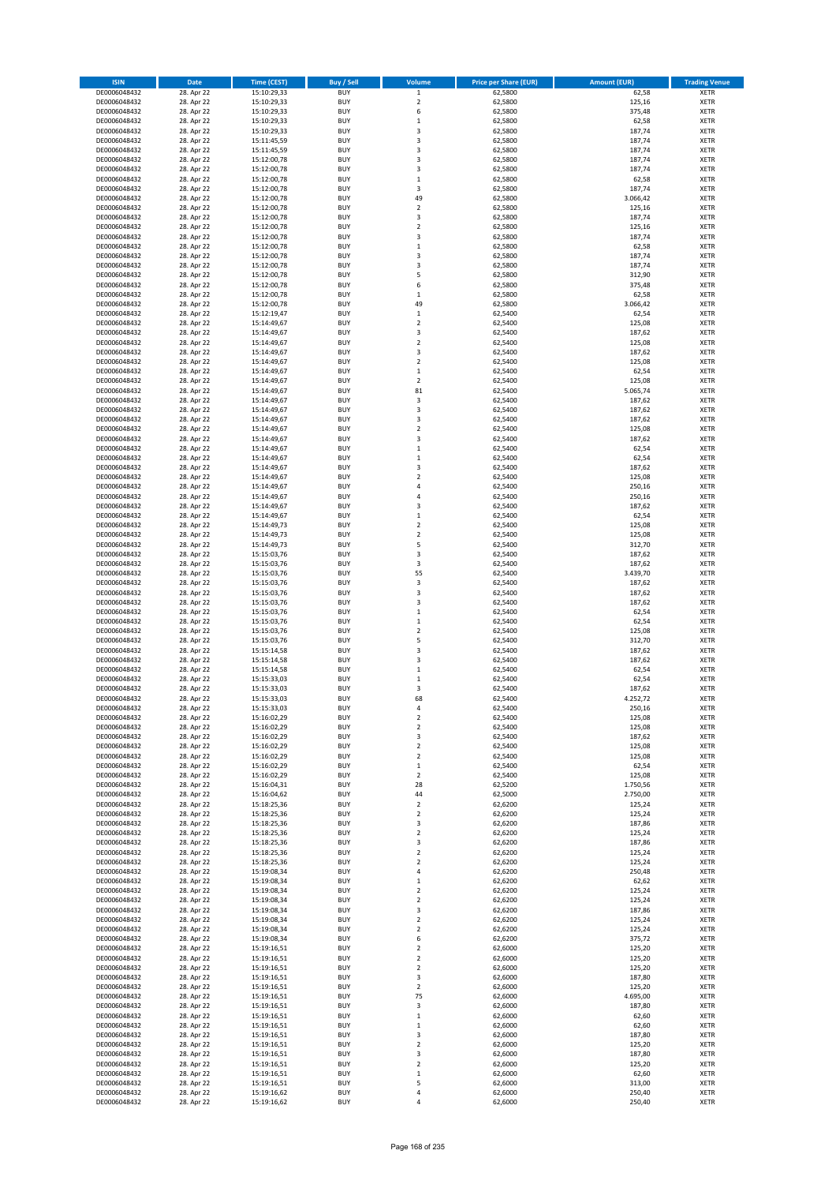| ISIN | Date | Time (CEST) | Buy / Sell | Volume | Price per Share (EUR) | Amount (EUR) | Trading Venue |
|---|---|---|---|---|---|---|---|
| DE0006048432 | 28. Apr 22 | 15:10:29,33 | BUY | 1 | 62,5800 | 62,58 | XETR |
| DE0006048432 | 28. Apr 22 | 15:10:29,33 | BUY | 2 | 62,5800 | 125,16 | XETR |
| DE0006048432 | 28. Apr 22 | 15:10:29,33 | BUY | 6 | 62,5800 | 375,48 | XETR |
| DE0006048432 | 28. Apr 22 | 15:10:29,33 | BUY | 1 | 62,5800 | 62,58 | XETR |
| DE0006048432 | 28. Apr 22 | 15:10:29,33 | BUY | 3 | 62,5800 | 187,74 | XETR |
| DE0006048432 | 28. Apr 22 | 15:11:45,59 | BUY | 3 | 62,5800 | 187,74 | XETR |
| DE0006048432 | 28. Apr 22 | 15:11:45,59 | BUY | 3 | 62,5800 | 187,74 | XETR |
| DE0006048432 | 28. Apr 22 | 15:12:00,78 | BUY | 3 | 62,5800 | 187,74 | XETR |
| DE0006048432 | 28. Apr 22 | 15:12:00,78 | BUY | 3 | 62,5800 | 187,74 | XETR |
| DE0006048432 | 28. Apr 22 | 15:12:00,78 | BUY | 1 | 62,5800 | 62,58 | XETR |
| DE0006048432 | 28. Apr 22 | 15:12:00,78 | BUY | 3 | 62,5800 | 187,74 | XETR |
| DE0006048432 | 28. Apr 22 | 15:12:00,78 | BUY | 49 | 62,5800 | 3.066,42 | XETR |
| DE0006048432 | 28. Apr 22 | 15:12:00,78 | BUY | 2 | 62,5800 | 125,16 | XETR |
| DE0006048432 | 28. Apr 22 | 15:12:00,78 | BUY | 3 | 62,5800 | 187,74 | XETR |
| DE0006048432 | 28. Apr 22 | 15:12:00,78 | BUY | 2 | 62,5800 | 125,16 | XETR |
| DE0006048432 | 28. Apr 22 | 15:12:00,78 | BUY | 3 | 62,5800 | 187,74 | XETR |
| DE0006048432 | 28. Apr 22 | 15:12:00,78 | BUY | 1 | 62,5800 | 62,58 | XETR |
| DE0006048432 | 28. Apr 22 | 15:12:00,78 | BUY | 3 | 62,5800 | 187,74 | XETR |
| DE0006048432 | 28. Apr 22 | 15:12:00,78 | BUY | 3 | 62,5800 | 187,74 | XETR |
| DE0006048432 | 28. Apr 22 | 15:12:00,78 | BUY | 5 | 62,5800 | 312,90 | XETR |
| DE0006048432 | 28. Apr 22 | 15:12:00,78 | BUY | 6 | 62,5800 | 375,48 | XETR |
| DE0006048432 | 28. Apr 22 | 15:12:00,78 | BUY | 1 | 62,5800 | 62,58 | XETR |
| DE0006048432 | 28. Apr 22 | 15:12:00,78 | BUY | 49 | 62,5800 | 3.066,42 | XETR |
| DE0006048432 | 28. Apr 22 | 15:12:19,47 | BUY | 1 | 62,5400 | 62,54 | XETR |
| DE0006048432 | 28. Apr 22 | 15:14:49,67 | BUY | 2 | 62,5400 | 125,08 | XETR |
| DE0006048432 | 28. Apr 22 | 15:14:49,67 | BUY | 3 | 62,5400 | 187,62 | XETR |
| DE0006048432 | 28. Apr 22 | 15:14:49,67 | BUY | 2 | 62,5400 | 125,08 | XETR |
| DE0006048432 | 28. Apr 22 | 15:14:49,67 | BUY | 3 | 62,5400 | 187,62 | XETR |
| DE0006048432 | 28. Apr 22 | 15:14:49,67 | BUY | 2 | 62,5400 | 125,08 | XETR |
| DE0006048432 | 28. Apr 22 | 15:14:49,67 | BUY | 1 | 62,5400 | 62,54 | XETR |
| DE0006048432 | 28. Apr 22 | 15:14:49,67 | BUY | 2 | 62,5400 | 125,08 | XETR |
| DE0006048432 | 28. Apr 22 | 15:14:49,67 | BUY | 81 | 62,5400 | 5.065,74 | XETR |
| DE0006048432 | 28. Apr 22 | 15:14:49,67 | BUY | 3 | 62,5400 | 187,62 | XETR |
| DE0006048432 | 28. Apr 22 | 15:14:49,67 | BUY | 3 | 62,5400 | 187,62 | XETR |
| DE0006048432 | 28. Apr 22 | 15:14:49,67 | BUY | 3 | 62,5400 | 187,62 | XETR |
| DE0006048432 | 28. Apr 22 | 15:14:49,67 | BUY | 2 | 62,5400 | 125,08 | XETR |
| DE0006048432 | 28. Apr 22 | 15:14:49,67 | BUY | 3 | 62,5400 | 187,62 | XETR |
| DE0006048432 | 28. Apr 22 | 15:14:49,67 | BUY | 1 | 62,5400 | 62,54 | XETR |
| DE0006048432 | 28. Apr 22 | 15:14:49,67 | BUY | 1 | 62,5400 | 62,54 | XETR |
| DE0006048432 | 28. Apr 22 | 15:14:49,67 | BUY | 3 | 62,5400 | 187,62 | XETR |
| DE0006048432 | 28. Apr 22 | 15:14:49,67 | BUY | 2 | 62,5400 | 125,08 | XETR |
| DE0006048432 | 28. Apr 22 | 15:14:49,67 | BUY | 4 | 62,5400 | 250,16 | XETR |
| DE0006048432 | 28. Apr 22 | 15:14:49,67 | BUY | 4 | 62,5400 | 250,16 | XETR |
| DE0006048432 | 28. Apr 22 | 15:14:49,67 | BUY | 3 | 62,5400 | 187,62 | XETR |
| DE0006048432 | 28. Apr 22 | 15:14:49,67 | BUY | 1 | 62,5400 | 62,54 | XETR |
| DE0006048432 | 28. Apr 22 | 15:14:49,73 | BUY | 2 | 62,5400 | 125,08 | XETR |
| DE0006048432 | 28. Apr 22 | 15:14:49,73 | BUY | 2 | 62,5400 | 125,08 | XETR |
| DE0006048432 | 28. Apr 22 | 15:14:49,73 | BUY | 5 | 62,5400 | 312,70 | XETR |
| DE0006048432 | 28. Apr 22 | 15:15:03,76 | BUY | 3 | 62,5400 | 187,62 | XETR |
| DE0006048432 | 28. Apr 22 | 15:15:03,76 | BUY | 3 | 62,5400 | 187,62 | XETR |
| DE0006048432 | 28. Apr 22 | 15:15:03,76 | BUY | 55 | 62,5400 | 3.439,70 | XETR |
| DE0006048432 | 28. Apr 22 | 15:15:03,76 | BUY | 3 | 62,5400 | 187,62 | XETR |
| DE0006048432 | 28. Apr 22 | 15:15:03,76 | BUY | 3 | 62,5400 | 187,62 | XETR |
| DE0006048432 | 28. Apr 22 | 15:15:03,76 | BUY | 3 | 62,5400 | 187,62 | XETR |
| DE0006048432 | 28. Apr 22 | 15:15:03,76 | BUY | 1 | 62,5400 | 62,54 | XETR |
| DE0006048432 | 28. Apr 22 | 15:15:03,76 | BUY | 1 | 62,5400 | 62,54 | XETR |
| DE0006048432 | 28. Apr 22 | 15:15:03,76 | BUY | 2 | 62,5400 | 125,08 | XETR |
| DE0006048432 | 28. Apr 22 | 15:15:03,76 | BUY | 5 | 62,5400 | 312,70 | XETR |
| DE0006048432 | 28. Apr 22 | 15:15:14,58 | BUY | 3 | 62,5400 | 187,62 | XETR |
| DE0006048432 | 28. Apr 22 | 15:15:14,58 | BUY | 3 | 62,5400 | 187,62 | XETR |
| DE0006048432 | 28. Apr 22 | 15:15:14,58 | BUY | 1 | 62,5400 | 62,54 | XETR |
| DE0006048432 | 28. Apr 22 | 15:15:33,03 | BUY | 1 | 62,5400 | 62,54 | XETR |
| DE0006048432 | 28. Apr 22 | 15:15:33,03 | BUY | 3 | 62,5400 | 187,62 | XETR |
| DE0006048432 | 28. Apr 22 | 15:15:33,03 | BUY | 68 | 62,5400 | 4.252,72 | XETR |
| DE0006048432 | 28. Apr 22 | 15:15:33,03 | BUY | 4 | 62,5400 | 250,16 | XETR |
| DE0006048432 | 28. Apr 22 | 15:16:02,29 | BUY | 2 | 62,5400 | 125,08 | XETR |
| DE0006048432 | 28. Apr 22 | 15:16:02,29 | BUY | 2 | 62,5400 | 125,08 | XETR |
| DE0006048432 | 28. Apr 22 | 15:16:02,29 | BUY | 3 | 62,5400 | 187,62 | XETR |
| DE0006048432 | 28. Apr 22 | 15:16:02,29 | BUY | 2 | 62,5400 | 125,08 | XETR |
| DE0006048432 | 28. Apr 22 | 15:16:02,29 | BUY | 2 | 62,5400 | 125,08 | XETR |
| DE0006048432 | 28. Apr 22 | 15:16:02,29 | BUY | 1 | 62,5400 | 62,54 | XETR |
| DE0006048432 | 28. Apr 22 | 15:16:02,29 | BUY | 2 | 62,5400 | 125,08 | XETR |
| DE0006048432 | 28. Apr 22 | 15:16:04,31 | BUY | 28 | 62,5200 | 1.750,56 | XETR |
| DE0006048432 | 28. Apr 22 | 15:16:04,62 | BUY | 44 | 62,5000 | 2.750,00 | XETR |
| DE0006048432 | 28. Apr 22 | 15:18:25,36 | BUY | 2 | 62,6200 | 125,24 | XETR |
| DE0006048432 | 28. Apr 22 | 15:18:25,36 | BUY | 2 | 62,6200 | 125,24 | XETR |
| DE0006048432 | 28. Apr 22 | 15:18:25,36 | BUY | 3 | 62,6200 | 187,86 | XETR |
| DE0006048432 | 28. Apr 22 | 15:18:25,36 | BUY | 2 | 62,6200 | 125,24 | XETR |
| DE0006048432 | 28. Apr 22 | 15:18:25,36 | BUY | 3 | 62,6200 | 187,86 | XETR |
| DE0006048432 | 28. Apr 22 | 15:18:25,36 | BUY | 2 | 62,6200 | 125,24 | XETR |
| DE0006048432 | 28. Apr 22 | 15:18:25,36 | BUY | 2 | 62,6200 | 125,24 | XETR |
| DE0006048432 | 28. Apr 22 | 15:19:08,34 | BUY | 4 | 62,6200 | 250,48 | XETR |
| DE0006048432 | 28. Apr 22 | 15:19:08,34 | BUY | 1 | 62,6200 | 62,62 | XETR |
| DE0006048432 | 28. Apr 22 | 15:19:08,34 | BUY | 2 | 62,6200 | 125,24 | XETR |
| DE0006048432 | 28. Apr 22 | 15:19:08,34 | BUY | 2 | 62,6200 | 125,24 | XETR |
| DE0006048432 | 28. Apr 22 | 15:19:08,34 | BUY | 3 | 62,6200 | 187,86 | XETR |
| DE0006048432 | 28. Apr 22 | 15:19:08,34 | BUY | 2 | 62,6200 | 125,24 | XETR |
| DE0006048432 | 28. Apr 22 | 15:19:08,34 | BUY | 2 | 62,6200 | 125,24 | XETR |
| DE0006048432 | 28. Apr 22 | 15:19:08,34 | BUY | 6 | 62,6200 | 375,72 | XETR |
| DE0006048432 | 28. Apr 22 | 15:19:16,51 | BUY | 2 | 62,6000 | 125,20 | XETR |
| DE0006048432 | 28. Apr 22 | 15:19:16,51 | BUY | 2 | 62,6000 | 125,20 | XETR |
| DE0006048432 | 28. Apr 22 | 15:19:16,51 | BUY | 2 | 62,6000 | 125,20 | XETR |
| DE0006048432 | 28. Apr 22 | 15:19:16,51 | BUY | 3 | 62,6000 | 187,80 | XETR |
| DE0006048432 | 28. Apr 22 | 15:19:16,51 | BUY | 2 | 62,6000 | 125,20 | XETR |
| DE0006048432 | 28. Apr 22 | 15:19:16,51 | BUY | 75 | 62,6000 | 4.695,00 | XETR |
| DE0006048432 | 28. Apr 22 | 15:19:16,51 | BUY | 3 | 62,6000 | 187,80 | XETR |
| DE0006048432 | 28. Apr 22 | 15:19:16,51 | BUY | 1 | 62,6000 | 62,60 | XETR |
| DE0006048432 | 28. Apr 22 | 15:19:16,51 | BUY | 1 | 62,6000 | 62,60 | XETR |
| DE0006048432 | 28. Apr 22 | 15:19:16,51 | BUY | 3 | 62,6000 | 187,80 | XETR |
| DE0006048432 | 28. Apr 22 | 15:19:16,51 | BUY | 2 | 62,6000 | 125,20 | XETR |
| DE0006048432 | 28. Apr 22 | 15:19:16,51 | BUY | 3 | 62,6000 | 187,80 | XETR |
| DE0006048432 | 28. Apr 22 | 15:19:16,51 | BUY | 2 | 62,6000 | 125,20 | XETR |
| DE0006048432 | 28. Apr 22 | 15:19:16,51 | BUY | 1 | 62,6000 | 62,60 | XETR |
| DE0006048432 | 28. Apr 22 | 15:19:16,51 | BUY | 5 | 62,6000 | 313,00 | XETR |
| DE0006048432 | 28. Apr 22 | 15:19:16,62 | BUY | 4 | 62,6000 | 250,40 | XETR |
| DE0006048432 | 28. Apr 22 | 15:19:16,62 | BUY | 4 | 62,6000 | 250,40 | XETR |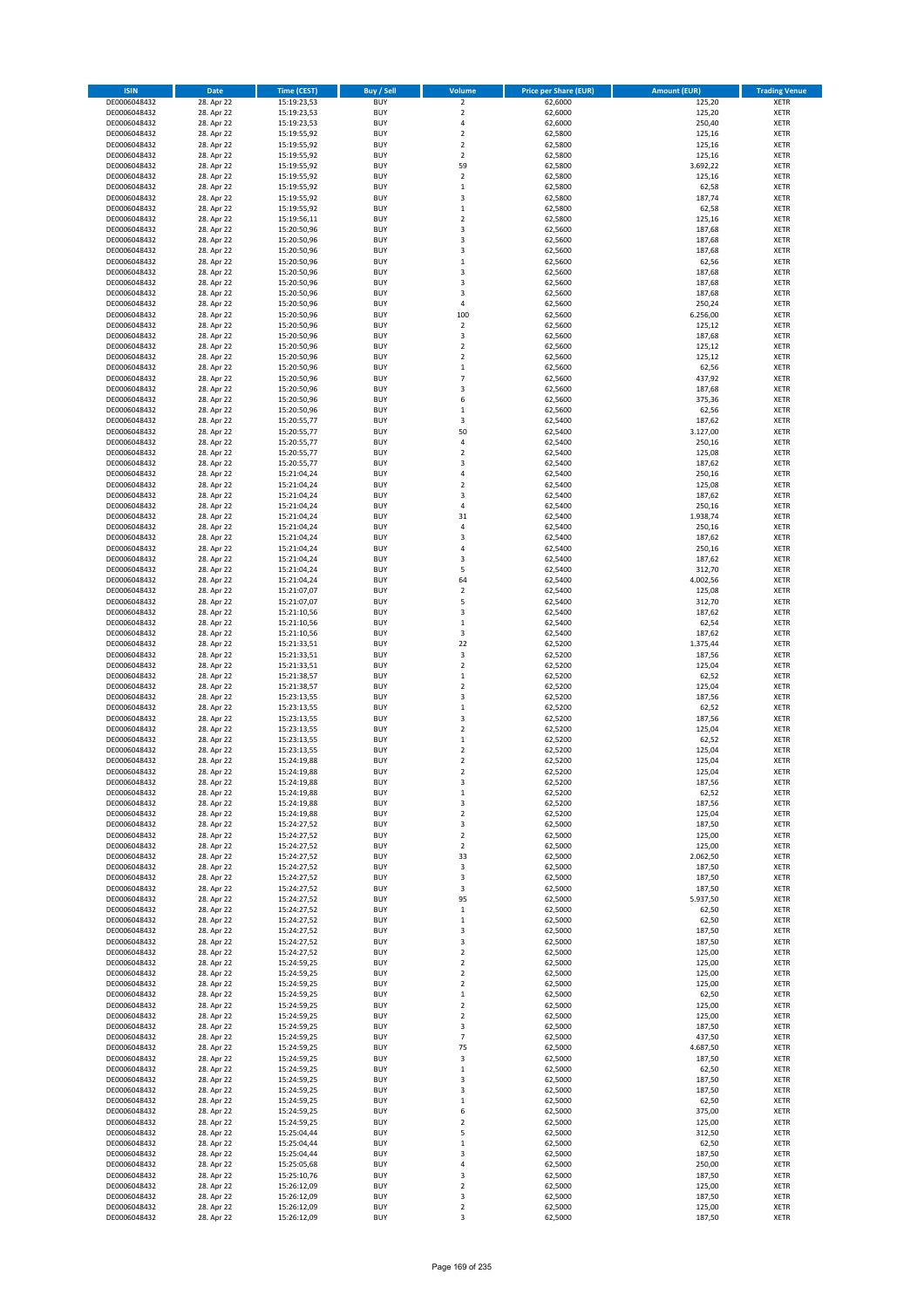| ISIN | Date | Time (CEST) | Buy / Sell | Volume | Price per Share (EUR) | Amount (EUR) | Trading Venue |
|---|---|---|---|---|---|---|---|
| DE0006048432 | 28. Apr 22 | 15:19:23,53 | BUY | 2 | 62,6000 | 125,20 | XETR |
| DE0006048432 | 28. Apr 22 | 15:19:23,53 | BUY | 2 | 62,6000 | 125,20 | XETR |
| DE0006048432 | 28. Apr 22 | 15:19:23,53 | BUY | 4 | 62,6000 | 250,40 | XETR |
| DE0006048432 | 28. Apr 22 | 15:19:55,92 | BUY | 2 | 62,5800 | 125,16 | XETR |
| DE0006048432 | 28. Apr 22 | 15:19:55,92 | BUY | 2 | 62,5800 | 125,16 | XETR |
| DE0006048432 | 28. Apr 22 | 15:19:55,92 | BUY | 2 | 62,5800 | 125,16 | XETR |
| DE0006048432 | 28. Apr 22 | 15:19:55,92 | BUY | 59 | 62,5800 | 3.692,22 | XETR |
| DE0006048432 | 28. Apr 22 | 15:19:55,92 | BUY | 2 | 62,5800 | 125,16 | XETR |
| DE0006048432 | 28. Apr 22 | 15:19:55,92 | BUY | 1 | 62,5800 | 62,58 | XETR |
| DE0006048432 | 28. Apr 22 | 15:19:55,92 | BUY | 3 | 62,5800 | 187,74 | XETR |
| DE0006048432 | 28. Apr 22 | 15:19:55,92 | BUY | 1 | 62,5800 | 62,58 | XETR |
| DE0006048432 | 28. Apr 22 | 15:19:56,11 | BUY | 2 | 62,5800 | 125,16 | XETR |
| DE0006048432 | 28. Apr 22 | 15:20:50,96 | BUY | 3 | 62,5600 | 187,68 | XETR |
| DE0006048432 | 28. Apr 22 | 15:20:50,96 | BUY | 3 | 62,5600 | 187,68 | XETR |
| DE0006048432 | 28. Apr 22 | 15:20:50,96 | BUY | 3 | 62,5600 | 187,68 | XETR |
| DE0006048432 | 28. Apr 22 | 15:20:50,96 | BUY | 1 | 62,5600 | 62,56 | XETR |
| DE0006048432 | 28. Apr 22 | 15:20:50,96 | BUY | 3 | 62,5600 | 187,68 | XETR |
| DE0006048432 | 28. Apr 22 | 15:20:50,96 | BUY | 3 | 62,5600 | 187,68 | XETR |
| DE0006048432 | 28. Apr 22 | 15:20:50,96 | BUY | 3 | 62,5600 | 187,68 | XETR |
| DE0006048432 | 28. Apr 22 | 15:20:50,96 | BUY | 4 | 62,5600 | 250,24 | XETR |
| DE0006048432 | 28. Apr 22 | 15:20:50,96 | BUY | 100 | 62,5600 | 6.256,00 | XETR |
| DE0006048432 | 28. Apr 22 | 15:20:50,96 | BUY | 2 | 62,5600 | 125,12 | XETR |
| DE0006048432 | 28. Apr 22 | 15:20:50,96 | BUY | 3 | 62,5600 | 187,68 | XETR |
| DE0006048432 | 28. Apr 22 | 15:20:50,96 | BUY | 2 | 62,5600 | 125,12 | XETR |
| DE0006048432 | 28. Apr 22 | 15:20:50,96 | BUY | 2 | 62,5600 | 125,12 | XETR |
| DE0006048432 | 28. Apr 22 | 15:20:50,96 | BUY | 1 | 62,5600 | 62,56 | XETR |
| DE0006048432 | 28. Apr 22 | 15:20:50,96 | BUY | 7 | 62,5600 | 437,92 | XETR |
| DE0006048432 | 28. Apr 22 | 15:20:50,96 | BUY | 3 | 62,5600 | 187,68 | XETR |
| DE0006048432 | 28. Apr 22 | 15:20:50,96 | BUY | 6 | 62,5600 | 375,36 | XETR |
| DE0006048432 | 28. Apr 22 | 15:20:50,96 | BUY | 1 | 62,5600 | 62,56 | XETR |
| DE0006048432 | 28. Apr 22 | 15:20:55,77 | BUY | 3 | 62,5400 | 187,62 | XETR |
| DE0006048432 | 28. Apr 22 | 15:20:55,77 | BUY | 50 | 62,5400 | 3.127,00 | XETR |
| DE0006048432 | 28. Apr 22 | 15:20:55,77 | BUY | 4 | 62,5400 | 250,16 | XETR |
| DE0006048432 | 28. Apr 22 | 15:20:55,77 | BUY | 2 | 62,5400 | 125,08 | XETR |
| DE0006048432 | 28. Apr 22 | 15:20:55,77 | BUY | 3 | 62,5400 | 187,62 | XETR |
| DE0006048432 | 28. Apr 22 | 15:21:04,24 | BUY | 4 | 62,5400 | 250,16 | XETR |
| DE0006048432 | 28. Apr 22 | 15:21:04,24 | BUY | 2 | 62,5400 | 125,08 | XETR |
| DE0006048432 | 28. Apr 22 | 15:21:04,24 | BUY | 3 | 62,5400 | 187,62 | XETR |
| DE0006048432 | 28. Apr 22 | 15:21:04,24 | BUY | 4 | 62,5400 | 250,16 | XETR |
| DE0006048432 | 28. Apr 22 | 15:21:04,24 | BUY | 31 | 62,5400 | 1.938,74 | XETR |
| DE0006048432 | 28. Apr 22 | 15:21:04,24 | BUY | 4 | 62,5400 | 250,16 | XETR |
| DE0006048432 | 28. Apr 22 | 15:21:04,24 | BUY | 3 | 62,5400 | 187,62 | XETR |
| DE0006048432 | 28. Apr 22 | 15:21:04,24 | BUY | 4 | 62,5400 | 250,16 | XETR |
| DE0006048432 | 28. Apr 22 | 15:21:04,24 | BUY | 3 | 62,5400 | 187,62 | XETR |
| DE0006048432 | 28. Apr 22 | 15:21:04,24 | BUY | 5 | 62,5400 | 312,70 | XETR |
| DE0006048432 | 28. Apr 22 | 15:21:04,24 | BUY | 64 | 62,5400 | 4.002,56 | XETR |
| DE0006048432 | 28. Apr 22 | 15:21:07,07 | BUY | 2 | 62,5400 | 125,08 | XETR |
| DE0006048432 | 28. Apr 22 | 15:21:07,07 | BUY | 5 | 62,5400 | 312,70 | XETR |
| DE0006048432 | 28. Apr 22 | 15:21:10,56 | BUY | 3 | 62,5400 | 187,62 | XETR |
| DE0006048432 | 28. Apr 22 | 15:21:10,56 | BUY | 1 | 62,5400 | 62,54 | XETR |
| DE0006048432 | 28. Apr 22 | 15:21:10,56 | BUY | 3 | 62,5400 | 187,62 | XETR |
| DE0006048432 | 28. Apr 22 | 15:21:33,51 | BUY | 22 | 62,5200 | 1.375,44 | XETR |
| DE0006048432 | 28. Apr 22 | 15:21:33,51 | BUY | 3 | 62,5200 | 187,56 | XETR |
| DE0006048432 | 28. Apr 22 | 15:21:33,51 | BUY | 2 | 62,5200 | 125,04 | XETR |
| DE0006048432 | 28. Apr 22 | 15:21:38,57 | BUY | 1 | 62,5200 | 62,52 | XETR |
| DE0006048432 | 28. Apr 22 | 15:21:38,57 | BUY | 2 | 62,5200 | 125,04 | XETR |
| DE0006048432 | 28. Apr 22 | 15:23:13,55 | BUY | 3 | 62,5200 | 187,56 | XETR |
| DE0006048432 | 28. Apr 22 | 15:23:13,55 | BUY | 1 | 62,5200 | 62,52 | XETR |
| DE0006048432 | 28. Apr 22 | 15:23:13,55 | BUY | 3 | 62,5200 | 187,56 | XETR |
| DE0006048432 | 28. Apr 22 | 15:23:13,55 | BUY | 2 | 62,5200 | 125,04 | XETR |
| DE0006048432 | 28. Apr 22 | 15:23:13,55 | BUY | 1 | 62,5200 | 62,52 | XETR |
| DE0006048432 | 28. Apr 22 | 15:23:13,55 | BUY | 2 | 62,5200 | 125,04 | XETR |
| DE0006048432 | 28. Apr 22 | 15:24:19,88 | BUY | 2 | 62,5200 | 125,04 | XETR |
| DE0006048432 | 28. Apr 22 | 15:24:19,88 | BUY | 2 | 62,5200 | 125,04 | XETR |
| DE0006048432 | 28. Apr 22 | 15:24:19,88 | BUY | 3 | 62,5200 | 187,56 | XETR |
| DE0006048432 | 28. Apr 22 | 15:24:19,88 | BUY | 1 | 62,5200 | 62,52 | XETR |
| DE0006048432 | 28. Apr 22 | 15:24:19,88 | BUY | 3 | 62,5200 | 187,56 | XETR |
| DE0006048432 | 28. Apr 22 | 15:24:19,88 | BUY | 2 | 62,5200 | 125,04 | XETR |
| DE0006048432 | 28. Apr 22 | 15:24:27,52 | BUY | 3 | 62,5000 | 187,50 | XETR |
| DE0006048432 | 28. Apr 22 | 15:24:27,52 | BUY | 2 | 62,5000 | 125,00 | XETR |
| DE0006048432 | 28. Apr 22 | 15:24:27,52 | BUY | 2 | 62,5000 | 125,00 | XETR |
| DE0006048432 | 28. Apr 22 | 15:24:27,52 | BUY | 33 | 62,5000 | 2.062,50 | XETR |
| DE0006048432 | 28. Apr 22 | 15:24:27,52 | BUY | 3 | 62,5000 | 187,50 | XETR |
| DE0006048432 | 28. Apr 22 | 15:24:27,52 | BUY | 3 | 62,5000 | 187,50 | XETR |
| DE0006048432 | 28. Apr 22 | 15:24:27,52 | BUY | 3 | 62,5000 | 187,50 | XETR |
| DE0006048432 | 28. Apr 22 | 15:24:27,52 | BUY | 95 | 62,5000 | 5.937,50 | XETR |
| DE0006048432 | 28. Apr 22 | 15:24:27,52 | BUY | 1 | 62,5000 | 62,50 | XETR |
| DE0006048432 | 28. Apr 22 | 15:24:27,52 | BUY | 1 | 62,5000 | 62,50 | XETR |
| DE0006048432 | 28. Apr 22 | 15:24:27,52 | BUY | 3 | 62,5000 | 187,50 | XETR |
| DE0006048432 | 28. Apr 22 | 15:24:27,52 | BUY | 3 | 62,5000 | 187,50 | XETR |
| DE0006048432 | 28. Apr 22 | 15:24:27,52 | BUY | 2 | 62,5000 | 125,00 | XETR |
| DE0006048432 | 28. Apr 22 | 15:24:59,25 | BUY | 2 | 62,5000 | 125,00 | XETR |
| DE0006048432 | 28. Apr 22 | 15:24:59,25 | BUY | 2 | 62,5000 | 125,00 | XETR |
| DE0006048432 | 28. Apr 22 | 15:24:59,25 | BUY | 2 | 62,5000 | 125,00 | XETR |
| DE0006048432 | 28. Apr 22 | 15:24:59,25 | BUY | 1 | 62,5000 | 62,50 | XETR |
| DE0006048432 | 28. Apr 22 | 15:24:59,25 | BUY | 2 | 62,5000 | 125,00 | XETR |
| DE0006048432 | 28. Apr 22 | 15:24:59,25 | BUY | 2 | 62,5000 | 125,00 | XETR |
| DE0006048432 | 28. Apr 22 | 15:24:59,25 | BUY | 3 | 62,5000 | 187,50 | XETR |
| DE0006048432 | 28. Apr 22 | 15:24:59,25 | BUY | 7 | 62,5000 | 437,50 | XETR |
| DE0006048432 | 28. Apr 22 | 15:24:59,25 | BUY | 75 | 62,5000 | 4.687,50 | XETR |
| DE0006048432 | 28. Apr 22 | 15:24:59,25 | BUY | 3 | 62,5000 | 187,50 | XETR |
| DE0006048432 | 28. Apr 22 | 15:24:59,25 | BUY | 1 | 62,5000 | 62,50 | XETR |
| DE0006048432 | 28. Apr 22 | 15:24:59,25 | BUY | 3 | 62,5000 | 187,50 | XETR |
| DE0006048432 | 28. Apr 22 | 15:24:59,25 | BUY | 3 | 62,5000 | 187,50 | XETR |
| DE0006048432 | 28. Apr 22 | 15:24:59,25 | BUY | 1 | 62,5000 | 62,50 | XETR |
| DE0006048432 | 28. Apr 22 | 15:24:59,25 | BUY | 6 | 62,5000 | 375,00 | XETR |
| DE0006048432 | 28. Apr 22 | 15:24:59,25 | BUY | 2 | 62,5000 | 125,00 | XETR |
| DE0006048432 | 28. Apr 22 | 15:25:04,44 | BUY | 5 | 62,5000 | 312,50 | XETR |
| DE0006048432 | 28. Apr 22 | 15:25:04,44 | BUY | 1 | 62,5000 | 62,50 | XETR |
| DE0006048432 | 28. Apr 22 | 15:25:04,44 | BUY | 3 | 62,5000 | 187,50 | XETR |
| DE0006048432 | 28. Apr 22 | 15:25:05,68 | BUY | 4 | 62,5000 | 250,00 | XETR |
| DE0006048432 | 28. Apr 22 | 15:25:10,76 | BUY | 3 | 62,5000 | 187,50 | XETR |
| DE0006048432 | 28. Apr 22 | 15:26:12,09 | BUY | 2 | 62,5000 | 125,00 | XETR |
| DE0006048432 | 28. Apr 22 | 15:26:12,09 | BUY | 3 | 62,5000 | 187,50 | XETR |
| DE0006048432 | 28. Apr 22 | 15:26:12,09 | BUY | 2 | 62,5000 | 125,00 | XETR |
| DE0006048432 | 28. Apr 22 | 15:26:12,09 | BUY | 3 | 62,5000 | 187,50 | XETR |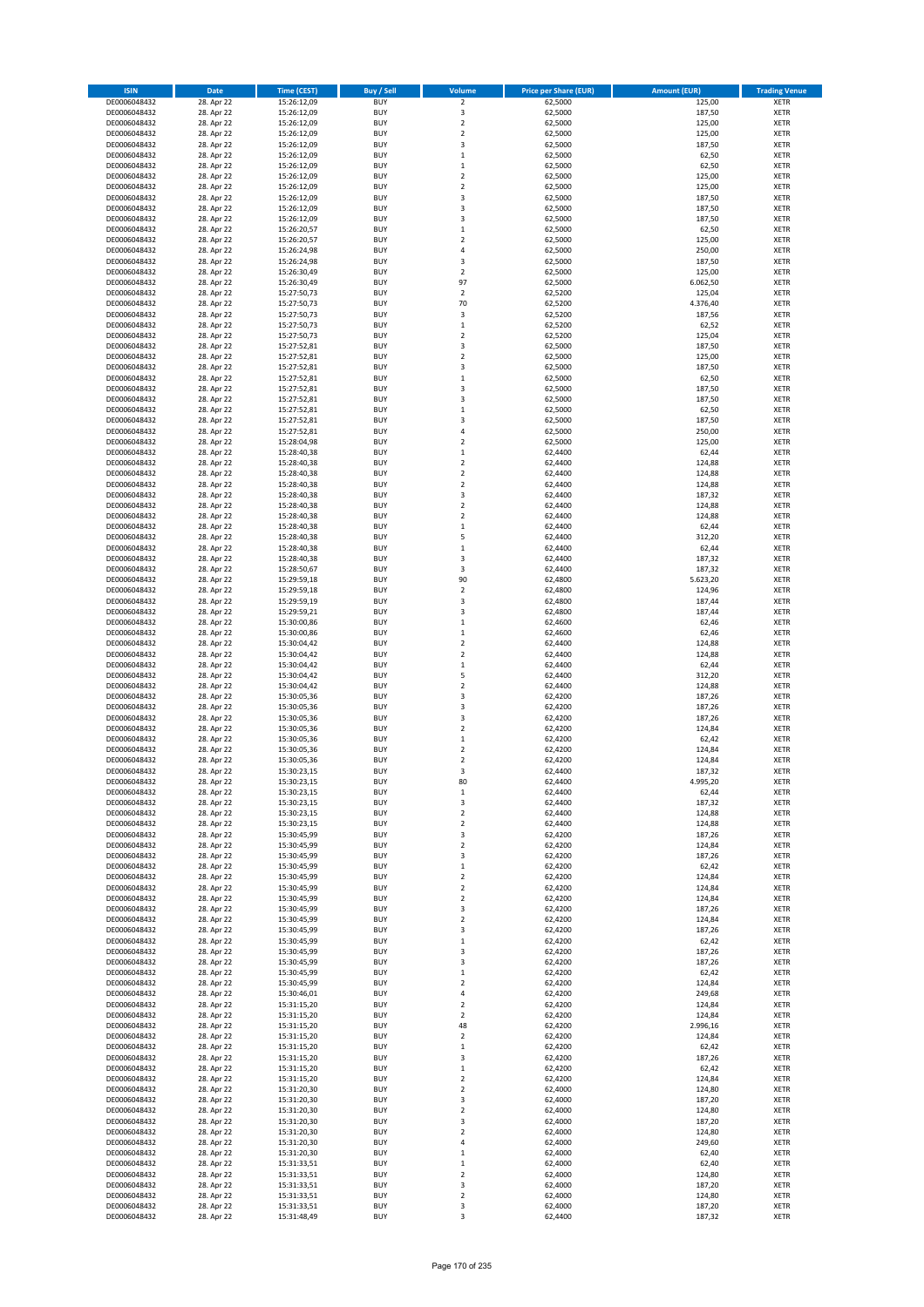| ISIN | Date | Time (CEST) | Buy / Sell | Volume | Price per Share (EUR) | Amount (EUR) | Trading Venue |
|---|---|---|---|---|---|---|---|
| DE0006048432 | 28. Apr 22 | 15:26:12,09 | BUY | 2 | 62,5000 | 125,00 | XETR |
| DE0006048432 | 28. Apr 22 | 15:26:12,09 | BUY | 3 | 62,5000 | 187,50 | XETR |
| DE0006048432 | 28. Apr 22 | 15:26:12,09 | BUY | 2 | 62,5000 | 125,00 | XETR |
| DE0006048432 | 28. Apr 22 | 15:26:12,09 | BUY | 2 | 62,5000 | 125,00 | XETR |
| DE0006048432 | 28. Apr 22 | 15:26:12,09 | BUY | 3 | 62,5000 | 187,50 | XETR |
| DE0006048432 | 28. Apr 22 | 15:26:12,09 | BUY | 1 | 62,5000 | 62,50 | XETR |
| DE0006048432 | 28. Apr 22 | 15:26:12,09 | BUY | 1 | 62,5000 | 62,50 | XETR |
| DE0006048432 | 28. Apr 22 | 15:26:12,09 | BUY | 2 | 62,5000 | 125,00 | XETR |
| DE0006048432 | 28. Apr 22 | 15:26:12,09 | BUY | 2 | 62,5000 | 125,00 | XETR |
| DE0006048432 | 28. Apr 22 | 15:26:12,09 | BUY | 3 | 62,5000 | 187,50 | XETR |
| DE0006048432 | 28. Apr 22 | 15:26:12,09 | BUY | 3 | 62,5000 | 187,50 | XETR |
| DE0006048432 | 28. Apr 22 | 15:26:12,09 | BUY | 3 | 62,5000 | 187,50 | XETR |
| DE0006048432 | 28. Apr 22 | 15:26:20,57 | BUY | 1 | 62,5000 | 62,50 | XETR |
| DE0006048432 | 28. Apr 22 | 15:26:20,57 | BUY | 2 | 62,5000 | 125,00 | XETR |
| DE0006048432 | 28. Apr 22 | 15:26:24,98 | BUY | 4 | 62,5000 | 250,00 | XETR |
| DE0006048432 | 28. Apr 22 | 15:26:24,98 | BUY | 3 | 62,5000 | 187,50 | XETR |
| DE0006048432 | 28. Apr 22 | 15:26:30,49 | BUY | 2 | 62,5000 | 125,00 | XETR |
| DE0006048432 | 28. Apr 22 | 15:26:30,49 | BUY | 97 | 62,5000 | 6.062,50 | XETR |
| DE0006048432 | 28. Apr 22 | 15:27:50,73 | BUY | 2 | 62,5200 | 125,04 | XETR |
| DE0006048432 | 28. Apr 22 | 15:27:50,73 | BUY | 70 | 62,5200 | 4.376,40 | XETR |
| DE0006048432 | 28. Apr 22 | 15:27:50,73 | BUY | 3 | 62,5200 | 187,56 | XETR |
| DE0006048432 | 28. Apr 22 | 15:27:50,73 | BUY | 1 | 62,5200 | 62,52 | XETR |
| DE0006048432 | 28. Apr 22 | 15:27:50,73 | BUY | 2 | 62,5200 | 125,04 | XETR |
| DE0006048432 | 28. Apr 22 | 15:27:52,81 | BUY | 3 | 62,5000 | 187,50 | XETR |
| DE0006048432 | 28. Apr 22 | 15:27:52,81 | BUY | 2 | 62,5000 | 125,00 | XETR |
| DE0006048432 | 28. Apr 22 | 15:27:52,81 | BUY | 3 | 62,5000 | 187,50 | XETR |
| DE0006048432 | 28. Apr 22 | 15:27:52,81 | BUY | 1 | 62,5000 | 62,50 | XETR |
| DE0006048432 | 28. Apr 22 | 15:27:52,81 | BUY | 3 | 62,5000 | 187,50 | XETR |
| DE0006048432 | 28. Apr 22 | 15:27:52,81 | BUY | 3 | 62,5000 | 187,50 | XETR |
| DE0006048432 | 28. Apr 22 | 15:27:52,81 | BUY | 1 | 62,5000 | 62,50 | XETR |
| DE0006048432 | 28. Apr 22 | 15:27:52,81 | BUY | 3 | 62,5000 | 187,50 | XETR |
| DE0006048432 | 28. Apr 22 | 15:27:52,81 | BUY | 4 | 62,5000 | 250,00 | XETR |
| DE0006048432 | 28. Apr 22 | 15:28:04,98 | BUY | 2 | 62,5000 | 125,00 | XETR |
| DE0006048432 | 28. Apr 22 | 15:28:40,38 | BUY | 1 | 62,4400 | 62,44 | XETR |
| DE0006048432 | 28. Apr 22 | 15:28:40,38 | BUY | 2 | 62,4400 | 124,88 | XETR |
| DE0006048432 | 28. Apr 22 | 15:28:40,38 | BUY | 2 | 62,4400 | 124,88 | XETR |
| DE0006048432 | 28. Apr 22 | 15:28:40,38 | BUY | 2 | 62,4400 | 124,88 | XETR |
| DE0006048432 | 28. Apr 22 | 15:28:40,38 | BUY | 3 | 62,4400 | 187,32 | XETR |
| DE0006048432 | 28. Apr 22 | 15:28:40,38 | BUY | 2 | 62,4400 | 124,88 | XETR |
| DE0006048432 | 28. Apr 22 | 15:28:40,38 | BUY | 2 | 62,4400 | 124,88 | XETR |
| DE0006048432 | 28. Apr 22 | 15:28:40,38 | BUY | 1 | 62,4400 | 62,44 | XETR |
| DE0006048432 | 28. Apr 22 | 15:28:40,38 | BUY | 5 | 62,4400 | 312,20 | XETR |
| DE0006048432 | 28. Apr 22 | 15:28:40,38 | BUY | 1 | 62,4400 | 62,44 | XETR |
| DE0006048432 | 28. Apr 22 | 15:28:40,38 | BUY | 3 | 62,4400 | 187,32 | XETR |
| DE0006048432 | 28. Apr 22 | 15:28:50,67 | BUY | 3 | 62,4400 | 187,32 | XETR |
| DE0006048432 | 28. Apr 22 | 15:29:59,18 | BUY | 90 | 62,4800 | 5.623,20 | XETR |
| DE0006048432 | 28. Apr 22 | 15:29:59,18 | BUY | 2 | 62,4800 | 124,96 | XETR |
| DE0006048432 | 28. Apr 22 | 15:29:59,19 | BUY | 3 | 62,4800 | 187,44 | XETR |
| DE0006048432 | 28. Apr 22 | 15:29:59,21 | BUY | 3 | 62,4800 | 187,44 | XETR |
| DE0006048432 | 28. Apr 22 | 15:30:00,86 | BUY | 1 | 62,4600 | 62,46 | XETR |
| DE0006048432 | 28. Apr 22 | 15:30:00,86 | BUY | 1 | 62,4600 | 62,46 | XETR |
| DE0006048432 | 28. Apr 22 | 15:30:04,42 | BUY | 2 | 62,4400 | 124,88 | XETR |
| DE0006048432 | 28. Apr 22 | 15:30:04,42 | BUY | 2 | 62,4400 | 124,88 | XETR |
| DE0006048432 | 28. Apr 22 | 15:30:04,42 | BUY | 1 | 62,4400 | 62,44 | XETR |
| DE0006048432 | 28. Apr 22 | 15:30:04,42 | BUY | 5 | 62,4400 | 312,20 | XETR |
| DE0006048432 | 28. Apr 22 | 15:30:04,42 | BUY | 2 | 62,4400 | 124,88 | XETR |
| DE0006048432 | 28. Apr 22 | 15:30:05,36 | BUY | 3 | 62,4200 | 187,26 | XETR |
| DE0006048432 | 28. Apr 22 | 15:30:05,36 | BUY | 3 | 62,4200 | 187,26 | XETR |
| DE0006048432 | 28. Apr 22 | 15:30:05,36 | BUY | 3 | 62,4200 | 187,26 | XETR |
| DE0006048432 | 28. Apr 22 | 15:30:05,36 | BUY | 2 | 62,4200 | 124,84 | XETR |
| DE0006048432 | 28. Apr 22 | 15:30:05,36 | BUY | 1 | 62,4200 | 62,42 | XETR |
| DE0006048432 | 28. Apr 22 | 15:30:05,36 | BUY | 2 | 62,4200 | 124,84 | XETR |
| DE0006048432 | 28. Apr 22 | 15:30:05,36 | BUY | 2 | 62,4200 | 124,84 | XETR |
| DE0006048432 | 28. Apr 22 | 15:30:23,15 | BUY | 3 | 62,4400 | 187,32 | XETR |
| DE0006048432 | 28. Apr 22 | 15:30:23,15 | BUY | 80 | 62,4400 | 4.995,20 | XETR |
| DE0006048432 | 28. Apr 22 | 15:30:23,15 | BUY | 1 | 62,4400 | 62,44 | XETR |
| DE0006048432 | 28. Apr 22 | 15:30:23,15 | BUY | 3 | 62,4400 | 187,32 | XETR |
| DE0006048432 | 28. Apr 22 | 15:30:23,15 | BUY | 2 | 62,4400 | 124,88 | XETR |
| DE0006048432 | 28. Apr 22 | 15:30:23,15 | BUY | 2 | 62,4400 | 124,88 | XETR |
| DE0006048432 | 28. Apr 22 | 15:30:45,99 | BUY | 3 | 62,4200 | 187,26 | XETR |
| DE0006048432 | 28. Apr 22 | 15:30:45,99 | BUY | 2 | 62,4200 | 124,84 | XETR |
| DE0006048432 | 28. Apr 22 | 15:30:45,99 | BUY | 3 | 62,4200 | 187,26 | XETR |
| DE0006048432 | 28. Apr 22 | 15:30:45,99 | BUY | 1 | 62,4200 | 62,42 | XETR |
| DE0006048432 | 28. Apr 22 | 15:30:45,99 | BUY | 2 | 62,4200 | 124,84 | XETR |
| DE0006048432 | 28. Apr 22 | 15:30:45,99 | BUY | 2 | 62,4200 | 124,84 | XETR |
| DE0006048432 | 28. Apr 22 | 15:30:45,99 | BUY | 2 | 62,4200 | 124,84 | XETR |
| DE0006048432 | 28. Apr 22 | 15:30:45,99 | BUY | 3 | 62,4200 | 187,26 | XETR |
| DE0006048432 | 28. Apr 22 | 15:30:45,99 | BUY | 2 | 62,4200 | 124,84 | XETR |
| DE0006048432 | 28. Apr 22 | 15:30:45,99 | BUY | 3 | 62,4200 | 187,26 | XETR |
| DE0006048432 | 28. Apr 22 | 15:30:45,99 | BUY | 1 | 62,4200 | 62,42 | XETR |
| DE0006048432 | 28. Apr 22 | 15:30:45,99 | BUY | 3 | 62,4200 | 187,26 | XETR |
| DE0006048432 | 28. Apr 22 | 15:30:45,99 | BUY | 3 | 62,4200 | 187,26 | XETR |
| DE0006048432 | 28. Apr 22 | 15:30:45,99 | BUY | 1 | 62,4200 | 62,42 | XETR |
| DE0006048432 | 28. Apr 22 | 15:30:45,99 | BUY | 2 | 62,4200 | 124,84 | XETR |
| DE0006048432 | 28. Apr 22 | 15:30:46,01 | BUY | 4 | 62,4200 | 249,68 | XETR |
| DE0006048432 | 28. Apr 22 | 15:31:15,20 | BUY | 2 | 62,4200 | 124,84 | XETR |
| DE0006048432 | 28. Apr 22 | 15:31:15,20 | BUY | 2 | 62,4200 | 124,84 | XETR |
| DE0006048432 | 28. Apr 22 | 15:31:15,20 | BUY | 48 | 62,4200 | 2.996,16 | XETR |
| DE0006048432 | 28. Apr 22 | 15:31:15,20 | BUY | 2 | 62,4200 | 124,84 | XETR |
| DE0006048432 | 28. Apr 22 | 15:31:15,20 | BUY | 1 | 62,4200 | 62,42 | XETR |
| DE0006048432 | 28. Apr 22 | 15:31:15,20 | BUY | 3 | 62,4200 | 187,26 | XETR |
| DE0006048432 | 28. Apr 22 | 15:31:15,20 | BUY | 1 | 62,4200 | 62,42 | XETR |
| DE0006048432 | 28. Apr 22 | 15:31:15,20 | BUY | 2 | 62,4200 | 124,84 | XETR |
| DE0006048432 | 28. Apr 22 | 15:31:20,30 | BUY | 2 | 62,4000 | 124,80 | XETR |
| DE0006048432 | 28. Apr 22 | 15:31:20,30 | BUY | 3 | 62,4000 | 187,20 | XETR |
| DE0006048432 | 28. Apr 22 | 15:31:20,30 | BUY | 2 | 62,4000 | 124,80 | XETR |
| DE0006048432 | 28. Apr 22 | 15:31:20,30 | BUY | 3 | 62,4000 | 187,20 | XETR |
| DE0006048432 | 28. Apr 22 | 15:31:20,30 | BUY | 2 | 62,4000 | 124,80 | XETR |
| DE0006048432 | 28. Apr 22 | 15:31:20,30 | BUY | 4 | 62,4000 | 249,60 | XETR |
| DE0006048432 | 28. Apr 22 | 15:31:20,30 | BUY | 1 | 62,4000 | 62,40 | XETR |
| DE0006048432 | 28. Apr 22 | 15:31:33,51 | BUY | 1 | 62,4000 | 62,40 | XETR |
| DE0006048432 | 28. Apr 22 | 15:31:33,51 | BUY | 2 | 62,4000 | 124,80 | XETR |
| DE0006048432 | 28. Apr 22 | 15:31:33,51 | BUY | 3 | 62,4000 | 187,20 | XETR |
| DE0006048432 | 28. Apr 22 | 15:31:33,51 | BUY | 2 | 62,4000 | 124,80 | XETR |
| DE0006048432 | 28. Apr 22 | 15:31:33,51 | BUY | 3 | 62,4000 | 187,20 | XETR |
| DE0006048432 | 28. Apr 22 | 15:31:48,49 | BUY | 3 | 62,4400 | 187,32 | XETR |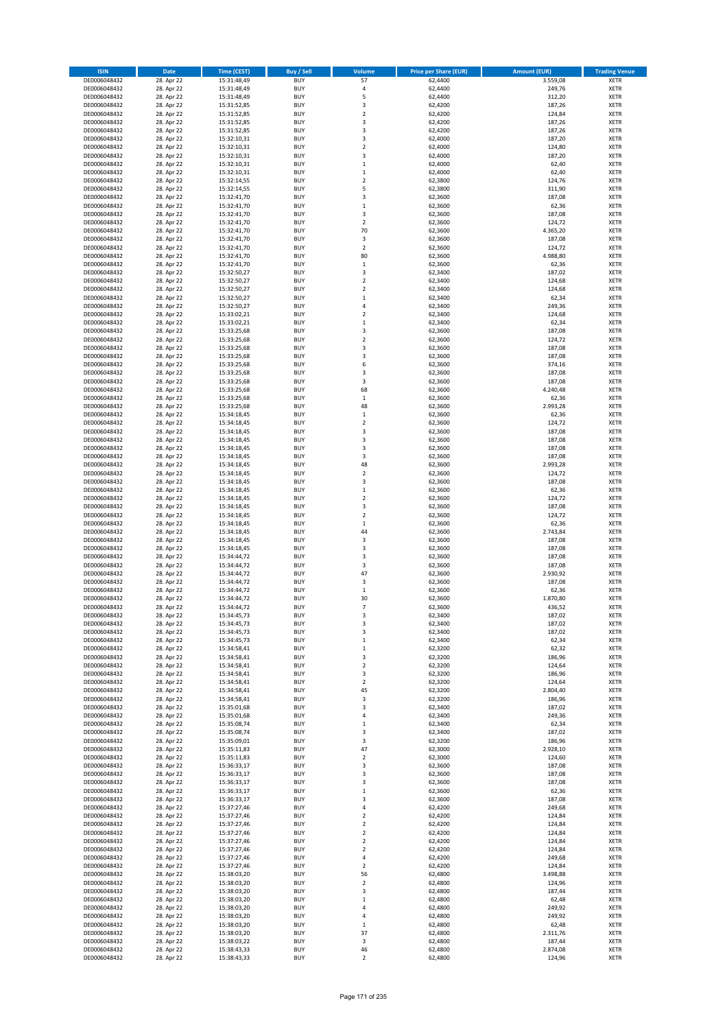| ISIN | Date | Time (CEST) | Buy / Sell | Volume | Price per Share (EUR) | Amount (EUR) | Trading Venue |
|---|---|---|---|---|---|---|---|
| DE0006048432 | 28. Apr 22 | 15:31:48,49 | BUY | 57 | 62,4400 | 3.559,08 | XETR |
| DE0006048432 | 28. Apr 22 | 15:31:48,49 | BUY | 4 | 62,4400 | 249,76 | XETR |
| DE0006048432 | 28. Apr 22 | 15:31:48,49 | BUY | 5 | 62,4400 | 312,20 | XETR |
| DE0006048432 | 28. Apr 22 | 15:31:52,85 | BUY | 3 | 62,4200 | 187,26 | XETR |
| DE0006048432 | 28. Apr 22 | 15:31:52,85 | BUY | 2 | 62,4200 | 124,84 | XETR |
| DE0006048432 | 28. Apr 22 | 15:31:52,85 | BUY | 3 | 62,4200 | 187,26 | XETR |
| DE0006048432 | 28. Apr 22 | 15:31:52,85 | BUY | 3 | 62,4200 | 187,26 | XETR |
| DE0006048432 | 28. Apr 22 | 15:32:10,31 | BUY | 3 | 62,4000 | 187,20 | XETR |
| DE0006048432 | 28. Apr 22 | 15:32:10,31 | BUY | 2 | 62,4000 | 124,80 | XETR |
| DE0006048432 | 28. Apr 22 | 15:32:10,31 | BUY | 3 | 62,4000 | 187,20 | XETR |
| DE0006048432 | 28. Apr 22 | 15:32:10,31 | BUY | 1 | 62,4000 | 62,40 | XETR |
| DE0006048432 | 28. Apr 22 | 15:32:10,31 | BUY | 1 | 62,4000 | 62,40 | XETR |
| DE0006048432 | 28. Apr 22 | 15:32:14,55 | BUY | 2 | 62,3800 | 124,76 | XETR |
| DE0006048432 | 28. Apr 22 | 15:32:14,55 | BUY | 5 | 62,3800 | 311,90 | XETR |
| DE0006048432 | 28. Apr 22 | 15:32:41,70 | BUY | 3 | 62,3600 | 187,08 | XETR |
| DE0006048432 | 28. Apr 22 | 15:32:41,70 | BUY | 1 | 62,3600 | 62,36 | XETR |
| DE0006048432 | 28. Apr 22 | 15:32:41,70 | BUY | 3 | 62,3600 | 187,08 | XETR |
| DE0006048432 | 28. Apr 22 | 15:32:41,70 | BUY | 2 | 62,3600 | 124,72 | XETR |
| DE0006048432 | 28. Apr 22 | 15:32:41,70 | BUY | 70 | 62,3600 | 4.365,20 | XETR |
| DE0006048432 | 28. Apr 22 | 15:32:41,70 | BUY | 3 | 62,3600 | 187,08 | XETR |
| DE0006048432 | 28. Apr 22 | 15:32:41,70 | BUY | 2 | 62,3600 | 124,72 | XETR |
| DE0006048432 | 28. Apr 22 | 15:32:41,70 | BUY | 80 | 62,3600 | 4.988,80 | XETR |
| DE0006048432 | 28. Apr 22 | 15:32:41,70 | BUY | 1 | 62,3600 | 62,36 | XETR |
| DE0006048432 | 28. Apr 22 | 15:32:50,27 | BUY | 3 | 62,3400 | 187,02 | XETR |
| DE0006048432 | 28. Apr 22 | 15:32:50,27 | BUY | 2 | 62,3400 | 124,68 | XETR |
| DE0006048432 | 28. Apr 22 | 15:32:50,27 | BUY | 2 | 62,3400 | 124,68 | XETR |
| DE0006048432 | 28. Apr 22 | 15:32:50,27 | BUY | 1 | 62,3400 | 62,34 | XETR |
| DE0006048432 | 28. Apr 22 | 15:32:50,27 | BUY | 4 | 62,3400 | 249,36 | XETR |
| DE0006048432 | 28. Apr 22 | 15:33:02,21 | BUY | 2 | 62,3400 | 124,68 | XETR |
| DE0006048432 | 28. Apr 22 | 15:33:02,21 | BUY | 1 | 62,3400 | 62,34 | XETR |
| DE0006048432 | 28. Apr 22 | 15:33:25,68 | BUY | 3 | 62,3600 | 187,08 | XETR |
| DE0006048432 | 28. Apr 22 | 15:33:25,68 | BUY | 2 | 62,3600 | 124,72 | XETR |
| DE0006048432 | 28. Apr 22 | 15:33:25,68 | BUY | 3 | 62,3600 | 187,08 | XETR |
| DE0006048432 | 28. Apr 22 | 15:33:25,68 | BUY | 3 | 62,3600 | 187,08 | XETR |
| DE0006048432 | 28. Apr 22 | 15:33:25,68 | BUY | 6 | 62,3600 | 374,16 | XETR |
| DE0006048432 | 28. Apr 22 | 15:33:25,68 | BUY | 3 | 62,3600 | 187,08 | XETR |
| DE0006048432 | 28. Apr 22 | 15:33:25,68 | BUY | 3 | 62,3600 | 187,08 | XETR |
| DE0006048432 | 28. Apr 22 | 15:33:25,68 | BUY | 68 | 62,3600 | 4.240,48 | XETR |
| DE0006048432 | 28. Apr 22 | 15:33:25,68 | BUY | 1 | 62,3600 | 62,36 | XETR |
| DE0006048432 | 28. Apr 22 | 15:33:25,68 | BUY | 48 | 62,3600 | 2.993,28 | XETR |
| DE0006048432 | 28. Apr 22 | 15:34:18,45 | BUY | 1 | 62,3600 | 62,36 | XETR |
| DE0006048432 | 28. Apr 22 | 15:34:18,45 | BUY | 2 | 62,3600 | 124,72 | XETR |
| DE0006048432 | 28. Apr 22 | 15:34:18,45 | BUY | 3 | 62,3600 | 187,08 | XETR |
| DE0006048432 | 28. Apr 22 | 15:34:18,45 | BUY | 3 | 62,3600 | 187,08 | XETR |
| DE0006048432 | 28. Apr 22 | 15:34:18,45 | BUY | 3 | 62,3600 | 187,08 | XETR |
| DE0006048432 | 28. Apr 22 | 15:34:18,45 | BUY | 3 | 62,3600 | 187,08 | XETR |
| DE0006048432 | 28. Apr 22 | 15:34:18,45 | BUY | 48 | 62,3600 | 2.993,28 | XETR |
| DE0006048432 | 28. Apr 22 | 15:34:18,45 | BUY | 2 | 62,3600 | 124,72 | XETR |
| DE0006048432 | 28. Apr 22 | 15:34:18,45 | BUY | 3 | 62,3600 | 187,08 | XETR |
| DE0006048432 | 28. Apr 22 | 15:34:18,45 | BUY | 1 | 62,3600 | 62,36 | XETR |
| DE0006048432 | 28. Apr 22 | 15:34:18,45 | BUY | 2 | 62,3600 | 124,72 | XETR |
| DE0006048432 | 28. Apr 22 | 15:34:18,45 | BUY | 3 | 62,3600 | 187,08 | XETR |
| DE0006048432 | 28. Apr 22 | 15:34:18,45 | BUY | 2 | 62,3600 | 124,72 | XETR |
| DE0006048432 | 28. Apr 22 | 15:34:18,45 | BUY | 1 | 62,3600 | 62,36 | XETR |
| DE0006048432 | 28. Apr 22 | 15:34:18,45 | BUY | 44 | 62,3600 | 2.743,84 | XETR |
| DE0006048432 | 28. Apr 22 | 15:34:18,45 | BUY | 3 | 62,3600 | 187,08 | XETR |
| DE0006048432 | 28. Apr 22 | 15:34:18,45 | BUY | 3 | 62,3600 | 187,08 | XETR |
| DE0006048432 | 28. Apr 22 | 15:34:44,72 | BUY | 3 | 62,3600 | 187,08 | XETR |
| DE0006048432 | 28. Apr 22 | 15:34:44,72 | BUY | 3 | 62,3600 | 187,08 | XETR |
| DE0006048432 | 28. Apr 22 | 15:34:44,72 | BUY | 47 | 62,3600 | 2.930,92 | XETR |
| DE0006048432 | 28. Apr 22 | 15:34:44,72 | BUY | 3 | 62,3600 | 187,08 | XETR |
| DE0006048432 | 28. Apr 22 | 15:34:44,72 | BUY | 1 | 62,3600 | 62,36 | XETR |
| DE0006048432 | 28. Apr 22 | 15:34:44,72 | BUY | 30 | 62,3600 | 1.870,80 | XETR |
| DE0006048432 | 28. Apr 22 | 15:34:44,72 | BUY | 7 | 62,3600 | 436,52 | XETR |
| DE0006048432 | 28. Apr 22 | 15:34:45,73 | BUY | 3 | 62,3400 | 187,02 | XETR |
| DE0006048432 | 28. Apr 22 | 15:34:45,73 | BUY | 3 | 62,3400 | 187,02 | XETR |
| DE0006048432 | 28. Apr 22 | 15:34:45,73 | BUY | 3 | 62,3400 | 187,02 | XETR |
| DE0006048432 | 28. Apr 22 | 15:34:45,73 | BUY | 1 | 62,3400 | 62,34 | XETR |
| DE0006048432 | 28. Apr 22 | 15:34:58,41 | BUY | 1 | 62,3200 | 62,32 | XETR |
| DE0006048432 | 28. Apr 22 | 15:34:58,41 | BUY | 3 | 62,3200 | 186,96 | XETR |
| DE0006048432 | 28. Apr 22 | 15:34:58,41 | BUY | 2 | 62,3200 | 124,64 | XETR |
| DE0006048432 | 28. Apr 22 | 15:34:58,41 | BUY | 3 | 62,3200 | 186,96 | XETR |
| DE0006048432 | 28. Apr 22 | 15:34:58,41 | BUY | 2 | 62,3200 | 124,64 | XETR |
| DE0006048432 | 28. Apr 22 | 15:34:58,41 | BUY | 45 | 62,3200 | 2.804,40 | XETR |
| DE0006048432 | 28. Apr 22 | 15:34:58,41 | BUY | 3 | 62,3200 | 186,96 | XETR |
| DE0006048432 | 28. Apr 22 | 15:35:01,68 | BUY | 3 | 62,3400 | 187,02 | XETR |
| DE0006048432 | 28. Apr 22 | 15:35:01,68 | BUY | 4 | 62,3400 | 249,36 | XETR |
| DE0006048432 | 28. Apr 22 | 15:35:08,74 | BUY | 1 | 62,3400 | 62,34 | XETR |
| DE0006048432 | 28. Apr 22 | 15:35:08,74 | BUY | 3 | 62,3400 | 187,02 | XETR |
| DE0006048432 | 28. Apr 22 | 15:35:09,01 | BUY | 3 | 62,3200 | 186,96 | XETR |
| DE0006048432 | 28. Apr 22 | 15:35:11,83 | BUY | 47 | 62,3000 | 2.928,10 | XETR |
| DE0006048432 | 28. Apr 22 | 15:35:11,83 | BUY | 2 | 62,3000 | 124,60 | XETR |
| DE0006048432 | 28. Apr 22 | 15:36:33,17 | BUY | 3 | 62,3600 | 187,08 | XETR |
| DE0006048432 | 28. Apr 22 | 15:36:33,17 | BUY | 3 | 62,3600 | 187,08 | XETR |
| DE0006048432 | 28. Apr 22 | 15:36:33,17 | BUY | 3 | 62,3600 | 187,08 | XETR |
| DE0006048432 | 28. Apr 22 | 15:36:33,17 | BUY | 1 | 62,3600 | 62,36 | XETR |
| DE0006048432 | 28. Apr 22 | 15:36:33,17 | BUY | 3 | 62,3600 | 187,08 | XETR |
| DE0006048432 | 28. Apr 22 | 15:37:27,46 | BUY | 4 | 62,4200 | 249,68 | XETR |
| DE0006048432 | 28. Apr 22 | 15:37:27,46 | BUY | 2 | 62,4200 | 124,84 | XETR |
| DE0006048432 | 28. Apr 22 | 15:37:27,46 | BUY | 2 | 62,4200 | 124,84 | XETR |
| DE0006048432 | 28. Apr 22 | 15:37:27,46 | BUY | 2 | 62,4200 | 124,84 | XETR |
| DE0006048432 | 28. Apr 22 | 15:37:27,46 | BUY | 2 | 62,4200 | 124,84 | XETR |
| DE0006048432 | 28. Apr 22 | 15:37:27,46 | BUY | 2 | 62,4200 | 124,84 | XETR |
| DE0006048432 | 28. Apr 22 | 15:37:27,46 | BUY | 4 | 62,4200 | 249,68 | XETR |
| DE0006048432 | 28. Apr 22 | 15:37:27,46 | BUY | 2 | 62,4200 | 124,84 | XETR |
| DE0006048432 | 28. Apr 22 | 15:38:03,20 | BUY | 56 | 62,4800 | 3.498,88 | XETR |
| DE0006048432 | 28. Apr 22 | 15:38:03,20 | BUY | 2 | 62,4800 | 124,96 | XETR |
| DE0006048432 | 28. Apr 22 | 15:38:03,20 | BUY | 3 | 62,4800 | 187,44 | XETR |
| DE0006048432 | 28. Apr 22 | 15:38:03,20 | BUY | 1 | 62,4800 | 62,48 | XETR |
| DE0006048432 | 28. Apr 22 | 15:38:03,20 | BUY | 4 | 62,4800 | 249,92 | XETR |
| DE0006048432 | 28. Apr 22 | 15:38:03,20 | BUY | 4 | 62,4800 | 249,92 | XETR |
| DE0006048432 | 28. Apr 22 | 15:38:03,20 | BUY | 1 | 62,4800 | 62,48 | XETR |
| DE0006048432 | 28. Apr 22 | 15:38:03,20 | BUY | 37 | 62,4800 | 2.311,76 | XETR |
| DE0006048432 | 28. Apr 22 | 15:38:03,22 | BUY | 3 | 62,4800 | 187,44 | XETR |
| DE0006048432 | 28. Apr 22 | 15:38:43,33 | BUY | 46 | 62,4800 | 2.874,08 | XETR |
| DE0006048432 | 28. Apr 22 | 15:38:43,33 | BUY | 2 | 62,4800 | 124,96 | XETR |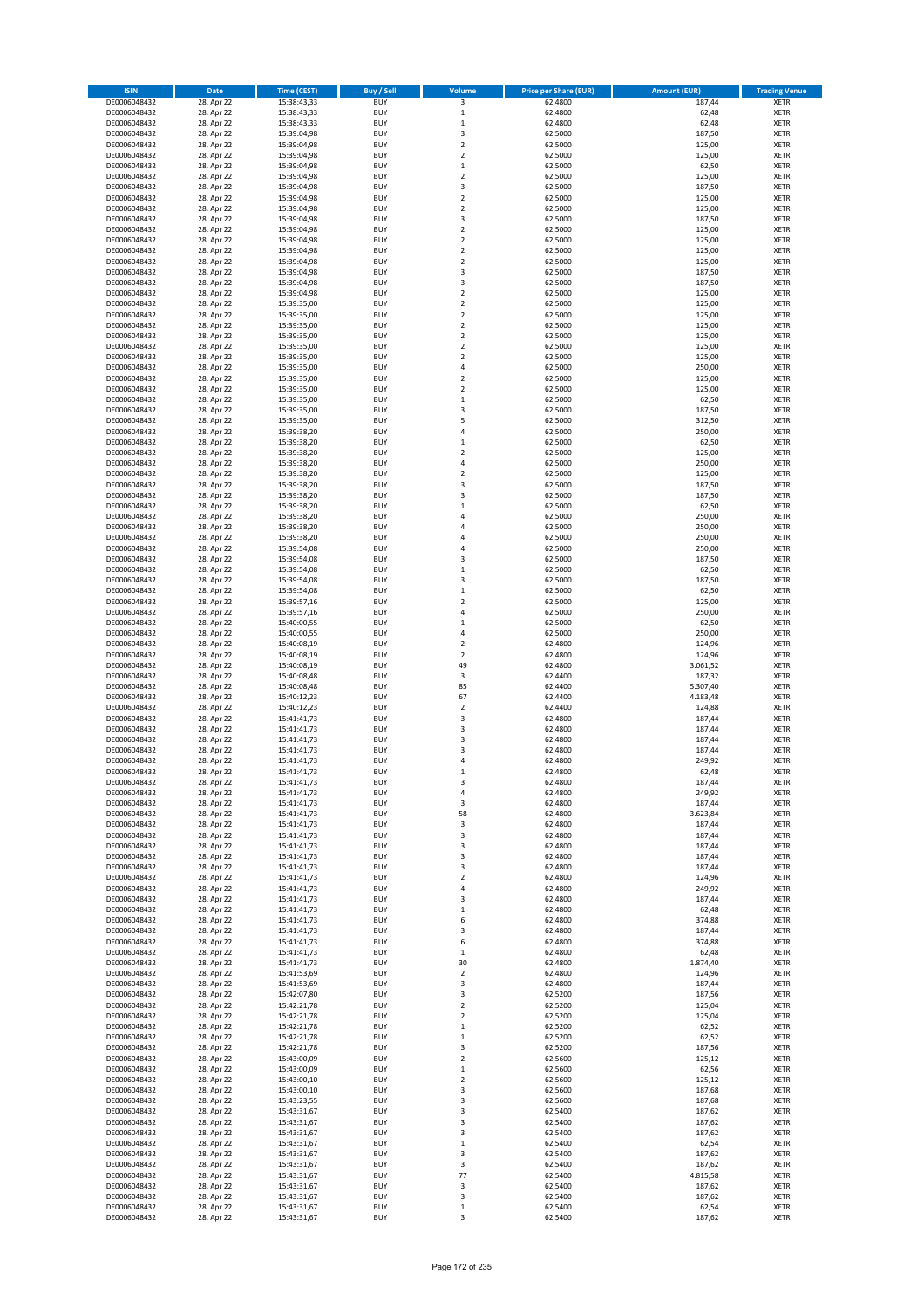| ISIN | Date | Time (CEST) | Buy / Sell | Volume | Price per Share (EUR) | Amount (EUR) | Trading Venue |
|---|---|---|---|---|---|---|---|
| DE0006048432 | 28. Apr 22 | 15:38:43,33 | BUY | 3 | 62,4800 | 187,44 | XETR |
| DE0006048432 | 28. Apr 22 | 15:38:43,33 | BUY | 1 | 62,4800 | 62,48 | XETR |
| DE0006048432 | 28. Apr 22 | 15:38:43,33 | BUY | 1 | 62,4800 | 62,48 | XETR |
| DE0006048432 | 28. Apr 22 | 15:39:04,98 | BUY | 3 | 62,5000 | 187,50 | XETR |
| DE0006048432 | 28. Apr 22 | 15:39:04,98 | BUY | 2 | 62,5000 | 125,00 | XETR |
| DE0006048432 | 28. Apr 22 | 15:39:04,98 | BUY | 2 | 62,5000 | 125,00 | XETR |
| DE0006048432 | 28. Apr 22 | 15:39:04,98 | BUY | 1 | 62,5000 | 62,50 | XETR |
| DE0006048432 | 28. Apr 22 | 15:39:04,98 | BUY | 2 | 62,5000 | 125,00 | XETR |
| DE0006048432 | 28. Apr 22 | 15:39:04,98 | BUY | 3 | 62,5000 | 187,50 | XETR |
| DE0006048432 | 28. Apr 22 | 15:39:04,98 | BUY | 2 | 62,5000 | 125,00 | XETR |
| DE0006048432 | 28. Apr 22 | 15:39:04,98 | BUY | 2 | 62,5000 | 125,00 | XETR |
| DE0006048432 | 28. Apr 22 | 15:39:04,98 | BUY | 3 | 62,5000 | 187,50 | XETR |
| DE0006048432 | 28. Apr 22 | 15:39:04,98 | BUY | 2 | 62,5000 | 125,00 | XETR |
| DE0006048432 | 28. Apr 22 | 15:39:04,98 | BUY | 2 | 62,5000 | 125,00 | XETR |
| DE0006048432 | 28. Apr 22 | 15:39:04,98 | BUY | 2 | 62,5000 | 125,00 | XETR |
| DE0006048432 | 28. Apr 22 | 15:39:04,98 | BUY | 2 | 62,5000 | 125,00 | XETR |
| DE0006048432 | 28. Apr 22 | 15:39:04,98 | BUY | 3 | 62,5000 | 187,50 | XETR |
| DE0006048432 | 28. Apr 22 | 15:39:04,98 | BUY | 3 | 62,5000 | 187,50 | XETR |
| DE0006048432 | 28. Apr 22 | 15:39:04,98 | BUY | 2 | 62,5000 | 125,00 | XETR |
| DE0006048432 | 28. Apr 22 | 15:39:35,00 | BUY | 2 | 62,5000 | 125,00 | XETR |
| DE0006048432 | 28. Apr 22 | 15:39:35,00 | BUY | 2 | 62,5000 | 125,00 | XETR |
| DE0006048432 | 28. Apr 22 | 15:39:35,00 | BUY | 2 | 62,5000 | 125,00 | XETR |
| DE0006048432 | 28. Apr 22 | 15:39:35,00 | BUY | 2 | 62,5000 | 125,00 | XETR |
| DE0006048432 | 28. Apr 22 | 15:39:35,00 | BUY | 2 | 62,5000 | 125,00 | XETR |
| DE0006048432 | 28. Apr 22 | 15:39:35,00 | BUY | 2 | 62,5000 | 125,00 | XETR |
| DE0006048432 | 28. Apr 22 | 15:39:35,00 | BUY | 4 | 62,5000 | 250,00 | XETR |
| DE0006048432 | 28. Apr 22 | 15:39:35,00 | BUY | 2 | 62,5000 | 125,00 | XETR |
| DE0006048432 | 28. Apr 22 | 15:39:35,00 | BUY | 2 | 62,5000 | 125,00 | XETR |
| DE0006048432 | 28. Apr 22 | 15:39:35,00 | BUY | 1 | 62,5000 | 62,50 | XETR |
| DE0006048432 | 28. Apr 22 | 15:39:35,00 | BUY | 3 | 62,5000 | 187,50 | XETR |
| DE0006048432 | 28. Apr 22 | 15:39:35,00 | BUY | 5 | 62,5000 | 312,50 | XETR |
| DE0006048432 | 28. Apr 22 | 15:39:38,20 | BUY | 4 | 62,5000 | 250,00 | XETR |
| DE0006048432 | 28. Apr 22 | 15:39:38,20 | BUY | 1 | 62,5000 | 62,50 | XETR |
| DE0006048432 | 28. Apr 22 | 15:39:38,20 | BUY | 2 | 62,5000 | 125,00 | XETR |
| DE0006048432 | 28. Apr 22 | 15:39:38,20 | BUY | 4 | 62,5000 | 250,00 | XETR |
| DE0006048432 | 28. Apr 22 | 15:39:38,20 | BUY | 2 | 62,5000 | 125,00 | XETR |
| DE0006048432 | 28. Apr 22 | 15:39:38,20 | BUY | 3 | 62,5000 | 187,50 | XETR |
| DE0006048432 | 28. Apr 22 | 15:39:38,20 | BUY | 3 | 62,5000 | 187,50 | XETR |
| DE0006048432 | 28. Apr 22 | 15:39:38,20 | BUY | 1 | 62,5000 | 62,50 | XETR |
| DE0006048432 | 28. Apr 22 | 15:39:38,20 | BUY | 4 | 62,5000 | 250,00 | XETR |
| DE0006048432 | 28. Apr 22 | 15:39:38,20 | BUY | 4 | 62,5000 | 250,00 | XETR |
| DE0006048432 | 28. Apr 22 | 15:39:38,20 | BUY | 4 | 62,5000 | 250,00 | XETR |
| DE0006048432 | 28. Apr 22 | 15:39:54,08 | BUY | 4 | 62,5000 | 250,00 | XETR |
| DE0006048432 | 28. Apr 22 | 15:39:54,08 | BUY | 3 | 62,5000 | 187,50 | XETR |
| DE0006048432 | 28. Apr 22 | 15:39:54,08 | BUY | 1 | 62,5000 | 62,50 | XETR |
| DE0006048432 | 28. Apr 22 | 15:39:54,08 | BUY | 3 | 62,5000 | 187,50 | XETR |
| DE0006048432 | 28. Apr 22 | 15:39:54,08 | BUY | 1 | 62,5000 | 62,50 | XETR |
| DE0006048432 | 28. Apr 22 | 15:39:57,16 | BUY | 2 | 62,5000 | 125,00 | XETR |
| DE0006048432 | 28. Apr 22 | 15:39:57,16 | BUY | 4 | 62,5000 | 250,00 | XETR |
| DE0006048432 | 28. Apr 22 | 15:40:00,55 | BUY | 1 | 62,5000 | 62,50 | XETR |
| DE0006048432 | 28. Apr 22 | 15:40:00,55 | BUY | 4 | 62,5000 | 250,00 | XETR |
| DE0006048432 | 28. Apr 22 | 15:40:08,19 | BUY | 2 | 62,4800 | 124,96 | XETR |
| DE0006048432 | 28. Apr 22 | 15:40:08,19 | BUY | 2 | 62,4800 | 124,96 | XETR |
| DE0006048432 | 28. Apr 22 | 15:40:08,19 | BUY | 49 | 62,4800 | 3.061,52 | XETR |
| DE0006048432 | 28. Apr 22 | 15:40:08,48 | BUY | 3 | 62,4400 | 187,32 | XETR |
| DE0006048432 | 28. Apr 22 | 15:40:08,48 | BUY | 85 | 62,4400 | 5.307,40 | XETR |
| DE0006048432 | 28. Apr 22 | 15:40:12,23 | BUY | 67 | 62,4400 | 4.183,48 | XETR |
| DE0006048432 | 28. Apr 22 | 15:40:12,23 | BUY | 2 | 62,4400 | 124,88 | XETR |
| DE0006048432 | 28. Apr 22 | 15:41:41,73 | BUY | 3 | 62,4800 | 187,44 | XETR |
| DE0006048432 | 28. Apr 22 | 15:41:41,73 | BUY | 3 | 62,4800 | 187,44 | XETR |
| DE0006048432 | 28. Apr 22 | 15:41:41,73 | BUY | 3 | 62,4800 | 187,44 | XETR |
| DE0006048432 | 28. Apr 22 | 15:41:41,73 | BUY | 3 | 62,4800 | 187,44 | XETR |
| DE0006048432 | 28. Apr 22 | 15:41:41,73 | BUY | 4 | 62,4800 | 249,92 | XETR |
| DE0006048432 | 28. Apr 22 | 15:41:41,73 | BUY | 1 | 62,4800 | 62,48 | XETR |
| DE0006048432 | 28. Apr 22 | 15:41:41,73 | BUY | 3 | 62,4800 | 187,44 | XETR |
| DE0006048432 | 28. Apr 22 | 15:41:41,73 | BUY | 4 | 62,4800 | 249,92 | XETR |
| DE0006048432 | 28. Apr 22 | 15:41:41,73 | BUY | 3 | 62,4800 | 187,44 | XETR |
| DE0006048432 | 28. Apr 22 | 15:41:41,73 | BUY | 58 | 62,4800 | 3.623,84 | XETR |
| DE0006048432 | 28. Apr 22 | 15:41:41,73 | BUY | 3 | 62,4800 | 187,44 | XETR |
| DE0006048432 | 28. Apr 22 | 15:41:41,73 | BUY | 3 | 62,4800 | 187,44 | XETR |
| DE0006048432 | 28. Apr 22 | 15:41:41,73 | BUY | 3 | 62,4800 | 187,44 | XETR |
| DE0006048432 | 28. Apr 22 | 15:41:41,73 | BUY | 3 | 62,4800 | 187,44 | XETR |
| DE0006048432 | 28. Apr 22 | 15:41:41,73 | BUY | 3 | 62,4800 | 187,44 | XETR |
| DE0006048432 | 28. Apr 22 | 15:41:41,73 | BUY | 2 | 62,4800 | 124,96 | XETR |
| DE0006048432 | 28. Apr 22 | 15:41:41,73 | BUY | 4 | 62,4800 | 249,92 | XETR |
| DE0006048432 | 28. Apr 22 | 15:41:41,73 | BUY | 3 | 62,4800 | 187,44 | XETR |
| DE0006048432 | 28. Apr 22 | 15:41:41,73 | BUY | 1 | 62,4800 | 62,48 | XETR |
| DE0006048432 | 28. Apr 22 | 15:41:41,73 | BUY | 6 | 62,4800 | 374,88 | XETR |
| DE0006048432 | 28. Apr 22 | 15:41:41,73 | BUY | 3 | 62,4800 | 187,44 | XETR |
| DE0006048432 | 28. Apr 22 | 15:41:41,73 | BUY | 6 | 62,4800 | 374,88 | XETR |
| DE0006048432 | 28. Apr 22 | 15:41:41,73 | BUY | 1 | 62,4800 | 62,48 | XETR |
| DE0006048432 | 28. Apr 22 | 15:41:41,73 | BUY | 30 | 62,4800 | 1.874,40 | XETR |
| DE0006048432 | 28. Apr 22 | 15:41:53,69 | BUY | 2 | 62,4800 | 124,96 | XETR |
| DE0006048432 | 28. Apr 22 | 15:41:53,69 | BUY | 3 | 62,4800 | 187,44 | XETR |
| DE0006048432 | 28. Apr 22 | 15:42:07,80 | BUY | 3 | 62,5200 | 187,56 | XETR |
| DE0006048432 | 28. Apr 22 | 15:42:21,78 | BUY | 2 | 62,5200 | 125,04 | XETR |
| DE0006048432 | 28. Apr 22 | 15:42:21,78 | BUY | 2 | 62,5200 | 125,04 | XETR |
| DE0006048432 | 28. Apr 22 | 15:42:21,78 | BUY | 1 | 62,5200 | 62,52 | XETR |
| DE0006048432 | 28. Apr 22 | 15:42:21,78 | BUY | 1 | 62,5200 | 62,52 | XETR |
| DE0006048432 | 28. Apr 22 | 15:42:21,78 | BUY | 3 | 62,5200 | 187,56 | XETR |
| DE0006048432 | 28. Apr 22 | 15:43:00,09 | BUY | 2 | 62,5600 | 125,12 | XETR |
| DE0006048432 | 28. Apr 22 | 15:43:00,09 | BUY | 1 | 62,5600 | 62,56 | XETR |
| DE0006048432 | 28. Apr 22 | 15:43:00,10 | BUY | 2 | 62,5600 | 125,12 | XETR |
| DE0006048432 | 28. Apr 22 | 15:43:00,10 | BUY | 3 | 62,5600 | 187,68 | XETR |
| DE0006048432 | 28. Apr 22 | 15:43:23,55 | BUY | 3 | 62,5600 | 187,68 | XETR |
| DE0006048432 | 28. Apr 22 | 15:43:31,67 | BUY | 3 | 62,5400 | 187,62 | XETR |
| DE0006048432 | 28. Apr 22 | 15:43:31,67 | BUY | 3 | 62,5400 | 187,62 | XETR |
| DE0006048432 | 28. Apr 22 | 15:43:31,67 | BUY | 3 | 62,5400 | 187,62 | XETR |
| DE0006048432 | 28. Apr 22 | 15:43:31,67 | BUY | 1 | 62,5400 | 62,54 | XETR |
| DE0006048432 | 28. Apr 22 | 15:43:31,67 | BUY | 3 | 62,5400 | 187,62 | XETR |
| DE0006048432 | 28. Apr 22 | 15:43:31,67 | BUY | 3 | 62,5400 | 187,62 | XETR |
| DE0006048432 | 28. Apr 22 | 15:43:31,67 | BUY | 77 | 62,5400 | 4.815,58 | XETR |
| DE0006048432 | 28. Apr 22 | 15:43:31,67 | BUY | 3 | 62,5400 | 187,62 | XETR |
| DE0006048432 | 28. Apr 22 | 15:43:31,67 | BUY | 3 | 62,5400 | 187,62 | XETR |
| DE0006048432 | 28. Apr 22 | 15:43:31,67 | BUY | 1 | 62,5400 | 62,54 | XETR |
| DE0006048432 | 28. Apr 22 | 15:43:31,67 | BUY | 3 | 62,5400 | 187,62 | XETR |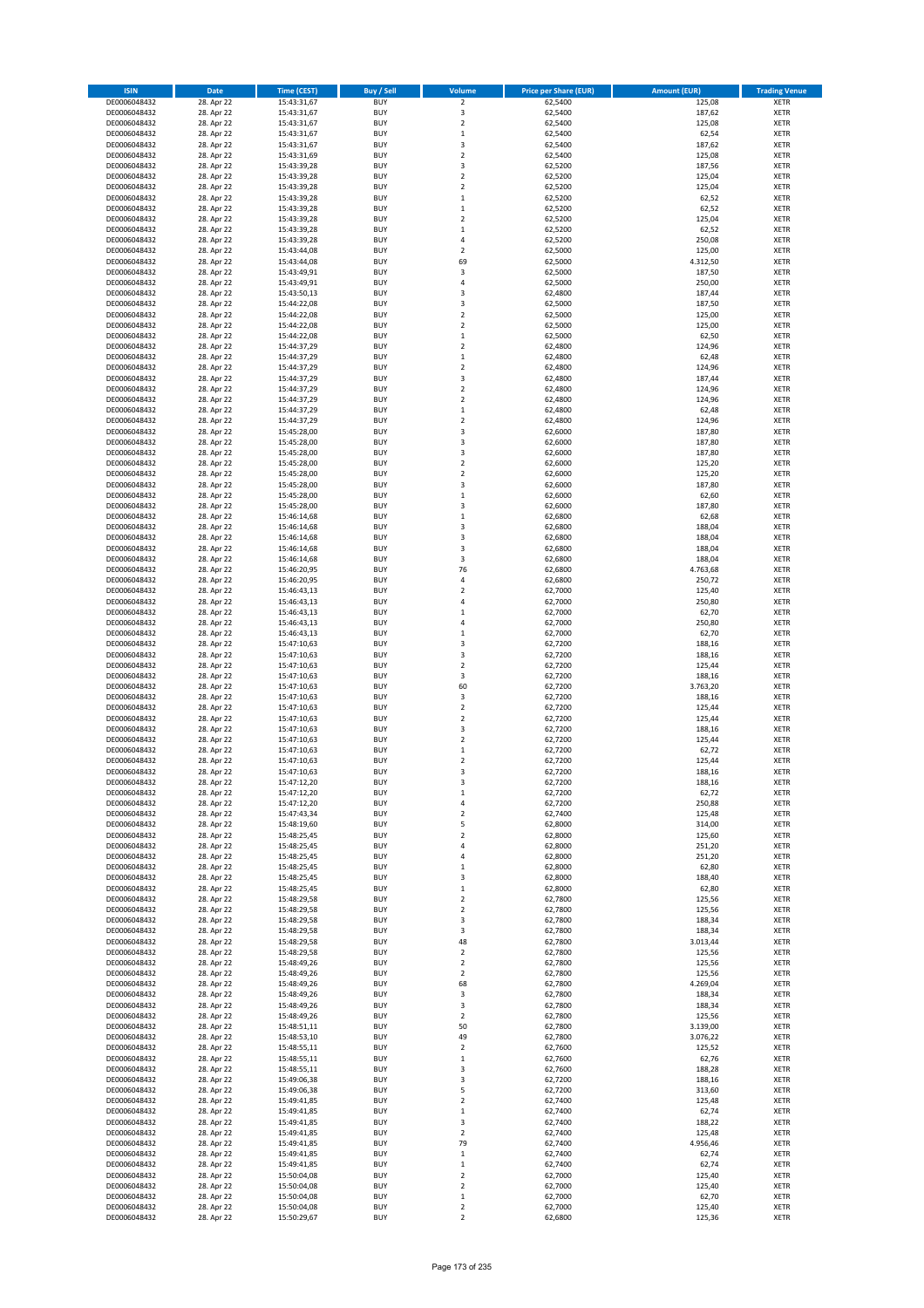| ISIN | Date | Time (CEST) | Buy / Sell | Volume | Price per Share (EUR) | Amount (EUR) | Trading Venue |
|---|---|---|---|---|---|---|---|
| DE0006048432 | 28. Apr 22 | 15:43:31,67 | BUY | 2 | 62,5400 | 125,08 | XETR |
| DE0006048432 | 28. Apr 22 | 15:43:31,67 | BUY | 3 | 62,5400 | 187,62 | XETR |
| DE0006048432 | 28. Apr 22 | 15:43:31,67 | BUY | 2 | 62,5400 | 125,08 | XETR |
| DE0006048432 | 28. Apr 22 | 15:43:31,67 | BUY | 1 | 62,5400 | 62,54 | XETR |
| DE0006048432 | 28. Apr 22 | 15:43:31,67 | BUY | 3 | 62,5400 | 187,62 | XETR |
| DE0006048432 | 28. Apr 22 | 15:43:31,69 | BUY | 2 | 62,5400 | 125,08 | XETR |
| DE0006048432 | 28. Apr 22 | 15:43:39,28 | BUY | 3 | 62,5200 | 187,56 | XETR |
| DE0006048432 | 28. Apr 22 | 15:43:39,28 | BUY | 2 | 62,5200 | 125,04 | XETR |
| DE0006048432 | 28. Apr 22 | 15:43:39,28 | BUY | 2 | 62,5200 | 125,04 | XETR |
| DE0006048432 | 28. Apr 22 | 15:43:39,28 | BUY | 1 | 62,5200 | 62,52 | XETR |
| DE0006048432 | 28. Apr 22 | 15:43:39,28 | BUY | 1 | 62,5200 | 62,52 | XETR |
| DE0006048432 | 28. Apr 22 | 15:43:39,28 | BUY | 2 | 62,5200 | 125,04 | XETR |
| DE0006048432 | 28. Apr 22 | 15:43:39,28 | BUY | 1 | 62,5200 | 62,52 | XETR |
| DE0006048432 | 28. Apr 22 | 15:43:39,28 | BUY | 4 | 62,5200 | 250,08 | XETR |
| DE0006048432 | 28. Apr 22 | 15:43:44,08 | BUY | 2 | 62,5000 | 125,00 | XETR |
| DE0006048432 | 28. Apr 22 | 15:43:44,08 | BUY | 69 | 62,5000 | 4.312,50 | XETR |
| DE0006048432 | 28. Apr 22 | 15:43:49,91 | BUY | 3 | 62,5000 | 187,50 | XETR |
| DE0006048432 | 28. Apr 22 | 15:43:49,91 | BUY | 4 | 62,5000 | 250,00 | XETR |
| DE0006048432 | 28. Apr 22 | 15:43:50,13 | BUY | 3 | 62,4800 | 187,44 | XETR |
| DE0006048432 | 28. Apr 22 | 15:44:22,08 | BUY | 3 | 62,5000 | 187,50 | XETR |
| DE0006048432 | 28. Apr 22 | 15:44:22,08 | BUY | 2 | 62,5000 | 125,00 | XETR |
| DE0006048432 | 28. Apr 22 | 15:44:22,08 | BUY | 2 | 62,5000 | 125,00 | XETR |
| DE0006048432 | 28. Apr 22 | 15:44:22,08 | BUY | 1 | 62,5000 | 62,50 | XETR |
| DE0006048432 | 28. Apr 22 | 15:44:37,29 | BUY | 2 | 62,4800 | 124,96 | XETR |
| DE0006048432 | 28. Apr 22 | 15:44:37,29 | BUY | 1 | 62,4800 | 62,48 | XETR |
| DE0006048432 | 28. Apr 22 | 15:44:37,29 | BUY | 2 | 62,4800 | 124,96 | XETR |
| DE0006048432 | 28. Apr 22 | 15:44:37,29 | BUY | 3 | 62,4800 | 187,44 | XETR |
| DE0006048432 | 28. Apr 22 | 15:44:37,29 | BUY | 2 | 62,4800 | 124,96 | XETR |
| DE0006048432 | 28. Apr 22 | 15:44:37,29 | BUY | 2 | 62,4800 | 124,96 | XETR |
| DE0006048432 | 28. Apr 22 | 15:44:37,29 | BUY | 1 | 62,4800 | 62,48 | XETR |
| DE0006048432 | 28. Apr 22 | 15:44:37,29 | BUY | 2 | 62,4800 | 124,96 | XETR |
| DE0006048432 | 28. Apr 22 | 15:45:28,00 | BUY | 3 | 62,6000 | 187,80 | XETR |
| DE0006048432 | 28. Apr 22 | 15:45:28,00 | BUY | 3 | 62,6000 | 187,80 | XETR |
| DE0006048432 | 28. Apr 22 | 15:45:28,00 | BUY | 3 | 62,6000 | 187,80 | XETR |
| DE0006048432 | 28. Apr 22 | 15:45:28,00 | BUY | 2 | 62,6000 | 125,20 | XETR |
| DE0006048432 | 28. Apr 22 | 15:45:28,00 | BUY | 2 | 62,6000 | 125,20 | XETR |
| DE0006048432 | 28. Apr 22 | 15:45:28,00 | BUY | 3 | 62,6000 | 187,80 | XETR |
| DE0006048432 | 28. Apr 22 | 15:45:28,00 | BUY | 1 | 62,6000 | 62,60 | XETR |
| DE0006048432 | 28. Apr 22 | 15:45:28,00 | BUY | 3 | 62,6000 | 187,80 | XETR |
| DE0006048432 | 28. Apr 22 | 15:46:14,68 | BUY | 1 | 62,6800 | 62,68 | XETR |
| DE0006048432 | 28. Apr 22 | 15:46:14,68 | BUY | 3 | 62,6800 | 188,04 | XETR |
| DE0006048432 | 28. Apr 22 | 15:46:14,68 | BUY | 3 | 62,6800 | 188,04 | XETR |
| DE0006048432 | 28. Apr 22 | 15:46:14,68 | BUY | 3 | 62,6800 | 188,04 | XETR |
| DE0006048432 | 28. Apr 22 | 15:46:14,68 | BUY | 3 | 62,6800 | 188,04 | XETR |
| DE0006048432 | 28. Apr 22 | 15:46:20,95 | BUY | 76 | 62,6800 | 4.763,68 | XETR |
| DE0006048432 | 28. Apr 22 | 15:46:20,95 | BUY | 4 | 62,6800 | 250,72 | XETR |
| DE0006048432 | 28. Apr 22 | 15:46:43,13 | BUY | 2 | 62,7000 | 125,40 | XETR |
| DE0006048432 | 28. Apr 22 | 15:46:43,13 | BUY | 4 | 62,7000 | 250,80 | XETR |
| DE0006048432 | 28. Apr 22 | 15:46:43,13 | BUY | 1 | 62,7000 | 62,70 | XETR |
| DE0006048432 | 28. Apr 22 | 15:46:43,13 | BUY | 4 | 62,7000 | 250,80 | XETR |
| DE0006048432 | 28. Apr 22 | 15:46:43,13 | BUY | 1 | 62,7000 | 62,70 | XETR |
| DE0006048432 | 28. Apr 22 | 15:47:10,63 | BUY | 3 | 62,7200 | 188,16 | XETR |
| DE0006048432 | 28. Apr 22 | 15:47:10,63 | BUY | 3 | 62,7200 | 188,16 | XETR |
| DE0006048432 | 28. Apr 22 | 15:47:10,63 | BUY | 2 | 62,7200 | 125,44 | XETR |
| DE0006048432 | 28. Apr 22 | 15:47:10,63 | BUY | 3 | 62,7200 | 188,16 | XETR |
| DE0006048432 | 28. Apr 22 | 15:47:10,63 | BUY | 60 | 62,7200 | 3.763,20 | XETR |
| DE0006048432 | 28. Apr 22 | 15:47:10,63 | BUY | 3 | 62,7200 | 188,16 | XETR |
| DE0006048432 | 28. Apr 22 | 15:47:10,63 | BUY | 2 | 62,7200 | 125,44 | XETR |
| DE0006048432 | 28. Apr 22 | 15:47:10,63 | BUY | 2 | 62,7200 | 125,44 | XETR |
| DE0006048432 | 28. Apr 22 | 15:47:10,63 | BUY | 3 | 62,7200 | 188,16 | XETR |
| DE0006048432 | 28. Apr 22 | 15:47:10,63 | BUY | 2 | 62,7200 | 125,44 | XETR |
| DE0006048432 | 28. Apr 22 | 15:47:10,63 | BUY | 1 | 62,7200 | 62,72 | XETR |
| DE0006048432 | 28. Apr 22 | 15:47:10,63 | BUY | 2 | 62,7200 | 125,44 | XETR |
| DE0006048432 | 28. Apr 22 | 15:47:10,63 | BUY | 3 | 62,7200 | 188,16 | XETR |
| DE0006048432 | 28. Apr 22 | 15:47:12,20 | BUY | 3 | 62,7200 | 188,16 | XETR |
| DE0006048432 | 28. Apr 22 | 15:47:12,20 | BUY | 1 | 62,7200 | 62,72 | XETR |
| DE0006048432 | 28. Apr 22 | 15:47:12,20 | BUY | 4 | 62,7200 | 250,88 | XETR |
| DE0006048432 | 28. Apr 22 | 15:47:43,34 | BUY | 2 | 62,7400 | 125,48 | XETR |
| DE0006048432 | 28. Apr 22 | 15:48:19,60 | BUY | 5 | 62,8000 | 314,00 | XETR |
| DE0006048432 | 28. Apr 22 | 15:48:25,45 | BUY | 2 | 62,8000 | 125,60 | XETR |
| DE0006048432 | 28. Apr 22 | 15:48:25,45 | BUY | 4 | 62,8000 | 251,20 | XETR |
| DE0006048432 | 28. Apr 22 | 15:48:25,45 | BUY | 4 | 62,8000 | 251,20 | XETR |
| DE0006048432 | 28. Apr 22 | 15:48:25,45 | BUY | 1 | 62,8000 | 62,80 | XETR |
| DE0006048432 | 28. Apr 22 | 15:48:25,45 | BUY | 3 | 62,8000 | 188,40 | XETR |
| DE0006048432 | 28. Apr 22 | 15:48:25,45 | BUY | 1 | 62,8000 | 62,80 | XETR |
| DE0006048432 | 28. Apr 22 | 15:48:29,58 | BUY | 2 | 62,7800 | 125,56 | XETR |
| DE0006048432 | 28. Apr 22 | 15:48:29,58 | BUY | 2 | 62,7800 | 125,56 | XETR |
| DE0006048432 | 28. Apr 22 | 15:48:29,58 | BUY | 3 | 62,7800 | 188,34 | XETR |
| DE0006048432 | 28. Apr 22 | 15:48:29,58 | BUY | 3 | 62,7800 | 188,34 | XETR |
| DE0006048432 | 28. Apr 22 | 15:48:29,58 | BUY | 48 | 62,7800 | 3.013,44 | XETR |
| DE0006048432 | 28. Apr 22 | 15:48:29,58 | BUY | 2 | 62,7800 | 125,56 | XETR |
| DE0006048432 | 28. Apr 22 | 15:48:49,26 | BUY | 2 | 62,7800 | 125,56 | XETR |
| DE0006048432 | 28. Apr 22 | 15:48:49,26 | BUY | 2 | 62,7800 | 125,56 | XETR |
| DE0006048432 | 28. Apr 22 | 15:48:49,26 | BUY | 68 | 62,7800 | 4.269,04 | XETR |
| DE0006048432 | 28. Apr 22 | 15:48:49,26 | BUY | 3 | 62,7800 | 188,34 | XETR |
| DE0006048432 | 28. Apr 22 | 15:48:49,26 | BUY | 3 | 62,7800 | 188,34 | XETR |
| DE0006048432 | 28. Apr 22 | 15:48:49,26 | BUY | 2 | 62,7800 | 125,56 | XETR |
| DE0006048432 | 28. Apr 22 | 15:48:51,11 | BUY | 50 | 62,7800 | 3.139,00 | XETR |
| DE0006048432 | 28. Apr 22 | 15:48:53,10 | BUY | 49 | 62,7800 | 3.076,22 | XETR |
| DE0006048432 | 28. Apr 22 | 15:48:55,11 | BUY | 2 | 62,7600 | 125,52 | XETR |
| DE0006048432 | 28. Apr 22 | 15:48:55,11 | BUY | 1 | 62,7600 | 62,76 | XETR |
| DE0006048432 | 28. Apr 22 | 15:48:55,11 | BUY | 3 | 62,7600 | 188,28 | XETR |
| DE0006048432 | 28. Apr 22 | 15:49:06,38 | BUY | 3 | 62,7200 | 188,16 | XETR |
| DE0006048432 | 28. Apr 22 | 15:49:06,38 | BUY | 5 | 62,7200 | 313,60 | XETR |
| DE0006048432 | 28. Apr 22 | 15:49:41,85 | BUY | 2 | 62,7400 | 125,48 | XETR |
| DE0006048432 | 28. Apr 22 | 15:49:41,85 | BUY | 1 | 62,7400 | 62,74 | XETR |
| DE0006048432 | 28. Apr 22 | 15:49:41,85 | BUY | 3 | 62,7400 | 188,22 | XETR |
| DE0006048432 | 28. Apr 22 | 15:49:41,85 | BUY | 2 | 62,7400 | 125,48 | XETR |
| DE0006048432 | 28. Apr 22 | 15:49:41,85 | BUY | 79 | 62,7400 | 4.956,46 | XETR |
| DE0006048432 | 28. Apr 22 | 15:49:41,85 | BUY | 1 | 62,7400 | 62,74 | XETR |
| DE0006048432 | 28. Apr 22 | 15:49:41,85 | BUY | 1 | 62,7400 | 62,74 | XETR |
| DE0006048432 | 28. Apr 22 | 15:50:04,08 | BUY | 2 | 62,7000 | 125,40 | XETR |
| DE0006048432 | 28. Apr 22 | 15:50:04,08 | BUY | 2 | 62,7000 | 125,40 | XETR |
| DE0006048432 | 28. Apr 22 | 15:50:04,08 | BUY | 1 | 62,7000 | 62,70 | XETR |
| DE0006048432 | 28. Apr 22 | 15:50:04,08 | BUY | 2 | 62,7000 | 125,40 | XETR |
| DE0006048432 | 28. Apr 22 | 15:50:29,67 | BUY | 2 | 62,6800 | 125,36 | XETR |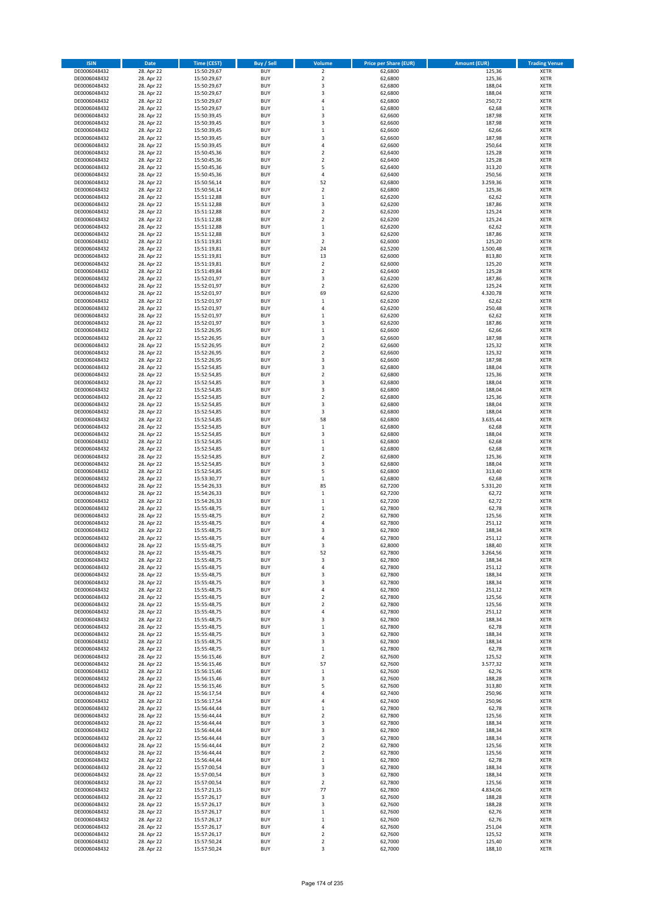| ISIN | Date | Time (CEST) | Buy / Sell | Volume | Price per Share (EUR) | Amount (EUR) | Trading Venue |
|---|---|---|---|---|---|---|---|
| DE0006048432 | 28. Apr 22 | 15:50:29,67 | BUY | 2 | 62,6800 | 125,36 | XETR |
| DE0006048432 | 28. Apr 22 | 15:50:29,67 | BUY | 2 | 62,6800 | 125,36 | XETR |
| DE0006048432 | 28. Apr 22 | 15:50:29,67 | BUY | 3 | 62,6800 | 188,04 | XETR |
| DE0006048432 | 28. Apr 22 | 15:50:29,67 | BUY | 3 | 62,6800 | 188,04 | XETR |
| DE0006048432 | 28. Apr 22 | 15:50:29,67 | BUY | 4 | 62,6800 | 250,72 | XETR |
| DE0006048432 | 28. Apr 22 | 15:50:29,67 | BUY | 1 | 62,6800 | 62,68 | XETR |
| DE0006048432 | 28. Apr 22 | 15:50:39,45 | BUY | 3 | 62,6600 | 187,98 | XETR |
| DE0006048432 | 28. Apr 22 | 15:50:39,45 | BUY | 3 | 62,6600 | 187,98 | XETR |
| DE0006048432 | 28. Apr 22 | 15:50:39,45 | BUY | 1 | 62,6600 | 62,66 | XETR |
| DE0006048432 | 28. Apr 22 | 15:50:39,45 | BUY | 3 | 62,6600 | 187,98 | XETR |
| DE0006048432 | 28. Apr 22 | 15:50:39,45 | BUY | 4 | 62,6600 | 250,64 | XETR |
| DE0006048432 | 28. Apr 22 | 15:50:45,36 | BUY | 2 | 62,6400 | 125,28 | XETR |
| DE0006048432 | 28. Apr 22 | 15:50:45,36 | BUY | 2 | 62,6400 | 125,28 | XETR |
| DE0006048432 | 28. Apr 22 | 15:50:45,36 | BUY | 5 | 62,6400 | 313,20 | XETR |
| DE0006048432 | 28. Apr 22 | 15:50:45,36 | BUY | 4 | 62,6400 | 250,56 | XETR |
| DE0006048432 | 28. Apr 22 | 15:50:56,14 | BUY | 52 | 62,6800 | 3.259,36 | XETR |
| DE0006048432 | 28. Apr 22 | 15:50:56,14 | BUY | 2 | 62,6800 | 125,36 | XETR |
| DE0006048432 | 28. Apr 22 | 15:51:12,88 | BUY | 1 | 62,6200 | 62,62 | XETR |
| DE0006048432 | 28. Apr 22 | 15:51:12,88 | BUY | 3 | 62,6200 | 187,86 | XETR |
| DE0006048432 | 28. Apr 22 | 15:51:12,88 | BUY | 2 | 62,6200 | 125,24 | XETR |
| DE0006048432 | 28. Apr 22 | 15:51:12,88 | BUY | 2 | 62,6200 | 125,24 | XETR |
| DE0006048432 | 28. Apr 22 | 15:51:12,88 | BUY | 1 | 62,6200 | 62,62 | XETR |
| DE0006048432 | 28. Apr 22 | 15:51:12,88 | BUY | 3 | 62,6200 | 187,86 | XETR |
| DE0006048432 | 28. Apr 22 | 15:51:19,81 | BUY | 2 | 62,6000 | 125,20 | XETR |
| DE0006048432 | 28. Apr 22 | 15:51:19,81 | BUY | 24 | 62,5200 | 1.500,48 | XETR |
| DE0006048432 | 28. Apr 22 | 15:51:19,81 | BUY | 13 | 62,6000 | 813,80 | XETR |
| DE0006048432 | 28. Apr 22 | 15:51:19,81 | BUY | 2 | 62,6000 | 125,20 | XETR |
| DE0006048432 | 28. Apr 22 | 15:51:49,84 | BUY | 2 | 62,6400 | 125,28 | XETR |
| DE0006048432 | 28. Apr 22 | 15:52:01,97 | BUY | 3 | 62,6200 | 187,86 | XETR |
| DE0006048432 | 28. Apr 22 | 15:52:01,97 | BUY | 2 | 62,6200 | 125,24 | XETR |
| DE0006048432 | 28. Apr 22 | 15:52:01,97 | BUY | 69 | 62,6200 | 4.320,78 | XETR |
| DE0006048432 | 28. Apr 22 | 15:52:01,97 | BUY | 1 | 62,6200 | 62,62 | XETR |
| DE0006048432 | 28. Apr 22 | 15:52:01,97 | BUY | 4 | 62,6200 | 250,48 | XETR |
| DE0006048432 | 28. Apr 22 | 15:52:01,97 | BUY | 1 | 62,6200 | 62,62 | XETR |
| DE0006048432 | 28. Apr 22 | 15:52:01,97 | BUY | 3 | 62,6200 | 187,86 | XETR |
| DE0006048432 | 28. Apr 22 | 15:52:26,95 | BUY | 1 | 62,6600 | 62,66 | XETR |
| DE0006048432 | 28. Apr 22 | 15:52:26,95 | BUY | 3 | 62,6600 | 187,98 | XETR |
| DE0006048432 | 28. Apr 22 | 15:52:26,95 | BUY | 2 | 62,6600 | 125,32 | XETR |
| DE0006048432 | 28. Apr 22 | 15:52:26,95 | BUY | 2 | 62,6600 | 125,32 | XETR |
| DE0006048432 | 28. Apr 22 | 15:52:26,95 | BUY | 3 | 62,6600 | 187,98 | XETR |
| DE0006048432 | 28. Apr 22 | 15:52:54,85 | BUY | 3 | 62,6800 | 188,04 | XETR |
| DE0006048432 | 28. Apr 22 | 15:52:54,85 | BUY | 2 | 62,6800 | 125,36 | XETR |
| DE0006048432 | 28. Apr 22 | 15:52:54,85 | BUY | 3 | 62,6800 | 188,04 | XETR |
| DE0006048432 | 28. Apr 22 | 15:52:54,85 | BUY | 3 | 62,6800 | 188,04 | XETR |
| DE0006048432 | 28. Apr 22 | 15:52:54,85 | BUY | 2 | 62,6800 | 125,36 | XETR |
| DE0006048432 | 28. Apr 22 | 15:52:54,85 | BUY | 3 | 62,6800 | 188,04 | XETR |
| DE0006048432 | 28. Apr 22 | 15:52:54,85 | BUY | 3 | 62,6800 | 188,04 | XETR |
| DE0006048432 | 28. Apr 22 | 15:52:54,85 | BUY | 58 | 62,6800 | 3.635,44 | XETR |
| DE0006048432 | 28. Apr 22 | 15:52:54,85 | BUY | 1 | 62,6800 | 62,68 | XETR |
| DE0006048432 | 28. Apr 22 | 15:52:54,85 | BUY | 3 | 62,6800 | 188,04 | XETR |
| DE0006048432 | 28. Apr 22 | 15:52:54,85 | BUY | 1 | 62,6800 | 62,68 | XETR |
| DE0006048432 | 28. Apr 22 | 15:52:54,85 | BUY | 1 | 62,6800 | 62,68 | XETR |
| DE0006048432 | 28. Apr 22 | 15:52:54,85 | BUY | 2 | 62,6800 | 125,36 | XETR |
| DE0006048432 | 28. Apr 22 | 15:52:54,85 | BUY | 3 | 62,6800 | 188,04 | XETR |
| DE0006048432 | 28. Apr 22 | 15:52:54,85 | BUY | 5 | 62,6800 | 313,40 | XETR |
| DE0006048432 | 28. Apr 22 | 15:53:30,77 | BUY | 1 | 62,6800 | 62,68 | XETR |
| DE0006048432 | 28. Apr 22 | 15:54:26,33 | BUY | 85 | 62,7200 | 5.331,20 | XETR |
| DE0006048432 | 28. Apr 22 | 15:54:26,33 | BUY | 1 | 62,7200 | 62,72 | XETR |
| DE0006048432 | 28. Apr 22 | 15:54:26,33 | BUY | 1 | 62,7200 | 62,72 | XETR |
| DE0006048432 | 28. Apr 22 | 15:55:48,75 | BUY | 1 | 62,7800 | 62,78 | XETR |
| DE0006048432 | 28. Apr 22 | 15:55:48,75 | BUY | 2 | 62,7800 | 125,56 | XETR |
| DE0006048432 | 28. Apr 22 | 15:55:48,75 | BUY | 4 | 62,7800 | 251,12 | XETR |
| DE0006048432 | 28. Apr 22 | 15:55:48,75 | BUY | 3 | 62,7800 | 188,34 | XETR |
| DE0006048432 | 28. Apr 22 | 15:55:48,75 | BUY | 4 | 62,7800 | 251,12 | XETR |
| DE0006048432 | 28. Apr 22 | 15:55:48,75 | BUY | 3 | 62,8000 | 188,40 | XETR |
| DE0006048432 | 28. Apr 22 | 15:55:48,75 | BUY | 52 | 62,7800 | 3.264,56 | XETR |
| DE0006048432 | 28. Apr 22 | 15:55:48,75 | BUY | 3 | 62,7800 | 188,34 | XETR |
| DE0006048432 | 28. Apr 22 | 15:55:48,75 | BUY | 4 | 62,7800 | 251,12 | XETR |
| DE0006048432 | 28. Apr 22 | 15:55:48,75 | BUY | 3 | 62,7800 | 188,34 | XETR |
| DE0006048432 | 28. Apr 22 | 15:55:48,75 | BUY | 3 | 62,7800 | 188,34 | XETR |
| DE0006048432 | 28. Apr 22 | 15:55:48,75 | BUY | 4 | 62,7800 | 251,12 | XETR |
| DE0006048432 | 28. Apr 22 | 15:55:48,75 | BUY | 2 | 62,7800 | 125,56 | XETR |
| DE0006048432 | 28. Apr 22 | 15:55:48,75 | BUY | 2 | 62,7800 | 125,56 | XETR |
| DE0006048432 | 28. Apr 22 | 15:55:48,75 | BUY | 4 | 62,7800 | 251,12 | XETR |
| DE0006048432 | 28. Apr 22 | 15:55:48,75 | BUY | 3 | 62,7800 | 188,34 | XETR |
| DE0006048432 | 28. Apr 22 | 15:55:48,75 | BUY | 1 | 62,7800 | 62,78 | XETR |
| DE0006048432 | 28. Apr 22 | 15:55:48,75 | BUY | 3 | 62,7800 | 188,34 | XETR |
| DE0006048432 | 28. Apr 22 | 15:55:48,75 | BUY | 3 | 62,7800 | 188,34 | XETR |
| DE0006048432 | 28. Apr 22 | 15:55:48,75 | BUY | 1 | 62,7800 | 62,78 | XETR |
| DE0006048432 | 28. Apr 22 | 15:56:15,46 | BUY | 2 | 62,7600 | 125,52 | XETR |
| DE0006048432 | 28. Apr 22 | 15:56:15,46 | BUY | 57 | 62,7600 | 3.577,32 | XETR |
| DE0006048432 | 28. Apr 22 | 15:56:15,46 | BUY | 1 | 62,7600 | 62,76 | XETR |
| DE0006048432 | 28. Apr 22 | 15:56:15,46 | BUY | 3 | 62,7600 | 188,28 | XETR |
| DE0006048432 | 28. Apr 22 | 15:56:15,46 | BUY | 5 | 62,7600 | 313,80 | XETR |
| DE0006048432 | 28. Apr 22 | 15:56:17,54 | BUY | 4 | 62,7400 | 250,96 | XETR |
| DE0006048432 | 28. Apr 22 | 15:56:17,54 | BUY | 4 | 62,7400 | 250,96 | XETR |
| DE0006048432 | 28. Apr 22 | 15:56:44,44 | BUY | 1 | 62,7800 | 62,78 | XETR |
| DE0006048432 | 28. Apr 22 | 15:56:44,44 | BUY | 2 | 62,7800 | 125,56 | XETR |
| DE0006048432 | 28. Apr 22 | 15:56:44,44 | BUY | 3 | 62,7800 | 188,34 | XETR |
| DE0006048432 | 28. Apr 22 | 15:56:44,44 | BUY | 3 | 62,7800 | 188,34 | XETR |
| DE0006048432 | 28. Apr 22 | 15:56:44,44 | BUY | 3 | 62,7800 | 188,34 | XETR |
| DE0006048432 | 28. Apr 22 | 15:56:44,44 | BUY | 2 | 62,7800 | 125,56 | XETR |
| DE0006048432 | 28. Apr 22 | 15:56:44,44 | BUY | 2 | 62,7800 | 125,56 | XETR |
| DE0006048432 | 28. Apr 22 | 15:56:44,44 | BUY | 1 | 62,7800 | 62,78 | XETR |
| DE0006048432 | 28. Apr 22 | 15:57:00,54 | BUY | 3 | 62,7800 | 188,34 | XETR |
| DE0006048432 | 28. Apr 22 | 15:57:00,54 | BUY | 3 | 62,7800 | 188,34 | XETR |
| DE0006048432 | 28. Apr 22 | 15:57:00,54 | BUY | 2 | 62,7800 | 125,56 | XETR |
| DE0006048432 | 28. Apr 22 | 15:57:21,15 | BUY | 77 | 62,7800 | 4.834,06 | XETR |
| DE0006048432 | 28. Apr 22 | 15:57:26,17 | BUY | 3 | 62,7600 | 188,28 | XETR |
| DE0006048432 | 28. Apr 22 | 15:57:26,17 | BUY | 3 | 62,7600 | 188,28 | XETR |
| DE0006048432 | 28. Apr 22 | 15:57:26,17 | BUY | 1 | 62,7600 | 62,76 | XETR |
| DE0006048432 | 28. Apr 22 | 15:57:26,17 | BUY | 1 | 62,7600 | 62,76 | XETR |
| DE0006048432 | 28. Apr 22 | 15:57:26,17 | BUY | 4 | 62,7600 | 251,04 | XETR |
| DE0006048432 | 28. Apr 22 | 15:57:26,17 | BUY | 2 | 62,7600 | 125,52 | XETR |
| DE0006048432 | 28. Apr 22 | 15:57:50,24 | BUY | 2 | 62,7000 | 125,40 | XETR |
| DE0006048432 | 28. Apr 22 | 15:57:50,24 | BUY | 3 | 62,7000 | 188,10 | XETR |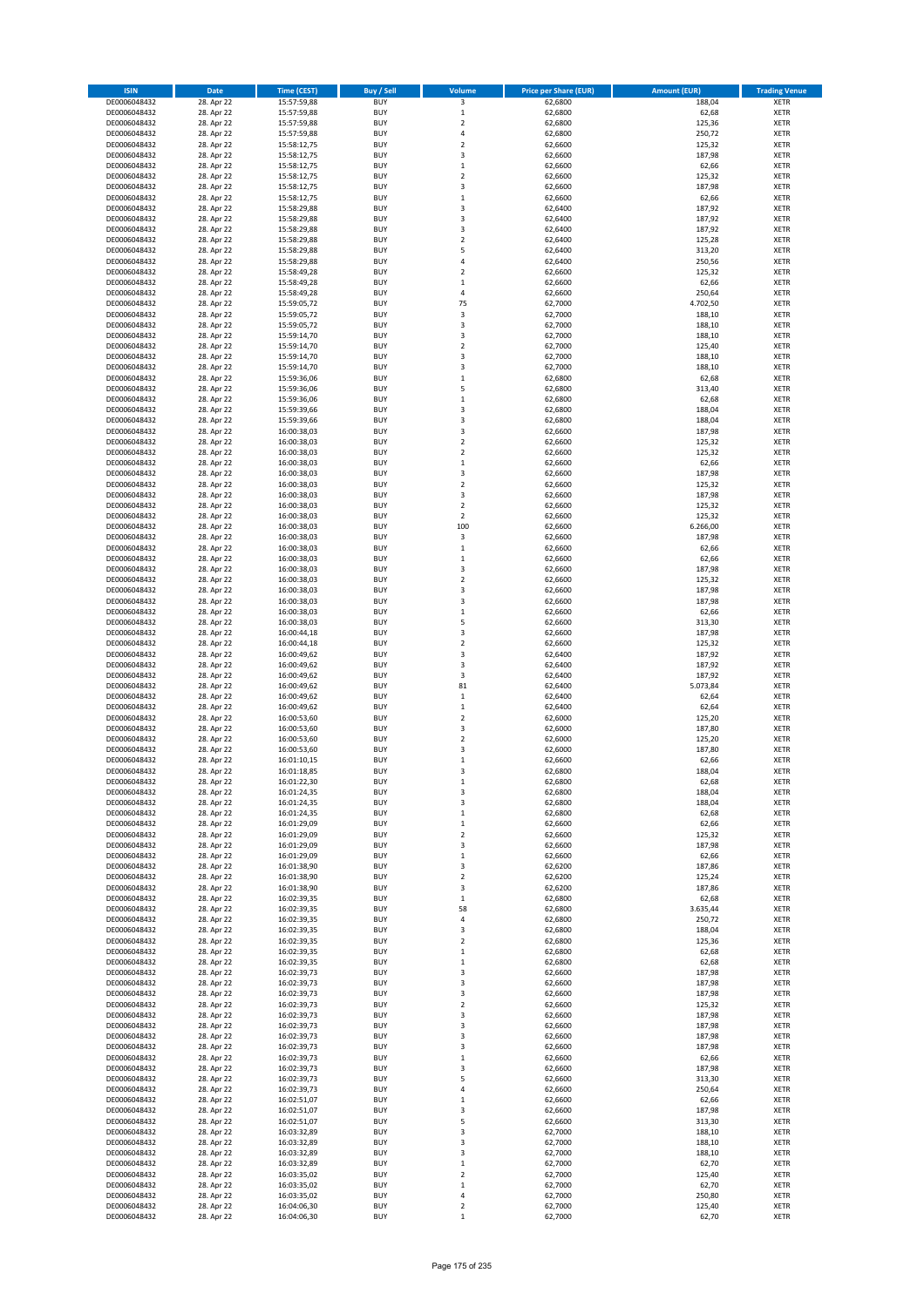| ISIN | Date | Time (CEST) | Buy / Sell | Volume | Price per Share (EUR) | Amount (EUR) | Trading Venue |
|---|---|---|---|---|---|---|---|
| DE0006048432 | 28. Apr 22 | 15:57:59,88 | BUY | 3 | 62,6800 | 188,04 | XETR |
| DE0006048432 | 28. Apr 22 | 15:57:59,88 | BUY | 1 | 62,6800 | 62,68 | XETR |
| DE0006048432 | 28. Apr 22 | 15:57:59,88 | BUY | 2 | 62,6800 | 125,36 | XETR |
| DE0006048432 | 28. Apr 22 | 15:57:59,88 | BUY | 4 | 62,6800 | 250,72 | XETR |
| DE0006048432 | 28. Apr 22 | 15:58:12,75 | BUY | 2 | 62,6600 | 125,32 | XETR |
| DE0006048432 | 28. Apr 22 | 15:58:12,75 | BUY | 3 | 62,6600 | 187,98 | XETR |
| DE0006048432 | 28. Apr 22 | 15:58:12,75 | BUY | 1 | 62,6600 | 62,66 | XETR |
| DE0006048432 | 28. Apr 22 | 15:58:12,75 | BUY | 2 | 62,6600 | 125,32 | XETR |
| DE0006048432 | 28. Apr 22 | 15:58:12,75 | BUY | 3 | 62,6600 | 187,98 | XETR |
| DE0006048432 | 28. Apr 22 | 15:58:12,75 | BUY | 1 | 62,6600 | 62,66 | XETR |
| DE0006048432 | 28. Apr 22 | 15:58:29,88 | BUY | 3 | 62,6400 | 187,92 | XETR |
| DE0006048432 | 28. Apr 22 | 15:58:29,88 | BUY | 3 | 62,6400 | 187,92 | XETR |
| DE0006048432 | 28. Apr 22 | 15:58:29,88 | BUY | 3 | 62,6400 | 187,92 | XETR |
| DE0006048432 | 28. Apr 22 | 15:58:29,88 | BUY | 2 | 62,6400 | 125,28 | XETR |
| DE0006048432 | 28. Apr 22 | 15:58:29,88 | BUY | 5 | 62,6400 | 313,20 | XETR |
| DE0006048432 | 28. Apr 22 | 15:58:29,88 | BUY | 4 | 62,6400 | 250,56 | XETR |
| DE0006048432 | 28. Apr 22 | 15:58:49,28 | BUY | 2 | 62,6600 | 125,32 | XETR |
| DE0006048432 | 28. Apr 22 | 15:58:49,28 | BUY | 1 | 62,6600 | 62,66 | XETR |
| DE0006048432 | 28. Apr 22 | 15:58:49,28 | BUY | 4 | 62,6600 | 250,64 | XETR |
| DE0006048432 | 28. Apr 22 | 15:59:05,72 | BUY | 75 | 62,7000 | 4.702,50 | XETR |
| DE0006048432 | 28. Apr 22 | 15:59:05,72 | BUY | 3 | 62,7000 | 188,10 | XETR |
| DE0006048432 | 28. Apr 22 | 15:59:05,72 | BUY | 3 | 62,7000 | 188,10 | XETR |
| DE0006048432 | 28. Apr 22 | 15:59:14,70 | BUY | 3 | 62,7000 | 188,10 | XETR |
| DE0006048432 | 28. Apr 22 | 15:59:14,70 | BUY | 2 | 62,7000 | 125,40 | XETR |
| DE0006048432 | 28. Apr 22 | 15:59:14,70 | BUY | 3 | 62,7000 | 188,10 | XETR |
| DE0006048432 | 28. Apr 22 | 15:59:14,70 | BUY | 3 | 62,7000 | 188,10 | XETR |
| DE0006048432 | 28. Apr 22 | 15:59:36,06 | BUY | 1 | 62,6800 | 62,68 | XETR |
| DE0006048432 | 28. Apr 22 | 15:59:36,06 | BUY | 5 | 62,6800 | 313,40 | XETR |
| DE0006048432 | 28. Apr 22 | 15:59:36,06 | BUY | 1 | 62,6800 | 62,68 | XETR |
| DE0006048432 | 28. Apr 22 | 15:59:39,66 | BUY | 3 | 62,6800 | 188,04 | XETR |
| DE0006048432 | 28. Apr 22 | 15:59:39,66 | BUY | 3 | 62,6800 | 188,04 | XETR |
| DE0006048432 | 28. Apr 22 | 16:00:38,03 | BUY | 3 | 62,6600 | 187,98 | XETR |
| DE0006048432 | 28. Apr 22 | 16:00:38,03 | BUY | 2 | 62,6600 | 125,32 | XETR |
| DE0006048432 | 28. Apr 22 | 16:00:38,03 | BUY | 2 | 62,6600 | 125,32 | XETR |
| DE0006048432 | 28. Apr 22 | 16:00:38,03 | BUY | 1 | 62,6600 | 62,66 | XETR |
| DE0006048432 | 28. Apr 22 | 16:00:38,03 | BUY | 3 | 62,6600 | 187,98 | XETR |
| DE0006048432 | 28. Apr 22 | 16:00:38,03 | BUY | 2 | 62,6600 | 125,32 | XETR |
| DE0006048432 | 28. Apr 22 | 16:00:38,03 | BUY | 3 | 62,6600 | 187,98 | XETR |
| DE0006048432 | 28. Apr 22 | 16:00:38,03 | BUY | 2 | 62,6600 | 125,32 | XETR |
| DE0006048432 | 28. Apr 22 | 16:00:38,03 | BUY | 2 | 62,6600 | 125,32 | XETR |
| DE0006048432 | 28. Apr 22 | 16:00:38,03 | BUY | 100 | 62,6600 | 6.266,00 | XETR |
| DE0006048432 | 28. Apr 22 | 16:00:38,03 | BUY | 3 | 62,6600 | 187,98 | XETR |
| DE0006048432 | 28. Apr 22 | 16:00:38,03 | BUY | 1 | 62,6600 | 62,66 | XETR |
| DE0006048432 | 28. Apr 22 | 16:00:38,03 | BUY | 1 | 62,6600 | 62,66 | XETR |
| DE0006048432 | 28. Apr 22 | 16:00:38,03 | BUY | 3 | 62,6600 | 187,98 | XETR |
| DE0006048432 | 28. Apr 22 | 16:00:38,03 | BUY | 2 | 62,6600 | 125,32 | XETR |
| DE0006048432 | 28. Apr 22 | 16:00:38,03 | BUY | 3 | 62,6600 | 187,98 | XETR |
| DE0006048432 | 28. Apr 22 | 16:00:38,03 | BUY | 3 | 62,6600 | 187,98 | XETR |
| DE0006048432 | 28. Apr 22 | 16:00:38,03 | BUY | 1 | 62,6600 | 62,66 | XETR |
| DE0006048432 | 28. Apr 22 | 16:00:38,03 | BUY | 5 | 62,6600 | 313,30 | XETR |
| DE0006048432 | 28. Apr 22 | 16:00:44,18 | BUY | 3 | 62,6600 | 187,98 | XETR |
| DE0006048432 | 28. Apr 22 | 16:00:44,18 | BUY | 2 | 62,6600 | 125,32 | XETR |
| DE0006048432 | 28. Apr 22 | 16:00:49,62 | BUY | 3 | 62,6400 | 187,92 | XETR |
| DE0006048432 | 28. Apr 22 | 16:00:49,62 | BUY | 3 | 62,6400 | 187,92 | XETR |
| DE0006048432 | 28. Apr 22 | 16:00:49,62 | BUY | 3 | 62,6400 | 187,92 | XETR |
| DE0006048432 | 28. Apr 22 | 16:00:49,62 | BUY | 81 | 62,6400 | 5.073,84 | XETR |
| DE0006048432 | 28. Apr 22 | 16:00:49,62 | BUY | 1 | 62,6400 | 62,64 | XETR |
| DE0006048432 | 28. Apr 22 | 16:00:49,62 | BUY | 1 | 62,6400 | 62,64 | XETR |
| DE0006048432 | 28. Apr 22 | 16:00:53,60 | BUY | 2 | 62,6000 | 125,20 | XETR |
| DE0006048432 | 28. Apr 22 | 16:00:53,60 | BUY | 3 | 62,6000 | 187,80 | XETR |
| DE0006048432 | 28. Apr 22 | 16:00:53,60 | BUY | 2 | 62,6000 | 125,20 | XETR |
| DE0006048432 | 28. Apr 22 | 16:00:53,60 | BUY | 3 | 62,6000 | 187,80 | XETR |
| DE0006048432 | 28. Apr 22 | 16:01:10,15 | BUY | 1 | 62,6600 | 62,66 | XETR |
| DE0006048432 | 28. Apr 22 | 16:01:18,85 | BUY | 3 | 62,6800 | 188,04 | XETR |
| DE0006048432 | 28. Apr 22 | 16:01:22,30 | BUY | 1 | 62,6800 | 62,68 | XETR |
| DE0006048432 | 28. Apr 22 | 16:01:24,35 | BUY | 3 | 62,6800 | 188,04 | XETR |
| DE0006048432 | 28. Apr 22 | 16:01:24,35 | BUY | 3 | 62,6800 | 188,04 | XETR |
| DE0006048432 | 28. Apr 22 | 16:01:24,35 | BUY | 1 | 62,6800 | 62,68 | XETR |
| DE0006048432 | 28. Apr 22 | 16:01:29,09 | BUY | 1 | 62,6600 | 62,66 | XETR |
| DE0006048432 | 28. Apr 22 | 16:01:29,09 | BUY | 2 | 62,6600 | 125,32 | XETR |
| DE0006048432 | 28. Apr 22 | 16:01:29,09 | BUY | 3 | 62,6600 | 187,98 | XETR |
| DE0006048432 | 28. Apr 22 | 16:01:29,09 | BUY | 1 | 62,6600 | 62,66 | XETR |
| DE0006048432 | 28. Apr 22 | 16:01:38,90 | BUY | 3 | 62,6200 | 187,86 | XETR |
| DE0006048432 | 28. Apr 22 | 16:01:38,90 | BUY | 2 | 62,6200 | 125,24 | XETR |
| DE0006048432 | 28. Apr 22 | 16:01:38,90 | BUY | 3 | 62,6200 | 187,86 | XETR |
| DE0006048432 | 28. Apr 22 | 16:02:39,35 | BUY | 1 | 62,6800 | 62,68 | XETR |
| DE0006048432 | 28. Apr 22 | 16:02:39,35 | BUY | 58 | 62,6800 | 3.635,44 | XETR |
| DE0006048432 | 28. Apr 22 | 16:02:39,35 | BUY | 4 | 62,6800 | 250,72 | XETR |
| DE0006048432 | 28. Apr 22 | 16:02:39,35 | BUY | 3 | 62,6800 | 188,04 | XETR |
| DE0006048432 | 28. Apr 22 | 16:02:39,35 | BUY | 2 | 62,6800 | 125,36 | XETR |
| DE0006048432 | 28. Apr 22 | 16:02:39,35 | BUY | 1 | 62,6800 | 62,68 | XETR |
| DE0006048432 | 28. Apr 22 | 16:02:39,35 | BUY | 1 | 62,6800 | 62,68 | XETR |
| DE0006048432 | 28. Apr 22 | 16:02:39,73 | BUY | 3 | 62,6600 | 187,98 | XETR |
| DE0006048432 | 28. Apr 22 | 16:02:39,73 | BUY | 3 | 62,6600 | 187,98 | XETR |
| DE0006048432 | 28. Apr 22 | 16:02:39,73 | BUY | 3 | 62,6600 | 187,98 | XETR |
| DE0006048432 | 28. Apr 22 | 16:02:39,73 | BUY | 2 | 62,6600 | 125,32 | XETR |
| DE0006048432 | 28. Apr 22 | 16:02:39,73 | BUY | 3 | 62,6600 | 187,98 | XETR |
| DE0006048432 | 28. Apr 22 | 16:02:39,73 | BUY | 3 | 62,6600 | 187,98 | XETR |
| DE0006048432 | 28. Apr 22 | 16:02:39,73 | BUY | 3 | 62,6600 | 187,98 | XETR |
| DE0006048432 | 28. Apr 22 | 16:02:39,73 | BUY | 3 | 62,6600 | 187,98 | XETR |
| DE0006048432 | 28. Apr 22 | 16:02:39,73 | BUY | 1 | 62,6600 | 62,66 | XETR |
| DE0006048432 | 28. Apr 22 | 16:02:39,73 | BUY | 3 | 62,6600 | 187,98 | XETR |
| DE0006048432 | 28. Apr 22 | 16:02:39,73 | BUY | 5 | 62,6600 | 313,30 | XETR |
| DE0006048432 | 28. Apr 22 | 16:02:39,73 | BUY | 4 | 62,6600 | 250,64 | XETR |
| DE0006048432 | 28. Apr 22 | 16:02:51,07 | BUY | 1 | 62,6600 | 62,66 | XETR |
| DE0006048432 | 28. Apr 22 | 16:02:51,07 | BUY | 3 | 62,6600 | 187,98 | XETR |
| DE0006048432 | 28. Apr 22 | 16:02:51,07 | BUY | 5 | 62,6600 | 313,30 | XETR |
| DE0006048432 | 28. Apr 22 | 16:03:32,89 | BUY | 3 | 62,7000 | 188,10 | XETR |
| DE0006048432 | 28. Apr 22 | 16:03:32,89 | BUY | 3 | 62,7000 | 188,10 | XETR |
| DE0006048432 | 28. Apr 22 | 16:03:32,89 | BUY | 3 | 62,7000 | 188,10 | XETR |
| DE0006048432 | 28. Apr 22 | 16:03:32,89 | BUY | 1 | 62,7000 | 62,70 | XETR |
| DE0006048432 | 28. Apr 22 | 16:03:35,02 | BUY | 2 | 62,7000 | 125,40 | XETR |
| DE0006048432 | 28. Apr 22 | 16:03:35,02 | BUY | 1 | 62,7000 | 62,70 | XETR |
| DE0006048432 | 28. Apr 22 | 16:03:35,02 | BUY | 4 | 62,7000 | 250,80 | XETR |
| DE0006048432 | 28. Apr 22 | 16:04:06,30 | BUY | 2 | 62,7000 | 125,40 | XETR |
| DE0006048432 | 28. Apr 22 | 16:04:06,30 | BUY | 1 | 62,7000 | 62,70 | XETR |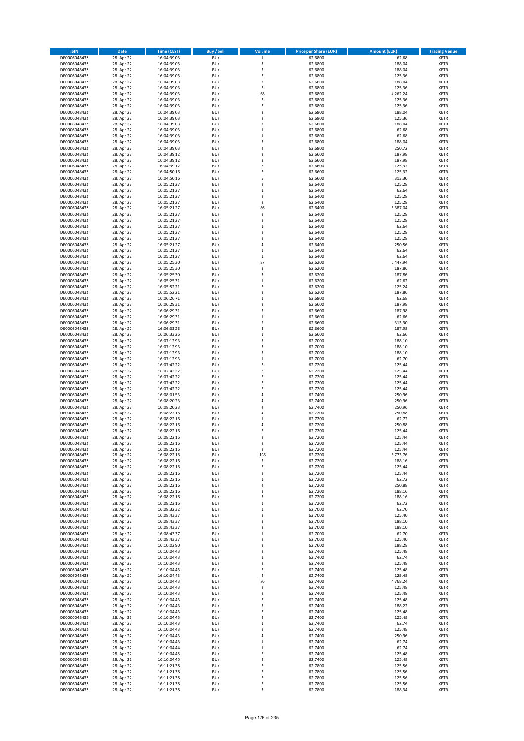| ISIN | Date | Time (CEST) | Buy / Sell | Volume | Price per Share (EUR) | Amount (EUR) | Trading Venue |
|---|---|---|---|---|---|---|---|
| DE0006048432 | 28. Apr 22 | 16:04:39,03 | BUY | 1 | 62,6800 | 62,68 | XETR |
| DE0006048432 | 28. Apr 22 | 16:04:39,03 | BUY | 3 | 62,6800 | 188,04 | XETR |
| DE0006048432 | 28. Apr 22 | 16:04:39,03 | BUY | 3 | 62,6800 | 188,04 | XETR |
| DE0006048432 | 28. Apr 22 | 16:04:39,03 | BUY | 2 | 62,6800 | 125,36 | XETR |
| DE0006048432 | 28. Apr 22 | 16:04:39,03 | BUY | 3 | 62,6800 | 188,04 | XETR |
| DE0006048432 | 28. Apr 22 | 16:04:39,03 | BUY | 2 | 62,6800 | 125,36 | XETR |
| DE0006048432 | 28. Apr 22 | 16:04:39,03 | BUY | 68 | 62,6800 | 4.262,24 | XETR |
| DE0006048432 | 28. Apr 22 | 16:04:39,03 | BUY | 2 | 62,6800 | 125,36 | XETR |
| DE0006048432 | 28. Apr 22 | 16:04:39,03 | BUY | 2 | 62,6800 | 125,36 | XETR |
| DE0006048432 | 28. Apr 22 | 16:04:39,03 | BUY | 3 | 62,6800 | 188,04 | XETR |
| DE0006048432 | 28. Apr 22 | 16:04:39,03 | BUY | 2 | 62,6800 | 125,36 | XETR |
| DE0006048432 | 28. Apr 22 | 16:04:39,03 | BUY | 3 | 62,6800 | 188,04 | XETR |
| DE0006048432 | 28. Apr 22 | 16:04:39,03 | BUY | 1 | 62,6800 | 62,68 | XETR |
| DE0006048432 | 28. Apr 22 | 16:04:39,03 | BUY | 1 | 62,6800 | 62,68 | XETR |
| DE0006048432 | 28. Apr 22 | 16:04:39,03 | BUY | 3 | 62,6800 | 188,04 | XETR |
| DE0006048432 | 28. Apr 22 | 16:04:39,03 | BUY | 4 | 62,6800 | 250,72 | XETR |
| DE0006048432 | 28. Apr 22 | 16:04:39,12 | BUY | 3 | 62,6600 | 187,98 | XETR |
| DE0006048432 | 28. Apr 22 | 16:04:39,12 | BUY | 3 | 62,6600 | 187,98 | XETR |
| DE0006048432 | 28. Apr 22 | 16:04:39,12 | BUY | 2 | 62,6600 | 125,32 | XETR |
| DE0006048432 | 28. Apr 22 | 16:04:50,16 | BUY | 2 | 62,6600 | 125,32 | XETR |
| DE0006048432 | 28. Apr 22 | 16:04:50,16 | BUY | 5 | 62,6600 | 313,30 | XETR |
| DE0006048432 | 28. Apr 22 | 16:05:21,27 | BUY | 2 | 62,6400 | 125,28 | XETR |
| DE0006048432 | 28. Apr 22 | 16:05:21,27 | BUY | 1 | 62,6400 | 62,64 | XETR |
| DE0006048432 | 28. Apr 22 | 16:05:21,27 | BUY | 2 | 62,6400 | 125,28 | XETR |
| DE0006048432 | 28. Apr 22 | 16:05:21,27 | BUY | 2 | 62,6400 | 125,28 | XETR |
| DE0006048432 | 28. Apr 22 | 16:05:21,27 | BUY | 86 | 62,6400 | 5.387,04 | XETR |
| DE0006048432 | 28. Apr 22 | 16:05:21,27 | BUY | 2 | 62,6400 | 125,28 | XETR |
| DE0006048432 | 28. Apr 22 | 16:05:21,27 | BUY | 2 | 62,6400 | 125,28 | XETR |
| DE0006048432 | 28. Apr 22 | 16:05:21,27 | BUY | 1 | 62,6400 | 62,64 | XETR |
| DE0006048432 | 28. Apr 22 | 16:05:21,27 | BUY | 2 | 62,6400 | 125,28 | XETR |
| DE0006048432 | 28. Apr 22 | 16:05:21,27 | BUY | 2 | 62,6400 | 125,28 | XETR |
| DE0006048432 | 28. Apr 22 | 16:05:21,27 | BUY | 4 | 62,6400 | 250,56 | XETR |
| DE0006048432 | 28. Apr 22 | 16:05:21,27 | BUY | 1 | 62,6400 | 62,64 | XETR |
| DE0006048432 | 28. Apr 22 | 16:05:21,27 | BUY | 1 | 62,6400 | 62,64 | XETR |
| DE0006048432 | 28. Apr 22 | 16:05:25,30 | BUY | 87 | 62,6200 | 5.447,94 | XETR |
| DE0006048432 | 28. Apr 22 | 16:05:25,30 | BUY | 3 | 62,6200 | 187,86 | XETR |
| DE0006048432 | 28. Apr 22 | 16:05:25,30 | BUY | 3 | 62,6200 | 187,86 | XETR |
| DE0006048432 | 28. Apr 22 | 16:05:25,31 | BUY | 1 | 62,6200 | 62,62 | XETR |
| DE0006048432 | 28. Apr 22 | 16:05:52,21 | BUY | 2 | 62,6200 | 125,24 | XETR |
| DE0006048432 | 28. Apr 22 | 16:05:52,21 | BUY | 3 | 62,6200 | 187,86 | XETR |
| DE0006048432 | 28. Apr 22 | 16:06:26,71 | BUY | 1 | 62,6800 | 62,68 | XETR |
| DE0006048432 | 28. Apr 22 | 16:06:29,31 | BUY | 3 | 62,6600 | 187,98 | XETR |
| DE0006048432 | 28. Apr 22 | 16:06:29,31 | BUY | 3 | 62,6600 | 187,98 | XETR |
| DE0006048432 | 28. Apr 22 | 16:06:29,31 | BUY | 1 | 62,6600 | 62,66 | XETR |
| DE0006048432 | 28. Apr 22 | 16:06:29,31 | BUY | 5 | 62,6600 | 313,30 | XETR |
| DE0006048432 | 28. Apr 22 | 16:06:33,26 | BUY | 3 | 62,6600 | 187,98 | XETR |
| DE0006048432 | 28. Apr 22 | 16:06:33,26 | BUY | 1 | 62,6600 | 62,66 | XETR |
| DE0006048432 | 28. Apr 22 | 16:07:12,93 | BUY | 3 | 62,7000 | 188,10 | XETR |
| DE0006048432 | 28. Apr 22 | 16:07:12,93 | BUY | 3 | 62,7000 | 188,10 | XETR |
| DE0006048432 | 28. Apr 22 | 16:07:12,93 | BUY | 3 | 62,7000 | 188,10 | XETR |
| DE0006048432 | 28. Apr 22 | 16:07:12,93 | BUY | 1 | 62,7000 | 62,70 | XETR |
| DE0006048432 | 28. Apr 22 | 16:07:42,22 | BUY | 2 | 62,7200 | 125,44 | XETR |
| DE0006048432 | 28. Apr 22 | 16:07:42,22 | BUY | 2 | 62,7200 | 125,44 | XETR |
| DE0006048432 | 28. Apr 22 | 16:07:42,22 | BUY | 2 | 62,7200 | 125,44 | XETR |
| DE0006048432 | 28. Apr 22 | 16:07:42,22 | BUY | 2 | 62,7200 | 125,44 | XETR |
| DE0006048432 | 28. Apr 22 | 16:07:42,22 | BUY | 2 | 62,7200 | 125,44 | XETR |
| DE0006048432 | 28. Apr 22 | 16:08:01,53 | BUY | 4 | 62,7400 | 250,96 | XETR |
| DE0006048432 | 28. Apr 22 | 16:08:20,23 | BUY | 4 | 62,7400 | 250,96 | XETR |
| DE0006048432 | 28. Apr 22 | 16:08:20,23 | BUY | 4 | 62,7400 | 250,96 | XETR |
| DE0006048432 | 28. Apr 22 | 16:08:22,16 | BUY | 4 | 62,7200 | 250,88 | XETR |
| DE0006048432 | 28. Apr 22 | 16:08:22,16 | BUY | 1 | 62,7200 | 62,72 | XETR |
| DE0006048432 | 28. Apr 22 | 16:08:22,16 | BUY | 4 | 62,7200 | 250,88 | XETR |
| DE0006048432 | 28. Apr 22 | 16:08:22,16 | BUY | 2 | 62,7200 | 125,44 | XETR |
| DE0006048432 | 28. Apr 22 | 16:08:22,16 | BUY | 2 | 62,7200 | 125,44 | XETR |
| DE0006048432 | 28. Apr 22 | 16:08:22,16 | BUY | 2 | 62,7200 | 125,44 | XETR |
| DE0006048432 | 28. Apr 22 | 16:08:22,16 | BUY | 2 | 62,7200 | 125,44 | XETR |
| DE0006048432 | 28. Apr 22 | 16:08:22,16 | BUY | 108 | 62,7200 | 6.773,76 | XETR |
| DE0006048432 | 28. Apr 22 | 16:08:22,16 | BUY | 3 | 62,7200 | 188,16 | XETR |
| DE0006048432 | 28. Apr 22 | 16:08:22,16 | BUY | 2 | 62,7200 | 125,44 | XETR |
| DE0006048432 | 28. Apr 22 | 16:08:22,16 | BUY | 2 | 62,7200 | 125,44 | XETR |
| DE0006048432 | 28. Apr 22 | 16:08:22,16 | BUY | 1 | 62,7200 | 62,72 | XETR |
| DE0006048432 | 28. Apr 22 | 16:08:22,16 | BUY | 4 | 62,7200 | 250,88 | XETR |
| DE0006048432 | 28. Apr 22 | 16:08:22,16 | BUY | 3 | 62,7200 | 188,16 | XETR |
| DE0006048432 | 28. Apr 22 | 16:08:22,16 | BUY | 3 | 62,7200 | 188,16 | XETR |
| DE0006048432 | 28. Apr 22 | 16:08:22,16 | BUY | 1 | 62,7200 | 62,72 | XETR |
| DE0006048432 | 28. Apr 22 | 16:08:32,32 | BUY | 1 | 62,7000 | 62,70 | XETR |
| DE0006048432 | 28. Apr 22 | 16:08:43,37 | BUY | 2 | 62,7000 | 125,40 | XETR |
| DE0006048432 | 28. Apr 22 | 16:08:43,37 | BUY | 3 | 62,7000 | 188,10 | XETR |
| DE0006048432 | 28. Apr 22 | 16:08:43,37 | BUY | 3 | 62,7000 | 188,10 | XETR |
| DE0006048432 | 28. Apr 22 | 16:08:43,37 | BUY | 1 | 62,7000 | 62,70 | XETR |
| DE0006048432 | 28. Apr 22 | 16:08:43,37 | BUY | 2 | 62,7000 | 125,40 | XETR |
| DE0006048432 | 28. Apr 22 | 16:10:02,90 | BUY | 3 | 62,7600 | 188,28 | XETR |
| DE0006048432 | 28. Apr 22 | 16:10:04,43 | BUY | 2 | 62,7400 | 125,48 | XETR |
| DE0006048432 | 28. Apr 22 | 16:10:04,43 | BUY | 1 | 62,7400 | 62,74 | XETR |
| DE0006048432 | 28. Apr 22 | 16:10:04,43 | BUY | 2 | 62,7400 | 125,48 | XETR |
| DE0006048432 | 28. Apr 22 | 16:10:04,43 | BUY | 2 | 62,7400 | 125,48 | XETR |
| DE0006048432 | 28. Apr 22 | 16:10:04,43 | BUY | 2 | 62,7400 | 125,48 | XETR |
| DE0006048432 | 28. Apr 22 | 16:10:04,43 | BUY | 76 | 62,7400 | 4.768,24 | XETR |
| DE0006048432 | 28. Apr 22 | 16:10:04,43 | BUY | 2 | 62,7400 | 125,48 | XETR |
| DE0006048432 | 28. Apr 22 | 16:10:04,43 | BUY | 2 | 62,7400 | 125,48 | XETR |
| DE0006048432 | 28. Apr 22 | 16:10:04,43 | BUY | 2 | 62,7400 | 125,48 | XETR |
| DE0006048432 | 28. Apr 22 | 16:10:04,43 | BUY | 3 | 62,7400 | 188,22 | XETR |
| DE0006048432 | 28. Apr 22 | 16:10:04,43 | BUY | 2 | 62,7400 | 125,48 | XETR |
| DE0006048432 | 28. Apr 22 | 16:10:04,43 | BUY | 2 | 62,7400 | 125,48 | XETR |
| DE0006048432 | 28. Apr 22 | 16:10:04,43 | BUY | 1 | 62,7400 | 62,74 | XETR |
| DE0006048432 | 28. Apr 22 | 16:10:04,43 | BUY | 2 | 62,7400 | 125,48 | XETR |
| DE0006048432 | 28. Apr 22 | 16:10:04,43 | BUY | 4 | 62,7400 | 250,96 | XETR |
| DE0006048432 | 28. Apr 22 | 16:10:04,43 | BUY | 1 | 62,7400 | 62,74 | XETR |
| DE0006048432 | 28. Apr 22 | 16:10:04,44 | BUY | 1 | 62,7400 | 62,74 | XETR |
| DE0006048432 | 28. Apr 22 | 16:10:04,45 | BUY | 2 | 62,7400 | 125,48 | XETR |
| DE0006048432 | 28. Apr 22 | 16:10:04,45 | BUY | 2 | 62,7400 | 125,48 | XETR |
| DE0006048432 | 28. Apr 22 | 16:11:21,38 | BUY | 2 | 62,7800 | 125,56 | XETR |
| DE0006048432 | 28. Apr 22 | 16:11:21,38 | BUY | 2 | 62,7800 | 125,56 | XETR |
| DE0006048432 | 28. Apr 22 | 16:11:21,38 | BUY | 2 | 62,7800 | 125,56 | XETR |
| DE0006048432 | 28. Apr 22 | 16:11:21,38 | BUY | 2 | 62,7800 | 125,56 | XETR |
| DE0006048432 | 28. Apr 22 | 16:11:21,38 | BUY | 3 | 62,7800 | 188,34 | XETR |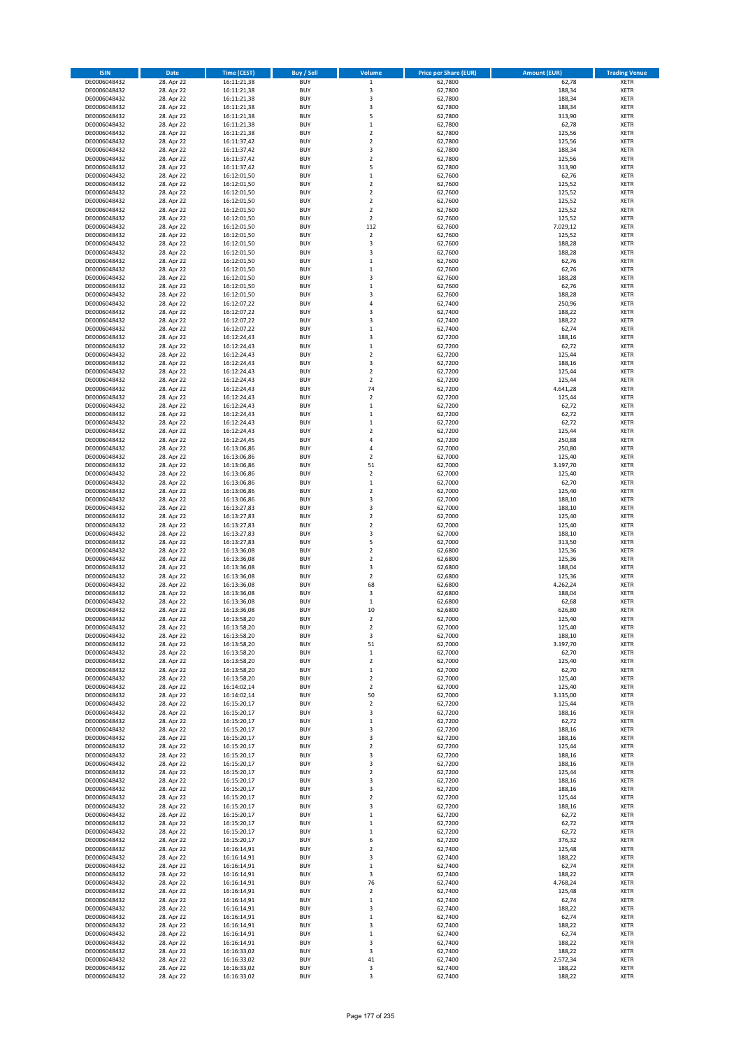| ISIN | Date | Time (CEST) | Buy / Sell | Volume | Price per Share (EUR) | Amount (EUR) | Trading Venue |
|---|---|---|---|---|---|---|---|
| DE0006048432 | 28. Apr 22 | 16:11:21,38 | BUY | 1 | 62,7800 | 62,78 | XETR |
| DE0006048432 | 28. Apr 22 | 16:11:21,38 | BUY | 3 | 62,7800 | 188,34 | XETR |
| DE0006048432 | 28. Apr 22 | 16:11:21,38 | BUY | 3 | 62,7800 | 188,34 | XETR |
| DE0006048432 | 28. Apr 22 | 16:11:21,38 | BUY | 3 | 62,7800 | 188,34 | XETR |
| DE0006048432 | 28. Apr 22 | 16:11:21,38 | BUY | 5 | 62,7800 | 313,90 | XETR |
| DE0006048432 | 28. Apr 22 | 16:11:21,38 | BUY | 1 | 62,7800 | 62,78 | XETR |
| DE0006048432 | 28. Apr 22 | 16:11:21,38 | BUY | 2 | 62,7800 | 125,56 | XETR |
| DE0006048432 | 28. Apr 22 | 16:11:37,42 | BUY | 2 | 62,7800 | 125,56 | XETR |
| DE0006048432 | 28. Apr 22 | 16:11:37,42 | BUY | 3 | 62,7800 | 188,34 | XETR |
| DE0006048432 | 28. Apr 22 | 16:11:37,42 | BUY | 2 | 62,7800 | 125,56 | XETR |
| DE0006048432 | 28. Apr 22 | 16:11:37,42 | BUY | 5 | 62,7800 | 313,90 | XETR |
| DE0006048432 | 28. Apr 22 | 16:12:01,50 | BUY | 1 | 62,7600 | 62,76 | XETR |
| DE0006048432 | 28. Apr 22 | 16:12:01,50 | BUY | 2 | 62,7600 | 125,52 | XETR |
| DE0006048432 | 28. Apr 22 | 16:12:01,50 | BUY | 2 | 62,7600 | 125,52 | XETR |
| DE0006048432 | 28. Apr 22 | 16:12:01,50 | BUY | 2 | 62,7600 | 125,52 | XETR |
| DE0006048432 | 28. Apr 22 | 16:12:01,50 | BUY | 2 | 62,7600 | 125,52 | XETR |
| DE0006048432 | 28. Apr 22 | 16:12:01,50 | BUY | 2 | 62,7600 | 125,52 | XETR |
| DE0006048432 | 28. Apr 22 | 16:12:01,50 | BUY | 112 | 62,7600 | 7.029,12 | XETR |
| DE0006048432 | 28. Apr 22 | 16:12:01,50 | BUY | 2 | 62,7600 | 125,52 | XETR |
| DE0006048432 | 28. Apr 22 | 16:12:01,50 | BUY | 3 | 62,7600 | 188,28 | XETR |
| DE0006048432 | 28. Apr 22 | 16:12:01,50 | BUY | 3 | 62,7600 | 188,28 | XETR |
| DE0006048432 | 28. Apr 22 | 16:12:01,50 | BUY | 1 | 62,7600 | 62,76 | XETR |
| DE0006048432 | 28. Apr 22 | 16:12:01,50 | BUY | 1 | 62,7600 | 62,76 | XETR |
| DE0006048432 | 28. Apr 22 | 16:12:01,50 | BUY | 3 | 62,7600 | 188,28 | XETR |
| DE0006048432 | 28. Apr 22 | 16:12:01,50 | BUY | 1 | 62,7600 | 62,76 | XETR |
| DE0006048432 | 28. Apr 22 | 16:12:01,50 | BUY | 3 | 62,7600 | 188,28 | XETR |
| DE0006048432 | 28. Apr 22 | 16:12:07,22 | BUY | 4 | 62,7400 | 250,96 | XETR |
| DE0006048432 | 28. Apr 22 | 16:12:07,22 | BUY | 3 | 62,7400 | 188,22 | XETR |
| DE0006048432 | 28. Apr 22 | 16:12:07,22 | BUY | 3 | 62,7400 | 188,22 | XETR |
| DE0006048432 | 28. Apr 22 | 16:12:07,22 | BUY | 1 | 62,7400 | 62,74 | XETR |
| DE0006048432 | 28. Apr 22 | 16:12:24,43 | BUY | 3 | 62,7200 | 188,16 | XETR |
| DE0006048432 | 28. Apr 22 | 16:12:24,43 | BUY | 1 | 62,7200 | 62,72 | XETR |
| DE0006048432 | 28. Apr 22 | 16:12:24,43 | BUY | 2 | 62,7200 | 125,44 | XETR |
| DE0006048432 | 28. Apr 22 | 16:12:24,43 | BUY | 3 | 62,7200 | 188,16 | XETR |
| DE0006048432 | 28. Apr 22 | 16:12:24,43 | BUY | 2 | 62,7200 | 125,44 | XETR |
| DE0006048432 | 28. Apr 22 | 16:12:24,43 | BUY | 2 | 62,7200 | 125,44 | XETR |
| DE0006048432 | 28. Apr 22 | 16:12:24,43 | BUY | 74 | 62,7200 | 4.641,28 | XETR |
| DE0006048432 | 28. Apr 22 | 16:12:24,43 | BUY | 2 | 62,7200 | 125,44 | XETR |
| DE0006048432 | 28. Apr 22 | 16:12:24,43 | BUY | 1 | 62,7200 | 62,72 | XETR |
| DE0006048432 | 28. Apr 22 | 16:12:24,43 | BUY | 1 | 62,7200 | 62,72 | XETR |
| DE0006048432 | 28. Apr 22 | 16:12:24,43 | BUY | 1 | 62,7200 | 62,72 | XETR |
| DE0006048432 | 28. Apr 22 | 16:12:24,43 | BUY | 2 | 62,7200 | 125,44 | XETR |
| DE0006048432 | 28. Apr 22 | 16:12:24,45 | BUY | 4 | 62,7200 | 250,88 | XETR |
| DE0006048432 | 28. Apr 22 | 16:13:06,86 | BUY | 4 | 62,7000 | 250,80 | XETR |
| DE0006048432 | 28. Apr 22 | 16:13:06,86 | BUY | 2 | 62,7000 | 125,40 | XETR |
| DE0006048432 | 28. Apr 22 | 16:13:06,86 | BUY | 51 | 62,7000 | 3.197,70 | XETR |
| DE0006048432 | 28. Apr 22 | 16:13:06,86 | BUY | 2 | 62,7000 | 125,40 | XETR |
| DE0006048432 | 28. Apr 22 | 16:13:06,86 | BUY | 1 | 62,7000 | 62,70 | XETR |
| DE0006048432 | 28. Apr 22 | 16:13:06,86 | BUY | 2 | 62,7000 | 125,40 | XETR |
| DE0006048432 | 28. Apr 22 | 16:13:06,86 | BUY | 3 | 62,7000 | 188,10 | XETR |
| DE0006048432 | 28. Apr 22 | 16:13:27,83 | BUY | 3 | 62,7000 | 188,10 | XETR |
| DE0006048432 | 28. Apr 22 | 16:13:27,83 | BUY | 2 | 62,7000 | 125,40 | XETR |
| DE0006048432 | 28. Apr 22 | 16:13:27,83 | BUY | 2 | 62,7000 | 125,40 | XETR |
| DE0006048432 | 28. Apr 22 | 16:13:27,83 | BUY | 3 | 62,7000 | 188,10 | XETR |
| DE0006048432 | 28. Apr 22 | 16:13:27,83 | BUY | 5 | 62,7000 | 313,50 | XETR |
| DE0006048432 | 28. Apr 22 | 16:13:36,08 | BUY | 2 | 62,6800 | 125,36 | XETR |
| DE0006048432 | 28. Apr 22 | 16:13:36,08 | BUY | 2 | 62,6800 | 125,36 | XETR |
| DE0006048432 | 28. Apr 22 | 16:13:36,08 | BUY | 3 | 62,6800 | 188,04 | XETR |
| DE0006048432 | 28. Apr 22 | 16:13:36,08 | BUY | 2 | 62,6800 | 125,36 | XETR |
| DE0006048432 | 28. Apr 22 | 16:13:36,08 | BUY | 68 | 62,6800 | 4.262,24 | XETR |
| DE0006048432 | 28. Apr 22 | 16:13:36,08 | BUY | 3 | 62,6800 | 188,04 | XETR |
| DE0006048432 | 28. Apr 22 | 16:13:36,08 | BUY | 1 | 62,6800 | 62,68 | XETR |
| DE0006048432 | 28. Apr 22 | 16:13:36,08 | BUY | 10 | 62,6800 | 626,80 | XETR |
| DE0006048432 | 28. Apr 22 | 16:13:58,20 | BUY | 2 | 62,7000 | 125,40 | XETR |
| DE0006048432 | 28. Apr 22 | 16:13:58,20 | BUY | 2 | 62,7000 | 125,40 | XETR |
| DE0006048432 | 28. Apr 22 | 16:13:58,20 | BUY | 3 | 62,7000 | 188,10 | XETR |
| DE0006048432 | 28. Apr 22 | 16:13:58,20 | BUY | 51 | 62,7000 | 3.197,70 | XETR |
| DE0006048432 | 28. Apr 22 | 16:13:58,20 | BUY | 1 | 62,7000 | 62,70 | XETR |
| DE0006048432 | 28. Apr 22 | 16:13:58,20 | BUY | 2 | 62,7000 | 125,40 | XETR |
| DE0006048432 | 28. Apr 22 | 16:13:58,20 | BUY | 1 | 62,7000 | 62,70 | XETR |
| DE0006048432 | 28. Apr 22 | 16:13:58,20 | BUY | 2 | 62,7000 | 125,40 | XETR |
| DE0006048432 | 28. Apr 22 | 16:14:02,14 | BUY | 2 | 62,7000 | 125,40 | XETR |
| DE0006048432 | 28. Apr 22 | 16:14:02,14 | BUY | 50 | 62,7000 | 3.135,00 | XETR |
| DE0006048432 | 28. Apr 22 | 16:15:20,17 | BUY | 2 | 62,7200 | 125,44 | XETR |
| DE0006048432 | 28. Apr 22 | 16:15:20,17 | BUY | 3 | 62,7200 | 188,16 | XETR |
| DE0006048432 | 28. Apr 22 | 16:15:20,17 | BUY | 1 | 62,7200 | 62,72 | XETR |
| DE0006048432 | 28. Apr 22 | 16:15:20,17 | BUY | 3 | 62,7200 | 188,16 | XETR |
| DE0006048432 | 28. Apr 22 | 16:15:20,17 | BUY | 3 | 62,7200 | 188,16 | XETR |
| DE0006048432 | 28. Apr 22 | 16:15:20,17 | BUY | 2 | 62,7200 | 125,44 | XETR |
| DE0006048432 | 28. Apr 22 | 16:15:20,17 | BUY | 3 | 62,7200 | 188,16 | XETR |
| DE0006048432 | 28. Apr 22 | 16:15:20,17 | BUY | 3 | 62,7200 | 188,16 | XETR |
| DE0006048432 | 28. Apr 22 | 16:15:20,17 | BUY | 2 | 62,7200 | 125,44 | XETR |
| DE0006048432 | 28. Apr 22 | 16:15:20,17 | BUY | 3 | 62,7200 | 188,16 | XETR |
| DE0006048432 | 28. Apr 22 | 16:15:20,17 | BUY | 3 | 62,7200 | 188,16 | XETR |
| DE0006048432 | 28. Apr 22 | 16:15:20,17 | BUY | 2 | 62,7200 | 125,44 | XETR |
| DE0006048432 | 28. Apr 22 | 16:15:20,17 | BUY | 3 | 62,7200 | 188,16 | XETR |
| DE0006048432 | 28. Apr 22 | 16:15:20,17 | BUY | 1 | 62,7200 | 62,72 | XETR |
| DE0006048432 | 28. Apr 22 | 16:15:20,17 | BUY | 1 | 62,7200 | 62,72 | XETR |
| DE0006048432 | 28. Apr 22 | 16:15:20,17 | BUY | 1 | 62,7200 | 62,72 | XETR |
| DE0006048432 | 28. Apr 22 | 16:15:20,17 | BUY | 6 | 62,7200 | 376,32 | XETR |
| DE0006048432 | 28. Apr 22 | 16:16:14,91 | BUY | 2 | 62,7400 | 125,48 | XETR |
| DE0006048432 | 28. Apr 22 | 16:16:14,91 | BUY | 3 | 62,7400 | 188,22 | XETR |
| DE0006048432 | 28. Apr 22 | 16:16:14,91 | BUY | 1 | 62,7400 | 62,74 | XETR |
| DE0006048432 | 28. Apr 22 | 16:16:14,91 | BUY | 3 | 62,7400 | 188,22 | XETR |
| DE0006048432 | 28. Apr 22 | 16:16:14,91 | BUY | 76 | 62,7400 | 4.768,24 | XETR |
| DE0006048432 | 28. Apr 22 | 16:16:14,91 | BUY | 2 | 62,7400 | 125,48 | XETR |
| DE0006048432 | 28. Apr 22 | 16:16:14,91 | BUY | 1 | 62,7400 | 62,74 | XETR |
| DE0006048432 | 28. Apr 22 | 16:16:14,91 | BUY | 3 | 62,7400 | 188,22 | XETR |
| DE0006048432 | 28. Apr 22 | 16:16:14,91 | BUY | 1 | 62,7400 | 62,74 | XETR |
| DE0006048432 | 28. Apr 22 | 16:16:14,91 | BUY | 3 | 62,7400 | 188,22 | XETR |
| DE0006048432 | 28. Apr 22 | 16:16:14,91 | BUY | 1 | 62,7400 | 62,74 | XETR |
| DE0006048432 | 28. Apr 22 | 16:16:14,91 | BUY | 3 | 62,7400 | 188,22 | XETR |
| DE0006048432 | 28. Apr 22 | 16:16:33,02 | BUY | 3 | 62,7400 | 188,22 | XETR |
| DE0006048432 | 28. Apr 22 | 16:16:33,02 | BUY | 41 | 62,7400 | 2.572,34 | XETR |
| DE0006048432 | 28. Apr 22 | 16:16:33,02 | BUY | 3 | 62,7400 | 188,22 | XETR |
| DE0006048432 | 28. Apr 22 | 16:16:33,02 | BUY | 3 | 62,7400 | 188,22 | XETR |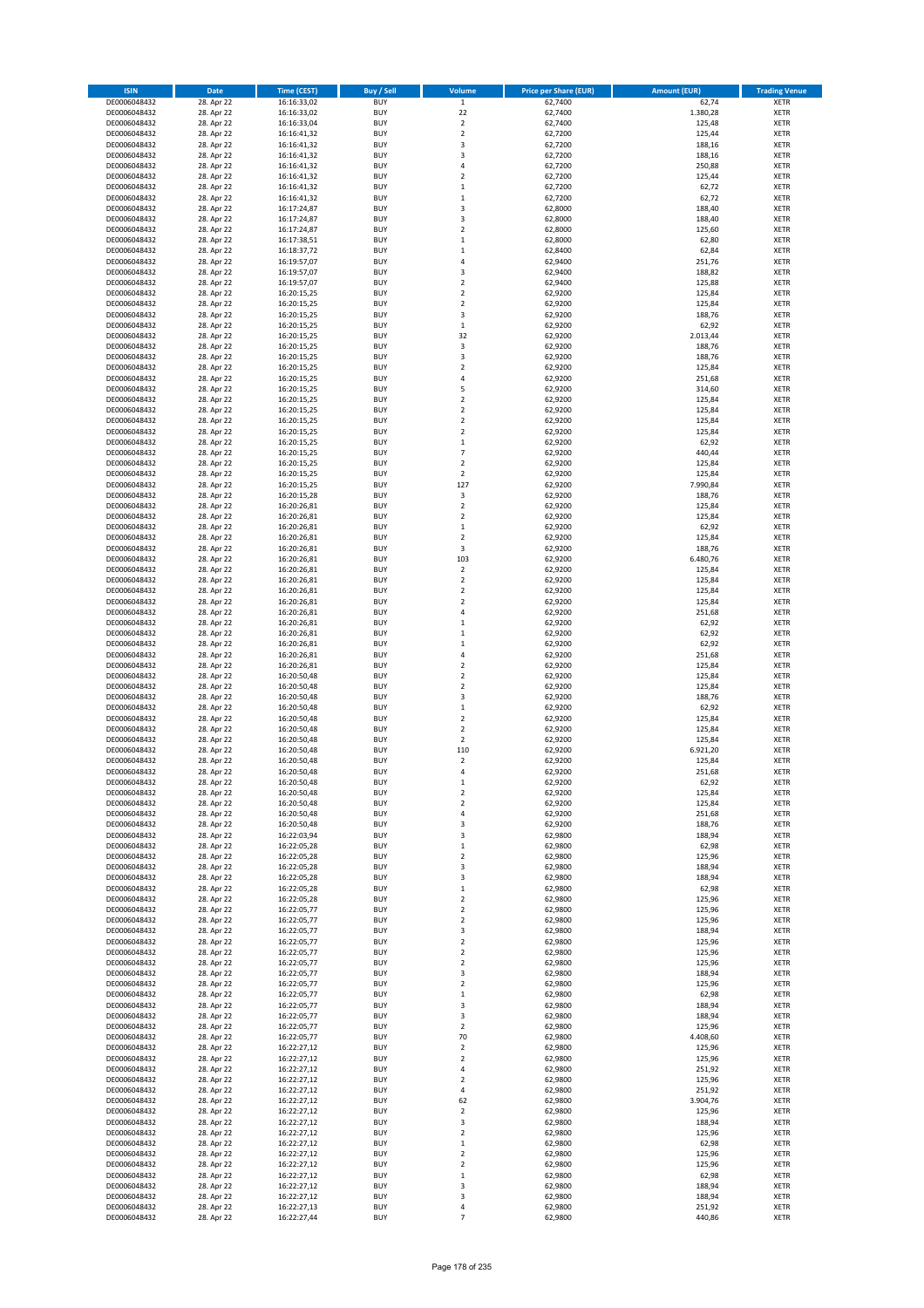| ISIN | Date | Time (CEST) | Buy / Sell | Volume | Price per Share (EUR) | Amount (EUR) | Trading Venue |
|---|---|---|---|---|---|---|---|
| DE0006048432 | 28. Apr 22 | 16:16:33,02 | BUY | 1 | 62,7400 | 62,74 | XETR |
| DE0006048432 | 28. Apr 22 | 16:16:33,02 | BUY | 22 | 62,7400 | 1.380,28 | XETR |
| DE0006048432 | 28. Apr 22 | 16:16:33,04 | BUY | 2 | 62,7400 | 125,48 | XETR |
| DE0006048432 | 28. Apr 22 | 16:16:41,32 | BUY | 2 | 62,7200 | 125,44 | XETR |
| DE0006048432 | 28. Apr 22 | 16:16:41,32 | BUY | 3 | 62,7200 | 188,16 | XETR |
| DE0006048432 | 28. Apr 22 | 16:16:41,32 | BUY | 3 | 62,7200 | 188,16 | XETR |
| DE0006048432 | 28. Apr 22 | 16:16:41,32 | BUY | 4 | 62,7200 | 250,88 | XETR |
| DE0006048432 | 28. Apr 22 | 16:16:41,32 | BUY | 2 | 62,7200 | 125,44 | XETR |
| DE0006048432 | 28. Apr 22 | 16:16:41,32 | BUY | 1 | 62,7200 | 62,72 | XETR |
| DE0006048432 | 28. Apr 22 | 16:16:41,32 | BUY | 1 | 62,7200 | 62,72 | XETR |
| DE0006048432 | 28. Apr 22 | 16:17:24,87 | BUY | 3 | 62,8000 | 188,40 | XETR |
| DE0006048432 | 28. Apr 22 | 16:17:24,87 | BUY | 3 | 62,8000 | 188,40 | XETR |
| DE0006048432 | 28. Apr 22 | 16:17:24,87 | BUY | 2 | 62,8000 | 125,60 | XETR |
| DE0006048432 | 28. Apr 22 | 16:17:38,51 | BUY | 1 | 62,8000 | 62,80 | XETR |
| DE0006048432 | 28. Apr 22 | 16:18:37,72 | BUY | 1 | 62,8400 | 62,84 | XETR |
| DE0006048432 | 28. Apr 22 | 16:19:57,07 | BUY | 4 | 62,9400 | 251,76 | XETR |
| DE0006048432 | 28. Apr 22 | 16:19:57,07 | BUY | 3 | 62,9400 | 188,82 | XETR |
| DE0006048432 | 28. Apr 22 | 16:19:57,07 | BUY | 2 | 62,9400 | 125,88 | XETR |
| DE0006048432 | 28. Apr 22 | 16:20:15,25 | BUY | 2 | 62,9200 | 125,84 | XETR |
| DE0006048432 | 28. Apr 22 | 16:20:15,25 | BUY | 2 | 62,9200 | 125,84 | XETR |
| DE0006048432 | 28. Apr 22 | 16:20:15,25 | BUY | 3 | 62,9200 | 188,76 | XETR |
| DE0006048432 | 28. Apr 22 | 16:20:15,25 | BUY | 1 | 62,9200 | 62,92 | XETR |
| DE0006048432 | 28. Apr 22 | 16:20:15,25 | BUY | 32 | 62,9200 | 2.013,44 | XETR |
| DE0006048432 | 28. Apr 22 | 16:20:15,25 | BUY | 3 | 62,9200 | 188,76 | XETR |
| DE0006048432 | 28. Apr 22 | 16:20:15,25 | BUY | 3 | 62,9200 | 188,76 | XETR |
| DE0006048432 | 28. Apr 22 | 16:20:15,25 | BUY | 2 | 62,9200 | 125,84 | XETR |
| DE0006048432 | 28. Apr 22 | 16:20:15,25 | BUY | 4 | 62,9200 | 251,68 | XETR |
| DE0006048432 | 28. Apr 22 | 16:20:15,25 | BUY | 5 | 62,9200 | 314,60 | XETR |
| DE0006048432 | 28. Apr 22 | 16:20:15,25 | BUY | 2 | 62,9200 | 125,84 | XETR |
| DE0006048432 | 28. Apr 22 | 16:20:15,25 | BUY | 2 | 62,9200 | 125,84 | XETR |
| DE0006048432 | 28. Apr 22 | 16:20:15,25 | BUY | 2 | 62,9200 | 125,84 | XETR |
| DE0006048432 | 28. Apr 22 | 16:20:15,25 | BUY | 2 | 62,9200 | 125,84 | XETR |
| DE0006048432 | 28. Apr 22 | 16:20:15,25 | BUY | 1 | 62,9200 | 62,92 | XETR |
| DE0006048432 | 28. Apr 22 | 16:20:15,25 | BUY | 7 | 62,9200 | 440,44 | XETR |
| DE0006048432 | 28. Apr 22 | 16:20:15,25 | BUY | 2 | 62,9200 | 125,84 | XETR |
| DE0006048432 | 28. Apr 22 | 16:20:15,25 | BUY | 2 | 62,9200 | 125,84 | XETR |
| DE0006048432 | 28. Apr 22 | 16:20:15,25 | BUY | 127 | 62,9200 | 7.990,84 | XETR |
| DE0006048432 | 28. Apr 22 | 16:20:15,28 | BUY | 3 | 62,9200 | 188,76 | XETR |
| DE0006048432 | 28. Apr 22 | 16:20:26,81 | BUY | 2 | 62,9200 | 125,84 | XETR |
| DE0006048432 | 28. Apr 22 | 16:20:26,81 | BUY | 2 | 62,9200 | 125,84 | XETR |
| DE0006048432 | 28. Apr 22 | 16:20:26,81 | BUY | 1 | 62,9200 | 62,92 | XETR |
| DE0006048432 | 28. Apr 22 | 16:20:26,81 | BUY | 2 | 62,9200 | 125,84 | XETR |
| DE0006048432 | 28. Apr 22 | 16:20:26,81 | BUY | 3 | 62,9200 | 188,76 | XETR |
| DE0006048432 | 28. Apr 22 | 16:20:26,81 | BUY | 103 | 62,9200 | 6.480,76 | XETR |
| DE0006048432 | 28. Apr 22 | 16:20:26,81 | BUY | 2 | 62,9200 | 125,84 | XETR |
| DE0006048432 | 28. Apr 22 | 16:20:26,81 | BUY | 2 | 62,9200 | 125,84 | XETR |
| DE0006048432 | 28. Apr 22 | 16:20:26,81 | BUY | 2 | 62,9200 | 125,84 | XETR |
| DE0006048432 | 28. Apr 22 | 16:20:26,81 | BUY | 2 | 62,9200 | 125,84 | XETR |
| DE0006048432 | 28. Apr 22 | 16:20:26,81 | BUY | 4 | 62,9200 | 251,68 | XETR |
| DE0006048432 | 28. Apr 22 | 16:20:26,81 | BUY | 1 | 62,9200 | 62,92 | XETR |
| DE0006048432 | 28. Apr 22 | 16:20:26,81 | BUY | 1 | 62,9200 | 62,92 | XETR |
| DE0006048432 | 28. Apr 22 | 16:20:26,81 | BUY | 1 | 62,9200 | 62,92 | XETR |
| DE0006048432 | 28. Apr 22 | 16:20:26,81 | BUY | 4 | 62,9200 | 251,68 | XETR |
| DE0006048432 | 28. Apr 22 | 16:20:26,81 | BUY | 2 | 62,9200 | 125,84 | XETR |
| DE0006048432 | 28. Apr 22 | 16:20:50,48 | BUY | 2 | 62,9200 | 125,84 | XETR |
| DE0006048432 | 28. Apr 22 | 16:20:50,48 | BUY | 2 | 62,9200 | 125,84 | XETR |
| DE0006048432 | 28. Apr 22 | 16:20:50,48 | BUY | 3 | 62,9200 | 188,76 | XETR |
| DE0006048432 | 28. Apr 22 | 16:20:50,48 | BUY | 1 | 62,9200 | 62,92 | XETR |
| DE0006048432 | 28. Apr 22 | 16:20:50,48 | BUY | 2 | 62,9200 | 125,84 | XETR |
| DE0006048432 | 28. Apr 22 | 16:20:50,48 | BUY | 2 | 62,9200 | 125,84 | XETR |
| DE0006048432 | 28. Apr 22 | 16:20:50,48 | BUY | 2 | 62,9200 | 125,84 | XETR |
| DE0006048432 | 28. Apr 22 | 16:20:50,48 | BUY | 110 | 62,9200 | 6.921,20 | XETR |
| DE0006048432 | 28. Apr 22 | 16:20:50,48 | BUY | 2 | 62,9200 | 125,84 | XETR |
| DE0006048432 | 28. Apr 22 | 16:20:50,48 | BUY | 4 | 62,9200 | 251,68 | XETR |
| DE0006048432 | 28. Apr 22 | 16:20:50,48 | BUY | 1 | 62,9200 | 62,92 | XETR |
| DE0006048432 | 28. Apr 22 | 16:20:50,48 | BUY | 2 | 62,9200 | 125,84 | XETR |
| DE0006048432 | 28. Apr 22 | 16:20:50,48 | BUY | 2 | 62,9200 | 125,84 | XETR |
| DE0006048432 | 28. Apr 22 | 16:20:50,48 | BUY | 4 | 62,9200 | 251,68 | XETR |
| DE0006048432 | 28. Apr 22 | 16:20:50,48 | BUY | 3 | 62,9200 | 188,76 | XETR |
| DE0006048432 | 28. Apr 22 | 16:22:03,94 | BUY | 3 | 62,9800 | 188,94 | XETR |
| DE0006048432 | 28. Apr 22 | 16:22:05,28 | BUY | 1 | 62,9800 | 62,98 | XETR |
| DE0006048432 | 28. Apr 22 | 16:22:05,28 | BUY | 2 | 62,9800 | 125,96 | XETR |
| DE0006048432 | 28. Apr 22 | 16:22:05,28 | BUY | 3 | 62,9800 | 188,94 | XETR |
| DE0006048432 | 28. Apr 22 | 16:22:05,28 | BUY | 3 | 62,9800 | 188,94 | XETR |
| DE0006048432 | 28. Apr 22 | 16:22:05,28 | BUY | 1 | 62,9800 | 62,98 | XETR |
| DE0006048432 | 28. Apr 22 | 16:22:05,28 | BUY | 2 | 62,9800 | 125,96 | XETR |
| DE0006048432 | 28. Apr 22 | 16:22:05,77 | BUY | 2 | 62,9800 | 125,96 | XETR |
| DE0006048432 | 28. Apr 22 | 16:22:05,77 | BUY | 2 | 62,9800 | 125,96 | XETR |
| DE0006048432 | 28. Apr 22 | 16:22:05,77 | BUY | 3 | 62,9800 | 188,94 | XETR |
| DE0006048432 | 28. Apr 22 | 16:22:05,77 | BUY | 2 | 62,9800 | 125,96 | XETR |
| DE0006048432 | 28. Apr 22 | 16:22:05,77 | BUY | 2 | 62,9800 | 125,96 | XETR |
| DE0006048432 | 28. Apr 22 | 16:22:05,77 | BUY | 2 | 62,9800 | 125,96 | XETR |
| DE0006048432 | 28. Apr 22 | 16:22:05,77 | BUY | 3 | 62,9800 | 188,94 | XETR |
| DE0006048432 | 28. Apr 22 | 16:22:05,77 | BUY | 2 | 62,9800 | 125,96 | XETR |
| DE0006048432 | 28. Apr 22 | 16:22:05,77 | BUY | 1 | 62,9800 | 62,98 | XETR |
| DE0006048432 | 28. Apr 22 | 16:22:05,77 | BUY | 3 | 62,9800 | 188,94 | XETR |
| DE0006048432 | 28. Apr 22 | 16:22:05,77 | BUY | 3 | 62,9800 | 188,94 | XETR |
| DE0006048432 | 28. Apr 22 | 16:22:05,77 | BUY | 2 | 62,9800 | 125,96 | XETR |
| DE0006048432 | 28. Apr 22 | 16:22:05,77 | BUY | 70 | 62,9800 | 4.408,60 | XETR |
| DE0006048432 | 28. Apr 22 | 16:22:27,12 | BUY | 2 | 62,9800 | 125,96 | XETR |
| DE0006048432 | 28. Apr 22 | 16:22:27,12 | BUY | 2 | 62,9800 | 125,96 | XETR |
| DE0006048432 | 28. Apr 22 | 16:22:27,12 | BUY | 4 | 62,9800 | 251,92 | XETR |
| DE0006048432 | 28. Apr 22 | 16:22:27,12 | BUY | 2 | 62,9800 | 125,96 | XETR |
| DE0006048432 | 28. Apr 22 | 16:22:27,12 | BUY | 4 | 62,9800 | 251,92 | XETR |
| DE0006048432 | 28. Apr 22 | 16:22:27,12 | BUY | 62 | 62,9800 | 3.904,76 | XETR |
| DE0006048432 | 28. Apr 22 | 16:22:27,12 | BUY | 2 | 62,9800 | 125,96 | XETR |
| DE0006048432 | 28. Apr 22 | 16:22:27,12 | BUY | 3 | 62,9800 | 188,94 | XETR |
| DE0006048432 | 28. Apr 22 | 16:22:27,12 | BUY | 2 | 62,9800 | 125,96 | XETR |
| DE0006048432 | 28. Apr 22 | 16:22:27,12 | BUY | 1 | 62,9800 | 62,98 | XETR |
| DE0006048432 | 28. Apr 22 | 16:22:27,12 | BUY | 2 | 62,9800 | 125,96 | XETR |
| DE0006048432 | 28. Apr 22 | 16:22:27,12 | BUY | 2 | 62,9800 | 125,96 | XETR |
| DE0006048432 | 28. Apr 22 | 16:22:27,12 | BUY | 1 | 62,9800 | 62,98 | XETR |
| DE0006048432 | 28. Apr 22 | 16:22:27,12 | BUY | 3 | 62,9800 | 188,94 | XETR |
| DE0006048432 | 28. Apr 22 | 16:22:27,12 | BUY | 3 | 62,9800 | 188,94 | XETR |
| DE0006048432 | 28. Apr 22 | 16:22:27,13 | BUY | 4 | 62,9800 | 251,92 | XETR |
| DE0006048432 | 28. Apr 22 | 16:22:27,44 | BUY | 7 | 62,9800 | 440,86 | XETR |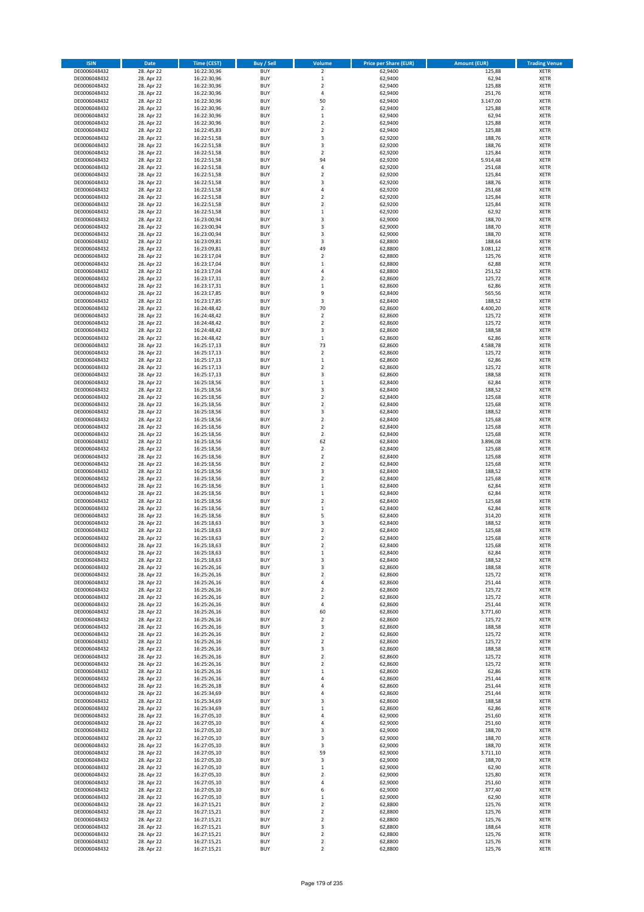| ISIN | Date | Time (CEST) | Buy / Sell | Volume | Price per Share (EUR) | Amount (EUR) | Trading Venue |
|---|---|---|---|---|---|---|---|
| DE0006048432 | 28. Apr 22 | 16:22:30,96 | BUY | 2 | 62,9400 | 125,88 | XETR |
| DE0006048432 | 28. Apr 22 | 16:22:30,96 | BUY | 1 | 62,9400 | 62,94 | XETR |
| DE0006048432 | 28. Apr 22 | 16:22:30,96 | BUY | 2 | 62,9400 | 125,88 | XETR |
| DE0006048432 | 28. Apr 22 | 16:22:30,96 | BUY | 4 | 62,9400 | 251,76 | XETR |
| DE0006048432 | 28. Apr 22 | 16:22:30,96 | BUY | 50 | 62,9400 | 3.147,00 | XETR |
| DE0006048432 | 28. Apr 22 | 16:22:30,96 | BUY | 2 | 62,9400 | 125,88 | XETR |
| DE0006048432 | 28. Apr 22 | 16:22:30,96 | BUY | 1 | 62,9400 | 62,94 | XETR |
| DE0006048432 | 28. Apr 22 | 16:22:30,96 | BUY | 2 | 62,9400 | 125,88 | XETR |
| DE0006048432 | 28. Apr 22 | 16:22:45,83 | BUY | 2 | 62,9400 | 125,88 | XETR |
| DE0006048432 | 28. Apr 22 | 16:22:51,58 | BUY | 3 | 62,9200 | 188,76 | XETR |
| DE0006048432 | 28. Apr 22 | 16:22:51,58 | BUY | 3 | 62,9200 | 188,76 | XETR |
| DE0006048432 | 28. Apr 22 | 16:22:51,58 | BUY | 2 | 62,9200 | 125,84 | XETR |
| DE0006048432 | 28. Apr 22 | 16:22:51,58 | BUY | 94 | 62,9200 | 5.914,48 | XETR |
| DE0006048432 | 28. Apr 22 | 16:22:51,58 | BUY | 4 | 62,9200 | 251,68 | XETR |
| DE0006048432 | 28. Apr 22 | 16:22:51,58 | BUY | 2 | 62,9200 | 125,84 | XETR |
| DE0006048432 | 28. Apr 22 | 16:22:51,58 | BUY | 3 | 62,9200 | 188,76 | XETR |
| DE0006048432 | 28. Apr 22 | 16:22:51,58 | BUY | 4 | 62,9200 | 251,68 | XETR |
| DE0006048432 | 28. Apr 22 | 16:22:51,58 | BUY | 2 | 62,9200 | 125,84 | XETR |
| DE0006048432 | 28. Apr 22 | 16:22:51,58 | BUY | 2 | 62,9200 | 125,84 | XETR |
| DE0006048432 | 28. Apr 22 | 16:22:51,58 | BUY | 1 | 62,9200 | 62,92 | XETR |
| DE0006048432 | 28. Apr 22 | 16:23:00,94 | BUY | 3 | 62,9000 | 188,70 | XETR |
| DE0006048432 | 28. Apr 22 | 16:23:00,94 | BUY | 3 | 62,9000 | 188,70 | XETR |
| DE0006048432 | 28. Apr 22 | 16:23:00,94 | BUY | 3 | 62,9000 | 188,70 | XETR |
| DE0006048432 | 28. Apr 22 | 16:23:09,81 | BUY | 3 | 62,8800 | 188,64 | XETR |
| DE0006048432 | 28. Apr 22 | 16:23:09,81 | BUY | 49 | 62,8800 | 3.081,12 | XETR |
| DE0006048432 | 28. Apr 22 | 16:23:17,04 | BUY | 2 | 62,8800 | 125,76 | XETR |
| DE0006048432 | 28. Apr 22 | 16:23:17,04 | BUY | 1 | 62,8800 | 62,88 | XETR |
| DE0006048432 | 28. Apr 22 | 16:23:17,04 | BUY | 4 | 62,8800 | 251,52 | XETR |
| DE0006048432 | 28. Apr 22 | 16:23:17,31 | BUY | 2 | 62,8600 | 125,72 | XETR |
| DE0006048432 | 28. Apr 22 | 16:23:17,31 | BUY | 1 | 62,8600 | 62,86 | XETR |
| DE0006048432 | 28. Apr 22 | 16:23:17,85 | BUY | 9 | 62,8400 | 565,56 | XETR |
| DE0006048432 | 28. Apr 22 | 16:23:17,85 | BUY | 3 | 62,8400 | 188,52 | XETR |
| DE0006048432 | 28. Apr 22 | 16:24:48,42 | BUY | 70 | 62,8600 | 4.400,20 | XETR |
| DE0006048432 | 28. Apr 22 | 16:24:48,42 | BUY | 2 | 62,8600 | 125,72 | XETR |
| DE0006048432 | 28. Apr 22 | 16:24:48,42 | BUY | 2 | 62,8600 | 125,72 | XETR |
| DE0006048432 | 28. Apr 22 | 16:24:48,42 | BUY | 3 | 62,8600 | 188,58 | XETR |
| DE0006048432 | 28. Apr 22 | 16:24:48,42 | BUY | 1 | 62,8600 | 62,86 | XETR |
| DE0006048432 | 28. Apr 22 | 16:25:17,13 | BUY | 73 | 62,8600 | 4.588,78 | XETR |
| DE0006048432 | 28. Apr 22 | 16:25:17,13 | BUY | 2 | 62,8600 | 125,72 | XETR |
| DE0006048432 | 28. Apr 22 | 16:25:17,13 | BUY | 1 | 62,8600 | 62,86 | XETR |
| DE0006048432 | 28. Apr 22 | 16:25:17,13 | BUY | 2 | 62,8600 | 125,72 | XETR |
| DE0006048432 | 28. Apr 22 | 16:25:17,13 | BUY | 3 | 62,8600 | 188,58 | XETR |
| DE0006048432 | 28. Apr 22 | 16:25:18,56 | BUY | 1 | 62,8400 | 62,84 | XETR |
| DE0006048432 | 28. Apr 22 | 16:25:18,56 | BUY | 3 | 62,8400 | 188,52 | XETR |
| DE0006048432 | 28. Apr 22 | 16:25:18,56 | BUY | 2 | 62,8400 | 125,68 | XETR |
| DE0006048432 | 28. Apr 22 | 16:25:18,56 | BUY | 2 | 62,8400 | 125,68 | XETR |
| DE0006048432 | 28. Apr 22 | 16:25:18,56 | BUY | 3 | 62,8400 | 188,52 | XETR |
| DE0006048432 | 28. Apr 22 | 16:25:18,56 | BUY | 2 | 62,8400 | 125,68 | XETR |
| DE0006048432 | 28. Apr 22 | 16:25:18,56 | BUY | 2 | 62,8400 | 125,68 | XETR |
| DE0006048432 | 28. Apr 22 | 16:25:18,56 | BUY | 2 | 62,8400 | 125,68 | XETR |
| DE0006048432 | 28. Apr 22 | 16:25:18,56 | BUY | 62 | 62,8400 | 3.896,08 | XETR |
| DE0006048432 | 28. Apr 22 | 16:25:18,56 | BUY | 2 | 62,8400 | 125,68 | XETR |
| DE0006048432 | 28. Apr 22 | 16:25:18,56 | BUY | 2 | 62,8400 | 125,68 | XETR |
| DE0006048432 | 28. Apr 22 | 16:25:18,56 | BUY | 2 | 62,8400 | 125,68 | XETR |
| DE0006048432 | 28. Apr 22 | 16:25:18,56 | BUY | 3 | 62,8400 | 188,52 | XETR |
| DE0006048432 | 28. Apr 22 | 16:25:18,56 | BUY | 2 | 62,8400 | 125,68 | XETR |
| DE0006048432 | 28. Apr 22 | 16:25:18,56 | BUY | 1 | 62,8400 | 62,84 | XETR |
| DE0006048432 | 28. Apr 22 | 16:25:18,56 | BUY | 1 | 62,8400 | 62,84 | XETR |
| DE0006048432 | 28. Apr 22 | 16:25:18,56 | BUY | 2 | 62,8400 | 125,68 | XETR |
| DE0006048432 | 28. Apr 22 | 16:25:18,56 | BUY | 1 | 62,8400 | 62,84 | XETR |
| DE0006048432 | 28. Apr 22 | 16:25:18,56 | BUY | 5 | 62,8400 | 314,20 | XETR |
| DE0006048432 | 28. Apr 22 | 16:25:18,63 | BUY | 3 | 62,8400 | 188,52 | XETR |
| DE0006048432 | 28. Apr 22 | 16:25:18,63 | BUY | 2 | 62,8400 | 125,68 | XETR |
| DE0006048432 | 28. Apr 22 | 16:25:18,63 | BUY | 2 | 62,8400 | 125,68 | XETR |
| DE0006048432 | 28. Apr 22 | 16:25:18,63 | BUY | 2 | 62,8400 | 125,68 | XETR |
| DE0006048432 | 28. Apr 22 | 16:25:18,63 | BUY | 1 | 62,8400 | 62,84 | XETR |
| DE0006048432 | 28. Apr 22 | 16:25:18,63 | BUY | 3 | 62,8400 | 188,52 | XETR |
| DE0006048432 | 28. Apr 22 | 16:25:26,16 | BUY | 3 | 62,8600 | 188,58 | XETR |
| DE0006048432 | 28. Apr 22 | 16:25:26,16 | BUY | 2 | 62,8600 | 125,72 | XETR |
| DE0006048432 | 28. Apr 22 | 16:25:26,16 | BUY | 4 | 62,8600 | 251,44 | XETR |
| DE0006048432 | 28. Apr 22 | 16:25:26,16 | BUY | 2 | 62,8600 | 125,72 | XETR |
| DE0006048432 | 28. Apr 22 | 16:25:26,16 | BUY | 2 | 62,8600 | 125,72 | XETR |
| DE0006048432 | 28. Apr 22 | 16:25:26,16 | BUY | 4 | 62,8600 | 251,44 | XETR |
| DE0006048432 | 28. Apr 22 | 16:25:26,16 | BUY | 60 | 62,8600 | 3.771,60 | XETR |
| DE0006048432 | 28. Apr 22 | 16:25:26,16 | BUY | 2 | 62,8600 | 125,72 | XETR |
| DE0006048432 | 28. Apr 22 | 16:25:26,16 | BUY | 3 | 62,8600 | 188,58 | XETR |
| DE0006048432 | 28. Apr 22 | 16:25:26,16 | BUY | 2 | 62,8600 | 125,72 | XETR |
| DE0006048432 | 28. Apr 22 | 16:25:26,16 | BUY | 2 | 62,8600 | 125,72 | XETR |
| DE0006048432 | 28. Apr 22 | 16:25:26,16 | BUY | 3 | 62,8600 | 188,58 | XETR |
| DE0006048432 | 28. Apr 22 | 16:25:26,16 | BUY | 2 | 62,8600 | 125,72 | XETR |
| DE0006048432 | 28. Apr 22 | 16:25:26,16 | BUY | 2 | 62,8600 | 125,72 | XETR |
| DE0006048432 | 28. Apr 22 | 16:25:26,16 | BUY | 1 | 62,8600 | 62,86 | XETR |
| DE0006048432 | 28. Apr 22 | 16:25:26,16 | BUY | 4 | 62,8600 | 251,44 | XETR |
| DE0006048432 | 28. Apr 22 | 16:25:26,18 | BUY | 4 | 62,8600 | 251,44 | XETR |
| DE0006048432 | 28. Apr 22 | 16:25:34,69 | BUY | 4 | 62,8600 | 251,44 | XETR |
| DE0006048432 | 28. Apr 22 | 16:25:34,69 | BUY | 3 | 62,8600 | 188,58 | XETR |
| DE0006048432 | 28. Apr 22 | 16:25:34,69 | BUY | 1 | 62,8600 | 62,86 | XETR |
| DE0006048432 | 28. Apr 22 | 16:27:05,10 | BUY | 4 | 62,9000 | 251,60 | XETR |
| DE0006048432 | 28. Apr 22 | 16:27:05,10 | BUY | 4 | 62,9000 | 251,60 | XETR |
| DE0006048432 | 28. Apr 22 | 16:27:05,10 | BUY | 3 | 62,9000 | 188,70 | XETR |
| DE0006048432 | 28. Apr 22 | 16:27:05,10 | BUY | 3 | 62,9000 | 188,70 | XETR |
| DE0006048432 | 28. Apr 22 | 16:27:05,10 | BUY | 3 | 62,9000 | 188,70 | XETR |
| DE0006048432 | 28. Apr 22 | 16:27:05,10 | BUY | 59 | 62,9000 | 3.711,10 | XETR |
| DE0006048432 | 28. Apr 22 | 16:27:05,10 | BUY | 3 | 62,9000 | 188,70 | XETR |
| DE0006048432 | 28. Apr 22 | 16:27:05,10 | BUY | 1 | 62,9000 | 62,90 | XETR |
| DE0006048432 | 28. Apr 22 | 16:27:05,10 | BUY | 2 | 62,9000 | 125,80 | XETR |
| DE0006048432 | 28. Apr 22 | 16:27:05,10 | BUY | 4 | 62,9000 | 251,60 | XETR |
| DE0006048432 | 28. Apr 22 | 16:27:05,10 | BUY | 6 | 62,9000 | 377,40 | XETR |
| DE0006048432 | 28. Apr 22 | 16:27:05,10 | BUY | 1 | 62,9000 | 62,90 | XETR |
| DE0006048432 | 28. Apr 22 | 16:27:15,21 | BUY | 2 | 62,8800 | 125,76 | XETR |
| DE0006048432 | 28. Apr 22 | 16:27:15,21 | BUY | 2 | 62,8800 | 125,76 | XETR |
| DE0006048432 | 28. Apr 22 | 16:27:15,21 | BUY | 2 | 62,8800 | 125,76 | XETR |
| DE0006048432 | 28. Apr 22 | 16:27:15,21 | BUY | 3 | 62,8800 | 188,64 | XETR |
| DE0006048432 | 28. Apr 22 | 16:27:15,21 | BUY | 2 | 62,8800 | 125,76 | XETR |
| DE0006048432 | 28. Apr 22 | 16:27:15,21 | BUY | 2 | 62,8800 | 125,76 | XETR |
| DE0006048432 | 28. Apr 22 | 16:27:15,21 | BUY | 2 | 62,8800 | 125,76 | XETR |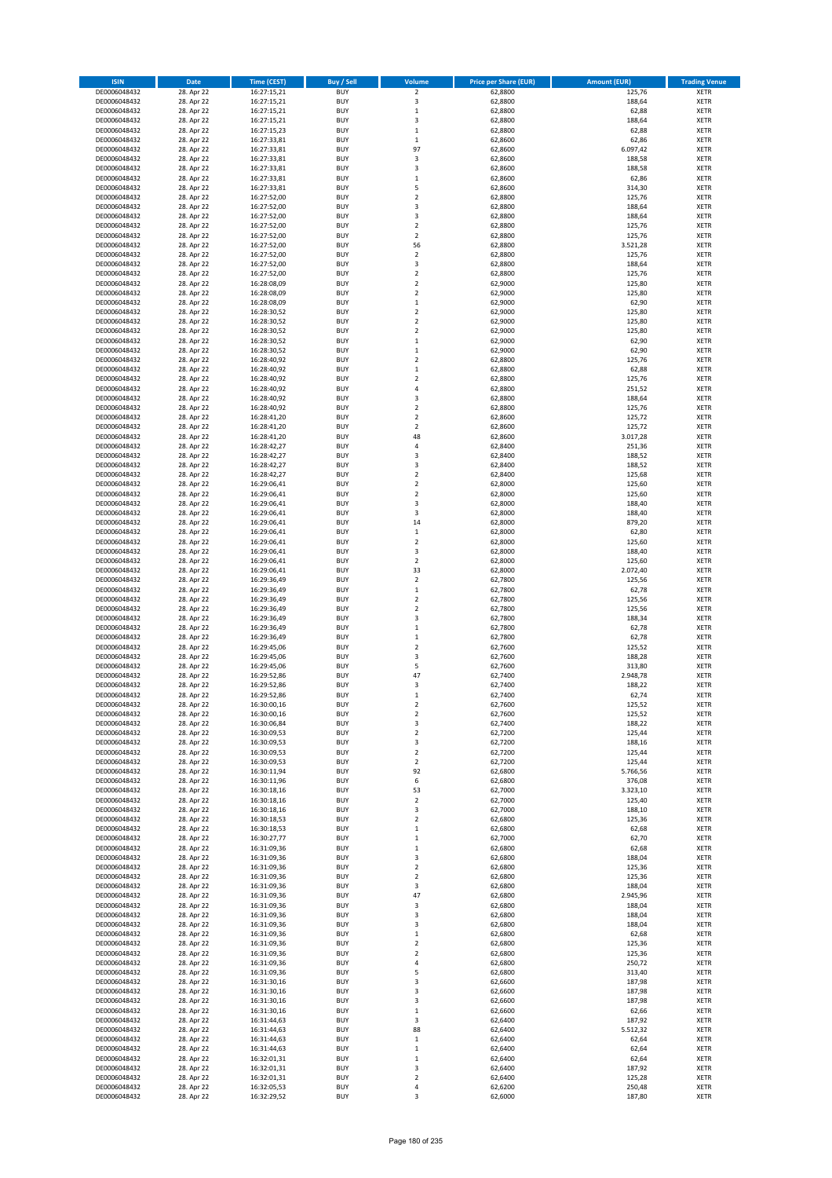| ISIN | Date | Time (CEST) | Buy / Sell | Volume | Price per Share (EUR) | Amount (EUR) | Trading Venue |
|---|---|---|---|---|---|---|---|
| DE0006048432 | 28. Apr 22 | 16:27:15,21 | BUY | 2 | 62,8800 | 125,76 | XETR |
| DE0006048432 | 28. Apr 22 | 16:27:15,21 | BUY | 3 | 62,8800 | 188,64 | XETR |
| DE0006048432 | 28. Apr 22 | 16:27:15,21 | BUY | 1 | 62,8800 | 62,88 | XETR |
| DE0006048432 | 28. Apr 22 | 16:27:15,21 | BUY | 3 | 62,8800 | 188,64 | XETR |
| DE0006048432 | 28. Apr 22 | 16:27:15,23 | BUY | 1 | 62,8800 | 62,88 | XETR |
| DE0006048432 | 28. Apr 22 | 16:27:33,81 | BUY | 1 | 62,8600 | 62,86 | XETR |
| DE0006048432 | 28. Apr 22 | 16:27:33,81 | BUY | 97 | 62,8600 | 6.097,42 | XETR |
| DE0006048432 | 28. Apr 22 | 16:27:33,81 | BUY | 3 | 62,8600 | 188,58 | XETR |
| DE0006048432 | 28. Apr 22 | 16:27:33,81 | BUY | 3 | 62,8600 | 188,58 | XETR |
| DE0006048432 | 28. Apr 22 | 16:27:33,81 | BUY | 1 | 62,8600 | 62,86 | XETR |
| DE0006048432 | 28. Apr 22 | 16:27:33,81 | BUY | 5 | 62,8600 | 314,30 | XETR |
| DE0006048432 | 28. Apr 22 | 16:27:52,00 | BUY | 2 | 62,8800 | 125,76 | XETR |
| DE0006048432 | 28. Apr 22 | 16:27:52,00 | BUY | 3 | 62,8800 | 188,64 | XETR |
| DE0006048432 | 28. Apr 22 | 16:27:52,00 | BUY | 3 | 62,8800 | 188,64 | XETR |
| DE0006048432 | 28. Apr 22 | 16:27:52,00 | BUY | 2 | 62,8800 | 125,76 | XETR |
| DE0006048432 | 28. Apr 22 | 16:27:52,00 | BUY | 2 | 62,8800 | 125,76 | XETR |
| DE0006048432 | 28. Apr 22 | 16:27:52,00 | BUY | 56 | 62,8800 | 3.521,28 | XETR |
| DE0006048432 | 28. Apr 22 | 16:27:52,00 | BUY | 2 | 62,8800 | 125,76 | XETR |
| DE0006048432 | 28. Apr 22 | 16:27:52,00 | BUY | 3 | 62,8800 | 188,64 | XETR |
| DE0006048432 | 28. Apr 22 | 16:27:52,00 | BUY | 2 | 62,8800 | 125,76 | XETR |
| DE0006048432 | 28. Apr 22 | 16:28:08,09 | BUY | 2 | 62,9000 | 125,80 | XETR |
| DE0006048432 | 28. Apr 22 | 16:28:08,09 | BUY | 2 | 62,9000 | 125,80 | XETR |
| DE0006048432 | 28. Apr 22 | 16:28:08,09 | BUY | 1 | 62,9000 | 62,90 | XETR |
| DE0006048432 | 28. Apr 22 | 16:28:30,52 | BUY | 2 | 62,9000 | 125,80 | XETR |
| DE0006048432 | 28. Apr 22 | 16:28:30,52 | BUY | 2 | 62,9000 | 125,80 | XETR |
| DE0006048432 | 28. Apr 22 | 16:28:30,52 | BUY | 2 | 62,9000 | 125,80 | XETR |
| DE0006048432 | 28. Apr 22 | 16:28:30,52 | BUY | 1 | 62,9000 | 62,90 | XETR |
| DE0006048432 | 28. Apr 22 | 16:28:30,52 | BUY | 1 | 62,9000 | 62,90 | XETR |
| DE0006048432 | 28. Apr 22 | 16:28:40,92 | BUY | 2 | 62,8800 | 125,76 | XETR |
| DE0006048432 | 28. Apr 22 | 16:28:40,92 | BUY | 1 | 62,8800 | 62,88 | XETR |
| DE0006048432 | 28. Apr 22 | 16:28:40,92 | BUY | 2 | 62,8800 | 125,76 | XETR |
| DE0006048432 | 28. Apr 22 | 16:28:40,92 | BUY | 4 | 62,8800 | 251,52 | XETR |
| DE0006048432 | 28. Apr 22 | 16:28:40,92 | BUY | 3 | 62,8800 | 188,64 | XETR |
| DE0006048432 | 28. Apr 22 | 16:28:40,92 | BUY | 2 | 62,8800 | 125,76 | XETR |
| DE0006048432 | 28. Apr 22 | 16:28:41,20 | BUY | 2 | 62,8600 | 125,72 | XETR |
| DE0006048432 | 28. Apr 22 | 16:28:41,20 | BUY | 2 | 62,8600 | 125,72 | XETR |
| DE0006048432 | 28. Apr 22 | 16:28:41,20 | BUY | 48 | 62,8600 | 3.017,28 | XETR |
| DE0006048432 | 28. Apr 22 | 16:28:42,27 | BUY | 4 | 62,8400 | 251,36 | XETR |
| DE0006048432 | 28. Apr 22 | 16:28:42,27 | BUY | 3 | 62,8400 | 188,52 | XETR |
| DE0006048432 | 28. Apr 22 | 16:28:42,27 | BUY | 3 | 62,8400 | 188,52 | XETR |
| DE0006048432 | 28. Apr 22 | 16:28:42,27 | BUY | 2 | 62,8400 | 125,68 | XETR |
| DE0006048432 | 28. Apr 22 | 16:29:06,41 | BUY | 2 | 62,8000 | 125,60 | XETR |
| DE0006048432 | 28. Apr 22 | 16:29:06,41 | BUY | 2 | 62,8000 | 125,60 | XETR |
| DE0006048432 | 28. Apr 22 | 16:29:06,41 | BUY | 3 | 62,8000 | 188,40 | XETR |
| DE0006048432 | 28. Apr 22 | 16:29:06,41 | BUY | 3 | 62,8000 | 188,40 | XETR |
| DE0006048432 | 28. Apr 22 | 16:29:06,41 | BUY | 14 | 62,8000 | 879,20 | XETR |
| DE0006048432 | 28. Apr 22 | 16:29:06,41 | BUY | 1 | 62,8000 | 62,80 | XETR |
| DE0006048432 | 28. Apr 22 | 16:29:06,41 | BUY | 2 | 62,8000 | 125,60 | XETR |
| DE0006048432 | 28. Apr 22 | 16:29:06,41 | BUY | 3 | 62,8000 | 188,40 | XETR |
| DE0006048432 | 28. Apr 22 | 16:29:06,41 | BUY | 2 | 62,8000 | 125,60 | XETR |
| DE0006048432 | 28. Apr 22 | 16:29:06,41 | BUY | 33 | 62,8000 | 2.072,40 | XETR |
| DE0006048432 | 28. Apr 22 | 16:29:36,49 | BUY | 2 | 62,7800 | 125,56 | XETR |
| DE0006048432 | 28. Apr 22 | 16:29:36,49 | BUY | 1 | 62,7800 | 62,78 | XETR |
| DE0006048432 | 28. Apr 22 | 16:29:36,49 | BUY | 2 | 62,7800 | 125,56 | XETR |
| DE0006048432 | 28. Apr 22 | 16:29:36,49 | BUY | 2 | 62,7800 | 125,56 | XETR |
| DE0006048432 | 28. Apr 22 | 16:29:36,49 | BUY | 3 | 62,7800 | 188,34 | XETR |
| DE0006048432 | 28. Apr 22 | 16:29:36,49 | BUY | 1 | 62,7800 | 62,78 | XETR |
| DE0006048432 | 28. Apr 22 | 16:29:36,49 | BUY | 1 | 62,7800 | 62,78 | XETR |
| DE0006048432 | 28. Apr 22 | 16:29:45,06 | BUY | 2 | 62,7600 | 125,52 | XETR |
| DE0006048432 | 28. Apr 22 | 16:29:45,06 | BUY | 3 | 62,7600 | 188,28 | XETR |
| DE0006048432 | 28. Apr 22 | 16:29:45,06 | BUY | 5 | 62,7600 | 313,80 | XETR |
| DE0006048432 | 28. Apr 22 | 16:29:52,86 | BUY | 47 | 62,7400 | 2.948,78 | XETR |
| DE0006048432 | 28. Apr 22 | 16:29:52,86 | BUY | 3 | 62,7400 | 188,22 | XETR |
| DE0006048432 | 28. Apr 22 | 16:29:52,86 | BUY | 1 | 62,7400 | 62,74 | XETR |
| DE0006048432 | 28. Apr 22 | 16:30:00,16 | BUY | 2 | 62,7600 | 125,52 | XETR |
| DE0006048432 | 28. Apr 22 | 16:30:00,16 | BUY | 2 | 62,7600 | 125,52 | XETR |
| DE0006048432 | 28. Apr 22 | 16:30:06,84 | BUY | 3 | 62,7400 | 188,22 | XETR |
| DE0006048432 | 28. Apr 22 | 16:30:09,53 | BUY | 2 | 62,7200 | 125,44 | XETR |
| DE0006048432 | 28. Apr 22 | 16:30:09,53 | BUY | 3 | 62,7200 | 188,16 | XETR |
| DE0006048432 | 28. Apr 22 | 16:30:09,53 | BUY | 2 | 62,7200 | 125,44 | XETR |
| DE0006048432 | 28. Apr 22 | 16:30:09,53 | BUY | 2 | 62,7200 | 125,44 | XETR |
| DE0006048432 | 28. Apr 22 | 16:30:11,94 | BUY | 92 | 62,6800 | 5.766,56 | XETR |
| DE0006048432 | 28. Apr 22 | 16:30:11,96 | BUY | 6 | 62,6800 | 376,08 | XETR |
| DE0006048432 | 28. Apr 22 | 16:30:18,16 | BUY | 53 | 62,7000 | 3.323,10 | XETR |
| DE0006048432 | 28. Apr 22 | 16:30:18,16 | BUY | 2 | 62,7000 | 125,40 | XETR |
| DE0006048432 | 28. Apr 22 | 16:30:18,16 | BUY | 3 | 62,7000 | 188,10 | XETR |
| DE0006048432 | 28. Apr 22 | 16:30:18,53 | BUY | 2 | 62,6800 | 125,36 | XETR |
| DE0006048432 | 28. Apr 22 | 16:30:18,53 | BUY | 1 | 62,6800 | 62,68 | XETR |
| DE0006048432 | 28. Apr 22 | 16:30:27,77 | BUY | 1 | 62,7000 | 62,70 | XETR |
| DE0006048432 | 28. Apr 22 | 16:31:09,36 | BUY | 1 | 62,6800 | 62,68 | XETR |
| DE0006048432 | 28. Apr 22 | 16:31:09,36 | BUY | 3 | 62,6800 | 188,04 | XETR |
| DE0006048432 | 28. Apr 22 | 16:31:09,36 | BUY | 2 | 62,6800 | 125,36 | XETR |
| DE0006048432 | 28. Apr 22 | 16:31:09,36 | BUY | 2 | 62,6800 | 125,36 | XETR |
| DE0006048432 | 28. Apr 22 | 16:31:09,36 | BUY | 3 | 62,6800 | 188,04 | XETR |
| DE0006048432 | 28. Apr 22 | 16:31:09,36 | BUY | 47 | 62,6800 | 2.945,96 | XETR |
| DE0006048432 | 28. Apr 22 | 16:31:09,36 | BUY | 3 | 62,6800 | 188,04 | XETR |
| DE0006048432 | 28. Apr 22 | 16:31:09,36 | BUY | 3 | 62,6800 | 188,04 | XETR |
| DE0006048432 | 28. Apr 22 | 16:31:09,36 | BUY | 3 | 62,6800 | 188,04 | XETR |
| DE0006048432 | 28. Apr 22 | 16:31:09,36 | BUY | 1 | 62,6800 | 62,68 | XETR |
| DE0006048432 | 28. Apr 22 | 16:31:09,36 | BUY | 2 | 62,6800 | 125,36 | XETR |
| DE0006048432 | 28. Apr 22 | 16:31:09,36 | BUY | 2 | 62,6800 | 125,36 | XETR |
| DE0006048432 | 28. Apr 22 | 16:31:09,36 | BUY | 4 | 62,6800 | 250,72 | XETR |
| DE0006048432 | 28. Apr 22 | 16:31:09,36 | BUY | 5 | 62,6800 | 313,40 | XETR |
| DE0006048432 | 28. Apr 22 | 16:31:30,16 | BUY | 3 | 62,6600 | 187,98 | XETR |
| DE0006048432 | 28. Apr 22 | 16:31:30,16 | BUY | 3 | 62,6600 | 187,98 | XETR |
| DE0006048432 | 28. Apr 22 | 16:31:30,16 | BUY | 3 | 62,6600 | 187,98 | XETR |
| DE0006048432 | 28. Apr 22 | 16:31:30,16 | BUY | 1 | 62,6600 | 62,66 | XETR |
| DE0006048432 | 28. Apr 22 | 16:31:44,63 | BUY | 3 | 62,6400 | 187,92 | XETR |
| DE0006048432 | 28. Apr 22 | 16:31:44,63 | BUY | 88 | 62,6400 | 5.512,32 | XETR |
| DE0006048432 | 28. Apr 22 | 16:31:44,63 | BUY | 1 | 62,6400 | 62,64 | XETR |
| DE0006048432 | 28. Apr 22 | 16:31:44,63 | BUY | 1 | 62,6400 | 62,64 | XETR |
| DE0006048432 | 28. Apr 22 | 16:32:01,31 | BUY | 1 | 62,6400 | 62,64 | XETR |
| DE0006048432 | 28. Apr 22 | 16:32:01,31 | BUY | 3 | 62,6400 | 187,92 | XETR |
| DE0006048432 | 28. Apr 22 | 16:32:01,31 | BUY | 2 | 62,6400 | 125,28 | XETR |
| DE0006048432 | 28. Apr 22 | 16:32:05,53 | BUY | 4 | 62,6200 | 250,48 | XETR |
| DE0006048432 | 28. Apr 22 | 16:32:29,52 | BUY | 3 | 62,6000 | 187,80 | XETR |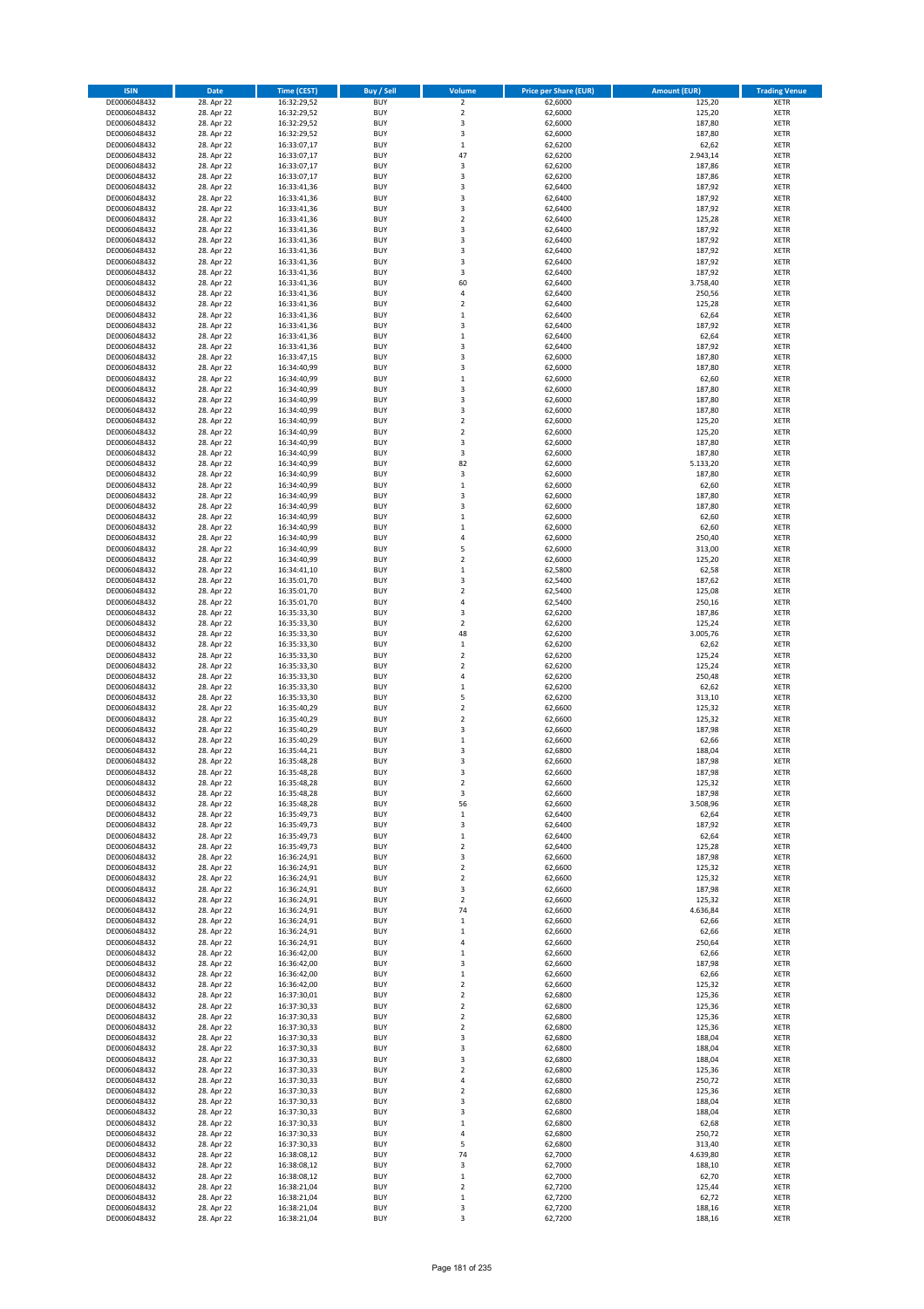| ISIN | Date | Time (CEST) | Buy / Sell | Volume | Price per Share (EUR) | Amount (EUR) | Trading Venue |
|---|---|---|---|---|---|---|---|
| DE0006048432 | 28. Apr 22 | 16:32:29,52 | BUY | 2 | 62,6000 | 125,20 | XETR |
| DE0006048432 | 28. Apr 22 | 16:32:29,52 | BUY | 2 | 62,6000 | 125,20 | XETR |
| DE0006048432 | 28. Apr 22 | 16:32:29,52 | BUY | 3 | 62,6000 | 187,80 | XETR |
| DE0006048432 | 28. Apr 22 | 16:32:29,52 | BUY | 3 | 62,6000 | 187,80 | XETR |
| DE0006048432 | 28. Apr 22 | 16:33:07,17 | BUY | 1 | 62,6200 | 62,62 | XETR |
| DE0006048432 | 28. Apr 22 | 16:33:07,17 | BUY | 47 | 62,6200 | 2.943,14 | XETR |
| DE0006048432 | 28. Apr 22 | 16:33:07,17 | BUY | 3 | 62,6200 | 187,86 | XETR |
| DE0006048432 | 28. Apr 22 | 16:33:07,17 | BUY | 3 | 62,6200 | 187,86 | XETR |
| DE0006048432 | 28. Apr 22 | 16:33:41,36 | BUY | 3 | 62,6400 | 187,92 | XETR |
| DE0006048432 | 28. Apr 22 | 16:33:41,36 | BUY | 3 | 62,6400 | 187,92 | XETR |
| DE0006048432 | 28. Apr 22 | 16:33:41,36 | BUY | 3 | 62,6400 | 187,92 | XETR |
| DE0006048432 | 28. Apr 22 | 16:33:41,36 | BUY | 2 | 62,6400 | 125,28 | XETR |
| DE0006048432 | 28. Apr 22 | 16:33:41,36 | BUY | 3 | 62,6400 | 187,92 | XETR |
| DE0006048432 | 28. Apr 22 | 16:33:41,36 | BUY | 3 | 62,6400 | 187,92 | XETR |
| DE0006048432 | 28. Apr 22 | 16:33:41,36 | BUY | 3 | 62,6400 | 187,92 | XETR |
| DE0006048432 | 28. Apr 22 | 16:33:41,36 | BUY | 3 | 62,6400 | 187,92 | XETR |
| DE0006048432 | 28. Apr 22 | 16:33:41,36 | BUY | 3 | 62,6400 | 187,92 | XETR |
| DE0006048432 | 28. Apr 22 | 16:33:41,36 | BUY | 60 | 62,6400 | 3.758,40 | XETR |
| DE0006048432 | 28. Apr 22 | 16:33:41,36 | BUY | 4 | 62,6400 | 250,56 | XETR |
| DE0006048432 | 28. Apr 22 | 16:33:41,36 | BUY | 2 | 62,6400 | 125,28 | XETR |
| DE0006048432 | 28. Apr 22 | 16:33:41,36 | BUY | 1 | 62,6400 | 62,64 | XETR |
| DE0006048432 | 28. Apr 22 | 16:33:41,36 | BUY | 3 | 62,6400 | 187,92 | XETR |
| DE0006048432 | 28. Apr 22 | 16:33:41,36 | BUY | 1 | 62,6400 | 62,64 | XETR |
| DE0006048432 | 28. Apr 22 | 16:33:41,36 | BUY | 3 | 62,6400 | 187,92 | XETR |
| DE0006048432 | 28. Apr 22 | 16:33:47,15 | BUY | 3 | 62,6000 | 187,80 | XETR |
| DE0006048432 | 28. Apr 22 | 16:34:40,99 | BUY | 3 | 62,6000 | 187,80 | XETR |
| DE0006048432 | 28. Apr 22 | 16:34:40,99 | BUY | 1 | 62,6000 | 62,60 | XETR |
| DE0006048432 | 28. Apr 22 | 16:34:40,99 | BUY | 3 | 62,6000 | 187,80 | XETR |
| DE0006048432 | 28. Apr 22 | 16:34:40,99 | BUY | 3 | 62,6000 | 187,80 | XETR |
| DE0006048432 | 28. Apr 22 | 16:34:40,99 | BUY | 3 | 62,6000 | 187,80 | XETR |
| DE0006048432 | 28. Apr 22 | 16:34:40,99 | BUY | 2 | 62,6000 | 125,20 | XETR |
| DE0006048432 | 28. Apr 22 | 16:34:40,99 | BUY | 2 | 62,6000 | 125,20 | XETR |
| DE0006048432 | 28. Apr 22 | 16:34:40,99 | BUY | 3 | 62,6000 | 187,80 | XETR |
| DE0006048432 | 28. Apr 22 | 16:34:40,99 | BUY | 3 | 62,6000 | 187,80 | XETR |
| DE0006048432 | 28. Apr 22 | 16:34:40,99 | BUY | 82 | 62,6000 | 5.133,20 | XETR |
| DE0006048432 | 28. Apr 22 | 16:34:40,99 | BUY | 3 | 62,6000 | 187,80 | XETR |
| DE0006048432 | 28. Apr 22 | 16:34:40,99 | BUY | 1 | 62,6000 | 62,60 | XETR |
| DE0006048432 | 28. Apr 22 | 16:34:40,99 | BUY | 3 | 62,6000 | 187,80 | XETR |
| DE0006048432 | 28. Apr 22 | 16:34:40,99 | BUY | 3 | 62,6000 | 187,80 | XETR |
| DE0006048432 | 28. Apr 22 | 16:34:40,99 | BUY | 1 | 62,6000 | 62,60 | XETR |
| DE0006048432 | 28. Apr 22 | 16:34:40,99 | BUY | 1 | 62,6000 | 62,60 | XETR |
| DE0006048432 | 28. Apr 22 | 16:34:40,99 | BUY | 4 | 62,6000 | 250,40 | XETR |
| DE0006048432 | 28. Apr 22 | 16:34:40,99 | BUY | 5 | 62,6000 | 313,00 | XETR |
| DE0006048432 | 28. Apr 22 | 16:34:40,99 | BUY | 2 | 62,6000 | 125,20 | XETR |
| DE0006048432 | 28. Apr 22 | 16:34:41,10 | BUY | 1 | 62,5800 | 62,58 | XETR |
| DE0006048432 | 28. Apr 22 | 16:35:01,70 | BUY | 3 | 62,5400 | 187,62 | XETR |
| DE0006048432 | 28. Apr 22 | 16:35:01,70 | BUY | 2 | 62,5400 | 125,08 | XETR |
| DE0006048432 | 28. Apr 22 | 16:35:01,70 | BUY | 4 | 62,5400 | 250,16 | XETR |
| DE0006048432 | 28. Apr 22 | 16:35:33,30 | BUY | 3 | 62,6200 | 187,86 | XETR |
| DE0006048432 | 28. Apr 22 | 16:35:33,30 | BUY | 2 | 62,6200 | 125,24 | XETR |
| DE0006048432 | 28. Apr 22 | 16:35:33,30 | BUY | 48 | 62,6200 | 3.005,76 | XETR |
| DE0006048432 | 28. Apr 22 | 16:35:33,30 | BUY | 1 | 62,6200 | 62,62 | XETR |
| DE0006048432 | 28. Apr 22 | 16:35:33,30 | BUY | 2 | 62,6200 | 125,24 | XETR |
| DE0006048432 | 28. Apr 22 | 16:35:33,30 | BUY | 2 | 62,6200 | 125,24 | XETR |
| DE0006048432 | 28. Apr 22 | 16:35:33,30 | BUY | 4 | 62,6200 | 250,48 | XETR |
| DE0006048432 | 28. Apr 22 | 16:35:33,30 | BUY | 1 | 62,6200 | 62,62 | XETR |
| DE0006048432 | 28. Apr 22 | 16:35:33,30 | BUY | 5 | 62,6200 | 313,10 | XETR |
| DE0006048432 | 28. Apr 22 | 16:35:40,29 | BUY | 2 | 62,6600 | 125,32 | XETR |
| DE0006048432 | 28. Apr 22 | 16:35:40,29 | BUY | 2 | 62,6600 | 125,32 | XETR |
| DE0006048432 | 28. Apr 22 | 16:35:40,29 | BUY | 3 | 62,6600 | 187,98 | XETR |
| DE0006048432 | 28. Apr 22 | 16:35:40,29 | BUY | 1 | 62,6600 | 62,66 | XETR |
| DE0006048432 | 28. Apr 22 | 16:35:44,21 | BUY | 3 | 62,6800 | 188,04 | XETR |
| DE0006048432 | 28. Apr 22 | 16:35:48,28 | BUY | 3 | 62,6600 | 187,98 | XETR |
| DE0006048432 | 28. Apr 22 | 16:35:48,28 | BUY | 3 | 62,6600 | 187,98 | XETR |
| DE0006048432 | 28. Apr 22 | 16:35:48,28 | BUY | 2 | 62,6600 | 125,32 | XETR |
| DE0006048432 | 28. Apr 22 | 16:35:48,28 | BUY | 3 | 62,6600 | 187,98 | XETR |
| DE0006048432 | 28. Apr 22 | 16:35:48,28 | BUY | 56 | 62,6600 | 3.508,96 | XETR |
| DE0006048432 | 28. Apr 22 | 16:35:49,73 | BUY | 1 | 62,6400 | 62,64 | XETR |
| DE0006048432 | 28. Apr 22 | 16:35:49,73 | BUY | 3 | 62,6400 | 187,92 | XETR |
| DE0006048432 | 28. Apr 22 | 16:35:49,73 | BUY | 1 | 62,6400 | 62,64 | XETR |
| DE0006048432 | 28. Apr 22 | 16:35:49,73 | BUY | 2 | 62,6400 | 125,28 | XETR |
| DE0006048432 | 28. Apr 22 | 16:36:24,91 | BUY | 3 | 62,6600 | 187,98 | XETR |
| DE0006048432 | 28. Apr 22 | 16:36:24,91 | BUY | 2 | 62,6600 | 125,32 | XETR |
| DE0006048432 | 28. Apr 22 | 16:36:24,91 | BUY | 2 | 62,6600 | 125,32 | XETR |
| DE0006048432 | 28. Apr 22 | 16:36:24,91 | BUY | 3 | 62,6600 | 187,98 | XETR |
| DE0006048432 | 28. Apr 22 | 16:36:24,91 | BUY | 2 | 62,6600 | 125,32 | XETR |
| DE0006048432 | 28. Apr 22 | 16:36:24,91 | BUY | 74 | 62,6600 | 4.636,84 | XETR |
| DE0006048432 | 28. Apr 22 | 16:36:24,91 | BUY | 1 | 62,6600 | 62,66 | XETR |
| DE0006048432 | 28. Apr 22 | 16:36:24,91 | BUY | 1 | 62,6600 | 62,66 | XETR |
| DE0006048432 | 28. Apr 22 | 16:36:24,91 | BUY | 4 | 62,6600 | 250,64 | XETR |
| DE0006048432 | 28. Apr 22 | 16:36:42,00 | BUY | 1 | 62,6600 | 62,66 | XETR |
| DE0006048432 | 28. Apr 22 | 16:36:42,00 | BUY | 3 | 62,6600 | 187,98 | XETR |
| DE0006048432 | 28. Apr 22 | 16:36:42,00 | BUY | 1 | 62,6600 | 62,66 | XETR |
| DE0006048432 | 28. Apr 22 | 16:36:42,00 | BUY | 2 | 62,6600 | 125,32 | XETR |
| DE0006048432 | 28. Apr 22 | 16:37:30,01 | BUY | 2 | 62,6800 | 125,36 | XETR |
| DE0006048432 | 28. Apr 22 | 16:37:30,33 | BUY | 2 | 62,6800 | 125,36 | XETR |
| DE0006048432 | 28. Apr 22 | 16:37:30,33 | BUY | 2 | 62,6800 | 125,36 | XETR |
| DE0006048432 | 28. Apr 22 | 16:37:30,33 | BUY | 2 | 62,6800 | 125,36 | XETR |
| DE0006048432 | 28. Apr 22 | 16:37:30,33 | BUY | 3 | 62,6800 | 188,04 | XETR |
| DE0006048432 | 28. Apr 22 | 16:37:30,33 | BUY | 3 | 62,6800 | 188,04 | XETR |
| DE0006048432 | 28. Apr 22 | 16:37:30,33 | BUY | 3 | 62,6800 | 188,04 | XETR |
| DE0006048432 | 28. Apr 22 | 16:37:30,33 | BUY | 2 | 62,6800 | 125,36 | XETR |
| DE0006048432 | 28. Apr 22 | 16:37:30,33 | BUY | 4 | 62,6800 | 250,72 | XETR |
| DE0006048432 | 28. Apr 22 | 16:37:30,33 | BUY | 2 | 62,6800 | 125,36 | XETR |
| DE0006048432 | 28. Apr 22 | 16:37:30,33 | BUY | 3 | 62,6800 | 188,04 | XETR |
| DE0006048432 | 28. Apr 22 | 16:37:30,33 | BUY | 3 | 62,6800 | 188,04 | XETR |
| DE0006048432 | 28. Apr 22 | 16:37:30,33 | BUY | 1 | 62,6800 | 62,68 | XETR |
| DE0006048432 | 28. Apr 22 | 16:37:30,33 | BUY | 4 | 62,6800 | 250,72 | XETR |
| DE0006048432 | 28. Apr 22 | 16:37:30,33 | BUY | 5 | 62,6800 | 313,40 | XETR |
| DE0006048432 | 28. Apr 22 | 16:38:08,12 | BUY | 74 | 62,7000 | 4.639,80 | XETR |
| DE0006048432 | 28. Apr 22 | 16:38:08,12 | BUY | 3 | 62,7000 | 188,10 | XETR |
| DE0006048432 | 28. Apr 22 | 16:38:08,12 | BUY | 1 | 62,7000 | 62,70 | XETR |
| DE0006048432 | 28. Apr 22 | 16:38:21,04 | BUY | 2 | 62,7200 | 125,44 | XETR |
| DE0006048432 | 28. Apr 22 | 16:38:21,04 | BUY | 1 | 62,7200 | 62,72 | XETR |
| DE0006048432 | 28. Apr 22 | 16:38:21,04 | BUY | 3 | 62,7200 | 188,16 | XETR |
| DE0006048432 | 28. Apr 22 | 16:38:21,04 | BUY | 3 | 62,7200 | 188,16 | XETR |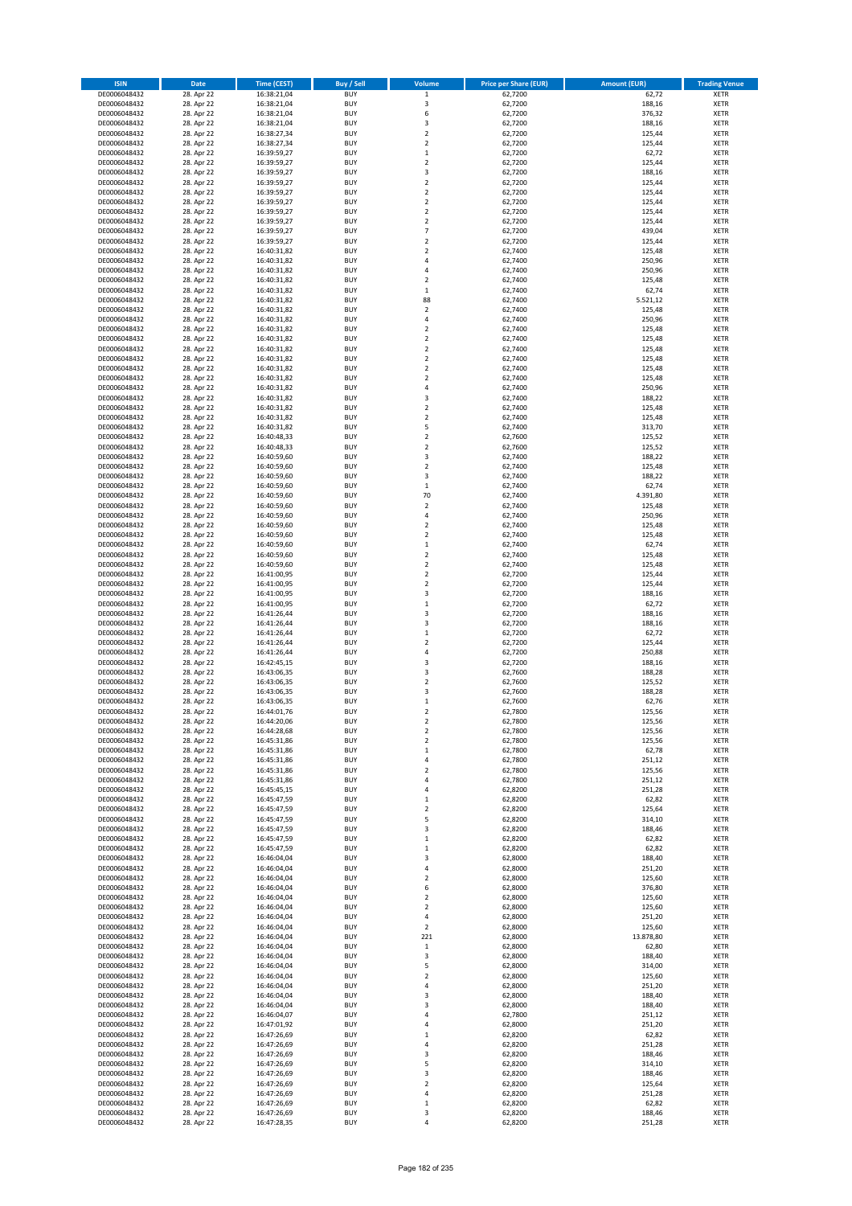| ISIN | Date | Time (CEST) | Buy / Sell | Volume | Price per Share (EUR) | Amount (EUR) | Trading Venue |
|---|---|---|---|---|---|---|---|
| DE0006048432 | 28. Apr 22 | 16:38:21,04 | BUY | 1 | 62,7200 | 62,72 | XETR |
| DE0006048432 | 28. Apr 22 | 16:38:21,04 | BUY | 3 | 62,7200 | 188,16 | XETR |
| DE0006048432 | 28. Apr 22 | 16:38:21,04 | BUY | 6 | 62,7200 | 376,32 | XETR |
| DE0006048432 | 28. Apr 22 | 16:38:21,04 | BUY | 3 | 62,7200 | 188,16 | XETR |
| DE0006048432 | 28. Apr 22 | 16:38:27,34 | BUY | 2 | 62,7200 | 125,44 | XETR |
| DE0006048432 | 28. Apr 22 | 16:38:27,34 | BUY | 2 | 62,7200 | 125,44 | XETR |
| DE0006048432 | 28. Apr 22 | 16:39:59,27 | BUY | 1 | 62,7200 | 62,72 | XETR |
| DE0006048432 | 28. Apr 22 | 16:39:59,27 | BUY | 2 | 62,7200 | 125,44 | XETR |
| DE0006048432 | 28. Apr 22 | 16:39:59,27 | BUY | 3 | 62,7200 | 188,16 | XETR |
| DE0006048432 | 28. Apr 22 | 16:39:59,27 | BUY | 2 | 62,7200 | 125,44 | XETR |
| DE0006048432 | 28. Apr 22 | 16:39:59,27 | BUY | 2 | 62,7200 | 125,44 | XETR |
| DE0006048432 | 28. Apr 22 | 16:39:59,27 | BUY | 2 | 62,7200 | 125,44 | XETR |
| DE0006048432 | 28. Apr 22 | 16:39:59,27 | BUY | 2 | 62,7200 | 125,44 | XETR |
| DE0006048432 | 28. Apr 22 | 16:39:59,27 | BUY | 2 | 62,7200 | 125,44 | XETR |
| DE0006048432 | 28. Apr 22 | 16:39:59,27 | BUY | 7 | 62,7200 | 439,04 | XETR |
| DE0006048432 | 28. Apr 22 | 16:39:59,27 | BUY | 2 | 62,7200 | 125,44 | XETR |
| DE0006048432 | 28. Apr 22 | 16:40:31,82 | BUY | 2 | 62,7400 | 125,48 | XETR |
| DE0006048432 | 28. Apr 22 | 16:40:31,82 | BUY | 4 | 62,7400 | 250,96 | XETR |
| DE0006048432 | 28. Apr 22 | 16:40:31,82 | BUY | 4 | 62,7400 | 250,96 | XETR |
| DE0006048432 | 28. Apr 22 | 16:40:31,82 | BUY | 2 | 62,7400 | 125,48 | XETR |
| DE0006048432 | 28. Apr 22 | 16:40:31,82 | BUY | 1 | 62,7400 | 62,74 | XETR |
| DE0006048432 | 28. Apr 22 | 16:40:31,82 | BUY | 88 | 62,7400 | 5.521,12 | XETR |
| DE0006048432 | 28. Apr 22 | 16:40:31,82 | BUY | 2 | 62,7400 | 125,48 | XETR |
| DE0006048432 | 28. Apr 22 | 16:40:31,82 | BUY | 4 | 62,7400 | 250,96 | XETR |
| DE0006048432 | 28. Apr 22 | 16:40:31,82 | BUY | 2 | 62,7400 | 125,48 | XETR |
| DE0006048432 | 28. Apr 22 | 16:40:31,82 | BUY | 2 | 62,7400 | 125,48 | XETR |
| DE0006048432 | 28. Apr 22 | 16:40:31,82 | BUY | 2 | 62,7400 | 125,48 | XETR |
| DE0006048432 | 28. Apr 22 | 16:40:31,82 | BUY | 2 | 62,7400 | 125,48 | XETR |
| DE0006048432 | 28. Apr 22 | 16:40:31,82 | BUY | 2 | 62,7400 | 125,48 | XETR |
| DE0006048432 | 28. Apr 22 | 16:40:31,82 | BUY | 2 | 62,7400 | 125,48 | XETR |
| DE0006048432 | 28. Apr 22 | 16:40:31,82 | BUY | 4 | 62,7400 | 250,96 | XETR |
| DE0006048432 | 28. Apr 22 | 16:40:31,82 | BUY | 3 | 62,7400 | 188,22 | XETR |
| DE0006048432 | 28. Apr 22 | 16:40:31,82 | BUY | 2 | 62,7400 | 125,48 | XETR |
| DE0006048432 | 28. Apr 22 | 16:40:31,82 | BUY | 2 | 62,7400 | 125,48 | XETR |
| DE0006048432 | 28. Apr 22 | 16:40:31,82 | BUY | 5 | 62,7400 | 313,70 | XETR |
| DE0006048432 | 28. Apr 22 | 16:40:48,33 | BUY | 2 | 62,7600 | 125,52 | XETR |
| DE0006048432 | 28. Apr 22 | 16:40:48,33 | BUY | 2 | 62,7600 | 125,52 | XETR |
| DE0006048432 | 28. Apr 22 | 16:40:59,60 | BUY | 3 | 62,7400 | 188,22 | XETR |
| DE0006048432 | 28. Apr 22 | 16:40:59,60 | BUY | 2 | 62,7400 | 125,48 | XETR |
| DE0006048432 | 28. Apr 22 | 16:40:59,60 | BUY | 3 | 62,7400 | 188,22 | XETR |
| DE0006048432 | 28. Apr 22 | 16:40:59,60 | BUY | 1 | 62,7400 | 62,74 | XETR |
| DE0006048432 | 28. Apr 22 | 16:40:59,60 | BUY | 70 | 62,7400 | 4.391,80 | XETR |
| DE0006048432 | 28. Apr 22 | 16:40:59,60 | BUY | 2 | 62,7400 | 125,48 | XETR |
| DE0006048432 | 28. Apr 22 | 16:40:59,60 | BUY | 4 | 62,7400 | 250,96 | XETR |
| DE0006048432 | 28. Apr 22 | 16:40:59,60 | BUY | 2 | 62,7400 | 125,48 | XETR |
| DE0006048432 | 28. Apr 22 | 16:40:59,60 | BUY | 2 | 62,7400 | 125,48 | XETR |
| DE0006048432 | 28. Apr 22 | 16:40:59,60 | BUY | 1 | 62,7400 | 62,74 | XETR |
| DE0006048432 | 28. Apr 22 | 16:40:59,60 | BUY | 2 | 62,7400 | 125,48 | XETR |
| DE0006048432 | 28. Apr 22 | 16:40:59,60 | BUY | 2 | 62,7400 | 125,48 | XETR |
| DE0006048432 | 28. Apr 22 | 16:41:00,95 | BUY | 2 | 62,7200 | 125,44 | XETR |
| DE0006048432 | 28. Apr 22 | 16:41:00,95 | BUY | 2 | 62,7200 | 125,44 | XETR |
| DE0006048432 | 28. Apr 22 | 16:41:00,95 | BUY | 3 | 62,7200 | 188,16 | XETR |
| DE0006048432 | 28. Apr 22 | 16:41:00,95 | BUY | 1 | 62,7200 | 62,72 | XETR |
| DE0006048432 | 28. Apr 22 | 16:41:26,44 | BUY | 3 | 62,7200 | 188,16 | XETR |
| DE0006048432 | 28. Apr 22 | 16:41:26,44 | BUY | 3 | 62,7200 | 188,16 | XETR |
| DE0006048432 | 28. Apr 22 | 16:41:26,44 | BUY | 1 | 62,7200 | 62,72 | XETR |
| DE0006048432 | 28. Apr 22 | 16:41:26,44 | BUY | 2 | 62,7200 | 125,44 | XETR |
| DE0006048432 | 28. Apr 22 | 16:41:26,44 | BUY | 4 | 62,7200 | 250,88 | XETR |
| DE0006048432 | 28. Apr 22 | 16:42:45,15 | BUY | 3 | 62,7200 | 188,16 | XETR |
| DE0006048432 | 28. Apr 22 | 16:43:06,35 | BUY | 3 | 62,7600 | 188,28 | XETR |
| DE0006048432 | 28. Apr 22 | 16:43:06,35 | BUY | 2 | 62,7600 | 125,52 | XETR |
| DE0006048432 | 28. Apr 22 | 16:43:06,35 | BUY | 3 | 62,7600 | 188,28 | XETR |
| DE0006048432 | 28. Apr 22 | 16:43:06,35 | BUY | 1 | 62,7600 | 62,76 | XETR |
| DE0006048432 | 28. Apr 22 | 16:44:01,76 | BUY | 2 | 62,7800 | 125,56 | XETR |
| DE0006048432 | 28. Apr 22 | 16:44:20,06 | BUY | 2 | 62,7800 | 125,56 | XETR |
| DE0006048432 | 28. Apr 22 | 16:44:28,68 | BUY | 2 | 62,7800 | 125,56 | XETR |
| DE0006048432 | 28. Apr 22 | 16:45:31,86 | BUY | 2 | 62,7800 | 125,56 | XETR |
| DE0006048432 | 28. Apr 22 | 16:45:31,86 | BUY | 1 | 62,7800 | 62,78 | XETR |
| DE0006048432 | 28. Apr 22 | 16:45:31,86 | BUY | 4 | 62,7800 | 251,12 | XETR |
| DE0006048432 | 28. Apr 22 | 16:45:31,86 | BUY | 2 | 62,7800 | 125,56 | XETR |
| DE0006048432 | 28. Apr 22 | 16:45:31,86 | BUY | 4 | 62,7800 | 251,12 | XETR |
| DE0006048432 | 28. Apr 22 | 16:45:45,15 | BUY | 4 | 62,8200 | 251,28 | XETR |
| DE0006048432 | 28. Apr 22 | 16:45:47,59 | BUY | 1 | 62,8200 | 62,82 | XETR |
| DE0006048432 | 28. Apr 22 | 16:45:47,59 | BUY | 2 | 62,8200 | 125,64 | XETR |
| DE0006048432 | 28. Apr 22 | 16:45:47,59 | BUY | 5 | 62,8200 | 314,10 | XETR |
| DE0006048432 | 28. Apr 22 | 16:45:47,59 | BUY | 3 | 62,8200 | 188,46 | XETR |
| DE0006048432 | 28. Apr 22 | 16:45:47,59 | BUY | 1 | 62,8200 | 62,82 | XETR |
| DE0006048432 | 28. Apr 22 | 16:45:47,59 | BUY | 1 | 62,8200 | 62,82 | XETR |
| DE0006048432 | 28. Apr 22 | 16:46:04,04 | BUY | 3 | 62,8000 | 188,40 | XETR |
| DE0006048432 | 28. Apr 22 | 16:46:04,04 | BUY | 4 | 62,8000 | 251,20 | XETR |
| DE0006048432 | 28. Apr 22 | 16:46:04,04 | BUY | 2 | 62,8000 | 125,60 | XETR |
| DE0006048432 | 28. Apr 22 | 16:46:04,04 | BUY | 6 | 62,8000 | 376,80 | XETR |
| DE0006048432 | 28. Apr 22 | 16:46:04,04 | BUY | 2 | 62,8000 | 125,60 | XETR |
| DE0006048432 | 28. Apr 22 | 16:46:04,04 | BUY | 2 | 62,8000 | 125,60 | XETR |
| DE0006048432 | 28. Apr 22 | 16:46:04,04 | BUY | 4 | 62,8000 | 251,20 | XETR |
| DE0006048432 | 28. Apr 22 | 16:46:04,04 | BUY | 2 | 62,8000 | 125,60 | XETR |
| DE0006048432 | 28. Apr 22 | 16:46:04,04 | BUY | 221 | 62,8000 | 13.878,80 | XETR |
| DE0006048432 | 28. Apr 22 | 16:46:04,04 | BUY | 1 | 62,8000 | 62,80 | XETR |
| DE0006048432 | 28. Apr 22 | 16:46:04,04 | BUY | 3 | 62,8000 | 188,40 | XETR |
| DE0006048432 | 28. Apr 22 | 16:46:04,04 | BUY | 5 | 62,8000 | 314,00 | XETR |
| DE0006048432 | 28. Apr 22 | 16:46:04,04 | BUY | 2 | 62,8000 | 125,60 | XETR |
| DE0006048432 | 28. Apr 22 | 16:46:04,04 | BUY | 4 | 62,8000 | 251,20 | XETR |
| DE0006048432 | 28. Apr 22 | 16:46:04,04 | BUY | 3 | 62,8000 | 188,40 | XETR |
| DE0006048432 | 28. Apr 22 | 16:46:04,04 | BUY | 3 | 62,8000 | 188,40 | XETR |
| DE0006048432 | 28. Apr 22 | 16:46:04,07 | BUY | 4 | 62,7800 | 251,12 | XETR |
| DE0006048432 | 28. Apr 22 | 16:47:01,92 | BUY | 4 | 62,8000 | 251,20 | XETR |
| DE0006048432 | 28. Apr 22 | 16:47:26,69 | BUY | 1 | 62,8200 | 62,82 | XETR |
| DE0006048432 | 28. Apr 22 | 16:47:26,69 | BUY | 4 | 62,8200 | 251,28 | XETR |
| DE0006048432 | 28. Apr 22 | 16:47:26,69 | BUY | 3 | 62,8200 | 188,46 | XETR |
| DE0006048432 | 28. Apr 22 | 16:47:26,69 | BUY | 5 | 62,8200 | 314,10 | XETR |
| DE0006048432 | 28. Apr 22 | 16:47:26,69 | BUY | 3 | 62,8200 | 188,46 | XETR |
| DE0006048432 | 28. Apr 22 | 16:47:26,69 | BUY | 2 | 62,8200 | 125,64 | XETR |
| DE0006048432 | 28. Apr 22 | 16:47:26,69 | BUY | 4 | 62,8200 | 251,28 | XETR |
| DE0006048432 | 28. Apr 22 | 16:47:26,69 | BUY | 1 | 62,8200 | 62,82 | XETR |
| DE0006048432 | 28. Apr 22 | 16:47:26,69 | BUY | 3 | 62,8200 | 188,46 | XETR |
| DE0006048432 | 28. Apr 22 | 16:47:28,35 | BUY | 4 | 62,8200 | 251,28 | XETR |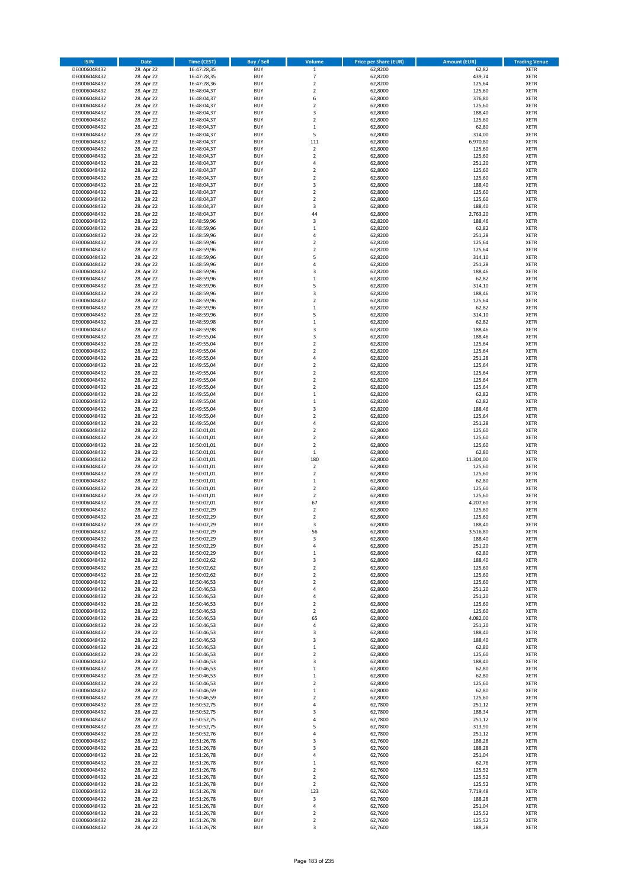| ISIN | Date | Time (CEST) | Buy / Sell | Volume | Price per Share (EUR) | Amount (EUR) | Trading Venue |
|---|---|---|---|---|---|---|---|
| DE0006048432 | 28. Apr 22 | 16:47:28,35 | BUY | 1 | 62,8200 | 62,82 | XETR |
| DE0006048432 | 28. Apr 22 | 16:47:28,35 | BUY | 7 | 62,8200 | 439,74 | XETR |
| DE0006048432 | 28. Apr 22 | 16:47:28,36 | BUY | 2 | 62,8200 | 125,64 | XETR |
| DE0006048432 | 28. Apr 22 | 16:48:04,37 | BUY | 2 | 62,8000 | 125,60 | XETR |
| DE0006048432 | 28. Apr 22 | 16:48:04,37 | BUY | 6 | 62,8000 | 376,80 | XETR |
| DE0006048432 | 28. Apr 22 | 16:48:04,37 | BUY | 2 | 62,8000 | 125,60 | XETR |
| DE0006048432 | 28. Apr 22 | 16:48:04,37 | BUY | 3 | 62,8000 | 188,40 | XETR |
| DE0006048432 | 28. Apr 22 | 16:48:04,37 | BUY | 2 | 62,8000 | 125,60 | XETR |
| DE0006048432 | 28. Apr 22 | 16:48:04,37 | BUY | 1 | 62,8000 | 62,80 | XETR |
| DE0006048432 | 28. Apr 22 | 16:48:04,37 | BUY | 5 | 62,8000 | 314,00 | XETR |
| DE0006048432 | 28. Apr 22 | 16:48:04,37 | BUY | 111 | 62,8000 | 6.970,80 | XETR |
| DE0006048432 | 28. Apr 22 | 16:48:04,37 | BUY | 2 | 62,8000 | 125,60 | XETR |
| DE0006048432 | 28. Apr 22 | 16:48:04,37 | BUY | 2 | 62,8000 | 125,60 | XETR |
| DE0006048432 | 28. Apr 22 | 16:48:04,37 | BUY | 4 | 62,8000 | 251,20 | XETR |
| DE0006048432 | 28. Apr 22 | 16:48:04,37 | BUY | 2 | 62,8000 | 125,60 | XETR |
| DE0006048432 | 28. Apr 22 | 16:48:04,37 | BUY | 2 | 62,8000 | 125,60 | XETR |
| DE0006048432 | 28. Apr 22 | 16:48:04,37 | BUY | 3 | 62,8000 | 188,40 | XETR |
| DE0006048432 | 28. Apr 22 | 16:48:04,37 | BUY | 2 | 62,8000 | 125,60 | XETR |
| DE0006048432 | 28. Apr 22 | 16:48:04,37 | BUY | 2 | 62,8000 | 125,60 | XETR |
| DE0006048432 | 28. Apr 22 | 16:48:04,37 | BUY | 3 | 62,8000 | 188,40 | XETR |
| DE0006048432 | 28. Apr 22 | 16:48:04,37 | BUY | 44 | 62,8000 | 2.763,20 | XETR |
| DE0006048432 | 28. Apr 22 | 16:48:59,96 | BUY | 3 | 62,8200 | 188,46 | XETR |
| DE0006048432 | 28. Apr 22 | 16:48:59,96 | BUY | 1 | 62,8200 | 62,82 | XETR |
| DE0006048432 | 28. Apr 22 | 16:48:59,96 | BUY | 4 | 62,8200 | 251,28 | XETR |
| DE0006048432 | 28. Apr 22 | 16:48:59,96 | BUY | 2 | 62,8200 | 125,64 | XETR |
| DE0006048432 | 28. Apr 22 | 16:48:59,96 | BUY | 2 | 62,8200 | 125,64 | XETR |
| DE0006048432 | 28. Apr 22 | 16:48:59,96 | BUY | 5 | 62,8200 | 314,10 | XETR |
| DE0006048432 | 28. Apr 22 | 16:48:59,96 | BUY | 4 | 62,8200 | 251,28 | XETR |
| DE0006048432 | 28. Apr 22 | 16:48:59,96 | BUY | 3 | 62,8200 | 188,46 | XETR |
| DE0006048432 | 28. Apr 22 | 16:48:59,96 | BUY | 1 | 62,8200 | 62,82 | XETR |
| DE0006048432 | 28. Apr 22 | 16:48:59,96 | BUY | 5 | 62,8200 | 314,10 | XETR |
| DE0006048432 | 28. Apr 22 | 16:48:59,96 | BUY | 3 | 62,8200 | 188,46 | XETR |
| DE0006048432 | 28. Apr 22 | 16:48:59,96 | BUY | 2 | 62,8200 | 125,64 | XETR |
| DE0006048432 | 28. Apr 22 | 16:48:59,96 | BUY | 1 | 62,8200 | 62,82 | XETR |
| DE0006048432 | 28. Apr 22 | 16:48:59,96 | BUY | 5 | 62,8200 | 314,10 | XETR |
| DE0006048432 | 28. Apr 22 | 16:48:59,98 | BUY | 1 | 62,8200 | 62,82 | XETR |
| DE0006048432 | 28. Apr 22 | 16:48:59,98 | BUY | 3 | 62,8200 | 188,46 | XETR |
| DE0006048432 | 28. Apr 22 | 16:49:55,04 | BUY | 3 | 62,8200 | 188,46 | XETR |
| DE0006048432 | 28. Apr 22 | 16:49:55,04 | BUY | 2 | 62,8200 | 125,64 | XETR |
| DE0006048432 | 28. Apr 22 | 16:49:55,04 | BUY | 2 | 62,8200 | 125,64 | XETR |
| DE0006048432 | 28. Apr 22 | 16:49:55,04 | BUY | 4 | 62,8200 | 251,28 | XETR |
| DE0006048432 | 28. Apr 22 | 16:49:55,04 | BUY | 2 | 62,8200 | 125,64 | XETR |
| DE0006048432 | 28. Apr 22 | 16:49:55,04 | BUY | 2 | 62,8200 | 125,64 | XETR |
| DE0006048432 | 28. Apr 22 | 16:49:55,04 | BUY | 2 | 62,8200 | 125,64 | XETR |
| DE0006048432 | 28. Apr 22 | 16:49:55,04 | BUY | 2 | 62,8200 | 125,64 | XETR |
| DE0006048432 | 28. Apr 22 | 16:49:55,04 | BUY | 1 | 62,8200 | 62,82 | XETR |
| DE0006048432 | 28. Apr 22 | 16:49:55,04 | BUY | 1 | 62,8200 | 62,82 | XETR |
| DE0006048432 | 28. Apr 22 | 16:49:55,04 | BUY | 3 | 62,8200 | 188,46 | XETR |
| DE0006048432 | 28. Apr 22 | 16:49:55,04 | BUY | 2 | 62,8200 | 125,64 | XETR |
| DE0006048432 | 28. Apr 22 | 16:49:55,04 | BUY | 4 | 62,8200 | 251,28 | XETR |
| DE0006048432 | 28. Apr 22 | 16:50:01,01 | BUY | 2 | 62,8000 | 125,60 | XETR |
| DE0006048432 | 28. Apr 22 | 16:50:01,01 | BUY | 2 | 62,8000 | 125,60 | XETR |
| DE0006048432 | 28. Apr 22 | 16:50:01,01 | BUY | 2 | 62,8000 | 125,60 | XETR |
| DE0006048432 | 28. Apr 22 | 16:50:01,01 | BUY | 1 | 62,8000 | 62,80 | XETR |
| DE0006048432 | 28. Apr 22 | 16:50:01,01 | BUY | 180 | 62,8000 | 11.304,00 | XETR |
| DE0006048432 | 28. Apr 22 | 16:50:01,01 | BUY | 2 | 62,8000 | 125,60 | XETR |
| DE0006048432 | 28. Apr 22 | 16:50:01,01 | BUY | 2 | 62,8000 | 125,60 | XETR |
| DE0006048432 | 28. Apr 22 | 16:50:01,01 | BUY | 1 | 62,8000 | 62,80 | XETR |
| DE0006048432 | 28. Apr 22 | 16:50:01,01 | BUY | 2 | 62,8000 | 125,60 | XETR |
| DE0006048432 | 28. Apr 22 | 16:50:01,01 | BUY | 2 | 62,8000 | 125,60 | XETR |
| DE0006048432 | 28. Apr 22 | 16:50:02,01 | BUY | 67 | 62,8000 | 4.207,60 | XETR |
| DE0006048432 | 28. Apr 22 | 16:50:02,29 | BUY | 2 | 62,8000 | 125,60 | XETR |
| DE0006048432 | 28. Apr 22 | 16:50:02,29 | BUY | 2 | 62,8000 | 125,60 | XETR |
| DE0006048432 | 28. Apr 22 | 16:50:02,29 | BUY | 3 | 62,8000 | 188,40 | XETR |
| DE0006048432 | 28. Apr 22 | 16:50:02,29 | BUY | 56 | 62,8000 | 3.516,80 | XETR |
| DE0006048432 | 28. Apr 22 | 16:50:02,29 | BUY | 3 | 62,8000 | 188,40 | XETR |
| DE0006048432 | 28. Apr 22 | 16:50:02,29 | BUY | 4 | 62,8000 | 251,20 | XETR |
| DE0006048432 | 28. Apr 22 | 16:50:02,29 | BUY | 1 | 62,8000 | 62,80 | XETR |
| DE0006048432 | 28. Apr 22 | 16:50:02,62 | BUY | 3 | 62,8000 | 188,40 | XETR |
| DE0006048432 | 28. Apr 22 | 16:50:02,62 | BUY | 2 | 62,8000 | 125,60 | XETR |
| DE0006048432 | 28. Apr 22 | 16:50:02,62 | BUY | 2 | 62,8000 | 125,60 | XETR |
| DE0006048432 | 28. Apr 22 | 16:50:46,53 | BUY | 2 | 62,8000 | 125,60 | XETR |
| DE0006048432 | 28. Apr 22 | 16:50:46,53 | BUY | 4 | 62,8000 | 251,20 | XETR |
| DE0006048432 | 28. Apr 22 | 16:50:46,53 | BUY | 4 | 62,8000 | 251,20 | XETR |
| DE0006048432 | 28. Apr 22 | 16:50:46,53 | BUY | 2 | 62,8000 | 125,60 | XETR |
| DE0006048432 | 28. Apr 22 | 16:50:46,53 | BUY | 2 | 62,8000 | 125,60 | XETR |
| DE0006048432 | 28. Apr 22 | 16:50:46,53 | BUY | 65 | 62,8000 | 4.082,00 | XETR |
| DE0006048432 | 28. Apr 22 | 16:50:46,53 | BUY | 4 | 62,8000 | 251,20 | XETR |
| DE0006048432 | 28. Apr 22 | 16:50:46,53 | BUY | 3 | 62,8000 | 188,40 | XETR |
| DE0006048432 | 28. Apr 22 | 16:50:46,53 | BUY | 3 | 62,8000 | 188,40 | XETR |
| DE0006048432 | 28. Apr 22 | 16:50:46,53 | BUY | 1 | 62,8000 | 62,80 | XETR |
| DE0006048432 | 28. Apr 22 | 16:50:46,53 | BUY | 2 | 62,8000 | 125,60 | XETR |
| DE0006048432 | 28. Apr 22 | 16:50:46,53 | BUY | 3 | 62,8000 | 188,40 | XETR |
| DE0006048432 | 28. Apr 22 | 16:50:46,53 | BUY | 1 | 62,8000 | 62,80 | XETR |
| DE0006048432 | 28. Apr 22 | 16:50:46,53 | BUY | 1 | 62,8000 | 62,80 | XETR |
| DE0006048432 | 28. Apr 22 | 16:50:46,53 | BUY | 2 | 62,8000 | 125,60 | XETR |
| DE0006048432 | 28. Apr 22 | 16:50:46,59 | BUY | 1 | 62,8000 | 62,80 | XETR |
| DE0006048432 | 28. Apr 22 | 16:50:46,59 | BUY | 2 | 62,8000 | 125,60 | XETR |
| DE0006048432 | 28. Apr 22 | 16:50:52,75 | BUY | 4 | 62,7800 | 251,12 | XETR |
| DE0006048432 | 28. Apr 22 | 16:50:52,75 | BUY | 3 | 62,7800 | 188,34 | XETR |
| DE0006048432 | 28. Apr 22 | 16:50:52,75 | BUY | 4 | 62,7800 | 251,12 | XETR |
| DE0006048432 | 28. Apr 22 | 16:50:52,75 | BUY | 5 | 62,7800 | 313,90 | XETR |
| DE0006048432 | 28. Apr 22 | 16:50:52,76 | BUY | 4 | 62,7800 | 251,12 | XETR |
| DE0006048432 | 28. Apr 22 | 16:51:26,78 | BUY | 3 | 62,7600 | 188,28 | XETR |
| DE0006048432 | 28. Apr 22 | 16:51:26,78 | BUY | 3 | 62,7600 | 188,28 | XETR |
| DE0006048432 | 28. Apr 22 | 16:51:26,78 | BUY | 4 | 62,7600 | 251,04 | XETR |
| DE0006048432 | 28. Apr 22 | 16:51:26,78 | BUY | 1 | 62,7600 | 62,76 | XETR |
| DE0006048432 | 28. Apr 22 | 16:51:26,78 | BUY | 2 | 62,7600 | 125,52 | XETR |
| DE0006048432 | 28. Apr 22 | 16:51:26,78 | BUY | 2 | 62,7600 | 125,52 | XETR |
| DE0006048432 | 28. Apr 22 | 16:51:26,78 | BUY | 2 | 62,7600 | 125,52 | XETR |
| DE0006048432 | 28. Apr 22 | 16:51:26,78 | BUY | 123 | 62,7600 | 7.719,48 | XETR |
| DE0006048432 | 28. Apr 22 | 16:51:26,78 | BUY | 3 | 62,7600 | 188,28 | XETR |
| DE0006048432 | 28. Apr 22 | 16:51:26,78 | BUY | 4 | 62,7600 | 251,04 | XETR |
| DE0006048432 | 28. Apr 22 | 16:51:26,78 | BUY | 2 | 62,7600 | 125,52 | XETR |
| DE0006048432 | 28. Apr 22 | 16:51:26,78 | BUY | 2 | 62,7600 | 125,52 | XETR |
| DE0006048432 | 28. Apr 22 | 16:51:26,78 | BUY | 3 | 62,7600 | 188,28 | XETR |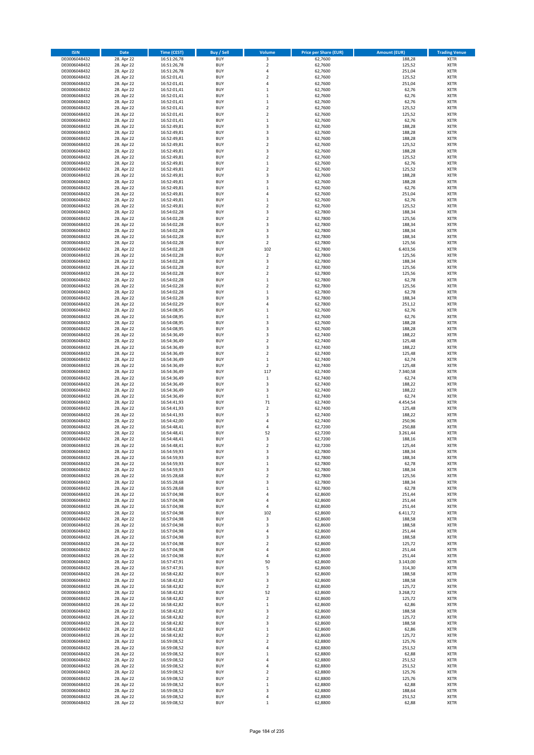| ISIN | Date | Time (CEST) | Buy / Sell | Volume | Price per Share (EUR) | Amount (EUR) | Trading Venue |
|---|---|---|---|---|---|---|---|
| DE0006048432 | 28. Apr 22 | 16:51:26,78 | BUY | 3 | 62,7600 | 188,28 | XETR |
| DE0006048432 | 28. Apr 22 | 16:51:26,78 | BUY | 2 | 62,7600 | 125,52 | XETR |
| DE0006048432 | 28. Apr 22 | 16:51:26,78 | BUY | 4 | 62,7600 | 251,04 | XETR |
| DE0006048432 | 28. Apr 22 | 16:52:01,41 | BUY | 2 | 62,7600 | 125,52 | XETR |
| DE0006048432 | 28. Apr 22 | 16:52:01,41 | BUY | 4 | 62,7600 | 251,04 | XETR |
| DE0006048432 | 28. Apr 22 | 16:52:01,41 | BUY | 1 | 62,7600 | 62,76 | XETR |
| DE0006048432 | 28. Apr 22 | 16:52:01,41 | BUY | 1 | 62,7600 | 62,76 | XETR |
| DE0006048432 | 28. Apr 22 | 16:52:01,41 | BUY | 1 | 62,7600 | 62,76 | XETR |
| DE0006048432 | 28. Apr 22 | 16:52:01,41 | BUY | 2 | 62,7600 | 125,52 | XETR |
| DE0006048432 | 28. Apr 22 | 16:52:01,41 | BUY | 2 | 62,7600 | 125,52 | XETR |
| DE0006048432 | 28. Apr 22 | 16:52:01,41 | BUY | 1 | 62,7600 | 62,76 | XETR |
| DE0006048432 | 28. Apr 22 | 16:52:49,81 | BUY | 3 | 62,7600 | 188,28 | XETR |
| DE0006048432 | 28. Apr 22 | 16:52:49,81 | BUY | 3 | 62,7600 | 188,28 | XETR |
| DE0006048432 | 28. Apr 22 | 16:52:49,81 | BUY | 3 | 62,7600 | 188,28 | XETR |
| DE0006048432 | 28. Apr 22 | 16:52:49,81 | BUY | 2 | 62,7600 | 125,52 | XETR |
| DE0006048432 | 28. Apr 22 | 16:52:49,81 | BUY | 3 | 62,7600 | 188,28 | XETR |
| DE0006048432 | 28. Apr 22 | 16:52:49,81 | BUY | 2 | 62,7600 | 125,52 | XETR |
| DE0006048432 | 28. Apr 22 | 16:52:49,81 | BUY | 1 | 62,7600 | 62,76 | XETR |
| DE0006048432 | 28. Apr 22 | 16:52:49,81 | BUY | 2 | 62,7600 | 125,52 | XETR |
| DE0006048432 | 28. Apr 22 | 16:52:49,81 | BUY | 3 | 62,7600 | 188,28 | XETR |
| DE0006048432 | 28. Apr 22 | 16:52:49,81 | BUY | 3 | 62,7600 | 188,28 | XETR |
| DE0006048432 | 28. Apr 22 | 16:52:49,81 | BUY | 1 | 62,7600 | 62,76 | XETR |
| DE0006048432 | 28. Apr 22 | 16:52:49,81 | BUY | 4 | 62,7600 | 251,04 | XETR |
| DE0006048432 | 28. Apr 22 | 16:52:49,81 | BUY | 1 | 62,7600 | 62,76 | XETR |
| DE0006048432 | 28. Apr 22 | 16:52:49,81 | BUY | 2 | 62,7600 | 125,52 | XETR |
| DE0006048432 | 28. Apr 22 | 16:54:02,28 | BUY | 3 | 62,7800 | 188,34 | XETR |
| DE0006048432 | 28. Apr 22 | 16:54:02,28 | BUY | 2 | 62,7800 | 125,56 | XETR |
| DE0006048432 | 28. Apr 22 | 16:54:02,28 | BUY | 3 | 62,7800 | 188,34 | XETR |
| DE0006048432 | 28. Apr 22 | 16:54:02,28 | BUY | 3 | 62,7800 | 188,34 | XETR |
| DE0006048432 | 28. Apr 22 | 16:54:02,28 | BUY | 3 | 62,7800 | 188,34 | XETR |
| DE0006048432 | 28. Apr 22 | 16:54:02,28 | BUY | 2 | 62,7800 | 125,56 | XETR |
| DE0006048432 | 28. Apr 22 | 16:54:02,28 | BUY | 102 | 62,7800 | 6.403,56 | XETR |
| DE0006048432 | 28. Apr 22 | 16:54:02,28 | BUY | 2 | 62,7800 | 125,56 | XETR |
| DE0006048432 | 28. Apr 22 | 16:54:02,28 | BUY | 3 | 62,7800 | 188,34 | XETR |
| DE0006048432 | 28. Apr 22 | 16:54:02,28 | BUY | 2 | 62,7800 | 125,56 | XETR |
| DE0006048432 | 28. Apr 22 | 16:54:02,28 | BUY | 2 | 62,7800 | 125,56 | XETR |
| DE0006048432 | 28. Apr 22 | 16:54:02,28 | BUY | 1 | 62,7800 | 62,78 | XETR |
| DE0006048432 | 28. Apr 22 | 16:54:02,28 | BUY | 2 | 62,7800 | 125,56 | XETR |
| DE0006048432 | 28. Apr 22 | 16:54:02,28 | BUY | 1 | 62,7800 | 62,78 | XETR |
| DE0006048432 | 28. Apr 22 | 16:54:02,28 | BUY | 3 | 62,7800 | 188,34 | XETR |
| DE0006048432 | 28. Apr 22 | 16:54:02,29 | BUY | 4 | 62,7800 | 251,12 | XETR |
| DE0006048432 | 28. Apr 22 | 16:54:08,95 | BUY | 1 | 62,7600 | 62,76 | XETR |
| DE0006048432 | 28. Apr 22 | 16:54:08,95 | BUY | 1 | 62,7600 | 62,76 | XETR |
| DE0006048432 | 28. Apr 22 | 16:54:08,95 | BUY | 3 | 62,7600 | 188,28 | XETR |
| DE0006048432 | 28. Apr 22 | 16:54:08,95 | BUY | 3 | 62,7600 | 188,28 | XETR |
| DE0006048432 | 28. Apr 22 | 16:54:36,49 | BUY | 3 | 62,7400 | 188,22 | XETR |
| DE0006048432 | 28. Apr 22 | 16:54:36,49 | BUY | 2 | 62,7400 | 125,48 | XETR |
| DE0006048432 | 28. Apr 22 | 16:54:36,49 | BUY | 3 | 62,7400 | 188,22 | XETR |
| DE0006048432 | 28. Apr 22 | 16:54:36,49 | BUY | 2 | 62,7400 | 125,48 | XETR |
| DE0006048432 | 28. Apr 22 | 16:54:36,49 | BUY | 1 | 62,7400 | 62,74 | XETR |
| DE0006048432 | 28. Apr 22 | 16:54:36,49 | BUY | 2 | 62,7400 | 125,48 | XETR |
| DE0006048432 | 28. Apr 22 | 16:54:36,49 | BUY | 117 | 62,7400 | 7.340,58 | XETR |
| DE0006048432 | 28. Apr 22 | 16:54:36,49 | BUY | 1 | 62,7400 | 62,74 | XETR |
| DE0006048432 | 28. Apr 22 | 16:54:36,49 | BUY | 3 | 62,7400 | 188,22 | XETR |
| DE0006048432 | 28. Apr 22 | 16:54:36,49 | BUY | 3 | 62,7400 | 188,22 | XETR |
| DE0006048432 | 28. Apr 22 | 16:54:36,49 | BUY | 1 | 62,7400 | 62,74 | XETR |
| DE0006048432 | 28. Apr 22 | 16:54:41,93 | BUY | 71 | 62,7400 | 4.454,54 | XETR |
| DE0006048432 | 28. Apr 22 | 16:54:41,93 | BUY | 2 | 62,7400 | 125,48 | XETR |
| DE0006048432 | 28. Apr 22 | 16:54:41,93 | BUY | 3 | 62,7400 | 188,22 | XETR |
| DE0006048432 | 28. Apr 22 | 16:54:42,00 | BUY | 4 | 62,7400 | 250,96 | XETR |
| DE0006048432 | 28. Apr 22 | 16:54:48,41 | BUY | 4 | 62,7200 | 250,88 | XETR |
| DE0006048432 | 28. Apr 22 | 16:54:48,41 | BUY | 52 | 62,7200 | 3.261,44 | XETR |
| DE0006048432 | 28. Apr 22 | 16:54:48,41 | BUY | 3 | 62,7200 | 188,16 | XETR |
| DE0006048432 | 28. Apr 22 | 16:54:48,41 | BUY | 2 | 62,7200 | 125,44 | XETR |
| DE0006048432 | 28. Apr 22 | 16:54:59,93 | BUY | 3 | 62,7800 | 188,34 | XETR |
| DE0006048432 | 28. Apr 22 | 16:54:59,93 | BUY | 3 | 62,7800 | 188,34 | XETR |
| DE0006048432 | 28. Apr 22 | 16:54:59,93 | BUY | 1 | 62,7800 | 62,78 | XETR |
| DE0006048432 | 28. Apr 22 | 16:54:59,93 | BUY | 3 | 62,7800 | 188,34 | XETR |
| DE0006048432 | 28. Apr 22 | 16:55:28,68 | BUY | 2 | 62,7800 | 125,56 | XETR |
| DE0006048432 | 28. Apr 22 | 16:55:28,68 | BUY | 3 | 62,7800 | 188,34 | XETR |
| DE0006048432 | 28. Apr 22 | 16:55:28,68 | BUY | 1 | 62,7800 | 62,78 | XETR |
| DE0006048432 | 28. Apr 22 | 16:57:04,98 | BUY | 4 | 62,8600 | 251,44 | XETR |
| DE0006048432 | 28. Apr 22 | 16:57:04,98 | BUY | 4 | 62,8600 | 251,44 | XETR |
| DE0006048432 | 28. Apr 22 | 16:57:04,98 | BUY | 4 | 62,8600 | 251,44 | XETR |
| DE0006048432 | 28. Apr 22 | 16:57:04,98 | BUY | 102 | 62,8600 | 6.411,72 | XETR |
| DE0006048432 | 28. Apr 22 | 16:57:04,98 | BUY | 3 | 62,8600 | 188,58 | XETR |
| DE0006048432 | 28. Apr 22 | 16:57:04,98 | BUY | 3 | 62,8600 | 188,58 | XETR |
| DE0006048432 | 28. Apr 22 | 16:57:04,98 | BUY | 4 | 62,8600 | 251,44 | XETR |
| DE0006048432 | 28. Apr 22 | 16:57:04,98 | BUY | 3 | 62,8600 | 188,58 | XETR |
| DE0006048432 | 28. Apr 22 | 16:57:04,98 | BUY | 2 | 62,8600 | 125,72 | XETR |
| DE0006048432 | 28. Apr 22 | 16:57:04,98 | BUY | 4 | 62,8600 | 251,44 | XETR |
| DE0006048432 | 28. Apr 22 | 16:57:04,98 | BUY | 4 | 62,8600 | 251,44 | XETR |
| DE0006048432 | 28. Apr 22 | 16:57:47,91 | BUY | 50 | 62,8600 | 3.143,00 | XETR |
| DE0006048432 | 28. Apr 22 | 16:57:47,91 | BUY | 5 | 62,8600 | 314,30 | XETR |
| DE0006048432 | 28. Apr 22 | 16:58:42,82 | BUY | 3 | 62,8600 | 188,58 | XETR |
| DE0006048432 | 28. Apr 22 | 16:58:42,82 | BUY | 3 | 62,8600 | 188,58 | XETR |
| DE0006048432 | 28. Apr 22 | 16:58:42,82 | BUY | 2 | 62,8600 | 125,72 | XETR |
| DE0006048432 | 28. Apr 22 | 16:58:42,82 | BUY | 52 | 62,8600 | 3.268,72 | XETR |
| DE0006048432 | 28. Apr 22 | 16:58:42,82 | BUY | 2 | 62,8600 | 125,72 | XETR |
| DE0006048432 | 28. Apr 22 | 16:58:42,82 | BUY | 1 | 62,8600 | 62,86 | XETR |
| DE0006048432 | 28. Apr 22 | 16:58:42,82 | BUY | 3 | 62,8600 | 188,58 | XETR |
| DE0006048432 | 28. Apr 22 | 16:58:42,82 | BUY | 2 | 62,8600 | 125,72 | XETR |
| DE0006048432 | 28. Apr 22 | 16:58:42,82 | BUY | 3 | 62,8600 | 188,58 | XETR |
| DE0006048432 | 28. Apr 22 | 16:58:42,82 | BUY | 1 | 62,8600 | 62,86 | XETR |
| DE0006048432 | 28. Apr 22 | 16:58:42,82 | BUY | 2 | 62,8600 | 125,72 | XETR |
| DE0006048432 | 28. Apr 22 | 16:59:08,52 | BUY | 2 | 62,8800 | 125,76 | XETR |
| DE0006048432 | 28. Apr 22 | 16:59:08,52 | BUY | 4 | 62,8800 | 251,52 | XETR |
| DE0006048432 | 28. Apr 22 | 16:59:08,52 | BUY | 1 | 62,8800 | 62,88 | XETR |
| DE0006048432 | 28. Apr 22 | 16:59:08,52 | BUY | 4 | 62,8800 | 251,52 | XETR |
| DE0006048432 | 28. Apr 22 | 16:59:08,52 | BUY | 4 | 62,8800 | 251,52 | XETR |
| DE0006048432 | 28. Apr 22 | 16:59:08,52 | BUY | 2 | 62,8800 | 125,76 | XETR |
| DE0006048432 | 28. Apr 22 | 16:59:08,52 | BUY | 2 | 62,8800 | 125,76 | XETR |
| DE0006048432 | 28. Apr 22 | 16:59:08,52 | BUY | 1 | 62,8800 | 62,88 | XETR |
| DE0006048432 | 28. Apr 22 | 16:59:08,52 | BUY | 3 | 62,8800 | 188,64 | XETR |
| DE0006048432 | 28. Apr 22 | 16:59:08,52 | BUY | 4 | 62,8800 | 251,52 | XETR |
| DE0006048432 | 28. Apr 22 | 16:59:08,52 | BUY | 1 | 62,8800 | 62,88 | XETR |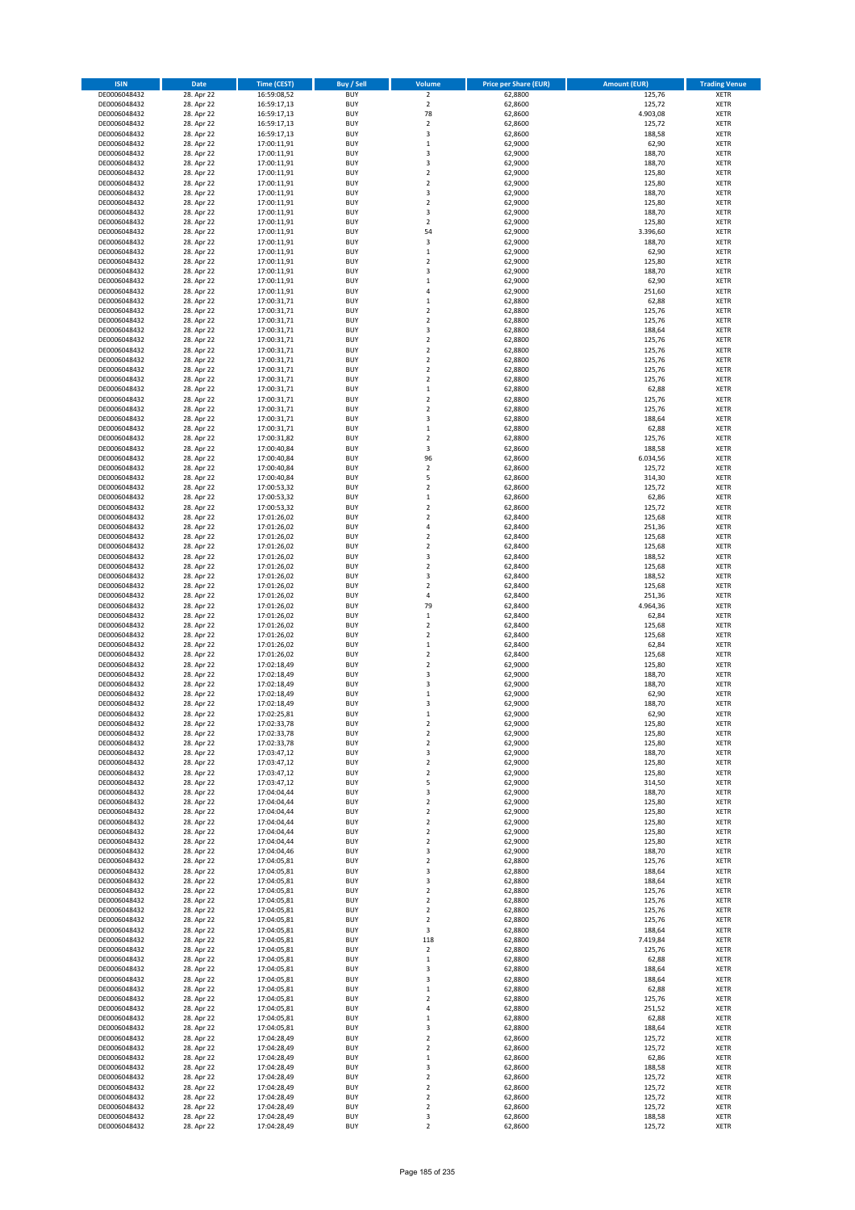| ISIN | Date | Time (CEST) | Buy / Sell | Volume | Price per Share (EUR) | Amount (EUR) | Trading Venue |
|---|---|---|---|---|---|---|---|
| DE0006048432 | 28. Apr 22 | 16:59:08,52 | BUY | 2 | 62,8800 | 125,76 | XETR |
| DE0006048432 | 28. Apr 22 | 16:59:17,13 | BUY | 2 | 62,8600 | 125,72 | XETR |
| DE0006048432 | 28. Apr 22 | 16:59:17,13 | BUY | 78 | 62,8600 | 4.903,08 | XETR |
| DE0006048432 | 28. Apr 22 | 16:59:17,13 | BUY | 2 | 62,8600 | 125,72 | XETR |
| DE0006048432 | 28. Apr 22 | 16:59:17,13 | BUY | 3 | 62,8600 | 188,58 | XETR |
| DE0006048432 | 28. Apr 22 | 17:00:11,91 | BUY | 1 | 62,9000 | 62,90 | XETR |
| DE0006048432 | 28. Apr 22 | 17:00:11,91 | BUY | 3 | 62,9000 | 188,70 | XETR |
| DE0006048432 | 28. Apr 22 | 17:00:11,91 | BUY | 3 | 62,9000 | 188,70 | XETR |
| DE0006048432 | 28. Apr 22 | 17:00:11,91 | BUY | 2 | 62,9000 | 125,80 | XETR |
| DE0006048432 | 28. Apr 22 | 17:00:11,91 | BUY | 2 | 62,9000 | 125,80 | XETR |
| DE0006048432 | 28. Apr 22 | 17:00:11,91 | BUY | 3 | 62,9000 | 188,70 | XETR |
| DE0006048432 | 28. Apr 22 | 17:00:11,91 | BUY | 2 | 62,9000 | 125,80 | XETR |
| DE0006048432 | 28. Apr 22 | 17:00:11,91 | BUY | 3 | 62,9000 | 188,70 | XETR |
| DE0006048432 | 28. Apr 22 | 17:00:11,91 | BUY | 2 | 62,9000 | 125,80 | XETR |
| DE0006048432 | 28. Apr 22 | 17:00:11,91 | BUY | 54 | 62,9000 | 3.396,60 | XETR |
| DE0006048432 | 28. Apr 22 | 17:00:11,91 | BUY | 3 | 62,9000 | 188,70 | XETR |
| DE0006048432 | 28. Apr 22 | 17:00:11,91 | BUY | 1 | 62,9000 | 62,90 | XETR |
| DE0006048432 | 28. Apr 22 | 17:00:11,91 | BUY | 2 | 62,9000 | 125,80 | XETR |
| DE0006048432 | 28. Apr 22 | 17:00:11,91 | BUY | 3 | 62,9000 | 188,70 | XETR |
| DE0006048432 | 28. Apr 22 | 17:00:11,91 | BUY | 1 | 62,9000 | 62,90 | XETR |
| DE0006048432 | 28. Apr 22 | 17:00:11,91 | BUY | 4 | 62,9000 | 251,60 | XETR |
| DE0006048432 | 28. Apr 22 | 17:00:31,71 | BUY | 1 | 62,8800 | 62,88 | XETR |
| DE0006048432 | 28. Apr 22 | 17:00:31,71 | BUY | 2 | 62,8800 | 125,76 | XETR |
| DE0006048432 | 28. Apr 22 | 17:00:31,71 | BUY | 2 | 62,8800 | 125,76 | XETR |
| DE0006048432 | 28. Apr 22 | 17:00:31,71 | BUY | 3 | 62,8800 | 188,64 | XETR |
| DE0006048432 | 28. Apr 22 | 17:00:31,71 | BUY | 2 | 62,8800 | 125,76 | XETR |
| DE0006048432 | 28. Apr 22 | 17:00:31,71 | BUY | 2 | 62,8800 | 125,76 | XETR |
| DE0006048432 | 28. Apr 22 | 17:00:31,71 | BUY | 2 | 62,8800 | 125,76 | XETR |
| DE0006048432 | 28. Apr 22 | 17:00:31,71 | BUY | 2 | 62,8800 | 125,76 | XETR |
| DE0006048432 | 28. Apr 22 | 17:00:31,71 | BUY | 2 | 62,8800 | 125,76 | XETR |
| DE0006048432 | 28. Apr 22 | 17:00:31,71 | BUY | 1 | 62,8800 | 62,88 | XETR |
| DE0006048432 | 28. Apr 22 | 17:00:31,71 | BUY | 2 | 62,8800 | 125,76 | XETR |
| DE0006048432 | 28. Apr 22 | 17:00:31,71 | BUY | 2 | 62,8800 | 125,76 | XETR |
| DE0006048432 | 28. Apr 22 | 17:00:31,71 | BUY | 3 | 62,8800 | 188,64 | XETR |
| DE0006048432 | 28. Apr 22 | 17:00:31,71 | BUY | 1 | 62,8800 | 62,88 | XETR |
| DE0006048432 | 28. Apr 22 | 17:00:31,82 | BUY | 2 | 62,8800 | 125,76 | XETR |
| DE0006048432 | 28. Apr 22 | 17:00:40,84 | BUY | 3 | 62,8600 | 188,58 | XETR |
| DE0006048432 | 28. Apr 22 | 17:00:40,84 | BUY | 96 | 62,8600 | 6.034,56 | XETR |
| DE0006048432 | 28. Apr 22 | 17:00:40,84 | BUY | 2 | 62,8600 | 125,72 | XETR |
| DE0006048432 | 28. Apr 22 | 17:00:40,84 | BUY | 5 | 62,8600 | 314,30 | XETR |
| DE0006048432 | 28. Apr 22 | 17:00:53,32 | BUY | 2 | 62,8600 | 125,72 | XETR |
| DE0006048432 | 28. Apr 22 | 17:00:53,32 | BUY | 1 | 62,8600 | 62,86 | XETR |
| DE0006048432 | 28. Apr 22 | 17:00:53,32 | BUY | 2 | 62,8600 | 125,72 | XETR |
| DE0006048432 | 28. Apr 22 | 17:01:26,02 | BUY | 2 | 62,8400 | 125,68 | XETR |
| DE0006048432 | 28. Apr 22 | 17:01:26,02 | BUY | 4 | 62,8400 | 251,36 | XETR |
| DE0006048432 | 28. Apr 22 | 17:01:26,02 | BUY | 2 | 62,8400 | 125,68 | XETR |
| DE0006048432 | 28. Apr 22 | 17:01:26,02 | BUY | 2 | 62,8400 | 125,68 | XETR |
| DE0006048432 | 28. Apr 22 | 17:01:26,02 | BUY | 3 | 62,8400 | 188,52 | XETR |
| DE0006048432 | 28. Apr 22 | 17:01:26,02 | BUY | 2 | 62,8400 | 125,68 | XETR |
| DE0006048432 | 28. Apr 22 | 17:01:26,02 | BUY | 3 | 62,8400 | 188,52 | XETR |
| DE0006048432 | 28. Apr 22 | 17:01:26,02 | BUY | 2 | 62,8400 | 125,68 | XETR |
| DE0006048432 | 28. Apr 22 | 17:01:26,02 | BUY | 4 | 62,8400 | 251,36 | XETR |
| DE0006048432 | 28. Apr 22 | 17:01:26,02 | BUY | 79 | 62,8400 | 4.964,36 | XETR |
| DE0006048432 | 28. Apr 22 | 17:01:26,02 | BUY | 1 | 62,8400 | 62,84 | XETR |
| DE0006048432 | 28. Apr 22 | 17:01:26,02 | BUY | 2 | 62,8400 | 125,68 | XETR |
| DE0006048432 | 28. Apr 22 | 17:01:26,02 | BUY | 2 | 62,8400 | 125,68 | XETR |
| DE0006048432 | 28. Apr 22 | 17:01:26,02 | BUY | 1 | 62,8400 | 62,84 | XETR |
| DE0006048432 | 28. Apr 22 | 17:01:26,02 | BUY | 2 | 62,8400 | 125,68 | XETR |
| DE0006048432 | 28. Apr 22 | 17:02:18,49 | BUY | 2 | 62,9000 | 125,80 | XETR |
| DE0006048432 | 28. Apr 22 | 17:02:18,49 | BUY | 3 | 62,9000 | 188,70 | XETR |
| DE0006048432 | 28. Apr 22 | 17:02:18,49 | BUY | 3 | 62,9000 | 188,70 | XETR |
| DE0006048432 | 28. Apr 22 | 17:02:18,49 | BUY | 1 | 62,9000 | 62,90 | XETR |
| DE0006048432 | 28. Apr 22 | 17:02:18,49 | BUY | 3 | 62,9000 | 188,70 | XETR |
| DE0006048432 | 28. Apr 22 | 17:02:25,81 | BUY | 1 | 62,9000 | 62,90 | XETR |
| DE0006048432 | 28. Apr 22 | 17:02:33,78 | BUY | 2 | 62,9000 | 125,80 | XETR |
| DE0006048432 | 28. Apr 22 | 17:02:33,78 | BUY | 2 | 62,9000 | 125,80 | XETR |
| DE0006048432 | 28. Apr 22 | 17:02:33,78 | BUY | 2 | 62,9000 | 125,80 | XETR |
| DE0006048432 | 28. Apr 22 | 17:03:47,12 | BUY | 3 | 62,9000 | 188,70 | XETR |
| DE0006048432 | 28. Apr 22 | 17:03:47,12 | BUY | 2 | 62,9000 | 125,80 | XETR |
| DE0006048432 | 28. Apr 22 | 17:03:47,12 | BUY | 2 | 62,9000 | 125,80 | XETR |
| DE0006048432 | 28. Apr 22 | 17:03:47,12 | BUY | 5 | 62,9000 | 314,50 | XETR |
| DE0006048432 | 28. Apr 22 | 17:04:04,44 | BUY | 3 | 62,9000 | 188,70 | XETR |
| DE0006048432 | 28. Apr 22 | 17:04:04,44 | BUY | 2 | 62,9000 | 125,80 | XETR |
| DE0006048432 | 28. Apr 22 | 17:04:04,44 | BUY | 2 | 62,9000 | 125,80 | XETR |
| DE0006048432 | 28. Apr 22 | 17:04:04,44 | BUY | 2 | 62,9000 | 125,80 | XETR |
| DE0006048432 | 28. Apr 22 | 17:04:04,44 | BUY | 2 | 62,9000 | 125,80 | XETR |
| DE0006048432 | 28. Apr 22 | 17:04:04,44 | BUY | 2 | 62,9000 | 125,80 | XETR |
| DE0006048432 | 28. Apr 22 | 17:04:04,46 | BUY | 3 | 62,9000 | 188,70 | XETR |
| DE0006048432 | 28. Apr 22 | 17:04:05,81 | BUY | 2 | 62,8800 | 125,76 | XETR |
| DE0006048432 | 28. Apr 22 | 17:04:05,81 | BUY | 3 | 62,8800 | 188,64 | XETR |
| DE0006048432 | 28. Apr 22 | 17:04:05,81 | BUY | 3 | 62,8800 | 188,64 | XETR |
| DE0006048432 | 28. Apr 22 | 17:04:05,81 | BUY | 2 | 62,8800 | 125,76 | XETR |
| DE0006048432 | 28. Apr 22 | 17:04:05,81 | BUY | 2 | 62,8800 | 125,76 | XETR |
| DE0006048432 | 28. Apr 22 | 17:04:05,81 | BUY | 2 | 62,8800 | 125,76 | XETR |
| DE0006048432 | 28. Apr 22 | 17:04:05,81 | BUY | 2 | 62,8800 | 125,76 | XETR |
| DE0006048432 | 28. Apr 22 | 17:04:05,81 | BUY | 3 | 62,8800 | 188,64 | XETR |
| DE0006048432 | 28. Apr 22 | 17:04:05,81 | BUY | 118 | 62,8800 | 7.419,84 | XETR |
| DE0006048432 | 28. Apr 22 | 17:04:05,81 | BUY | 2 | 62,8800 | 125,76 | XETR |
| DE0006048432 | 28. Apr 22 | 17:04:05,81 | BUY | 1 | 62,8800 | 62,88 | XETR |
| DE0006048432 | 28. Apr 22 | 17:04:05,81 | BUY | 3 | 62,8800 | 188,64 | XETR |
| DE0006048432 | 28. Apr 22 | 17:04:05,81 | BUY | 3 | 62,8800 | 188,64 | XETR |
| DE0006048432 | 28. Apr 22 | 17:04:05,81 | BUY | 1 | 62,8800 | 62,88 | XETR |
| DE0006048432 | 28. Apr 22 | 17:04:05,81 | BUY | 2 | 62,8800 | 125,76 | XETR |
| DE0006048432 | 28. Apr 22 | 17:04:05,81 | BUY | 4 | 62,8800 | 251,52 | XETR |
| DE0006048432 | 28. Apr 22 | 17:04:05,81 | BUY | 1 | 62,8800 | 62,88 | XETR |
| DE0006048432 | 28. Apr 22 | 17:04:05,81 | BUY | 3 | 62,8800 | 188,64 | XETR |
| DE0006048432 | 28. Apr 22 | 17:04:28,49 | BUY | 2 | 62,8600 | 125,72 | XETR |
| DE0006048432 | 28. Apr 22 | 17:04:28,49 | BUY | 2 | 62,8600 | 125,72 | XETR |
| DE0006048432 | 28. Apr 22 | 17:04:28,49 | BUY | 1 | 62,8600 | 62,86 | XETR |
| DE0006048432 | 28. Apr 22 | 17:04:28,49 | BUY | 3 | 62,8600 | 188,58 | XETR |
| DE0006048432 | 28. Apr 22 | 17:04:28,49 | BUY | 2 | 62,8600 | 125,72 | XETR |
| DE0006048432 | 28. Apr 22 | 17:04:28,49 | BUY | 2 | 62,8600 | 125,72 | XETR |
| DE0006048432 | 28. Apr 22 | 17:04:28,49 | BUY | 2 | 62,8600 | 125,72 | XETR |
| DE0006048432 | 28. Apr 22 | 17:04:28,49 | BUY | 2 | 62,8600 | 125,72 | XETR |
| DE0006048432 | 28. Apr 22 | 17:04:28,49 | BUY | 3 | 62,8600 | 188,58 | XETR |
| DE0006048432 | 28. Apr 22 | 17:04:28,49 | BUY | 2 | 62,8600 | 125,72 | XETR |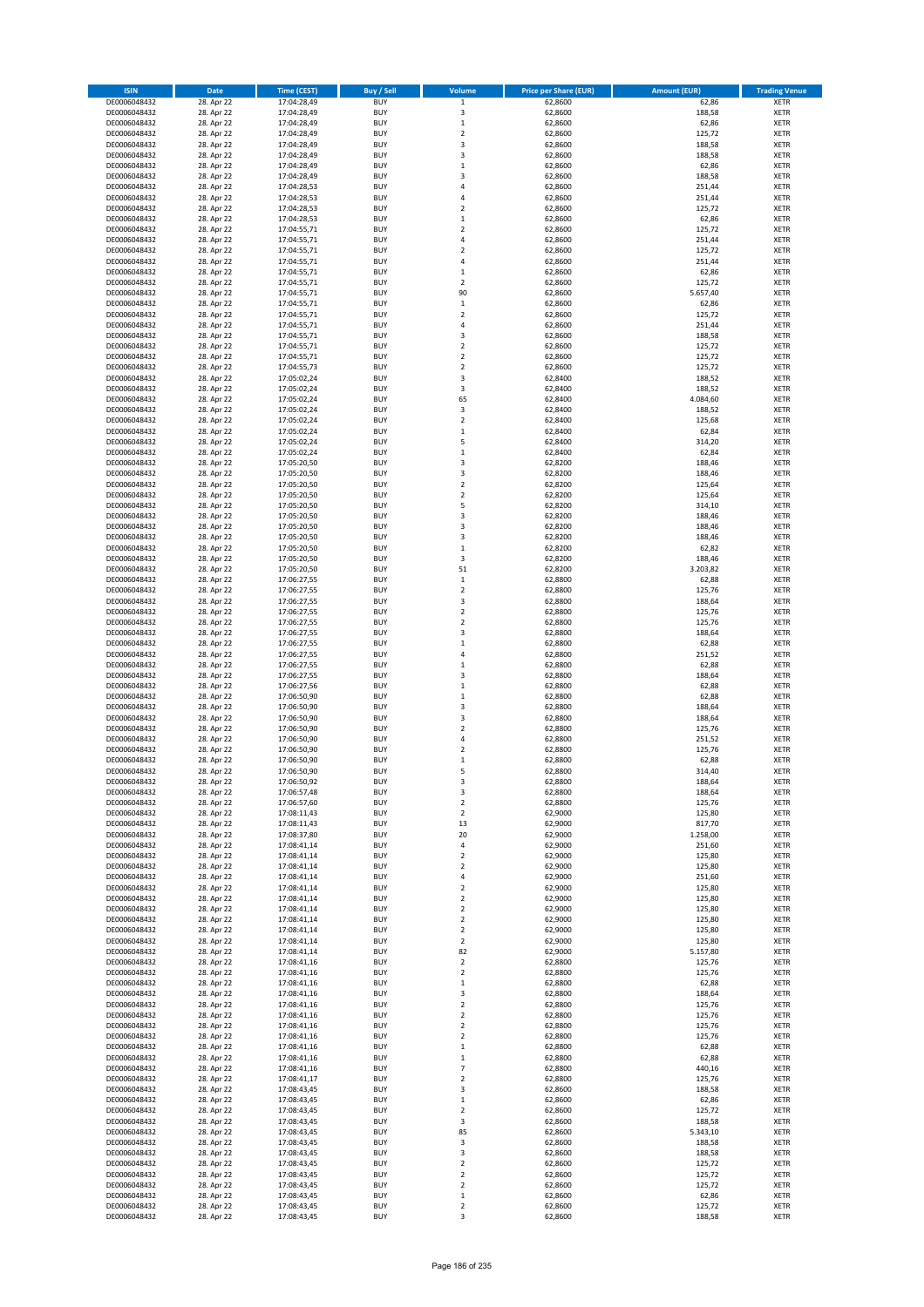| ISIN | Date | Time (CEST) | Buy / Sell | Volume | Price per Share (EUR) | Amount (EUR) | Trading Venue |
|---|---|---|---|---|---|---|---|
| DE0006048432 | 28. Apr 22 | 17:04:28,49 | BUY | 1 | 62,8600 | 62,86 | XETR |
| DE0006048432 | 28. Apr 22 | 17:04:28,49 | BUY | 3 | 62,8600 | 188,58 | XETR |
| DE0006048432 | 28. Apr 22 | 17:04:28,49 | BUY | 1 | 62,8600 | 62,86 | XETR |
| DE0006048432 | 28. Apr 22 | 17:04:28,49 | BUY | 2 | 62,8600 | 125,72 | XETR |
| DE0006048432 | 28. Apr 22 | 17:04:28,49 | BUY | 3 | 62,8600 | 188,58 | XETR |
| DE0006048432 | 28. Apr 22 | 17:04:28,49 | BUY | 3 | 62,8600 | 188,58 | XETR |
| DE0006048432 | 28. Apr 22 | 17:04:28,49 | BUY | 1 | 62,8600 | 62,86 | XETR |
| DE0006048432 | 28. Apr 22 | 17:04:28,49 | BUY | 3 | 62,8600 | 188,58 | XETR |
| DE0006048432 | 28. Apr 22 | 17:04:28,53 | BUY | 4 | 62,8600 | 251,44 | XETR |
| DE0006048432 | 28. Apr 22 | 17:04:28,53 | BUY | 4 | 62,8600 | 251,44 | XETR |
| DE0006048432 | 28. Apr 22 | 17:04:28,53 | BUY | 2 | 62,8600 | 125,72 | XETR |
| DE0006048432 | 28. Apr 22 | 17:04:28,53 | BUY | 1 | 62,8600 | 62,86 | XETR |
| DE0006048432 | 28. Apr 22 | 17:04:55,71 | BUY | 2 | 62,8600 | 125,72 | XETR |
| DE0006048432 | 28. Apr 22 | 17:04:55,71 | BUY | 4 | 62,8600 | 251,44 | XETR |
| DE0006048432 | 28. Apr 22 | 17:04:55,71 | BUY | 2 | 62,8600 | 125,72 | XETR |
| DE0006048432 | 28. Apr 22 | 17:04:55,71 | BUY | 4 | 62,8600 | 251,44 | XETR |
| DE0006048432 | 28. Apr 22 | 17:04:55,71 | BUY | 1 | 62,8600 | 62,86 | XETR |
| DE0006048432 | 28. Apr 22 | 17:04:55,71 | BUY | 2 | 62,8600 | 125,72 | XETR |
| DE0006048432 | 28. Apr 22 | 17:04:55,71 | BUY | 90 | 62,8600 | 5.657,40 | XETR |
| DE0006048432 | 28. Apr 22 | 17:04:55,71 | BUY | 1 | 62,8600 | 62,86 | XETR |
| DE0006048432 | 28. Apr 22 | 17:04:55,71 | BUY | 2 | 62,8600 | 125,72 | XETR |
| DE0006048432 | 28. Apr 22 | 17:04:55,71 | BUY | 4 | 62,8600 | 251,44 | XETR |
| DE0006048432 | 28. Apr 22 | 17:04:55,71 | BUY | 3 | 62,8600 | 188,58 | XETR |
| DE0006048432 | 28. Apr 22 | 17:04:55,71 | BUY | 2 | 62,8600 | 125,72 | XETR |
| DE0006048432 | 28. Apr 22 | 17:04:55,71 | BUY | 2 | 62,8600 | 125,72 | XETR |
| DE0006048432 | 28. Apr 22 | 17:04:55,73 | BUY | 2 | 62,8600 | 125,72 | XETR |
| DE0006048432 | 28. Apr 22 | 17:05:02,24 | BUY | 3 | 62,8400 | 188,52 | XETR |
| DE0006048432 | 28. Apr 22 | 17:05:02,24 | BUY | 3 | 62,8400 | 188,52 | XETR |
| DE0006048432 | 28. Apr 22 | 17:05:02,24 | BUY | 65 | 62,8400 | 4.084,60 | XETR |
| DE0006048432 | 28. Apr 22 | 17:05:02,24 | BUY | 3 | 62,8400 | 188,52 | XETR |
| DE0006048432 | 28. Apr 22 | 17:05:02,24 | BUY | 2 | 62,8400 | 125,68 | XETR |
| DE0006048432 | 28. Apr 22 | 17:05:02,24 | BUY | 1 | 62,8400 | 62,84 | XETR |
| DE0006048432 | 28. Apr 22 | 17:05:02,24 | BUY | 5 | 62,8400 | 314,20 | XETR |
| DE0006048432 | 28. Apr 22 | 17:05:02,24 | BUY | 1 | 62,8400 | 62,84 | XETR |
| DE0006048432 | 28. Apr 22 | 17:05:20,50 | BUY | 3 | 62,8200 | 188,46 | XETR |
| DE0006048432 | 28. Apr 22 | 17:05:20,50 | BUY | 3 | 62,8200 | 188,46 | XETR |
| DE0006048432 | 28. Apr 22 | 17:05:20,50 | BUY | 2 | 62,8200 | 125,64 | XETR |
| DE0006048432 | 28. Apr 22 | 17:05:20,50 | BUY | 2 | 62,8200 | 125,64 | XETR |
| DE0006048432 | 28. Apr 22 | 17:05:20,50 | BUY | 5 | 62,8200 | 314,10 | XETR |
| DE0006048432 | 28. Apr 22 | 17:05:20,50 | BUY | 3 | 62,8200 | 188,46 | XETR |
| DE0006048432 | 28. Apr 22 | 17:05:20,50 | BUY | 3 | 62,8200 | 188,46 | XETR |
| DE0006048432 | 28. Apr 22 | 17:05:20,50 | BUY | 3 | 62,8200 | 188,46 | XETR |
| DE0006048432 | 28. Apr 22 | 17:05:20,50 | BUY | 1 | 62,8200 | 62,82 | XETR |
| DE0006048432 | 28. Apr 22 | 17:05:20,50 | BUY | 3 | 62,8200 | 188,46 | XETR |
| DE0006048432 | 28. Apr 22 | 17:05:20,50 | BUY | 51 | 62,8200 | 3.203,82 | XETR |
| DE0006048432 | 28. Apr 22 | 17:06:27,55 | BUY | 1 | 62,8800 | 62,88 | XETR |
| DE0006048432 | 28. Apr 22 | 17:06:27,55 | BUY | 2 | 62,8800 | 125,76 | XETR |
| DE0006048432 | 28. Apr 22 | 17:06:27,55 | BUY | 3 | 62,8800 | 188,64 | XETR |
| DE0006048432 | 28. Apr 22 | 17:06:27,55 | BUY | 2 | 62,8800 | 125,76 | XETR |
| DE0006048432 | 28. Apr 22 | 17:06:27,55 | BUY | 2 | 62,8800 | 125,76 | XETR |
| DE0006048432 | 28. Apr 22 | 17:06:27,55 | BUY | 3 | 62,8800 | 188,64 | XETR |
| DE0006048432 | 28. Apr 22 | 17:06:27,55 | BUY | 1 | 62,8800 | 62,88 | XETR |
| DE0006048432 | 28. Apr 22 | 17:06:27,55 | BUY | 4 | 62,8800 | 251,52 | XETR |
| DE0006048432 | 28. Apr 22 | 17:06:27,55 | BUY | 1 | 62,8800 | 62,88 | XETR |
| DE0006048432 | 28. Apr 22 | 17:06:27,55 | BUY | 3 | 62,8800 | 188,64 | XETR |
| DE0006048432 | 28. Apr 22 | 17:06:27,56 | BUY | 1 | 62,8800 | 62,88 | XETR |
| DE0006048432 | 28. Apr 22 | 17:06:50,90 | BUY | 1 | 62,8800 | 62,88 | XETR |
| DE0006048432 | 28. Apr 22 | 17:06:50,90 | BUY | 3 | 62,8800 | 188,64 | XETR |
| DE0006048432 | 28. Apr 22 | 17:06:50,90 | BUY | 3 | 62,8800 | 188,64 | XETR |
| DE0006048432 | 28. Apr 22 | 17:06:50,90 | BUY | 2 | 62,8800 | 125,76 | XETR |
| DE0006048432 | 28. Apr 22 | 17:06:50,90 | BUY | 4 | 62,8800 | 251,52 | XETR |
| DE0006048432 | 28. Apr 22 | 17:06:50,90 | BUY | 2 | 62,8800 | 125,76 | XETR |
| DE0006048432 | 28. Apr 22 | 17:06:50,90 | BUY | 1 | 62,8800 | 62,88 | XETR |
| DE0006048432 | 28. Apr 22 | 17:06:50,90 | BUY | 5 | 62,8800 | 314,40 | XETR |
| DE0006048432 | 28. Apr 22 | 17:06:50,92 | BUY | 3 | 62,8800 | 188,64 | XETR |
| DE0006048432 | 28. Apr 22 | 17:06:57,48 | BUY | 3 | 62,8800 | 188,64 | XETR |
| DE0006048432 | 28. Apr 22 | 17:06:57,60 | BUY | 2 | 62,8800 | 125,76 | XETR |
| DE0006048432 | 28. Apr 22 | 17:08:11,43 | BUY | 2 | 62,9000 | 125,80 | XETR |
| DE0006048432 | 28. Apr 22 | 17:08:11,43 | BUY | 13 | 62,9000 | 817,70 | XETR |
| DE0006048432 | 28. Apr 22 | 17:08:37,80 | BUY | 20 | 62,9000 | 1.258,00 | XETR |
| DE0006048432 | 28. Apr 22 | 17:08:41,14 | BUY | 4 | 62,9000 | 251,60 | XETR |
| DE0006048432 | 28. Apr 22 | 17:08:41,14 | BUY | 2 | 62,9000 | 125,80 | XETR |
| DE0006048432 | 28. Apr 22 | 17:08:41,14 | BUY | 2 | 62,9000 | 125,80 | XETR |
| DE0006048432 | 28. Apr 22 | 17:08:41,14 | BUY | 4 | 62,9000 | 251,60 | XETR |
| DE0006048432 | 28. Apr 22 | 17:08:41,14 | BUY | 2 | 62,9000 | 125,80 | XETR |
| DE0006048432 | 28. Apr 22 | 17:08:41,14 | BUY | 2 | 62,9000 | 125,80 | XETR |
| DE0006048432 | 28. Apr 22 | 17:08:41,14 | BUY | 2 | 62,9000 | 125,80 | XETR |
| DE0006048432 | 28. Apr 22 | 17:08:41,14 | BUY | 2 | 62,9000 | 125,80 | XETR |
| DE0006048432 | 28. Apr 22 | 17:08:41,14 | BUY | 2 | 62,9000 | 125,80 | XETR |
| DE0006048432 | 28. Apr 22 | 17:08:41,14 | BUY | 2 | 62,9000 | 125,80 | XETR |
| DE0006048432 | 28. Apr 22 | 17:08:41,14 | BUY | 82 | 62,9000 | 5.157,80 | XETR |
| DE0006048432 | 28. Apr 22 | 17:08:41,16 | BUY | 2 | 62,8800 | 125,76 | XETR |
| DE0006048432 | 28. Apr 22 | 17:08:41,16 | BUY | 2 | 62,8800 | 125,76 | XETR |
| DE0006048432 | 28. Apr 22 | 17:08:41,16 | BUY | 1 | 62,8800 | 62,88 | XETR |
| DE0006048432 | 28. Apr 22 | 17:08:41,16 | BUY | 3 | 62,8800 | 188,64 | XETR |
| DE0006048432 | 28. Apr 22 | 17:08:41,16 | BUY | 2 | 62,8800 | 125,76 | XETR |
| DE0006048432 | 28. Apr 22 | 17:08:41,16 | BUY | 2 | 62,8800 | 125,76 | XETR |
| DE0006048432 | 28. Apr 22 | 17:08:41,16 | BUY | 2 | 62,8800 | 125,76 | XETR |
| DE0006048432 | 28. Apr 22 | 17:08:41,16 | BUY | 2 | 62,8800 | 125,76 | XETR |
| DE0006048432 | 28. Apr 22 | 17:08:41,16 | BUY | 1 | 62,8800 | 62,88 | XETR |
| DE0006048432 | 28. Apr 22 | 17:08:41,16 | BUY | 1 | 62,8800 | 62,88 | XETR |
| DE0006048432 | 28. Apr 22 | 17:08:41,16 | BUY | 7 | 62,8800 | 440,16 | XETR |
| DE0006048432 | 28. Apr 22 | 17:08:41,17 | BUY | 2 | 62,8800 | 125,76 | XETR |
| DE0006048432 | 28. Apr 22 | 17:08:43,45 | BUY | 3 | 62,8600 | 188,58 | XETR |
| DE0006048432 | 28. Apr 22 | 17:08:43,45 | BUY | 1 | 62,8600 | 62,86 | XETR |
| DE0006048432 | 28. Apr 22 | 17:08:43,45 | BUY | 2 | 62,8600 | 125,72 | XETR |
| DE0006048432 | 28. Apr 22 | 17:08:43,45 | BUY | 3 | 62,8600 | 188,58 | XETR |
| DE0006048432 | 28. Apr 22 | 17:08:43,45 | BUY | 85 | 62,8600 | 5.343,10 | XETR |
| DE0006048432 | 28. Apr 22 | 17:08:43,45 | BUY | 3 | 62,8600 | 188,58 | XETR |
| DE0006048432 | 28. Apr 22 | 17:08:43,45 | BUY | 3 | 62,8600 | 188,58 | XETR |
| DE0006048432 | 28. Apr 22 | 17:08:43,45 | BUY | 2 | 62,8600 | 125,72 | XETR |
| DE0006048432 | 28. Apr 22 | 17:08:43,45 | BUY | 2 | 62,8600 | 125,72 | XETR |
| DE0006048432 | 28. Apr 22 | 17:08:43,45 | BUY | 2 | 62,8600 | 125,72 | XETR |
| DE0006048432 | 28. Apr 22 | 17:08:43,45 | BUY | 1 | 62,8600 | 62,86 | XETR |
| DE0006048432 | 28. Apr 22 | 17:08:43,45 | BUY | 2 | 62,8600 | 125,72 | XETR |
| DE0006048432 | 28. Apr 22 | 17:08:43,45 | BUY | 3 | 62,8600 | 188,58 | XETR |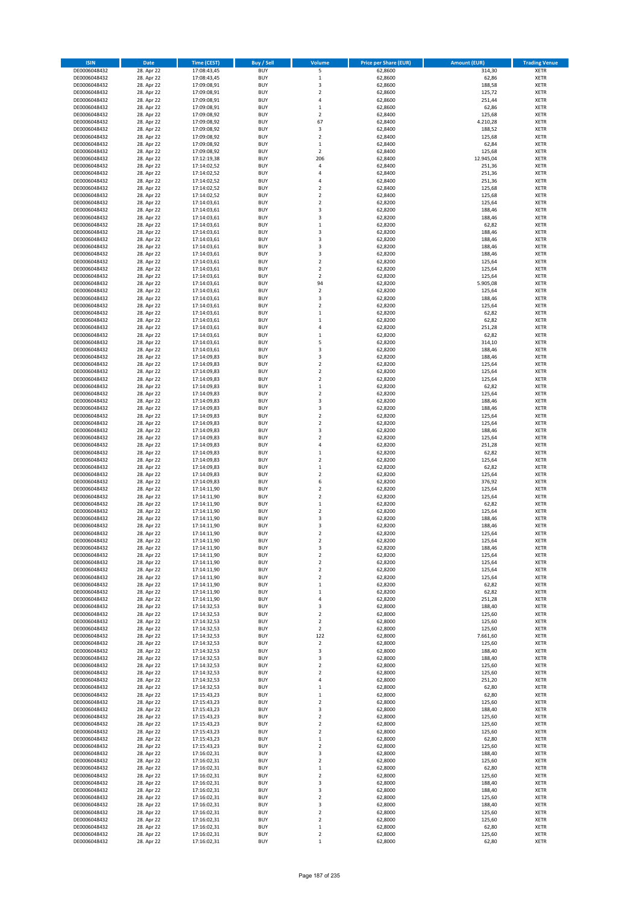| ISIN | Date | Time (CEST) | Buy / Sell | Volume | Price per Share (EUR) | Amount (EUR) | Trading Venue |
|---|---|---|---|---|---|---|---|
| DE0006048432 | 28. Apr 22 | 17:08:43,45 | BUY | 5 | 62,8600 | 314,30 | XETR |
| DE0006048432 | 28. Apr 22 | 17:08:43,45 | BUY | 1 | 62,8600 | 62,86 | XETR |
| DE0006048432 | 28. Apr 22 | 17:09:08,91 | BUY | 3 | 62,8600 | 188,58 | XETR |
| DE0006048432 | 28. Apr 22 | 17:09:08,91 | BUY | 2 | 62,8600 | 125,72 | XETR |
| DE0006048432 | 28. Apr 22 | 17:09:08,91 | BUY | 4 | 62,8600 | 251,44 | XETR |
| DE0006048432 | 28. Apr 22 | 17:09:08,91 | BUY | 1 | 62,8600 | 62,86 | XETR |
| DE0006048432 | 28. Apr 22 | 17:09:08,92 | BUY | 2 | 62,8400 | 125,68 | XETR |
| DE0006048432 | 28. Apr 22 | 17:09:08,92 | BUY | 67 | 62,8400 | 4.210,28 | XETR |
| DE0006048432 | 28. Apr 22 | 17:09:08,92 | BUY | 3 | 62,8400 | 188,52 | XETR |
| DE0006048432 | 28. Apr 22 | 17:09:08,92 | BUY | 2 | 62,8400 | 125,68 | XETR |
| DE0006048432 | 28. Apr 22 | 17:09:08,92 | BUY | 1 | 62,8400 | 62,84 | XETR |
| DE0006048432 | 28. Apr 22 | 17:09:08,92 | BUY | 2 | 62,8400 | 125,68 | XETR |
| DE0006048432 | 28. Apr 22 | 17:12:19,38 | BUY | 206 | 62,8400 | 12.945,04 | XETR |
| DE0006048432 | 28. Apr 22 | 17:14:02,52 | BUY | 4 | 62,8400 | 251,36 | XETR |
| DE0006048432 | 28. Apr 22 | 17:14:02,52 | BUY | 4 | 62,8400 | 251,36 | XETR |
| DE0006048432 | 28. Apr 22 | 17:14:02,52 | BUY | 4 | 62,8400 | 251,36 | XETR |
| DE0006048432 | 28. Apr 22 | 17:14:02,52 | BUY | 2 | 62,8400 | 125,68 | XETR |
| DE0006048432 | 28. Apr 22 | 17:14:02,52 | BUY | 2 | 62,8400 | 125,68 | XETR |
| DE0006048432 | 28. Apr 22 | 17:14:03,61 | BUY | 2 | 62,8200 | 125,64 | XETR |
| DE0006048432 | 28. Apr 22 | 17:14:03,61 | BUY | 3 | 62,8200 | 188,46 | XETR |
| DE0006048432 | 28. Apr 22 | 17:14:03,61 | BUY | 3 | 62,8200 | 188,46 | XETR |
| DE0006048432 | 28. Apr 22 | 17:14:03,61 | BUY | 1 | 62,8200 | 62,82 | XETR |
| DE0006048432 | 28. Apr 22 | 17:14:03,61 | BUY | 3 | 62,8200 | 188,46 | XETR |
| DE0006048432 | 28. Apr 22 | 17:14:03,61 | BUY | 3 | 62,8200 | 188,46 | XETR |
| DE0006048432 | 28. Apr 22 | 17:14:03,61 | BUY | 3 | 62,8200 | 188,46 | XETR |
| DE0006048432 | 28. Apr 22 | 17:14:03,61 | BUY | 3 | 62,8200 | 188,46 | XETR |
| DE0006048432 | 28. Apr 22 | 17:14:03,61 | BUY | 2 | 62,8200 | 125,64 | XETR |
| DE0006048432 | 28. Apr 22 | 17:14:03,61 | BUY | 2 | 62,8200 | 125,64 | XETR |
| DE0006048432 | 28. Apr 22 | 17:14:03,61 | BUY | 2 | 62,8200 | 125,64 | XETR |
| DE0006048432 | 28. Apr 22 | 17:14:03,61 | BUY | 94 | 62,8200 | 5.905,08 | XETR |
| DE0006048432 | 28. Apr 22 | 17:14:03,61 | BUY | 2 | 62,8200 | 125,64 | XETR |
| DE0006048432 | 28. Apr 22 | 17:14:03,61 | BUY | 3 | 62,8200 | 188,46 | XETR |
| DE0006048432 | 28. Apr 22 | 17:14:03,61 | BUY | 2 | 62,8200 | 125,64 | XETR |
| DE0006048432 | 28. Apr 22 | 17:14:03,61 | BUY | 1 | 62,8200 | 62,82 | XETR |
| DE0006048432 | 28. Apr 22 | 17:14:03,61 | BUY | 1 | 62,8200 | 62,82 | XETR |
| DE0006048432 | 28. Apr 22 | 17:14:03,61 | BUY | 4 | 62,8200 | 251,28 | XETR |
| DE0006048432 | 28. Apr 22 | 17:14:03,61 | BUY | 1 | 62,8200 | 62,82 | XETR |
| DE0006048432 | 28. Apr 22 | 17:14:03,61 | BUY | 5 | 62,8200 | 314,10 | XETR |
| DE0006048432 | 28. Apr 22 | 17:14:03,61 | BUY | 3 | 62,8200 | 188,46 | XETR |
| DE0006048432 | 28. Apr 22 | 17:14:09,83 | BUY | 3 | 62,8200 | 188,46 | XETR |
| DE0006048432 | 28. Apr 22 | 17:14:09,83 | BUY | 2 | 62,8200 | 125,64 | XETR |
| DE0006048432 | 28. Apr 22 | 17:14:09,83 | BUY | 2 | 62,8200 | 125,64 | XETR |
| DE0006048432 | 28. Apr 22 | 17:14:09,83 | BUY | 2 | 62,8200 | 125,64 | XETR |
| DE0006048432 | 28. Apr 22 | 17:14:09,83 | BUY | 1 | 62,8200 | 62,82 | XETR |
| DE0006048432 | 28. Apr 22 | 17:14:09,83 | BUY | 2 | 62,8200 | 125,64 | XETR |
| DE0006048432 | 28. Apr 22 | 17:14:09,83 | BUY | 3 | 62,8200 | 188,46 | XETR |
| DE0006048432 | 28. Apr 22 | 17:14:09,83 | BUY | 3 | 62,8200 | 188,46 | XETR |
| DE0006048432 | 28. Apr 22 | 17:14:09,83 | BUY | 2 | 62,8200 | 125,64 | XETR |
| DE0006048432 | 28. Apr 22 | 17:14:09,83 | BUY | 2 | 62,8200 | 125,64 | XETR |
| DE0006048432 | 28. Apr 22 | 17:14:09,83 | BUY | 3 | 62,8200 | 188,46 | XETR |
| DE0006048432 | 28. Apr 22 | 17:14:09,83 | BUY | 2 | 62,8200 | 125,64 | XETR |
| DE0006048432 | 28. Apr 22 | 17:14:09,83 | BUY | 4 | 62,8200 | 251,28 | XETR |
| DE0006048432 | 28. Apr 22 | 17:14:09,83 | BUY | 1 | 62,8200 | 62,82 | XETR |
| DE0006048432 | 28. Apr 22 | 17:14:09,83 | BUY | 2 | 62,8200 | 125,64 | XETR |
| DE0006048432 | 28. Apr 22 | 17:14:09,83 | BUY | 1 | 62,8200 | 62,82 | XETR |
| DE0006048432 | 28. Apr 22 | 17:14:09,83 | BUY | 2 | 62,8200 | 125,64 | XETR |
| DE0006048432 | 28. Apr 22 | 17:14:09,83 | BUY | 6 | 62,8200 | 376,92 | XETR |
| DE0006048432 | 28. Apr 22 | 17:14:11,90 | BUY | 2 | 62,8200 | 125,64 | XETR |
| DE0006048432 | 28. Apr 22 | 17:14:11,90 | BUY | 2 | 62,8200 | 125,64 | XETR |
| DE0006048432 | 28. Apr 22 | 17:14:11,90 | BUY | 1 | 62,8200 | 62,82 | XETR |
| DE0006048432 | 28. Apr 22 | 17:14:11,90 | BUY | 2 | 62,8200 | 125,64 | XETR |
| DE0006048432 | 28. Apr 22 | 17:14:11,90 | BUY | 3 | 62,8200 | 188,46 | XETR |
| DE0006048432 | 28. Apr 22 | 17:14:11,90 | BUY | 3 | 62,8200 | 188,46 | XETR |
| DE0006048432 | 28. Apr 22 | 17:14:11,90 | BUY | 2 | 62,8200 | 125,64 | XETR |
| DE0006048432 | 28. Apr 22 | 17:14:11,90 | BUY | 2 | 62,8200 | 125,64 | XETR |
| DE0006048432 | 28. Apr 22 | 17:14:11,90 | BUY | 3 | 62,8200 | 188,46 | XETR |
| DE0006048432 | 28. Apr 22 | 17:14:11,90 | BUY | 2 | 62,8200 | 125,64 | XETR |
| DE0006048432 | 28. Apr 22 | 17:14:11,90 | BUY | 2 | 62,8200 | 125,64 | XETR |
| DE0006048432 | 28. Apr 22 | 17:14:11,90 | BUY | 2 | 62,8200 | 125,64 | XETR |
| DE0006048432 | 28. Apr 22 | 17:14:11,90 | BUY | 2 | 62,8200 | 125,64 | XETR |
| DE0006048432 | 28. Apr 22 | 17:14:11,90 | BUY | 1 | 62,8200 | 62,82 | XETR |
| DE0006048432 | 28. Apr 22 | 17:14:11,90 | BUY | 1 | 62,8200 | 62,82 | XETR |
| DE0006048432 | 28. Apr 22 | 17:14:11,90 | BUY | 4 | 62,8200 | 251,28 | XETR |
| DE0006048432 | 28. Apr 22 | 17:14:32,53 | BUY | 3 | 62,8000 | 188,40 | XETR |
| DE0006048432 | 28. Apr 22 | 17:14:32,53 | BUY | 2 | 62,8000 | 125,60 | XETR |
| DE0006048432 | 28. Apr 22 | 17:14:32,53 | BUY | 2 | 62,8000 | 125,60 | XETR |
| DE0006048432 | 28. Apr 22 | 17:14:32,53 | BUY | 2 | 62,8000 | 125,60 | XETR |
| DE0006048432 | 28. Apr 22 | 17:14:32,53 | BUY | 122 | 62,8000 | 7.661,60 | XETR |
| DE0006048432 | 28. Apr 22 | 17:14:32,53 | BUY | 2 | 62,8000 | 125,60 | XETR |
| DE0006048432 | 28. Apr 22 | 17:14:32,53 | BUY | 3 | 62,8000 | 188,40 | XETR |
| DE0006048432 | 28. Apr 22 | 17:14:32,53 | BUY | 3 | 62,8000 | 188,40 | XETR |
| DE0006048432 | 28. Apr 22 | 17:14:32,53 | BUY | 2 | 62,8000 | 125,60 | XETR |
| DE0006048432 | 28. Apr 22 | 17:14:32,53 | BUY | 2 | 62,8000 | 125,60 | XETR |
| DE0006048432 | 28. Apr 22 | 17:14:32,53 | BUY | 4 | 62,8000 | 251,20 | XETR |
| DE0006048432 | 28. Apr 22 | 17:14:32,53 | BUY | 1 | 62,8000 | 62,80 | XETR |
| DE0006048432 | 28. Apr 22 | 17:15:43,23 | BUY | 1 | 62,8000 | 62,80 | XETR |
| DE0006048432 | 28. Apr 22 | 17:15:43,23 | BUY | 2 | 62,8000 | 125,60 | XETR |
| DE0006048432 | 28. Apr 22 | 17:15:43,23 | BUY | 3 | 62,8000 | 188,40 | XETR |
| DE0006048432 | 28. Apr 22 | 17:15:43,23 | BUY | 2 | 62,8000 | 125,60 | XETR |
| DE0006048432 | 28. Apr 22 | 17:15:43,23 | BUY | 2 | 62,8000 | 125,60 | XETR |
| DE0006048432 | 28. Apr 22 | 17:15:43,23 | BUY | 2 | 62,8000 | 125,60 | XETR |
| DE0006048432 | 28. Apr 22 | 17:15:43,23 | BUY | 1 | 62,8000 | 62,80 | XETR |
| DE0006048432 | 28. Apr 22 | 17:15:43,23 | BUY | 2 | 62,8000 | 125,60 | XETR |
| DE0006048432 | 28. Apr 22 | 17:16:02,31 | BUY | 3 | 62,8000 | 188,40 | XETR |
| DE0006048432 | 28. Apr 22 | 17:16:02,31 | BUY | 2 | 62,8000 | 125,60 | XETR |
| DE0006048432 | 28. Apr 22 | 17:16:02,31 | BUY | 1 | 62,8000 | 62,80 | XETR |
| DE0006048432 | 28. Apr 22 | 17:16:02,31 | BUY | 2 | 62,8000 | 125,60 | XETR |
| DE0006048432 | 28. Apr 22 | 17:16:02,31 | BUY | 3 | 62,8000 | 188,40 | XETR |
| DE0006048432 | 28. Apr 22 | 17:16:02,31 | BUY | 3 | 62,8000 | 188,40 | XETR |
| DE0006048432 | 28. Apr 22 | 17:16:02,31 | BUY | 2 | 62,8000 | 125,60 | XETR |
| DE0006048432 | 28. Apr 22 | 17:16:02,31 | BUY | 3 | 62,8000 | 188,40 | XETR |
| DE0006048432 | 28. Apr 22 | 17:16:02,31 | BUY | 2 | 62,8000 | 125,60 | XETR |
| DE0006048432 | 28. Apr 22 | 17:16:02,31 | BUY | 2 | 62,8000 | 125,60 | XETR |
| DE0006048432 | 28. Apr 22 | 17:16:02,31 | BUY | 1 | 62,8000 | 62,80 | XETR |
| DE0006048432 | 28. Apr 22 | 17:16:02,31 | BUY | 2 | 62,8000 | 125,60 | XETR |
| DE0006048432 | 28. Apr 22 | 17:16:02,31 | BUY | 1 | 62,8000 | 62,80 | XETR |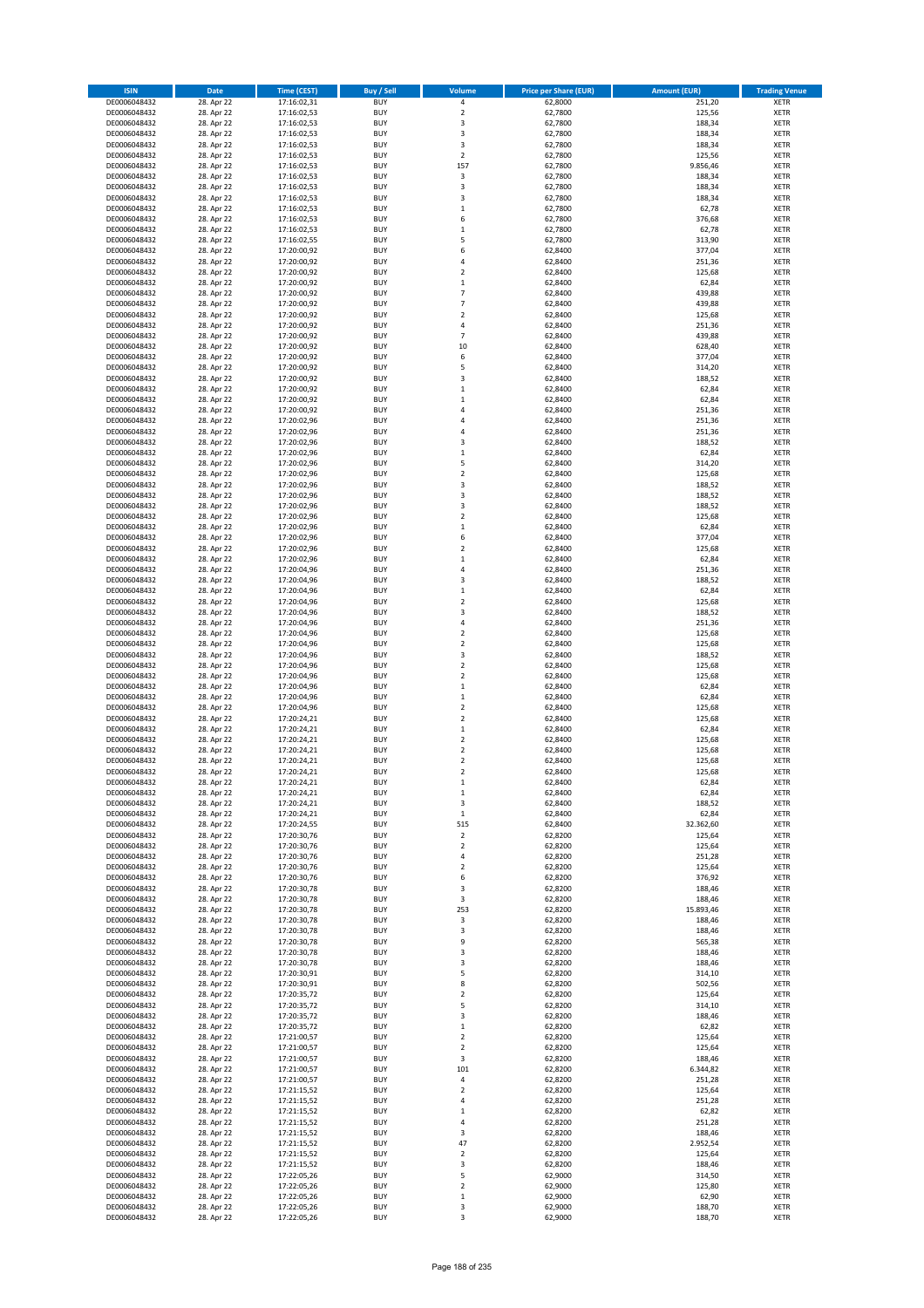| ISIN | Date | Time (CEST) | Buy / Sell | Volume | Price per Share (EUR) | Amount (EUR) | Trading Venue |
|---|---|---|---|---|---|---|---|
| DE0006048432 | 28. Apr 22 | 17:16:02,31 | BUY | 4 | 62,8000 | 251,20 | XETR |
| DE0006048432 | 28. Apr 22 | 17:16:02,53 | BUY | 2 | 62,7800 | 125,56 | XETR |
| DE0006048432 | 28. Apr 22 | 17:16:02,53 | BUY | 3 | 62,7800 | 188,34 | XETR |
| DE0006048432 | 28. Apr 22 | 17:16:02,53 | BUY | 3 | 62,7800 | 188,34 | XETR |
| DE0006048432 | 28. Apr 22 | 17:16:02,53 | BUY | 3 | 62,7800 | 188,34 | XETR |
| DE0006048432 | 28. Apr 22 | 17:16:02,53 | BUY | 2 | 62,7800 | 125,56 | XETR |
| DE0006048432 | 28. Apr 22 | 17:16:02,53 | BUY | 157 | 62,7800 | 9.856,46 | XETR |
| DE0006048432 | 28. Apr 22 | 17:16:02,53 | BUY | 3 | 62,7800 | 188,34 | XETR |
| DE0006048432 | 28. Apr 22 | 17:16:02,53 | BUY | 3 | 62,7800 | 188,34 | XETR |
| DE0006048432 | 28. Apr 22 | 17:16:02,53 | BUY | 3 | 62,7800 | 188,34 | XETR |
| DE0006048432 | 28. Apr 22 | 17:16:02,53 | BUY | 1 | 62,7800 | 62,78 | XETR |
| DE0006048432 | 28. Apr 22 | 17:16:02,53 | BUY | 6 | 62,7800 | 376,68 | XETR |
| DE0006048432 | 28. Apr 22 | 17:16:02,53 | BUY | 1 | 62,7800 | 62,78 | XETR |
| DE0006048432 | 28. Apr 22 | 17:16:02,55 | BUY | 5 | 62,7800 | 313,90 | XETR |
| DE0006048432 | 28. Apr 22 | 17:20:00,92 | BUY | 6 | 62,8400 | 377,04 | XETR |
| DE0006048432 | 28. Apr 22 | 17:20:00,92 | BUY | 4 | 62,8400 | 251,36 | XETR |
| DE0006048432 | 28. Apr 22 | 17:20:00,92 | BUY | 2 | 62,8400 | 125,68 | XETR |
| DE0006048432 | 28. Apr 22 | 17:20:00,92 | BUY | 1 | 62,8400 | 62,84 | XETR |
| DE0006048432 | 28. Apr 22 | 17:20:00,92 | BUY | 7 | 62,8400 | 439,88 | XETR |
| DE0006048432 | 28. Apr 22 | 17:20:00,92 | BUY | 7 | 62,8400 | 439,88 | XETR |
| DE0006048432 | 28. Apr 22 | 17:20:00,92 | BUY | 2 | 62,8400 | 125,68 | XETR |
| DE0006048432 | 28. Apr 22 | 17:20:00,92 | BUY | 4 | 62,8400 | 251,36 | XETR |
| DE0006048432 | 28. Apr 22 | 17:20:00,92 | BUY | 7 | 62,8400 | 439,88 | XETR |
| DE0006048432 | 28. Apr 22 | 17:20:00,92 | BUY | 10 | 62,8400 | 628,40 | XETR |
| DE0006048432 | 28. Apr 22 | 17:20:00,92 | BUY | 6 | 62,8400 | 377,04 | XETR |
| DE0006048432 | 28. Apr 22 | 17:20:00,92 | BUY | 5 | 62,8400 | 314,20 | XETR |
| DE0006048432 | 28. Apr 22 | 17:20:00,92 | BUY | 3 | 62,8400 | 188,52 | XETR |
| DE0006048432 | 28. Apr 22 | 17:20:00,92 | BUY | 1 | 62,8400 | 62,84 | XETR |
| DE0006048432 | 28. Apr 22 | 17:20:00,92 | BUY | 1 | 62,8400 | 62,84 | XETR |
| DE0006048432 | 28. Apr 22 | 17:20:00,92 | BUY | 4 | 62,8400 | 251,36 | XETR |
| DE0006048432 | 28. Apr 22 | 17:20:02,96 | BUY | 4 | 62,8400 | 251,36 | XETR |
| DE0006048432 | 28. Apr 22 | 17:20:02,96 | BUY | 4 | 62,8400 | 251,36 | XETR |
| DE0006048432 | 28. Apr 22 | 17:20:02,96 | BUY | 3 | 62,8400 | 188,52 | XETR |
| DE0006048432 | 28. Apr 22 | 17:20:02,96 | BUY | 1 | 62,8400 | 62,84 | XETR |
| DE0006048432 | 28. Apr 22 | 17:20:02,96 | BUY | 5 | 62,8400 | 314,20 | XETR |
| DE0006048432 | 28. Apr 22 | 17:20:02,96 | BUY | 2 | 62,8400 | 125,68 | XETR |
| DE0006048432 | 28. Apr 22 | 17:20:02,96 | BUY | 3 | 62,8400 | 188,52 | XETR |
| DE0006048432 | 28. Apr 22 | 17:20:02,96 | BUY | 3 | 62,8400 | 188,52 | XETR |
| DE0006048432 | 28. Apr 22 | 17:20:02,96 | BUY | 3 | 62,8400 | 188,52 | XETR |
| DE0006048432 | 28. Apr 22 | 17:20:02,96 | BUY | 2 | 62,8400 | 125,68 | XETR |
| DE0006048432 | 28. Apr 22 | 17:20:02,96 | BUY | 1 | 62,8400 | 62,84 | XETR |
| DE0006048432 | 28. Apr 22 | 17:20:02,96 | BUY | 6 | 62,8400 | 377,04 | XETR |
| DE0006048432 | 28. Apr 22 | 17:20:02,96 | BUY | 2 | 62,8400 | 125,68 | XETR |
| DE0006048432 | 28. Apr 22 | 17:20:02,96 | BUY | 1 | 62,8400 | 62,84 | XETR |
| DE0006048432 | 28. Apr 22 | 17:20:04,96 | BUY | 4 | 62,8400 | 251,36 | XETR |
| DE0006048432 | 28. Apr 22 | 17:20:04,96 | BUY | 3 | 62,8400 | 188,52 | XETR |
| DE0006048432 | 28. Apr 22 | 17:20:04,96 | BUY | 1 | 62,8400 | 62,84 | XETR |
| DE0006048432 | 28. Apr 22 | 17:20:04,96 | BUY | 2 | 62,8400 | 125,68 | XETR |
| DE0006048432 | 28. Apr 22 | 17:20:04,96 | BUY | 3 | 62,8400 | 188,52 | XETR |
| DE0006048432 | 28. Apr 22 | 17:20:04,96 | BUY | 4 | 62,8400 | 251,36 | XETR |
| DE0006048432 | 28. Apr 22 | 17:20:04,96 | BUY | 2 | 62,8400 | 125,68 | XETR |
| DE0006048432 | 28. Apr 22 | 17:20:04,96 | BUY | 2 | 62,8400 | 125,68 | XETR |
| DE0006048432 | 28. Apr 22 | 17:20:04,96 | BUY | 3 | 62,8400 | 188,52 | XETR |
| DE0006048432 | 28. Apr 22 | 17:20:04,96 | BUY | 2 | 62,8400 | 125,68 | XETR |
| DE0006048432 | 28. Apr 22 | 17:20:04,96 | BUY | 2 | 62,8400 | 125,68 | XETR |
| DE0006048432 | 28. Apr 22 | 17:20:04,96 | BUY | 1 | 62,8400 | 62,84 | XETR |
| DE0006048432 | 28. Apr 22 | 17:20:04,96 | BUY | 1 | 62,8400 | 62,84 | XETR |
| DE0006048432 | 28. Apr 22 | 17:20:04,96 | BUY | 2 | 62,8400 | 125,68 | XETR |
| DE0006048432 | 28. Apr 22 | 17:20:24,21 | BUY | 2 | 62,8400 | 125,68 | XETR |
| DE0006048432 | 28. Apr 22 | 17:20:24,21 | BUY | 1 | 62,8400 | 62,84 | XETR |
| DE0006048432 | 28. Apr 22 | 17:20:24,21 | BUY | 2 | 62,8400 | 125,68 | XETR |
| DE0006048432 | 28. Apr 22 | 17:20:24,21 | BUY | 2 | 62,8400 | 125,68 | XETR |
| DE0006048432 | 28. Apr 22 | 17:20:24,21 | BUY | 2 | 62,8400 | 125,68 | XETR |
| DE0006048432 | 28. Apr 22 | 17:20:24,21 | BUY | 2 | 62,8400 | 125,68 | XETR |
| DE0006048432 | 28. Apr 22 | 17:20:24,21 | BUY | 1 | 62,8400 | 62,84 | XETR |
| DE0006048432 | 28. Apr 22 | 17:20:24,21 | BUY | 1 | 62,8400 | 62,84 | XETR |
| DE0006048432 | 28. Apr 22 | 17:20:24,21 | BUY | 3 | 62,8400 | 188,52 | XETR |
| DE0006048432 | 28. Apr 22 | 17:20:24,21 | BUY | 1 | 62,8400 | 62,84 | XETR |
| DE0006048432 | 28. Apr 22 | 17:20:24,55 | BUY | 515 | 62,8400 | 32.362,60 | XETR |
| DE0006048432 | 28. Apr 22 | 17:20:30,76 | BUY | 2 | 62,8200 | 125,64 | XETR |
| DE0006048432 | 28. Apr 22 | 17:20:30,76 | BUY | 2 | 62,8200 | 125,64 | XETR |
| DE0006048432 | 28. Apr 22 | 17:20:30,76 | BUY | 4 | 62,8200 | 251,28 | XETR |
| DE0006048432 | 28. Apr 22 | 17:20:30,76 | BUY | 2 | 62,8200 | 125,64 | XETR |
| DE0006048432 | 28. Apr 22 | 17:20:30,76 | BUY | 6 | 62,8200 | 376,92 | XETR |
| DE0006048432 | 28. Apr 22 | 17:20:30,78 | BUY | 3 | 62,8200 | 188,46 | XETR |
| DE0006048432 | 28. Apr 22 | 17:20:30,78 | BUY | 3 | 62,8200 | 188,46 | XETR |
| DE0006048432 | 28. Apr 22 | 17:20:30,78 | BUY | 253 | 62,8200 | 15.893,46 | XETR |
| DE0006048432 | 28. Apr 22 | 17:20:30,78 | BUY | 3 | 62,8200 | 188,46 | XETR |
| DE0006048432 | 28. Apr 22 | 17:20:30,78 | BUY | 3 | 62,8200 | 188,46 | XETR |
| DE0006048432 | 28. Apr 22 | 17:20:30,78 | BUY | 9 | 62,8200 | 565,38 | XETR |
| DE0006048432 | 28. Apr 22 | 17:20:30,78 | BUY | 3 | 62,8200 | 188,46 | XETR |
| DE0006048432 | 28. Apr 22 | 17:20:30,78 | BUY | 3 | 62,8200 | 188,46 | XETR |
| DE0006048432 | 28. Apr 22 | 17:20:30,91 | BUY | 5 | 62,8200 | 314,10 | XETR |
| DE0006048432 | 28. Apr 22 | 17:20:30,91 | BUY | 8 | 62,8200 | 502,56 | XETR |
| DE0006048432 | 28. Apr 22 | 17:20:35,72 | BUY | 2 | 62,8200 | 125,64 | XETR |
| DE0006048432 | 28. Apr 22 | 17:20:35,72 | BUY | 5 | 62,8200 | 314,10 | XETR |
| DE0006048432 | 28. Apr 22 | 17:20:35,72 | BUY | 3 | 62,8200 | 188,46 | XETR |
| DE0006048432 | 28. Apr 22 | 17:20:35,72 | BUY | 1 | 62,8200 | 62,82 | XETR |
| DE0006048432 | 28. Apr 22 | 17:21:00,57 | BUY | 2 | 62,8200 | 125,64 | XETR |
| DE0006048432 | 28. Apr 22 | 17:21:00,57 | BUY | 2 | 62,8200 | 125,64 | XETR |
| DE0006048432 | 28. Apr 22 | 17:21:00,57 | BUY | 3 | 62,8200 | 188,46 | XETR |
| DE0006048432 | 28. Apr 22 | 17:21:00,57 | BUY | 101 | 62,8200 | 6.344,82 | XETR |
| DE0006048432 | 28. Apr 22 | 17:21:00,57 | BUY | 4 | 62,8200 | 251,28 | XETR |
| DE0006048432 | 28. Apr 22 | 17:21:15,52 | BUY | 2 | 62,8200 | 125,64 | XETR |
| DE0006048432 | 28. Apr 22 | 17:21:15,52 | BUY | 4 | 62,8200 | 251,28 | XETR |
| DE0006048432 | 28. Apr 22 | 17:21:15,52 | BUY | 1 | 62,8200 | 62,82 | XETR |
| DE0006048432 | 28. Apr 22 | 17:21:15,52 | BUY | 4 | 62,8200 | 251,28 | XETR |
| DE0006048432 | 28. Apr 22 | 17:21:15,52 | BUY | 3 | 62,8200 | 188,46 | XETR |
| DE0006048432 | 28. Apr 22 | 17:21:15,52 | BUY | 47 | 62,8200 | 2.952,54 | XETR |
| DE0006048432 | 28. Apr 22 | 17:21:15,52 | BUY | 2 | 62,8200 | 125,64 | XETR |
| DE0006048432 | 28. Apr 22 | 17:21:15,52 | BUY | 3 | 62,8200 | 188,46 | XETR |
| DE0006048432 | 28. Apr 22 | 17:22:05,26 | BUY | 5 | 62,9000 | 314,50 | XETR |
| DE0006048432 | 28. Apr 22 | 17:22:05,26 | BUY | 2 | 62,9000 | 125,80 | XETR |
| DE0006048432 | 28. Apr 22 | 17:22:05,26 | BUY | 1 | 62,9000 | 62,90 | XETR |
| DE0006048432 | 28. Apr 22 | 17:22:05,26 | BUY | 3 | 62,9000 | 188,70 | XETR |
| DE0006048432 | 28. Apr 22 | 17:22:05,26 | BUY | 3 | 62,9000 | 188,70 | XETR |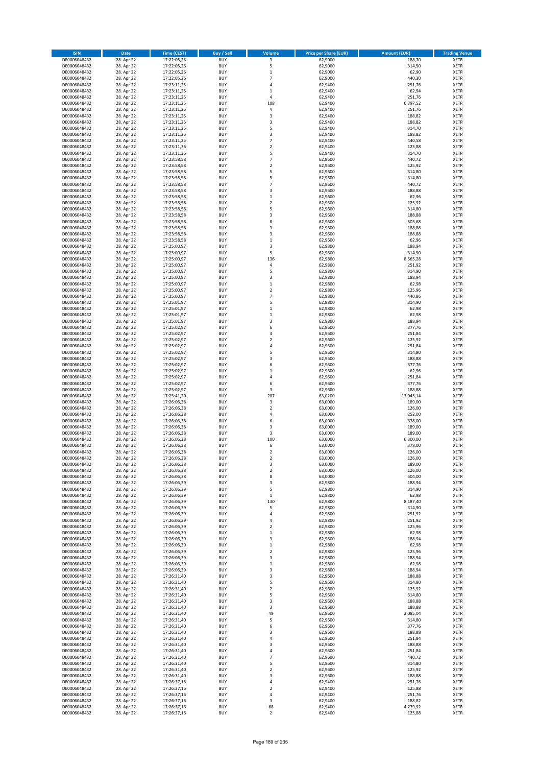| ISIN | Date | Time (CEST) | Buy / Sell | Volume | Price per Share (EUR) | Amount (EUR) | Trading Venue |
|---|---|---|---|---|---|---|---|
| DE0006048432 | 28. Apr 22 | 17:22:05,26 | BUY | 3 | 62,9000 | 188,70 | XETR |
| DE0006048432 | 28. Apr 22 | 17:22:05,26 | BUY | 5 | 62,9000 | 314,50 | XETR |
| DE0006048432 | 28. Apr 22 | 17:22:05,26 | BUY | 1 | 62,9000 | 62,90 | XETR |
| DE0006048432 | 28. Apr 22 | 17:22:05,26 | BUY | 7 | 62,9000 | 440,30 | XETR |
| DE0006048432 | 28. Apr 22 | 17:23:11,25 | BUY | 4 | 62,9400 | 251,76 | XETR |
| DE0006048432 | 28. Apr 22 | 17:23:11,25 | BUY | 1 | 62,9400 | 62,94 | XETR |
| DE0006048432 | 28. Apr 22 | 17:23:11,25 | BUY | 4 | 62,9400 | 251,76 | XETR |
| DE0006048432 | 28. Apr 22 | 17:23:11,25 | BUY | 108 | 62,9400 | 6.797,52 | XETR |
| DE0006048432 | 28. Apr 22 | 17:23:11,25 | BUY | 4 | 62,9400 | 251,76 | XETR |
| DE0006048432 | 28. Apr 22 | 17:23:11,25 | BUY | 3 | 62,9400 | 188,82 | XETR |
| DE0006048432 | 28. Apr 22 | 17:23:11,25 | BUY | 3 | 62,9400 | 188,82 | XETR |
| DE0006048432 | 28. Apr 22 | 17:23:11,25 | BUY | 5 | 62,9400 | 314,70 | XETR |
| DE0006048432 | 28. Apr 22 | 17:23:11,25 | BUY | 3 | 62,9400 | 188,82 | XETR |
| DE0006048432 | 28. Apr 22 | 17:23:11,25 | BUY | 7 | 62,9400 | 440,58 | XETR |
| DE0006048432 | 28. Apr 22 | 17:23:11,36 | BUY | 2 | 62,9400 | 125,88 | XETR |
| DE0006048432 | 28. Apr 22 | 17:23:11,36 | BUY | 5 | 62,9400 | 314,70 | XETR |
| DE0006048432 | 28. Apr 22 | 17:23:58,58 | BUY | 7 | 62,9600 | 440,72 | XETR |
| DE0006048432 | 28. Apr 22 | 17:23:58,58 | BUY | 2 | 62,9600 | 125,92 | XETR |
| DE0006048432 | 28. Apr 22 | 17:23:58,58 | BUY | 5 | 62,9600 | 314,80 | XETR |
| DE0006048432 | 28. Apr 22 | 17:23:58,58 | BUY | 5 | 62,9600 | 314,80 | XETR |
| DE0006048432 | 28. Apr 22 | 17:23:58,58 | BUY | 7 | 62,9600 | 440,72 | XETR |
| DE0006048432 | 28. Apr 22 | 17:23:58,58 | BUY | 3 | 62,9600 | 188,88 | XETR |
| DE0006048432 | 28. Apr 22 | 17:23:58,58 | BUY | 1 | 62,9600 | 62,96 | XETR |
| DE0006048432 | 28. Apr 22 | 17:23:58,58 | BUY | 2 | 62,9600 | 125,92 | XETR |
| DE0006048432 | 28. Apr 22 | 17:23:58,58 | BUY | 5 | 62,9600 | 314,80 | XETR |
| DE0006048432 | 28. Apr 22 | 17:23:58,58 | BUY | 3 | 62,9600 | 188,88 | XETR |
| DE0006048432 | 28. Apr 22 | 17:23:58,58 | BUY | 8 | 62,9600 | 503,68 | XETR |
| DE0006048432 | 28. Apr 22 | 17:23:58,58 | BUY | 3 | 62,9600 | 188,88 | XETR |
| DE0006048432 | 28. Apr 22 | 17:23:58,58 | BUY | 3 | 62,9600 | 188,88 | XETR |
| DE0006048432 | 28. Apr 22 | 17:23:58,58 | BUY | 1 | 62,9600 | 62,96 | XETR |
| DE0006048432 | 28. Apr 22 | 17:25:00,97 | BUY | 3 | 62,9800 | 188,94 | XETR |
| DE0006048432 | 28. Apr 22 | 17:25:00,97 | BUY | 5 | 62,9800 | 314,90 | XETR |
| DE0006048432 | 28. Apr 22 | 17:25:00,97 | BUY | 136 | 62,9800 | 8.565,28 | XETR |
| DE0006048432 | 28. Apr 22 | 17:25:00,97 | BUY | 4 | 62,9800 | 251,92 | XETR |
| DE0006048432 | 28. Apr 22 | 17:25:00,97 | BUY | 5 | 62,9800 | 314,90 | XETR |
| DE0006048432 | 28. Apr 22 | 17:25:00,97 | BUY | 3 | 62,9800 | 188,94 | XETR |
| DE0006048432 | 28. Apr 22 | 17:25:00,97 | BUY | 1 | 62,9800 | 62,98 | XETR |
| DE0006048432 | 28. Apr 22 | 17:25:00,97 | BUY | 2 | 62,9800 | 125,96 | XETR |
| DE0006048432 | 28. Apr 22 | 17:25:00,97 | BUY | 7 | 62,9800 | 440,86 | XETR |
| DE0006048432 | 28. Apr 22 | 17:25:01,97 | BUY | 5 | 62,9800 | 314,90 | XETR |
| DE0006048432 | 28. Apr 22 | 17:25:01,97 | BUY | 1 | 62,9800 | 62,98 | XETR |
| DE0006048432 | 28. Apr 22 | 17:25:01,97 | BUY | 1 | 62,9800 | 62,98 | XETR |
| DE0006048432 | 28. Apr 22 | 17:25:01,97 | BUY | 3 | 62,9800 | 188,94 | XETR |
| DE0006048432 | 28. Apr 22 | 17:25:02,97 | BUY | 6 | 62,9600 | 377,76 | XETR |
| DE0006048432 | 28. Apr 22 | 17:25:02,97 | BUY | 4 | 62,9600 | 251,84 | XETR |
| DE0006048432 | 28. Apr 22 | 17:25:02,97 | BUY | 2 | 62,9600 | 125,92 | XETR |
| DE0006048432 | 28. Apr 22 | 17:25:02,97 | BUY | 4 | 62,9600 | 251,84 | XETR |
| DE0006048432 | 28. Apr 22 | 17:25:02,97 | BUY | 5 | 62,9600 | 314,80 | XETR |
| DE0006048432 | 28. Apr 22 | 17:25:02,97 | BUY | 3 | 62,9600 | 188,88 | XETR |
| DE0006048432 | 28. Apr 22 | 17:25:02,97 | BUY | 6 | 62,9600 | 377,76 | XETR |
| DE0006048432 | 28. Apr 22 | 17:25:02,97 | BUY | 1 | 62,9600 | 62,96 | XETR |
| DE0006048432 | 28. Apr 22 | 17:25:02,97 | BUY | 4 | 62,9600 | 251,84 | XETR |
| DE0006048432 | 28. Apr 22 | 17:25:02,97 | BUY | 6 | 62,9600 | 377,76 | XETR |
| DE0006048432 | 28. Apr 22 | 17:25:02,97 | BUY | 3 | 62,9600 | 188,88 | XETR |
| DE0006048432 | 28. Apr 22 | 17:25:41,20 | BUY | 207 | 63,0200 | 13.045,14 | XETR |
| DE0006048432 | 28. Apr 22 | 17:26:06,38 | BUY | 3 | 63,0000 | 189,00 | XETR |
| DE0006048432 | 28. Apr 22 | 17:26:06,38 | BUY | 2 | 63,0000 | 126,00 | XETR |
| DE0006048432 | 28. Apr 22 | 17:26:06,38 | BUY | 4 | 63,0000 | 252,00 | XETR |
| DE0006048432 | 28. Apr 22 | 17:26:06,38 | BUY | 6 | 63,0000 | 378,00 | XETR |
| DE0006048432 | 28. Apr 22 | 17:26:06,38 | BUY | 3 | 63,0000 | 189,00 | XETR |
| DE0006048432 | 28. Apr 22 | 17:26:06,38 | BUY | 3 | 63,0000 | 189,00 | XETR |
| DE0006048432 | 28. Apr 22 | 17:26:06,38 | BUY | 100 | 63,0000 | 6.300,00 | XETR |
| DE0006048432 | 28. Apr 22 | 17:26:06,38 | BUY | 6 | 63,0000 | 378,00 | XETR |
| DE0006048432 | 28. Apr 22 | 17:26:06,38 | BUY | 2 | 63,0000 | 126,00 | XETR |
| DE0006048432 | 28. Apr 22 | 17:26:06,38 | BUY | 2 | 63,0000 | 126,00 | XETR |
| DE0006048432 | 28. Apr 22 | 17:26:06,38 | BUY | 3 | 63,0000 | 189,00 | XETR |
| DE0006048432 | 28. Apr 22 | 17:26:06,38 | BUY | 2 | 63,0000 | 126,00 | XETR |
| DE0006048432 | 28. Apr 22 | 17:26:06,38 | BUY | 8 | 63,0000 | 504,00 | XETR |
| DE0006048432 | 28. Apr 22 | 17:26:06,39 | BUY | 3 | 62,9800 | 188,94 | XETR |
| DE0006048432 | 28. Apr 22 | 17:26:06,39 | BUY | 5 | 62,9800 | 314,90 | XETR |
| DE0006048432 | 28. Apr 22 | 17:26:06,39 | BUY | 1 | 62,9800 | 62,98 | XETR |
| DE0006048432 | 28. Apr 22 | 17:26:06,39 | BUY | 130 | 62,9800 | 8.187,40 | XETR |
| DE0006048432 | 28. Apr 22 | 17:26:06,39 | BUY | 5 | 62,9800 | 314,90 | XETR |
| DE0006048432 | 28. Apr 22 | 17:26:06,39 | BUY | 4 | 62,9800 | 251,92 | XETR |
| DE0006048432 | 28. Apr 22 | 17:26:06,39 | BUY | 4 | 62,9800 | 251,92 | XETR |
| DE0006048432 | 28. Apr 22 | 17:26:06,39 | BUY | 2 | 62,9800 | 125,96 | XETR |
| DE0006048432 | 28. Apr 22 | 17:26:06,39 | BUY | 1 | 62,9800 | 62,98 | XETR |
| DE0006048432 | 28. Apr 22 | 17:26:06,39 | BUY | 3 | 62,9800 | 188,94 | XETR |
| DE0006048432 | 28. Apr 22 | 17:26:06,39 | BUY | 1 | 62,9800 | 62,98 | XETR |
| DE0006048432 | 28. Apr 22 | 17:26:06,39 | BUY | 2 | 62,9800 | 125,96 | XETR |
| DE0006048432 | 28. Apr 22 | 17:26:06,39 | BUY | 3 | 62,9800 | 188,94 | XETR |
| DE0006048432 | 28. Apr 22 | 17:26:06,39 | BUY | 1 | 62,9800 | 62,98 | XETR |
| DE0006048432 | 28. Apr 22 | 17:26:06,39 | BUY | 3 | 62,9800 | 188,94 | XETR |
| DE0006048432 | 28. Apr 22 | 17:26:31,40 | BUY | 3 | 62,9600 | 188,88 | XETR |
| DE0006048432 | 28. Apr 22 | 17:26:31,40 | BUY | 5 | 62,9600 | 314,80 | XETR |
| DE0006048432 | 28. Apr 22 | 17:26:31,40 | BUY | 2 | 62,9600 | 125,92 | XETR |
| DE0006048432 | 28. Apr 22 | 17:26:31,40 | BUY | 5 | 62,9600 | 314,80 | XETR |
| DE0006048432 | 28. Apr 22 | 17:26:31,40 | BUY | 3 | 62,9600 | 188,88 | XETR |
| DE0006048432 | 28. Apr 22 | 17:26:31,40 | BUY | 3 | 62,9600 | 188,88 | XETR |
| DE0006048432 | 28. Apr 22 | 17:26:31,40 | BUY | 49 | 62,9600 | 3.085,04 | XETR |
| DE0006048432 | 28. Apr 22 | 17:26:31,40 | BUY | 5 | 62,9600 | 314,80 | XETR |
| DE0006048432 | 28. Apr 22 | 17:26:31,40 | BUY | 6 | 62,9600 | 377,76 | XETR |
| DE0006048432 | 28. Apr 22 | 17:26:31,40 | BUY | 3 | 62,9600 | 188,88 | XETR |
| DE0006048432 | 28. Apr 22 | 17:26:31,40 | BUY | 4 | 62,9600 | 251,84 | XETR |
| DE0006048432 | 28. Apr 22 | 17:26:31,40 | BUY | 3 | 62,9600 | 188,88 | XETR |
| DE0006048432 | 28. Apr 22 | 17:26:31,40 | BUY | 4 | 62,9600 | 251,84 | XETR |
| DE0006048432 | 28. Apr 22 | 17:26:31,40 | BUY | 7 | 62,9600 | 440,72 | XETR |
| DE0006048432 | 28. Apr 22 | 17:26:31,40 | BUY | 5 | 62,9600 | 314,80 | XETR |
| DE0006048432 | 28. Apr 22 | 17:26:31,40 | BUY | 2 | 62,9600 | 125,92 | XETR |
| DE0006048432 | 28. Apr 22 | 17:26:31,40 | BUY | 3 | 62,9600 | 188,88 | XETR |
| DE0006048432 | 28. Apr 22 | 17:26:37,16 | BUY | 4 | 62,9400 | 251,76 | XETR |
| DE0006048432 | 28. Apr 22 | 17:26:37,16 | BUY | 2 | 62,9400 | 125,88 | XETR |
| DE0006048432 | 28. Apr 22 | 17:26:37,16 | BUY | 4 | 62,9400 | 251,76 | XETR |
| DE0006048432 | 28. Apr 22 | 17:26:37,16 | BUY | 3 | 62,9400 | 188,82 | XETR |
| DE0006048432 | 28. Apr 22 | 17:26:37,16 | BUY | 68 | 62,9400 | 4.279,92 | XETR |
| DE0006048432 | 28. Apr 22 | 17:26:37,16 | BUY | 2 | 62,9400 | 125,88 | XETR |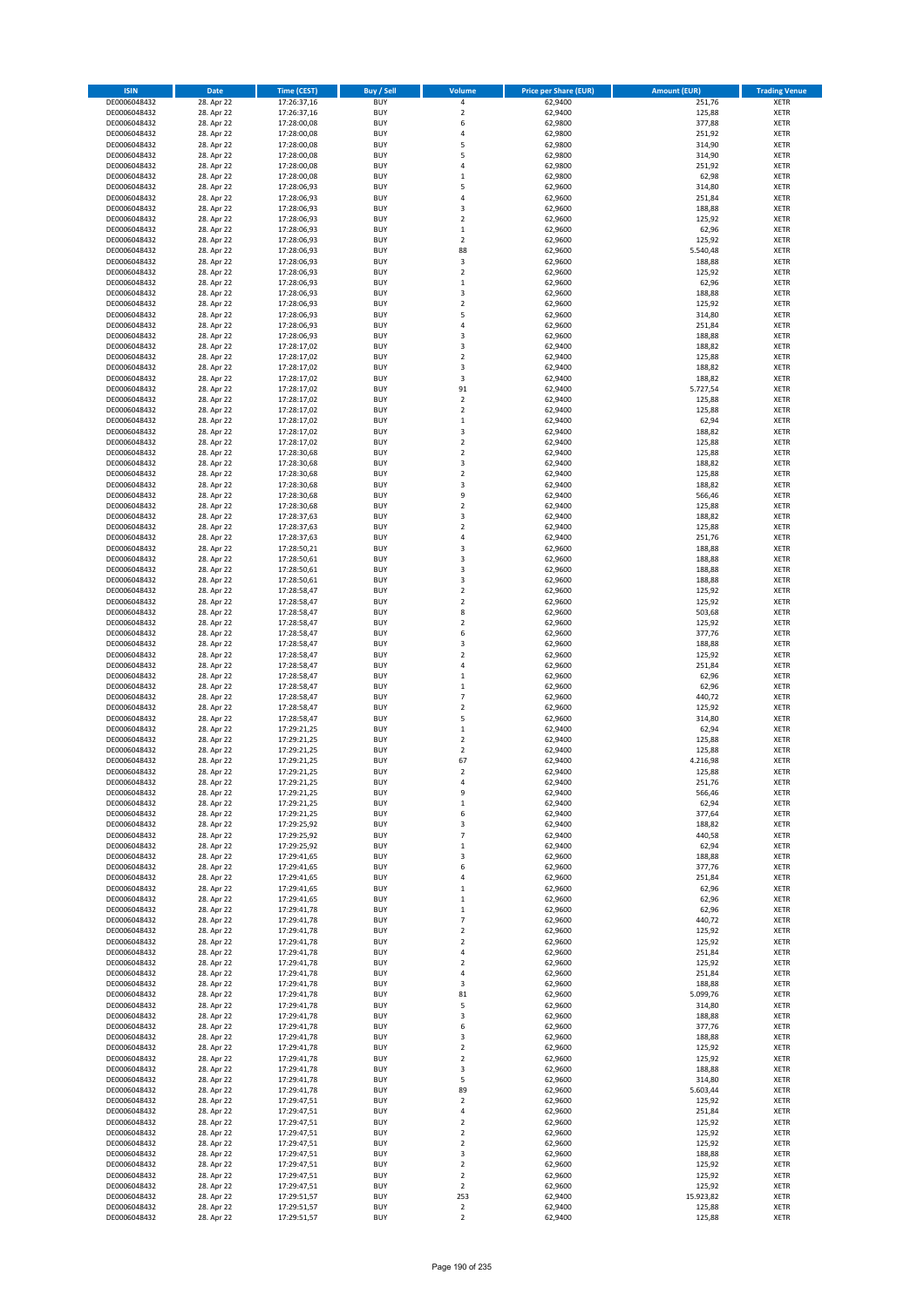| ISIN | Date | Time (CEST) | Buy / Sell | Volume | Price per Share (EUR) | Amount (EUR) | Trading Venue |
|---|---|---|---|---|---|---|---|
| DE0006048432 | 28. Apr 22 | 17:26:37,16 | BUY | 4 | 62,9400 | 251,76 | XETR |
| DE0006048432 | 28. Apr 22 | 17:26:37,16 | BUY | 2 | 62,9400 | 125,88 | XETR |
| DE0006048432 | 28. Apr 22 | 17:28:00,08 | BUY | 6 | 62,9800 | 377,88 | XETR |
| DE0006048432 | 28. Apr 22 | 17:28:00,08 | BUY | 4 | 62,9800 | 251,92 | XETR |
| DE0006048432 | 28. Apr 22 | 17:28:00,08 | BUY | 5 | 62,9800 | 314,90 | XETR |
| DE0006048432 | 28. Apr 22 | 17:28:00,08 | BUY | 5 | 62,9800 | 314,90 | XETR |
| DE0006048432 | 28. Apr 22 | 17:28:00,08 | BUY | 4 | 62,9800 | 251,92 | XETR |
| DE0006048432 | 28. Apr 22 | 17:28:00,08 | BUY | 1 | 62,9800 | 62,98 | XETR |
| DE0006048432 | 28. Apr 22 | 17:28:06,93 | BUY | 5 | 62,9600 | 314,80 | XETR |
| DE0006048432 | 28. Apr 22 | 17:28:06,93 | BUY | 4 | 62,9600 | 251,84 | XETR |
| DE0006048432 | 28. Apr 22 | 17:28:06,93 | BUY | 3 | 62,9600 | 188,88 | XETR |
| DE0006048432 | 28. Apr 22 | 17:28:06,93 | BUY | 2 | 62,9600 | 125,92 | XETR |
| DE0006048432 | 28. Apr 22 | 17:28:06,93 | BUY | 1 | 62,9600 | 62,96 | XETR |
| DE0006048432 | 28. Apr 22 | 17:28:06,93 | BUY | 2 | 62,9600 | 125,92 | XETR |
| DE0006048432 | 28. Apr 22 | 17:28:06,93 | BUY | 88 | 62,9600 | 5.540,48 | XETR |
| DE0006048432 | 28. Apr 22 | 17:28:06,93 | BUY | 3 | 62,9600 | 188,88 | XETR |
| DE0006048432 | 28. Apr 22 | 17:28:06,93 | BUY | 2 | 62,9600 | 125,92 | XETR |
| DE0006048432 | 28. Apr 22 | 17:28:06,93 | BUY | 1 | 62,9600 | 62,96 | XETR |
| DE0006048432 | 28. Apr 22 | 17:28:06,93 | BUY | 3 | 62,9600 | 188,88 | XETR |
| DE0006048432 | 28. Apr 22 | 17:28:06,93 | BUY | 2 | 62,9600 | 125,92 | XETR |
| DE0006048432 | 28. Apr 22 | 17:28:06,93 | BUY | 5 | 62,9600 | 314,80 | XETR |
| DE0006048432 | 28. Apr 22 | 17:28:06,93 | BUY | 4 | 62,9600 | 251,84 | XETR |
| DE0006048432 | 28. Apr 22 | 17:28:06,93 | BUY | 3 | 62,9600 | 188,88 | XETR |
| DE0006048432 | 28. Apr 22 | 17:28:17,02 | BUY | 3 | 62,9400 | 188,82 | XETR |
| DE0006048432 | 28. Apr 22 | 17:28:17,02 | BUY | 2 | 62,9400 | 125,88 | XETR |
| DE0006048432 | 28. Apr 22 | 17:28:17,02 | BUY | 3 | 62,9400 | 188,82 | XETR |
| DE0006048432 | 28. Apr 22 | 17:28:17,02 | BUY | 3 | 62,9400 | 188,82 | XETR |
| DE0006048432 | 28. Apr 22 | 17:28:17,02 | BUY | 91 | 62,9400 | 5.727,54 | XETR |
| DE0006048432 | 28. Apr 22 | 17:28:17,02 | BUY | 2 | 62,9400 | 125,88 | XETR |
| DE0006048432 | 28. Apr 22 | 17:28:17,02 | BUY | 2 | 62,9400 | 125,88 | XETR |
| DE0006048432 | 28. Apr 22 | 17:28:17,02 | BUY | 1 | 62,9400 | 62,94 | XETR |
| DE0006048432 | 28. Apr 22 | 17:28:17,02 | BUY | 3 | 62,9400 | 188,82 | XETR |
| DE0006048432 | 28. Apr 22 | 17:28:17,02 | BUY | 2 | 62,9400 | 125,88 | XETR |
| DE0006048432 | 28. Apr 22 | 17:28:30,68 | BUY | 2 | 62,9400 | 125,88 | XETR |
| DE0006048432 | 28. Apr 22 | 17:28:30,68 | BUY | 3 | 62,9400 | 188,82 | XETR |
| DE0006048432 | 28. Apr 22 | 17:28:30,68 | BUY | 2 | 62,9400 | 125,88 | XETR |
| DE0006048432 | 28. Apr 22 | 17:28:30,68 | BUY | 3 | 62,9400 | 188,82 | XETR |
| DE0006048432 | 28. Apr 22 | 17:28:30,68 | BUY | 9 | 62,9400 | 566,46 | XETR |
| DE0006048432 | 28. Apr 22 | 17:28:30,68 | BUY | 2 | 62,9400 | 125,88 | XETR |
| DE0006048432 | 28. Apr 22 | 17:28:37,63 | BUY | 3 | 62,9400 | 188,82 | XETR |
| DE0006048432 | 28. Apr 22 | 17:28:37,63 | BUY | 2 | 62,9400 | 125,88 | XETR |
| DE0006048432 | 28. Apr 22 | 17:28:37,63 | BUY | 4 | 62,9400 | 251,76 | XETR |
| DE0006048432 | 28. Apr 22 | 17:28:50,21 | BUY | 3 | 62,9600 | 188,88 | XETR |
| DE0006048432 | 28. Apr 22 | 17:28:50,61 | BUY | 3 | 62,9600 | 188,88 | XETR |
| DE0006048432 | 28. Apr 22 | 17:28:50,61 | BUY | 3 | 62,9600 | 188,88 | XETR |
| DE0006048432 | 28. Apr 22 | 17:28:50,61 | BUY | 3 | 62,9600 | 188,88 | XETR |
| DE0006048432 | 28. Apr 22 | 17:28:58,47 | BUY | 2 | 62,9600 | 125,92 | XETR |
| DE0006048432 | 28. Apr 22 | 17:28:58,47 | BUY | 2 | 62,9600 | 125,92 | XETR |
| DE0006048432 | 28. Apr 22 | 17:28:58,47 | BUY | 8 | 62,9600 | 503,68 | XETR |
| DE0006048432 | 28. Apr 22 | 17:28:58,47 | BUY | 2 | 62,9600 | 125,92 | XETR |
| DE0006048432 | 28. Apr 22 | 17:28:58,47 | BUY | 6 | 62,9600 | 377,76 | XETR |
| DE0006048432 | 28. Apr 22 | 17:28:58,47 | BUY | 3 | 62,9600 | 188,88 | XETR |
| DE0006048432 | 28. Apr 22 | 17:28:58,47 | BUY | 2 | 62,9600 | 125,92 | XETR |
| DE0006048432 | 28. Apr 22 | 17:28:58,47 | BUY | 4 | 62,9600 | 251,84 | XETR |
| DE0006048432 | 28. Apr 22 | 17:28:58,47 | BUY | 1 | 62,9600 | 62,96 | XETR |
| DE0006048432 | 28. Apr 22 | 17:28:58,47 | BUY | 1 | 62,9600 | 62,96 | XETR |
| DE0006048432 | 28. Apr 22 | 17:28:58,47 | BUY | 7 | 62,9600 | 440,72 | XETR |
| DE0006048432 | 28. Apr 22 | 17:28:58,47 | BUY | 2 | 62,9600 | 125,92 | XETR |
| DE0006048432 | 28. Apr 22 | 17:28:58,47 | BUY | 5 | 62,9600 | 314,80 | XETR |
| DE0006048432 | 28. Apr 22 | 17:29:21,25 | BUY | 1 | 62,9400 | 62,94 | XETR |
| DE0006048432 | 28. Apr 22 | 17:29:21,25 | BUY | 2 | 62,9400 | 125,88 | XETR |
| DE0006048432 | 28. Apr 22 | 17:29:21,25 | BUY | 2 | 62,9400 | 125,88 | XETR |
| DE0006048432 | 28. Apr 22 | 17:29:21,25 | BUY | 67 | 62,9400 | 4.216,98 | XETR |
| DE0006048432 | 28. Apr 22 | 17:29:21,25 | BUY | 2 | 62,9400 | 125,88 | XETR |
| DE0006048432 | 28. Apr 22 | 17:29:21,25 | BUY | 4 | 62,9400 | 251,76 | XETR |
| DE0006048432 | 28. Apr 22 | 17:29:21,25 | BUY | 9 | 62,9400 | 566,46 | XETR |
| DE0006048432 | 28. Apr 22 | 17:29:21,25 | BUY | 1 | 62,9400 | 62,94 | XETR |
| DE0006048432 | 28. Apr 22 | 17:29:21,25 | BUY | 6 | 62,9400 | 377,64 | XETR |
| DE0006048432 | 28. Apr 22 | 17:29:25,92 | BUY | 3 | 62,9400 | 188,82 | XETR |
| DE0006048432 | 28. Apr 22 | 17:29:25,92 | BUY | 7 | 62,9400 | 440,58 | XETR |
| DE0006048432 | 28. Apr 22 | 17:29:25,92 | BUY | 1 | 62,9400 | 62,94 | XETR |
| DE0006048432 | 28. Apr 22 | 17:29:41,65 | BUY | 3 | 62,9600 | 188,88 | XETR |
| DE0006048432 | 28. Apr 22 | 17:29:41,65 | BUY | 6 | 62,9600 | 377,76 | XETR |
| DE0006048432 | 28. Apr 22 | 17:29:41,65 | BUY | 4 | 62,9600 | 251,84 | XETR |
| DE0006048432 | 28. Apr 22 | 17:29:41,65 | BUY | 1 | 62,9600 | 62,96 | XETR |
| DE0006048432 | 28. Apr 22 | 17:29:41,65 | BUY | 1 | 62,9600 | 62,96 | XETR |
| DE0006048432 | 28. Apr 22 | 17:29:41,78 | BUY | 1 | 62,9600 | 62,96 | XETR |
| DE0006048432 | 28. Apr 22 | 17:29:41,78 | BUY | 7 | 62,9600 | 440,72 | XETR |
| DE0006048432 | 28. Apr 22 | 17:29:41,78 | BUY | 2 | 62,9600 | 125,92 | XETR |
| DE0006048432 | 28. Apr 22 | 17:29:41,78 | BUY | 2 | 62,9600 | 125,92 | XETR |
| DE0006048432 | 28. Apr 22 | 17:29:41,78 | BUY | 4 | 62,9600 | 251,84 | XETR |
| DE0006048432 | 28. Apr 22 | 17:29:41,78 | BUY | 2 | 62,9600 | 125,92 | XETR |
| DE0006048432 | 28. Apr 22 | 17:29:41,78 | BUY | 4 | 62,9600 | 251,84 | XETR |
| DE0006048432 | 28. Apr 22 | 17:29:41,78 | BUY | 3 | 62,9600 | 188,88 | XETR |
| DE0006048432 | 28. Apr 22 | 17:29:41,78 | BUY | 81 | 62,9600 | 5.099,76 | XETR |
| DE0006048432 | 28. Apr 22 | 17:29:41,78 | BUY | 5 | 62,9600 | 314,80 | XETR |
| DE0006048432 | 28. Apr 22 | 17:29:41,78 | BUY | 3 | 62,9600 | 188,88 | XETR |
| DE0006048432 | 28. Apr 22 | 17:29:41,78 | BUY | 6 | 62,9600 | 377,76 | XETR |
| DE0006048432 | 28. Apr 22 | 17:29:41,78 | BUY | 3 | 62,9600 | 188,88 | XETR |
| DE0006048432 | 28. Apr 22 | 17:29:41,78 | BUY | 2 | 62,9600 | 125,92 | XETR |
| DE0006048432 | 28. Apr 22 | 17:29:41,78 | BUY | 2 | 62,9600 | 125,92 | XETR |
| DE0006048432 | 28. Apr 22 | 17:29:41,78 | BUY | 3 | 62,9600 | 188,88 | XETR |
| DE0006048432 | 28. Apr 22 | 17:29:41,78 | BUY | 5 | 62,9600 | 314,80 | XETR |
| DE0006048432 | 28. Apr 22 | 17:29:41,78 | BUY | 89 | 62,9600 | 5.603,44 | XETR |
| DE0006048432 | 28. Apr 22 | 17:29:47,51 | BUY | 2 | 62,9600 | 125,92 | XETR |
| DE0006048432 | 28. Apr 22 | 17:29:47,51 | BUY | 4 | 62,9600 | 251,84 | XETR |
| DE0006048432 | 28. Apr 22 | 17:29:47,51 | BUY | 2 | 62,9600 | 125,92 | XETR |
| DE0006048432 | 28. Apr 22 | 17:29:47,51 | BUY | 2 | 62,9600 | 125,92 | XETR |
| DE0006048432 | 28. Apr 22 | 17:29:47,51 | BUY | 2 | 62,9600 | 125,92 | XETR |
| DE0006048432 | 28. Apr 22 | 17:29:47,51 | BUY | 3 | 62,9600 | 188,88 | XETR |
| DE0006048432 | 28. Apr 22 | 17:29:47,51 | BUY | 2 | 62,9600 | 125,92 | XETR |
| DE0006048432 | 28. Apr 22 | 17:29:47,51 | BUY | 2 | 62,9600 | 125,92 | XETR |
| DE0006048432 | 28. Apr 22 | 17:29:47,51 | BUY | 2 | 62,9600 | 125,92 | XETR |
| DE0006048432 | 28. Apr 22 | 17:29:51,57 | BUY | 253 | 62,9400 | 15.923,82 | XETR |
| DE0006048432 | 28. Apr 22 | 17:29:51,57 | BUY | 2 | 62,9400 | 125,88 | XETR |
| DE0006048432 | 28. Apr 22 | 17:29:51,57 | BUY | 2 | 62,9400 | 125,88 | XETR |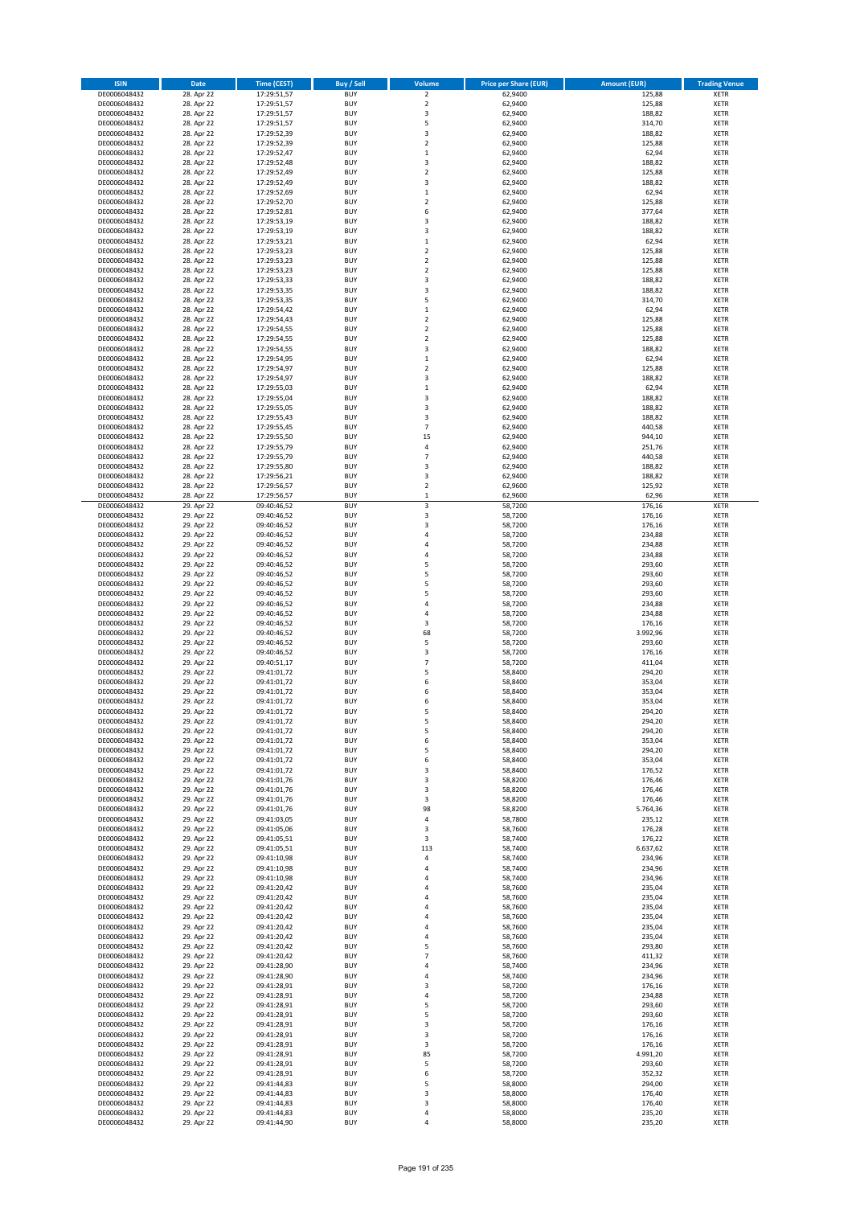| ISIN | Date | Time (CEST) | Buy / Sell | Volume | Price per Share (EUR) | Amount (EUR) | Trading Venue |
|---|---|---|---|---|---|---|---|
| DE0006048432 | 28. Apr 22 | 17:29:51,57 | BUY | 2 | 62,9400 | 125,88 | XETR |
| DE0006048432 | 28. Apr 22 | 17:29:51,57 | BUY | 2 | 62,9400 | 125,88 | XETR |
| DE0006048432 | 28. Apr 22 | 17:29:51,57 | BUY | 3 | 62,9400 | 188,82 | XETR |
| DE0006048432 | 28. Apr 22 | 17:29:51,57 | BUY | 5 | 62,9400 | 314,70 | XETR |
| DE0006048432 | 28. Apr 22 | 17:29:52,39 | BUY | 3 | 62,9400 | 188,82 | XETR |
| DE0006048432 | 28. Apr 22 | 17:29:52,39 | BUY | 2 | 62,9400 | 125,88 | XETR |
| DE0006048432 | 28. Apr 22 | 17:29:52,47 | BUY | 1 | 62,9400 | 62,94 | XETR |
| DE0006048432 | 28. Apr 22 | 17:29:52,48 | BUY | 3 | 62,9400 | 188,82 | XETR |
| DE0006048432 | 28. Apr 22 | 17:29:52,49 | BUY | 2 | 62,9400 | 125,88 | XETR |
| DE0006048432 | 28. Apr 22 | 17:29:52,49 | BUY | 3 | 62,9400 | 188,82 | XETR |
| DE0006048432 | 28. Apr 22 | 17:29:52,69 | BUY | 1 | 62,9400 | 62,94 | XETR |
| DE0006048432 | 28. Apr 22 | 17:29:52,70 | BUY | 2 | 62,9400 | 125,88 | XETR |
| DE0006048432 | 28. Apr 22 | 17:29:52,81 | BUY | 6 | 62,9400 | 377,64 | XETR |
| DE0006048432 | 28. Apr 22 | 17:29:53,19 | BUY | 3 | 62,9400 | 188,82 | XETR |
| DE0006048432 | 28. Apr 22 | 17:29:53,19 | BUY | 3 | 62,9400 | 188,82 | XETR |
| DE0006048432 | 28. Apr 22 | 17:29:53,21 | BUY | 1 | 62,9400 | 62,94 | XETR |
| DE0006048432 | 28. Apr 22 | 17:29:53,23 | BUY | 2 | 62,9400 | 125,88 | XETR |
| DE0006048432 | 28. Apr 22 | 17:29:53,23 | BUY | 2 | 62,9400 | 125,88 | XETR |
| DE0006048432 | 28. Apr 22 | 17:29:53,23 | BUY | 2 | 62,9400 | 125,88 | XETR |
| DE0006048432 | 28. Apr 22 | 17:29:53,33 | BUY | 3 | 62,9400 | 188,82 | XETR |
| DE0006048432 | 28. Apr 22 | 17:29:53,35 | BUY | 3 | 62,9400 | 188,82 | XETR |
| DE0006048432 | 28. Apr 22 | 17:29:53,35 | BUY | 5 | 62,9400 | 314,70 | XETR |
| DE0006048432 | 28. Apr 22 | 17:29:54,42 | BUY | 1 | 62,9400 | 62,94 | XETR |
| DE0006048432 | 28. Apr 22 | 17:29:54,43 | BUY | 2 | 62,9400 | 125,88 | XETR |
| DE0006048432 | 28. Apr 22 | 17:29:54,55 | BUY | 2 | 62,9400 | 125,88 | XETR |
| DE0006048432 | 28. Apr 22 | 17:29:54,55 | BUY | 2 | 62,9400 | 125,88 | XETR |
| DE0006048432 | 28. Apr 22 | 17:29:54,55 | BUY | 3 | 62,9400 | 188,82 | XETR |
| DE0006048432 | 28. Apr 22 | 17:29:54,95 | BUY | 1 | 62,9400 | 62,94 | XETR |
| DE0006048432 | 28. Apr 22 | 17:29:54,97 | BUY | 2 | 62,9400 | 125,88 | XETR |
| DE0006048432 | 28. Apr 22 | 17:29:54,97 | BUY | 3 | 62,9400 | 188,82 | XETR |
| DE0006048432 | 28. Apr 22 | 17:29:55,03 | BUY | 1 | 62,9400 | 62,94 | XETR |
| DE0006048432 | 28. Apr 22 | 17:29:55,04 | BUY | 3 | 62,9400 | 188,82 | XETR |
| DE0006048432 | 28. Apr 22 | 17:29:55,05 | BUY | 3 | 62,9400 | 188,82 | XETR |
| DE0006048432 | 28. Apr 22 | 17:29:55,43 | BUY | 3 | 62,9400 | 188,82 | XETR |
| DE0006048432 | 28. Apr 22 | 17:29:55,45 | BUY | 7 | 62,9400 | 440,58 | XETR |
| DE0006048432 | 28. Apr 22 | 17:29:55,50 | BUY | 15 | 62,9400 | 944,10 | XETR |
| DE0006048432 | 28. Apr 22 | 17:29:55,79 | BUY | 4 | 62,9400 | 251,76 | XETR |
| DE0006048432 | 28. Apr 22 | 17:29:55,79 | BUY | 7 | 62,9400 | 440,58 | XETR |
| DE0006048432 | 28. Apr 22 | 17:29:55,80 | BUY | 3 | 62,9400 | 188,82 | XETR |
| DE0006048432 | 28. Apr 22 | 17:29:56,21 | BUY | 3 | 62,9400 | 188,82 | XETR |
| DE0006048432 | 28. Apr 22 | 17:29:56,57 | BUY | 2 | 62,9600 | 125,92 | XETR |
| DE0006048432 | 28. Apr 22 | 17:29:56,57 | BUY | 1 | 62,9600 | 62,96 | XETR |
| DE0006048432 | 29. Apr 22 | 09:40:46,52 | BUY | 3 | 58,7200 | 176,16 | XETR |
| DE0006048432 | 29. Apr 22 | 09:40:46,52 | BUY | 3 | 58,7200 | 176,16 | XETR |
| DE0006048432 | 29. Apr 22 | 09:40:46,52 | BUY | 3 | 58,7200 | 176,16 | XETR |
| DE0006048432 | 29. Apr 22 | 09:40:46,52 | BUY | 4 | 58,7200 | 234,88 | XETR |
| DE0006048432 | 29. Apr 22 | 09:40:46,52 | BUY | 4 | 58,7200 | 234,88 | XETR |
| DE0006048432 | 29. Apr 22 | 09:40:46,52 | BUY | 4 | 58,7200 | 234,88 | XETR |
| DE0006048432 | 29. Apr 22 | 09:40:46,52 | BUY | 5 | 58,7200 | 293,60 | XETR |
| DE0006048432 | 29. Apr 22 | 09:40:46,52 | BUY | 5 | 58,7200 | 293,60 | XETR |
| DE0006048432 | 29. Apr 22 | 09:40:46,52 | BUY | 5 | 58,7200 | 293,60 | XETR |
| DE0006048432 | 29. Apr 22 | 09:40:46,52 | BUY | 5 | 58,7200 | 293,60 | XETR |
| DE0006048432 | 29. Apr 22 | 09:40:46,52 | BUY | 4 | 58,7200 | 234,88 | XETR |
| DE0006048432 | 29. Apr 22 | 09:40:46,52 | BUY | 4 | 58,7200 | 234,88 | XETR |
| DE0006048432 | 29. Apr 22 | 09:40:46,52 | BUY | 3 | 58,7200 | 176,16 | XETR |
| DE0006048432 | 29. Apr 22 | 09:40:46,52 | BUY | 68 | 58,7200 | 3.992,96 | XETR |
| DE0006048432 | 29. Apr 22 | 09:40:46,52 | BUY | 5 | 58,7200 | 293,60 | XETR |
| DE0006048432 | 29. Apr 22 | 09:40:46,52 | BUY | 3 | 58,7200 | 176,16 | XETR |
| DE0006048432 | 29. Apr 22 | 09:40:51,17 | BUY | 7 | 58,7200 | 411,04 | XETR |
| DE0006048432 | 29. Apr 22 | 09:41:01,72 | BUY | 5 | 58,8400 | 294,20 | XETR |
| DE0006048432 | 29. Apr 22 | 09:41:01,72 | BUY | 6 | 58,8400 | 353,04 | XETR |
| DE0006048432 | 29. Apr 22 | 09:41:01,72 | BUY | 6 | 58,8400 | 353,04 | XETR |
| DE0006048432 | 29. Apr 22 | 09:41:01,72 | BUY | 6 | 58,8400 | 353,04 | XETR |
| DE0006048432 | 29. Apr 22 | 09:41:01,72 | BUY | 5 | 58,8400 | 294,20 | XETR |
| DE0006048432 | 29. Apr 22 | 09:41:01,72 | BUY | 5 | 58,8400 | 294,20 | XETR |
| DE0006048432 | 29. Apr 22 | 09:41:01,72 | BUY | 5 | 58,8400 | 294,20 | XETR |
| DE0006048432 | 29. Apr 22 | 09:41:01,72 | BUY | 6 | 58,8400 | 353,04 | XETR |
| DE0006048432 | 29. Apr 22 | 09:41:01,72 | BUY | 5 | 58,8400 | 294,20 | XETR |
| DE0006048432 | 29. Apr 22 | 09:41:01,72 | BUY | 6 | 58,8400 | 353,04 | XETR |
| DE0006048432 | 29. Apr 22 | 09:41:01,72 | BUY | 3 | 58,8400 | 176,52 | XETR |
| DE0006048432 | 29. Apr 22 | 09:41:01,76 | BUY | 3 | 58,8200 | 176,46 | XETR |
| DE0006048432 | 29. Apr 22 | 09:41:01,76 | BUY | 3 | 58,8200 | 176,46 | XETR |
| DE0006048432 | 29. Apr 22 | 09:41:01,76 | BUY | 3 | 58,8200 | 176,46 | XETR |
| DE0006048432 | 29. Apr 22 | 09:41:01,76 | BUY | 98 | 58,8200 | 5.764,36 | XETR |
| DE0006048432 | 29. Apr 22 | 09:41:03,05 | BUY | 4 | 58,7800 | 235,12 | XETR |
| DE0006048432 | 29. Apr 22 | 09:41:05,06 | BUY | 3 | 58,7600 | 176,28 | XETR |
| DE0006048432 | 29. Apr 22 | 09:41:05,51 | BUY | 3 | 58,7400 | 176,22 | XETR |
| DE0006048432 | 29. Apr 22 | 09:41:05,51 | BUY | 113 | 58,7400 | 6.637,62 | XETR |
| DE0006048432 | 29. Apr 22 | 09:41:10,98 | BUY | 4 | 58,7400 | 234,96 | XETR |
| DE0006048432 | 29. Apr 22 | 09:41:10,98 | BUY | 4 | 58,7400 | 234,96 | XETR |
| DE0006048432 | 29. Apr 22 | 09:41:10,98 | BUY | 4 | 58,7400 | 234,96 | XETR |
| DE0006048432 | 29. Apr 22 | 09:41:20,42 | BUY | 4 | 58,7600 | 235,04 | XETR |
| DE0006048432 | 29. Apr 22 | 09:41:20,42 | BUY | 4 | 58,7600 | 235,04 | XETR |
| DE0006048432 | 29. Apr 22 | 09:41:20,42 | BUY | 4 | 58,7600 | 235,04 | XETR |
| DE0006048432 | 29. Apr 22 | 09:41:20,42 | BUY | 4 | 58,7600 | 235,04 | XETR |
| DE0006048432 | 29. Apr 22 | 09:41:20,42 | BUY | 4 | 58,7600 | 235,04 | XETR |
| DE0006048432 | 29. Apr 22 | 09:41:20,42 | BUY | 4 | 58,7600 | 235,04 | XETR |
| DE0006048432 | 29. Apr 22 | 09:41:20,42 | BUY | 5 | 58,7600 | 293,80 | XETR |
| DE0006048432 | 29. Apr 22 | 09:41:20,42 | BUY | 7 | 58,7600 | 411,32 | XETR |
| DE0006048432 | 29. Apr 22 | 09:41:28,90 | BUY | 4 | 58,7400 | 234,96 | XETR |
| DE0006048432 | 29. Apr 22 | 09:41:28,90 | BUY | 4 | 58,7400 | 234,96 | XETR |
| DE0006048432 | 29. Apr 22 | 09:41:28,91 | BUY | 3 | 58,7200 | 176,16 | XETR |
| DE0006048432 | 29. Apr 22 | 09:41:28,91 | BUY | 4 | 58,7200 | 234,88 | XETR |
| DE0006048432 | 29. Apr 22 | 09:41:28,91 | BUY | 5 | 58,7200 | 293,60 | XETR |
| DE0006048432 | 29. Apr 22 | 09:41:28,91 | BUY | 5 | 58,7200 | 293,60 | XETR |
| DE0006048432 | 29. Apr 22 | 09:41:28,91 | BUY | 3 | 58,7200 | 176,16 | XETR |
| DE0006048432 | 29. Apr 22 | 09:41:28,91 | BUY | 3 | 58,7200 | 176,16 | XETR |
| DE0006048432 | 29. Apr 22 | 09:41:28,91 | BUY | 3 | 58,7200 | 176,16 | XETR |
| DE0006048432 | 29. Apr 22 | 09:41:28,91 | BUY | 85 | 58,7200 | 4.991,20 | XETR |
| DE0006048432 | 29. Apr 22 | 09:41:28,91 | BUY | 5 | 58,7200 | 293,60 | XETR |
| DE0006048432 | 29. Apr 22 | 09:41:28,91 | BUY | 6 | 58,7200 | 352,32 | XETR |
| DE0006048432 | 29. Apr 22 | 09:41:44,83 | BUY | 5 | 58,8000 | 294,00 | XETR |
| DE0006048432 | 29. Apr 22 | 09:41:44,83 | BUY | 3 | 58,8000 | 176,40 | XETR |
| DE0006048432 | 29. Apr 22 | 09:41:44,83 | BUY | 3 | 58,8000 | 176,40 | XETR |
| DE0006048432 | 29. Apr 22 | 09:41:44,83 | BUY | 4 | 58,8000 | 235,20 | XETR |
| DE0006048432 | 29. Apr 22 | 09:41:44,90 | BUY | 4 | 58,8000 | 235,20 | XETR |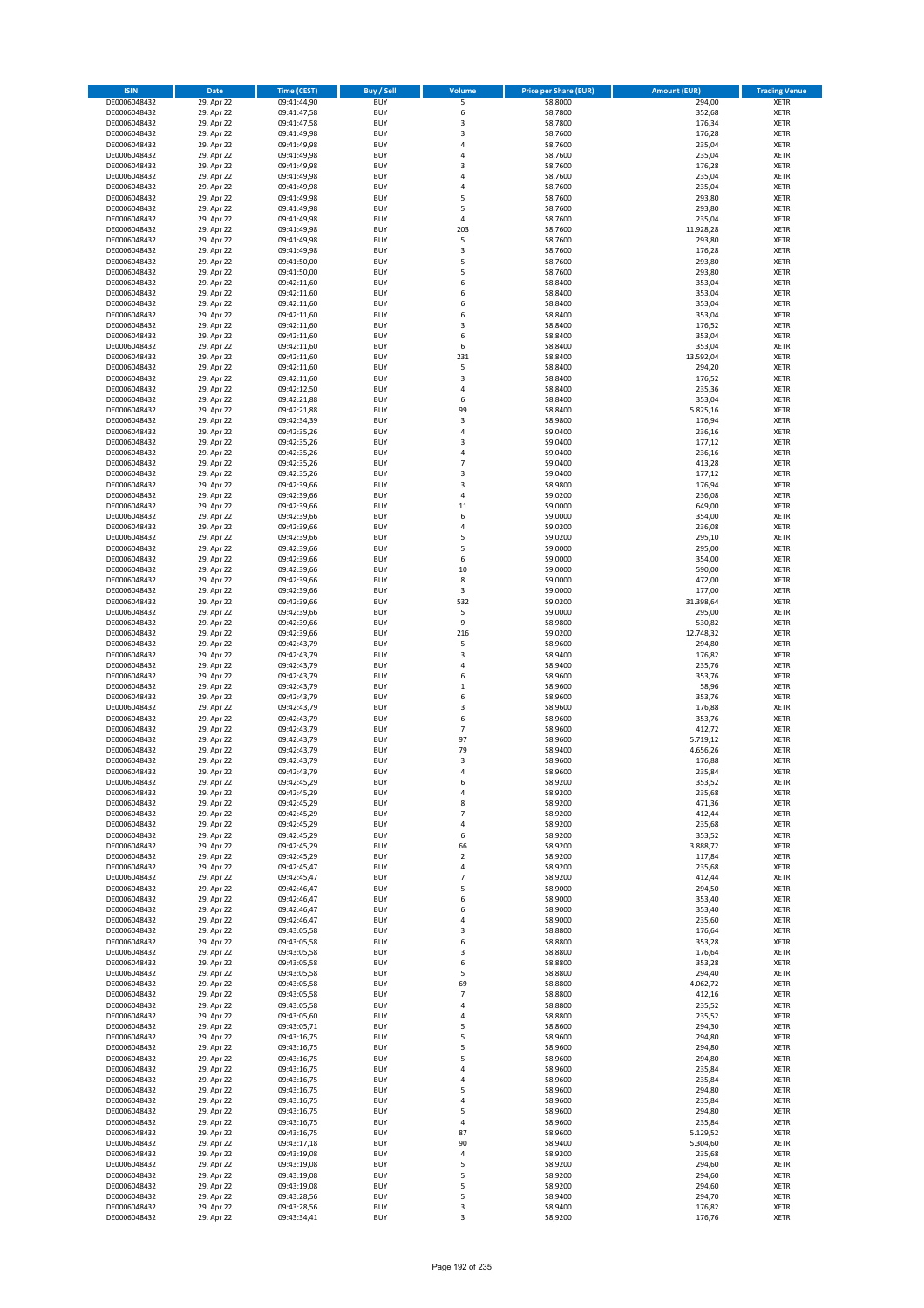| ISIN | Date | Time (CEST) | Buy / Sell | Volume | Price per Share (EUR) | Amount (EUR) | Trading Venue |
|---|---|---|---|---|---|---|---|
| DE0006048432 | 29. Apr 22 | 09:41:44,90 | BUY | 5 | 58,8000 | 294,00 | XETR |
| DE0006048432 | 29. Apr 22 | 09:41:47,58 | BUY | 6 | 58,7800 | 352,68 | XETR |
| DE0006048432 | 29. Apr 22 | 09:41:47,58 | BUY | 3 | 58,7800 | 176,34 | XETR |
| DE0006048432 | 29. Apr 22 | 09:41:49,98 | BUY | 3 | 58,7600 | 176,28 | XETR |
| DE0006048432 | 29. Apr 22 | 09:41:49,98 | BUY | 4 | 58,7600 | 235,04 | XETR |
| DE0006048432 | 29. Apr 22 | 09:41:49,98 | BUY | 4 | 58,7600 | 235,04 | XETR |
| DE0006048432 | 29. Apr 22 | 09:41:49,98 | BUY | 3 | 58,7600 | 176,28 | XETR |
| DE0006048432 | 29. Apr 22 | 09:41:49,98 | BUY | 4 | 58,7600 | 235,04 | XETR |
| DE0006048432 | 29. Apr 22 | 09:41:49,98 | BUY | 4 | 58,7600 | 235,04 | XETR |
| DE0006048432 | 29. Apr 22 | 09:41:49,98 | BUY | 5 | 58,7600 | 293,80 | XETR |
| DE0006048432 | 29. Apr 22 | 09:41:49,98 | BUY | 5 | 58,7600 | 293,80 | XETR |
| DE0006048432 | 29. Apr 22 | 09:41:49,98 | BUY | 4 | 58,7600 | 235,04 | XETR |
| DE0006048432 | 29. Apr 22 | 09:41:49,98 | BUY | 203 | 58,7600 | 11.928,28 | XETR |
| DE0006048432 | 29. Apr 22 | 09:41:49,98 | BUY | 5 | 58,7600 | 293,80 | XETR |
| DE0006048432 | 29. Apr 22 | 09:41:49,98 | BUY | 3 | 58,7600 | 176,28 | XETR |
| DE0006048432 | 29. Apr 22 | 09:41:50,00 | BUY | 5 | 58,7600 | 293,80 | XETR |
| DE0006048432 | 29. Apr 22 | 09:41:50,00 | BUY | 5 | 58,7600 | 293,80 | XETR |
| DE0006048432 | 29. Apr 22 | 09:42:11,60 | BUY | 6 | 58,8400 | 353,04 | XETR |
| DE0006048432 | 29. Apr 22 | 09:42:11,60 | BUY | 6 | 58,8400 | 353,04 | XETR |
| DE0006048432 | 29. Apr 22 | 09:42:11,60 | BUY | 6 | 58,8400 | 353,04 | XETR |
| DE0006048432 | 29. Apr 22 | 09:42:11,60 | BUY | 6 | 58,8400 | 353,04 | XETR |
| DE0006048432 | 29. Apr 22 | 09:42:11,60 | BUY | 3 | 58,8400 | 176,52 | XETR |
| DE0006048432 | 29. Apr 22 | 09:42:11,60 | BUY | 6 | 58,8400 | 353,04 | XETR |
| DE0006048432 | 29. Apr 22 | 09:42:11,60 | BUY | 6 | 58,8400 | 353,04 | XETR |
| DE0006048432 | 29. Apr 22 | 09:42:11,60 | BUY | 231 | 58,8400 | 13.592,04 | XETR |
| DE0006048432 | 29. Apr 22 | 09:42:11,60 | BUY | 5 | 58,8400 | 294,20 | XETR |
| DE0006048432 | 29. Apr 22 | 09:42:11,60 | BUY | 3 | 58,8400 | 176,52 | XETR |
| DE0006048432 | 29. Apr 22 | 09:42:12,50 | BUY | 4 | 58,8400 | 235,36 | XETR |
| DE0006048432 | 29. Apr 22 | 09:42:21,88 | BUY | 6 | 58,8400 | 353,04 | XETR |
| DE0006048432 | 29. Apr 22 | 09:42:21,88 | BUY | 99 | 58,8400 | 5.825,16 | XETR |
| DE0006048432 | 29. Apr 22 | 09:42:34,39 | BUY | 3 | 58,9800 | 176,94 | XETR |
| DE0006048432 | 29. Apr 22 | 09:42:35,26 | BUY | 4 | 59,0400 | 236,16 | XETR |
| DE0006048432 | 29. Apr 22 | 09:42:35,26 | BUY | 3 | 59,0400 | 177,12 | XETR |
| DE0006048432 | 29. Apr 22 | 09:42:35,26 | BUY | 4 | 59,0400 | 236,16 | XETR |
| DE0006048432 | 29. Apr 22 | 09:42:35,26 | BUY | 7 | 59,0400 | 413,28 | XETR |
| DE0006048432 | 29. Apr 22 | 09:42:35,26 | BUY | 3 | 59,0400 | 177,12 | XETR |
| DE0006048432 | 29. Apr 22 | 09:42:39,66 | BUY | 3 | 58,9800 | 176,94 | XETR |
| DE0006048432 | 29. Apr 22 | 09:42:39,66 | BUY | 4 | 59,0200 | 236,08 | XETR |
| DE0006048432 | 29. Apr 22 | 09:42:39,66 | BUY | 11 | 59,0000 | 649,00 | XETR |
| DE0006048432 | 29. Apr 22 | 09:42:39,66 | BUY | 6 | 59,0000 | 354,00 | XETR |
| DE0006048432 | 29. Apr 22 | 09:42:39,66 | BUY | 4 | 59,0200 | 236,08 | XETR |
| DE0006048432 | 29. Apr 22 | 09:42:39,66 | BUY | 5 | 59,0200 | 295,10 | XETR |
| DE0006048432 | 29. Apr 22 | 09:42:39,66 | BUY | 5 | 59,0000 | 295,00 | XETR |
| DE0006048432 | 29. Apr 22 | 09:42:39,66 | BUY | 6 | 59,0000 | 354,00 | XETR |
| DE0006048432 | 29. Apr 22 | 09:42:39,66 | BUY | 10 | 59,0000 | 590,00 | XETR |
| DE0006048432 | 29. Apr 22 | 09:42:39,66 | BUY | 8 | 59,0000 | 472,00 | XETR |
| DE0006048432 | 29. Apr 22 | 09:42:39,66 | BUY | 3 | 59,0000 | 177,00 | XETR |
| DE0006048432 | 29. Apr 22 | 09:42:39,66 | BUY | 532 | 59,0200 | 31.398,64 | XETR |
| DE0006048432 | 29. Apr 22 | 09:42:39,66 | BUY | 5 | 59,0000 | 295,00 | XETR |
| DE0006048432 | 29. Apr 22 | 09:42:39,66 | BUY | 9 | 58,9800 | 530,82 | XETR |
| DE0006048432 | 29. Apr 22 | 09:42:39,66 | BUY | 216 | 59,0200 | 12.748,32 | XETR |
| DE0006048432 | 29. Apr 22 | 09:42:43,79 | BUY | 5 | 58,9600 | 294,80 | XETR |
| DE0006048432 | 29. Apr 22 | 09:42:43,79 | BUY | 3 | 58,9400 | 176,82 | XETR |
| DE0006048432 | 29. Apr 22 | 09:42:43,79 | BUY | 4 | 58,9400 | 235,76 | XETR |
| DE0006048432 | 29. Apr 22 | 09:42:43,79 | BUY | 6 | 58,9600 | 353,76 | XETR |
| DE0006048432 | 29. Apr 22 | 09:42:43,79 | BUY | 1 | 58,9600 | 58,96 | XETR |
| DE0006048432 | 29. Apr 22 | 09:42:43,79 | BUY | 6 | 58,9600 | 353,76 | XETR |
| DE0006048432 | 29. Apr 22 | 09:42:43,79 | BUY | 3 | 58,9600 | 176,88 | XETR |
| DE0006048432 | 29. Apr 22 | 09:42:43,79 | BUY | 6 | 58,9600 | 353,76 | XETR |
| DE0006048432 | 29. Apr 22 | 09:42:43,79 | BUY | 7 | 58,9600 | 412,72 | XETR |
| DE0006048432 | 29. Apr 22 | 09:42:43,79 | BUY | 97 | 58,9600 | 5.719,12 | XETR |
| DE0006048432 | 29. Apr 22 | 09:42:43,79 | BUY | 79 | 58,9400 | 4.656,26 | XETR |
| DE0006048432 | 29. Apr 22 | 09:42:43,79 | BUY | 3 | 58,9600 | 176,88 | XETR |
| DE0006048432 | 29. Apr 22 | 09:42:43,79 | BUY | 4 | 58,9600 | 235,84 | XETR |
| DE0006048432 | 29. Apr 22 | 09:42:45,29 | BUY | 6 | 58,9200 | 353,52 | XETR |
| DE0006048432 | 29. Apr 22 | 09:42:45,29 | BUY | 4 | 58,9200 | 235,68 | XETR |
| DE0006048432 | 29. Apr 22 | 09:42:45,29 | BUY | 8 | 58,9200 | 471,36 | XETR |
| DE0006048432 | 29. Apr 22 | 09:42:45,29 | BUY | 7 | 58,9200 | 412,44 | XETR |
| DE0006048432 | 29. Apr 22 | 09:42:45,29 | BUY | 4 | 58,9200 | 235,68 | XETR |
| DE0006048432 | 29. Apr 22 | 09:42:45,29 | BUY | 6 | 58,9200 | 353,52 | XETR |
| DE0006048432 | 29. Apr 22 | 09:42:45,29 | BUY | 66 | 58,9200 | 3.888,72 | XETR |
| DE0006048432 | 29. Apr 22 | 09:42:45,29 | BUY | 2 | 58,9200 | 117,84 | XETR |
| DE0006048432 | 29. Apr 22 | 09:42:45,47 | BUY | 4 | 58,9200 | 235,68 | XETR |
| DE0006048432 | 29. Apr 22 | 09:42:45,47 | BUY | 7 | 58,9200 | 412,44 | XETR |
| DE0006048432 | 29. Apr 22 | 09:42:46,47 | BUY | 5 | 58,9000 | 294,50 | XETR |
| DE0006048432 | 29. Apr 22 | 09:42:46,47 | BUY | 6 | 58,9000 | 353,40 | XETR |
| DE0006048432 | 29. Apr 22 | 09:42:46,47 | BUY | 6 | 58,9000 | 353,40 | XETR |
| DE0006048432 | 29. Apr 22 | 09:42:46,47 | BUY | 4 | 58,9000 | 235,60 | XETR |
| DE0006048432 | 29. Apr 22 | 09:43:05,58 | BUY | 3 | 58,8800 | 176,64 | XETR |
| DE0006048432 | 29. Apr 22 | 09:43:05,58 | BUY | 6 | 58,8800 | 353,28 | XETR |
| DE0006048432 | 29. Apr 22 | 09:43:05,58 | BUY | 3 | 58,8800 | 176,64 | XETR |
| DE0006048432 | 29. Apr 22 | 09:43:05,58 | BUY | 6 | 58,8800 | 353,28 | XETR |
| DE0006048432 | 29. Apr 22 | 09:43:05,58 | BUY | 5 | 58,8800 | 294,40 | XETR |
| DE0006048432 | 29. Apr 22 | 09:43:05,58 | BUY | 69 | 58,8800 | 4.062,72 | XETR |
| DE0006048432 | 29. Apr 22 | 09:43:05,58 | BUY | 7 | 58,8800 | 412,16 | XETR |
| DE0006048432 | 29. Apr 22 | 09:43:05,58 | BUY | 4 | 58,8800 | 235,52 | XETR |
| DE0006048432 | 29. Apr 22 | 09:43:05,60 | BUY | 4 | 58,8800 | 235,52 | XETR |
| DE0006048432 | 29. Apr 22 | 09:43:05,71 | BUY | 5 | 58,8600 | 294,30 | XETR |
| DE0006048432 | 29. Apr 22 | 09:43:16,75 | BUY | 5 | 58,9600 | 294,80 | XETR |
| DE0006048432 | 29. Apr 22 | 09:43:16,75 | BUY | 5 | 58,9600 | 294,80 | XETR |
| DE0006048432 | 29. Apr 22 | 09:43:16,75 | BUY | 5 | 58,9600 | 294,80 | XETR |
| DE0006048432 | 29. Apr 22 | 09:43:16,75 | BUY | 4 | 58,9600 | 235,84 | XETR |
| DE0006048432 | 29. Apr 22 | 09:43:16,75 | BUY | 4 | 58,9600 | 235,84 | XETR |
| DE0006048432 | 29. Apr 22 | 09:43:16,75 | BUY | 5 | 58,9600 | 294,80 | XETR |
| DE0006048432 | 29. Apr 22 | 09:43:16,75 | BUY | 4 | 58,9600 | 235,84 | XETR |
| DE0006048432 | 29. Apr 22 | 09:43:16,75 | BUY | 5 | 58,9600 | 294,80 | XETR |
| DE0006048432 | 29. Apr 22 | 09:43:16,75 | BUY | 4 | 58,9600 | 235,84 | XETR |
| DE0006048432 | 29. Apr 22 | 09:43:16,75 | BUY | 87 | 58,9600 | 5.129,52 | XETR |
| DE0006048432 | 29. Apr 22 | 09:43:17,18 | BUY | 90 | 58,9400 | 5.304,60 | XETR |
| DE0006048432 | 29. Apr 22 | 09:43:19,08 | BUY | 4 | 58,9200 | 235,68 | XETR |
| DE0006048432 | 29. Apr 22 | 09:43:19,08 | BUY | 5 | 58,9200 | 294,60 | XETR |
| DE0006048432 | 29. Apr 22 | 09:43:19,08 | BUY | 5 | 58,9200 | 294,60 | XETR |
| DE0006048432 | 29. Apr 22 | 09:43:19,08 | BUY | 5 | 58,9200 | 294,60 | XETR |
| DE0006048432 | 29. Apr 22 | 09:43:28,56 | BUY | 5 | 58,9400 | 294,70 | XETR |
| DE0006048432 | 29. Apr 22 | 09:43:28,56 | BUY | 3 | 58,9400 | 176,82 | XETR |
| DE0006048432 | 29. Apr 22 | 09:43:34,41 | BUY | 3 | 58,9200 | 176,76 | XETR |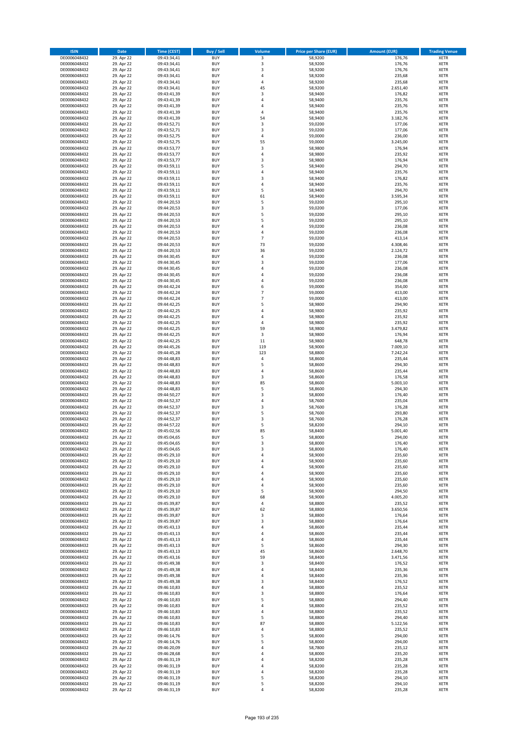| ISIN | Date | Time (CEST) | Buy / Sell | Volume | Price per Share (EUR) | Amount (EUR) | Trading Venue |
|---|---|---|---|---|---|---|---|
| DE0006048432 | 29. Apr 22 | 09:43:34,41 | BUY | 3 | 58,9200 | 176,76 | XETR |
| DE0006048432 | 29. Apr 22 | 09:43:34,41 | BUY | 3 | 58,9200 | 176,76 | XETR |
| DE0006048432 | 29. Apr 22 | 09:43:34,41 | BUY | 3 | 58,9200 | 176,76 | XETR |
| DE0006048432 | 29. Apr 22 | 09:43:34,41 | BUY | 4 | 58,9200 | 235,68 | XETR |
| DE0006048432 | 29. Apr 22 | 09:43:34,41 | BUY | 4 | 58,9200 | 235,68 | XETR |
| DE0006048432 | 29. Apr 22 | 09:43:34,41 | BUY | 45 | 58,9200 | 2.651,40 | XETR |
| DE0006048432 | 29. Apr 22 | 09:43:41,39 | BUY | 3 | 58,9400 | 176,82 | XETR |
| DE0006048432 | 29. Apr 22 | 09:43:41,39 | BUY | 4 | 58,9400 | 235,76 | XETR |
| DE0006048432 | 29. Apr 22 | 09:43:41,39 | BUY | 4 | 58,9400 | 235,76 | XETR |
| DE0006048432 | 29. Apr 22 | 09:43:41,39 | BUY | 4 | 58,9400 | 235,76 | XETR |
| DE0006048432 | 29. Apr 22 | 09:43:41,39 | BUY | 54 | 58,9400 | 3.182,76 | XETR |
| DE0006048432 | 29. Apr 22 | 09:43:52,71 | BUY | 3 | 59,0200 | 177,06 | XETR |
| DE0006048432 | 29. Apr 22 | 09:43:52,71 | BUY | 3 | 59,0200 | 177,06 | XETR |
| DE0006048432 | 29. Apr 22 | 09:43:52,75 | BUY | 4 | 59,0000 | 236,00 | XETR |
| DE0006048432 | 29. Apr 22 | 09:43:52,75 | BUY | 55 | 59,0000 | 3.245,00 | XETR |
| DE0006048432 | 29. Apr 22 | 09:43:53,77 | BUY | 3 | 58,9800 | 176,94 | XETR |
| DE0006048432 | 29. Apr 22 | 09:43:53,77 | BUY | 4 | 58,9800 | 235,92 | XETR |
| DE0006048432 | 29. Apr 22 | 09:43:53,77 | BUY | 3 | 58,9800 | 176,94 | XETR |
| DE0006048432 | 29. Apr 22 | 09:43:59,11 | BUY | 5 | 58,9400 | 294,70 | XETR |
| DE0006048432 | 29. Apr 22 | 09:43:59,11 | BUY | 4 | 58,9400 | 235,76 | XETR |
| DE0006048432 | 29. Apr 22 | 09:43:59,11 | BUY | 3 | 58,9400 | 176,82 | XETR |
| DE0006048432 | 29. Apr 22 | 09:43:59,11 | BUY | 4 | 58,9400 | 235,76 | XETR |
| DE0006048432 | 29. Apr 22 | 09:43:59,11 | BUY | 5 | 58,9400 | 294,70 | XETR |
| DE0006048432 | 29. Apr 22 | 09:43:59,11 | BUY | 61 | 58,9400 | 3.595,34 | XETR |
| DE0006048432 | 29. Apr 22 | 09:44:20,53 | BUY | 5 | 59,0200 | 295,10 | XETR |
| DE0006048432 | 29. Apr 22 | 09:44:20,53 | BUY | 3 | 59,0200 | 177,06 | XETR |
| DE0006048432 | 29. Apr 22 | 09:44:20,53 | BUY | 5 | 59,0200 | 295,10 | XETR |
| DE0006048432 | 29. Apr 22 | 09:44:20,53 | BUY | 5 | 59,0200 | 295,10 | XETR |
| DE0006048432 | 29. Apr 22 | 09:44:20,53 | BUY | 4 | 59,0200 | 236,08 | XETR |
| DE0006048432 | 29. Apr 22 | 09:44:20,53 | BUY | 4 | 59,0200 | 236,08 | XETR |
| DE0006048432 | 29. Apr 22 | 09:44:20,53 | BUY | 7 | 59,0200 | 413,14 | XETR |
| DE0006048432 | 29. Apr 22 | 09:44:20,53 | BUY | 73 | 59,0200 | 4.308,46 | XETR |
| DE0006048432 | 29. Apr 22 | 09:44:20,53 | BUY | 36 | 59,0200 | 2.124,72 | XETR |
| DE0006048432 | 29. Apr 22 | 09:44:30,45 | BUY | 4 | 59,0200 | 236,08 | XETR |
| DE0006048432 | 29. Apr 22 | 09:44:30,45 | BUY | 3 | 59,0200 | 177,06 | XETR |
| DE0006048432 | 29. Apr 22 | 09:44:30,45 | BUY | 4 | 59,0200 | 236,08 | XETR |
| DE0006048432 | 29. Apr 22 | 09:44:30,45 | BUY | 4 | 59,0200 | 236,08 | XETR |
| DE0006048432 | 29. Apr 22 | 09:44:30,45 | BUY | 4 | 59,0200 | 236,08 | XETR |
| DE0006048432 | 29. Apr 22 | 09:44:42,24 | BUY | 6 | 59,0000 | 354,00 | XETR |
| DE0006048432 | 29. Apr 22 | 09:44:42,24 | BUY | 7 | 59,0000 | 413,00 | XETR |
| DE0006048432 | 29. Apr 22 | 09:44:42,24 | BUY | 7 | 59,0000 | 413,00 | XETR |
| DE0006048432 | 29. Apr 22 | 09:44:42,25 | BUY | 5 | 58,9800 | 294,90 | XETR |
| DE0006048432 | 29. Apr 22 | 09:44:42,25 | BUY | 4 | 58,9800 | 235,92 | XETR |
| DE0006048432 | 29. Apr 22 | 09:44:42,25 | BUY | 4 | 58,9800 | 235,92 | XETR |
| DE0006048432 | 29. Apr 22 | 09:44:42,25 | BUY | 4 | 58,9800 | 235,92 | XETR |
| DE0006048432 | 29. Apr 22 | 09:44:42,25 | BUY | 59 | 58,9800 | 3.479,82 | XETR |
| DE0006048432 | 29. Apr 22 | 09:44:42,25 | BUY | 3 | 58,9800 | 176,94 | XETR |
| DE0006048432 | 29. Apr 22 | 09:44:42,25 | BUY | 11 | 58,9800 | 648,78 | XETR |
| DE0006048432 | 29. Apr 22 | 09:44:45,26 | BUY | 119 | 58,9000 | 7.009,10 | XETR |
| DE0006048432 | 29. Apr 22 | 09:44:45,28 | BUY | 123 | 58,8800 | 7.242,24 | XETR |
| DE0006048432 | 29. Apr 22 | 09:44:48,83 | BUY | 4 | 58,8600 | 235,44 | XETR |
| DE0006048432 | 29. Apr 22 | 09:44:48,83 | BUY | 5 | 58,8600 | 294,30 | XETR |
| DE0006048432 | 29. Apr 22 | 09:44:48,83 | BUY | 4 | 58,8600 | 235,44 | XETR |
| DE0006048432 | 29. Apr 22 | 09:44:48,83 | BUY | 3 | 58,8600 | 176,58 | XETR |
| DE0006048432 | 29. Apr 22 | 09:44:48,83 | BUY | 85 | 58,8600 | 5.003,10 | XETR |
| DE0006048432 | 29. Apr 22 | 09:44:48,83 | BUY | 5 | 58,8600 | 294,30 | XETR |
| DE0006048432 | 29. Apr 22 | 09:44:50,27 | BUY | 3 | 58,8000 | 176,40 | XETR |
| DE0006048432 | 29. Apr 22 | 09:44:52,37 | BUY | 4 | 58,7600 | 235,04 | XETR |
| DE0006048432 | 29. Apr 22 | 09:44:52,37 | BUY | 3 | 58,7600 | 176,28 | XETR |
| DE0006048432 | 29. Apr 22 | 09:44:52,37 | BUY | 5 | 58,7600 | 293,80 | XETR |
| DE0006048432 | 29. Apr 22 | 09:44:52,37 | BUY | 3 | 58,7600 | 176,28 | XETR |
| DE0006048432 | 29. Apr 22 | 09:44:57,22 | BUY | 5 | 58,8200 | 294,10 | XETR |
| DE0006048432 | 29. Apr 22 | 09:45:02,56 | BUY | 85 | 58,8400 | 5.001,40 | XETR |
| DE0006048432 | 29. Apr 22 | 09:45:04,65 | BUY | 5 | 58,8000 | 294,00 | XETR |
| DE0006048432 | 29. Apr 22 | 09:45:04,65 | BUY | 3 | 58,8000 | 176,40 | XETR |
| DE0006048432 | 29. Apr 22 | 09:45:04,65 | BUY | 3 | 58,8000 | 176,40 | XETR |
| DE0006048432 | 29. Apr 22 | 09:45:29,10 | BUY | 4 | 58,9000 | 235,60 | XETR |
| DE0006048432 | 29. Apr 22 | 09:45:29,10 | BUY | 4 | 58,9000 | 235,60 | XETR |
| DE0006048432 | 29. Apr 22 | 09:45:29,10 | BUY | 4 | 58,9000 | 235,60 | XETR |
| DE0006048432 | 29. Apr 22 | 09:45:29,10 | BUY | 4 | 58,9000 | 235,60 | XETR |
| DE0006048432 | 29. Apr 22 | 09:45:29,10 | BUY | 4 | 58,9000 | 235,60 | XETR |
| DE0006048432 | 29. Apr 22 | 09:45:29,10 | BUY | 4 | 58,9000 | 235,60 | XETR |
| DE0006048432 | 29. Apr 22 | 09:45:29,10 | BUY | 5 | 58,9000 | 294,50 | XETR |
| DE0006048432 | 29. Apr 22 | 09:45:29,10 | BUY | 68 | 58,9000 | 4.005,20 | XETR |
| DE0006048432 | 29. Apr 22 | 09:45:39,87 | BUY | 4 | 58,8800 | 235,52 | XETR |
| DE0006048432 | 29. Apr 22 | 09:45:39,87 | BUY | 62 | 58,8800 | 3.650,56 | XETR |
| DE0006048432 | 29. Apr 22 | 09:45:39,87 | BUY | 3 | 58,8800 | 176,64 | XETR |
| DE0006048432 | 29. Apr 22 | 09:45:39,87 | BUY | 3 | 58,8800 | 176,64 | XETR |
| DE0006048432 | 29. Apr 22 | 09:45:43,13 | BUY | 4 | 58,8600 | 235,44 | XETR |
| DE0006048432 | 29. Apr 22 | 09:45:43,13 | BUY | 4 | 58,8600 | 235,44 | XETR |
| DE0006048432 | 29. Apr 22 | 09:45:43,13 | BUY | 4 | 58,8600 | 235,44 | XETR |
| DE0006048432 | 29. Apr 22 | 09:45:43,13 | BUY | 5 | 58,8600 | 294,30 | XETR |
| DE0006048432 | 29. Apr 22 | 09:45:43,13 | BUY | 45 | 58,8600 | 2.648,70 | XETR |
| DE0006048432 | 29. Apr 22 | 09:45:43,16 | BUY | 59 | 58,8400 | 3.471,56 | XETR |
| DE0006048432 | 29. Apr 22 | 09:45:49,38 | BUY | 3 | 58,8400 | 176,52 | XETR |
| DE0006048432 | 29. Apr 22 | 09:45:49,38 | BUY | 4 | 58,8400 | 235,36 | XETR |
| DE0006048432 | 29. Apr 22 | 09:45:49,38 | BUY | 4 | 58,8400 | 235,36 | XETR |
| DE0006048432 | 29. Apr 22 | 09:45:49,38 | BUY | 3 | 58,8400 | 176,52 | XETR |
| DE0006048432 | 29. Apr 22 | 09:46:10,83 | BUY | 4 | 58,8800 | 235,52 | XETR |
| DE0006048432 | 29. Apr 22 | 09:46:10,83 | BUY | 3 | 58,8800 | 176,64 | XETR |
| DE0006048432 | 29. Apr 22 | 09:46:10,83 | BUY | 5 | 58,8800 | 294,40 | XETR |
| DE0006048432 | 29. Apr 22 | 09:46:10,83 | BUY | 4 | 58,8800 | 235,52 | XETR |
| DE0006048432 | 29. Apr 22 | 09:46:10,83 | BUY | 4 | 58,8800 | 235,52 | XETR |
| DE0006048432 | 29. Apr 22 | 09:46:10,83 | BUY | 5 | 58,8800 | 294,40 | XETR |
| DE0006048432 | 29. Apr 22 | 09:46:10,83 | BUY | 87 | 58,8800 | 5.122,56 | XETR |
| DE0006048432 | 29. Apr 22 | 09:46:10,83 | BUY | 4 | 58,8800 | 235,52 | XETR |
| DE0006048432 | 29. Apr 22 | 09:46:14,76 | BUY | 5 | 58,8000 | 294,00 | XETR |
| DE0006048432 | 29. Apr 22 | 09:46:14,76 | BUY | 5 | 58,8000 | 294,00 | XETR |
| DE0006048432 | 29. Apr 22 | 09:46:20,09 | BUY | 4 | 58,7800 | 235,12 | XETR |
| DE0006048432 | 29. Apr 22 | 09:46:28,68 | BUY | 4 | 58,8000 | 235,20 | XETR |
| DE0006048432 | 29. Apr 22 | 09:46:31,19 | BUY | 4 | 58,8200 | 235,28 | XETR |
| DE0006048432 | 29. Apr 22 | 09:46:31,19 | BUY | 4 | 58,8200 | 235,28 | XETR |
| DE0006048432 | 29. Apr 22 | 09:46:31,19 | BUY | 4 | 58,8200 | 235,28 | XETR |
| DE0006048432 | 29. Apr 22 | 09:46:31,19 | BUY | 5 | 58,8200 | 294,10 | XETR |
| DE0006048432 | 29. Apr 22 | 09:46:31,19 | BUY | 5 | 58,8200 | 294,10 | XETR |
| DE0006048432 | 29. Apr 22 | 09:46:31,19 | BUY | 4 | 58,8200 | 235,28 | XETR |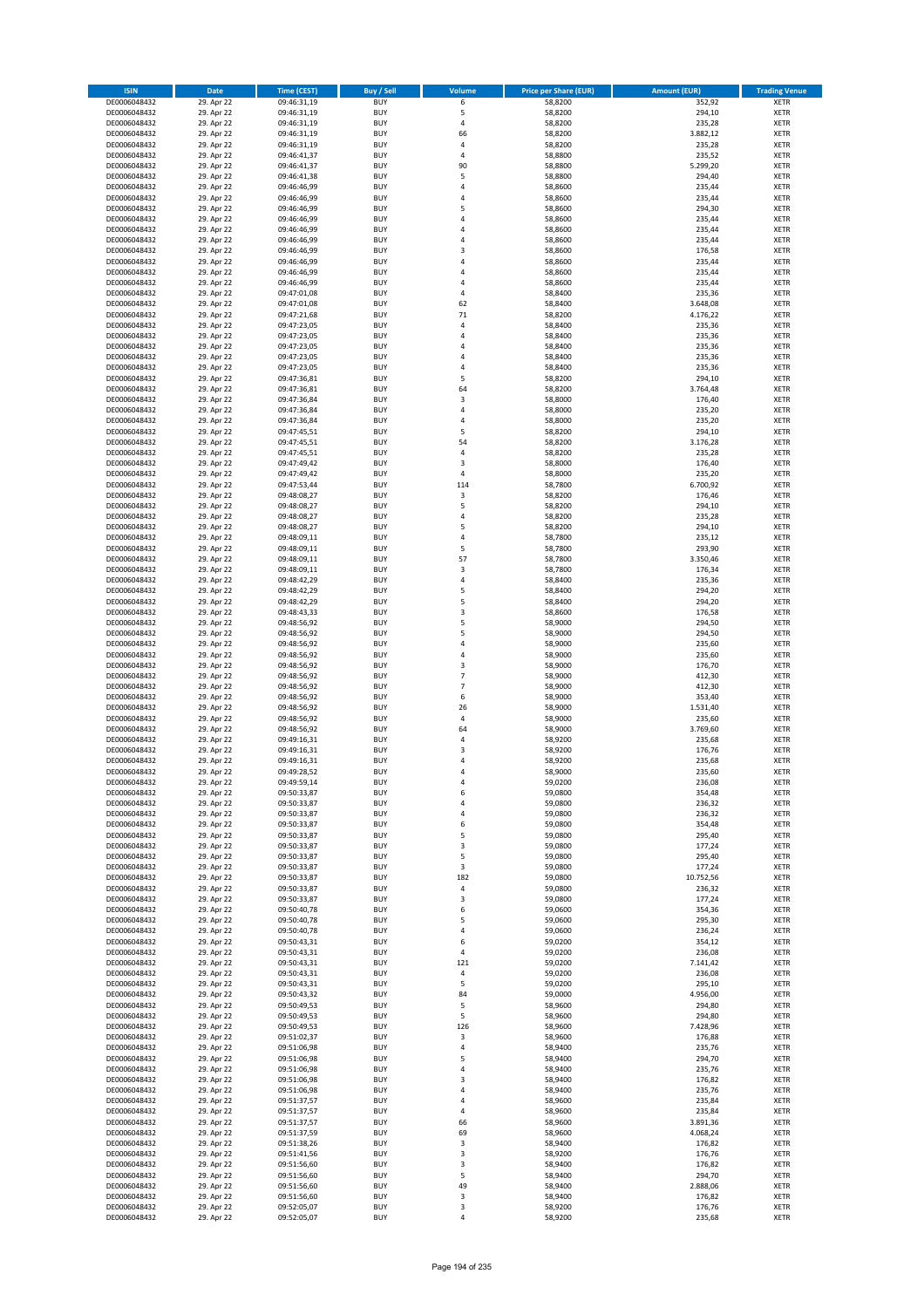| ISIN | Date | Time (CEST) | Buy / Sell | Volume | Price per Share (EUR) | Amount (EUR) | Trading Venue |
|---|---|---|---|---|---|---|---|
| DE0006048432 | 29. Apr 22 | 09:46:31,19 | BUY | 6 | 58,8200 | 352,92 | XETR |
| DE0006048432 | 29. Apr 22 | 09:46:31,19 | BUY | 5 | 58,8200 | 294,10 | XETR |
| DE0006048432 | 29. Apr 22 | 09:46:31,19 | BUY | 4 | 58,8200 | 235,28 | XETR |
| DE0006048432 | 29. Apr 22 | 09:46:31,19 | BUY | 66 | 58,8200 | 3.882,12 | XETR |
| DE0006048432 | 29. Apr 22 | 09:46:31,19 | BUY | 4 | 58,8200 | 235,28 | XETR |
| DE0006048432 | 29. Apr 22 | 09:46:41,37 | BUY | 4 | 58,8800 | 235,52 | XETR |
| DE0006048432 | 29. Apr 22 | 09:46:41,37 | BUY | 90 | 58,8800 | 5.299,20 | XETR |
| DE0006048432 | 29. Apr 22 | 09:46:41,38 | BUY | 5 | 58,8800 | 294,40 | XETR |
| DE0006048432 | 29. Apr 22 | 09:46:46,99 | BUY | 4 | 58,8600 | 235,44 | XETR |
| DE0006048432 | 29. Apr 22 | 09:46:46,99 | BUY | 4 | 58,8600 | 235,44 | XETR |
| DE0006048432 | 29. Apr 22 | 09:46:46,99 | BUY | 5 | 58,8600 | 294,30 | XETR |
| DE0006048432 | 29. Apr 22 | 09:46:46,99 | BUY | 4 | 58,8600 | 235,44 | XETR |
| DE0006048432 | 29. Apr 22 | 09:46:46,99 | BUY | 4 | 58,8600 | 235,44 | XETR |
| DE0006048432 | 29. Apr 22 | 09:46:46,99 | BUY | 4 | 58,8600 | 235,44 | XETR |
| DE0006048432 | 29. Apr 22 | 09:46:46,99 | BUY | 3 | 58,8600 | 176,58 | XETR |
| DE0006048432 | 29. Apr 22 | 09:46:46,99 | BUY | 4 | 58,8600 | 235,44 | XETR |
| DE0006048432 | 29. Apr 22 | 09:46:46,99 | BUY | 4 | 58,8600 | 235,44 | XETR |
| DE0006048432 | 29. Apr 22 | 09:46:46,99 | BUY | 4 | 58,8600 | 235,44 | XETR |
| DE0006048432 | 29. Apr 22 | 09:47:01,08 | BUY | 4 | 58,8400 | 235,36 | XETR |
| DE0006048432 | 29. Apr 22 | 09:47:01,08 | BUY | 62 | 58,8400 | 3.648,08 | XETR |
| DE0006048432 | 29. Apr 22 | 09:47:21,68 | BUY | 71 | 58,8200 | 4.176,22 | XETR |
| DE0006048432 | 29. Apr 22 | 09:47:23,05 | BUY | 4 | 58,8400 | 235,36 | XETR |
| DE0006048432 | 29. Apr 22 | 09:47:23,05 | BUY | 4 | 58,8400 | 235,36 | XETR |
| DE0006048432 | 29. Apr 22 | 09:47:23,05 | BUY | 4 | 58,8400 | 235,36 | XETR |
| DE0006048432 | 29. Apr 22 | 09:47:23,05 | BUY | 4 | 58,8400 | 235,36 | XETR |
| DE0006048432 | 29. Apr 22 | 09:47:23,05 | BUY | 4 | 58,8400 | 235,36 | XETR |
| DE0006048432 | 29. Apr 22 | 09:47:36,81 | BUY | 5 | 58,8200 | 294,10 | XETR |
| DE0006048432 | 29. Apr 22 | 09:47:36,81 | BUY | 64 | 58,8200 | 3.764,48 | XETR |
| DE0006048432 | 29. Apr 22 | 09:47:36,84 | BUY | 3 | 58,8000 | 176,40 | XETR |
| DE0006048432 | 29. Apr 22 | 09:47:36,84 | BUY | 4 | 58,8000 | 235,20 | XETR |
| DE0006048432 | 29. Apr 22 | 09:47:36,84 | BUY | 4 | 58,8000 | 235,20 | XETR |
| DE0006048432 | 29. Apr 22 | 09:47:45,51 | BUY | 5 | 58,8200 | 294,10 | XETR |
| DE0006048432 | 29. Apr 22 | 09:47:45,51 | BUY | 54 | 58,8200 | 3.176,28 | XETR |
| DE0006048432 | 29. Apr 22 | 09:47:45,51 | BUY | 4 | 58,8200 | 235,28 | XETR |
| DE0006048432 | 29. Apr 22 | 09:47:49,42 | BUY | 3 | 58,8000 | 176,40 | XETR |
| DE0006048432 | 29. Apr 22 | 09:47:49,42 | BUY | 4 | 58,8000 | 235,20 | XETR |
| DE0006048432 | 29. Apr 22 | 09:47:53,44 | BUY | 114 | 58,7800 | 6.700,92 | XETR |
| DE0006048432 | 29. Apr 22 | 09:48:08,27 | BUY | 3 | 58,8200 | 176,46 | XETR |
| DE0006048432 | 29. Apr 22 | 09:48:08,27 | BUY | 5 | 58,8200 | 294,10 | XETR |
| DE0006048432 | 29. Apr 22 | 09:48:08,27 | BUY | 4 | 58,8200 | 235,28 | XETR |
| DE0006048432 | 29. Apr 22 | 09:48:08,27 | BUY | 5 | 58,8200 | 294,10 | XETR |
| DE0006048432 | 29. Apr 22 | 09:48:09,11 | BUY | 4 | 58,7800 | 235,12 | XETR |
| DE0006048432 | 29. Apr 22 | 09:48:09,11 | BUY | 5 | 58,7800 | 293,90 | XETR |
| DE0006048432 | 29. Apr 22 | 09:48:09,11 | BUY | 57 | 58,7800 | 3.350,46 | XETR |
| DE0006048432 | 29. Apr 22 | 09:48:09,11 | BUY | 3 | 58,7800 | 176,34 | XETR |
| DE0006048432 | 29. Apr 22 | 09:48:42,29 | BUY | 4 | 58,8400 | 235,36 | XETR |
| DE0006048432 | 29. Apr 22 | 09:48:42,29 | BUY | 5 | 58,8400 | 294,20 | XETR |
| DE0006048432 | 29. Apr 22 | 09:48:42,29 | BUY | 5 | 58,8400 | 294,20 | XETR |
| DE0006048432 | 29. Apr 22 | 09:48:43,33 | BUY | 3 | 58,8600 | 176,58 | XETR |
| DE0006048432 | 29. Apr 22 | 09:48:56,92 | BUY | 5 | 58,9000 | 294,50 | XETR |
| DE0006048432 | 29. Apr 22 | 09:48:56,92 | BUY | 5 | 58,9000 | 294,50 | XETR |
| DE0006048432 | 29. Apr 22 | 09:48:56,92 | BUY | 4 | 58,9000 | 235,60 | XETR |
| DE0006048432 | 29. Apr 22 | 09:48:56,92 | BUY | 4 | 58,9000 | 235,60 | XETR |
| DE0006048432 | 29. Apr 22 | 09:48:56,92 | BUY | 3 | 58,9000 | 176,70 | XETR |
| DE0006048432 | 29. Apr 22 | 09:48:56,92 | BUY | 7 | 58,9000 | 412,30 | XETR |
| DE0006048432 | 29. Apr 22 | 09:48:56,92 | BUY | 7 | 58,9000 | 412,30 | XETR |
| DE0006048432 | 29. Apr 22 | 09:48:56,92 | BUY | 6 | 58,9000 | 353,40 | XETR |
| DE0006048432 | 29. Apr 22 | 09:48:56,92 | BUY | 26 | 58,9000 | 1.531,40 | XETR |
| DE0006048432 | 29. Apr 22 | 09:48:56,92 | BUY | 4 | 58,9000 | 235,60 | XETR |
| DE0006048432 | 29. Apr 22 | 09:48:56,92 | BUY | 64 | 58,9000 | 3.769,60 | XETR |
| DE0006048432 | 29. Apr 22 | 09:49:16,31 | BUY | 4 | 58,9200 | 235,68 | XETR |
| DE0006048432 | 29. Apr 22 | 09:49:16,31 | BUY | 3 | 58,9200 | 176,76 | XETR |
| DE0006048432 | 29. Apr 22 | 09:49:16,31 | BUY | 4 | 58,9200 | 235,68 | XETR |
| DE0006048432 | 29. Apr 22 | 09:49:28,52 | BUY | 4 | 58,9000 | 235,60 | XETR |
| DE0006048432 | 29. Apr 22 | 09:49:59,14 | BUY | 4 | 59,0200 | 236,08 | XETR |
| DE0006048432 | 29. Apr 22 | 09:50:33,87 | BUY | 6 | 59,0800 | 354,48 | XETR |
| DE0006048432 | 29. Apr 22 | 09:50:33,87 | BUY | 4 | 59,0800 | 236,32 | XETR |
| DE0006048432 | 29. Apr 22 | 09:50:33,87 | BUY | 4 | 59,0800 | 236,32 | XETR |
| DE0006048432 | 29. Apr 22 | 09:50:33,87 | BUY | 6 | 59,0800 | 354,48 | XETR |
| DE0006048432 | 29. Apr 22 | 09:50:33,87 | BUY | 5 | 59,0800 | 295,40 | XETR |
| DE0006048432 | 29. Apr 22 | 09:50:33,87 | BUY | 3 | 59,0800 | 177,24 | XETR |
| DE0006048432 | 29. Apr 22 | 09:50:33,87 | BUY | 5 | 59,0800 | 295,40 | XETR |
| DE0006048432 | 29. Apr 22 | 09:50:33,87 | BUY | 3 | 59,0800 | 177,24 | XETR |
| DE0006048432 | 29. Apr 22 | 09:50:33,87 | BUY | 182 | 59,0800 | 10.752,56 | XETR |
| DE0006048432 | 29. Apr 22 | 09:50:33,87 | BUY | 4 | 59,0800 | 236,32 | XETR |
| DE0006048432 | 29. Apr 22 | 09:50:33,87 | BUY | 3 | 59,0800 | 177,24 | XETR |
| DE0006048432 | 29. Apr 22 | 09:50:40,78 | BUY | 6 | 59,0600 | 354,36 | XETR |
| DE0006048432 | 29. Apr 22 | 09:50:40,78 | BUY | 5 | 59,0600 | 295,30 | XETR |
| DE0006048432 | 29. Apr 22 | 09:50:40,78 | BUY | 4 | 59,0600 | 236,24 | XETR |
| DE0006048432 | 29. Apr 22 | 09:50:43,31 | BUY | 6 | 59,0200 | 354,12 | XETR |
| DE0006048432 | 29. Apr 22 | 09:50:43,31 | BUY | 4 | 59,0200 | 236,08 | XETR |
| DE0006048432 | 29. Apr 22 | 09:50:43,31 | BUY | 121 | 59,0200 | 7.141,42 | XETR |
| DE0006048432 | 29. Apr 22 | 09:50:43,31 | BUY | 4 | 59,0200 | 236,08 | XETR |
| DE0006048432 | 29. Apr 22 | 09:50:43,31 | BUY | 5 | 59,0200 | 295,10 | XETR |
| DE0006048432 | 29. Apr 22 | 09:50:43,32 | BUY | 84 | 59,0000 | 4.956,00 | XETR |
| DE0006048432 | 29. Apr 22 | 09:50:49,53 | BUY | 5 | 58,9600 | 294,80 | XETR |
| DE0006048432 | 29. Apr 22 | 09:50:49,53 | BUY | 5 | 58,9600 | 294,80 | XETR |
| DE0006048432 | 29. Apr 22 | 09:50:49,53 | BUY | 126 | 58,9600 | 7.428,96 | XETR |
| DE0006048432 | 29. Apr 22 | 09:51:02,37 | BUY | 3 | 58,9600 | 176,88 | XETR |
| DE0006048432 | 29. Apr 22 | 09:51:06,98 | BUY | 4 | 58,9400 | 235,76 | XETR |
| DE0006048432 | 29. Apr 22 | 09:51:06,98 | BUY | 5 | 58,9400 | 294,70 | XETR |
| DE0006048432 | 29. Apr 22 | 09:51:06,98 | BUY | 4 | 58,9400 | 235,76 | XETR |
| DE0006048432 | 29. Apr 22 | 09:51:06,98 | BUY | 3 | 58,9400 | 176,82 | XETR |
| DE0006048432 | 29. Apr 22 | 09:51:06,98 | BUY | 4 | 58,9400 | 235,76 | XETR |
| DE0006048432 | 29. Apr 22 | 09:51:37,57 | BUY | 4 | 58,9600 | 235,84 | XETR |
| DE0006048432 | 29. Apr 22 | 09:51:37,57 | BUY | 4 | 58,9600 | 235,84 | XETR |
| DE0006048432 | 29. Apr 22 | 09:51:37,57 | BUY | 66 | 58,9600 | 3.891,36 | XETR |
| DE0006048432 | 29. Apr 22 | 09:51:37,59 | BUY | 69 | 58,9600 | 4.068,24 | XETR |
| DE0006048432 | 29. Apr 22 | 09:51:38,26 | BUY | 3 | 58,9400 | 176,82 | XETR |
| DE0006048432 | 29. Apr 22 | 09:51:41,56 | BUY | 3 | 58,9200 | 176,76 | XETR |
| DE0006048432 | 29. Apr 22 | 09:51:56,60 | BUY | 3 | 58,9400 | 176,82 | XETR |
| DE0006048432 | 29. Apr 22 | 09:51:56,60 | BUY | 5 | 58,9400 | 294,70 | XETR |
| DE0006048432 | 29. Apr 22 | 09:51:56,60 | BUY | 49 | 58,9400 | 2.888,06 | XETR |
| DE0006048432 | 29. Apr 22 | 09:51:56,60 | BUY | 3 | 58,9400 | 176,82 | XETR |
| DE0006048432 | 29. Apr 22 | 09:52:05,07 | BUY | 3 | 58,9200 | 176,76 | XETR |
| DE0006048432 | 29. Apr 22 | 09:52:05,07 | BUY | 4 | 58,9200 | 235,68 | XETR |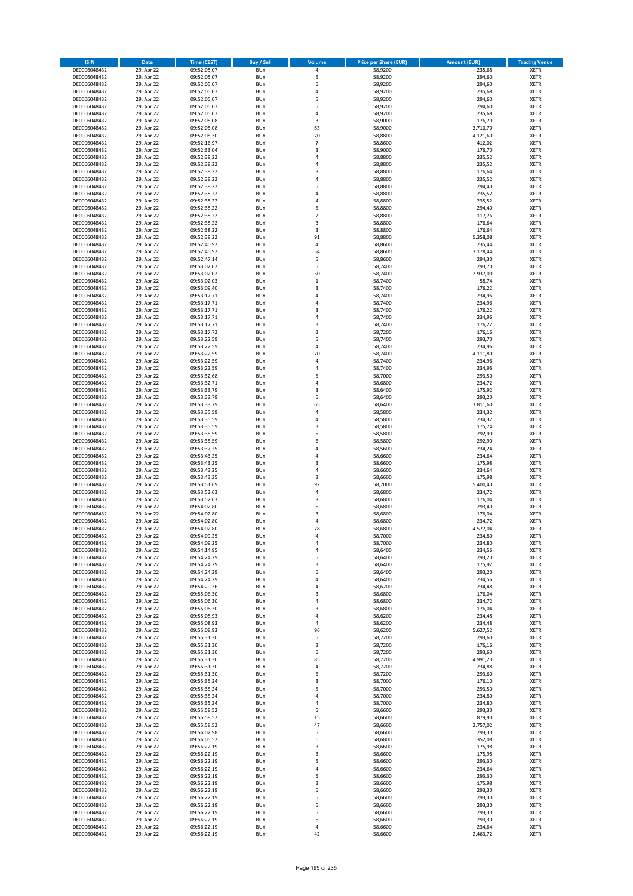| ISIN | Date | Time (CEST) | Buy / Sell | Volume | Price per Share (EUR) | Amount (EUR) | Trading Venue |
|---|---|---|---|---|---|---|---|
| DE0006048432 | 29. Apr 22 | 09:52:05,07 | BUY | 4 | 58,9200 | 235,68 | XETR |
| DE0006048432 | 29. Apr 22 | 09:52:05,07 | BUY | 5 | 58,9200 | 294,60 | XETR |
| DE0006048432 | 29. Apr 22 | 09:52:05,07 | BUY | 5 | 58,9200 | 294,60 | XETR |
| DE0006048432 | 29. Apr 22 | 09:52:05,07 | BUY | 4 | 58,9200 | 235,68 | XETR |
| DE0006048432 | 29. Apr 22 | 09:52:05,07 | BUY | 5 | 58,9200 | 294,60 | XETR |
| DE0006048432 | 29. Apr 22 | 09:52:05,07 | BUY | 5 | 58,9200 | 294,60 | XETR |
| DE0006048432 | 29. Apr 22 | 09:52:05,07 | BUY | 4 | 58,9200 | 235,68 | XETR |
| DE0006048432 | 29. Apr 22 | 09:52:05,08 | BUY | 3 | 58,9000 | 176,70 | XETR |
| DE0006048432 | 29. Apr 22 | 09:52:05,08 | BUY | 63 | 58,9000 | 3.710,70 | XETR |
| DE0006048432 | 29. Apr 22 | 09:52:05,30 | BUY | 70 | 58,8800 | 4.121,60 | XETR |
| DE0006048432 | 29. Apr 22 | 09:52:16,97 | BUY | 7 | 58,8600 | 412,02 | XETR |
| DE0006048432 | 29. Apr 22 | 09:52:33,04 | BUY | 3 | 58,9000 | 176,70 | XETR |
| DE0006048432 | 29. Apr 22 | 09:52:38,22 | BUY | 4 | 58,8800 | 235,52 | XETR |
| DE0006048432 | 29. Apr 22 | 09:52:38,22 | BUY | 4 | 58,8800 | 235,52 | XETR |
| DE0006048432 | 29. Apr 22 | 09:52:38,22 | BUY | 3 | 58,8800 | 176,64 | XETR |
| DE0006048432 | 29. Apr 22 | 09:52:38,22 | BUY | 4 | 58,8800 | 235,52 | XETR |
| DE0006048432 | 29. Apr 22 | 09:52:38,22 | BUY | 5 | 58,8800 | 294,40 | XETR |
| DE0006048432 | 29. Apr 22 | 09:52:38,22 | BUY | 4 | 58,8800 | 235,52 | XETR |
| DE0006048432 | 29. Apr 22 | 09:52:38,22 | BUY | 4 | 58,8800 | 235,52 | XETR |
| DE0006048432 | 29. Apr 22 | 09:52:38,22 | BUY | 5 | 58,8800 | 294,40 | XETR |
| DE0006048432 | 29. Apr 22 | 09:52:38,22 | BUY | 2 | 58,8800 | 117,76 | XETR |
| DE0006048432 | 29. Apr 22 | 09:52:38,22 | BUY | 3 | 58,8800 | 176,64 | XETR |
| DE0006048432 | 29. Apr 22 | 09:52:38,22 | BUY | 3 | 58,8800 | 176,64 | XETR |
| DE0006048432 | 29. Apr 22 | 09:52:38,22 | BUY | 91 | 58,8800 | 5.358,08 | XETR |
| DE0006048432 | 29. Apr 22 | 09:52:40,92 | BUY | 4 | 58,8600 | 235,44 | XETR |
| DE0006048432 | 29. Apr 22 | 09:52:40,92 | BUY | 54 | 58,8600 | 3.178,44 | XETR |
| DE0006048432 | 29. Apr 22 | 09:52:47,14 | BUY | 5 | 58,8600 | 294,30 | XETR |
| DE0006048432 | 29. Apr 22 | 09:53:02,02 | BUY | 5 | 58,7400 | 293,70 | XETR |
| DE0006048432 | 29. Apr 22 | 09:53:02,02 | BUY | 50 | 58,7400 | 2.937,00 | XETR |
| DE0006048432 | 29. Apr 22 | 09:53:02,03 | BUY | 1 | 58,7400 | 58,74 | XETR |
| DE0006048432 | 29. Apr 22 | 09:53:09,40 | BUY | 3 | 58,7400 | 176,22 | XETR |
| DE0006048432 | 29. Apr 22 | 09:53:17,71 | BUY | 4 | 58,7400 | 234,96 | XETR |
| DE0006048432 | 29. Apr 22 | 09:53:17,71 | BUY | 4 | 58,7400 | 234,96 | XETR |
| DE0006048432 | 29. Apr 22 | 09:53:17,71 | BUY | 3 | 58,7400 | 176,22 | XETR |
| DE0006048432 | 29. Apr 22 | 09:53:17,71 | BUY | 4 | 58,7400 | 234,96 | XETR |
| DE0006048432 | 29. Apr 22 | 09:53:17,71 | BUY | 3 | 58,7400 | 176,22 | XETR |
| DE0006048432 | 29. Apr 22 | 09:53:17,72 | BUY | 3 | 58,7200 | 176,16 | XETR |
| DE0006048432 | 29. Apr 22 | 09:53:22,59 | BUY | 5 | 58,7400 | 293,70 | XETR |
| DE0006048432 | 29. Apr 22 | 09:53:22,59 | BUY | 4 | 58,7400 | 234,96 | XETR |
| DE0006048432 | 29. Apr 22 | 09:53:22,59 | BUY | 70 | 58,7400 | 4.111,80 | XETR |
| DE0006048432 | 29. Apr 22 | 09:53:22,59 | BUY | 4 | 58,7400 | 234,96 | XETR |
| DE0006048432 | 29. Apr 22 | 09:53:22,59 | BUY | 4 | 58,7400 | 234,96 | XETR |
| DE0006048432 | 29. Apr 22 | 09:53:32,68 | BUY | 5 | 58,7000 | 293,50 | XETR |
| DE0006048432 | 29. Apr 22 | 09:53:32,71 | BUY | 4 | 58,6800 | 234,72 | XETR |
| DE0006048432 | 29. Apr 22 | 09:53:33,79 | BUY | 3 | 58,6400 | 175,92 | XETR |
| DE0006048432 | 29. Apr 22 | 09:53:33,79 | BUY | 5 | 58,6400 | 293,20 | XETR |
| DE0006048432 | 29. Apr 22 | 09:53:33,79 | BUY | 65 | 58,6400 | 3.811,60 | XETR |
| DE0006048432 | 29. Apr 22 | 09:53:35,59 | BUY | 4 | 58,5800 | 234,32 | XETR |
| DE0006048432 | 29. Apr 22 | 09:53:35,59 | BUY | 4 | 58,5800 | 234,32 | XETR |
| DE0006048432 | 29. Apr 22 | 09:53:35,59 | BUY | 3 | 58,5800 | 175,74 | XETR |
| DE0006048432 | 29. Apr 22 | 09:53:35,59 | BUY | 5 | 58,5800 | 292,90 | XETR |
| DE0006048432 | 29. Apr 22 | 09:53:35,59 | BUY | 5 | 58,5800 | 292,90 | XETR |
| DE0006048432 | 29. Apr 22 | 09:53:37,25 | BUY | 4 | 58,5600 | 234,24 | XETR |
| DE0006048432 | 29. Apr 22 | 09:53:43,25 | BUY | 4 | 58,6600 | 234,64 | XETR |
| DE0006048432 | 29. Apr 22 | 09:53:43,25 | BUY | 3 | 58,6600 | 175,98 | XETR |
| DE0006048432 | 29. Apr 22 | 09:53:43,25 | BUY | 4 | 58,6600 | 234,64 | XETR |
| DE0006048432 | 29. Apr 22 | 09:53:43,25 | BUY | 3 | 58,6600 | 175,98 | XETR |
| DE0006048432 | 29. Apr 22 | 09:53:51,69 | BUY | 92 | 58,7000 | 5.400,40 | XETR |
| DE0006048432 | 29. Apr 22 | 09:53:52,63 | BUY | 4 | 58,6800 | 234,72 | XETR |
| DE0006048432 | 29. Apr 22 | 09:53:52,63 | BUY | 3 | 58,6800 | 176,04 | XETR |
| DE0006048432 | 29. Apr 22 | 09:54:02,80 | BUY | 5 | 58,6800 | 293,40 | XETR |
| DE0006048432 | 29. Apr 22 | 09:54:02,80 | BUY | 3 | 58,6800 | 176,04 | XETR |
| DE0006048432 | 29. Apr 22 | 09:54:02,80 | BUY | 4 | 58,6800 | 234,72 | XETR |
| DE0006048432 | 29. Apr 22 | 09:54:02,80 | BUY | 78 | 58,6800 | 4.577,04 | XETR |
| DE0006048432 | 29. Apr 22 | 09:54:09,25 | BUY | 4 | 58,7000 | 234,80 | XETR |
| DE0006048432 | 29. Apr 22 | 09:54:09,25 | BUY | 4 | 58,7000 | 234,80 | XETR |
| DE0006048432 | 29. Apr 22 | 09:54:14,95 | BUY | 4 | 58,6400 | 234,56 | XETR |
| DE0006048432 | 29. Apr 22 | 09:54:24,29 | BUY | 5 | 58,6400 | 293,20 | XETR |
| DE0006048432 | 29. Apr 22 | 09:54:24,29 | BUY | 3 | 58,6400 | 175,92 | XETR |
| DE0006048432 | 29. Apr 22 | 09:54:24,29 | BUY | 5 | 58,6400 | 293,20 | XETR |
| DE0006048432 | 29. Apr 22 | 09:54:24,29 | BUY | 4 | 58,6400 | 234,56 | XETR |
| DE0006048432 | 29. Apr 22 | 09:54:29,36 | BUY | 4 | 58,6200 | 234,48 | XETR |
| DE0006048432 | 29. Apr 22 | 09:55:06,30 | BUY | 3 | 58,6800 | 176,04 | XETR |
| DE0006048432 | 29. Apr 22 | 09:55:06,30 | BUY | 4 | 58,6800 | 234,72 | XETR |
| DE0006048432 | 29. Apr 22 | 09:55:06,30 | BUY | 3 | 58,6800 | 176,04 | XETR |
| DE0006048432 | 29. Apr 22 | 09:55:08,93 | BUY | 4 | 58,6200 | 234,48 | XETR |
| DE0006048432 | 29. Apr 22 | 09:55:08,93 | BUY | 4 | 58,6200 | 234,48 | XETR |
| DE0006048432 | 29. Apr 22 | 09:55:08,93 | BUY | 96 | 58,6200 | 5.627,52 | XETR |
| DE0006048432 | 29. Apr 22 | 09:55:31,30 | BUY | 5 | 58,7200 | 293,60 | XETR |
| DE0006048432 | 29. Apr 22 | 09:55:31,30 | BUY | 3 | 58,7200 | 176,16 | XETR |
| DE0006048432 | 29. Apr 22 | 09:55:31,30 | BUY | 5 | 58,7200 | 293,60 | XETR |
| DE0006048432 | 29. Apr 22 | 09:55:31,30 | BUY | 85 | 58,7200 | 4.991,20 | XETR |
| DE0006048432 | 29. Apr 22 | 09:55:31,30 | BUY | 4 | 58,7200 | 234,88 | XETR |
| DE0006048432 | 29. Apr 22 | 09:55:31,30 | BUY | 5 | 58,7200 | 293,60 | XETR |
| DE0006048432 | 29. Apr 22 | 09:55:35,24 | BUY | 3 | 58,7000 | 176,10 | XETR |
| DE0006048432 | 29. Apr 22 | 09:55:35,24 | BUY | 5 | 58,7000 | 293,50 | XETR |
| DE0006048432 | 29. Apr 22 | 09:55:35,24 | BUY | 4 | 58,7000 | 234,80 | XETR |
| DE0006048432 | 29. Apr 22 | 09:55:35,24 | BUY | 4 | 58,7000 | 234,80 | XETR |
| DE0006048432 | 29. Apr 22 | 09:55:58,52 | BUY | 5 | 58,6600 | 293,30 | XETR |
| DE0006048432 | 29. Apr 22 | 09:55:58,52 | BUY | 15 | 58,6600 | 879,90 | XETR |
| DE0006048432 | 29. Apr 22 | 09:55:58,52 | BUY | 47 | 58,6600 | 2.757,02 | XETR |
| DE0006048432 | 29. Apr 22 | 09:56:02,98 | BUY | 5 | 58,6600 | 293,30 | XETR |
| DE0006048432 | 29. Apr 22 | 09:56:05,52 | BUY | 6 | 58,6800 | 352,08 | XETR |
| DE0006048432 | 29. Apr 22 | 09:56:22,19 | BUY | 3 | 58,6600 | 175,98 | XETR |
| DE0006048432 | 29. Apr 22 | 09:56:22,19 | BUY | 3 | 58,6600 | 175,98 | XETR |
| DE0006048432 | 29. Apr 22 | 09:56:22,19 | BUY | 5 | 58,6600 | 293,30 | XETR |
| DE0006048432 | 29. Apr 22 | 09:56:22,19 | BUY | 4 | 58,6600 | 234,64 | XETR |
| DE0006048432 | 29. Apr 22 | 09:56:22,19 | BUY | 5 | 58,6600 | 293,30 | XETR |
| DE0006048432 | 29. Apr 22 | 09:56:22,19 | BUY | 3 | 58,6600 | 175,98 | XETR |
| DE0006048432 | 29. Apr 22 | 09:56:22,19 | BUY | 5 | 58,6600 | 293,30 | XETR |
| DE0006048432 | 29. Apr 22 | 09:56:22,19 | BUY | 5 | 58,6600 | 293,30 | XETR |
| DE0006048432 | 29. Apr 22 | 09:56:22,19 | BUY | 5 | 58,6600 | 293,30 | XETR |
| DE0006048432 | 29. Apr 22 | 09:56:22,19 | BUY | 5 | 58,6600 | 293,30 | XETR |
| DE0006048432 | 29. Apr 22 | 09:56:22,19 | BUY | 5 | 58,6600 | 293,30 | XETR |
| DE0006048432 | 29. Apr 22 | 09:56:22,19 | BUY | 4 | 58,6600 | 234,64 | XETR |
| DE0006048432 | 29. Apr 22 | 09:56:22,19 | BUY | 42 | 58,6600 | 2.463,72 | XETR |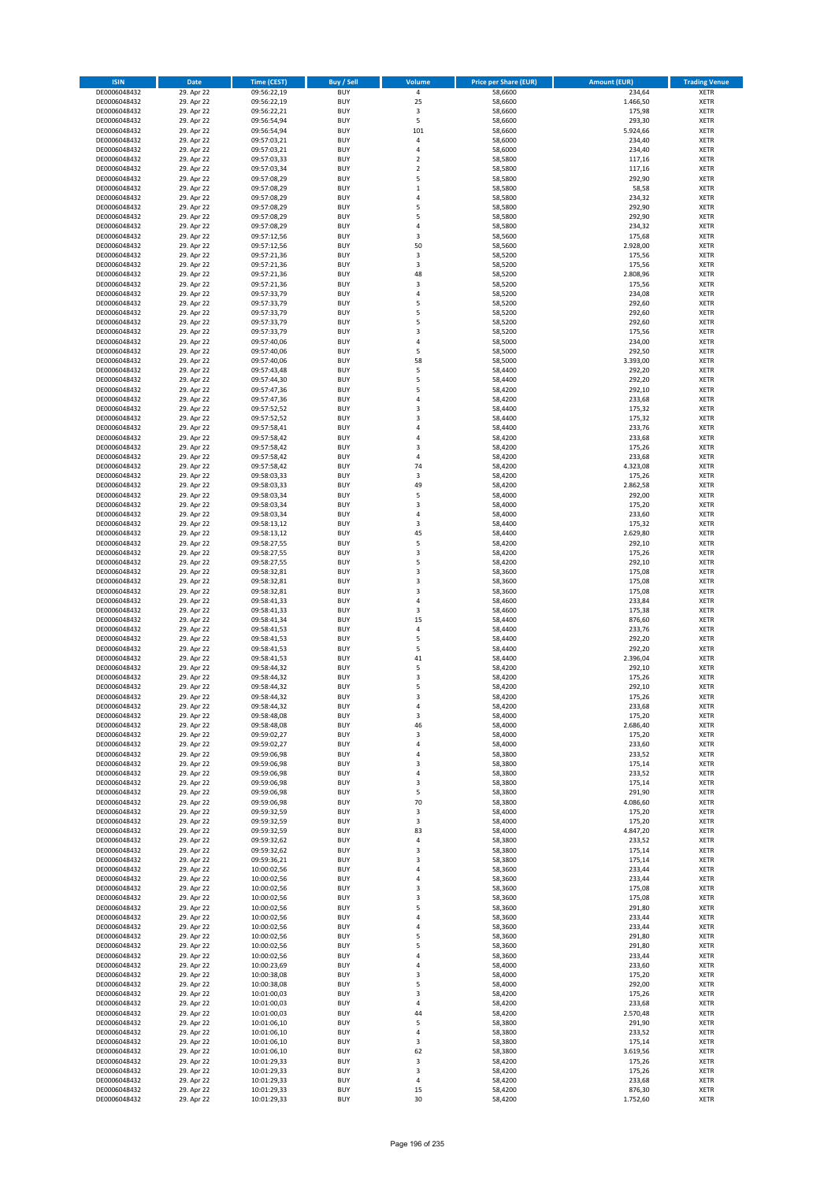| ISIN | Date | Time (CEST) | Buy / Sell | Volume | Price per Share (EUR) | Amount (EUR) | Trading Venue |
|---|---|---|---|---|---|---|---|
| DE0006048432 | 29. Apr 22 | 09:56:22,19 | BUY | 4 | 58,6600 | 234,64 | XETR |
| DE0006048432 | 29. Apr 22 | 09:56:22,19 | BUY | 25 | 58,6600 | 1.466,50 | XETR |
| DE0006048432 | 29. Apr 22 | 09:56:22,21 | BUY | 3 | 58,6600 | 175,98 | XETR |
| DE0006048432 | 29. Apr 22 | 09:56:54,94 | BUY | 5 | 58,6600 | 293,30 | XETR |
| DE0006048432 | 29. Apr 22 | 09:56:54,94 | BUY | 101 | 58,6600 | 5.924,66 | XETR |
| DE0006048432 | 29. Apr 22 | 09:57:03,21 | BUY | 4 | 58,6000 | 234,40 | XETR |
| DE0006048432 | 29. Apr 22 | 09:57:03,21 | BUY | 4 | 58,6000 | 234,40 | XETR |
| DE0006048432 | 29. Apr 22 | 09:57:03,33 | BUY | 2 | 58,5800 | 117,16 | XETR |
| DE0006048432 | 29. Apr 22 | 09:57:03,34 | BUY | 2 | 58,5800 | 117,16 | XETR |
| DE0006048432 | 29. Apr 22 | 09:57:08,29 | BUY | 5 | 58,5800 | 292,90 | XETR |
| DE0006048432 | 29. Apr 22 | 09:57:08,29 | BUY | 1 | 58,5800 | 58,58 | XETR |
| DE0006048432 | 29. Apr 22 | 09:57:08,29 | BUY | 4 | 58,5800 | 234,32 | XETR |
| DE0006048432 | 29. Apr 22 | 09:57:08,29 | BUY | 5 | 58,5800 | 292,90 | XETR |
| DE0006048432 | 29. Apr 22 | 09:57:08,29 | BUY | 5 | 58,5800 | 292,90 | XETR |
| DE0006048432 | 29. Apr 22 | 09:57:08,29 | BUY | 4 | 58,5800 | 234,32 | XETR |
| DE0006048432 | 29. Apr 22 | 09:57:12,56 | BUY | 3 | 58,5600 | 175,68 | XETR |
| DE0006048432 | 29. Apr 22 | 09:57:12,56 | BUY | 50 | 58,5600 | 2.928,00 | XETR |
| DE0006048432 | 29. Apr 22 | 09:57:21,36 | BUY | 3 | 58,5200 | 175,56 | XETR |
| DE0006048432 | 29. Apr 22 | 09:57:21,36 | BUY | 3 | 58,5200 | 175,56 | XETR |
| DE0006048432 | 29. Apr 22 | 09:57:21,36 | BUY | 48 | 58,5200 | 2.808,96 | XETR |
| DE0006048432 | 29. Apr 22 | 09:57:21,36 | BUY | 3 | 58,5200 | 175,56 | XETR |
| DE0006048432 | 29. Apr 22 | 09:57:33,79 | BUY | 4 | 58,5200 | 234,08 | XETR |
| DE0006048432 | 29. Apr 22 | 09:57:33,79 | BUY | 5 | 58,5200 | 292,60 | XETR |
| DE0006048432 | 29. Apr 22 | 09:57:33,79 | BUY | 5 | 58,5200 | 292,60 | XETR |
| DE0006048432 | 29. Apr 22 | 09:57:33,79 | BUY | 5 | 58,5200 | 292,60 | XETR |
| DE0006048432 | 29. Apr 22 | 09:57:33,79 | BUY | 3 | 58,5200 | 175,56 | XETR |
| DE0006048432 | 29. Apr 22 | 09:57:40,06 | BUY | 4 | 58,5000 | 234,00 | XETR |
| DE0006048432 | 29. Apr 22 | 09:57:40,06 | BUY | 5 | 58,5000 | 292,50 | XETR |
| DE0006048432 | 29. Apr 22 | 09:57:40,06 | BUY | 58 | 58,5000 | 3.393,00 | XETR |
| DE0006048432 | 29. Apr 22 | 09:57:43,48 | BUY | 5 | 58,4400 | 292,20 | XETR |
| DE0006048432 | 29. Apr 22 | 09:57:44,30 | BUY | 5 | 58,4400 | 292,20 | XETR |
| DE0006048432 | 29. Apr 22 | 09:57:47,36 | BUY | 5 | 58,4200 | 292,10 | XETR |
| DE0006048432 | 29. Apr 22 | 09:57:47,36 | BUY | 4 | 58,4200 | 233,68 | XETR |
| DE0006048432 | 29. Apr 22 | 09:57:52,52 | BUY | 3 | 58,4400 | 175,32 | XETR |
| DE0006048432 | 29. Apr 22 | 09:57:52,52 | BUY | 3 | 58,4400 | 175,32 | XETR |
| DE0006048432 | 29. Apr 22 | 09:57:58,41 | BUY | 4 | 58,4400 | 233,76 | XETR |
| DE0006048432 | 29. Apr 22 | 09:57:58,42 | BUY | 4 | 58,4200 | 233,68 | XETR |
| DE0006048432 | 29. Apr 22 | 09:57:58,42 | BUY | 3 | 58,4200 | 175,26 | XETR |
| DE0006048432 | 29. Apr 22 | 09:57:58,42 | BUY | 4 | 58,4200 | 233,68 | XETR |
| DE0006048432 | 29. Apr 22 | 09:57:58,42 | BUY | 74 | 58,4200 | 4.323,08 | XETR |
| DE0006048432 | 29. Apr 22 | 09:58:03,33 | BUY | 3 | 58,4200 | 175,26 | XETR |
| DE0006048432 | 29. Apr 22 | 09:58:03,33 | BUY | 49 | 58,4200 | 2.862,58 | XETR |
| DE0006048432 | 29. Apr 22 | 09:58:03,34 | BUY | 5 | 58,4000 | 292,00 | XETR |
| DE0006048432 | 29. Apr 22 | 09:58:03,34 | BUY | 3 | 58,4000 | 175,20 | XETR |
| DE0006048432 | 29. Apr 22 | 09:58:03,34 | BUY | 4 | 58,4000 | 233,60 | XETR |
| DE0006048432 | 29. Apr 22 | 09:58:13,12 | BUY | 3 | 58,4400 | 175,32 | XETR |
| DE0006048432 | 29. Apr 22 | 09:58:13,12 | BUY | 45 | 58,4400 | 2.629,80 | XETR |
| DE0006048432 | 29. Apr 22 | 09:58:27,55 | BUY | 5 | 58,4200 | 292,10 | XETR |
| DE0006048432 | 29. Apr 22 | 09:58:27,55 | BUY | 3 | 58,4200 | 175,26 | XETR |
| DE0006048432 | 29. Apr 22 | 09:58:27,55 | BUY | 5 | 58,4200 | 292,10 | XETR |
| DE0006048432 | 29. Apr 22 | 09:58:32,81 | BUY | 3 | 58,3600 | 175,08 | XETR |
| DE0006048432 | 29. Apr 22 | 09:58:32,81 | BUY | 3 | 58,3600 | 175,08 | XETR |
| DE0006048432 | 29. Apr 22 | 09:58:32,81 | BUY | 3 | 58,3600 | 175,08 | XETR |
| DE0006048432 | 29. Apr 22 | 09:58:41,33 | BUY | 4 | 58,4600 | 233,84 | XETR |
| DE0006048432 | 29. Apr 22 | 09:58:41,33 | BUY | 3 | 58,4600 | 175,38 | XETR |
| DE0006048432 | 29. Apr 22 | 09:58:41,34 | BUY | 15 | 58,4400 | 876,60 | XETR |
| DE0006048432 | 29. Apr 22 | 09:58:41,53 | BUY | 4 | 58,4400 | 233,76 | XETR |
| DE0006048432 | 29. Apr 22 | 09:58:41,53 | BUY | 5 | 58,4400 | 292,20 | XETR |
| DE0006048432 | 29. Apr 22 | 09:58:41,53 | BUY | 5 | 58,4400 | 292,20 | XETR |
| DE0006048432 | 29. Apr 22 | 09:58:41,53 | BUY | 41 | 58,4400 | 2.396,04 | XETR |
| DE0006048432 | 29. Apr 22 | 09:58:44,32 | BUY | 5 | 58,4200 | 292,10 | XETR |
| DE0006048432 | 29. Apr 22 | 09:58:44,32 | BUY | 3 | 58,4200 | 175,26 | XETR |
| DE0006048432 | 29. Apr 22 | 09:58:44,32 | BUY | 5 | 58,4200 | 292,10 | XETR |
| DE0006048432 | 29. Apr 22 | 09:58:44,32 | BUY | 3 | 58,4200 | 175,26 | XETR |
| DE0006048432 | 29. Apr 22 | 09:58:44,32 | BUY | 4 | 58,4200 | 233,68 | XETR |
| DE0006048432 | 29. Apr 22 | 09:58:48,08 | BUY | 3 | 58,4000 | 175,20 | XETR |
| DE0006048432 | 29. Apr 22 | 09:58:48,08 | BUY | 46 | 58,4000 | 2.686,40 | XETR |
| DE0006048432 | 29. Apr 22 | 09:59:02,27 | BUY | 3 | 58,4000 | 175,20 | XETR |
| DE0006048432 | 29. Apr 22 | 09:59:02,27 | BUY | 4 | 58,4000 | 233,60 | XETR |
| DE0006048432 | 29. Apr 22 | 09:59:06,98 | BUY | 4 | 58,3800 | 233,52 | XETR |
| DE0006048432 | 29. Apr 22 | 09:59:06,98 | BUY | 3 | 58,3800 | 175,14 | XETR |
| DE0006048432 | 29. Apr 22 | 09:59:06,98 | BUY | 4 | 58,3800 | 233,52 | XETR |
| DE0006048432 | 29. Apr 22 | 09:59:06,98 | BUY | 3 | 58,3800 | 175,14 | XETR |
| DE0006048432 | 29. Apr 22 | 09:59:06,98 | BUY | 5 | 58,3800 | 291,90 | XETR |
| DE0006048432 | 29. Apr 22 | 09:59:06,98 | BUY | 70 | 58,3800 | 4.086,60 | XETR |
| DE0006048432 | 29. Apr 22 | 09:59:32,59 | BUY | 3 | 58,4000 | 175,20 | XETR |
| DE0006048432 | 29. Apr 22 | 09:59:32,59 | BUY | 3 | 58,4000 | 175,20 | XETR |
| DE0006048432 | 29. Apr 22 | 09:59:32,59 | BUY | 83 | 58,4000 | 4.847,20 | XETR |
| DE0006048432 | 29. Apr 22 | 09:59:32,62 | BUY | 4 | 58,3800 | 233,52 | XETR |
| DE0006048432 | 29. Apr 22 | 09:59:32,62 | BUY | 3 | 58,3800 | 175,14 | XETR |
| DE0006048432 | 29. Apr 22 | 09:59:36,21 | BUY | 3 | 58,3800 | 175,14 | XETR |
| DE0006048432 | 29. Apr 22 | 10:00:02,56 | BUY | 4 | 58,3600 | 233,44 | XETR |
| DE0006048432 | 29. Apr 22 | 10:00:02,56 | BUY | 4 | 58,3600 | 233,44 | XETR |
| DE0006048432 | 29. Apr 22 | 10:00:02,56 | BUY | 3 | 58,3600 | 175,08 | XETR |
| DE0006048432 | 29. Apr 22 | 10:00:02,56 | BUY | 3 | 58,3600 | 175,08 | XETR |
| DE0006048432 | 29. Apr 22 | 10:00:02,56 | BUY | 5 | 58,3600 | 291,80 | XETR |
| DE0006048432 | 29. Apr 22 | 10:00:02,56 | BUY | 4 | 58,3600 | 233,44 | XETR |
| DE0006048432 | 29. Apr 22 | 10:00:02,56 | BUY | 4 | 58,3600 | 233,44 | XETR |
| DE0006048432 | 29. Apr 22 | 10:00:02,56 | BUY | 5 | 58,3600 | 291,80 | XETR |
| DE0006048432 | 29. Apr 22 | 10:00:02,56 | BUY | 5 | 58,3600 | 291,80 | XETR |
| DE0006048432 | 29. Apr 22 | 10:00:02,56 | BUY | 4 | 58,3600 | 233,44 | XETR |
| DE0006048432 | 29. Apr 22 | 10:00:23,69 | BUY | 4 | 58,4000 | 233,60 | XETR |
| DE0006048432 | 29. Apr 22 | 10:00:38,08 | BUY | 3 | 58,4000 | 175,20 | XETR |
| DE0006048432 | 29. Apr 22 | 10:00:38,08 | BUY | 5 | 58,4000 | 292,00 | XETR |
| DE0006048432 | 29. Apr 22 | 10:01:00,03 | BUY | 3 | 58,4200 | 175,26 | XETR |
| DE0006048432 | 29. Apr 22 | 10:01:00,03 | BUY | 4 | 58,4200 | 233,68 | XETR |
| DE0006048432 | 29. Apr 22 | 10:01:00,03 | BUY | 44 | 58,4200 | 2.570,48 | XETR |
| DE0006048432 | 29. Apr 22 | 10:01:06,10 | BUY | 5 | 58,3800 | 291,90 | XETR |
| DE0006048432 | 29. Apr 22 | 10:01:06,10 | BUY | 4 | 58,3800 | 233,52 | XETR |
| DE0006048432 | 29. Apr 22 | 10:01:06,10 | BUY | 3 | 58,3800 | 175,14 | XETR |
| DE0006048432 | 29. Apr 22 | 10:01:06,10 | BUY | 62 | 58,3800 | 3.619,56 | XETR |
| DE0006048432 | 29. Apr 22 | 10:01:29,33 | BUY | 3 | 58,4200 | 175,26 | XETR |
| DE0006048432 | 29. Apr 22 | 10:01:29,33 | BUY | 3 | 58,4200 | 175,26 | XETR |
| DE0006048432 | 29. Apr 22 | 10:01:29,33 | BUY | 4 | 58,4200 | 233,68 | XETR |
| DE0006048432 | 29. Apr 22 | 10:01:29,33 | BUY | 15 | 58,4200 | 876,30 | XETR |
| DE0006048432 | 29. Apr 22 | 10:01:29,33 | BUY | 30 | 58,4200 | 1.752,60 | XETR |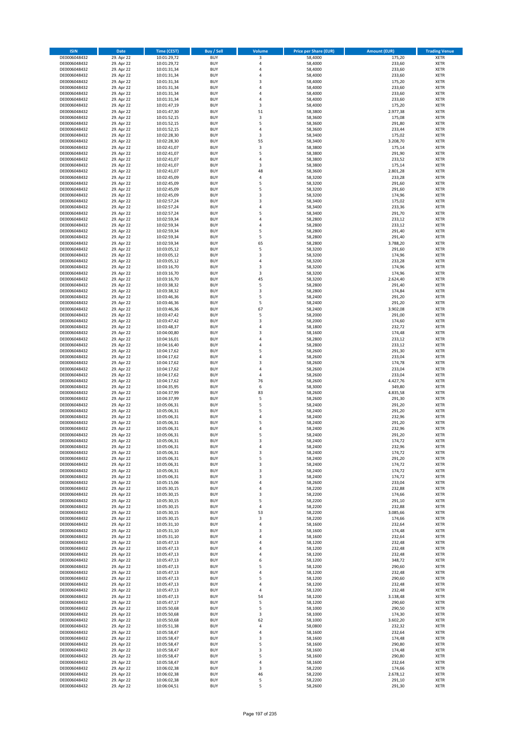| ISIN | Date | Time (CEST) | Buy / Sell | Volume | Price per Share (EUR) | Amount (EUR) | Trading Venue |
|---|---|---|---|---|---|---|---|
| DE0006048432 | 29. Apr 22 | 10:01:29,72 | BUY | 3 | 58,4000 | 175,20 | XETR |
| DE0006048432 | 29. Apr 22 | 10:01:29,72 | BUY | 4 | 58,4000 | 233,60 | XETR |
| DE0006048432 | 29. Apr 22 | 10:01:31,34 | BUY | 4 | 58,4000 | 233,60 | XETR |
| DE0006048432 | 29. Apr 22 | 10:01:31,34 | BUY | 4 | 58,4000 | 233,60 | XETR |
| DE0006048432 | 29. Apr 22 | 10:01:31,34 | BUY | 3 | 58,4000 | 175,20 | XETR |
| DE0006048432 | 29. Apr 22 | 10:01:31,34 | BUY | 4 | 58,4000 | 233,60 | XETR |
| DE0006048432 | 29. Apr 22 | 10:01:31,34 | BUY | 4 | 58,4000 | 233,60 | XETR |
| DE0006048432 | 29. Apr 22 | 10:01:31,34 | BUY | 4 | 58,4000 | 233,60 | XETR |
| DE0006048432 | 29. Apr 22 | 10:01:47,19 | BUY | 3 | 58,4000 | 175,20 | XETR |
| DE0006048432 | 29. Apr 22 | 10:01:47,30 | BUY | 51 | 58,3800 | 2.977,38 | XETR |
| DE0006048432 | 29. Apr 22 | 10:01:52,15 | BUY | 3 | 58,3600 | 175,08 | XETR |
| DE0006048432 | 29. Apr 22 | 10:01:52,15 | BUY | 5 | 58,3600 | 291,80 | XETR |
| DE0006048432 | 29. Apr 22 | 10:01:52,15 | BUY | 4 | 58,3600 | 233,44 | XETR |
| DE0006048432 | 29. Apr 22 | 10:02:28,30 | BUY | 3 | 58,3400 | 175,02 | XETR |
| DE0006048432 | 29. Apr 22 | 10:02:28,30 | BUY | 55 | 58,3400 | 3.208,70 | XETR |
| DE0006048432 | 29. Apr 22 | 10:02:41,07 | BUY | 3 | 58,3800 | 175,14 | XETR |
| DE0006048432 | 29. Apr 22 | 10:02:41,07 | BUY | 5 | 58,3800 | 291,90 | XETR |
| DE0006048432 | 29. Apr 22 | 10:02:41,07 | BUY | 4 | 58,3800 | 233,52 | XETR |
| DE0006048432 | 29. Apr 22 | 10:02:41,07 | BUY | 3 | 58,3800 | 175,14 | XETR |
| DE0006048432 | 29. Apr 22 | 10:02:41,07 | BUY | 48 | 58,3600 | 2.801,28 | XETR |
| DE0006048432 | 29. Apr 22 | 10:02:45,09 | BUY | 4 | 58,3200 | 233,28 | XETR |
| DE0006048432 | 29. Apr 22 | 10:02:45,09 | BUY | 5 | 58,3200 | 291,60 | XETR |
| DE0006048432 | 29. Apr 22 | 10:02:45,09 | BUY | 5 | 58,3200 | 291,60 | XETR |
| DE0006048432 | 29. Apr 22 | 10:02:45,09 | BUY | 3 | 58,3200 | 174,96 | XETR |
| DE0006048432 | 29. Apr 22 | 10:02:57,24 | BUY | 3 | 58,3400 | 175,02 | XETR |
| DE0006048432 | 29. Apr 22 | 10:02:57,24 | BUY | 4 | 58,3400 | 233,36 | XETR |
| DE0006048432 | 29. Apr 22 | 10:02:57,24 | BUY | 5 | 58,3400 | 291,70 | XETR |
| DE0006048432 | 29. Apr 22 | 10:02:59,34 | BUY | 4 | 58,2800 | 233,12 | XETR |
| DE0006048432 | 29. Apr 22 | 10:02:59,34 | BUY | 4 | 58,2800 | 233,12 | XETR |
| DE0006048432 | 29. Apr 22 | 10:02:59,34 | BUY | 5 | 58,2800 | 291,40 | XETR |
| DE0006048432 | 29. Apr 22 | 10:02:59,34 | BUY | 5 | 58,2800 | 291,40 | XETR |
| DE0006048432 | 29. Apr 22 | 10:02:59,34 | BUY | 65 | 58,2800 | 3.788,20 | XETR |
| DE0006048432 | 29. Apr 22 | 10:03:05,12 | BUY | 5 | 58,3200 | 291,60 | XETR |
| DE0006048432 | 29. Apr 22 | 10:03:05,12 | BUY | 3 | 58,3200 | 174,96 | XETR |
| DE0006048432 | 29. Apr 22 | 10:03:05,12 | BUY | 4 | 58,3200 | 233,28 | XETR |
| DE0006048432 | 29. Apr 22 | 10:03:16,70 | BUY | 3 | 58,3200 | 174,96 | XETR |
| DE0006048432 | 29. Apr 22 | 10:03:16,70 | BUY | 3 | 58,3200 | 174,96 | XETR |
| DE0006048432 | 29. Apr 22 | 10:03:16,70 | BUY | 45 | 58,3200 | 2.624,40 | XETR |
| DE0006048432 | 29. Apr 22 | 10:03:38,32 | BUY | 5 | 58,2800 | 291,40 | XETR |
| DE0006048432 | 29. Apr 22 | 10:03:38,32 | BUY | 3 | 58,2800 | 174,84 | XETR |
| DE0006048432 | 29. Apr 22 | 10:03:46,36 | BUY | 5 | 58,2400 | 291,20 | XETR |
| DE0006048432 | 29. Apr 22 | 10:03:46,36 | BUY | 5 | 58,2400 | 291,20 | XETR |
| DE0006048432 | 29. Apr 22 | 10:03:46,36 | BUY | 67 | 58,2400 | 3.902,08 | XETR |
| DE0006048432 | 29. Apr 22 | 10:03:47,42 | BUY | 5 | 58,2000 | 291,00 | XETR |
| DE0006048432 | 29. Apr 22 | 10:03:47,42 | BUY | 3 | 58,2000 | 174,60 | XETR |
| DE0006048432 | 29. Apr 22 | 10:03:48,37 | BUY | 4 | 58,1800 | 232,72 | XETR |
| DE0006048432 | 29. Apr 22 | 10:04:00,80 | BUY | 3 | 58,1600 | 174,48 | XETR |
| DE0006048432 | 29. Apr 22 | 10:04:16,01 | BUY | 4 | 58,2800 | 233,12 | XETR |
| DE0006048432 | 29. Apr 22 | 10:04:16,40 | BUY | 4 | 58,2800 | 233,12 | XETR |
| DE0006048432 | 29. Apr 22 | 10:04:17,62 | BUY | 5 | 58,2600 | 291,30 | XETR |
| DE0006048432 | 29. Apr 22 | 10:04:17,62 | BUY | 4 | 58,2600 | 233,04 | XETR |
| DE0006048432 | 29. Apr 22 | 10:04:17,62 | BUY | 3 | 58,2600 | 174,78 | XETR |
| DE0006048432 | 29. Apr 22 | 10:04:17,62 | BUY | 4 | 58,2600 | 233,04 | XETR |
| DE0006048432 | 29. Apr 22 | 10:04:17,62 | BUY | 4 | 58,2600 | 233,04 | XETR |
| DE0006048432 | 29. Apr 22 | 10:04:17,62 | BUY | 76 | 58,2600 | 4.427,76 | XETR |
| DE0006048432 | 29. Apr 22 | 10:04:35,95 | BUY | 6 | 58,3000 | 349,80 | XETR |
| DE0006048432 | 29. Apr 22 | 10:04:37,99 | BUY | 83 | 58,2600 | 4.835,58 | XETR |
| DE0006048432 | 29. Apr 22 | 10:04:37,99 | BUY | 5 | 58,2600 | 291,30 | XETR |
| DE0006048432 | 29. Apr 22 | 10:05:06,31 | BUY | 5 | 58,2400 | 291,20 | XETR |
| DE0006048432 | 29. Apr 22 | 10:05:06,31 | BUY | 5 | 58,2400 | 291,20 | XETR |
| DE0006048432 | 29. Apr 22 | 10:05:06,31 | BUY | 4 | 58,2400 | 232,96 | XETR |
| DE0006048432 | 29. Apr 22 | 10:05:06,31 | BUY | 5 | 58,2400 | 291,20 | XETR |
| DE0006048432 | 29. Apr 22 | 10:05:06,31 | BUY | 4 | 58,2400 | 232,96 | XETR |
| DE0006048432 | 29. Apr 22 | 10:05:06,31 | BUY | 5 | 58,2400 | 291,20 | XETR |
| DE0006048432 | 29. Apr 22 | 10:05:06,31 | BUY | 3 | 58,2400 | 174,72 | XETR |
| DE0006048432 | 29. Apr 22 | 10:05:06,31 | BUY | 4 | 58,2400 | 232,96 | XETR |
| DE0006048432 | 29. Apr 22 | 10:05:06,31 | BUY | 3 | 58,2400 | 174,72 | XETR |
| DE0006048432 | 29. Apr 22 | 10:05:06,31 | BUY | 5 | 58,2400 | 291,20 | XETR |
| DE0006048432 | 29. Apr 22 | 10:05:06,31 | BUY | 3 | 58,2400 | 174,72 | XETR |
| DE0006048432 | 29. Apr 22 | 10:05:06,31 | BUY | 3 | 58,2400 | 174,72 | XETR |
| DE0006048432 | 29. Apr 22 | 10:05:06,31 | BUY | 3 | 58,2400 | 174,72 | XETR |
| DE0006048432 | 29. Apr 22 | 10:05:15,06 | BUY | 4 | 58,2600 | 233,04 | XETR |
| DE0006048432 | 29. Apr 22 | 10:05:30,15 | BUY | 4 | 58,2200 | 232,88 | XETR |
| DE0006048432 | 29. Apr 22 | 10:05:30,15 | BUY | 3 | 58,2200 | 174,66 | XETR |
| DE0006048432 | 29. Apr 22 | 10:05:30,15 | BUY | 5 | 58,2200 | 291,10 | XETR |
| DE0006048432 | 29. Apr 22 | 10:05:30,15 | BUY | 4 | 58,2200 | 232,88 | XETR |
| DE0006048432 | 29. Apr 22 | 10:05:30,15 | BUY | 53 | 58,2200 | 3.085,66 | XETR |
| DE0006048432 | 29. Apr 22 | 10:05:30,15 | BUY | 3 | 58,2200 | 174,66 | XETR |
| DE0006048432 | 29. Apr 22 | 10:05:31,10 | BUY | 4 | 58,1600 | 232,64 | XETR |
| DE0006048432 | 29. Apr 22 | 10:05:31,10 | BUY | 3 | 58,1600 | 174,48 | XETR |
| DE0006048432 | 29. Apr 22 | 10:05:31,10 | BUY | 4 | 58,1600 | 232,64 | XETR |
| DE0006048432 | 29. Apr 22 | 10:05:47,13 | BUY | 4 | 58,1200 | 232,48 | XETR |
| DE0006048432 | 29. Apr 22 | 10:05:47,13 | BUY | 4 | 58,1200 | 232,48 | XETR |
| DE0006048432 | 29. Apr 22 | 10:05:47,13 | BUY | 4 | 58,1200 | 232,48 | XETR |
| DE0006048432 | 29. Apr 22 | 10:05:47,13 | BUY | 6 | 58,1200 | 348,72 | XETR |
| DE0006048432 | 29. Apr 22 | 10:05:47,13 | BUY | 5 | 58,1200 | 290,60 | XETR |
| DE0006048432 | 29. Apr 22 | 10:05:47,13 | BUY | 4 | 58,1200 | 232,48 | XETR |
| DE0006048432 | 29. Apr 22 | 10:05:47,13 | BUY | 5 | 58,1200 | 290,60 | XETR |
| DE0006048432 | 29. Apr 22 | 10:05:47,13 | BUY | 4 | 58,1200 | 232,48 | XETR |
| DE0006048432 | 29. Apr 22 | 10:05:47,13 | BUY | 4 | 58,1200 | 232,48 | XETR |
| DE0006048432 | 29. Apr 22 | 10:05:47,13 | BUY | 54 | 58,1200 | 3.138,48 | XETR |
| DE0006048432 | 29. Apr 22 | 10:05:47,17 | BUY | 5 | 58,1200 | 290,60 | XETR |
| DE0006048432 | 29. Apr 22 | 10:05:50,68 | BUY | 5 | 58,1000 | 290,50 | XETR |
| DE0006048432 | 29. Apr 22 | 10:05:50,68 | BUY | 3 | 58,1000 | 174,30 | XETR |
| DE0006048432 | 29. Apr 22 | 10:05:50,68 | BUY | 62 | 58,1000 | 3.602,20 | XETR |
| DE0006048432 | 29. Apr 22 | 10:05:51,38 | BUY | 4 | 58,0800 | 232,32 | XETR |
| DE0006048432 | 29. Apr 22 | 10:05:58,47 | BUY | 4 | 58,1600 | 232,64 | XETR |
| DE0006048432 | 29. Apr 22 | 10:05:58,47 | BUY | 3 | 58,1600 | 174,48 | XETR |
| DE0006048432 | 29. Apr 22 | 10:05:58,47 | BUY | 5 | 58,1600 | 290,80 | XETR |
| DE0006048432 | 29. Apr 22 | 10:05:58,47 | BUY | 3 | 58,1600 | 174,48 | XETR |
| DE0006048432 | 29. Apr 22 | 10:05:58,47 | BUY | 5 | 58,1600 | 290,80 | XETR |
| DE0006048432 | 29. Apr 22 | 10:05:58,47 | BUY | 4 | 58,1600 | 232,64 | XETR |
| DE0006048432 | 29. Apr 22 | 10:06:02,38 | BUY | 3 | 58,2200 | 174,66 | XETR |
| DE0006048432 | 29. Apr 22 | 10:06:02,38 | BUY | 46 | 58,2200 | 2.678,12 | XETR |
| DE0006048432 | 29. Apr 22 | 10:06:02,38 | BUY | 5 | 58,2200 | 291,10 | XETR |
| DE0006048432 | 29. Apr 22 | 10:06:04,51 | BUY | 5 | 58,2600 | 291,30 | XETR |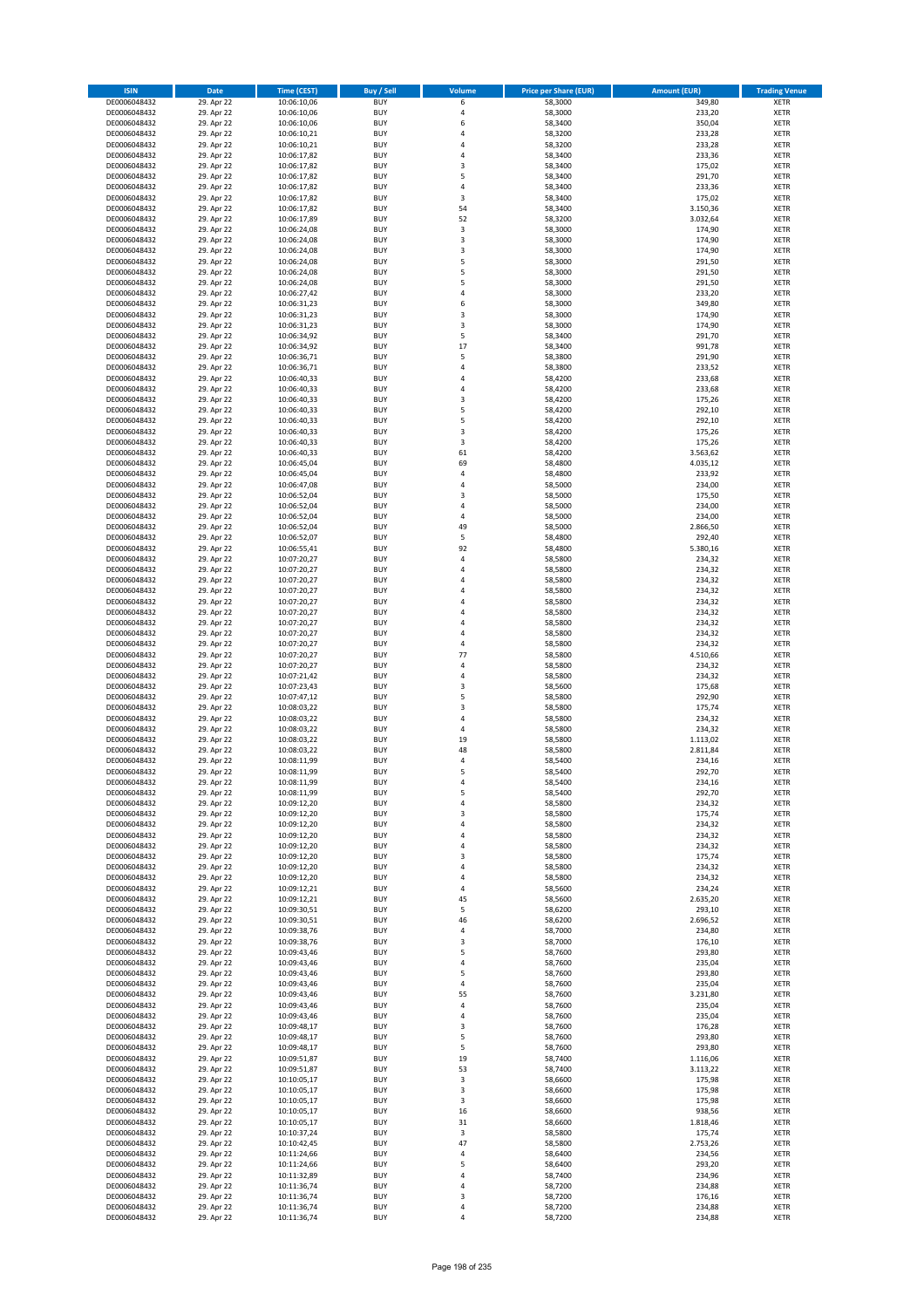| ISIN | Date | Time (CEST) | Buy / Sell | Volume | Price per Share (EUR) | Amount (EUR) | Trading Venue |
|---|---|---|---|---|---|---|---|
| DE0006048432 | 29. Apr 22 | 10:06:10,06 | BUY | 6 | 58,3000 | 349,80 | XETR |
| DE0006048432 | 29. Apr 22 | 10:06:10,06 | BUY | 4 | 58,3000 | 233,20 | XETR |
| DE0006048432 | 29. Apr 22 | 10:06:10,06 | BUY | 6 | 58,3400 | 350,04 | XETR |
| DE0006048432 | 29. Apr 22 | 10:06:10,21 | BUY | 4 | 58,3200 | 233,28 | XETR |
| DE0006048432 | 29. Apr 22 | 10:06:10,21 | BUY | 4 | 58,3200 | 233,28 | XETR |
| DE0006048432 | 29. Apr 22 | 10:06:17,82 | BUY | 4 | 58,3400 | 233,36 | XETR |
| DE0006048432 | 29. Apr 22 | 10:06:17,82 | BUY | 3 | 58,3400 | 175,02 | XETR |
| DE0006048432 | 29. Apr 22 | 10:06:17,82 | BUY | 5 | 58,3400 | 291,70 | XETR |
| DE0006048432 | 29. Apr 22 | 10:06:17,82 | BUY | 4 | 58,3400 | 233,36 | XETR |
| DE0006048432 | 29. Apr 22 | 10:06:17,82 | BUY | 3 | 58,3400 | 175,02 | XETR |
| DE0006048432 | 29. Apr 22 | 10:06:17,82 | BUY | 54 | 58,3400 | 3.150,36 | XETR |
| DE0006048432 | 29. Apr 22 | 10:06:17,89 | BUY | 52 | 58,3200 | 3.032,64 | XETR |
| DE0006048432 | 29. Apr 22 | 10:06:24,08 | BUY | 3 | 58,3000 | 174,90 | XETR |
| DE0006048432 | 29. Apr 22 | 10:06:24,08 | BUY | 3 | 58,3000 | 174,90 | XETR |
| DE0006048432 | 29. Apr 22 | 10:06:24,08 | BUY | 3 | 58,3000 | 174,90 | XETR |
| DE0006048432 | 29. Apr 22 | 10:06:24,08 | BUY | 5 | 58,3000 | 291,50 | XETR |
| DE0006048432 | 29. Apr 22 | 10:06:24,08 | BUY | 5 | 58,3000 | 291,50 | XETR |
| DE0006048432 | 29. Apr 22 | 10:06:24,08 | BUY | 5 | 58,3000 | 291,50 | XETR |
| DE0006048432 | 29. Apr 22 | 10:06:27,42 | BUY | 4 | 58,3000 | 233,20 | XETR |
| DE0006048432 | 29. Apr 22 | 10:06:31,23 | BUY | 6 | 58,3000 | 349,80 | XETR |
| DE0006048432 | 29. Apr 22 | 10:06:31,23 | BUY | 3 | 58,3000 | 174,90 | XETR |
| DE0006048432 | 29. Apr 22 | 10:06:31,23 | BUY | 3 | 58,3000 | 174,90 | XETR |
| DE0006048432 | 29. Apr 22 | 10:06:34,92 | BUY | 5 | 58,3400 | 291,70 | XETR |
| DE0006048432 | 29. Apr 22 | 10:06:34,92 | BUY | 17 | 58,3400 | 991,78 | XETR |
| DE0006048432 | 29. Apr 22 | 10:06:36,71 | BUY | 5 | 58,3800 | 291,90 | XETR |
| DE0006048432 | 29. Apr 22 | 10:06:36,71 | BUY | 4 | 58,3800 | 233,52 | XETR |
| DE0006048432 | 29. Apr 22 | 10:06:40,33 | BUY | 4 | 58,4200 | 233,68 | XETR |
| DE0006048432 | 29. Apr 22 | 10:06:40,33 | BUY | 4 | 58,4200 | 233,68 | XETR |
| DE0006048432 | 29. Apr 22 | 10:06:40,33 | BUY | 3 | 58,4200 | 175,26 | XETR |
| DE0006048432 | 29. Apr 22 | 10:06:40,33 | BUY | 5 | 58,4200 | 292,10 | XETR |
| DE0006048432 | 29. Apr 22 | 10:06:40,33 | BUY | 5 | 58,4200 | 292,10 | XETR |
| DE0006048432 | 29. Apr 22 | 10:06:40,33 | BUY | 3 | 58,4200 | 175,26 | XETR |
| DE0006048432 | 29. Apr 22 | 10:06:40,33 | BUY | 3 | 58,4200 | 175,26 | XETR |
| DE0006048432 | 29. Apr 22 | 10:06:40,33 | BUY | 61 | 58,4200 | 3.563,62 | XETR |
| DE0006048432 | 29. Apr 22 | 10:06:45,04 | BUY | 69 | 58,4800 | 4.035,12 | XETR |
| DE0006048432 | 29. Apr 22 | 10:06:45,04 | BUY | 4 | 58,4800 | 233,92 | XETR |
| DE0006048432 | 29. Apr 22 | 10:06:47,08 | BUY | 4 | 58,5000 | 234,00 | XETR |
| DE0006048432 | 29. Apr 22 | 10:06:52,04 | BUY | 3 | 58,5000 | 175,50 | XETR |
| DE0006048432 | 29. Apr 22 | 10:06:52,04 | BUY | 4 | 58,5000 | 234,00 | XETR |
| DE0006048432 | 29. Apr 22 | 10:06:52,04 | BUY | 4 | 58,5000 | 234,00 | XETR |
| DE0006048432 | 29. Apr 22 | 10:06:52,04 | BUY | 49 | 58,5000 | 2.866,50 | XETR |
| DE0006048432 | 29. Apr 22 | 10:06:52,07 | BUY | 5 | 58,4800 | 292,40 | XETR |
| DE0006048432 | 29. Apr 22 | 10:06:55,41 | BUY | 92 | 58,4800 | 5.380,16 | XETR |
| DE0006048432 | 29. Apr 22 | 10:07:20,27 | BUY | 4 | 58,5800 | 234,32 | XETR |
| DE0006048432 | 29. Apr 22 | 10:07:20,27 | BUY | 4 | 58,5800 | 234,32 | XETR |
| DE0006048432 | 29. Apr 22 | 10:07:20,27 | BUY | 4 | 58,5800 | 234,32 | XETR |
| DE0006048432 | 29. Apr 22 | 10:07:20,27 | BUY | 4 | 58,5800 | 234,32 | XETR |
| DE0006048432 | 29. Apr 22 | 10:07:20,27 | BUY | 4 | 58,5800 | 234,32 | XETR |
| DE0006048432 | 29. Apr 22 | 10:07:20,27 | BUY | 4 | 58,5800 | 234,32 | XETR |
| DE0006048432 | 29. Apr 22 | 10:07:20,27 | BUY | 4 | 58,5800 | 234,32 | XETR |
| DE0006048432 | 29. Apr 22 | 10:07:20,27 | BUY | 4 | 58,5800 | 234,32 | XETR |
| DE0006048432 | 29. Apr 22 | 10:07:20,27 | BUY | 4 | 58,5800 | 234,32 | XETR |
| DE0006048432 | 29. Apr 22 | 10:07:20,27 | BUY | 77 | 58,5800 | 4.510,66 | XETR |
| DE0006048432 | 29. Apr 22 | 10:07:20,27 | BUY | 4 | 58,5800 | 234,32 | XETR |
| DE0006048432 | 29. Apr 22 | 10:07:21,42 | BUY | 4 | 58,5800 | 234,32 | XETR |
| DE0006048432 | 29. Apr 22 | 10:07:23,43 | BUY | 3 | 58,5600 | 175,68 | XETR |
| DE0006048432 | 29. Apr 22 | 10:07:47,12 | BUY | 5 | 58,5800 | 292,90 | XETR |
| DE0006048432 | 29. Apr 22 | 10:08:03,22 | BUY | 3 | 58,5800 | 175,74 | XETR |
| DE0006048432 | 29. Apr 22 | 10:08:03,22 | BUY | 4 | 58,5800 | 234,32 | XETR |
| DE0006048432 | 29. Apr 22 | 10:08:03,22 | BUY | 4 | 58,5800 | 234,32 | XETR |
| DE0006048432 | 29. Apr 22 | 10:08:03,22 | BUY | 19 | 58,5800 | 1.113,02 | XETR |
| DE0006048432 | 29. Apr 22 | 10:08:03,22 | BUY | 48 | 58,5800 | 2.811,84 | XETR |
| DE0006048432 | 29. Apr 22 | 10:08:11,99 | BUY | 4 | 58,5400 | 234,16 | XETR |
| DE0006048432 | 29. Apr 22 | 10:08:11,99 | BUY | 5 | 58,5400 | 292,70 | XETR |
| DE0006048432 | 29. Apr 22 | 10:08:11,99 | BUY | 4 | 58,5400 | 234,16 | XETR |
| DE0006048432 | 29. Apr 22 | 10:08:11,99 | BUY | 5 | 58,5400 | 292,70 | XETR |
| DE0006048432 | 29. Apr 22 | 10:09:12,20 | BUY | 4 | 58,5800 | 234,32 | XETR |
| DE0006048432 | 29. Apr 22 | 10:09:12,20 | BUY | 3 | 58,5800 | 175,74 | XETR |
| DE0006048432 | 29. Apr 22 | 10:09:12,20 | BUY | 4 | 58,5800 | 234,32 | XETR |
| DE0006048432 | 29. Apr 22 | 10:09:12,20 | BUY | 4 | 58,5800 | 234,32 | XETR |
| DE0006048432 | 29. Apr 22 | 10:09:12,20 | BUY | 4 | 58,5800 | 234,32 | XETR |
| DE0006048432 | 29. Apr 22 | 10:09:12,20 | BUY | 3 | 58,5800 | 175,74 | XETR |
| DE0006048432 | 29. Apr 22 | 10:09:12,20 | BUY | 4 | 58,5800 | 234,32 | XETR |
| DE0006048432 | 29. Apr 22 | 10:09:12,20 | BUY | 4 | 58,5800 | 234,32 | XETR |
| DE0006048432 | 29. Apr 22 | 10:09:12,21 | BUY | 4 | 58,5600 | 234,24 | XETR |
| DE0006048432 | 29. Apr 22 | 10:09:12,21 | BUY | 45 | 58,5600 | 2.635,20 | XETR |
| DE0006048432 | 29. Apr 22 | 10:09:30,51 | BUY | 5 | 58,6200 | 293,10 | XETR |
| DE0006048432 | 29. Apr 22 | 10:09:30,51 | BUY | 46 | 58,6200 | 2.696,52 | XETR |
| DE0006048432 | 29. Apr 22 | 10:09:38,76 | BUY | 4 | 58,7000 | 234,80 | XETR |
| DE0006048432 | 29. Apr 22 | 10:09:38,76 | BUY | 3 | 58,7000 | 176,10 | XETR |
| DE0006048432 | 29. Apr 22 | 10:09:43,46 | BUY | 5 | 58,7600 | 293,80 | XETR |
| DE0006048432 | 29. Apr 22 | 10:09:43,46 | BUY | 4 | 58,7600 | 235,04 | XETR |
| DE0006048432 | 29. Apr 22 | 10:09:43,46 | BUY | 5 | 58,7600 | 293,80 | XETR |
| DE0006048432 | 29. Apr 22 | 10:09:43,46 | BUY | 4 | 58,7600 | 235,04 | XETR |
| DE0006048432 | 29. Apr 22 | 10:09:43,46 | BUY | 55 | 58,7600 | 3.231,80 | XETR |
| DE0006048432 | 29. Apr 22 | 10:09:43,46 | BUY | 4 | 58,7600 | 235,04 | XETR |
| DE0006048432 | 29. Apr 22 | 10:09:43,46 | BUY | 4 | 58,7600 | 235,04 | XETR |
| DE0006048432 | 29. Apr 22 | 10:09:48,17 | BUY | 3 | 58,7600 | 176,28 | XETR |
| DE0006048432 | 29. Apr 22 | 10:09:48,17 | BUY | 5 | 58,7600 | 293,80 | XETR |
| DE0006048432 | 29. Apr 22 | 10:09:48,17 | BUY | 5 | 58,7600 | 293,80 | XETR |
| DE0006048432 | 29. Apr 22 | 10:09:51,87 | BUY | 19 | 58,7400 | 1.116,06 | XETR |
| DE0006048432 | 29. Apr 22 | 10:09:51,87 | BUY | 53 | 58,7400 | 3.113,22 | XETR |
| DE0006048432 | 29. Apr 22 | 10:10:05,17 | BUY | 3 | 58,6600 | 175,98 | XETR |
| DE0006048432 | 29. Apr 22 | 10:10:05,17 | BUY | 3 | 58,6600 | 175,98 | XETR |
| DE0006048432 | 29. Apr 22 | 10:10:05,17 | BUY | 3 | 58,6600 | 175,98 | XETR |
| DE0006048432 | 29. Apr 22 | 10:10:05,17 | BUY | 16 | 58,6600 | 938,56 | XETR |
| DE0006048432 | 29. Apr 22 | 10:10:05,17 | BUY | 31 | 58,6600 | 1.818,46 | XETR |
| DE0006048432 | 29. Apr 22 | 10:10:37,24 | BUY | 3 | 58,5800 | 175,74 | XETR |
| DE0006048432 | 29. Apr 22 | 10:10:42,45 | BUY | 47 | 58,5800 | 2.753,26 | XETR |
| DE0006048432 | 29. Apr 22 | 10:11:24,66 | BUY | 4 | 58,6400 | 234,56 | XETR |
| DE0006048432 | 29. Apr 22 | 10:11:24,66 | BUY | 5 | 58,6400 | 293,20 | XETR |
| DE0006048432 | 29. Apr 22 | 10:11:32,89 | BUY | 4 | 58,7400 | 234,96 | XETR |
| DE0006048432 | 29. Apr 22 | 10:11:36,74 | BUY | 4 | 58,7200 | 234,88 | XETR |
| DE0006048432 | 29. Apr 22 | 10:11:36,74 | BUY | 3 | 58,7200 | 176,16 | XETR |
| DE0006048432 | 29. Apr 22 | 10:11:36,74 | BUY | 4 | 58,7200 | 234,88 | XETR |
| DE0006048432 | 29. Apr 22 | 10:11:36,74 | BUY | 4 | 58,7200 | 234,88 | XETR |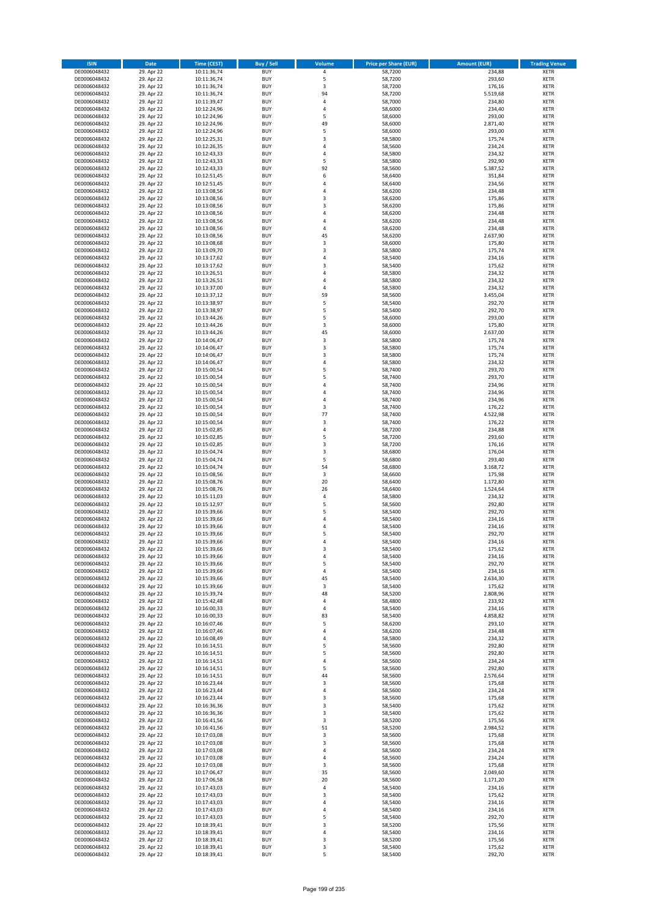| ISIN | Date | Time (CEST) | Buy / Sell | Volume | Price per Share (EUR) | Amount (EUR) | Trading Venue |
| --- | --- | --- | --- | --- | --- | --- | --- |
| DE0006048432 | 29. Apr 22 | 10:11:36,74 | BUY | 4 | 58,7200 | 234,88 | XETR |
| DE0006048432 | 29. Apr 22 | 10:11:36,74 | BUY | 5 | 58,7200 | 293,60 | XETR |
| DE0006048432 | 29. Apr 22 | 10:11:36,74 | BUY | 3 | 58,7200 | 176,16 | XETR |
| DE0006048432 | 29. Apr 22 | 10:11:36,74 | BUY | 94 | 58,7200 | 5.519,68 | XETR |
| DE0006048432 | 29. Apr 22 | 10:11:39,47 | BUY | 4 | 58,7000 | 234,80 | XETR |
| DE0006048432 | 29. Apr 22 | 10:12:24,96 | BUY | 4 | 58,6000 | 234,40 | XETR |
| DE0006048432 | 29. Apr 22 | 10:12:24,96 | BUY | 5 | 58,6000 | 293,00 | XETR |
| DE0006048432 | 29. Apr 22 | 10:12:24,96 | BUY | 49 | 58,6000 | 2.871,40 | XETR |
| DE0006048432 | 29. Apr 22 | 10:12:24,96 | BUY | 5 | 58,6000 | 293,00 | XETR |
| DE0006048432 | 29. Apr 22 | 10:12:25,31 | BUY | 3 | 58,5800 | 175,74 | XETR |
| DE0006048432 | 29. Apr 22 | 10:12:26,35 | BUY | 4 | 58,5600 | 234,24 | XETR |
| DE0006048432 | 29. Apr 22 | 10:12:43,33 | BUY | 4 | 58,5800 | 234,32 | XETR |
| DE0006048432 | 29. Apr 22 | 10:12:43,33 | BUY | 5 | 58,5800 | 292,90 | XETR |
| DE0006048432 | 29. Apr 22 | 10:12:43,33 | BUY | 92 | 58,5600 | 5.387,52 | XETR |
| DE0006048432 | 29. Apr 22 | 10:12:51,45 | BUY | 6 | 58,6400 | 351,84 | XETR |
| DE0006048432 | 29. Apr 22 | 10:12:51,45 | BUY | 4 | 58,6400 | 234,56 | XETR |
| DE0006048432 | 29. Apr 22 | 10:13:08,56 | BUY | 4 | 58,6200 | 234,48 | XETR |
| DE0006048432 | 29. Apr 22 | 10:13:08,56 | BUY | 3 | 58,6200 | 175,86 | XETR |
| DE0006048432 | 29. Apr 22 | 10:13:08,56 | BUY | 3 | 58,6200 | 175,86 | XETR |
| DE0006048432 | 29. Apr 22 | 10:13:08,56 | BUY | 4 | 58,6200 | 234,48 | XETR |
| DE0006048432 | 29. Apr 22 | 10:13:08,56 | BUY | 4 | 58,6200 | 234,48 | XETR |
| DE0006048432 | 29. Apr 22 | 10:13:08,56 | BUY | 4 | 58,6200 | 234,48 | XETR |
| DE0006048432 | 29. Apr 22 | 10:13:08,56 | BUY | 45 | 58,6200 | 2.637,90 | XETR |
| DE0006048432 | 29. Apr 22 | 10:13:08,68 | BUY | 3 | 58,6000 | 175,80 | XETR |
| DE0006048432 | 29. Apr 22 | 10:13:09,70 | BUY | 3 | 58,5800 | 175,74 | XETR |
| DE0006048432 | 29. Apr 22 | 10:13:17,62 | BUY | 4 | 58,5400 | 234,16 | XETR |
| DE0006048432 | 29. Apr 22 | 10:13:17,62 | BUY | 3 | 58,5400 | 175,62 | XETR |
| DE0006048432 | 29. Apr 22 | 10:13:26,51 | BUY | 4 | 58,5800 | 234,32 | XETR |
| DE0006048432 | 29. Apr 22 | 10:13:26,51 | BUY | 4 | 58,5800 | 234,32 | XETR |
| DE0006048432 | 29. Apr 22 | 10:13:37,00 | BUY | 4 | 58,5800 | 234,32 | XETR |
| DE0006048432 | 29. Apr 22 | 10:13:37,12 | BUY | 59 | 58,5600 | 3.455,04 | XETR |
| DE0006048432 | 29. Apr 22 | 10:13:38,97 | BUY | 5 | 58,5400 | 292,70 | XETR |
| DE0006048432 | 29. Apr 22 | 10:13:38,97 | BUY | 5 | 58,5400 | 292,70 | XETR |
| DE0006048432 | 29. Apr 22 | 10:13:44,26 | BUY | 5 | 58,6000 | 293,00 | XETR |
| DE0006048432 | 29. Apr 22 | 10:13:44,26 | BUY | 3 | 58,6000 | 175,80 | XETR |
| DE0006048432 | 29. Apr 22 | 10:13:44,26 | BUY | 45 | 58,6000 | 2.637,00 | XETR |
| DE0006048432 | 29. Apr 22 | 10:14:06,47 | BUY | 3 | 58,5800 | 175,74 | XETR |
| DE0006048432 | 29. Apr 22 | 10:14:06,47 | BUY | 3 | 58,5800 | 175,74 | XETR |
| DE0006048432 | 29. Apr 22 | 10:14:06,47 | BUY | 3 | 58,5800 | 175,74 | XETR |
| DE0006048432 | 29. Apr 22 | 10:14:06,47 | BUY | 4 | 58,5800 | 234,32 | XETR |
| DE0006048432 | 29. Apr 22 | 10:15:00,54 | BUY | 5 | 58,7400 | 293,70 | XETR |
| DE0006048432 | 29. Apr 22 | 10:15:00,54 | BUY | 5 | 58,7400 | 293,70 | XETR |
| DE0006048432 | 29. Apr 22 | 10:15:00,54 | BUY | 4 | 58,7400 | 234,96 | XETR |
| DE0006048432 | 29. Apr 22 | 10:15:00,54 | BUY | 4 | 58,7400 | 234,96 | XETR |
| DE0006048432 | 29. Apr 22 | 10:15:00,54 | BUY | 4 | 58,7400 | 234,96 | XETR |
| DE0006048432 | 29. Apr 22 | 10:15:00,54 | BUY | 3 | 58,7400 | 176,22 | XETR |
| DE0006048432 | 29. Apr 22 | 10:15:00,54 | BUY | 77 | 58,7400 | 4.522,98 | XETR |
| DE0006048432 | 29. Apr 22 | 10:15:00,54 | BUY | 3 | 58,7400 | 176,22 | XETR |
| DE0006048432 | 29. Apr 22 | 10:15:02,85 | BUY | 4 | 58,7200 | 234,88 | XETR |
| DE0006048432 | 29. Apr 22 | 10:15:02,85 | BUY | 5 | 58,7200 | 293,60 | XETR |
| DE0006048432 | 29. Apr 22 | 10:15:02,85 | BUY | 3 | 58,7200 | 176,16 | XETR |
| DE0006048432 | 29. Apr 22 | 10:15:04,74 | BUY | 3 | 58,6800 | 176,04 | XETR |
| DE0006048432 | 29. Apr 22 | 10:15:04,74 | BUY | 5 | 58,6800 | 293,40 | XETR |
| DE0006048432 | 29. Apr 22 | 10:15:04,74 | BUY | 54 | 58,6800 | 3.168,72 | XETR |
| DE0006048432 | 29. Apr 22 | 10:15:08,56 | BUY | 3 | 58,6600 | 175,98 | XETR |
| DE0006048432 | 29. Apr 22 | 10:15:08,76 | BUY | 20 | 58,6400 | 1.172,80 | XETR |
| DE0006048432 | 29. Apr 22 | 10:15:08,76 | BUY | 26 | 58,6400 | 1.524,64 | XETR |
| DE0006048432 | 29. Apr 22 | 10:15:11,03 | BUY | 4 | 58,5800 | 234,32 | XETR |
| DE0006048432 | 29. Apr 22 | 10:15:12,97 | BUY | 5 | 58,5600 | 292,80 | XETR |
| DE0006048432 | 29. Apr 22 | 10:15:39,66 | BUY | 5 | 58,5400 | 292,70 | XETR |
| DE0006048432 | 29. Apr 22 | 10:15:39,66 | BUY | 4 | 58,5400 | 234,16 | XETR |
| DE0006048432 | 29. Apr 22 | 10:15:39,66 | BUY | 4 | 58,5400 | 234,16 | XETR |
| DE0006048432 | 29. Apr 22 | 10:15:39,66 | BUY | 5 | 58,5400 | 292,70 | XETR |
| DE0006048432 | 29. Apr 22 | 10:15:39,66 | BUY | 4 | 58,5400 | 234,16 | XETR |
| DE0006048432 | 29. Apr 22 | 10:15:39,66 | BUY | 3 | 58,5400 | 175,62 | XETR |
| DE0006048432 | 29. Apr 22 | 10:15:39,66 | BUY | 4 | 58,5400 | 234,16 | XETR |
| DE0006048432 | 29. Apr 22 | 10:15:39,66 | BUY | 5 | 58,5400 | 292,70 | XETR |
| DE0006048432 | 29. Apr 22 | 10:15:39,66 | BUY | 4 | 58,5400 | 234,16 | XETR |
| DE0006048432 | 29. Apr 22 | 10:15:39,66 | BUY | 45 | 58,5400 | 2.634,30 | XETR |
| DE0006048432 | 29. Apr 22 | 10:15:39,66 | BUY | 3 | 58,5400 | 175,62 | XETR |
| DE0006048432 | 29. Apr 22 | 10:15:39,74 | BUY | 48 | 58,5200 | 2.808,96 | XETR |
| DE0006048432 | 29. Apr 22 | 10:15:42,48 | BUY | 4 | 58,4800 | 233,92 | XETR |
| DE0006048432 | 29. Apr 22 | 10:16:00,33 | BUY | 4 | 58,5400 | 234,16 | XETR |
| DE0006048432 | 29. Apr 22 | 10:16:00,33 | BUY | 83 | 58,5400 | 4.858,82 | XETR |
| DE0006048432 | 29. Apr 22 | 10:16:07,46 | BUY | 5 | 58,6200 | 293,10 | XETR |
| DE0006048432 | 29. Apr 22 | 10:16:07,46 | BUY | 4 | 58,6200 | 234,48 | XETR |
| DE0006048432 | 29. Apr 22 | 10:16:08,49 | BUY | 4 | 58,5800 | 234,32 | XETR |
| DE0006048432 | 29. Apr 22 | 10:16:14,51 | BUY | 5 | 58,5600 | 292,80 | XETR |
| DE0006048432 | 29. Apr 22 | 10:16:14,51 | BUY | 5 | 58,5600 | 292,80 | XETR |
| DE0006048432 | 29. Apr 22 | 10:16:14,51 | BUY | 4 | 58,5600 | 234,24 | XETR |
| DE0006048432 | 29. Apr 22 | 10:16:14,51 | BUY | 5 | 58,5600 | 292,80 | XETR |
| DE0006048432 | 29. Apr 22 | 10:16:14,51 | BUY | 44 | 58,5600 | 2.576,64 | XETR |
| DE0006048432 | 29. Apr 22 | 10:16:23,44 | BUY | 3 | 58,5600 | 175,68 | XETR |
| DE0006048432 | 29. Apr 22 | 10:16:23,44 | BUY | 4 | 58,5600 | 234,24 | XETR |
| DE0006048432 | 29. Apr 22 | 10:16:23,44 | BUY | 3 | 58,5600 | 175,68 | XETR |
| DE0006048432 | 29. Apr 22 | 10:16:36,36 | BUY | 3 | 58,5400 | 175,62 | XETR |
| DE0006048432 | 29. Apr 22 | 10:16:36,36 | BUY | 3 | 58,5400 | 175,62 | XETR |
| DE0006048432 | 29. Apr 22 | 10:16:41,56 | BUY | 3 | 58,5200 | 175,56 | XETR |
| DE0006048432 | 29. Apr 22 | 10:16:41,56 | BUY | 51 | 58,5200 | 2.984,52 | XETR |
| DE0006048432 | 29. Apr 22 | 10:17:03,08 | BUY | 3 | 58,5600 | 175,68 | XETR |
| DE0006048432 | 29. Apr 22 | 10:17:03,08 | BUY | 3 | 58,5600 | 175,68 | XETR |
| DE0006048432 | 29. Apr 22 | 10:17:03,08 | BUY | 4 | 58,5600 | 234,24 | XETR |
| DE0006048432 | 29. Apr 22 | 10:17:03,08 | BUY | 4 | 58,5600 | 234,24 | XETR |
| DE0006048432 | 29. Apr 22 | 10:17:03,08 | BUY | 3 | 58,5600 | 175,68 | XETR |
| DE0006048432 | 29. Apr 22 | 10:17:06,47 | BUY | 35 | 58,5600 | 2.049,60 | XETR |
| DE0006048432 | 29. Apr 22 | 10:17:06,58 | BUY | 20 | 58,5600 | 1.171,20 | XETR |
| DE0006048432 | 29. Apr 22 | 10:17:43,03 | BUY | 4 | 58,5400 | 234,16 | XETR |
| DE0006048432 | 29. Apr 22 | 10:17:43,03 | BUY | 3 | 58,5400 | 175,62 | XETR |
| DE0006048432 | 29. Apr 22 | 10:17:43,03 | BUY | 4 | 58,5400 | 234,16 | XETR |
| DE0006048432 | 29. Apr 22 | 10:17:43,03 | BUY | 4 | 58,5400 | 234,16 | XETR |
| DE0006048432 | 29. Apr 22 | 10:17:43,03 | BUY | 5 | 58,5400 | 292,70 | XETR |
| DE0006048432 | 29. Apr 22 | 10:18:39,41 | BUY | 3 | 58,5200 | 175,56 | XETR |
| DE0006048432 | 29. Apr 22 | 10:18:39,41 | BUY | 4 | 58,5400 | 234,16 | XETR |
| DE0006048432 | 29. Apr 22 | 10:18:39,41 | BUY | 3 | 58,5200 | 175,56 | XETR |
| DE0006048432 | 29. Apr 22 | 10:18:39,41 | BUY | 3 | 58,5400 | 175,62 | XETR |
| DE0006048432 | 29. Apr 22 | 10:18:39,41 | BUY | 5 | 58,5400 | 292,70 | XETR |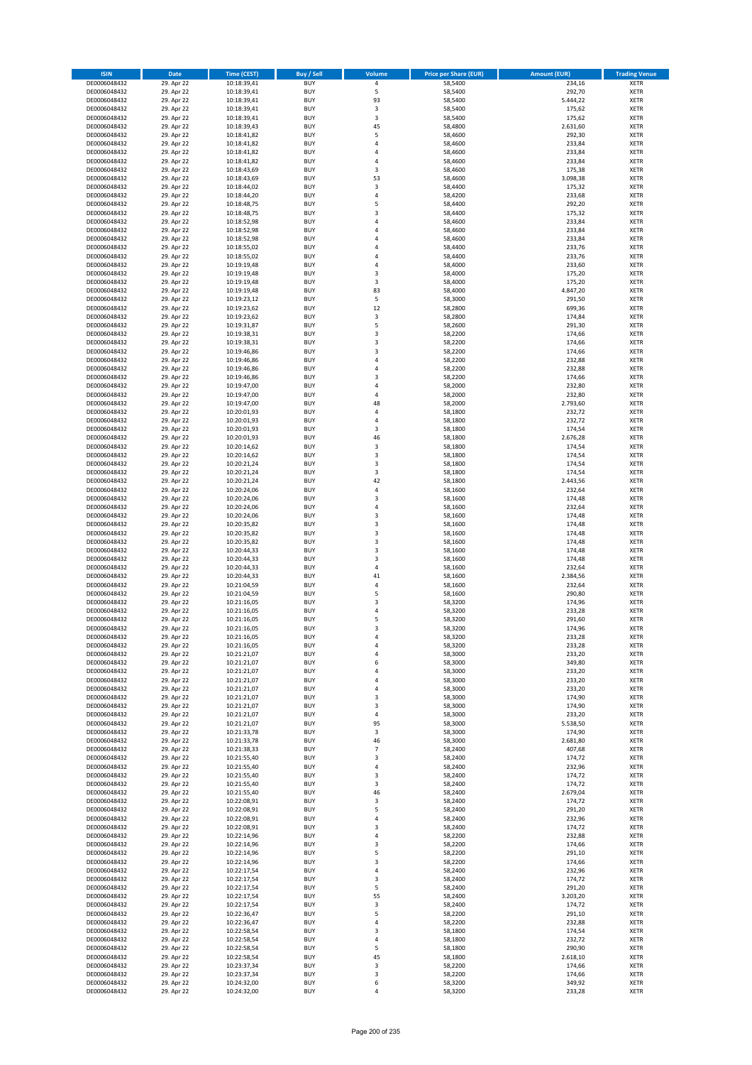| ISIN | Date | Time (CEST) | Buy / Sell | Volume | Price per Share (EUR) | Amount (EUR) | Trading Venue |
|---|---|---|---|---|---|---|---|
| DE0006048432 | 29. Apr 22 | 10:18:39,41 | BUY | 4 | 58,5400 | 234,16 | XETR |
| DE0006048432 | 29. Apr 22 | 10:18:39,41 | BUY | 5 | 58,5400 | 292,70 | XETR |
| DE0006048432 | 29. Apr 22 | 10:18:39,41 | BUY | 93 | 58,5400 | 5.444,22 | XETR |
| DE0006048432 | 29. Apr 22 | 10:18:39,41 | BUY | 3 | 58,5400 | 175,62 | XETR |
| DE0006048432 | 29. Apr 22 | 10:18:39,41 | BUY | 3 | 58,5400 | 175,62 | XETR |
| DE0006048432 | 29. Apr 22 | 10:18:39,43 | BUY | 45 | 58,4800 | 2.631,60 | XETR |
| DE0006048432 | 29. Apr 22 | 10:18:41,82 | BUY | 5 | 58,4600 | 292,30 | XETR |
| DE0006048432 | 29. Apr 22 | 10:18:41,82 | BUY | 4 | 58,4600 | 233,84 | XETR |
| DE0006048432 | 29. Apr 22 | 10:18:41,82 | BUY | 4 | 58,4600 | 233,84 | XETR |
| DE0006048432 | 29. Apr 22 | 10:18:41,82 | BUY | 4 | 58,4600 | 233,84 | XETR |
| DE0006048432 | 29. Apr 22 | 10:18:43,69 | BUY | 3 | 58,4600 | 175,38 | XETR |
| DE0006048432 | 29. Apr 22 | 10:18:43,69 | BUY | 53 | 58,4600 | 3.098,38 | XETR |
| DE0006048432 | 29. Apr 22 | 10:18:44,02 | BUY | 3 | 58,4400 | 175,32 | XETR |
| DE0006048432 | 29. Apr 22 | 10:18:44,20 | BUY | 4 | 58,4200 | 233,68 | XETR |
| DE0006048432 | 29. Apr 22 | 10:18:48,75 | BUY | 5 | 58,4400 | 292,20 | XETR |
| DE0006048432 | 29. Apr 22 | 10:18:48,75 | BUY | 3 | 58,4400 | 175,32 | XETR |
| DE0006048432 | 29. Apr 22 | 10:18:52,98 | BUY | 4 | 58,4600 | 233,84 | XETR |
| DE0006048432 | 29. Apr 22 | 10:18:52,98 | BUY | 4 | 58,4600 | 233,84 | XETR |
| DE0006048432 | 29. Apr 22 | 10:18:52,98 | BUY | 4 | 58,4600 | 233,84 | XETR |
| DE0006048432 | 29. Apr 22 | 10:18:55,02 | BUY | 4 | 58,4400 | 233,76 | XETR |
| DE0006048432 | 29. Apr 22 | 10:18:55,02 | BUY | 4 | 58,4400 | 233,76 | XETR |
| DE0006048432 | 29. Apr 22 | 10:19:19,48 | BUY | 4 | 58,4000 | 233,60 | XETR |
| DE0006048432 | 29. Apr 22 | 10:19:19,48 | BUY | 3 | 58,4000 | 175,20 | XETR |
| DE0006048432 | 29. Apr 22 | 10:19:19,48 | BUY | 3 | 58,4000 | 175,20 | XETR |
| DE0006048432 | 29. Apr 22 | 10:19:19,48 | BUY | 83 | 58,4000 | 4.847,20 | XETR |
| DE0006048432 | 29. Apr 22 | 10:19:23,12 | BUY | 5 | 58,3000 | 291,50 | XETR |
| DE0006048432 | 29. Apr 22 | 10:19:23,62 | BUY | 12 | 58,2800 | 699,36 | XETR |
| DE0006048432 | 29. Apr 22 | 10:19:23,62 | BUY | 3 | 58,2800 | 174,84 | XETR |
| DE0006048432 | 29. Apr 22 | 10:19:31,87 | BUY | 5 | 58,2600 | 291,30 | XETR |
| DE0006048432 | 29. Apr 22 | 10:19:38,31 | BUY | 3 | 58,2200 | 174,66 | XETR |
| DE0006048432 | 29. Apr 22 | 10:19:38,31 | BUY | 3 | 58,2200 | 174,66 | XETR |
| DE0006048432 | 29. Apr 22 | 10:19:46,86 | BUY | 3 | 58,2200 | 174,66 | XETR |
| DE0006048432 | 29. Apr 22 | 10:19:46,86 | BUY | 4 | 58,2200 | 232,88 | XETR |
| DE0006048432 | 29. Apr 22 | 10:19:46,86 | BUY | 4 | 58,2200 | 232,88 | XETR |
| DE0006048432 | 29. Apr 22 | 10:19:46,86 | BUY | 3 | 58,2200 | 174,66 | XETR |
| DE0006048432 | 29. Apr 22 | 10:19:47,00 | BUY | 4 | 58,2000 | 232,80 | XETR |
| DE0006048432 | 29. Apr 22 | 10:19:47,00 | BUY | 4 | 58,2000 | 232,80 | XETR |
| DE0006048432 | 29. Apr 22 | 10:19:47,00 | BUY | 48 | 58,2000 | 2.793,60 | XETR |
| DE0006048432 | 29. Apr 22 | 10:20:01,93 | BUY | 4 | 58,1800 | 232,72 | XETR |
| DE0006048432 | 29. Apr 22 | 10:20:01,93 | BUY | 4 | 58,1800 | 232,72 | XETR |
| DE0006048432 | 29. Apr 22 | 10:20:01,93 | BUY | 3 | 58,1800 | 174,54 | XETR |
| DE0006048432 | 29. Apr 22 | 10:20:01,93 | BUY | 46 | 58,1800 | 2.676,28 | XETR |
| DE0006048432 | 29. Apr 22 | 10:20:14,62 | BUY | 3 | 58,1800 | 174,54 | XETR |
| DE0006048432 | 29. Apr 22 | 10:20:14,62 | BUY | 3 | 58,1800 | 174,54 | XETR |
| DE0006048432 | 29. Apr 22 | 10:20:21,24 | BUY | 3 | 58,1800 | 174,54 | XETR |
| DE0006048432 | 29. Apr 22 | 10:20:21,24 | BUY | 3 | 58,1800 | 174,54 | XETR |
| DE0006048432 | 29. Apr 22 | 10:20:21,24 | BUY | 42 | 58,1800 | 2.443,56 | XETR |
| DE0006048432 | 29. Apr 22 | 10:20:24,06 | BUY | 4 | 58,1600 | 232,64 | XETR |
| DE0006048432 | 29. Apr 22 | 10:20:24,06 | BUY | 3 | 58,1600 | 174,48 | XETR |
| DE0006048432 | 29. Apr 22 | 10:20:24,06 | BUY | 4 | 58,1600 | 232,64 | XETR |
| DE0006048432 | 29. Apr 22 | 10:20:24,06 | BUY | 3 | 58,1600 | 174,48 | XETR |
| DE0006048432 | 29. Apr 22 | 10:20:35,82 | BUY | 3 | 58,1600 | 174,48 | XETR |
| DE0006048432 | 29. Apr 22 | 10:20:35,82 | BUY | 3 | 58,1600 | 174,48 | XETR |
| DE0006048432 | 29. Apr 22 | 10:20:35,82 | BUY | 3 | 58,1600 | 174,48 | XETR |
| DE0006048432 | 29. Apr 22 | 10:20:44,33 | BUY | 3 | 58,1600 | 174,48 | XETR |
| DE0006048432 | 29. Apr 22 | 10:20:44,33 | BUY | 3 | 58,1600 | 174,48 | XETR |
| DE0006048432 | 29. Apr 22 | 10:20:44,33 | BUY | 4 | 58,1600 | 232,64 | XETR |
| DE0006048432 | 29. Apr 22 | 10:20:44,33 | BUY | 41 | 58,1600 | 2.384,56 | XETR |
| DE0006048432 | 29. Apr 22 | 10:21:04,59 | BUY | 4 | 58,1600 | 232,64 | XETR |
| DE0006048432 | 29. Apr 22 | 10:21:04,59 | BUY | 5 | 58,1600 | 290,80 | XETR |
| DE0006048432 | 29. Apr 22 | 10:21:16,05 | BUY | 3 | 58,3200 | 174,96 | XETR |
| DE0006048432 | 29. Apr 22 | 10:21:16,05 | BUY | 4 | 58,3200 | 233,28 | XETR |
| DE0006048432 | 29. Apr 22 | 10:21:16,05 | BUY | 5 | 58,3200 | 291,60 | XETR |
| DE0006048432 | 29. Apr 22 | 10:21:16,05 | BUY | 3 | 58,3200 | 174,96 | XETR |
| DE0006048432 | 29. Apr 22 | 10:21:16,05 | BUY | 4 | 58,3200 | 233,28 | XETR |
| DE0006048432 | 29. Apr 22 | 10:21:16,05 | BUY | 4 | 58,3200 | 233,28 | XETR |
| DE0006048432 | 29. Apr 22 | 10:21:21,07 | BUY | 4 | 58,3000 | 233,20 | XETR |
| DE0006048432 | 29. Apr 22 | 10:21:21,07 | BUY | 6 | 58,3000 | 349,80 | XETR |
| DE0006048432 | 29. Apr 22 | 10:21:21,07 | BUY | 4 | 58,3000 | 233,20 | XETR |
| DE0006048432 | 29. Apr 22 | 10:21:21,07 | BUY | 4 | 58,3000 | 233,20 | XETR |
| DE0006048432 | 29. Apr 22 | 10:21:21,07 | BUY | 4 | 58,3000 | 233,20 | XETR |
| DE0006048432 | 29. Apr 22 | 10:21:21,07 | BUY | 3 | 58,3000 | 174,90 | XETR |
| DE0006048432 | 29. Apr 22 | 10:21:21,07 | BUY | 3 | 58,3000 | 174,90 | XETR |
| DE0006048432 | 29. Apr 22 | 10:21:21,07 | BUY | 4 | 58,3000 | 233,20 | XETR |
| DE0006048432 | 29. Apr 22 | 10:21:21,07 | BUY | 95 | 58,3000 | 5.538,50 | XETR |
| DE0006048432 | 29. Apr 22 | 10:21:33,78 | BUY | 3 | 58,3000 | 174,90 | XETR |
| DE0006048432 | 29. Apr 22 | 10:21:33,78 | BUY | 46 | 58,3000 | 2.681,80 | XETR |
| DE0006048432 | 29. Apr 22 | 10:21:38,33 | BUY | 7 | 58,2400 | 407,68 | XETR |
| DE0006048432 | 29. Apr 22 | 10:21:55,40 | BUY | 3 | 58,2400 | 174,72 | XETR |
| DE0006048432 | 29. Apr 22 | 10:21:55,40 | BUY | 4 | 58,2400 | 232,96 | XETR |
| DE0006048432 | 29. Apr 22 | 10:21:55,40 | BUY | 3 | 58,2400 | 174,72 | XETR |
| DE0006048432 | 29. Apr 22 | 10:21:55,40 | BUY | 3 | 58,2400 | 174,72 | XETR |
| DE0006048432 | 29. Apr 22 | 10:21:55,40 | BUY | 46 | 58,2400 | 2.679,04 | XETR |
| DE0006048432 | 29. Apr 22 | 10:22:08,91 | BUY | 3 | 58,2400 | 174,72 | XETR |
| DE0006048432 | 29. Apr 22 | 10:22:08,91 | BUY | 5 | 58,2400 | 291,20 | XETR |
| DE0006048432 | 29. Apr 22 | 10:22:08,91 | BUY | 4 | 58,2400 | 232,96 | XETR |
| DE0006048432 | 29. Apr 22 | 10:22:08,91 | BUY | 3 | 58,2400 | 174,72 | XETR |
| DE0006048432 | 29. Apr 22 | 10:22:14,96 | BUY | 4 | 58,2200 | 232,88 | XETR |
| DE0006048432 | 29. Apr 22 | 10:22:14,96 | BUY | 3 | 58,2200 | 174,66 | XETR |
| DE0006048432 | 29. Apr 22 | 10:22:14,96 | BUY | 5 | 58,2200 | 291,10 | XETR |
| DE0006048432 | 29. Apr 22 | 10:22:14,96 | BUY | 3 | 58,2200 | 174,66 | XETR |
| DE0006048432 | 29. Apr 22 | 10:22:17,54 | BUY | 4 | 58,2400 | 232,96 | XETR |
| DE0006048432 | 29. Apr 22 | 10:22:17,54 | BUY | 3 | 58,2400 | 174,72 | XETR |
| DE0006048432 | 29. Apr 22 | 10:22:17,54 | BUY | 5 | 58,2400 | 291,20 | XETR |
| DE0006048432 | 29. Apr 22 | 10:22:17,54 | BUY | 55 | 58,2400 | 3.203,20 | XETR |
| DE0006048432 | 29. Apr 22 | 10:22:17,54 | BUY | 3 | 58,2400 | 174,72 | XETR |
| DE0006048432 | 29. Apr 22 | 10:22:36,47 | BUY | 5 | 58,2200 | 291,10 | XETR |
| DE0006048432 | 29. Apr 22 | 10:22:36,47 | BUY | 4 | 58,2200 | 232,88 | XETR |
| DE0006048432 | 29. Apr 22 | 10:22:58,54 | BUY | 3 | 58,1800 | 174,54 | XETR |
| DE0006048432 | 29. Apr 22 | 10:22:58,54 | BUY | 4 | 58,1800 | 232,72 | XETR |
| DE0006048432 | 29. Apr 22 | 10:22:58,54 | BUY | 5 | 58,1800 | 290,90 | XETR |
| DE0006048432 | 29. Apr 22 | 10:22:58,54 | BUY | 45 | 58,1800 | 2.618,10 | XETR |
| DE0006048432 | 29. Apr 22 | 10:23:37,34 | BUY | 3 | 58,2200 | 174,66 | XETR |
| DE0006048432 | 29. Apr 22 | 10:23:37,34 | BUY | 3 | 58,2200 | 174,66 | XETR |
| DE0006048432 | 29. Apr 22 | 10:24:32,00 | BUY | 6 | 58,3200 | 349,92 | XETR |
| DE0006048432 | 29. Apr 22 | 10:24:32,00 | BUY | 4 | 58,3200 | 233,28 | XETR |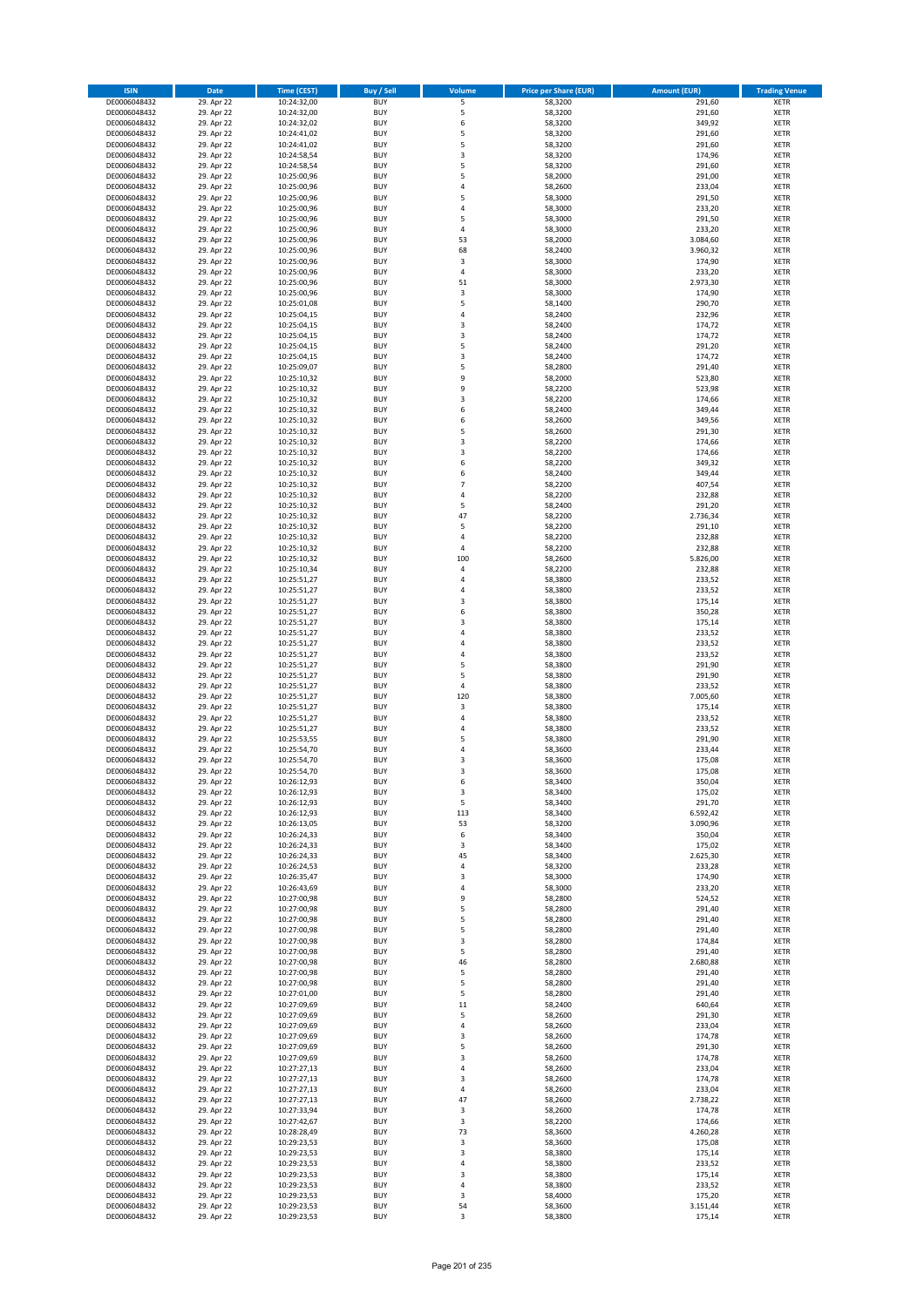| ISIN | Date | Time (CEST) | Buy / Sell | Volume | Price per Share (EUR) | Amount (EUR) | Trading Venue |
|---|---|---|---|---|---|---|---|
| DE0006048432 | 29. Apr 22 | 10:24:32,00 | BUY | 5 | 58,3200 | 291,60 | XETR |
| DE0006048432 | 29. Apr 22 | 10:24:32,00 | BUY | 5 | 58,3200 | 291,60 | XETR |
| DE0006048432 | 29. Apr 22 | 10:24:32,02 | BUY | 6 | 58,3200 | 349,92 | XETR |
| DE0006048432 | 29. Apr 22 | 10:24:41,02 | BUY | 5 | 58,3200 | 291,60 | XETR |
| DE0006048432 | 29. Apr 22 | 10:24:41,02 | BUY | 5 | 58,3200 | 291,60 | XETR |
| DE0006048432 | 29. Apr 22 | 10:24:58,54 | BUY | 3 | 58,3200 | 174,96 | XETR |
| DE0006048432 | 29. Apr 22 | 10:24:58,54 | BUY | 5 | 58,3200 | 291,60 | XETR |
| DE0006048432 | 29. Apr 22 | 10:25:00,96 | BUY | 5 | 58,2000 | 291,00 | XETR |
| DE0006048432 | 29. Apr 22 | 10:25:00,96 | BUY | 4 | 58,2600 | 233,04 | XETR |
| DE0006048432 | 29. Apr 22 | 10:25:00,96 | BUY | 5 | 58,3000 | 291,50 | XETR |
| DE0006048432 | 29. Apr 22 | 10:25:00,96 | BUY | 4 | 58,3000 | 233,20 | XETR |
| DE0006048432 | 29. Apr 22 | 10:25:00,96 | BUY | 5 | 58,3000 | 291,50 | XETR |
| DE0006048432 | 29. Apr 22 | 10:25:00,96 | BUY | 4 | 58,3000 | 233,20 | XETR |
| DE0006048432 | 29. Apr 22 | 10:25:00,96 | BUY | 53 | 58,2000 | 3.084,60 | XETR |
| DE0006048432 | 29. Apr 22 | 10:25:00,96 | BUY | 68 | 58,2400 | 3.960,32 | XETR |
| DE0006048432 | 29. Apr 22 | 10:25:00,96 | BUY | 3 | 58,3000 | 174,90 | XETR |
| DE0006048432 | 29. Apr 22 | 10:25:00,96 | BUY | 4 | 58,3000 | 233,20 | XETR |
| DE0006048432 | 29. Apr 22 | 10:25:00,96 | BUY | 51 | 58,3000 | 2.973,30 | XETR |
| DE0006048432 | 29. Apr 22 | 10:25:00,96 | BUY | 3 | 58,3000 | 174,90 | XETR |
| DE0006048432 | 29. Apr 22 | 10:25:01,08 | BUY | 5 | 58,1400 | 290,70 | XETR |
| DE0006048432 | 29. Apr 22 | 10:25:04,15 | BUY | 4 | 58,2400 | 232,96 | XETR |
| DE0006048432 | 29. Apr 22 | 10:25:04,15 | BUY | 3 | 58,2400 | 174,72 | XETR |
| DE0006048432 | 29. Apr 22 | 10:25:04,15 | BUY | 3 | 58,2400 | 174,72 | XETR |
| DE0006048432 | 29. Apr 22 | 10:25:04,15 | BUY | 5 | 58,2400 | 291,20 | XETR |
| DE0006048432 | 29. Apr 22 | 10:25:04,15 | BUY | 3 | 58,2400 | 174,72 | XETR |
| DE0006048432 | 29. Apr 22 | 10:25:09,07 | BUY | 5 | 58,2800 | 291,40 | XETR |
| DE0006048432 | 29. Apr 22 | 10:25:10,32 | BUY | 9 | 58,2000 | 523,80 | XETR |
| DE0006048432 | 29. Apr 22 | 10:25:10,32 | BUY | 9 | 58,2200 | 523,98 | XETR |
| DE0006048432 | 29. Apr 22 | 10:25:10,32 | BUY | 3 | 58,2200 | 174,66 | XETR |
| DE0006048432 | 29. Apr 22 | 10:25:10,32 | BUY | 6 | 58,2400 | 349,44 | XETR |
| DE0006048432 | 29. Apr 22 | 10:25:10,32 | BUY | 6 | 58,2600 | 349,56 | XETR |
| DE0006048432 | 29. Apr 22 | 10:25:10,32 | BUY | 5 | 58,2600 | 291,30 | XETR |
| DE0006048432 | 29. Apr 22 | 10:25:10,32 | BUY | 3 | 58,2200 | 174,66 | XETR |
| DE0006048432 | 29. Apr 22 | 10:25:10,32 | BUY | 3 | 58,2200 | 174,66 | XETR |
| DE0006048432 | 29. Apr 22 | 10:25:10,32 | BUY | 6 | 58,2200 | 349,32 | XETR |
| DE0006048432 | 29. Apr 22 | 10:25:10,32 | BUY | 6 | 58,2400 | 349,44 | XETR |
| DE0006048432 | 29. Apr 22 | 10:25:10,32 | BUY | 7 | 58,2200 | 407,54 | XETR |
| DE0006048432 | 29. Apr 22 | 10:25:10,32 | BUY | 4 | 58,2200 | 232,88 | XETR |
| DE0006048432 | 29. Apr 22 | 10:25:10,32 | BUY | 5 | 58,2400 | 291,20 | XETR |
| DE0006048432 | 29. Apr 22 | 10:25:10,32 | BUY | 47 | 58,2200 | 2.736,34 | XETR |
| DE0006048432 | 29. Apr 22 | 10:25:10,32 | BUY | 5 | 58,2200 | 291,10 | XETR |
| DE0006048432 | 29. Apr 22 | 10:25:10,32 | BUY | 4 | 58,2200 | 232,88 | XETR |
| DE0006048432 | 29. Apr 22 | 10:25:10,32 | BUY | 4 | 58,2200 | 232,88 | XETR |
| DE0006048432 | 29. Apr 22 | 10:25:10,32 | BUY | 100 | 58,2600 | 5.826,00 | XETR |
| DE0006048432 | 29. Apr 22 | 10:25:10,34 | BUY | 4 | 58,2200 | 232,88 | XETR |
| DE0006048432 | 29. Apr 22 | 10:25:51,27 | BUY | 4 | 58,3800 | 233,52 | XETR |
| DE0006048432 | 29. Apr 22 | 10:25:51,27 | BUY | 4 | 58,3800 | 233,52 | XETR |
| DE0006048432 | 29. Apr 22 | 10:25:51,27 | BUY | 3 | 58,3800 | 175,14 | XETR |
| DE0006048432 | 29. Apr 22 | 10:25:51,27 | BUY | 6 | 58,3800 | 350,28 | XETR |
| DE0006048432 | 29. Apr 22 | 10:25:51,27 | BUY | 3 | 58,3800 | 175,14 | XETR |
| DE0006048432 | 29. Apr 22 | 10:25:51,27 | BUY | 4 | 58,3800 | 233,52 | XETR |
| DE0006048432 | 29. Apr 22 | 10:25:51,27 | BUY | 4 | 58,3800 | 233,52 | XETR |
| DE0006048432 | 29. Apr 22 | 10:25:51,27 | BUY | 4 | 58,3800 | 233,52 | XETR |
| DE0006048432 | 29. Apr 22 | 10:25:51,27 | BUY | 5 | 58,3800 | 291,90 | XETR |
| DE0006048432 | 29. Apr 22 | 10:25:51,27 | BUY | 5 | 58,3800 | 291,90 | XETR |
| DE0006048432 | 29. Apr 22 | 10:25:51,27 | BUY | 4 | 58,3800 | 233,52 | XETR |
| DE0006048432 | 29. Apr 22 | 10:25:51,27 | BUY | 120 | 58,3800 | 7.005,60 | XETR |
| DE0006048432 | 29. Apr 22 | 10:25:51,27 | BUY | 3 | 58,3800 | 175,14 | XETR |
| DE0006048432 | 29. Apr 22 | 10:25:51,27 | BUY | 4 | 58,3800 | 233,52 | XETR |
| DE0006048432 | 29. Apr 22 | 10:25:51,27 | BUY | 4 | 58,3800 | 233,52 | XETR |
| DE0006048432 | 29. Apr 22 | 10:25:53,55 | BUY | 5 | 58,3800 | 291,90 | XETR |
| DE0006048432 | 29. Apr 22 | 10:25:54,70 | BUY | 4 | 58,3600 | 233,44 | XETR |
| DE0006048432 | 29. Apr 22 | 10:25:54,70 | BUY | 3 | 58,3600 | 175,08 | XETR |
| DE0006048432 | 29. Apr 22 | 10:25:54,70 | BUY | 3 | 58,3600 | 175,08 | XETR |
| DE0006048432 | 29. Apr 22 | 10:26:12,93 | BUY | 6 | 58,3400 | 350,04 | XETR |
| DE0006048432 | 29. Apr 22 | 10:26:12,93 | BUY | 3 | 58,3400 | 175,02 | XETR |
| DE0006048432 | 29. Apr 22 | 10:26:12,93 | BUY | 5 | 58,3400 | 291,70 | XETR |
| DE0006048432 | 29. Apr 22 | 10:26:12,93 | BUY | 113 | 58,3400 | 6.592,42 | XETR |
| DE0006048432 | 29. Apr 22 | 10:26:13,05 | BUY | 53 | 58,3200 | 3.090,96 | XETR |
| DE0006048432 | 29. Apr 22 | 10:26:24,33 | BUY | 6 | 58,3400 | 350,04 | XETR |
| DE0006048432 | 29. Apr 22 | 10:26:24,33 | BUY | 3 | 58,3400 | 175,02 | XETR |
| DE0006048432 | 29. Apr 22 | 10:26:24,33 | BUY | 45 | 58,3400 | 2.625,30 | XETR |
| DE0006048432 | 29. Apr 22 | 10:26:24,53 | BUY | 4 | 58,3200 | 233,28 | XETR |
| DE0006048432 | 29. Apr 22 | 10:26:35,47 | BUY | 3 | 58,3000 | 174,90 | XETR |
| DE0006048432 | 29. Apr 22 | 10:26:43,69 | BUY | 4 | 58,3000 | 233,20 | XETR |
| DE0006048432 | 29. Apr 22 | 10:27:00,98 | BUY | 9 | 58,2800 | 524,52 | XETR |
| DE0006048432 | 29. Apr 22 | 10:27:00,98 | BUY | 5 | 58,2800 | 291,40 | XETR |
| DE0006048432 | 29. Apr 22 | 10:27:00,98 | BUY | 5 | 58,2800 | 291,40 | XETR |
| DE0006048432 | 29. Apr 22 | 10:27:00,98 | BUY | 5 | 58,2800 | 291,40 | XETR |
| DE0006048432 | 29. Apr 22 | 10:27:00,98 | BUY | 3 | 58,2800 | 174,84 | XETR |
| DE0006048432 | 29. Apr 22 | 10:27:00,98 | BUY | 5 | 58,2800 | 291,40 | XETR |
| DE0006048432 | 29. Apr 22 | 10:27:00,98 | BUY | 46 | 58,2800 | 2.680,88 | XETR |
| DE0006048432 | 29. Apr 22 | 10:27:00,98 | BUY | 5 | 58,2800 | 291,40 | XETR |
| DE0006048432 | 29. Apr 22 | 10:27:00,98 | BUY | 5 | 58,2800 | 291,40 | XETR |
| DE0006048432 | 29. Apr 22 | 10:27:01,00 | BUY | 5 | 58,2800 | 291,40 | XETR |
| DE0006048432 | 29. Apr 22 | 10:27:09,69 | BUY | 11 | 58,2400 | 640,64 | XETR |
| DE0006048432 | 29. Apr 22 | 10:27:09,69 | BUY | 5 | 58,2600 | 291,30 | XETR |
| DE0006048432 | 29. Apr 22 | 10:27:09,69 | BUY | 4 | 58,2600 | 233,04 | XETR |
| DE0006048432 | 29. Apr 22 | 10:27:09,69 | BUY | 3 | 58,2600 | 174,78 | XETR |
| DE0006048432 | 29. Apr 22 | 10:27:09,69 | BUY | 5 | 58,2600 | 291,30 | XETR |
| DE0006048432 | 29. Apr 22 | 10:27:09,69 | BUY | 3 | 58,2600 | 174,78 | XETR |
| DE0006048432 | 29. Apr 22 | 10:27:27,13 | BUY | 4 | 58,2600 | 233,04 | XETR |
| DE0006048432 | 29. Apr 22 | 10:27:27,13 | BUY | 3 | 58,2600 | 174,78 | XETR |
| DE0006048432 | 29. Apr 22 | 10:27:27,13 | BUY | 4 | 58,2600 | 233,04 | XETR |
| DE0006048432 | 29. Apr 22 | 10:27:27,13 | BUY | 47 | 58,2600 | 2.738,22 | XETR |
| DE0006048432 | 29. Apr 22 | 10:27:33,94 | BUY | 3 | 58,2600 | 174,78 | XETR |
| DE0006048432 | 29. Apr 22 | 10:27:42,67 | BUY | 3 | 58,2200 | 174,66 | XETR |
| DE0006048432 | 29. Apr 22 | 10:28:28,49 | BUY | 73 | 58,3600 | 4.260,28 | XETR |
| DE0006048432 | 29. Apr 22 | 10:29:23,53 | BUY | 3 | 58,3600 | 175,08 | XETR |
| DE0006048432 | 29. Apr 22 | 10:29:23,53 | BUY | 3 | 58,3800 | 175,14 | XETR |
| DE0006048432 | 29. Apr 22 | 10:29:23,53 | BUY | 4 | 58,3800 | 233,52 | XETR |
| DE0006048432 | 29. Apr 22 | 10:29:23,53 | BUY | 3 | 58,3800 | 175,14 | XETR |
| DE0006048432 | 29. Apr 22 | 10:29:23,53 | BUY | 4 | 58,3800 | 233,52 | XETR |
| DE0006048432 | 29. Apr 22 | 10:29:23,53 | BUY | 3 | 58,4000 | 175,20 | XETR |
| DE0006048432 | 29. Apr 22 | 10:29:23,53 | BUY | 54 | 58,3600 | 3.151,44 | XETR |
| DE0006048432 | 29. Apr 22 | 10:29:23,53 | BUY | 3 | 58,3800 | 175,14 | XETR |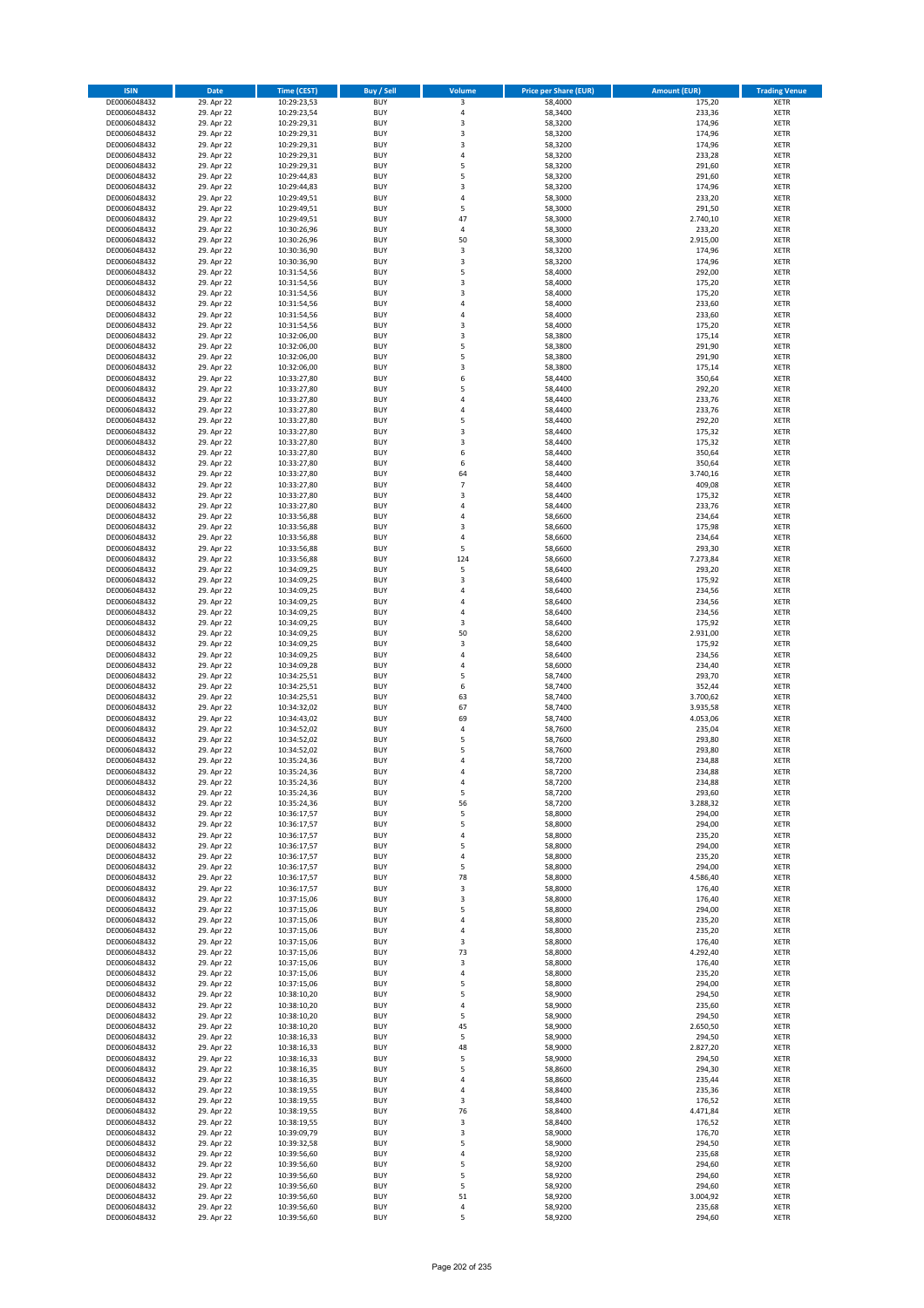| ISIN | Date | Time (CEST) | Buy / Sell | Volume | Price per Share (EUR) | Amount (EUR) | Trading Venue |
|---|---|---|---|---|---|---|---|
| DE0006048432 | 29. Apr 22 | 10:29:23,53 | BUY | 3 | 58,4000 | 175,20 | XETR |
| DE0006048432 | 29. Apr 22 | 10:29:23,54 | BUY | 4 | 58,3400 | 233,36 | XETR |
| DE0006048432 | 29. Apr 22 | 10:29:29,31 | BUY | 3 | 58,3200 | 174,96 | XETR |
| DE0006048432 | 29. Apr 22 | 10:29:29,31 | BUY | 3 | 58,3200 | 174,96 | XETR |
| DE0006048432 | 29. Apr 22 | 10:29:29,31 | BUY | 3 | 58,3200 | 174,96 | XETR |
| DE0006048432 | 29. Apr 22 | 10:29:29,31 | BUY | 4 | 58,3200 | 233,28 | XETR |
| DE0006048432 | 29. Apr 22 | 10:29:29,31 | BUY | 5 | 58,3200 | 291,60 | XETR |
| DE0006048432 | 29. Apr 22 | 10:29:44,83 | BUY | 5 | 58,3200 | 291,60 | XETR |
| DE0006048432 | 29. Apr 22 | 10:29:44,83 | BUY | 3 | 58,3200 | 174,96 | XETR |
| DE0006048432 | 29. Apr 22 | 10:29:49,51 | BUY | 4 | 58,3000 | 233,20 | XETR |
| DE0006048432 | 29. Apr 22 | 10:29:49,51 | BUY | 5 | 58,3000 | 291,50 | XETR |
| DE0006048432 | 29. Apr 22 | 10:29:49,51 | BUY | 47 | 58,3000 | 2.740,10 | XETR |
| DE0006048432 | 29. Apr 22 | 10:30:26,96 | BUY | 4 | 58,3000 | 233,20 | XETR |
| DE0006048432 | 29. Apr 22 | 10:30:26,96 | BUY | 50 | 58,3000 | 2.915,00 | XETR |
| DE0006048432 | 29. Apr 22 | 10:30:36,90 | BUY | 3 | 58,3200 | 174,96 | XETR |
| DE0006048432 | 29. Apr 22 | 10:30:36,90 | BUY | 3 | 58,3200 | 174,96 | XETR |
| DE0006048432 | 29. Apr 22 | 10:31:54,56 | BUY | 5 | 58,4000 | 292,00 | XETR |
| DE0006048432 | 29. Apr 22 | 10:31:54,56 | BUY | 3 | 58,4000 | 175,20 | XETR |
| DE0006048432 | 29. Apr 22 | 10:31:54,56 | BUY | 3 | 58,4000 | 175,20 | XETR |
| DE0006048432 | 29. Apr 22 | 10:31:54,56 | BUY | 4 | 58,4000 | 233,60 | XETR |
| DE0006048432 | 29. Apr 22 | 10:31:54,56 | BUY | 4 | 58,4000 | 233,60 | XETR |
| DE0006048432 | 29. Apr 22 | 10:31:54,56 | BUY | 3 | 58,4000 | 175,20 | XETR |
| DE0006048432 | 29. Apr 22 | 10:32:06,00 | BUY | 3 | 58,3800 | 175,14 | XETR |
| DE0006048432 | 29. Apr 22 | 10:32:06,00 | BUY | 5 | 58,3800 | 291,90 | XETR |
| DE0006048432 | 29. Apr 22 | 10:32:06,00 | BUY | 5 | 58,3800 | 291,90 | XETR |
| DE0006048432 | 29. Apr 22 | 10:32:06,00 | BUY | 3 | 58,3800 | 175,14 | XETR |
| DE0006048432 | 29. Apr 22 | 10:33:27,80 | BUY | 6 | 58,4400 | 350,64 | XETR |
| DE0006048432 | 29. Apr 22 | 10:33:27,80 | BUY | 5 | 58,4400 | 292,20 | XETR |
| DE0006048432 | 29. Apr 22 | 10:33:27,80 | BUY | 4 | 58,4400 | 233,76 | XETR |
| DE0006048432 | 29. Apr 22 | 10:33:27,80 | BUY | 4 | 58,4400 | 233,76 | XETR |
| DE0006048432 | 29. Apr 22 | 10:33:27,80 | BUY | 5 | 58,4400 | 292,20 | XETR |
| DE0006048432 | 29. Apr 22 | 10:33:27,80 | BUY | 3 | 58,4400 | 175,32 | XETR |
| DE0006048432 | 29. Apr 22 | 10:33:27,80 | BUY | 3 | 58,4400 | 175,32 | XETR |
| DE0006048432 | 29. Apr 22 | 10:33:27,80 | BUY | 6 | 58,4400 | 350,64 | XETR |
| DE0006048432 | 29. Apr 22 | 10:33:27,80 | BUY | 6 | 58,4400 | 350,64 | XETR |
| DE0006048432 | 29. Apr 22 | 10:33:27,80 | BUY | 64 | 58,4400 | 3.740,16 | XETR |
| DE0006048432 | 29. Apr 22 | 10:33:27,80 | BUY | 7 | 58,4400 | 409,08 | XETR |
| DE0006048432 | 29. Apr 22 | 10:33:27,80 | BUY | 3 | 58,4400 | 175,32 | XETR |
| DE0006048432 | 29. Apr 22 | 10:33:27,80 | BUY | 4 | 58,4400 | 233,76 | XETR |
| DE0006048432 | 29. Apr 22 | 10:33:56,88 | BUY | 4 | 58,6600 | 234,64 | XETR |
| DE0006048432 | 29. Apr 22 | 10:33:56,88 | BUY | 3 | 58,6600 | 175,98 | XETR |
| DE0006048432 | 29. Apr 22 | 10:33:56,88 | BUY | 4 | 58,6600 | 234,64 | XETR |
| DE0006048432 | 29. Apr 22 | 10:33:56,88 | BUY | 5 | 58,6600 | 293,30 | XETR |
| DE0006048432 | 29. Apr 22 | 10:33:56,88 | BUY | 124 | 58,6600 | 7.273,84 | XETR |
| DE0006048432 | 29. Apr 22 | 10:34:09,25 | BUY | 5 | 58,6400 | 293,20 | XETR |
| DE0006048432 | 29. Apr 22 | 10:34:09,25 | BUY | 3 | 58,6400 | 175,92 | XETR |
| DE0006048432 | 29. Apr 22 | 10:34:09,25 | BUY | 4 | 58,6400 | 234,56 | XETR |
| DE0006048432 | 29. Apr 22 | 10:34:09,25 | BUY | 4 | 58,6400 | 234,56 | XETR |
| DE0006048432 | 29. Apr 22 | 10:34:09,25 | BUY | 4 | 58,6400 | 234,56 | XETR |
| DE0006048432 | 29. Apr 22 | 10:34:09,25 | BUY | 3 | 58,6400 | 175,92 | XETR |
| DE0006048432 | 29. Apr 22 | 10:34:09,25 | BUY | 50 | 58,6200 | 2.931,00 | XETR |
| DE0006048432 | 29. Apr 22 | 10:34:09,25 | BUY | 3 | 58,6400 | 175,92 | XETR |
| DE0006048432 | 29. Apr 22 | 10:34:09,25 | BUY | 4 | 58,6400 | 234,56 | XETR |
| DE0006048432 | 29. Apr 22 | 10:34:09,28 | BUY | 4 | 58,6000 | 234,40 | XETR |
| DE0006048432 | 29. Apr 22 | 10:34:25,51 | BUY | 5 | 58,7400 | 293,70 | XETR |
| DE0006048432 | 29. Apr 22 | 10:34:25,51 | BUY | 6 | 58,7400 | 352,44 | XETR |
| DE0006048432 | 29. Apr 22 | 10:34:25,51 | BUY | 63 | 58,7400 | 3.700,62 | XETR |
| DE0006048432 | 29. Apr 22 | 10:34:32,02 | BUY | 67 | 58,7400 | 3.935,58 | XETR |
| DE0006048432 | 29. Apr 22 | 10:34:43,02 | BUY | 69 | 58,7400 | 4.053,06 | XETR |
| DE0006048432 | 29. Apr 22 | 10:34:52,02 | BUY | 4 | 58,7600 | 235,04 | XETR |
| DE0006048432 | 29. Apr 22 | 10:34:52,02 | BUY | 5 | 58,7600 | 293,80 | XETR |
| DE0006048432 | 29. Apr 22 | 10:34:52,02 | BUY | 5 | 58,7600 | 293,80 | XETR |
| DE0006048432 | 29. Apr 22 | 10:35:24,36 | BUY | 4 | 58,7200 | 234,88 | XETR |
| DE0006048432 | 29. Apr 22 | 10:35:24,36 | BUY | 4 | 58,7200 | 234,88 | XETR |
| DE0006048432 | 29. Apr 22 | 10:35:24,36 | BUY | 4 | 58,7200 | 234,88 | XETR |
| DE0006048432 | 29. Apr 22 | 10:35:24,36 | BUY | 5 | 58,7200 | 293,60 | XETR |
| DE0006048432 | 29. Apr 22 | 10:35:24,36 | BUY | 56 | 58,7200 | 3.288,32 | XETR |
| DE0006048432 | 29. Apr 22 | 10:36:17,57 | BUY | 5 | 58,8000 | 294,00 | XETR |
| DE0006048432 | 29. Apr 22 | 10:36:17,57 | BUY | 5 | 58,8000 | 294,00 | XETR |
| DE0006048432 | 29. Apr 22 | 10:36:17,57 | BUY | 4 | 58,8000 | 235,20 | XETR |
| DE0006048432 | 29. Apr 22 | 10:36:17,57 | BUY | 5 | 58,8000 | 294,00 | XETR |
| DE0006048432 | 29. Apr 22 | 10:36:17,57 | BUY | 4 | 58,8000 | 235,20 | XETR |
| DE0006048432 | 29. Apr 22 | 10:36:17,57 | BUY | 5 | 58,8000 | 294,00 | XETR |
| DE0006048432 | 29. Apr 22 | 10:36:17,57 | BUY | 78 | 58,8000 | 4.586,40 | XETR |
| DE0006048432 | 29. Apr 22 | 10:36:17,57 | BUY | 3 | 58,8000 | 176,40 | XETR |
| DE0006048432 | 29. Apr 22 | 10:37:15,06 | BUY | 3 | 58,8000 | 176,40 | XETR |
| DE0006048432 | 29. Apr 22 | 10:37:15,06 | BUY | 5 | 58,8000 | 294,00 | XETR |
| DE0006048432 | 29. Apr 22 | 10:37:15,06 | BUY | 4 | 58,8000 | 235,20 | XETR |
| DE0006048432 | 29. Apr 22 | 10:37:15,06 | BUY | 4 | 58,8000 | 235,20 | XETR |
| DE0006048432 | 29. Apr 22 | 10:37:15,06 | BUY | 3 | 58,8000 | 176,40 | XETR |
| DE0006048432 | 29. Apr 22 | 10:37:15,06 | BUY | 73 | 58,8000 | 4.292,40 | XETR |
| DE0006048432 | 29. Apr 22 | 10:37:15,06 | BUY | 3 | 58,8000 | 176,40 | XETR |
| DE0006048432 | 29. Apr 22 | 10:37:15,06 | BUY | 4 | 58,8000 | 235,20 | XETR |
| DE0006048432 | 29. Apr 22 | 10:37:15,06 | BUY | 5 | 58,8000 | 294,00 | XETR |
| DE0006048432 | 29. Apr 22 | 10:38:10,20 | BUY | 5 | 58,9000 | 294,50 | XETR |
| DE0006048432 | 29. Apr 22 | 10:38:10,20 | BUY | 4 | 58,9000 | 235,60 | XETR |
| DE0006048432 | 29. Apr 22 | 10:38:10,20 | BUY | 5 | 58,9000 | 294,50 | XETR |
| DE0006048432 | 29. Apr 22 | 10:38:10,20 | BUY | 45 | 58,9000 | 2.650,50 | XETR |
| DE0006048432 | 29. Apr 22 | 10:38:16,33 | BUY | 5 | 58,9000 | 294,50 | XETR |
| DE0006048432 | 29. Apr 22 | 10:38:16,33 | BUY | 48 | 58,9000 | 2.827,20 | XETR |
| DE0006048432 | 29. Apr 22 | 10:38:16,33 | BUY | 5 | 58,9000 | 294,50 | XETR |
| DE0006048432 | 29. Apr 22 | 10:38:16,35 | BUY | 5 | 58,8600 | 294,30 | XETR |
| DE0006048432 | 29. Apr 22 | 10:38:16,35 | BUY | 4 | 58,8600 | 235,44 | XETR |
| DE0006048432 | 29. Apr 22 | 10:38:19,55 | BUY | 4 | 58,8400 | 235,36 | XETR |
| DE0006048432 | 29. Apr 22 | 10:38:19,55 | BUY | 3 | 58,8400 | 176,52 | XETR |
| DE0006048432 | 29. Apr 22 | 10:38:19,55 | BUY | 76 | 58,8400 | 4.471,84 | XETR |
| DE0006048432 | 29. Apr 22 | 10:38:19,55 | BUY | 3 | 58,8400 | 176,52 | XETR |
| DE0006048432 | 29. Apr 22 | 10:39:09,79 | BUY | 3 | 58,9000 | 176,70 | XETR |
| DE0006048432 | 29. Apr 22 | 10:39:32,58 | BUY | 5 | 58,9000 | 294,50 | XETR |
| DE0006048432 | 29. Apr 22 | 10:39:56,60 | BUY | 4 | 58,9200 | 235,68 | XETR |
| DE0006048432 | 29. Apr 22 | 10:39:56,60 | BUY | 5 | 58,9200 | 294,60 | XETR |
| DE0006048432 | 29. Apr 22 | 10:39:56,60 | BUY | 5 | 58,9200 | 294,60 | XETR |
| DE0006048432 | 29. Apr 22 | 10:39:56,60 | BUY | 5 | 58,9200 | 294,60 | XETR |
| DE0006048432 | 29. Apr 22 | 10:39:56,60 | BUY | 51 | 58,9200 | 3.004,92 | XETR |
| DE0006048432 | 29. Apr 22 | 10:39:56,60 | BUY | 4 | 58,9200 | 235,68 | XETR |
| DE0006048432 | 29. Apr 22 | 10:39:56,60 | BUY | 5 | 58,9200 | 294,60 | XETR |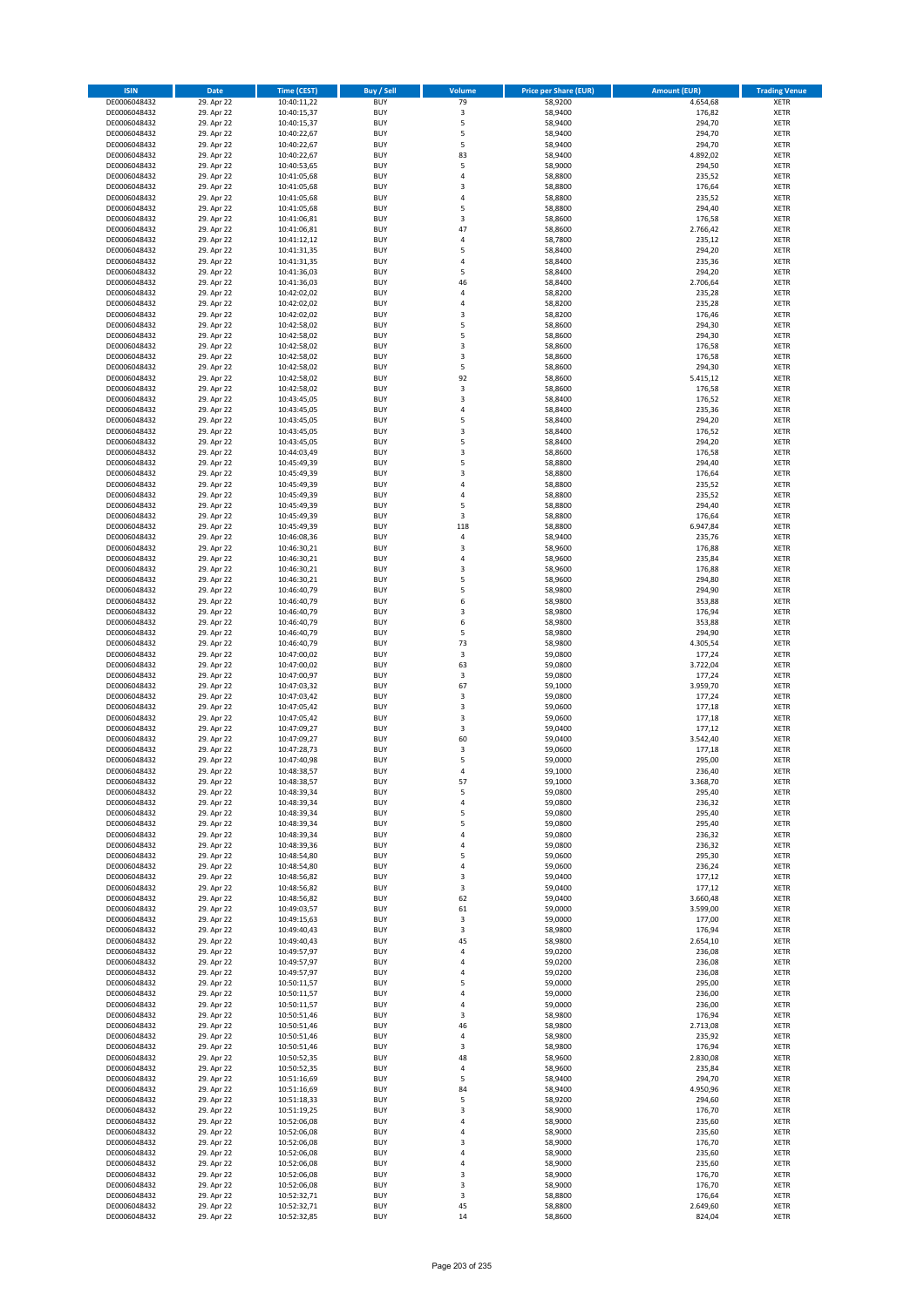| ISIN | Date | Time (CEST) | Buy / Sell | Volume | Price per Share (EUR) | Amount (EUR) | Trading Venue |
|---|---|---|---|---|---|---|---|
| DE0006048432 | 29. Apr 22 | 10:40:11,22 | BUY | 79 | 58,9200 | 4.654,68 | XETR |
| DE0006048432 | 29. Apr 22 | 10:40:15,37 | BUY | 3 | 58,9400 | 176,82 | XETR |
| DE0006048432 | 29. Apr 22 | 10:40:15,37 | BUY | 5 | 58,9400 | 294,70 | XETR |
| DE0006048432 | 29. Apr 22 | 10:40:22,67 | BUY | 5 | 58,9400 | 294,70 | XETR |
| DE0006048432 | 29. Apr 22 | 10:40:22,67 | BUY | 5 | 58,9400 | 294,70 | XETR |
| DE0006048432 | 29. Apr 22 | 10:40:22,67 | BUY | 83 | 58,9400 | 4.892,02 | XETR |
| DE0006048432 | 29. Apr 22 | 10:40:53,65 | BUY | 5 | 58,9000 | 294,50 | XETR |
| DE0006048432 | 29. Apr 22 | 10:41:05,68 | BUY | 4 | 58,8800 | 235,52 | XETR |
| DE0006048432 | 29. Apr 22 | 10:41:05,68 | BUY | 3 | 58,8800 | 176,64 | XETR |
| DE0006048432 | 29. Apr 22 | 10:41:05,68 | BUY | 4 | 58,8800 | 235,52 | XETR |
| DE0006048432 | 29. Apr 22 | 10:41:05,68 | BUY | 5 | 58,8800 | 294,40 | XETR |
| DE0006048432 | 29. Apr 22 | 10:41:06,81 | BUY | 3 | 58,8600 | 176,58 | XETR |
| DE0006048432 | 29. Apr 22 | 10:41:06,81 | BUY | 47 | 58,8600 | 2.766,42 | XETR |
| DE0006048432 | 29. Apr 22 | 10:41:12,12 | BUY | 4 | 58,7800 | 235,12 | XETR |
| DE0006048432 | 29. Apr 22 | 10:41:31,35 | BUY | 5 | 58,8400 | 294,20 | XETR |
| DE0006048432 | 29. Apr 22 | 10:41:31,35 | BUY | 4 | 58,8400 | 235,36 | XETR |
| DE0006048432 | 29. Apr 22 | 10:41:36,03 | BUY | 5 | 58,8400 | 294,20 | XETR |
| DE0006048432 | 29. Apr 22 | 10:41:36,03 | BUY | 46 | 58,8400 | 2.706,64 | XETR |
| DE0006048432 | 29. Apr 22 | 10:42:02,02 | BUY | 4 | 58,8200 | 235,28 | XETR |
| DE0006048432 | 29. Apr 22 | 10:42:02,02 | BUY | 4 | 58,8200 | 235,28 | XETR |
| DE0006048432 | 29. Apr 22 | 10:42:02,02 | BUY | 3 | 58,8200 | 176,46 | XETR |
| DE0006048432 | 29. Apr 22 | 10:42:58,02 | BUY | 5 | 58,8600 | 294,30 | XETR |
| DE0006048432 | 29. Apr 22 | 10:42:58,02 | BUY | 5 | 58,8600 | 294,30 | XETR |
| DE0006048432 | 29. Apr 22 | 10:42:58,02 | BUY | 3 | 58,8600 | 176,58 | XETR |
| DE0006048432 | 29. Apr 22 | 10:42:58,02 | BUY | 3 | 58,8600 | 176,58 | XETR |
| DE0006048432 | 29. Apr 22 | 10:42:58,02 | BUY | 5 | 58,8600 | 294,30 | XETR |
| DE0006048432 | 29. Apr 22 | 10:42:58,02 | BUY | 92 | 58,8600 | 5.415,12 | XETR |
| DE0006048432 | 29. Apr 22 | 10:42:58,02 | BUY | 3 | 58,8600 | 176,58 | XETR |
| DE0006048432 | 29. Apr 22 | 10:43:45,05 | BUY | 3 | 58,8400 | 176,52 | XETR |
| DE0006048432 | 29. Apr 22 | 10:43:45,05 | BUY | 4 | 58,8400 | 235,36 | XETR |
| DE0006048432 | 29. Apr 22 | 10:43:45,05 | BUY | 5 | 58,8400 | 294,20 | XETR |
| DE0006048432 | 29. Apr 22 | 10:43:45,05 | BUY | 3 | 58,8400 | 176,52 | XETR |
| DE0006048432 | 29. Apr 22 | 10:43:45,05 | BUY | 5 | 58,8400 | 294,20 | XETR |
| DE0006048432 | 29. Apr 22 | 10:44:03,49 | BUY | 3 | 58,8600 | 176,58 | XETR |
| DE0006048432 | 29. Apr 22 | 10:45:49,39 | BUY | 5 | 58,8800 | 294,40 | XETR |
| DE0006048432 | 29. Apr 22 | 10:45:49,39 | BUY | 3 | 58,8800 | 176,64 | XETR |
| DE0006048432 | 29. Apr 22 | 10:45:49,39 | BUY | 4 | 58,8800 | 235,52 | XETR |
| DE0006048432 | 29. Apr 22 | 10:45:49,39 | BUY | 4 | 58,8800 | 235,52 | XETR |
| DE0006048432 | 29. Apr 22 | 10:45:49,39 | BUY | 5 | 58,8800 | 294,40 | XETR |
| DE0006048432 | 29. Apr 22 | 10:45:49,39 | BUY | 3 | 58,8800 | 176,64 | XETR |
| DE0006048432 | 29. Apr 22 | 10:45:49,39 | BUY | 118 | 58,8800 | 6.947,84 | XETR |
| DE0006048432 | 29. Apr 22 | 10:46:08,36 | BUY | 4 | 58,9400 | 235,76 | XETR |
| DE0006048432 | 29. Apr 22 | 10:46:30,21 | BUY | 3 | 58,9600 | 176,88 | XETR |
| DE0006048432 | 29. Apr 22 | 10:46:30,21 | BUY | 4 | 58,9600 | 235,84 | XETR |
| DE0006048432 | 29. Apr 22 | 10:46:30,21 | BUY | 3 | 58,9600 | 176,88 | XETR |
| DE0006048432 | 29. Apr 22 | 10:46:30,21 | BUY | 5 | 58,9600 | 294,80 | XETR |
| DE0006048432 | 29. Apr 22 | 10:46:40,79 | BUY | 5 | 58,9800 | 294,90 | XETR |
| DE0006048432 | 29. Apr 22 | 10:46:40,79 | BUY | 6 | 58,9800 | 353,88 | XETR |
| DE0006048432 | 29. Apr 22 | 10:46:40,79 | BUY | 3 | 58,9800 | 176,94 | XETR |
| DE0006048432 | 29. Apr 22 | 10:46:40,79 | BUY | 6 | 58,9800 | 353,88 | XETR |
| DE0006048432 | 29. Apr 22 | 10:46:40,79 | BUY | 5 | 58,9800 | 294,90 | XETR |
| DE0006048432 | 29. Apr 22 | 10:46:40,79 | BUY | 73 | 58,9800 | 4.305,54 | XETR |
| DE0006048432 | 29. Apr 22 | 10:47:00,02 | BUY | 3 | 59,0800 | 177,24 | XETR |
| DE0006048432 | 29. Apr 22 | 10:47:00,02 | BUY | 63 | 59,0800 | 3.722,04 | XETR |
| DE0006048432 | 29. Apr 22 | 10:47:00,97 | BUY | 3 | 59,0800 | 177,24 | XETR |
| DE0006048432 | 29. Apr 22 | 10:47:03,32 | BUY | 67 | 59,1000 | 3.959,70 | XETR |
| DE0006048432 | 29. Apr 22 | 10:47:03,42 | BUY | 3 | 59,0800 | 177,24 | XETR |
| DE0006048432 | 29. Apr 22 | 10:47:05,42 | BUY | 3 | 59,0600 | 177,18 | XETR |
| DE0006048432 | 29. Apr 22 | 10:47:05,42 | BUY | 3 | 59,0600 | 177,18 | XETR |
| DE0006048432 | 29. Apr 22 | 10:47:09,27 | BUY | 3 | 59,0400 | 177,12 | XETR |
| DE0006048432 | 29. Apr 22 | 10:47:09,27 | BUY | 60 | 59,0400 | 3.542,40 | XETR |
| DE0006048432 | 29. Apr 22 | 10:47:28,73 | BUY | 3 | 59,0600 | 177,18 | XETR |
| DE0006048432 | 29. Apr 22 | 10:47:40,98 | BUY | 5 | 59,0000 | 295,00 | XETR |
| DE0006048432 | 29. Apr 22 | 10:48:38,57 | BUY | 4 | 59,1000 | 236,40 | XETR |
| DE0006048432 | 29. Apr 22 | 10:48:38,57 | BUY | 57 | 59,1000 | 3.368,70 | XETR |
| DE0006048432 | 29. Apr 22 | 10:48:39,34 | BUY | 5 | 59,0800 | 295,40 | XETR |
| DE0006048432 | 29. Apr 22 | 10:48:39,34 | BUY | 4 | 59,0800 | 236,32 | XETR |
| DE0006048432 | 29. Apr 22 | 10:48:39,34 | BUY | 5 | 59,0800 | 295,40 | XETR |
| DE0006048432 | 29. Apr 22 | 10:48:39,34 | BUY | 5 | 59,0800 | 295,40 | XETR |
| DE0006048432 | 29. Apr 22 | 10:48:39,34 | BUY | 4 | 59,0800 | 236,32 | XETR |
| DE0006048432 | 29. Apr 22 | 10:48:39,36 | BUY | 4 | 59,0800 | 236,32 | XETR |
| DE0006048432 | 29. Apr 22 | 10:48:54,80 | BUY | 5 | 59,0600 | 295,30 | XETR |
| DE0006048432 | 29. Apr 22 | 10:48:54,80 | BUY | 4 | 59,0600 | 236,24 | XETR |
| DE0006048432 | 29. Apr 22 | 10:48:56,82 | BUY | 3 | 59,0400 | 177,12 | XETR |
| DE0006048432 | 29. Apr 22 | 10:48:56,82 | BUY | 3 | 59,0400 | 177,12 | XETR |
| DE0006048432 | 29. Apr 22 | 10:48:56,82 | BUY | 62 | 59,0400 | 3.660,48 | XETR |
| DE0006048432 | 29. Apr 22 | 10:49:03,57 | BUY | 61 | 59,0000 | 3.599,00 | XETR |
| DE0006048432 | 29. Apr 22 | 10:49:15,63 | BUY | 3 | 59,0000 | 177,00 | XETR |
| DE0006048432 | 29. Apr 22 | 10:49:40,43 | BUY | 3 | 58,9800 | 176,94 | XETR |
| DE0006048432 | 29. Apr 22 | 10:49:40,43 | BUY | 45 | 58,9800 | 2.654,10 | XETR |
| DE0006048432 | 29. Apr 22 | 10:49:57,97 | BUY | 4 | 59,0200 | 236,08 | XETR |
| DE0006048432 | 29. Apr 22 | 10:49:57,97 | BUY | 4 | 59,0200 | 236,08 | XETR |
| DE0006048432 | 29. Apr 22 | 10:49:57,97 | BUY | 4 | 59,0200 | 236,08 | XETR |
| DE0006048432 | 29. Apr 22 | 10:50:11,57 | BUY | 5 | 59,0000 | 295,00 | XETR |
| DE0006048432 | 29. Apr 22 | 10:50:11,57 | BUY | 4 | 59,0000 | 236,00 | XETR |
| DE0006048432 | 29. Apr 22 | 10:50:11,57 | BUY | 4 | 59,0000 | 236,00 | XETR |
| DE0006048432 | 29. Apr 22 | 10:50:51,46 | BUY | 3 | 58,9800 | 176,94 | XETR |
| DE0006048432 | 29. Apr 22 | 10:50:51,46 | BUY | 46 | 58,9800 | 2.713,08 | XETR |
| DE0006048432 | 29. Apr 22 | 10:50:51,46 | BUY | 4 | 58,9800 | 235,92 | XETR |
| DE0006048432 | 29. Apr 22 | 10:50:51,46 | BUY | 3 | 58,9800 | 176,94 | XETR |
| DE0006048432 | 29. Apr 22 | 10:50:52,35 | BUY | 48 | 58,9600 | 2.830,08 | XETR |
| DE0006048432 | 29. Apr 22 | 10:50:52,35 | BUY | 4 | 58,9600 | 235,84 | XETR |
| DE0006048432 | 29. Apr 22 | 10:51:16,69 | BUY | 5 | 58,9400 | 294,70 | XETR |
| DE0006048432 | 29. Apr 22 | 10:51:16,69 | BUY | 84 | 58,9400 | 4.950,96 | XETR |
| DE0006048432 | 29. Apr 22 | 10:51:18,33 | BUY | 5 | 58,9200 | 294,60 | XETR |
| DE0006048432 | 29. Apr 22 | 10:51:19,25 | BUY | 3 | 58,9000 | 176,70 | XETR |
| DE0006048432 | 29. Apr 22 | 10:52:06,08 | BUY | 4 | 58,9000 | 235,60 | XETR |
| DE0006048432 | 29. Apr 22 | 10:52:06,08 | BUY | 4 | 58,9000 | 235,60 | XETR |
| DE0006048432 | 29. Apr 22 | 10:52:06,08 | BUY | 3 | 58,9000 | 176,70 | XETR |
| DE0006048432 | 29. Apr 22 | 10:52:06,08 | BUY | 4 | 58,9000 | 235,60 | XETR |
| DE0006048432 | 29. Apr 22 | 10:52:06,08 | BUY | 4 | 58,9000 | 235,60 | XETR |
| DE0006048432 | 29. Apr 22 | 10:52:06,08 | BUY | 3 | 58,9000 | 176,70 | XETR |
| DE0006048432 | 29. Apr 22 | 10:52:06,08 | BUY | 3 | 58,9000 | 176,70 | XETR |
| DE0006048432 | 29. Apr 22 | 10:52:32,71 | BUY | 3 | 58,8800 | 176,64 | XETR |
| DE0006048432 | 29. Apr 22 | 10:52:32,71 | BUY | 45 | 58,8800 | 2.649,60 | XETR |
| DE0006048432 | 29. Apr 22 | 10:52:32,85 | BUY | 14 | 58,8600 | 824,04 | XETR |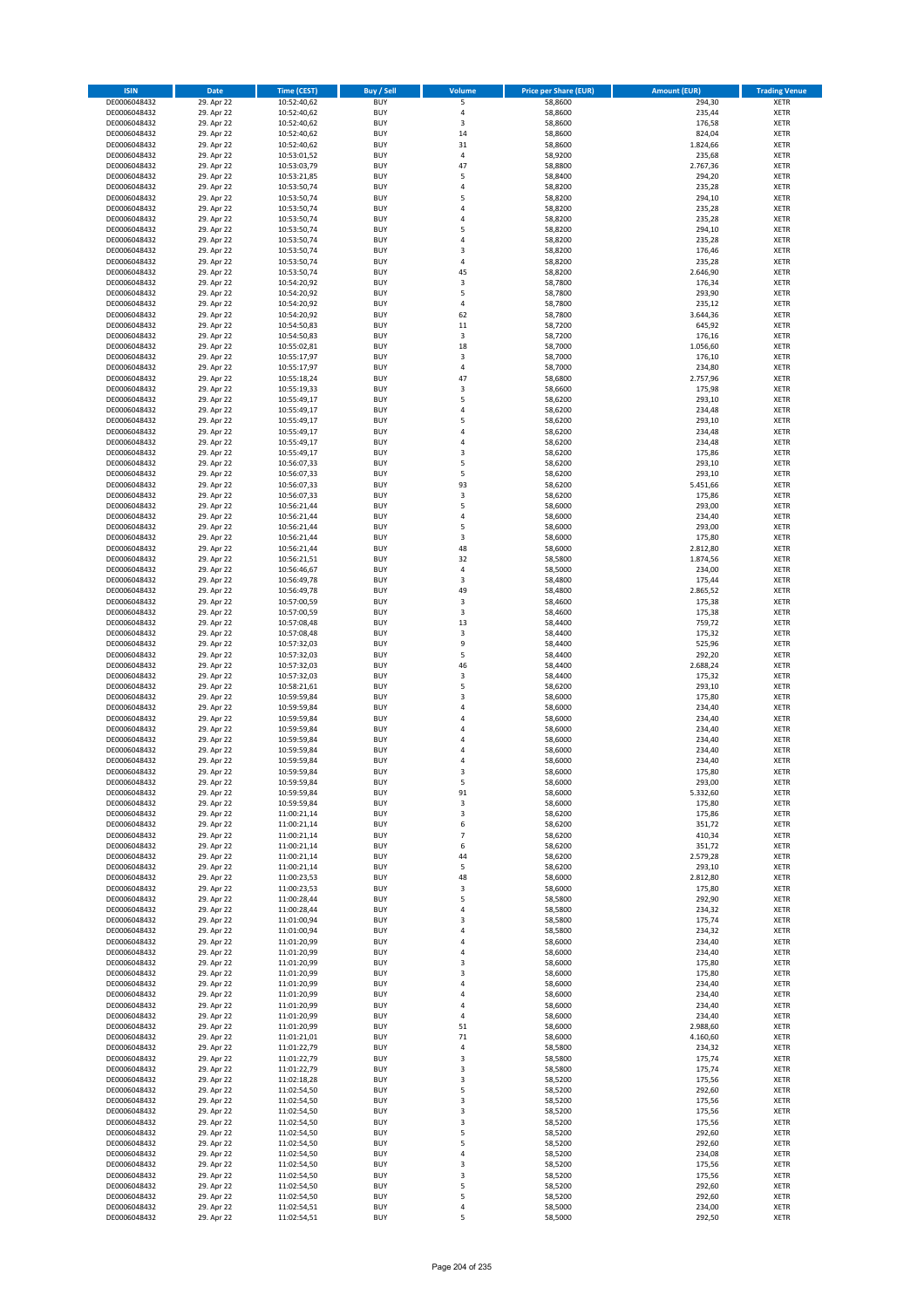| ISIN | Date | Time (CEST) | Buy / Sell | Volume | Price per Share (EUR) | Amount (EUR) | Trading Venue |
|---|---|---|---|---|---|---|---|
| DE0006048432 | 29. Apr 22 | 10:52:40,62 | BUY | 5 | 58,8600 | 294,30 | XETR |
| DE0006048432 | 29. Apr 22 | 10:52:40,62 | BUY | 4 | 58,8600 | 235,44 | XETR |
| DE0006048432 | 29. Apr 22 | 10:52:40,62 | BUY | 3 | 58,8600 | 176,58 | XETR |
| DE0006048432 | 29. Apr 22 | 10:52:40,62 | BUY | 14 | 58,8600 | 824,04 | XETR |
| DE0006048432 | 29. Apr 22 | 10:52:40,62 | BUY | 31 | 58,8600 | 1.824,66 | XETR |
| DE0006048432 | 29. Apr 22 | 10:53:01,52 | BUY | 4 | 58,9200 | 235,68 | XETR |
| DE0006048432 | 29. Apr 22 | 10:53:03,79 | BUY | 47 | 58,8800 | 2.767,36 | XETR |
| DE0006048432 | 29. Apr 22 | 10:53:21,85 | BUY | 5 | 58,8400 | 294,20 | XETR |
| DE0006048432 | 29. Apr 22 | 10:53:50,74 | BUY | 4 | 58,8200 | 235,28 | XETR |
| DE0006048432 | 29. Apr 22 | 10:53:50,74 | BUY | 5 | 58,8200 | 294,10 | XETR |
| DE0006048432 | 29. Apr 22 | 10:53:50,74 | BUY | 4 | 58,8200 | 235,28 | XETR |
| DE0006048432 | 29. Apr 22 | 10:53:50,74 | BUY | 4 | 58,8200 | 235,28 | XETR |
| DE0006048432 | 29. Apr 22 | 10:53:50,74 | BUY | 5 | 58,8200 | 294,10 | XETR |
| DE0006048432 | 29. Apr 22 | 10:53:50,74 | BUY | 4 | 58,8200 | 235,28 | XETR |
| DE0006048432 | 29. Apr 22 | 10:53:50,74 | BUY | 3 | 58,8200 | 176,46 | XETR |
| DE0006048432 | 29. Apr 22 | 10:53:50,74 | BUY | 4 | 58,8200 | 235,28 | XETR |
| DE0006048432 | 29. Apr 22 | 10:53:50,74 | BUY | 45 | 58,8200 | 2.646,90 | XETR |
| DE0006048432 | 29. Apr 22 | 10:54:20,92 | BUY | 3 | 58,7800 | 176,34 | XETR |
| DE0006048432 | 29. Apr 22 | 10:54:20,92 | BUY | 5 | 58,7800 | 293,90 | XETR |
| DE0006048432 | 29. Apr 22 | 10:54:20,92 | BUY | 4 | 58,7800 | 235,12 | XETR |
| DE0006048432 | 29. Apr 22 | 10:54:20,92 | BUY | 62 | 58,7800 | 3.644,36 | XETR |
| DE0006048432 | 29. Apr 22 | 10:54:50,83 | BUY | 11 | 58,7200 | 645,92 | XETR |
| DE0006048432 | 29. Apr 22 | 10:54:50,83 | BUY | 3 | 58,7200 | 176,16 | XETR |
| DE0006048432 | 29. Apr 22 | 10:55:02,81 | BUY | 18 | 58,7000 | 1.056,60 | XETR |
| DE0006048432 | 29. Apr 22 | 10:55:17,97 | BUY | 3 | 58,7000 | 176,10 | XETR |
| DE0006048432 | 29. Apr 22 | 10:55:17,97 | BUY | 4 | 58,7000 | 234,80 | XETR |
| DE0006048432 | 29. Apr 22 | 10:55:18,24 | BUY | 47 | 58,6800 | 2.757,96 | XETR |
| DE0006048432 | 29. Apr 22 | 10:55:19,33 | BUY | 3 | 58,6600 | 175,98 | XETR |
| DE0006048432 | 29. Apr 22 | 10:55:49,17 | BUY | 5 | 58,6200 | 293,10 | XETR |
| DE0006048432 | 29. Apr 22 | 10:55:49,17 | BUY | 4 | 58,6200 | 234,48 | XETR |
| DE0006048432 | 29. Apr 22 | 10:55:49,17 | BUY | 5 | 58,6200 | 293,10 | XETR |
| DE0006048432 | 29. Apr 22 | 10:55:49,17 | BUY | 4 | 58,6200 | 234,48 | XETR |
| DE0006048432 | 29. Apr 22 | 10:55:49,17 | BUY | 4 | 58,6200 | 234,48 | XETR |
| DE0006048432 | 29. Apr 22 | 10:55:49,17 | BUY | 3 | 58,6200 | 175,86 | XETR |
| DE0006048432 | 29. Apr 22 | 10:56:07,33 | BUY | 5 | 58,6200 | 293,10 | XETR |
| DE0006048432 | 29. Apr 22 | 10:56:07,33 | BUY | 5 | 58,6200 | 293,10 | XETR |
| DE0006048432 | 29. Apr 22 | 10:56:07,33 | BUY | 93 | 58,6200 | 5.451,66 | XETR |
| DE0006048432 | 29. Apr 22 | 10:56:07,33 | BUY | 3 | 58,6200 | 175,86 | XETR |
| DE0006048432 | 29. Apr 22 | 10:56:21,44 | BUY | 5 | 58,6000 | 293,00 | XETR |
| DE0006048432 | 29. Apr 22 | 10:56:21,44 | BUY | 4 | 58,6000 | 234,40 | XETR |
| DE0006048432 | 29. Apr 22 | 10:56:21,44 | BUY | 5 | 58,6000 | 293,00 | XETR |
| DE0006048432 | 29. Apr 22 | 10:56:21,44 | BUY | 3 | 58,6000 | 175,80 | XETR |
| DE0006048432 | 29. Apr 22 | 10:56:21,44 | BUY | 48 | 58,6000 | 2.812,80 | XETR |
| DE0006048432 | 29. Apr 22 | 10:56:21,51 | BUY | 32 | 58,5800 | 1.874,56 | XETR |
| DE0006048432 | 29. Apr 22 | 10:56:46,67 | BUY | 4 | 58,5000 | 234,00 | XETR |
| DE0006048432 | 29. Apr 22 | 10:56:49,78 | BUY | 3 | 58,4800 | 175,44 | XETR |
| DE0006048432 | 29. Apr 22 | 10:56:49,78 | BUY | 49 | 58,4800 | 2.865,52 | XETR |
| DE0006048432 | 29. Apr 22 | 10:57:00,59 | BUY | 3 | 58,4600 | 175,38 | XETR |
| DE0006048432 | 29. Apr 22 | 10:57:00,59 | BUY | 3 | 58,4600 | 175,38 | XETR |
| DE0006048432 | 29. Apr 22 | 10:57:08,48 | BUY | 13 | 58,4400 | 759,72 | XETR |
| DE0006048432 | 29. Apr 22 | 10:57:08,48 | BUY | 3 | 58,4400 | 175,32 | XETR |
| DE0006048432 | 29. Apr 22 | 10:57:32,03 | BUY | 9 | 58,4400 | 525,96 | XETR |
| DE0006048432 | 29. Apr 22 | 10:57:32,03 | BUY | 5 | 58,4400 | 292,20 | XETR |
| DE0006048432 | 29. Apr 22 | 10:57:32,03 | BUY | 46 | 58,4400 | 2.688,24 | XETR |
| DE0006048432 | 29. Apr 22 | 10:57:32,03 | BUY | 3 | 58,4400 | 175,32 | XETR |
| DE0006048432 | 29. Apr 22 | 10:58:21,61 | BUY | 5 | 58,6200 | 293,10 | XETR |
| DE0006048432 | 29. Apr 22 | 10:59:59,84 | BUY | 3 | 58,6000 | 175,80 | XETR |
| DE0006048432 | 29. Apr 22 | 10:59:59,84 | BUY | 4 | 58,6000 | 234,40 | XETR |
| DE0006048432 | 29. Apr 22 | 10:59:59,84 | BUY | 4 | 58,6000 | 234,40 | XETR |
| DE0006048432 | 29. Apr 22 | 10:59:59,84 | BUY | 4 | 58,6000 | 234,40 | XETR |
| DE0006048432 | 29. Apr 22 | 10:59:59,84 | BUY | 4 | 58,6000 | 234,40 | XETR |
| DE0006048432 | 29. Apr 22 | 10:59:59,84 | BUY | 4 | 58,6000 | 234,40 | XETR |
| DE0006048432 | 29. Apr 22 | 10:59:59,84 | BUY | 4 | 58,6000 | 234,40 | XETR |
| DE0006048432 | 29. Apr 22 | 10:59:59,84 | BUY | 3 | 58,6000 | 175,80 | XETR |
| DE0006048432 | 29. Apr 22 | 10:59:59,84 | BUY | 5 | 58,6000 | 293,00 | XETR |
| DE0006048432 | 29. Apr 22 | 10:59:59,84 | BUY | 91 | 58,6000 | 5.332,60 | XETR |
| DE0006048432 | 29. Apr 22 | 10:59:59,84 | BUY | 3 | 58,6000 | 175,80 | XETR |
| DE0006048432 | 29. Apr 22 | 11:00:21,14 | BUY | 3 | 58,6200 | 175,86 | XETR |
| DE0006048432 | 29. Apr 22 | 11:00:21,14 | BUY | 6 | 58,6200 | 351,72 | XETR |
| DE0006048432 | 29. Apr 22 | 11:00:21,14 | BUY | 7 | 58,6200 | 410,34 | XETR |
| DE0006048432 | 29. Apr 22 | 11:00:21,14 | BUY | 6 | 58,6200 | 351,72 | XETR |
| DE0006048432 | 29. Apr 22 | 11:00:21,14 | BUY | 44 | 58,6200 | 2.579,28 | XETR |
| DE0006048432 | 29. Apr 22 | 11:00:21,14 | BUY | 5 | 58,6200 | 293,10 | XETR |
| DE0006048432 | 29. Apr 22 | 11:00:23,53 | BUY | 48 | 58,6000 | 2.812,80 | XETR |
| DE0006048432 | 29. Apr 22 | 11:00:23,53 | BUY | 3 | 58,6000 | 175,80 | XETR |
| DE0006048432 | 29. Apr 22 | 11:00:28,44 | BUY | 5 | 58,5800 | 292,90 | XETR |
| DE0006048432 | 29. Apr 22 | 11:00:28,44 | BUY | 4 | 58,5800 | 234,32 | XETR |
| DE0006048432 | 29. Apr 22 | 11:01:00,94 | BUY | 3 | 58,5800 | 175,74 | XETR |
| DE0006048432 | 29. Apr 22 | 11:01:00,94 | BUY | 4 | 58,5800 | 234,32 | XETR |
| DE0006048432 | 29. Apr 22 | 11:01:20,99 | BUY | 4 | 58,6000 | 234,40 | XETR |
| DE0006048432 | 29. Apr 22 | 11:01:20,99 | BUY | 4 | 58,6000 | 234,40 | XETR |
| DE0006048432 | 29. Apr 22 | 11:01:20,99 | BUY | 3 | 58,6000 | 175,80 | XETR |
| DE0006048432 | 29. Apr 22 | 11:01:20,99 | BUY | 3 | 58,6000 | 175,80 | XETR |
| DE0006048432 | 29. Apr 22 | 11:01:20,99 | BUY | 4 | 58,6000 | 234,40 | XETR |
| DE0006048432 | 29. Apr 22 | 11:01:20,99 | BUY | 4 | 58,6000 | 234,40 | XETR |
| DE0006048432 | 29. Apr 22 | 11:01:20,99 | BUY | 4 | 58,6000 | 234,40 | XETR |
| DE0006048432 | 29. Apr 22 | 11:01:20,99 | BUY | 4 | 58,6000 | 234,40 | XETR |
| DE0006048432 | 29. Apr 22 | 11:01:20,99 | BUY | 51 | 58,6000 | 2.988,60 | XETR |
| DE0006048432 | 29. Apr 22 | 11:01:21,01 | BUY | 71 | 58,6000 | 4.160,60 | XETR |
| DE0006048432 | 29. Apr 22 | 11:01:22,79 | BUY | 4 | 58,5800 | 234,32 | XETR |
| DE0006048432 | 29. Apr 22 | 11:01:22,79 | BUY | 3 | 58,5800 | 175,74 | XETR |
| DE0006048432 | 29. Apr 22 | 11:01:22,79 | BUY | 3 | 58,5800 | 175,74 | XETR |
| DE0006048432 | 29. Apr 22 | 11:02:18,28 | BUY | 3 | 58,5200 | 175,56 | XETR |
| DE0006048432 | 29. Apr 22 | 11:02:54,50 | BUY | 5 | 58,5200 | 292,60 | XETR |
| DE0006048432 | 29. Apr 22 | 11:02:54,50 | BUY | 3 | 58,5200 | 175,56 | XETR |
| DE0006048432 | 29. Apr 22 | 11:02:54,50 | BUY | 3 | 58,5200 | 175,56 | XETR |
| DE0006048432 | 29. Apr 22 | 11:02:54,50 | BUY | 3 | 58,5200 | 175,56 | XETR |
| DE0006048432 | 29. Apr 22 | 11:02:54,50 | BUY | 5 | 58,5200 | 292,60 | XETR |
| DE0006048432 | 29. Apr 22 | 11:02:54,50 | BUY | 5 | 58,5200 | 292,60 | XETR |
| DE0006048432 | 29. Apr 22 | 11:02:54,50 | BUY | 4 | 58,5200 | 234,08 | XETR |
| DE0006048432 | 29. Apr 22 | 11:02:54,50 | BUY | 3 | 58,5200 | 175,56 | XETR |
| DE0006048432 | 29. Apr 22 | 11:02:54,50 | BUY | 3 | 58,5200 | 175,56 | XETR |
| DE0006048432 | 29. Apr 22 | 11:02:54,50 | BUY | 5 | 58,5200 | 292,60 | XETR |
| DE0006048432 | 29. Apr 22 | 11:02:54,50 | BUY | 5 | 58,5200 | 292,60 | XETR |
| DE0006048432 | 29. Apr 22 | 11:02:54,51 | BUY | 4 | 58,5000 | 234,00 | XETR |
| DE0006048432 | 29. Apr 22 | 11:02:54,51 | BUY | 5 | 58,5000 | 292,50 | XETR |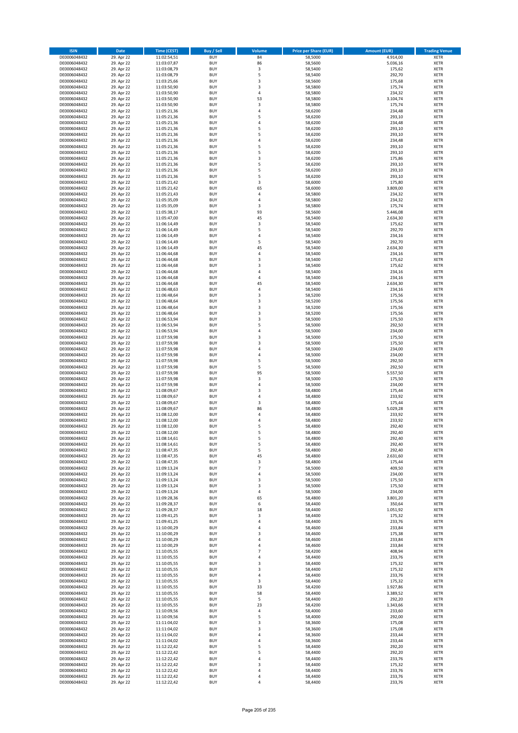| ISIN | Date | Time (CEST) | Buy / Sell | Volume | Price per Share (EUR) | Amount (EUR) | Trading Venue |
|---|---|---|---|---|---|---|---|
| DE0006048432 | 29. Apr 22 | 11:02:54,51 | BUY | 84 | 58,5000 | 4.914,00 | XETR |
| DE0006048432 | 29. Apr 22 | 11:03:07,87 | BUY | 86 | 58,5600 | 5.036,16 | XETR |
| DE0006048432 | 29. Apr 22 | 11:03:08,79 | BUY | 3 | 58,5400 | 175,62 | XETR |
| DE0006048432 | 29. Apr 22 | 11:03:08,79 | BUY | 5 | 58,5400 | 292,70 | XETR |
| DE0006048432 | 29. Apr 22 | 11:03:25,66 | BUY | 3 | 58,5600 | 175,68 | XETR |
| DE0006048432 | 29. Apr 22 | 11:03:50,90 | BUY | 3 | 58,5800 | 175,74 | XETR |
| DE0006048432 | 29. Apr 22 | 11:03:50,90 | BUY | 4 | 58,5800 | 234,32 | XETR |
| DE0006048432 | 29. Apr 22 | 11:03:50,90 | BUY | 53 | 58,5800 | 3.104,74 | XETR |
| DE0006048432 | 29. Apr 22 | 11:03:50,90 | BUY | 3 | 58,5800 | 175,74 | XETR |
| DE0006048432 | 29. Apr 22 | 11:05:21,36 | BUY | 4 | 58,6200 | 234,48 | XETR |
| DE0006048432 | 29. Apr 22 | 11:05:21,36 | BUY | 5 | 58,6200 | 293,10 | XETR |
| DE0006048432 | 29. Apr 22 | 11:05:21,36 | BUY | 4 | 58,6200 | 234,48 | XETR |
| DE0006048432 | 29. Apr 22 | 11:05:21,36 | BUY | 5 | 58,6200 | 293,10 | XETR |
| DE0006048432 | 29. Apr 22 | 11:05:21,36 | BUY | 5 | 58,6200 | 293,10 | XETR |
| DE0006048432 | 29. Apr 22 | 11:05:21,36 | BUY | 4 | 58,6200 | 234,48 | XETR |
| DE0006048432 | 29. Apr 22 | 11:05:21,36 | BUY | 5 | 58,6200 | 293,10 | XETR |
| DE0006048432 | 29. Apr 22 | 11:05:21,36 | BUY | 5 | 58,6200 | 293,10 | XETR |
| DE0006048432 | 29. Apr 22 | 11:05:21,36 | BUY | 3 | 58,6200 | 175,86 | XETR |
| DE0006048432 | 29. Apr 22 | 11:05:21,36 | BUY | 5 | 58,6200 | 293,10 | XETR |
| DE0006048432 | 29. Apr 22 | 11:05:21,36 | BUY | 5 | 58,6200 | 293,10 | XETR |
| DE0006048432 | 29. Apr 22 | 11:05:21,36 | BUY | 5 | 58,6200 | 293,10 | XETR |
| DE0006048432 | 29. Apr 22 | 11:05:21,42 | BUY | 3 | 58,6000 | 175,80 | XETR |
| DE0006048432 | 29. Apr 22 | 11:05:21,42 | BUY | 65 | 58,6000 | 3.809,00 | XETR |
| DE0006048432 | 29. Apr 22 | 11:05:21,43 | BUY | 4 | 58,5800 | 234,32 | XETR |
| DE0006048432 | 29. Apr 22 | 11:05:35,09 | BUY | 4 | 58,5800 | 234,32 | XETR |
| DE0006048432 | 29. Apr 22 | 11:05:35,09 | BUY | 3 | 58,5800 | 175,74 | XETR |
| DE0006048432 | 29. Apr 22 | 11:05:38,17 | BUY | 93 | 58,5600 | 5.446,08 | XETR |
| DE0006048432 | 29. Apr 22 | 11:05:47,00 | BUY | 45 | 58,5400 | 2.634,30 | XETR |
| DE0006048432 | 29. Apr 22 | 11:06:14,49 | BUY | 3 | 58,5400 | 175,62 | XETR |
| DE0006048432 | 29. Apr 22 | 11:06:14,49 | BUY | 5 | 58,5400 | 292,70 | XETR |
| DE0006048432 | 29. Apr 22 | 11:06:14,49 | BUY | 4 | 58,5400 | 234,16 | XETR |
| DE0006048432 | 29. Apr 22 | 11:06:14,49 | BUY | 5 | 58,5400 | 292,70 | XETR |
| DE0006048432 | 29. Apr 22 | 11:06:14,49 | BUY | 45 | 58,5400 | 2.634,30 | XETR |
| DE0006048432 | 29. Apr 22 | 11:06:44,68 | BUY | 4 | 58,5400 | 234,16 | XETR |
| DE0006048432 | 29. Apr 22 | 11:06:44,68 | BUY | 3 | 58,5400 | 175,62 | XETR |
| DE0006048432 | 29. Apr 22 | 11:06:44,68 | BUY | 3 | 58,5400 | 175,62 | XETR |
| DE0006048432 | 29. Apr 22 | 11:06:44,68 | BUY | 4 | 58,5400 | 234,16 | XETR |
| DE0006048432 | 29. Apr 22 | 11:06:44,68 | BUY | 4 | 58,5400 | 234,16 | XETR |
| DE0006048432 | 29. Apr 22 | 11:06:44,68 | BUY | 45 | 58,5400 | 2.634,30 | XETR |
| DE0006048432 | 29. Apr 22 | 11:06:48,63 | BUY | 4 | 58,5400 | 234,16 | XETR |
| DE0006048432 | 29. Apr 22 | 11:06:48,64 | BUY | 3 | 58,5200 | 175,56 | XETR |
| DE0006048432 | 29. Apr 22 | 11:06:48,64 | BUY | 3 | 58,5200 | 175,56 | XETR |
| DE0006048432 | 29. Apr 22 | 11:06:48,64 | BUY | 3 | 58,5200 | 175,56 | XETR |
| DE0006048432 | 29. Apr 22 | 11:06:48,64 | BUY | 3 | 58,5200 | 175,56 | XETR |
| DE0006048432 | 29. Apr 22 | 11:06:53,94 | BUY | 3 | 58,5000 | 175,50 | XETR |
| DE0006048432 | 29. Apr 22 | 11:06:53,94 | BUY | 5 | 58,5000 | 292,50 | XETR |
| DE0006048432 | 29. Apr 22 | 11:06:53,94 | BUY | 4 | 58,5000 | 234,00 | XETR |
| DE0006048432 | 29. Apr 22 | 11:07:59,98 | BUY | 3 | 58,5000 | 175,50 | XETR |
| DE0006048432 | 29. Apr 22 | 11:07:59,98 | BUY | 3 | 58,5000 | 175,50 | XETR |
| DE0006048432 | 29. Apr 22 | 11:07:59,98 | BUY | 4 | 58,5000 | 234,00 | XETR |
| DE0006048432 | 29. Apr 22 | 11:07:59,98 | BUY | 4 | 58,5000 | 234,00 | XETR |
| DE0006048432 | 29. Apr 22 | 11:07:59,98 | BUY | 5 | 58,5000 | 292,50 | XETR |
| DE0006048432 | 29. Apr 22 | 11:07:59,98 | BUY | 5 | 58,5000 | 292,50 | XETR |
| DE0006048432 | 29. Apr 22 | 11:07:59,98 | BUY | 95 | 58,5000 | 5.557,50 | XETR |
| DE0006048432 | 29. Apr 22 | 11:07:59,98 | BUY | 3 | 58,5000 | 175,50 | XETR |
| DE0006048432 | 29. Apr 22 | 11:07:59,98 | BUY | 4 | 58,5000 | 234,00 | XETR |
| DE0006048432 | 29. Apr 22 | 11:08:09,67 | BUY | 3 | 58,4800 | 175,44 | XETR |
| DE0006048432 | 29. Apr 22 | 11:08:09,67 | BUY | 4 | 58,4800 | 233,92 | XETR |
| DE0006048432 | 29. Apr 22 | 11:08:09,67 | BUY | 3 | 58,4800 | 175,44 | XETR |
| DE0006048432 | 29. Apr 22 | 11:08:09,67 | BUY | 86 | 58,4800 | 5.029,28 | XETR |
| DE0006048432 | 29. Apr 22 | 11:08:12,00 | BUY | 4 | 58,4800 | 233,92 | XETR |
| DE0006048432 | 29. Apr 22 | 11:08:12,00 | BUY | 4 | 58,4800 | 233,92 | XETR |
| DE0006048432 | 29. Apr 22 | 11:08:12,00 | BUY | 5 | 58,4800 | 292,40 | XETR |
| DE0006048432 | 29. Apr 22 | 11:08:12,00 | BUY | 5 | 58,4800 | 292,40 | XETR |
| DE0006048432 | 29. Apr 22 | 11:08:14,61 | BUY | 5 | 58,4800 | 292,40 | XETR |
| DE0006048432 | 29. Apr 22 | 11:08:14,61 | BUY | 5 | 58,4800 | 292,40 | XETR |
| DE0006048432 | 29. Apr 22 | 11:08:47,35 | BUY | 5 | 58,4800 | 292,40 | XETR |
| DE0006048432 | 29. Apr 22 | 11:08:47,35 | BUY | 45 | 58,4800 | 2.631,60 | XETR |
| DE0006048432 | 29. Apr 22 | 11:08:47,35 | BUY | 3 | 58,4800 | 175,44 | XETR |
| DE0006048432 | 29. Apr 22 | 11:09:13,24 | BUY | 7 | 58,5000 | 409,50 | XETR |
| DE0006048432 | 29. Apr 22 | 11:09:13,24 | BUY | 4 | 58,5000 | 234,00 | XETR |
| DE0006048432 | 29. Apr 22 | 11:09:13,24 | BUY | 3 | 58,5000 | 175,50 | XETR |
| DE0006048432 | 29. Apr 22 | 11:09:13,24 | BUY | 3 | 58,5000 | 175,50 | XETR |
| DE0006048432 | 29. Apr 22 | 11:09:13,24 | BUY | 4 | 58,5000 | 234,00 | XETR |
| DE0006048432 | 29. Apr 22 | 11:09:28,36 | BUY | 65 | 58,4800 | 3.801,20 | XETR |
| DE0006048432 | 29. Apr 22 | 11:09:28,37 | BUY | 6 | 58,4400 | 350,64 | XETR |
| DE0006048432 | 29. Apr 22 | 11:09:28,37 | BUY | 18 | 58,4400 | 1.051,92 | XETR |
| DE0006048432 | 29. Apr 22 | 11:09:41,25 | BUY | 3 | 58,4400 | 175,32 | XETR |
| DE0006048432 | 29. Apr 22 | 11:09:41,25 | BUY | 4 | 58,4400 | 233,76 | XETR |
| DE0006048432 | 29. Apr 22 | 11:10:00,29 | BUY | 4 | 58,4600 | 233,84 | XETR |
| DE0006048432 | 29. Apr 22 | 11:10:00,29 | BUY | 3 | 58,4600 | 175,38 | XETR |
| DE0006048432 | 29. Apr 22 | 11:10:00,29 | BUY | 4 | 58,4600 | 233,84 | XETR |
| DE0006048432 | 29. Apr 22 | 11:10:00,29 | BUY | 4 | 58,4600 | 233,84 | XETR |
| DE0006048432 | 29. Apr 22 | 11:10:05,55 | BUY | 7 | 58,4200 | 408,94 | XETR |
| DE0006048432 | 29. Apr 22 | 11:10:05,55 | BUY | 4 | 58,4400 | 233,76 | XETR |
| DE0006048432 | 29. Apr 22 | 11:10:05,55 | BUY | 3 | 58,4400 | 175,32 | XETR |
| DE0006048432 | 29. Apr 22 | 11:10:05,55 | BUY | 3 | 58,4400 | 175,32 | XETR |
| DE0006048432 | 29. Apr 22 | 11:10:05,55 | BUY | 4 | 58,4400 | 233,76 | XETR |
| DE0006048432 | 29. Apr 22 | 11:10:05,55 | BUY | 3 | 58,4400 | 175,32 | XETR |
| DE0006048432 | 29. Apr 22 | 11:10:05,55 | BUY | 33 | 58,4200 | 1.927,86 | XETR |
| DE0006048432 | 29. Apr 22 | 11:10:05,55 | BUY | 58 | 58,4400 | 3.389,52 | XETR |
| DE0006048432 | 29. Apr 22 | 11:10:05,55 | BUY | 5 | 58,4400 | 292,20 | XETR |
| DE0006048432 | 29. Apr 22 | 11:10:05,55 | BUY | 23 | 58,4200 | 1.343,66 | XETR |
| DE0006048432 | 29. Apr 22 | 11:10:09,56 | BUY | 4 | 58,4000 | 233,60 | XETR |
| DE0006048432 | 29. Apr 22 | 11:10:09,56 | BUY | 5 | 58,4000 | 292,00 | XETR |
| DE0006048432 | 29. Apr 22 | 11:11:04,02 | BUY | 3 | 58,3600 | 175,08 | XETR |
| DE0006048432 | 29. Apr 22 | 11:11:04,02 | BUY | 3 | 58,3600 | 175,08 | XETR |
| DE0006048432 | 29. Apr 22 | 11:11:04,02 | BUY | 4 | 58,3600 | 233,44 | XETR |
| DE0006048432 | 29. Apr 22 | 11:11:04,02 | BUY | 4 | 58,3600 | 233,44 | XETR |
| DE0006048432 | 29. Apr 22 | 11:12:22,42 | BUY | 5 | 58,4400 | 292,20 | XETR |
| DE0006048432 | 29. Apr 22 | 11:12:22,42 | BUY | 5 | 58,4400 | 292,20 | XETR |
| DE0006048432 | 29. Apr 22 | 11:12:22,42 | BUY | 4 | 58,4400 | 233,76 | XETR |
| DE0006048432 | 29. Apr 22 | 11:12:22,42 | BUY | 3 | 58,4400 | 175,32 | XETR |
| DE0006048432 | 29. Apr 22 | 11:12:22,42 | BUY | 4 | 58,4400 | 233,76 | XETR |
| DE0006048432 | 29. Apr 22 | 11:12:22,42 | BUY | 4 | 58,4400 | 233,76 | XETR |
| DE0006048432 | 29. Apr 22 | 11:12:22,42 | BUY | 4 | 58,4400 | 233,76 | XETR |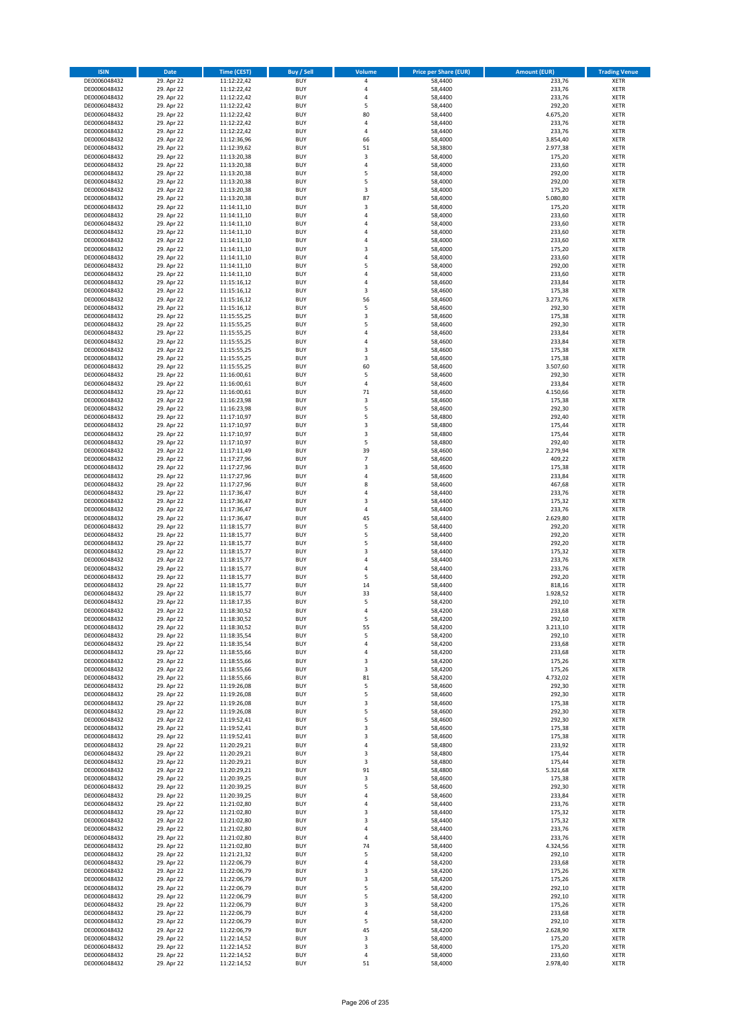| ISIN | Date | Time (CEST) | Buy / Sell | Volume | Price per Share (EUR) | Amount (EUR) | Trading Venue |
|---|---|---|---|---|---|---|---|
| DE0006048432 | 29. Apr 22 | 11:12:22,42 | BUY | 4 | 58,4400 | 233,76 | XETR |
| DE0006048432 | 29. Apr 22 | 11:12:22,42 | BUY | 4 | 58,4400 | 233,76 | XETR |
| DE0006048432 | 29. Apr 22 | 11:12:22,42 | BUY | 4 | 58,4400 | 233,76 | XETR |
| DE0006048432 | 29. Apr 22 | 11:12:22,42 | BUY | 5 | 58,4400 | 292,20 | XETR |
| DE0006048432 | 29. Apr 22 | 11:12:22,42 | BUY | 80 | 58,4400 | 4.675,20 | XETR |
| DE0006048432 | 29. Apr 22 | 11:12:22,42 | BUY | 4 | 58,4400 | 233,76 | XETR |
| DE0006048432 | 29. Apr 22 | 11:12:22,42 | BUY | 4 | 58,4400 | 233,76 | XETR |
| DE0006048432 | 29. Apr 22 | 11:12:36,96 | BUY | 66 | 58,4000 | 3.854,40 | XETR |
| DE0006048432 | 29. Apr 22 | 11:12:39,62 | BUY | 51 | 58,3800 | 2.977,38 | XETR |
| DE0006048432 | 29. Apr 22 | 11:13:20,38 | BUY | 3 | 58,4000 | 175,20 | XETR |
| DE0006048432 | 29. Apr 22 | 11:13:20,38 | BUY | 4 | 58,4000 | 233,60 | XETR |
| DE0006048432 | 29. Apr 22 | 11:13:20,38 | BUY | 5 | 58,4000 | 292,00 | XETR |
| DE0006048432 | 29. Apr 22 | 11:13:20,38 | BUY | 5 | 58,4000 | 292,00 | XETR |
| DE0006048432 | 29. Apr 22 | 11:13:20,38 | BUY | 3 | 58,4000 | 175,20 | XETR |
| DE0006048432 | 29. Apr 22 | 11:13:20,38 | BUY | 87 | 58,4000 | 5.080,80 | XETR |
| DE0006048432 | 29. Apr 22 | 11:14:11,10 | BUY | 3 | 58,4000 | 175,20 | XETR |
| DE0006048432 | 29. Apr 22 | 11:14:11,10 | BUY | 4 | 58,4000 | 233,60 | XETR |
| DE0006048432 | 29. Apr 22 | 11:14:11,10 | BUY | 4 | 58,4000 | 233,60 | XETR |
| DE0006048432 | 29. Apr 22 | 11:14:11,10 | BUY | 4 | 58,4000 | 233,60 | XETR |
| DE0006048432 | 29. Apr 22 | 11:14:11,10 | BUY | 4 | 58,4000 | 233,60 | XETR |
| DE0006048432 | 29. Apr 22 | 11:14:11,10 | BUY | 3 | 58,4000 | 175,20 | XETR |
| DE0006048432 | 29. Apr 22 | 11:14:11,10 | BUY | 4 | 58,4000 | 233,60 | XETR |
| DE0006048432 | 29. Apr 22 | 11:14:11,10 | BUY | 5 | 58,4000 | 292,00 | XETR |
| DE0006048432 | 29. Apr 22 | 11:14:11,10 | BUY | 4 | 58,4000 | 233,60 | XETR |
| DE0006048432 | 29. Apr 22 | 11:15:16,12 | BUY | 4 | 58,4600 | 233,84 | XETR |
| DE0006048432 | 29. Apr 22 | 11:15:16,12 | BUY | 3 | 58,4600 | 175,38 | XETR |
| DE0006048432 | 29. Apr 22 | 11:15:16,12 | BUY | 56 | 58,4600 | 3.273,76 | XETR |
| DE0006048432 | 29. Apr 22 | 11:15:16,12 | BUY | 5 | 58,4600 | 292,30 | XETR |
| DE0006048432 | 29. Apr 22 | 11:15:55,25 | BUY | 3 | 58,4600 | 175,38 | XETR |
| DE0006048432 | 29. Apr 22 | 11:15:55,25 | BUY | 5 | 58,4600 | 292,30 | XETR |
| DE0006048432 | 29. Apr 22 | 11:15:55,25 | BUY | 4 | 58,4600 | 233,84 | XETR |
| DE0006048432 | 29. Apr 22 | 11:15:55,25 | BUY | 4 | 58,4600 | 233,84 | XETR |
| DE0006048432 | 29. Apr 22 | 11:15:55,25 | BUY | 3 | 58,4600 | 175,38 | XETR |
| DE0006048432 | 29. Apr 22 | 11:15:55,25 | BUY | 3 | 58,4600 | 175,38 | XETR |
| DE0006048432 | 29. Apr 22 | 11:15:55,25 | BUY | 60 | 58,4600 | 3.507,60 | XETR |
| DE0006048432 | 29. Apr 22 | 11:16:00,61 | BUY | 5 | 58,4600 | 292,30 | XETR |
| DE0006048432 | 29. Apr 22 | 11:16:00,61 | BUY | 4 | 58,4600 | 233,84 | XETR |
| DE0006048432 | 29. Apr 22 | 11:16:00,61 | BUY | 71 | 58,4600 | 4.150,66 | XETR |
| DE0006048432 | 29. Apr 22 | 11:16:23,98 | BUY | 3 | 58,4600 | 175,38 | XETR |
| DE0006048432 | 29. Apr 22 | 11:16:23,98 | BUY | 5 | 58,4600 | 292,30 | XETR |
| DE0006048432 | 29. Apr 22 | 11:17:10,97 | BUY | 5 | 58,4800 | 292,40 | XETR |
| DE0006048432 | 29. Apr 22 | 11:17:10,97 | BUY | 3 | 58,4800 | 175,44 | XETR |
| DE0006048432 | 29. Apr 22 | 11:17:10,97 | BUY | 3 | 58,4800 | 175,44 | XETR |
| DE0006048432 | 29. Apr 22 | 11:17:10,97 | BUY | 5 | 58,4800 | 292,40 | XETR |
| DE0006048432 | 29. Apr 22 | 11:17:11,49 | BUY | 39 | 58,4600 | 2.279,94 | XETR |
| DE0006048432 | 29. Apr 22 | 11:17:27,96 | BUY | 7 | 58,4600 | 409,22 | XETR |
| DE0006048432 | 29. Apr 22 | 11:17:27,96 | BUY | 3 | 58,4600 | 175,38 | XETR |
| DE0006048432 | 29. Apr 22 | 11:17:27,96 | BUY | 4 | 58,4600 | 233,84 | XETR |
| DE0006048432 | 29. Apr 22 | 11:17:27,96 | BUY | 8 | 58,4600 | 467,68 | XETR |
| DE0006048432 | 29. Apr 22 | 11:17:36,47 | BUY | 4 | 58,4400 | 233,76 | XETR |
| DE0006048432 | 29. Apr 22 | 11:17:36,47 | BUY | 3 | 58,4400 | 175,32 | XETR |
| DE0006048432 | 29. Apr 22 | 11:17:36,47 | BUY | 4 | 58,4400 | 233,76 | XETR |
| DE0006048432 | 29. Apr 22 | 11:17:36,47 | BUY | 45 | 58,4400 | 2.629,80 | XETR |
| DE0006048432 | 29. Apr 22 | 11:18:15,77 | BUY | 5 | 58,4400 | 292,20 | XETR |
| DE0006048432 | 29. Apr 22 | 11:18:15,77 | BUY | 5 | 58,4400 | 292,20 | XETR |
| DE0006048432 | 29. Apr 22 | 11:18:15,77 | BUY | 5 | 58,4400 | 292,20 | XETR |
| DE0006048432 | 29. Apr 22 | 11:18:15,77 | BUY | 3 | 58,4400 | 175,32 | XETR |
| DE0006048432 | 29. Apr 22 | 11:18:15,77 | BUY | 4 | 58,4400 | 233,76 | XETR |
| DE0006048432 | 29. Apr 22 | 11:18:15,77 | BUY | 4 | 58,4400 | 233,76 | XETR |
| DE0006048432 | 29. Apr 22 | 11:18:15,77 | BUY | 5 | 58,4400 | 292,20 | XETR |
| DE0006048432 | 29. Apr 22 | 11:18:15,77 | BUY | 14 | 58,4400 | 818,16 | XETR |
| DE0006048432 | 29. Apr 22 | 11:18:15,77 | BUY | 33 | 58,4400 | 1.928,52 | XETR |
| DE0006048432 | 29. Apr 22 | 11:18:17,35 | BUY | 5 | 58,4200 | 292,10 | XETR |
| DE0006048432 | 29. Apr 22 | 11:18:30,52 | BUY | 4 | 58,4200 | 233,68 | XETR |
| DE0006048432 | 29. Apr 22 | 11:18:30,52 | BUY | 5 | 58,4200 | 292,10 | XETR |
| DE0006048432 | 29. Apr 22 | 11:18:30,52 | BUY | 55 | 58,4200 | 3.213,10 | XETR |
| DE0006048432 | 29. Apr 22 | 11:18:35,54 | BUY | 5 | 58,4200 | 292,10 | XETR |
| DE0006048432 | 29. Apr 22 | 11:18:35,54 | BUY | 4 | 58,4200 | 233,68 | XETR |
| DE0006048432 | 29. Apr 22 | 11:18:55,66 | BUY | 4 | 58,4200 | 233,68 | XETR |
| DE0006048432 | 29. Apr 22 | 11:18:55,66 | BUY | 3 | 58,4200 | 175,26 | XETR |
| DE0006048432 | 29. Apr 22 | 11:18:55,66 | BUY | 3 | 58,4200 | 175,26 | XETR |
| DE0006048432 | 29. Apr 22 | 11:18:55,66 | BUY | 81 | 58,4200 | 4.732,02 | XETR |
| DE0006048432 | 29. Apr 22 | 11:19:26,08 | BUY | 5 | 58,4600 | 292,30 | XETR |
| DE0006048432 | 29. Apr 22 | 11:19:26,08 | BUY | 5 | 58,4600 | 292,30 | XETR |
| DE0006048432 | 29. Apr 22 | 11:19:26,08 | BUY | 3 | 58,4600 | 175,38 | XETR |
| DE0006048432 | 29. Apr 22 | 11:19:26,08 | BUY | 5 | 58,4600 | 292,30 | XETR |
| DE0006048432 | 29. Apr 22 | 11:19:52,41 | BUY | 5 | 58,4600 | 292,30 | XETR |
| DE0006048432 | 29. Apr 22 | 11:19:52,41 | BUY | 3 | 58,4600 | 175,38 | XETR |
| DE0006048432 | 29. Apr 22 | 11:19:52,41 | BUY | 3 | 58,4600 | 175,38 | XETR |
| DE0006048432 | 29. Apr 22 | 11:20:29,21 | BUY | 4 | 58,4800 | 233,92 | XETR |
| DE0006048432 | 29. Apr 22 | 11:20:29,21 | BUY | 3 | 58,4800 | 175,44 | XETR |
| DE0006048432 | 29. Apr 22 | 11:20:29,21 | BUY | 3 | 58,4800 | 175,44 | XETR |
| DE0006048432 | 29. Apr 22 | 11:20:29,21 | BUY | 91 | 58,4800 | 5.321,68 | XETR |
| DE0006048432 | 29. Apr 22 | 11:20:39,25 | BUY | 3 | 58,4600 | 175,38 | XETR |
| DE0006048432 | 29. Apr 22 | 11:20:39,25 | BUY | 5 | 58,4600 | 292,30 | XETR |
| DE0006048432 | 29. Apr 22 | 11:20:39,25 | BUY | 4 | 58,4600 | 233,84 | XETR |
| DE0006048432 | 29. Apr 22 | 11:21:02,80 | BUY | 4 | 58,4400 | 233,76 | XETR |
| DE0006048432 | 29. Apr 22 | 11:21:02,80 | BUY | 3 | 58,4400 | 175,32 | XETR |
| DE0006048432 | 29. Apr 22 | 11:21:02,80 | BUY | 3 | 58,4400 | 175,32 | XETR |
| DE0006048432 | 29. Apr 22 | 11:21:02,80 | BUY | 4 | 58,4400 | 233,76 | XETR |
| DE0006048432 | 29. Apr 22 | 11:21:02,80 | BUY | 4 | 58,4400 | 233,76 | XETR |
| DE0006048432 | 29. Apr 22 | 11:21:02,80 | BUY | 74 | 58,4400 | 4.324,56 | XETR |
| DE0006048432 | 29. Apr 22 | 11:21:21,32 | BUY | 5 | 58,4200 | 292,10 | XETR |
| DE0006048432 | 29. Apr 22 | 11:22:06,79 | BUY | 4 | 58,4200 | 233,68 | XETR |
| DE0006048432 | 29. Apr 22 | 11:22:06,79 | BUY | 3 | 58,4200 | 175,26 | XETR |
| DE0006048432 | 29. Apr 22 | 11:22:06,79 | BUY | 3 | 58,4200 | 175,26 | XETR |
| DE0006048432 | 29. Apr 22 | 11:22:06,79 | BUY | 5 | 58,4200 | 292,10 | XETR |
| DE0006048432 | 29. Apr 22 | 11:22:06,79 | BUY | 5 | 58,4200 | 292,10 | XETR |
| DE0006048432 | 29. Apr 22 | 11:22:06,79 | BUY | 3 | 58,4200 | 175,26 | XETR |
| DE0006048432 | 29. Apr 22 | 11:22:06,79 | BUY | 4 | 58,4200 | 233,68 | XETR |
| DE0006048432 | 29. Apr 22 | 11:22:06,79 | BUY | 5 | 58,4200 | 292,10 | XETR |
| DE0006048432 | 29. Apr 22 | 11:22:06,79 | BUY | 45 | 58,4200 | 2.628,90 | XETR |
| DE0006048432 | 29. Apr 22 | 11:22:14,52 | BUY | 3 | 58,4000 | 175,20 | XETR |
| DE0006048432 | 29. Apr 22 | 11:22:14,52 | BUY | 3 | 58,4000 | 175,20 | XETR |
| DE0006048432 | 29. Apr 22 | 11:22:14,52 | BUY | 4 | 58,4000 | 233,60 | XETR |
| DE0006048432 | 29. Apr 22 | 11:22:14,52 | BUY | 51 | 58,4000 | 2.978,40 | XETR |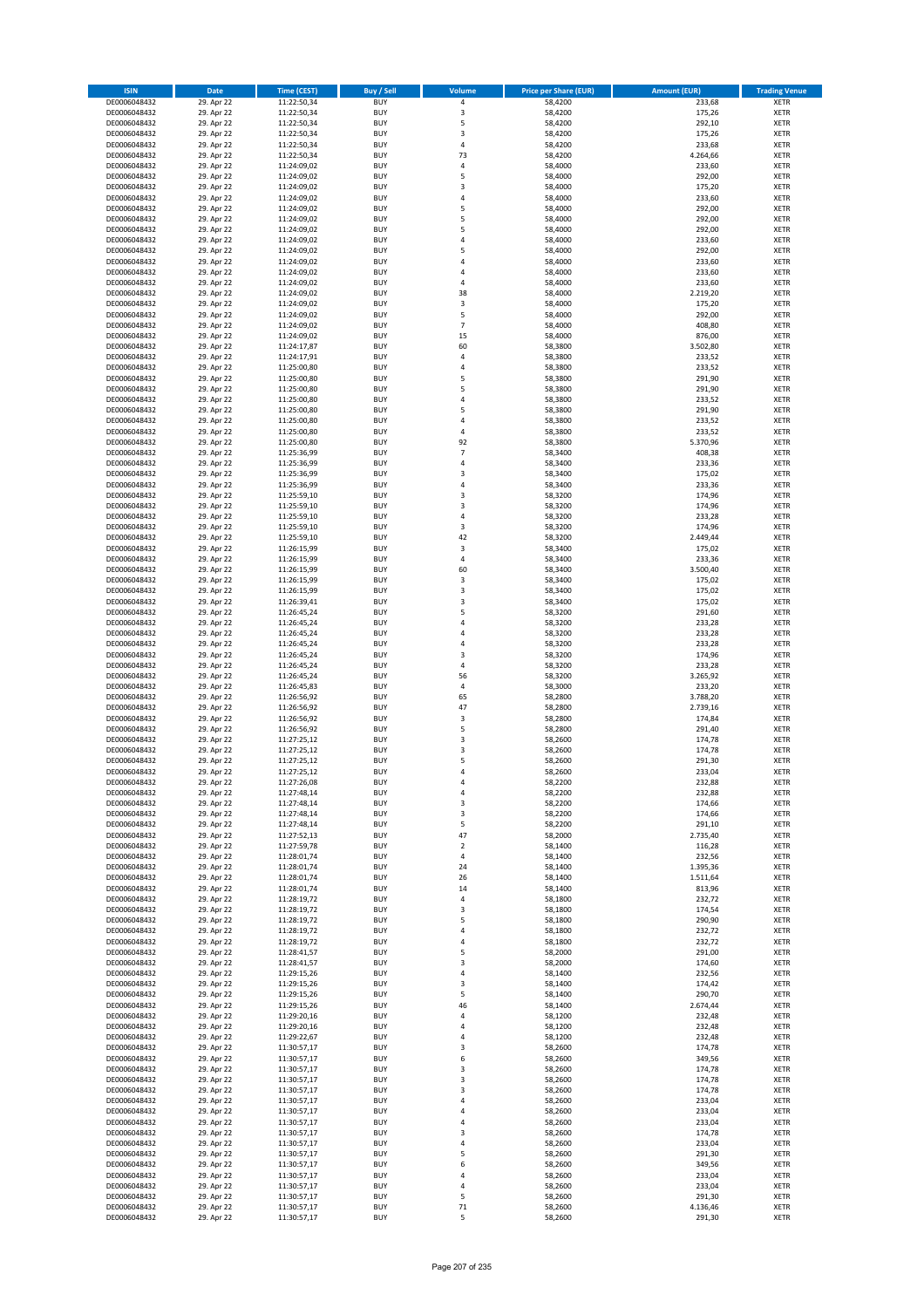| ISIN | Date | Time (CEST) | Buy / Sell | Volume | Price per Share (EUR) | Amount (EUR) | Trading Venue |
|---|---|---|---|---|---|---|---|
| DE0006048432 | 29. Apr 22 | 11:22:50,34 | BUY | 4 | 58,4200 | 233,68 | XETR |
| DE0006048432 | 29. Apr 22 | 11:22:50,34 | BUY | 3 | 58,4200 | 175,26 | XETR |
| DE0006048432 | 29. Apr 22 | 11:22:50,34 | BUY | 5 | 58,4200 | 292,10 | XETR |
| DE0006048432 | 29. Apr 22 | 11:22:50,34 | BUY | 3 | 58,4200 | 175,26 | XETR |
| DE0006048432 | 29. Apr 22 | 11:22:50,34 | BUY | 4 | 58,4200 | 233,68 | XETR |
| DE0006048432 | 29. Apr 22 | 11:22:50,34 | BUY | 73 | 58,4200 | 4.264,66 | XETR |
| DE0006048432 | 29. Apr 22 | 11:24:09,02 | BUY | 4 | 58,4000 | 233,60 | XETR |
| DE0006048432 | 29. Apr 22 | 11:24:09,02 | BUY | 5 | 58,4000 | 292,00 | XETR |
| DE0006048432 | 29. Apr 22 | 11:24:09,02 | BUY | 3 | 58,4000 | 175,20 | XETR |
| DE0006048432 | 29. Apr 22 | 11:24:09,02 | BUY | 4 | 58,4000 | 233,60 | XETR |
| DE0006048432 | 29. Apr 22 | 11:24:09,02 | BUY | 5 | 58,4000 | 292,00 | XETR |
| DE0006048432 | 29. Apr 22 | 11:24:09,02 | BUY | 5 | 58,4000 | 292,00 | XETR |
| DE0006048432 | 29. Apr 22 | 11:24:09,02 | BUY | 5 | 58,4000 | 292,00 | XETR |
| DE0006048432 | 29. Apr 22 | 11:24:09,02 | BUY | 4 | 58,4000 | 233,60 | XETR |
| DE0006048432 | 29. Apr 22 | 11:24:09,02 | BUY | 5 | 58,4000 | 292,00 | XETR |
| DE0006048432 | 29. Apr 22 | 11:24:09,02 | BUY | 4 | 58,4000 | 233,60 | XETR |
| DE0006048432 | 29. Apr 22 | 11:24:09,02 | BUY | 4 | 58,4000 | 233,60 | XETR |
| DE0006048432 | 29. Apr 22 | 11:24:09,02 | BUY | 4 | 58,4000 | 233,60 | XETR |
| DE0006048432 | 29. Apr 22 | 11:24:09,02 | BUY | 38 | 58,4000 | 2.219,20 | XETR |
| DE0006048432 | 29. Apr 22 | 11:24:09,02 | BUY | 3 | 58,4000 | 175,20 | XETR |
| DE0006048432 | 29. Apr 22 | 11:24:09,02 | BUY | 5 | 58,4000 | 292,00 | XETR |
| DE0006048432 | 29. Apr 22 | 11:24:09,02 | BUY | 7 | 58,4000 | 408,80 | XETR |
| DE0006048432 | 29. Apr 22 | 11:24:09,02 | BUY | 15 | 58,4000 | 876,00 | XETR |
| DE0006048432 | 29. Apr 22 | 11:24:17,87 | BUY | 60 | 58,3800 | 3.502,80 | XETR |
| DE0006048432 | 29. Apr 22 | 11:24:17,91 | BUY | 4 | 58,3800 | 233,52 | XETR |
| DE0006048432 | 29. Apr 22 | 11:25:00,80 | BUY | 4 | 58,3800 | 233,52 | XETR |
| DE0006048432 | 29. Apr 22 | 11:25:00,80 | BUY | 5 | 58,3800 | 291,90 | XETR |
| DE0006048432 | 29. Apr 22 | 11:25:00,80 | BUY | 5 | 58,3800 | 291,90 | XETR |
| DE0006048432 | 29. Apr 22 | 11:25:00,80 | BUY | 4 | 58,3800 | 233,52 | XETR |
| DE0006048432 | 29. Apr 22 | 11:25:00,80 | BUY | 5 | 58,3800 | 291,90 | XETR |
| DE0006048432 | 29. Apr 22 | 11:25:00,80 | BUY | 4 | 58,3800 | 233,52 | XETR |
| DE0006048432 | 29. Apr 22 | 11:25:00,80 | BUY | 4 | 58,3800 | 233,52 | XETR |
| DE0006048432 | 29. Apr 22 | 11:25:00,80 | BUY | 92 | 58,3800 | 5.370,96 | XETR |
| DE0006048432 | 29. Apr 22 | 11:25:36,99 | BUY | 7 | 58,3400 | 408,38 | XETR |
| DE0006048432 | 29. Apr 22 | 11:25:36,99 | BUY | 4 | 58,3400 | 233,36 | XETR |
| DE0006048432 | 29. Apr 22 | 11:25:36,99 | BUY | 3 | 58,3400 | 175,02 | XETR |
| DE0006048432 | 29. Apr 22 | 11:25:36,99 | BUY | 4 | 58,3400 | 233,36 | XETR |
| DE0006048432 | 29. Apr 22 | 11:25:59,10 | BUY | 3 | 58,3200 | 174,96 | XETR |
| DE0006048432 | 29. Apr 22 | 11:25:59,10 | BUY | 3 | 58,3200 | 174,96 | XETR |
| DE0006048432 | 29. Apr 22 | 11:25:59,10 | BUY | 4 | 58,3200 | 233,28 | XETR |
| DE0006048432 | 29. Apr 22 | 11:25:59,10 | BUY | 3 | 58,3200 | 174,96 | XETR |
| DE0006048432 | 29. Apr 22 | 11:25:59,10 | BUY | 42 | 58,3200 | 2.449,44 | XETR |
| DE0006048432 | 29. Apr 22 | 11:26:15,99 | BUY | 3 | 58,3400 | 175,02 | XETR |
| DE0006048432 | 29. Apr 22 | 11:26:15,99 | BUY | 4 | 58,3400 | 233,36 | XETR |
| DE0006048432 | 29. Apr 22 | 11:26:15,99 | BUY | 60 | 58,3400 | 3.500,40 | XETR |
| DE0006048432 | 29. Apr 22 | 11:26:15,99 | BUY | 3 | 58,3400 | 175,02 | XETR |
| DE0006048432 | 29. Apr 22 | 11:26:15,99 | BUY | 3 | 58,3400 | 175,02 | XETR |
| DE0006048432 | 29. Apr 22 | 11:26:39,41 | BUY | 3 | 58,3400 | 175,02 | XETR |
| DE0006048432 | 29. Apr 22 | 11:26:45,24 | BUY | 5 | 58,3200 | 291,60 | XETR |
| DE0006048432 | 29. Apr 22 | 11:26:45,24 | BUY | 4 | 58,3200 | 233,28 | XETR |
| DE0006048432 | 29. Apr 22 | 11:26:45,24 | BUY | 4 | 58,3200 | 233,28 | XETR |
| DE0006048432 | 29. Apr 22 | 11:26:45,24 | BUY | 4 | 58,3200 | 233,28 | XETR |
| DE0006048432 | 29. Apr 22 | 11:26:45,24 | BUY | 3 | 58,3200 | 174,96 | XETR |
| DE0006048432 | 29. Apr 22 | 11:26:45,24 | BUY | 4 | 58,3200 | 233,28 | XETR |
| DE0006048432 | 29. Apr 22 | 11:26:45,24 | BUY | 56 | 58,3200 | 3.265,92 | XETR |
| DE0006048432 | 29. Apr 22 | 11:26:45,83 | BUY | 4 | 58,3000 | 233,20 | XETR |
| DE0006048432 | 29. Apr 22 | 11:26:56,92 | BUY | 65 | 58,2800 | 3.788,20 | XETR |
| DE0006048432 | 29. Apr 22 | 11:26:56,92 | BUY | 47 | 58,2800 | 2.739,16 | XETR |
| DE0006048432 | 29. Apr 22 | 11:26:56,92 | BUY | 3 | 58,2800 | 174,84 | XETR |
| DE0006048432 | 29. Apr 22 | 11:26:56,92 | BUY | 5 | 58,2800 | 291,40 | XETR |
| DE0006048432 | 29. Apr 22 | 11:27:25,12 | BUY | 3 | 58,2600 | 174,78 | XETR |
| DE0006048432 | 29. Apr 22 | 11:27:25,12 | BUY | 3 | 58,2600 | 174,78 | XETR |
| DE0006048432 | 29. Apr 22 | 11:27:25,12 | BUY | 5 | 58,2600 | 291,30 | XETR |
| DE0006048432 | 29. Apr 22 | 11:27:25,12 | BUY | 4 | 58,2600 | 233,04 | XETR |
| DE0006048432 | 29. Apr 22 | 11:27:26,08 | BUY | 4 | 58,2200 | 232,88 | XETR |
| DE0006048432 | 29. Apr 22 | 11:27:48,14 | BUY | 4 | 58,2200 | 232,88 | XETR |
| DE0006048432 | 29. Apr 22 | 11:27:48,14 | BUY | 3 | 58,2200 | 174,66 | XETR |
| DE0006048432 | 29. Apr 22 | 11:27:48,14 | BUY | 3 | 58,2200 | 174,66 | XETR |
| DE0006048432 | 29. Apr 22 | 11:27:48,14 | BUY | 5 | 58,2200 | 291,10 | XETR |
| DE0006048432 | 29. Apr 22 | 11:27:52,13 | BUY | 47 | 58,2000 | 2.735,40 | XETR |
| DE0006048432 | 29. Apr 22 | 11:27:59,78 | BUY | 2 | 58,1400 | 116,28 | XETR |
| DE0006048432 | 29. Apr 22 | 11:28:01,74 | BUY | 4 | 58,1400 | 232,56 | XETR |
| DE0006048432 | 29. Apr 22 | 11:28:01,74 | BUY | 24 | 58,1400 | 1.395,36 | XETR |
| DE0006048432 | 29. Apr 22 | 11:28:01,74 | BUY | 26 | 58,1400 | 1.511,64 | XETR |
| DE0006048432 | 29. Apr 22 | 11:28:01,74 | BUY | 14 | 58,1400 | 813,96 | XETR |
| DE0006048432 | 29. Apr 22 | 11:28:19,72 | BUY | 4 | 58,1800 | 232,72 | XETR |
| DE0006048432 | 29. Apr 22 | 11:28:19,72 | BUY | 3 | 58,1800 | 174,54 | XETR |
| DE0006048432 | 29. Apr 22 | 11:28:19,72 | BUY | 5 | 58,1800 | 290,90 | XETR |
| DE0006048432 | 29. Apr 22 | 11:28:19,72 | BUY | 4 | 58,1800 | 232,72 | XETR |
| DE0006048432 | 29. Apr 22 | 11:28:19,72 | BUY | 4 | 58,1800 | 232,72 | XETR |
| DE0006048432 | 29. Apr 22 | 11:28:41,57 | BUY | 5 | 58,2000 | 291,00 | XETR |
| DE0006048432 | 29. Apr 22 | 11:28:41,57 | BUY | 3 | 58,2000 | 174,60 | XETR |
| DE0006048432 | 29. Apr 22 | 11:29:15,26 | BUY | 4 | 58,1400 | 232,56 | XETR |
| DE0006048432 | 29. Apr 22 | 11:29:15,26 | BUY | 3 | 58,1400 | 174,42 | XETR |
| DE0006048432 | 29. Apr 22 | 11:29:15,26 | BUY | 5 | 58,1400 | 290,70 | XETR |
| DE0006048432 | 29. Apr 22 | 11:29:15,26 | BUY | 46 | 58,1400 | 2.674,44 | XETR |
| DE0006048432 | 29. Apr 22 | 11:29:20,16 | BUY | 4 | 58,1200 | 232,48 | XETR |
| DE0006048432 | 29. Apr 22 | 11:29:20,16 | BUY | 4 | 58,1200 | 232,48 | XETR |
| DE0006048432 | 29. Apr 22 | 11:29:22,67 | BUY | 4 | 58,1200 | 232,48 | XETR |
| DE0006048432 | 29. Apr 22 | 11:30:57,17 | BUY | 3 | 58,2600 | 174,78 | XETR |
| DE0006048432 | 29. Apr 22 | 11:30:57,17 | BUY | 6 | 58,2600 | 349,56 | XETR |
| DE0006048432 | 29. Apr 22 | 11:30:57,17 | BUY | 3 | 58,2600 | 174,78 | XETR |
| DE0006048432 | 29. Apr 22 | 11:30:57,17 | BUY | 3 | 58,2600 | 174,78 | XETR |
| DE0006048432 | 29. Apr 22 | 11:30:57,17 | BUY | 3 | 58,2600 | 174,78 | XETR |
| DE0006048432 | 29. Apr 22 | 11:30:57,17 | BUY | 4 | 58,2600 | 233,04 | XETR |
| DE0006048432 | 29. Apr 22 | 11:30:57,17 | BUY | 4 | 58,2600 | 233,04 | XETR |
| DE0006048432 | 29. Apr 22 | 11:30:57,17 | BUY | 4 | 58,2600 | 233,04 | XETR |
| DE0006048432 | 29. Apr 22 | 11:30:57,17 | BUY | 3 | 58,2600 | 174,78 | XETR |
| DE0006048432 | 29. Apr 22 | 11:30:57,17 | BUY | 4 | 58,2600 | 233,04 | XETR |
| DE0006048432 | 29. Apr 22 | 11:30:57,17 | BUY | 5 | 58,2600 | 291,30 | XETR |
| DE0006048432 | 29. Apr 22 | 11:30:57,17 | BUY | 6 | 58,2600 | 349,56 | XETR |
| DE0006048432 | 29. Apr 22 | 11:30:57,17 | BUY | 4 | 58,2600 | 233,04 | XETR |
| DE0006048432 | 29. Apr 22 | 11:30:57,17 | BUY | 4 | 58,2600 | 233,04 | XETR |
| DE0006048432 | 29. Apr 22 | 11:30:57,17 | BUY | 5 | 58,2600 | 291,30 | XETR |
| DE0006048432 | 29. Apr 22 | 11:30:57,17 | BUY | 71 | 58,2600 | 4.136,46 | XETR |
| DE0006048432 | 29. Apr 22 | 11:30:57,17 | BUY | 5 | 58,2600 | 291,30 | XETR |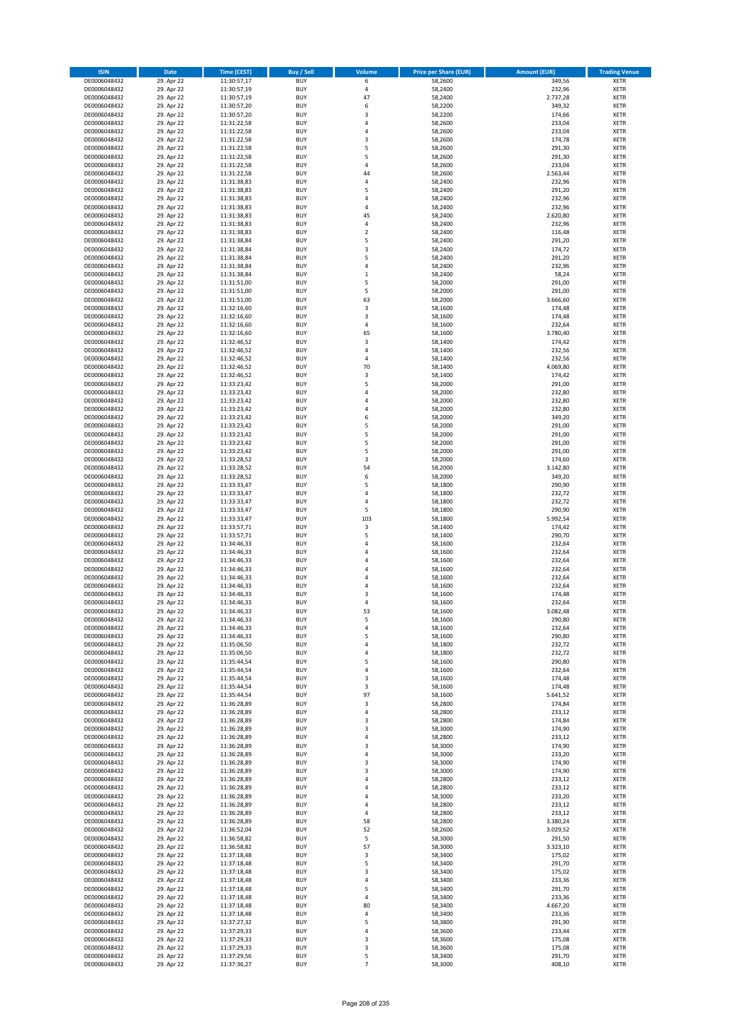| ISIN | Date | Time (CEST) | Buy / Sell | Volume | Price per Share (EUR) | Amount (EUR) | Trading Venue |
|---|---|---|---|---|---|---|---|
| DE0006048432 | 29. Apr 22 | 11:30:57,17 | BUY | 6 | 58,2600 | 349,56 | XETR |
| DE0006048432 | 29. Apr 22 | 11:30:57,19 | BUY | 4 | 58,2400 | 232,96 | XETR |
| DE0006048432 | 29. Apr 22 | 11:30:57,19 | BUY | 47 | 58,2400 | 2.737,28 | XETR |
| DE0006048432 | 29. Apr 22 | 11:30:57,20 | BUY | 6 | 58,2200 | 349,32 | XETR |
| DE0006048432 | 29. Apr 22 | 11:30:57,20 | BUY | 3 | 58,2200 | 174,66 | XETR |
| DE0006048432 | 29. Apr 22 | 11:31:22,58 | BUY | 4 | 58,2600 | 233,04 | XETR |
| DE0006048432 | 29. Apr 22 | 11:31:22,58 | BUY | 4 | 58,2600 | 233,04 | XETR |
| DE0006048432 | 29. Apr 22 | 11:31:22,58 | BUY | 3 | 58,2600 | 174,78 | XETR |
| DE0006048432 | 29. Apr 22 | 11:31:22,58 | BUY | 5 | 58,2600 | 291,30 | XETR |
| DE0006048432 | 29. Apr 22 | 11:31:22,58 | BUY | 5 | 58,2600 | 291,30 | XETR |
| DE0006048432 | 29. Apr 22 | 11:31:22,58 | BUY | 4 | 58,2600 | 233,04 | XETR |
| DE0006048432 | 29. Apr 22 | 11:31:22,58 | BUY | 44 | 58,2600 | 2.563,44 | XETR |
| DE0006048432 | 29. Apr 22 | 11:31:38,83 | BUY | 4 | 58,2400 | 232,96 | XETR |
| DE0006048432 | 29. Apr 22 | 11:31:38,83 | BUY | 5 | 58,2400 | 291,20 | XETR |
| DE0006048432 | 29. Apr 22 | 11:31:38,83 | BUY | 4 | 58,2400 | 232,96 | XETR |
| DE0006048432 | 29. Apr 22 | 11:31:38,83 | BUY | 4 | 58,2400 | 232,96 | XETR |
| DE0006048432 | 29. Apr 22 | 11:31:38,83 | BUY | 45 | 58,2400 | 2.620,80 | XETR |
| DE0006048432 | 29. Apr 22 | 11:31:38,83 | BUY | 4 | 58,2400 | 232,96 | XETR |
| DE0006048432 | 29. Apr 22 | 11:31:38,83 | BUY | 2 | 58,2400 | 116,48 | XETR |
| DE0006048432 | 29. Apr 22 | 11:31:38,84 | BUY | 5 | 58,2400 | 291,20 | XETR |
| DE0006048432 | 29. Apr 22 | 11:31:38,84 | BUY | 3 | 58,2400 | 174,72 | XETR |
| DE0006048432 | 29. Apr 22 | 11:31:38,84 | BUY | 5 | 58,2400 | 291,20 | XETR |
| DE0006048432 | 29. Apr 22 | 11:31:38,84 | BUY | 4 | 58,2400 | 232,96 | XETR |
| DE0006048432 | 29. Apr 22 | 11:31:38,84 | BUY | 1 | 58,2400 | 58,24 | XETR |
| DE0006048432 | 29. Apr 22 | 11:31:51,00 | BUY | 5 | 58,2000 | 291,00 | XETR |
| DE0006048432 | 29. Apr 22 | 11:31:51,00 | BUY | 5 | 58,2000 | 291,00 | XETR |
| DE0006048432 | 29. Apr 22 | 11:31:51,00 | BUY | 63 | 58,2000 | 3.666,60 | XETR |
| DE0006048432 | 29. Apr 22 | 11:32:16,60 | BUY | 3 | 58,1600 | 174,48 | XETR |
| DE0006048432 | 29. Apr 22 | 11:32:16,60 | BUY | 3 | 58,1600 | 174,48 | XETR |
| DE0006048432 | 29. Apr 22 | 11:32:16,60 | BUY | 4 | 58,1600 | 232,64 | XETR |
| DE0006048432 | 29. Apr 22 | 11:32:16,60 | BUY | 65 | 58,1600 | 3.780,40 | XETR |
| DE0006048432 | 29. Apr 22 | 11:32:46,52 | BUY | 3 | 58,1400 | 174,42 | XETR |
| DE0006048432 | 29. Apr 22 | 11:32:46,52 | BUY | 4 | 58,1400 | 232,56 | XETR |
| DE0006048432 | 29. Apr 22 | 11:32:46,52 | BUY | 4 | 58,1400 | 232,56 | XETR |
| DE0006048432 | 29. Apr 22 | 11:32:46,52 | BUY | 70 | 58,1400 | 4.069,80 | XETR |
| DE0006048432 | 29. Apr 22 | 11:32:46,52 | BUY | 3 | 58,1400 | 174,42 | XETR |
| DE0006048432 | 29. Apr 22 | 11:33:23,42 | BUY | 5 | 58,2000 | 291,00 | XETR |
| DE0006048432 | 29. Apr 22 | 11:33:23,42 | BUY | 4 | 58,2000 | 232,80 | XETR |
| DE0006048432 | 29. Apr 22 | 11:33:23,42 | BUY | 4 | 58,2000 | 232,80 | XETR |
| DE0006048432 | 29. Apr 22 | 11:33:23,42 | BUY | 4 | 58,2000 | 232,80 | XETR |
| DE0006048432 | 29. Apr 22 | 11:33:23,42 | BUY | 6 | 58,2000 | 349,20 | XETR |
| DE0006048432 | 29. Apr 22 | 11:33:23,42 | BUY | 5 | 58,2000 | 291,00 | XETR |
| DE0006048432 | 29. Apr 22 | 11:33:23,42 | BUY | 5 | 58,2000 | 291,00 | XETR |
| DE0006048432 | 29. Apr 22 | 11:33:23,42 | BUY | 5 | 58,2000 | 291,00 | XETR |
| DE0006048432 | 29. Apr 22 | 11:33:23,42 | BUY | 5 | 58,2000 | 291,00 | XETR |
| DE0006048432 | 29. Apr 22 | 11:33:28,52 | BUY | 3 | 58,2000 | 174,60 | XETR |
| DE0006048432 | 29. Apr 22 | 11:33:28,52 | BUY | 54 | 58,2000 | 3.142,80 | XETR |
| DE0006048432 | 29. Apr 22 | 11:33:28,52 | BUY | 6 | 58,2000 | 349,20 | XETR |
| DE0006048432 | 29. Apr 22 | 11:33:33,47 | BUY | 5 | 58,1800 | 290,90 | XETR |
| DE0006048432 | 29. Apr 22 | 11:33:33,47 | BUY | 4 | 58,1800 | 232,72 | XETR |
| DE0006048432 | 29. Apr 22 | 11:33:33,47 | BUY | 4 | 58,1800 | 232,72 | XETR |
| DE0006048432 | 29. Apr 22 | 11:33:33,47 | BUY | 5 | 58,1800 | 290,90 | XETR |
| DE0006048432 | 29. Apr 22 | 11:33:33,47 | BUY | 103 | 58,1800 | 5.992,54 | XETR |
| DE0006048432 | 29. Apr 22 | 11:33:57,71 | BUY | 3 | 58,1400 | 174,42 | XETR |
| DE0006048432 | 29. Apr 22 | 11:33:57,71 | BUY | 5 | 58,1400 | 290,70 | XETR |
| DE0006048432 | 29. Apr 22 | 11:34:46,33 | BUY | 4 | 58,1600 | 232,64 | XETR |
| DE0006048432 | 29. Apr 22 | 11:34:46,33 | BUY | 4 | 58,1600 | 232,64 | XETR |
| DE0006048432 | 29. Apr 22 | 11:34:46,33 | BUY | 4 | 58,1600 | 232,64 | XETR |
| DE0006048432 | 29. Apr 22 | 11:34:46,33 | BUY | 4 | 58,1600 | 232,64 | XETR |
| DE0006048432 | 29. Apr 22 | 11:34:46,33 | BUY | 4 | 58,1600 | 232,64 | XETR |
| DE0006048432 | 29. Apr 22 | 11:34:46,33 | BUY | 4 | 58,1600 | 232,64 | XETR |
| DE0006048432 | 29. Apr 22 | 11:34:46,33 | BUY | 3 | 58,1600 | 174,48 | XETR |
| DE0006048432 | 29. Apr 22 | 11:34:46,33 | BUY | 4 | 58,1600 | 232,64 | XETR |
| DE0006048432 | 29. Apr 22 | 11:34:46,33 | BUY | 53 | 58,1600 | 3.082,48 | XETR |
| DE0006048432 | 29. Apr 22 | 11:34:46,33 | BUY | 5 | 58,1600 | 290,80 | XETR |
| DE0006048432 | 29. Apr 22 | 11:34:46,33 | BUY | 4 | 58,1600 | 232,64 | XETR |
| DE0006048432 | 29. Apr 22 | 11:34:46,33 | BUY | 5 | 58,1600 | 290,80 | XETR |
| DE0006048432 | 29. Apr 22 | 11:35:06,50 | BUY | 4 | 58,1800 | 232,72 | XETR |
| DE0006048432 | 29. Apr 22 | 11:35:06,50 | BUY | 4 | 58,1800 | 232,72 | XETR |
| DE0006048432 | 29. Apr 22 | 11:35:44,54 | BUY | 5 | 58,1600 | 290,80 | XETR |
| DE0006048432 | 29. Apr 22 | 11:35:44,54 | BUY | 4 | 58,1600 | 232,64 | XETR |
| DE0006048432 | 29. Apr 22 | 11:35:44,54 | BUY | 3 | 58,1600 | 174,48 | XETR |
| DE0006048432 | 29. Apr 22 | 11:35:44,54 | BUY | 3 | 58,1600 | 174,48 | XETR |
| DE0006048432 | 29. Apr 22 | 11:35:44,54 | BUY | 97 | 58,1600 | 5.641,52 | XETR |
| DE0006048432 | 29. Apr 22 | 11:36:28,89 | BUY | 3 | 58,2800 | 174,84 | XETR |
| DE0006048432 | 29. Apr 22 | 11:36:28,89 | BUY | 4 | 58,2800 | 233,12 | XETR |
| DE0006048432 | 29. Apr 22 | 11:36:28,89 | BUY | 3 | 58,2800 | 174,84 | XETR |
| DE0006048432 | 29. Apr 22 | 11:36:28,89 | BUY | 3 | 58,3000 | 174,90 | XETR |
| DE0006048432 | 29. Apr 22 | 11:36:28,89 | BUY | 4 | 58,2800 | 233,12 | XETR |
| DE0006048432 | 29. Apr 22 | 11:36:28,89 | BUY | 3 | 58,3000 | 174,90 | XETR |
| DE0006048432 | 29. Apr 22 | 11:36:28,89 | BUY | 4 | 58,3000 | 233,20 | XETR |
| DE0006048432 | 29. Apr 22 | 11:36:28,89 | BUY | 3 | 58,3000 | 174,90 | XETR |
| DE0006048432 | 29. Apr 22 | 11:36:28,89 | BUY | 3 | 58,3000 | 174,90 | XETR |
| DE0006048432 | 29. Apr 22 | 11:36:28,89 | BUY | 4 | 58,2800 | 233,12 | XETR |
| DE0006048432 | 29. Apr 22 | 11:36:28,89 | BUY | 4 | 58,2800 | 233,12 | XETR |
| DE0006048432 | 29. Apr 22 | 11:36:28,89 | BUY | 4 | 58,3000 | 233,20 | XETR |
| DE0006048432 | 29. Apr 22 | 11:36:28,89 | BUY | 4 | 58,2800 | 233,12 | XETR |
| DE0006048432 | 29. Apr 22 | 11:36:28,89 | BUY | 4 | 58,2800 | 233,12 | XETR |
| DE0006048432 | 29. Apr 22 | 11:36:28,89 | BUY | 58 | 58,2800 | 3.380,24 | XETR |
| DE0006048432 | 29. Apr 22 | 11:36:52,04 | BUY | 52 | 58,2600 | 3.029,52 | XETR |
| DE0006048432 | 29. Apr 22 | 11:36:58,82 | BUY | 5 | 58,3000 | 291,50 | XETR |
| DE0006048432 | 29. Apr 22 | 11:36:58,82 | BUY | 57 | 58,3000 | 3.323,10 | XETR |
| DE0006048432 | 29. Apr 22 | 11:37:18,48 | BUY | 3 | 58,3400 | 175,02 | XETR |
| DE0006048432 | 29. Apr 22 | 11:37:18,48 | BUY | 5 | 58,3400 | 291,70 | XETR |
| DE0006048432 | 29. Apr 22 | 11:37:18,48 | BUY | 3 | 58,3400 | 175,02 | XETR |
| DE0006048432 | 29. Apr 22 | 11:37:18,48 | BUY | 4 | 58,3400 | 233,36 | XETR |
| DE0006048432 | 29. Apr 22 | 11:37:18,48 | BUY | 5 | 58,3400 | 291,70 | XETR |
| DE0006048432 | 29. Apr 22 | 11:37:18,48 | BUY | 4 | 58,3400 | 233,36 | XETR |
| DE0006048432 | 29. Apr 22 | 11:37:18,48 | BUY | 80 | 58,3400 | 4.667,20 | XETR |
| DE0006048432 | 29. Apr 22 | 11:37:18,48 | BUY | 4 | 58,3400 | 233,36 | XETR |
| DE0006048432 | 29. Apr 22 | 11:37:27,32 | BUY | 5 | 58,3800 | 291,90 | XETR |
| DE0006048432 | 29. Apr 22 | 11:37:29,33 | BUY | 4 | 58,3600 | 233,44 | XETR |
| DE0006048432 | 29. Apr 22 | 11:37:29,33 | BUY | 3 | 58,3600 | 175,08 | XETR |
| DE0006048432 | 29. Apr 22 | 11:37:29,33 | BUY | 3 | 58,3600 | 175,08 | XETR |
| DE0006048432 | 29. Apr 22 | 11:37:29,56 | BUY | 5 | 58,3400 | 291,70 | XETR |
| DE0006048432 | 29. Apr 22 | 11:37:36,27 | BUY | 7 | 58,3000 | 408,10 | XETR |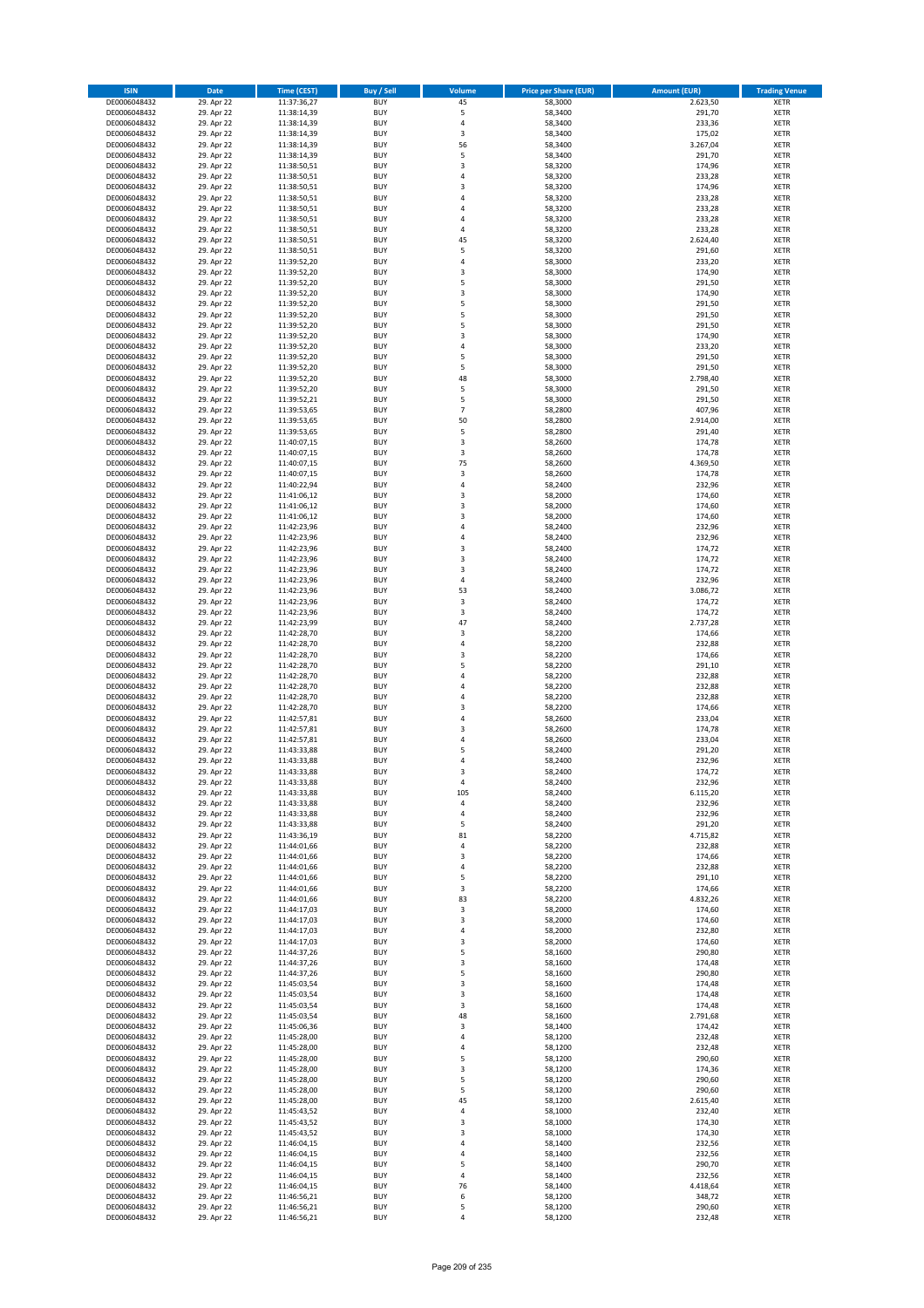| ISIN | Date | Time (CEST) | Buy / Sell | Volume | Price per Share (EUR) | Amount (EUR) | Trading Venue |
|---|---|---|---|---|---|---|---|
| DE0006048432 | 29. Apr 22 | 11:37:36,27 | BUY | 45 | 58,3000 | 2.623,50 | XETR |
| DE0006048432 | 29. Apr 22 | 11:38:14,39 | BUY | 5 | 58,3400 | 291,70 | XETR |
| DE0006048432 | 29. Apr 22 | 11:38:14,39 | BUY | 4 | 58,3400 | 233,36 | XETR |
| DE0006048432 | 29. Apr 22 | 11:38:14,39 | BUY | 3 | 58,3400 | 175,02 | XETR |
| DE0006048432 | 29. Apr 22 | 11:38:14,39 | BUY | 56 | 58,3400 | 3.267,04 | XETR |
| DE0006048432 | 29. Apr 22 | 11:38:14,39 | BUY | 5 | 58,3400 | 291,70 | XETR |
| DE0006048432 | 29. Apr 22 | 11:38:50,51 | BUY | 3 | 58,3200 | 174,96 | XETR |
| DE0006048432 | 29. Apr 22 | 11:38:50,51 | BUY | 4 | 58,3200 | 233,28 | XETR |
| DE0006048432 | 29. Apr 22 | 11:38:50,51 | BUY | 3 | 58,3200 | 174,96 | XETR |
| DE0006048432 | 29. Apr 22 | 11:38:50,51 | BUY | 4 | 58,3200 | 233,28 | XETR |
| DE0006048432 | 29. Apr 22 | 11:38:50,51 | BUY | 4 | 58,3200 | 233,28 | XETR |
| DE0006048432 | 29. Apr 22 | 11:38:50,51 | BUY | 4 | 58,3200 | 233,28 | XETR |
| DE0006048432 | 29. Apr 22 | 11:38:50,51 | BUY | 4 | 58,3200 | 233,28 | XETR |
| DE0006048432 | 29. Apr 22 | 11:38:50,51 | BUY | 45 | 58,3200 | 2.624,40 | XETR |
| DE0006048432 | 29. Apr 22 | 11:38:50,51 | BUY | 5 | 58,3200 | 291,60 | XETR |
| DE0006048432 | 29. Apr 22 | 11:39:52,20 | BUY | 4 | 58,3000 | 233,20 | XETR |
| DE0006048432 | 29. Apr 22 | 11:39:52,20 | BUY | 3 | 58,3000 | 174,90 | XETR |
| DE0006048432 | 29. Apr 22 | 11:39:52,20 | BUY | 5 | 58,3000 | 291,50 | XETR |
| DE0006048432 | 29. Apr 22 | 11:39:52,20 | BUY | 3 | 58,3000 | 174,90 | XETR |
| DE0006048432 | 29. Apr 22 | 11:39:52,20 | BUY | 5 | 58,3000 | 291,50 | XETR |
| DE0006048432 | 29. Apr 22 | 11:39:52,20 | BUY | 5 | 58,3000 | 291,50 | XETR |
| DE0006048432 | 29. Apr 22 | 11:39:52,20 | BUY | 5 | 58,3000 | 291,50 | XETR |
| DE0006048432 | 29. Apr 22 | 11:39:52,20 | BUY | 3 | 58,3000 | 174,90 | XETR |
| DE0006048432 | 29. Apr 22 | 11:39:52,20 | BUY | 4 | 58,3000 | 233,20 | XETR |
| DE0006048432 | 29. Apr 22 | 11:39:52,20 | BUY | 5 | 58,3000 | 291,50 | XETR |
| DE0006048432 | 29. Apr 22 | 11:39:52,20 | BUY | 5 | 58,3000 | 291,50 | XETR |
| DE0006048432 | 29. Apr 22 | 11:39:52,20 | BUY | 48 | 58,3000 | 2.798,40 | XETR |
| DE0006048432 | 29. Apr 22 | 11:39:52,20 | BUY | 5 | 58,3000 | 291,50 | XETR |
| DE0006048432 | 29. Apr 22 | 11:39:52,21 | BUY | 5 | 58,3000 | 291,50 | XETR |
| DE0006048432 | 29. Apr 22 | 11:39:53,65 | BUY | 7 | 58,2800 | 407,96 | XETR |
| DE0006048432 | 29. Apr 22 | 11:39:53,65 | BUY | 50 | 58,2800 | 2.914,00 | XETR |
| DE0006048432 | 29. Apr 22 | 11:39:53,65 | BUY | 5 | 58,2800 | 291,40 | XETR |
| DE0006048432 | 29. Apr 22 | 11:40:07,15 | BUY | 3 | 58,2600 | 174,78 | XETR |
| DE0006048432 | 29. Apr 22 | 11:40:07,15 | BUY | 3 | 58,2600 | 174,78 | XETR |
| DE0006048432 | 29. Apr 22 | 11:40:07,15 | BUY | 75 | 58,2600 | 4.369,50 | XETR |
| DE0006048432 | 29. Apr 22 | 11:40:07,15 | BUY | 3 | 58,2600 | 174,78 | XETR |
| DE0006048432 | 29. Apr 22 | 11:40:22,94 | BUY | 4 | 58,2400 | 232,96 | XETR |
| DE0006048432 | 29. Apr 22 | 11:41:06,12 | BUY | 3 | 58,2000 | 174,60 | XETR |
| DE0006048432 | 29. Apr 22 | 11:41:06,12 | BUY | 3 | 58,2000 | 174,60 | XETR |
| DE0006048432 | 29. Apr 22 | 11:41:06,12 | BUY | 3 | 58,2000 | 174,60 | XETR |
| DE0006048432 | 29. Apr 22 | 11:42:23,96 | BUY | 4 | 58,2400 | 232,96 | XETR |
| DE0006048432 | 29. Apr 22 | 11:42:23,96 | BUY | 4 | 58,2400 | 232,96 | XETR |
| DE0006048432 | 29. Apr 22 | 11:42:23,96 | BUY | 3 | 58,2400 | 174,72 | XETR |
| DE0006048432 | 29. Apr 22 | 11:42:23,96 | BUY | 3 | 58,2400 | 174,72 | XETR |
| DE0006048432 | 29. Apr 22 | 11:42:23,96 | BUY | 3 | 58,2400 | 174,72 | XETR |
| DE0006048432 | 29. Apr 22 | 11:42:23,96 | BUY | 4 | 58,2400 | 232,96 | XETR |
| DE0006048432 | 29. Apr 22 | 11:42:23,96 | BUY | 53 | 58,2400 | 3.086,72 | XETR |
| DE0006048432 | 29. Apr 22 | 11:42:23,96 | BUY | 3 | 58,2400 | 174,72 | XETR |
| DE0006048432 | 29. Apr 22 | 11:42:23,96 | BUY | 3 | 58,2400 | 174,72 | XETR |
| DE0006048432 | 29. Apr 22 | 11:42:23,99 | BUY | 47 | 58,2400 | 2.737,28 | XETR |
| DE0006048432 | 29. Apr 22 | 11:42:28,70 | BUY | 3 | 58,2200 | 174,66 | XETR |
| DE0006048432 | 29. Apr 22 | 11:42:28,70 | BUY | 4 | 58,2200 | 232,88 | XETR |
| DE0006048432 | 29. Apr 22 | 11:42:28,70 | BUY | 3 | 58,2200 | 174,66 | XETR |
| DE0006048432 | 29. Apr 22 | 11:42:28,70 | BUY | 5 | 58,2200 | 291,10 | XETR |
| DE0006048432 | 29. Apr 22 | 11:42:28,70 | BUY | 4 | 58,2200 | 232,88 | XETR |
| DE0006048432 | 29. Apr 22 | 11:42:28,70 | BUY | 4 | 58,2200 | 232,88 | XETR |
| DE0006048432 | 29. Apr 22 | 11:42:28,70 | BUY | 4 | 58,2200 | 232,88 | XETR |
| DE0006048432 | 29. Apr 22 | 11:42:28,70 | BUY | 3 | 58,2200 | 174,66 | XETR |
| DE0006048432 | 29. Apr 22 | 11:42:57,81 | BUY | 4 | 58,2600 | 233,04 | XETR |
| DE0006048432 | 29. Apr 22 | 11:42:57,81 | BUY | 3 | 58,2600 | 174,78 | XETR |
| DE0006048432 | 29. Apr 22 | 11:42:57,81 | BUY | 4 | 58,2600 | 233,04 | XETR |
| DE0006048432 | 29. Apr 22 | 11:43:33,88 | BUY | 5 | 58,2400 | 291,20 | XETR |
| DE0006048432 | 29. Apr 22 | 11:43:33,88 | BUY | 4 | 58,2400 | 232,96 | XETR |
| DE0006048432 | 29. Apr 22 | 11:43:33,88 | BUY | 3 | 58,2400 | 174,72 | XETR |
| DE0006048432 | 29. Apr 22 | 11:43:33,88 | BUY | 4 | 58,2400 | 232,96 | XETR |
| DE0006048432 | 29. Apr 22 | 11:43:33,88 | BUY | 105 | 58,2400 | 6.115,20 | XETR |
| DE0006048432 | 29. Apr 22 | 11:43:33,88 | BUY | 4 | 58,2400 | 232,96 | XETR |
| DE0006048432 | 29. Apr 22 | 11:43:33,88 | BUY | 4 | 58,2400 | 232,96 | XETR |
| DE0006048432 | 29. Apr 22 | 11:43:33,88 | BUY | 5 | 58,2400 | 291,20 | XETR |
| DE0006048432 | 29. Apr 22 | 11:43:36,19 | BUY | 81 | 58,2200 | 4.715,82 | XETR |
| DE0006048432 | 29. Apr 22 | 11:44:01,66 | BUY | 4 | 58,2200 | 232,88 | XETR |
| DE0006048432 | 29. Apr 22 | 11:44:01,66 | BUY | 3 | 58,2200 | 174,66 | XETR |
| DE0006048432 | 29. Apr 22 | 11:44:01,66 | BUY | 4 | 58,2200 | 232,88 | XETR |
| DE0006048432 | 29. Apr 22 | 11:44:01,66 | BUY | 5 | 58,2200 | 291,10 | XETR |
| DE0006048432 | 29. Apr 22 | 11:44:01,66 | BUY | 3 | 58,2200 | 174,66 | XETR |
| DE0006048432 | 29. Apr 22 | 11:44:01,66 | BUY | 83 | 58,2200 | 4.832,26 | XETR |
| DE0006048432 | 29. Apr 22 | 11:44:17,03 | BUY | 3 | 58,2000 | 174,60 | XETR |
| DE0006048432 | 29. Apr 22 | 11:44:17,03 | BUY | 3 | 58,2000 | 174,60 | XETR |
| DE0006048432 | 29. Apr 22 | 11:44:17,03 | BUY | 4 | 58,2000 | 232,80 | XETR |
| DE0006048432 | 29. Apr 22 | 11:44:17,03 | BUY | 3 | 58,2000 | 174,60 | XETR |
| DE0006048432 | 29. Apr 22 | 11:44:37,26 | BUY | 5 | 58,1600 | 290,80 | XETR |
| DE0006048432 | 29. Apr 22 | 11:44:37,26 | BUY | 3 | 58,1600 | 174,48 | XETR |
| DE0006048432 | 29. Apr 22 | 11:44:37,26 | BUY | 5 | 58,1600 | 290,80 | XETR |
| DE0006048432 | 29. Apr 22 | 11:45:03,54 | BUY | 3 | 58,1600 | 174,48 | XETR |
| DE0006048432 | 29. Apr 22 | 11:45:03,54 | BUY | 3 | 58,1600 | 174,48 | XETR |
| DE0006048432 | 29. Apr 22 | 11:45:03,54 | BUY | 3 | 58,1600 | 174,48 | XETR |
| DE0006048432 | 29. Apr 22 | 11:45:03,54 | BUY | 48 | 58,1600 | 2.791,68 | XETR |
| DE0006048432 | 29. Apr 22 | 11:45:06,36 | BUY | 3 | 58,1400 | 174,42 | XETR |
| DE0006048432 | 29. Apr 22 | 11:45:28,00 | BUY | 4 | 58,1200 | 232,48 | XETR |
| DE0006048432 | 29. Apr 22 | 11:45:28,00 | BUY | 4 | 58,1200 | 232,48 | XETR |
| DE0006048432 | 29. Apr 22 | 11:45:28,00 | BUY | 5 | 58,1200 | 290,60 | XETR |
| DE0006048432 | 29. Apr 22 | 11:45:28,00 | BUY | 3 | 58,1200 | 174,36 | XETR |
| DE0006048432 | 29. Apr 22 | 11:45:28,00 | BUY | 5 | 58,1200 | 290,60 | XETR |
| DE0006048432 | 29. Apr 22 | 11:45:28,00 | BUY | 5 | 58,1200 | 290,60 | XETR |
| DE0006048432 | 29. Apr 22 | 11:45:28,00 | BUY | 45 | 58,1200 | 2.615,40 | XETR |
| DE0006048432 | 29. Apr 22 | 11:45:43,52 | BUY | 4 | 58,1000 | 232,40 | XETR |
| DE0006048432 | 29. Apr 22 | 11:45:43,52 | BUY | 3 | 58,1000 | 174,30 | XETR |
| DE0006048432 | 29. Apr 22 | 11:45:43,52 | BUY | 3 | 58,1000 | 174,30 | XETR |
| DE0006048432 | 29. Apr 22 | 11:46:04,15 | BUY | 4 | 58,1400 | 232,56 | XETR |
| DE0006048432 | 29. Apr 22 | 11:46:04,15 | BUY | 4 | 58,1400 | 232,56 | XETR |
| DE0006048432 | 29. Apr 22 | 11:46:04,15 | BUY | 5 | 58,1400 | 290,70 | XETR |
| DE0006048432 | 29. Apr 22 | 11:46:04,15 | BUY | 4 | 58,1400 | 232,56 | XETR |
| DE0006048432 | 29. Apr 22 | 11:46:04,15 | BUY | 76 | 58,1400 | 4.418,64 | XETR |
| DE0006048432 | 29. Apr 22 | 11:46:56,21 | BUY | 6 | 58,1200 | 348,72 | XETR |
| DE0006048432 | 29. Apr 22 | 11:46:56,21 | BUY | 5 | 58,1200 | 290,60 | XETR |
| DE0006048432 | 29. Apr 22 | 11:46:56,21 | BUY | 4 | 58,1200 | 232,48 | XETR |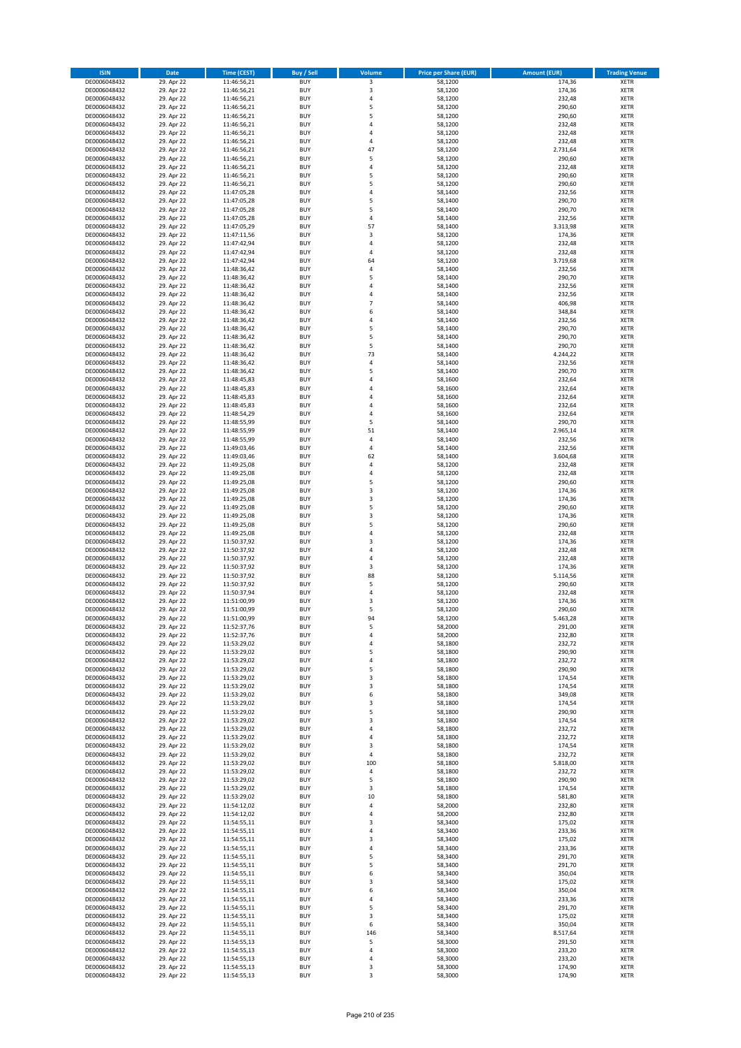| ISIN | Date | Time (CEST) | Buy / Sell | Volume | Price per Share (EUR) | Amount (EUR) | Trading Venue |
|---|---|---|---|---|---|---|---|
| DE0006048432 | 29. Apr 22 | 11:46:56,21 | BUY | 3 | 58,1200 | 174,36 | XETR |
| DE0006048432 | 29. Apr 22 | 11:46:56,21 | BUY | 3 | 58,1200 | 174,36 | XETR |
| DE0006048432 | 29. Apr 22 | 11:46:56,21 | BUY | 4 | 58,1200 | 232,48 | XETR |
| DE0006048432 | 29. Apr 22 | 11:46:56,21 | BUY | 5 | 58,1200 | 290,60 | XETR |
| DE0006048432 | 29. Apr 22 | 11:46:56,21 | BUY | 5 | 58,1200 | 290,60 | XETR |
| DE0006048432 | 29. Apr 22 | 11:46:56,21 | BUY | 4 | 58,1200 | 232,48 | XETR |
| DE0006048432 | 29. Apr 22 | 11:46:56,21 | BUY | 4 | 58,1200 | 232,48 | XETR |
| DE0006048432 | 29. Apr 22 | 11:46:56,21 | BUY | 4 | 58,1200 | 232,48 | XETR |
| DE0006048432 | 29. Apr 22 | 11:46:56,21 | BUY | 47 | 58,1200 | 2.731,64 | XETR |
| DE0006048432 | 29. Apr 22 | 11:46:56,21 | BUY | 5 | 58,1200 | 290,60 | XETR |
| DE0006048432 | 29. Apr 22 | 11:46:56,21 | BUY | 4 | 58,1200 | 232,48 | XETR |
| DE0006048432 | 29. Apr 22 | 11:46:56,21 | BUY | 5 | 58,1200 | 290,60 | XETR |
| DE0006048432 | 29. Apr 22 | 11:46:56,21 | BUY | 5 | 58,1200 | 290,60 | XETR |
| DE0006048432 | 29. Apr 22 | 11:47:05,28 | BUY | 4 | 58,1400 | 232,56 | XETR |
| DE0006048432 | 29. Apr 22 | 11:47:05,28 | BUY | 5 | 58,1400 | 290,70 | XETR |
| DE0006048432 | 29. Apr 22 | 11:47:05,28 | BUY | 5 | 58,1400 | 290,70 | XETR |
| DE0006048432 | 29. Apr 22 | 11:47:05,28 | BUY | 4 | 58,1400 | 232,56 | XETR |
| DE0006048432 | 29. Apr 22 | 11:47:05,29 | BUY | 57 | 58,1400 | 3.313,98 | XETR |
| DE0006048432 | 29. Apr 22 | 11:47:11,56 | BUY | 3 | 58,1200 | 174,36 | XETR |
| DE0006048432 | 29. Apr 22 | 11:47:42,94 | BUY | 4 | 58,1200 | 232,48 | XETR |
| DE0006048432 | 29. Apr 22 | 11:47:42,94 | BUY | 4 | 58,1200 | 232,48 | XETR |
| DE0006048432 | 29. Apr 22 | 11:47:42,94 | BUY | 64 | 58,1200 | 3.719,68 | XETR |
| DE0006048432 | 29. Apr 22 | 11:48:36,42 | BUY | 4 | 58,1400 | 232,56 | XETR |
| DE0006048432 | 29. Apr 22 | 11:48:36,42 | BUY | 5 | 58,1400 | 290,70 | XETR |
| DE0006048432 | 29. Apr 22 | 11:48:36,42 | BUY | 4 | 58,1400 | 232,56 | XETR |
| DE0006048432 | 29. Apr 22 | 11:48:36,42 | BUY | 4 | 58,1400 | 232,56 | XETR |
| DE0006048432 | 29. Apr 22 | 11:48:36,42 | BUY | 7 | 58,1400 | 406,98 | XETR |
| DE0006048432 | 29. Apr 22 | 11:48:36,42 | BUY | 6 | 58,1400 | 348,84 | XETR |
| DE0006048432 | 29. Apr 22 | 11:48:36,42 | BUY | 4 | 58,1400 | 232,56 | XETR |
| DE0006048432 | 29. Apr 22 | 11:48:36,42 | BUY | 5 | 58,1400 | 290,70 | XETR |
| DE0006048432 | 29. Apr 22 | 11:48:36,42 | BUY | 5 | 58,1400 | 290,70 | XETR |
| DE0006048432 | 29. Apr 22 | 11:48:36,42 | BUY | 5 | 58,1400 | 290,70 | XETR |
| DE0006048432 | 29. Apr 22 | 11:48:36,42 | BUY | 73 | 58,1400 | 4.244,22 | XETR |
| DE0006048432 | 29. Apr 22 | 11:48:36,42 | BUY | 4 | 58,1400 | 232,56 | XETR |
| DE0006048432 | 29. Apr 22 | 11:48:36,42 | BUY | 5 | 58,1400 | 290,70 | XETR |
| DE0006048432 | 29. Apr 22 | 11:48:45,83 | BUY | 4 | 58,1600 | 232,64 | XETR |
| DE0006048432 | 29. Apr 22 | 11:48:45,83 | BUY | 4 | 58,1600 | 232,64 | XETR |
| DE0006048432 | 29. Apr 22 | 11:48:45,83 | BUY | 4 | 58,1600 | 232,64 | XETR |
| DE0006048432 | 29. Apr 22 | 11:48:45,83 | BUY | 4 | 58,1600 | 232,64 | XETR |
| DE0006048432 | 29. Apr 22 | 11:48:54,29 | BUY | 4 | 58,1600 | 232,64 | XETR |
| DE0006048432 | 29. Apr 22 | 11:48:55,99 | BUY | 5 | 58,1400 | 290,70 | XETR |
| DE0006048432 | 29. Apr 22 | 11:48:55,99 | BUY | 51 | 58,1400 | 2.965,14 | XETR |
| DE0006048432 | 29. Apr 22 | 11:48:55,99 | BUY | 4 | 58,1400 | 232,56 | XETR |
| DE0006048432 | 29. Apr 22 | 11:49:03,46 | BUY | 4 | 58,1400 | 232,56 | XETR |
| DE0006048432 | 29. Apr 22 | 11:49:03,46 | BUY | 62 | 58,1400 | 3.604,68 | XETR |
| DE0006048432 | 29. Apr 22 | 11:49:25,08 | BUY | 4 | 58,1200 | 232,48 | XETR |
| DE0006048432 | 29. Apr 22 | 11:49:25,08 | BUY | 4 | 58,1200 | 232,48 | XETR |
| DE0006048432 | 29. Apr 22 | 11:49:25,08 | BUY | 5 | 58,1200 | 290,60 | XETR |
| DE0006048432 | 29. Apr 22 | 11:49:25,08 | BUY | 3 | 58,1200 | 174,36 | XETR |
| DE0006048432 | 29. Apr 22 | 11:49:25,08 | BUY | 3 | 58,1200 | 174,36 | XETR |
| DE0006048432 | 29. Apr 22 | 11:49:25,08 | BUY | 5 | 58,1200 | 290,60 | XETR |
| DE0006048432 | 29. Apr 22 | 11:49:25,08 | BUY | 3 | 58,1200 | 174,36 | XETR |
| DE0006048432 | 29. Apr 22 | 11:49:25,08 | BUY | 5 | 58,1200 | 290,60 | XETR |
| DE0006048432 | 29. Apr 22 | 11:49:25,08 | BUY | 4 | 58,1200 | 232,48 | XETR |
| DE0006048432 | 29. Apr 22 | 11:50:37,92 | BUY | 3 | 58,1200 | 174,36 | XETR |
| DE0006048432 | 29. Apr 22 | 11:50:37,92 | BUY | 4 | 58,1200 | 232,48 | XETR |
| DE0006048432 | 29. Apr 22 | 11:50:37,92 | BUY | 4 | 58,1200 | 232,48 | XETR |
| DE0006048432 | 29. Apr 22 | 11:50:37,92 | BUY | 3 | 58,1200 | 174,36 | XETR |
| DE0006048432 | 29. Apr 22 | 11:50:37,92 | BUY | 88 | 58,1200 | 5.114,56 | XETR |
| DE0006048432 | 29. Apr 22 | 11:50:37,92 | BUY | 5 | 58,1200 | 290,60 | XETR |
| DE0006048432 | 29. Apr 22 | 11:50:37,94 | BUY | 4 | 58,1200 | 232,48 | XETR |
| DE0006048432 | 29. Apr 22 | 11:51:00,99 | BUY | 3 | 58,1200 | 174,36 | XETR |
| DE0006048432 | 29. Apr 22 | 11:51:00,99 | BUY | 5 | 58,1200 | 290,60 | XETR |
| DE0006048432 | 29. Apr 22 | 11:51:00,99 | BUY | 94 | 58,1200 | 5.463,28 | XETR |
| DE0006048432 | 29. Apr 22 | 11:52:37,76 | BUY | 5 | 58,2000 | 291,00 | XETR |
| DE0006048432 | 29. Apr 22 | 11:52:37,76 | BUY | 4 | 58,2000 | 232,80 | XETR |
| DE0006048432 | 29. Apr 22 | 11:53:29,02 | BUY | 4 | 58,1800 | 232,72 | XETR |
| DE0006048432 | 29. Apr 22 | 11:53:29,02 | BUY | 5 | 58,1800 | 290,90 | XETR |
| DE0006048432 | 29. Apr 22 | 11:53:29,02 | BUY | 4 | 58,1800 | 232,72 | XETR |
| DE0006048432 | 29. Apr 22 | 11:53:29,02 | BUY | 5 | 58,1800 | 290,90 | XETR |
| DE0006048432 | 29. Apr 22 | 11:53:29,02 | BUY | 3 | 58,1800 | 174,54 | XETR |
| DE0006048432 | 29. Apr 22 | 11:53:29,02 | BUY | 3 | 58,1800 | 174,54 | XETR |
| DE0006048432 | 29. Apr 22 | 11:53:29,02 | BUY | 6 | 58,1800 | 349,08 | XETR |
| DE0006048432 | 29. Apr 22 | 11:53:29,02 | BUY | 3 | 58,1800 | 174,54 | XETR |
| DE0006048432 | 29. Apr 22 | 11:53:29,02 | BUY | 5 | 58,1800 | 290,90 | XETR |
| DE0006048432 | 29. Apr 22 | 11:53:29,02 | BUY | 3 | 58,1800 | 174,54 | XETR |
| DE0006048432 | 29. Apr 22 | 11:53:29,02 | BUY | 4 | 58,1800 | 232,72 | XETR |
| DE0006048432 | 29. Apr 22 | 11:53:29,02 | BUY | 4 | 58,1800 | 232,72 | XETR |
| DE0006048432 | 29. Apr 22 | 11:53:29,02 | BUY | 3 | 58,1800 | 174,54 | XETR |
| DE0006048432 | 29. Apr 22 | 11:53:29,02 | BUY | 4 | 58,1800 | 232,72 | XETR |
| DE0006048432 | 29. Apr 22 | 11:53:29,02 | BUY | 100 | 58,1800 | 5.818,00 | XETR |
| DE0006048432 | 29. Apr 22 | 11:53:29,02 | BUY | 4 | 58,1800 | 232,72 | XETR |
| DE0006048432 | 29. Apr 22 | 11:53:29,02 | BUY | 5 | 58,1800 | 290,90 | XETR |
| DE0006048432 | 29. Apr 22 | 11:53:29,02 | BUY | 3 | 58,1800 | 174,54 | XETR |
| DE0006048432 | 29. Apr 22 | 11:53:29,02 | BUY | 10 | 58,1800 | 581,80 | XETR |
| DE0006048432 | 29. Apr 22 | 11:54:12,02 | BUY | 4 | 58,2000 | 232,80 | XETR |
| DE0006048432 | 29. Apr 22 | 11:54:12,02 | BUY | 4 | 58,2000 | 232,80 | XETR |
| DE0006048432 | 29. Apr 22 | 11:54:55,11 | BUY | 3 | 58,3400 | 175,02 | XETR |
| DE0006048432 | 29. Apr 22 | 11:54:55,11 | BUY | 4 | 58,3400 | 233,36 | XETR |
| DE0006048432 | 29. Apr 22 | 11:54:55,11 | BUY | 3 | 58,3400 | 175,02 | XETR |
| DE0006048432 | 29. Apr 22 | 11:54:55,11 | BUY | 4 | 58,3400 | 233,36 | XETR |
| DE0006048432 | 29. Apr 22 | 11:54:55,11 | BUY | 5 | 58,3400 | 291,70 | XETR |
| DE0006048432 | 29. Apr 22 | 11:54:55,11 | BUY | 5 | 58,3400 | 291,70 | XETR |
| DE0006048432 | 29. Apr 22 | 11:54:55,11 | BUY | 6 | 58,3400 | 350,04 | XETR |
| DE0006048432 | 29. Apr 22 | 11:54:55,11 | BUY | 3 | 58,3400 | 175,02 | XETR |
| DE0006048432 | 29. Apr 22 | 11:54:55,11 | BUY | 6 | 58,3400 | 350,04 | XETR |
| DE0006048432 | 29. Apr 22 | 11:54:55,11 | BUY | 4 | 58,3400 | 233,36 | XETR |
| DE0006048432 | 29. Apr 22 | 11:54:55,11 | BUY | 5 | 58,3400 | 291,70 | XETR |
| DE0006048432 | 29. Apr 22 | 11:54:55,11 | BUY | 3 | 58,3400 | 175,02 | XETR |
| DE0006048432 | 29. Apr 22 | 11:54:55,11 | BUY | 6 | 58,3400 | 350,04 | XETR |
| DE0006048432 | 29. Apr 22 | 11:54:55,11 | BUY | 146 | 58,3400 | 8.517,64 | XETR |
| DE0006048432 | 29. Apr 22 | 11:54:55,13 | BUY | 5 | 58,3000 | 291,50 | XETR |
| DE0006048432 | 29. Apr 22 | 11:54:55,13 | BUY | 4 | 58,3000 | 233,20 | XETR |
| DE0006048432 | 29. Apr 22 | 11:54:55,13 | BUY | 4 | 58,3000 | 233,20 | XETR |
| DE0006048432 | 29. Apr 22 | 11:54:55,13 | BUY | 3 | 58,3000 | 174,90 | XETR |
| DE0006048432 | 29. Apr 22 | 11:54:55,13 | BUY | 3 | 58,3000 | 174,90 | XETR |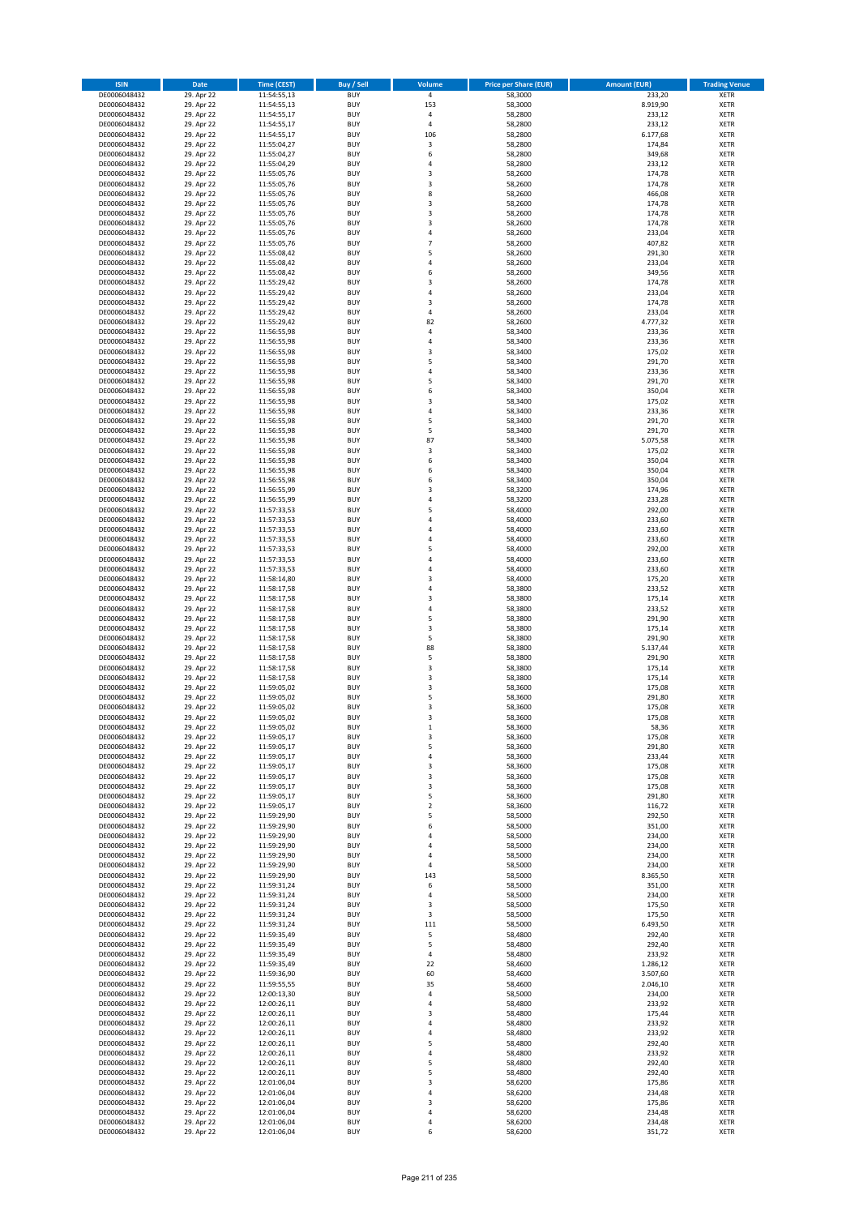| ISIN | Date | Time (CEST) | Buy / Sell | Volume | Price per Share (EUR) | Amount (EUR) | Trading Venue |
|---|---|---|---|---|---|---|---|
| DE0006048432 | 29. Apr 22 | 11:54:55,13 | BUY | 4 | 58,3000 | 233,20 | XETR |
| DE0006048432 | 29. Apr 22 | 11:54:55,13 | BUY | 153 | 58,3000 | 8.919,90 | XETR |
| DE0006048432 | 29. Apr 22 | 11:54:55,17 | BUY | 4 | 58,2800 | 233,12 | XETR |
| DE0006048432 | 29. Apr 22 | 11:54:55,17 | BUY | 4 | 58,2800 | 233,12 | XETR |
| DE0006048432 | 29. Apr 22 | 11:54:55,17 | BUY | 106 | 58,2800 | 6.177,68 | XETR |
| DE0006048432 | 29. Apr 22 | 11:55:04,27 | BUY | 3 | 58,2800 | 174,84 | XETR |
| DE0006048432 | 29. Apr 22 | 11:55:04,27 | BUY | 6 | 58,2800 | 349,68 | XETR |
| DE0006048432 | 29. Apr 22 | 11:55:04,29 | BUY | 4 | 58,2800 | 233,12 | XETR |
| DE0006048432 | 29. Apr 22 | 11:55:05,76 | BUY | 3 | 58,2600 | 174,78 | XETR |
| DE0006048432 | 29. Apr 22 | 11:55:05,76 | BUY | 3 | 58,2600 | 174,78 | XETR |
| DE0006048432 | 29. Apr 22 | 11:55:05,76 | BUY | 8 | 58,2600 | 466,08 | XETR |
| DE0006048432 | 29. Apr 22 | 11:55:05,76 | BUY | 3 | 58,2600 | 174,78 | XETR |
| DE0006048432 | 29. Apr 22 | 11:55:05,76 | BUY | 3 | 58,2600 | 174,78 | XETR |
| DE0006048432 | 29. Apr 22 | 11:55:05,76 | BUY | 3 | 58,2600 | 174,78 | XETR |
| DE0006048432 | 29. Apr 22 | 11:55:05,76 | BUY | 4 | 58,2600 | 233,04 | XETR |
| DE0006048432 | 29. Apr 22 | 11:55:05,76 | BUY | 7 | 58,2600 | 407,82 | XETR |
| DE0006048432 | 29. Apr 22 | 11:55:08,42 | BUY | 5 | 58,2600 | 291,30 | XETR |
| DE0006048432 | 29. Apr 22 | 11:55:08,42 | BUY | 4 | 58,2600 | 233,04 | XETR |
| DE0006048432 | 29. Apr 22 | 11:55:08,42 | BUY | 6 | 58,2600 | 349,56 | XETR |
| DE0006048432 | 29. Apr 22 | 11:55:29,42 | BUY | 3 | 58,2600 | 174,78 | XETR |
| DE0006048432 | 29. Apr 22 | 11:55:29,42 | BUY | 4 | 58,2600 | 233,04 | XETR |
| DE0006048432 | 29. Apr 22 | 11:55:29,42 | BUY | 3 | 58,2600 | 174,78 | XETR |
| DE0006048432 | 29. Apr 22 | 11:55:29,42 | BUY | 4 | 58,2600 | 233,04 | XETR |
| DE0006048432 | 29. Apr 22 | 11:55:29,42 | BUY | 82 | 58,2600 | 4.777,32 | XETR |
| DE0006048432 | 29. Apr 22 | 11:56:55,98 | BUY | 4 | 58,3400 | 233,36 | XETR |
| DE0006048432 | 29. Apr 22 | 11:56:55,98 | BUY | 4 | 58,3400 | 233,36 | XETR |
| DE0006048432 | 29. Apr 22 | 11:56:55,98 | BUY | 3 | 58,3400 | 175,02 | XETR |
| DE0006048432 | 29. Apr 22 | 11:56:55,98 | BUY | 5 | 58,3400 | 291,70 | XETR |
| DE0006048432 | 29. Apr 22 | 11:56:55,98 | BUY | 4 | 58,3400 | 233,36 | XETR |
| DE0006048432 | 29. Apr 22 | 11:56:55,98 | BUY | 5 | 58,3400 | 291,70 | XETR |
| DE0006048432 | 29. Apr 22 | 11:56:55,98 | BUY | 6 | 58,3400 | 350,04 | XETR |
| DE0006048432 | 29. Apr 22 | 11:56:55,98 | BUY | 3 | 58,3400 | 175,02 | XETR |
| DE0006048432 | 29. Apr 22 | 11:56:55,98 | BUY | 4 | 58,3400 | 233,36 | XETR |
| DE0006048432 | 29. Apr 22 | 11:56:55,98 | BUY | 5 | 58,3400 | 291,70 | XETR |
| DE0006048432 | 29. Apr 22 | 11:56:55,98 | BUY | 5 | 58,3400 | 291,70 | XETR |
| DE0006048432 | 29. Apr 22 | 11:56:55,98 | BUY | 87 | 58,3400 | 5.075,58 | XETR |
| DE0006048432 | 29. Apr 22 | 11:56:55,98 | BUY | 3 | 58,3400 | 175,02 | XETR |
| DE0006048432 | 29. Apr 22 | 11:56:55,98 | BUY | 6 | 58,3400 | 350,04 | XETR |
| DE0006048432 | 29. Apr 22 | 11:56:55,98 | BUY | 6 | 58,3400 | 350,04 | XETR |
| DE0006048432 | 29. Apr 22 | 11:56:55,98 | BUY | 6 | 58,3400 | 350,04 | XETR |
| DE0006048432 | 29. Apr 22 | 11:56:55,99 | BUY | 3 | 58,3200 | 174,96 | XETR |
| DE0006048432 | 29. Apr 22 | 11:56:55,99 | BUY | 4 | 58,3200 | 233,28 | XETR |
| DE0006048432 | 29. Apr 22 | 11:57:33,53 | BUY | 5 | 58,4000 | 292,00 | XETR |
| DE0006048432 | 29. Apr 22 | 11:57:33,53 | BUY | 4 | 58,4000 | 233,60 | XETR |
| DE0006048432 | 29. Apr 22 | 11:57:33,53 | BUY | 4 | 58,4000 | 233,60 | XETR |
| DE0006048432 | 29. Apr 22 | 11:57:33,53 | BUY | 4 | 58,4000 | 233,60 | XETR |
| DE0006048432 | 29. Apr 22 | 11:57:33,53 | BUY | 5 | 58,4000 | 292,00 | XETR |
| DE0006048432 | 29. Apr 22 | 11:57:33,53 | BUY | 4 | 58,4000 | 233,60 | XETR |
| DE0006048432 | 29. Apr 22 | 11:57:33,53 | BUY | 4 | 58,4000 | 233,60 | XETR |
| DE0006048432 | 29. Apr 22 | 11:58:14,80 | BUY | 3 | 58,4000 | 175,20 | XETR |
| DE0006048432 | 29. Apr 22 | 11:58:17,58 | BUY | 4 | 58,3800 | 233,52 | XETR |
| DE0006048432 | 29. Apr 22 | 11:58:17,58 | BUY | 3 | 58,3800 | 175,14 | XETR |
| DE0006048432 | 29. Apr 22 | 11:58:17,58 | BUY | 4 | 58,3800 | 233,52 | XETR |
| DE0006048432 | 29. Apr 22 | 11:58:17,58 | BUY | 5 | 58,3800 | 291,90 | XETR |
| DE0006048432 | 29. Apr 22 | 11:58:17,58 | BUY | 3 | 58,3800 | 175,14 | XETR |
| DE0006048432 | 29. Apr 22 | 11:58:17,58 | BUY | 5 | 58,3800 | 291,90 | XETR |
| DE0006048432 | 29. Apr 22 | 11:58:17,58 | BUY | 88 | 58,3800 | 5.137,44 | XETR |
| DE0006048432 | 29. Apr 22 | 11:58:17,58 | BUY | 5 | 58,3800 | 291,90 | XETR |
| DE0006048432 | 29. Apr 22 | 11:58:17,58 | BUY | 3 | 58,3800 | 175,14 | XETR |
| DE0006048432 | 29. Apr 22 | 11:58:17,58 | BUY | 3 | 58,3800 | 175,14 | XETR |
| DE0006048432 | 29. Apr 22 | 11:59:05,02 | BUY | 3 | 58,3600 | 175,08 | XETR |
| DE0006048432 | 29. Apr 22 | 11:59:05,02 | BUY | 5 | 58,3600 | 291,80 | XETR |
| DE0006048432 | 29. Apr 22 | 11:59:05,02 | BUY | 3 | 58,3600 | 175,08 | XETR |
| DE0006048432 | 29. Apr 22 | 11:59:05,02 | BUY | 3 | 58,3600 | 175,08 | XETR |
| DE0006048432 | 29. Apr 22 | 11:59:05,02 | BUY | 1 | 58,3600 | 58,36 | XETR |
| DE0006048432 | 29. Apr 22 | 11:59:05,17 | BUY | 3 | 58,3600 | 175,08 | XETR |
| DE0006048432 | 29. Apr 22 | 11:59:05,17 | BUY | 5 | 58,3600 | 291,80 | XETR |
| DE0006048432 | 29. Apr 22 | 11:59:05,17 | BUY | 4 | 58,3600 | 233,44 | XETR |
| DE0006048432 | 29. Apr 22 | 11:59:05,17 | BUY | 3 | 58,3600 | 175,08 | XETR |
| DE0006048432 | 29. Apr 22 | 11:59:05,17 | BUY | 3 | 58,3600 | 175,08 | XETR |
| DE0006048432 | 29. Apr 22 | 11:59:05,17 | BUY | 3 | 58,3600 | 175,08 | XETR |
| DE0006048432 | 29. Apr 22 | 11:59:05,17 | BUY | 5 | 58,3600 | 291,80 | XETR |
| DE0006048432 | 29. Apr 22 | 11:59:05,17 | BUY | 2 | 58,3600 | 116,72 | XETR |
| DE0006048432 | 29. Apr 22 | 11:59:29,90 | BUY | 5 | 58,5000 | 292,50 | XETR |
| DE0006048432 | 29. Apr 22 | 11:59:29,90 | BUY | 6 | 58,5000 | 351,00 | XETR |
| DE0006048432 | 29. Apr 22 | 11:59:29,90 | BUY | 4 | 58,5000 | 234,00 | XETR |
| DE0006048432 | 29. Apr 22 | 11:59:29,90 | BUY | 4 | 58,5000 | 234,00 | XETR |
| DE0006048432 | 29. Apr 22 | 11:59:29,90 | BUY | 4 | 58,5000 | 234,00 | XETR |
| DE0006048432 | 29. Apr 22 | 11:59:29,90 | BUY | 4 | 58,5000 | 234,00 | XETR |
| DE0006048432 | 29. Apr 22 | 11:59:29,90 | BUY | 143 | 58,5000 | 8.365,50 | XETR |
| DE0006048432 | 29. Apr 22 | 11:59:31,24 | BUY | 6 | 58,5000 | 351,00 | XETR |
| DE0006048432 | 29. Apr 22 | 11:59:31,24 | BUY | 4 | 58,5000 | 234,00 | XETR |
| DE0006048432 | 29. Apr 22 | 11:59:31,24 | BUY | 3 | 58,5000 | 175,50 | XETR |
| DE0006048432 | 29. Apr 22 | 11:59:31,24 | BUY | 3 | 58,5000 | 175,50 | XETR |
| DE0006048432 | 29. Apr 22 | 11:59:31,24 | BUY | 111 | 58,5000 | 6.493,50 | XETR |
| DE0006048432 | 29. Apr 22 | 11:59:35,49 | BUY | 5 | 58,4800 | 292,40 | XETR |
| DE0006048432 | 29. Apr 22 | 11:59:35,49 | BUY | 5 | 58,4800 | 292,40 | XETR |
| DE0006048432 | 29. Apr 22 | 11:59:35,49 | BUY | 4 | 58,4800 | 233,92 | XETR |
| DE0006048432 | 29. Apr 22 | 11:59:35,49 | BUY | 22 | 58,4600 | 1.286,12 | XETR |
| DE0006048432 | 29. Apr 22 | 11:59:36,90 | BUY | 60 | 58,4600 | 3.507,60 | XETR |
| DE0006048432 | 29. Apr 22 | 11:59:55,55 | BUY | 35 | 58,4600 | 2.046,10 | XETR |
| DE0006048432 | 29. Apr 22 | 12:00:13,30 | BUY | 4 | 58,5000 | 234,00 | XETR |
| DE0006048432 | 29. Apr 22 | 12:00:26,11 | BUY | 4 | 58,4800 | 233,92 | XETR |
| DE0006048432 | 29. Apr 22 | 12:00:26,11 | BUY | 3 | 58,4800 | 175,44 | XETR |
| DE0006048432 | 29. Apr 22 | 12:00:26,11 | BUY | 4 | 58,4800 | 233,92 | XETR |
| DE0006048432 | 29. Apr 22 | 12:00:26,11 | BUY | 4 | 58,4800 | 233,92 | XETR |
| DE0006048432 | 29. Apr 22 | 12:00:26,11 | BUY | 5 | 58,4800 | 292,40 | XETR |
| DE0006048432 | 29. Apr 22 | 12:00:26,11 | BUY | 4 | 58,4800 | 233,92 | XETR |
| DE0006048432 | 29. Apr 22 | 12:00:26,11 | BUY | 5 | 58,4800 | 292,40 | XETR |
| DE0006048432 | 29. Apr 22 | 12:00:26,11 | BUY | 5 | 58,4800 | 292,40 | XETR |
| DE0006048432 | 29. Apr 22 | 12:01:06,04 | BUY | 3 | 58,6200 | 175,86 | XETR |
| DE0006048432 | 29. Apr 22 | 12:01:06,04 | BUY | 4 | 58,6200 | 234,48 | XETR |
| DE0006048432 | 29. Apr 22 | 12:01:06,04 | BUY | 3 | 58,6200 | 175,86 | XETR |
| DE0006048432 | 29. Apr 22 | 12:01:06,04 | BUY | 4 | 58,6200 | 234,48 | XETR |
| DE0006048432 | 29. Apr 22 | 12:01:06,04 | BUY | 4 | 58,6200 | 234,48 | XETR |
| DE0006048432 | 29. Apr 22 | 12:01:06,04 | BUY | 6 | 58,6200 | 351,72 | XETR |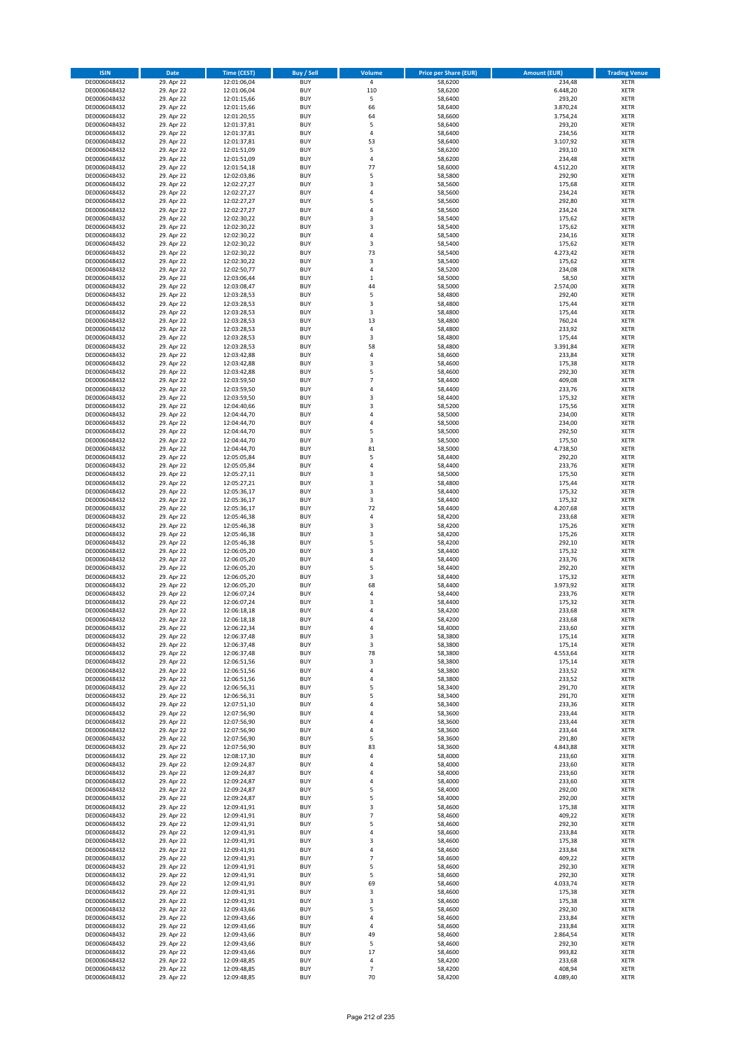| ISIN | Date | Time (CEST) | Buy / Sell | Volume | Price per Share (EUR) | Amount (EUR) | Trading Venue |
|---|---|---|---|---|---|---|---|
| DE0006048432 | 29. Apr 22 | 12:01:06,04 | BUY | 4 | 58,6200 | 234,48 | XETR |
| DE0006048432 | 29. Apr 22 | 12:01:06,04 | BUY | 110 | 58,6200 | 6.448,20 | XETR |
| DE0006048432 | 29. Apr 22 | 12:01:15,66 | BUY | 5 | 58,6400 | 293,20 | XETR |
| DE0006048432 | 29. Apr 22 | 12:01:15,66 | BUY | 66 | 58,6400 | 3.870,24 | XETR |
| DE0006048432 | 29. Apr 22 | 12:01:20,55 | BUY | 64 | 58,6600 | 3.754,24 | XETR |
| DE0006048432 | 29. Apr 22 | 12:01:37,81 | BUY | 5 | 58,6400 | 293,20 | XETR |
| DE0006048432 | 29. Apr 22 | 12:01:37,81 | BUY | 4 | 58,6400 | 234,56 | XETR |
| DE0006048432 | 29. Apr 22 | 12:01:37,81 | BUY | 53 | 58,6400 | 3.107,92 | XETR |
| DE0006048432 | 29. Apr 22 | 12:01:51,09 | BUY | 5 | 58,6200 | 293,10 | XETR |
| DE0006048432 | 29. Apr 22 | 12:01:51,09 | BUY | 4 | 58,6200 | 234,48 | XETR |
| DE0006048432 | 29. Apr 22 | 12:01:54,18 | BUY | 77 | 58,6000 | 4.512,20 | XETR |
| DE0006048432 | 29. Apr 22 | 12:02:03,86 | BUY | 5 | 58,5800 | 292,90 | XETR |
| DE0006048432 | 29. Apr 22 | 12:02:27,27 | BUY | 3 | 58,5600 | 175,68 | XETR |
| DE0006048432 | 29. Apr 22 | 12:02:27,27 | BUY | 4 | 58,5600 | 234,24 | XETR |
| DE0006048432 | 29. Apr 22 | 12:02:27,27 | BUY | 5 | 58,5600 | 292,80 | XETR |
| DE0006048432 | 29. Apr 22 | 12:02:27,27 | BUY | 4 | 58,5600 | 234,24 | XETR |
| DE0006048432 | 29. Apr 22 | 12:02:30,22 | BUY | 3 | 58,5400 | 175,62 | XETR |
| DE0006048432 | 29. Apr 22 | 12:02:30,22 | BUY | 3 | 58,5400 | 175,62 | XETR |
| DE0006048432 | 29. Apr 22 | 12:02:30,22 | BUY | 4 | 58,5400 | 234,16 | XETR |
| DE0006048432 | 29. Apr 22 | 12:02:30,22 | BUY | 3 | 58,5400 | 175,62 | XETR |
| DE0006048432 | 29. Apr 22 | 12:02:30,22 | BUY | 73 | 58,5400 | 4.273,42 | XETR |
| DE0006048432 | 29. Apr 22 | 12:02:30,22 | BUY | 3 | 58,5400 | 175,62 | XETR |
| DE0006048432 | 29. Apr 22 | 12:02:50,77 | BUY | 4 | 58,5200 | 234,08 | XETR |
| DE0006048432 | 29. Apr 22 | 12:03:06,44 | BUY | 1 | 58,5000 | 58,50 | XETR |
| DE0006048432 | 29. Apr 22 | 12:03:08,47 | BUY | 44 | 58,5000 | 2.574,00 | XETR |
| DE0006048432 | 29. Apr 22 | 12:03:28,53 | BUY | 5 | 58,4800 | 292,40 | XETR |
| DE0006048432 | 29. Apr 22 | 12:03:28,53 | BUY | 3 | 58,4800 | 175,44 | XETR |
| DE0006048432 | 29. Apr 22 | 12:03:28,53 | BUY | 3 | 58,4800 | 175,44 | XETR |
| DE0006048432 | 29. Apr 22 | 12:03:28,53 | BUY | 13 | 58,4800 | 760,24 | XETR |
| DE0006048432 | 29. Apr 22 | 12:03:28,53 | BUY | 4 | 58,4800 | 233,92 | XETR |
| DE0006048432 | 29. Apr 22 | 12:03:28,53 | BUY | 3 | 58,4800 | 175,44 | XETR |
| DE0006048432 | 29. Apr 22 | 12:03:28,53 | BUY | 58 | 58,4800 | 3.391,84 | XETR |
| DE0006048432 | 29. Apr 22 | 12:03:42,88 | BUY | 4 | 58,4600 | 233,84 | XETR |
| DE0006048432 | 29. Apr 22 | 12:03:42,88 | BUY | 3 | 58,4600 | 175,38 | XETR |
| DE0006048432 | 29. Apr 22 | 12:03:42,88 | BUY | 5 | 58,4600 | 292,30 | XETR |
| DE0006048432 | 29. Apr 22 | 12:03:59,50 | BUY | 7 | 58,4400 | 409,08 | XETR |
| DE0006048432 | 29. Apr 22 | 12:03:59,50 | BUY | 4 | 58,4400 | 233,76 | XETR |
| DE0006048432 | 29. Apr 22 | 12:03:59,50 | BUY | 3 | 58,4400 | 175,32 | XETR |
| DE0006048432 | 29. Apr 22 | 12:04:40,66 | BUY | 3 | 58,5200 | 175,56 | XETR |
| DE0006048432 | 29. Apr 22 | 12:04:44,70 | BUY | 4 | 58,5000 | 234,00 | XETR |
| DE0006048432 | 29. Apr 22 | 12:04:44,70 | BUY | 4 | 58,5000 | 234,00 | XETR |
| DE0006048432 | 29. Apr 22 | 12:04:44,70 | BUY | 5 | 58,5000 | 292,50 | XETR |
| DE0006048432 | 29. Apr 22 | 12:04:44,70 | BUY | 3 | 58,5000 | 175,50 | XETR |
| DE0006048432 | 29. Apr 22 | 12:04:44,70 | BUY | 81 | 58,5000 | 4.738,50 | XETR |
| DE0006048432 | 29. Apr 22 | 12:05:05,84 | BUY | 5 | 58,4400 | 292,20 | XETR |
| DE0006048432 | 29. Apr 22 | 12:05:05,84 | BUY | 4 | 58,4400 | 233,76 | XETR |
| DE0006048432 | 29. Apr 22 | 12:05:27,11 | BUY | 3 | 58,5000 | 175,50 | XETR |
| DE0006048432 | 29. Apr 22 | 12:05:27,21 | BUY | 3 | 58,4800 | 175,44 | XETR |
| DE0006048432 | 29. Apr 22 | 12:05:36,17 | BUY | 3 | 58,4400 | 175,32 | XETR |
| DE0006048432 | 29. Apr 22 | 12:05:36,17 | BUY | 3 | 58,4400 | 175,32 | XETR |
| DE0006048432 | 29. Apr 22 | 12:05:36,17 | BUY | 72 | 58,4400 | 4.207,68 | XETR |
| DE0006048432 | 29. Apr 22 | 12:05:46,38 | BUY | 4 | 58,4200 | 233,68 | XETR |
| DE0006048432 | 29. Apr 22 | 12:05:46,38 | BUY | 3 | 58,4200 | 175,26 | XETR |
| DE0006048432 | 29. Apr 22 | 12:05:46,38 | BUY | 3 | 58,4200 | 175,26 | XETR |
| DE0006048432 | 29. Apr 22 | 12:05:46,38 | BUY | 5 | 58,4200 | 292,10 | XETR |
| DE0006048432 | 29. Apr 22 | 12:06:05,20 | BUY | 3 | 58,4400 | 175,32 | XETR |
| DE0006048432 | 29. Apr 22 | 12:06:05,20 | BUY | 4 | 58,4400 | 233,76 | XETR |
| DE0006048432 | 29. Apr 22 | 12:06:05,20 | BUY | 5 | 58,4400 | 292,20 | XETR |
| DE0006048432 | 29. Apr 22 | 12:06:05,20 | BUY | 3 | 58,4400 | 175,32 | XETR |
| DE0006048432 | 29. Apr 22 | 12:06:05,20 | BUY | 68 | 58,4400 | 3.973,92 | XETR |
| DE0006048432 | 29. Apr 22 | 12:06:07,24 | BUY | 4 | 58,4400 | 233,76 | XETR |
| DE0006048432 | 29. Apr 22 | 12:06:07,24 | BUY | 3 | 58,4400 | 175,32 | XETR |
| DE0006048432 | 29. Apr 22 | 12:06:18,18 | BUY | 4 | 58,4200 | 233,68 | XETR |
| DE0006048432 | 29. Apr 22 | 12:06:18,18 | BUY | 4 | 58,4200 | 233,68 | XETR |
| DE0006048432 | 29. Apr 22 | 12:06:22,34 | BUY | 4 | 58,4000 | 233,60 | XETR |
| DE0006048432 | 29. Apr 22 | 12:06:37,48 | BUY | 3 | 58,3800 | 175,14 | XETR |
| DE0006048432 | 29. Apr 22 | 12:06:37,48 | BUY | 3 | 58,3800 | 175,14 | XETR |
| DE0006048432 | 29. Apr 22 | 12:06:37,48 | BUY | 78 | 58,3800 | 4.553,64 | XETR |
| DE0006048432 | 29. Apr 22 | 12:06:51,56 | BUY | 3 | 58,3800 | 175,14 | XETR |
| DE0006048432 | 29. Apr 22 | 12:06:51,56 | BUY | 4 | 58,3800 | 233,52 | XETR |
| DE0006048432 | 29. Apr 22 | 12:06:51,56 | BUY | 4 | 58,3800 | 233,52 | XETR |
| DE0006048432 | 29. Apr 22 | 12:06:56,31 | BUY | 5 | 58,3400 | 291,70 | XETR |
| DE0006048432 | 29. Apr 22 | 12:06:56,31 | BUY | 5 | 58,3400 | 291,70 | XETR |
| DE0006048432 | 29. Apr 22 | 12:07:51,10 | BUY | 4 | 58,3400 | 233,36 | XETR |
| DE0006048432 | 29. Apr 22 | 12:07:56,90 | BUY | 4 | 58,3600 | 233,44 | XETR |
| DE0006048432 | 29. Apr 22 | 12:07:56,90 | BUY | 4 | 58,3600 | 233,44 | XETR |
| DE0006048432 | 29. Apr 22 | 12:07:56,90 | BUY | 4 | 58,3600 | 233,44 | XETR |
| DE0006048432 | 29. Apr 22 | 12:07:56,90 | BUY | 5 | 58,3600 | 291,80 | XETR |
| DE0006048432 | 29. Apr 22 | 12:07:56,90 | BUY | 83 | 58,3600 | 4.843,88 | XETR |
| DE0006048432 | 29. Apr 22 | 12:08:17,30 | BUY | 4 | 58,4000 | 233,60 | XETR |
| DE0006048432 | 29. Apr 22 | 12:09:24,87 | BUY | 4 | 58,4000 | 233,60 | XETR |
| DE0006048432 | 29. Apr 22 | 12:09:24,87 | BUY | 4 | 58,4000 | 233,60 | XETR |
| DE0006048432 | 29. Apr 22 | 12:09:24,87 | BUY | 4 | 58,4000 | 233,60 | XETR |
| DE0006048432 | 29. Apr 22 | 12:09:24,87 | BUY | 5 | 58,4000 | 292,00 | XETR |
| DE0006048432 | 29. Apr 22 | 12:09:24,87 | BUY | 5 | 58,4000 | 292,00 | XETR |
| DE0006048432 | 29. Apr 22 | 12:09:41,91 | BUY | 3 | 58,4600 | 175,38 | XETR |
| DE0006048432 | 29. Apr 22 | 12:09:41,91 | BUY | 7 | 58,4600 | 409,22 | XETR |
| DE0006048432 | 29. Apr 22 | 12:09:41,91 | BUY | 5 | 58,4600 | 292,30 | XETR |
| DE0006048432 | 29. Apr 22 | 12:09:41,91 | BUY | 4 | 58,4600 | 233,84 | XETR |
| DE0006048432 | 29. Apr 22 | 12:09:41,91 | BUY | 3 | 58,4600 | 175,38 | XETR |
| DE0006048432 | 29. Apr 22 | 12:09:41,91 | BUY | 4 | 58,4600 | 233,84 | XETR |
| DE0006048432 | 29. Apr 22 | 12:09:41,91 | BUY | 7 | 58,4600 | 409,22 | XETR |
| DE0006048432 | 29. Apr 22 | 12:09:41,91 | BUY | 5 | 58,4600 | 292,30 | XETR |
| DE0006048432 | 29. Apr 22 | 12:09:41,91 | BUY | 5 | 58,4600 | 292,30 | XETR |
| DE0006048432 | 29. Apr 22 | 12:09:41,91 | BUY | 69 | 58,4600 | 4.033,74 | XETR |
| DE0006048432 | 29. Apr 22 | 12:09:41,91 | BUY | 3 | 58,4600 | 175,38 | XETR |
| DE0006048432 | 29. Apr 22 | 12:09:41,91 | BUY | 3 | 58,4600 | 175,38 | XETR |
| DE0006048432 | 29. Apr 22 | 12:09:43,66 | BUY | 5 | 58,4600 | 292,30 | XETR |
| DE0006048432 | 29. Apr 22 | 12:09:43,66 | BUY | 4 | 58,4600 | 233,84 | XETR |
| DE0006048432 | 29. Apr 22 | 12:09:43,66 | BUY | 4 | 58,4600 | 233,84 | XETR |
| DE0006048432 | 29. Apr 22 | 12:09:43,66 | BUY | 49 | 58,4600 | 2.864,54 | XETR |
| DE0006048432 | 29. Apr 22 | 12:09:43,66 | BUY | 5 | 58,4600 | 292,30 | XETR |
| DE0006048432 | 29. Apr 22 | 12:09:43,66 | BUY | 17 | 58,4600 | 993,82 | XETR |
| DE0006048432 | 29. Apr 22 | 12:09:48,85 | BUY | 4 | 58,4200 | 233,68 | XETR |
| DE0006048432 | 29. Apr 22 | 12:09:48,85 | BUY | 7 | 58,4200 | 408,94 | XETR |
| DE0006048432 | 29. Apr 22 | 12:09:48,85 | BUY | 70 | 58,4200 | 4.089,40 | XETR |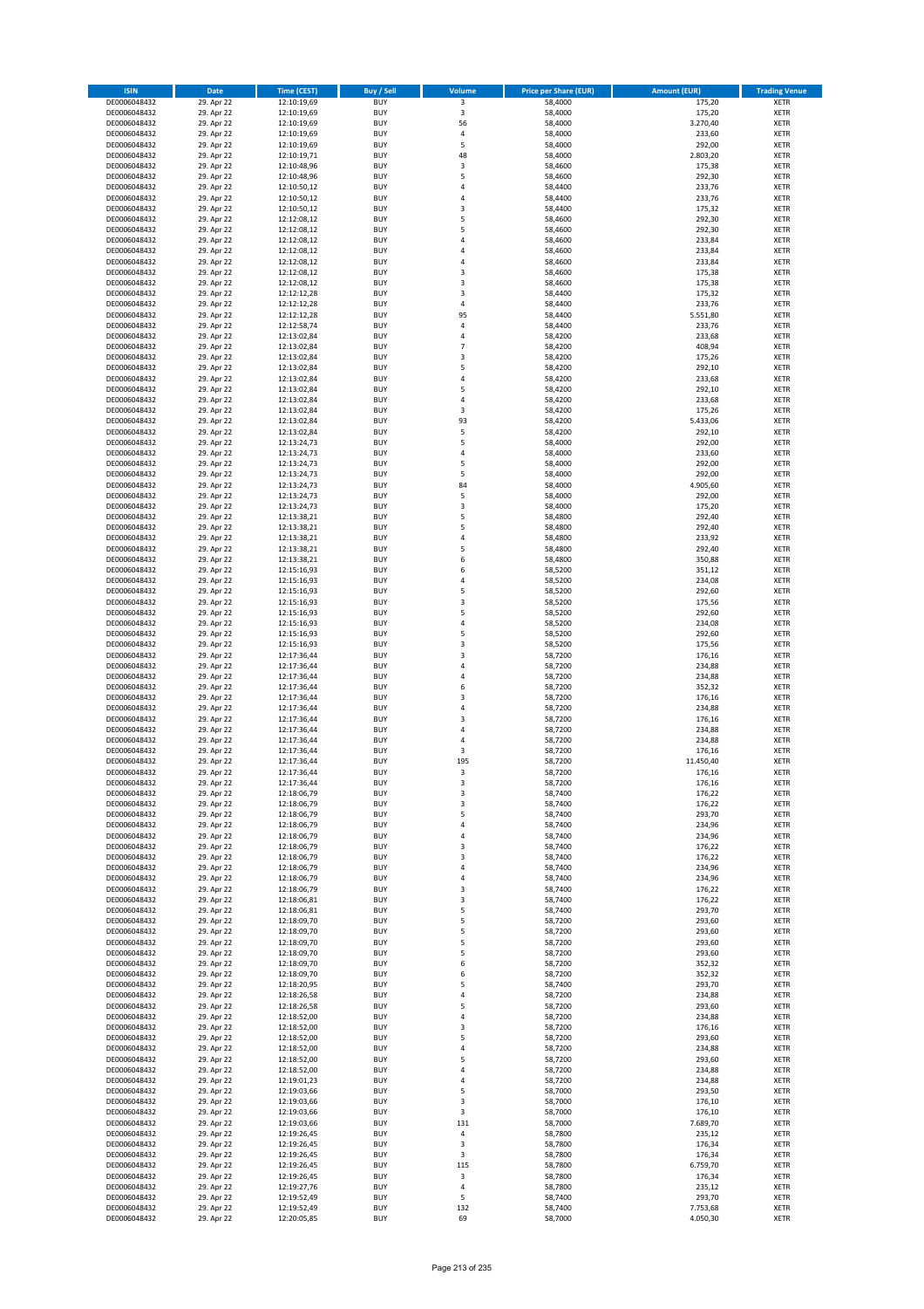| ISIN | Date | Time (CEST) | Buy / Sell | Volume | Price per Share (EUR) | Amount (EUR) | Trading Venue |
|---|---|---|---|---|---|---|---|
| DE0006048432 | 29. Apr 22 | 12:10:19,69 | BUY | 3 | 58,4000 | 175,20 | XETR |
| DE0006048432 | 29. Apr 22 | 12:10:19,69 | BUY | 3 | 58,4000 | 175,20 | XETR |
| DE0006048432 | 29. Apr 22 | 12:10:19,69 | BUY | 56 | 58,4000 | 3.270,40 | XETR |
| DE0006048432 | 29. Apr 22 | 12:10:19,69 | BUY | 4 | 58,4000 | 233,60 | XETR |
| DE0006048432 | 29. Apr 22 | 12:10:19,69 | BUY | 5 | 58,4000 | 292,00 | XETR |
| DE0006048432 | 29. Apr 22 | 12:10:19,71 | BUY | 48 | 58,4000 | 2.803,20 | XETR |
| DE0006048432 | 29. Apr 22 | 12:10:48,96 | BUY | 3 | 58,4600 | 175,38 | XETR |
| DE0006048432 | 29. Apr 22 | 12:10:48,96 | BUY | 5 | 58,4600 | 292,30 | XETR |
| DE0006048432 | 29. Apr 22 | 12:10:50,12 | BUY | 4 | 58,4400 | 233,76 | XETR |
| DE0006048432 | 29. Apr 22 | 12:10:50,12 | BUY | 4 | 58,4400 | 233,76 | XETR |
| DE0006048432 | 29. Apr 22 | 12:10:50,12 | BUY | 3 | 58,4400 | 175,32 | XETR |
| DE0006048432 | 29. Apr 22 | 12:12:08,12 | BUY | 5 | 58,4600 | 292,30 | XETR |
| DE0006048432 | 29. Apr 22 | 12:12:08,12 | BUY | 5 | 58,4600 | 292,30 | XETR |
| DE0006048432 | 29. Apr 22 | 12:12:08,12 | BUY | 4 | 58,4600 | 233,84 | XETR |
| DE0006048432 | 29. Apr 22 | 12:12:08,12 | BUY | 4 | 58,4600 | 233,84 | XETR |
| DE0006048432 | 29. Apr 22 | 12:12:08,12 | BUY | 4 | 58,4600 | 233,84 | XETR |
| DE0006048432 | 29. Apr 22 | 12:12:08,12 | BUY | 3 | 58,4600 | 175,38 | XETR |
| DE0006048432 | 29. Apr 22 | 12:12:08,12 | BUY | 3 | 58,4600 | 175,38 | XETR |
| DE0006048432 | 29. Apr 22 | 12:12:12,28 | BUY | 3 | 58,4400 | 175,32 | XETR |
| DE0006048432 | 29. Apr 22 | 12:12:12,28 | BUY | 4 | 58,4400 | 233,76 | XETR |
| DE0006048432 | 29. Apr 22 | 12:12:12,28 | BUY | 95 | 58,4400 | 5.551,80 | XETR |
| DE0006048432 | 29. Apr 22 | 12:12:58,74 | BUY | 4 | 58,4400 | 233,76 | XETR |
| DE0006048432 | 29. Apr 22 | 12:13:02,84 | BUY | 4 | 58,4200 | 233,68 | XETR |
| DE0006048432 | 29. Apr 22 | 12:13:02,84 | BUY | 7 | 58,4200 | 408,94 | XETR |
| DE0006048432 | 29. Apr 22 | 12:13:02,84 | BUY | 3 | 58,4200 | 175,26 | XETR |
| DE0006048432 | 29. Apr 22 | 12:13:02,84 | BUY | 5 | 58,4200 | 292,10 | XETR |
| DE0006048432 | 29. Apr 22 | 12:13:02,84 | BUY | 4 | 58,4200 | 233,68 | XETR |
| DE0006048432 | 29. Apr 22 | 12:13:02,84 | BUY | 5 | 58,4200 | 292,10 | XETR |
| DE0006048432 | 29. Apr 22 | 12:13:02,84 | BUY | 4 | 58,4200 | 233,68 | XETR |
| DE0006048432 | 29. Apr 22 | 12:13:02,84 | BUY | 3 | 58,4200 | 175,26 | XETR |
| DE0006048432 | 29. Apr 22 | 12:13:02,84 | BUY | 93 | 58,4200 | 5.433,06 | XETR |
| DE0006048432 | 29. Apr 22 | 12:13:02,84 | BUY | 5 | 58,4200 | 292,10 | XETR |
| DE0006048432 | 29. Apr 22 | 12:13:24,73 | BUY | 5 | 58,4000 | 292,00 | XETR |
| DE0006048432 | 29. Apr 22 | 12:13:24,73 | BUY | 4 | 58,4000 | 233,60 | XETR |
| DE0006048432 | 29. Apr 22 | 12:13:24,73 | BUY | 5 | 58,4000 | 292,00 | XETR |
| DE0006048432 | 29. Apr 22 | 12:13:24,73 | BUY | 5 | 58,4000 | 292,00 | XETR |
| DE0006048432 | 29. Apr 22 | 12:13:24,73 | BUY | 84 | 58,4000 | 4.905,60 | XETR |
| DE0006048432 | 29. Apr 22 | 12:13:24,73 | BUY | 5 | 58,4000 | 292,00 | XETR |
| DE0006048432 | 29. Apr 22 | 12:13:24,73 | BUY | 3 | 58,4000 | 175,20 | XETR |
| DE0006048432 | 29. Apr 22 | 12:13:38,21 | BUY | 5 | 58,4800 | 292,40 | XETR |
| DE0006048432 | 29. Apr 22 | 12:13:38,21 | BUY | 5 | 58,4800 | 292,40 | XETR |
| DE0006048432 | 29. Apr 22 | 12:13:38,21 | BUY | 4 | 58,4800 | 233,92 | XETR |
| DE0006048432 | 29. Apr 22 | 12:13:38,21 | BUY | 5 | 58,4800 | 292,40 | XETR |
| DE0006048432 | 29. Apr 22 | 12:13:38,21 | BUY | 6 | 58,4800 | 350,88 | XETR |
| DE0006048432 | 29. Apr 22 | 12:15:16,93 | BUY | 6 | 58,5200 | 351,12 | XETR |
| DE0006048432 | 29. Apr 22 | 12:15:16,93 | BUY | 4 | 58,5200 | 234,08 | XETR |
| DE0006048432 | 29. Apr 22 | 12:15:16,93 | BUY | 5 | 58,5200 | 292,60 | XETR |
| DE0006048432 | 29. Apr 22 | 12:15:16,93 | BUY | 3 | 58,5200 | 175,56 | XETR |
| DE0006048432 | 29. Apr 22 | 12:15:16,93 | BUY | 5 | 58,5200 | 292,60 | XETR |
| DE0006048432 | 29. Apr 22 | 12:15:16,93 | BUY | 4 | 58,5200 | 234,08 | XETR |
| DE0006048432 | 29. Apr 22 | 12:15:16,93 | BUY | 5 | 58,5200 | 292,60 | XETR |
| DE0006048432 | 29. Apr 22 | 12:15:16,93 | BUY | 3 | 58,5200 | 175,56 | XETR |
| DE0006048432 | 29. Apr 22 | 12:17:36,44 | BUY | 3 | 58,7200 | 176,16 | XETR |
| DE0006048432 | 29. Apr 22 | 12:17:36,44 | BUY | 4 | 58,7200 | 234,88 | XETR |
| DE0006048432 | 29. Apr 22 | 12:17:36,44 | BUY | 4 | 58,7200 | 234,88 | XETR |
| DE0006048432 | 29. Apr 22 | 12:17:36,44 | BUY | 6 | 58,7200 | 352,32 | XETR |
| DE0006048432 | 29. Apr 22 | 12:17:36,44 | BUY | 3 | 58,7200 | 176,16 | XETR |
| DE0006048432 | 29. Apr 22 | 12:17:36,44 | BUY | 4 | 58,7200 | 234,88 | XETR |
| DE0006048432 | 29. Apr 22 | 12:17:36,44 | BUY | 3 | 58,7200 | 176,16 | XETR |
| DE0006048432 | 29. Apr 22 | 12:17:36,44 | BUY | 4 | 58,7200 | 234,88 | XETR |
| DE0006048432 | 29. Apr 22 | 12:17:36,44 | BUY | 4 | 58,7200 | 234,88 | XETR |
| DE0006048432 | 29. Apr 22 | 12:17:36,44 | BUY | 3 | 58,7200 | 176,16 | XETR |
| DE0006048432 | 29. Apr 22 | 12:17:36,44 | BUY | 195 | 58,7200 | 11.450,40 | XETR |
| DE0006048432 | 29. Apr 22 | 12:17:36,44 | BUY | 3 | 58,7200 | 176,16 | XETR |
| DE0006048432 | 29. Apr 22 | 12:17:36,44 | BUY | 3 | 58,7200 | 176,16 | XETR |
| DE0006048432 | 29. Apr 22 | 12:18:06,79 | BUY | 3 | 58,7400 | 176,22 | XETR |
| DE0006048432 | 29. Apr 22 | 12:18:06,79 | BUY | 3 | 58,7400 | 176,22 | XETR |
| DE0006048432 | 29. Apr 22 | 12:18:06,79 | BUY | 5 | 58,7400 | 293,70 | XETR |
| DE0006048432 | 29. Apr 22 | 12:18:06,79 | BUY | 4 | 58,7400 | 234,96 | XETR |
| DE0006048432 | 29. Apr 22 | 12:18:06,79 | BUY | 4 | 58,7400 | 234,96 | XETR |
| DE0006048432 | 29. Apr 22 | 12:18:06,79 | BUY | 3 | 58,7400 | 176,22 | XETR |
| DE0006048432 | 29. Apr 22 | 12:18:06,79 | BUY | 3 | 58,7400 | 176,22 | XETR |
| DE0006048432 | 29. Apr 22 | 12:18:06,79 | BUY | 4 | 58,7400 | 234,96 | XETR |
| DE0006048432 | 29. Apr 22 | 12:18:06,79 | BUY | 4 | 58,7400 | 234,96 | XETR |
| DE0006048432 | 29. Apr 22 | 12:18:06,79 | BUY | 3 | 58,7400 | 176,22 | XETR |
| DE0006048432 | 29. Apr 22 | 12:18:06,81 | BUY | 3 | 58,7400 | 176,22 | XETR |
| DE0006048432 | 29. Apr 22 | 12:18:06,81 | BUY | 5 | 58,7400 | 293,70 | XETR |
| DE0006048432 | 29. Apr 22 | 12:18:09,70 | BUY | 5 | 58,7200 | 293,60 | XETR |
| DE0006048432 | 29. Apr 22 | 12:18:09,70 | BUY | 5 | 58,7200 | 293,60 | XETR |
| DE0006048432 | 29. Apr 22 | 12:18:09,70 | BUY | 5 | 58,7200 | 293,60 | XETR |
| DE0006048432 | 29. Apr 22 | 12:18:09,70 | BUY | 5 | 58,7200 | 293,60 | XETR |
| DE0006048432 | 29. Apr 22 | 12:18:09,70 | BUY | 6 | 58,7200 | 352,32 | XETR |
| DE0006048432 | 29. Apr 22 | 12:18:09,70 | BUY | 6 | 58,7200 | 352,32 | XETR |
| DE0006048432 | 29. Apr 22 | 12:18:20,95 | BUY | 5 | 58,7400 | 293,70 | XETR |
| DE0006048432 | 29. Apr 22 | 12:18:26,58 | BUY | 4 | 58,7200 | 234,88 | XETR |
| DE0006048432 | 29. Apr 22 | 12:18:26,58 | BUY | 5 | 58,7200 | 293,60 | XETR |
| DE0006048432 | 29. Apr 22 | 12:18:52,00 | BUY | 4 | 58,7200 | 234,88 | XETR |
| DE0006048432 | 29. Apr 22 | 12:18:52,00 | BUY | 3 | 58,7200 | 176,16 | XETR |
| DE0006048432 | 29. Apr 22 | 12:18:52,00 | BUY | 5 | 58,7200 | 293,60 | XETR |
| DE0006048432 | 29. Apr 22 | 12:18:52,00 | BUY | 4 | 58,7200 | 234,88 | XETR |
| DE0006048432 | 29. Apr 22 | 12:18:52,00 | BUY | 5 | 58,7200 | 293,60 | XETR |
| DE0006048432 | 29. Apr 22 | 12:18:52,00 | BUY | 4 | 58,7200 | 234,88 | XETR |
| DE0006048432 | 29. Apr 22 | 12:19:01,23 | BUY | 4 | 58,7200 | 234,88 | XETR |
| DE0006048432 | 29. Apr 22 | 12:19:03,66 | BUY | 5 | 58,7000 | 293,50 | XETR |
| DE0006048432 | 29. Apr 22 | 12:19:03,66 | BUY | 3 | 58,7000 | 176,10 | XETR |
| DE0006048432 | 29. Apr 22 | 12:19:03,66 | BUY | 3 | 58,7000 | 176,10 | XETR |
| DE0006048432 | 29. Apr 22 | 12:19:03,66 | BUY | 131 | 58,7000 | 7.689,70 | XETR |
| DE0006048432 | 29. Apr 22 | 12:19:26,45 | BUY | 4 | 58,7800 | 235,12 | XETR |
| DE0006048432 | 29. Apr 22 | 12:19:26,45 | BUY | 3 | 58,7800 | 176,34 | XETR |
| DE0006048432 | 29. Apr 22 | 12:19:26,45 | BUY | 3 | 58,7800 | 176,34 | XETR |
| DE0006048432 | 29. Apr 22 | 12:19:26,45 | BUY | 115 | 58,7800 | 6.759,70 | XETR |
| DE0006048432 | 29. Apr 22 | 12:19:26,45 | BUY | 3 | 58,7800 | 176,34 | XETR |
| DE0006048432 | 29. Apr 22 | 12:19:27,76 | BUY | 4 | 58,7800 | 235,12 | XETR |
| DE0006048432 | 29. Apr 22 | 12:19:52,49 | BUY | 5 | 58,7400 | 293,70 | XETR |
| DE0006048432 | 29. Apr 22 | 12:19:52,49 | BUY | 132 | 58,7400 | 7.753,68 | XETR |
| DE0006048432 | 29. Apr 22 | 12:20:05,85 | BUY | 69 | 58,7000 | 4.050,30 | XETR |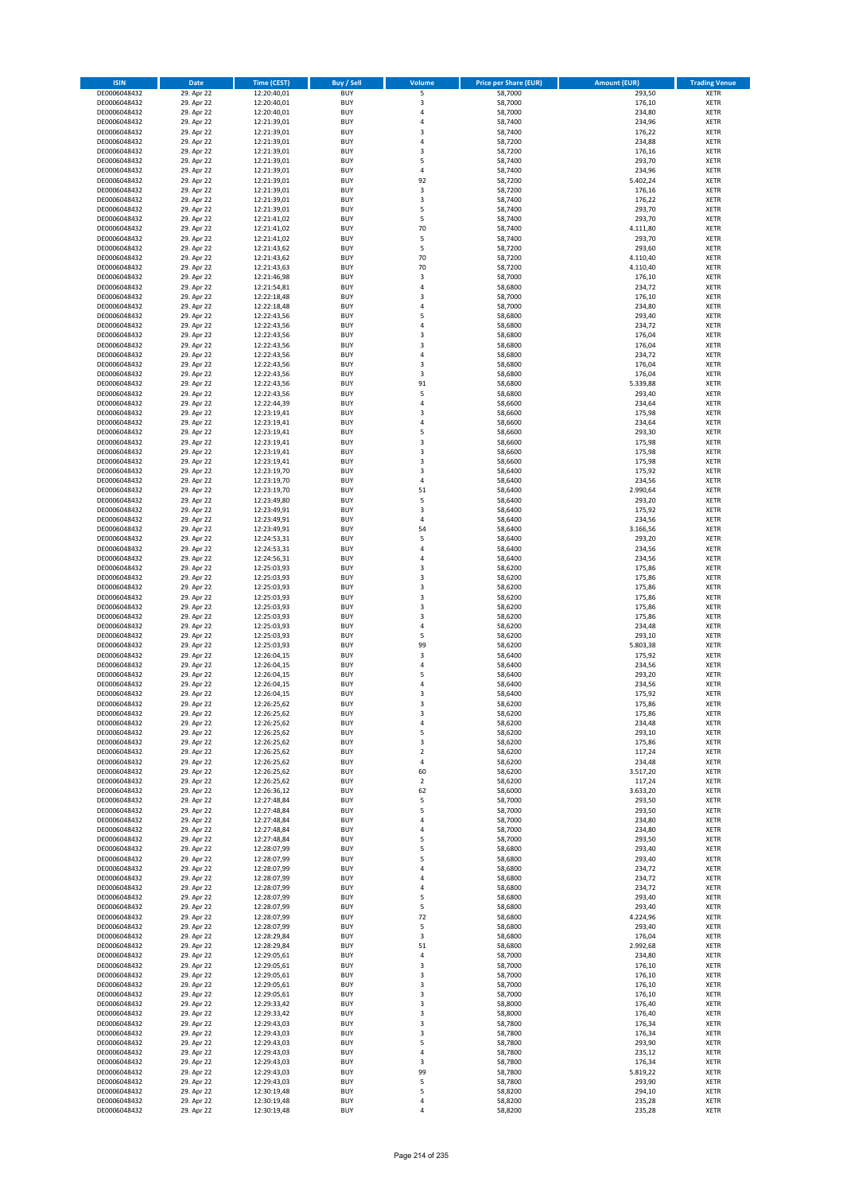| ISIN | Date | Time (CEST) | Buy / Sell | Volume | Price per Share (EUR) | Amount (EUR) | Trading Venue |
|---|---|---|---|---|---|---|---|
| DE0006048432 | 29. Apr 22 | 12:20:40,01 | BUY | 5 | 58,7000 | 293,50 | XETR |
| DE0006048432 | 29. Apr 22 | 12:20:40,01 | BUY | 3 | 58,7000 | 176,10 | XETR |
| DE0006048432 | 29. Apr 22 | 12:20:40,01 | BUY | 4 | 58,7000 | 234,80 | XETR |
| DE0006048432 | 29. Apr 22 | 12:21:39,01 | BUY | 4 | 58,7400 | 234,96 | XETR |
| DE0006048432 | 29. Apr 22 | 12:21:39,01 | BUY | 3 | 58,7400 | 176,22 | XETR |
| DE0006048432 | 29. Apr 22 | 12:21:39,01 | BUY | 4 | 58,7200 | 234,88 | XETR |
| DE0006048432 | 29. Apr 22 | 12:21:39,01 | BUY | 3 | 58,7200 | 176,16 | XETR |
| DE0006048432 | 29. Apr 22 | 12:21:39,01 | BUY | 5 | 58,7400 | 293,70 | XETR |
| DE0006048432 | 29. Apr 22 | 12:21:39,01 | BUY | 4 | 58,7400 | 234,96 | XETR |
| DE0006048432 | 29. Apr 22 | 12:21:39,01 | BUY | 92 | 58,7200 | 5.402,24 | XETR |
| DE0006048432 | 29. Apr 22 | 12:21:39,01 | BUY | 3 | 58,7200 | 176,16 | XETR |
| DE0006048432 | 29. Apr 22 | 12:21:39,01 | BUY | 3 | 58,7400 | 176,22 | XETR |
| DE0006048432 | 29. Apr 22 | 12:21:39,01 | BUY | 5 | 58,7400 | 293,70 | XETR |
| DE0006048432 | 29. Apr 22 | 12:21:41,02 | BUY | 5 | 58,7400 | 293,70 | XETR |
| DE0006048432 | 29. Apr 22 | 12:21:41,02 | BUY | 70 | 58,7400 | 4.111,80 | XETR |
| DE0006048432 | 29. Apr 22 | 12:21:41,02 | BUY | 5 | 58,7400 | 293,70 | XETR |
| DE0006048432 | 29. Apr 22 | 12:21:43,62 | BUY | 5 | 58,7200 | 293,60 | XETR |
| DE0006048432 | 29. Apr 22 | 12:21:43,62 | BUY | 70 | 58,7200 | 4.110,40 | XETR |
| DE0006048432 | 29. Apr 22 | 12:21:43,63 | BUY | 70 | 58,7200 | 4.110,40 | XETR |
| DE0006048432 | 29. Apr 22 | 12:21:46,98 | BUY | 3 | 58,7000 | 176,10 | XETR |
| DE0006048432 | 29. Apr 22 | 12:21:54,81 | BUY | 4 | 58,6800 | 234,72 | XETR |
| DE0006048432 | 29. Apr 22 | 12:22:18,48 | BUY | 3 | 58,7000 | 176,10 | XETR |
| DE0006048432 | 29. Apr 22 | 12:22:18,48 | BUY | 4 | 58,7000 | 234,80 | XETR |
| DE0006048432 | 29. Apr 22 | 12:22:43,56 | BUY | 5 | 58,6800 | 293,40 | XETR |
| DE0006048432 | 29. Apr 22 | 12:22:43,56 | BUY | 4 | 58,6800 | 234,72 | XETR |
| DE0006048432 | 29. Apr 22 | 12:22:43,56 | BUY | 3 | 58,6800 | 176,04 | XETR |
| DE0006048432 | 29. Apr 22 | 12:22:43,56 | BUY | 3 | 58,6800 | 176,04 | XETR |
| DE0006048432 | 29. Apr 22 | 12:22:43,56 | BUY | 4 | 58,6800 | 234,72 | XETR |
| DE0006048432 | 29. Apr 22 | 12:22:43,56 | BUY | 3 | 58,6800 | 176,04 | XETR |
| DE0006048432 | 29. Apr 22 | 12:22:43,56 | BUY | 3 | 58,6800 | 176,04 | XETR |
| DE0006048432 | 29. Apr 22 | 12:22:43,56 | BUY | 91 | 58,6800 | 5.339,88 | XETR |
| DE0006048432 | 29. Apr 22 | 12:22:43,56 | BUY | 5 | 58,6800 | 293,40 | XETR |
| DE0006048432 | 29. Apr 22 | 12:22:44,39 | BUY | 4 | 58,6600 | 234,64 | XETR |
| DE0006048432 | 29. Apr 22 | 12:23:19,41 | BUY | 3 | 58,6600 | 175,98 | XETR |
| DE0006048432 | 29. Apr 22 | 12:23:19,41 | BUY | 4 | 58,6600 | 234,64 | XETR |
| DE0006048432 | 29. Apr 22 | 12:23:19,41 | BUY | 5 | 58,6600 | 293,30 | XETR |
| DE0006048432 | 29. Apr 22 | 12:23:19,41 | BUY | 3 | 58,6600 | 175,98 | XETR |
| DE0006048432 | 29. Apr 22 | 12:23:19,41 | BUY | 3 | 58,6600 | 175,98 | XETR |
| DE0006048432 | 29. Apr 22 | 12:23:19,41 | BUY | 3 | 58,6600 | 175,98 | XETR |
| DE0006048432 | 29. Apr 22 | 12:23:19,70 | BUY | 3 | 58,6400 | 175,92 | XETR |
| DE0006048432 | 29. Apr 22 | 12:23:19,70 | BUY | 4 | 58,6400 | 234,56 | XETR |
| DE0006048432 | 29. Apr 22 | 12:23:19,70 | BUY | 51 | 58,6400 | 2.990,64 | XETR |
| DE0006048432 | 29. Apr 22 | 12:23:49,80 | BUY | 5 | 58,6400 | 293,20 | XETR |
| DE0006048432 | 29. Apr 22 | 12:23:49,91 | BUY | 3 | 58,6400 | 175,92 | XETR |
| DE0006048432 | 29. Apr 22 | 12:23:49,91 | BUY | 4 | 58,6400 | 234,56 | XETR |
| DE0006048432 | 29. Apr 22 | 12:23:49,91 | BUY | 54 | 58,6400 | 3.166,56 | XETR |
| DE0006048432 | 29. Apr 22 | 12:24:53,31 | BUY | 5 | 58,6400 | 293,20 | XETR |
| DE0006048432 | 29. Apr 22 | 12:24:53,31 | BUY | 4 | 58,6400 | 234,56 | XETR |
| DE0006048432 | 29. Apr 22 | 12:24:56,31 | BUY | 4 | 58,6400 | 234,56 | XETR |
| DE0006048432 | 29. Apr 22 | 12:25:03,93 | BUY | 3 | 58,6200 | 175,86 | XETR |
| DE0006048432 | 29. Apr 22 | 12:25:03,93 | BUY | 3 | 58,6200 | 175,86 | XETR |
| DE0006048432 | 29. Apr 22 | 12:25:03,93 | BUY | 3 | 58,6200 | 175,86 | XETR |
| DE0006048432 | 29. Apr 22 | 12:25:03,93 | BUY | 3 | 58,6200 | 175,86 | XETR |
| DE0006048432 | 29. Apr 22 | 12:25:03,93 | BUY | 3 | 58,6200 | 175,86 | XETR |
| DE0006048432 | 29. Apr 22 | 12:25:03,93 | BUY | 3 | 58,6200 | 175,86 | XETR |
| DE0006048432 | 29. Apr 22 | 12:25:03,93 | BUY | 4 | 58,6200 | 234,48 | XETR |
| DE0006048432 | 29. Apr 22 | 12:25:03,93 | BUY | 5 | 58,6200 | 293,10 | XETR |
| DE0006048432 | 29. Apr 22 | 12:25:03,93 | BUY | 99 | 58,6200 | 5.803,38 | XETR |
| DE0006048432 | 29. Apr 22 | 12:26:04,15 | BUY | 3 | 58,6400 | 175,92 | XETR |
| DE0006048432 | 29. Apr 22 | 12:26:04,15 | BUY | 4 | 58,6400 | 234,56 | XETR |
| DE0006048432 | 29. Apr 22 | 12:26:04,15 | BUY | 5 | 58,6400 | 293,20 | XETR |
| DE0006048432 | 29. Apr 22 | 12:26:04,15 | BUY | 4 | 58,6400 | 234,56 | XETR |
| DE0006048432 | 29. Apr 22 | 12:26:04,15 | BUY | 3 | 58,6400 | 175,92 | XETR |
| DE0006048432 | 29. Apr 22 | 12:26:25,62 | BUY | 3 | 58,6200 | 175,86 | XETR |
| DE0006048432 | 29. Apr 22 | 12:26:25,62 | BUY | 3 | 58,6200 | 175,86 | XETR |
| DE0006048432 | 29. Apr 22 | 12:26:25,62 | BUY | 4 | 58,6200 | 234,48 | XETR |
| DE0006048432 | 29. Apr 22 | 12:26:25,62 | BUY | 5 | 58,6200 | 293,10 | XETR |
| DE0006048432 | 29. Apr 22 | 12:26:25,62 | BUY | 3 | 58,6200 | 175,86 | XETR |
| DE0006048432 | 29. Apr 22 | 12:26:25,62 | BUY | 2 | 58,6200 | 117,24 | XETR |
| DE0006048432 | 29. Apr 22 | 12:26:25,62 | BUY | 4 | 58,6200 | 234,48 | XETR |
| DE0006048432 | 29. Apr 22 | 12:26:25,62 | BUY | 60 | 58,6200 | 3.517,20 | XETR |
| DE0006048432 | 29. Apr 22 | 12:26:25,62 | BUY | 2 | 58,6200 | 117,24 | XETR |
| DE0006048432 | 29. Apr 22 | 12:26:36,12 | BUY | 62 | 58,6000 | 3.633,20 | XETR |
| DE0006048432 | 29. Apr 22 | 12:27:48,84 | BUY | 5 | 58,7000 | 293,50 | XETR |
| DE0006048432 | 29. Apr 22 | 12:27:48,84 | BUY | 5 | 58,7000 | 293,50 | XETR |
| DE0006048432 | 29. Apr 22 | 12:27:48,84 | BUY | 4 | 58,7000 | 234,80 | XETR |
| DE0006048432 | 29. Apr 22 | 12:27:48,84 | BUY | 4 | 58,7000 | 234,80 | XETR |
| DE0006048432 | 29. Apr 22 | 12:27:48,84 | BUY | 5 | 58,7000 | 293,50 | XETR |
| DE0006048432 | 29. Apr 22 | 12:28:07,99 | BUY | 5 | 58,6800 | 293,40 | XETR |
| DE0006048432 | 29. Apr 22 | 12:28:07,99 | BUY | 5 | 58,6800 | 293,40 | XETR |
| DE0006048432 | 29. Apr 22 | 12:28:07,99 | BUY | 4 | 58,6800 | 234,72 | XETR |
| DE0006048432 | 29. Apr 22 | 12:28:07,99 | BUY | 4 | 58,6800 | 234,72 | XETR |
| DE0006048432 | 29. Apr 22 | 12:28:07,99 | BUY | 4 | 58,6800 | 234,72 | XETR |
| DE0006048432 | 29. Apr 22 | 12:28:07,99 | BUY | 5 | 58,6800 | 293,40 | XETR |
| DE0006048432 | 29. Apr 22 | 12:28:07,99 | BUY | 5 | 58,6800 | 293,40 | XETR |
| DE0006048432 | 29. Apr 22 | 12:28:07,99 | BUY | 72 | 58,6800 | 4.224,96 | XETR |
| DE0006048432 | 29. Apr 22 | 12:28:07,99 | BUY | 5 | 58,6800 | 293,40 | XETR |
| DE0006048432 | 29. Apr 22 | 12:28:29,84 | BUY | 3 | 58,6800 | 176,04 | XETR |
| DE0006048432 | 29. Apr 22 | 12:28:29,84 | BUY | 51 | 58,6800 | 2.992,68 | XETR |
| DE0006048432 | 29. Apr 22 | 12:29:05,61 | BUY | 4 | 58,7000 | 234,80 | XETR |
| DE0006048432 | 29. Apr 22 | 12:29:05,61 | BUY | 3 | 58,7000 | 176,10 | XETR |
| DE0006048432 | 29. Apr 22 | 12:29:05,61 | BUY | 3 | 58,7000 | 176,10 | XETR |
| DE0006048432 | 29. Apr 22 | 12:29:05,61 | BUY | 3 | 58,7000 | 176,10 | XETR |
| DE0006048432 | 29. Apr 22 | 12:29:05,61 | BUY | 3 | 58,7000 | 176,10 | XETR |
| DE0006048432 | 29. Apr 22 | 12:29:33,42 | BUY | 3 | 58,8000 | 176,40 | XETR |
| DE0006048432 | 29. Apr 22 | 12:29:33,42 | BUY | 3 | 58,8000 | 176,40 | XETR |
| DE0006048432 | 29. Apr 22 | 12:29:43,03 | BUY | 3 | 58,7800 | 176,34 | XETR |
| DE0006048432 | 29. Apr 22 | 12:29:43,03 | BUY | 3 | 58,7800 | 176,34 | XETR |
| DE0006048432 | 29. Apr 22 | 12:29:43,03 | BUY | 5 | 58,7800 | 293,90 | XETR |
| DE0006048432 | 29. Apr 22 | 12:29:43,03 | BUY | 4 | 58,7800 | 235,12 | XETR |
| DE0006048432 | 29. Apr 22 | 12:29:43,03 | BUY | 3 | 58,7800 | 176,34 | XETR |
| DE0006048432 | 29. Apr 22 | 12:29:43,03 | BUY | 99 | 58,7800 | 5.819,22 | XETR |
| DE0006048432 | 29. Apr 22 | 12:29:43,03 | BUY | 5 | 58,7800 | 293,90 | XETR |
| DE0006048432 | 29. Apr 22 | 12:30:19,48 | BUY | 5 | 58,8200 | 294,10 | XETR |
| DE0006048432 | 29. Apr 22 | 12:30:19,48 | BUY | 4 | 58,8200 | 235,28 | XETR |
| DE0006048432 | 29. Apr 22 | 12:30:19,48 | BUY | 4 | 58,8200 | 235,28 | XETR |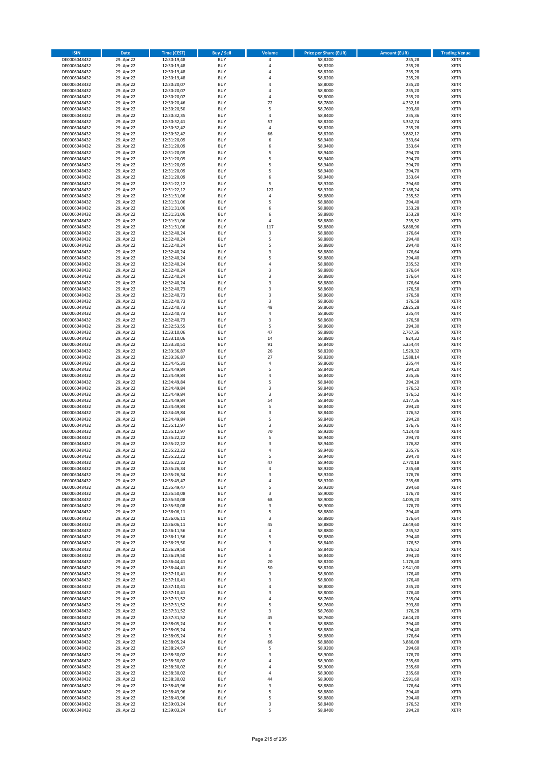| ISIN | Date | Time (CEST) | Buy / Sell | Volume | Price per Share (EUR) | Amount (EUR) | Trading Venue |
|---|---|---|---|---|---|---|---|
| DE0006048432 | 29. Apr 22 | 12:30:19,48 | BUY | 4 | 58,8200 | 235,28 | XETR |
| DE0006048432 | 29. Apr 22 | 12:30:19,48 | BUY | 4 | 58,8200 | 235,28 | XETR |
| DE0006048432 | 29. Apr 22 | 12:30:19,48 | BUY | 4 | 58,8200 | 235,28 | XETR |
| DE0006048432 | 29. Apr 22 | 12:30:19,48 | BUY | 4 | 58,8200 | 235,28 | XETR |
| DE0006048432 | 29. Apr 22 | 12:30:20,07 | BUY | 4 | 58,8000 | 235,20 | XETR |
| DE0006048432 | 29. Apr 22 | 12:30:20,07 | BUY | 4 | 58,8000 | 235,20 | XETR |
| DE0006048432 | 29. Apr 22 | 12:30:20,07 | BUY | 4 | 58,8000 | 235,20 | XETR |
| DE0006048432 | 29. Apr 22 | 12:30:20,46 | BUY | 72 | 58,7800 | 4.232,16 | XETR |
| DE0006048432 | 29. Apr 22 | 12:30:20,50 | BUY | 5 | 58,7600 | 293,80 | XETR |
| DE0006048432 | 29. Apr 22 | 12:30:32,35 | BUY | 4 | 58,8400 | 235,36 | XETR |
| DE0006048432 | 29. Apr 22 | 12:30:32,41 | BUY | 57 | 58,8200 | 3.352,74 | XETR |
| DE0006048432 | 29. Apr 22 | 12:30:32,42 | BUY | 4 | 58,8200 | 235,28 | XETR |
| DE0006048432 | 29. Apr 22 | 12:30:32,42 | BUY | 66 | 58,8200 | 3.882,12 | XETR |
| DE0006048432 | 29. Apr 22 | 12:31:20,09 | BUY | 6 | 58,9400 | 353,64 | XETR |
| DE0006048432 | 29. Apr 22 | 12:31:20,09 | BUY | 6 | 58,9400 | 353,64 | XETR |
| DE0006048432 | 29. Apr 22 | 12:31:20,09 | BUY | 5 | 58,9400 | 294,70 | XETR |
| DE0006048432 | 29. Apr 22 | 12:31:20,09 | BUY | 5 | 58,9400 | 294,70 | XETR |
| DE0006048432 | 29. Apr 22 | 12:31:20,09 | BUY | 5 | 58,9400 | 294,70 | XETR |
| DE0006048432 | 29. Apr 22 | 12:31:20,09 | BUY | 5 | 58,9400 | 294,70 | XETR |
| DE0006048432 | 29. Apr 22 | 12:31:20,09 | BUY | 6 | 58,9400 | 353,64 | XETR |
| DE0006048432 | 29. Apr 22 | 12:31:22,12 | BUY | 5 | 58,9200 | 294,60 | XETR |
| DE0006048432 | 29. Apr 22 | 12:31:22,12 | BUY | 122 | 58,9200 | 7.188,24 | XETR |
| DE0006048432 | 29. Apr 22 | 12:31:31,06 | BUY | 4 | 58,8800 | 235,52 | XETR |
| DE0006048432 | 29. Apr 22 | 12:31:31,06 | BUY | 5 | 58,8800 | 294,40 | XETR |
| DE0006048432 | 29. Apr 22 | 12:31:31,06 | BUY | 6 | 58,8800 | 353,28 | XETR |
| DE0006048432 | 29. Apr 22 | 12:31:31,06 | BUY | 6 | 58,8800 | 353,28 | XETR |
| DE0006048432 | 29. Apr 22 | 12:31:31,06 | BUY | 4 | 58,8800 | 235,52 | XETR |
| DE0006048432 | 29. Apr 22 | 12:31:31,06 | BUY | 117 | 58,8800 | 6.888,96 | XETR |
| DE0006048432 | 29. Apr 22 | 12:32:40,24 | BUY | 3 | 58,8800 | 176,64 | XETR |
| DE0006048432 | 29. Apr 22 | 12:32:40,24 | BUY | 5 | 58,8800 | 294,40 | XETR |
| DE0006048432 | 29. Apr 22 | 12:32:40,24 | BUY | 5 | 58,8800 | 294,40 | XETR |
| DE0006048432 | 29. Apr 22 | 12:32:40,24 | BUY | 3 | 58,8800 | 176,64 | XETR |
| DE0006048432 | 29. Apr 22 | 12:32:40,24 | BUY | 5 | 58,8800 | 294,40 | XETR |
| DE0006048432 | 29. Apr 22 | 12:32:40,24 | BUY | 4 | 58,8800 | 235,52 | XETR |
| DE0006048432 | 29. Apr 22 | 12:32:40,24 | BUY | 3 | 58,8800 | 176,64 | XETR |
| DE0006048432 | 29. Apr 22 | 12:32:40,24 | BUY | 3 | 58,8800 | 176,64 | XETR |
| DE0006048432 | 29. Apr 22 | 12:32:40,24 | BUY | 3 | 58,8800 | 176,64 | XETR |
| DE0006048432 | 29. Apr 22 | 12:32:40,73 | BUY | 3 | 58,8600 | 176,58 | XETR |
| DE0006048432 | 29. Apr 22 | 12:32:40,73 | BUY | 3 | 58,8600 | 176,58 | XETR |
| DE0006048432 | 29. Apr 22 | 12:32:40,73 | BUY | 3 | 58,8600 | 176,58 | XETR |
| DE0006048432 | 29. Apr 22 | 12:32:40,73 | BUY | 48 | 58,8600 | 2.825,28 | XETR |
| DE0006048432 | 29. Apr 22 | 12:32:40,73 | BUY | 4 | 58,8600 | 235,44 | XETR |
| DE0006048432 | 29. Apr 22 | 12:32:40,73 | BUY | 3 | 58,8600 | 176,58 | XETR |
| DE0006048432 | 29. Apr 22 | 12:32:53,55 | BUY | 5 | 58,8600 | 294,30 | XETR |
| DE0006048432 | 29. Apr 22 | 12:33:10,06 | BUY | 47 | 58,8800 | 2.767,36 | XETR |
| DE0006048432 | 29. Apr 22 | 12:33:10,06 | BUY | 14 | 58,8800 | 824,32 | XETR |
| DE0006048432 | 29. Apr 22 | 12:33:30,51 | BUY | 91 | 58,8400 | 5.354,44 | XETR |
| DE0006048432 | 29. Apr 22 | 12:33:36,87 | BUY | 26 | 58,8200 | 1.529,32 | XETR |
| DE0006048432 | 29. Apr 22 | 12:33:36,87 | BUY | 27 | 58,8200 | 1.588,14 | XETR |
| DE0006048432 | 29. Apr 22 | 12:34:45,31 | BUY | 4 | 58,8600 | 235,44 | XETR |
| DE0006048432 | 29. Apr 22 | 12:34:49,84 | BUY | 5 | 58,8400 | 294,20 | XETR |
| DE0006048432 | 29. Apr 22 | 12:34:49,84 | BUY | 4 | 58,8400 | 235,36 | XETR |
| DE0006048432 | 29. Apr 22 | 12:34:49,84 | BUY | 5 | 58,8400 | 294,20 | XETR |
| DE0006048432 | 29. Apr 22 | 12:34:49,84 | BUY | 3 | 58,8400 | 176,52 | XETR |
| DE0006048432 | 29. Apr 22 | 12:34:49,84 | BUY | 3 | 58,8400 | 176,52 | XETR |
| DE0006048432 | 29. Apr 22 | 12:34:49,84 | BUY | 54 | 58,8400 | 3.177,36 | XETR |
| DE0006048432 | 29. Apr 22 | 12:34:49,84 | BUY | 5 | 58,8400 | 294,20 | XETR |
| DE0006048432 | 29. Apr 22 | 12:34:49,84 | BUY | 3 | 58,8400 | 176,52 | XETR |
| DE0006048432 | 29. Apr 22 | 12:34:49,84 | BUY | 5 | 58,8400 | 294,20 | XETR |
| DE0006048432 | 29. Apr 22 | 12:35:12,97 | BUY | 3 | 58,9200 | 176,76 | XETR |
| DE0006048432 | 29. Apr 22 | 12:35:12,97 | BUY | 70 | 58,9200 | 4.124,40 | XETR |
| DE0006048432 | 29. Apr 22 | 12:35:22,22 | BUY | 5 | 58,9400 | 294,70 | XETR |
| DE0006048432 | 29. Apr 22 | 12:35:22,22 | BUY | 3 | 58,9400 | 176,82 | XETR |
| DE0006048432 | 29. Apr 22 | 12:35:22,22 | BUY | 4 | 58,9400 | 235,76 | XETR |
| DE0006048432 | 29. Apr 22 | 12:35:22,22 | BUY | 5 | 58,9400 | 294,70 | XETR |
| DE0006048432 | 29. Apr 22 | 12:35:22,22 | BUY | 47 | 58,9400 | 2.770,18 | XETR |
| DE0006048432 | 29. Apr 22 | 12:35:26,34 | BUY | 4 | 58,9200 | 235,68 | XETR |
| DE0006048432 | 29. Apr 22 | 12:35:26,34 | BUY | 3 | 58,9200 | 176,76 | XETR |
| DE0006048432 | 29. Apr 22 | 12:35:49,47 | BUY | 4 | 58,9200 | 235,68 | XETR |
| DE0006048432 | 29. Apr 22 | 12:35:49,47 | BUY | 5 | 58,9200 | 294,60 | XETR |
| DE0006048432 | 29. Apr 22 | 12:35:50,08 | BUY | 3 | 58,9000 | 176,70 | XETR |
| DE0006048432 | 29. Apr 22 | 12:35:50,08 | BUY | 68 | 58,9000 | 4.005,20 | XETR |
| DE0006048432 | 29. Apr 22 | 12:35:50,08 | BUY | 3 | 58,9000 | 176,70 | XETR |
| DE0006048432 | 29. Apr 22 | 12:36:06,11 | BUY | 5 | 58,8800 | 294,40 | XETR |
| DE0006048432 | 29. Apr 22 | 12:36:06,11 | BUY | 3 | 58,8800 | 176,64 | XETR |
| DE0006048432 | 29. Apr 22 | 12:36:06,11 | BUY | 45 | 58,8800 | 2.649,60 | XETR |
| DE0006048432 | 29. Apr 22 | 12:36:11,56 | BUY | 4 | 58,8800 | 235,52 | XETR |
| DE0006048432 | 29. Apr 22 | 12:36:11,56 | BUY | 5 | 58,8800 | 294,40 | XETR |
| DE0006048432 | 29. Apr 22 | 12:36:29,50 | BUY | 3 | 58,8400 | 176,52 | XETR |
| DE0006048432 | 29. Apr 22 | 12:36:29,50 | BUY | 3 | 58,8400 | 176,52 | XETR |
| DE0006048432 | 29. Apr 22 | 12:36:29,50 | BUY | 5 | 58,8400 | 294,20 | XETR |
| DE0006048432 | 29. Apr 22 | 12:36:44,41 | BUY | 20 | 58,8200 | 1.176,40 | XETR |
| DE0006048432 | 29. Apr 22 | 12:36:44,41 | BUY | 50 | 58,8200 | 2.941,00 | XETR |
| DE0006048432 | 29. Apr 22 | 12:37:10,41 | BUY | 3 | 58,8000 | 176,40 | XETR |
| DE0006048432 | 29. Apr 22 | 12:37:10,41 | BUY | 3 | 58,8000 | 176,40 | XETR |
| DE0006048432 | 29. Apr 22 | 12:37:10,41 | BUY | 4 | 58,8000 | 235,20 | XETR |
| DE0006048432 | 29. Apr 22 | 12:37:10,41 | BUY | 3 | 58,8000 | 176,40 | XETR |
| DE0006048432 | 29. Apr 22 | 12:37:31,52 | BUY | 4 | 58,7600 | 235,04 | XETR |
| DE0006048432 | 29. Apr 22 | 12:37:31,52 | BUY | 5 | 58,7600 | 293,80 | XETR |
| DE0006048432 | 29. Apr 22 | 12:37:31,52 | BUY | 3 | 58,7600 | 176,28 | XETR |
| DE0006048432 | 29. Apr 22 | 12:37:31,52 | BUY | 45 | 58,7600 | 2.644,20 | XETR |
| DE0006048432 | 29. Apr 22 | 12:38:05,24 | BUY | 5 | 58,8800 | 294,40 | XETR |
| DE0006048432 | 29. Apr 22 | 12:38:05,24 | BUY | 5 | 58,8800 | 294,40 | XETR |
| DE0006048432 | 29. Apr 22 | 12:38:05,24 | BUY | 3 | 58,8800 | 176,64 | XETR |
| DE0006048432 | 29. Apr 22 | 12:38:05,24 | BUY | 66 | 58,8800 | 3.886,08 | XETR |
| DE0006048432 | 29. Apr 22 | 12:38:24,67 | BUY | 5 | 58,9200 | 294,60 | XETR |
| DE0006048432 | 29. Apr 22 | 12:38:30,02 | BUY | 3 | 58,9000 | 176,70 | XETR |
| DE0006048432 | 29. Apr 22 | 12:38:30,02 | BUY | 4 | 58,9000 | 235,60 | XETR |
| DE0006048432 | 29. Apr 22 | 12:38:30,02 | BUY | 4 | 58,9000 | 235,60 | XETR |
| DE0006048432 | 29. Apr 22 | 12:38:30,02 | BUY | 4 | 58,9000 | 235,60 | XETR |
| DE0006048432 | 29. Apr 22 | 12:38:30,02 | BUY | 44 | 58,9000 | 2.591,60 | XETR |
| DE0006048432 | 29. Apr 22 | 12:38:43,96 | BUY | 3 | 58,8800 | 176,64 | XETR |
| DE0006048432 | 29. Apr 22 | 12:38:43,96 | BUY | 5 | 58,8800 | 294,40 | XETR |
| DE0006048432 | 29. Apr 22 | 12:38:43,96 | BUY | 5 | 58,8800 | 294,40 | XETR |
| DE0006048432 | 29. Apr 22 | 12:39:03,24 | BUY | 3 | 58,8400 | 176,52 | XETR |
| DE0006048432 | 29. Apr 22 | 12:39:03,24 | BUY | 5 | 58,8400 | 294,20 | XETR |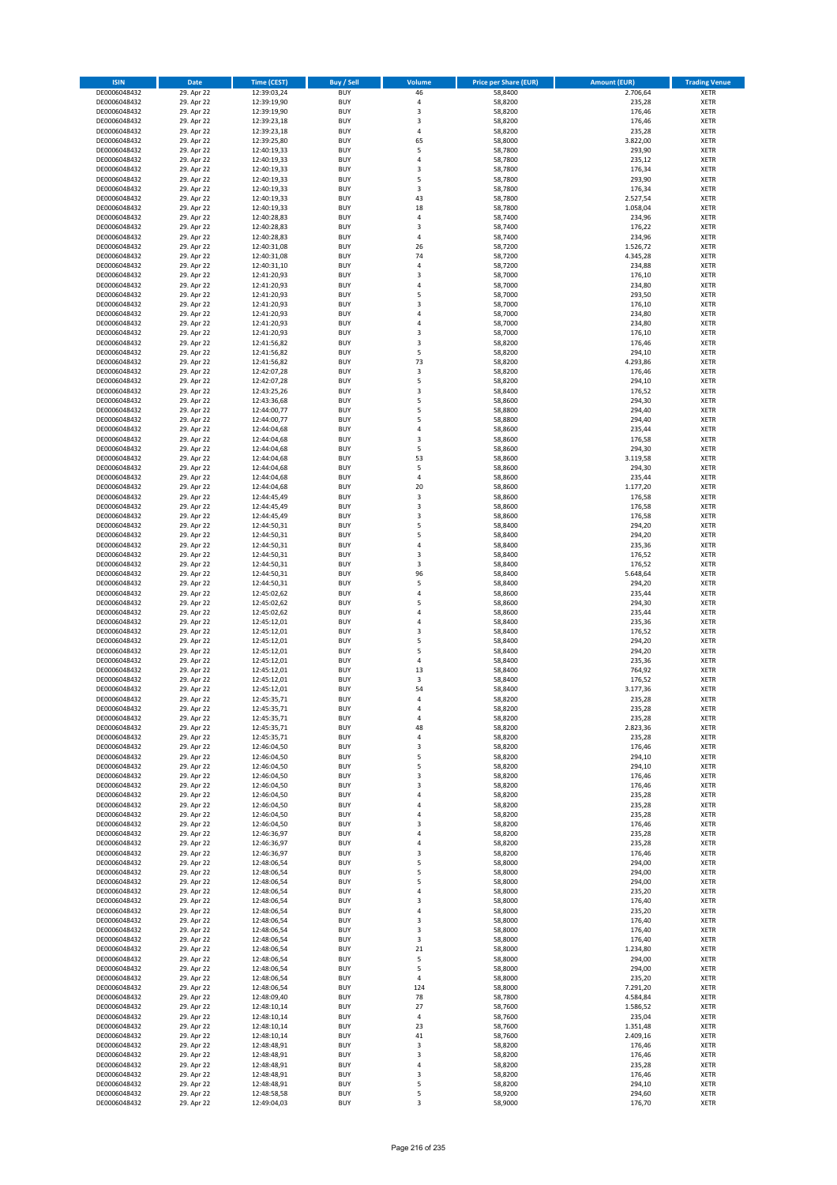| ISIN | Date | Time (CEST) | Buy / Sell | Volume | Price per Share (EUR) | Amount (EUR) | Trading Venue |
|---|---|---|---|---|---|---|---|
| DE0006048432 | 29. Apr 22 | 12:39:03,24 | BUY | 46 | 58,8400 | 2.706,64 | XETR |
| DE0006048432 | 29. Apr 22 | 12:39:19,90 | BUY | 4 | 58,8200 | 235,28 | XETR |
| DE0006048432 | 29. Apr 22 | 12:39:19,90 | BUY | 3 | 58,8200 | 176,46 | XETR |
| DE0006048432 | 29. Apr 22 | 12:39:23,18 | BUY | 3 | 58,8200 | 176,46 | XETR |
| DE0006048432 | 29. Apr 22 | 12:39:23,18 | BUY | 4 | 58,8200 | 235,28 | XETR |
| DE0006048432 | 29. Apr 22 | 12:39:25,80 | BUY | 65 | 58,8000 | 3.822,00 | XETR |
| DE0006048432 | 29. Apr 22 | 12:40:19,33 | BUY | 5 | 58,7800 | 293,90 | XETR |
| DE0006048432 | 29. Apr 22 | 12:40:19,33 | BUY | 4 | 58,7800 | 235,12 | XETR |
| DE0006048432 | 29. Apr 22 | 12:40:19,33 | BUY | 3 | 58,7800 | 176,34 | XETR |
| DE0006048432 | 29. Apr 22 | 12:40:19,33 | BUY | 5 | 58,7800 | 293,90 | XETR |
| DE0006048432 | 29. Apr 22 | 12:40:19,33 | BUY | 3 | 58,7800 | 176,34 | XETR |
| DE0006048432 | 29. Apr 22 | 12:40:19,33 | BUY | 43 | 58,7800 | 2.527,54 | XETR |
| DE0006048432 | 29. Apr 22 | 12:40:19,33 | BUY | 18 | 58,7800 | 1.058,04 | XETR |
| DE0006048432 | 29. Apr 22 | 12:40:28,83 | BUY | 4 | 58,7400 | 234,96 | XETR |
| DE0006048432 | 29. Apr 22 | 12:40:28,83 | BUY | 3 | 58,7400 | 176,22 | XETR |
| DE0006048432 | 29. Apr 22 | 12:40:28,83 | BUY | 4 | 58,7400 | 234,96 | XETR |
| DE0006048432 | 29. Apr 22 | 12:40:31,08 | BUY | 26 | 58,7200 | 1.526,72 | XETR |
| DE0006048432 | 29. Apr 22 | 12:40:31,08 | BUY | 74 | 58,7200 | 4.345,28 | XETR |
| DE0006048432 | 29. Apr 22 | 12:40:31,10 | BUY | 4 | 58,7200 | 234,88 | XETR |
| DE0006048432 | 29. Apr 22 | 12:41:20,93 | BUY | 3 | 58,7000 | 176,10 | XETR |
| DE0006048432 | 29. Apr 22 | 12:41:20,93 | BUY | 4 | 58,7000 | 234,80 | XETR |
| DE0006048432 | 29. Apr 22 | 12:41:20,93 | BUY | 5 | 58,7000 | 293,50 | XETR |
| DE0006048432 | 29. Apr 22 | 12:41:20,93 | BUY | 3 | 58,7000 | 176,10 | XETR |
| DE0006048432 | 29. Apr 22 | 12:41:20,93 | BUY | 4 | 58,7000 | 234,80 | XETR |
| DE0006048432 | 29. Apr 22 | 12:41:20,93 | BUY | 4 | 58,7000 | 234,80 | XETR |
| DE0006048432 | 29. Apr 22 | 12:41:20,93 | BUY | 3 | 58,7000 | 176,10 | XETR |
| DE0006048432 | 29. Apr 22 | 12:41:56,82 | BUY | 3 | 58,8200 | 176,46 | XETR |
| DE0006048432 | 29. Apr 22 | 12:41:56,82 | BUY | 5 | 58,8200 | 294,10 | XETR |
| DE0006048432 | 29. Apr 22 | 12:41:56,82 | BUY | 73 | 58,8200 | 4.293,86 | XETR |
| DE0006048432 | 29. Apr 22 | 12:42:07,28 | BUY | 3 | 58,8200 | 176,46 | XETR |
| DE0006048432 | 29. Apr 22 | 12:42:07,28 | BUY | 5 | 58,8200 | 294,10 | XETR |
| DE0006048432 | 29. Apr 22 | 12:43:25,26 | BUY | 3 | 58,8400 | 176,52 | XETR |
| DE0006048432 | 29. Apr 22 | 12:43:36,68 | BUY | 5 | 58,8600 | 294,30 | XETR |
| DE0006048432 | 29. Apr 22 | 12:44:00,77 | BUY | 5 | 58,8800 | 294,40 | XETR |
| DE0006048432 | 29. Apr 22 | 12:44:00,77 | BUY | 5 | 58,8800 | 294,40 | XETR |
| DE0006048432 | 29. Apr 22 | 12:44:04,68 | BUY | 4 | 58,8600 | 235,44 | XETR |
| DE0006048432 | 29. Apr 22 | 12:44:04,68 | BUY | 3 | 58,8600 | 176,58 | XETR |
| DE0006048432 | 29. Apr 22 | 12:44:04,68 | BUY | 5 | 58,8600 | 294,30 | XETR |
| DE0006048432 | 29. Apr 22 | 12:44:04,68 | BUY | 53 | 58,8600 | 3.119,58 | XETR |
| DE0006048432 | 29. Apr 22 | 12:44:04,68 | BUY | 5 | 58,8600 | 294,30 | XETR |
| DE0006048432 | 29. Apr 22 | 12:44:04,68 | BUY | 4 | 58,8600 | 235,44 | XETR |
| DE0006048432 | 29. Apr 22 | 12:44:04,68 | BUY | 20 | 58,8600 | 1.177,20 | XETR |
| DE0006048432 | 29. Apr 22 | 12:44:45,49 | BUY | 3 | 58,8600 | 176,58 | XETR |
| DE0006048432 | 29. Apr 22 | 12:44:45,49 | BUY | 3 | 58,8600 | 176,58 | XETR |
| DE0006048432 | 29. Apr 22 | 12:44:45,49 | BUY | 3 | 58,8600 | 176,58 | XETR |
| DE0006048432 | 29. Apr 22 | 12:44:50,31 | BUY | 5 | 58,8400 | 294,20 | XETR |
| DE0006048432 | 29. Apr 22 | 12:44:50,31 | BUY | 5 | 58,8400 | 294,20 | XETR |
| DE0006048432 | 29. Apr 22 | 12:44:50,31 | BUY | 4 | 58,8400 | 235,36 | XETR |
| DE0006048432 | 29. Apr 22 | 12:44:50,31 | BUY | 3 | 58,8400 | 176,52 | XETR |
| DE0006048432 | 29. Apr 22 | 12:44:50,31 | BUY | 3 | 58,8400 | 176,52 | XETR |
| DE0006048432 | 29. Apr 22 | 12:44:50,31 | BUY | 96 | 58,8400 | 5.648,64 | XETR |
| DE0006048432 | 29. Apr 22 | 12:44:50,31 | BUY | 5 | 58,8400 | 294,20 | XETR |
| DE0006048432 | 29. Apr 22 | 12:45:02,62 | BUY | 4 | 58,8600 | 235,44 | XETR |
| DE0006048432 | 29. Apr 22 | 12:45:02,62 | BUY | 5 | 58,8600 | 294,30 | XETR |
| DE0006048432 | 29. Apr 22 | 12:45:02,62 | BUY | 4 | 58,8600 | 235,44 | XETR |
| DE0006048432 | 29. Apr 22 | 12:45:12,01 | BUY | 4 | 58,8400 | 235,36 | XETR |
| DE0006048432 | 29. Apr 22 | 12:45:12,01 | BUY | 3 | 58,8400 | 176,52 | XETR |
| DE0006048432 | 29. Apr 22 | 12:45:12,01 | BUY | 5 | 58,8400 | 294,20 | XETR |
| DE0006048432 | 29. Apr 22 | 12:45:12,01 | BUY | 5 | 58,8400 | 294,20 | XETR |
| DE0006048432 | 29. Apr 22 | 12:45:12,01 | BUY | 4 | 58,8400 | 235,36 | XETR |
| DE0006048432 | 29. Apr 22 | 12:45:12,01 | BUY | 13 | 58,8400 | 764,92 | XETR |
| DE0006048432 | 29. Apr 22 | 12:45:12,01 | BUY | 3 | 58,8400 | 176,52 | XETR |
| DE0006048432 | 29. Apr 22 | 12:45:12,01 | BUY | 54 | 58,8400 | 3.177,36 | XETR |
| DE0006048432 | 29. Apr 22 | 12:45:35,71 | BUY | 4 | 58,8200 | 235,28 | XETR |
| DE0006048432 | 29. Apr 22 | 12:45:35,71 | BUY | 4 | 58,8200 | 235,28 | XETR |
| DE0006048432 | 29. Apr 22 | 12:45:35,71 | BUY | 4 | 58,8200 | 235,28 | XETR |
| DE0006048432 | 29. Apr 22 | 12:45:35,71 | BUY | 48 | 58,8200 | 2.823,36 | XETR |
| DE0006048432 | 29. Apr 22 | 12:45:35,71 | BUY | 4 | 58,8200 | 235,28 | XETR |
| DE0006048432 | 29. Apr 22 | 12:46:04,50 | BUY | 3 | 58,8200 | 176,46 | XETR |
| DE0006048432 | 29. Apr 22 | 12:46:04,50 | BUY | 5 | 58,8200 | 294,10 | XETR |
| DE0006048432 | 29. Apr 22 | 12:46:04,50 | BUY | 5 | 58,8200 | 294,10 | XETR |
| DE0006048432 | 29. Apr 22 | 12:46:04,50 | BUY | 3 | 58,8200 | 176,46 | XETR |
| DE0006048432 | 29. Apr 22 | 12:46:04,50 | BUY | 3 | 58,8200 | 176,46 | XETR |
| DE0006048432 | 29. Apr 22 | 12:46:04,50 | BUY | 4 | 58,8200 | 235,28 | XETR |
| DE0006048432 | 29. Apr 22 | 12:46:04,50 | BUY | 4 | 58,8200 | 235,28 | XETR |
| DE0006048432 | 29. Apr 22 | 12:46:04,50 | BUY | 4 | 58,8200 | 235,28 | XETR |
| DE0006048432 | 29. Apr 22 | 12:46:04,50 | BUY | 3 | 58,8200 | 176,46 | XETR |
| DE0006048432 | 29. Apr 22 | 12:46:36,97 | BUY | 4 | 58,8200 | 235,28 | XETR |
| DE0006048432 | 29. Apr 22 | 12:46:36,97 | BUY | 4 | 58,8200 | 235,28 | XETR |
| DE0006048432 | 29. Apr 22 | 12:46:36,97 | BUY | 3 | 58,8200 | 176,46 | XETR |
| DE0006048432 | 29. Apr 22 | 12:48:06,54 | BUY | 5 | 58,8000 | 294,00 | XETR |
| DE0006048432 | 29. Apr 22 | 12:48:06,54 | BUY | 5 | 58,8000 | 294,00 | XETR |
| DE0006048432 | 29. Apr 22 | 12:48:06,54 | BUY | 5 | 58,8000 | 294,00 | XETR |
| DE0006048432 | 29. Apr 22 | 12:48:06,54 | BUY | 4 | 58,8000 | 235,20 | XETR |
| DE0006048432 | 29. Apr 22 | 12:48:06,54 | BUY | 3 | 58,8000 | 176,40 | XETR |
| DE0006048432 | 29. Apr 22 | 12:48:06,54 | BUY | 4 | 58,8000 | 235,20 | XETR |
| DE0006048432 | 29. Apr 22 | 12:48:06,54 | BUY | 3 | 58,8000 | 176,40 | XETR |
| DE0006048432 | 29. Apr 22 | 12:48:06,54 | BUY | 3 | 58,8000 | 176,40 | XETR |
| DE0006048432 | 29. Apr 22 | 12:48:06,54 | BUY | 3 | 58,8000 | 176,40 | XETR |
| DE0006048432 | 29. Apr 22 | 12:48:06,54 | BUY | 21 | 58,8000 | 1.234,80 | XETR |
| DE0006048432 | 29. Apr 22 | 12:48:06,54 | BUY | 5 | 58,8000 | 294,00 | XETR |
| DE0006048432 | 29. Apr 22 | 12:48:06,54 | BUY | 5 | 58,8000 | 294,00 | XETR |
| DE0006048432 | 29. Apr 22 | 12:48:06,54 | BUY | 4 | 58,8000 | 235,20 | XETR |
| DE0006048432 | 29. Apr 22 | 12:48:06,54 | BUY | 124 | 58,8000 | 7.291,20 | XETR |
| DE0006048432 | 29. Apr 22 | 12:48:09,40 | BUY | 78 | 58,7800 | 4.584,84 | XETR |
| DE0006048432 | 29. Apr 22 | 12:48:10,14 | BUY | 27 | 58,7600 | 1.586,52 | XETR |
| DE0006048432 | 29. Apr 22 | 12:48:10,14 | BUY | 4 | 58,7600 | 235,04 | XETR |
| DE0006048432 | 29. Apr 22 | 12:48:10,14 | BUY | 23 | 58,7600 | 1.351,48 | XETR |
| DE0006048432 | 29. Apr 22 | 12:48:10,14 | BUY | 41 | 58,7600 | 2.409,16 | XETR |
| DE0006048432 | 29. Apr 22 | 12:48:48,91 | BUY | 3 | 58,8200 | 176,46 | XETR |
| DE0006048432 | 29. Apr 22 | 12:48:48,91 | BUY | 3 | 58,8200 | 176,46 | XETR |
| DE0006048432 | 29. Apr 22 | 12:48:48,91 | BUY | 4 | 58,8200 | 235,28 | XETR |
| DE0006048432 | 29. Apr 22 | 12:48:48,91 | BUY | 3 | 58,8200 | 176,46 | XETR |
| DE0006048432 | 29. Apr 22 | 12:48:48,91 | BUY | 5 | 58,8200 | 294,10 | XETR |
| DE0006048432 | 29. Apr 22 | 12:48:58,58 | BUY | 5 | 58,9200 | 294,60 | XETR |
| DE0006048432 | 29. Apr 22 | 12:49:04,03 | BUY | 3 | 58,9000 | 176,70 | XETR |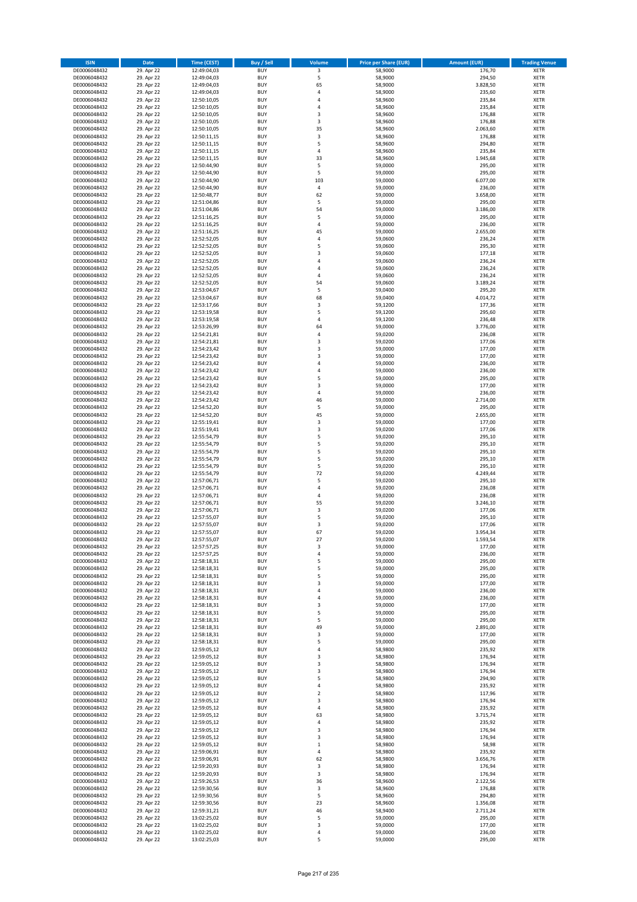| ISIN | Date | Time (CEST) | Buy / Sell | Volume | Price per Share (EUR) | Amount (EUR) | Trading Venue |
|---|---|---|---|---|---|---|---|
| DE0006048432 | 29. Apr 22 | 12:49:04,03 | BUY | 3 | 58,9000 | 176,70 | XETR |
| DE0006048432 | 29. Apr 22 | 12:49:04,03 | BUY | 5 | 58,9000 | 294,50 | XETR |
| DE0006048432 | 29. Apr 22 | 12:49:04,03 | BUY | 65 | 58,9000 | 3.828,50 | XETR |
| DE0006048432 | 29. Apr 22 | 12:49:04,03 | BUY | 4 | 58,9000 | 235,60 | XETR |
| DE0006048432 | 29. Apr 22 | 12:50:10,05 | BUY | 4 | 58,9600 | 235,84 | XETR |
| DE0006048432 | 29. Apr 22 | 12:50:10,05 | BUY | 4 | 58,9600 | 235,84 | XETR |
| DE0006048432 | 29. Apr 22 | 12:50:10,05 | BUY | 3 | 58,9600 | 176,88 | XETR |
| DE0006048432 | 29. Apr 22 | 12:50:10,05 | BUY | 3 | 58,9600 | 176,88 | XETR |
| DE0006048432 | 29. Apr 22 | 12:50:10,05 | BUY | 35 | 58,9600 | 2.063,60 | XETR |
| DE0006048432 | 29. Apr 22 | 12:50:11,15 | BUY | 3 | 58,9600 | 176,88 | XETR |
| DE0006048432 | 29. Apr 22 | 12:50:11,15 | BUY | 5 | 58,9600 | 294,80 | XETR |
| DE0006048432 | 29. Apr 22 | 12:50:11,15 | BUY | 4 | 58,9600 | 235,84 | XETR |
| DE0006048432 | 29. Apr 22 | 12:50:11,15 | BUY | 33 | 58,9600 | 1.945,68 | XETR |
| DE0006048432 | 29. Apr 22 | 12:50:44,90 | BUY | 5 | 59,0000 | 295,00 | XETR |
| DE0006048432 | 29. Apr 22 | 12:50:44,90 | BUY | 5 | 59,0000 | 295,00 | XETR |
| DE0006048432 | 29. Apr 22 | 12:50:44,90 | BUY | 103 | 59,0000 | 6.077,00 | XETR |
| DE0006048432 | 29. Apr 22 | 12:50:44,90 | BUY | 4 | 59,0000 | 236,00 | XETR |
| DE0006048432 | 29. Apr 22 | 12:50:48,77 | BUY | 62 | 59,0000 | 3.658,00 | XETR |
| DE0006048432 | 29. Apr 22 | 12:51:04,86 | BUY | 5 | 59,0000 | 295,00 | XETR |
| DE0006048432 | 29. Apr 22 | 12:51:04,86 | BUY | 54 | 59,0000 | 3.186,00 | XETR |
| DE0006048432 | 29. Apr 22 | 12:51:16,25 | BUY | 5 | 59,0000 | 295,00 | XETR |
| DE0006048432 | 29. Apr 22 | 12:51:16,25 | BUY | 4 | 59,0000 | 236,00 | XETR |
| DE0006048432 | 29. Apr 22 | 12:51:16,25 | BUY | 45 | 59,0000 | 2.655,00 | XETR |
| DE0006048432 | 29. Apr 22 | 12:52:52,05 | BUY | 4 | 59,0600 | 236,24 | XETR |
| DE0006048432 | 29. Apr 22 | 12:52:52,05 | BUY | 5 | 59,0600 | 295,30 | XETR |
| DE0006048432 | 29. Apr 22 | 12:52:52,05 | BUY | 3 | 59,0600 | 177,18 | XETR |
| DE0006048432 | 29. Apr 22 | 12:52:52,05 | BUY | 4 | 59,0600 | 236,24 | XETR |
| DE0006048432 | 29. Apr 22 | 12:52:52,05 | BUY | 4 | 59,0600 | 236,24 | XETR |
| DE0006048432 | 29. Apr 22 | 12:52:52,05 | BUY | 4 | 59,0600 | 236,24 | XETR |
| DE0006048432 | 29. Apr 22 | 12:52:52,05 | BUY | 54 | 59,0600 | 3.189,24 | XETR |
| DE0006048432 | 29. Apr 22 | 12:53:04,67 | BUY | 5 | 59,0400 | 295,20 | XETR |
| DE0006048432 | 29. Apr 22 | 12:53:04,67 | BUY | 68 | 59,0400 | 4.014,72 | XETR |
| DE0006048432 | 29. Apr 22 | 12:53:17,66 | BUY | 3 | 59,1200 | 177,36 | XETR |
| DE0006048432 | 29. Apr 22 | 12:53:19,58 | BUY | 5 | 59,1200 | 295,60 | XETR |
| DE0006048432 | 29. Apr 22 | 12:53:19,58 | BUY | 4 | 59,1200 | 236,48 | XETR |
| DE0006048432 | 29. Apr 22 | 12:53:26,99 | BUY | 64 | 59,0000 | 3.776,00 | XETR |
| DE0006048432 | 29. Apr 22 | 12:54:21,81 | BUY | 4 | 59,0200 | 236,08 | XETR |
| DE0006048432 | 29. Apr 22 | 12:54:21,81 | BUY | 3 | 59,0200 | 177,06 | XETR |
| DE0006048432 | 29. Apr 22 | 12:54:23,42 | BUY | 3 | 59,0000 | 177,00 | XETR |
| DE0006048432 | 29. Apr 22 | 12:54:23,42 | BUY | 3 | 59,0000 | 177,00 | XETR |
| DE0006048432 | 29. Apr 22 | 12:54:23,42 | BUY | 4 | 59,0000 | 236,00 | XETR |
| DE0006048432 | 29. Apr 22 | 12:54:23,42 | BUY | 4 | 59,0000 | 236,00 | XETR |
| DE0006048432 | 29. Apr 22 | 12:54:23,42 | BUY | 5 | 59,0000 | 295,00 | XETR |
| DE0006048432 | 29. Apr 22 | 12:54:23,42 | BUY | 3 | 59,0000 | 177,00 | XETR |
| DE0006048432 | 29. Apr 22 | 12:54:23,42 | BUY | 4 | 59,0000 | 236,00 | XETR |
| DE0006048432 | 29. Apr 22 | 12:54:23,42 | BUY | 46 | 59,0000 | 2.714,00 | XETR |
| DE0006048432 | 29. Apr 22 | 12:54:52,20 | BUY | 5 | 59,0000 | 295,00 | XETR |
| DE0006048432 | 29. Apr 22 | 12:54:52,20 | BUY | 45 | 59,0000 | 2.655,00 | XETR |
| DE0006048432 | 29. Apr 22 | 12:55:19,41 | BUY | 3 | 59,0000 | 177,00 | XETR |
| DE0006048432 | 29. Apr 22 | 12:55:19,41 | BUY | 3 | 59,0200 | 177,06 | XETR |
| DE0006048432 | 29. Apr 22 | 12:55:54,79 | BUY | 5 | 59,0200 | 295,10 | XETR |
| DE0006048432 | 29. Apr 22 | 12:55:54,79 | BUY | 5 | 59,0200 | 295,10 | XETR |
| DE0006048432 | 29. Apr 22 | 12:55:54,79 | BUY | 5 | 59,0200 | 295,10 | XETR |
| DE0006048432 | 29. Apr 22 | 12:55:54,79 | BUY | 5 | 59,0200 | 295,10 | XETR |
| DE0006048432 | 29. Apr 22 | 12:55:54,79 | BUY | 5 | 59,0200 | 295,10 | XETR |
| DE0006048432 | 29. Apr 22 | 12:55:54,79 | BUY | 72 | 59,0200 | 4.249,44 | XETR |
| DE0006048432 | 29. Apr 22 | 12:57:06,71 | BUY | 5 | 59,0200 | 295,10 | XETR |
| DE0006048432 | 29. Apr 22 | 12:57:06,71 | BUY | 4 | 59,0200 | 236,08 | XETR |
| DE0006048432 | 29. Apr 22 | 12:57:06,71 | BUY | 4 | 59,0200 | 236,08 | XETR |
| DE0006048432 | 29. Apr 22 | 12:57:06,71 | BUY | 55 | 59,0200 | 3.246,10 | XETR |
| DE0006048432 | 29. Apr 22 | 12:57:06,71 | BUY | 3 | 59,0200 | 177,06 | XETR |
| DE0006048432 | 29. Apr 22 | 12:57:55,07 | BUY | 5 | 59,0200 | 295,10 | XETR |
| DE0006048432 | 29. Apr 22 | 12:57:55,07 | BUY | 3 | 59,0200 | 177,06 | XETR |
| DE0006048432 | 29. Apr 22 | 12:57:55,07 | BUY | 67 | 59,0200 | 3.954,34 | XETR |
| DE0006048432 | 29. Apr 22 | 12:57:55,07 | BUY | 27 | 59,0200 | 1.593,54 | XETR |
| DE0006048432 | 29. Apr 22 | 12:57:57,25 | BUY | 3 | 59,0000 | 177,00 | XETR |
| DE0006048432 | 29. Apr 22 | 12:57:57,25 | BUY | 4 | 59,0000 | 236,00 | XETR |
| DE0006048432 | 29. Apr 22 | 12:58:18,31 | BUY | 5 | 59,0000 | 295,00 | XETR |
| DE0006048432 | 29. Apr 22 | 12:58:18,31 | BUY | 5 | 59,0000 | 295,00 | XETR |
| DE0006048432 | 29. Apr 22 | 12:58:18,31 | BUY | 5 | 59,0000 | 295,00 | XETR |
| DE0006048432 | 29. Apr 22 | 12:58:18,31 | BUY | 3 | 59,0000 | 177,00 | XETR |
| DE0006048432 | 29. Apr 22 | 12:58:18,31 | BUY | 4 | 59,0000 | 236,00 | XETR |
| DE0006048432 | 29. Apr 22 | 12:58:18,31 | BUY | 4 | 59,0000 | 236,00 | XETR |
| DE0006048432 | 29. Apr 22 | 12:58:18,31 | BUY | 3 | 59,0000 | 177,00 | XETR |
| DE0006048432 | 29. Apr 22 | 12:58:18,31 | BUY | 5 | 59,0000 | 295,00 | XETR |
| DE0006048432 | 29. Apr 22 | 12:58:18,31 | BUY | 5 | 59,0000 | 295,00 | XETR |
| DE0006048432 | 29. Apr 22 | 12:58:18,31 | BUY | 49 | 59,0000 | 2.891,00 | XETR |
| DE0006048432 | 29. Apr 22 | 12:58:18,31 | BUY | 3 | 59,0000 | 177,00 | XETR |
| DE0006048432 | 29. Apr 22 | 12:58:18,31 | BUY | 5 | 59,0000 | 295,00 | XETR |
| DE0006048432 | 29. Apr 22 | 12:59:05,12 | BUY | 4 | 58,9800 | 235,92 | XETR |
| DE0006048432 | 29. Apr 22 | 12:59:05,12 | BUY | 3 | 58,9800 | 176,94 | XETR |
| DE0006048432 | 29. Apr 22 | 12:59:05,12 | BUY | 3 | 58,9800 | 176,94 | XETR |
| DE0006048432 | 29. Apr 22 | 12:59:05,12 | BUY | 3 | 58,9800 | 176,94 | XETR |
| DE0006048432 | 29. Apr 22 | 12:59:05,12 | BUY | 5 | 58,9800 | 294,90 | XETR |
| DE0006048432 | 29. Apr 22 | 12:59:05,12 | BUY | 4 | 58,9800 | 235,92 | XETR |
| DE0006048432 | 29. Apr 22 | 12:59:05,12 | BUY | 2 | 58,9800 | 117,96 | XETR |
| DE0006048432 | 29. Apr 22 | 12:59:05,12 | BUY | 3 | 58,9800 | 176,94 | XETR |
| DE0006048432 | 29. Apr 22 | 12:59:05,12 | BUY | 4 | 58,9800 | 235,92 | XETR |
| DE0006048432 | 29. Apr 22 | 12:59:05,12 | BUY | 63 | 58,9800 | 3.715,74 | XETR |
| DE0006048432 | 29. Apr 22 | 12:59:05,12 | BUY | 4 | 58,9800 | 235,92 | XETR |
| DE0006048432 | 29. Apr 22 | 12:59:05,12 | BUY | 3 | 58,9800 | 176,94 | XETR |
| DE0006048432 | 29. Apr 22 | 12:59:05,12 | BUY | 3 | 58,9800 | 176,94 | XETR |
| DE0006048432 | 29. Apr 22 | 12:59:05,12 | BUY | 1 | 58,9800 | 58,98 | XETR |
| DE0006048432 | 29. Apr 22 | 12:59:06,91 | BUY | 4 | 58,9800 | 235,92 | XETR |
| DE0006048432 | 29. Apr 22 | 12:59:06,91 | BUY | 62 | 58,9800 | 3.656,76 | XETR |
| DE0006048432 | 29. Apr 22 | 12:59:20,93 | BUY | 3 | 58,9800 | 176,94 | XETR |
| DE0006048432 | 29. Apr 22 | 12:59:20,93 | BUY | 3 | 58,9800 | 176,94 | XETR |
| DE0006048432 | 29. Apr 22 | 12:59:26,53 | BUY | 36 | 58,9600 | 2.122,56 | XETR |
| DE0006048432 | 29. Apr 22 | 12:59:30,56 | BUY | 3 | 58,9600 | 176,88 | XETR |
| DE0006048432 | 29. Apr 22 | 12:59:30,56 | BUY | 5 | 58,9600 | 294,80 | XETR |
| DE0006048432 | 29. Apr 22 | 12:59:30,56 | BUY | 23 | 58,9600 | 1.356,08 | XETR |
| DE0006048432 | 29. Apr 22 | 12:59:31,21 | BUY | 46 | 58,9400 | 2.711,24 | XETR |
| DE0006048432 | 29. Apr 22 | 13:02:25,02 | BUY | 5 | 59,0000 | 295,00 | XETR |
| DE0006048432 | 29. Apr 22 | 13:02:25,02 | BUY | 3 | 59,0000 | 177,00 | XETR |
| DE0006048432 | 29. Apr 22 | 13:02:25,02 | BUY | 4 | 59,0000 | 236,00 | XETR |
| DE0006048432 | 29. Apr 22 | 13:02:25,03 | BUY | 5 | 59,0000 | 295,00 | XETR |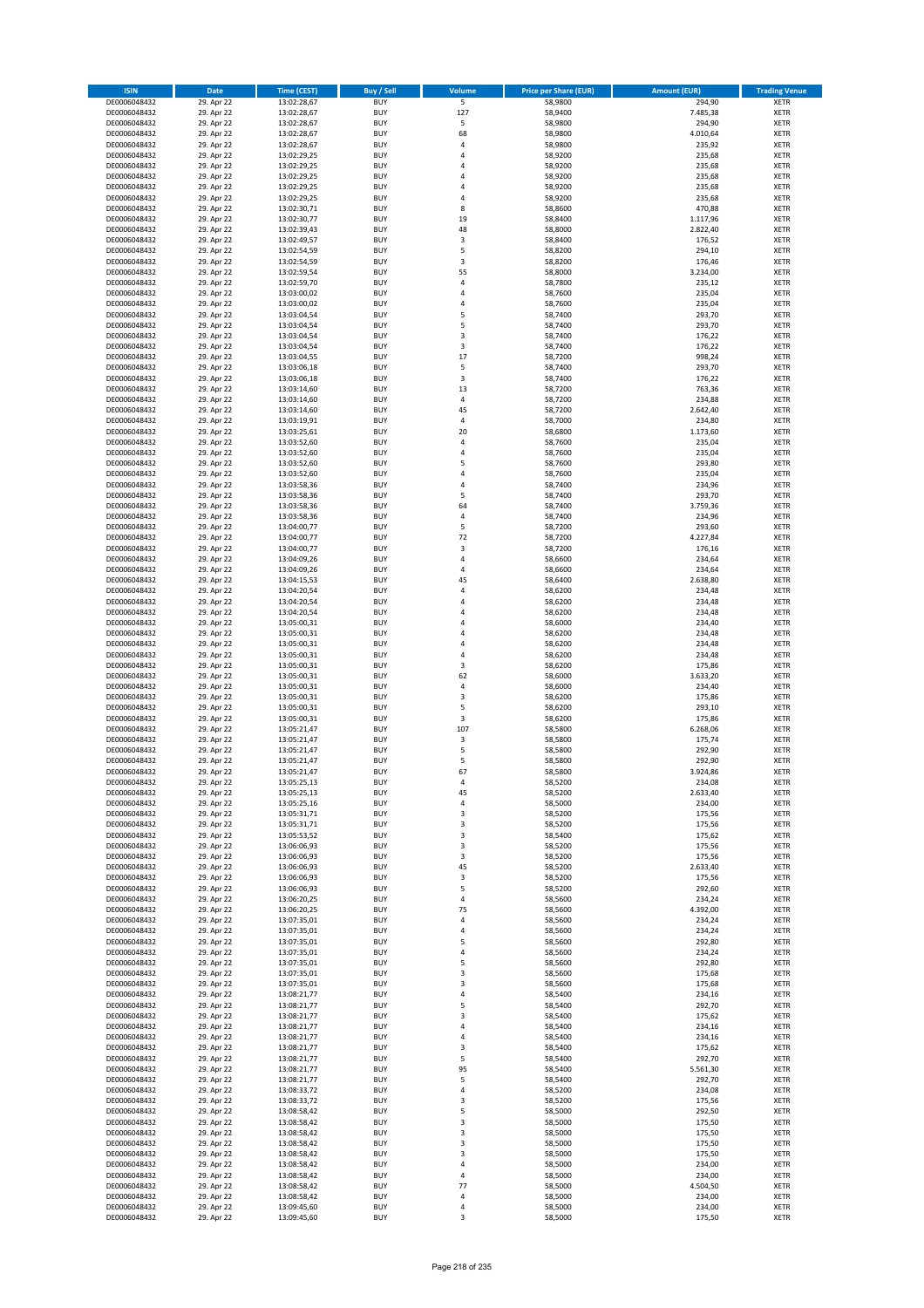| ISIN | Date | Time (CEST) | Buy / Sell | Volume | Price per Share (EUR) | Amount (EUR) | Trading Venue |
|---|---|---|---|---|---|---|---|
| DE0006048432 | 29. Apr 22 | 13:02:28,67 | BUY | 5 | 58,9800 | 294,90 | XETR |
| DE0006048432 | 29. Apr 22 | 13:02:28,67 | BUY | 127 | 58,9400 | 7.485,38 | XETR |
| DE0006048432 | 29. Apr 22 | 13:02:28,67 | BUY | 5 | 58,9800 | 294,90 | XETR |
| DE0006048432 | 29. Apr 22 | 13:02:28,67 | BUY | 68 | 58,9800 | 4.010,64 | XETR |
| DE0006048432 | 29. Apr 22 | 13:02:28,67 | BUY | 4 | 58,9800 | 235,92 | XETR |
| DE0006048432 | 29. Apr 22 | 13:02:29,25 | BUY | 4 | 58,9200 | 235,68 | XETR |
| DE0006048432 | 29. Apr 22 | 13:02:29,25 | BUY | 4 | 58,9200 | 235,68 | XETR |
| DE0006048432 | 29. Apr 22 | 13:02:29,25 | BUY | 4 | 58,9200 | 235,68 | XETR |
| DE0006048432 | 29. Apr 22 | 13:02:29,25 | BUY | 4 | 58,9200 | 235,68 | XETR |
| DE0006048432 | 29. Apr 22 | 13:02:29,25 | BUY | 4 | 58,9200 | 235,68 | XETR |
| DE0006048432 | 29. Apr 22 | 13:02:30,71 | BUY | 8 | 58,8600 | 470,88 | XETR |
| DE0006048432 | 29. Apr 22 | 13:02:30,77 | BUY | 19 | 58,8400 | 1.117,96 | XETR |
| DE0006048432 | 29. Apr 22 | 13:02:39,43 | BUY | 48 | 58,8000 | 2.822,40 | XETR |
| DE0006048432 | 29. Apr 22 | 13:02:49,57 | BUY | 3 | 58,8400 | 176,52 | XETR |
| DE0006048432 | 29. Apr 22 | 13:02:54,59 | BUY | 5 | 58,8200 | 294,10 | XETR |
| DE0006048432 | 29. Apr 22 | 13:02:54,59 | BUY | 3 | 58,8200 | 176,46 | XETR |
| DE0006048432 | 29. Apr 22 | 13:02:59,54 | BUY | 55 | 58,8000 | 3.234,00 | XETR |
| DE0006048432 | 29. Apr 22 | 13:02:59,70 | BUY | 4 | 58,7800 | 235,12 | XETR |
| DE0006048432 | 29. Apr 22 | 13:03:00,02 | BUY | 4 | 58,7600 | 235,04 | XETR |
| DE0006048432 | 29. Apr 22 | 13:03:00,02 | BUY | 4 | 58,7600 | 235,04 | XETR |
| DE0006048432 | 29. Apr 22 | 13:03:04,54 | BUY | 5 | 58,7400 | 293,70 | XETR |
| DE0006048432 | 29. Apr 22 | 13:03:04,54 | BUY | 5 | 58,7400 | 293,70 | XETR |
| DE0006048432 | 29. Apr 22 | 13:03:04,54 | BUY | 3 | 58,7400 | 176,22 | XETR |
| DE0006048432 | 29. Apr 22 | 13:03:04,54 | BUY | 3 | 58,7400 | 176,22 | XETR |
| DE0006048432 | 29. Apr 22 | 13:03:04,55 | BUY | 17 | 58,7200 | 998,24 | XETR |
| DE0006048432 | 29. Apr 22 | 13:03:06,18 | BUY | 5 | 58,7400 | 293,70 | XETR |
| DE0006048432 | 29. Apr 22 | 13:03:06,18 | BUY | 3 | 58,7400 | 176,22 | XETR |
| DE0006048432 | 29. Apr 22 | 13:03:14,60 | BUY | 13 | 58,7200 | 763,36 | XETR |
| DE0006048432 | 29. Apr 22 | 13:03:14,60 | BUY | 4 | 58,7200 | 234,88 | XETR |
| DE0006048432 | 29. Apr 22 | 13:03:14,60 | BUY | 45 | 58,7200 | 2.642,40 | XETR |
| DE0006048432 | 29. Apr 22 | 13:03:19,91 | BUY | 4 | 58,7000 | 234,80 | XETR |
| DE0006048432 | 29. Apr 22 | 13:03:25,61 | BUY | 20 | 58,6800 | 1.173,60 | XETR |
| DE0006048432 | 29. Apr 22 | 13:03:52,60 | BUY | 4 | 58,7600 | 235,04 | XETR |
| DE0006048432 | 29. Apr 22 | 13:03:52,60 | BUY | 4 | 58,7600 | 235,04 | XETR |
| DE0006048432 | 29. Apr 22 | 13:03:52,60 | BUY | 5 | 58,7600 | 293,80 | XETR |
| DE0006048432 | 29. Apr 22 | 13:03:52,60 | BUY | 4 | 58,7600 | 235,04 | XETR |
| DE0006048432 | 29. Apr 22 | 13:03:58,36 | BUY | 4 | 58,7400 | 234,96 | XETR |
| DE0006048432 | 29. Apr 22 | 13:03:58,36 | BUY | 5 | 58,7400 | 293,70 | XETR |
| DE0006048432 | 29. Apr 22 | 13:03:58,36 | BUY | 64 | 58,7400 | 3.759,36 | XETR |
| DE0006048432 | 29. Apr 22 | 13:03:58,36 | BUY | 4 | 58,7400 | 234,96 | XETR |
| DE0006048432 | 29. Apr 22 | 13:04:00,77 | BUY | 5 | 58,7200 | 293,60 | XETR |
| DE0006048432 | 29. Apr 22 | 13:04:00,77 | BUY | 72 | 58,7200 | 4.227,84 | XETR |
| DE0006048432 | 29. Apr 22 | 13:04:00,77 | BUY | 3 | 58,7200 | 176,16 | XETR |
| DE0006048432 | 29. Apr 22 | 13:04:09,26 | BUY | 4 | 58,6600 | 234,64 | XETR |
| DE0006048432 | 29. Apr 22 | 13:04:09,26 | BUY | 4 | 58,6600 | 234,64 | XETR |
| DE0006048432 | 29. Apr 22 | 13:04:15,53 | BUY | 45 | 58,6400 | 2.638,80 | XETR |
| DE0006048432 | 29. Apr 22 | 13:04:20,54 | BUY | 4 | 58,6200 | 234,48 | XETR |
| DE0006048432 | 29. Apr 22 | 13:04:20,54 | BUY | 4 | 58,6200 | 234,48 | XETR |
| DE0006048432 | 29. Apr 22 | 13:04:20,54 | BUY | 4 | 58,6200 | 234,48 | XETR |
| DE0006048432 | 29. Apr 22 | 13:05:00,31 | BUY | 4 | 58,6000 | 234,40 | XETR |
| DE0006048432 | 29. Apr 22 | 13:05:00,31 | BUY | 4 | 58,6200 | 234,48 | XETR |
| DE0006048432 | 29. Apr 22 | 13:05:00,31 | BUY | 4 | 58,6200 | 234,48 | XETR |
| DE0006048432 | 29. Apr 22 | 13:05:00,31 | BUY | 4 | 58,6200 | 234,48 | XETR |
| DE0006048432 | 29. Apr 22 | 13:05:00,31 | BUY | 3 | 58,6200 | 175,86 | XETR |
| DE0006048432 | 29. Apr 22 | 13:05:00,31 | BUY | 62 | 58,6000 | 3.633,20 | XETR |
| DE0006048432 | 29. Apr 22 | 13:05:00,31 | BUY | 4 | 58,6000 | 234,40 | XETR |
| DE0006048432 | 29. Apr 22 | 13:05:00,31 | BUY | 3 | 58,6200 | 175,86 | XETR |
| DE0006048432 | 29. Apr 22 | 13:05:00,31 | BUY | 5 | 58,6200 | 293,10 | XETR |
| DE0006048432 | 29. Apr 22 | 13:05:00,31 | BUY | 3 | 58,6200 | 175,86 | XETR |
| DE0006048432 | 29. Apr 22 | 13:05:21,47 | BUY | 107 | 58,5800 | 6.268,06 | XETR |
| DE0006048432 | 29. Apr 22 | 13:05:21,47 | BUY | 3 | 58,5800 | 175,74 | XETR |
| DE0006048432 | 29. Apr 22 | 13:05:21,47 | BUY | 5 | 58,5800 | 292,90 | XETR |
| DE0006048432 | 29. Apr 22 | 13:05:21,47 | BUY | 5 | 58,5800 | 292,90 | XETR |
| DE0006048432 | 29. Apr 22 | 13:05:21,47 | BUY | 67 | 58,5800 | 3.924,86 | XETR |
| DE0006048432 | 29. Apr 22 | 13:05:25,13 | BUY | 4 | 58,5200 | 234,08 | XETR |
| DE0006048432 | 29. Apr 22 | 13:05:25,13 | BUY | 45 | 58,5200 | 2.633,40 | XETR |
| DE0006048432 | 29. Apr 22 | 13:05:25,16 | BUY | 4 | 58,5000 | 234,00 | XETR |
| DE0006048432 | 29. Apr 22 | 13:05:31,71 | BUY | 3 | 58,5200 | 175,56 | XETR |
| DE0006048432 | 29. Apr 22 | 13:05:31,71 | BUY | 3 | 58,5200 | 175,56 | XETR |
| DE0006048432 | 29. Apr 22 | 13:05:53,52 | BUY | 3 | 58,5400 | 175,62 | XETR |
| DE0006048432 | 29. Apr 22 | 13:06:06,93 | BUY | 3 | 58,5200 | 175,56 | XETR |
| DE0006048432 | 29. Apr 22 | 13:06:06,93 | BUY | 3 | 58,5200 | 175,56 | XETR |
| DE0006048432 | 29. Apr 22 | 13:06:06,93 | BUY | 45 | 58,5200 | 2.633,40 | XETR |
| DE0006048432 | 29. Apr 22 | 13:06:06,93 | BUY | 3 | 58,5200 | 175,56 | XETR |
| DE0006048432 | 29. Apr 22 | 13:06:06,93 | BUY | 5 | 58,5200 | 292,60 | XETR |
| DE0006048432 | 29. Apr 22 | 13:06:20,25 | BUY | 4 | 58,5600 | 234,24 | XETR |
| DE0006048432 | 29. Apr 22 | 13:06:20,25 | BUY | 75 | 58,5600 | 4.392,00 | XETR |
| DE0006048432 | 29. Apr 22 | 13:07:35,01 | BUY | 4 | 58,5600 | 234,24 | XETR |
| DE0006048432 | 29. Apr 22 | 13:07:35,01 | BUY | 4 | 58,5600 | 234,24 | XETR |
| DE0006048432 | 29. Apr 22 | 13:07:35,01 | BUY | 5 | 58,5600 | 292,80 | XETR |
| DE0006048432 | 29. Apr 22 | 13:07:35,01 | BUY | 4 | 58,5600 | 234,24 | XETR |
| DE0006048432 | 29. Apr 22 | 13:07:35,01 | BUY | 5 | 58,5600 | 292,80 | XETR |
| DE0006048432 | 29. Apr 22 | 13:07:35,01 | BUY | 3 | 58,5600 | 175,68 | XETR |
| DE0006048432 | 29. Apr 22 | 13:07:35,01 | BUY | 3 | 58,5600 | 175,68 | XETR |
| DE0006048432 | 29. Apr 22 | 13:08:21,77 | BUY | 4 | 58,5400 | 234,16 | XETR |
| DE0006048432 | 29. Apr 22 | 13:08:21,77 | BUY | 5 | 58,5400 | 292,70 | XETR |
| DE0006048432 | 29. Apr 22 | 13:08:21,77 | BUY | 3 | 58,5400 | 175,62 | XETR |
| DE0006048432 | 29. Apr 22 | 13:08:21,77 | BUY | 4 | 58,5400 | 234,16 | XETR |
| DE0006048432 | 29. Apr 22 | 13:08:21,77 | BUY | 4 | 58,5400 | 234,16 | XETR |
| DE0006048432 | 29. Apr 22 | 13:08:21,77 | BUY | 3 | 58,5400 | 175,62 | XETR |
| DE0006048432 | 29. Apr 22 | 13:08:21,77 | BUY | 5 | 58,5400 | 292,70 | XETR |
| DE0006048432 | 29. Apr 22 | 13:08:21,77 | BUY | 95 | 58,5400 | 5.561,30 | XETR |
| DE0006048432 | 29. Apr 22 | 13:08:21,77 | BUY | 5 | 58,5400 | 292,70 | XETR |
| DE0006048432 | 29. Apr 22 | 13:08:33,72 | BUY | 4 | 58,5200 | 234,08 | XETR |
| DE0006048432 | 29. Apr 22 | 13:08:33,72 | BUY | 3 | 58,5200 | 175,56 | XETR |
| DE0006048432 | 29. Apr 22 | 13:08:58,42 | BUY | 5 | 58,5000 | 292,50 | XETR |
| DE0006048432 | 29. Apr 22 | 13:08:58,42 | BUY | 3 | 58,5000 | 175,50 | XETR |
| DE0006048432 | 29. Apr 22 | 13:08:58,42 | BUY | 3 | 58,5000 | 175,50 | XETR |
| DE0006048432 | 29. Apr 22 | 13:08:58,42 | BUY | 3 | 58,5000 | 175,50 | XETR |
| DE0006048432 | 29. Apr 22 | 13:08:58,42 | BUY | 3 | 58,5000 | 175,50 | XETR |
| DE0006048432 | 29. Apr 22 | 13:08:58,42 | BUY | 4 | 58,5000 | 234,00 | XETR |
| DE0006048432 | 29. Apr 22 | 13:08:58,42 | BUY | 4 | 58,5000 | 234,00 | XETR |
| DE0006048432 | 29. Apr 22 | 13:08:58,42 | BUY | 77 | 58,5000 | 4.504,50 | XETR |
| DE0006048432 | 29. Apr 22 | 13:08:58,42 | BUY | 4 | 58,5000 | 234,00 | XETR |
| DE0006048432 | 29. Apr 22 | 13:09:45,60 | BUY | 4 | 58,5000 | 234,00 | XETR |
| DE0006048432 | 29. Apr 22 | 13:09:45,60 | BUY | 3 | 58,5000 | 175,50 | XETR |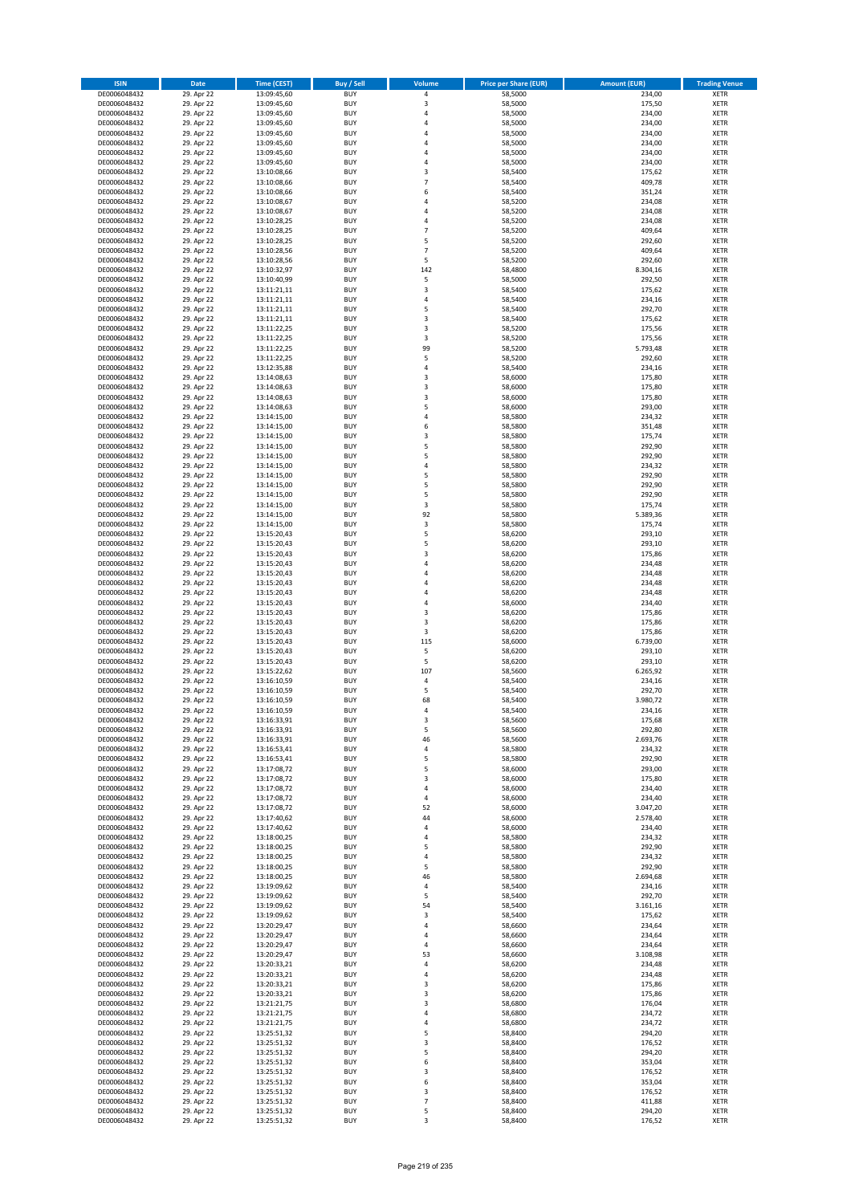| ISIN | Date | Time (CEST) | Buy / Sell | Volume | Price per Share (EUR) | Amount (EUR) | Trading Venue |
|---|---|---|---|---|---|---|---|
| DE0006048432 | 29. Apr 22 | 13:09:45,60 | BUY | 4 | 58,5000 | 234,00 | XETR |
| DE0006048432 | 29. Apr 22 | 13:09:45,60 | BUY | 3 | 58,5000 | 175,50 | XETR |
| DE0006048432 | 29. Apr 22 | 13:09:45,60 | BUY | 4 | 58,5000 | 234,00 | XETR |
| DE0006048432 | 29. Apr 22 | 13:09:45,60 | BUY | 4 | 58,5000 | 234,00 | XETR |
| DE0006048432 | 29. Apr 22 | 13:09:45,60 | BUY | 4 | 58,5000 | 234,00 | XETR |
| DE0006048432 | 29. Apr 22 | 13:09:45,60 | BUY | 4 | 58,5000 | 234,00 | XETR |
| DE0006048432 | 29. Apr 22 | 13:09:45,60 | BUY | 4 | 58,5000 | 234,00 | XETR |
| DE0006048432 | 29. Apr 22 | 13:09:45,60 | BUY | 4 | 58,5000 | 234,00 | XETR |
| DE0006048432 | 29. Apr 22 | 13:10:08,66 | BUY | 3 | 58,5400 | 175,62 | XETR |
| DE0006048432 | 29. Apr 22 | 13:10:08,66 | BUY | 7 | 58,5400 | 409,78 | XETR |
| DE0006048432 | 29. Apr 22 | 13:10:08,66 | BUY | 6 | 58,5400 | 351,24 | XETR |
| DE0006048432 | 29. Apr 22 | 13:10:08,67 | BUY | 4 | 58,5200 | 234,08 | XETR |
| DE0006048432 | 29. Apr 22 | 13:10:08,67 | BUY | 4 | 58,5200 | 234,08 | XETR |
| DE0006048432 | 29. Apr 22 | 13:10:28,25 | BUY | 4 | 58,5200 | 234,08 | XETR |
| DE0006048432 | 29. Apr 22 | 13:10:28,25 | BUY | 7 | 58,5200 | 409,64 | XETR |
| DE0006048432 | 29. Apr 22 | 13:10:28,25 | BUY | 5 | 58,5200 | 292,60 | XETR |
| DE0006048432 | 29. Apr 22 | 13:10:28,56 | BUY | 7 | 58,5200 | 409,64 | XETR |
| DE0006048432 | 29. Apr 22 | 13:10:28,56 | BUY | 5 | 58,5200 | 292,60 | XETR |
| DE0006048432 | 29. Apr 22 | 13:10:32,97 | BUY | 142 | 58,4800 | 8.304,16 | XETR |
| DE0006048432 | 29. Apr 22 | 13:10:40,99 | BUY | 5 | 58,5000 | 292,50 | XETR |
| DE0006048432 | 29. Apr 22 | 13:11:21,11 | BUY | 3 | 58,5400 | 175,62 | XETR |
| DE0006048432 | 29. Apr 22 | 13:11:21,11 | BUY | 4 | 58,5400 | 234,16 | XETR |
| DE0006048432 | 29. Apr 22 | 13:11:21,11 | BUY | 5 | 58,5400 | 292,70 | XETR |
| DE0006048432 | 29. Apr 22 | 13:11:21,11 | BUY | 3 | 58,5400 | 175,62 | XETR |
| DE0006048432 | 29. Apr 22 | 13:11:22,25 | BUY | 3 | 58,5200 | 175,56 | XETR |
| DE0006048432 | 29. Apr 22 | 13:11:22,25 | BUY | 3 | 58,5200 | 175,56 | XETR |
| DE0006048432 | 29. Apr 22 | 13:11:22,25 | BUY | 99 | 58,5200 | 5.793,48 | XETR |
| DE0006048432 | 29. Apr 22 | 13:11:22,25 | BUY | 5 | 58,5200 | 292,60 | XETR |
| DE0006048432 | 29. Apr 22 | 13:12:35,88 | BUY | 4 | 58,5400 | 234,16 | XETR |
| DE0006048432 | 29. Apr 22 | 13:14:08,63 | BUY | 3 | 58,6000 | 175,80 | XETR |
| DE0006048432 | 29. Apr 22 | 13:14:08,63 | BUY | 3 | 58,6000 | 175,80 | XETR |
| DE0006048432 | 29. Apr 22 | 13:14:08,63 | BUY | 3 | 58,6000 | 175,80 | XETR |
| DE0006048432 | 29. Apr 22 | 13:14:08,63 | BUY | 5 | 58,6000 | 293,00 | XETR |
| DE0006048432 | 29. Apr 22 | 13:14:15,00 | BUY | 4 | 58,5800 | 234,32 | XETR |
| DE0006048432 | 29. Apr 22 | 13:14:15,00 | BUY | 6 | 58,5800 | 351,48 | XETR |
| DE0006048432 | 29. Apr 22 | 13:14:15,00 | BUY | 3 | 58,5800 | 175,74 | XETR |
| DE0006048432 | 29. Apr 22 | 13:14:15,00 | BUY | 5 | 58,5800 | 292,90 | XETR |
| DE0006048432 | 29. Apr 22 | 13:14:15,00 | BUY | 5 | 58,5800 | 292,90 | XETR |
| DE0006048432 | 29. Apr 22 | 13:14:15,00 | BUY | 4 | 58,5800 | 234,32 | XETR |
| DE0006048432 | 29. Apr 22 | 13:14:15,00 | BUY | 5 | 58,5800 | 292,90 | XETR |
| DE0006048432 | 29. Apr 22 | 13:14:15,00 | BUY | 5 | 58,5800 | 292,90 | XETR |
| DE0006048432 | 29. Apr 22 | 13:14:15,00 | BUY | 5 | 58,5800 | 292,90 | XETR |
| DE0006048432 | 29. Apr 22 | 13:14:15,00 | BUY | 3 | 58,5800 | 175,74 | XETR |
| DE0006048432 | 29. Apr 22 | 13:14:15,00 | BUY | 92 | 58,5800 | 5.389,36 | XETR |
| DE0006048432 | 29. Apr 22 | 13:14:15,00 | BUY | 3 | 58,5800 | 175,74 | XETR |
| DE0006048432 | 29. Apr 22 | 13:15:20,43 | BUY | 5 | 58,6200 | 293,10 | XETR |
| DE0006048432 | 29. Apr 22 | 13:15:20,43 | BUY | 5 | 58,6200 | 293,10 | XETR |
| DE0006048432 | 29. Apr 22 | 13:15:20,43 | BUY | 3 | 58,6200 | 175,86 | XETR |
| DE0006048432 | 29. Apr 22 | 13:15:20,43 | BUY | 4 | 58,6200 | 234,48 | XETR |
| DE0006048432 | 29. Apr 22 | 13:15:20,43 | BUY | 4 | 58,6200 | 234,48 | XETR |
| DE0006048432 | 29. Apr 22 | 13:15:20,43 | BUY | 4 | 58,6200 | 234,48 | XETR |
| DE0006048432 | 29. Apr 22 | 13:15:20,43 | BUY | 4 | 58,6200 | 234,48 | XETR |
| DE0006048432 | 29. Apr 22 | 13:15:20,43 | BUY | 4 | 58,6000 | 234,40 | XETR |
| DE0006048432 | 29. Apr 22 | 13:15:20,43 | BUY | 3 | 58,6200 | 175,86 | XETR |
| DE0006048432 | 29. Apr 22 | 13:15:20,43 | BUY | 3 | 58,6200 | 175,86 | XETR |
| DE0006048432 | 29. Apr 22 | 13:15:20,43 | BUY | 3 | 58,6200 | 175,86 | XETR |
| DE0006048432 | 29. Apr 22 | 13:15:20,43 | BUY | 115 | 58,6000 | 6.739,00 | XETR |
| DE0006048432 | 29. Apr 22 | 13:15:20,43 | BUY | 5 | 58,6200 | 293,10 | XETR |
| DE0006048432 | 29. Apr 22 | 13:15:20,43 | BUY | 5 | 58,6200 | 293,10 | XETR |
| DE0006048432 | 29. Apr 22 | 13:15:22,62 | BUY | 107 | 58,5600 | 6.265,92 | XETR |
| DE0006048432 | 29. Apr 22 | 13:16:10,59 | BUY | 4 | 58,5400 | 234,16 | XETR |
| DE0006048432 | 29. Apr 22 | 13:16:10,59 | BUY | 5 | 58,5400 | 292,70 | XETR |
| DE0006048432 | 29. Apr 22 | 13:16:10,59 | BUY | 68 | 58,5400 | 3.980,72 | XETR |
| DE0006048432 | 29. Apr 22 | 13:16:10,59 | BUY | 4 | 58,5400 | 234,16 | XETR |
| DE0006048432 | 29. Apr 22 | 13:16:33,91 | BUY | 3 | 58,5600 | 175,68 | XETR |
| DE0006048432 | 29. Apr 22 | 13:16:33,91 | BUY | 5 | 58,5600 | 292,80 | XETR |
| DE0006048432 | 29. Apr 22 | 13:16:33,91 | BUY | 46 | 58,5600 | 2.693,76 | XETR |
| DE0006048432 | 29. Apr 22 | 13:16:53,41 | BUY | 4 | 58,5800 | 234,32 | XETR |
| DE0006048432 | 29. Apr 22 | 13:16:53,41 | BUY | 5 | 58,5800 | 292,90 | XETR |
| DE0006048432 | 29. Apr 22 | 13:17:08,72 | BUY | 5 | 58,6000 | 293,00 | XETR |
| DE0006048432 | 29. Apr 22 | 13:17:08,72 | BUY | 3 | 58,6000 | 175,80 | XETR |
| DE0006048432 | 29. Apr 22 | 13:17:08,72 | BUY | 4 | 58,6000 | 234,40 | XETR |
| DE0006048432 | 29. Apr 22 | 13:17:08,72 | BUY | 4 | 58,6000 | 234,40 | XETR |
| DE0006048432 | 29. Apr 22 | 13:17:08,72 | BUY | 52 | 58,6000 | 3.047,20 | XETR |
| DE0006048432 | 29. Apr 22 | 13:17:40,62 | BUY | 44 | 58,6000 | 2.578,40 | XETR |
| DE0006048432 | 29. Apr 22 | 13:17:40,62 | BUY | 4 | 58,6000 | 234,40 | XETR |
| DE0006048432 | 29. Apr 22 | 13:18:00,25 | BUY | 4 | 58,5800 | 234,32 | XETR |
| DE0006048432 | 29. Apr 22 | 13:18:00,25 | BUY | 5 | 58,5800 | 292,90 | XETR |
| DE0006048432 | 29. Apr 22 | 13:18:00,25 | BUY | 4 | 58,5800 | 234,32 | XETR |
| DE0006048432 | 29. Apr 22 | 13:18:00,25 | BUY | 5 | 58,5800 | 292,90 | XETR |
| DE0006048432 | 29. Apr 22 | 13:18:00,25 | BUY | 46 | 58,5800 | 2.694,68 | XETR |
| DE0006048432 | 29. Apr 22 | 13:19:09,62 | BUY | 4 | 58,5400 | 234,16 | XETR |
| DE0006048432 | 29. Apr 22 | 13:19:09,62 | BUY | 5 | 58,5400 | 292,70 | XETR |
| DE0006048432 | 29. Apr 22 | 13:19:09,62 | BUY | 54 | 58,5400 | 3.161,16 | XETR |
| DE0006048432 | 29. Apr 22 | 13:19:09,62 | BUY | 3 | 58,5400 | 175,62 | XETR |
| DE0006048432 | 29. Apr 22 | 13:20:29,47 | BUY | 4 | 58,6600 | 234,64 | XETR |
| DE0006048432 | 29. Apr 22 | 13:20:29,47 | BUY | 4 | 58,6600 | 234,64 | XETR |
| DE0006048432 | 29. Apr 22 | 13:20:29,47 | BUY | 4 | 58,6600 | 234,64 | XETR |
| DE0006048432 | 29. Apr 22 | 13:20:29,47 | BUY | 53 | 58,6600 | 3.108,98 | XETR |
| DE0006048432 | 29. Apr 22 | 13:20:33,21 | BUY | 4 | 58,6200 | 234,48 | XETR |
| DE0006048432 | 29. Apr 22 | 13:20:33,21 | BUY | 4 | 58,6200 | 234,48 | XETR |
| DE0006048432 | 29. Apr 22 | 13:20:33,21 | BUY | 3 | 58,6200 | 175,86 | XETR |
| DE0006048432 | 29. Apr 22 | 13:20:33,21 | BUY | 3 | 58,6200 | 175,86 | XETR |
| DE0006048432 | 29. Apr 22 | 13:21:21,75 | BUY | 3 | 58,6800 | 176,04 | XETR |
| DE0006048432 | 29. Apr 22 | 13:21:21,75 | BUY | 4 | 58,6800 | 234,72 | XETR |
| DE0006048432 | 29. Apr 22 | 13:21:21,75 | BUY | 4 | 58,6800 | 234,72 | XETR |
| DE0006048432 | 29. Apr 22 | 13:25:51,32 | BUY | 5 | 58,8400 | 294,20 | XETR |
| DE0006048432 | 29. Apr 22 | 13:25:51,32 | BUY | 3 | 58,8400 | 176,52 | XETR |
| DE0006048432 | 29. Apr 22 | 13:25:51,32 | BUY | 5 | 58,8400 | 294,20 | XETR |
| DE0006048432 | 29. Apr 22 | 13:25:51,32 | BUY | 6 | 58,8400 | 353,04 | XETR |
| DE0006048432 | 29. Apr 22 | 13:25:51,32 | BUY | 3 | 58,8400 | 176,52 | XETR |
| DE0006048432 | 29. Apr 22 | 13:25:51,32 | BUY | 6 | 58,8400 | 353,04 | XETR |
| DE0006048432 | 29. Apr 22 | 13:25:51,32 | BUY | 3 | 58,8400 | 176,52 | XETR |
| DE0006048432 | 29. Apr 22 | 13:25:51,32 | BUY | 7 | 58,8400 | 411,88 | XETR |
| DE0006048432 | 29. Apr 22 | 13:25:51,32 | BUY | 5 | 58,8400 | 294,20 | XETR |
| DE0006048432 | 29. Apr 22 | 13:25:51,32 | BUY | 3 | 58,8400 | 176,52 | XETR |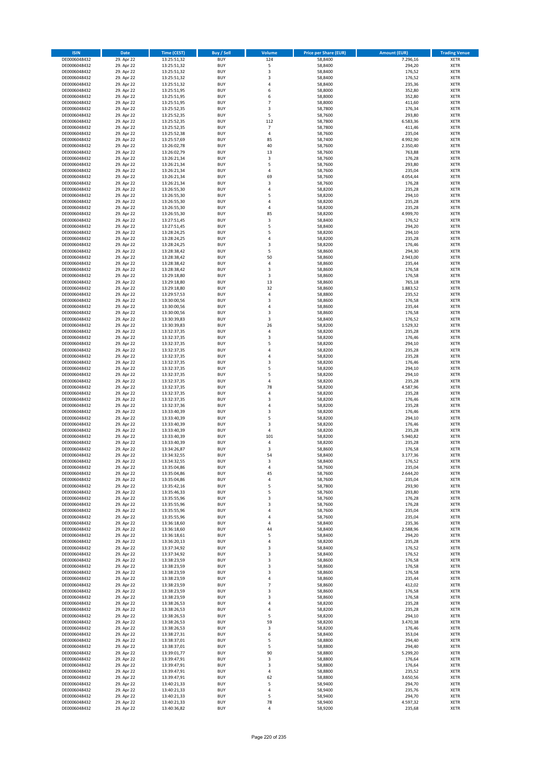| ISIN | Date | Time (CEST) | Buy / Sell | Volume | Price per Share (EUR) | Amount (EUR) | Trading Venue |
|---|---|---|---|---|---|---|---|
| DE0006048432 | 29. Apr 22 | 13:25:51,32 | BUY | 124 | 58,8400 | 7.296,16 | XETR |
| DE0006048432 | 29. Apr 22 | 13:25:51,32 | BUY | 5 | 58,8400 | 294,20 | XETR |
| DE0006048432 | 29. Apr 22 | 13:25:51,32 | BUY | 3 | 58,8400 | 176,52 | XETR |
| DE0006048432 | 29. Apr 22 | 13:25:51,32 | BUY | 3 | 58,8400 | 176,52 | XETR |
| DE0006048432 | 29. Apr 22 | 13:25:51,32 | BUY | 4 | 58,8400 | 235,36 | XETR |
| DE0006048432 | 29. Apr 22 | 13:25:51,95 | BUY | 6 | 58,8000 | 352,80 | XETR |
| DE0006048432 | 29. Apr 22 | 13:25:51,95 | BUY | 6 | 58,8000 | 352,80 | XETR |
| DE0006048432 | 29. Apr 22 | 13:25:51,95 | BUY | 7 | 58,8000 | 411,60 | XETR |
| DE0006048432 | 29. Apr 22 | 13:25:52,35 | BUY | 3 | 58,7800 | 176,34 | XETR |
| DE0006048432 | 29. Apr 22 | 13:25:52,35 | BUY | 5 | 58,7600 | 293,80 | XETR |
| DE0006048432 | 29. Apr 22 | 13:25:52,35 | BUY | 112 | 58,7800 | 6.583,36 | XETR |
| DE0006048432 | 29. Apr 22 | 13:25:52,35 | BUY | 7 | 58,7800 | 411,46 | XETR |
| DE0006048432 | 29. Apr 22 | 13:25:52,38 | BUY | 4 | 58,7600 | 235,04 | XETR |
| DE0006048432 | 29. Apr 22 | 13:25:57,69 | BUY | 85 | 58,7400 | 4.992,90 | XETR |
| DE0006048432 | 29. Apr 22 | 13:26:02,78 | BUY | 40 | 58,7600 | 2.350,40 | XETR |
| DE0006048432 | 29. Apr 22 | 13:26:02,79 | BUY | 13 | 58,7600 | 763,88 | XETR |
| DE0006048432 | 29. Apr 22 | 13:26:21,34 | BUY | 3 | 58,7600 | 176,28 | XETR |
| DE0006048432 | 29. Apr 22 | 13:26:21,34 | BUY | 5 | 58,7600 | 293,80 | XETR |
| DE0006048432 | 29. Apr 22 | 13:26:21,34 | BUY | 4 | 58,7600 | 235,04 | XETR |
| DE0006048432 | 29. Apr 22 | 13:26:21,34 | BUY | 69 | 58,7600 | 4.054,44 | XETR |
| DE0006048432 | 29. Apr 22 | 13:26:21,34 | BUY | 3 | 58,7600 | 176,28 | XETR |
| DE0006048432 | 29. Apr 22 | 13:26:55,30 | BUY | 4 | 58,8200 | 235,28 | XETR |
| DE0006048432 | 29. Apr 22 | 13:26:55,30 | BUY | 5 | 58,8200 | 294,10 | XETR |
| DE0006048432 | 29. Apr 22 | 13:26:55,30 | BUY | 4 | 58,8200 | 235,28 | XETR |
| DE0006048432 | 29. Apr 22 | 13:26:55,30 | BUY | 4 | 58,8200 | 235,28 | XETR |
| DE0006048432 | 29. Apr 22 | 13:26:55,30 | BUY | 85 | 58,8200 | 4.999,70 | XETR |
| DE0006048432 | 29. Apr 22 | 13:27:51,45 | BUY | 3 | 58,8400 | 176,52 | XETR |
| DE0006048432 | 29. Apr 22 | 13:27:51,45 | BUY | 5 | 58,8400 | 294,20 | XETR |
| DE0006048432 | 29. Apr 22 | 13:28:24,25 | BUY | 5 | 58,8200 | 294,10 | XETR |
| DE0006048432 | 29. Apr 22 | 13:28:24,25 | BUY | 4 | 58,8200 | 235,28 | XETR |
| DE0006048432 | 29. Apr 22 | 13:28:24,25 | BUY | 3 | 58,8200 | 176,46 | XETR |
| DE0006048432 | 29. Apr 22 | 13:28:38,42 | BUY | 5 | 58,8600 | 294,30 | XETR |
| DE0006048432 | 29. Apr 22 | 13:28:38,42 | BUY | 50 | 58,8600 | 2.943,00 | XETR |
| DE0006048432 | 29. Apr 22 | 13:28:38,42 | BUY | 4 | 58,8600 | 235,44 | XETR |
| DE0006048432 | 29. Apr 22 | 13:28:38,42 | BUY | 3 | 58,8600 | 176,58 | XETR |
| DE0006048432 | 29. Apr 22 | 13:29:18,80 | BUY | 3 | 58,8600 | 176,58 | XETR |
| DE0006048432 | 29. Apr 22 | 13:29:18,80 | BUY | 13 | 58,8600 | 765,18 | XETR |
| DE0006048432 | 29. Apr 22 | 13:29:18,80 | BUY | 32 | 58,8600 | 1.883,52 | XETR |
| DE0006048432 | 29. Apr 22 | 13:29:57,53 | BUY | 4 | 58,8800 | 235,52 | XETR |
| DE0006048432 | 29. Apr 22 | 13:30:00,56 | BUY | 3 | 58,8600 | 176,58 | XETR |
| DE0006048432 | 29. Apr 22 | 13:30:00,56 | BUY | 4 | 58,8600 | 235,44 | XETR |
| DE0006048432 | 29. Apr 22 | 13:30:00,56 | BUY | 3 | 58,8600 | 176,58 | XETR |
| DE0006048432 | 29. Apr 22 | 13:30:39,83 | BUY | 3 | 58,8400 | 176,52 | XETR |
| DE0006048432 | 29. Apr 22 | 13:30:39,83 | BUY | 26 | 58,8200 | 1.529,32 | XETR |
| DE0006048432 | 29. Apr 22 | 13:32:37,35 | BUY | 4 | 58,8200 | 235,28 | XETR |
| DE0006048432 | 29. Apr 22 | 13:32:37,35 | BUY | 3 | 58,8200 | 176,46 | XETR |
| DE0006048432 | 29. Apr 22 | 13:32:37,35 | BUY | 5 | 58,8200 | 294,10 | XETR |
| DE0006048432 | 29. Apr 22 | 13:32:37,35 | BUY | 4 | 58,8200 | 235,28 | XETR |
| DE0006048432 | 29. Apr 22 | 13:32:37,35 | BUY | 4 | 58,8200 | 235,28 | XETR |
| DE0006048432 | 29. Apr 22 | 13:32:37,35 | BUY | 3 | 58,8200 | 176,46 | XETR |
| DE0006048432 | 29. Apr 22 | 13:32:37,35 | BUY | 5 | 58,8200 | 294,10 | XETR |
| DE0006048432 | 29. Apr 22 | 13:32:37,35 | BUY | 5 | 58,8200 | 294,10 | XETR |
| DE0006048432 | 29. Apr 22 | 13:32:37,35 | BUY | 4 | 58,8200 | 235,28 | XETR |
| DE0006048432 | 29. Apr 22 | 13:32:37,35 | BUY | 78 | 58,8200 | 4.587,96 | XETR |
| DE0006048432 | 29. Apr 22 | 13:32:37,35 | BUY | 4 | 58,8200 | 235,28 | XETR |
| DE0006048432 | 29. Apr 22 | 13:32:37,35 | BUY | 3 | 58,8200 | 176,46 | XETR |
| DE0006048432 | 29. Apr 22 | 13:32:37,36 | BUY | 4 | 58,8200 | 235,28 | XETR |
| DE0006048432 | 29. Apr 22 | 13:33:40,39 | BUY | 3 | 58,8200 | 176,46 | XETR |
| DE0006048432 | 29. Apr 22 | 13:33:40,39 | BUY | 5 | 58,8200 | 294,10 | XETR |
| DE0006048432 | 29. Apr 22 | 13:33:40,39 | BUY | 3 | 58,8200 | 176,46 | XETR |
| DE0006048432 | 29. Apr 22 | 13:33:40,39 | BUY | 4 | 58,8200 | 235,28 | XETR |
| DE0006048432 | 29. Apr 22 | 13:33:40,39 | BUY | 101 | 58,8200 | 5.940,82 | XETR |
| DE0006048432 | 29. Apr 22 | 13:33:40,39 | BUY | 4 | 58,8200 | 235,28 | XETR |
| DE0006048432 | 29. Apr 22 | 13:34:26,87 | BUY | 3 | 58,8600 | 176,58 | XETR |
| DE0006048432 | 29. Apr 22 | 13:34:32,55 | BUY | 54 | 58,8400 | 3.177,36 | XETR |
| DE0006048432 | 29. Apr 22 | 13:34:32,55 | BUY | 3 | 58,8400 | 176,52 | XETR |
| DE0006048432 | 29. Apr 22 | 13:35:04,86 | BUY | 4 | 58,7600 | 235,04 | XETR |
| DE0006048432 | 29. Apr 22 | 13:35:04,86 | BUY | 45 | 58,7600 | 2.644,20 | XETR |
| DE0006048432 | 29. Apr 22 | 13:35:04,86 | BUY | 4 | 58,7600 | 235,04 | XETR |
| DE0006048432 | 29. Apr 22 | 13:35:42,16 | BUY | 5 | 58,7800 | 293,90 | XETR |
| DE0006048432 | 29. Apr 22 | 13:35:46,33 | BUY | 5 | 58,7600 | 293,80 | XETR |
| DE0006048432 | 29. Apr 22 | 13:35:55,96 | BUY | 3 | 58,7600 | 176,28 | XETR |
| DE0006048432 | 29. Apr 22 | 13:35:55,96 | BUY | 3 | 58,7600 | 176,28 | XETR |
| DE0006048432 | 29. Apr 22 | 13:35:55,96 | BUY | 4 | 58,7600 | 235,04 | XETR |
| DE0006048432 | 29. Apr 22 | 13:35:55,96 | BUY | 4 | 58,7600 | 235,04 | XETR |
| DE0006048432 | 29. Apr 22 | 13:36:18,60 | BUY | 4 | 58,8400 | 235,36 | XETR |
| DE0006048432 | 29. Apr 22 | 13:36:18,60 | BUY | 44 | 58,8400 | 2.588,96 | XETR |
| DE0006048432 | 29. Apr 22 | 13:36:18,61 | BUY | 5 | 58,8400 | 294,20 | XETR |
| DE0006048432 | 29. Apr 22 | 13:36:20,13 | BUY | 4 | 58,8200 | 235,28 | XETR |
| DE0006048432 | 29. Apr 22 | 13:37:34,92 | BUY | 3 | 58,8400 | 176,52 | XETR |
| DE0006048432 | 29. Apr 22 | 13:37:34,92 | BUY | 3 | 58,8400 | 176,52 | XETR |
| DE0006048432 | 29. Apr 22 | 13:38:23,59 | BUY | 3 | 58,8600 | 176,58 | XETR |
| DE0006048432 | 29. Apr 22 | 13:38:23,59 | BUY | 3 | 58,8600 | 176,58 | XETR |
| DE0006048432 | 29. Apr 22 | 13:38:23,59 | BUY | 3 | 58,8600 | 176,58 | XETR |
| DE0006048432 | 29. Apr 22 | 13:38:23,59 | BUY | 4 | 58,8600 | 235,44 | XETR |
| DE0006048432 | 29. Apr 22 | 13:38:23,59 | BUY | 7 | 58,8600 | 412,02 | XETR |
| DE0006048432 | 29. Apr 22 | 13:38:23,59 | BUY | 3 | 58,8600 | 176,58 | XETR |
| DE0006048432 | 29. Apr 22 | 13:38:23,59 | BUY | 3 | 58,8600 | 176,58 | XETR |
| DE0006048432 | 29. Apr 22 | 13:38:26,53 | BUY | 4 | 58,8200 | 235,28 | XETR |
| DE0006048432 | 29. Apr 22 | 13:38:26,53 | BUY | 4 | 58,8200 | 235,28 | XETR |
| DE0006048432 | 29. Apr 22 | 13:38:26,53 | BUY | 5 | 58,8200 | 294,10 | XETR |
| DE0006048432 | 29. Apr 22 | 13:38:26,53 | BUY | 59 | 58,8200 | 3.470,38 | XETR |
| DE0006048432 | 29. Apr 22 | 13:38:26,53 | BUY | 3 | 58,8200 | 176,46 | XETR |
| DE0006048432 | 29. Apr 22 | 13:38:27,31 | BUY | 6 | 58,8400 | 353,04 | XETR |
| DE0006048432 | 29. Apr 22 | 13:38:37,01 | BUY | 5 | 58,8800 | 294,40 | XETR |
| DE0006048432 | 29. Apr 22 | 13:38:37,01 | BUY | 5 | 58,8800 | 294,40 | XETR |
| DE0006048432 | 29. Apr 22 | 13:39:01,77 | BUY | 90 | 58,8800 | 5.299,20 | XETR |
| DE0006048432 | 29. Apr 22 | 13:39:47,91 | BUY | 3 | 58,8800 | 176,64 | XETR |
| DE0006048432 | 29. Apr 22 | 13:39:47,91 | BUY | 3 | 58,8800 | 176,64 | XETR |
| DE0006048432 | 29. Apr 22 | 13:39:47,91 | BUY | 4 | 58,8800 | 235,52 | XETR |
| DE0006048432 | 29. Apr 22 | 13:39:47,91 | BUY | 62 | 58,8800 | 3.650,56 | XETR |
| DE0006048432 | 29. Apr 22 | 13:40:21,33 | BUY | 5 | 58,9400 | 294,70 | XETR |
| DE0006048432 | 29. Apr 22 | 13:40:21,33 | BUY | 4 | 58,9400 | 235,76 | XETR |
| DE0006048432 | 29. Apr 22 | 13:40:21,33 | BUY | 5 | 58,9400 | 294,70 | XETR |
| DE0006048432 | 29. Apr 22 | 13:40:21,33 | BUY | 78 | 58,9400 | 4.597,32 | XETR |
| DE0006048432 | 29. Apr 22 | 13:40:36,82 | BUY | 4 | 58,9200 | 235,68 | XETR |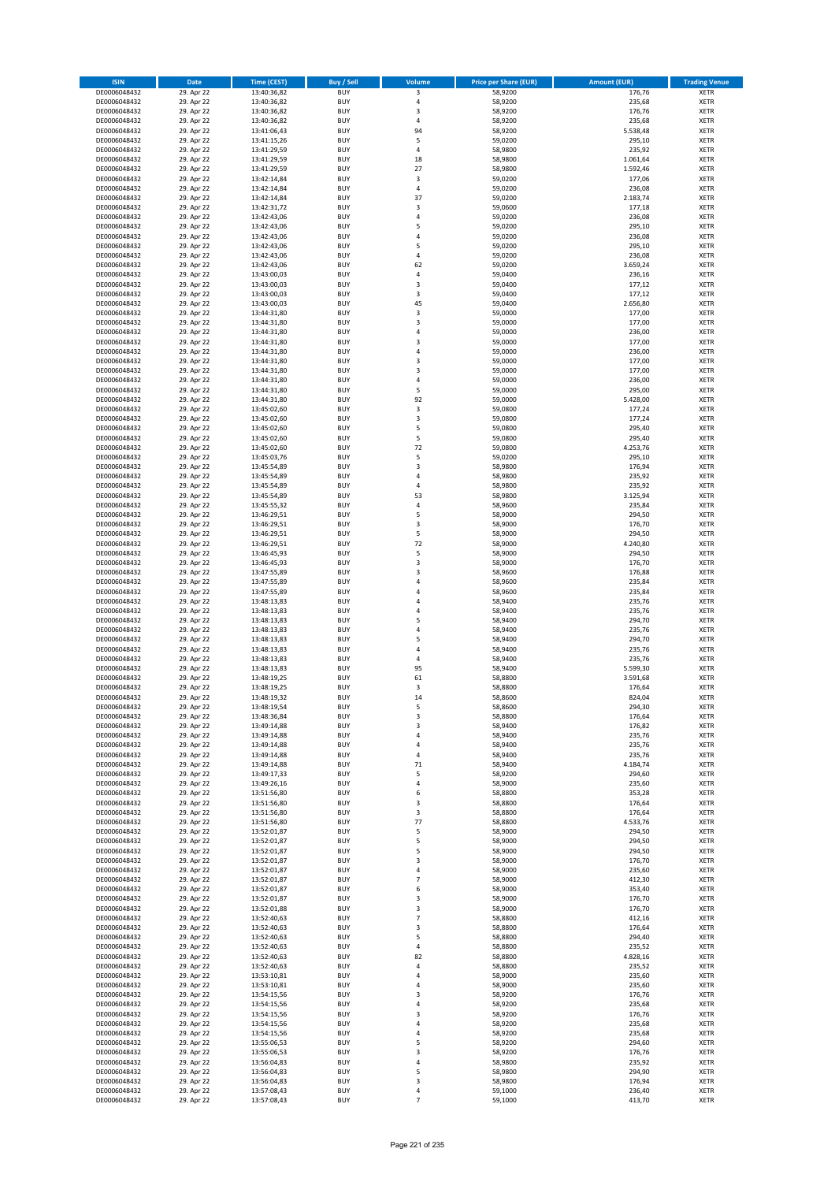| ISIN | Date | Time (CEST) | Buy / Sell | Volume | Price per Share (EUR) | Amount (EUR) | Trading Venue |
|---|---|---|---|---|---|---|---|
| DE0006048432 | 29. Apr 22 | 13:40:36,82 | BUY | 3 | 58,9200 | 176,76 | XETR |
| DE0006048432 | 29. Apr 22 | 13:40:36,82 | BUY | 4 | 58,9200 | 235,68 | XETR |
| DE0006048432 | 29. Apr 22 | 13:40:36,82 | BUY | 3 | 58,9200 | 176,76 | XETR |
| DE0006048432 | 29. Apr 22 | 13:40:36,82 | BUY | 4 | 58,9200 | 235,68 | XETR |
| DE0006048432 | 29. Apr 22 | 13:41:06,43 | BUY | 94 | 58,9200 | 5.538,48 | XETR |
| DE0006048432 | 29. Apr 22 | 13:41:15,26 | BUY | 5 | 59,0200 | 295,10 | XETR |
| DE0006048432 | 29. Apr 22 | 13:41:29,59 | BUY | 4 | 58,9800 | 235,92 | XETR |
| DE0006048432 | 29. Apr 22 | 13:41:29,59 | BUY | 18 | 58,9800 | 1.061,64 | XETR |
| DE0006048432 | 29. Apr 22 | 13:41:29,59 | BUY | 27 | 58,9800 | 1.592,46 | XETR |
| DE0006048432 | 29. Apr 22 | 13:42:14,84 | BUY | 3 | 59,0200 | 177,06 | XETR |
| DE0006048432 | 29. Apr 22 | 13:42:14,84 | BUY | 4 | 59,0200 | 236,08 | XETR |
| DE0006048432 | 29. Apr 22 | 13:42:14,84 | BUY | 37 | 59,0200 | 2.183,74 | XETR |
| DE0006048432 | 29. Apr 22 | 13:42:31,72 | BUY | 3 | 59,0600 | 177,18 | XETR |
| DE0006048432 | 29. Apr 22 | 13:42:43,06 | BUY | 4 | 59,0200 | 236,08 | XETR |
| DE0006048432 | 29. Apr 22 | 13:42:43,06 | BUY | 5 | 59,0200 | 295,10 | XETR |
| DE0006048432 | 29. Apr 22 | 13:42:43,06 | BUY | 4 | 59,0200 | 236,08 | XETR |
| DE0006048432 | 29. Apr 22 | 13:42:43,06 | BUY | 5 | 59,0200 | 295,10 | XETR |
| DE0006048432 | 29. Apr 22 | 13:42:43,06 | BUY | 4 | 59,0200 | 236,08 | XETR |
| DE0006048432 | 29. Apr 22 | 13:42:43,06 | BUY | 62 | 59,0200 | 3.659,24 | XETR |
| DE0006048432 | 29. Apr 22 | 13:43:00,03 | BUY | 4 | 59,0400 | 236,16 | XETR |
| DE0006048432 | 29. Apr 22 | 13:43:00,03 | BUY | 3 | 59,0400 | 177,12 | XETR |
| DE0006048432 | 29. Apr 22 | 13:43:00,03 | BUY | 3 | 59,0400 | 177,12 | XETR |
| DE0006048432 | 29. Apr 22 | 13:43:00,03 | BUY | 45 | 59,0400 | 2.656,80 | XETR |
| DE0006048432 | 29. Apr 22 | 13:44:31,80 | BUY | 3 | 59,0000 | 177,00 | XETR |
| DE0006048432 | 29. Apr 22 | 13:44:31,80 | BUY | 3 | 59,0000 | 177,00 | XETR |
| DE0006048432 | 29. Apr 22 | 13:44:31,80 | BUY | 4 | 59,0000 | 236,00 | XETR |
| DE0006048432 | 29. Apr 22 | 13:44:31,80 | BUY | 3 | 59,0000 | 177,00 | XETR |
| DE0006048432 | 29. Apr 22 | 13:44:31,80 | BUY | 4 | 59,0000 | 236,00 | XETR |
| DE0006048432 | 29. Apr 22 | 13:44:31,80 | BUY | 3 | 59,0000 | 177,00 | XETR |
| DE0006048432 | 29. Apr 22 | 13:44:31,80 | BUY | 3 | 59,0000 | 177,00 | XETR |
| DE0006048432 | 29. Apr 22 | 13:44:31,80 | BUY | 4 | 59,0000 | 236,00 | XETR |
| DE0006048432 | 29. Apr 22 | 13:44:31,80 | BUY | 5 | 59,0000 | 295,00 | XETR |
| DE0006048432 | 29. Apr 22 | 13:44:31,80 | BUY | 92 | 59,0000 | 5.428,00 | XETR |
| DE0006048432 | 29. Apr 22 | 13:45:02,60 | BUY | 3 | 59,0800 | 177,24 | XETR |
| DE0006048432 | 29. Apr 22 | 13:45:02,60 | BUY | 3 | 59,0800 | 177,24 | XETR |
| DE0006048432 | 29. Apr 22 | 13:45:02,60 | BUY | 5 | 59,0800 | 295,40 | XETR |
| DE0006048432 | 29. Apr 22 | 13:45:02,60 | BUY | 5 | 59,0800 | 295,40 | XETR |
| DE0006048432 | 29. Apr 22 | 13:45:02,60 | BUY | 72 | 59,0800 | 4.253,76 | XETR |
| DE0006048432 | 29. Apr 22 | 13:45:03,76 | BUY | 5 | 59,0200 | 295,10 | XETR |
| DE0006048432 | 29. Apr 22 | 13:45:54,89 | BUY | 3 | 58,9800 | 176,94 | XETR |
| DE0006048432 | 29. Apr 22 | 13:45:54,89 | BUY | 4 | 58,9800 | 235,92 | XETR |
| DE0006048432 | 29. Apr 22 | 13:45:54,89 | BUY | 4 | 58,9800 | 235,92 | XETR |
| DE0006048432 | 29. Apr 22 | 13:45:54,89 | BUY | 53 | 58,9800 | 3.125,94 | XETR |
| DE0006048432 | 29. Apr 22 | 13:45:55,32 | BUY | 4 | 58,9600 | 235,84 | XETR |
| DE0006048432 | 29. Apr 22 | 13:46:29,51 | BUY | 5 | 58,9000 | 294,50 | XETR |
| DE0006048432 | 29. Apr 22 | 13:46:29,51 | BUY | 3 | 58,9000 | 176,70 | XETR |
| DE0006048432 | 29. Apr 22 | 13:46:29,51 | BUY | 5 | 58,9000 | 294,50 | XETR |
| DE0006048432 | 29. Apr 22 | 13:46:29,51 | BUY | 72 | 58,9000 | 4.240,80 | XETR |
| DE0006048432 | 29. Apr 22 | 13:46:45,93 | BUY | 5 | 58,9000 | 294,50 | XETR |
| DE0006048432 | 29. Apr 22 | 13:46:45,93 | BUY | 3 | 58,9000 | 176,70 | XETR |
| DE0006048432 | 29. Apr 22 | 13:47:55,89 | BUY | 3 | 58,9600 | 176,88 | XETR |
| DE0006048432 | 29. Apr 22 | 13:47:55,89 | BUY | 4 | 58,9600 | 235,84 | XETR |
| DE0006048432 | 29. Apr 22 | 13:47:55,89 | BUY | 4 | 58,9600 | 235,84 | XETR |
| DE0006048432 | 29. Apr 22 | 13:48:13,83 | BUY | 4 | 58,9400 | 235,76 | XETR |
| DE0006048432 | 29. Apr 22 | 13:48:13,83 | BUY | 4 | 58,9400 | 235,76 | XETR |
| DE0006048432 | 29. Apr 22 | 13:48:13,83 | BUY | 5 | 58,9400 | 294,70 | XETR |
| DE0006048432 | 29. Apr 22 | 13:48:13,83 | BUY | 4 | 58,9400 | 235,76 | XETR |
| DE0006048432 | 29. Apr 22 | 13:48:13,83 | BUY | 5 | 58,9400 | 294,70 | XETR |
| DE0006048432 | 29. Apr 22 | 13:48:13,83 | BUY | 4 | 58,9400 | 235,76 | XETR |
| DE0006048432 | 29. Apr 22 | 13:48:13,83 | BUY | 4 | 58,9400 | 235,76 | XETR |
| DE0006048432 | 29. Apr 22 | 13:48:13,83 | BUY | 95 | 58,9400 | 5.599,30 | XETR |
| DE0006048432 | 29. Apr 22 | 13:48:19,25 | BUY | 61 | 58,8800 | 3.591,68 | XETR |
| DE0006048432 | 29. Apr 22 | 13:48:19,25 | BUY | 3 | 58,8800 | 176,64 | XETR |
| DE0006048432 | 29. Apr 22 | 13:48:19,32 | BUY | 14 | 58,8600 | 824,04 | XETR |
| DE0006048432 | 29. Apr 22 | 13:48:19,54 | BUY | 5 | 58,8600 | 294,30 | XETR |
| DE0006048432 | 29. Apr 22 | 13:48:36,84 | BUY | 3 | 58,8800 | 176,64 | XETR |
| DE0006048432 | 29. Apr 22 | 13:49:14,88 | BUY | 3 | 58,9400 | 176,82 | XETR |
| DE0006048432 | 29. Apr 22 | 13:49:14,88 | BUY | 4 | 58,9400 | 235,76 | XETR |
| DE0006048432 | 29. Apr 22 | 13:49:14,88 | BUY | 4 | 58,9400 | 235,76 | XETR |
| DE0006048432 | 29. Apr 22 | 13:49:14,88 | BUY | 4 | 58,9400 | 235,76 | XETR |
| DE0006048432 | 29. Apr 22 | 13:49:14,88 | BUY | 71 | 58,9400 | 4.184,74 | XETR |
| DE0006048432 | 29. Apr 22 | 13:49:17,33 | BUY | 5 | 58,9200 | 294,60 | XETR |
| DE0006048432 | 29. Apr 22 | 13:49:26,16 | BUY | 4 | 58,9000 | 235,60 | XETR |
| DE0006048432 | 29. Apr 22 | 13:51:56,80 | BUY | 6 | 58,8800 | 353,28 | XETR |
| DE0006048432 | 29. Apr 22 | 13:51:56,80 | BUY | 3 | 58,8800 | 176,64 | XETR |
| DE0006048432 | 29. Apr 22 | 13:51:56,80 | BUY | 3 | 58,8800 | 176,64 | XETR |
| DE0006048432 | 29. Apr 22 | 13:51:56,80 | BUY | 77 | 58,8800 | 4.533,76 | XETR |
| DE0006048432 | 29. Apr 22 | 13:52:01,87 | BUY | 5 | 58,9000 | 294,50 | XETR |
| DE0006048432 | 29. Apr 22 | 13:52:01,87 | BUY | 5 | 58,9000 | 294,50 | XETR |
| DE0006048432 | 29. Apr 22 | 13:52:01,87 | BUY | 5 | 58,9000 | 294,50 | XETR |
| DE0006048432 | 29. Apr 22 | 13:52:01,87 | BUY | 3 | 58,9000 | 176,70 | XETR |
| DE0006048432 | 29. Apr 22 | 13:52:01,87 | BUY | 4 | 58,9000 | 235,60 | XETR |
| DE0006048432 | 29. Apr 22 | 13:52:01,87 | BUY | 7 | 58,9000 | 412,30 | XETR |
| DE0006048432 | 29. Apr 22 | 13:52:01,87 | BUY | 6 | 58,9000 | 353,40 | XETR |
| DE0006048432 | 29. Apr 22 | 13:52:01,87 | BUY | 3 | 58,9000 | 176,70 | XETR |
| DE0006048432 | 29. Apr 22 | 13:52:01,88 | BUY | 3 | 58,9000 | 176,70 | XETR |
| DE0006048432 | 29. Apr 22 | 13:52:40,63 | BUY | 7 | 58,8800 | 412,16 | XETR |
| DE0006048432 | 29. Apr 22 | 13:52:40,63 | BUY | 3 | 58,8800 | 176,64 | XETR |
| DE0006048432 | 29. Apr 22 | 13:52:40,63 | BUY | 5 | 58,8800 | 294,40 | XETR |
| DE0006048432 | 29. Apr 22 | 13:52:40,63 | BUY | 4 | 58,8800 | 235,52 | XETR |
| DE0006048432 | 29. Apr 22 | 13:52:40,63 | BUY | 82 | 58,8800 | 4.828,16 | XETR |
| DE0006048432 | 29. Apr 22 | 13:52:40,63 | BUY | 4 | 58,8800 | 235,52 | XETR |
| DE0006048432 | 29. Apr 22 | 13:53:10,81 | BUY | 4 | 58,9000 | 235,60 | XETR |
| DE0006048432 | 29. Apr 22 | 13:53:10,81 | BUY | 4 | 58,9000 | 235,60 | XETR |
| DE0006048432 | 29. Apr 22 | 13:54:15,56 | BUY | 3 | 58,9200 | 176,76 | XETR |
| DE0006048432 | 29. Apr 22 | 13:54:15,56 | BUY | 4 | 58,9200 | 235,68 | XETR |
| DE0006048432 | 29. Apr 22 | 13:54:15,56 | BUY | 3 | 58,9200 | 176,76 | XETR |
| DE0006048432 | 29. Apr 22 | 13:54:15,56 | BUY | 4 | 58,9200 | 235,68 | XETR |
| DE0006048432 | 29. Apr 22 | 13:54:15,56 | BUY | 4 | 58,9200 | 235,68 | XETR |
| DE0006048432 | 29. Apr 22 | 13:55:06,53 | BUY | 5 | 58,9200 | 294,60 | XETR |
| DE0006048432 | 29. Apr 22 | 13:55:06,53 | BUY | 3 | 58,9200 | 176,76 | XETR |
| DE0006048432 | 29. Apr 22 | 13:56:04,83 | BUY | 4 | 58,9800 | 235,92 | XETR |
| DE0006048432 | 29. Apr 22 | 13:56:04,83 | BUY | 5 | 58,9800 | 294,90 | XETR |
| DE0006048432 | 29. Apr 22 | 13:56:04,83 | BUY | 3 | 58,9800 | 176,94 | XETR |
| DE0006048432 | 29. Apr 22 | 13:57:08,43 | BUY | 4 | 59,1000 | 236,40 | XETR |
| DE0006048432 | 29. Apr 22 | 13:57:08,43 | BUY | 7 | 59,1000 | 413,70 | XETR |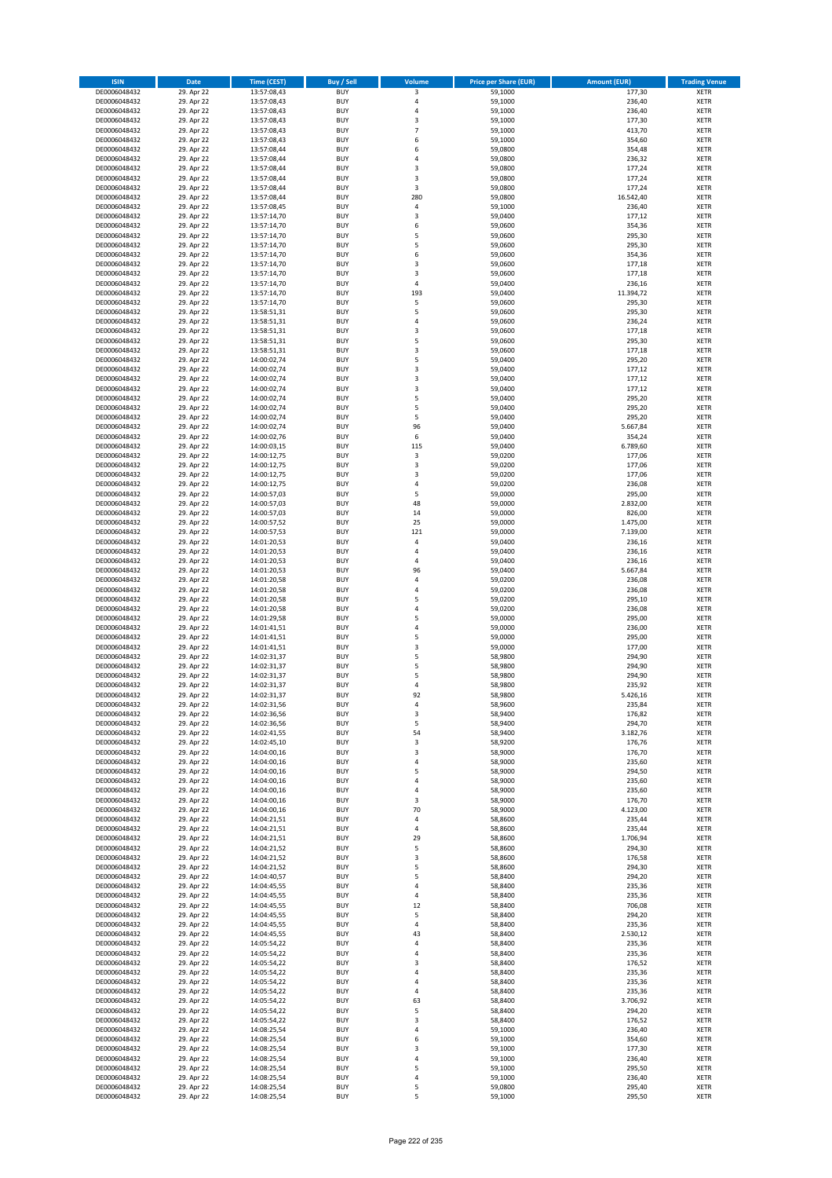| ISIN | Date | Time (CEST) | Buy / Sell | Volume | Price per Share (EUR) | Amount (EUR) | Trading Venue |
|---|---|---|---|---|---|---|---|
| DE0006048432 | 29. Apr 22 | 13:57:08,43 | BUY | 3 | 59,1000 | 177,30 | XETR |
| DE0006048432 | 29. Apr 22 | 13:57:08,43 | BUY | 4 | 59,1000 | 236,40 | XETR |
| DE0006048432 | 29. Apr 22 | 13:57:08,43 | BUY | 4 | 59,1000 | 236,40 | XETR |
| DE0006048432 | 29. Apr 22 | 13:57:08,43 | BUY | 3 | 59,1000 | 177,30 | XETR |
| DE0006048432 | 29. Apr 22 | 13:57:08,43 | BUY | 7 | 59,1000 | 413,70 | XETR |
| DE0006048432 | 29. Apr 22 | 13:57:08,43 | BUY | 6 | 59,1000 | 354,60 | XETR |
| DE0006048432 | 29. Apr 22 | 13:57:08,44 | BUY | 6 | 59,0800 | 354,48 | XETR |
| DE0006048432 | 29. Apr 22 | 13:57:08,44 | BUY | 4 | 59,0800 | 236,32 | XETR |
| DE0006048432 | 29. Apr 22 | 13:57:08,44 | BUY | 3 | 59,0800 | 177,24 | XETR |
| DE0006048432 | 29. Apr 22 | 13:57:08,44 | BUY | 3 | 59,0800 | 177,24 | XETR |
| DE0006048432 | 29. Apr 22 | 13:57:08,44 | BUY | 3 | 59,0800 | 177,24 | XETR |
| DE0006048432 | 29. Apr 22 | 13:57:08,44 | BUY | 280 | 59,0800 | 16.542,40 | XETR |
| DE0006048432 | 29. Apr 22 | 13:57:08,45 | BUY | 4 | 59,1000 | 236,40 | XETR |
| DE0006048432 | 29. Apr 22 | 13:57:14,70 | BUY | 3 | 59,0400 | 177,12 | XETR |
| DE0006048432 | 29. Apr 22 | 13:57:14,70 | BUY | 6 | 59,0600 | 354,36 | XETR |
| DE0006048432 | 29. Apr 22 | 13:57:14,70 | BUY | 5 | 59,0600 | 295,30 | XETR |
| DE0006048432 | 29. Apr 22 | 13:57:14,70 | BUY | 5 | 59,0600 | 295,30 | XETR |
| DE0006048432 | 29. Apr 22 | 13:57:14,70 | BUY | 6 | 59,0600 | 354,36 | XETR |
| DE0006048432 | 29. Apr 22 | 13:57:14,70 | BUY | 3 | 59,0600 | 177,18 | XETR |
| DE0006048432 | 29. Apr 22 | 13:57:14,70 | BUY | 3 | 59,0600 | 177,18 | XETR |
| DE0006048432 | 29. Apr 22 | 13:57:14,70 | BUY | 4 | 59,0400 | 236,16 | XETR |
| DE0006048432 | 29. Apr 22 | 13:57:14,70 | BUY | 193 | 59,0400 | 11.394,72 | XETR |
| DE0006048432 | 29. Apr 22 | 13:57:14,70 | BUY | 5 | 59,0600 | 295,30 | XETR |
| DE0006048432 | 29. Apr 22 | 13:58:51,31 | BUY | 5 | 59,0600 | 295,30 | XETR |
| DE0006048432 | 29. Apr 22 | 13:58:51,31 | BUY | 4 | 59,0600 | 236,24 | XETR |
| DE0006048432 | 29. Apr 22 | 13:58:51,31 | BUY | 3 | 59,0600 | 177,18 | XETR |
| DE0006048432 | 29. Apr 22 | 13:58:51,31 | BUY | 5 | 59,0600 | 295,30 | XETR |
| DE0006048432 | 29. Apr 22 | 13:58:51,31 | BUY | 3 | 59,0600 | 177,18 | XETR |
| DE0006048432 | 29. Apr 22 | 14:00:02,74 | BUY | 5 | 59,0400 | 295,20 | XETR |
| DE0006048432 | 29. Apr 22 | 14:00:02,74 | BUY | 3 | 59,0400 | 177,12 | XETR |
| DE0006048432 | 29. Apr 22 | 14:00:02,74 | BUY | 3 | 59,0400 | 177,12 | XETR |
| DE0006048432 | 29. Apr 22 | 14:00:02,74 | BUY | 3 | 59,0400 | 177,12 | XETR |
| DE0006048432 | 29. Apr 22 | 14:00:02,74 | BUY | 5 | 59,0400 | 295,20 | XETR |
| DE0006048432 | 29. Apr 22 | 14:00:02,74 | BUY | 5 | 59,0400 | 295,20 | XETR |
| DE0006048432 | 29. Apr 22 | 14:00:02,74 | BUY | 5 | 59,0400 | 295,20 | XETR |
| DE0006048432 | 29. Apr 22 | 14:00:02,74 | BUY | 96 | 59,0400 | 5.667,84 | XETR |
| DE0006048432 | 29. Apr 22 | 14:00:02,76 | BUY | 6 | 59,0400 | 354,24 | XETR |
| DE0006048432 | 29. Apr 22 | 14:00:03,15 | BUY | 115 | 59,0400 | 6.789,60 | XETR |
| DE0006048432 | 29. Apr 22 | 14:00:12,75 | BUY | 3 | 59,0200 | 177,06 | XETR |
| DE0006048432 | 29. Apr 22 | 14:00:12,75 | BUY | 3 | 59,0200 | 177,06 | XETR |
| DE0006048432 | 29. Apr 22 | 14:00:12,75 | BUY | 3 | 59,0200 | 177,06 | XETR |
| DE0006048432 | 29. Apr 22 | 14:00:12,75 | BUY | 4 | 59,0200 | 236,08 | XETR |
| DE0006048432 | 29. Apr 22 | 14:00:57,03 | BUY | 5 | 59,0000 | 295,00 | XETR |
| DE0006048432 | 29. Apr 22 | 14:00:57,03 | BUY | 48 | 59,0000 | 2.832,00 | XETR |
| DE0006048432 | 29. Apr 22 | 14:00:57,03 | BUY | 14 | 59,0000 | 826,00 | XETR |
| DE0006048432 | 29. Apr 22 | 14:00:57,52 | BUY | 25 | 59,0000 | 1.475,00 | XETR |
| DE0006048432 | 29. Apr 22 | 14:00:57,53 | BUY | 121 | 59,0000 | 7.139,00 | XETR |
| DE0006048432 | 29. Apr 22 | 14:01:20,53 | BUY | 4 | 59,0400 | 236,16 | XETR |
| DE0006048432 | 29. Apr 22 | 14:01:20,53 | BUY | 4 | 59,0400 | 236,16 | XETR |
| DE0006048432 | 29. Apr 22 | 14:01:20,53 | BUY | 4 | 59,0400 | 236,16 | XETR |
| DE0006048432 | 29. Apr 22 | 14:01:20,53 | BUY | 96 | 59,0400 | 5.667,84 | XETR |
| DE0006048432 | 29. Apr 22 | 14:01:20,58 | BUY | 4 | 59,0200 | 236,08 | XETR |
| DE0006048432 | 29. Apr 22 | 14:01:20,58 | BUY | 4 | 59,0200 | 236,08 | XETR |
| DE0006048432 | 29. Apr 22 | 14:01:20,58 | BUY | 5 | 59,0200 | 295,10 | XETR |
| DE0006048432 | 29. Apr 22 | 14:01:20,58 | BUY | 4 | 59,0200 | 236,08 | XETR |
| DE0006048432 | 29. Apr 22 | 14:01:29,58 | BUY | 5 | 59,0000 | 295,00 | XETR |
| DE0006048432 | 29. Apr 22 | 14:01:41,51 | BUY | 4 | 59,0000 | 236,00 | XETR |
| DE0006048432 | 29. Apr 22 | 14:01:41,51 | BUY | 5 | 59,0000 | 295,00 | XETR |
| DE0006048432 | 29. Apr 22 | 14:01:41,51 | BUY | 3 | 59,0000 | 177,00 | XETR |
| DE0006048432 | 29. Apr 22 | 14:02:31,37 | BUY | 5 | 58,9800 | 294,90 | XETR |
| DE0006048432 | 29. Apr 22 | 14:02:31,37 | BUY | 5 | 58,9800 | 294,90 | XETR |
| DE0006048432 | 29. Apr 22 | 14:02:31,37 | BUY | 5 | 58,9800 | 294,90 | XETR |
| DE0006048432 | 29. Apr 22 | 14:02:31,37 | BUY | 4 | 58,9800 | 235,92 | XETR |
| DE0006048432 | 29. Apr 22 | 14:02:31,37 | BUY | 92 | 58,9800 | 5.426,16 | XETR |
| DE0006048432 | 29. Apr 22 | 14:02:31,56 | BUY | 4 | 58,9600 | 235,84 | XETR |
| DE0006048432 | 29. Apr 22 | 14:02:36,56 | BUY | 3 | 58,9400 | 176,82 | XETR |
| DE0006048432 | 29. Apr 22 | 14:02:36,56 | BUY | 5 | 58,9400 | 294,70 | XETR |
| DE0006048432 | 29. Apr 22 | 14:02:41,55 | BUY | 54 | 58,9400 | 3.182,76 | XETR |
| DE0006048432 | 29. Apr 22 | 14:02:45,10 | BUY | 3 | 58,9200 | 176,76 | XETR |
| DE0006048432 | 29. Apr 22 | 14:04:00,16 | BUY | 3 | 58,9000 | 176,70 | XETR |
| DE0006048432 | 29. Apr 22 | 14:04:00,16 | BUY | 4 | 58,9000 | 235,60 | XETR |
| DE0006048432 | 29. Apr 22 | 14:04:00,16 | BUY | 5 | 58,9000 | 294,50 | XETR |
| DE0006048432 | 29. Apr 22 | 14:04:00,16 | BUY | 4 | 58,9000 | 235,60 | XETR |
| DE0006048432 | 29. Apr 22 | 14:04:00,16 | BUY | 4 | 58,9000 | 235,60 | XETR |
| DE0006048432 | 29. Apr 22 | 14:04:00,16 | BUY | 3 | 58,9000 | 176,70 | XETR |
| DE0006048432 | 29. Apr 22 | 14:04:00,16 | BUY | 70 | 58,9000 | 4.123,00 | XETR |
| DE0006048432 | 29. Apr 22 | 14:04:21,51 | BUY | 4 | 58,8600 | 235,44 | XETR |
| DE0006048432 | 29. Apr 22 | 14:04:21,51 | BUY | 4 | 58,8600 | 235,44 | XETR |
| DE0006048432 | 29. Apr 22 | 14:04:21,51 | BUY | 29 | 58,8600 | 1.706,94 | XETR |
| DE0006048432 | 29. Apr 22 | 14:04:21,52 | BUY | 5 | 58,8600 | 294,30 | XETR |
| DE0006048432 | 29. Apr 22 | 14:04:21,52 | BUY | 3 | 58,8600 | 176,58 | XETR |
| DE0006048432 | 29. Apr 22 | 14:04:21,52 | BUY | 5 | 58,8600 | 294,30 | XETR |
| DE0006048432 | 29. Apr 22 | 14:04:40,57 | BUY | 5 | 58,8400 | 294,20 | XETR |
| DE0006048432 | 29. Apr 22 | 14:04:45,55 | BUY | 4 | 58,8400 | 235,36 | XETR |
| DE0006048432 | 29. Apr 22 | 14:04:45,55 | BUY | 4 | 58,8400 | 235,36 | XETR |
| DE0006048432 | 29. Apr 22 | 14:04:45,55 | BUY | 12 | 58,8400 | 706,08 | XETR |
| DE0006048432 | 29. Apr 22 | 14:04:45,55 | BUY | 5 | 58,8400 | 294,20 | XETR |
| DE0006048432 | 29. Apr 22 | 14:04:45,55 | BUY | 4 | 58,8400 | 235,36 | XETR |
| DE0006048432 | 29. Apr 22 | 14:04:45,55 | BUY | 43 | 58,8400 | 2.530,12 | XETR |
| DE0006048432 | 29. Apr 22 | 14:05:54,22 | BUY | 4 | 58,8400 | 235,36 | XETR |
| DE0006048432 | 29. Apr 22 | 14:05:54,22 | BUY | 4 | 58,8400 | 235,36 | XETR |
| DE0006048432 | 29. Apr 22 | 14:05:54,22 | BUY | 3 | 58,8400 | 176,52 | XETR |
| DE0006048432 | 29. Apr 22 | 14:05:54,22 | BUY | 4 | 58,8400 | 235,36 | XETR |
| DE0006048432 | 29. Apr 22 | 14:05:54,22 | BUY | 4 | 58,8400 | 235,36 | XETR |
| DE0006048432 | 29. Apr 22 | 14:05:54,22 | BUY | 4 | 58,8400 | 235,36 | XETR |
| DE0006048432 | 29. Apr 22 | 14:05:54,22 | BUY | 63 | 58,8400 | 3.706,92 | XETR |
| DE0006048432 | 29. Apr 22 | 14:05:54,22 | BUY | 5 | 58,8400 | 294,20 | XETR |
| DE0006048432 | 29. Apr 22 | 14:05:54,22 | BUY | 3 | 58,8400 | 176,52 | XETR |
| DE0006048432 | 29. Apr 22 | 14:08:25,54 | BUY | 4 | 59,1000 | 236,40 | XETR |
| DE0006048432 | 29. Apr 22 | 14:08:25,54 | BUY | 6 | 59,1000 | 354,60 | XETR |
| DE0006048432 | 29. Apr 22 | 14:08:25,54 | BUY | 3 | 59,1000 | 177,30 | XETR |
| DE0006048432 | 29. Apr 22 | 14:08:25,54 | BUY | 4 | 59,1000 | 236,40 | XETR |
| DE0006048432 | 29. Apr 22 | 14:08:25,54 | BUY | 5 | 59,1000 | 295,50 | XETR |
| DE0006048432 | 29. Apr 22 | 14:08:25,54 | BUY | 4 | 59,1000 | 236,40 | XETR |
| DE0006048432 | 29. Apr 22 | 14:08:25,54 | BUY | 5 | 59,0800 | 295,40 | XETR |
| DE0006048432 | 29. Apr 22 | 14:08:25,54 | BUY | 5 | 59,1000 | 295,50 | XETR |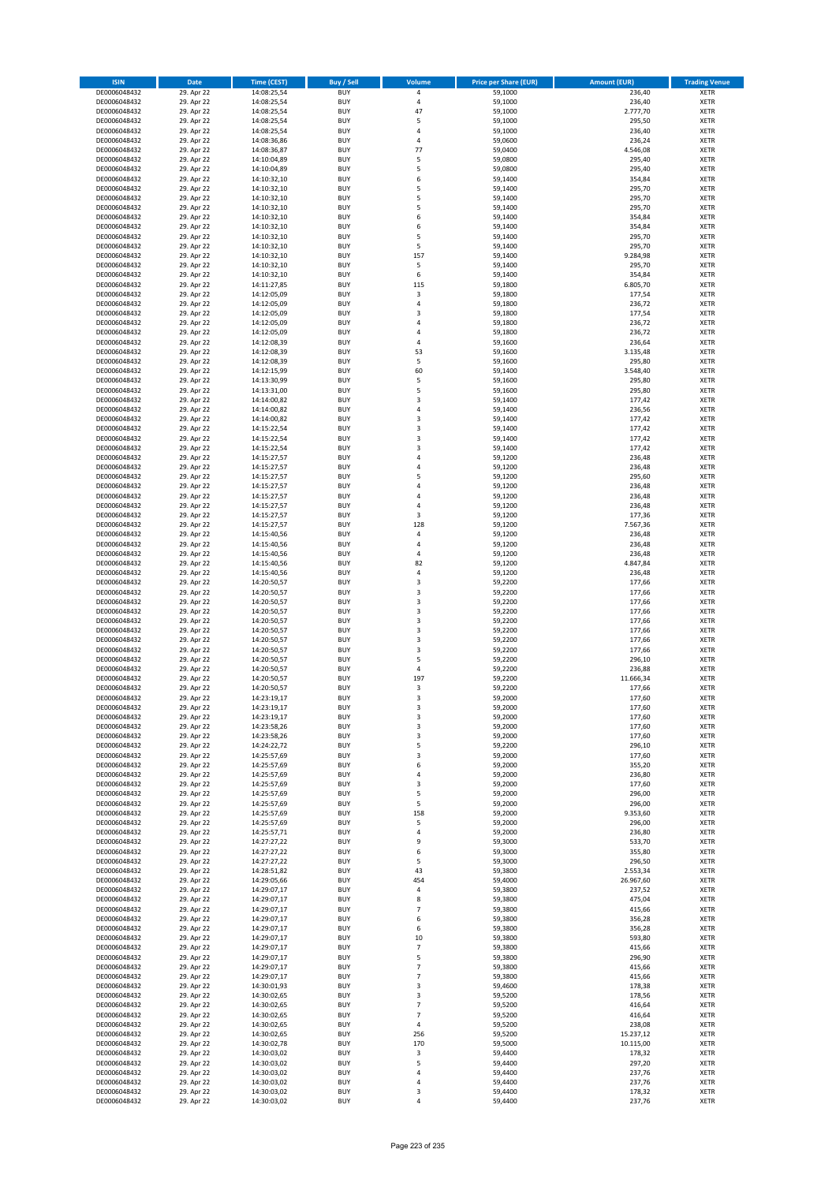| ISIN | Date | Time (CEST) | Buy / Sell | Volume | Price per Share (EUR) | Amount (EUR) | Trading Venue |
|---|---|---|---|---|---|---|---|
| DE0006048432 | 29. Apr 22 | 14:08:25,54 | BUY | 4 | 59,1000 | 236,40 | XETR |
| DE0006048432 | 29. Apr 22 | 14:08:25,54 | BUY | 4 | 59,1000 | 236,40 | XETR |
| DE0006048432 | 29. Apr 22 | 14:08:25,54 | BUY | 47 | 59,1000 | 2.777,70 | XETR |
| DE0006048432 | 29. Apr 22 | 14:08:25,54 | BUY | 5 | 59,1000 | 295,50 | XETR |
| DE0006048432 | 29. Apr 22 | 14:08:25,54 | BUY | 4 | 59,1000 | 236,40 | XETR |
| DE0006048432 | 29. Apr 22 | 14:08:36,86 | BUY | 4 | 59,0600 | 236,24 | XETR |
| DE0006048432 | 29. Apr 22 | 14:08:36,87 | BUY | 77 | 59,0400 | 4.546,08 | XETR |
| DE0006048432 | 29. Apr 22 | 14:10:04,89 | BUY | 5 | 59,0800 | 295,40 | XETR |
| DE0006048432 | 29. Apr 22 | 14:10:04,89 | BUY | 5 | 59,0800 | 295,40 | XETR |
| DE0006048432 | 29. Apr 22 | 14:10:32,10 | BUY | 6 | 59,1400 | 354,84 | XETR |
| DE0006048432 | 29. Apr 22 | 14:10:32,10 | BUY | 5 | 59,1400 | 295,70 | XETR |
| DE0006048432 | 29. Apr 22 | 14:10:32,10 | BUY | 5 | 59,1400 | 295,70 | XETR |
| DE0006048432 | 29. Apr 22 | 14:10:32,10 | BUY | 5 | 59,1400 | 295,70 | XETR |
| DE0006048432 | 29. Apr 22 | 14:10:32,10 | BUY | 6 | 59,1400 | 354,84 | XETR |
| DE0006048432 | 29. Apr 22 | 14:10:32,10 | BUY | 6 | 59,1400 | 354,84 | XETR |
| DE0006048432 | 29. Apr 22 | 14:10:32,10 | BUY | 5 | 59,1400 | 295,70 | XETR |
| DE0006048432 | 29. Apr 22 | 14:10:32,10 | BUY | 5 | 59,1400 | 295,70 | XETR |
| DE0006048432 | 29. Apr 22 | 14:10:32,10 | BUY | 157 | 59,1400 | 9.284,98 | XETR |
| DE0006048432 | 29. Apr 22 | 14:10:32,10 | BUY | 5 | 59,1400 | 295,70 | XETR |
| DE0006048432 | 29. Apr 22 | 14:10:32,10 | BUY | 6 | 59,1400 | 354,84 | XETR |
| DE0006048432 | 29. Apr 22 | 14:11:27,85 | BUY | 115 | 59,1800 | 6.805,70 | XETR |
| DE0006048432 | 29. Apr 22 | 14:12:05,09 | BUY | 3 | 59,1800 | 177,54 | XETR |
| DE0006048432 | 29. Apr 22 | 14:12:05,09 | BUY | 4 | 59,1800 | 236,72 | XETR |
| DE0006048432 | 29. Apr 22 | 14:12:05,09 | BUY | 3 | 59,1800 | 177,54 | XETR |
| DE0006048432 | 29. Apr 22 | 14:12:05,09 | BUY | 4 | 59,1800 | 236,72 | XETR |
| DE0006048432 | 29. Apr 22 | 14:12:05,09 | BUY | 4 | 59,1800 | 236,72 | XETR |
| DE0006048432 | 29. Apr 22 | 14:12:08,39 | BUY | 4 | 59,1600 | 236,64 | XETR |
| DE0006048432 | 29. Apr 22 | 14:12:08,39 | BUY | 53 | 59,1600 | 3.135,48 | XETR |
| DE0006048432 | 29. Apr 22 | 14:12:08,39 | BUY | 5 | 59,1600 | 295,80 | XETR |
| DE0006048432 | 29. Apr 22 | 14:12:15,99 | BUY | 60 | 59,1400 | 3.548,40 | XETR |
| DE0006048432 | 29. Apr 22 | 14:13:30,99 | BUY | 5 | 59,1600 | 295,80 | XETR |
| DE0006048432 | 29. Apr 22 | 14:13:31,00 | BUY | 5 | 59,1600 | 295,80 | XETR |
| DE0006048432 | 29. Apr 22 | 14:14:00,82 | BUY | 3 | 59,1400 | 177,42 | XETR |
| DE0006048432 | 29. Apr 22 | 14:14:00,82 | BUY | 4 | 59,1400 | 236,56 | XETR |
| DE0006048432 | 29. Apr 22 | 14:14:00,82 | BUY | 3 | 59,1400 | 177,42 | XETR |
| DE0006048432 | 29. Apr 22 | 14:15:22,54 | BUY | 3 | 59,1400 | 177,42 | XETR |
| DE0006048432 | 29. Apr 22 | 14:15:22,54 | BUY | 3 | 59,1400 | 177,42 | XETR |
| DE0006048432 | 29. Apr 22 | 14:15:22,54 | BUY | 3 | 59,1400 | 177,42 | XETR |
| DE0006048432 | 29. Apr 22 | 14:15:27,57 | BUY | 4 | 59,1200 | 236,48 | XETR |
| DE0006048432 | 29. Apr 22 | 14:15:27,57 | BUY | 4 | 59,1200 | 236,48 | XETR |
| DE0006048432 | 29. Apr 22 | 14:15:27,57 | BUY | 5 | 59,1200 | 295,60 | XETR |
| DE0006048432 | 29. Apr 22 | 14:15:27,57 | BUY | 4 | 59,1200 | 236,48 | XETR |
| DE0006048432 | 29. Apr 22 | 14:15:27,57 | BUY | 4 | 59,1200 | 236,48 | XETR |
| DE0006048432 | 29. Apr 22 | 14:15:27,57 | BUY | 4 | 59,1200 | 236,48 | XETR |
| DE0006048432 | 29. Apr 22 | 14:15:27,57 | BUY | 3 | 59,1200 | 177,36 | XETR |
| DE0006048432 | 29. Apr 22 | 14:15:27,57 | BUY | 128 | 59,1200 | 7.567,36 | XETR |
| DE0006048432 | 29. Apr 22 | 14:15:40,56 | BUY | 4 | 59,1200 | 236,48 | XETR |
| DE0006048432 | 29. Apr 22 | 14:15:40,56 | BUY | 4 | 59,1200 | 236,48 | XETR |
| DE0006048432 | 29. Apr 22 | 14:15:40,56 | BUY | 4 | 59,1200 | 236,48 | XETR |
| DE0006048432 | 29. Apr 22 | 14:15:40,56 | BUY | 82 | 59,1200 | 4.847,84 | XETR |
| DE0006048432 | 29. Apr 22 | 14:15:40,56 | BUY | 4 | 59,1200 | 236,48 | XETR |
| DE0006048432 | 29. Apr 22 | 14:20:50,57 | BUY | 3 | 59,2200 | 177,66 | XETR |
| DE0006048432 | 29. Apr 22 | 14:20:50,57 | BUY | 3 | 59,2200 | 177,66 | XETR |
| DE0006048432 | 29. Apr 22 | 14:20:50,57 | BUY | 3 | 59,2200 | 177,66 | XETR |
| DE0006048432 | 29. Apr 22 | 14:20:50,57 | BUY | 3 | 59,2200 | 177,66 | XETR |
| DE0006048432 | 29. Apr 22 | 14:20:50,57 | BUY | 3 | 59,2200 | 177,66 | XETR |
| DE0006048432 | 29. Apr 22 | 14:20:50,57 | BUY | 3 | 59,2200 | 177,66 | XETR |
| DE0006048432 | 29. Apr 22 | 14:20:50,57 | BUY | 3 | 59,2200 | 177,66 | XETR |
| DE0006048432 | 29. Apr 22 | 14:20:50,57 | BUY | 3 | 59,2200 | 177,66 | XETR |
| DE0006048432 | 29. Apr 22 | 14:20:50,57 | BUY | 5 | 59,2200 | 296,10 | XETR |
| DE0006048432 | 29. Apr 22 | 14:20:50,57 | BUY | 4 | 59,2200 | 236,88 | XETR |
| DE0006048432 | 29. Apr 22 | 14:20:50,57 | BUY | 197 | 59,2200 | 11.666,34 | XETR |
| DE0006048432 | 29. Apr 22 | 14:20:50,57 | BUY | 3 | 59,2200 | 177,66 | XETR |
| DE0006048432 | 29. Apr 22 | 14:23:19,17 | BUY | 3 | 59,2000 | 177,60 | XETR |
| DE0006048432 | 29. Apr 22 | 14:23:19,17 | BUY | 3 | 59,2000 | 177,60 | XETR |
| DE0006048432 | 29. Apr 22 | 14:23:19,17 | BUY | 3 | 59,2000 | 177,60 | XETR |
| DE0006048432 | 29. Apr 22 | 14:23:58,26 | BUY | 3 | 59,2000 | 177,60 | XETR |
| DE0006048432 | 29. Apr 22 | 14:23:58,26 | BUY | 3 | 59,2000 | 177,60 | XETR |
| DE0006048432 | 29. Apr 22 | 14:24:22,72 | BUY | 5 | 59,2200 | 296,10 | XETR |
| DE0006048432 | 29. Apr 22 | 14:25:57,69 | BUY | 3 | 59,2000 | 177,60 | XETR |
| DE0006048432 | 29. Apr 22 | 14:25:57,69 | BUY | 6 | 59,2000 | 355,20 | XETR |
| DE0006048432 | 29. Apr 22 | 14:25:57,69 | BUY | 4 | 59,2000 | 236,80 | XETR |
| DE0006048432 | 29. Apr 22 | 14:25:57,69 | BUY | 3 | 59,2000 | 177,60 | XETR |
| DE0006048432 | 29. Apr 22 | 14:25:57,69 | BUY | 5 | 59,2000 | 296,00 | XETR |
| DE0006048432 | 29. Apr 22 | 14:25:57,69 | BUY | 5 | 59,2000 | 296,00 | XETR |
| DE0006048432 | 29. Apr 22 | 14:25:57,69 | BUY | 158 | 59,2000 | 9.353,60 | XETR |
| DE0006048432 | 29. Apr 22 | 14:25:57,69 | BUY | 5 | 59,2000 | 296,00 | XETR |
| DE0006048432 | 29. Apr 22 | 14:25:57,71 | BUY | 4 | 59,2000 | 236,80 | XETR |
| DE0006048432 | 29. Apr 22 | 14:27:27,22 | BUY | 9 | 59,3000 | 533,70 | XETR |
| DE0006048432 | 29. Apr 22 | 14:27:27,22 | BUY | 6 | 59,3000 | 355,80 | XETR |
| DE0006048432 | 29. Apr 22 | 14:27:27,22 | BUY | 5 | 59,3000 | 296,50 | XETR |
| DE0006048432 | 29. Apr 22 | 14:28:51,82 | BUY | 43 | 59,3800 | 2.553,34 | XETR |
| DE0006048432 | 29. Apr 22 | 14:29:05,66 | BUY | 454 | 59,4000 | 26.967,60 | XETR |
| DE0006048432 | 29. Apr 22 | 14:29:07,17 | BUY | 4 | 59,3800 | 237,52 | XETR |
| DE0006048432 | 29. Apr 22 | 14:29:07,17 | BUY | 8 | 59,3800 | 475,04 | XETR |
| DE0006048432 | 29. Apr 22 | 14:29:07,17 | BUY | 7 | 59,3800 | 415,66 | XETR |
| DE0006048432 | 29. Apr 22 | 14:29:07,17 | BUY | 6 | 59,3800 | 356,28 | XETR |
| DE0006048432 | 29. Apr 22 | 14:29:07,17 | BUY | 6 | 59,3800 | 356,28 | XETR |
| DE0006048432 | 29. Apr 22 | 14:29:07,17 | BUY | 10 | 59,3800 | 593,80 | XETR |
| DE0006048432 | 29. Apr 22 | 14:29:07,17 | BUY | 7 | 59,3800 | 415,66 | XETR |
| DE0006048432 | 29. Apr 22 | 14:29:07,17 | BUY | 5 | 59,3800 | 296,90 | XETR |
| DE0006048432 | 29. Apr 22 | 14:29:07,17 | BUY | 7 | 59,3800 | 415,66 | XETR |
| DE0006048432 | 29. Apr 22 | 14:29:07,17 | BUY | 7 | 59,3800 | 415,66 | XETR |
| DE0006048432 | 29. Apr 22 | 14:30:01,93 | BUY | 3 | 59,4600 | 178,38 | XETR |
| DE0006048432 | 29. Apr 22 | 14:30:02,65 | BUY | 3 | 59,5200 | 178,56 | XETR |
| DE0006048432 | 29. Apr 22 | 14:30:02,65 | BUY | 7 | 59,5200 | 416,64 | XETR |
| DE0006048432 | 29. Apr 22 | 14:30:02,65 | BUY | 7 | 59,5200 | 416,64 | XETR |
| DE0006048432 | 29. Apr 22 | 14:30:02,65 | BUY | 4 | 59,5200 | 238,08 | XETR |
| DE0006048432 | 29. Apr 22 | 14:30:02,65 | BUY | 256 | 59,5200 | 15.237,12 | XETR |
| DE0006048432 | 29. Apr 22 | 14:30:02,78 | BUY | 170 | 59,5000 | 10.115,00 | XETR |
| DE0006048432 | 29. Apr 22 | 14:30:03,02 | BUY | 3 | 59,4400 | 178,32 | XETR |
| DE0006048432 | 29. Apr 22 | 14:30:03,02 | BUY | 5 | 59,4400 | 297,20 | XETR |
| DE0006048432 | 29. Apr 22 | 14:30:03,02 | BUY | 4 | 59,4400 | 237,76 | XETR |
| DE0006048432 | 29. Apr 22 | 14:30:03,02 | BUY | 4 | 59,4400 | 237,76 | XETR |
| DE0006048432 | 29. Apr 22 | 14:30:03,02 | BUY | 3 | 59,4400 | 178,32 | XETR |
| DE0006048432 | 29. Apr 22 | 14:30:03,02 | BUY | 4 | 59,4400 | 237,76 | XETR |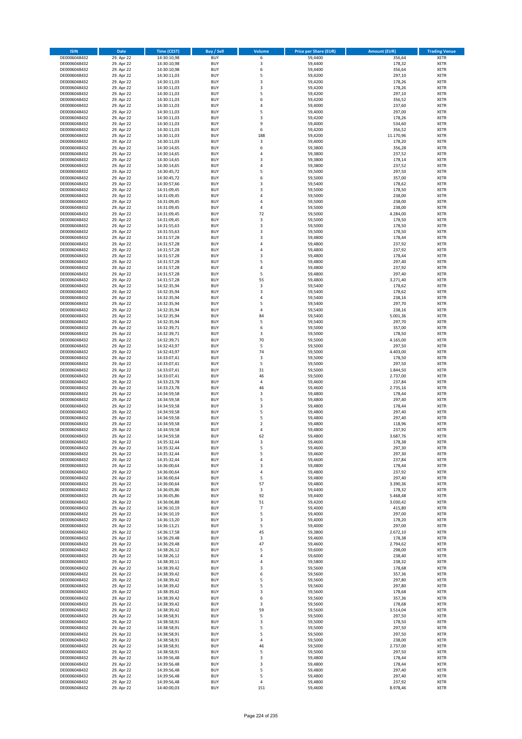| ISIN | Date | Time (CEST) | Buy / Sell | Volume | Price per Share (EUR) | Amount (EUR) | Trading Venue |
|---|---|---|---|---|---|---|---|
| DE0006048432 | 29. Apr 22 | 14:30:10,98 | BUY | 6 | 59,4400 | 356,64 | XETR |
| DE0006048432 | 29. Apr 22 | 14:30:10,98 | BUY | 3 | 59,4400 | 178,32 | XETR |
| DE0006048432 | 29. Apr 22 | 14:30:10,98 | BUY | 6 | 59,4400 | 356,64 | XETR |
| DE0006048432 | 29. Apr 22 | 14:30:11,03 | BUY | 5 | 59,4200 | 297,10 | XETR |
| DE0006048432 | 29. Apr 22 | 14:30:11,03 | BUY | 3 | 59,4200 | 178,26 | XETR |
| DE0006048432 | 29. Apr 22 | 14:30:11,03 | BUY | 3 | 59,4200 | 178,26 | XETR |
| DE0006048432 | 29. Apr 22 | 14:30:11,03 | BUY | 5 | 59,4200 | 297,10 | XETR |
| DE0006048432 | 29. Apr 22 | 14:30:11,03 | BUY | 6 | 59,4200 | 356,52 | XETR |
| DE0006048432 | 29. Apr 22 | 14:30:11,03 | BUY | 4 | 59,4000 | 237,60 | XETR |
| DE0006048432 | 29. Apr 22 | 14:30:11,03 | BUY | 5 | 59,4000 | 297,00 | XETR |
| DE0006048432 | 29. Apr 22 | 14:30:11,03 | BUY | 3 | 59,4200 | 178,26 | XETR |
| DE0006048432 | 29. Apr 22 | 14:30:11,03 | BUY | 9 | 59,4000 | 534,60 | XETR |
| DE0006048432 | 29. Apr 22 | 14:30:11,03 | BUY | 6 | 59,4200 | 356,52 | XETR |
| DE0006048432 | 29. Apr 22 | 14:30:11,03 | BUY | 188 | 59,4200 | 11.170,96 | XETR |
| DE0006048432 | 29. Apr 22 | 14:30:11,03 | BUY | 3 | 59,4000 | 178,20 | XETR |
| DE0006048432 | 29. Apr 22 | 14:30:14,65 | BUY | 6 | 59,3800 | 356,28 | XETR |
| DE0006048432 | 29. Apr 22 | 14:30:14,65 | BUY | 4 | 59,3800 | 237,52 | XETR |
| DE0006048432 | 29. Apr 22 | 14:30:14,65 | BUY | 3 | 59,3800 | 178,14 | XETR |
| DE0006048432 | 29. Apr 22 | 14:30:14,65 | BUY | 4 | 59,3800 | 237,52 | XETR |
| DE0006048432 | 29. Apr 22 | 14:30:45,72 | BUY | 5 | 59,5000 | 297,50 | XETR |
| DE0006048432 | 29. Apr 22 | 14:30:45,72 | BUY | 6 | 59,5000 | 357,00 | XETR |
| DE0006048432 | 29. Apr 22 | 14:30:57,66 | BUY | 3 | 59,5400 | 178,62 | XETR |
| DE0006048432 | 29. Apr 22 | 14:31:09,45 | BUY | 3 | 59,5000 | 178,50 | XETR |
| DE0006048432 | 29. Apr 22 | 14:31:09,45 | BUY | 4 | 59,5000 | 238,00 | XETR |
| DE0006048432 | 29. Apr 22 | 14:31:09,45 | BUY | 4 | 59,5000 | 238,00 | XETR |
| DE0006048432 | 29. Apr 22 | 14:31:09,45 | BUY | 4 | 59,5000 | 238,00 | XETR |
| DE0006048432 | 29. Apr 22 | 14:31:09,45 | BUY | 72 | 59,5000 | 4.284,00 | XETR |
| DE0006048432 | 29. Apr 22 | 14:31:09,45 | BUY | 3 | 59,5000 | 178,50 | XETR |
| DE0006048432 | 29. Apr 22 | 14:31:55,63 | BUY | 3 | 59,5000 | 178,50 | XETR |
| DE0006048432 | 29. Apr 22 | 14:31:55,63 | BUY | 3 | 59,5000 | 178,50 | XETR |
| DE0006048432 | 29. Apr 22 | 14:31:57,28 | BUY | 3 | 59,4800 | 178,44 | XETR |
| DE0006048432 | 29. Apr 22 | 14:31:57,28 | BUY | 4 | 59,4800 | 237,92 | XETR |
| DE0006048432 | 29. Apr 22 | 14:31:57,28 | BUY | 4 | 59,4800 | 237,92 | XETR |
| DE0006048432 | 29. Apr 22 | 14:31:57,28 | BUY | 3 | 59,4800 | 178,44 | XETR |
| DE0006048432 | 29. Apr 22 | 14:31:57,28 | BUY | 5 | 59,4800 | 297,40 | XETR |
| DE0006048432 | 29. Apr 22 | 14:31:57,28 | BUY | 4 | 59,4800 | 237,92 | XETR |
| DE0006048432 | 29. Apr 22 | 14:31:57,28 | BUY | 5 | 59,4800 | 297,40 | XETR |
| DE0006048432 | 29. Apr 22 | 14:31:57,28 | BUY | 55 | 59,4800 | 3.271,40 | XETR |
| DE0006048432 | 29. Apr 22 | 14:32:35,94 | BUY | 3 | 59,5400 | 178,62 | XETR |
| DE0006048432 | 29. Apr 22 | 14:32:35,94 | BUY | 3 | 59,5400 | 178,62 | XETR |
| DE0006048432 | 29. Apr 22 | 14:32:35,94 | BUY | 4 | 59,5400 | 238,16 | XETR |
| DE0006048432 | 29. Apr 22 | 14:32:35,94 | BUY | 5 | 59,5400 | 297,70 | XETR |
| DE0006048432 | 29. Apr 22 | 14:32:35,94 | BUY | 4 | 59,5400 | 238,16 | XETR |
| DE0006048432 | 29. Apr 22 | 14:32:35,94 | BUY | 84 | 59,5400 | 5.001,36 | XETR |
| DE0006048432 | 29. Apr 22 | 14:32:35,94 | BUY | 5 | 59,5400 | 297,70 | XETR |
| DE0006048432 | 29. Apr 22 | 14:32:39,71 | BUY | 6 | 59,5000 | 357,00 | XETR |
| DE0006048432 | 29. Apr 22 | 14:32:39,71 | BUY | 3 | 59,5000 | 178,50 | XETR |
| DE0006048432 | 29. Apr 22 | 14:32:39,71 | BUY | 70 | 59,5000 | 4.165,00 | XETR |
| DE0006048432 | 29. Apr 22 | 14:32:43,97 | BUY | 5 | 59,5000 | 297,50 | XETR |
| DE0006048432 | 29. Apr 22 | 14:32:43,97 | BUY | 74 | 59,5000 | 4.403,00 | XETR |
| DE0006048432 | 29. Apr 22 | 14:33:07,41 | BUY | 3 | 59,5000 | 178,50 | XETR |
| DE0006048432 | 29. Apr 22 | 14:33:07,41 | BUY | 5 | 59,5000 | 297,50 | XETR |
| DE0006048432 | 29. Apr 22 | 14:33:07,41 | BUY | 31 | 59,5000 | 1.844,50 | XETR |
| DE0006048432 | 29. Apr 22 | 14:33:07,41 | BUY | 46 | 59,5000 | 2.737,00 | XETR |
| DE0006048432 | 29. Apr 22 | 14:33:23,78 | BUY | 4 | 59,4600 | 237,84 | XETR |
| DE0006048432 | 29. Apr 22 | 14:33:23,78 | BUY | 46 | 59,4600 | 2.735,16 | XETR |
| DE0006048432 | 29. Apr 22 | 14:34:59,58 | BUY | 3 | 59,4800 | 178,44 | XETR |
| DE0006048432 | 29. Apr 22 | 14:34:59,58 | BUY | 5 | 59,4800 | 297,40 | XETR |
| DE0006048432 | 29. Apr 22 | 14:34:59,58 | BUY | 3 | 59,4800 | 178,44 | XETR |
| DE0006048432 | 29. Apr 22 | 14:34:59,58 | BUY | 5 | 59,4800 | 297,40 | XETR |
| DE0006048432 | 29. Apr 22 | 14:34:59,58 | BUY | 5 | 59,4800 | 297,40 | XETR |
| DE0006048432 | 29. Apr 22 | 14:34:59,58 | BUY | 2 | 59,4800 | 118,96 | XETR |
| DE0006048432 | 29. Apr 22 | 14:34:59,58 | BUY | 4 | 59,4800 | 237,92 | XETR |
| DE0006048432 | 29. Apr 22 | 14:34:59,58 | BUY | 62 | 59,4800 | 3.687,76 | XETR |
| DE0006048432 | 29. Apr 22 | 14:35:32,44 | BUY | 3 | 59,4600 | 178,38 | XETR |
| DE0006048432 | 29. Apr 22 | 14:35:32,44 | BUY | 5 | 59,4600 | 297,30 | XETR |
| DE0006048432 | 29. Apr 22 | 14:35:32,44 | BUY | 5 | 59,4600 | 297,30 | XETR |
| DE0006048432 | 29. Apr 22 | 14:35:32,44 | BUY | 4 | 59,4600 | 237,84 | XETR |
| DE0006048432 | 29. Apr 22 | 14:36:00,64 | BUY | 3 | 59,4800 | 178,44 | XETR |
| DE0006048432 | 29. Apr 22 | 14:36:00,64 | BUY | 4 | 59,4800 | 237,92 | XETR |
| DE0006048432 | 29. Apr 22 | 14:36:00,64 | BUY | 5 | 59,4800 | 297,40 | XETR |
| DE0006048432 | 29. Apr 22 | 14:36:00,64 | BUY | 57 | 59,4800 | 3.390,36 | XETR |
| DE0006048432 | 29. Apr 22 | 14:36:05,86 | BUY | 3 | 59,4400 | 178,32 | XETR |
| DE0006048432 | 29. Apr 22 | 14:36:05,86 | BUY | 92 | 59,4400 | 5.468,48 | XETR |
| DE0006048432 | 29. Apr 22 | 14:36:06,88 | BUY | 51 | 59,4200 | 3.030,42 | XETR |
| DE0006048432 | 29. Apr 22 | 14:36:10,19 | BUY | 7 | 59,4000 | 415,80 | XETR |
| DE0006048432 | 29. Apr 22 | 14:36:10,19 | BUY | 5 | 59,4000 | 297,00 | XETR |
| DE0006048432 | 29. Apr 22 | 14:36:13,20 | BUY | 3 | 59,4000 | 178,20 | XETR |
| DE0006048432 | 29. Apr 22 | 14:36:13,21 | BUY | 5 | 59,4000 | 297,00 | XETR |
| DE0006048432 | 29. Apr 22 | 14:36:17,58 | BUY | 45 | 59,3800 | 2.672,10 | XETR |
| DE0006048432 | 29. Apr 22 | 14:36:29,48 | BUY | 3 | 59,4600 | 178,38 | XETR |
| DE0006048432 | 29. Apr 22 | 14:36:29,48 | BUY | 47 | 59,4600 | 2.794,62 | XETR |
| DE0006048432 | 29. Apr 22 | 14:38:26,12 | BUY | 5 | 59,6000 | 298,00 | XETR |
| DE0006048432 | 29. Apr 22 | 14:38:26,12 | BUY | 4 | 59,6000 | 238,40 | XETR |
| DE0006048432 | 29. Apr 22 | 14:38:39,11 | BUY | 4 | 59,5800 | 238,32 | XETR |
| DE0006048432 | 29. Apr 22 | 14:38:39,42 | BUY | 3 | 59,5600 | 178,68 | XETR |
| DE0006048432 | 29. Apr 22 | 14:38:39,42 | BUY | 6 | 59,5600 | 357,36 | XETR |
| DE0006048432 | 29. Apr 22 | 14:38:39,42 | BUY | 5 | 59,5600 | 297,80 | XETR |
| DE0006048432 | 29. Apr 22 | 14:38:39,42 | BUY | 5 | 59,5600 | 297,80 | XETR |
| DE0006048432 | 29. Apr 22 | 14:38:39,42 | BUY | 3 | 59,5600 | 178,68 | XETR |
| DE0006048432 | 29. Apr 22 | 14:38:39,42 | BUY | 6 | 59,5600 | 357,36 | XETR |
| DE0006048432 | 29. Apr 22 | 14:38:39,42 | BUY | 3 | 59,5600 | 178,68 | XETR |
| DE0006048432 | 29. Apr 22 | 14:38:39,42 | BUY | 59 | 59,5600 | 3.514,04 | XETR |
| DE0006048432 | 29. Apr 22 | 14:38:58,91 | BUY | 5 | 59,5000 | 297,50 | XETR |
| DE0006048432 | 29. Apr 22 | 14:38:58,91 | BUY | 3 | 59,5000 | 178,50 | XETR |
| DE0006048432 | 29. Apr 22 | 14:38:58,91 | BUY | 5 | 59,5000 | 297,50 | XETR |
| DE0006048432 | 29. Apr 22 | 14:38:58,91 | BUY | 5 | 59,5000 | 297,50 | XETR |
| DE0006048432 | 29. Apr 22 | 14:38:58,91 | BUY | 4 | 59,5000 | 238,00 | XETR |
| DE0006048432 | 29. Apr 22 | 14:38:58,91 | BUY | 46 | 59,5000 | 2.737,00 | XETR |
| DE0006048432 | 29. Apr 22 | 14:38:58,91 | BUY | 5 | 59,5000 | 297,50 | XETR |
| DE0006048432 | 29. Apr 22 | 14:39:56,48 | BUY | 3 | 59,4800 | 178,44 | XETR |
| DE0006048432 | 29. Apr 22 | 14:39:56,48 | BUY | 3 | 59,4800 | 178,44 | XETR |
| DE0006048432 | 29. Apr 22 | 14:39:56,48 | BUY | 5 | 59,4800 | 297,40 | XETR |
| DE0006048432 | 29. Apr 22 | 14:39:56,48 | BUY | 5 | 59,4800 | 297,40 | XETR |
| DE0006048432 | 29. Apr 22 | 14:39:56,48 | BUY | 4 | 59,4800 | 237,92 | XETR |
| DE0006048432 | 29. Apr 22 | 14:40:00,03 | BUY | 151 | 59,4600 | 8.978,46 | XETR |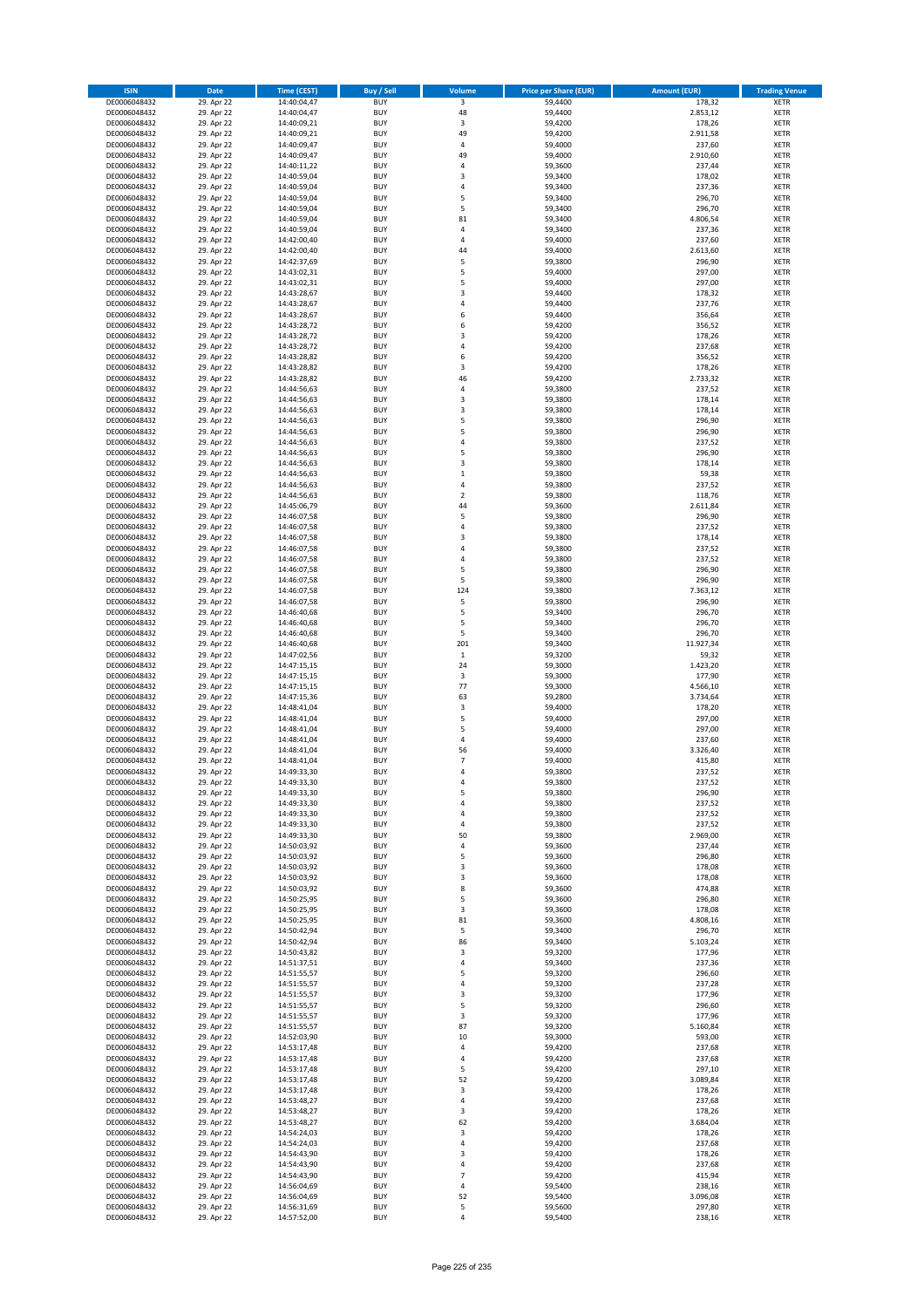| ISIN | Date | Time (CEST) | Buy / Sell | Volume | Price per Share (EUR) | Amount (EUR) | Trading Venue |
|---|---|---|---|---|---|---|---|
| DE0006048432 | 29. Apr 22 | 14:40:04,47 | BUY | 3 | 59,4400 | 178,32 | XETR |
| DE0006048432 | 29. Apr 22 | 14:40:04,47 | BUY | 48 | 59,4400 | 2.853,12 | XETR |
| DE0006048432 | 29. Apr 22 | 14:40:09,21 | BUY | 3 | 59,4200 | 178,26 | XETR |
| DE0006048432 | 29. Apr 22 | 14:40:09,21 | BUY | 49 | 59,4200 | 2.911,58 | XETR |
| DE0006048432 | 29. Apr 22 | 14:40:09,47 | BUY | 4 | 59,4000 | 237,60 | XETR |
| DE0006048432 | 29. Apr 22 | 14:40:09,47 | BUY | 49 | 59,4000 | 2.910,60 | XETR |
| DE0006048432 | 29. Apr 22 | 14:40:11,22 | BUY | 4 | 59,3600 | 237,44 | XETR |
| DE0006048432 | 29. Apr 22 | 14:40:59,04 | BUY | 3 | 59,3400 | 178,02 | XETR |
| DE0006048432 | 29. Apr 22 | 14:40:59,04 | BUY | 4 | 59,3400 | 237,36 | XETR |
| DE0006048432 | 29. Apr 22 | 14:40:59,04 | BUY | 5 | 59,3400 | 296,70 | XETR |
| DE0006048432 | 29. Apr 22 | 14:40:59,04 | BUY | 5 | 59,3400 | 296,70 | XETR |
| DE0006048432 | 29. Apr 22 | 14:40:59,04 | BUY | 81 | 59,3400 | 4.806,54 | XETR |
| DE0006048432 | 29. Apr 22 | 14:40:59,04 | BUY | 4 | 59,3400 | 237,36 | XETR |
| DE0006048432 | 29. Apr 22 | 14:42:00,40 | BUY | 4 | 59,4000 | 237,60 | XETR |
| DE0006048432 | 29. Apr 22 | 14:42:00,40 | BUY | 44 | 59,4000 | 2.613,60 | XETR |
| DE0006048432 | 29. Apr 22 | 14:42:37,69 | BUY | 5 | 59,3800 | 296,90 | XETR |
| DE0006048432 | 29. Apr 22 | 14:43:02,31 | BUY | 5 | 59,4000 | 297,00 | XETR |
| DE0006048432 | 29. Apr 22 | 14:43:02,31 | BUY | 5 | 59,4000 | 297,00 | XETR |
| DE0006048432 | 29. Apr 22 | 14:43:28,67 | BUY | 3 | 59,4400 | 178,32 | XETR |
| DE0006048432 | 29. Apr 22 | 14:43:28,67 | BUY | 4 | 59,4400 | 237,76 | XETR |
| DE0006048432 | 29. Apr 22 | 14:43:28,67 | BUY | 6 | 59,4400 | 356,64 | XETR |
| DE0006048432 | 29. Apr 22 | 14:43:28,72 | BUY | 6 | 59,4200 | 356,52 | XETR |
| DE0006048432 | 29. Apr 22 | 14:43:28,72 | BUY | 3 | 59,4200 | 178,26 | XETR |
| DE0006048432 | 29. Apr 22 | 14:43:28,72 | BUY | 4 | 59,4200 | 237,68 | XETR |
| DE0006048432 | 29. Apr 22 | 14:43:28,82 | BUY | 6 | 59,4200 | 356,52 | XETR |
| DE0006048432 | 29. Apr 22 | 14:43:28,82 | BUY | 3 | 59,4200 | 178,26 | XETR |
| DE0006048432 | 29. Apr 22 | 14:43:28,82 | BUY | 46 | 59,4200 | 2.733,32 | XETR |
| DE0006048432 | 29. Apr 22 | 14:44:56,63 | BUY | 4 | 59,3800 | 237,52 | XETR |
| DE0006048432 | 29. Apr 22 | 14:44:56,63 | BUY | 3 | 59,3800 | 178,14 | XETR |
| DE0006048432 | 29. Apr 22 | 14:44:56,63 | BUY | 3 | 59,3800 | 178,14 | XETR |
| DE0006048432 | 29. Apr 22 | 14:44:56,63 | BUY | 5 | 59,3800 | 296,90 | XETR |
| DE0006048432 | 29. Apr 22 | 14:44:56,63 | BUY | 5 | 59,3800 | 296,90 | XETR |
| DE0006048432 | 29. Apr 22 | 14:44:56,63 | BUY | 4 | 59,3800 | 237,52 | XETR |
| DE0006048432 | 29. Apr 22 | 14:44:56,63 | BUY | 5 | 59,3800 | 296,90 | XETR |
| DE0006048432 | 29. Apr 22 | 14:44:56,63 | BUY | 3 | 59,3800 | 178,14 | XETR |
| DE0006048432 | 29. Apr 22 | 14:44:56,63 | BUY | 1 | 59,3800 | 59,38 | XETR |
| DE0006048432 | 29. Apr 22 | 14:44:56,63 | BUY | 4 | 59,3800 | 237,52 | XETR |
| DE0006048432 | 29. Apr 22 | 14:44:56,63 | BUY | 2 | 59,3800 | 118,76 | XETR |
| DE0006048432 | 29. Apr 22 | 14:45:06,79 | BUY | 44 | 59,3600 | 2.611,84 | XETR |
| DE0006048432 | 29. Apr 22 | 14:46:07,58 | BUY | 5 | 59,3800 | 296,90 | XETR |
| DE0006048432 | 29. Apr 22 | 14:46:07,58 | BUY | 4 | 59,3800 | 237,52 | XETR |
| DE0006048432 | 29. Apr 22 | 14:46:07,58 | BUY | 3 | 59,3800 | 178,14 | XETR |
| DE0006048432 | 29. Apr 22 | 14:46:07,58 | BUY | 4 | 59,3800 | 237,52 | XETR |
| DE0006048432 | 29. Apr 22 | 14:46:07,58 | BUY | 4 | 59,3800 | 237,52 | XETR |
| DE0006048432 | 29. Apr 22 | 14:46:07,58 | BUY | 5 | 59,3800 | 296,90 | XETR |
| DE0006048432 | 29. Apr 22 | 14:46:07,58 | BUY | 5 | 59,3800 | 296,90 | XETR |
| DE0006048432 | 29. Apr 22 | 14:46:07,58 | BUY | 124 | 59,3800 | 7.363,12 | XETR |
| DE0006048432 | 29. Apr 22 | 14:46:07,58 | BUY | 5 | 59,3800 | 296,90 | XETR |
| DE0006048432 | 29. Apr 22 | 14:46:40,68 | BUY | 5 | 59,3400 | 296,70 | XETR |
| DE0006048432 | 29. Apr 22 | 14:46:40,68 | BUY | 5 | 59,3400 | 296,70 | XETR |
| DE0006048432 | 29. Apr 22 | 14:46:40,68 | BUY | 5 | 59,3400 | 296,70 | XETR |
| DE0006048432 | 29. Apr 22 | 14:46:40,68 | BUY | 201 | 59,3400 | 11.927,34 | XETR |
| DE0006048432 | 29. Apr 22 | 14:47:02,56 | BUY | 1 | 59,3200 | 59,32 | XETR |
| DE0006048432 | 29. Apr 22 | 14:47:15,15 | BUY | 24 | 59,3000 | 1.423,20 | XETR |
| DE0006048432 | 29. Apr 22 | 14:47:15,15 | BUY | 3 | 59,3000 | 177,90 | XETR |
| DE0006048432 | 29. Apr 22 | 14:47:15,15 | BUY | 77 | 59,3000 | 4.566,10 | XETR |
| DE0006048432 | 29. Apr 22 | 14:47:15,36 | BUY | 63 | 59,2800 | 3.734,64 | XETR |
| DE0006048432 | 29. Apr 22 | 14:48:41,04 | BUY | 3 | 59,4000 | 178,20 | XETR |
| DE0006048432 | 29. Apr 22 | 14:48:41,04 | BUY | 5 | 59,4000 | 297,00 | XETR |
| DE0006048432 | 29. Apr 22 | 14:48:41,04 | BUY | 5 | 59,4000 | 297,00 | XETR |
| DE0006048432 | 29. Apr 22 | 14:48:41,04 | BUY | 4 | 59,4000 | 237,60 | XETR |
| DE0006048432 | 29. Apr 22 | 14:48:41,04 | BUY | 56 | 59,4000 | 3.326,40 | XETR |
| DE0006048432 | 29. Apr 22 | 14:48:41,04 | BUY | 7 | 59,4000 | 415,80 | XETR |
| DE0006048432 | 29. Apr 22 | 14:49:33,30 | BUY | 4 | 59,3800 | 237,52 | XETR |
| DE0006048432 | 29. Apr 22 | 14:49:33,30 | BUY | 4 | 59,3800 | 237,52 | XETR |
| DE0006048432 | 29. Apr 22 | 14:49:33,30 | BUY | 5 | 59,3800 | 296,90 | XETR |
| DE0006048432 | 29. Apr 22 | 14:49:33,30 | BUY | 4 | 59,3800 | 237,52 | XETR |
| DE0006048432 | 29. Apr 22 | 14:49:33,30 | BUY | 4 | 59,3800 | 237,52 | XETR |
| DE0006048432 | 29. Apr 22 | 14:49:33,30 | BUY | 4 | 59,3800 | 237,52 | XETR |
| DE0006048432 | 29. Apr 22 | 14:49:33,30 | BUY | 50 | 59,3800 | 2.969,00 | XETR |
| DE0006048432 | 29. Apr 22 | 14:50:03,92 | BUY | 4 | 59,3600 | 237,44 | XETR |
| DE0006048432 | 29. Apr 22 | 14:50:03,92 | BUY | 5 | 59,3600 | 296,80 | XETR |
| DE0006048432 | 29. Apr 22 | 14:50:03,92 | BUY | 3 | 59,3600 | 178,08 | XETR |
| DE0006048432 | 29. Apr 22 | 14:50:03,92 | BUY | 3 | 59,3600 | 178,08 | XETR |
| DE0006048432 | 29. Apr 22 | 14:50:03,92 | BUY | 8 | 59,3600 | 474,88 | XETR |
| DE0006048432 | 29. Apr 22 | 14:50:25,95 | BUY | 5 | 59,3600 | 296,80 | XETR |
| DE0006048432 | 29. Apr 22 | 14:50:25,95 | BUY | 3 | 59,3600 | 178,08 | XETR |
| DE0006048432 | 29. Apr 22 | 14:50:25,95 | BUY | 81 | 59,3600 | 4.808,16 | XETR |
| DE0006048432 | 29. Apr 22 | 14:50:42,94 | BUY | 5 | 59,3400 | 296,70 | XETR |
| DE0006048432 | 29. Apr 22 | 14:50:42,94 | BUY | 86 | 59,3400 | 5.103,24 | XETR |
| DE0006048432 | 29. Apr 22 | 14:50:43,82 | BUY | 3 | 59,3200 | 177,96 | XETR |
| DE0006048432 | 29. Apr 22 | 14:51:37,51 | BUY | 4 | 59,3400 | 237,36 | XETR |
| DE0006048432 | 29. Apr 22 | 14:51:55,57 | BUY | 5 | 59,3200 | 296,60 | XETR |
| DE0006048432 | 29. Apr 22 | 14:51:55,57 | BUY | 4 | 59,3200 | 237,28 | XETR |
| DE0006048432 | 29. Apr 22 | 14:51:55,57 | BUY | 3 | 59,3200 | 177,96 | XETR |
| DE0006048432 | 29. Apr 22 | 14:51:55,57 | BUY | 5 | 59,3200 | 296,60 | XETR |
| DE0006048432 | 29. Apr 22 | 14:51:55,57 | BUY | 3 | 59,3200 | 177,96 | XETR |
| DE0006048432 | 29. Apr 22 | 14:51:55,57 | BUY | 87 | 59,3200 | 5.160,84 | XETR |
| DE0006048432 | 29. Apr 22 | 14:52:03,90 | BUY | 10 | 59,3000 | 593,00 | XETR |
| DE0006048432 | 29. Apr 22 | 14:53:17,48 | BUY | 4 | 59,4200 | 237,68 | XETR |
| DE0006048432 | 29. Apr 22 | 14:53:17,48 | BUY | 4 | 59,4200 | 237,68 | XETR |
| DE0006048432 | 29. Apr 22 | 14:53:17,48 | BUY | 5 | 59,4200 | 297,10 | XETR |
| DE0006048432 | 29. Apr 22 | 14:53:17,48 | BUY | 52 | 59,4200 | 3.089,84 | XETR |
| DE0006048432 | 29. Apr 22 | 14:53:17,48 | BUY | 3 | 59,4200 | 178,26 | XETR |
| DE0006048432 | 29. Apr 22 | 14:53:48,27 | BUY | 4 | 59,4200 | 237,68 | XETR |
| DE0006048432 | 29. Apr 22 | 14:53:48,27 | BUY | 3 | 59,4200 | 178,26 | XETR |
| DE0006048432 | 29. Apr 22 | 14:53:48,27 | BUY | 62 | 59,4200 | 3.684,04 | XETR |
| DE0006048432 | 29. Apr 22 | 14:54:24,03 | BUY | 3 | 59,4200 | 178,26 | XETR |
| DE0006048432 | 29. Apr 22 | 14:54:24,03 | BUY | 4 | 59,4200 | 237,68 | XETR |
| DE0006048432 | 29. Apr 22 | 14:54:43,90 | BUY | 3 | 59,4200 | 178,26 | XETR |
| DE0006048432 | 29. Apr 22 | 14:54:43,90 | BUY | 4 | 59,4200 | 237,68 | XETR |
| DE0006048432 | 29. Apr 22 | 14:54:43,90 | BUY | 7 | 59,4200 | 415,94 | XETR |
| DE0006048432 | 29. Apr 22 | 14:56:04,69 | BUY | 4 | 59,5400 | 238,16 | XETR |
| DE0006048432 | 29. Apr 22 | 14:56:04,69 | BUY | 52 | 59,5400 | 3.096,08 | XETR |
| DE0006048432 | 29. Apr 22 | 14:56:31,69 | BUY | 5 | 59,5600 | 297,80 | XETR |
| DE0006048432 | 29. Apr 22 | 14:57:52,00 | BUY | 4 | 59,5400 | 238,16 | XETR |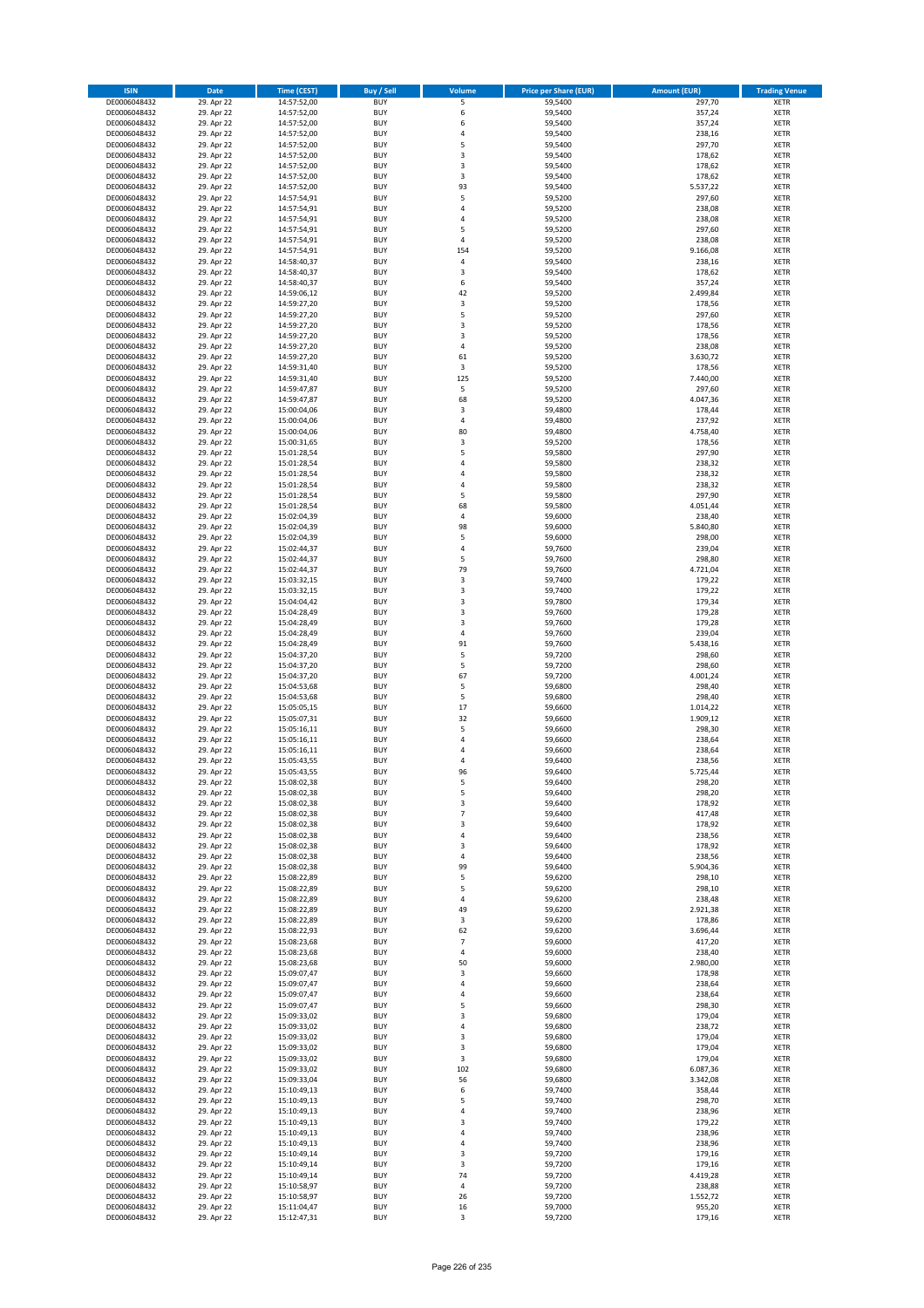| ISIN | Date | Time (CEST) | Buy / Sell | Volume | Price per Share (EUR) | Amount (EUR) | Trading Venue |
|---|---|---|---|---|---|---|---|
| DE0006048432 | 29. Apr 22 | 14:57:52,00 | BUY | 5 | 59,5400 | 297,70 | XETR |
| DE0006048432 | 29. Apr 22 | 14:57:52,00 | BUY | 6 | 59,5400 | 357,24 | XETR |
| DE0006048432 | 29. Apr 22 | 14:57:52,00 | BUY | 6 | 59,5400 | 357,24 | XETR |
| DE0006048432 | 29. Apr 22 | 14:57:52,00 | BUY | 4 | 59,5400 | 238,16 | XETR |
| DE0006048432 | 29. Apr 22 | 14:57:52,00 | BUY | 5 | 59,5400 | 297,70 | XETR |
| DE0006048432 | 29. Apr 22 | 14:57:52,00 | BUY | 3 | 59,5400 | 178,62 | XETR |
| DE0006048432 | 29. Apr 22 | 14:57:52,00 | BUY | 3 | 59,5400 | 178,62 | XETR |
| DE0006048432 | 29. Apr 22 | 14:57:52,00 | BUY | 3 | 59,5400 | 178,62 | XETR |
| DE0006048432 | 29. Apr 22 | 14:57:52,00 | BUY | 93 | 59,5400 | 5.537,22 | XETR |
| DE0006048432 | 29. Apr 22 | 14:57:54,91 | BUY | 5 | 59,5200 | 297,60 | XETR |
| DE0006048432 | 29. Apr 22 | 14:57:54,91 | BUY | 4 | 59,5200 | 238,08 | XETR |
| DE0006048432 | 29. Apr 22 | 14:57:54,91 | BUY | 4 | 59,5200 | 238,08 | XETR |
| DE0006048432 | 29. Apr 22 | 14:57:54,91 | BUY | 5 | 59,5200 | 297,60 | XETR |
| DE0006048432 | 29. Apr 22 | 14:57:54,91 | BUY | 4 | 59,5200 | 238,08 | XETR |
| DE0006048432 | 29. Apr 22 | 14:57:54,91 | BUY | 154 | 59,5200 | 9.166,08 | XETR |
| DE0006048432 | 29. Apr 22 | 14:58:40,37 | BUY | 4 | 59,5400 | 238,16 | XETR |
| DE0006048432 | 29. Apr 22 | 14:58:40,37 | BUY | 3 | 59,5400 | 178,62 | XETR |
| DE0006048432 | 29. Apr 22 | 14:58:40,37 | BUY | 6 | 59,5400 | 357,24 | XETR |
| DE0006048432 | 29. Apr 22 | 14:59:06,12 | BUY | 42 | 59,5200 | 2.499,84 | XETR |
| DE0006048432 | 29. Apr 22 | 14:59:27,20 | BUY | 3 | 59,5200 | 178,56 | XETR |
| DE0006048432 | 29. Apr 22 | 14:59:27,20 | BUY | 5 | 59,5200 | 297,60 | XETR |
| DE0006048432 | 29. Apr 22 | 14:59:27,20 | BUY | 3 | 59,5200 | 178,56 | XETR |
| DE0006048432 | 29. Apr 22 | 14:59:27,20 | BUY | 3 | 59,5200 | 178,56 | XETR |
| DE0006048432 | 29. Apr 22 | 14:59:27,20 | BUY | 4 | 59,5200 | 238,08 | XETR |
| DE0006048432 | 29. Apr 22 | 14:59:27,20 | BUY | 61 | 59,5200 | 3.630,72 | XETR |
| DE0006048432 | 29. Apr 22 | 14:59:31,40 | BUY | 3 | 59,5200 | 178,56 | XETR |
| DE0006048432 | 29. Apr 22 | 14:59:31,40 | BUY | 125 | 59,5200 | 7.440,00 | XETR |
| DE0006048432 | 29. Apr 22 | 14:59:47,87 | BUY | 5 | 59,5200 | 297,60 | XETR |
| DE0006048432 | 29. Apr 22 | 14:59:47,87 | BUY | 68 | 59,5200 | 4.047,36 | XETR |
| DE0006048432 | 29. Apr 22 | 15:00:04,06 | BUY | 3 | 59,4800 | 178,44 | XETR |
| DE0006048432 | 29. Apr 22 | 15:00:04,06 | BUY | 4 | 59,4800 | 237,92 | XETR |
| DE0006048432 | 29. Apr 22 | 15:00:04,06 | BUY | 80 | 59,4800 | 4.758,40 | XETR |
| DE0006048432 | 29. Apr 22 | 15:00:31,65 | BUY | 3 | 59,5200 | 178,56 | XETR |
| DE0006048432 | 29. Apr 22 | 15:01:28,54 | BUY | 5 | 59,5800 | 297,90 | XETR |
| DE0006048432 | 29. Apr 22 | 15:01:28,54 | BUY | 4 | 59,5800 | 238,32 | XETR |
| DE0006048432 | 29. Apr 22 | 15:01:28,54 | BUY | 4 | 59,5800 | 238,32 | XETR |
| DE0006048432 | 29. Apr 22 | 15:01:28,54 | BUY | 4 | 59,5800 | 238,32 | XETR |
| DE0006048432 | 29. Apr 22 | 15:01:28,54 | BUY | 5 | 59,5800 | 297,90 | XETR |
| DE0006048432 | 29. Apr 22 | 15:01:28,54 | BUY | 68 | 59,5800 | 4.051,44 | XETR |
| DE0006048432 | 29. Apr 22 | 15:02:04,39 | BUY | 4 | 59,6000 | 238,40 | XETR |
| DE0006048432 | 29. Apr 22 | 15:02:04,39 | BUY | 98 | 59,6000 | 5.840,80 | XETR |
| DE0006048432 | 29. Apr 22 | 15:02:04,39 | BUY | 5 | 59,6000 | 298,00 | XETR |
| DE0006048432 | 29. Apr 22 | 15:02:44,37 | BUY | 4 | 59,7600 | 239,04 | XETR |
| DE0006048432 | 29. Apr 22 | 15:02:44,37 | BUY | 5 | 59,7600 | 298,80 | XETR |
| DE0006048432 | 29. Apr 22 | 15:02:44,37 | BUY | 79 | 59,7600 | 4.721,04 | XETR |
| DE0006048432 | 29. Apr 22 | 15:03:32,15 | BUY | 3 | 59,7400 | 179,22 | XETR |
| DE0006048432 | 29. Apr 22 | 15:03:32,15 | BUY | 3 | 59,7400 | 179,22 | XETR |
| DE0006048432 | 29. Apr 22 | 15:04:04,42 | BUY | 3 | 59,7800 | 179,34 | XETR |
| DE0006048432 | 29. Apr 22 | 15:04:28,49 | BUY | 3 | 59,7600 | 179,28 | XETR |
| DE0006048432 | 29. Apr 22 | 15:04:28,49 | BUY | 3 | 59,7600 | 179,28 | XETR |
| DE0006048432 | 29. Apr 22 | 15:04:28,49 | BUY | 4 | 59,7600 | 239,04 | XETR |
| DE0006048432 | 29. Apr 22 | 15:04:28,49 | BUY | 91 | 59,7600 | 5.438,16 | XETR |
| DE0006048432 | 29. Apr 22 | 15:04:37,20 | BUY | 5 | 59,7200 | 298,60 | XETR |
| DE0006048432 | 29. Apr 22 | 15:04:37,20 | BUY | 5 | 59,7200 | 298,60 | XETR |
| DE0006048432 | 29. Apr 22 | 15:04:37,20 | BUY | 67 | 59,7200 | 4.001,24 | XETR |
| DE0006048432 | 29. Apr 22 | 15:04:53,68 | BUY | 5 | 59,6800 | 298,40 | XETR |
| DE0006048432 | 29. Apr 22 | 15:04:53,68 | BUY | 5 | 59,6800 | 298,40 | XETR |
| DE0006048432 | 29. Apr 22 | 15:05:05,15 | BUY | 17 | 59,6600 | 1.014,22 | XETR |
| DE0006048432 | 29. Apr 22 | 15:05:07,31 | BUY | 32 | 59,6600 | 1.909,12 | XETR |
| DE0006048432 | 29. Apr 22 | 15:05:16,11 | BUY | 5 | 59,6600 | 298,30 | XETR |
| DE0006048432 | 29. Apr 22 | 15:05:16,11 | BUY | 4 | 59,6600 | 238,64 | XETR |
| DE0006048432 | 29. Apr 22 | 15:05:16,11 | BUY | 4 | 59,6600 | 238,64 | XETR |
| DE0006048432 | 29. Apr 22 | 15:05:43,55 | BUY | 4 | 59,6400 | 238,56 | XETR |
| DE0006048432 | 29. Apr 22 | 15:05:43,55 | BUY | 96 | 59,6400 | 5.725,44 | XETR |
| DE0006048432 | 29. Apr 22 | 15:08:02,38 | BUY | 5 | 59,6400 | 298,20 | XETR |
| DE0006048432 | 29. Apr 22 | 15:08:02,38 | BUY | 5 | 59,6400 | 298,20 | XETR |
| DE0006048432 | 29. Apr 22 | 15:08:02,38 | BUY | 3 | 59,6400 | 178,92 | XETR |
| DE0006048432 | 29. Apr 22 | 15:08:02,38 | BUY | 7 | 59,6400 | 417,48 | XETR |
| DE0006048432 | 29. Apr 22 | 15:08:02,38 | BUY | 3 | 59,6400 | 178,92 | XETR |
| DE0006048432 | 29. Apr 22 | 15:08:02,38 | BUY | 4 | 59,6400 | 238,56 | XETR |
| DE0006048432 | 29. Apr 22 | 15:08:02,38 | BUY | 3 | 59,6400 | 178,92 | XETR |
| DE0006048432 | 29. Apr 22 | 15:08:02,38 | BUY | 4 | 59,6400 | 238,56 | XETR |
| DE0006048432 | 29. Apr 22 | 15:08:02,38 | BUY | 99 | 59,6400 | 5.904,36 | XETR |
| DE0006048432 | 29. Apr 22 | 15:08:22,89 | BUY | 5 | 59,6200 | 298,10 | XETR |
| DE0006048432 | 29. Apr 22 | 15:08:22,89 | BUY | 5 | 59,6200 | 298,10 | XETR |
| DE0006048432 | 29. Apr 22 | 15:08:22,89 | BUY | 4 | 59,6200 | 238,48 | XETR |
| DE0006048432 | 29. Apr 22 | 15:08:22,89 | BUY | 49 | 59,6200 | 2.921,38 | XETR |
| DE0006048432 | 29. Apr 22 | 15:08:22,89 | BUY | 3 | 59,6200 | 178,86 | XETR |
| DE0006048432 | 29. Apr 22 | 15:08:22,93 | BUY | 62 | 59,6200 | 3.696,44 | XETR |
| DE0006048432 | 29. Apr 22 | 15:08:23,68 | BUY | 7 | 59,6000 | 417,20 | XETR |
| DE0006048432 | 29. Apr 22 | 15:08:23,68 | BUY | 4 | 59,6000 | 238,40 | XETR |
| DE0006048432 | 29. Apr 22 | 15:08:23,68 | BUY | 50 | 59,6000 | 2.980,00 | XETR |
| DE0006048432 | 29. Apr 22 | 15:09:07,47 | BUY | 3 | 59,6600 | 178,98 | XETR |
| DE0006048432 | 29. Apr 22 | 15:09:07,47 | BUY | 4 | 59,6600 | 238,64 | XETR |
| DE0006048432 | 29. Apr 22 | 15:09:07,47 | BUY | 4 | 59,6600 | 238,64 | XETR |
| DE0006048432 | 29. Apr 22 | 15:09:07,47 | BUY | 5 | 59,6600 | 298,30 | XETR |
| DE0006048432 | 29. Apr 22 | 15:09:33,02 | BUY | 3 | 59,6800 | 179,04 | XETR |
| DE0006048432 | 29. Apr 22 | 15:09:33,02 | BUY | 4 | 59,6800 | 238,72 | XETR |
| DE0006048432 | 29. Apr 22 | 15:09:33,02 | BUY | 3 | 59,6800 | 179,04 | XETR |
| DE0006048432 | 29. Apr 22 | 15:09:33,02 | BUY | 3 | 59,6800 | 179,04 | XETR |
| DE0006048432 | 29. Apr 22 | 15:09:33,02 | BUY | 3 | 59,6800 | 179,04 | XETR |
| DE0006048432 | 29. Apr 22 | 15:09:33,02 | BUY | 102 | 59,6800 | 6.087,36 | XETR |
| DE0006048432 | 29. Apr 22 | 15:09:33,04 | BUY | 56 | 59,6800 | 3.342,08 | XETR |
| DE0006048432 | 29. Apr 22 | 15:10:49,13 | BUY | 6 | 59,7400 | 358,44 | XETR |
| DE0006048432 | 29. Apr 22 | 15:10:49,13 | BUY | 5 | 59,7400 | 298,70 | XETR |
| DE0006048432 | 29. Apr 22 | 15:10:49,13 | BUY | 4 | 59,7400 | 238,96 | XETR |
| DE0006048432 | 29. Apr 22 | 15:10:49,13 | BUY | 3 | 59,7400 | 179,22 | XETR |
| DE0006048432 | 29. Apr 22 | 15:10:49,13 | BUY | 4 | 59,7400 | 238,96 | XETR |
| DE0006048432 | 29. Apr 22 | 15:10:49,13 | BUY | 4 | 59,7400 | 238,96 | XETR |
| DE0006048432 | 29. Apr 22 | 15:10:49,14 | BUY | 3 | 59,7200 | 179,16 | XETR |
| DE0006048432 | 29. Apr 22 | 15:10:49,14 | BUY | 3 | 59,7200 | 179,16 | XETR |
| DE0006048432 | 29. Apr 22 | 15:10:49,14 | BUY | 74 | 59,7200 | 4.419,28 | XETR |
| DE0006048432 | 29. Apr 22 | 15:10:58,97 | BUY | 4 | 59,7200 | 238,88 | XETR |
| DE0006048432 | 29. Apr 22 | 15:10:58,97 | BUY | 26 | 59,7200 | 1.552,72 | XETR |
| DE0006048432 | 29. Apr 22 | 15:11:04,47 | BUY | 16 | 59,7000 | 955,20 | XETR |
| DE0006048432 | 29. Apr 22 | 15:12:47,31 | BUY | 3 | 59,7200 | 179,16 | XETR |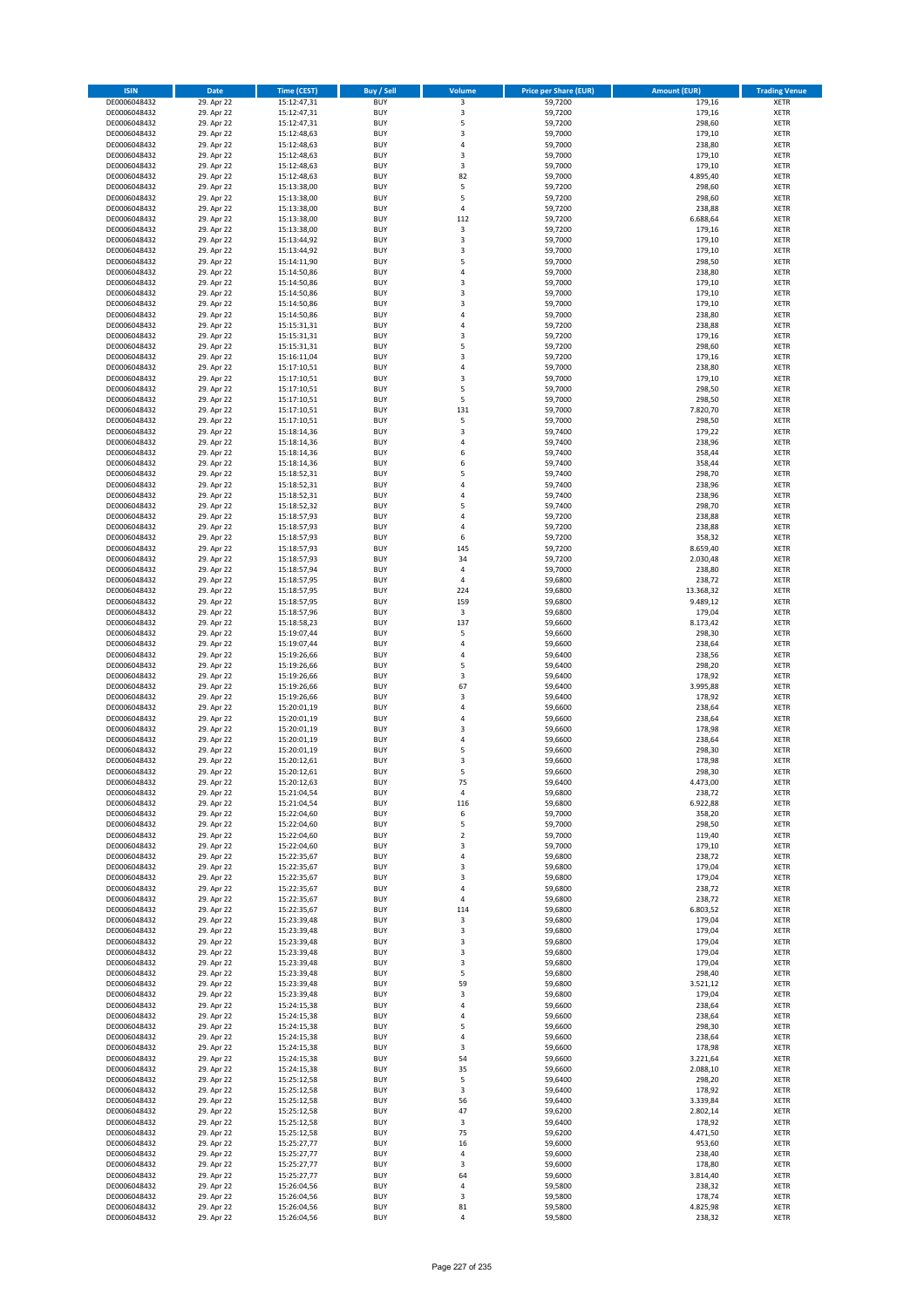| ISIN | Date | Time (CEST) | Buy / Sell | Volume | Price per Share (EUR) | Amount (EUR) | Trading Venue |
|---|---|---|---|---|---|---|---|
| DE0006048432 | 29. Apr 22 | 15:12:47,31 | BUY | 3 | 59,7200 | 179,16 | XETR |
| DE0006048432 | 29. Apr 22 | 15:12:47,31 | BUY | 3 | 59,7200 | 179,16 | XETR |
| DE0006048432 | 29. Apr 22 | 15:12:47,31 | BUY | 5 | 59,7200 | 298,60 | XETR |
| DE0006048432 | 29. Apr 22 | 15:12:48,63 | BUY | 3 | 59,7000 | 179,10 | XETR |
| DE0006048432 | 29. Apr 22 | 15:12:48,63 | BUY | 4 | 59,7000 | 238,80 | XETR |
| DE0006048432 | 29. Apr 22 | 15:12:48,63 | BUY | 3 | 59,7000 | 179,10 | XETR |
| DE0006048432 | 29. Apr 22 | 15:12:48,63 | BUY | 3 | 59,7000 | 179,10 | XETR |
| DE0006048432 | 29. Apr 22 | 15:12:48,63 | BUY | 82 | 59,7000 | 4.895,40 | XETR |
| DE0006048432 | 29. Apr 22 | 15:13:38,00 | BUY | 5 | 59,7200 | 298,60 | XETR |
| DE0006048432 | 29. Apr 22 | 15:13:38,00 | BUY | 5 | 59,7200 | 298,60 | XETR |
| DE0006048432 | 29. Apr 22 | 15:13:38,00 | BUY | 4 | 59,7200 | 238,88 | XETR |
| DE0006048432 | 29. Apr 22 | 15:13:38,00 | BUY | 112 | 59,7200 | 6.688,64 | XETR |
| DE0006048432 | 29. Apr 22 | 15:13:38,00 | BUY | 3 | 59,7200 | 179,16 | XETR |
| DE0006048432 | 29. Apr 22 | 15:13:44,92 | BUY | 3 | 59,7000 | 179,10 | XETR |
| DE0006048432 | 29. Apr 22 | 15:13:44,92 | BUY | 3 | 59,7000 | 179,10 | XETR |
| DE0006048432 | 29. Apr 22 | 15:14:11,90 | BUY | 5 | 59,7000 | 298,50 | XETR |
| DE0006048432 | 29. Apr 22 | 15:14:50,86 | BUY | 4 | 59,7000 | 238,80 | XETR |
| DE0006048432 | 29. Apr 22 | 15:14:50,86 | BUY | 3 | 59,7000 | 179,10 | XETR |
| DE0006048432 | 29. Apr 22 | 15:14:50,86 | BUY | 3 | 59,7000 | 179,10 | XETR |
| DE0006048432 | 29. Apr 22 | 15:14:50,86 | BUY | 3 | 59,7000 | 179,10 | XETR |
| DE0006048432 | 29. Apr 22 | 15:14:50,86 | BUY | 4 | 59,7000 | 238,80 | XETR |
| DE0006048432 | 29. Apr 22 | 15:15:31,31 | BUY | 4 | 59,7200 | 238,88 | XETR |
| DE0006048432 | 29. Apr 22 | 15:15:31,31 | BUY | 3 | 59,7200 | 179,16 | XETR |
| DE0006048432 | 29. Apr 22 | 15:15:31,31 | BUY | 5 | 59,7200 | 298,60 | XETR |
| DE0006048432 | 29. Apr 22 | 15:16:11,04 | BUY | 3 | 59,7200 | 179,16 | XETR |
| DE0006048432 | 29. Apr 22 | 15:17:10,51 | BUY | 4 | 59,7000 | 238,80 | XETR |
| DE0006048432 | 29. Apr 22 | 15:17:10,51 | BUY | 3 | 59,7000 | 179,10 | XETR |
| DE0006048432 | 29. Apr 22 | 15:17:10,51 | BUY | 5 | 59,7000 | 298,50 | XETR |
| DE0006048432 | 29. Apr 22 | 15:17:10,51 | BUY | 5 | 59,7000 | 298,50 | XETR |
| DE0006048432 | 29. Apr 22 | 15:17:10,51 | BUY | 131 | 59,7000 | 7.820,70 | XETR |
| DE0006048432 | 29. Apr 22 | 15:17:10,51 | BUY | 5 | 59,7000 | 298,50 | XETR |
| DE0006048432 | 29. Apr 22 | 15:18:14,36 | BUY | 3 | 59,7400 | 179,22 | XETR |
| DE0006048432 | 29. Apr 22 | 15:18:14,36 | BUY | 4 | 59,7400 | 238,96 | XETR |
| DE0006048432 | 29. Apr 22 | 15:18:14,36 | BUY | 6 | 59,7400 | 358,44 | XETR |
| DE0006048432 | 29. Apr 22 | 15:18:14,36 | BUY | 6 | 59,7400 | 358,44 | XETR |
| DE0006048432 | 29. Apr 22 | 15:18:52,31 | BUY | 5 | 59,7400 | 298,70 | XETR |
| DE0006048432 | 29. Apr 22 | 15:18:52,31 | BUY | 4 | 59,7400 | 238,96 | XETR |
| DE0006048432 | 29. Apr 22 | 15:18:52,31 | BUY | 4 | 59,7400 | 238,96 | XETR |
| DE0006048432 | 29. Apr 22 | 15:18:52,32 | BUY | 5 | 59,7400 | 298,70 | XETR |
| DE0006048432 | 29. Apr 22 | 15:18:57,93 | BUY | 4 | 59,7200 | 238,88 | XETR |
| DE0006048432 | 29. Apr 22 | 15:18:57,93 | BUY | 4 | 59,7200 | 238,88 | XETR |
| DE0006048432 | 29. Apr 22 | 15:18:57,93 | BUY | 6 | 59,7200 | 358,32 | XETR |
| DE0006048432 | 29. Apr 22 | 15:18:57,93 | BUY | 145 | 59,7200 | 8.659,40 | XETR |
| DE0006048432 | 29. Apr 22 | 15:18:57,93 | BUY | 34 | 59,7200 | 2.030,48 | XETR |
| DE0006048432 | 29. Apr 22 | 15:18:57,94 | BUY | 4 | 59,7000 | 238,80 | XETR |
| DE0006048432 | 29. Apr 22 | 15:18:57,95 | BUY | 4 | 59,6800 | 238,72 | XETR |
| DE0006048432 | 29. Apr 22 | 15:18:57,95 | BUY | 224 | 59,6800 | 13.368,32 | XETR |
| DE0006048432 | 29. Apr 22 | 15:18:57,95 | BUY | 159 | 59,6800 | 9.489,12 | XETR |
| DE0006048432 | 29. Apr 22 | 15:18:57,96 | BUY | 3 | 59,6800 | 179,04 | XETR |
| DE0006048432 | 29. Apr 22 | 15:18:58,23 | BUY | 137 | 59,6600 | 8.173,42 | XETR |
| DE0006048432 | 29. Apr 22 | 15:19:07,44 | BUY | 5 | 59,6600 | 298,30 | XETR |
| DE0006048432 | 29. Apr 22 | 15:19:07,44 | BUY | 4 | 59,6600 | 238,64 | XETR |
| DE0006048432 | 29. Apr 22 | 15:19:26,66 | BUY | 4 | 59,6400 | 238,56 | XETR |
| DE0006048432 | 29. Apr 22 | 15:19:26,66 | BUY | 5 | 59,6400 | 298,20 | XETR |
| DE0006048432 | 29. Apr 22 | 15:19:26,66 | BUY | 3 | 59,6400 | 178,92 | XETR |
| DE0006048432 | 29. Apr 22 | 15:19:26,66 | BUY | 67 | 59,6400 | 3.995,88 | XETR |
| DE0006048432 | 29. Apr 22 | 15:19:26,66 | BUY | 3 | 59,6400 | 178,92 | XETR |
| DE0006048432 | 29. Apr 22 | 15:20:01,19 | BUY | 4 | 59,6600 | 238,64 | XETR |
| DE0006048432 | 29. Apr 22 | 15:20:01,19 | BUY | 4 | 59,6600 | 238,64 | XETR |
| DE0006048432 | 29. Apr 22 | 15:20:01,19 | BUY | 3 | 59,6600 | 178,98 | XETR |
| DE0006048432 | 29. Apr 22 | 15:20:01,19 | BUY | 4 | 59,6600 | 238,64 | XETR |
| DE0006048432 | 29. Apr 22 | 15:20:01,19 | BUY | 5 | 59,6600 | 298,30 | XETR |
| DE0006048432 | 29. Apr 22 | 15:20:12,61 | BUY | 3 | 59,6600 | 178,98 | XETR |
| DE0006048432 | 29. Apr 22 | 15:20:12,61 | BUY | 5 | 59,6600 | 298,30 | XETR |
| DE0006048432 | 29. Apr 22 | 15:20:12,63 | BUY | 75 | 59,6400 | 4.473,00 | XETR |
| DE0006048432 | 29. Apr 22 | 15:21:04,54 | BUY | 4 | 59,6800 | 238,72 | XETR |
| DE0006048432 | 29. Apr 22 | 15:21:04,54 | BUY | 116 | 59,6800 | 6.922,88 | XETR |
| DE0006048432 | 29. Apr 22 | 15:22:04,60 | BUY | 6 | 59,7000 | 358,20 | XETR |
| DE0006048432 | 29. Apr 22 | 15:22:04,60 | BUY | 5 | 59,7000 | 298,50 | XETR |
| DE0006048432 | 29. Apr 22 | 15:22:04,60 | BUY | 2 | 59,7000 | 119,40 | XETR |
| DE0006048432 | 29. Apr 22 | 15:22:04,60 | BUY | 3 | 59,7000 | 179,10 | XETR |
| DE0006048432 | 29. Apr 22 | 15:22:35,67 | BUY | 4 | 59,6800 | 238,72 | XETR |
| DE0006048432 | 29. Apr 22 | 15:22:35,67 | BUY | 3 | 59,6800 | 179,04 | XETR |
| DE0006048432 | 29. Apr 22 | 15:22:35,67 | BUY | 3 | 59,6800 | 179,04 | XETR |
| DE0006048432 | 29. Apr 22 | 15:22:35,67 | BUY | 4 | 59,6800 | 238,72 | XETR |
| DE0006048432 | 29. Apr 22 | 15:22:35,67 | BUY | 4 | 59,6800 | 238,72 | XETR |
| DE0006048432 | 29. Apr 22 | 15:22:35,67 | BUY | 114 | 59,6800 | 6.803,52 | XETR |
| DE0006048432 | 29. Apr 22 | 15:23:39,48 | BUY | 3 | 59,6800 | 179,04 | XETR |
| DE0006048432 | 29. Apr 22 | 15:23:39,48 | BUY | 3 | 59,6800 | 179,04 | XETR |
| DE0006048432 | 29. Apr 22 | 15:23:39,48 | BUY | 3 | 59,6800 | 179,04 | XETR |
| DE0006048432 | 29. Apr 22 | 15:23:39,48 | BUY | 3 | 59,6800 | 179,04 | XETR |
| DE0006048432 | 29. Apr 22 | 15:23:39,48 | BUY | 3 | 59,6800 | 179,04 | XETR |
| DE0006048432 | 29. Apr 22 | 15:23:39,48 | BUY | 5 | 59,6800 | 298,40 | XETR |
| DE0006048432 | 29. Apr 22 | 15:23:39,48 | BUY | 59 | 59,6800 | 3.521,12 | XETR |
| DE0006048432 | 29. Apr 22 | 15:23:39,48 | BUY | 3 | 59,6800 | 179,04 | XETR |
| DE0006048432 | 29. Apr 22 | 15:24:15,38 | BUY | 4 | 59,6600 | 238,64 | XETR |
| DE0006048432 | 29. Apr 22 | 15:24:15,38 | BUY | 4 | 59,6600 | 238,64 | XETR |
| DE0006048432 | 29. Apr 22 | 15:24:15,38 | BUY | 5 | 59,6600 | 298,30 | XETR |
| DE0006048432 | 29. Apr 22 | 15:24:15,38 | BUY | 4 | 59,6600 | 238,64 | XETR |
| DE0006048432 | 29. Apr 22 | 15:24:15,38 | BUY | 3 | 59,6600 | 178,98 | XETR |
| DE0006048432 | 29. Apr 22 | 15:24:15,38 | BUY | 54 | 59,6600 | 3.221,64 | XETR |
| DE0006048432 | 29. Apr 22 | 15:24:15,38 | BUY | 35 | 59,6600 | 2.088,10 | XETR |
| DE0006048432 | 29. Apr 22 | 15:25:12,58 | BUY | 5 | 59,6400 | 298,20 | XETR |
| DE0006048432 | 29. Apr 22 | 15:25:12,58 | BUY | 3 | 59,6400 | 178,92 | XETR |
| DE0006048432 | 29. Apr 22 | 15:25:12,58 | BUY | 56 | 59,6400 | 3.339,84 | XETR |
| DE0006048432 | 29. Apr 22 | 15:25:12,58 | BUY | 47 | 59,6200 | 2.802,14 | XETR |
| DE0006048432 | 29. Apr 22 | 15:25:12,58 | BUY | 3 | 59,6400 | 178,92 | XETR |
| DE0006048432 | 29. Apr 22 | 15:25:12,58 | BUY | 75 | 59,6200 | 4.471,50 | XETR |
| DE0006048432 | 29. Apr 22 | 15:25:27,77 | BUY | 16 | 59,6000 | 953,60 | XETR |
| DE0006048432 | 29. Apr 22 | 15:25:27,77 | BUY | 4 | 59,6000 | 238,40 | XETR |
| DE0006048432 | 29. Apr 22 | 15:25:27,77 | BUY | 3 | 59,6000 | 178,80 | XETR |
| DE0006048432 | 29. Apr 22 | 15:25:27,77 | BUY | 64 | 59,6000 | 3.814,40 | XETR |
| DE0006048432 | 29. Apr 22 | 15:26:04,56 | BUY | 4 | 59,5800 | 238,32 | XETR |
| DE0006048432 | 29. Apr 22 | 15:26:04,56 | BUY | 3 | 59,5800 | 178,74 | XETR |
| DE0006048432 | 29. Apr 22 | 15:26:04,56 | BUY | 81 | 59,5800 | 4.825,98 | XETR |
| DE0006048432 | 29. Apr 22 | 15:26:04,56 | BUY | 4 | 59,5800 | 238,32 | XETR |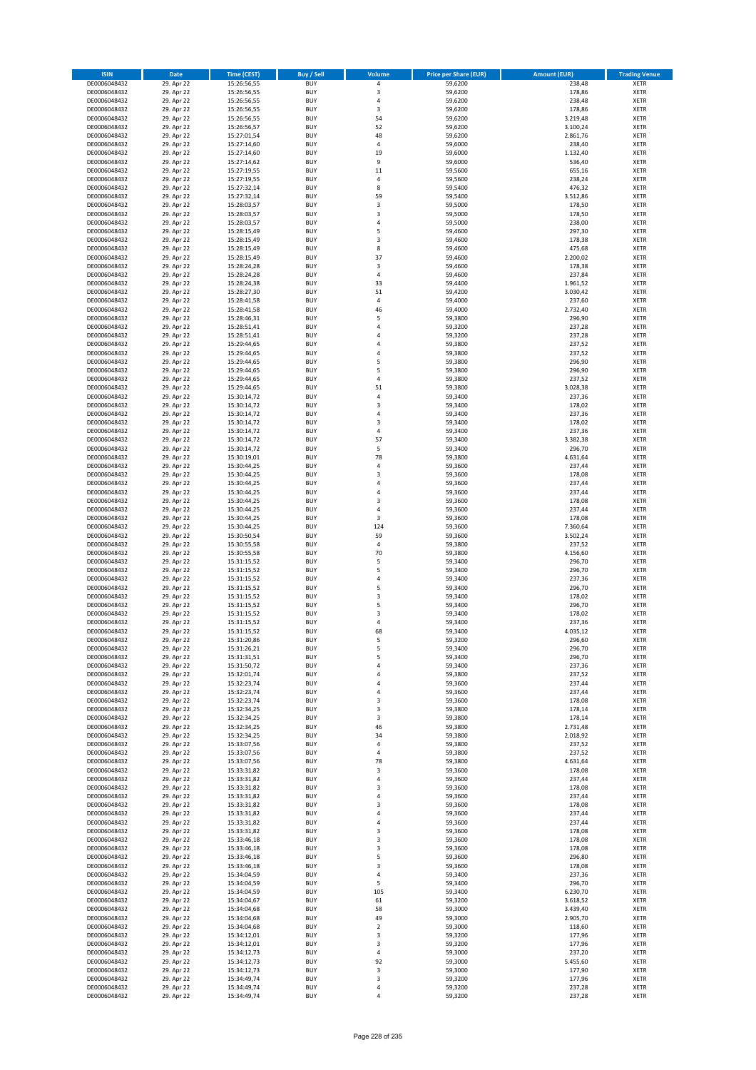| ISIN | Date | Time (CEST) | Buy / Sell | Volume | Price per Share (EUR) | Amount (EUR) | Trading Venue |
|---|---|---|---|---|---|---|---|
| DE0006048432 | 29. Apr 22 | 15:26:56,55 | BUY | 4 | 59,6200 | 238,48 | XETR |
| DE0006048432 | 29. Apr 22 | 15:26:56,55 | BUY | 3 | 59,6200 | 178,86 | XETR |
| DE0006048432 | 29. Apr 22 | 15:26:56,55 | BUY | 4 | 59,6200 | 238,48 | XETR |
| DE0006048432 | 29. Apr 22 | 15:26:56,55 | BUY | 3 | 59,6200 | 178,86 | XETR |
| DE0006048432 | 29. Apr 22 | 15:26:56,55 | BUY | 54 | 59,6200 | 3.219,48 | XETR |
| DE0006048432 | 29. Apr 22 | 15:26:56,57 | BUY | 52 | 59,6200 | 3.100,24 | XETR |
| DE0006048432 | 29. Apr 22 | 15:27:01,54 | BUY | 48 | 59,6200 | 2.861,76 | XETR |
| DE0006048432 | 29. Apr 22 | 15:27:14,60 | BUY | 4 | 59,6000 | 238,40 | XETR |
| DE0006048432 | 29. Apr 22 | 15:27:14,60 | BUY | 19 | 59,6000 | 1.132,40 | XETR |
| DE0006048432 | 29. Apr 22 | 15:27:14,62 | BUY | 9 | 59,6000 | 536,40 | XETR |
| DE0006048432 | 29. Apr 22 | 15:27:19,55 | BUY | 11 | 59,5600 | 655,16 | XETR |
| DE0006048432 | 29. Apr 22 | 15:27:19,55 | BUY | 4 | 59,5600 | 238,24 | XETR |
| DE0006048432 | 29. Apr 22 | 15:27:32,14 | BUY | 8 | 59,5400 | 476,32 | XETR |
| DE0006048432 | 29. Apr 22 | 15:27:32,14 | BUY | 59 | 59,5400 | 3.512,86 | XETR |
| DE0006048432 | 29. Apr 22 | 15:28:03,57 | BUY | 3 | 59,5000 | 178,50 | XETR |
| DE0006048432 | 29. Apr 22 | 15:28:03,57 | BUY | 3 | 59,5000 | 178,50 | XETR |
| DE0006048432 | 29. Apr 22 | 15:28:03,57 | BUY | 4 | 59,5000 | 238,00 | XETR |
| DE0006048432 | 29. Apr 22 | 15:28:15,49 | BUY | 5 | 59,4600 | 297,30 | XETR |
| DE0006048432 | 29. Apr 22 | 15:28:15,49 | BUY | 3 | 59,4600 | 178,38 | XETR |
| DE0006048432 | 29. Apr 22 | 15:28:15,49 | BUY | 8 | 59,4600 | 475,68 | XETR |
| DE0006048432 | 29. Apr 22 | 15:28:15,49 | BUY | 37 | 59,4600 | 2.200,02 | XETR |
| DE0006048432 | 29. Apr 22 | 15:28:24,28 | BUY | 3 | 59,4600 | 178,38 | XETR |
| DE0006048432 | 29. Apr 22 | 15:28:24,28 | BUY | 4 | 59,4600 | 237,84 | XETR |
| DE0006048432 | 29. Apr 22 | 15:28:24,38 | BUY | 33 | 59,4400 | 1.961,52 | XETR |
| DE0006048432 | 29. Apr 22 | 15:28:27,30 | BUY | 51 | 59,4200 | 3.030,42 | XETR |
| DE0006048432 | 29. Apr 22 | 15:28:41,58 | BUY | 4 | 59,4000 | 237,60 | XETR |
| DE0006048432 | 29. Apr 22 | 15:28:41,58 | BUY | 46 | 59,4000 | 2.732,40 | XETR |
| DE0006048432 | 29. Apr 22 | 15:28:46,31 | BUY | 5 | 59,3800 | 296,90 | XETR |
| DE0006048432 | 29. Apr 22 | 15:28:51,41 | BUY | 4 | 59,3200 | 237,28 | XETR |
| DE0006048432 | 29. Apr 22 | 15:28:51,41 | BUY | 4 | 59,3200 | 237,28 | XETR |
| DE0006048432 | 29. Apr 22 | 15:29:44,65 | BUY | 4 | 59,3800 | 237,52 | XETR |
| DE0006048432 | 29. Apr 22 | 15:29:44,65 | BUY | 4 | 59,3800 | 237,52 | XETR |
| DE0006048432 | 29. Apr 22 | 15:29:44,65 | BUY | 5 | 59,3800 | 296,90 | XETR |
| DE0006048432 | 29. Apr 22 | 15:29:44,65 | BUY | 5 | 59,3800 | 296,90 | XETR |
| DE0006048432 | 29. Apr 22 | 15:29:44,65 | BUY | 4 | 59,3800 | 237,52 | XETR |
| DE0006048432 | 29. Apr 22 | 15:29:44,65 | BUY | 51 | 59,3800 | 3.028,38 | XETR |
| DE0006048432 | 29. Apr 22 | 15:30:14,72 | BUY | 4 | 59,3400 | 237,36 | XETR |
| DE0006048432 | 29. Apr 22 | 15:30:14,72 | BUY | 3 | 59,3400 | 178,02 | XETR |
| DE0006048432 | 29. Apr 22 | 15:30:14,72 | BUY | 4 | 59,3400 | 237,36 | XETR |
| DE0006048432 | 29. Apr 22 | 15:30:14,72 | BUY | 3 | 59,3400 | 178,02 | XETR |
| DE0006048432 | 29. Apr 22 | 15:30:14,72 | BUY | 4 | 59,3400 | 237,36 | XETR |
| DE0006048432 | 29. Apr 22 | 15:30:14,72 | BUY | 57 | 59,3400 | 3.382,38 | XETR |
| DE0006048432 | 29. Apr 22 | 15:30:14,72 | BUY | 5 | 59,3400 | 296,70 | XETR |
| DE0006048432 | 29. Apr 22 | 15:30:19,01 | BUY | 78 | 59,3800 | 4.631,64 | XETR |
| DE0006048432 | 29. Apr 22 | 15:30:44,25 | BUY | 4 | 59,3600 | 237,44 | XETR |
| DE0006048432 | 29. Apr 22 | 15:30:44,25 | BUY | 3 | 59,3600 | 178,08 | XETR |
| DE0006048432 | 29. Apr 22 | 15:30:44,25 | BUY | 4 | 59,3600 | 237,44 | XETR |
| DE0006048432 | 29. Apr 22 | 15:30:44,25 | BUY | 4 | 59,3600 | 237,44 | XETR |
| DE0006048432 | 29. Apr 22 | 15:30:44,25 | BUY | 3 | 59,3600 | 178,08 | XETR |
| DE0006048432 | 29. Apr 22 | 15:30:44,25 | BUY | 4 | 59,3600 | 237,44 | XETR |
| DE0006048432 | 29. Apr 22 | 15:30:44,25 | BUY | 3 | 59,3600 | 178,08 | XETR |
| DE0006048432 | 29. Apr 22 | 15:30:44,25 | BUY | 124 | 59,3600 | 7.360,64 | XETR |
| DE0006048432 | 29. Apr 22 | 15:30:50,54 | BUY | 59 | 59,3600 | 3.502,24 | XETR |
| DE0006048432 | 29. Apr 22 | 15:30:55,58 | BUY | 4 | 59,3800 | 237,52 | XETR |
| DE0006048432 | 29. Apr 22 | 15:30:55,58 | BUY | 70 | 59,3800 | 4.156,60 | XETR |
| DE0006048432 | 29. Apr 22 | 15:31:15,52 | BUY | 5 | 59,3400 | 296,70 | XETR |
| DE0006048432 | 29. Apr 22 | 15:31:15,52 | BUY | 5 | 59,3400 | 296,70 | XETR |
| DE0006048432 | 29. Apr 22 | 15:31:15,52 | BUY | 4 | 59,3400 | 237,36 | XETR |
| DE0006048432 | 29. Apr 22 | 15:31:15,52 | BUY | 5 | 59,3400 | 296,70 | XETR |
| DE0006048432 | 29. Apr 22 | 15:31:15,52 | BUY | 3 | 59,3400 | 178,02 | XETR |
| DE0006048432 | 29. Apr 22 | 15:31:15,52 | BUY | 5 | 59,3400 | 296,70 | XETR |
| DE0006048432 | 29. Apr 22 | 15:31:15,52 | BUY | 3 | 59,3400 | 178,02 | XETR |
| DE0006048432 | 29. Apr 22 | 15:31:15,52 | BUY | 4 | 59,3400 | 237,36 | XETR |
| DE0006048432 | 29. Apr 22 | 15:31:15,52 | BUY | 68 | 59,3400 | 4.035,12 | XETR |
| DE0006048432 | 29. Apr 22 | 15:31:20,86 | BUY | 5 | 59,3200 | 296,60 | XETR |
| DE0006048432 | 29. Apr 22 | 15:31:26,21 | BUY | 5 | 59,3400 | 296,70 | XETR |
| DE0006048432 | 29. Apr 22 | 15:31:31,51 | BUY | 5 | 59,3400 | 296,70 | XETR |
| DE0006048432 | 29. Apr 22 | 15:31:50,72 | BUY | 4 | 59,3400 | 237,36 | XETR |
| DE0006048432 | 29. Apr 22 | 15:32:01,74 | BUY | 4 | 59,3800 | 237,52 | XETR |
| DE0006048432 | 29. Apr 22 | 15:32:23,74 | BUY | 4 | 59,3600 | 237,44 | XETR |
| DE0006048432 | 29. Apr 22 | 15:32:23,74 | BUY | 4 | 59,3600 | 237,44 | XETR |
| DE0006048432 | 29. Apr 22 | 15:32:23,74 | BUY | 3 | 59,3600 | 178,08 | XETR |
| DE0006048432 | 29. Apr 22 | 15:32:34,25 | BUY | 3 | 59,3800 | 178,14 | XETR |
| DE0006048432 | 29. Apr 22 | 15:32:34,25 | BUY | 3 | 59,3800 | 178,14 | XETR |
| DE0006048432 | 29. Apr 22 | 15:32:34,25 | BUY | 46 | 59,3800 | 2.731,48 | XETR |
| DE0006048432 | 29. Apr 22 | 15:32:34,25 | BUY | 34 | 59,3800 | 2.018,92 | XETR |
| DE0006048432 | 29. Apr 22 | 15:33:07,56 | BUY | 4 | 59,3800 | 237,52 | XETR |
| DE0006048432 | 29. Apr 22 | 15:33:07,56 | BUY | 4 | 59,3800 | 237,52 | XETR |
| DE0006048432 | 29. Apr 22 | 15:33:07,56 | BUY | 78 | 59,3800 | 4.631,64 | XETR |
| DE0006048432 | 29. Apr 22 | 15:33:31,82 | BUY | 3 | 59,3600 | 178,08 | XETR |
| DE0006048432 | 29. Apr 22 | 15:33:31,82 | BUY | 4 | 59,3600 | 237,44 | XETR |
| DE0006048432 | 29. Apr 22 | 15:33:31,82 | BUY | 3 | 59,3600 | 178,08 | XETR |
| DE0006048432 | 29. Apr 22 | 15:33:31,82 | BUY | 4 | 59,3600 | 237,44 | XETR |
| DE0006048432 | 29. Apr 22 | 15:33:31,82 | BUY | 3 | 59,3600 | 178,08 | XETR |
| DE0006048432 | 29. Apr 22 | 15:33:31,82 | BUY | 4 | 59,3600 | 237,44 | XETR |
| DE0006048432 | 29. Apr 22 | 15:33:31,82 | BUY | 4 | 59,3600 | 237,44 | XETR |
| DE0006048432 | 29. Apr 22 | 15:33:31,82 | BUY | 3 | 59,3600 | 178,08 | XETR |
| DE0006048432 | 29. Apr 22 | 15:33:46,18 | BUY | 3 | 59,3600 | 178,08 | XETR |
| DE0006048432 | 29. Apr 22 | 15:33:46,18 | BUY | 3 | 59,3600 | 178,08 | XETR |
| DE0006048432 | 29. Apr 22 | 15:33:46,18 | BUY | 5 | 59,3600 | 296,80 | XETR |
| DE0006048432 | 29. Apr 22 | 15:33:46,18 | BUY | 3 | 59,3600 | 178,08 | XETR |
| DE0006048432 | 29. Apr 22 | 15:34:04,59 | BUY | 4 | 59,3400 | 237,36 | XETR |
| DE0006048432 | 29. Apr 22 | 15:34:04,59 | BUY | 5 | 59,3400 | 296,70 | XETR |
| DE0006048432 | 29. Apr 22 | 15:34:04,59 | BUY | 105 | 59,3400 | 6.230,70 | XETR |
| DE0006048432 | 29. Apr 22 | 15:34:04,67 | BUY | 61 | 59,3200 | 3.618,52 | XETR |
| DE0006048432 | 29. Apr 22 | 15:34:04,68 | BUY | 58 | 59,3000 | 3.439,40 | XETR |
| DE0006048432 | 29. Apr 22 | 15:34:04,68 | BUY | 49 | 59,3000 | 2.905,70 | XETR |
| DE0006048432 | 29. Apr 22 | 15:34:04,68 | BUY | 2 | 59,3000 | 118,60 | XETR |
| DE0006048432 | 29. Apr 22 | 15:34:12,01 | BUY | 3 | 59,3200 | 177,96 | XETR |
| DE0006048432 | 29. Apr 22 | 15:34:12,01 | BUY | 3 | 59,3200 | 177,96 | XETR |
| DE0006048432 | 29. Apr 22 | 15:34:12,73 | BUY | 4 | 59,3000 | 237,20 | XETR |
| DE0006048432 | 29. Apr 22 | 15:34:12,73 | BUY | 92 | 59,3000 | 5.455,60 | XETR |
| DE0006048432 | 29. Apr 22 | 15:34:12,73 | BUY | 3 | 59,3000 | 177,90 | XETR |
| DE0006048432 | 29. Apr 22 | 15:34:49,74 | BUY | 3 | 59,3200 | 177,96 | XETR |
| DE0006048432 | 29. Apr 22 | 15:34:49,74 | BUY | 4 | 59,3200 | 237,28 | XETR |
| DE0006048432 | 29. Apr 22 | 15:34:49,74 | BUY | 4 | 59,3200 | 237,28 | XETR |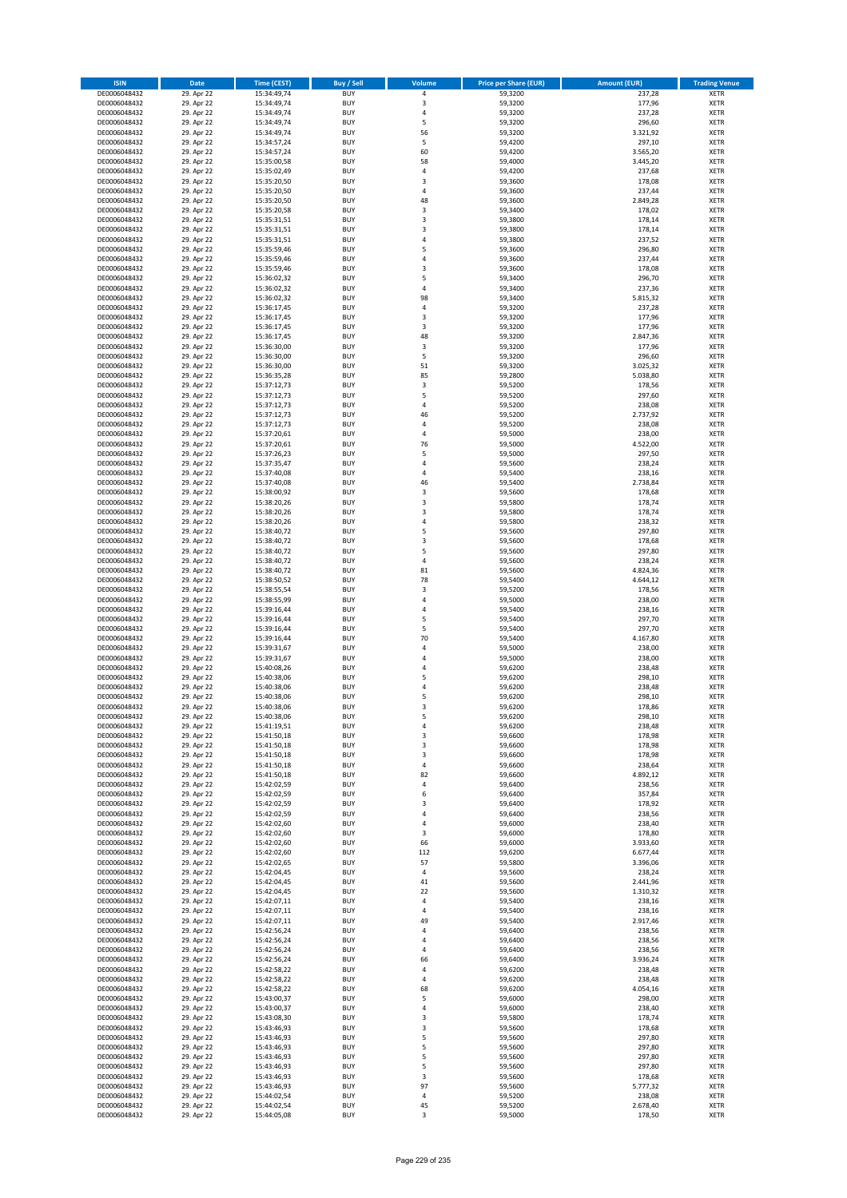| ISIN | Date | Time (CEST) | Buy / Sell | Volume | Price per Share (EUR) | Amount (EUR) | Trading Venue |
|---|---|---|---|---|---|---|---|
| DE0006048432 | 29. Apr 22 | 15:34:49,74 | BUY | 4 | 59,3200 | 237,28 | XETR |
| DE0006048432 | 29. Apr 22 | 15:34:49,74 | BUY | 3 | 59,3200 | 177,96 | XETR |
| DE0006048432 | 29. Apr 22 | 15:34:49,74 | BUY | 4 | 59,3200 | 237,28 | XETR |
| DE0006048432 | 29. Apr 22 | 15:34:49,74 | BUY | 5 | 59,3200 | 296,60 | XETR |
| DE0006048432 | 29. Apr 22 | 15:34:49,74 | BUY | 56 | 59,3200 | 3.321,92 | XETR |
| DE0006048432 | 29. Apr 22 | 15:34:57,24 | BUY | 5 | 59,4200 | 297,10 | XETR |
| DE0006048432 | 29. Apr 22 | 15:34:57,24 | BUY | 60 | 59,4200 | 3.565,20 | XETR |
| DE0006048432 | 29. Apr 22 | 15:35:00,58 | BUY | 58 | 59,4000 | 3.445,20 | XETR |
| DE0006048432 | 29. Apr 22 | 15:35:02,49 | BUY | 4 | 59,4200 | 237,68 | XETR |
| DE0006048432 | 29. Apr 22 | 15:35:20,50 | BUY | 3 | 59,3600 | 178,08 | XETR |
| DE0006048432 | 29. Apr 22 | 15:35:20,50 | BUY | 4 | 59,3600 | 237,44 | XETR |
| DE0006048432 | 29. Apr 22 | 15:35:20,50 | BUY | 48 | 59,3600 | 2.849,28 | XETR |
| DE0006048432 | 29. Apr 22 | 15:35:20,58 | BUY | 3 | 59,3400 | 178,02 | XETR |
| DE0006048432 | 29. Apr 22 | 15:35:31,51 | BUY | 3 | 59,3800 | 178,14 | XETR |
| DE0006048432 | 29. Apr 22 | 15:35:31,51 | BUY | 3 | 59,3800 | 178,14 | XETR |
| DE0006048432 | 29. Apr 22 | 15:35:31,51 | BUY | 4 | 59,3800 | 237,52 | XETR |
| DE0006048432 | 29. Apr 22 | 15:35:59,46 | BUY | 5 | 59,3600 | 296,80 | XETR |
| DE0006048432 | 29. Apr 22 | 15:35:59,46 | BUY | 4 | 59,3600 | 237,44 | XETR |
| DE0006048432 | 29. Apr 22 | 15:35:59,46 | BUY | 3 | 59,3600 | 178,08 | XETR |
| DE0006048432 | 29. Apr 22 | 15:36:02,32 | BUY | 5 | 59,3400 | 296,70 | XETR |
| DE0006048432 | 29. Apr 22 | 15:36:02,32 | BUY | 4 | 59,3400 | 237,36 | XETR |
| DE0006048432 | 29. Apr 22 | 15:36:02,32 | BUY | 98 | 59,3400 | 5.815,32 | XETR |
| DE0006048432 | 29. Apr 22 | 15:36:17,45 | BUY | 4 | 59,3200 | 237,28 | XETR |
| DE0006048432 | 29. Apr 22 | 15:36:17,45 | BUY | 3 | 59,3200 | 177,96 | XETR |
| DE0006048432 | 29. Apr 22 | 15:36:17,45 | BUY | 3 | 59,3200 | 177,96 | XETR |
| DE0006048432 | 29. Apr 22 | 15:36:17,45 | BUY | 48 | 59,3200 | 2.847,36 | XETR |
| DE0006048432 | 29. Apr 22 | 15:36:30,00 | BUY | 3 | 59,3200 | 177,96 | XETR |
| DE0006048432 | 29. Apr 22 | 15:36:30,00 | BUY | 5 | 59,3200 | 296,60 | XETR |
| DE0006048432 | 29. Apr 22 | 15:36:30,00 | BUY | 51 | 59,3200 | 3.025,32 | XETR |
| DE0006048432 | 29. Apr 22 | 15:36:35,28 | BUY | 85 | 59,2800 | 5.038,80 | XETR |
| DE0006048432 | 29. Apr 22 | 15:37:12,73 | BUY | 3 | 59,5200 | 178,56 | XETR |
| DE0006048432 | 29. Apr 22 | 15:37:12,73 | BUY | 5 | 59,5200 | 297,60 | XETR |
| DE0006048432 | 29. Apr 22 | 15:37:12,73 | BUY | 4 | 59,5200 | 238,08 | XETR |
| DE0006048432 | 29. Apr 22 | 15:37:12,73 | BUY | 46 | 59,5200 | 2.737,92 | XETR |
| DE0006048432 | 29. Apr 22 | 15:37:12,73 | BUY | 4 | 59,5200 | 238,08 | XETR |
| DE0006048432 | 29. Apr 22 | 15:37:20,61 | BUY | 4 | 59,5000 | 238,00 | XETR |
| DE0006048432 | 29. Apr 22 | 15:37:20,61 | BUY | 76 | 59,5000 | 4.522,00 | XETR |
| DE0006048432 | 29. Apr 22 | 15:37:26,23 | BUY | 5 | 59,5000 | 297,50 | XETR |
| DE0006048432 | 29. Apr 22 | 15:37:35,47 | BUY | 4 | 59,5600 | 238,24 | XETR |
| DE0006048432 | 29. Apr 22 | 15:37:40,08 | BUY | 4 | 59,5400 | 238,16 | XETR |
| DE0006048432 | 29. Apr 22 | 15:37:40,08 | BUY | 46 | 59,5400 | 2.738,84 | XETR |
| DE0006048432 | 29. Apr 22 | 15:38:00,92 | BUY | 3 | 59,5600 | 178,68 | XETR |
| DE0006048432 | 29. Apr 22 | 15:38:20,26 | BUY | 3 | 59,5800 | 178,74 | XETR |
| DE0006048432 | 29. Apr 22 | 15:38:20,26 | BUY | 3 | 59,5800 | 178,74 | XETR |
| DE0006048432 | 29. Apr 22 | 15:38:20,26 | BUY | 4 | 59,5800 | 238,32 | XETR |
| DE0006048432 | 29. Apr 22 | 15:38:40,72 | BUY | 5 | 59,5600 | 297,80 | XETR |
| DE0006048432 | 29. Apr 22 | 15:38:40,72 | BUY | 3 | 59,5600 | 178,68 | XETR |
| DE0006048432 | 29. Apr 22 | 15:38:40,72 | BUY | 5 | 59,5600 | 297,80 | XETR |
| DE0006048432 | 29. Apr 22 | 15:38:40,72 | BUY | 4 | 59,5600 | 238,24 | XETR |
| DE0006048432 | 29. Apr 22 | 15:38:40,72 | BUY | 81 | 59,5600 | 4.824,36 | XETR |
| DE0006048432 | 29. Apr 22 | 15:38:50,52 | BUY | 78 | 59,5400 | 4.644,12 | XETR |
| DE0006048432 | 29. Apr 22 | 15:38:55,54 | BUY | 3 | 59,5200 | 178,56 | XETR |
| DE0006048432 | 29. Apr 22 | 15:38:55,99 | BUY | 4 | 59,5000 | 238,00 | XETR |
| DE0006048432 | 29. Apr 22 | 15:39:16,44 | BUY | 4 | 59,5400 | 238,16 | XETR |
| DE0006048432 | 29. Apr 22 | 15:39:16,44 | BUY | 5 | 59,5400 | 297,70 | XETR |
| DE0006048432 | 29. Apr 22 | 15:39:16,44 | BUY | 5 | 59,5400 | 297,70 | XETR |
| DE0006048432 | 29. Apr 22 | 15:39:16,44 | BUY | 70 | 59,5400 | 4.167,80 | XETR |
| DE0006048432 | 29. Apr 22 | 15:39:31,67 | BUY | 4 | 59,5000 | 238,00 | XETR |
| DE0006048432 | 29. Apr 22 | 15:39:31,67 | BUY | 4 | 59,5000 | 238,00 | XETR |
| DE0006048432 | 29. Apr 22 | 15:40:08,26 | BUY | 4 | 59,6200 | 238,48 | XETR |
| DE0006048432 | 29. Apr 22 | 15:40:38,06 | BUY | 5 | 59,6200 | 298,10 | XETR |
| DE0006048432 | 29. Apr 22 | 15:40:38,06 | BUY | 4 | 59,6200 | 238,48 | XETR |
| DE0006048432 | 29. Apr 22 | 15:40:38,06 | BUY | 5 | 59,6200 | 298,10 | XETR |
| DE0006048432 | 29. Apr 22 | 15:40:38,06 | BUY | 3 | 59,6200 | 178,86 | XETR |
| DE0006048432 | 29. Apr 22 | 15:40:38,06 | BUY | 5 | 59,6200 | 298,10 | XETR |
| DE0006048432 | 29. Apr 22 | 15:41:19,51 | BUY | 4 | 59,6200 | 238,48 | XETR |
| DE0006048432 | 29. Apr 22 | 15:41:50,18 | BUY | 3 | 59,6600 | 178,98 | XETR |
| DE0006048432 | 29. Apr 22 | 15:41:50,18 | BUY | 3 | 59,6600 | 178,98 | XETR |
| DE0006048432 | 29. Apr 22 | 15:41:50,18 | BUY | 3 | 59,6600 | 178,98 | XETR |
| DE0006048432 | 29. Apr 22 | 15:41:50,18 | BUY | 4 | 59,6600 | 238,64 | XETR |
| DE0006048432 | 29. Apr 22 | 15:41:50,18 | BUY | 82 | 59,6600 | 4.892,12 | XETR |
| DE0006048432 | 29. Apr 22 | 15:42:02,59 | BUY | 4 | 59,6400 | 238,56 | XETR |
| DE0006048432 | 29. Apr 22 | 15:42:02,59 | BUY | 6 | 59,6400 | 357,84 | XETR |
| DE0006048432 | 29. Apr 22 | 15:42:02,59 | BUY | 3 | 59,6400 | 178,92 | XETR |
| DE0006048432 | 29. Apr 22 | 15:42:02,59 | BUY | 4 | 59,6400 | 238,56 | XETR |
| DE0006048432 | 29. Apr 22 | 15:42:02,60 | BUY | 4 | 59,6000 | 238,40 | XETR |
| DE0006048432 | 29. Apr 22 | 15:42:02,60 | BUY | 3 | 59,6000 | 178,80 | XETR |
| DE0006048432 | 29. Apr 22 | 15:42:02,60 | BUY | 66 | 59,6000 | 3.933,60 | XETR |
| DE0006048432 | 29. Apr 22 | 15:42:02,60 | BUY | 112 | 59,6200 | 6.677,44 | XETR |
| DE0006048432 | 29. Apr 22 | 15:42:02,65 | BUY | 57 | 59,5800 | 3.396,06 | XETR |
| DE0006048432 | 29. Apr 22 | 15:42:04,45 | BUY | 4 | 59,5600 | 238,24 | XETR |
| DE0006048432 | 29. Apr 22 | 15:42:04,45 | BUY | 41 | 59,5600 | 2.441,96 | XETR |
| DE0006048432 | 29. Apr 22 | 15:42:04,45 | BUY | 22 | 59,5600 | 1.310,32 | XETR |
| DE0006048432 | 29. Apr 22 | 15:42:07,11 | BUY | 4 | 59,5400 | 238,16 | XETR |
| DE0006048432 | 29. Apr 22 | 15:42:07,11 | BUY | 4 | 59,5400 | 238,16 | XETR |
| DE0006048432 | 29. Apr 22 | 15:42:07,11 | BUY | 49 | 59,5400 | 2.917,46 | XETR |
| DE0006048432 | 29. Apr 22 | 15:42:56,24 | BUY | 4 | 59,6400 | 238,56 | XETR |
| DE0006048432 | 29. Apr 22 | 15:42:56,24 | BUY | 4 | 59,6400 | 238,56 | XETR |
| DE0006048432 | 29. Apr 22 | 15:42:56,24 | BUY | 4 | 59,6400 | 238,56 | XETR |
| DE0006048432 | 29. Apr 22 | 15:42:56,24 | BUY | 66 | 59,6400 | 3.936,24 | XETR |
| DE0006048432 | 29. Apr 22 | 15:42:58,22 | BUY | 4 | 59,6200 | 238,48 | XETR |
| DE0006048432 | 29. Apr 22 | 15:42:58,22 | BUY | 4 | 59,6200 | 238,48 | XETR |
| DE0006048432 | 29. Apr 22 | 15:42:58,22 | BUY | 68 | 59,6200 | 4.054,16 | XETR |
| DE0006048432 | 29. Apr 22 | 15:43:00,37 | BUY | 5 | 59,6000 | 298,00 | XETR |
| DE0006048432 | 29. Apr 22 | 15:43:00,37 | BUY | 4 | 59,6000 | 238,40 | XETR |
| DE0006048432 | 29. Apr 22 | 15:43:08,30 | BUY | 3 | 59,5800 | 178,74 | XETR |
| DE0006048432 | 29. Apr 22 | 15:43:46,93 | BUY | 3 | 59,5600 | 178,68 | XETR |
| DE0006048432 | 29. Apr 22 | 15:43:46,93 | BUY | 5 | 59,5600 | 297,80 | XETR |
| DE0006048432 | 29. Apr 22 | 15:43:46,93 | BUY | 5 | 59,5600 | 297,80 | XETR |
| DE0006048432 | 29. Apr 22 | 15:43:46,93 | BUY | 5 | 59,5600 | 297,80 | XETR |
| DE0006048432 | 29. Apr 22 | 15:43:46,93 | BUY | 5 | 59,5600 | 297,80 | XETR |
| DE0006048432 | 29. Apr 22 | 15:43:46,93 | BUY | 3 | 59,5600 | 178,68 | XETR |
| DE0006048432 | 29. Apr 22 | 15:43:46,93 | BUY | 97 | 59,5600 | 5.777,32 | XETR |
| DE0006048432 | 29. Apr 22 | 15:44:02,54 | BUY | 4 | 59,5200 | 238,08 | XETR |
| DE0006048432 | 29. Apr 22 | 15:44:02,54 | BUY | 45 | 59,5200 | 2.678,40 | XETR |
| DE0006048432 | 29. Apr 22 | 15:44:05,08 | BUY | 3 | 59,5000 | 178,50 | XETR |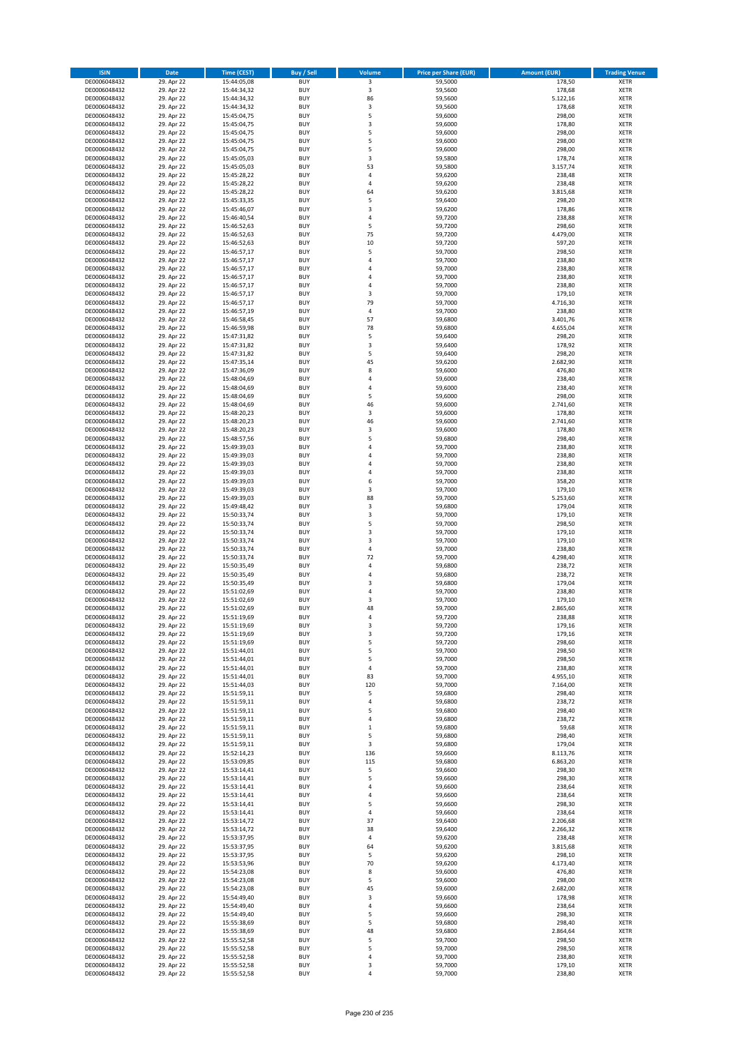| ISIN | Date | Time (CEST) | Buy / Sell | Volume | Price per Share (EUR) | Amount (EUR) | Trading Venue |
|---|---|---|---|---|---|---|---|
| DE0006048432 | 29. Apr 22 | 15:44:05,08 | BUY | 3 | 59,5000 | 178,50 | XETR |
| DE0006048432 | 29. Apr 22 | 15:44:34,32 | BUY | 3 | 59,5600 | 178,68 | XETR |
| DE0006048432 | 29. Apr 22 | 15:44:34,32 | BUY | 86 | 59,5600 | 5.122,16 | XETR |
| DE0006048432 | 29. Apr 22 | 15:44:34,32 | BUY | 3 | 59,5600 | 178,68 | XETR |
| DE0006048432 | 29. Apr 22 | 15:45:04,75 | BUY | 5 | 59,6000 | 298,00 | XETR |
| DE0006048432 | 29. Apr 22 | 15:45:04,75 | BUY | 3 | 59,6000 | 178,80 | XETR |
| DE0006048432 | 29. Apr 22 | 15:45:04,75 | BUY | 5 | 59,6000 | 298,00 | XETR |
| DE0006048432 | 29. Apr 22 | 15:45:04,75 | BUY | 5 | 59,6000 | 298,00 | XETR |
| DE0006048432 | 29. Apr 22 | 15:45:04,75 | BUY | 5 | 59,6000 | 298,00 | XETR |
| DE0006048432 | 29. Apr 22 | 15:45:05,03 | BUY | 3 | 59,5800 | 178,74 | XETR |
| DE0006048432 | 29. Apr 22 | 15:45:05,03 | BUY | 53 | 59,5800 | 3.157,74 | XETR |
| DE0006048432 | 29. Apr 22 | 15:45:28,22 | BUY | 4 | 59,6200 | 238,48 | XETR |
| DE0006048432 | 29. Apr 22 | 15:45:28,22 | BUY | 4 | 59,6200 | 238,48 | XETR |
| DE0006048432 | 29. Apr 22 | 15:45:28,22 | BUY | 64 | 59,6200 | 3.815,68 | XETR |
| DE0006048432 | 29. Apr 22 | 15:45:33,35 | BUY | 5 | 59,6400 | 298,20 | XETR |
| DE0006048432 | 29. Apr 22 | 15:45:46,07 | BUY | 3 | 59,6200 | 178,86 | XETR |
| DE0006048432 | 29. Apr 22 | 15:46:40,54 | BUY | 4 | 59,7200 | 238,88 | XETR |
| DE0006048432 | 29. Apr 22 | 15:46:52,63 | BUY | 5 | 59,7200 | 298,60 | XETR |
| DE0006048432 | 29. Apr 22 | 15:46:52,63 | BUY | 75 | 59,7200 | 4.479,00 | XETR |
| DE0006048432 | 29. Apr 22 | 15:46:52,63 | BUY | 10 | 59,7200 | 597,20 | XETR |
| DE0006048432 | 29. Apr 22 | 15:46:57,17 | BUY | 5 | 59,7000 | 298,50 | XETR |
| DE0006048432 | 29. Apr 22 | 15:46:57,17 | BUY | 4 | 59,7000 | 238,80 | XETR |
| DE0006048432 | 29. Apr 22 | 15:46:57,17 | BUY | 4 | 59,7000 | 238,80 | XETR |
| DE0006048432 | 29. Apr 22 | 15:46:57,17 | BUY | 4 | 59,7000 | 238,80 | XETR |
| DE0006048432 | 29. Apr 22 | 15:46:57,17 | BUY | 4 | 59,7000 | 238,80 | XETR |
| DE0006048432 | 29. Apr 22 | 15:46:57,17 | BUY | 3 | 59,7000 | 179,10 | XETR |
| DE0006048432 | 29. Apr 22 | 15:46:57,17 | BUY | 79 | 59,7000 | 4.716,30 | XETR |
| DE0006048432 | 29. Apr 22 | 15:46:57,19 | BUY | 4 | 59,7000 | 238,80 | XETR |
| DE0006048432 | 29. Apr 22 | 15:46:58,45 | BUY | 57 | 59,6800 | 3.401,76 | XETR |
| DE0006048432 | 29. Apr 22 | 15:46:59,98 | BUY | 78 | 59,6800 | 4.655,04 | XETR |
| DE0006048432 | 29. Apr 22 | 15:47:31,82 | BUY | 5 | 59,6400 | 298,20 | XETR |
| DE0006048432 | 29. Apr 22 | 15:47:31,82 | BUY | 3 | 59,6400 | 178,92 | XETR |
| DE0006048432 | 29. Apr 22 | 15:47:31,82 | BUY | 5 | 59,6400 | 298,20 | XETR |
| DE0006048432 | 29. Apr 22 | 15:47:35,14 | BUY | 45 | 59,6200 | 2.682,90 | XETR |
| DE0006048432 | 29. Apr 22 | 15:47:36,09 | BUY | 8 | 59,6000 | 476,80 | XETR |
| DE0006048432 | 29. Apr 22 | 15:48:04,69 | BUY | 4 | 59,6000 | 238,40 | XETR |
| DE0006048432 | 29. Apr 22 | 15:48:04,69 | BUY | 4 | 59,6000 | 238,40 | XETR |
| DE0006048432 | 29. Apr 22 | 15:48:04,69 | BUY | 5 | 59,6000 | 298,00 | XETR |
| DE0006048432 | 29. Apr 22 | 15:48:04,69 | BUY | 46 | 59,6000 | 2.741,60 | XETR |
| DE0006048432 | 29. Apr 22 | 15:48:20,23 | BUY | 3 | 59,6000 | 178,80 | XETR |
| DE0006048432 | 29. Apr 22 | 15:48:20,23 | BUY | 46 | 59,6000 | 2.741,60 | XETR |
| DE0006048432 | 29. Apr 22 | 15:48:20,23 | BUY | 3 | 59,6000 | 178,80 | XETR |
| DE0006048432 | 29. Apr 22 | 15:48:57,56 | BUY | 5 | 59,6800 | 298,40 | XETR |
| DE0006048432 | 29. Apr 22 | 15:49:39,03 | BUY | 4 | 59,7000 | 238,80 | XETR |
| DE0006048432 | 29. Apr 22 | 15:49:39,03 | BUY | 4 | 59,7000 | 238,80 | XETR |
| DE0006048432 | 29. Apr 22 | 15:49:39,03 | BUY | 4 | 59,7000 | 238,80 | XETR |
| DE0006048432 | 29. Apr 22 | 15:49:39,03 | BUY | 4 | 59,7000 | 238,80 | XETR |
| DE0006048432 | 29. Apr 22 | 15:49:39,03 | BUY | 6 | 59,7000 | 358,20 | XETR |
| DE0006048432 | 29. Apr 22 | 15:49:39,03 | BUY | 3 | 59,7000 | 179,10 | XETR |
| DE0006048432 | 29. Apr 22 | 15:49:39,03 | BUY | 88 | 59,7000 | 5.253,60 | XETR |
| DE0006048432 | 29. Apr 22 | 15:49:48,42 | BUY | 3 | 59,6800 | 179,04 | XETR |
| DE0006048432 | 29. Apr 22 | 15:50:33,74 | BUY | 3 | 59,7000 | 179,10 | XETR |
| DE0006048432 | 29. Apr 22 | 15:50:33,74 | BUY | 5 | 59,7000 | 298,50 | XETR |
| DE0006048432 | 29. Apr 22 | 15:50:33,74 | BUY | 3 | 59,7000 | 179,10 | XETR |
| DE0006048432 | 29. Apr 22 | 15:50:33,74 | BUY | 3 | 59,7000 | 179,10 | XETR |
| DE0006048432 | 29. Apr 22 | 15:50:33,74 | BUY | 4 | 59,7000 | 238,80 | XETR |
| DE0006048432 | 29. Apr 22 | 15:50:33,74 | BUY | 72 | 59,7000 | 4.298,40 | XETR |
| DE0006048432 | 29. Apr 22 | 15:50:35,49 | BUY | 4 | 59,6800 | 238,72 | XETR |
| DE0006048432 | 29. Apr 22 | 15:50:35,49 | BUY | 4 | 59,6800 | 238,72 | XETR |
| DE0006048432 | 29. Apr 22 | 15:50:35,49 | BUY | 3 | 59,6800 | 179,04 | XETR |
| DE0006048432 | 29. Apr 22 | 15:51:02,69 | BUY | 4 | 59,7000 | 238,80 | XETR |
| DE0006048432 | 29. Apr 22 | 15:51:02,69 | BUY | 3 | 59,7000 | 179,10 | XETR |
| DE0006048432 | 29. Apr 22 | 15:51:02,69 | BUY | 48 | 59,7000 | 2.865,60 | XETR |
| DE0006048432 | 29. Apr 22 | 15:51:19,69 | BUY | 4 | 59,7200 | 238,88 | XETR |
| DE0006048432 | 29. Apr 22 | 15:51:19,69 | BUY | 3 | 59,7200 | 179,16 | XETR |
| DE0006048432 | 29. Apr 22 | 15:51:19,69 | BUY | 3 | 59,7200 | 179,16 | XETR |
| DE0006048432 | 29. Apr 22 | 15:51:19,69 | BUY | 5 | 59,7200 | 298,60 | XETR |
| DE0006048432 | 29. Apr 22 | 15:51:44,01 | BUY | 5 | 59,7000 | 298,50 | XETR |
| DE0006048432 | 29. Apr 22 | 15:51:44,01 | BUY | 5 | 59,7000 | 298,50 | XETR |
| DE0006048432 | 29. Apr 22 | 15:51:44,01 | BUY | 4 | 59,7000 | 238,80 | XETR |
| DE0006048432 | 29. Apr 22 | 15:51:44,01 | BUY | 83 | 59,7000 | 4.955,10 | XETR |
| DE0006048432 | 29. Apr 22 | 15:51:44,03 | BUY | 120 | 59,7000 | 7.164,00 | XETR |
| DE0006048432 | 29. Apr 22 | 15:51:59,11 | BUY | 5 | 59,6800 | 298,40 | XETR |
| DE0006048432 | 29. Apr 22 | 15:51:59,11 | BUY | 4 | 59,6800 | 238,72 | XETR |
| DE0006048432 | 29. Apr 22 | 15:51:59,11 | BUY | 5 | 59,6800 | 298,40 | XETR |
| DE0006048432 | 29. Apr 22 | 15:51:59,11 | BUY | 4 | 59,6800 | 238,72 | XETR |
| DE0006048432 | 29. Apr 22 | 15:51:59,11 | BUY | 1 | 59,6800 | 59,68 | XETR |
| DE0006048432 | 29. Apr 22 | 15:51:59,11 | BUY | 5 | 59,6800 | 298,40 | XETR |
| DE0006048432 | 29. Apr 22 | 15:51:59,11 | BUY | 3 | 59,6800 | 179,04 | XETR |
| DE0006048432 | 29. Apr 22 | 15:52:14,23 | BUY | 136 | 59,6600 | 8.113,76 | XETR |
| DE0006048432 | 29. Apr 22 | 15:53:09,85 | BUY | 115 | 59,6800 | 6.863,20 | XETR |
| DE0006048432 | 29. Apr 22 | 15:53:14,41 | BUY | 5 | 59,6600 | 298,30 | XETR |
| DE0006048432 | 29. Apr 22 | 15:53:14,41 | BUY | 5 | 59,6600 | 298,30 | XETR |
| DE0006048432 | 29. Apr 22 | 15:53:14,41 | BUY | 4 | 59,6600 | 238,64 | XETR |
| DE0006048432 | 29. Apr 22 | 15:53:14,41 | BUY | 4 | 59,6600 | 238,64 | XETR |
| DE0006048432 | 29. Apr 22 | 15:53:14,41 | BUY | 5 | 59,6600 | 298,30 | XETR |
| DE0006048432 | 29. Apr 22 | 15:53:14,41 | BUY | 4 | 59,6600 | 238,64 | XETR |
| DE0006048432 | 29. Apr 22 | 15:53:14,72 | BUY | 37 | 59,6400 | 2.206,68 | XETR |
| DE0006048432 | 29. Apr 22 | 15:53:14,72 | BUY | 38 | 59,6400 | 2.266,32 | XETR |
| DE0006048432 | 29. Apr 22 | 15:53:37,95 | BUY | 4 | 59,6200 | 238,48 | XETR |
| DE0006048432 | 29. Apr 22 | 15:53:37,95 | BUY | 64 | 59,6200 | 3.815,68 | XETR |
| DE0006048432 | 29. Apr 22 | 15:53:37,95 | BUY | 5 | 59,6200 | 298,10 | XETR |
| DE0006048432 | 29. Apr 22 | 15:53:53,96 | BUY | 70 | 59,6200 | 4.173,40 | XETR |
| DE0006048432 | 29. Apr 22 | 15:54:23,08 | BUY | 8 | 59,6000 | 476,80 | XETR |
| DE0006048432 | 29. Apr 22 | 15:54:23,08 | BUY | 5 | 59,6000 | 298,00 | XETR |
| DE0006048432 | 29. Apr 22 | 15:54:23,08 | BUY | 45 | 59,6000 | 2.682,00 | XETR |
| DE0006048432 | 29. Apr 22 | 15:54:49,40 | BUY | 3 | 59,6600 | 178,98 | XETR |
| DE0006048432 | 29. Apr 22 | 15:54:49,40 | BUY | 4 | 59,6600 | 238,64 | XETR |
| DE0006048432 | 29. Apr 22 | 15:54:49,40 | BUY | 5 | 59,6600 | 298,30 | XETR |
| DE0006048432 | 29. Apr 22 | 15:55:38,69 | BUY | 5 | 59,6800 | 298,40 | XETR |
| DE0006048432 | 29. Apr 22 | 15:55:38,69 | BUY | 48 | 59,6800 | 2.864,64 | XETR |
| DE0006048432 | 29. Apr 22 | 15:55:52,58 | BUY | 5 | 59,7000 | 298,50 | XETR |
| DE0006048432 | 29. Apr 22 | 15:55:52,58 | BUY | 5 | 59,7000 | 298,50 | XETR |
| DE0006048432 | 29. Apr 22 | 15:55:52,58 | BUY | 4 | 59,7000 | 238,80 | XETR |
| DE0006048432 | 29. Apr 22 | 15:55:52,58 | BUY | 3 | 59,7000 | 179,10 | XETR |
| DE0006048432 | 29. Apr 22 | 15:55:52,58 | BUY | 4 | 59,7000 | 238,80 | XETR |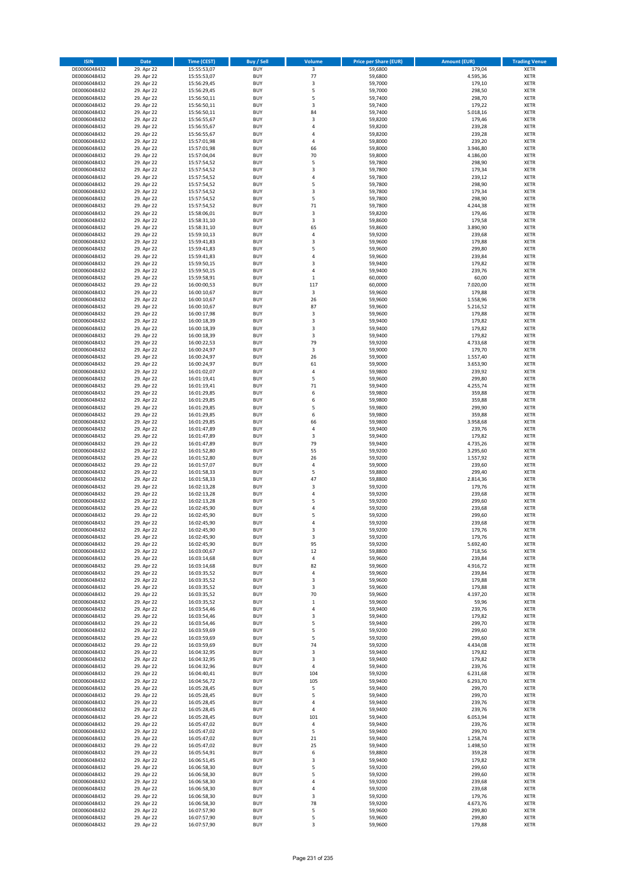| ISIN | Date | Time (CEST) | Buy / Sell | Volume | Price per Share (EUR) | Amount (EUR) | Trading Venue |
|---|---|---|---|---|---|---|---|
| DE0006048432 | 29. Apr 22 | 15:55:53,07 | BUY | 3 | 59,6800 | 179,04 | XETR |
| DE0006048432 | 29. Apr 22 | 15:55:53,07 | BUY | 77 | 59,6800 | 4.595,36 | XETR |
| DE0006048432 | 29. Apr 22 | 15:56:29,45 | BUY | 3 | 59,7000 | 179,10 | XETR |
| DE0006048432 | 29. Apr 22 | 15:56:29,45 | BUY | 5 | 59,7000 | 298,50 | XETR |
| DE0006048432 | 29. Apr 22 | 15:56:50,11 | BUY | 5 | 59,7400 | 298,70 | XETR |
| DE0006048432 | 29. Apr 22 | 15:56:50,11 | BUY | 3 | 59,7400 | 179,22 | XETR |
| DE0006048432 | 29. Apr 22 | 15:56:50,11 | BUY | 84 | 59,7400 | 5.018,16 | XETR |
| DE0006048432 | 29. Apr 22 | 15:56:55,67 | BUY | 3 | 59,8200 | 179,46 | XETR |
| DE0006048432 | 29. Apr 22 | 15:56:55,67 | BUY | 4 | 59,8200 | 239,28 | XETR |
| DE0006048432 | 29. Apr 22 | 15:56:55,67 | BUY | 4 | 59,8200 | 239,28 | XETR |
| DE0006048432 | 29. Apr 22 | 15:57:01,98 | BUY | 4 | 59,8000 | 239,20 | XETR |
| DE0006048432 | 29. Apr 22 | 15:57:01,98 | BUY | 66 | 59,8000 | 3.946,80 | XETR |
| DE0006048432 | 29. Apr 22 | 15:57:04,04 | BUY | 70 | 59,8000 | 4.186,00 | XETR |
| DE0006048432 | 29. Apr 22 | 15:57:54,52 | BUY | 5 | 59,7800 | 298,90 | XETR |
| DE0006048432 | 29. Apr 22 | 15:57:54,52 | BUY | 3 | 59,7800 | 179,34 | XETR |
| DE0006048432 | 29. Apr 22 | 15:57:54,52 | BUY | 4 | 59,7800 | 239,12 | XETR |
| DE0006048432 | 29. Apr 22 | 15:57:54,52 | BUY | 5 | 59,7800 | 298,90 | XETR |
| DE0006048432 | 29. Apr 22 | 15:57:54,52 | BUY | 3 | 59,7800 | 179,34 | XETR |
| DE0006048432 | 29. Apr 22 | 15:57:54,52 | BUY | 5 | 59,7800 | 298,90 | XETR |
| DE0006048432 | 29. Apr 22 | 15:57:54,52 | BUY | 71 | 59,7800 | 4.244,38 | XETR |
| DE0006048432 | 29. Apr 22 | 15:58:06,01 | BUY | 3 | 59,8200 | 179,46 | XETR |
| DE0006048432 | 29. Apr 22 | 15:58:31,10 | BUY | 3 | 59,8600 | 179,58 | XETR |
| DE0006048432 | 29. Apr 22 | 15:58:31,10 | BUY | 65 | 59,8600 | 3.890,90 | XETR |
| DE0006048432 | 29. Apr 22 | 15:59:10,13 | BUY | 4 | 59,9200 | 239,68 | XETR |
| DE0006048432 | 29. Apr 22 | 15:59:41,83 | BUY | 3 | 59,9600 | 179,88 | XETR |
| DE0006048432 | 29. Apr 22 | 15:59:41,83 | BUY | 5 | 59,9600 | 299,80 | XETR |
| DE0006048432 | 29. Apr 22 | 15:59:41,83 | BUY | 4 | 59,9600 | 239,84 | XETR |
| DE0006048432 | 29. Apr 22 | 15:59:50,15 | BUY | 3 | 59,9400 | 179,82 | XETR |
| DE0006048432 | 29. Apr 22 | 15:59:50,15 | BUY | 4 | 59,9400 | 239,76 | XETR |
| DE0006048432 | 29. Apr 22 | 15:59:58,91 | BUY | 1 | 60,0000 | 60,00 | XETR |
| DE0006048432 | 29. Apr 22 | 16:00:00,53 | BUY | 117 | 60,0000 | 7.020,00 | XETR |
| DE0006048432 | 29. Apr 22 | 16:00:10,67 | BUY | 3 | 59,9600 | 179,88 | XETR |
| DE0006048432 | 29. Apr 22 | 16:00:10,67 | BUY | 26 | 59,9600 | 1.558,96 | XETR |
| DE0006048432 | 29. Apr 22 | 16:00:10,67 | BUY | 87 | 59,9600 | 5.216,52 | XETR |
| DE0006048432 | 29. Apr 22 | 16:00:17,98 | BUY | 3 | 59,9600 | 179,88 | XETR |
| DE0006048432 | 29. Apr 22 | 16:00:18,39 | BUY | 3 | 59,9400 | 179,82 | XETR |
| DE0006048432 | 29. Apr 22 | 16:00:18,39 | BUY | 3 | 59,9400 | 179,82 | XETR |
| DE0006048432 | 29. Apr 22 | 16:00:18,39 | BUY | 3 | 59,9400 | 179,82 | XETR |
| DE0006048432 | 29. Apr 22 | 16:00:22,53 | BUY | 79 | 59,9200 | 4.733,68 | XETR |
| DE0006048432 | 29. Apr 22 | 16:00:24,97 | BUY | 3 | 59,9000 | 179,70 | XETR |
| DE0006048432 | 29. Apr 22 | 16:00:24,97 | BUY | 26 | 59,9000 | 1.557,40 | XETR |
| DE0006048432 | 29. Apr 22 | 16:00:24,97 | BUY | 61 | 59,9000 | 3.653,90 | XETR |
| DE0006048432 | 29. Apr 22 | 16:01:02,07 | BUY | 4 | 59,9800 | 239,92 | XETR |
| DE0006048432 | 29. Apr 22 | 16:01:19,41 | BUY | 5 | 59,9600 | 299,80 | XETR |
| DE0006048432 | 29. Apr 22 | 16:01:19,41 | BUY | 71 | 59,9400 | 4.255,74 | XETR |
| DE0006048432 | 29. Apr 22 | 16:01:29,85 | BUY | 6 | 59,9800 | 359,88 | XETR |
| DE0006048432 | 29. Apr 22 | 16:01:29,85 | BUY | 6 | 59,9800 | 359,88 | XETR |
| DE0006048432 | 29. Apr 22 | 16:01:29,85 | BUY | 5 | 59,9800 | 299,90 | XETR |
| DE0006048432 | 29. Apr 22 | 16:01:29,85 | BUY | 6 | 59,9800 | 359,88 | XETR |
| DE0006048432 | 29. Apr 22 | 16:01:29,85 | BUY | 66 | 59,9800 | 3.958,68 | XETR |
| DE0006048432 | 29. Apr 22 | 16:01:47,89 | BUY | 4 | 59,9400 | 239,76 | XETR |
| DE0006048432 | 29. Apr 22 | 16:01:47,89 | BUY | 3 | 59,9400 | 179,82 | XETR |
| DE0006048432 | 29. Apr 22 | 16:01:47,89 | BUY | 79 | 59,9400 | 4.735,26 | XETR |
| DE0006048432 | 29. Apr 22 | 16:01:52,80 | BUY | 55 | 59,9200 | 3.295,60 | XETR |
| DE0006048432 | 29. Apr 22 | 16:01:52,80 | BUY | 26 | 59,9200 | 1.557,92 | XETR |
| DE0006048432 | 29. Apr 22 | 16:01:57,07 | BUY | 4 | 59,9000 | 239,60 | XETR |
| DE0006048432 | 29. Apr 22 | 16:01:58,33 | BUY | 5 | 59,8800 | 299,40 | XETR |
| DE0006048432 | 29. Apr 22 | 16:01:58,33 | BUY | 47 | 59,8800 | 2.814,36 | XETR |
| DE0006048432 | 29. Apr 22 | 16:02:13,28 | BUY | 3 | 59,9200 | 179,76 | XETR |
| DE0006048432 | 29. Apr 22 | 16:02:13,28 | BUY | 4 | 59,9200 | 239,68 | XETR |
| DE0006048432 | 29. Apr 22 | 16:02:13,28 | BUY | 5 | 59,9200 | 299,60 | XETR |
| DE0006048432 | 29. Apr 22 | 16:02:45,90 | BUY | 4 | 59,9200 | 239,68 | XETR |
| DE0006048432 | 29. Apr 22 | 16:02:45,90 | BUY | 5 | 59,9200 | 299,60 | XETR |
| DE0006048432 | 29. Apr 22 | 16:02:45,90 | BUY | 4 | 59,9200 | 239,68 | XETR |
| DE0006048432 | 29. Apr 22 | 16:02:45,90 | BUY | 3 | 59,9200 | 179,76 | XETR |
| DE0006048432 | 29. Apr 22 | 16:02:45,90 | BUY | 3 | 59,9200 | 179,76 | XETR |
| DE0006048432 | 29. Apr 22 | 16:02:45,90 | BUY | 95 | 59,9200 | 5.692,40 | XETR |
| DE0006048432 | 29. Apr 22 | 16:03:00,67 | BUY | 12 | 59,8800 | 718,56 | XETR |
| DE0006048432 | 29. Apr 22 | 16:03:14,68 | BUY | 4 | 59,9600 | 239,84 | XETR |
| DE0006048432 | 29. Apr 22 | 16:03:14,68 | BUY | 82 | 59,9600 | 4.916,72 | XETR |
| DE0006048432 | 29. Apr 22 | 16:03:35,52 | BUY | 4 | 59,9600 | 239,84 | XETR |
| DE0006048432 | 29. Apr 22 | 16:03:35,52 | BUY | 3 | 59,9600 | 179,88 | XETR |
| DE0006048432 | 29. Apr 22 | 16:03:35,52 | BUY | 3 | 59,9600 | 179,88 | XETR |
| DE0006048432 | 29. Apr 22 | 16:03:35,52 | BUY | 70 | 59,9600 | 4.197,20 | XETR |
| DE0006048432 | 29. Apr 22 | 16:03:35,52 | BUY | 1 | 59,9600 | 59,96 | XETR |
| DE0006048432 | 29. Apr 22 | 16:03:54,46 | BUY | 4 | 59,9400 | 239,76 | XETR |
| DE0006048432 | 29. Apr 22 | 16:03:54,46 | BUY | 3 | 59,9400 | 179,82 | XETR |
| DE0006048432 | 29. Apr 22 | 16:03:54,46 | BUY | 5 | 59,9400 | 299,70 | XETR |
| DE0006048432 | 29. Apr 22 | 16:03:59,69 | BUY | 5 | 59,9200 | 299,60 | XETR |
| DE0006048432 | 29. Apr 22 | 16:03:59,69 | BUY | 5 | 59,9200 | 299,60 | XETR |
| DE0006048432 | 29. Apr 22 | 16:03:59,69 | BUY | 74 | 59,9200 | 4.434,08 | XETR |
| DE0006048432 | 29. Apr 22 | 16:04:32,95 | BUY | 3 | 59,9400 | 179,82 | XETR |
| DE0006048432 | 29. Apr 22 | 16:04:32,95 | BUY | 3 | 59,9400 | 179,82 | XETR |
| DE0006048432 | 29. Apr 22 | 16:04:32,96 | BUY | 4 | 59,9400 | 239,76 | XETR |
| DE0006048432 | 29. Apr 22 | 16:04:40,41 | BUY | 104 | 59,9200 | 6.231,68 | XETR |
| DE0006048432 | 29. Apr 22 | 16:04:56,72 | BUY | 105 | 59,9400 | 6.293,70 | XETR |
| DE0006048432 | 29. Apr 22 | 16:05:28,45 | BUY | 5 | 59,9400 | 299,70 | XETR |
| DE0006048432 | 29. Apr 22 | 16:05:28,45 | BUY | 5 | 59,9400 | 299,70 | XETR |
| DE0006048432 | 29. Apr 22 | 16:05:28,45 | BUY | 4 | 59,9400 | 239,76 | XETR |
| DE0006048432 | 29. Apr 22 | 16:05:28,45 | BUY | 4 | 59,9400 | 239,76 | XETR |
| DE0006048432 | 29. Apr 22 | 16:05:28,45 | BUY | 101 | 59,9400 | 6.053,94 | XETR |
| DE0006048432 | 29. Apr 22 | 16:05:47,02 | BUY | 4 | 59,9400 | 239,76 | XETR |
| DE0006048432 | 29. Apr 22 | 16:05:47,02 | BUY | 5 | 59,9400 | 299,70 | XETR |
| DE0006048432 | 29. Apr 22 | 16:05:47,02 | BUY | 21 | 59,9400 | 1.258,74 | XETR |
| DE0006048432 | 29. Apr 22 | 16:05:47,02 | BUY | 25 | 59,9400 | 1.498,50 | XETR |
| DE0006048432 | 29. Apr 22 | 16:05:54,91 | BUY | 6 | 59,8800 | 359,28 | XETR |
| DE0006048432 | 29. Apr 22 | 16:06:51,45 | BUY | 3 | 59,9400 | 179,82 | XETR |
| DE0006048432 | 29. Apr 22 | 16:06:58,30 | BUY | 5 | 59,9200 | 299,60 | XETR |
| DE0006048432 | 29. Apr 22 | 16:06:58,30 | BUY | 5 | 59,9200 | 299,60 | XETR |
| DE0006048432 | 29. Apr 22 | 16:06:58,30 | BUY | 4 | 59,9200 | 239,68 | XETR |
| DE0006048432 | 29. Apr 22 | 16:06:58,30 | BUY | 4 | 59,9200 | 239,68 | XETR |
| DE0006048432 | 29. Apr 22 | 16:06:58,30 | BUY | 3 | 59,9200 | 179,76 | XETR |
| DE0006048432 | 29. Apr 22 | 16:06:58,30 | BUY | 78 | 59,9200 | 4.673,76 | XETR |
| DE0006048432 | 29. Apr 22 | 16:07:57,90 | BUY | 5 | 59,9600 | 299,80 | XETR |
| DE0006048432 | 29. Apr 22 | 16:07:57,90 | BUY | 5 | 59,9600 | 299,80 | XETR |
| DE0006048432 | 29. Apr 22 | 16:07:57,90 | BUY | 3 | 59,9600 | 179,88 | XETR |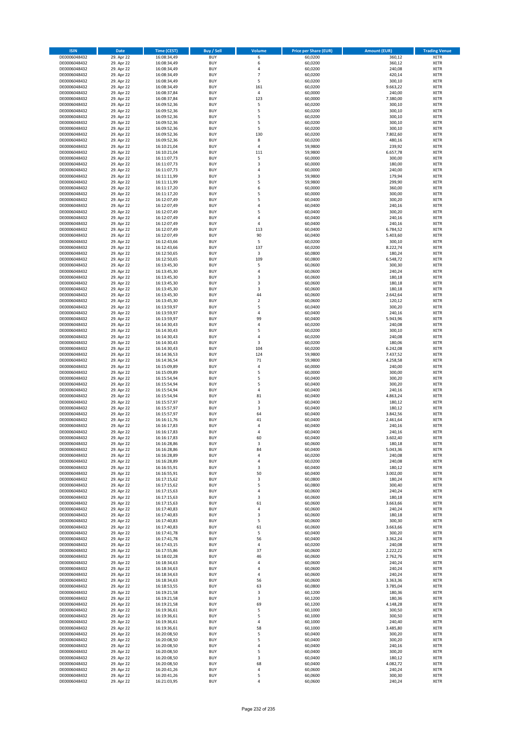| ISIN | Date | Time (CEST) | Buy / Sell | Volume | Price per Share (EUR) | Amount (EUR) | Trading Venue |
|---|---|---|---|---|---|---|---|
| DE0006048432 | 29. Apr 22 | 16:08:34,49 | BUY | 6 | 60,0200 | 360,12 | XETR |
| DE0006048432 | 29. Apr 22 | 16:08:34,49 | BUY | 6 | 60,0200 | 360,12 | XETR |
| DE0006048432 | 29. Apr 22 | 16:08:34,49 | BUY | 4 | 60,0200 | 240,08 | XETR |
| DE0006048432 | 29. Apr 22 | 16:08:34,49 | BUY | 7 | 60,0200 | 420,14 | XETR |
| DE0006048432 | 29. Apr 22 | 16:08:34,49 | BUY | 5 | 60,0200 | 300,10 | XETR |
| DE0006048432 | 29. Apr 22 | 16:08:34,49 | BUY | 161 | 60,0200 | 9.663,22 | XETR |
| DE0006048432 | 29. Apr 22 | 16:08:37,84 | BUY | 4 | 60,0000 | 240,00 | XETR |
| DE0006048432 | 29. Apr 22 | 16:08:37,84 | BUY | 123 | 60,0000 | 7.380,00 | XETR |
| DE0006048432 | 29. Apr 22 | 16:09:52,36 | BUY | 5 | 60,0200 | 300,10 | XETR |
| DE0006048432 | 29. Apr 22 | 16:09:52,36 | BUY | 5 | 60,0200 | 300,10 | XETR |
| DE0006048432 | 29. Apr 22 | 16:09:52,36 | BUY | 5 | 60,0200 | 300,10 | XETR |
| DE0006048432 | 29. Apr 22 | 16:09:52,36 | BUY | 5 | 60,0200 | 300,10 | XETR |
| DE0006048432 | 29. Apr 22 | 16:09:52,36 | BUY | 5 | 60,0200 | 300,10 | XETR |
| DE0006048432 | 29. Apr 22 | 16:09:52,36 | BUY | 130 | 60,0200 | 7.802,60 | XETR |
| DE0006048432 | 29. Apr 22 | 16:09:52,36 | BUY | 8 | 60,0200 | 480,16 | XETR |
| DE0006048432 | 29. Apr 22 | 16:10:21,04 | BUY | 4 | 59,9800 | 239,92 | XETR |
| DE0006048432 | 29. Apr 22 | 16:10:21,04 | BUY | 111 | 59,9800 | 6.657,78 | XETR |
| DE0006048432 | 29. Apr 22 | 16:11:07,73 | BUY | 5 | 60,0000 | 300,00 | XETR |
| DE0006048432 | 29. Apr 22 | 16:11:07,73 | BUY | 3 | 60,0000 | 180,00 | XETR |
| DE0006048432 | 29. Apr 22 | 16:11:07,73 | BUY | 4 | 60,0000 | 240,00 | XETR |
| DE0006048432 | 29. Apr 22 | 16:11:11,99 | BUY | 3 | 59,9800 | 179,94 | XETR |
| DE0006048432 | 29. Apr 22 | 16:11:11,99 | BUY | 5 | 59,9800 | 299,90 | XETR |
| DE0006048432 | 29. Apr 22 | 16:11:17,20 | BUY | 6 | 60,0000 | 360,00 | XETR |
| DE0006048432 | 29. Apr 22 | 16:11:17,20 | BUY | 5 | 60,0000 | 300,00 | XETR |
| DE0006048432 | 29. Apr 22 | 16:12:07,49 | BUY | 5 | 60,0400 | 300,20 | XETR |
| DE0006048432 | 29. Apr 22 | 16:12:07,49 | BUY | 4 | 60,0400 | 240,16 | XETR |
| DE0006048432 | 29. Apr 22 | 16:12:07,49 | BUY | 5 | 60,0400 | 300,20 | XETR |
| DE0006048432 | 29. Apr 22 | 16:12:07,49 | BUY | 4 | 60,0400 | 240,16 | XETR |
| DE0006048432 | 29. Apr 22 | 16:12:07,49 | BUY | 4 | 60,0400 | 240,16 | XETR |
| DE0006048432 | 29. Apr 22 | 16:12:07,49 | BUY | 113 | 60,0400 | 6.784,52 | XETR |
| DE0006048432 | 29. Apr 22 | 16:12:07,49 | BUY | 90 | 60,0400 | 5.403,60 | XETR |
| DE0006048432 | 29. Apr 22 | 16:12:43,66 | BUY | 5 | 60,0200 | 300,10 | XETR |
| DE0006048432 | 29. Apr 22 | 16:12:43,66 | BUY | 137 | 60,0200 | 8.222,74 | XETR |
| DE0006048432 | 29. Apr 22 | 16:12:50,65 | BUY | 3 | 60,0800 | 180,24 | XETR |
| DE0006048432 | 29. Apr 22 | 16:12:50,65 | BUY | 109 | 60,0800 | 6.548,72 | XETR |
| DE0006048432 | 29. Apr 22 | 16:13:45,30 | BUY | 5 | 60,0600 | 300,30 | XETR |
| DE0006048432 | 29. Apr 22 | 16:13:45,30 | BUY | 4 | 60,0600 | 240,24 | XETR |
| DE0006048432 | 29. Apr 22 | 16:13:45,30 | BUY | 3 | 60,0600 | 180,18 | XETR |
| DE0006048432 | 29. Apr 22 | 16:13:45,30 | BUY | 3 | 60,0600 | 180,18 | XETR |
| DE0006048432 | 29. Apr 22 | 16:13:45,30 | BUY | 3 | 60,0600 | 180,18 | XETR |
| DE0006048432 | 29. Apr 22 | 16:13:45,30 | BUY | 44 | 60,0600 | 2.642,64 | XETR |
| DE0006048432 | 29. Apr 22 | 16:13:45,30 | BUY | 2 | 60,0600 | 120,12 | XETR |
| DE0006048432 | 29. Apr 22 | 16:13:59,97 | BUY | 5 | 60,0400 | 300,20 | XETR |
| DE0006048432 | 29. Apr 22 | 16:13:59,97 | BUY | 4 | 60,0400 | 240,16 | XETR |
| DE0006048432 | 29. Apr 22 | 16:13:59,97 | BUY | 99 | 60,0400 | 5.943,96 | XETR |
| DE0006048432 | 29. Apr 22 | 16:14:30,43 | BUY | 4 | 60,0200 | 240,08 | XETR |
| DE0006048432 | 29. Apr 22 | 16:14:30,43 | BUY | 5 | 60,0200 | 300,10 | XETR |
| DE0006048432 | 29. Apr 22 | 16:14:30,43 | BUY | 4 | 60,0200 | 240,08 | XETR |
| DE0006048432 | 29. Apr 22 | 16:14:30,43 | BUY | 3 | 60,0200 | 180,06 | XETR |
| DE0006048432 | 29. Apr 22 | 16:14:30,43 | BUY | 104 | 60,0200 | 6.242,08 | XETR |
| DE0006048432 | 29. Apr 22 | 16:14:36,53 | BUY | 124 | 59,9800 | 7.437,52 | XETR |
| DE0006048432 | 29. Apr 22 | 16:14:36,54 | BUY | 71 | 59,9800 | 4.258,58 | XETR |
| DE0006048432 | 29. Apr 22 | 16:15:09,89 | BUY | 4 | 60,0000 | 240,00 | XETR |
| DE0006048432 | 29. Apr 22 | 16:15:09,89 | BUY | 5 | 60,0000 | 300,00 | XETR |
| DE0006048432 | 29. Apr 22 | 16:15:54,94 | BUY | 5 | 60,0400 | 300,20 | XETR |
| DE0006048432 | 29. Apr 22 | 16:15:54,94 | BUY | 5 | 60,0400 | 300,20 | XETR |
| DE0006048432 | 29. Apr 22 | 16:15:54,94 | BUY | 4 | 60,0400 | 240,16 | XETR |
| DE0006048432 | 29. Apr 22 | 16:15:54,94 | BUY | 81 | 60,0400 | 4.863,24 | XETR |
| DE0006048432 | 29. Apr 22 | 16:15:57,97 | BUY | 3 | 60,0400 | 180,12 | XETR |
| DE0006048432 | 29. Apr 22 | 16:15:57,97 | BUY | 3 | 60,0400 | 180,12 | XETR |
| DE0006048432 | 29. Apr 22 | 16:15:57,97 | BUY | 64 | 60,0400 | 3.842,56 | XETR |
| DE0006048432 | 29. Apr 22 | 16:16:11,76 | BUY | 41 | 60,0400 | 2.461,64 | XETR |
| DE0006048432 | 29. Apr 22 | 16:16:17,83 | BUY | 4 | 60,0400 | 240,16 | XETR |
| DE0006048432 | 29. Apr 22 | 16:16:17,83 | BUY | 4 | 60,0400 | 240,16 | XETR |
| DE0006048432 | 29. Apr 22 | 16:16:17,83 | BUY | 60 | 60,0400 | 3.602,40 | XETR |
| DE0006048432 | 29. Apr 22 | 16:16:28,86 | BUY | 3 | 60,0600 | 180,18 | XETR |
| DE0006048432 | 29. Apr 22 | 16:16:28,86 | BUY | 84 | 60,0400 | 5.043,36 | XETR |
| DE0006048432 | 29. Apr 22 | 16:16:28,89 | BUY | 4 | 60,0200 | 240,08 | XETR |
| DE0006048432 | 29. Apr 22 | 16:16:28,89 | BUY | 4 | 60,0200 | 240,08 | XETR |
| DE0006048432 | 29. Apr 22 | 16:16:55,91 | BUY | 3 | 60,0400 | 180,12 | XETR |
| DE0006048432 | 29. Apr 22 | 16:16:55,91 | BUY | 50 | 60,0400 | 3.002,00 | XETR |
| DE0006048432 | 29. Apr 22 | 16:17:15,62 | BUY | 3 | 60,0800 | 180,24 | XETR |
| DE0006048432 | 29. Apr 22 | 16:17:15,62 | BUY | 5 | 60,0800 | 300,40 | XETR |
| DE0006048432 | 29. Apr 22 | 16:17:15,63 | BUY | 4 | 60,0600 | 240,24 | XETR |
| DE0006048432 | 29. Apr 22 | 16:17:15,63 | BUY | 3 | 60,0600 | 180,18 | XETR |
| DE0006048432 | 29. Apr 22 | 16:17:15,63 | BUY | 61 | 60,0600 | 3.663,66 | XETR |
| DE0006048432 | 29. Apr 22 | 16:17:40,83 | BUY | 4 | 60,0600 | 240,24 | XETR |
| DE0006048432 | 29. Apr 22 | 16:17:40,83 | BUY | 3 | 60,0600 | 180,18 | XETR |
| DE0006048432 | 29. Apr 22 | 16:17:40,83 | BUY | 5 | 60,0600 | 300,30 | XETR |
| DE0006048432 | 29. Apr 22 | 16:17:40,83 | BUY | 61 | 60,0600 | 3.663,66 | XETR |
| DE0006048432 | 29. Apr 22 | 16:17:41,78 | BUY | 5 | 60,0400 | 300,20 | XETR |
| DE0006048432 | 29. Apr 22 | 16:17:41,78 | BUY | 56 | 60,0400 | 3.362,24 | XETR |
| DE0006048432 | 29. Apr 22 | 16:17:43,15 | BUY | 4 | 60,0200 | 240,08 | XETR |
| DE0006048432 | 29. Apr 22 | 16:17:55,86 | BUY | 37 | 60,0600 | 2.222,22 | XETR |
| DE0006048432 | 29. Apr 22 | 16:18:02,28 | BUY | 46 | 60,0600 | 2.762,76 | XETR |
| DE0006048432 | 29. Apr 22 | 16:18:34,63 | BUY | 4 | 60,0600 | 240,24 | XETR |
| DE0006048432 | 29. Apr 22 | 16:18:34,63 | BUY | 4 | 60,0600 | 240,24 | XETR |
| DE0006048432 | 29. Apr 22 | 16:18:34,63 | BUY | 4 | 60,0600 | 240,24 | XETR |
| DE0006048432 | 29. Apr 22 | 16:18:34,63 | BUY | 56 | 60,0600 | 3.363,36 | XETR |
| DE0006048432 | 29. Apr 22 | 16:18:53,55 | BUY | 63 | 60,0800 | 3.785,04 | XETR |
| DE0006048432 | 29. Apr 22 | 16:19:21,58 | BUY | 3 | 60,1200 | 180,36 | XETR |
| DE0006048432 | 29. Apr 22 | 16:19:21,58 | BUY | 3 | 60,1200 | 180,36 | XETR |
| DE0006048432 | 29. Apr 22 | 16:19:21,58 | BUY | 69 | 60,1200 | 4.148,28 | XETR |
| DE0006048432 | 29. Apr 22 | 16:19:36,61 | BUY | 5 | 60,1000 | 300,50 | XETR |
| DE0006048432 | 29. Apr 22 | 16:19:36,61 | BUY | 5 | 60,1000 | 300,50 | XETR |
| DE0006048432 | 29. Apr 22 | 16:19:36,61 | BUY | 4 | 60,1000 | 240,40 | XETR |
| DE0006048432 | 29. Apr 22 | 16:19:36,61 | BUY | 58 | 60,1000 | 3.485,80 | XETR |
| DE0006048432 | 29. Apr 22 | 16:20:08,50 | BUY | 5 | 60,0400 | 300,20 | XETR |
| DE0006048432 | 29. Apr 22 | 16:20:08,50 | BUY | 5 | 60,0400 | 300,20 | XETR |
| DE0006048432 | 29. Apr 22 | 16:20:08,50 | BUY | 4 | 60,0400 | 240,16 | XETR |
| DE0006048432 | 29. Apr 22 | 16:20:08,50 | BUY | 5 | 60,0400 | 300,20 | XETR |
| DE0006048432 | 29. Apr 22 | 16:20:08,50 | BUY | 3 | 60,0400 | 180,12 | XETR |
| DE0006048432 | 29. Apr 22 | 16:20:08,50 | BUY | 68 | 60,0400 | 4.082,72 | XETR |
| DE0006048432 | 29. Apr 22 | 16:20:41,26 | BUY | 4 | 60,0600 | 240,24 | XETR |
| DE0006048432 | 29. Apr 22 | 16:20:41,26 | BUY | 5 | 60,0600 | 300,30 | XETR |
| DE0006048432 | 29. Apr 22 | 16:21:03,95 | BUY | 4 | 60,0600 | 240,24 | XETR |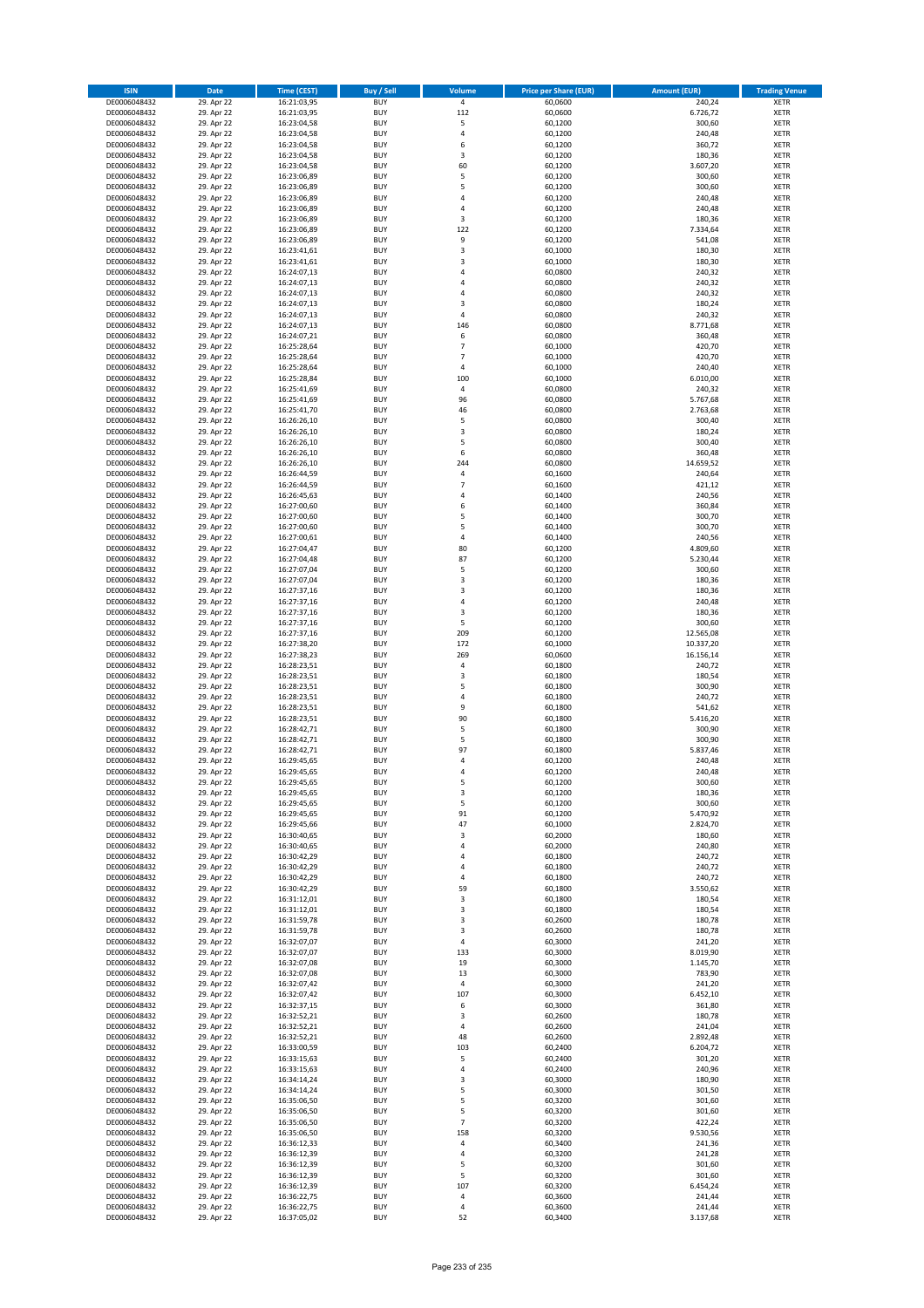| ISIN | Date | Time (CEST) | Buy / Sell | Volume | Price per Share (EUR) | Amount (EUR) | Trading Venue |
|---|---|---|---|---|---|---|---|
| DE0006048432 | 29. Apr 22 | 16:21:03,95 | BUY | 4 | 60,0600 | 240,24 | XETR |
| DE0006048432 | 29. Apr 22 | 16:21:03,95 | BUY | 112 | 60,0600 | 6.726,72 | XETR |
| DE0006048432 | 29. Apr 22 | 16:23:04,58 | BUY | 5 | 60,1200 | 300,60 | XETR |
| DE0006048432 | 29. Apr 22 | 16:23:04,58 | BUY | 4 | 60,1200 | 240,48 | XETR |
| DE0006048432 | 29. Apr 22 | 16:23:04,58 | BUY | 6 | 60,1200 | 360,72 | XETR |
| DE0006048432 | 29. Apr 22 | 16:23:04,58 | BUY | 3 | 60,1200 | 180,36 | XETR |
| DE0006048432 | 29. Apr 22 | 16:23:04,58 | BUY | 60 | 60,1200 | 3.607,20 | XETR |
| DE0006048432 | 29. Apr 22 | 16:23:06,89 | BUY | 5 | 60,1200 | 300,60 | XETR |
| DE0006048432 | 29. Apr 22 | 16:23:06,89 | BUY | 5 | 60,1200 | 300,60 | XETR |
| DE0006048432 | 29. Apr 22 | 16:23:06,89 | BUY | 4 | 60,1200 | 240,48 | XETR |
| DE0006048432 | 29. Apr 22 | 16:23:06,89 | BUY | 4 | 60,1200 | 240,48 | XETR |
| DE0006048432 | 29. Apr 22 | 16:23:06,89 | BUY | 3 | 60,1200 | 180,36 | XETR |
| DE0006048432 | 29. Apr 22 | 16:23:06,89 | BUY | 122 | 60,1200 | 7.334,64 | XETR |
| DE0006048432 | 29. Apr 22 | 16:23:06,89 | BUY | 9 | 60,1200 | 541,08 | XETR |
| DE0006048432 | 29. Apr 22 | 16:23:41,61 | BUY | 3 | 60,1000 | 180,30 | XETR |
| DE0006048432 | 29. Apr 22 | 16:23:41,61 | BUY | 3 | 60,1000 | 180,30 | XETR |
| DE0006048432 | 29. Apr 22 | 16:24:07,13 | BUY | 4 | 60,0800 | 240,32 | XETR |
| DE0006048432 | 29. Apr 22 | 16:24:07,13 | BUY | 4 | 60,0800 | 240,32 | XETR |
| DE0006048432 | 29. Apr 22 | 16:24:07,13 | BUY | 4 | 60,0800 | 240,32 | XETR |
| DE0006048432 | 29. Apr 22 | 16:24:07,13 | BUY | 3 | 60,0800 | 180,24 | XETR |
| DE0006048432 | 29. Apr 22 | 16:24:07,13 | BUY | 4 | 60,0800 | 240,32 | XETR |
| DE0006048432 | 29. Apr 22 | 16:24:07,13 | BUY | 146 | 60,0800 | 8.771,68 | XETR |
| DE0006048432 | 29. Apr 22 | 16:24:07,21 | BUY | 6 | 60,0800 | 360,48 | XETR |
| DE0006048432 | 29. Apr 22 | 16:25:28,64 | BUY | 7 | 60,1000 | 420,70 | XETR |
| DE0006048432 | 29. Apr 22 | 16:25:28,64 | BUY | 7 | 60,1000 | 420,70 | XETR |
| DE0006048432 | 29. Apr 22 | 16:25:28,64 | BUY | 4 | 60,1000 | 240,40 | XETR |
| DE0006048432 | 29. Apr 22 | 16:25:28,84 | BUY | 100 | 60,1000 | 6.010,00 | XETR |
| DE0006048432 | 29. Apr 22 | 16:25:41,69 | BUY | 4 | 60,0800 | 240,32 | XETR |
| DE0006048432 | 29. Apr 22 | 16:25:41,69 | BUY | 96 | 60,0800 | 5.767,68 | XETR |
| DE0006048432 | 29. Apr 22 | 16:25:41,70 | BUY | 46 | 60,0800 | 2.763,68 | XETR |
| DE0006048432 | 29. Apr 22 | 16:26:26,10 | BUY | 5 | 60,0800 | 300,40 | XETR |
| DE0006048432 | 29. Apr 22 | 16:26:26,10 | BUY | 3 | 60,0800 | 180,24 | XETR |
| DE0006048432 | 29. Apr 22 | 16:26:26,10 | BUY | 5 | 60,0800 | 300,40 | XETR |
| DE0006048432 | 29. Apr 22 | 16:26:26,10 | BUY | 6 | 60,0800 | 360,48 | XETR |
| DE0006048432 | 29. Apr 22 | 16:26:26,10 | BUY | 244 | 60,0800 | 14.659,52 | XETR |
| DE0006048432 | 29. Apr 22 | 16:26:44,59 | BUY | 4 | 60,1600 | 240,64 | XETR |
| DE0006048432 | 29. Apr 22 | 16:26:44,59 | BUY | 7 | 60,1600 | 421,12 | XETR |
| DE0006048432 | 29. Apr 22 | 16:26:45,63 | BUY | 4 | 60,1400 | 240,56 | XETR |
| DE0006048432 | 29. Apr 22 | 16:27:00,60 | BUY | 6 | 60,1400 | 360,84 | XETR |
| DE0006048432 | 29. Apr 22 | 16:27:00,60 | BUY | 5 | 60,1400 | 300,70 | XETR |
| DE0006048432 | 29. Apr 22 | 16:27:00,60 | BUY | 5 | 60,1400 | 300,70 | XETR |
| DE0006048432 | 29. Apr 22 | 16:27:00,61 | BUY | 4 | 60,1400 | 240,56 | XETR |
| DE0006048432 | 29. Apr 22 | 16:27:04,47 | BUY | 80 | 60,1200 | 4.809,60 | XETR |
| DE0006048432 | 29. Apr 22 | 16:27:04,48 | BUY | 87 | 60,1200 | 5.230,44 | XETR |
| DE0006048432 | 29. Apr 22 | 16:27:07,04 | BUY | 5 | 60,1200 | 300,60 | XETR |
| DE0006048432 | 29. Apr 22 | 16:27:07,04 | BUY | 3 | 60,1200 | 180,36 | XETR |
| DE0006048432 | 29. Apr 22 | 16:27:37,16 | BUY | 3 | 60,1200 | 180,36 | XETR |
| DE0006048432 | 29. Apr 22 | 16:27:37,16 | BUY | 4 | 60,1200 | 240,48 | XETR |
| DE0006048432 | 29. Apr 22 | 16:27:37,16 | BUY | 3 | 60,1200 | 180,36 | XETR |
| DE0006048432 | 29. Apr 22 | 16:27:37,16 | BUY | 5 | 60,1200 | 300,60 | XETR |
| DE0006048432 | 29. Apr 22 | 16:27:37,16 | BUY | 209 | 60,1200 | 12.565,08 | XETR |
| DE0006048432 | 29. Apr 22 | 16:27:38,20 | BUY | 172 | 60,1000 | 10.337,20 | XETR |
| DE0006048432 | 29. Apr 22 | 16:27:38,23 | BUY | 269 | 60,0600 | 16.156,14 | XETR |
| DE0006048432 | 29. Apr 22 | 16:28:23,51 | BUY | 4 | 60,1800 | 240,72 | XETR |
| DE0006048432 | 29. Apr 22 | 16:28:23,51 | BUY | 3 | 60,1800 | 180,54 | XETR |
| DE0006048432 | 29. Apr 22 | 16:28:23,51 | BUY | 5 | 60,1800 | 300,90 | XETR |
| DE0006048432 | 29. Apr 22 | 16:28:23,51 | BUY | 4 | 60,1800 | 240,72 | XETR |
| DE0006048432 | 29. Apr 22 | 16:28:23,51 | BUY | 9 | 60,1800 | 541,62 | XETR |
| DE0006048432 | 29. Apr 22 | 16:28:23,51 | BUY | 90 | 60,1800 | 5.416,20 | XETR |
| DE0006048432 | 29. Apr 22 | 16:28:42,71 | BUY | 5 | 60,1800 | 300,90 | XETR |
| DE0006048432 | 29. Apr 22 | 16:28:42,71 | BUY | 5 | 60,1800 | 300,90 | XETR |
| DE0006048432 | 29. Apr 22 | 16:28:42,71 | BUY | 97 | 60,1800 | 5.837,46 | XETR |
| DE0006048432 | 29. Apr 22 | 16:29:45,65 | BUY | 4 | 60,1200 | 240,48 | XETR |
| DE0006048432 | 29. Apr 22 | 16:29:45,65 | BUY | 4 | 60,1200 | 240,48 | XETR |
| DE0006048432 | 29. Apr 22 | 16:29:45,65 | BUY | 5 | 60,1200 | 300,60 | XETR |
| DE0006048432 | 29. Apr 22 | 16:29:45,65 | BUY | 3 | 60,1200 | 180,36 | XETR |
| DE0006048432 | 29. Apr 22 | 16:29:45,65 | BUY | 5 | 60,1200 | 300,60 | XETR |
| DE0006048432 | 29. Apr 22 | 16:29:45,65 | BUY | 91 | 60,1200 | 5.470,92 | XETR |
| DE0006048432 | 29. Apr 22 | 16:29:45,66 | BUY | 47 | 60,1000 | 2.824,70 | XETR |
| DE0006048432 | 29. Apr 22 | 16:30:40,65 | BUY | 3 | 60,2000 | 180,60 | XETR |
| DE0006048432 | 29. Apr 22 | 16:30:40,65 | BUY | 4 | 60,2000 | 240,80 | XETR |
| DE0006048432 | 29. Apr 22 | 16:30:42,29 | BUY | 4 | 60,1800 | 240,72 | XETR |
| DE0006048432 | 29. Apr 22 | 16:30:42,29 | BUY | 4 | 60,1800 | 240,72 | XETR |
| DE0006048432 | 29. Apr 22 | 16:30:42,29 | BUY | 4 | 60,1800 | 240,72 | XETR |
| DE0006048432 | 29. Apr 22 | 16:30:42,29 | BUY | 59 | 60,1800 | 3.550,62 | XETR |
| DE0006048432 | 29. Apr 22 | 16:31:12,01 | BUY | 3 | 60,1800 | 180,54 | XETR |
| DE0006048432 | 29. Apr 22 | 16:31:12,01 | BUY | 3 | 60,1800 | 180,54 | XETR |
| DE0006048432 | 29. Apr 22 | 16:31:59,78 | BUY | 3 | 60,2600 | 180,78 | XETR |
| DE0006048432 | 29. Apr 22 | 16:31:59,78 | BUY | 3 | 60,2600 | 180,78 | XETR |
| DE0006048432 | 29. Apr 22 | 16:32:07,07 | BUY | 4 | 60,3000 | 241,20 | XETR |
| DE0006048432 | 29. Apr 22 | 16:32:07,07 | BUY | 133 | 60,3000 | 8.019,90 | XETR |
| DE0006048432 | 29. Apr 22 | 16:32:07,08 | BUY | 19 | 60,3000 | 1.145,70 | XETR |
| DE0006048432 | 29. Apr 22 | 16:32:07,08 | BUY | 13 | 60,3000 | 783,90 | XETR |
| DE0006048432 | 29. Apr 22 | 16:32:07,42 | BUY | 4 | 60,3000 | 241,20 | XETR |
| DE0006048432 | 29. Apr 22 | 16:32:07,42 | BUY | 107 | 60,3000 | 6.452,10 | XETR |
| DE0006048432 | 29. Apr 22 | 16:32:37,15 | BUY | 6 | 60,3000 | 361,80 | XETR |
| DE0006048432 | 29. Apr 22 | 16:32:52,21 | BUY | 3 | 60,2600 | 180,78 | XETR |
| DE0006048432 | 29. Apr 22 | 16:32:52,21 | BUY | 4 | 60,2600 | 241,04 | XETR |
| DE0006048432 | 29. Apr 22 | 16:32:52,21 | BUY | 48 | 60,2600 | 2.892,48 | XETR |
| DE0006048432 | 29. Apr 22 | 16:33:00,59 | BUY | 103 | 60,2400 | 6.204,72 | XETR |
| DE0006048432 | 29. Apr 22 | 16:33:15,63 | BUY | 5 | 60,2400 | 301,20 | XETR |
| DE0006048432 | 29. Apr 22 | 16:33:15,63 | BUY | 4 | 60,2400 | 240,96 | XETR |
| DE0006048432 | 29. Apr 22 | 16:34:14,24 | BUY | 3 | 60,3000 | 180,90 | XETR |
| DE0006048432 | 29. Apr 22 | 16:34:14,24 | BUY | 5 | 60,3000 | 301,50 | XETR |
| DE0006048432 | 29. Apr 22 | 16:35:06,50 | BUY | 5 | 60,3200 | 301,60 | XETR |
| DE0006048432 | 29. Apr 22 | 16:35:06,50 | BUY | 5 | 60,3200 | 301,60 | XETR |
| DE0006048432 | 29. Apr 22 | 16:35:06,50 | BUY | 7 | 60,3200 | 422,24 | XETR |
| DE0006048432 | 29. Apr 22 | 16:35:06,50 | BUY | 158 | 60,3200 | 9.530,56 | XETR |
| DE0006048432 | 29. Apr 22 | 16:36:12,33 | BUY | 4 | 60,3400 | 241,36 | XETR |
| DE0006048432 | 29. Apr 22 | 16:36:12,39 | BUY | 4 | 60,3200 | 241,28 | XETR |
| DE0006048432 | 29. Apr 22 | 16:36:12,39 | BUY | 5 | 60,3200 | 301,60 | XETR |
| DE0006048432 | 29. Apr 22 | 16:36:12,39 | BUY | 5 | 60,3200 | 301,60 | XETR |
| DE0006048432 | 29. Apr 22 | 16:36:12,39 | BUY | 107 | 60,3200 | 6.454,24 | XETR |
| DE0006048432 | 29. Apr 22 | 16:36:22,75 | BUY | 4 | 60,3600 | 241,44 | XETR |
| DE0006048432 | 29. Apr 22 | 16:36:22,75 | BUY | 4 | 60,3600 | 241,44 | XETR |
| DE0006048432 | 29. Apr 22 | 16:37:05,02 | BUY | 52 | 60,3400 | 3.137,68 | XETR |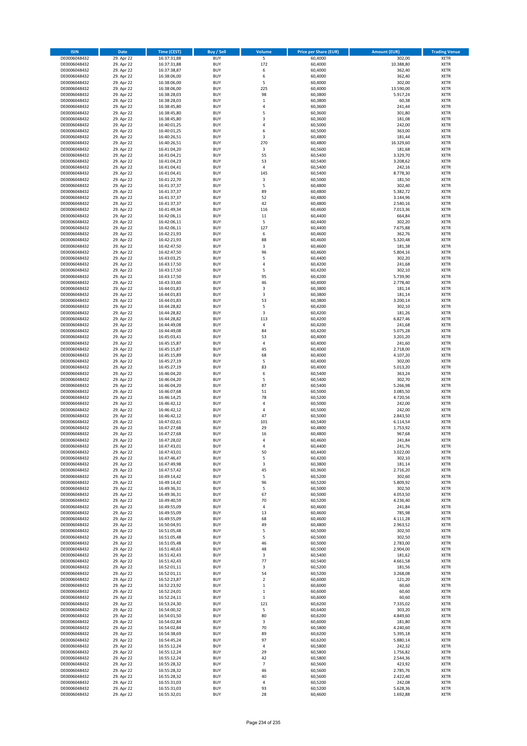| ISIN | Date | Time (CEST) | Buy / Sell | Volume | Price per Share (EUR) | Amount (EUR) | Trading Venue |
|---|---|---|---|---|---|---|---|
| DE0006048432 | 29. Apr 22 | 16:37:31,88 | BUY | 5 | 60,4000 | 302,00 | XETR |
| DE0006048432 | 29. Apr 22 | 16:37:31,88 | BUY | 172 | 60,4000 | 10.388,80 | XETR |
| DE0006048432 | 29. Apr 22 | 16:37:38,87 | BUY | 6 | 60,4000 | 362,40 | XETR |
| DE0006048432 | 29. Apr 22 | 16:38:06,00 | BUY | 6 | 60,4000 | 362,40 | XETR |
| DE0006048432 | 29. Apr 22 | 16:38:06,00 | BUY | 5 | 60,4000 | 302,00 | XETR |
| DE0006048432 | 29. Apr 22 | 16:38:06,00 | BUY | 225 | 60,4000 | 13.590,00 | XETR |
| DE0006048432 | 29. Apr 22 | 16:38:28,03 | BUY | 98 | 60,3800 | 5.917,24 | XETR |
| DE0006048432 | 29. Apr 22 | 16:38:28,03 | BUY | 1 | 60,3800 | 60,38 | XETR |
| DE0006048432 | 29. Apr 22 | 16:38:45,80 | BUY | 4 | 60,3600 | 241,44 | XETR |
| DE0006048432 | 29. Apr 22 | 16:38:45,80 | BUY | 5 | 60,3600 | 301,80 | XETR |
| DE0006048432 | 29. Apr 22 | 16:38:45,80 | BUY | 3 | 60,3600 | 181,08 | XETR |
| DE0006048432 | 29. Apr 22 | 16:40:01,25 | BUY | 4 | 60,5000 | 242,00 | XETR |
| DE0006048432 | 29. Apr 22 | 16:40:01,25 | BUY | 6 | 60,5000 | 363,00 | XETR |
| DE0006048432 | 29. Apr 22 | 16:40:26,51 | BUY | 3 | 60,4800 | 181,44 | XETR |
| DE0006048432 | 29. Apr 22 | 16:40:26,51 | BUY | 270 | 60,4800 | 16.329,60 | XETR |
| DE0006048432 | 29. Apr 22 | 16:41:04,20 | BUY | 3 | 60,5600 | 181,68 | XETR |
| DE0006048432 | 29. Apr 22 | 16:41:04,21 | BUY | 55 | 60,5400 | 3.329,70 | XETR |
| DE0006048432 | 29. Apr 22 | 16:41:04,23 | BUY | 53 | 60,5400 | 3.208,62 | XETR |
| DE0006048432 | 29. Apr 22 | 16:41:04,41 | BUY | 4 | 60,5400 | 242,16 | XETR |
| DE0006048432 | 29. Apr 22 | 16:41:04,41 | BUY | 145 | 60,5400 | 8.778,30 | XETR |
| DE0006048432 | 29. Apr 22 | 16:41:22,70 | BUY | 3 | 60,5000 | 181,50 | XETR |
| DE0006048432 | 29. Apr 22 | 16:41:37,37 | BUY | 5 | 60,4800 | 302,40 | XETR |
| DE0006048432 | 29. Apr 22 | 16:41:37,37 | BUY | 89 | 60,4800 | 5.382,72 | XETR |
| DE0006048432 | 29. Apr 22 | 16:41:37,37 | BUY | 52 | 60,4800 | 3.144,96 | XETR |
| DE0006048432 | 29. Apr 22 | 16:41:37,37 | BUY | 42 | 60,4800 | 2.540,16 | XETR |
| DE0006048432 | 29. Apr 22 | 16:41:49,34 | BUY | 116 | 60,4600 | 7.013,36 | XETR |
| DE0006048432 | 29. Apr 22 | 16:42:06,11 | BUY | 11 | 60,4400 | 664,84 | XETR |
| DE0006048432 | 29. Apr 22 | 16:42:06,11 | BUY | 5 | 60,4400 | 302,20 | XETR |
| DE0006048432 | 29. Apr 22 | 16:42:06,11 | BUY | 127 | 60,4400 | 7.675,88 | XETR |
| DE0006048432 | 29. Apr 22 | 16:42:21,93 | BUY | 6 | 60,4600 | 362,76 | XETR |
| DE0006048432 | 29. Apr 22 | 16:42:21,93 | BUY | 88 | 60,4600 | 5.320,48 | XETR |
| DE0006048432 | 29. Apr 22 | 16:42:47,50 | BUY | 3 | 60,4600 | 181,38 | XETR |
| DE0006048432 | 29. Apr 22 | 16:42:47,50 | BUY | 96 | 60,4600 | 5.804,16 | XETR |
| DE0006048432 | 29. Apr 22 | 16:43:03,25 | BUY | 5 | 60,4400 | 302,20 | XETR |
| DE0006048432 | 29. Apr 22 | 16:43:17,50 | BUY | 4 | 60,4200 | 241,68 | XETR |
| DE0006048432 | 29. Apr 22 | 16:43:17,50 | BUY | 5 | 60,4200 | 302,10 | XETR |
| DE0006048432 | 29. Apr 22 | 16:43:17,50 | BUY | 95 | 60,4200 | 5.739,90 | XETR |
| DE0006048432 | 29. Apr 22 | 16:43:33,60 | BUY | 46 | 60,4000 | 2.778,40 | XETR |
| DE0006048432 | 29. Apr 22 | 16:44:01,83 | BUY | 3 | 60,3800 | 181,14 | XETR |
| DE0006048432 | 29. Apr 22 | 16:44:01,83 | BUY | 3 | 60,3800 | 181,14 | XETR |
| DE0006048432 | 29. Apr 22 | 16:44:01,83 | BUY | 53 | 60,3800 | 3.200,14 | XETR |
| DE0006048432 | 29. Apr 22 | 16:44:28,82 | BUY | 5 | 60,4200 | 302,10 | XETR |
| DE0006048432 | 29. Apr 22 | 16:44:28,82 | BUY | 3 | 60,4200 | 181,26 | XETR |
| DE0006048432 | 29. Apr 22 | 16:44:28,82 | BUY | 113 | 60,4200 | 6.827,46 | XETR |
| DE0006048432 | 29. Apr 22 | 16:44:49,08 | BUY | 4 | 60,4200 | 241,68 | XETR |
| DE0006048432 | 29. Apr 22 | 16:44:49,08 | BUY | 84 | 60,4200 | 5.075,28 | XETR |
| DE0006048432 | 29. Apr 22 | 16:45:03,41 | BUY | 53 | 60,4000 | 3.201,20 | XETR |
| DE0006048432 | 29. Apr 22 | 16:45:15,87 | BUY | 4 | 60,4000 | 241,60 | XETR |
| DE0006048432 | 29. Apr 22 | 16:45:15,87 | BUY | 45 | 60,4000 | 2.718,00 | XETR |
| DE0006048432 | 29. Apr 22 | 16:45:15,89 | BUY | 68 | 60,4000 | 4.107,20 | XETR |
| DE0006048432 | 29. Apr 22 | 16:45:27,19 | BUY | 5 | 60,4000 | 302,00 | XETR |
| DE0006048432 | 29. Apr 22 | 16:45:27,19 | BUY | 83 | 60,4000 | 5.013,20 | XETR |
| DE0006048432 | 29. Apr 22 | 16:46:04,20 | BUY | 6 | 60,5400 | 363,24 | XETR |
| DE0006048432 | 29. Apr 22 | 16:46:04,20 | BUY | 5 | 60,5400 | 302,70 | XETR |
| DE0006048432 | 29. Apr 22 | 16:46:04,20 | BUY | 87 | 60,5400 | 5.266,98 | XETR |
| DE0006048432 | 29. Apr 22 | 16:46:07,68 | BUY | 51 | 60,5000 | 3.085,50 | XETR |
| DE0006048432 | 29. Apr 22 | 16:46:14,25 | BUY | 78 | 60,5200 | 4.720,56 | XETR |
| DE0006048432 | 29. Apr 22 | 16:46:42,12 | BUY | 4 | 60,5000 | 242,00 | XETR |
| DE0006048432 | 29. Apr 22 | 16:46:42,12 | BUY | 4 | 60,5000 | 242,00 | XETR |
| DE0006048432 | 29. Apr 22 | 16:46:42,12 | BUY | 47 | 60,5000 | 2.843,50 | XETR |
| DE0006048432 | 29. Apr 22 | 16:47:02,61 | BUY | 101 | 60,5400 | 6.114,54 | XETR |
| DE0006048432 | 29. Apr 22 | 16:47:27,68 | BUY | 29 | 60,4800 | 1.753,92 | XETR |
| DE0006048432 | 29. Apr 22 | 16:47:27,68 | BUY | 16 | 60,4800 | 967,68 | XETR |
| DE0006048432 | 29. Apr 22 | 16:47:28,02 | BUY | 4 | 60,4600 | 241,84 | XETR |
| DE0006048432 | 29. Apr 22 | 16:47:43,01 | BUY | 4 | 60,4400 | 241,76 | XETR |
| DE0006048432 | 29. Apr 22 | 16:47:43,01 | BUY | 50 | 60,4400 | 3.022,00 | XETR |
| DE0006048432 | 29. Apr 22 | 16:47:46,47 | BUY | 5 | 60,4200 | 302,10 | XETR |
| DE0006048432 | 29. Apr 22 | 16:47:49,98 | BUY | 3 | 60,3800 | 181,14 | XETR |
| DE0006048432 | 29. Apr 22 | 16:47:57,42 | BUY | 45 | 60,3600 | 2.716,20 | XETR |
| DE0006048432 | 29. Apr 22 | 16:49:14,42 | BUY | 5 | 60,5200 | 302,60 | XETR |
| DE0006048432 | 29. Apr 22 | 16:49:14,42 | BUY | 96 | 60,5200 | 5.809,92 | XETR |
| DE0006048432 | 29. Apr 22 | 16:49:36,31 | BUY | 5 | 60,5000 | 302,50 | XETR |
| DE0006048432 | 29. Apr 22 | 16:49:36,31 | BUY | 67 | 60,5000 | 4.053,50 | XETR |
| DE0006048432 | 29. Apr 22 | 16:49:40,59 | BUY | 70 | 60,5200 | 4.236,40 | XETR |
| DE0006048432 | 29. Apr 22 | 16:49:55,09 | BUY | 4 | 60,4600 | 241,84 | XETR |
| DE0006048432 | 29. Apr 22 | 16:49:55,09 | BUY | 13 | 60,4600 | 785,98 | XETR |
| DE0006048432 | 29. Apr 22 | 16:49:55,09 | BUY | 68 | 60,4600 | 4.111,28 | XETR |
| DE0006048432 | 29. Apr 22 | 16:50:04,91 | BUY | 49 | 60,4800 | 2.963,52 | XETR |
| DE0006048432 | 29. Apr 22 | 16:51:05,48 | BUY | 5 | 60,5000 | 302,50 | XETR |
| DE0006048432 | 29. Apr 22 | 16:51:05,48 | BUY | 5 | 60,5000 | 302,50 | XETR |
| DE0006048432 | 29. Apr 22 | 16:51:05,48 | BUY | 46 | 60,5000 | 2.783,00 | XETR |
| DE0006048432 | 29. Apr 22 | 16:51:40,63 | BUY | 48 | 60,5000 | 2.904,00 | XETR |
| DE0006048432 | 29. Apr 22 | 16:51:42,43 | BUY | 3 | 60,5400 | 181,62 | XETR |
| DE0006048432 | 29. Apr 22 | 16:51:42,43 | BUY | 77 | 60,5400 | 4.661,58 | XETR |
| DE0006048432 | 29. Apr 22 | 16:52:01,11 | BUY | 3 | 60,5200 | 181,56 | XETR |
| DE0006048432 | 29. Apr 22 | 16:52:01,11 | BUY | 54 | 60,5200 | 3.268,08 | XETR |
| DE0006048432 | 29. Apr 22 | 16:52:23,87 | BUY | 2 | 60,6000 | 121,20 | XETR |
| DE0006048432 | 29. Apr 22 | 16:52:23,92 | BUY | 1 | 60,6000 | 60,60 | XETR |
| DE0006048432 | 29. Apr 22 | 16:52:24,01 | BUY | 1 | 60,6000 | 60,60 | XETR |
| DE0006048432 | 29. Apr 22 | 16:52:24,11 | BUY | 1 | 60,6000 | 60,60 | XETR |
| DE0006048432 | 29. Apr 22 | 16:53:24,30 | BUY | 121 | 60,6200 | 7.335,02 | XETR |
| DE0006048432 | 29. Apr 22 | 16:54:00,32 | BUY | 5 | 60,6400 | 303,20 | XETR |
| DE0006048432 | 29. Apr 22 | 16:54:01,50 | BUY | 80 | 60,6200 | 4.849,60 | XETR |
| DE0006048432 | 29. Apr 22 | 16:54:02,84 | BUY | 3 | 60,6000 | 181,80 | XETR |
| DE0006048432 | 29. Apr 22 | 16:54:02,84 | BUY | 70 | 60,5800 | 4.240,60 | XETR |
| DE0006048432 | 29. Apr 22 | 16:54:38,69 | BUY | 89 | 60,6200 | 5.395,18 | XETR |
| DE0006048432 | 29. Apr 22 | 16:54:45,24 | BUY | 97 | 60,6200 | 5.880,14 | XETR |
| DE0006048432 | 29. Apr 22 | 16:55:12,24 | BUY | 4 | 60,5800 | 242,32 | XETR |
| DE0006048432 | 29. Apr 22 | 16:55:12,24 | BUY | 29 | 60,5800 | 1.756,82 | XETR |
| DE0006048432 | 29. Apr 22 | 16:55:12,24 | BUY | 42 | 60,5800 | 2.544,36 | XETR |
| DE0006048432 | 29. Apr 22 | 16:55:28,32 | BUY | 7 | 60,5600 | 423,92 | XETR |
| DE0006048432 | 29. Apr 22 | 16:55:28,32 | BUY | 46 | 60,5600 | 2.785,76 | XETR |
| DE0006048432 | 29. Apr 22 | 16:55:28,32 | BUY | 40 | 60,5600 | 2.422,40 | XETR |
| DE0006048432 | 29. Apr 22 | 16:55:31,03 | BUY | 4 | 60,5200 | 242,08 | XETR |
| DE0006048432 | 29. Apr 22 | 16:55:31,03 | BUY | 93 | 60,5200 | 5.628,36 | XETR |
| DE0006048432 | 29. Apr 22 | 16:55:32,01 | BUY | 28 | 60,4600 | 1.692,88 | XETR |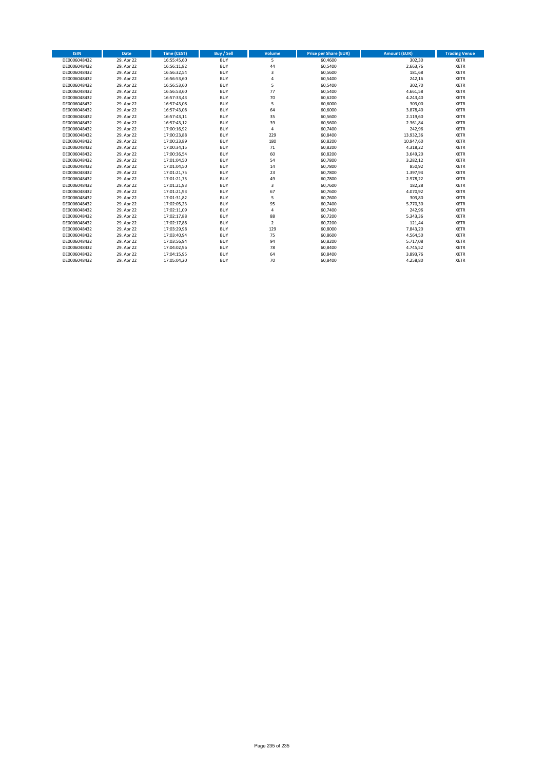| ISIN | Date | Time (CEST) | Buy / Sell | Volume | Price per Share (EUR) | Amount (EUR) | Trading Venue |
|---|---|---|---|---|---|---|---|
| DE0006048432 | 29. Apr 22 | 16:55:45,60 | BUY | 5 | 60,4600 | 302,30 | XETR |
| DE0006048432 | 29. Apr 22 | 16:56:11,82 | BUY | 44 | 60,5400 | 2.663,76 | XETR |
| DE0006048432 | 29. Apr 22 | 16:56:32,54 | BUY | 3 | 60,5600 | 181,68 | XETR |
| DE0006048432 | 29. Apr 22 | 16:56:53,60 | BUY | 4 | 60,5400 | 242,16 | XETR |
| DE0006048432 | 29. Apr 22 | 16:56:53,60 | BUY | 5 | 60,5400 | 302,70 | XETR |
| DE0006048432 | 29. Apr 22 | 16:56:53,60 | BUY | 77 | 60,5400 | 4.661,58 | XETR |
| DE0006048432 | 29. Apr 22 | 16:57:33,43 | BUY | 70 | 60,6200 | 4.243,40 | XETR |
| DE0006048432 | 29. Apr 22 | 16:57:43,08 | BUY | 5 | 60,6000 | 303,00 | XETR |
| DE0006048432 | 29. Apr 22 | 16:57:43,08 | BUY | 64 | 60,6000 | 3.878,40 | XETR |
| DE0006048432 | 29. Apr 22 | 16:57:43,11 | BUY | 35 | 60,5600 | 2.119,60 | XETR |
| DE0006048432 | 29. Apr 22 | 16:57:43,12 | BUY | 39 | 60,5600 | 2.361,84 | XETR |
| DE0006048432 | 29. Apr 22 | 17:00:16,92 | BUY | 4 | 60,7400 | 242,96 | XETR |
| DE0006048432 | 29. Apr 22 | 17:00:23,88 | BUY | 229 | 60,8400 | 13.932,36 | XETR |
| DE0006048432 | 29. Apr 22 | 17:00:23,89 | BUY | 180 | 60,8200 | 10.947,60 | XETR |
| DE0006048432 | 29. Apr 22 | 17:00:34,15 | BUY | 71 | 60,8200 | 4.318,22 | XETR |
| DE0006048432 | 29. Apr 22 | 17:00:36,54 | BUY | 60 | 60,8200 | 3.649,20 | XETR |
| DE0006048432 | 29. Apr 22 | 17:01:04,50 | BUY | 54 | 60,7800 | 3.282,12 | XETR |
| DE0006048432 | 29. Apr 22 | 17:01:04,50 | BUY | 14 | 60,7800 | 850,92 | XETR |
| DE0006048432 | 29. Apr 22 | 17:01:21,75 | BUY | 23 | 60,7800 | 1.397,94 | XETR |
| DE0006048432 | 29. Apr 22 | 17:01:21,75 | BUY | 49 | 60,7800 | 2.978,22 | XETR |
| DE0006048432 | 29. Apr 22 | 17:01:21,93 | BUY | 3 | 60,7600 | 182,28 | XETR |
| DE0006048432 | 29. Apr 22 | 17:01:21,93 | BUY | 67 | 60,7600 | 4.070,92 | XETR |
| DE0006048432 | 29. Apr 22 | 17:01:31,82 | BUY | 5 | 60,7600 | 303,80 | XETR |
| DE0006048432 | 29. Apr 22 | 17:02:05,23 | BUY | 95 | 60,7400 | 5.770,30 | XETR |
| DE0006048432 | 29. Apr 22 | 17:02:11,09 | BUY | 4 | 60,7400 | 242,96 | XETR |
| DE0006048432 | 29. Apr 22 | 17:02:17,88 | BUY | 88 | 60,7200 | 5.343,36 | XETR |
| DE0006048432 | 29. Apr 22 | 17:02:17,88 | BUY | 2 | 60,7200 | 121,44 | XETR |
| DE0006048432 | 29. Apr 22 | 17:03:29,98 | BUY | 129 | 60,8000 | 7.843,20 | XETR |
| DE0006048432 | 29. Apr 22 | 17:03:40,94 | BUY | 75 | 60,8600 | 4.564,50 | XETR |
| DE0006048432 | 29. Apr 22 | 17:03:56,94 | BUY | 94 | 60,8200 | 5.717,08 | XETR |
| DE0006048432 | 29. Apr 22 | 17:04:02,96 | BUY | 78 | 60,8400 | 4.745,52 | XETR |
| DE0006048432 | 29. Apr 22 | 17:04:15,95 | BUY | 64 | 60,8400 | 3.893,76 | XETR |
| DE0006048432 | 29. Apr 22 | 17:05:04,20 | BUY | 70 | 60,8400 | 4.258,80 | XETR |